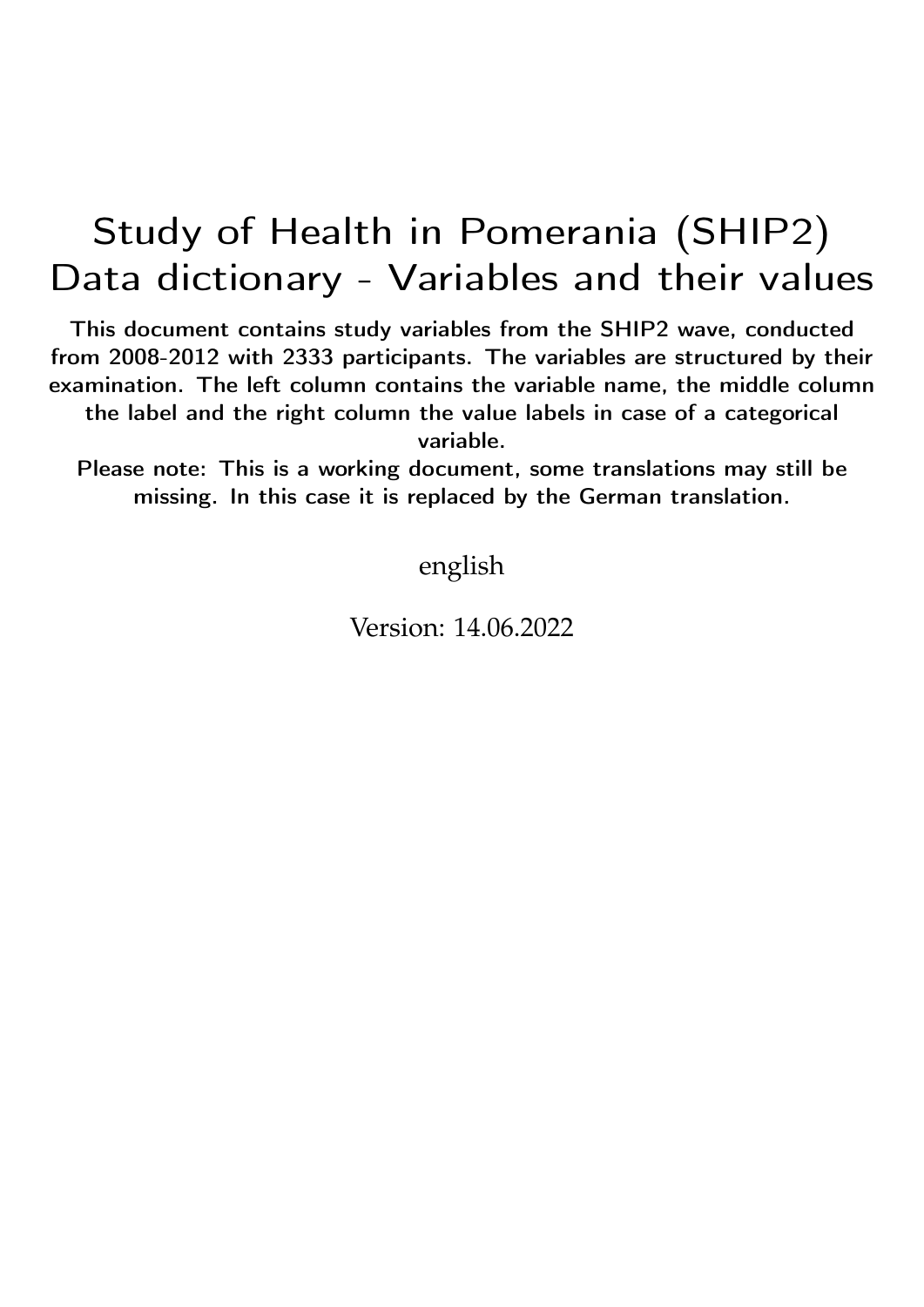# Study of Health in Pomerania (SHIP2) Data dictionary - Variables and their values

**This document contains study variables from the SHIP2 wave, conducted from 2008-2012 with 2333 participants. The variables are structured by their examination. The left column contains the variable name, the middle column the label and the right column the value labels in case of a categorical variable.**

**Please note: This is a working document, some translations may still be missing. In this case it is replaced by the German translation.**

english

Version: 14.06.2022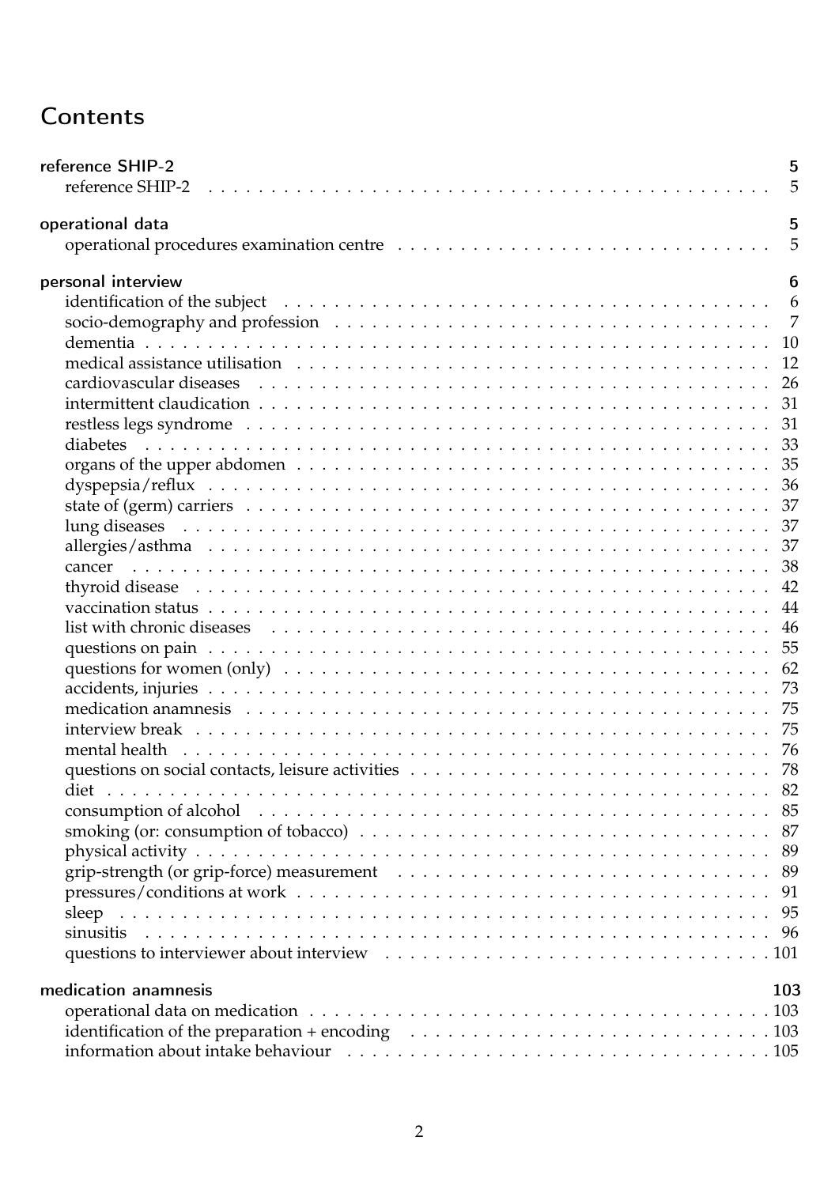# Contents

**reference SHIP-2** — 5
- reference SHIP-2 — 5

**operational data** — 5
- operational procedures examination centre — 5

**personal interview** — 6
- identification of the subject — 6
- socio-demography and profession — 7
- dementia — 10
- medical assistance utilisation — 12
- cardiovascular diseases — 26
- intermittent claudication — 31
- restless legs syndrome — 31
- diabetes — 33
- organs of the upper abdomen — 35
- dyspepsia/reflux — 36
- state of (germ) carriers — 37
- lung diseases — 37
- allergies/asthma — 37
- cancer — 38
- thyroid disease — 42
- vaccination status — 44
- list with chronic diseases — 46
- questions on pain — 55
- questions for women (only) — 62
- accidents, injuries — 73
- medication anamnesis — 75
- interview break — 75
- mental health — 76
- questions on social contacts, leisure activities — 78
- diet — 82
- consumption of alcohol — 85
- smoking (or: consumption of tobacco) — 87
- physical activity — 89
- grip-strength (or grip-force) measurement — 89
- pressures/conditions at work — 91
- sleep — 95
- sinusitis — 96
- questions to interviewer about interview — 101

**medication anamnesis** — 103
- operational data on medication — 103
- identification of the preparation + encoding — 103
- information about intake behaviour — 105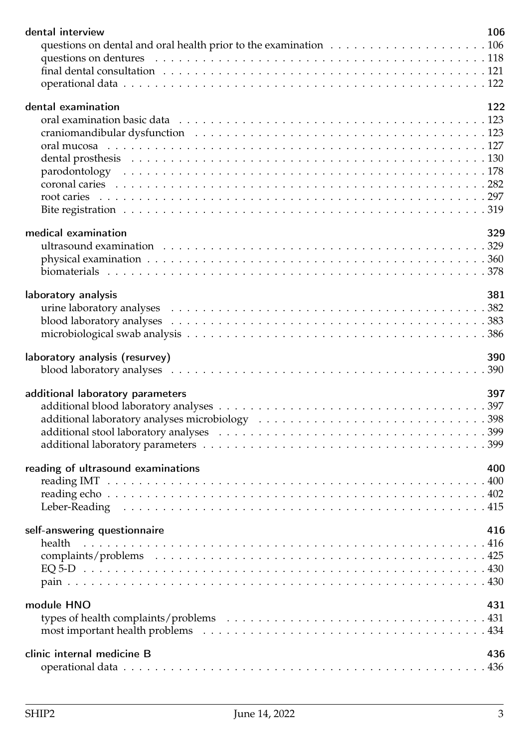**dental interview** 106

- questions on dental and oral health prior to the examination . . . 106
- questions on dentures . . . 118
- final dental consultation . . . 121
- operational data . . . 122

**dental examination** 122

- oral examination basic data . . . 123
- craniomandibular dysfunction . . . 123
- oral mucosa . . . 127
- dental prosthesis . . . 130
- parodontology . . . 178
- coronal caries . . . 282
- root caries . . . 297
- Bite registration . . . 319

**medical examination** 329

- ultrasound examination . . . 329
- physical examination . . . 360
- biomaterials . . . 378

**laboratory analysis** 381

- urine laboratory analyses . . . 382
- blood laboratory analyses . . . 383
- microbiological swab analysis . . . 386

**laboratory analysis (resurvey)** 390

- blood laboratory analyses . . . 390

**additional laboratory parameters** 397

- additional blood laboratory analyses . . . 397
- additional laboratory analyses microbiology . . . 398
- additional stool laboratory analyses . . . 399
- additional laboratory parameters . . . 399

**reading of ultrasound examinations** 400

- reading IMT . . . 400
- reading echo . . . 402
- Leber-Reading . . . 415

**self-answering questionnaire** 416

- health . . . 416
- complaints/problems . . . 425
- EQ 5-D . . . 430
- pain . . . 430

**module HNO** 431

- types of health complaints/problems . . . 431
- most important health problems . . . 434

**clinic internal medicine B** 436

- operational data . . . 436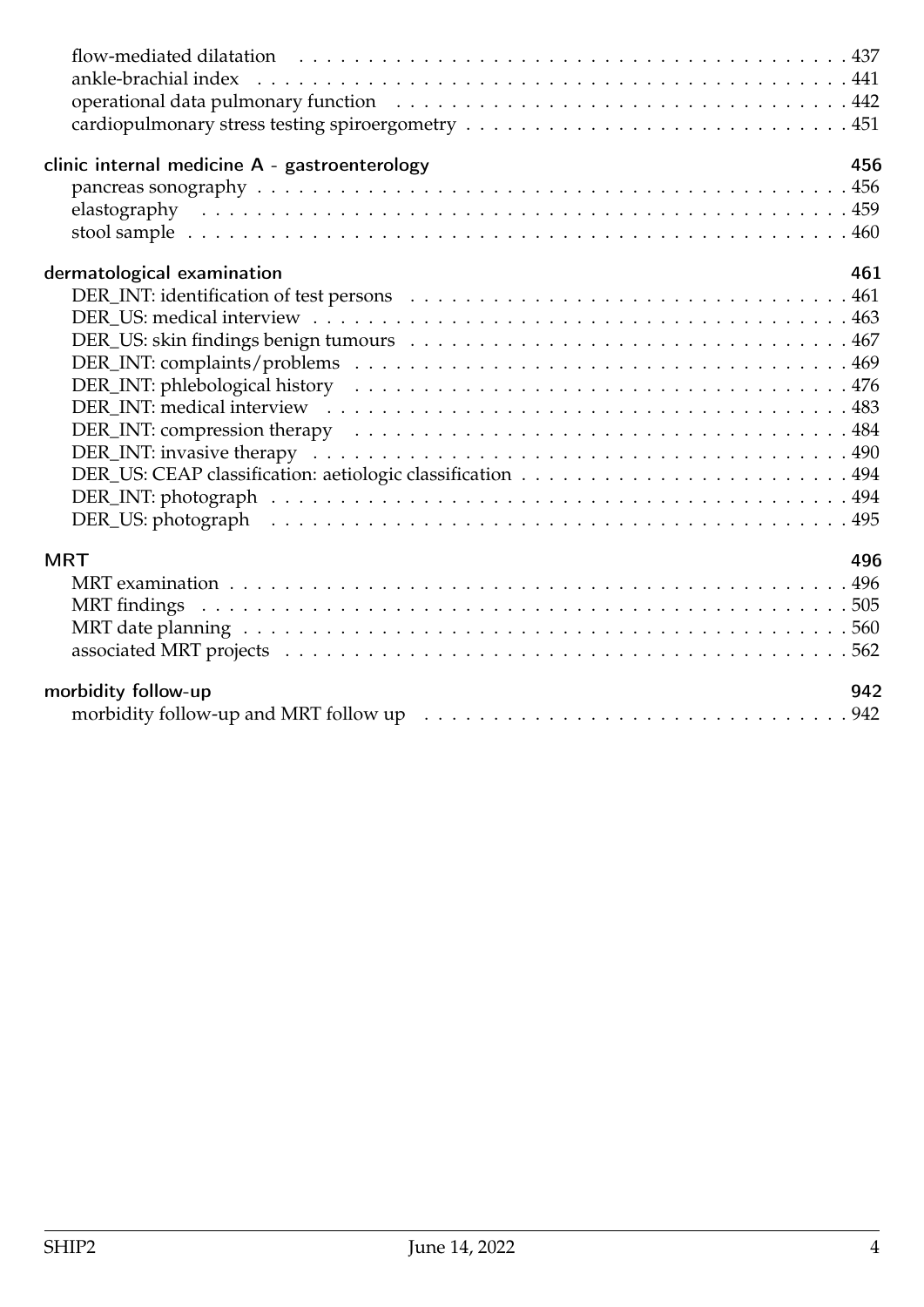flow-mediated dilatation . . . . . 437
ankle-brachial index . . . . . 441
operational data pulmonary function . . . . . 442
cardiopulmonary stress testing spiroergometry . . . . . 451

**clinic internal medicine A - gastroenterology** **456**

pancreas sonography . . . . . 456
elastography . . . . . 459
stool sample . . . . . 460

**dermatological examination** **461**

DER_INT: identification of test persons . . . . . 461
DER_US: medical interview . . . . . 463
DER_US: skin findings benign tumours . . . . . 467
DER_INT: complaints/problems . . . . . 469
DER_INT: phlebological history . . . . . 476
DER_INT: medical interview . . . . . 483
DER_INT: compression therapy . . . . . 484
DER_INT: invasive therapy . . . . . 490
DER_US: CEAP classification: aetiologic classification . . . . . 494
DER_INT: photograph . . . . . 494
DER_US: photograph . . . . . 495

**MRT** **496**

MRT examination . . . . . 496
MRT findings . . . . . 505
MRT date planning . . . . . 560
associated MRT projects . . . . . 562

**morbidity follow-up** **942**

morbidity follow-up and MRT follow up . . . . . 942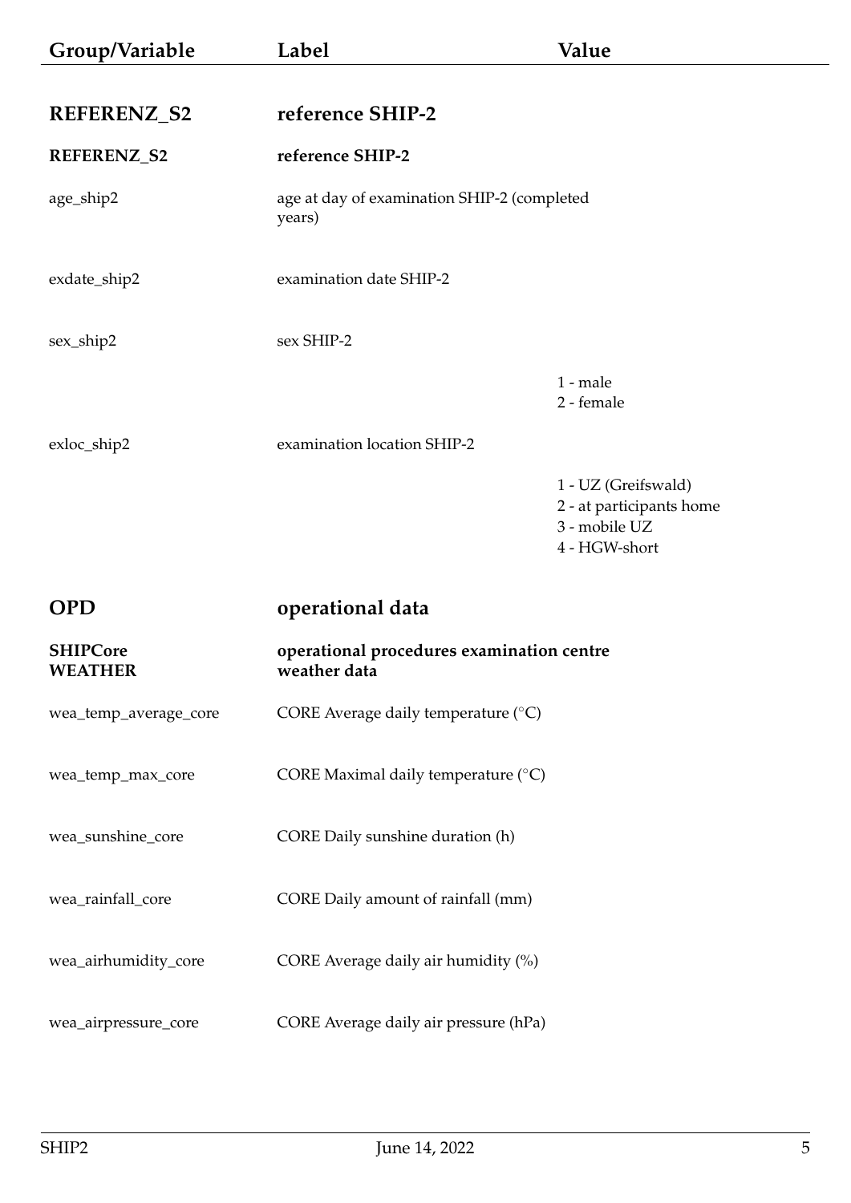| Group/Variable | Label | Value |
|---|---|---|
| **REFERENZ_S2** | **reference SHIP-2** | |
| **REFERENZ_S2** | **reference SHIP-2** | |
| age_ship2 | age at day of examination SHIP-2 (completed years) | |
| exdate_ship2 | examination date SHIP-2 | |
| sex_ship2 | sex SHIP-2 | |
| | | 1 - male<br>2 - female |
| exloc_ship2 | examination location SHIP-2 | |
| | | 1 - UZ (Greifswald)<br>2 - at participants home<br>3 - mobile UZ<br>4 - HGW-short |
| **OPD** | **operational data** | |
| **SHIPCore**<br>**WEATHER** | **operational procedures examination centre**<br>**weather data** | |
| wea_temp_average_core | CORE Average daily temperature (°C) | |
| wea_temp_max_core | CORE Maximal daily temperature (°C) | |
| wea_sunshine_core | CORE Daily sunshine duration (h) | |
| wea_rainfall_core | CORE Daily amount of rainfall (mm) | |
| wea_airhumidity_core | CORE Average daily air humidity (%) | |
| wea_airpressure_core | CORE Average daily air pressure (hPa) | |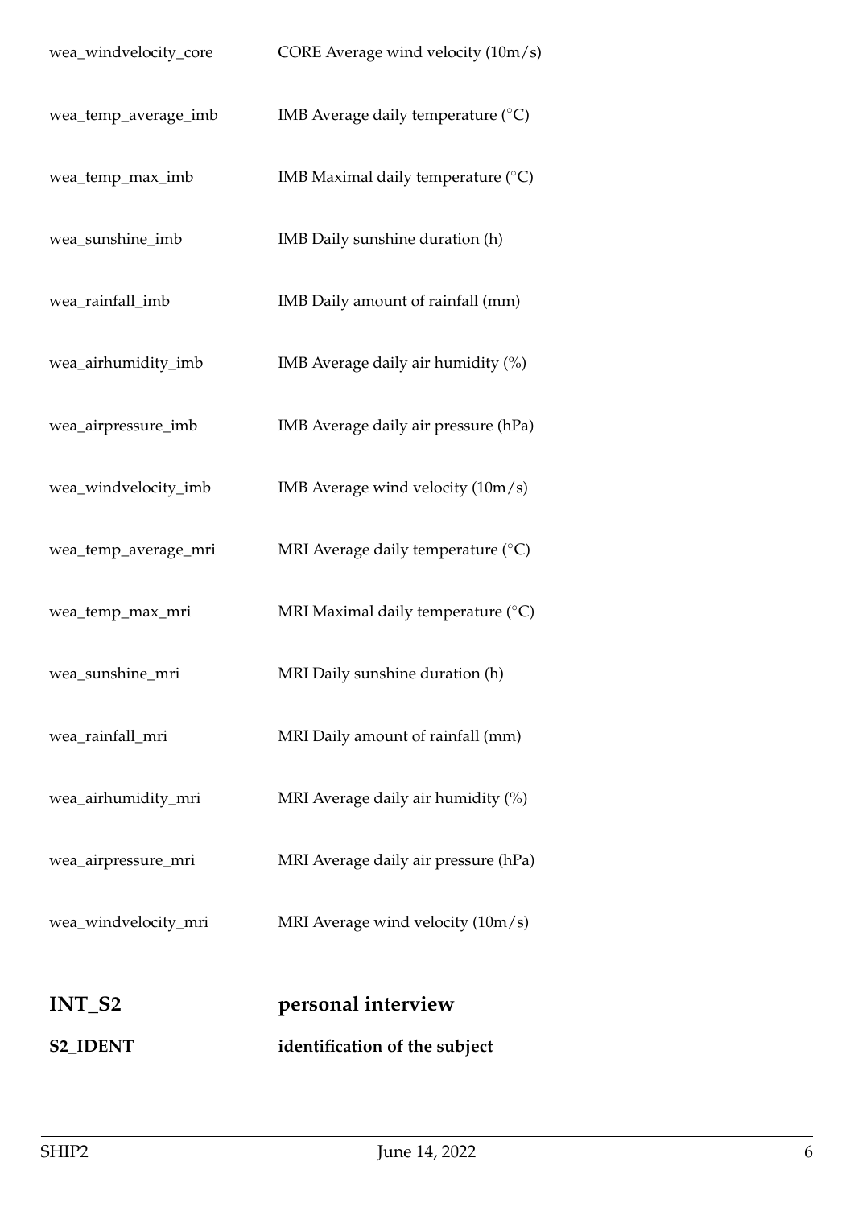| | |
|---|---|
| wea_windvelocity_core | CORE Average wind velocity (10m/s) |
| wea_temp_average_imb | IMB Average daily temperature (°C) |
| wea_temp_max_imb | IMB Maximal daily temperature (°C) |
| wea_sunshine_imb | IMB Daily sunshine duration (h) |
| wea_rainfall_imb | IMB Daily amount of rainfall (mm) |
| wea_airhumidity_imb | IMB Average daily air humidity (%) |
| wea_airpressure_imb | IMB Average daily air pressure (hPa) |
| wea_windvelocity_imb | IMB Average wind velocity (10m/s) |
| wea_temp_average_mri | MRI Average daily temperature (°C) |
| wea_temp_max_mri | MRI Maximal daily temperature (°C) |
| wea_sunshine_mri | MRI Daily sunshine duration (h) |
| wea_rainfall_mri | MRI Daily amount of rainfall (mm) |
| wea_airhumidity_mri | MRI Average daily air humidity (%) |
| wea_airpressure_mri | MRI Average daily air pressure (hPa) |
| wea_windvelocity_mri | MRI Average wind velocity (10m/s) |

## INT_S2 personal interview

### S2_IDENT identification of the subject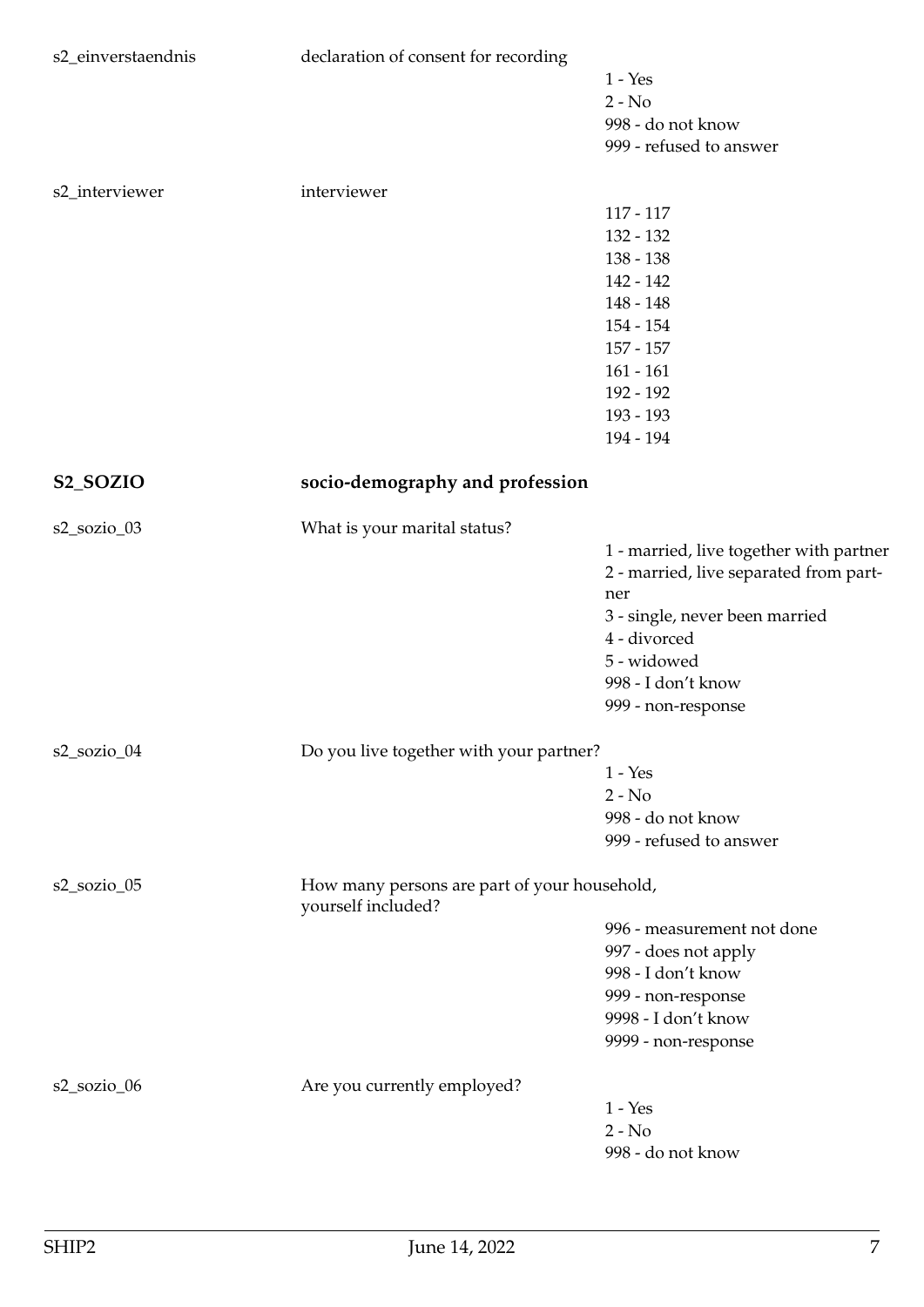| Variable | Label | Values |
|---|---|---|
| s2_einverstaendnis | declaration of consent for recording | 1 - Yes<br>2 - No<br>998 - do not know<br>999 - refused to answer |
| s2_interviewer | interviewer | 117 - 117<br>132 - 132<br>138 - 138<br>142 - 142<br>148 - 148<br>154 - 154<br>157 - 157<br>161 - 161<br>192 - 192<br>193 - 193<br>194 - 194 |

## S2_SOZIO socio-demography and profession

| Variable | Label | Values |
|---|---|---|
| s2_sozio_03 | What is your marital status? | 1 - married, live together with partner<br>2 - married, live separated from partner<br>3 - single, never been married<br>4 - divorced<br>5 - widowed<br>998 - I don't know<br>999 - non-response |
| s2_sozio_04 | Do you live together with your partner? | 1 - Yes<br>2 - No<br>998 - do not know<br>999 - refused to answer |
| s2_sozio_05 | How many persons are part of your household, yourself included? | 996 - measurement not done<br>997 - does not apply<br>998 - I don't know<br>999 - non-response<br>9998 - I don't know<br>9999 - non-response |
| s2_sozio_06 | Are you currently employed? | 1 - Yes<br>2 - No<br>998 - do not know |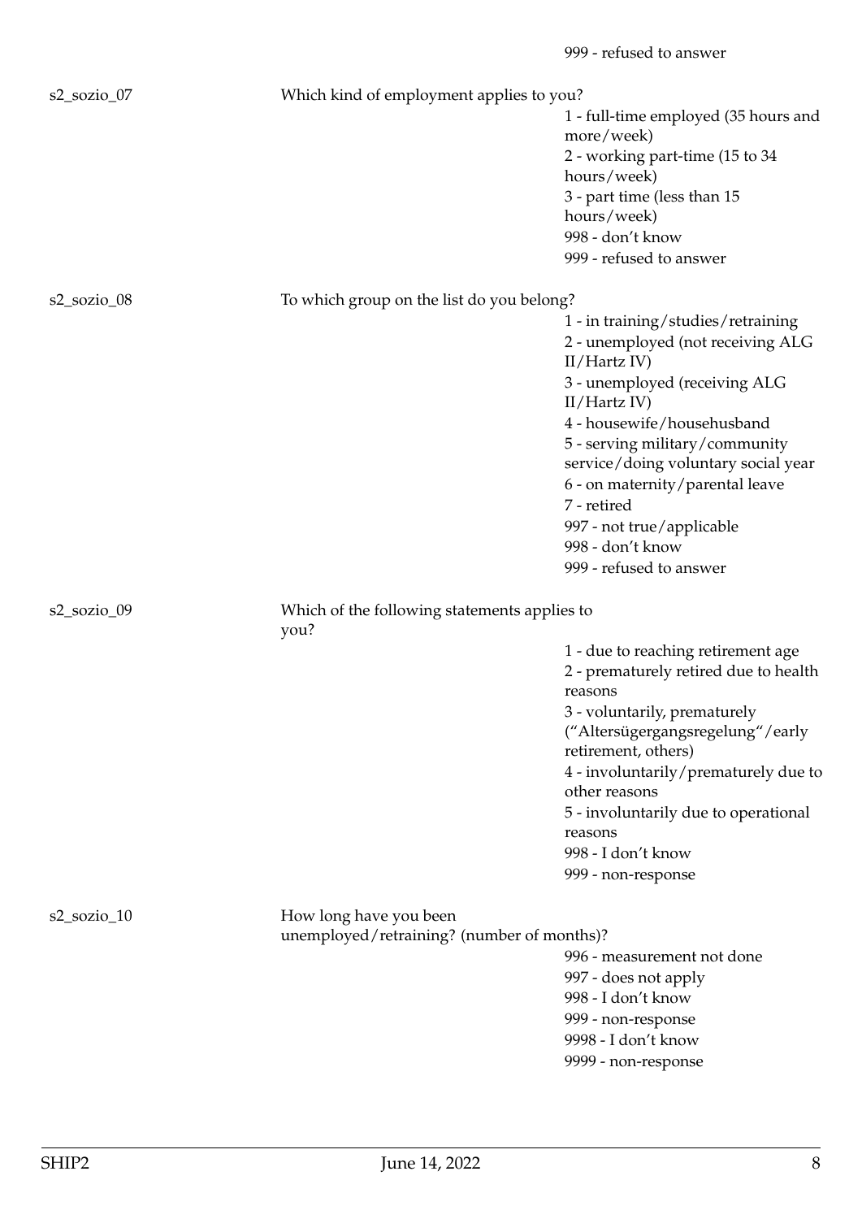999 - refused to answer

s2_sozio_07

Which kind of employment applies to you?

1 - full-time employed (35 hours and more/week)
2 - working part-time (15 to 34 hours/week)
3 - part time (less than 15 hours/week)
998 - don't know
999 - refused to answer

s2_sozio_08

To which group on the list do you belong?

1 - in training/studies/retraining
2 - unemployed (not receiving ALG II/Hartz IV)
3 - unemployed (receiving ALG II/Hartz IV)
4 - housewife/househusband
5 - serving military/community service/doing voluntary social year
6 - on maternity/parental leave
7 - retired
997 - not true/applicable
998 - don't know
999 - refused to answer

s2_sozio_09

Which of the following statements applies to you?

1 - due to reaching retirement age
2 - prematurely retired due to health reasons
3 - voluntarily, prematurely ("Altersügergangsregelung"/early retirement, others)
4 - involuntarily/prematurely due to other reasons
5 - involuntarily due to operational reasons
998 - I don't know
999 - non-response

s2_sozio_10

How long have you been unemployed/retraining? (number of months)?

996 - measurement not done
997 - does not apply
998 - I don't know
999 - non-response
9998 - I don't know
9999 - non-response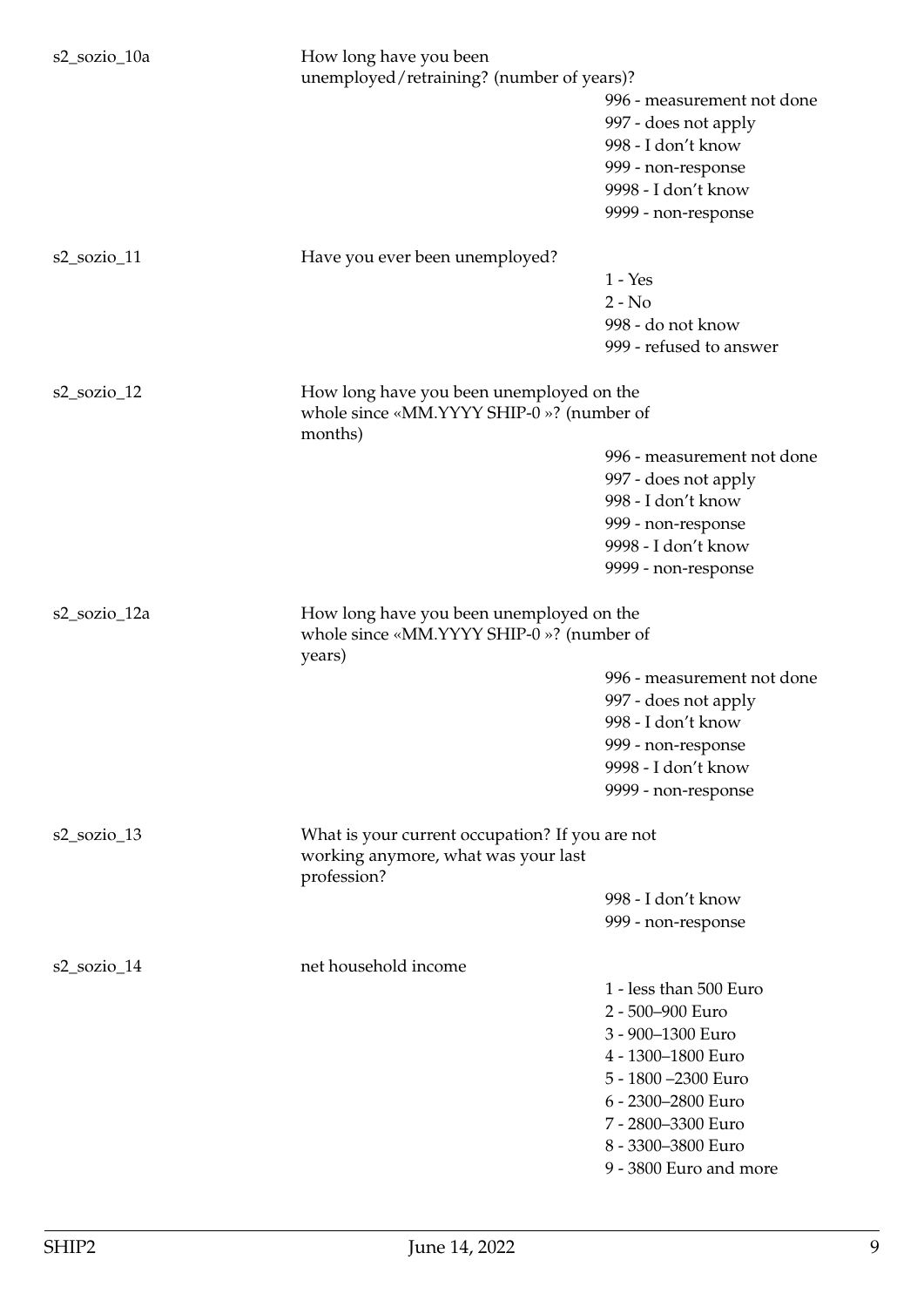| Variable | Description | Values |
|---|---|---|
| s2_sozio_10a | How long have you been unemployed/retraining? (number of years)? | 996 - measurement not done<br>997 - does not apply<br>998 - I don't know<br>999 - non-response<br>9998 - I don't know<br>9999 - non-response |
| s2_sozio_11 | Have you ever been unemployed? | 1 - Yes<br>2 - No<br>998 - do not know<br>999 - refused to answer |
| s2_sozio_12 | How long have you been unemployed on the whole since «MM.YYYY SHIP-0 »? (number of months) | 996 - measurement not done<br>997 - does not apply<br>998 - I don't know<br>999 - non-response<br>9998 - I don't know<br>9999 - non-response |
| s2_sozio_12a | How long have you been unemployed on the whole since «MM.YYYY SHIP-0 »? (number of years) | 996 - measurement not done<br>997 - does not apply<br>998 - I don't know<br>999 - non-response<br>9998 - I don't know<br>9999 - non-response |
| s2_sozio_13 | What is your current occupation? If you are not working anymore, what was your last profession? | 998 - I don't know<br>999 - non-response |
| s2_sozio_14 | net household income | 1 - less than 500 Euro<br>2 - 500–900 Euro<br>3 - 900–1300 Euro<br>4 - 1300–1800 Euro<br>5 - 1800 –2300 Euro<br>6 - 2300–2800 Euro<br>7 - 2800–3300 Euro<br>8 - 3300–3800 Euro<br>9 - 3800 Euro and more |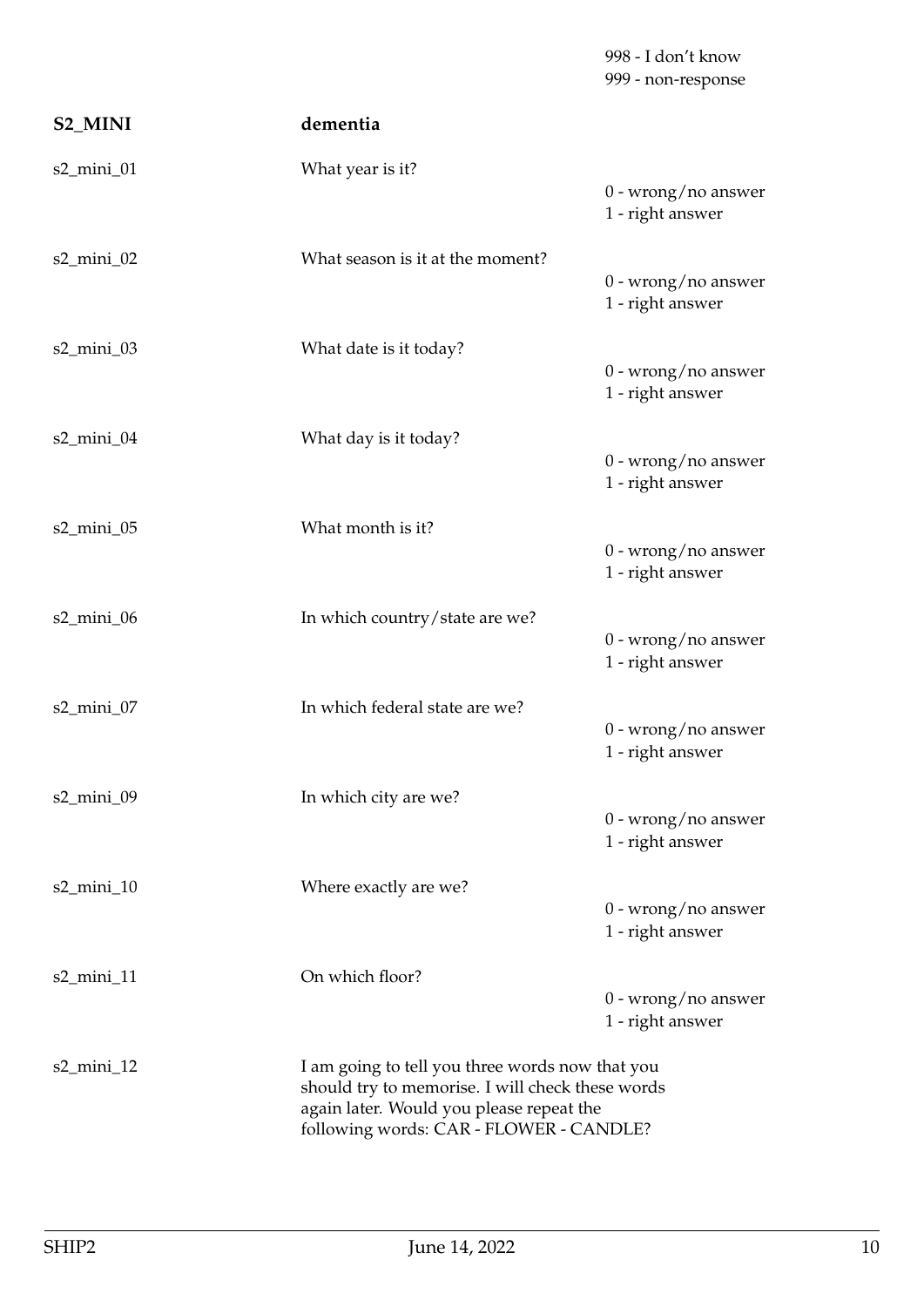998 - I don't know
999 - non-response

**S2_MINI** **dementia**

s2_mini_01 What year is it?

0 - wrong/no answer
1 - right answer

s2_mini_02 What season is it at the moment?

0 - wrong/no answer
1 - right answer

s2_mini_03 What date is it today?

0 - wrong/no answer
1 - right answer

s2_mini_04 What day is it today?

0 - wrong/no answer
1 - right answer

s2_mini_05 What month is it?

0 - wrong/no answer
1 - right answer

s2_mini_06 In which country/state are we?

0 - wrong/no answer
1 - right answer

s2_mini_07 In which federal state are we?

0 - wrong/no answer
1 - right answer

s2_mini_09 In which city are we?

0 - wrong/no answer
1 - right answer

s2_mini_10 Where exactly are we?

0 - wrong/no answer
1 - right answer

s2_mini_11 On which floor?

0 - wrong/no answer
1 - right answer

s2_mini_12 I am going to tell you three words now that you should try to memorise. I will check these words again later. Would you please repeat the following words: CAR - FLOWER - CANDLE?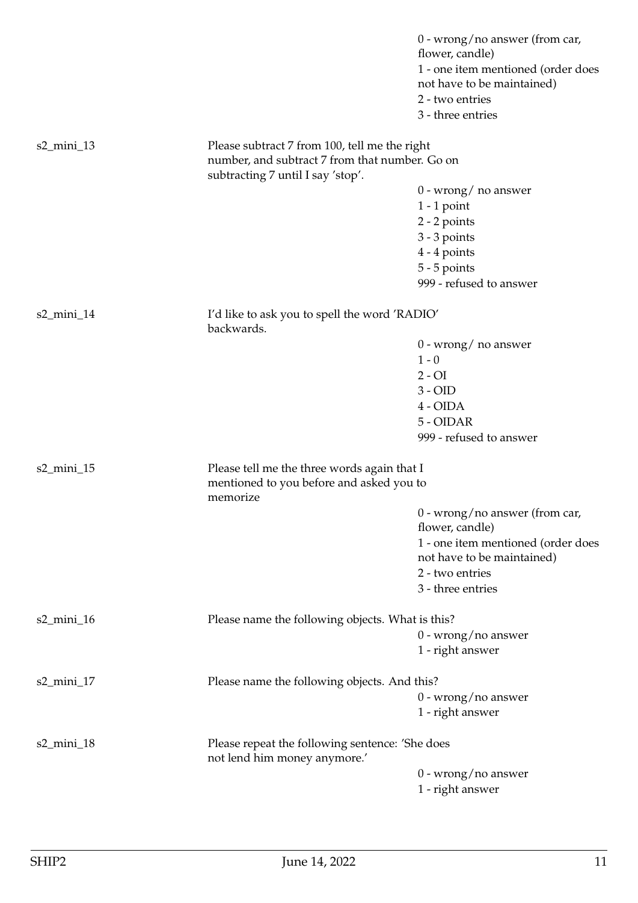| | | |
|---|---|---|
| | | 0 - wrong/no answer (from car, flower, candle)<br>1 - one item mentioned (order does not have to be maintained)<br>2 - two entries<br>3 - three entries |
| s2_mini_13 | Please subtract 7 from 100, tell me the right number, and subtract 7 from that number. Go on subtracting 7 until I say 'stop'. | |
| | | 0 - wrong/ no answer<br>1 - 1 point<br>2 - 2 points<br>3 - 3 points<br>4 - 4 points<br>5 - 5 points<br>999 - refused to answer |
| s2_mini_14 | I'd like to ask you to spell the word 'RADIO' backwards. | |
| | | 0 - wrong/ no answer<br>1 - 0<br>2 - OI<br>3 - OID<br>4 - OIDA<br>5 - OIDAR<br>999 - refused to answer |
| s2_mini_15 | Please tell me the three words again that I mentioned to you before and asked you to memorize | |
| | | 0 - wrong/no answer (from car, flower, candle)<br>1 - one item mentioned (order does not have to be maintained)<br>2 - two entries<br>3 - three entries |
| s2_mini_16 | Please name the following objects. What is this? | |
| | | 0 - wrong/no answer<br>1 - right answer |
| s2_mini_17 | Please name the following objects. And this? | |
| | | 0 - wrong/no answer<br>1 - right answer |
| s2_mini_18 | Please repeat the following sentence: 'She does not lend him money anymore.' | |
| | | 0 - wrong/no answer<br>1 - right answer |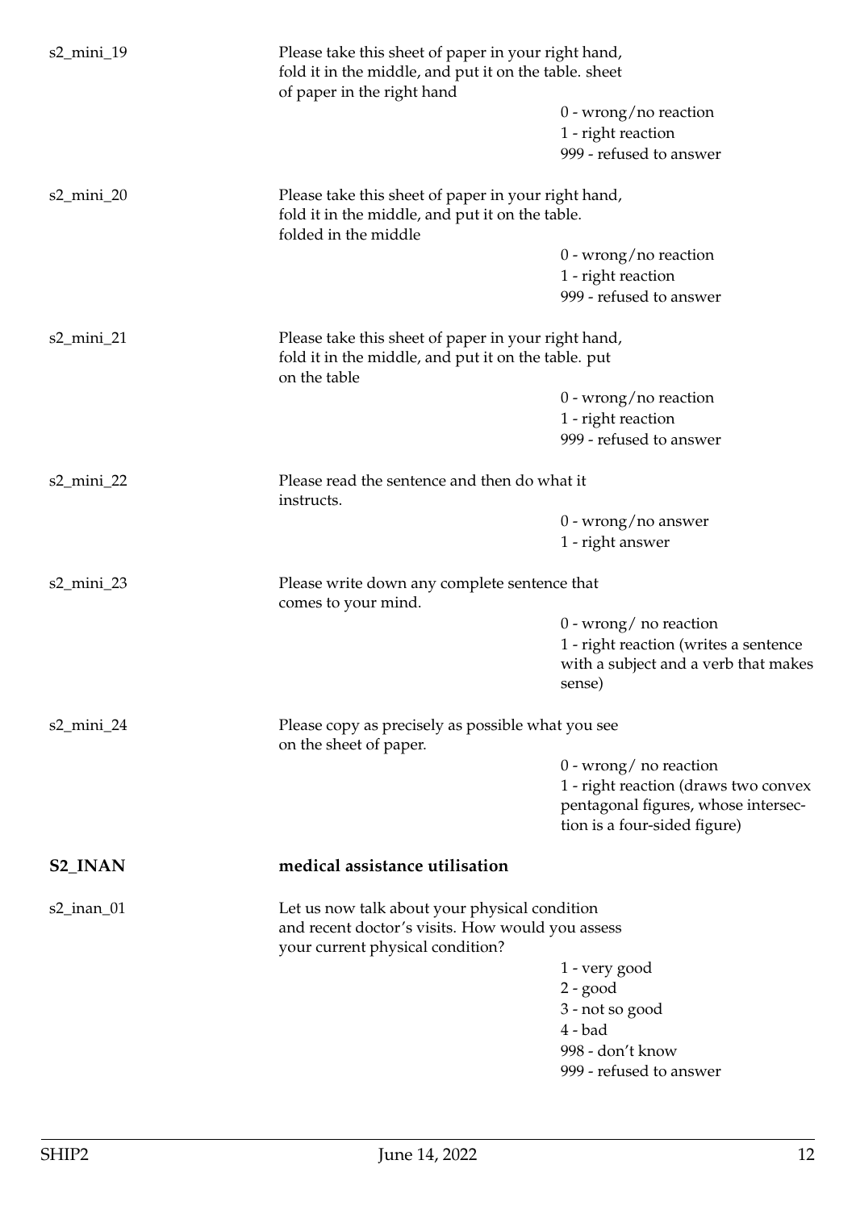s2_mini_19

Please take this sheet of paper in your right hand, fold it in the middle, and put it on the table. sheet of paper in the right hand

- 0 - wrong/no reaction
- 1 - right reaction
- 999 - refused to answer

s2_mini_20

Please take this sheet of paper in your right hand, fold it in the middle, and put it on the table. folded in the middle

- 0 - wrong/no reaction
- 1 - right reaction
- 999 - refused to answer

s2_mini_21

Please take this sheet of paper in your right hand, fold it in the middle, and put it on the table. put on the table

- 0 - wrong/no reaction
- 1 - right reaction
- 999 - refused to answer

s2_mini_22

Please read the sentence and then do what it instructs.

- 0 - wrong/no answer
- 1 - right answer

s2_mini_23

Please write down any complete sentence that comes to your mind.

- 0 - wrong/ no reaction
- 1 - right reaction (writes a sentence with a subject and a verb that makes sense)

s2_mini_24

Please copy as precisely as possible what you see on the sheet of paper.

- 0 - wrong/ no reaction
- 1 - right reaction (draws two convex pentagonal figures, whose intersection is a four-sided figure)

## S2_INAN medical assistance utilisation

s2_inan_01

Let us now talk about your physical condition and recent doctor's visits. How would you assess your current physical condition?

- 1 - very good
- 2 - good
- 3 - not so good
- 4 - bad
- 998 - don't know
- 999 - refused to answer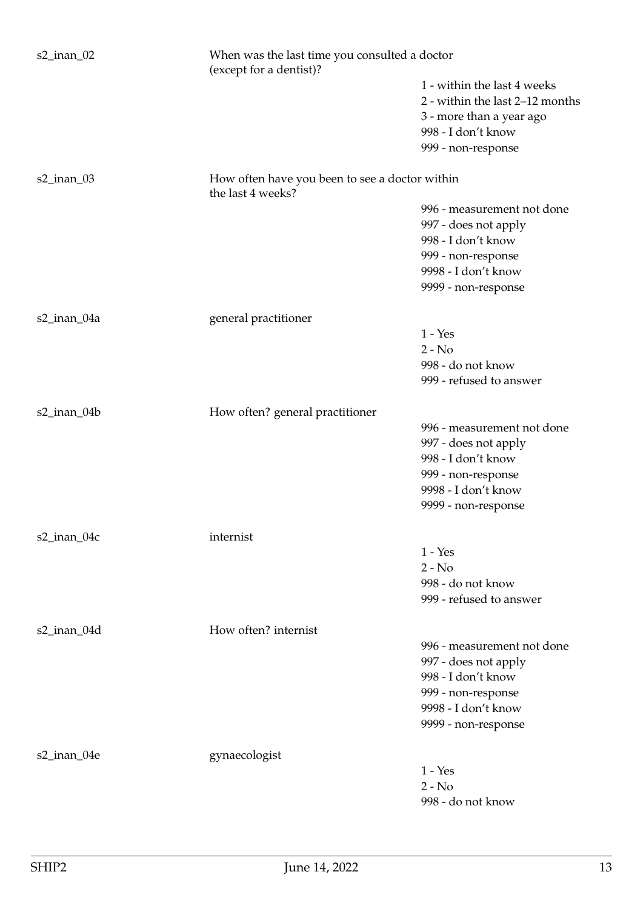| | | |
|---|---|---|
| s2_inan_02 | When was the last time you consulted a doctor (except for a dentist)? | |
| | | 1 - within the last 4 weeks |
| | | 2 - within the last 2–12 months |
| | | 3 - more than a year ago |
| | | 998 - I don't know |
| | | 999 - non-response |
| s2_inan_03 | How often have you been to see a doctor within the last 4 weeks? | |
| | | 996 - measurement not done |
| | | 997 - does not apply |
| | | 998 - I don't know |
| | | 999 - non-response |
| | | 9998 - I don't know |
| | | 9999 - non-response |
| s2_inan_04a | general practitioner | |
| | | 1 - Yes |
| | | 2 - No |
| | | 998 - do not know |
| | | 999 - refused to answer |
| s2_inan_04b | How often? general practitioner | |
| | | 996 - measurement not done |
| | | 997 - does not apply |
| | | 998 - I don't know |
| | | 999 - non-response |
| | | 9998 - I don't know |
| | | 9999 - non-response |
| s2_inan_04c | internist | |
| | | 1 - Yes |
| | | 2 - No |
| | | 998 - do not know |
| | | 999 - refused to answer |
| s2_inan_04d | How often? internist | |
| | | 996 - measurement not done |
| | | 997 - does not apply |
| | | 998 - I don't know |
| | | 999 - non-response |
| | | 9998 - I don't know |
| | | 9999 - non-response |
| s2_inan_04e | gynaecologist | |
| | | 1 - Yes |
| | | 2 - No |
| | | 998 - do not know |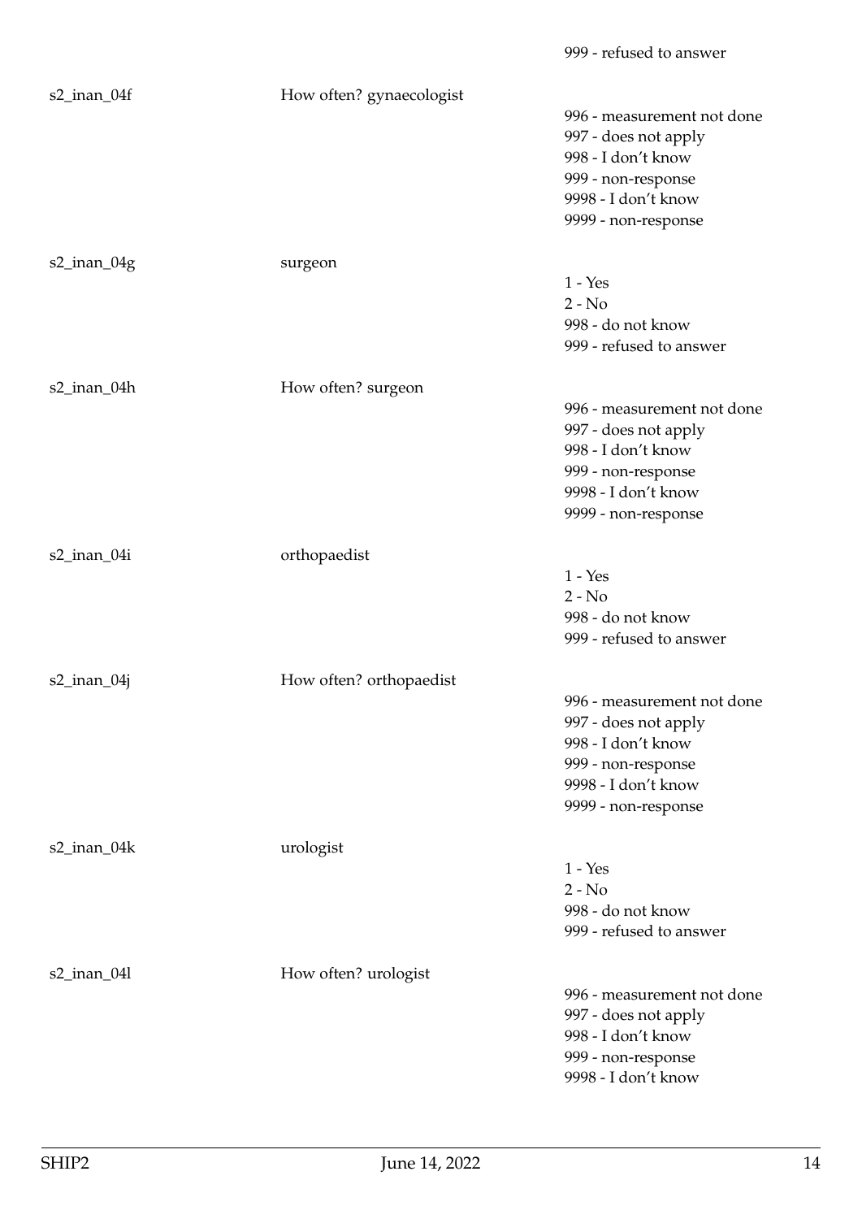999 - refused to answer

s2_inan_04f How often? gynaecologist

996 - measurement not done
997 - does not apply
998 - I don't know
999 - non-response
9998 - I don't know
9999 - non-response

s2_inan_04g surgeon

1 - Yes
2 - No
998 - do not know
999 - refused to answer

s2_inan_04h How often? surgeon

996 - measurement not done
997 - does not apply
998 - I don't know
999 - non-response
9998 - I don't know
9999 - non-response

s2_inan_04i orthopaedist

1 - Yes
2 - No
998 - do not know
999 - refused to answer

s2_inan_04j How often? orthopaedist

996 - measurement not done
997 - does not apply
998 - I don't know
999 - non-response
9998 - I don't know
9999 - non-response

s2_inan_04k urologist

1 - Yes
2 - No
998 - do not know
999 - refused to answer

s2_inan_04l How often? urologist

996 - measurement not done
997 - does not apply
998 - I don't know
999 - non-response
9998 - I don't know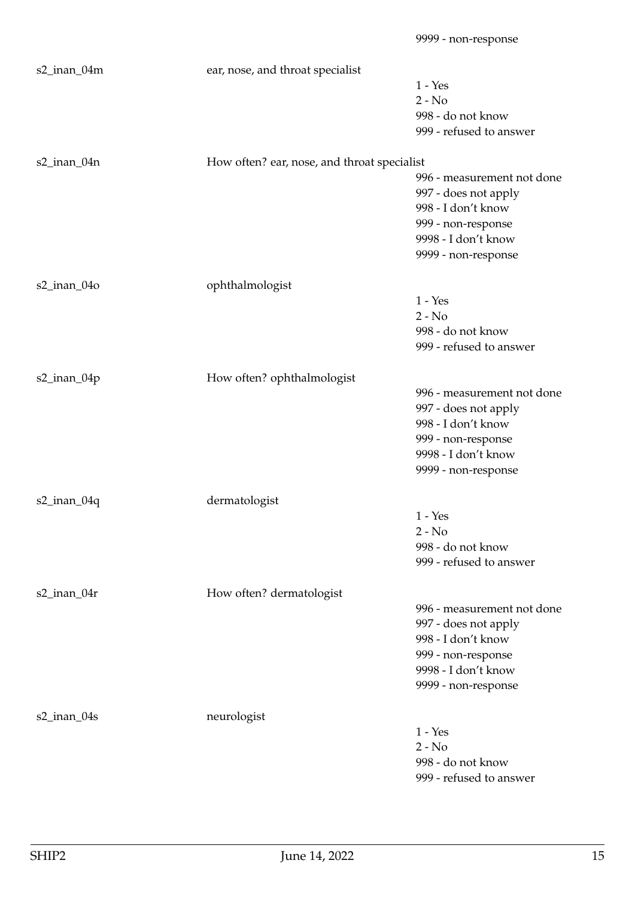9999 - non-response

| Variable | Label | Values |
|---|---|---|
| s2_inan_04m | ear, nose, and throat specialist | 1 - Yes<br>2 - No<br>998 - do not know<br>999 - refused to answer |
| s2_inan_04n | How often? ear, nose, and throat specialist | 996 - measurement not done<br>997 - does not apply<br>998 - I don't know<br>999 - non-response<br>9998 - I don't know<br>9999 - non-response |
| s2_inan_04o | ophthalmologist | 1 - Yes<br>2 - No<br>998 - do not know<br>999 - refused to answer |
| s2_inan_04p | How often? ophthalmologist | 996 - measurement not done<br>997 - does not apply<br>998 - I don't know<br>999 - non-response<br>9998 - I don't know<br>9999 - non-response |
| s2_inan_04q | dermatologist | 1 - Yes<br>2 - No<br>998 - do not know<br>999 - refused to answer |
| s2_inan_04r | How often? dermatologist | 996 - measurement not done<br>997 - does not apply<br>998 - I don't know<br>999 - non-response<br>9998 - I don't know<br>9999 - non-response |
| s2_inan_04s | neurologist | 1 - Yes<br>2 - No<br>998 - do not know<br>999 - refused to answer |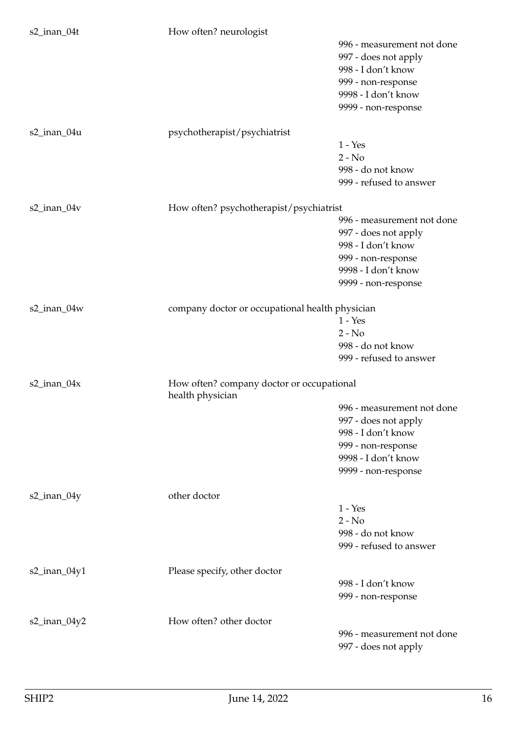| | | |
|---|---|---|
| s2_inan_04t | How often? neurologist | 996 - measurement not done<br>997 - does not apply<br>998 - I don't know<br>999 - non-response<br>9998 - I don't know<br>9999 - non-response |
| s2_inan_04u | psychotherapist/psychiatrist | 1 - Yes<br>2 - No<br>998 - do not know<br>999 - refused to answer |
| s2_inan_04v | How often? psychotherapist/psychiatrist | 996 - measurement not done<br>997 - does not apply<br>998 - I don't know<br>999 - non-response<br>9998 - I don't know<br>9999 - non-response |
| s2_inan_04w | company doctor or occupational health physician | 1 - Yes<br>2 - No<br>998 - do not know<br>999 - refused to answer |
| s2_inan_04x | How often? company doctor or occupational health physician | 996 - measurement not done<br>997 - does not apply<br>998 - I don't know<br>999 - non-response<br>9998 - I don't know<br>9999 - non-response |
| s2_inan_04y | other doctor | 1 - Yes<br>2 - No<br>998 - do not know<br>999 - refused to answer |
| s2_inan_04y1 | Please specify, other doctor | 998 - I don't know<br>999 - non-response |
| s2_inan_04y2 | How often? other doctor | 996 - measurement not done<br>997 - does not apply |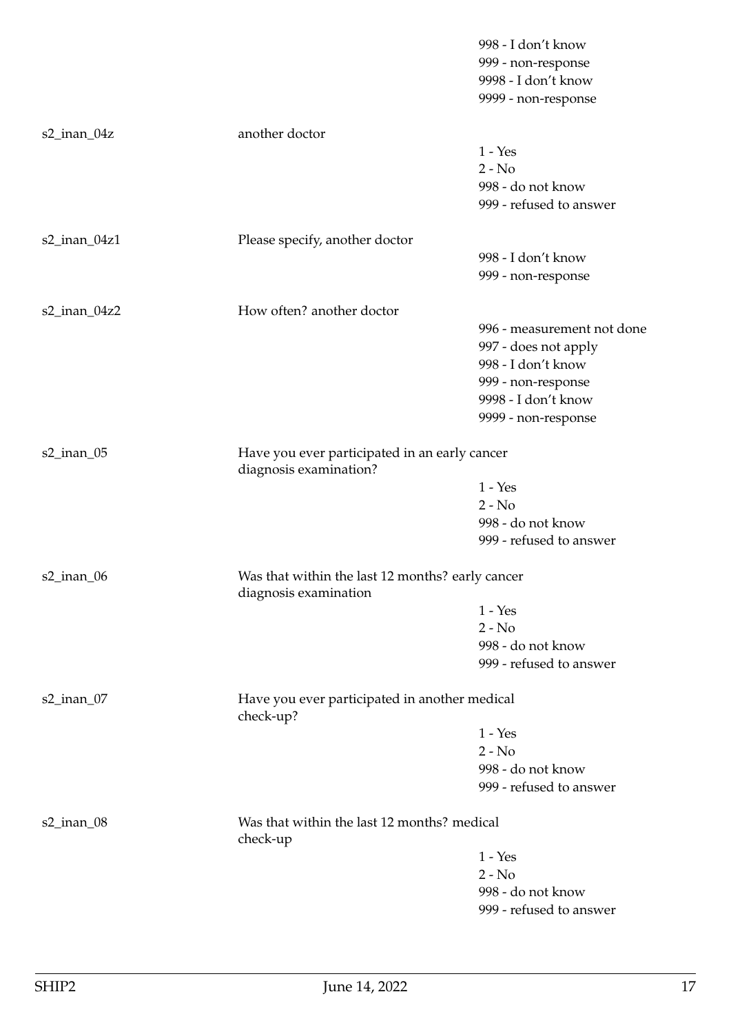| | | |
|---|---|---|
| | | 998 - I don't know |
| | | 999 - non-response |
| | | 9998 - I don't know |
| | | 9999 - non-response |
| s2_inan_04z | another doctor | |
| | | 1 - Yes |
| | | 2 - No |
| | | 998 - do not know |
| | | 999 - refused to answer |
| s2_inan_04z1 | Please specify, another doctor | |
| | | 998 - I don't know |
| | | 999 - non-response |
| s2_inan_04z2 | How often? another doctor | |
| | | 996 - measurement not done |
| | | 997 - does not apply |
| | | 998 - I don't know |
| | | 999 - non-response |
| | | 9998 - I don't know |
| | | 9999 - non-response |
| s2_inan_05 | Have you ever participated in an early cancer diagnosis examination? | |
| | | 1 - Yes |
| | | 2 - No |
| | | 998 - do not know |
| | | 999 - refused to answer |
| s2_inan_06 | Was that within the last 12 months? early cancer diagnosis examination | |
| | | 1 - Yes |
| | | 2 - No |
| | | 998 - do not know |
| | | 999 - refused to answer |
| s2_inan_07 | Have you ever participated in another medical check-up? | |
| | | 1 - Yes |
| | | 2 - No |
| | | 998 - do not know |
| | | 999 - refused to answer |
| s2_inan_08 | Was that within the last 12 months? medical check-up | |
| | | 1 - Yes |
| | | 2 - No |
| | | 998 - do not know |
| | | 999 - refused to answer |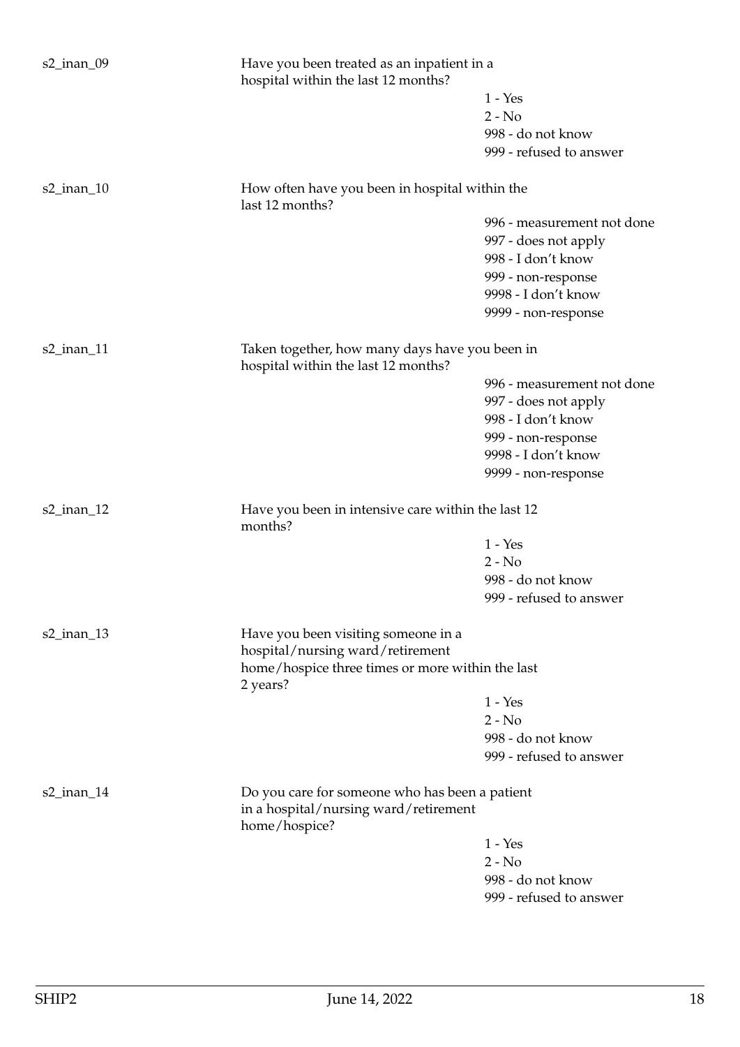| | | |
|---|---|---|
| s2_inan_09 | Have you been treated as an inpatient in a hospital within the last 12 months? | |
| | | 1 - Yes |
| | | 2 - No |
| | | 998 - do not know |
| | | 999 - refused to answer |
| s2_inan_10 | How often have you been in hospital within the last 12 months? | |
| | | 996 - measurement not done |
| | | 997 - does not apply |
| | | 998 - I don't know |
| | | 999 - non-response |
| | | 9998 - I don't know |
| | | 9999 - non-response |
| s2_inan_11 | Taken together, how many days have you been in hospital within the last 12 months? | |
| | | 996 - measurement not done |
| | | 997 - does not apply |
| | | 998 - I don't know |
| | | 999 - non-response |
| | | 9998 - I don't know |
| | | 9999 - non-response |
| s2_inan_12 | Have you been in intensive care within the last 12 months? | |
| | | 1 - Yes |
| | | 2 - No |
| | | 998 - do not know |
| | | 999 - refused to answer |
| s2_inan_13 | Have you been visiting someone in a hospital/nursing ward/retirement home/hospice three times or more within the last 2 years? | |
| | | 1 - Yes |
| | | 2 - No |
| | | 998 - do not know |
| | | 999 - refused to answer |
| s2_inan_14 | Do you care for someone who has been a patient in a hospital/nursing ward/retirement home/hospice? | |
| | | 1 - Yes |
| | | 2 - No |
| | | 998 - do not know |
| | | 999 - refused to answer |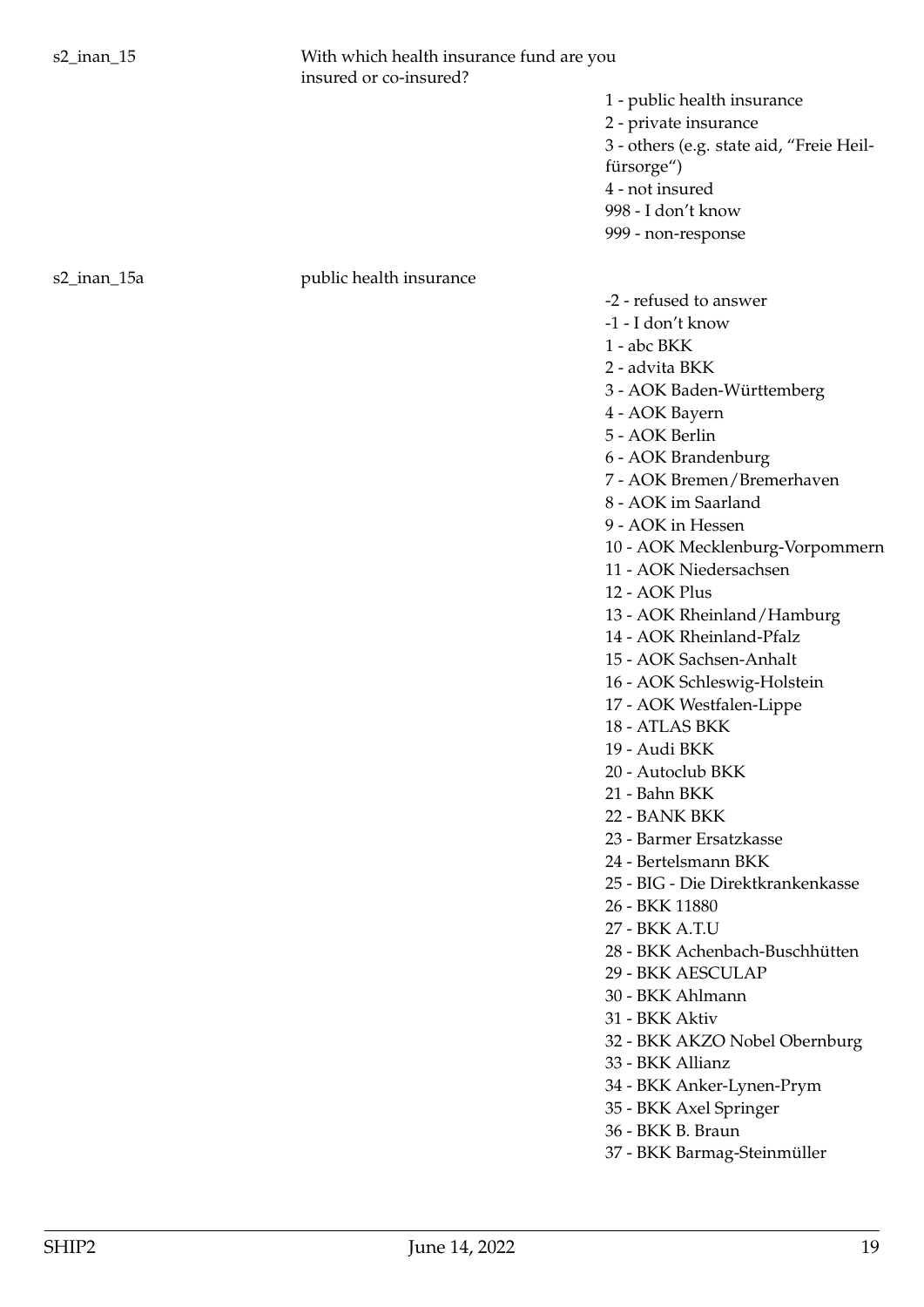s2_inan_15 With which health insurance fund are you insured or co-insured?

- 1 - public health insurance
- 2 - private insurance
- 3 - others (e.g. state aid, "Freie Heilfürsorge")
- 4 - not insured
- 998 - I don't know
- 999 - non-response

s2_inan_15a public health insurance

- -2 - refused to answer
- -1 - I don't know
- 1 - abc BKK
- 2 - advita BKK
- 3 - AOK Baden-Württemberg
- 4 - AOK Bayern
- 5 - AOK Berlin
- 6 - AOK Brandenburg
- 7 - AOK Bremen/Bremerhaven
- 8 - AOK im Saarland
- 9 - AOK in Hessen
- 10 - AOK Mecklenburg-Vorpommern
- 11 - AOK Niedersachsen
- 12 - AOK Plus
- 13 - AOK Rheinland/Hamburg
- 14 - AOK Rheinland-Pfalz
- 15 - AOK Sachsen-Anhalt
- 16 - AOK Schleswig-Holstein
- 17 - AOK Westfalen-Lippe
- 18 - ATLAS BKK
- 19 - Audi BKK
- 20 - Autoclub BKK
- 21 - Bahn BKK
- 22 - BANK BKK
- 23 - Barmer Ersatzkasse
- 24 - Bertelsmann BKK
- 25 - BIG - Die Direktkrankenkasse
- 26 - BKK 11880
- 27 - BKK A.T.U
- 28 - BKK Achenbach-Buschhütten
- 29 - BKK AESCULAP
- 30 - BKK Ahlmann
- 31 - BKK Aktiv
- 32 - BKK AKZO Nobel Obernburg
- 33 - BKK Allianz
- 34 - BKK Anker-Lynen-Prym
- 35 - BKK Axel Springer
- 36 - BKK B. Braun
- 37 - BKK Barmag-Steinmüller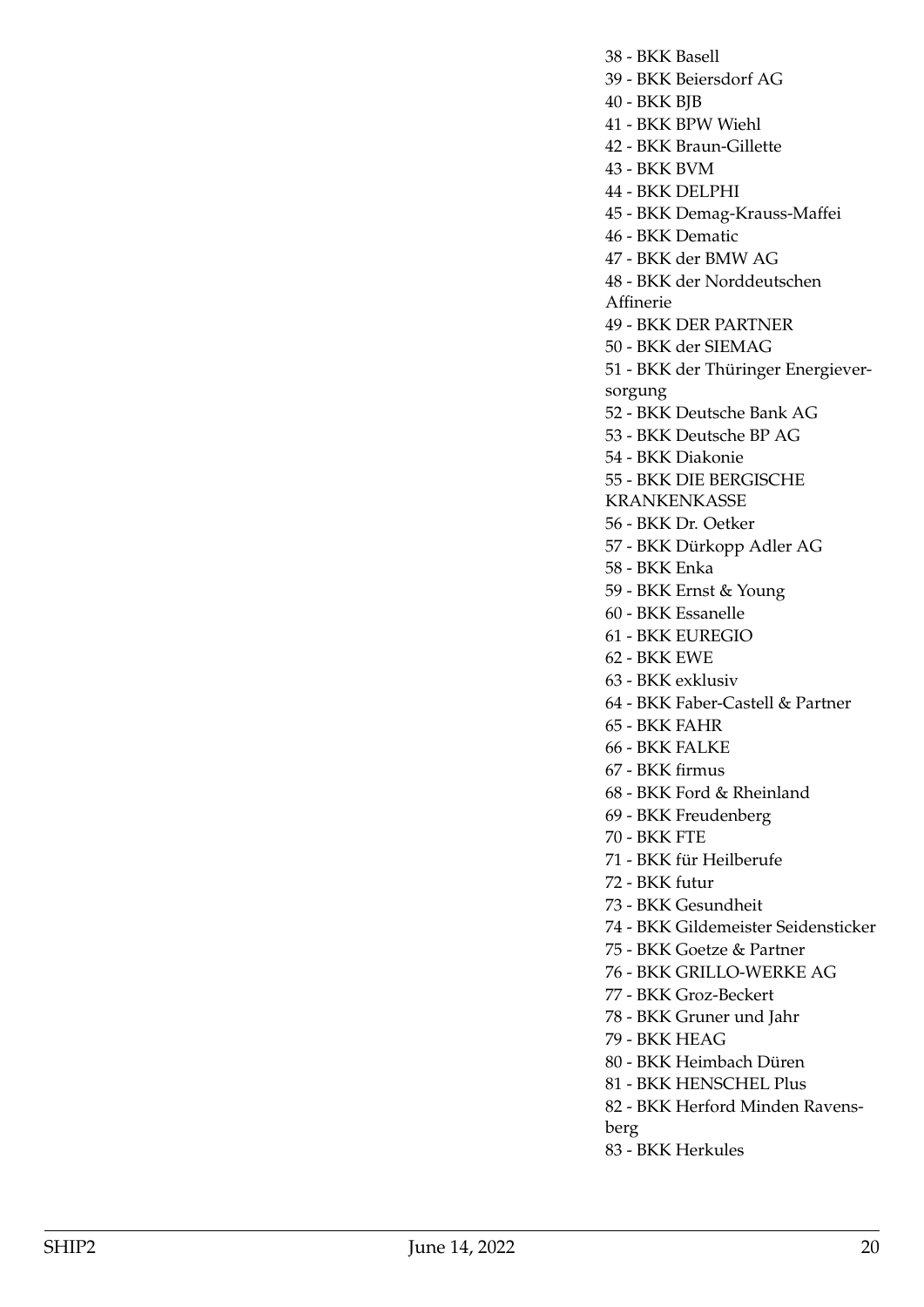38 - BKK Basell
39 - BKK Beiersdorf AG
40 - BKK BJB
41 - BKK BPW Wiehl
42 - BKK Braun-Gillette
43 - BKK BVM
44 - BKK DELPHI
45 - BKK Demag-Krauss-Maffei
46 - BKK Dematic
47 - BKK der BMW AG
48 - BKK der Norddeutschen Affinerie
49 - BKK DER PARTNER
50 - BKK der SIEMAG
51 - BKK der Thüringer Energieversorgung
52 - BKK Deutsche Bank AG
53 - BKK Deutsche BP AG
54 - BKK Diakonie
55 - BKK DIE BERGISCHE KRANKENKASSE
56 - BKK Dr. Oetker
57 - BKK Dürkopp Adler AG
58 - BKK Enka
59 - BKK Ernst & Young
60 - BKK Essanelle
61 - BKK EUREGIO
62 - BKK EWE
63 - BKK exklusiv
64 - BKK Faber-Castell & Partner
65 - BKK FAHR
66 - BKK FALKE
67 - BKK firmus
68 - BKK Ford & Rheinland
69 - BKK Freudenberg
70 - BKK FTE
71 - BKK für Heilberufe
72 - BKK futur
73 - BKK Gesundheit
74 - BKK Gildemeister Seidensticker
75 - BKK Goetze & Partner
76 - BKK GRILLO-WERKE AG
77 - BKK Groz-Beckert
78 - BKK Gruner und Jahr
79 - BKK HEAG
80 - BKK Heimbach Düren
81 - BKK HENSCHEL Plus
82 - BKK Herford Minden Ravensberg
83 - BKK Herkules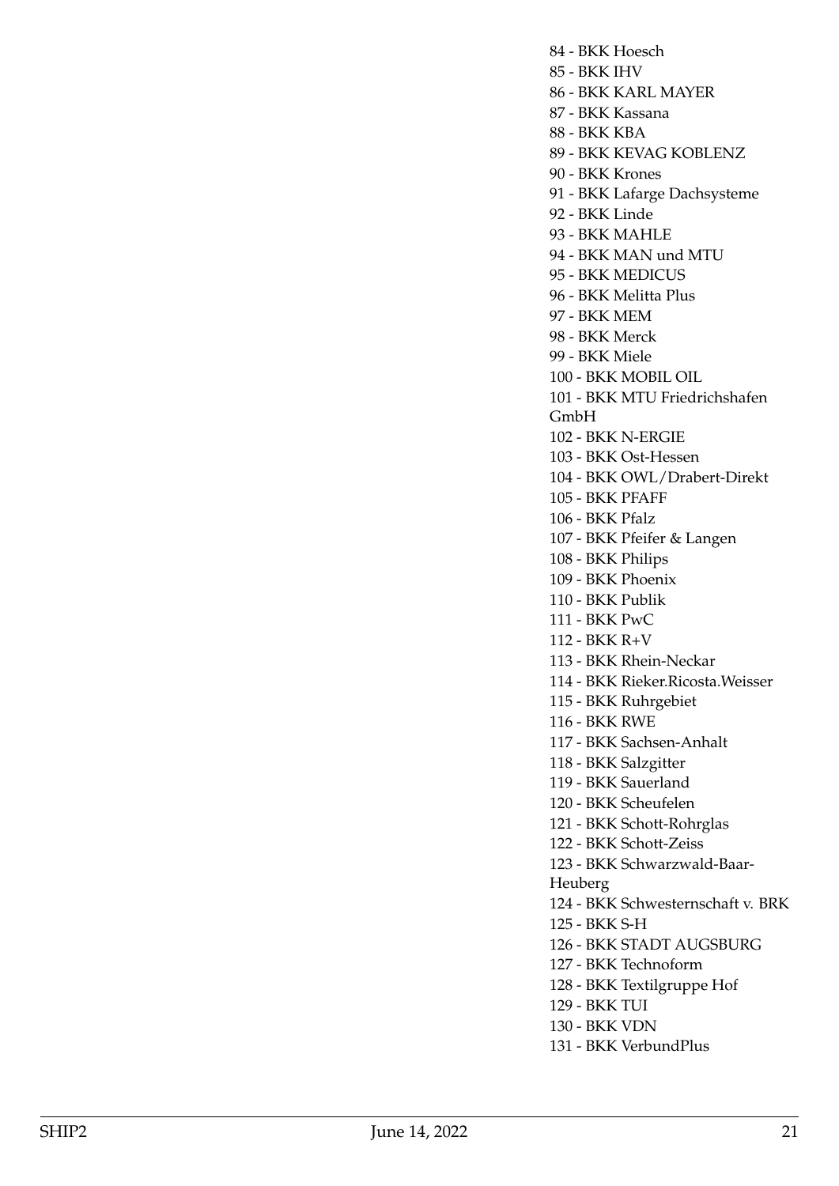84 - BKK Hoesch
85 - BKK IHV
86 - BKK KARL MAYER
87 - BKK Kassana
88 - BKK KBA
89 - BKK KEVAG KOBLENZ
90 - BKK Krones
91 - BKK Lafarge Dachsysteme
92 - BKK Linde
93 - BKK MAHLE
94 - BKK MAN und MTU
95 - BKK MEDICUS
96 - BKK Melitta Plus
97 - BKK MEM
98 - BKK Merck
99 - BKK Miele
100 - BKK MOBIL OIL
101 - BKK MTU Friedrichshafen GmbH
102 - BKK N-ERGIE
103 - BKK Ost-Hessen
104 - BKK OWL/Drabert-Direkt
105 - BKK PFAFF
106 - BKK Pfalz
107 - BKK Pfeifer & Langen
108 - BKK Philips
109 - BKK Phoenix
110 - BKK Publik
111 - BKK PwC
112 - BKK R+V
113 - BKK Rhein-Neckar
114 - BKK Rieker.Ricosta.Weisser
115 - BKK Ruhrgebiet
116 - BKK RWE
117 - BKK Sachsen-Anhalt
118 - BKK Salzgitter
119 - BKK Sauerland
120 - BKK Scheufelen
121 - BKK Schott-Rohrglas
122 - BKK Schott-Zeiss
123 - BKK Schwarzwald-Baar-Heuberg
124 - BKK Schwesternschaft v. BRK
125 - BKK S-H
126 - BKK STADT AUGSBURG
127 - BKK Technoform
128 - BKK Textilgruppe Hof
129 - BKK TUI
130 - BKK VDN
131 - BKK VerbundPlus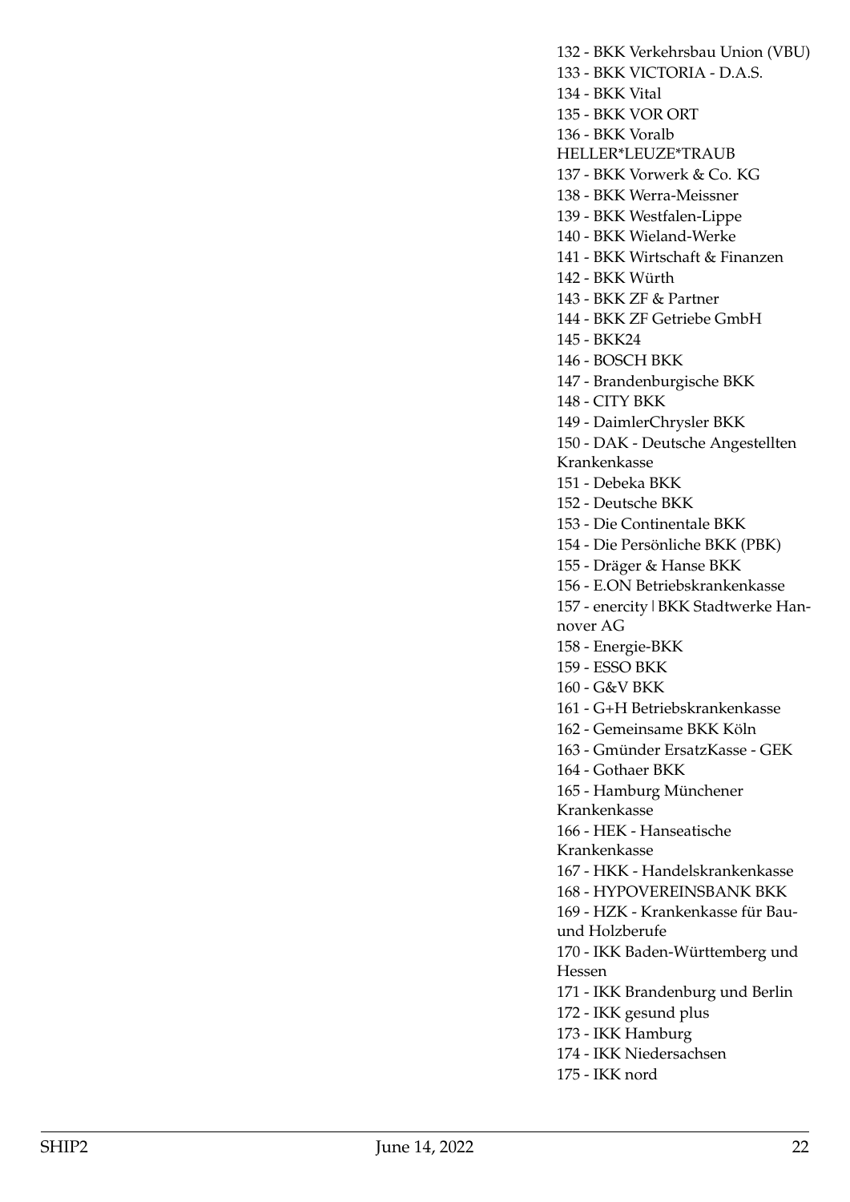132 - BKK Verkehrsbau Union (VBU)
133 - BKK VICTORIA - D.A.S.
134 - BKK Vital
135 - BKK VOR ORT
136 - BKK Voralb HELLER*LEUZE*TRAUB
137 - BKK Vorwerk & Co. KG
138 - BKK Werra-Meissner
139 - BKK Westfalen-Lippe
140 - BKK Wieland-Werke
141 - BKK Wirtschaft & Finanzen
142 - BKK Würth
143 - BKK ZF & Partner
144 - BKK ZF Getriebe GmbH
145 - BKK24
146 - BOSCH BKK
147 - Brandenburgische BKK
148 - CITY BKK
149 - DaimlerChrysler BKK
150 - DAK - Deutsche Angestellten Krankenkasse
151 - Debeka BKK
152 - Deutsche BKK
153 - Die Continentale BKK
154 - Die Persönliche BKK (PBK)
155 - Dräger & Hanse BKK
156 - E.ON Betriebskrankenkasse
157 - enercity | BKK Stadtwerke Hannover AG
158 - Energie-BKK
159 - ESSO BKK
160 - G&V BKK
161 - G+H Betriebskrankenkasse
162 - Gemeinsame BKK Köln
163 - Gmünder ErsatzKasse - GEK
164 - Gothaer BKK
165 - Hamburg Münchener Krankenkasse
166 - HEK - Hanseatische Krankenkasse
167 - HKK - Handelskrankenkasse
168 - HYPOVEREINSBANK BKK
169 - HZK - Krankenkasse für Bau- und Holzberufe
170 - IKK Baden-Württemberg und Hessen
171 - IKK Brandenburg und Berlin
172 - IKK gesund plus
173 - IKK Hamburg
174 - IKK Niedersachsen
175 - IKK nord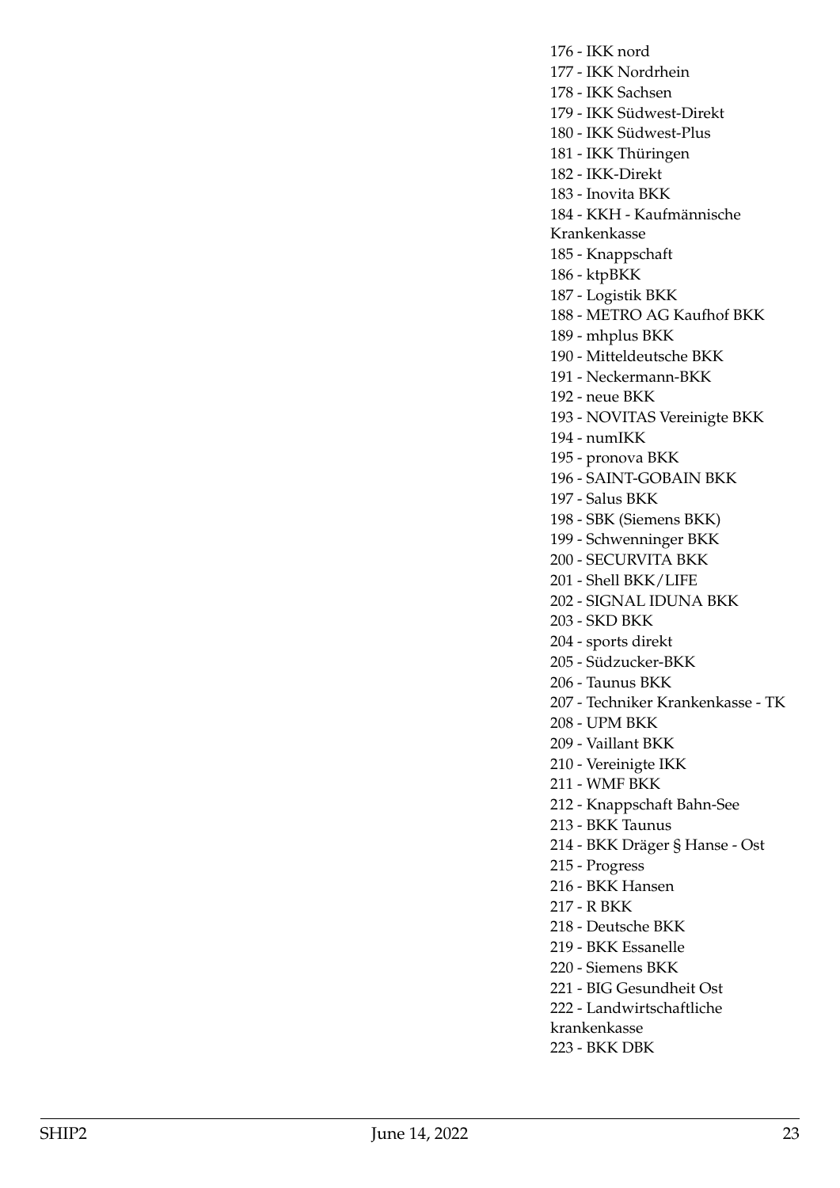176 - IKK nord
177 - IKK Nordrhein
178 - IKK Sachsen
179 - IKK Südwest-Direkt
180 - IKK Südwest-Plus
181 - IKK Thüringen
182 - IKK-Direkt
183 - Inovita BKK
184 - KKH - Kaufmännische Krankenkasse
185 - Knappschaft
186 - ktpBKK
187 - Logistik BKK
188 - METRO AG Kaufhof BKK
189 - mhplus BKK
190 - Mitteldeutsche BKK
191 - Neckermann-BKK
192 - neue BKK
193 - NOVITAS Vereinigte BKK
194 - numIKK
195 - pronova BKK
196 - SAINT-GOBAIN BKK
197 - Salus BKK
198 - SBK (Siemens BKK)
199 - Schwenninger BKK
200 - SECURVITA BKK
201 - Shell BKK/LIFE
202 - SIGNAL IDUNA BKK
203 - SKD BKK
204 - sports direkt
205 - Südzucker-BKK
206 - Taunus BKK
207 - Techniker Krankenkasse - TK
208 - UPM BKK
209 - Vaillant BKK
210 - Vereinigte IKK
211 - WMF BKK
212 - Knappschaft Bahn-See
213 - BKK Taunus
214 - BKK Dräger § Hanse - Ost
215 - Progress
216 - BKK Hansen
217 - R BKK
218 - Deutsche BKK
219 - BKK Essanelle
220 - Siemens BKK
221 - BIG Gesundheit Ost
222 - Landwirtschaftliche krankenkasse
223 - BKK DBK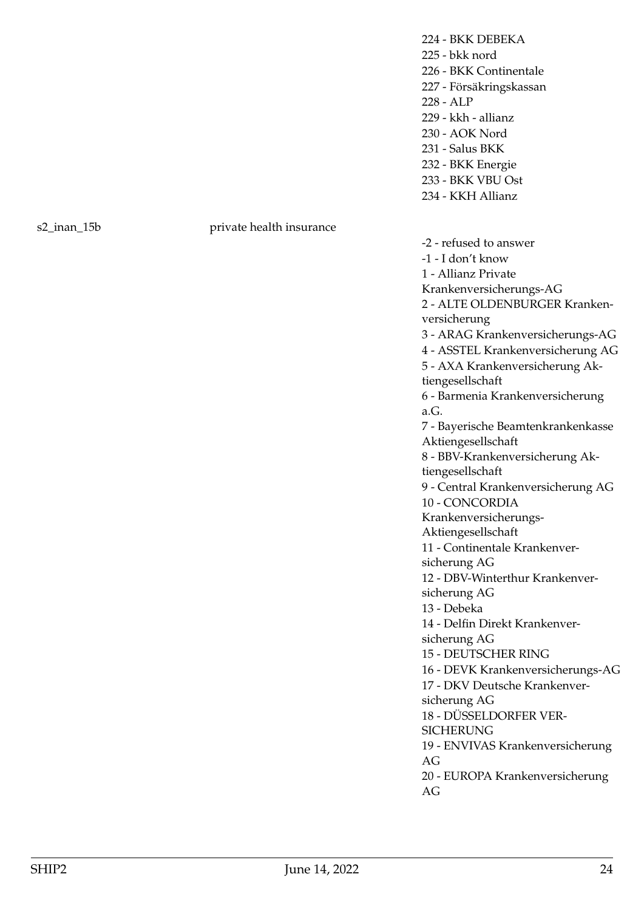| | | |
|---|---|---|
| | | 224 - BKK DEBEKA<br>225 - bkk nord<br>226 - BKK Continentale<br>227 - Försäkringskassan<br>228 - ALP<br>229 - kkh - allianz<br>230 - AOK Nord<br>231 - Salus BKK<br>232 - BKK Energie<br>233 - BKK VBU Ost<br>234 - KKH Allianz |
| s2_inan_15b | private health insurance | -2 - refused to answer<br>-1 - I don't know<br>1 - Allianz Private Krankenversicherungs-AG<br>2 - ALTE OLDENBURGER Krankenversicherung<br>3 - ARAG Krankenversicherungs-AG<br>4 - ASSTEL Krankenversicherung AG<br>5 - AXA Krankenversicherung Aktiengesellschaft<br>6 - Barmenia Krankenversicherung a.G.<br>7 - Bayerische Beamtenkrankenkasse Aktiengesellschaft<br>8 - BBV-Krankenversicherung Aktiengesellschaft<br>9 - Central Krankenversicherung AG<br>10 - CONCORDIA Krankenversicherungs-Aktiengesellschaft<br>11 - Continentale Krankenversicherung AG<br>12 - DBV-Winterthur Krankenversicherung AG<br>13 - Debeka<br>14 - Delfin Direkt Krankenversicherung AG<br>15 - DEUTSCHER RING<br>16 - DEVK Krankenversicherungs-AG<br>17 - DKV Deutsche Krankenversicherung AG<br>18 - DÜSSELDORFER VERSICHERUNG<br>19 - ENVIVAS Krankenversicherung AG<br>20 - EUROPA Krankenversicherung AG |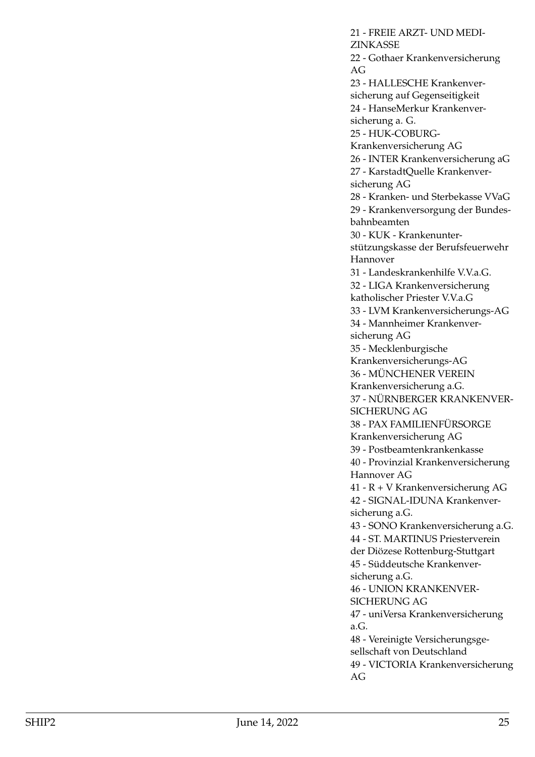21 - FREIE ARZT- UND MEDIZINKASSE
22 - Gothaer Krankenversicherung AG
23 - HALLESCHE Krankenversicherung auf Gegenseitigkeit
24 - HanseMerkur Krankenversicherung a. G.
25 - HUK-COBURG-Krankenversicherung AG
26 - INTER Krankenversicherung aG
27 - KarstadtQuelle Krankenversicherung AG
28 - Kranken- und Sterbekasse VVaG
29 - Krankenversorgung der Bundesbahnbeamten
30 - KUK - Krankenunterstützungskasse der Berufsfeuerwehr Hannover
31 - Landeskrankenhilfe V.V.a.G.
32 - LIGA Krankenversicherung katholischer Priester V.V.a.G
33 - LVM Krankenversicherungs-AG
34 - Mannheimer Krankenversicherung AG
35 - Mecklenburgische Krankenversicherungs-AG
36 - MÜNCHENER VEREIN Krankenversicherung a.G.
37 - NÜRNBERGER KRANKENVERSICHERUNG AG
38 - PAX FAMILIENFÜRSORGE Krankenversicherung AG
39 - Postbeamtenkrankenkasse
40 - Provinzial Krankenversicherung Hannover AG
41 - R + V Krankenversicherung AG
42 - SIGNAL-IDUNA Krankenversicherung a.G.
43 - SONO Krankenversicherung a.G.
44 - ST. MARTINUS Priesterverein der Diözese Rottenburg-Stuttgart
45 - Süddeutsche Krankenversicherung a.G.
46 - UNION KRANKENVERSICHERUNG AG
47 - uniVersa Krankenversicherung a.G.
48 - Vereinigte Versicherungsgesellschaft von Deutschland
49 - VICTORIA Krankenversicherung AG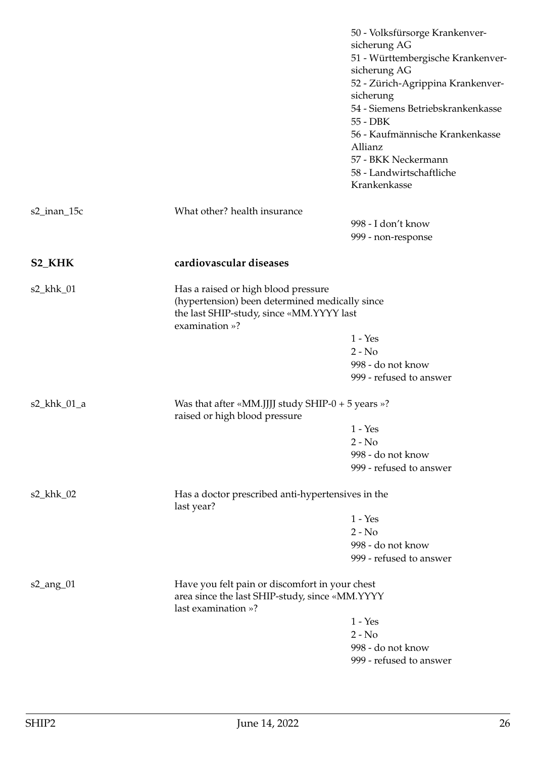| | | |
|---|---|---|
| | | 50 - Volksfürsorge Krankenversicherung AG<br>51 - Württembergische Krankenversicherung AG<br>52 - Zürich-Agrippina Krankenversicherung<br>54 - Siemens Betriebskrankenkasse<br>55 - DBK<br>56 - Kaufmännische Krankenkasse Allianz<br>57 - BKK Neckermann<br>58 - Landwirtschaftliche Krankenkasse |
| s2_inan_15c | What other? health insurance | 998 - I don't know<br>999 - non-response |

## S2_KHK cardiovascular diseases

| | | |
|---|---|---|
| s2_khk_01 | Has a raised or high blood pressure (hypertension) been determined medically since the last SHIP-study, since «MM.YYYY last examination »? | 1 - Yes<br>2 - No<br>998 - do not know<br>999 - refused to answer |
| s2_khk_01_a | Was that after «MM.JJJJ study SHIP-0 + 5 years »? raised or high blood pressure | 1 - Yes<br>2 - No<br>998 - do not know<br>999 - refused to answer |
| s2_khk_02 | Has a doctor prescribed anti-hypertensives in the last year? | 1 - Yes<br>2 - No<br>998 - do not know<br>999 - refused to answer |
| s2_ang_01 | Have you felt pain or discomfort in your chest area since the last SHIP-study, since «MM.YYYY last examination »? | 1 - Yes<br>2 - No<br>998 - do not know<br>999 - refused to answer |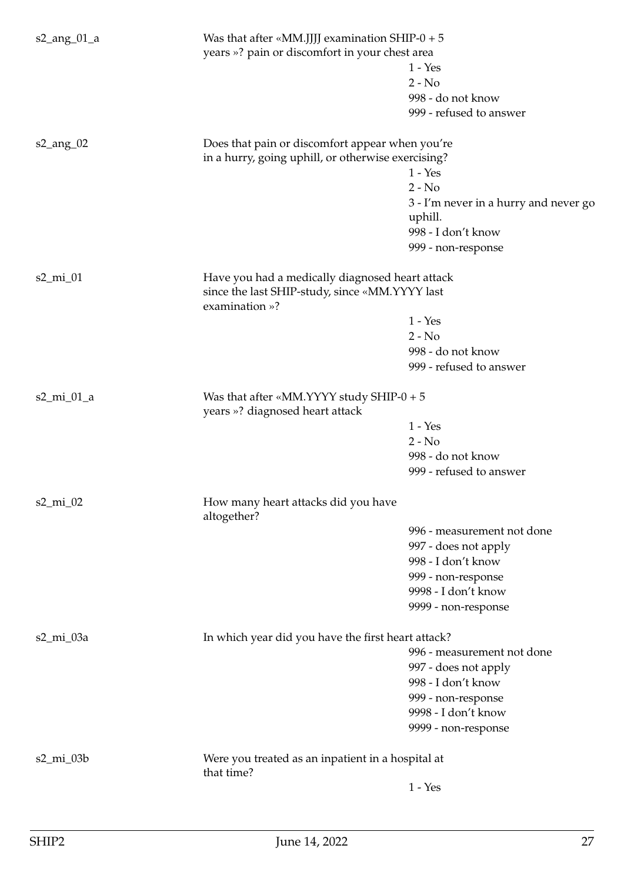s2_ang_01_a

Was that after «MM.JJJJ examination SHIP-0 + 5 years »? pain or discomfort in your chest area

- 1 - Yes
- 2 - No
- 998 - do not know
- 999 - refused to answer

s2_ang_02

Does that pain or discomfort appear when you're in a hurry, going uphill, or otherwise exercising?

- 1 - Yes
- 2 - No
- 3 - I'm never in a hurry and never go uphill.
- 998 - I don't know
- 999 - non-response

s2_mi_01

Have you had a medically diagnosed heart attack since the last SHIP-study, since «MM.YYYY last examination »?

- 1 - Yes
- 2 - No
- 998 - do not know
- 999 - refused to answer

s2_mi_01_a

Was that after «MM.YYYY study SHIP-0 + 5 years »? diagnosed heart attack

- 1 - Yes
- 2 - No
- 998 - do not know
- 999 - refused to answer

s2_mi_02

How many heart attacks did you have altogether?

- 996 - measurement not done
- 997 - does not apply
- 998 - I don't know
- 999 - non-response
- 9998 - I don't know
- 9999 - non-response

s2_mi_03a

In which year did you have the first heart attack?

- 996 - measurement not done
- 997 - does not apply
- 998 - I don't know
- 999 - non-response
- 9998 - I don't know
- 9999 - non-response

s2_mi_03b

Were you treated as an inpatient in a hospital at that time?

- 1 - Yes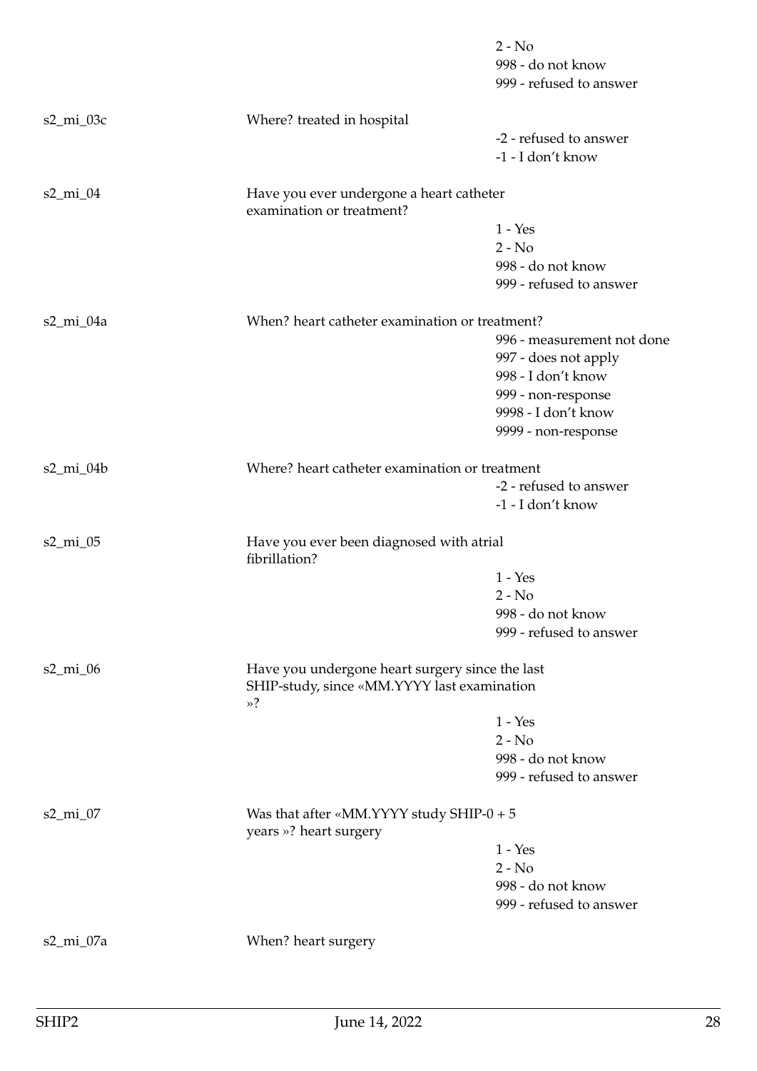| | | |
|---|---|---|
| | | 2 - No |
| | | 998 - do not know |
| | | 999 - refused to answer |
| s2_mi_03c | Where? treated in hospital | |
| | | -2 - refused to answer |
| | | -1 - I don't know |
| s2_mi_04 | Have you ever undergone a heart catheter examination or treatment? | |
| | | 1 - Yes |
| | | 2 - No |
| | | 998 - do not know |
| | | 999 - refused to answer |
| s2_mi_04a | When? heart catheter examination or treatment? | |
| | | 996 - measurement not done |
| | | 997 - does not apply |
| | | 998 - I don't know |
| | | 999 - non-response |
| | | 9998 - I don't know |
| | | 9999 - non-response |
| s2_mi_04b | Where? heart catheter examination or treatment | |
| | | -2 - refused to answer |
| | | -1 - I don't know |
| s2_mi_05 | Have you ever been diagnosed with atrial fibrillation? | |
| | | 1 - Yes |
| | | 2 - No |
| | | 998 - do not know |
| | | 999 - refused to answer |
| s2_mi_06 | Have you undergone heart surgery since the last SHIP-study, since «MM.YYYY last examination »? | |
| | | 1 - Yes |
| | | 2 - No |
| | | 998 - do not know |
| | | 999 - refused to answer |
| s2_mi_07 | Was that after «MM.YYYY study SHIP-0 + 5 years »? heart surgery | |
| | | 1 - Yes |
| | | 2 - No |
| | | 998 - do not know |
| | | 999 - refused to answer |
| s2_mi_07a | When? heart surgery | |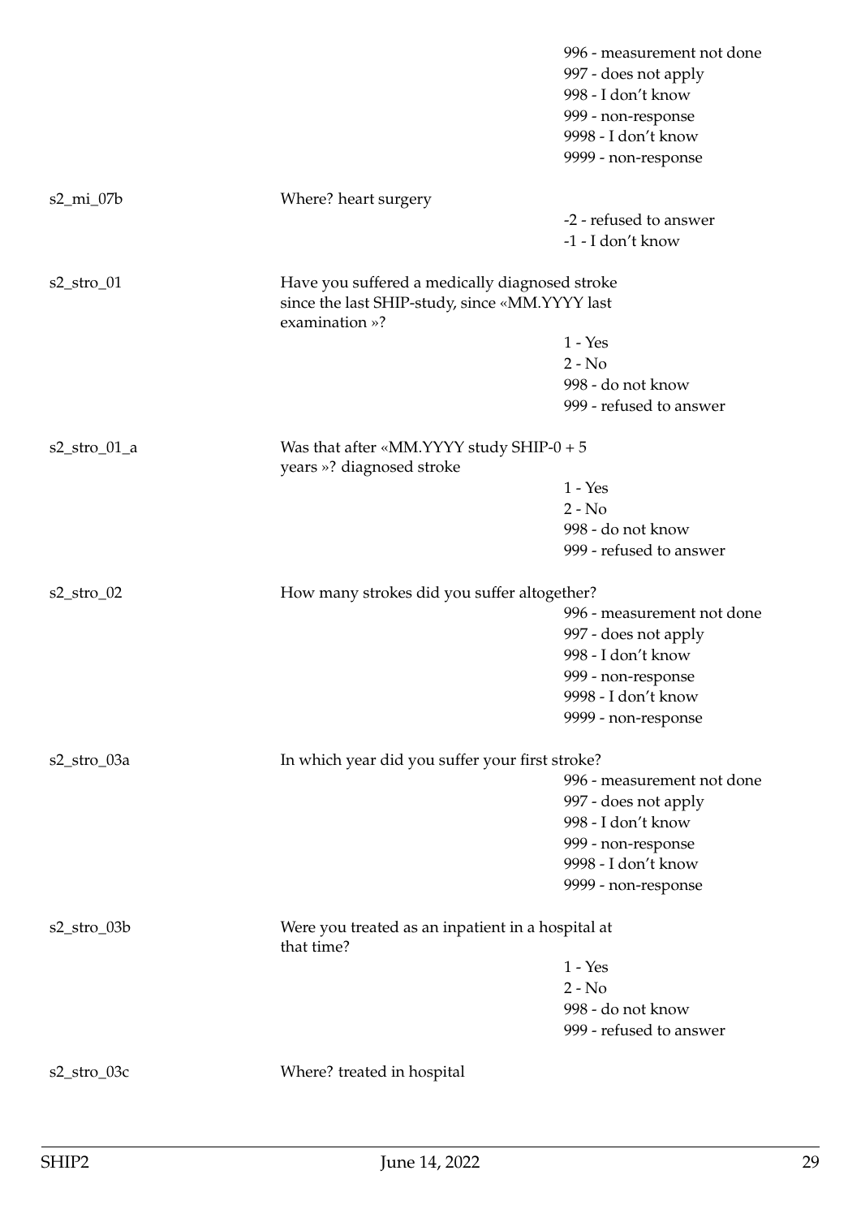| | | |
|---|---|---|
| | | 996 - measurement not done |
| | | 997 - does not apply |
| | | 998 - I don't know |
| | | 999 - non-response |
| | | 9998 - I don't know |
| | | 9999 - non-response |
| s2_mi_07b | Where? heart surgery | |
| | | -2 - refused to answer |
| | | -1 - I don't know |
| s2_stro_01 | Have you suffered a medically diagnosed stroke since the last SHIP-study, since «MM.YYYY last examination »? | |
| | | 1 - Yes |
| | | 2 - No |
| | | 998 - do not know |
| | | 999 - refused to answer |
| s2_stro_01_a | Was that after «MM.YYYY study SHIP-0 + 5 years »? diagnosed stroke | |
| | | 1 - Yes |
| | | 2 - No |
| | | 998 - do not know |
| | | 999 - refused to answer |
| s2_stro_02 | How many strokes did you suffer altogether? | |
| | | 996 - measurement not done |
| | | 997 - does not apply |
| | | 998 - I don't know |
| | | 999 - non-response |
| | | 9998 - I don't know |
| | | 9999 - non-response |
| s2_stro_03a | In which year did you suffer your first stroke? | |
| | | 996 - measurement not done |
| | | 997 - does not apply |
| | | 998 - I don't know |
| | | 999 - non-response |
| | | 9998 - I don't know |
| | | 9999 - non-response |
| s2_stro_03b | Were you treated as an inpatient in a hospital at that time? | |
| | | 1 - Yes |
| | | 2 - No |
| | | 998 - do not know |
| | | 999 - refused to answer |
| s2_stro_03c | Where? treated in hospital | |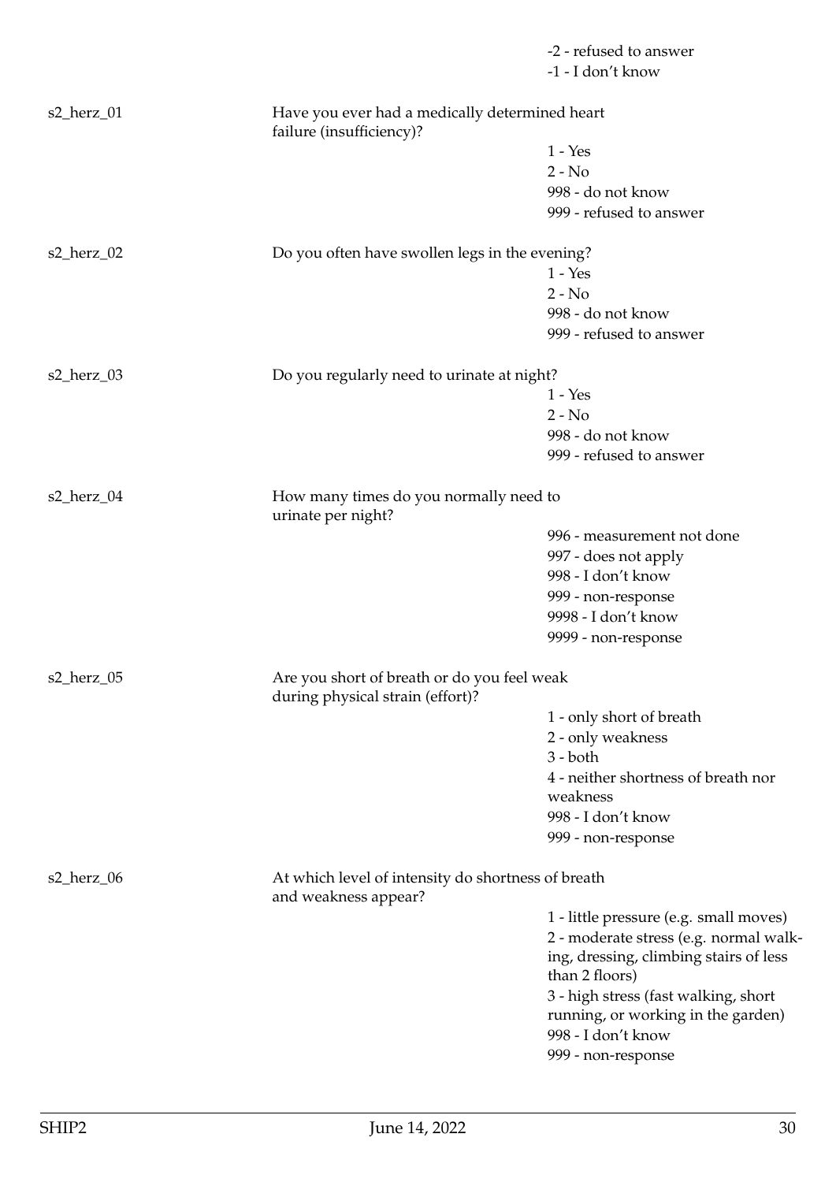-2 - refused to answer
-1 - I don't know

s2_herz_01 Have you ever had a medically determined heart failure (insufficiency)?

1 - Yes
2 - No
998 - do not know
999 - refused to answer

s2_herz_02 Do you often have swollen legs in the evening?

1 - Yes
2 - No
998 - do not know
999 - refused to answer

s2_herz_03 Do you regularly need to urinate at night?

1 - Yes
2 - No
998 - do not know
999 - refused to answer

s2_herz_04 How many times do you normally need to urinate per night?

996 - measurement not done
997 - does not apply
998 - I don't know
999 - non-response
9998 - I don't know
9999 - non-response

s2_herz_05 Are you short of breath or do you feel weak during physical strain (effort)?

1 - only short of breath
2 - only weakness
3 - both
4 - neither shortness of breath nor weakness
998 - I don't know
999 - non-response

s2_herz_06 At which level of intensity do shortness of breath and weakness appear?

1 - little pressure (e.g. small moves)
2 - moderate stress (e.g. normal walking, dressing, climbing stairs of less than 2 floors)
3 - high stress (fast walking, short running, or working in the garden)
998 - I don't know
999 - non-response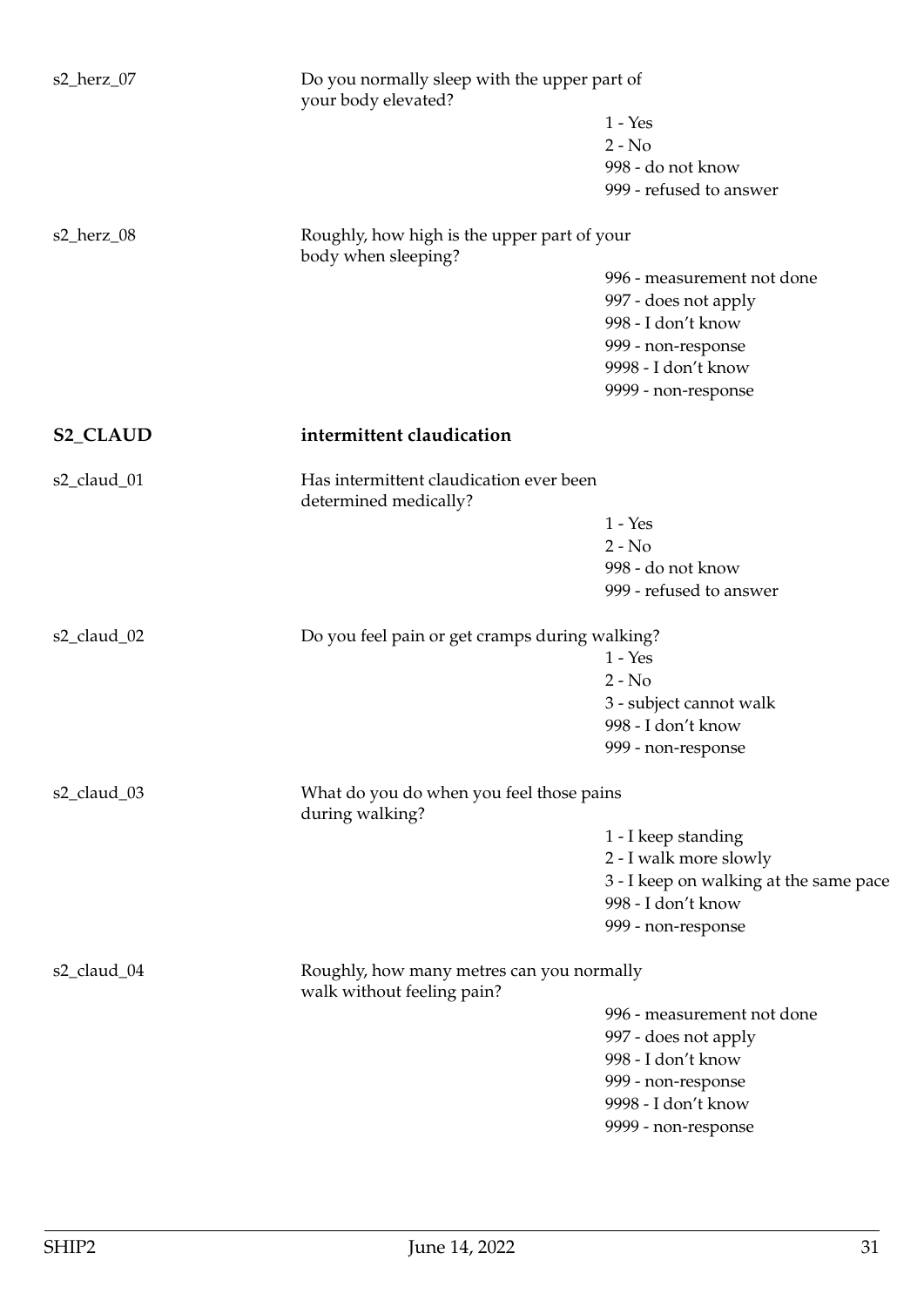s2_herz_07 | Do you normally sleep with the upper part of your body elevated?

- 1 - Yes
- 2 - No
- 998 - do not know
- 999 - refused to answer

s2_herz_08 | Roughly, how high is the upper part of your body when sleeping?

- 996 - measurement not done
- 997 - does not apply
- 998 - I don't know
- 999 - non-response
- 9998 - I don't know
- 9999 - non-response

## S2_CLAUD intermittent claudication

s2_claud_01 | Has intermittent claudication ever been determined medically?

- 1 - Yes
- 2 - No
- 998 - do not know
- 999 - refused to answer

s2_claud_02 | Do you feel pain or get cramps during walking?

- 1 - Yes
- 2 - No
- 3 - subject cannot walk
- 998 - I don't know
- 999 - non-response

s2_claud_03 | What do you do when you feel those pains during walking?

- 1 - I keep standing
- 2 - I walk more slowly
- 3 - I keep on walking at the same pace
- 998 - I don't know
- 999 - non-response

s2_claud_04 | Roughly, how many metres can you normally walk without feeling pain?

- 996 - measurement not done
- 997 - does not apply
- 998 - I don't know
- 999 - non-response
- 9998 - I don't know
- 9999 - non-response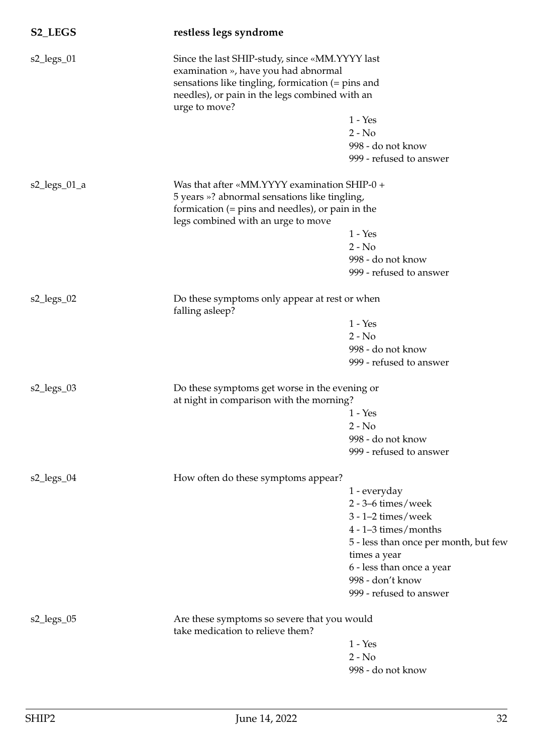## S2_LEGS restless legs syndrome

**s2_legs_01** Since the last SHIP-study, since «MM.YYYY last examination », have you had abnormal sensations like tingling, formication (= pins and needles), or pain in the legs combined with an urge to move?

- 1 - Yes
- 2 - No
- 998 - do not know
- 999 - refused to answer

**s2_legs_01_a** Was that after «MM.YYYY examination SHIP-0 + 5 years »? abnormal sensations like tingling, formication (= pins and needles), or pain in the legs combined with an urge to move

- 1 - Yes
- 2 - No
- 998 - do not know
- 999 - refused to answer

**s2_legs_02** Do these symptoms only appear at rest or when falling asleep?

- 1 - Yes
- 2 - No
- 998 - do not know
- 999 - refused to answer

**s2_legs_03** Do these symptoms get worse in the evening or at night in comparison with the morning?

- 1 - Yes
- 2 - No
- 998 - do not know
- 999 - refused to answer

**s2_legs_04** How often do these symptoms appear?

- 1 - everyday
- 2 - 3–6 times/week
- 3 - 1–2 times/week
- 4 - 1–3 times/months
- 5 - less than once per month, but few times a year
- 6 - less than once a year
- 998 - don't know
- 999 - refused to answer

**s2_legs_05** Are these symptoms so severe that you would take medication to relieve them?

- 1 - Yes
- 2 - No
- 998 - do not know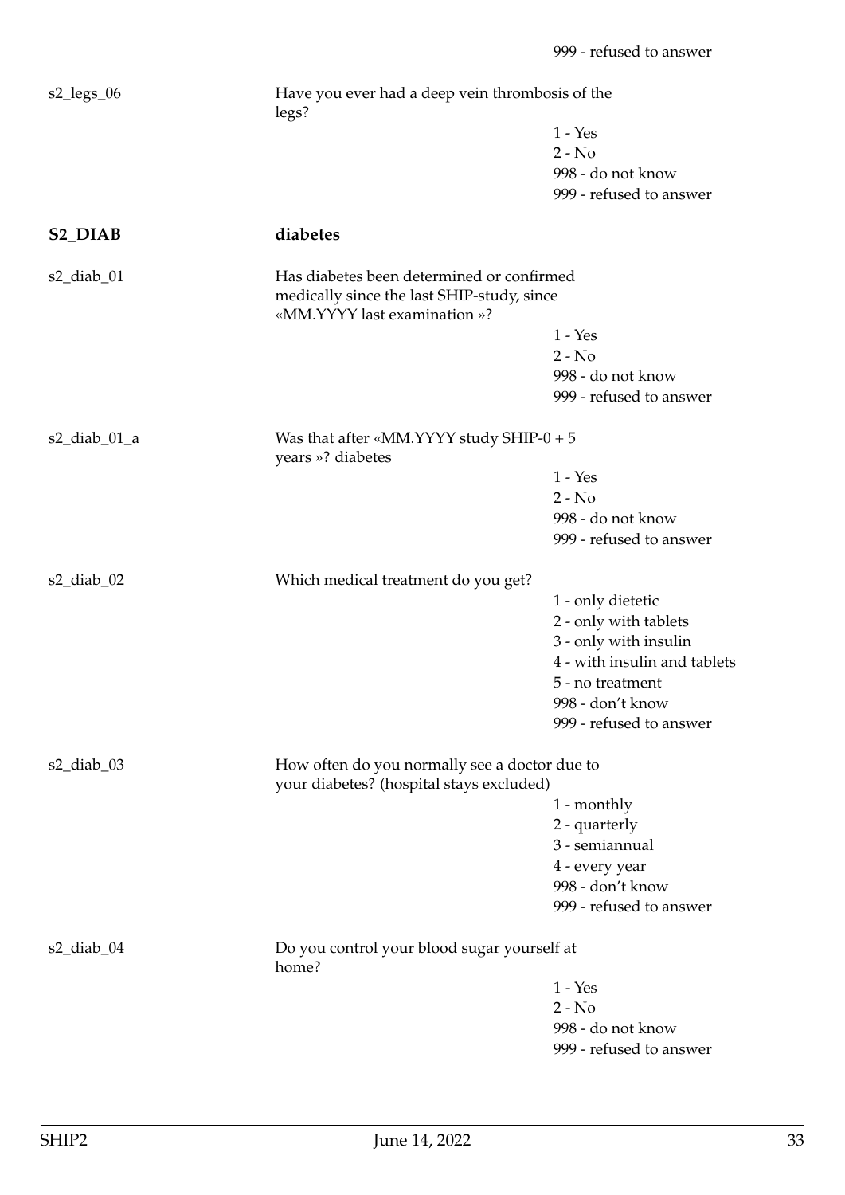999 - refused to answer

s2_legs_06

Have you ever had a deep vein thrombosis of the legs?

1 - Yes
2 - No
998 - do not know
999 - refused to answer

## S2_DIAB diabetes

s2_diab_01

Has diabetes been determined or confirmed medically since the last SHIP-study, since «MM.YYYY last examination »?

1 - Yes
2 - No
998 - do not know
999 - refused to answer

s2_diab_01_a

Was that after «MM.YYYY study SHIP-0 + 5 years »? diabetes

1 - Yes
2 - No
998 - do not know
999 - refused to answer

s2_diab_02

Which medical treatment do you get?

1 - only dietetic
2 - only with tablets
3 - only with insulin
4 - with insulin and tablets
5 - no treatment
998 - don't know
999 - refused to answer

s2_diab_03

How often do you normally see a doctor due to your diabetes? (hospital stays excluded)

1 - monthly
2 - quarterly
3 - semiannual
4 - every year
998 - don't know
999 - refused to answer

s2_diab_04

Do you control your blood sugar yourself at home?

1 - Yes
2 - No
998 - do not know
999 - refused to answer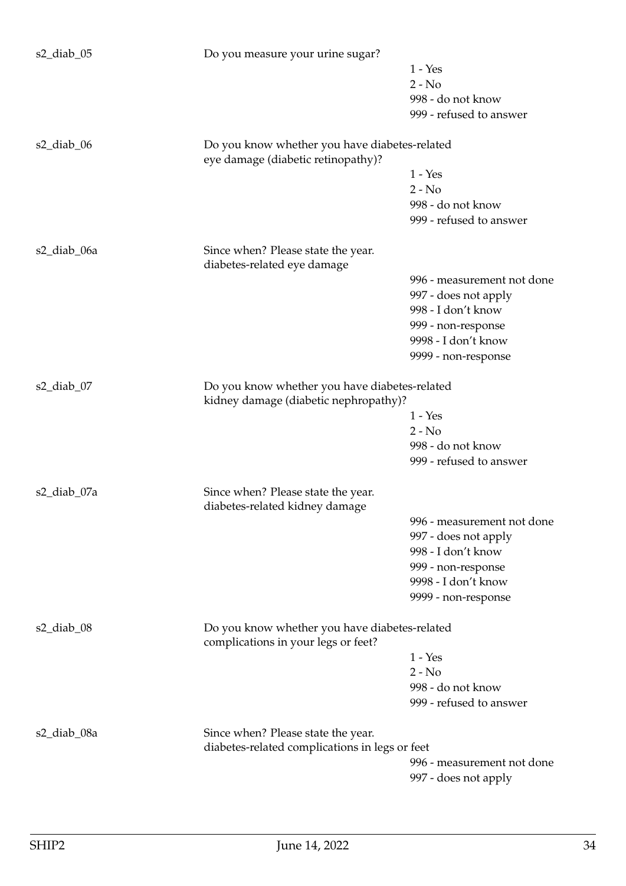s2_diab_05 Do you measure your urine sugar?

- 1 - Yes
- 2 - No
- 998 - do not know
- 999 - refused to answer

s2_diab_06 Do you know whether you have diabetes-related eye damage (diabetic retinopathy)?

- 1 - Yes
- 2 - No
- 998 - do not know
- 999 - refused to answer

s2_diab_06a Since when? Please state the year. diabetes-related eye damage

- 996 - measurement not done
- 997 - does not apply
- 998 - I don't know
- 999 - non-response
- 9998 - I don't know
- 9999 - non-response

s2_diab_07 Do you know whether you have diabetes-related kidney damage (diabetic nephropathy)?

- 1 - Yes
- 2 - No
- 998 - do not know
- 999 - refused to answer

s2_diab_07a Since when? Please state the year. diabetes-related kidney damage

- 996 - measurement not done
- 997 - does not apply
- 998 - I don't know
- 999 - non-response
- 9998 - I don't know
- 9999 - non-response

s2_diab_08 Do you know whether you have diabetes-related complications in your legs or feet?

- 1 - Yes
- 2 - No
- 998 - do not know
- 999 - refused to answer

s2_diab_08a Since when? Please state the year. diabetes-related complications in legs or feet

- 996 - measurement not done
- 997 - does not apply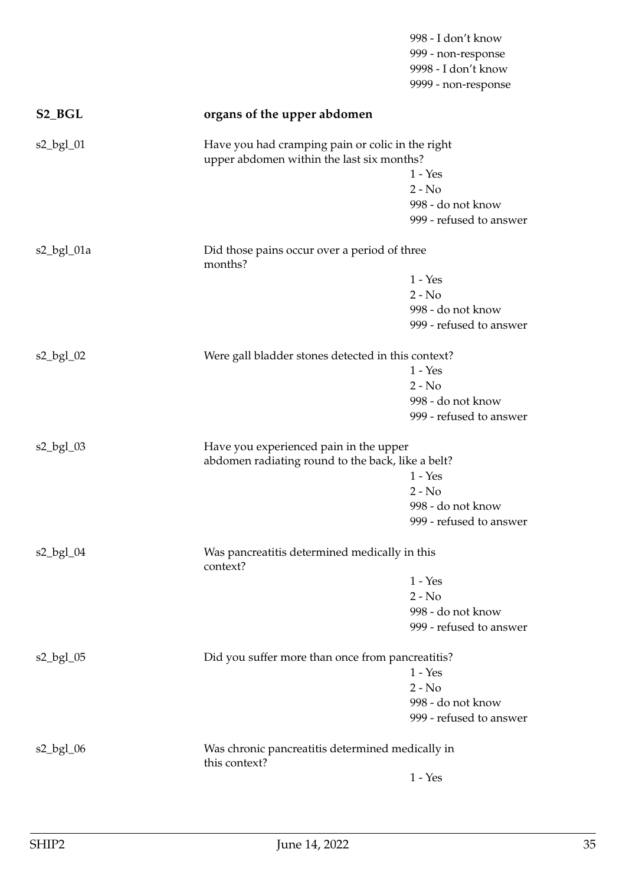998 - I don't know
999 - non-response
9998 - I don't know
9999 - non-response

**S2_BGL** **organs of the upper abdomen**

s2_bgl_01 Have you had cramping pain or colic in the right upper abdomen within the last six months?

1 - Yes
2 - No
998 - do not know
999 - refused to answer

s2_bgl_01a Did those pains occur over a period of three months?

1 - Yes
2 - No
998 - do not know
999 - refused to answer

s2_bgl_02 Were gall bladder stones detected in this context?

1 - Yes
2 - No
998 - do not know
999 - refused to answer

s2_bgl_03 Have you experienced pain in the upper abdomen radiating round to the back, like a belt?

1 - Yes
2 - No
998 - do not know
999 - refused to answer

s2_bgl_04 Was pancreatitis determined medically in this context?

1 - Yes
2 - No
998 - do not know
999 - refused to answer

s2_bgl_05 Did you suffer more than once from pancreatitis?

1 - Yes
2 - No
998 - do not know
999 - refused to answer

s2_bgl_06 Was chronic pancreatitis determined medically in this context?

1 - Yes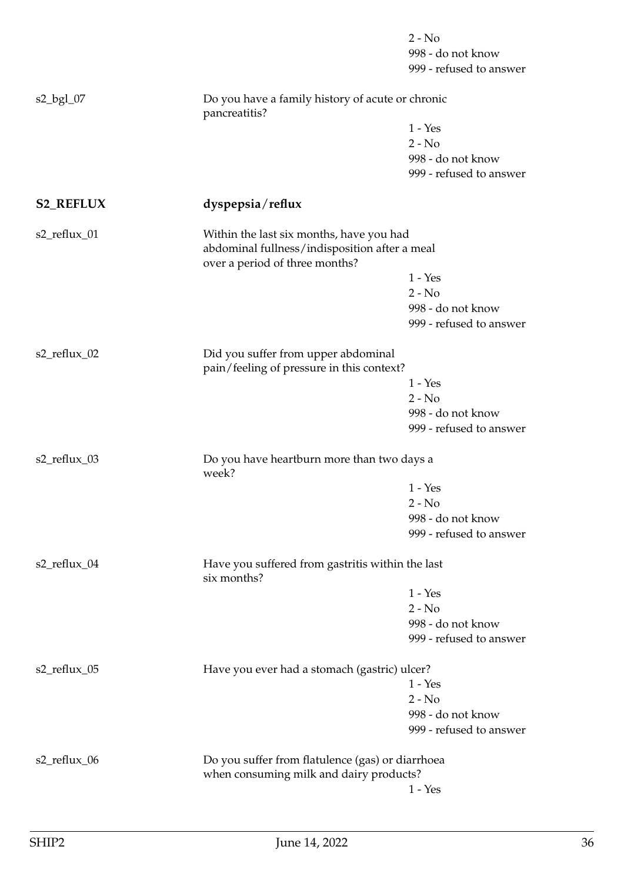2 - No
998 - do not know
999 - refused to answer

s2_bgl_07 — Do you have a family history of acute or chronic pancreatitis?

1 - Yes
2 - No
998 - do not know
999 - refused to answer

**S2_REFLUX** — **dyspepsia/reflux**

s2_reflux_01 — Within the last six months, have you had abdominal fullness/indisposition after a meal over a period of three months?

1 - Yes
2 - No
998 - do not know
999 - refused to answer

s2_reflux_02 — Did you suffer from upper abdominal pain/feeling of pressure in this context?

1 - Yes
2 - No
998 - do not know
999 - refused to answer

s2_reflux_03 — Do you have heartburn more than two days a week?

1 - Yes
2 - No
998 - do not know
999 - refused to answer

s2_reflux_04 — Have you suffered from gastritis within the last six months?

1 - Yes
2 - No
998 - do not know
999 - refused to answer

s2_reflux_05 — Have you ever had a stomach (gastric) ulcer?

1 - Yes
2 - No
998 - do not know
999 - refused to answer

s2_reflux_06 — Do you suffer from flatulence (gas) or diarrhoea when consuming milk and dairy products?

1 - Yes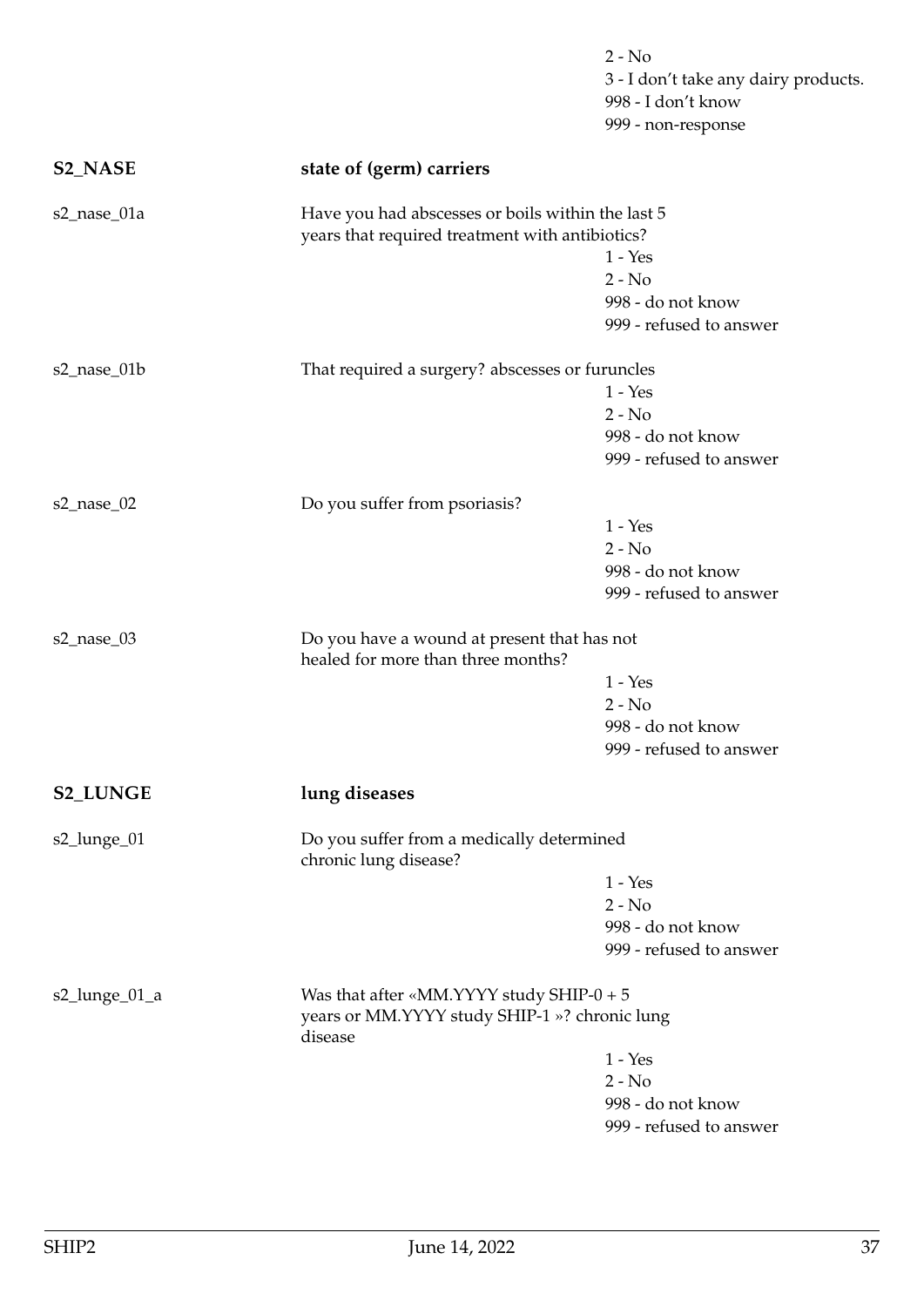2 - No
3 - I don't take any dairy products.
998 - I don't know
999 - non-response

## S2_NASE — state of (germ) carriers

**s2_nase_01a** — Have you had abscesses or boils within the last 5 years that required treatment with antibiotics?

1 - Yes
2 - No
998 - do not know
999 - refused to answer

**s2_nase_01b** — That required a surgery? abscesses or furuncles

1 - Yes
2 - No
998 - do not know
999 - refused to answer

**s2_nase_02** — Do you suffer from psoriasis?

1 - Yes
2 - No
998 - do not know
999 - refused to answer

**s2_nase_03** — Do you have a wound at present that has not healed for more than three months?

1 - Yes
2 - No
998 - do not know
999 - refused to answer

## S2_LUNGE — lung diseases

**s2_lunge_01** — Do you suffer from a medically determined chronic lung disease?

1 - Yes
2 - No
998 - do not know
999 - refused to answer

**s2_lunge_01_a** — Was that after «MM.YYYY study SHIP-0 + 5 years or MM.YYYY study SHIP-1 »? chronic lung disease

1 - Yes
2 - No
998 - do not know
999 - refused to answer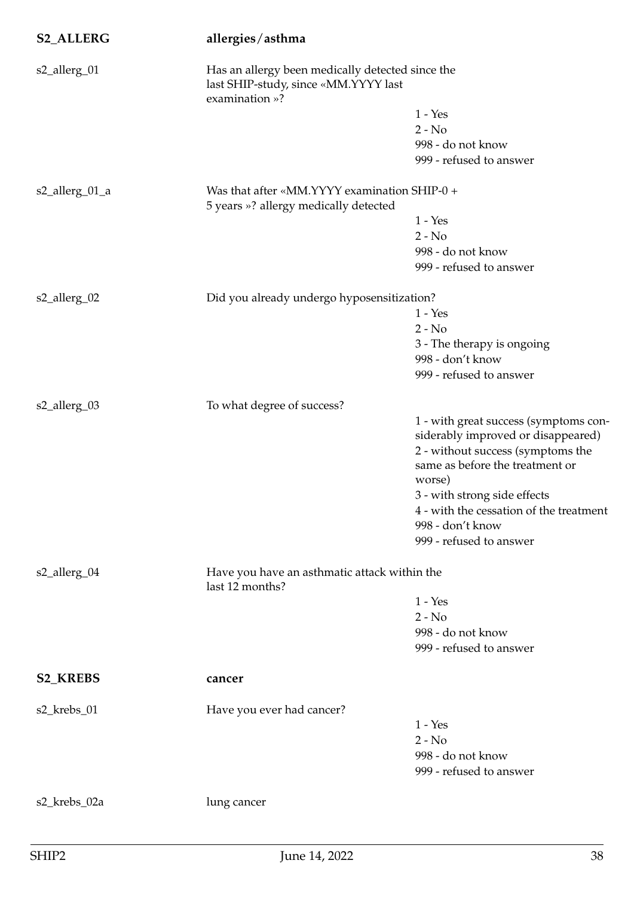**S2_ALLERG** **allergies/asthma**

| | | |
|---|---|---|
| s2_allerg_01 | Has an allergy been medically detected since the last SHIP-study, since «MM.YYYY last examination »? | 1 - Yes<br>2 - No<br>998 - do not know<br>999 - refused to answer |
| s2_allerg_01_a | Was that after «MM.YYYY examination SHIP-0 + 5 years »? allergy medically detected | 1 - Yes<br>2 - No<br>998 - do not know<br>999 - refused to answer |
| s2_allerg_02 | Did you already undergo hyposensitization? | 1 - Yes<br>2 - No<br>3 - The therapy is ongoing<br>998 - don't know<br>999 - refused to answer |
| s2_allerg_03 | To what degree of success? | 1 - with great success (symptoms considerably improved or disappeared)<br>2 - without success (symptoms the same as before the treatment or worse)<br>3 - with strong side effects<br>4 - with the cessation of the treatment<br>998 - don't know<br>999 - refused to answer |
| s2_allerg_04 | Have you have an asthmatic attack within the last 12 months? | 1 - Yes<br>2 - No<br>998 - do not know<br>999 - refused to answer |

**S2_KREBS** **cancer**

| | | |
|---|---|---|
| s2_krebs_01 | Have you ever had cancer? | 1 - Yes<br>2 - No<br>998 - do not know<br>999 - refused to answer |
| s2_krebs_02a | lung cancer | |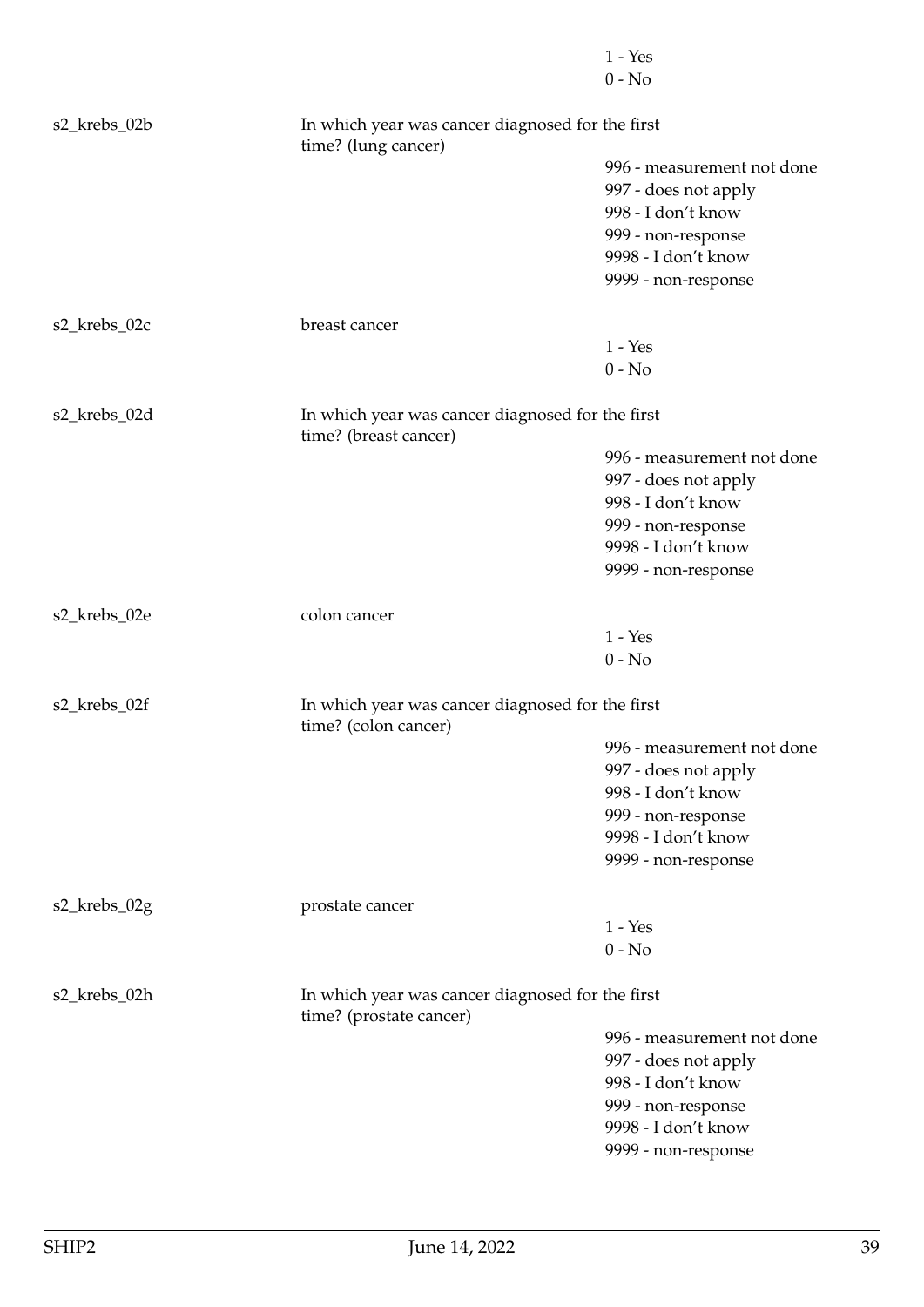| | | |
|---|---|---|
| | | 1 - Yes |
| | | 0 - No |
| s2_krebs_02b | In which year was cancer diagnosed for the first time? (lung cancer) | |
| | | 996 - measurement not done |
| | | 997 - does not apply |
| | | 998 - I don't know |
| | | 999 - non-response |
| | | 9998 - I don't know |
| | | 9999 - non-response |
| s2_krebs_02c | breast cancer | |
| | | 1 - Yes |
| | | 0 - No |
| s2_krebs_02d | In which year was cancer diagnosed for the first time? (breast cancer) | |
| | | 996 - measurement not done |
| | | 997 - does not apply |
| | | 998 - I don't know |
| | | 999 - non-response |
| | | 9998 - I don't know |
| | | 9999 - non-response |
| s2_krebs_02e | colon cancer | |
| | | 1 - Yes |
| | | 0 - No |
| s2_krebs_02f | In which year was cancer diagnosed for the first time? (colon cancer) | |
| | | 996 - measurement not done |
| | | 997 - does not apply |
| | | 998 - I don't know |
| | | 999 - non-response |
| | | 9998 - I don't know |
| | | 9999 - non-response |
| s2_krebs_02g | prostate cancer | |
| | | 1 - Yes |
| | | 0 - No |
| s2_krebs_02h | In which year was cancer diagnosed for the first time? (prostate cancer) | |
| | | 996 - measurement not done |
| | | 997 - does not apply |
| | | 998 - I don't know |
| | | 999 - non-response |
| | | 9998 - I don't know |
| | | 9999 - non-response |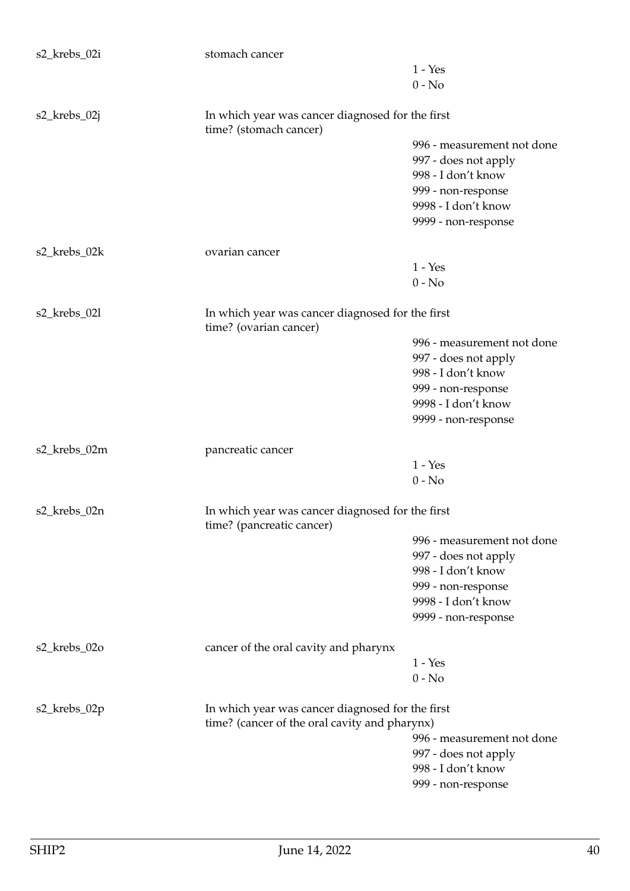| | | |
|---|---|---|
| s2_krebs_02i | stomach cancer | |
| | | 1 - Yes |
| | | 0 - No |
| s2_krebs_02j | In which year was cancer diagnosed for the first time? (stomach cancer) | |
| | | 996 - measurement not done |
| | | 997 - does not apply |
| | | 998 - I don't know |
| | | 999 - non-response |
| | | 9998 - I don't know |
| | | 9999 - non-response |
| s2_krebs_02k | ovarian cancer | |
| | | 1 - Yes |
| | | 0 - No |
| s2_krebs_02l | In which year was cancer diagnosed for the first time? (ovarian cancer) | |
| | | 996 - measurement not done |
| | | 997 - does not apply |
| | | 998 - I don't know |
| | | 999 - non-response |
| | | 9998 - I don't know |
| | | 9999 - non-response |
| s2_krebs_02m | pancreatic cancer | |
| | | 1 - Yes |
| | | 0 - No |
| s2_krebs_02n | In which year was cancer diagnosed for the first time? (pancreatic cancer) | |
| | | 996 - measurement not done |
| | | 997 - does not apply |
| | | 998 - I don't know |
| | | 999 - non-response |
| | | 9998 - I don't know |
| | | 9999 - non-response |
| s2_krebs_02o | cancer of the oral cavity and pharynx | |
| | | 1 - Yes |
| | | 0 - No |
| s2_krebs_02p | In which year was cancer diagnosed for the first time? (cancer of the oral cavity and pharynx) | |
| | | 996 - measurement not done |
| | | 997 - does not apply |
| | | 998 - I don't know |
| | | 999 - non-response |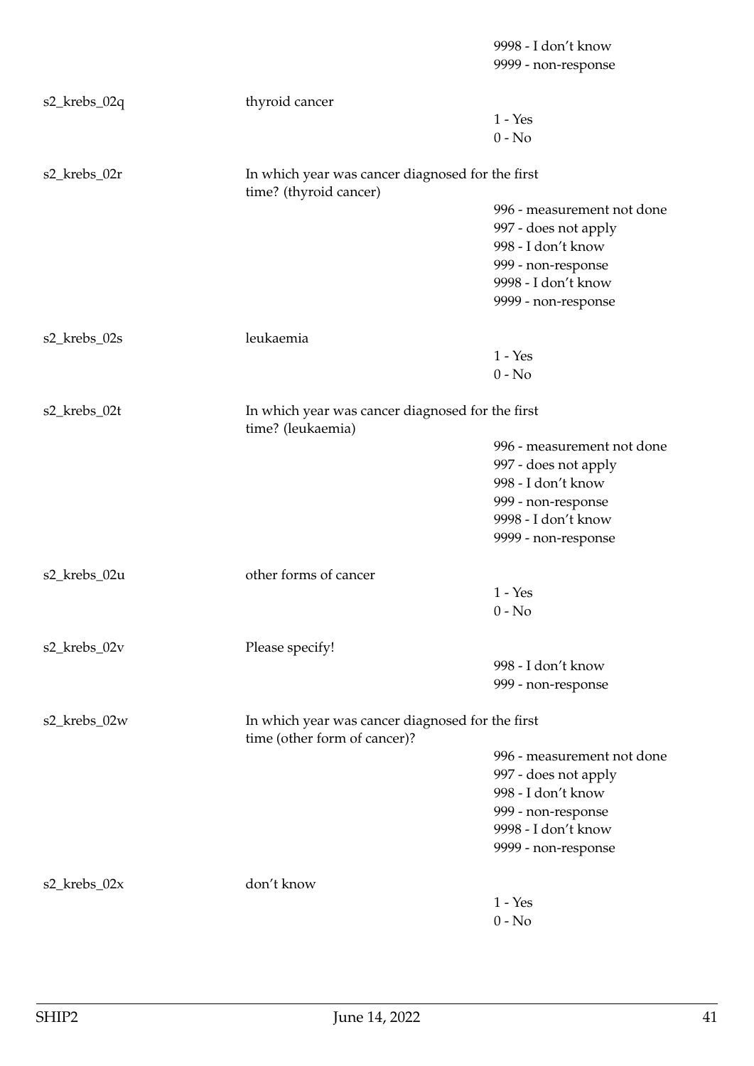| | | |
|---|---|---|
| | | 9998 - I don't know |
| | | 9999 - non-response |
| s2_krebs_02q | thyroid cancer | |
| | | 1 - Yes |
| | | 0 - No |
| s2_krebs_02r | In which year was cancer diagnosed for the first time? (thyroid cancer) | |
| | | 996 - measurement not done |
| | | 997 - does not apply |
| | | 998 - I don't know |
| | | 999 - non-response |
| | | 9998 - I don't know |
| | | 9999 - non-response |
| s2_krebs_02s | leukaemia | |
| | | 1 - Yes |
| | | 0 - No |
| s2_krebs_02t | In which year was cancer diagnosed for the first time? (leukaemia) | |
| | | 996 - measurement not done |
| | | 997 - does not apply |
| | | 998 - I don't know |
| | | 999 - non-response |
| | | 9998 - I don't know |
| | | 9999 - non-response |
| s2_krebs_02u | other forms of cancer | |
| | | 1 - Yes |
| | | 0 - No |
| s2_krebs_02v | Please specify! | |
| | | 998 - I don't know |
| | | 999 - non-response |
| s2_krebs_02w | In which year was cancer diagnosed for the first time (other form of cancer)? | |
| | | 996 - measurement not done |
| | | 997 - does not apply |
| | | 998 - I don't know |
| | | 999 - non-response |
| | | 9998 - I don't know |
| | | 9999 - non-response |
| s2_krebs_02x | don't know | |
| | | 1 - Yes |
| | | 0 - No |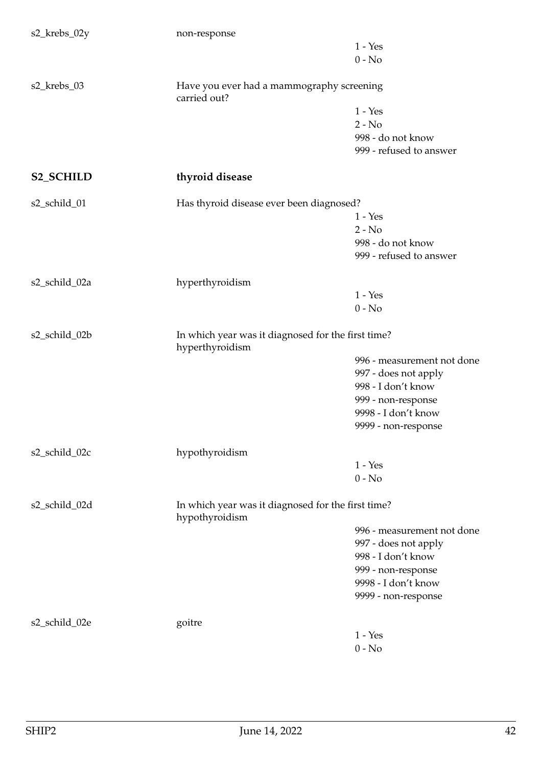s2_krebs_02y non-response

- 1 - Yes
- 0 - No

s2_krebs_03 Have you ever had a mammography screening carried out?

- 1 - Yes
- 2 - No
- 998 - do not know
- 999 - refused to answer

## S2_SCHILD thyroid disease

s2_schild_01 Has thyroid disease ever been diagnosed?

- 1 - Yes
- 2 - No
- 998 - do not know
- 999 - refused to answer

s2_schild_02a hyperthyroidism

- 1 - Yes
- 0 - No

s2_schild_02b In which year was it diagnosed for the first time? hyperthyroidism

- 996 - measurement not done
- 997 - does not apply
- 998 - I don't know
- 999 - non-response
- 9998 - I don't know
- 9999 - non-response

s2_schild_02c hypothyroidism

- 1 - Yes
- 0 - No

s2_schild_02d In which year was it diagnosed for the first time? hypothyroidism

- 996 - measurement not done
- 997 - does not apply
- 998 - I don't know
- 999 - non-response
- 9998 - I don't know
- 9999 - non-response

s2_schild_02e goitre

- 1 - Yes
- 0 - No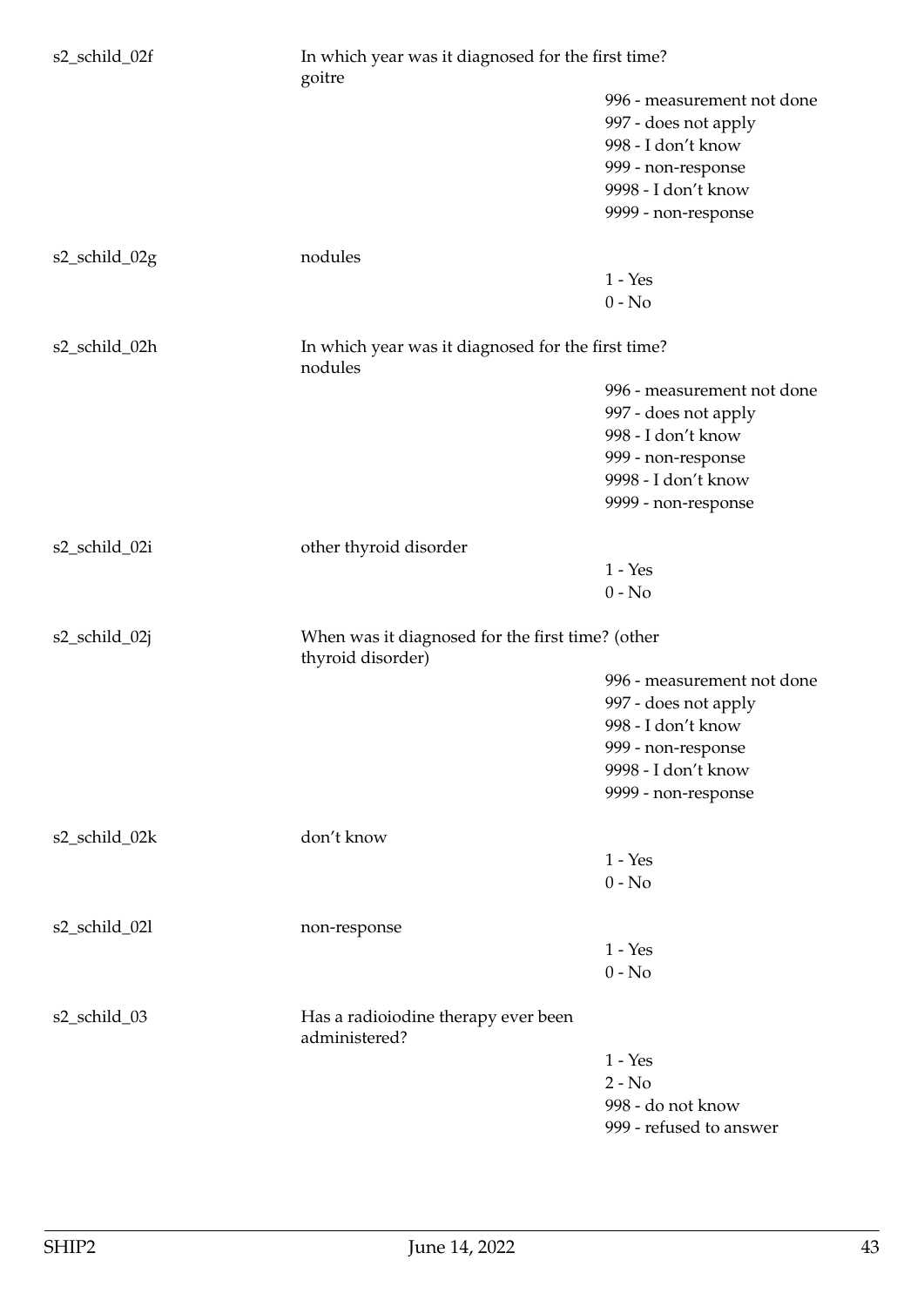| | | |
|---|---|---|
| s2_schild_02f | In which year was it diagnosed for the first time? goitre | |
| | | 996 - measurement not done |
| | | 997 - does not apply |
| | | 998 - I don't know |
| | | 999 - non-response |
| | | 9998 - I don't know |
| | | 9999 - non-response |
| s2_schild_02g | nodules | |
| | | 1 - Yes |
| | | 0 - No |
| s2_schild_02h | In which year was it diagnosed for the first time? nodules | |
| | | 996 - measurement not done |
| | | 997 - does not apply |
| | | 998 - I don't know |
| | | 999 - non-response |
| | | 9998 - I don't know |
| | | 9999 - non-response |
| s2_schild_02i | other thyroid disorder | |
| | | 1 - Yes |
| | | 0 - No |
| s2_schild_02j | When was it diagnosed for the first time? (other thyroid disorder) | |
| | | 996 - measurement not done |
| | | 997 - does not apply |
| | | 998 - I don't know |
| | | 999 - non-response |
| | | 9998 - I don't know |
| | | 9999 - non-response |
| s2_schild_02k | don't know | |
| | | 1 - Yes |
| | | 0 - No |
| s2_schild_02l | non-response | |
| | | 1 - Yes |
| | | 0 - No |
| s2_schild_03 | Has a radioiodine therapy ever been administered? | |
| | | 1 - Yes |
| | | 2 - No |
| | | 998 - do not know |
| | | 999 - refused to answer |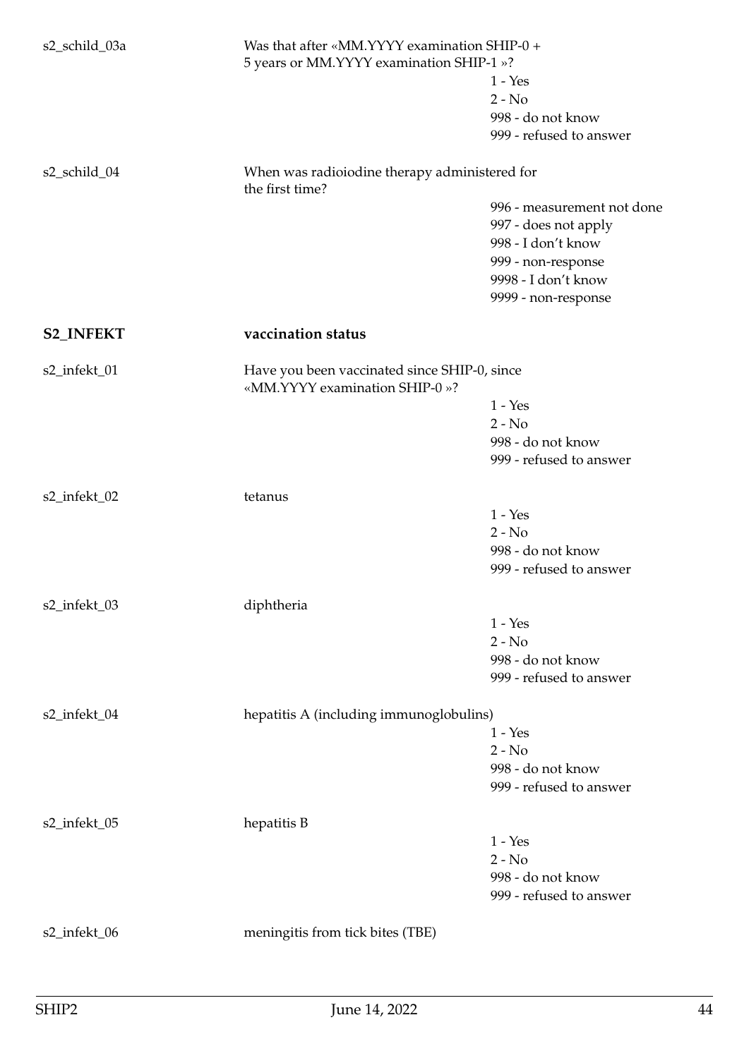s2_schild_03a Was that after «MM.YYYY examination SHIP-0 + 5 years or MM.YYYY examination SHIP-1 »?

- 1 - Yes
- 2 - No
- 998 - do not know
- 999 - refused to answer

s2_schild_04 When was radioiodine therapy administered for the first time?

- 996 - measurement not done
- 997 - does not apply
- 998 - I don't know
- 999 - non-response
- 9998 - I don't know
- 9999 - non-response

**S2_INFEKT** **vaccination status**

s2_infekt_01 Have you been vaccinated since SHIP-0, since «MM.YYYY examination SHIP-0 »?

- 1 - Yes
- 2 - No
- 998 - do not know
- 999 - refused to answer

s2_infekt_02 tetanus

- 1 - Yes
- 2 - No
- 998 - do not know
- 999 - refused to answer

s2_infekt_03 diphtheria

- 1 - Yes
- 2 - No
- 998 - do not know
- 999 - refused to answer

s2_infekt_04 hepatitis A (including immunoglobulins)

- 1 - Yes
- 2 - No
- 998 - do not know
- 999 - refused to answer

s2_infekt_05 hepatitis B

- 1 - Yes
- 2 - No
- 998 - do not know
- 999 - refused to answer

s2_infekt_06 meningitis from tick bites (TBE)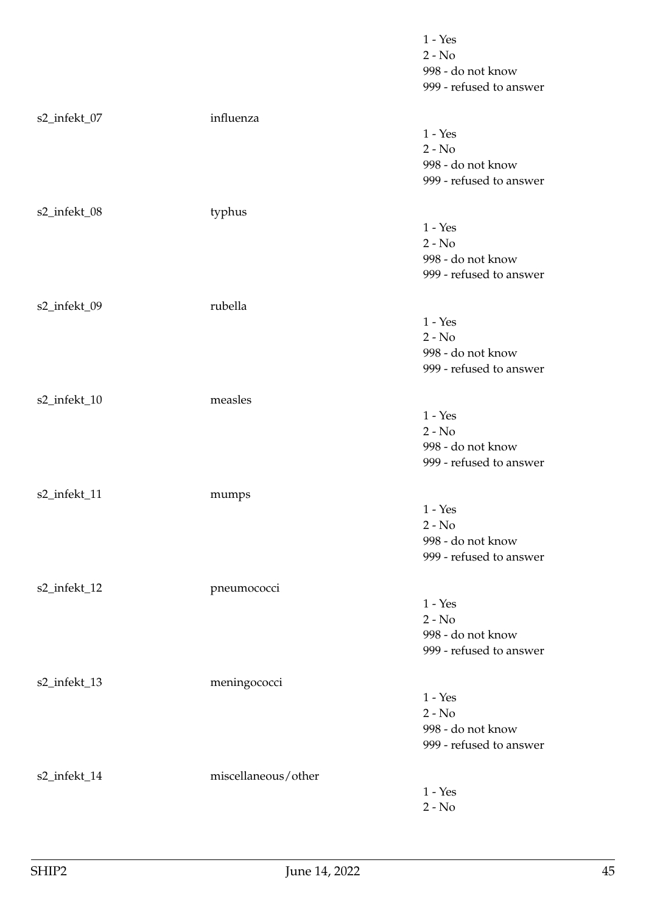1 - Yes
2 - No
998 - do not know
999 - refused to answer

s2_infekt_07 influenza

1 - Yes
2 - No
998 - do not know
999 - refused to answer

s2_infekt_08 typhus

1 - Yes
2 - No
998 - do not know
999 - refused to answer

s2_infekt_09 rubella

1 - Yes
2 - No
998 - do not know
999 - refused to answer

s2_infekt_10 measles

1 - Yes
2 - No
998 - do not know
999 - refused to answer

s2_infekt_11 mumps

1 - Yes
2 - No
998 - do not know
999 - refused to answer

s2_infekt_12 pneumococci

1 - Yes
2 - No
998 - do not know
999 - refused to answer

s2_infekt_13 meningococci

1 - Yes
2 - No
998 - do not know
999 - refused to answer

s2_infekt_14 miscellaneous/other

1 - Yes
2 - No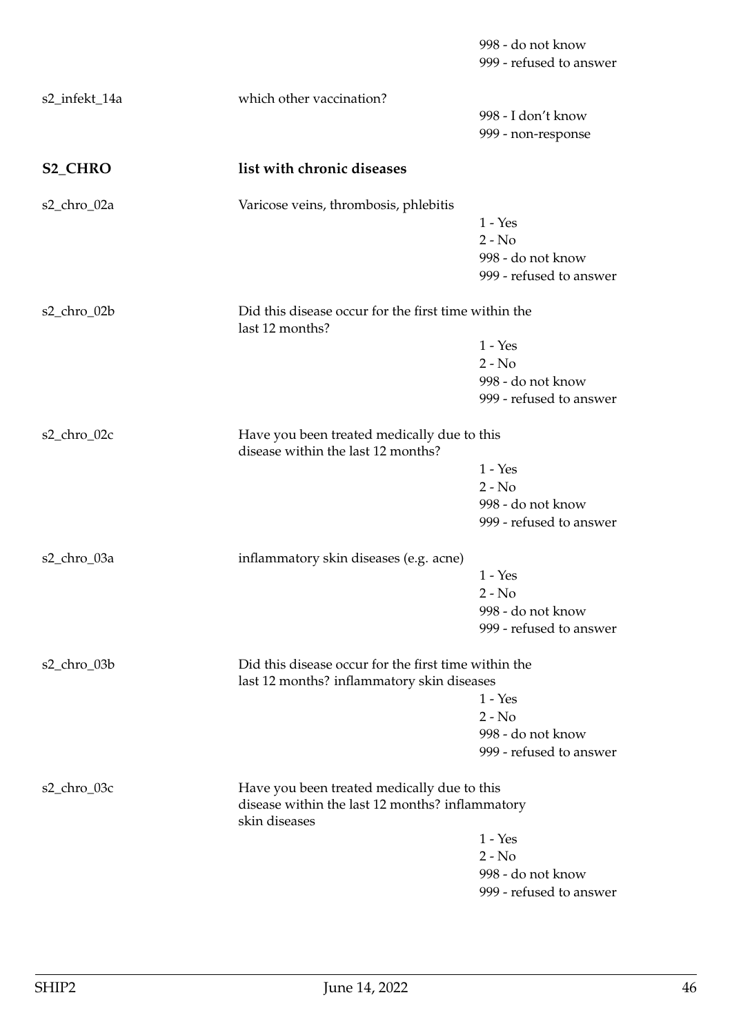| | | |
|---|---|---|
| | | 998 - do not know |
| | | 999 - refused to answer |
| s2_infekt_14a | which other vaccination? | |
| | | 998 - I don't know |
| | | 999 - non-response |

## S2_CHRO list with chronic diseases

| | | |
|---|---|---|
| s2_chro_02a | Varicose veins, thrombosis, phlebitis | |
| | | 1 - Yes |
| | | 2 - No |
| | | 998 - do not know |
| | | 999 - refused to answer |
| s2_chro_02b | Did this disease occur for the first time within the last 12 months? | |
| | | 1 - Yes |
| | | 2 - No |
| | | 998 - do not know |
| | | 999 - refused to answer |
| s2_chro_02c | Have you been treated medically due to this disease within the last 12 months? | |
| | | 1 - Yes |
| | | 2 - No |
| | | 998 - do not know |
| | | 999 - refused to answer |
| s2_chro_03a | inflammatory skin diseases (e.g. acne) | |
| | | 1 - Yes |
| | | 2 - No |
| | | 998 - do not know |
| | | 999 - refused to answer |
| s2_chro_03b | Did this disease occur for the first time within the last 12 months? inflammatory skin diseases | |
| | | 1 - Yes |
| | | 2 - No |
| | | 998 - do not know |
| | | 999 - refused to answer |
| s2_chro_03c | Have you been treated medically due to this disease within the last 12 months? inflammatory skin diseases | |
| | | 1 - Yes |
| | | 2 - No |
| | | 998 - do not know |
| | | 999 - refused to answer |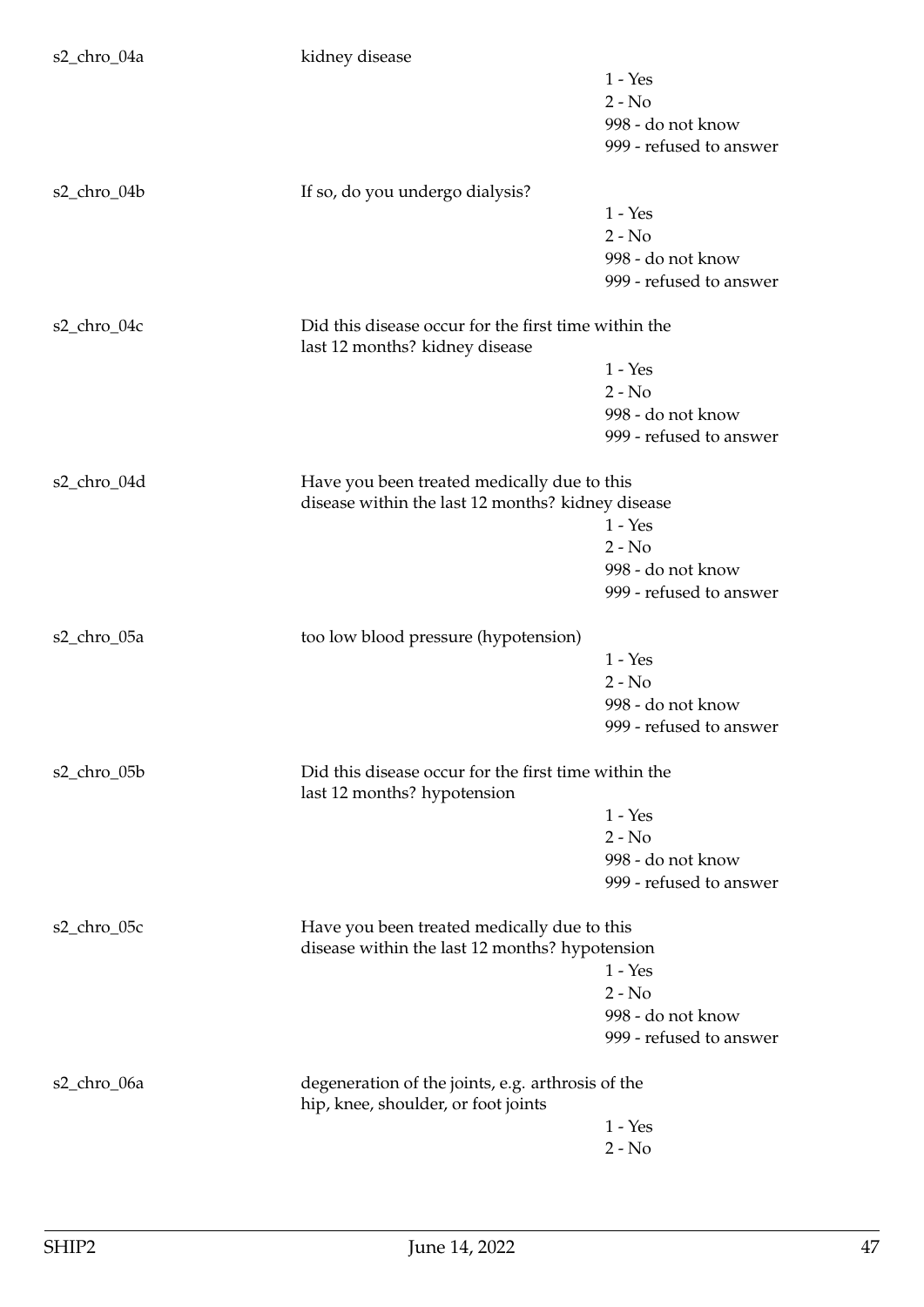s2_chro_04a kidney disease

1 - Yes
2 - No
998 - do not know
999 - refused to answer

s2_chro_04b If so, do you undergo dialysis?

1 - Yes
2 - No
998 - do not know
999 - refused to answer

s2_chro_04c Did this disease occur for the first time within the last 12 months? kidney disease

1 - Yes
2 - No
998 - do not know
999 - refused to answer

s2_chro_04d Have you been treated medically due to this disease within the last 12 months? kidney disease

1 - Yes
2 - No
998 - do not know
999 - refused to answer

s2_chro_05a too low blood pressure (hypotension)

1 - Yes
2 - No
998 - do not know
999 - refused to answer

s2_chro_05b Did this disease occur for the first time within the last 12 months? hypotension

1 - Yes
2 - No
998 - do not know
999 - refused to answer

s2_chro_05c Have you been treated medically due to this disease within the last 12 months? hypotension

1 - Yes
2 - No
998 - do not know
999 - refused to answer

s2_chro_06a degeneration of the joints, e.g. arthrosis of the hip, knee, shoulder, or foot joints

1 - Yes
2 - No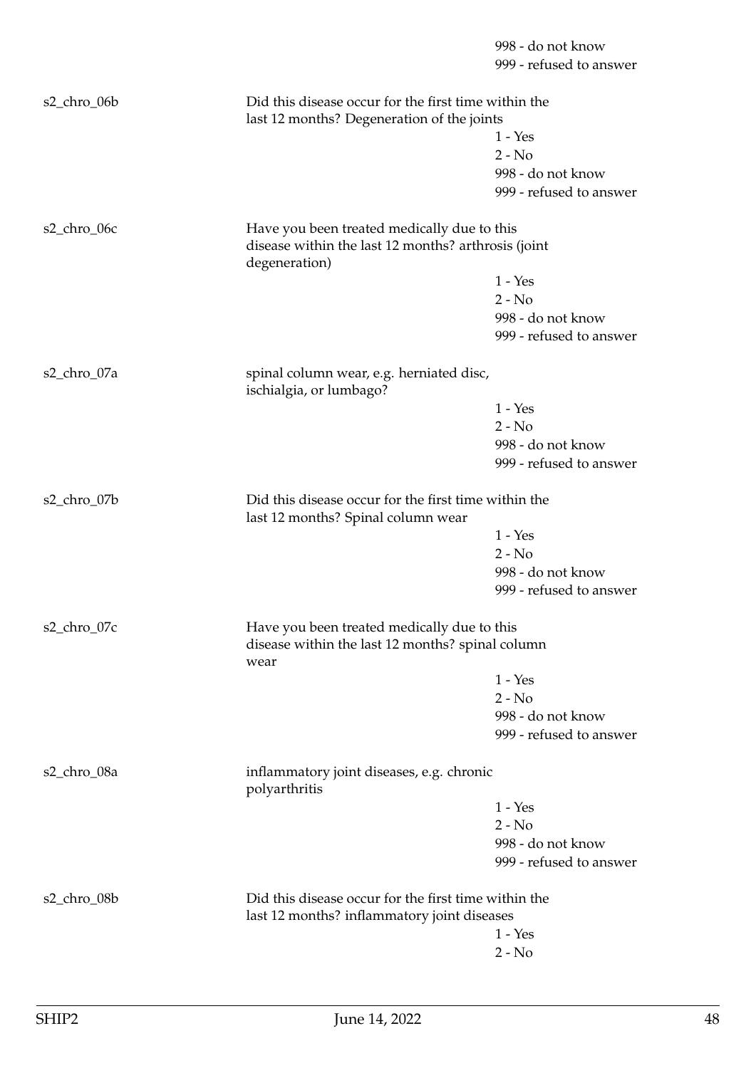998 - do not know
999 - refused to answer

s2_chro_06b

Did this disease occur for the first time within the last 12 months? Degeneration of the joints

1 - Yes
2 - No
998 - do not know
999 - refused to answer

s2_chro_06c

Have you been treated medically due to this disease within the last 12 months? arthrosis (joint degeneration)

1 - Yes
2 - No
998 - do not know
999 - refused to answer

s2_chro_07a

spinal column wear, e.g. herniated disc, ischialgia, or lumbago?

1 - Yes
2 - No
998 - do not know
999 - refused to answer

s2_chro_07b

Did this disease occur for the first time within the last 12 months? Spinal column wear

1 - Yes
2 - No
998 - do not know
999 - refused to answer

s2_chro_07c

Have you been treated medically due to this disease within the last 12 months? spinal column wear

1 - Yes
2 - No
998 - do not know
999 - refused to answer

s2_chro_08a

inflammatory joint diseases, e.g. chronic polyarthritis

1 - Yes
2 - No
998 - do not know
999 - refused to answer

s2_chro_08b

Did this disease occur for the first time within the last 12 months? inflammatory joint diseases

1 - Yes
2 - No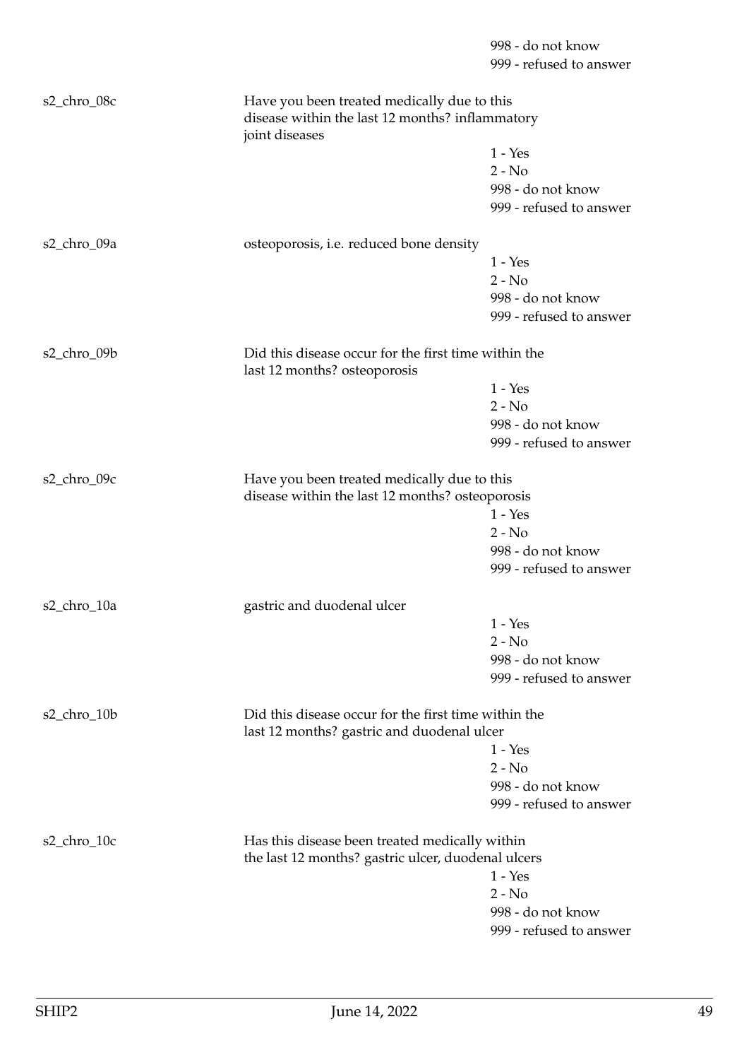998 - do not know
999 - refused to answer

s2_chro_08c

Have you been treated medically due to this disease within the last 12 months? inflammatory joint diseases

1 - Yes
2 - No
998 - do not know
999 - refused to answer

s2_chro_09a

osteoporosis, i.e. reduced bone density

1 - Yes
2 - No
998 - do not know
999 - refused to answer

s2_chro_09b

Did this disease occur for the first time within the last 12 months? osteoporosis

1 - Yes
2 - No
998 - do not know
999 - refused to answer

s2_chro_09c

Have you been treated medically due to this disease within the last 12 months? osteoporosis

1 - Yes
2 - No
998 - do not know
999 - refused to answer

s2_chro_10a

gastric and duodenal ulcer

1 - Yes
2 - No
998 - do not know
999 - refused to answer

s2_chro_10b

Did this disease occur for the first time within the last 12 months? gastric and duodenal ulcer

1 - Yes
2 - No
998 - do not know
999 - refused to answer

s2_chro_10c

Has this disease been treated medically within the last 12 months? gastric ulcer, duodenal ulcers

1 - Yes
2 - No
998 - do not know
999 - refused to answer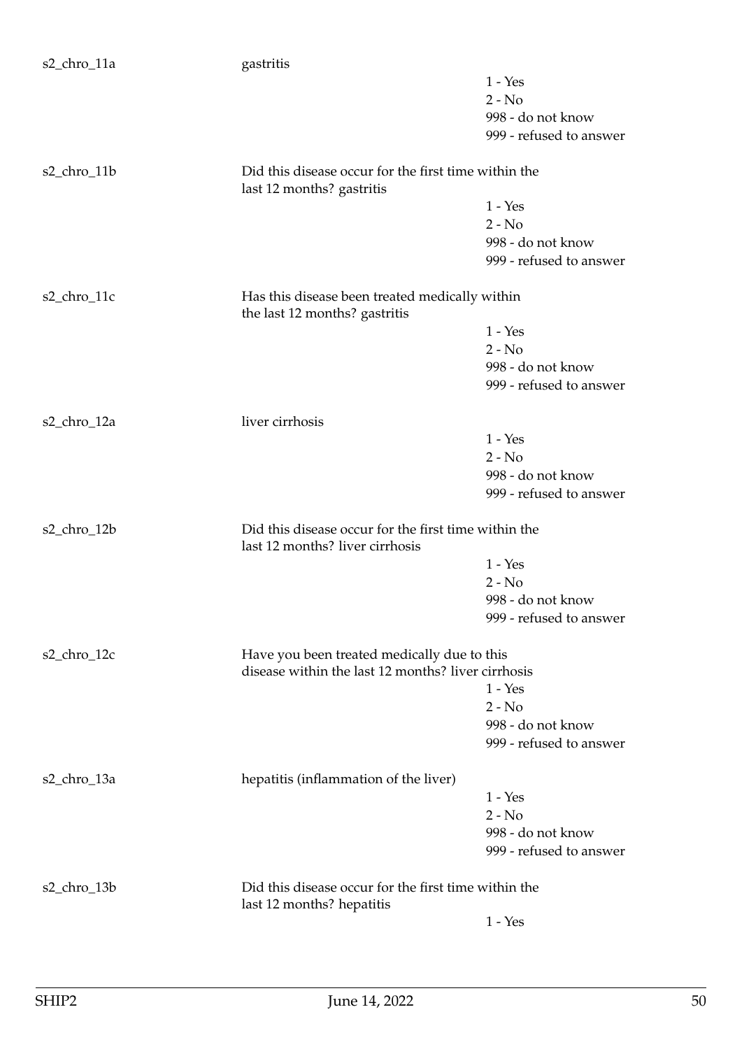s2_chro_11a gastritis

1 - Yes
2 - No
998 - do not know
999 - refused to answer

s2_chro_11b Did this disease occur for the first time within the last 12 months? gastritis

1 - Yes
2 - No
998 - do not know
999 - refused to answer

s2_chro_11c Has this disease been treated medically within the last 12 months? gastritis

1 - Yes
2 - No
998 - do not know
999 - refused to answer

s2_chro_12a liver cirrhosis

1 - Yes
2 - No
998 - do not know
999 - refused to answer

s2_chro_12b Did this disease occur for the first time within the last 12 months? liver cirrhosis

1 - Yes
2 - No
998 - do not know
999 - refused to answer

s2_chro_12c Have you been treated medically due to this disease within the last 12 months? liver cirrhosis

1 - Yes
2 - No
998 - do not know
999 - refused to answer

s2_chro_13a hepatitis (inflammation of the liver)

1 - Yes
2 - No
998 - do not know
999 - refused to answer

s2_chro_13b Did this disease occur for the first time within the last 12 months? hepatitis

1 - Yes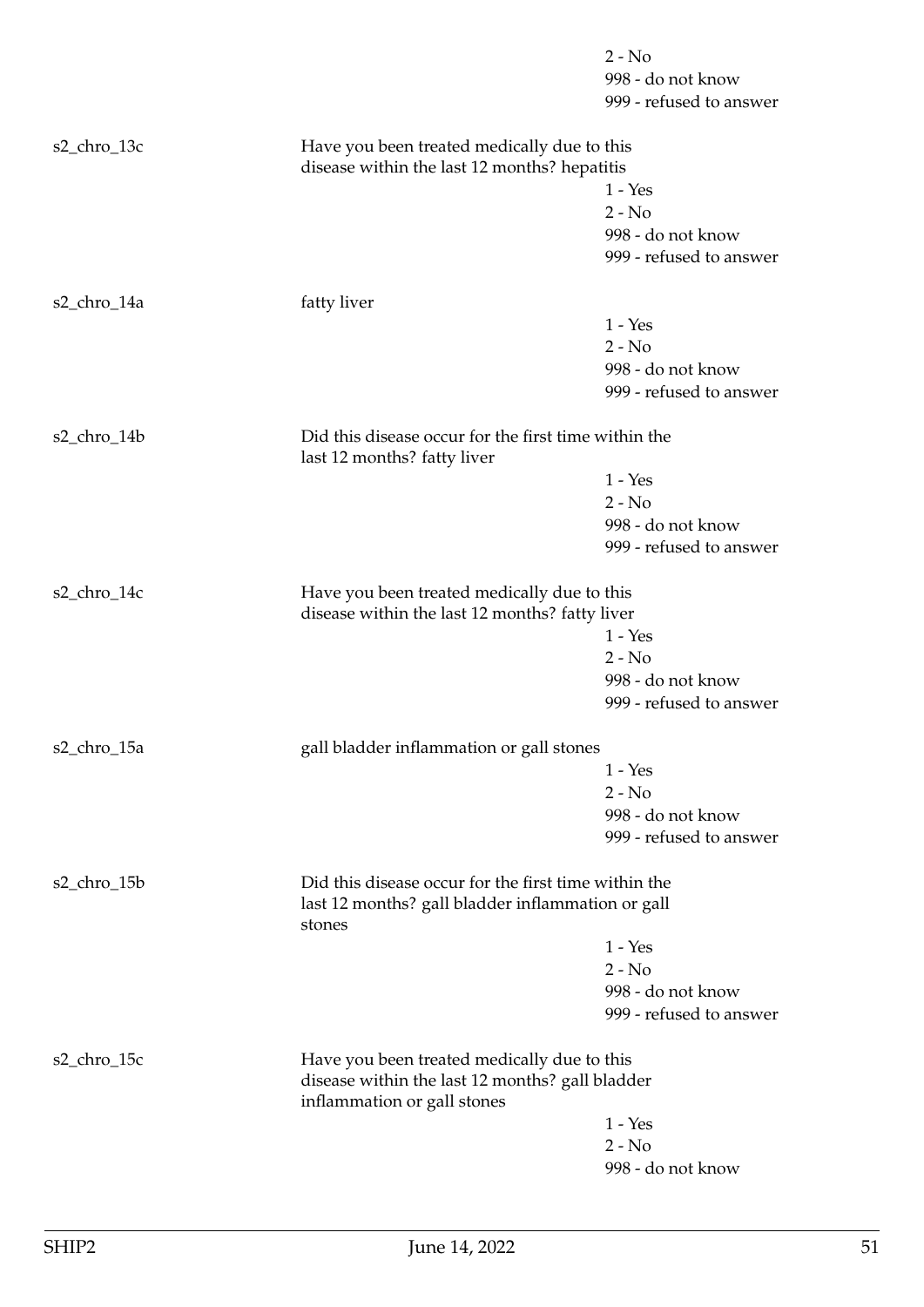2 - No
998 - do not know
999 - refused to answer

s2_chro_13c | Have you been treated medically due to this disease within the last 12 months? hepatitis

1 - Yes
2 - No
998 - do not know
999 - refused to answer

s2_chro_14a | fatty liver

1 - Yes
2 - No
998 - do not know
999 - refused to answer

s2_chro_14b | Did this disease occur for the first time within the last 12 months? fatty liver

1 - Yes
2 - No
998 - do not know
999 - refused to answer

s2_chro_14c | Have you been treated medically due to this disease within the last 12 months? fatty liver

1 - Yes
2 - No
998 - do not know
999 - refused to answer

s2_chro_15a | gall bladder inflammation or gall stones

1 - Yes
2 - No
998 - do not know
999 - refused to answer

s2_chro_15b | Did this disease occur for the first time within the last 12 months? gall bladder inflammation or gall stones

1 - Yes
2 - No
998 - do not know
999 - refused to answer

s2_chro_15c | Have you been treated medically due to this disease within the last 12 months? gall bladder inflammation or gall stones

1 - Yes
2 - No
998 - do not know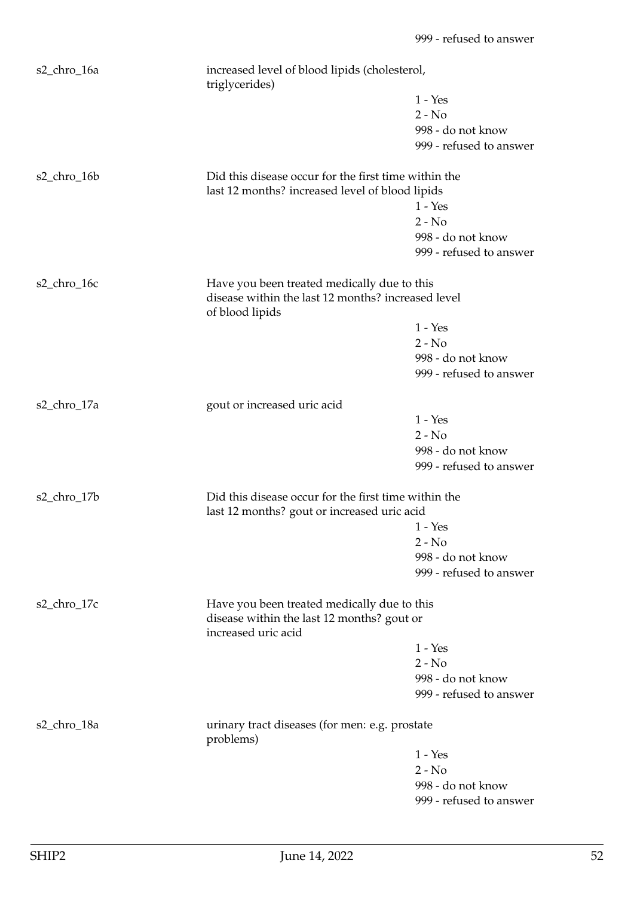999 - refused to answer

s2_chro_16a

increased level of blood lipids (cholesterol, triglycerides)

1 - Yes
2 - No
998 - do not know
999 - refused to answer

s2_chro_16b

Did this disease occur for the first time within the last 12 months? increased level of blood lipids

1 - Yes
2 - No
998 - do not know
999 - refused to answer

s2_chro_16c

Have you been treated medically due to this disease within the last 12 months? increased level of blood lipids

1 - Yes
2 - No
998 - do not know
999 - refused to answer

s2_chro_17a

gout or increased uric acid

1 - Yes
2 - No
998 - do not know
999 - refused to answer

s2_chro_17b

Did this disease occur for the first time within the last 12 months? gout or increased uric acid

1 - Yes
2 - No
998 - do not know
999 - refused to answer

s2_chro_17c

Have you been treated medically due to this disease within the last 12 months? gout or increased uric acid

1 - Yes
2 - No
998 - do not know
999 - refused to answer

s2_chro_18a

urinary tract diseases (for men: e.g. prostate problems)

1 - Yes
2 - No
998 - do not know
999 - refused to answer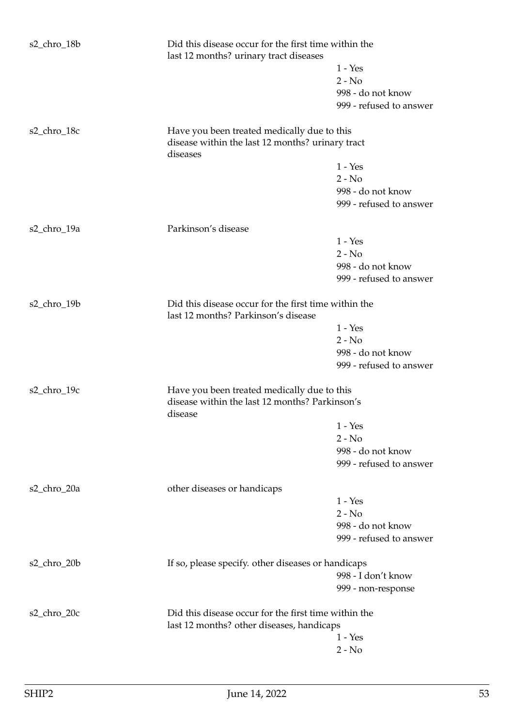s2_chro_18b — Did this disease occur for the first time within the last 12 months? urinary tract diseases

- 1 - Yes
- 2 - No
- 998 - do not know
- 999 - refused to answer

s2_chro_18c — Have you been treated medically due to this disease within the last 12 months? urinary tract diseases

- 1 - Yes
- 2 - No
- 998 - do not know
- 999 - refused to answer

s2_chro_19a — Parkinson's disease

- 1 - Yes
- 2 - No
- 998 - do not know
- 999 - refused to answer

s2_chro_19b — Did this disease occur for the first time within the last 12 months? Parkinson's disease

- 1 - Yes
- 2 - No
- 998 - do not know
- 999 - refused to answer

s2_chro_19c — Have you been treated medically due to this disease within the last 12 months? Parkinson's disease

- 1 - Yes
- 2 - No
- 998 - do not know
- 999 - refused to answer

s2_chro_20a — other diseases or handicaps

- 1 - Yes
- 2 - No
- 998 - do not know
- 999 - refused to answer

s2_chro_20b — If so, please specify. other diseases or handicaps

- 998 - I don't know
- 999 - non-response

s2_chro_20c — Did this disease occur for the first time within the last 12 months? other diseases, handicaps

- 1 - Yes
- 2 - No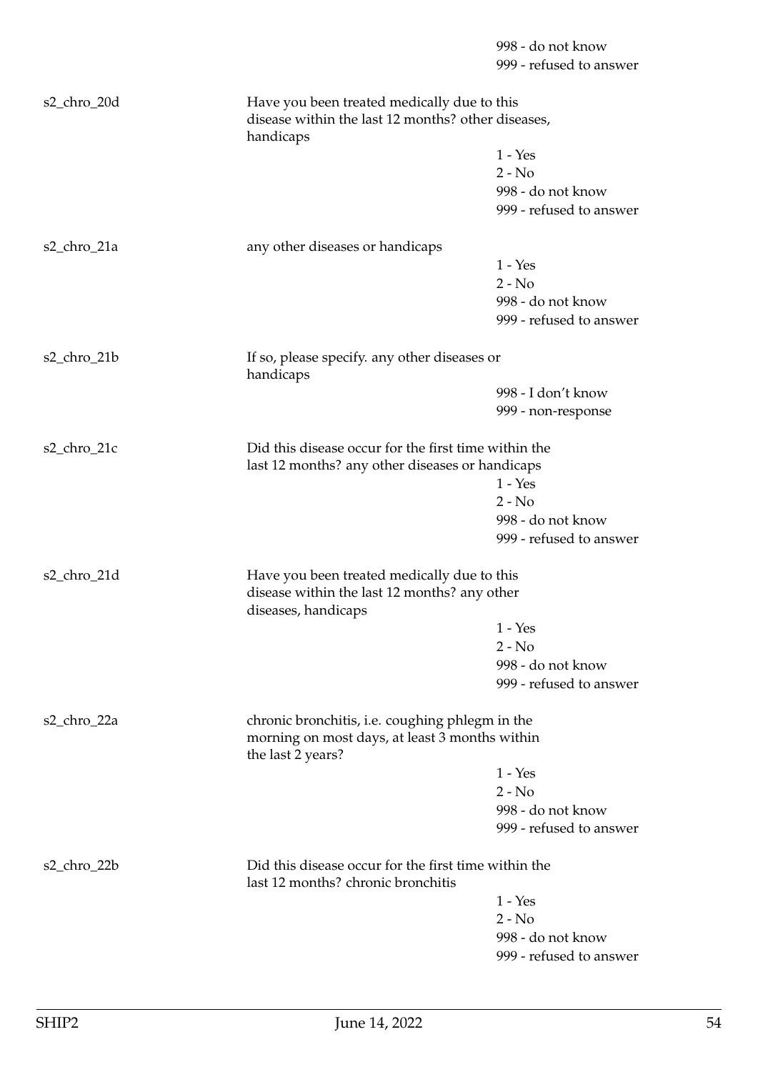| | | |
|---|---|---|
| | | 998 - do not know |
| | | 999 - refused to answer |
| s2_chro_20d | Have you been treated medically due to this disease within the last 12 months? other diseases, handicaps | |
| | | 1 - Yes |
| | | 2 - No |
| | | 998 - do not know |
| | | 999 - refused to answer |
| s2_chro_21a | any other diseases or handicaps | |
| | | 1 - Yes |
| | | 2 - No |
| | | 998 - do not know |
| | | 999 - refused to answer |
| s2_chro_21b | If so, please specify. any other diseases or handicaps | |
| | | 998 - I don't know |
| | | 999 - non-response |
| s2_chro_21c | Did this disease occur for the first time within the last 12 months? any other diseases or handicaps | |
| | | 1 - Yes |
| | | 2 - No |
| | | 998 - do not know |
| | | 999 - refused to answer |
| s2_chro_21d | Have you been treated medically due to this disease within the last 12 months? any other diseases, handicaps | |
| | | 1 - Yes |
| | | 2 - No |
| | | 998 - do not know |
| | | 999 - refused to answer |
| s2_chro_22a | chronic bronchitis, i.e. coughing phlegm in the morning on most days, at least 3 months within the last 2 years? | |
| | | 1 - Yes |
| | | 2 - No |
| | | 998 - do not know |
| | | 999 - refused to answer |
| s2_chro_22b | Did this disease occur for the first time within the last 12 months? chronic bronchitis | |
| | | 1 - Yes |
| | | 2 - No |
| | | 998 - do not know |
| | | 999 - refused to answer |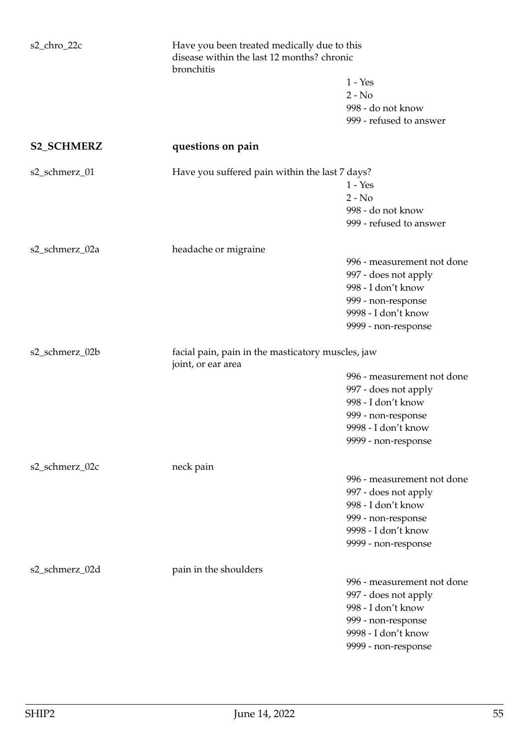s2_chro_22c | Have you been treated medically due to this disease within the last 12 months? chronic bronchitis

- 1 - Yes
- 2 - No
- 998 - do not know
- 999 - refused to answer

## S2_SCHMERZ — questions on pain

s2_schmerz_01 | Have you suffered pain within the last 7 days?

- 1 - Yes
- 2 - No
- 998 - do not know
- 999 - refused to answer

s2_schmerz_02a | headache or migraine

- 996 - measurement not done
- 997 - does not apply
- 998 - I don't know
- 999 - non-response
- 9998 - I don't know
- 9999 - non-response

s2_schmerz_02b | facial pain, pain in the masticatory muscles, jaw joint, or ear area

- 996 - measurement not done
- 997 - does not apply
- 998 - I don't know
- 999 - non-response
- 9998 - I don't know
- 9999 - non-response

s2_schmerz_02c | neck pain

- 996 - measurement not done
- 997 - does not apply
- 998 - I don't know
- 999 - non-response
- 9998 - I don't know
- 9999 - non-response

s2_schmerz_02d | pain in the shoulders

- 996 - measurement not done
- 997 - does not apply
- 998 - I don't know
- 999 - non-response
- 9998 - I don't know
- 9999 - non-response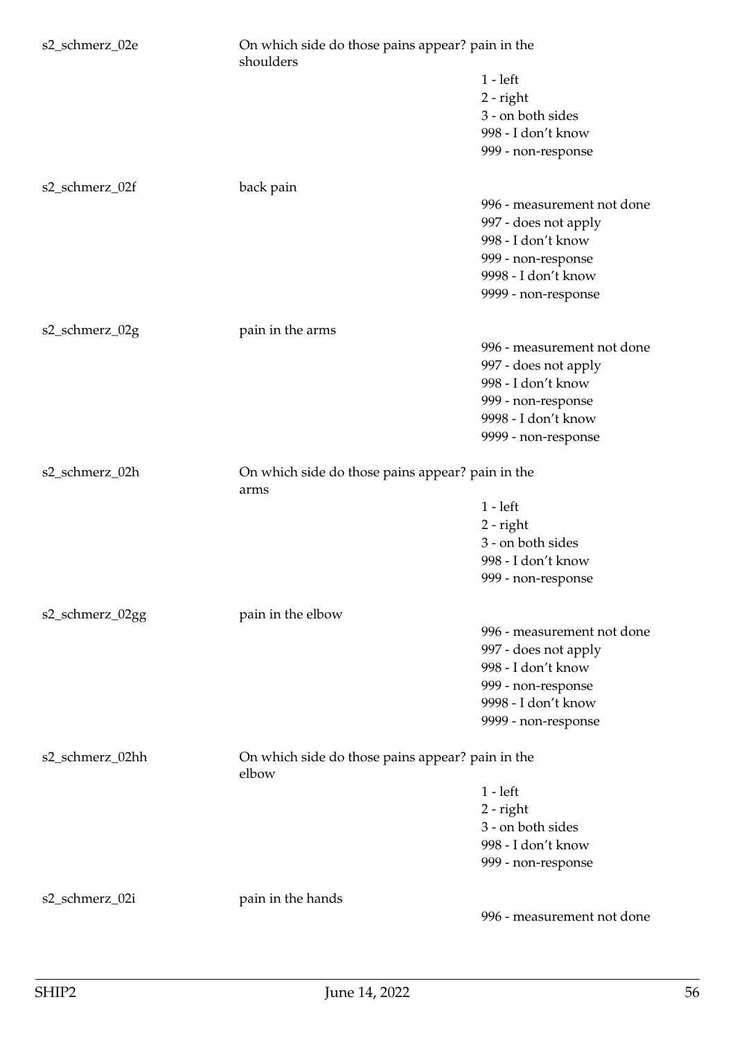s2_schmerz_02e	On which side do those pains appear? pain in the shoulders

- 1 - left
- 2 - right
- 3 - on both sides
- 998 - I don't know
- 999 - non-response

s2_schmerz_02f	back pain

- 996 - measurement not done
- 997 - does not apply
- 998 - I don't know
- 999 - non-response
- 9998 - I don't know
- 9999 - non-response

s2_schmerz_02g	pain in the arms

- 996 - measurement not done
- 997 - does not apply
- 998 - I don't know
- 999 - non-response
- 9998 - I don't know
- 9999 - non-response

s2_schmerz_02h	On which side do those pains appear? pain in the arms

- 1 - left
- 2 - right
- 3 - on both sides
- 998 - I don't know
- 999 - non-response

s2_schmerz_02gg	pain in the elbow

- 996 - measurement not done
- 997 - does not apply
- 998 - I don't know
- 999 - non-response
- 9998 - I don't know
- 9999 - non-response

s2_schmerz_02hh	On which side do those pains appear? pain in the elbow

- 1 - left
- 2 - right
- 3 - on both sides
- 998 - I don't know
- 999 - non-response

s2_schmerz_02i	pain in the hands

- 996 - measurement not done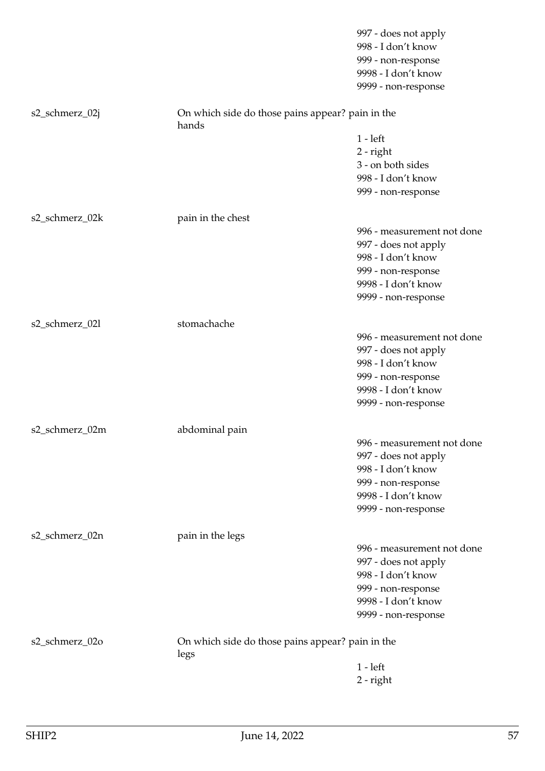| | | |
|---|---|---|
| | | 997 - does not apply |
| | | 998 - I don't know |
| | | 999 - non-response |
| | | 9998 - I don't know |
| | | 9999 - non-response |
| s2_schmerz_02j | On which side do those pains appear? pain in the hands | |
| | | 1 - left |
| | | 2 - right |
| | | 3 - on both sides |
| | | 998 - I don't know |
| | | 999 - non-response |
| s2_schmerz_02k | pain in the chest | |
| | | 996 - measurement not done |
| | | 997 - does not apply |
| | | 998 - I don't know |
| | | 999 - non-response |
| | | 9998 - I don't know |
| | | 9999 - non-response |
| s2_schmerz_02l | stomachache | |
| | | 996 - measurement not done |
| | | 997 - does not apply |
| | | 998 - I don't know |
| | | 999 - non-response |
| | | 9998 - I don't know |
| | | 9999 - non-response |
| s2_schmerz_02m | abdominal pain | |
| | | 996 - measurement not done |
| | | 997 - does not apply |
| | | 998 - I don't know |
| | | 999 - non-response |
| | | 9998 - I don't know |
| | | 9999 - non-response |
| s2_schmerz_02n | pain in the legs | |
| | | 996 - measurement not done |
| | | 997 - does not apply |
| | | 998 - I don't know |
| | | 999 - non-response |
| | | 9998 - I don't know |
| | | 9999 - non-response |
| s2_schmerz_02o | On which side do those pains appear? pain in the legs | |
| | | 1 - left |
| | | 2 - right |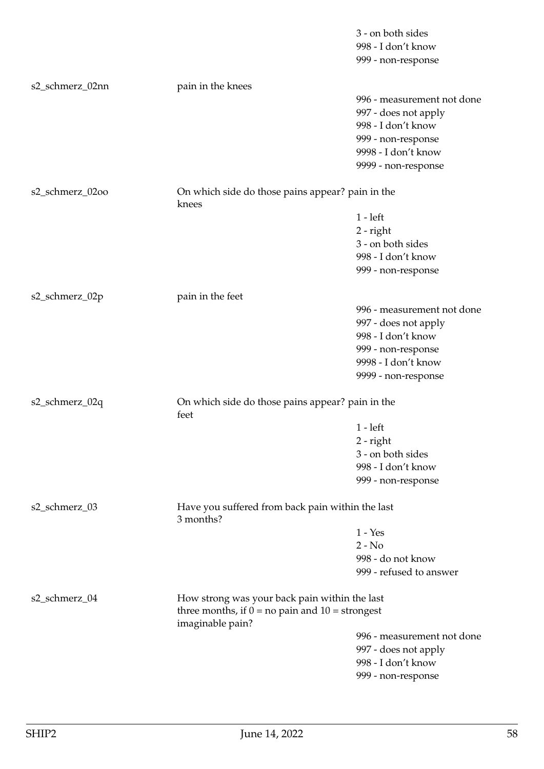| | | |
|---|---|---|
| | | 3 - on both sides |
| | | 998 - I don't know |
| | | 999 - non-response |
| s2_schmerz_02nn | pain in the knees | |
| | | 996 - measurement not done |
| | | 997 - does not apply |
| | | 998 - I don't know |
| | | 999 - non-response |
| | | 9998 - I don't know |
| | | 9999 - non-response |
| s2_schmerz_02oo | On which side do those pains appear? pain in the knees | |
| | | 1 - left |
| | | 2 - right |
| | | 3 - on both sides |
| | | 998 - I don't know |
| | | 999 - non-response |
| s2_schmerz_02p | pain in the feet | |
| | | 996 - measurement not done |
| | | 997 - does not apply |
| | | 998 - I don't know |
| | | 999 - non-response |
| | | 9998 - I don't know |
| | | 9999 - non-response |
| s2_schmerz_02q | On which side do those pains appear? pain in the feet | |
| | | 1 - left |
| | | 2 - right |
| | | 3 - on both sides |
| | | 998 - I don't know |
| | | 999 - non-response |
| s2_schmerz_03 | Have you suffered from back pain within the last 3 months? | |
| | | 1 - Yes |
| | | 2 - No |
| | | 998 - do not know |
| | | 999 - refused to answer |
| s2_schmerz_04 | How strong was your back pain within the last three months, if 0 = no pain and 10 = strongest imaginable pain? | |
| | | 996 - measurement not done |
| | | 997 - does not apply |
| | | 998 - I don't know |
| | | 999 - non-response |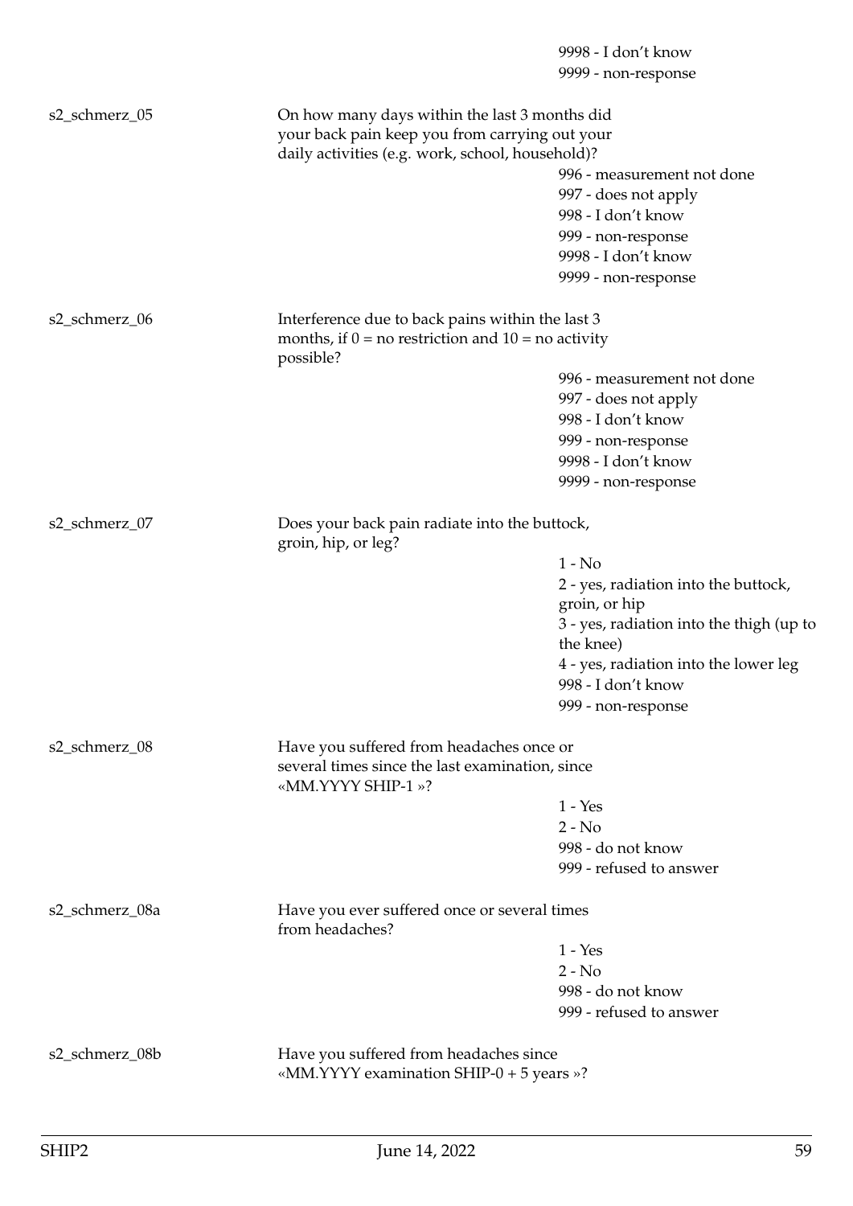|  |  | 9998 - I don't know |
|---|---|---|
|  |  | 9999 - non-response |
| s2_schmerz_05 | On how many days within the last 3 months did your back pain keep you from carrying out your daily activities (e.g. work, school, household)? |  |
|  |  | 996 - measurement not done |
|  |  | 997 - does not apply |
|  |  | 998 - I don't know |
|  |  | 999 - non-response |
|  |  | 9998 - I don't know |
|  |  | 9999 - non-response |
| s2_schmerz_06 | Interference due to back pains within the last 3 months, if 0 = no restriction and 10 = no activity possible? |  |
|  |  | 996 - measurement not done |
|  |  | 997 - does not apply |
|  |  | 998 - I don't know |
|  |  | 999 - non-response |
|  |  | 9998 - I don't know |
|  |  | 9999 - non-response |
| s2_schmerz_07 | Does your back pain radiate into the buttock, groin, hip, or leg? |  |
|  |  | 1 - No |
|  |  | 2 - yes, radiation into the buttock, groin, or hip |
|  |  | 3 - yes, radiation into the thigh (up to the knee) |
|  |  | 4 - yes, radiation into the lower leg |
|  |  | 998 - I don't know |
|  |  | 999 - non-response |
| s2_schmerz_08 | Have you suffered from headaches once or several times since the last examination, since «MM.YYYY SHIP-1 »? |  |
|  |  | 1 - Yes |
|  |  | 2 - No |
|  |  | 998 - do not know |
|  |  | 999 - refused to answer |
| s2_schmerz_08a | Have you ever suffered once or several times from headaches? |  |
|  |  | 1 - Yes |
|  |  | 2 - No |
|  |  | 998 - do not know |
|  |  | 999 - refused to answer |
| s2_schmerz_08b | Have you suffered from headaches since «MM.YYYY examination SHIP-0 + 5 years »? |  |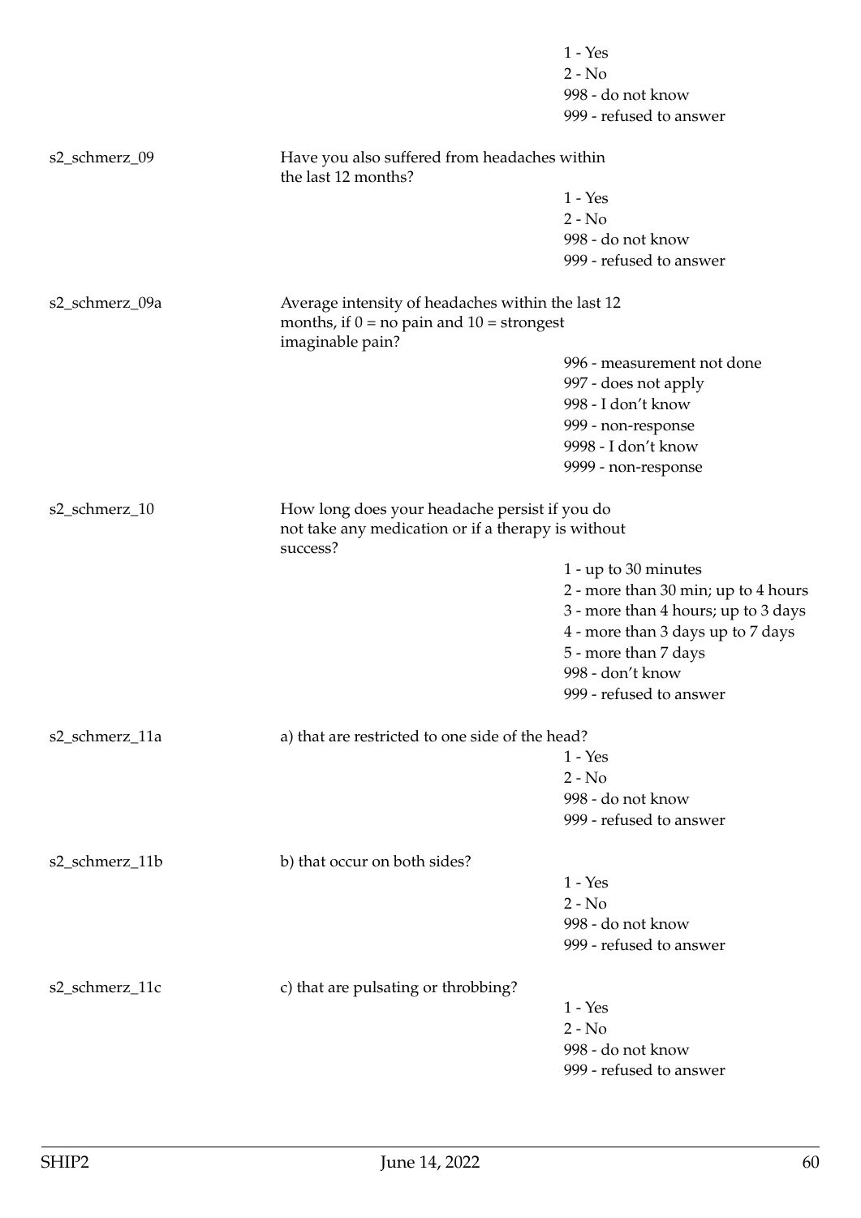1 - Yes
2 - No
998 - do not know
999 - refused to answer

| | | |
|---|---|---|
| s2_schmerz_09 | Have you also suffered from headaches within the last 12 months? | |
| | | 1 - Yes<br>2 - No<br>998 - do not know<br>999 - refused to answer |
| s2_schmerz_09a | Average intensity of headaches within the last 12 months, if 0 = no pain and 10 = strongest imaginable pain? | |
| | | 996 - measurement not done<br>997 - does not apply<br>998 - I don't know<br>999 - non-response<br>9998 - I don't know<br>9999 - non-response |
| s2_schmerz_10 | How long does your headache persist if you do not take any medication or if a therapy is without success? | |
| | | 1 - up to 30 minutes<br>2 - more than 30 min; up to 4 hours<br>3 - more than 4 hours; up to 3 days<br>4 - more than 3 days up to 7 days<br>5 - more than 7 days<br>998 - don't know<br>999 - refused to answer |
| s2_schmerz_11a | a) that are restricted to one side of the head? | |
| | | 1 - Yes<br>2 - No<br>998 - do not know<br>999 - refused to answer |
| s2_schmerz_11b | b) that occur on both sides? | |
| | | 1 - Yes<br>2 - No<br>998 - do not know<br>999 - refused to answer |
| s2_schmerz_11c | c) that are pulsating or throbbing? | |
| | | 1 - Yes<br>2 - No<br>998 - do not know<br>999 - refused to answer |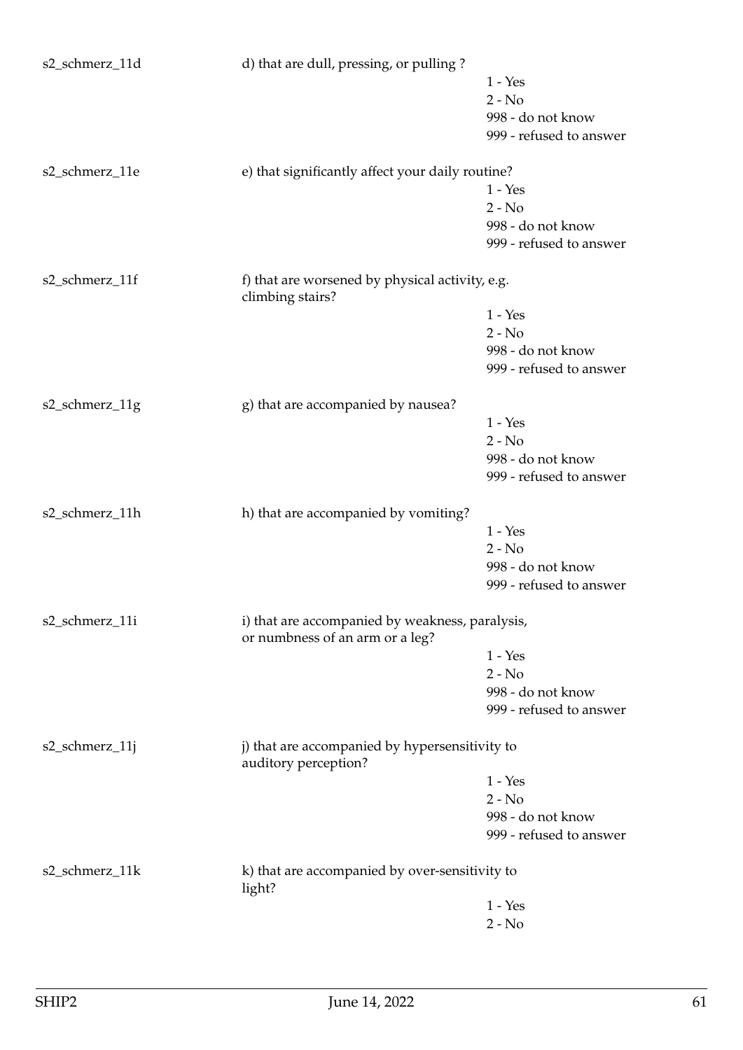s2_schmerz_11d d) that are dull, pressing, or pulling ?

1 - Yes
2 - No
998 - do not know
999 - refused to answer

s2_schmerz_11e e) that significantly affect your daily routine?

1 - Yes
2 - No
998 - do not know
999 - refused to answer

s2_schmerz_11f f) that are worsened by physical activity, e.g. climbing stairs?

1 - Yes
2 - No
998 - do not know
999 - refused to answer

s2_schmerz_11g g) that are accompanied by nausea?

1 - Yes
2 - No
998 - do not know
999 - refused to answer

s2_schmerz_11h h) that are accompanied by vomiting?

1 - Yes
2 - No
998 - do not know
999 - refused to answer

s2_schmerz_11i i) that are accompanied by weakness, paralysis, or numbness of an arm or a leg?

1 - Yes
2 - No
998 - do not know
999 - refused to answer

s2_schmerz_11j j) that are accompanied by hypersensitivity to auditory perception?

1 - Yes
2 - No
998 - do not know
999 - refused to answer

s2_schmerz_11k k) that are accompanied by over-sensitivity to light?

1 - Yes
2 - No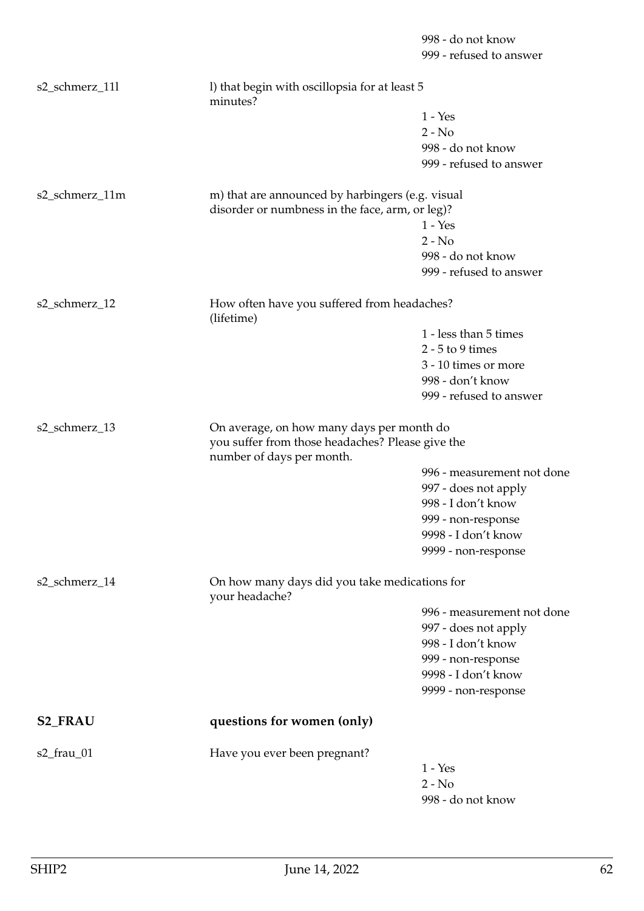998 - do not know
999 - refused to answer

s2_schmerz_11l | l) that begin with oscillopsia for at least 5 minutes?

1 - Yes
2 - No
998 - do not know
999 - refused to answer

s2_schmerz_11m | m) that are announced by harbingers (e.g. visual disorder or numbness in the face, arm, or leg)?

1 - Yes
2 - No
998 - do not know
999 - refused to answer

s2_schmerz_12 | How often have you suffered from headaches? (lifetime)

1 - less than 5 times
2 - 5 to 9 times
3 - 10 times or more
998 - don't know
999 - refused to answer

s2_schmerz_13 | On average, on how many days per month do you suffer from those headaches? Please give the number of days per month.

996 - measurement not done
997 - does not apply
998 - I don't know
999 - non-response
9998 - I don't know
9999 - non-response

s2_schmerz_14 | On how many days did you take medications for your headache?

996 - measurement not done
997 - does not apply
998 - I don't know
999 - non-response
9998 - I don't know
9999 - non-response

## S2_FRAU questions for women (only)

s2_frau_01 | Have you ever been pregnant?

1 - Yes
2 - No
998 - do not know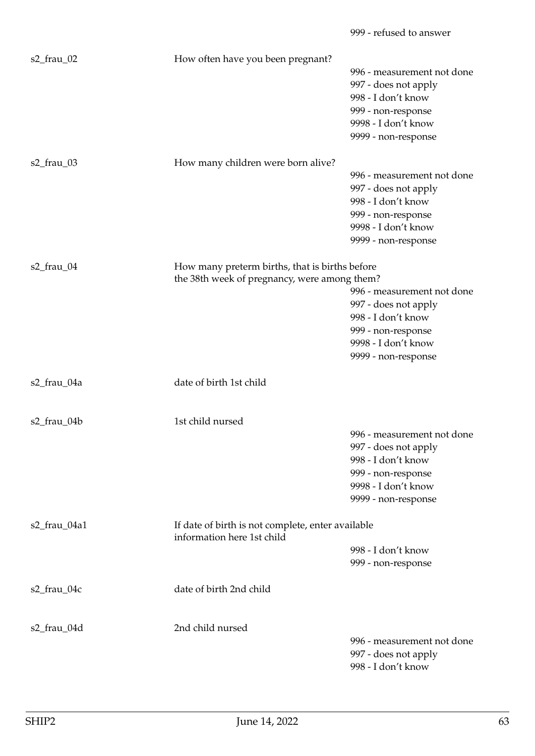999 - refused to answer

s2_frau_02 How often have you been pregnant?
996 - measurement not done
997 - does not apply
998 - I don't know
999 - non-response
9998 - I don't know
9999 - non-response

s2_frau_03 How many children were born alive?
996 - measurement not done
997 - does not apply
998 - I don't know
999 - non-response
9998 - I don't know
9999 - non-response

s2_frau_04 How many preterm births, that is births before the 38th week of pregnancy, were among them?
996 - measurement not done
997 - does not apply
998 - I don't know
999 - non-response
9998 - I don't know
9999 - non-response

s2_frau_04a date of birth 1st child

s2_frau_04b 1st child nursed
996 - measurement not done
997 - does not apply
998 - I don't know
999 - non-response
9998 - I don't know
9999 - non-response

s2_frau_04a1 If date of birth is not complete, enter available information here 1st child
998 - I don't know
999 - non-response

s2_frau_04c date of birth 2nd child

s2_frau_04d 2nd child nursed
996 - measurement not done
997 - does not apply
998 - I don't know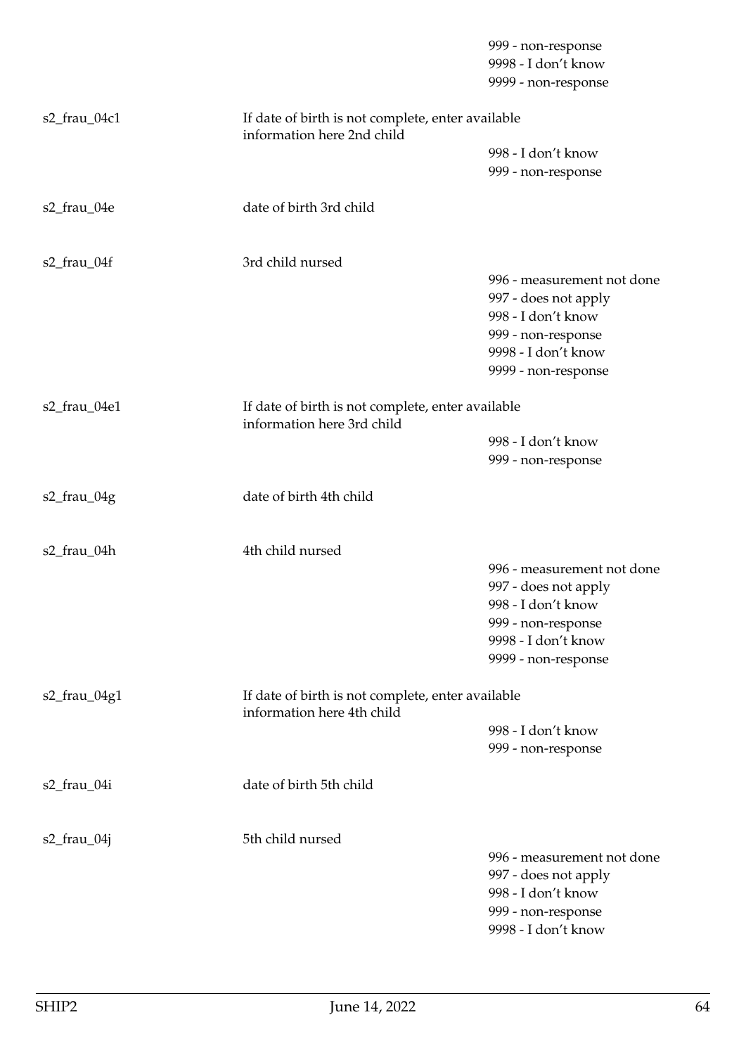| | | |
|---|---|---|
| | | 999 - non-response |
| | | 9998 - I don't know |
| | | 9999 - non-response |
| s2_frau_04c1 | If date of birth is not complete, enter available information here 2nd child | |
| | | 998 - I don't know |
| | | 999 - non-response |
| s2_frau_04e | date of birth 3rd child | |
| s2_frau_04f | 3rd child nursed | |
| | | 996 - measurement not done |
| | | 997 - does not apply |
| | | 998 - I don't know |
| | | 999 - non-response |
| | | 9998 - I don't know |
| | | 9999 - non-response |
| s2_frau_04e1 | If date of birth is not complete, enter available information here 3rd child | |
| | | 998 - I don't know |
| | | 999 - non-response |
| s2_frau_04g | date of birth 4th child | |
| s2_frau_04h | 4th child nursed | |
| | | 996 - measurement not done |
| | | 997 - does not apply |
| | | 998 - I don't know |
| | | 999 - non-response |
| | | 9998 - I don't know |
| | | 9999 - non-response |
| s2_frau_04g1 | If date of birth is not complete, enter available information here 4th child | |
| | | 998 - I don't know |
| | | 999 - non-response |
| s2_frau_04i | date of birth 5th child | |
| s2_frau_04j | 5th child nursed | |
| | | 996 - measurement not done |
| | | 997 - does not apply |
| | | 998 - I don't know |
| | | 999 - non-response |
| | | 9998 - I don't know |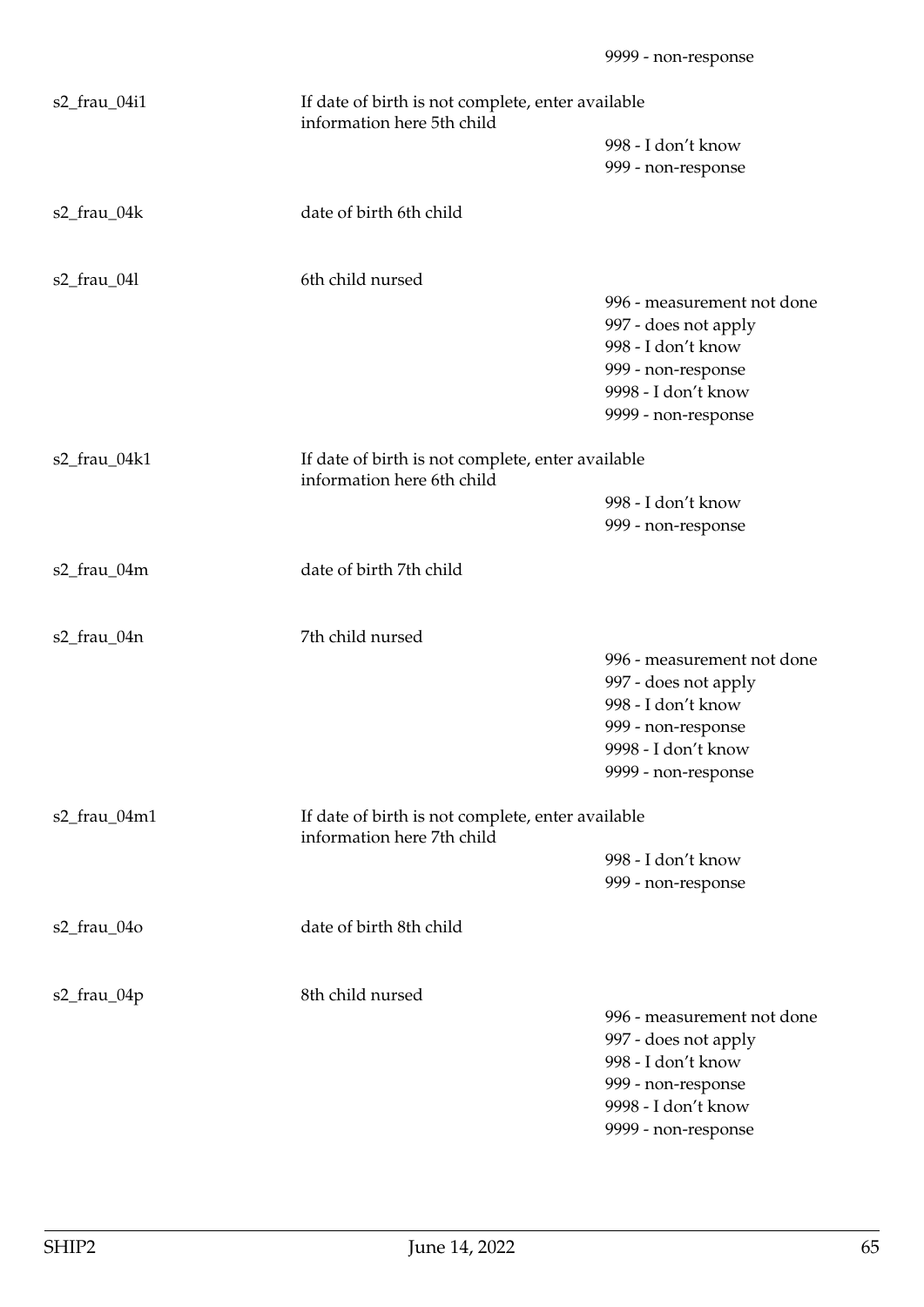9999 - non-response

| Variable | Label | Values |
|---|---|---|
| s2_frau_04i1 | If date of birth is not complete, enter available information here 5th child | 998 - I don't know<br>999 - non-response |
| s2_frau_04k | date of birth 6th child | |
| s2_frau_04l | 6th child nursed | 996 - measurement not done<br>997 - does not apply<br>998 - I don't know<br>999 - non-response<br>9998 - I don't know<br>9999 - non-response |
| s2_frau_04k1 | If date of birth is not complete, enter available information here 6th child | 998 - I don't know<br>999 - non-response |
| s2_frau_04m | date of birth 7th child | |
| s2_frau_04n | 7th child nursed | 996 - measurement not done<br>997 - does not apply<br>998 - I don't know<br>999 - non-response<br>9998 - I don't know<br>9999 - non-response |
| s2_frau_04m1 | If date of birth is not complete, enter available information here 7th child | 998 - I don't know<br>999 - non-response |
| s2_frau_04o | date of birth 8th child | |
| s2_frau_04p | 8th child nursed | 996 - measurement not done<br>997 - does not apply<br>998 - I don't know<br>999 - non-response<br>9998 - I don't know<br>9999 - non-response |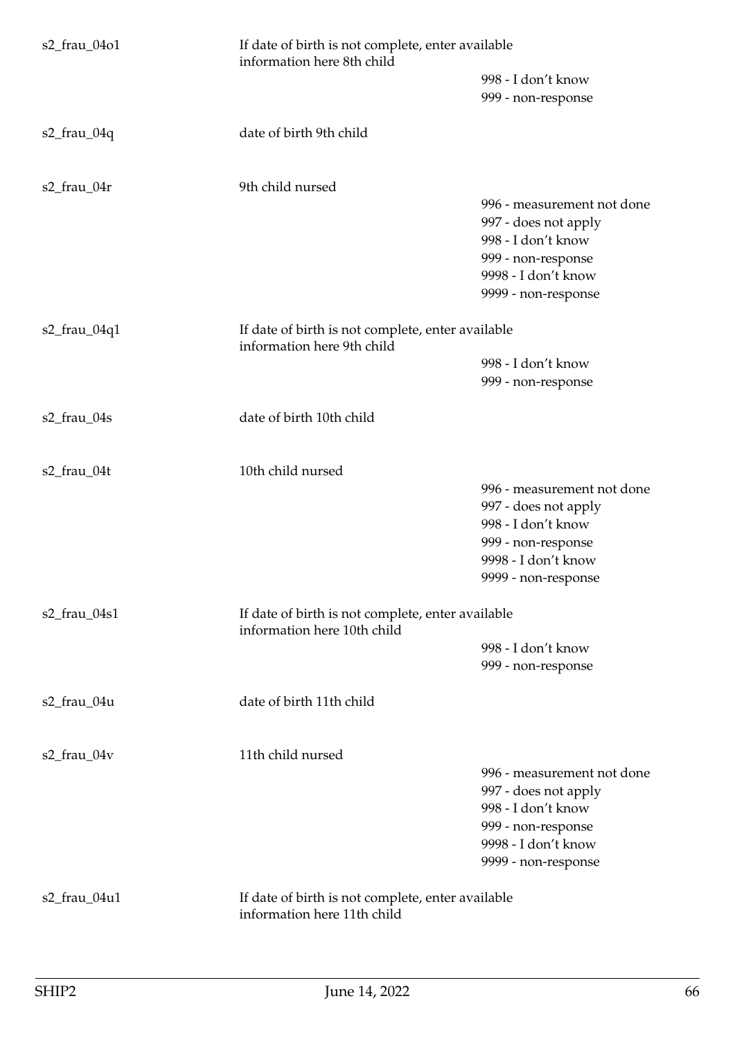| | | |
|---|---|---|
| s2_frau_04o1 | If date of birth is not complete, enter available information here 8th child | |
| | | 998 - I don't know |
| | | 999 - non-response |
| s2_frau_04q | date of birth 9th child | |
| s2_frau_04r | 9th child nursed | |
| | | 996 - measurement not done |
| | | 997 - does not apply |
| | | 998 - I don't know |
| | | 999 - non-response |
| | | 9998 - I don't know |
| | | 9999 - non-response |
| s2_frau_04q1 | If date of birth is not complete, enter available information here 9th child | |
| | | 998 - I don't know |
| | | 999 - non-response |
| s2_frau_04s | date of birth 10th child | |
| s2_frau_04t | 10th child nursed | |
| | | 996 - measurement not done |
| | | 997 - does not apply |
| | | 998 - I don't know |
| | | 999 - non-response |
| | | 9998 - I don't know |
| | | 9999 - non-response |
| s2_frau_04s1 | If date of birth is not complete, enter available information here 10th child | |
| | | 998 - I don't know |
| | | 999 - non-response |
| s2_frau_04u | date of birth 11th child | |
| s2_frau_04v | 11th child nursed | |
| | | 996 - measurement not done |
| | | 997 - does not apply |
| | | 998 - I don't know |
| | | 999 - non-response |
| | | 9998 - I don't know |
| | | 9999 - non-response |
| s2_frau_04u1 | If date of birth is not complete, enter available information here 11th child | |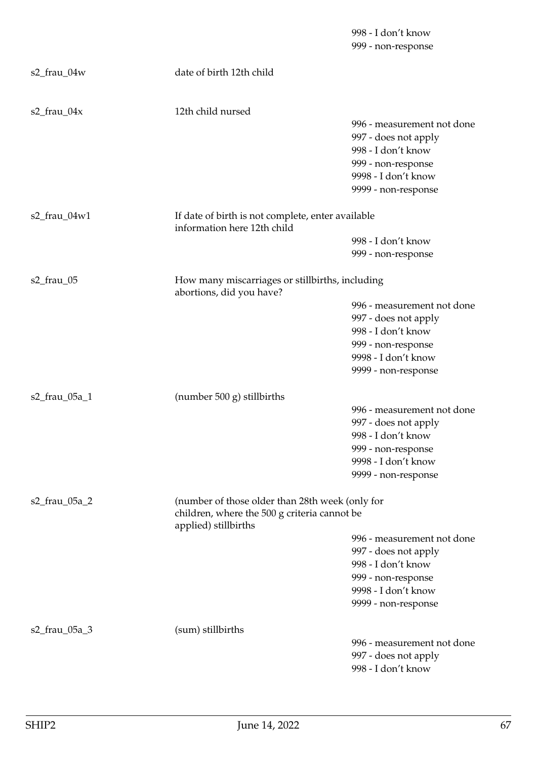998 - I don't know
999 - non-response

| Variable | Label | Values |
|---|---|---|
| s2_frau_04w | date of birth 12th child | |
| s2_frau_04x | 12th child nursed | 996 - measurement not done<br>997 - does not apply<br>998 - I don't know<br>999 - non-response<br>9998 - I don't know<br>9999 - non-response |
| s2_frau_04w1 | If date of birth is not complete, enter available information here 12th child | 998 - I don't know<br>999 - non-response |
| s2_frau_05 | How many miscarriages or stillbirths, including abortions, did you have? | 996 - measurement not done<br>997 - does not apply<br>998 - I don't know<br>999 - non-response<br>9998 - I don't know<br>9999 - non-response |
| s2_frau_05a_1 | (number 500 g) stillbirths | 996 - measurement not done<br>997 - does not apply<br>998 - I don't know<br>999 - non-response<br>9998 - I don't know<br>9999 - non-response |
| s2_frau_05a_2 | (number of those older than 28th week (only for children, where the 500 g criteria cannot be applied) stillbirths | 996 - measurement not done<br>997 - does not apply<br>998 - I don't know<br>999 - non-response<br>9998 - I don't know<br>9999 - non-response |
| s2_frau_05a_3 | (sum) stillbirths | 996 - measurement not done<br>997 - does not apply<br>998 - I don't know |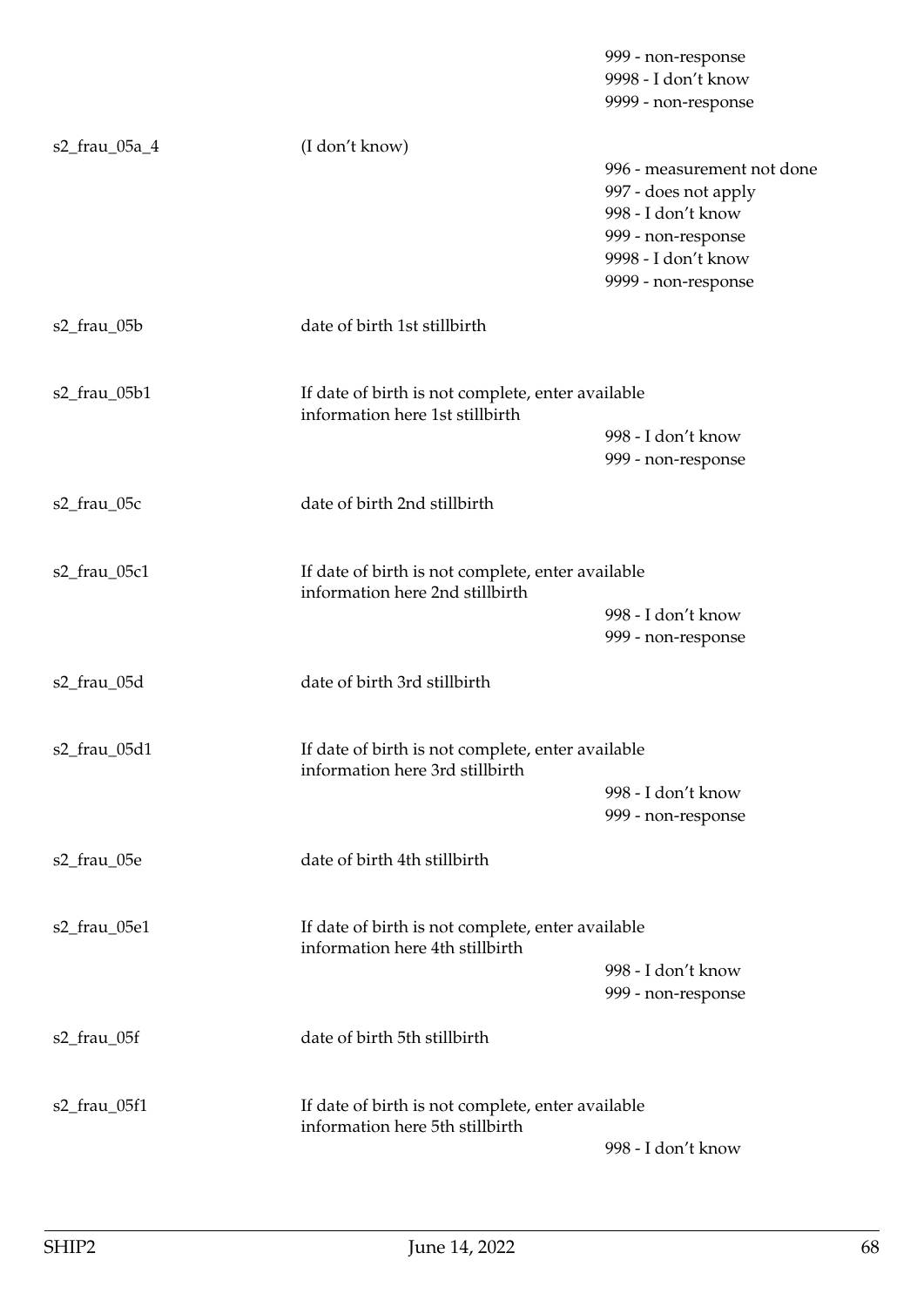| | | |
|---|---|---|
| | | 999 - non-response |
| | | 9998 - I don't know |
| | | 9999 - non-response |
| s2_frau_05a_4 | (I don't know) | |
| | | 996 - measurement not done |
| | | 997 - does not apply |
| | | 998 - I don't know |
| | | 999 - non-response |
| | | 9998 - I don't know |
| | | 9999 - non-response |
| s2_frau_05b | date of birth 1st stillbirth | |
| s2_frau_05b1 | If date of birth is not complete, enter available information here 1st stillbirth | |
| | | 998 - I don't know |
| | | 999 - non-response |
| s2_frau_05c | date of birth 2nd stillbirth | |
| s2_frau_05c1 | If date of birth is not complete, enter available information here 2nd stillbirth | |
| | | 998 - I don't know |
| | | 999 - non-response |
| s2_frau_05d | date of birth 3rd stillbirth | |
| s2_frau_05d1 | If date of birth is not complete, enter available information here 3rd stillbirth | |
| | | 998 - I don't know |
| | | 999 - non-response |
| s2_frau_05e | date of birth 4th stillbirth | |
| s2_frau_05e1 | If date of birth is not complete, enter available information here 4th stillbirth | |
| | | 998 - I don't know |
| | | 999 - non-response |
| s2_frau_05f | date of birth 5th stillbirth | |
| s2_frau_05f1 | If date of birth is not complete, enter available information here 5th stillbirth | |
| | | 998 - I don't know |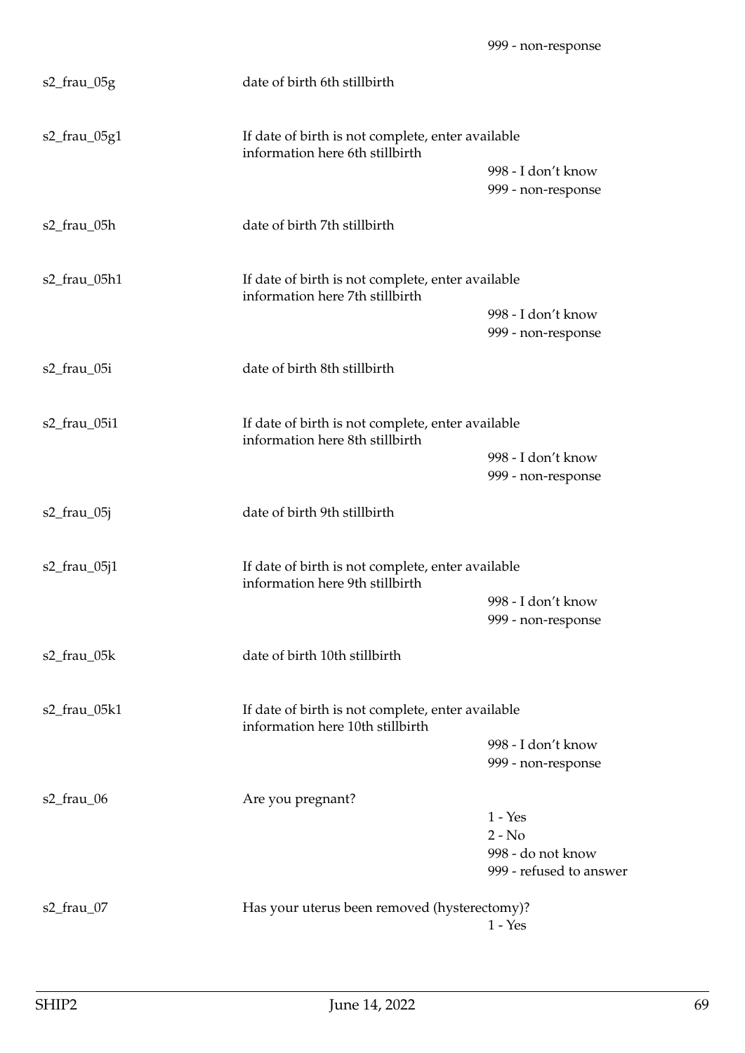999 - non-response

| | | |
|---|---|---|
| s2_frau_05g | date of birth 6th stillbirth | |
| s2_frau_05g1 | If date of birth is not complete, enter available information here 6th stillbirth | 998 - I don't know<br>999 - non-response |
| s2_frau_05h | date of birth 7th stillbirth | |
| s2_frau_05h1 | If date of birth is not complete, enter available information here 7th stillbirth | 998 - I don't know<br>999 - non-response |
| s2_frau_05i | date of birth 8th stillbirth | |
| s2_frau_05i1 | If date of birth is not complete, enter available information here 8th stillbirth | 998 - I don't know<br>999 - non-response |
| s2_frau_05j | date of birth 9th stillbirth | |
| s2_frau_05j1 | If date of birth is not complete, enter available information here 9th stillbirth | 998 - I don't know<br>999 - non-response |
| s2_frau_05k | date of birth 10th stillbirth | |
| s2_frau_05k1 | If date of birth is not complete, enter available information here 10th stillbirth | 998 - I don't know<br>999 - non-response |
| s2_frau_06 | Are you pregnant? | 1 - Yes<br>2 - No<br>998 - do not know<br>999 - refused to answer |
| s2_frau_07 | Has your uterus been removed (hysterectomy)? | 1 - Yes |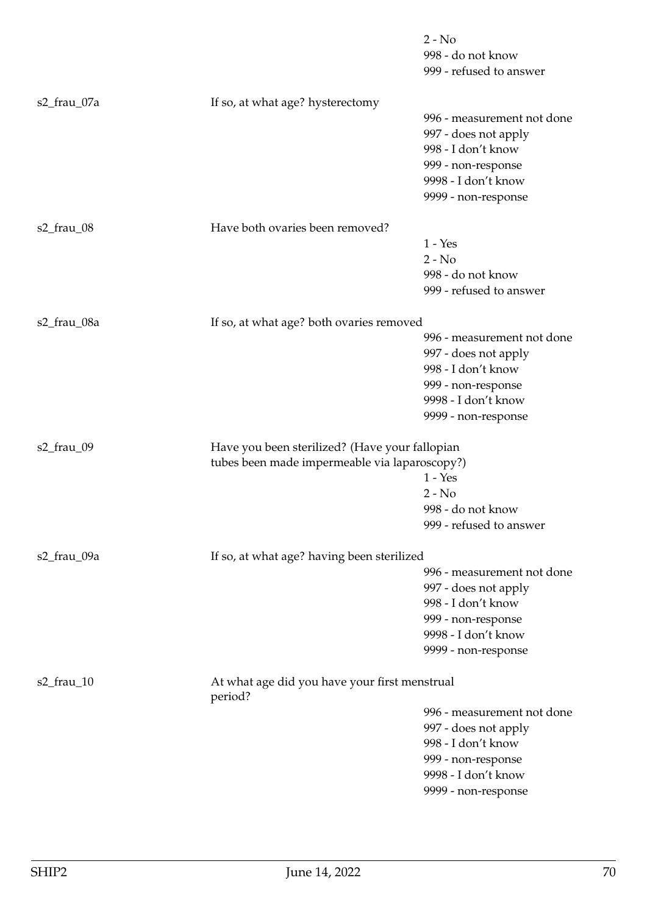| | | |
|---|---|---|
| | | 2 - No |
| | | 998 - do not know |
| | | 999 - refused to answer |
| s2_frau_07a | If so, at what age? hysterectomy | |
| | | 996 - measurement not done |
| | | 997 - does not apply |
| | | 998 - I don't know |
| | | 999 - non-response |
| | | 9998 - I don't know |
| | | 9999 - non-response |
| s2_frau_08 | Have both ovaries been removed? | |
| | | 1 - Yes |
| | | 2 - No |
| | | 998 - do not know |
| | | 999 - refused to answer |
| s2_frau_08a | If so, at what age? both ovaries removed | |
| | | 996 - measurement not done |
| | | 997 - does not apply |
| | | 998 - I don't know |
| | | 999 - non-response |
| | | 9998 - I don't know |
| | | 9999 - non-response |
| s2_frau_09 | Have you been sterilized? (Have your fallopian tubes been made impermeable via laparoscopy?) | |
| | | 1 - Yes |
| | | 2 - No |
| | | 998 - do not know |
| | | 999 - refused to answer |
| s2_frau_09a | If so, at what age? having been sterilized | |
| | | 996 - measurement not done |
| | | 997 - does not apply |
| | | 998 - I don't know |
| | | 999 - non-response |
| | | 9998 - I don't know |
| | | 9999 - non-response |
| s2_frau_10 | At what age did you have your first menstrual period? | |
| | | 996 - measurement not done |
| | | 997 - does not apply |
| | | 998 - I don't know |
| | | 999 - non-response |
| | | 9998 - I don't know |
| | | 9999 - non-response |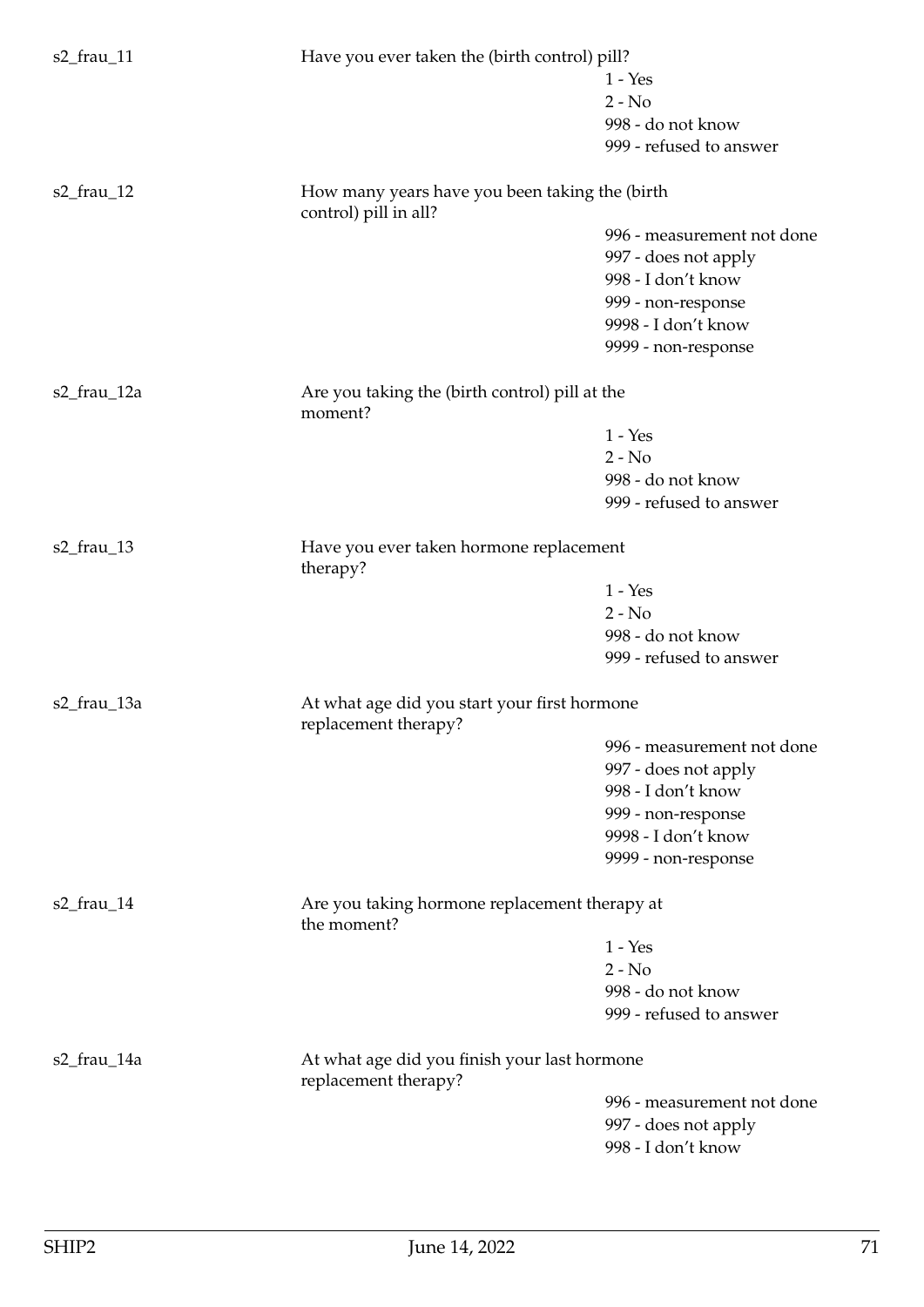| | | |
|---|---|---|
| s2_frau_11 | Have you ever taken the (birth control) pill? | 1 - Yes<br>2 - No<br>998 - do not know<br>999 - refused to answer |
| s2_frau_12 | How many years have you been taking the (birth control) pill in all? | 996 - measurement not done<br>997 - does not apply<br>998 - I don't know<br>999 - non-response<br>9998 - I don't know<br>9999 - non-response |
| s2_frau_12a | Are you taking the (birth control) pill at the moment? | 1 - Yes<br>2 - No<br>998 - do not know<br>999 - refused to answer |
| s2_frau_13 | Have you ever taken hormone replacement therapy? | 1 - Yes<br>2 - No<br>998 - do not know<br>999 - refused to answer |
| s2_frau_13a | At what age did you start your first hormone replacement therapy? | 996 - measurement not done<br>997 - does not apply<br>998 - I don't know<br>999 - non-response<br>9998 - I don't know<br>9999 - non-response |
| s2_frau_14 | Are you taking hormone replacement therapy at the moment? | 1 - Yes<br>2 - No<br>998 - do not know<br>999 - refused to answer |
| s2_frau_14a | At what age did you finish your last hormone replacement therapy? | 996 - measurement not done<br>997 - does not apply<br>998 - I don't know |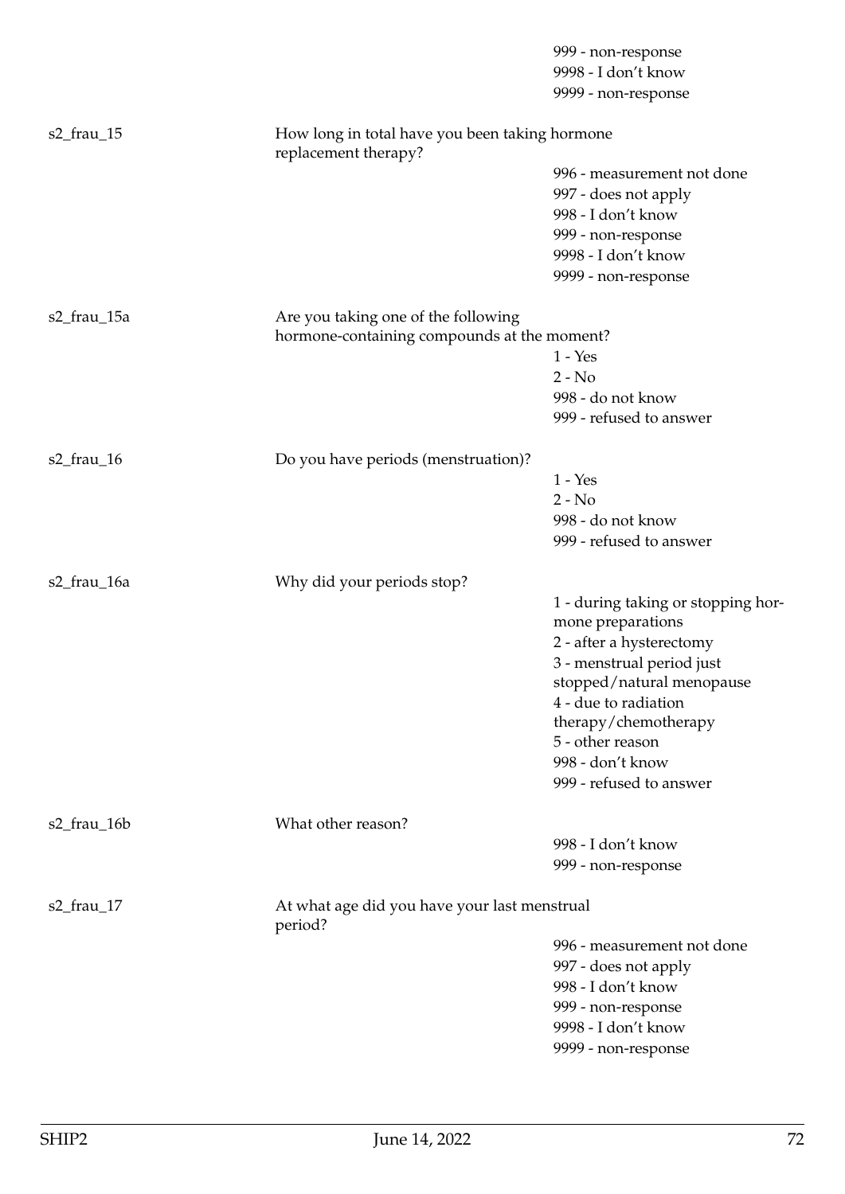| | | |
|---|---|---|
| | | 999 - non-response |
| | | 9998 - I don't know |
| | | 9999 - non-response |
| s2_frau_15 | How long in total have you been taking hormone replacement therapy? | |
| | | 996 - measurement not done |
| | | 997 - does not apply |
| | | 998 - I don't know |
| | | 999 - non-response |
| | | 9998 - I don't know |
| | | 9999 - non-response |
| s2_frau_15a | Are you taking one of the following hormone-containing compounds at the moment? | |
| | | 1 - Yes |
| | | 2 - No |
| | | 998 - do not know |
| | | 999 - refused to answer |
| s2_frau_16 | Do you have periods (menstruation)? | |
| | | 1 - Yes |
| | | 2 - No |
| | | 998 - do not know |
| | | 999 - refused to answer |
| s2_frau_16a | Why did your periods stop? | |
| | | 1 - during taking or stopping hormone preparations |
| | | 2 - after a hysterectomy |
| | | 3 - menstrual period just stopped/natural menopause |
| | | 4 - due to radiation therapy/chemotherapy |
| | | 5 - other reason |
| | | 998 - don't know |
| | | 999 - refused to answer |
| s2_frau_16b | What other reason? | |
| | | 998 - I don't know |
| | | 999 - non-response |
| s2_frau_17 | At what age did you have your last menstrual period? | |
| | | 996 - measurement not done |
| | | 997 - does not apply |
| | | 998 - I don't know |
| | | 999 - non-response |
| | | 9998 - I don't know |
| | | 9999 - non-response |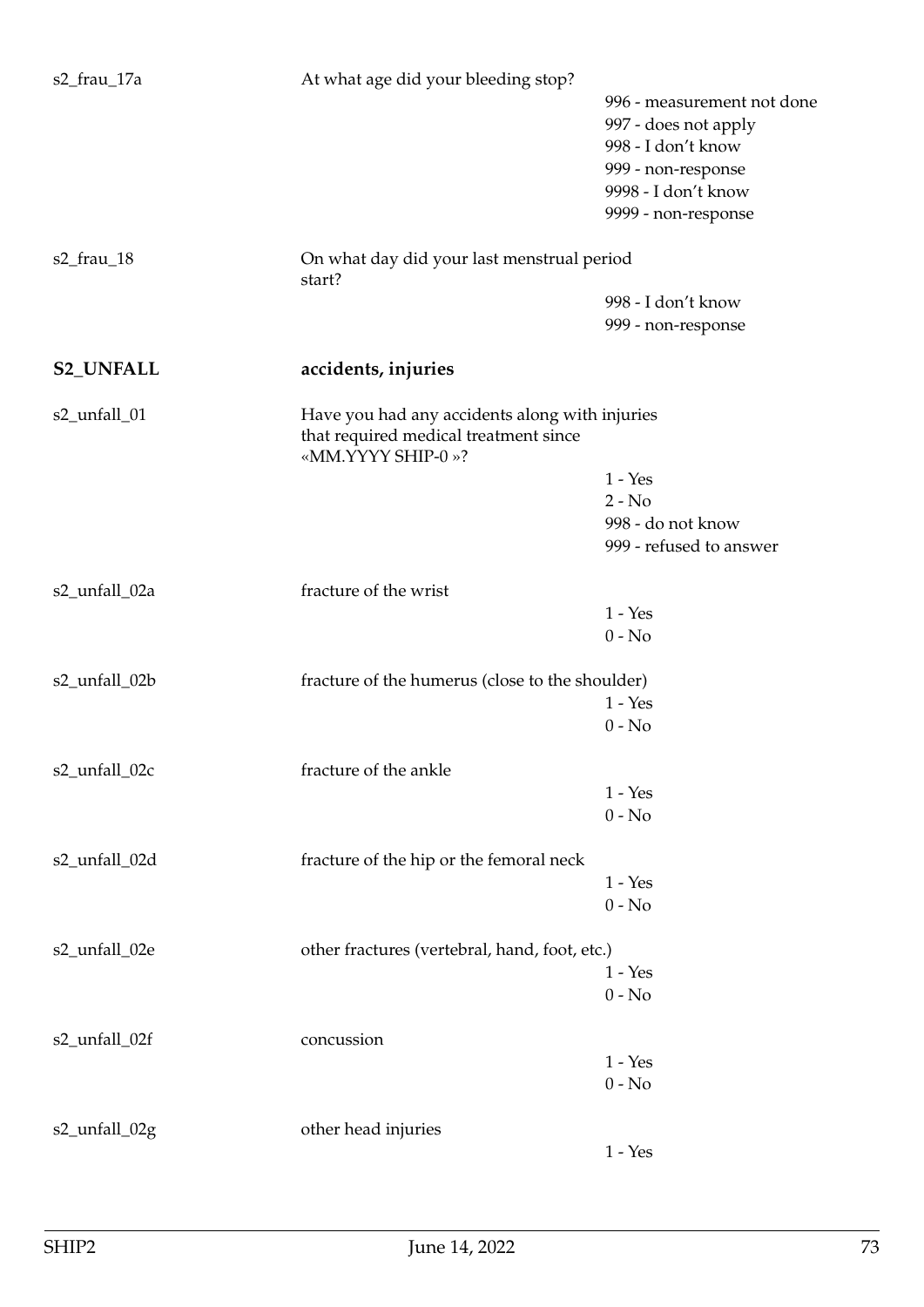s2_frau_17a — At what age did your bleeding stop?

- 996 - measurement not done
- 997 - does not apply
- 998 - I don't know
- 999 - non-response
- 9998 - I don't know
- 9999 - non-response

s2_frau_18 — On what day did your last menstrual period start?

- 998 - I don't know
- 999 - non-response

## S2_UNFALL — accidents, injuries

s2_unfall_01 — Have you had any accidents along with injuries that required medical treatment since «MM.YYYY SHIP-0 »?

- 1 - Yes
- 2 - No
- 998 - do not know
- 999 - refused to answer

s2_unfall_02a — fracture of the wrist

- 1 - Yes
- 0 - No

s2_unfall_02b — fracture of the humerus (close to the shoulder)

- 1 - Yes
- 0 - No

s2_unfall_02c — fracture of the ankle

- 1 - Yes
- 0 - No

s2_unfall_02d — fracture of the hip or the femoral neck

- 1 - Yes
- 0 - No

s2_unfall_02e — other fractures (vertebral, hand, foot, etc.)

- 1 - Yes
- 0 - No

s2_unfall_02f — concussion

- 1 - Yes
- 0 - No

s2_unfall_02g — other head injuries

- 1 - Yes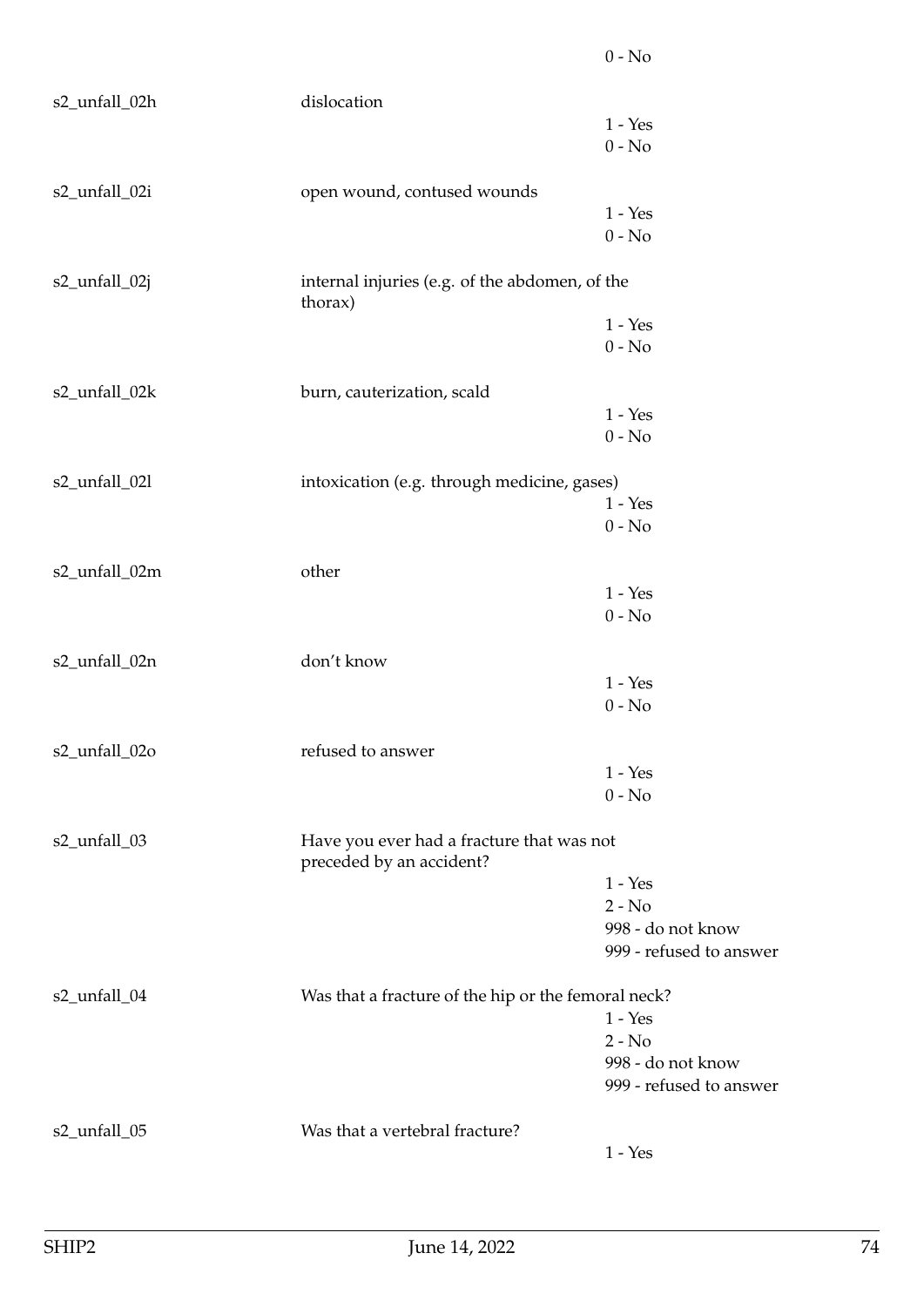0 - No

| | | |
|---|---|---|
| s2_unfall_02h | dislocation | |
| | | 1 - Yes |
| | | 0 - No |
| s2_unfall_02i | open wound, contused wounds | |
| | | 1 - Yes |
| | | 0 - No |
| s2_unfall_02j | internal injuries (e.g. of the abdomen, of the thorax) | |
| | | 1 - Yes |
| | | 0 - No |
| s2_unfall_02k | burn, cauterization, scald | |
| | | 1 - Yes |
| | | 0 - No |
| s2_unfall_02l | intoxication (e.g. through medicine, gases) | |
| | | 1 - Yes |
| | | 0 - No |
| s2_unfall_02m | other | |
| | | 1 - Yes |
| | | 0 - No |
| s2_unfall_02n | don't know | |
| | | 1 - Yes |
| | | 0 - No |
| s2_unfall_02o | refused to answer | |
| | | 1 - Yes |
| | | 0 - No |
| s2_unfall_03 | Have you ever had a fracture that was not preceded by an accident? | |
| | | 1 - Yes |
| | | 2 - No |
| | | 998 - do not know |
| | | 999 - refused to answer |
| s2_unfall_04 | Was that a fracture of the hip or the femoral neck? | |
| | | 1 - Yes |
| | | 2 - No |
| | | 998 - do not know |
| | | 999 - refused to answer |
| s2_unfall_05 | Was that a vertebral fracture? | |
| | | 1 - Yes |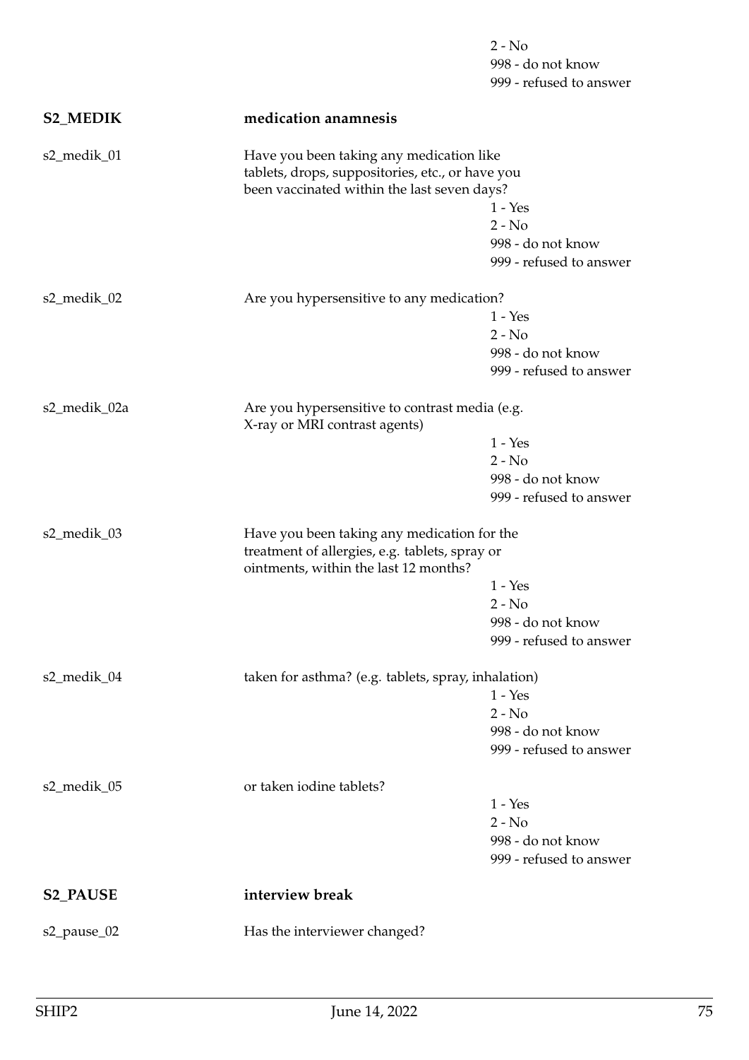2 - No
998 - do not know
999 - refused to answer

## S2_MEDIK — medication anamnesis

**s2_medik_01** — Have you been taking any medication like tablets, drops, suppositories, etc., or have you been vaccinated within the last seven days?

- 1 - Yes
- 2 - No
- 998 - do not know
- 999 - refused to answer

**s2_medik_02** — Are you hypersensitive to any medication?

- 1 - Yes
- 2 - No
- 998 - do not know
- 999 - refused to answer

**s2_medik_02a** — Are you hypersensitive to contrast media (e.g. X-ray or MRI contrast agents)

- 1 - Yes
- 2 - No
- 998 - do not know
- 999 - refused to answer

**s2_medik_03** — Have you been taking any medication for the treatment of allergies, e.g. tablets, spray or ointments, within the last 12 months?

- 1 - Yes
- 2 - No
- 998 - do not know
- 999 - refused to answer

**s2_medik_04** — taken for asthma? (e.g. tablets, spray, inhalation)

- 1 - Yes
- 2 - No
- 998 - do not know
- 999 - refused to answer

**s2_medik_05** — or taken iodine tablets?

- 1 - Yes
- 2 - No
- 998 - do not know
- 999 - refused to answer

## S2_PAUSE — interview break

**s2_pause_02** — Has the interviewer changed?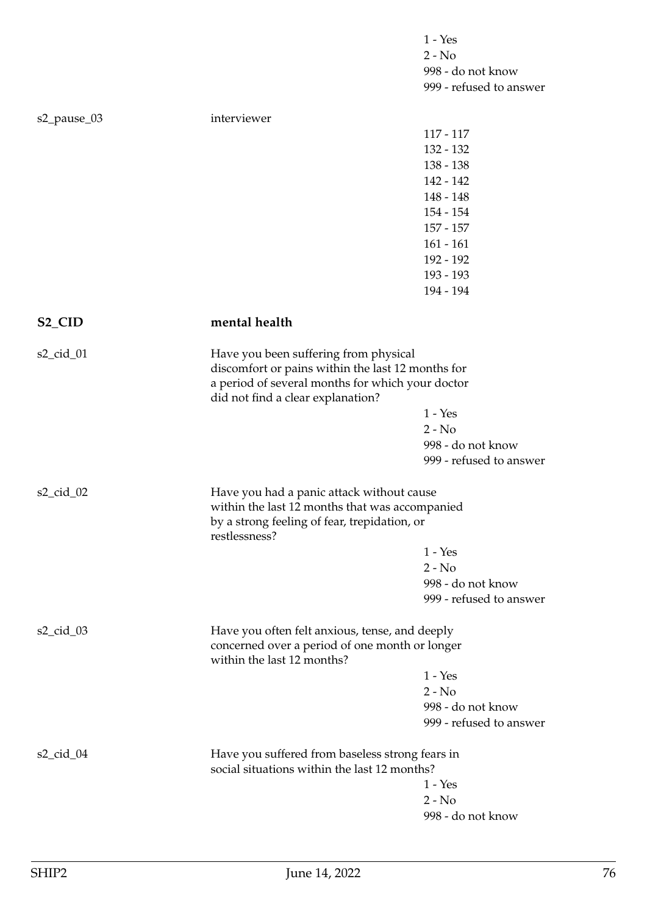1 - Yes
2 - No
998 - do not know
999 - refused to answer

s2_pause_03 interviewer

117 - 117
132 - 132
138 - 138
142 - 142
148 - 148
154 - 154
157 - 157
161 - 161
192 - 192
193 - 193
194 - 194

**S2_CID** **mental health**

s2_cid_01 Have you been suffering from physical discomfort or pains within the last 12 months for a period of several months for which your doctor did not find a clear explanation?

1 - Yes
2 - No
998 - do not know
999 - refused to answer

s2_cid_02 Have you had a panic attack without cause within the last 12 months that was accompanied by a strong feeling of fear, trepidation, or restlessness?

1 - Yes
2 - No
998 - do not know
999 - refused to answer

s2_cid_03 Have you often felt anxious, tense, and deeply concerned over a period of one month or longer within the last 12 months?

1 - Yes
2 - No
998 - do not know
999 - refused to answer

s2_cid_04 Have you suffered from baseless strong fears in social situations within the last 12 months?

1 - Yes
2 - No
998 - do not know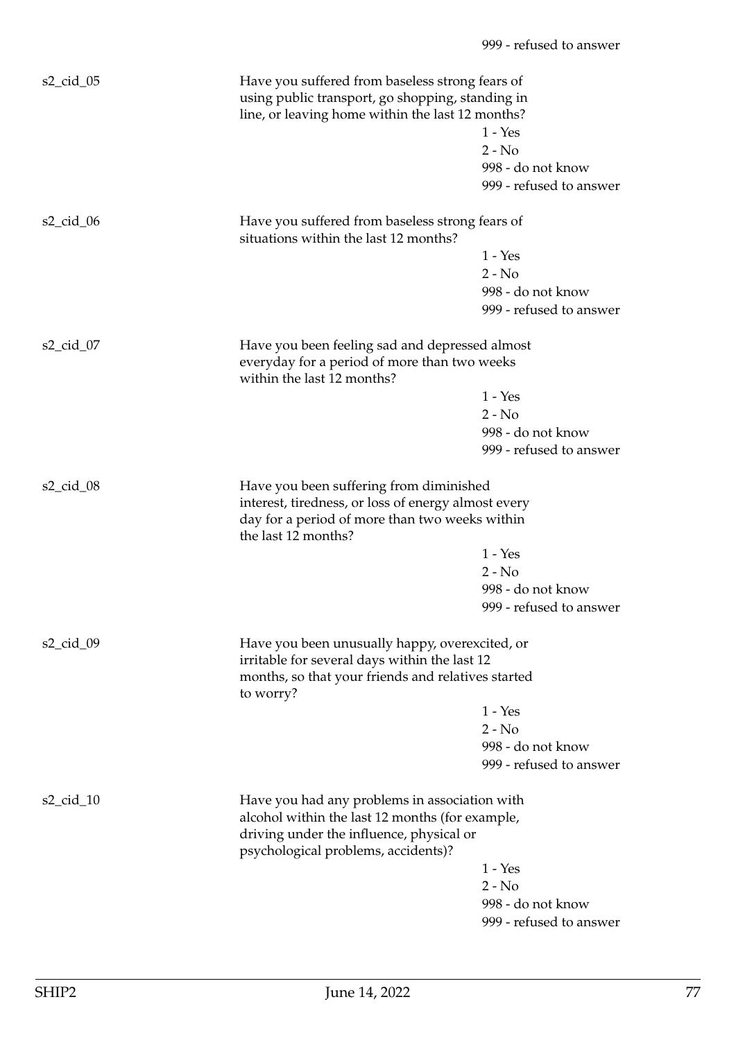999 - refused to answer

s2_cid_05 Have you suffered from baseless strong fears of using public transport, go shopping, standing in line, or leaving home within the last 12 months?

1 - Yes
2 - No
998 - do not know
999 - refused to answer

s2_cid_06 Have you suffered from baseless strong fears of situations within the last 12 months?

1 - Yes
2 - No
998 - do not know
999 - refused to answer

s2_cid_07 Have you been feeling sad and depressed almost everyday for a period of more than two weeks within the last 12 months?

1 - Yes
2 - No
998 - do not know
999 - refused to answer

s2_cid_08 Have you been suffering from diminished interest, tiredness, or loss of energy almost every day for a period of more than two weeks within the last 12 months?

1 - Yes
2 - No
998 - do not know
999 - refused to answer

s2_cid_09 Have you been unusually happy, overexcited, or irritable for several days within the last 12 months, so that your friends and relatives started to worry?

1 - Yes
2 - No
998 - do not know
999 - refused to answer

s2_cid_10 Have you had any problems in association with alcohol within the last 12 months (for example, driving under the influence, physical or psychological problems, accidents)?

1 - Yes
2 - No
998 - do not know
999 - refused to answer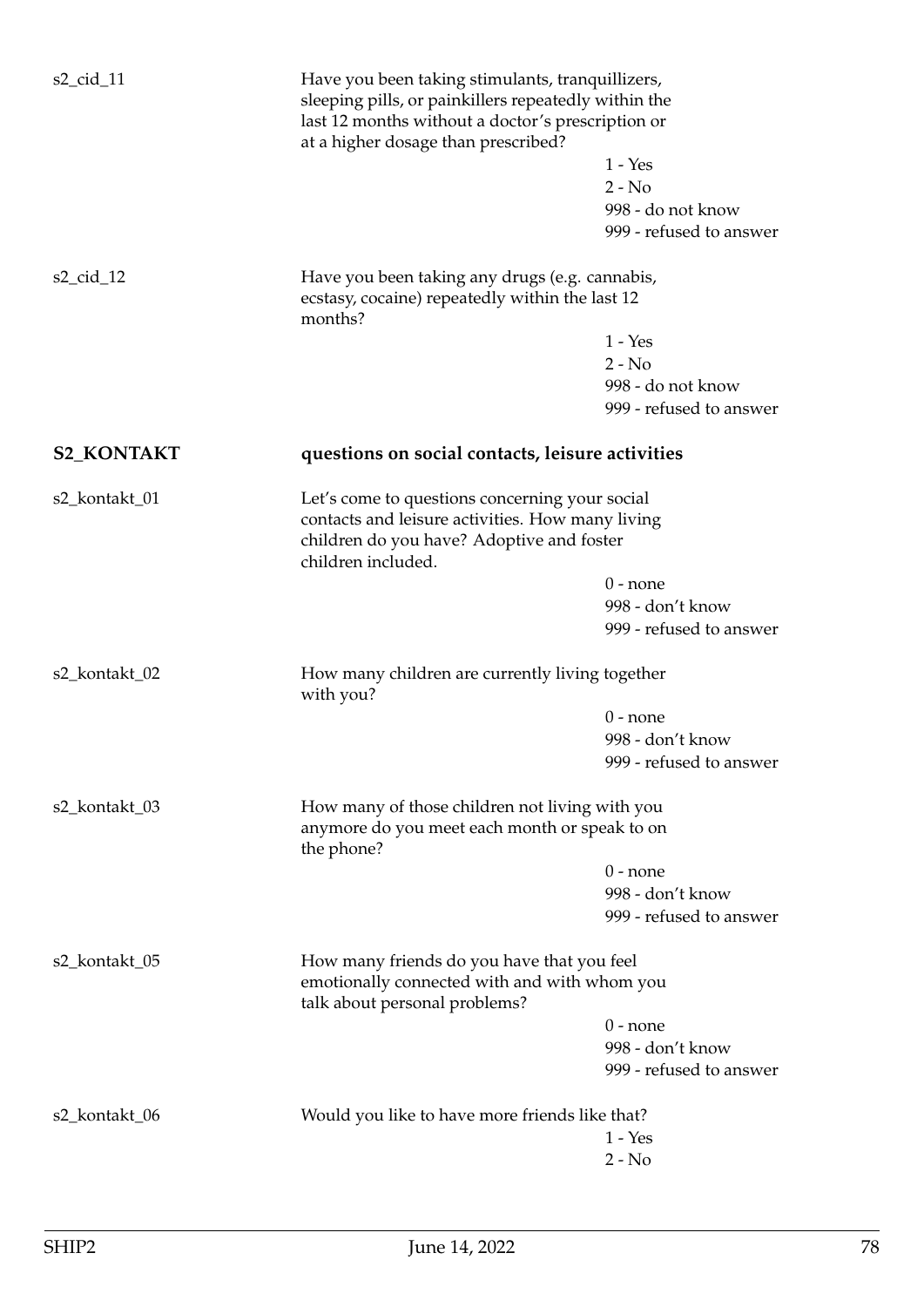s2_cid_11 Have you been taking stimulants, tranquillizers, sleeping pills, or painkillers repeatedly within the last 12 months without a doctor's prescription or at a higher dosage than prescribed?

1 - Yes
2 - No
998 - do not know
999 - refused to answer

s2_cid_12 Have you been taking any drugs (e.g. cannabis, ecstasy, cocaine) repeatedly within the last 12 months?

1 - Yes
2 - No
998 - do not know
999 - refused to answer

**S2_KONTAKT** **questions on social contacts, leisure activities**

s2_kontakt_01 Let's come to questions concerning your social contacts and leisure activities. How many living children do you have? Adoptive and foster children included.

0 - none
998 - don't know
999 - refused to answer

s2_kontakt_02 How many children are currently living together with you?

0 - none
998 - don't know
999 - refused to answer

s2_kontakt_03 How many of those children not living with you anymore do you meet each month or speak to on the phone?

0 - none
998 - don't know
999 - refused to answer

s2_kontakt_05 How many friends do you have that you feel emotionally connected with and with whom you talk about personal problems?

0 - none
998 - don't know
999 - refused to answer

s2_kontakt_06 Would you like to have more friends like that?

1 - Yes
2 - No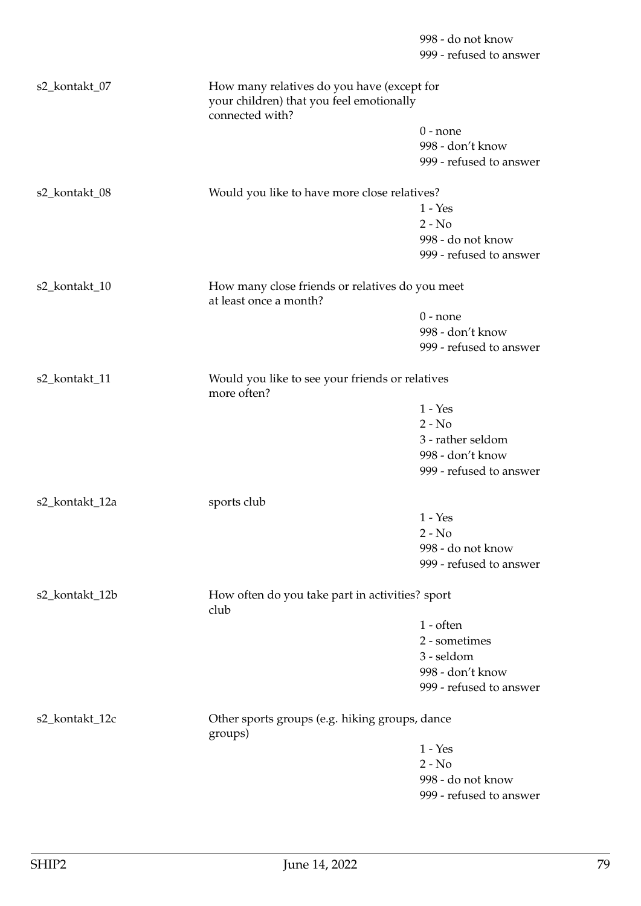998 - do not know
999 - refused to answer

s2_kontakt_07 How many relatives do you have (except for your children) that you feel emotionally connected with?

0 - none
998 - don't know
999 - refused to answer

s2_kontakt_08 Would you like to have more close relatives?

1 - Yes
2 - No
998 - do not know
999 - refused to answer

s2_kontakt_10 How many close friends or relatives do you meet at least once a month?

0 - none
998 - don't know
999 - refused to answer

s2_kontakt_11 Would you like to see your friends or relatives more often?

1 - Yes
2 - No
3 - rather seldom
998 - don't know
999 - refused to answer

s2_kontakt_12a sports club

1 - Yes
2 - No
998 - do not know
999 - refused to answer

s2_kontakt_12b How often do you take part in activities? sport club

1 - often
2 - sometimes
3 - seldom
998 - don't know
999 - refused to answer

s2_kontakt_12c Other sports groups (e.g. hiking groups, dance groups)

1 - Yes
2 - No
998 - do not know
999 - refused to answer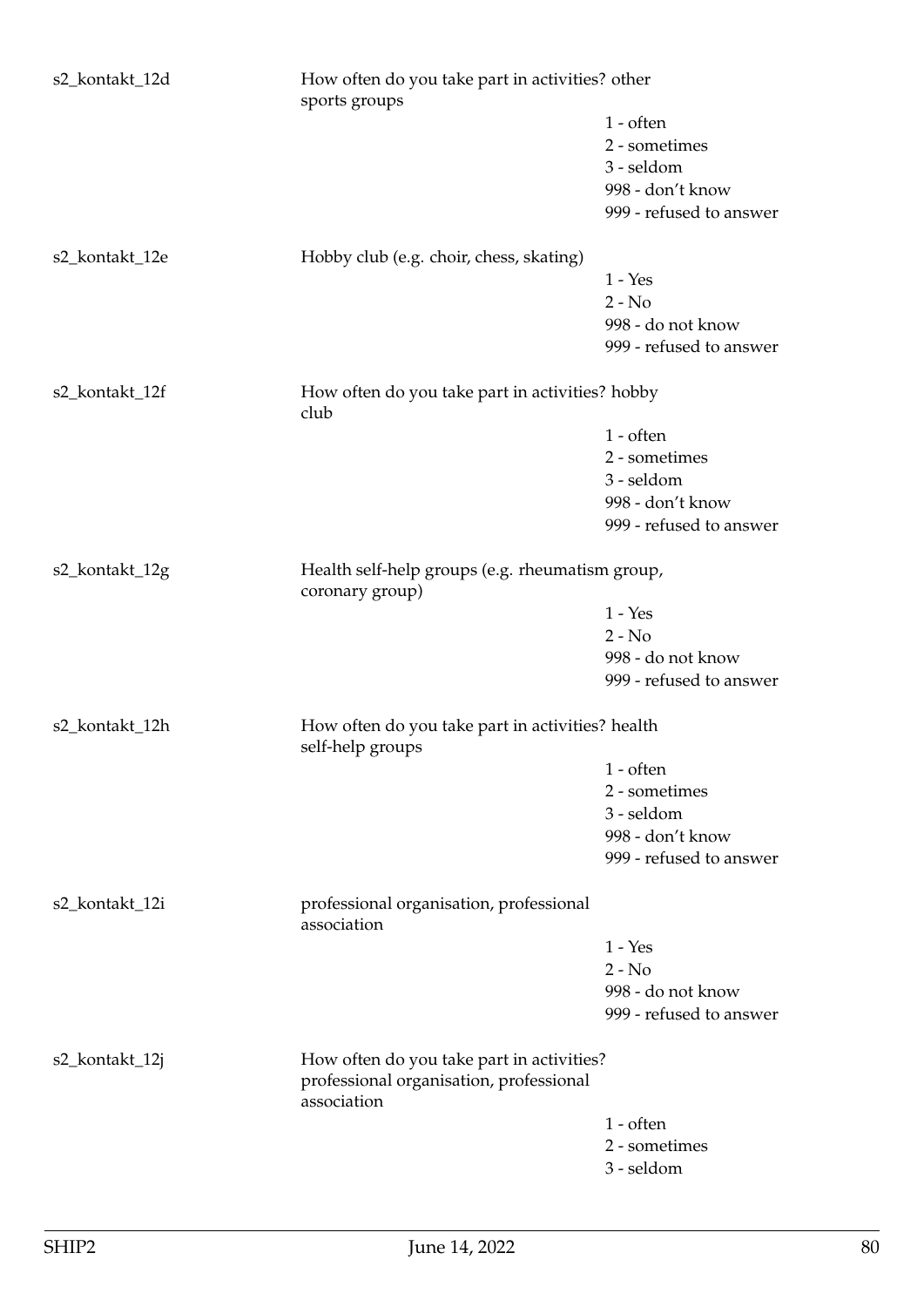s2_kontakt_12d

How often do you take part in activities? other sports groups

1 - often
2 - sometimes
3 - seldom
998 - don't know
999 - refused to answer

s2_kontakt_12e

Hobby club (e.g. choir, chess, skating)

1 - Yes
2 - No
998 - do not know
999 - refused to answer

s2_kontakt_12f

How often do you take part in activities? hobby club

1 - often
2 - sometimes
3 - seldom
998 - don't know
999 - refused to answer

s2_kontakt_12g

Health self-help groups (e.g. rheumatism group, coronary group)

1 - Yes
2 - No
998 - do not know
999 - refused to answer

s2_kontakt_12h

How often do you take part in activities? health self-help groups

1 - often
2 - sometimes
3 - seldom
998 - don't know
999 - refused to answer

s2_kontakt_12i

professional organisation, professional association

1 - Yes
2 - No
998 - do not know
999 - refused to answer

s2_kontakt_12j

How often do you take part in activities? professional organisation, professional association

1 - often
2 - sometimes
3 - seldom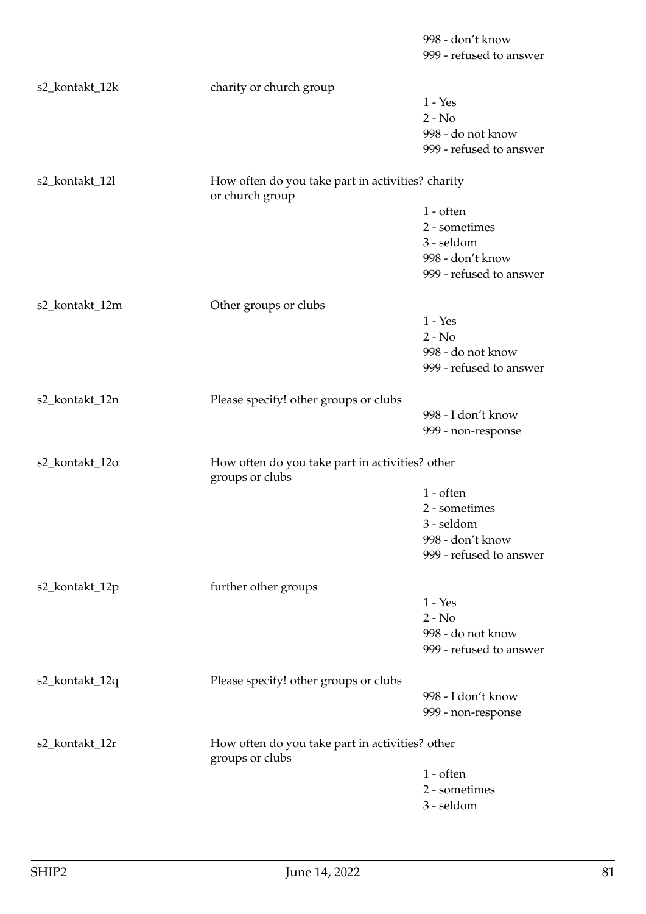998 - don't know
999 - refused to answer

| | | |
|---|---|---|
| s2_kontakt_12k | charity or church group | 1 - Yes<br>2 - No<br>998 - do not know<br>999 - refused to answer |
| s2_kontakt_12l | How often do you take part in activities? charity or church group | 1 - often<br>2 - sometimes<br>3 - seldom<br>998 - don't know<br>999 - refused to answer |
| s2_kontakt_12m | Other groups or clubs | 1 - Yes<br>2 - No<br>998 - do not know<br>999 - refused to answer |
| s2_kontakt_12n | Please specify! other groups or clubs | 998 - I don't know<br>999 - non-response |
| s2_kontakt_12o | How often do you take part in activities? other groups or clubs | 1 - often<br>2 - sometimes<br>3 - seldom<br>998 - don't know<br>999 - refused to answer |
| s2_kontakt_12p | further other groups | 1 - Yes<br>2 - No<br>998 - do not know<br>999 - refused to answer |
| s2_kontakt_12q | Please specify! other groups or clubs | 998 - I don't know<br>999 - non-response |
| s2_kontakt_12r | How often do you take part in activities? other groups or clubs | 1 - often<br>2 - sometimes<br>3 - seldom |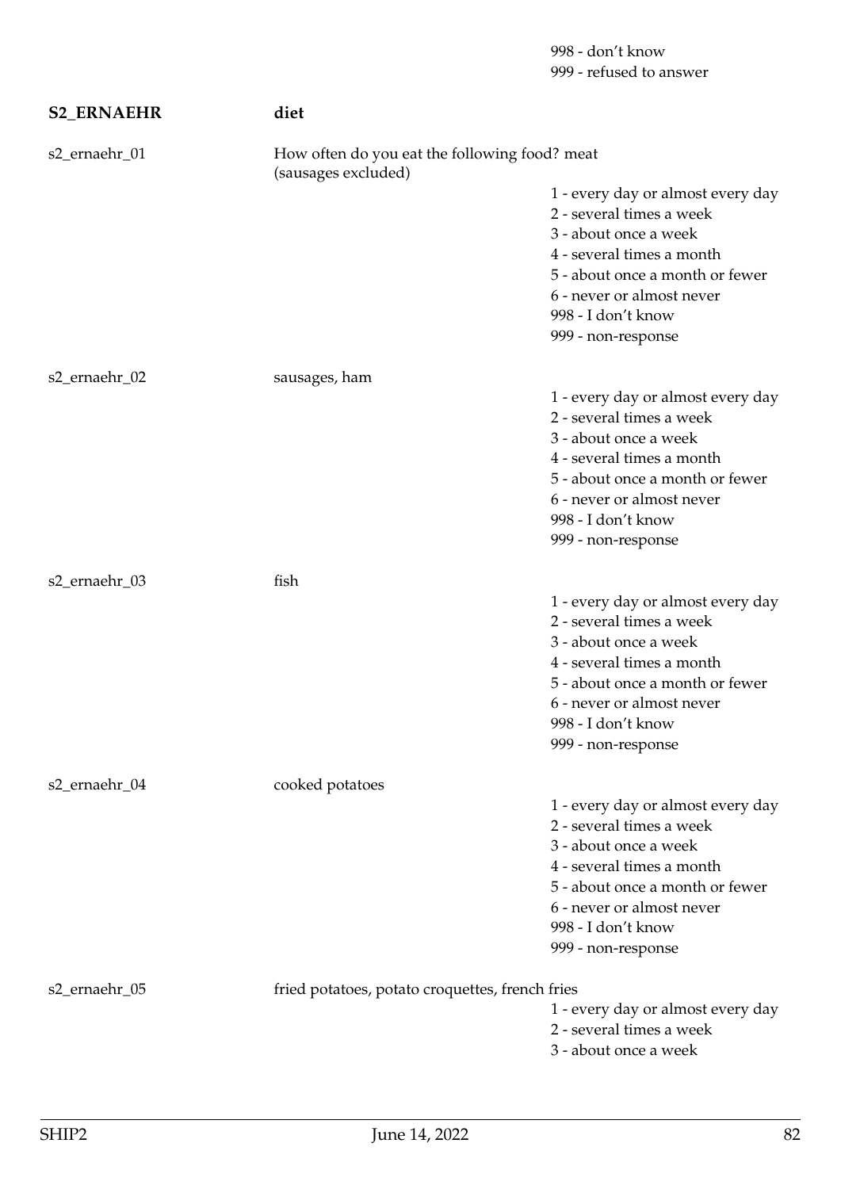998 - don’t know
999 - refused to answer

**S2_ERNAEHR** **diet**

s2_ernaehr_01 How often do you eat the following food? meat (sausages excluded)

1 - every day or almost every day
2 - several times a week
3 - about once a week
4 - several times a month
5 - about once a month or fewer
6 - never or almost never
998 - I don’t know
999 - non-response

s2_ernaehr_02 sausages, ham

1 - every day or almost every day
2 - several times a week
3 - about once a week
4 - several times a month
5 - about once a month or fewer
6 - never or almost never
998 - I don’t know
999 - non-response

s2_ernaehr_03 fish

1 - every day or almost every day
2 - several times a week
3 - about once a week
4 - several times a month
5 - about once a month or fewer
6 - never or almost never
998 - I don’t know
999 - non-response

s2_ernaehr_04 cooked potatoes

1 - every day or almost every day
2 - several times a week
3 - about once a week
4 - several times a month
5 - about once a month or fewer
6 - never or almost never
998 - I don’t know
999 - non-response

s2_ernaehr_05 fried potatoes, potato croquettes, french fries

1 - every day or almost every day
2 - several times a week
3 - about once a week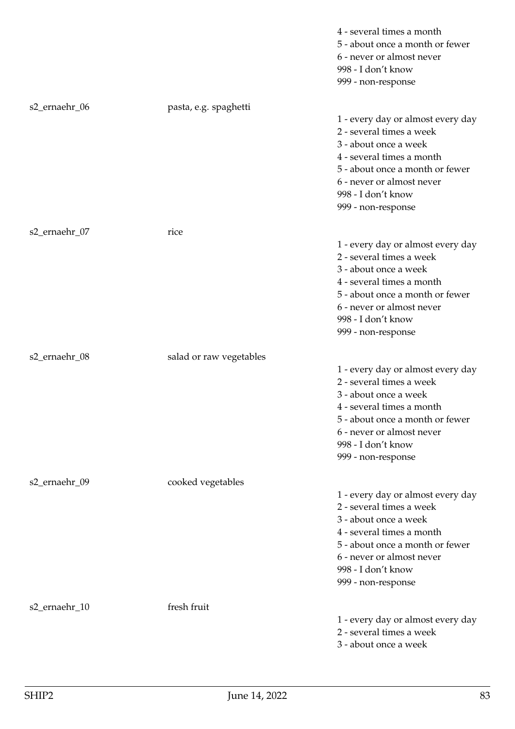| | | |
|---|---|---|
| | | 4 - several times a month<br>5 - about once a month or fewer<br>6 - never or almost never<br>998 - I don't know<br>999 - non-response |
| s2_ernaehr_06 | pasta, e.g. spaghetti | 1 - every day or almost every day<br>2 - several times a week<br>3 - about once a week<br>4 - several times a month<br>5 - about once a month or fewer<br>6 - never or almost never<br>998 - I don't know<br>999 - non-response |
| s2_ernaehr_07 | rice | 1 - every day or almost every day<br>2 - several times a week<br>3 - about once a week<br>4 - several times a month<br>5 - about once a month or fewer<br>6 - never or almost never<br>998 - I don't know<br>999 - non-response |
| s2_ernaehr_08 | salad or raw vegetables | 1 - every day or almost every day<br>2 - several times a week<br>3 - about once a week<br>4 - several times a month<br>5 - about once a month or fewer<br>6 - never or almost never<br>998 - I don't know<br>999 - non-response |
| s2_ernaehr_09 | cooked vegetables | 1 - every day or almost every day<br>2 - several times a week<br>3 - about once a week<br>4 - several times a month<br>5 - about once a month or fewer<br>6 - never or almost never<br>998 - I don't know<br>999 - non-response |
| s2_ernaehr_10 | fresh fruit | 1 - every day or almost every day<br>2 - several times a week<br>3 - about once a week |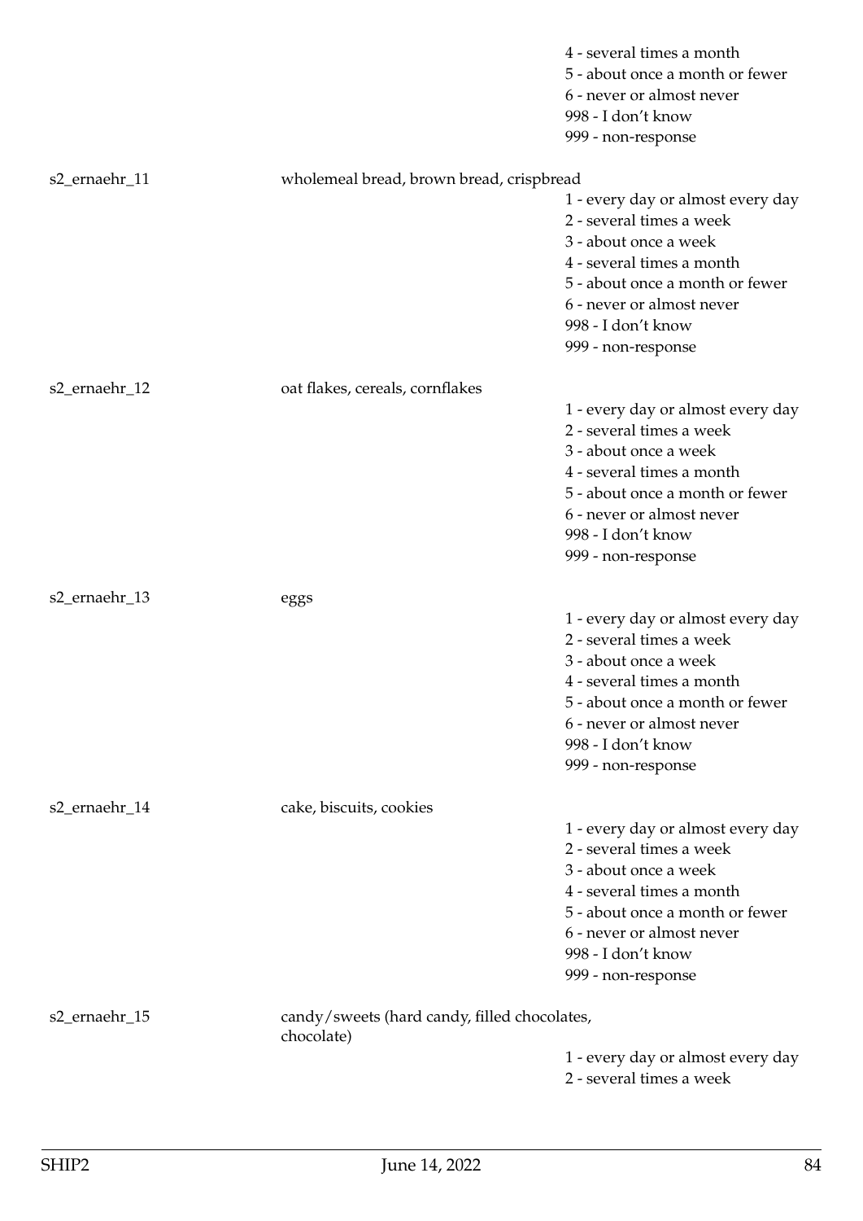| | | |
|---|---|---|
| | | 4 - several times a month<br>5 - about once a month or fewer<br>6 - never or almost never<br>998 - I don't know<br>999 - non-response |
| s2_ernaehr_11 | wholemeal bread, brown bread, crispbread | 1 - every day or almost every day<br>2 - several times a week<br>3 - about once a week<br>4 - several times a month<br>5 - about once a month or fewer<br>6 - never or almost never<br>998 - I don't know<br>999 - non-response |
| s2_ernaehr_12 | oat flakes, cereals, cornflakes | 1 - every day or almost every day<br>2 - several times a week<br>3 - about once a week<br>4 - several times a month<br>5 - about once a month or fewer<br>6 - never or almost never<br>998 - I don't know<br>999 - non-response |
| s2_ernaehr_13 | eggs | 1 - every day or almost every day<br>2 - several times a week<br>3 - about once a week<br>4 - several times a month<br>5 - about once a month or fewer<br>6 - never or almost never<br>998 - I don't know<br>999 - non-response |
| s2_ernaehr_14 | cake, biscuits, cookies | 1 - every day or almost every day<br>2 - several times a week<br>3 - about once a week<br>4 - several times a month<br>5 - about once a month or fewer<br>6 - never or almost never<br>998 - I don't know<br>999 - non-response |
| s2_ernaehr_15 | candy/sweets (hard candy, filled chocolates, chocolate) | 1 - every day or almost every day<br>2 - several times a week |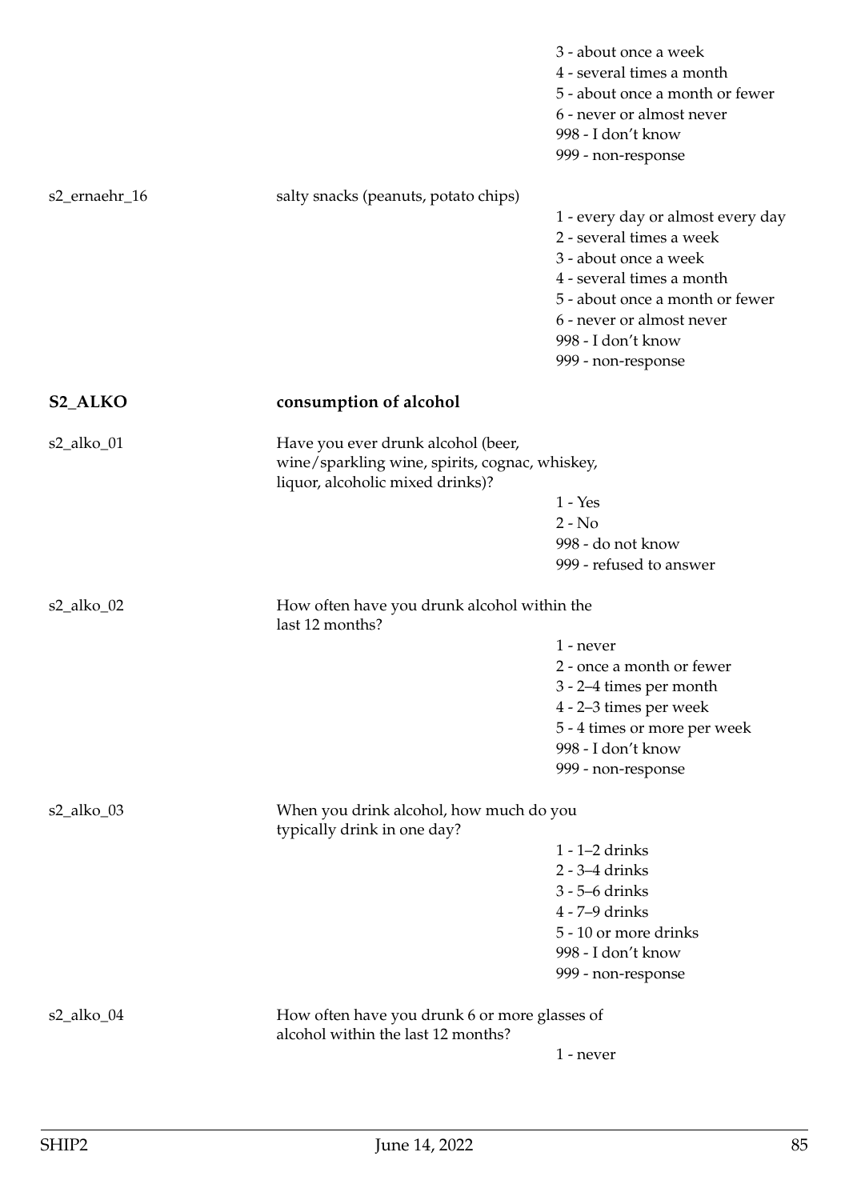3 - about once a week
4 - several times a month
5 - about once a month or fewer
6 - never or almost never
998 - I don't know
999 - non-response

s2_ernaehr_16 salty snacks (peanuts, potato chips)

1 - every day or almost every day
2 - several times a week
3 - about once a week
4 - several times a month
5 - about once a month or fewer
6 - never or almost never
998 - I don't know
999 - non-response

## S2_ALKO consumption of alcohol

s2_alko_01 Have you ever drunk alcohol (beer, wine/sparkling wine, spirits, cognac, whiskey, liquor, alcoholic mixed drinks)?

1 - Yes
2 - No
998 - do not know
999 - refused to answer

s2_alko_02 How often have you drunk alcohol within the last 12 months?

1 - never
2 - once a month or fewer
3 - 2–4 times per month
4 - 2–3 times per week
5 - 4 times or more per week
998 - I don't know
999 - non-response

s2_alko_03 When you drink alcohol, how much do you typically drink in one day?

1 - 1–2 drinks
2 - 3–4 drinks
3 - 5–6 drinks
4 - 7–9 drinks
5 - 10 or more drinks
998 - I don't know
999 - non-response

s2_alko_04 How often have you drunk 6 or more glasses of alcohol within the last 12 months?

1 - never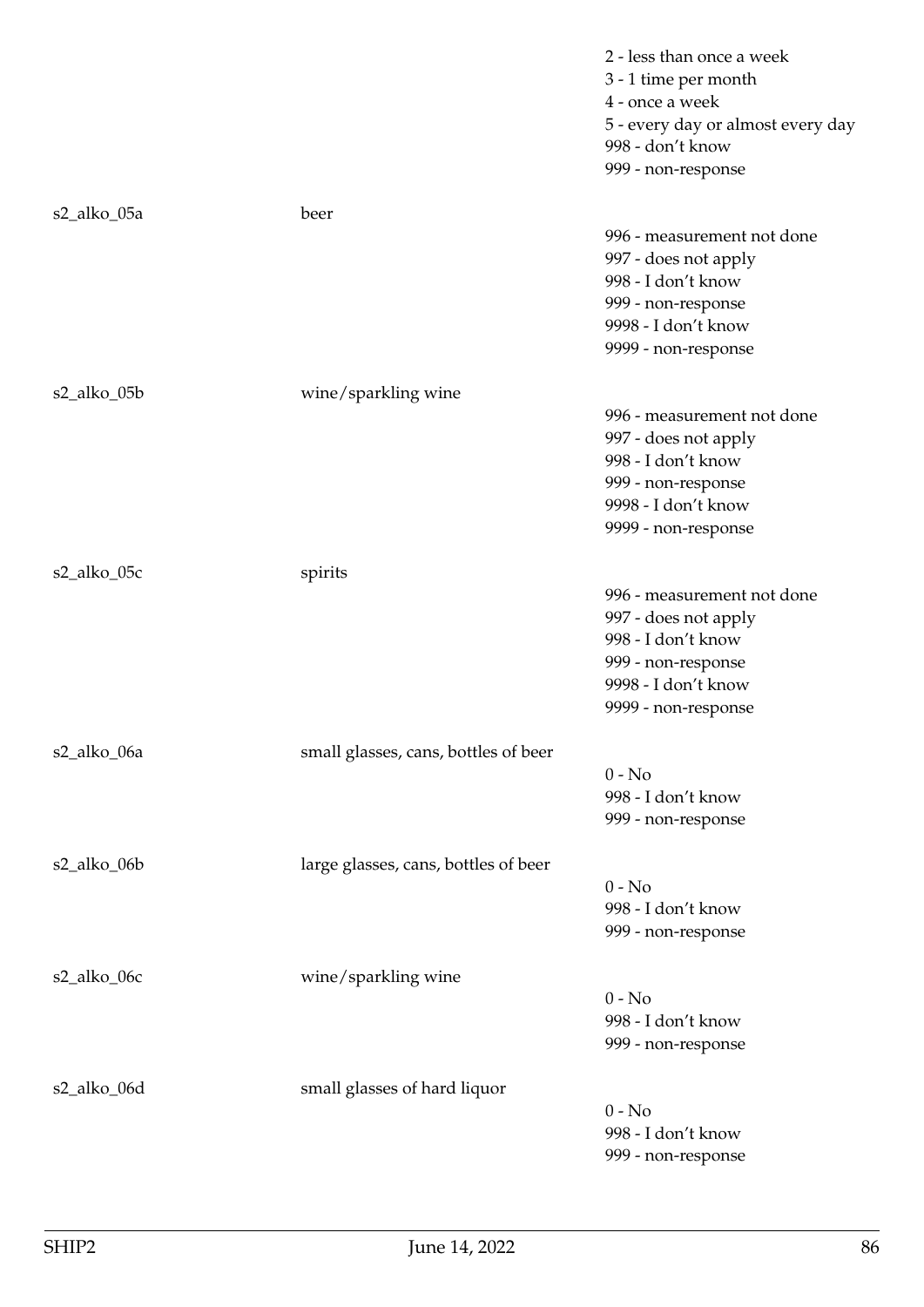| | | |
|---|---|---|
| | | 2 - less than once a week<br>3 - 1 time per month<br>4 - once a week<br>5 - every day or almost every day<br>998 - don't know<br>999 - non-response |
| s2_alko_05a | beer | 996 - measurement not done<br>997 - does not apply<br>998 - I don't know<br>999 - non-response<br>9998 - I don't know<br>9999 - non-response |
| s2_alko_05b | wine/sparkling wine | 996 - measurement not done<br>997 - does not apply<br>998 - I don't know<br>999 - non-response<br>9998 - I don't know<br>9999 - non-response |
| s2_alko_05c | spirits | 996 - measurement not done<br>997 - does not apply<br>998 - I don't know<br>999 - non-response<br>9998 - I don't know<br>9999 - non-response |
| s2_alko_06a | small glasses, cans, bottles of beer | 0 - No<br>998 - I don't know<br>999 - non-response |
| s2_alko_06b | large glasses, cans, bottles of beer | 0 - No<br>998 - I don't know<br>999 - non-response |
| s2_alko_06c | wine/sparkling wine | 0 - No<br>998 - I don't know<br>999 - non-response |
| s2_alko_06d | small glasses of hard liquor | 0 - No<br>998 - I don't know<br>999 - non-response |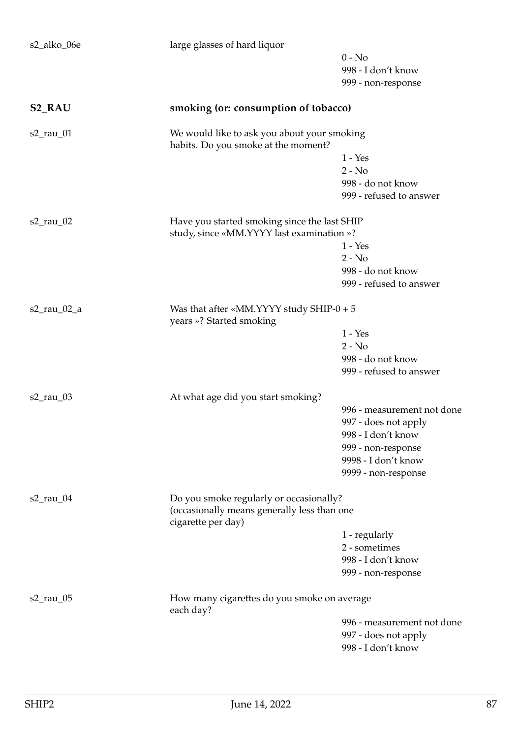s2_alko_06e large glasses of hard liquor

- 0 - No
- 998 - I don't know
- 999 - non-response

## S2_RAU smoking (or: consumption of tobacco)

**s2_rau_01** We would like to ask you about your smoking habits. Do you smoke at the moment?

- 1 - Yes
- 2 - No
- 998 - do not know
- 999 - refused to answer

**s2_rau_02** Have you started smoking since the last SHIP study, since «MM.YYYY last examination »?

- 1 - Yes
- 2 - No
- 998 - do not know
- 999 - refused to answer

**s2_rau_02_a** Was that after «MM.YYYY study SHIP-0 + 5 years »? Started smoking

- 1 - Yes
- 2 - No
- 998 - do not know
- 999 - refused to answer

**s2_rau_03** At what age did you start smoking?

- 996 - measurement not done
- 997 - does not apply
- 998 - I don't know
- 999 - non-response
- 9998 - I don't know
- 9999 - non-response

**s2_rau_04** Do you smoke regularly or occasionally? (occasionally means generally less than one cigarette per day)

- 1 - regularly
- 2 - sometimes
- 998 - I don't know
- 999 - non-response

**s2_rau_05** How many cigarettes do you smoke on average each day?

- 996 - measurement not done
- 997 - does not apply
- 998 - I don't know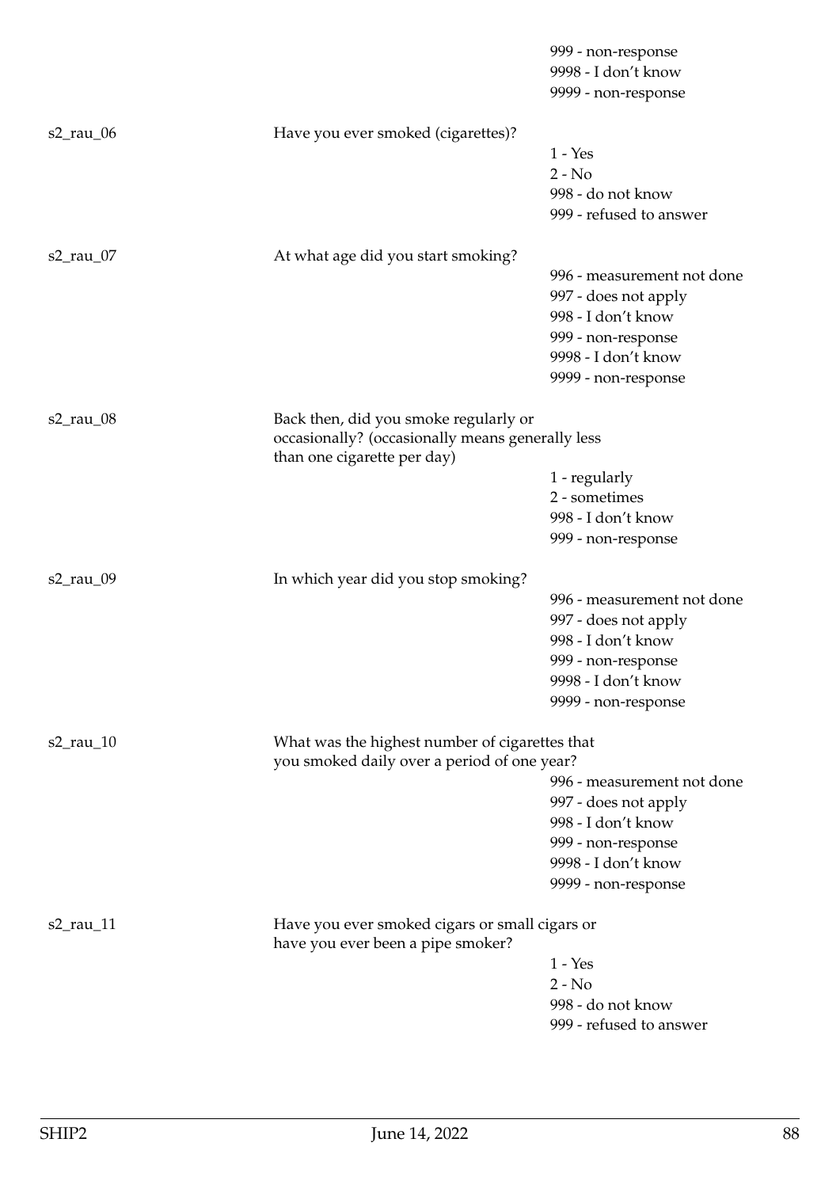999 - non-response
9998 - I don't know
9999 - non-response

s2_rau_06 Have you ever smoked (cigarettes)?

1 - Yes
2 - No
998 - do not know
999 - refused to answer

s2_rau_07 At what age did you start smoking?

996 - measurement not done
997 - does not apply
998 - I don't know
999 - non-response
9998 - I don't know
9999 - non-response

s2_rau_08 Back then, did you smoke regularly or occasionally? (occasionally means generally less than one cigarette per day)

1 - regularly
2 - sometimes
998 - I don't know
999 - non-response

s2_rau_09 In which year did you stop smoking?

996 - measurement not done
997 - does not apply
998 - I don't know
999 - non-response
9998 - I don't know
9999 - non-response

s2_rau_10 What was the highest number of cigarettes that you smoked daily over a period of one year?

996 - measurement not done
997 - does not apply
998 - I don't know
999 - non-response
9998 - I don't know
9999 - non-response

s2_rau_11 Have you ever smoked cigars or small cigars or have you ever been a pipe smoker?

1 - Yes
2 - No
998 - do not know
999 - refused to answer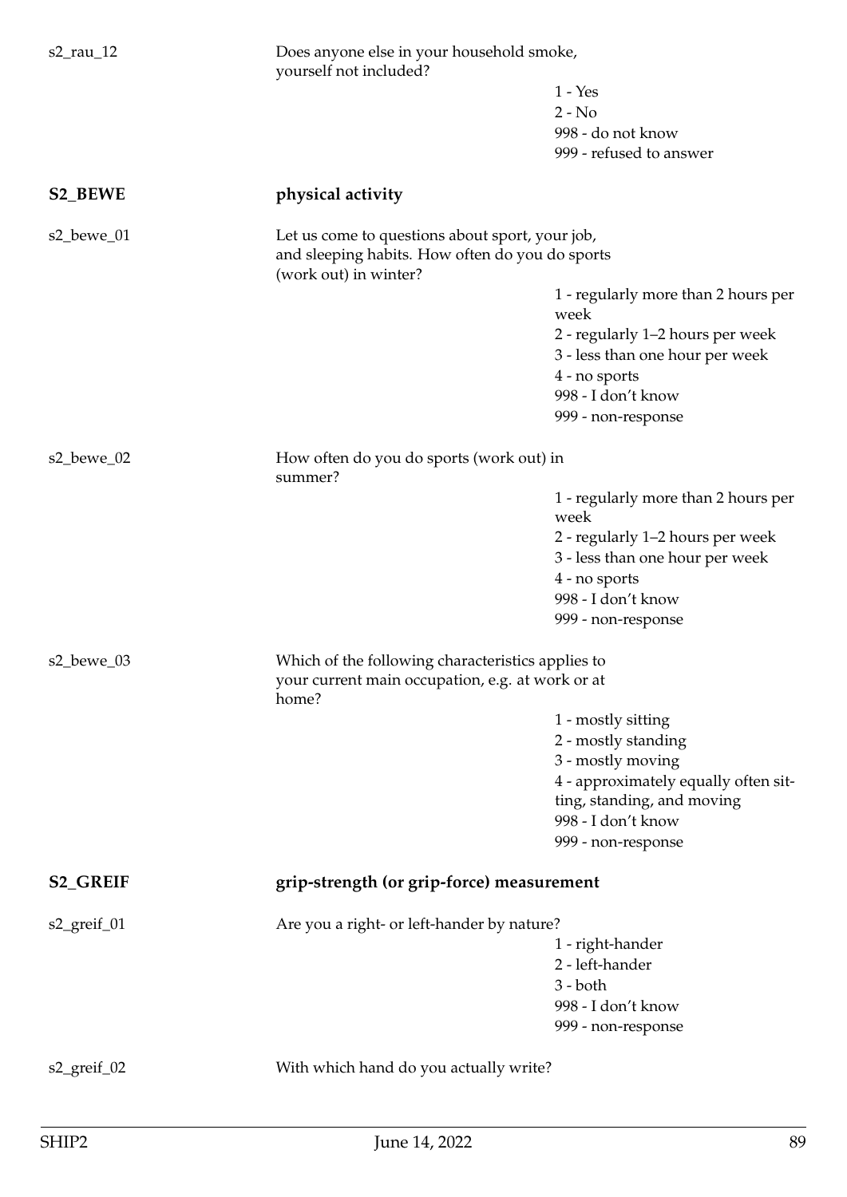s2_rau_12 Does anyone else in your household smoke, yourself not included?

- 1 - Yes
- 2 - No
- 998 - do not know
- 999 - refused to answer

## S2_BEWE physical activity

s2_bewe_01 Let us come to questions about sport, your job, and sleeping habits. How often do you do sports (work out) in winter?

- 1 - regularly more than 2 hours per week
- 2 - regularly 1–2 hours per week
- 3 - less than one hour per week
- 4 - no sports
- 998 - I don't know
- 999 - non-response

s2_bewe_02 How often do you do sports (work out) in summer?

- 1 - regularly more than 2 hours per week
- 2 - regularly 1–2 hours per week
- 3 - less than one hour per week
- 4 - no sports
- 998 - I don't know
- 999 - non-response

s2_bewe_03 Which of the following characteristics applies to your current main occupation, e.g. at work or at home?

- 1 - mostly sitting
- 2 - mostly standing
- 3 - mostly moving
- 4 - approximately equally often sitting, standing, and moving
- 998 - I don't know
- 999 - non-response

## S2_GREIF grip-strength (or grip-force) measurement

s2_greif_01 Are you a right- or left-hander by nature?

- 1 - right-hander
- 2 - left-hander
- 3 - both
- 998 - I don't know
- 999 - non-response

s2_greif_02 With which hand do you actually write?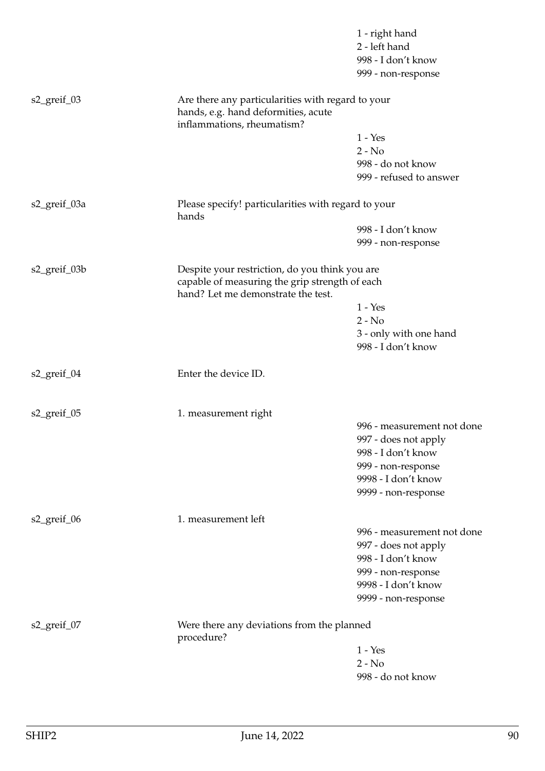| | | |
|---|---|---|
| | | 1 - right hand |
| | | 2 - left hand |
| | | 998 - I don't know |
| | | 999 - non-response |
| s2_greif_03 | Are there any particularities with regard to your hands, e.g. hand deformities, acute inflammations, rheumatism? | |
| | | 1 - Yes |
| | | 2 - No |
| | | 998 - do not know |
| | | 999 - refused to answer |
| s2_greif_03a | Please specify! particularities with regard to your hands | |
| | | 998 - I don't know |
| | | 999 - non-response |
| s2_greif_03b | Despite your restriction, do you think you are capable of measuring the grip strength of each hand? Let me demonstrate the test. | |
| | | 1 - Yes |
| | | 2 - No |
| | | 3 - only with one hand |
| | | 998 - I don't know |
| s2_greif_04 | Enter the device ID. | |
| s2_greif_05 | 1. measurement right | |
| | | 996 - measurement not done |
| | | 997 - does not apply |
| | | 998 - I don't know |
| | | 999 - non-response |
| | | 9998 - I don't know |
| | | 9999 - non-response |
| s2_greif_06 | 1. measurement left | |
| | | 996 - measurement not done |
| | | 997 - does not apply |
| | | 998 - I don't know |
| | | 999 - non-response |
| | | 9998 - I don't know |
| | | 9999 - non-response |
| s2_greif_07 | Were there any deviations from the planned procedure? | |
| | | 1 - Yes |
| | | 2 - No |
| | | 998 - do not know |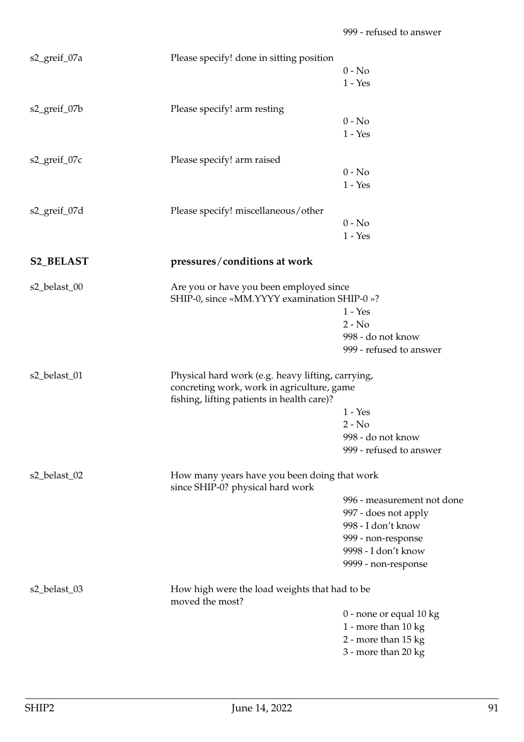999 - refused to answer

| | | |
|---|---|---|
| s2_greif_07a | Please specify! done in sitting position | 0 - No<br>1 - Yes |
| s2_greif_07b | Please specify! arm resting | 0 - No<br>1 - Yes |
| s2_greif_07c | Please specify! arm raised | 0 - No<br>1 - Yes |
| s2_greif_07d | Please specify! miscellaneous/other | 0 - No<br>1 - Yes |

## S2_BELAST — pressures/conditions at work

| | | |
|---|---|---|
| s2_belast_00 | Are you or have you been employed since SHIP-0, since «MM.YYYY examination SHIP-0 »? | 1 - Yes<br>2 - No<br>998 - do not know<br>999 - refused to answer |
| s2_belast_01 | Physical hard work (e.g. heavy lifting, carrying, concreting work, work in agriculture, game fishing, lifting patients in health care)? | 1 - Yes<br>2 - No<br>998 - do not know<br>999 - refused to answer |
| s2_belast_02 | How many years have you been doing that work since SHIP-0? physical hard work | 996 - measurement not done<br>997 - does not apply<br>998 - I don't know<br>999 - non-response<br>9998 - I don't know<br>9999 - non-response |
| s2_belast_03 | How high were the load weights that had to be moved the most? | 0 - none or equal 10 kg<br>1 - more than 10 kg<br>2 - more than 15 kg<br>3 - more than 20 kg |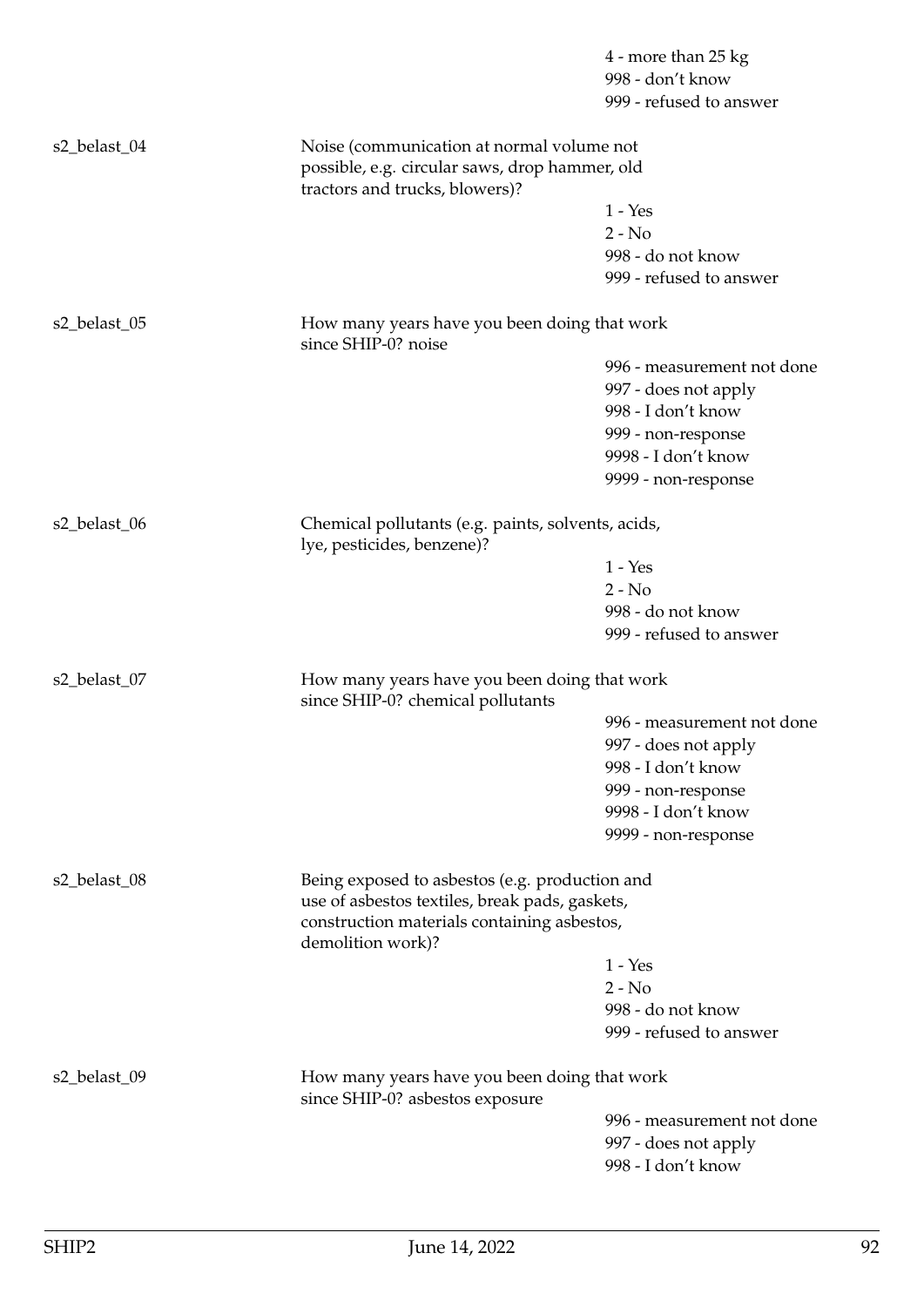4 - more than 25 kg
998 - don't know
999 - refused to answer

s2_belast_04

Noise (communication at normal volume not possible, e.g. circular saws, drop hammer, old tractors and trucks, blowers)?

1 - Yes
2 - No
998 - do not know
999 - refused to answer

s2_belast_05

How many years have you been doing that work since SHIP-0? noise

996 - measurement not done
997 - does not apply
998 - I don't know
999 - non-response
9998 - I don't know
9999 - non-response

s2_belast_06

Chemical pollutants (e.g. paints, solvents, acids, lye, pesticides, benzene)?

1 - Yes
2 - No
998 - do not know
999 - refused to answer

s2_belast_07

How many years have you been doing that work since SHIP-0? chemical pollutants

996 - measurement not done
997 - does not apply
998 - I don't know
999 - non-response
9998 - I don't know
9999 - non-response

s2_belast_08

Being exposed to asbestos (e.g. production and use of asbestos textiles, break pads, gaskets, construction materials containing asbestos, demolition work)?

1 - Yes
2 - No
998 - do not know
999 - refused to answer

s2_belast_09

How many years have you been doing that work since SHIP-0? asbestos exposure

996 - measurement not done
997 - does not apply
998 - I don't know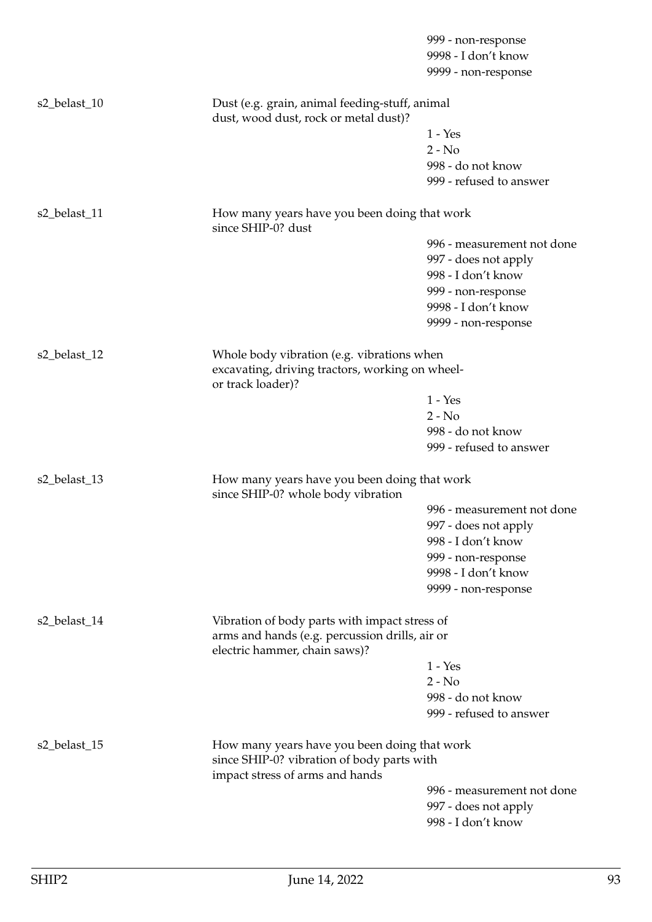| | | |
|---|---|---|
| | | 999 - non-response |
| | | 9998 - I don't know |
| | | 9999 - non-response |
| s2_belast_10 | Dust (e.g. grain, animal feeding-stuff, animal dust, wood dust, rock or metal dust)? | |
| | | 1 - Yes |
| | | 2 - No |
| | | 998 - do not know |
| | | 999 - refused to answer |
| s2_belast_11 | How many years have you been doing that work since SHIP-0? dust | |
| | | 996 - measurement not done |
| | | 997 - does not apply |
| | | 998 - I don't know |
| | | 999 - non-response |
| | | 9998 - I don't know |
| | | 9999 - non-response |
| s2_belast_12 | Whole body vibration (e.g. vibrations when excavating, driving tractors, working on wheel- or track loader)? | |
| | | 1 - Yes |
| | | 2 - No |
| | | 998 - do not know |
| | | 999 - refused to answer |
| s2_belast_13 | How many years have you been doing that work since SHIP-0? whole body vibration | |
| | | 996 - measurement not done |
| | | 997 - does not apply |
| | | 998 - I don't know |
| | | 999 - non-response |
| | | 9998 - I don't know |
| | | 9999 - non-response |
| s2_belast_14 | Vibration of body parts with impact stress of arms and hands (e.g. percussion drills, air or electric hammer, chain saws)? | |
| | | 1 - Yes |
| | | 2 - No |
| | | 998 - do not know |
| | | 999 - refused to answer |
| s2_belast_15 | How many years have you been doing that work since SHIP-0? vibration of body parts with impact stress of arms and hands | |
| | | 996 - measurement not done |
| | | 997 - does not apply |
| | | 998 - I don't know |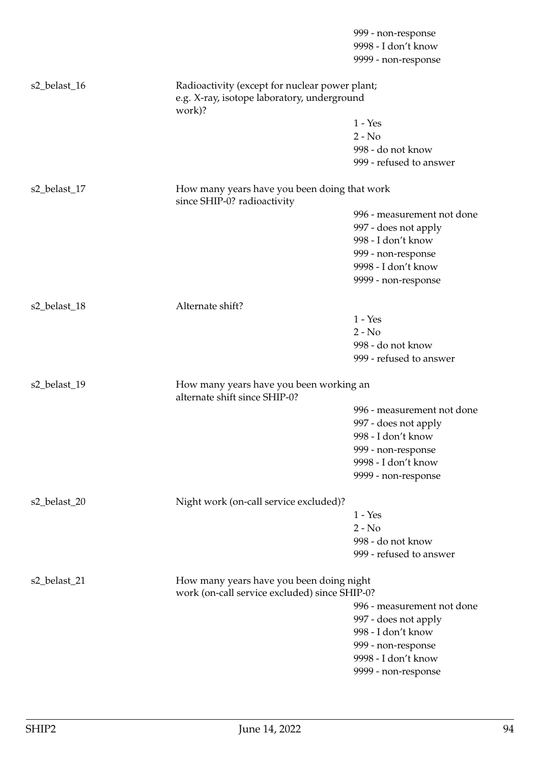999 - non-response
9998 - I don't know
9999 - non-response

s2_belast_16 Radioactivity (except for nuclear power plant; e.g. X-ray, isotope laboratory, underground work)?

1 - Yes
2 - No
998 - do not know
999 - refused to answer

s2_belast_17 How many years have you been doing that work since SHIP-0? radioactivity

996 - measurement not done
997 - does not apply
998 - I don't know
999 - non-response
9998 - I don't know
9999 - non-response

s2_belast_18 Alternate shift?

1 - Yes
2 - No
998 - do not know
999 - refused to answer

s2_belast_19 How many years have you been working an alternate shift since SHIP-0?

996 - measurement not done
997 - does not apply
998 - I don't know
999 - non-response
9998 - I don't know
9999 - non-response

s2_belast_20 Night work (on-call service excluded)?

1 - Yes
2 - No
998 - do not know
999 - refused to answer

s2_belast_21 How many years have you been doing night work (on-call service excluded) since SHIP-0?

996 - measurement not done
997 - does not apply
998 - I don't know
999 - non-response
9998 - I don't know
9999 - non-response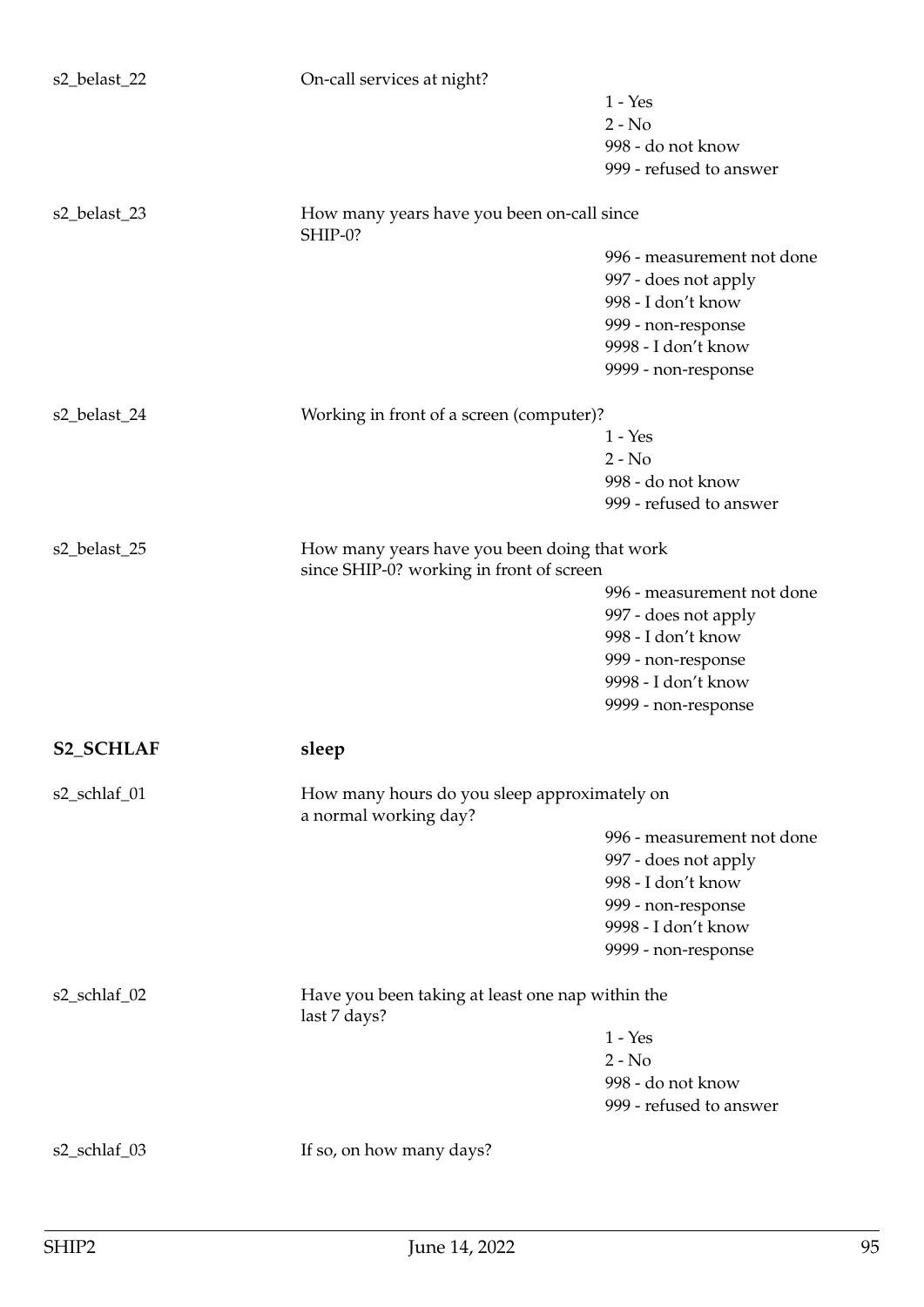s2_belast_22 On-call services at night?

- 1 - Yes
- 2 - No
- 998 - do not know
- 999 - refused to answer

s2_belast_23 How many years have you been on-call since SHIP-0?

- 996 - measurement not done
- 997 - does not apply
- 998 - I don't know
- 999 - non-response
- 9998 - I don't know
- 9999 - non-response

s2_belast_24 Working in front of a screen (computer)?

- 1 - Yes
- 2 - No
- 998 - do not know
- 999 - refused to answer

s2_belast_25 How many years have you been doing that work since SHIP-0? working in front of screen

- 996 - measurement not done
- 997 - does not apply
- 998 - I don't know
- 999 - non-response
- 9998 - I don't know
- 9999 - non-response

## S2_SCHLAF sleep

s2_schlaf_01 How many hours do you sleep approximately on a normal working day?

- 996 - measurement not done
- 997 - does not apply
- 998 - I don't know
- 999 - non-response
- 9998 - I don't know
- 9999 - non-response

s2_schlaf_02 Have you been taking at least one nap within the last 7 days?

- 1 - Yes
- 2 - No
- 998 - do not know
- 999 - refused to answer

s2_schlaf_03 If so, on how many days?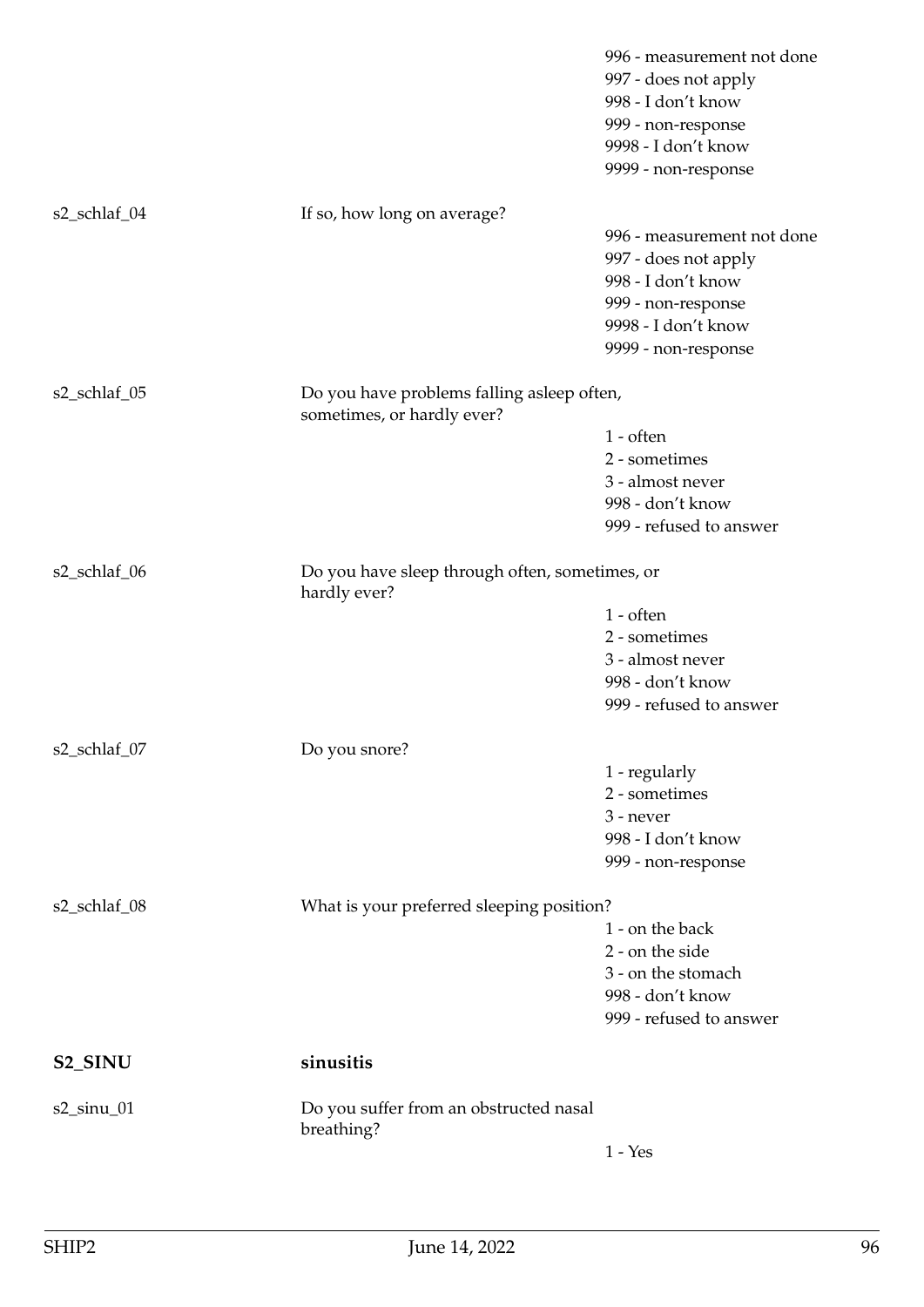| | | |
|---|---|---|
| | | 996 - measurement not done<br>997 - does not apply<br>998 - I don't know<br>999 - non-response<br>9998 - I don't know<br>9999 - non-response |
| s2_schlaf_04 | If so, how long on average? | 996 - measurement not done<br>997 - does not apply<br>998 - I don't know<br>999 - non-response<br>9998 - I don't know<br>9999 - non-response |
| s2_schlaf_05 | Do you have problems falling asleep often, sometimes, or hardly ever? | 1 - often<br>2 - sometimes<br>3 - almost never<br>998 - don't know<br>999 - refused to answer |
| s2_schlaf_06 | Do you have sleep through often, sometimes, or hardly ever? | 1 - often<br>2 - sometimes<br>3 - almost never<br>998 - don't know<br>999 - refused to answer |
| s2_schlaf_07 | Do you snore? | 1 - regularly<br>2 - sometimes<br>3 - never<br>998 - I don't know<br>999 - non-response |
| s2_schlaf_08 | What is your preferred sleeping position? | 1 - on the back<br>2 - on the side<br>3 - on the stomach<br>998 - don't know<br>999 - refused to answer |
| **S2_SINU** | **sinusitis** | |
| s2_sinu_01 | Do you suffer from an obstructed nasal breathing? | 1 - Yes |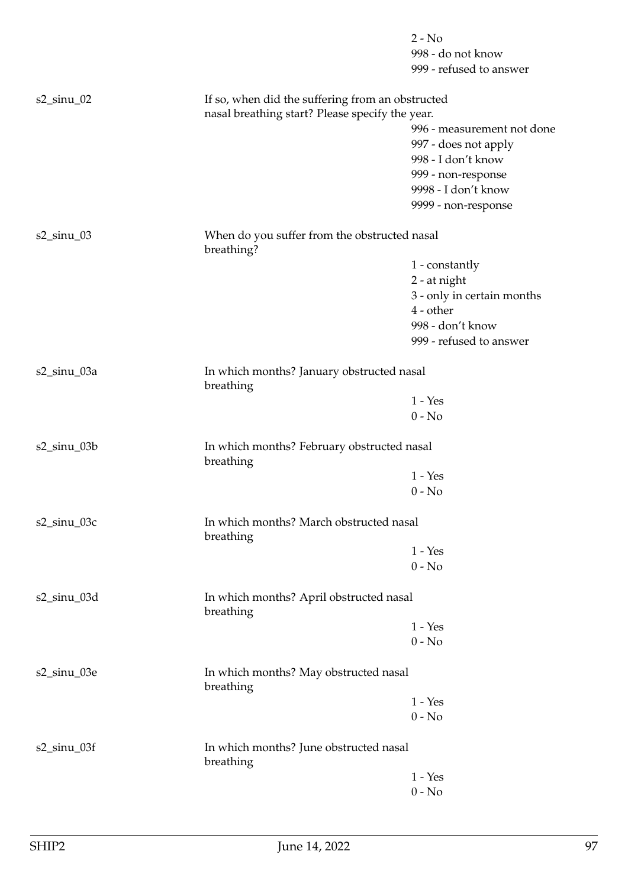2 - No
998 - do not know
999 - refused to answer

s2_sinu_02 If so, when did the suffering from an obstructed nasal breathing start? Please specify the year.

996 - measurement not done
997 - does not apply
998 - I don't know
999 - non-response
9998 - I don't know
9999 - non-response

s2_sinu_03 When do you suffer from the obstructed nasal breathing?

1 - constantly
2 - at night
3 - only in certain months
4 - other
998 - don't know
999 - refused to answer

s2_sinu_03a In which months? January obstructed nasal breathing

1 - Yes
0 - No

s2_sinu_03b In which months? February obstructed nasal breathing

1 - Yes
0 - No

s2_sinu_03c In which months? March obstructed nasal breathing

1 - Yes
0 - No

s2_sinu_03d In which months? April obstructed nasal breathing

1 - Yes
0 - No

s2_sinu_03e In which months? May obstructed nasal breathing

1 - Yes
0 - No

s2_sinu_03f In which months? June obstructed nasal breathing

1 - Yes
0 - No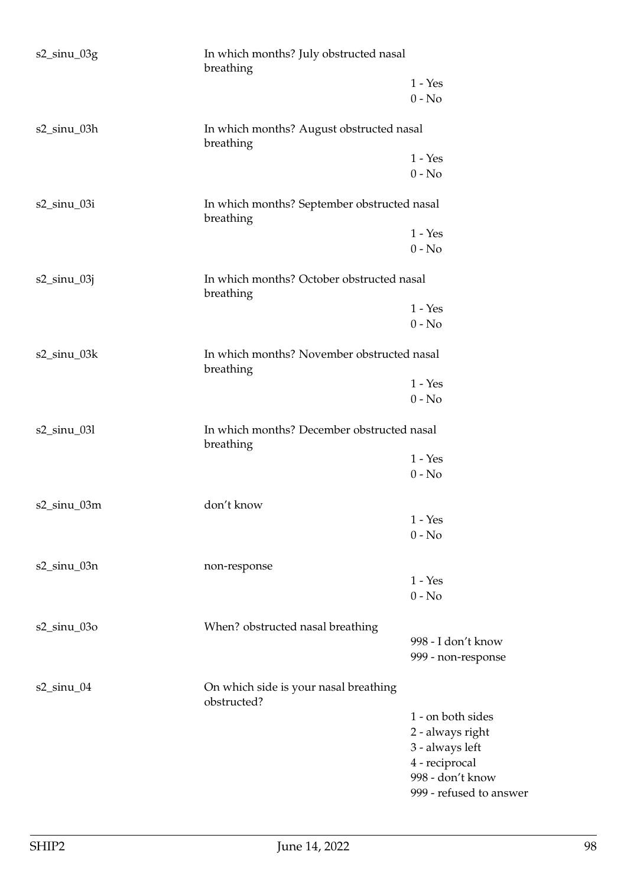| Variable | Label | Values |
| --- | --- | --- |
| s2_sinu_03g | In which months? July obstructed nasal breathing | 1 - Yes<br>0 - No |
| s2_sinu_03h | In which months? August obstructed nasal breathing | 1 - Yes<br>0 - No |
| s2_sinu_03i | In which months? September obstructed nasal breathing | 1 - Yes<br>0 - No |
| s2_sinu_03j | In which months? October obstructed nasal breathing | 1 - Yes<br>0 - No |
| s2_sinu_03k | In which months? November obstructed nasal breathing | 1 - Yes<br>0 - No |
| s2_sinu_03l | In which months? December obstructed nasal breathing | 1 - Yes<br>0 - No |
| s2_sinu_03m | don't know | 1 - Yes<br>0 - No |
| s2_sinu_03n | non-response | 1 - Yes<br>0 - No |
| s2_sinu_03o | When? obstructed nasal breathing | 998 - I don't know<br>999 - non-response |
| s2_sinu_04 | On which side is your nasal breathing obstructed? | 1 - on both sides<br>2 - always right<br>3 - always left<br>4 - reciprocal<br>998 - don't know<br>999 - refused to answer |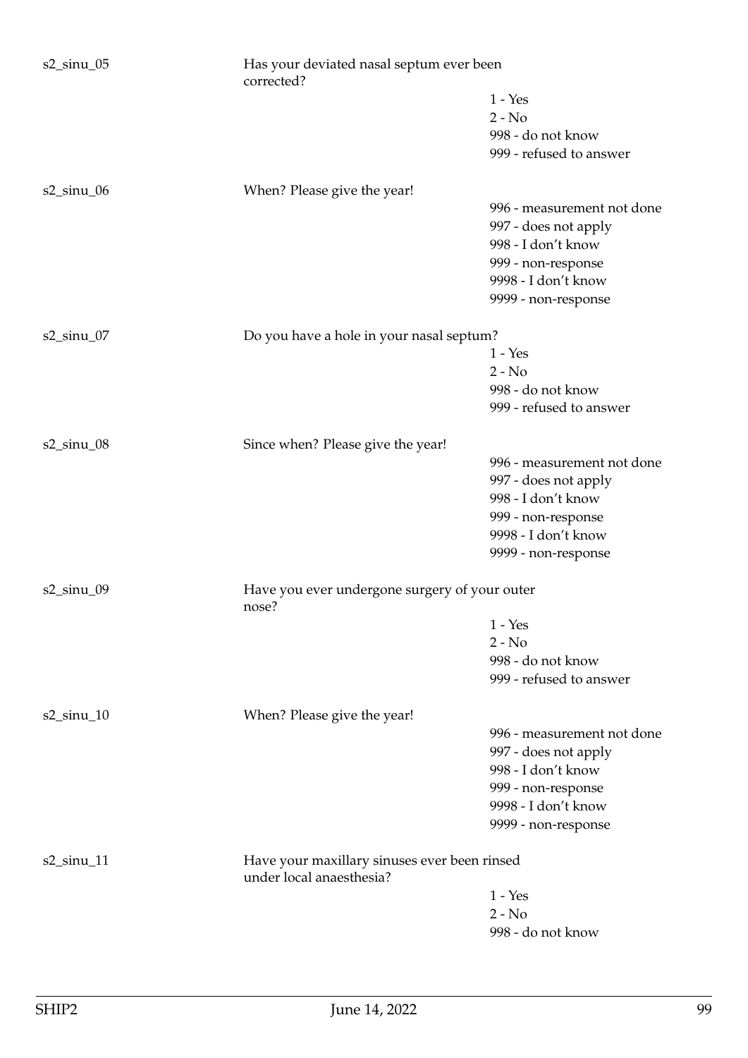s2_sinu_05 Has your deviated nasal septum ever been corrected?

- 1 - Yes
- 2 - No
- 998 - do not know
- 999 - refused to answer

s2_sinu_06 When? Please give the year!

- 996 - measurement not done
- 997 - does not apply
- 998 - I don't know
- 999 - non-response
- 9998 - I don't know
- 9999 - non-response

s2_sinu_07 Do you have a hole in your nasal septum?

- 1 - Yes
- 2 - No
- 998 - do not know
- 999 - refused to answer

s2_sinu_08 Since when? Please give the year!

- 996 - measurement not done
- 997 - does not apply
- 998 - I don't know
- 999 - non-response
- 9998 - I don't know
- 9999 - non-response

s2_sinu_09 Have you ever undergone surgery of your outer nose?

- 1 - Yes
- 2 - No
- 998 - do not know
- 999 - refused to answer

s2_sinu_10 When? Please give the year!

- 996 - measurement not done
- 997 - does not apply
- 998 - I don't know
- 999 - non-response
- 9998 - I don't know
- 9999 - non-response

s2_sinu_11 Have your maxillary sinuses ever been rinsed under local anaesthesia?

- 1 - Yes
- 2 - No
- 998 - do not know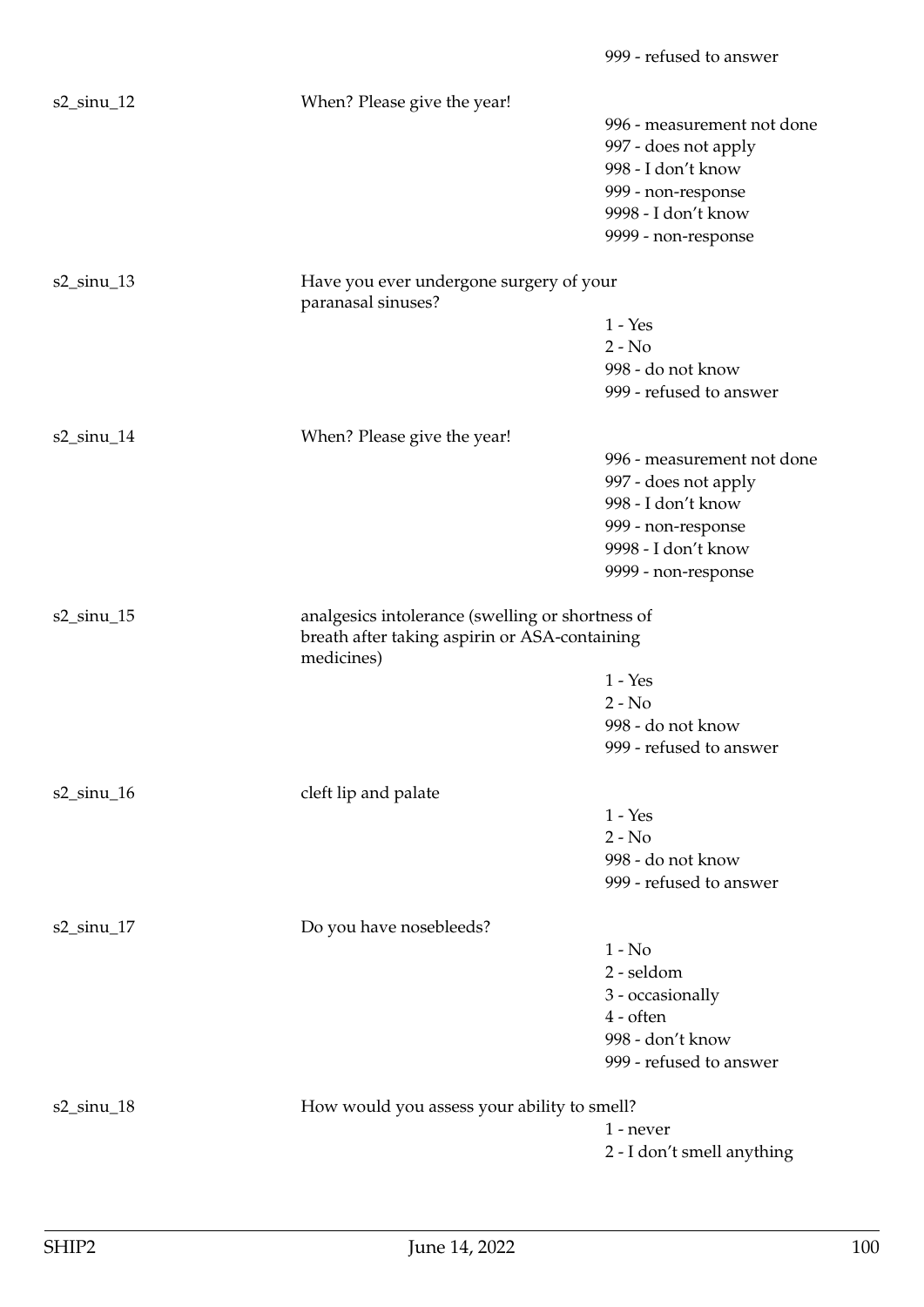999 - refused to answer

| | | |
|---|---|---|
| s2_sinu_12 | When? Please give the year! | |
| | | 996 - measurement not done |
| | | 997 - does not apply |
| | | 998 - I don't know |
| | | 999 - non-response |
| | | 9998 - I don't know |
| | | 9999 - non-response |
| s2_sinu_13 | Have you ever undergone surgery of your paranasal sinuses? | |
| | | 1 - Yes |
| | | 2 - No |
| | | 998 - do not know |
| | | 999 - refused to answer |
| s2_sinu_14 | When? Please give the year! | |
| | | 996 - measurement not done |
| | | 997 - does not apply |
| | | 998 - I don't know |
| | | 999 - non-response |
| | | 9998 - I don't know |
| | | 9999 - non-response |
| s2_sinu_15 | analgesics intolerance (swelling or shortness of breath after taking aspirin or ASA-containing medicines) | |
| | | 1 - Yes |
| | | 2 - No |
| | | 998 - do not know |
| | | 999 - refused to answer |
| s2_sinu_16 | cleft lip and palate | |
| | | 1 - Yes |
| | | 2 - No |
| | | 998 - do not know |
| | | 999 - refused to answer |
| s2_sinu_17 | Do you have nosebleeds? | |
| | | 1 - No |
| | | 2 - seldom |
| | | 3 - occasionally |
| | | 4 - often |
| | | 998 - don't know |
| | | 999 - refused to answer |
| s2_sinu_18 | How would you assess your ability to smell? | |
| | | 1 - never |
| | | 2 - I don't smell anything |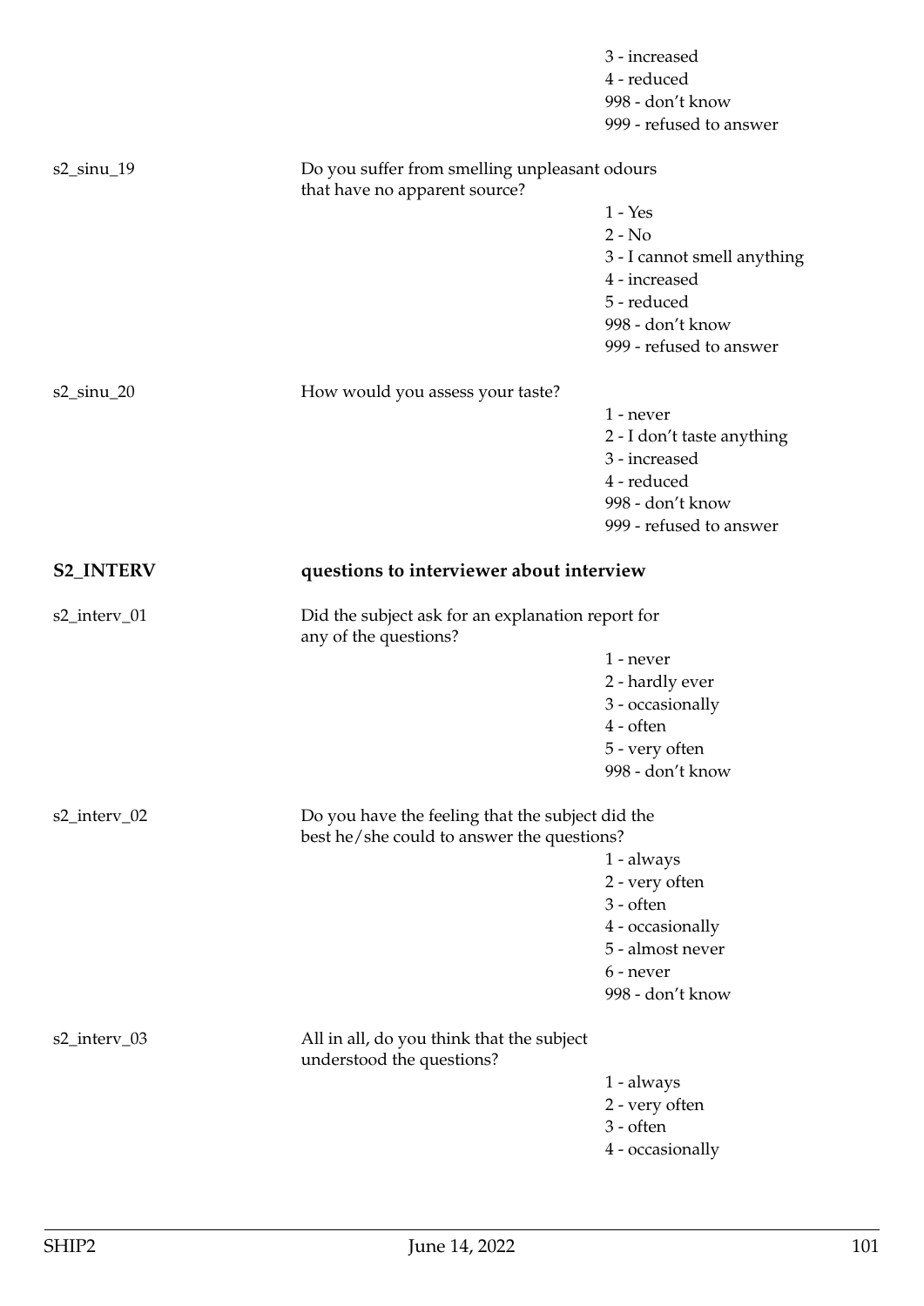3 - increased
4 - reduced
998 - don't know
999 - refused to answer

s2_sinu_19 Do you suffer from smelling unpleasant odours that have no apparent source?

1 - Yes
2 - No
3 - I cannot smell anything
4 - increased
5 - reduced
998 - don't know
999 - refused to answer

s2_sinu_20 How would you assess your taste?

1 - never
2 - I don't taste anything
3 - increased
4 - reduced
998 - don't know
999 - refused to answer

**S2_INTERV** **questions to interviewer about interview**

s2_interv_01 Did the subject ask for an explanation report for any of the questions?

1 - never
2 - hardly ever
3 - occasionally
4 - often
5 - very often
998 - don't know

s2_interv_02 Do you have the feeling that the subject did the best he/she could to answer the questions?

1 - always
2 - very often
3 - often
4 - occasionally
5 - almost never
6 - never
998 - don't know

s2_interv_03 All in all, do you think that the subject understood the questions?

1 - always
2 - very often
3 - often
4 - occasionally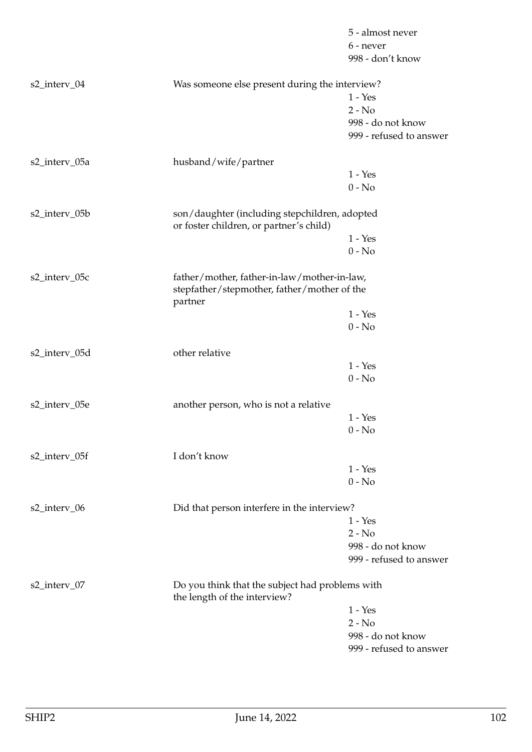5 - almost never
6 - never
998 - don't know

| | | |
|---|---|---|
| s2_interv_04 | Was someone else present during the interview? | |
| | | 1 - Yes |
| | | 2 - No |
| | | 998 - do not know |
| | | 999 - refused to answer |
| s2_interv_05a | husband/wife/partner | |
| | | 1 - Yes |
| | | 0 - No |
| s2_interv_05b | son/daughter (including stepchildren, adopted or foster children, or partner's child) | |
| | | 1 - Yes |
| | | 0 - No |
| s2_interv_05c | father/mother, father-in-law/mother-in-law, stepfather/stepmother, father/mother of the partner | |
| | | 1 - Yes |
| | | 0 - No |
| s2_interv_05d | other relative | |
| | | 1 - Yes |
| | | 0 - No |
| s2_interv_05e | another person, who is not a relative | |
| | | 1 - Yes |
| | | 0 - No |
| s2_interv_05f | I don't know | |
| | | 1 - Yes |
| | | 0 - No |
| s2_interv_06 | Did that person interfere in the interview? | |
| | | 1 - Yes |
| | | 2 - No |
| | | 998 - do not know |
| | | 999 - refused to answer |
| s2_interv_07 | Do you think that the subject had problems with the length of the interview? | |
| | | 1 - Yes |
| | | 2 - No |
| | | 998 - do not know |
| | | 999 - refused to answer |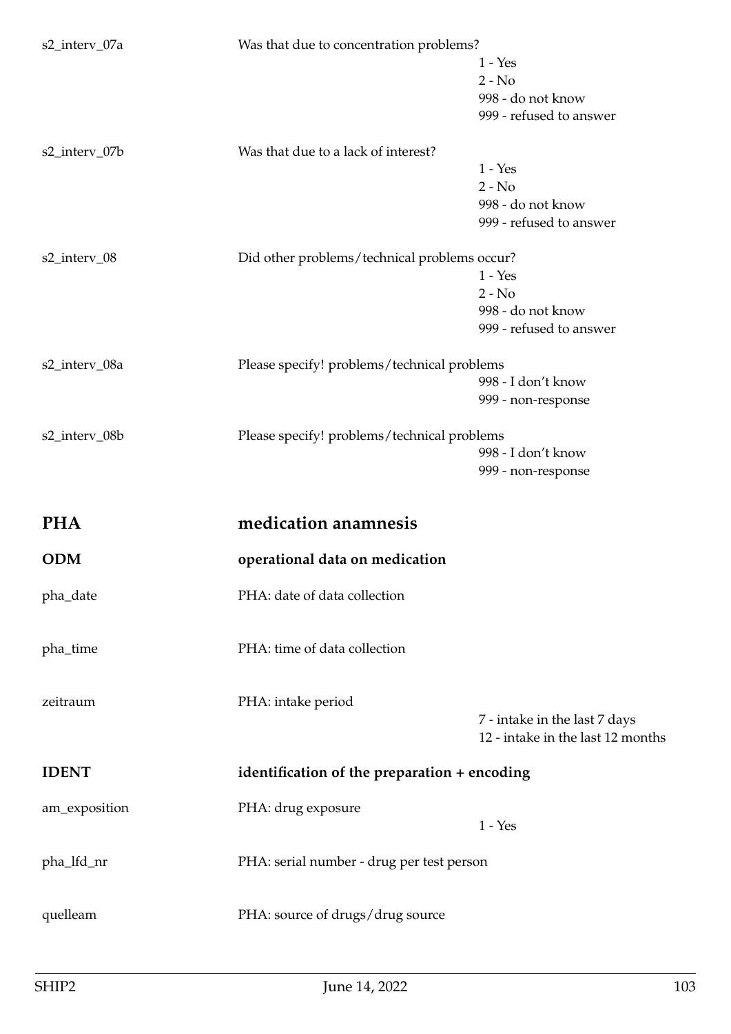s2_interv_07a — Was that due to concentration problems?

- 1 - Yes
- 2 - No
- 998 - do not know
- 999 - refused to answer

s2_interv_07b — Was that due to a lack of interest?

- 1 - Yes
- 2 - No
- 998 - do not know
- 999 - refused to answer

s2_interv_08 — Did other problems/technical problems occur?

- 1 - Yes
- 2 - No
- 998 - do not know
- 999 - refused to answer

s2_interv_08a — Please specify! problems/technical problems

- 998 - I don't know
- 999 - non-response

s2_interv_08b — Please specify! problems/technical problems

- 998 - I don't know
- 999 - non-response

# PHA medication anamnesis

## ODM operational data on medication

pha_date — PHA: date of data collection

pha_time — PHA: time of data collection

zeitraum — PHA: intake period

- 7 - intake in the last 7 days
- 12 - intake in the last 12 months

## IDENT identification of the preparation + encoding

am_exposition — PHA: drug exposure

- 1 - Yes

pha_lfd_nr — PHA: serial number - drug per test person

quelleam — PHA: source of drugs/drug source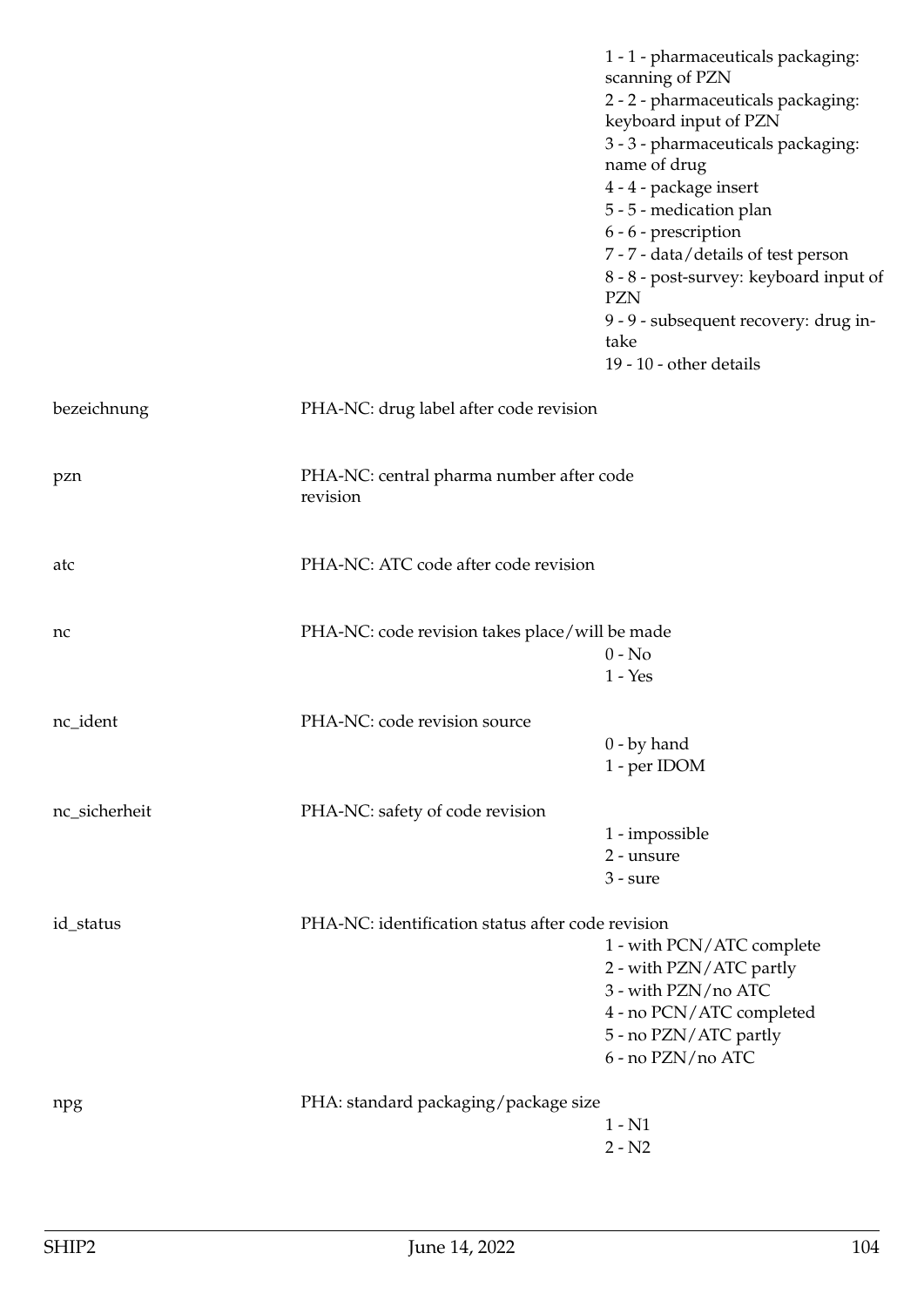1 - 1 - pharmaceuticals packaging: scanning of PZN
2 - 2 - pharmaceuticals packaging: keyboard input of PZN
3 - 3 - pharmaceuticals packaging: name of drug
4 - 4 - package insert
5 - 5 - medication plan
6 - 6 - prescription
7 - 7 - data/details of test person
8 - 8 - post-survey: keyboard input of PZN
9 - 9 - subsequent recovery: drug intake
19 - 10 - other details

| Variable | Description | Values |
|---|---|---|
| bezeichnung | PHA-NC: drug label after code revision | |
| pzn | PHA-NC: central pharma number after code revision | |
| atc | PHA-NC: ATC code after code revision | |
| nc | PHA-NC: code revision takes place/will be made | 0 - No<br>1 - Yes |
| nc_ident | PHA-NC: code revision source | 0 - by hand<br>1 - per IDOM |
| nc_sicherheit | PHA-NC: safety of code revision | 1 - impossible<br>2 - unsure<br>3 - sure |
| id_status | PHA-NC: identification status after code revision | 1 - with PCN/ATC complete<br>2 - with PZN/ATC partly<br>3 - with PZN/no ATC<br>4 - no PCN/ATC completed<br>5 - no PZN/ATC partly<br>6 - no PZN/no ATC |
| npg | PHA: standard packaging/package size | 1 - N1<br>2 - N2 |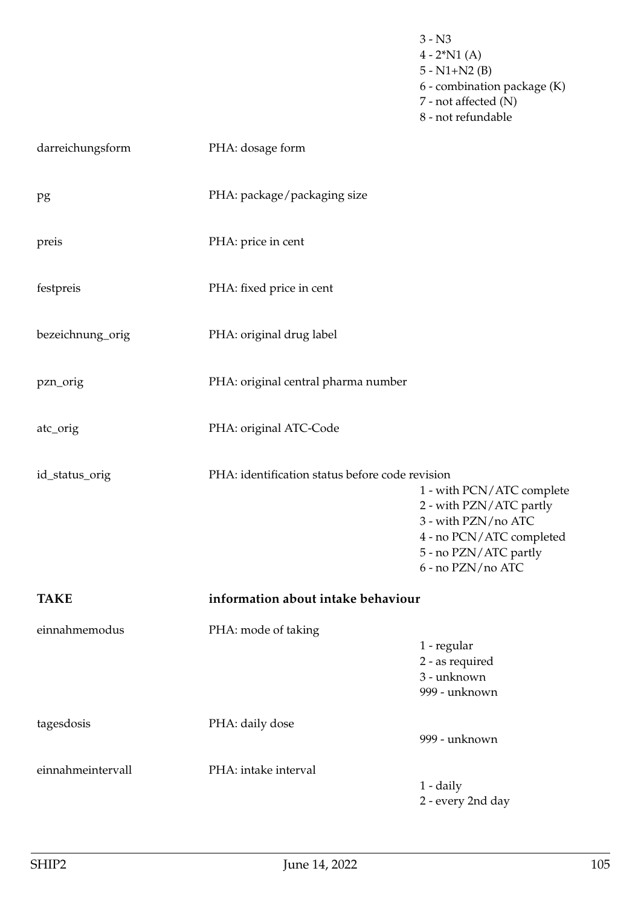| | | |
|---|---|---|
| | | 3 - N3<br>4 - 2*N1 (A)<br>5 - N1+N2 (B)<br>6 - combination package (K)<br>7 - not affected (N)<br>8 - not refundable |
| darreichungsform | PHA: dosage form | |
| pg | PHA: package/packaging size | |
| preis | PHA: price in cent | |
| festpreis | PHA: fixed price in cent | |
| bezeichnung_orig | PHA: original drug label | |
| pzn_orig | PHA: original central pharma number | |
| atc_orig | PHA: original ATC-Code | |
| id_status_orig | PHA: identification status before code revision | 1 - with PCN/ATC complete<br>2 - with PZN/ATC partly<br>3 - with PZN/no ATC<br>4 - no PCN/ATC completed<br>5 - no PZN/ATC partly<br>6 - no PZN/no ATC |

**TAKE** **information about intake behaviour**

| | | |
|---|---|---|
| einnahmemodus | PHA: mode of taking | 1 - regular<br>2 - as required<br>3 - unknown<br>999 - unknown |
| tagesdosis | PHA: daily dose | 999 - unknown |
| einnahmeintervall | PHA: intake interval | 1 - daily<br>2 - every 2nd day |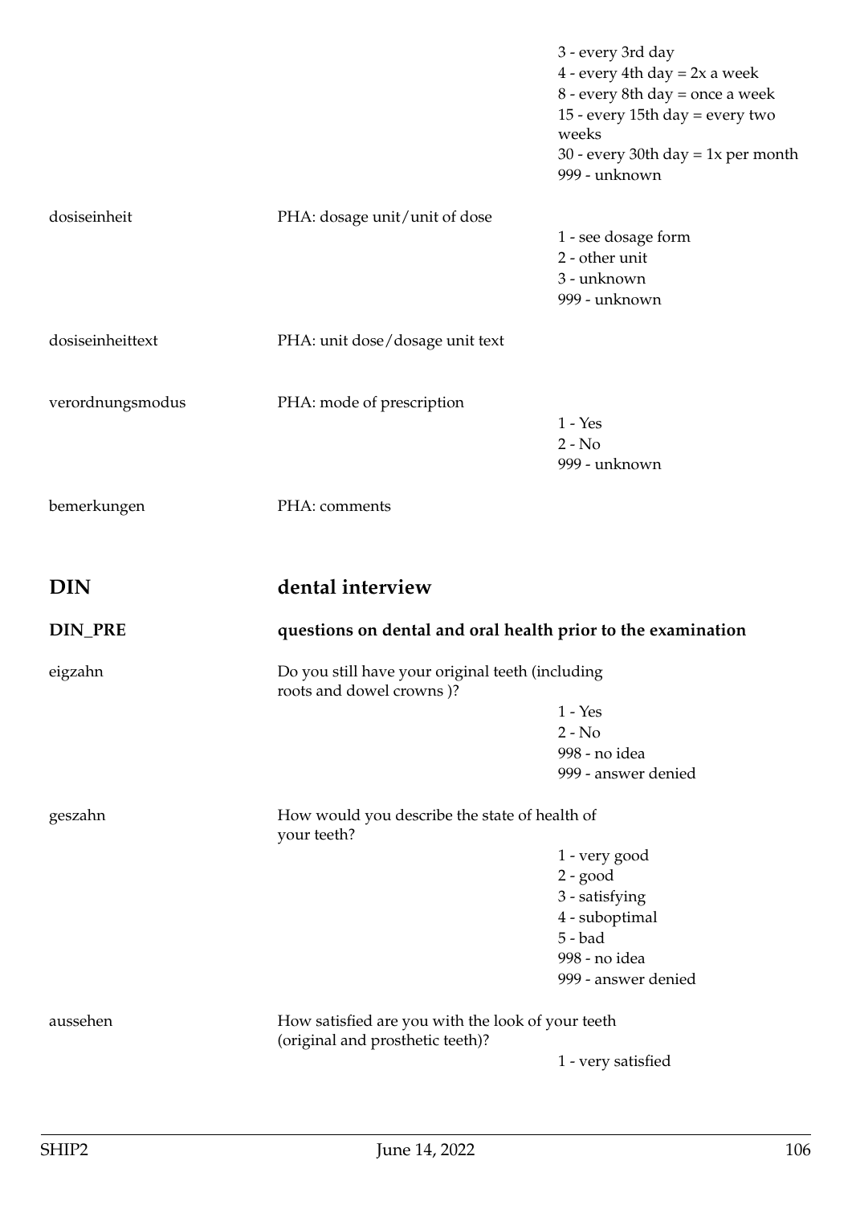3 - every 3rd day
4 - every 4th day = 2x a week
8 - every 8th day = once a week
15 - every 15th day = every two weeks
30 - every 30th day = 1x per month
999 - unknown

**dosiseinheit** — PHA: dosage unit/unit of dose

1 - see dosage form
2 - other unit
3 - unknown
999 - unknown

**dosiseinheittext** — PHA: unit dose/dosage unit text

**verordnungsmodus** — PHA: mode of prescription

1 - Yes
2 - No
999 - unknown

**bemerkungen** — PHA: comments

# DIN — dental interview

## DIN_PRE — questions on dental and oral health prior to the examination

**eigzahn** — Do you still have your original teeth (including roots and dowel crowns )?

1 - Yes
2 - No
998 - no idea
999 - answer denied

**geszahn** — How would you describe the state of health of your teeth?

1 - very good
2 - good
3 - satisfying
4 - suboptimal
5 - bad
998 - no idea
999 - answer denied

**aussehen** — How satisfied are you with the look of your teeth (original and prosthetic teeth)?

1 - very satisfied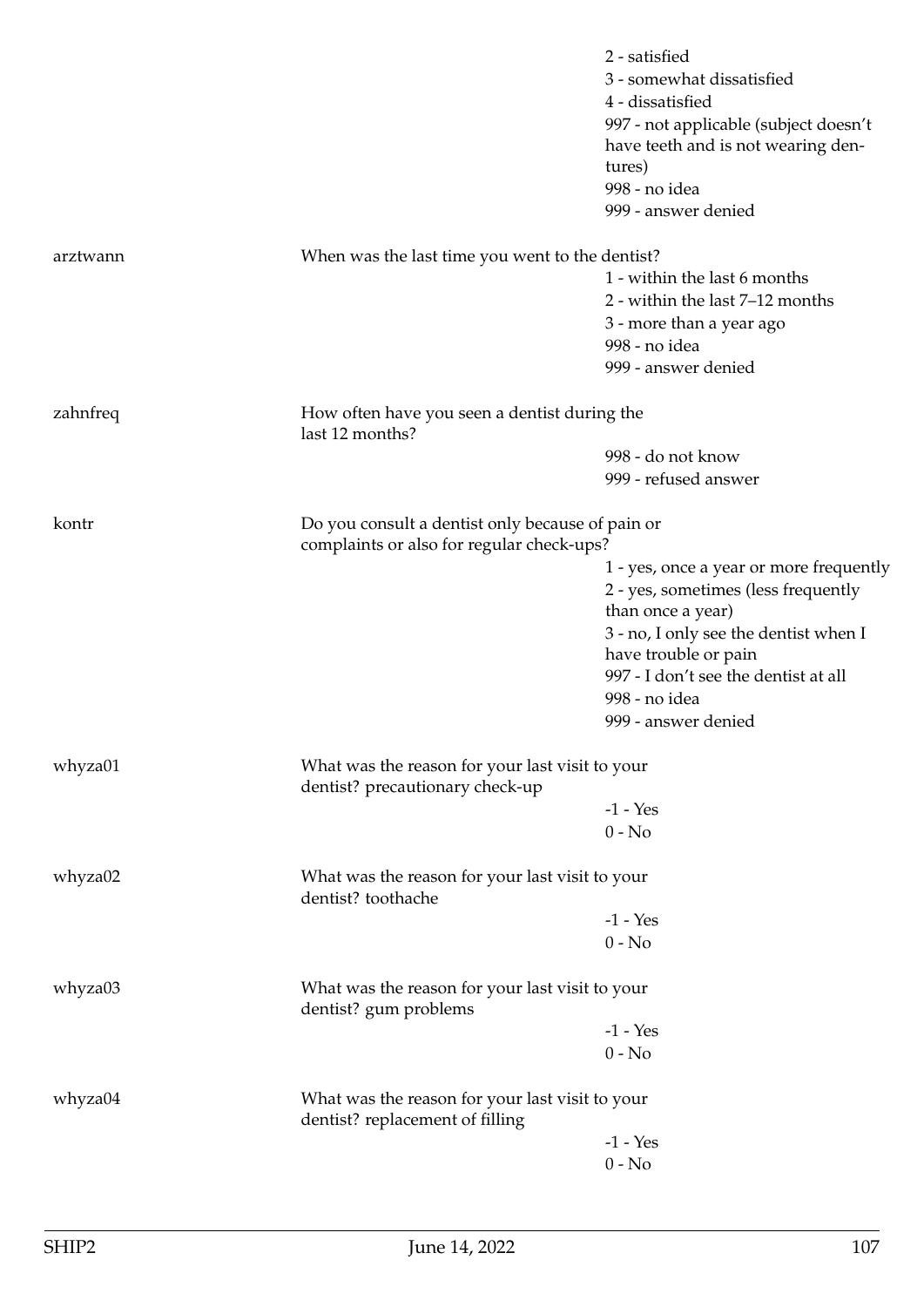| | | |
|---|---|---|
| | | 2 - satisfied<br>3 - somewhat dissatisfied<br>4 - dissatisfied<br>997 - not applicable (subject doesn't have teeth and is not wearing dentures)<br>998 - no idea<br>999 - answer denied |
| arztwann | When was the last time you went to the dentist? | 1 - within the last 6 months<br>2 - within the last 7–12 months<br>3 - more than a year ago<br>998 - no idea<br>999 - answer denied |
| zahnfreq | How often have you seen a dentist during the last 12 months? | 998 - do not know<br>999 - refused answer |
| kontr | Do you consult a dentist only because of pain or complaints or also for regular check-ups? | 1 - yes, once a year or more frequently<br>2 - yes, sometimes (less frequently than once a year)<br>3 - no, I only see the dentist when I have trouble or pain<br>997 - I don't see the dentist at all<br>998 - no idea<br>999 - answer denied |
| whyza01 | What was the reason for your last visit to your dentist? precautionary check-up | -1 - Yes<br>0 - No |
| whyza02 | What was the reason for your last visit to your dentist? toothache | -1 - Yes<br>0 - No |
| whyza03 | What was the reason for your last visit to your dentist? gum problems | -1 - Yes<br>0 - No |
| whyza04 | What was the reason for your last visit to your dentist? replacement of filling | -1 - Yes<br>0 - No |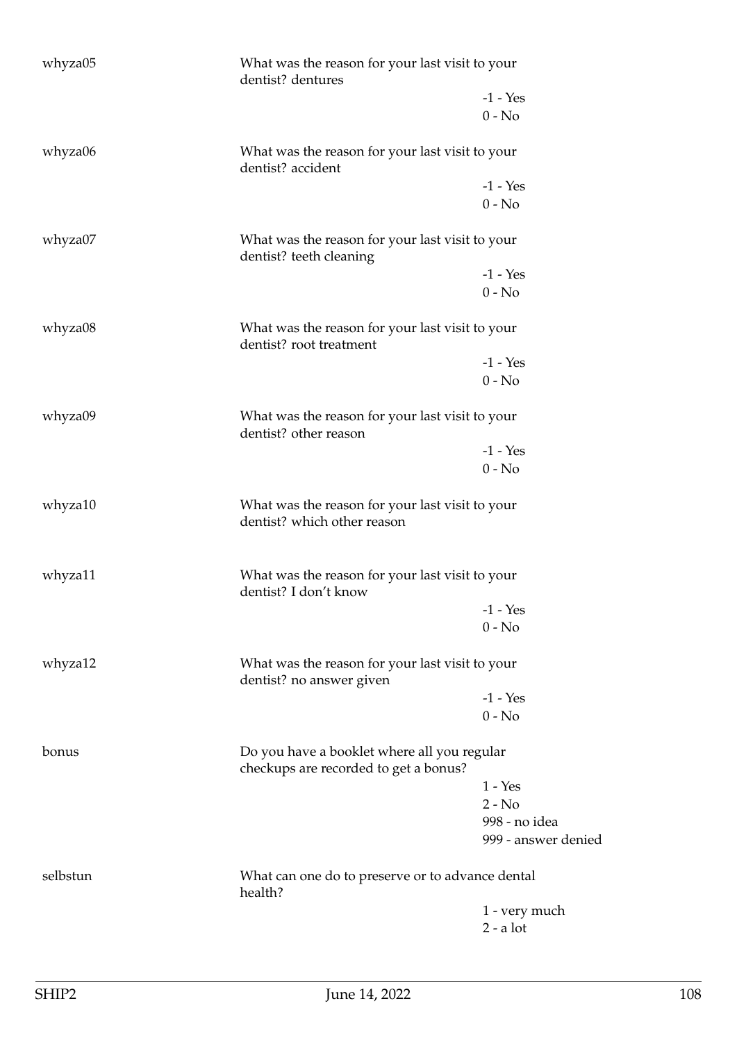| | | |
|---|---|---|
| whyza05 | What was the reason for your last visit to your dentist? dentures | |
| | | -1 - Yes |
| | | 0 - No |
| whyza06 | What was the reason for your last visit to your dentist? accident | |
| | | -1 - Yes |
| | | 0 - No |
| whyza07 | What was the reason for your last visit to your dentist? teeth cleaning | |
| | | -1 - Yes |
| | | 0 - No |
| whyza08 | What was the reason for your last visit to your dentist? root treatment | |
| | | -1 - Yes |
| | | 0 - No |
| whyza09 | What was the reason for your last visit to your dentist? other reason | |
| | | -1 - Yes |
| | | 0 - No |
| whyza10 | What was the reason for your last visit to your dentist? which other reason | |
| whyza11 | What was the reason for your last visit to your dentist? I don't know | |
| | | -1 - Yes |
| | | 0 - No |
| whyza12 | What was the reason for your last visit to your dentist? no answer given | |
| | | -1 - Yes |
| | | 0 - No |
| bonus | Do you have a booklet where all you regular checkups are recorded to get a bonus? | |
| | | 1 - Yes |
| | | 2 - No |
| | | 998 - no idea |
| | | 999 - answer denied |
| selbstun | What can one do to preserve or to advance dental health? | |
| | | 1 - very much |
| | | 2 - a lot |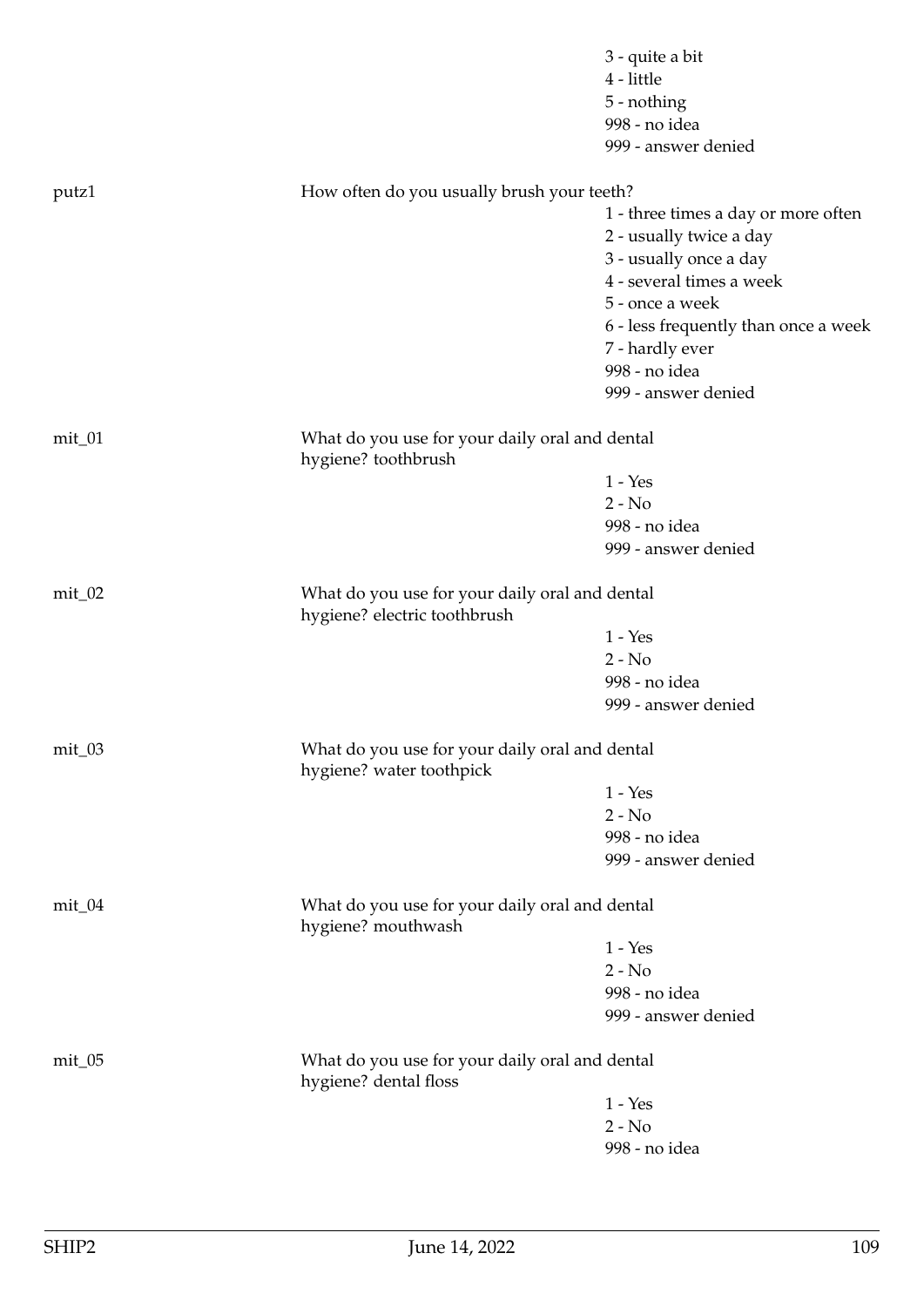3 - quite a bit
4 - little
5 - nothing
998 - no idea
999 - answer denied

putz1 — How often do you usually brush your teeth?

1 - three times a day or more often
2 - usually twice a day
3 - usually once a day
4 - several times a week
5 - once a week
6 - less frequently than once a week
7 - hardly ever
998 - no idea
999 - answer denied

mit_01 — What do you use for your daily oral and dental hygiene? toothbrush

1 - Yes
2 - No
998 - no idea
999 - answer denied

mit_02 — What do you use for your daily oral and dental hygiene? electric toothbrush

1 - Yes
2 - No
998 - no idea
999 - answer denied

mit_03 — What do you use for your daily oral and dental hygiene? water toothpick

1 - Yes
2 - No
998 - no idea
999 - answer denied

mit_04 — What do you use for your daily oral and dental hygiene? mouthwash

1 - Yes
2 - No
998 - no idea
999 - answer denied

mit_05 — What do you use for your daily oral and dental hygiene? dental floss

1 - Yes
2 - No
998 - no idea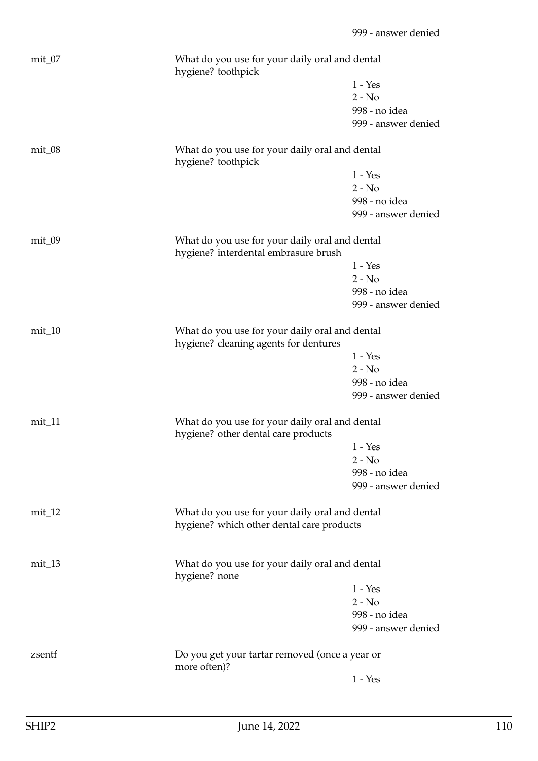999 - answer denied

mit_07 What do you use for your daily oral and dental hygiene? toothpick

1 - Yes
2 - No
998 - no idea
999 - answer denied

mit_08 What do you use for your daily oral and dental hygiene? toothpick

1 - Yes
2 - No
998 - no idea
999 - answer denied

mit_09 What do you use for your daily oral and dental hygiene? interdental embrasure brush

1 - Yes
2 - No
998 - no idea
999 - answer denied

mit_10 What do you use for your daily oral and dental hygiene? cleaning agents for dentures

1 - Yes
2 - No
998 - no idea
999 - answer denied

mit_11 What do you use for your daily oral and dental hygiene? other dental care products

1 - Yes
2 - No
998 - no idea
999 - answer denied

mit_12 What do you use for your daily oral and dental hygiene? which other dental care products

mit_13 What do you use for your daily oral and dental hygiene? none

1 - Yes
2 - No
998 - no idea
999 - answer denied

zsentf Do you get your tartar removed (once a year or more often)?

1 - Yes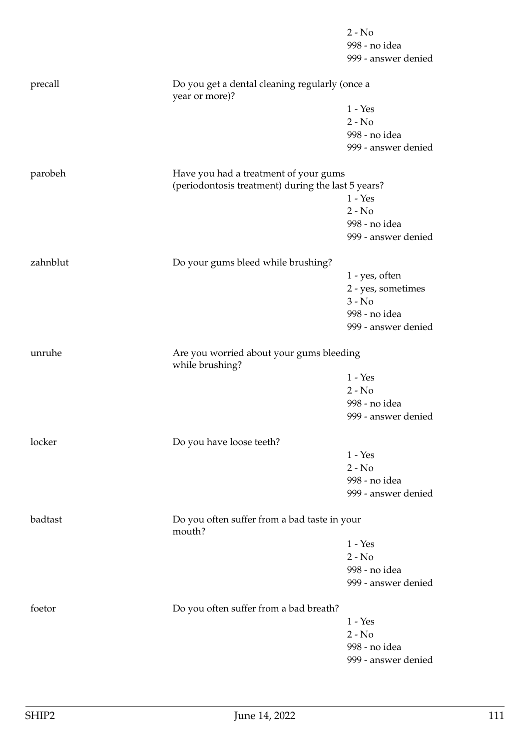|  |  | 2 - No |
|---|---|---|
|  |  | 998 - no idea |
|  |  | 999 - answer denied |
| precall | Do you get a dental cleaning regularly (once a year or more)? |  |
|  |  | 1 - Yes |
|  |  | 2 - No |
|  |  | 998 - no idea |
|  |  | 999 - answer denied |
| parobeh | Have you had a treatment of your gums (periodontosis treatment) during the last 5 years? |  |
|  |  | 1 - Yes |
|  |  | 2 - No |
|  |  | 998 - no idea |
|  |  | 999 - answer denied |
| zahnblut | Do your gums bleed while brushing? |  |
|  |  | 1 - yes, often |
|  |  | 2 - yes, sometimes |
|  |  | 3 - No |
|  |  | 998 - no idea |
|  |  | 999 - answer denied |
| unruhe | Are you worried about your gums bleeding while brushing? |  |
|  |  | 1 - Yes |
|  |  | 2 - No |
|  |  | 998 - no idea |
|  |  | 999 - answer denied |
| locker | Do you have loose teeth? |  |
|  |  | 1 - Yes |
|  |  | 2 - No |
|  |  | 998 - no idea |
|  |  | 999 - answer denied |
| badtast | Do you often suffer from a bad taste in your mouth? |  |
|  |  | 1 - Yes |
|  |  | 2 - No |
|  |  | 998 - no idea |
|  |  | 999 - answer denied |
| foetor | Do you often suffer from a bad breath? |  |
|  |  | 1 - Yes |
|  |  | 2 - No |
|  |  | 998 - no idea |
|  |  | 999 - answer denied |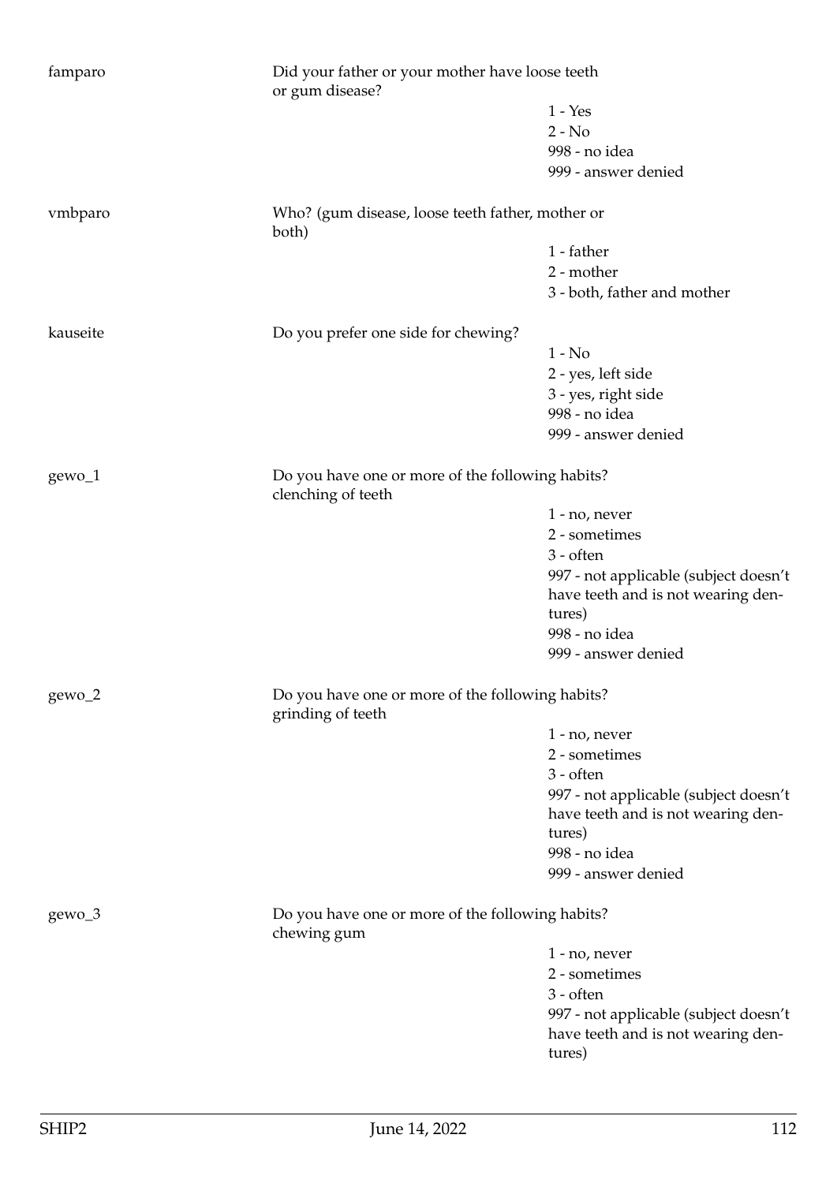famparo

Did your father or your mother have loose teeth or gum disease?

1 - Yes
2 - No
998 - no idea
999 - answer denied

vmbparo

Who? (gum disease, loose teeth father, mother or both)

1 - father
2 - mother
3 - both, father and mother

kauseite

Do you prefer one side for chewing?

1 - No
2 - yes, left side
3 - yes, right side
998 - no idea
999 - answer denied

gewo_1

Do you have one or more of the following habits? clenching of teeth

1 - no, never
2 - sometimes
3 - often
997 - not applicable (subject doesn't have teeth and is not wearing dentures)
998 - no idea
999 - answer denied

gewo_2

Do you have one or more of the following habits? grinding of teeth

1 - no, never
2 - sometimes
3 - often
997 - not applicable (subject doesn't have teeth and is not wearing dentures)
998 - no idea
999 - answer denied

gewo_3

Do you have one or more of the following habits? chewing gum

1 - no, never
2 - sometimes
3 - often
997 - not applicable (subject doesn't have teeth and is not wearing dentures)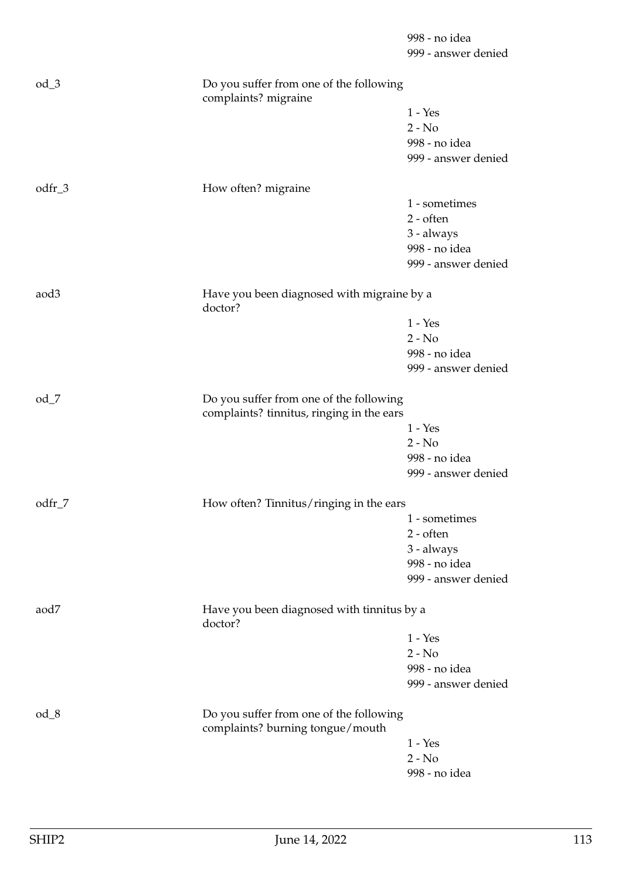998 - no idea
999 - answer denied

od_3 | Do you suffer from one of the following complaints? migraine
1 - Yes
2 - No
998 - no idea
999 - answer denied

odfr_3 | How often? migraine
1 - sometimes
2 - often
3 - always
998 - no idea
999 - answer denied

aod3 | Have you been diagnosed with migraine by a doctor?
1 - Yes
2 - No
998 - no idea
999 - answer denied

od_7 | Do you suffer from one of the following complaints? tinnitus, ringing in the ears
1 - Yes
2 - No
998 - no idea
999 - answer denied

odfr_7 | How often? Tinnitus/ringing in the ears
1 - sometimes
2 - often
3 - always
998 - no idea
999 - answer denied

aod7 | Have you been diagnosed with tinnitus by a doctor?
1 - Yes
2 - No
998 - no idea
999 - answer denied

od_8 | Do you suffer from one of the following complaints? burning tongue/mouth
1 - Yes
2 - No
998 - no idea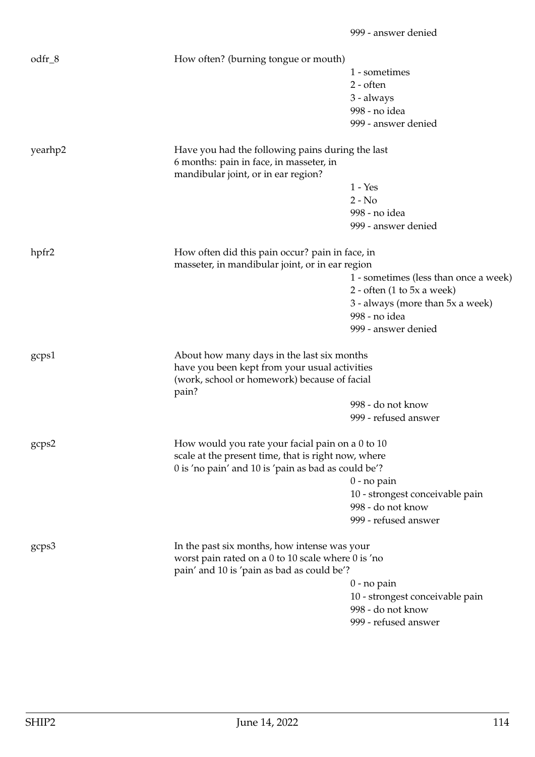999 - answer denied

odfr_8 How often? (burning tongue or mouth)

1 - sometimes
2 - often
3 - always
998 - no idea
999 - answer denied

yearhp2 Have you had the following pains during the last 6 months: pain in face, in masseter, in mandibular joint, or in ear region?

1 - Yes
2 - No
998 - no idea
999 - answer denied

hpfr2 How often did this pain occur? pain in face, in masseter, in mandibular joint, or in ear region

1 - sometimes (less than once a week)
2 - often (1 to 5x a week)
3 - always (more than 5x a week)
998 - no idea
999 - answer denied

gcps1 About how many days in the last six months have you been kept from your usual activities (work, school or homework) because of facial pain?

998 - do not know
999 - refused answer

gcps2 How would you rate your facial pain on a 0 to 10 scale at the present time, that is right now, where 0 is 'no pain' and 10 is 'pain as bad as could be'?

0 - no pain
10 - strongest conceivable pain
998 - do not know
999 - refused answer

gcps3 In the past six months, how intense was your worst pain rated on a 0 to 10 scale where 0 is 'no pain' and 10 is 'pain as bad as could be'?

0 - no pain
10 - strongest conceivable pain
998 - do not know
999 - refused answer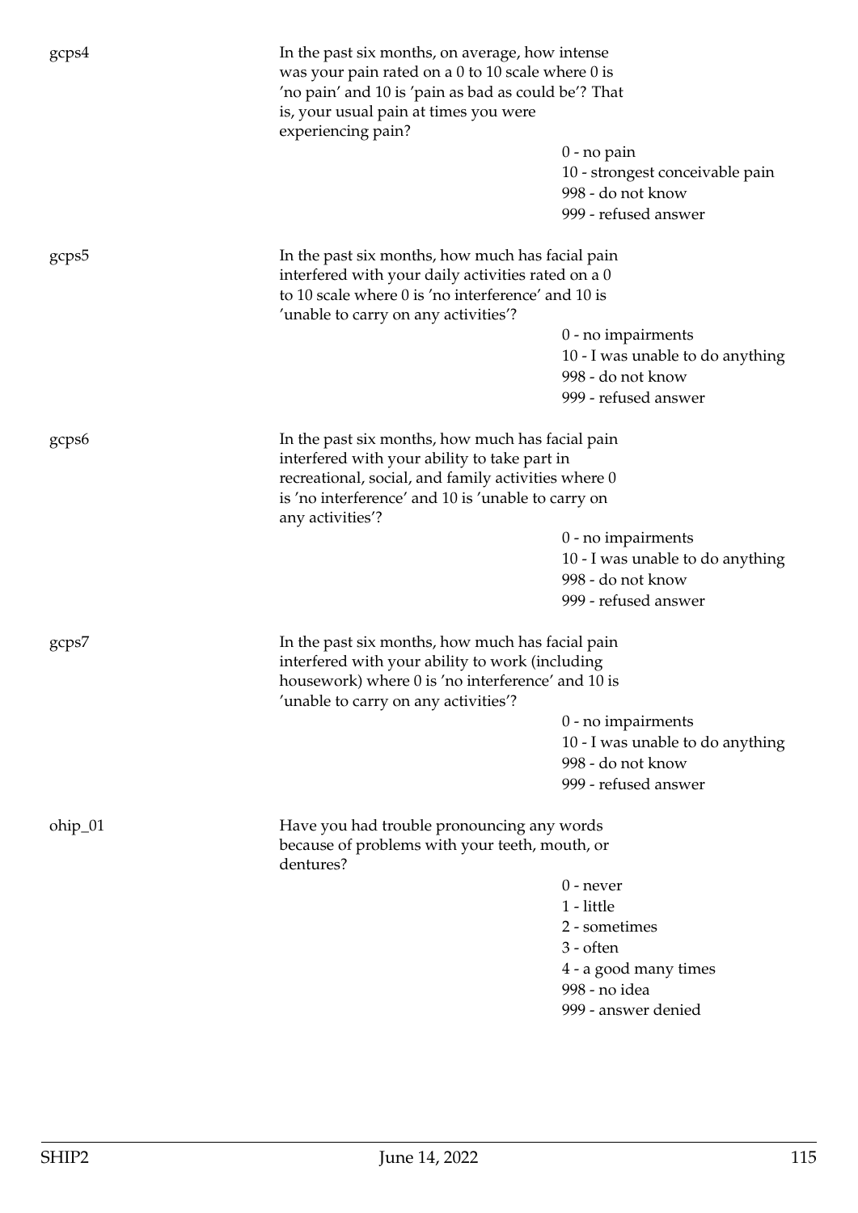gcps4

In the past six months, on average, how intense was your pain rated on a 0 to 10 scale where 0 is 'no pain' and 10 is 'pain as bad as could be'? That is, your usual pain at times you were experiencing pain?

- 0 - no pain
- 10 - strongest conceivable pain
- 998 - do not know
- 999 - refused answer

gcps5

In the past six months, how much has facial pain interfered with your daily activities rated on a 0 to 10 scale where 0 is 'no interference' and 10 is 'unable to carry on any activities'?

- 0 - no impairments
- 10 - I was unable to do anything
- 998 - do not know
- 999 - refused answer

gcps6

In the past six months, how much has facial pain interfered with your ability to take part in recreational, social, and family activities where 0 is 'no interference' and 10 is 'unable to carry on any activities'?

- 0 - no impairments
- 10 - I was unable to do anything
- 998 - do not know
- 999 - refused answer

gcps7

In the past six months, how much has facial pain interfered with your ability to work (including housework) where 0 is 'no interference' and 10 is 'unable to carry on any activities'?

- 0 - no impairments
- 10 - I was unable to do anything
- 998 - do not know
- 999 - refused answer

ohip_01

Have you had trouble pronouncing any words because of problems with your teeth, mouth, or dentures?

- 0 - never
- 1 - little
- 2 - sometimes
- 3 - often
- 4 - a good many times
- 998 - no idea
- 999 - answer denied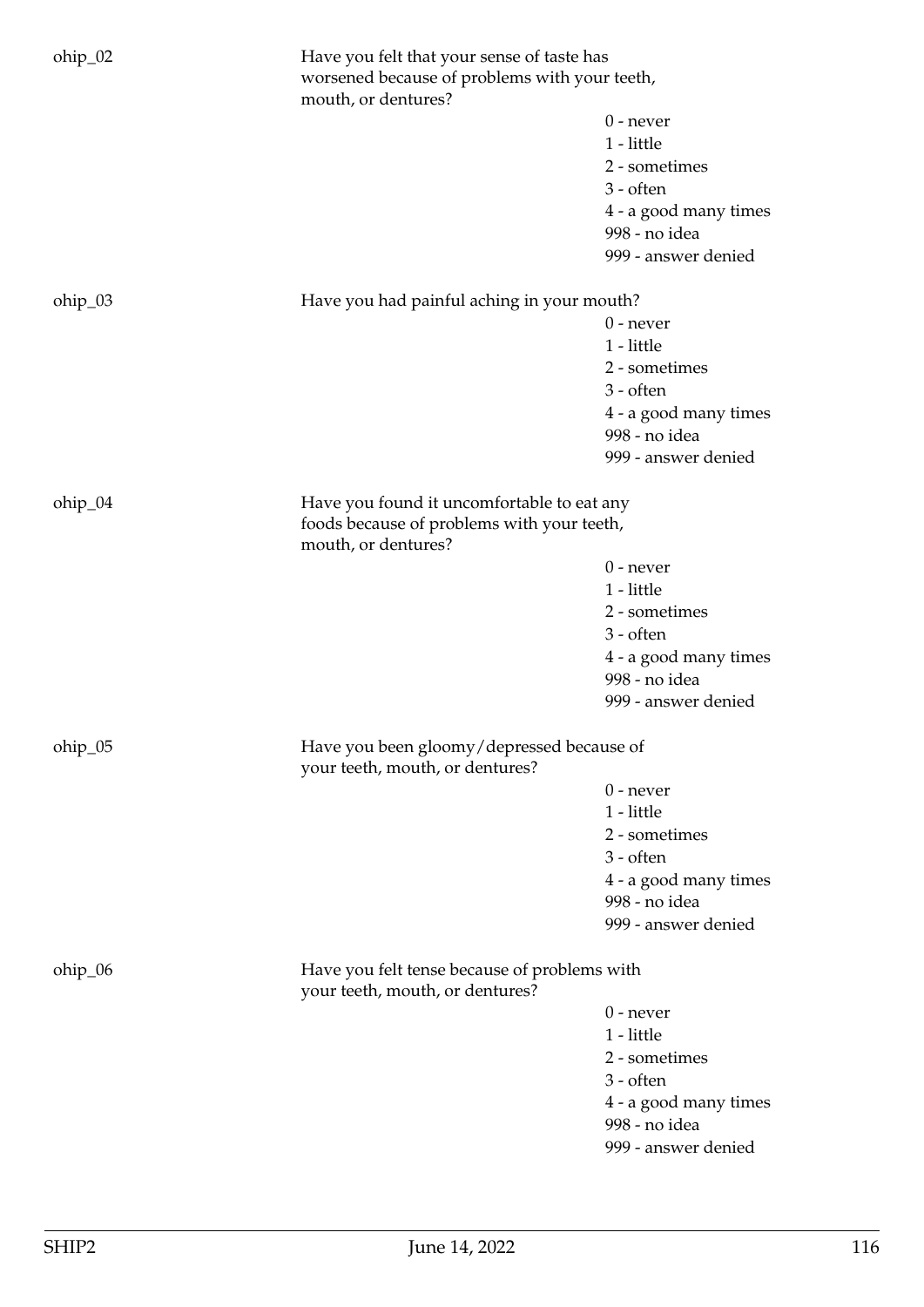ohip_02

Have you felt that your sense of taste has worsened because of problems with your teeth, mouth, or dentures?

0 - never
1 - little
2 - sometimes
3 - often
4 - a good many times
998 - no idea
999 - answer denied

ohip_03

Have you had painful aching in your mouth?

0 - never
1 - little
2 - sometimes
3 - often
4 - a good many times
998 - no idea
999 - answer denied

ohip_04

Have you found it uncomfortable to eat any foods because of problems with your teeth, mouth, or dentures?

0 - never
1 - little
2 - sometimes
3 - often
4 - a good many times
998 - no idea
999 - answer denied

ohip_05

Have you been gloomy/depressed because of your teeth, mouth, or dentures?

0 - never
1 - little
2 - sometimes
3 - often
4 - a good many times
998 - no idea
999 - answer denied

ohip_06

Have you felt tense because of problems with your teeth, mouth, or dentures?

0 - never
1 - little
2 - sometimes
3 - often
4 - a good many times
998 - no idea
999 - answer denied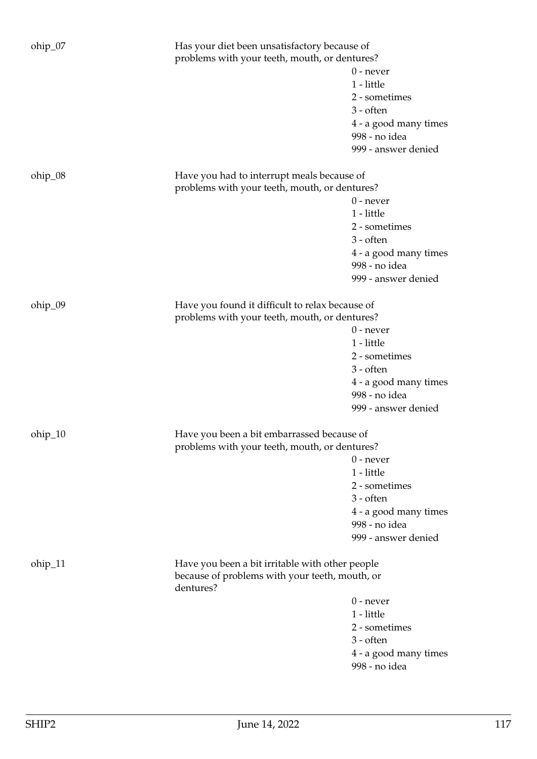ohip_07 Has your diet been unsatisfactory because of problems with your teeth, mouth, or dentures?

0 - never
1 - little
2 - sometimes
3 - often
4 - a good many times
998 - no idea
999 - answer denied

ohip_08 Have you had to interrupt meals because of problems with your teeth, mouth, or dentures?

0 - never
1 - little
2 - sometimes
3 - often
4 - a good many times
998 - no idea
999 - answer denied

ohip_09 Have you found it difficult to relax because of problems with your teeth, mouth, or dentures?

0 - never
1 - little
2 - sometimes
3 - often
4 - a good many times
998 - no idea
999 - answer denied

ohip_10 Have you been a bit embarrassed because of problems with your teeth, mouth, or dentures?

0 - never
1 - little
2 - sometimes
3 - often
4 - a good many times
998 - no idea
999 - answer denied

ohip_11 Have you been a bit irritable with other people because of problems with your teeth, mouth, or dentures?

0 - never
1 - little
2 - sometimes
3 - often
4 - a good many times
998 - no idea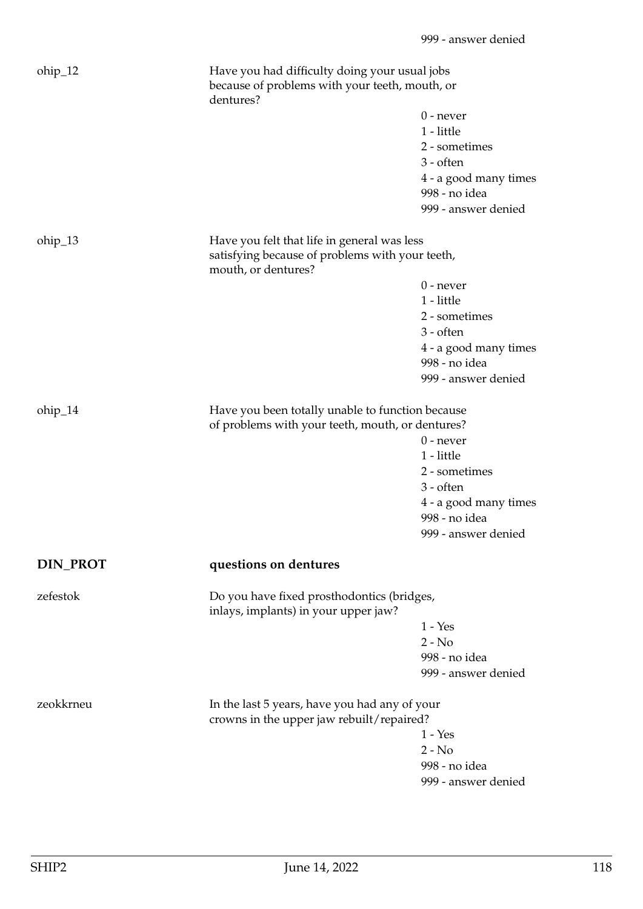999 - answer denied

ohip_12 Have you had difficulty doing your usual jobs because of problems with your teeth, mouth, or dentures?

- 0 - never
- 1 - little
- 2 - sometimes
- 3 - often
- 4 - a good many times
- 998 - no idea
- 999 - answer denied

ohip_13 Have you felt that life in general was less satisfying because of problems with your teeth, mouth, or dentures?

- 0 - never
- 1 - little
- 2 - sometimes
- 3 - often
- 4 - a good many times
- 998 - no idea
- 999 - answer denied

ohip_14 Have you been totally unable to function because of problems with your teeth, mouth, or dentures?

- 0 - never
- 1 - little
- 2 - sometimes
- 3 - often
- 4 - a good many times
- 998 - no idea
- 999 - answer denied

## DIN_PROT questions on dentures

zefestok Do you have fixed prosthodontics (bridges, inlays, implants) in your upper jaw?

- 1 - Yes
- 2 - No
- 998 - no idea
- 999 - answer denied

zeokkrneu In the last 5 years, have you had any of your crowns in the upper jaw rebuilt/repaired?

- 1 - Yes
- 2 - No
- 998 - no idea
- 999 - answer denied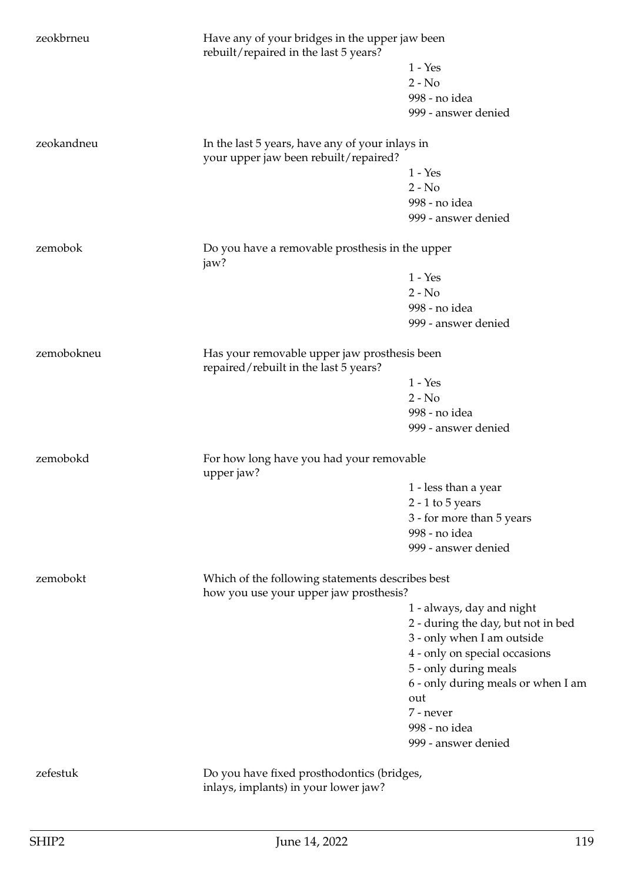zeokbrneu Have any of your bridges in the upper jaw been rebuilt/repaired in the last 5 years?

- 1 - Yes
- 2 - No
- 998 - no idea
- 999 - answer denied

zeokandneu In the last 5 years, have any of your inlays in your upper jaw been rebuilt/repaired?

- 1 - Yes
- 2 - No
- 998 - no idea
- 999 - answer denied

zemobok Do you have a removable prosthesis in the upper jaw?

- 1 - Yes
- 2 - No
- 998 - no idea
- 999 - answer denied

zemobokneu Has your removable upper jaw prosthesis been repaired/rebuilt in the last 5 years?

- 1 - Yes
- 2 - No
- 998 - no idea
- 999 - answer denied

zemobokd For how long have you had your removable upper jaw?

- 1 - less than a year
- 2 - 1 to 5 years
- 3 - for more than 5 years
- 998 - no idea
- 999 - answer denied

zemobokt Which of the following statements describes best how you use your upper jaw prosthesis?

- 1 - always, day and night
- 2 - during the day, but not in bed
- 3 - only when I am outside
- 4 - only on special occasions
- 5 - only during meals
- 6 - only during meals or when I am out
- 7 - never
- 998 - no idea
- 999 - answer denied

zefestuk Do you have fixed prosthodontics (bridges, inlays, implants) in your lower jaw?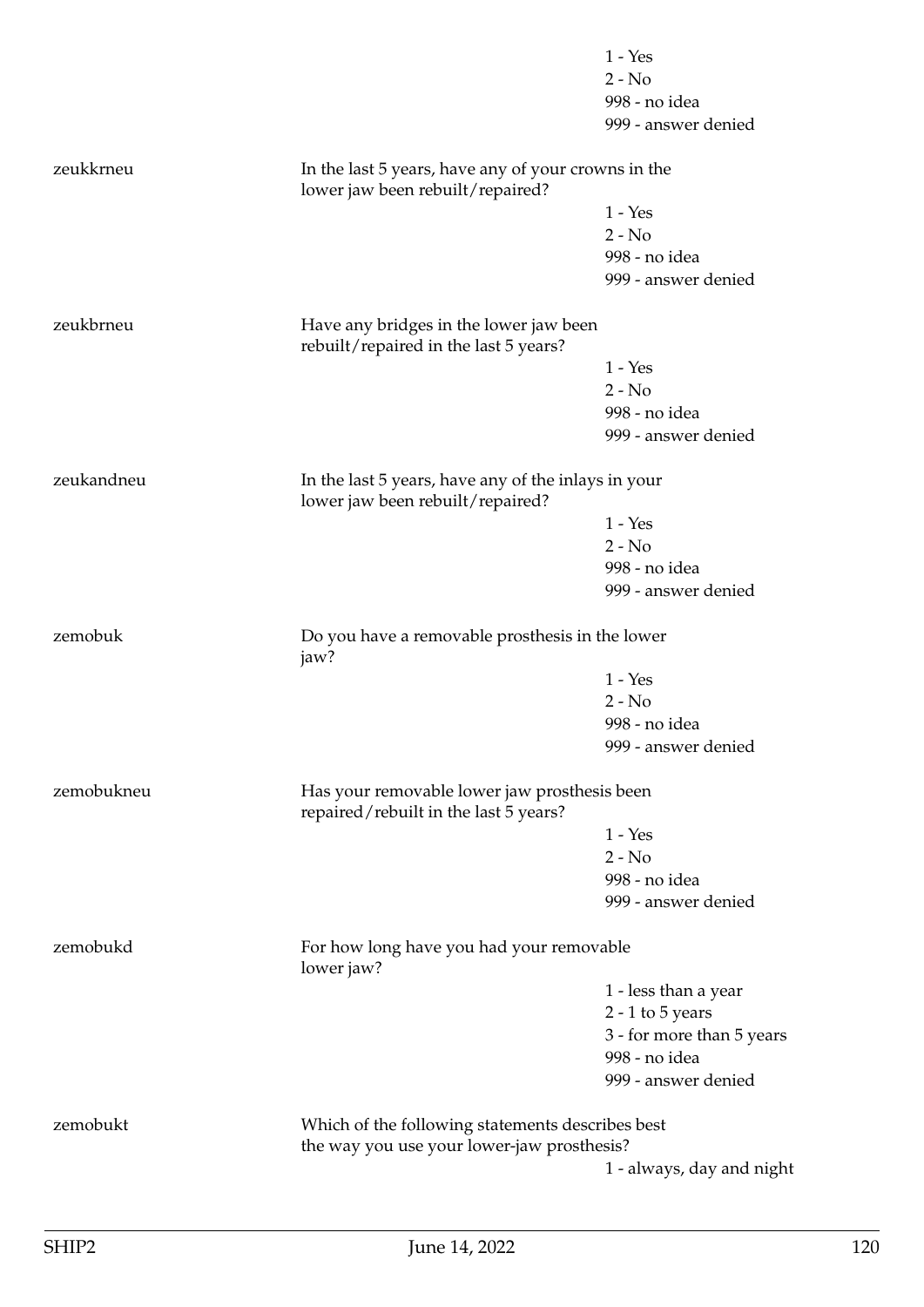1 - Yes
2 - No
998 - no idea
999 - answer denied

| | | |
|---|---|---|
| zeukkrneu | In the last 5 years, have any of your crowns in the lower jaw been rebuilt/repaired? | |
| | | 1 - Yes |
| | | 2 - No |
| | | 998 - no idea |
| | | 999 - answer denied |
| zeukbrneu | Have any bridges in the lower jaw been rebuilt/repaired in the last 5 years? | |
| | | 1 - Yes |
| | | 2 - No |
| | | 998 - no idea |
| | | 999 - answer denied |
| zeukandneu | In the last 5 years, have any of the inlays in your lower jaw been rebuilt/repaired? | |
| | | 1 - Yes |
| | | 2 - No |
| | | 998 - no idea |
| | | 999 - answer denied |
| zemobuk | Do you have a removable prosthesis in the lower jaw? | |
| | | 1 - Yes |
| | | 2 - No |
| | | 998 - no idea |
| | | 999 - answer denied |
| zemobukneu | Has your removable lower jaw prosthesis been repaired/rebuilt in the last 5 years? | |
| | | 1 - Yes |
| | | 2 - No |
| | | 998 - no idea |
| | | 999 - answer denied |
| zemobukd | For how long have you had your removable lower jaw? | |
| | | 1 - less than a year |
| | | 2 - 1 to 5 years |
| | | 3 - for more than 5 years |
| | | 998 - no idea |
| | | 999 - answer denied |
| zemobukt | Which of the following statements describes best the way you use your lower-jaw prosthesis? | |
| | | 1 - always, day and night |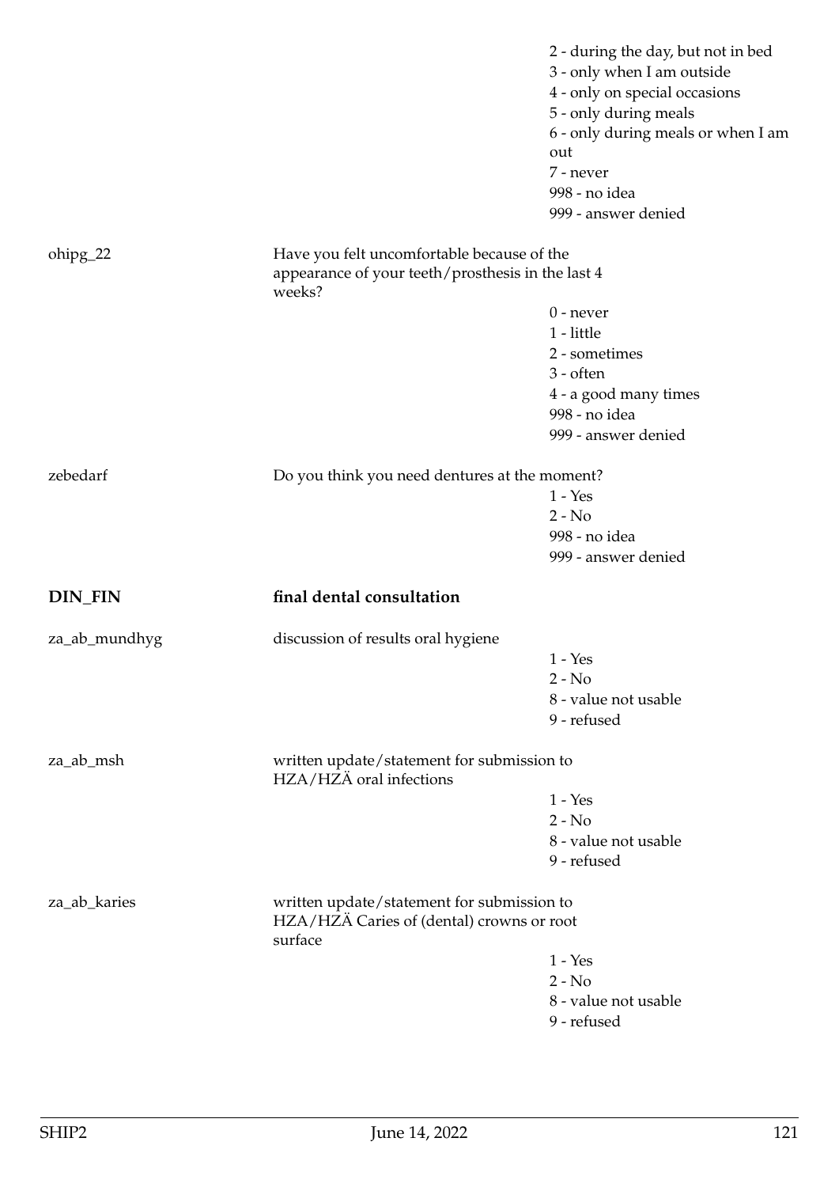2 - during the day, but not in bed
3 - only when I am outside
4 - only on special occasions
5 - only during meals
6 - only during meals or when I am out
7 - never
998 - no idea
999 - answer denied

ohipg_22 Have you felt uncomfortable because of the appearance of your teeth/prosthesis in the last 4 weeks?

0 - never
1 - little
2 - sometimes
3 - often
4 - a good many times
998 - no idea
999 - answer denied

zebedarf Do you think you need dentures at the moment?

1 - Yes
2 - No
998 - no idea
999 - answer denied

## DIN_FIN **final dental consultation**

za_ab_mundhyg discussion of results oral hygiene

1 - Yes
2 - No
8 - value not usable
9 - refused

za_ab_msh written update/statement for submission to HZA/HZÄ oral infections

1 - Yes
2 - No
8 - value not usable
9 - refused

za_ab_karies written update/statement for submission to HZA/HZÄ Caries of (dental) crowns or root surface

1 - Yes
2 - No
8 - value not usable
9 - refused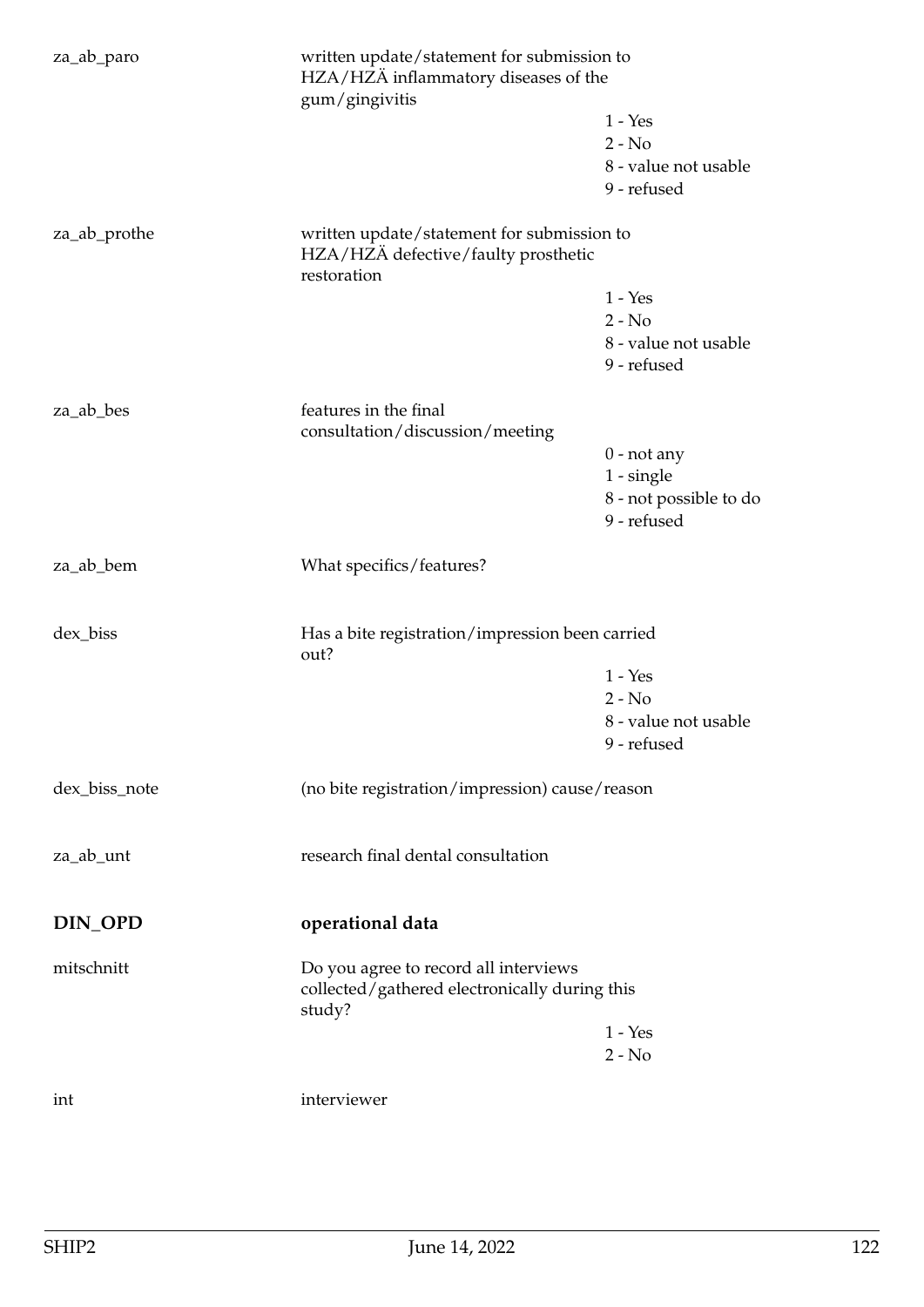| | | |
|---|---|---|
| za_ab_paro | written update/statement for submission to HZA/HZÄ inflammatory diseases of the gum/gingivitis | |
| | | 1 - Yes |
| | | 2 - No |
| | | 8 - value not usable |
| | | 9 - refused |
| za_ab_prothe | written update/statement for submission to HZA/HZÄ defective/faulty prosthetic restoration | |
| | | 1 - Yes |
| | | 2 - No |
| | | 8 - value not usable |
| | | 9 - refused |
| za_ab_bes | features in the final consultation/discussion/meeting | |
| | | 0 - not any |
| | | 1 - single |
| | | 8 - not possible to do |
| | | 9 - refused |
| za_ab_bem | What specifics/features? | |
| dex_biss | Has a bite registration/impression been carried out? | |
| | | 1 - Yes |
| | | 2 - No |
| | | 8 - value not usable |
| | | 9 - refused |
| dex_biss_note | (no bite registration/impression) cause/reason | |
| za_ab_unt | research final dental consultation | |

## DIN_OPD operational data

| | | |
|---|---|---|
| mitschnitt | Do you agree to record all interviews collected/gathered electronically during this study? | |
| | | 1 - Yes |
| | | 2 - No |
| int | interviewer | |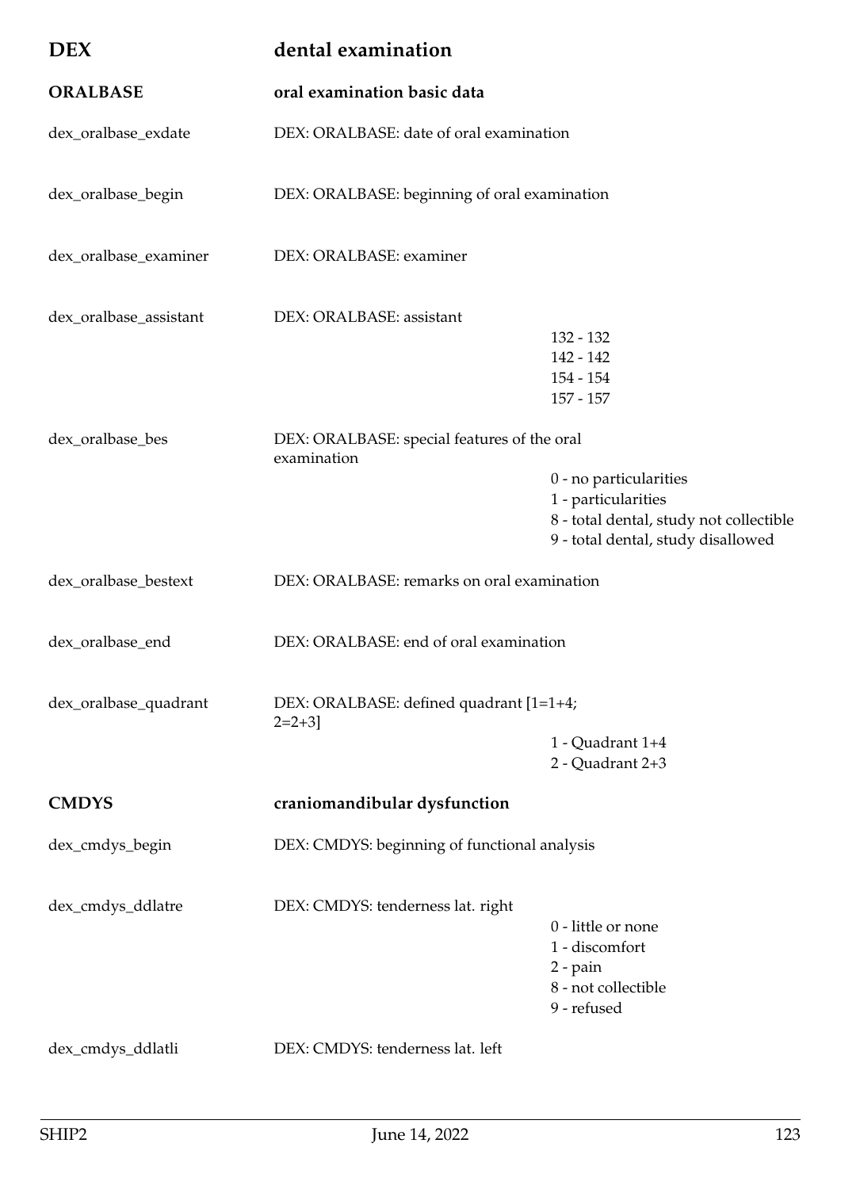# DEX dental examination

## ORALBASE oral examination basic data

| Variable | Description | Values |
|---|---|---|
| dex_oralbase_exdate | DEX: ORALBASE: date of oral examination | |
| dex_oralbase_begin | DEX: ORALBASE: beginning of oral examination | |
| dex_oralbase_examiner | DEX: ORALBASE: examiner | |
| dex_oralbase_assistant | DEX: ORALBASE: assistant | 132 - 132<br>142 - 142<br>154 - 154<br>157 - 157 |
| dex_oralbase_bes | DEX: ORALBASE: special features of the oral examination | 0 - no particularities<br>1 - particularities<br>8 - total dental, study not collectible<br>9 - total dental, study disallowed |
| dex_oralbase_bestext | DEX: ORALBASE: remarks on oral examination | |
| dex_oralbase_end | DEX: ORALBASE: end of oral examination | |
| dex_oralbase_quadrant | DEX: ORALBASE: defined quadrant [1=1+4; 2=2+3] | 1 - Quadrant 1+4<br>2 - Quadrant 2+3 |

## CMDYS craniomandibular dysfunction

| Variable | Description | Values |
|---|---|---|
| dex_cmdys_begin | DEX: CMDYS: beginning of functional analysis | |
| dex_cmdys_ddlatre | DEX: CMDYS: tenderness lat. right | 0 - little or none<br>1 - discomfort<br>2 - pain<br>8 - not collectible<br>9 - refused |
| dex_cmdys_ddlatli | DEX: CMDYS: tenderness lat. left | |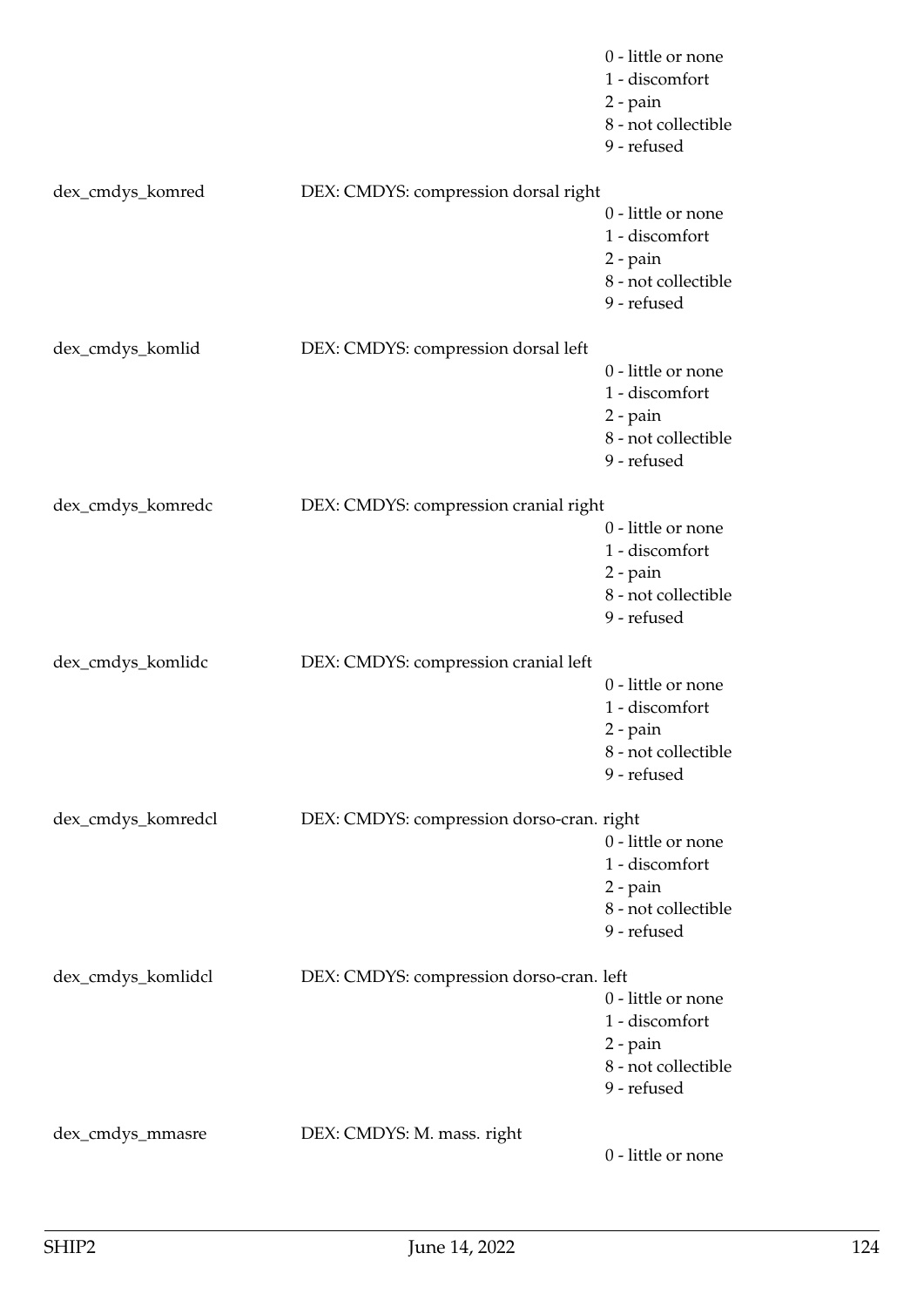0 - little or none
1 - discomfort
2 - pain
8 - not collectible
9 - refused

dex_cmdys_komred DEX: CMDYS: compression dorsal right
0 - little or none
1 - discomfort
2 - pain
8 - not collectible
9 - refused

dex_cmdys_komlid DEX: CMDYS: compression dorsal left
0 - little or none
1 - discomfort
2 - pain
8 - not collectible
9 - refused

dex_cmdys_komredc DEX: CMDYS: compression cranial right
0 - little or none
1 - discomfort
2 - pain
8 - not collectible
9 - refused

dex_cmdys_komlidc DEX: CMDYS: compression cranial left
0 - little or none
1 - discomfort
2 - pain
8 - not collectible
9 - refused

dex_cmdys_komredcl DEX: CMDYS: compression dorso-cran. right
0 - little or none
1 - discomfort
2 - pain
8 - not collectible
9 - refused

dex_cmdys_komlidcl DEX: CMDYS: compression dorso-cran. left
0 - little or none
1 - discomfort
2 - pain
8 - not collectible
9 - refused

dex_cmdys_mmasre DEX: CMDYS: M. mass. right
0 - little or none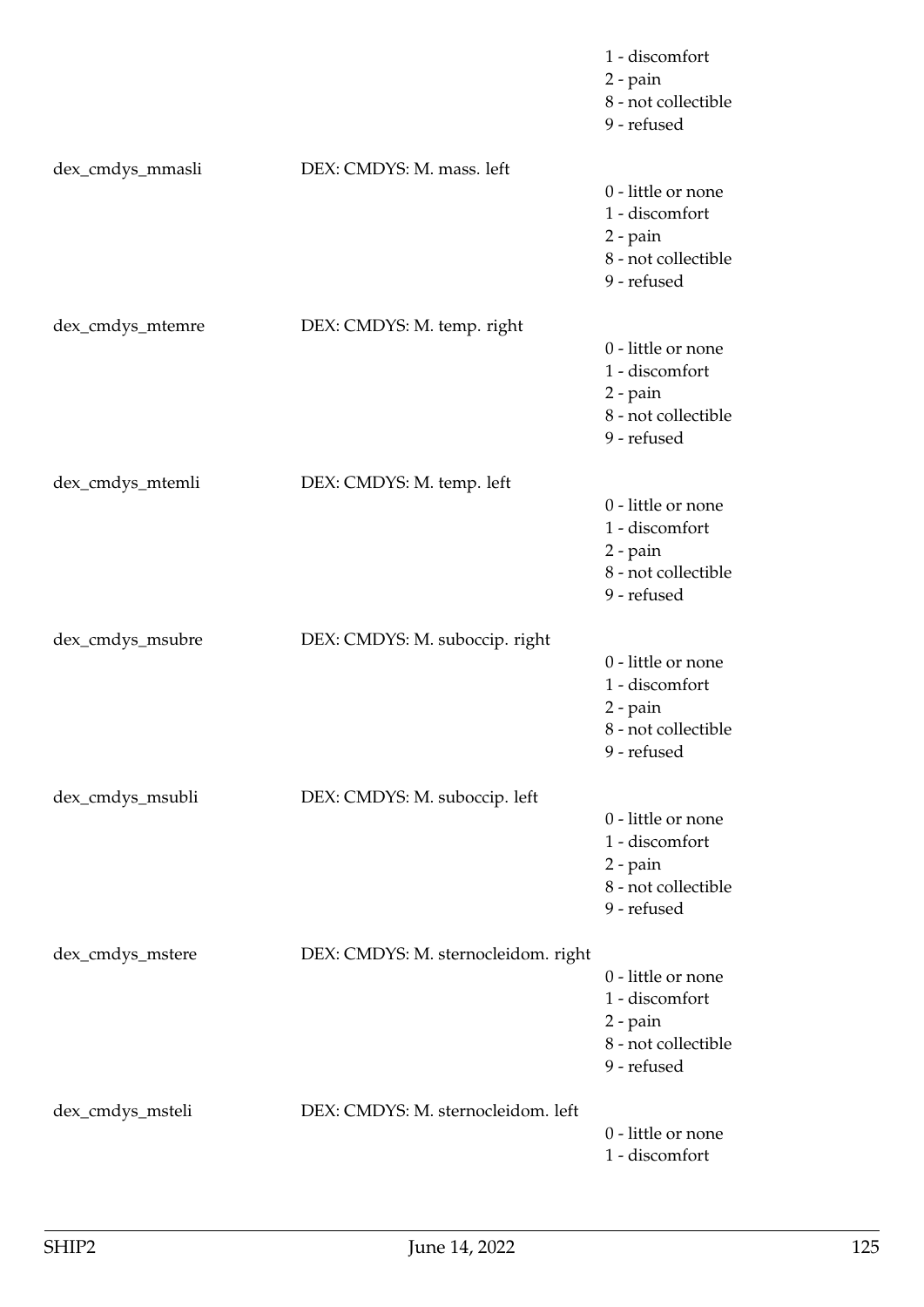1 - discomfort
2 - pain
8 - not collectible
9 - refused

| | | |
|---|---|---|
| dex_cmdys_mmasli | DEX: CMDYS: M. mass. left | 0 - little or none<br>1 - discomfort<br>2 - pain<br>8 - not collectible<br>9 - refused |
| dex_cmdys_mtemre | DEX: CMDYS: M. temp. right | 0 - little or none<br>1 - discomfort<br>2 - pain<br>8 - not collectible<br>9 - refused |
| dex_cmdys_mtemli | DEX: CMDYS: M. temp. left | 0 - little or none<br>1 - discomfort<br>2 - pain<br>8 - not collectible<br>9 - refused |
| dex_cmdys_msubre | DEX: CMDYS: M. suboccip. right | 0 - little or none<br>1 - discomfort<br>2 - pain<br>8 - not collectible<br>9 - refused |
| dex_cmdys_msubli | DEX: CMDYS: M. suboccip. left | 0 - little or none<br>1 - discomfort<br>2 - pain<br>8 - not collectible<br>9 - refused |
| dex_cmdys_mstere | DEX: CMDYS: M. sternocleidom. right | 0 - little or none<br>1 - discomfort<br>2 - pain<br>8 - not collectible<br>9 - refused |
| dex_cmdys_msteli | DEX: CMDYS: M. sternocleidom. left | 0 - little or none<br>1 - discomfort |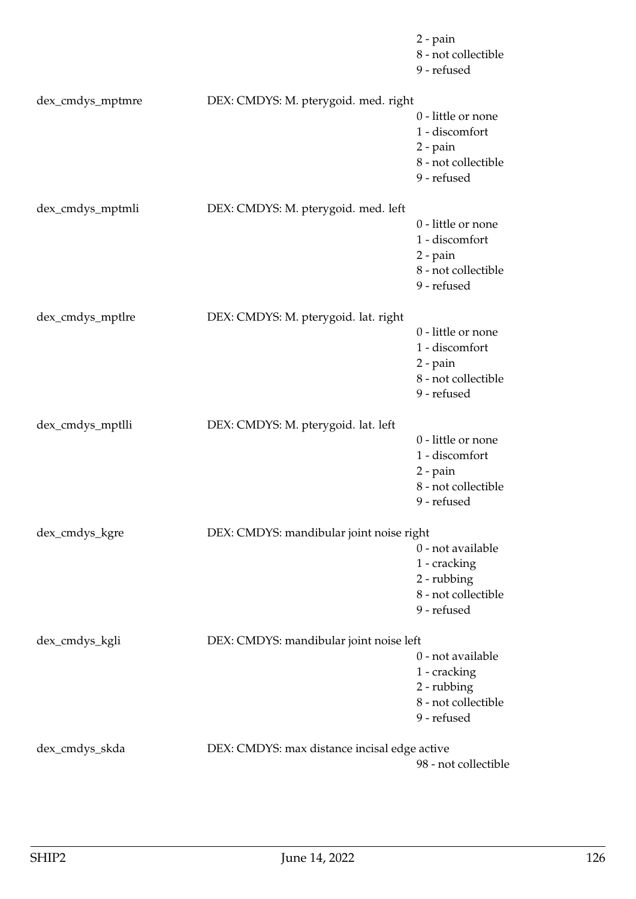2 - pain
8 - not collectible
9 - refused

dex_cmdys_mptmre DEX: CMDYS: M. pterygoid. med. right
0 - little or none
1 - discomfort
2 - pain
8 - not collectible
9 - refused

dex_cmdys_mptmli DEX: CMDYS: M. pterygoid. med. left
0 - little or none
1 - discomfort
2 - pain
8 - not collectible
9 - refused

dex_cmdys_mptlre DEX: CMDYS: M. pterygoid. lat. right
0 - little or none
1 - discomfort
2 - pain
8 - not collectible
9 - refused

dex_cmdys_mptlli DEX: CMDYS: M. pterygoid. lat. left
0 - little or none
1 - discomfort
2 - pain
8 - not collectible
9 - refused

dex_cmdys_kgre DEX: CMDYS: mandibular joint noise right
0 - not available
1 - cracking
2 - rubbing
8 - not collectible
9 - refused

dex_cmdys_kgli DEX: CMDYS: mandibular joint noise left
0 - not available
1 - cracking
2 - rubbing
8 - not collectible
9 - refused

dex_cmdys_skda DEX: CMDYS: max distance incisal edge active
98 - not collectible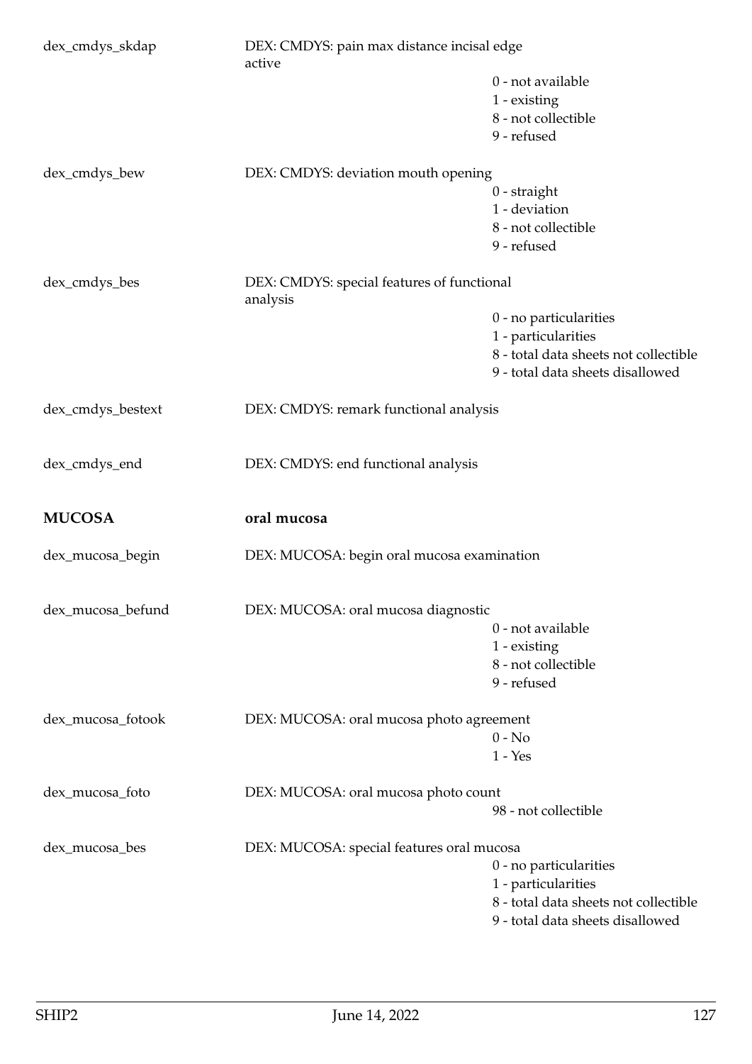| Variable | Label | Values |
|---|---|---|
| dex_cmdys_skdap | DEX: CMDYS: pain max distance incisal edge active | 0 - not available<br>1 - existing<br>8 - not collectible<br>9 - refused |
| dex_cmdys_bew | DEX: CMDYS: deviation mouth opening | 0 - straight<br>1 - deviation<br>8 - not collectible<br>9 - refused |
| dex_cmdys_bes | DEX: CMDYS: special features of functional analysis | 0 - no particularities<br>1 - particularities<br>8 - total data sheets not collectible<br>9 - total data sheets disallowed |
| dex_cmdys_bestext | DEX: CMDYS: remark functional analysis | |
| dex_cmdys_end | DEX: CMDYS: end functional analysis | |

## MUCOSA oral mucosa

| Variable | Label | Values |
|---|---|---|
| dex_mucosa_begin | DEX: MUCOSA: begin oral mucosa examination | |
| dex_mucosa_befund | DEX: MUCOSA: oral mucosa diagnostic | 0 - not available<br>1 - existing<br>8 - not collectible<br>9 - refused |
| dex_mucosa_fotook | DEX: MUCOSA: oral mucosa photo agreement | 0 - No<br>1 - Yes |
| dex_mucosa_foto | DEX: MUCOSA: oral mucosa photo count | 98 - not collectible |
| dex_mucosa_bes | DEX: MUCOSA: special features oral mucosa | 0 - no particularities<br>1 - particularities<br>8 - total data sheets not collectible<br>9 - total data sheets disallowed |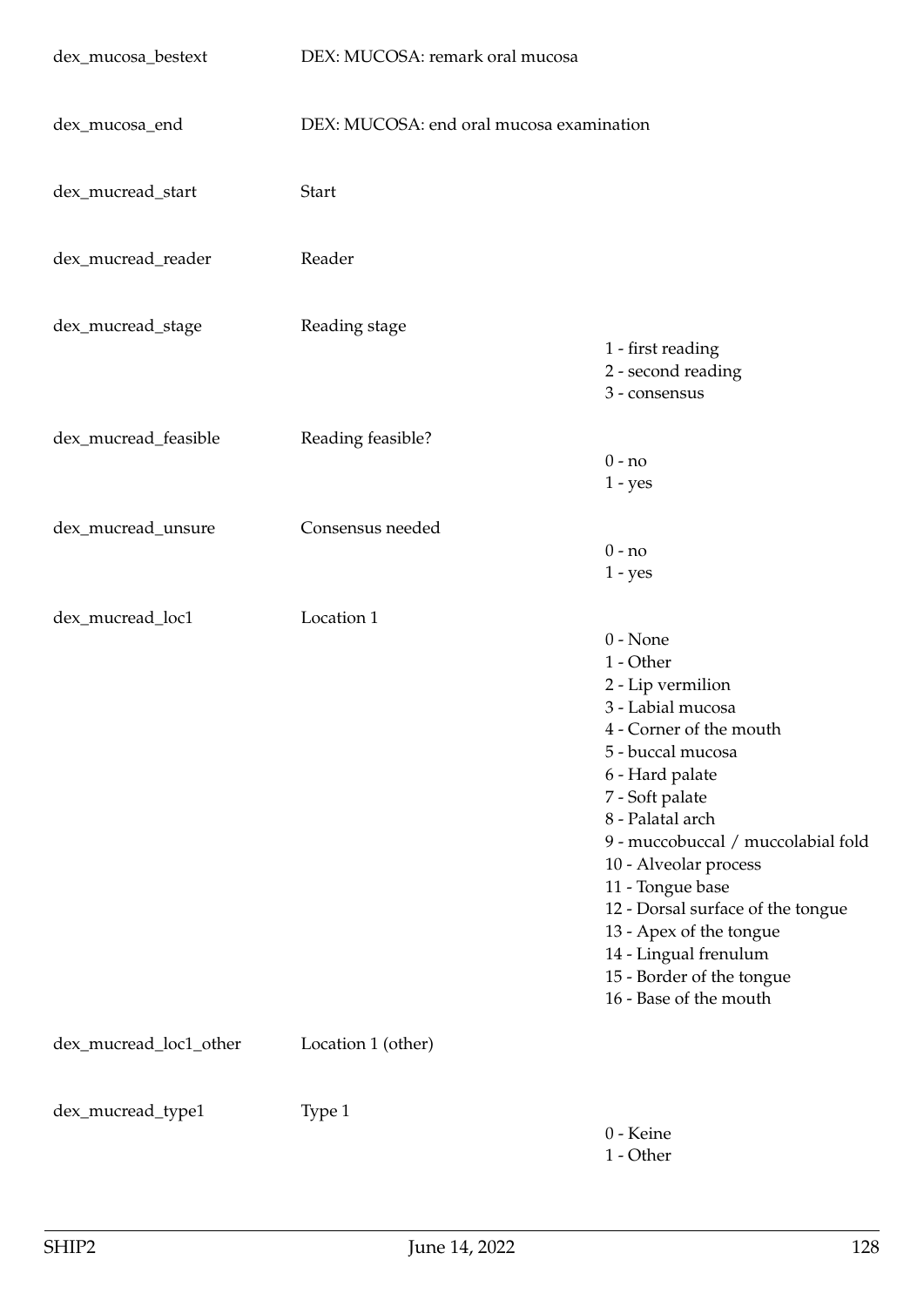| | | |
|---|---|---|
| dex_mucosa_bestext | DEX: MUCOSA: remark oral mucosa | |
| dex_mucosa_end | DEX: MUCOSA: end oral mucosa examination | |
| dex_mucread_start | Start | |
| dex_mucread_reader | Reader | |
| dex_mucread_stage | Reading stage | 1 - first reading<br>2 - second reading<br>3 - consensus |
| dex_mucread_feasible | Reading feasible? | 0 - no<br>1 - yes |
| dex_mucread_unsure | Consensus needed | 0 - no<br>1 - yes |
| dex_mucread_loc1 | Location 1 | 0 - None<br>1 - Other<br>2 - Lip vermilion<br>3 - Labial mucosa<br>4 - Corner of the mouth<br>5 - buccal mucosa<br>6 - Hard palate<br>7 - Soft palate<br>8 - Palatal arch<br>9 - muccobuccal / muccolabial fold<br>10 - Alveolar process<br>11 - Tongue base<br>12 - Dorsal surface of the tongue<br>13 - Apex of the tongue<br>14 - Lingual frenulum<br>15 - Border of the tongue<br>16 - Base of the mouth |
| dex_mucread_loc1_other | Location 1 (other) | |
| dex_mucread_type1 | Type 1 | 0 - Keine<br>1 - Other |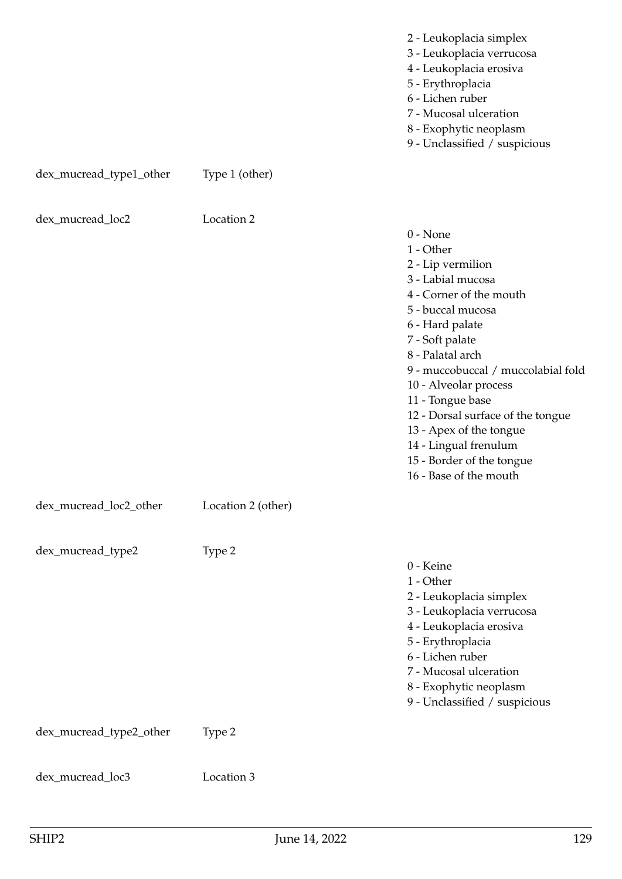| | | |
|---|---|---|
| | | 2 - Leukoplacia simplex<br>3 - Leukoplacia verrucosa<br>4 - Leukoplacia erosiva<br>5 - Erythroplacia<br>6 - Lichen ruber<br>7 - Mucosal ulceration<br>8 - Exophytic neoplasm<br>9 - Unclassified / suspicious |
| dex_mucread_type1_other | Type 1 (other) | |
| dex_mucread_loc2 | Location 2 | 0 - None<br>1 - Other<br>2 - Lip vermilion<br>3 - Labial mucosa<br>4 - Corner of the mouth<br>5 - buccal mucosa<br>6 - Hard palate<br>7 - Soft palate<br>8 - Palatal arch<br>9 - muccobuccal / muccolabial fold<br>10 - Alveolar process<br>11 - Tongue base<br>12 - Dorsal surface of the tongue<br>13 - Apex of the tongue<br>14 - Lingual frenulum<br>15 - Border of the tongue<br>16 - Base of the mouth |
| dex_mucread_loc2_other | Location 2 (other) | |
| dex_mucread_type2 | Type 2 | 0 - Keine<br>1 - Other<br>2 - Leukoplacia simplex<br>3 - Leukoplacia verrucosa<br>4 - Leukoplacia erosiva<br>5 - Erythroplacia<br>6 - Lichen ruber<br>7 - Mucosal ulceration<br>8 - Exophytic neoplasm<br>9 - Unclassified / suspicious |
| dex_mucread_type2_other | Type 2 | |
| dex_mucread_loc3 | Location 3 | |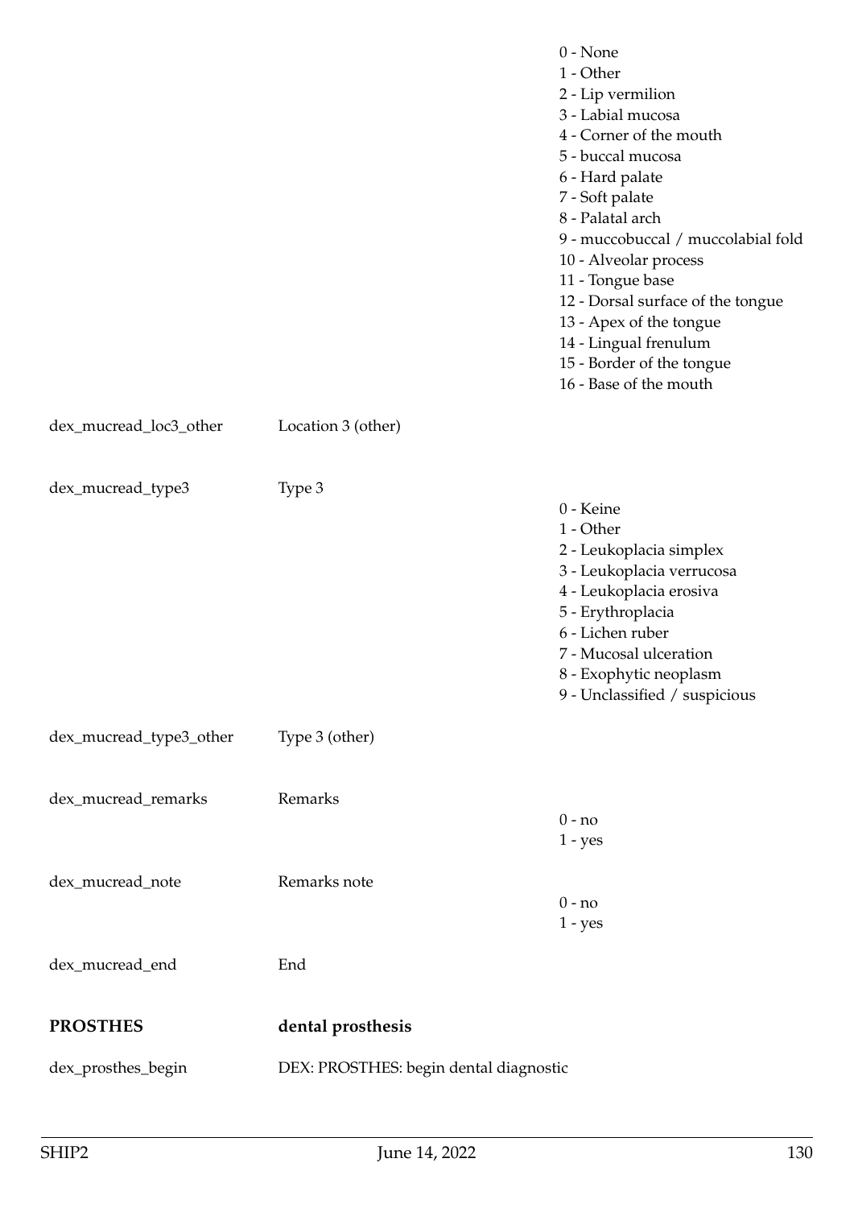| | | |
|---|---|---|
| | | 0 - None<br>1 - Other<br>2 - Lip vermilion<br>3 - Labial mucosa<br>4 - Corner of the mouth<br>5 - buccal mucosa<br>6 - Hard palate<br>7 - Soft palate<br>8 - Palatal arch<br>9 - muccobuccal / muccolabial fold<br>10 - Alveolar process<br>11 - Tongue base<br>12 - Dorsal surface of the tongue<br>13 - Apex of the tongue<br>14 - Lingual frenulum<br>15 - Border of the tongue<br>16 - Base of the mouth |
| dex_mucread_loc3_other | Location 3 (other) | |
| dex_mucread_type3 | Type 3 | 0 - Keine<br>1 - Other<br>2 - Leukoplacia simplex<br>3 - Leukoplacia verrucosa<br>4 - Leukoplacia erosiva<br>5 - Erythroplacia<br>6 - Lichen ruber<br>7 - Mucosal ulceration<br>8 - Exophytic neoplasm<br>9 - Unclassified / suspicious |
| dex_mucread_type3_other | Type 3 (other) | |
| dex_mucread_remarks | Remarks | 0 - no<br>1 - yes |
| dex_mucread_note | Remarks note | 0 - no<br>1 - yes |
| dex_mucread_end | End | |
| **PROSTHES** | **dental prosthesis** | |
| dex_prosthes_begin | DEX: PROSTHES: begin dental diagnostic | |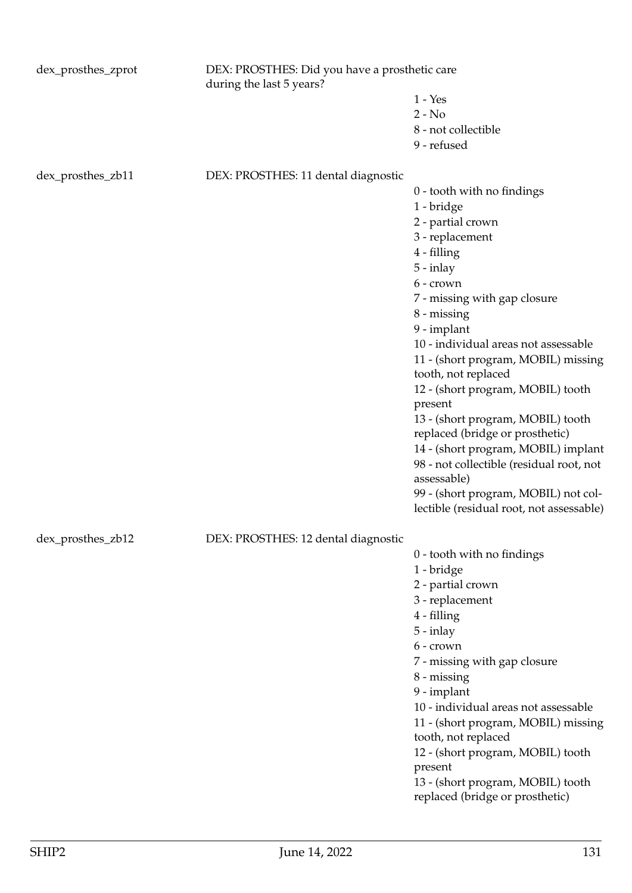dex_prosthes_zprot

DEX: PROSTHES: Did you have a prosthetic care during the last 5 years?

1 - Yes
2 - No
8 - not collectible
9 - refused

dex_prosthes_zb11

DEX: PROSTHES: 11 dental diagnostic

0 - tooth with no findings
1 - bridge
2 - partial crown
3 - replacement
4 - filling
5 - inlay
6 - crown
7 - missing with gap closure
8 - missing
9 - implant
10 - individual areas not assessable
11 - (short program, MOBIL) missing tooth, not replaced
12 - (short program, MOBIL) tooth present
13 - (short program, MOBIL) tooth replaced (bridge or prosthetic)
14 - (short program, MOBIL) implant
98 - not collectible (residual root, not assessable)
99 - (short program, MOBIL) not collectible (residual root, not assessable)

dex_prosthes_zb12

DEX: PROSTHES: 12 dental diagnostic

0 - tooth with no findings
1 - bridge
2 - partial crown
3 - replacement
4 - filling
5 - inlay
6 - crown
7 - missing with gap closure
8 - missing
9 - implant
10 - individual areas not assessable
11 - (short program, MOBIL) missing tooth, not replaced
12 - (short program, MOBIL) tooth present
13 - (short program, MOBIL) tooth replaced (bridge or prosthetic)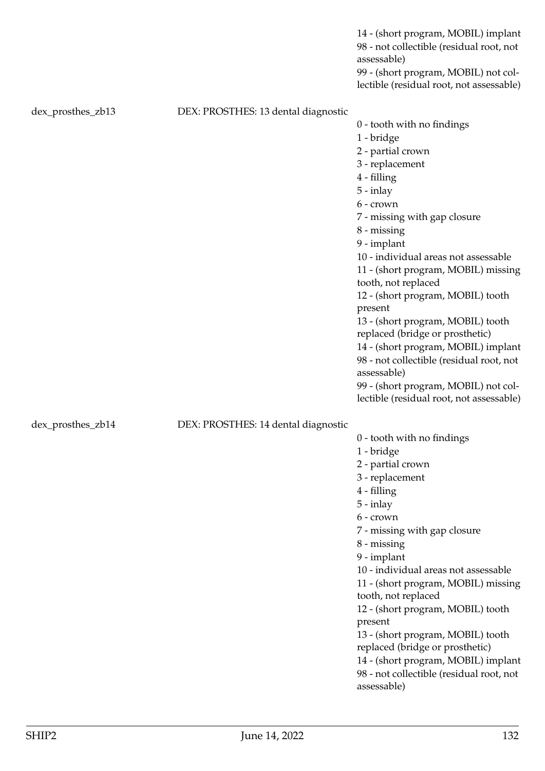| | | |
|---|---|---|
| | | 14 - (short program, MOBIL) implant<br>98 - not collectible (residual root, not assessable)<br>99 - (short program, MOBIL) not collectible (residual root, not assessable) |
| dex_prosthes_zb13 | DEX: PROSTHES: 13 dental diagnostic | 0 - tooth with no findings<br>1 - bridge<br>2 - partial crown<br>3 - replacement<br>4 - filling<br>5 - inlay<br>6 - crown<br>7 - missing with gap closure<br>8 - missing<br>9 - implant<br>10 - individual areas not assessable<br>11 - (short program, MOBIL) missing tooth, not replaced<br>12 - (short program, MOBIL) tooth present<br>13 - (short program, MOBIL) tooth replaced (bridge or prosthetic)<br>14 - (short program, MOBIL) implant<br>98 - not collectible (residual root, not assessable)<br>99 - (short program, MOBIL) not collectible (residual root, not assessable) |
| dex_prosthes_zb14 | DEX: PROSTHES: 14 dental diagnostic | 0 - tooth with no findings<br>1 - bridge<br>2 - partial crown<br>3 - replacement<br>4 - filling<br>5 - inlay<br>6 - crown<br>7 - missing with gap closure<br>8 - missing<br>9 - implant<br>10 - individual areas not assessable<br>11 - (short program, MOBIL) missing tooth, not replaced<br>12 - (short program, MOBIL) tooth present<br>13 - (short program, MOBIL) tooth replaced (bridge or prosthetic)<br>14 - (short program, MOBIL) implant<br>98 - not collectible (residual root, not assessable) |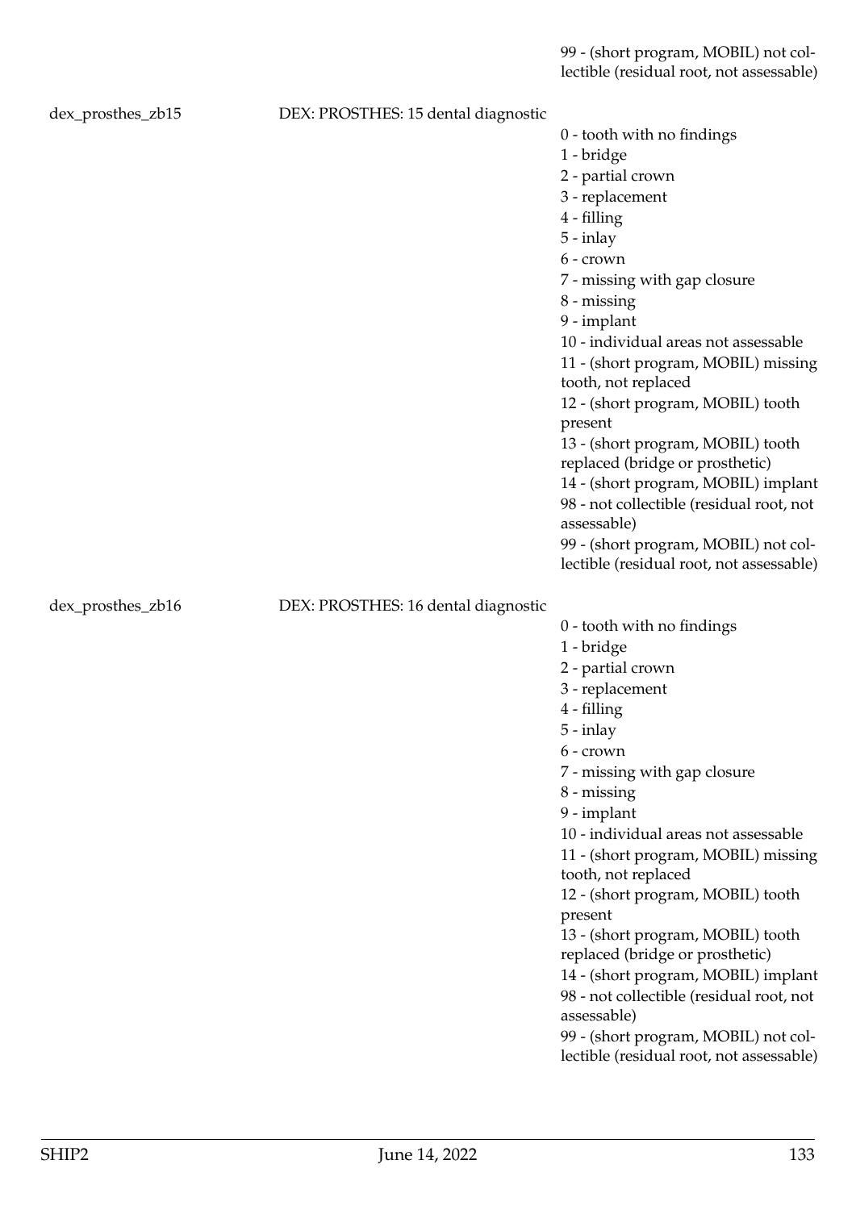99 - (short program, MOBIL) not collectible (residual root, not assessable)

dex_prosthes_zb15 DEX: PROSTHES: 15 dental diagnostic

0 - tooth with no findings
1 - bridge
2 - partial crown
3 - replacement
4 - filling
5 - inlay
6 - crown
7 - missing with gap closure
8 - missing
9 - implant
10 - individual areas not assessable
11 - (short program, MOBIL) missing tooth, not replaced
12 - (short program, MOBIL) tooth present
13 - (short program, MOBIL) tooth replaced (bridge or prosthetic)
14 - (short program, MOBIL) implant
98 - not collectible (residual root, not assessable)
99 - (short program, MOBIL) not collectible (residual root, not assessable)

dex_prosthes_zb16 DEX: PROSTHES: 16 dental diagnostic

0 - tooth with no findings
1 - bridge
2 - partial crown
3 - replacement
4 - filling
5 - inlay
6 - crown
7 - missing with gap closure
8 - missing
9 - implant
10 - individual areas not assessable
11 - (short program, MOBIL) missing tooth, not replaced
12 - (short program, MOBIL) tooth present
13 - (short program, MOBIL) tooth replaced (bridge or prosthetic)
14 - (short program, MOBIL) implant
98 - not collectible (residual root, not assessable)
99 - (short program, MOBIL) not collectible (residual root, not assessable)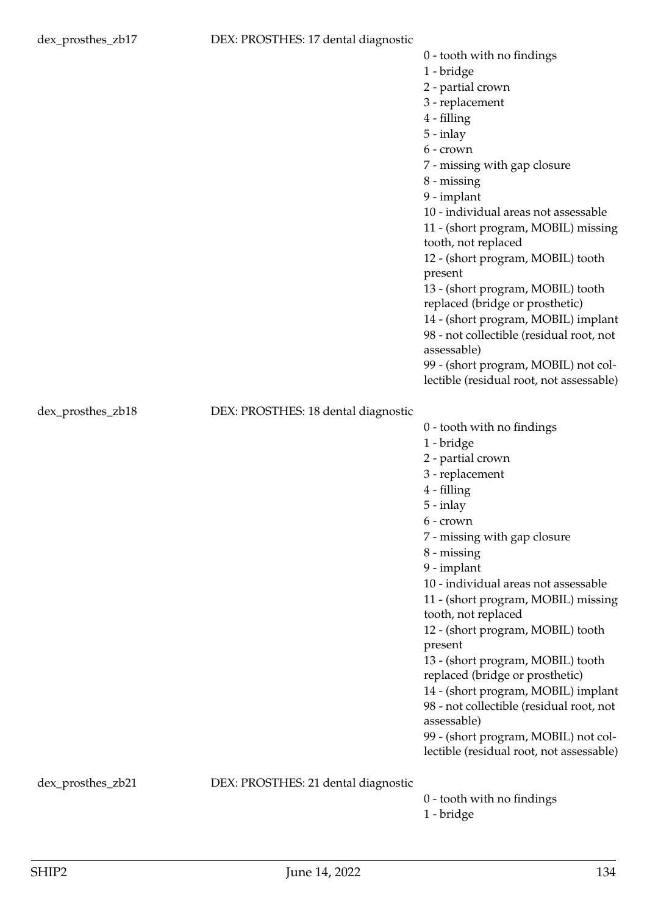| Variable | Label | Values |
|---|---|---|
| dex_prosthes_zb17 | DEX: PROSTHES: 17 dental diagnostic | 0 - tooth with no findings<br>1 - bridge<br>2 - partial crown<br>3 - replacement<br>4 - filling<br>5 - inlay<br>6 - crown<br>7 - missing with gap closure<br>8 - missing<br>9 - implant<br>10 - individual areas not assessable<br>11 - (short program, MOBIL) missing tooth, not replaced<br>12 - (short program, MOBIL) tooth present<br>13 - (short program, MOBIL) tooth replaced (bridge or prosthetic)<br>14 - (short program, MOBIL) implant<br>98 - not collectible (residual root, not assessable)<br>99 - (short program, MOBIL) not collectible (residual root, not assessable) |
| dex_prosthes_zb18 | DEX: PROSTHES: 18 dental diagnostic | 0 - tooth with no findings<br>1 - bridge<br>2 - partial crown<br>3 - replacement<br>4 - filling<br>5 - inlay<br>6 - crown<br>7 - missing with gap closure<br>8 - missing<br>9 - implant<br>10 - individual areas not assessable<br>11 - (short program, MOBIL) missing tooth, not replaced<br>12 - (short program, MOBIL) tooth present<br>13 - (short program, MOBIL) tooth replaced (bridge or prosthetic)<br>14 - (short program, MOBIL) implant<br>98 - not collectible (residual root, not assessable)<br>99 - (short program, MOBIL) not collectible (residual root, not assessable) |
| dex_prosthes_zb21 | DEX: PROSTHES: 21 dental diagnostic | 0 - tooth with no findings<br>1 - bridge |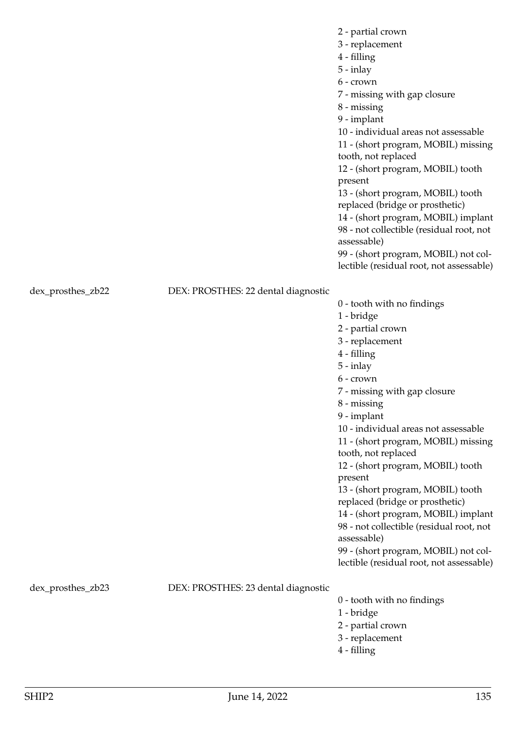| | | |
|---|---|---|
| | | 2 - partial crown<br>3 - replacement<br>4 - filling<br>5 - inlay<br>6 - crown<br>7 - missing with gap closure<br>8 - missing<br>9 - implant<br>10 - individual areas not assessable<br>11 - (short program, MOBIL) missing tooth, not replaced<br>12 - (short program, MOBIL) tooth present<br>13 - (short program, MOBIL) tooth replaced (bridge or prosthetic)<br>14 - (short program, MOBIL) implant<br>98 - not collectible (residual root, not assessable)<br>99 - (short program, MOBIL) not collectible (residual root, not assessable) |
| dex_prosthes_zb22 | DEX: PROSTHES: 22 dental diagnostic | 0 - tooth with no findings<br>1 - bridge<br>2 - partial crown<br>3 - replacement<br>4 - filling<br>5 - inlay<br>6 - crown<br>7 - missing with gap closure<br>8 - missing<br>9 - implant<br>10 - individual areas not assessable<br>11 - (short program, MOBIL) missing tooth, not replaced<br>12 - (short program, MOBIL) tooth present<br>13 - (short program, MOBIL) tooth replaced (bridge or prosthetic)<br>14 - (short program, MOBIL) implant<br>98 - not collectible (residual root, not assessable)<br>99 - (short program, MOBIL) not collectible (residual root, not assessable) |
| dex_prosthes_zb23 | DEX: PROSTHES: 23 dental diagnostic | 0 - tooth with no findings<br>1 - bridge<br>2 - partial crown<br>3 - replacement<br>4 - filling |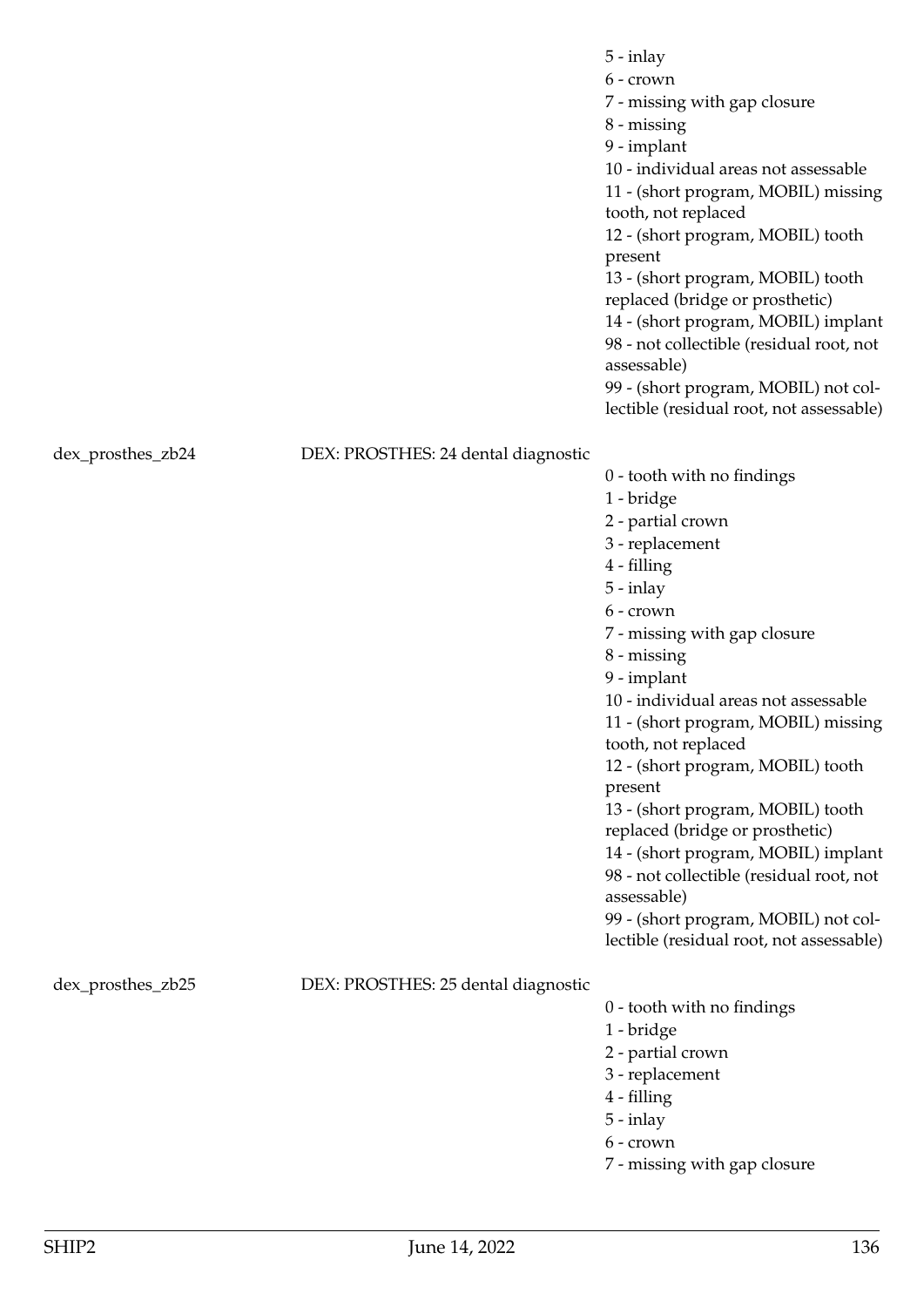| | | |
|---|---|---|
| | | 5 - inlay<br>6 - crown<br>7 - missing with gap closure<br>8 - missing<br>9 - implant<br>10 - individual areas not assessable<br>11 - (short program, MOBIL) missing tooth, not replaced<br>12 - (short program, MOBIL) tooth present<br>13 - (short program, MOBIL) tooth replaced (bridge or prosthetic)<br>14 - (short program, MOBIL) implant<br>98 - not collectible (residual root, not assessable)<br>99 - (short program, MOBIL) not collectible (residual root, not assessable) |
| dex_prosthes_zb24 | DEX: PROSTHES: 24 dental diagnostic | 0 - tooth with no findings<br>1 - bridge<br>2 - partial crown<br>3 - replacement<br>4 - filling<br>5 - inlay<br>6 - crown<br>7 - missing with gap closure<br>8 - missing<br>9 - implant<br>10 - individual areas not assessable<br>11 - (short program, MOBIL) missing tooth, not replaced<br>12 - (short program, MOBIL) tooth present<br>13 - (short program, MOBIL) tooth replaced (bridge or prosthetic)<br>14 - (short program, MOBIL) implant<br>98 - not collectible (residual root, not assessable)<br>99 - (short program, MOBIL) not collectible (residual root, not assessable) |
| dex_prosthes_zb25 | DEX: PROSTHES: 25 dental diagnostic | 0 - tooth with no findings<br>1 - bridge<br>2 - partial crown<br>3 - replacement<br>4 - filling<br>5 - inlay<br>6 - crown<br>7 - missing with gap closure |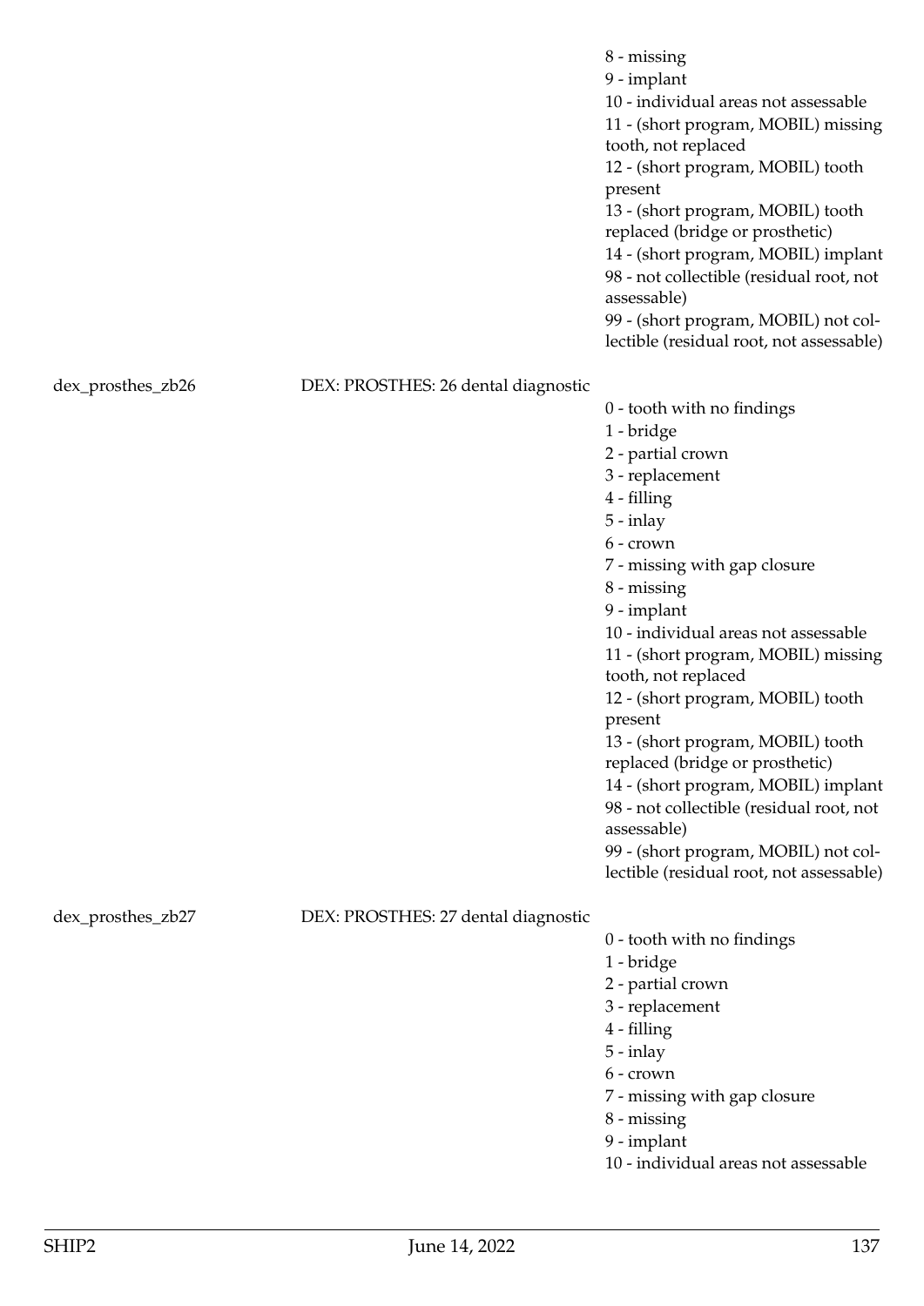| | | |
|---|---|---|
| | | 8 - missing<br>9 - implant<br>10 - individual areas not assessable<br>11 - (short program, MOBIL) missing tooth, not replaced<br>12 - (short program, MOBIL) tooth present<br>13 - (short program, MOBIL) tooth replaced (bridge or prosthetic)<br>14 - (short program, MOBIL) implant<br>98 - not collectible (residual root, not assessable)<br>99 - (short program, MOBIL) not collectible (residual root, not assessable) |
| dex_prosthes_zb26 | DEX: PROSTHES: 26 dental diagnostic | 0 - tooth with no findings<br>1 - bridge<br>2 - partial crown<br>3 - replacement<br>4 - filling<br>5 - inlay<br>6 - crown<br>7 - missing with gap closure<br>8 - missing<br>9 - implant<br>10 - individual areas not assessable<br>11 - (short program, MOBIL) missing tooth, not replaced<br>12 - (short program, MOBIL) tooth present<br>13 - (short program, MOBIL) tooth replaced (bridge or prosthetic)<br>14 - (short program, MOBIL) implant<br>98 - not collectible (residual root, not assessable)<br>99 - (short program, MOBIL) not collectible (residual root, not assessable) |
| dex_prosthes_zb27 | DEX: PROSTHES: 27 dental diagnostic | 0 - tooth with no findings<br>1 - bridge<br>2 - partial crown<br>3 - replacement<br>4 - filling<br>5 - inlay<br>6 - crown<br>7 - missing with gap closure<br>8 - missing<br>9 - implant<br>10 - individual areas not assessable |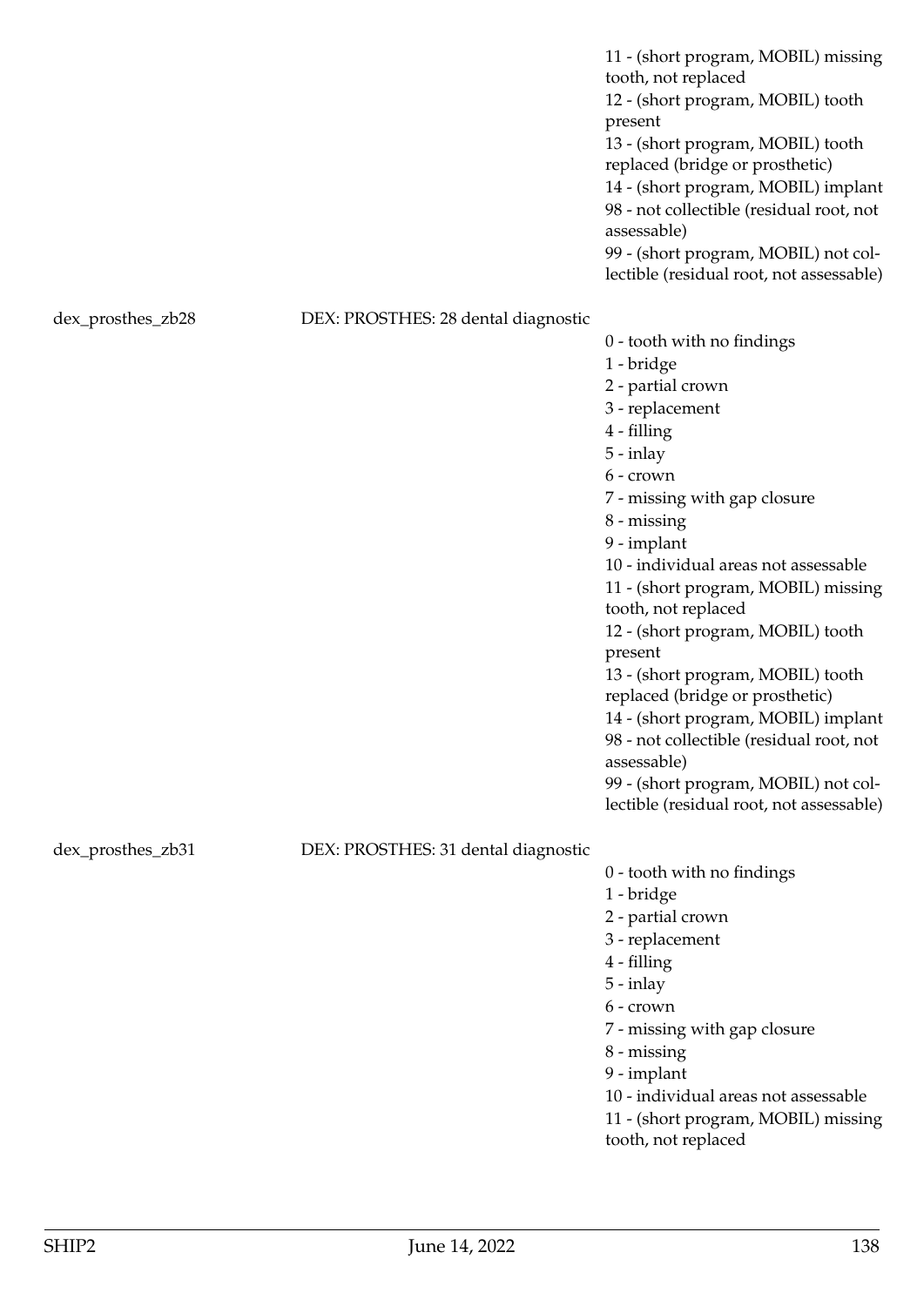| | | |
|---|---|---|
| | | 11 - (short program, MOBIL) missing tooth, not replaced<br>12 - (short program, MOBIL) tooth present<br>13 - (short program, MOBIL) tooth replaced (bridge or prosthetic)<br>14 - (short program, MOBIL) implant<br>98 - not collectible (residual root, not assessable)<br>99 - (short program, MOBIL) not collectible (residual root, not assessable) |
| dex_prosthes_zb28 | DEX: PROSTHES: 28 dental diagnostic | 0 - tooth with no findings<br>1 - bridge<br>2 - partial crown<br>3 - replacement<br>4 - filling<br>5 - inlay<br>6 - crown<br>7 - missing with gap closure<br>8 - missing<br>9 - implant<br>10 - individual areas not assessable<br>11 - (short program, MOBIL) missing tooth, not replaced<br>12 - (short program, MOBIL) tooth present<br>13 - (short program, MOBIL) tooth replaced (bridge or prosthetic)<br>14 - (short program, MOBIL) implant<br>98 - not collectible (residual root, not assessable)<br>99 - (short program, MOBIL) not collectible (residual root, not assessable) |
| dex_prosthes_zb31 | DEX: PROSTHES: 31 dental diagnostic | 0 - tooth with no findings<br>1 - bridge<br>2 - partial crown<br>3 - replacement<br>4 - filling<br>5 - inlay<br>6 - crown<br>7 - missing with gap closure<br>8 - missing<br>9 - implant<br>10 - individual areas not assessable<br>11 - (short program, MOBIL) missing tooth, not replaced |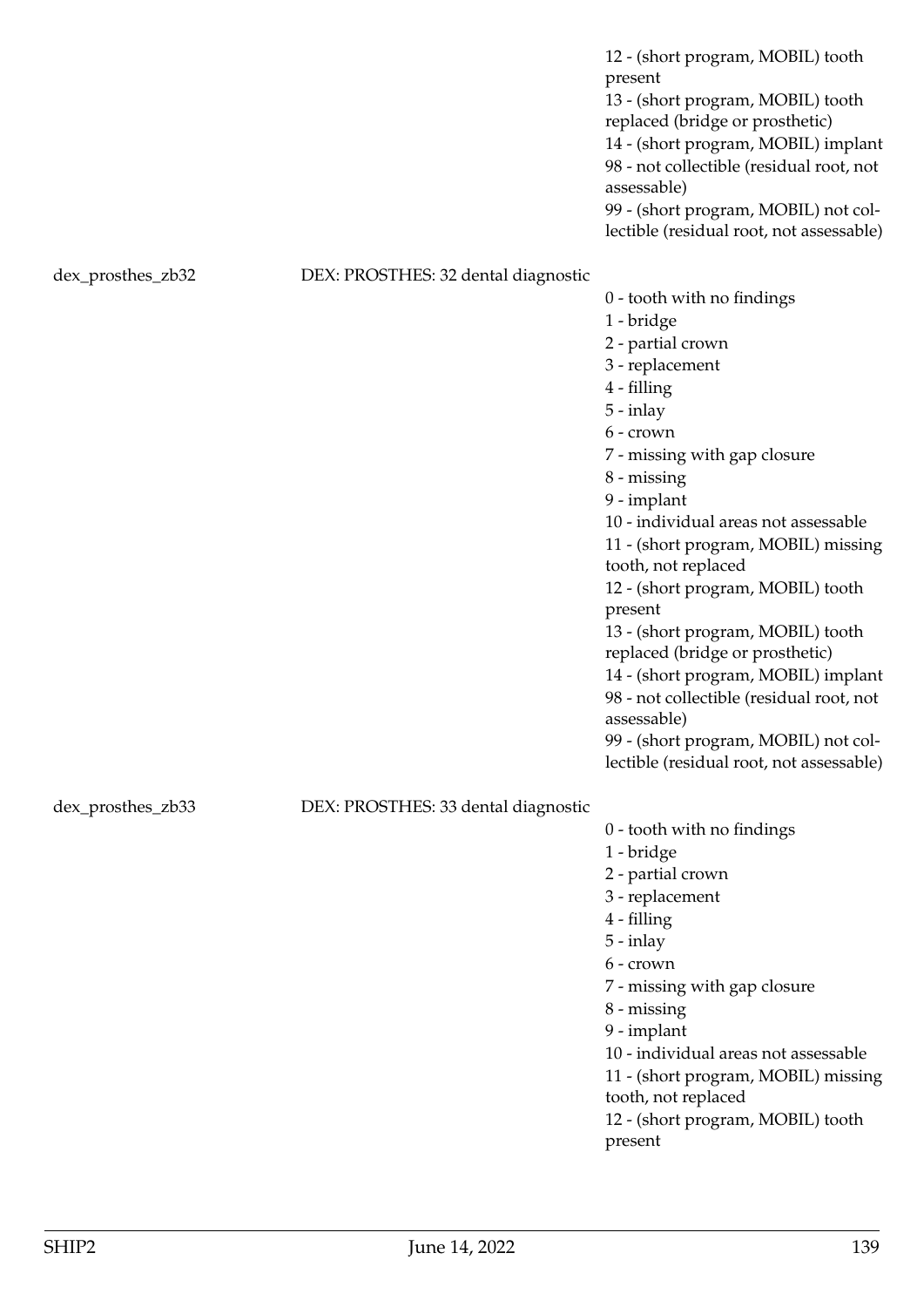| | | |
|---|---|---|
| | | 12 - (short program, MOBIL) tooth present<br>13 - (short program, MOBIL) tooth replaced (bridge or prosthetic)<br>14 - (short program, MOBIL) implant<br>98 - not collectible (residual root, not assessable)<br>99 - (short program, MOBIL) not collectible (residual root, not assessable) |
| dex_prosthes_zb32 | DEX: PROSTHES: 32 dental diagnostic | 0 - tooth with no findings<br>1 - bridge<br>2 - partial crown<br>3 - replacement<br>4 - filling<br>5 - inlay<br>6 - crown<br>7 - missing with gap closure<br>8 - missing<br>9 - implant<br>10 - individual areas not assessable<br>11 - (short program, MOBIL) missing tooth, not replaced<br>12 - (short program, MOBIL) tooth present<br>13 - (short program, MOBIL) tooth replaced (bridge or prosthetic)<br>14 - (short program, MOBIL) implant<br>98 - not collectible (residual root, not assessable)<br>99 - (short program, MOBIL) not collectible (residual root, not assessable) |
| dex_prosthes_zb33 | DEX: PROSTHES: 33 dental diagnostic | 0 - tooth with no findings<br>1 - bridge<br>2 - partial crown<br>3 - replacement<br>4 - filling<br>5 - inlay<br>6 - crown<br>7 - missing with gap closure<br>8 - missing<br>9 - implant<br>10 - individual areas not assessable<br>11 - (short program, MOBIL) missing tooth, not replaced<br>12 - (short program, MOBIL) tooth present |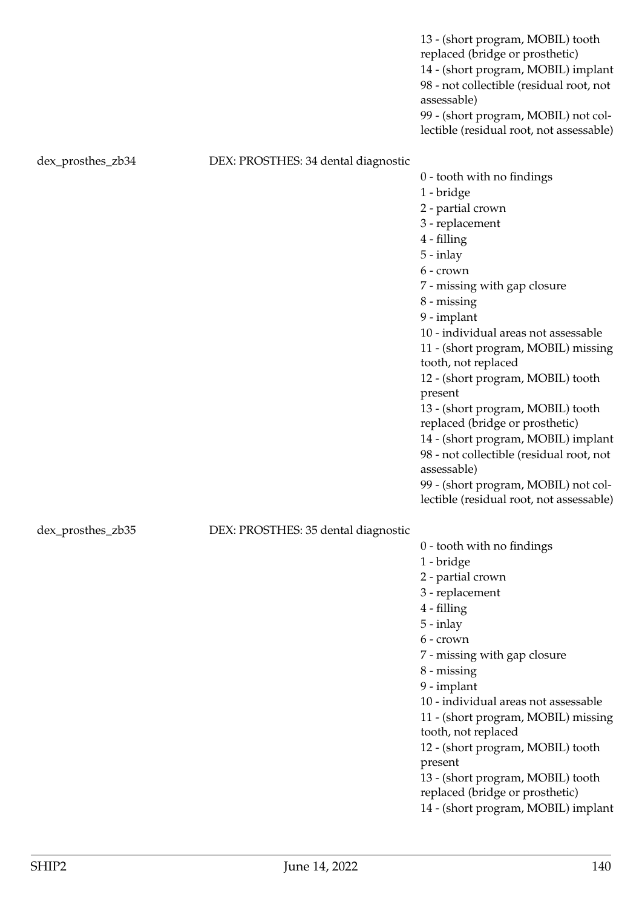| | | |
|---|---|---|
| | | 13 - (short program, MOBIL) tooth replaced (bridge or prosthetic)<br>14 - (short program, MOBIL) implant<br>98 - not collectible (residual root, not assessable)<br>99 - (short program, MOBIL) not collectible (residual root, not assessable) |
| dex_prosthes_zb34 | DEX: PROSTHES: 34 dental diagnostic | 0 - tooth with no findings<br>1 - bridge<br>2 - partial crown<br>3 - replacement<br>4 - filling<br>5 - inlay<br>6 - crown<br>7 - missing with gap closure<br>8 - missing<br>9 - implant<br>10 - individual areas not assessable<br>11 - (short program, MOBIL) missing tooth, not replaced<br>12 - (short program, MOBIL) tooth present<br>13 - (short program, MOBIL) tooth replaced (bridge or prosthetic)<br>14 - (short program, MOBIL) implant<br>98 - not collectible (residual root, not assessable)<br>99 - (short program, MOBIL) not collectible (residual root, not assessable) |
| dex_prosthes_zb35 | DEX: PROSTHES: 35 dental diagnostic | 0 - tooth with no findings<br>1 - bridge<br>2 - partial crown<br>3 - replacement<br>4 - filling<br>5 - inlay<br>6 - crown<br>7 - missing with gap closure<br>8 - missing<br>9 - implant<br>10 - individual areas not assessable<br>11 - (short program, MOBIL) missing tooth, not replaced<br>12 - (short program, MOBIL) tooth present<br>13 - (short program, MOBIL) tooth replaced (bridge or prosthetic)<br>14 - (short program, MOBIL) implant |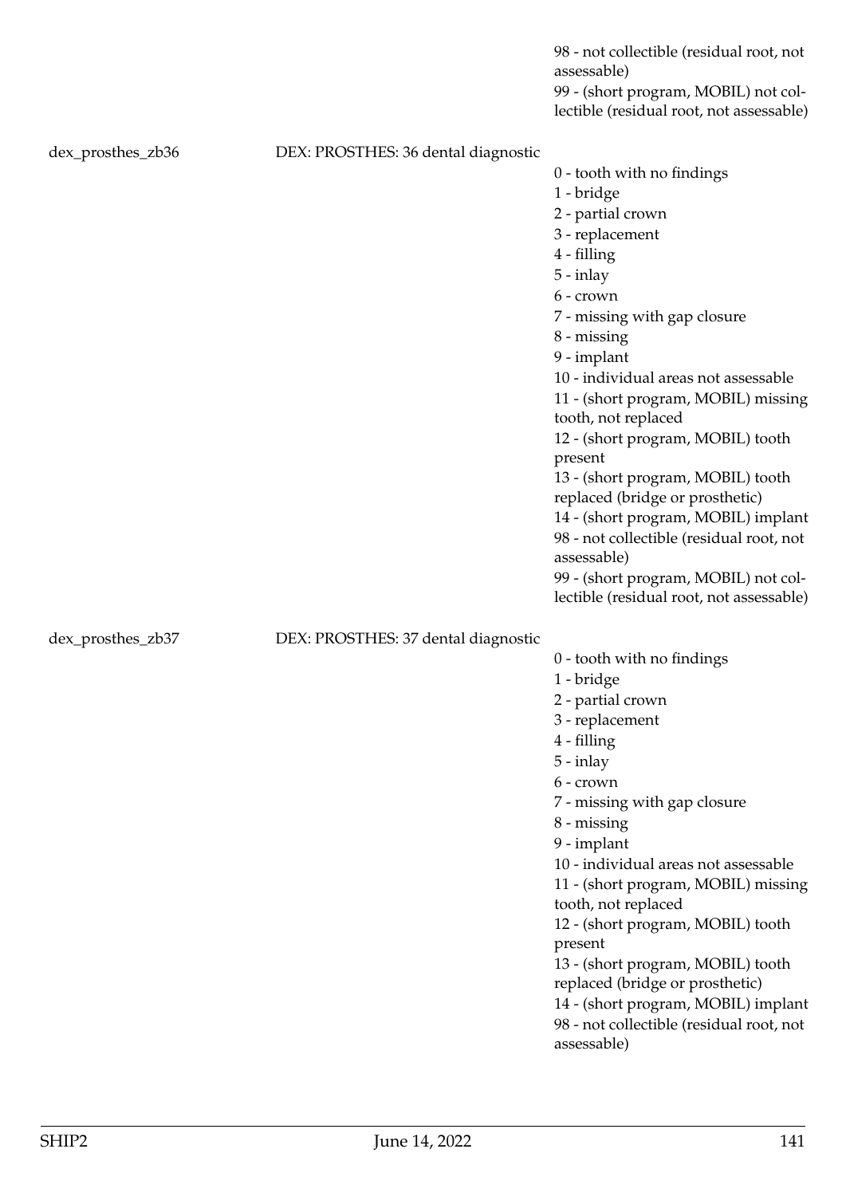98 - not collectible (residual root, not assessable)
99 - (short program, MOBIL) not collectible (residual root, not assessable)

| | | |
|---|---|---|
| dex_prosthes_zb36 | DEX: PROSTHES: 36 dental diagnostic | 0 - tooth with no findings<br>1 - bridge<br>2 - partial crown<br>3 - replacement<br>4 - filling<br>5 - inlay<br>6 - crown<br>7 - missing with gap closure<br>8 - missing<br>9 - implant<br>10 - individual areas not assessable<br>11 - (short program, MOBIL) missing tooth, not replaced<br>12 - (short program, MOBIL) tooth present<br>13 - (short program, MOBIL) tooth replaced (bridge or prosthetic)<br>14 - (short program, MOBIL) implant<br>98 - not collectible (residual root, not assessable)<br>99 - (short program, MOBIL) not collectible (residual root, not assessable) |
| dex_prosthes_zb37 | DEX: PROSTHES: 37 dental diagnostic | 0 - tooth with no findings<br>1 - bridge<br>2 - partial crown<br>3 - replacement<br>4 - filling<br>5 - inlay<br>6 - crown<br>7 - missing with gap closure<br>8 - missing<br>9 - implant<br>10 - individual areas not assessable<br>11 - (short program, MOBIL) missing tooth, not replaced<br>12 - (short program, MOBIL) tooth present<br>13 - (short program, MOBIL) tooth replaced (bridge or prosthetic)<br>14 - (short program, MOBIL) implant<br>98 - not collectible (residual root, not assessable) |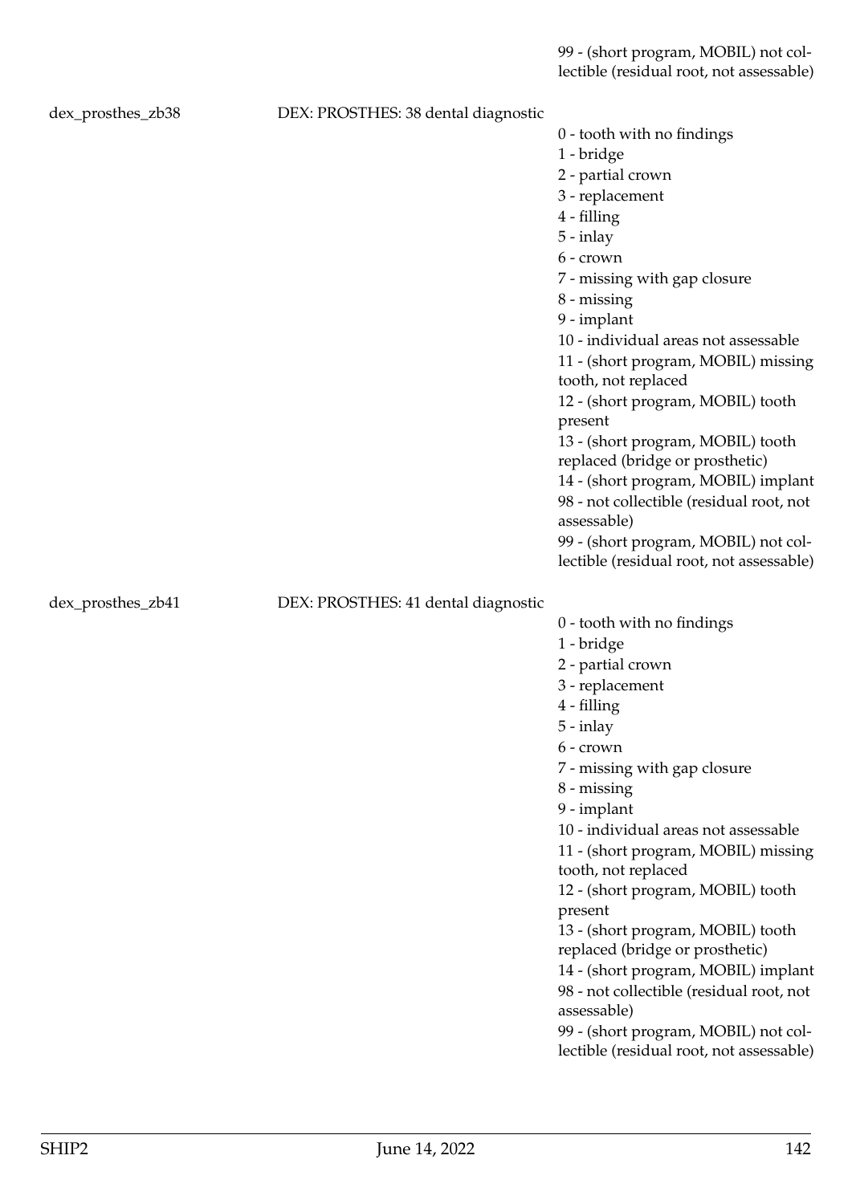99 - (short program, MOBIL) not collectible (residual root, not assessable)

| | | |
|---|---|---|
| dex_prosthes_zb38 | DEX: PROSTHES: 38 dental diagnostic | 0 - tooth with no findings<br>1 - bridge<br>2 - partial crown<br>3 - replacement<br>4 - filling<br>5 - inlay<br>6 - crown<br>7 - missing with gap closure<br>8 - missing<br>9 - implant<br>10 - individual areas not assessable<br>11 - (short program, MOBIL) missing tooth, not replaced<br>12 - (short program, MOBIL) tooth present<br>13 - (short program, MOBIL) tooth replaced (bridge or prosthetic)<br>14 - (short program, MOBIL) implant<br>98 - not collectible (residual root, not assessable)<br>99 - (short program, MOBIL) not collectible (residual root, not assessable) |
| dex_prosthes_zb41 | DEX: PROSTHES: 41 dental diagnostic | 0 - tooth with no findings<br>1 - bridge<br>2 - partial crown<br>3 - replacement<br>4 - filling<br>5 - inlay<br>6 - crown<br>7 - missing with gap closure<br>8 - missing<br>9 - implant<br>10 - individual areas not assessable<br>11 - (short program, MOBIL) missing tooth, not replaced<br>12 - (short program, MOBIL) tooth present<br>13 - (short program, MOBIL) tooth replaced (bridge or prosthetic)<br>14 - (short program, MOBIL) implant<br>98 - not collectible (residual root, not assessable)<br>99 - (short program, MOBIL) not collectible (residual root, not assessable) |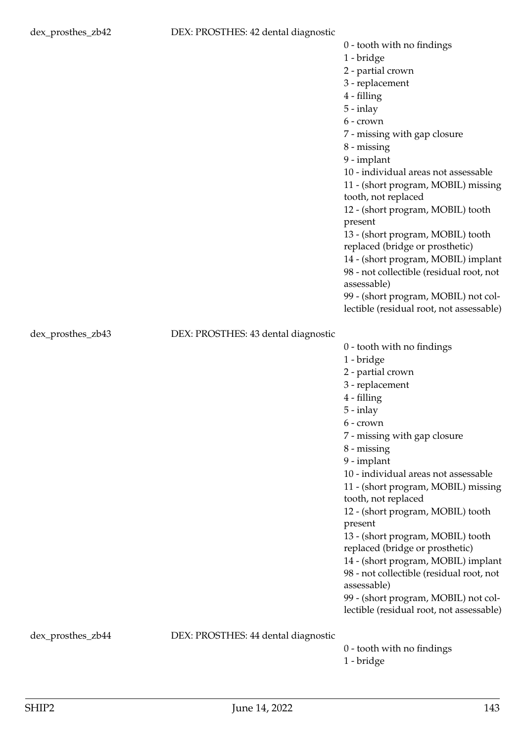| | | |
|---|---|---|
| dex_prosthes_zb42 | DEX: PROSTHES: 42 dental diagnostic | 0 - tooth with no findings<br>1 - bridge<br>2 - partial crown<br>3 - replacement<br>4 - filling<br>5 - inlay<br>6 - crown<br>7 - missing with gap closure<br>8 - missing<br>9 - implant<br>10 - individual areas not assessable<br>11 - (short program, MOBIL) missing tooth, not replaced<br>12 - (short program, MOBIL) tooth present<br>13 - (short program, MOBIL) tooth replaced (bridge or prosthetic)<br>14 - (short program, MOBIL) implant<br>98 - not collectible (residual root, not assessable)<br>99 - (short program, MOBIL) not collectible (residual root, not assessable) |
| dex_prosthes_zb43 | DEX: PROSTHES: 43 dental diagnostic | 0 - tooth with no findings<br>1 - bridge<br>2 - partial crown<br>3 - replacement<br>4 - filling<br>5 - inlay<br>6 - crown<br>7 - missing with gap closure<br>8 - missing<br>9 - implant<br>10 - individual areas not assessable<br>11 - (short program, MOBIL) missing tooth, not replaced<br>12 - (short program, MOBIL) tooth present<br>13 - (short program, MOBIL) tooth replaced (bridge or prosthetic)<br>14 - (short program, MOBIL) implant<br>98 - not collectible (residual root, not assessable)<br>99 - (short program, MOBIL) not collectible (residual root, not assessable) |
| dex_prosthes_zb44 | DEX: PROSTHES: 44 dental diagnostic | 0 - tooth with no findings<br>1 - bridge |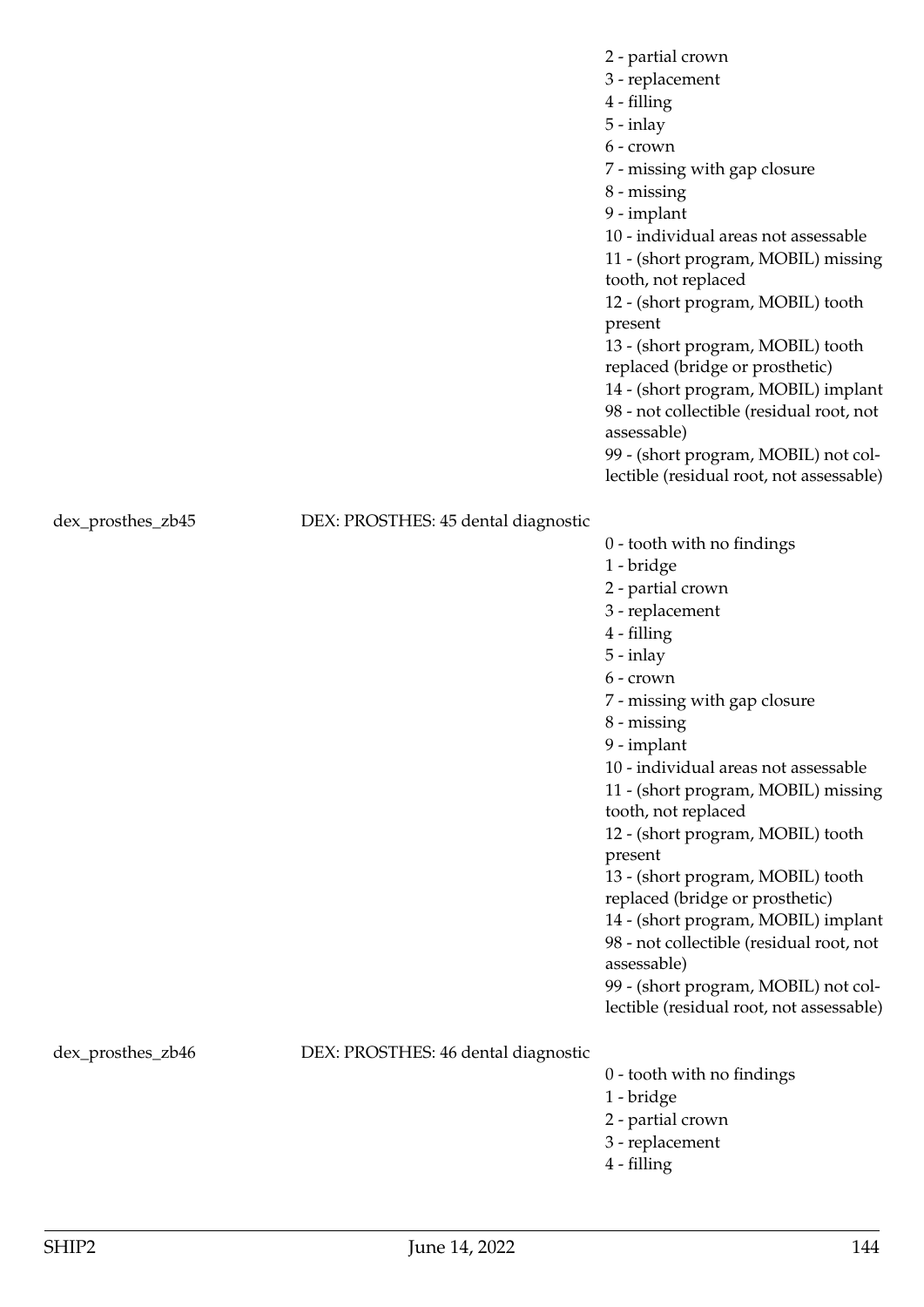| | | |
|---|---|---|
| | | 2 - partial crown<br>3 - replacement<br>4 - filling<br>5 - inlay<br>6 - crown<br>7 - missing with gap closure<br>8 - missing<br>9 - implant<br>10 - individual areas not assessable<br>11 - (short program, MOBIL) missing tooth, not replaced<br>12 - (short program, MOBIL) tooth present<br>13 - (short program, MOBIL) tooth replaced (bridge or prosthetic)<br>14 - (short program, MOBIL) implant<br>98 - not collectible (residual root, not assessable)<br>99 - (short program, MOBIL) not collectible (residual root, not assessable) |
| dex_prosthes_zb45 | DEX: PROSTHES: 45 dental diagnostic | 0 - tooth with no findings<br>1 - bridge<br>2 - partial crown<br>3 - replacement<br>4 - filling<br>5 - inlay<br>6 - crown<br>7 - missing with gap closure<br>8 - missing<br>9 - implant<br>10 - individual areas not assessable<br>11 - (short program, MOBIL) missing tooth, not replaced<br>12 - (short program, MOBIL) tooth present<br>13 - (short program, MOBIL) tooth replaced (bridge or prosthetic)<br>14 - (short program, MOBIL) implant<br>98 - not collectible (residual root, not assessable)<br>99 - (short program, MOBIL) not collectible (residual root, not assessable) |
| dex_prosthes_zb46 | DEX: PROSTHES: 46 dental diagnostic | 0 - tooth with no findings<br>1 - bridge<br>2 - partial crown<br>3 - replacement<br>4 - filling |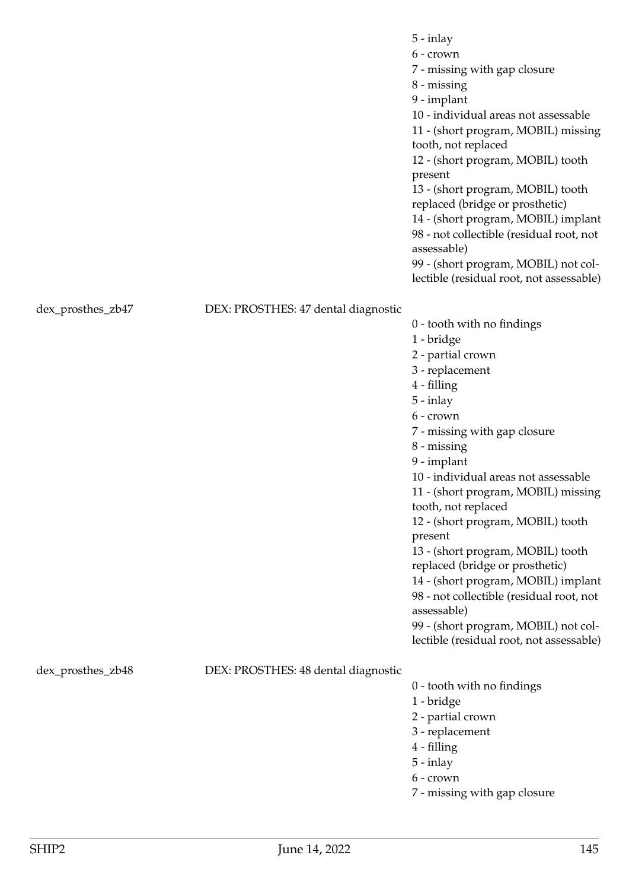| | | |
|---|---|---|
| | | 5 - inlay<br>6 - crown<br>7 - missing with gap closure<br>8 - missing<br>9 - implant<br>10 - individual areas not assessable<br>11 - (short program, MOBIL) missing tooth, not replaced<br>12 - (short program, MOBIL) tooth present<br>13 - (short program, MOBIL) tooth replaced (bridge or prosthetic)<br>14 - (short program, MOBIL) implant<br>98 - not collectible (residual root, not assessable)<br>99 - (short program, MOBIL) not collectible (residual root, not assessable) |
| dex_prosthes_zb47 | DEX: PROSTHES: 47 dental diagnostic | 0 - tooth with no findings<br>1 - bridge<br>2 - partial crown<br>3 - replacement<br>4 - filling<br>5 - inlay<br>6 - crown<br>7 - missing with gap closure<br>8 - missing<br>9 - implant<br>10 - individual areas not assessable<br>11 - (short program, MOBIL) missing tooth, not replaced<br>12 - (short program, MOBIL) tooth present<br>13 - (short program, MOBIL) tooth replaced (bridge or prosthetic)<br>14 - (short program, MOBIL) implant<br>98 - not collectible (residual root, not assessable)<br>99 - (short program, MOBIL) not collectible (residual root, not assessable) |
| dex_prosthes_zb48 | DEX: PROSTHES: 48 dental diagnostic | 0 - tooth with no findings<br>1 - bridge<br>2 - partial crown<br>3 - replacement<br>4 - filling<br>5 - inlay<br>6 - crown<br>7 - missing with gap closure |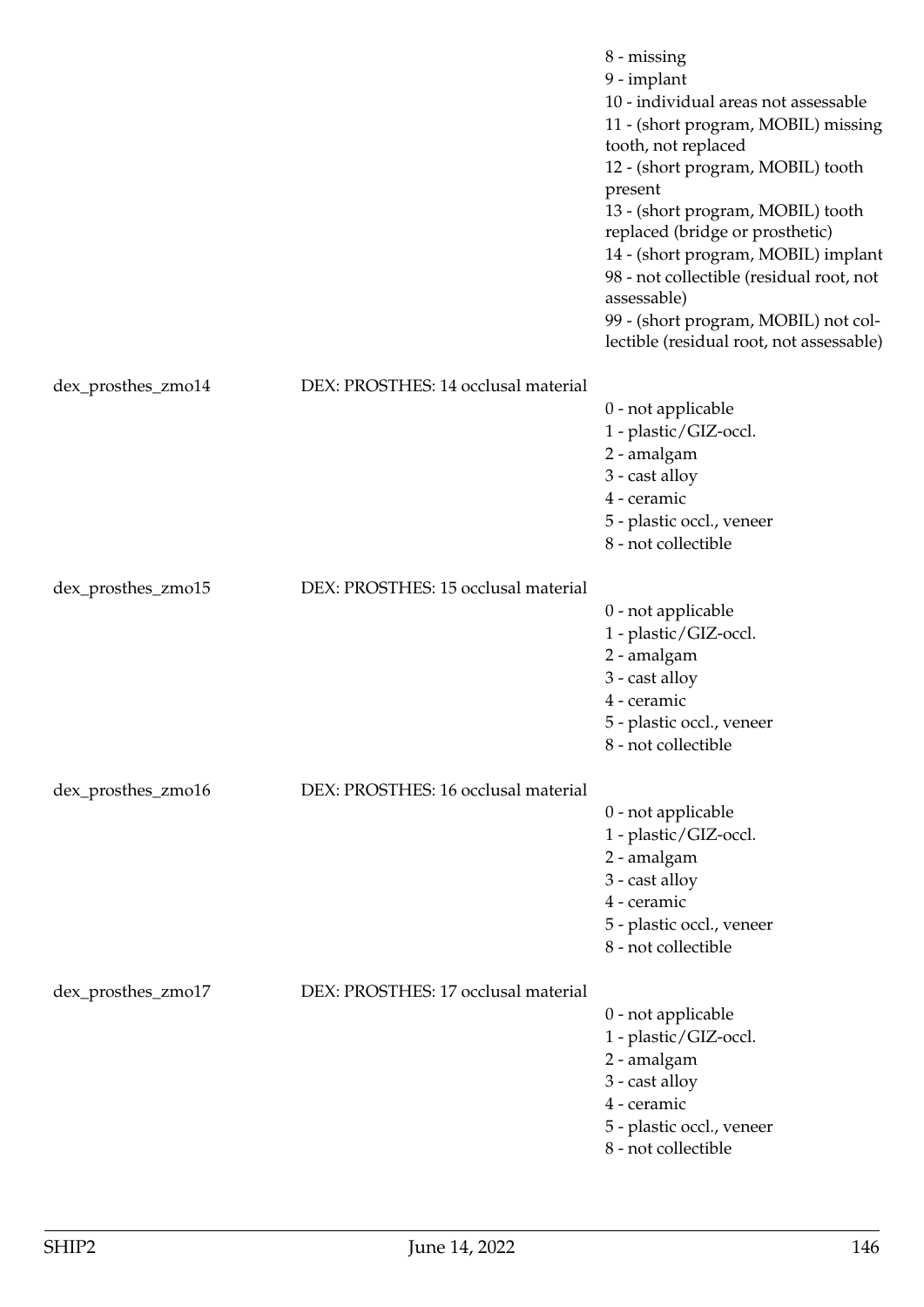| | | |
|---|---|---|
| | | 8 - missing<br>9 - implant<br>10 - individual areas not assessable<br>11 - (short program, MOBIL) missing tooth, not replaced<br>12 - (short program, MOBIL) tooth present<br>13 - (short program, MOBIL) tooth replaced (bridge or prosthetic)<br>14 - (short program, MOBIL) implant<br>98 - not collectible (residual root, not assessable)<br>99 - (short program, MOBIL) not collectible (residual root, not assessable) |
| dex_prosthes_zmo14 | DEX: PROSTHES: 14 occlusal material | 0 - not applicable<br>1 - plastic/GIZ-occl.<br>2 - amalgam<br>3 - cast alloy<br>4 - ceramic<br>5 - plastic occl., veneer<br>8 - not collectible |
| dex_prosthes_zmo15 | DEX: PROSTHES: 15 occlusal material | 0 - not applicable<br>1 - plastic/GIZ-occl.<br>2 - amalgam<br>3 - cast alloy<br>4 - ceramic<br>5 - plastic occl., veneer<br>8 - not collectible |
| dex_prosthes_zmo16 | DEX: PROSTHES: 16 occlusal material | 0 - not applicable<br>1 - plastic/GIZ-occl.<br>2 - amalgam<br>3 - cast alloy<br>4 - ceramic<br>5 - plastic occl., veneer<br>8 - not collectible |
| dex_prosthes_zmo17 | DEX: PROSTHES: 17 occlusal material | 0 - not applicable<br>1 - plastic/GIZ-occl.<br>2 - amalgam<br>3 - cast alloy<br>4 - ceramic<br>5 - plastic occl., veneer<br>8 - not collectible |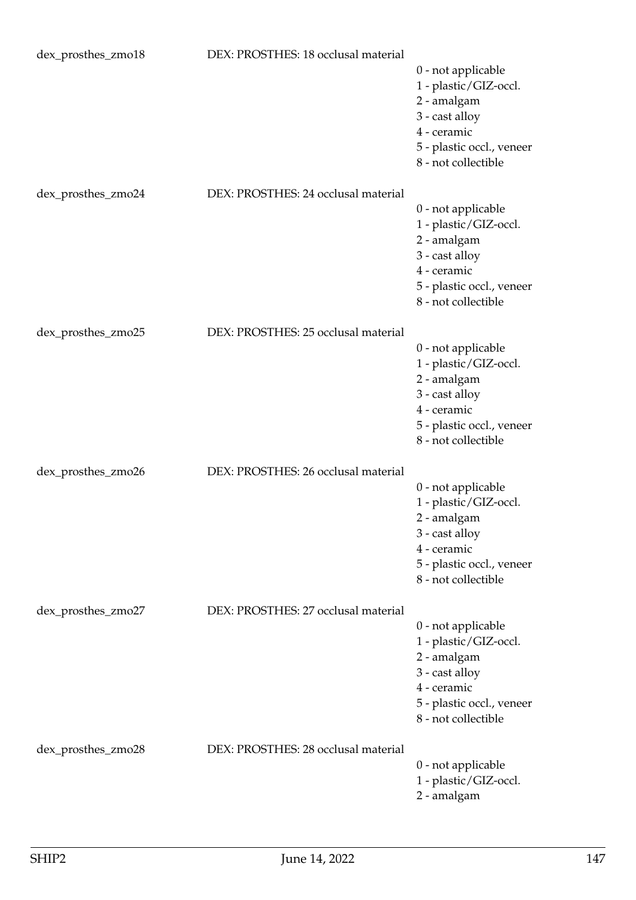dex_prosthes_zmo18 DEX: PROSTHES: 18 occlusal material

- 0 - not applicable
- 1 - plastic/GIZ-occl.
- 2 - amalgam
- 3 - cast alloy
- 4 - ceramic
- 5 - plastic occl., veneer
- 8 - not collectible

dex_prosthes_zmo24 DEX: PROSTHES: 24 occlusal material

- 0 - not applicable
- 1 - plastic/GIZ-occl.
- 2 - amalgam
- 3 - cast alloy
- 4 - ceramic
- 5 - plastic occl., veneer
- 8 - not collectible

dex_prosthes_zmo25 DEX: PROSTHES: 25 occlusal material

- 0 - not applicable
- 1 - plastic/GIZ-occl.
- 2 - amalgam
- 3 - cast alloy
- 4 - ceramic
- 5 - plastic occl., veneer
- 8 - not collectible

dex_prosthes_zmo26 DEX: PROSTHES: 26 occlusal material

- 0 - not applicable
- 1 - plastic/GIZ-occl.
- 2 - amalgam
- 3 - cast alloy
- 4 - ceramic
- 5 - plastic occl., veneer
- 8 - not collectible

dex_prosthes_zmo27 DEX: PROSTHES: 27 occlusal material

- 0 - not applicable
- 1 - plastic/GIZ-occl.
- 2 - amalgam
- 3 - cast alloy
- 4 - ceramic
- 5 - plastic occl., veneer
- 8 - not collectible

dex_prosthes_zmo28 DEX: PROSTHES: 28 occlusal material

- 0 - not applicable
- 1 - plastic/GIZ-occl.
- 2 - amalgam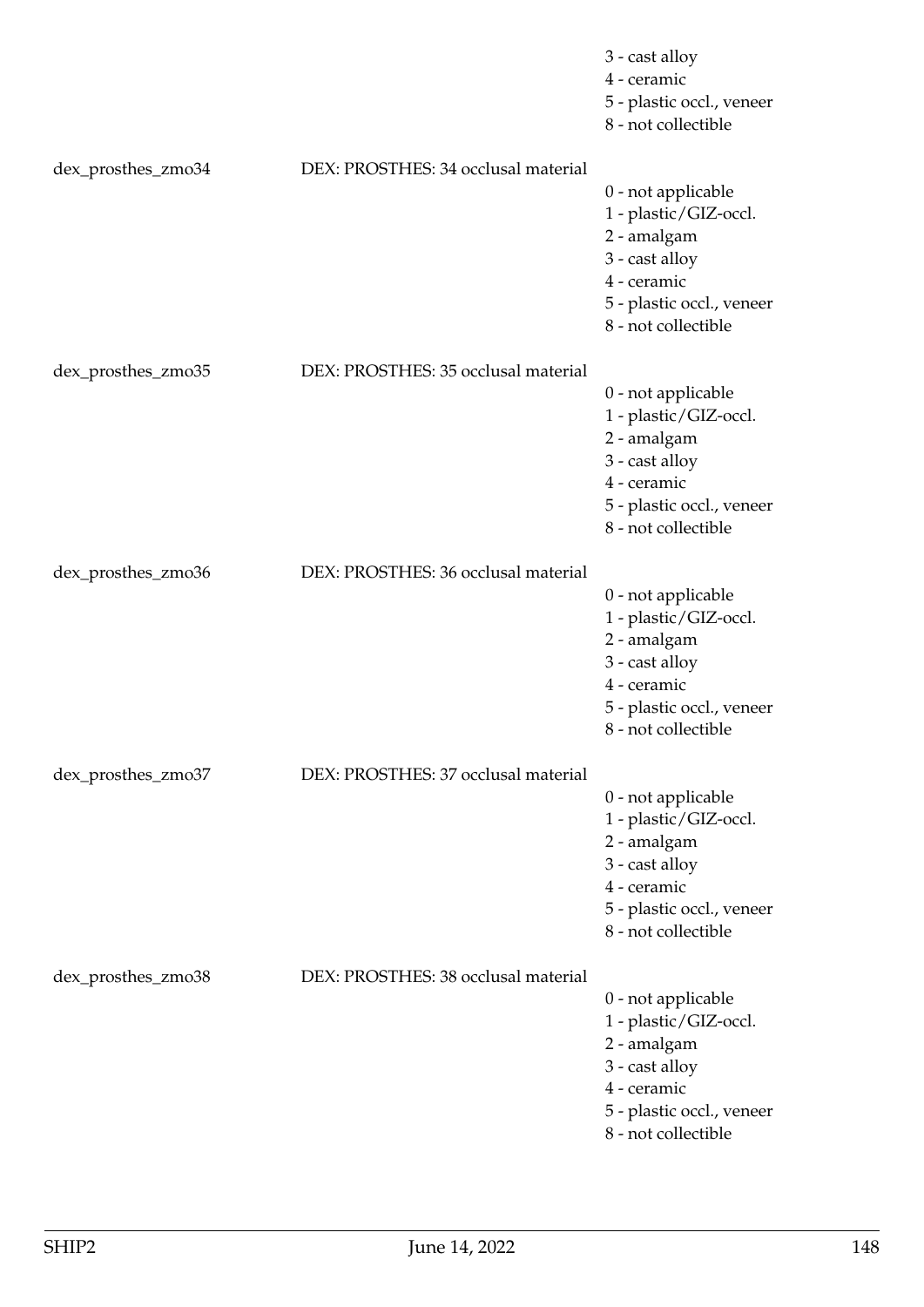| | | |
|---|---|---|
| | | 3 - cast alloy<br>4 - ceramic<br>5 - plastic occl., veneer<br>8 - not collectible |
| dex_prosthes_zmo34 | DEX: PROSTHES: 34 occlusal material | 0 - not applicable<br>1 - plastic/GIZ-occl.<br>2 - amalgam<br>3 - cast alloy<br>4 - ceramic<br>5 - plastic occl., veneer<br>8 - not collectible |
| dex_prosthes_zmo35 | DEX: PROSTHES: 35 occlusal material | 0 - not applicable<br>1 - plastic/GIZ-occl.<br>2 - amalgam<br>3 - cast alloy<br>4 - ceramic<br>5 - plastic occl., veneer<br>8 - not collectible |
| dex_prosthes_zmo36 | DEX: PROSTHES: 36 occlusal material | 0 - not applicable<br>1 - plastic/GIZ-occl.<br>2 - amalgam<br>3 - cast alloy<br>4 - ceramic<br>5 - plastic occl., veneer<br>8 - not collectible |
| dex_prosthes_zmo37 | DEX: PROSTHES: 37 occlusal material | 0 - not applicable<br>1 - plastic/GIZ-occl.<br>2 - amalgam<br>3 - cast alloy<br>4 - ceramic<br>5 - plastic occl., veneer<br>8 - not collectible |
| dex_prosthes_zmo38 | DEX: PROSTHES: 38 occlusal material | 0 - not applicable<br>1 - plastic/GIZ-occl.<br>2 - amalgam<br>3 - cast alloy<br>4 - ceramic<br>5 - plastic occl., veneer<br>8 - not collectible |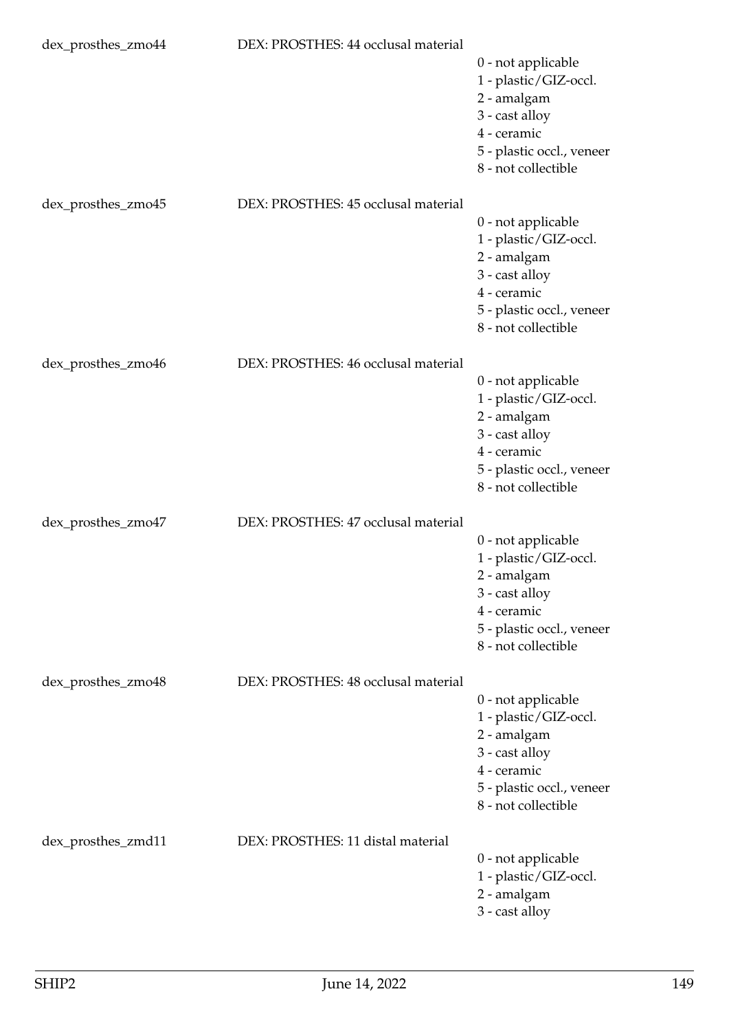| | | |
|---|---|---|
| dex_prosthes_zmo44 | DEX: PROSTHES: 44 occlusal material | 0 - not applicable<br>1 - plastic/GIZ-occl.<br>2 - amalgam<br>3 - cast alloy<br>4 - ceramic<br>5 - plastic occl., veneer<br>8 - not collectible |
| dex_prosthes_zmo45 | DEX: PROSTHES: 45 occlusal material | 0 - not applicable<br>1 - plastic/GIZ-occl.<br>2 - amalgam<br>3 - cast alloy<br>4 - ceramic<br>5 - plastic occl., veneer<br>8 - not collectible |
| dex_prosthes_zmo46 | DEX: PROSTHES: 46 occlusal material | 0 - not applicable<br>1 - plastic/GIZ-occl.<br>2 - amalgam<br>3 - cast alloy<br>4 - ceramic<br>5 - plastic occl., veneer<br>8 - not collectible |
| dex_prosthes_zmo47 | DEX: PROSTHES: 47 occlusal material | 0 - not applicable<br>1 - plastic/GIZ-occl.<br>2 - amalgam<br>3 - cast alloy<br>4 - ceramic<br>5 - plastic occl., veneer<br>8 - not collectible |
| dex_prosthes_zmo48 | DEX: PROSTHES: 48 occlusal material | 0 - not applicable<br>1 - plastic/GIZ-occl.<br>2 - amalgam<br>3 - cast alloy<br>4 - ceramic<br>5 - plastic occl., veneer<br>8 - not collectible |
| dex_prosthes_zmd11 | DEX: PROSTHES: 11 distal material | 0 - not applicable<br>1 - plastic/GIZ-occl.<br>2 - amalgam<br>3 - cast alloy |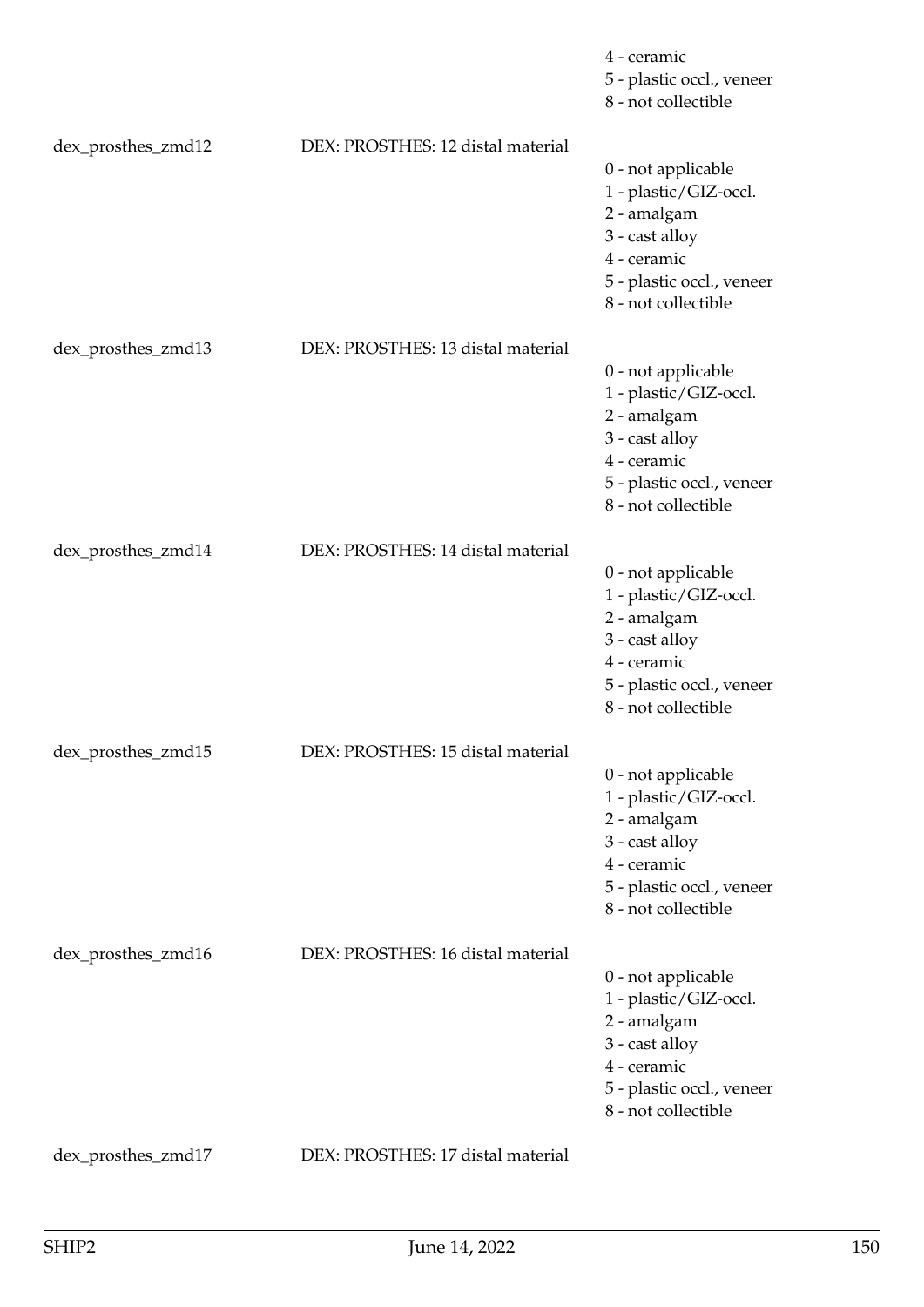4 - ceramic
5 - plastic occl., veneer
8 - not collectible

dex_prosthes_zmd12 DEX: PROSTHES: 12 distal material

0 - not applicable
1 - plastic/GIZ-occl.
2 - amalgam
3 - cast alloy
4 - ceramic
5 - plastic occl., veneer
8 - not collectible

dex_prosthes_zmd13 DEX: PROSTHES: 13 distal material

0 - not applicable
1 - plastic/GIZ-occl.
2 - amalgam
3 - cast alloy
4 - ceramic
5 - plastic occl., veneer
8 - not collectible

dex_prosthes_zmd14 DEX: PROSTHES: 14 distal material

0 - not applicable
1 - plastic/GIZ-occl.
2 - amalgam
3 - cast alloy
4 - ceramic
5 - plastic occl., veneer
8 - not collectible

dex_prosthes_zmd15 DEX: PROSTHES: 15 distal material

0 - not applicable
1 - plastic/GIZ-occl.
2 - amalgam
3 - cast alloy
4 - ceramic
5 - plastic occl., veneer
8 - not collectible

dex_prosthes_zmd16 DEX: PROSTHES: 16 distal material

0 - not applicable
1 - plastic/GIZ-occl.
2 - amalgam
3 - cast alloy
4 - ceramic
5 - plastic occl., veneer
8 - not collectible

dex_prosthes_zmd17 DEX: PROSTHES: 17 distal material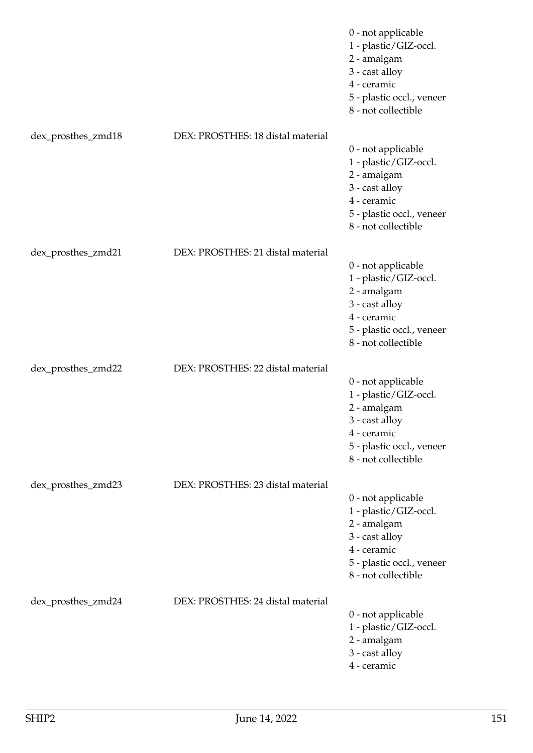| | | |
|---|---|---|
| | | 0 - not applicable<br>1 - plastic/GIZ-occl.<br>2 - amalgam<br>3 - cast alloy<br>4 - ceramic<br>5 - plastic occl., veneer<br>8 - not collectible |
| dex_prosthes_zmd18 | DEX: PROSTHES: 18 distal material | 0 - not applicable<br>1 - plastic/GIZ-occl.<br>2 - amalgam<br>3 - cast alloy<br>4 - ceramic<br>5 - plastic occl., veneer<br>8 - not collectible |
| dex_prosthes_zmd21 | DEX: PROSTHES: 21 distal material | 0 - not applicable<br>1 - plastic/GIZ-occl.<br>2 - amalgam<br>3 - cast alloy<br>4 - ceramic<br>5 - plastic occl., veneer<br>8 - not collectible |
| dex_prosthes_zmd22 | DEX: PROSTHES: 22 distal material | 0 - not applicable<br>1 - plastic/GIZ-occl.<br>2 - amalgam<br>3 - cast alloy<br>4 - ceramic<br>5 - plastic occl., veneer<br>8 - not collectible |
| dex_prosthes_zmd23 | DEX: PROSTHES: 23 distal material | 0 - not applicable<br>1 - plastic/GIZ-occl.<br>2 - amalgam<br>3 - cast alloy<br>4 - ceramic<br>5 - plastic occl., veneer<br>8 - not collectible |
| dex_prosthes_zmd24 | DEX: PROSTHES: 24 distal material | 0 - not applicable<br>1 - plastic/GIZ-occl.<br>2 - amalgam<br>3 - cast alloy<br>4 - ceramic |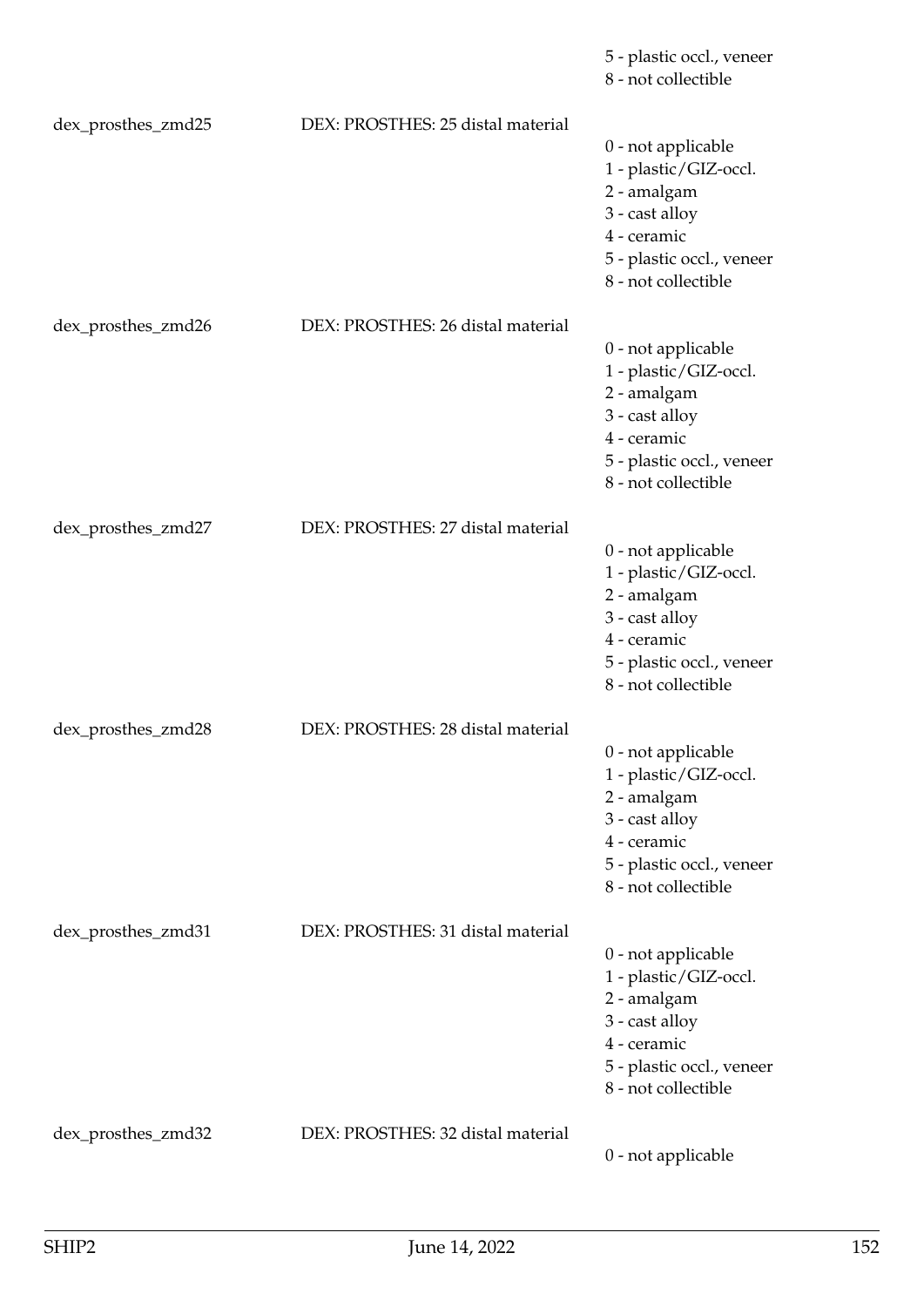5 - plastic occl., veneer
8 - not collectible

dex_prosthes_zmd25 DEX: PROSTHES: 25 distal material

0 - not applicable
1 - plastic/GIZ-occl.
2 - amalgam
3 - cast alloy
4 - ceramic
5 - plastic occl., veneer
8 - not collectible

dex_prosthes_zmd26 DEX: PROSTHES: 26 distal material

0 - not applicable
1 - plastic/GIZ-occl.
2 - amalgam
3 - cast alloy
4 - ceramic
5 - plastic occl., veneer
8 - not collectible

dex_prosthes_zmd27 DEX: PROSTHES: 27 distal material

0 - not applicable
1 - plastic/GIZ-occl.
2 - amalgam
3 - cast alloy
4 - ceramic
5 - plastic occl., veneer
8 - not collectible

dex_prosthes_zmd28 DEX: PROSTHES: 28 distal material

0 - not applicable
1 - plastic/GIZ-occl.
2 - amalgam
3 - cast alloy
4 - ceramic
5 - plastic occl., veneer
8 - not collectible

dex_prosthes_zmd31 DEX: PROSTHES: 31 distal material

0 - not applicable
1 - plastic/GIZ-occl.
2 - amalgam
3 - cast alloy
4 - ceramic
5 - plastic occl., veneer
8 - not collectible

dex_prosthes_zmd32 DEX: PROSTHES: 32 distal material

0 - not applicable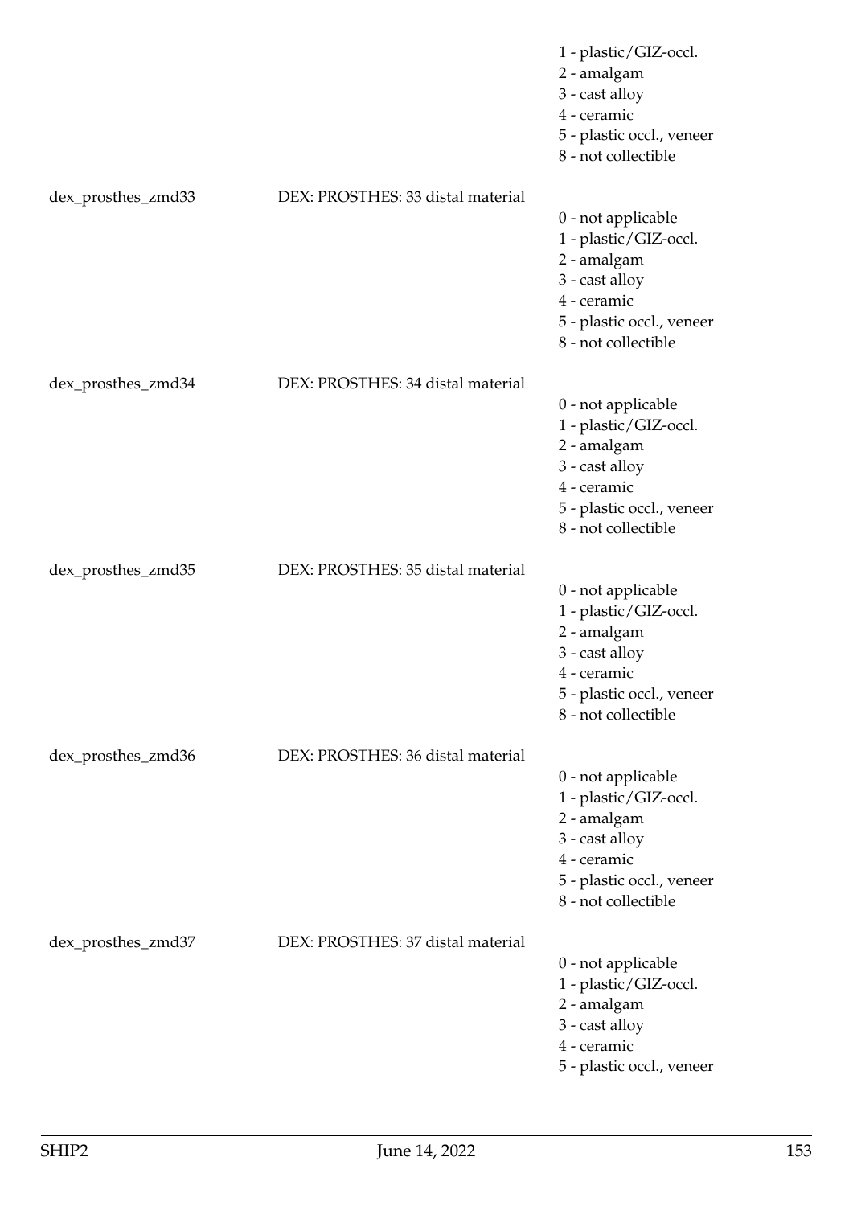| | | |
|---|---|---|
| | | 1 - plastic/GIZ-occl. |
| | | 2 - amalgam |
| | | 3 - cast alloy |
| | | 4 - ceramic |
| | | 5 - plastic occl., veneer |
| | | 8 - not collectible |
| dex_prosthes_zmd33 | DEX: PROSTHES: 33 distal material | 0 - not applicable |
| | | 1 - plastic/GIZ-occl. |
| | | 2 - amalgam |
| | | 3 - cast alloy |
| | | 4 - ceramic |
| | | 5 - plastic occl., veneer |
| | | 8 - not collectible |
| dex_prosthes_zmd34 | DEX: PROSTHES: 34 distal material | 0 - not applicable |
| | | 1 - plastic/GIZ-occl. |
| | | 2 - amalgam |
| | | 3 - cast alloy |
| | | 4 - ceramic |
| | | 5 - plastic occl., veneer |
| | | 8 - not collectible |
| dex_prosthes_zmd35 | DEX: PROSTHES: 35 distal material | 0 - not applicable |
| | | 1 - plastic/GIZ-occl. |
| | | 2 - amalgam |
| | | 3 - cast alloy |
| | | 4 - ceramic |
| | | 5 - plastic occl., veneer |
| | | 8 - not collectible |
| dex_prosthes_zmd36 | DEX: PROSTHES: 36 distal material | 0 - not applicable |
| | | 1 - plastic/GIZ-occl. |
| | | 2 - amalgam |
| | | 3 - cast alloy |
| | | 4 - ceramic |
| | | 5 - plastic occl., veneer |
| | | 8 - not collectible |
| dex_prosthes_zmd37 | DEX: PROSTHES: 37 distal material | 0 - not applicable |
| | | 1 - plastic/GIZ-occl. |
| | | 2 - amalgam |
| | | 3 - cast alloy |
| | | 4 - ceramic |
| | | 5 - plastic occl., veneer |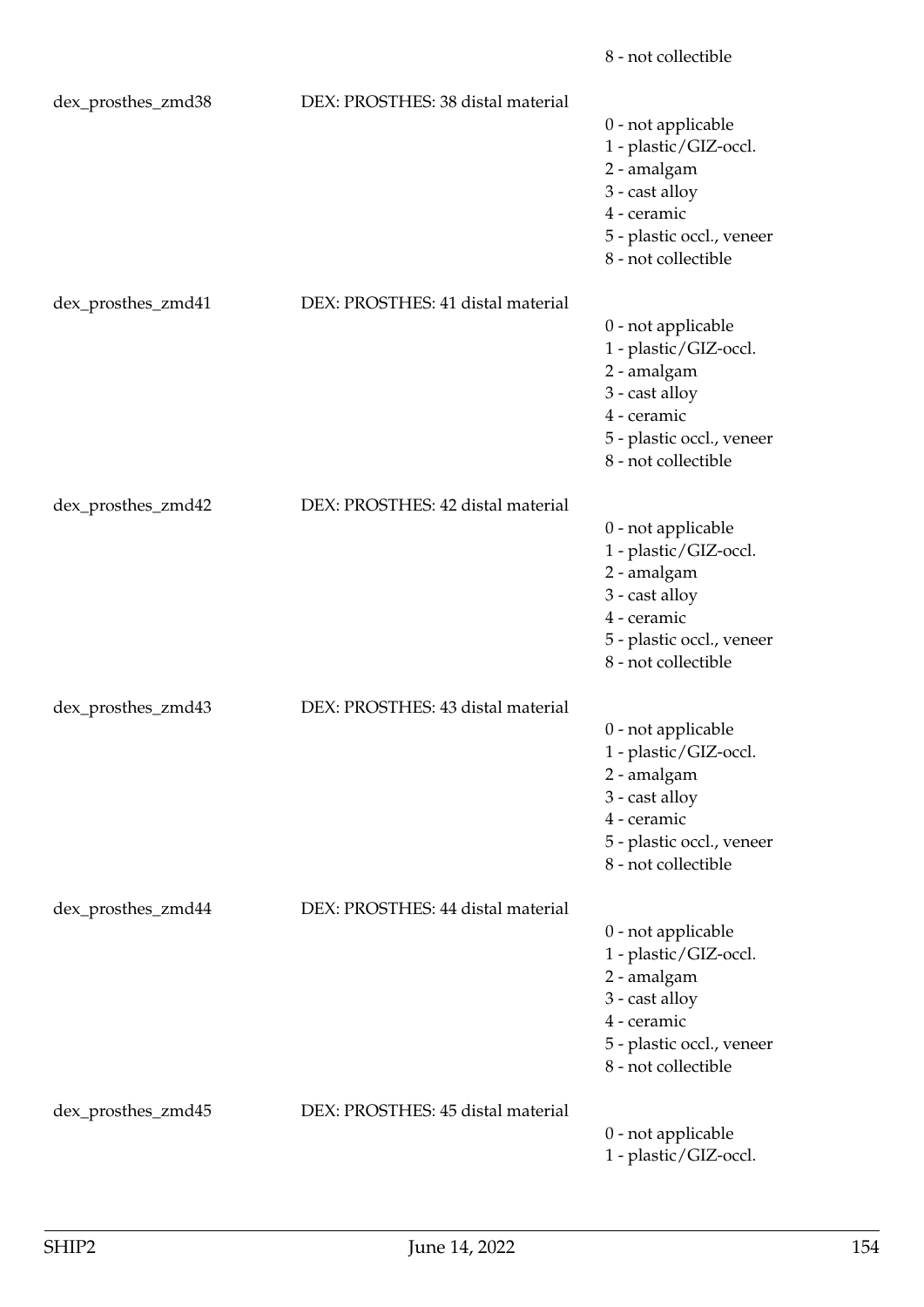8 - not collectible

dex_prosthes_zmd38 DEX: PROSTHES: 38 distal material

0 - not applicable
1 - plastic/GIZ-occl.
2 - amalgam
3 - cast alloy
4 - ceramic
5 - plastic occl., veneer
8 - not collectible

dex_prosthes_zmd41 DEX: PROSTHES: 41 distal material

0 - not applicable
1 - plastic/GIZ-occl.
2 - amalgam
3 - cast alloy
4 - ceramic
5 - plastic occl., veneer
8 - not collectible

dex_prosthes_zmd42 DEX: PROSTHES: 42 distal material

0 - not applicable
1 - plastic/GIZ-occl.
2 - amalgam
3 - cast alloy
4 - ceramic
5 - plastic occl., veneer
8 - not collectible

dex_prosthes_zmd43 DEX: PROSTHES: 43 distal material

0 - not applicable
1 - plastic/GIZ-occl.
2 - amalgam
3 - cast alloy
4 - ceramic
5 - plastic occl., veneer
8 - not collectible

dex_prosthes_zmd44 DEX: PROSTHES: 44 distal material

0 - not applicable
1 - plastic/GIZ-occl.
2 - amalgam
3 - cast alloy
4 - ceramic
5 - plastic occl., veneer
8 - not collectible

dex_prosthes_zmd45 DEX: PROSTHES: 45 distal material

0 - not applicable
1 - plastic/GIZ-occl.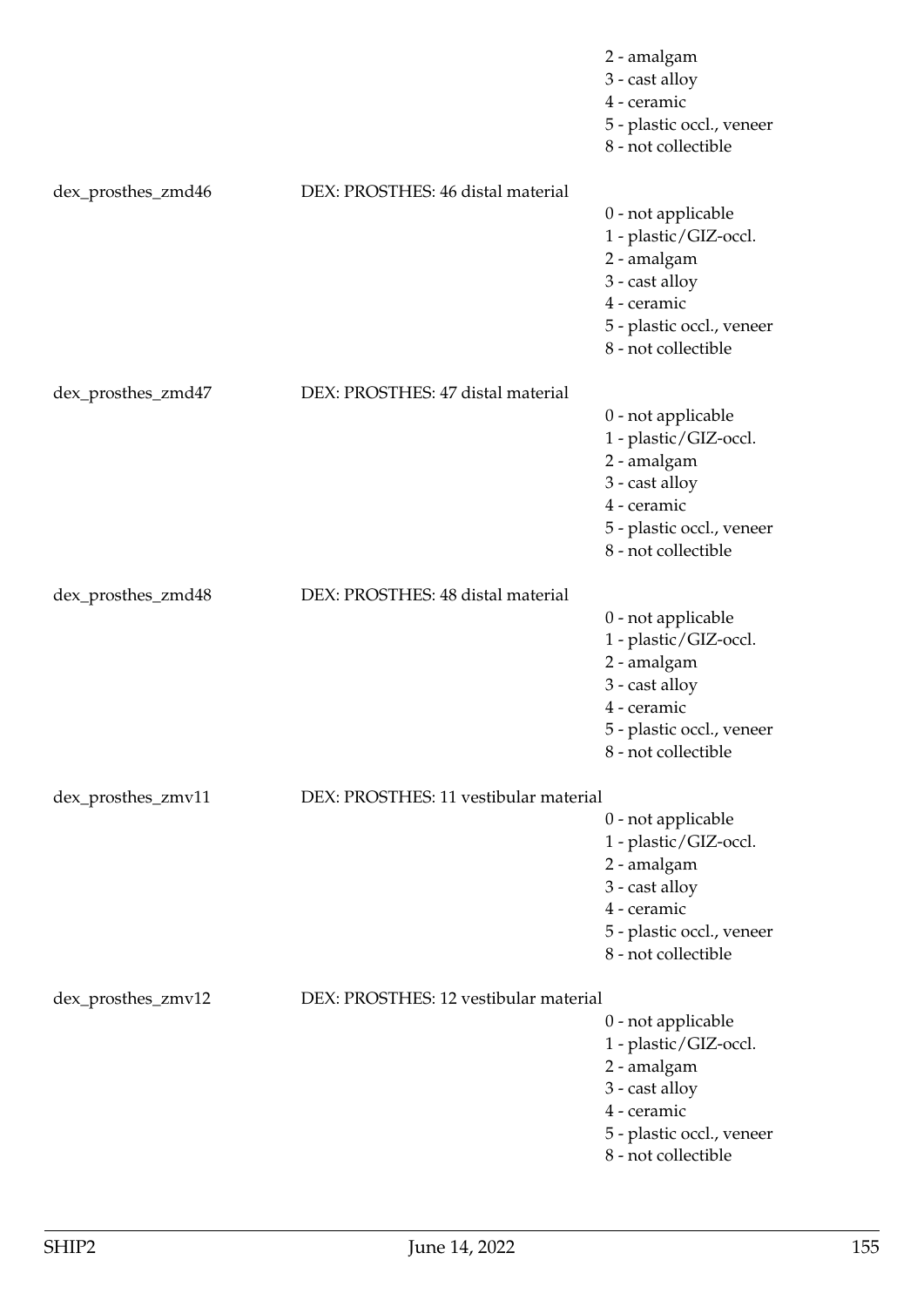2 - amalgam
3 - cast alloy
4 - ceramic
5 - plastic occl., veneer
8 - not collectible

dex_prosthes_zmd46 DEX: PROSTHES: 46 distal material

0 - not applicable
1 - plastic/GIZ-occl.
2 - amalgam
3 - cast alloy
4 - ceramic
5 - plastic occl., veneer
8 - not collectible

dex_prosthes_zmd47 DEX: PROSTHES: 47 distal material

0 - not applicable
1 - plastic/GIZ-occl.
2 - amalgam
3 - cast alloy
4 - ceramic
5 - plastic occl., veneer
8 - not collectible

dex_prosthes_zmd48 DEX: PROSTHES: 48 distal material

0 - not applicable
1 - plastic/GIZ-occl.
2 - amalgam
3 - cast alloy
4 - ceramic
5 - plastic occl., veneer
8 - not collectible

dex_prosthes_zmv11 DEX: PROSTHES: 11 vestibular material

0 - not applicable
1 - plastic/GIZ-occl.
2 - amalgam
3 - cast alloy
4 - ceramic
5 - plastic occl., veneer
8 - not collectible

dex_prosthes_zmv12 DEX: PROSTHES: 12 vestibular material

0 - not applicable
1 - plastic/GIZ-occl.
2 - amalgam
3 - cast alloy
4 - ceramic
5 - plastic occl., veneer
8 - not collectible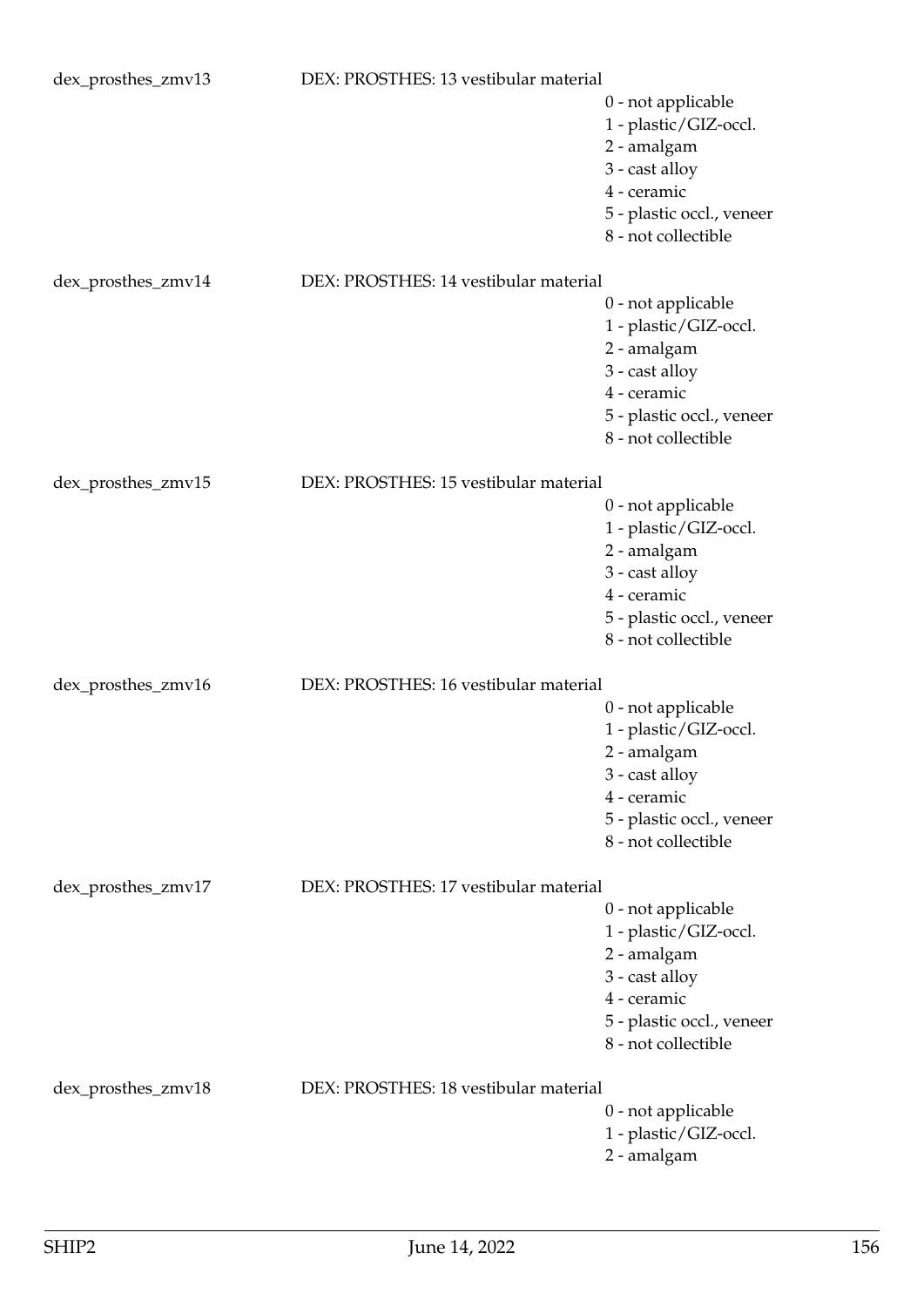dex_prosthes_zmv13 DEX: PROSTHES: 13 vestibular material

0 - not applicable
1 - plastic/GIZ-occl.
2 - amalgam
3 - cast alloy
4 - ceramic
5 - plastic occl., veneer
8 - not collectible

dex_prosthes_zmv14 DEX: PROSTHES: 14 vestibular material

0 - not applicable
1 - plastic/GIZ-occl.
2 - amalgam
3 - cast alloy
4 - ceramic
5 - plastic occl., veneer
8 - not collectible

dex_prosthes_zmv15 DEX: PROSTHES: 15 vestibular material

0 - not applicable
1 - plastic/GIZ-occl.
2 - amalgam
3 - cast alloy
4 - ceramic
5 - plastic occl., veneer
8 - not collectible

dex_prosthes_zmv16 DEX: PROSTHES: 16 vestibular material

0 - not applicable
1 - plastic/GIZ-occl.
2 - amalgam
3 - cast alloy
4 - ceramic
5 - plastic occl., veneer
8 - not collectible

dex_prosthes_zmv17 DEX: PROSTHES: 17 vestibular material

0 - not applicable
1 - plastic/GIZ-occl.
2 - amalgam
3 - cast alloy
4 - ceramic
5 - plastic occl., veneer
8 - not collectible

dex_prosthes_zmv18 DEX: PROSTHES: 18 vestibular material

0 - not applicable
1 - plastic/GIZ-occl.
2 - amalgam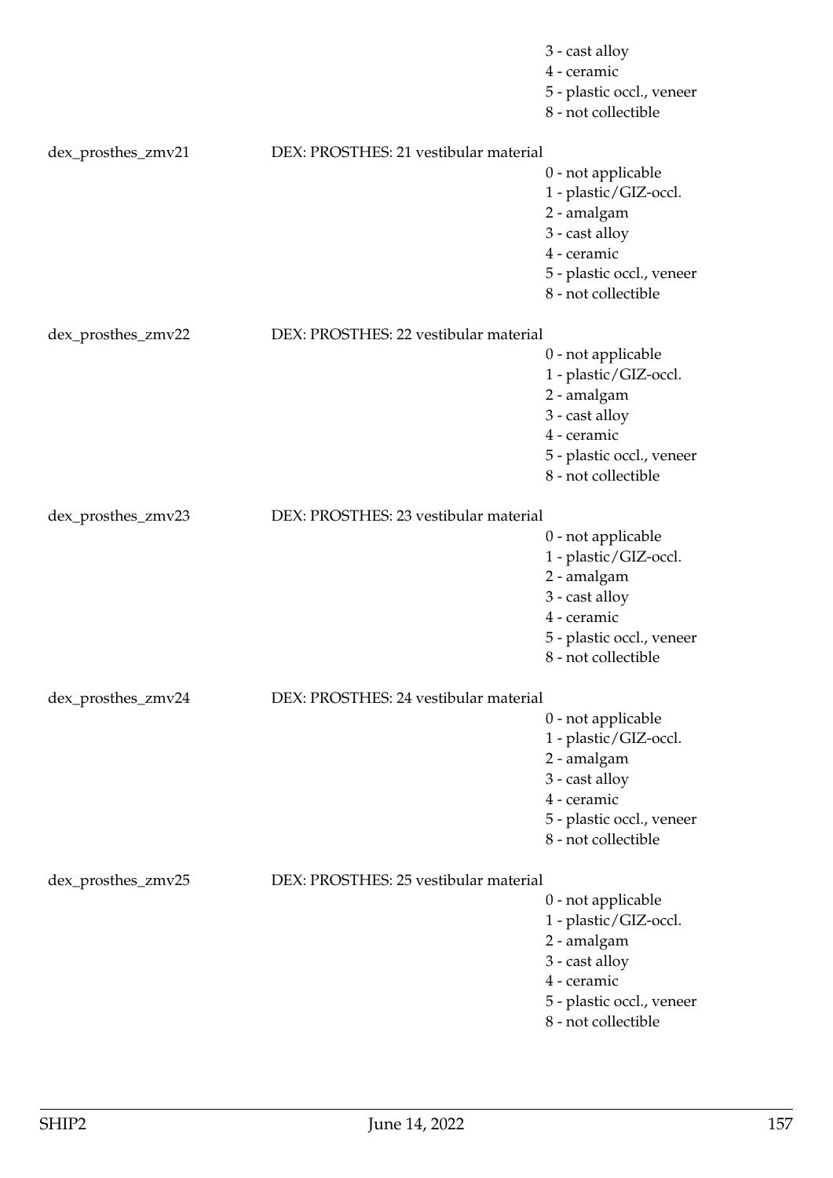3 - cast alloy
4 - ceramic
5 - plastic occl., veneer
8 - not collectible

| | | |
|---|---|---|
| dex_prosthes_zmv21 | DEX: PROSTHES: 21 vestibular material | 0 - not applicable<br>1 - plastic/GIZ-occl.<br>2 - amalgam<br>3 - cast alloy<br>4 - ceramic<br>5 - plastic occl., veneer<br>8 - not collectible |
| dex_prosthes_zmv22 | DEX: PROSTHES: 22 vestibular material | 0 - not applicable<br>1 - plastic/GIZ-occl.<br>2 - amalgam<br>3 - cast alloy<br>4 - ceramic<br>5 - plastic occl., veneer<br>8 - not collectible |
| dex_prosthes_zmv23 | DEX: PROSTHES: 23 vestibular material | 0 - not applicable<br>1 - plastic/GIZ-occl.<br>2 - amalgam<br>3 - cast alloy<br>4 - ceramic<br>5 - plastic occl., veneer<br>8 - not collectible |
| dex_prosthes_zmv24 | DEX: PROSTHES: 24 vestibular material | 0 - not applicable<br>1 - plastic/GIZ-occl.<br>2 - amalgam<br>3 - cast alloy<br>4 - ceramic<br>5 - plastic occl., veneer<br>8 - not collectible |
| dex_prosthes_zmv25 | DEX: PROSTHES: 25 vestibular material | 0 - not applicable<br>1 - plastic/GIZ-occl.<br>2 - amalgam<br>3 - cast alloy<br>4 - ceramic<br>5 - plastic occl., veneer<br>8 - not collectible |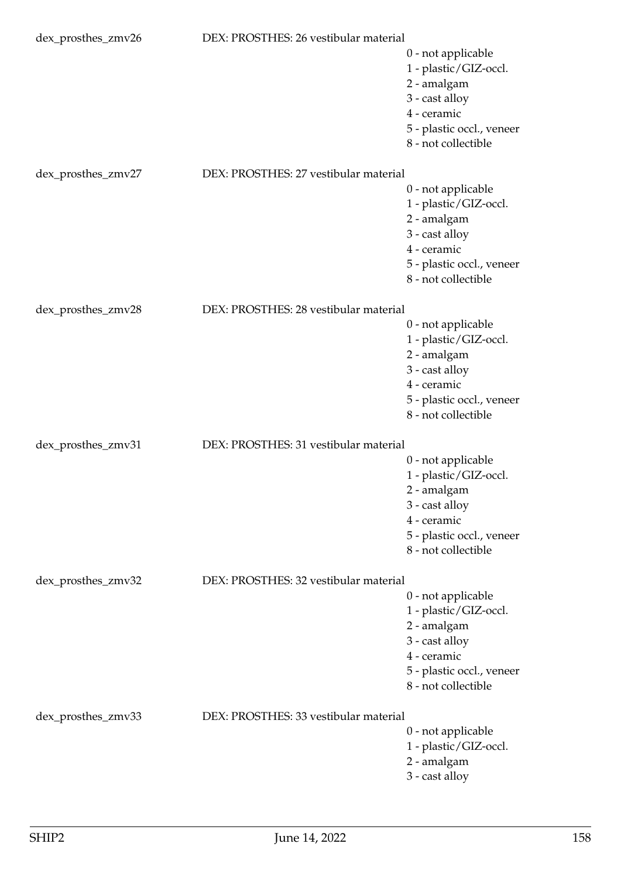| | | |
|---|---|---|
| dex_prosthes_zmv26 | DEX: PROSTHES: 26 vestibular material | 0 - not applicable<br>1 - plastic/GIZ-occl.<br>2 - amalgam<br>3 - cast alloy<br>4 - ceramic<br>5 - plastic occl., veneer<br>8 - not collectible |
| dex_prosthes_zmv27 | DEX: PROSTHES: 27 vestibular material | 0 - not applicable<br>1 - plastic/GIZ-occl.<br>2 - amalgam<br>3 - cast alloy<br>4 - ceramic<br>5 - plastic occl., veneer<br>8 - not collectible |
| dex_prosthes_zmv28 | DEX: PROSTHES: 28 vestibular material | 0 - not applicable<br>1 - plastic/GIZ-occl.<br>2 - amalgam<br>3 - cast alloy<br>4 - ceramic<br>5 - plastic occl., veneer<br>8 - not collectible |
| dex_prosthes_zmv31 | DEX: PROSTHES: 31 vestibular material | 0 - not applicable<br>1 - plastic/GIZ-occl.<br>2 - amalgam<br>3 - cast alloy<br>4 - ceramic<br>5 - plastic occl., veneer<br>8 - not collectible |
| dex_prosthes_zmv32 | DEX: PROSTHES: 32 vestibular material | 0 - not applicable<br>1 - plastic/GIZ-occl.<br>2 - amalgam<br>3 - cast alloy<br>4 - ceramic<br>5 - plastic occl., veneer<br>8 - not collectible |
| dex_prosthes_zmv33 | DEX: PROSTHES: 33 vestibular material | 0 - not applicable<br>1 - plastic/GIZ-occl.<br>2 - amalgam<br>3 - cast alloy |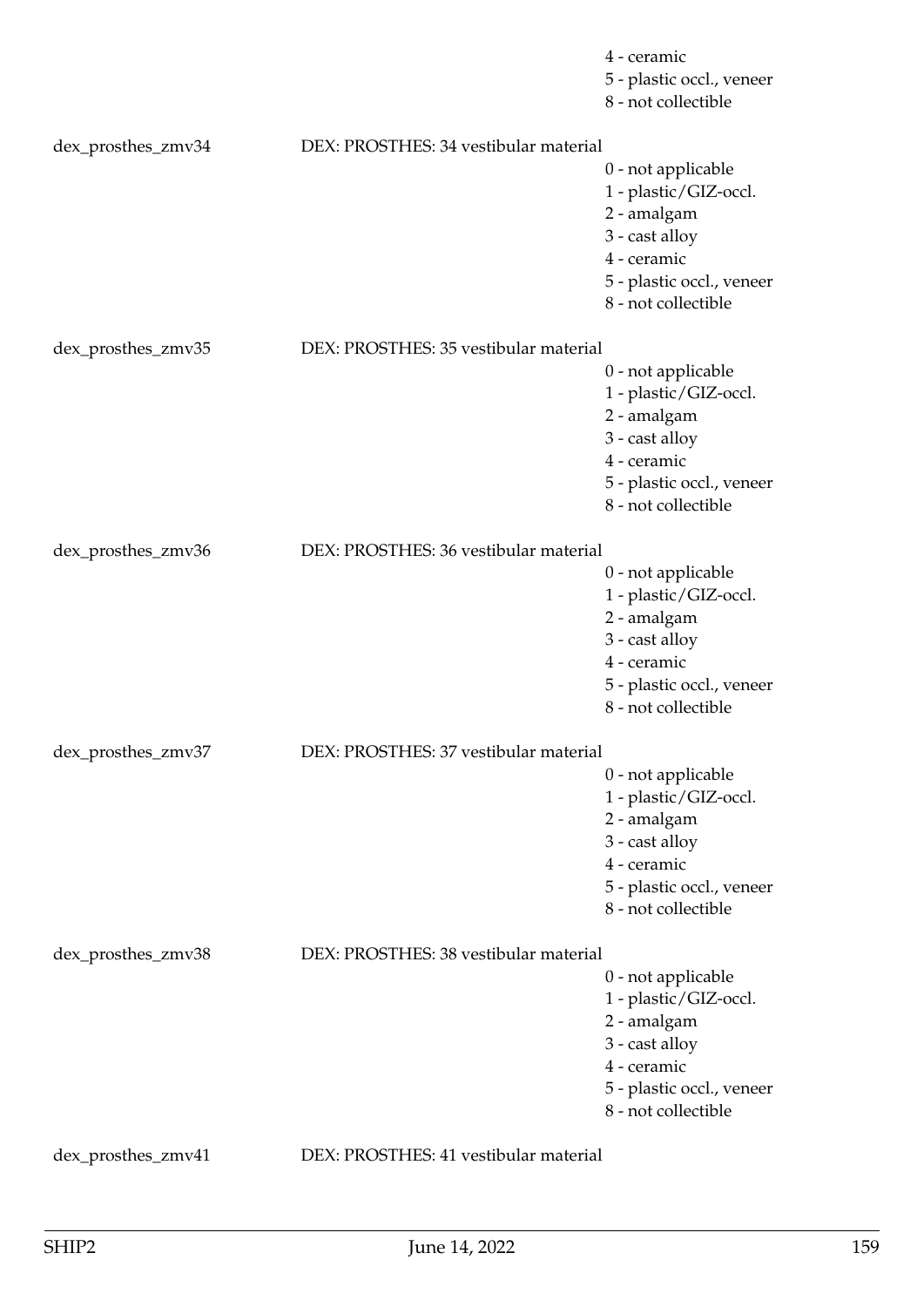4 - ceramic
5 - plastic occl., veneer
8 - not collectible

dex_prosthes_zmv34 DEX: PROSTHES: 34 vestibular material

0 - not applicable
1 - plastic/GIZ-occl.
2 - amalgam
3 - cast alloy
4 - ceramic
5 - plastic occl., veneer
8 - not collectible

dex_prosthes_zmv35 DEX: PROSTHES: 35 vestibular material

0 - not applicable
1 - plastic/GIZ-occl.
2 - amalgam
3 - cast alloy
4 - ceramic
5 - plastic occl., veneer
8 - not collectible

dex_prosthes_zmv36 DEX: PROSTHES: 36 vestibular material

0 - not applicable
1 - plastic/GIZ-occl.
2 - amalgam
3 - cast alloy
4 - ceramic
5 - plastic occl., veneer
8 - not collectible

dex_prosthes_zmv37 DEX: PROSTHES: 37 vestibular material

0 - not applicable
1 - plastic/GIZ-occl.
2 - amalgam
3 - cast alloy
4 - ceramic
5 - plastic occl., veneer
8 - not collectible

dex_prosthes_zmv38 DEX: PROSTHES: 38 vestibular material

0 - not applicable
1 - plastic/GIZ-occl.
2 - amalgam
3 - cast alloy
4 - ceramic
5 - plastic occl., veneer
8 - not collectible

dex_prosthes_zmv41 DEX: PROSTHES: 41 vestibular material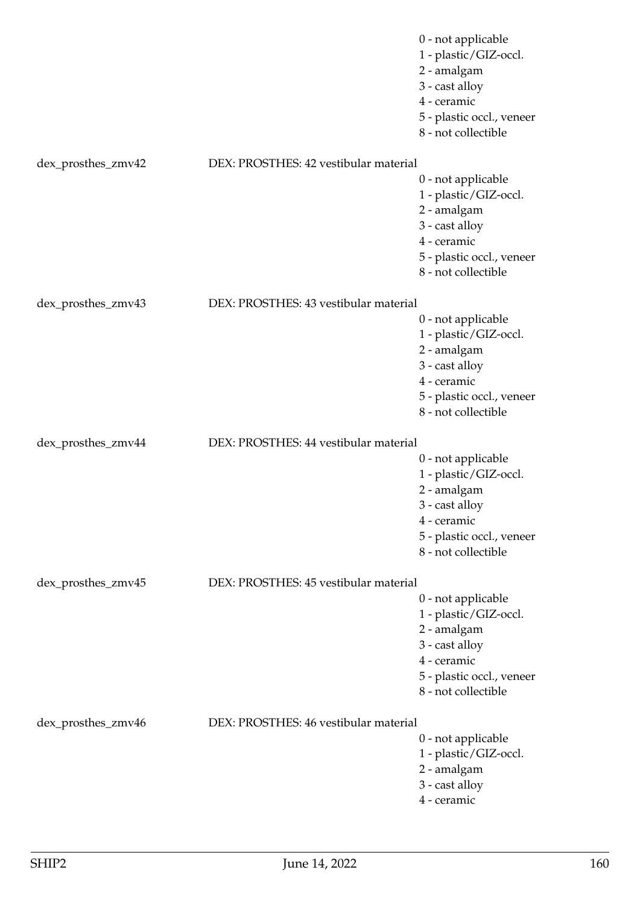0 - not applicable
1 - plastic/GIZ-occl.
2 - amalgam
3 - cast alloy
4 - ceramic
5 - plastic occl., veneer
8 - not collectible

dex_prosthes_zmv42 DEX: PROSTHES: 42 vestibular material

0 - not applicable
1 - plastic/GIZ-occl.
2 - amalgam
3 - cast alloy
4 - ceramic
5 - plastic occl., veneer
8 - not collectible

dex_prosthes_zmv43 DEX: PROSTHES: 43 vestibular material

0 - not applicable
1 - plastic/GIZ-occl.
2 - amalgam
3 - cast alloy
4 - ceramic
5 - plastic occl., veneer
8 - not collectible

dex_prosthes_zmv44 DEX: PROSTHES: 44 vestibular material

0 - not applicable
1 - plastic/GIZ-occl.
2 - amalgam
3 - cast alloy
4 - ceramic
5 - plastic occl., veneer
8 - not collectible

dex_prosthes_zmv45 DEX: PROSTHES: 45 vestibular material

0 - not applicable
1 - plastic/GIZ-occl.
2 - amalgam
3 - cast alloy
4 - ceramic
5 - plastic occl., veneer
8 - not collectible

dex_prosthes_zmv46 DEX: PROSTHES: 46 vestibular material

0 - not applicable
1 - plastic/GIZ-occl.
2 - amalgam
3 - cast alloy
4 - ceramic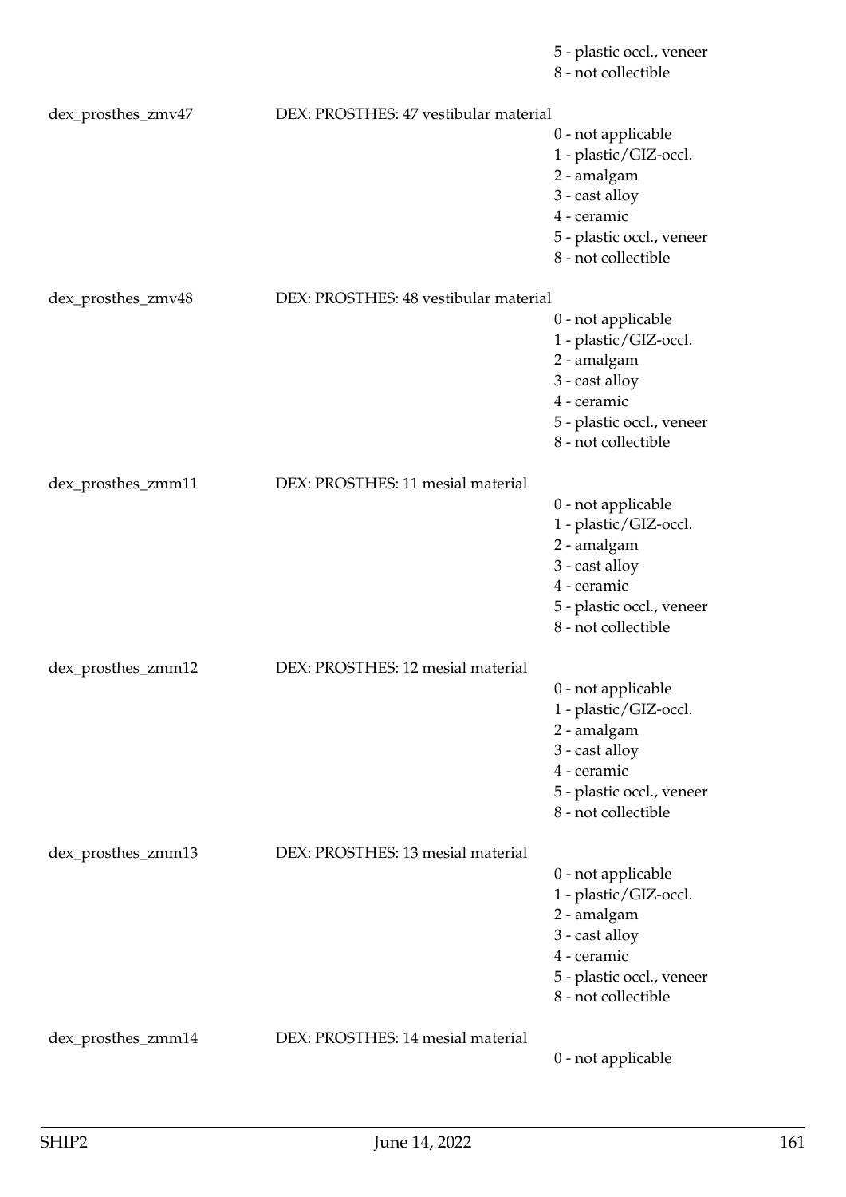5 - plastic occl., veneer
8 - not collectible

dex_prosthes_zmv47 DEX: PROSTHES: 47 vestibular material
0 - not applicable
1 - plastic/GIZ-occl.
2 - amalgam
3 - cast alloy
4 - ceramic
5 - plastic occl., veneer
8 - not collectible

dex_prosthes_zmv48 DEX: PROSTHES: 48 vestibular material
0 - not applicable
1 - plastic/GIZ-occl.
2 - amalgam
3 - cast alloy
4 - ceramic
5 - plastic occl., veneer
8 - not collectible

dex_prosthes_zmm11 DEX: PROSTHES: 11 mesial material
0 - not applicable
1 - plastic/GIZ-occl.
2 - amalgam
3 - cast alloy
4 - ceramic
5 - plastic occl., veneer
8 - not collectible

dex_prosthes_zmm12 DEX: PROSTHES: 12 mesial material
0 - not applicable
1 - plastic/GIZ-occl.
2 - amalgam
3 - cast alloy
4 - ceramic
5 - plastic occl., veneer
8 - not collectible

dex_prosthes_zmm13 DEX: PROSTHES: 13 mesial material
0 - not applicable
1 - plastic/GIZ-occl.
2 - amalgam
3 - cast alloy
4 - ceramic
5 - plastic occl., veneer
8 - not collectible

dex_prosthes_zmm14 DEX: PROSTHES: 14 mesial material
0 - not applicable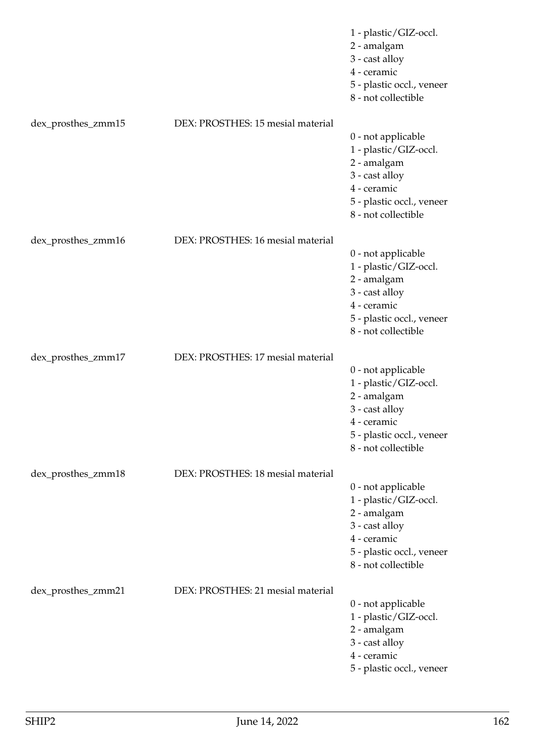1 - plastic/GIZ-occl.
2 - amalgam
3 - cast alloy
4 - ceramic
5 - plastic occl., veneer
8 - not collectible

dex_prosthes_zmm15 DEX: PROSTHES: 15 mesial material
0 - not applicable
1 - plastic/GIZ-occl.
2 - amalgam
3 - cast alloy
4 - ceramic
5 - plastic occl., veneer
8 - not collectible

dex_prosthes_zmm16 DEX: PROSTHES: 16 mesial material
0 - not applicable
1 - plastic/GIZ-occl.
2 - amalgam
3 - cast alloy
4 - ceramic
5 - plastic occl., veneer
8 - not collectible

dex_prosthes_zmm17 DEX: PROSTHES: 17 mesial material
0 - not applicable
1 - plastic/GIZ-occl.
2 - amalgam
3 - cast alloy
4 - ceramic
5 - plastic occl., veneer
8 - not collectible

dex_prosthes_zmm18 DEX: PROSTHES: 18 mesial material
0 - not applicable
1 - plastic/GIZ-occl.
2 - amalgam
3 - cast alloy
4 - ceramic
5 - plastic occl., veneer
8 - not collectible

dex_prosthes_zmm21 DEX: PROSTHES: 21 mesial material
0 - not applicable
1 - plastic/GIZ-occl.
2 - amalgam
3 - cast alloy
4 - ceramic
5 - plastic occl., veneer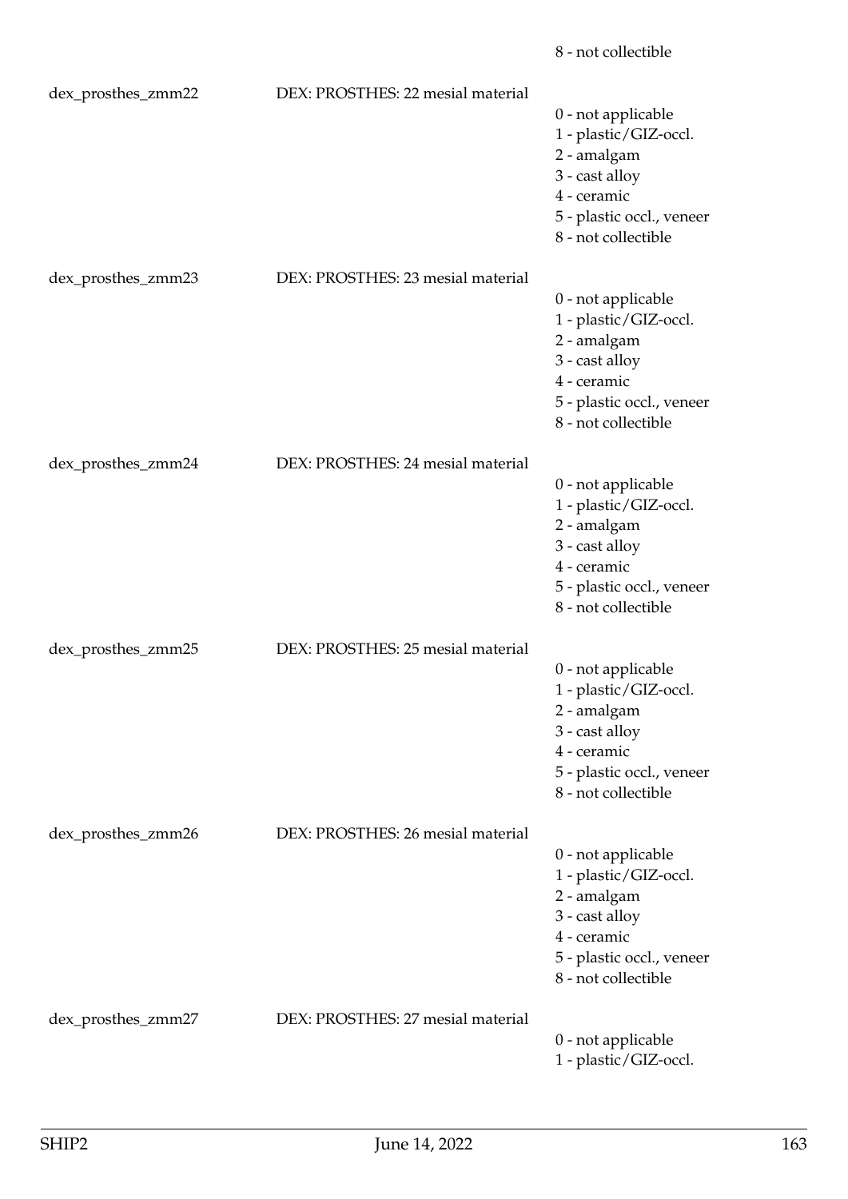8 - not collectible

| | | |
|---|---|---|
| dex_prosthes_zmm22 | DEX: PROSTHES: 22 mesial material | 0 - not applicable<br>1 - plastic/GIZ-occl.<br>2 - amalgam<br>3 - cast alloy<br>4 - ceramic<br>5 - plastic occl., veneer<br>8 - not collectible |
| dex_prosthes_zmm23 | DEX: PROSTHES: 23 mesial material | 0 - not applicable<br>1 - plastic/GIZ-occl.<br>2 - amalgam<br>3 - cast alloy<br>4 - ceramic<br>5 - plastic occl., veneer<br>8 - not collectible |
| dex_prosthes_zmm24 | DEX: PROSTHES: 24 mesial material | 0 - not applicable<br>1 - plastic/GIZ-occl.<br>2 - amalgam<br>3 - cast alloy<br>4 - ceramic<br>5 - plastic occl., veneer<br>8 - not collectible |
| dex_prosthes_zmm25 | DEX: PROSTHES: 25 mesial material | 0 - not applicable<br>1 - plastic/GIZ-occl.<br>2 - amalgam<br>3 - cast alloy<br>4 - ceramic<br>5 - plastic occl., veneer<br>8 - not collectible |
| dex_prosthes_zmm26 | DEX: PROSTHES: 26 mesial material | 0 - not applicable<br>1 - plastic/GIZ-occl.<br>2 - amalgam<br>3 - cast alloy<br>4 - ceramic<br>5 - plastic occl., veneer<br>8 - not collectible |
| dex_prosthes_zmm27 | DEX: PROSTHES: 27 mesial material | 0 - not applicable<br>1 - plastic/GIZ-occl. |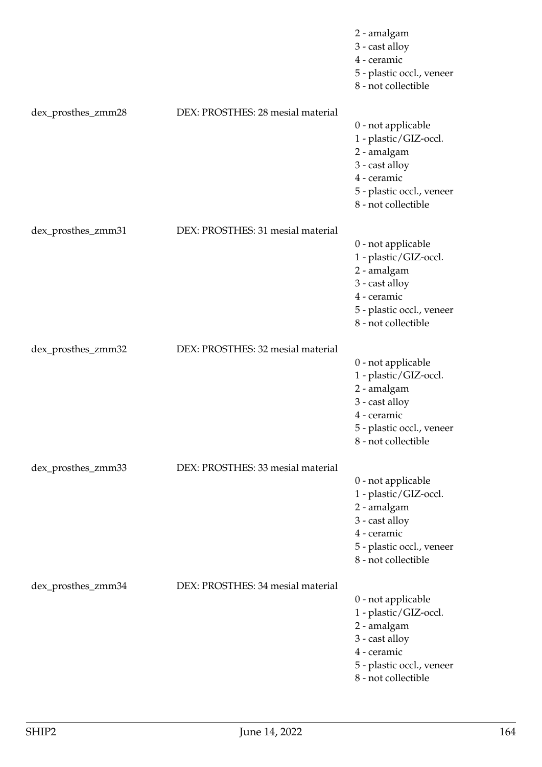| | | |
|---|---|---|
| | | 2 - amalgam<br>3 - cast alloy<br>4 - ceramic<br>5 - plastic occl., veneer<br>8 - not collectible |
| dex_prosthes_zmm28 | DEX: PROSTHES: 28 mesial material | 0 - not applicable<br>1 - plastic/GIZ-occl.<br>2 - amalgam<br>3 - cast alloy<br>4 - ceramic<br>5 - plastic occl., veneer<br>8 - not collectible |
| dex_prosthes_zmm31 | DEX: PROSTHES: 31 mesial material | 0 - not applicable<br>1 - plastic/GIZ-occl.<br>2 - amalgam<br>3 - cast alloy<br>4 - ceramic<br>5 - plastic occl., veneer<br>8 - not collectible |
| dex_prosthes_zmm32 | DEX: PROSTHES: 32 mesial material | 0 - not applicable<br>1 - plastic/GIZ-occl.<br>2 - amalgam<br>3 - cast alloy<br>4 - ceramic<br>5 - plastic occl., veneer<br>8 - not collectible |
| dex_prosthes_zmm33 | DEX: PROSTHES: 33 mesial material | 0 - not applicable<br>1 - plastic/GIZ-occl.<br>2 - amalgam<br>3 - cast alloy<br>4 - ceramic<br>5 - plastic occl., veneer<br>8 - not collectible |
| dex_prosthes_zmm34 | DEX: PROSTHES: 34 mesial material | 0 - not applicable<br>1 - plastic/GIZ-occl.<br>2 - amalgam<br>3 - cast alloy<br>4 - ceramic<br>5 - plastic occl., veneer<br>8 - not collectible |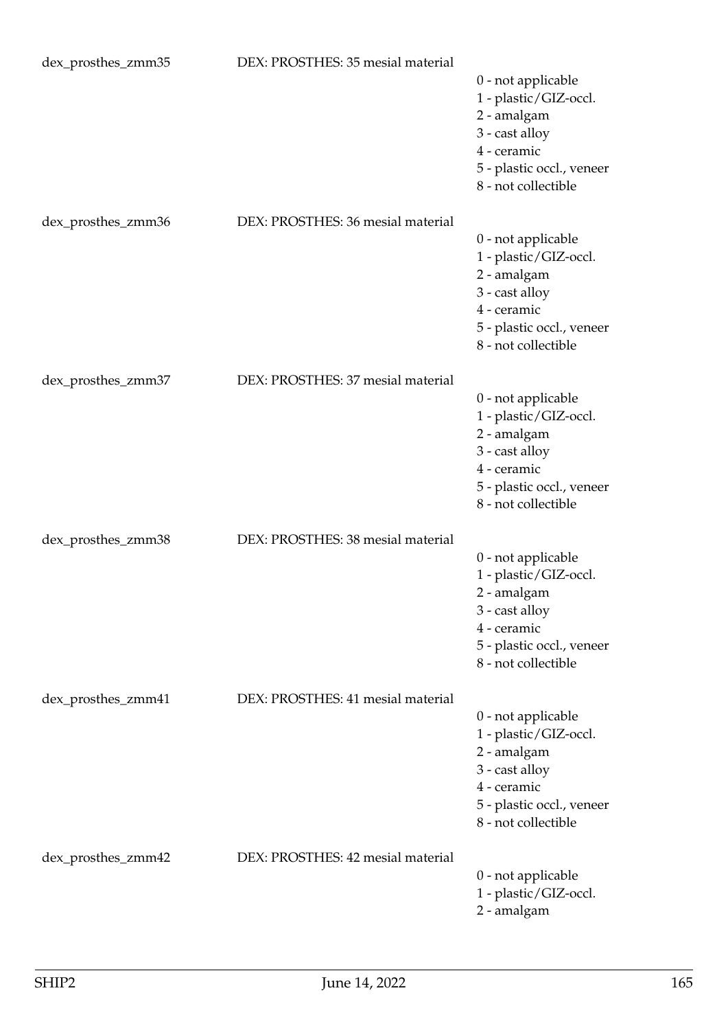dex_prosthes_zmm35 DEX: PROSTHES: 35 mesial material

- 0 - not applicable
- 1 - plastic/GIZ-occl.
- 2 - amalgam
- 3 - cast alloy
- 4 - ceramic
- 5 - plastic occl., veneer
- 8 - not collectible

dex_prosthes_zmm36 DEX: PROSTHES: 36 mesial material

- 0 - not applicable
- 1 - plastic/GIZ-occl.
- 2 - amalgam
- 3 - cast alloy
- 4 - ceramic
- 5 - plastic occl., veneer
- 8 - not collectible

dex_prosthes_zmm37 DEX: PROSTHES: 37 mesial material

- 0 - not applicable
- 1 - plastic/GIZ-occl.
- 2 - amalgam
- 3 - cast alloy
- 4 - ceramic
- 5 - plastic occl., veneer
- 8 - not collectible

dex_prosthes_zmm38 DEX: PROSTHES: 38 mesial material

- 0 - not applicable
- 1 - plastic/GIZ-occl.
- 2 - amalgam
- 3 - cast alloy
- 4 - ceramic
- 5 - plastic occl., veneer
- 8 - not collectible

dex_prosthes_zmm41 DEX: PROSTHES: 41 mesial material

- 0 - not applicable
- 1 - plastic/GIZ-occl.
- 2 - amalgam
- 3 - cast alloy
- 4 - ceramic
- 5 - plastic occl., veneer
- 8 - not collectible

dex_prosthes_zmm42 DEX: PROSTHES: 42 mesial material

- 0 - not applicable
- 1 - plastic/GIZ-occl.
- 2 - amalgam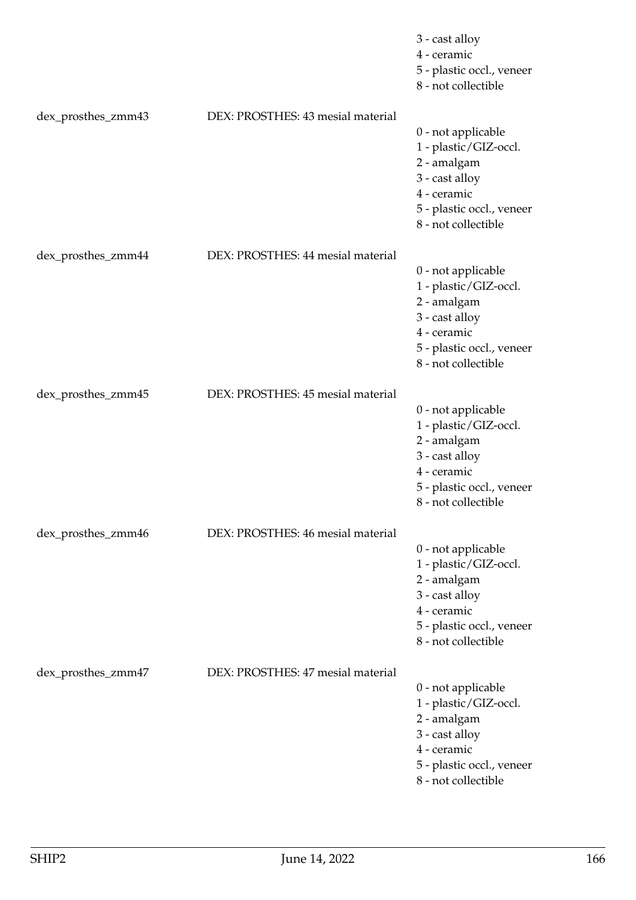3 - cast alloy
4 - ceramic
5 - plastic occl., veneer
8 - not collectible

dex_prosthes_zmm43 DEX: PROSTHES: 43 mesial material
0 - not applicable
1 - plastic/GIZ-occl.
2 - amalgam
3 - cast alloy
4 - ceramic
5 - plastic occl., veneer
8 - not collectible

dex_prosthes_zmm44 DEX: PROSTHES: 44 mesial material
0 - not applicable
1 - plastic/GIZ-occl.
2 - amalgam
3 - cast alloy
4 - ceramic
5 - plastic occl., veneer
8 - not collectible

dex_prosthes_zmm45 DEX: PROSTHES: 45 mesial material
0 - not applicable
1 - plastic/GIZ-occl.
2 - amalgam
3 - cast alloy
4 - ceramic
5 - plastic occl., veneer
8 - not collectible

dex_prosthes_zmm46 DEX: PROSTHES: 46 mesial material
0 - not applicable
1 - plastic/GIZ-occl.
2 - amalgam
3 - cast alloy
4 - ceramic
5 - plastic occl., veneer
8 - not collectible

dex_prosthes_zmm47 DEX: PROSTHES: 47 mesial material
0 - not applicable
1 - plastic/GIZ-occl.
2 - amalgam
3 - cast alloy
4 - ceramic
5 - plastic occl., veneer
8 - not collectible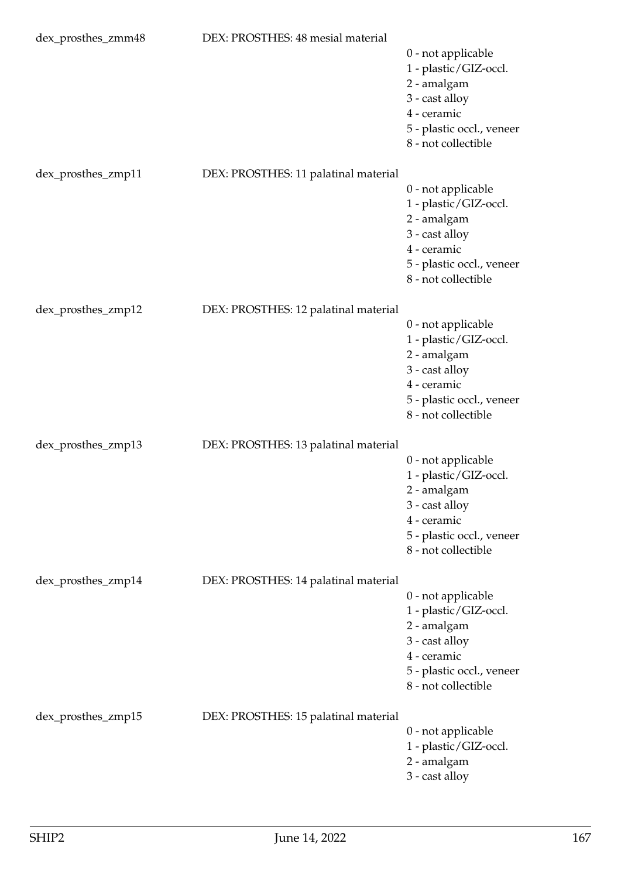dex_prosthes_zmm48 DEX: PROSTHES: 48 mesial material

0 - not applicable
1 - plastic/GIZ-occl.
2 - amalgam
3 - cast alloy
4 - ceramic
5 - plastic occl., veneer
8 - not collectible

dex_prosthes_zmp11 DEX: PROSTHES: 11 palatinal material

0 - not applicable
1 - plastic/GIZ-occl.
2 - amalgam
3 - cast alloy
4 - ceramic
5 - plastic occl., veneer
8 - not collectible

dex_prosthes_zmp12 DEX: PROSTHES: 12 palatinal material

0 - not applicable
1 - plastic/GIZ-occl.
2 - amalgam
3 - cast alloy
4 - ceramic
5 - plastic occl., veneer
8 - not collectible

dex_prosthes_zmp13 DEX: PROSTHES: 13 palatinal material

0 - not applicable
1 - plastic/GIZ-occl.
2 - amalgam
3 - cast alloy
4 - ceramic
5 - plastic occl., veneer
8 - not collectible

dex_prosthes_zmp14 DEX: PROSTHES: 14 palatinal material

0 - not applicable
1 - plastic/GIZ-occl.
2 - amalgam
3 - cast alloy
4 - ceramic
5 - plastic occl., veneer
8 - not collectible

dex_prosthes_zmp15 DEX: PROSTHES: 15 palatinal material

0 - not applicable
1 - plastic/GIZ-occl.
2 - amalgam
3 - cast alloy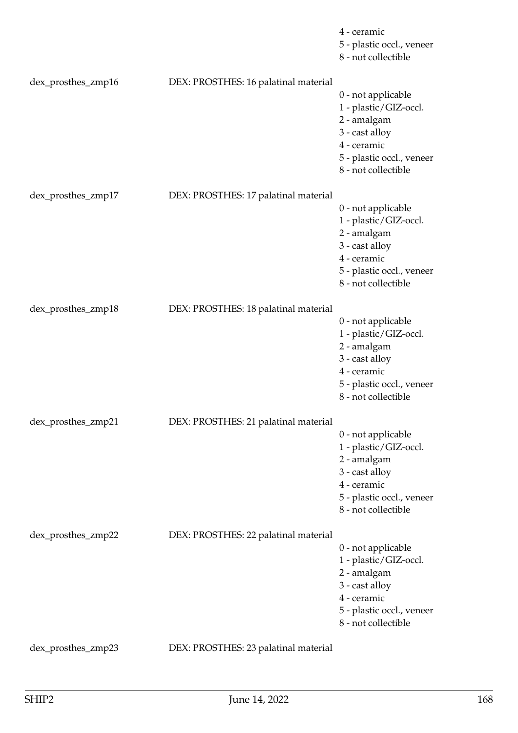| | | |
|---|---|---|
| | | 4 - ceramic<br>5 - plastic occl., veneer<br>8 - not collectible |
| dex_prosthes_zmp16 | DEX: PROSTHES: 16 palatinal material | 0 - not applicable<br>1 - plastic/GIZ-occl.<br>2 - amalgam<br>3 - cast alloy<br>4 - ceramic<br>5 - plastic occl., veneer<br>8 - not collectible |
| dex_prosthes_zmp17 | DEX: PROSTHES: 17 palatinal material | 0 - not applicable<br>1 - plastic/GIZ-occl.<br>2 - amalgam<br>3 - cast alloy<br>4 - ceramic<br>5 - plastic occl., veneer<br>8 - not collectible |
| dex_prosthes_zmp18 | DEX: PROSTHES: 18 palatinal material | 0 - not applicable<br>1 - plastic/GIZ-occl.<br>2 - amalgam<br>3 - cast alloy<br>4 - ceramic<br>5 - plastic occl., veneer<br>8 - not collectible |
| dex_prosthes_zmp21 | DEX: PROSTHES: 21 palatinal material | 0 - not applicable<br>1 - plastic/GIZ-occl.<br>2 - amalgam<br>3 - cast alloy<br>4 - ceramic<br>5 - plastic occl., veneer<br>8 - not collectible |
| dex_prosthes_zmp22 | DEX: PROSTHES: 22 palatinal material | 0 - not applicable<br>1 - plastic/GIZ-occl.<br>2 - amalgam<br>3 - cast alloy<br>4 - ceramic<br>5 - plastic occl., veneer<br>8 - not collectible |
| dex_prosthes_zmp23 | DEX: PROSTHES: 23 palatinal material | |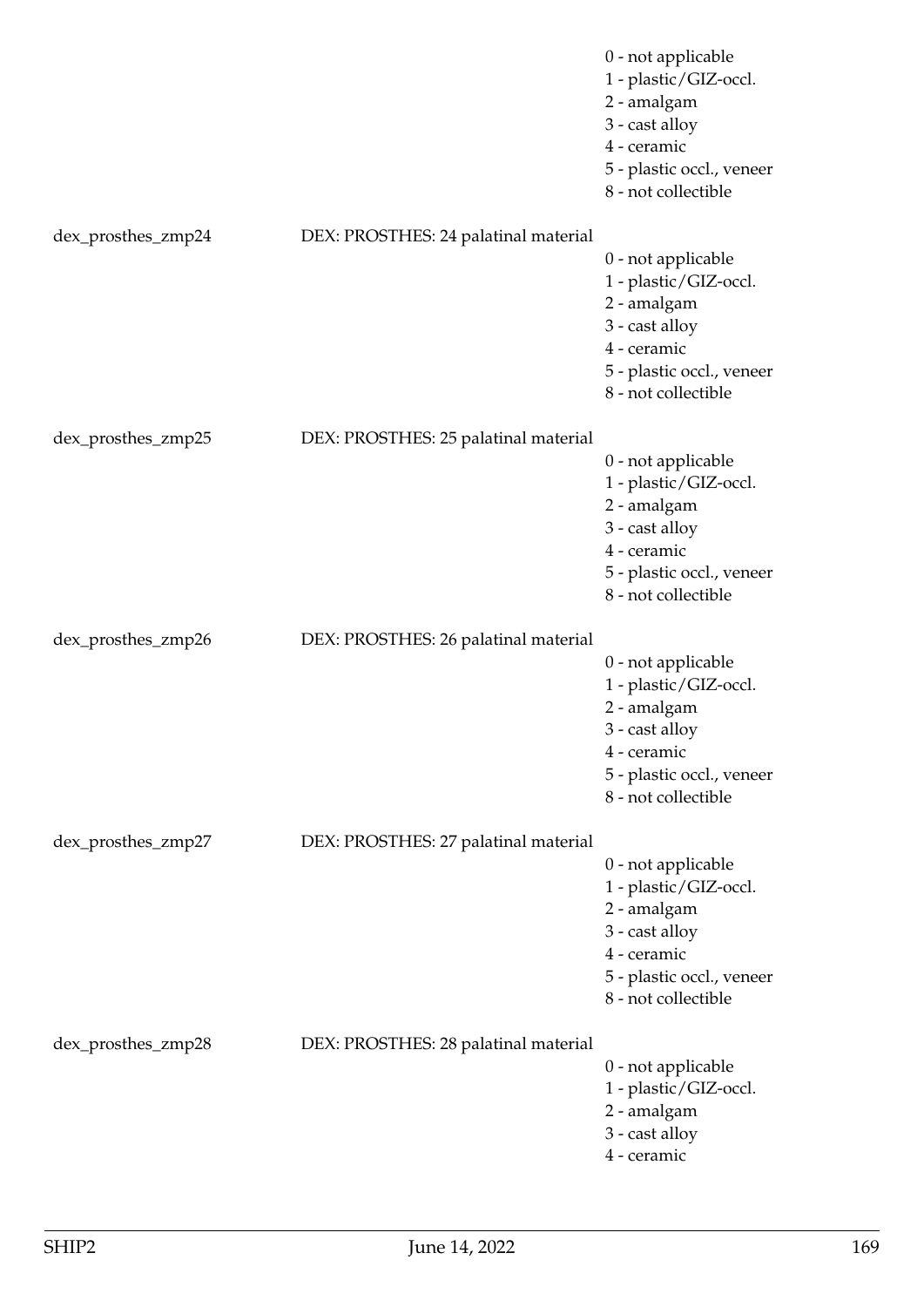0 - not applicable
1 - plastic/GIZ-occl.
2 - amalgam
3 - cast alloy
4 - ceramic
5 - plastic occl., veneer
8 - not collectible

dex_prosthes_zmp24 DEX: PROSTHES: 24 palatinal material
0 - not applicable
1 - plastic/GIZ-occl.
2 - amalgam
3 - cast alloy
4 - ceramic
5 - plastic occl., veneer
8 - not collectible

dex_prosthes_zmp25 DEX: PROSTHES: 25 palatinal material
0 - not applicable
1 - plastic/GIZ-occl.
2 - amalgam
3 - cast alloy
4 - ceramic
5 - plastic occl., veneer
8 - not collectible

dex_prosthes_zmp26 DEX: PROSTHES: 26 palatinal material
0 - not applicable
1 - plastic/GIZ-occl.
2 - amalgam
3 - cast alloy
4 - ceramic
5 - plastic occl., veneer
8 - not collectible

dex_prosthes_zmp27 DEX: PROSTHES: 27 palatinal material
0 - not applicable
1 - plastic/GIZ-occl.
2 - amalgam
3 - cast alloy
4 - ceramic
5 - plastic occl., veneer
8 - not collectible

dex_prosthes_zmp28 DEX: PROSTHES: 28 palatinal material
0 - not applicable
1 - plastic/GIZ-occl.
2 - amalgam
3 - cast alloy
4 - ceramic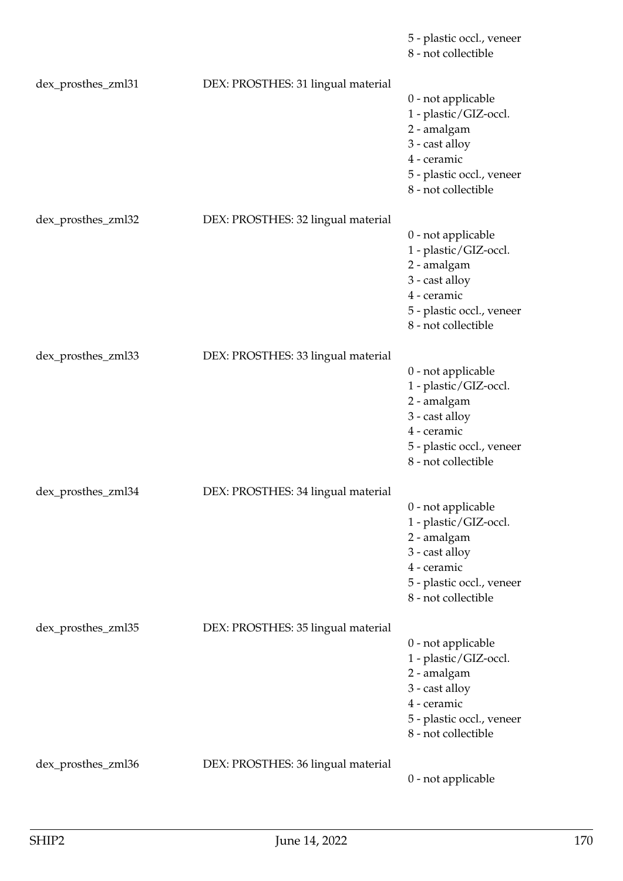| | | |
|---|---|---|
| | | 5 - plastic occl., veneer<br>8 - not collectible |
| dex_prosthes_zml31 | DEX: PROSTHES: 31 lingual material | 0 - not applicable<br>1 - plastic/GIZ-occl.<br>2 - amalgam<br>3 - cast alloy<br>4 - ceramic<br>5 - plastic occl., veneer<br>8 - not collectible |
| dex_prosthes_zml32 | DEX: PROSTHES: 32 lingual material | 0 - not applicable<br>1 - plastic/GIZ-occl.<br>2 - amalgam<br>3 - cast alloy<br>4 - ceramic<br>5 - plastic occl., veneer<br>8 - not collectible |
| dex_prosthes_zml33 | DEX: PROSTHES: 33 lingual material | 0 - not applicable<br>1 - plastic/GIZ-occl.<br>2 - amalgam<br>3 - cast alloy<br>4 - ceramic<br>5 - plastic occl., veneer<br>8 - not collectible |
| dex_prosthes_zml34 | DEX: PROSTHES: 34 lingual material | 0 - not applicable<br>1 - plastic/GIZ-occl.<br>2 - amalgam<br>3 - cast alloy<br>4 - ceramic<br>5 - plastic occl., veneer<br>8 - not collectible |
| dex_prosthes_zml35 | DEX: PROSTHES: 35 lingual material | 0 - not applicable<br>1 - plastic/GIZ-occl.<br>2 - amalgam<br>3 - cast alloy<br>4 - ceramic<br>5 - plastic occl., veneer<br>8 - not collectible |
| dex_prosthes_zml36 | DEX: PROSTHES: 36 lingual material | 0 - not applicable |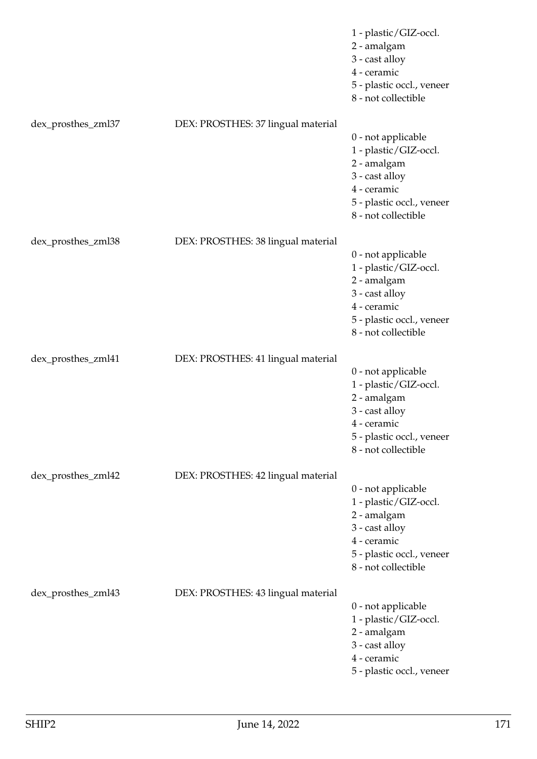| | | |
|---|---|---|
| | | 1 - plastic/GIZ-occl.<br>2 - amalgam<br>3 - cast alloy<br>4 - ceramic<br>5 - plastic occl., veneer<br>8 - not collectible |
| dex_prosthes_zml37 | DEX: PROSTHES: 37 lingual material | 0 - not applicable<br>1 - plastic/GIZ-occl.<br>2 - amalgam<br>3 - cast alloy<br>4 - ceramic<br>5 - plastic occl., veneer<br>8 - not collectible |
| dex_prosthes_zml38 | DEX: PROSTHES: 38 lingual material | 0 - not applicable<br>1 - plastic/GIZ-occl.<br>2 - amalgam<br>3 - cast alloy<br>4 - ceramic<br>5 - plastic occl., veneer<br>8 - not collectible |
| dex_prosthes_zml41 | DEX: PROSTHES: 41 lingual material | 0 - not applicable<br>1 - plastic/GIZ-occl.<br>2 - amalgam<br>3 - cast alloy<br>4 - ceramic<br>5 - plastic occl., veneer<br>8 - not collectible |
| dex_prosthes_zml42 | DEX: PROSTHES: 42 lingual material | 0 - not applicable<br>1 - plastic/GIZ-occl.<br>2 - amalgam<br>3 - cast alloy<br>4 - ceramic<br>5 - plastic occl., veneer<br>8 - not collectible |
| dex_prosthes_zml43 | DEX: PROSTHES: 43 lingual material | 0 - not applicable<br>1 - plastic/GIZ-occl.<br>2 - amalgam<br>3 - cast alloy<br>4 - ceramic<br>5 - plastic occl., veneer |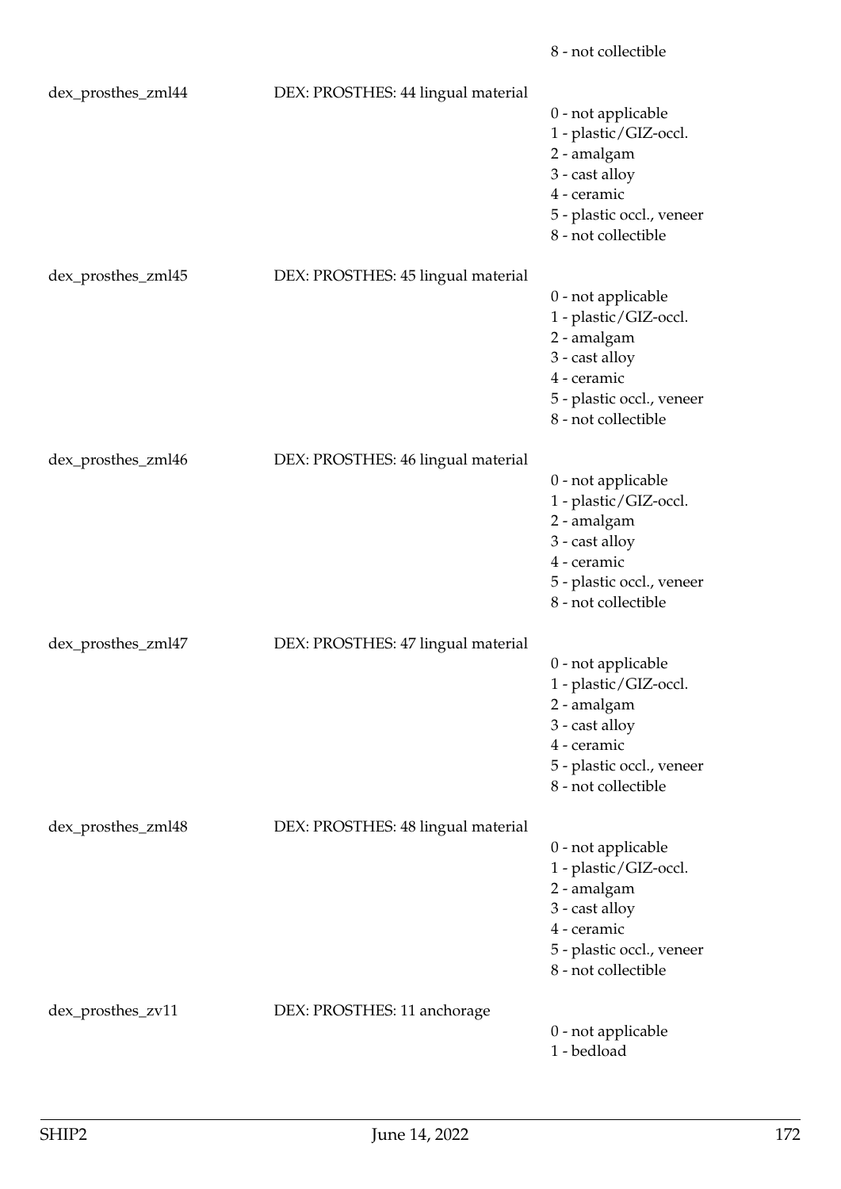8 - not collectible

dex_prosthes_zml44 DEX: PROSTHES: 44 lingual material

0 - not applicable
1 - plastic/GIZ-occl.
2 - amalgam
3 - cast alloy
4 - ceramic
5 - plastic occl., veneer
8 - not collectible

dex_prosthes_zml45 DEX: PROSTHES: 45 lingual material

0 - not applicable
1 - plastic/GIZ-occl.
2 - amalgam
3 - cast alloy
4 - ceramic
5 - plastic occl., veneer
8 - not collectible

dex_prosthes_zml46 DEX: PROSTHES: 46 lingual material

0 - not applicable
1 - plastic/GIZ-occl.
2 - amalgam
3 - cast alloy
4 - ceramic
5 - plastic occl., veneer
8 - not collectible

dex_prosthes_zml47 DEX: PROSTHES: 47 lingual material

0 - not applicable
1 - plastic/GIZ-occl.
2 - amalgam
3 - cast alloy
4 - ceramic
5 - plastic occl., veneer
8 - not collectible

dex_prosthes_zml48 DEX: PROSTHES: 48 lingual material

0 - not applicable
1 - plastic/GIZ-occl.
2 - amalgam
3 - cast alloy
4 - ceramic
5 - plastic occl., veneer
8 - not collectible

dex_prosthes_zv11 DEX: PROSTHES: 11 anchorage

0 - not applicable
1 - bedload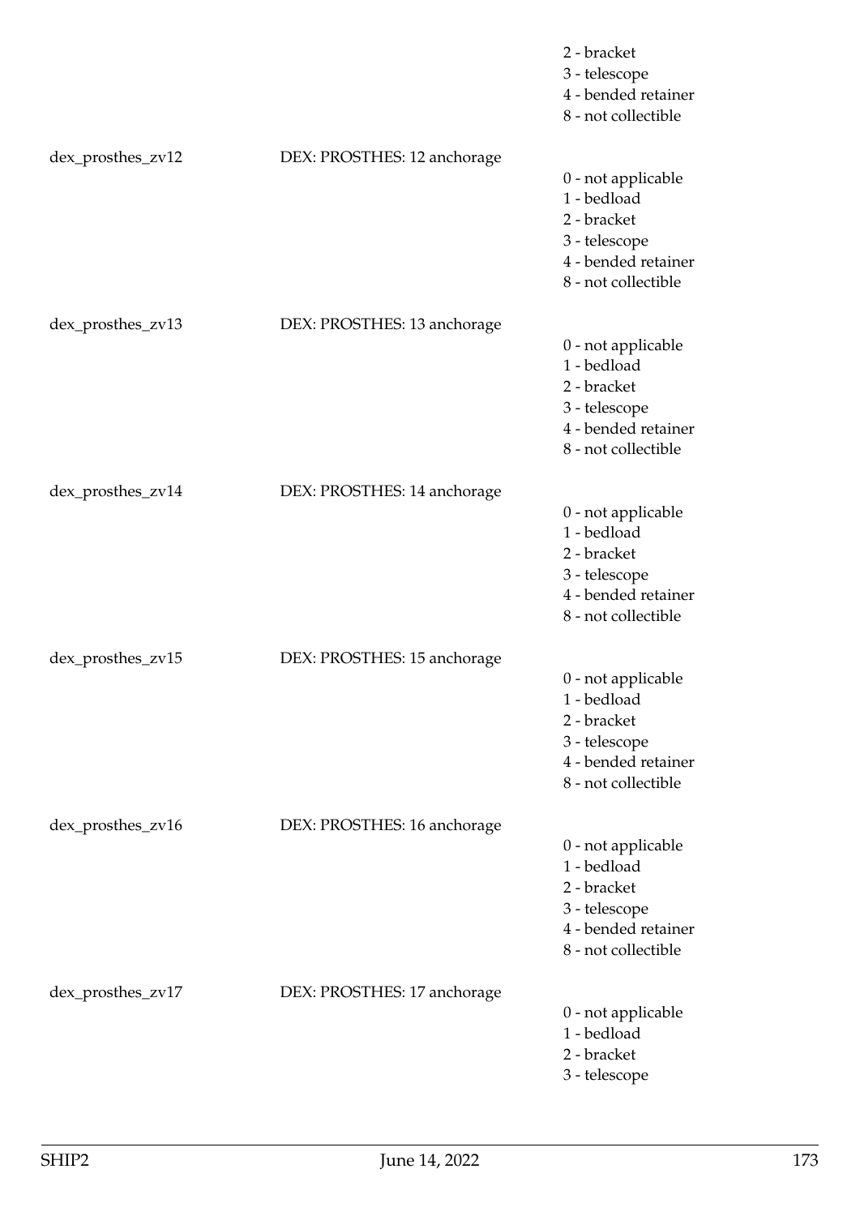2 - bracket
3 - telescope
4 - bended retainer
8 - not collectible

dex_prosthes_zv12 DEX: PROSTHES: 12 anchorage

0 - not applicable
1 - bedload
2 - bracket
3 - telescope
4 - bended retainer
8 - not collectible

dex_prosthes_zv13 DEX: PROSTHES: 13 anchorage

0 - not applicable
1 - bedload
2 - bracket
3 - telescope
4 - bended retainer
8 - not collectible

dex_prosthes_zv14 DEX: PROSTHES: 14 anchorage

0 - not applicable
1 - bedload
2 - bracket
3 - telescope
4 - bended retainer
8 - not collectible

dex_prosthes_zv15 DEX: PROSTHES: 15 anchorage

0 - not applicable
1 - bedload
2 - bracket
3 - telescope
4 - bended retainer
8 - not collectible

dex_prosthes_zv16 DEX: PROSTHES: 16 anchorage

0 - not applicable
1 - bedload
2 - bracket
3 - telescope
4 - bended retainer
8 - not collectible

dex_prosthes_zv17 DEX: PROSTHES: 17 anchorage

0 - not applicable
1 - bedload
2 - bracket
3 - telescope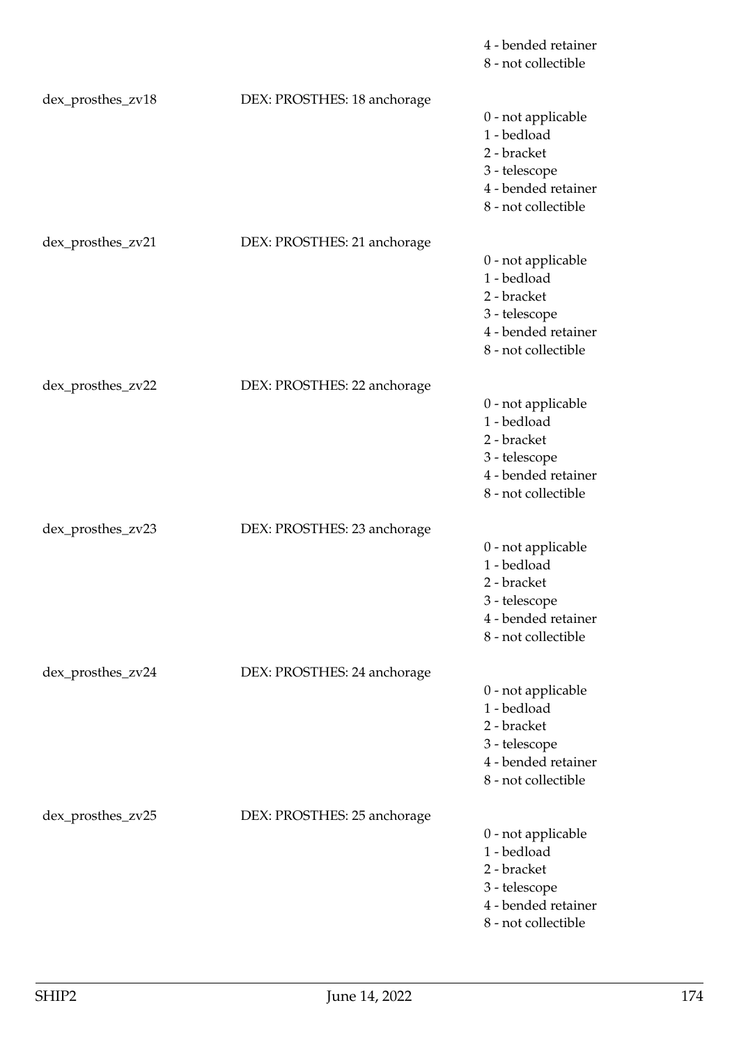4 - bended retainer
8 - not collectible

dex_prosthes_zv18 DEX: PROSTHES: 18 anchorage

0 - not applicable
1 - bedload
2 - bracket
3 - telescope
4 - bended retainer
8 - not collectible

dex_prosthes_zv21 DEX: PROSTHES: 21 anchorage

0 - not applicable
1 - bedload
2 - bracket
3 - telescope
4 - bended retainer
8 - not collectible

dex_prosthes_zv22 DEX: PROSTHES: 22 anchorage

0 - not applicable
1 - bedload
2 - bracket
3 - telescope
4 - bended retainer
8 - not collectible

dex_prosthes_zv23 DEX: PROSTHES: 23 anchorage

0 - not applicable
1 - bedload
2 - bracket
3 - telescope
4 - bended retainer
8 - not collectible

dex_prosthes_zv24 DEX: PROSTHES: 24 anchorage

0 - not applicable
1 - bedload
2 - bracket
3 - telescope
4 - bended retainer
8 - not collectible

dex_prosthes_zv25 DEX: PROSTHES: 25 anchorage

0 - not applicable
1 - bedload
2 - bracket
3 - telescope
4 - bended retainer
8 - not collectible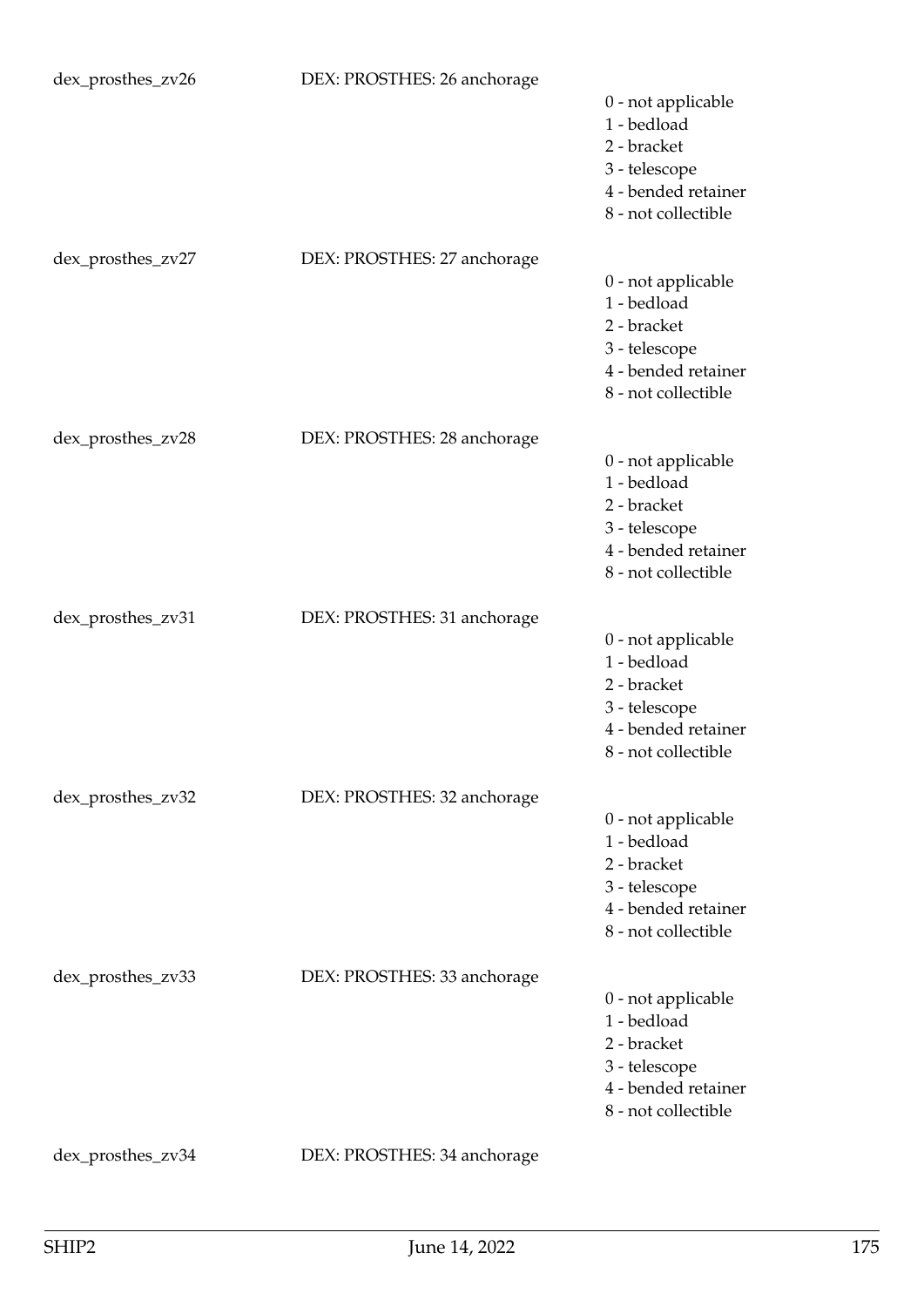dex_prosthes_zv26 DEX: PROSTHES: 26 anchorage

0 - not applicable
1 - bedload
2 - bracket
3 - telescope
4 - bended retainer
8 - not collectible

dex_prosthes_zv27 DEX: PROSTHES: 27 anchorage

0 - not applicable
1 - bedload
2 - bracket
3 - telescope
4 - bended retainer
8 - not collectible

dex_prosthes_zv28 DEX: PROSTHES: 28 anchorage

0 - not applicable
1 - bedload
2 - bracket
3 - telescope
4 - bended retainer
8 - not collectible

dex_prosthes_zv31 DEX: PROSTHES: 31 anchorage

0 - not applicable
1 - bedload
2 - bracket
3 - telescope
4 - bended retainer
8 - not collectible

dex_prosthes_zv32 DEX: PROSTHES: 32 anchorage

0 - not applicable
1 - bedload
2 - bracket
3 - telescope
4 - bended retainer
8 - not collectible

dex_prosthes_zv33 DEX: PROSTHES: 33 anchorage

0 - not applicable
1 - bedload
2 - bracket
3 - telescope
4 - bended retainer
8 - not collectible

dex_prosthes_zv34 DEX: PROSTHES: 34 anchorage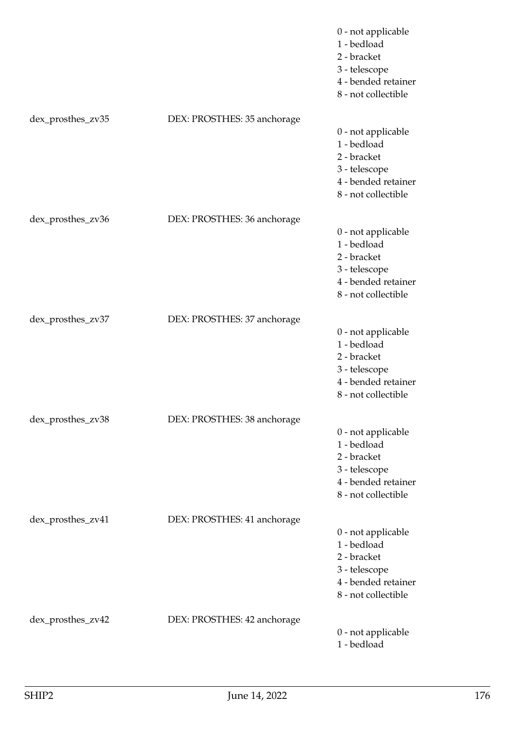0 - not applicable
1 - bedload
2 - bracket
3 - telescope
4 - bended retainer
8 - not collectible

| | | |
|---|---|---|
| dex_prosthes_zv35 | DEX: PROSTHES: 35 anchorage | 0 - not applicable<br>1 - bedload<br>2 - bracket<br>3 - telescope<br>4 - bended retainer<br>8 - not collectible |
| dex_prosthes_zv36 | DEX: PROSTHES: 36 anchorage | 0 - not applicable<br>1 - bedload<br>2 - bracket<br>3 - telescope<br>4 - bended retainer<br>8 - not collectible |
| dex_prosthes_zv37 | DEX: PROSTHES: 37 anchorage | 0 - not applicable<br>1 - bedload<br>2 - bracket<br>3 - telescope<br>4 - bended retainer<br>8 - not collectible |
| dex_prosthes_zv38 | DEX: PROSTHES: 38 anchorage | 0 - not applicable<br>1 - bedload<br>2 - bracket<br>3 - telescope<br>4 - bended retainer<br>8 - not collectible |
| dex_prosthes_zv41 | DEX: PROSTHES: 41 anchorage | 0 - not applicable<br>1 - bedload<br>2 - bracket<br>3 - telescope<br>4 - bended retainer<br>8 - not collectible |
| dex_prosthes_zv42 | DEX: PROSTHES: 42 anchorage | 0 - not applicable<br>1 - bedload |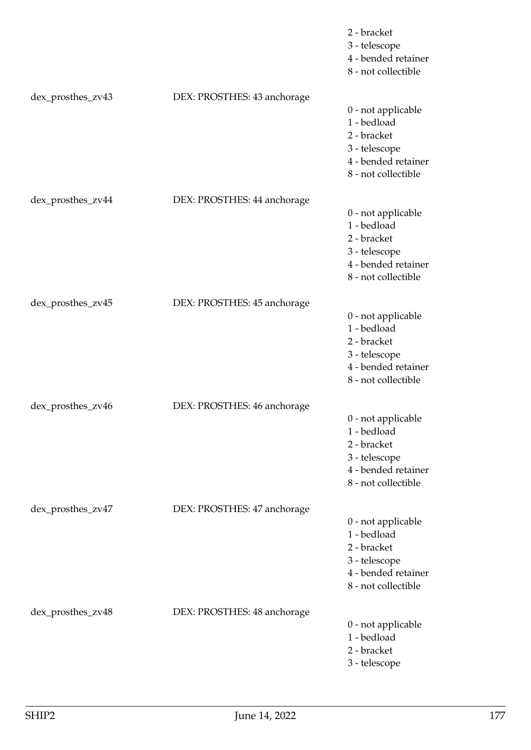2 - bracket
3 - telescope
4 - bended retainer
8 - not collectible

| | | |
|---|---|---|
| dex_prosthes_zv43 | DEX: PROSTHES: 43 anchorage | 0 - not applicable<br>1 - bedload<br>2 - bracket<br>3 - telescope<br>4 - bended retainer<br>8 - not collectible |
| dex_prosthes_zv44 | DEX: PROSTHES: 44 anchorage | 0 - not applicable<br>1 - bedload<br>2 - bracket<br>3 - telescope<br>4 - bended retainer<br>8 - not collectible |
| dex_prosthes_zv45 | DEX: PROSTHES: 45 anchorage | 0 - not applicable<br>1 - bedload<br>2 - bracket<br>3 - telescope<br>4 - bended retainer<br>8 - not collectible |
| dex_prosthes_zv46 | DEX: PROSTHES: 46 anchorage | 0 - not applicable<br>1 - bedload<br>2 - bracket<br>3 - telescope<br>4 - bended retainer<br>8 - not collectible |
| dex_prosthes_zv47 | DEX: PROSTHES: 47 anchorage | 0 - not applicable<br>1 - bedload<br>2 - bracket<br>3 - telescope<br>4 - bended retainer<br>8 - not collectible |
| dex_prosthes_zv48 | DEX: PROSTHES: 48 anchorage | 0 - not applicable<br>1 - bedload<br>2 - bracket<br>3 - telescope |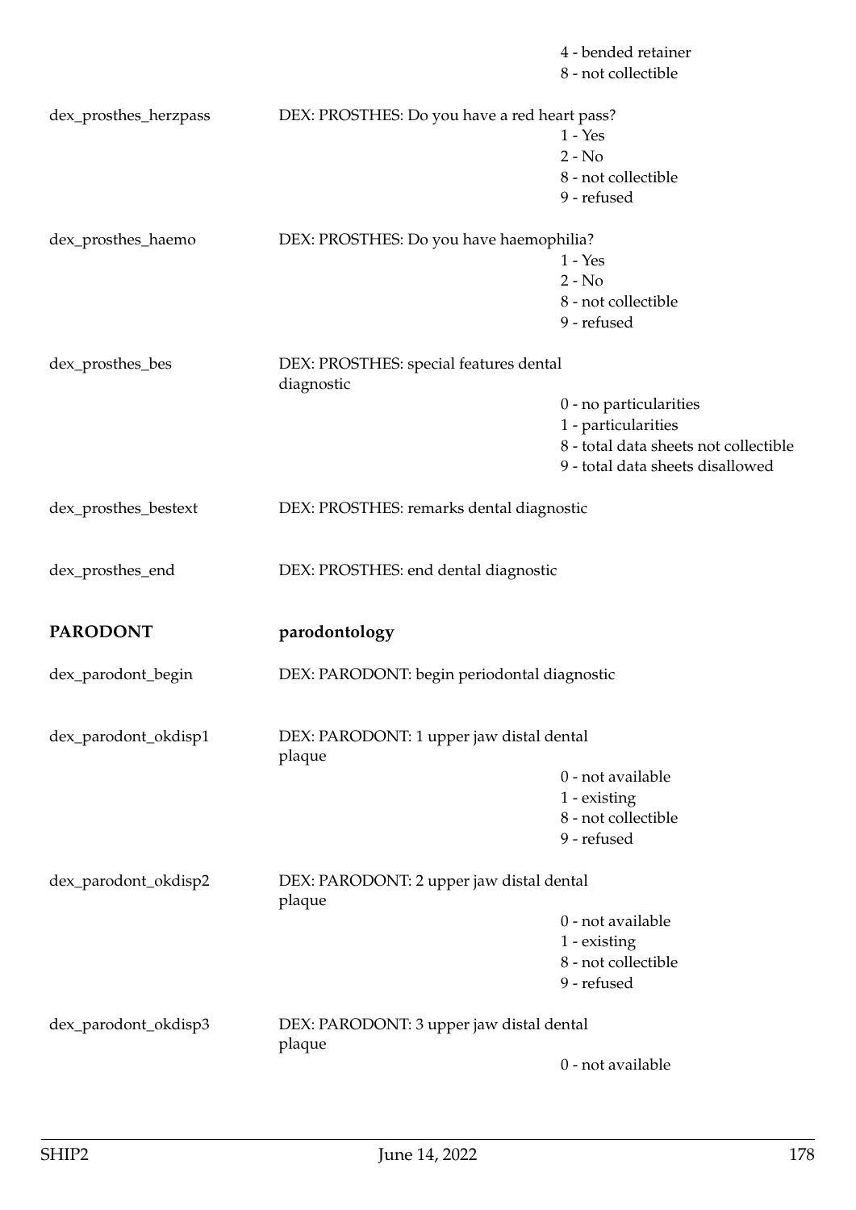4 - bended retainer
8 - not collectible

dex_prosthes_herzpass — DEX: PROSTHES: Do you have a red heart pass?
1 - Yes
2 - No
8 - not collectible
9 - refused

dex_prosthes_haemo — DEX: PROSTHES: Do you have haemophilia?
1 - Yes
2 - No
8 - not collectible
9 - refused

dex_prosthes_bes — DEX: PROSTHES: special features dental diagnostic
0 - no particularities
1 - particularities
8 - total data sheets not collectible
9 - total data sheets disallowed

dex_prosthes_bestext — DEX: PROSTHES: remarks dental diagnostic

dex_prosthes_end — DEX: PROSTHES: end dental diagnostic

## PARODONT — parodontology

dex_parodont_begin — DEX: PARODONT: begin periodontal diagnostic

dex_parodont_okdisp1 — DEX: PARODONT: 1 upper jaw distal dental plaque
0 - not available
1 - existing
8 - not collectible
9 - refused

dex_parodont_okdisp2 — DEX: PARODONT: 2 upper jaw distal dental plaque
0 - not available
1 - existing
8 - not collectible
9 - refused

dex_parodont_okdisp3 — DEX: PARODONT: 3 upper jaw distal dental plaque
0 - not available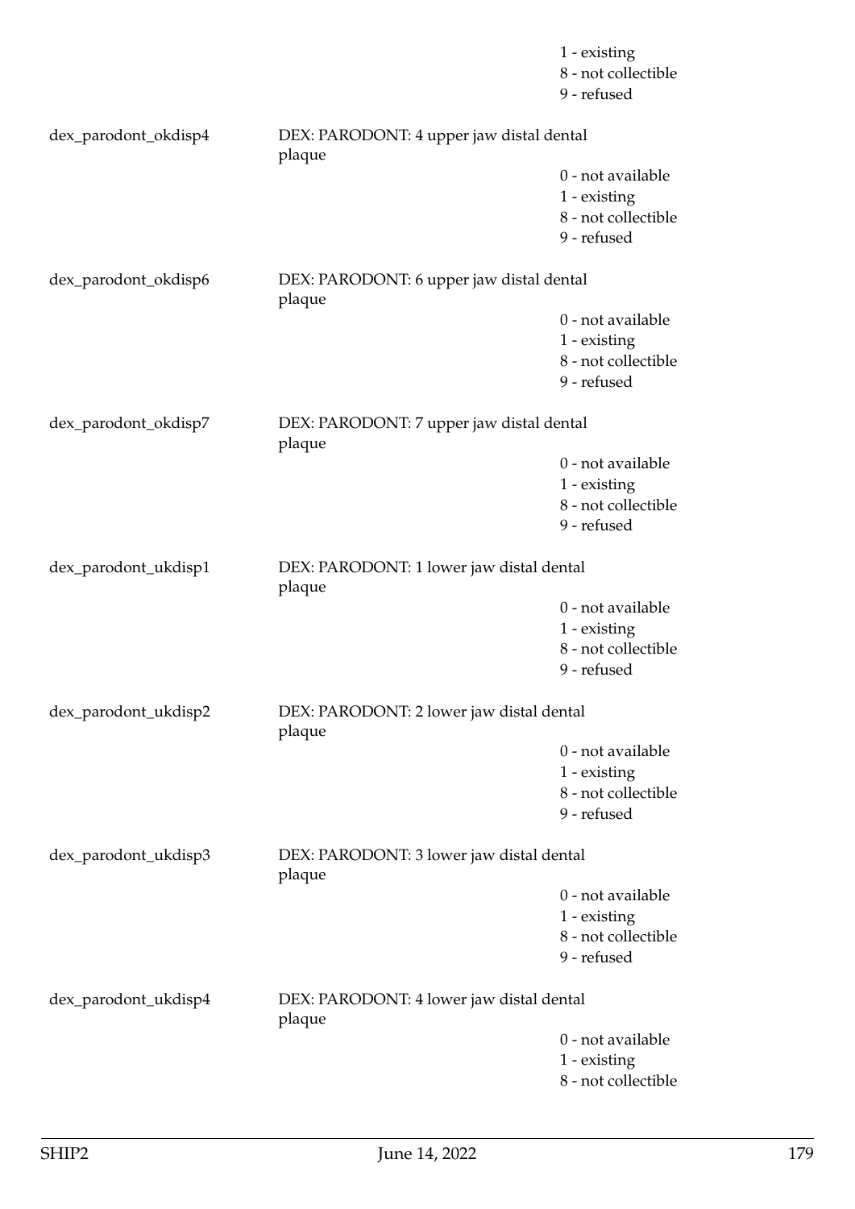1 - existing
8 - not collectible
9 - refused

| | | |
|---|---|---|
| dex_parodont_okdisp4 | DEX: PARODONT: 4 upper jaw distal dental plaque | 0 - not available<br>1 - existing<br>8 - not collectible<br>9 - refused |
| dex_parodont_okdisp6 | DEX: PARODONT: 6 upper jaw distal dental plaque | 0 - not available<br>1 - existing<br>8 - not collectible<br>9 - refused |
| dex_parodont_okdisp7 | DEX: PARODONT: 7 upper jaw distal dental plaque | 0 - not available<br>1 - existing<br>8 - not collectible<br>9 - refused |
| dex_parodont_ukdisp1 | DEX: PARODONT: 1 lower jaw distal dental plaque | 0 - not available<br>1 - existing<br>8 - not collectible<br>9 - refused |
| dex_parodont_ukdisp2 | DEX: PARODONT: 2 lower jaw distal dental plaque | 0 - not available<br>1 - existing<br>8 - not collectible<br>9 - refused |
| dex_parodont_ukdisp3 | DEX: PARODONT: 3 lower jaw distal dental plaque | 0 - not available<br>1 - existing<br>8 - not collectible<br>9 - refused |
| dex_parodont_ukdisp4 | DEX: PARODONT: 4 lower jaw distal dental plaque | 0 - not available<br>1 - existing<br>8 - not collectible |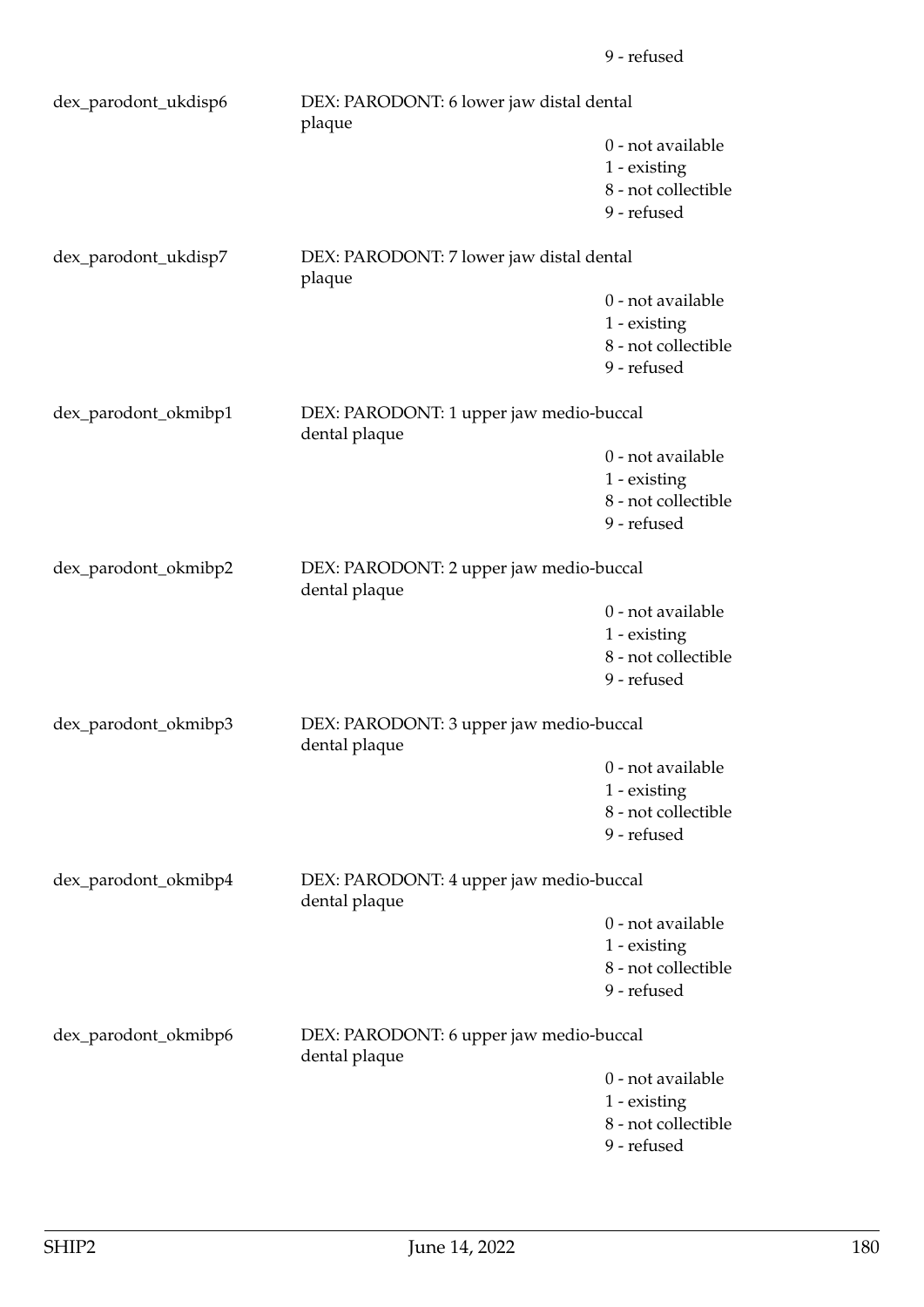9 - refused

dex_parodont_ukdisp6 DEX: PARODONT: 6 lower jaw distal dental plaque

0 - not available
1 - existing
8 - not collectible
9 - refused

dex_parodont_ukdisp7 DEX: PARODONT: 7 lower jaw distal dental plaque

0 - not available
1 - existing
8 - not collectible
9 - refused

dex_parodont_okmibp1 DEX: PARODONT: 1 upper jaw medio-buccal dental plaque

0 - not available
1 - existing
8 - not collectible
9 - refused

dex_parodont_okmibp2 DEX: PARODONT: 2 upper jaw medio-buccal dental plaque

0 - not available
1 - existing
8 - not collectible
9 - refused

dex_parodont_okmibp3 DEX: PARODONT: 3 upper jaw medio-buccal dental plaque

0 - not available
1 - existing
8 - not collectible
9 - refused

dex_parodont_okmibp4 DEX: PARODONT: 4 upper jaw medio-buccal dental plaque

0 - not available
1 - existing
8 - not collectible
9 - refused

dex_parodont_okmibp6 DEX: PARODONT: 6 upper jaw medio-buccal dental plaque

0 - not available
1 - existing
8 - not collectible
9 - refused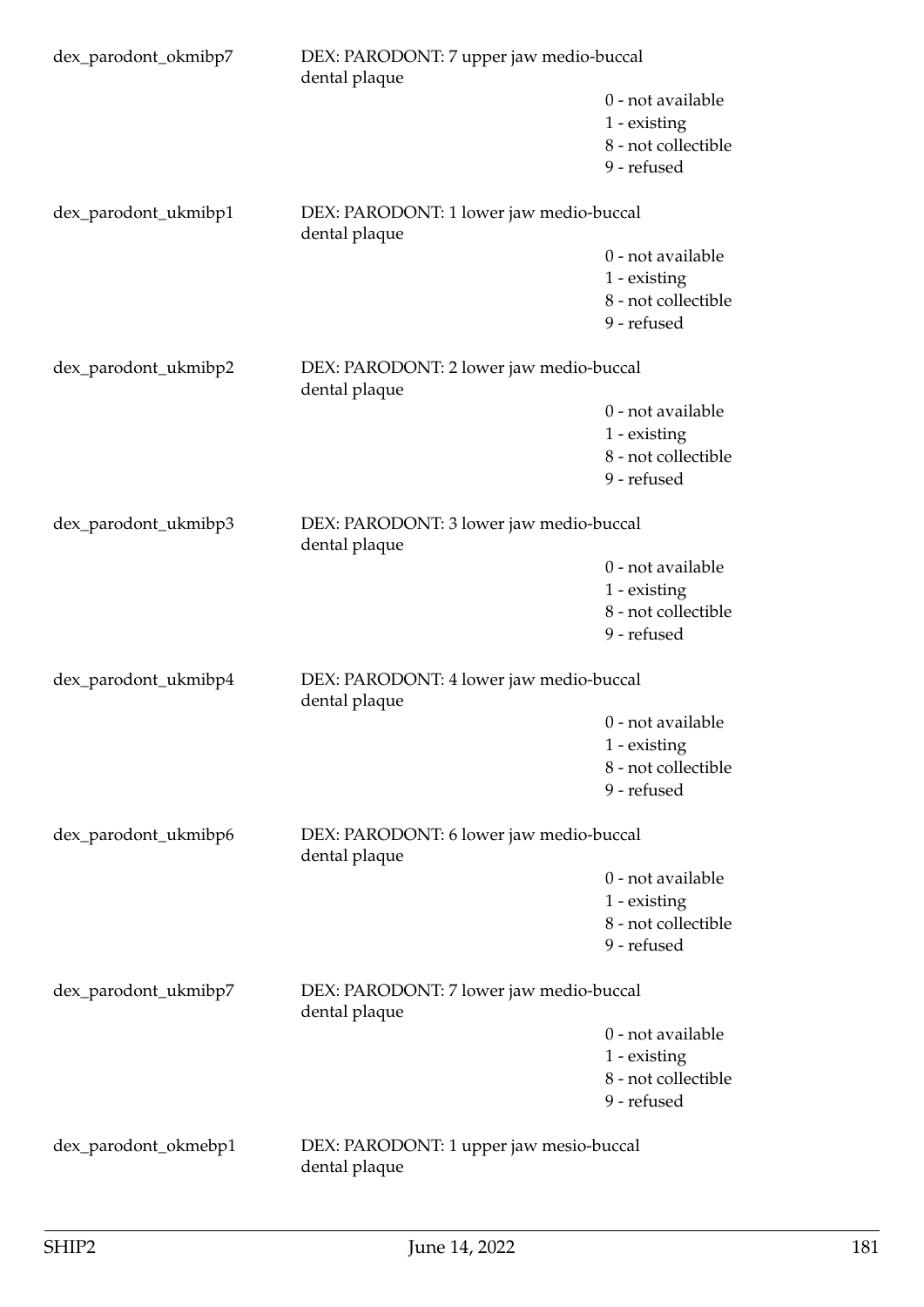dex_parodont_okmibp7 DEX: PARODONT: 7 upper jaw medio-buccal dental plaque

- 0 - not available
- 1 - existing
- 8 - not collectible
- 9 - refused

dex_parodont_ukmibp1 DEX: PARODONT: 1 lower jaw medio-buccal dental plaque

- 0 - not available
- 1 - existing
- 8 - not collectible
- 9 - refused

dex_parodont_ukmibp2 DEX: PARODONT: 2 lower jaw medio-buccal dental plaque

- 0 - not available
- 1 - existing
- 8 - not collectible
- 9 - refused

dex_parodont_ukmibp3 DEX: PARODONT: 3 lower jaw medio-buccal dental plaque

- 0 - not available
- 1 - existing
- 8 - not collectible
- 9 - refused

dex_parodont_ukmibp4 DEX: PARODONT: 4 lower jaw medio-buccal dental plaque

- 0 - not available
- 1 - existing
- 8 - not collectible
- 9 - refused

dex_parodont_ukmibp6 DEX: PARODONT: 6 lower jaw medio-buccal dental plaque

- 0 - not available
- 1 - existing
- 8 - not collectible
- 9 - refused

dex_parodont_ukmibp7 DEX: PARODONT: 7 lower jaw medio-buccal dental plaque

- 0 - not available
- 1 - existing
- 8 - not collectible
- 9 - refused

dex_parodont_okmebp1 DEX: PARODONT: 1 upper jaw mesio-buccal dental plaque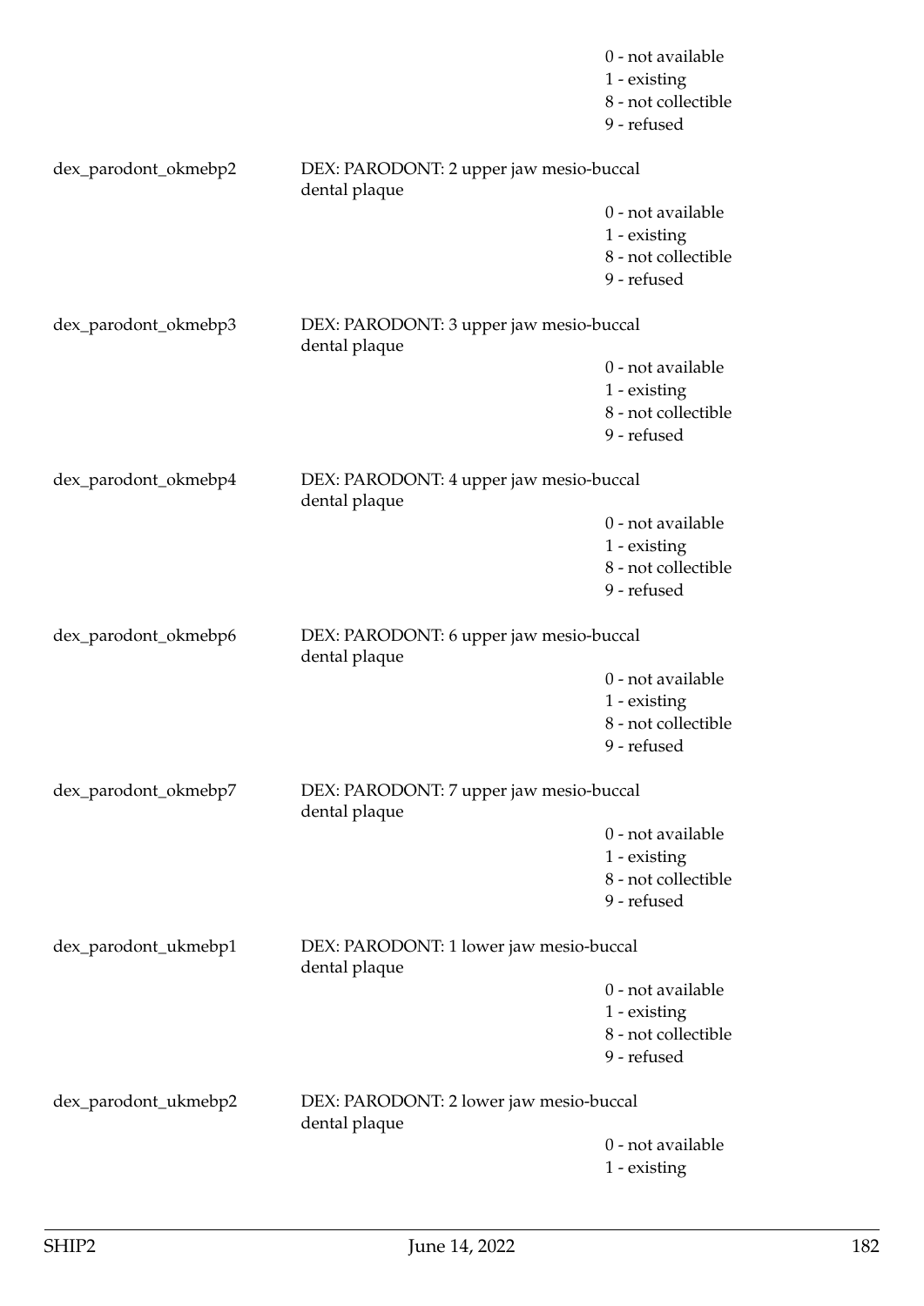0 - not available
1 - existing
8 - not collectible
9 - refused

dex_parodont_okmebp2 DEX: PARODONT: 2 upper jaw mesio-buccal dental plaque

0 - not available
1 - existing
8 - not collectible
9 - refused

dex_parodont_okmebp3 DEX: PARODONT: 3 upper jaw mesio-buccal dental plaque

0 - not available
1 - existing
8 - not collectible
9 - refused

dex_parodont_okmebp4 DEX: PARODONT: 4 upper jaw mesio-buccal dental plaque

0 - not available
1 - existing
8 - not collectible
9 - refused

dex_parodont_okmebp6 DEX: PARODONT: 6 upper jaw mesio-buccal dental plaque

0 - not available
1 - existing
8 - not collectible
9 - refused

dex_parodont_okmebp7 DEX: PARODONT: 7 upper jaw mesio-buccal dental plaque

0 - not available
1 - existing
8 - not collectible
9 - refused

dex_parodont_ukmebp1 DEX: PARODONT: 1 lower jaw mesio-buccal dental plaque

0 - not available
1 - existing
8 - not collectible
9 - refused

dex_parodont_ukmebp2 DEX: PARODONT: 2 lower jaw mesio-buccal dental plaque

0 - not available
1 - existing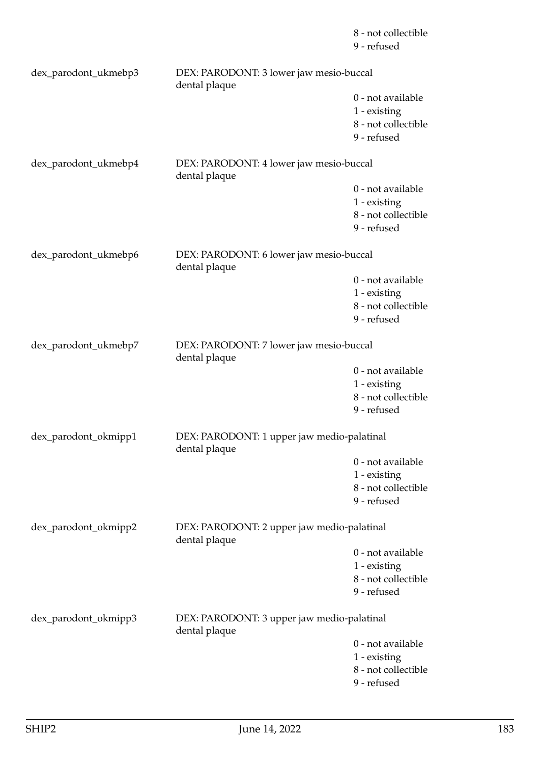8 - not collectible
9 - refused

dex_parodont_ukmebp3 DEX: PARODONT: 3 lower jaw mesio-buccal dental plaque

0 - not available
1 - existing
8 - not collectible
9 - refused

dex_parodont_ukmebp4 DEX: PARODONT: 4 lower jaw mesio-buccal dental plaque

0 - not available
1 - existing
8 - not collectible
9 - refused

dex_parodont_ukmebp6 DEX: PARODONT: 6 lower jaw mesio-buccal dental plaque

0 - not available
1 - existing
8 - not collectible
9 - refused

dex_parodont_ukmebp7 DEX: PARODONT: 7 lower jaw mesio-buccal dental plaque

0 - not available
1 - existing
8 - not collectible
9 - refused

dex_parodont_okmipp1 DEX: PARODONT: 1 upper jaw medio-palatinal dental plaque

0 - not available
1 - existing
8 - not collectible
9 - refused

dex_parodont_okmipp2 DEX: PARODONT: 2 upper jaw medio-palatinal dental plaque

0 - not available
1 - existing
8 - not collectible
9 - refused

dex_parodont_okmipp3 DEX: PARODONT: 3 upper jaw medio-palatinal dental plaque

0 - not available
1 - existing
8 - not collectible
9 - refused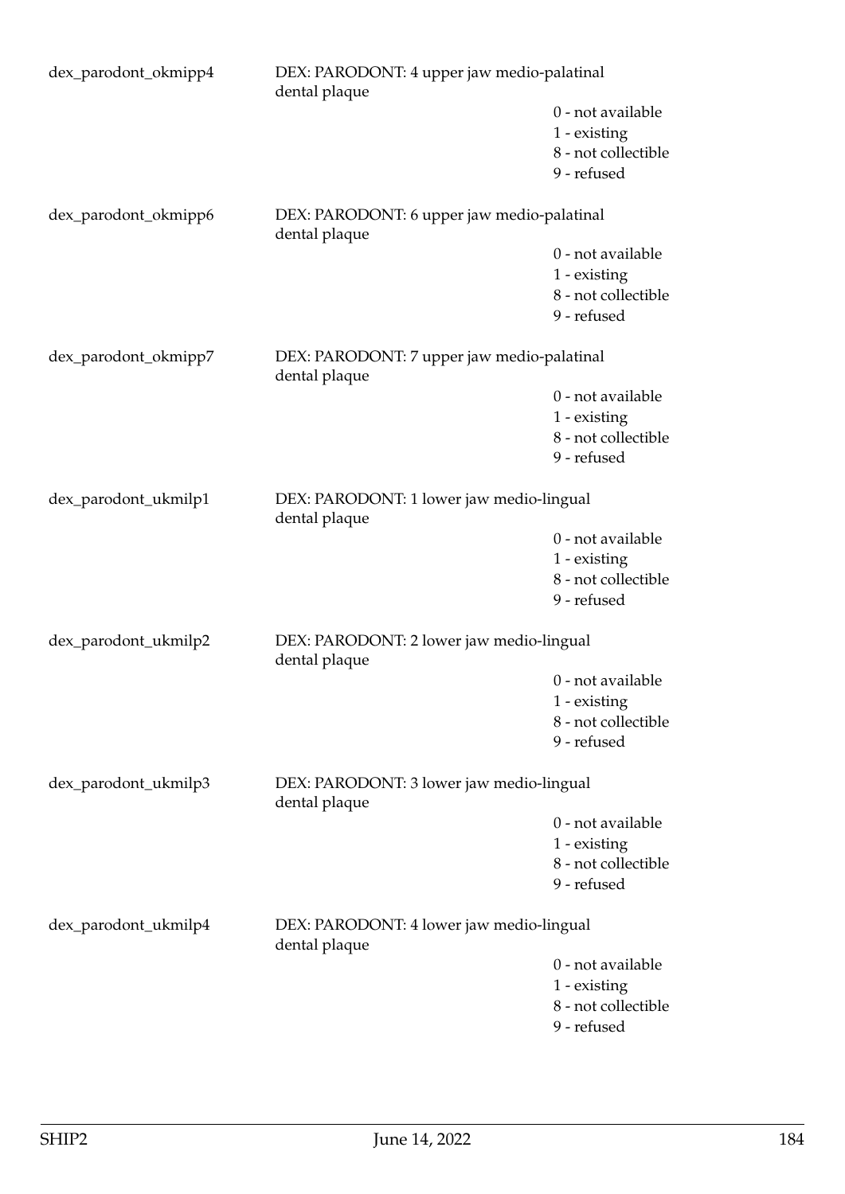dex_parodont_okmipp4 DEX: PARODONT: 4 upper jaw medio-palatinal dental plaque

0 - not available
1 - existing
8 - not collectible
9 - refused

dex_parodont_okmipp6 DEX: PARODONT: 6 upper jaw medio-palatinal dental plaque

0 - not available
1 - existing
8 - not collectible
9 - refused

dex_parodont_okmipp7 DEX: PARODONT: 7 upper jaw medio-palatinal dental plaque

0 - not available
1 - existing
8 - not collectible
9 - refused

dex_parodont_ukmilp1 DEX: PARODONT: 1 lower jaw medio-lingual dental plaque

0 - not available
1 - existing
8 - not collectible
9 - refused

dex_parodont_ukmilp2 DEX: PARODONT: 2 lower jaw medio-lingual dental plaque

0 - not available
1 - existing
8 - not collectible
9 - refused

dex_parodont_ukmilp3 DEX: PARODONT: 3 lower jaw medio-lingual dental plaque

0 - not available
1 - existing
8 - not collectible
9 - refused

dex_parodont_ukmilp4 DEX: PARODONT: 4 lower jaw medio-lingual dental plaque

0 - not available
1 - existing
8 - not collectible
9 - refused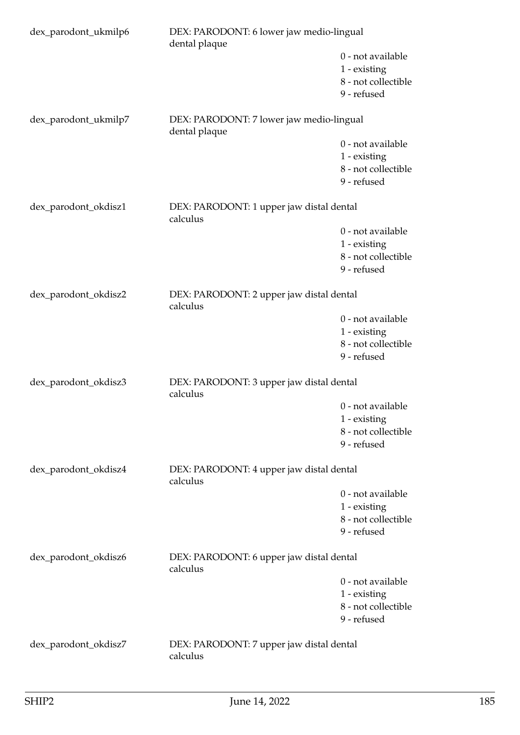dex_parodont_ukmilp6 DEX: PARODONT: 6 lower jaw medio-lingual dental plaque

- 0 - not available
- 1 - existing
- 8 - not collectible
- 9 - refused

dex_parodont_ukmilp7 DEX: PARODONT: 7 lower jaw medio-lingual dental plaque

- 0 - not available
- 1 - existing
- 8 - not collectible
- 9 - refused

dex_parodont_okdisz1 DEX: PARODONT: 1 upper jaw distal dental calculus

- 0 - not available
- 1 - existing
- 8 - not collectible
- 9 - refused

dex_parodont_okdisz2 DEX: PARODONT: 2 upper jaw distal dental calculus

- 0 - not available
- 1 - existing
- 8 - not collectible
- 9 - refused

dex_parodont_okdisz3 DEX: PARODONT: 3 upper jaw distal dental calculus

- 0 - not available
- 1 - existing
- 8 - not collectible
- 9 - refused

dex_parodont_okdisz4 DEX: PARODONT: 4 upper jaw distal dental calculus

- 0 - not available
- 1 - existing
- 8 - not collectible
- 9 - refused

dex_parodont_okdisz6 DEX: PARODONT: 6 upper jaw distal dental calculus

- 0 - not available
- 1 - existing
- 8 - not collectible
- 9 - refused

dex_parodont_okdisz7 DEX: PARODONT: 7 upper jaw distal dental calculus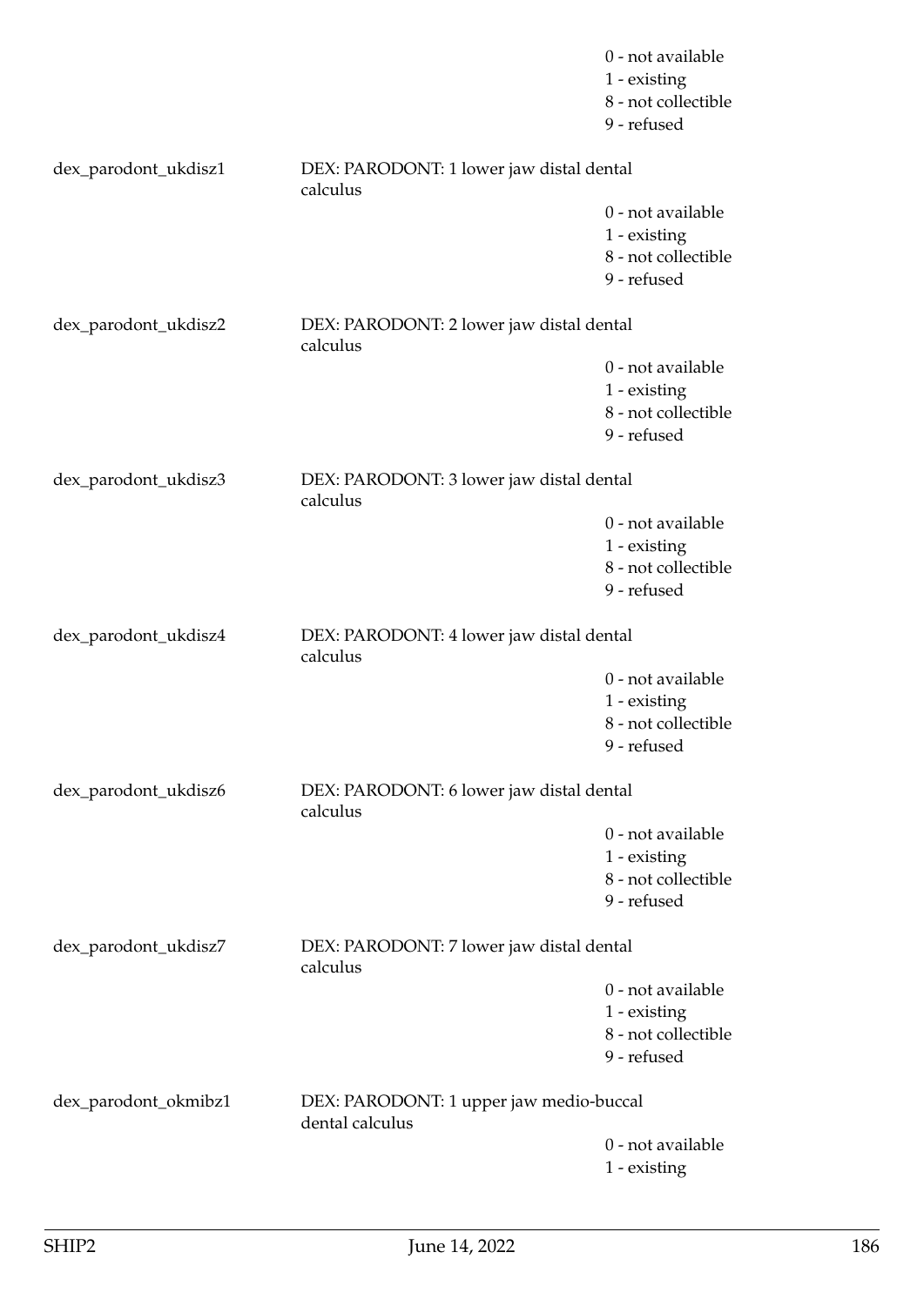0 - not available
1 - existing
8 - not collectible
9 - refused

| | | |
|---|---|---|
| dex_parodont_ukdisz1 | DEX: PARODONT: 1 lower jaw distal dental calculus | |
| | | 0 - not available<br>1 - existing<br>8 - not collectible<br>9 - refused |
| dex_parodont_ukdisz2 | DEX: PARODONT: 2 lower jaw distal dental calculus | |
| | | 0 - not available<br>1 - existing<br>8 - not collectible<br>9 - refused |
| dex_parodont_ukdisz3 | DEX: PARODONT: 3 lower jaw distal dental calculus | |
| | | 0 - not available<br>1 - existing<br>8 - not collectible<br>9 - refused |
| dex_parodont_ukdisz4 | DEX: PARODONT: 4 lower jaw distal dental calculus | |
| | | 0 - not available<br>1 - existing<br>8 - not collectible<br>9 - refused |
| dex_parodont_ukdisz6 | DEX: PARODONT: 6 lower jaw distal dental calculus | |
| | | 0 - not available<br>1 - existing<br>8 - not collectible<br>9 - refused |
| dex_parodont_ukdisz7 | DEX: PARODONT: 7 lower jaw distal dental calculus | |
| | | 0 - not available<br>1 - existing<br>8 - not collectible<br>9 - refused |
| dex_parodont_okmibz1 | DEX: PARODONT: 1 upper jaw medio-buccal dental calculus | |
| | | 0 - not available<br>1 - existing |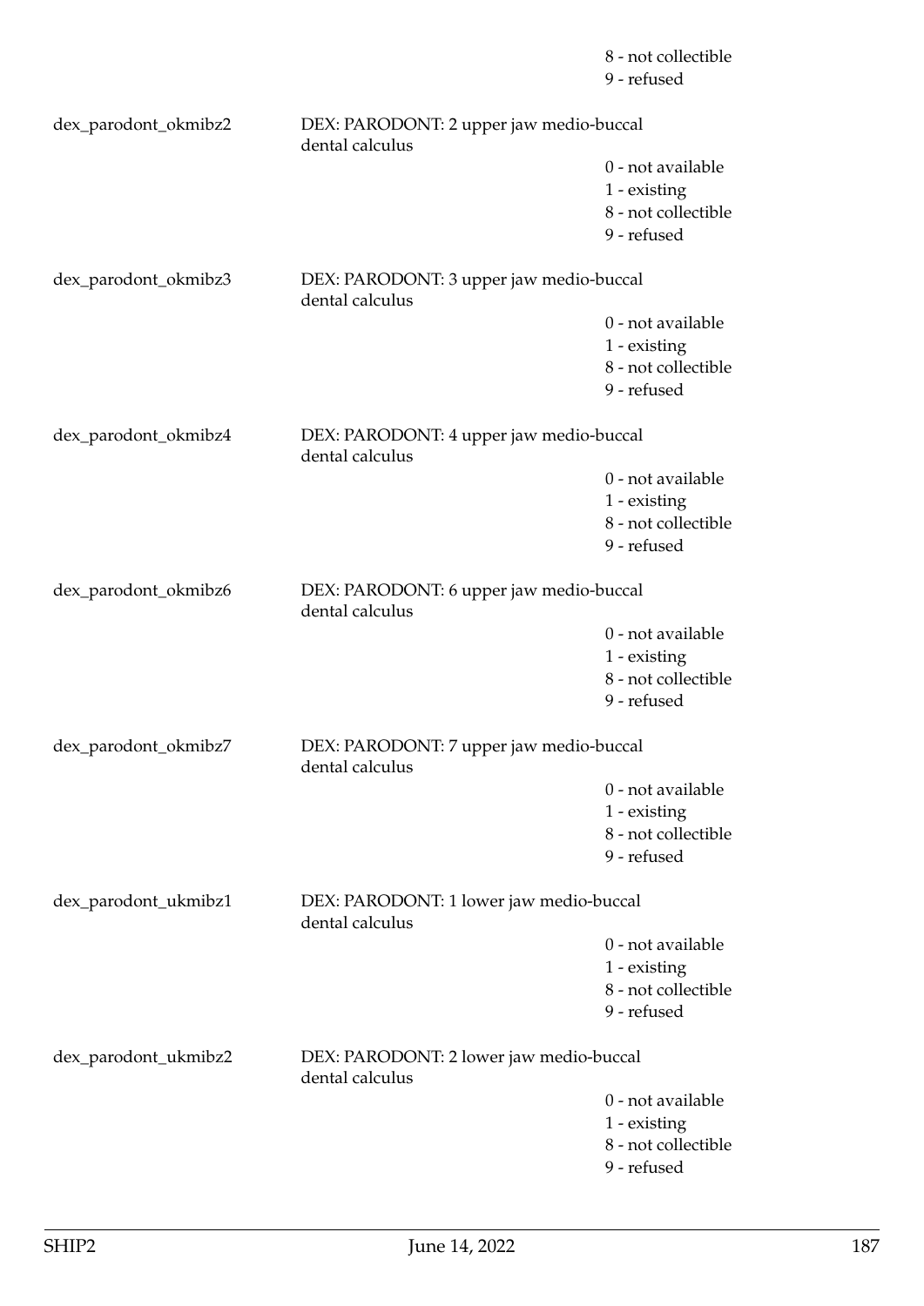8 - not collectible
9 - refused

dex_parodont_okmibz2 DEX: PARODONT: 2 upper jaw medio-buccal dental calculus

0 - not available
1 - existing
8 - not collectible
9 - refused

dex_parodont_okmibz3 DEX: PARODONT: 3 upper jaw medio-buccal dental calculus

0 - not available
1 - existing
8 - not collectible
9 - refused

dex_parodont_okmibz4 DEX: PARODONT: 4 upper jaw medio-buccal dental calculus

0 - not available
1 - existing
8 - not collectible
9 - refused

dex_parodont_okmibz6 DEX: PARODONT: 6 upper jaw medio-buccal dental calculus

0 - not available
1 - existing
8 - not collectible
9 - refused

dex_parodont_okmibz7 DEX: PARODONT: 7 upper jaw medio-buccal dental calculus

0 - not available
1 - existing
8 - not collectible
9 - refused

dex_parodont_ukmibz1 DEX: PARODONT: 1 lower jaw medio-buccal dental calculus

0 - not available
1 - existing
8 - not collectible
9 - refused

dex_parodont_ukmibz2 DEX: PARODONT: 2 lower jaw medio-buccal dental calculus

0 - not available
1 - existing
8 - not collectible
9 - refused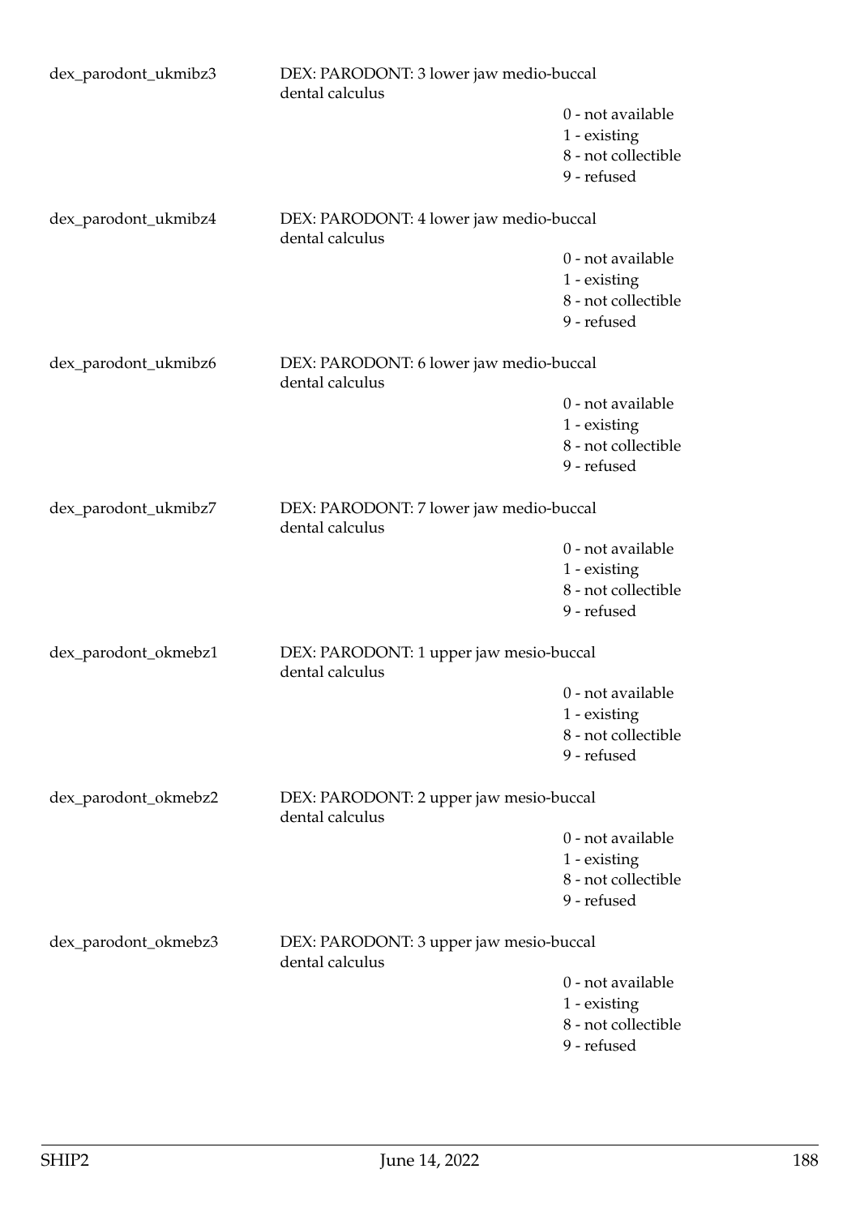dex_parodont_ukmibz3 DEX: PARODONT: 3 lower jaw medio-buccal dental calculus

0 - not available
1 - existing
8 - not collectible
9 - refused

dex_parodont_ukmibz4 DEX: PARODONT: 4 lower jaw medio-buccal dental calculus

0 - not available
1 - existing
8 - not collectible
9 - refused

dex_parodont_ukmibz6 DEX: PARODONT: 6 lower jaw medio-buccal dental calculus

0 - not available
1 - existing
8 - not collectible
9 - refused

dex_parodont_ukmibz7 DEX: PARODONT: 7 lower jaw medio-buccal dental calculus

0 - not available
1 - existing
8 - not collectible
9 - refused

dex_parodont_okmebz1 DEX: PARODONT: 1 upper jaw mesio-buccal dental calculus

0 - not available
1 - existing
8 - not collectible
9 - refused

dex_parodont_okmebz2 DEX: PARODONT: 2 upper jaw mesio-buccal dental calculus

0 - not available
1 - existing
8 - not collectible
9 - refused

dex_parodont_okmebz3 DEX: PARODONT: 3 upper jaw mesio-buccal dental calculus

0 - not available
1 - existing
8 - not collectible
9 - refused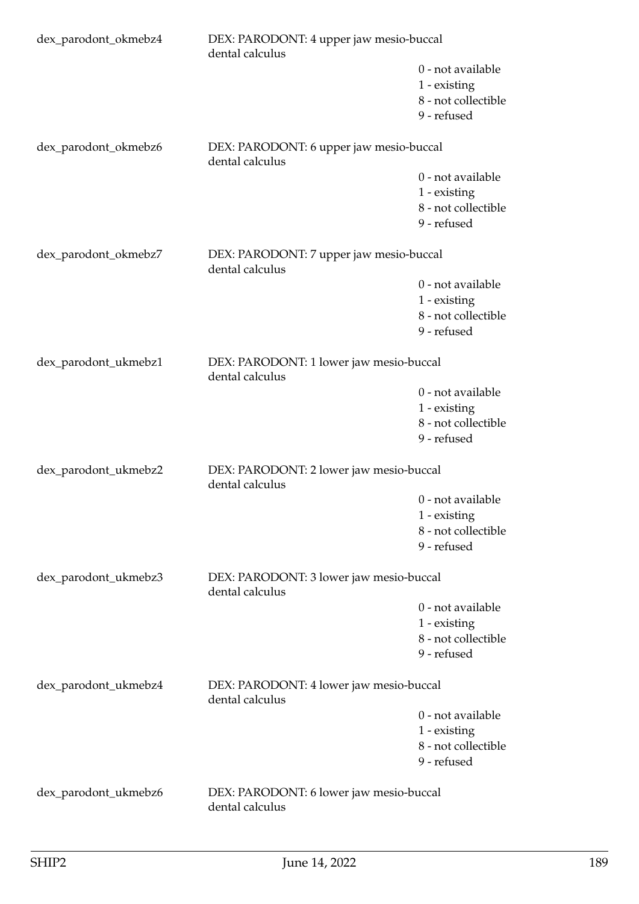dex_parodont_okmebz4 DEX: PARODONT: 4 upper jaw mesio-buccal dental calculus

0 - not available
1 - existing
8 - not collectible
9 - refused

dex_parodont_okmebz6 DEX: PARODONT: 6 upper jaw mesio-buccal dental calculus

0 - not available
1 - existing
8 - not collectible
9 - refused

dex_parodont_okmebz7 DEX: PARODONT: 7 upper jaw mesio-buccal dental calculus

0 - not available
1 - existing
8 - not collectible
9 - refused

dex_parodont_ukmebz1 DEX: PARODONT: 1 lower jaw mesio-buccal dental calculus

0 - not available
1 - existing
8 - not collectible
9 - refused

dex_parodont_ukmebz2 DEX: PARODONT: 2 lower jaw mesio-buccal dental calculus

0 - not available
1 - existing
8 - not collectible
9 - refused

dex_parodont_ukmebz3 DEX: PARODONT: 3 lower jaw mesio-buccal dental calculus

0 - not available
1 - existing
8 - not collectible
9 - refused

dex_parodont_ukmebz4 DEX: PARODONT: 4 lower jaw mesio-buccal dental calculus

0 - not available
1 - existing
8 - not collectible
9 - refused

dex_parodont_ukmebz6 DEX: PARODONT: 6 lower jaw mesio-buccal dental calculus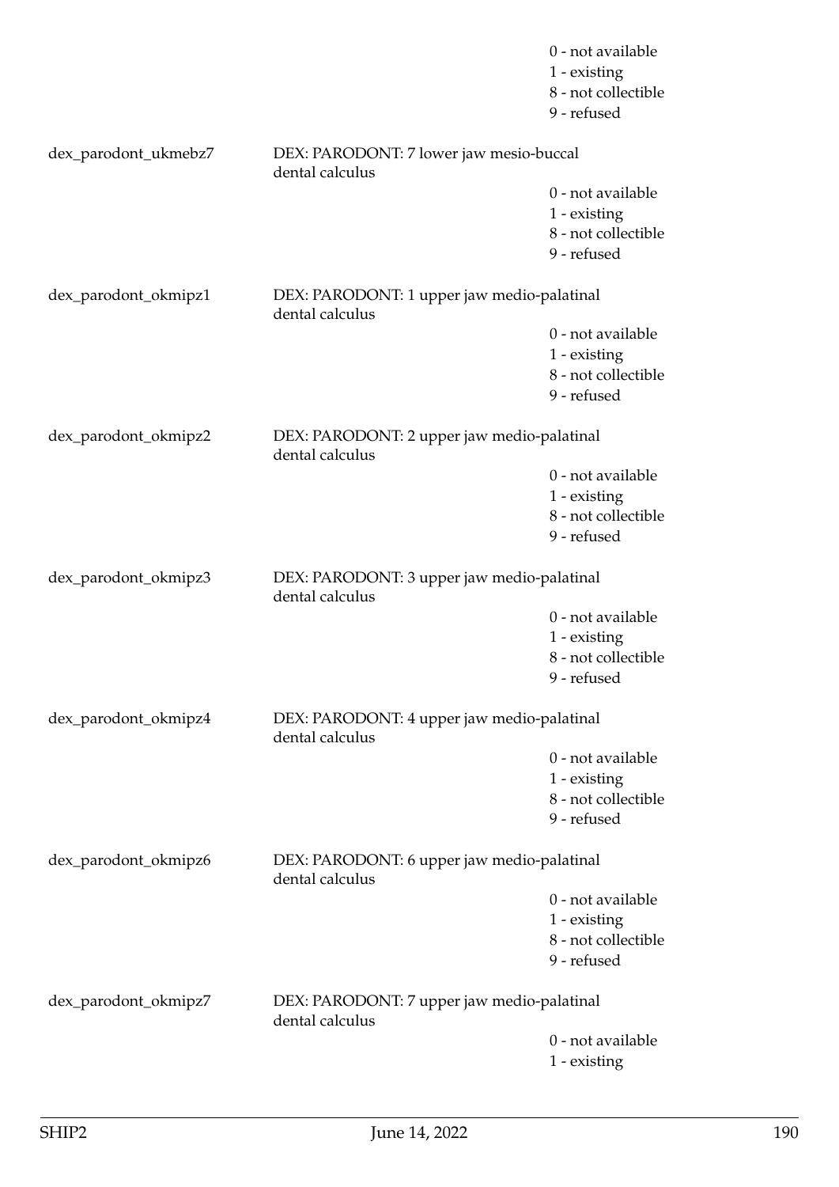0 - not available
1 - existing
8 - not collectible
9 - refused

dex_parodont_ukmebz7 DEX: PARODONT: 7 lower jaw mesio-buccal dental calculus

0 - not available
1 - existing
8 - not collectible
9 - refused

dex_parodont_okmipz1 DEX: PARODONT: 1 upper jaw medio-palatinal dental calculus

0 - not available
1 - existing
8 - not collectible
9 - refused

dex_parodont_okmipz2 DEX: PARODONT: 2 upper jaw medio-palatinal dental calculus

0 - not available
1 - existing
8 - not collectible
9 - refused

dex_parodont_okmipz3 DEX: PARODONT: 3 upper jaw medio-palatinal dental calculus

0 - not available
1 - existing
8 - not collectible
9 - refused

dex_parodont_okmipz4 DEX: PARODONT: 4 upper jaw medio-palatinal dental calculus

0 - not available
1 - existing
8 - not collectible
9 - refused

dex_parodont_okmipz6 DEX: PARODONT: 6 upper jaw medio-palatinal dental calculus

0 - not available
1 - existing
8 - not collectible
9 - refused

dex_parodont_okmipz7 DEX: PARODONT: 7 upper jaw medio-palatinal dental calculus

0 - not available
1 - existing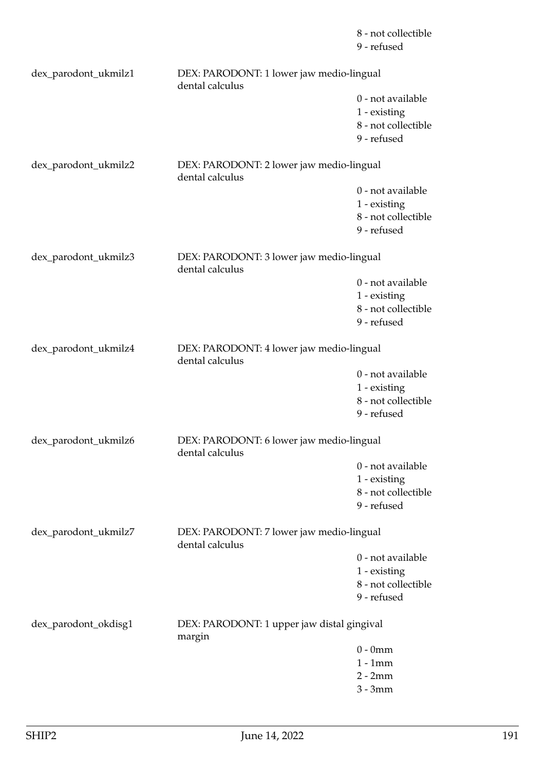8 - not collectible
9 - refused

| Variable | Description | Values |
|---|---|---|
| dex_parodont_ukmilz1 | DEX: PARODONT: 1 lower jaw medio-lingual dental calculus | 0 - not available<br>1 - existing<br>8 - not collectible<br>9 - refused |
| dex_parodont_ukmilz2 | DEX: PARODONT: 2 lower jaw medio-lingual dental calculus | 0 - not available<br>1 - existing<br>8 - not collectible<br>9 - refused |
| dex_parodont_ukmilz3 | DEX: PARODONT: 3 lower jaw medio-lingual dental calculus | 0 - not available<br>1 - existing<br>8 - not collectible<br>9 - refused |
| dex_parodont_ukmilz4 | DEX: PARODONT: 4 lower jaw medio-lingual dental calculus | 0 - not available<br>1 - existing<br>8 - not collectible<br>9 - refused |
| dex_parodont_ukmilz6 | DEX: PARODONT: 6 lower jaw medio-lingual dental calculus | 0 - not available<br>1 - existing<br>8 - not collectible<br>9 - refused |
| dex_parodont_ukmilz7 | DEX: PARODONT: 7 lower jaw medio-lingual dental calculus | 0 - not available<br>1 - existing<br>8 - not collectible<br>9 - refused |
| dex_parodont_okdisg1 | DEX: PARODONT: 1 upper jaw distal gingival margin | 0 - 0mm<br>1 - 1mm<br>2 - 2mm<br>3 - 3mm |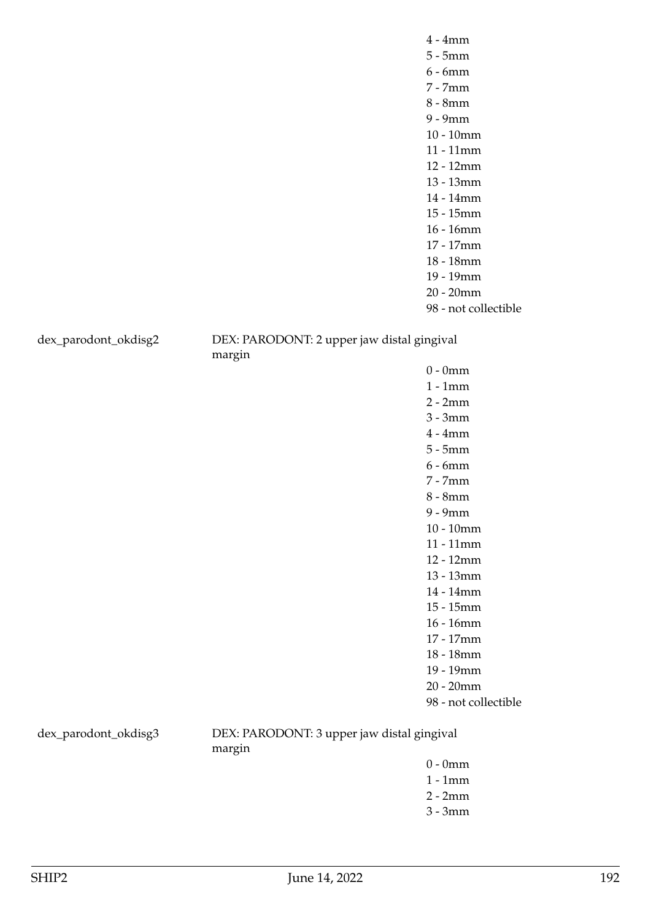4 - 4mm
5 - 5mm
6 - 6mm
7 - 7mm
8 - 8mm
9 - 9mm
10 - 10mm
11 - 11mm
12 - 12mm
13 - 13mm
14 - 14mm
15 - 15mm
16 - 16mm
17 - 17mm
18 - 18mm
19 - 19mm
20 - 20mm
98 - not collectible

dex_parodont_okdisg2 — DEX: PARODONT: 2 upper jaw distal gingival margin

0 - 0mm
1 - 1mm
2 - 2mm
3 - 3mm
4 - 4mm
5 - 5mm
6 - 6mm
7 - 7mm
8 - 8mm
9 - 9mm
10 - 10mm
11 - 11mm
12 - 12mm
13 - 13mm
14 - 14mm
15 - 15mm
16 - 16mm
17 - 17mm
18 - 18mm
19 - 19mm
20 - 20mm
98 - not collectible

dex_parodont_okdisg3 — DEX: PARODONT: 3 upper jaw distal gingival margin

0 - 0mm
1 - 1mm
2 - 2mm
3 - 3mm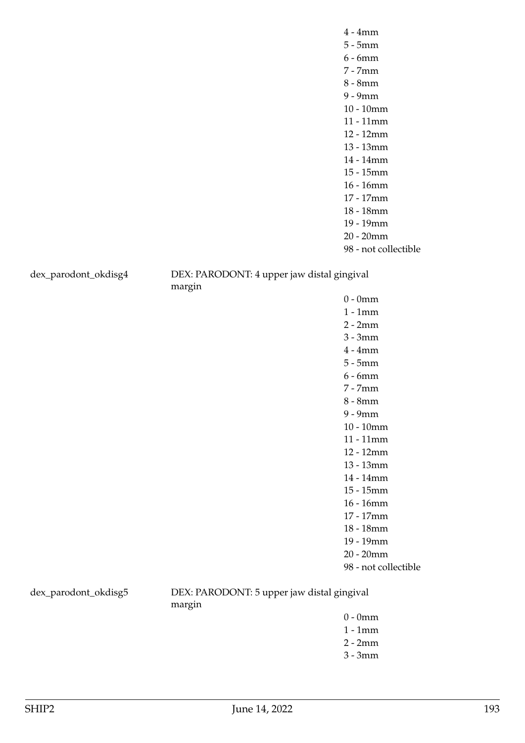4 - 4mm
5 - 5mm
6 - 6mm
7 - 7mm
8 - 8mm
9 - 9mm
10 - 10mm
11 - 11mm
12 - 12mm
13 - 13mm
14 - 14mm
15 - 15mm
16 - 16mm
17 - 17mm
18 - 18mm
19 - 19mm
20 - 20mm
98 - not collectible

dex_parodont_okdisg4 — DEX: PARODONT: 4 upper jaw distal gingival margin

0 - 0mm
1 - 1mm
2 - 2mm
3 - 3mm
4 - 4mm
5 - 5mm
6 - 6mm
7 - 7mm
8 - 8mm
9 - 9mm
10 - 10mm
11 - 11mm
12 - 12mm
13 - 13mm
14 - 14mm
15 - 15mm
16 - 16mm
17 - 17mm
18 - 18mm
19 - 19mm
20 - 20mm
98 - not collectible

dex_parodont_okdisg5 — DEX: PARODONT: 5 upper jaw distal gingival margin

0 - 0mm
1 - 1mm
2 - 2mm
3 - 3mm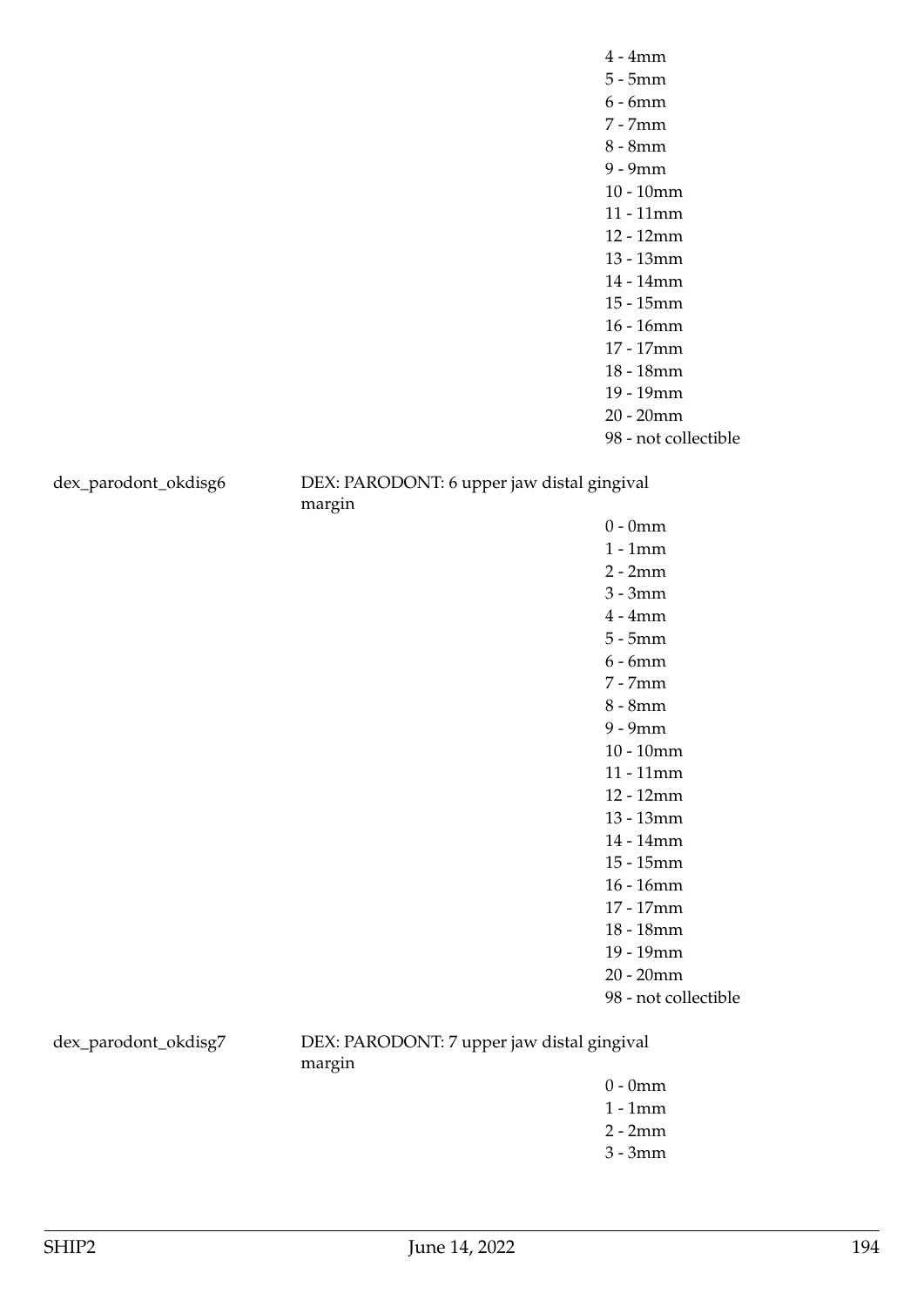4 - 4mm
5 - 5mm
6 - 6mm
7 - 7mm
8 - 8mm
9 - 9mm
10 - 10mm
11 - 11mm
12 - 12mm
13 - 13mm
14 - 14mm
15 - 15mm
16 - 16mm
17 - 17mm
18 - 18mm
19 - 19mm
20 - 20mm
98 - not collectible

dex_parodont_okdisg6 DEX: PARODONT: 6 upper jaw distal gingival margin

0 - 0mm
1 - 1mm
2 - 2mm
3 - 3mm
4 - 4mm
5 - 5mm
6 - 6mm
7 - 7mm
8 - 8mm
9 - 9mm
10 - 10mm
11 - 11mm
12 - 12mm
13 - 13mm
14 - 14mm
15 - 15mm
16 - 16mm
17 - 17mm
18 - 18mm
19 - 19mm
20 - 20mm
98 - not collectible

dex_parodont_okdisg7 DEX: PARODONT: 7 upper jaw distal gingival margin

0 - 0mm
1 - 1mm
2 - 2mm
3 - 3mm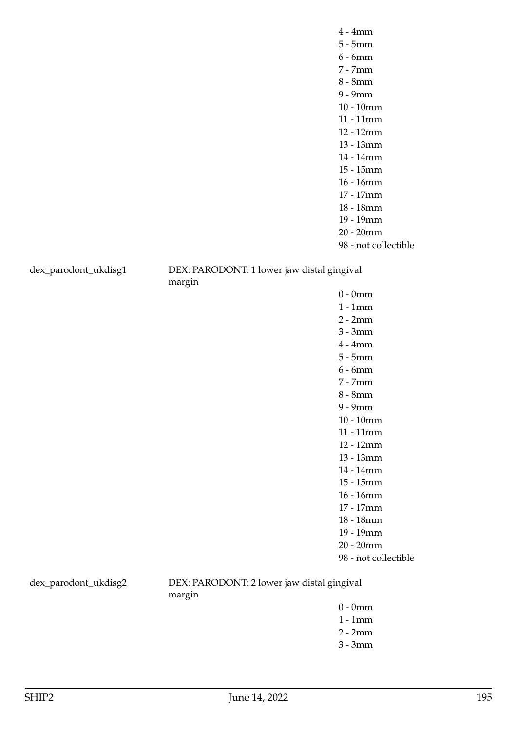4 - 4mm
5 - 5mm
6 - 6mm
7 - 7mm
8 - 8mm
9 - 9mm
10 - 10mm
11 - 11mm
12 - 12mm
13 - 13mm
14 - 14mm
15 - 15mm
16 - 16mm
17 - 17mm
18 - 18mm
19 - 19mm
20 - 20mm
98 - not collectible

dex_parodont_ukdisg1 DEX: PARODONT: 1 lower jaw distal gingival margin

0 - 0mm
1 - 1mm
2 - 2mm
3 - 3mm
4 - 4mm
5 - 5mm
6 - 6mm
7 - 7mm
8 - 8mm
9 - 9mm
10 - 10mm
11 - 11mm
12 - 12mm
13 - 13mm
14 - 14mm
15 - 15mm
16 - 16mm
17 - 17mm
18 - 18mm
19 - 19mm
20 - 20mm
98 - not collectible

dex_parodont_ukdisg2 DEX: PARODONT: 2 lower jaw distal gingival margin

0 - 0mm
1 - 1mm
2 - 2mm
3 - 3mm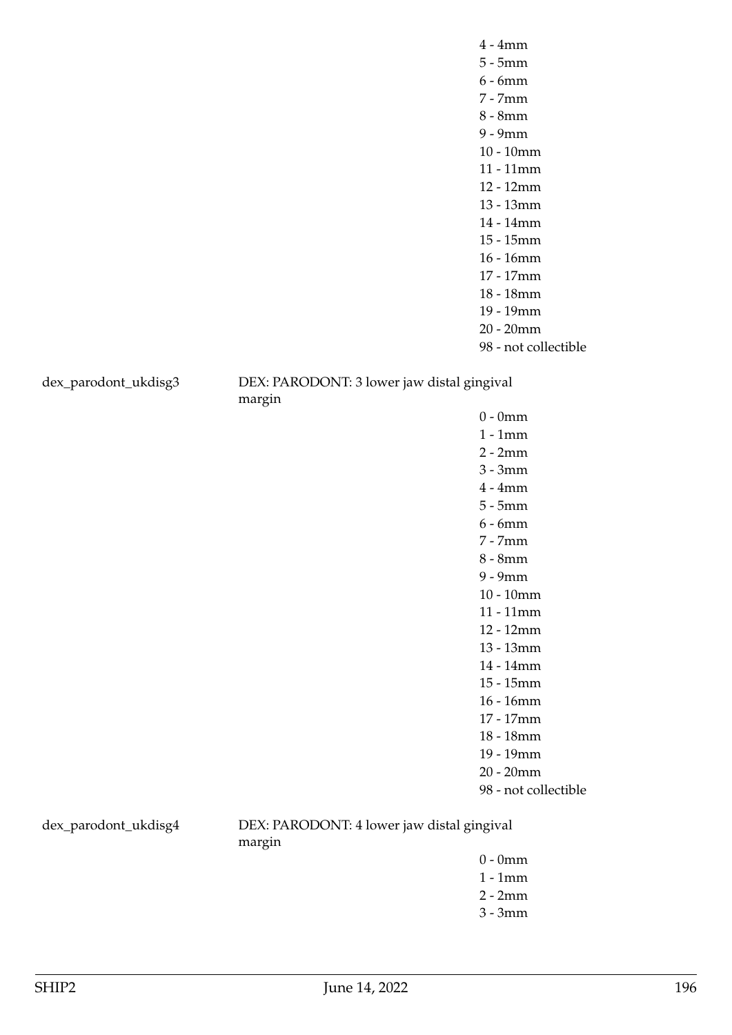4 - 4mm
5 - 5mm
6 - 6mm
7 - 7mm
8 - 8mm
9 - 9mm
10 - 10mm
11 - 11mm
12 - 12mm
13 - 13mm
14 - 14mm
15 - 15mm
16 - 16mm
17 - 17mm
18 - 18mm
19 - 19mm
20 - 20mm
98 - not collectible

dex_parodont_ukdisg3 DEX: PARODONT: 3 lower jaw distal gingival margin

0 - 0mm
1 - 1mm
2 - 2mm
3 - 3mm
4 - 4mm
5 - 5mm
6 - 6mm
7 - 7mm
8 - 8mm
9 - 9mm
10 - 10mm
11 - 11mm
12 - 12mm
13 - 13mm
14 - 14mm
15 - 15mm
16 - 16mm
17 - 17mm
18 - 18mm
19 - 19mm
20 - 20mm
98 - not collectible

dex_parodont_ukdisg4 DEX: PARODONT: 4 lower jaw distal gingival margin

0 - 0mm
1 - 1mm
2 - 2mm
3 - 3mm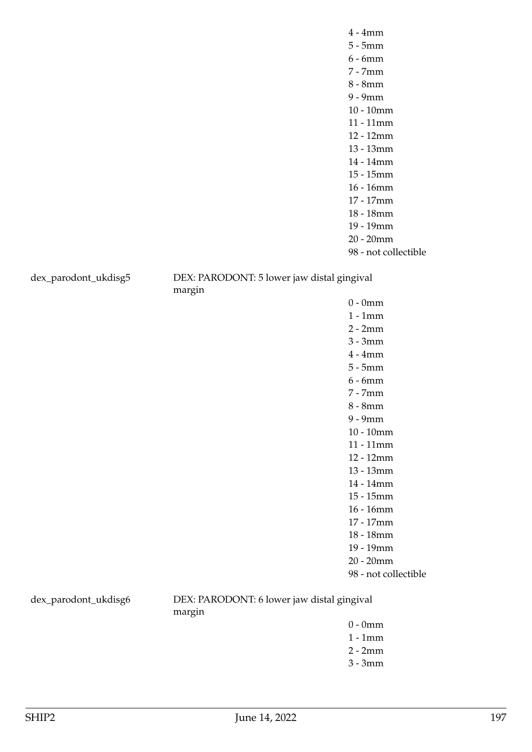4 - 4mm
5 - 5mm
6 - 6mm
7 - 7mm
8 - 8mm
9 - 9mm
10 - 10mm
11 - 11mm
12 - 12mm
13 - 13mm
14 - 14mm
15 - 15mm
16 - 16mm
17 - 17mm
18 - 18mm
19 - 19mm
20 - 20mm
98 - not collectible

dex_parodont_ukdisg5 DEX: PARODONT: 5 lower jaw distal gingival margin

0 - 0mm
1 - 1mm
2 - 2mm
3 - 3mm
4 - 4mm
5 - 5mm
6 - 6mm
7 - 7mm
8 - 8mm
9 - 9mm
10 - 10mm
11 - 11mm
12 - 12mm
13 - 13mm
14 - 14mm
15 - 15mm
16 - 16mm
17 - 17mm
18 - 18mm
19 - 19mm
20 - 20mm
98 - not collectible

dex_parodont_ukdisg6 DEX: PARODONT: 6 lower jaw distal gingival margin

0 - 0mm
1 - 1mm
2 - 2mm
3 - 3mm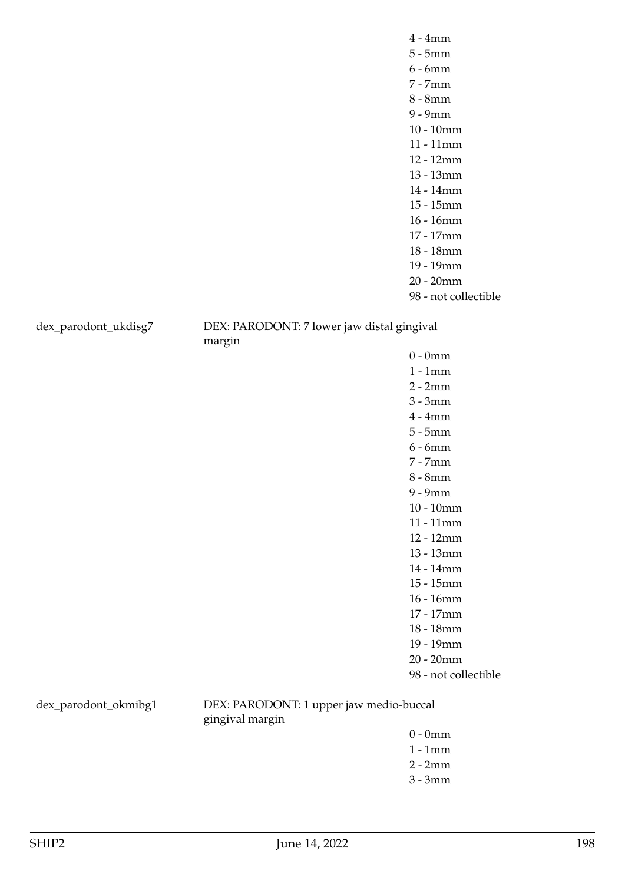4 - 4mm
5 - 5mm
6 - 6mm
7 - 7mm
8 - 8mm
9 - 9mm
10 - 10mm
11 - 11mm
12 - 12mm
13 - 13mm
14 - 14mm
15 - 15mm
16 - 16mm
17 - 17mm
18 - 18mm
19 - 19mm
20 - 20mm
98 - not collectible

dex_parodont_ukdisg7 DEX: PARODONT: 7 lower jaw distal gingival margin

0 - 0mm
1 - 1mm
2 - 2mm
3 - 3mm
4 - 4mm
5 - 5mm
6 - 6mm
7 - 7mm
8 - 8mm
9 - 9mm
10 - 10mm
11 - 11mm
12 - 12mm
13 - 13mm
14 - 14mm
15 - 15mm
16 - 16mm
17 - 17mm
18 - 18mm
19 - 19mm
20 - 20mm
98 - not collectible

dex_parodont_okmibg1 DEX: PARODONT: 1 upper jaw medio-buccal gingival margin

0 - 0mm
1 - 1mm
2 - 2mm
3 - 3mm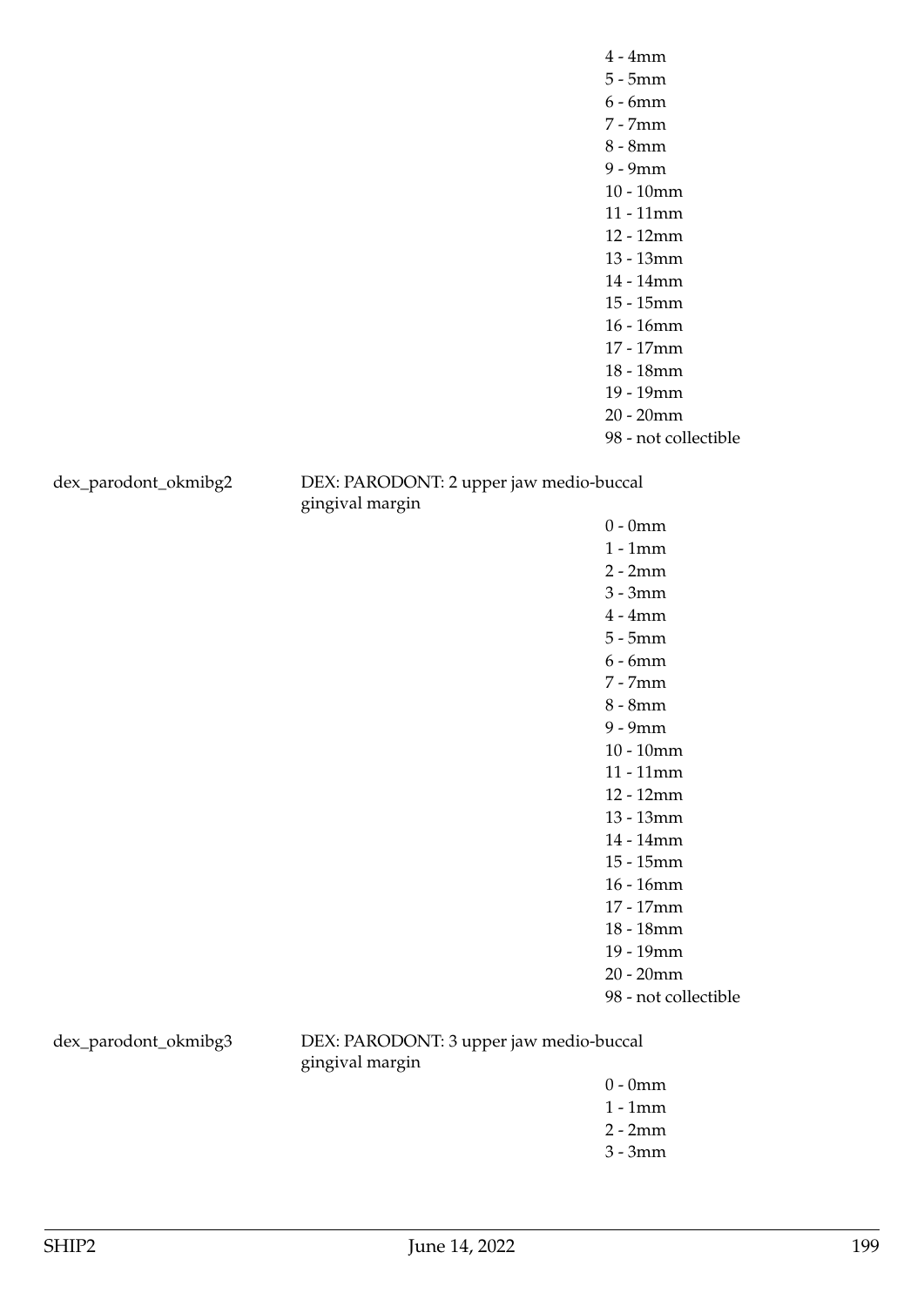4 - 4mm
5 - 5mm
6 - 6mm
7 - 7mm
8 - 8mm
9 - 9mm
10 - 10mm
11 - 11mm
12 - 12mm
13 - 13mm
14 - 14mm
15 - 15mm
16 - 16mm
17 - 17mm
18 - 18mm
19 - 19mm
20 - 20mm
98 - not collectible

dex_parodont_okmibg2 DEX: PARODONT: 2 upper jaw medio-buccal gingival margin

0 - 0mm
1 - 1mm
2 - 2mm
3 - 3mm
4 - 4mm
5 - 5mm
6 - 6mm
7 - 7mm
8 - 8mm
9 - 9mm
10 - 10mm
11 - 11mm
12 - 12mm
13 - 13mm
14 - 14mm
15 - 15mm
16 - 16mm
17 - 17mm
18 - 18mm
19 - 19mm
20 - 20mm
98 - not collectible

dex_parodont_okmibg3 DEX: PARODONT: 3 upper jaw medio-buccal gingival margin

0 - 0mm
1 - 1mm
2 - 2mm
3 - 3mm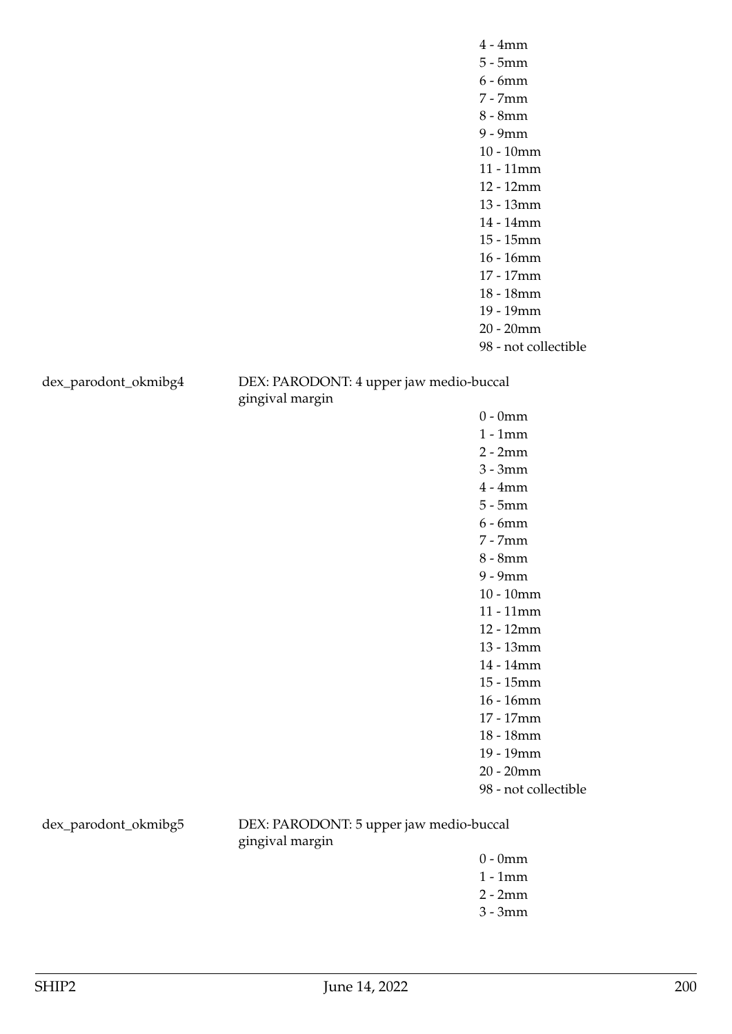4 - 4mm
5 - 5mm
6 - 6mm
7 - 7mm
8 - 8mm
9 - 9mm
10 - 10mm
11 - 11mm
12 - 12mm
13 - 13mm
14 - 14mm
15 - 15mm
16 - 16mm
17 - 17mm
18 - 18mm
19 - 19mm
20 - 20mm
98 - not collectible

dex_parodont_okmibg4 DEX: PARODONT: 4 upper jaw medio-buccal gingival margin

0 - 0mm
1 - 1mm
2 - 2mm
3 - 3mm
4 - 4mm
5 - 5mm
6 - 6mm
7 - 7mm
8 - 8mm
9 - 9mm
10 - 10mm
11 - 11mm
12 - 12mm
13 - 13mm
14 - 14mm
15 - 15mm
16 - 16mm
17 - 17mm
18 - 18mm
19 - 19mm
20 - 20mm
98 - not collectible

dex_parodont_okmibg5 DEX: PARODONT: 5 upper jaw medio-buccal gingival margin

0 - 0mm
1 - 1mm
2 - 2mm
3 - 3mm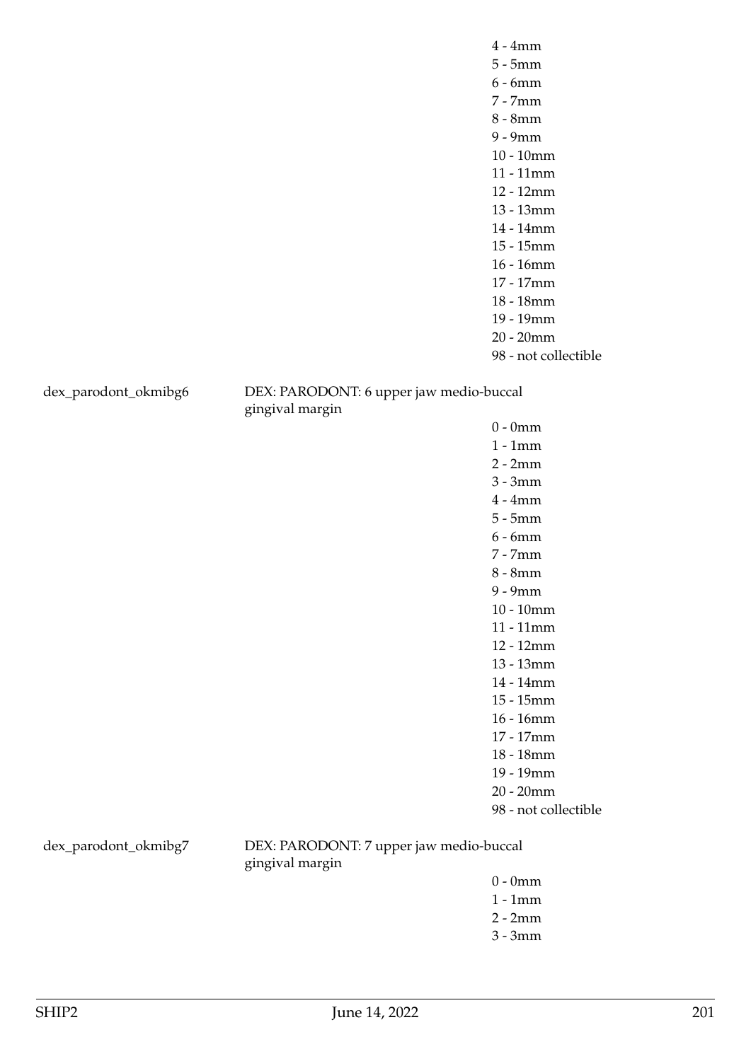4 - 4mm
5 - 5mm
6 - 6mm
7 - 7mm
8 - 8mm
9 - 9mm
10 - 10mm
11 - 11mm
12 - 12mm
13 - 13mm
14 - 14mm
15 - 15mm
16 - 16mm
17 - 17mm
18 - 18mm
19 - 19mm
20 - 20mm
98 - not collectible

dex_parodont_okmibg6 DEX: PARODONT: 6 upper jaw medio-buccal gingival margin

0 - 0mm
1 - 1mm
2 - 2mm
3 - 3mm
4 - 4mm
5 - 5mm
6 - 6mm
7 - 7mm
8 - 8mm
9 - 9mm
10 - 10mm
11 - 11mm
12 - 12mm
13 - 13mm
14 - 14mm
15 - 15mm
16 - 16mm
17 - 17mm
18 - 18mm
19 - 19mm
20 - 20mm
98 - not collectible

dex_parodont_okmibg7 DEX: PARODONT: 7 upper jaw medio-buccal gingival margin

0 - 0mm
1 - 1mm
2 - 2mm
3 - 3mm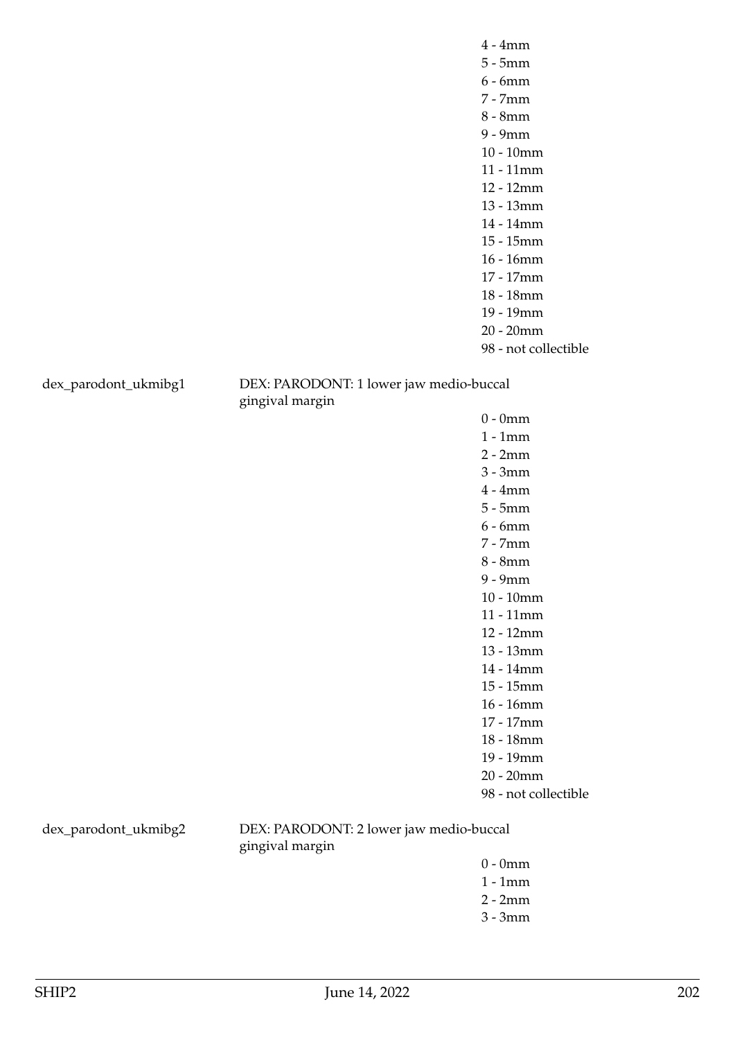4 - 4mm
5 - 5mm
6 - 6mm
7 - 7mm
8 - 8mm
9 - 9mm
10 - 10mm
11 - 11mm
12 - 12mm
13 - 13mm
14 - 14mm
15 - 15mm
16 - 16mm
17 - 17mm
18 - 18mm
19 - 19mm
20 - 20mm
98 - not collectible

dex_parodont_ukmibg1 DEX: PARODONT: 1 lower jaw medio-buccal gingival margin

0 - 0mm
1 - 1mm
2 - 2mm
3 - 3mm
4 - 4mm
5 - 5mm
6 - 6mm
7 - 7mm
8 - 8mm
9 - 9mm
10 - 10mm
11 - 11mm
12 - 12mm
13 - 13mm
14 - 14mm
15 - 15mm
16 - 16mm
17 - 17mm
18 - 18mm
19 - 19mm
20 - 20mm
98 - not collectible

dex_parodont_ukmibg2 DEX: PARODONT: 2 lower jaw medio-buccal gingival margin

0 - 0mm
1 - 1mm
2 - 2mm
3 - 3mm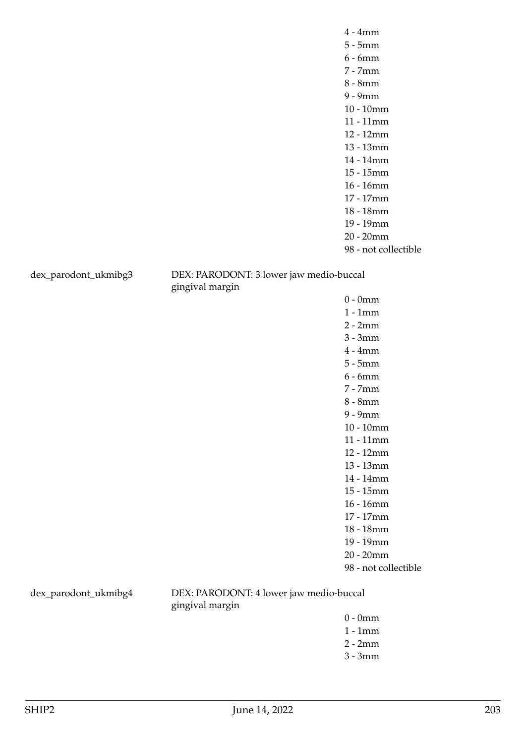4 - 4mm
5 - 5mm
6 - 6mm
7 - 7mm
8 - 8mm
9 - 9mm
10 - 10mm
11 - 11mm
12 - 12mm
13 - 13mm
14 - 14mm
15 - 15mm
16 - 16mm
17 - 17mm
18 - 18mm
19 - 19mm
20 - 20mm
98 - not collectible

dex_parodont_ukmibg3 — DEX: PARODONT: 3 lower jaw medio-buccal gingival margin

0 - 0mm
1 - 1mm
2 - 2mm
3 - 3mm
4 - 4mm
5 - 5mm
6 - 6mm
7 - 7mm
8 - 8mm
9 - 9mm
10 - 10mm
11 - 11mm
12 - 12mm
13 - 13mm
14 - 14mm
15 - 15mm
16 - 16mm
17 - 17mm
18 - 18mm
19 - 19mm
20 - 20mm
98 - not collectible

dex_parodont_ukmibg4 — DEX: PARODONT: 4 lower jaw medio-buccal gingival margin

0 - 0mm
1 - 1mm
2 - 2mm
3 - 3mm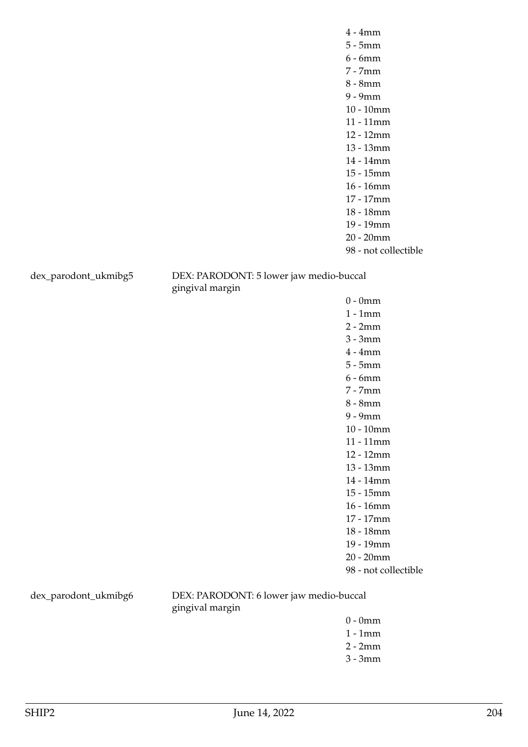4 - 4mm
5 - 5mm
6 - 6mm
7 - 7mm
8 - 8mm
9 - 9mm
10 - 10mm
11 - 11mm
12 - 12mm
13 - 13mm
14 - 14mm
15 - 15mm
16 - 16mm
17 - 17mm
18 - 18mm
19 - 19mm
20 - 20mm
98 - not collectible

dex_parodont_ukmibg5 DEX: PARODONT: 5 lower jaw medio-buccal gingival margin

0 - 0mm
1 - 1mm
2 - 2mm
3 - 3mm
4 - 4mm
5 - 5mm
6 - 6mm
7 - 7mm
8 - 8mm
9 - 9mm
10 - 10mm
11 - 11mm
12 - 12mm
13 - 13mm
14 - 14mm
15 - 15mm
16 - 16mm
17 - 17mm
18 - 18mm
19 - 19mm
20 - 20mm
98 - not collectible

dex_parodont_ukmibg6 DEX: PARODONT: 6 lower jaw medio-buccal gingival margin

0 - 0mm
1 - 1mm
2 - 2mm
3 - 3mm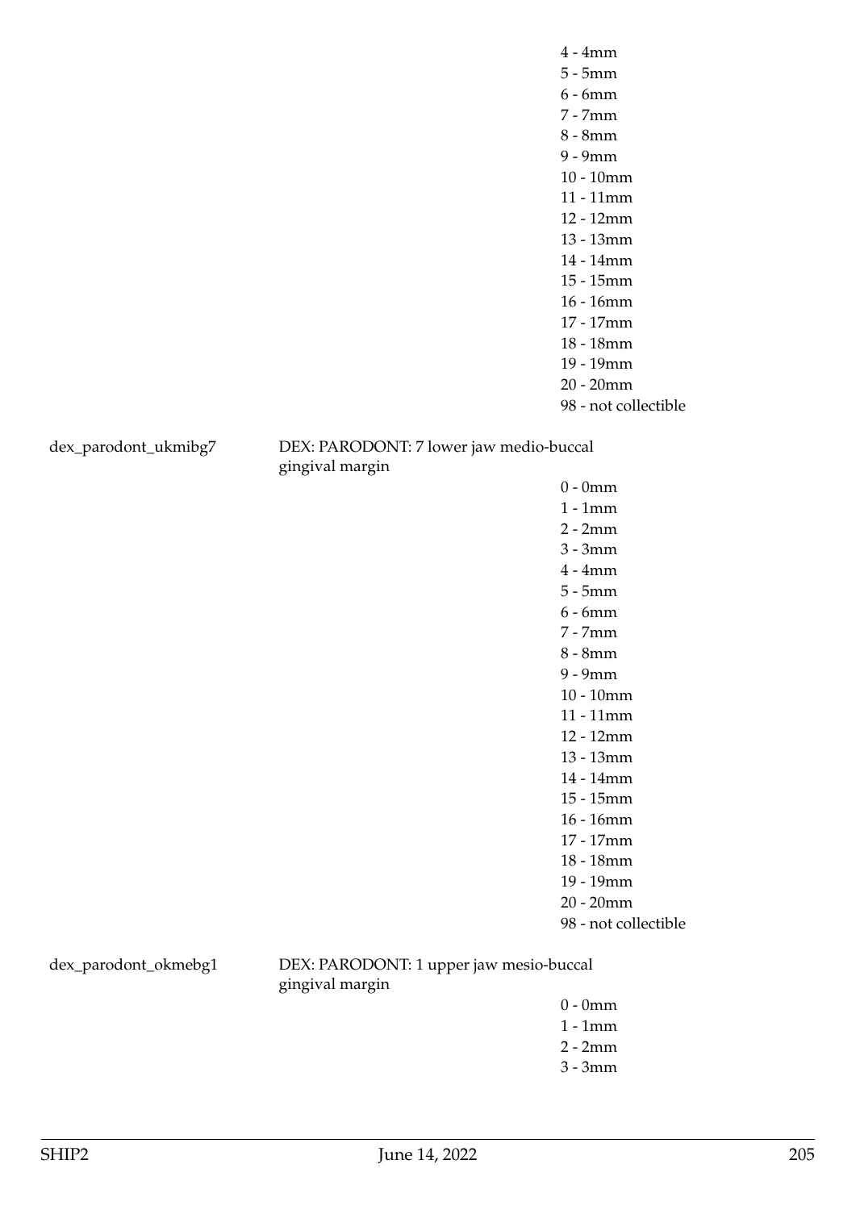4 - 4mm
5 - 5mm
6 - 6mm
7 - 7mm
8 - 8mm
9 - 9mm
10 - 10mm
11 - 11mm
12 - 12mm
13 - 13mm
14 - 14mm
15 - 15mm
16 - 16mm
17 - 17mm
18 - 18mm
19 - 19mm
20 - 20mm
98 - not collectible

dex_parodont_ukmibg7 DEX: PARODONT: 7 lower jaw medio-buccal gingival margin

0 - 0mm
1 - 1mm
2 - 2mm
3 - 3mm
4 - 4mm
5 - 5mm
6 - 6mm
7 - 7mm
8 - 8mm
9 - 9mm
10 - 10mm
11 - 11mm
12 - 12mm
13 - 13mm
14 - 14mm
15 - 15mm
16 - 16mm
17 - 17mm
18 - 18mm
19 - 19mm
20 - 20mm
98 - not collectible

dex_parodont_okmebg1 DEX: PARODONT: 1 upper jaw mesio-buccal gingival margin

0 - 0mm
1 - 1mm
2 - 2mm
3 - 3mm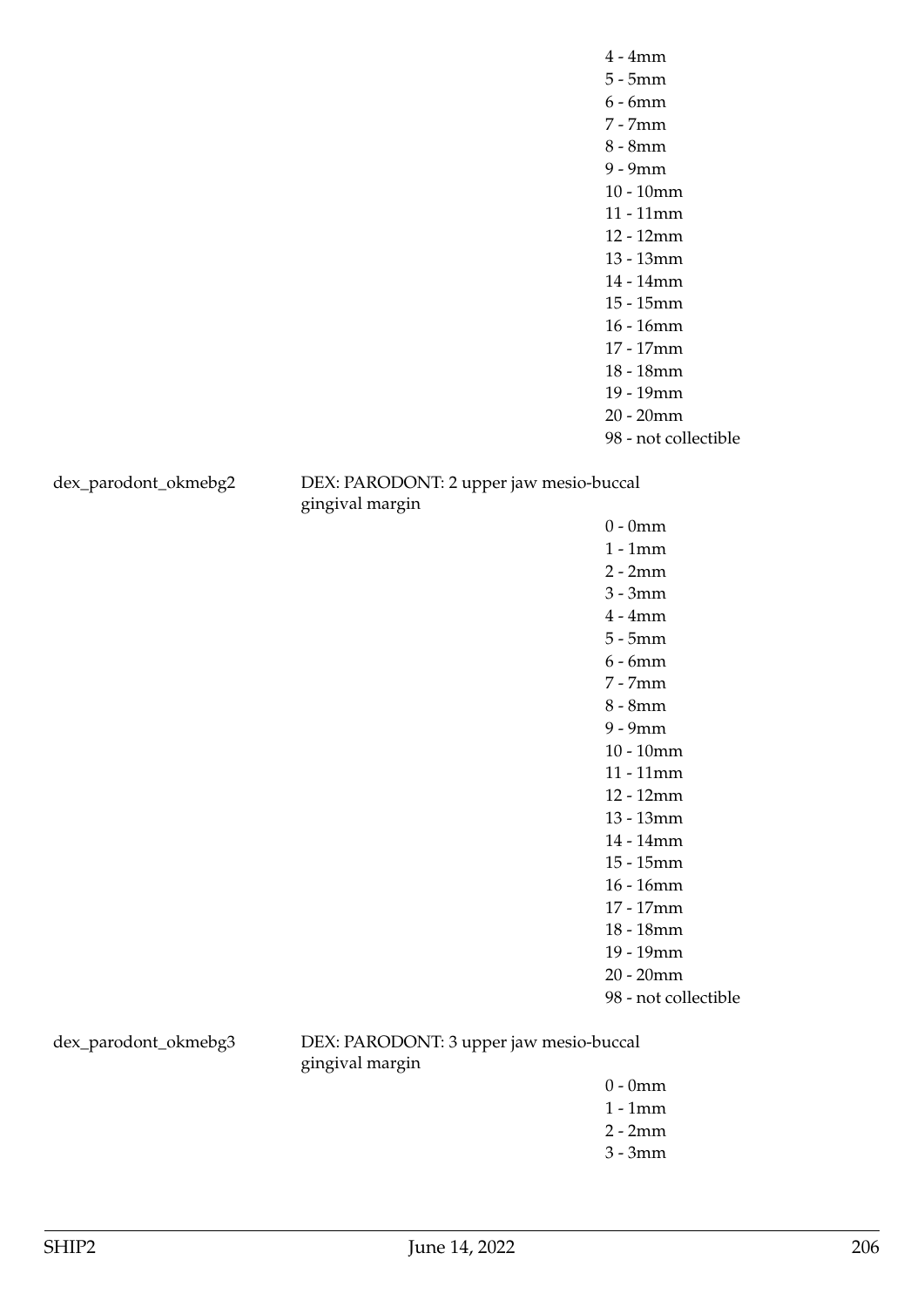4 - 4mm
5 - 5mm
6 - 6mm
7 - 7mm
8 - 8mm
9 - 9mm
10 - 10mm
11 - 11mm
12 - 12mm
13 - 13mm
14 - 14mm
15 - 15mm
16 - 16mm
17 - 17mm
18 - 18mm
19 - 19mm
20 - 20mm
98 - not collectible

dex_parodont_okmebg2 DEX: PARODONT: 2 upper jaw mesio-buccal gingival margin

0 - 0mm
1 - 1mm
2 - 2mm
3 - 3mm
4 - 4mm
5 - 5mm
6 - 6mm
7 - 7mm
8 - 8mm
9 - 9mm
10 - 10mm
11 - 11mm
12 - 12mm
13 - 13mm
14 - 14mm
15 - 15mm
16 - 16mm
17 - 17mm
18 - 18mm
19 - 19mm
20 - 20mm
98 - not collectible

dex_parodont_okmebg3 DEX: PARODONT: 3 upper jaw mesio-buccal gingival margin

0 - 0mm
1 - 1mm
2 - 2mm
3 - 3mm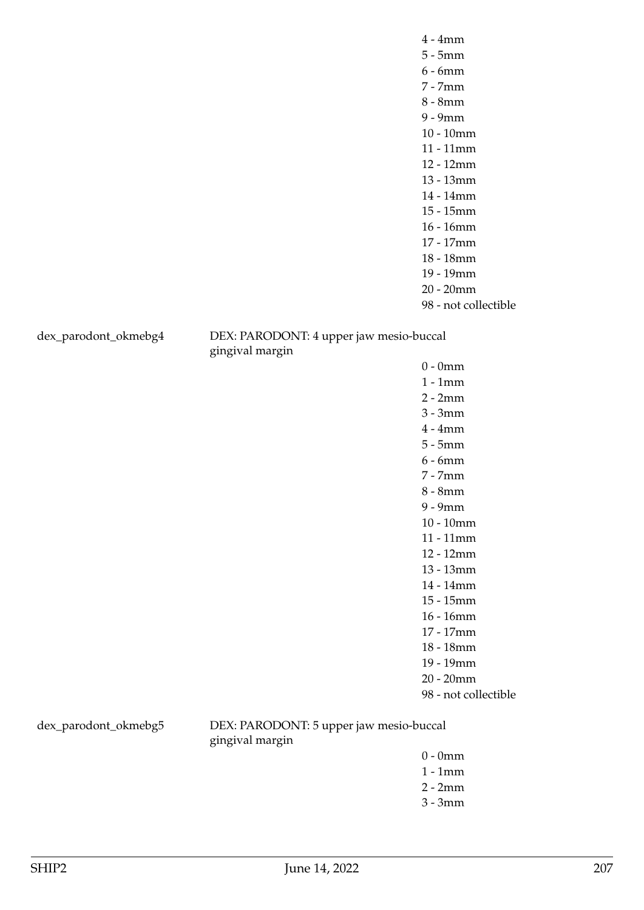4 - 4mm
5 - 5mm
6 - 6mm
7 - 7mm
8 - 8mm
9 - 9mm
10 - 10mm
11 - 11mm
12 - 12mm
13 - 13mm
14 - 14mm
15 - 15mm
16 - 16mm
17 - 17mm
18 - 18mm
19 - 19mm
20 - 20mm
98 - not collectible

dex_parodont_okmebg4 DEX: PARODONT: 4 upper jaw mesio-buccal gingival margin

0 - 0mm
1 - 1mm
2 - 2mm
3 - 3mm
4 - 4mm
5 - 5mm
6 - 6mm
7 - 7mm
8 - 8mm
9 - 9mm
10 - 10mm
11 - 11mm
12 - 12mm
13 - 13mm
14 - 14mm
15 - 15mm
16 - 16mm
17 - 17mm
18 - 18mm
19 - 19mm
20 - 20mm
98 - not collectible

dex_parodont_okmebg5 DEX: PARODONT: 5 upper jaw mesio-buccal gingival margin

0 - 0mm
1 - 1mm
2 - 2mm
3 - 3mm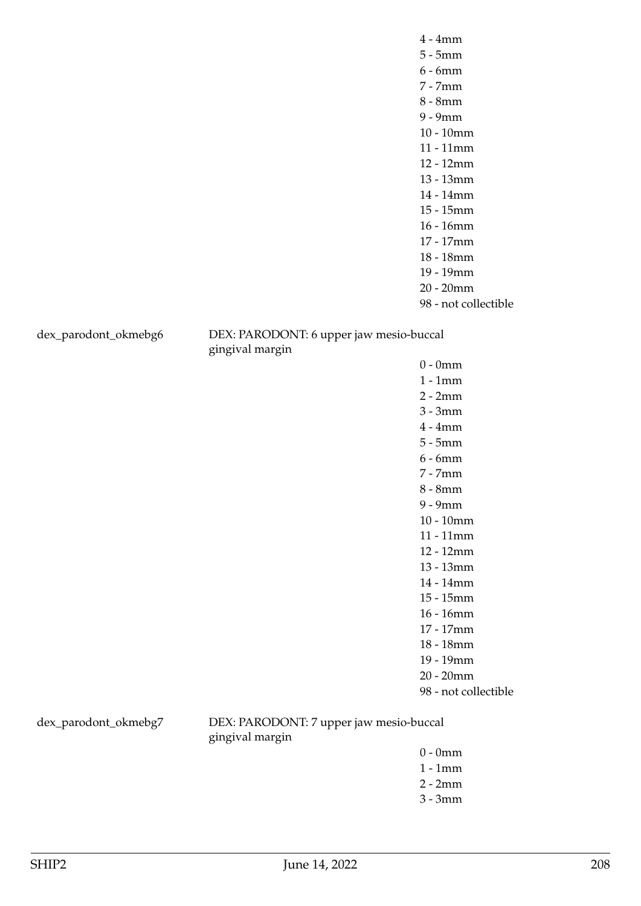4 - 4mm
5 - 5mm
6 - 6mm
7 - 7mm
8 - 8mm
9 - 9mm
10 - 10mm
11 - 11mm
12 - 12mm
13 - 13mm
14 - 14mm
15 - 15mm
16 - 16mm
17 - 17mm
18 - 18mm
19 - 19mm
20 - 20mm
98 - not collectible

dex_parodont_okmebg6 DEX: PARODONT: 6 upper jaw mesio-buccal gingival margin

0 - 0mm
1 - 1mm
2 - 2mm
3 - 3mm
4 - 4mm
5 - 5mm
6 - 6mm
7 - 7mm
8 - 8mm
9 - 9mm
10 - 10mm
11 - 11mm
12 - 12mm
13 - 13mm
14 - 14mm
15 - 15mm
16 - 16mm
17 - 17mm
18 - 18mm
19 - 19mm
20 - 20mm
98 - not collectible

dex_parodont_okmebg7 DEX: PARODONT: 7 upper jaw mesio-buccal gingival margin

0 - 0mm
1 - 1mm
2 - 2mm
3 - 3mm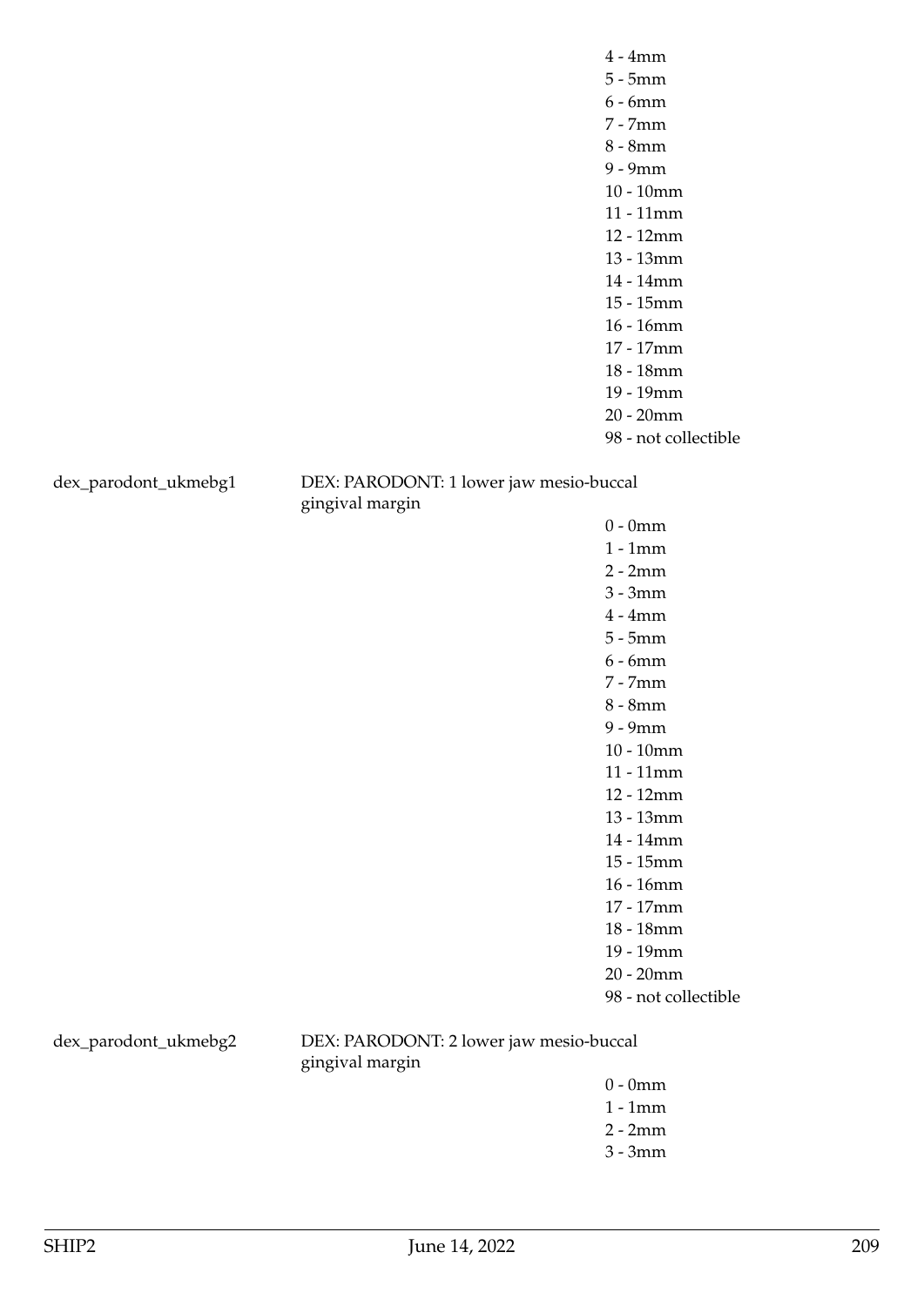4 - 4mm
5 - 5mm
6 - 6mm
7 - 7mm
8 - 8mm
9 - 9mm
10 - 10mm
11 - 11mm
12 - 12mm
13 - 13mm
14 - 14mm
15 - 15mm
16 - 16mm
17 - 17mm
18 - 18mm
19 - 19mm
20 - 20mm
98 - not collectible

dex_parodont_ukmebg1 DEX: PARODONT: 1 lower jaw mesio-buccal gingival margin

0 - 0mm
1 - 1mm
2 - 2mm
3 - 3mm
4 - 4mm
5 - 5mm
6 - 6mm
7 - 7mm
8 - 8mm
9 - 9mm
10 - 10mm
11 - 11mm
12 - 12mm
13 - 13mm
14 - 14mm
15 - 15mm
16 - 16mm
17 - 17mm
18 - 18mm
19 - 19mm
20 - 20mm
98 - not collectible

dex_parodont_ukmebg2 DEX: PARODONT: 2 lower jaw mesio-buccal gingival margin

0 - 0mm
1 - 1mm
2 - 2mm
3 - 3mm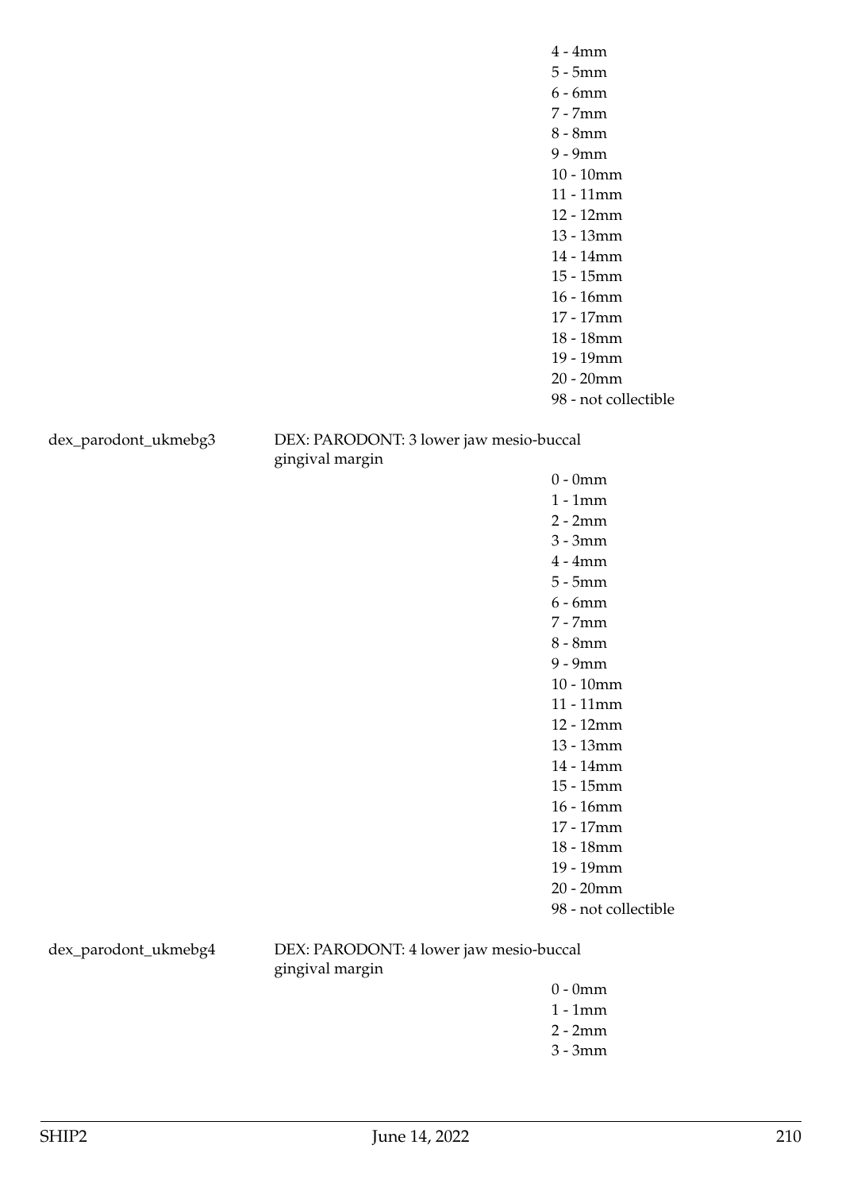4 - 4mm
5 - 5mm
6 - 6mm
7 - 7mm
8 - 8mm
9 - 9mm
10 - 10mm
11 - 11mm
12 - 12mm
13 - 13mm
14 - 14mm
15 - 15mm
16 - 16mm
17 - 17mm
18 - 18mm
19 - 19mm
20 - 20mm
98 - not collectible

dex_parodont_ukmebg3 DEX: PARODONT: 3 lower jaw mesio-buccal gingival margin

0 - 0mm
1 - 1mm
2 - 2mm
3 - 3mm
4 - 4mm
5 - 5mm
6 - 6mm
7 - 7mm
8 - 8mm
9 - 9mm
10 - 10mm
11 - 11mm
12 - 12mm
13 - 13mm
14 - 14mm
15 - 15mm
16 - 16mm
17 - 17mm
18 - 18mm
19 - 19mm
20 - 20mm
98 - not collectible

dex_parodont_ukmebg4 DEX: PARODONT: 4 lower jaw mesio-buccal gingival margin

0 - 0mm
1 - 1mm
2 - 2mm
3 - 3mm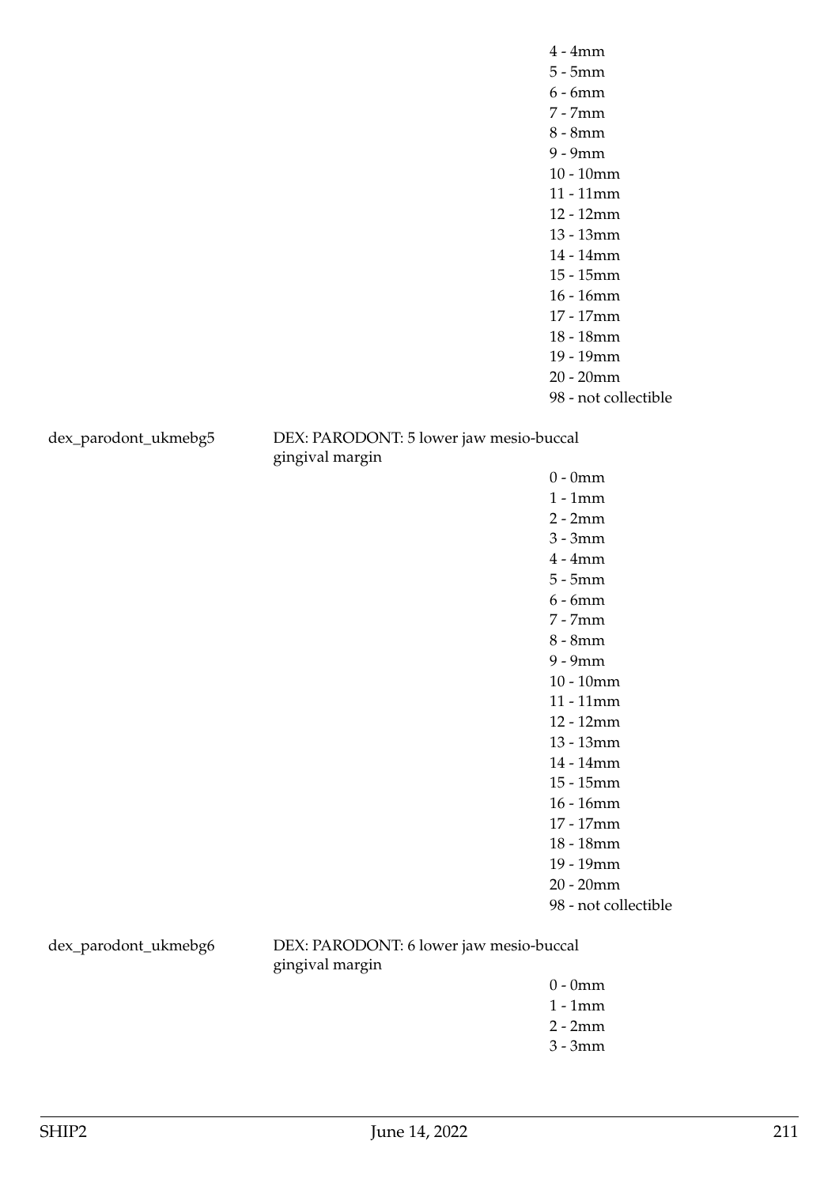4 - 4mm
5 - 5mm
6 - 6mm
7 - 7mm
8 - 8mm
9 - 9mm
10 - 10mm
11 - 11mm
12 - 12mm
13 - 13mm
14 - 14mm
15 - 15mm
16 - 16mm
17 - 17mm
18 - 18mm
19 - 19mm
20 - 20mm
98 - not collectible

dex_parodont_ukmebg5 DEX: PARODONT: 5 lower jaw mesio-buccal gingival margin

0 - 0mm
1 - 1mm
2 - 2mm
3 - 3mm
4 - 4mm
5 - 5mm
6 - 6mm
7 - 7mm
8 - 8mm
9 - 9mm
10 - 10mm
11 - 11mm
12 - 12mm
13 - 13mm
14 - 14mm
15 - 15mm
16 - 16mm
17 - 17mm
18 - 18mm
19 - 19mm
20 - 20mm
98 - not collectible

dex_parodont_ukmebg6 DEX: PARODONT: 6 lower jaw mesio-buccal gingival margin

0 - 0mm
1 - 1mm
2 - 2mm
3 - 3mm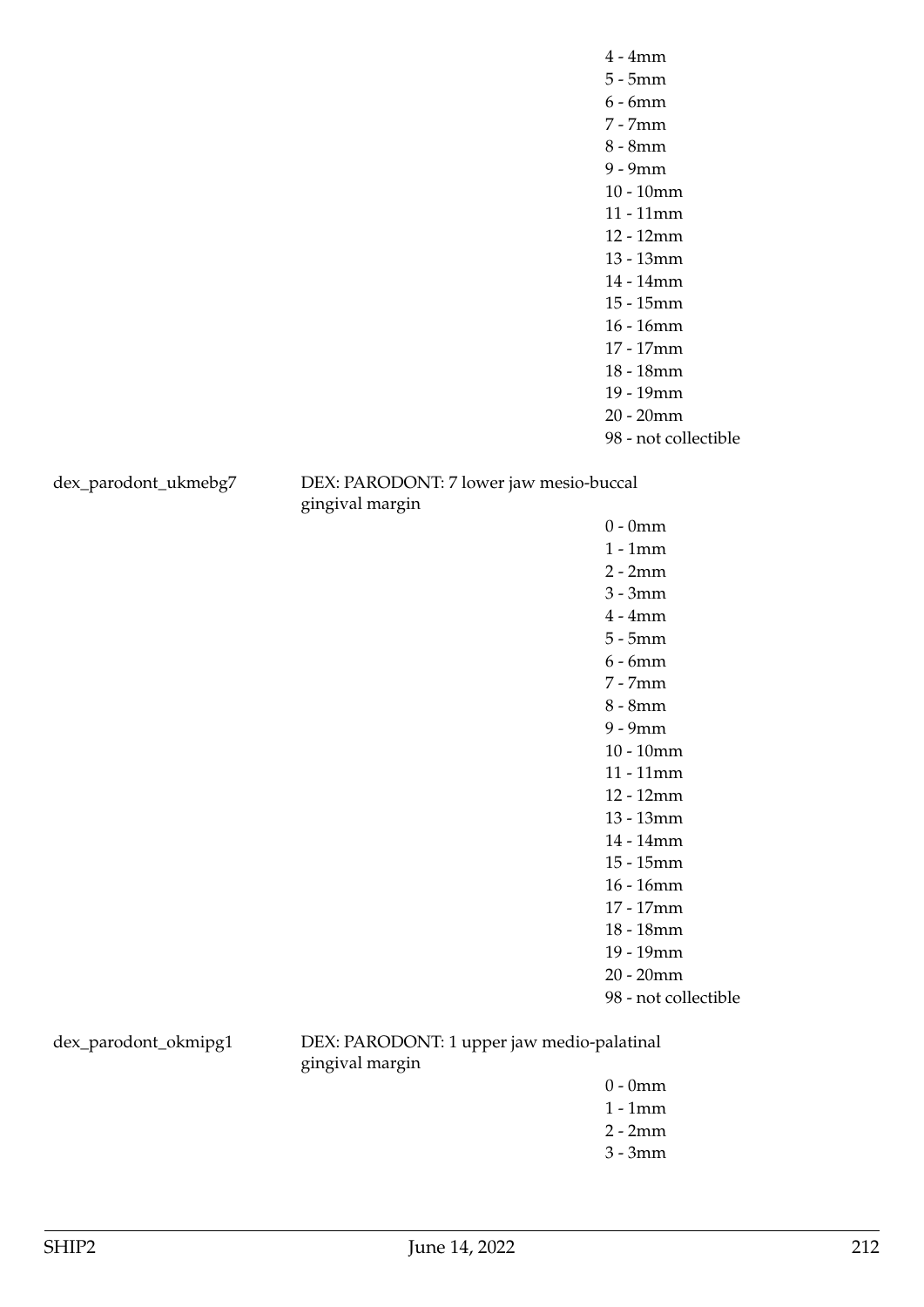4 - 4mm
5 - 5mm
6 - 6mm
7 - 7mm
8 - 8mm
9 - 9mm
10 - 10mm
11 - 11mm
12 - 12mm
13 - 13mm
14 - 14mm
15 - 15mm
16 - 16mm
17 - 17mm
18 - 18mm
19 - 19mm
20 - 20mm
98 - not collectible

dex_parodont_ukmebg7 — DEX: PARODONT: 7 lower jaw mesio-buccal gingival margin

0 - 0mm
1 - 1mm
2 - 2mm
3 - 3mm
4 - 4mm
5 - 5mm
6 - 6mm
7 - 7mm
8 - 8mm
9 - 9mm
10 - 10mm
11 - 11mm
12 - 12mm
13 - 13mm
14 - 14mm
15 - 15mm
16 - 16mm
17 - 17mm
18 - 18mm
19 - 19mm
20 - 20mm
98 - not collectible

dex_parodont_okmipg1 — DEX: PARODONT: 1 upper jaw medio-palatinal gingival margin

0 - 0mm
1 - 1mm
2 - 2mm
3 - 3mm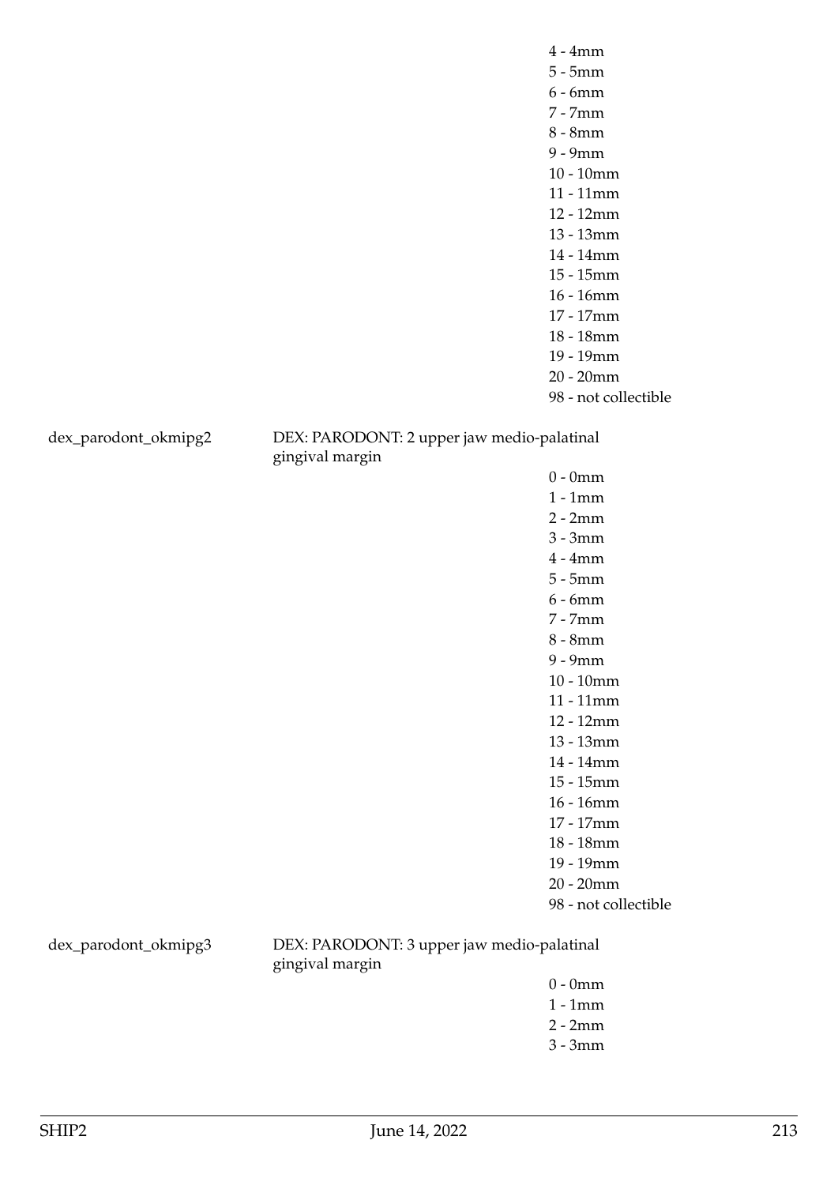| | | |
|---|---|---|
| | | 4 - 4mm |
| | | 5 - 5mm |
| | | 6 - 6mm |
| | | 7 - 7mm |
| | | 8 - 8mm |
| | | 9 - 9mm |
| | | 10 - 10mm |
| | | 11 - 11mm |
| | | 12 - 12mm |
| | | 13 - 13mm |
| | | 14 - 14mm |
| | | 15 - 15mm |
| | | 16 - 16mm |
| | | 17 - 17mm |
| | | 18 - 18mm |
| | | 19 - 19mm |
| | | 20 - 20mm |
| | | 98 - not collectible |
| dex_parodont_okmipg2 | DEX: PARODONT: 2 upper jaw medio-palatinal gingival margin | |
| | | 0 - 0mm |
| | | 1 - 1mm |
| | | 2 - 2mm |
| | | 3 - 3mm |
| | | 4 - 4mm |
| | | 5 - 5mm |
| | | 6 - 6mm |
| | | 7 - 7mm |
| | | 8 - 8mm |
| | | 9 - 9mm |
| | | 10 - 10mm |
| | | 11 - 11mm |
| | | 12 - 12mm |
| | | 13 - 13mm |
| | | 14 - 14mm |
| | | 15 - 15mm |
| | | 16 - 16mm |
| | | 17 - 17mm |
| | | 18 - 18mm |
| | | 19 - 19mm |
| | | 20 - 20mm |
| | | 98 - not collectible |
| dex_parodont_okmipg3 | DEX: PARODONT: 3 upper jaw medio-palatinal gingival margin | |
| | | 0 - 0mm |
| | | 1 - 1mm |
| | | 2 - 2mm |
| | | 3 - 3mm |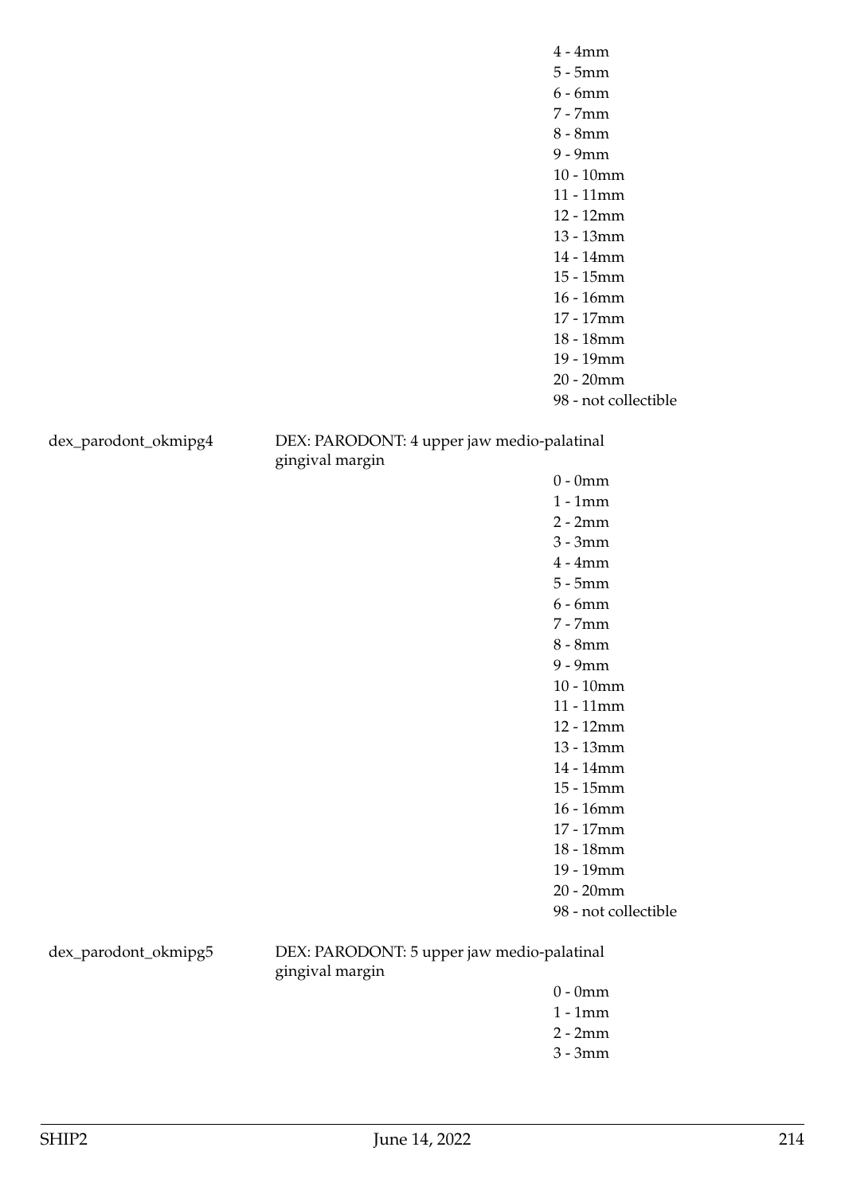4 - 4mm
5 - 5mm
6 - 6mm
7 - 7mm
8 - 8mm
9 - 9mm
10 - 10mm
11 - 11mm
12 - 12mm
13 - 13mm
14 - 14mm
15 - 15mm
16 - 16mm
17 - 17mm
18 - 18mm
19 - 19mm
20 - 20mm
98 - not collectible

dex_parodont_okmipg4 DEX: PARODONT: 4 upper jaw medio-palatinal gingival margin

0 - 0mm
1 - 1mm
2 - 2mm
3 - 3mm
4 - 4mm
5 - 5mm
6 - 6mm
7 - 7mm
8 - 8mm
9 - 9mm
10 - 10mm
11 - 11mm
12 - 12mm
13 - 13mm
14 - 14mm
15 - 15mm
16 - 16mm
17 - 17mm
18 - 18mm
19 - 19mm
20 - 20mm
98 - not collectible

dex_parodont_okmipg5 DEX: PARODONT: 5 upper jaw medio-palatinal gingival margin

0 - 0mm
1 - 1mm
2 - 2mm
3 - 3mm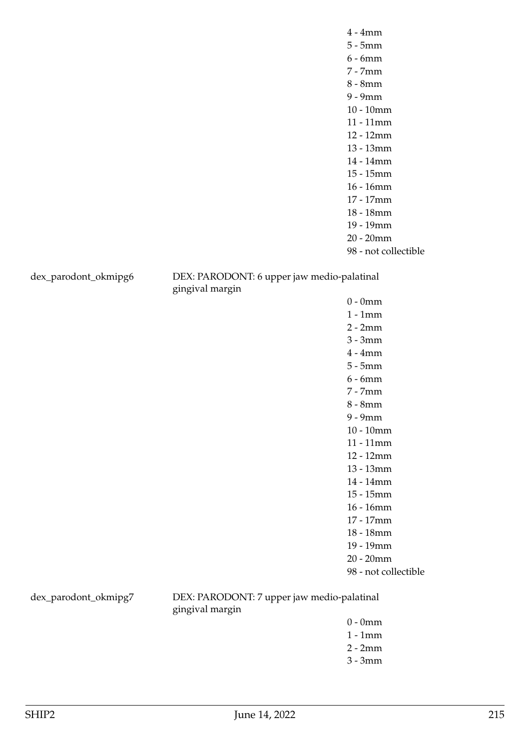4 - 4mm
5 - 5mm
6 - 6mm
7 - 7mm
8 - 8mm
9 - 9mm
10 - 10mm
11 - 11mm
12 - 12mm
13 - 13mm
14 - 14mm
15 - 15mm
16 - 16mm
17 - 17mm
18 - 18mm
19 - 19mm
20 - 20mm
98 - not collectible

dex_parodont_okmipg6 — DEX: PARODONT: 6 upper jaw medio-palatinal gingival margin

0 - 0mm
1 - 1mm
2 - 2mm
3 - 3mm
4 - 4mm
5 - 5mm
6 - 6mm
7 - 7mm
8 - 8mm
9 - 9mm
10 - 10mm
11 - 11mm
12 - 12mm
13 - 13mm
14 - 14mm
15 - 15mm
16 - 16mm
17 - 17mm
18 - 18mm
19 - 19mm
20 - 20mm
98 - not collectible

dex_parodont_okmipg7 — DEX: PARODONT: 7 upper jaw medio-palatinal gingival margin

0 - 0mm
1 - 1mm
2 - 2mm
3 - 3mm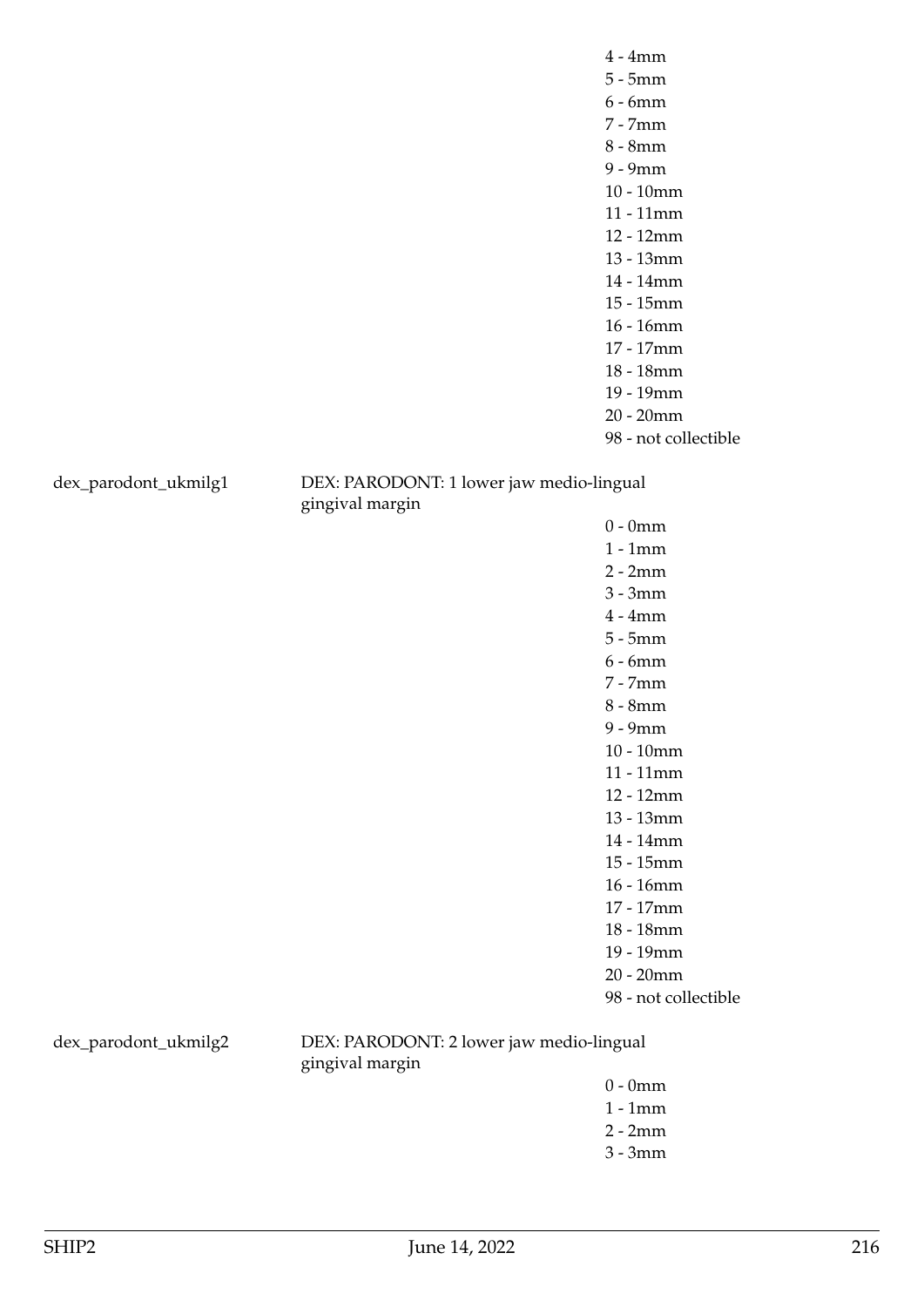4 - 4mm
5 - 5mm
6 - 6mm
7 - 7mm
8 - 8mm
9 - 9mm
10 - 10mm
11 - 11mm
12 - 12mm
13 - 13mm
14 - 14mm
15 - 15mm
16 - 16mm
17 - 17mm
18 - 18mm
19 - 19mm
20 - 20mm
98 - not collectible

dex_parodont_ukmilg1 DEX: PARODONT: 1 lower jaw medio-lingual gingival margin

0 - 0mm
1 - 1mm
2 - 2mm
3 - 3mm
4 - 4mm
5 - 5mm
6 - 6mm
7 - 7mm
8 - 8mm
9 - 9mm
10 - 10mm
11 - 11mm
12 - 12mm
13 - 13mm
14 - 14mm
15 - 15mm
16 - 16mm
17 - 17mm
18 - 18mm
19 - 19mm
20 - 20mm
98 - not collectible

dex_parodont_ukmilg2 DEX: PARODONT: 2 lower jaw medio-lingual gingival margin

0 - 0mm
1 - 1mm
2 - 2mm
3 - 3mm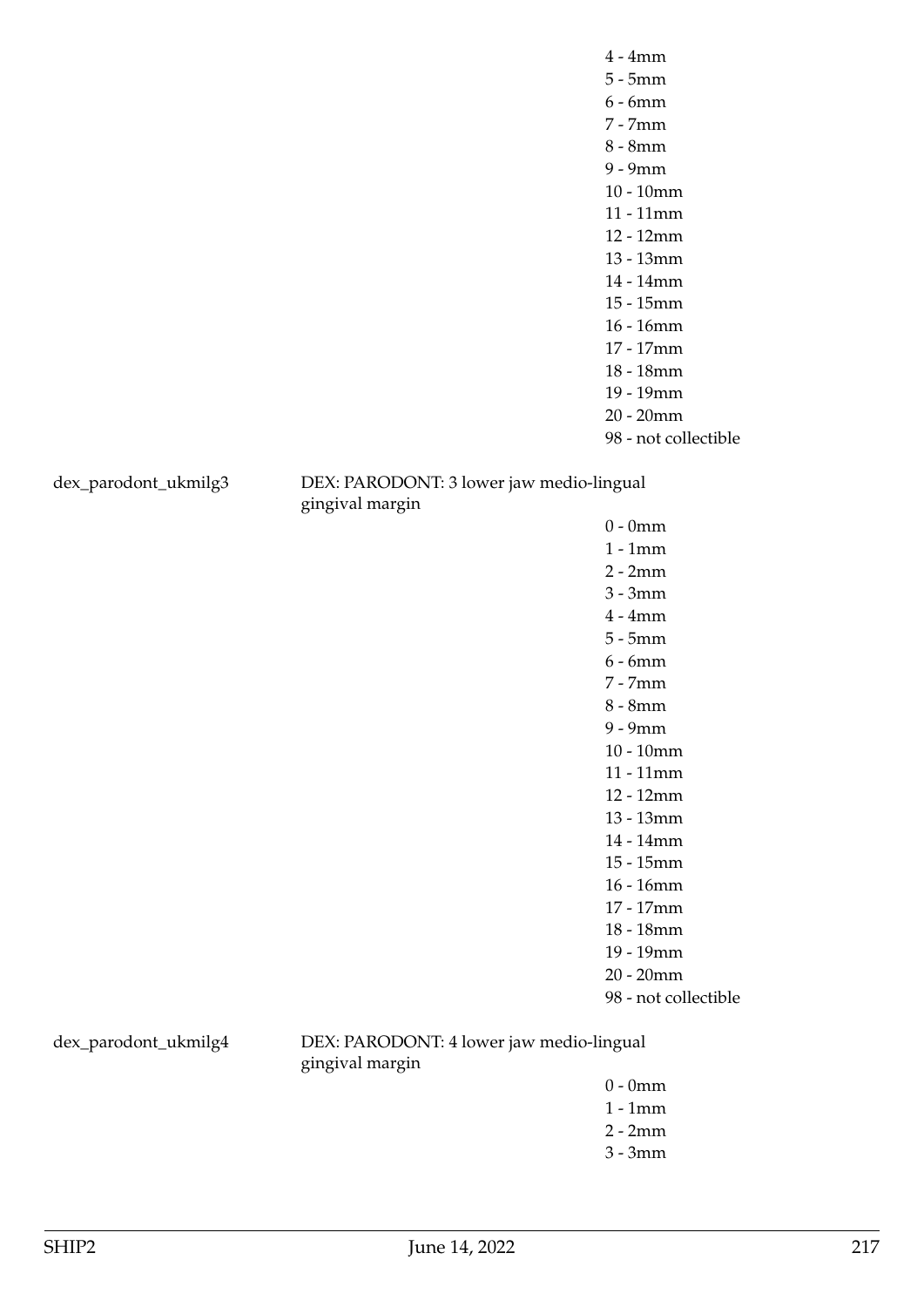4 - 4mm
5 - 5mm
6 - 6mm
7 - 7mm
8 - 8mm
9 - 9mm
10 - 10mm
11 - 11mm
12 - 12mm
13 - 13mm
14 - 14mm
15 - 15mm
16 - 16mm
17 - 17mm
18 - 18mm
19 - 19mm
20 - 20mm
98 - not collectible

dex_parodont_ukmilg3 DEX: PARODONT: 3 lower jaw medio-lingual gingival margin

0 - 0mm
1 - 1mm
2 - 2mm
3 - 3mm
4 - 4mm
5 - 5mm
6 - 6mm
7 - 7mm
8 - 8mm
9 - 9mm
10 - 10mm
11 - 11mm
12 - 12mm
13 - 13mm
14 - 14mm
15 - 15mm
16 - 16mm
17 - 17mm
18 - 18mm
19 - 19mm
20 - 20mm
98 - not collectible

dex_parodont_ukmilg4 DEX: PARODONT: 4 lower jaw medio-lingual gingival margin

0 - 0mm
1 - 1mm
2 - 2mm
3 - 3mm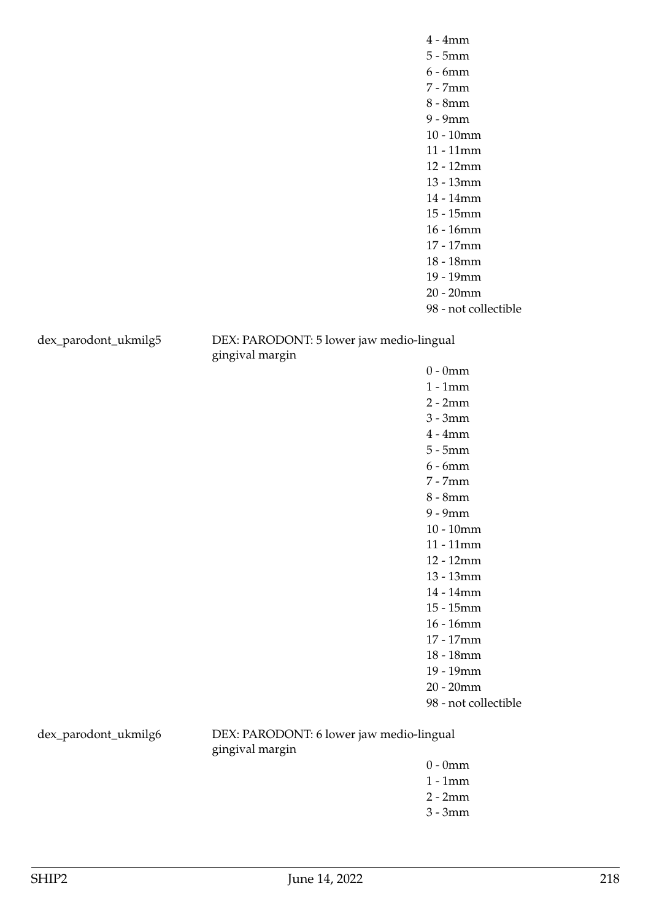4 - 4mm
5 - 5mm
6 - 6mm
7 - 7mm
8 - 8mm
9 - 9mm
10 - 10mm
11 - 11mm
12 - 12mm
13 - 13mm
14 - 14mm
15 - 15mm
16 - 16mm
17 - 17mm
18 - 18mm
19 - 19mm
20 - 20mm
98 - not collectible

dex_parodont_ukmilg5 | DEX: PARODONT: 5 lower jaw medio-lingual gingival margin

0 - 0mm
1 - 1mm
2 - 2mm
3 - 3mm
4 - 4mm
5 - 5mm
6 - 6mm
7 - 7mm
8 - 8mm
9 - 9mm
10 - 10mm
11 - 11mm
12 - 12mm
13 - 13mm
14 - 14mm
15 - 15mm
16 - 16mm
17 - 17mm
18 - 18mm
19 - 19mm
20 - 20mm
98 - not collectible

dex_parodont_ukmilg6 | DEX: PARODONT: 6 lower jaw medio-lingual gingival margin

0 - 0mm
1 - 1mm
2 - 2mm
3 - 3mm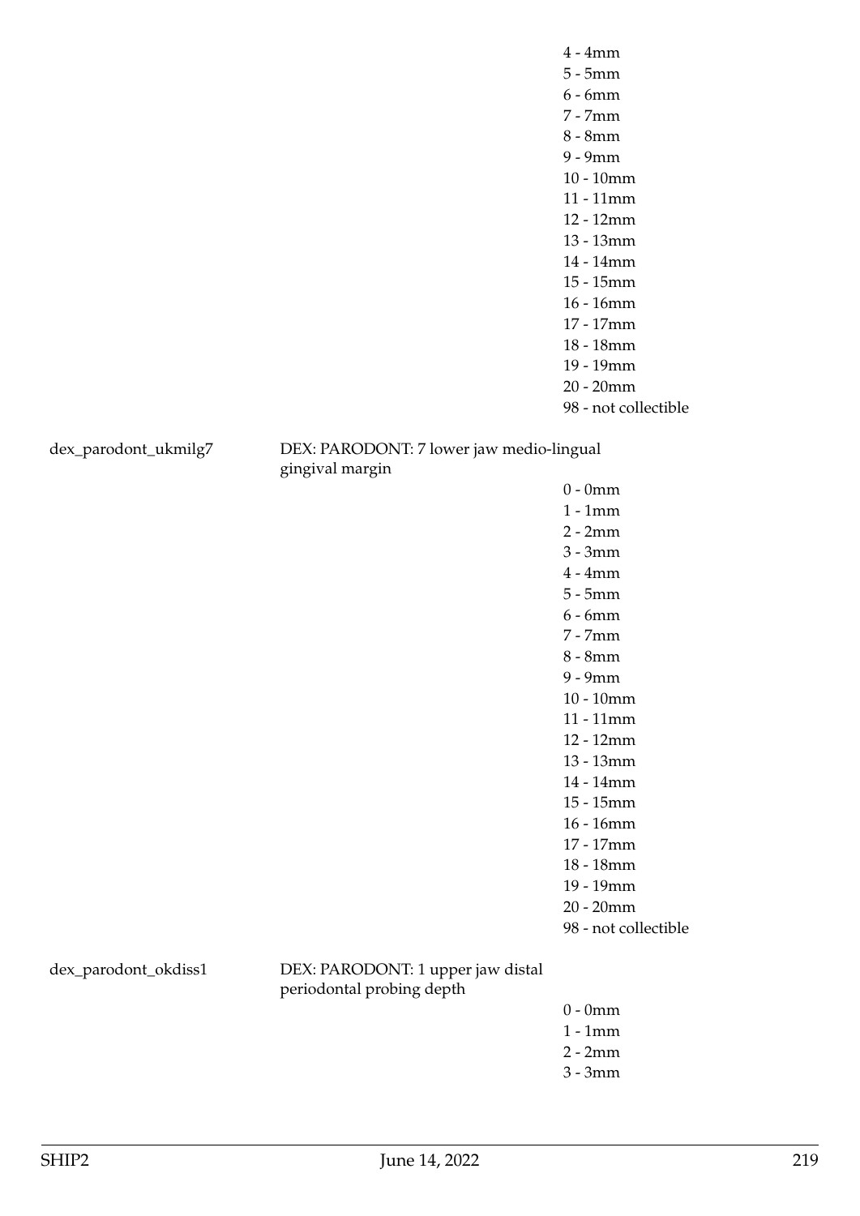4 - 4mm
5 - 5mm
6 - 6mm
7 - 7mm
8 - 8mm
9 - 9mm
10 - 10mm
11 - 11mm
12 - 12mm
13 - 13mm
14 - 14mm
15 - 15mm
16 - 16mm
17 - 17mm
18 - 18mm
19 - 19mm
20 - 20mm
98 - not collectible

dex_parodont_ukmilg7 — DEX: PARODONT: 7 lower jaw medio-lingual gingival margin

0 - 0mm
1 - 1mm
2 - 2mm
3 - 3mm
4 - 4mm
5 - 5mm
6 - 6mm
7 - 7mm
8 - 8mm
9 - 9mm
10 - 10mm
11 - 11mm
12 - 12mm
13 - 13mm
14 - 14mm
15 - 15mm
16 - 16mm
17 - 17mm
18 - 18mm
19 - 19mm
20 - 20mm
98 - not collectible

dex_parodont_okdiss1 — DEX: PARODONT: 1 upper jaw distal periodontal probing depth

0 - 0mm
1 - 1mm
2 - 2mm
3 - 3mm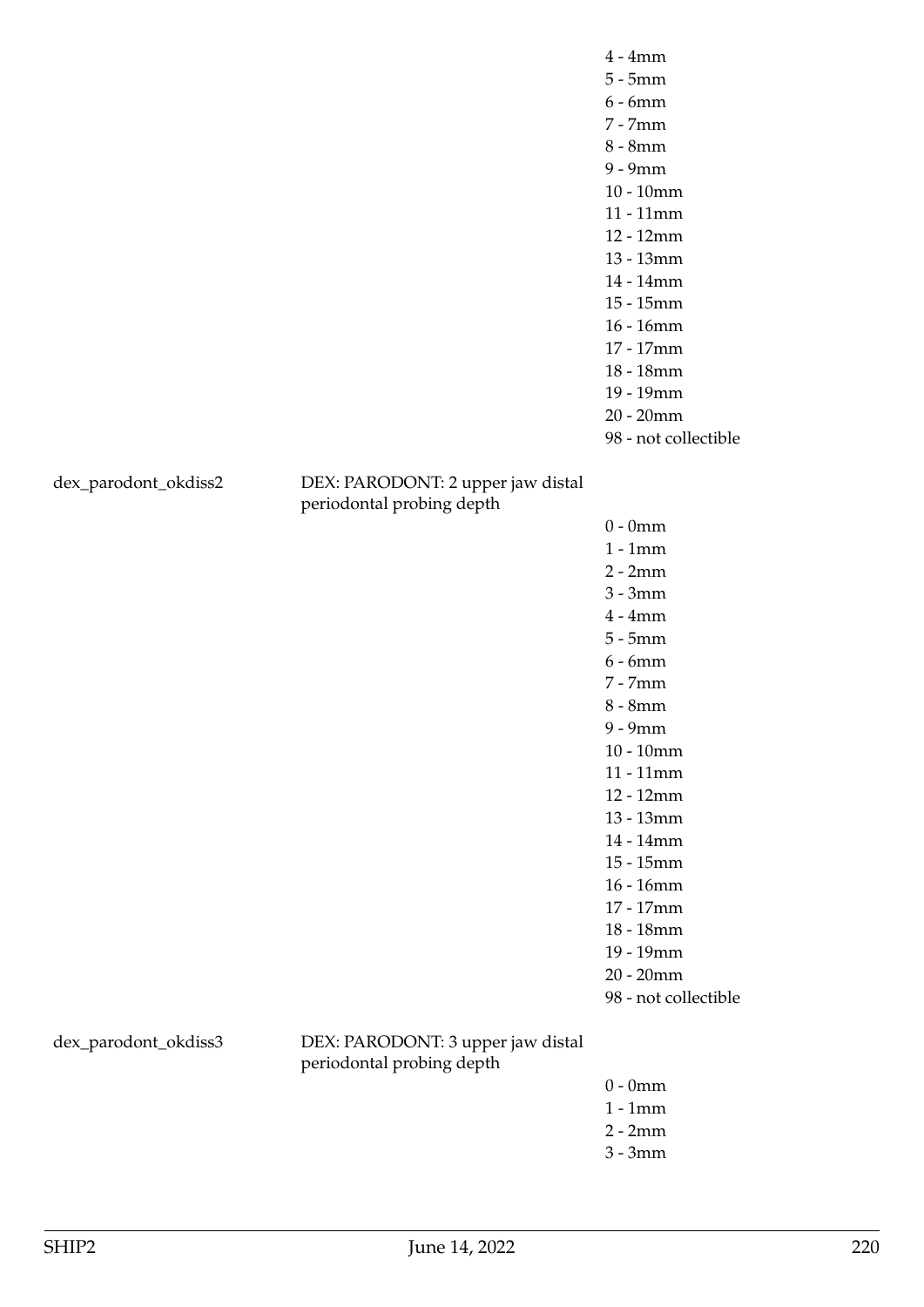| | | |
|---|---|---|
| | | 4 - 4mm |
| | | 5 - 5mm |
| | | 6 - 6mm |
| | | 7 - 7mm |
| | | 8 - 8mm |
| | | 9 - 9mm |
| | | 10 - 10mm |
| | | 11 - 11mm |
| | | 12 - 12mm |
| | | 13 - 13mm |
| | | 14 - 14mm |
| | | 15 - 15mm |
| | | 16 - 16mm |
| | | 17 - 17mm |
| | | 18 - 18mm |
| | | 19 - 19mm |
| | | 20 - 20mm |
| | | 98 - not collectible |
| dex_parodont_okdiss2 | DEX: PARODONT: 2 upper jaw distal periodontal probing depth | |
| | | 0 - 0mm |
| | | 1 - 1mm |
| | | 2 - 2mm |
| | | 3 - 3mm |
| | | 4 - 4mm |
| | | 5 - 5mm |
| | | 6 - 6mm |
| | | 7 - 7mm |
| | | 8 - 8mm |
| | | 9 - 9mm |
| | | 10 - 10mm |
| | | 11 - 11mm |
| | | 12 - 12mm |
| | | 13 - 13mm |
| | | 14 - 14mm |
| | | 15 - 15mm |
| | | 16 - 16mm |
| | | 17 - 17mm |
| | | 18 - 18mm |
| | | 19 - 19mm |
| | | 20 - 20mm |
| | | 98 - not collectible |
| dex_parodont_okdiss3 | DEX: PARODONT: 3 upper jaw distal periodontal probing depth | |
| | | 0 - 0mm |
| | | 1 - 1mm |
| | | 2 - 2mm |
| | | 3 - 3mm |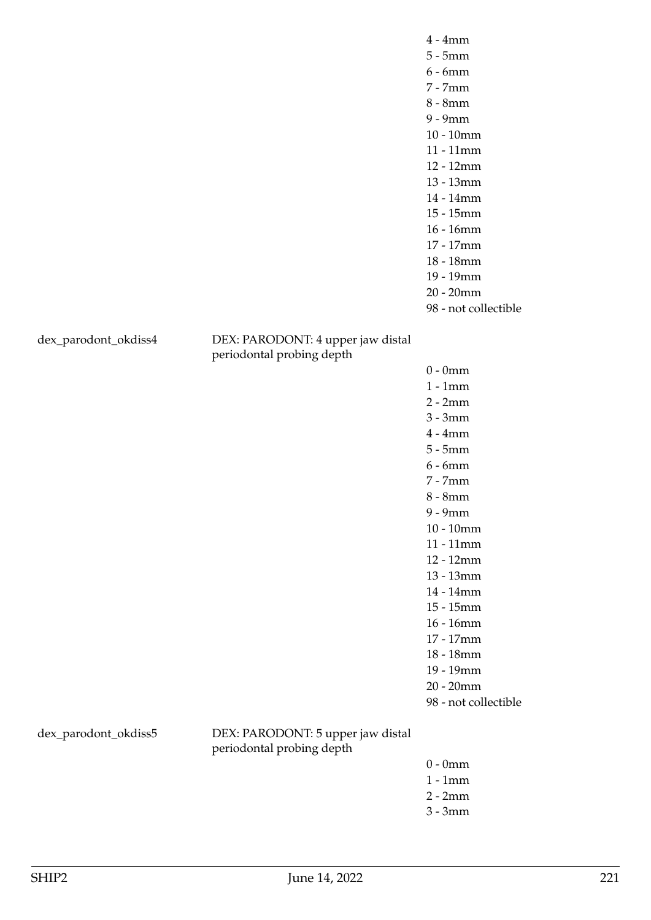| | | |
|---|---|---|
| | | 4 - 4mm<br>5 - 5mm<br>6 - 6mm<br>7 - 7mm<br>8 - 8mm<br>9 - 9mm<br>10 - 10mm<br>11 - 11mm<br>12 - 12mm<br>13 - 13mm<br>14 - 14mm<br>15 - 15mm<br>16 - 16mm<br>17 - 17mm<br>18 - 18mm<br>19 - 19mm<br>20 - 20mm<br>98 - not collectible |
| dex_parodont_okdiss4 | DEX: PARODONT: 4 upper jaw distal periodontal probing depth | 0 - 0mm<br>1 - 1mm<br>2 - 2mm<br>3 - 3mm<br>4 - 4mm<br>5 - 5mm<br>6 - 6mm<br>7 - 7mm<br>8 - 8mm<br>9 - 9mm<br>10 - 10mm<br>11 - 11mm<br>12 - 12mm<br>13 - 13mm<br>14 - 14mm<br>15 - 15mm<br>16 - 16mm<br>17 - 17mm<br>18 - 18mm<br>19 - 19mm<br>20 - 20mm<br>98 - not collectible |
| dex_parodont_okdiss5 | DEX: PARODONT: 5 upper jaw distal periodontal probing depth | 0 - 0mm<br>1 - 1mm<br>2 - 2mm<br>3 - 3mm |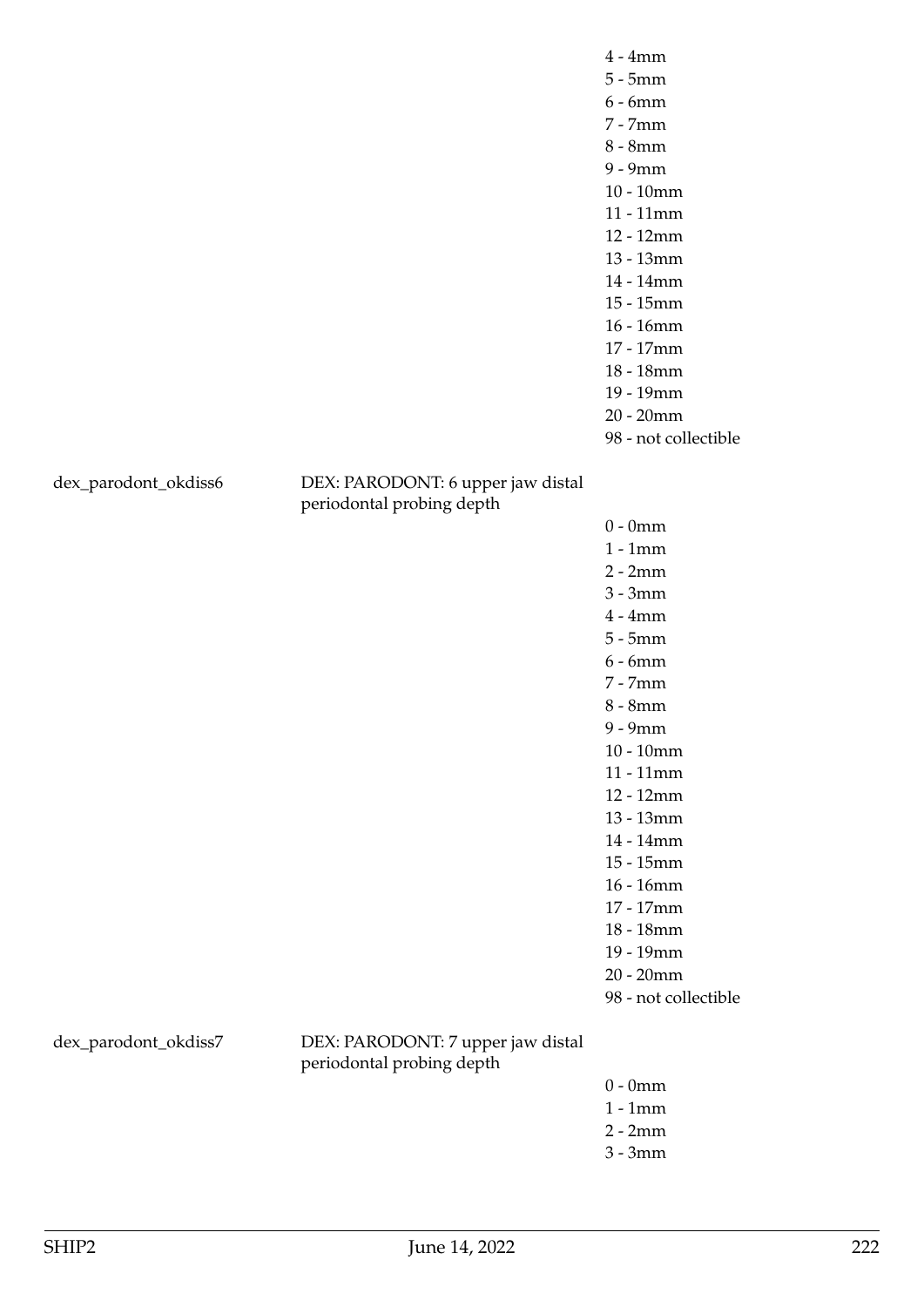| | | |
|---|---|---|
| | | 4 - 4mm |
| | | 5 - 5mm |
| | | 6 - 6mm |
| | | 7 - 7mm |
| | | 8 - 8mm |
| | | 9 - 9mm |
| | | 10 - 10mm |
| | | 11 - 11mm |
| | | 12 - 12mm |
| | | 13 - 13mm |
| | | 14 - 14mm |
| | | 15 - 15mm |
| | | 16 - 16mm |
| | | 17 - 17mm |
| | | 18 - 18mm |
| | | 19 - 19mm |
| | | 20 - 20mm |
| | | 98 - not collectible |
| dex_parodont_okdiss6 | DEX: PARODONT: 6 upper jaw distal periodontal probing depth | |
| | | 0 - 0mm |
| | | 1 - 1mm |
| | | 2 - 2mm |
| | | 3 - 3mm |
| | | 4 - 4mm |
| | | 5 - 5mm |
| | | 6 - 6mm |
| | | 7 - 7mm |
| | | 8 - 8mm |
| | | 9 - 9mm |
| | | 10 - 10mm |
| | | 11 - 11mm |
| | | 12 - 12mm |
| | | 13 - 13mm |
| | | 14 - 14mm |
| | | 15 - 15mm |
| | | 16 - 16mm |
| | | 17 - 17mm |
| | | 18 - 18mm |
| | | 19 - 19mm |
| | | 20 - 20mm |
| | | 98 - not collectible |
| dex_parodont_okdiss7 | DEX: PARODONT: 7 upper jaw distal periodontal probing depth | |
| | | 0 - 0mm |
| | | 1 - 1mm |
| | | 2 - 2mm |
| | | 3 - 3mm |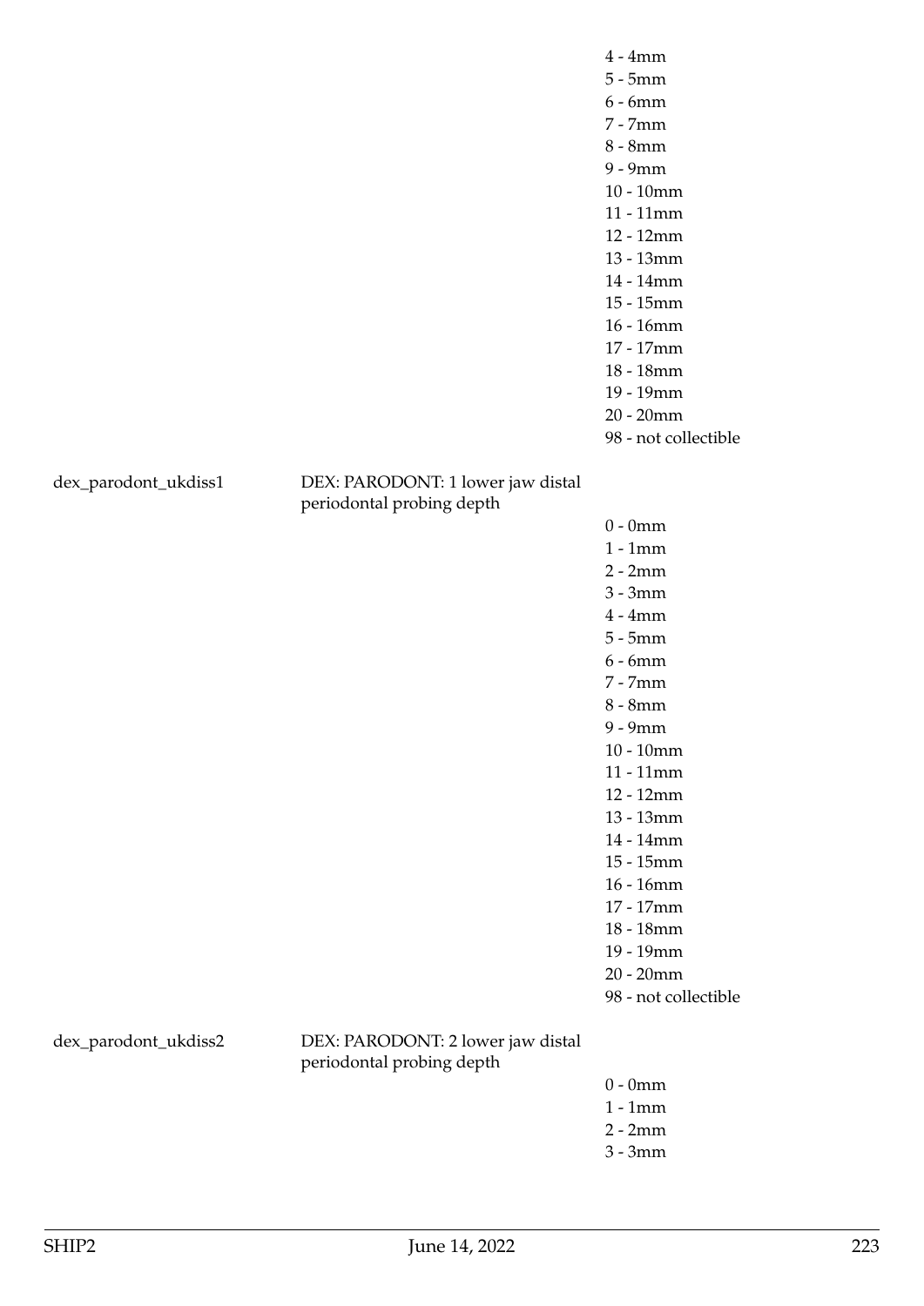| | | |
|---|---|---|
| | | 4 - 4mm |
| | | 5 - 5mm |
| | | 6 - 6mm |
| | | 7 - 7mm |
| | | 8 - 8mm |
| | | 9 - 9mm |
| | | 10 - 10mm |
| | | 11 - 11mm |
| | | 12 - 12mm |
| | | 13 - 13mm |
| | | 14 - 14mm |
| | | 15 - 15mm |
| | | 16 - 16mm |
| | | 17 - 17mm |
| | | 18 - 18mm |
| | | 19 - 19mm |
| | | 20 - 20mm |
| | | 98 - not collectible |
| dex_parodont_ukdiss1 | DEX: PARODONT: 1 lower jaw distal periodontal probing depth | |
| | | 0 - 0mm |
| | | 1 - 1mm |
| | | 2 - 2mm |
| | | 3 - 3mm |
| | | 4 - 4mm |
| | | 5 - 5mm |
| | | 6 - 6mm |
| | | 7 - 7mm |
| | | 8 - 8mm |
| | | 9 - 9mm |
| | | 10 - 10mm |
| | | 11 - 11mm |
| | | 12 - 12mm |
| | | 13 - 13mm |
| | | 14 - 14mm |
| | | 15 - 15mm |
| | | 16 - 16mm |
| | | 17 - 17mm |
| | | 18 - 18mm |
| | | 19 - 19mm |
| | | 20 - 20mm |
| | | 98 - not collectible |
| dex_parodont_ukdiss2 | DEX: PARODONT: 2 lower jaw distal periodontal probing depth | |
| | | 0 - 0mm |
| | | 1 - 1mm |
| | | 2 - 2mm |
| | | 3 - 3mm |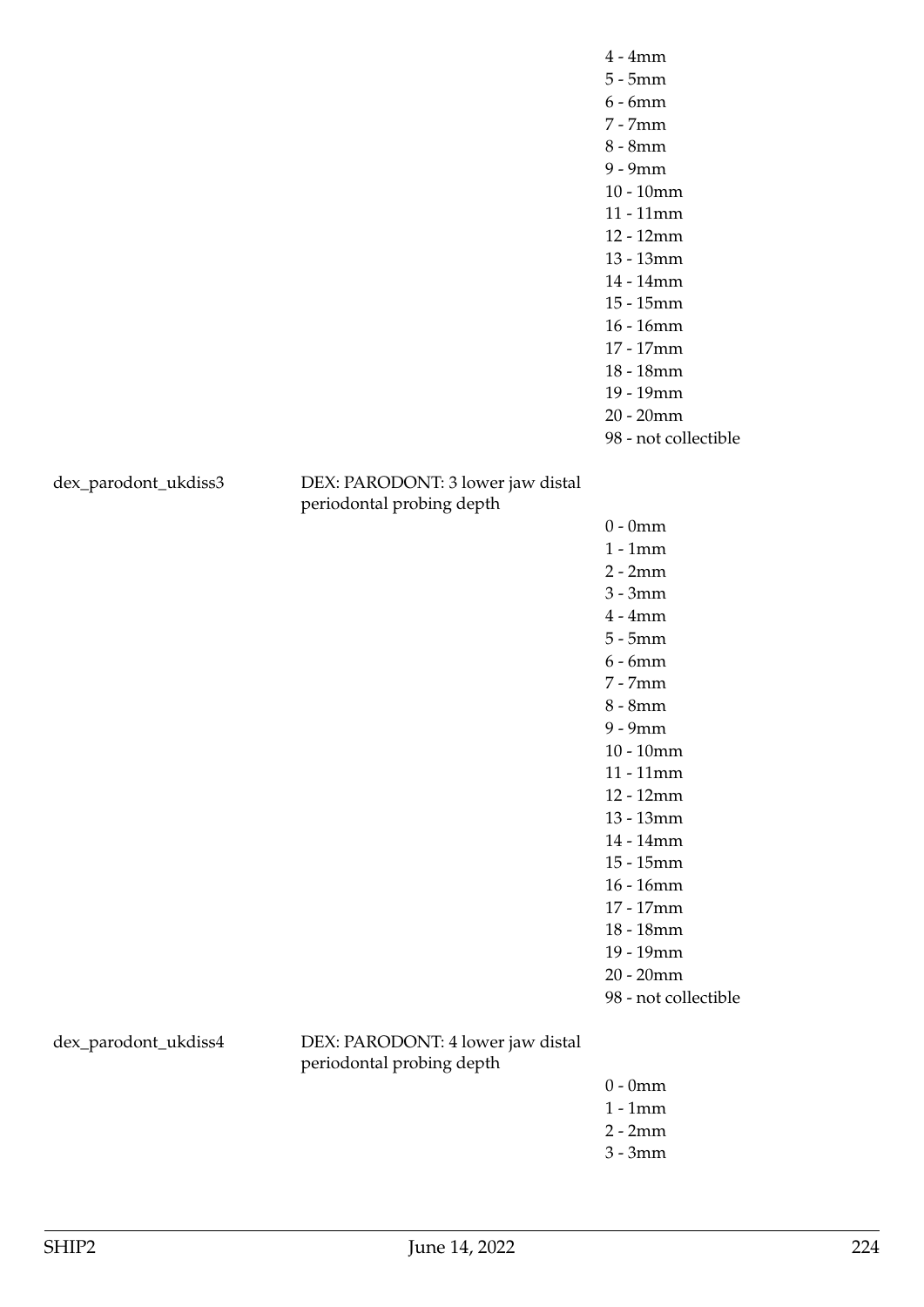| | | |
|---|---|---|
| | | 4 - 4mm |
| | | 5 - 5mm |
| | | 6 - 6mm |
| | | 7 - 7mm |
| | | 8 - 8mm |
| | | 9 - 9mm |
| | | 10 - 10mm |
| | | 11 - 11mm |
| | | 12 - 12mm |
| | | 13 - 13mm |
| | | 14 - 14mm |
| | | 15 - 15mm |
| | | 16 - 16mm |
| | | 17 - 17mm |
| | | 18 - 18mm |
| | | 19 - 19mm |
| | | 20 - 20mm |
| | | 98 - not collectible |
| dex_parodont_ukdiss3 | DEX: PARODONT: 3 lower jaw distal periodontal probing depth | |
| | | 0 - 0mm |
| | | 1 - 1mm |
| | | 2 - 2mm |
| | | 3 - 3mm |
| | | 4 - 4mm |
| | | 5 - 5mm |
| | | 6 - 6mm |
| | | 7 - 7mm |
| | | 8 - 8mm |
| | | 9 - 9mm |
| | | 10 - 10mm |
| | | 11 - 11mm |
| | | 12 - 12mm |
| | | 13 - 13mm |
| | | 14 - 14mm |
| | | 15 - 15mm |
| | | 16 - 16mm |
| | | 17 - 17mm |
| | | 18 - 18mm |
| | | 19 - 19mm |
| | | 20 - 20mm |
| | | 98 - not collectible |
| dex_parodont_ukdiss4 | DEX: PARODONT: 4 lower jaw distal periodontal probing depth | |
| | | 0 - 0mm |
| | | 1 - 1mm |
| | | 2 - 2mm |
| | | 3 - 3mm |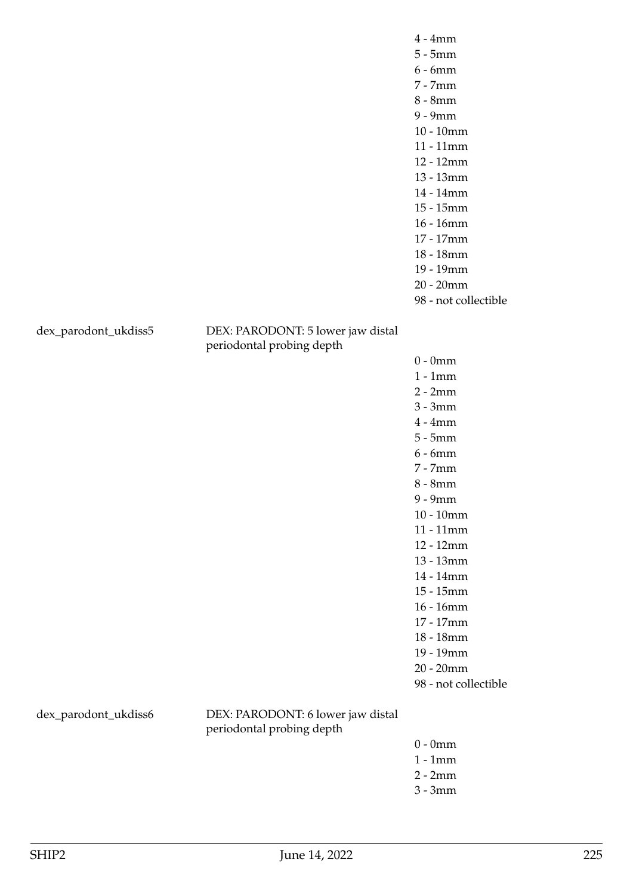| | | |
|---|---|---|
| | | 4 - 4mm |
| | | 5 - 5mm |
| | | 6 - 6mm |
| | | 7 - 7mm |
| | | 8 - 8mm |
| | | 9 - 9mm |
| | | 10 - 10mm |
| | | 11 - 11mm |
| | | 12 - 12mm |
| | | 13 - 13mm |
| | | 14 - 14mm |
| | | 15 - 15mm |
| | | 16 - 16mm |
| | | 17 - 17mm |
| | | 18 - 18mm |
| | | 19 - 19mm |
| | | 20 - 20mm |
| | | 98 - not collectible |
| dex_parodont_ukdiss5 | DEX: PARODONT: 5 lower jaw distal periodontal probing depth | |
| | | 0 - 0mm |
| | | 1 - 1mm |
| | | 2 - 2mm |
| | | 3 - 3mm |
| | | 4 - 4mm |
| | | 5 - 5mm |
| | | 6 - 6mm |
| | | 7 - 7mm |
| | | 8 - 8mm |
| | | 9 - 9mm |
| | | 10 - 10mm |
| | | 11 - 11mm |
| | | 12 - 12mm |
| | | 13 - 13mm |
| | | 14 - 14mm |
| | | 15 - 15mm |
| | | 16 - 16mm |
| | | 17 - 17mm |
| | | 18 - 18mm |
| | | 19 - 19mm |
| | | 20 - 20mm |
| | | 98 - not collectible |
| dex_parodont_ukdiss6 | DEX: PARODONT: 6 lower jaw distal periodontal probing depth | |
| | | 0 - 0mm |
| | | 1 - 1mm |
| | | 2 - 2mm |
| | | 3 - 3mm |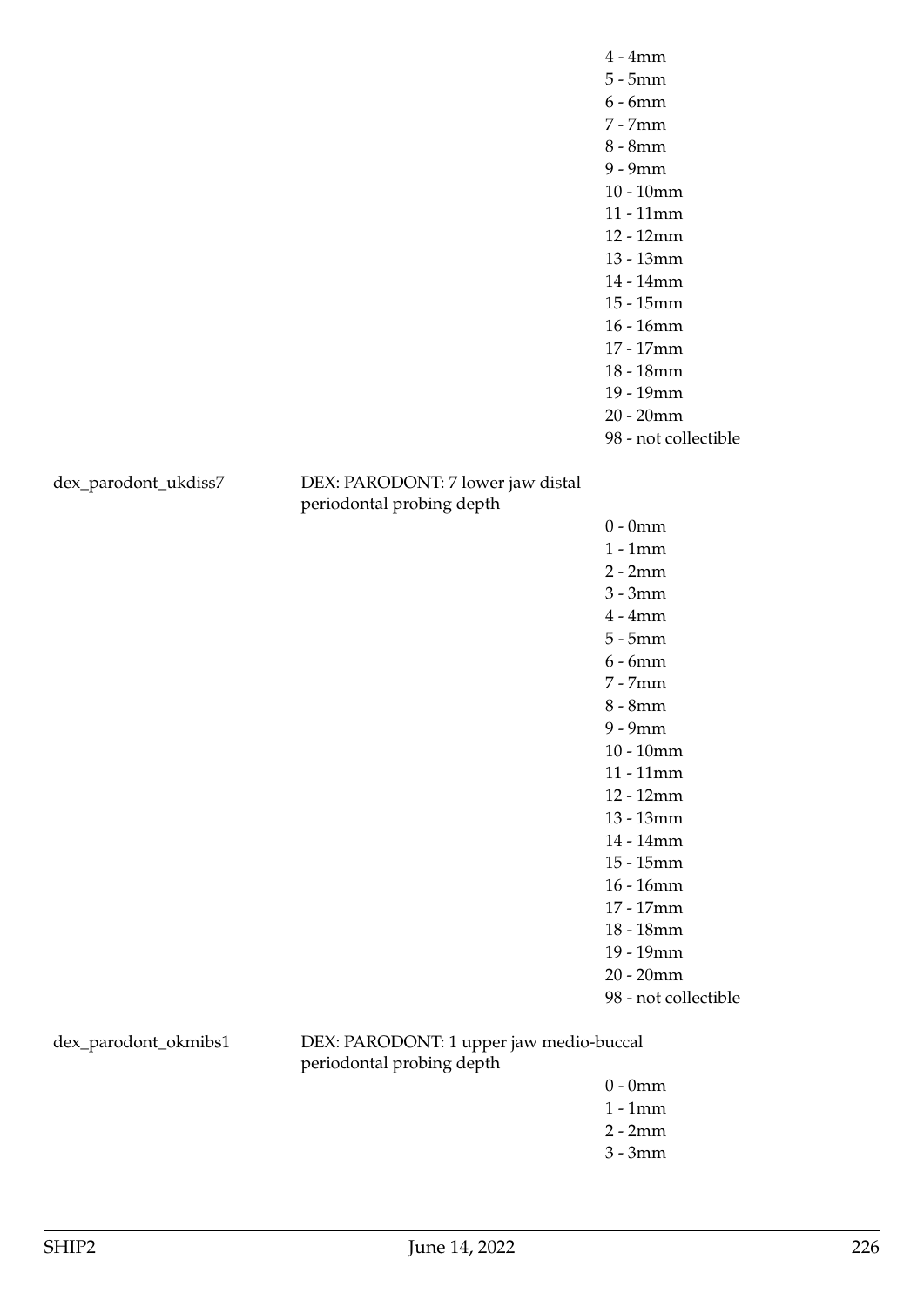4 - 4mm
5 - 5mm
6 - 6mm
7 - 7mm
8 - 8mm
9 - 9mm
10 - 10mm
11 - 11mm
12 - 12mm
13 - 13mm
14 - 14mm
15 - 15mm
16 - 16mm
17 - 17mm
18 - 18mm
19 - 19mm
20 - 20mm
98 - not collectible

dex_parodont_ukdiss7 DEX: PARODONT: 7 lower jaw distal periodontal probing depth

0 - 0mm
1 - 1mm
2 - 2mm
3 - 3mm
4 - 4mm
5 - 5mm
6 - 6mm
7 - 7mm
8 - 8mm
9 - 9mm
10 - 10mm
11 - 11mm
12 - 12mm
13 - 13mm
14 - 14mm
15 - 15mm
16 - 16mm
17 - 17mm
18 - 18mm
19 - 19mm
20 - 20mm
98 - not collectible

dex_parodont_okmibs1 DEX: PARODONT: 1 upper jaw medio-buccal periodontal probing depth

0 - 0mm
1 - 1mm
2 - 2mm
3 - 3mm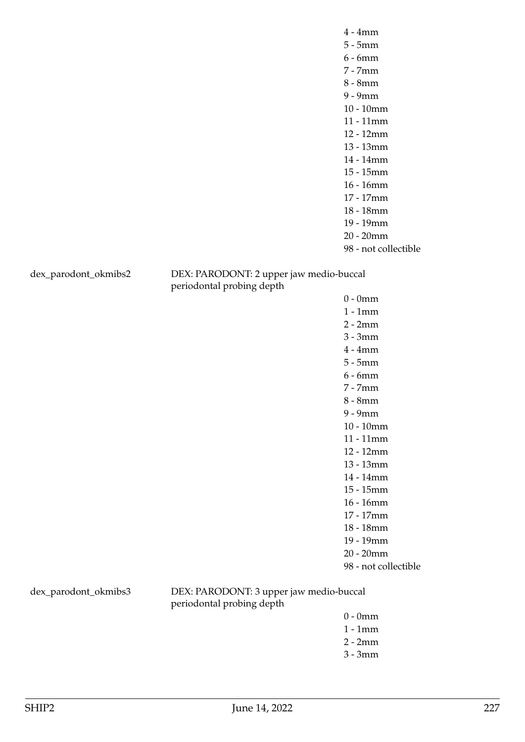4 - 4mm
5 - 5mm
6 - 6mm
7 - 7mm
8 - 8mm
9 - 9mm
10 - 10mm
11 - 11mm
12 - 12mm
13 - 13mm
14 - 14mm
15 - 15mm
16 - 16mm
17 - 17mm
18 - 18mm
19 - 19mm
20 - 20mm
98 - not collectible

dex_parodont_okmibs2 — DEX: PARODONT: 2 upper jaw medio-buccal periodontal probing depth

0 - 0mm
1 - 1mm
2 - 2mm
3 - 3mm
4 - 4mm
5 - 5mm
6 - 6mm
7 - 7mm
8 - 8mm
9 - 9mm
10 - 10mm
11 - 11mm
12 - 12mm
13 - 13mm
14 - 14mm
15 - 15mm
16 - 16mm
17 - 17mm
18 - 18mm
19 - 19mm
20 - 20mm
98 - not collectible

dex_parodont_okmibs3 — DEX: PARODONT: 3 upper jaw medio-buccal periodontal probing depth

0 - 0mm
1 - 1mm
2 - 2mm
3 - 3mm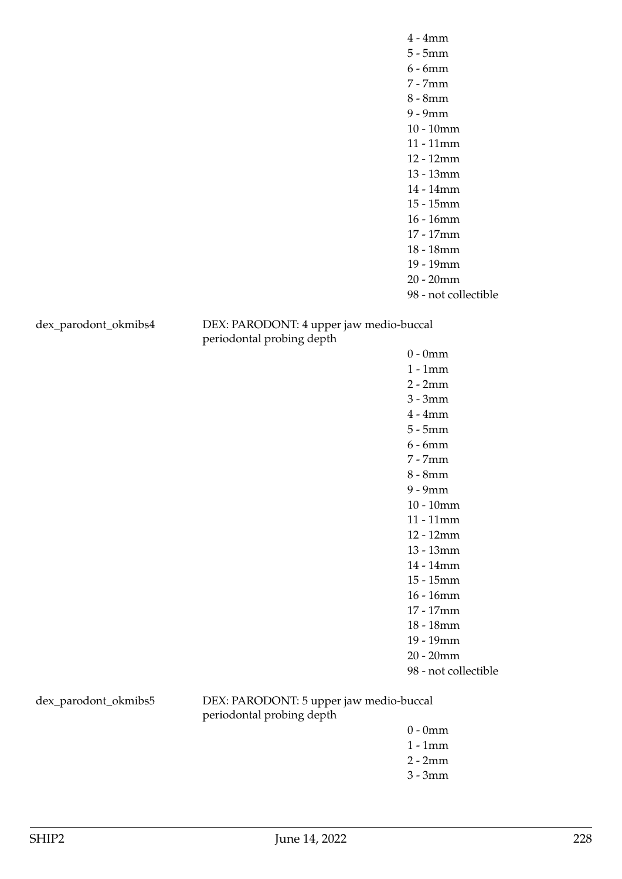4 - 4mm
5 - 5mm
6 - 6mm
7 - 7mm
8 - 8mm
9 - 9mm
10 - 10mm
11 - 11mm
12 - 12mm
13 - 13mm
14 - 14mm
15 - 15mm
16 - 16mm
17 - 17mm
18 - 18mm
19 - 19mm
20 - 20mm
98 - not collectible

dex_parodont_okmibs4 DEX: PARODONT: 4 upper jaw medio-buccal periodontal probing depth

0 - 0mm
1 - 1mm
2 - 2mm
3 - 3mm
4 - 4mm
5 - 5mm
6 - 6mm
7 - 7mm
8 - 8mm
9 - 9mm
10 - 10mm
11 - 11mm
12 - 12mm
13 - 13mm
14 - 14mm
15 - 15mm
16 - 16mm
17 - 17mm
18 - 18mm
19 - 19mm
20 - 20mm
98 - not collectible

dex_parodont_okmibs5 DEX: PARODONT: 5 upper jaw medio-buccal periodontal probing depth

0 - 0mm
1 - 1mm
2 - 2mm
3 - 3mm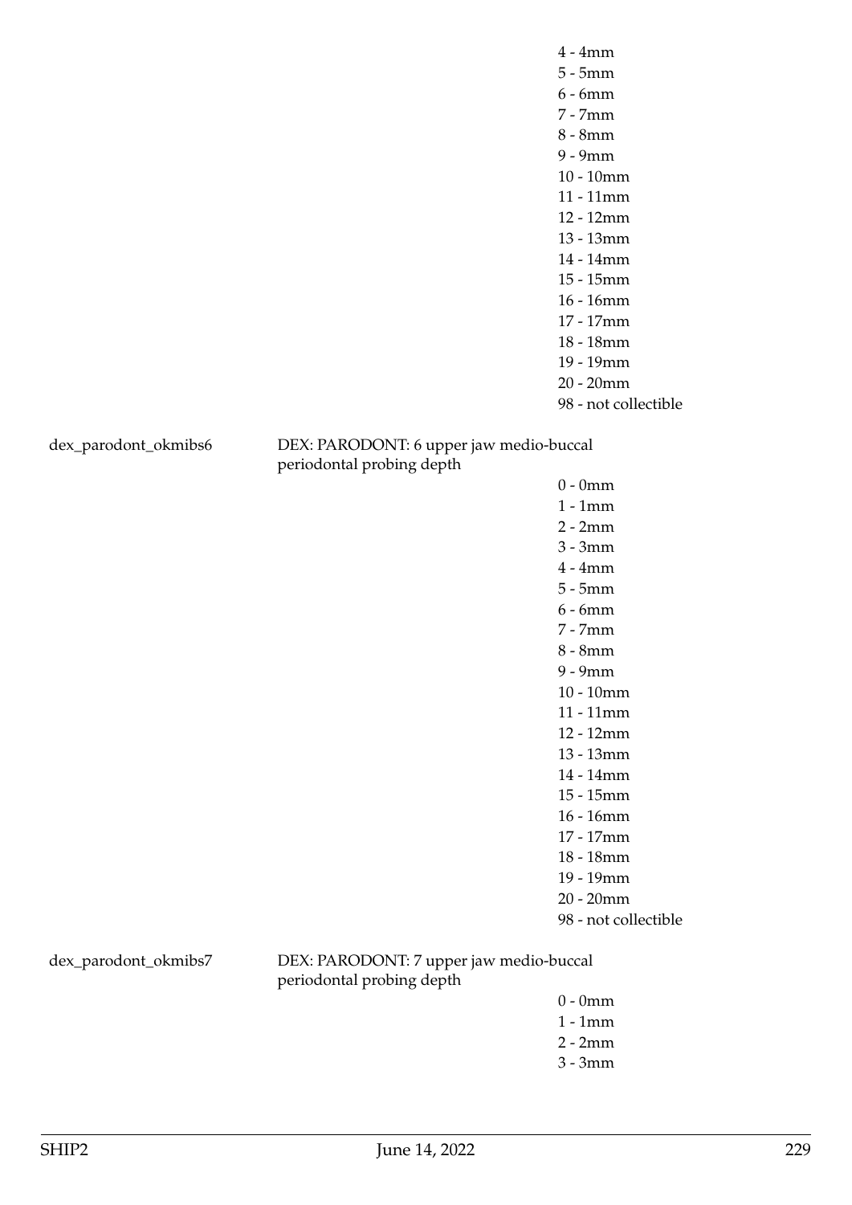4 - 4mm
5 - 5mm
6 - 6mm
7 - 7mm
8 - 8mm
9 - 9mm
10 - 10mm
11 - 11mm
12 - 12mm
13 - 13mm
14 - 14mm
15 - 15mm
16 - 16mm
17 - 17mm
18 - 18mm
19 - 19mm
20 - 20mm
98 - not collectible

dex_parodont_okmibs6 DEX: PARODONT: 6 upper jaw medio-buccal periodontal probing depth

0 - 0mm
1 - 1mm
2 - 2mm
3 - 3mm
4 - 4mm
5 - 5mm
6 - 6mm
7 - 7mm
8 - 8mm
9 - 9mm
10 - 10mm
11 - 11mm
12 - 12mm
13 - 13mm
14 - 14mm
15 - 15mm
16 - 16mm
17 - 17mm
18 - 18mm
19 - 19mm
20 - 20mm
98 - not collectible

dex_parodont_okmibs7 DEX: PARODONT: 7 upper jaw medio-buccal periodontal probing depth

0 - 0mm
1 - 1mm
2 - 2mm
3 - 3mm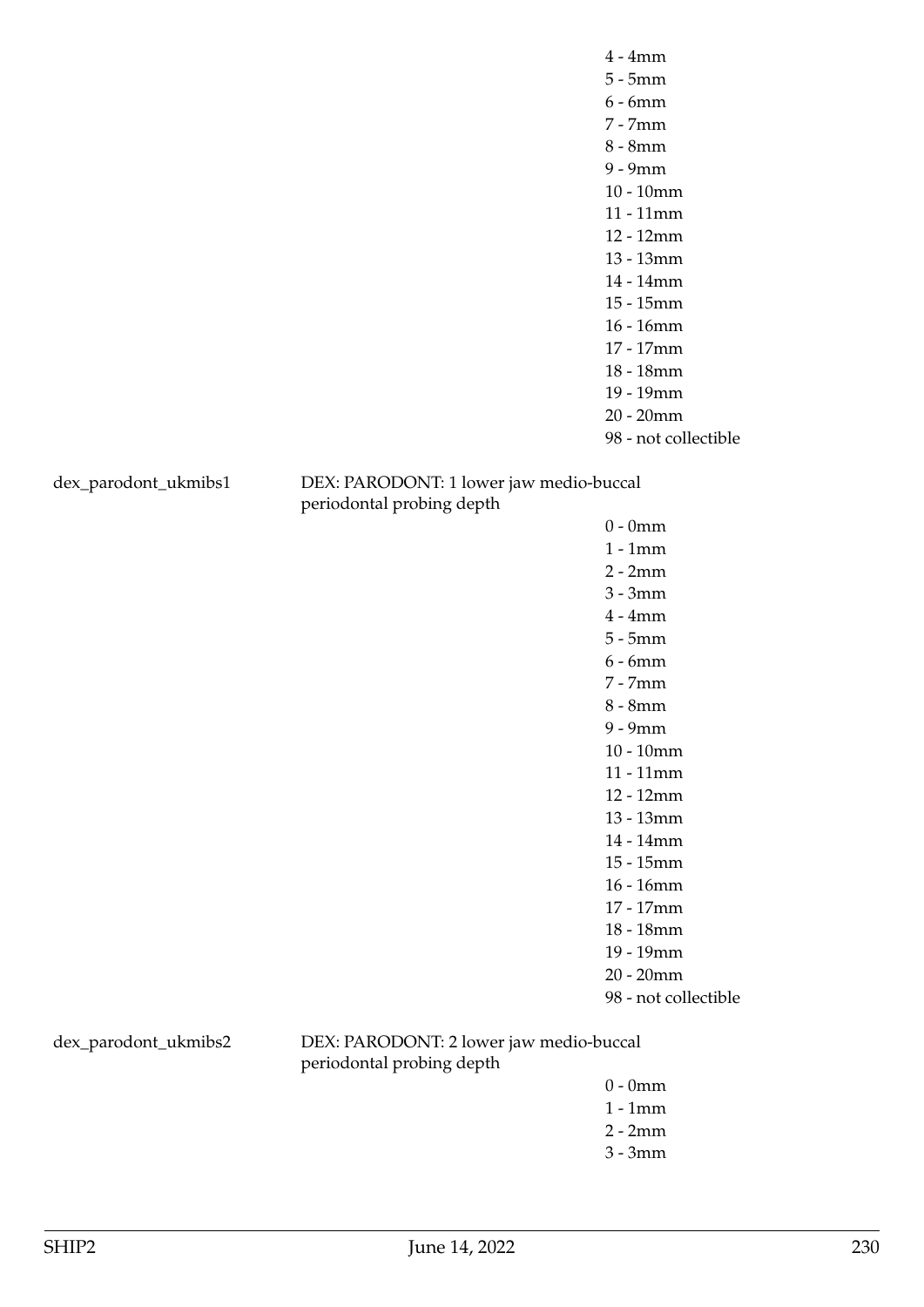4 - 4mm
5 - 5mm
6 - 6mm
7 - 7mm
8 - 8mm
9 - 9mm
10 - 10mm
11 - 11mm
12 - 12mm
13 - 13mm
14 - 14mm
15 - 15mm
16 - 16mm
17 - 17mm
18 - 18mm
19 - 19mm
20 - 20mm
98 - not collectible

dex_parodont_ukmibs1 — DEX: PARODONT: 1 lower jaw medio-buccal periodontal probing depth

0 - 0mm
1 - 1mm
2 - 2mm
3 - 3mm
4 - 4mm
5 - 5mm
6 - 6mm
7 - 7mm
8 - 8mm
9 - 9mm
10 - 10mm
11 - 11mm
12 - 12mm
13 - 13mm
14 - 14mm
15 - 15mm
16 - 16mm
17 - 17mm
18 - 18mm
19 - 19mm
20 - 20mm
98 - not collectible

dex_parodont_ukmibs2 — DEX: PARODONT: 2 lower jaw medio-buccal periodontal probing depth

0 - 0mm
1 - 1mm
2 - 2mm
3 - 3mm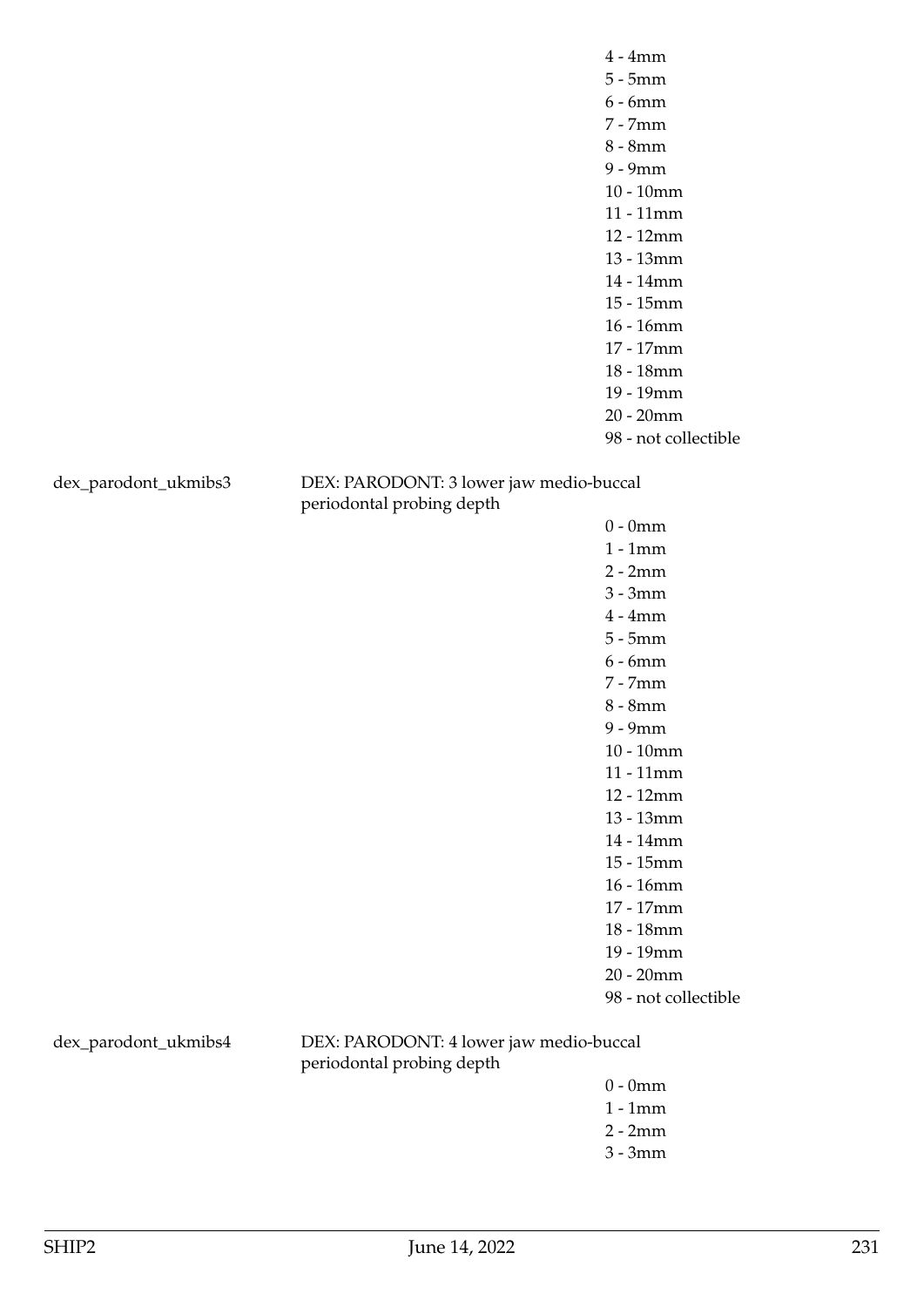4 - 4mm
5 - 5mm
6 - 6mm
7 - 7mm
8 - 8mm
9 - 9mm
10 - 10mm
11 - 11mm
12 - 12mm
13 - 13mm
14 - 14mm
15 - 15mm
16 - 16mm
17 - 17mm
18 - 18mm
19 - 19mm
20 - 20mm
98 - not collectible

dex_parodont_ukmibs3 — DEX: PARODONT: 3 lower jaw medio-buccal periodontal probing depth

0 - 0mm
1 - 1mm
2 - 2mm
3 - 3mm
4 - 4mm
5 - 5mm
6 - 6mm
7 - 7mm
8 - 8mm
9 - 9mm
10 - 10mm
11 - 11mm
12 - 12mm
13 - 13mm
14 - 14mm
15 - 15mm
16 - 16mm
17 - 17mm
18 - 18mm
19 - 19mm
20 - 20mm
98 - not collectible

dex_parodont_ukmibs4 — DEX: PARODONT: 4 lower jaw medio-buccal periodontal probing depth

0 - 0mm
1 - 1mm
2 - 2mm
3 - 3mm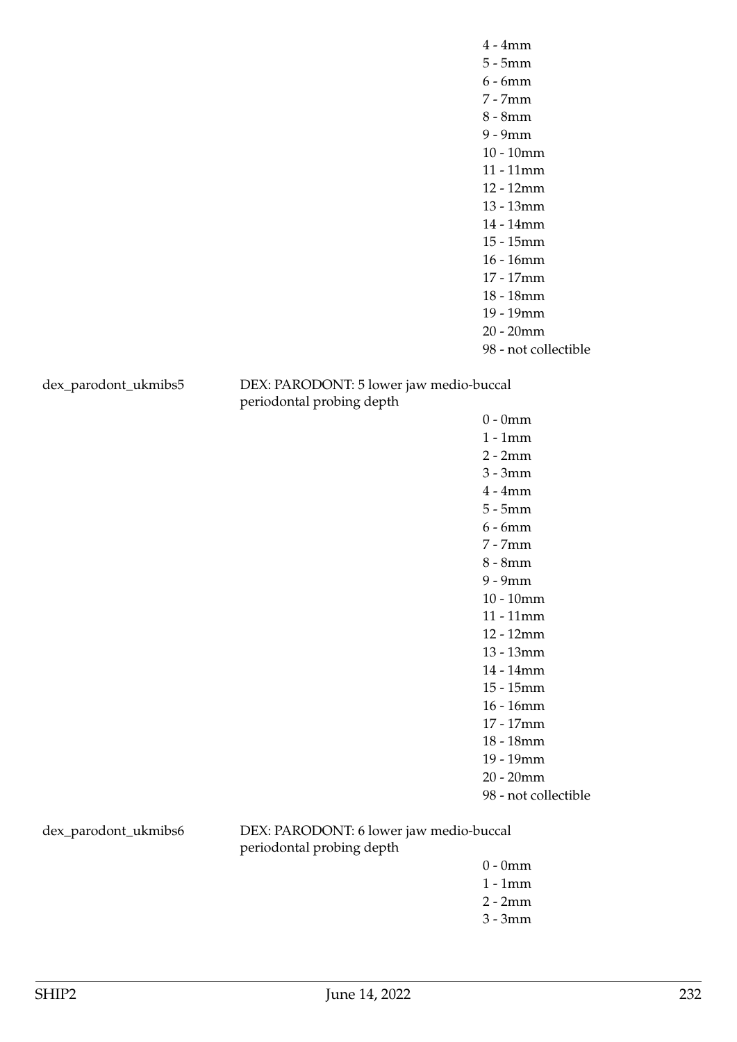4 - 4mm
5 - 5mm
6 - 6mm
7 - 7mm
8 - 8mm
9 - 9mm
10 - 10mm
11 - 11mm
12 - 12mm
13 - 13mm
14 - 14mm
15 - 15mm
16 - 16mm
17 - 17mm
18 - 18mm
19 - 19mm
20 - 20mm
98 - not collectible

dex_parodont_ukmibs5 DEX: PARODONT: 5 lower jaw medio-buccal periodontal probing depth

0 - 0mm
1 - 1mm
2 - 2mm
3 - 3mm
4 - 4mm
5 - 5mm
6 - 6mm
7 - 7mm
8 - 8mm
9 - 9mm
10 - 10mm
11 - 11mm
12 - 12mm
13 - 13mm
14 - 14mm
15 - 15mm
16 - 16mm
17 - 17mm
18 - 18mm
19 - 19mm
20 - 20mm
98 - not collectible

dex_parodont_ukmibs6 DEX: PARODONT: 6 lower jaw medio-buccal periodontal probing depth

0 - 0mm
1 - 1mm
2 - 2mm
3 - 3mm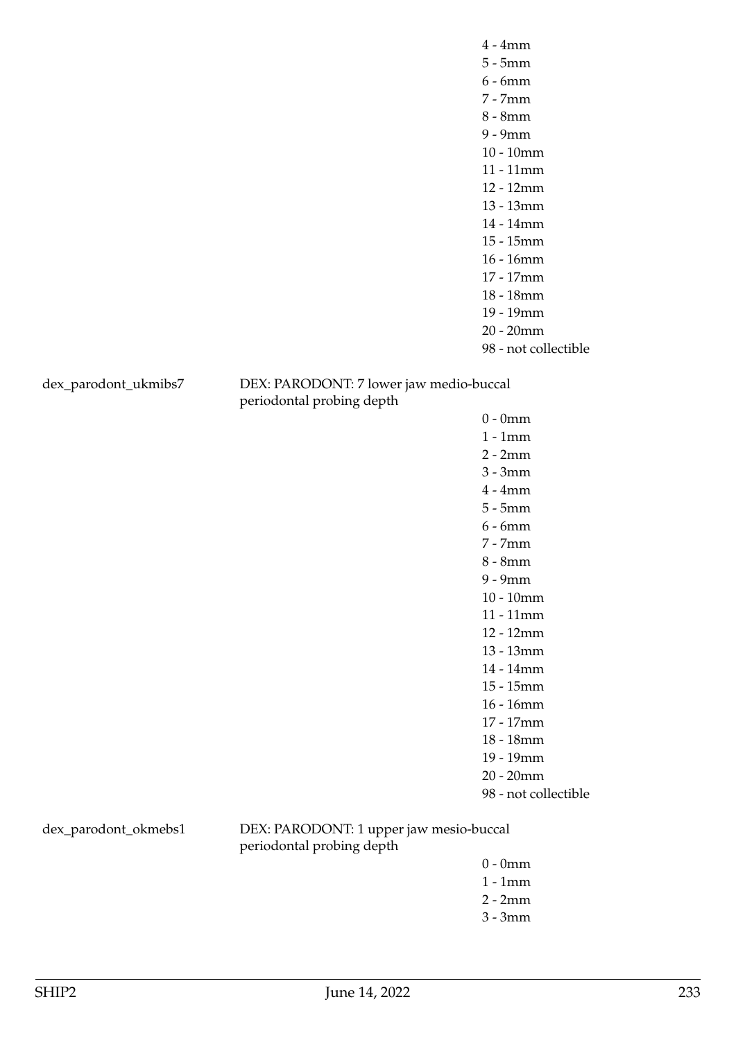4 - 4mm
5 - 5mm
6 - 6mm
7 - 7mm
8 - 8mm
9 - 9mm
10 - 10mm
11 - 11mm
12 - 12mm
13 - 13mm
14 - 14mm
15 - 15mm
16 - 16mm
17 - 17mm
18 - 18mm
19 - 19mm
20 - 20mm
98 - not collectible

dex_parodont_ukmibs7 DEX: PARODONT: 7 lower jaw medio-buccal periodontal probing depth

0 - 0mm
1 - 1mm
2 - 2mm
3 - 3mm
4 - 4mm
5 - 5mm
6 - 6mm
7 - 7mm
8 - 8mm
9 - 9mm
10 - 10mm
11 - 11mm
12 - 12mm
13 - 13mm
14 - 14mm
15 - 15mm
16 - 16mm
17 - 17mm
18 - 18mm
19 - 19mm
20 - 20mm
98 - not collectible

dex_parodont_okmebs1 DEX: PARODONT: 1 upper jaw mesio-buccal periodontal probing depth

0 - 0mm
1 - 1mm
2 - 2mm
3 - 3mm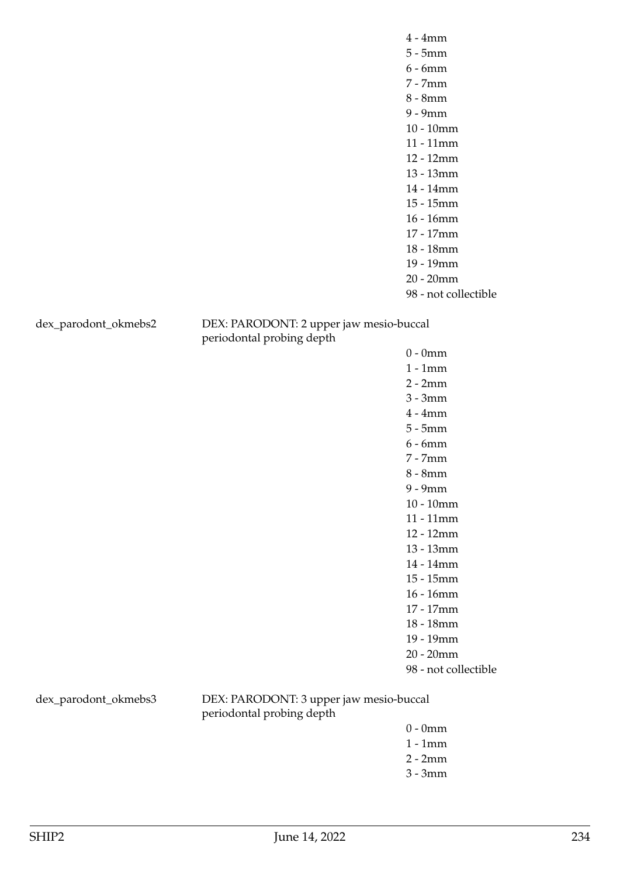4 - 4mm
5 - 5mm
6 - 6mm
7 - 7mm
8 - 8mm
9 - 9mm
10 - 10mm
11 - 11mm
12 - 12mm
13 - 13mm
14 - 14mm
15 - 15mm
16 - 16mm
17 - 17mm
18 - 18mm
19 - 19mm
20 - 20mm
98 - not collectible

dex_parodont_okmebs2 DEX: PARODONT: 2 upper jaw mesio-buccal periodontal probing depth

0 - 0mm
1 - 1mm
2 - 2mm
3 - 3mm
4 - 4mm
5 - 5mm
6 - 6mm
7 - 7mm
8 - 8mm
9 - 9mm
10 - 10mm
11 - 11mm
12 - 12mm
13 - 13mm
14 - 14mm
15 - 15mm
16 - 16mm
17 - 17mm
18 - 18mm
19 - 19mm
20 - 20mm
98 - not collectible

dex_parodont_okmebs3 DEX: PARODONT: 3 upper jaw mesio-buccal periodontal probing depth

0 - 0mm
1 - 1mm
2 - 2mm
3 - 3mm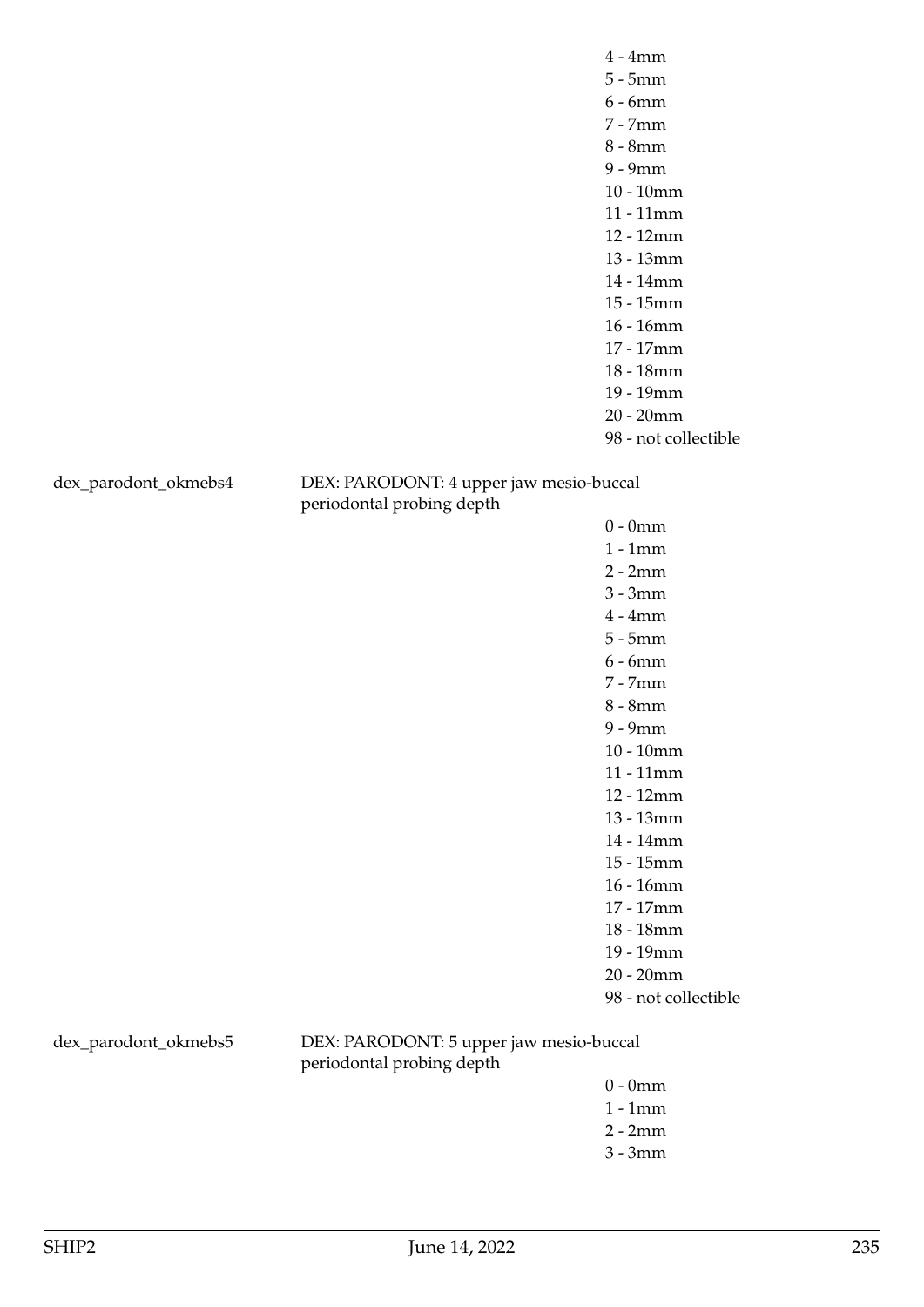4 - 4mm
5 - 5mm
6 - 6mm
7 - 7mm
8 - 8mm
9 - 9mm
10 - 10mm
11 - 11mm
12 - 12mm
13 - 13mm
14 - 14mm
15 - 15mm
16 - 16mm
17 - 17mm
18 - 18mm
19 - 19mm
20 - 20mm
98 - not collectible

dex_parodont_okmebs4 DEX: PARODONT: 4 upper jaw mesio-buccal periodontal probing depth

0 - 0mm
1 - 1mm
2 - 2mm
3 - 3mm
4 - 4mm
5 - 5mm
6 - 6mm
7 - 7mm
8 - 8mm
9 - 9mm
10 - 10mm
11 - 11mm
12 - 12mm
13 - 13mm
14 - 14mm
15 - 15mm
16 - 16mm
17 - 17mm
18 - 18mm
19 - 19mm
20 - 20mm
98 - not collectible

dex_parodont_okmebs5 DEX: PARODONT: 5 upper jaw mesio-buccal periodontal probing depth

0 - 0mm
1 - 1mm
2 - 2mm
3 - 3mm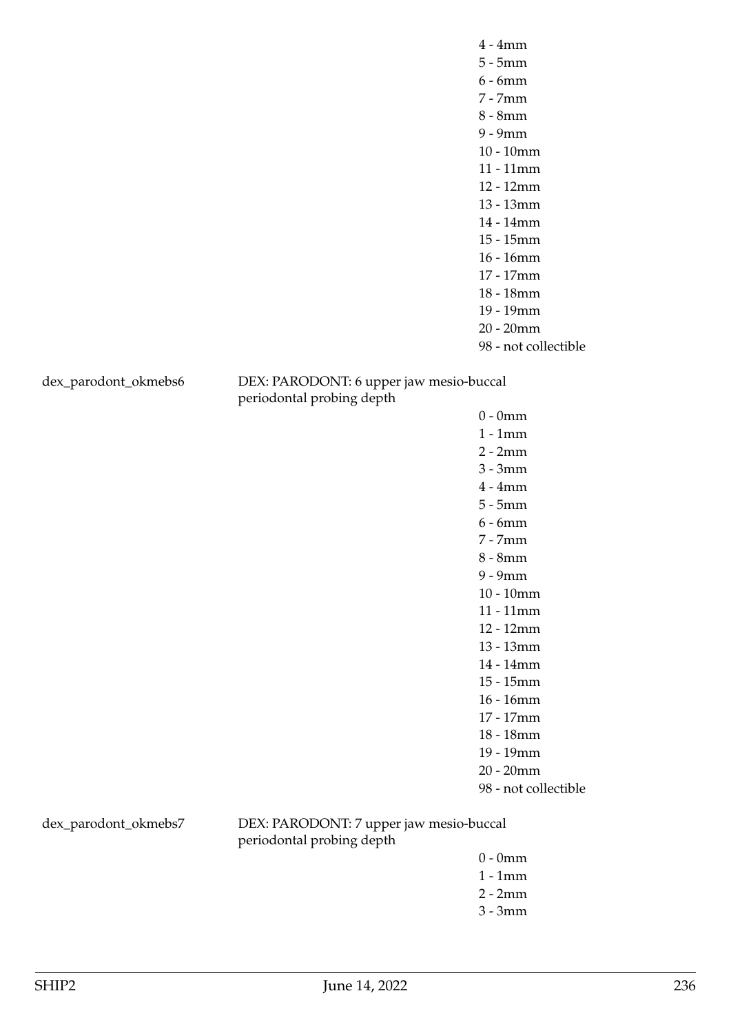4 - 4mm
5 - 5mm
6 - 6mm
7 - 7mm
8 - 8mm
9 - 9mm
10 - 10mm
11 - 11mm
12 - 12mm
13 - 13mm
14 - 14mm
15 - 15mm
16 - 16mm
17 - 17mm
18 - 18mm
19 - 19mm
20 - 20mm
98 - not collectible

dex_parodont_okmebs6 DEX: PARODONT: 6 upper jaw mesio-buccal periodontal probing depth

0 - 0mm
1 - 1mm
2 - 2mm
3 - 3mm
4 - 4mm
5 - 5mm
6 - 6mm
7 - 7mm
8 - 8mm
9 - 9mm
10 - 10mm
11 - 11mm
12 - 12mm
13 - 13mm
14 - 14mm
15 - 15mm
16 - 16mm
17 - 17mm
18 - 18mm
19 - 19mm
20 - 20mm
98 - not collectible

dex_parodont_okmebs7 DEX: PARODONT: 7 upper jaw mesio-buccal periodontal probing depth

0 - 0mm
1 - 1mm
2 - 2mm
3 - 3mm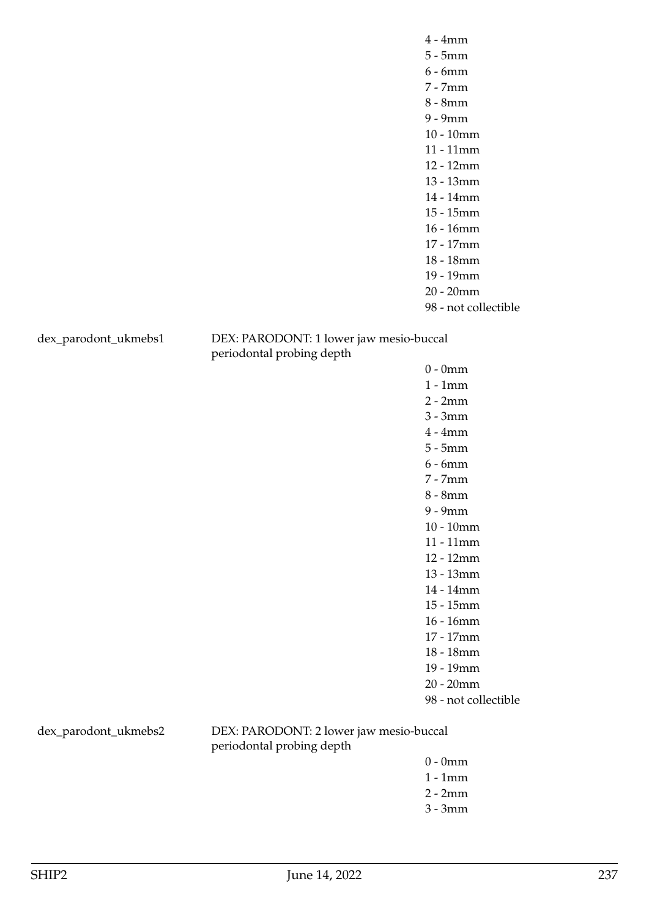4 - 4mm
5 - 5mm
6 - 6mm
7 - 7mm
8 - 8mm
9 - 9mm
10 - 10mm
11 - 11mm
12 - 12mm
13 - 13mm
14 - 14mm
15 - 15mm
16 - 16mm
17 - 17mm
18 - 18mm
19 - 19mm
20 - 20mm
98 - not collectible

dex_parodont_ukmebs1 DEX: PARODONT: 1 lower jaw mesio-buccal periodontal probing depth

0 - 0mm
1 - 1mm
2 - 2mm
3 - 3mm
4 - 4mm
5 - 5mm
6 - 6mm
7 - 7mm
8 - 8mm
9 - 9mm
10 - 10mm
11 - 11mm
12 - 12mm
13 - 13mm
14 - 14mm
15 - 15mm
16 - 16mm
17 - 17mm
18 - 18mm
19 - 19mm
20 - 20mm
98 - not collectible

dex_parodont_ukmebs2 DEX: PARODONT: 2 lower jaw mesio-buccal periodontal probing depth

0 - 0mm
1 - 1mm
2 - 2mm
3 - 3mm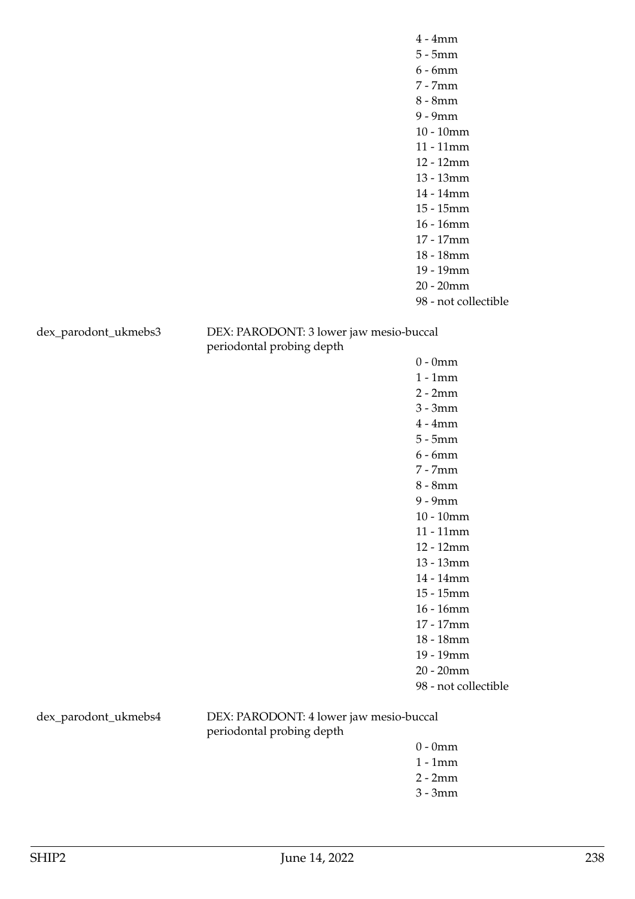4 - 4mm
5 - 5mm
6 - 6mm
7 - 7mm
8 - 8mm
9 - 9mm
10 - 10mm
11 - 11mm
12 - 12mm
13 - 13mm
14 - 14mm
15 - 15mm
16 - 16mm
17 - 17mm
18 - 18mm
19 - 19mm
20 - 20mm
98 - not collectible

dex_parodont_ukmebs3 — DEX: PARODONT: 3 lower jaw mesio-buccal periodontal probing depth

0 - 0mm
1 - 1mm
2 - 2mm
3 - 3mm
4 - 4mm
5 - 5mm
6 - 6mm
7 - 7mm
8 - 8mm
9 - 9mm
10 - 10mm
11 - 11mm
12 - 12mm
13 - 13mm
14 - 14mm
15 - 15mm
16 - 16mm
17 - 17mm
18 - 18mm
19 - 19mm
20 - 20mm
98 - not collectible

dex_parodont_ukmebs4 — DEX: PARODONT: 4 lower jaw mesio-buccal periodontal probing depth

0 - 0mm
1 - 1mm
2 - 2mm
3 - 3mm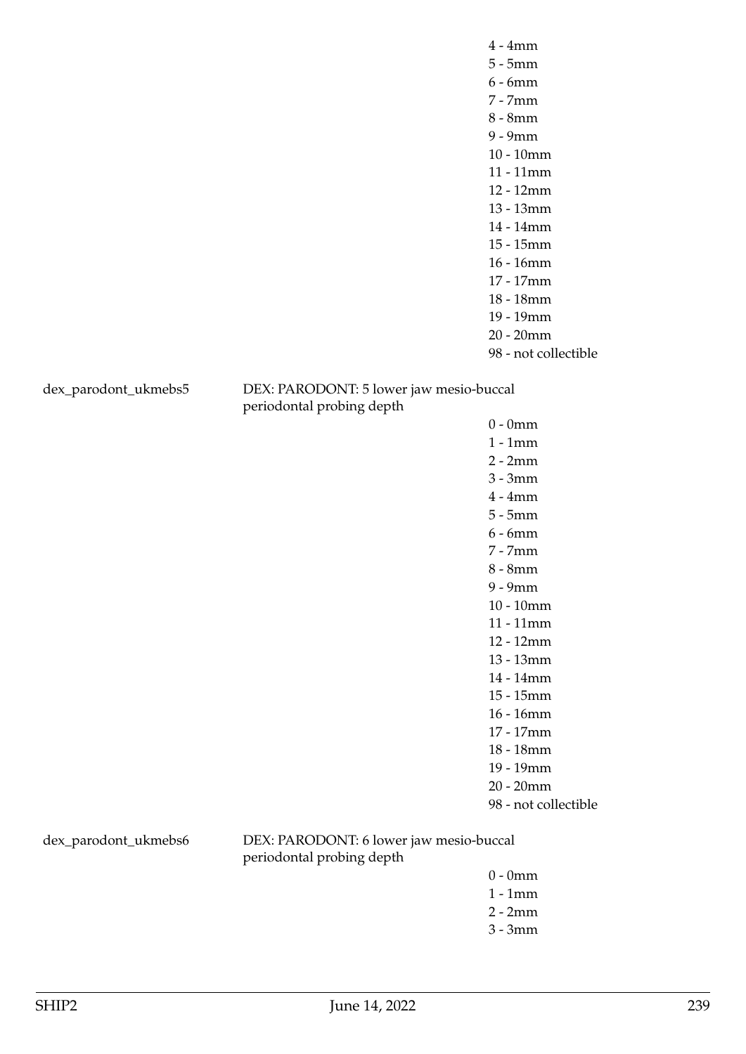4 - 4mm
5 - 5mm
6 - 6mm
7 - 7mm
8 - 8mm
9 - 9mm
10 - 10mm
11 - 11mm
12 - 12mm
13 - 13mm
14 - 14mm
15 - 15mm
16 - 16mm
17 - 17mm
18 - 18mm
19 - 19mm
20 - 20mm
98 - not collectible

dex_parodont_ukmebs5 DEX: PARODONT: 5 lower jaw mesio-buccal periodontal probing depth

0 - 0mm
1 - 1mm
2 - 2mm
3 - 3mm
4 - 4mm
5 - 5mm
6 - 6mm
7 - 7mm
8 - 8mm
9 - 9mm
10 - 10mm
11 - 11mm
12 - 12mm
13 - 13mm
14 - 14mm
15 - 15mm
16 - 16mm
17 - 17mm
18 - 18mm
19 - 19mm
20 - 20mm
98 - not collectible

dex_parodont_ukmebs6 DEX: PARODONT: 6 lower jaw mesio-buccal periodontal probing depth

0 - 0mm
1 - 1mm
2 - 2mm
3 - 3mm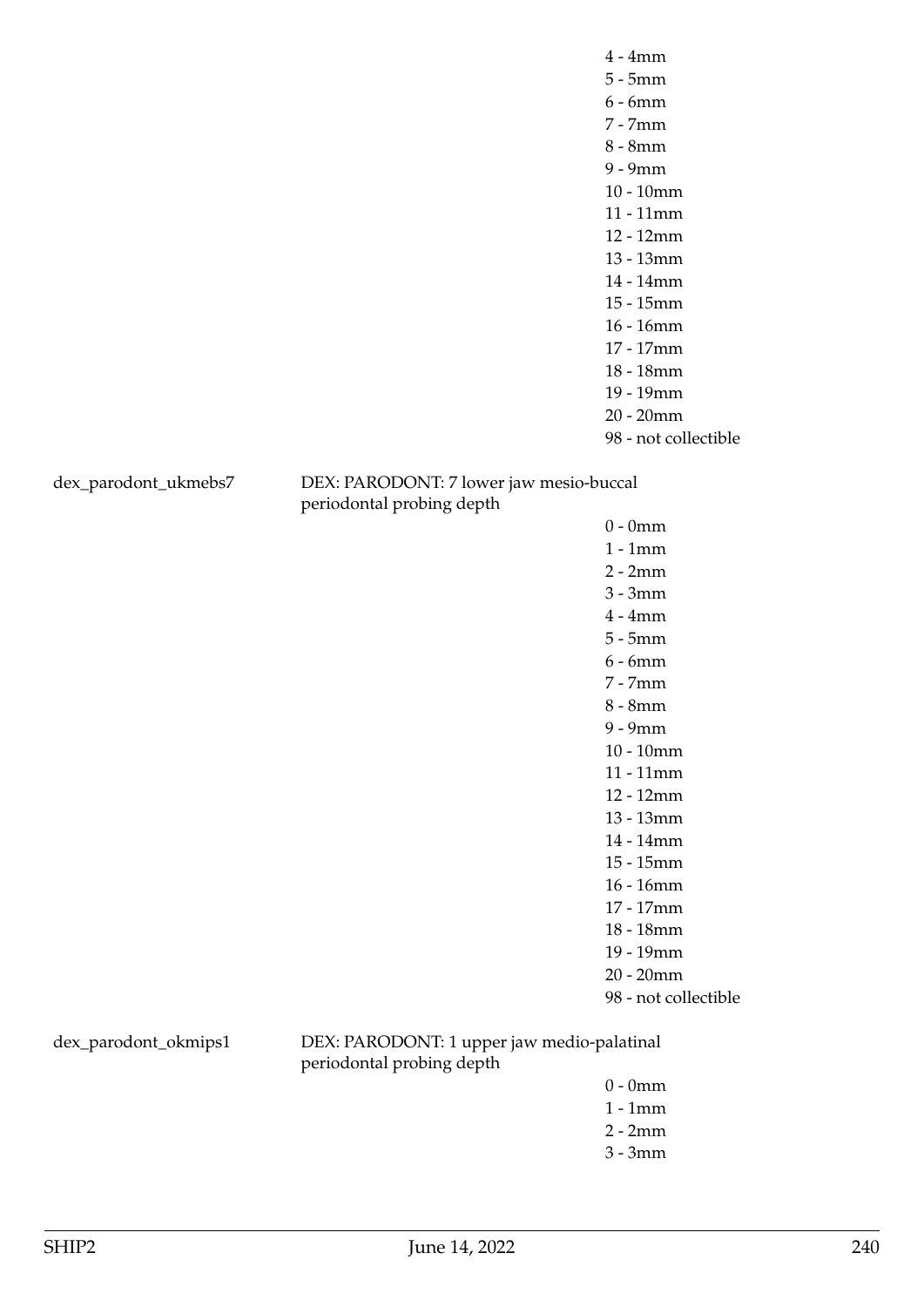4 - 4mm
5 - 5mm
6 - 6mm
7 - 7mm
8 - 8mm
9 - 9mm
10 - 10mm
11 - 11mm
12 - 12mm
13 - 13mm
14 - 14mm
15 - 15mm
16 - 16mm
17 - 17mm
18 - 18mm
19 - 19mm
20 - 20mm
98 - not collectible

dex_parodont_ukmebs7 — DEX: PARODONT: 7 lower jaw mesio-buccal periodontal probing depth

0 - 0mm
1 - 1mm
2 - 2mm
3 - 3mm
4 - 4mm
5 - 5mm
6 - 6mm
7 - 7mm
8 - 8mm
9 - 9mm
10 - 10mm
11 - 11mm
12 - 12mm
13 - 13mm
14 - 14mm
15 - 15mm
16 - 16mm
17 - 17mm
18 - 18mm
19 - 19mm
20 - 20mm
98 - not collectible

dex_parodont_okmips1 — DEX: PARODONT: 1 upper jaw medio-palatinal periodontal probing depth

0 - 0mm
1 - 1mm
2 - 2mm
3 - 3mm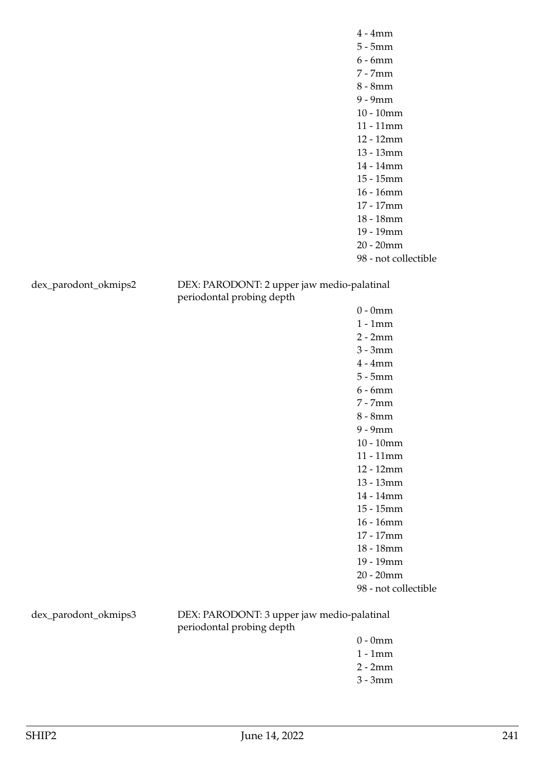4 - 4mm
5 - 5mm
6 - 6mm
7 - 7mm
8 - 8mm
9 - 9mm
10 - 10mm
11 - 11mm
12 - 12mm
13 - 13mm
14 - 14mm
15 - 15mm
16 - 16mm
17 - 17mm
18 - 18mm
19 - 19mm
20 - 20mm
98 - not collectible

dex_parodont_okmips2 — DEX: PARODONT: 2 upper jaw medio-palatinal periodontal probing depth

0 - 0mm
1 - 1mm
2 - 2mm
3 - 3mm
4 - 4mm
5 - 5mm
6 - 6mm
7 - 7mm
8 - 8mm
9 - 9mm
10 - 10mm
11 - 11mm
12 - 12mm
13 - 13mm
14 - 14mm
15 - 15mm
16 - 16mm
17 - 17mm
18 - 18mm
19 - 19mm
20 - 20mm
98 - not collectible

dex_parodont_okmips3 — DEX: PARODONT: 3 upper jaw medio-palatinal periodontal probing depth

0 - 0mm
1 - 1mm
2 - 2mm
3 - 3mm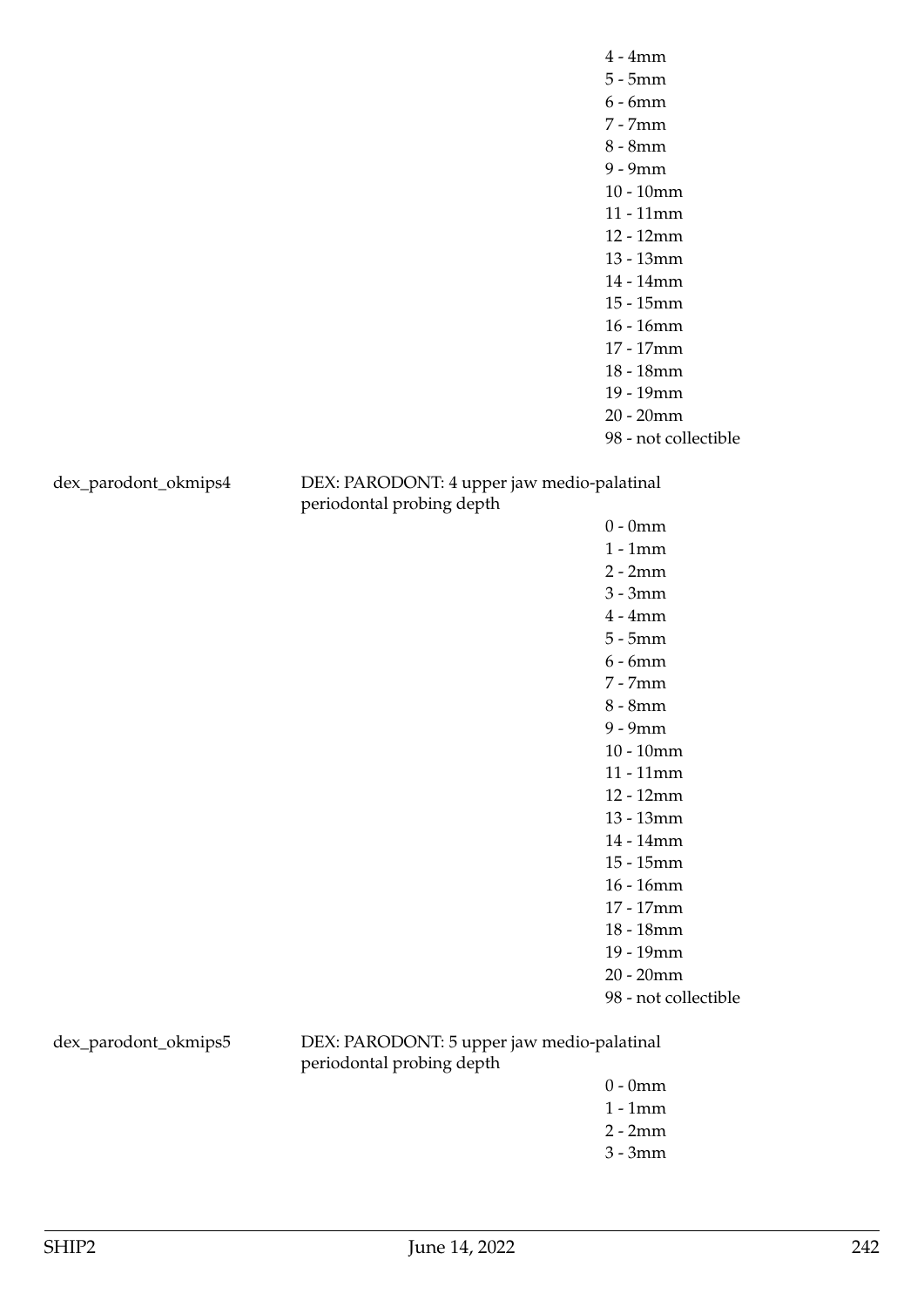4 - 4mm
5 - 5mm
6 - 6mm
7 - 7mm
8 - 8mm
9 - 9mm
10 - 10mm
11 - 11mm
12 - 12mm
13 - 13mm
14 - 14mm
15 - 15mm
16 - 16mm
17 - 17mm
18 - 18mm
19 - 19mm
20 - 20mm
98 - not collectible

dex_parodont_okmips4 — DEX: PARODONT: 4 upper jaw medio-palatinal periodontal probing depth

0 - 0mm
1 - 1mm
2 - 2mm
3 - 3mm
4 - 4mm
5 - 5mm
6 - 6mm
7 - 7mm
8 - 8mm
9 - 9mm
10 - 10mm
11 - 11mm
12 - 12mm
13 - 13mm
14 - 14mm
15 - 15mm
16 - 16mm
17 - 17mm
18 - 18mm
19 - 19mm
20 - 20mm
98 - not collectible

dex_parodont_okmips5 — DEX: PARODONT: 5 upper jaw medio-palatinal periodontal probing depth

0 - 0mm
1 - 1mm
2 - 2mm
3 - 3mm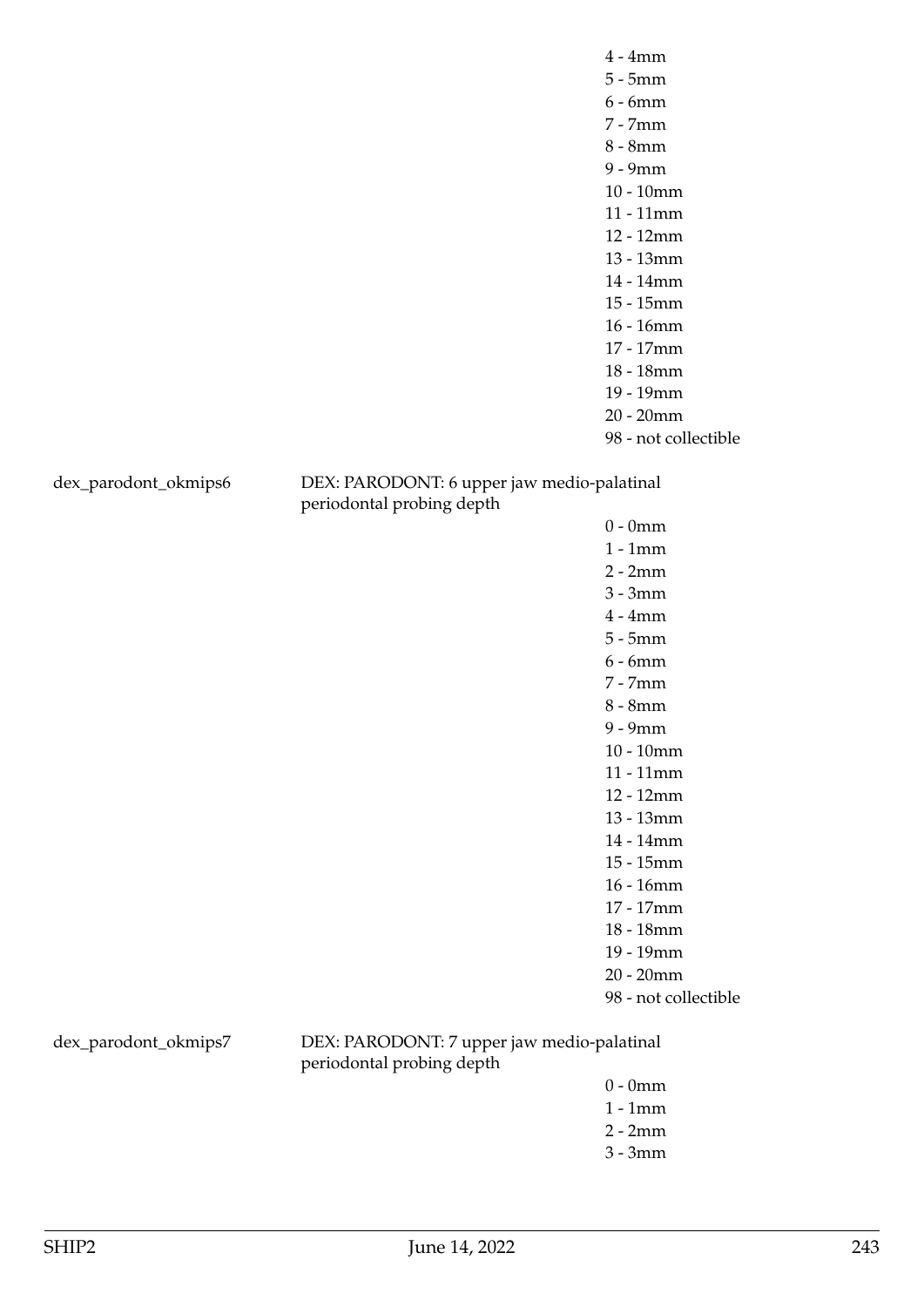4 - 4mm
5 - 5mm
6 - 6mm
7 - 7mm
8 - 8mm
9 - 9mm
10 - 10mm
11 - 11mm
12 - 12mm
13 - 13mm
14 - 14mm
15 - 15mm
16 - 16mm
17 - 17mm
18 - 18mm
19 - 19mm
20 - 20mm
98 - not collectible

dex_parodont_okmips6 DEX: PARODONT: 6 upper jaw medio-palatinal periodontal probing depth

0 - 0mm
1 - 1mm
2 - 2mm
3 - 3mm
4 - 4mm
5 - 5mm
6 - 6mm
7 - 7mm
8 - 8mm
9 - 9mm
10 - 10mm
11 - 11mm
12 - 12mm
13 - 13mm
14 - 14mm
15 - 15mm
16 - 16mm
17 - 17mm
18 - 18mm
19 - 19mm
20 - 20mm
98 - not collectible

dex_parodont_okmips7 DEX: PARODONT: 7 upper jaw medio-palatinal periodontal probing depth

0 - 0mm
1 - 1mm
2 - 2mm
3 - 3mm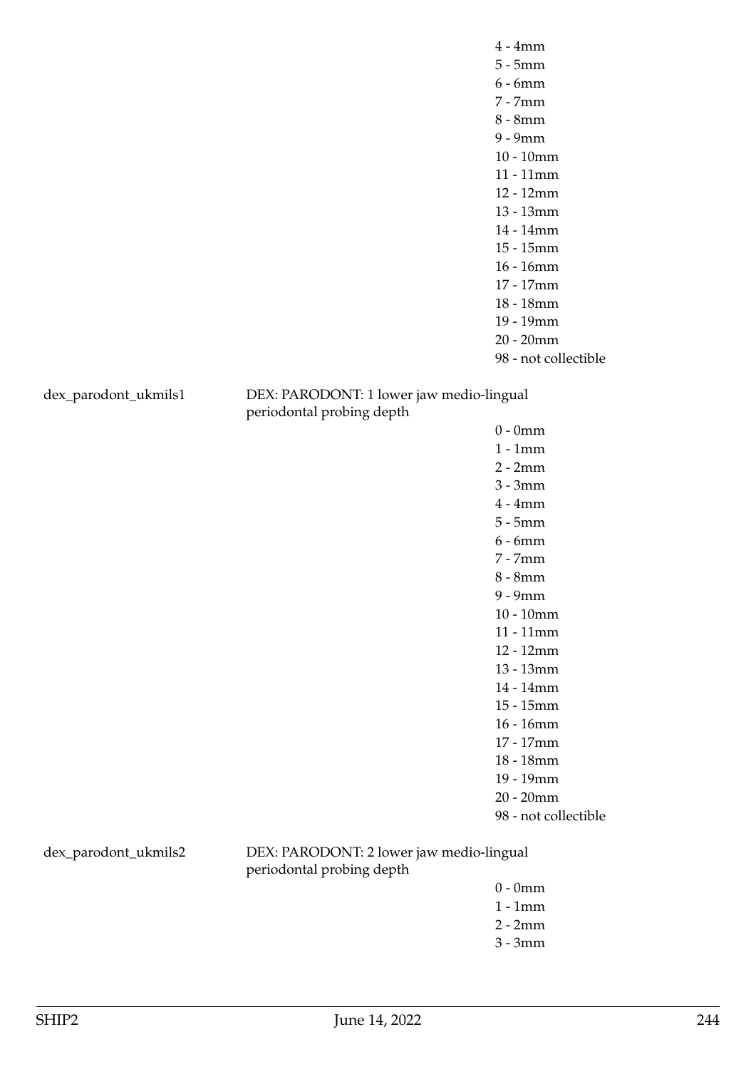4 - 4mm
5 - 5mm
6 - 6mm
7 - 7mm
8 - 8mm
9 - 9mm
10 - 10mm
11 - 11mm
12 - 12mm
13 - 13mm
14 - 14mm
15 - 15mm
16 - 16mm
17 - 17mm
18 - 18mm
19 - 19mm
20 - 20mm
98 - not collectible

dex_parodont_ukmils1 DEX: PARODONT: 1 lower jaw medio-lingual periodontal probing depth

0 - 0mm
1 - 1mm
2 - 2mm
3 - 3mm
4 - 4mm
5 - 5mm
6 - 6mm
7 - 7mm
8 - 8mm
9 - 9mm
10 - 10mm
11 - 11mm
12 - 12mm
13 - 13mm
14 - 14mm
15 - 15mm
16 - 16mm
17 - 17mm
18 - 18mm
19 - 19mm
20 - 20mm
98 - not collectible

dex_parodont_ukmils2 DEX: PARODONT: 2 lower jaw medio-lingual periodontal probing depth

0 - 0mm
1 - 1mm
2 - 2mm
3 - 3mm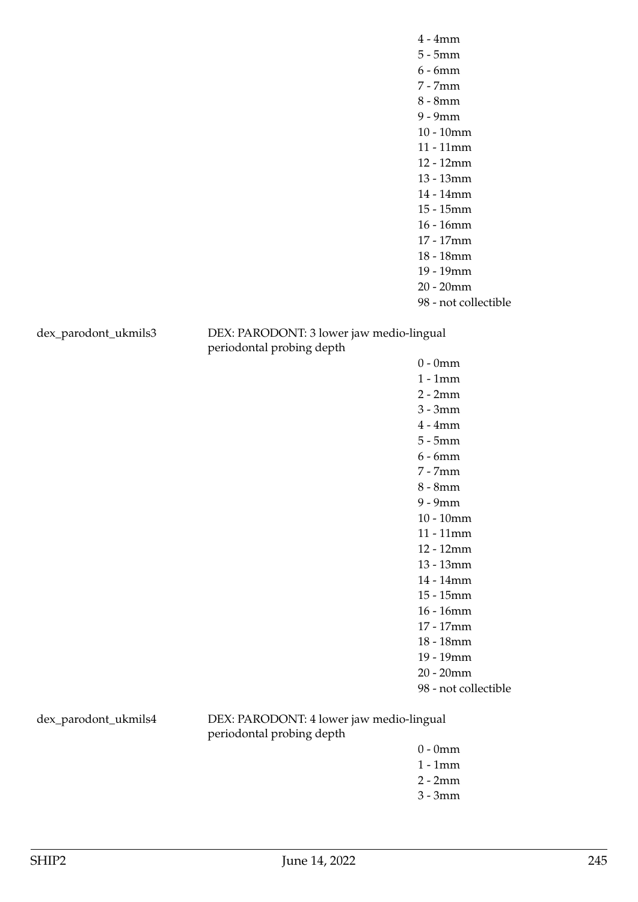4 - 4mm
5 - 5mm
6 - 6mm
7 - 7mm
8 - 8mm
9 - 9mm
10 - 10mm
11 - 11mm
12 - 12mm
13 - 13mm
14 - 14mm
15 - 15mm
16 - 16mm
17 - 17mm
18 - 18mm
19 - 19mm
20 - 20mm
98 - not collectible

dex_parodont_ukmils3 DEX: PARODONT: 3 lower jaw medio-lingual periodontal probing depth

0 - 0mm
1 - 1mm
2 - 2mm
3 - 3mm
4 - 4mm
5 - 5mm
6 - 6mm
7 - 7mm
8 - 8mm
9 - 9mm
10 - 10mm
11 - 11mm
12 - 12mm
13 - 13mm
14 - 14mm
15 - 15mm
16 - 16mm
17 - 17mm
18 - 18mm
19 - 19mm
20 - 20mm
98 - not collectible

dex_parodont_ukmils4 DEX: PARODONT: 4 lower jaw medio-lingual periodontal probing depth

0 - 0mm
1 - 1mm
2 - 2mm
3 - 3mm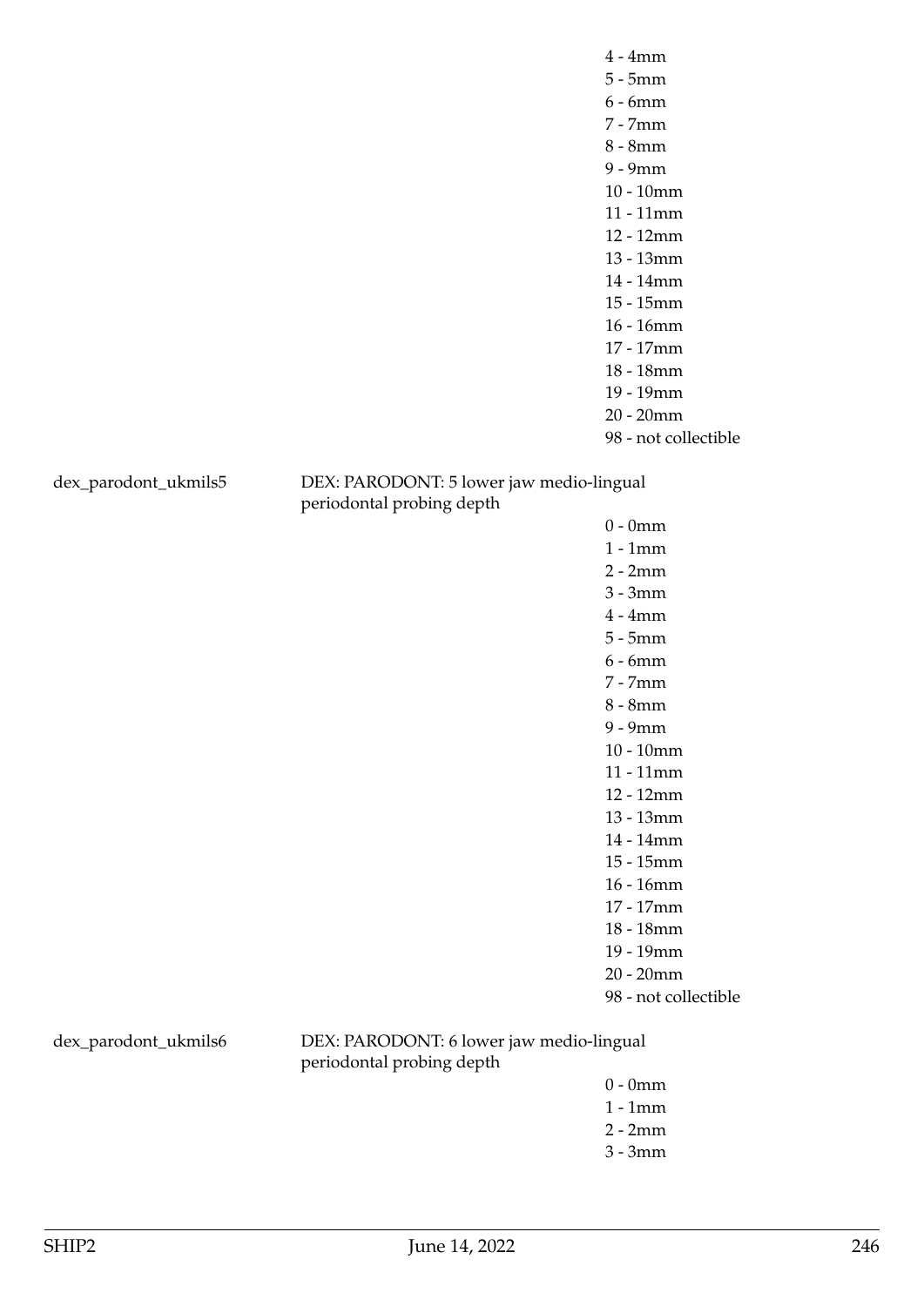4 - 4mm
5 - 5mm
6 - 6mm
7 - 7mm
8 - 8mm
9 - 9mm
10 - 10mm
11 - 11mm
12 - 12mm
13 - 13mm
14 - 14mm
15 - 15mm
16 - 16mm
17 - 17mm
18 - 18mm
19 - 19mm
20 - 20mm
98 - not collectible

dex_parodont_ukmils5 | DEX: PARODONT: 5 lower jaw medio-lingual periodontal probing depth

0 - 0mm
1 - 1mm
2 - 2mm
3 - 3mm
4 - 4mm
5 - 5mm
6 - 6mm
7 - 7mm
8 - 8mm
9 - 9mm
10 - 10mm
11 - 11mm
12 - 12mm
13 - 13mm
14 - 14mm
15 - 15mm
16 - 16mm
17 - 17mm
18 - 18mm
19 - 19mm
20 - 20mm
98 - not collectible

dex_parodont_ukmils6 | DEX: PARODONT: 6 lower jaw medio-lingual periodontal probing depth

0 - 0mm
1 - 1mm
2 - 2mm
3 - 3mm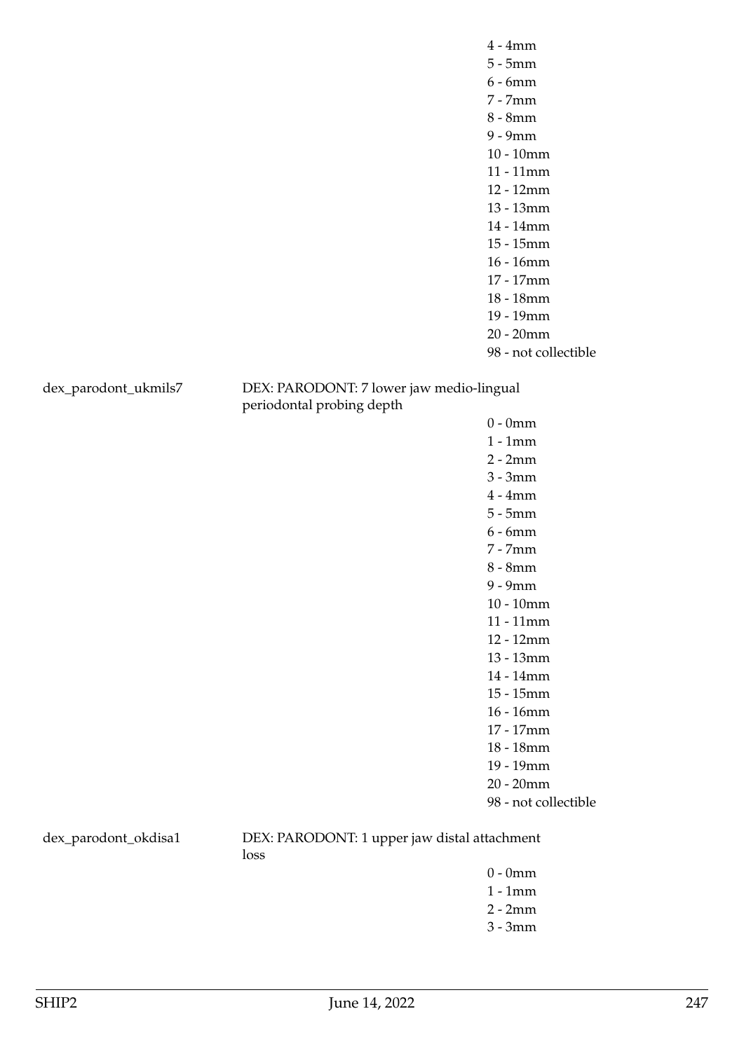4 - 4mm
5 - 5mm
6 - 6mm
7 - 7mm
8 - 8mm
9 - 9mm
10 - 10mm
11 - 11mm
12 - 12mm
13 - 13mm
14 - 14mm
15 - 15mm
16 - 16mm
17 - 17mm
18 - 18mm
19 - 19mm
20 - 20mm
98 - not collectible

dex_parodont_ukmils7 DEX: PARODONT: 7 lower jaw medio-lingual periodontal probing depth

0 - 0mm
1 - 1mm
2 - 2mm
3 - 3mm
4 - 4mm
5 - 5mm
6 - 6mm
7 - 7mm
8 - 8mm
9 - 9mm
10 - 10mm
11 - 11mm
12 - 12mm
13 - 13mm
14 - 14mm
15 - 15mm
16 - 16mm
17 - 17mm
18 - 18mm
19 - 19mm
20 - 20mm
98 - not collectible

dex_parodont_okdisa1 DEX: PARODONT: 1 upper jaw distal attachment loss

0 - 0mm
1 - 1mm
2 - 2mm
3 - 3mm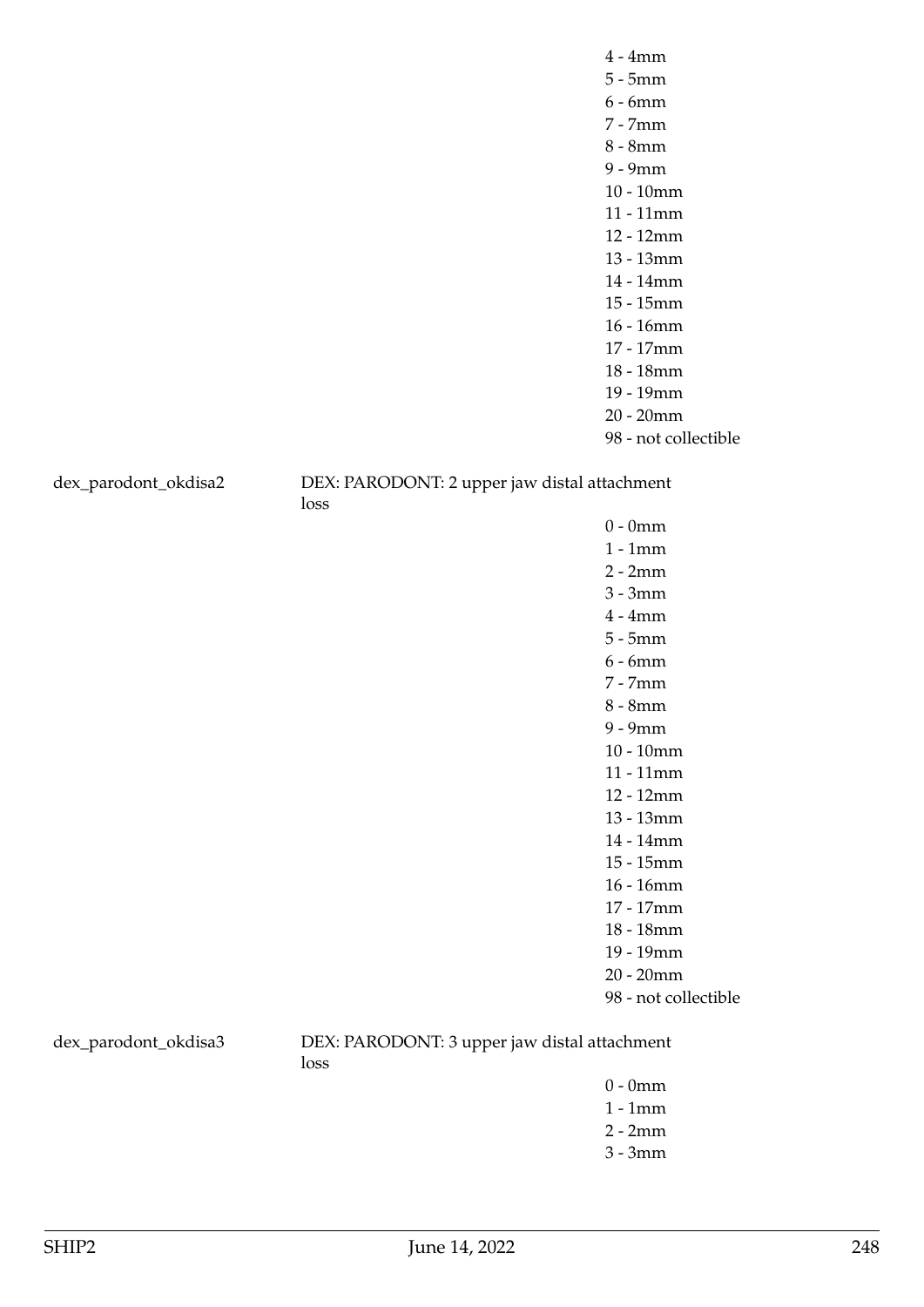| | | |
|---|---|---|
| | | 4 - 4mm |
| | | 5 - 5mm |
| | | 6 - 6mm |
| | | 7 - 7mm |
| | | 8 - 8mm |
| | | 9 - 9mm |
| | | 10 - 10mm |
| | | 11 - 11mm |
| | | 12 - 12mm |
| | | 13 - 13mm |
| | | 14 - 14mm |
| | | 15 - 15mm |
| | | 16 - 16mm |
| | | 17 - 17mm |
| | | 18 - 18mm |
| | | 19 - 19mm |
| | | 20 - 20mm |
| | | 98 - not collectible |
| dex_parodont_okdisa2 | DEX: PARODONT: 2 upper jaw distal attachment loss | |
| | | 0 - 0mm |
| | | 1 - 1mm |
| | | 2 - 2mm |
| | | 3 - 3mm |
| | | 4 - 4mm |
| | | 5 - 5mm |
| | | 6 - 6mm |
| | | 7 - 7mm |
| | | 8 - 8mm |
| | | 9 - 9mm |
| | | 10 - 10mm |
| | | 11 - 11mm |
| | | 12 - 12mm |
| | | 13 - 13mm |
| | | 14 - 14mm |
| | | 15 - 15mm |
| | | 16 - 16mm |
| | | 17 - 17mm |
| | | 18 - 18mm |
| | | 19 - 19mm |
| | | 20 - 20mm |
| | | 98 - not collectible |
| dex_parodont_okdisa3 | DEX: PARODONT: 3 upper jaw distal attachment loss | |
| | | 0 - 0mm |
| | | 1 - 1mm |
| | | 2 - 2mm |
| | | 3 - 3mm |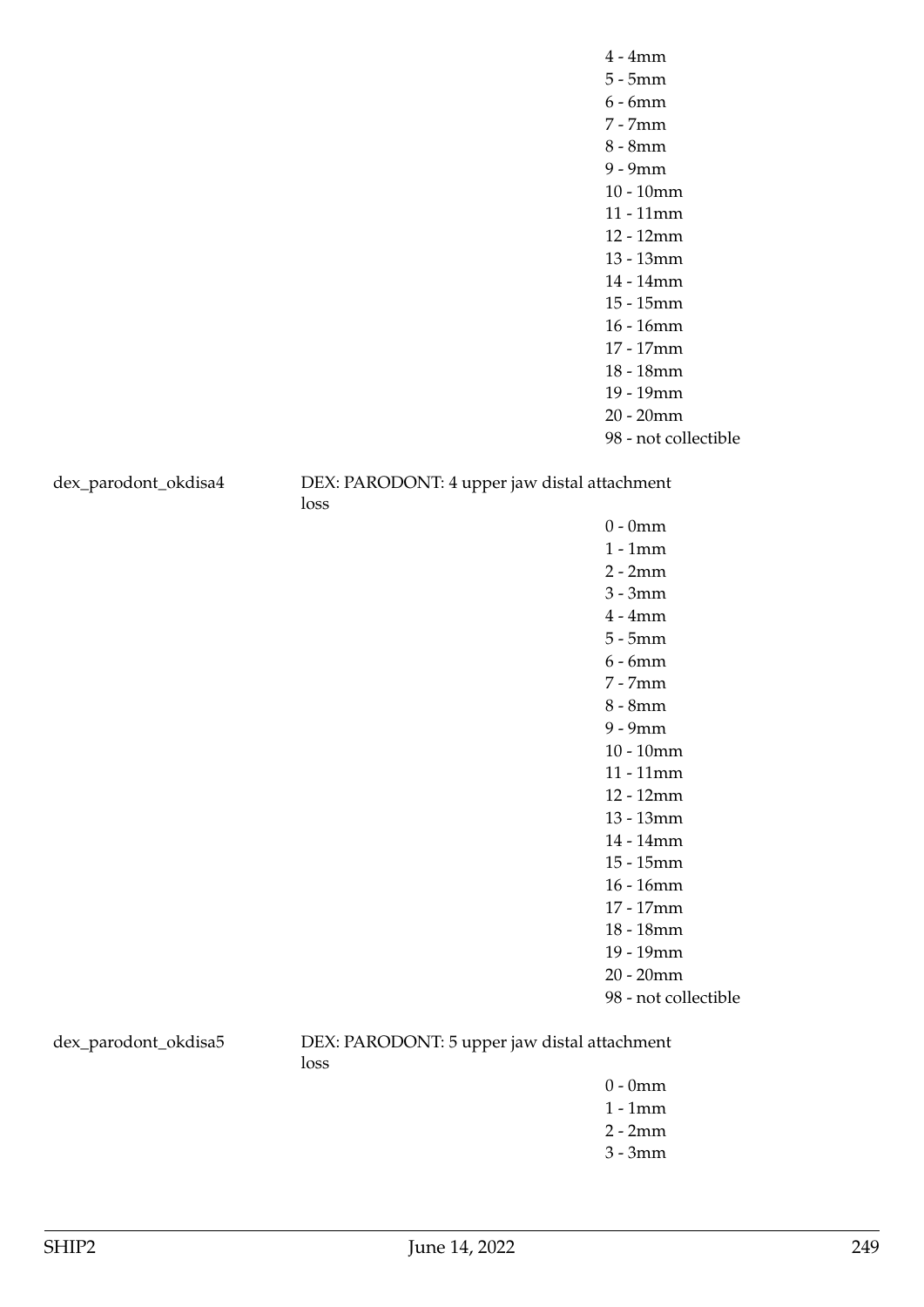4 - 4mm
5 - 5mm
6 - 6mm
7 - 7mm
8 - 8mm
9 - 9mm
10 - 10mm
11 - 11mm
12 - 12mm
13 - 13mm
14 - 14mm
15 - 15mm
16 - 16mm
17 - 17mm
18 - 18mm
19 - 19mm
20 - 20mm
98 - not collectible

dex_parodont_okdisa4 DEX: PARODONT: 4 upper jaw distal attachment loss

0 - 0mm
1 - 1mm
2 - 2mm
3 - 3mm
4 - 4mm
5 - 5mm
6 - 6mm
7 - 7mm
8 - 8mm
9 - 9mm
10 - 10mm
11 - 11mm
12 - 12mm
13 - 13mm
14 - 14mm
15 - 15mm
16 - 16mm
17 - 17mm
18 - 18mm
19 - 19mm
20 - 20mm
98 - not collectible

dex_parodont_okdisa5 DEX: PARODONT: 5 upper jaw distal attachment loss

0 - 0mm
1 - 1mm
2 - 2mm
3 - 3mm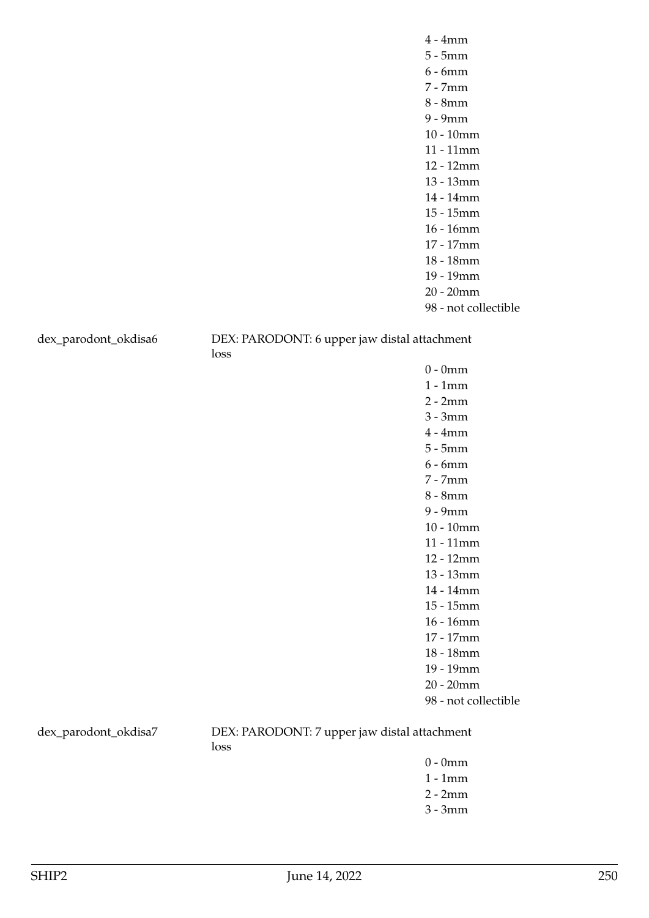4 - 4mm
5 - 5mm
6 - 6mm
7 - 7mm
8 - 8mm
9 - 9mm
10 - 10mm
11 - 11mm
12 - 12mm
13 - 13mm
14 - 14mm
15 - 15mm
16 - 16mm
17 - 17mm
18 - 18mm
19 - 19mm
20 - 20mm
98 - not collectible

dex_parodont_okdisa6 DEX: PARODONT: 6 upper jaw distal attachment loss

0 - 0mm
1 - 1mm
2 - 2mm
3 - 3mm
4 - 4mm
5 - 5mm
6 - 6mm
7 - 7mm
8 - 8mm
9 - 9mm
10 - 10mm
11 - 11mm
12 - 12mm
13 - 13mm
14 - 14mm
15 - 15mm
16 - 16mm
17 - 17mm
18 - 18mm
19 - 19mm
20 - 20mm
98 - not collectible

dex_parodont_okdisa7 DEX: PARODONT: 7 upper jaw distal attachment loss

0 - 0mm
1 - 1mm
2 - 2mm
3 - 3mm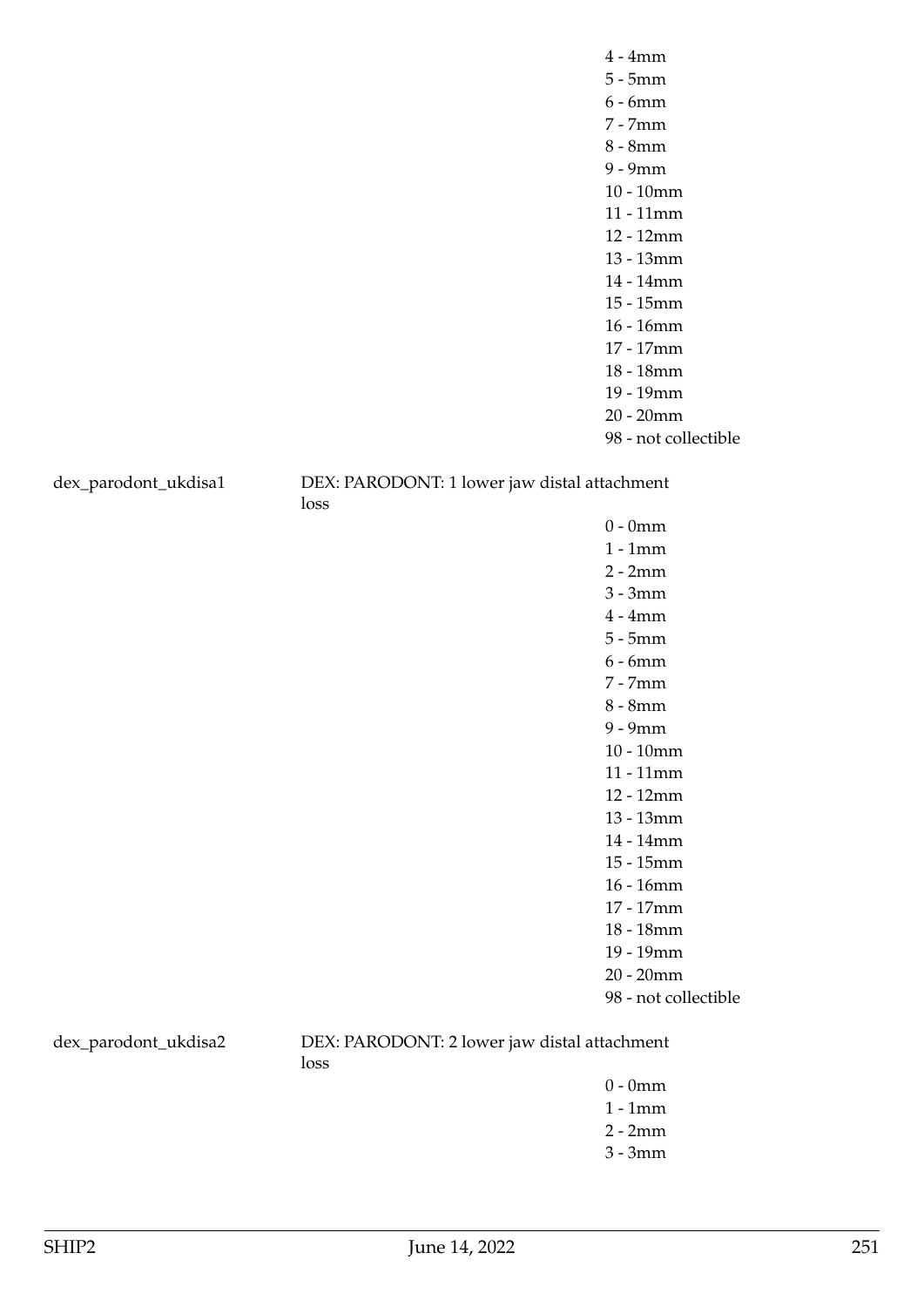4 - 4mm
5 - 5mm
6 - 6mm
7 - 7mm
8 - 8mm
9 - 9mm
10 - 10mm
11 - 11mm
12 - 12mm
13 - 13mm
14 - 14mm
15 - 15mm
16 - 16mm
17 - 17mm
18 - 18mm
19 - 19mm
20 - 20mm
98 - not collectible

dex_parodont_ukdisa1 DEX: PARODONT: 1 lower jaw distal attachment loss

0 - 0mm
1 - 1mm
2 - 2mm
3 - 3mm
4 - 4mm
5 - 5mm
6 - 6mm
7 - 7mm
8 - 8mm
9 - 9mm
10 - 10mm
11 - 11mm
12 - 12mm
13 - 13mm
14 - 14mm
15 - 15mm
16 - 16mm
17 - 17mm
18 - 18mm
19 - 19mm
20 - 20mm
98 - not collectible

dex_parodont_ukdisa2 DEX: PARODONT: 2 lower jaw distal attachment loss

0 - 0mm
1 - 1mm
2 - 2mm
3 - 3mm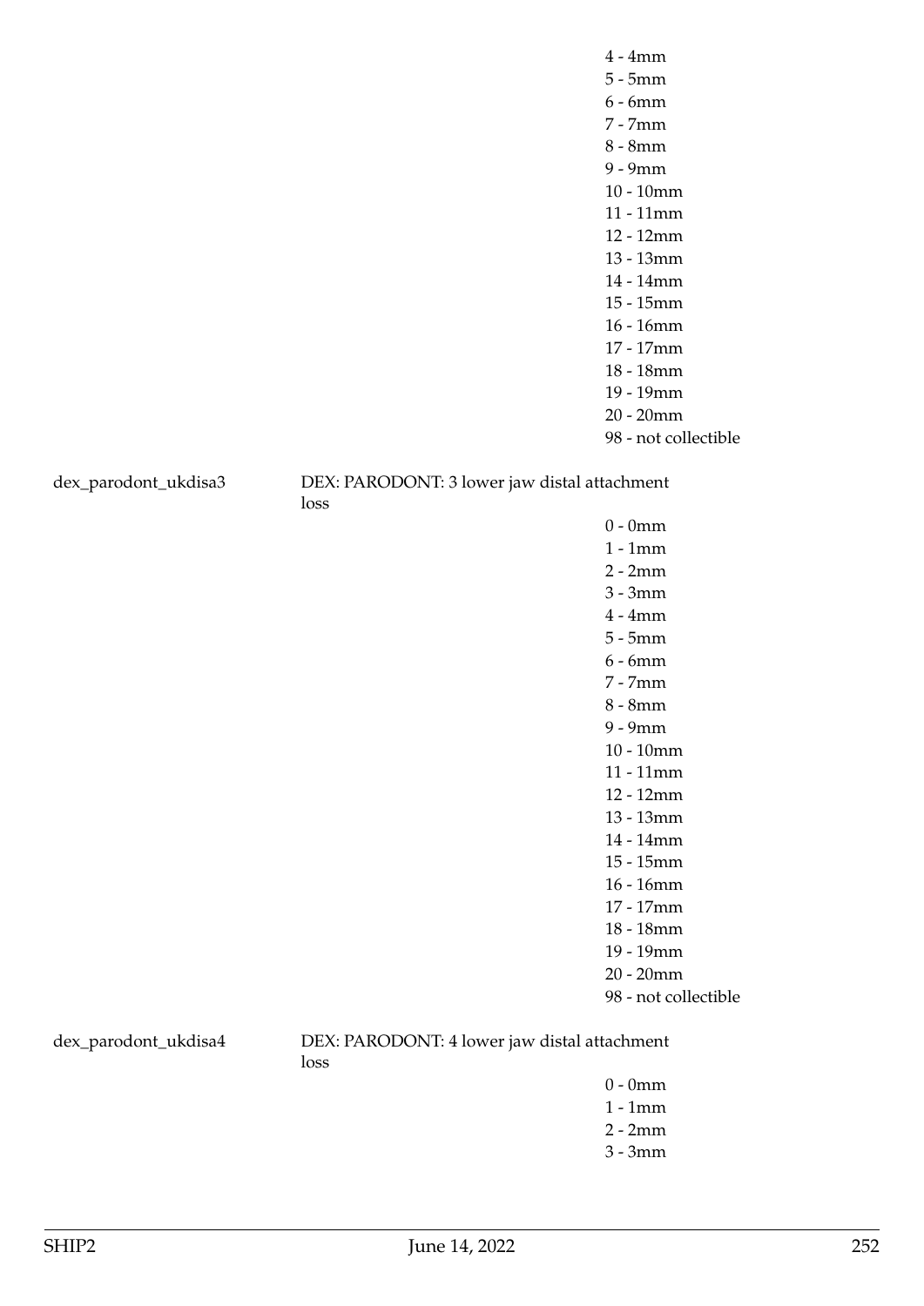4 - 4mm
5 - 5mm
6 - 6mm
7 - 7mm
8 - 8mm
9 - 9mm
10 - 10mm
11 - 11mm
12 - 12mm
13 - 13mm
14 - 14mm
15 - 15mm
16 - 16mm
17 - 17mm
18 - 18mm
19 - 19mm
20 - 20mm
98 - not collectible

dex_parodont_ukdisa3 — DEX: PARODONT: 3 lower jaw distal attachment loss

0 - 0mm
1 - 1mm
2 - 2mm
3 - 3mm
4 - 4mm
5 - 5mm
6 - 6mm
7 - 7mm
8 - 8mm
9 - 9mm
10 - 10mm
11 - 11mm
12 - 12mm
13 - 13mm
14 - 14mm
15 - 15mm
16 - 16mm
17 - 17mm
18 - 18mm
19 - 19mm
20 - 20mm
98 - not collectible

dex_parodont_ukdisa4 — DEX: PARODONT: 4 lower jaw distal attachment loss

0 - 0mm
1 - 1mm
2 - 2mm
3 - 3mm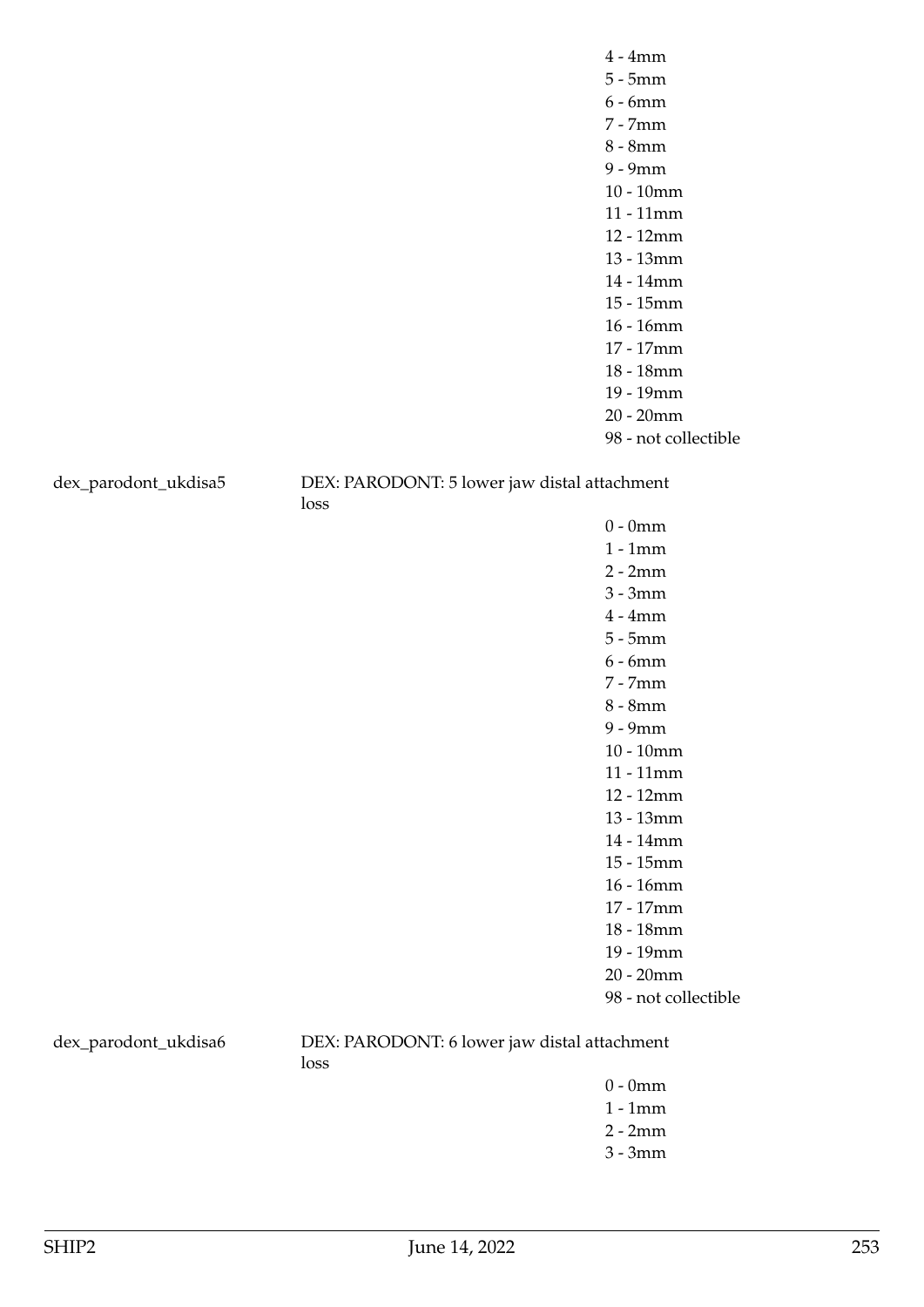4 - 4mm
5 - 5mm
6 - 6mm
7 - 7mm
8 - 8mm
9 - 9mm
10 - 10mm
11 - 11mm
12 - 12mm
13 - 13mm
14 - 14mm
15 - 15mm
16 - 16mm
17 - 17mm
18 - 18mm
19 - 19mm
20 - 20mm
98 - not collectible

dex_parodont_ukdisa5 DEX: PARODONT: 5 lower jaw distal attachment loss

0 - 0mm
1 - 1mm
2 - 2mm
3 - 3mm
4 - 4mm
5 - 5mm
6 - 6mm
7 - 7mm
8 - 8mm
9 - 9mm
10 - 10mm
11 - 11mm
12 - 12mm
13 - 13mm
14 - 14mm
15 - 15mm
16 - 16mm
17 - 17mm
18 - 18mm
19 - 19mm
20 - 20mm
98 - not collectible

dex_parodont_ukdisa6 DEX: PARODONT: 6 lower jaw distal attachment loss

0 - 0mm
1 - 1mm
2 - 2mm
3 - 3mm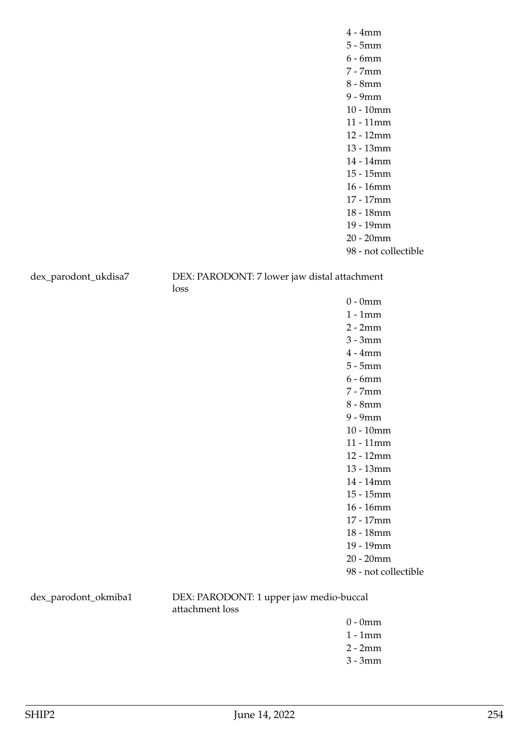| | | |
|---|---|---|
| | | 4 - 4mm |
| | | 5 - 5mm |
| | | 6 - 6mm |
| | | 7 - 7mm |
| | | 8 - 8mm |
| | | 9 - 9mm |
| | | 10 - 10mm |
| | | 11 - 11mm |
| | | 12 - 12mm |
| | | 13 - 13mm |
| | | 14 - 14mm |
| | | 15 - 15mm |
| | | 16 - 16mm |
| | | 17 - 17mm |
| | | 18 - 18mm |
| | | 19 - 19mm |
| | | 20 - 20mm |
| | | 98 - not collectible |
| dex_parodont_ukdisa7 | DEX: PARODONT: 7 lower jaw distal attachment loss | |
| | | 0 - 0mm |
| | | 1 - 1mm |
| | | 2 - 2mm |
| | | 3 - 3mm |
| | | 4 - 4mm |
| | | 5 - 5mm |
| | | 6 - 6mm |
| | | 7 - 7mm |
| | | 8 - 8mm |
| | | 9 - 9mm |
| | | 10 - 10mm |
| | | 11 - 11mm |
| | | 12 - 12mm |
| | | 13 - 13mm |
| | | 14 - 14mm |
| | | 15 - 15mm |
| | | 16 - 16mm |
| | | 17 - 17mm |
| | | 18 - 18mm |
| | | 19 - 19mm |
| | | 20 - 20mm |
| | | 98 - not collectible |
| dex_parodont_okmiba1 | DEX: PARODONT: 1 upper jaw medio-buccal attachment loss | |
| | | 0 - 0mm |
| | | 1 - 1mm |
| | | 2 - 2mm |
| | | 3 - 3mm |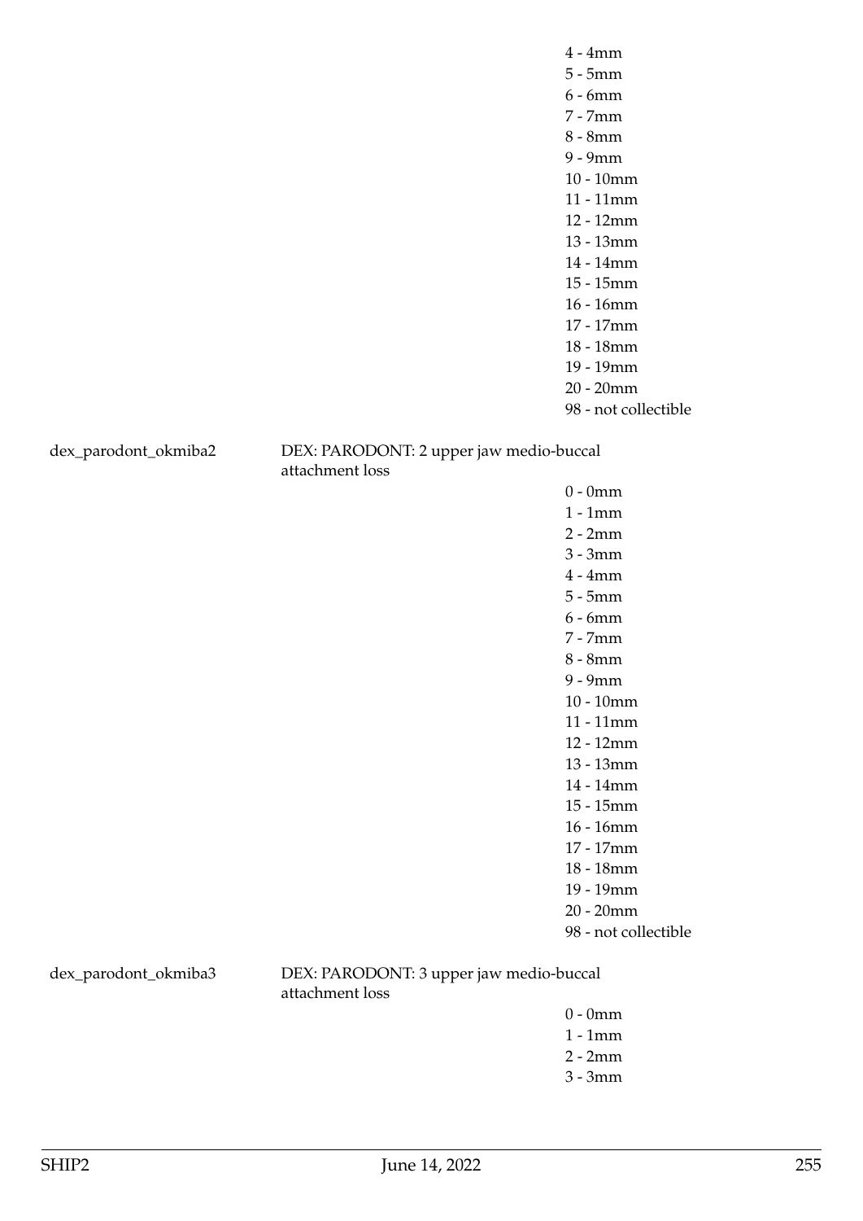4 - 4mm
5 - 5mm
6 - 6mm
7 - 7mm
8 - 8mm
9 - 9mm
10 - 10mm
11 - 11mm
12 - 12mm
13 - 13mm
14 - 14mm
15 - 15mm
16 - 16mm
17 - 17mm
18 - 18mm
19 - 19mm
20 - 20mm
98 - not collectible

dex_parodont_okmiba2 DEX: PARODONT: 2 upper jaw medio-buccal attachment loss

0 - 0mm
1 - 1mm
2 - 2mm
3 - 3mm
4 - 4mm
5 - 5mm
6 - 6mm
7 - 7mm
8 - 8mm
9 - 9mm
10 - 10mm
11 - 11mm
12 - 12mm
13 - 13mm
14 - 14mm
15 - 15mm
16 - 16mm
17 - 17mm
18 - 18mm
19 - 19mm
20 - 20mm
98 - not collectible

dex_parodont_okmiba3 DEX: PARODONT: 3 upper jaw medio-buccal attachment loss

0 - 0mm
1 - 1mm
2 - 2mm
3 - 3mm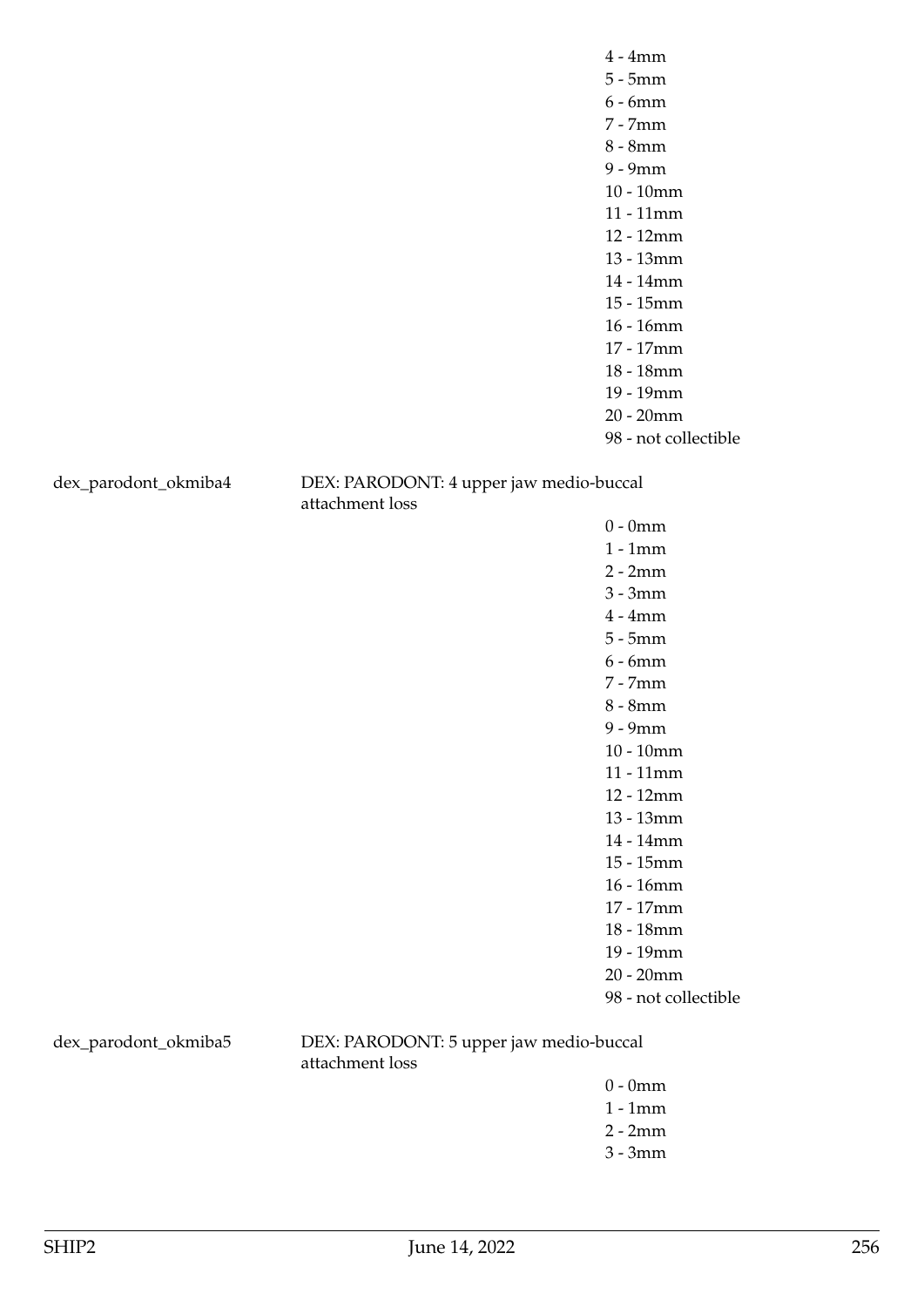4 - 4mm
5 - 5mm
6 - 6mm
7 - 7mm
8 - 8mm
9 - 9mm
10 - 10mm
11 - 11mm
12 - 12mm
13 - 13mm
14 - 14mm
15 - 15mm
16 - 16mm
17 - 17mm
18 - 18mm
19 - 19mm
20 - 20mm
98 - not collectible

dex_parodont_okmiba4 DEX: PARODONT: 4 upper jaw medio-buccal attachment loss

0 - 0mm
1 - 1mm
2 - 2mm
3 - 3mm
4 - 4mm
5 - 5mm
6 - 6mm
7 - 7mm
8 - 8mm
9 - 9mm
10 - 10mm
11 - 11mm
12 - 12mm
13 - 13mm
14 - 14mm
15 - 15mm
16 - 16mm
17 - 17mm
18 - 18mm
19 - 19mm
20 - 20mm
98 - not collectible

dex_parodont_okmiba5 DEX: PARODONT: 5 upper jaw medio-buccal attachment loss

0 - 0mm
1 - 1mm
2 - 2mm
3 - 3mm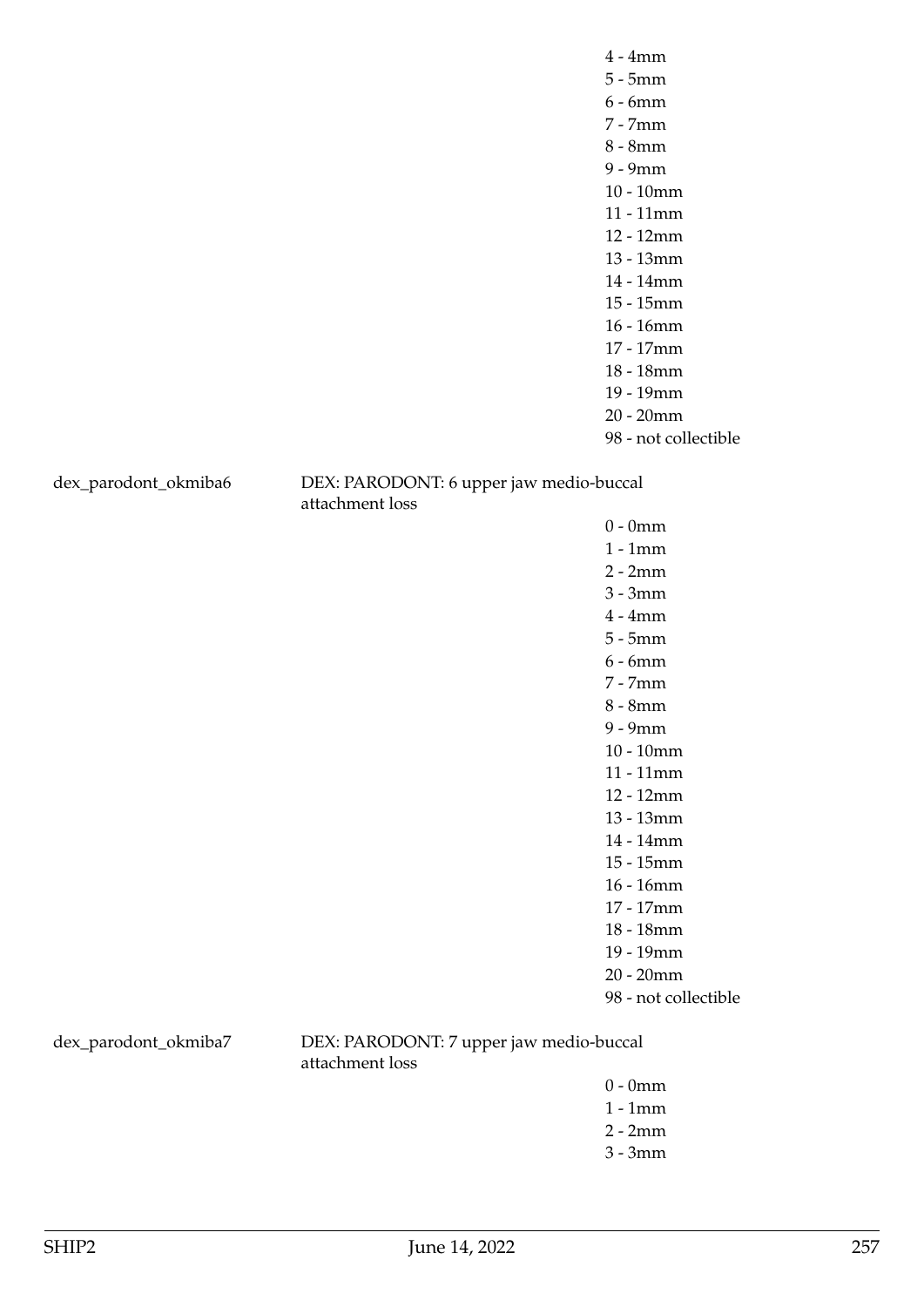4 - 4mm
5 - 5mm
6 - 6mm
7 - 7mm
8 - 8mm
9 - 9mm
10 - 10mm
11 - 11mm
12 - 12mm
13 - 13mm
14 - 14mm
15 - 15mm
16 - 16mm
17 - 17mm
18 - 18mm
19 - 19mm
20 - 20mm
98 - not collectible

dex_parodont_okmiba6 DEX: PARODONT: 6 upper jaw medio-buccal attachment loss

0 - 0mm
1 - 1mm
2 - 2mm
3 - 3mm
4 - 4mm
5 - 5mm
6 - 6mm
7 - 7mm
8 - 8mm
9 - 9mm
10 - 10mm
11 - 11mm
12 - 12mm
13 - 13mm
14 - 14mm
15 - 15mm
16 - 16mm
17 - 17mm
18 - 18mm
19 - 19mm
20 - 20mm
98 - not collectible

dex_parodont_okmiba7 DEX: PARODONT: 7 upper jaw medio-buccal attachment loss

0 - 0mm
1 - 1mm
2 - 2mm
3 - 3mm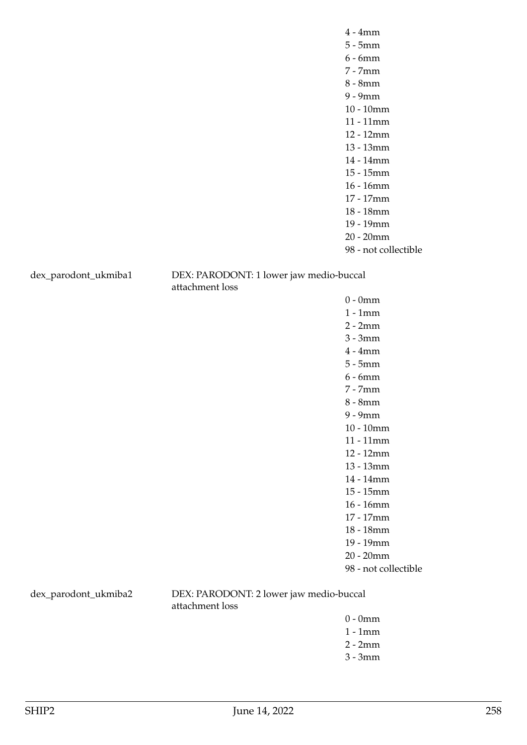4 - 4mm
5 - 5mm
6 - 6mm
7 - 7mm
8 - 8mm
9 - 9mm
10 - 10mm
11 - 11mm
12 - 12mm
13 - 13mm
14 - 14mm
15 - 15mm
16 - 16mm
17 - 17mm
18 - 18mm
19 - 19mm
20 - 20mm
98 - not collectible

dex_parodont_ukmiba1 DEX: PARODONT: 1 lower jaw medio-buccal attachment loss

0 - 0mm
1 - 1mm
2 - 2mm
3 - 3mm
4 - 4mm
5 - 5mm
6 - 6mm
7 - 7mm
8 - 8mm
9 - 9mm
10 - 10mm
11 - 11mm
12 - 12mm
13 - 13mm
14 - 14mm
15 - 15mm
16 - 16mm
17 - 17mm
18 - 18mm
19 - 19mm
20 - 20mm
98 - not collectible

dex_parodont_ukmiba2 DEX: PARODONT: 2 lower jaw medio-buccal attachment loss

0 - 0mm
1 - 1mm
2 - 2mm
3 - 3mm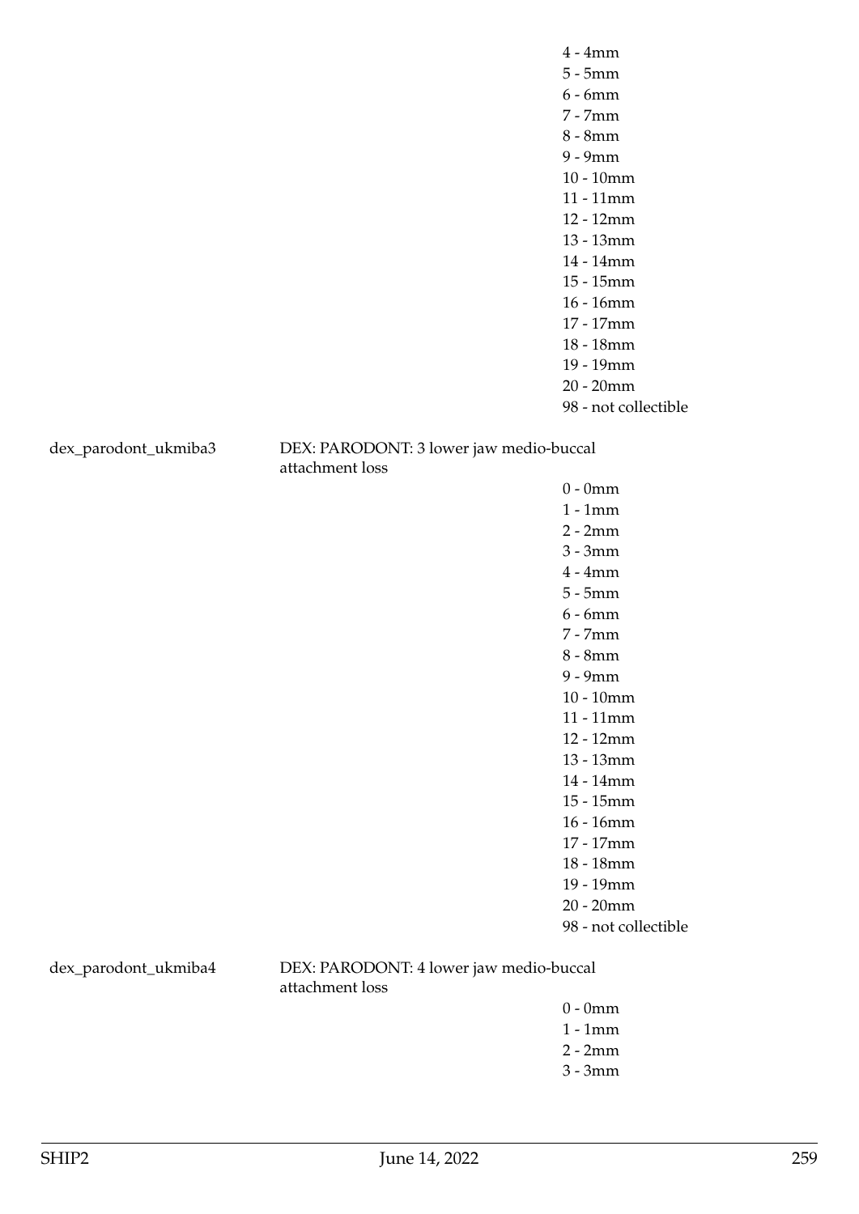4 - 4mm
5 - 5mm
6 - 6mm
7 - 7mm
8 - 8mm
9 - 9mm
10 - 10mm
11 - 11mm
12 - 12mm
13 - 13mm
14 - 14mm
15 - 15mm
16 - 16mm
17 - 17mm
18 - 18mm
19 - 19mm
20 - 20mm
98 - not collectible

dex_parodont_ukmiba3 DEX: PARODONT: 3 lower jaw medio-buccal attachment loss

0 - 0mm
1 - 1mm
2 - 2mm
3 - 3mm
4 - 4mm
5 - 5mm
6 - 6mm
7 - 7mm
8 - 8mm
9 - 9mm
10 - 10mm
11 - 11mm
12 - 12mm
13 - 13mm
14 - 14mm
15 - 15mm
16 - 16mm
17 - 17mm
18 - 18mm
19 - 19mm
20 - 20mm
98 - not collectible

dex_parodont_ukmiba4 DEX: PARODONT: 4 lower jaw medio-buccal attachment loss

0 - 0mm
1 - 1mm
2 - 2mm
3 - 3mm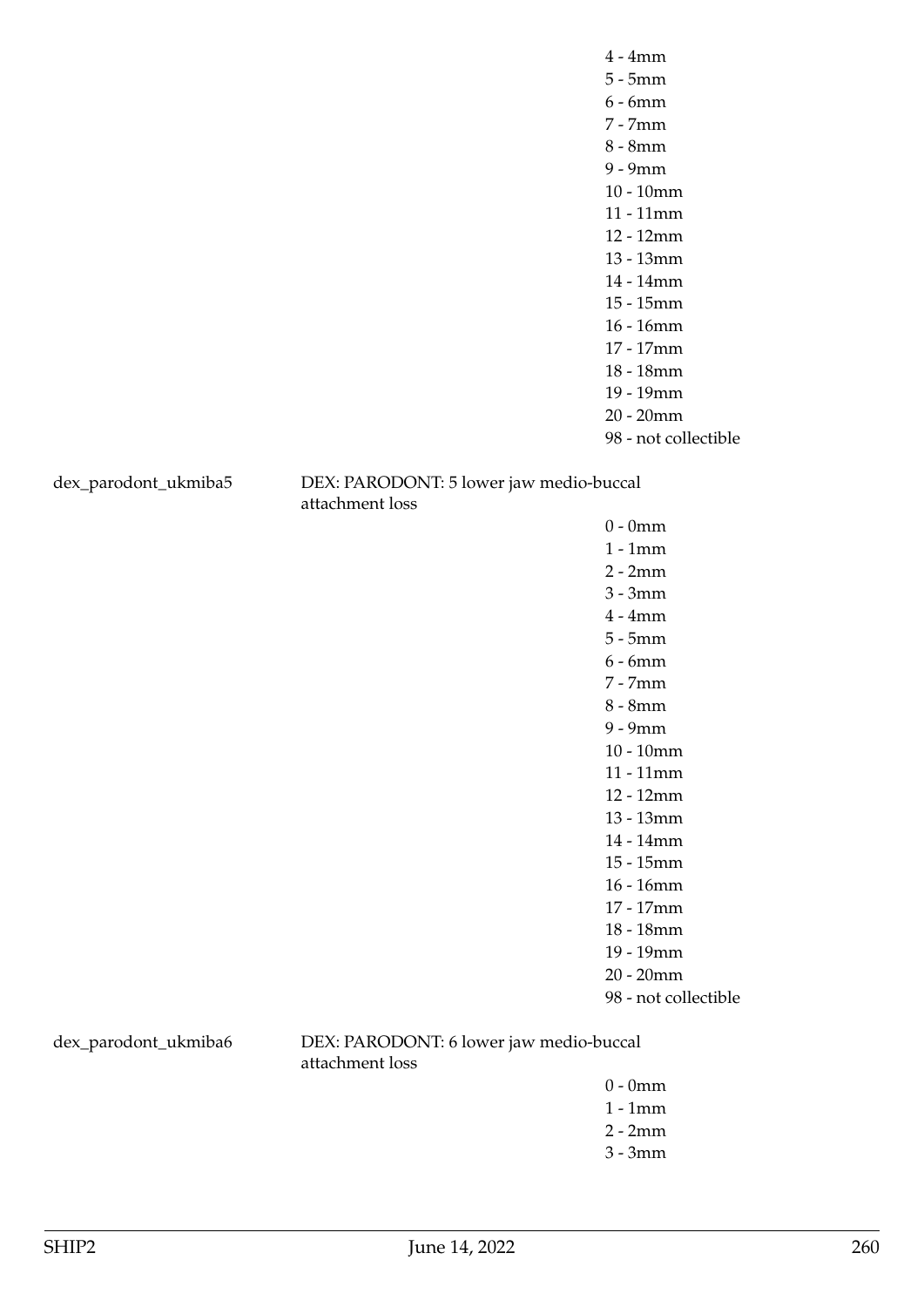4 - 4mm
5 - 5mm
6 - 6mm
7 - 7mm
8 - 8mm
9 - 9mm
10 - 10mm
11 - 11mm
12 - 12mm
13 - 13mm
14 - 14mm
15 - 15mm
16 - 16mm
17 - 17mm
18 - 18mm
19 - 19mm
20 - 20mm
98 - not collectible

dex_parodont_ukmiba5 DEX: PARODONT: 5 lower jaw medio-buccal attachment loss

0 - 0mm
1 - 1mm
2 - 2mm
3 - 3mm
4 - 4mm
5 - 5mm
6 - 6mm
7 - 7mm
8 - 8mm
9 - 9mm
10 - 10mm
11 - 11mm
12 - 12mm
13 - 13mm
14 - 14mm
15 - 15mm
16 - 16mm
17 - 17mm
18 - 18mm
19 - 19mm
20 - 20mm
98 - not collectible

dex_parodont_ukmiba6 DEX: PARODONT: 6 lower jaw medio-buccal attachment loss

0 - 0mm
1 - 1mm
2 - 2mm
3 - 3mm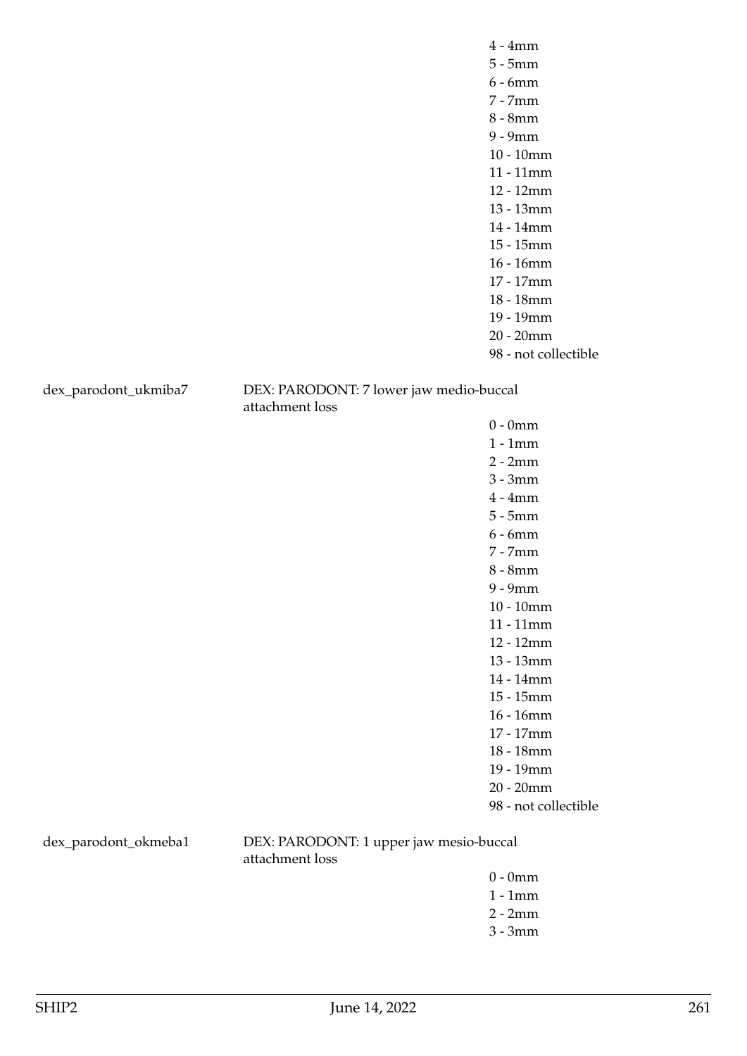4 - 4mm
5 - 5mm
6 - 6mm
7 - 7mm
8 - 8mm
9 - 9mm
10 - 10mm
11 - 11mm
12 - 12mm
13 - 13mm
14 - 14mm
15 - 15mm
16 - 16mm
17 - 17mm
18 - 18mm
19 - 19mm
20 - 20mm
98 - not collectible

dex_parodont_ukmiba7 DEX: PARODONT: 7 lower jaw medio-buccal attachment loss

0 - 0mm
1 - 1mm
2 - 2mm
3 - 3mm
4 - 4mm
5 - 5mm
6 - 6mm
7 - 7mm
8 - 8mm
9 - 9mm
10 - 10mm
11 - 11mm
12 - 12mm
13 - 13mm
14 - 14mm
15 - 15mm
16 - 16mm
17 - 17mm
18 - 18mm
19 - 19mm
20 - 20mm
98 - not collectible

dex_parodont_okmeba1 DEX: PARODONT: 1 upper jaw mesio-buccal attachment loss

0 - 0mm
1 - 1mm
2 - 2mm
3 - 3mm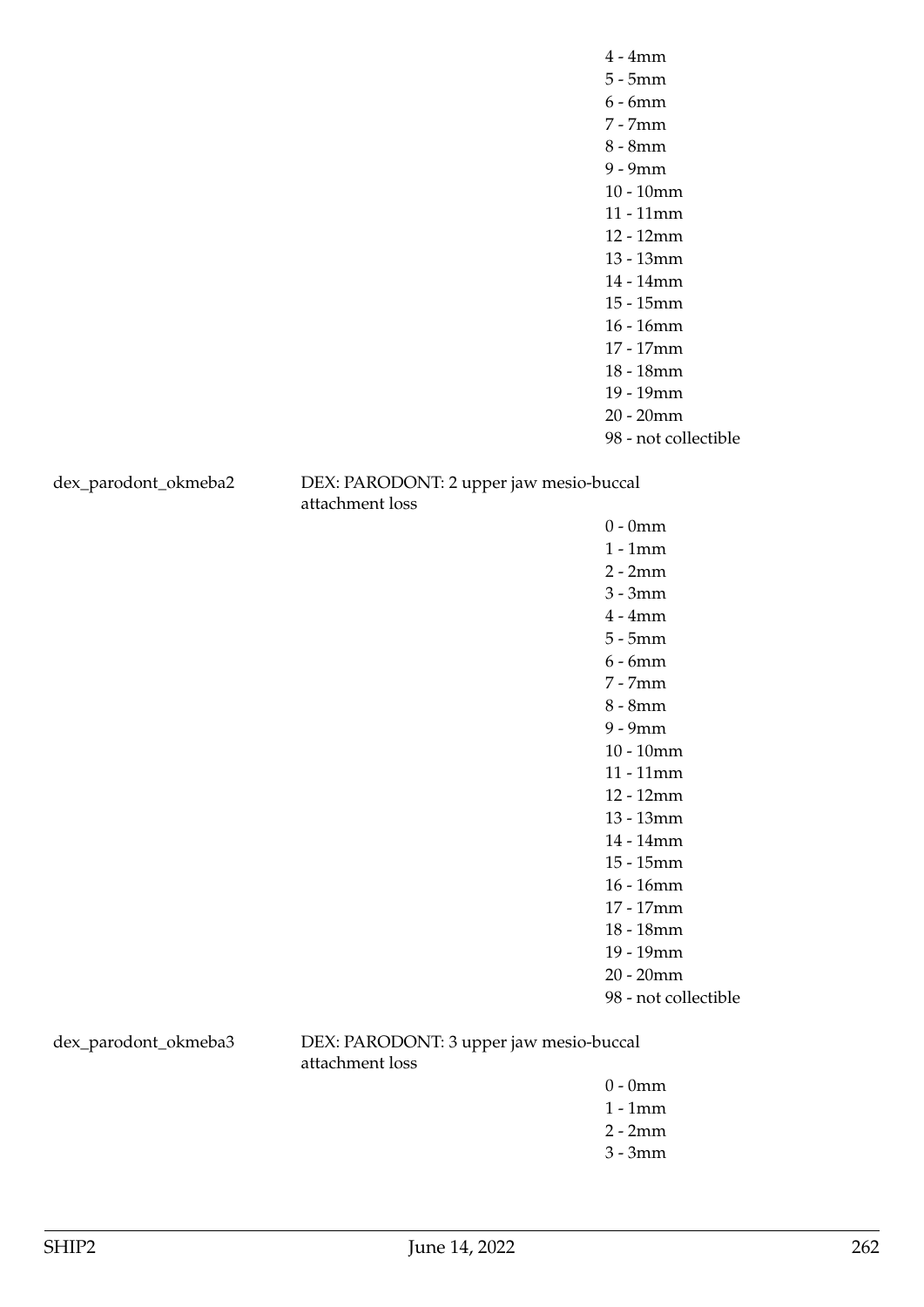4 - 4mm
5 - 5mm
6 - 6mm
7 - 7mm
8 - 8mm
9 - 9mm
10 - 10mm
11 - 11mm
12 - 12mm
13 - 13mm
14 - 14mm
15 - 15mm
16 - 16mm
17 - 17mm
18 - 18mm
19 - 19mm
20 - 20mm
98 - not collectible

dex_parodont_okmeba2 DEX: PARODONT: 2 upper jaw mesio-buccal attachment loss

0 - 0mm
1 - 1mm
2 - 2mm
3 - 3mm
4 - 4mm
5 - 5mm
6 - 6mm
7 - 7mm
8 - 8mm
9 - 9mm
10 - 10mm
11 - 11mm
12 - 12mm
13 - 13mm
14 - 14mm
15 - 15mm
16 - 16mm
17 - 17mm
18 - 18mm
19 - 19mm
20 - 20mm
98 - not collectible

dex_parodont_okmeba3 DEX: PARODONT: 3 upper jaw mesio-buccal attachment loss

0 - 0mm
1 - 1mm
2 - 2mm
3 - 3mm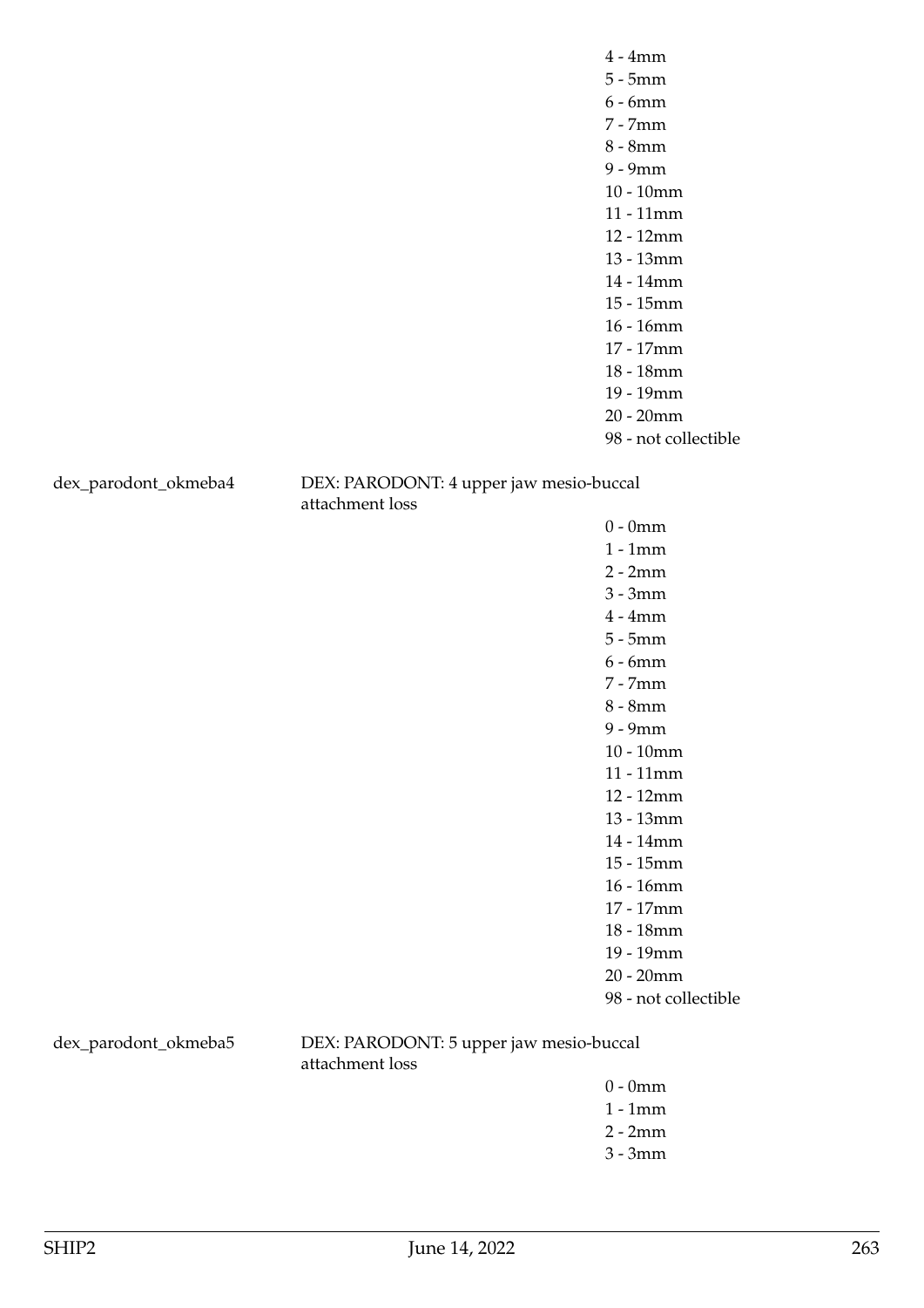4 - 4mm
5 - 5mm
6 - 6mm
7 - 7mm
8 - 8mm
9 - 9mm
10 - 10mm
11 - 11mm
12 - 12mm
13 - 13mm
14 - 14mm
15 - 15mm
16 - 16mm
17 - 17mm
18 - 18mm
19 - 19mm
20 - 20mm
98 - not collectible

dex_parodont_okmeba4 — DEX: PARODONT: 4 upper jaw mesio-buccal attachment loss

0 - 0mm
1 - 1mm
2 - 2mm
3 - 3mm
4 - 4mm
5 - 5mm
6 - 6mm
7 - 7mm
8 - 8mm
9 - 9mm
10 - 10mm
11 - 11mm
12 - 12mm
13 - 13mm
14 - 14mm
15 - 15mm
16 - 16mm
17 - 17mm
18 - 18mm
19 - 19mm
20 - 20mm
98 - not collectible

dex_parodont_okmeba5 — DEX: PARODONT: 5 upper jaw mesio-buccal attachment loss

0 - 0mm
1 - 1mm
2 - 2mm
3 - 3mm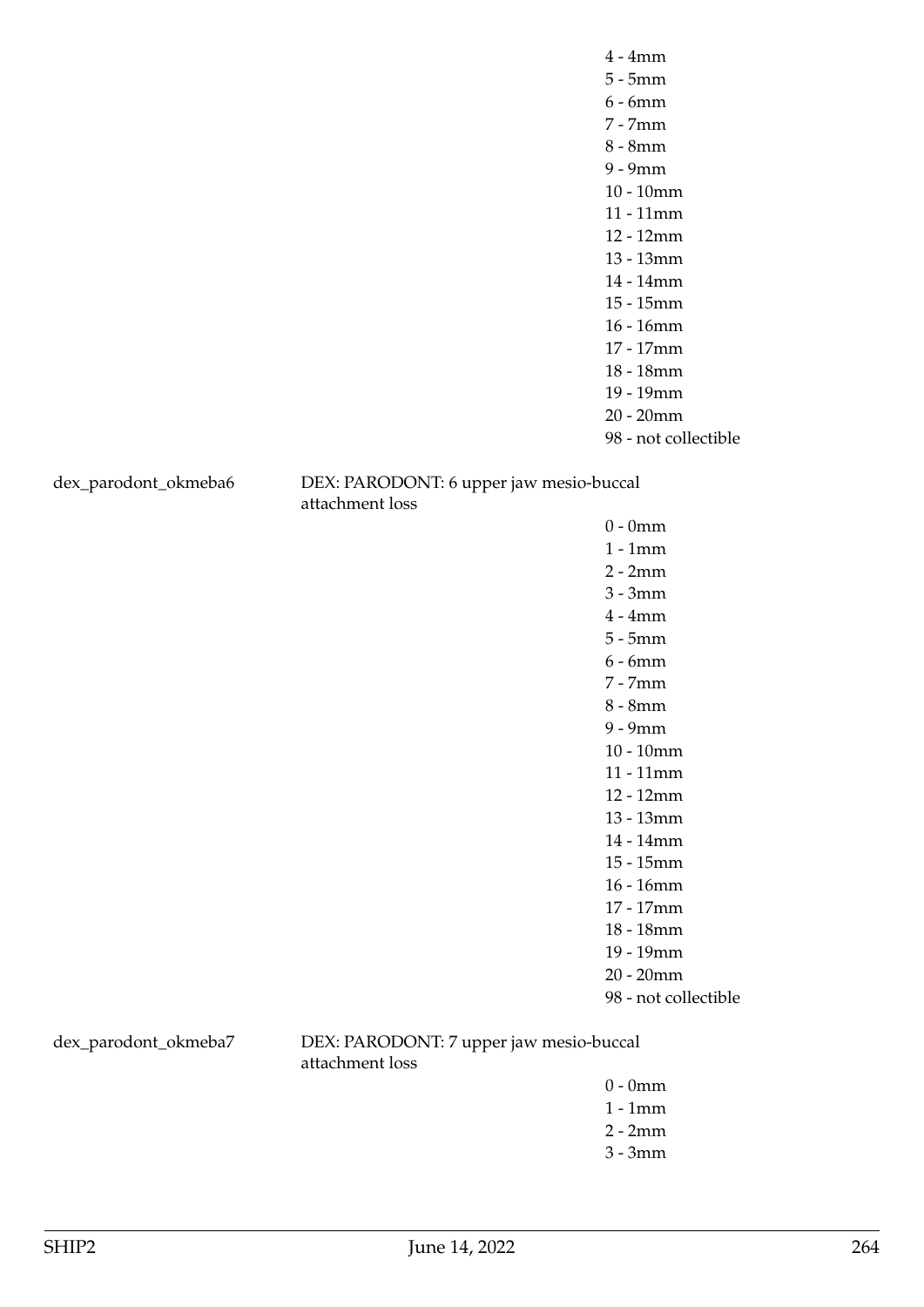| | | |
|---|---|---|
| | | 4 - 4mm |
| | | 5 - 5mm |
| | | 6 - 6mm |
| | | 7 - 7mm |
| | | 8 - 8mm |
| | | 9 - 9mm |
| | | 10 - 10mm |
| | | 11 - 11mm |
| | | 12 - 12mm |
| | | 13 - 13mm |
| | | 14 - 14mm |
| | | 15 - 15mm |
| | | 16 - 16mm |
| | | 17 - 17mm |
| | | 18 - 18mm |
| | | 19 - 19mm |
| | | 20 - 20mm |
| | | 98 - not collectible |
| dex_parodont_okmeba6 | DEX: PARODONT: 6 upper jaw mesio-buccal attachment loss | |
| | | 0 - 0mm |
| | | 1 - 1mm |
| | | 2 - 2mm |
| | | 3 - 3mm |
| | | 4 - 4mm |
| | | 5 - 5mm |
| | | 6 - 6mm |
| | | 7 - 7mm |
| | | 8 - 8mm |
| | | 9 - 9mm |
| | | 10 - 10mm |
| | | 11 - 11mm |
| | | 12 - 12mm |
| | | 13 - 13mm |
| | | 14 - 14mm |
| | | 15 - 15mm |
| | | 16 - 16mm |
| | | 17 - 17mm |
| | | 18 - 18mm |
| | | 19 - 19mm |
| | | 20 - 20mm |
| | | 98 - not collectible |
| dex_parodont_okmeba7 | DEX: PARODONT: 7 upper jaw mesio-buccal attachment loss | |
| | | 0 - 0mm |
| | | 1 - 1mm |
| | | 2 - 2mm |
| | | 3 - 3mm |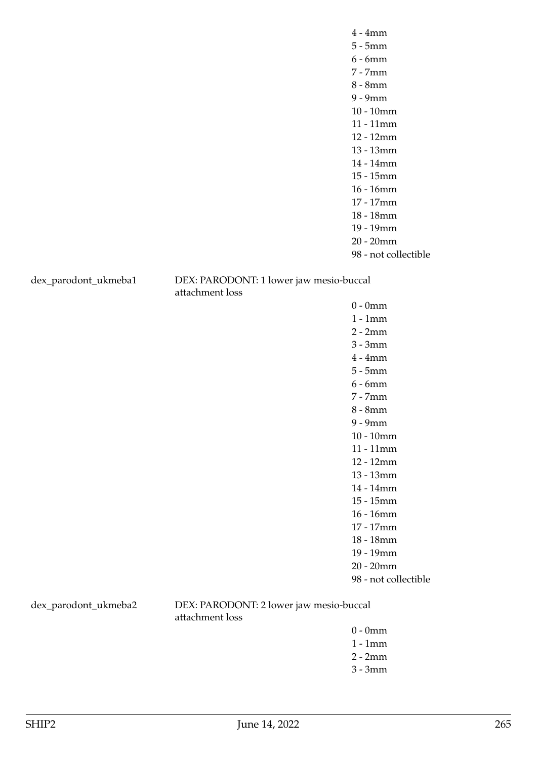4 - 4mm
5 - 5mm
6 - 6mm
7 - 7mm
8 - 8mm
9 - 9mm
10 - 10mm
11 - 11mm
12 - 12mm
13 - 13mm
14 - 14mm
15 - 15mm
16 - 16mm
17 - 17mm
18 - 18mm
19 - 19mm
20 - 20mm
98 - not collectible

dex_parodont_ukmeba1 DEX: PARODONT: 1 lower jaw mesio-buccal attachment loss

0 - 0mm
1 - 1mm
2 - 2mm
3 - 3mm
4 - 4mm
5 - 5mm
6 - 6mm
7 - 7mm
8 - 8mm
9 - 9mm
10 - 10mm
11 - 11mm
12 - 12mm
13 - 13mm
14 - 14mm
15 - 15mm
16 - 16mm
17 - 17mm
18 - 18mm
19 - 19mm
20 - 20mm
98 - not collectible

dex_parodont_ukmeba2 DEX: PARODONT: 2 lower jaw mesio-buccal attachment loss

0 - 0mm
1 - 1mm
2 - 2mm
3 - 3mm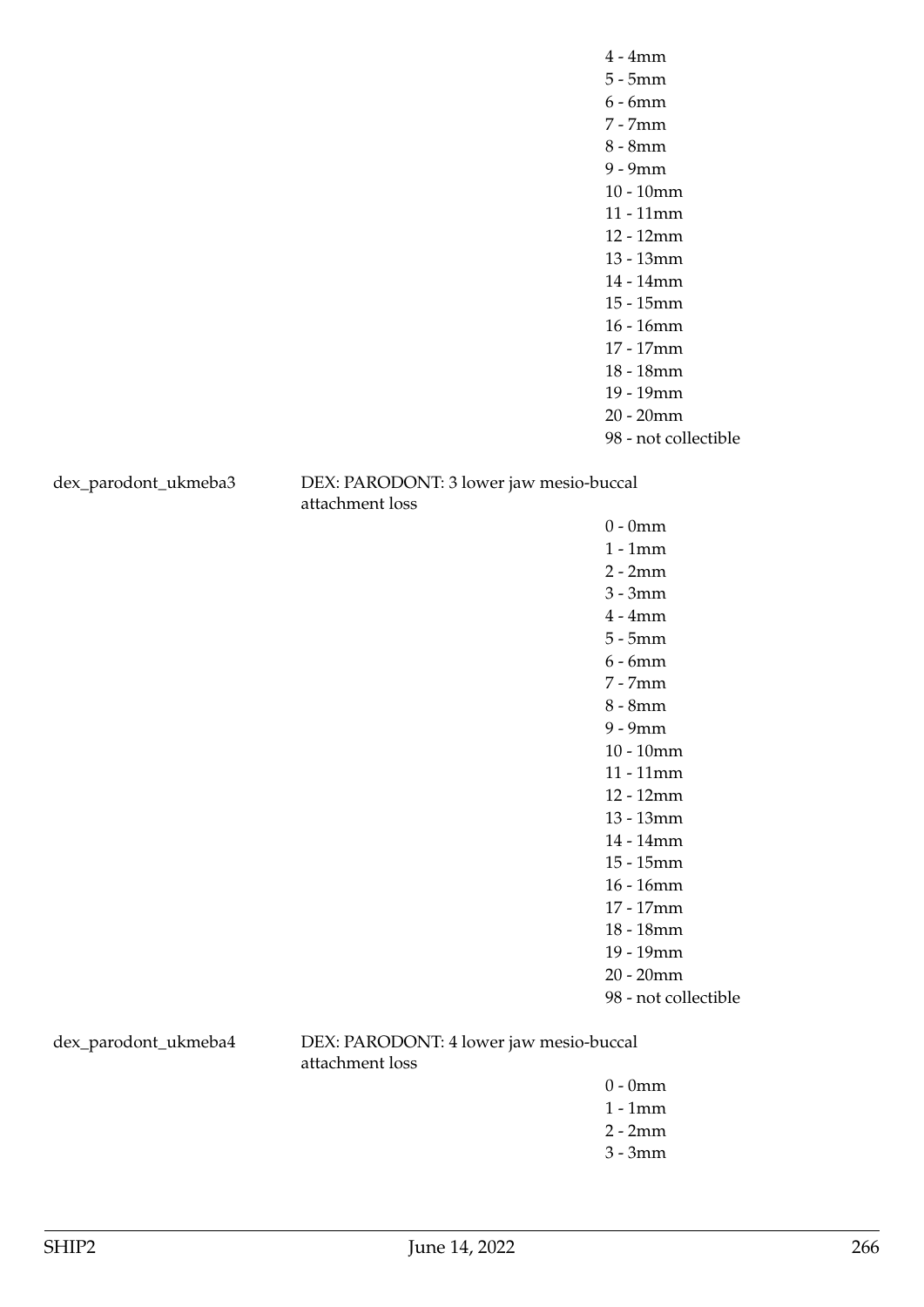4 - 4mm
5 - 5mm
6 - 6mm
7 - 7mm
8 - 8mm
9 - 9mm
10 - 10mm
11 - 11mm
12 - 12mm
13 - 13mm
14 - 14mm
15 - 15mm
16 - 16mm
17 - 17mm
18 - 18mm
19 - 19mm
20 - 20mm
98 - not collectible

dex_parodont_ukmeba3 DEX: PARODONT: 3 lower jaw mesio-buccal attachment loss

0 - 0mm
1 - 1mm
2 - 2mm
3 - 3mm
4 - 4mm
5 - 5mm
6 - 6mm
7 - 7mm
8 - 8mm
9 - 9mm
10 - 10mm
11 - 11mm
12 - 12mm
13 - 13mm
14 - 14mm
15 - 15mm
16 - 16mm
17 - 17mm
18 - 18mm
19 - 19mm
20 - 20mm
98 - not collectible

dex_parodont_ukmeba4 DEX: PARODONT: 4 lower jaw mesio-buccal attachment loss

0 - 0mm
1 - 1mm
2 - 2mm
3 - 3mm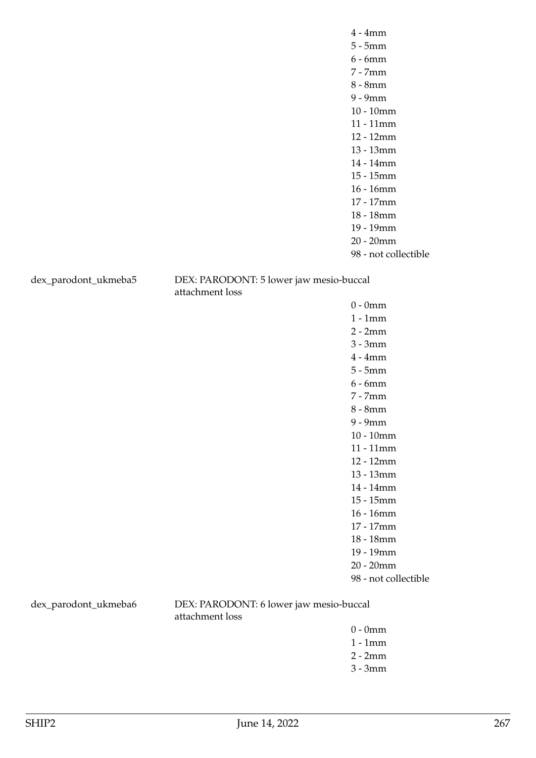4 - 4mm
5 - 5mm
6 - 6mm
7 - 7mm
8 - 8mm
9 - 9mm
10 - 10mm
11 - 11mm
12 - 12mm
13 - 13mm
14 - 14mm
15 - 15mm
16 - 16mm
17 - 17mm
18 - 18mm
19 - 19mm
20 - 20mm
98 - not collectible

dex_parodont_ukmeba5 — DEX: PARODONT: 5 lower jaw mesio-buccal attachment loss

0 - 0mm
1 - 1mm
2 - 2mm
3 - 3mm
4 - 4mm
5 - 5mm
6 - 6mm
7 - 7mm
8 - 8mm
9 - 9mm
10 - 10mm
11 - 11mm
12 - 12mm
13 - 13mm
14 - 14mm
15 - 15mm
16 - 16mm
17 - 17mm
18 - 18mm
19 - 19mm
20 - 20mm
98 - not collectible

dex_parodont_ukmeba6 — DEX: PARODONT: 6 lower jaw mesio-buccal attachment loss

0 - 0mm
1 - 1mm
2 - 2mm
3 - 3mm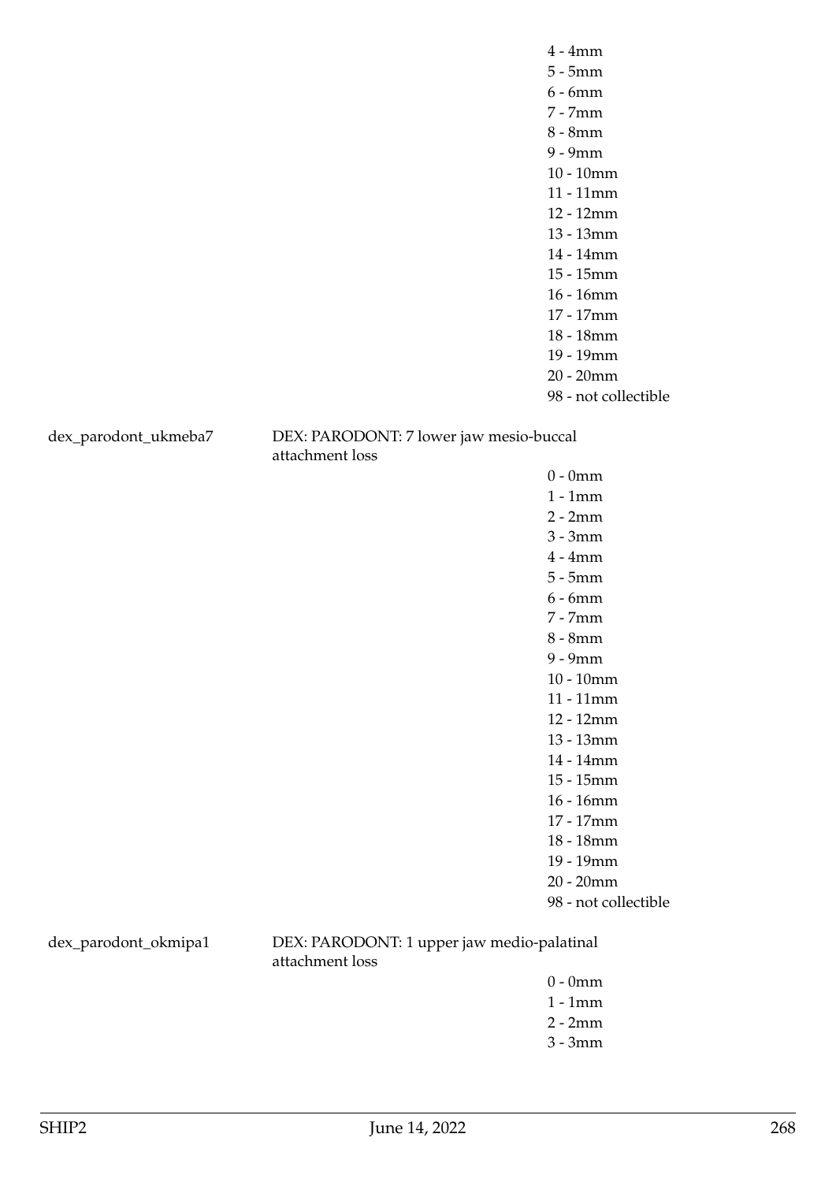4 - 4mm
5 - 5mm
6 - 6mm
7 - 7mm
8 - 8mm
9 - 9mm
10 - 10mm
11 - 11mm
12 - 12mm
13 - 13mm
14 - 14mm
15 - 15mm
16 - 16mm
17 - 17mm
18 - 18mm
19 - 19mm
20 - 20mm
98 - not collectible

dex_parodont_ukmeba7 DEX: PARODONT: 7 lower jaw mesio-buccal attachment loss

0 - 0mm
1 - 1mm
2 - 2mm
3 - 3mm
4 - 4mm
5 - 5mm
6 - 6mm
7 - 7mm
8 - 8mm
9 - 9mm
10 - 10mm
11 - 11mm
12 - 12mm
13 - 13mm
14 - 14mm
15 - 15mm
16 - 16mm
17 - 17mm
18 - 18mm
19 - 19mm
20 - 20mm
98 - not collectible

dex_parodont_okmipa1 DEX: PARODONT: 1 upper jaw medio-palatinal attachment loss

0 - 0mm
1 - 1mm
2 - 2mm
3 - 3mm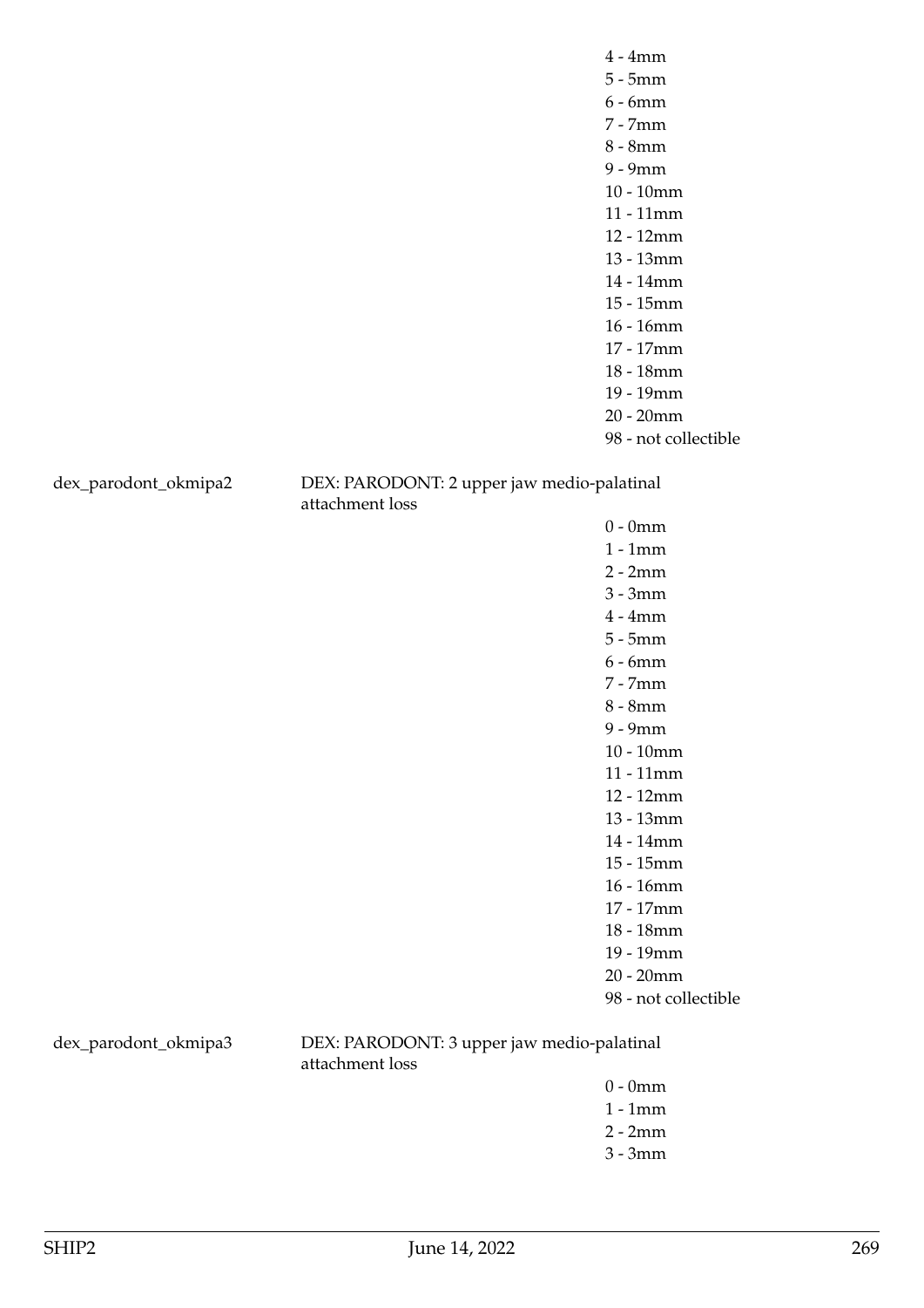4 - 4mm
5 - 5mm
6 - 6mm
7 - 7mm
8 - 8mm
9 - 9mm
10 - 10mm
11 - 11mm
12 - 12mm
13 - 13mm
14 - 14mm
15 - 15mm
16 - 16mm
17 - 17mm
18 - 18mm
19 - 19mm
20 - 20mm
98 - not collectible

dex_parodont_okmipa2 DEX: PARODONT: 2 upper jaw medio-palatinal attachment loss

0 - 0mm
1 - 1mm
2 - 2mm
3 - 3mm
4 - 4mm
5 - 5mm
6 - 6mm
7 - 7mm
8 - 8mm
9 - 9mm
10 - 10mm
11 - 11mm
12 - 12mm
13 - 13mm
14 - 14mm
15 - 15mm
16 - 16mm
17 - 17mm
18 - 18mm
19 - 19mm
20 - 20mm
98 - not collectible

dex_parodont_okmipa3 DEX: PARODONT: 3 upper jaw medio-palatinal attachment loss

0 - 0mm
1 - 1mm
2 - 2mm
3 - 3mm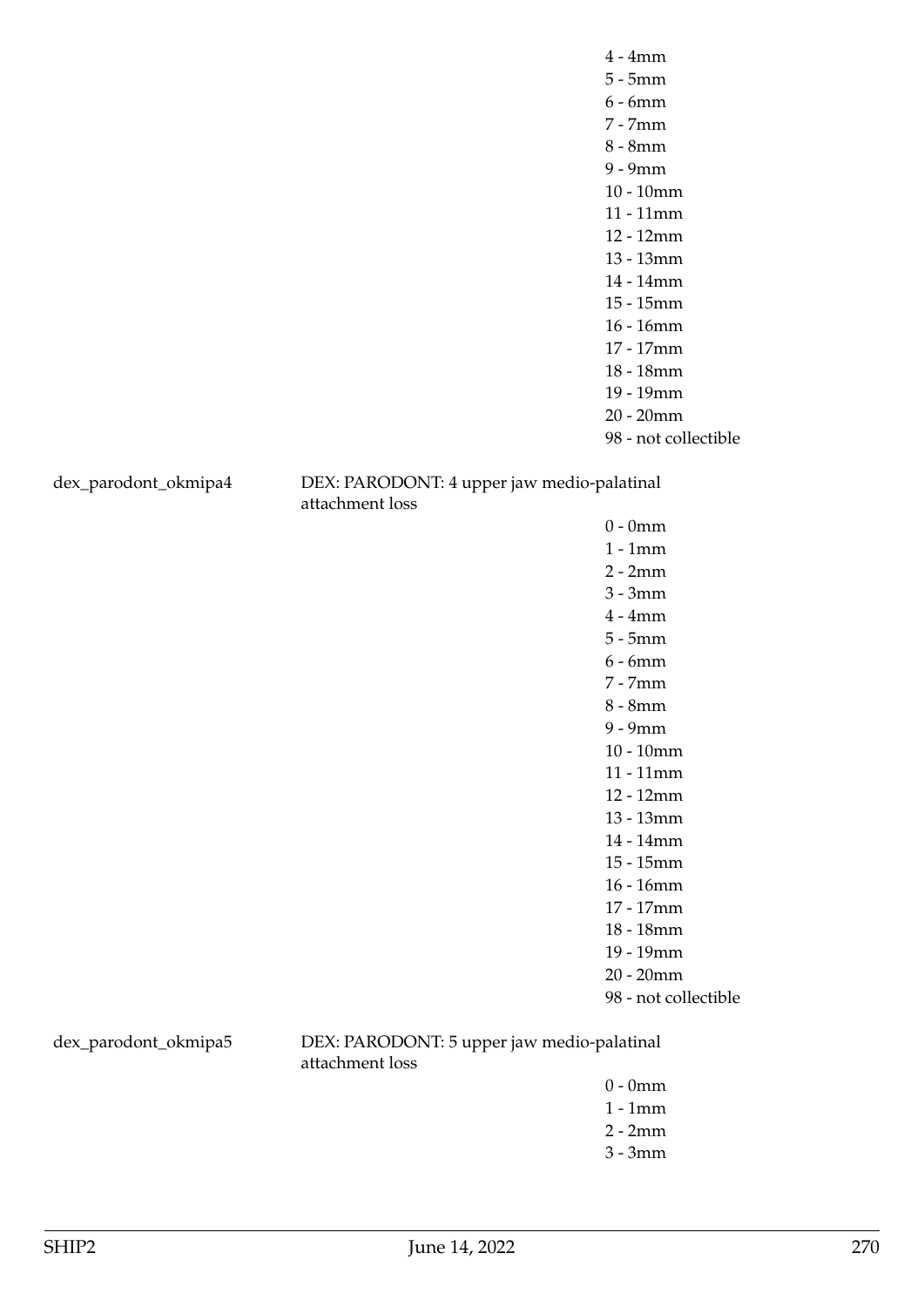4 - 4mm
5 - 5mm
6 - 6mm
7 - 7mm
8 - 8mm
9 - 9mm
10 - 10mm
11 - 11mm
12 - 12mm
13 - 13mm
14 - 14mm
15 - 15mm
16 - 16mm
17 - 17mm
18 - 18mm
19 - 19mm
20 - 20mm
98 - not collectible

dex_parodont_okmipa4 DEX: PARODONT: 4 upper jaw medio-palatinal attachment loss

0 - 0mm
1 - 1mm
2 - 2mm
3 - 3mm
4 - 4mm
5 - 5mm
6 - 6mm
7 - 7mm
8 - 8mm
9 - 9mm
10 - 10mm
11 - 11mm
12 - 12mm
13 - 13mm
14 - 14mm
15 - 15mm
16 - 16mm
17 - 17mm
18 - 18mm
19 - 19mm
20 - 20mm
98 - not collectible

dex_parodont_okmipa5 DEX: PARODONT: 5 upper jaw medio-palatinal attachment loss

0 - 0mm
1 - 1mm
2 - 2mm
3 - 3mm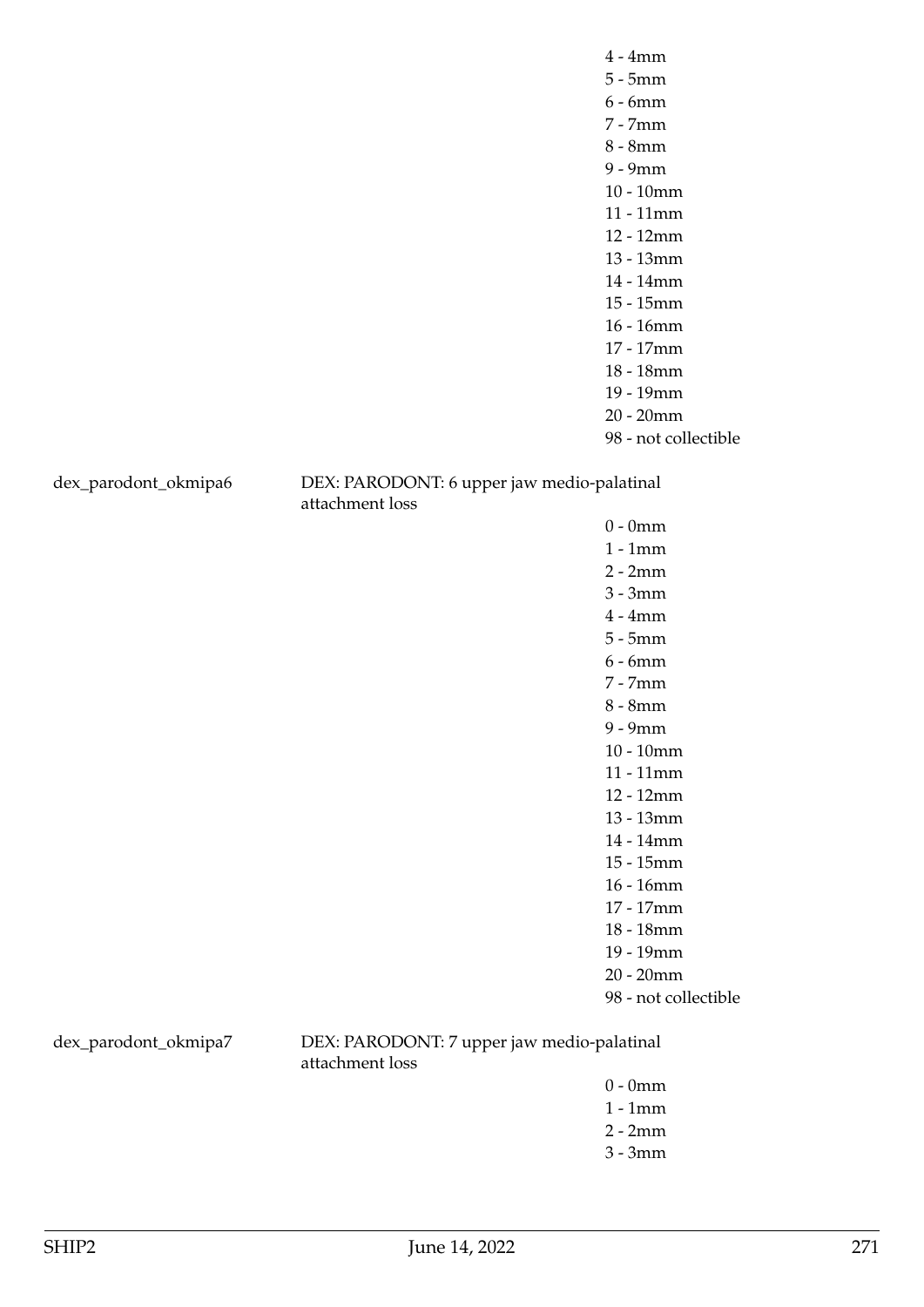4 - 4mm
5 - 5mm
6 - 6mm
7 - 7mm
8 - 8mm
9 - 9mm
10 - 10mm
11 - 11mm
12 - 12mm
13 - 13mm
14 - 14mm
15 - 15mm
16 - 16mm
17 - 17mm
18 - 18mm
19 - 19mm
20 - 20mm
98 - not collectible

dex_parodont_okmipa6 DEX: PARODONT: 6 upper jaw medio-palatinal attachment loss

0 - 0mm
1 - 1mm
2 - 2mm
3 - 3mm
4 - 4mm
5 - 5mm
6 - 6mm
7 - 7mm
8 - 8mm
9 - 9mm
10 - 10mm
11 - 11mm
12 - 12mm
13 - 13mm
14 - 14mm
15 - 15mm
16 - 16mm
17 - 17mm
18 - 18mm
19 - 19mm
20 - 20mm
98 - not collectible

dex_parodont_okmipa7 DEX: PARODONT: 7 upper jaw medio-palatinal attachment loss

0 - 0mm
1 - 1mm
2 - 2mm
3 - 3mm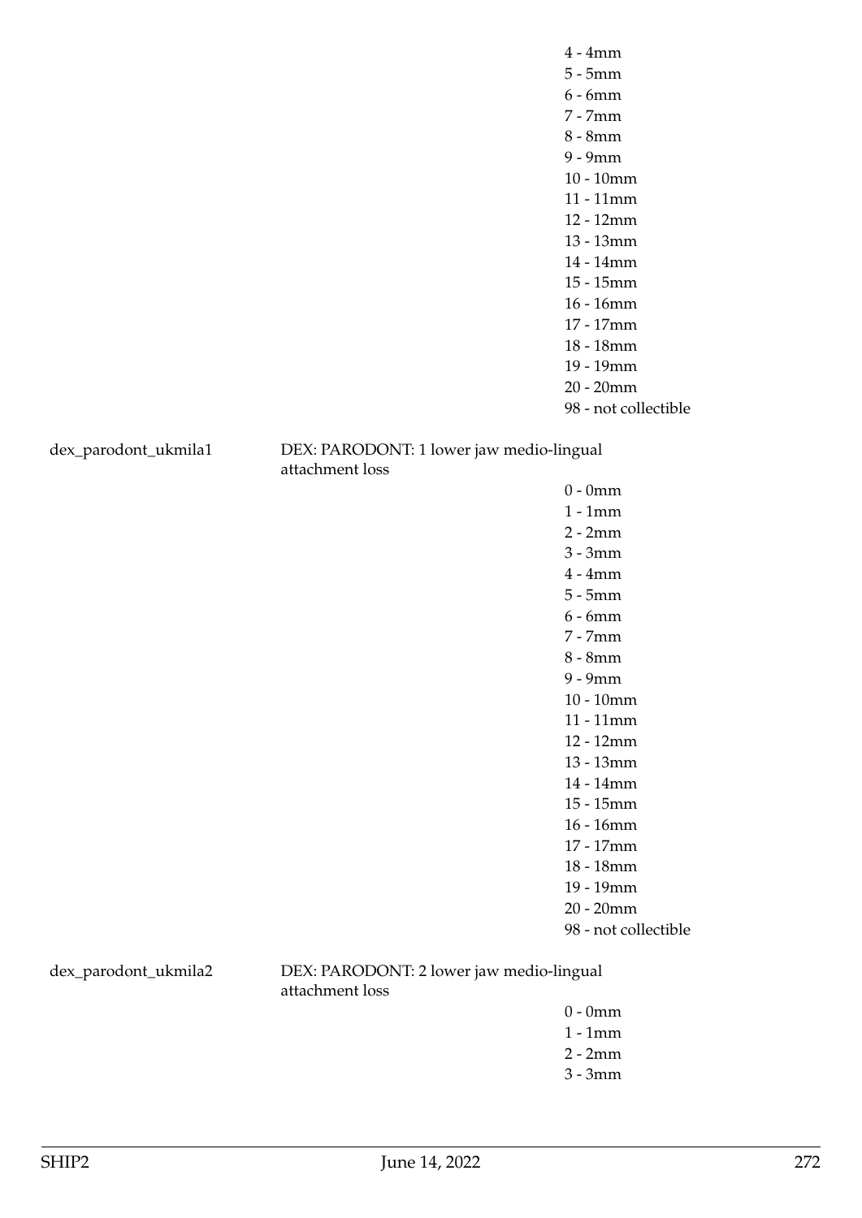4 - 4mm
5 - 5mm
6 - 6mm
7 - 7mm
8 - 8mm
9 - 9mm
10 - 10mm
11 - 11mm
12 - 12mm
13 - 13mm
14 - 14mm
15 - 15mm
16 - 16mm
17 - 17mm
18 - 18mm
19 - 19mm
20 - 20mm
98 - not collectible

dex_parodont_ukmila1 — DEX: PARODONT: 1 lower jaw medio-lingual attachment loss

0 - 0mm
1 - 1mm
2 - 2mm
3 - 3mm
4 - 4mm
5 - 5mm
6 - 6mm
7 - 7mm
8 - 8mm
9 - 9mm
10 - 10mm
11 - 11mm
12 - 12mm
13 - 13mm
14 - 14mm
15 - 15mm
16 - 16mm
17 - 17mm
18 - 18mm
19 - 19mm
20 - 20mm
98 - not collectible

dex_parodont_ukmila2 — DEX: PARODONT: 2 lower jaw medio-lingual attachment loss

0 - 0mm
1 - 1mm
2 - 2mm
3 - 3mm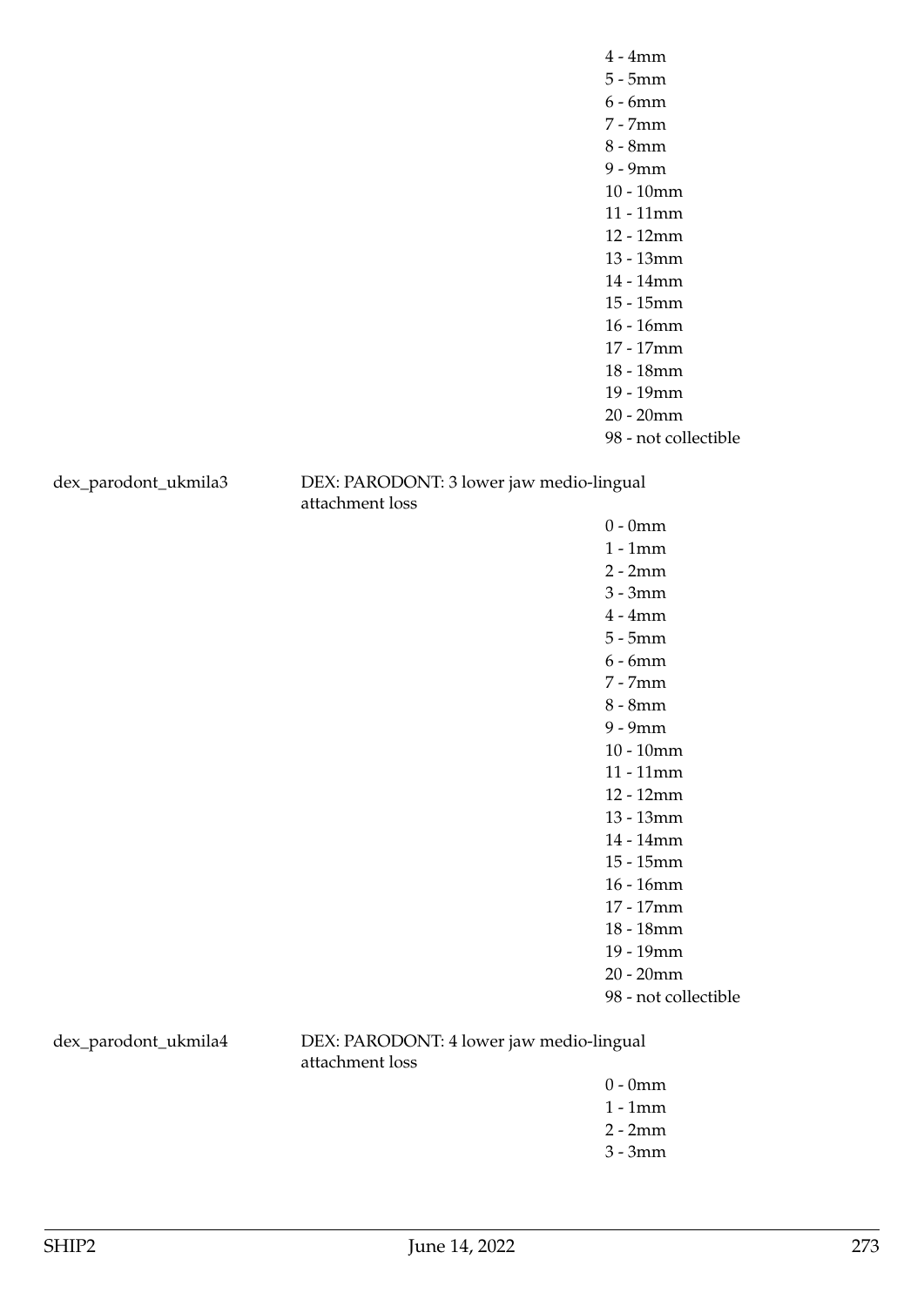4 - 4mm
5 - 5mm
6 - 6mm
7 - 7mm
8 - 8mm
9 - 9mm
10 - 10mm
11 - 11mm
12 - 12mm
13 - 13mm
14 - 14mm
15 - 15mm
16 - 16mm
17 - 17mm
18 - 18mm
19 - 19mm
20 - 20mm
98 - not collectible

dex_parodont_ukmila3 DEX: PARODONT: 3 lower jaw medio-lingual attachment loss

0 - 0mm
1 - 1mm
2 - 2mm
3 - 3mm
4 - 4mm
5 - 5mm
6 - 6mm
7 - 7mm
8 - 8mm
9 - 9mm
10 - 10mm
11 - 11mm
12 - 12mm
13 - 13mm
14 - 14mm
15 - 15mm
16 - 16mm
17 - 17mm
18 - 18mm
19 - 19mm
20 - 20mm
98 - not collectible

dex_parodont_ukmila4 DEX: PARODONT: 4 lower jaw medio-lingual attachment loss

0 - 0mm
1 - 1mm
2 - 2mm
3 - 3mm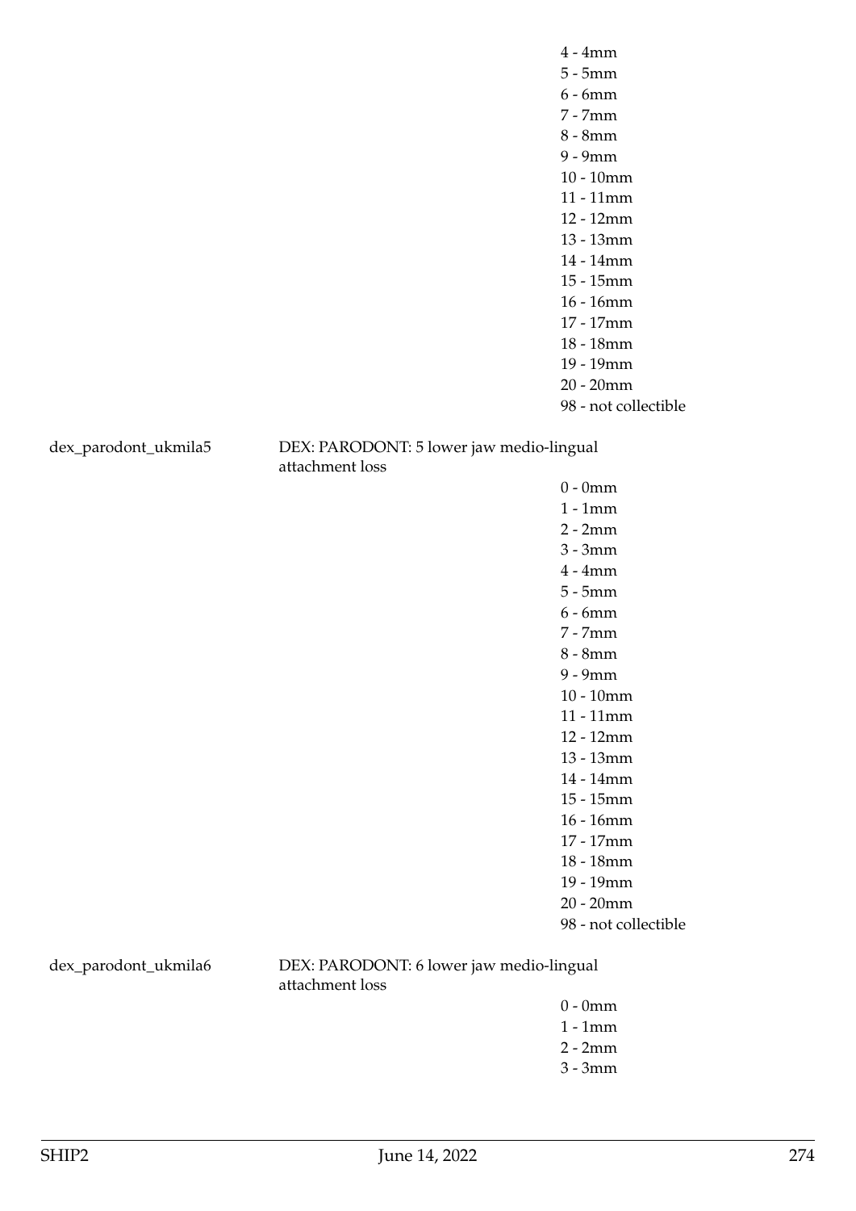4 - 4mm
5 - 5mm
6 - 6mm
7 - 7mm
8 - 8mm
9 - 9mm
10 - 10mm
11 - 11mm
12 - 12mm
13 - 13mm
14 - 14mm
15 - 15mm
16 - 16mm
17 - 17mm
18 - 18mm
19 - 19mm
20 - 20mm
98 - not collectible

dex_parodont_ukmila5 DEX: PARODONT: 5 lower jaw medio-lingual attachment loss

0 - 0mm
1 - 1mm
2 - 2mm
3 - 3mm
4 - 4mm
5 - 5mm
6 - 6mm
7 - 7mm
8 - 8mm
9 - 9mm
10 - 10mm
11 - 11mm
12 - 12mm
13 - 13mm
14 - 14mm
15 - 15mm
16 - 16mm
17 - 17mm
18 - 18mm
19 - 19mm
20 - 20mm
98 - not collectible

dex_parodont_ukmila6 DEX: PARODONT: 6 lower jaw medio-lingual attachment loss

0 - 0mm
1 - 1mm
2 - 2mm
3 - 3mm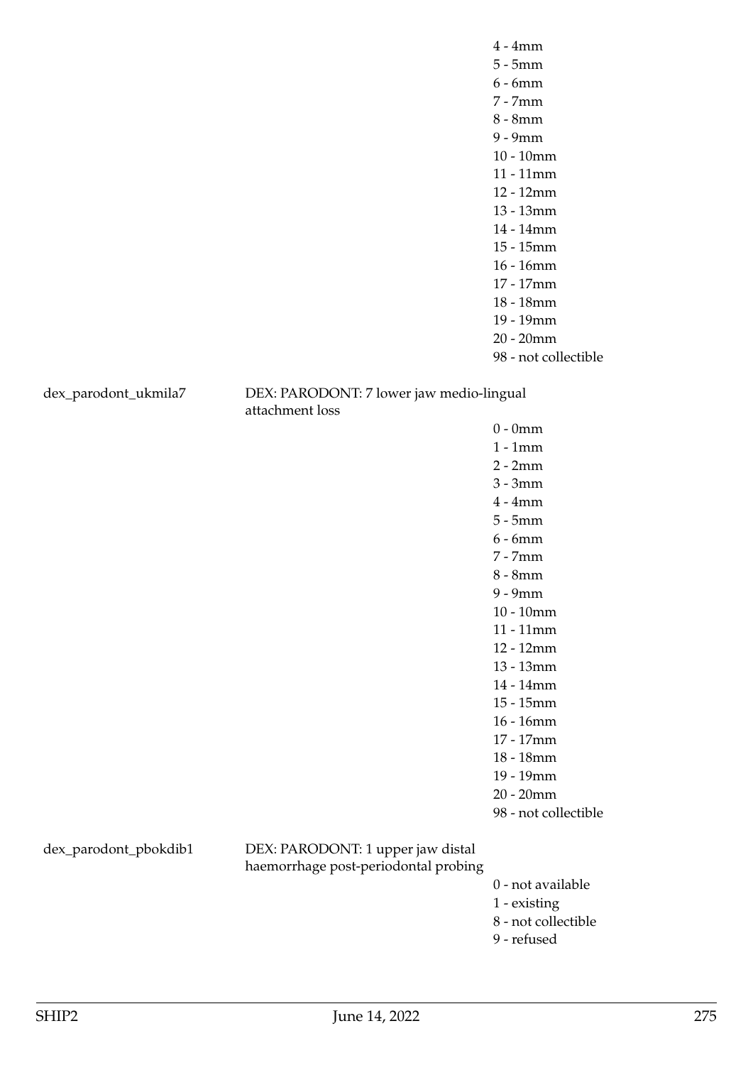4 - 4mm
5 - 5mm
6 - 6mm
7 - 7mm
8 - 8mm
9 - 9mm
10 - 10mm
11 - 11mm
12 - 12mm
13 - 13mm
14 - 14mm
15 - 15mm
16 - 16mm
17 - 17mm
18 - 18mm
19 - 19mm
20 - 20mm
98 - not collectible

dex_parodont_ukmila7 — DEX: PARODONT: 7 lower jaw medio-lingual attachment loss

0 - 0mm
1 - 1mm
2 - 2mm
3 - 3mm
4 - 4mm
5 - 5mm
6 - 6mm
7 - 7mm
8 - 8mm
9 - 9mm
10 - 10mm
11 - 11mm
12 - 12mm
13 - 13mm
14 - 14mm
15 - 15mm
16 - 16mm
17 - 17mm
18 - 18mm
19 - 19mm
20 - 20mm
98 - not collectible

dex_parodont_pbokdib1 — DEX: PARODONT: 1 upper jaw distal haemorrhage post-periodontal probing

0 - not available
1 - existing
8 - not collectible
9 - refused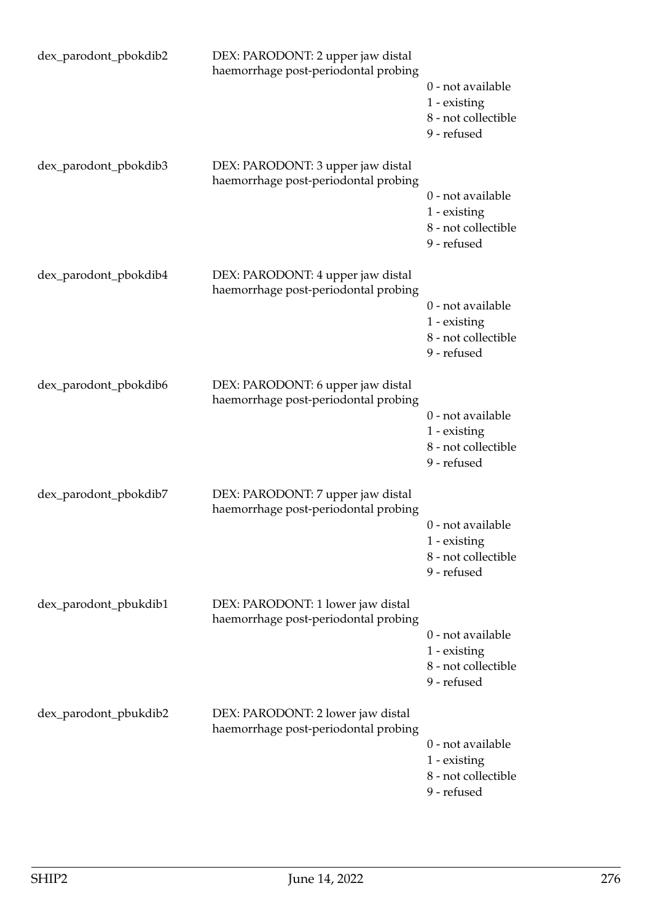| | | |
|---|---|---|
| dex_parodont_pbokdib2 | DEX: PARODONT: 2 upper jaw distal haemorrhage post-periodontal probing | 0 - not available<br>1 - existing<br>8 - not collectible<br>9 - refused |
| dex_parodont_pbokdib3 | DEX: PARODONT: 3 upper jaw distal haemorrhage post-periodontal probing | 0 - not available<br>1 - existing<br>8 - not collectible<br>9 - refused |
| dex_parodont_pbokdib4 | DEX: PARODONT: 4 upper jaw distal haemorrhage post-periodontal probing | 0 - not available<br>1 - existing<br>8 - not collectible<br>9 - refused |
| dex_parodont_pbokdib6 | DEX: PARODONT: 6 upper jaw distal haemorrhage post-periodontal probing | 0 - not available<br>1 - existing<br>8 - not collectible<br>9 - refused |
| dex_parodont_pbokdib7 | DEX: PARODONT: 7 upper jaw distal haemorrhage post-periodontal probing | 0 - not available<br>1 - existing<br>8 - not collectible<br>9 - refused |
| dex_parodont_pbukdib1 | DEX: PARODONT: 1 lower jaw distal haemorrhage post-periodontal probing | 0 - not available<br>1 - existing<br>8 - not collectible<br>9 - refused |
| dex_parodont_pbukdib2 | DEX: PARODONT: 2 lower jaw distal haemorrhage post-periodontal probing | 0 - not available<br>1 - existing<br>8 - not collectible<br>9 - refused |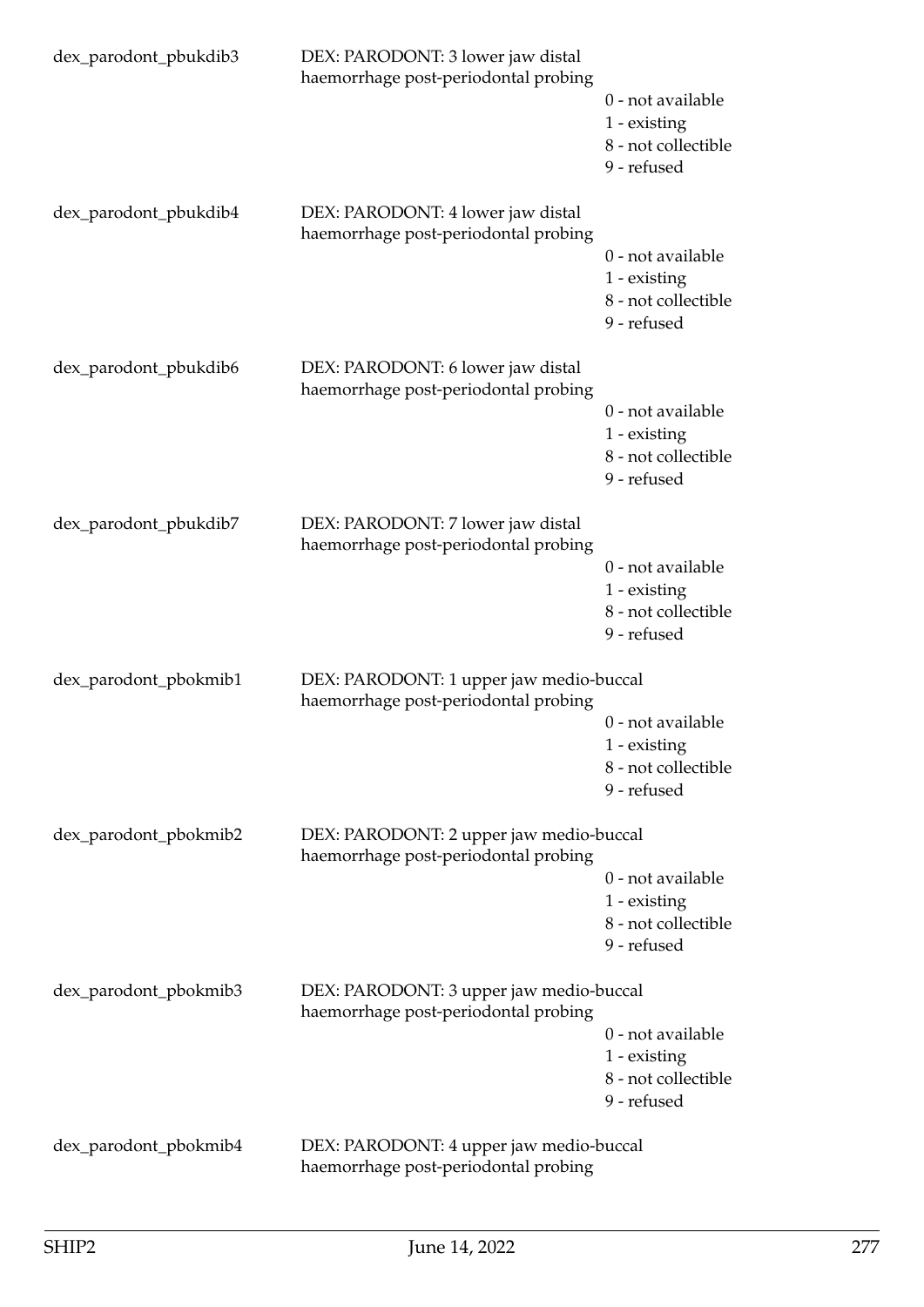| | | |
|---|---|---|
| dex_parodont_pbukdib3 | DEX: PARODONT: 3 lower jaw distal haemorrhage post-periodontal probing | 0 - not available<br>1 - existing<br>8 - not collectible<br>9 - refused |
| dex_parodont_pbukdib4 | DEX: PARODONT: 4 lower jaw distal haemorrhage post-periodontal probing | 0 - not available<br>1 - existing<br>8 - not collectible<br>9 - refused |
| dex_parodont_pbukdib6 | DEX: PARODONT: 6 lower jaw distal haemorrhage post-periodontal probing | 0 - not available<br>1 - existing<br>8 - not collectible<br>9 - refused |
| dex_parodont_pbukdib7 | DEX: PARODONT: 7 lower jaw distal haemorrhage post-periodontal probing | 0 - not available<br>1 - existing<br>8 - not collectible<br>9 - refused |
| dex_parodont_pbokmib1 | DEX: PARODONT: 1 upper jaw medio-buccal haemorrhage post-periodontal probing | 0 - not available<br>1 - existing<br>8 - not collectible<br>9 - refused |
| dex_parodont_pbokmib2 | DEX: PARODONT: 2 upper jaw medio-buccal haemorrhage post-periodontal probing | 0 - not available<br>1 - existing<br>8 - not collectible<br>9 - refused |
| dex_parodont_pbokmib3 | DEX: PARODONT: 3 upper jaw medio-buccal haemorrhage post-periodontal probing | 0 - not available<br>1 - existing<br>8 - not collectible<br>9 - refused |
| dex_parodont_pbokmib4 | DEX: PARODONT: 4 upper jaw medio-buccal haemorrhage post-periodontal probing | |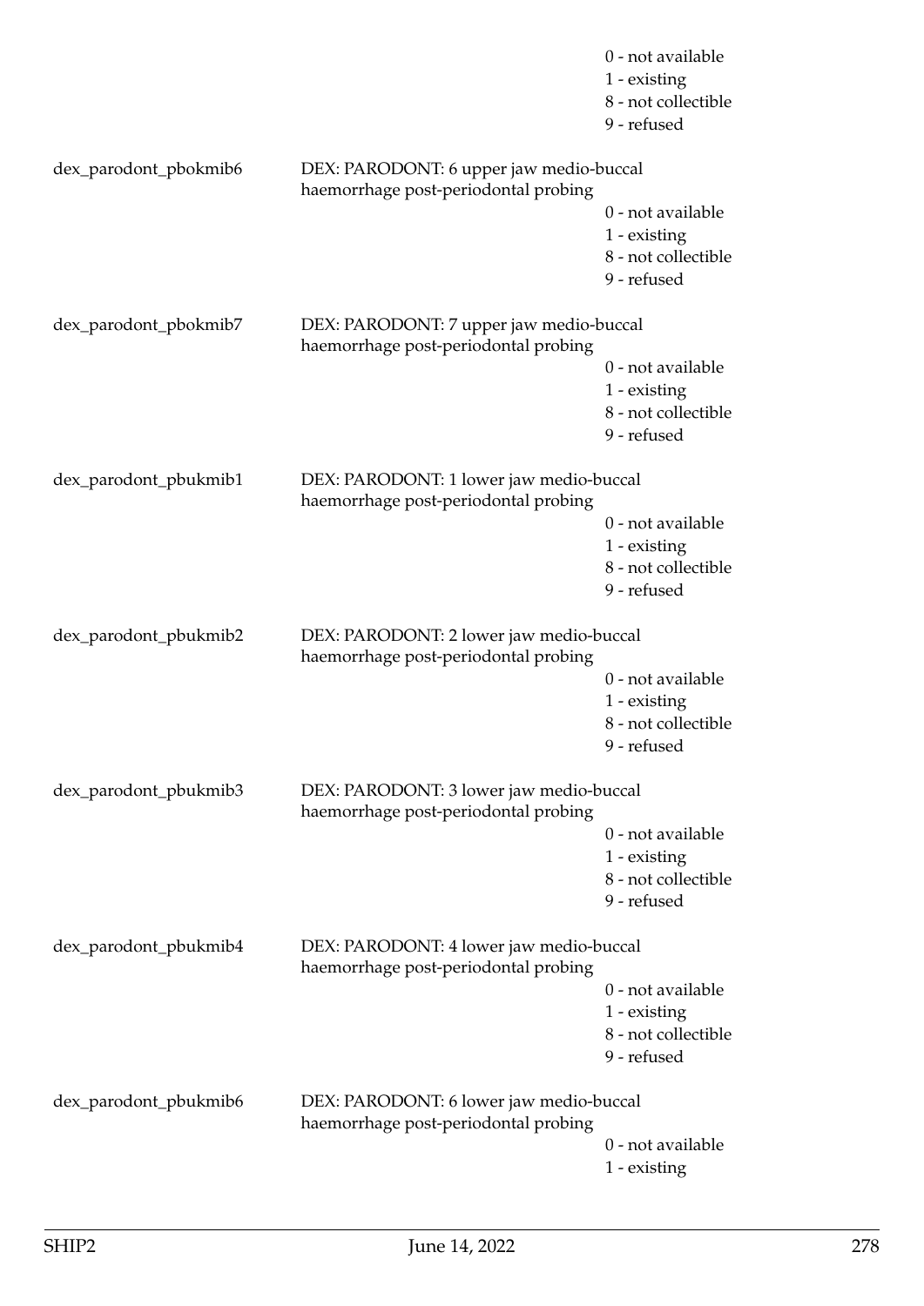0 - not available
1 - existing
8 - not collectible
9 - refused

dex_parodont_pbokmib6 DEX: PARODONT: 6 upper jaw medio-buccal haemorrhage post-periodontal probing
0 - not available
1 - existing
8 - not collectible
9 - refused

dex_parodont_pbokmib7 DEX: PARODONT: 7 upper jaw medio-buccal haemorrhage post-periodontal probing
0 - not available
1 - existing
8 - not collectible
9 - refused

dex_parodont_pbukmib1 DEX: PARODONT: 1 lower jaw medio-buccal haemorrhage post-periodontal probing
0 - not available
1 - existing
8 - not collectible
9 - refused

dex_parodont_pbukmib2 DEX: PARODONT: 2 lower jaw medio-buccal haemorrhage post-periodontal probing
0 - not available
1 - existing
8 - not collectible
9 - refused

dex_parodont_pbukmib3 DEX: PARODONT: 3 lower jaw medio-buccal haemorrhage post-periodontal probing
0 - not available
1 - existing
8 - not collectible
9 - refused

dex_parodont_pbukmib4 DEX: PARODONT: 4 lower jaw medio-buccal haemorrhage post-periodontal probing
0 - not available
1 - existing
8 - not collectible
9 - refused

dex_parodont_pbukmib6 DEX: PARODONT: 6 lower jaw medio-buccal haemorrhage post-periodontal probing
0 - not available
1 - existing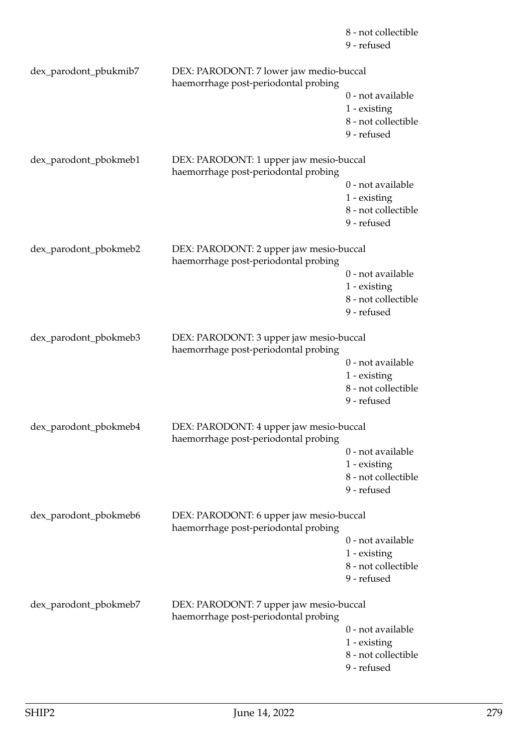8 - not collectible
9 - refused

dex_parodont_pbukmib7 DEX: PARODONT: 7 lower jaw medio-buccal haemorrhage post-periodontal probing

0 - not available
1 - existing
8 - not collectible
9 - refused

dex_parodont_pbokmeb1 DEX: PARODONT: 1 upper jaw mesio-buccal haemorrhage post-periodontal probing

0 - not available
1 - existing
8 - not collectible
9 - refused

dex_parodont_pbokmeb2 DEX: PARODONT: 2 upper jaw mesio-buccal haemorrhage post-periodontal probing

0 - not available
1 - existing
8 - not collectible
9 - refused

dex_parodont_pbokmeb3 DEX: PARODONT: 3 upper jaw mesio-buccal haemorrhage post-periodontal probing

0 - not available
1 - existing
8 - not collectible
9 - refused

dex_parodont_pbokmeb4 DEX: PARODONT: 4 upper jaw mesio-buccal haemorrhage post-periodontal probing

0 - not available
1 - existing
8 - not collectible
9 - refused

dex_parodont_pbokmeb6 DEX: PARODONT: 6 upper jaw mesio-buccal haemorrhage post-periodontal probing

0 - not available
1 - existing
8 - not collectible
9 - refused

dex_parodont_pbokmeb7 DEX: PARODONT: 7 upper jaw mesio-buccal haemorrhage post-periodontal probing

0 - not available
1 - existing
8 - not collectible
9 - refused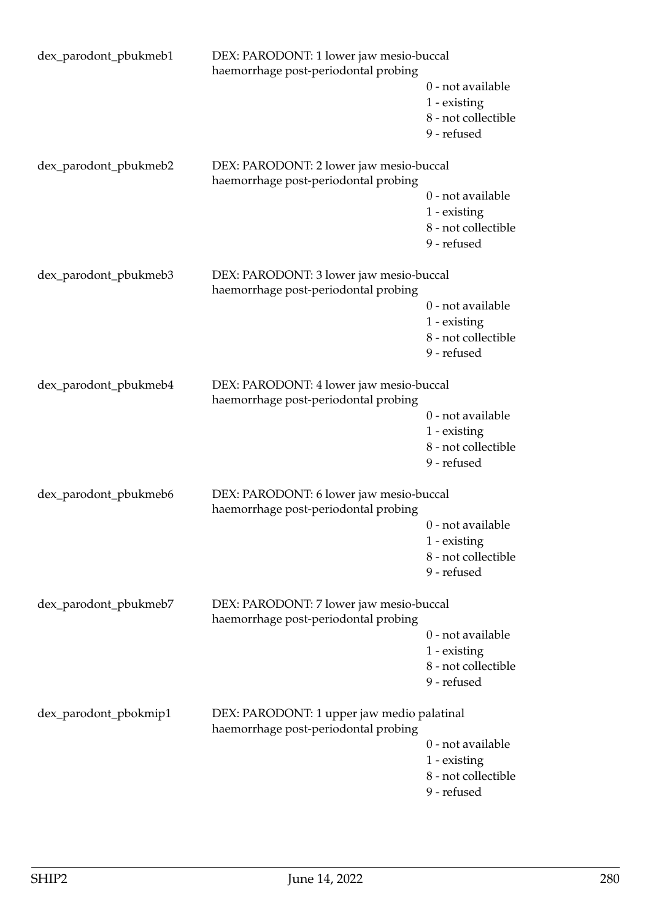dex_parodont_pbukmeb1 — DEX: PARODONT: 1 lower jaw mesio-buccal haemorrhage post-periodontal probing

- 0 - not available
- 1 - existing
- 8 - not collectible
- 9 - refused

dex_parodont_pbukmeb2 — DEX: PARODONT: 2 lower jaw mesio-buccal haemorrhage post-periodontal probing

- 0 - not available
- 1 - existing
- 8 - not collectible
- 9 - refused

dex_parodont_pbukmeb3 — DEX: PARODONT: 3 lower jaw mesio-buccal haemorrhage post-periodontal probing

- 0 - not available
- 1 - existing
- 8 - not collectible
- 9 - refused

dex_parodont_pbukmeb4 — DEX: PARODONT: 4 lower jaw mesio-buccal haemorrhage post-periodontal probing

- 0 - not available
- 1 - existing
- 8 - not collectible
- 9 - refused

dex_parodont_pbukmeb6 — DEX: PARODONT: 6 lower jaw mesio-buccal haemorrhage post-periodontal probing

- 0 - not available
- 1 - existing
- 8 - not collectible
- 9 - refused

dex_parodont_pbukmeb7 — DEX: PARODONT: 7 lower jaw mesio-buccal haemorrhage post-periodontal probing

- 0 - not available
- 1 - existing
- 8 - not collectible
- 9 - refused

dex_parodont_pbokmip1 — DEX: PARODONT: 1 upper jaw medio palatinal haemorrhage post-periodontal probing

- 0 - not available
- 1 - existing
- 8 - not collectible
- 9 - refused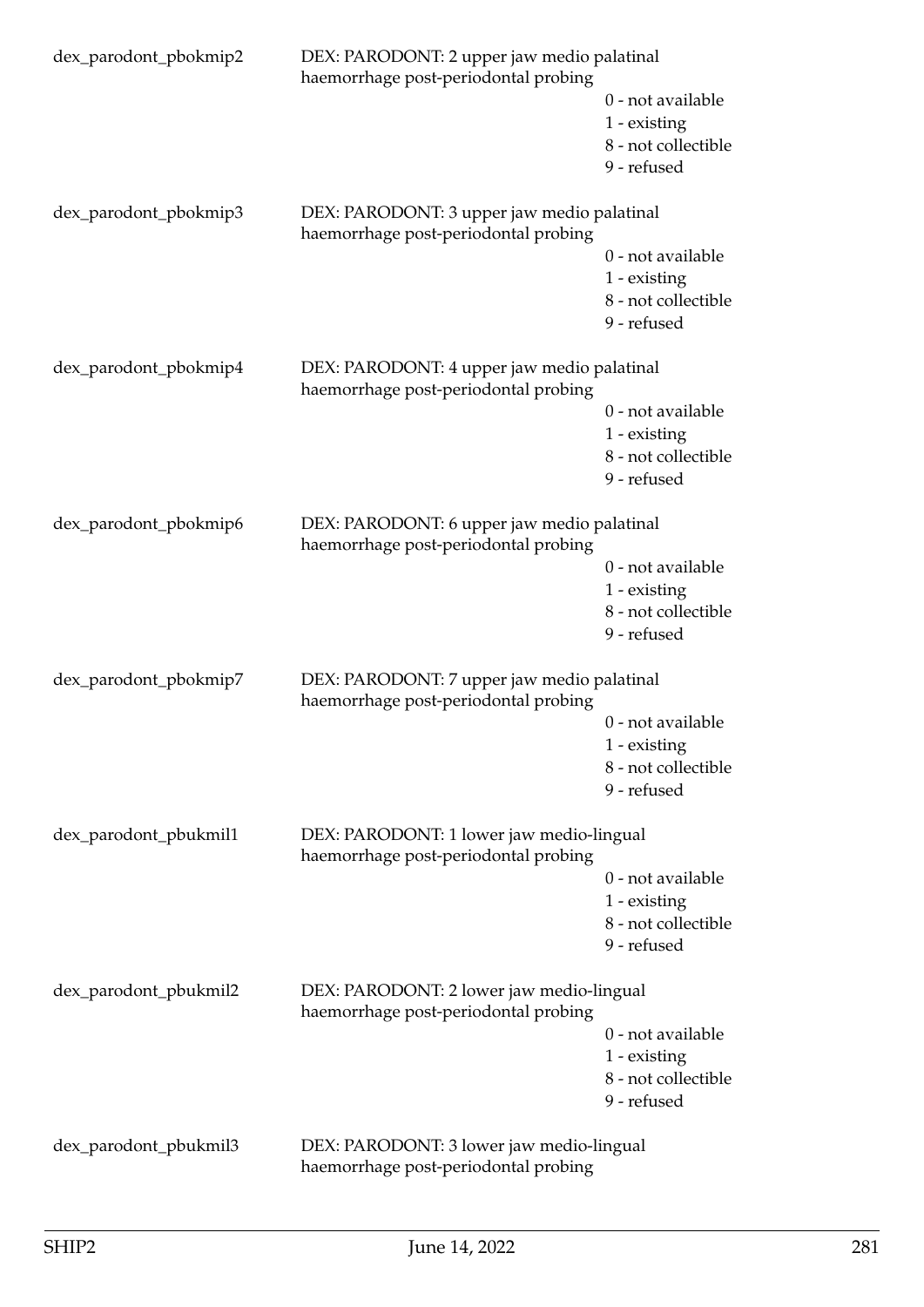dex_parodont_pbokmip2 DEX: PARODONT: 2 upper jaw medio palatinal haemorrhage post-periodontal probing

0 - not available
1 - existing
8 - not collectible
9 - refused

dex_parodont_pbokmip3 DEX: PARODONT: 3 upper jaw medio palatinal haemorrhage post-periodontal probing

0 - not available
1 - existing
8 - not collectible
9 - refused

dex_parodont_pbokmip4 DEX: PARODONT: 4 upper jaw medio palatinal haemorrhage post-periodontal probing

0 - not available
1 - existing
8 - not collectible
9 - refused

dex_parodont_pbokmip6 DEX: PARODONT: 6 upper jaw medio palatinal haemorrhage post-periodontal probing

0 - not available
1 - existing
8 - not collectible
9 - refused

dex_parodont_pbokmip7 DEX: PARODONT: 7 upper jaw medio palatinal haemorrhage post-periodontal probing

0 - not available
1 - existing
8 - not collectible
9 - refused

dex_parodont_pbukmil1 DEX: PARODONT: 1 lower jaw medio-lingual haemorrhage post-periodontal probing

0 - not available
1 - existing
8 - not collectible
9 - refused

dex_parodont_pbukmil2 DEX: PARODONT: 2 lower jaw medio-lingual haemorrhage post-periodontal probing

0 - not available
1 - existing
8 - not collectible
9 - refused

dex_parodont_pbukmil3 DEX: PARODONT: 3 lower jaw medio-lingual haemorrhage post-periodontal probing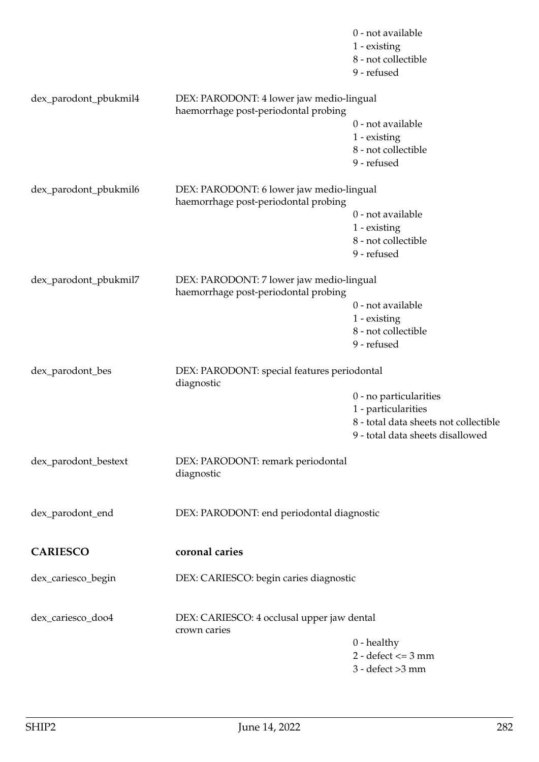| | | |
|---|---|---|
| | | 0 - not available<br>1 - existing<br>8 - not collectible<br>9 - refused |
| dex_parodont_pbukmil4 | DEX: PARODONT: 4 lower jaw medio-lingual haemorrhage post-periodontal probing | 0 - not available<br>1 - existing<br>8 - not collectible<br>9 - refused |
| dex_parodont_pbukmil6 | DEX: PARODONT: 6 lower jaw medio-lingual haemorrhage post-periodontal probing | 0 - not available<br>1 - existing<br>8 - not collectible<br>9 - refused |
| dex_parodont_pbukmil7 | DEX: PARODONT: 7 lower jaw medio-lingual haemorrhage post-periodontal probing | 0 - not available<br>1 - existing<br>8 - not collectible<br>9 - refused |
| dex_parodont_bes | DEX: PARODONT: special features periodontal diagnostic | 0 - no particularities<br>1 - particularities<br>8 - total data sheets not collectible<br>9 - total data sheets disallowed |
| dex_parodont_bestext | DEX: PARODONT: remark periodontal diagnostic | |
| dex_parodont_end | DEX: PARODONT: end periodontal diagnostic | |
| **CARIESCO** | **coronal caries** | |
| dex_cariesco_begin | DEX: CARIESCO: begin caries diagnostic | |
| dex_cariesco_doo4 | DEX: CARIESCO: 4 occlusal upper jaw dental crown caries | 0 - healthy<br>2 - defect <= 3 mm<br>3 - defect >3 mm |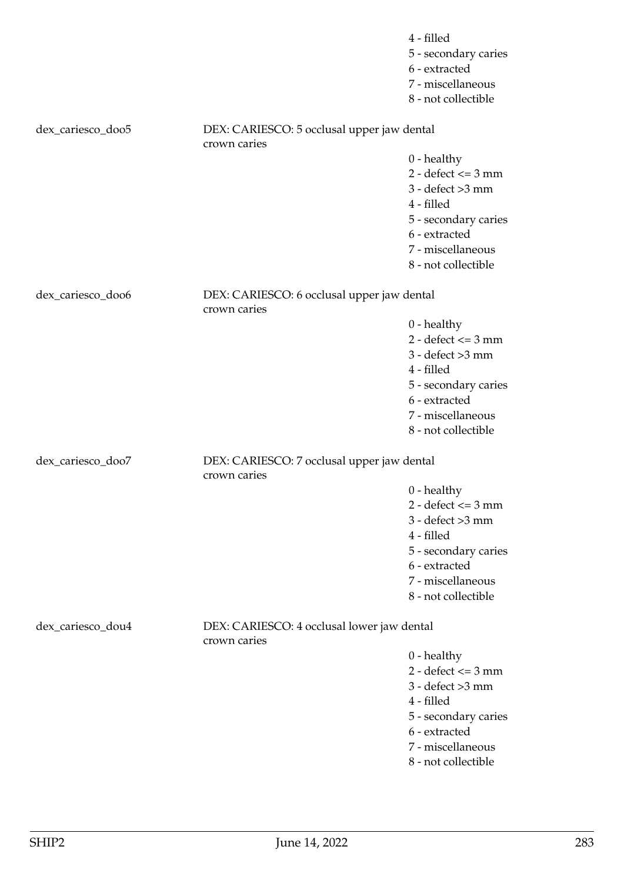4 - filled
5 - secondary caries
6 - extracted
7 - miscellaneous
8 - not collectible

dex_cariesco_doo5 DEX: CARIESCO: 5 occlusal upper jaw dental crown caries

0 - healthy
2 - defect <= 3 mm
3 - defect >3 mm
4 - filled
5 - secondary caries
6 - extracted
7 - miscellaneous
8 - not collectible

dex_cariesco_doo6 DEX: CARIESCO: 6 occlusal upper jaw dental crown caries

0 - healthy
2 - defect <= 3 mm
3 - defect >3 mm
4 - filled
5 - secondary caries
6 - extracted
7 - miscellaneous
8 - not collectible

dex_cariesco_doo7 DEX: CARIESCO: 7 occlusal upper jaw dental crown caries

0 - healthy
2 - defect <= 3 mm
3 - defect >3 mm
4 - filled
5 - secondary caries
6 - extracted
7 - miscellaneous
8 - not collectible

dex_cariesco_dou4 DEX: CARIESCO: 4 occlusal lower jaw dental crown caries

0 - healthy
2 - defect <= 3 mm
3 - defect >3 mm
4 - filled
5 - secondary caries
6 - extracted
7 - miscellaneous
8 - not collectible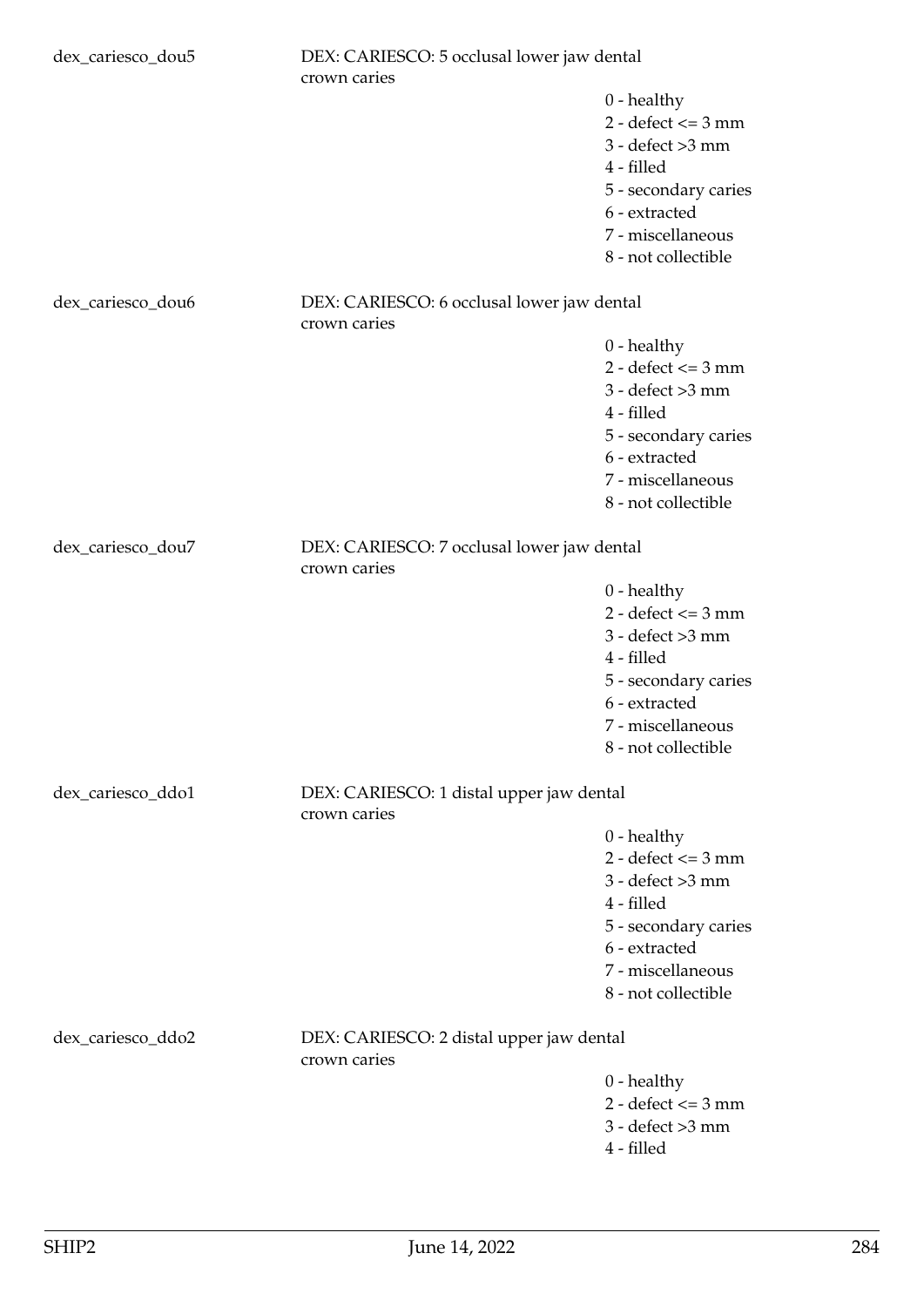dex_cariesco_dou5 DEX: CARIESCO: 5 occlusal lower jaw dental crown caries

- 0 - healthy
- 2 - defect <= 3 mm
- 3 - defect >3 mm
- 4 - filled
- 5 - secondary caries
- 6 - extracted
- 7 - miscellaneous
- 8 - not collectible

dex_cariesco_dou6 DEX: CARIESCO: 6 occlusal lower jaw dental crown caries

- 0 - healthy
- 2 - defect <= 3 mm
- 3 - defect >3 mm
- 4 - filled
- 5 - secondary caries
- 6 - extracted
- 7 - miscellaneous
- 8 - not collectible

dex_cariesco_dou7 DEX: CARIESCO: 7 occlusal lower jaw dental crown caries

- 0 - healthy
- 2 - defect <= 3 mm
- 3 - defect >3 mm
- 4 - filled
- 5 - secondary caries
- 6 - extracted
- 7 - miscellaneous
- 8 - not collectible

dex_cariesco_ddo1 DEX: CARIESCO: 1 distal upper jaw dental crown caries

- 0 - healthy
- 2 - defect <= 3 mm
- 3 - defect >3 mm
- 4 - filled
- 5 - secondary caries
- 6 - extracted
- 7 - miscellaneous
- 8 - not collectible

dex_cariesco_ddo2 DEX: CARIESCO: 2 distal upper jaw dental crown caries

- 0 - healthy
- 2 - defect <= 3 mm
- 3 - defect >3 mm
- 4 - filled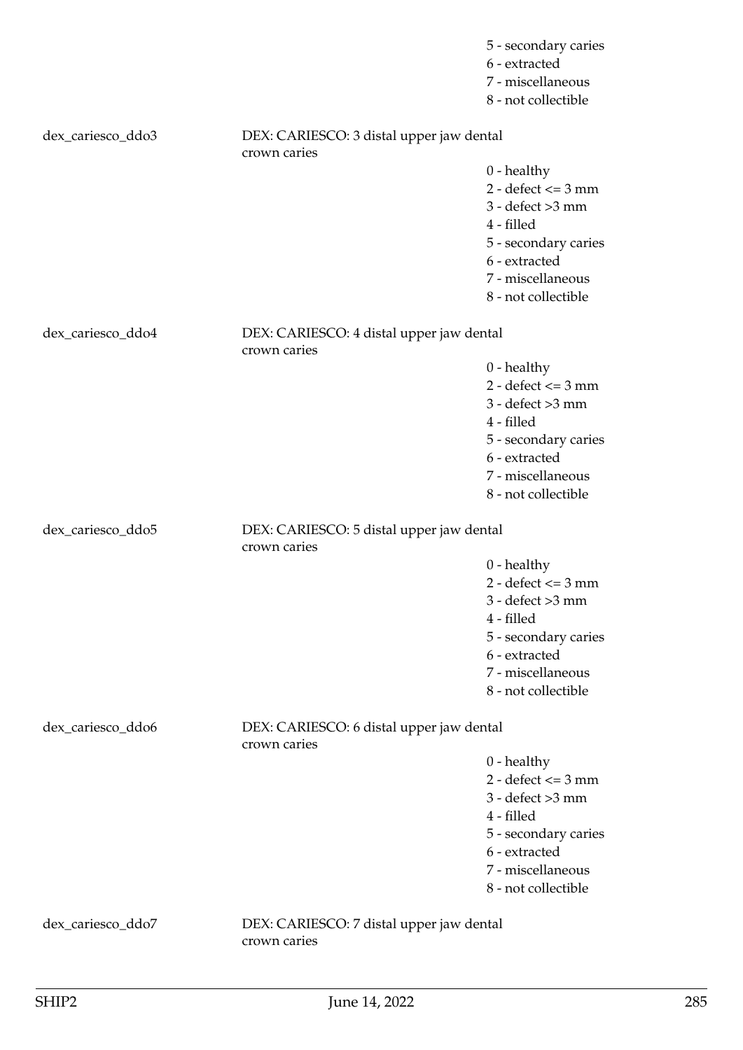5 - secondary caries
6 - extracted
7 - miscellaneous
8 - not collectible

| | | |
|---|---|---|
| dex_cariesco_ddo3 | DEX: CARIESCO: 3 distal upper jaw dental crown caries | |
| | | 0 - healthy |
| | | 2 - defect <= 3 mm |
| | | 3 - defect >3 mm |
| | | 4 - filled |
| | | 5 - secondary caries |
| | | 6 - extracted |
| | | 7 - miscellaneous |
| | | 8 - not collectible |
| dex_cariesco_ddo4 | DEX: CARIESCO: 4 distal upper jaw dental crown caries | |
| | | 0 - healthy |
| | | 2 - defect <= 3 mm |
| | | 3 - defect >3 mm |
| | | 4 - filled |
| | | 5 - secondary caries |
| | | 6 - extracted |
| | | 7 - miscellaneous |
| | | 8 - not collectible |
| dex_cariesco_ddo5 | DEX: CARIESCO: 5 distal upper jaw dental crown caries | |
| | | 0 - healthy |
| | | 2 - defect <= 3 mm |
| | | 3 - defect >3 mm |
| | | 4 - filled |
| | | 5 - secondary caries |
| | | 6 - extracted |
| | | 7 - miscellaneous |
| | | 8 - not collectible |
| dex_cariesco_ddo6 | DEX: CARIESCO: 6 distal upper jaw dental crown caries | |
| | | 0 - healthy |
| | | 2 - defect <= 3 mm |
| | | 3 - defect >3 mm |
| | | 4 - filled |
| | | 5 - secondary caries |
| | | 6 - extracted |
| | | 7 - miscellaneous |
| | | 8 - not collectible |
| dex_cariesco_ddo7 | DEX: CARIESCO: 7 distal upper jaw dental crown caries | |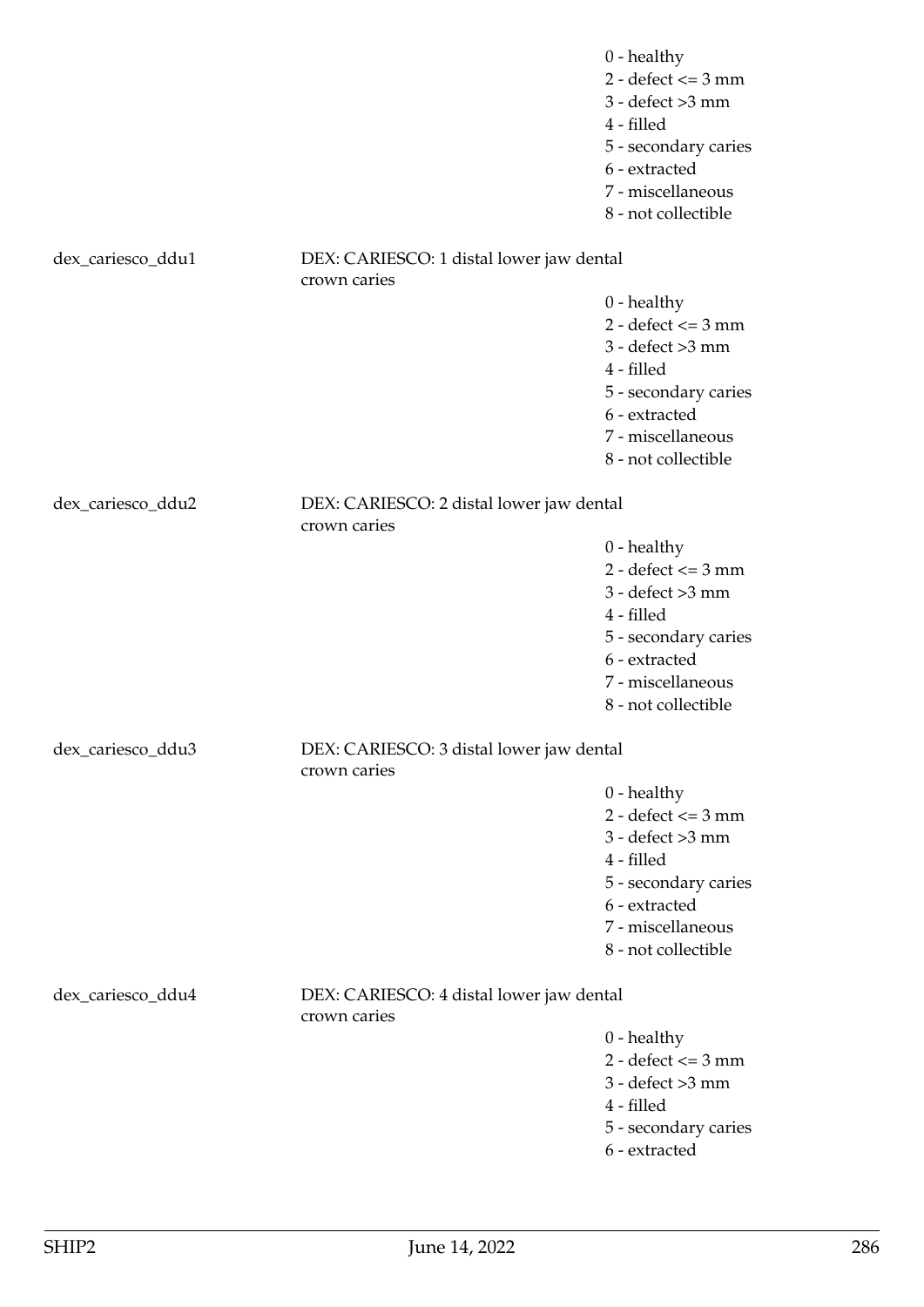0 - healthy
2 - defect <= 3 mm
3 - defect >3 mm
4 - filled
5 - secondary caries
6 - extracted
7 - miscellaneous
8 - not collectible

dex_cariesco_ddu1 | DEX: CARIESCO: 1 distal lower jaw dental crown caries

0 - healthy
2 - defect <= 3 mm
3 - defect >3 mm
4 - filled
5 - secondary caries
6 - extracted
7 - miscellaneous
8 - not collectible

dex_cariesco_ddu2 | DEX: CARIESCO: 2 distal lower jaw dental crown caries

0 - healthy
2 - defect <= 3 mm
3 - defect >3 mm
4 - filled
5 - secondary caries
6 - extracted
7 - miscellaneous
8 - not collectible

dex_cariesco_ddu3 | DEX: CARIESCO: 3 distal lower jaw dental crown caries

0 - healthy
2 - defect <= 3 mm
3 - defect >3 mm
4 - filled
5 - secondary caries
6 - extracted
7 - miscellaneous
8 - not collectible

dex_cariesco_ddu4 | DEX: CARIESCO: 4 distal lower jaw dental crown caries

0 - healthy
2 - defect <= 3 mm
3 - defect >3 mm
4 - filled
5 - secondary caries
6 - extracted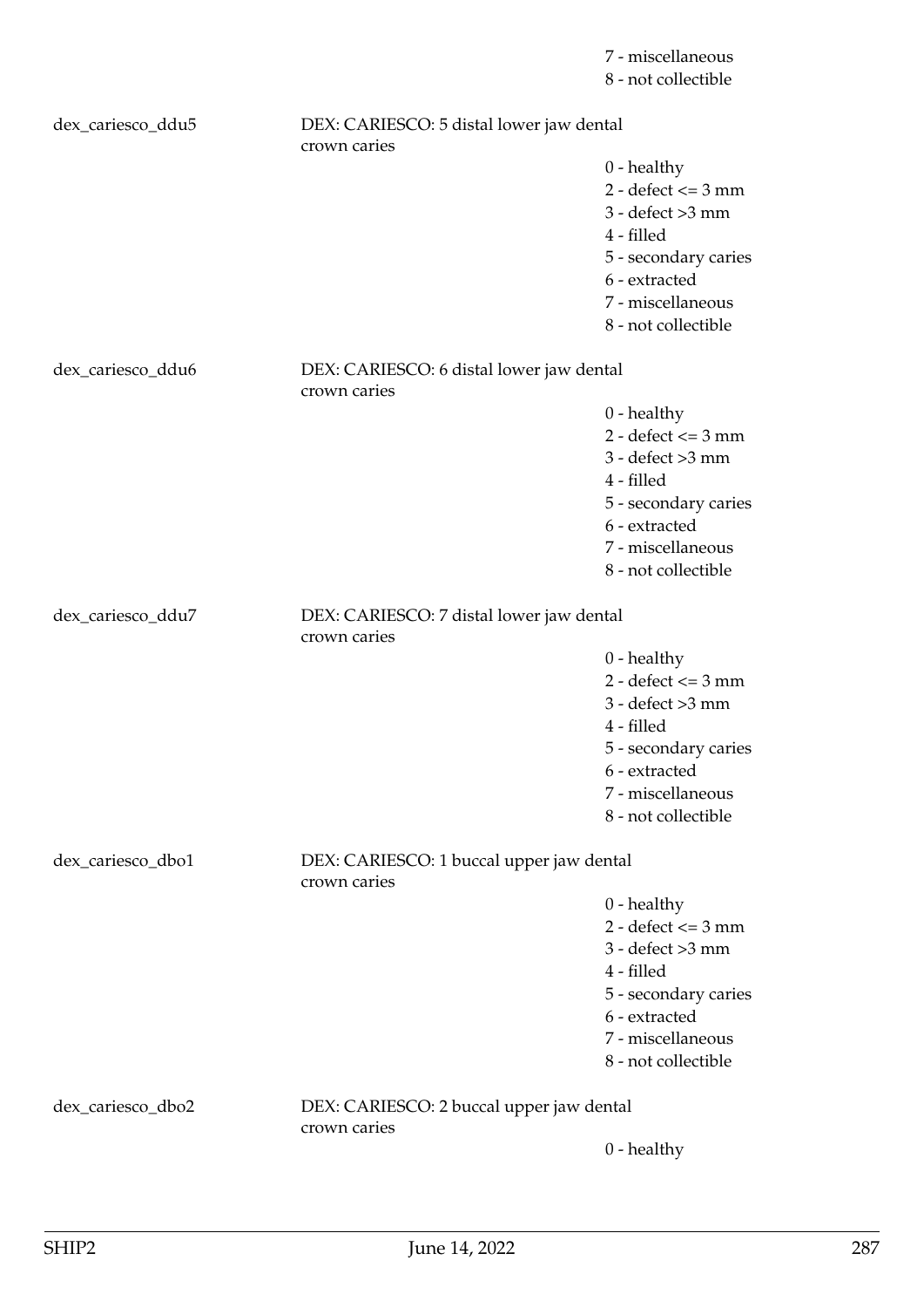7 - miscellaneous
8 - not collectible

dex_cariesco_ddu5 DEX: CARIESCO: 5 distal lower jaw dental crown caries

0 - healthy
2 - defect <= 3 mm
3 - defect >3 mm
4 - filled
5 - secondary caries
6 - extracted
7 - miscellaneous
8 - not collectible

dex_cariesco_ddu6 DEX: CARIESCO: 6 distal lower jaw dental crown caries

0 - healthy
2 - defect <= 3 mm
3 - defect >3 mm
4 - filled
5 - secondary caries
6 - extracted
7 - miscellaneous
8 - not collectible

dex_cariesco_ddu7 DEX: CARIESCO: 7 distal lower jaw dental crown caries

0 - healthy
2 - defect <= 3 mm
3 - defect >3 mm
4 - filled
5 - secondary caries
6 - extracted
7 - miscellaneous
8 - not collectible

dex_cariesco_dbo1 DEX: CARIESCO: 1 buccal upper jaw dental crown caries

0 - healthy
2 - defect <= 3 mm
3 - defect >3 mm
4 - filled
5 - secondary caries
6 - extracted
7 - miscellaneous
8 - not collectible

dex_cariesco_dbo2 DEX: CARIESCO: 2 buccal upper jaw dental crown caries

0 - healthy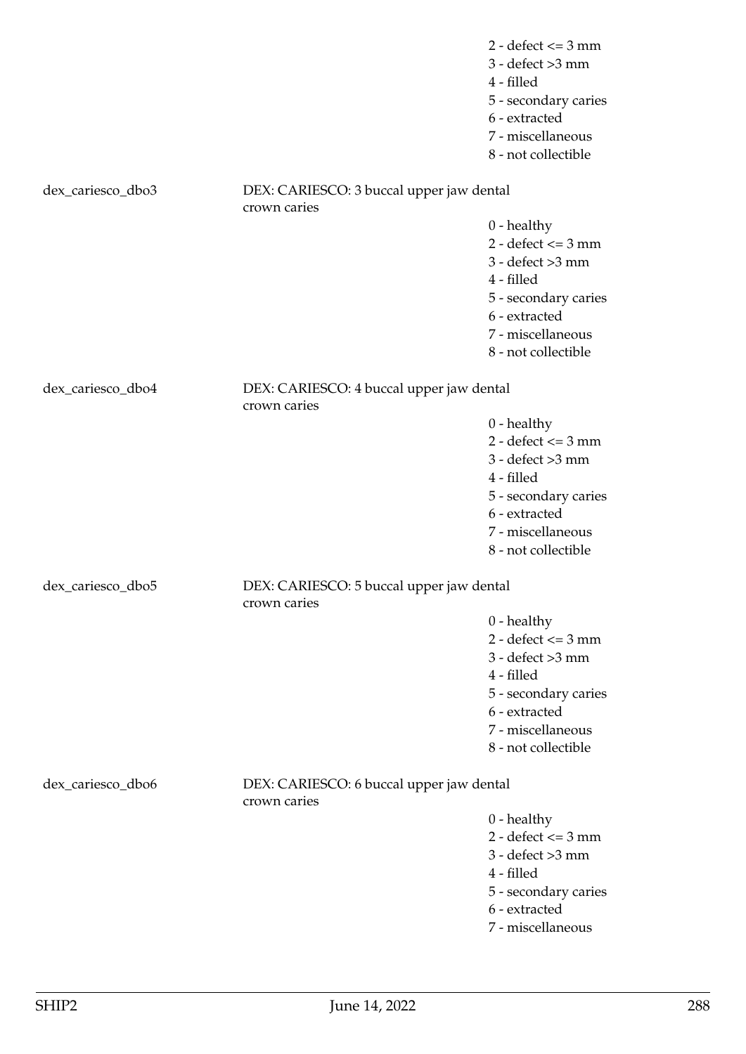2 - defect <= 3 mm
3 - defect >3 mm
4 - filled
5 - secondary caries
6 - extracted
7 - miscellaneous
8 - not collectible

dex_cariesco_dbo3 DEX: CARIESCO: 3 buccal upper jaw dental crown caries

0 - healthy
2 - defect <= 3 mm
3 - defect >3 mm
4 - filled
5 - secondary caries
6 - extracted
7 - miscellaneous
8 - not collectible

dex_cariesco_dbo4 DEX: CARIESCO: 4 buccal upper jaw dental crown caries

0 - healthy
2 - defect <= 3 mm
3 - defect >3 mm
4 - filled
5 - secondary caries
6 - extracted
7 - miscellaneous
8 - not collectible

dex_cariesco_dbo5 DEX: CARIESCO: 5 buccal upper jaw dental crown caries

0 - healthy
2 - defect <= 3 mm
3 - defect >3 mm
4 - filled
5 - secondary caries
6 - extracted
7 - miscellaneous
8 - not collectible

dex_cariesco_dbo6 DEX: CARIESCO: 6 buccal upper jaw dental crown caries

0 - healthy
2 - defect <= 3 mm
3 - defect >3 mm
4 - filled
5 - secondary caries
6 - extracted
7 - miscellaneous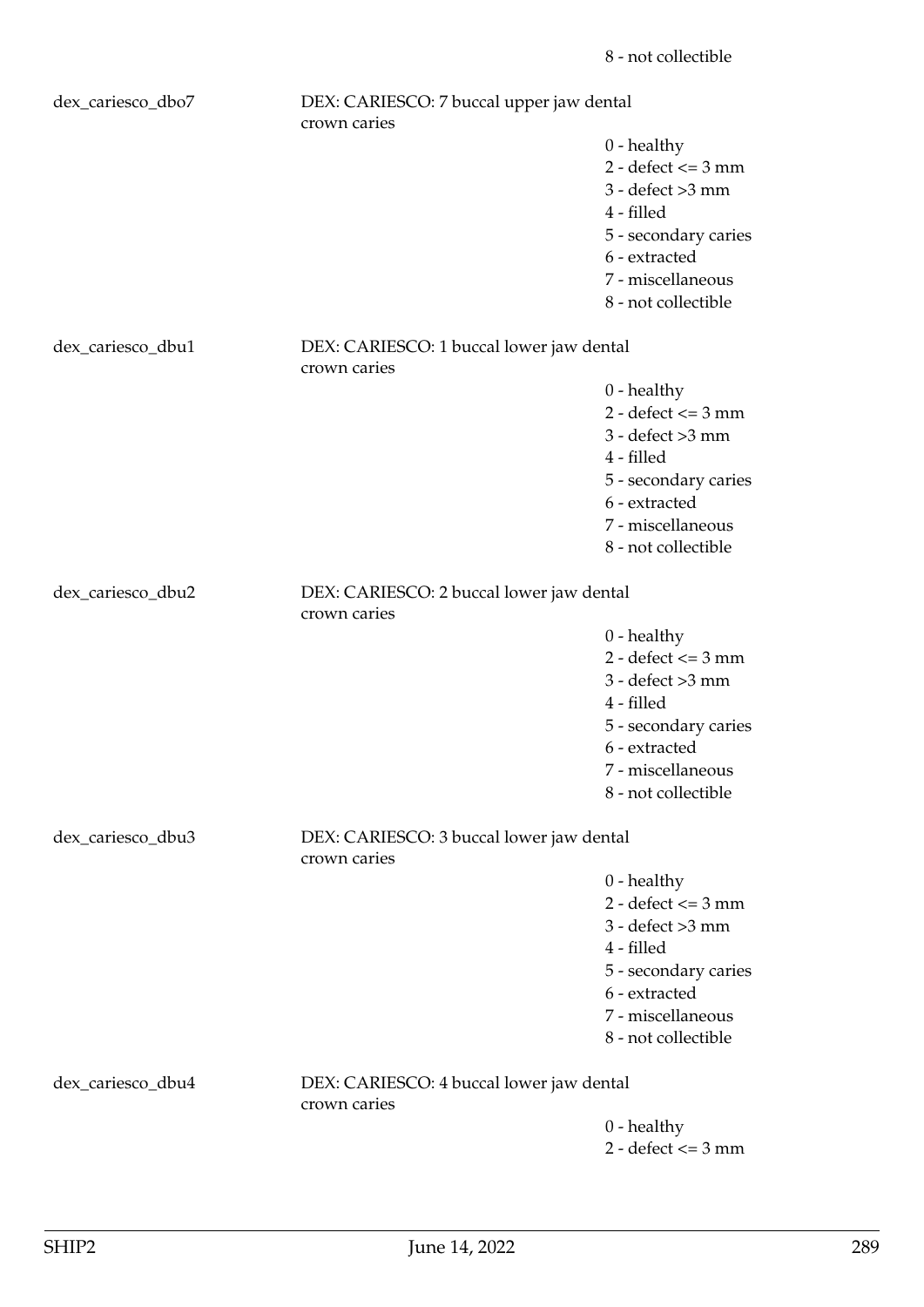8 - not collectible

dex_cariesco_dbo7 — DEX: CARIESCO: 7 buccal upper jaw dental crown caries

- 0 - healthy
- 2 - defect <= 3 mm
- 3 - defect >3 mm
- 4 - filled
- 5 - secondary caries
- 6 - extracted
- 7 - miscellaneous
- 8 - not collectible

dex_cariesco_dbu1 — DEX: CARIESCO: 1 buccal lower jaw dental crown caries

- 0 - healthy
- 2 - defect <= 3 mm
- 3 - defect >3 mm
- 4 - filled
- 5 - secondary caries
- 6 - extracted
- 7 - miscellaneous
- 8 - not collectible

dex_cariesco_dbu2 — DEX: CARIESCO: 2 buccal lower jaw dental crown caries

- 0 - healthy
- 2 - defect <= 3 mm
- 3 - defect >3 mm
- 4 - filled
- 5 - secondary caries
- 6 - extracted
- 7 - miscellaneous
- 8 - not collectible

dex_cariesco_dbu3 — DEX: CARIESCO: 3 buccal lower jaw dental crown caries

- 0 - healthy
- 2 - defect <= 3 mm
- 3 - defect >3 mm
- 4 - filled
- 5 - secondary caries
- 6 - extracted
- 7 - miscellaneous
- 8 - not collectible

dex_cariesco_dbu4 — DEX: CARIESCO: 4 buccal lower jaw dental crown caries

- 0 - healthy
- 2 - defect <= 3 mm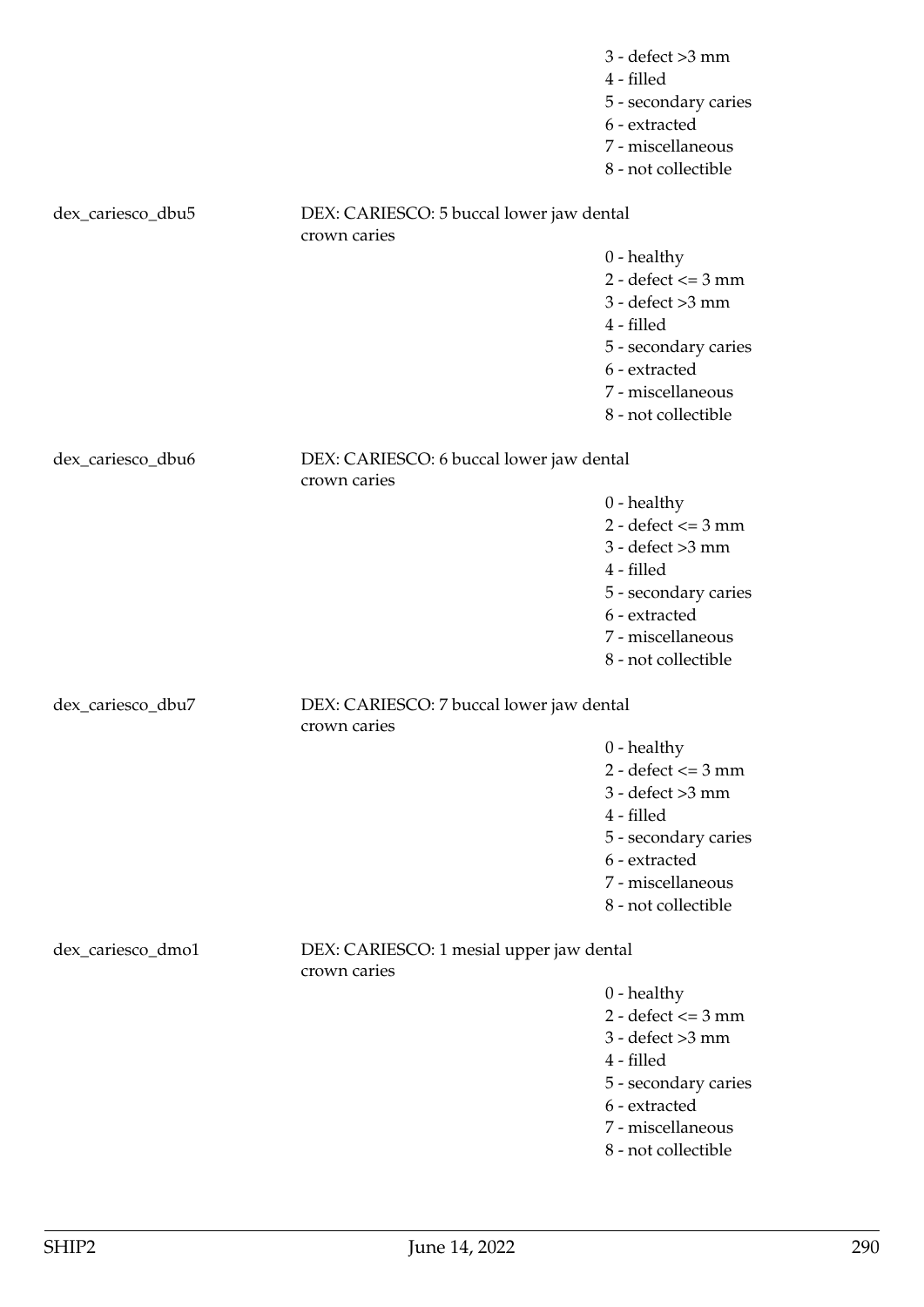3 - defect >3 mm
4 - filled
5 - secondary caries
6 - extracted
7 - miscellaneous
8 - not collectible

dex_cariesco_dbu5 DEX: CARIESCO: 5 buccal lower jaw dental crown caries

0 - healthy
2 - defect <= 3 mm
3 - defect >3 mm
4 - filled
5 - secondary caries
6 - extracted
7 - miscellaneous
8 - not collectible

dex_cariesco_dbu6 DEX: CARIESCO: 6 buccal lower jaw dental crown caries

0 - healthy
2 - defect <= 3 mm
3 - defect >3 mm
4 - filled
5 - secondary caries
6 - extracted
7 - miscellaneous
8 - not collectible

dex_cariesco_dbu7 DEX: CARIESCO: 7 buccal lower jaw dental crown caries

0 - healthy
2 - defect <= 3 mm
3 - defect >3 mm
4 - filled
5 - secondary caries
6 - extracted
7 - miscellaneous
8 - not collectible

dex_cariesco_dmo1 DEX: CARIESCO: 1 mesial upper jaw dental crown caries

0 - healthy
2 - defect <= 3 mm
3 - defect >3 mm
4 - filled
5 - secondary caries
6 - extracted
7 - miscellaneous
8 - not collectible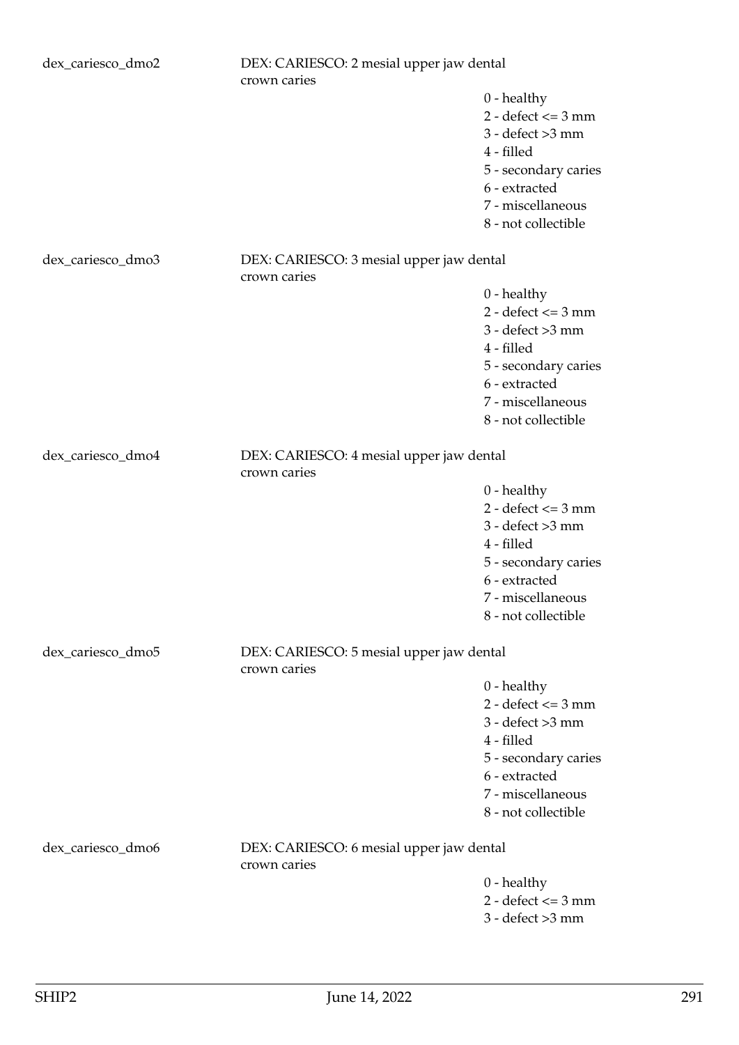dex_cariesco_dmo2 DEX: CARIESCO: 2 mesial upper jaw dental crown caries

- 0 - healthy
- 2 - defect <= 3 mm
- 3 - defect >3 mm
- 4 - filled
- 5 - secondary caries
- 6 - extracted
- 7 - miscellaneous
- 8 - not collectible

dex_cariesco_dmo3 DEX: CARIESCO: 3 mesial upper jaw dental crown caries

- 0 - healthy
- 2 - defect <= 3 mm
- 3 - defect >3 mm
- 4 - filled
- 5 - secondary caries
- 6 - extracted
- 7 - miscellaneous
- 8 - not collectible

dex_cariesco_dmo4 DEX: CARIESCO: 4 mesial upper jaw dental crown caries

- 0 - healthy
- 2 - defect <= 3 mm
- 3 - defect >3 mm
- 4 - filled
- 5 - secondary caries
- 6 - extracted
- 7 - miscellaneous
- 8 - not collectible

dex_cariesco_dmo5 DEX: CARIESCO: 5 mesial upper jaw dental crown caries

- 0 - healthy
- 2 - defect <= 3 mm
- 3 - defect >3 mm
- 4 - filled
- 5 - secondary caries
- 6 - extracted
- 7 - miscellaneous
- 8 - not collectible

dex_cariesco_dmo6 DEX: CARIESCO: 6 mesial upper jaw dental crown caries

- 0 - healthy
- 2 - defect <= 3 mm
- 3 - defect >3 mm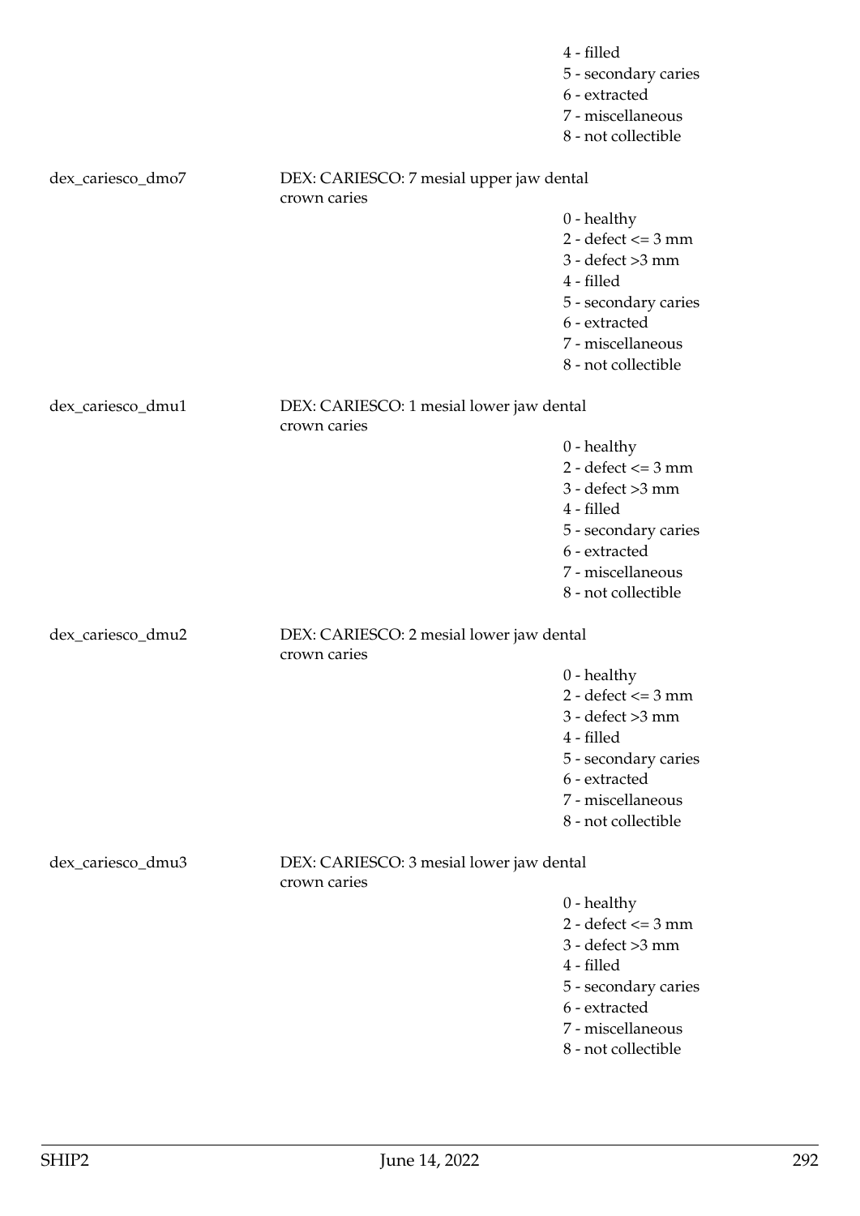4 - filled
5 - secondary caries
6 - extracted
7 - miscellaneous
8 - not collectible

dex_cariesco_dmo7 DEX: CARIESCO: 7 mesial upper jaw dental crown caries

0 - healthy
2 - defect <= 3 mm
3 - defect >3 mm
4 - filled
5 - secondary caries
6 - extracted
7 - miscellaneous
8 - not collectible

dex_cariesco_dmu1 DEX: CARIESCO: 1 mesial lower jaw dental crown caries

0 - healthy
2 - defect <= 3 mm
3 - defect >3 mm
4 - filled
5 - secondary caries
6 - extracted
7 - miscellaneous
8 - not collectible

dex_cariesco_dmu2 DEX: CARIESCO: 2 mesial lower jaw dental crown caries

0 - healthy
2 - defect <= 3 mm
3 - defect >3 mm
4 - filled
5 - secondary caries
6 - extracted
7 - miscellaneous
8 - not collectible

dex_cariesco_dmu3 DEX: CARIESCO: 3 mesial lower jaw dental crown caries

0 - healthy
2 - defect <= 3 mm
3 - defect >3 mm
4 - filled
5 - secondary caries
6 - extracted
7 - miscellaneous
8 - not collectible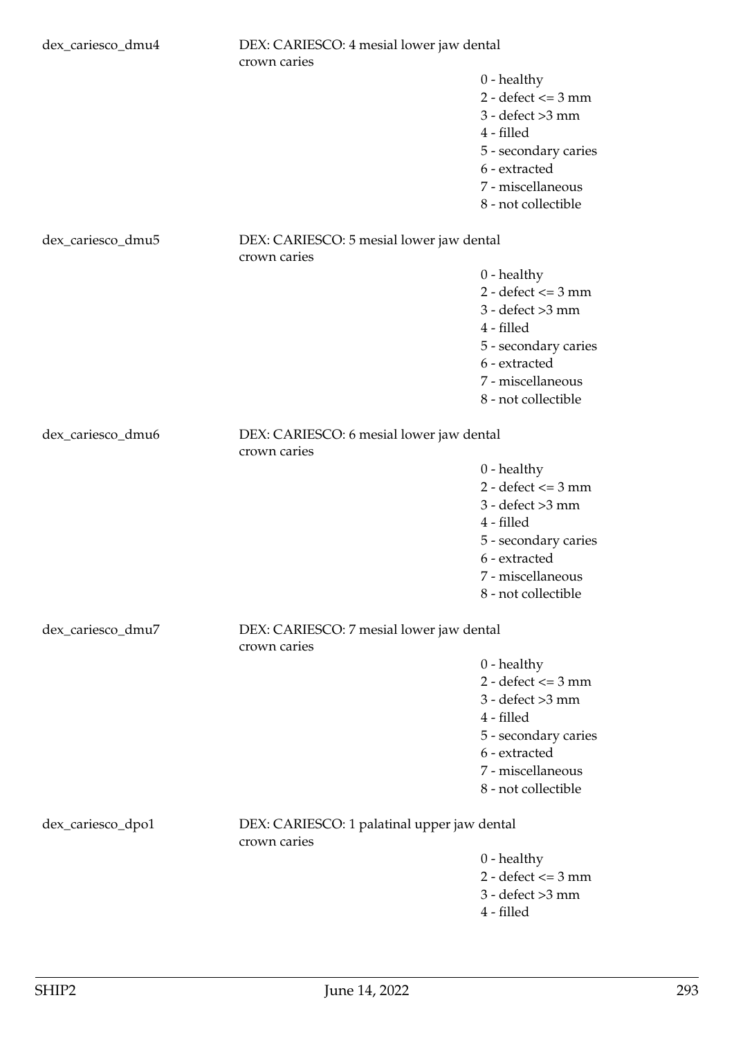dex_cariesco_dmu4 DEX: CARIESCO: 4 mesial lower jaw dental crown caries

- 0 - healthy
- 2 - defect <= 3 mm
- 3 - defect >3 mm
- 4 - filled
- 5 - secondary caries
- 6 - extracted
- 7 - miscellaneous
- 8 - not collectible

dex_cariesco_dmu5 DEX: CARIESCO: 5 mesial lower jaw dental crown caries

- 0 - healthy
- 2 - defect <= 3 mm
- 3 - defect >3 mm
- 4 - filled
- 5 - secondary caries
- 6 - extracted
- 7 - miscellaneous
- 8 - not collectible

dex_cariesco_dmu6 DEX: CARIESCO: 6 mesial lower jaw dental crown caries

- 0 - healthy
- 2 - defect <= 3 mm
- 3 - defect >3 mm
- 4 - filled
- 5 - secondary caries
- 6 - extracted
- 7 - miscellaneous
- 8 - not collectible

dex_cariesco_dmu7 DEX: CARIESCO: 7 mesial lower jaw dental crown caries

- 0 - healthy
- 2 - defect <= 3 mm
- 3 - defect >3 mm
- 4 - filled
- 5 - secondary caries
- 6 - extracted
- 7 - miscellaneous
- 8 - not collectible

dex_cariesco_dpo1 DEX: CARIESCO: 1 palatinal upper jaw dental crown caries

- 0 - healthy
- 2 - defect <= 3 mm
- 3 - defect >3 mm
- 4 - filled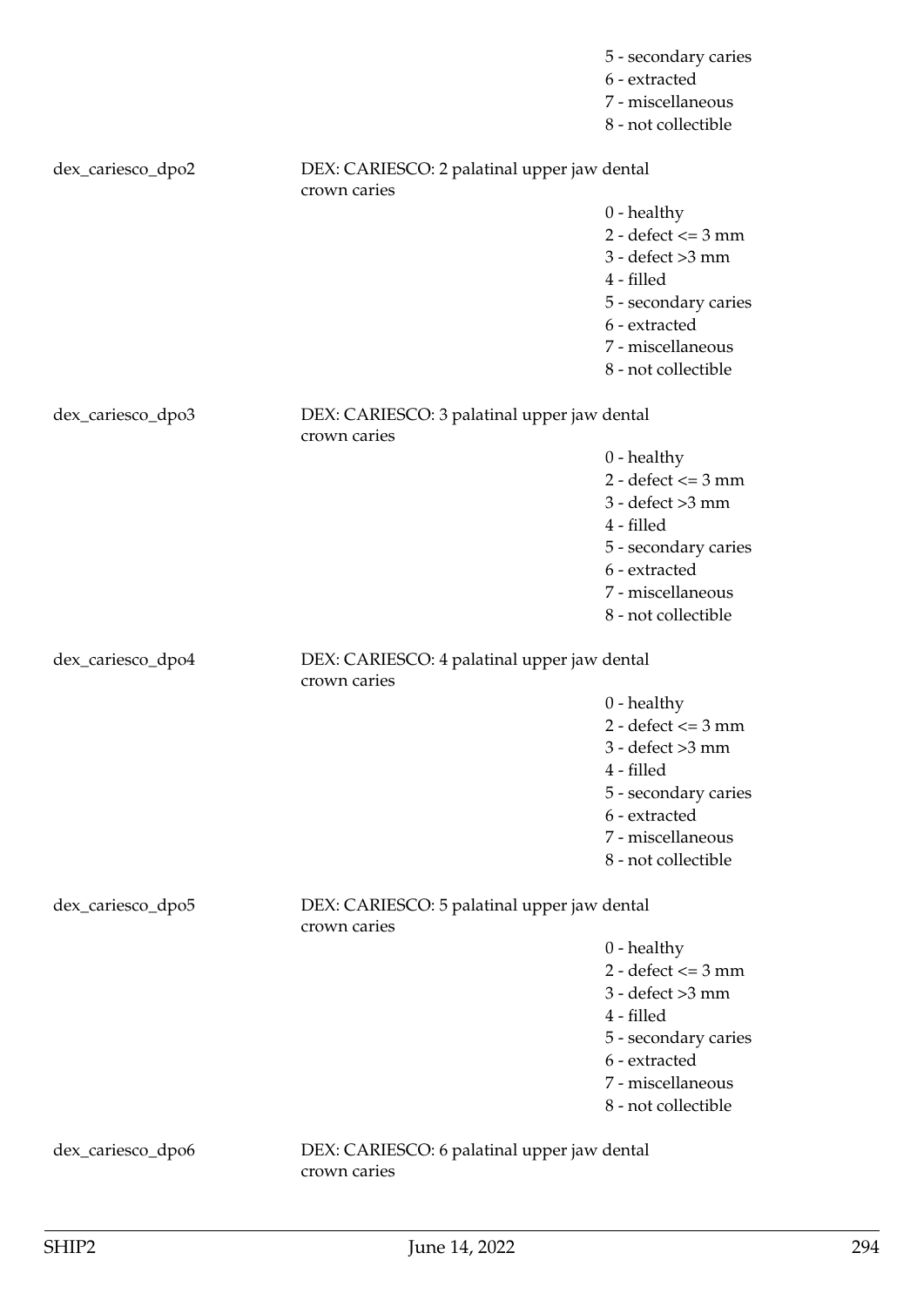5 - secondary caries
6 - extracted
7 - miscellaneous
8 - not collectible

dex_cariesco_dpo2 DEX: CARIESCO: 2 palatinal upper jaw dental crown caries

0 - healthy
2 - defect <= 3 mm
3 - defect >3 mm
4 - filled
5 - secondary caries
6 - extracted
7 - miscellaneous
8 - not collectible

dex_cariesco_dpo3 DEX: CARIESCO: 3 palatinal upper jaw dental crown caries

0 - healthy
2 - defect <= 3 mm
3 - defect >3 mm
4 - filled
5 - secondary caries
6 - extracted
7 - miscellaneous
8 - not collectible

dex_cariesco_dpo4 DEX: CARIESCO: 4 palatinal upper jaw dental crown caries

0 - healthy
2 - defect <= 3 mm
3 - defect >3 mm
4 - filled
5 - secondary caries
6 - extracted
7 - miscellaneous
8 - not collectible

dex_cariesco_dpo5 DEX: CARIESCO: 5 palatinal upper jaw dental crown caries

0 - healthy
2 - defect <= 3 mm
3 - defect >3 mm
4 - filled
5 - secondary caries
6 - extracted
7 - miscellaneous
8 - not collectible

dex_cariesco_dpo6 DEX: CARIESCO: 6 palatinal upper jaw dental crown caries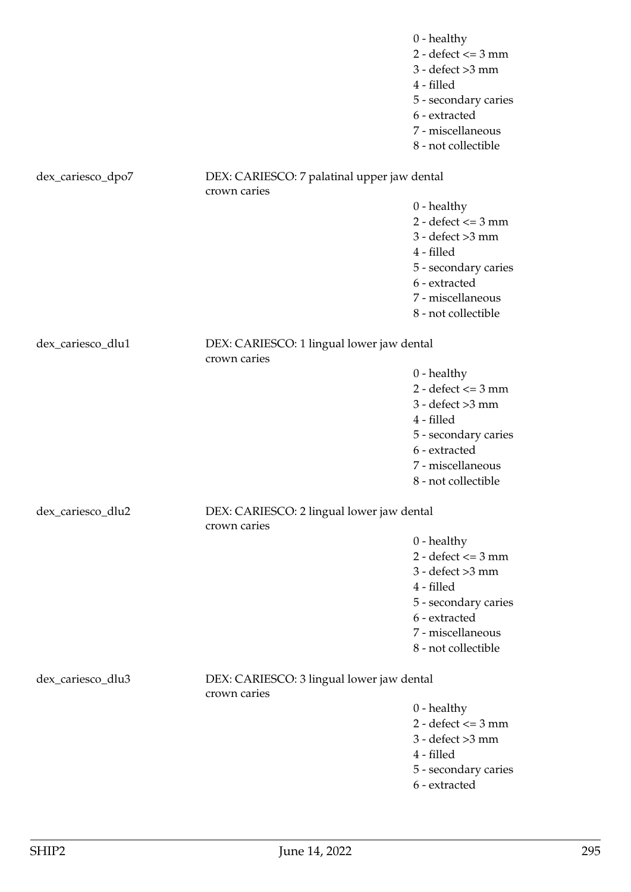| | | |
|---|---|---|
| | | 0 - healthy<br>2 - defect <= 3 mm<br>3 - defect >3 mm<br>4 - filled<br>5 - secondary caries<br>6 - extracted<br>7 - miscellaneous<br>8 - not collectible |
| dex_cariesco_dpo7 | DEX: CARIESCO: 7 palatinal upper jaw dental crown caries | |
| | | 0 - healthy<br>2 - defect <= 3 mm<br>3 - defect >3 mm<br>4 - filled<br>5 - secondary caries<br>6 - extracted<br>7 - miscellaneous<br>8 - not collectible |
| dex_cariesco_dlu1 | DEX: CARIESCO: 1 lingual lower jaw dental crown caries | |
| | | 0 - healthy<br>2 - defect <= 3 mm<br>3 - defect >3 mm<br>4 - filled<br>5 - secondary caries<br>6 - extracted<br>7 - miscellaneous<br>8 - not collectible |
| dex_cariesco_dlu2 | DEX: CARIESCO: 2 lingual lower jaw dental crown caries | |
| | | 0 - healthy<br>2 - defect <= 3 mm<br>3 - defect >3 mm<br>4 - filled<br>5 - secondary caries<br>6 - extracted<br>7 - miscellaneous<br>8 - not collectible |
| dex_cariesco_dlu3 | DEX: CARIESCO: 3 lingual lower jaw dental crown caries | |
| | | 0 - healthy<br>2 - defect <= 3 mm<br>3 - defect >3 mm<br>4 - filled<br>5 - secondary caries<br>6 - extracted |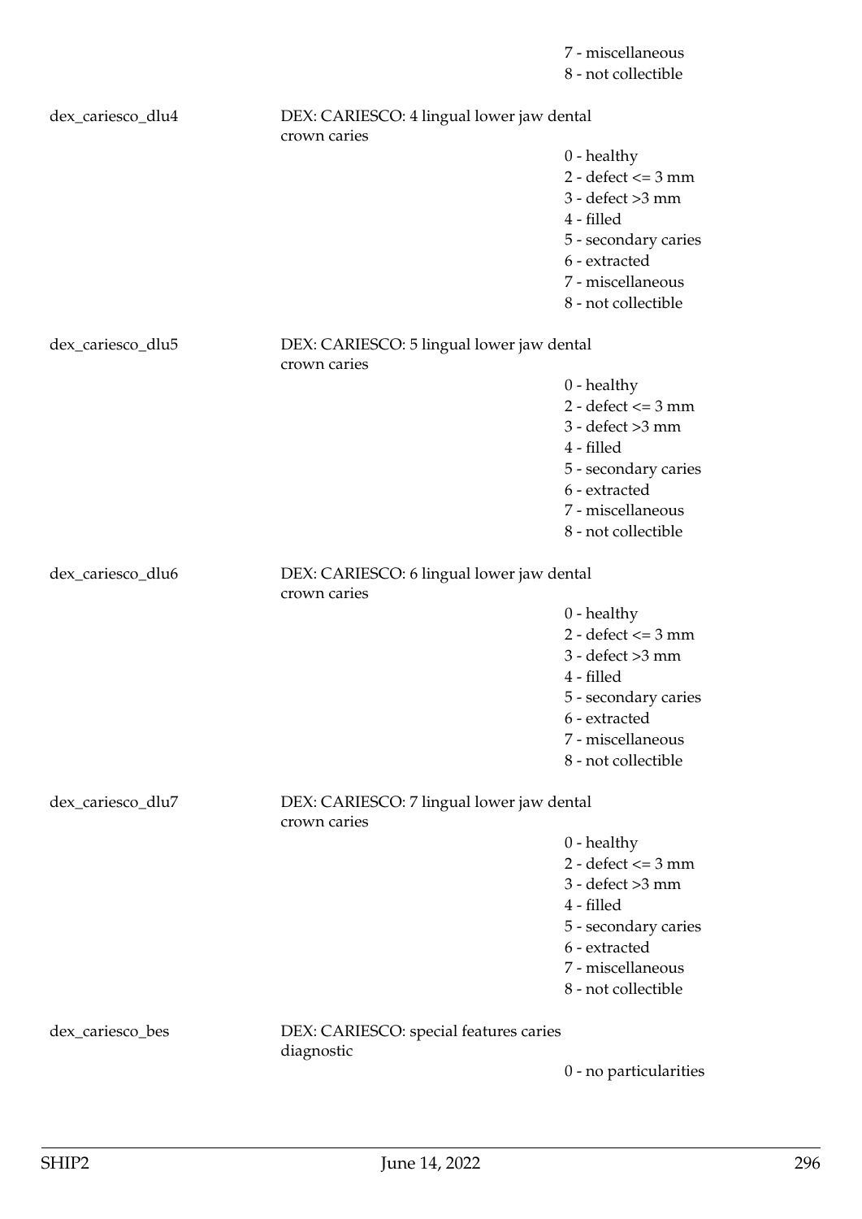7 - miscellaneous
8 - not collectible

| | | |
|---|---|---|
| dex_cariesco_dlu4 | DEX: CARIESCO: 4 lingual lower jaw dental crown caries | |
| | | 0 - healthy |
| | | 2 - defect <= 3 mm |
| | | 3 - defect >3 mm |
| | | 4 - filled |
| | | 5 - secondary caries |
| | | 6 - extracted |
| | | 7 - miscellaneous |
| | | 8 - not collectible |
| dex_cariesco_dlu5 | DEX: CARIESCO: 5 lingual lower jaw dental crown caries | |
| | | 0 - healthy |
| | | 2 - defect <= 3 mm |
| | | 3 - defect >3 mm |
| | | 4 - filled |
| | | 5 - secondary caries |
| | | 6 - extracted |
| | | 7 - miscellaneous |
| | | 8 - not collectible |
| dex_cariesco_dlu6 | DEX: CARIESCO: 6 lingual lower jaw dental crown caries | |
| | | 0 - healthy |
| | | 2 - defect <= 3 mm |
| | | 3 - defect >3 mm |
| | | 4 - filled |
| | | 5 - secondary caries |
| | | 6 - extracted |
| | | 7 - miscellaneous |
| | | 8 - not collectible |
| dex_cariesco_dlu7 | DEX: CARIESCO: 7 lingual lower jaw dental crown caries | |
| | | 0 - healthy |
| | | 2 - defect <= 3 mm |
| | | 3 - defect >3 mm |
| | | 4 - filled |
| | | 5 - secondary caries |
| | | 6 - extracted |
| | | 7 - miscellaneous |
| | | 8 - not collectible |
| dex_cariesco_bes | DEX: CARIESCO: special features caries diagnostic | |
| | | 0 - no particularities |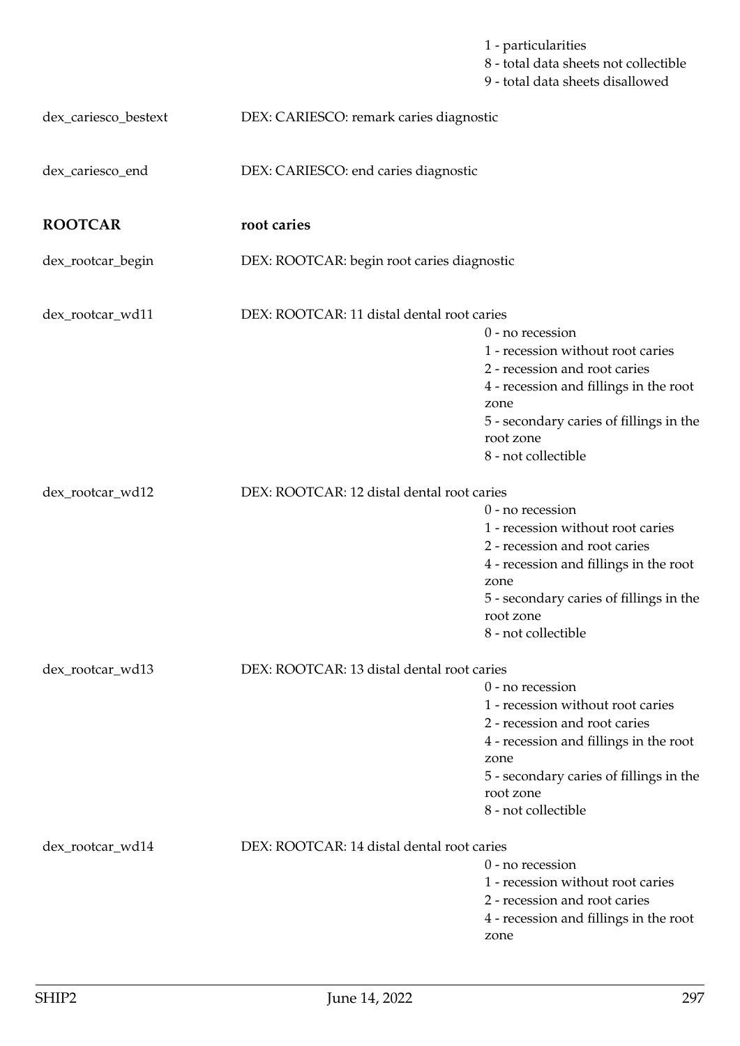1 - particularities
8 - total data sheets not collectible
9 - total data sheets disallowed

dex_cariesco_bestext DEX: CARIESCO: remark caries diagnostic

dex_cariesco_end DEX: CARIESCO: end caries diagnostic

**ROOTCAR** **root caries**

dex_rootcar_begin DEX: ROOTCAR: begin root caries diagnostic

dex_rootcar_wd11 DEX: ROOTCAR: 11 distal dental root caries

0 - no recession
1 - recession without root caries
2 - recession and root caries
4 - recession and fillings in the root zone
5 - secondary caries of fillings in the root zone
8 - not collectible

dex_rootcar_wd12 DEX: ROOTCAR: 12 distal dental root caries

0 - no recession
1 - recession without root caries
2 - recession and root caries
4 - recession and fillings in the root zone
5 - secondary caries of fillings in the root zone
8 - not collectible

dex_rootcar_wd13 DEX: ROOTCAR: 13 distal dental root caries

0 - no recession
1 - recession without root caries
2 - recession and root caries
4 - recession and fillings in the root zone
5 - secondary caries of fillings in the root zone
8 - not collectible

dex_rootcar_wd14 DEX: ROOTCAR: 14 distal dental root caries

0 - no recession
1 - recession without root caries
2 - recession and root caries
4 - recession and fillings in the root zone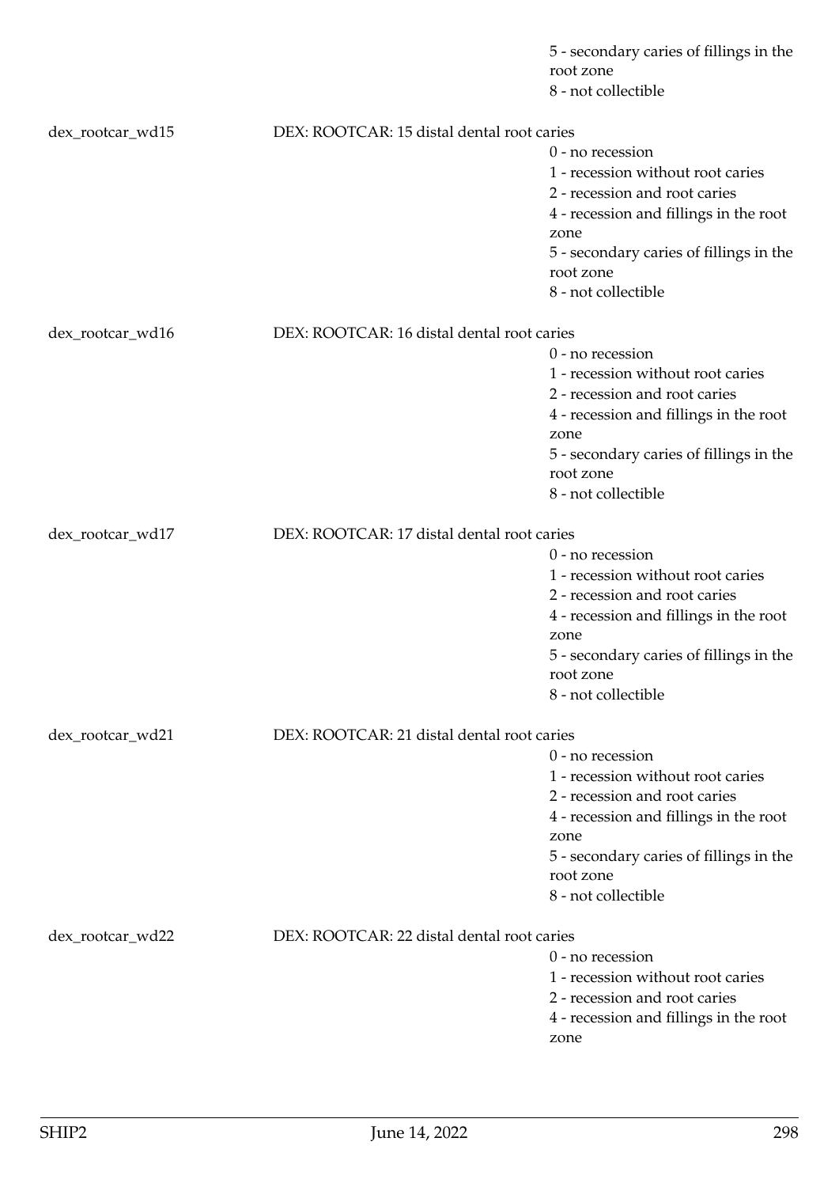5 - secondary caries of fillings in the root zone
8 - not collectible

dex_rootcar_wd15 DEX: ROOTCAR: 15 distal dental root caries
0 - no recession
1 - recession without root caries
2 - recession and root caries
4 - recession and fillings in the root zone
5 - secondary caries of fillings in the root zone
8 - not collectible

dex_rootcar_wd16 DEX: ROOTCAR: 16 distal dental root caries
0 - no recession
1 - recession without root caries
2 - recession and root caries
4 - recession and fillings in the root zone
5 - secondary caries of fillings in the root zone
8 - not collectible

dex_rootcar_wd17 DEX: ROOTCAR: 17 distal dental root caries
0 - no recession
1 - recession without root caries
2 - recession and root caries
4 - recession and fillings in the root zone
5 - secondary caries of fillings in the root zone
8 - not collectible

dex_rootcar_wd21 DEX: ROOTCAR: 21 distal dental root caries
0 - no recession
1 - recession without root caries
2 - recession and root caries
4 - recession and fillings in the root zone
5 - secondary caries of fillings in the root zone
8 - not collectible

dex_rootcar_wd22 DEX: ROOTCAR: 22 distal dental root caries
0 - no recession
1 - recession without root caries
2 - recession and root caries
4 - recession and fillings in the root zone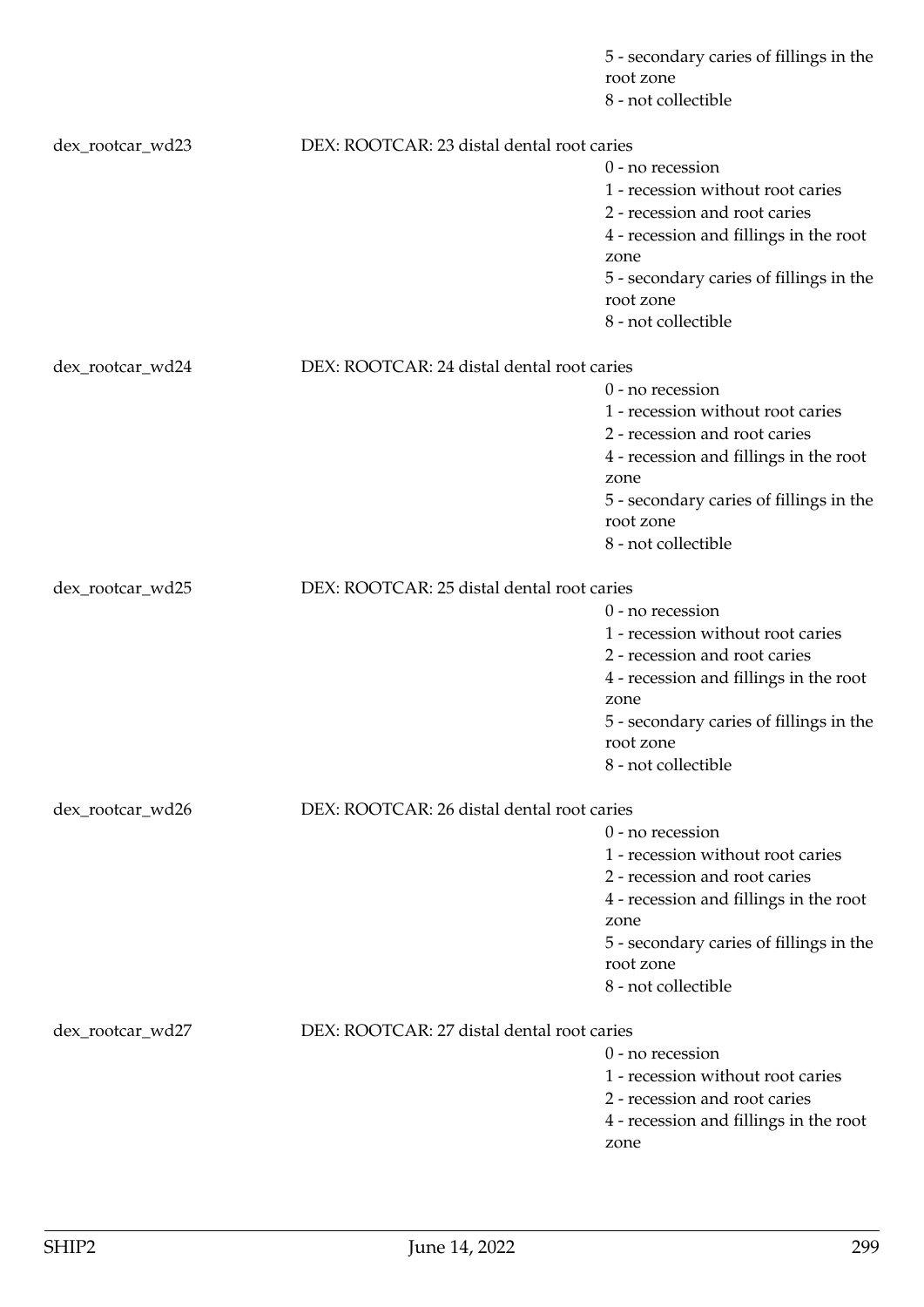5 - secondary caries of fillings in the root zone
8 - not collectible

dex_rootcar_wd23 DEX: ROOTCAR: 23 distal dental root caries
0 - no recession
1 - recession without root caries
2 - recession and root caries
4 - recession and fillings in the root zone
5 - secondary caries of fillings in the root zone
8 - not collectible

dex_rootcar_wd24 DEX: ROOTCAR: 24 distal dental root caries
0 - no recession
1 - recession without root caries
2 - recession and root caries
4 - recession and fillings in the root zone
5 - secondary caries of fillings in the root zone
8 - not collectible

dex_rootcar_wd25 DEX: ROOTCAR: 25 distal dental root caries
0 - no recession
1 - recession without root caries
2 - recession and root caries
4 - recession and fillings in the root zone
5 - secondary caries of fillings in the root zone
8 - not collectible

dex_rootcar_wd26 DEX: ROOTCAR: 26 distal dental root caries
0 - no recession
1 - recession without root caries
2 - recession and root caries
4 - recession and fillings in the root zone
5 - secondary caries of fillings in the root zone
8 - not collectible

dex_rootcar_wd27 DEX: ROOTCAR: 27 distal dental root caries
0 - no recession
1 - recession without root caries
2 - recession and root caries
4 - recession and fillings in the root zone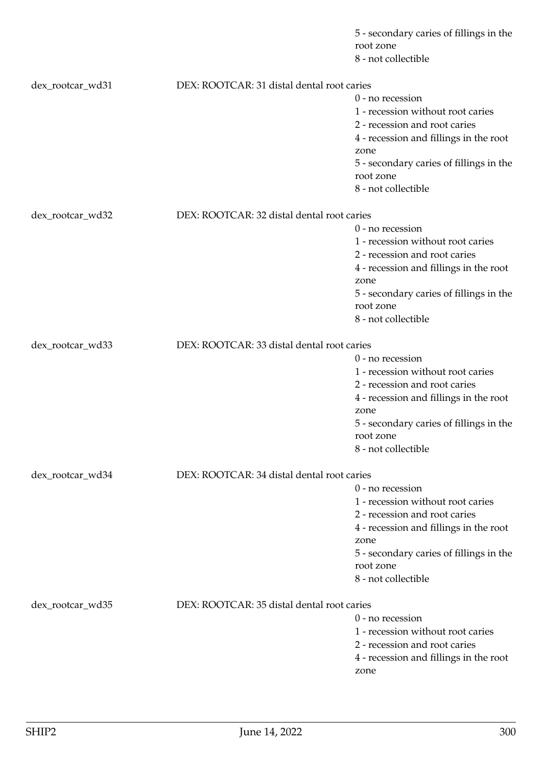5 - secondary caries of fillings in the root zone
8 - not collectible

dex_rootcar_wd31 DEX: ROOTCAR: 31 distal dental root caries
0 - no recession
1 - recession without root caries
2 - recession and root caries
4 - recession and fillings in the root zone
5 - secondary caries of fillings in the root zone
8 - not collectible

dex_rootcar_wd32 DEX: ROOTCAR: 32 distal dental root caries
0 - no recession
1 - recession without root caries
2 - recession and root caries
4 - recession and fillings in the root zone
5 - secondary caries of fillings in the root zone
8 - not collectible

dex_rootcar_wd33 DEX: ROOTCAR: 33 distal dental root caries
0 - no recession
1 - recession without root caries
2 - recession and root caries
4 - recession and fillings in the root zone
5 - secondary caries of fillings in the root zone
8 - not collectible

dex_rootcar_wd34 DEX: ROOTCAR: 34 distal dental root caries
0 - no recession
1 - recession without root caries
2 - recession and root caries
4 - recession and fillings in the root zone
5 - secondary caries of fillings in the root zone
8 - not collectible

dex_rootcar_wd35 DEX: ROOTCAR: 35 distal dental root caries
0 - no recession
1 - recession without root caries
2 - recession and root caries
4 - recession and fillings in the root zone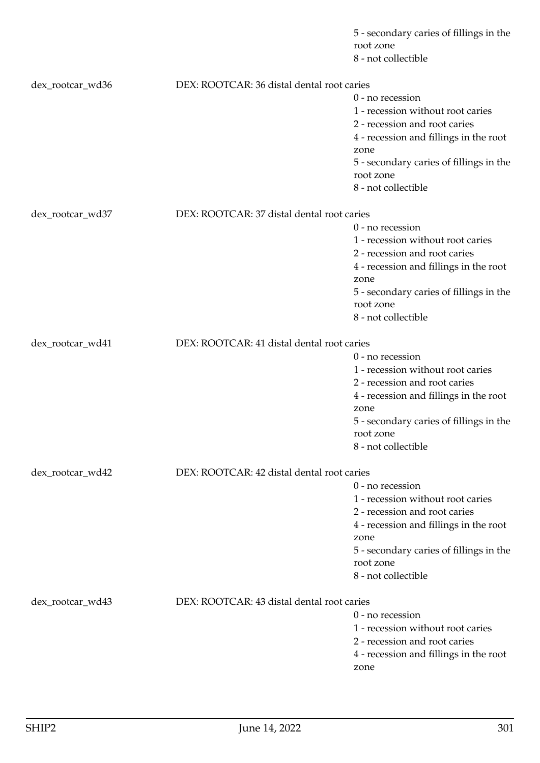5 - secondary caries of fillings in the root zone
8 - not collectible

dex_rootcar_wd36 DEX: ROOTCAR: 36 distal dental root caries
0 - no recession
1 - recession without root caries
2 - recession and root caries
4 - recession and fillings in the root zone
5 - secondary caries of fillings in the root zone
8 - not collectible

dex_rootcar_wd37 DEX: ROOTCAR: 37 distal dental root caries
0 - no recession
1 - recession without root caries
2 - recession and root caries
4 - recession and fillings in the root zone
5 - secondary caries of fillings in the root zone
8 - not collectible

dex_rootcar_wd41 DEX: ROOTCAR: 41 distal dental root caries
0 - no recession
1 - recession without root caries
2 - recession and root caries
4 - recession and fillings in the root zone
5 - secondary caries of fillings in the root zone
8 - not collectible

dex_rootcar_wd42 DEX: ROOTCAR: 42 distal dental root caries
0 - no recession
1 - recession without root caries
2 - recession and root caries
4 - recession and fillings in the root zone
5 - secondary caries of fillings in the root zone
8 - not collectible

dex_rootcar_wd43 DEX: ROOTCAR: 43 distal dental root caries
0 - no recession
1 - recession without root caries
2 - recession and root caries
4 - recession and fillings in the root zone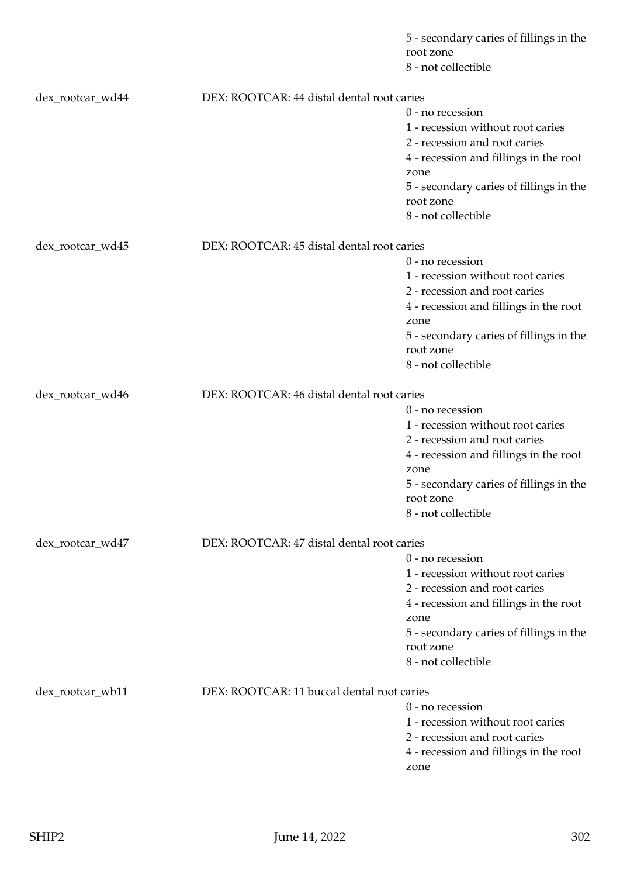5 - secondary caries of fillings in the root zone
8 - not collectible

dex_rootcar_wd44 DEX: ROOTCAR: 44 distal dental root caries
0 - no recession
1 - recession without root caries
2 - recession and root caries
4 - recession and fillings in the root zone
5 - secondary caries of fillings in the root zone
8 - not collectible

dex_rootcar_wd45 DEX: ROOTCAR: 45 distal dental root caries
0 - no recession
1 - recession without root caries
2 - recession and root caries
4 - recession and fillings in the root zone
5 - secondary caries of fillings in the root zone
8 - not collectible

dex_rootcar_wd46 DEX: ROOTCAR: 46 distal dental root caries
0 - no recession
1 - recession without root caries
2 - recession and root caries
4 - recession and fillings in the root zone
5 - secondary caries of fillings in the root zone
8 - not collectible

dex_rootcar_wd47 DEX: ROOTCAR: 47 distal dental root caries
0 - no recession
1 - recession without root caries
2 - recession and root caries
4 - recession and fillings in the root zone
5 - secondary caries of fillings in the root zone
8 - not collectible

dex_rootcar_wb11 DEX: ROOTCAR: 11 buccal dental root caries
0 - no recession
1 - recession without root caries
2 - recession and root caries
4 - recession and fillings in the root zone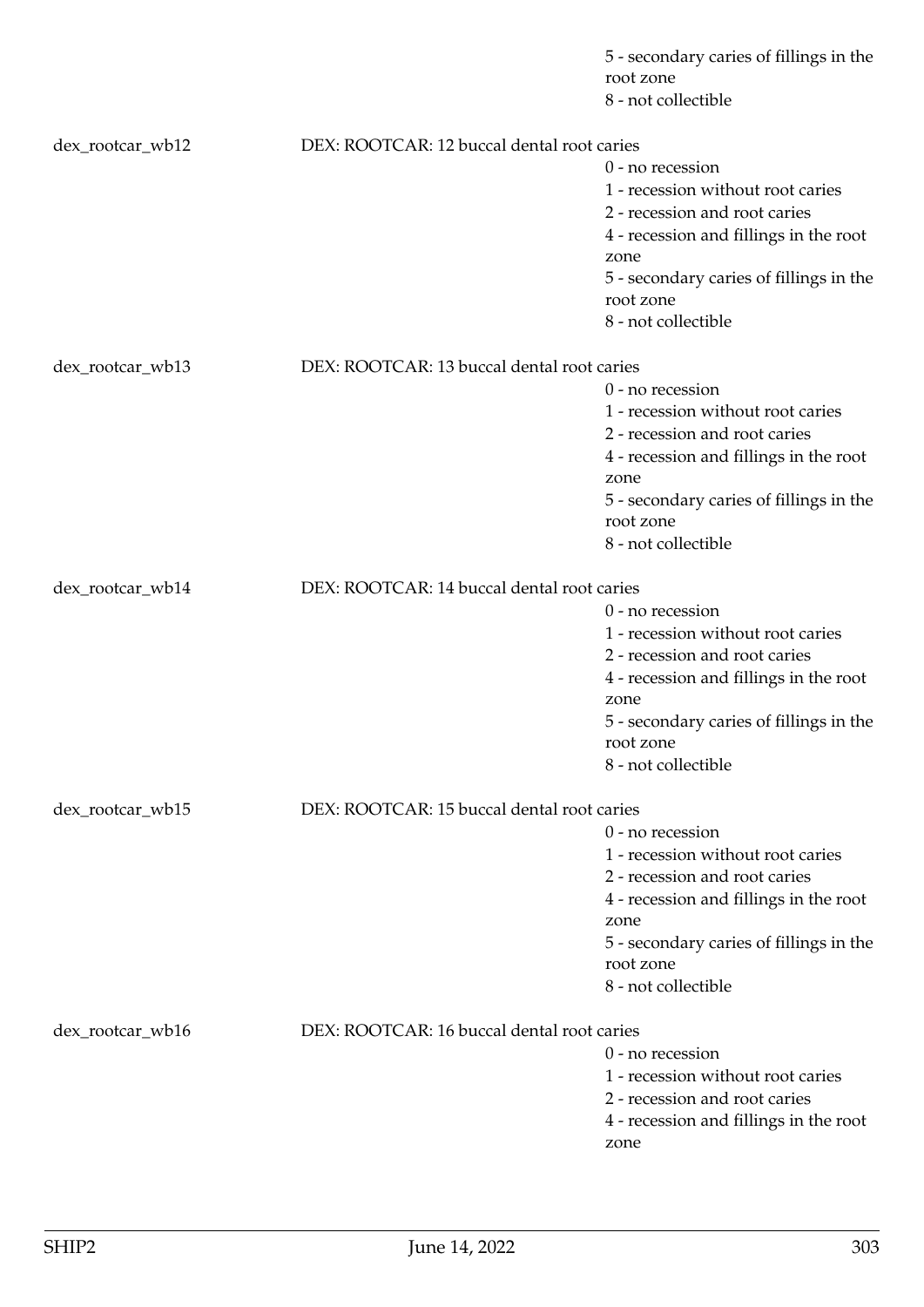5 - secondary caries of fillings in the root zone
8 - not collectible

dex_rootcar_wb12 DEX: ROOTCAR: 12 buccal dental root caries

0 - no recession
1 - recession without root caries
2 - recession and root caries
4 - recession and fillings in the root zone
5 - secondary caries of fillings in the root zone
8 - not collectible

dex_rootcar_wb13 DEX: ROOTCAR: 13 buccal dental root caries

0 - no recession
1 - recession without root caries
2 - recession and root caries
4 - recession and fillings in the root zone
5 - secondary caries of fillings in the root zone
8 - not collectible

dex_rootcar_wb14 DEX: ROOTCAR: 14 buccal dental root caries

0 - no recession
1 - recession without root caries
2 - recession and root caries
4 - recession and fillings in the root zone
5 - secondary caries of fillings in the root zone
8 - not collectible

dex_rootcar_wb15 DEX: ROOTCAR: 15 buccal dental root caries

0 - no recession
1 - recession without root caries
2 - recession and root caries
4 - recession and fillings in the root zone
5 - secondary caries of fillings in the root zone
8 - not collectible

dex_rootcar_wb16 DEX: ROOTCAR: 16 buccal dental root caries

0 - no recession
1 - recession without root caries
2 - recession and root caries
4 - recession and fillings in the root zone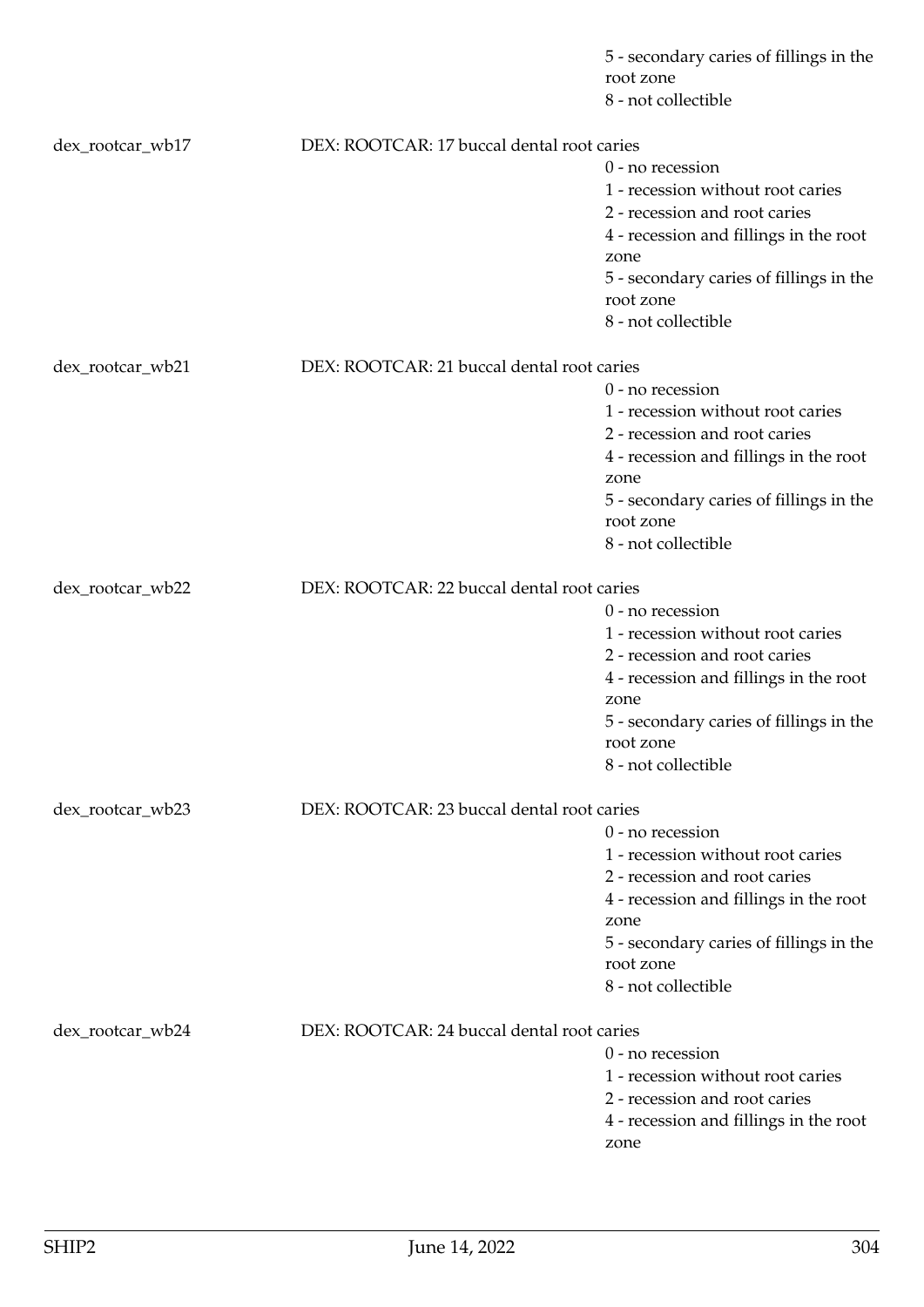5 - secondary caries of fillings in the root zone
8 - not collectible

dex_rootcar_wb17 DEX: ROOTCAR: 17 buccal dental root caries

0 - no recession
1 - recession without root caries
2 - recession and root caries
4 - recession and fillings in the root zone
5 - secondary caries of fillings in the root zone
8 - not collectible

dex_rootcar_wb21 DEX: ROOTCAR: 21 buccal dental root caries

0 - no recession
1 - recession without root caries
2 - recession and root caries
4 - recession and fillings in the root zone
5 - secondary caries of fillings in the root zone
8 - not collectible

dex_rootcar_wb22 DEX: ROOTCAR: 22 buccal dental root caries

0 - no recession
1 - recession without root caries
2 - recession and root caries
4 - recession and fillings in the root zone
5 - secondary caries of fillings in the root zone
8 - not collectible

dex_rootcar_wb23 DEX: ROOTCAR: 23 buccal dental root caries

0 - no recession
1 - recession without root caries
2 - recession and root caries
4 - recession and fillings in the root zone
5 - secondary caries of fillings in the root zone
8 - not collectible

dex_rootcar_wb24 DEX: ROOTCAR: 24 buccal dental root caries

0 - no recession
1 - recession without root caries
2 - recession and root caries
4 - recession and fillings in the root zone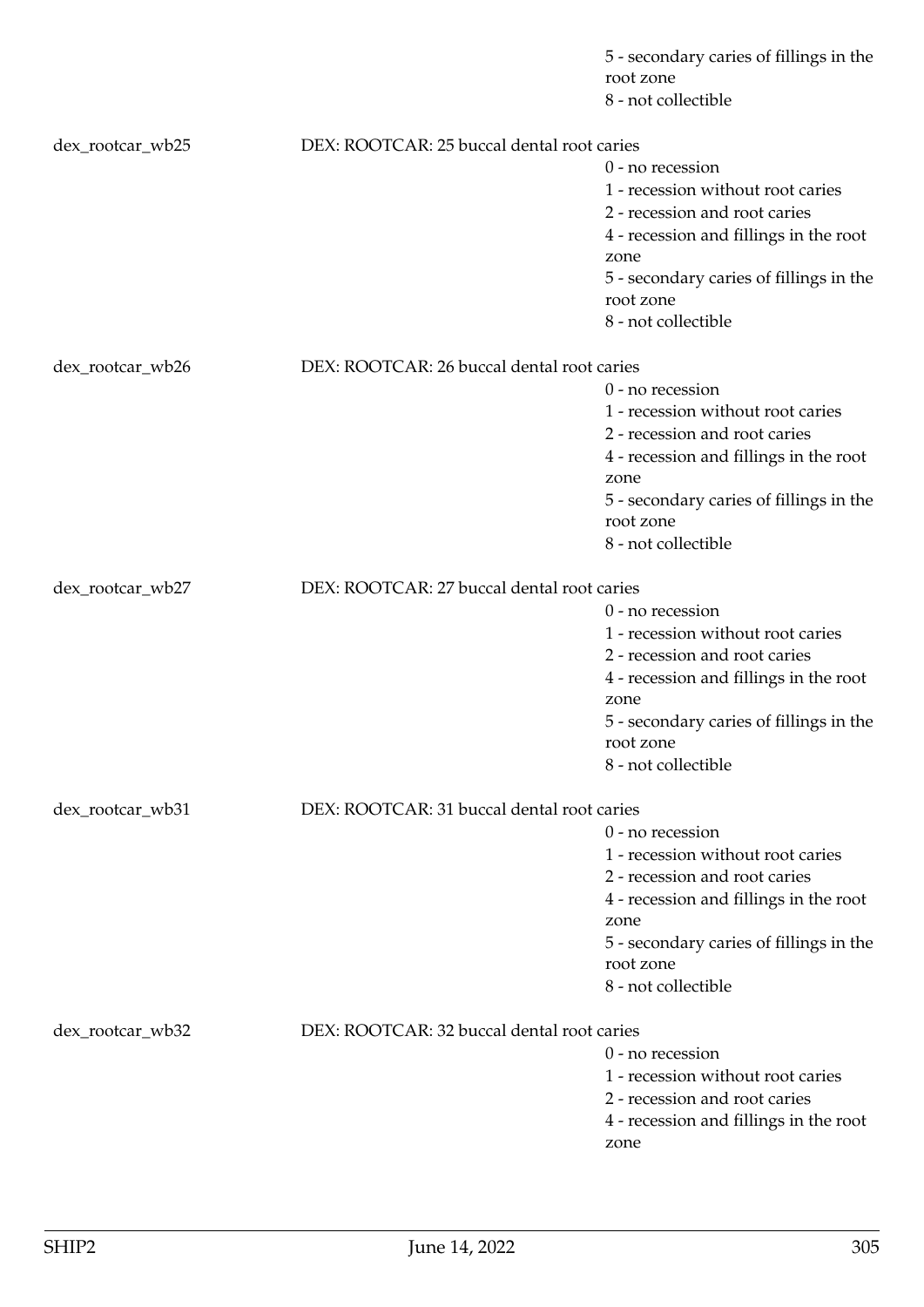5 - secondary caries of fillings in the root zone
8 - not collectible

dex_rootcar_wb25 DEX: ROOTCAR: 25 buccal dental root caries
0 - no recession
1 - recession without root caries
2 - recession and root caries
4 - recession and fillings in the root zone
5 - secondary caries of fillings in the root zone
8 - not collectible

dex_rootcar_wb26 DEX: ROOTCAR: 26 buccal dental root caries
0 - no recession
1 - recession without root caries
2 - recession and root caries
4 - recession and fillings in the root zone
5 - secondary caries of fillings in the root zone
8 - not collectible

dex_rootcar_wb27 DEX: ROOTCAR: 27 buccal dental root caries
0 - no recession
1 - recession without root caries
2 - recession and root caries
4 - recession and fillings in the root zone
5 - secondary caries of fillings in the root zone
8 - not collectible

dex_rootcar_wb31 DEX: ROOTCAR: 31 buccal dental root caries
0 - no recession
1 - recession without root caries
2 - recession and root caries
4 - recession and fillings in the root zone
5 - secondary caries of fillings in the root zone
8 - not collectible

dex_rootcar_wb32 DEX: ROOTCAR: 32 buccal dental root caries
0 - no recession
1 - recession without root caries
2 - recession and root caries
4 - recession and fillings in the root zone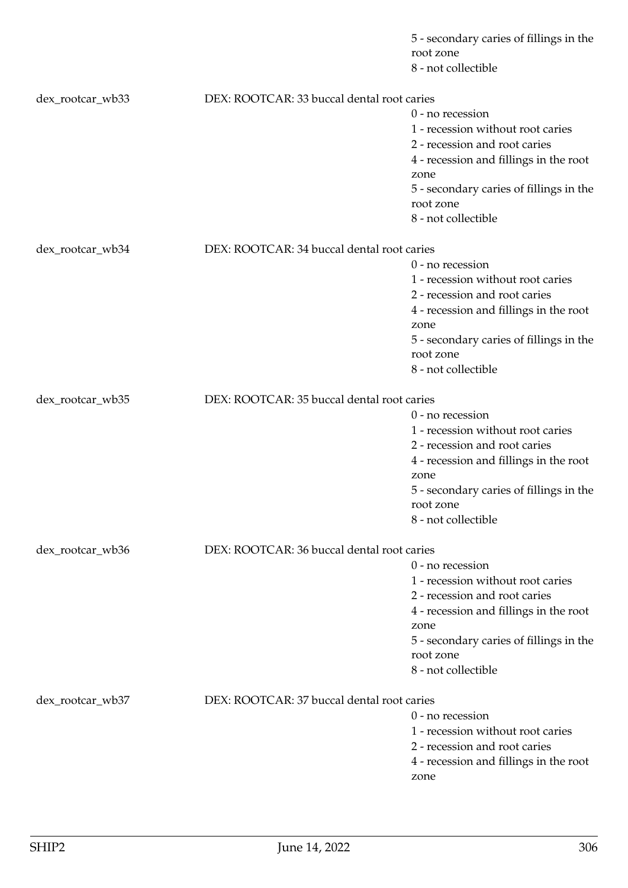5 - secondary caries of fillings in the root zone
8 - not collectible

dex_rootcar_wb33 DEX: ROOTCAR: 33 buccal dental root caries
0 - no recession
1 - recession without root caries
2 - recession and root caries
4 - recession and fillings in the root zone
5 - secondary caries of fillings in the root zone
8 - not collectible

dex_rootcar_wb34 DEX: ROOTCAR: 34 buccal dental root caries
0 - no recession
1 - recession without root caries
2 - recession and root caries
4 - recession and fillings in the root zone
5 - secondary caries of fillings in the root zone
8 - not collectible

dex_rootcar_wb35 DEX: ROOTCAR: 35 buccal dental root caries
0 - no recession
1 - recession without root caries
2 - recession and root caries
4 - recession and fillings in the root zone
5 - secondary caries of fillings in the root zone
8 - not collectible

dex_rootcar_wb36 DEX: ROOTCAR: 36 buccal dental root caries
0 - no recession
1 - recession without root caries
2 - recession and root caries
4 - recession and fillings in the root zone
5 - secondary caries of fillings in the root zone
8 - not collectible

dex_rootcar_wb37 DEX: ROOTCAR: 37 buccal dental root caries
0 - no recession
1 - recession without root caries
2 - recession and root caries
4 - recession and fillings in the root zone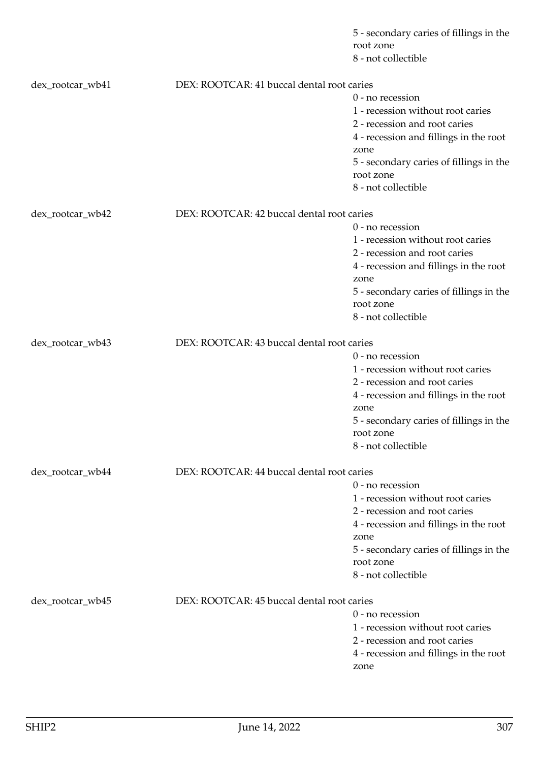5 - secondary caries of fillings in the root zone
8 - not collectible

dex_rootcar_wb41 DEX: ROOTCAR: 41 buccal dental root caries
0 - no recession
1 - recession without root caries
2 - recession and root caries
4 - recession and fillings in the root zone
5 - secondary caries of fillings in the root zone
8 - not collectible

dex_rootcar_wb42 DEX: ROOTCAR: 42 buccal dental root caries
0 - no recession
1 - recession without root caries
2 - recession and root caries
4 - recession and fillings in the root zone
5 - secondary caries of fillings in the root zone
8 - not collectible

dex_rootcar_wb43 DEX: ROOTCAR: 43 buccal dental root caries
0 - no recession
1 - recession without root caries
2 - recession and root caries
4 - recession and fillings in the root zone
5 - secondary caries of fillings in the root zone
8 - not collectible

dex_rootcar_wb44 DEX: ROOTCAR: 44 buccal dental root caries
0 - no recession
1 - recession without root caries
2 - recession and root caries
4 - recession and fillings in the root zone
5 - secondary caries of fillings in the root zone
8 - not collectible

dex_rootcar_wb45 DEX: ROOTCAR: 45 buccal dental root caries
0 - no recession
1 - recession without root caries
2 - recession and root caries
4 - recession and fillings in the root zone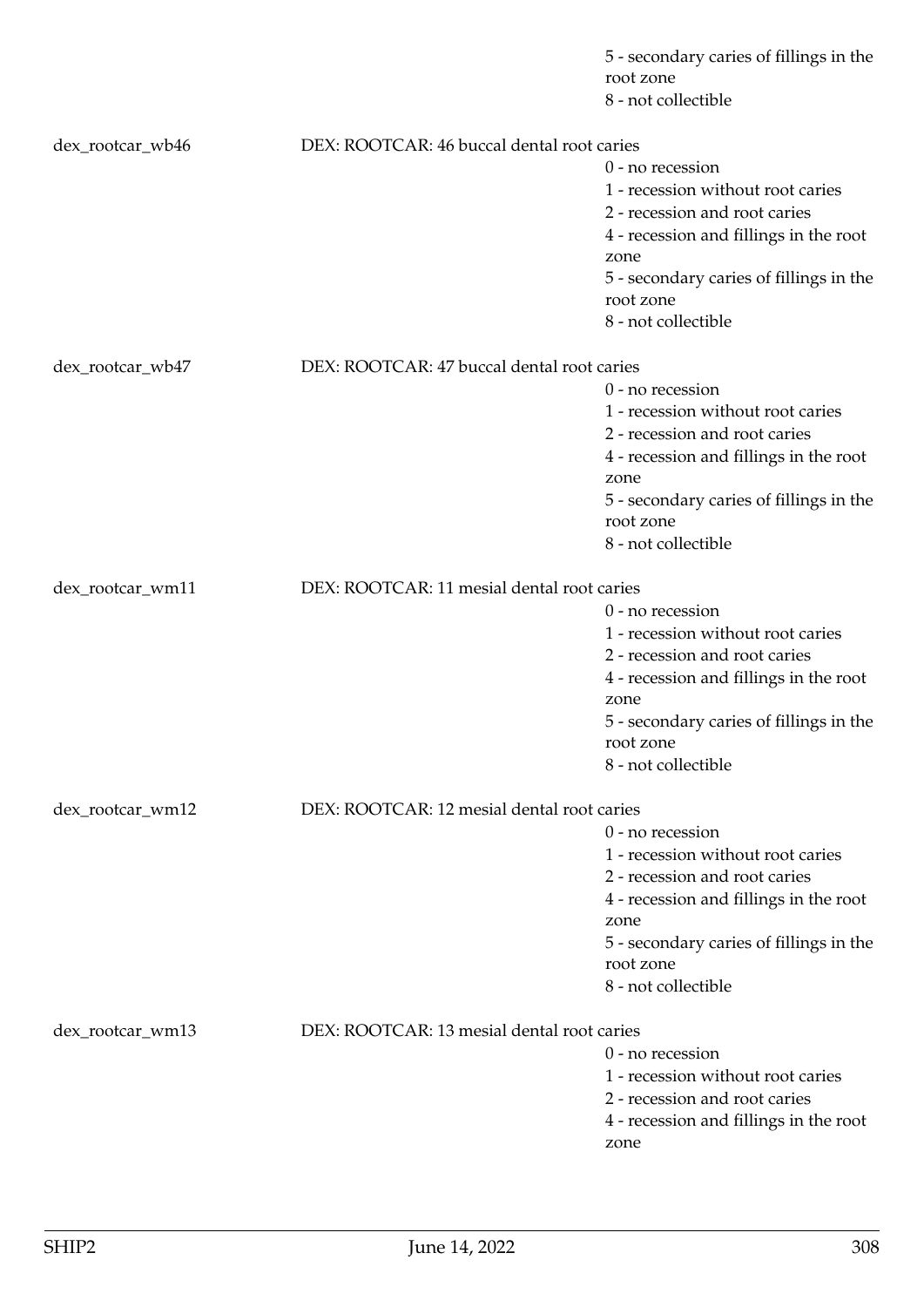5 - secondary caries of fillings in the root zone
8 - not collectible

dex_rootcar_wb46 DEX: ROOTCAR: 46 buccal dental root caries
- 0 - no recession
- 1 - recession without root caries
- 2 - recession and root caries
- 4 - recession and fillings in the root zone
- 5 - secondary caries of fillings in the root zone
- 8 - not collectible

dex_rootcar_wb47 DEX: ROOTCAR: 47 buccal dental root caries
- 0 - no recession
- 1 - recession without root caries
- 2 - recession and root caries
- 4 - recession and fillings in the root zone
- 5 - secondary caries of fillings in the root zone
- 8 - not collectible

dex_rootcar_wm11 DEX: ROOTCAR: 11 mesial dental root caries
- 0 - no recession
- 1 - recession without root caries
- 2 - recession and root caries
- 4 - recession and fillings in the root zone
- 5 - secondary caries of fillings in the root zone
- 8 - not collectible

dex_rootcar_wm12 DEX: ROOTCAR: 12 mesial dental root caries
- 0 - no recession
- 1 - recession without root caries
- 2 - recession and root caries
- 4 - recession and fillings in the root zone
- 5 - secondary caries of fillings in the root zone
- 8 - not collectible

dex_rootcar_wm13 DEX: ROOTCAR: 13 mesial dental root caries
- 0 - no recession
- 1 - recession without root caries
- 2 - recession and root caries
- 4 - recession and fillings in the root zone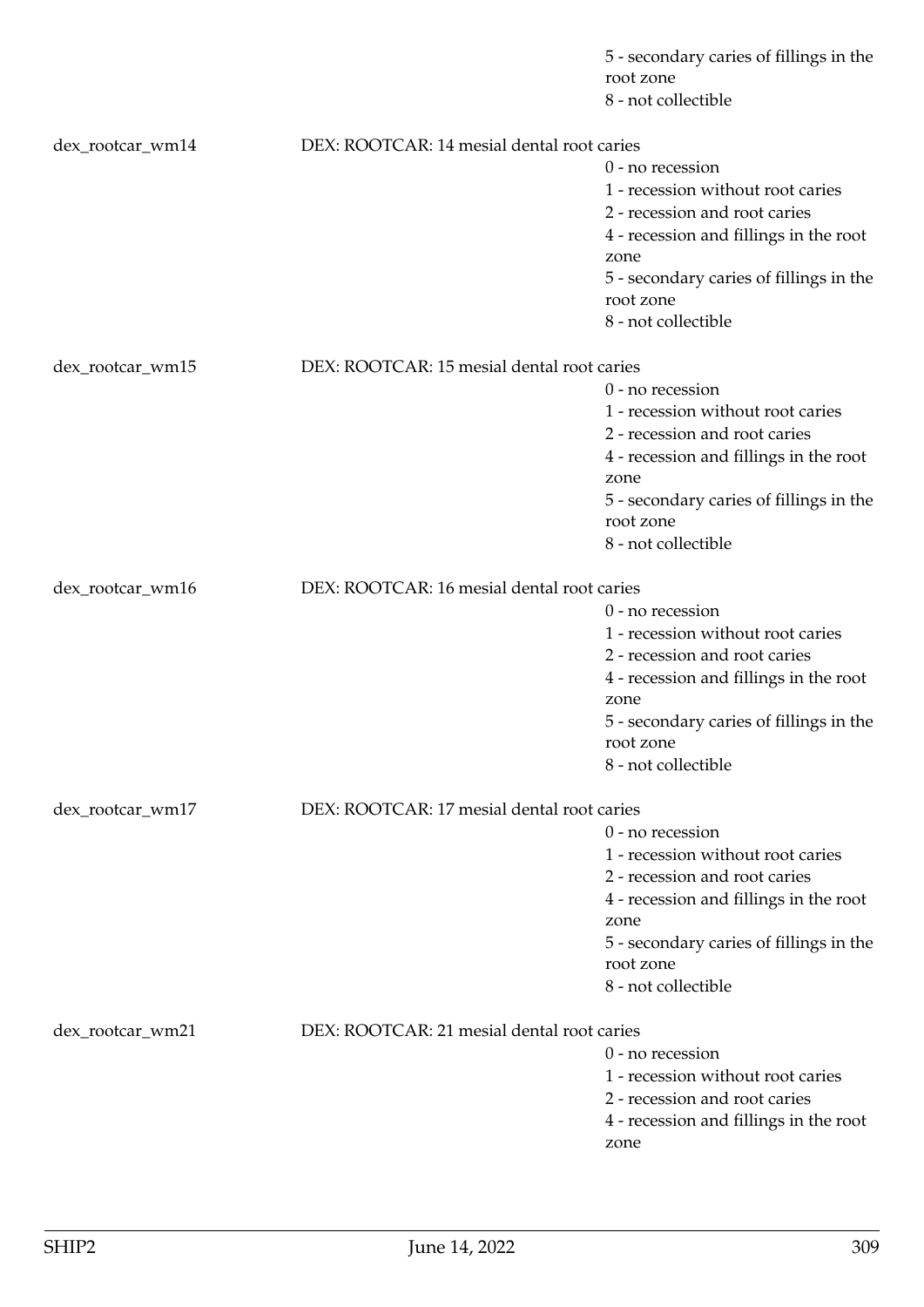5 - secondary caries of fillings in the root zone
8 - not collectible

| | | |
|---|---|---|
| dex_rootcar_wm14 | DEX: ROOTCAR: 14 mesial dental root caries | 0 - no recession<br>1 - recession without root caries<br>2 - recession and root caries<br>4 - recession and fillings in the root zone<br>5 - secondary caries of fillings in the root zone<br>8 - not collectible |
| dex_rootcar_wm15 | DEX: ROOTCAR: 15 mesial dental root caries | 0 - no recession<br>1 - recession without root caries<br>2 - recession and root caries<br>4 - recession and fillings in the root zone<br>5 - secondary caries of fillings in the root zone<br>8 - not collectible |
| dex_rootcar_wm16 | DEX: ROOTCAR: 16 mesial dental root caries | 0 - no recession<br>1 - recession without root caries<br>2 - recession and root caries<br>4 - recession and fillings in the root zone<br>5 - secondary caries of fillings in the root zone<br>8 - not collectible |
| dex_rootcar_wm17 | DEX: ROOTCAR: 17 mesial dental root caries | 0 - no recession<br>1 - recession without root caries<br>2 - recession and root caries<br>4 - recession and fillings in the root zone<br>5 - secondary caries of fillings in the root zone<br>8 - not collectible |
| dex_rootcar_wm21 | DEX: ROOTCAR: 21 mesial dental root caries | 0 - no recession<br>1 - recession without root caries<br>2 - recession and root caries<br>4 - recession and fillings in the root zone |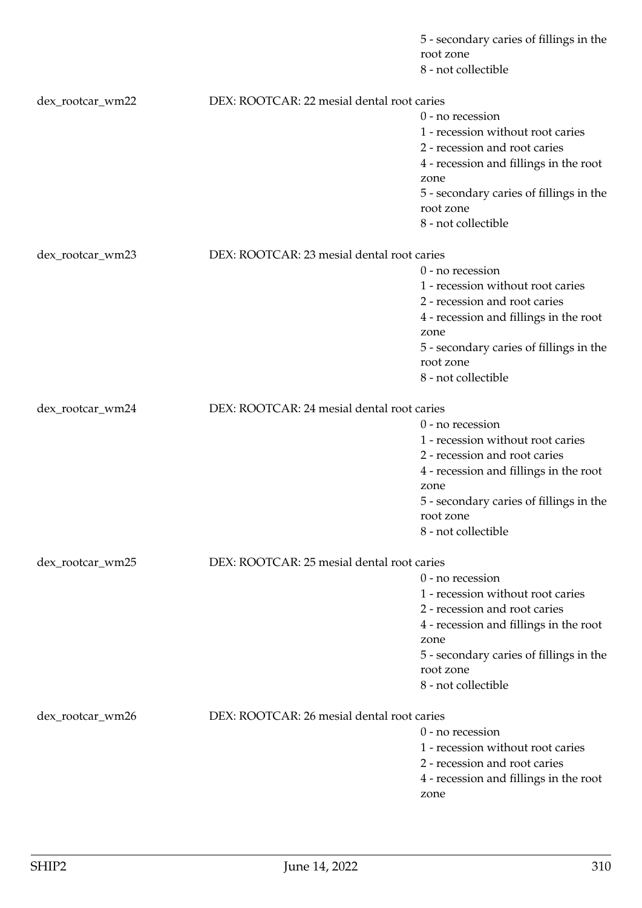5 - secondary caries of fillings in the root zone
8 - not collectible

dex_rootcar_wm22 DEX: ROOTCAR: 22 mesial dental root caries
0 - no recession
1 - recession without root caries
2 - recession and root caries
4 - recession and fillings in the root zone
5 - secondary caries of fillings in the root zone
8 - not collectible

dex_rootcar_wm23 DEX: ROOTCAR: 23 mesial dental root caries
0 - no recession
1 - recession without root caries
2 - recession and root caries
4 - recession and fillings in the root zone
5 - secondary caries of fillings in the root zone
8 - not collectible

dex_rootcar_wm24 DEX: ROOTCAR: 24 mesial dental root caries
0 - no recession
1 - recession without root caries
2 - recession and root caries
4 - recession and fillings in the root zone
5 - secondary caries of fillings in the root zone
8 - not collectible

dex_rootcar_wm25 DEX: ROOTCAR: 25 mesial dental root caries
0 - no recession
1 - recession without root caries
2 - recession and root caries
4 - recession and fillings in the root zone
5 - secondary caries of fillings in the root zone
8 - not collectible

dex_rootcar_wm26 DEX: ROOTCAR: 26 mesial dental root caries
0 - no recession
1 - recession without root caries
2 - recession and root caries
4 - recession and fillings in the root zone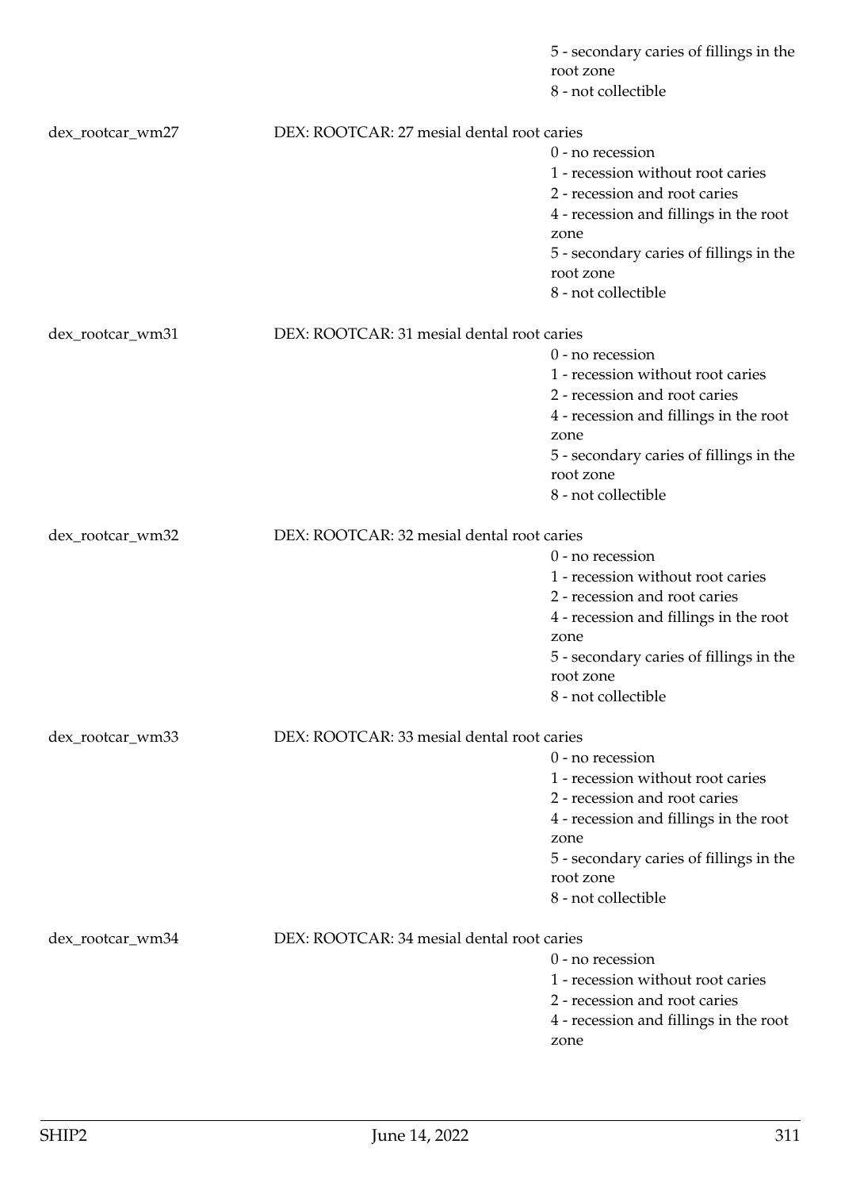5 - secondary caries of fillings in the root zone
8 - not collectible

dex_rootcar_wm27 DEX: ROOTCAR: 27 mesial dental root caries
0 - no recession
1 - recession without root caries
2 - recession and root caries
4 - recession and fillings in the root zone
5 - secondary caries of fillings in the root zone
8 - not collectible

dex_rootcar_wm31 DEX: ROOTCAR: 31 mesial dental root caries
0 - no recession
1 - recession without root caries
2 - recession and root caries
4 - recession and fillings in the root zone
5 - secondary caries of fillings in the root zone
8 - not collectible

dex_rootcar_wm32 DEX: ROOTCAR: 32 mesial dental root caries
0 - no recession
1 - recession without root caries
2 - recession and root caries
4 - recession and fillings in the root zone
5 - secondary caries of fillings in the root zone
8 - not collectible

dex_rootcar_wm33 DEX: ROOTCAR: 33 mesial dental root caries
0 - no recession
1 - recession without root caries
2 - recession and root caries
4 - recession and fillings in the root zone
5 - secondary caries of fillings in the root zone
8 - not collectible

dex_rootcar_wm34 DEX: ROOTCAR: 34 mesial dental root caries
0 - no recession
1 - recession without root caries
2 - recession and root caries
4 - recession and fillings in the root zone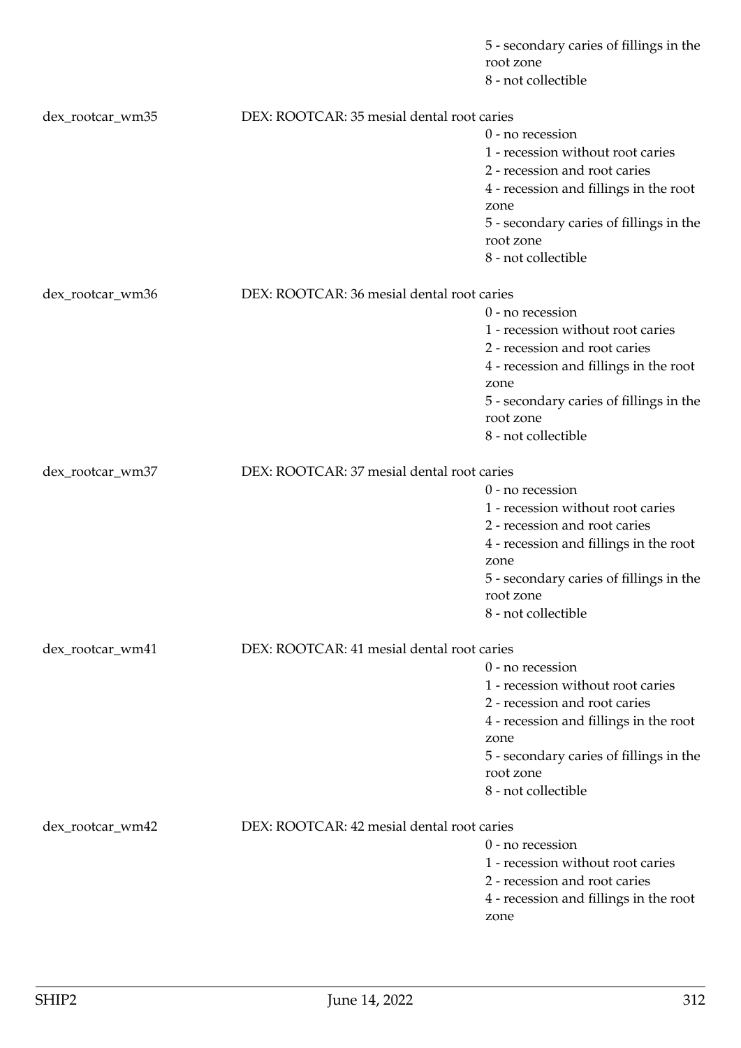5 - secondary caries of fillings in the root zone
8 - not collectible

dex_rootcar_wm35 DEX: ROOTCAR: 35 mesial dental root caries
0 - no recession
1 - recession without root caries
2 - recession and root caries
4 - recession and fillings in the root zone
5 - secondary caries of fillings in the root zone
8 - not collectible

dex_rootcar_wm36 DEX: ROOTCAR: 36 mesial dental root caries
0 - no recession
1 - recession without root caries
2 - recession and root caries
4 - recession and fillings in the root zone
5 - secondary caries of fillings in the root zone
8 - not collectible

dex_rootcar_wm37 DEX: ROOTCAR: 37 mesial dental root caries
0 - no recession
1 - recession without root caries
2 - recession and root caries
4 - recession and fillings in the root zone
5 - secondary caries of fillings in the root zone
8 - not collectible

dex_rootcar_wm41 DEX: ROOTCAR: 41 mesial dental root caries
0 - no recession
1 - recession without root caries
2 - recession and root caries
4 - recession and fillings in the root zone
5 - secondary caries of fillings in the root zone
8 - not collectible

dex_rootcar_wm42 DEX: ROOTCAR: 42 mesial dental root caries
0 - no recession
1 - recession without root caries
2 - recession and root caries
4 - recession and fillings in the root zone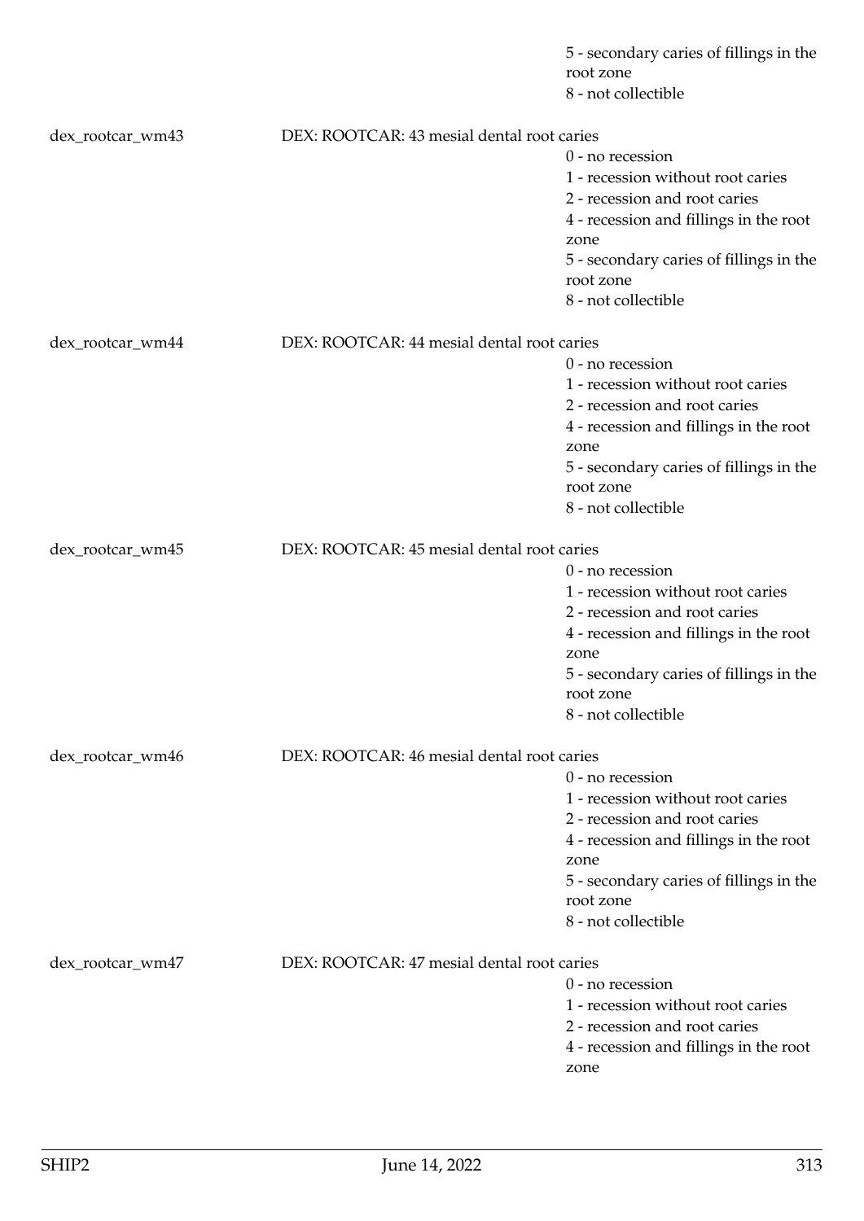5 - secondary caries of fillings in the root zone
8 - not collectible

dex_rootcar_wm43 DEX: ROOTCAR: 43 mesial dental root caries
0 - no recession
1 - recession without root caries
2 - recession and root caries
4 - recession and fillings in the root zone
5 - secondary caries of fillings in the root zone
8 - not collectible

dex_rootcar_wm44 DEX: ROOTCAR: 44 mesial dental root caries
0 - no recession
1 - recession without root caries
2 - recession and root caries
4 - recession and fillings in the root zone
5 - secondary caries of fillings in the root zone
8 - not collectible

dex_rootcar_wm45 DEX: ROOTCAR: 45 mesial dental root caries
0 - no recession
1 - recession without root caries
2 - recession and root caries
4 - recession and fillings in the root zone
5 - secondary caries of fillings in the root zone
8 - not collectible

dex_rootcar_wm46 DEX: ROOTCAR: 46 mesial dental root caries
0 - no recession
1 - recession without root caries
2 - recession and root caries
4 - recession and fillings in the root zone
5 - secondary caries of fillings in the root zone
8 - not collectible

dex_rootcar_wm47 DEX: ROOTCAR: 47 mesial dental root caries
0 - no recession
1 - recession without root caries
2 - recession and root caries
4 - recession and fillings in the root zone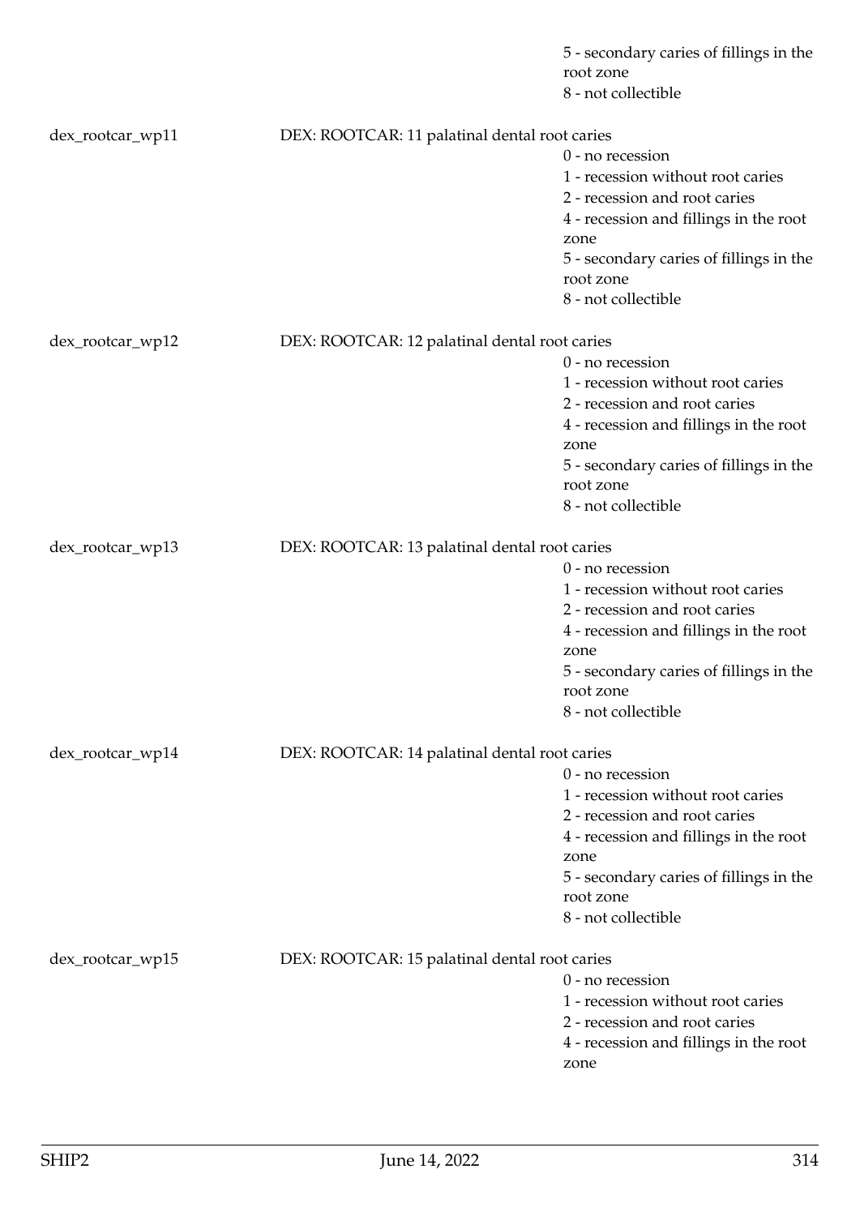5 - secondary caries of fillings in the root zone
8 - not collectible

dex_rootcar_wp11 DEX: ROOTCAR: 11 palatinal dental root caries
0 - no recession
1 - recession without root caries
2 - recession and root caries
4 - recession and fillings in the root zone
5 - secondary caries of fillings in the root zone
8 - not collectible

dex_rootcar_wp12 DEX: ROOTCAR: 12 palatinal dental root caries
0 - no recession
1 - recession without root caries
2 - recession and root caries
4 - recession and fillings in the root zone
5 - secondary caries of fillings in the root zone
8 - not collectible

dex_rootcar_wp13 DEX: ROOTCAR: 13 palatinal dental root caries
0 - no recession
1 - recession without root caries
2 - recession and root caries
4 - recession and fillings in the root zone
5 - secondary caries of fillings in the root zone
8 - not collectible

dex_rootcar_wp14 DEX: ROOTCAR: 14 palatinal dental root caries
0 - no recession
1 - recession without root caries
2 - recession and root caries
4 - recession and fillings in the root zone
5 - secondary caries of fillings in the root zone
8 - not collectible

dex_rootcar_wp15 DEX: ROOTCAR: 15 palatinal dental root caries
0 - no recession
1 - recession without root caries
2 - recession and root caries
4 - recession and fillings in the root zone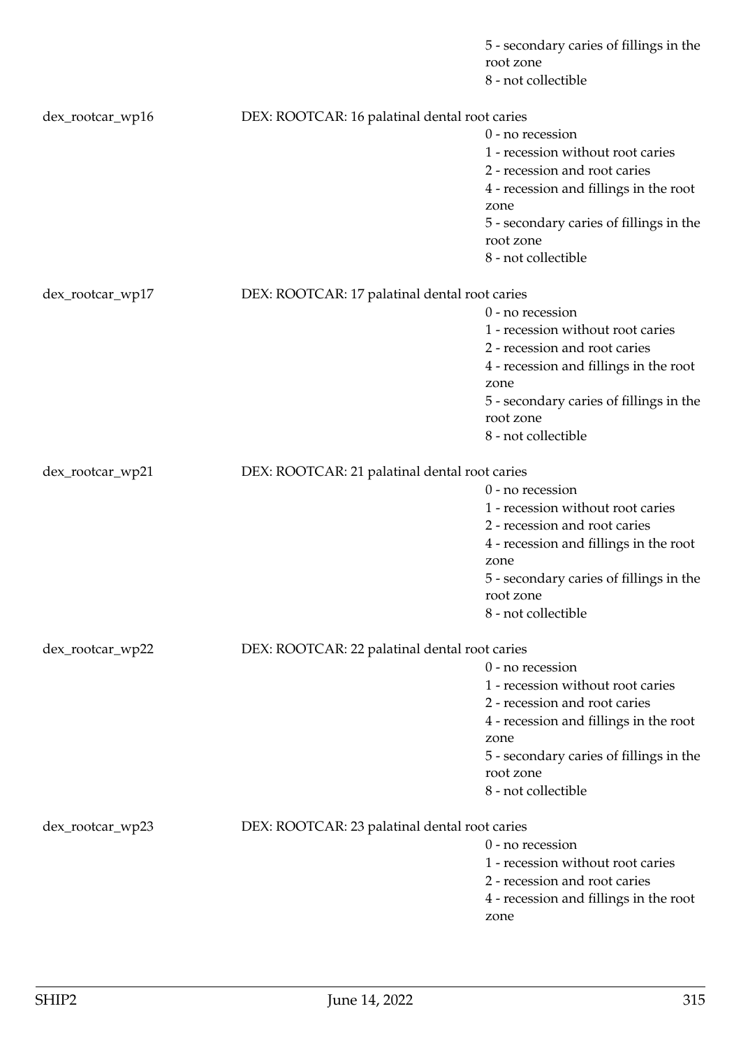5 - secondary caries of fillings in the root zone
8 - not collectible

dex_rootcar_wp16 DEX: ROOTCAR: 16 palatinal dental root caries
0 - no recession
1 - recession without root caries
2 - recession and root caries
4 - recession and fillings in the root zone
5 - secondary caries of fillings in the root zone
8 - not collectible

dex_rootcar_wp17 DEX: ROOTCAR: 17 palatinal dental root caries
0 - no recession
1 - recession without root caries
2 - recession and root caries
4 - recession and fillings in the root zone
5 - secondary caries of fillings in the root zone
8 - not collectible

dex_rootcar_wp21 DEX: ROOTCAR: 21 palatinal dental root caries
0 - no recession
1 - recession without root caries
2 - recession and root caries
4 - recession and fillings in the root zone
5 - secondary caries of fillings in the root zone
8 - not collectible

dex_rootcar_wp22 DEX: ROOTCAR: 22 palatinal dental root caries
0 - no recession
1 - recession without root caries
2 - recession and root caries
4 - recession and fillings in the root zone
5 - secondary caries of fillings in the root zone
8 - not collectible

dex_rootcar_wp23 DEX: ROOTCAR: 23 palatinal dental root caries
0 - no recession
1 - recession without root caries
2 - recession and root caries
4 - recession and fillings in the root zone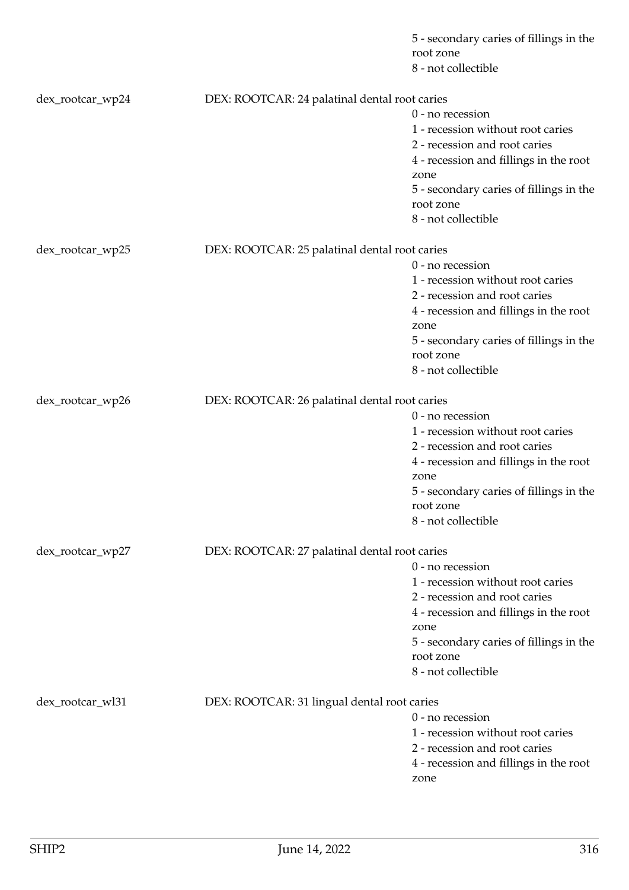5 - secondary caries of fillings in the root zone
8 - not collectible

dex_rootcar_wp24 DEX: ROOTCAR: 24 palatinal dental root caries
0 - no recession
1 - recession without root caries
2 - recession and root caries
4 - recession and fillings in the root zone
5 - secondary caries of fillings in the root zone
8 - not collectible

dex_rootcar_wp25 DEX: ROOTCAR: 25 palatinal dental root caries
0 - no recession
1 - recession without root caries
2 - recession and root caries
4 - recession and fillings in the root zone
5 - secondary caries of fillings in the root zone
8 - not collectible

dex_rootcar_wp26 DEX: ROOTCAR: 26 palatinal dental root caries
0 - no recession
1 - recession without root caries
2 - recession and root caries
4 - recession and fillings in the root zone
5 - secondary caries of fillings in the root zone
8 - not collectible

dex_rootcar_wp27 DEX: ROOTCAR: 27 palatinal dental root caries
0 - no recession
1 - recession without root caries
2 - recession and root caries
4 - recession and fillings in the root zone
5 - secondary caries of fillings in the root zone
8 - not collectible

dex_rootcar_wl31 DEX: ROOTCAR: 31 lingual dental root caries
0 - no recession
1 - recession without root caries
2 - recession and root caries
4 - recession and fillings in the root zone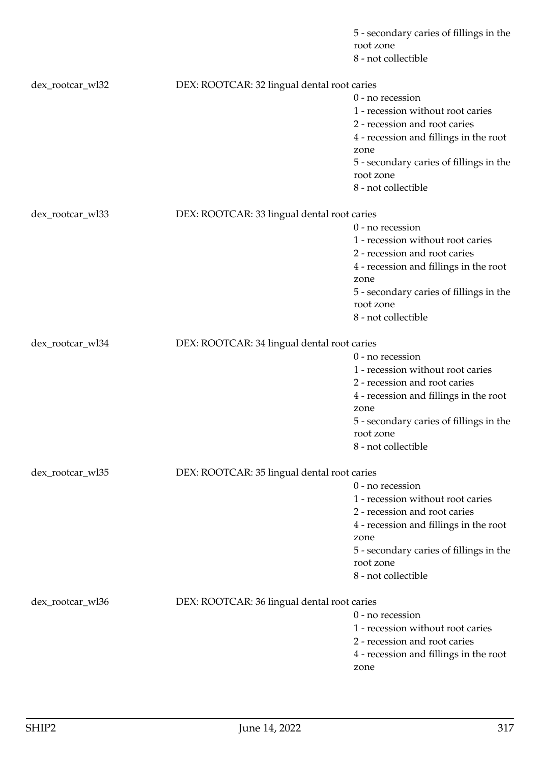5 - secondary caries of fillings in the root zone
8 - not collectible

dex_rootcar_wl32 DEX: ROOTCAR: 32 lingual dental root caries
0 - no recession
1 - recession without root caries
2 - recession and root caries
4 - recession and fillings in the root zone
5 - secondary caries of fillings in the root zone
8 - not collectible

dex_rootcar_wl33 DEX: ROOTCAR: 33 lingual dental root caries
0 - no recession
1 - recession without root caries
2 - recession and root caries
4 - recession and fillings in the root zone
5 - secondary caries of fillings in the root zone
8 - not collectible

dex_rootcar_wl34 DEX: ROOTCAR: 34 lingual dental root caries
0 - no recession
1 - recession without root caries
2 - recession and root caries
4 - recession and fillings in the root zone
5 - secondary caries of fillings in the root zone
8 - not collectible

dex_rootcar_wl35 DEX: ROOTCAR: 35 lingual dental root caries
0 - no recession
1 - recession without root caries
2 - recession and root caries
4 - recession and fillings in the root zone
5 - secondary caries of fillings in the root zone
8 - not collectible

dex_rootcar_wl36 DEX: ROOTCAR: 36 lingual dental root caries
0 - no recession
1 - recession without root caries
2 - recession and root caries
4 - recession and fillings in the root zone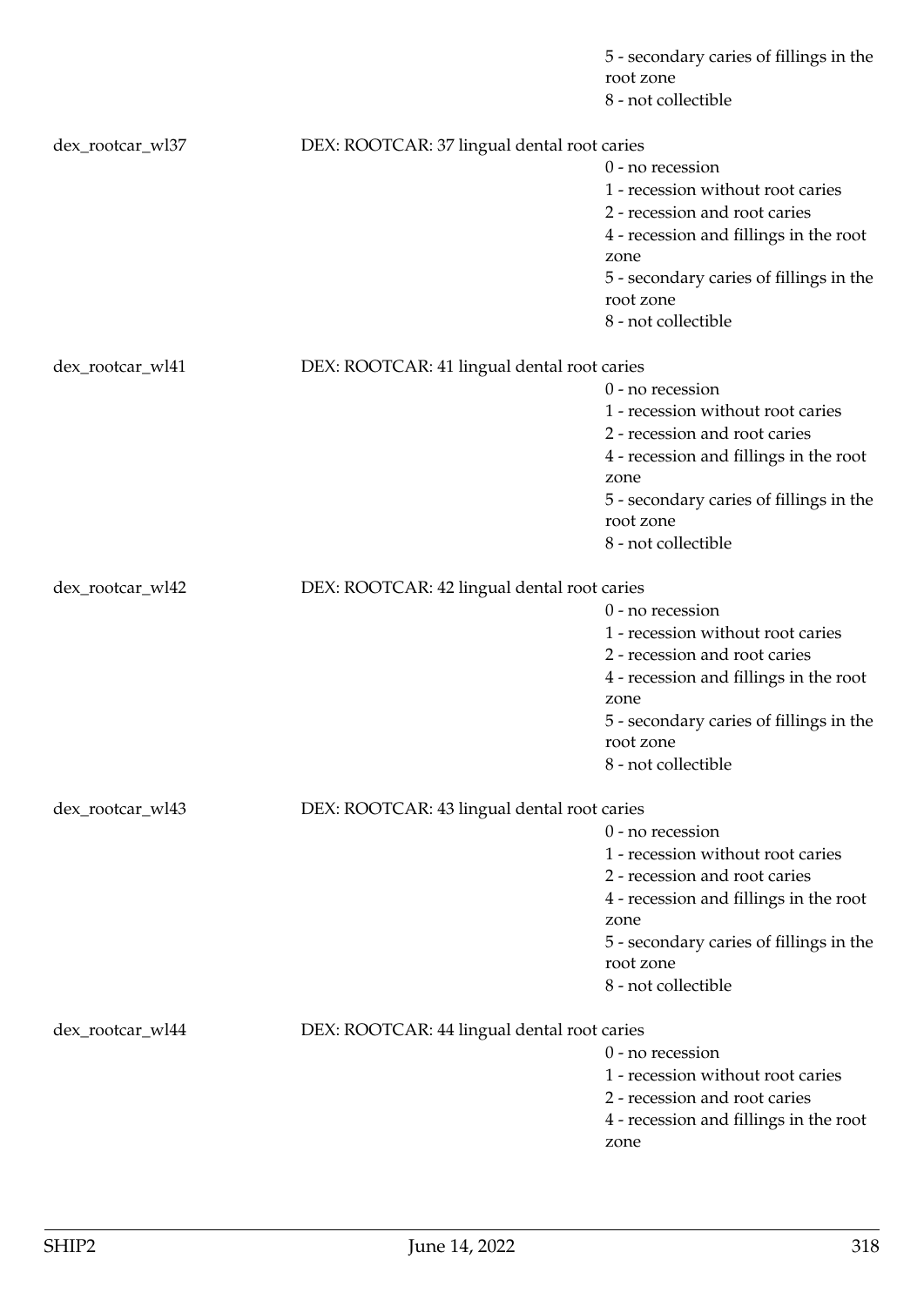| | | |
|---|---|---|
| | | 5 - secondary caries of fillings in the root zone |
| | | 8 - not collectible |
| dex_rootcar_wl37 | DEX: ROOTCAR: 37 lingual dental root caries | |
| | | 0 - no recession |
| | | 1 - recession without root caries |
| | | 2 - recession and root caries |
| | | 4 - recession and fillings in the root zone |
| | | 5 - secondary caries of fillings in the root zone |
| | | 8 - not collectible |
| dex_rootcar_wl41 | DEX: ROOTCAR: 41 lingual dental root caries | |
| | | 0 - no recession |
| | | 1 - recession without root caries |
| | | 2 - recession and root caries |
| | | 4 - recession and fillings in the root zone |
| | | 5 - secondary caries of fillings in the root zone |
| | | 8 - not collectible |
| dex_rootcar_wl42 | DEX: ROOTCAR: 42 lingual dental root caries | |
| | | 0 - no recession |
| | | 1 - recession without root caries |
| | | 2 - recession and root caries |
| | | 4 - recession and fillings in the root zone |
| | | 5 - secondary caries of fillings in the root zone |
| | | 8 - not collectible |
| dex_rootcar_wl43 | DEX: ROOTCAR: 43 lingual dental root caries | |
| | | 0 - no recession |
| | | 1 - recession without root caries |
| | | 2 - recession and root caries |
| | | 4 - recession and fillings in the root zone |
| | | 5 - secondary caries of fillings in the root zone |
| | | 8 - not collectible |
| dex_rootcar_wl44 | DEX: ROOTCAR: 44 lingual dental root caries | |
| | | 0 - no recession |
| | | 1 - recession without root caries |
| | | 2 - recession and root caries |
| | | 4 - recession and fillings in the root zone |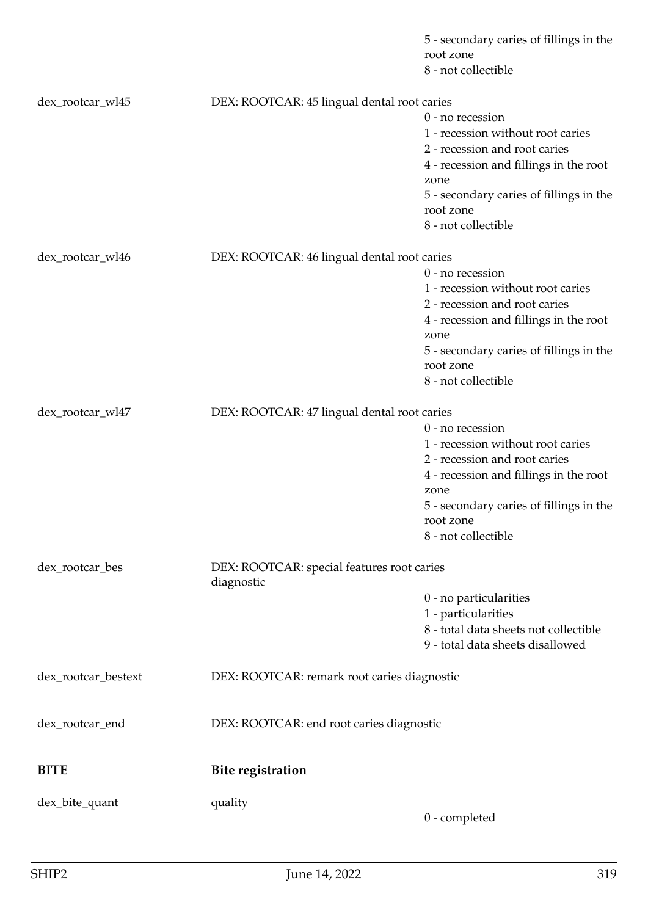| | | |
|---|---|---|
| | | 5 - secondary caries of fillings in the root zone |
| | | 8 - not collectible |
| dex_rootcar_wl45 | DEX: ROOTCAR: 45 lingual dental root caries | |
| | | 0 - no recession |
| | | 1 - recession without root caries |
| | | 2 - recession and root caries |
| | | 4 - recession and fillings in the root zone |
| | | 5 - secondary caries of fillings in the root zone |
| | | 8 - not collectible |
| dex_rootcar_wl46 | DEX: ROOTCAR: 46 lingual dental root caries | |
| | | 0 - no recession |
| | | 1 - recession without root caries |
| | | 2 - recession and root caries |
| | | 4 - recession and fillings in the root zone |
| | | 5 - secondary caries of fillings in the root zone |
| | | 8 - not collectible |
| dex_rootcar_wl47 | DEX: ROOTCAR: 47 lingual dental root caries | |
| | | 0 - no recession |
| | | 1 - recession without root caries |
| | | 2 - recession and root caries |
| | | 4 - recession and fillings in the root zone |
| | | 5 - secondary caries of fillings in the root zone |
| | | 8 - not collectible |
| dex_rootcar_bes | DEX: ROOTCAR: special features root caries diagnostic | |
| | | 0 - no particularities |
| | | 1 - particularities |
| | | 8 - total data sheets not collectible |
| | | 9 - total data sheets disallowed |
| dex_rootcar_bestext | DEX: ROOTCAR: remark root caries diagnostic | |
| dex_rootcar_end | DEX: ROOTCAR: end root caries diagnostic | |
| **BITE** | **Bite registration** | |
| dex_bite_quant | quality | |
| | | 0 - completed |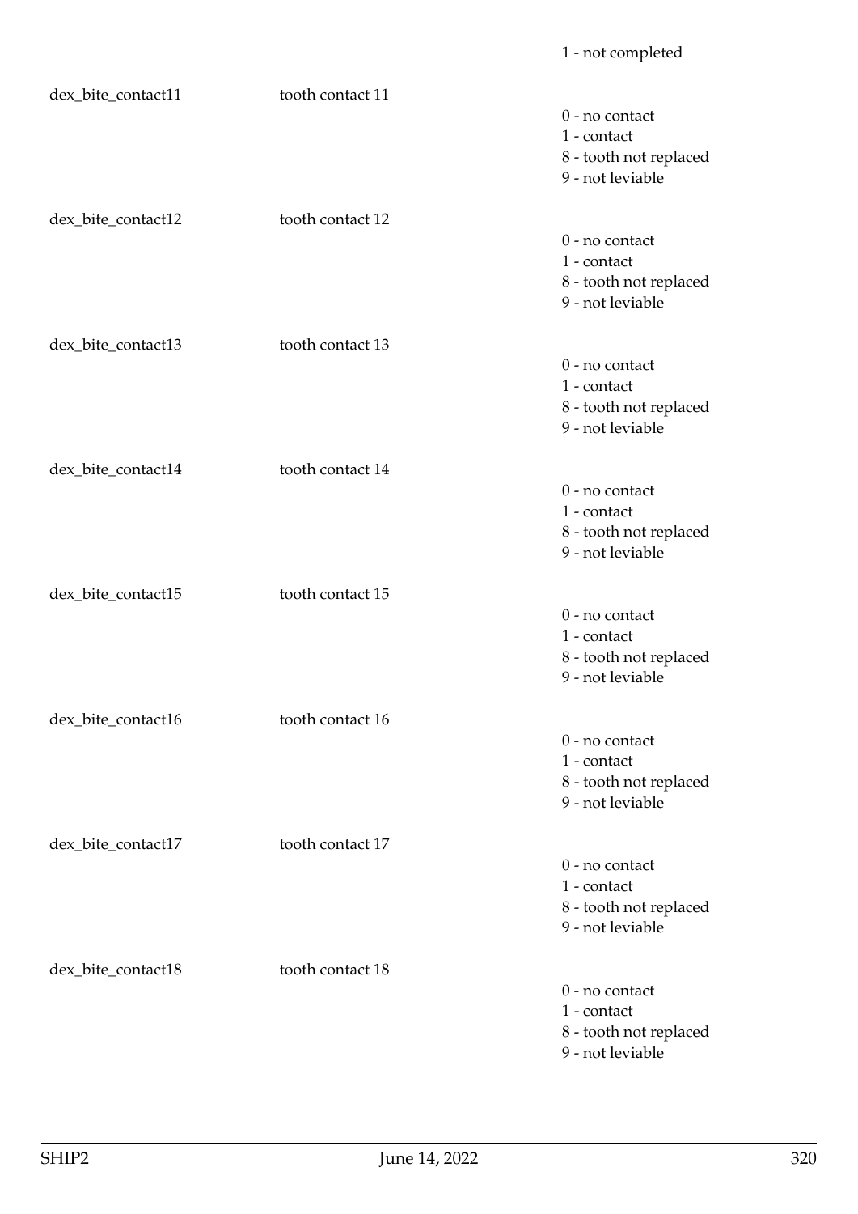1 - not completed

| | | |
|---|---|---|
| dex_bite_contact11 | tooth contact 11 | 0 - no contact<br>1 - contact<br>8 - tooth not replaced<br>9 - not leviable |
| dex_bite_contact12 | tooth contact 12 | 0 - no contact<br>1 - contact<br>8 - tooth not replaced<br>9 - not leviable |
| dex_bite_contact13 | tooth contact 13 | 0 - no contact<br>1 - contact<br>8 - tooth not replaced<br>9 - not leviable |
| dex_bite_contact14 | tooth contact 14 | 0 - no contact<br>1 - contact<br>8 - tooth not replaced<br>9 - not leviable |
| dex_bite_contact15 | tooth contact 15 | 0 - no contact<br>1 - contact<br>8 - tooth not replaced<br>9 - not leviable |
| dex_bite_contact16 | tooth contact 16 | 0 - no contact<br>1 - contact<br>8 - tooth not replaced<br>9 - not leviable |
| dex_bite_contact17 | tooth contact 17 | 0 - no contact<br>1 - contact<br>8 - tooth not replaced<br>9 - not leviable |
| dex_bite_contact18 | tooth contact 18 | 0 - no contact<br>1 - contact<br>8 - tooth not replaced<br>9 - not leviable |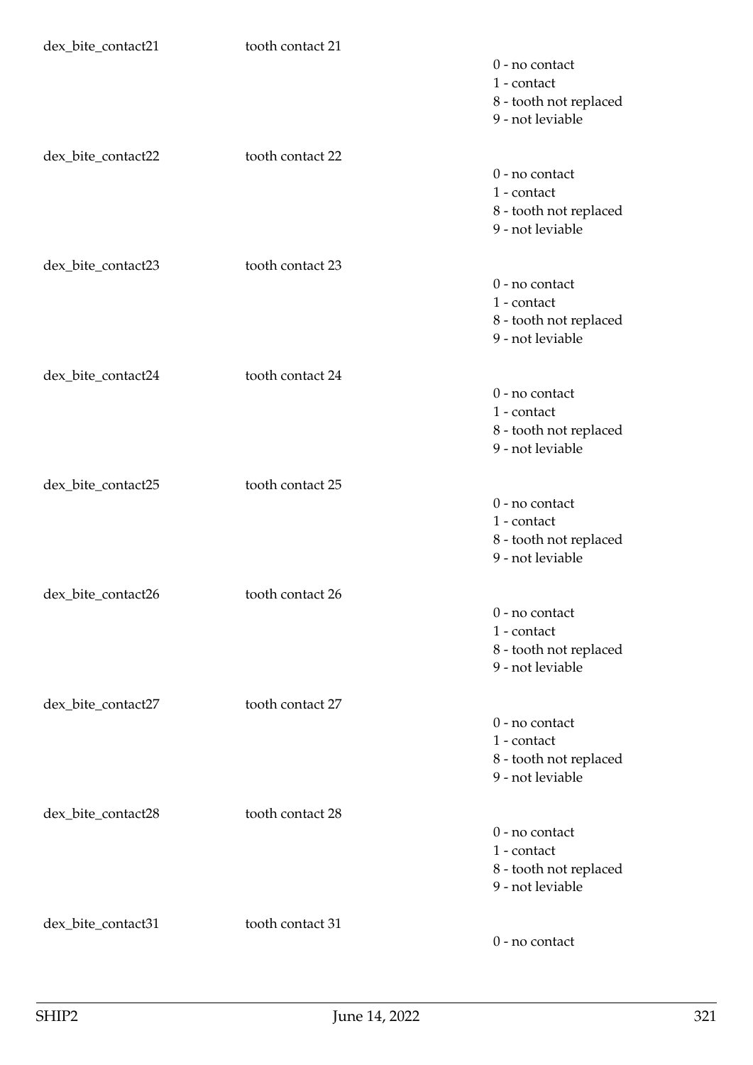dex_bite_contact21 tooth contact 21

0 - no contact
1 - contact
8 - tooth not replaced
9 - not leviable

dex_bite_contact22 tooth contact 22

0 - no contact
1 - contact
8 - tooth not replaced
9 - not leviable

dex_bite_contact23 tooth contact 23

0 - no contact
1 - contact
8 - tooth not replaced
9 - not leviable

dex_bite_contact24 tooth contact 24

0 - no contact
1 - contact
8 - tooth not replaced
9 - not leviable

dex_bite_contact25 tooth contact 25

0 - no contact
1 - contact
8 - tooth not replaced
9 - not leviable

dex_bite_contact26 tooth contact 26

0 - no contact
1 - contact
8 - tooth not replaced
9 - not leviable

dex_bite_contact27 tooth contact 27

0 - no contact
1 - contact
8 - tooth not replaced
9 - not leviable

dex_bite_contact28 tooth contact 28

0 - no contact
1 - contact
8 - tooth not replaced
9 - not leviable

dex_bite_contact31 tooth contact 31

0 - no contact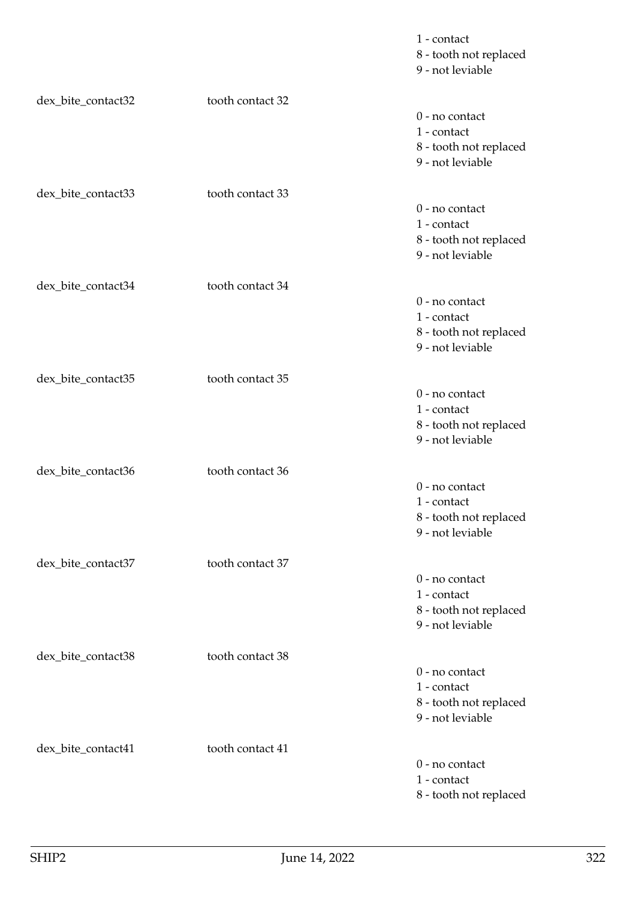1 - contact
8 - tooth not replaced
9 - not leviable

| | | |
|---|---|---|
| dex_bite_contact32 | tooth contact 32 | 0 - no contact<br>1 - contact<br>8 - tooth not replaced<br>9 - not leviable |
| dex_bite_contact33 | tooth contact 33 | 0 - no contact<br>1 - contact<br>8 - tooth not replaced<br>9 - not leviable |
| dex_bite_contact34 | tooth contact 34 | 0 - no contact<br>1 - contact<br>8 - tooth not replaced<br>9 - not leviable |
| dex_bite_contact35 | tooth contact 35 | 0 - no contact<br>1 - contact<br>8 - tooth not replaced<br>9 - not leviable |
| dex_bite_contact36 | tooth contact 36 | 0 - no contact<br>1 - contact<br>8 - tooth not replaced<br>9 - not leviable |
| dex_bite_contact37 | tooth contact 37 | 0 - no contact<br>1 - contact<br>8 - tooth not replaced<br>9 - not leviable |
| dex_bite_contact38 | tooth contact 38 | 0 - no contact<br>1 - contact<br>8 - tooth not replaced<br>9 - not leviable |
| dex_bite_contact41 | tooth contact 41 | 0 - no contact<br>1 - contact<br>8 - tooth not replaced |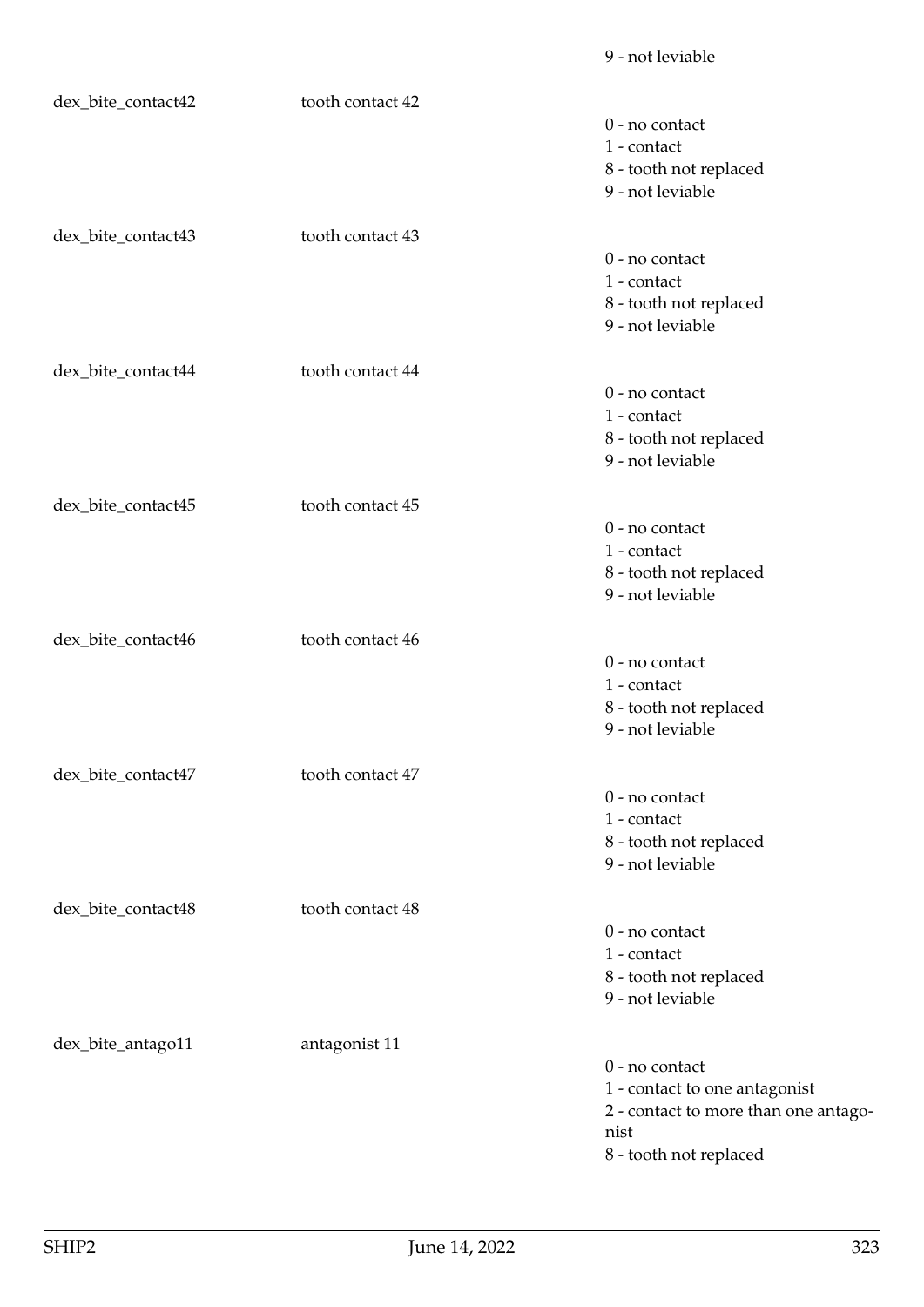9 - not leviable

| | | |
|---|---|---|
| dex_bite_contact42 | tooth contact 42 | 0 - no contact<br>1 - contact<br>8 - tooth not replaced<br>9 - not leviable |
| dex_bite_contact43 | tooth contact 43 | 0 - no contact<br>1 - contact<br>8 - tooth not replaced<br>9 - not leviable |
| dex_bite_contact44 | tooth contact 44 | 0 - no contact<br>1 - contact<br>8 - tooth not replaced<br>9 - not leviable |
| dex_bite_contact45 | tooth contact 45 | 0 - no contact<br>1 - contact<br>8 - tooth not replaced<br>9 - not leviable |
| dex_bite_contact46 | tooth contact 46 | 0 - no contact<br>1 - contact<br>8 - tooth not replaced<br>9 - not leviable |
| dex_bite_contact47 | tooth contact 47 | 0 - no contact<br>1 - contact<br>8 - tooth not replaced<br>9 - not leviable |
| dex_bite_contact48 | tooth contact 48 | 0 - no contact<br>1 - contact<br>8 - tooth not replaced<br>9 - not leviable |
| dex_bite_antago11 | antagonist 11 | 0 - no contact<br>1 - contact to one antagonist<br>2 - contact to more than one antagonist<br>8 - tooth not replaced |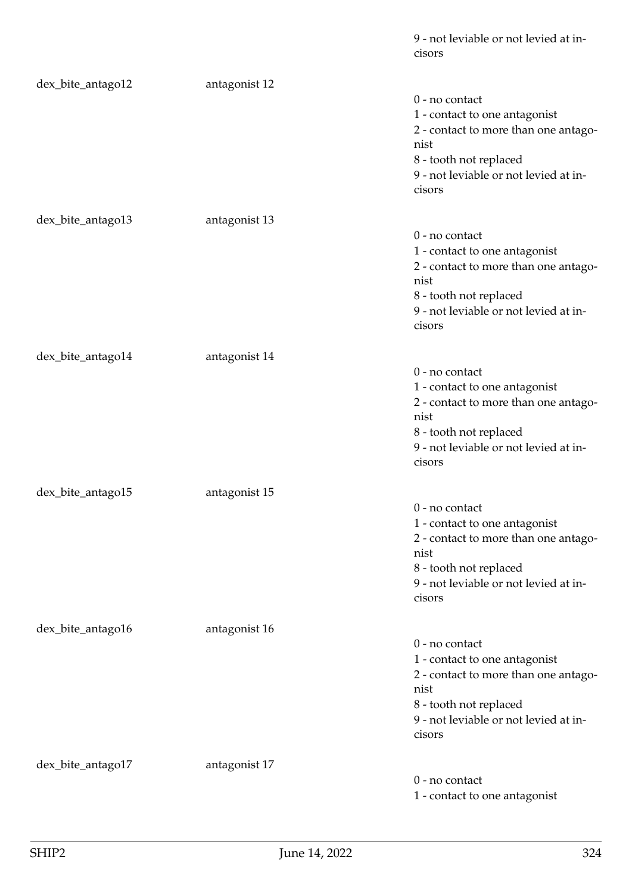| | | 9 - not leviable or not levied at incisors |
|---|---|---|
| dex_bite_antago12 | antagonist 12 | 0 - no contact<br>1 - contact to one antagonist<br>2 - contact to more than one antagonist<br>8 - tooth not replaced<br>9 - not leviable or not levied at incisors |
| dex_bite_antago13 | antagonist 13 | 0 - no contact<br>1 - contact to one antagonist<br>2 - contact to more than one antagonist<br>8 - tooth not replaced<br>9 - not leviable or not levied at incisors |
| dex_bite_antago14 | antagonist 14 | 0 - no contact<br>1 - contact to one antagonist<br>2 - contact to more than one antagonist<br>8 - tooth not replaced<br>9 - not leviable or not levied at incisors |
| dex_bite_antago15 | antagonist 15 | 0 - no contact<br>1 - contact to one antagonist<br>2 - contact to more than one antagonist<br>8 - tooth not replaced<br>9 - not leviable or not levied at incisors |
| dex_bite_antago16 | antagonist 16 | 0 - no contact<br>1 - contact to one antagonist<br>2 - contact to more than one antagonist<br>8 - tooth not replaced<br>9 - not leviable or not levied at incisors |
| dex_bite_antago17 | antagonist 17 | 0 - no contact<br>1 - contact to one antagonist |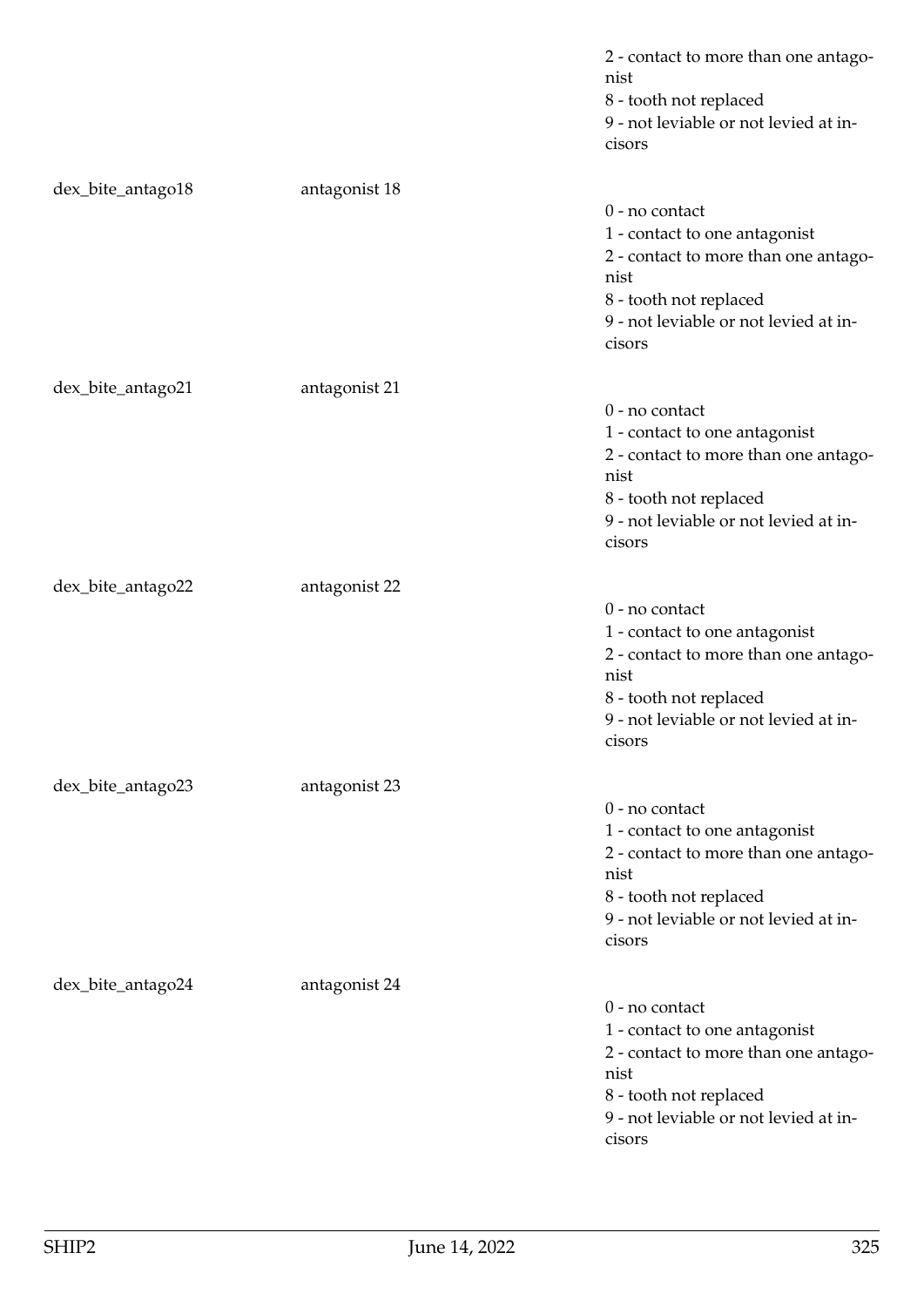| | | 2 - contact to more than one antagonist<br>8 - tooth not replaced<br>9 - not leviable or not levied at incisors |
|---|---|---|
| dex_bite_antago18 | antagonist 18 | 0 - no contact<br>1 - contact to one antagonist<br>2 - contact to more than one antagonist<br>8 - tooth not replaced<br>9 - not leviable or not levied at incisors |
| dex_bite_antago21 | antagonist 21 | 0 - no contact<br>1 - contact to one antagonist<br>2 - contact to more than one antagonist<br>8 - tooth not replaced<br>9 - not leviable or not levied at incisors |
| dex_bite_antago22 | antagonist 22 | 0 - no contact<br>1 - contact to one antagonist<br>2 - contact to more than one antagonist<br>8 - tooth not replaced<br>9 - not leviable or not levied at incisors |
| dex_bite_antago23 | antagonist 23 | 0 - no contact<br>1 - contact to one antagonist<br>2 - contact to more than one antagonist<br>8 - tooth not replaced<br>9 - not leviable or not levied at incisors |
| dex_bite_antago24 | antagonist 24 | 0 - no contact<br>1 - contact to one antagonist<br>2 - contact to more than one antagonist<br>8 - tooth not replaced<br>9 - not leviable or not levied at incisors |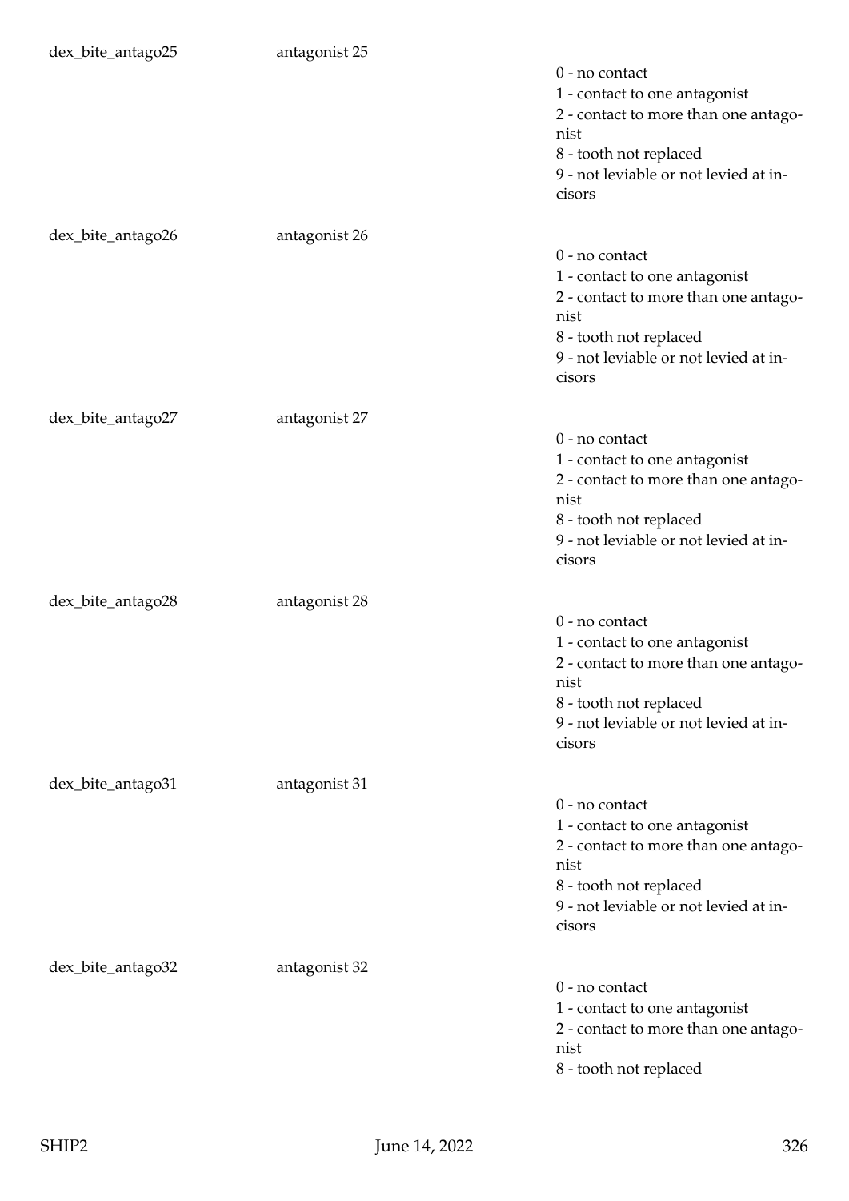dex_bite_antago25 antagonist 25

0 - no contact
1 - contact to one antagonist
2 - contact to more than one antagonist
8 - tooth not replaced
9 - not leviable or not levied at incisors

dex_bite_antago26 antagonist 26

0 - no contact
1 - contact to one antagonist
2 - contact to more than one antagonist
8 - tooth not replaced
9 - not leviable or not levied at incisors

dex_bite_antago27 antagonist 27

0 - no contact
1 - contact to one antagonist
2 - contact to more than one antagonist
8 - tooth not replaced
9 - not leviable or not levied at incisors

dex_bite_antago28 antagonist 28

0 - no contact
1 - contact to one antagonist
2 - contact to more than one antagonist
8 - tooth not replaced
9 - not leviable or not levied at incisors

dex_bite_antago31 antagonist 31

0 - no contact
1 - contact to one antagonist
2 - contact to more than one antagonist
8 - tooth not replaced
9 - not leviable or not levied at incisors

dex_bite_antago32 antagonist 32

0 - no contact
1 - contact to one antagonist
2 - contact to more than one antagonist
8 - tooth not replaced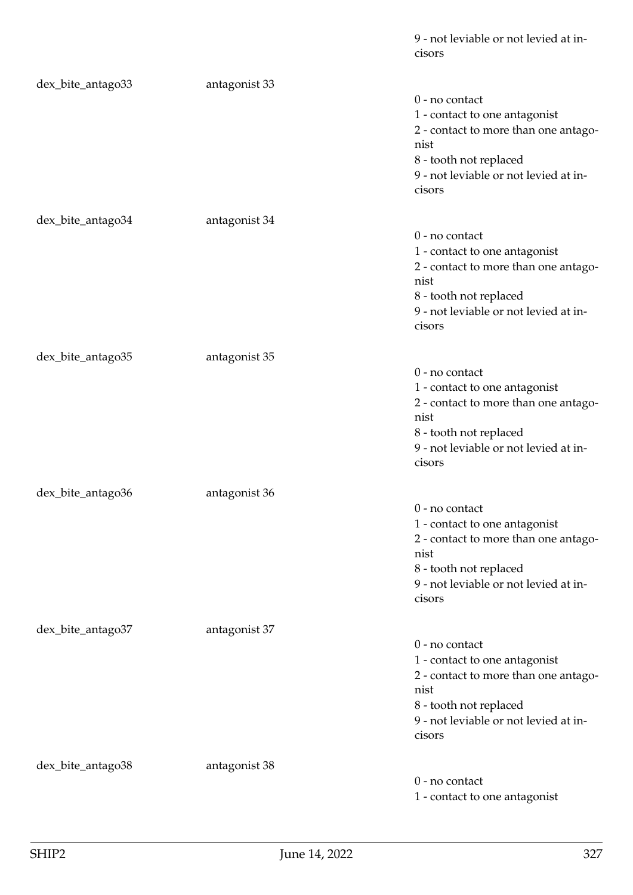9 - not leviable or not levied at incisors

| | | |
|---|---|---|
| dex_bite_antago33 | antagonist 33 | 0 - no contact<br>1 - contact to one antagonist<br>2 - contact to more than one antagonist<br>8 - tooth not replaced<br>9 - not leviable or not levied at incisors |
| dex_bite_antago34 | antagonist 34 | 0 - no contact<br>1 - contact to one antagonist<br>2 - contact to more than one antagonist<br>8 - tooth not replaced<br>9 - not leviable or not levied at incisors |
| dex_bite_antago35 | antagonist 35 | 0 - no contact<br>1 - contact to one antagonist<br>2 - contact to more than one antagonist<br>8 - tooth not replaced<br>9 - not leviable or not levied at incisors |
| dex_bite_antago36 | antagonist 36 | 0 - no contact<br>1 - contact to one antagonist<br>2 - contact to more than one antagonist<br>8 - tooth not replaced<br>9 - not leviable or not levied at incisors |
| dex_bite_antago37 | antagonist 37 | 0 - no contact<br>1 - contact to one antagonist<br>2 - contact to more than one antagonist<br>8 - tooth not replaced<br>9 - not leviable or not levied at incisors |
| dex_bite_antago38 | antagonist 38 | 0 - no contact<br>1 - contact to one antagonist |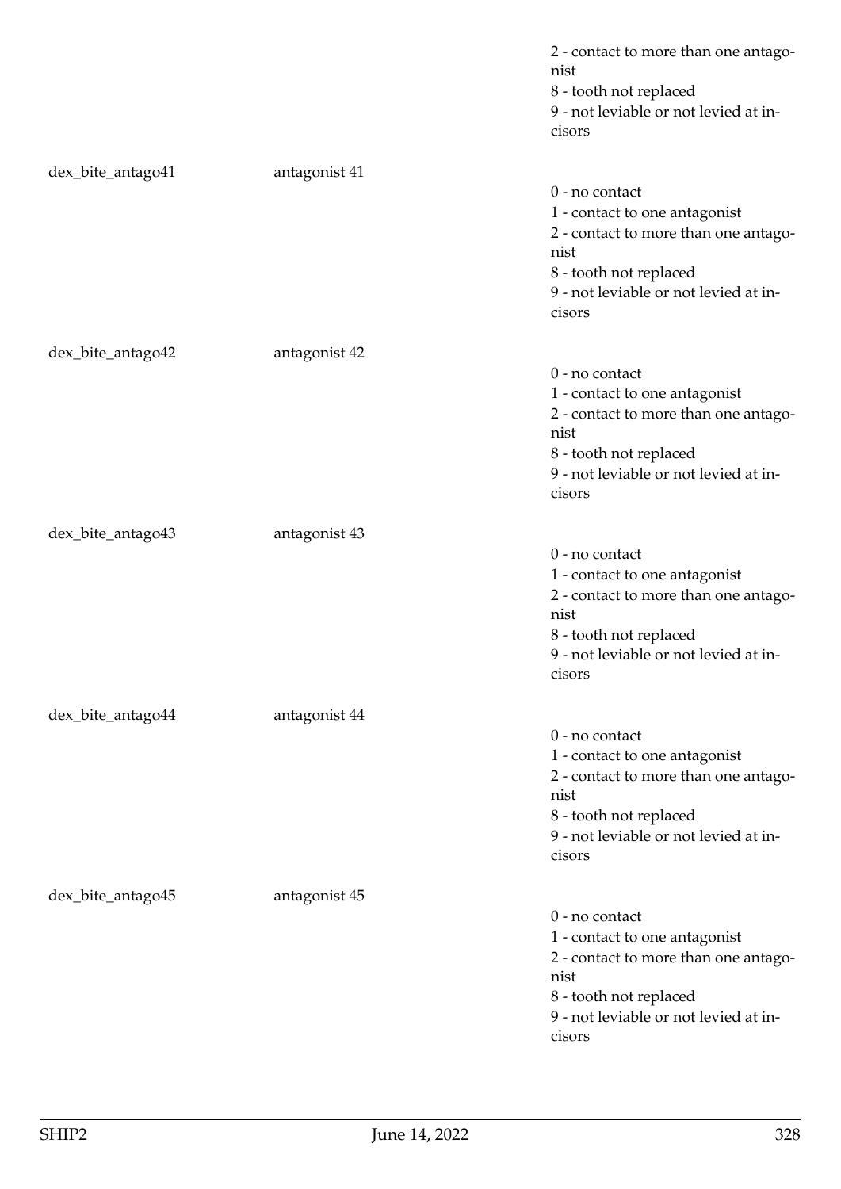| | | |
|---|---|---|
| | | 2 - contact to more than one antagonist<br>8 - tooth not replaced<br>9 - not leviable or not levied at incisors |
| dex_bite_antago41 | antagonist 41 | 0 - no contact<br>1 - contact to one antagonist<br>2 - contact to more than one antagonist<br>8 - tooth not replaced<br>9 - not leviable or not levied at incisors |
| dex_bite_antago42 | antagonist 42 | 0 - no contact<br>1 - contact to one antagonist<br>2 - contact to more than one antagonist<br>8 - tooth not replaced<br>9 - not leviable or not levied at incisors |
| dex_bite_antago43 | antagonist 43 | 0 - no contact<br>1 - contact to one antagonist<br>2 - contact to more than one antagonist<br>8 - tooth not replaced<br>9 - not leviable or not levied at incisors |
| dex_bite_antago44 | antagonist 44 | 0 - no contact<br>1 - contact to one antagonist<br>2 - contact to more than one antagonist<br>8 - tooth not replaced<br>9 - not leviable or not levied at incisors |
| dex_bite_antago45 | antagonist 45 | 0 - no contact<br>1 - contact to one antagonist<br>2 - contact to more than one antagonist<br>8 - tooth not replaced<br>9 - not leviable or not levied at incisors |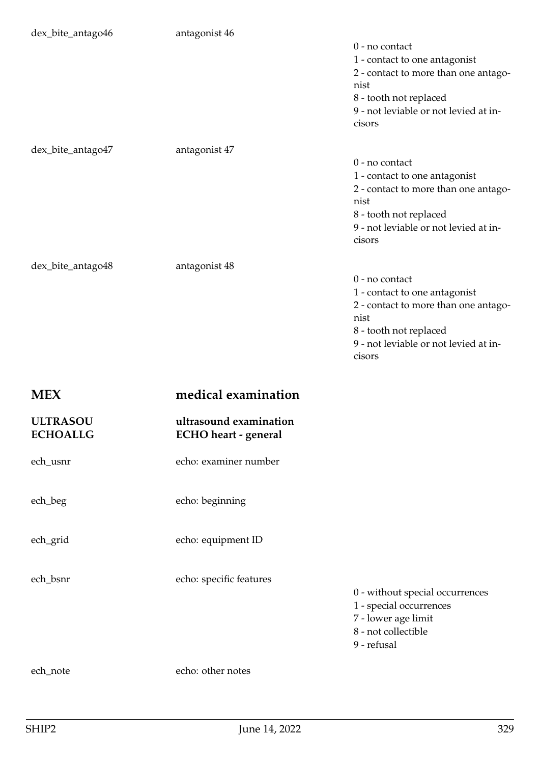| | | |
|---|---|---|
| dex_bite_antago46 | antagonist 46 | 0 - no contact<br>1 - contact to one antagonist<br>2 - contact to more than one antagonist<br>8 - tooth not replaced<br>9 - not leviable or not levied at incisors |
| dex_bite_antago47 | antagonist 47 | 0 - no contact<br>1 - contact to one antagonist<br>2 - contact to more than one antagonist<br>8 - tooth not replaced<br>9 - not leviable or not levied at incisors |
| dex_bite_antago48 | antagonist 48 | 0 - no contact<br>1 - contact to one antagonist<br>2 - contact to more than one antagonist<br>8 - tooth not replaced<br>9 - not leviable or not levied at incisors |

# MEX medical examination

## ULTRASOU ultrasound examination

## ECHOALLG ECHO heart - general

| | | |
|---|---|---|
| ech_usnr | echo: examiner number | |
| ech_beg | echo: beginning | |
| ech_grid | echo: equipment ID | |
| ech_bsnr | echo: specific features | 0 - without special occurrences<br>1 - special occurrences<br>7 - lower age limit<br>8 - not collectible<br>9 - refusal |
| ech_note | echo: other notes | |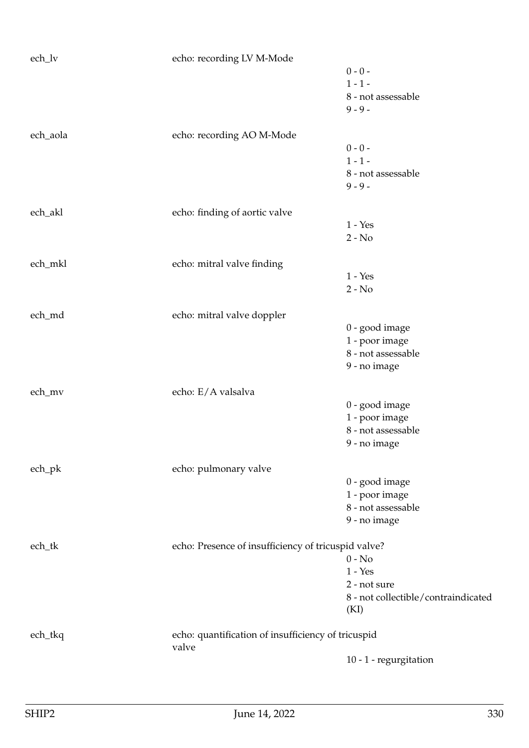ech_lv echo: recording LV M-Mode

- 0 - 0 -
- 1 - 1 -
- 8 - not assessable
- 9 - 9 -

ech_aola echo: recording AO M-Mode

- 0 - 0 -
- 1 - 1 -
- 8 - not assessable
- 9 - 9 -

ech_akl echo: finding of aortic valve

- 1 - Yes
- 2 - No

ech_mkl echo: mitral valve finding

- 1 - Yes
- 2 - No

ech_md echo: mitral valve doppler

- 0 - good image
- 1 - poor image
- 8 - not assessable
- 9 - no image

ech_mv echo: E/A valsalva

- 0 - good image
- 1 - poor image
- 8 - not assessable
- 9 - no image

ech_pk echo: pulmonary valve

- 0 - good image
- 1 - poor image
- 8 - not assessable
- 9 - no image

ech_tk echo: Presence of insufficiency of tricuspid valve?

- 0 - No
- 1 - Yes
- 2 - not sure
- 8 - not collectible/contraindicated (KI)

ech_tkq echo: quantification of insufficiency of tricuspid valve

- 10 - 1 - regurgitation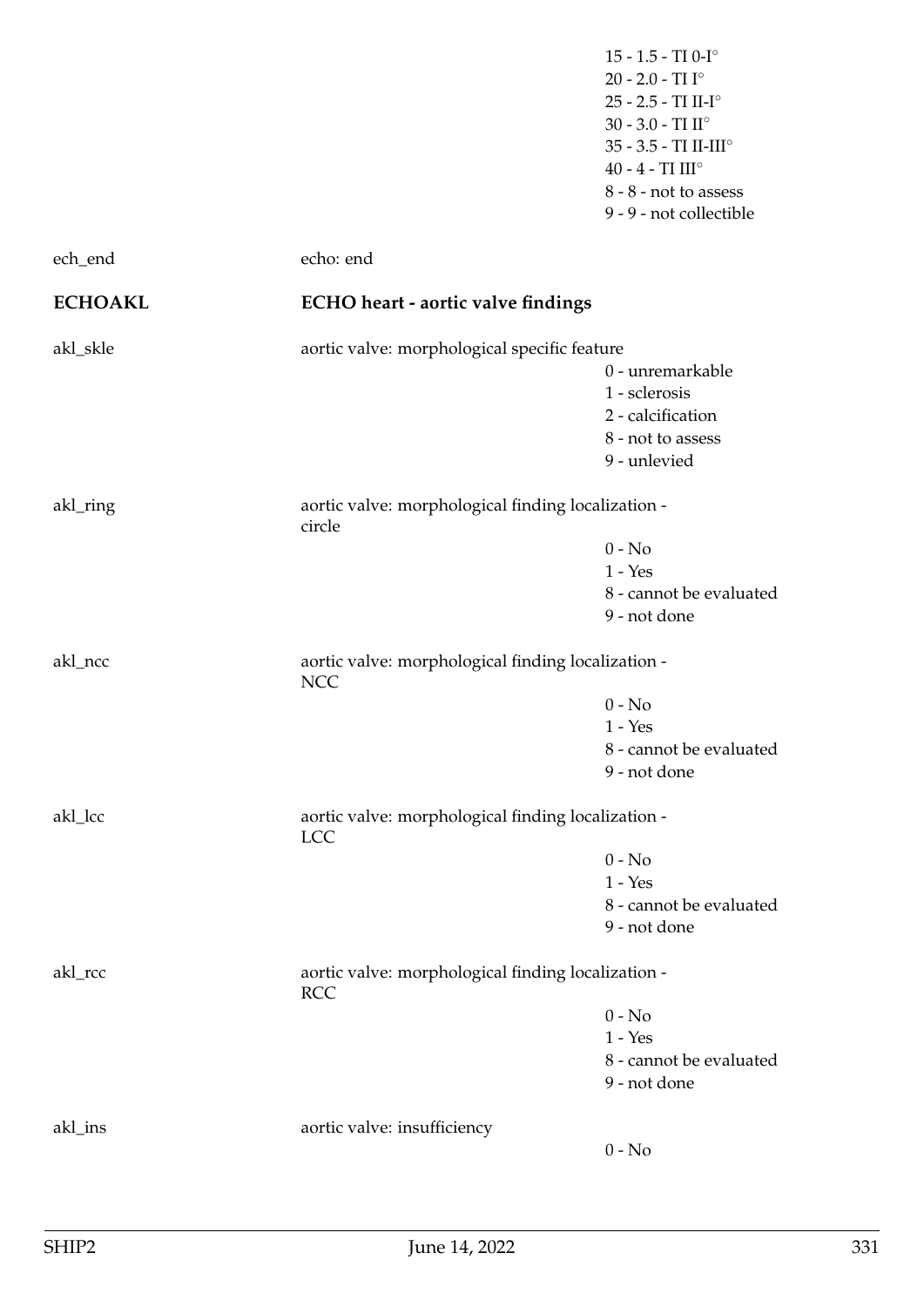15 - 1.5 - TI 0-I°
20 - 2.0 - TI I°
25 - 2.5 - TI II-I°
30 - 3.0 - TI II°
35 - 3.5 - TI II-III°
40 - 4 - TI III°
8 - 8 - not to assess
9 - 9 - not collectible

ech_end echo: end

## ECHOAKL ECHO heart - aortic valve findings

akl_skle aortic valve: morphological specific feature
- 0 - unremarkable
- 1 - sclerosis
- 2 - calcification
- 8 - not to assess
- 9 - unlevied

akl_ring aortic valve: morphological finding localization - circle
- 0 - No
- 1 - Yes
- 8 - cannot be evaluated
- 9 - not done

akl_ncc aortic valve: morphological finding localization - NCC
- 0 - No
- 1 - Yes
- 8 - cannot be evaluated
- 9 - not done

akl_lcc aortic valve: morphological finding localization - LCC
- 0 - No
- 1 - Yes
- 8 - cannot be evaluated
- 9 - not done

akl_rcc aortic valve: morphological finding localization - RCC
- 0 - No
- 1 - Yes
- 8 - cannot be evaluated
- 9 - not done

akl_ins aortic valve: insufficiency
- 0 - No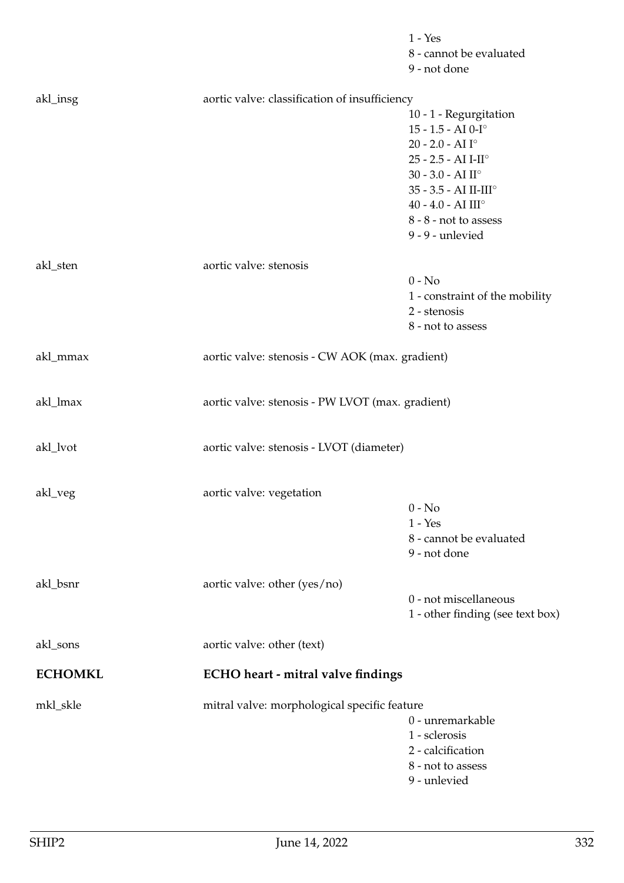1 - Yes
8 - cannot be evaluated
9 - not done

akl_insg | aortic valve: classification of insufficiency
- 10 - 1 - Regurgitation
- 15 - 1.5 - AI 0-I°
- 20 - 2.0 - AI I°
- 25 - 2.5 - AI I-II°
- 30 - 3.0 - AI II°
- 35 - 3.5 - AI II-III°
- 40 - 4.0 - AI III°
- 8 - 8 - not to assess
- 9 - 9 - unlevied

akl_sten | aortic valve: stenosis
- 0 - No
- 1 - constraint of the mobility
- 2 - stenosis
- 8 - not to assess

akl_mmax | aortic valve: stenosis - CW AOK (max. gradient)

akl_lmax | aortic valve: stenosis - PW LVOT (max. gradient)

akl_lvot | aortic valve: stenosis - LVOT (diameter)

akl_veg | aortic valve: vegetation
- 0 - No
- 1 - Yes
- 8 - cannot be evaluated
- 9 - not done

akl_bsnr | aortic valve: other (yes/no)
- 0 - not miscellaneous
- 1 - other finding (see text box)

akl_sons | aortic valve: other (text)

## ECHOMKL — ECHO heart - mitral valve findings

mkl_skle | mitral valve: morphological specific feature
- 0 - unremarkable
- 1 - sclerosis
- 2 - calcification
- 8 - not to assess
- 9 - unlevied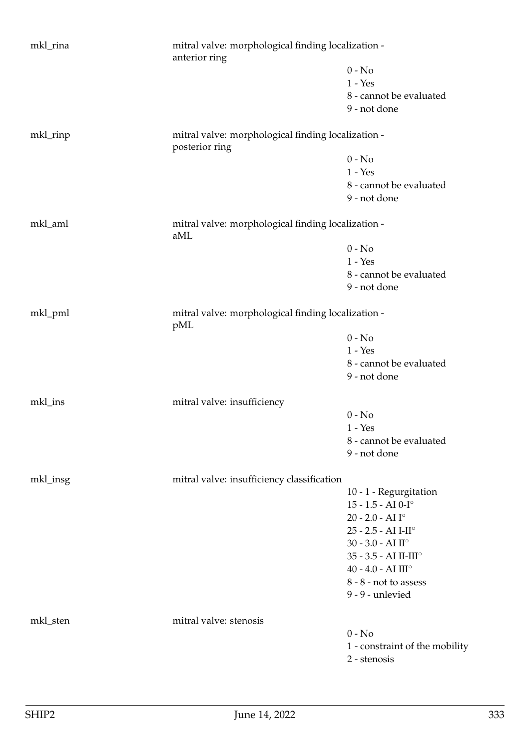mkl_rina — mitral valve: morphological finding localization - anterior ring

- 0 - No
- 1 - Yes
- 8 - cannot be evaluated
- 9 - not done

mkl_rinp — mitral valve: morphological finding localization - posterior ring

- 0 - No
- 1 - Yes
- 8 - cannot be evaluated
- 9 - not done

mkl_aml — mitral valve: morphological finding localization - aML

- 0 - No
- 1 - Yes
- 8 - cannot be evaluated
- 9 - not done

mkl_pml — mitral valve: morphological finding localization - pML

- 0 - No
- 1 - Yes
- 8 - cannot be evaluated
- 9 - not done

mkl_ins — mitral valve: insufficiency

- 0 - No
- 1 - Yes
- 8 - cannot be evaluated
- 9 - not done

mkl_insg — mitral valve: insufficiency classification

- 10 - 1 - Regurgitation
- 15 - 1.5 - AI 0-I°
- 20 - 2.0 - AI I°
- 25 - 2.5 - AI I-II°
- 30 - 3.0 - AI II°
- 35 - 3.5 - AI II-III°
- 40 - 4.0 - AI III°
- 8 - 8 - not to assess
- 9 - 9 - unlevied

mkl_sten — mitral valve: stenosis

- 0 - No
- 1 - constraint of the mobility
- 2 - stenosis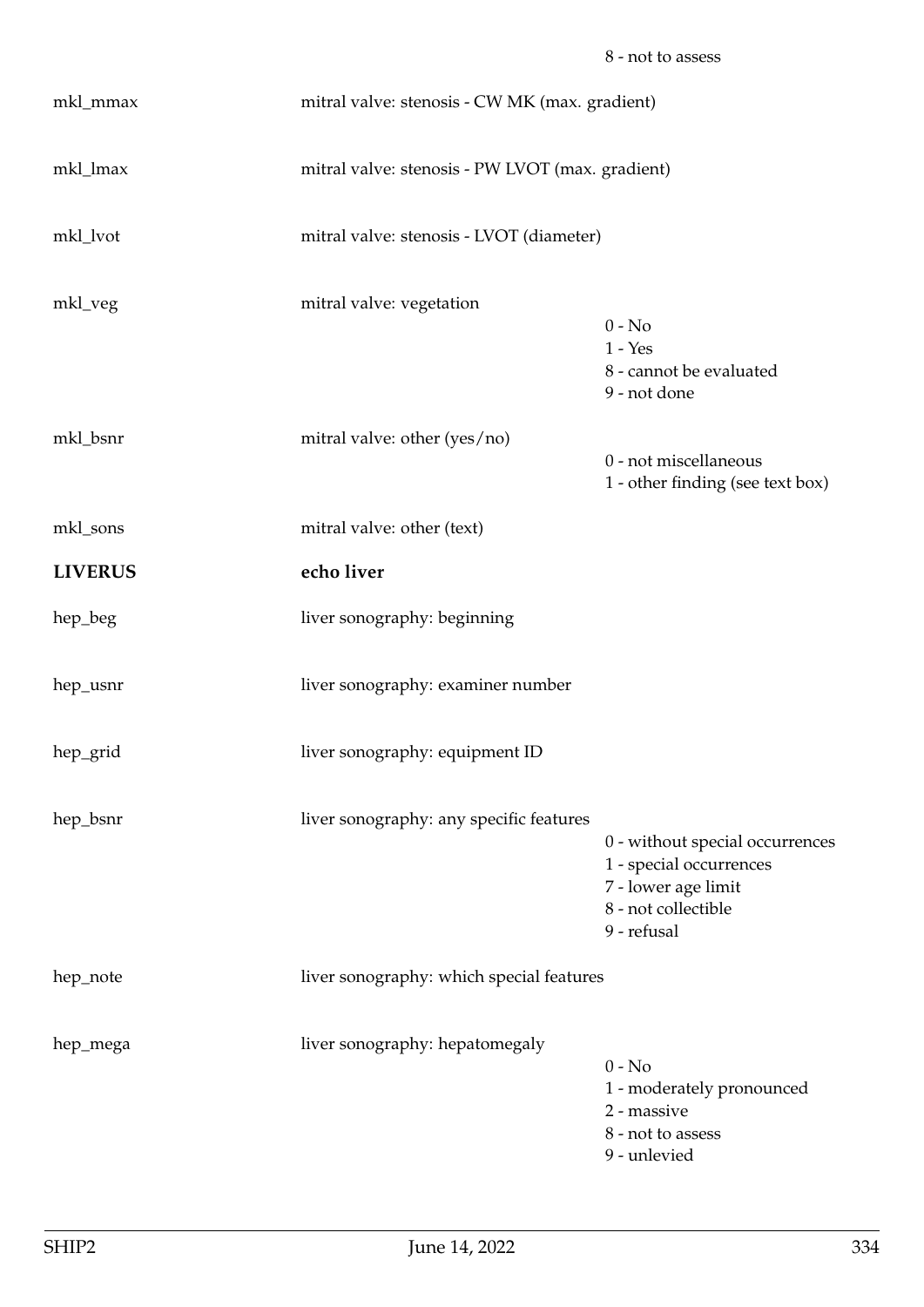| | | 8 - not to assess |
|---|---|---|
| mkl_mmax | mitral valve: stenosis - CW MK (max. gradient) | |
| mkl_lmax | mitral valve: stenosis - PW LVOT (max. gradient) | |
| mkl_lvot | mitral valve: stenosis - LVOT (diameter) | |
| mkl_veg | mitral valve: vegetation | 0 - No<br>1 - Yes<br>8 - cannot be evaluated<br>9 - not done |
| mkl_bsnr | mitral valve: other (yes/no) | 0 - not miscellaneous<br>1 - other finding (see text box) |
| mkl_sons | mitral valve: other (text) | |
| **LIVERUS** | **echo liver** | |
| hep_beg | liver sonography: beginning | |
| hep_usnr | liver sonography: examiner number | |
| hep_grid | liver sonography: equipment ID | |
| hep_bsnr | liver sonography: any specific features | 0 - without special occurrences<br>1 - special occurrences<br>7 - lower age limit<br>8 - not collectible<br>9 - refusal |
| hep_note | liver sonography: which special features | |
| hep_mega | liver sonography: hepatomegaly | 0 - No<br>1 - moderately pronounced<br>2 - massive<br>8 - not to assess<br>9 - unlevied |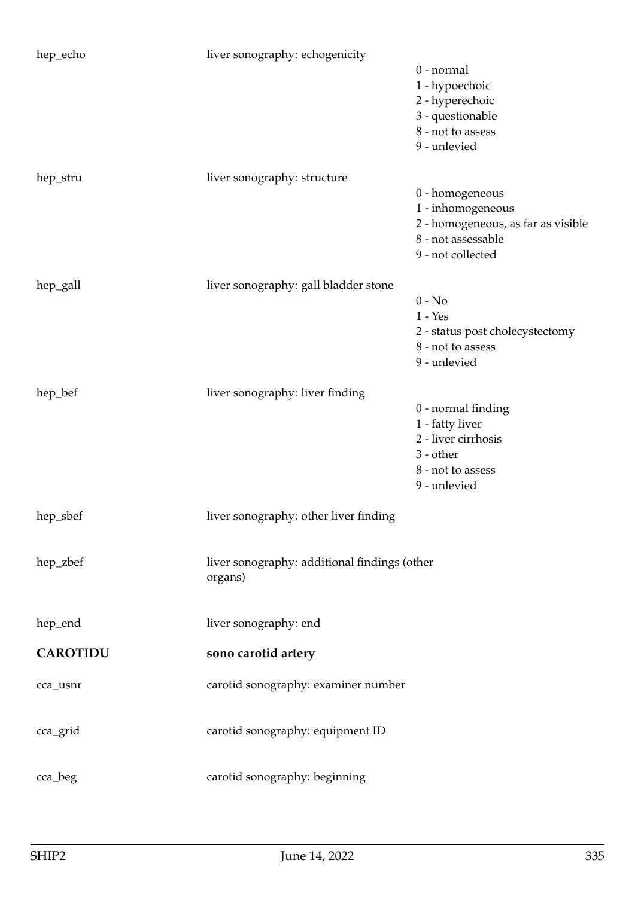| | | |
|---|---|---|
| hep_echo | liver sonography: echogenicity | 0 - normal<br>1 - hypoechoic<br>2 - hyperechoic<br>3 - questionable<br>8 - not to assess<br>9 - unlevied |
| hep_stru | liver sonography: structure | 0 - homogeneous<br>1 - inhomogeneous<br>2 - homogeneous, as far as visible<br>8 - not assessable<br>9 - not collected |
| hep_gall | liver sonography: gall bladder stone | 0 - No<br>1 - Yes<br>2 - status post cholecystectomy<br>8 - not to assess<br>9 - unlevied |
| hep_bef | liver sonography: liver finding | 0 - normal finding<br>1 - fatty liver<br>2 - liver cirrhosis<br>3 - other<br>8 - not to assess<br>9 - unlevied |
| hep_sbef | liver sonography: other liver finding | |
| hep_zbef | liver sonography: additional findings (other organs) | |
| hep_end | liver sonography: end | |
| **CAROTIDU** | **sono carotid artery** | |
| cca_usnr | carotid sonography: examiner number | |
| cca_grid | carotid sonography: equipment ID | |
| cca_beg | carotid sonography: beginning | |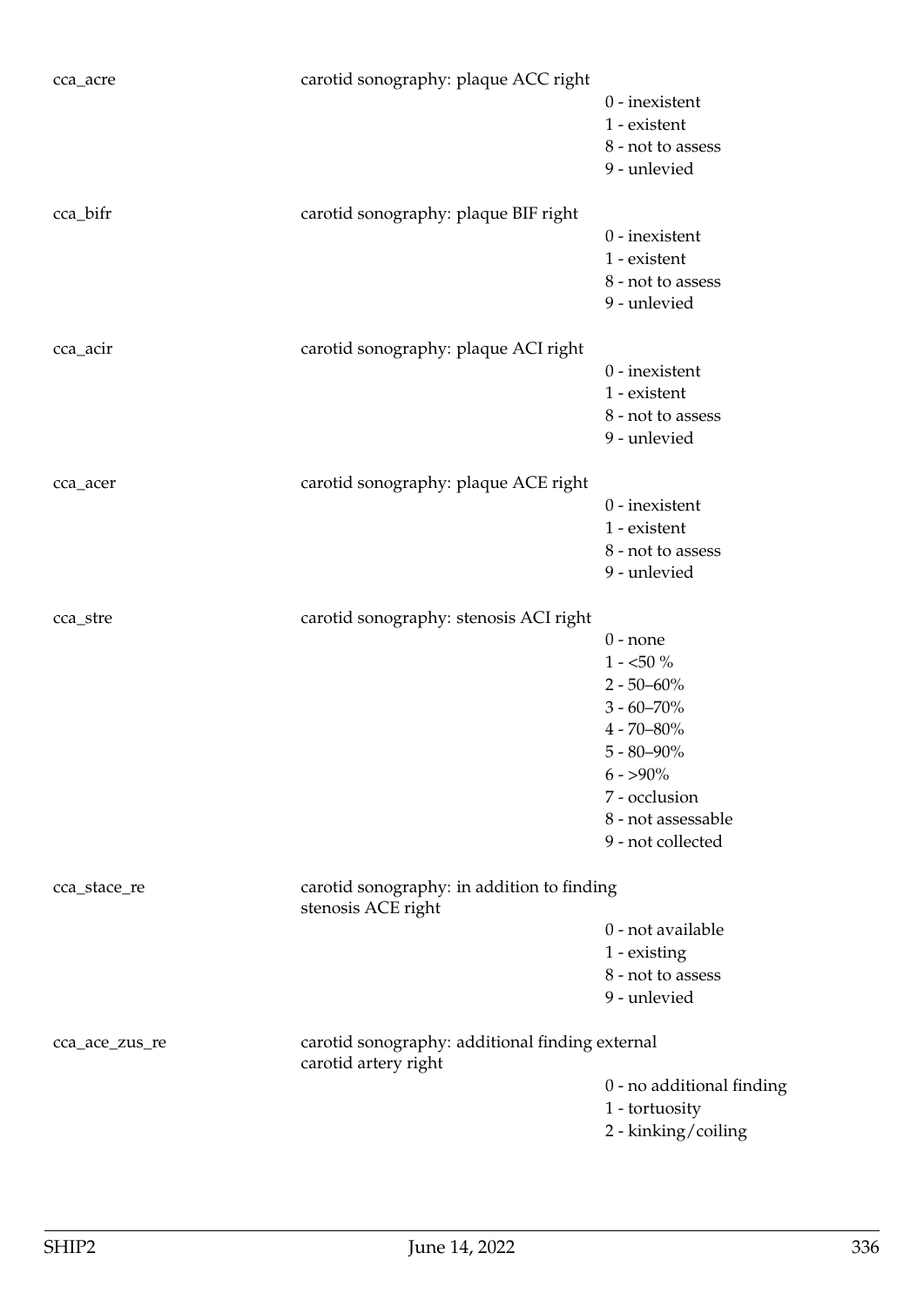| | | |
|---|---|---|
| cca_acre | carotid sonography: plaque ACC right | |
| | | 0 - inexistent |
| | | 1 - existent |
| | | 8 - not to assess |
| | | 9 - unlevied |
| cca_bifr | carotid sonography: plaque BIF right | |
| | | 0 - inexistent |
| | | 1 - existent |
| | | 8 - not to assess |
| | | 9 - unlevied |
| cca_acir | carotid sonography: plaque ACI right | |
| | | 0 - inexistent |
| | | 1 - existent |
| | | 8 - not to assess |
| | | 9 - unlevied |
| cca_acer | carotid sonography: plaque ACE right | |
| | | 0 - inexistent |
| | | 1 - existent |
| | | 8 - not to assess |
| | | 9 - unlevied |
| cca_stre | carotid sonography: stenosis ACI right | |
| | | 0 - none |
| | | 1 - <50 % |
| | | 2 - 50–60% |
| | | 3 - 60–70% |
| | | 4 - 70–80% |
| | | 5 - 80–90% |
| | | 6 - >90% |
| | | 7 - occlusion |
| | | 8 - not assessable |
| | | 9 - not collected |
| cca_stace_re | carotid sonography: in addition to finding stenosis ACE right | |
| | | 0 - not available |
| | | 1 - existing |
| | | 8 - not to assess |
| | | 9 - unlevied |
| cca_ace_zus_re | carotid sonography: additional finding external carotid artery right | |
| | | 0 - no additional finding |
| | | 1 - tortuosity |
| | | 2 - kinking/coiling |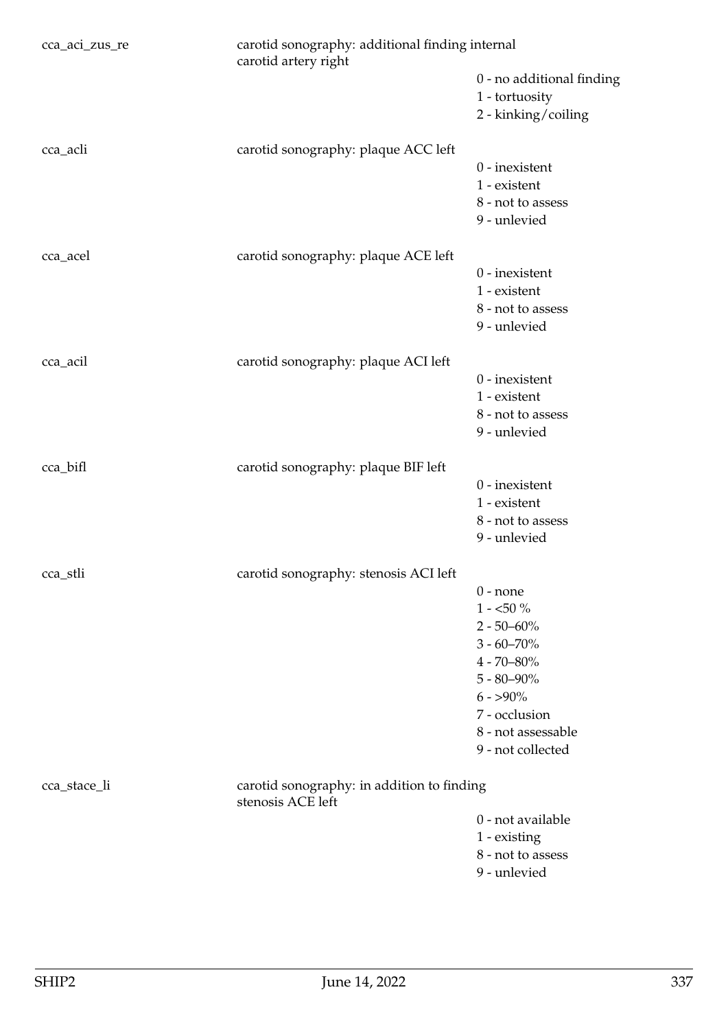| Variable | Description | Values |
|---|---|---|
| cca_aci_zus_re | carotid sonography: additional finding internal carotid artery right | 0 - no additional finding<br>1 - tortuosity<br>2 - kinking/coiling |
| cca_acli | carotid sonography: plaque ACC left | 0 - inexistent<br>1 - existent<br>8 - not to assess<br>9 - unlevied |
| cca_acel | carotid sonography: plaque ACE left | 0 - inexistent<br>1 - existent<br>8 - not to assess<br>9 - unlevied |
| cca_acil | carotid sonography: plaque ACI left | 0 - inexistent<br>1 - existent<br>8 - not to assess<br>9 - unlevied |
| cca_bifl | carotid sonography: plaque BIF left | 0 - inexistent<br>1 - existent<br>8 - not to assess<br>9 - unlevied |
| cca_stli | carotid sonography: stenosis ACI left | 0 - none<br>1 - <50 %<br>2 - 50–60%<br>3 - 60–70%<br>4 - 70–80%<br>5 - 80–90%<br>6 - >90%<br>7 - occlusion<br>8 - not assessable<br>9 - not collected |
| cca_stace_li | carotid sonography: in addition to finding stenosis ACE left | 0 - not available<br>1 - existing<br>8 - not to assess<br>9 - unlevied |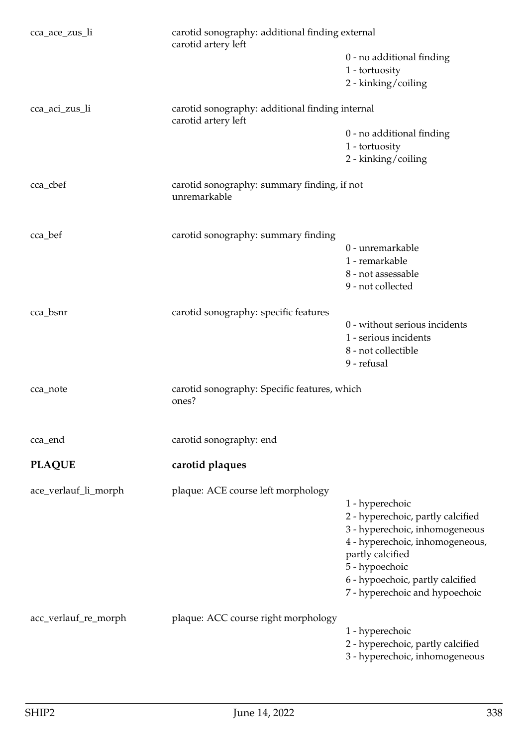| Variable | Description | Values |
|---|---|---|
| cca_ace_zus_li | carotid sonography: additional finding external carotid artery left | 0 - no additional finding<br>1 - tortuosity<br>2 - kinking/coiling |
| cca_aci_zus_li | carotid sonography: additional finding internal carotid artery left | 0 - no additional finding<br>1 - tortuosity<br>2 - kinking/coiling |
| cca_cbef | carotid sonography: summary finding, if not unremarkable | |
| cca_bef | carotid sonography: summary finding | 0 - unremarkable<br>1 - remarkable<br>8 - not assessable<br>9 - not collected |
| cca_bsnr | carotid sonography: specific features | 0 - without serious incidents<br>1 - serious incidents<br>8 - not collectible<br>9 - refusal |
| cca_note | carotid sonography: Specific features, which ones? | |
| cca_end | carotid sonography: end | |

## PLAQUE carotid plaques

| Variable | Description | Values |
|---|---|---|
| ace_verlauf_li_morph | plaque: ACE course left morphology | 1 - hyperechoic<br>2 - hyperechoic, partly calcified<br>3 - hyperechoic, inhomogeneous<br>4 - hyperechoic, inhomogeneous, partly calcified<br>5 - hypoechoic<br>6 - hypoechoic, partly calcified<br>7 - hyperechoic and hypoechoic |
| acc_verlauf_re_morph | plaque: ACC course right morphology | 1 - hyperechoic<br>2 - hyperechoic, partly calcified<br>3 - hyperechoic, inhomogeneous |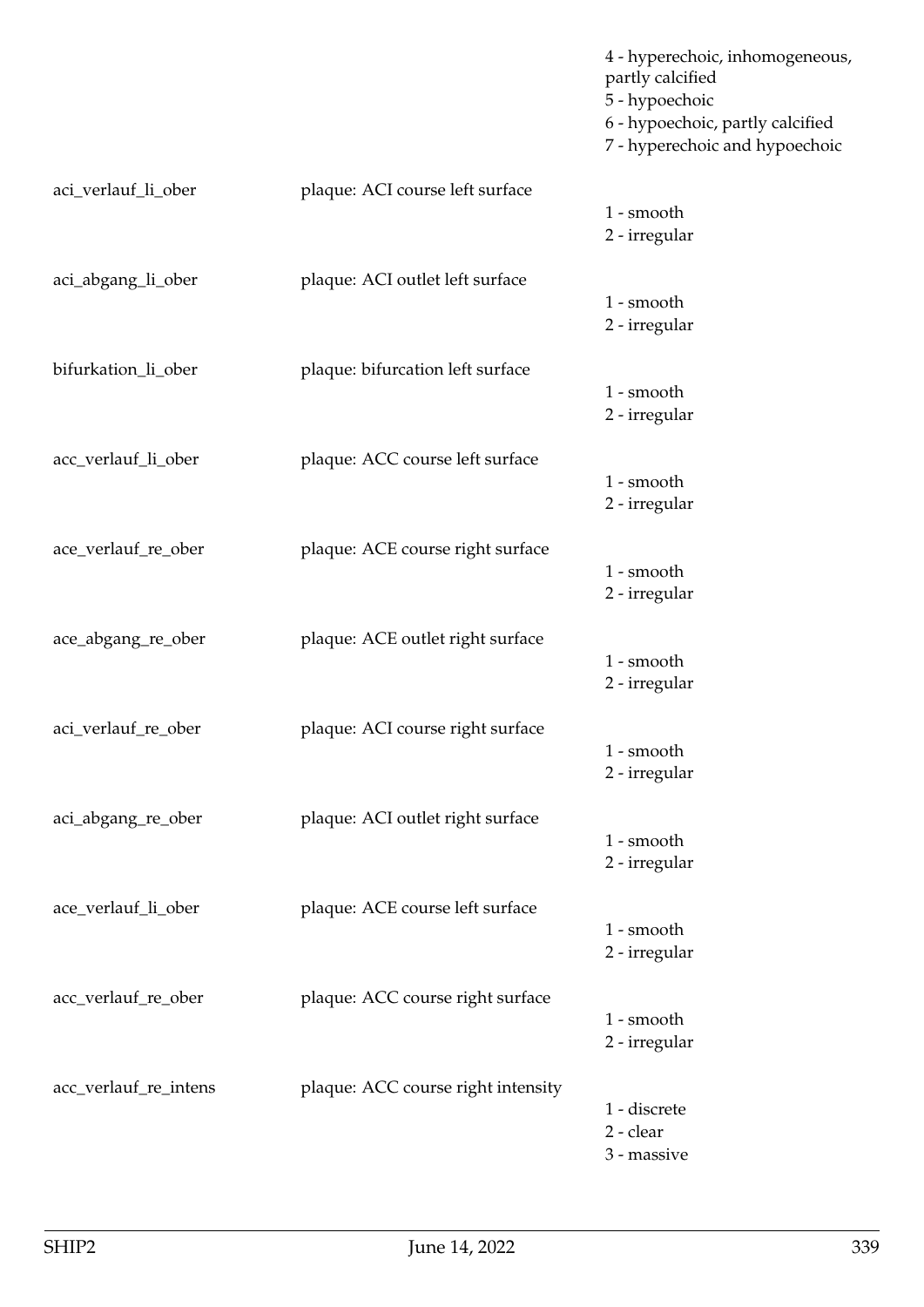| | | |
|---|---|---|
| | | 4 - hyperechoic, inhomogeneous, partly calcified<br>5 - hypoechoic<br>6 - hypoechoic, partly calcified<br>7 - hyperechoic and hypoechoic |
| aci_verlauf_li_ober | plaque: ACI course left surface | 1 - smooth<br>2 - irregular |
| aci_abgang_li_ober | plaque: ACI outlet left surface | 1 - smooth<br>2 - irregular |
| bifurkation_li_ober | plaque: bifurcation left surface | 1 - smooth<br>2 - irregular |
| acc_verlauf_li_ober | plaque: ACC course left surface | 1 - smooth<br>2 - irregular |
| ace_verlauf_re_ober | plaque: ACE course right surface | 1 - smooth<br>2 - irregular |
| ace_abgang_re_ober | plaque: ACE outlet right surface | 1 - smooth<br>2 - irregular |
| aci_verlauf_re_ober | plaque: ACI course right surface | 1 - smooth<br>2 - irregular |
| aci_abgang_re_ober | plaque: ACI outlet right surface | 1 - smooth<br>2 - irregular |
| ace_verlauf_li_ober | plaque: ACE course left surface | 1 - smooth<br>2 - irregular |
| acc_verlauf_re_ober | plaque: ACC course right surface | 1 - smooth<br>2 - irregular |
| acc_verlauf_re_intens | plaque: ACC course right intensity | 1 - discrete<br>2 - clear<br>3 - massive |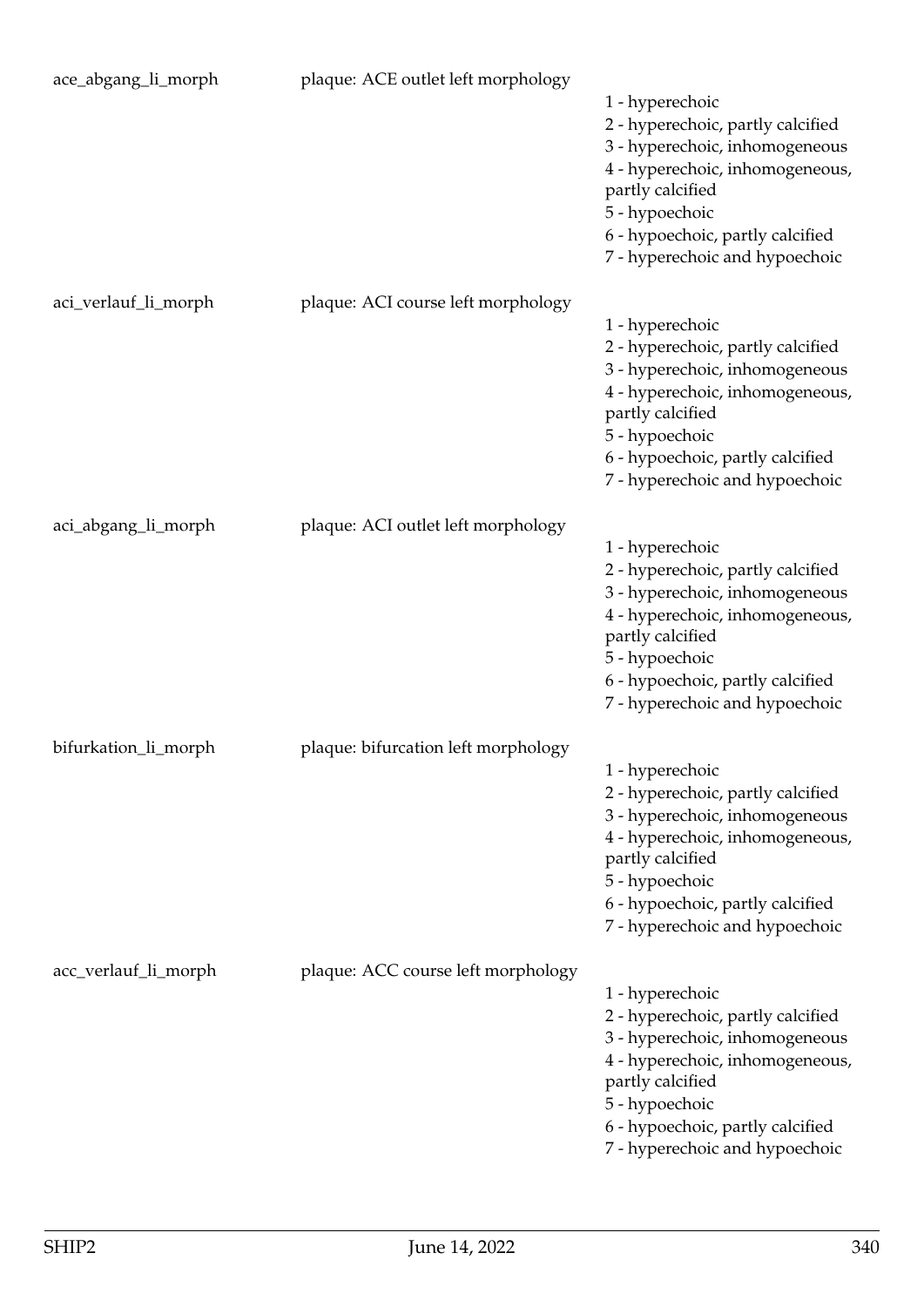| | | |
|---|---|---|
| ace_abgang_li_morph | plaque: ACE outlet left morphology | 1 - hyperechoic<br>2 - hyperechoic, partly calcified<br>3 - hyperechoic, inhomogeneous<br>4 - hyperechoic, inhomogeneous, partly calcified<br>5 - hypoechoic<br>6 - hypoechoic, partly calcified<br>7 - hyperechoic and hypoechoic |
| aci_verlauf_li_morph | plaque: ACI course left morphology | 1 - hyperechoic<br>2 - hyperechoic, partly calcified<br>3 - hyperechoic, inhomogeneous<br>4 - hyperechoic, inhomogeneous, partly calcified<br>5 - hypoechoic<br>6 - hypoechoic, partly calcified<br>7 - hyperechoic and hypoechoic |
| aci_abgang_li_morph | plaque: ACI outlet left morphology | 1 - hyperechoic<br>2 - hyperechoic, partly calcified<br>3 - hyperechoic, inhomogeneous<br>4 - hyperechoic, inhomogeneous, partly calcified<br>5 - hypoechoic<br>6 - hypoechoic, partly calcified<br>7 - hyperechoic and hypoechoic |
| bifurkation_li_morph | plaque: bifurcation left morphology | 1 - hyperechoic<br>2 - hyperechoic, partly calcified<br>3 - hyperechoic, inhomogeneous<br>4 - hyperechoic, inhomogeneous, partly calcified<br>5 - hypoechoic<br>6 - hypoechoic, partly calcified<br>7 - hyperechoic and hypoechoic |
| acc_verlauf_li_morph | plaque: ACC course left morphology | 1 - hyperechoic<br>2 - hyperechoic, partly calcified<br>3 - hyperechoic, inhomogeneous<br>4 - hyperechoic, inhomogeneous, partly calcified<br>5 - hypoechoic<br>6 - hypoechoic, partly calcified<br>7 - hyperechoic and hypoechoic |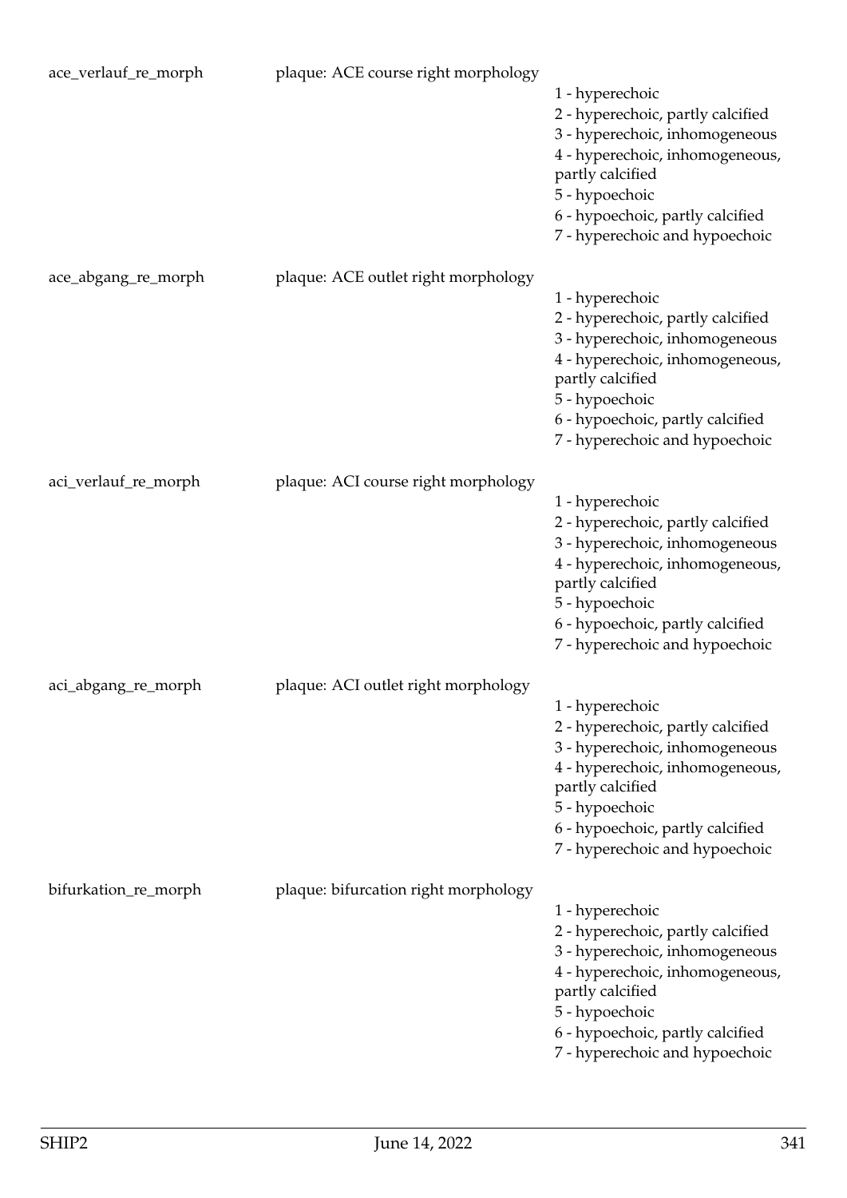| | | |
|---|---|---|
| ace_verlauf_re_morph | plaque: ACE course right morphology | 1 - hyperechoic<br>2 - hyperechoic, partly calcified<br>3 - hyperechoic, inhomogeneous<br>4 - hyperechoic, inhomogeneous, partly calcified<br>5 - hypoechoic<br>6 - hypoechoic, partly calcified<br>7 - hyperechoic and hypoechoic |
| ace_abgang_re_morph | plaque: ACE outlet right morphology | 1 - hyperechoic<br>2 - hyperechoic, partly calcified<br>3 - hyperechoic, inhomogeneous<br>4 - hyperechoic, inhomogeneous, partly calcified<br>5 - hypoechoic<br>6 - hypoechoic, partly calcified<br>7 - hyperechoic and hypoechoic |
| aci_verlauf_re_morph | plaque: ACI course right morphology | 1 - hyperechoic<br>2 - hyperechoic, partly calcified<br>3 - hyperechoic, inhomogeneous<br>4 - hyperechoic, inhomogeneous, partly calcified<br>5 - hypoechoic<br>6 - hypoechoic, partly calcified<br>7 - hyperechoic and hypoechoic |
| aci_abgang_re_morph | plaque: ACI outlet right morphology | 1 - hyperechoic<br>2 - hyperechoic, partly calcified<br>3 - hyperechoic, inhomogeneous<br>4 - hyperechoic, inhomogeneous, partly calcified<br>5 - hypoechoic<br>6 - hypoechoic, partly calcified<br>7 - hyperechoic and hypoechoic |
| bifurkation_re_morph | plaque: bifurcation right morphology | 1 - hyperechoic<br>2 - hyperechoic, partly calcified<br>3 - hyperechoic, inhomogeneous<br>4 - hyperechoic, inhomogeneous, partly calcified<br>5 - hypoechoic<br>6 - hypoechoic, partly calcified<br>7 - hyperechoic and hypoechoic |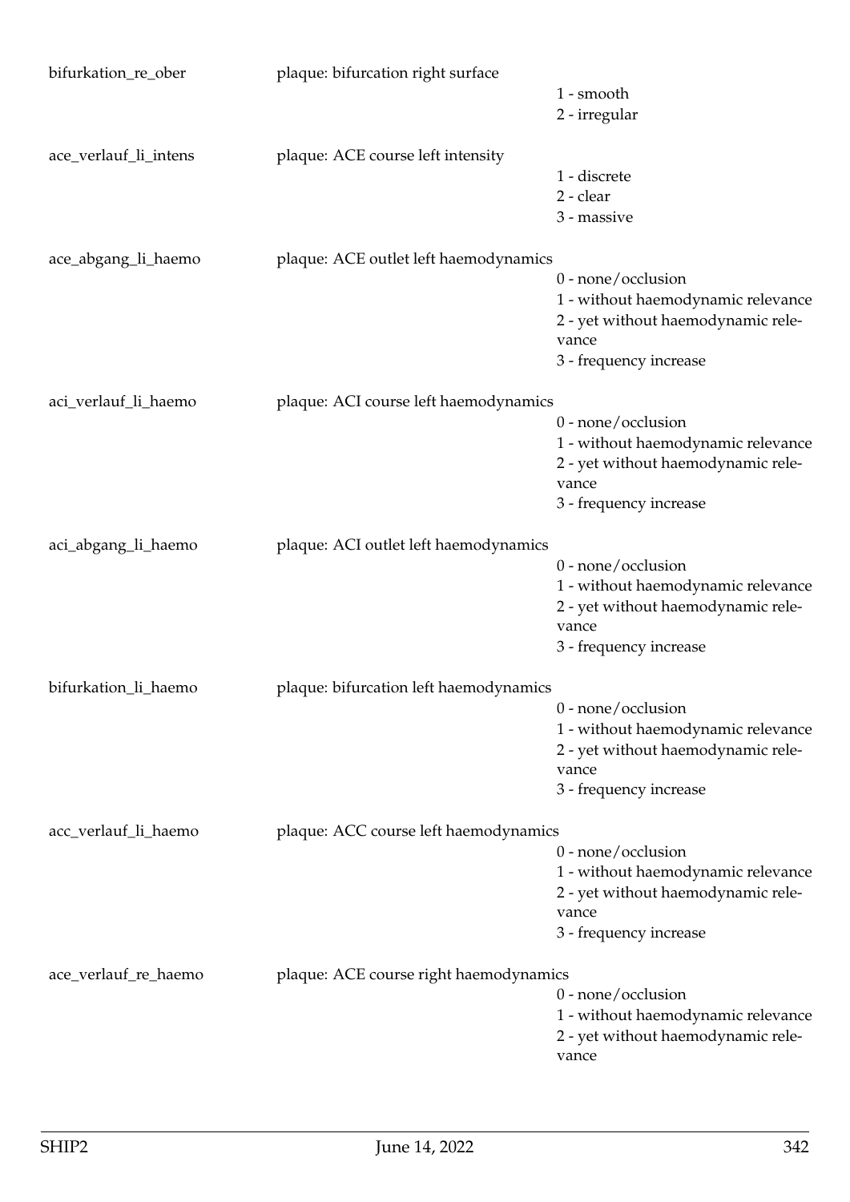bifurkation_re_ober plaque: bifurcation right surface

- 1 - smooth
- 2 - irregular

ace_verlauf_li_intens plaque: ACE course left intensity

- 1 - discrete
- 2 - clear
- 3 - massive

ace_abgang_li_haemo plaque: ACE outlet left haemodynamics

- 0 - none/occlusion
- 1 - without haemodynamic relevance
- 2 - yet without haemodynamic relevance
- 3 - frequency increase

aci_verlauf_li_haemo plaque: ACI course left haemodynamics

- 0 - none/occlusion
- 1 - without haemodynamic relevance
- 2 - yet without haemodynamic relevance
- 3 - frequency increase

aci_abgang_li_haemo plaque: ACI outlet left haemodynamics

- 0 - none/occlusion
- 1 - without haemodynamic relevance
- 2 - yet without haemodynamic relevance
- 3 - frequency increase

bifurkation_li_haemo plaque: bifurcation left haemodynamics

- 0 - none/occlusion
- 1 - without haemodynamic relevance
- 2 - yet without haemodynamic relevance
- 3 - frequency increase

acc_verlauf_li_haemo plaque: ACC course left haemodynamics

- 0 - none/occlusion
- 1 - without haemodynamic relevance
- 2 - yet without haemodynamic relevance
- 3 - frequency increase

ace_verlauf_re_haemo plaque: ACE course right haemodynamics

- 0 - none/occlusion
- 1 - without haemodynamic relevance
- 2 - yet without haemodynamic relevance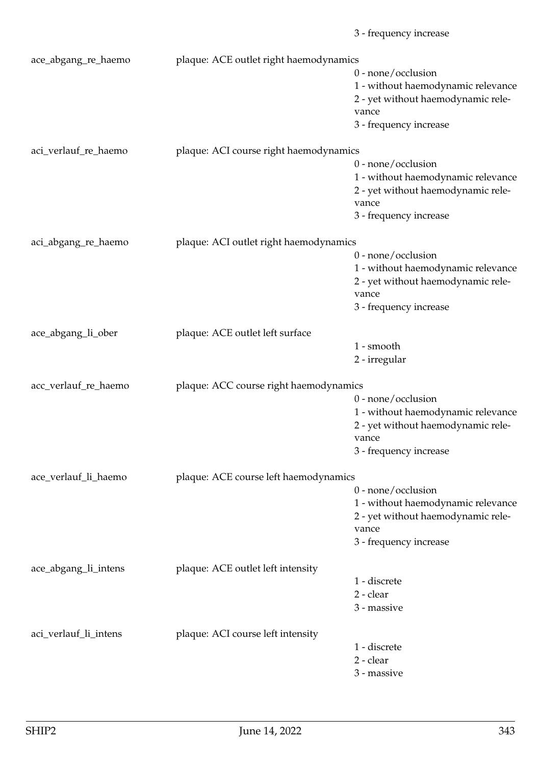3 - frequency increase

ace_abgang_re_haemo plaque: ACE outlet right haemodynamics
- 0 - none/occlusion
- 1 - without haemodynamic relevance
- 2 - yet without haemodynamic relevance
- 3 - frequency increase

aci_verlauf_re_haemo plaque: ACI course right haemodynamics
- 0 - none/occlusion
- 1 - without haemodynamic relevance
- 2 - yet without haemodynamic relevance
- 3 - frequency increase

aci_abgang_re_haemo plaque: ACI outlet right haemodynamics
- 0 - none/occlusion
- 1 - without haemodynamic relevance
- 2 - yet without haemodynamic relevance
- 3 - frequency increase

ace_abgang_li_ober plaque: ACE outlet left surface
- 1 - smooth
- 2 - irregular

acc_verlauf_re_haemo plaque: ACC course right haemodynamics
- 0 - none/occlusion
- 1 - without haemodynamic relevance
- 2 - yet without haemodynamic relevance
- 3 - frequency increase

ace_verlauf_li_haemo plaque: ACE course left haemodynamics
- 0 - none/occlusion
- 1 - without haemodynamic relevance
- 2 - yet without haemodynamic relevance
- 3 - frequency increase

ace_abgang_li_intens plaque: ACE outlet left intensity
- 1 - discrete
- 2 - clear
- 3 - massive

aci_verlauf_li_intens plaque: ACI course left intensity
- 1 - discrete
- 2 - clear
- 3 - massive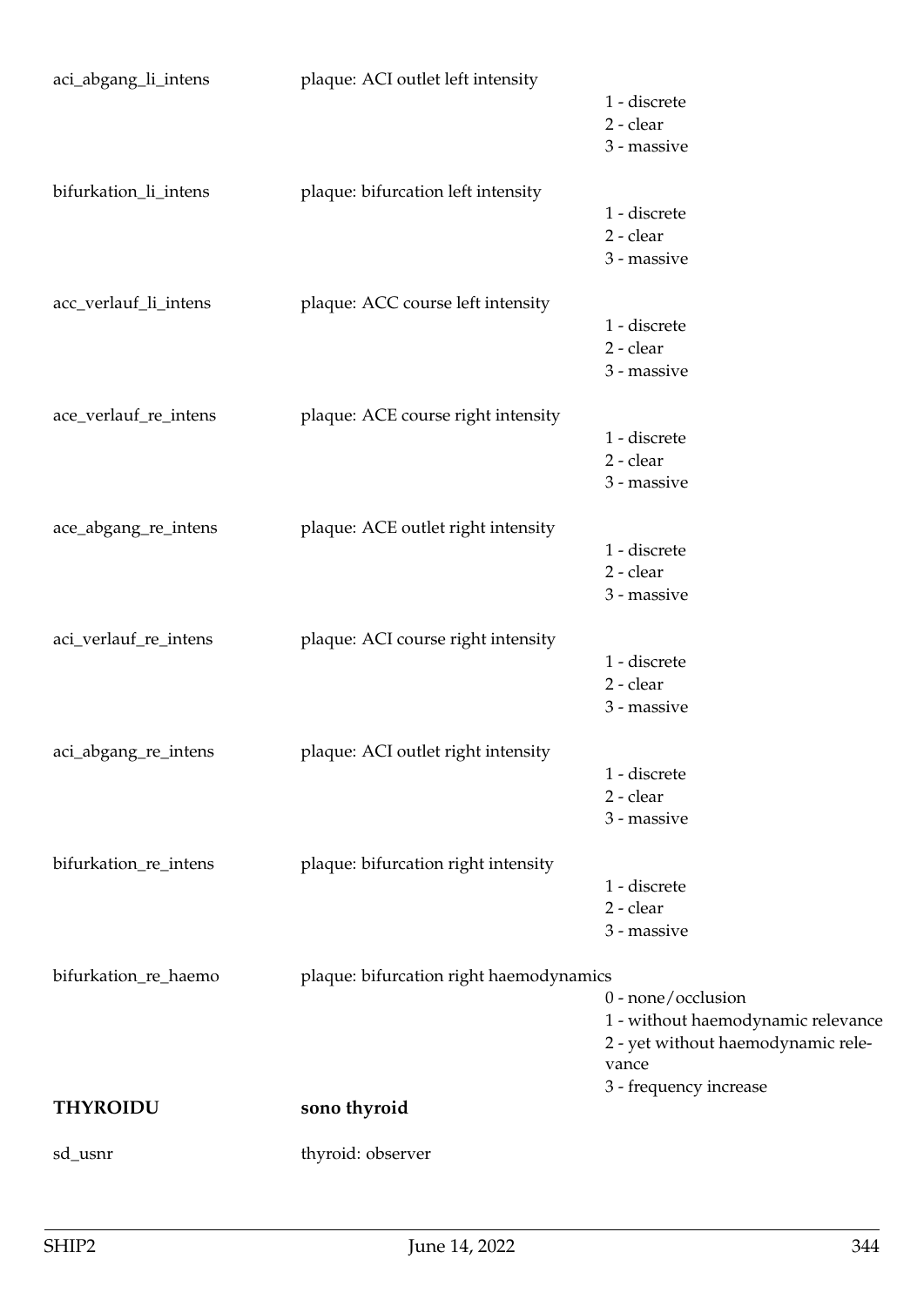| | | |
|---|---|---|
| aci_abgang_li_intens | plaque: ACI outlet left intensity | 1 - discrete<br>2 - clear<br>3 - massive |
| bifurkation_li_intens | plaque: bifurcation left intensity | 1 - discrete<br>2 - clear<br>3 - massive |
| acc_verlauf_li_intens | plaque: ACC course left intensity | 1 - discrete<br>2 - clear<br>3 - massive |
| ace_verlauf_re_intens | plaque: ACE course right intensity | 1 - discrete<br>2 - clear<br>3 - massive |
| ace_abgang_re_intens | plaque: ACE outlet right intensity | 1 - discrete<br>2 - clear<br>3 - massive |
| aci_verlauf_re_intens | plaque: ACI course right intensity | 1 - discrete<br>2 - clear<br>3 - massive |
| aci_abgang_re_intens | plaque: ACI outlet right intensity | 1 - discrete<br>2 - clear<br>3 - massive |
| bifurkation_re_intens | plaque: bifurcation right intensity | 1 - discrete<br>2 - clear<br>3 - massive |
| bifurkation_re_haemo | plaque: bifurcation right haemodynamics | 0 - none/occlusion<br>1 - without haemodynamic relevance<br>2 - yet without haemodynamic relevance<br>3 - frequency increase |
| **THYROIDU** | **sono thyroid** | |
| sd_usnr | thyroid: observer | |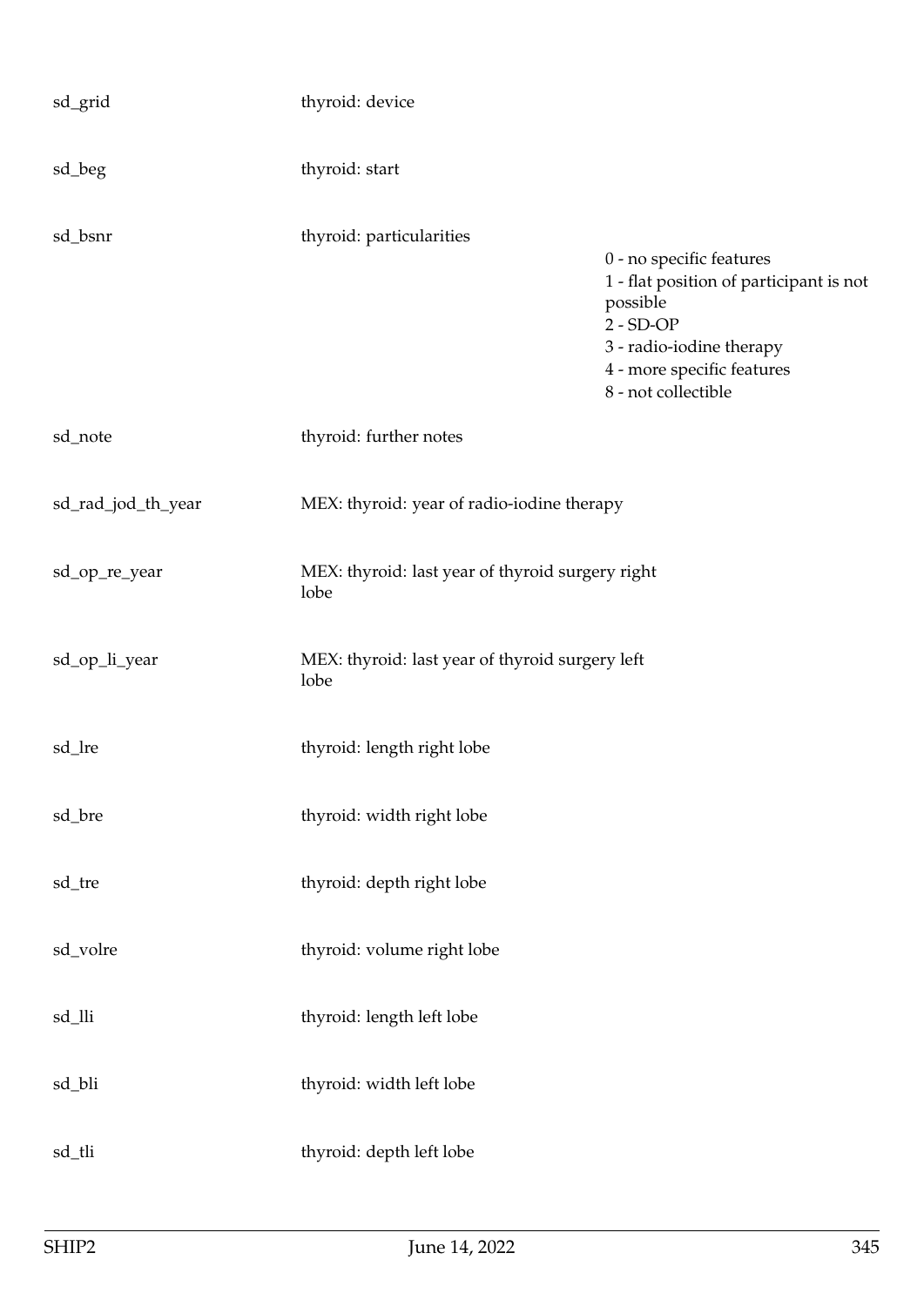| | | |
|---|---|---|
| sd_grid | thyroid: device | |
| sd_beg | thyroid: start | |
| sd_bsnr | thyroid: particularities | 0 - no specific features<br>1 - flat position of participant is not possible<br>2 - SD-OP<br>3 - radio-iodine therapy<br>4 - more specific features<br>8 - not collectible |
| sd_note | thyroid: further notes | |
| sd_rad_jod_th_year | MEX: thyroid: year of radio-iodine therapy | |
| sd_op_re_year | MEX: thyroid: last year of thyroid surgery right lobe | |
| sd_op_li_year | MEX: thyroid: last year of thyroid surgery left lobe | |
| sd_lre | thyroid: length right lobe | |
| sd_bre | thyroid: width right lobe | |
| sd_tre | thyroid: depth right lobe | |
| sd_volre | thyroid: volume right lobe | |
| sd_lli | thyroid: length left lobe | |
| sd_bli | thyroid: width left lobe | |
| sd_tli | thyroid: depth left lobe | |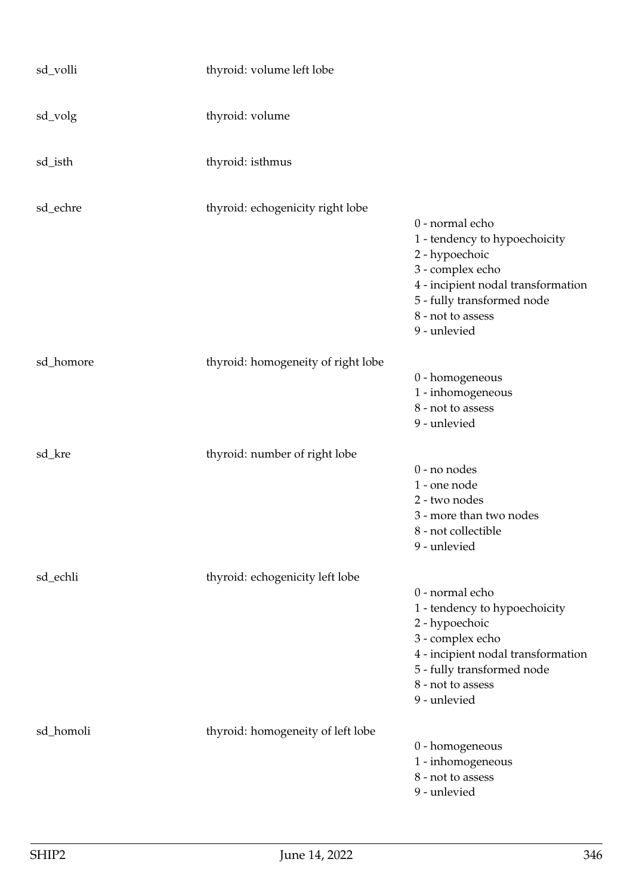| Variable | Label | Values |
|---|---|---|
| sd_volli | thyroid: volume left lobe | |
| sd_volg | thyroid: volume | |
| sd_isth | thyroid: isthmus | |
| sd_echre | thyroid: echogenicity right lobe | 0 - normal echo<br>1 - tendency to hypoechoicity<br>2 - hypoechoic<br>3 - complex echo<br>4 - incipient nodal transformation<br>5 - fully transformed node<br>8 - not to assess<br>9 - unlevied |
| sd_homore | thyroid: homogeneity of right lobe | 0 - homogeneous<br>1 - inhomogeneous<br>8 - not to assess<br>9 - unlevied |
| sd_kre | thyroid: number of right lobe | 0 - no nodes<br>1 - one node<br>2 - two nodes<br>3 - more than two nodes<br>8 - not collectible<br>9 - unlevied |
| sd_echli | thyroid: echogenicity left lobe | 0 - normal echo<br>1 - tendency to hypoechoicity<br>2 - hypoechoic<br>3 - complex echo<br>4 - incipient nodal transformation<br>5 - fully transformed node<br>8 - not to assess<br>9 - unlevied |
| sd_homoli | thyroid: homogeneity of left lobe | 0 - homogeneous<br>1 - inhomogeneous<br>8 - not to assess<br>9 - unlevied |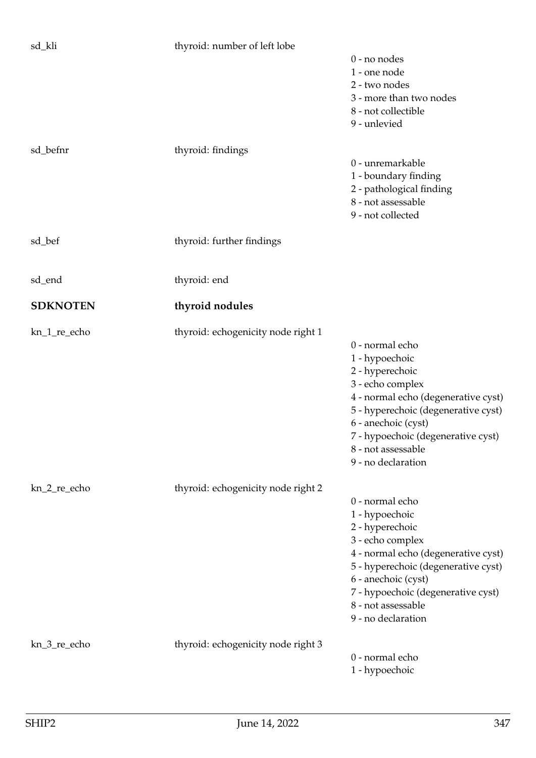sd_kli thyroid: number of left lobe

0 - no nodes
1 - one node
2 - two nodes
3 - more than two nodes
8 - not collectible
9 - unlevied

sd_befnr thyroid: findings

0 - unremarkable
1 - boundary finding
2 - pathological finding
8 - not assessable
9 - not collected

sd_bef thyroid: further findings

sd_end thyroid: end

**SDKNOTEN** **thyroid nodules**

kn_1_re_echo thyroid: echogenicity node right 1

0 - normal echo
1 - hypoechoic
2 - hyperechoic
3 - echo complex
4 - normal echo (degenerative cyst)
5 - hyperechoic (degenerative cyst)
6 - anechoic (cyst)
7 - hypoechoic (degenerative cyst)
8 - not assessable
9 - no declaration

kn_2_re_echo thyroid: echogenicity node right 2

0 - normal echo
1 - hypoechoic
2 - hyperechoic
3 - echo complex
4 - normal echo (degenerative cyst)
5 - hyperechoic (degenerative cyst)
6 - anechoic (cyst)
7 - hypoechoic (degenerative cyst)
8 - not assessable
9 - no declaration

kn_3_re_echo thyroid: echogenicity node right 3

0 - normal echo
1 - hypoechoic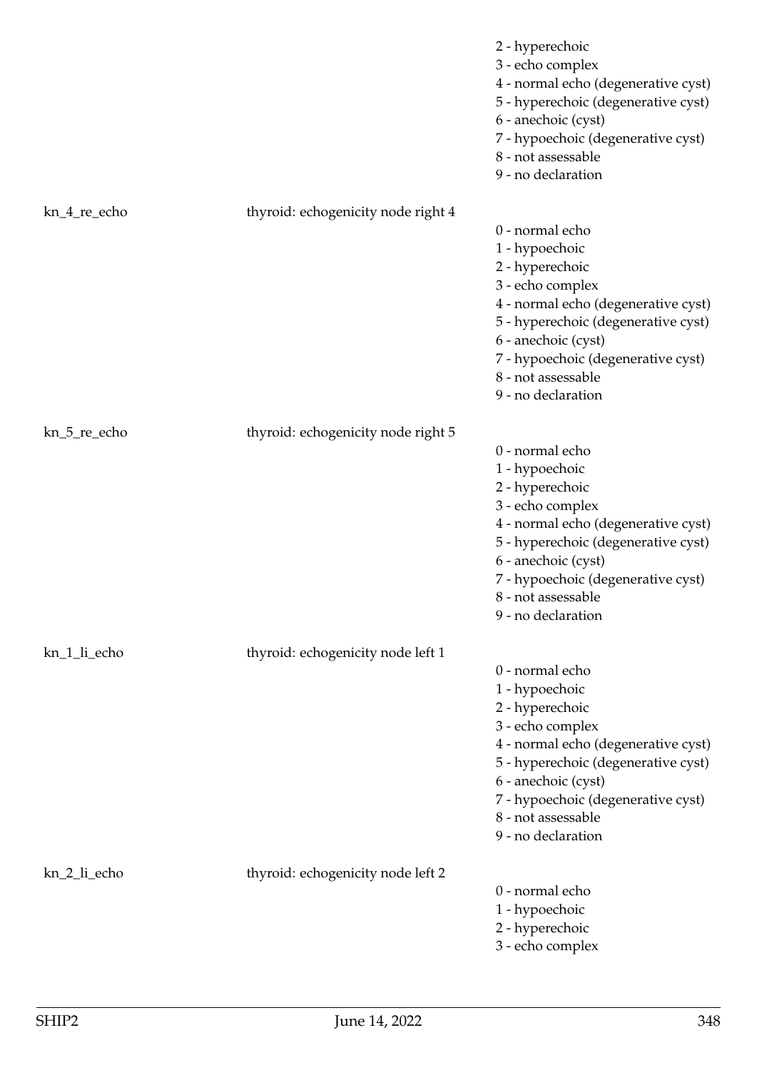| | | |
|---|---|---|
| | | 2 - hyperechoic<br>3 - echo complex<br>4 - normal echo (degenerative cyst)<br>5 - hyperechoic (degenerative cyst)<br>6 - anechoic (cyst)<br>7 - hypoechoic (degenerative cyst)<br>8 - not assessable<br>9 - no declaration |
| kn_4_re_echo | thyroid: echogenicity node right 4 | 0 - normal echo<br>1 - hypoechoic<br>2 - hyperechoic<br>3 - echo complex<br>4 - normal echo (degenerative cyst)<br>5 - hyperechoic (degenerative cyst)<br>6 - anechoic (cyst)<br>7 - hypoechoic (degenerative cyst)<br>8 - not assessable<br>9 - no declaration |
| kn_5_re_echo | thyroid: echogenicity node right 5 | 0 - normal echo<br>1 - hypoechoic<br>2 - hyperechoic<br>3 - echo complex<br>4 - normal echo (degenerative cyst)<br>5 - hyperechoic (degenerative cyst)<br>6 - anechoic (cyst)<br>7 - hypoechoic (degenerative cyst)<br>8 - not assessable<br>9 - no declaration |
| kn_1_li_echo | thyroid: echogenicity node left 1 | 0 - normal echo<br>1 - hypoechoic<br>2 - hyperechoic<br>3 - echo complex<br>4 - normal echo (degenerative cyst)<br>5 - hyperechoic (degenerative cyst)<br>6 - anechoic (cyst)<br>7 - hypoechoic (degenerative cyst)<br>8 - not assessable<br>9 - no declaration |
| kn_2_li_echo | thyroid: echogenicity node left 2 | 0 - normal echo<br>1 - hypoechoic<br>2 - hyperechoic<br>3 - echo complex |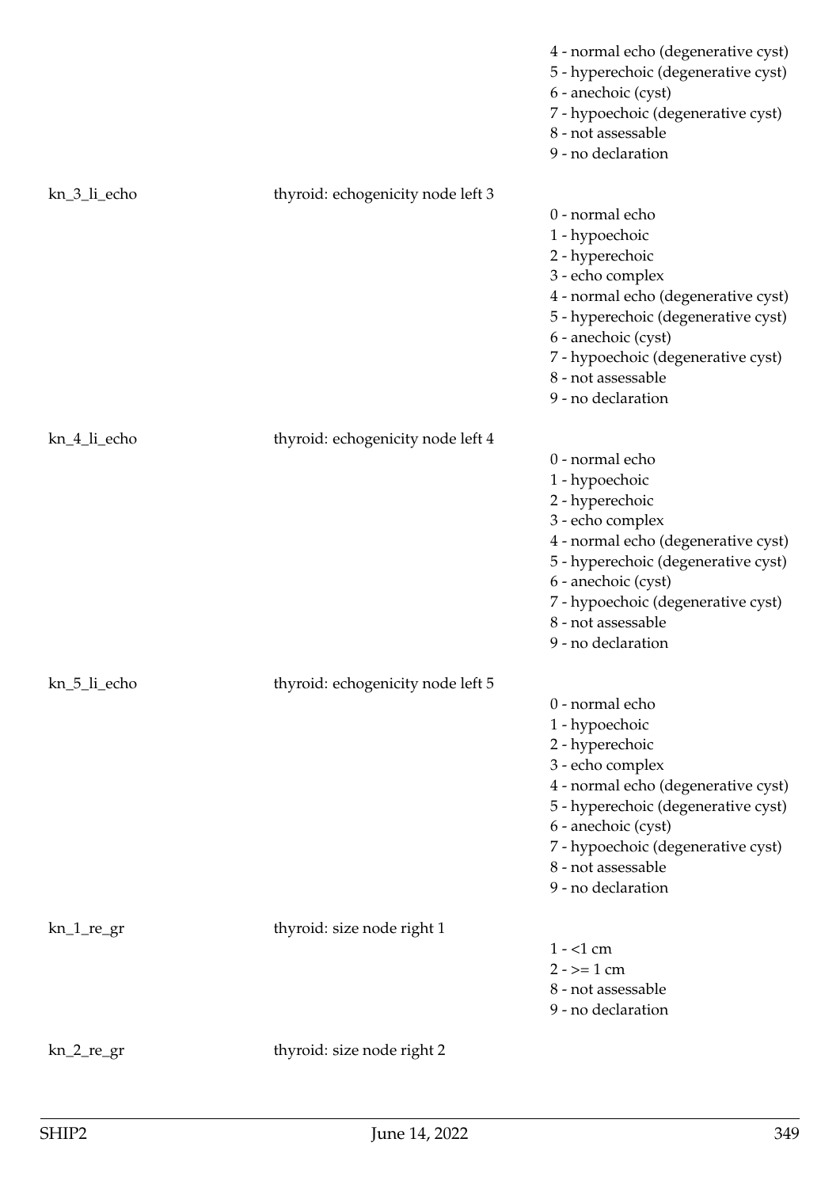4 - normal echo (degenerative cyst)
5 - hyperechoic (degenerative cyst)
6 - anechoic (cyst)
7 - hypoechoic (degenerative cyst)
8 - not assessable
9 - no declaration

kn_3_li_echo — thyroid: echogenicity node left 3

0 - normal echo
1 - hypoechoic
2 - hyperechoic
3 - echo complex
4 - normal echo (degenerative cyst)
5 - hyperechoic (degenerative cyst)
6 - anechoic (cyst)
7 - hypoechoic (degenerative cyst)
8 - not assessable
9 - no declaration

kn_4_li_echo — thyroid: echogenicity node left 4

0 - normal echo
1 - hypoechoic
2 - hyperechoic
3 - echo complex
4 - normal echo (degenerative cyst)
5 - hyperechoic (degenerative cyst)
6 - anechoic (cyst)
7 - hypoechoic (degenerative cyst)
8 - not assessable
9 - no declaration

kn_5_li_echo — thyroid: echogenicity node left 5

0 - normal echo
1 - hypoechoic
2 - hyperechoic
3 - echo complex
4 - normal echo (degenerative cyst)
5 - hyperechoic (degenerative cyst)
6 - anechoic (cyst)
7 - hypoechoic (degenerative cyst)
8 - not assessable
9 - no declaration

kn_1_re_gr — thyroid: size node right 1

1 - <1 cm
2 - >= 1 cm
8 - not assessable
9 - no declaration

kn_2_re_gr — thyroid: size node right 2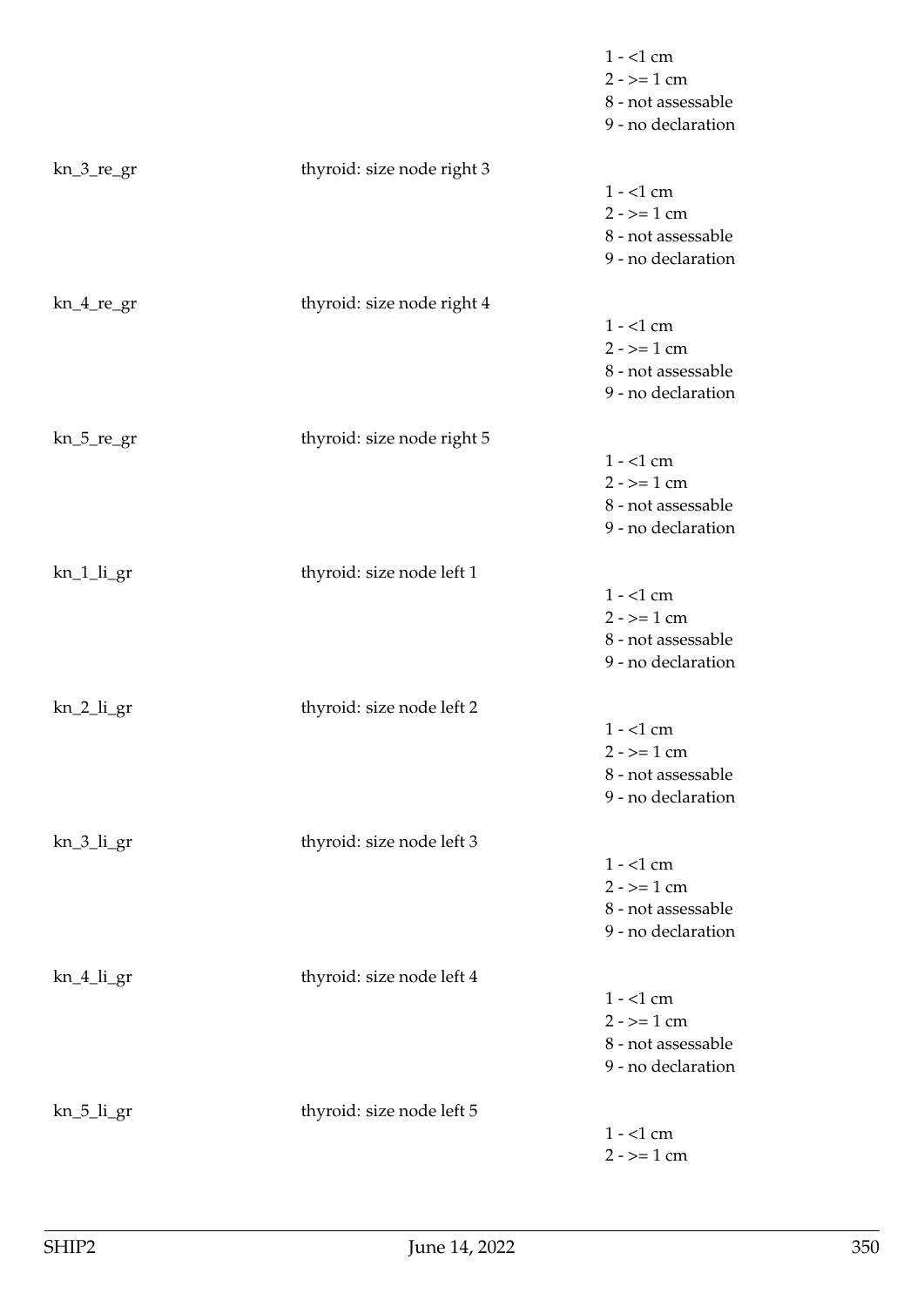1 - <1 cm
2 - >= 1 cm
8 - not assessable
9 - no declaration

kn_3_re_gr thyroid: size node right 3

1 - <1 cm
2 - >= 1 cm
8 - not assessable
9 - no declaration

kn_4_re_gr thyroid: size node right 4

1 - <1 cm
2 - >= 1 cm
8 - not assessable
9 - no declaration

kn_5_re_gr thyroid: size node right 5

1 - <1 cm
2 - >= 1 cm
8 - not assessable
9 - no declaration

kn_1_li_gr thyroid: size node left 1

1 - <1 cm
2 - >= 1 cm
8 - not assessable
9 - no declaration

kn_2_li_gr thyroid: size node left 2

1 - <1 cm
2 - >= 1 cm
8 - not assessable
9 - no declaration

kn_3_li_gr thyroid: size node left 3

1 - <1 cm
2 - >= 1 cm
8 - not assessable
9 - no declaration

kn_4_li_gr thyroid: size node left 4

1 - <1 cm
2 - >= 1 cm
8 - not assessable
9 - no declaration

kn_5_li_gr thyroid: size node left 5

1 - <1 cm
2 - >= 1 cm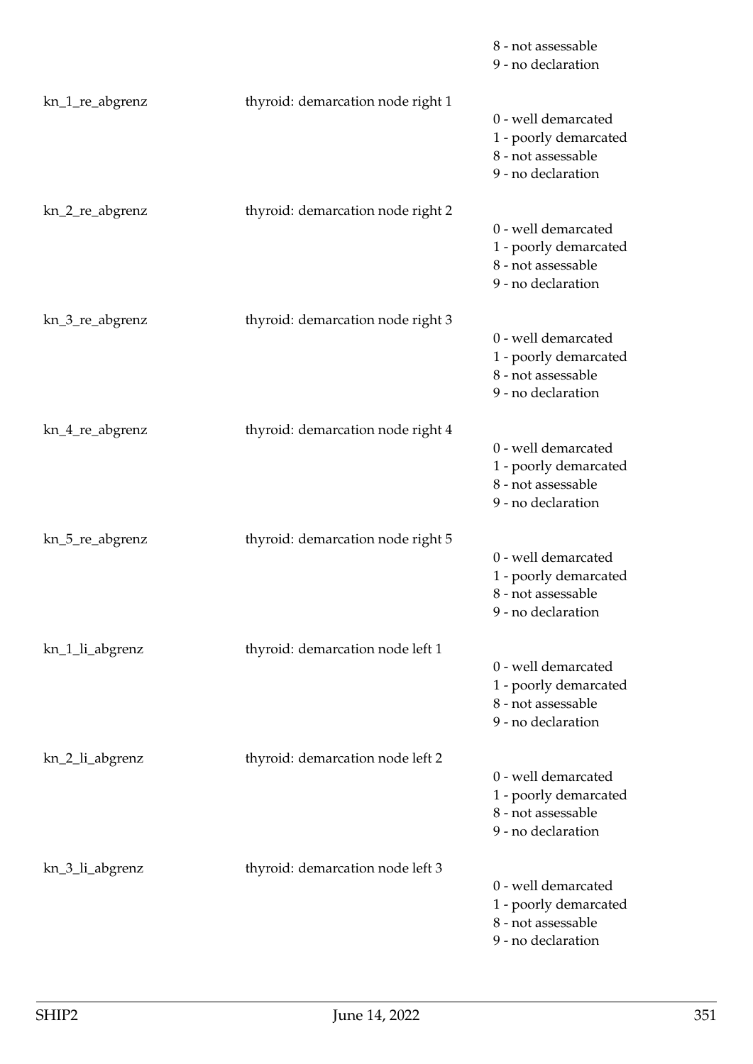| | | |
|---|---|---|
| | | 8 - not assessable<br>9 - no declaration |
| kn_1_re_abgrenz | thyroid: demarcation node right 1 | 0 - well demarcated<br>1 - poorly demarcated<br>8 - not assessable<br>9 - no declaration |
| kn_2_re_abgrenz | thyroid: demarcation node right 2 | 0 - well demarcated<br>1 - poorly demarcated<br>8 - not assessable<br>9 - no declaration |
| kn_3_re_abgrenz | thyroid: demarcation node right 3 | 0 - well demarcated<br>1 - poorly demarcated<br>8 - not assessable<br>9 - no declaration |
| kn_4_re_abgrenz | thyroid: demarcation node right 4 | 0 - well demarcated<br>1 - poorly demarcated<br>8 - not assessable<br>9 - no declaration |
| kn_5_re_abgrenz | thyroid: demarcation node right 5 | 0 - well demarcated<br>1 - poorly demarcated<br>8 - not assessable<br>9 - no declaration |
| kn_1_li_abgrenz | thyroid: demarcation node left 1 | 0 - well demarcated<br>1 - poorly demarcated<br>8 - not assessable<br>9 - no declaration |
| kn_2_li_abgrenz | thyroid: demarcation node left 2 | 0 - well demarcated<br>1 - poorly demarcated<br>8 - not assessable<br>9 - no declaration |
| kn_3_li_abgrenz | thyroid: demarcation node left 3 | 0 - well demarcated<br>1 - poorly demarcated<br>8 - not assessable<br>9 - no declaration |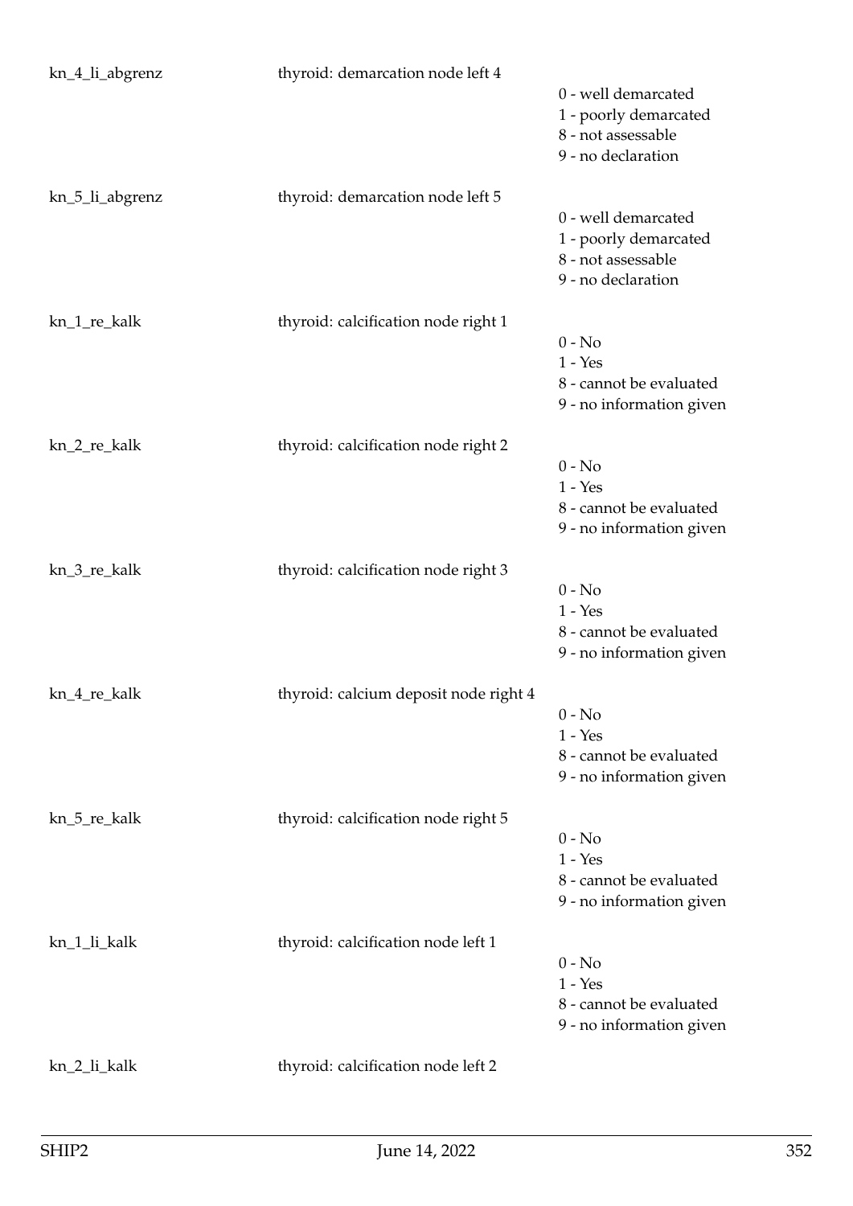| | | |
|---|---|---|
| kn_4_li_abgrenz | thyroid: demarcation node left 4 | 0 - well demarcated<br>1 - poorly demarcated<br>8 - not assessable<br>9 - no declaration |
| kn_5_li_abgrenz | thyroid: demarcation node left 5 | 0 - well demarcated<br>1 - poorly demarcated<br>8 - not assessable<br>9 - no declaration |
| kn_1_re_kalk | thyroid: calcification node right 1 | 0 - No<br>1 - Yes<br>8 - cannot be evaluated<br>9 - no information given |
| kn_2_re_kalk | thyroid: calcification node right 2 | 0 - No<br>1 - Yes<br>8 - cannot be evaluated<br>9 - no information given |
| kn_3_re_kalk | thyroid: calcification node right 3 | 0 - No<br>1 - Yes<br>8 - cannot be evaluated<br>9 - no information given |
| kn_4_re_kalk | thyroid: calcium deposit node right 4 | 0 - No<br>1 - Yes<br>8 - cannot be evaluated<br>9 - no information given |
| kn_5_re_kalk | thyroid: calcification node right 5 | 0 - No<br>1 - Yes<br>8 - cannot be evaluated<br>9 - no information given |
| kn_1_li_kalk | thyroid: calcification node left 1 | 0 - No<br>1 - Yes<br>8 - cannot be evaluated<br>9 - no information given |
| kn_2_li_kalk | thyroid: calcification node left 2 | |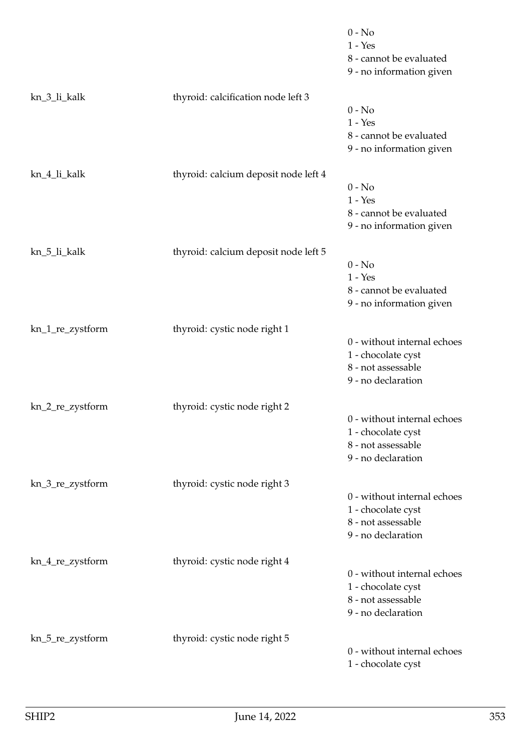0 - No
1 - Yes
8 - cannot be evaluated
9 - no information given

kn_3_li_kalk | thyroid: calcification node left 3

0 - No
1 - Yes
8 - cannot be evaluated
9 - no information given

kn_4_li_kalk | thyroid: calcium deposit node left 4

0 - No
1 - Yes
8 - cannot be evaluated
9 - no information given

kn_5_li_kalk | thyroid: calcium deposit node left 5

0 - No
1 - Yes
8 - cannot be evaluated
9 - no information given

kn_1_re_zystform | thyroid: cystic node right 1

0 - without internal echoes
1 - chocolate cyst
8 - not assessable
9 - no declaration

kn_2_re_zystform | thyroid: cystic node right 2

0 - without internal echoes
1 - chocolate cyst
8 - not assessable
9 - no declaration

kn_3_re_zystform | thyroid: cystic node right 3

0 - without internal echoes
1 - chocolate cyst
8 - not assessable
9 - no declaration

kn_4_re_zystform | thyroid: cystic node right 4

0 - without internal echoes
1 - chocolate cyst
8 - not assessable
9 - no declaration

kn_5_re_zystform | thyroid: cystic node right 5

0 - without internal echoes
1 - chocolate cyst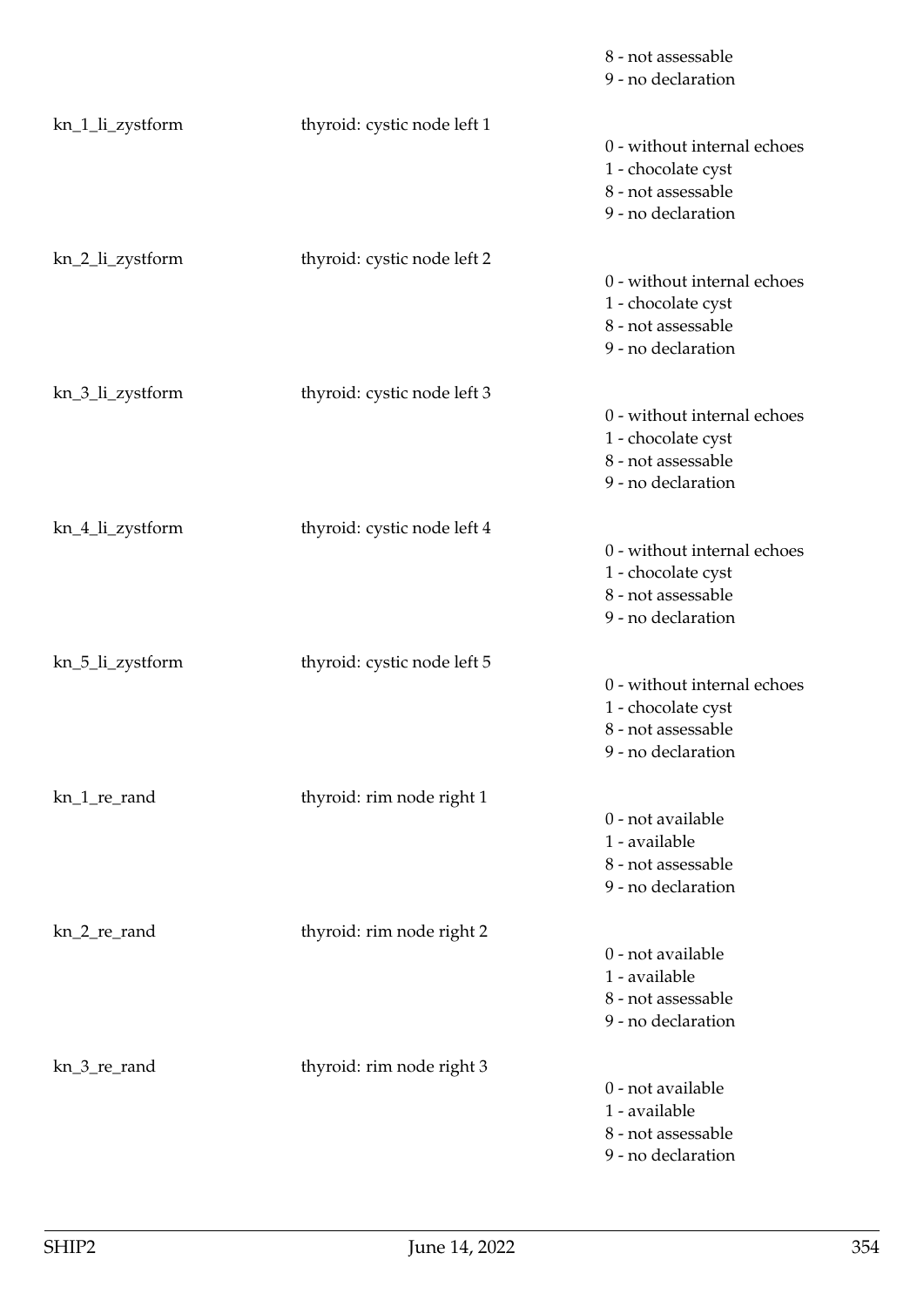| | | |
|---|---|---|
| | | 8 - not assessable<br>9 - no declaration |
| kn_1_li_zystform | thyroid: cystic node left 1 | 0 - without internal echoes<br>1 - chocolate cyst<br>8 - not assessable<br>9 - no declaration |
| kn_2_li_zystform | thyroid: cystic node left 2 | 0 - without internal echoes<br>1 - chocolate cyst<br>8 - not assessable<br>9 - no declaration |
| kn_3_li_zystform | thyroid: cystic node left 3 | 0 - without internal echoes<br>1 - chocolate cyst<br>8 - not assessable<br>9 - no declaration |
| kn_4_li_zystform | thyroid: cystic node left 4 | 0 - without internal echoes<br>1 - chocolate cyst<br>8 - not assessable<br>9 - no declaration |
| kn_5_li_zystform | thyroid: cystic node left 5 | 0 - without internal echoes<br>1 - chocolate cyst<br>8 - not assessable<br>9 - no declaration |
| kn_1_re_rand | thyroid: rim node right 1 | 0 - not available<br>1 - available<br>8 - not assessable<br>9 - no declaration |
| kn_2_re_rand | thyroid: rim node right 2 | 0 - not available<br>1 - available<br>8 - not assessable<br>9 - no declaration |
| kn_3_re_rand | thyroid: rim node right 3 | 0 - not available<br>1 - available<br>8 - not assessable<br>9 - no declaration |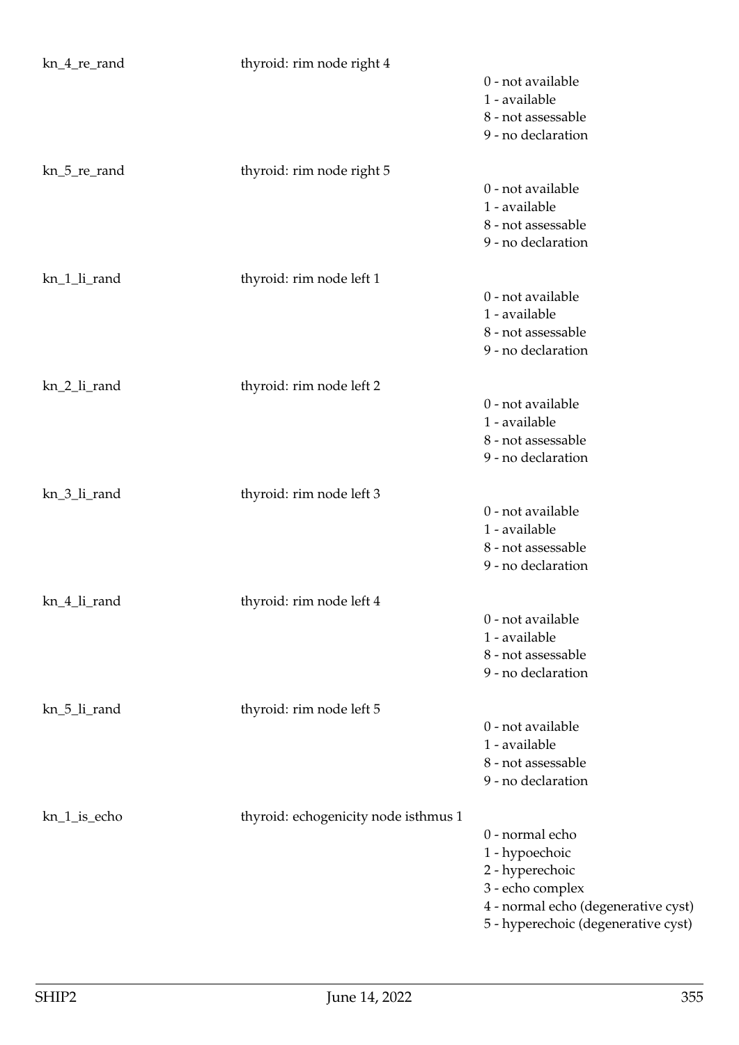| | | |
|---|---|---|
| kn_4_re_rand | thyroid: rim node right 4 | 0 - not available<br>1 - available<br>8 - not assessable<br>9 - no declaration |
| kn_5_re_rand | thyroid: rim node right 5 | 0 - not available<br>1 - available<br>8 - not assessable<br>9 - no declaration |
| kn_1_li_rand | thyroid: rim node left 1 | 0 - not available<br>1 - available<br>8 - not assessable<br>9 - no declaration |
| kn_2_li_rand | thyroid: rim node left 2 | 0 - not available<br>1 - available<br>8 - not assessable<br>9 - no declaration |
| kn_3_li_rand | thyroid: rim node left 3 | 0 - not available<br>1 - available<br>8 - not assessable<br>9 - no declaration |
| kn_4_li_rand | thyroid: rim node left 4 | 0 - not available<br>1 - available<br>8 - not assessable<br>9 - no declaration |
| kn_5_li_rand | thyroid: rim node left 5 | 0 - not available<br>1 - available<br>8 - not assessable<br>9 - no declaration |
| kn_1_is_echo | thyroid: echogenicity node isthmus 1 | 0 - normal echo<br>1 - hypoechoic<br>2 - hyperechoic<br>3 - echo complex<br>4 - normal echo (degenerative cyst)<br>5 - hyperechoic (degenerative cyst) |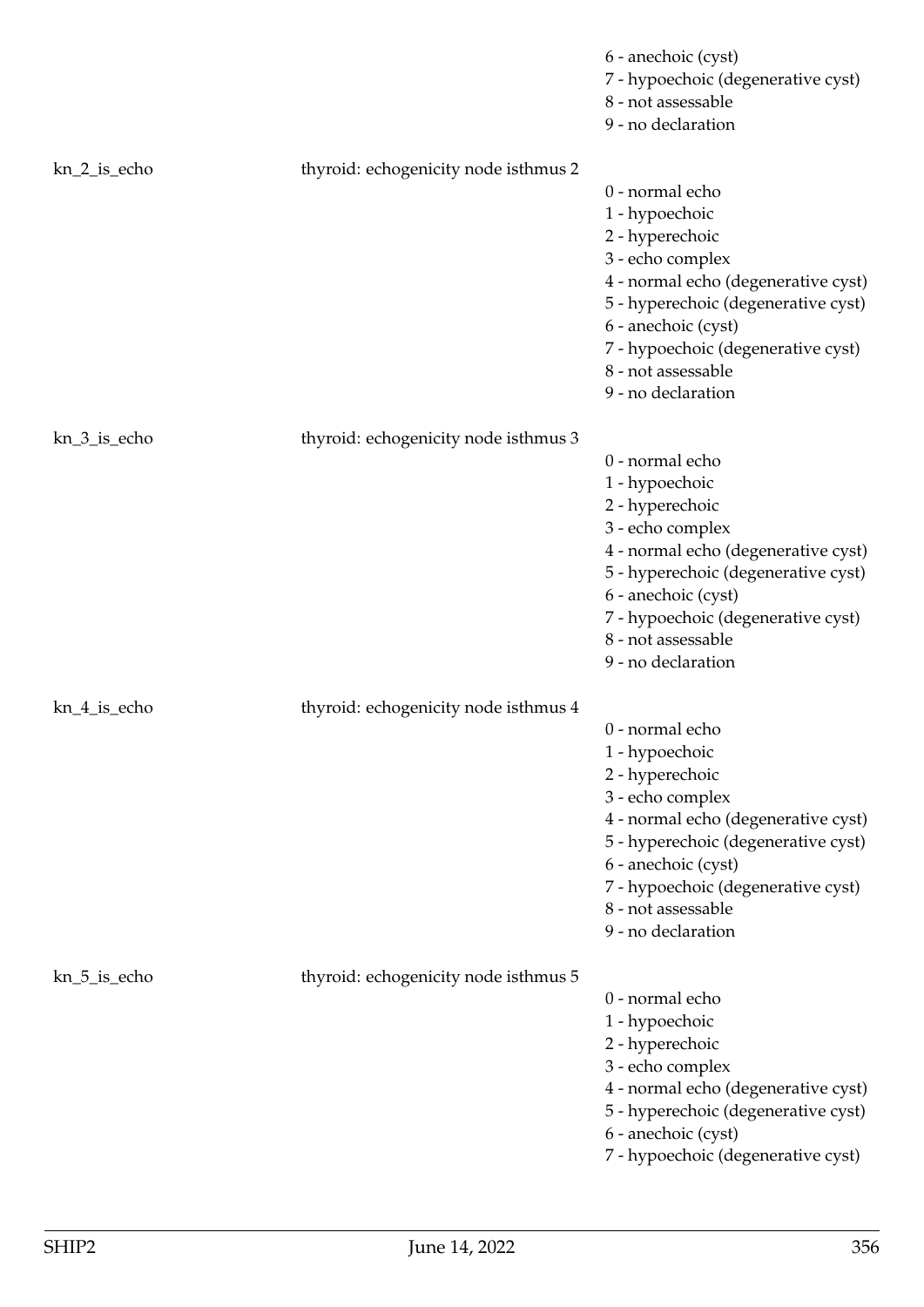| | | |
|---|---|---|
| | | 6 - anechoic (cyst)<br>7 - hypoechoic (degenerative cyst)<br>8 - not assessable<br>9 - no declaration |
| kn_2_is_echo | thyroid: echogenicity node isthmus 2 | 0 - normal echo<br>1 - hypoechoic<br>2 - hyperechoic<br>3 - echo complex<br>4 - normal echo (degenerative cyst)<br>5 - hyperechoic (degenerative cyst)<br>6 - anechoic (cyst)<br>7 - hypoechoic (degenerative cyst)<br>8 - not assessable<br>9 - no declaration |
| kn_3_is_echo | thyroid: echogenicity node isthmus 3 | 0 - normal echo<br>1 - hypoechoic<br>2 - hyperechoic<br>3 - echo complex<br>4 - normal echo (degenerative cyst)<br>5 - hyperechoic (degenerative cyst)<br>6 - anechoic (cyst)<br>7 - hypoechoic (degenerative cyst)<br>8 - not assessable<br>9 - no declaration |
| kn_4_is_echo | thyroid: echogenicity node isthmus 4 | 0 - normal echo<br>1 - hypoechoic<br>2 - hyperechoic<br>3 - echo complex<br>4 - normal echo (degenerative cyst)<br>5 - hyperechoic (degenerative cyst)<br>6 - anechoic (cyst)<br>7 - hypoechoic (degenerative cyst)<br>8 - not assessable<br>9 - no declaration |
| kn_5_is_echo | thyroid: echogenicity node isthmus 5 | 0 - normal echo<br>1 - hypoechoic<br>2 - hyperechoic<br>3 - echo complex<br>4 - normal echo (degenerative cyst)<br>5 - hyperechoic (degenerative cyst)<br>6 - anechoic (cyst)<br>7 - hypoechoic (degenerative cyst) |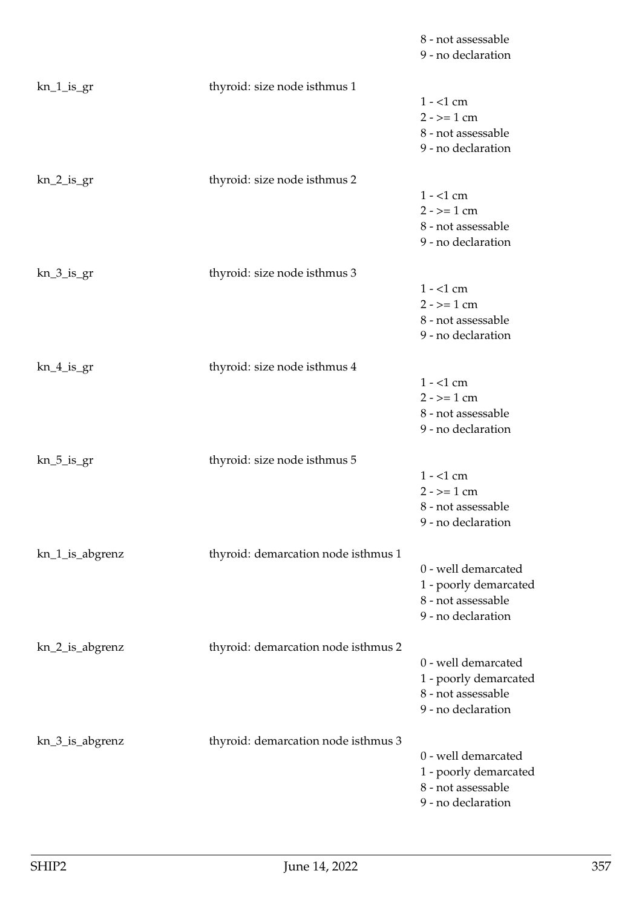8 - not assessable
9 - no declaration

kn_1_is_gr thyroid: size node isthmus 1
1 - <1 cm
2 - >= 1 cm
8 - not assessable
9 - no declaration

kn_2_is_gr thyroid: size node isthmus 2
1 - <1 cm
2 - >= 1 cm
8 - not assessable
9 - no declaration

kn_3_is_gr thyroid: size node isthmus 3
1 - <1 cm
2 - >= 1 cm
8 - not assessable
9 - no declaration

kn_4_is_gr thyroid: size node isthmus 4
1 - <1 cm
2 - >= 1 cm
8 - not assessable
9 - no declaration

kn_5_is_gr thyroid: size node isthmus 5
1 - <1 cm
2 - >= 1 cm
8 - not assessable
9 - no declaration

kn_1_is_abgrenz thyroid: demarcation node isthmus 1
0 - well demarcated
1 - poorly demarcated
8 - not assessable
9 - no declaration

kn_2_is_abgrenz thyroid: demarcation node isthmus 2
0 - well demarcated
1 - poorly demarcated
8 - not assessable
9 - no declaration

kn_3_is_abgrenz thyroid: demarcation node isthmus 3
0 - well demarcated
1 - poorly demarcated
8 - not assessable
9 - no declaration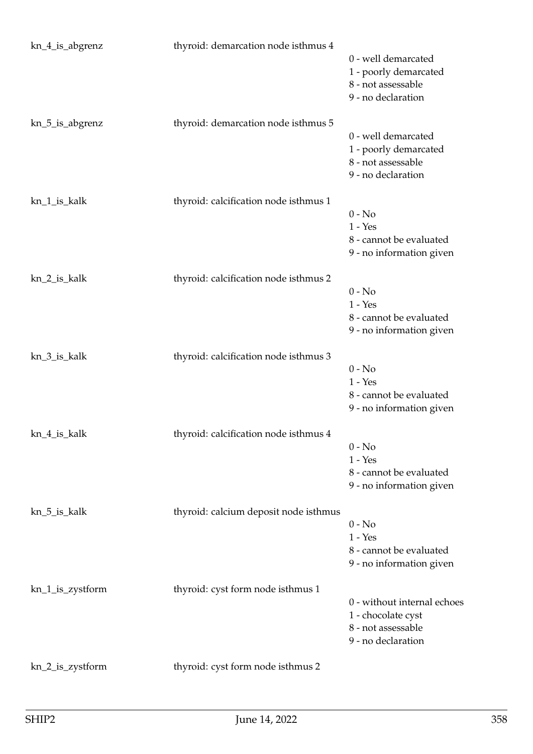| | | |
|---|---|---|
| kn_4_is_abgrenz | thyroid: demarcation node isthmus 4 | 0 - well demarcated<br>1 - poorly demarcated<br>8 - not assessable<br>9 - no declaration |
| kn_5_is_abgrenz | thyroid: demarcation node isthmus 5 | 0 - well demarcated<br>1 - poorly demarcated<br>8 - not assessable<br>9 - no declaration |
| kn_1_is_kalk | thyroid: calcification node isthmus 1 | 0 - No<br>1 - Yes<br>8 - cannot be evaluated<br>9 - no information given |
| kn_2_is_kalk | thyroid: calcification node isthmus 2 | 0 - No<br>1 - Yes<br>8 - cannot be evaluated<br>9 - no information given |
| kn_3_is_kalk | thyroid: calcification node isthmus 3 | 0 - No<br>1 - Yes<br>8 - cannot be evaluated<br>9 - no information given |
| kn_4_is_kalk | thyroid: calcification node isthmus 4 | 0 - No<br>1 - Yes<br>8 - cannot be evaluated<br>9 - no information given |
| kn_5_is_kalk | thyroid: calcium deposit node isthmus | 0 - No<br>1 - Yes<br>8 - cannot be evaluated<br>9 - no information given |
| kn_1_is_zystform | thyroid: cyst form node isthmus 1 | 0 - without internal echoes<br>1 - chocolate cyst<br>8 - not assessable<br>9 - no declaration |
| kn_2_is_zystform | thyroid: cyst form node isthmus 2 | |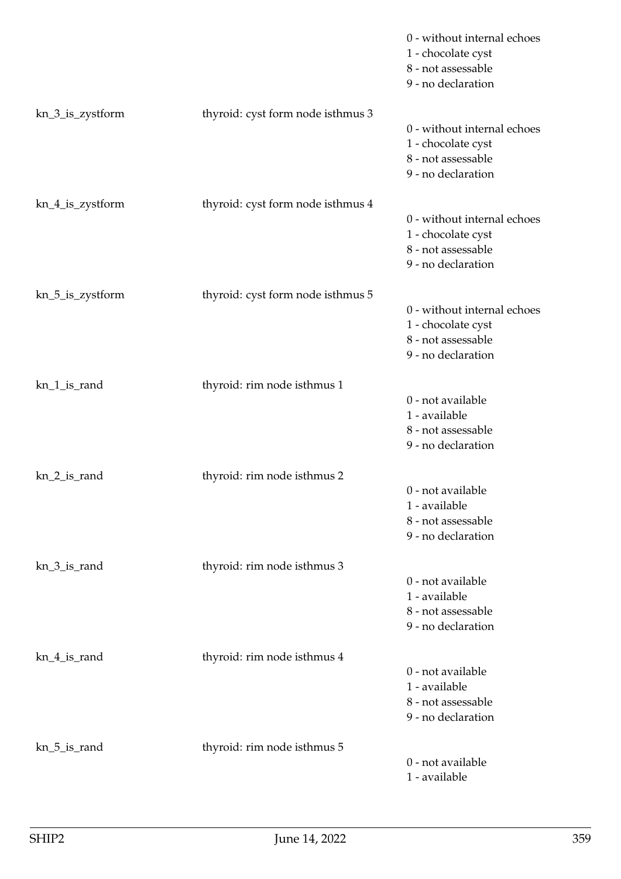| | | |
|---|---|---|
| | | 0 - without internal echoes |
| | | 1 - chocolate cyst |
| | | 8 - not assessable |
| | | 9 - no declaration |
| kn_3_is_zystform | thyroid: cyst form node isthmus 3 | |
| | | 0 - without internal echoes |
| | | 1 - chocolate cyst |
| | | 8 - not assessable |
| | | 9 - no declaration |
| kn_4_is_zystform | thyroid: cyst form node isthmus 4 | |
| | | 0 - without internal echoes |
| | | 1 - chocolate cyst |
| | | 8 - not assessable |
| | | 9 - no declaration |
| kn_5_is_zystform | thyroid: cyst form node isthmus 5 | |
| | | 0 - without internal echoes |
| | | 1 - chocolate cyst |
| | | 8 - not assessable |
| | | 9 - no declaration |
| kn_1_is_rand | thyroid: rim node isthmus 1 | |
| | | 0 - not available |
| | | 1 - available |
| | | 8 - not assessable |
| | | 9 - no declaration |
| kn_2_is_rand | thyroid: rim node isthmus 2 | |
| | | 0 - not available |
| | | 1 - available |
| | | 8 - not assessable |
| | | 9 - no declaration |
| kn_3_is_rand | thyroid: rim node isthmus 3 | |
| | | 0 - not available |
| | | 1 - available |
| | | 8 - not assessable |
| | | 9 - no declaration |
| kn_4_is_rand | thyroid: rim node isthmus 4 | |
| | | 0 - not available |
| | | 1 - available |
| | | 8 - not assessable |
| | | 9 - no declaration |
| kn_5_is_rand | thyroid: rim node isthmus 5 | |
| | | 0 - not available |
| | | 1 - available |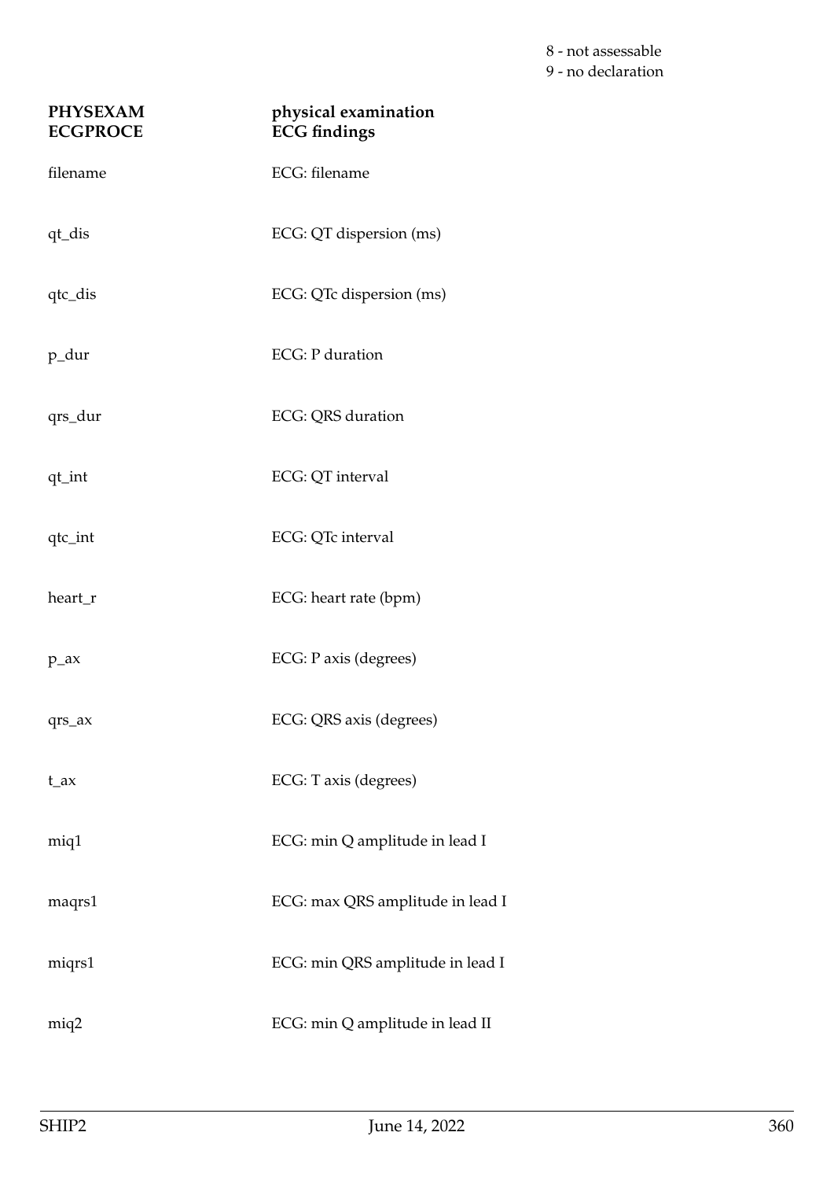8 - not assessable
9 - no declaration

| **PHYSEXAM** | **physical examination** |
|---|---|
| **ECGPROCE** | **ECG findings** |
| filename | ECG: filename |
| qt_dis | ECG: QT dispersion (ms) |
| qtc_dis | ECG: QTc dispersion (ms) |
| p_dur | ECG: P duration |
| qrs_dur | ECG: QRS duration |
| qt_int | ECG: QT interval |
| qtc_int | ECG: QTc interval |
| heart_r | ECG: heart rate (bpm) |
| p_ax | ECG: P axis (degrees) |
| qrs_ax | ECG: QRS axis (degrees) |
| t_ax | ECG: T axis (degrees) |
| miq1 | ECG: min Q amplitude in lead I |
| maqrs1 | ECG: max QRS amplitude in lead I |
| miqrs1 | ECG: min QRS amplitude in lead I |
| miq2 | ECG: min Q amplitude in lead II |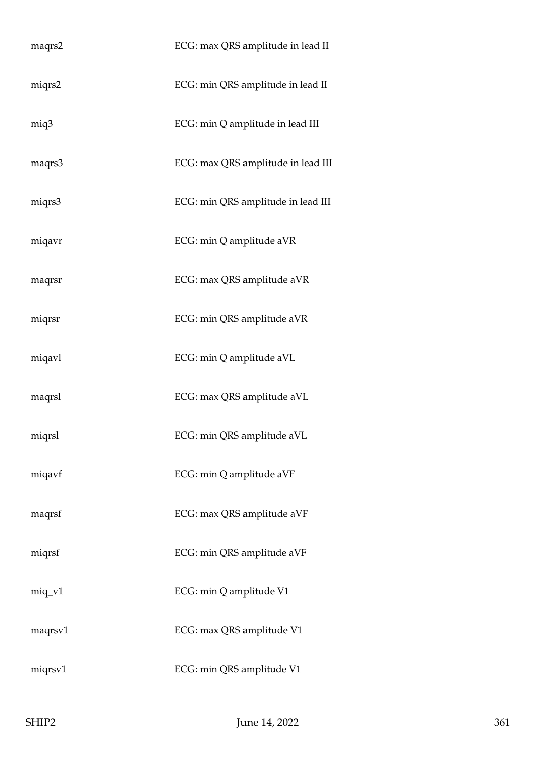| | |
|---|---|
| maqrs2 | ECG: max QRS amplitude in lead II |
| miqrs2 | ECG: min QRS amplitude in lead II |
| miq3 | ECG: min Q amplitude in lead III |
| maqrs3 | ECG: max QRS amplitude in lead III |
| miqrs3 | ECG: min QRS amplitude in lead III |
| miqavr | ECG: min Q amplitude aVR |
| maqrsr | ECG: max QRS amplitude aVR |
| miqrsr | ECG: min QRS amplitude aVR |
| miqavl | ECG: min Q amplitude aVL |
| maqrsl | ECG: max QRS amplitude aVL |
| miqrsl | ECG: min QRS amplitude aVL |
| miqavf | ECG: min Q amplitude aVF |
| maqrsf | ECG: max QRS amplitude aVF |
| miqrsf | ECG: min QRS amplitude aVF |
| miq_v1 | ECG: min Q amplitude V1 |
| maqrsv1 | ECG: max QRS amplitude V1 |
| miqrsv1 | ECG: min QRS amplitude V1 |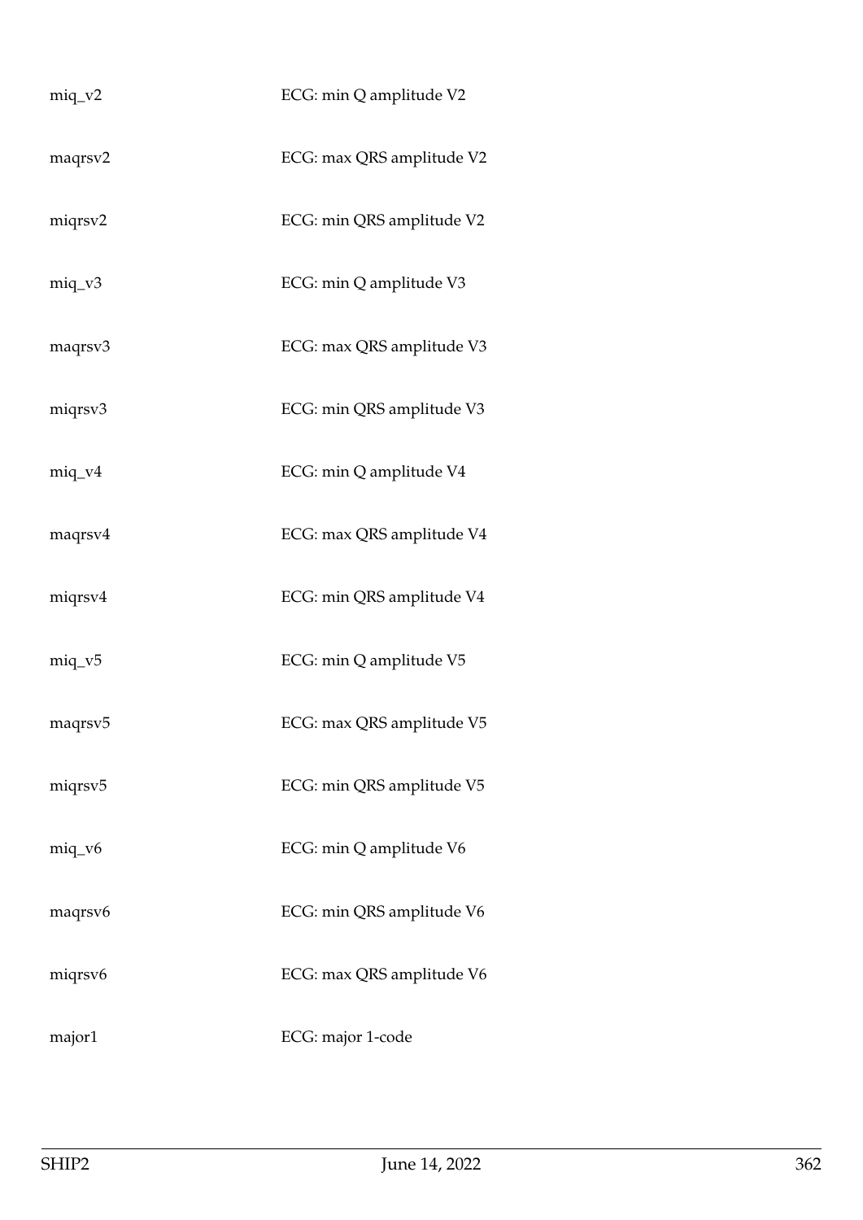| | |
|---|---|
| miq_v2 | ECG: min Q amplitude V2 |
| maqrsv2 | ECG: max QRS amplitude V2 |
| miqrsv2 | ECG: min QRS amplitude V2 |
| miq_v3 | ECG: min Q amplitude V3 |
| maqrsv3 | ECG: max QRS amplitude V3 |
| miqrsv3 | ECG: min QRS amplitude V3 |
| miq_v4 | ECG: min Q amplitude V4 |
| maqrsv4 | ECG: max QRS amplitude V4 |
| miqrsv4 | ECG: min QRS amplitude V4 |
| miq_v5 | ECG: min Q amplitude V5 |
| maqrsv5 | ECG: max QRS amplitude V5 |
| miqrsv5 | ECG: min QRS amplitude V5 |
| miq_v6 | ECG: min Q amplitude V6 |
| maqrsv6 | ECG: min QRS amplitude V6 |
| miqrsv6 | ECG: max QRS amplitude V6 |
| major1 | ECG: major 1-code |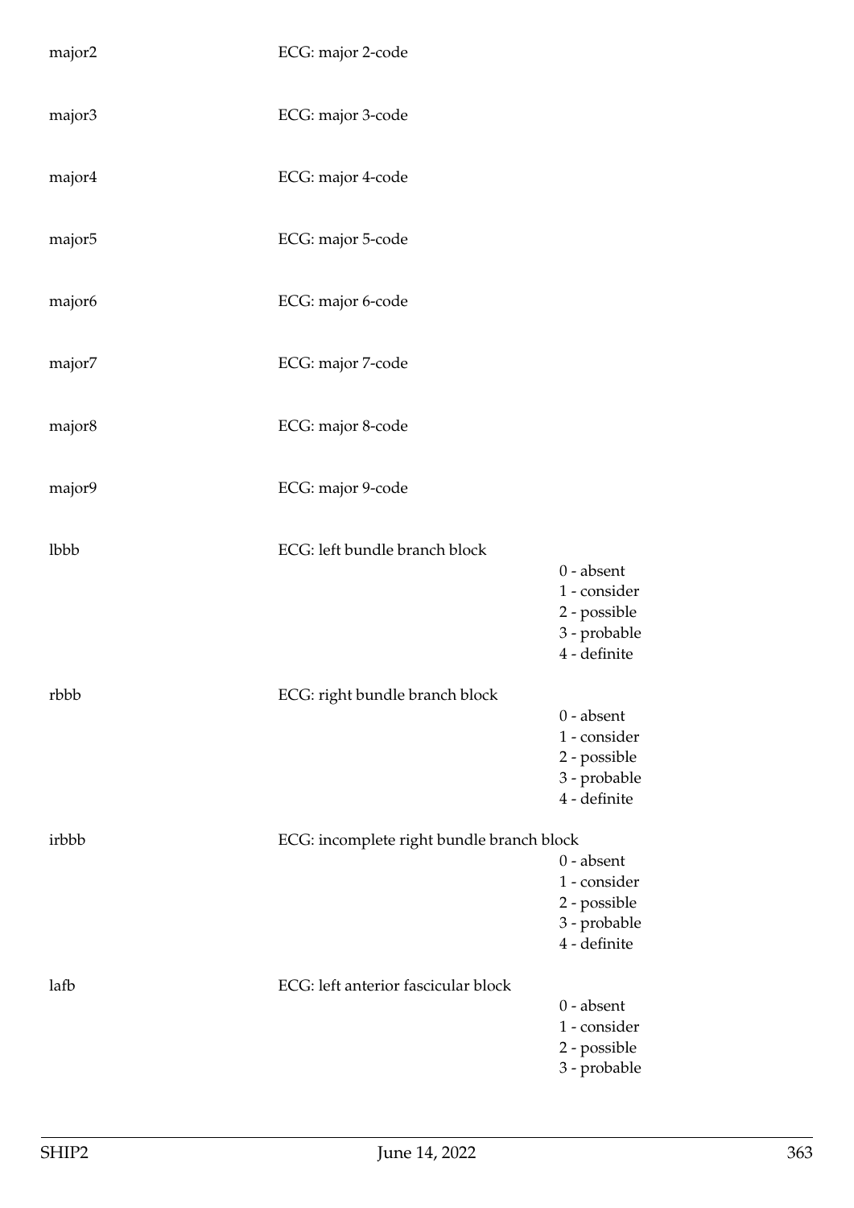major2 ECG: major 2-code

major3 ECG: major 3-code

major4 ECG: major 4-code

major5 ECG: major 5-code

major6 ECG: major 6-code

major7 ECG: major 7-code

major8 ECG: major 8-code

major9 ECG: major 9-code

lbbb ECG: left bundle branch block

0 - absent
1 - consider
2 - possible
3 - probable
4 - definite

rbbb ECG: right bundle branch block

0 - absent
1 - consider
2 - possible
3 - probable
4 - definite

irbbb ECG: incomplete right bundle branch block

0 - absent
1 - consider
2 - possible
3 - probable
4 - definite

lafb ECG: left anterior fascicular block

0 - absent
1 - consider
2 - possible
3 - probable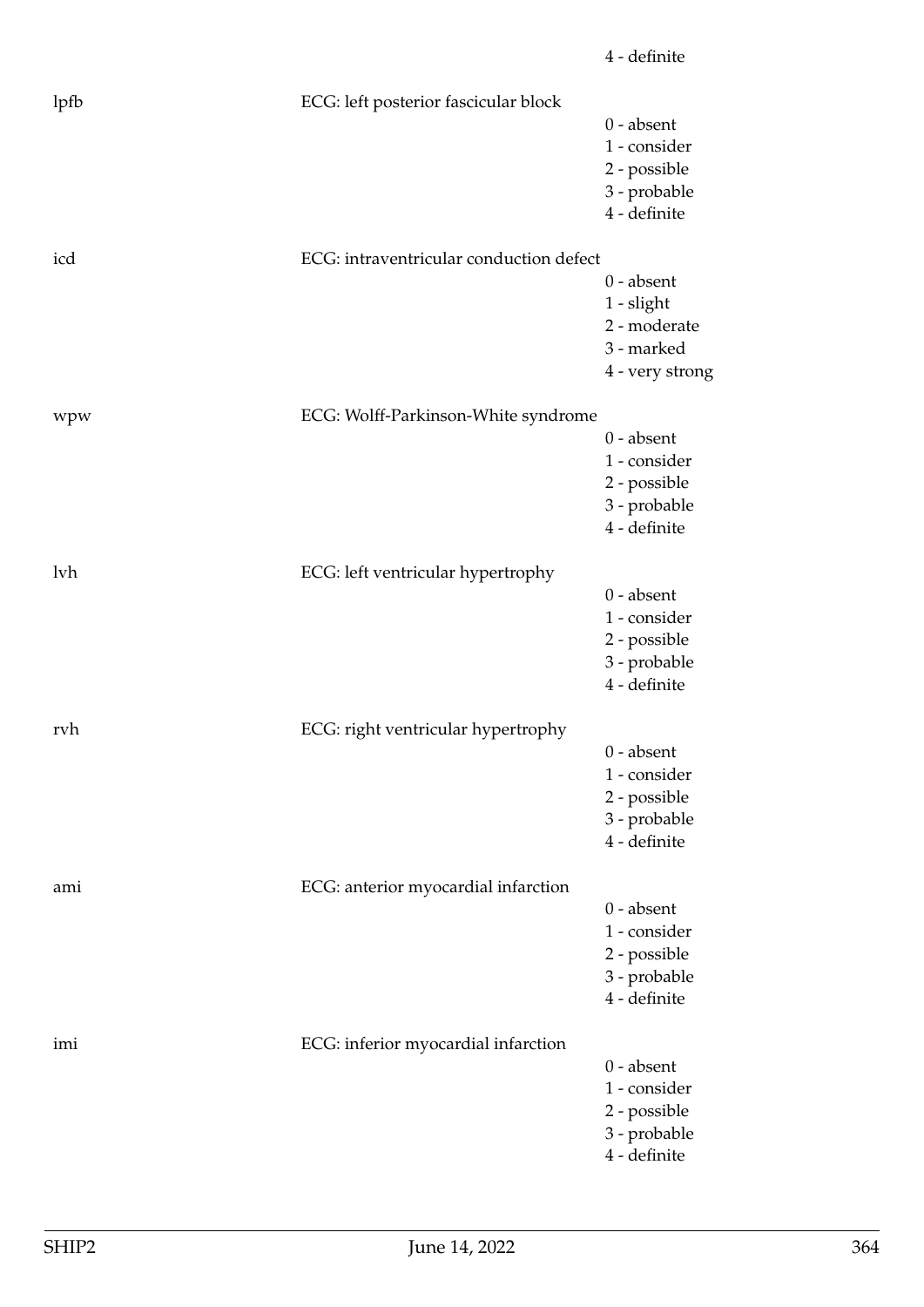4 - definite

| | | |
|---|---|---|
| lpfb | ECG: left posterior fascicular block | |
| | | 0 - absent |
| | | 1 - consider |
| | | 2 - possible |
| | | 3 - probable |
| | | 4 - definite |
| icd | ECG: intraventricular conduction defect | |
| | | 0 - absent |
| | | 1 - slight |
| | | 2 - moderate |
| | | 3 - marked |
| | | 4 - very strong |
| wpw | ECG: Wolff-Parkinson-White syndrome | |
| | | 0 - absent |
| | | 1 - consider |
| | | 2 - possible |
| | | 3 - probable |
| | | 4 - definite |
| lvh | ECG: left ventricular hypertrophy | |
| | | 0 - absent |
| | | 1 - consider |
| | | 2 - possible |
| | | 3 - probable |
| | | 4 - definite |
| rvh | ECG: right ventricular hypertrophy | |
| | | 0 - absent |
| | | 1 - consider |
| | | 2 - possible |
| | | 3 - probable |
| | | 4 - definite |
| ami | ECG: anterior myocardial infarction | |
| | | 0 - absent |
| | | 1 - consider |
| | | 2 - possible |
| | | 3 - probable |
| | | 4 - definite |
| imi | ECG: inferior myocardial infarction | |
| | | 0 - absent |
| | | 1 - consider |
| | | 2 - possible |
| | | 3 - probable |
| | | 4 - definite |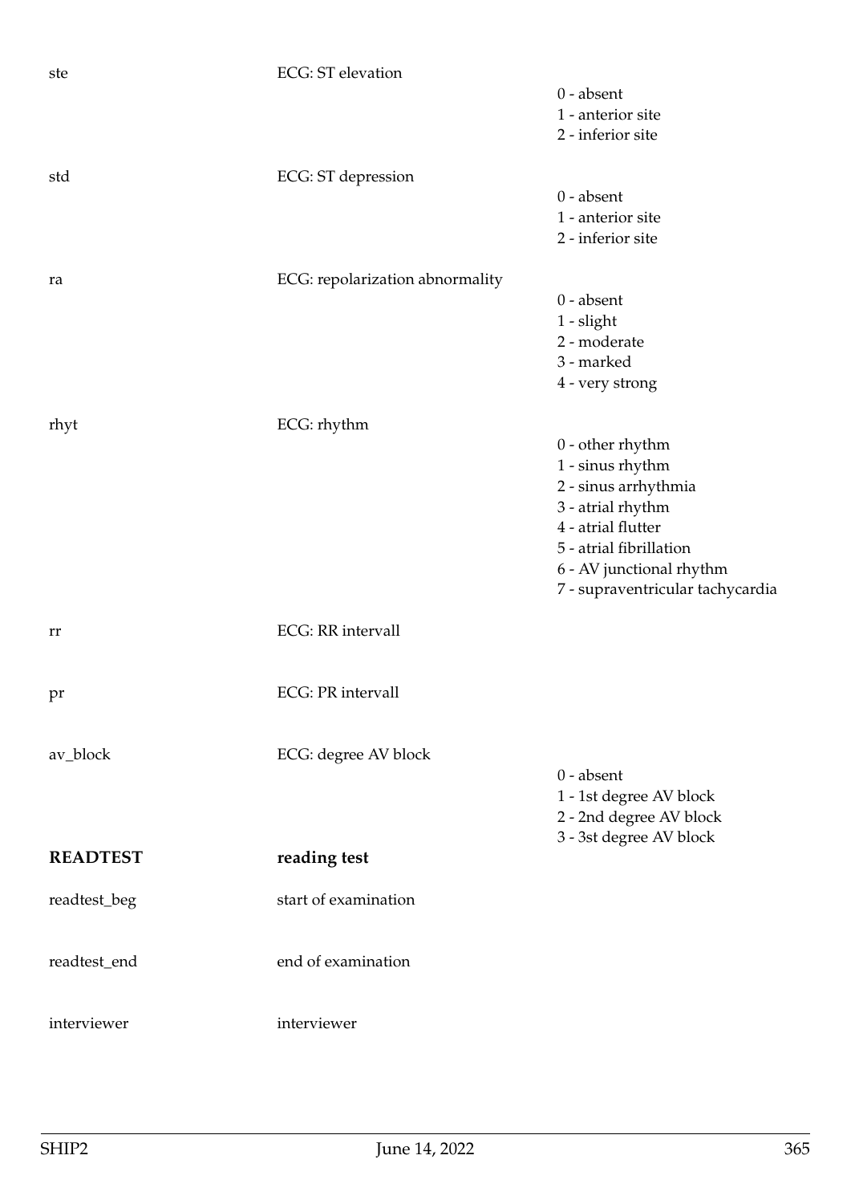| | | |
|---|---|---|
| ste | ECG: ST elevation | 0 - absent<br>1 - anterior site<br>2 - inferior site |
| std | ECG: ST depression | 0 - absent<br>1 - anterior site<br>2 - inferior site |
| ra | ECG: repolarization abnormality | 0 - absent<br>1 - slight<br>2 - moderate<br>3 - marked<br>4 - very strong |
| rhyt | ECG: rhythm | 0 - other rhythm<br>1 - sinus rhythm<br>2 - sinus arrhythmia<br>3 - atrial rhythm<br>4 - atrial flutter<br>5 - atrial fibrillation<br>6 - AV junctional rhythm<br>7 - supraventricular tachycardia |
| rr | ECG: RR intervall | |
| pr | ECG: PR intervall | |
| av_block | ECG: degree AV block | 0 - absent<br>1 - 1st degree AV block<br>2 - 2nd degree AV block<br>3 - 3st degree AV block |
| **READTEST** | **reading test** | |
| readtest_beg | start of examination | |
| readtest_end | end of examination | |
| interviewer | interviewer | |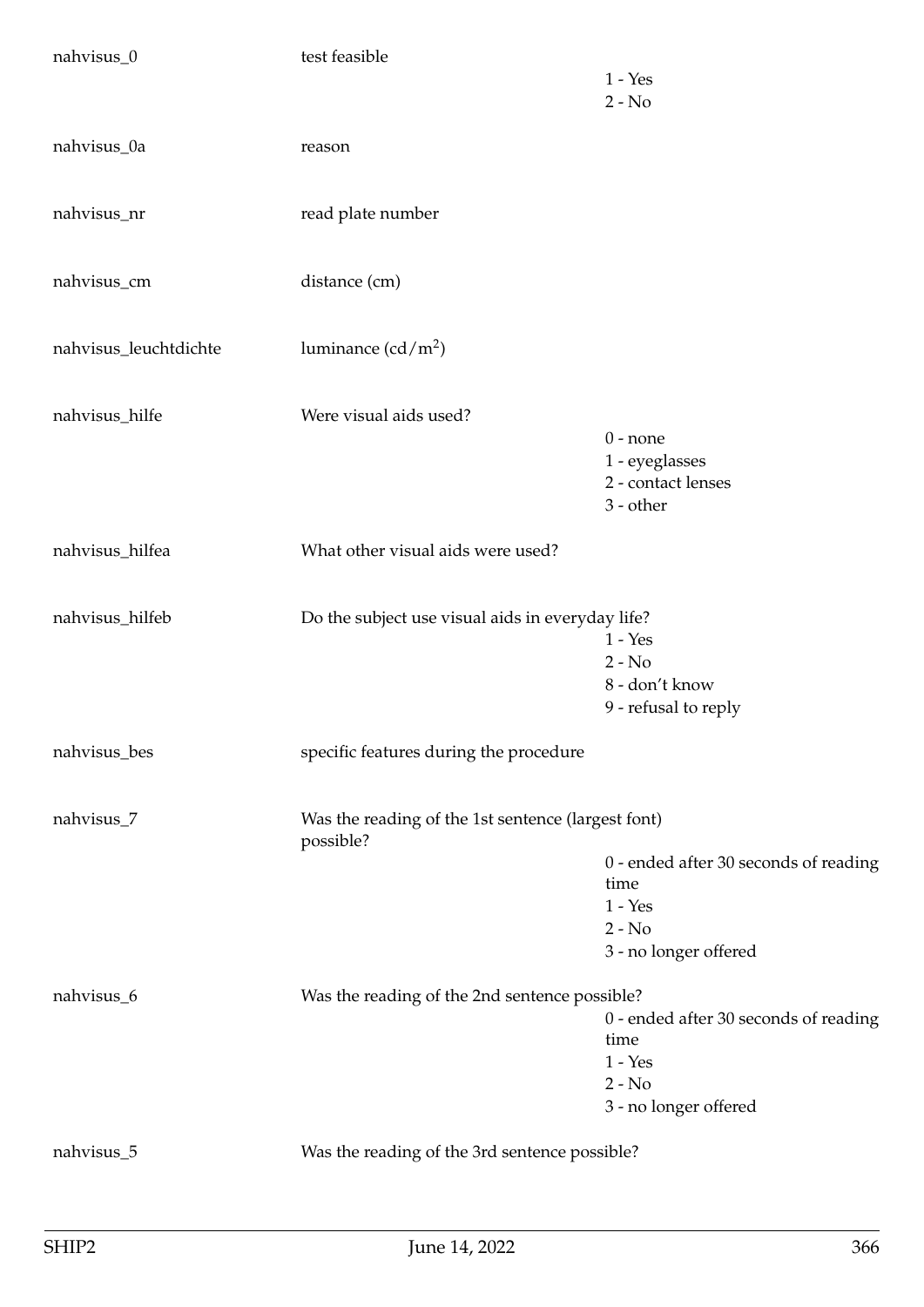| | | |
|---|---|---|
| nahvisus_0 | test feasible | 1 - Yes<br>2 - No |
| nahvisus_0a | reason | |
| nahvisus_nr | read plate number | |
| nahvisus_cm | distance (cm) | |
| nahvisus_leuchtdichte | luminance ($cd/m^2$) | |
| nahvisus_hilfe | Were visual aids used? | 0 - none<br>1 - eyeglasses<br>2 - contact lenses<br>3 - other |
| nahvisus_hilfea | What other visual aids were used? | |
| nahvisus_hilfeb | Do the subject use visual aids in everyday life? | 1 - Yes<br>2 - No<br>8 - don't know<br>9 - refusal to reply |
| nahvisus_bes | specific features during the procedure | |
| nahvisus_7 | Was the reading of the 1st sentence (largest font) possible? | 0 - ended after 30 seconds of reading time<br>1 - Yes<br>2 - No<br>3 - no longer offered |
| nahvisus_6 | Was the reading of the 2nd sentence possible? | 0 - ended after 30 seconds of reading time<br>1 - Yes<br>2 - No<br>3 - no longer offered |
| nahvisus_5 | Was the reading of the 3rd sentence possible? | |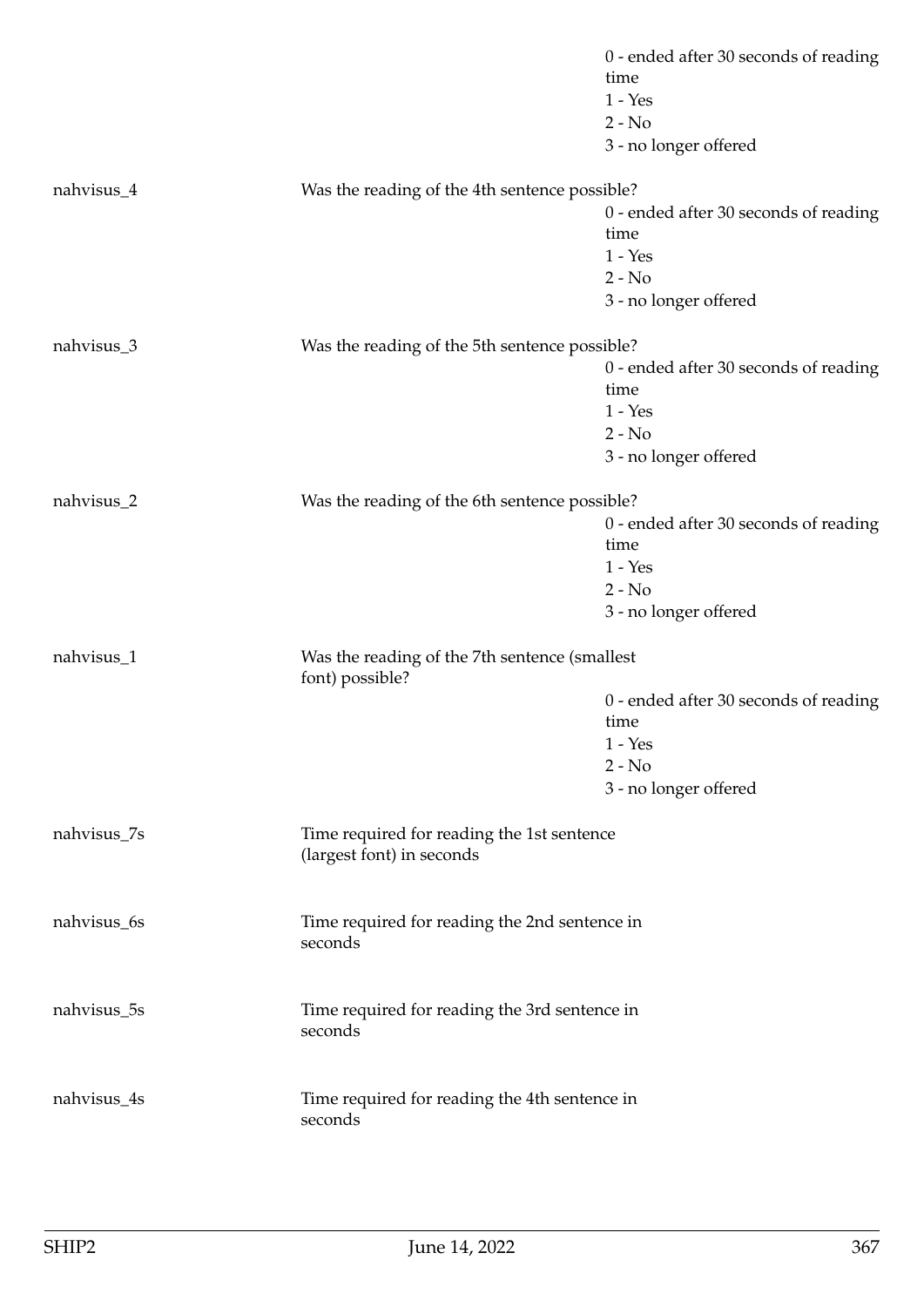| | | |
|---|---|---|
| | | 0 - ended after 30 seconds of reading time |
| | | 1 - Yes |
| | | 2 - No |
| | | 3 - no longer offered |
| nahvisus_4 | Was the reading of the 4th sentence possible? | |
| | | 0 - ended after 30 seconds of reading time |
| | | 1 - Yes |
| | | 2 - No |
| | | 3 - no longer offered |
| nahvisus_3 | Was the reading of the 5th sentence possible? | |
| | | 0 - ended after 30 seconds of reading time |
| | | 1 - Yes |
| | | 2 - No |
| | | 3 - no longer offered |
| nahvisus_2 | Was the reading of the 6th sentence possible? | |
| | | 0 - ended after 30 seconds of reading time |
| | | 1 - Yes |
| | | 2 - No |
| | | 3 - no longer offered |
| nahvisus_1 | Was the reading of the 7th sentence (smallest font) possible? | |
| | | 0 - ended after 30 seconds of reading time |
| | | 1 - Yes |
| | | 2 - No |
| | | 3 - no longer offered |
| nahvisus_7s | Time required for reading the 1st sentence (largest font) in seconds | |
| nahvisus_6s | Time required for reading the 2nd sentence in seconds | |
| nahvisus_5s | Time required for reading the 3rd sentence in seconds | |
| nahvisus_4s | Time required for reading the 4th sentence in seconds | |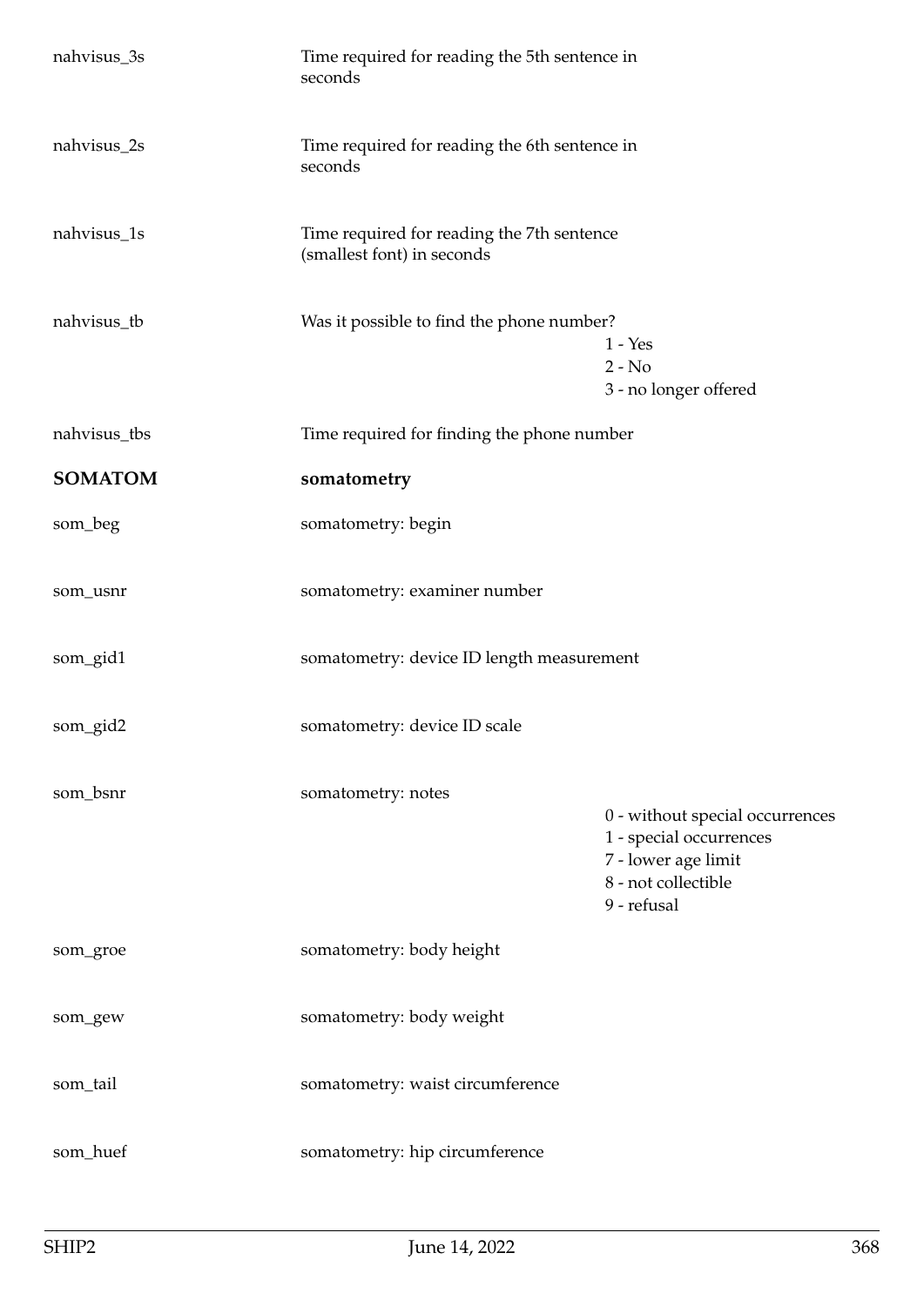| | | |
|---|---|---|
| nahvisus_3s | Time required for reading the 5th sentence in seconds | |
| nahvisus_2s | Time required for reading the 6th sentence in seconds | |
| nahvisus_1s | Time required for reading the 7th sentence (smallest font) in seconds | |
| nahvisus_tb | Was it possible to find the phone number? | 1 - Yes<br>2 - No<br>3 - no longer offered |
| nahvisus_tbs | Time required for finding the phone number | |
| **SOMATOM** | **somatometry** | |
| som_beg | somatometry: begin | |
| som_usnr | somatometry: examiner number | |
| som_gid1 | somatometry: device ID length measurement | |
| som_gid2 | somatometry: device ID scale | |
| som_bsnr | somatometry: notes | 0 - without special occurrences<br>1 - special occurrences<br>7 - lower age limit<br>8 - not collectible<br>9 - refusal |
| som_groe | somatometry: body height | |
| som_gew | somatometry: body weight | |
| som_tail | somatometry: waist circumference | |
| som_huef | somatometry: hip circumference | |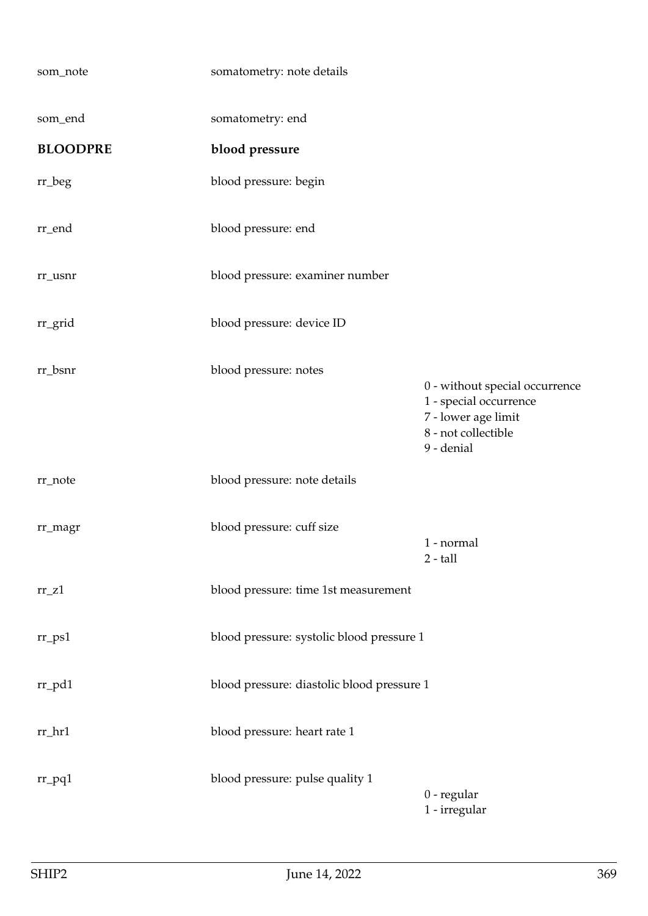| Variable | Description | Values |
|---|---|---|
| som_note | somatometry: note details | |
| som_end | somatometry: end | |
| **BLOODPRE** | **blood pressure** | |
| rr_beg | blood pressure: begin | |
| rr_end | blood pressure: end | |
| rr_usnr | blood pressure: examiner number | |
| rr_grid | blood pressure: device ID | |
| rr_bsnr | blood pressure: notes | 0 - without special occurrence<br>1 - special occurrence<br>7 - lower age limit<br>8 - not collectible<br>9 - denial |
| rr_note | blood pressure: note details | |
| rr_magr | blood pressure: cuff size | 1 - normal<br>2 - tall |
| rr_z1 | blood pressure: time 1st measurement | |
| rr_ps1 | blood pressure: systolic blood pressure 1 | |
| rr_pd1 | blood pressure: diastolic blood pressure 1 | |
| rr_hr1 | blood pressure: heart rate 1 | |
| rr_pq1 | blood pressure: pulse quality 1 | 0 - regular<br>1 - irregular |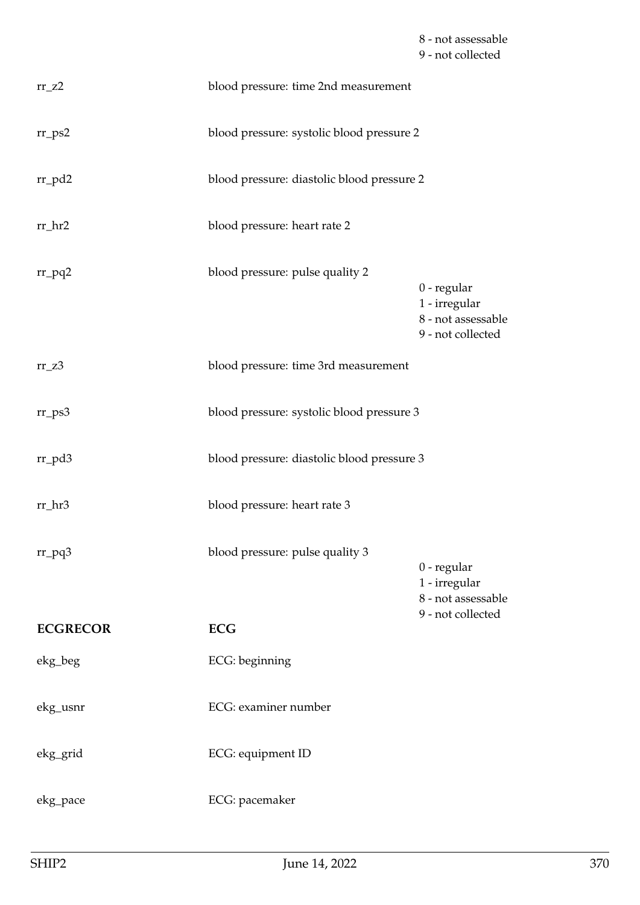| | | |
|---|---|---|
| | | 8 - not assessable<br>9 - not collected |
| rr_z2 | blood pressure: time 2nd measurement | |
| rr_ps2 | blood pressure: systolic blood pressure 2 | |
| rr_pd2 | blood pressure: diastolic blood pressure 2 | |
| rr_hr2 | blood pressure: heart rate 2 | |
| rr_pq2 | blood pressure: pulse quality 2 | 0 - regular<br>1 - irregular<br>8 - not assessable<br>9 - not collected |
| rr_z3 | blood pressure: time 3rd measurement | |
| rr_ps3 | blood pressure: systolic blood pressure 3 | |
| rr_pd3 | blood pressure: diastolic blood pressure 3 | |
| rr_hr3 | blood pressure: heart rate 3 | |
| rr_pq3 | blood pressure: pulse quality 3 | 0 - regular<br>1 - irregular<br>8 - not assessable<br>9 - not collected |
| **ECGRECOR** | **ECG** | |
| ekg_beg | ECG: beginning | |
| ekg_usnr | ECG: examiner number | |
| ekg_grid | ECG: equipment ID | |
| ekg_pace | ECG: pacemaker | |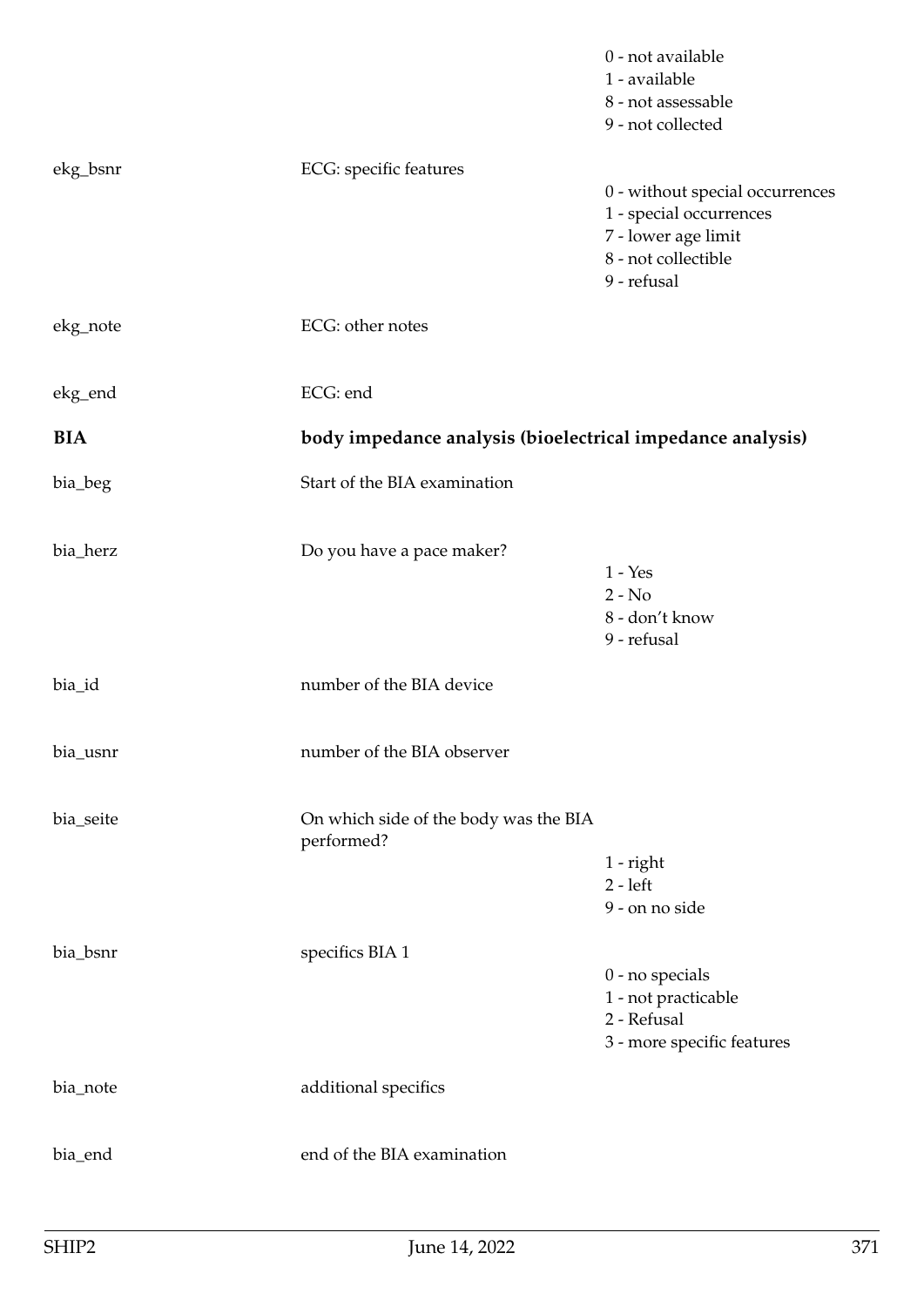| | | |
|---|---|---|
| | | 0 - not available<br>1 - available<br>8 - not assessable<br>9 - not collected |
| ekg_bsnr | ECG: specific features | 0 - without special occurrences<br>1 - special occurrences<br>7 - lower age limit<br>8 - not collectible<br>9 - refusal |
| ekg_note | ECG: other notes | |
| ekg_end | ECG: end | |
| **BIA** | **body impedance analysis (bioelectrical impedance analysis)** | |
| bia_beg | Start of the BIA examination | |
| bia_herz | Do you have a pace maker? | 1 - Yes<br>2 - No<br>8 - don't know<br>9 - refusal |
| bia_id | number of the BIA device | |
| bia_usnr | number of the BIA observer | |
| bia_seite | On which side of the body was the BIA performed? | 1 - right<br>2 - left<br>9 - on no side |
| bia_bsnr | specifics BIA 1 | 0 - no specials<br>1 - not practicable<br>2 - Refusal<br>3 - more specific features |
| bia_note | additional specifics | |
| bia_end | end of the BIA examination | |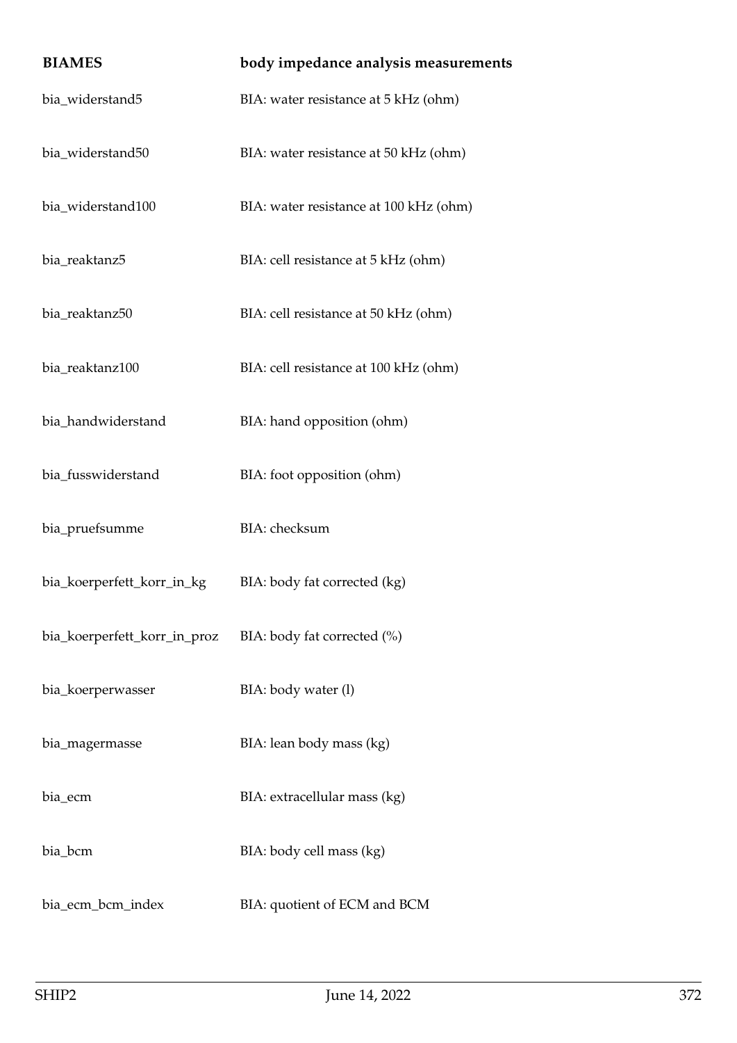| **BIAMES** | **body impedance analysis measurements** |
|---|---|
| bia_widerstand5 | BIA: water resistance at 5 kHz (ohm) |
| bia_widerstand50 | BIA: water resistance at 50 kHz (ohm) |
| bia_widerstand100 | BIA: water resistance at 100 kHz (ohm) |
| bia_reaktanz5 | BIA: cell resistance at 5 kHz (ohm) |
| bia_reaktanz50 | BIA: cell resistance at 50 kHz (ohm) |
| bia_reaktanz100 | BIA: cell resistance at 100 kHz (ohm) |
| bia_handwiderstand | BIA: hand opposition (ohm) |
| bia_fusswiderstand | BIA: foot opposition (ohm) |
| bia_pruefsumme | BIA: checksum |
| bia_koerperfett_korr_in_kg | BIA: body fat corrected (kg) |
| bia_koerperfett_korr_in_proz | BIA: body fat corrected (%) |
| bia_koerperwasser | BIA: body water (l) |
| bia_magermasse | BIA: lean body mass (kg) |
| bia_ecm | BIA: extracellular mass (kg) |
| bia_bcm | BIA: body cell mass (kg) |
| bia_ecm_bcm_index | BIA: quotient of ECM and BCM |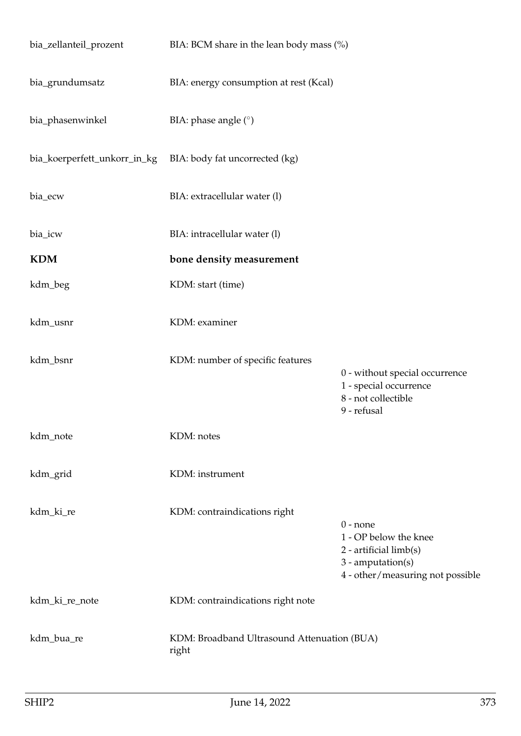| | | |
|---|---|---|
| bia_zellanteil_prozent | BIA: BCM share in the lean body mass (%) | |
| bia_grundumsatz | BIA: energy consumption at rest (Kcal) | |
| bia_phasenwinkel | BIA: phase angle (°) | |
| bia_koerperfett_unkorr_in_kg | BIA: body fat uncorrected (kg) | |
| bia_ecw | BIA: extracellular water (l) | |
| bia_icw | BIA: intracellular water (l) | |
| **KDM** | **bone density measurement** | |
| kdm_beg | KDM: start (time) | |
| kdm_usnr | KDM: examiner | |
| kdm_bsnr | KDM: number of specific features | 0 - without special occurrence<br>1 - special occurrence<br>8 - not collectible<br>9 - refusal |
| kdm_note | KDM: notes | |
| kdm_grid | KDM: instrument | |
| kdm_ki_re | KDM: contraindications right | 0 - none<br>1 - OP below the knee<br>2 - artificial limb(s)<br>3 - amputation(s)<br>4 - other/measuring not possible |
| kdm_ki_re_note | KDM: contraindications right note | |
| kdm_bua_re | KDM: Broadband Ultrasound Attenuation (BUA) right | |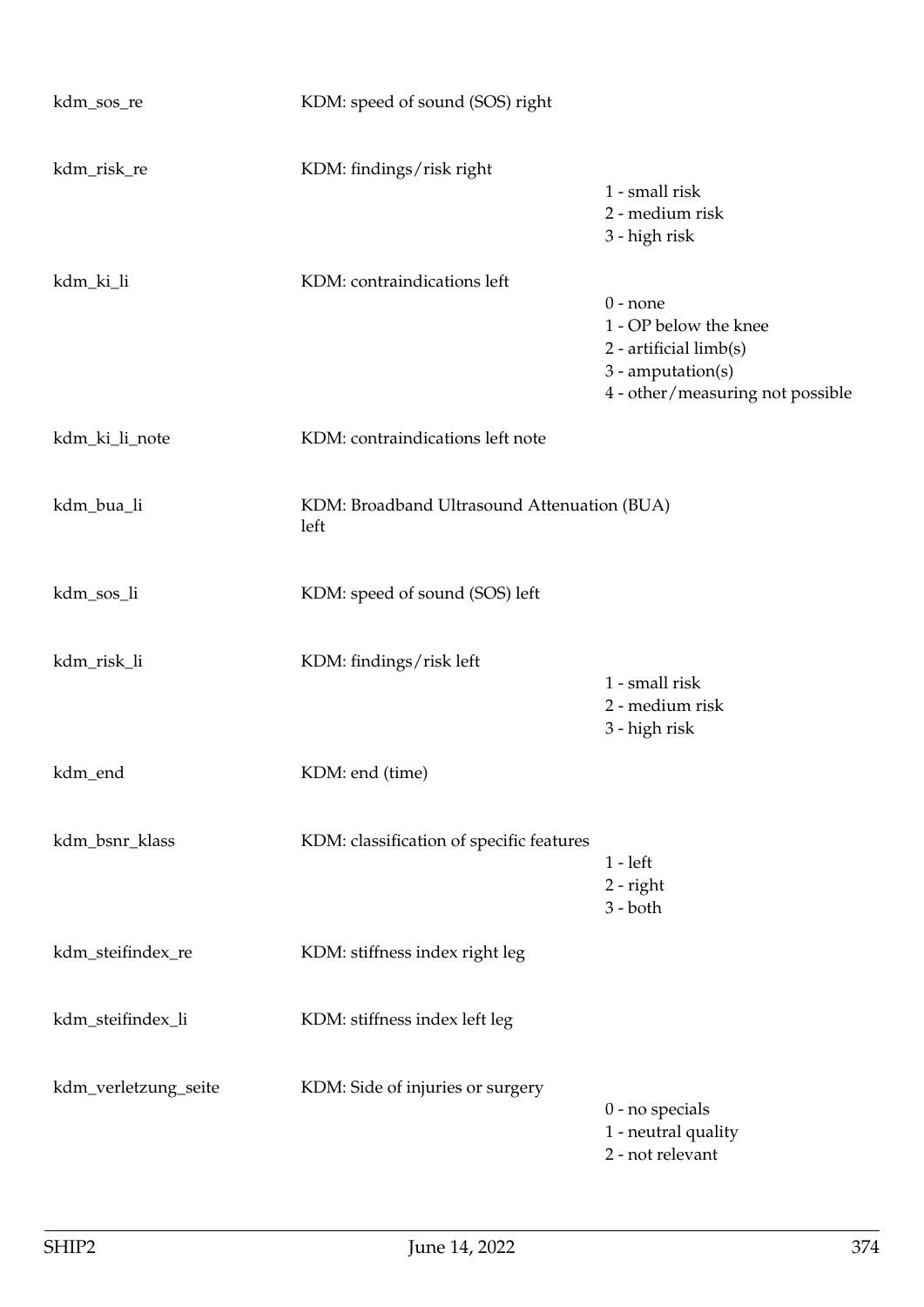| | | |
|---|---|---|
| kdm_sos_re | KDM: speed of sound (SOS) right | |
| kdm_risk_re | KDM: findings/risk right | 1 - small risk<br>2 - medium risk<br>3 - high risk |
| kdm_ki_li | KDM: contraindications left | 0 - none<br>1 - OP below the knee<br>2 - artificial limb(s)<br>3 - amputation(s)<br>4 - other/measuring not possible |
| kdm_ki_li_note | KDM: contraindications left note | |
| kdm_bua_li | KDM: Broadband Ultrasound Attenuation (BUA) left | |
| kdm_sos_li | KDM: speed of sound (SOS) left | |
| kdm_risk_li | KDM: findings/risk left | 1 - small risk<br>2 - medium risk<br>3 - high risk |
| kdm_end | KDM: end (time) | |
| kdm_bsnr_klass | KDM: classification of specific features | 1 - left<br>2 - right<br>3 - both |
| kdm_steifindex_re | KDM: stiffness index right leg | |
| kdm_steifindex_li | KDM: stiffness index left leg | |
| kdm_verletzung_seite | KDM: Side of injuries or surgery | 0 - no specials<br>1 - neutral quality<br>2 - not relevant |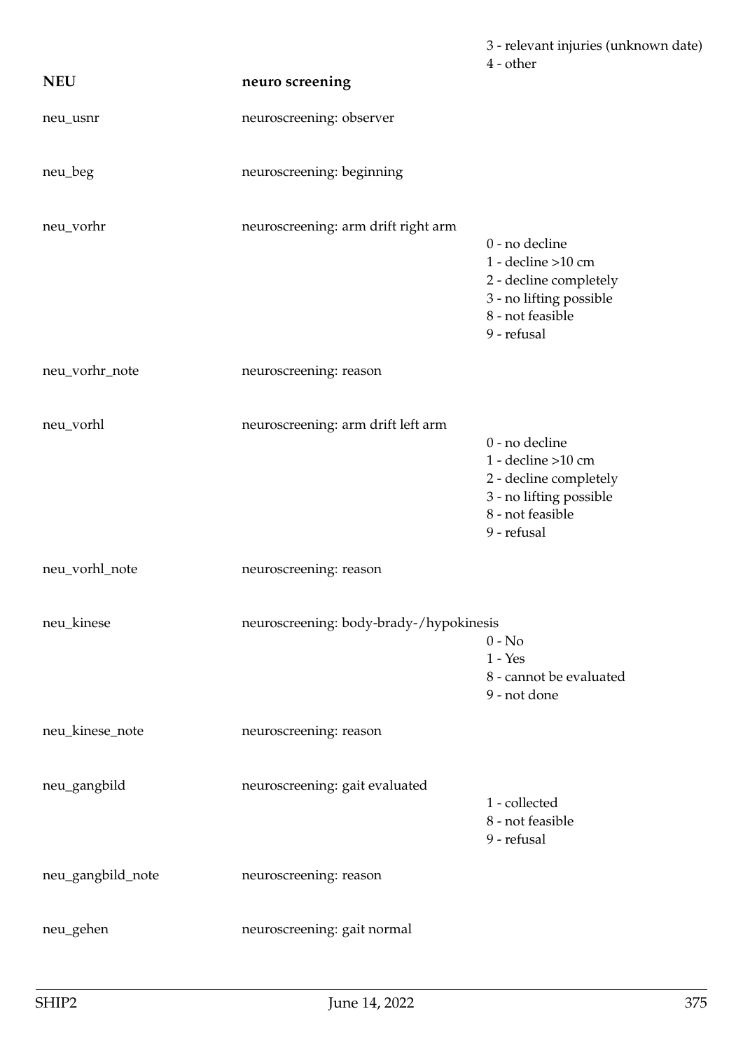3 - relevant injuries (unknown date)
4 - other

| NEU | neuro screening | |
|---|---|---|
| neu_usnr | neuroscreening: observer | |
| neu_beg | neuroscreening: beginning | |
| neu_vorhr | neuroscreening: arm drift right arm | 0 - no decline<br>1 - decline >10 cm<br>2 - decline completely<br>3 - no lifting possible<br>8 - not feasible<br>9 - refusal |
| neu_vorhr_note | neuroscreening: reason | |
| neu_vorhl | neuroscreening: arm drift left arm | 0 - no decline<br>1 - decline >10 cm<br>2 - decline completely<br>3 - no lifting possible<br>8 - not feasible<br>9 - refusal |
| neu_vorhl_note | neuroscreening: reason | |
| neu_kinese | neuroscreening: body-brady-/hypokinesis | 0 - No<br>1 - Yes<br>8 - cannot be evaluated<br>9 - not done |
| neu_kinese_note | neuroscreening: reason | |
| neu_gangbild | neuroscreening: gait evaluated | 1 - collected<br>8 - not feasible<br>9 - refusal |
| neu_gangbild_note | neuroscreening: reason | |
| neu_gehen | neuroscreening: gait normal | |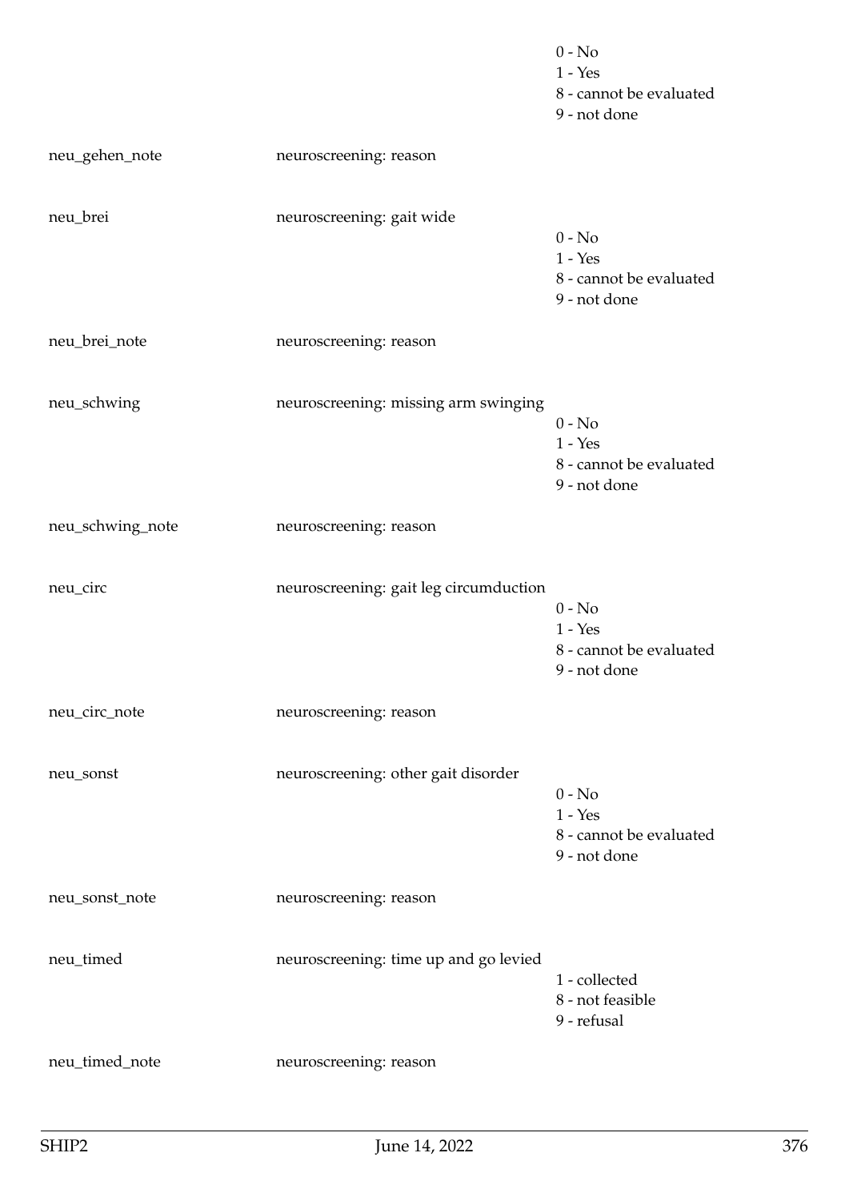| | | |
|---|---|---|
| | | 0 - No<br>1 - Yes<br>8 - cannot be evaluated<br>9 - not done |
| neu_gehen_note | neuroscreening: reason | |
| neu_brei | neuroscreening: gait wide | 0 - No<br>1 - Yes<br>8 - cannot be evaluated<br>9 - not done |
| neu_brei_note | neuroscreening: reason | |
| neu_schwing | neuroscreening: missing arm swinging | 0 - No<br>1 - Yes<br>8 - cannot be evaluated<br>9 - not done |
| neu_schwing_note | neuroscreening: reason | |
| neu_circ | neuroscreening: gait leg circumduction | 0 - No<br>1 - Yes<br>8 - cannot be evaluated<br>9 - not done |
| neu_circ_note | neuroscreening: reason | |
| neu_sonst | neuroscreening: other gait disorder | 0 - No<br>1 - Yes<br>8 - cannot be evaluated<br>9 - not done |
| neu_sonst_note | neuroscreening: reason | |
| neu_timed | neuroscreening: time up and go levied | 1 - collected<br>8 - not feasible<br>9 - refusal |
| neu_timed_note | neuroscreening: reason | |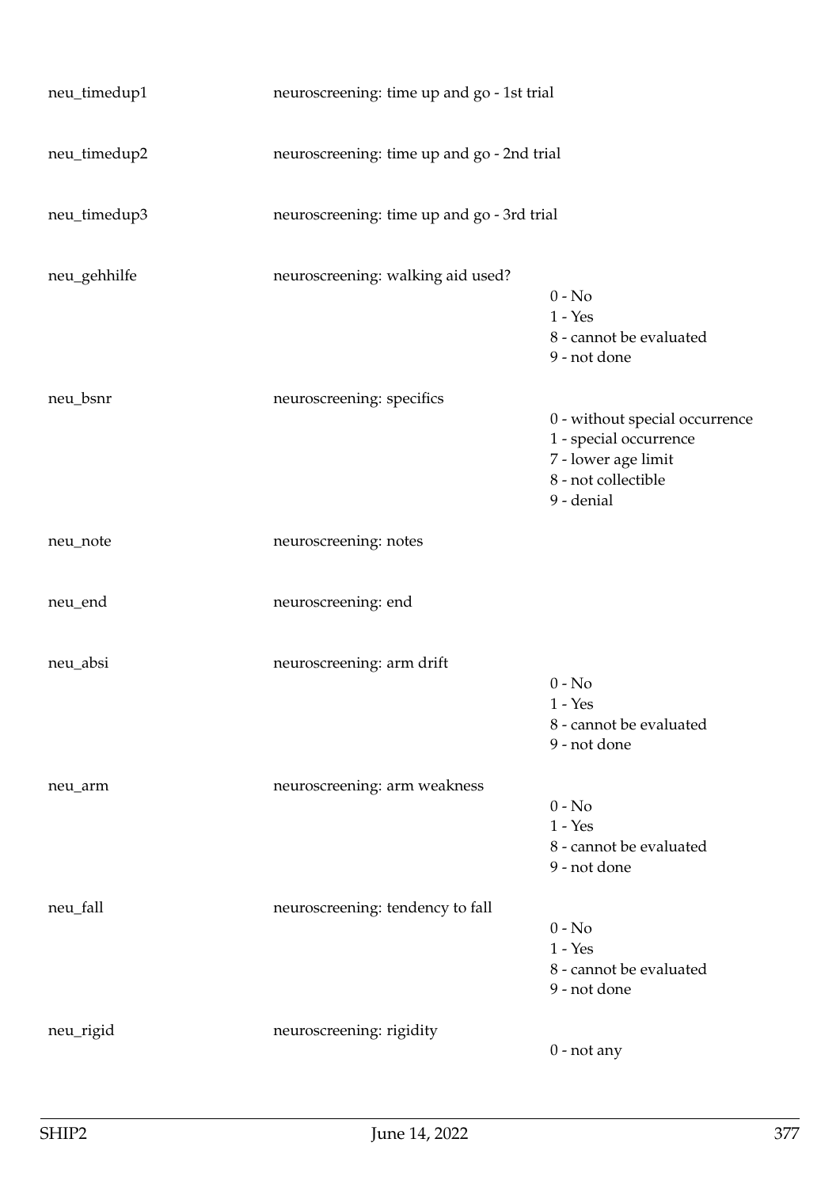| | | |
|---|---|---|
| neu_timedup1 | neuroscreening: time up and go - 1st trial | |
| neu_timedup2 | neuroscreening: time up and go - 2nd trial | |
| neu_timedup3 | neuroscreening: time up and go - 3rd trial | |
| neu_gehhilfe | neuroscreening: walking aid used? | 0 - No<br>1 - Yes<br>8 - cannot be evaluated<br>9 - not done |
| neu_bsnr | neuroscreening: specifics | 0 - without special occurrence<br>1 - special occurrence<br>7 - lower age limit<br>8 - not collectible<br>9 - denial |
| neu_note | neuroscreening: notes | |
| neu_end | neuroscreening: end | |
| neu_absi | neuroscreening: arm drift | 0 - No<br>1 - Yes<br>8 - cannot be evaluated<br>9 - not done |
| neu_arm | neuroscreening: arm weakness | 0 - No<br>1 - Yes<br>8 - cannot be evaluated<br>9 - not done |
| neu_fall | neuroscreening: tendency to fall | 0 - No<br>1 - Yes<br>8 - cannot be evaluated<br>9 - not done |
| neu_rigid | neuroscreening: rigidity | 0 - not any |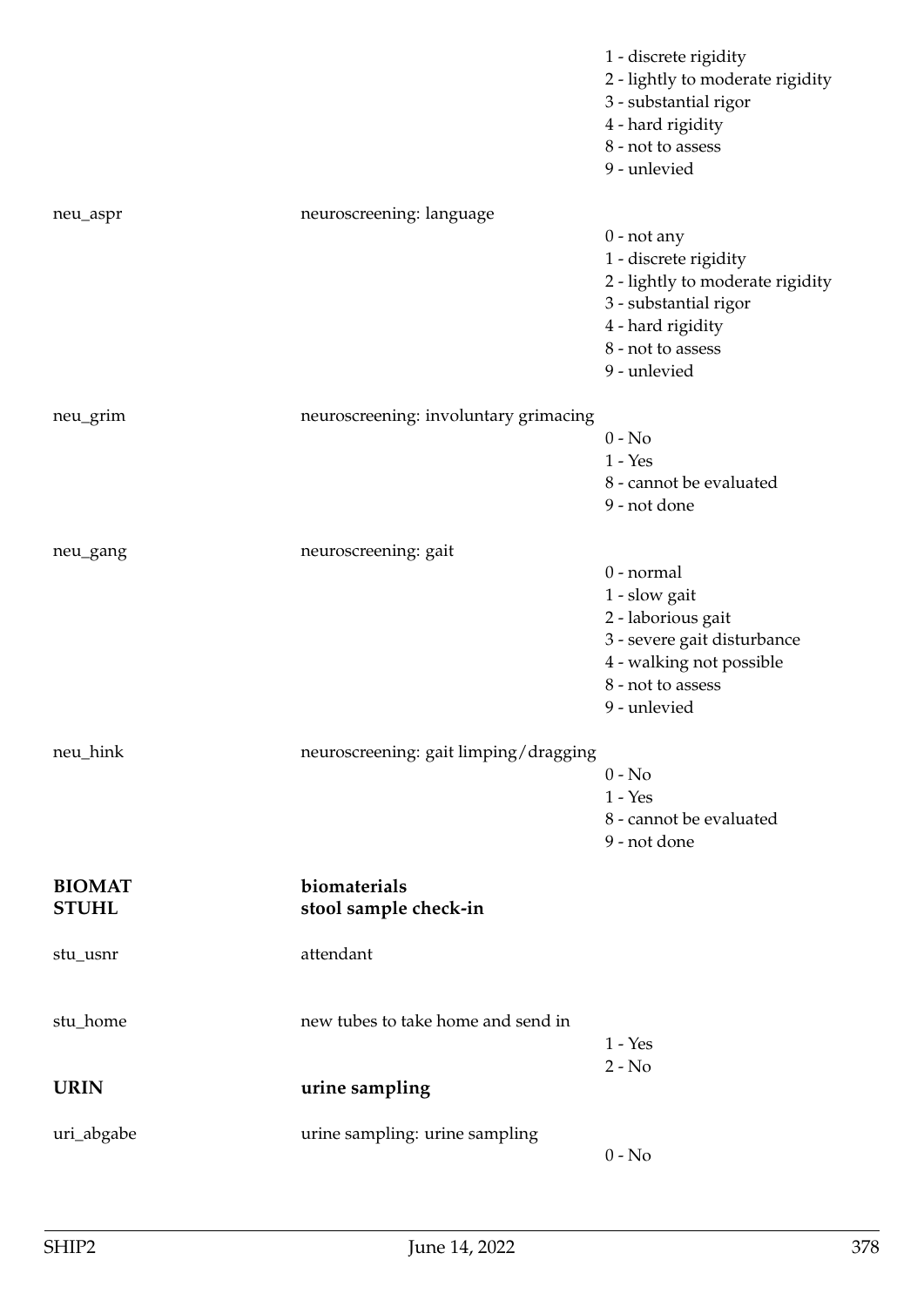| | | |
|---|---|---|
| | | 1 - discrete rigidity<br>2 - lightly to moderate rigidity<br>3 - substantial rigor<br>4 - hard rigidity<br>8 - not to assess<br>9 - unlevied |
| neu_aspr | neuroscreening: language | 0 - not any<br>1 - discrete rigidity<br>2 - lightly to moderate rigidity<br>3 - substantial rigor<br>4 - hard rigidity<br>8 - not to assess<br>9 - unlevied |
| neu_grim | neuroscreening: involuntary grimacing | 0 - No<br>1 - Yes<br>8 - cannot be evaluated<br>9 - not done |
| neu_gang | neuroscreening: gait | 0 - normal<br>1 - slow gait<br>2 - laborious gait<br>3 - severe gait disturbance<br>4 - walking not possible<br>8 - not to assess<br>9 - unlevied |
| neu_hink | neuroscreening: gait limping/dragging | 0 - No<br>1 - Yes<br>8 - cannot be evaluated<br>9 - not done |
| **BIOMAT** | **biomaterials** | |
| **STUHL** | **stool sample check-in** | |
| stu_usnr | attendant | |
| stu_home | new tubes to take home and send in | 1 - Yes<br>2 - No |
| **URIN** | **urine sampling** | |
| uri_abgabe | urine sampling: urine sampling | 0 - No |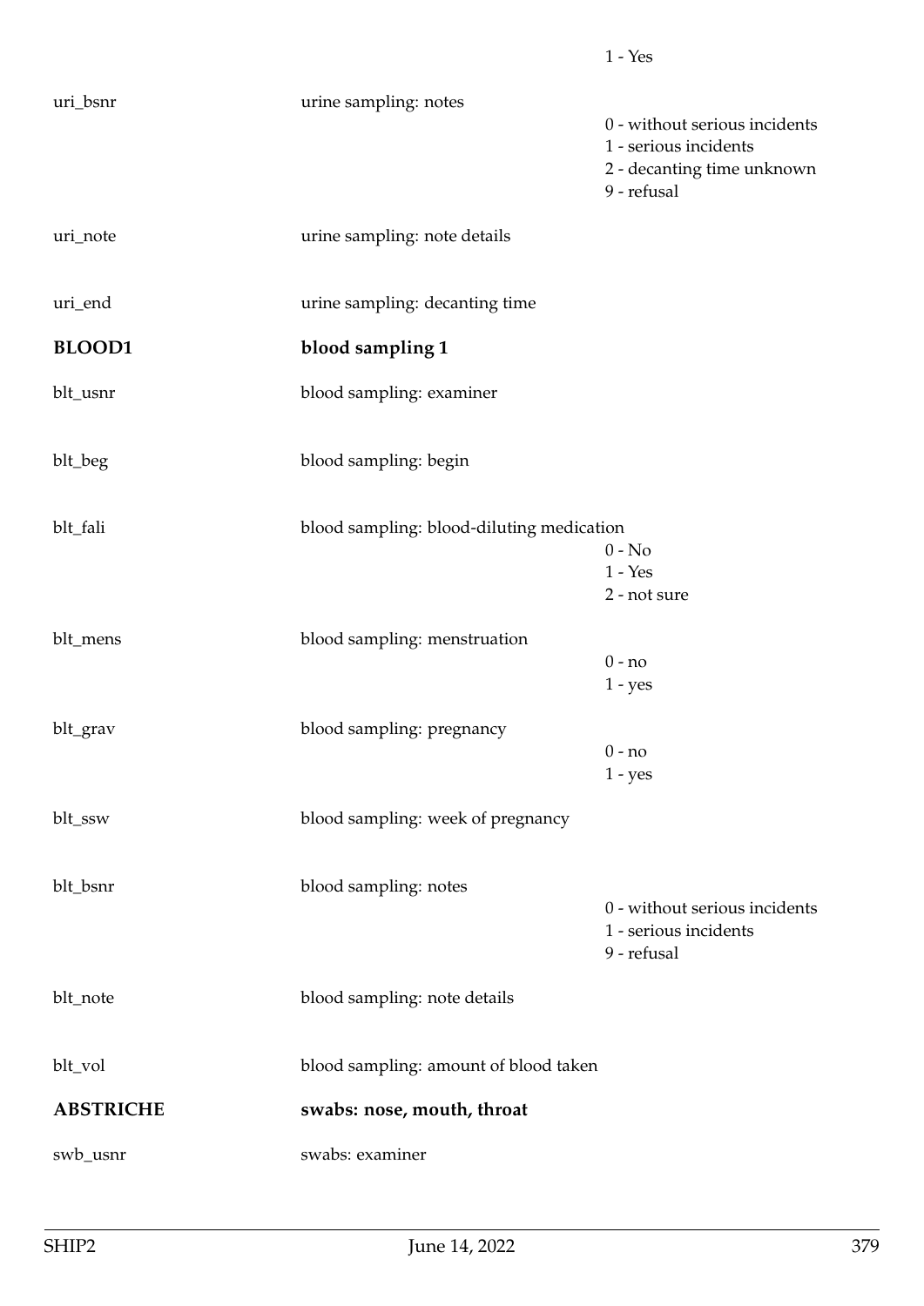| | | |
|---|---|---|
| | | 1 - Yes |
| uri_bsnr | urine sampling: notes | 0 - without serious incidents<br>1 - serious incidents<br>2 - decanting time unknown<br>9 - refusal |
| uri_note | urine sampling: note details | |
| uri_end | urine sampling: decanting time | |
| **BLOOD1** | **blood sampling 1** | |
| blt_usnr | blood sampling: examiner | |
| blt_beg | blood sampling: begin | |
| blt_fali | blood sampling: blood-diluting medication | 0 - No<br>1 - Yes<br>2 - not sure |
| blt_mens | blood sampling: menstruation | 0 - no<br>1 - yes |
| blt_grav | blood sampling: pregnancy | 0 - no<br>1 - yes |
| blt_ssw | blood sampling: week of pregnancy | |
| blt_bsnr | blood sampling: notes | 0 - without serious incidents<br>1 - serious incidents<br>9 - refusal |
| blt_note | blood sampling: note details | |
| blt_vol | blood sampling: amount of blood taken | |
| **ABSTRICHE** | **swabs: nose, mouth, throat** | |
| swb_usnr | swabs: examiner | |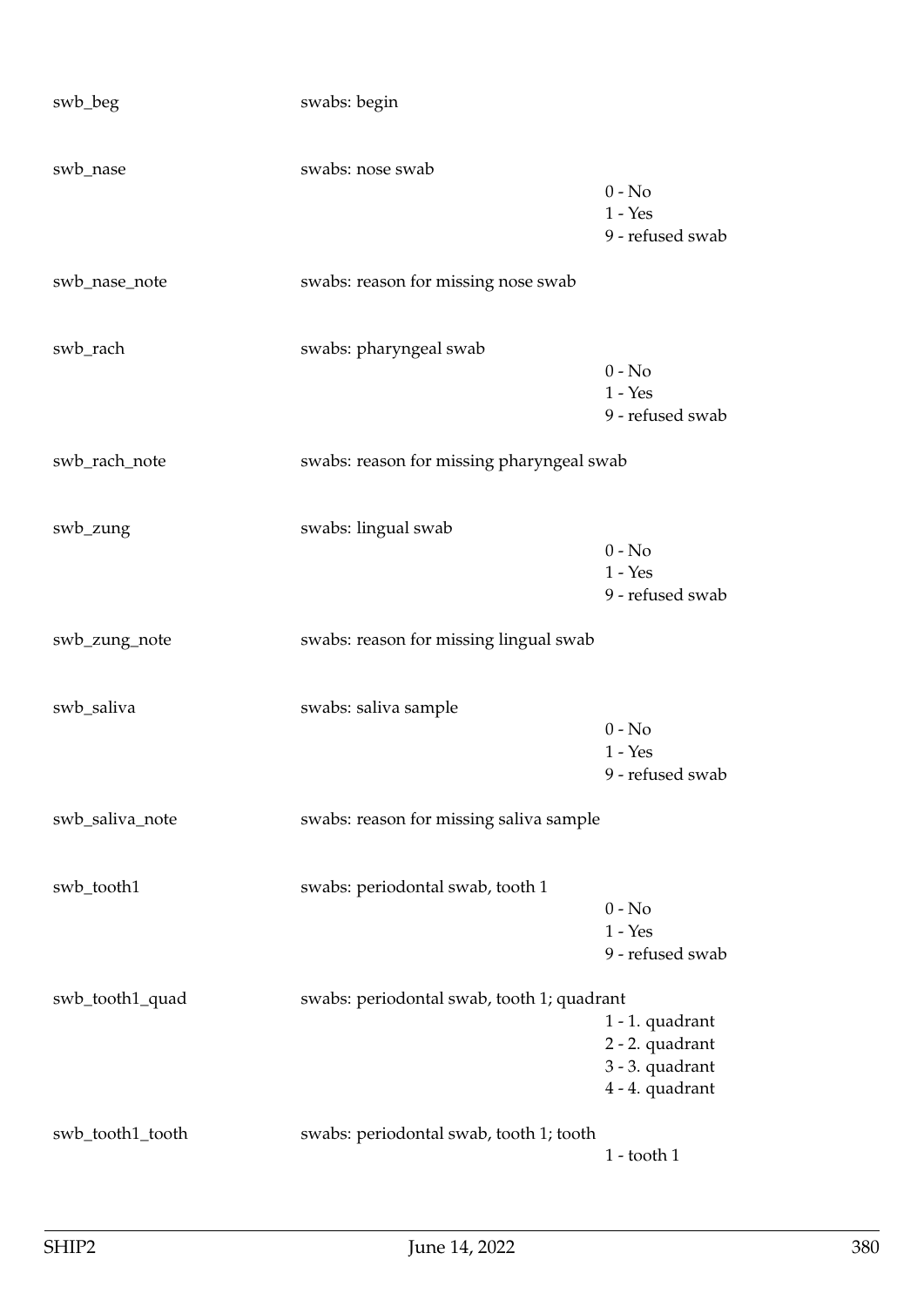| Variable | Label | Values |
|---|---|---|
| swb_beg | swabs: begin | |
| swb_nase | swabs: nose swab | 0 - No<br>1 - Yes<br>9 - refused swab |
| swb_nase_note | swabs: reason for missing nose swab | |
| swb_rach | swabs: pharyngeal swab | 0 - No<br>1 - Yes<br>9 - refused swab |
| swb_rach_note | swabs: reason for missing pharyngeal swab | |
| swb_zung | swabs: lingual swab | 0 - No<br>1 - Yes<br>9 - refused swab |
| swb_zung_note | swabs: reason for missing lingual swab | |
| swb_saliva | swabs: saliva sample | 0 - No<br>1 - Yes<br>9 - refused swab |
| swb_saliva_note | swabs: reason for missing saliva sample | |
| swb_tooth1 | swabs: periodontal swab, tooth 1 | 0 - No<br>1 - Yes<br>9 - refused swab |
| swb_tooth1_quad | swabs: periodontal swab, tooth 1; quadrant | 1 - 1. quadrant<br>2 - 2. quadrant<br>3 - 3. quadrant<br>4 - 4. quadrant |
| swb_tooth1_tooth | swabs: periodontal swab, tooth 1; tooth | 1 - tooth 1 |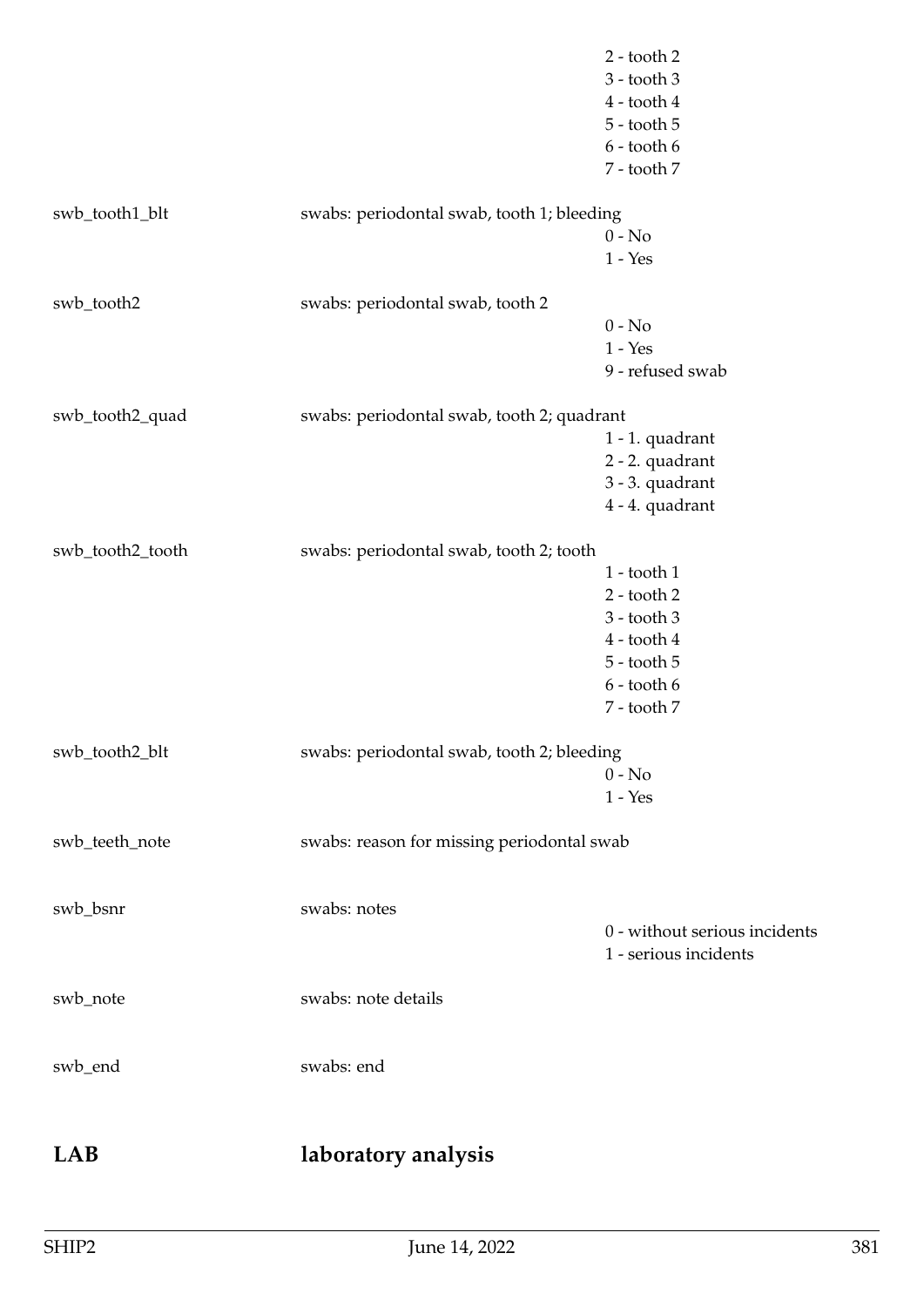| | | |
|---|---|---|
| | | 2 - tooth 2 |
| | | 3 - tooth 3 |
| | | 4 - tooth 4 |
| | | 5 - tooth 5 |
| | | 6 - tooth 6 |
| | | 7 - tooth 7 |
| swb_tooth1_blt | swabs: periodontal swab, tooth 1; bleeding | 0 - No |
| | | 1 - Yes |
| swb_tooth2 | swabs: periodontal swab, tooth 2 | 0 - No |
| | | 1 - Yes |
| | | 9 - refused swab |
| swb_tooth2_quad | swabs: periodontal swab, tooth 2; quadrant | 1 - 1. quadrant |
| | | 2 - 2. quadrant |
| | | 3 - 3. quadrant |
| | | 4 - 4. quadrant |
| swb_tooth2_tooth | swabs: periodontal swab, tooth 2; tooth | 1 - tooth 1 |
| | | 2 - tooth 2 |
| | | 3 - tooth 3 |
| | | 4 - tooth 4 |
| | | 5 - tooth 5 |
| | | 6 - tooth 6 |
| | | 7 - tooth 7 |
| swb_tooth2_blt | swabs: periodontal swab, tooth 2; bleeding | 0 - No |
| | | 1 - Yes |
| swb_teeth_note | swabs: reason for missing periodontal swab | |
| swb_bsnr | swabs: notes | 0 - without serious incidents |
| | | 1 - serious incidents |
| swb_note | swabs: note details | |
| swb_end | swabs: end | |

## LAB laboratory analysis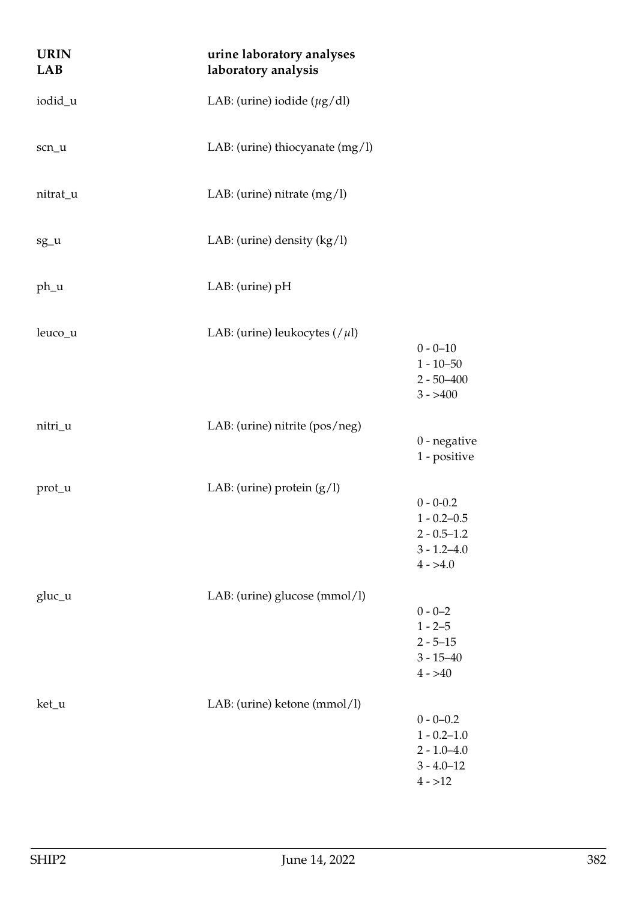| **URIN LAB** | **urine laboratory analyses laboratory analysis** | |
|---|---|---|
| iodid_u | LAB: (urine) iodide ($\mu$g/dl) | |
| scn_u | LAB: (urine) thiocyanate (mg/l) | |
| nitrat_u | LAB: (urine) nitrate (mg/l) | |
| sg_u | LAB: (urine) density (kg/l) | |
| ph_u | LAB: (urine) pH | |
| leuco_u | LAB: (urine) leukocytes (/$\mu$l) | 0 - 0–10<br>1 - 10–50<br>2 - 50–400<br>3 - >400 |
| nitri_u | LAB: (urine) nitrite (pos/neg) | 0 - negative<br>1 - positive |
| prot_u | LAB: (urine) protein (g/l) | 0 - 0-0.2<br>1 - 0.2–0.5<br>2 - 0.5–1.2<br>3 - 1.2–4.0<br>4 - >4.0 |
| gluc_u | LAB: (urine) glucose (mmol/l) | 0 - 0–2<br>1 - 2–5<br>2 - 5–15<br>3 - 15–40<br>4 - >40 |
| ket_u | LAB: (urine) ketone (mmol/l) | 0 - 0–0.2<br>1 - 0.2–1.0<br>2 - 1.0–4.0<br>3 - 4.0–12<br>4 - >12 |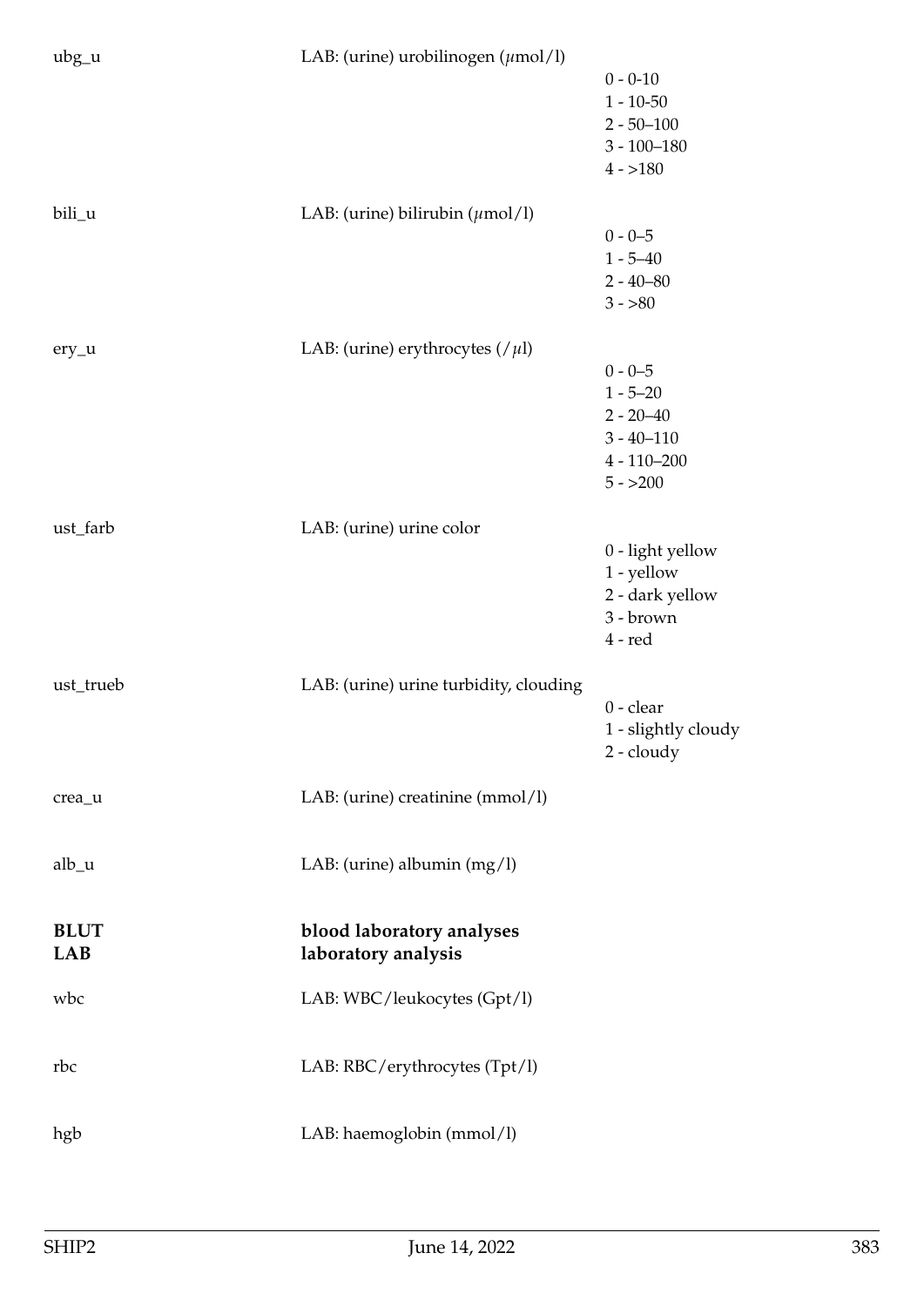| | | |
|---|---|---|
| ubg_u | LAB: (urine) urobilinogen ($\mu$mol/l) | 0 - 0-10<br>1 - 10-50<br>2 - 50–100<br>3 - 100–180<br>4 - >180 |
| bili_u | LAB: (urine) bilirubin ($\mu$mol/l) | 0 - 0–5<br>1 - 5–40<br>2 - 40–80<br>3 - >80 |
| ery_u | LAB: (urine) erythrocytes (/$\mu$l) | 0 - 0–5<br>1 - 5–20<br>2 - 20–40<br>3 - 40–110<br>4 - 110–200<br>5 - >200 |
| ust_farb | LAB: (urine) urine color | 0 - light yellow<br>1 - yellow<br>2 - dark yellow<br>3 - brown<br>4 - red |
| ust_trueb | LAB: (urine) urine turbidity, clouding | 0 - clear<br>1 - slightly cloudy<br>2 - cloudy |
| crea_u | LAB: (urine) creatinine (mmol/l) | |
| alb_u | LAB: (urine) albumin (mg/l) | |

**BLUT** **blood laboratory analyses**
**LAB** **laboratory analysis**

| | |
|---|---|
| wbc | LAB: WBC/leukocytes (Gpt/l) |
| rbc | LAB: RBC/erythrocytes (Tpt/l) |
| hgb | LAB: haemoglobin (mmol/l) |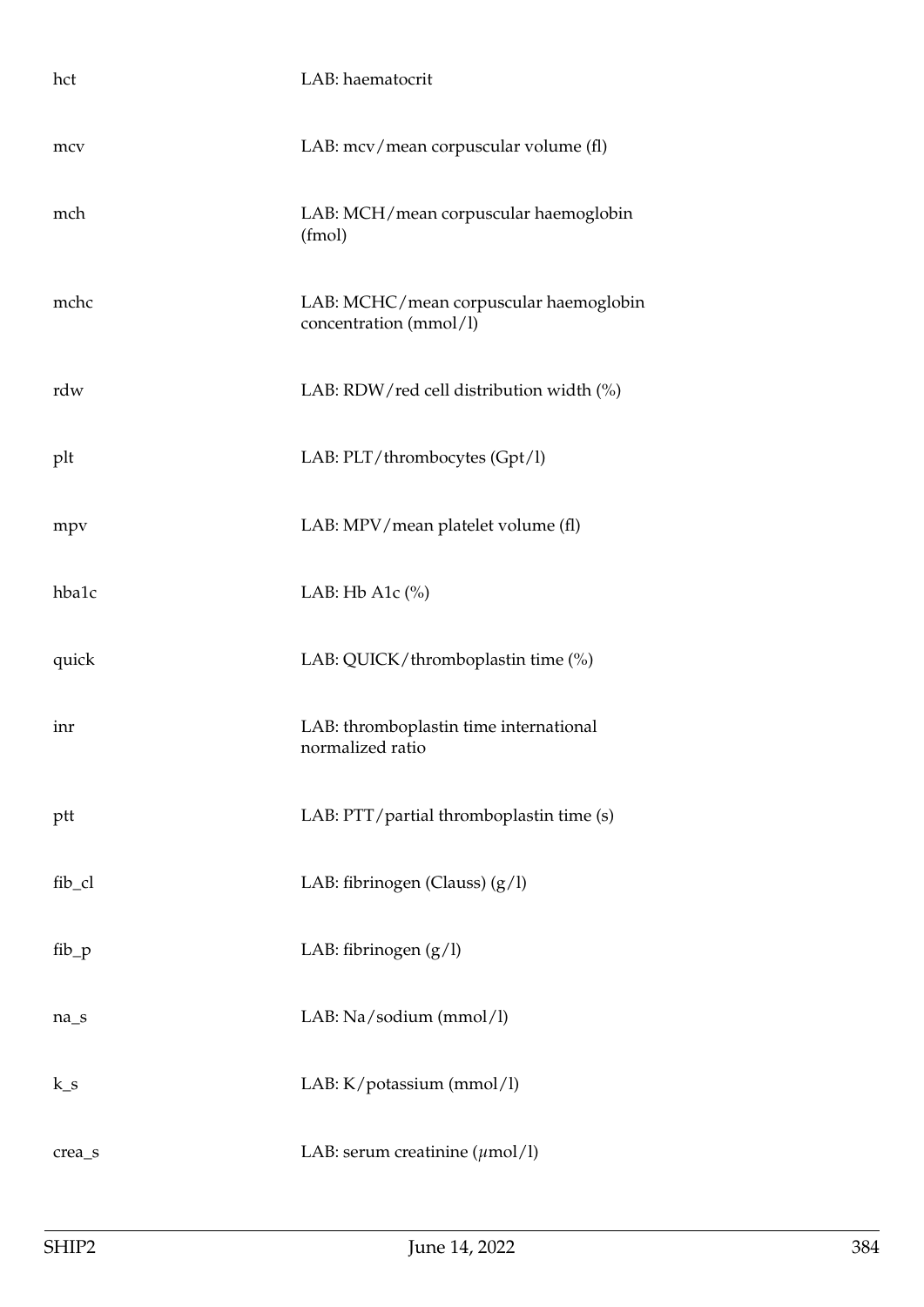| | |
|---|---|
| hct | LAB: haematocrit |
| mcv | LAB: mcv/mean corpuscular volume (fl) |
| mch | LAB: MCH/mean corpuscular haemoglobin (fmol) |
| mchc | LAB: MCHC/mean corpuscular haemoglobin concentration (mmol/l) |
| rdw | LAB: RDW/red cell distribution width (%) |
| plt | LAB: PLT/thrombocytes (Gpt/l) |
| mpv | LAB: MPV/mean platelet volume (fl) |
| hba1c | LAB: Hb A1c (%) |
| quick | LAB: QUICK/thromboplastin time (%) |
| inr | LAB: thromboplastin time international normalized ratio |
| ptt | LAB: PTT/partial thromboplastin time (s) |
| fib_cl | LAB: fibrinogen (Clauss) (g/l) |
| fib_p | LAB: fibrinogen (g/l) |
| na_s | LAB: Na/sodium (mmol/l) |
| k_s | LAB: K/potassium (mmol/l) |
| crea_s | LAB: serum creatinine ($\mu$mol/l) |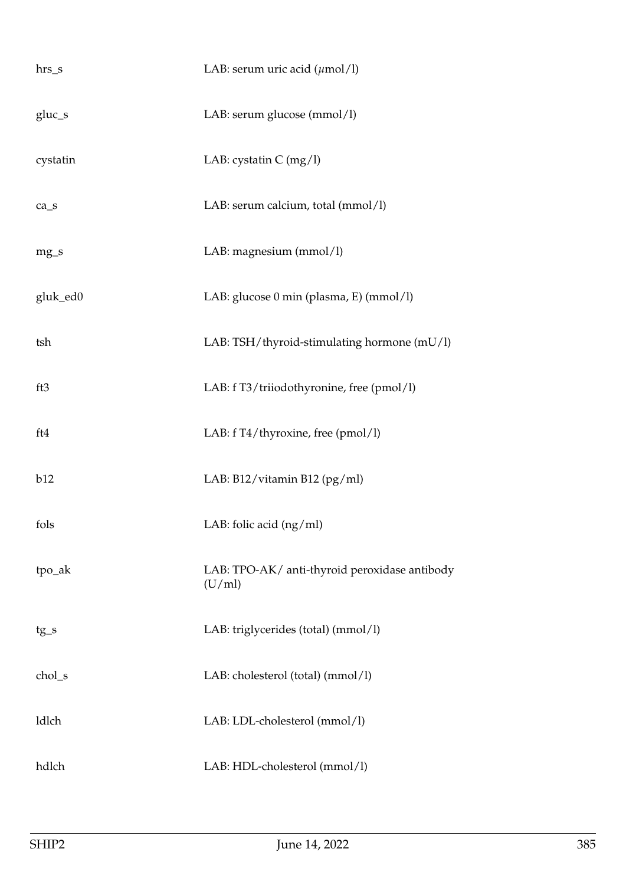| | |
|---|---|
| hrs_s | LAB: serum uric acid ($\mu$mol/l) |
| gluc_s | LAB: serum glucose (mmol/l) |
| cystatin | LAB: cystatin C (mg/l) |
| ca_s | LAB: serum calcium, total (mmol/l) |
| mg_s | LAB: magnesium (mmol/l) |
| gluk_ed0 | LAB: glucose 0 min (plasma, E) (mmol/l) |
| tsh | LAB: TSH/thyroid-stimulating hormone (mU/l) |
| ft3 | LAB: f T3/triiodothyronine, free (pmol/l) |
| ft4 | LAB: f T4/thyroxine, free (pmol/l) |
| b12 | LAB: B12/vitamin B12 (pg/ml) |
| fols | LAB: folic acid (ng/ml) |
| tpo_ak | LAB: TPO-AK/ anti-thyroid peroxidase antibody (U/ml) |
| tg_s | LAB: triglycerides (total) (mmol/l) |
| chol_s | LAB: cholesterol (total) (mmol/l) |
| ldlch | LAB: LDL-cholesterol (mmol/l) |
| hdlch | LAB: HDL-cholesterol (mmol/l) |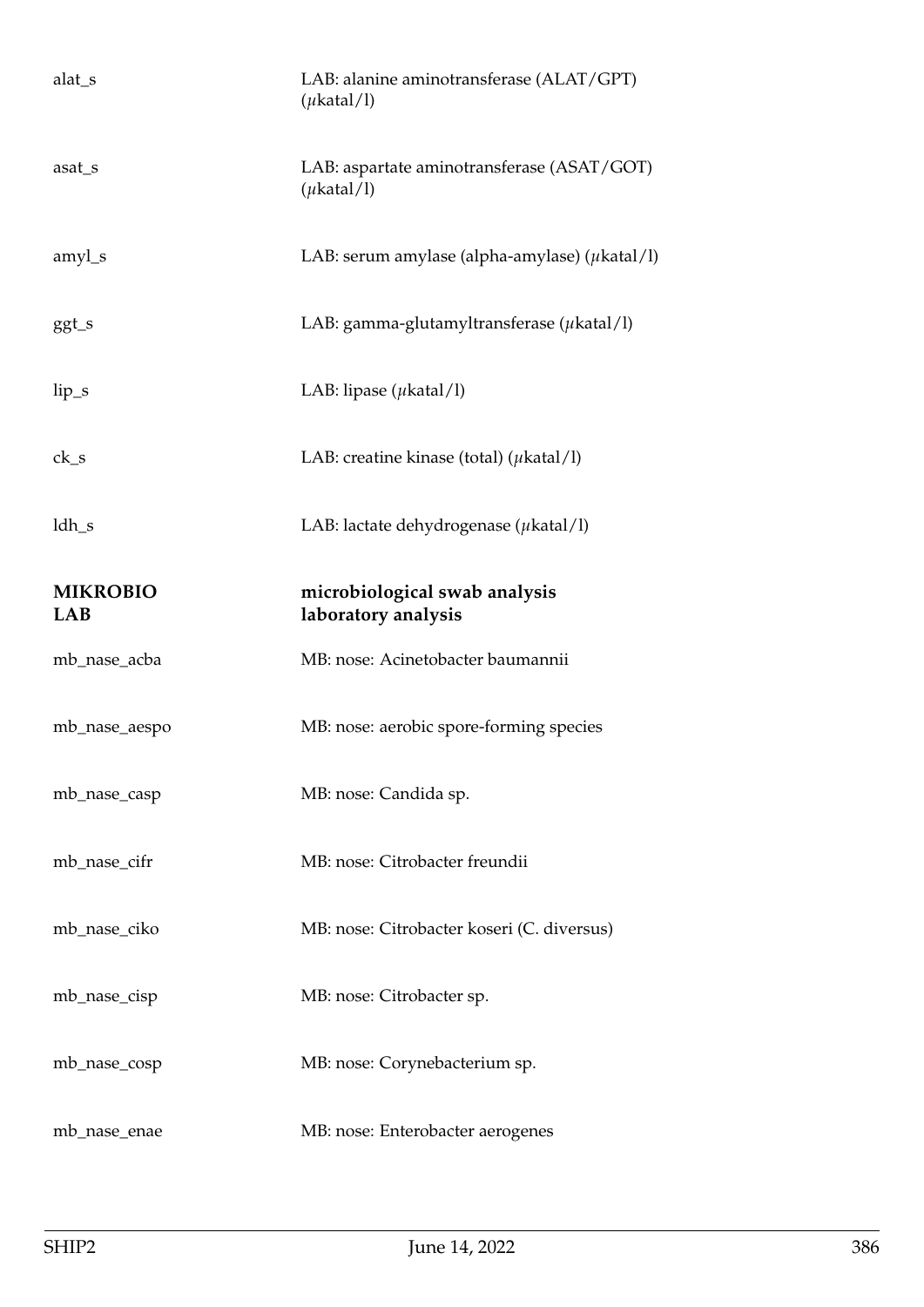| | |
|---|---|
| alat_s | LAB: alanine aminotransferase (ALAT/GPT) ($\mu$katal/l) |
| asat_s | LAB: aspartate aminotransferase (ASAT/GOT) ($\mu$katal/l) |
| amyl_s | LAB: serum amylase (alpha-amylase) ($\mu$katal/l) |
| ggt_s | LAB: gamma-glutamyltransferase ($\mu$katal/l) |
| lip_s | LAB: lipase ($\mu$katal/l) |
| ck_s | LAB: creatine kinase (total) ($\mu$katal/l) |
| ldh_s | LAB: lactate dehydrogenase ($\mu$katal/l) |
| **MIKROBIO LAB** | **microbiological swab analysis laboratory analysis** |
| mb_nase_acba | MB: nose: Acinetobacter baumannii |
| mb_nase_aespo | MB: nose: aerobic spore-forming species |
| mb_nase_casp | MB: nose: Candida sp. |
| mb_nase_cifr | MB: nose: Citrobacter freundii |
| mb_nase_ciko | MB: nose: Citrobacter koseri (C. diversus) |
| mb_nase_cisp | MB: nose: Citrobacter sp. |
| mb_nase_cosp | MB: nose: Corynebacterium sp. |
| mb_nase_enae | MB: nose: Enterobacter aerogenes |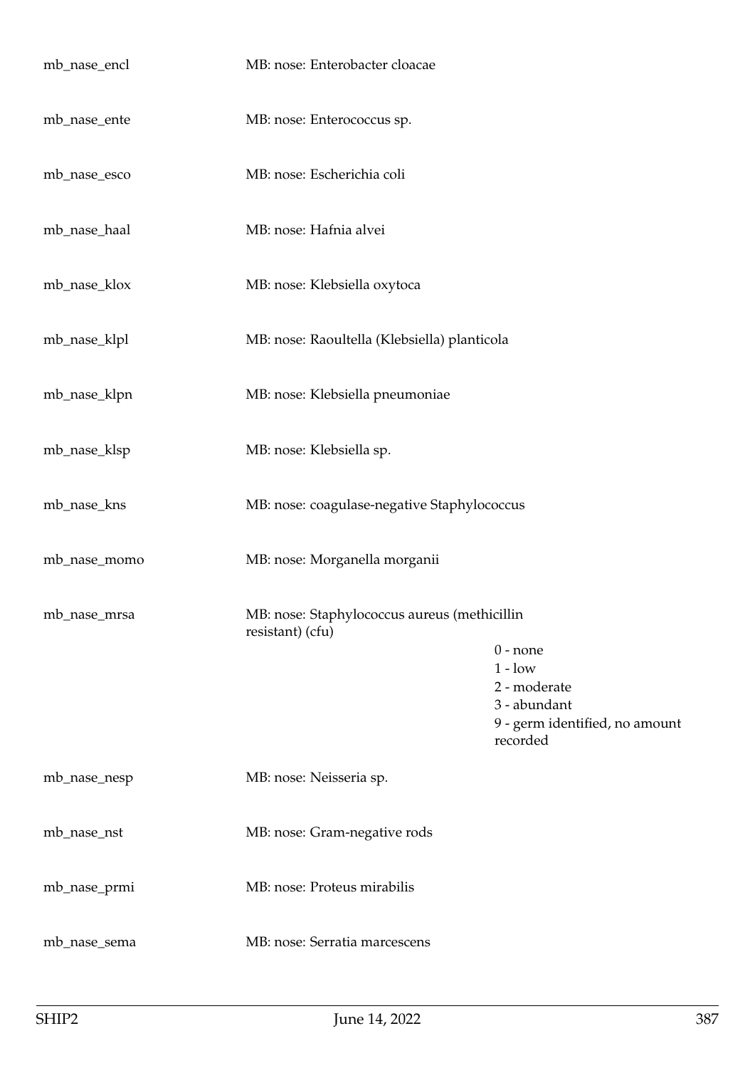mb_nase_encl MB: nose: Enterobacter cloacae

mb_nase_ente MB: nose: Enterococcus sp.

mb_nase_esco MB: nose: Escherichia coli

mb_nase_haal MB: nose: Hafnia alvei

mb_nase_klox MB: nose: Klebsiella oxytoca

mb_nase_klpl MB: nose: Raoultella (Klebsiella) planticola

mb_nase_klpn MB: nose: Klebsiella pneumoniae

mb_nase_klsp MB: nose: Klebsiella sp.

mb_nase_kns MB: nose: coagulase-negative Staphylococcus

mb_nase_momo MB: nose: Morganella morganii

mb_nase_mrsa MB: nose: Staphylococcus aureus (methicillin resistant) (cfu)

0 - none
1 - low
2 - moderate
3 - abundant
9 - germ identified, no amount recorded

mb_nase_nesp MB: nose: Neisseria sp.

mb_nase_nst MB: nose: Gram-negative rods

mb_nase_prmi MB: nose: Proteus mirabilis

mb_nase_sema MB: nose: Serratia marcescens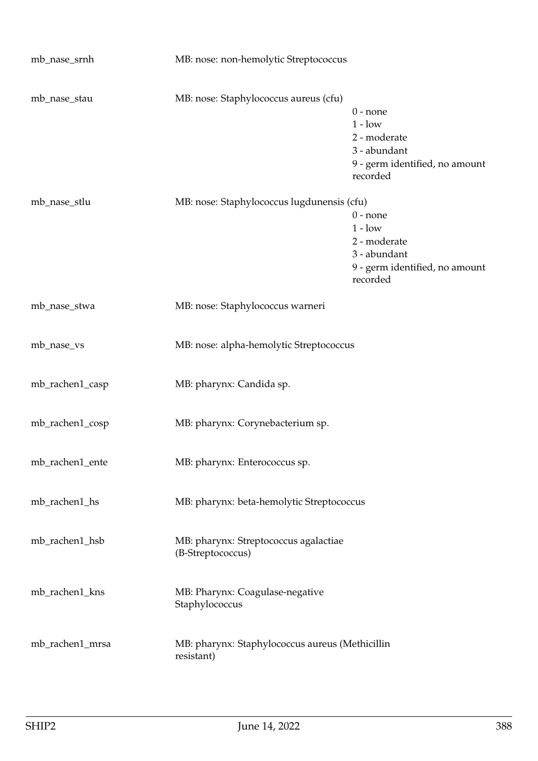| Variable | Label | Values |
|---|---|---|
| mb_nase_srnh | MB: nose: non-hemolytic Streptococcus | |
| mb_nase_stau | MB: nose: Staphylococcus aureus (cfu) | 0 - none<br>1 - low<br>2 - moderate<br>3 - abundant<br>9 - germ identified, no amount recorded |
| mb_nase_stlu | MB: nose: Staphylococcus lugdunensis (cfu) | 0 - none<br>1 - low<br>2 - moderate<br>3 - abundant<br>9 - germ identified, no amount recorded |
| mb_nase_stwa | MB: nose: Staphylococcus warneri | |
| mb_nase_vs | MB: nose: alpha-hemolytic Streptococcus | |
| mb_rachen1_casp | MB: pharynx: Candida sp. | |
| mb_rachen1_cosp | MB: pharynx: Corynebacterium sp. | |
| mb_rachen1_ente | MB: pharynx: Enterococcus sp. | |
| mb_rachen1_hs | MB: pharynx: beta-hemolytic Streptococcus | |
| mb_rachen1_hsb | MB: pharynx: Streptococcus agalactiae (B-Streptococcus) | |
| mb_rachen1_kns | MB: Pharynx: Coagulase-negative Staphylococcus | |
| mb_rachen1_mrsa | MB: pharynx: Staphylococcus aureus (Methicillin resistant) | |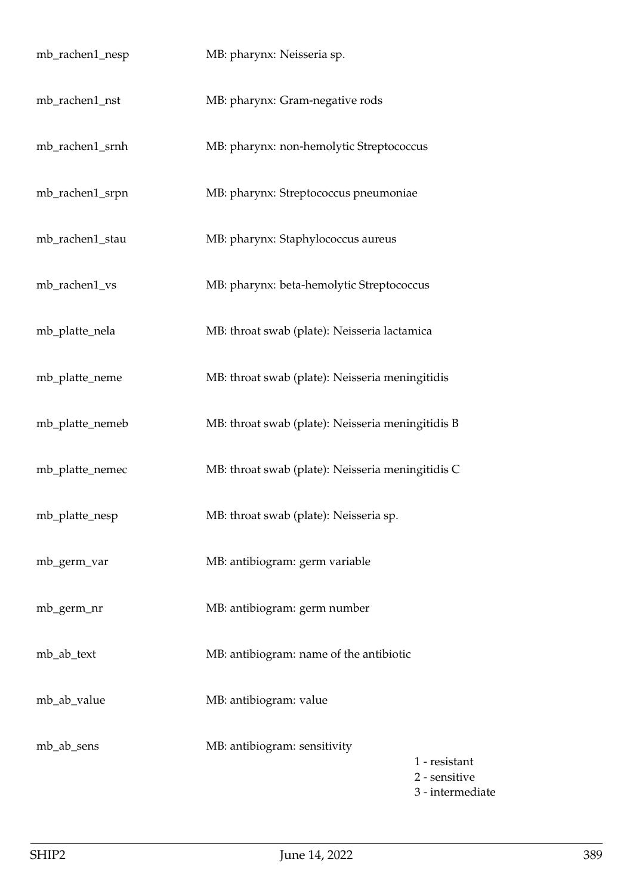| | | |
|---|---|---|
| mb_rachen1_nesp | MB: pharynx: Neisseria sp. | |
| mb_rachen1_nst | MB: pharynx: Gram-negative rods | |
| mb_rachen1_srnh | MB: pharynx: non-hemolytic Streptococcus | |
| mb_rachen1_srpn | MB: pharynx: Streptococcus pneumoniae | |
| mb_rachen1_stau | MB: pharynx: Staphylococcus aureus | |
| mb_rachen1_vs | MB: pharynx: beta-hemolytic Streptococcus | |
| mb_platte_nela | MB: throat swab (plate): Neisseria lactamica | |
| mb_platte_neme | MB: throat swab (plate): Neisseria meningitidis | |
| mb_platte_nemeb | MB: throat swab (plate): Neisseria meningitidis B | |
| mb_platte_nemec | MB: throat swab (plate): Neisseria meningitidis C | |
| mb_platte_nesp | MB: throat swab (plate): Neisseria sp. | |
| mb_germ_var | MB: antibiogram: germ variable | |
| mb_germ_nr | MB: antibiogram: germ number | |
| mb_ab_text | MB: antibiogram: name of the antibiotic | |
| mb_ab_value | MB: antibiogram: value | |
| mb_ab_sens | MB: antibiogram: sensitivity | 1 - resistant<br>2 - sensitive<br>3 - intermediate |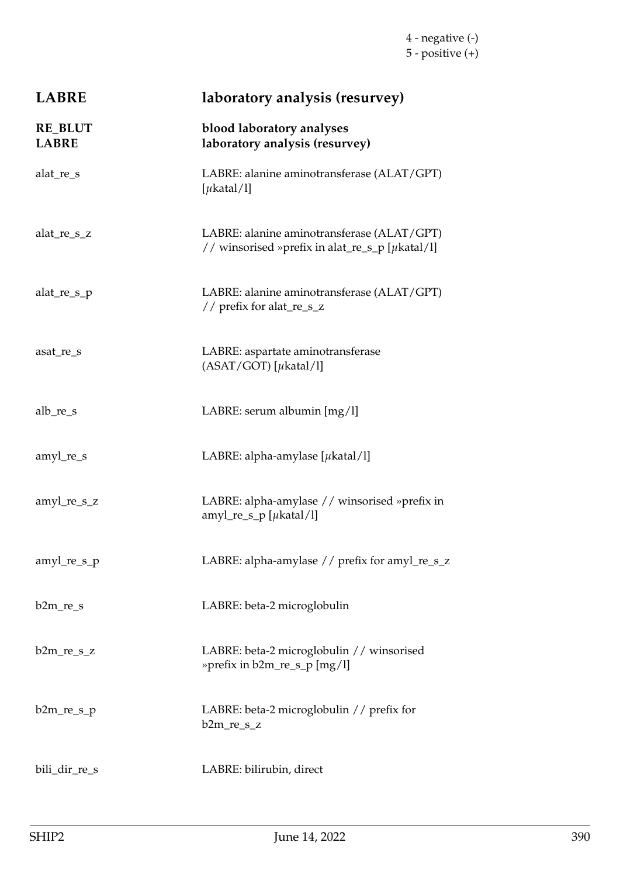4 - negative (-)
5 - positive (+)

## LABRE laboratory analysis (resurvey)

**RE_BLUT** **blood laboratory analyses**
**LABRE** **laboratory analysis (resurvey)**

| | |
|---|---|
| alat_re_s | LABRE: alanine aminotransferase (ALAT/GPT) [$\mu$katal/l] |
| alat_re_s_z | LABRE: alanine aminotransferase (ALAT/GPT) // winsorised »prefix in alat_re_s_p [$\mu$katal/l] |
| alat_re_s_p | LABRE: alanine aminotransferase (ALAT/GPT) // prefix for alat_re_s_z |
| asat_re_s | LABRE: aspartate aminotransferase (ASAT/GOT) [$\mu$katal/l] |
| alb_re_s | LABRE: serum albumin [mg/l] |
| amyl_re_s | LABRE: alpha-amylase [$\mu$katal/l] |
| amyl_re_s_z | LABRE: alpha-amylase // winsorised »prefix in amyl_re_s_p [$\mu$katal/l] |
| amyl_re_s_p | LABRE: alpha-amylase // prefix for amyl_re_s_z |
| b2m_re_s | LABRE: beta-2 microglobulin |
| b2m_re_s_z | LABRE: beta-2 microglobulin // winsorised »prefix in b2m_re_s_p [mg/l] |
| b2m_re_s_p | LABRE: beta-2 microglobulin // prefix for b2m_re_s_z |
| bili_dir_re_s | LABRE: bilirubin, direct |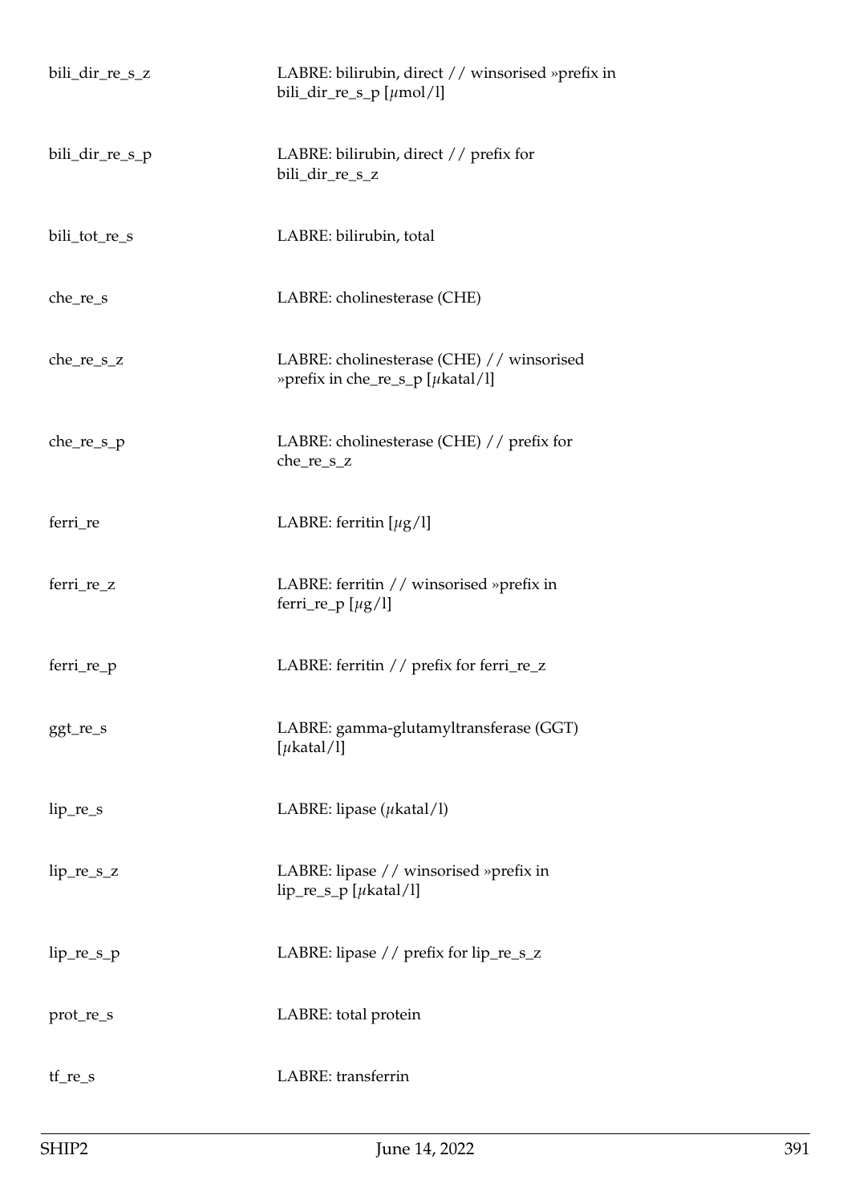| | |
|---|---|
| bili_dir_re_s_z | LABRE: bilirubin, direct // winsorised »prefix in bili_dir_re_s_p [$\mu$mol/l] |
| bili_dir_re_s_p | LABRE: bilirubin, direct // prefix for bili_dir_re_s_z |
| bili_tot_re_s | LABRE: bilirubin, total |
| che_re_s | LABRE: cholinesterase (CHE) |
| che_re_s_z | LABRE: cholinesterase (CHE) // winsorised »prefix in che_re_s_p [$\mu$katal/l] |
| che_re_s_p | LABRE: cholinesterase (CHE) // prefix for che_re_s_z |
| ferri_re | LABRE: ferritin [$\mu$g/l] |
| ferri_re_z | LABRE: ferritin // winsorised »prefix in ferri_re_p [$\mu$g/l] |
| ferri_re_p | LABRE: ferritin // prefix for ferri_re_z |
| ggt_re_s | LABRE: gamma-glutamyltransferase (GGT) [$\mu$katal/l] |
| lip_re_s | LABRE: lipase ($\mu$katal/l) |
| lip_re_s_z | LABRE: lipase // winsorised »prefix in lip_re_s_p [$\mu$katal/l] |
| lip_re_s_p | LABRE: lipase // prefix for lip_re_s_z |
| prot_re_s | LABRE: total protein |
| tf_re_s | LABRE: transferrin |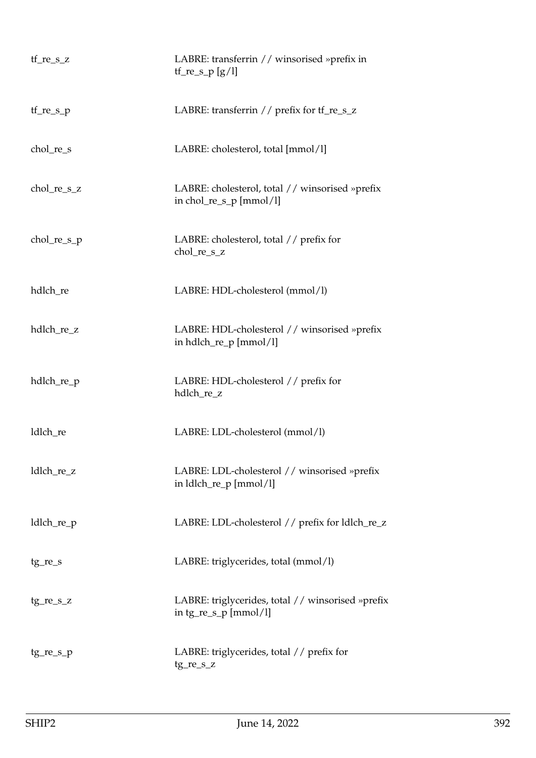| | |
|---|---|
| tf_re_s_z | LABRE: transferrin // winsorised »prefix in tf_re_s_p [g/l] |
| tf_re_s_p | LABRE: transferrin // prefix for tf_re_s_z |
| chol_re_s | LABRE: cholesterol, total [mmol/l] |
| chol_re_s_z | LABRE: cholesterol, total // winsorised »prefix in chol_re_s_p [mmol/l] |
| chol_re_s_p | LABRE: cholesterol, total // prefix for chol_re_s_z |
| hdlch_re | LABRE: HDL-cholesterol (mmol/l) |
| hdlch_re_z | LABRE: HDL-cholesterol // winsorised »prefix in hdlch_re_p [mmol/l] |
| hdlch_re_p | LABRE: HDL-cholesterol // prefix for hdlch_re_z |
| ldlch_re | LABRE: LDL-cholesterol (mmol/l) |
| ldlch_re_z | LABRE: LDL-cholesterol // winsorised »prefix in ldlch_re_p [mmol/l] |
| ldlch_re_p | LABRE: LDL-cholesterol // prefix for ldlch_re_z |
| tg_re_s | LABRE: triglycerides, total (mmol/l) |
| tg_re_s_z | LABRE: triglycerides, total // winsorised »prefix in tg_re_s_p [mmol/l] |
| tg_re_s_p | LABRE: triglycerides, total // prefix for tg_re_s_z |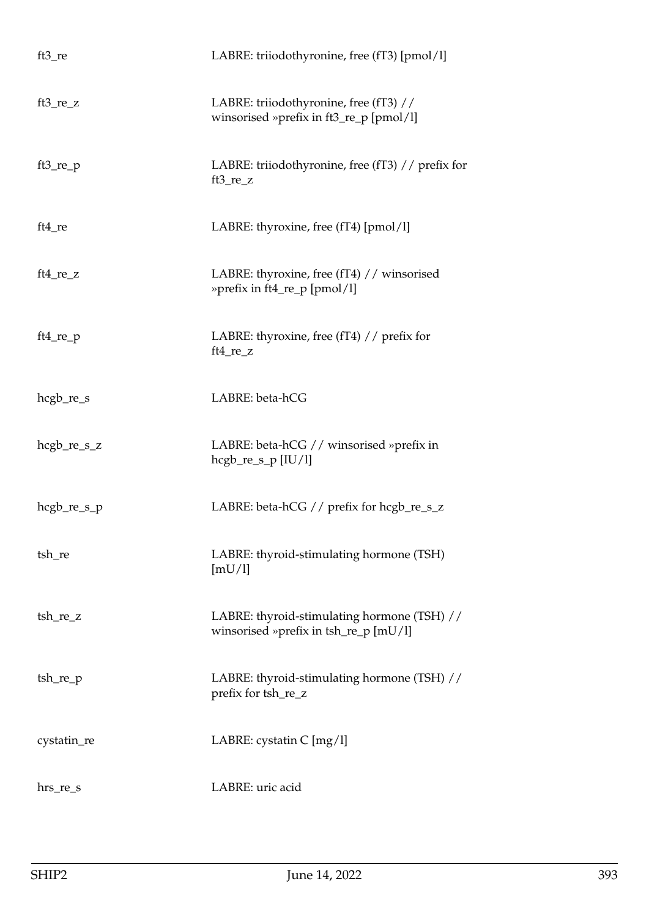| | |
|---|---|
| ft3_re | LABRE: triiodothyronine, free (fT3) [pmol/l] |
| ft3_re_z | LABRE: triiodothyronine, free (fT3) // winsorised »prefix in ft3_re_p [pmol/l] |
| ft3_re_p | LABRE: triiodothyronine, free (fT3) // prefix for ft3_re_z |
| ft4_re | LABRE: thyroxine, free (fT4) [pmol/l] |
| ft4_re_z | LABRE: thyroxine, free (fT4) // winsorised »prefix in ft4_re_p [pmol/l] |
| ft4_re_p | LABRE: thyroxine, free (fT4) // prefix for ft4_re_z |
| hcgb_re_s | LABRE: beta-hCG |
| hcgb_re_s_z | LABRE: beta-hCG // winsorised »prefix in hcgb_re_s_p [IU/l] |
| hcgb_re_s_p | LABRE: beta-hCG // prefix for hcgb_re_s_z |
| tsh_re | LABRE: thyroid-stimulating hormone (TSH) [mU/l] |
| tsh_re_z | LABRE: thyroid-stimulating hormone (TSH) // winsorised »prefix in tsh_re_p [mU/l] |
| tsh_re_p | LABRE: thyroid-stimulating hormone (TSH) // prefix for tsh_re_z |
| cystatin_re | LABRE: cystatin C [mg/l] |
| hrs_re_s | LABRE: uric acid |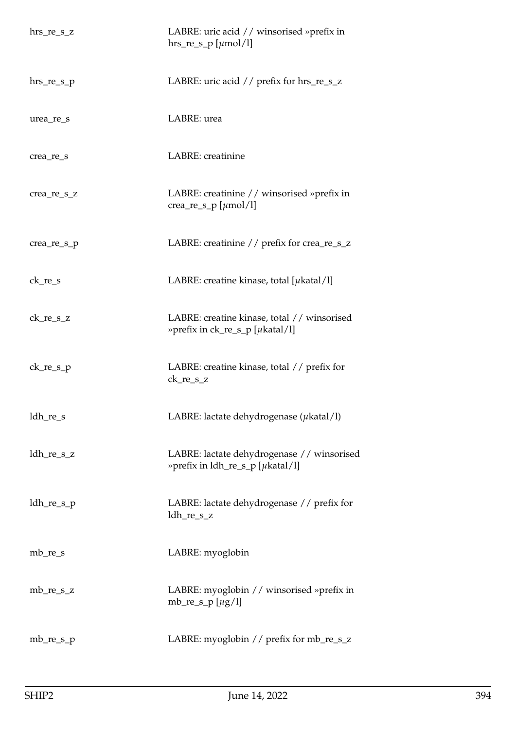| | |
|---|---|
| hrs_re_s_z | LABRE: uric acid // winsorised »prefix in hrs_re_s_p [$\mu$mol/l] |
| hrs_re_s_p | LABRE: uric acid // prefix for hrs_re_s_z |
| urea_re_s | LABRE: urea |
| crea_re_s | LABRE: creatinine |
| crea_re_s_z | LABRE: creatinine // winsorised »prefix in crea_re_s_p [$\mu$mol/l] |
| crea_re_s_p | LABRE: creatinine // prefix for crea_re_s_z |
| ck_re_s | LABRE: creatine kinase, total [$\mu$katal/l] |
| ck_re_s_z | LABRE: creatine kinase, total // winsorised »prefix in ck_re_s_p [$\mu$katal/l] |
| ck_re_s_p | LABRE: creatine kinase, total // prefix for ck_re_s_z |
| ldh_re_s | LABRE: lactate dehydrogenase ($\mu$katal/l) |
| ldh_re_s_z | LABRE: lactate dehydrogenase // winsorised »prefix in ldh_re_s_p [$\mu$katal/l] |
| ldh_re_s_p | LABRE: lactate dehydrogenase // prefix for ldh_re_s_z |
| mb_re_s | LABRE: myoglobin |
| mb_re_s_z | LABRE: myoglobin // winsorised »prefix in mb_re_s_p [$\mu$g/l] |
| mb_re_s_p | LABRE: myoglobin // prefix for mb_re_s_z |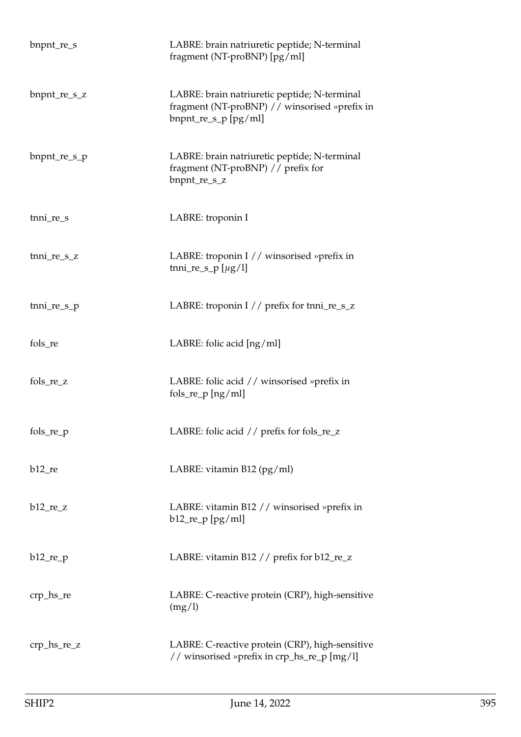| | |
|---|---|
| bnpnt_re_s | LABRE: brain natriuretic peptide; N-terminal fragment (NT-proBNP) [pg/ml] |
| bnpnt_re_s_z | LABRE: brain natriuretic peptide; N-terminal fragment (NT-proBNP) // winsorised »prefix in bnpnt_re_s_p [pg/ml] |
| bnpnt_re_s_p | LABRE: brain natriuretic peptide; N-terminal fragment (NT-proBNP) // prefix for bnpnt_re_s_z |
| tnni_re_s | LABRE: troponin I |
| tnni_re_s_z | LABRE: troponin I // winsorised »prefix in tnni_re_s_p [$\mu$g/l] |
| tnni_re_s_p | LABRE: troponin I // prefix for tnni_re_s_z |
| fols_re | LABRE: folic acid [ng/ml] |
| fols_re_z | LABRE: folic acid // winsorised »prefix in fols_re_p [ng/ml] |
| fols_re_p | LABRE: folic acid // prefix for fols_re_z |
| b12_re | LABRE: vitamin B12 (pg/ml) |
| b12_re_z | LABRE: vitamin B12 // winsorised »prefix in b12_re_p [pg/ml] |
| b12_re_p | LABRE: vitamin B12 // prefix for b12_re_z |
| crp_hs_re | LABRE: C-reactive protein (CRP), high-sensitive (mg/l) |
| crp_hs_re_z | LABRE: C-reactive protein (CRP), high-sensitive // winsorised »prefix in crp_hs_re_p [mg/l] |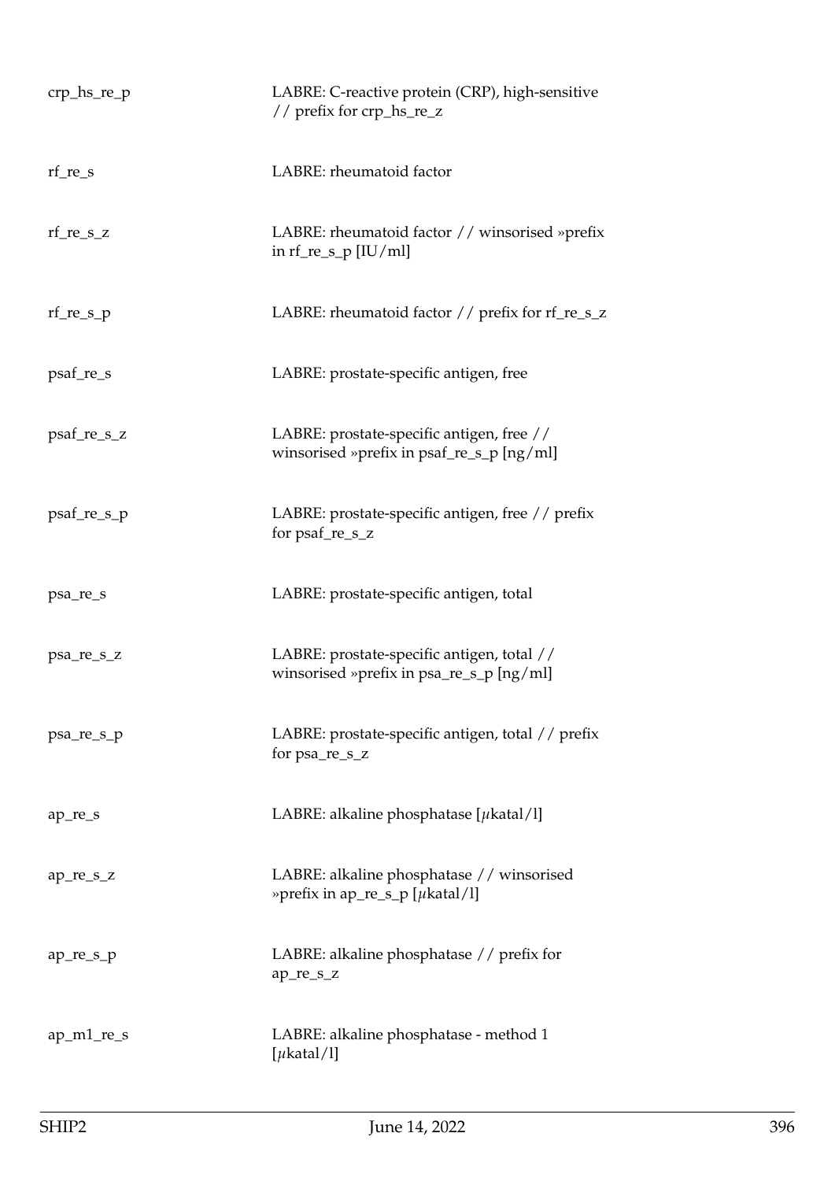| | |
|---|---|
| crp_hs_re_p | LABRE: C-reactive protein (CRP), high-sensitive // prefix for crp_hs_re_z |
| rf_re_s | LABRE: rheumatoid factor |
| rf_re_s_z | LABRE: rheumatoid factor // winsorised »prefix in rf_re_s_p [IU/ml] |
| rf_re_s_p | LABRE: rheumatoid factor // prefix for rf_re_s_z |
| psaf_re_s | LABRE: prostate-specific antigen, free |
| psaf_re_s_z | LABRE: prostate-specific antigen, free // winsorised »prefix in psaf_re_s_p [ng/ml] |
| psaf_re_s_p | LABRE: prostate-specific antigen, free // prefix for psaf_re_s_z |
| psa_re_s | LABRE: prostate-specific antigen, total |
| psa_re_s_z | LABRE: prostate-specific antigen, total // winsorised »prefix in psa_re_s_p [ng/ml] |
| psa_re_s_p | LABRE: prostate-specific antigen, total // prefix for psa_re_s_z |
| ap_re_s | LABRE: alkaline phosphatase [$\mu$katal/l] |
| ap_re_s_z | LABRE: alkaline phosphatase // winsorised »prefix in ap_re_s_p [$\mu$katal/l] |
| ap_re_s_p | LABRE: alkaline phosphatase // prefix for ap_re_s_z |
| ap_m1_re_s | LABRE: alkaline phosphatase - method 1 [$\mu$katal/l] |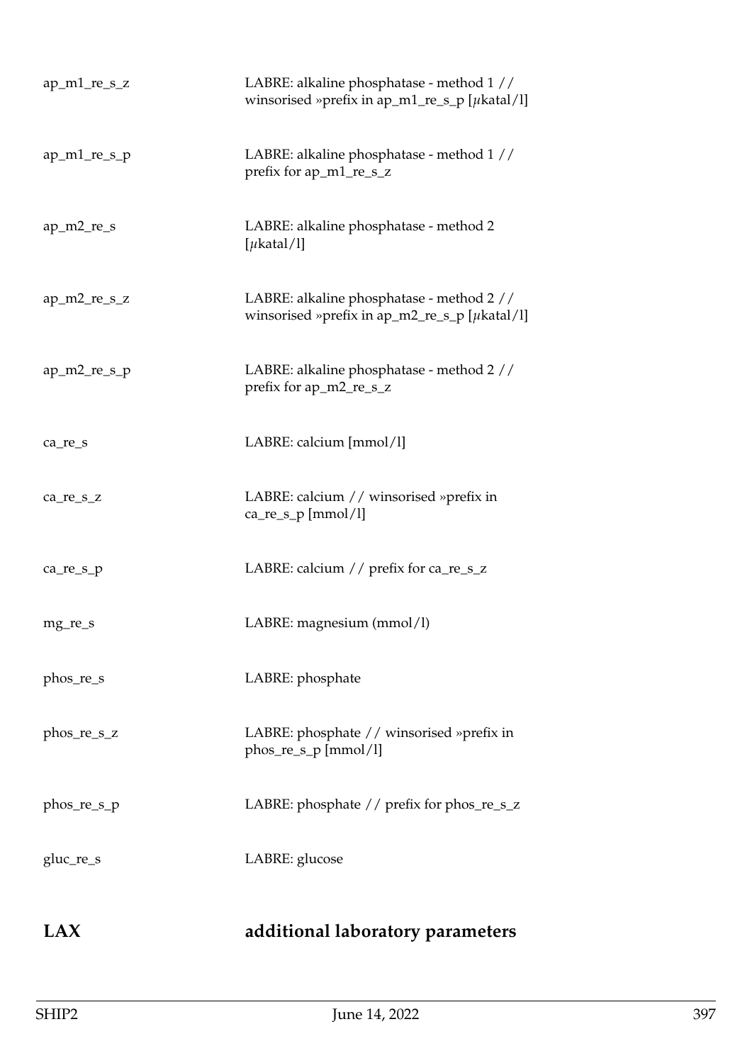| | |
|---|---|
| ap_m1_re_s_z | LABRE: alkaline phosphatase - method 1 // winsorised »prefix in ap_m1_re_s_p [$\mu$katal/l] |
| ap_m1_re_s_p | LABRE: alkaline phosphatase - method 1 // prefix for ap_m1_re_s_z |
| ap_m2_re_s | LABRE: alkaline phosphatase - method 2 [$\mu$katal/l] |
| ap_m2_re_s_z | LABRE: alkaline phosphatase - method 2 // winsorised »prefix in ap_m2_re_s_p [$\mu$katal/l] |
| ap_m2_re_s_p | LABRE: alkaline phosphatase - method 2 // prefix for ap_m2_re_s_z |
| ca_re_s | LABRE: calcium [mmol/l] |
| ca_re_s_z | LABRE: calcium // winsorised »prefix in ca_re_s_p [mmol/l] |
| ca_re_s_p | LABRE: calcium // prefix for ca_re_s_z |
| mg_re_s | LABRE: magnesium (mmol/l) |
| phos_re_s | LABRE: phosphate |
| phos_re_s_z | LABRE: phosphate // winsorised »prefix in phos_re_s_p [mmol/l] |
| phos_re_s_p | LABRE: phosphate // prefix for phos_re_s_z |
| gluc_re_s | LABRE: glucose |

## LAX additional laboratory parameters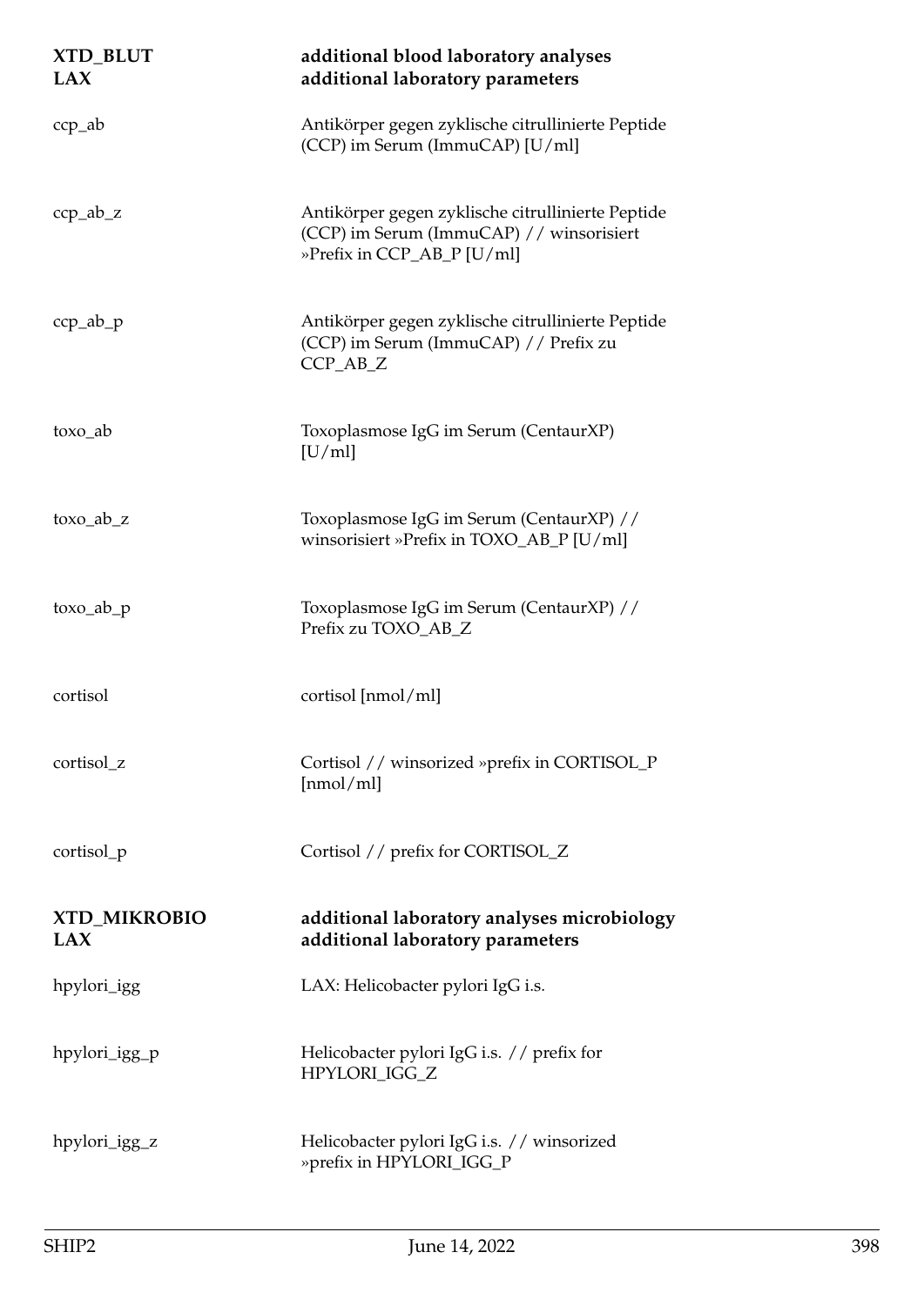| **XTD_BLUT** **LAX** | **additional blood laboratory analyses** **additional laboratory parameters** |
|---|---|
| ccp_ab | Antikörper gegen zyklische citrullinierte Peptide (CCP) im Serum (ImmuCAP) [U/ml] |
| ccp_ab_z | Antikörper gegen zyklische citrullinierte Peptide (CCP) im Serum (ImmuCAP) // winsorisiert »Prefix in CCP_AB_P [U/ml] |
| ccp_ab_p | Antikörper gegen zyklische citrullinierte Peptide (CCP) im Serum (ImmuCAP) // Prefix zu CCP_AB_Z |
| toxo_ab | Toxoplasmose IgG im Serum (CentaurXP) [U/ml] |
| toxo_ab_z | Toxoplasmose IgG im Serum (CentaurXP) // winsorisiert »Prefix in TOXO_AB_P [U/ml] |
| toxo_ab_p | Toxoplasmose IgG im Serum (CentaurXP) // Prefix zu TOXO_AB_Z |
| cortisol | cortisol [nmol/ml] |
| cortisol_z | Cortisol // winsorized »prefix in CORTISOL_P [nmol/ml] |
| cortisol_p | Cortisol // prefix for CORTISOL_Z |

| **XTD_MIKROBIO** **LAX** | **additional laboratory analyses microbiology** **additional laboratory parameters** |
|---|---|
| hpylori_igg | LAX: Helicobacter pylori IgG i.s. |
| hpylori_igg_p | Helicobacter pylori IgG i.s. // prefix for HPYLORI_IGG_Z |
| hpylori_igg_z | Helicobacter pylori IgG i.s. // winsorized »prefix in HPYLORI_IGG_P |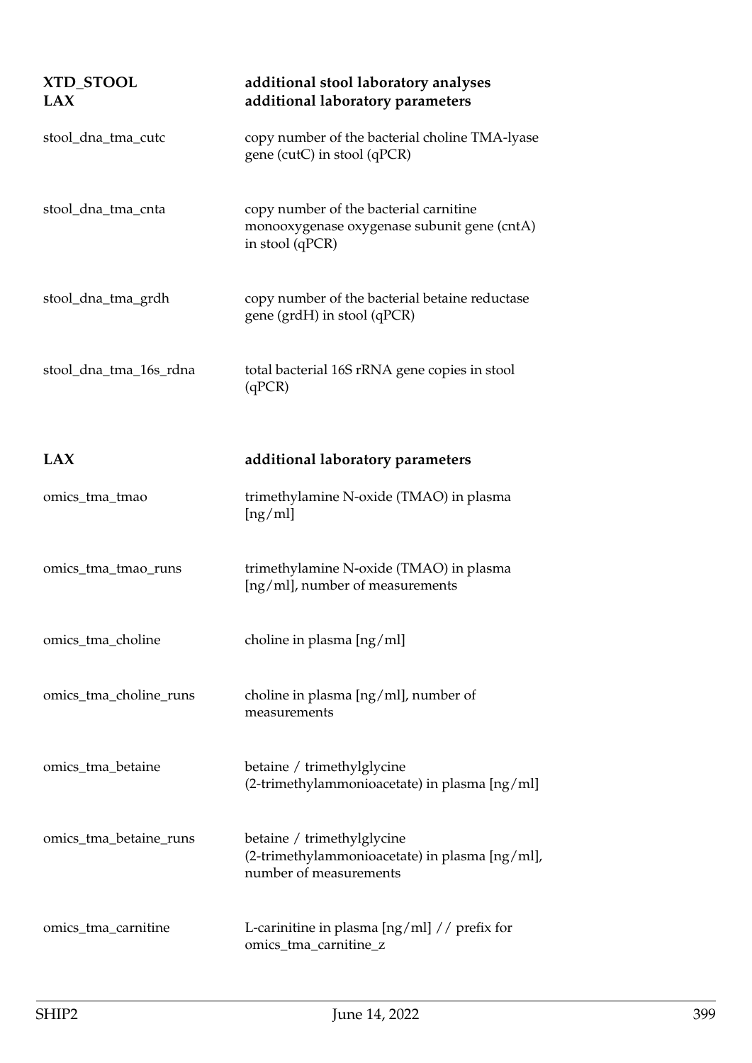## XTD_STOOL — additional stool laboratory analyses
## LAX — additional laboratory parameters

| | |
|---|---|
| stool_dna_tma_cutc | copy number of the bacterial choline TMA-lyase gene (cutC) in stool (qPCR) |
| stool_dna_tma_cnta | copy number of the bacterial carnitine monooxygenase oxygenase subunit gene (cntA) in stool (qPCR) |
| stool_dna_tma_grdh | copy number of the bacterial betaine reductase gene (grdH) in stool (qPCR) |
| stool_dna_tma_16s_rdna | total bacterial 16S rRNA gene copies in stool (qPCR) |

## LAX — additional laboratory parameters

| | |
|---|---|
| omics_tma_tmao | trimethylamine N-oxide (TMAO) in plasma [ng/ml] |
| omics_tma_tmao_runs | trimethylamine N-oxide (TMAO) in plasma [ng/ml], number of measurements |
| omics_tma_choline | choline in plasma [ng/ml] |
| omics_tma_choline_runs | choline in plasma [ng/ml], number of measurements |
| omics_tma_betaine | betaine / trimethylglycine (2-trimethylammonioacetate) in plasma [ng/ml] |
| omics_tma_betaine_runs | betaine / trimethylglycine (2-trimethylammonioacetate) in plasma [ng/ml], number of measurements |
| omics_tma_carnitine | L-carinitine in plasma [ng/ml] // prefix for omics_tma_carnitine_z |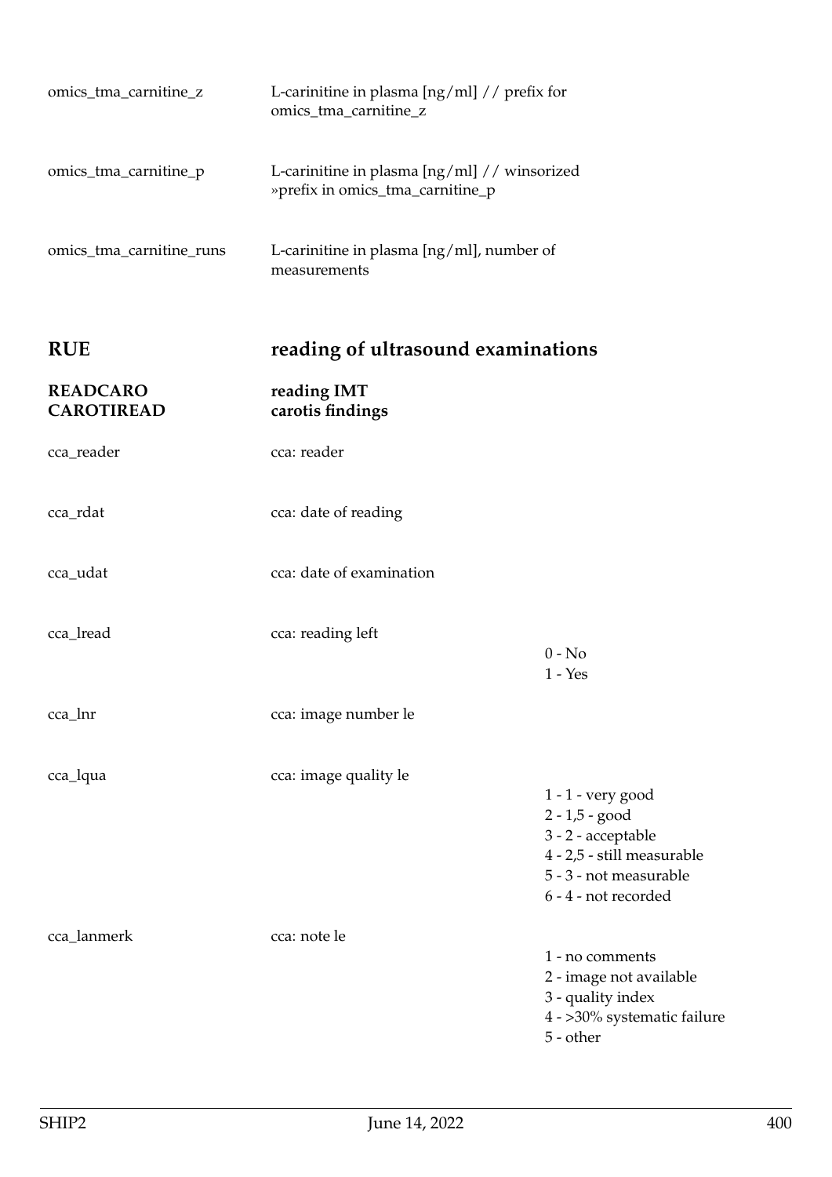| | | |
|---|---|---|
| omics_tma_carnitine_z | L-carinitine in plasma [ng/ml] // prefix for omics_tma_carnitine_z | |
| omics_tma_carnitine_p | L-carinitine in plasma [ng/ml] // winsorized »prefix in omics_tma_carnitine_p | |
| omics_tma_carnitine_runs | L-carinitine in plasma [ng/ml], number of measurements | |

## RUE reading of ultrasound examinations

### READCARO reading IMT
### CAROTIREAD carotis findings

| | | |
|---|---|---|
| cca_reader | cca: reader | |
| cca_rdat | cca: date of reading | |
| cca_udat | cca: date of examination | |
| cca_lread | cca: reading left | 0 - No<br>1 - Yes |
| cca_lnr | cca: image number le | |
| cca_lqua | cca: image quality le | 1 - 1 - very good<br>2 - 1,5 - good<br>3 - 2 - acceptable<br>4 - 2,5 - still measurable<br>5 - 3 - not measurable<br>6 - 4 - not recorded |
| cca_lanmerk | cca: note le | 1 - no comments<br>2 - image not available<br>3 - quality index<br>4 - >30% systematic failure<br>5 - other |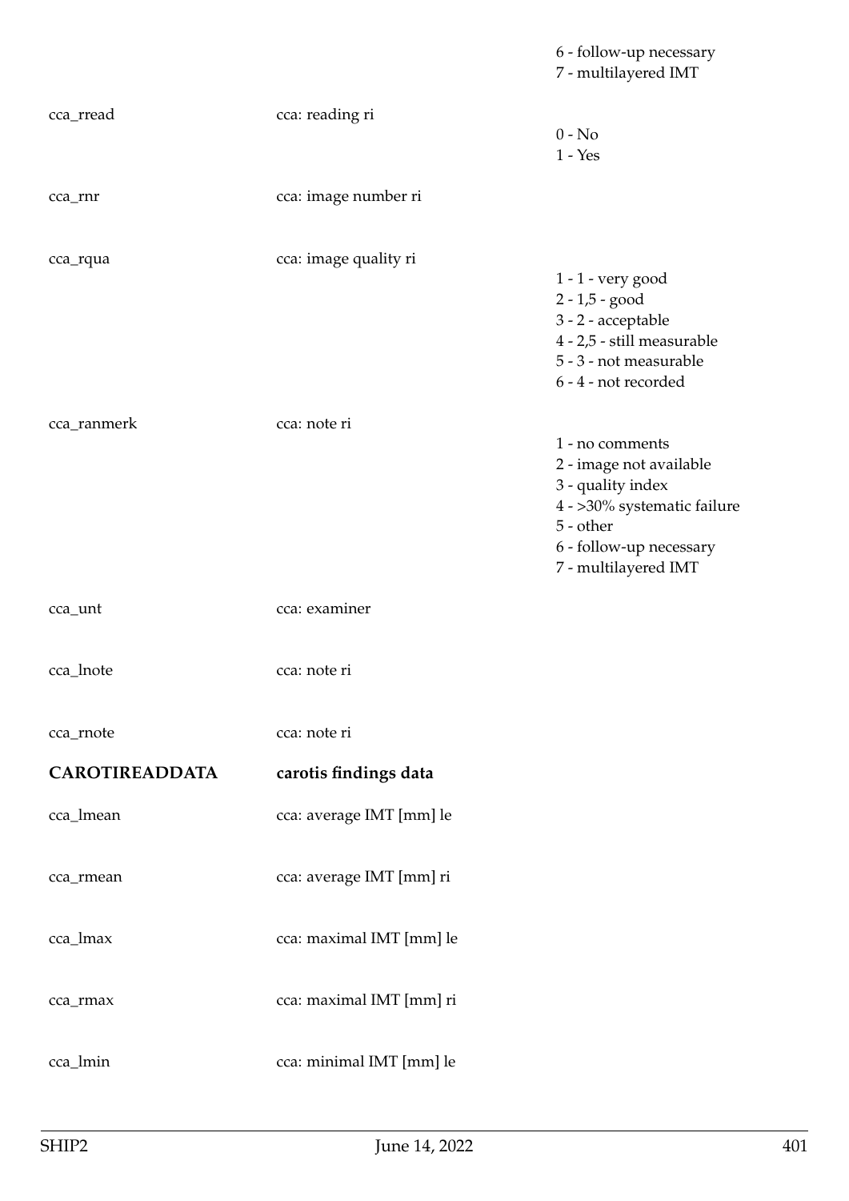| | | |
|---|---|---|
| | | 6 - follow-up necessary<br>7 - multilayered IMT |
| cca_rread | cca: reading ri | 0 - No<br>1 - Yes |
| cca_rnr | cca: image number ri | |
| cca_rqua | cca: image quality ri | 1 - 1 - very good<br>2 - 1,5 - good<br>3 - 2 - acceptable<br>4 - 2,5 - still measurable<br>5 - 3 - not measurable<br>6 - 4 - not recorded |
| cca_ranmerk | cca: note ri | 1 - no comments<br>2 - image not available<br>3 - quality index<br>4 - >30% systematic failure<br>5 - other<br>6 - follow-up necessary<br>7 - multilayered IMT |
| cca_unt | cca: examiner | |
| cca_lnote | cca: note ri | |
| cca_rnote | cca: note ri | |
| **CAROTIREADDATA** | **carotis findings data** | |
| cca_lmean | cca: average IMT [mm] le | |
| cca_rmean | cca: average IMT [mm] ri | |
| cca_lmax | cca: maximal IMT [mm] le | |
| cca_rmax | cca: maximal IMT [mm] ri | |
| cca_lmin | cca: minimal IMT [mm] le | |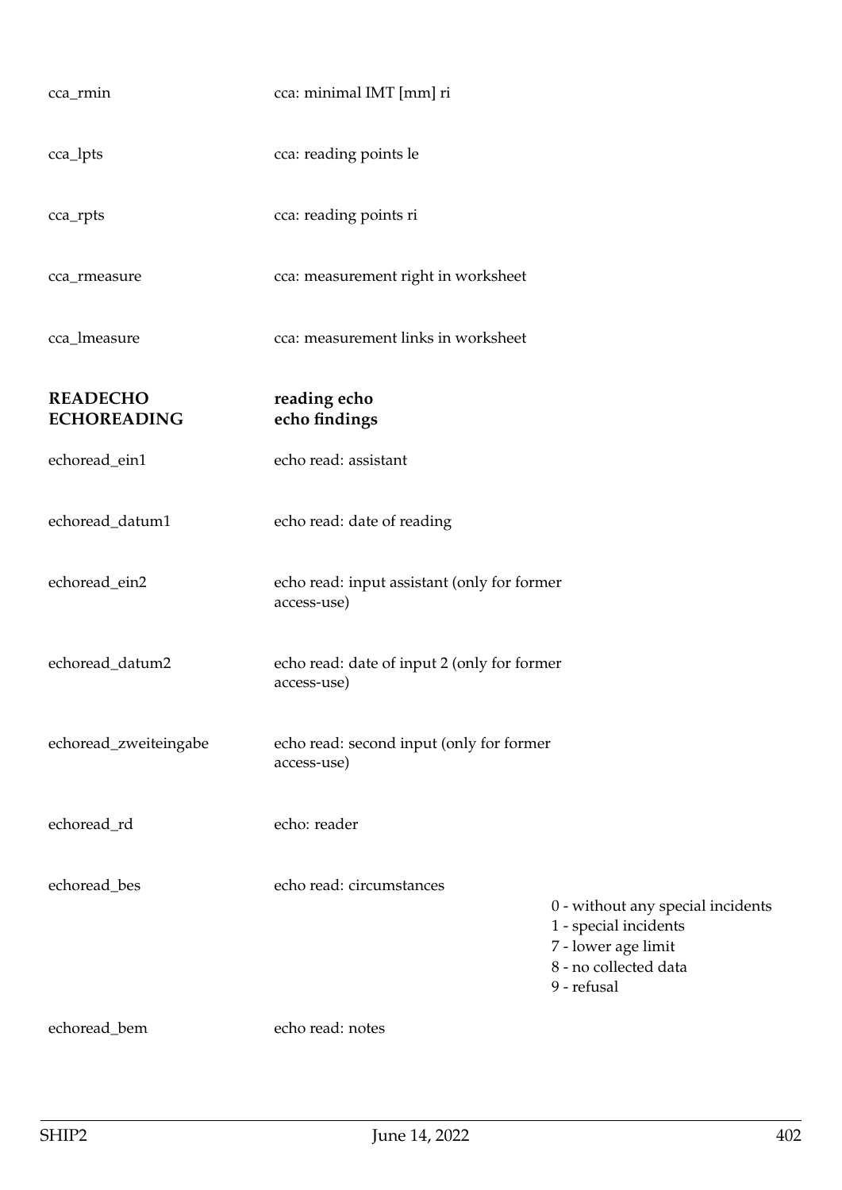| | | |
|---|---|---|
| cca_rmin | cca: minimal IMT [mm] ri | |
| cca_lpts | cca: reading points le | |
| cca_rpts | cca: reading points ri | |
| cca_rmeasure | cca: measurement right in worksheet | |
| cca_lmeasure | cca: measurement links in worksheet | |

## READECHO ECHOREADING — reading echo echo findings

| | | |
|---|---|---|
| echoread_ein1 | echo read: assistant | |
| echoread_datum1 | echo read: date of reading | |
| echoread_ein2 | echo read: input assistant (only for former access-use) | |
| echoread_datum2 | echo read: date of input 2 (only for former access-use) | |
| echoread_zweiteingabe | echo read: second input (only for former access-use) | |
| echoread_rd | echo: reader | |
| echoread_bes | echo read: circumstances | 0 - without any special incidents<br>1 - special incidents<br>7 - lower age limit<br>8 - no collected data<br>9 - refusal |
| echoread_bem | echo read: notes | |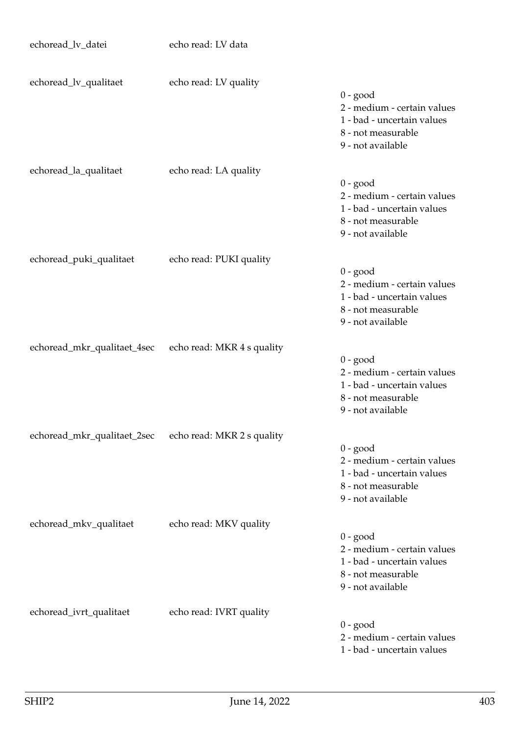| Variable | Label | Values |
|---|---|---|
| echoread_lv_datei | echo read: LV data | |
| echoread_lv_qualitaet | echo read: LV quality | 0 - good<br>2 - medium - certain values<br>1 - bad - uncertain values<br>8 - not measurable<br>9 - not available |
| echoread_la_qualitaet | echo read: LA quality | 0 - good<br>2 - medium - certain values<br>1 - bad - uncertain values<br>8 - not measurable<br>9 - not available |
| echoread_puki_qualitaet | echo read: PUKI quality | 0 - good<br>2 - medium - certain values<br>1 - bad - uncertain values<br>8 - not measurable<br>9 - not available |
| echoread_mkr_qualitaet_4sec | echo read: MKR 4 s quality | 0 - good<br>2 - medium - certain values<br>1 - bad - uncertain values<br>8 - not measurable<br>9 - not available |
| echoread_mkr_qualitaet_2sec | echo read: MKR 2 s quality | 0 - good<br>2 - medium - certain values<br>1 - bad - uncertain values<br>8 - not measurable<br>9 - not available |
| echoread_mkv_qualitaet | echo read: MKV quality | 0 - good<br>2 - medium - certain values<br>1 - bad - uncertain values<br>8 - not measurable<br>9 - not available |
| echoread_ivrt_qualitaet | echo read: IVRT quality | 0 - good<br>2 - medium - certain values<br>1 - bad - uncertain values |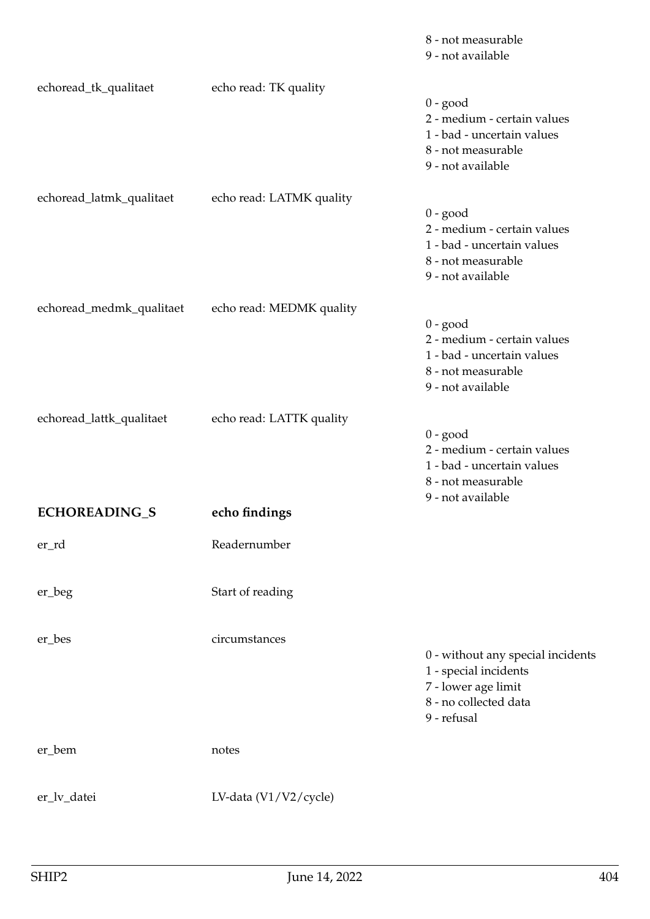| | | |
|---|---|---|
| | | 8 - not measurable<br>9 - not available |
| echoread_tk_qualitaet | echo read: TK quality | 0 - good<br>2 - medium - certain values<br>1 - bad - uncertain values<br>8 - not measurable<br>9 - not available |
| echoread_latmk_qualitaet | echo read: LATMK quality | 0 - good<br>2 - medium - certain values<br>1 - bad - uncertain values<br>8 - not measurable<br>9 - not available |
| echoread_medmk_qualitaet | echo read: MEDMK quality | 0 - good<br>2 - medium - certain values<br>1 - bad - uncertain values<br>8 - not measurable<br>9 - not available |
| echoread_lattk_qualitaet | echo read: LATTK quality | 0 - good<br>2 - medium - certain values<br>1 - bad - uncertain values<br>8 - not measurable<br>9 - not available |

## ECHOREADING_S — echo findings

| | | |
|---|---|---|
| er_rd | Readernumber | |
| er_beg | Start of reading | |
| er_bes | circumstances | 0 - without any special incidents<br>1 - special incidents<br>7 - lower age limit<br>8 - no collected data<br>9 - refusal |
| er_bem | notes | |
| er_lv_datei | LV-data (V1/V2/cycle) | |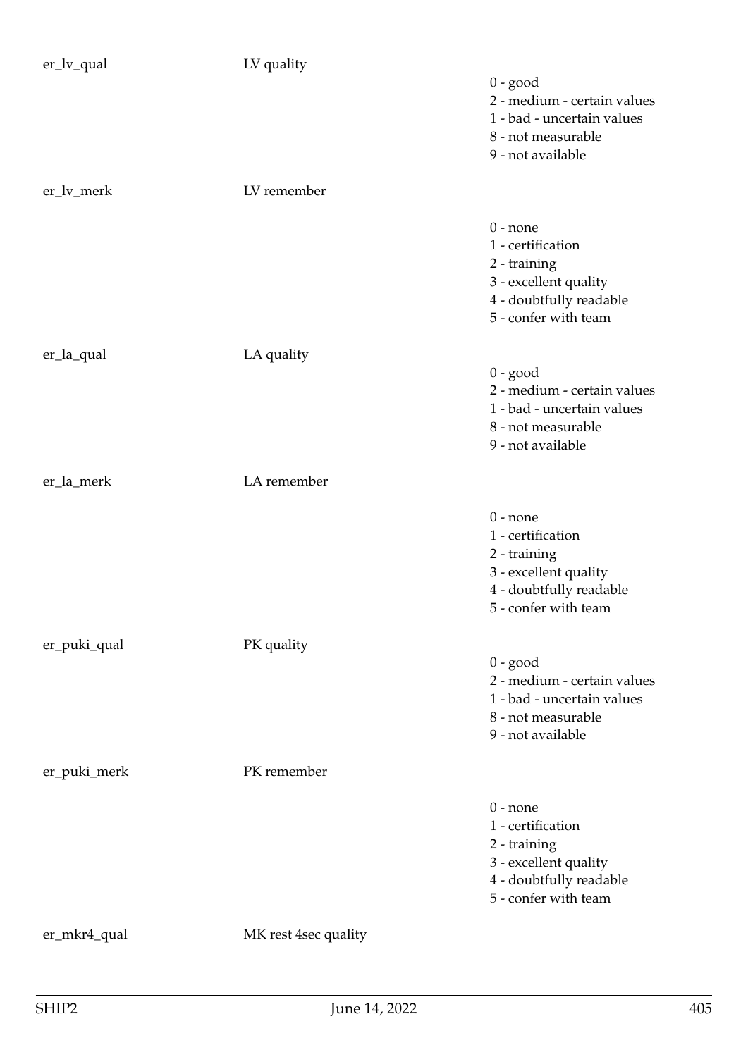er_lv_qual LV quality

0 - good
2 - medium - certain values
1 - bad - uncertain values
8 - not measurable
9 - not available

er_lv_merk LV remember

0 - none
1 - certification
2 - training
3 - excellent quality
4 - doubtfully readable
5 - confer with team

er_la_qual LA quality

0 - good
2 - medium - certain values
1 - bad - uncertain values
8 - not measurable
9 - not available

er_la_merk LA remember

0 - none
1 - certification
2 - training
3 - excellent quality
4 - doubtfully readable
5 - confer with team

er_puki_qual PK quality

0 - good
2 - medium - certain values
1 - bad - uncertain values
8 - not measurable
9 - not available

er_puki_merk PK remember

0 - none
1 - certification
2 - training
3 - excellent quality
4 - doubtfully readable
5 - confer with team

er_mkr4_qual MK rest 4sec quality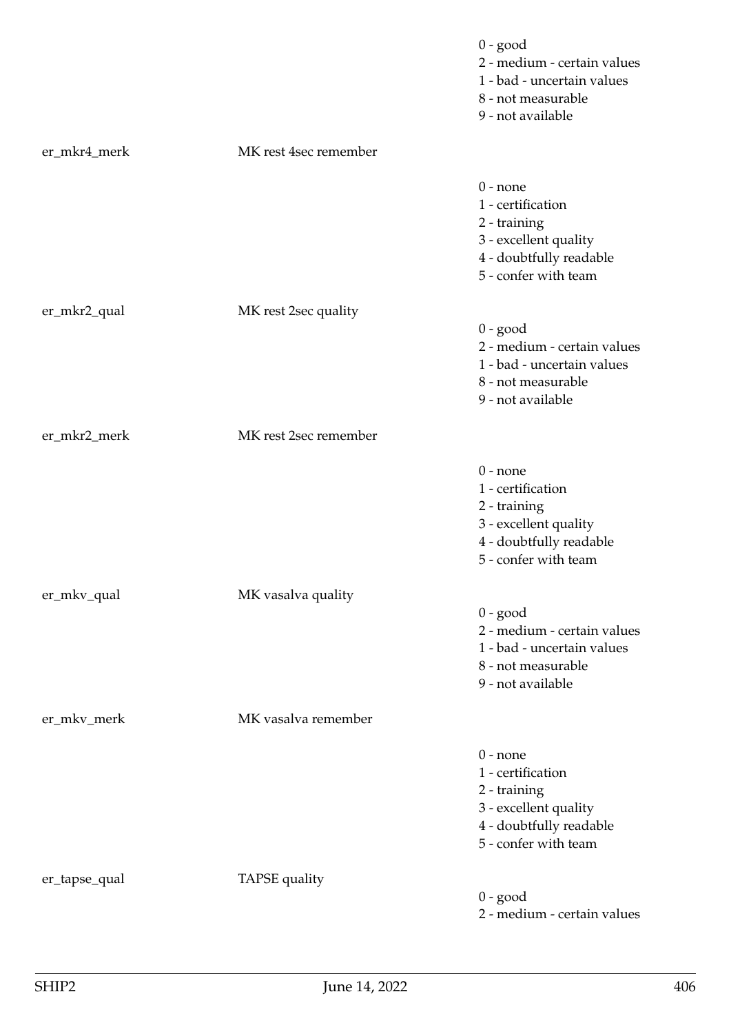| | | |
|---|---|---|
| | | 0 - good<br>2 - medium - certain values<br>1 - bad - uncertain values<br>8 - not measurable<br>9 - not available |
| er_mkr4_merk | MK rest 4sec remember | |
| | | 0 - none<br>1 - certification<br>2 - training<br>3 - excellent quality<br>4 - doubtfully readable<br>5 - confer with team |
| er_mkr2_qual | MK rest 2sec quality | 0 - good<br>2 - medium - certain values<br>1 - bad - uncertain values<br>8 - not measurable<br>9 - not available |
| er_mkr2_merk | MK rest 2sec remember | |
| | | 0 - none<br>1 - certification<br>2 - training<br>3 - excellent quality<br>4 - doubtfully readable<br>5 - confer with team |
| er_mkv_qual | MK vasalva quality | 0 - good<br>2 - medium - certain values<br>1 - bad - uncertain values<br>8 - not measurable<br>9 - not available |
| er_mkv_merk | MK vasalva remember | |
| | | 0 - none<br>1 - certification<br>2 - training<br>3 - excellent quality<br>4 - doubtfully readable<br>5 - confer with team |
| er_tapse_qual | TAPSE quality | 0 - good<br>2 - medium - certain values |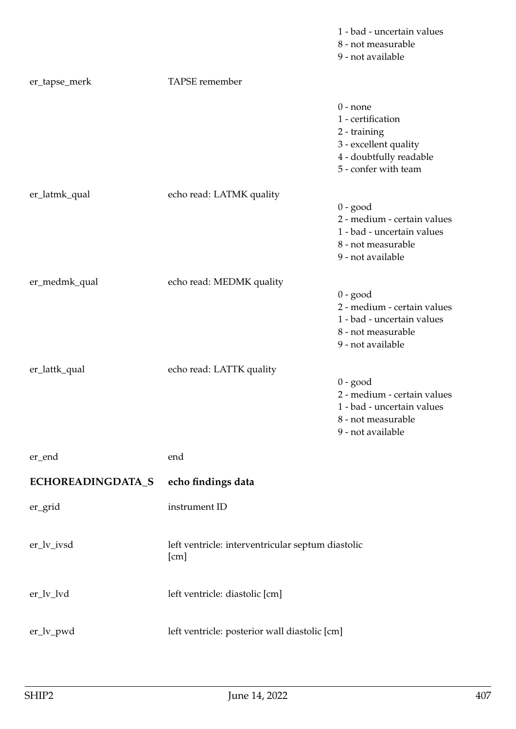| | | |
|---|---|---|
| | | 1 - bad - uncertain values<br>8 - not measurable<br>9 - not available |
| er_tapse_merk | TAPSE remember | |
| | | 0 - none<br>1 - certification<br>2 - training<br>3 - excellent quality<br>4 - doubtfully readable<br>5 - confer with team |
| er_latmk_qual | echo read: LATMK quality | 0 - good<br>2 - medium - certain values<br>1 - bad - uncertain values<br>8 - not measurable<br>9 - not available |
| er_medmk_qual | echo read: MEDMK quality | 0 - good<br>2 - medium - certain values<br>1 - bad - uncertain values<br>8 - not measurable<br>9 - not available |
| er_lattk_qual | echo read: LATTK quality | 0 - good<br>2 - medium - certain values<br>1 - bad - uncertain values<br>8 - not measurable<br>9 - not available |
| er_end | end | |

## ECHOREADINGDATA_S echo findings data

| | | |
|---|---|---|
| er_grid | instrument ID | |
| er_lv_ivsd | left ventricle: interventricular septum diastolic [cm] | |
| er_lv_lvd | left ventricle: diastolic [cm] | |
| er_lv_pwd | left ventricle: posterior wall diastolic [cm] | |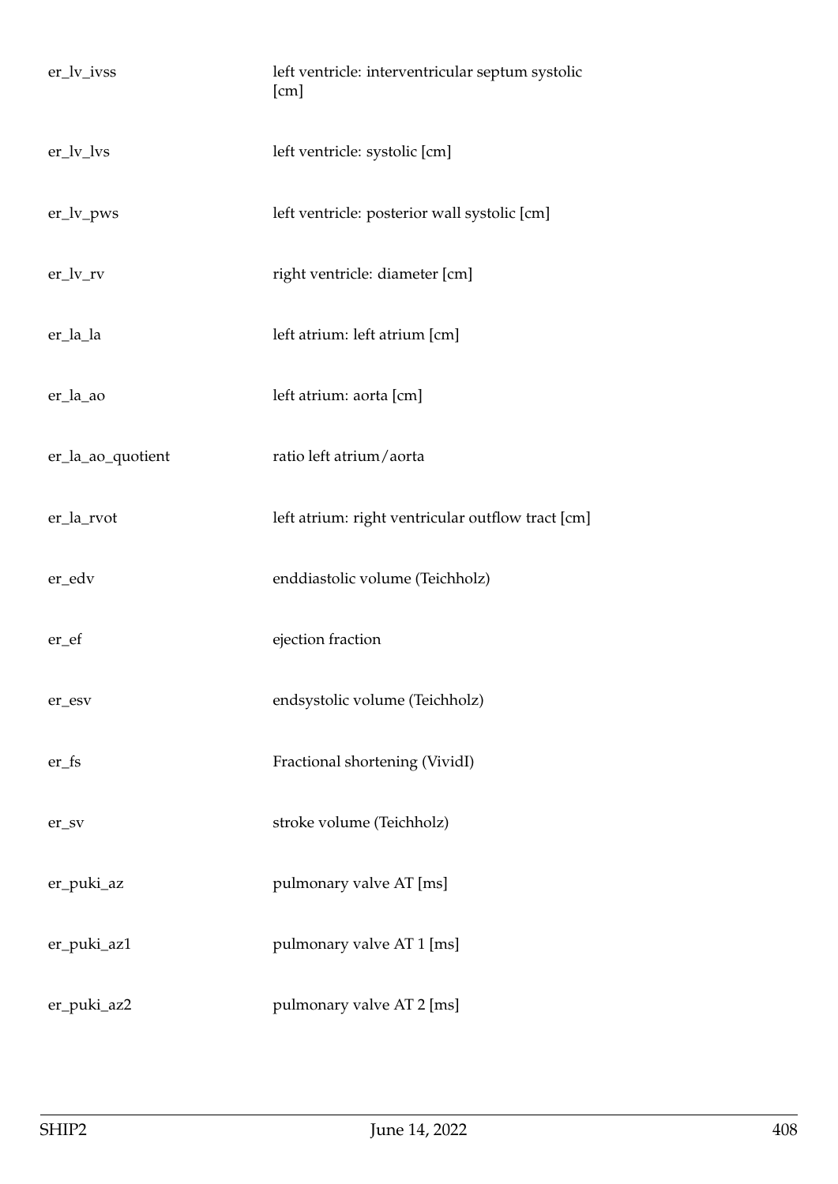| | |
|---|---|
| er_lv_ivss | left ventricle: interventricular septum systolic [cm] |
| er_lv_lvs | left ventricle: systolic [cm] |
| er_lv_pws | left ventricle: posterior wall systolic [cm] |
| er_lv_rv | right ventricle: diameter [cm] |
| er_la_la | left atrium: left atrium [cm] |
| er_la_ao | left atrium: aorta [cm] |
| er_la_ao_quotient | ratio left atrium/aorta |
| er_la_rvot | left atrium: right ventricular outflow tract [cm] |
| er_edv | enddiastolic volume (Teichholz) |
| er_ef | ejection fraction |
| er_esv | endsystolic volume (Teichholz) |
| er_fs | Fractional shortening (VividI) |
| er_sv | stroke volume (Teichholz) |
| er_puki_az | pulmonary valve AT [ms] |
| er_puki_az1 | pulmonary valve AT 1 [ms] |
| er_puki_az2 | pulmonary valve AT 2 [ms] |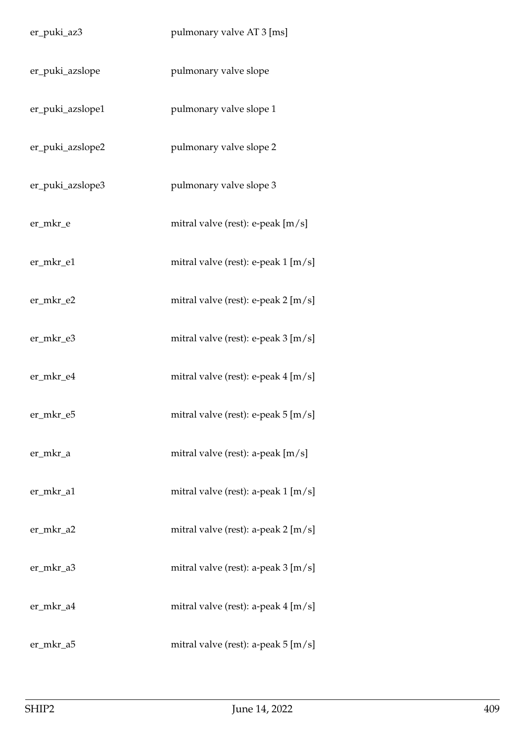| | |
|---|---|
| er_puki_az3 | pulmonary valve AT 3 [ms] |
| er_puki_azslope | pulmonary valve slope |
| er_puki_azslope1 | pulmonary valve slope 1 |
| er_puki_azslope2 | pulmonary valve slope 2 |
| er_puki_azslope3 | pulmonary valve slope 3 |
| er_mkr_e | mitral valve (rest): e-peak [m/s] |
| er_mkr_e1 | mitral valve (rest): e-peak 1 [m/s] |
| er_mkr_e2 | mitral valve (rest): e-peak 2 [m/s] |
| er_mkr_e3 | mitral valve (rest): e-peak 3 [m/s] |
| er_mkr_e4 | mitral valve (rest): e-peak 4 [m/s] |
| er_mkr_e5 | mitral valve (rest): e-peak 5 [m/s] |
| er_mkr_a | mitral valve (rest): a-peak [m/s] |
| er_mkr_a1 | mitral valve (rest): a-peak 1 [m/s] |
| er_mkr_a2 | mitral valve (rest): a-peak 2 [m/s] |
| er_mkr_a3 | mitral valve (rest): a-peak 3 [m/s] |
| er_mkr_a4 | mitral valve (rest): a-peak 4 [m/s] |
| er_mkr_a5 | mitral valve (rest): a-peak 5 [m/s] |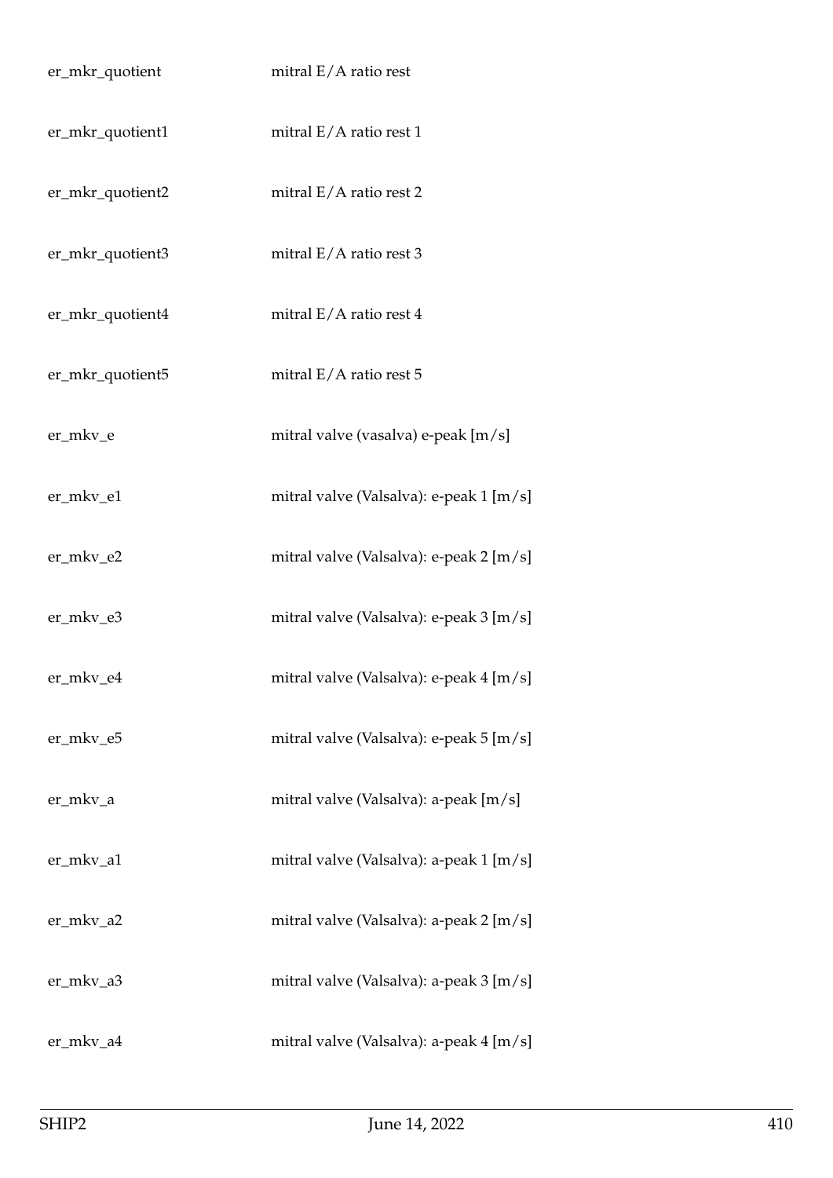| | |
|---|---|
| er_mkr_quotient | mitral E/A ratio rest |
| er_mkr_quotient1 | mitral E/A ratio rest 1 |
| er_mkr_quotient2 | mitral E/A ratio rest 2 |
| er_mkr_quotient3 | mitral E/A ratio rest 3 |
| er_mkr_quotient4 | mitral E/A ratio rest 4 |
| er_mkr_quotient5 | mitral E/A ratio rest 5 |
| er_mkv_e | mitral valve (vasalva) e-peak [m/s] |
| er_mkv_e1 | mitral valve (Valsalva): e-peak 1 [m/s] |
| er_mkv_e2 | mitral valve (Valsalva): e-peak 2 [m/s] |
| er_mkv_e3 | mitral valve (Valsalva): e-peak 3 [m/s] |
| er_mkv_e4 | mitral valve (Valsalva): e-peak 4 [m/s] |
| er_mkv_e5 | mitral valve (Valsalva): e-peak 5 [m/s] |
| er_mkv_a | mitral valve (Valsalva): a-peak [m/s] |
| er_mkv_a1 | mitral valve (Valsalva): a-peak 1 [m/s] |
| er_mkv_a2 | mitral valve (Valsalva): a-peak 2 [m/s] |
| er_mkv_a3 | mitral valve (Valsalva): a-peak 3 [m/s] |
| er_mkv_a4 | mitral valve (Valsalva): a-peak 4 [m/s] |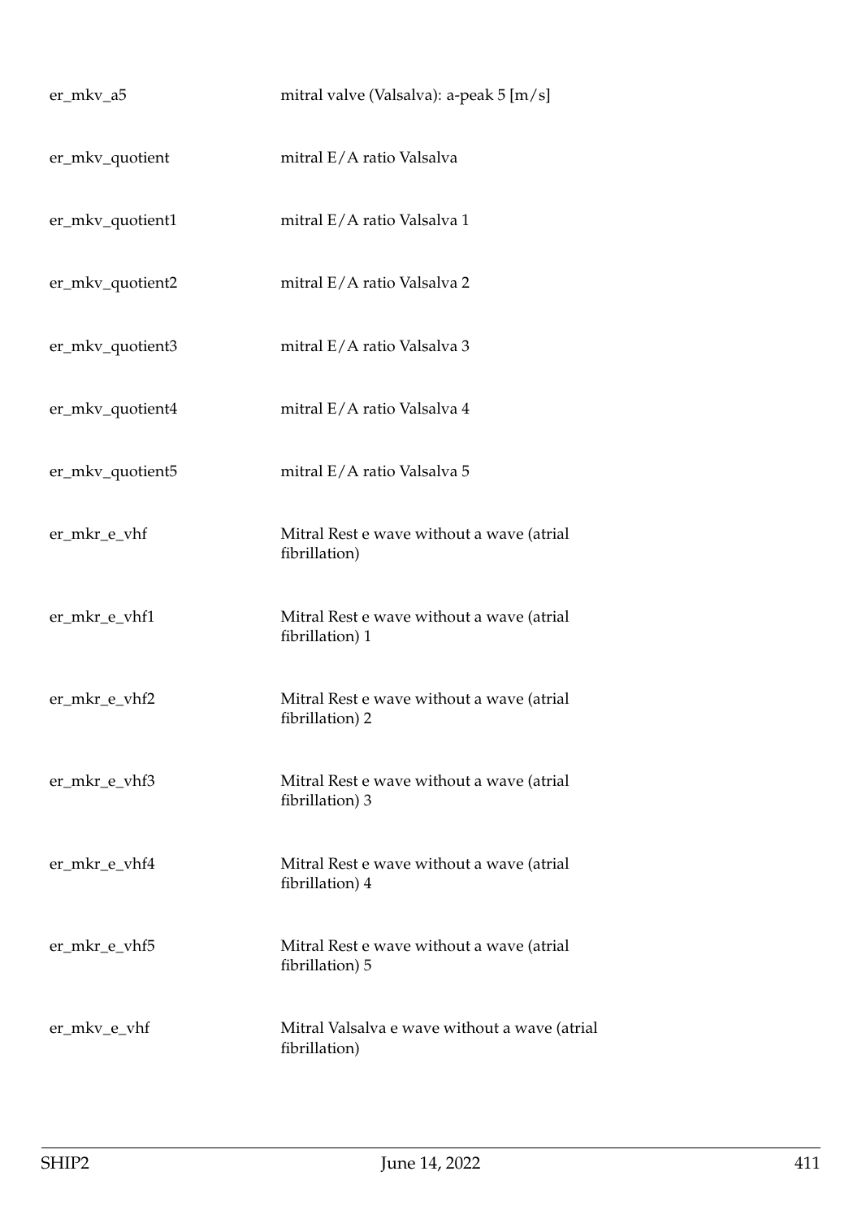| | |
|---|---|
| er_mkv_a5 | mitral valve (Valsalva): a-peak 5 [m/s] |
| er_mkv_quotient | mitral E/A ratio Valsalva |
| er_mkv_quotient1 | mitral E/A ratio Valsalva 1 |
| er_mkv_quotient2 | mitral E/A ratio Valsalva 2 |
| er_mkv_quotient3 | mitral E/A ratio Valsalva 3 |
| er_mkv_quotient4 | mitral E/A ratio Valsalva 4 |
| er_mkv_quotient5 | mitral E/A ratio Valsalva 5 |
| er_mkr_e_vhf | Mitral Rest e wave without a wave (atrial fibrillation) |
| er_mkr_e_vhf1 | Mitral Rest e wave without a wave (atrial fibrillation) 1 |
| er_mkr_e_vhf2 | Mitral Rest e wave without a wave (atrial fibrillation) 2 |
| er_mkr_e_vhf3 | Mitral Rest e wave without a wave (atrial fibrillation) 3 |
| er_mkr_e_vhf4 | Mitral Rest e wave without a wave (atrial fibrillation) 4 |
| er_mkr_e_vhf5 | Mitral Rest e wave without a wave (atrial fibrillation) 5 |
| er_mkv_e_vhf | Mitral Valsalva e wave without a wave (atrial fibrillation) |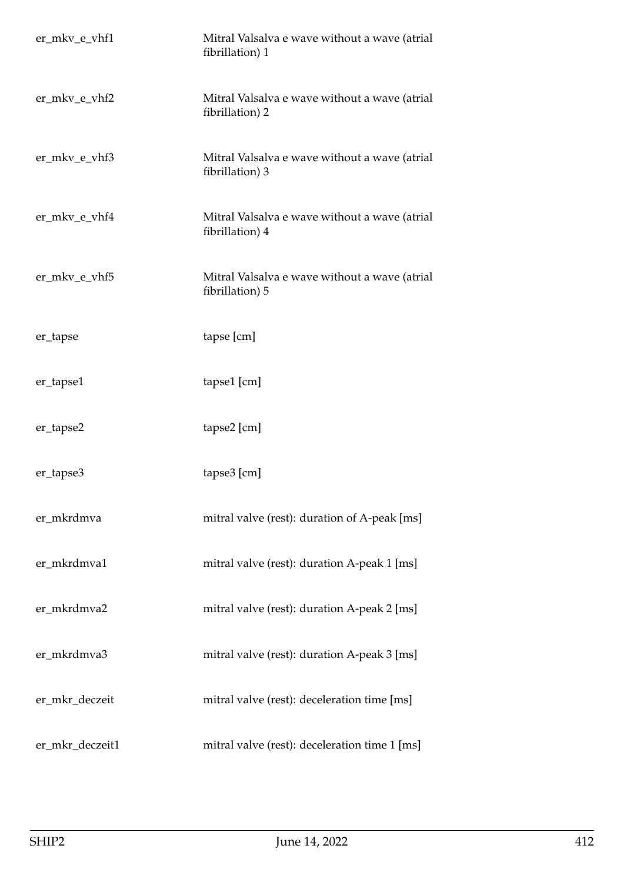| | |
|---|---|
| er_mkv_e_vhf1 | Mitral Valsalva e wave without a wave (atrial fibrillation) 1 |
| er_mkv_e_vhf2 | Mitral Valsalva e wave without a wave (atrial fibrillation) 2 |
| er_mkv_e_vhf3 | Mitral Valsalva e wave without a wave (atrial fibrillation) 3 |
| er_mkv_e_vhf4 | Mitral Valsalva e wave without a wave (atrial fibrillation) 4 |
| er_mkv_e_vhf5 | Mitral Valsalva e wave without a wave (atrial fibrillation) 5 |
| er_tapse | tapse [cm] |
| er_tapse1 | tapse1 [cm] |
| er_tapse2 | tapse2 [cm] |
| er_tapse3 | tapse3 [cm] |
| er_mkrdmva | mitral valve (rest): duration of A-peak [ms] |
| er_mkrdmva1 | mitral valve (rest): duration A-peak 1 [ms] |
| er_mkrdmva2 | mitral valve (rest): duration A-peak 2 [ms] |
| er_mkrdmva3 | mitral valve (rest): duration A-peak 3 [ms] |
| er_mkr_deczeit | mitral valve (rest): deceleration time [ms] |
| er_mkr_deczeit1 | mitral valve (rest): deceleration time 1 [ms] |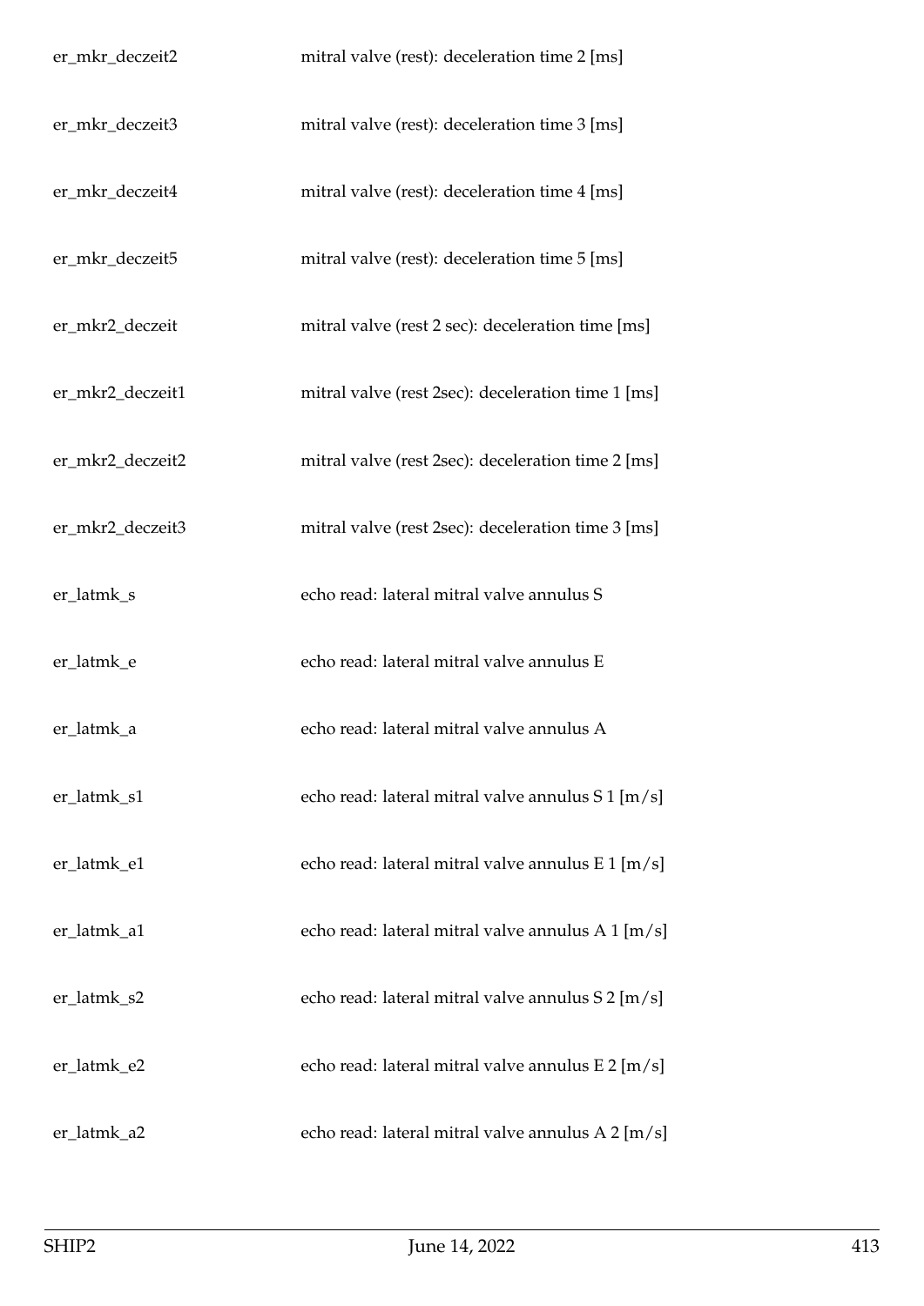| | |
|---|---|
| er_mkr_deczeit2 | mitral valve (rest): deceleration time 2 [ms] |
| er_mkr_deczeit3 | mitral valve (rest): deceleration time 3 [ms] |
| er_mkr_deczeit4 | mitral valve (rest): deceleration time 4 [ms] |
| er_mkr_deczeit5 | mitral valve (rest): deceleration time 5 [ms] |
| er_mkr2_deczeit | mitral valve (rest 2 sec): deceleration time [ms] |
| er_mkr2_deczeit1 | mitral valve (rest 2sec): deceleration time 1 [ms] |
| er_mkr2_deczeit2 | mitral valve (rest 2sec): deceleration time 2 [ms] |
| er_mkr2_deczeit3 | mitral valve (rest 2sec): deceleration time 3 [ms] |
| er_latmk_s | echo read: lateral mitral valve annulus S |
| er_latmk_e | echo read: lateral mitral valve annulus E |
| er_latmk_a | echo read: lateral mitral valve annulus A |
| er_latmk_s1 | echo read: lateral mitral valve annulus S 1 [m/s] |
| er_latmk_e1 | echo read: lateral mitral valve annulus E 1 [m/s] |
| er_latmk_a1 | echo read: lateral mitral valve annulus A 1 [m/s] |
| er_latmk_s2 | echo read: lateral mitral valve annulus S 2 [m/s] |
| er_latmk_e2 | echo read: lateral mitral valve annulus E 2 [m/s] |
| er_latmk_a2 | echo read: lateral mitral valve annulus A 2 [m/s] |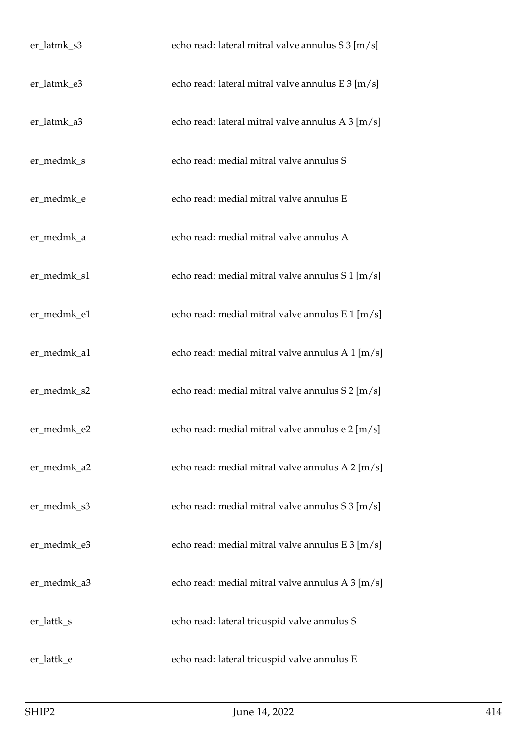| | |
|---|---|
| er_latmk_s3 | echo read: lateral mitral valve annulus S 3 [m/s] |
| er_latmk_e3 | echo read: lateral mitral valve annulus E 3 [m/s] |
| er_latmk_a3 | echo read: lateral mitral valve annulus A 3 [m/s] |
| er_medmk_s | echo read: medial mitral valve annulus S |
| er_medmk_e | echo read: medial mitral valve annulus E |
| er_medmk_a | echo read: medial mitral valve annulus A |
| er_medmk_s1 | echo read: medial mitral valve annulus S 1 [m/s] |
| er_medmk_e1 | echo read: medial mitral valve annulus E 1 [m/s] |
| er_medmk_a1 | echo read: medial mitral valve annulus A 1 [m/s] |
| er_medmk_s2 | echo read: medial mitral valve annulus S 2 [m/s] |
| er_medmk_e2 | echo read: medial mitral valve annulus e 2 [m/s] |
| er_medmk_a2 | echo read: medial mitral valve annulus A 2 [m/s] |
| er_medmk_s3 | echo read: medial mitral valve annulus S 3 [m/s] |
| er_medmk_e3 | echo read: medial mitral valve annulus E 3 [m/s] |
| er_medmk_a3 | echo read: medial mitral valve annulus A 3 [m/s] |
| er_lattk_s | echo read: lateral tricuspid valve annulus S |
| er_lattk_e | echo read: lateral tricuspid valve annulus E |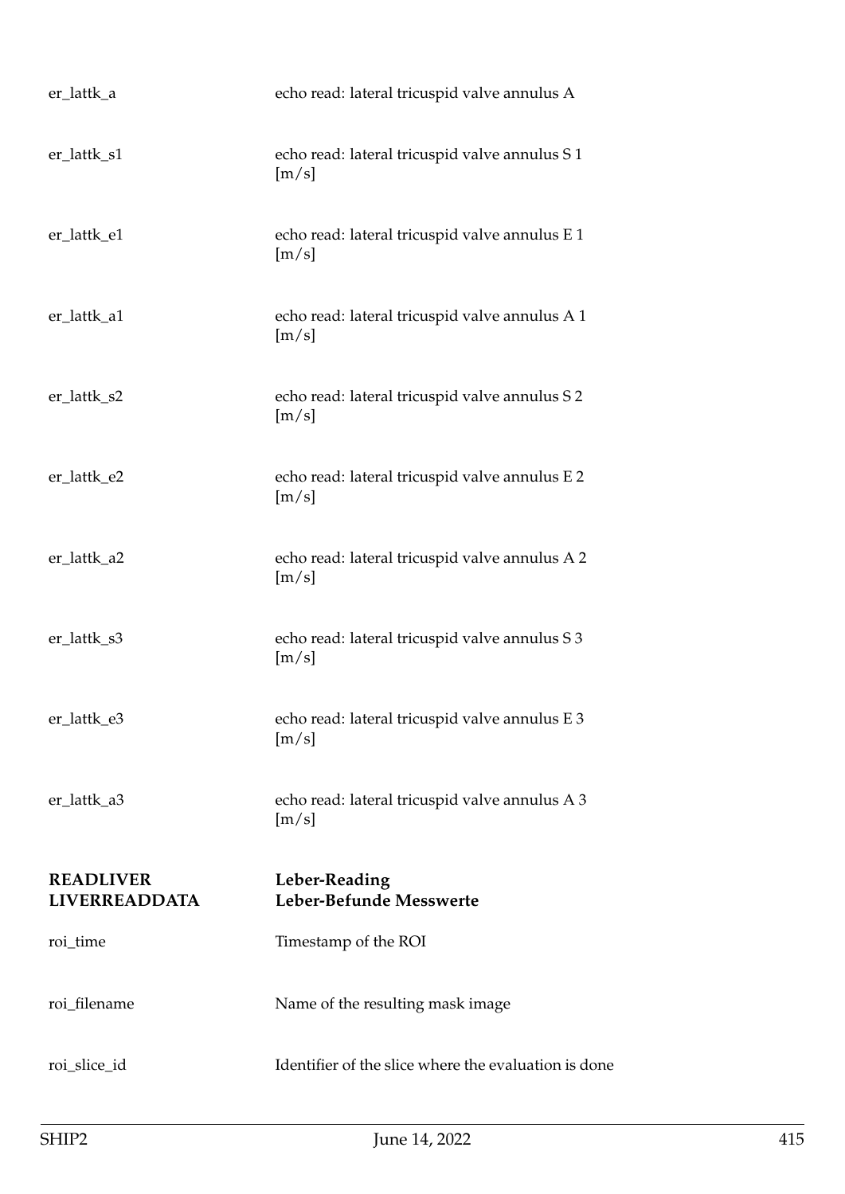| | |
|---|---|
| er_lattk_a | echo read: lateral tricuspid valve annulus A |
| er_lattk_s1 | echo read: lateral tricuspid valve annulus S 1 [m/s] |
| er_lattk_e1 | echo read: lateral tricuspid valve annulus E 1 [m/s] |
| er_lattk_a1 | echo read: lateral tricuspid valve annulus A 1 [m/s] |
| er_lattk_s2 | echo read: lateral tricuspid valve annulus S 2 [m/s] |
| er_lattk_e2 | echo read: lateral tricuspid valve annulus E 2 [m/s] |
| er_lattk_a2 | echo read: lateral tricuspid valve annulus A 2 [m/s] |
| er_lattk_s3 | echo read: lateral tricuspid valve annulus S 3 [m/s] |
| er_lattk_e3 | echo read: lateral tricuspid valve annulus E 3 [m/s] |
| er_lattk_a3 | echo read: lateral tricuspid valve annulus A 3 [m/s] |

## READLIVER LIVERREADDATA — Leber-Reading Leber-Befunde Messwerte

| | |
|---|---|
| roi_time | Timestamp of the ROI |
| roi_filename | Name of the resulting mask image |
| roi_slice_id | Identifier of the slice where the evaluation is done |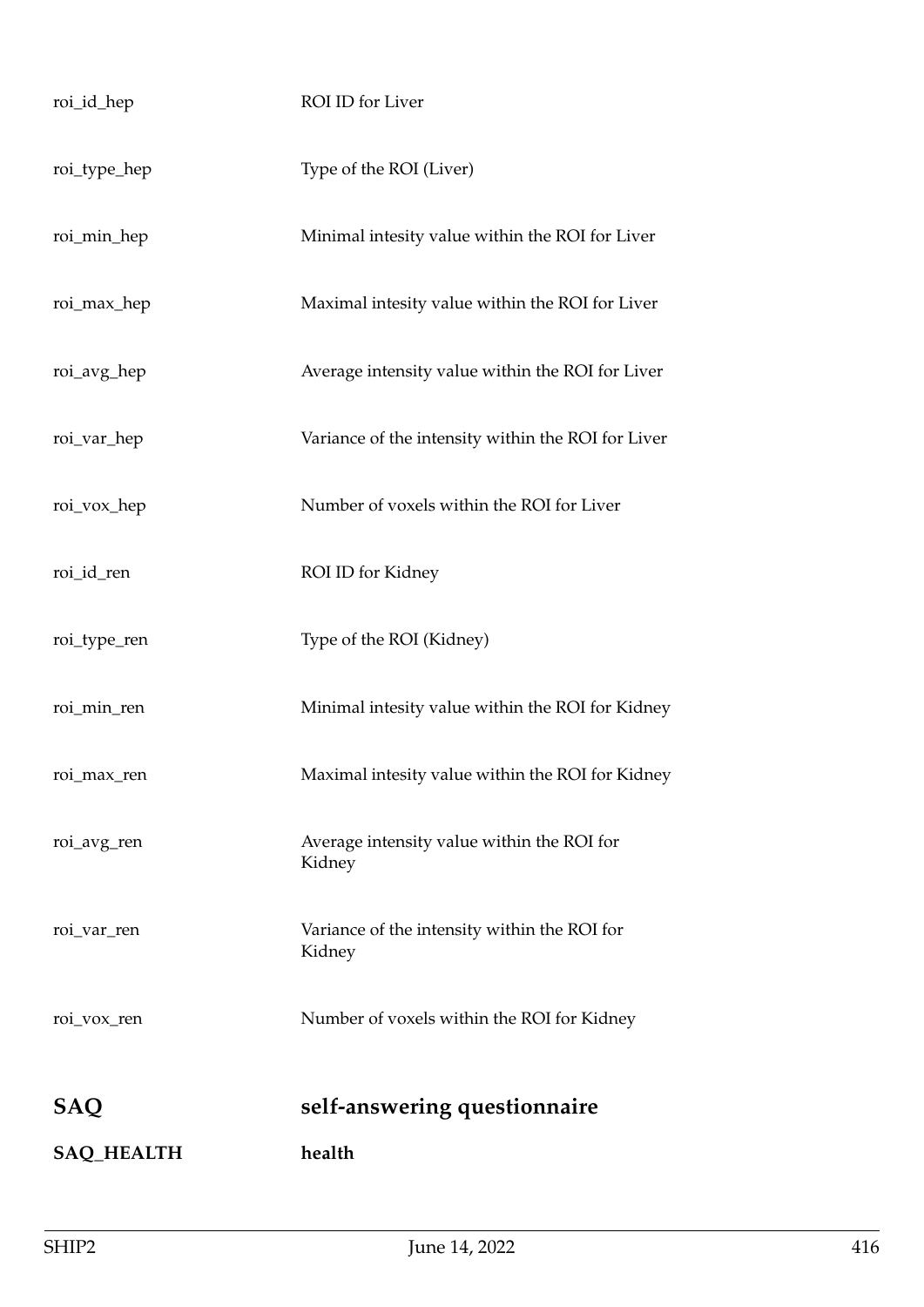| | |
|---|---|
| roi_id_hep | ROI ID for Liver |
| roi_type_hep | Type of the ROI (Liver) |
| roi_min_hep | Minimal intesity value within the ROI for Liver |
| roi_max_hep | Maximal intesity value within the ROI for Liver |
| roi_avg_hep | Average intensity value within the ROI for Liver |
| roi_var_hep | Variance of the intensity within the ROI for Liver |
| roi_vox_hep | Number of voxels within the ROI for Liver |
| roi_id_ren | ROI ID for Kidney |
| roi_type_ren | Type of the ROI (Kidney) |
| roi_min_ren | Minimal intesity value within the ROI for Kidney |
| roi_max_ren | Maximal intesity value within the ROI for Kidney |
| roi_avg_ren | Average intensity value within the ROI for Kidney |
| roi_var_ren | Variance of the intensity within the ROI for Kidney |
| roi_vox_ren | Number of voxels within the ROI for Kidney |

## SAQ — self-answering questionnaire

### SAQ_HEALTH — health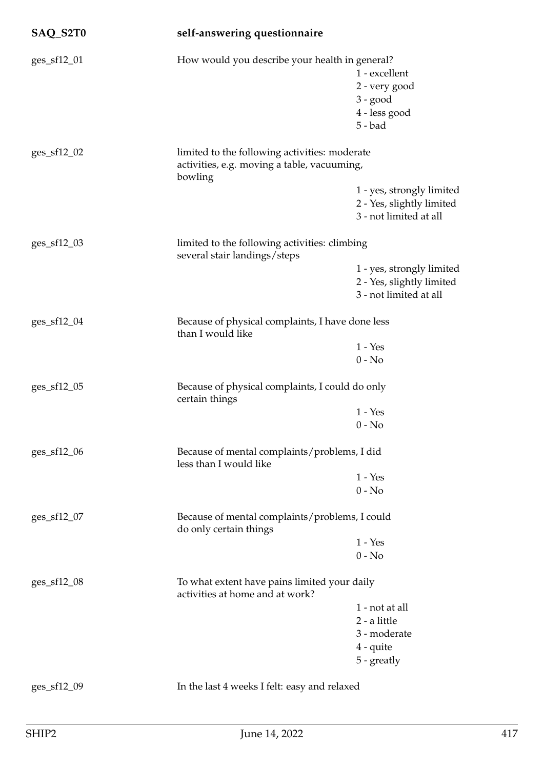| SAQ_S2T0 | self-answering questionnaire | |
|---|---|---|
| ges_sf12_01 | How would you describe your health in general? | |
| | | 1 - excellent |
| | | 2 - very good |
| | | 3 - good |
| | | 4 - less good |
| | | 5 - bad |
| ges_sf12_02 | limited to the following activities: moderate activities, e.g. moving a table, vacuuming, bowling | |
| | | 1 - yes, strongly limited |
| | | 2 - Yes, slightly limited |
| | | 3 - not limited at all |
| ges_sf12_03 | limited to the following activities: climbing several stair landings/steps | |
| | | 1 - yes, strongly limited |
| | | 2 - Yes, slightly limited |
| | | 3 - not limited at all |
| ges_sf12_04 | Because of physical complaints, I have done less than I would like | |
| | | 1 - Yes |
| | | 0 - No |
| ges_sf12_05 | Because of physical complaints, I could do only certain things | |
| | | 1 - Yes |
| | | 0 - No |
| ges_sf12_06 | Because of mental complaints/problems, I did less than I would like | |
| | | 1 - Yes |
| | | 0 - No |
| ges_sf12_07 | Because of mental complaints/problems, I could do only certain things | |
| | | 1 - Yes |
| | | 0 - No |
| ges_sf12_08 | To what extent have pains limited your daily activities at home and at work? | |
| | | 1 - not at all |
| | | 2 - a little |
| | | 3 - moderate |
| | | 4 - quite |
| | | 5 - greatly |
| ges_sf12_09 | In the last 4 weeks I felt: easy and relaxed | |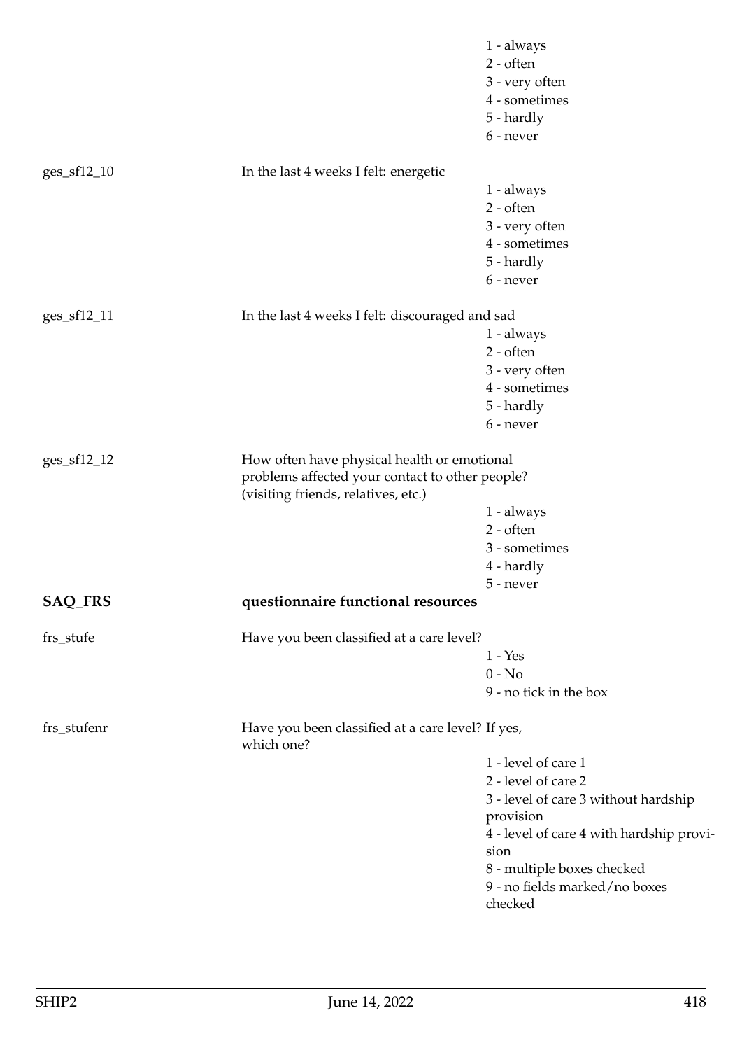| | | |
|---|---|---|
| | | 1 - always |
| | | 2 - often |
| | | 3 - very often |
| | | 4 - sometimes |
| | | 5 - hardly |
| | | 6 - never |
| ges_sf12_10 | In the last 4 weeks I felt: energetic | |
| | | 1 - always |
| | | 2 - often |
| | | 3 - very often |
| | | 4 - sometimes |
| | | 5 - hardly |
| | | 6 - never |
| ges_sf12_11 | In the last 4 weeks I felt: discouraged and sad | |
| | | 1 - always |
| | | 2 - often |
| | | 3 - very often |
| | | 4 - sometimes |
| | | 5 - hardly |
| | | 6 - never |
| ges_sf12_12 | How often have physical health or emotional problems affected your contact to other people? (visiting friends, relatives, etc.) | |
| | | 1 - always |
| | | 2 - often |
| | | 3 - sometimes |
| | | 4 - hardly |
| | | 5 - never |

## SAQ_FRS questionnaire functional resources

| | | |
|---|---|---|
| frs_stufe | Have you been classified at a care level? | |
| | | 1 - Yes |
| | | 0 - No |
| | | 9 - no tick in the box |
| frs_stufenr | Have you been classified at a care level? If yes, which one? | |
| | | 1 - level of care 1 |
| | | 2 - level of care 2 |
| | | 3 - level of care 3 without hardship provision |
| | | 4 - level of care 4 with hardship provision |
| | | 8 - multiple boxes checked |
| | | 9 - no fields marked/no boxes checked |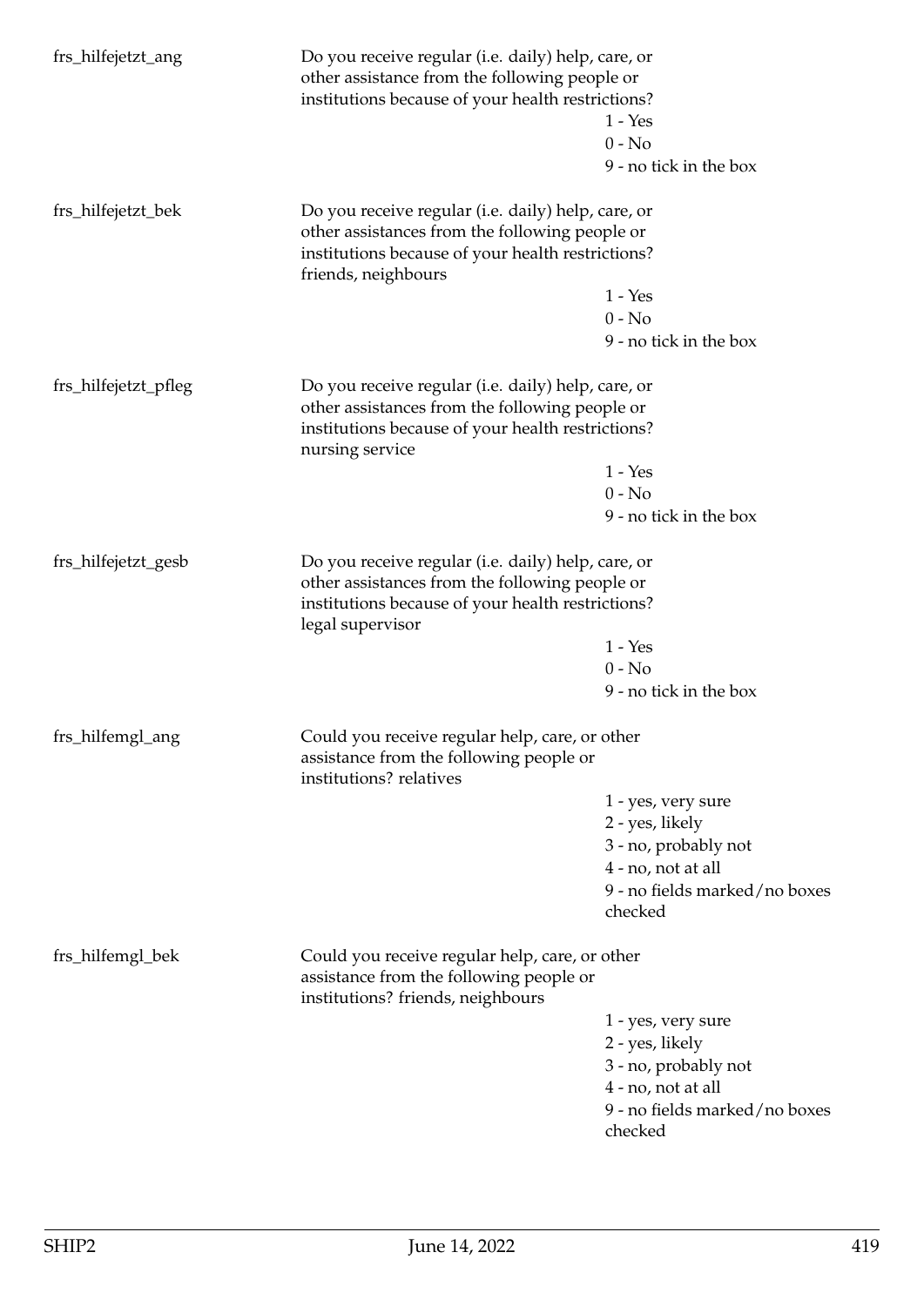frs_hilfejetzt_ang — Do you receive regular (i.e. daily) help, care, or other assistance from the following people or institutions because of your health restrictions?

- 1 - Yes
- 0 - No
- 9 - no tick in the box

frs_hilfejetzt_bek — Do you receive regular (i.e. daily) help, care, or other assistances from the following people or institutions because of your health restrictions? friends, neighbours

- 1 - Yes
- 0 - No
- 9 - no tick in the box

frs_hilfejetzt_pfleg — Do you receive regular (i.e. daily) help, care, or other assistances from the following people or institutions because of your health restrictions? nursing service

- 1 - Yes
- 0 - No
- 9 - no tick in the box

frs_hilfejetzt_gesb — Do you receive regular (i.e. daily) help, care, or other assistances from the following people or institutions because of your health restrictions? legal supervisor

- 1 - Yes
- 0 - No
- 9 - no tick in the box

frs_hilfemgl_ang — Could you receive regular help, care, or other assistance from the following people or institutions? relatives

- 1 - yes, very sure
- 2 - yes, likely
- 3 - no, probably not
- 4 - no, not at all
- 9 - no fields marked/no boxes checked

frs_hilfemgl_bek — Could you receive regular help, care, or other assistance from the following people or institutions? friends, neighbours

- 1 - yes, very sure
- 2 - yes, likely
- 3 - no, probably not
- 4 - no, not at all
- 9 - no fields marked/no boxes checked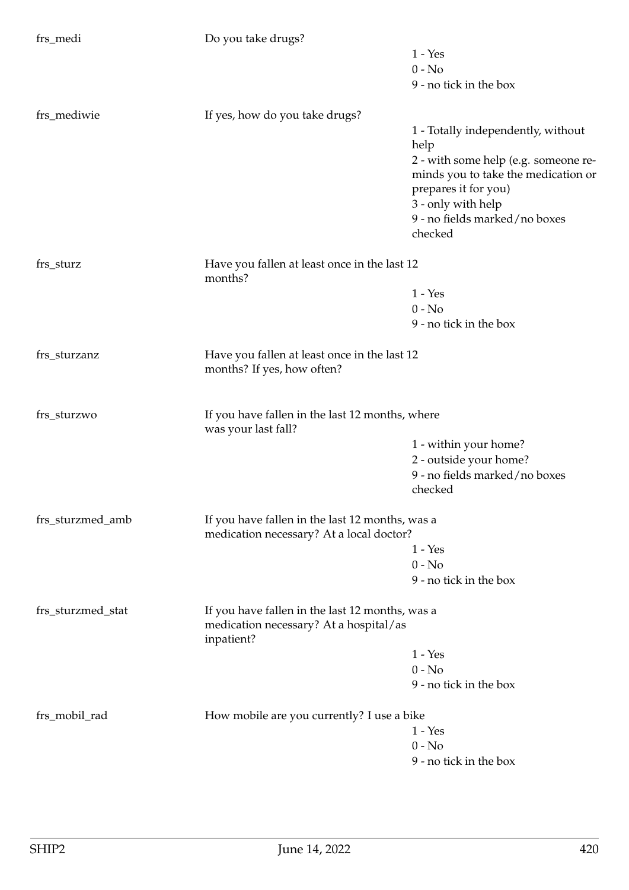| | | |
|---|---|---|
| frs_medi | Do you take drugs? | |
| | | 1 - Yes |
| | | 0 - No |
| | | 9 - no tick in the box |
| frs_mediwie | If yes, how do you take drugs? | |
| | | 1 - Totally independently, without help |
| | | 2 - with some help (e.g. someone reminds you to take the medication or prepares it for you) |
| | | 3 - only with help |
| | | 9 - no fields marked/no boxes checked |
| frs_sturz | Have you fallen at least once in the last 12 months? | |
| | | 1 - Yes |
| | | 0 - No |
| | | 9 - no tick in the box |
| frs_sturzanz | Have you fallen at least once in the last 12 months? If yes, how often? | |
| frs_sturzwo | If you have fallen in the last 12 months, where was your last fall? | |
| | | 1 - within your home? |
| | | 2 - outside your home? |
| | | 9 - no fields marked/no boxes checked |
| frs_sturzmed_amb | If you have fallen in the last 12 months, was a medication necessary? At a local doctor? | |
| | | 1 - Yes |
| | | 0 - No |
| | | 9 - no tick in the box |
| frs_sturzmed_stat | If you have fallen in the last 12 months, was a medication necessary? At a hospital/as inpatient? | |
| | | 1 - Yes |
| | | 0 - No |
| | | 9 - no tick in the box |
| frs_mobil_rad | How mobile are you currently? I use a bike | |
| | | 1 - Yes |
| | | 0 - No |
| | | 9 - no tick in the box |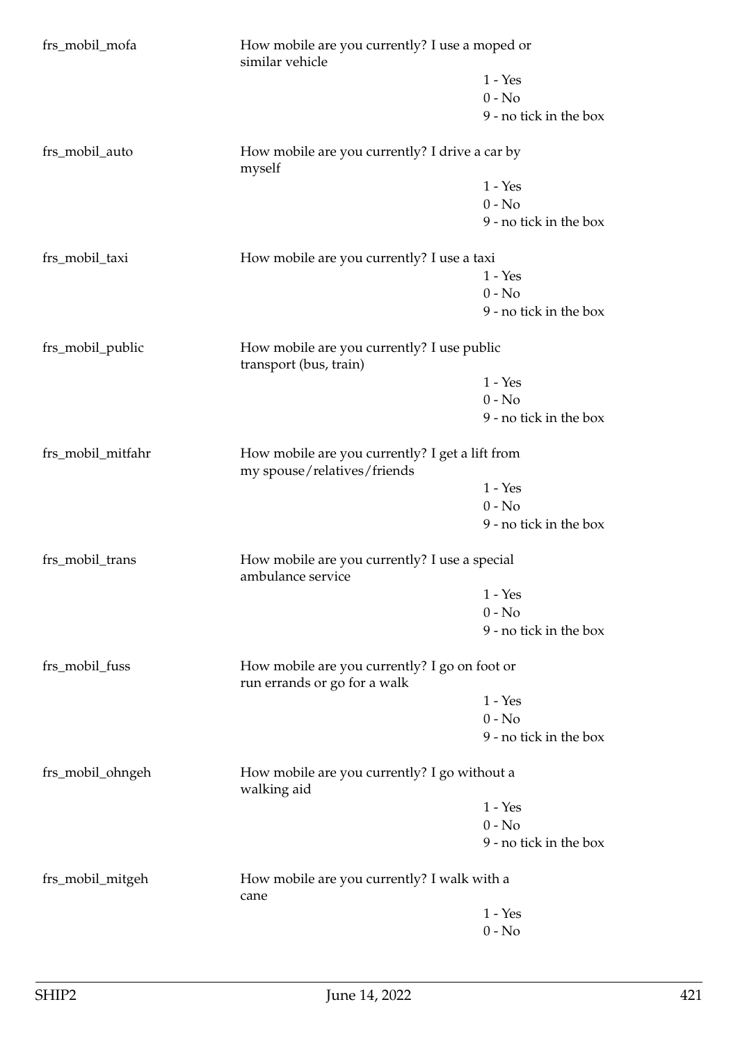| | | |
|---|---|---|
| frs_mobil_mofa | How mobile are you currently? I use a moped or similar vehicle | |
| | | 1 - Yes |
| | | 0 - No |
| | | 9 - no tick in the box |
| frs_mobil_auto | How mobile are you currently? I drive a car by myself | |
| | | 1 - Yes |
| | | 0 - No |
| | | 9 - no tick in the box |
| frs_mobil_taxi | How mobile are you currently? I use a taxi | |
| | | 1 - Yes |
| | | 0 - No |
| | | 9 - no tick in the box |
| frs_mobil_public | How mobile are you currently? I use public transport (bus, train) | |
| | | 1 - Yes |
| | | 0 - No |
| | | 9 - no tick in the box |
| frs_mobil_mitfahr | How mobile are you currently? I get a lift from my spouse/relatives/friends | |
| | | 1 - Yes |
| | | 0 - No |
| | | 9 - no tick in the box |
| frs_mobil_trans | How mobile are you currently? I use a special ambulance service | |
| | | 1 - Yes |
| | | 0 - No |
| | | 9 - no tick in the box |
| frs_mobil_fuss | How mobile are you currently? I go on foot or run errands or go for a walk | |
| | | 1 - Yes |
| | | 0 - No |
| | | 9 - no tick in the box |
| frs_mobil_ohngeh | How mobile are you currently? I go without a walking aid | |
| | | 1 - Yes |
| | | 0 - No |
| | | 9 - no tick in the box |
| frs_mobil_mitgeh | How mobile are you currently? I walk with a cane | |
| | | 1 - Yes |
| | | 0 - No |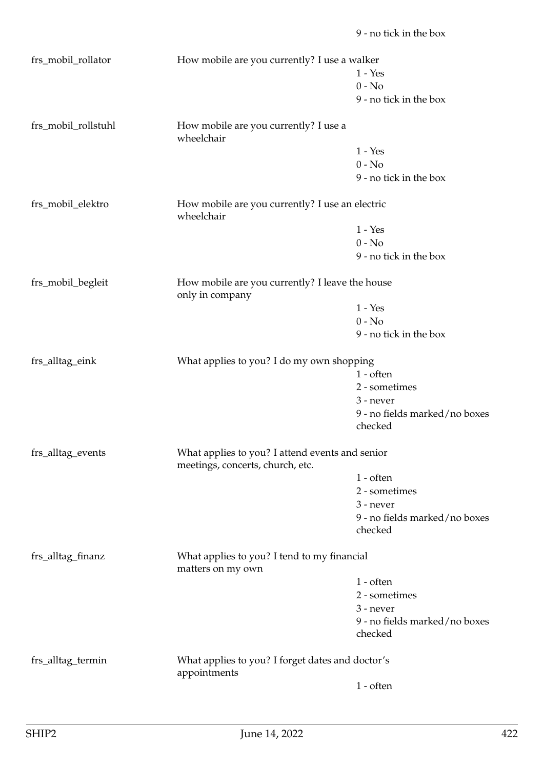9 - no tick in the box

| | | |
|---|---|---|
| frs_mobil_rollator | How mobile are you currently? I use a walker | |
| | | 1 - Yes |
| | | 0 - No |
| | | 9 - no tick in the box |
| frs_mobil_rollstuhl | How mobile are you currently? I use a wheelchair | |
| | | 1 - Yes |
| | | 0 - No |
| | | 9 - no tick in the box |
| frs_mobil_elektro | How mobile are you currently? I use an electric wheelchair | |
| | | 1 - Yes |
| | | 0 - No |
| | | 9 - no tick in the box |
| frs_mobil_begleit | How mobile are you currently? I leave the house only in company | |
| | | 1 - Yes |
| | | 0 - No |
| | | 9 - no tick in the box |
| frs_alltag_eink | What applies to you? I do my own shopping | |
| | | 1 - often |
| | | 2 - sometimes |
| | | 3 - never |
| | | 9 - no fields marked/no boxes checked |
| frs_alltag_events | What applies to you? I attend events and senior meetings, concerts, church, etc. | |
| | | 1 - often |
| | | 2 - sometimes |
| | | 3 - never |
| | | 9 - no fields marked/no boxes checked |
| frs_alltag_finanz | What applies to you? I tend to my financial matters on my own | |
| | | 1 - often |
| | | 2 - sometimes |
| | | 3 - never |
| | | 9 - no fields marked/no boxes checked |
| frs_alltag_termin | What applies to you? I forget dates and doctor's appointments | |
| | | 1 - often |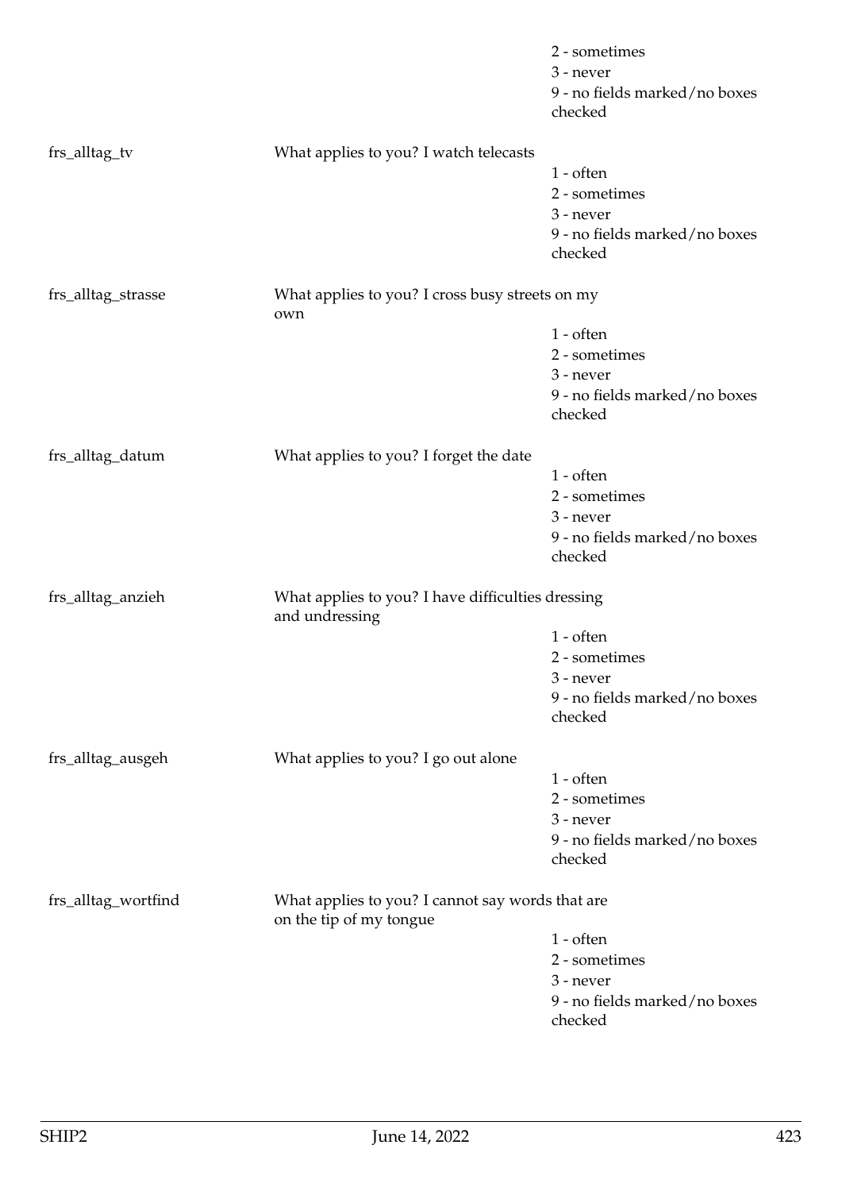2 - sometimes
3 - never
9 - no fields marked/no boxes checked

frs_alltag_tv — What applies to you? I watch telecasts
1 - often
2 - sometimes
3 - never
9 - no fields marked/no boxes checked

frs_alltag_strasse — What applies to you? I cross busy streets on my own
1 - often
2 - sometimes
3 - never
9 - no fields marked/no boxes checked

frs_alltag_datum — What applies to you? I forget the date
1 - often
2 - sometimes
3 - never
9 - no fields marked/no boxes checked

frs_alltag_anzieh — What applies to you? I have difficulties dressing and undressing
1 - often
2 - sometimes
3 - never
9 - no fields marked/no boxes checked

frs_alltag_ausgeh — What applies to you? I go out alone
1 - often
2 - sometimes
3 - never
9 - no fields marked/no boxes checked

frs_alltag_wortfind — What applies to you? I cannot say words that are on the tip of my tongue
1 - often
2 - sometimes
3 - never
9 - no fields marked/no boxes checked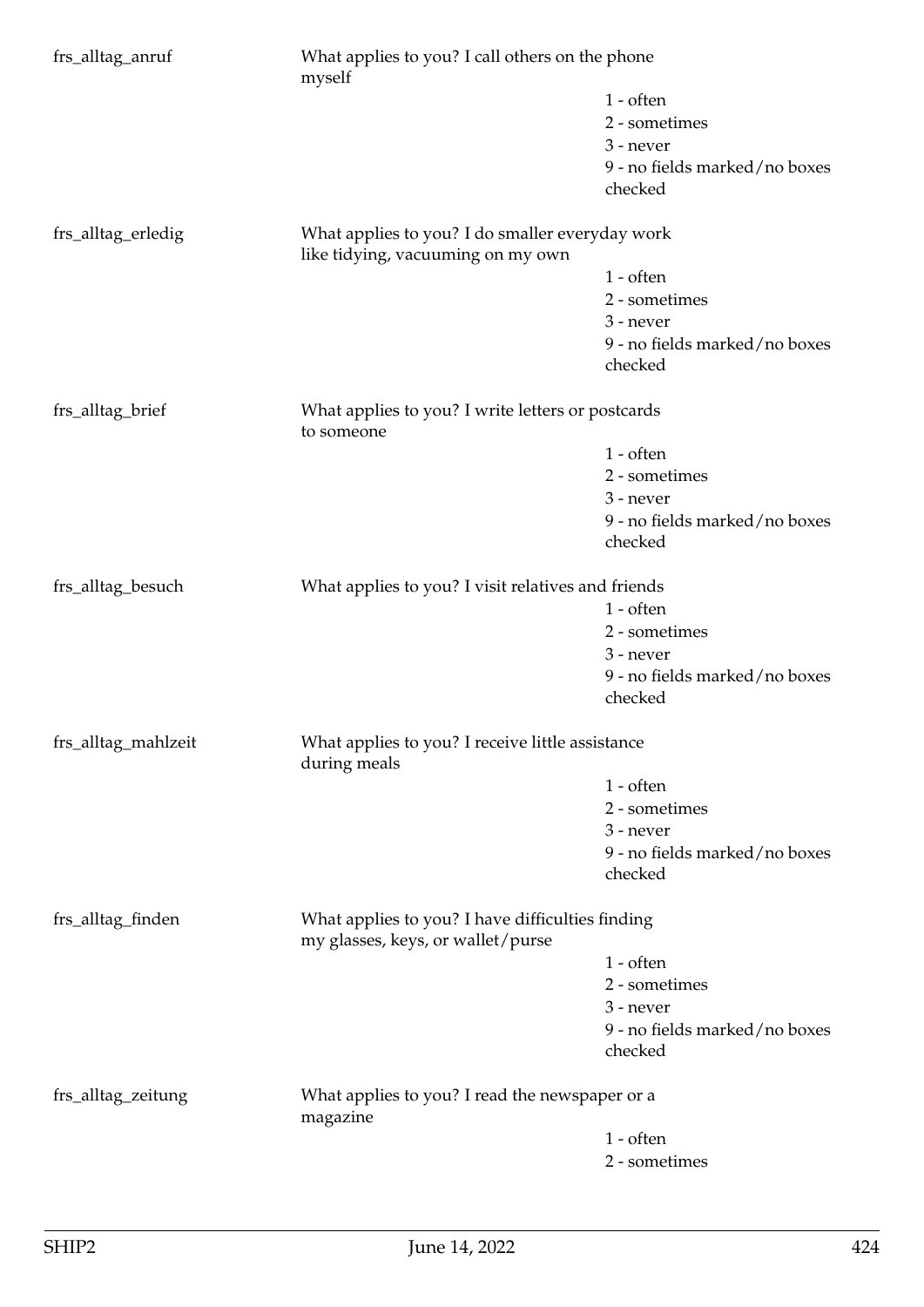| Variable | Description | Values |
|---|---|---|
| frs_alltag_anruf | What applies to you? I call others on the phone myself | 1 - often<br>2 - sometimes<br>3 - never<br>9 - no fields marked/no boxes checked |
| frs_alltag_erledig | What applies to you? I do smaller everyday work like tidying, vacuuming on my own | 1 - often<br>2 - sometimes<br>3 - never<br>9 - no fields marked/no boxes checked |
| frs_alltag_brief | What applies to you? I write letters or postcards to someone | 1 - often<br>2 - sometimes<br>3 - never<br>9 - no fields marked/no boxes checked |
| frs_alltag_besuch | What applies to you? I visit relatives and friends | 1 - often<br>2 - sometimes<br>3 - never<br>9 - no fields marked/no boxes checked |
| frs_alltag_mahlzeit | What applies to you? I receive little assistance during meals | 1 - often<br>2 - sometimes<br>3 - never<br>9 - no fields marked/no boxes checked |
| frs_alltag_finden | What applies to you? I have difficulties finding my glasses, keys, or wallet/purse | 1 - often<br>2 - sometimes<br>3 - never<br>9 - no fields marked/no boxes checked |
| frs_alltag_zeitung | What applies to you? I read the newspaper or a magazine | 1 - often<br>2 - sometimes |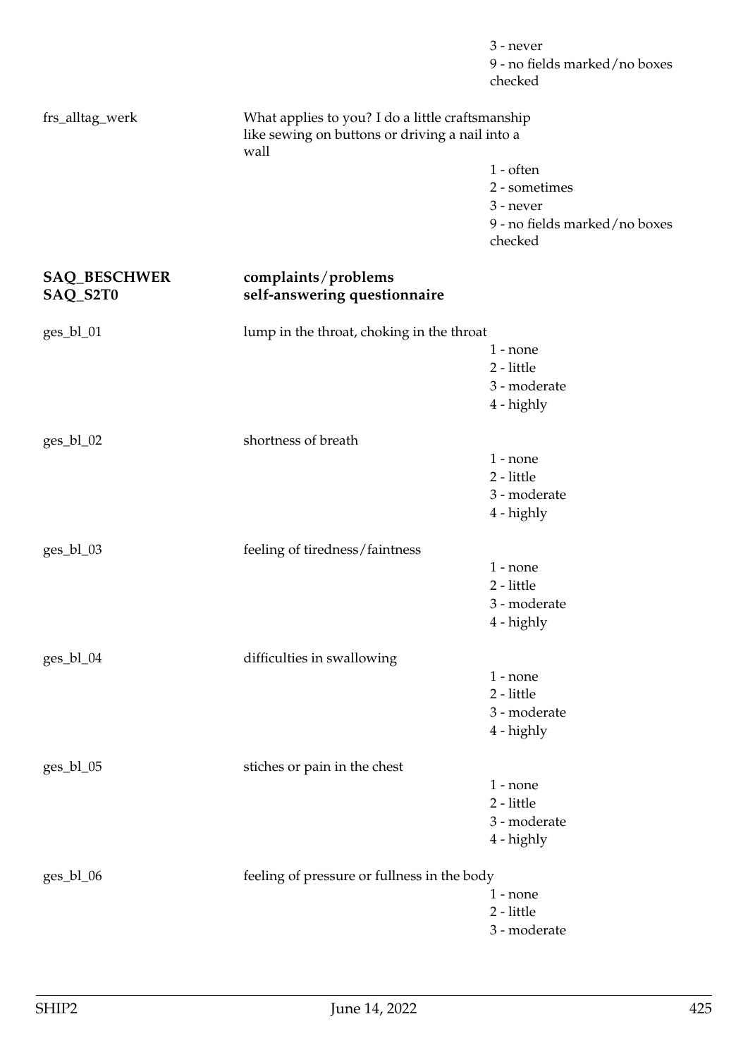3 - never
9 - no fields marked/no boxes checked

frs_alltag_werk

What applies to you? I do a little craftsmanship like sewing on buttons or driving a nail into a wall

1 - often
2 - sometimes
3 - never
9 - no fields marked/no boxes checked

**SAQ_BESCHWER** **complaints/problems**
**SAQ_S2T0** **self-answering questionnaire**

ges_bl_01

lump in the throat, choking in the throat

1 - none
2 - little
3 - moderate
4 - highly

ges_bl_02

shortness of breath

1 - none
2 - little
3 - moderate
4 - highly

ges_bl_03

feeling of tiredness/faintness

1 - none
2 - little
3 - moderate
4 - highly

ges_bl_04

difficulties in swallowing

1 - none
2 - little
3 - moderate
4 - highly

ges_bl_05

stiches or pain in the chest

1 - none
2 - little
3 - moderate
4 - highly

ges_bl_06

feeling of pressure or fullness in the body

1 - none
2 - little
3 - moderate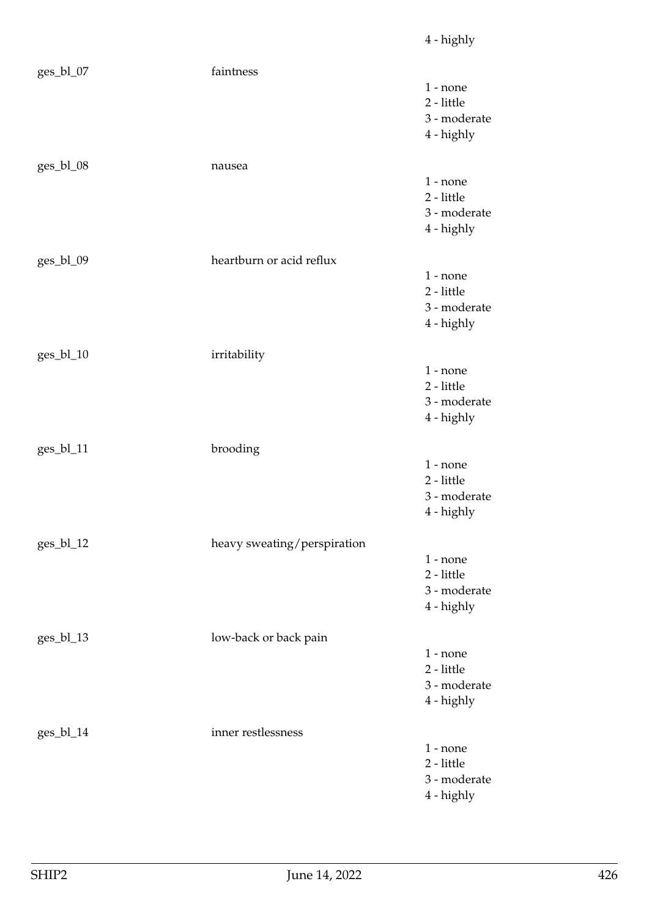4 - highly

| | | |
|---|---|---|
| ges_bl_07 | faintness | 1 - none<br>2 - little<br>3 - moderate<br>4 - highly |
| ges_bl_08 | nausea | 1 - none<br>2 - little<br>3 - moderate<br>4 - highly |
| ges_bl_09 | heartburn or acid reflux | 1 - none<br>2 - little<br>3 - moderate<br>4 - highly |
| ges_bl_10 | irritability | 1 - none<br>2 - little<br>3 - moderate<br>4 - highly |
| ges_bl_11 | brooding | 1 - none<br>2 - little<br>3 - moderate<br>4 - highly |
| ges_bl_12 | heavy sweating/perspiration | 1 - none<br>2 - little<br>3 - moderate<br>4 - highly |
| ges_bl_13 | low-back or back pain | 1 - none<br>2 - little<br>3 - moderate<br>4 - highly |
| ges_bl_14 | inner restlessness | 1 - none<br>2 - little<br>3 - moderate<br>4 - highly |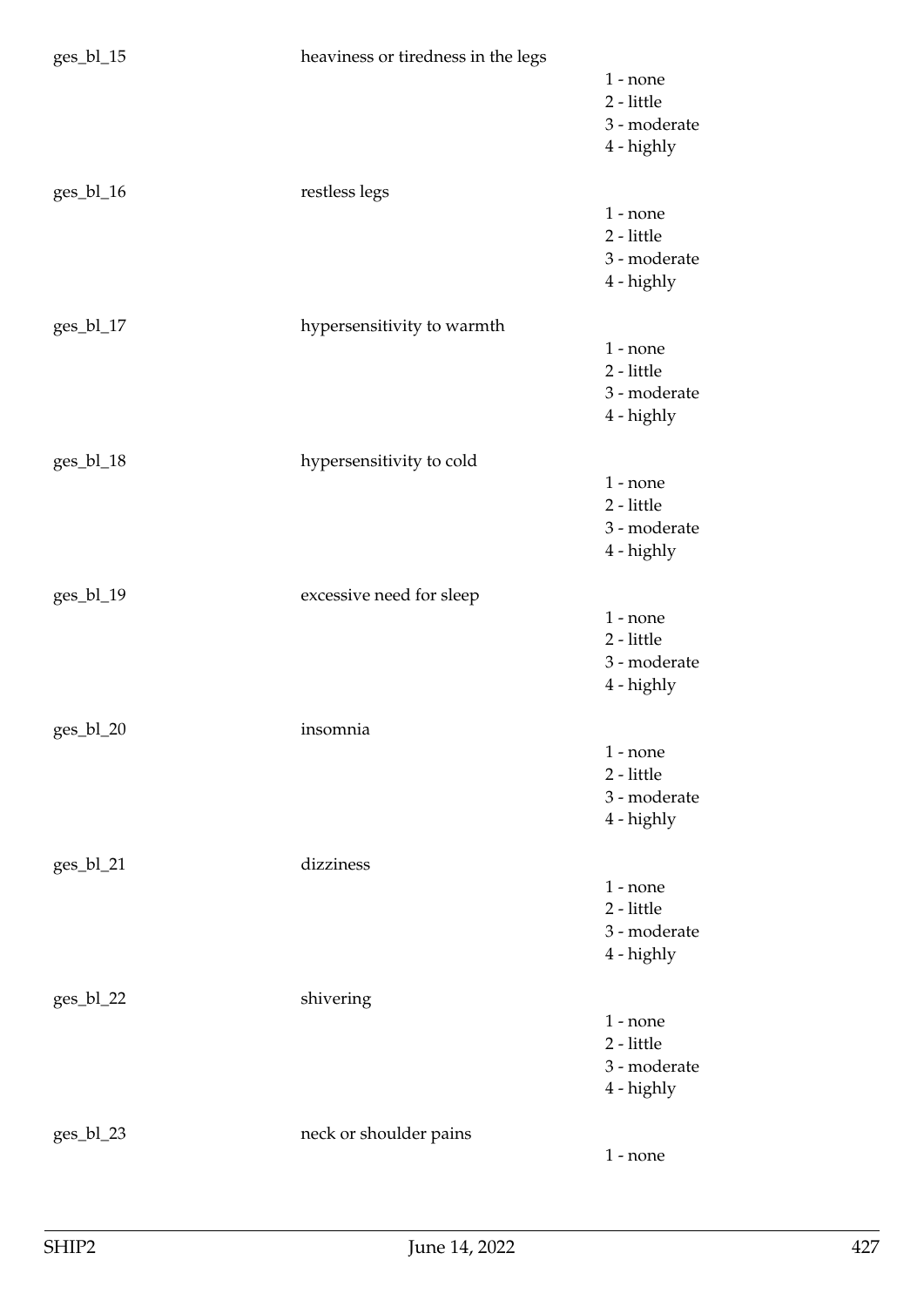ges_bl_15 heaviness or tiredness in the legs

1 - none
2 - little
3 - moderate
4 - highly

ges_bl_16 restless legs

1 - none
2 - little
3 - moderate
4 - highly

ges_bl_17 hypersensitivity to warmth

1 - none
2 - little
3 - moderate
4 - highly

ges_bl_18 hypersensitivity to cold

1 - none
2 - little
3 - moderate
4 - highly

ges_bl_19 excessive need for sleep

1 - none
2 - little
3 - moderate
4 - highly

ges_bl_20 insomnia

1 - none
2 - little
3 - moderate
4 - highly

ges_bl_21 dizziness

1 - none
2 - little
3 - moderate
4 - highly

ges_bl_22 shivering

1 - none
2 - little
3 - moderate
4 - highly

ges_bl_23 neck or shoulder pains

1 - none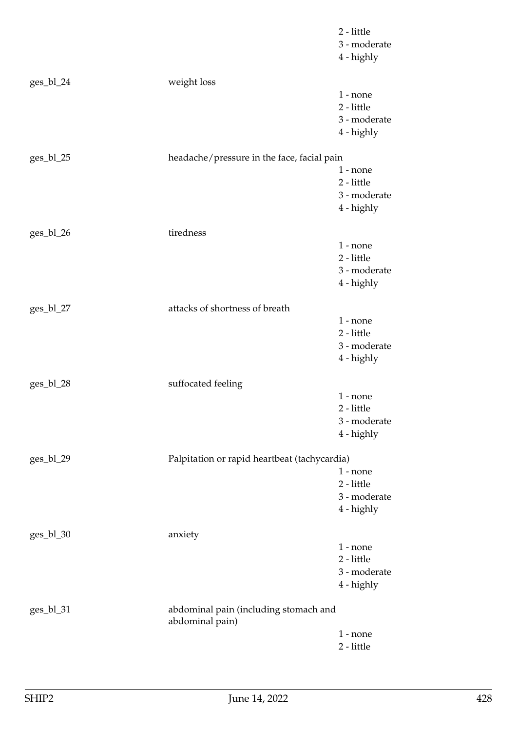|  |  | 2 - little |
|---|---|---|
|  |  | 3 - moderate |
|  |  | 4 - highly |
| ges_bl_24 | weight loss |  |
|  |  | 1 - none |
|  |  | 2 - little |
|  |  | 3 - moderate |
|  |  | 4 - highly |
| ges_bl_25 | headache/pressure in the face, facial pain |  |
|  |  | 1 - none |
|  |  | 2 - little |
|  |  | 3 - moderate |
|  |  | 4 - highly |
| ges_bl_26 | tiredness |  |
|  |  | 1 - none |
|  |  | 2 - little |
|  |  | 3 - moderate |
|  |  | 4 - highly |
| ges_bl_27 | attacks of shortness of breath |  |
|  |  | 1 - none |
|  |  | 2 - little |
|  |  | 3 - moderate |
|  |  | 4 - highly |
| ges_bl_28 | suffocated feeling |  |
|  |  | 1 - none |
|  |  | 2 - little |
|  |  | 3 - moderate |
|  |  | 4 - highly |
| ges_bl_29 | Palpitation or rapid heartbeat (tachycardia) |  |
|  |  | 1 - none |
|  |  | 2 - little |
|  |  | 3 - moderate |
|  |  | 4 - highly |
| ges_bl_30 | anxiety |  |
|  |  | 1 - none |
|  |  | 2 - little |
|  |  | 3 - moderate |
|  |  | 4 - highly |
| ges_bl_31 | abdominal pain (including stomach and abdominal pain) |  |
|  |  | 1 - none |
|  |  | 2 - little |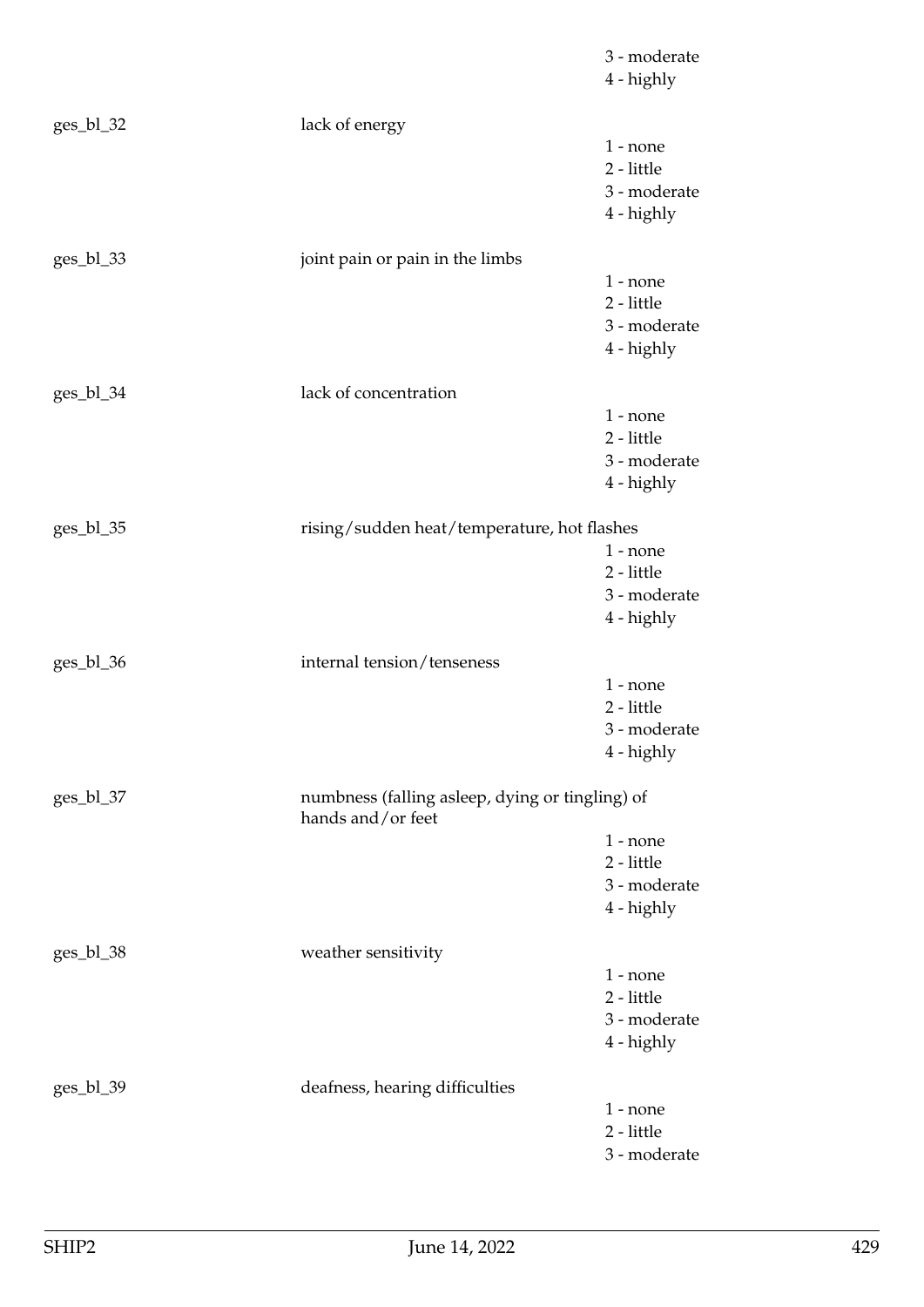| | | 3 - moderate |
|---|---|---|
| | | 4 - highly |
| ges_bl_32 | lack of energy | |
| | | 1 - none |
| | | 2 - little |
| | | 3 - moderate |
| | | 4 - highly |
| ges_bl_33 | joint pain or pain in the limbs | |
| | | 1 - none |
| | | 2 - little |
| | | 3 - moderate |
| | | 4 - highly |
| ges_bl_34 | lack of concentration | |
| | | 1 - none |
| | | 2 - little |
| | | 3 - moderate |
| | | 4 - highly |
| ges_bl_35 | rising/sudden heat/temperature, hot flashes | |
| | | 1 - none |
| | | 2 - little |
| | | 3 - moderate |
| | | 4 - highly |
| ges_bl_36 | internal tension/tenseness | |
| | | 1 - none |
| | | 2 - little |
| | | 3 - moderate |
| | | 4 - highly |
| ges_bl_37 | numbness (falling asleep, dying or tingling) of hands and/or feet | |
| | | 1 - none |
| | | 2 - little |
| | | 3 - moderate |
| | | 4 - highly |
| ges_bl_38 | weather sensitivity | |
| | | 1 - none |
| | | 2 - little |
| | | 3 - moderate |
| | | 4 - highly |
| ges_bl_39 | deafness, hearing difficulties | |
| | | 1 - none |
| | | 2 - little |
| | | 3 - moderate |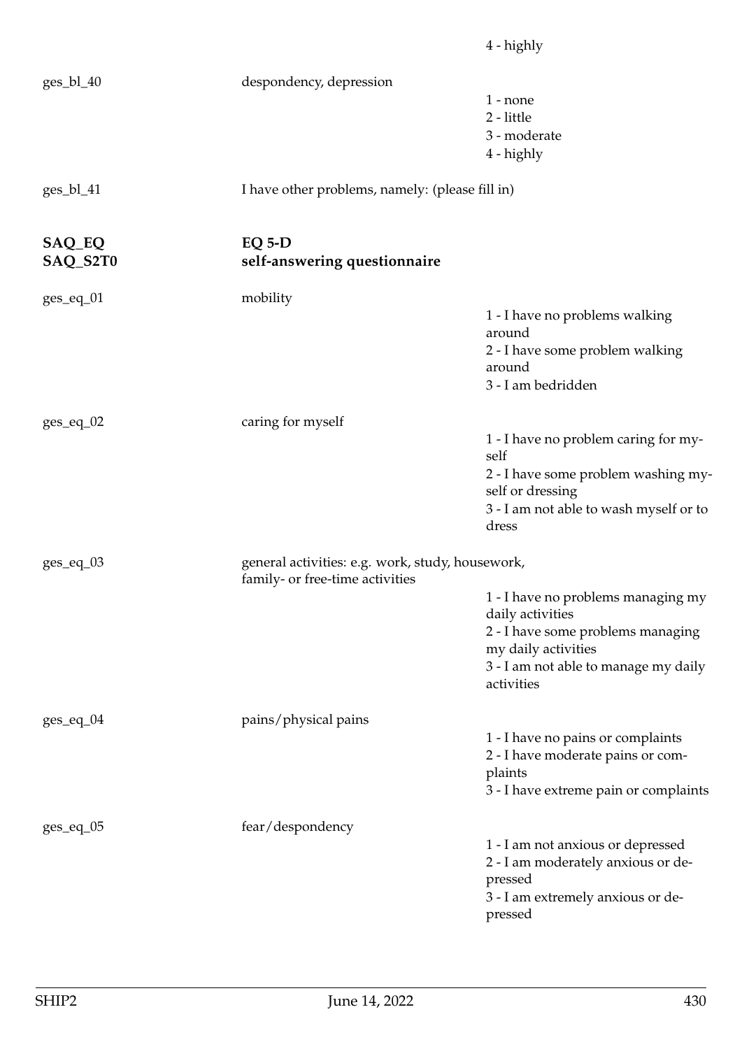4 - highly

ges_bl_40 despondency, depression

1 - none
2 - little
3 - moderate
4 - highly

ges_bl_41 I have other problems, namely: (please fill in)

**SAQ_EQ** **EQ 5-D**
**SAQ_S2T0** **self-answering questionnaire**

ges_eq_01 mobility

1 - I have no problems walking around
2 - I have some problem walking around
3 - I am bedridden

ges_eq_02 caring for myself

1 - I have no problem caring for myself
2 - I have some problem washing myself or dressing
3 - I am not able to wash myself or to dress

ges_eq_03 general activities: e.g. work, study, housework, family- or free-time activities

1 - I have no problems managing my daily activities
2 - I have some problems managing my daily activities
3 - I am not able to manage my daily activities

ges_eq_04 pains/physical pains

1 - I have no pains or complaints
2 - I have moderate pains or complaints
3 - I have extreme pain or complaints

ges_eq_05 fear/despondency

1 - I am not anxious or depressed
2 - I am moderately anxious or depressed
3 - I am extremely anxious or depressed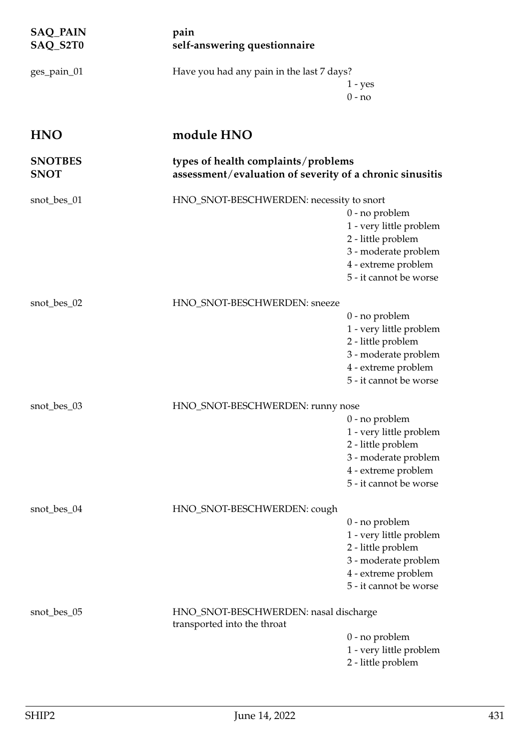**SAQ_PAIN** **pain**
**SAQ_S2T0** **self-answering questionnaire**

ges_pain_01 — Have you had any pain in the last 7 days?

- 1 - yes
- 0 - no

# HNO — module HNO

**SNOTBES** **types of health complaints/problems**
**SNOT** **assessment/evaluation of severity of a chronic sinusitis**

snot_bes_01 — HNO_SNOT-BESCHWERDEN: necessity to snort

- 0 - no problem
- 1 - very little problem
- 2 - little problem
- 3 - moderate problem
- 4 - extreme problem
- 5 - it cannot be worse

snot_bes_02 — HNO_SNOT-BESCHWERDEN: sneeze

- 0 - no problem
- 1 - very little problem
- 2 - little problem
- 3 - moderate problem
- 4 - extreme problem
- 5 - it cannot be worse

snot_bes_03 — HNO_SNOT-BESCHWERDEN: runny nose

- 0 - no problem
- 1 - very little problem
- 2 - little problem
- 3 - moderate problem
- 4 - extreme problem
- 5 - it cannot be worse

snot_bes_04 — HNO_SNOT-BESCHWERDEN: cough

- 0 - no problem
- 1 - very little problem
- 2 - little problem
- 3 - moderate problem
- 4 - extreme problem
- 5 - it cannot be worse

snot_bes_05 — HNO_SNOT-BESCHWERDEN: nasal discharge transported into the throat

- 0 - no problem
- 1 - very little problem
- 2 - little problem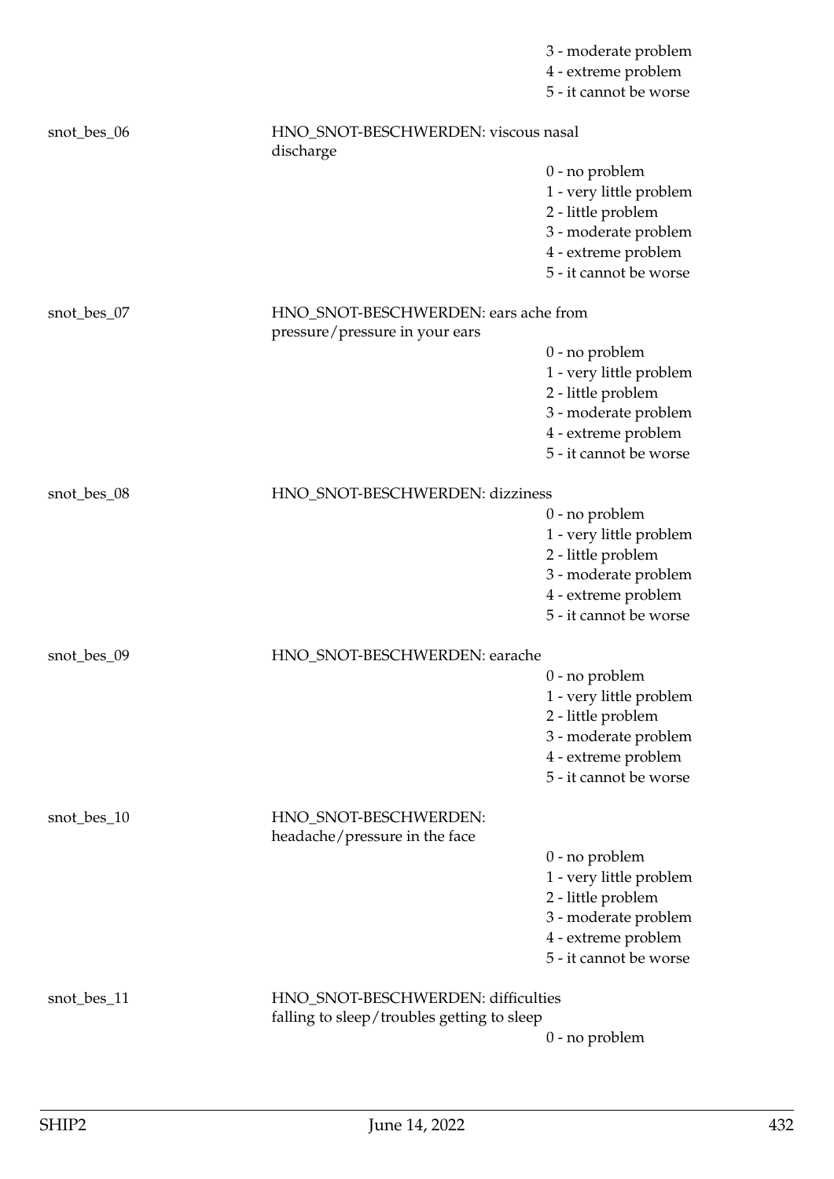3 - moderate problem
4 - extreme problem
5 - it cannot be worse

snot_bes_06 HNO_SNOT-BESCHWERDEN: viscous nasal discharge

0 - no problem
1 - very little problem
2 - little problem
3 - moderate problem
4 - extreme problem
5 - it cannot be worse

snot_bes_07 HNO_SNOT-BESCHWERDEN: ears ache from pressure/pressure in your ears

0 - no problem
1 - very little problem
2 - little problem
3 - moderate problem
4 - extreme problem
5 - it cannot be worse

snot_bes_08 HNO_SNOT-BESCHWERDEN: dizziness

0 - no problem
1 - very little problem
2 - little problem
3 - moderate problem
4 - extreme problem
5 - it cannot be worse

snot_bes_09 HNO_SNOT-BESCHWERDEN: earache

0 - no problem
1 - very little problem
2 - little problem
3 - moderate problem
4 - extreme problem
5 - it cannot be worse

snot_bes_10 HNO_SNOT-BESCHWERDEN: headache/pressure in the face

0 - no problem
1 - very little problem
2 - little problem
3 - moderate problem
4 - extreme problem
5 - it cannot be worse

snot_bes_11 HNO_SNOT-BESCHWERDEN: difficulties falling to sleep/troubles getting to sleep

0 - no problem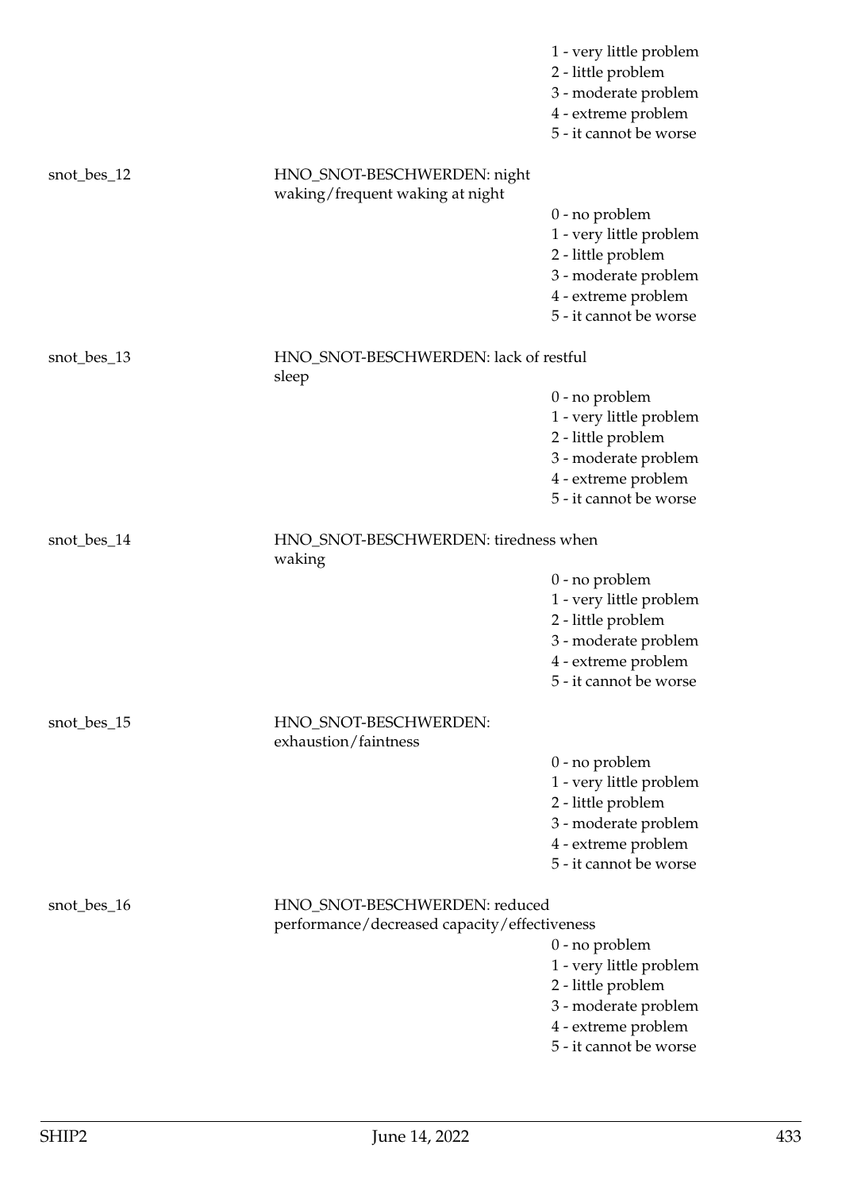1 - very little problem
2 - little problem
3 - moderate problem
4 - extreme problem
5 - it cannot be worse

snot_bes_12 HNO_SNOT-BESCHWERDEN: night waking/frequent waking at night

0 - no problem
1 - very little problem
2 - little problem
3 - moderate problem
4 - extreme problem
5 - it cannot be worse

snot_bes_13 HNO_SNOT-BESCHWERDEN: lack of restful sleep

0 - no problem
1 - very little problem
2 - little problem
3 - moderate problem
4 - extreme problem
5 - it cannot be worse

snot_bes_14 HNO_SNOT-BESCHWERDEN: tiredness when waking

0 - no problem
1 - very little problem
2 - little problem
3 - moderate problem
4 - extreme problem
5 - it cannot be worse

snot_bes_15 HNO_SNOT-BESCHWERDEN: exhaustion/faintness

0 - no problem
1 - very little problem
2 - little problem
3 - moderate problem
4 - extreme problem
5 - it cannot be worse

snot_bes_16 HNO_SNOT-BESCHWERDEN: reduced performance/decreased capacity/effectiveness

0 - no problem
1 - very little problem
2 - little problem
3 - moderate problem
4 - extreme problem
5 - it cannot be worse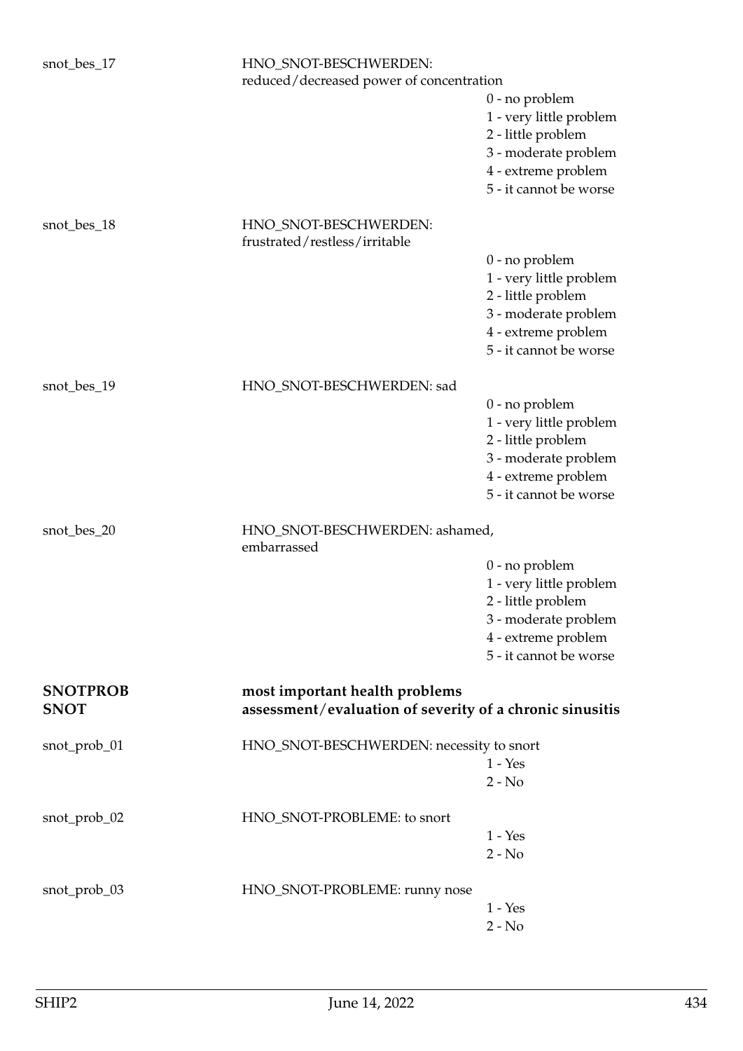snot_bes_17 HNO_SNOT-BESCHWERDEN: reduced/decreased power of concentration

- 0 - no problem
- 1 - very little problem
- 2 - little problem
- 3 - moderate problem
- 4 - extreme problem
- 5 - it cannot be worse

snot_bes_18 HNO_SNOT-BESCHWERDEN: frustrated/restless/irritable

- 0 - no problem
- 1 - very little problem
- 2 - little problem
- 3 - moderate problem
- 4 - extreme problem
- 5 - it cannot be worse

snot_bes_19 HNO_SNOT-BESCHWERDEN: sad

- 0 - no problem
- 1 - very little problem
- 2 - little problem
- 3 - moderate problem
- 4 - extreme problem
- 5 - it cannot be worse

snot_bes_20 HNO_SNOT-BESCHWERDEN: ashamed, embarrassed

- 0 - no problem
- 1 - very little problem
- 2 - little problem
- 3 - moderate problem
- 4 - extreme problem
- 5 - it cannot be worse

## SNOTPROB most important health problems
## SNOT assessment/evaluation of severity of a chronic sinusitis

snot_prob_01 HNO_SNOT-BESCHWERDEN: necessity to snort

- 1 - Yes
- 2 - No

snot_prob_02 HNO_SNOT-PROBLEME: to snort

- 1 - Yes
- 2 - No

snot_prob_03 HNO_SNOT-PROBLEME: runny nose

- 1 - Yes
- 2 - No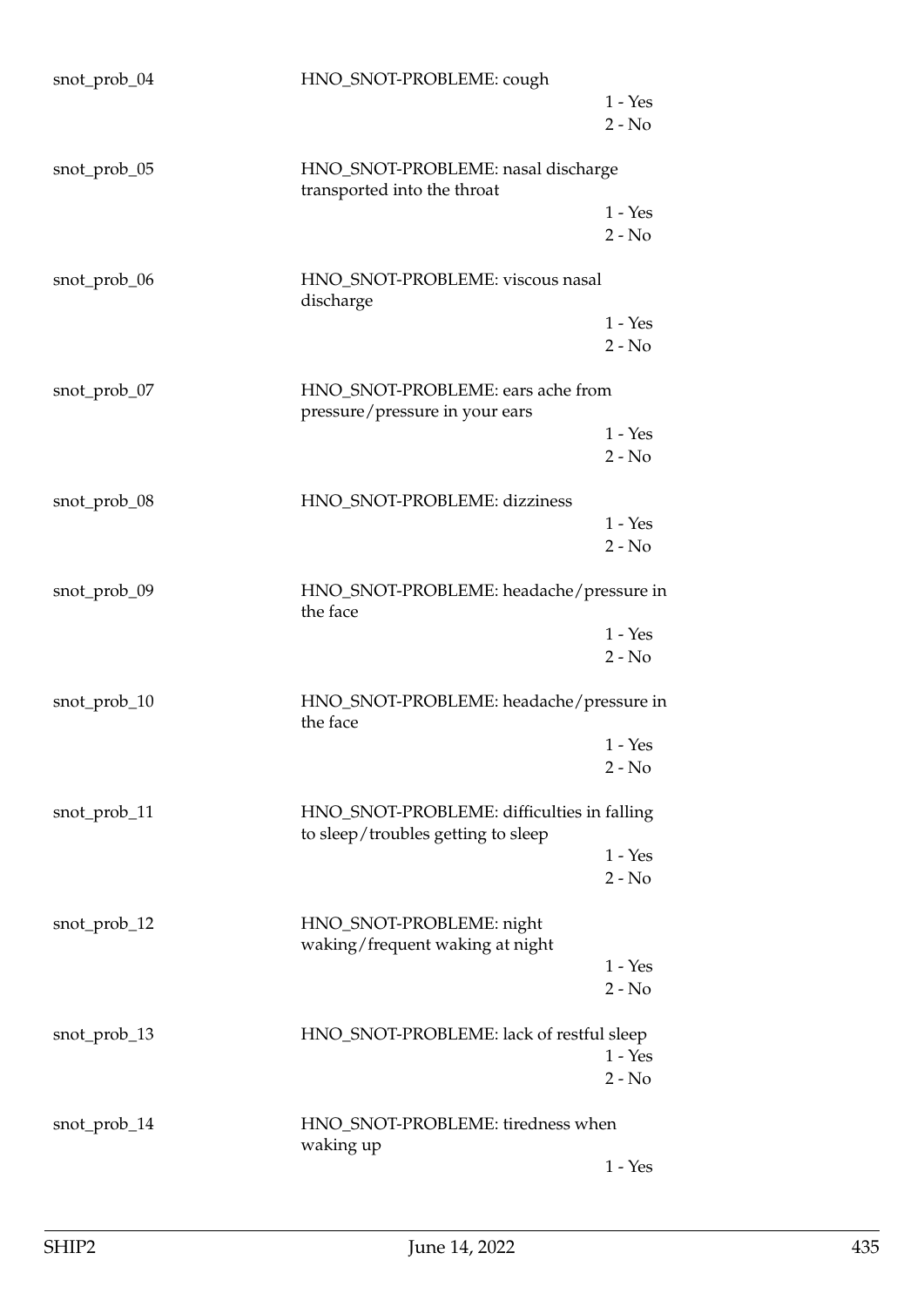snot_prob_04 HNO_SNOT-PROBLEME: cough

1 - Yes
2 - No

snot_prob_05 HNO_SNOT-PROBLEME: nasal discharge transported into the throat

1 - Yes
2 - No

snot_prob_06 HNO_SNOT-PROBLEME: viscous nasal discharge

1 - Yes
2 - No

snot_prob_07 HNO_SNOT-PROBLEME: ears ache from pressure/pressure in your ears

1 - Yes
2 - No

snot_prob_08 HNO_SNOT-PROBLEME: dizziness

1 - Yes
2 - No

snot_prob_09 HNO_SNOT-PROBLEME: headache/pressure in the face

1 - Yes
2 - No

snot_prob_10 HNO_SNOT-PROBLEME: headache/pressure in the face

1 - Yes
2 - No

snot_prob_11 HNO_SNOT-PROBLEME: difficulties in falling to sleep/troubles getting to sleep

1 - Yes
2 - No

snot_prob_12 HNO_SNOT-PROBLEME: night waking/frequent waking at night

1 - Yes
2 - No

snot_prob_13 HNO_SNOT-PROBLEME: lack of restful sleep

1 - Yes
2 - No

snot_prob_14 HNO_SNOT-PROBLEME: tiredness when waking up

1 - Yes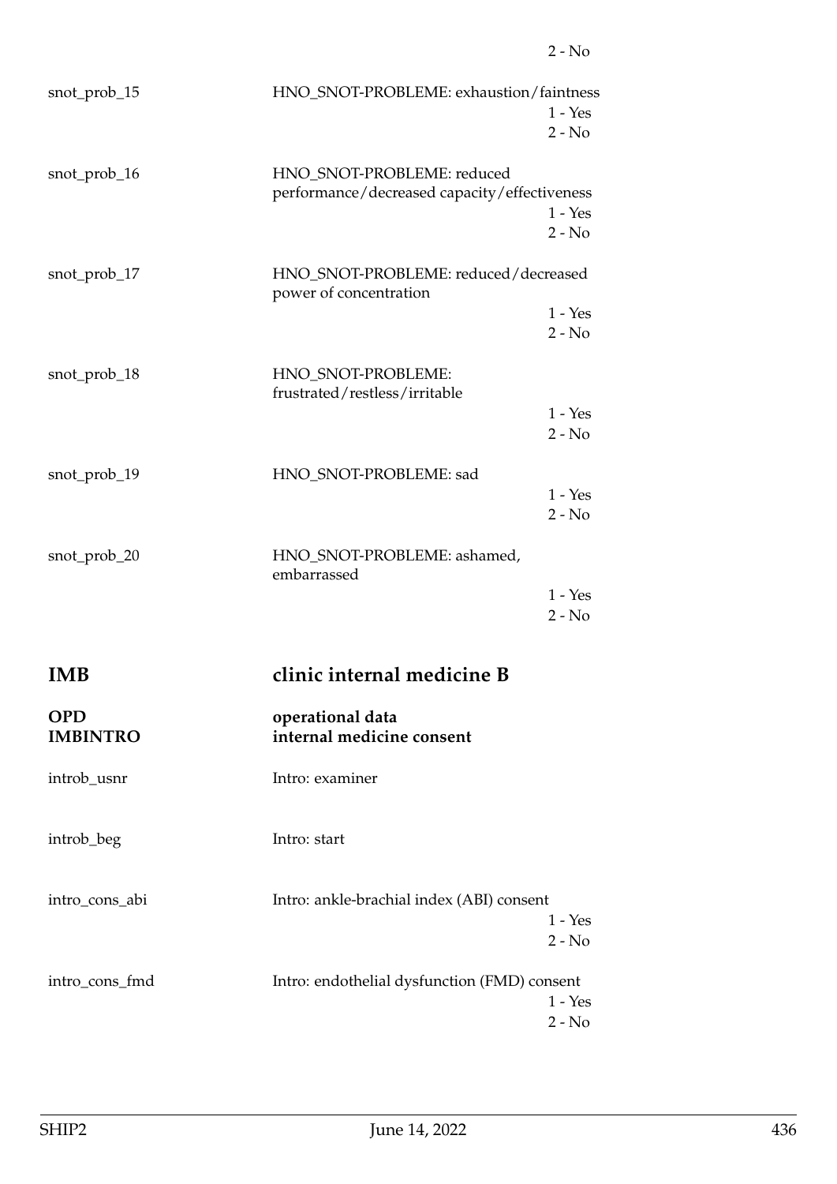2 - No

| | | |
|---|---|---|
| snot_prob_15 | HNO_SNOT-PROBLEME: exhaustion/faintness | 1 - Yes<br>2 - No |
| snot_prob_16 | HNO_SNOT-PROBLEME: reduced performance/decreased capacity/effectiveness | 1 - Yes<br>2 - No |
| snot_prob_17 | HNO_SNOT-PROBLEME: reduced/decreased power of concentration | 1 - Yes<br>2 - No |
| snot_prob_18 | HNO_SNOT-PROBLEME: frustrated/restless/irritable | 1 - Yes<br>2 - No |
| snot_prob_19 | HNO_SNOT-PROBLEME: sad | 1 - Yes<br>2 - No |
| snot_prob_20 | HNO_SNOT-PROBLEME: ashamed, embarrassed | 1 - Yes<br>2 - No |

# IMB — clinic internal medicine B

## OPD — operational data
## IMBINTRO — internal medicine consent

| | | |
|---|---|---|
| introb_usnr | Intro: examiner | |
| introb_beg | Intro: start | |
| intro_cons_abi | Intro: ankle-brachial index (ABI) consent | 1 - Yes<br>2 - No |
| intro_cons_fmd | Intro: endothelial dysfunction (FMD) consent | 1 - Yes<br>2 - No |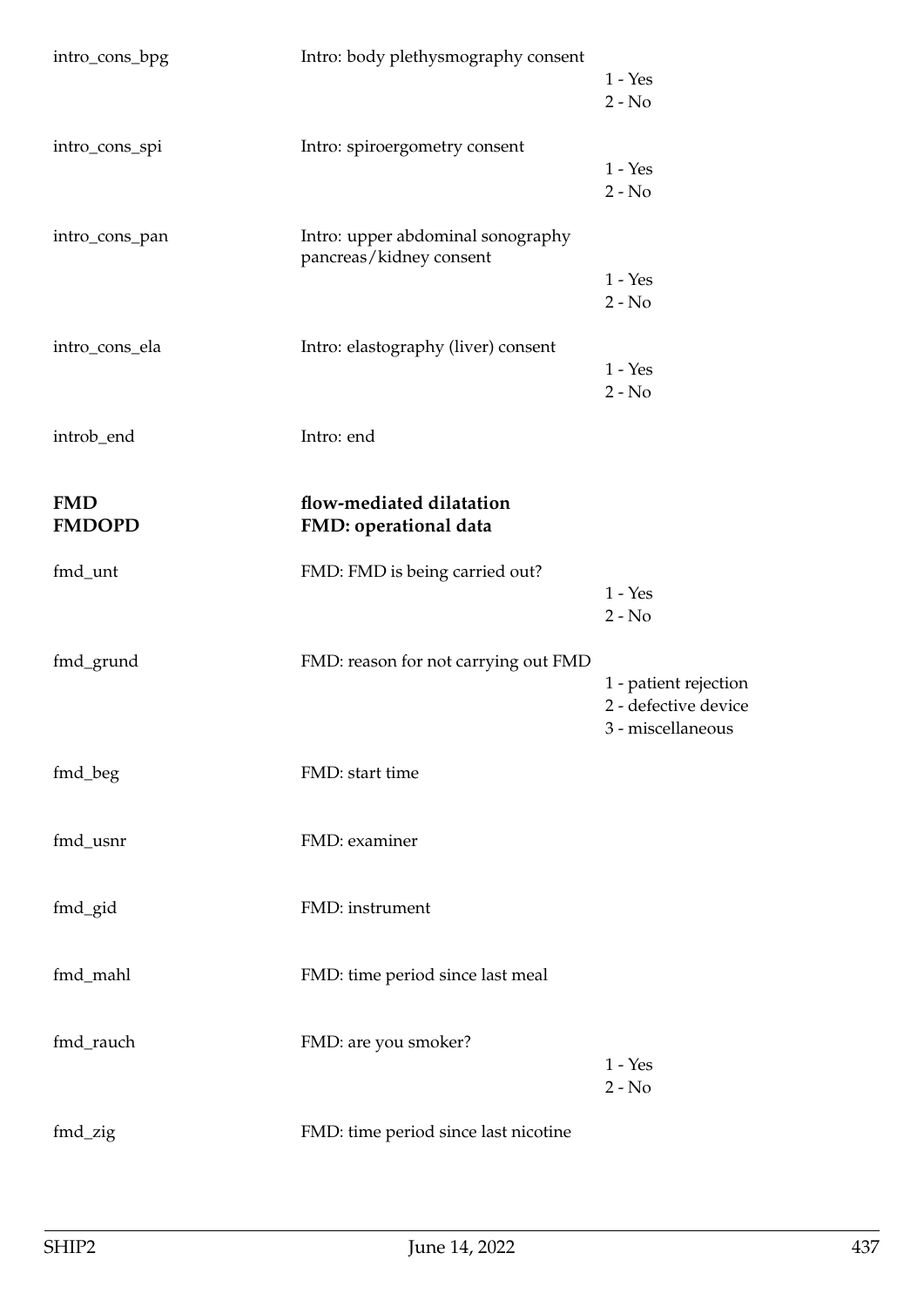| | | |
|---|---|---|
| intro_cons_bpg | Intro: body plethysmography consent | 1 - Yes<br>2 - No |
| intro_cons_spi | Intro: spiroergometry consent | 1 - Yes<br>2 - No |
| intro_cons_pan | Intro: upper abdominal sonography pancreas/kidney consent | 1 - Yes<br>2 - No |
| intro_cons_ela | Intro: elastography (liver) consent | 1 - Yes<br>2 - No |
| introb_end | Intro: end | |

**FMD** **flow-mediated dilatation**
**FMDOPD** **FMD: operational data**

| | | |
|---|---|---|
| fmd_unt | FMD: FMD is being carried out? | 1 - Yes<br>2 - No |
| fmd_grund | FMD: reason for not carrying out FMD | 1 - patient rejection<br>2 - defective device<br>3 - miscellaneous |
| fmd_beg | FMD: start time | |
| fmd_usnr | FMD: examiner | |
| fmd_gid | FMD: instrument | |
| fmd_mahl | FMD: time period since last meal | |
| fmd_rauch | FMD: are you smoker? | 1 - Yes<br>2 - No |
| fmd_zig | FMD: time period since last nicotine | |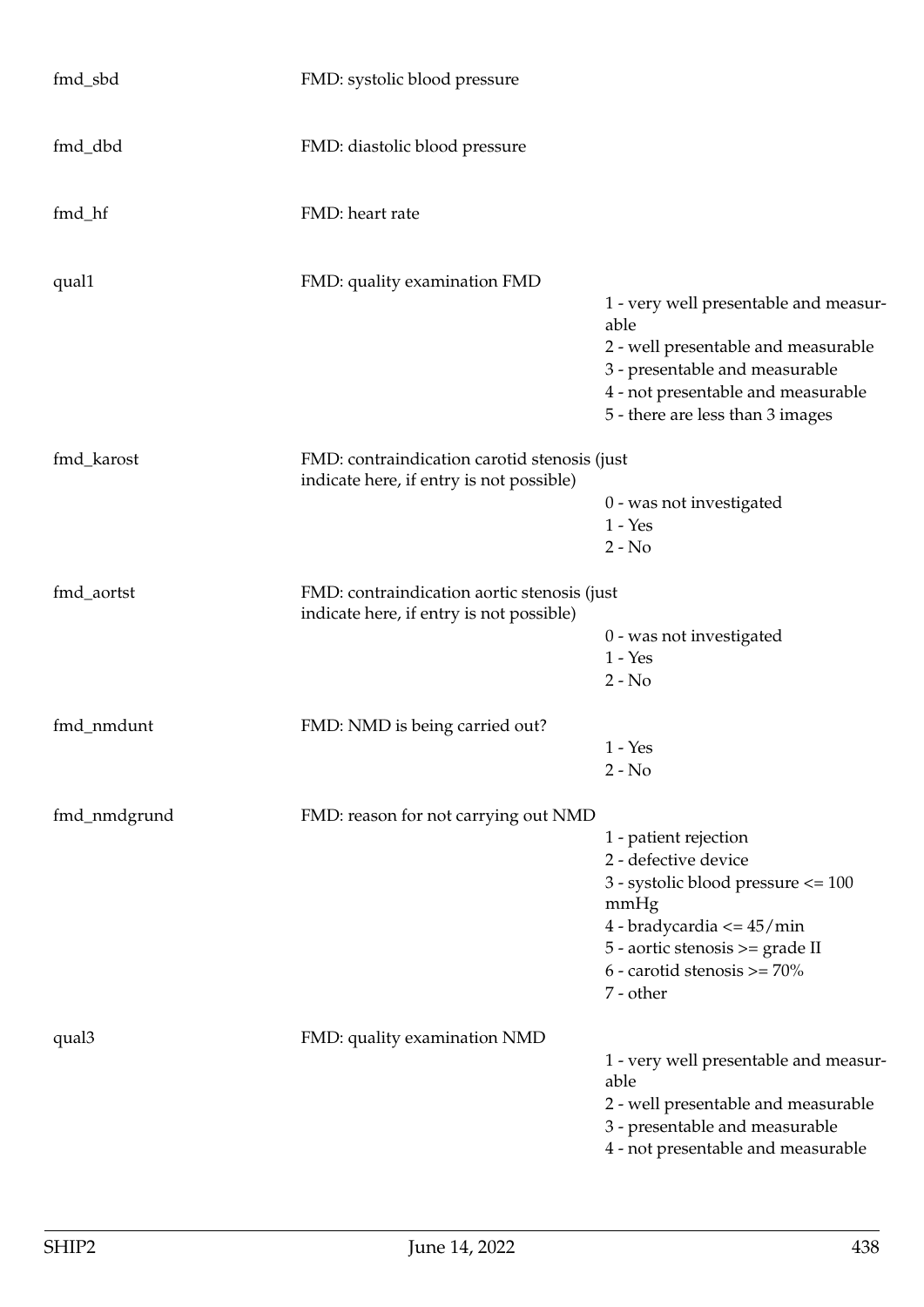| | | |
|---|---|---|
| fmd_sbd | FMD: systolic blood pressure | |
| fmd_dbd | FMD: diastolic blood pressure | |
| fmd_hf | FMD: heart rate | |
| qual1 | FMD: quality examination FMD | 1 - very well presentable and measurable<br>2 - well presentable and measurable<br>3 - presentable and measurable<br>4 - not presentable and measurable<br>5 - there are less than 3 images |
| fmd_karost | FMD: contraindication carotid stenosis (just indicate here, if entry is not possible) | 0 - was not investigated<br>1 - Yes<br>2 - No |
| fmd_aortst | FMD: contraindication aortic stenosis (just indicate here, if entry is not possible) | 0 - was not investigated<br>1 - Yes<br>2 - No |
| fmd_nmdunt | FMD: NMD is being carried out? | 1 - Yes<br>2 - No |
| fmd_nmdgrund | FMD: reason for not carrying out NMD | 1 - patient rejection<br>2 - defective device<br>3 - systolic blood pressure <= 100 mmHg<br>4 - bradycardia <= 45/min<br>5 - aortic stenosis >= grade II<br>6 - carotid stenosis >= 70%<br>7 - other |
| qual3 | FMD: quality examination NMD | 1 - very well presentable and measurable<br>2 - well presentable and measurable<br>3 - presentable and measurable<br>4 - not presentable and measurable |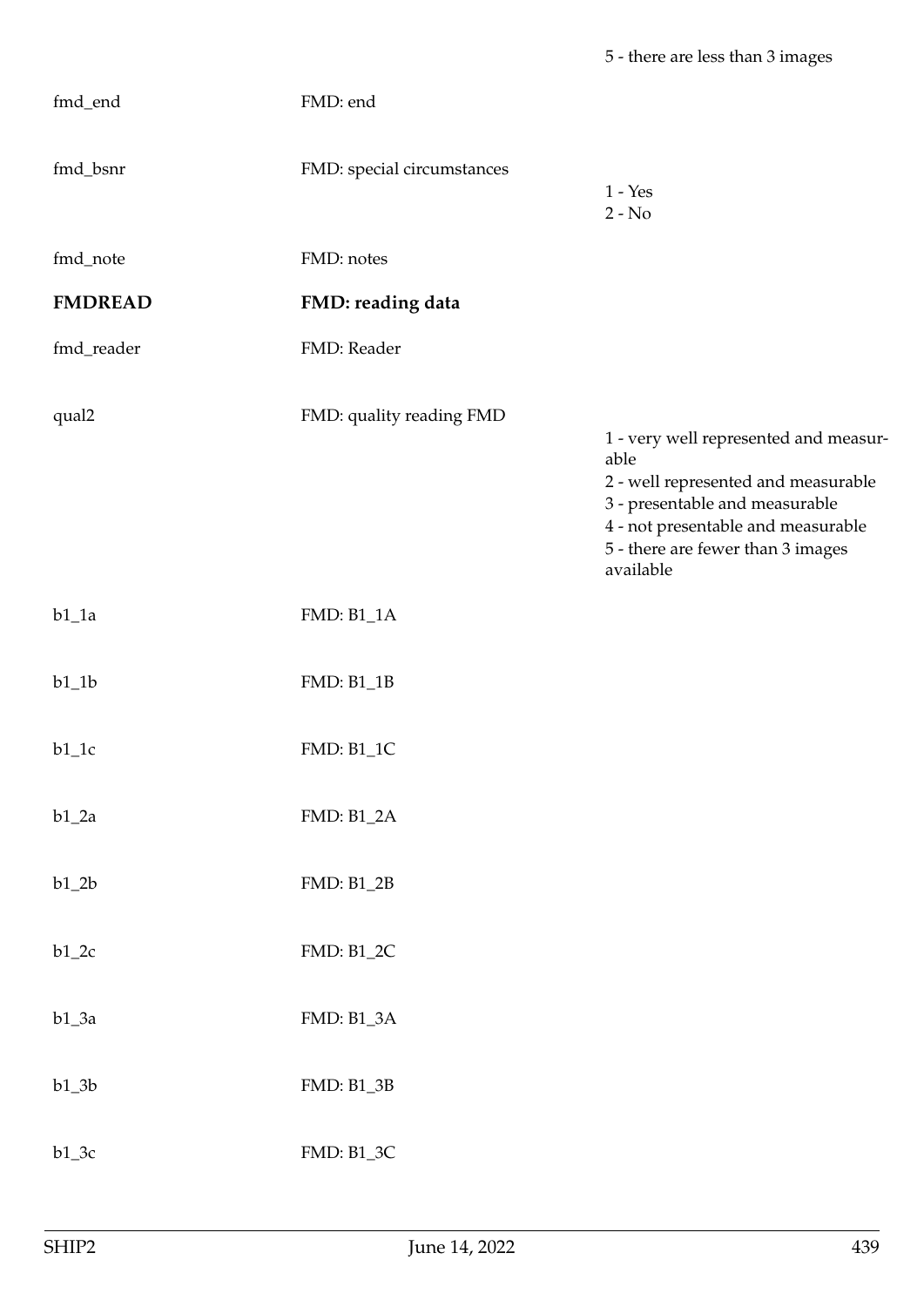| | | 5 - there are less than 3 images |
|---|---|---|
| fmd_end | FMD: end | |
| fmd_bsnr | FMD: special circumstances | 1 - Yes<br>2 - No |
| fmd_note | FMD: notes | |
| **FMDREAD** | **FMD: reading data** | |
| fmd_reader | FMD: Reader | |
| qual2 | FMD: quality reading FMD | 1 - very well represented and measurable<br>2 - well represented and measurable<br>3 - presentable and measurable<br>4 - not presentable and measurable<br>5 - there are fewer than 3 images available |
| b1_1a | FMD: B1_1A | |
| b1_1b | FMD: B1_1B | |
| b1_1c | FMD: B1_1C | |
| b1_2a | FMD: B1_2A | |
| b1_2b | FMD: B1_2B | |
| b1_2c | FMD: B1_2C | |
| b1_3a | FMD: B1_3A | |
| b1_3b | FMD: B1_3B | |
| b1_3c | FMD: B1_3C | |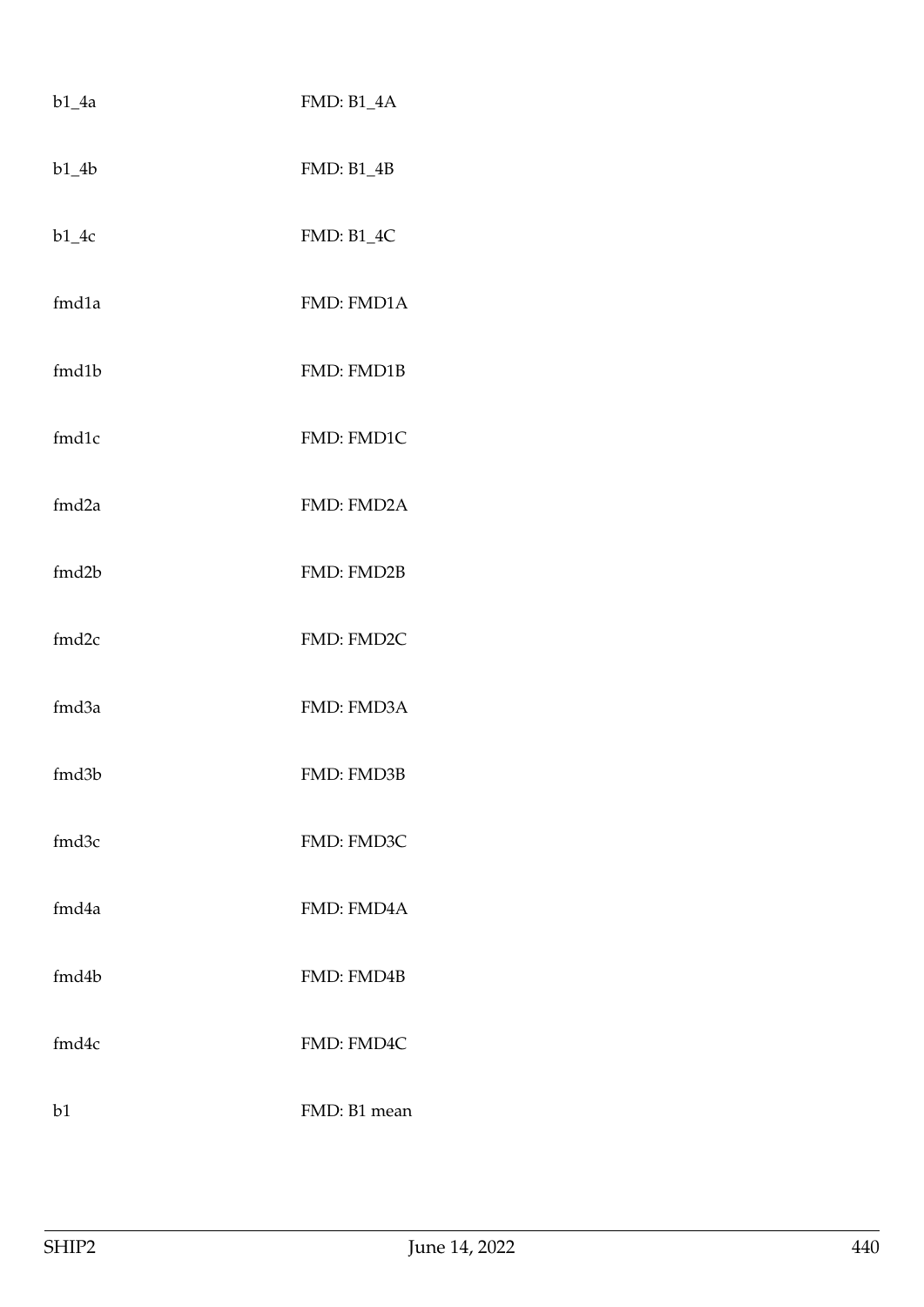| | |
|---|---|
| b1_4a | FMD: B1_4A |
| b1_4b | FMD: B1_4B |
| b1_4c | FMD: B1_4C |
| fmd1a | FMD: FMD1A |
| fmd1b | FMD: FMD1B |
| fmd1c | FMD: FMD1C |
| fmd2a | FMD: FMD2A |
| fmd2b | FMD: FMD2B |
| fmd2c | FMD: FMD2C |
| fmd3a | FMD: FMD3A |
| fmd3b | FMD: FMD3B |
| fmd3c | FMD: FMD3C |
| fmd4a | FMD: FMD4A |
| fmd4b | FMD: FMD4B |
| fmd4c | FMD: FMD4C |
| b1 | FMD: B1 mean |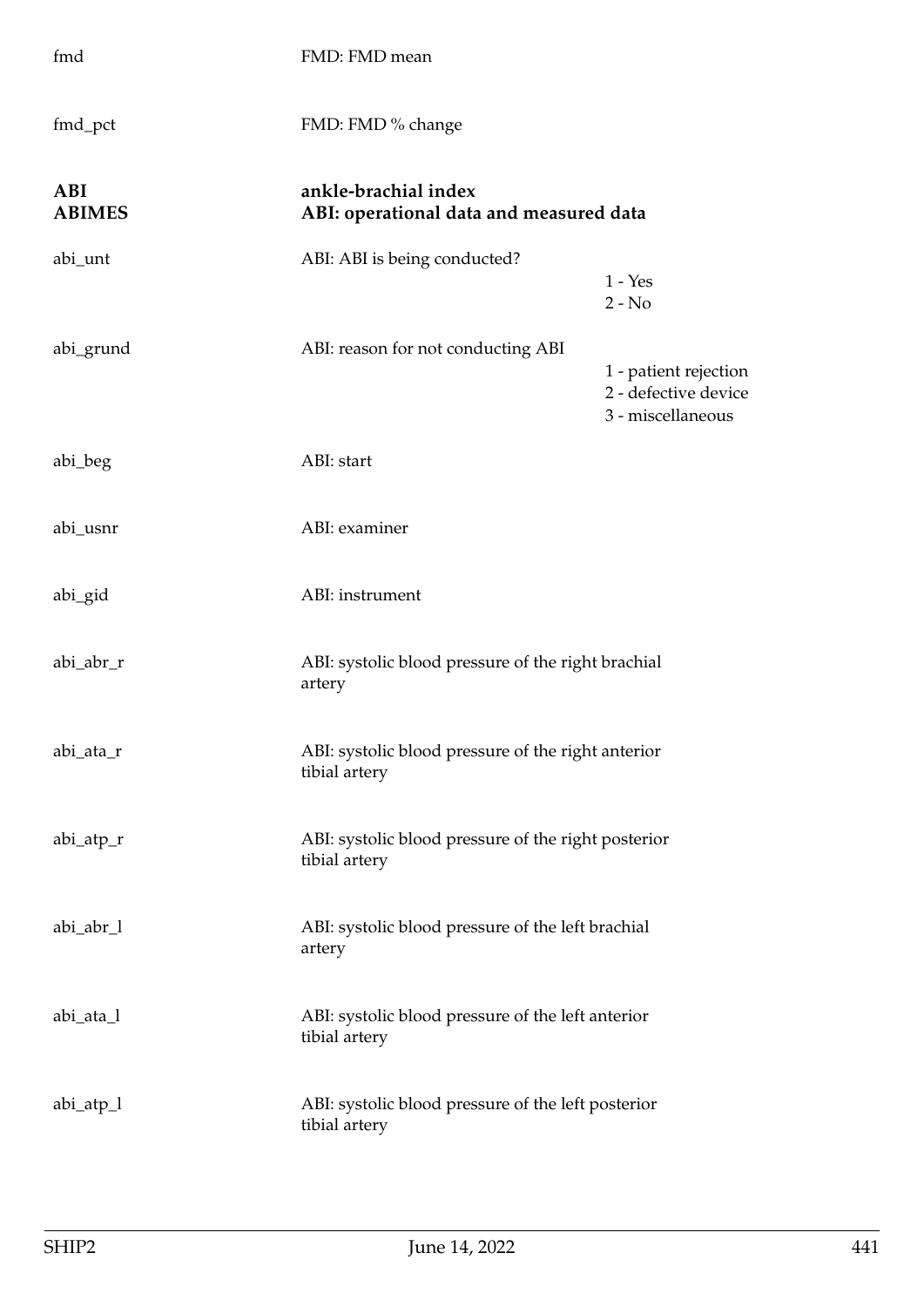fmd FMD: FMD mean

fmd_pct FMD: FMD % change

**ABI** **ankle-brachial index**
**ABIMES** **ABI: operational data and measured data**

abi_unt ABI: ABI is being conducted?

- 1 - Yes
- 2 - No

abi_grund ABI: reason for not conducting ABI

- 1 - patient rejection
- 2 - defective device
- 3 - miscellaneous

abi_beg ABI: start

abi_usnr ABI: examiner

abi_gid ABI: instrument

abi_abr_r ABI: systolic blood pressure of the right brachial artery

abi_ata_r ABI: systolic blood pressure of the right anterior tibial artery

abi_atp_r ABI: systolic blood pressure of the right posterior tibial artery

abi_abr_l ABI: systolic blood pressure of the left brachial artery

abi_ata_l ABI: systolic blood pressure of the left anterior tibial artery

abi_atp_l ABI: systolic blood pressure of the left posterior tibial artery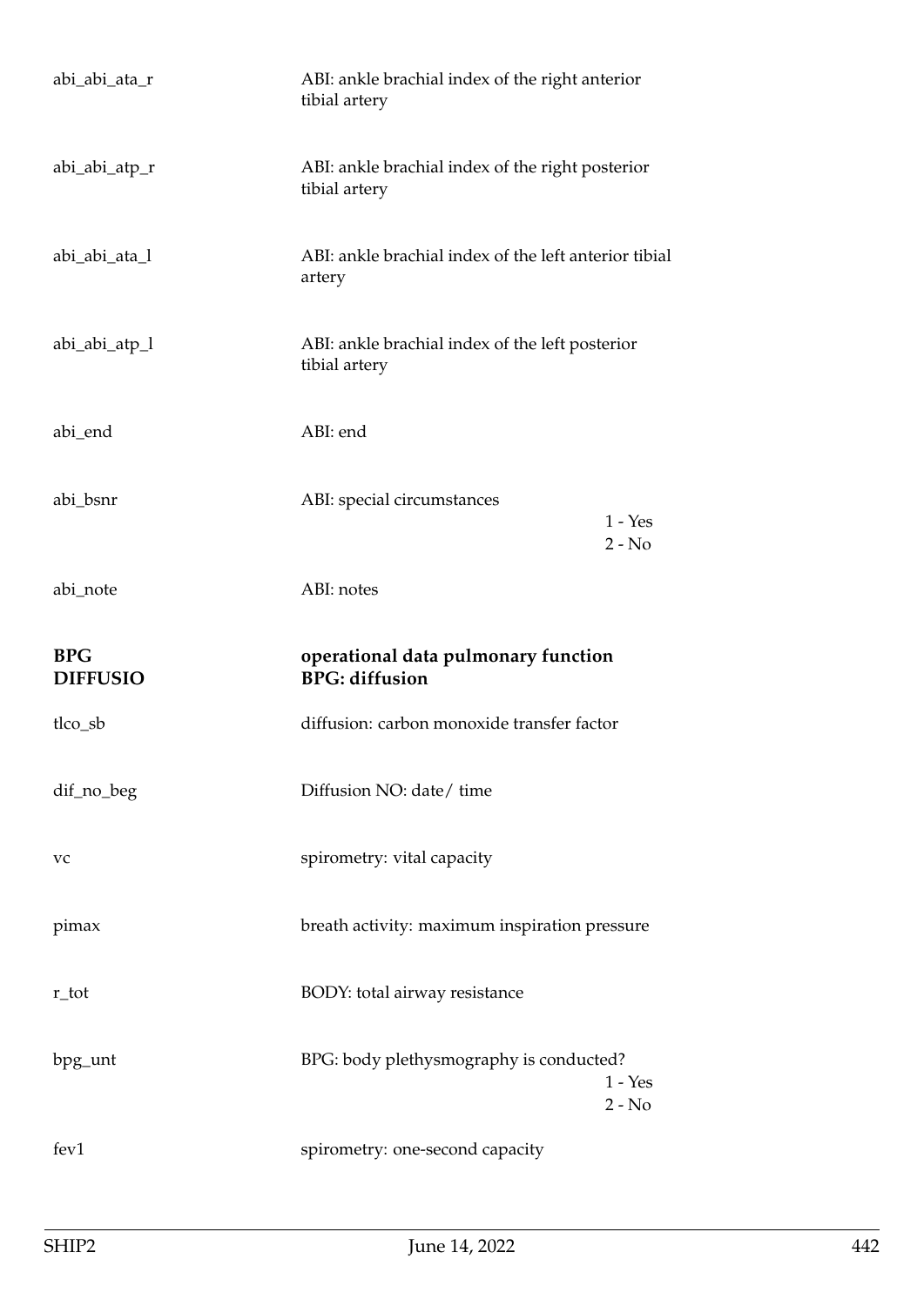| | | |
|---|---|---|
| abi_abi_ata_r | ABI: ankle brachial index of the right anterior tibial artery | |
| abi_abi_atp_r | ABI: ankle brachial index of the right posterior tibial artery | |
| abi_abi_ata_l | ABI: ankle brachial index of the left anterior tibial artery | |
| abi_abi_atp_l | ABI: ankle brachial index of the left posterior tibial artery | |
| abi_end | ABI: end | |
| abi_bsnr | ABI: special circumstances | 1 - Yes<br>2 - No |
| abi_note | ABI: notes | |

## BPG DIFFUSIO — operational data pulmonary function BPG: diffusion

| | | |
|---|---|---|
| tlco_sb | diffusion: carbon monoxide transfer factor | |
| dif_no_beg | Diffusion NO: date/ time | |
| vc | spirometry: vital capacity | |
| pimax | breath activity: maximum inspiration pressure | |
| r_tot | BODY: total airway resistance | |
| bpg_unt | BPG: body plethysmography is conducted? | 1 - Yes<br>2 - No |
| fev1 | spirometry: one-second capacity | |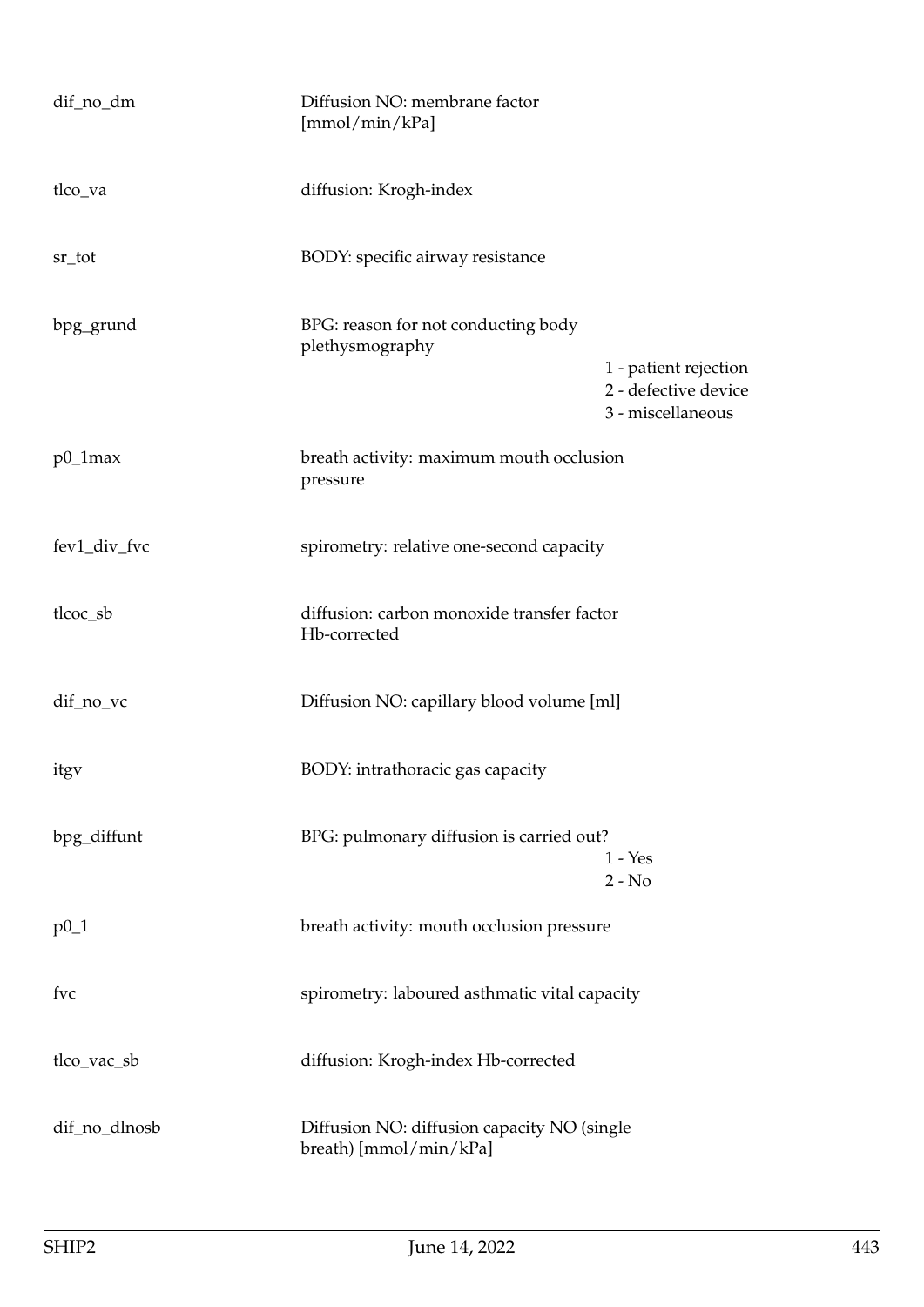| | | |
|---|---|---|
| dif_no_dm | Diffusion NO: membrane factor [mmol/min/kPa] | |
| tlco_va | diffusion: Krogh-index | |
| sr_tot | BODY: specific airway resistance | |
| bpg_grund | BPG: reason for not conducting body plethysmography | 1 - patient rejection<br>2 - defective device<br>3 - miscellaneous |
| p0_1max | breath activity: maximum mouth occlusion pressure | |
| fev1_div_fvc | spirometry: relative one-second capacity | |
| tlcoc_sb | diffusion: carbon monoxide transfer factor Hb-corrected | |
| dif_no_vc | Diffusion NO: capillary blood volume [ml] | |
| itgv | BODY: intrathoracic gas capacity | |
| bpg_diffunt | BPG: pulmonary diffusion is carried out? | 1 - Yes<br>2 - No |
| p0_1 | breath activity: mouth occlusion pressure | |
| fvc | spirometry: laboured asthmatic vital capacity | |
| tlco_vac_sb | diffusion: Krogh-index Hb-corrected | |
| dif_no_dlnosb | Diffusion NO: diffusion capacity NO (single breath) [mmol/min/kPa] | |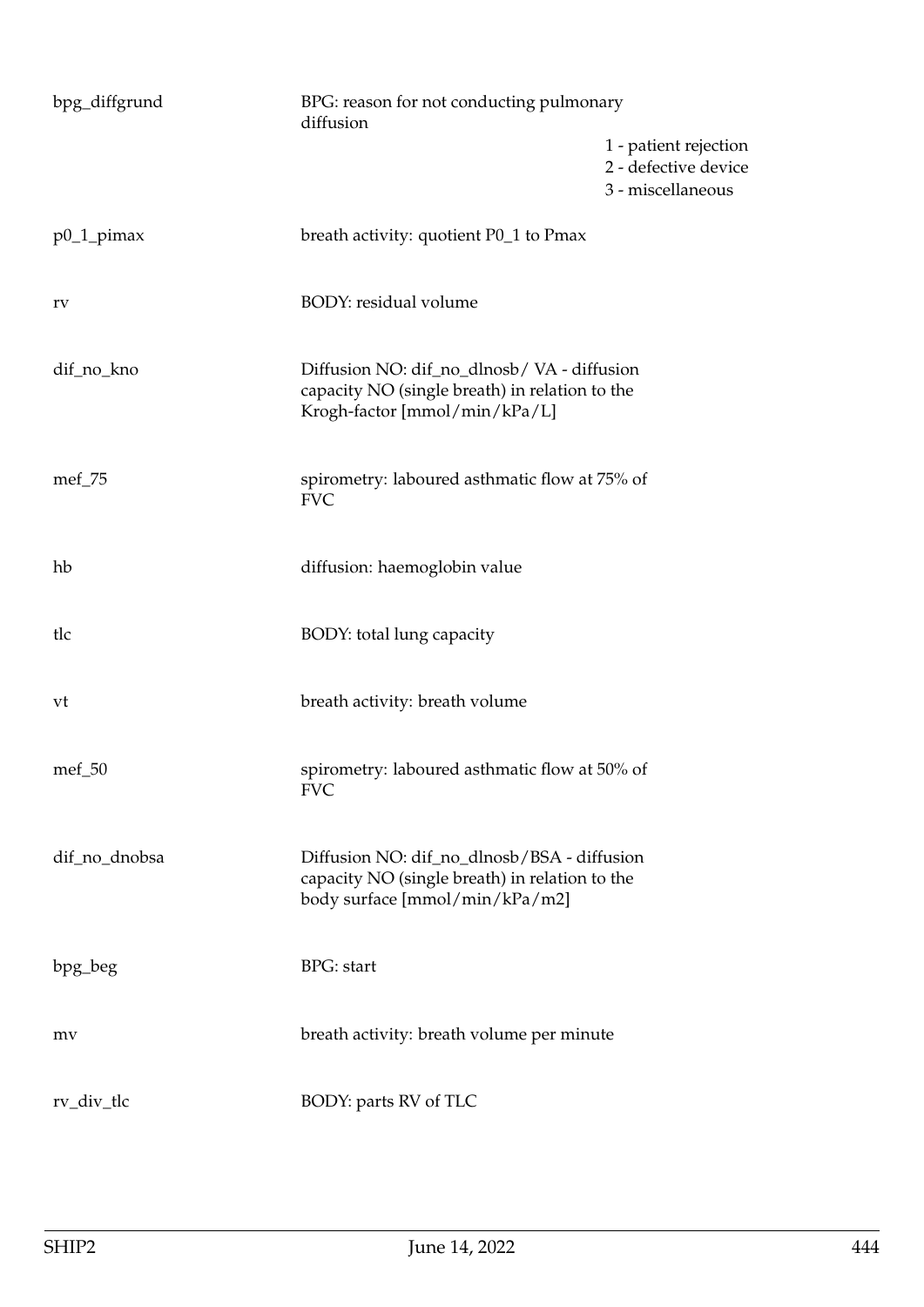| | | |
|---|---|---|
| bpg_diffgrund | BPG: reason for not conducting pulmonary diffusion | 1 - patient rejection<br>2 - defective device<br>3 - miscellaneous |
| p0_1_pimax | breath activity: quotient P0_1 to Pmax | |
| rv | BODY: residual volume | |
| dif_no_kno | Diffusion NO: dif_no_dlnosb/ VA - diffusion capacity NO (single breath) in relation to the Krogh-factor [mmol/min/kPa/L] | |
| mef_75 | spirometry: laboured asthmatic flow at 75% of FVC | |
| hb | diffusion: haemoglobin value | |
| tlc | BODY: total lung capacity | |
| vt | breath activity: breath volume | |
| mef_50 | spirometry: laboured asthmatic flow at 50% of FVC | |
| dif_no_dnobsa | Diffusion NO: dif_no_dlnosb/BSA - diffusion capacity NO (single breath) in relation to the body surface [mmol/min/kPa/m2] | |
| bpg_beg | BPG: start | |
| mv | breath activity: breath volume per minute | |
| rv_div_tlc | BODY: parts RV of TLC | |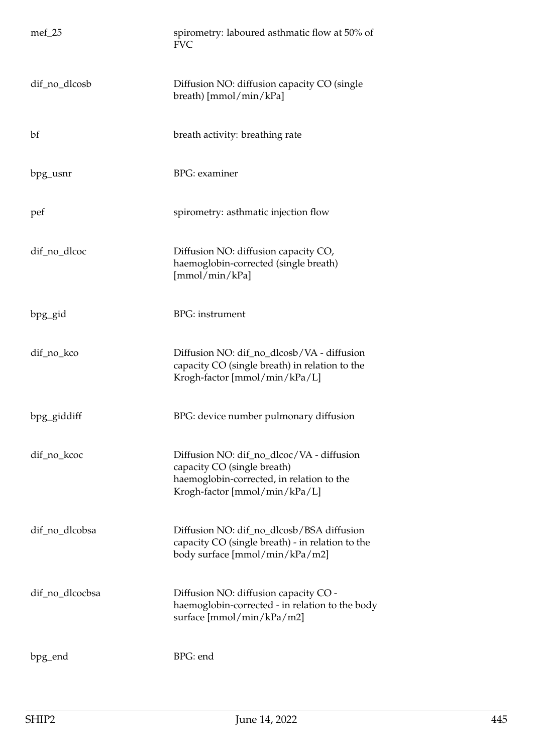| | |
|---|---|
| mef_25 | spirometry: laboured asthmatic flow at 50% of FVC |
| dif_no_dlcosb | Diffusion NO: diffusion capacity CO (single breath) [mmol/min/kPa] |
| bf | breath activity: breathing rate |
| bpg_usnr | BPG: examiner |
| pef | spirometry: asthmatic injection flow |
| dif_no_dlcoc | Diffusion NO: diffusion capacity CO, haemoglobin-corrected (single breath) [mmol/min/kPa] |
| bpg_gid | BPG: instrument |
| dif_no_kco | Diffusion NO: dif_no_dlcosb/VA - diffusion capacity CO (single breath) in relation to the Krogh-factor [mmol/min/kPa/L] |
| bpg_giddiff | BPG: device number pulmonary diffusion |
| dif_no_kcoc | Diffusion NO: dif_no_dlcoc/VA - diffusion capacity CO (single breath) haemoglobin-corrected, in relation to the Krogh-factor [mmol/min/kPa/L] |
| dif_no_dlcobsa | Diffusion NO: dif_no_dlcosb/BSA diffusion capacity CO (single breath) - in relation to the body surface [mmol/min/kPa/m2] |
| dif_no_dlcocbsa | Diffusion NO: diffusion capacity CO - haemoglobin-corrected - in relation to the body surface [mmol/min/kPa/m2] |
| bpg_end | BPG: end |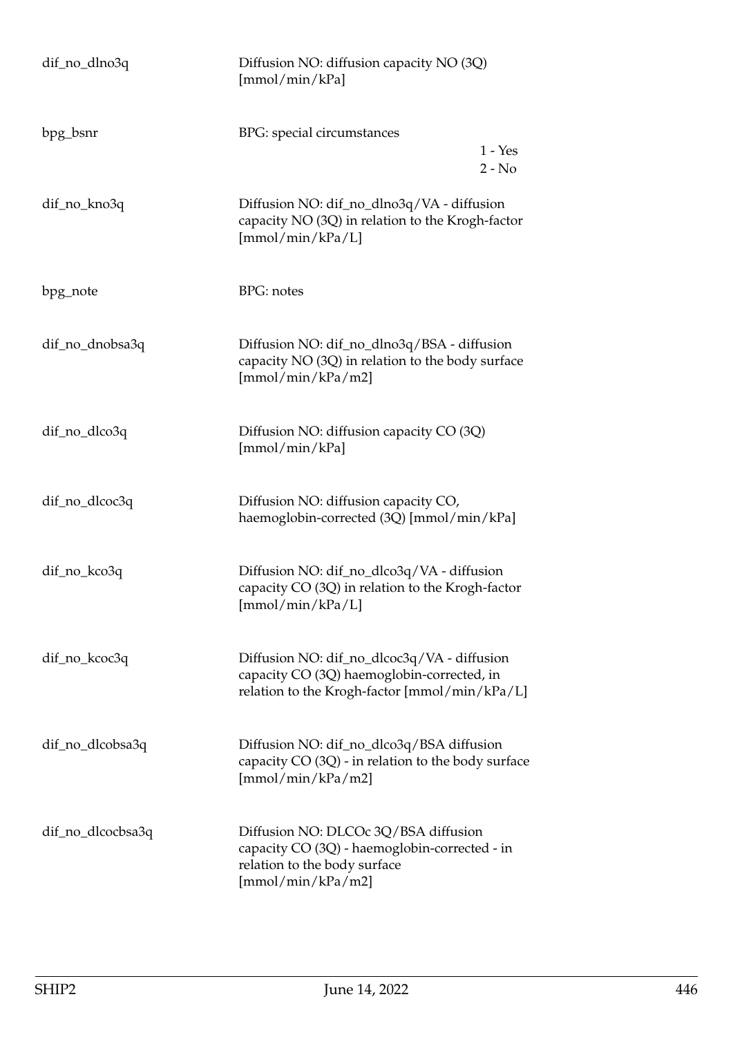| | |
|---|---|
| dif_no_dlno3q | Diffusion NO: diffusion capacity NO (3Q) [mmol/min/kPa] |
| bpg_bsnr | BPG: special circumstances<br>1 - Yes<br>2 - No |
| dif_no_kno3q | Diffusion NO: dif_no_dlno3q/VA - diffusion capacity NO (3Q) in relation to the Krogh-factor [mmol/min/kPa/L] |
| bpg_note | BPG: notes |
| dif_no_dnobsa3q | Diffusion NO: dif_no_dlno3q/BSA - diffusion capacity NO (3Q) in relation to the body surface [mmol/min/kPa/m2] |
| dif_no_dlco3q | Diffusion NO: diffusion capacity CO (3Q) [mmol/min/kPa] |
| dif_no_dlcoc3q | Diffusion NO: diffusion capacity CO, haemoglobin-corrected (3Q) [mmol/min/kPa] |
| dif_no_kco3q | Diffusion NO: dif_no_dlco3q/VA - diffusion capacity CO (3Q) in relation to the Krogh-factor [mmol/min/kPa/L] |
| dif_no_kcoc3q | Diffusion NO: dif_no_dlcoc3q/VA - diffusion capacity CO (3Q) haemoglobin-corrected, in relation to the Krogh-factor [mmol/min/kPa/L] |
| dif_no_dlcobsa3q | Diffusion NO: dif_no_dlco3q/BSA diffusion capacity CO (3Q) - in relation to the body surface [mmol/min/kPa/m2] |
| dif_no_dlcocbsa3q | Diffusion NO: DLCOc 3Q/BSA diffusion capacity CO (3Q) - haemoglobin-corrected - in relation to the body surface [mmol/min/kPa/m2] |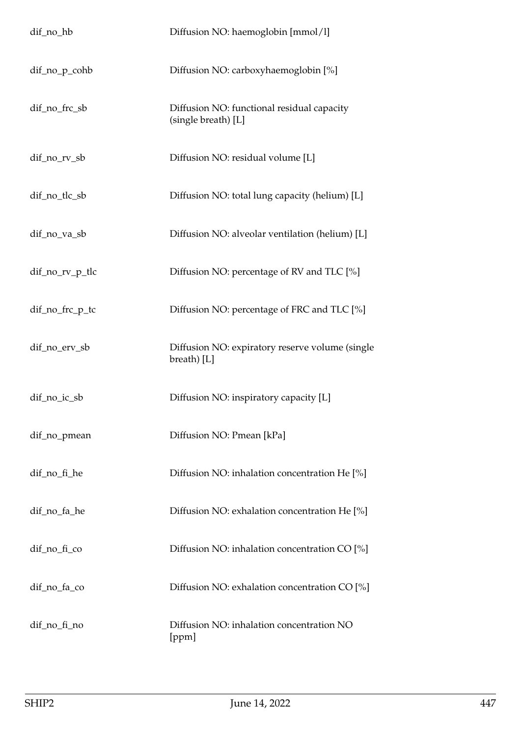| | |
|---|---|
| dif_no_hb | Diffusion NO: haemoglobin [mmol/l] |
| dif_no_p_cohb | Diffusion NO: carboxyhaemoglobin [%] |
| dif_no_frc_sb | Diffusion NO: functional residual capacity (single breath) [L] |
| dif_no_rv_sb | Diffusion NO: residual volume [L] |
| dif_no_tlc_sb | Diffusion NO: total lung capacity (helium) [L] |
| dif_no_va_sb | Diffusion NO: alveolar ventilation (helium) [L] |
| dif_no_rv_p_tlc | Diffusion NO: percentage of RV and TLC [%] |
| dif_no_frc_p_tc | Diffusion NO: percentage of FRC and TLC [%] |
| dif_no_erv_sb | Diffusion NO: expiratory reserve volume (single breath) [L] |
| dif_no_ic_sb | Diffusion NO: inspiratory capacity [L] |
| dif_no_pmean | Diffusion NO: Pmean [kPa] |
| dif_no_fi_he | Diffusion NO: inhalation concentration He [%] |
| dif_no_fa_he | Diffusion NO: exhalation concentration He [%] |
| dif_no_fi_co | Diffusion NO: inhalation concentration CO [%] |
| dif_no_fa_co | Diffusion NO: exhalation concentration CO [%] |
| dif_no_fi_no | Diffusion NO: inhalation concentration NO [ppm] |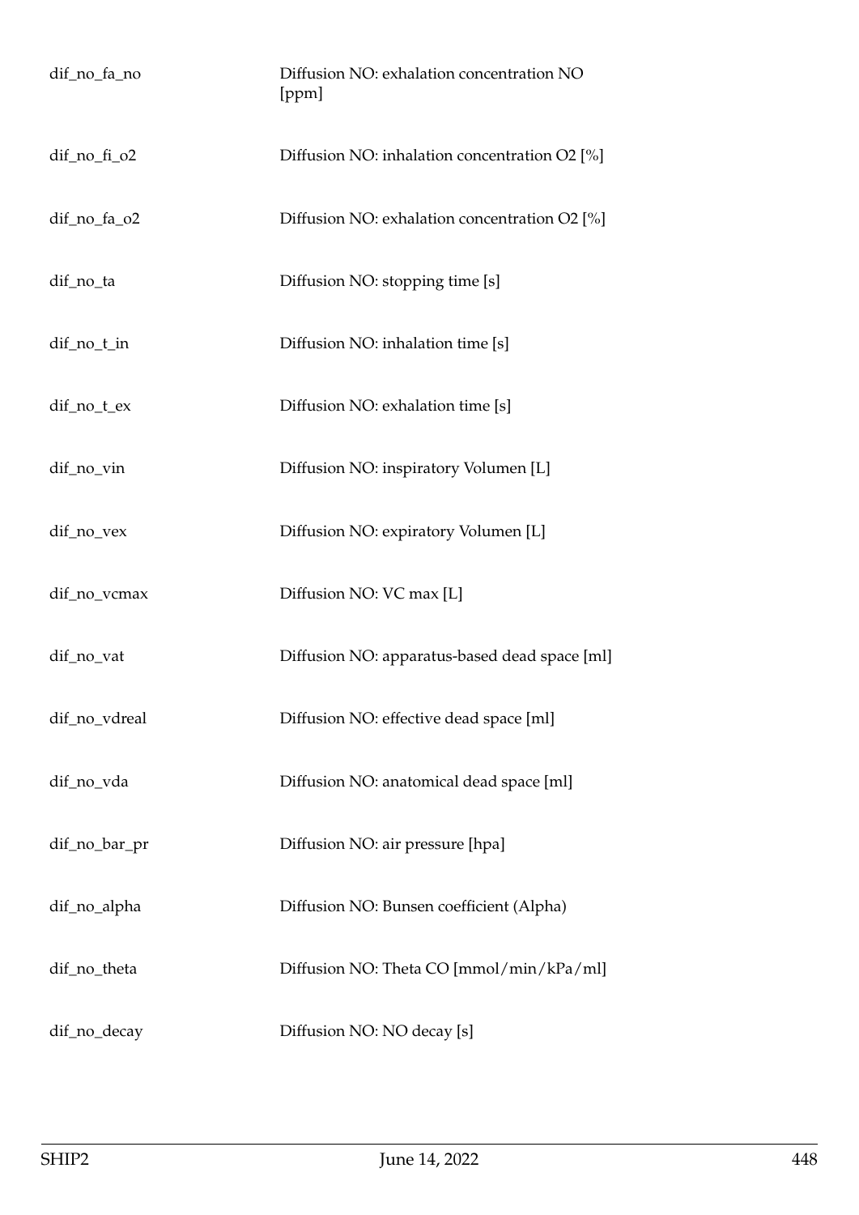| | |
|---|---|
| dif_no_fa_no | Diffusion NO: exhalation concentration NO [ppm] |
| dif_no_fi_o2 | Diffusion NO: inhalation concentration O2 [%] |
| dif_no_fa_o2 | Diffusion NO: exhalation concentration O2 [%] |
| dif_no_ta | Diffusion NO: stopping time [s] |
| dif_no_t_in | Diffusion NO: inhalation time [s] |
| dif_no_t_ex | Diffusion NO: exhalation time [s] |
| dif_no_vin | Diffusion NO: inspiratory Volumen [L] |
| dif_no_vex | Diffusion NO: expiratory Volumen [L] |
| dif_no_vcmax | Diffusion NO: VC max [L] |
| dif_no_vat | Diffusion NO: apparatus-based dead space [ml] |
| dif_no_vdreal | Diffusion NO: effective dead space [ml] |
| dif_no_vda | Diffusion NO: anatomical dead space [ml] |
| dif_no_bar_pr | Diffusion NO: air pressure [hpa] |
| dif_no_alpha | Diffusion NO: Bunsen coefficient (Alpha) |
| dif_no_theta | Diffusion NO: Theta CO [mmol/min/kPa/ml] |
| dif_no_decay | Diffusion NO: NO decay [s] |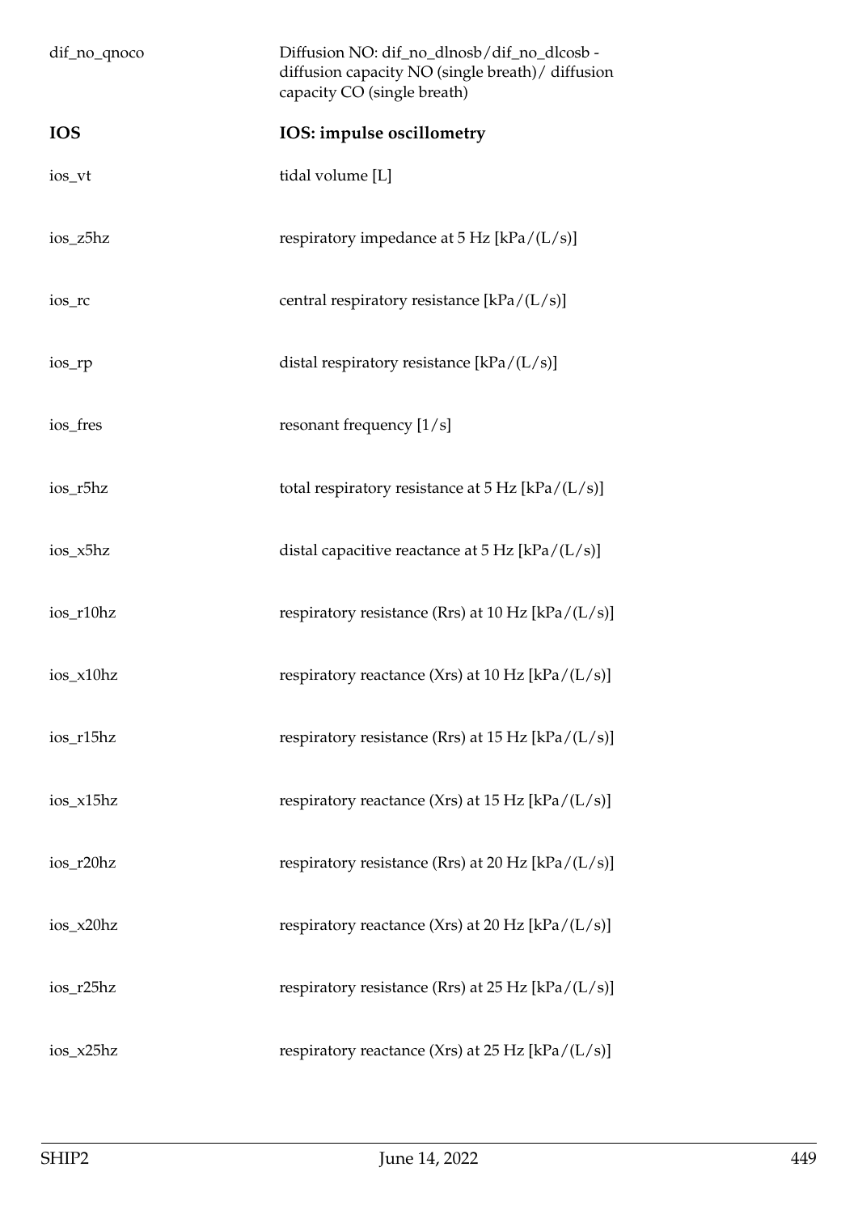dif_no_qnoco Diffusion NO: dif_no_dlnosb/dif_no_dlcosb - diffusion capacity NO (single breath)/ diffusion capacity CO (single breath)

**IOS** **IOS: impulse oscillometry**

ios_vt tidal volume [L]

ios_z5hz respiratory impedance at 5 Hz [kPa/(L/s)]

ios_rc central respiratory resistance [kPa/(L/s)]

ios_rp distal respiratory resistance [kPa/(L/s)]

ios_fres resonant frequency [1/s]

ios_r5hz total respiratory resistance at 5 Hz [kPa/(L/s)]

ios_x5hz distal capacitive reactance at 5 Hz [kPa/(L/s)]

ios_r10hz respiratory resistance (Rrs) at 10 Hz [kPa/(L/s)]

ios_x10hz respiratory reactance (Xrs) at 10 Hz [kPa/(L/s)]

ios_r15hz respiratory resistance (Rrs) at 15 Hz [kPa/(L/s)]

ios_x15hz respiratory reactance (Xrs) at 15 Hz [kPa/(L/s)]

ios_r20hz respiratory resistance (Rrs) at 20 Hz [kPa/(L/s)]

ios_x20hz respiratory reactance (Xrs) at 20 Hz [kPa/(L/s)]

ios_r25hz respiratory resistance (Rrs) at 25 Hz [kPa/(L/s)]

ios_x25hz respiratory reactance (Xrs) at 25 Hz [kPa/(L/s)]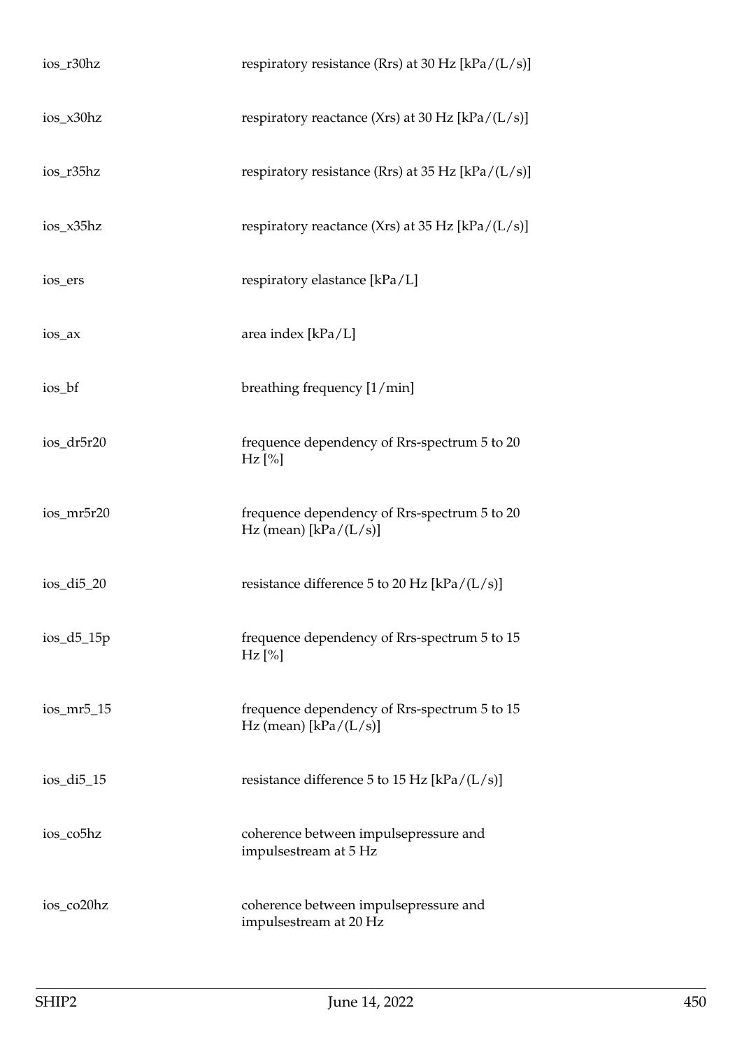| | |
|---|---|
| ios_r30hz | respiratory resistance (Rrs) at 30 Hz [kPa/(L/s)] |
| ios_x30hz | respiratory reactance (Xrs) at 30 Hz [kPa/(L/s)] |
| ios_r35hz | respiratory resistance (Rrs) at 35 Hz [kPa/(L/s)] |
| ios_x35hz | respiratory reactance (Xrs) at 35 Hz [kPa/(L/s)] |
| ios_ers | respiratory elastance [kPa/L] |
| ios_ax | area index [kPa/L] |
| ios_bf | breathing frequency [1/min] |
| ios_dr5r20 | frequence dependency of Rrs-spectrum 5 to 20 Hz [%] |
| ios_mr5r20 | frequence dependency of Rrs-spectrum 5 to 20 Hz (mean) [kPa/(L/s)] |
| ios_di5_20 | resistance difference 5 to 20 Hz [kPa/(L/s)] |
| ios_d5_15p | frequence dependency of Rrs-spectrum 5 to 15 Hz [%] |
| ios_mr5_15 | frequence dependency of Rrs-spectrum 5 to 15 Hz (mean) [kPa/(L/s)] |
| ios_di5_15 | resistance difference 5 to 15 Hz [kPa/(L/s)] |
| ios_co5hz | coherence between impulsepressure and impulsestream at 5 Hz |
| ios_co20hz | coherence between impulsepressure and impulsestream at 20 Hz |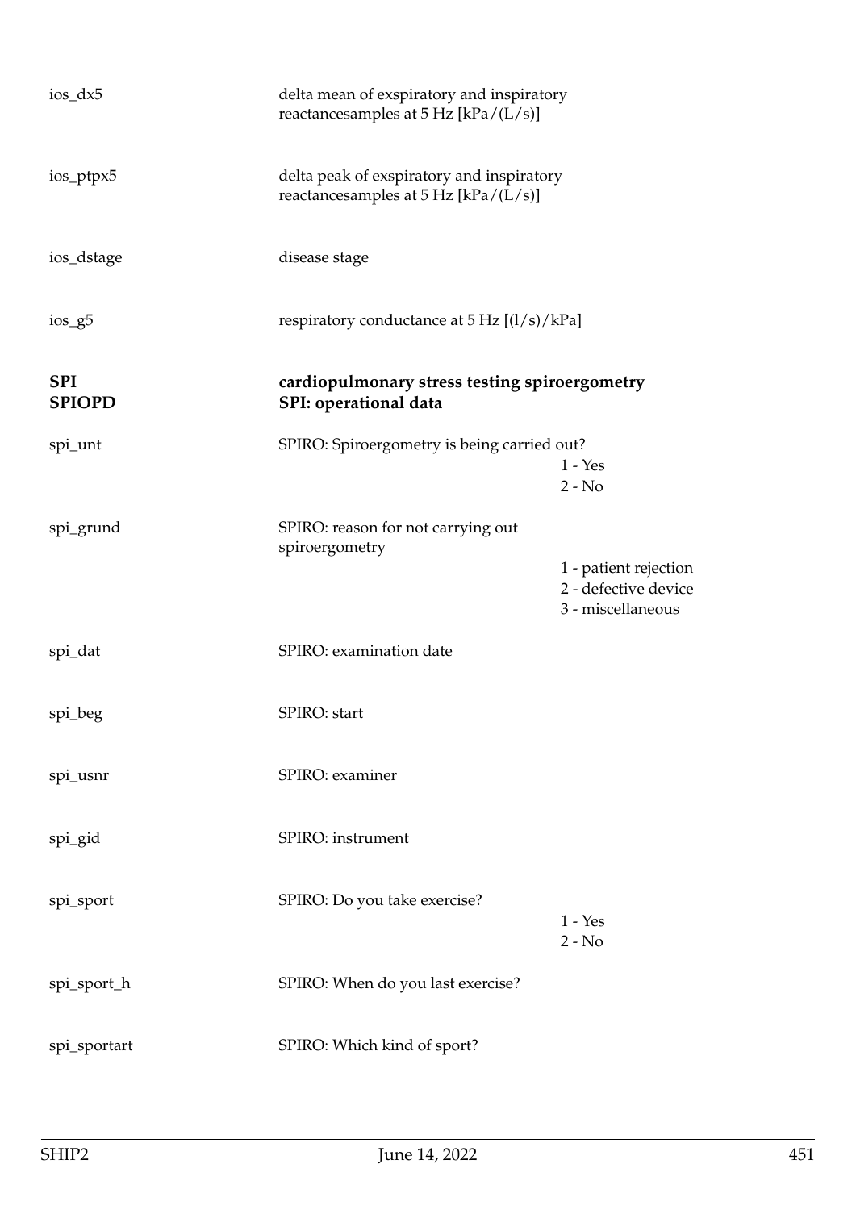ios_dx5 — delta mean of exspiratory and inspiratory reactancesamples at 5 Hz [kPa/(L/s)]

ios_ptpx5 — delta peak of exspiratory and inspiratory reactancesamples at 5 Hz [kPa/(L/s)]

ios_dstage — disease stage

ios_g5 — respiratory conductance at 5 Hz [(l/s)/kPa]

## SPI — cardiopulmonary stress testing spiroergometry

### SPIOPD — SPI: operational data

spi_unt — SPIRO: Spiroergometry is being carried out?

- 1 - Yes
- 2 - No

spi_grund — SPIRO: reason for not carrying out spiroergometry

- 1 - patient rejection
- 2 - defective device
- 3 - miscellaneous

spi_dat — SPIRO: examination date

spi_beg — SPIRO: start

spi_usnr — SPIRO: examiner

spi_gid — SPIRO: instrument

spi_sport — SPIRO: Do you take exercise?

- 1 - Yes
- 2 - No

spi_sport_h — SPIRO: When do you last exercise?

spi_sportart — SPIRO: Which kind of sport?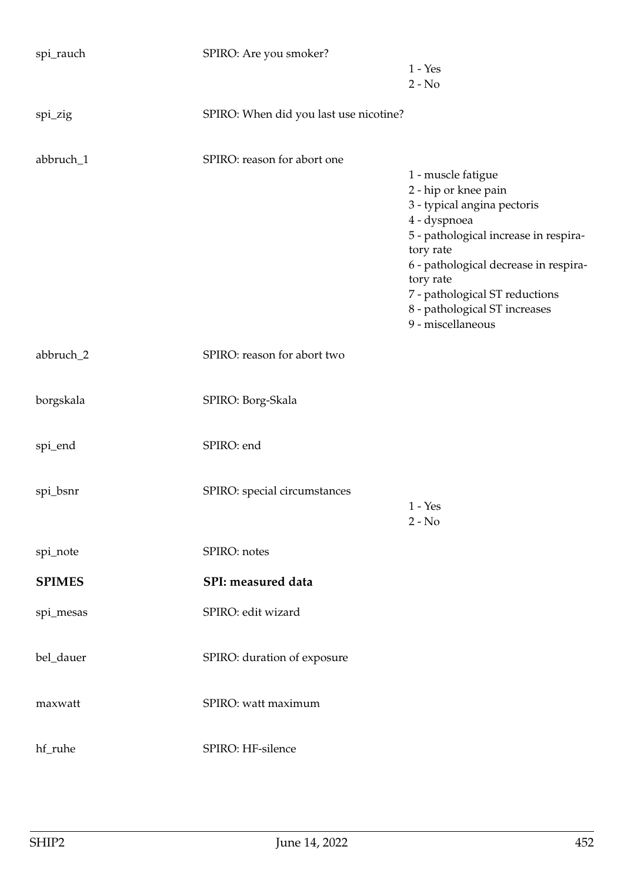| | | |
|---|---|---|
| spi_rauch | SPIRO: Are you smoker? | 1 - Yes<br>2 - No |
| spi_zig | SPIRO: When did you last use nicotine? | |
| abbruch_1 | SPIRO: reason for abort one | 1 - muscle fatigue<br>2 - hip or knee pain<br>3 - typical angina pectoris<br>4 - dyspnoea<br>5 - pathological increase in respiratory rate<br>6 - pathological decrease in respiratory rate<br>7 - pathological ST reductions<br>8 - pathological ST increases<br>9 - miscellaneous |
| abbruch_2 | SPIRO: reason for abort two | |
| borgskala | SPIRO: Borg-Skala | |
| spi_end | SPIRO: end | |
| spi_bsnr | SPIRO: special circumstances | 1 - Yes<br>2 - No |
| spi_note | SPIRO: notes | |
| **SPIMES** | **SPI: measured data** | |
| spi_mesas | SPIRO: edit wizard | |
| bel_dauer | SPIRO: duration of exposure | |
| maxwatt | SPIRO: watt maximum | |
| hf_ruhe | SPIRO: HF-silence | |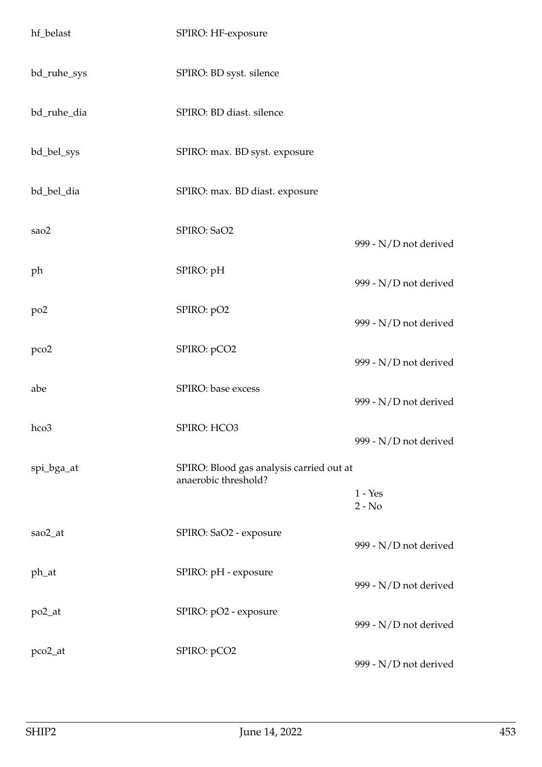| | | |
|---|---|---|
| hf_belast | SPIRO: HF-exposure | |
| bd_ruhe_sys | SPIRO: BD syst. silence | |
| bd_ruhe_dia | SPIRO: BD diast. silence | |
| bd_bel_sys | SPIRO: max. BD syst. exposure | |
| bd_bel_dia | SPIRO: max. BD diast. exposure | |
| sao2 | SPIRO: SaO2 | 999 - N/D not derived |
| ph | SPIRO: pH | 999 - N/D not derived |
| po2 | SPIRO: pO2 | 999 - N/D not derived |
| pco2 | SPIRO: pCO2 | 999 - N/D not derived |
| abe | SPIRO: base excess | 999 - N/D not derived |
| hco3 | SPIRO: HCO3 | 999 - N/D not derived |
| spi_bga_at | SPIRO: Blood gas analysis carried out at anaerobic threshold? | 1 - Yes<br>2 - No |
| sao2_at | SPIRO: SaO2 - exposure | 999 - N/D not derived |
| ph_at | SPIRO: pH - exposure | 999 - N/D not derived |
| po2_at | SPIRO: pO2 - exposure | 999 - N/D not derived |
| pco2_at | SPIRO: pCO2 | 999 - N/D not derived |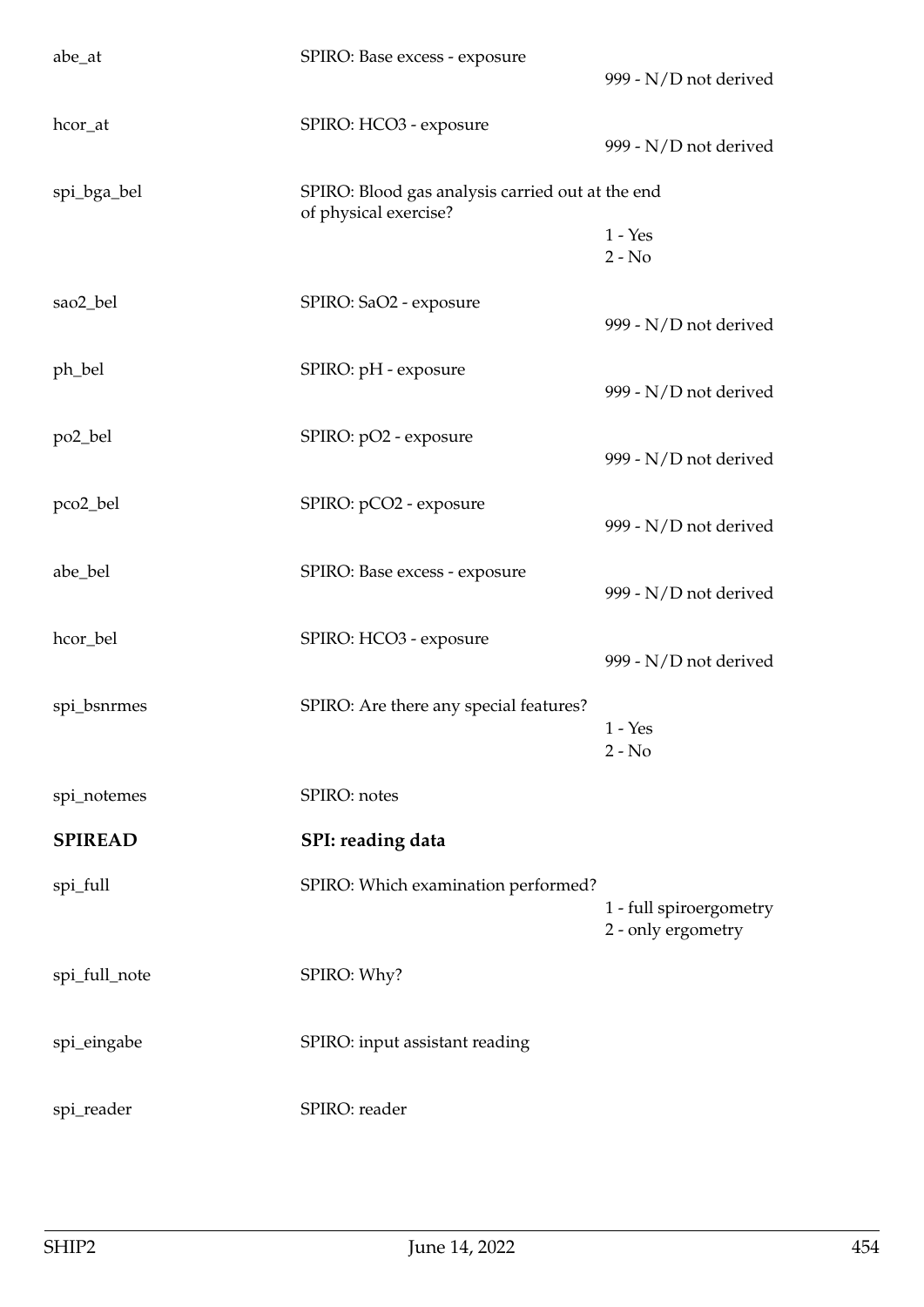| | | |
|---|---|---|
| abe_at | SPIRO: Base excess - exposure | 999 - N/D not derived |
| hcor_at | SPIRO: HCO3 - exposure | 999 - N/D not derived |
| spi_bga_bel | SPIRO: Blood gas analysis carried out at the end of physical exercise? | 1 - Yes<br>2 - No |
| sao2_bel | SPIRO: SaO2 - exposure | 999 - N/D not derived |
| ph_bel | SPIRO: pH - exposure | 999 - N/D not derived |
| po2_bel | SPIRO: pO2 - exposure | 999 - N/D not derived |
| pco2_bel | SPIRO: pCO2 - exposure | 999 - N/D not derived |
| abe_bel | SPIRO: Base excess - exposure | 999 - N/D not derived |
| hcor_bel | SPIRO: HCO3 - exposure | 999 - N/D not derived |
| spi_bsnrmes | SPIRO: Are there any special features? | 1 - Yes<br>2 - No |
| spi_notemes | SPIRO: notes | |
| **SPIREAD** | **SPI: reading data** | |
| spi_full | SPIRO: Which examination performed? | 1 - full spiroergometry<br>2 - only ergometry |
| spi_full_note | SPIRO: Why? | |
| spi_eingabe | SPIRO: input assistant reading | |
| spi_reader | SPIRO: reader | |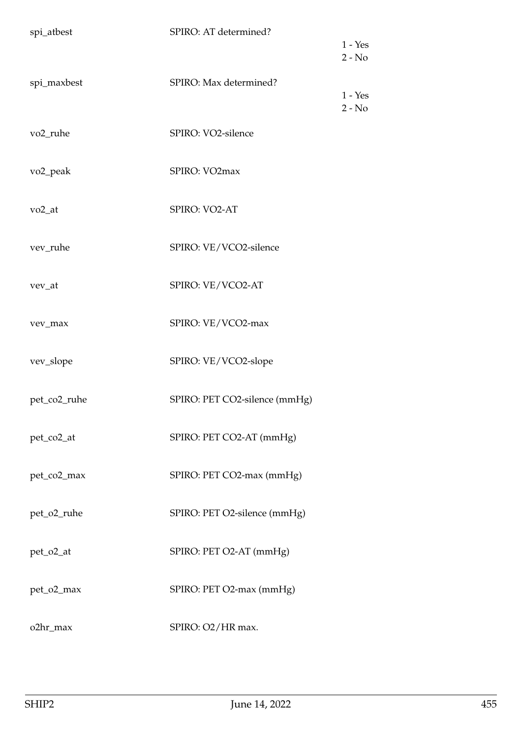| Variable | Label | Values |
|---|---|---|
| spi_atbest | SPIRO: AT determined? | 1 - Yes<br>2 - No |
| spi_maxbest | SPIRO: Max determined? | 1 - Yes<br>2 - No |
| vo2_ruhe | SPIRO: VO2-silence | |
| vo2_peak | SPIRO: VO2max | |
| vo2_at | SPIRO: VO2-AT | |
| vev_ruhe | SPIRO: VE/VCO2-silence | |
| vev_at | SPIRO: VE/VCO2-AT | |
| vev_max | SPIRO: VE/VCO2-max | |
| vev_slope | SPIRO: VE/VCO2-slope | |
| pet_co2_ruhe | SPIRO: PET CO2-silence (mmHg) | |
| pet_co2_at | SPIRO: PET CO2-AT (mmHg) | |
| pet_co2_max | SPIRO: PET CO2-max (mmHg) | |
| pet_o2_ruhe | SPIRO: PET O2-silence (mmHg) | |
| pet_o2_at | SPIRO: PET O2-AT (mmHg) | |
| pet_o2_max | SPIRO: PET O2-max (mmHg) | |
| o2hr_max | SPIRO: O2/HR max. | |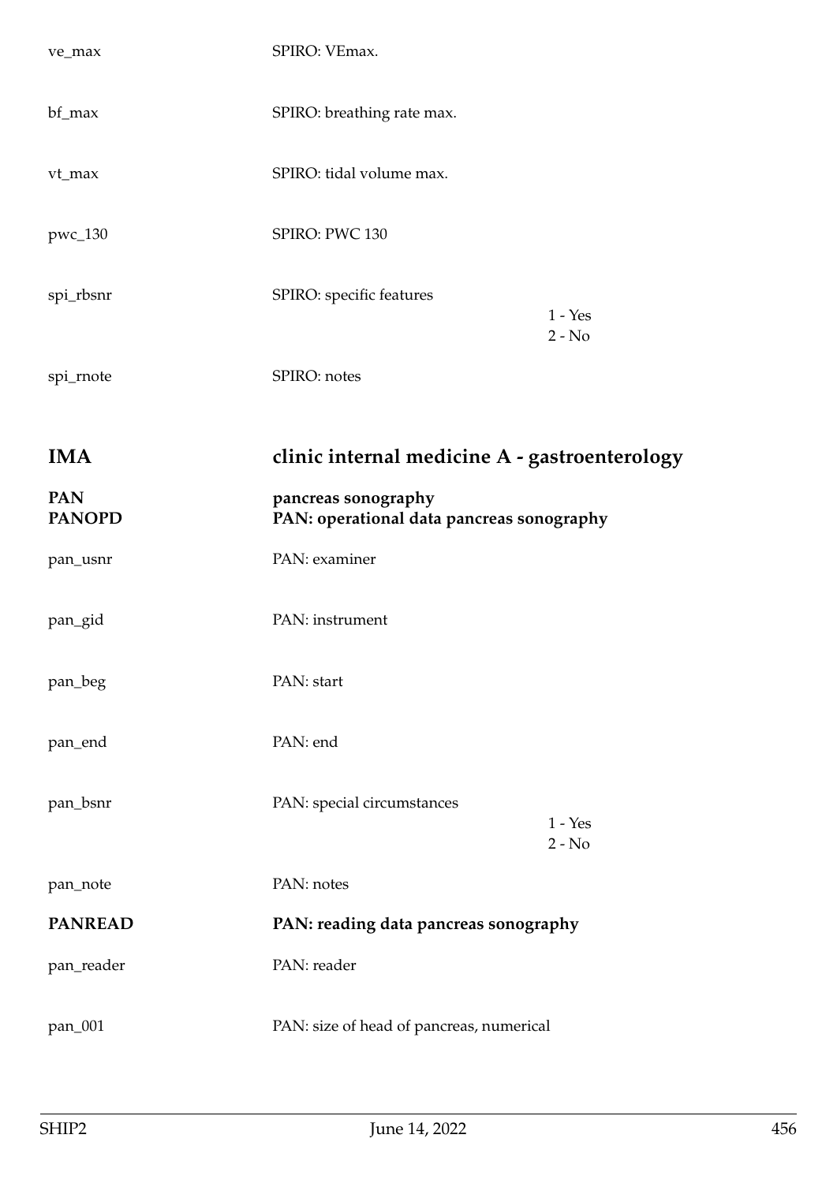ve_max SPIRO: VEmax.

bf_max SPIRO: breathing rate max.

vt_max SPIRO: tidal volume max.

pwc_130 SPIRO: PWC 130

spi_rbsnr SPIRO: specific features
1 - Yes
2 - No

spi_rnote SPIRO: notes

# IMA clinic internal medicine A - gastroenterology

## PAN pancreas sonography

### PANOPD PAN: operational data pancreas sonography

pan_usnr PAN: examiner

pan_gid PAN: instrument

pan_beg PAN: start

pan_end PAN: end

pan_bsnr PAN: special circumstances
1 - Yes
2 - No

pan_note PAN: notes

### PANREAD PAN: reading data pancreas sonography

pan_reader PAN: reader

pan_001 PAN: size of head of pancreas, numerical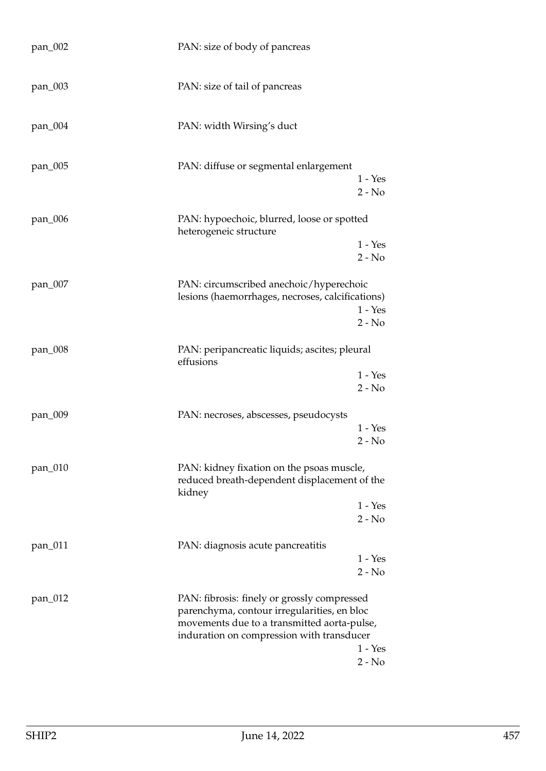pan_002 PAN: size of body of pancreas

pan_003 PAN: size of tail of pancreas

pan_004 PAN: width Wirsing's duct

pan_005 PAN: diffuse or segmental enlargement
1 - Yes
2 - No

pan_006 PAN: hypoechoic, blurred, loose or spotted heterogeneic structure
1 - Yes
2 - No

pan_007 PAN: circumscribed anechoic/hyperechoic lesions (haemorrhages, necroses, calcifications)
1 - Yes
2 - No

pan_008 PAN: peripancreatic liquids; ascites; pleural effusions
1 - Yes
2 - No

pan_009 PAN: necroses, abscesses, pseudocysts
1 - Yes
2 - No

pan_010 PAN: kidney fixation on the psoas muscle, reduced breath-dependent displacement of the kidney
1 - Yes
2 - No

pan_011 PAN: diagnosis acute pancreatitis
1 - Yes
2 - No

pan_012 PAN: fibrosis: finely or grossly compressed parenchyma, contour irregularities, en bloc movements due to a transmitted aorta-pulse, induration on compression with transducer
1 - Yes
2 - No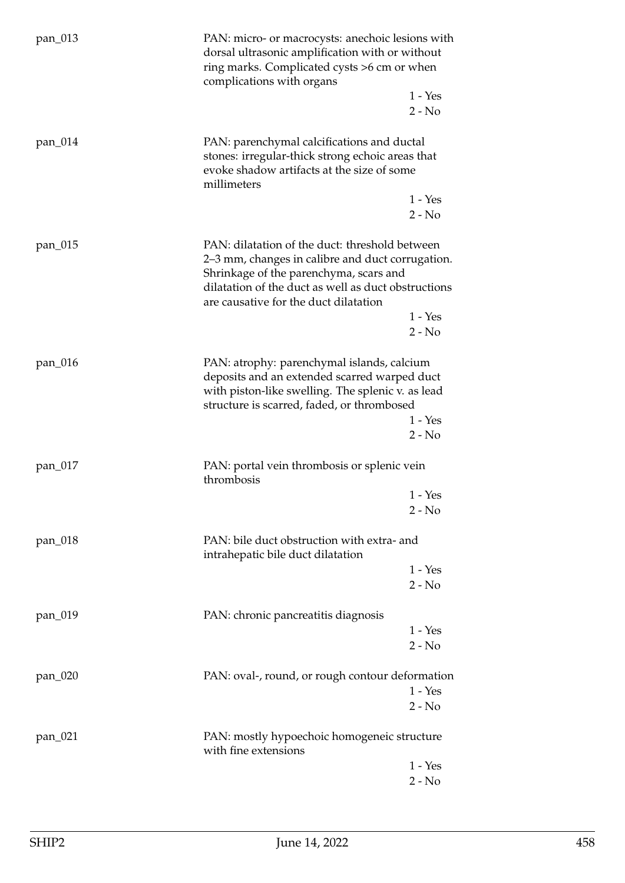pan_013

PAN: micro- or macrocysts: anechoic lesions with dorsal ultrasonic amplification with or without ring marks. Complicated cysts >6 cm or when complications with organs

1 - Yes
2 - No

pan_014

PAN: parenchymal calcifications and ductal stones: irregular-thick strong echoic areas that evoke shadow artifacts at the size of some millimeters

1 - Yes
2 - No

pan_015

PAN: dilatation of the duct: threshold between 2–3 mm, changes in calibre and duct corrugation. Shrinkage of the parenchyma, scars and dilatation of the duct as well as duct obstructions are causative for the duct dilatation

1 - Yes
2 - No

pan_016

PAN: atrophy: parenchymal islands, calcium deposits and an extended scarred warped duct with piston-like swelling. The splenic v. as lead structure is scarred, faded, or thrombosed

1 - Yes
2 - No

pan_017

PAN: portal vein thrombosis or splenic vein thrombosis

1 - Yes
2 - No

pan_018

PAN: bile duct obstruction with extra- and intrahepatic bile duct dilatation

1 - Yes
2 - No

pan_019

PAN: chronic pancreatitis diagnosis

1 - Yes
2 - No

pan_020

PAN: oval-, round, or rough contour deformation

1 - Yes
2 - No

pan_021

PAN: mostly hypoechoic homogeneic structure with fine extensions

1 - Yes
2 - No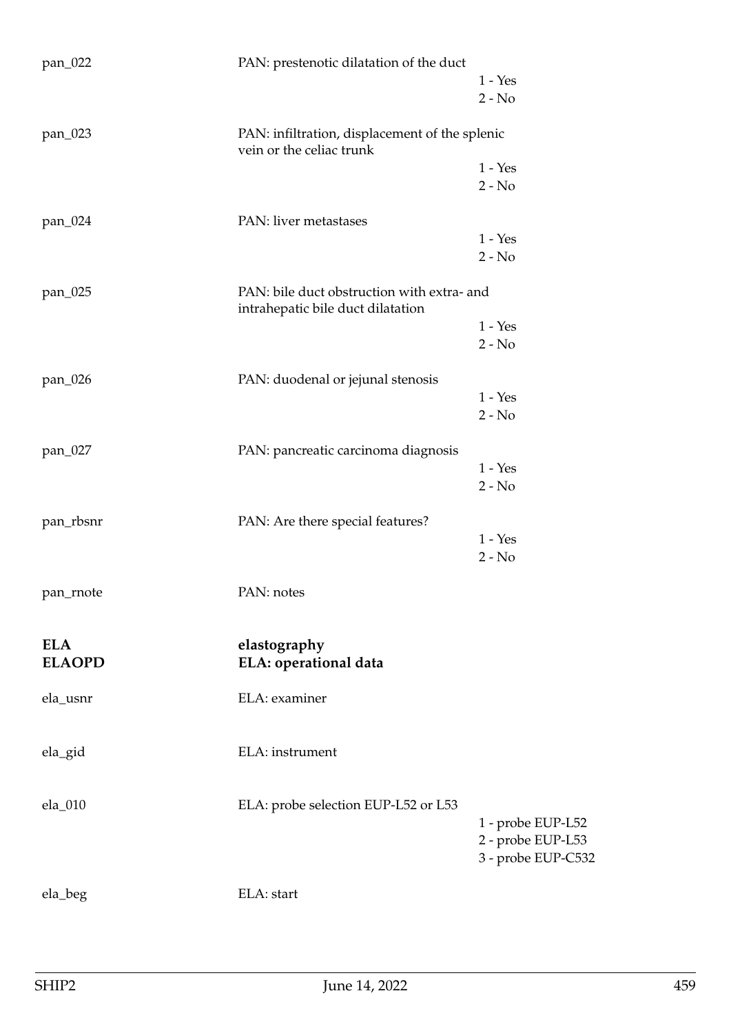pan_022 PAN: prestenotic dilatation of the duct

1 - Yes
2 - No

pan_023 PAN: infiltration, displacement of the splenic vein or the celiac trunk

1 - Yes
2 - No

pan_024 PAN: liver metastases

1 - Yes
2 - No

pan_025 PAN: bile duct obstruction with extra- and intrahepatic bile duct dilatation

1 - Yes
2 - No

pan_026 PAN: duodenal or jejunal stenosis

1 - Yes
2 - No

pan_027 PAN: pancreatic carcinoma diagnosis

1 - Yes
2 - No

pan_rbsnr PAN: Are there special features?

1 - Yes
2 - No

pan_rnote PAN: notes

## ELA elastography

## ELAOPD ELA: operational data

ela_usnr ELA: examiner

ela_gid ELA: instrument

ela_010 ELA: probe selection EUP-L52 or L53

1 - probe EUP-L52
2 - probe EUP-L53
3 - probe EUP-C532

ela_beg ELA: start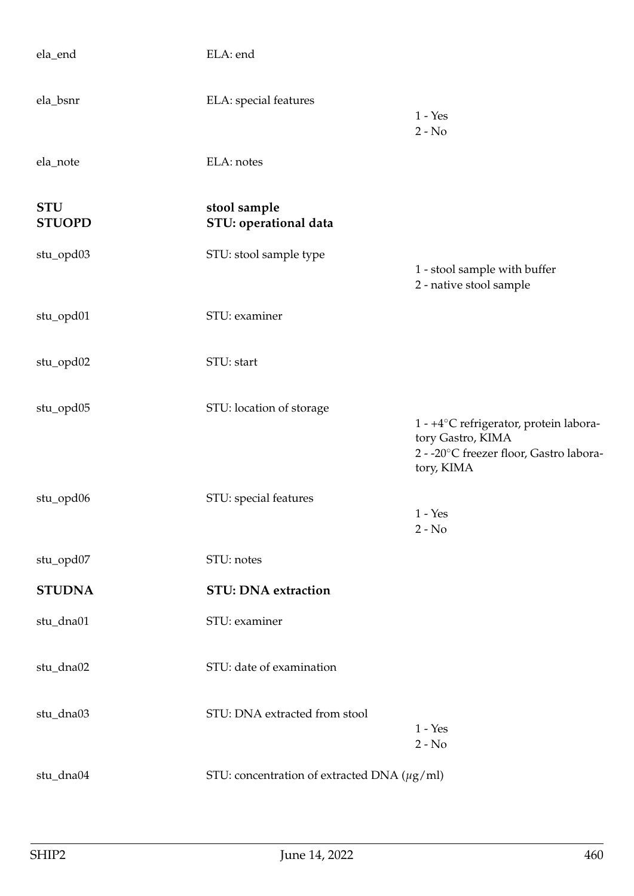| | | |
|---|---|---|
| ela_end | ELA: end | |
| ela_bsnr | ELA: special features | 1 - Yes<br>2 - No |
| ela_note | ELA: notes | |
| **STU** | **stool sample** | |
| **STUOPD** | **STU: operational data** | |
| stu_opd03 | STU: stool sample type | 1 - stool sample with buffer<br>2 - native stool sample |
| stu_opd01 | STU: examiner | |
| stu_opd02 | STU: start | |
| stu_opd05 | STU: location of storage | 1 - +4°C refrigerator, protein laboratory Gastro, KIMA<br>2 - -20°C freezer floor, Gastro laboratory, KIMA |
| stu_opd06 | STU: special features | 1 - Yes<br>2 - No |
| stu_opd07 | STU: notes | |
| **STUDNA** | **STU: DNA extraction** | |
| stu_dna01 | STU: examiner | |
| stu_dna02 | STU: date of examination | |
| stu_dna03 | STU: DNA extracted from stool | 1 - Yes<br>2 - No |
| stu_dna04 | STU: concentration of extracted DNA ($\mu$g/ml) | |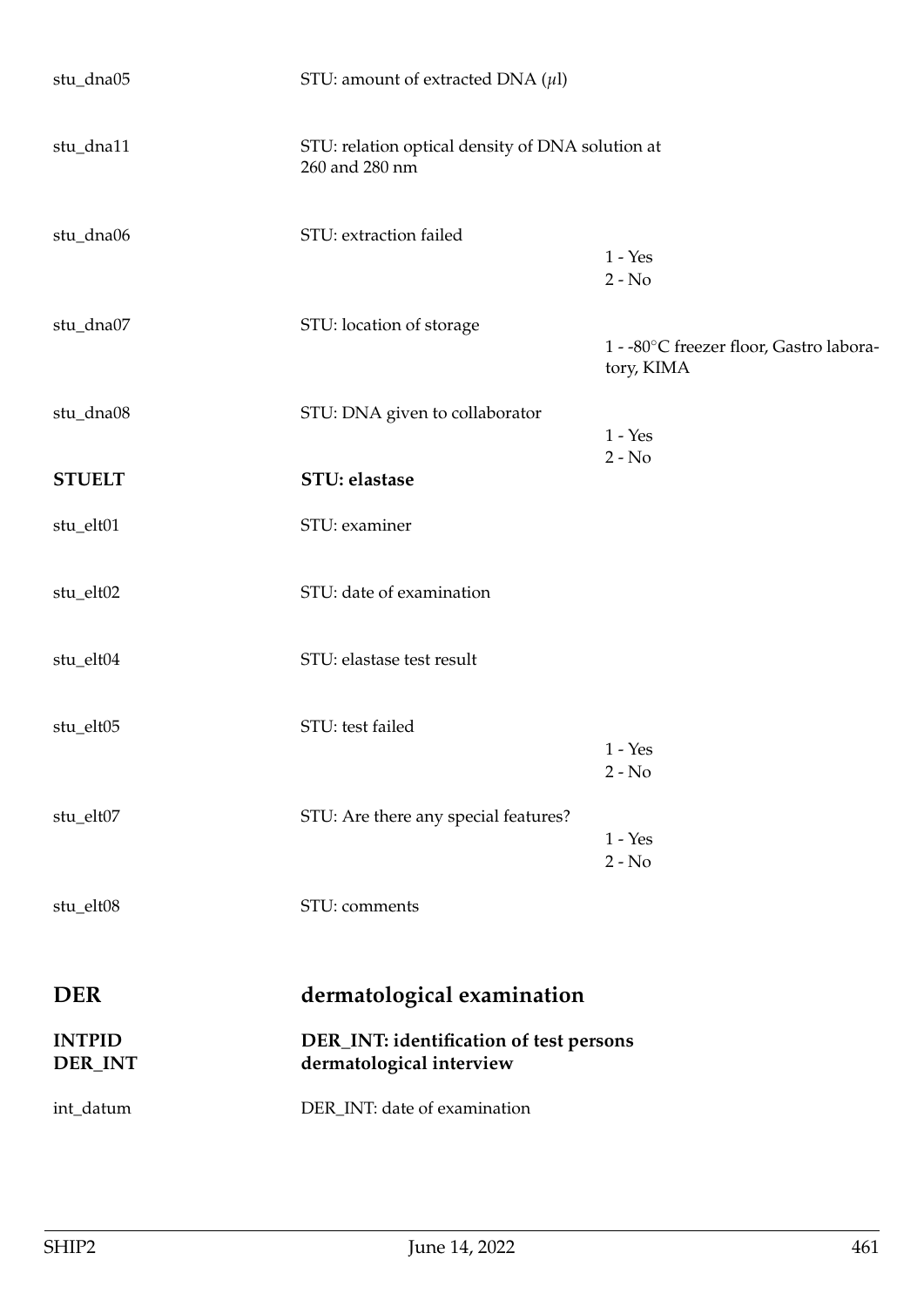| | | |
|---|---|---|
| stu_dna05 | STU: amount of extracted DNA ($\mu$l) | |
| stu_dna11 | STU: relation optical density of DNA solution at 260 and 280 nm | |
| stu_dna06 | STU: extraction failed | 1 - Yes<br>2 - No |
| stu_dna07 | STU: location of storage | 1 - -80°C freezer floor, Gastro laboratory, KIMA |
| stu_dna08 | STU: DNA given to collaborator | 1 - Yes<br>2 - No |
| **STUELT** | **STU: elastase** | |
| stu_elt01 | STU: examiner | |
| stu_elt02 | STU: date of examination | |
| stu_elt04 | STU: elastase test result | |
| stu_elt05 | STU: test failed | 1 - Yes<br>2 - No |
| stu_elt07 | STU: Are there any special features? | 1 - Yes<br>2 - No |
| stu_elt08 | STU: comments | |

## DER dermatological examination

| | | |
|---|---|---|
| **INTPID**<br>**DER_INT** | **DER_INT: identification of test persons dermatological interview** | |
| int_datum | DER_INT: date of examination | |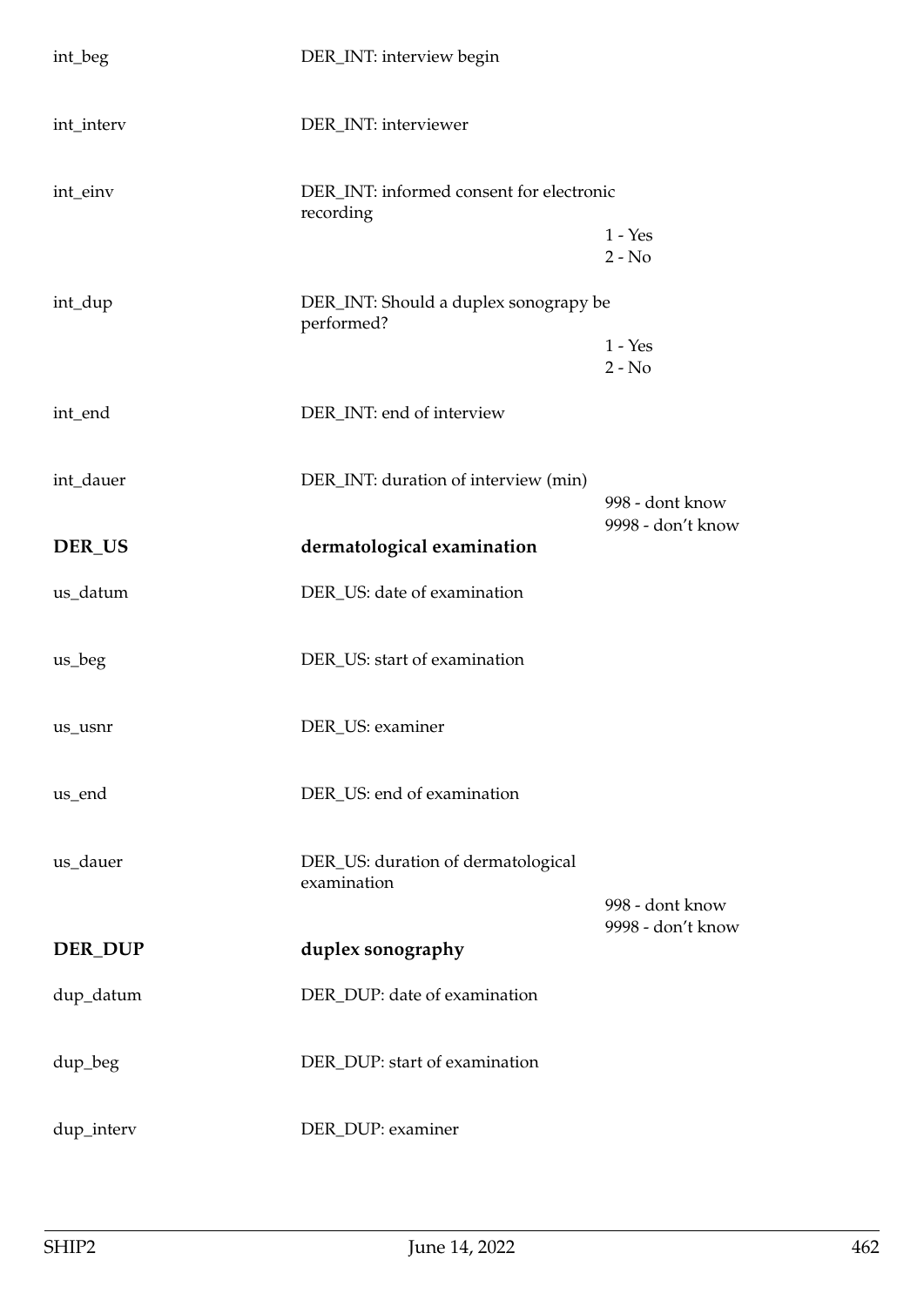| | | |
|---|---|---|
| int_beg | DER_INT: interview begin | |
| int_interv | DER_INT: interviewer | |
| int_einv | DER_INT: informed consent for electronic recording | 1 - Yes<br>2 - No |
| int_dup | DER_INT: Should a duplex sonograpy be performed? | 1 - Yes<br>2 - No |
| int_end | DER_INT: end of interview | |
| int_dauer | DER_INT: duration of interview (min) | 998 - dont know<br>9998 - don't know |

## DER_US dermatological examination

| | | |
|---|---|---|
| us_datum | DER_US: date of examination | |
| us_beg | DER_US: start of examination | |
| us_usnr | DER_US: examiner | |
| us_end | DER_US: end of examination | |
| us_dauer | DER_US: duration of dermatological examination | 998 - dont know<br>9998 - don't know |

## DER_DUP duplex sonography

| | | |
|---|---|---|
| dup_datum | DER_DUP: date of examination | |
| dup_beg | DER_DUP: start of examination | |
| dup_interv | DER_DUP: examiner | |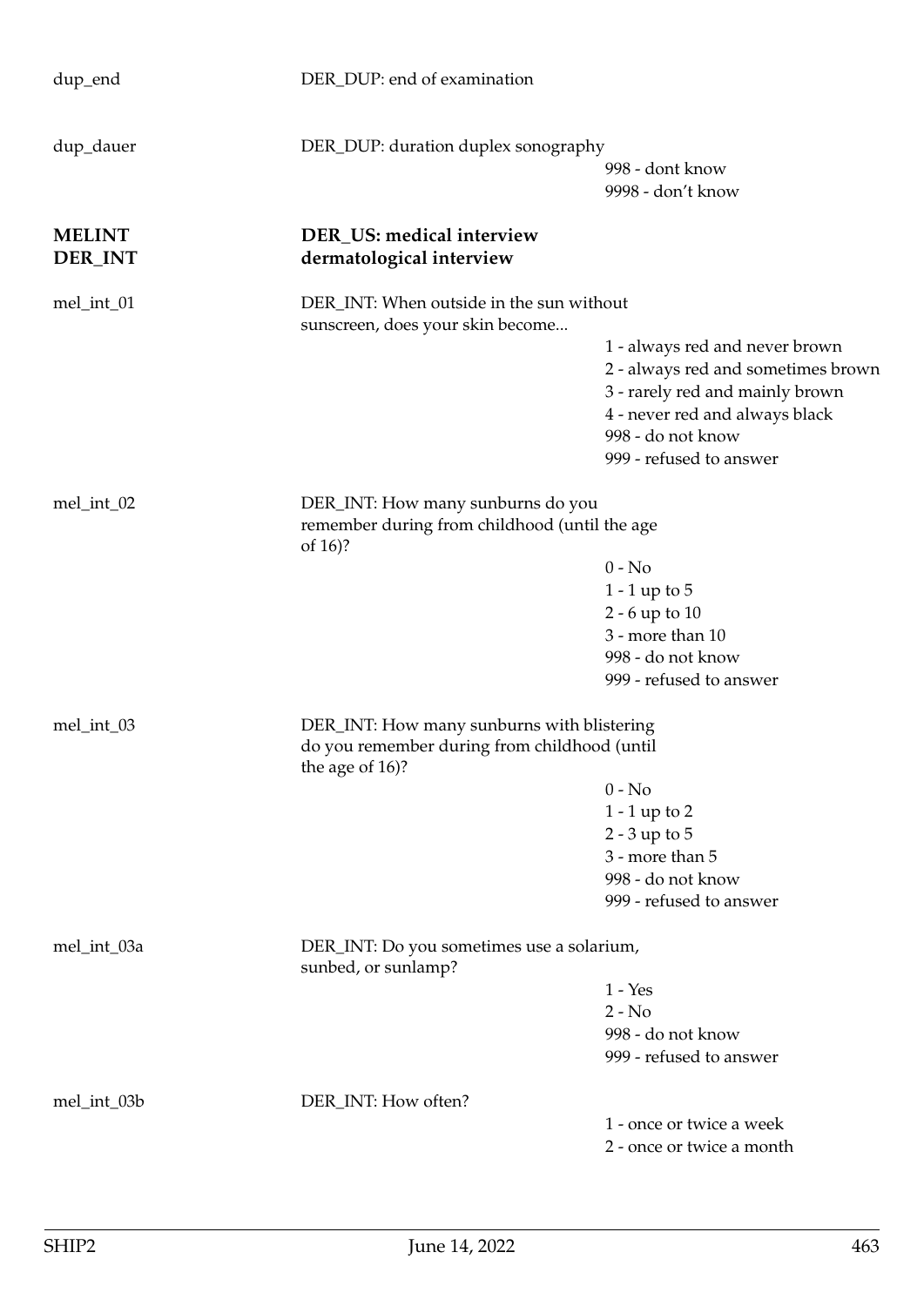dup_end DER_DUP: end of examination

dup_dauer DER_DUP: duration duplex sonography

998 - dont know
9998 - don't know

## MELINT DER_INT — DER_US: medical interview — dermatological interview

mel_int_01 — DER_INT: When outside in the sun without sunscreen, does your skin become...

1 - always red and never brown
2 - always red and sometimes brown
3 - rarely red and mainly brown
4 - never red and always black
998 - do not know
999 - refused to answer

mel_int_02 — DER_INT: How many sunburns do you remember during from childhood (until the age of 16)?

0 - No
1 - 1 up to 5
2 - 6 up to 10
3 - more than 10
998 - do not know
999 - refused to answer

mel_int_03 — DER_INT: How many sunburns with blistering do you remember during from childhood (until the age of 16)?

0 - No
1 - 1 up to 2
2 - 3 up to 5
3 - more than 5
998 - do not know
999 - refused to answer

mel_int_03a — DER_INT: Do you sometimes use a solarium, sunbed, or sunlamp?

1 - Yes
2 - No
998 - do not know
999 - refused to answer

mel_int_03b — DER_INT: How often?

1 - once or twice a week
2 - once or twice a month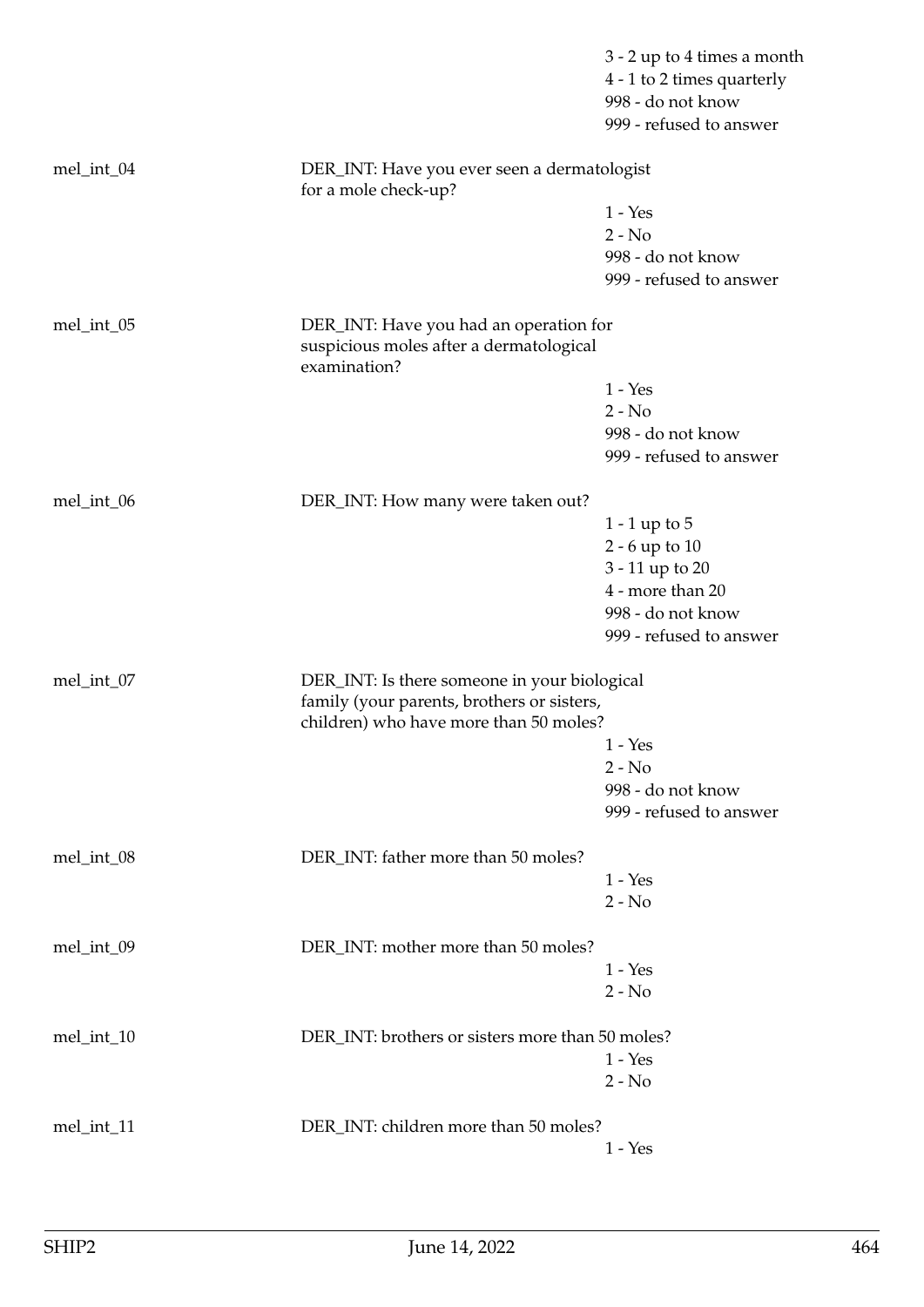3 - 2 up to 4 times a month
4 - 1 to 2 times quarterly
998 - do not know
999 - refused to answer

mel_int_04 — DER_INT: Have you ever seen a dermatologist for a mole check-up?

1 - Yes
2 - No
998 - do not know
999 - refused to answer

mel_int_05 — DER_INT: Have you had an operation for suspicious moles after a dermatological examination?

1 - Yes
2 - No
998 - do not know
999 - refused to answer

mel_int_06 — DER_INT: How many were taken out?

1 - 1 up to 5
2 - 6 up to 10
3 - 11 up to 20
4 - more than 20
998 - do not know
999 - refused to answer

mel_int_07 — DER_INT: Is there someone in your biological family (your parents, brothers or sisters, children) who have more than 50 moles?

1 - Yes
2 - No
998 - do not know
999 - refused to answer

mel_int_08 — DER_INT: father more than 50 moles?

1 - Yes
2 - No

mel_int_09 — DER_INT: mother more than 50 moles?

1 - Yes
2 - No

mel_int_10 — DER_INT: brothers or sisters more than 50 moles?

1 - Yes
2 - No

mel_int_11 — DER_INT: children more than 50 moles?

1 - Yes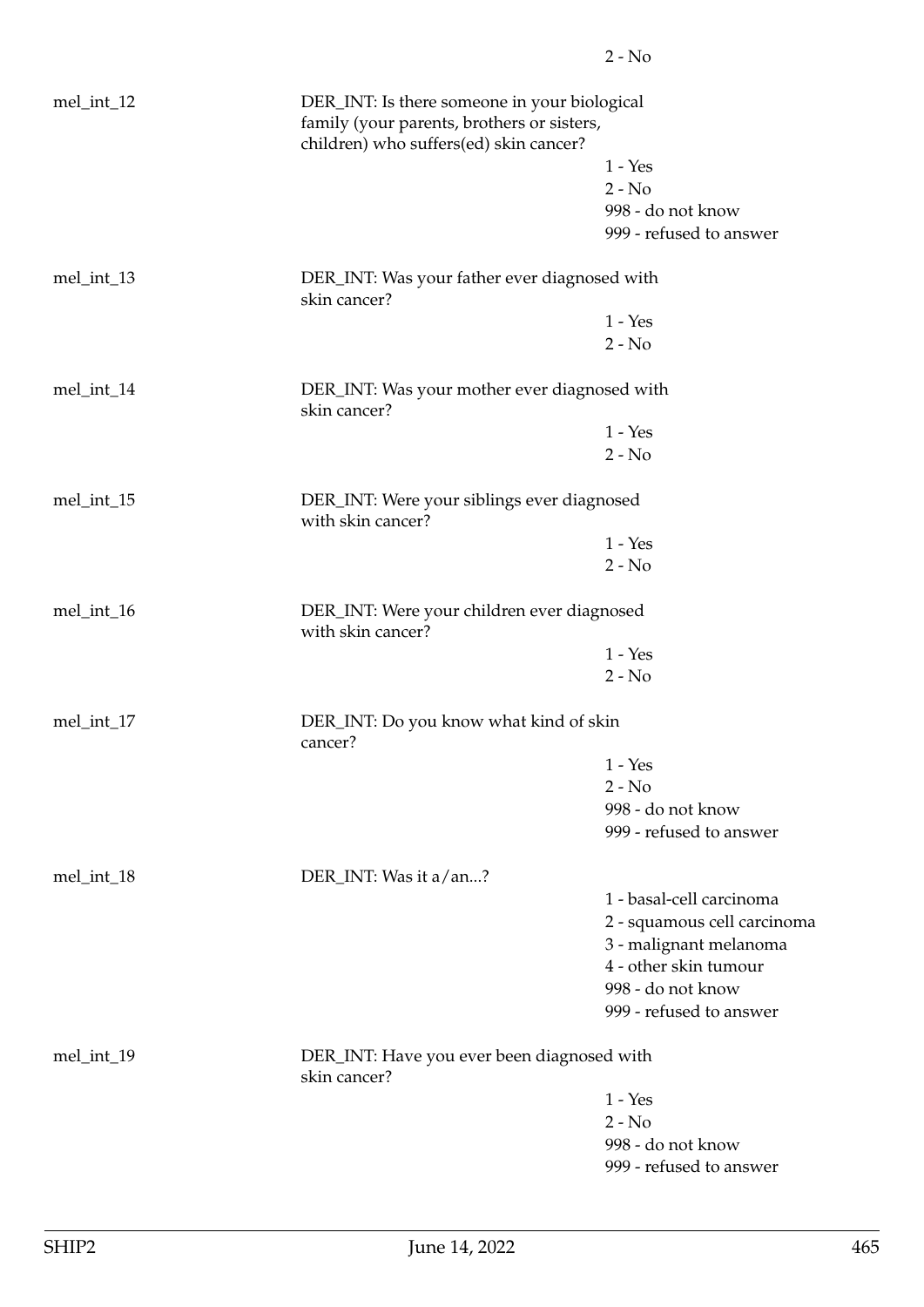2 - No

| | | |
|---|---|---|
| mel_int_12 | DER_INT: Is there someone in your biological family (your parents, brothers or sisters, children) who suffers(ed) skin cancer? | |
| | | 1 - Yes |
| | | 2 - No |
| | | 998 - do not know |
| | | 999 - refused to answer |
| mel_int_13 | DER_INT: Was your father ever diagnosed with skin cancer? | |
| | | 1 - Yes |
| | | 2 - No |
| mel_int_14 | DER_INT: Was your mother ever diagnosed with skin cancer? | |
| | | 1 - Yes |
| | | 2 - No |
| mel_int_15 | DER_INT: Were your siblings ever diagnosed with skin cancer? | |
| | | 1 - Yes |
| | | 2 - No |
| mel_int_16 | DER_INT: Were your children ever diagnosed with skin cancer? | |
| | | 1 - Yes |
| | | 2 - No |
| mel_int_17 | DER_INT: Do you know what kind of skin cancer? | |
| | | 1 - Yes |
| | | 2 - No |
| | | 998 - do not know |
| | | 999 - refused to answer |
| mel_int_18 | DER_INT: Was it a/an...? | |
| | | 1 - basal-cell carcinoma |
| | | 2 - squamous cell carcinoma |
| | | 3 - malignant melanoma |
| | | 4 - other skin tumour |
| | | 998 - do not know |
| | | 999 - refused to answer |
| mel_int_19 | DER_INT: Have you ever been diagnosed with skin cancer? | |
| | | 1 - Yes |
| | | 2 - No |
| | | 998 - do not know |
| | | 999 - refused to answer |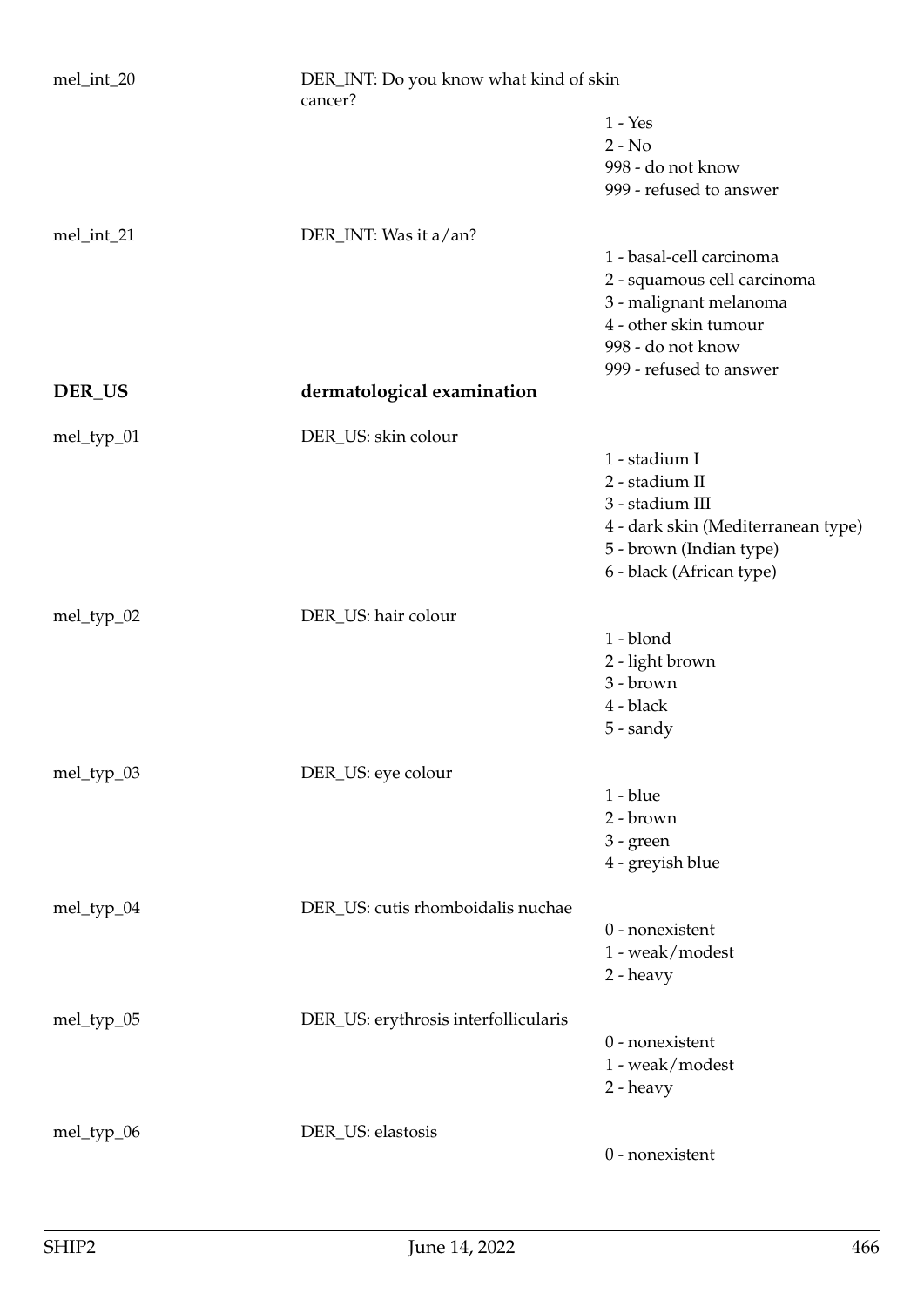mel_int_20 DER_INT: Do you know what kind of skin cancer?

1 - Yes
2 - No
998 - do not know
999 - refused to answer

mel_int_21 DER_INT: Was it a/an?

1 - basal-cell carcinoma
2 - squamous cell carcinoma
3 - malignant melanoma
4 - other skin tumour
998 - do not know
999 - refused to answer

## DER_US dermatological examination

mel_typ_01 DER_US: skin colour

1 - stadium I
2 - stadium II
3 - stadium III
4 - dark skin (Mediterranean type)
5 - brown (Indian type)
6 - black (African type)

mel_typ_02 DER_US: hair colour

1 - blond
2 - light brown
3 - brown
4 - black
5 - sandy

mel_typ_03 DER_US: eye colour

1 - blue
2 - brown
3 - green
4 - greyish blue

mel_typ_04 DER_US: cutis rhomboidalis nuchae

0 - nonexistent
1 - weak/modest
2 - heavy

mel_typ_05 DER_US: erythrosis interfollicularis

0 - nonexistent
1 - weak/modest
2 - heavy

mel_typ_06 DER_US: elastosis

0 - nonexistent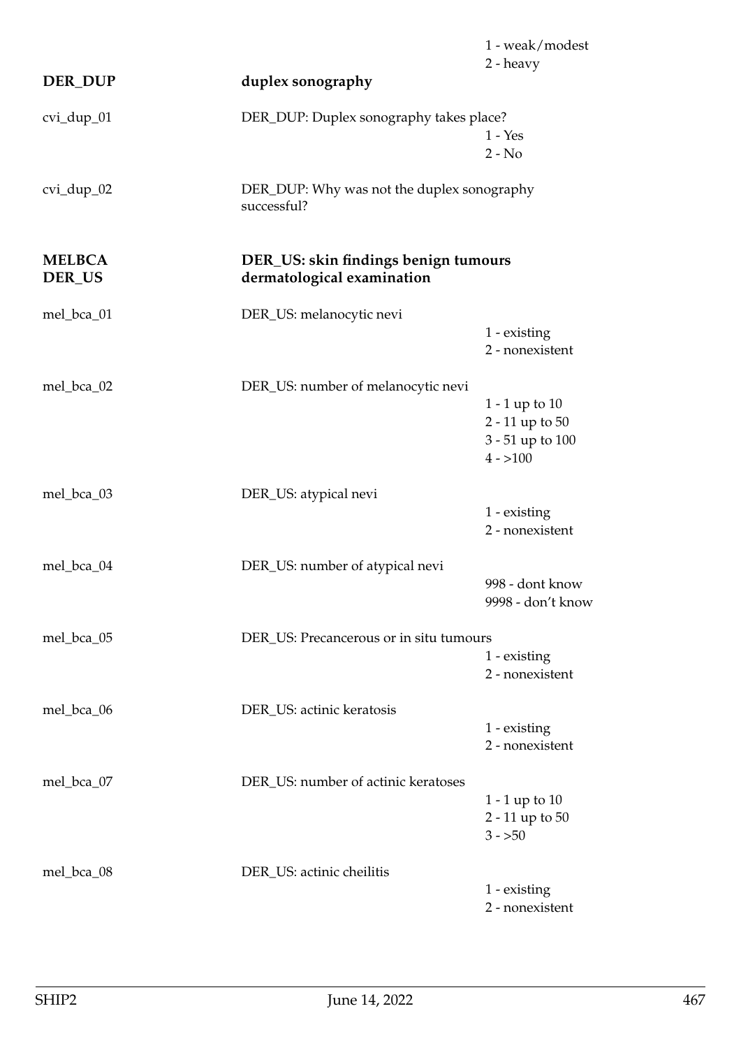1 - weak/modest
2 - heavy

**DER_DUP** **duplex sonography**

cvi_dup_01 DER_DUP: Duplex sonography takes place?
1 - Yes
2 - No

cvi_dup_02 DER_DUP: Why was not the duplex sonography successful?

**MELBCA** **DER_US: skin findings benign tumours**
**DER_US** **dermatological examination**

mel_bca_01 DER_US: melanocytic nevi
1 - existing
2 - nonexistent

mel_bca_02 DER_US: number of melanocytic nevi
1 - 1 up to 10
2 - 11 up to 50
3 - 51 up to 100
4 - >100

mel_bca_03 DER_US: atypical nevi
1 - existing
2 - nonexistent

mel_bca_04 DER_US: number of atypical nevi
998 - dont know
9998 - don't know

mel_bca_05 DER_US: Precancerous or in situ tumours
1 - existing
2 - nonexistent

mel_bca_06 DER_US: actinic keratosis
1 - existing
2 - nonexistent

mel_bca_07 DER_US: number of actinic keratoses
1 - 1 up to 10
2 - 11 up to 50
3 - >50

mel_bca_08 DER_US: actinic cheilitis
1 - existing
2 - nonexistent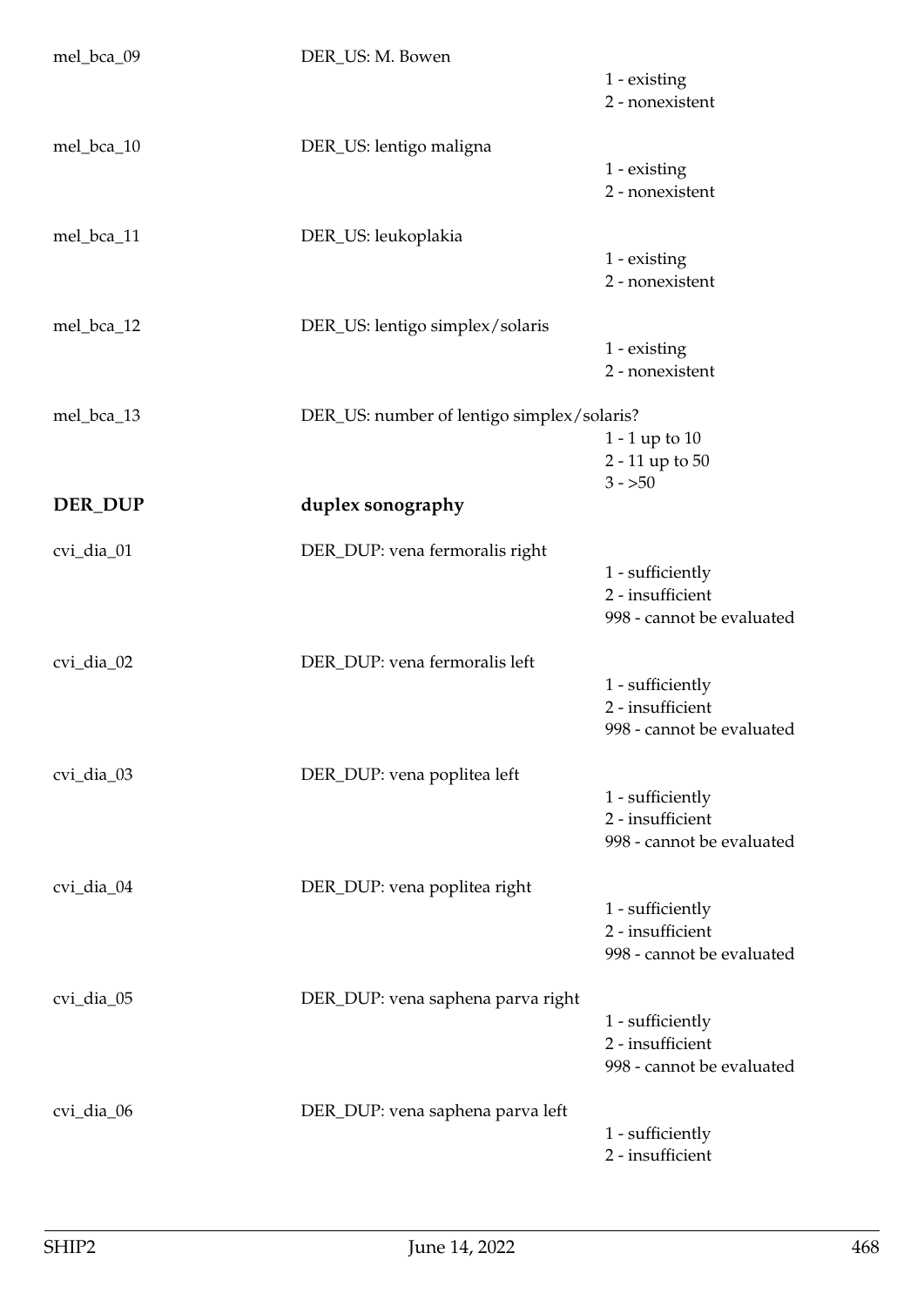mel_bca_09 DER_US: M. Bowen
- 1 - existing
- 2 - nonexistent

mel_bca_10 DER_US: lentigo maligna
- 1 - existing
- 2 - nonexistent

mel_bca_11 DER_US: leukoplakia
- 1 - existing
- 2 - nonexistent

mel_bca_12 DER_US: lentigo simplex/solaris
- 1 - existing
- 2 - nonexistent

mel_bca_13 DER_US: number of lentigo simplex/solaris?
- 1 - 1 up to 10
- 2 - 11 up to 50
- 3 - >50

## DER_DUP duplex sonography

cvi_dia_01 DER_DUP: vena fermoralis right
- 1 - sufficiently
- 2 - insufficient
- 998 - cannot be evaluated

cvi_dia_02 DER_DUP: vena fermoralis left
- 1 - sufficiently
- 2 - insufficient
- 998 - cannot be evaluated

cvi_dia_03 DER_DUP: vena poplitea left
- 1 - sufficiently
- 2 - insufficient
- 998 - cannot be evaluated

cvi_dia_04 DER_DUP: vena poplitea right
- 1 - sufficiently
- 2 - insufficient
- 998 - cannot be evaluated

cvi_dia_05 DER_DUP: vena saphena parva right
- 1 - sufficiently
- 2 - insufficient
- 998 - cannot be evaluated

cvi_dia_06 DER_DUP: vena saphena parva left
- 1 - sufficiently
- 2 - insufficient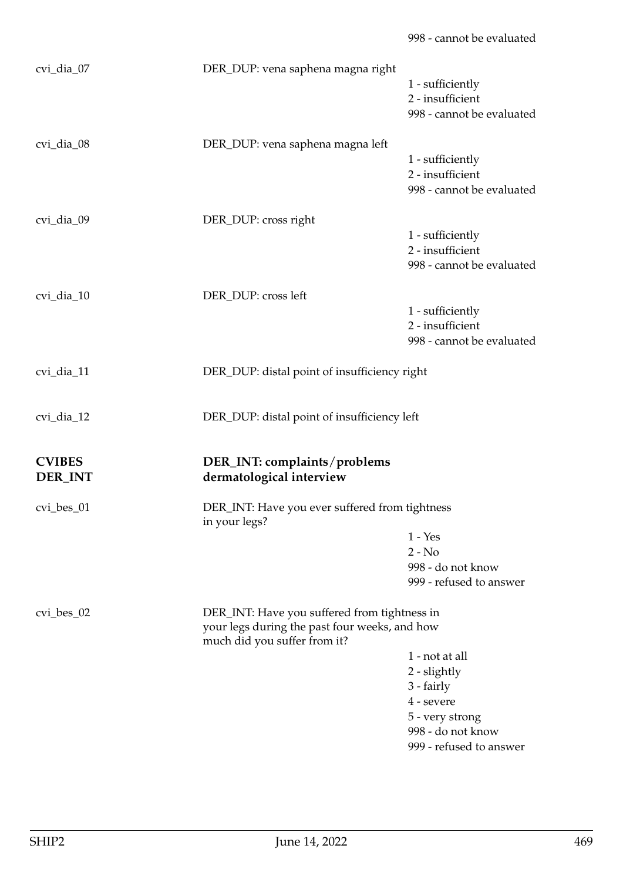998 - cannot be evaluated

cvi_dia_07 DER_DUP: vena saphena magna right

1 - sufficiently
2 - insufficient
998 - cannot be evaluated

cvi_dia_08 DER_DUP: vena saphena magna left

1 - sufficiently
2 - insufficient
998 - cannot be evaluated

cvi_dia_09 DER_DUP: cross right

1 - sufficiently
2 - insufficient
998 - cannot be evaluated

cvi_dia_10 DER_DUP: cross left

1 - sufficiently
2 - insufficient
998 - cannot be evaluated

cvi_dia_11 DER_DUP: distal point of insufficiency right

cvi_dia_12 DER_DUP: distal point of insufficiency left

## CVIBES DER_INT — DER_INT: complaints/problems dermatological interview

cvi_bes_01 DER_INT: Have you ever suffered from tightness in your legs?

1 - Yes
2 - No
998 - do not know
999 - refused to answer

cvi_bes_02 DER_INT: Have you suffered from tightness in your legs during the past four weeks, and how much did you suffer from it?

1 - not at all
2 - slightly
3 - fairly
4 - severe
5 - very strong
998 - do not know
999 - refused to answer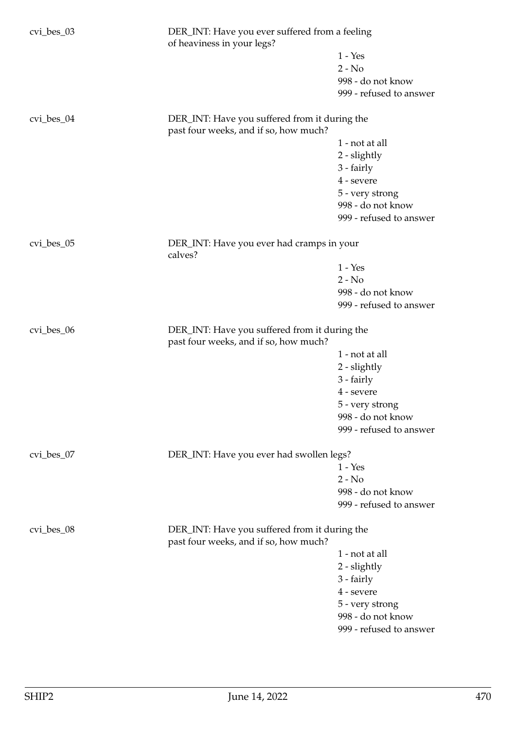cvi_bes_03 DER_INT: Have you ever suffered from a feeling of heaviness in your legs?

- 1 - Yes
- 2 - No
- 998 - do not know
- 999 - refused to answer

cvi_bes_04 DER_INT: Have you suffered from it during the past four weeks, and if so, how much?

- 1 - not at all
- 2 - slightly
- 3 - fairly
- 4 - severe
- 5 - very strong
- 998 - do not know
- 999 - refused to answer

cvi_bes_05 DER_INT: Have you ever had cramps in your calves?

- 1 - Yes
- 2 - No
- 998 - do not know
- 999 - refused to answer

cvi_bes_06 DER_INT: Have you suffered from it during the past four weeks, and if so, how much?

- 1 - not at all
- 2 - slightly
- 3 - fairly
- 4 - severe
- 5 - very strong
- 998 - do not know
- 999 - refused to answer

cvi_bes_07 DER_INT: Have you ever had swollen legs?

- 1 - Yes
- 2 - No
- 998 - do not know
- 999 - refused to answer

cvi_bes_08 DER_INT: Have you suffered from it during the past four weeks, and if so, how much?

- 1 - not at all
- 2 - slightly
- 3 - fairly
- 4 - severe
- 5 - very strong
- 998 - do not know
- 999 - refused to answer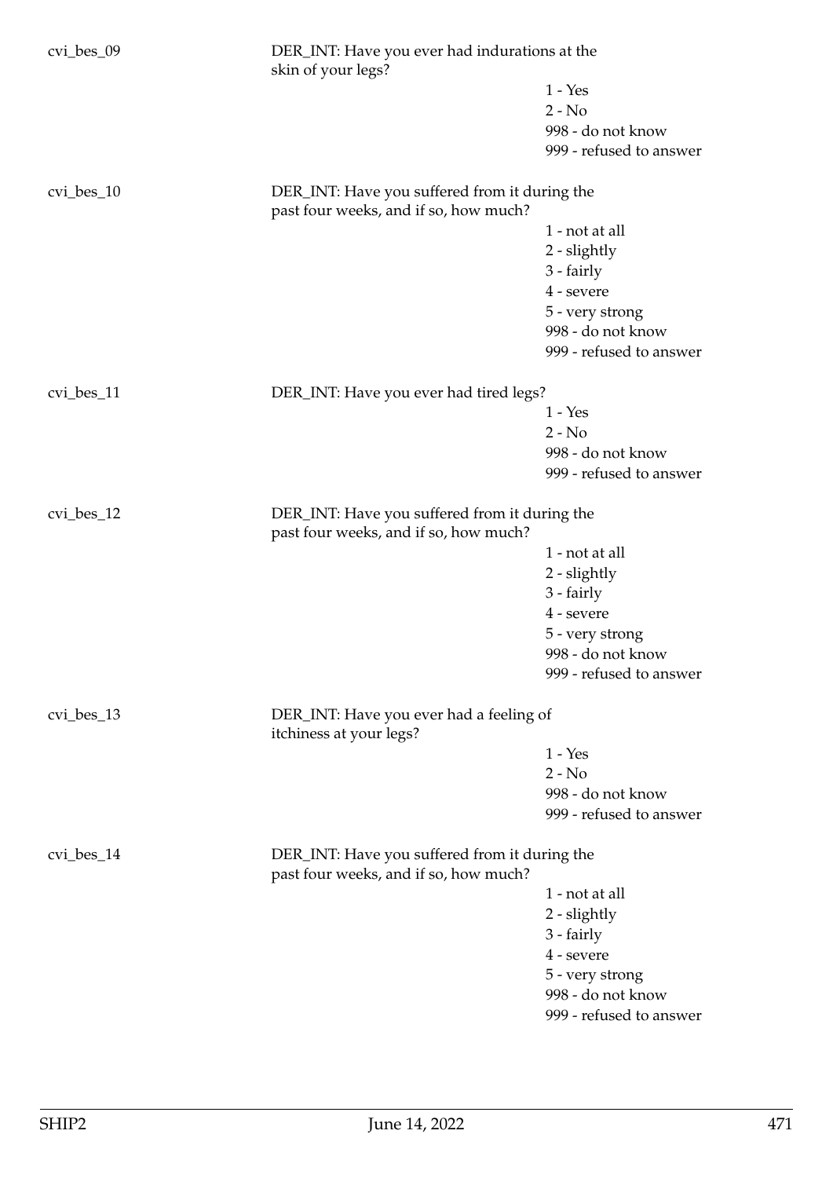cvi_bes_09 DER_INT: Have you ever had indurations at the skin of your legs?

- 1 - Yes
- 2 - No
- 998 - do not know
- 999 - refused to answer

cvi_bes_10 DER_INT: Have you suffered from it during the past four weeks, and if so, how much?

- 1 - not at all
- 2 - slightly
- 3 - fairly
- 4 - severe
- 5 - very strong
- 998 - do not know
- 999 - refused to answer

cvi_bes_11 DER_INT: Have you ever had tired legs?

- 1 - Yes
- 2 - No
- 998 - do not know
- 999 - refused to answer

cvi_bes_12 DER_INT: Have you suffered from it during the past four weeks, and if so, how much?

- 1 - not at all
- 2 - slightly
- 3 - fairly
- 4 - severe
- 5 - very strong
- 998 - do not know
- 999 - refused to answer

cvi_bes_13 DER_INT: Have you ever had a feeling of itchiness at your legs?

- 1 - Yes
- 2 - No
- 998 - do not know
- 999 - refused to answer

cvi_bes_14 DER_INT: Have you suffered from it during the past four weeks, and if so, how much?

- 1 - not at all
- 2 - slightly
- 3 - fairly
- 4 - severe
- 5 - very strong
- 998 - do not know
- 999 - refused to answer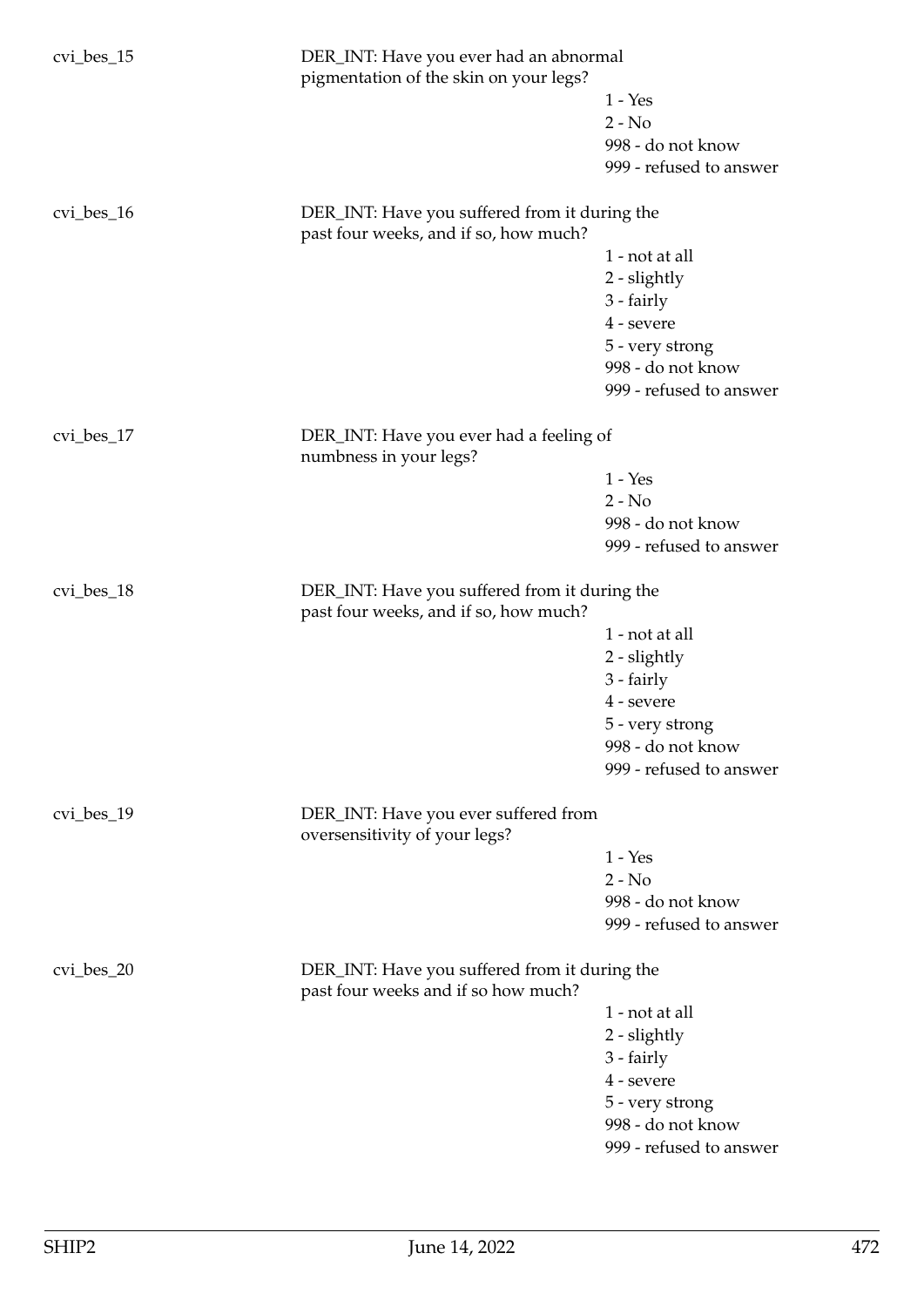cvi_bes_15 DER_INT: Have you ever had an abnormal pigmentation of the skin on your legs?

- 1 - Yes
- 2 - No
- 998 - do not know
- 999 - refused to answer

cvi_bes_16 DER_INT: Have you suffered from it during the past four weeks, and if so, how much?

- 1 - not at all
- 2 - slightly
- 3 - fairly
- 4 - severe
- 5 - very strong
- 998 - do not know
- 999 - refused to answer

cvi_bes_17 DER_INT: Have you ever had a feeling of numbness in your legs?

- 1 - Yes
- 2 - No
- 998 - do not know
- 999 - refused to answer

cvi_bes_18 DER_INT: Have you suffered from it during the past four weeks, and if so, how much?

- 1 - not at all
- 2 - slightly
- 3 - fairly
- 4 - severe
- 5 - very strong
- 998 - do not know
- 999 - refused to answer

cvi_bes_19 DER_INT: Have you ever suffered from oversensitivity of your legs?

- 1 - Yes
- 2 - No
- 998 - do not know
- 999 - refused to answer

cvi_bes_20 DER_INT: Have you suffered from it during the past four weeks and if so how much?

- 1 - not at all
- 2 - slightly
- 3 - fairly
- 4 - severe
- 5 - very strong
- 998 - do not know
- 999 - refused to answer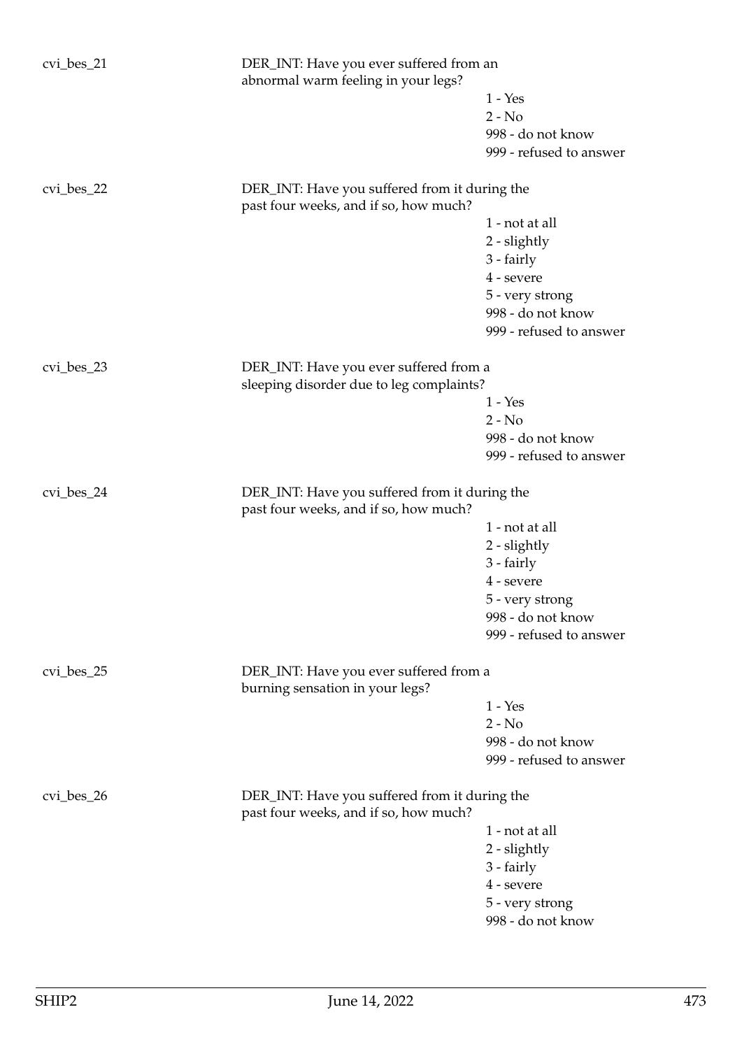cvi_bes_21

DER_INT: Have you ever suffered from an abnormal warm feeling in your legs?

1 - Yes
2 - No
998 - do not know
999 - refused to answer

cvi_bes_22

DER_INT: Have you suffered from it during the past four weeks, and if so, how much?

1 - not at all
2 - slightly
3 - fairly
4 - severe
5 - very strong
998 - do not know
999 - refused to answer

cvi_bes_23

DER_INT: Have you ever suffered from a sleeping disorder due to leg complaints?

1 - Yes
2 - No
998 - do not know
999 - refused to answer

cvi_bes_24

DER_INT: Have you suffered from it during the past four weeks, and if so, how much?

1 - not at all
2 - slightly
3 - fairly
4 - severe
5 - very strong
998 - do not know
999 - refused to answer

cvi_bes_25

DER_INT: Have you ever suffered from a burning sensation in your legs?

1 - Yes
2 - No
998 - do not know
999 - refused to answer

cvi_bes_26

DER_INT: Have you suffered from it during the past four weeks, and if so, how much?

1 - not at all
2 - slightly
3 - fairly
4 - severe
5 - very strong
998 - do not know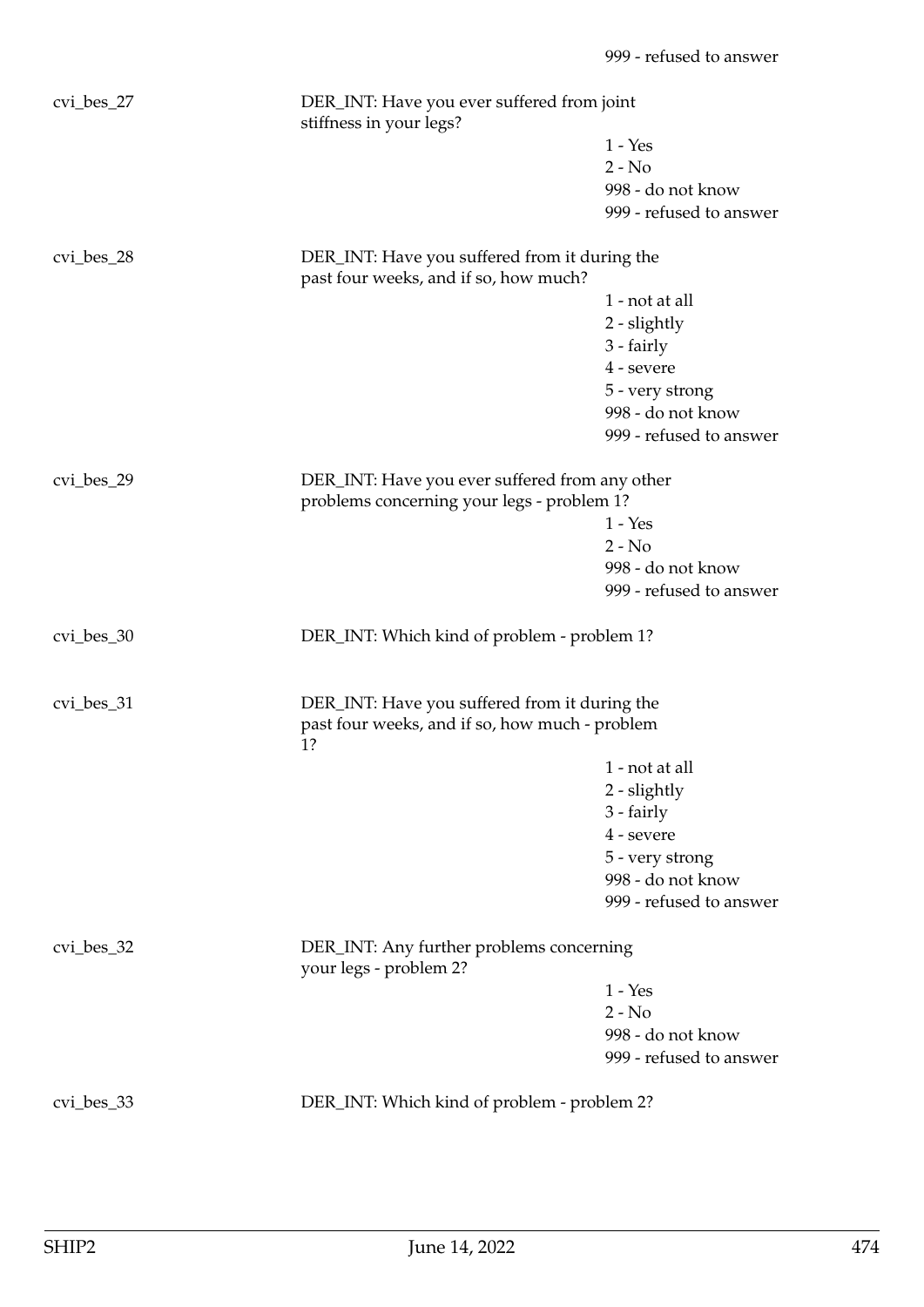999 - refused to answer

| | | |
|---|---|---|
| cvi_bes_27 | DER_INT: Have you ever suffered from joint stiffness in your legs? | |
| | | 1 - Yes |
| | | 2 - No |
| | | 998 - do not know |
| | | 999 - refused to answer |
| cvi_bes_28 | DER_INT: Have you suffered from it during the past four weeks, and if so, how much? | |
| | | 1 - not at all |
| | | 2 - slightly |
| | | 3 - fairly |
| | | 4 - severe |
| | | 5 - very strong |
| | | 998 - do not know |
| | | 999 - refused to answer |
| cvi_bes_29 | DER_INT: Have you ever suffered from any other problems concerning your legs - problem 1? | |
| | | 1 - Yes |
| | | 2 - No |
| | | 998 - do not know |
| | | 999 - refused to answer |
| cvi_bes_30 | DER_INT: Which kind of problem - problem 1? | |
| cvi_bes_31 | DER_INT: Have you suffered from it during the past four weeks, and if so, how much - problem 1? | |
| | | 1 - not at all |
| | | 2 - slightly |
| | | 3 - fairly |
| | | 4 - severe |
| | | 5 - very strong |
| | | 998 - do not know |
| | | 999 - refused to answer |
| cvi_bes_32 | DER_INT: Any further problems concerning your legs - problem 2? | |
| | | 1 - Yes |
| | | 2 - No |
| | | 998 - do not know |
| | | 999 - refused to answer |
| cvi_bes_33 | DER_INT: Which kind of problem - problem 2? | |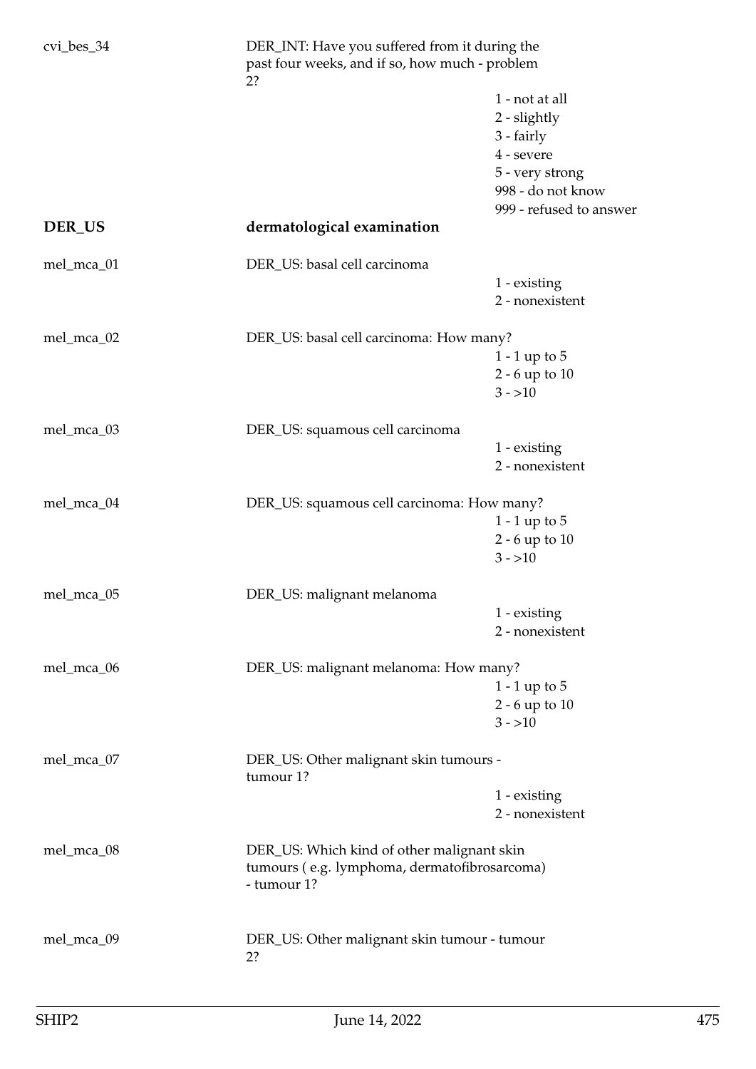cvi_bes_34 DER_INT: Have you suffered from it during the past four weeks, and if so, how much - problem 2?

1 - not at all
2 - slightly
3 - fairly
4 - severe
5 - very strong
998 - do not know
999 - refused to answer

## DER_US dermatological examination

mel_mca_01 DER_US: basal cell carcinoma

1 - existing
2 - nonexistent

mel_mca_02 DER_US: basal cell carcinoma: How many?

1 - 1 up to 5
2 - 6 up to 10
3 - >10

mel_mca_03 DER_US: squamous cell carcinoma

1 - existing
2 - nonexistent

mel_mca_04 DER_US: squamous cell carcinoma: How many?

1 - 1 up to 5
2 - 6 up to 10
3 - >10

mel_mca_05 DER_US: malignant melanoma

1 - existing
2 - nonexistent

mel_mca_06 DER_US: malignant melanoma: How many?

1 - 1 up to 5
2 - 6 up to 10
3 - >10

mel_mca_07 DER_US: Other malignant skin tumours - tumour 1?

1 - existing
2 - nonexistent

mel_mca_08 DER_US: Which kind of other malignant skin tumours ( e.g. lymphoma, dermatofibrosarcoma) - tumour 1?

mel_mca_09 DER_US: Other malignant skin tumour - tumour 2?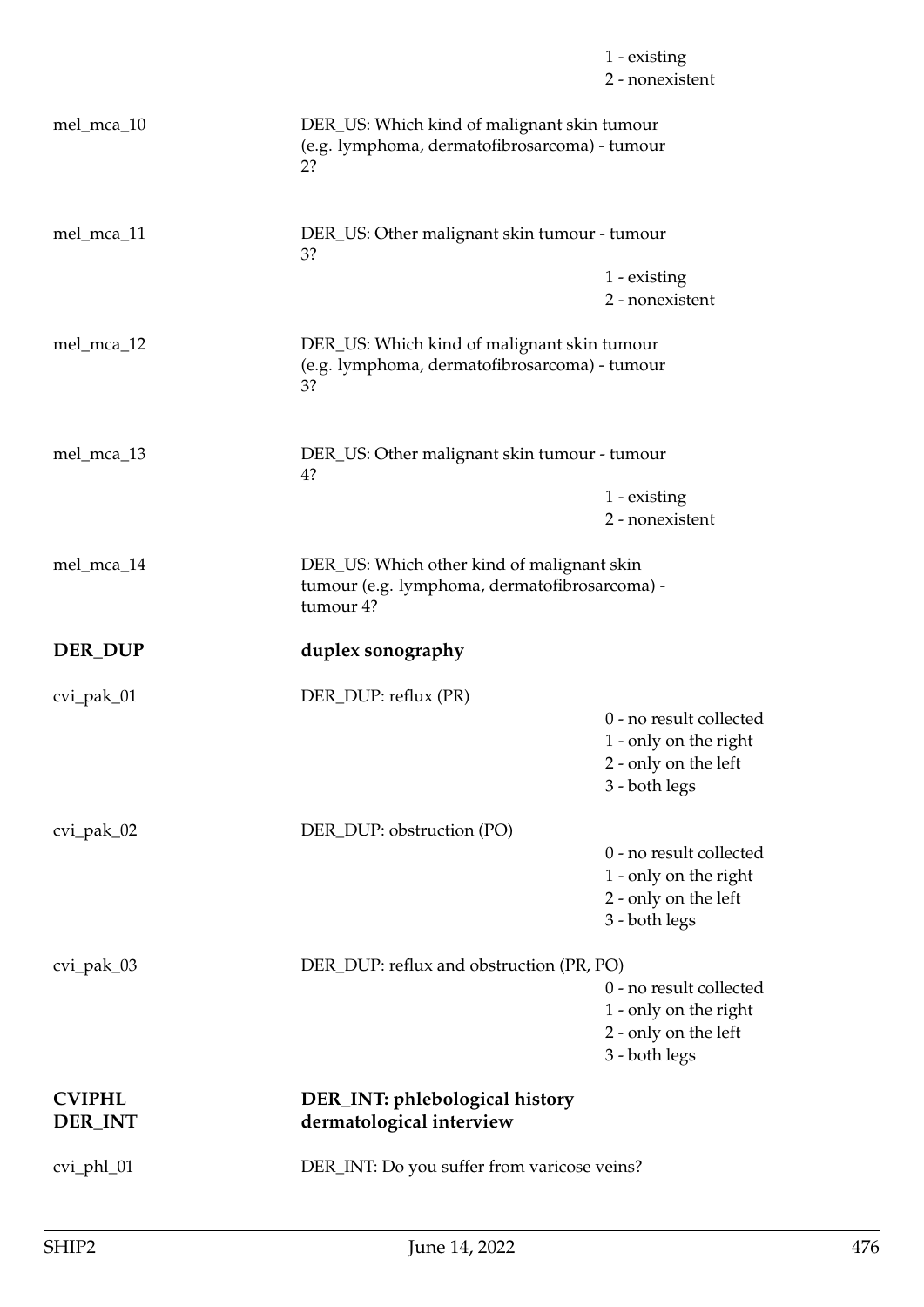| | | |
|---|---|---|
| | | 1 - existing |
| | | 2 - nonexistent |
| mel_mca_10 | DER_US: Which kind of malignant skin tumour (e.g. lymphoma, dermatofibrosarcoma) - tumour 2? | |
| mel_mca_11 | DER_US: Other malignant skin tumour - tumour 3? | |
| | | 1 - existing |
| | | 2 - nonexistent |
| mel_mca_12 | DER_US: Which kind of malignant skin tumour (e.g. lymphoma, dermatofibrosarcoma) - tumour 3? | |
| mel_mca_13 | DER_US: Other malignant skin tumour - tumour 4? | |
| | | 1 - existing |
| | | 2 - nonexistent |
| mel_mca_14 | DER_US: Which other kind of malignant skin tumour (e.g. lymphoma, dermatofibrosarcoma) - tumour 4? | |

**DER_DUP** **duplex sonography**

| | | |
|---|---|---|
| cvi_pak_01 | DER_DUP: reflux (PR) | |
| | | 0 - no result collected |
| | | 1 - only on the right |
| | | 2 - only on the left |
| | | 3 - both legs |
| cvi_pak_02 | DER_DUP: obstruction (PO) | |
| | | 0 - no result collected |
| | | 1 - only on the right |
| | | 2 - only on the left |
| | | 3 - both legs |
| cvi_pak_03 | DER_DUP: reflux and obstruction (PR, PO) | |
| | | 0 - no result collected |
| | | 1 - only on the right |
| | | 2 - only on the left |
| | | 3 - both legs |

**CVIPHL** **DER_INT: phlebological history**
**DER_INT** **dermatological interview**

| | |
|---|---|
| cvi_phl_01 | DER_INT: Do you suffer from varicose veins? |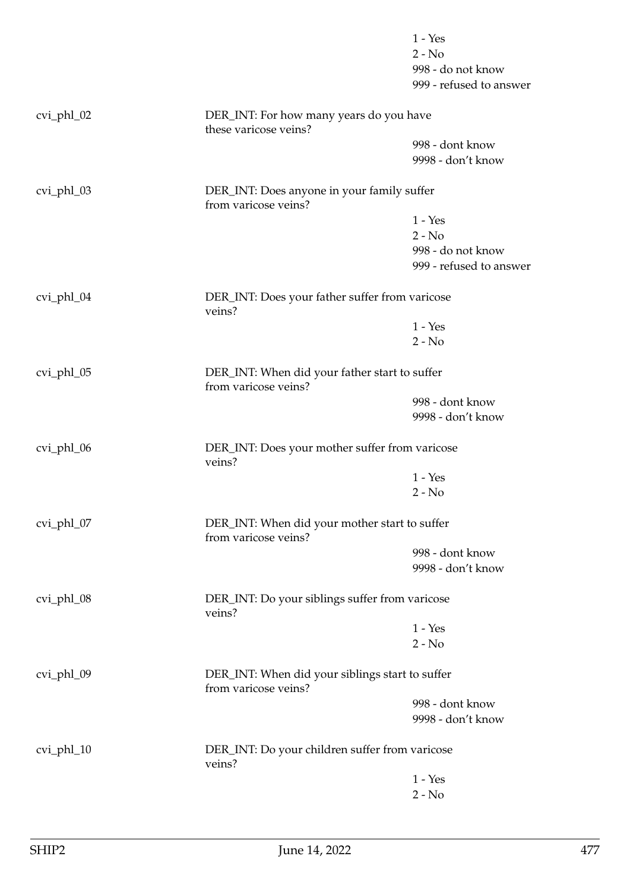1 - Yes
2 - No
998 - do not know
999 - refused to answer

cvi_phl_02 DER_INT: For how many years do you have these varicose veins?

998 - dont know
9998 - don't know

cvi_phl_03 DER_INT: Does anyone in your family suffer from varicose veins?

1 - Yes
2 - No
998 - do not know
999 - refused to answer

cvi_phl_04 DER_INT: Does your father suffer from varicose veins?

1 - Yes
2 - No

cvi_phl_05 DER_INT: When did your father start to suffer from varicose veins?

998 - dont know
9998 - don't know

cvi_phl_06 DER_INT: Does your mother suffer from varicose veins?

1 - Yes
2 - No

cvi_phl_07 DER_INT: When did your mother start to suffer from varicose veins?

998 - dont know
9998 - don't know

cvi_phl_08 DER_INT: Do your siblings suffer from varicose veins?

1 - Yes
2 - No

cvi_phl_09 DER_INT: When did your siblings start to suffer from varicose veins?

998 - dont know
9998 - don't know

cvi_phl_10 DER_INT: Do your children suffer from varicose veins?

1 - Yes
2 - No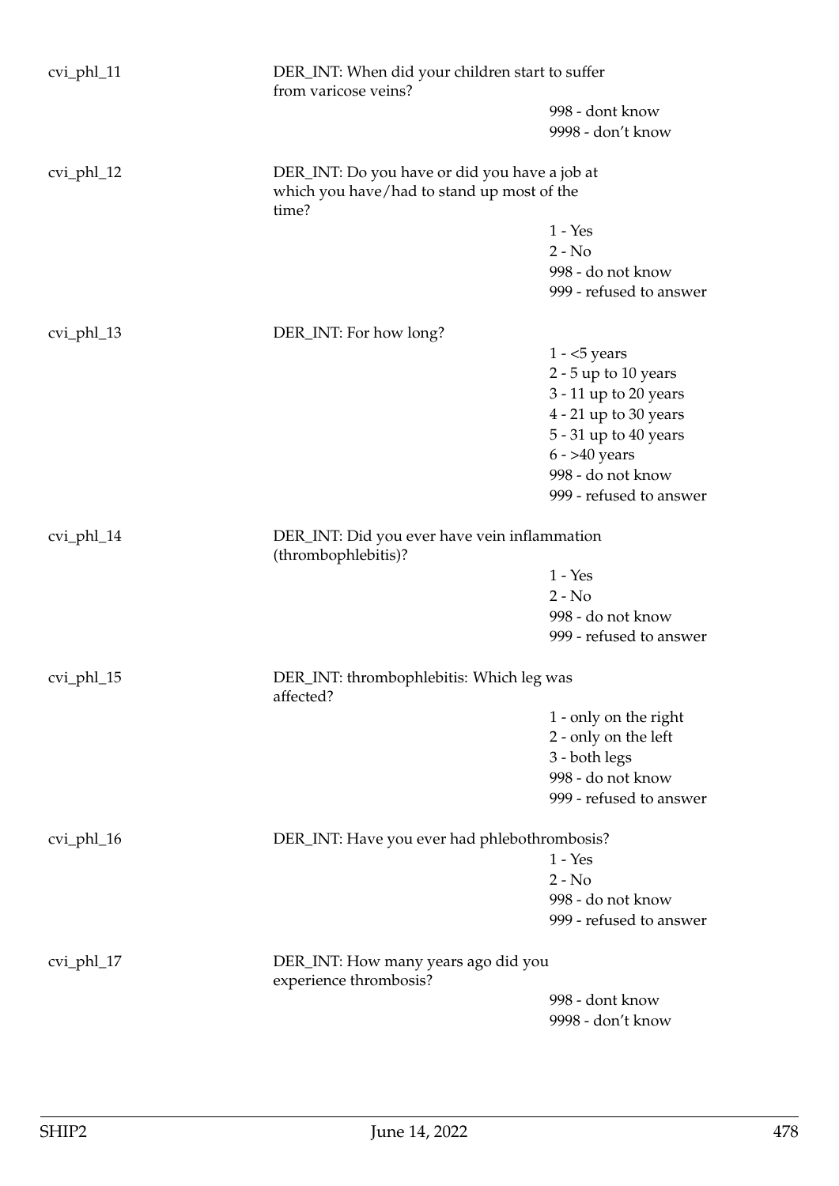cvi_phl_11 DER_INT: When did your children start to suffer from varicose veins?

998 - dont know
9998 - don't know

cvi_phl_12 DER_INT: Do you have or did you have a job at which you have/had to stand up most of the time?

1 - Yes
2 - No
998 - do not know
999 - refused to answer

cvi_phl_13 DER_INT: For how long?

1 - <5 years
2 - 5 up to 10 years
3 - 11 up to 20 years
4 - 21 up to 30 years
5 - 31 up to 40 years
6 - >40 years
998 - do not know
999 - refused to answer

cvi_phl_14 DER_INT: Did you ever have vein inflammation (thrombophlebitis)?

1 - Yes
2 - No
998 - do not know
999 - refused to answer

cvi_phl_15 DER_INT: thrombophlebitis: Which leg was affected?

1 - only on the right
2 - only on the left
3 - both legs
998 - do not know
999 - refused to answer

cvi_phl_16 DER_INT: Have you ever had phlebothrombosis?

1 - Yes
2 - No
998 - do not know
999 - refused to answer

cvi_phl_17 DER_INT: How many years ago did you experience thrombosis?

998 - dont know
9998 - don't know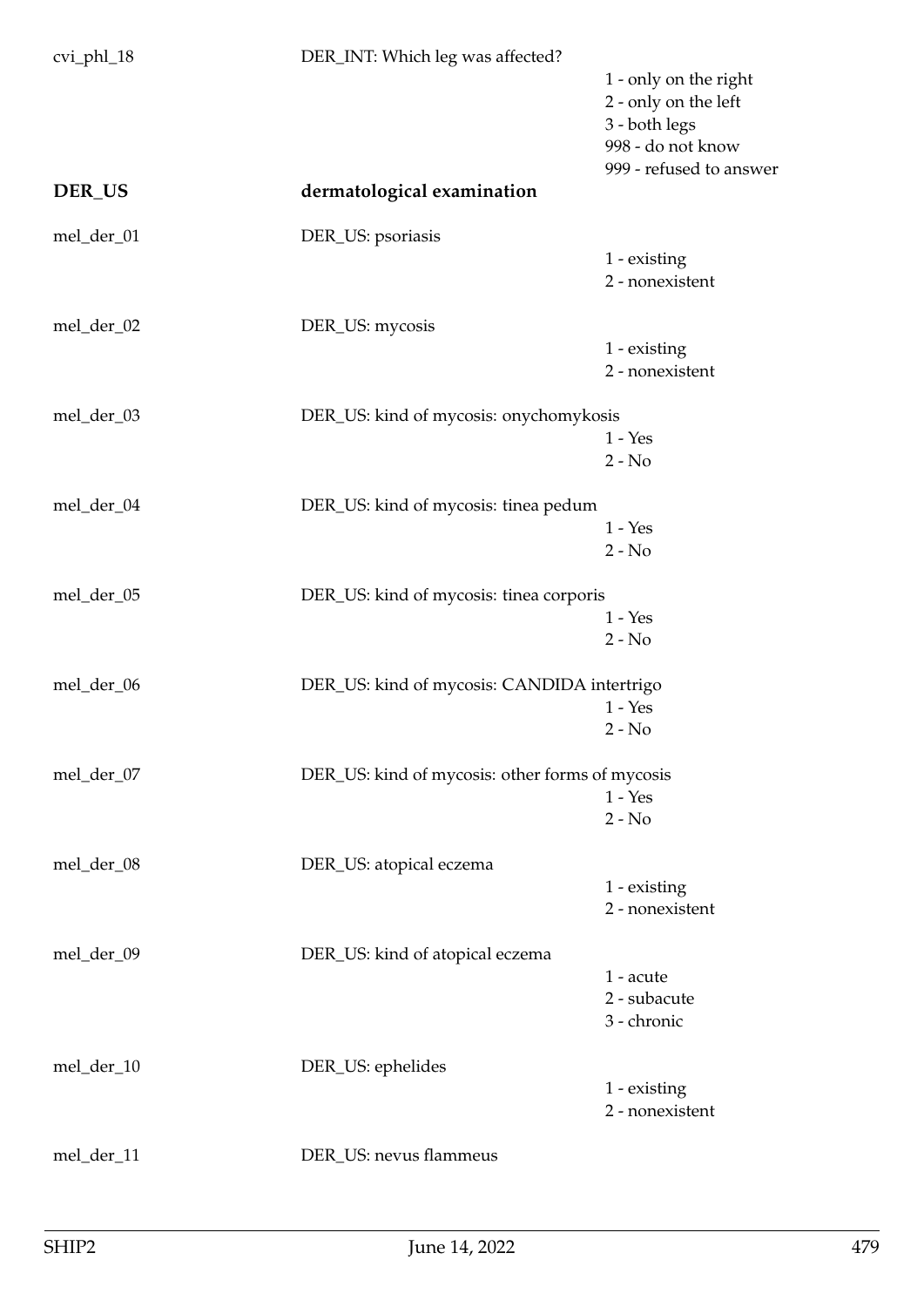cvi_phl_18 DER_INT: Which leg was affected?

1 - only on the right
2 - only on the left
3 - both legs
998 - do not know
999 - refused to answer

## DER_US dermatological examination

mel_der_01 DER_US: psoriasis

1 - existing
2 - nonexistent

mel_der_02 DER_US: mycosis

1 - existing
2 - nonexistent

mel_der_03 DER_US: kind of mycosis: onychomykosis

1 - Yes
2 - No

mel_der_04 DER_US: kind of mycosis: tinea pedum

1 - Yes
2 - No

mel_der_05 DER_US: kind of mycosis: tinea corporis

1 - Yes
2 - No

mel_der_06 DER_US: kind of mycosis: CANDIDA intertrigo

1 - Yes
2 - No

mel_der_07 DER_US: kind of mycosis: other forms of mycosis

1 - Yes
2 - No

mel_der_08 DER_US: atopical eczema

1 - existing
2 - nonexistent

mel_der_09 DER_US: kind of atopical eczema

1 - acute
2 - subacute
3 - chronic

mel_der_10 DER_US: ephelides

1 - existing
2 - nonexistent

mel_der_11 DER_US: nevus flammeus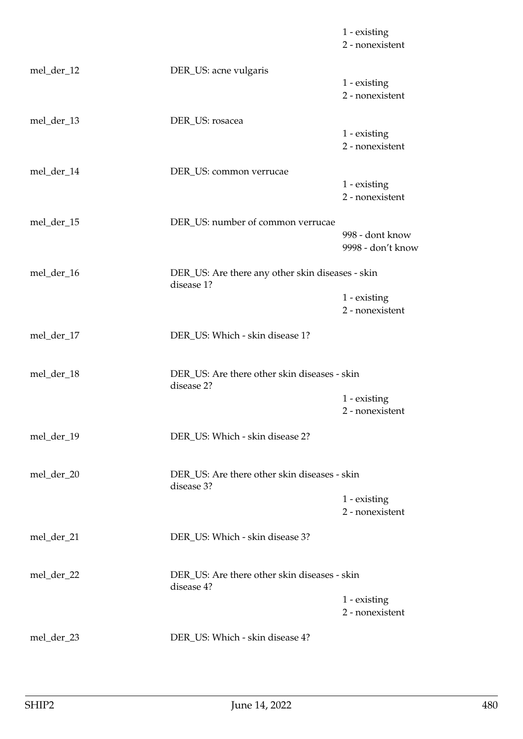| | | |
|---|---|---|
| | | 1 - existing<br>2 - nonexistent |
| mel_der_12 | DER_US: acne vulgaris | 1 - existing<br>2 - nonexistent |
| mel_der_13 | DER_US: rosacea | 1 - existing<br>2 - nonexistent |
| mel_der_14 | DER_US: common verrucae | 1 - existing<br>2 - nonexistent |
| mel_der_15 | DER_US: number of common verrucae | 998 - dont know<br>9998 - don't know |
| mel_der_16 | DER_US: Are there any other skin diseases - skin disease 1? | 1 - existing<br>2 - nonexistent |
| mel_der_17 | DER_US: Which - skin disease 1? | |
| mel_der_18 | DER_US: Are there other skin diseases - skin disease 2? | 1 - existing<br>2 - nonexistent |
| mel_der_19 | DER_US: Which - skin disease 2? | |
| mel_der_20 | DER_US: Are there other skin diseases - skin disease 3? | 1 - existing<br>2 - nonexistent |
| mel_der_21 | DER_US: Which - skin disease 3? | |
| mel_der_22 | DER_US: Are there other skin diseases - skin disease 4? | 1 - existing<br>2 - nonexistent |
| mel_der_23 | DER_US: Which - skin disease 4? | |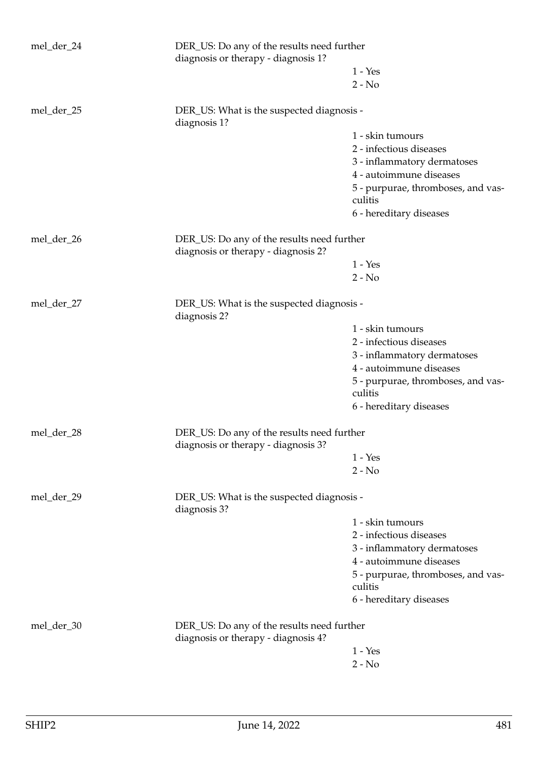| | | |
|---|---|---|
| mel_der_24 | DER_US: Do any of the results need further diagnosis or therapy - diagnosis 1? | 1 - Yes<br>2 - No |
| mel_der_25 | DER_US: What is the suspected diagnosis - diagnosis 1? | 1 - skin tumours<br>2 - infectious diseases<br>3 - inflammatory dermatoses<br>4 - autoimmune diseases<br>5 - purpurae, thromboses, and vasculitis<br>6 - hereditary diseases |
| mel_der_26 | DER_US: Do any of the results need further diagnosis or therapy - diagnosis 2? | 1 - Yes<br>2 - No |
| mel_der_27 | DER_US: What is the suspected diagnosis - diagnosis 2? | 1 - skin tumours<br>2 - infectious diseases<br>3 - inflammatory dermatoses<br>4 - autoimmune diseases<br>5 - purpurae, thromboses, and vasculitis<br>6 - hereditary diseases |
| mel_der_28 | DER_US: Do any of the results need further diagnosis or therapy - diagnosis 3? | 1 - Yes<br>2 - No |
| mel_der_29 | DER_US: What is the suspected diagnosis - diagnosis 3? | 1 - skin tumours<br>2 - infectious diseases<br>3 - inflammatory dermatoses<br>4 - autoimmune diseases<br>5 - purpurae, thromboses, and vasculitis<br>6 - hereditary diseases |
| mel_der_30 | DER_US: Do any of the results need further diagnosis or therapy - diagnosis 4? | 1 - Yes<br>2 - No |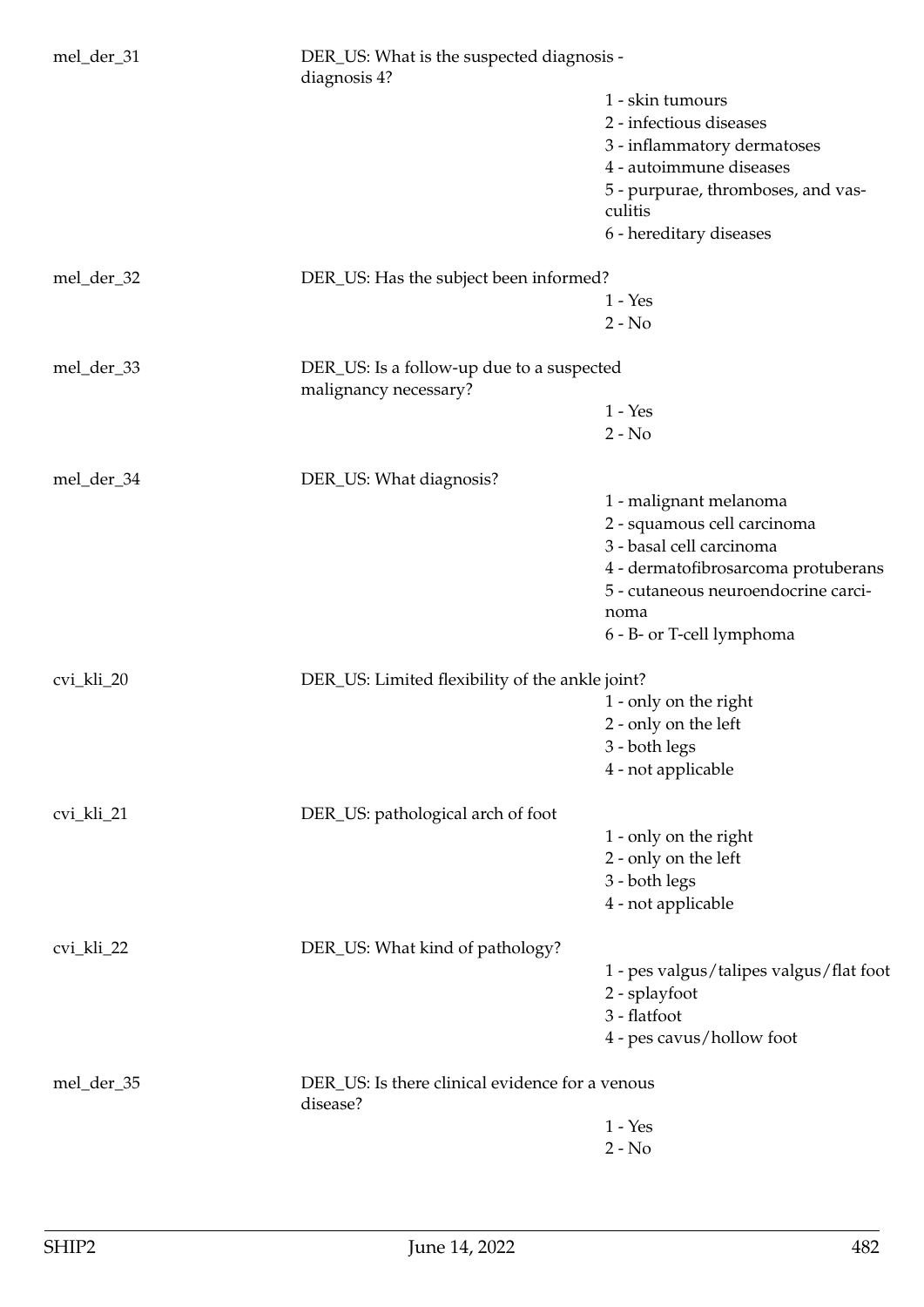mel_der_31 | DER_US: What is the suspected diagnosis - diagnosis 4?
- 1 - skin tumours
- 2 - infectious diseases
- 3 - inflammatory dermatoses
- 4 - autoimmune diseases
- 5 - purpurae, thromboses, and vasculitis
- 6 - hereditary diseases

mel_der_32 | DER_US: Has the subject been informed?
- 1 - Yes
- 2 - No

mel_der_33 | DER_US: Is a follow-up due to a suspected malignancy necessary?
- 1 - Yes
- 2 - No

mel_der_34 | DER_US: What diagnosis?
- 1 - malignant melanoma
- 2 - squamous cell carcinoma
- 3 - basal cell carcinoma
- 4 - dermatofibrosarcoma protuberans
- 5 - cutaneous neuroendocrine carcinoma
- 6 - B- or T-cell lymphoma

cvi_kli_20 | DER_US: Limited flexibility of the ankle joint?
- 1 - only on the right
- 2 - only on the left
- 3 - both legs
- 4 - not applicable

cvi_kli_21 | DER_US: pathological arch of foot
- 1 - only on the right
- 2 - only on the left
- 3 - both legs
- 4 - not applicable

cvi_kli_22 | DER_US: What kind of pathology?
- 1 - pes valgus/talipes valgus/flat foot
- 2 - splayfoot
- 3 - flatfoot
- 4 - pes cavus/hollow foot

mel_der_35 | DER_US: Is there clinical evidence for a venous disease?
- 1 - Yes
- 2 - No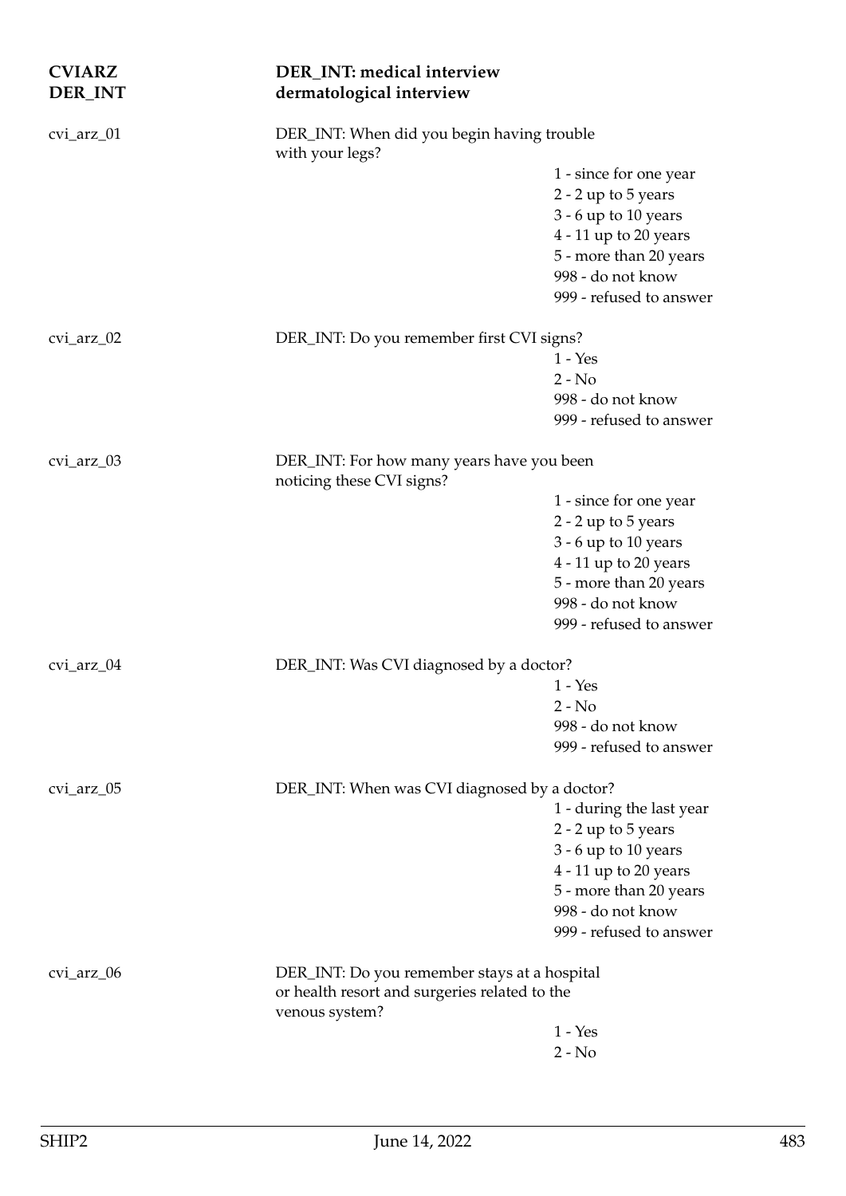**CVIARZ** **DER_INT** — **DER_INT: medical interview dermatological interview**

cvi_arz_01 — DER_INT: When did you begin having trouble with your legs?

- 1 - since for one year
- 2 - 2 up to 5 years
- 3 - 6 up to 10 years
- 4 - 11 up to 20 years
- 5 - more than 20 years
- 998 - do not know
- 999 - refused to answer

cvi_arz_02 — DER_INT: Do you remember first CVI signs?

- 1 - Yes
- 2 - No
- 998 - do not know
- 999 - refused to answer

cvi_arz_03 — DER_INT: For how many years have you been noticing these CVI signs?

- 1 - since for one year
- 2 - 2 up to 5 years
- 3 - 6 up to 10 years
- 4 - 11 up to 20 years
- 5 - more than 20 years
- 998 - do not know
- 999 - refused to answer

cvi_arz_04 — DER_INT: Was CVI diagnosed by a doctor?

- 1 - Yes
- 2 - No
- 998 - do not know
- 999 - refused to answer

cvi_arz_05 — DER_INT: When was CVI diagnosed by a doctor?

- 1 - during the last year
- 2 - 2 up to 5 years
- 3 - 6 up to 10 years
- 4 - 11 up to 20 years
- 5 - more than 20 years
- 998 - do not know
- 999 - refused to answer

cvi_arz_06 — DER_INT: Do you remember stays at a hospital or health resort and surgeries related to the venous system?

- 1 - Yes
- 2 - No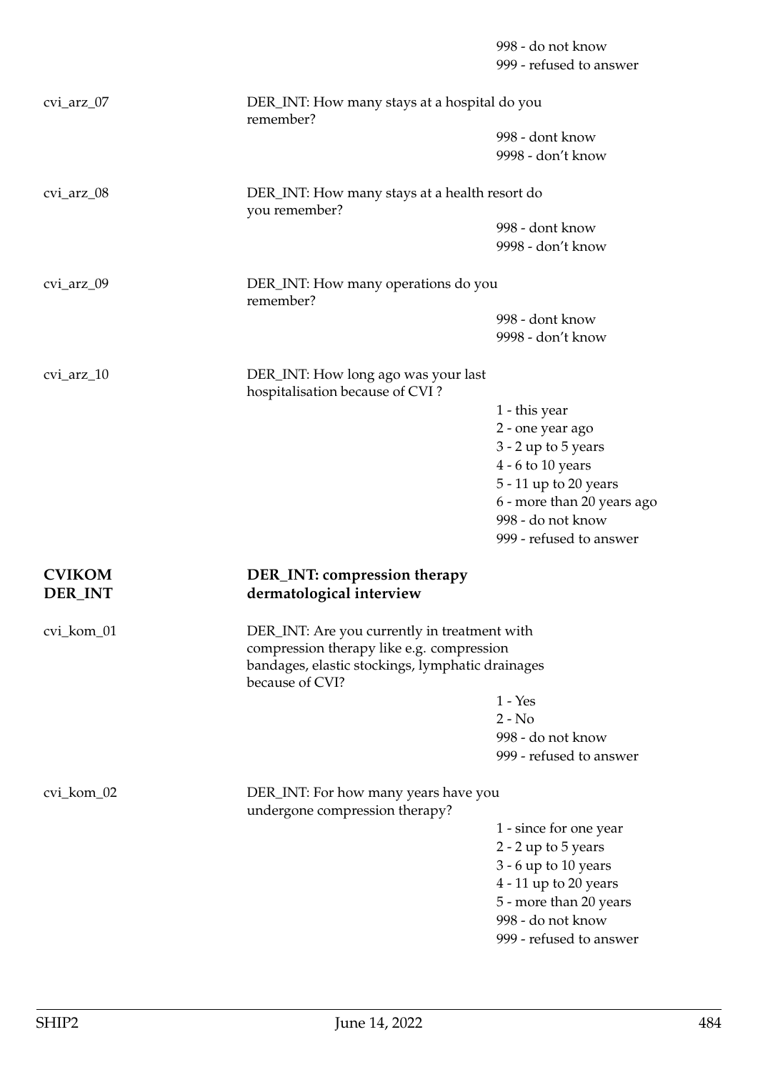998 - do not know
999 - refused to answer

cvi_arz_07 — DER_INT: How many stays at a hospital do you remember?

998 - dont know
9998 - don't know

cvi_arz_08 — DER_INT: How many stays at a health resort do you remember?

998 - dont know
9998 - don't know

cvi_arz_09 — DER_INT: How many operations do you remember?

998 - dont know
9998 - don't know

cvi_arz_10 — DER_INT: How long ago was your last hospitalisation because of CVI ?

1 - this year
2 - one year ago
3 - 2 up to 5 years
4 - 6 to 10 years
5 - 11 up to 20 years
6 - more than 20 years ago
998 - do not know
999 - refused to answer

## CVIKOM DER_INT — DER_INT: compression therapy dermatological interview

cvi_kom_01 — DER_INT: Are you currently in treatment with compression therapy like e.g. compression bandages, elastic stockings, lymphatic drainages because of CVI?

1 - Yes
2 - No
998 - do not know
999 - refused to answer

cvi_kom_02 — DER_INT: For how many years have you undergone compression therapy?

1 - since for one year
2 - 2 up to 5 years
3 - 6 up to 10 years
4 - 11 up to 20 years
5 - more than 20 years
998 - do not know
999 - refused to answer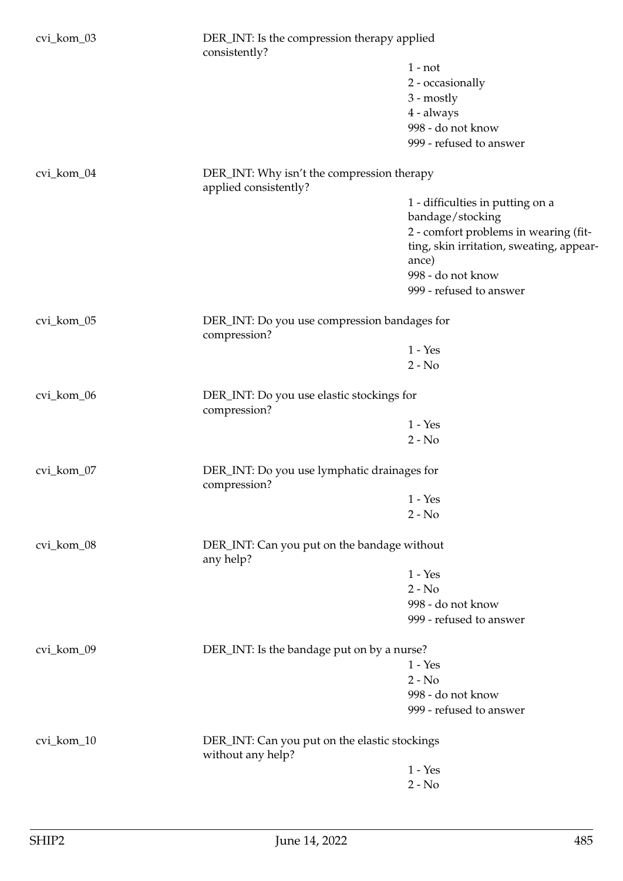cvi_kom_03 | DER_INT: Is the compression therapy applied consistently?
- 1 - not
- 2 - occasionally
- 3 - mostly
- 4 - always
- 998 - do not know
- 999 - refused to answer

cvi_kom_04 | DER_INT: Why isn't the compression therapy applied consistently?
- 1 - difficulties in putting on a bandage/stocking
- 2 - comfort problems in wearing (fitting, skin irritation, sweating, appearance)
- 998 - do not know
- 999 - refused to answer

cvi_kom_05 | DER_INT: Do you use compression bandages for compression?
- 1 - Yes
- 2 - No

cvi_kom_06 | DER_INT: Do you use elastic stockings for compression?
- 1 - Yes
- 2 - No

cvi_kom_07 | DER_INT: Do you use lymphatic drainages for compression?
- 1 - Yes
- 2 - No

cvi_kom_08 | DER_INT: Can you put on the bandage without any help?
- 1 - Yes
- 2 - No
- 998 - do not know
- 999 - refused to answer

cvi_kom_09 | DER_INT: Is the bandage put on by a nurse?
- 1 - Yes
- 2 - No
- 998 - do not know
- 999 - refused to answer

cvi_kom_10 | DER_INT: Can you put on the elastic stockings without any help?
- 1 - Yes
- 2 - No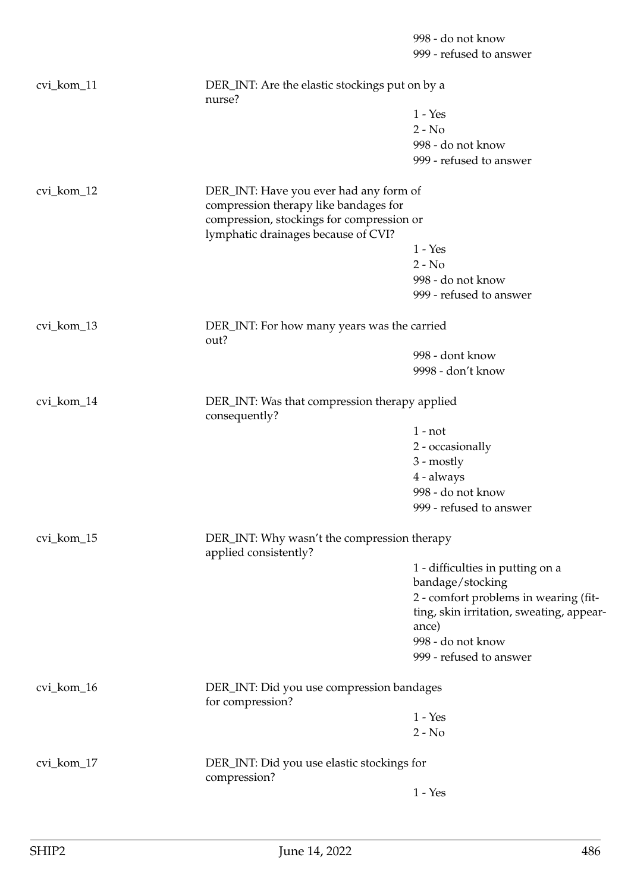998 - do not know
999 - refused to answer

| | | |
|---|---|---|
| cvi_kom_11 | DER_INT: Are the elastic stockings put on by a nurse? | 1 - Yes<br>2 - No<br>998 - do not know<br>999 - refused to answer |
| cvi_kom_12 | DER_INT: Have you ever had any form of compression therapy like bandages for compression, stockings for compression or lymphatic drainages because of CVI? | 1 - Yes<br>2 - No<br>998 - do not know<br>999 - refused to answer |
| cvi_kom_13 | DER_INT: For how many years was the carried out? | 998 - dont know<br>9998 - don't know |
| cvi_kom_14 | DER_INT: Was that compression therapy applied consequently? | 1 - not<br>2 - occasionally<br>3 - mostly<br>4 - always<br>998 - do not know<br>999 - refused to answer |
| cvi_kom_15 | DER_INT: Why wasn't the compression therapy applied consistently? | 1 - difficulties in putting on a bandage/stocking<br>2 - comfort problems in wearing (fitting, skin irritation, sweating, appearance)<br>998 - do not know<br>999 - refused to answer |
| cvi_kom_16 | DER_INT: Did you use compression bandages for compression? | 1 - Yes<br>2 - No |
| cvi_kom_17 | DER_INT: Did you use elastic stockings for compression? | 1 - Yes |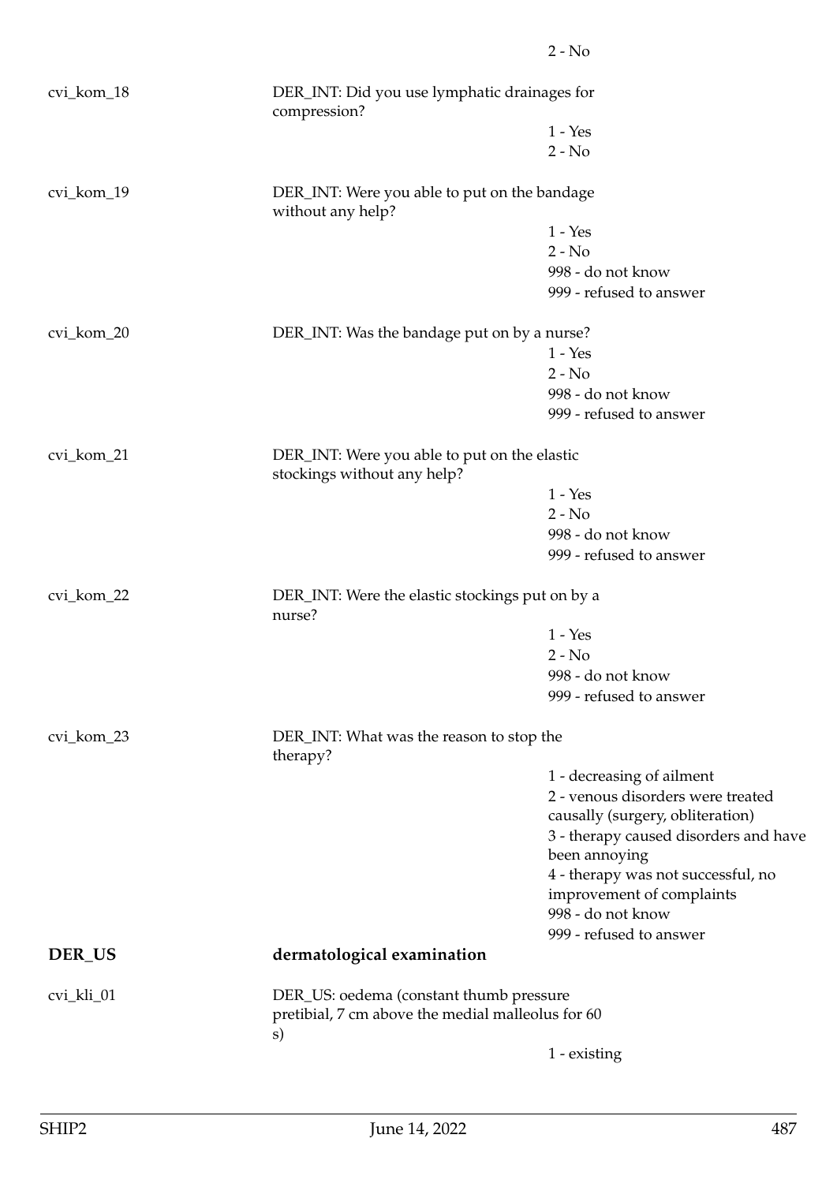2 - No

cvi_kom_18 DER_INT: Did you use lymphatic drainages for compression?

1 - Yes
2 - No

cvi_kom_19 DER_INT: Were you able to put on the bandage without any help?

1 - Yes
2 - No
998 - do not know
999 - refused to answer

cvi_kom_20 DER_INT: Was the bandage put on by a nurse?

1 - Yes
2 - No
998 - do not know
999 - refused to answer

cvi_kom_21 DER_INT: Were you able to put on the elastic stockings without any help?

1 - Yes
2 - No
998 - do not know
999 - refused to answer

cvi_kom_22 DER_INT: Were the elastic stockings put on by a nurse?

1 - Yes
2 - No
998 - do not know
999 - refused to answer

cvi_kom_23 DER_INT: What was the reason to stop the therapy?

1 - decreasing of ailment
2 - venous disorders were treated causally (surgery, obliteration)
3 - therapy caused disorders and have been annoying
4 - therapy was not successful, no improvement of complaints
998 - do not know
999 - refused to answer

## DER_US dermatological examination

cvi_kli_01 DER_US: oedema (constant thumb pressure pretibial, 7 cm above the medial malleolus for 60 s)

1 - existing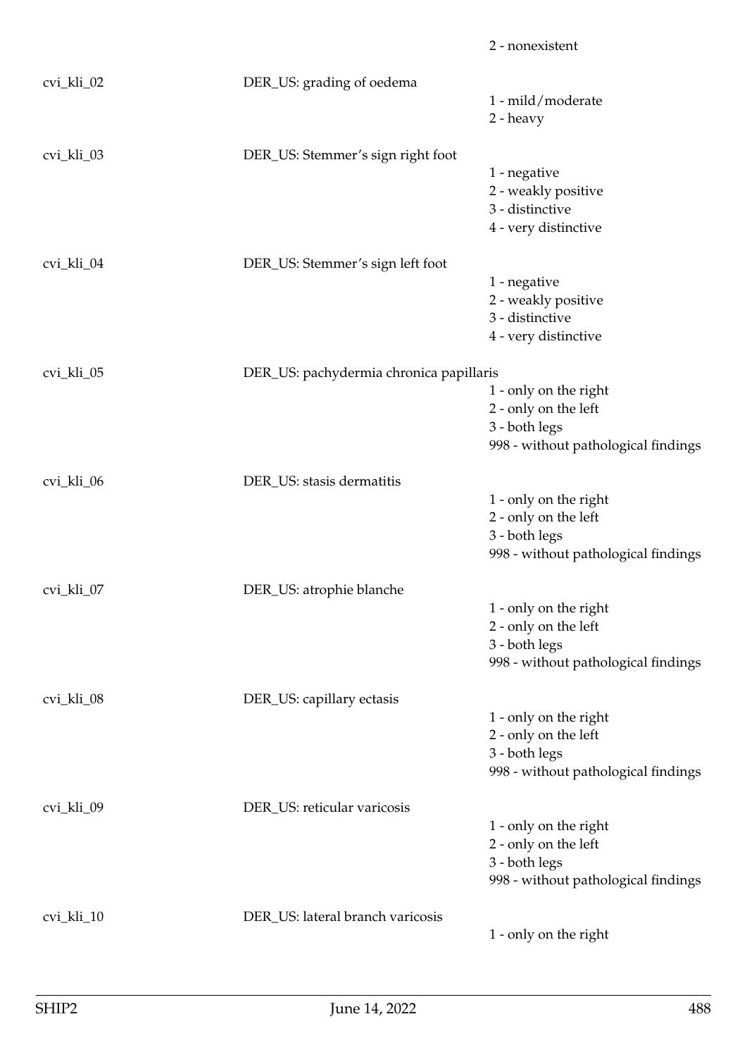2 - nonexistent

cvi_kli_02 DER_US: grading of oedema

1 - mild/moderate
2 - heavy

cvi_kli_03 DER_US: Stemmer's sign right foot

1 - negative
2 - weakly positive
3 - distinctive
4 - very distinctive

cvi_kli_04 DER_US: Stemmer's sign left foot

1 - negative
2 - weakly positive
3 - distinctive
4 - very distinctive

cvi_kli_05 DER_US: pachydermia chronica papillaris

1 - only on the right
2 - only on the left
3 - both legs
998 - without pathological findings

cvi_kli_06 DER_US: stasis dermatitis

1 - only on the right
2 - only on the left
3 - both legs
998 - without pathological findings

cvi_kli_07 DER_US: atrophie blanche

1 - only on the right
2 - only on the left
3 - both legs
998 - without pathological findings

cvi_kli_08 DER_US: capillary ectasis

1 - only on the right
2 - only on the left
3 - both legs
998 - without pathological findings

cvi_kli_09 DER_US: reticular varicosis

1 - only on the right
2 - only on the left
3 - both legs
998 - without pathological findings

cvi_kli_10 DER_US: lateral branch varicosis

1 - only on the right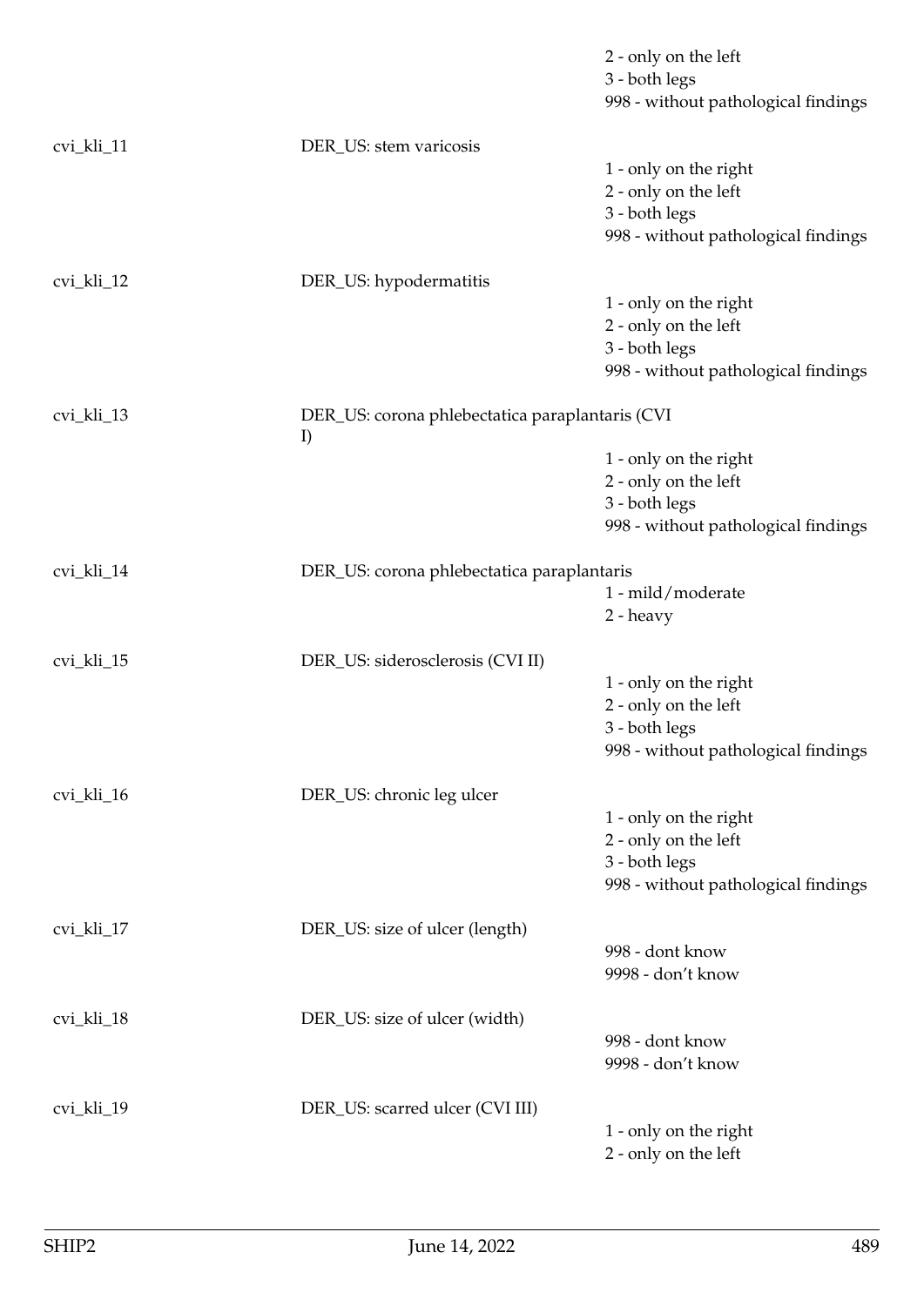|  |  | 2 - only on the left |
|---|---|---|
|  |  | 3 - both legs |
|  |  | 998 - without pathological findings |
| cvi_kli_11 | DER_US: stem varicosis |  |
|  |  | 1 - only on the right |
|  |  | 2 - only on the left |
|  |  | 3 - both legs |
|  |  | 998 - without pathological findings |
| cvi_kli_12 | DER_US: hypodermatitis |  |
|  |  | 1 - only on the right |
|  |  | 2 - only on the left |
|  |  | 3 - both legs |
|  |  | 998 - without pathological findings |
| cvi_kli_13 | DER_US: corona phlebectatica paraplantaris (CVI I) |  |
|  |  | 1 - only on the right |
|  |  | 2 - only on the left |
|  |  | 3 - both legs |
|  |  | 998 - without pathological findings |
| cvi_kli_14 | DER_US: corona phlebectatica paraplantaris |  |
|  |  | 1 - mild/moderate |
|  |  | 2 - heavy |
| cvi_kli_15 | DER_US: siderosclerosis (CVI II) |  |
|  |  | 1 - only on the right |
|  |  | 2 - only on the left |
|  |  | 3 - both legs |
|  |  | 998 - without pathological findings |
| cvi_kli_16 | DER_US: chronic leg ulcer |  |
|  |  | 1 - only on the right |
|  |  | 2 - only on the left |
|  |  | 3 - both legs |
|  |  | 998 - without pathological findings |
| cvi_kli_17 | DER_US: size of ulcer (length) |  |
|  |  | 998 - dont know |
|  |  | 9998 - don't know |
| cvi_kli_18 | DER_US: size of ulcer (width) |  |
|  |  | 998 - dont know |
|  |  | 9998 - don't know |
| cvi_kli_19 | DER_US: scarred ulcer (CVI III) |  |
|  |  | 1 - only on the right |
|  |  | 2 - only on the left |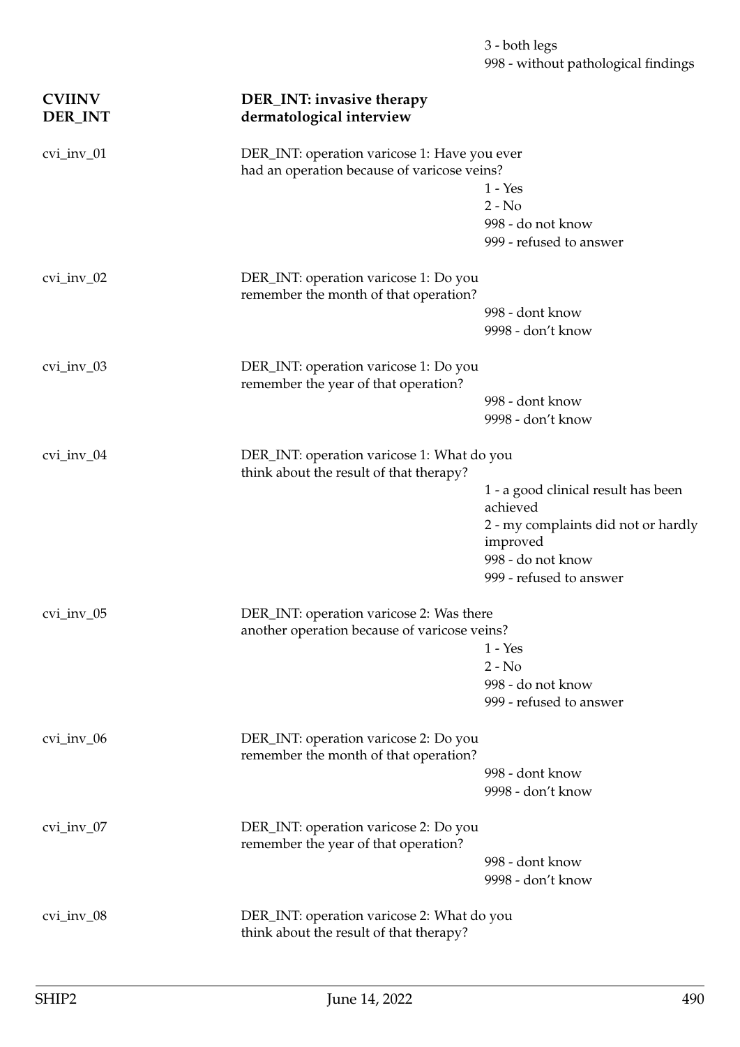3 - both legs
998 - without pathological findings

**CVIINV DER_INT** — **DER_INT: invasive therapy dermatological interview**

cvi_inv_01 — DER_INT: operation varicose 1: Have you ever had an operation because of varicose veins?

- 1 - Yes
- 2 - No
- 998 - do not know
- 999 - refused to answer

cvi_inv_02 — DER_INT: operation varicose 1: Do you remember the month of that operation?

- 998 - dont know
- 9998 - don't know

cvi_inv_03 — DER_INT: operation varicose 1: Do you remember the year of that operation?

- 998 - dont know
- 9998 - don't know

cvi_inv_04 — DER_INT: operation varicose 1: What do you think about the result of that therapy?

- 1 - a good clinical result has been achieved
- 2 - my complaints did not or hardly improved
- 998 - do not know
- 999 - refused to answer

cvi_inv_05 — DER_INT: operation varicose 2: Was there another operation because of varicose veins?

- 1 - Yes
- 2 - No
- 998 - do not know
- 999 - refused to answer

cvi_inv_06 — DER_INT: operation varicose 2: Do you remember the month of that operation?

- 998 - dont know
- 9998 - don't know

cvi_inv_07 — DER_INT: operation varicose 2: Do you remember the year of that operation?

- 998 - dont know
- 9998 - don't know

cvi_inv_08 — DER_INT: operation varicose 2: What do you think about the result of that therapy?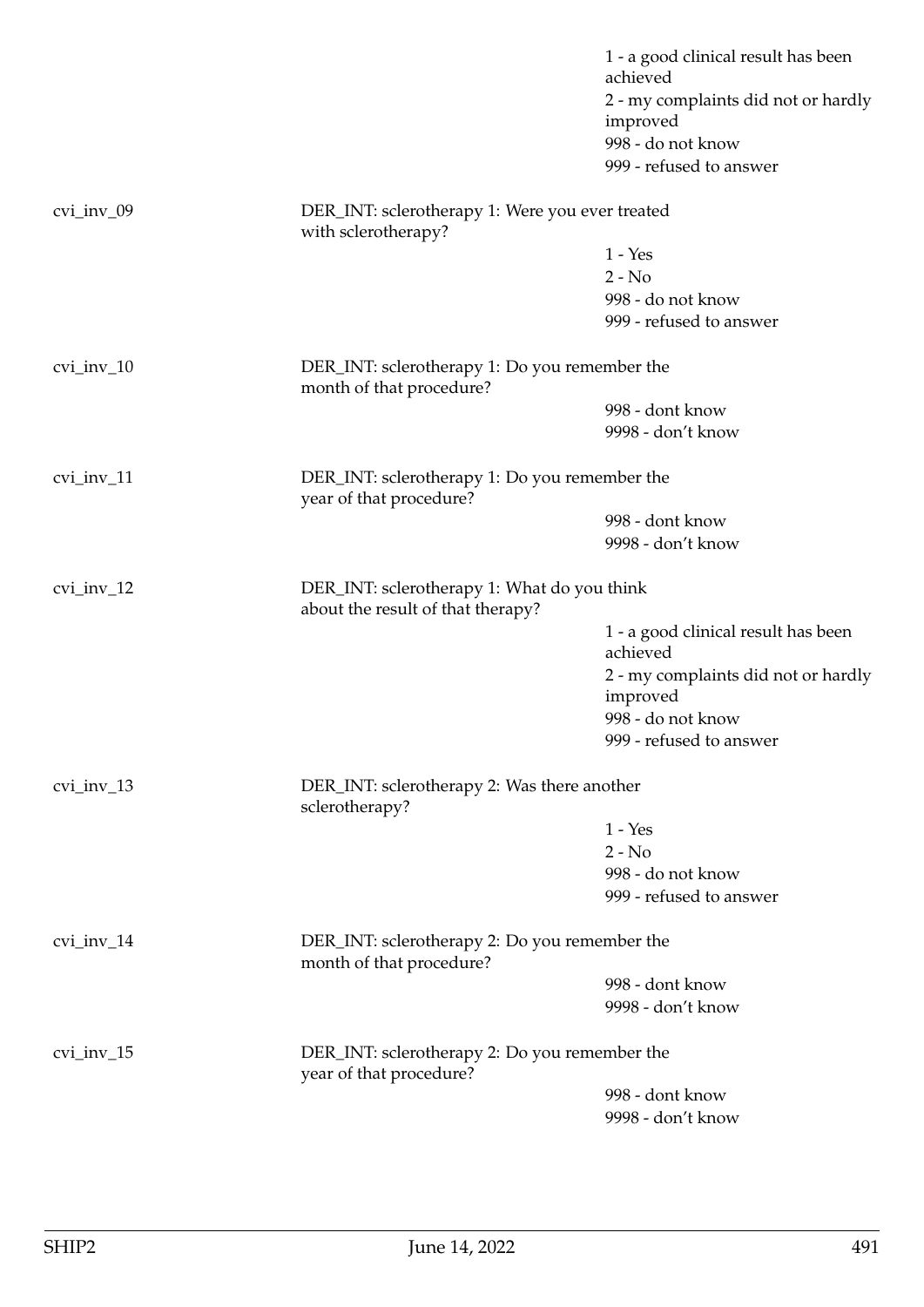1 - a good clinical result has been achieved
2 - my complaints did not or hardly improved
998 - do not know
999 - refused to answer

cvi_inv_09 DER_INT: sclerotherapy 1: Were you ever treated with sclerotherapy?

1 - Yes
2 - No
998 - do not know
999 - refused to answer

cvi_inv_10 DER_INT: sclerotherapy 1: Do you remember the month of that procedure?

998 - dont know
9998 - don't know

cvi_inv_11 DER_INT: sclerotherapy 1: Do you remember the year of that procedure?

998 - dont know
9998 - don't know

cvi_inv_12 DER_INT: sclerotherapy 1: What do you think about the result of that therapy?

1 - a good clinical result has been achieved
2 - my complaints did not or hardly improved
998 - do not know
999 - refused to answer

cvi_inv_13 DER_INT: sclerotherapy 2: Was there another sclerotherapy?

1 - Yes
2 - No
998 - do not know
999 - refused to answer

cvi_inv_14 DER_INT: sclerotherapy 2: Do you remember the month of that procedure?

998 - dont know
9998 - don't know

cvi_inv_15 DER_INT: sclerotherapy 2: Do you remember the year of that procedure?

998 - dont know
9998 - don't know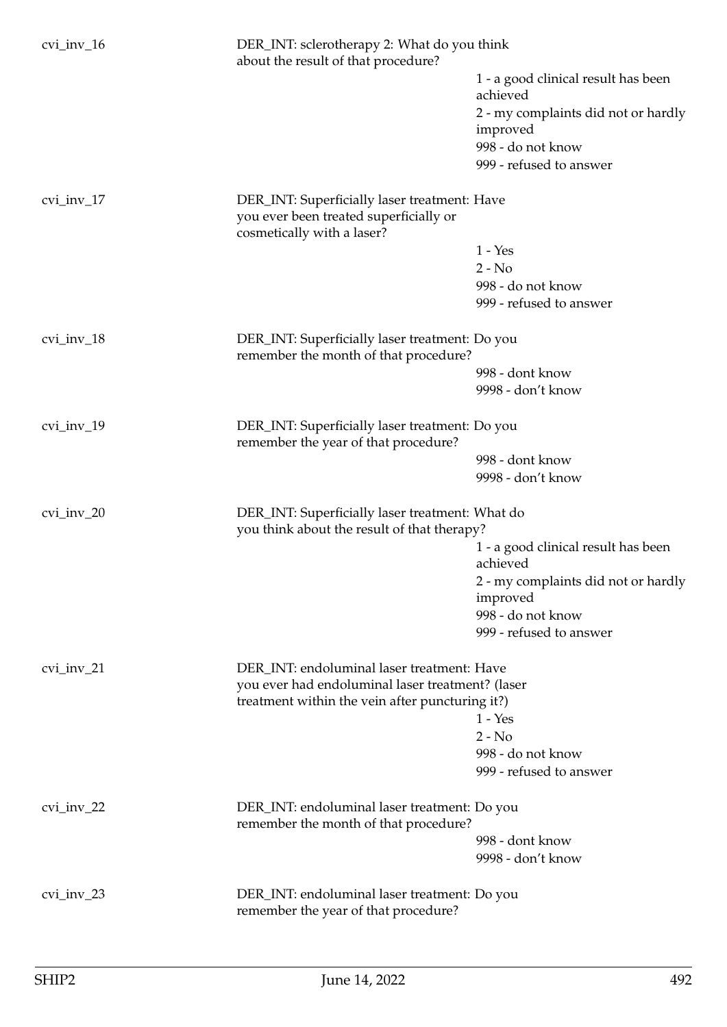| | | |
|---|---|---|
| cvi_inv_16 | DER_INT: sclerotherapy 2: What do you think about the result of that procedure? | |
| | | 1 - a good clinical result has been achieved |
| | | 2 - my complaints did not or hardly improved |
| | | 998 - do not know |
| | | 999 - refused to answer |
| cvi_inv_17 | DER_INT: Superficially laser treatment: Have you ever been treated superficially or cosmetically with a laser? | |
| | | 1 - Yes |
| | | 2 - No |
| | | 998 - do not know |
| | | 999 - refused to answer |
| cvi_inv_18 | DER_INT: Superficially laser treatment: Do you remember the month of that procedure? | |
| | | 998 - dont know |
| | | 9998 - don't know |
| cvi_inv_19 | DER_INT: Superficially laser treatment: Do you remember the year of that procedure? | |
| | | 998 - dont know |
| | | 9998 - don't know |
| cvi_inv_20 | DER_INT: Superficially laser treatment: What do you think about the result of that therapy? | |
| | | 1 - a good clinical result has been achieved |
| | | 2 - my complaints did not or hardly improved |
| | | 998 - do not know |
| | | 999 - refused to answer |
| cvi_inv_21 | DER_INT: endoluminal laser treatment: Have you ever had endoluminal laser treatment? (laser treatment within the vein after puncturing it?) | |
| | | 1 - Yes |
| | | 2 - No |
| | | 998 - do not know |
| | | 999 - refused to answer |
| cvi_inv_22 | DER_INT: endoluminal laser treatment: Do you remember the month of that procedure? | |
| | | 998 - dont know |
| | | 9998 - don't know |
| cvi_inv_23 | DER_INT: endoluminal laser treatment: Do you remember the year of that procedure? | |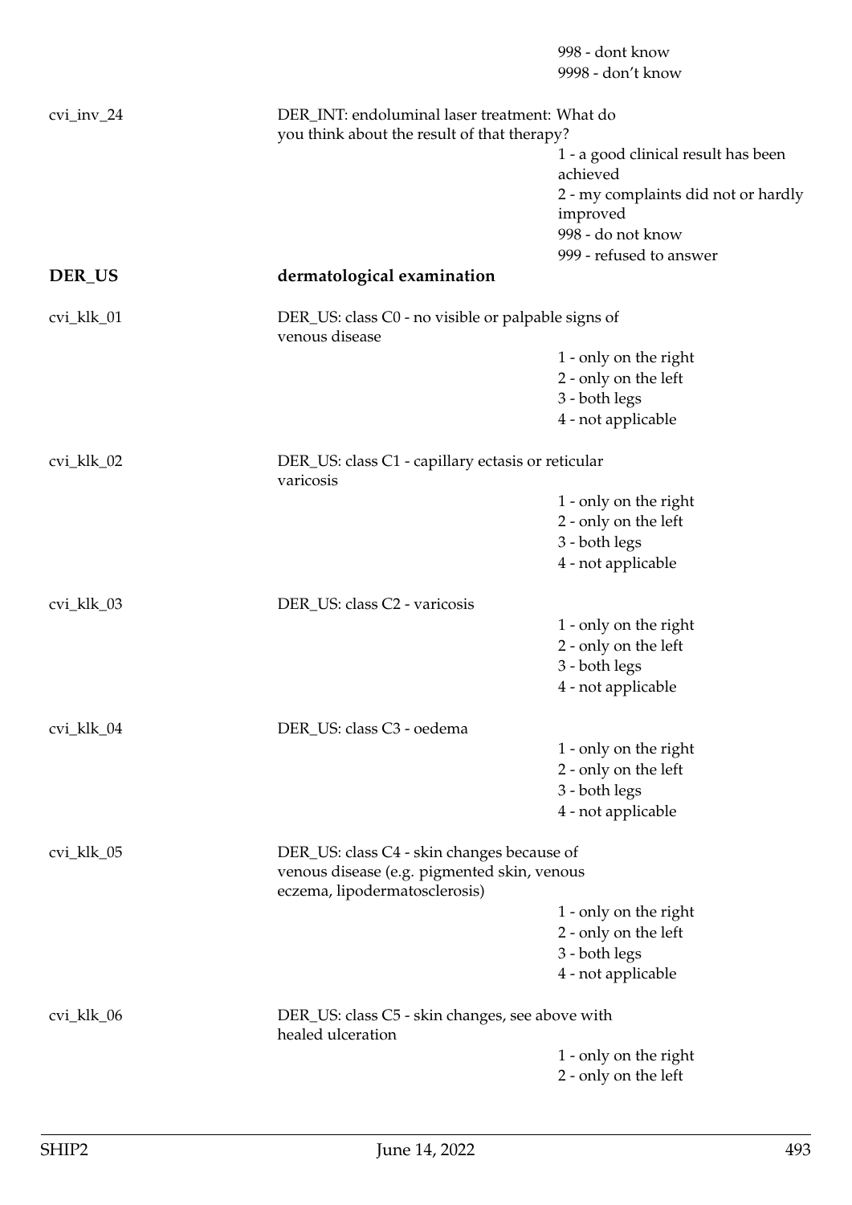998 - dont know
9998 - don't know

cvi_inv_24 DER_INT: endoluminal laser treatment: What do you think about the result of that therapy?

1 - a good clinical result has been achieved
2 - my complaints did not or hardly improved
998 - do not know
999 - refused to answer

## DER_US dermatological examination

cvi_klk_01 DER_US: class C0 - no visible or palpable signs of venous disease

1 - only on the right
2 - only on the left
3 - both legs
4 - not applicable

cvi_klk_02 DER_US: class C1 - capillary ectasis or reticular varicosis

1 - only on the right
2 - only on the left
3 - both legs
4 - not applicable

cvi_klk_03 DER_US: class C2 - varicosis

1 - only on the right
2 - only on the left
3 - both legs
4 - not applicable

cvi_klk_04 DER_US: class C3 - oedema

1 - only on the right
2 - only on the left
3 - both legs
4 - not applicable

cvi_klk_05 DER_US: class C4 - skin changes because of venous disease (e.g. pigmented skin, venous eczema, lipodermatosclerosis)

1 - only on the right
2 - only on the left
3 - both legs
4 - not applicable

cvi_klk_06 DER_US: class C5 - skin changes, see above with healed ulceration

1 - only on the right
2 - only on the left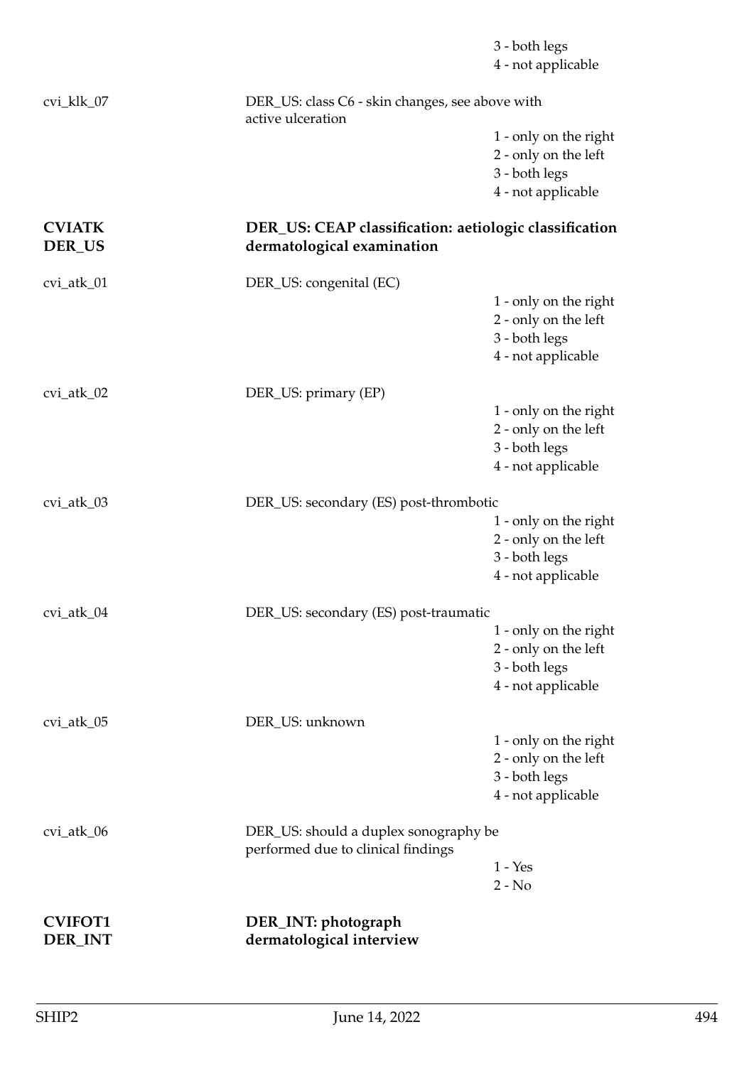3 - both legs
4 - not applicable

cvi_klk_07 DER_US: class C6 - skin changes, see above with active ulceration

1 - only on the right
2 - only on the left
3 - both legs
4 - not applicable

**CVIATK** **DER_US: CEAP classification: aetiologic classification**
**DER_US** **dermatological examination**

cvi_atk_01 DER_US: congenital (EC)

1 - only on the right
2 - only on the left
3 - both legs
4 - not applicable

cvi_atk_02 DER_US: primary (EP)

1 - only on the right
2 - only on the left
3 - both legs
4 - not applicable

cvi_atk_03 DER_US: secondary (ES) post-thrombotic

1 - only on the right
2 - only on the left
3 - both legs
4 - not applicable

cvi_atk_04 DER_US: secondary (ES) post-traumatic

1 - only on the right
2 - only on the left
3 - both legs
4 - not applicable

cvi_atk_05 DER_US: unknown

1 - only on the right
2 - only on the left
3 - both legs
4 - not applicable

cvi_atk_06 DER_US: should a duplex sonography be performed due to clinical findings

1 - Yes
2 - No

**CVIFOT1** **DER_INT: photograph**
**DER_INT** **dermatological interview**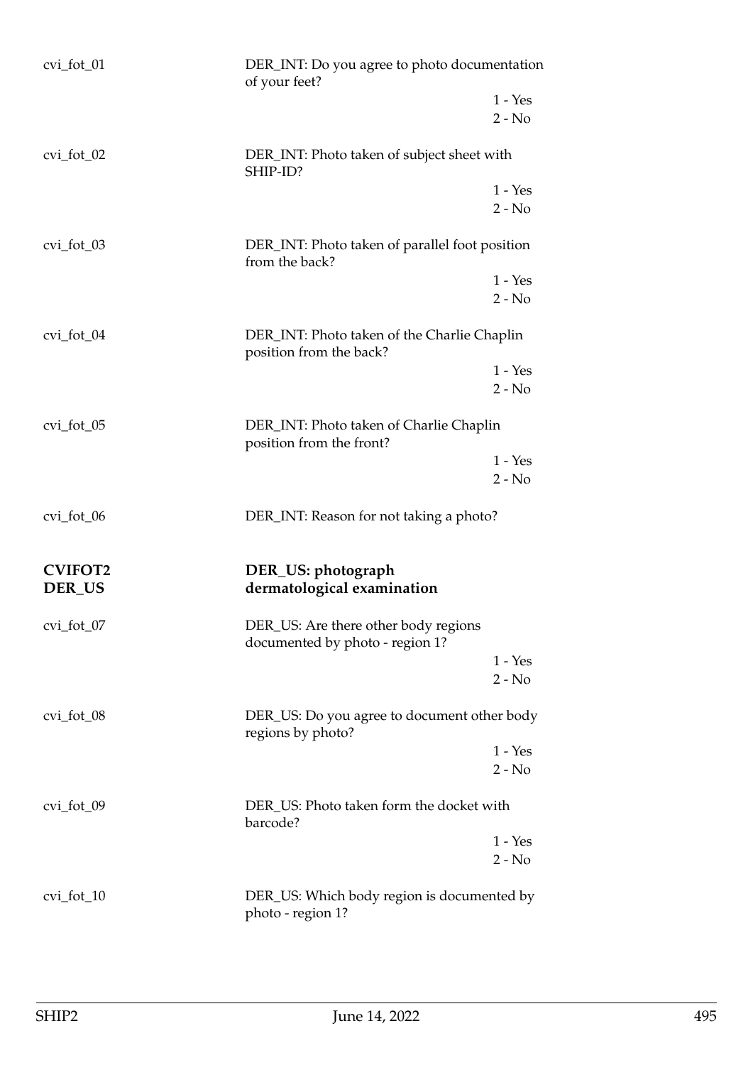cvi_fot_01 DER_INT: Do you agree to photo documentation of your feet?

1 - Yes
2 - No

cvi_fot_02 DER_INT: Photo taken of subject sheet with SHIP-ID?

1 - Yes
2 - No

cvi_fot_03 DER_INT: Photo taken of parallel foot position from the back?

1 - Yes
2 - No

cvi_fot_04 DER_INT: Photo taken of the Charlie Chaplin position from the back?

1 - Yes
2 - No

cvi_fot_05 DER_INT: Photo taken of Charlie Chaplin position from the front?

1 - Yes
2 - No

cvi_fot_06 DER_INT: Reason for not taking a photo?

## CVIFOT2 DER_US — DER_US: photograph dermatological examination

cvi_fot_07 DER_US: Are there other body regions documented by photo - region 1?

1 - Yes
2 - No

cvi_fot_08 DER_US: Do you agree to document other body regions by photo?

1 - Yes
2 - No

cvi_fot_09 DER_US: Photo taken form the docket with barcode?

1 - Yes
2 - No

cvi_fot_10 DER_US: Which body region is documented by photo - region 1?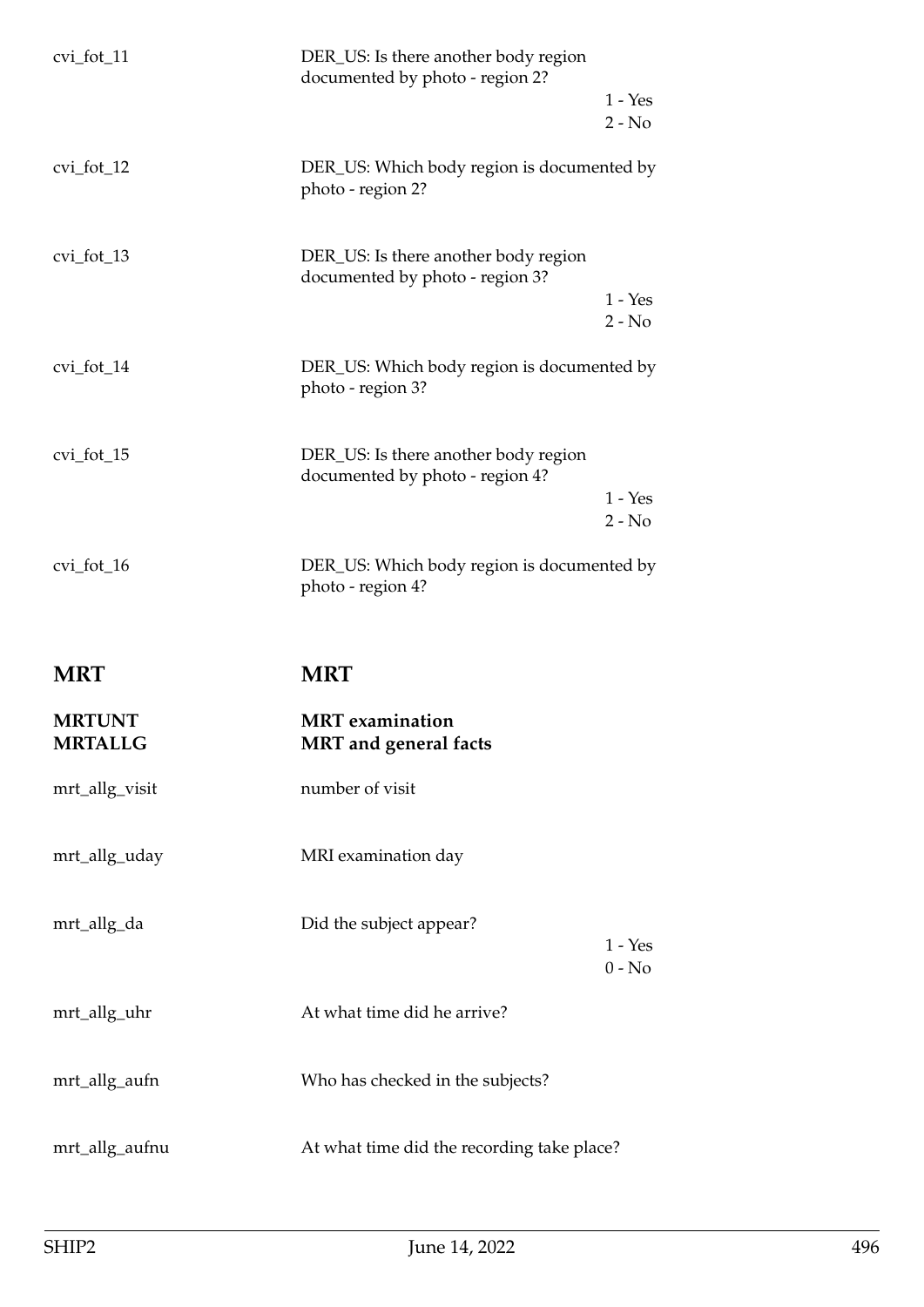| | | |
|---|---|---|
| cvi_fot_11 | DER_US: Is there another body region documented by photo - region 2? | 1 - Yes<br>2 - No |
| cvi_fot_12 | DER_US: Which body region is documented by photo - region 2? | |
| cvi_fot_13 | DER_US: Is there another body region documented by photo - region 3? | 1 - Yes<br>2 - No |
| cvi_fot_14 | DER_US: Which body region is documented by photo - region 3? | |
| cvi_fot_15 | DER_US: Is there another body region documented by photo - region 4? | 1 - Yes<br>2 - No |
| cvi_fot_16 | DER_US: Which body region is documented by photo - region 4? | |

# MRT MRT

## MRTUNT MRT examination
## MRTALLG MRT and general facts

| | | |
|---|---|---|
| mrt_allg_visit | number of visit | |
| mrt_allg_uday | MRI examination day | |
| mrt_allg_da | Did the subject appear? | 1 - Yes<br>0 - No |
| mrt_allg_uhr | At what time did he arrive? | |
| mrt_allg_aufn | Who has checked in the subjects? | |
| mrt_allg_aufnu | At what time did the recording take place? | |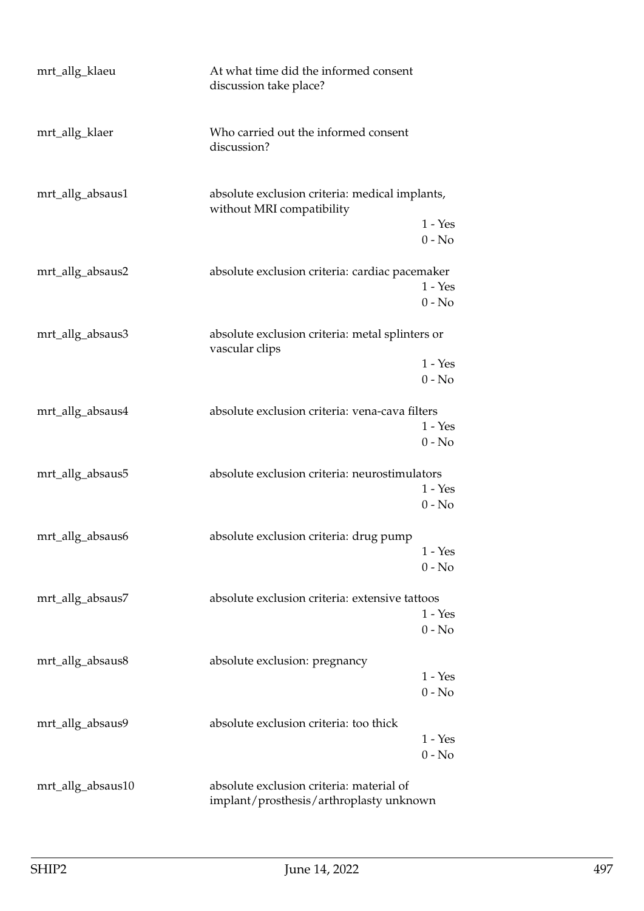| | | |
|---|---|---|
| mrt_allg_klaeu | At what time did the informed consent discussion take place? | |
| mrt_allg_klaer | Who carried out the informed consent discussion? | |
| mrt_allg_absaus1 | absolute exclusion criteria: medical implants, without MRI compatibility | 1 - Yes<br>0 - No |
| mrt_allg_absaus2 | absolute exclusion criteria: cardiac pacemaker | 1 - Yes<br>0 - No |
| mrt_allg_absaus3 | absolute exclusion criteria: metal splinters or vascular clips | 1 - Yes<br>0 - No |
| mrt_allg_absaus4 | absolute exclusion criteria: vena-cava filters | 1 - Yes<br>0 - No |
| mrt_allg_absaus5 | absolute exclusion criteria: neurostimulators | 1 - Yes<br>0 - No |
| mrt_allg_absaus6 | absolute exclusion criteria: drug pump | 1 - Yes<br>0 - No |
| mrt_allg_absaus7 | absolute exclusion criteria: extensive tattoos | 1 - Yes<br>0 - No |
| mrt_allg_absaus8 | absolute exclusion: pregnancy | 1 - Yes<br>0 - No |
| mrt_allg_absaus9 | absolute exclusion criteria: too thick | 1 - Yes<br>0 - No |
| mrt_allg_absaus10 | absolute exclusion criteria: material of implant/prosthesis/arthroplasty unknown | |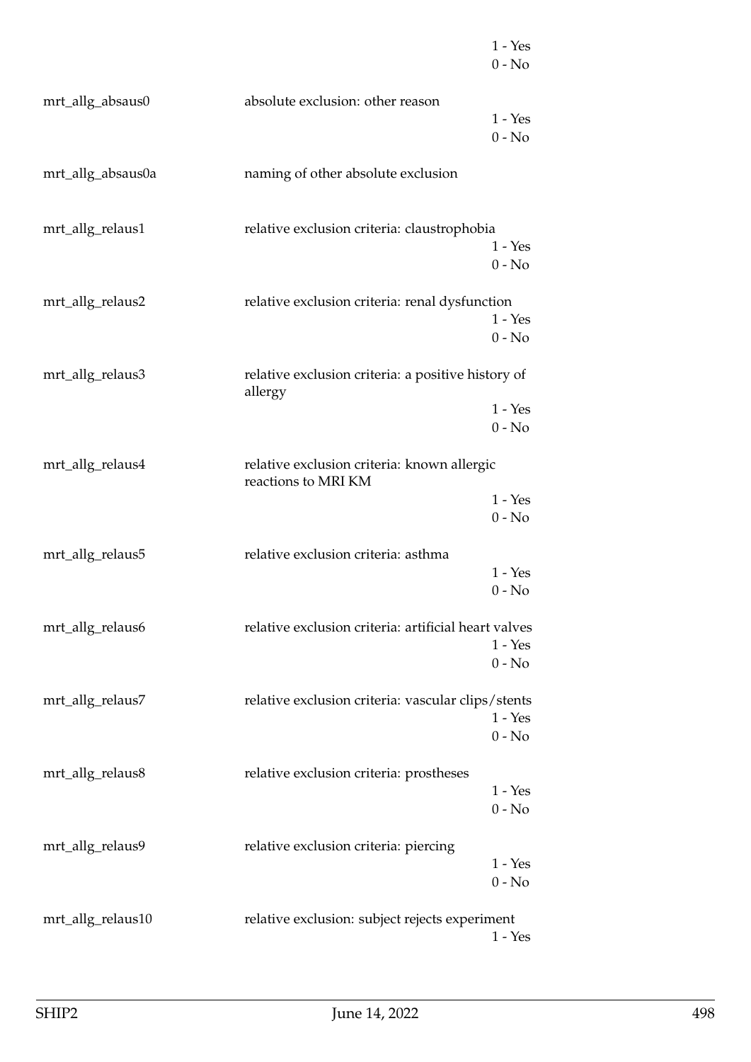| | | |
|---|---|---|
| | | 1 - Yes |
| | | 0 - No |
| mrt_allg_absaus0 | absolute exclusion: other reason | |
| | | 1 - Yes |
| | | 0 - No |
| mrt_allg_absaus0a | naming of other absolute exclusion | |
| mrt_allg_relaus1 | relative exclusion criteria: claustrophobia | |
| | | 1 - Yes |
| | | 0 - No |
| mrt_allg_relaus2 | relative exclusion criteria: renal dysfunction | |
| | | 1 - Yes |
| | | 0 - No |
| mrt_allg_relaus3 | relative exclusion criteria: a positive history of allergy | |
| | | 1 - Yes |
| | | 0 - No |
| mrt_allg_relaus4 | relative exclusion criteria: known allergic reactions to MRI KM | |
| | | 1 - Yes |
| | | 0 - No |
| mrt_allg_relaus5 | relative exclusion criteria: asthma | |
| | | 1 - Yes |
| | | 0 - No |
| mrt_allg_relaus6 | relative exclusion criteria: artificial heart valves | |
| | | 1 - Yes |
| | | 0 - No |
| mrt_allg_relaus7 | relative exclusion criteria: vascular clips/stents | |
| | | 1 - Yes |
| | | 0 - No |
| mrt_allg_relaus8 | relative exclusion criteria: prostheses | |
| | | 1 - Yes |
| | | 0 - No |
| mrt_allg_relaus9 | relative exclusion criteria: piercing | |
| | | 1 - Yes |
| | | 0 - No |
| mrt_allg_relaus10 | relative exclusion: subject rejects experiment | |
| | | 1 - Yes |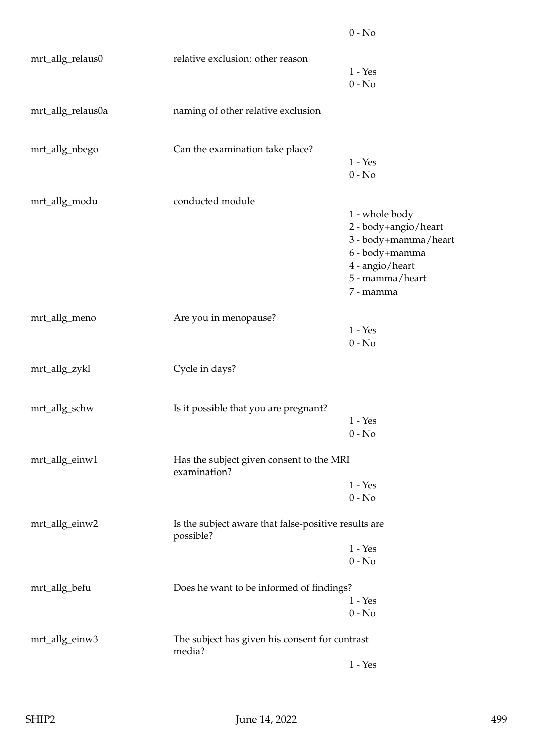| | | |
|---|---|---|
| | | 0 - No |
| mrt_allg_relaus0 | relative exclusion: other reason | 1 - Yes<br>0 - No |
| mrt_allg_relaus0a | naming of other relative exclusion | |
| mrt_allg_nbego | Can the examination take place? | 1 - Yes<br>0 - No |
| mrt_allg_modu | conducted module | 1 - whole body<br>2 - body+angio/heart<br>3 - body+mamma/heart<br>6 - body+mamma<br>4 - angio/heart<br>5 - mamma/heart<br>7 - mamma |
| mrt_allg_meno | Are you in menopause? | 1 - Yes<br>0 - No |
| mrt_allg_zykl | Cycle in days? | |
| mrt_allg_schw | Is it possible that you are pregnant? | 1 - Yes<br>0 - No |
| mrt_allg_einw1 | Has the subject given consent to the MRI examination? | 1 - Yes<br>0 - No |
| mrt_allg_einw2 | Is the subject aware that false-positive results are possible? | 1 - Yes<br>0 - No |
| mrt_allg_befu | Does he want to be informed of findings? | 1 - Yes<br>0 - No |
| mrt_allg_einw3 | The subject has given his consent for contrast media? | 1 - Yes |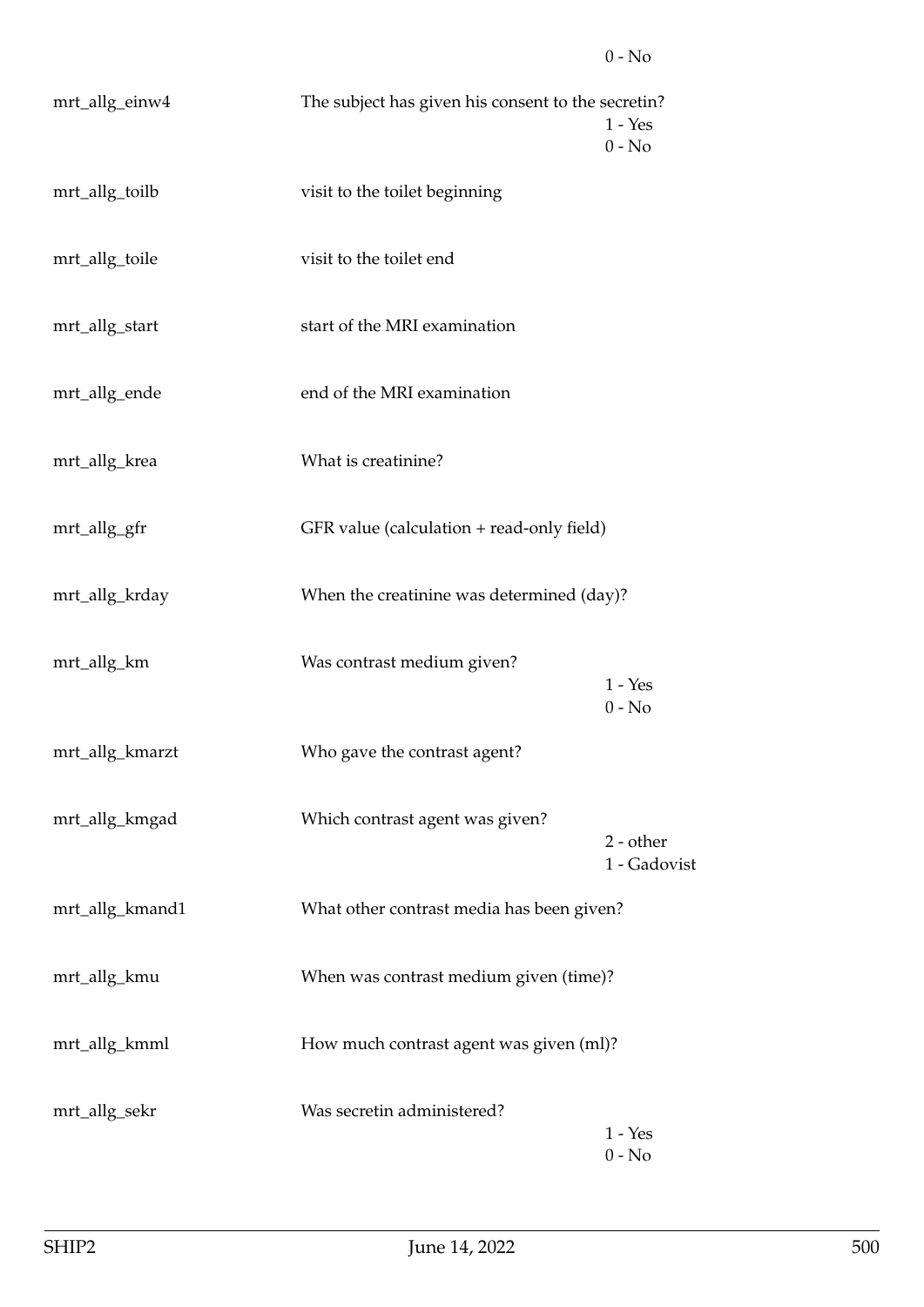0 - No

| Variable | Description | Values |
|---|---|---|
| mrt_allg_einw4 | The subject has given his consent to the secretin? | 1 - Yes<br>0 - No |
| mrt_allg_toilb | visit to the toilet beginning | |
| mrt_allg_toile | visit to the toilet end | |
| mrt_allg_start | start of the MRI examination | |
| mrt_allg_ende | end of the MRI examination | |
| mrt_allg_krea | What is creatinine? | |
| mrt_allg_gfr | GFR value (calculation + read-only field) | |
| mrt_allg_krday | When the creatinine was determined (day)? | |
| mrt_allg_km | Was contrast medium given? | 1 - Yes<br>0 - No |
| mrt_allg_kmarzt | Who gave the contrast agent? | |
| mrt_allg_kmgad | Which contrast agent was given? | 2 - other<br>1 - Gadovist |
| mrt_allg_kmand1 | What other contrast media has been given? | |
| mrt_allg_kmu | When was contrast medium given (time)? | |
| mrt_allg_kmml | How much contrast agent was given (ml)? | |
| mrt_allg_sekr | Was secretin administered? | 1 - Yes<br>0 - No |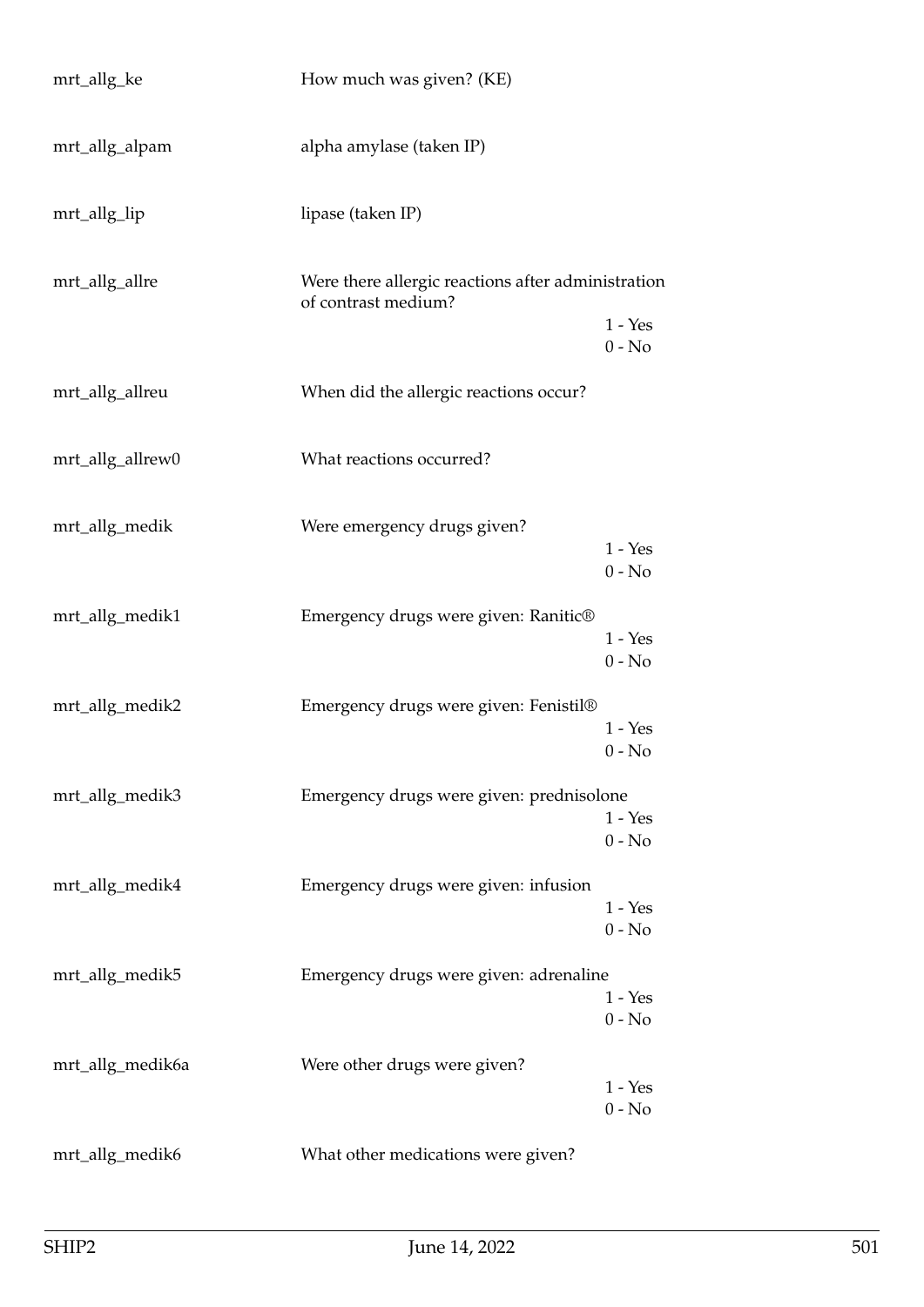| Variable | Description | Values |
|---|---|---|
| mrt_allg_ke | How much was given? (KE) | |
| mrt_allg_alpam | alpha amylase (taken IP) | |
| mrt_allg_lip | lipase (taken IP) | |
| mrt_allg_allre | Were there allergic reactions after administration of contrast medium? | 1 - Yes<br>0 - No |
| mrt_allg_allreu | When did the allergic reactions occur? | |
| mrt_allg_allrew0 | What reactions occurred? | |
| mrt_allg_medik | Were emergency drugs given? | 1 - Yes<br>0 - No |
| mrt_allg_medik1 | Emergency drugs were given: Ranitic® | 1 - Yes<br>0 - No |
| mrt_allg_medik2 | Emergency drugs were given: Fenistil® | 1 - Yes<br>0 - No |
| mrt_allg_medik3 | Emergency drugs were given: prednisolone | 1 - Yes<br>0 - No |
| mrt_allg_medik4 | Emergency drugs were given: infusion | 1 - Yes<br>0 - No |
| mrt_allg_medik5 | Emergency drugs were given: adrenaline | 1 - Yes<br>0 - No |
| mrt_allg_medik6a | Were other drugs were given? | 1 - Yes<br>0 - No |
| mrt_allg_medik6 | What other medications were given? | |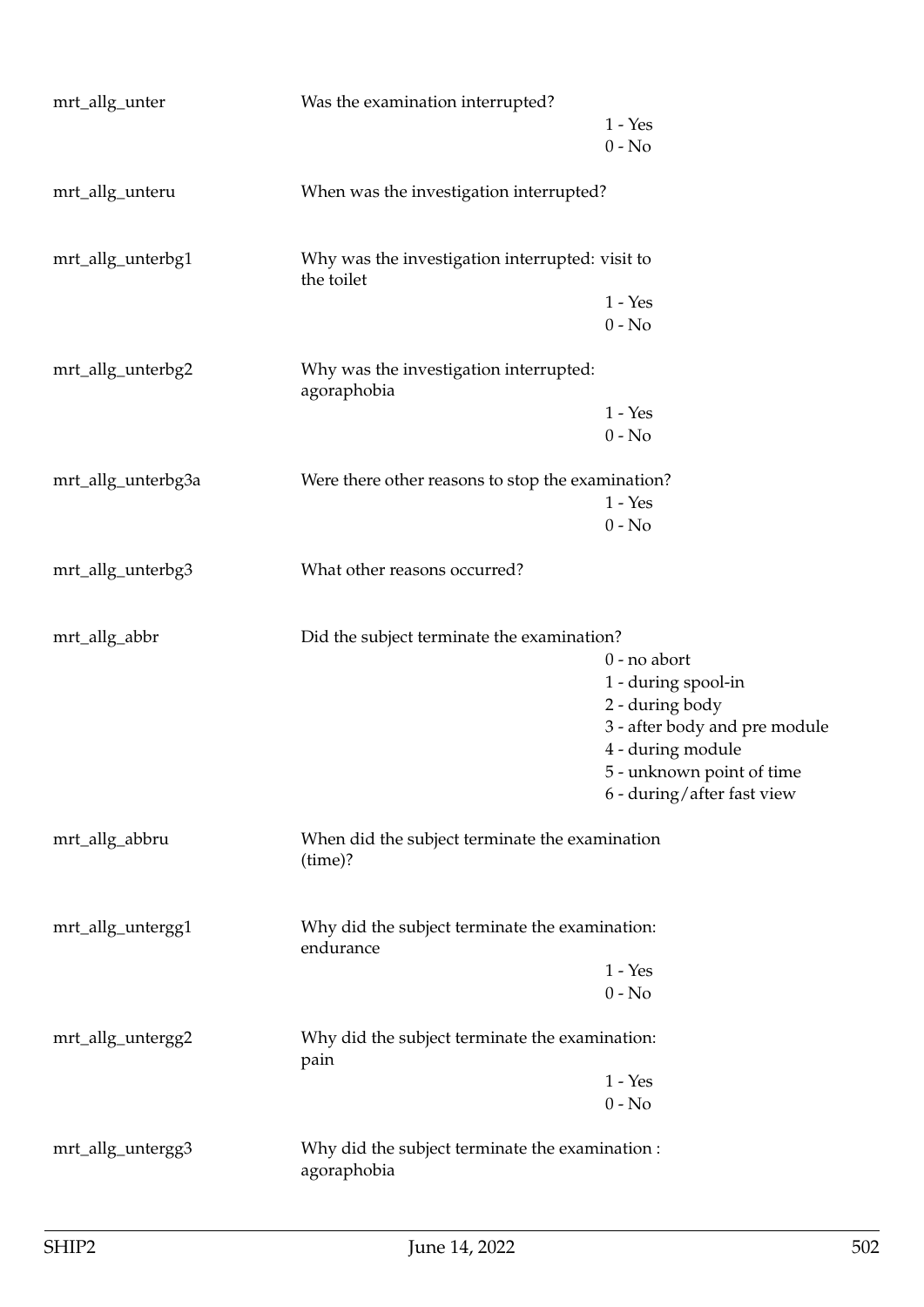| Variable | Description | Values |
|---|---|---|
| mrt_allg_unter | Was the examination interrupted? | 1 - Yes<br>0 - No |
| mrt_allg_unteru | When was the investigation interrupted? | |
| mrt_allg_unterbg1 | Why was the investigation interrupted: visit to the toilet | 1 - Yes<br>0 - No |
| mrt_allg_unterbg2 | Why was the investigation interrupted: agoraphobia | 1 - Yes<br>0 - No |
| mrt_allg_unterbg3a | Were there other reasons to stop the examination? | 1 - Yes<br>0 - No |
| mrt_allg_unterbg3 | What other reasons occurred? | |
| mrt_allg_abbr | Did the subject terminate the examination? | 0 - no abort<br>1 - during spool-in<br>2 - during body<br>3 - after body and pre module<br>4 - during module<br>5 - unknown point of time<br>6 - during/after fast view |
| mrt_allg_abbru | When did the subject terminate the examination (time)? | |
| mrt_allg_untergg1 | Why did the subject terminate the examination: endurance | 1 - Yes<br>0 - No |
| mrt_allg_untergg2 | Why did the subject terminate the examination: pain | 1 - Yes<br>0 - No |
| mrt_allg_untergg3 | Why did the subject terminate the examination : agoraphobia | |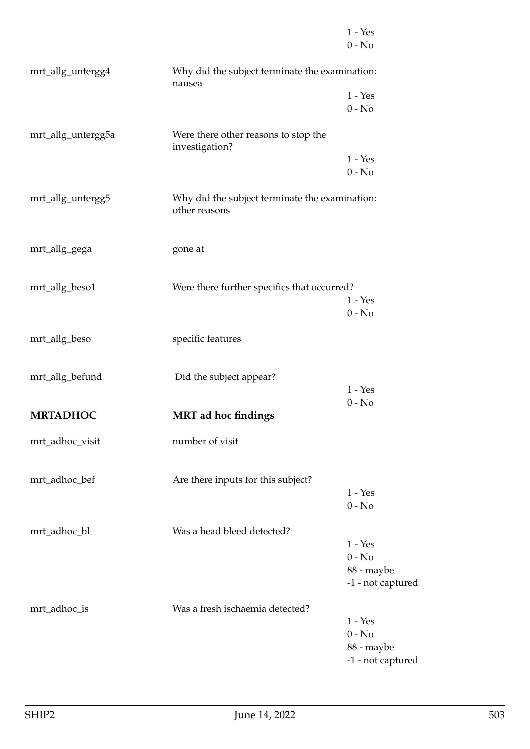| | | |
|---|---|---|
| | | 1 - Yes |
| | | 0 - No |
| mrt_allg_untergg4 | Why did the subject terminate the examination: nausea | |
| | | 1 - Yes |
| | | 0 - No |
| mrt_allg_untergg5a | Were there other reasons to stop the investigation? | |
| | | 1 - Yes |
| | | 0 - No |
| mrt_allg_untergg5 | Why did the subject terminate the examination: other reasons | |
| mrt_allg_gega | gone at | |
| mrt_allg_beso1 | Were there further specifics that occurred? | |
| | | 1 - Yes |
| | | 0 - No |
| mrt_allg_beso | specific features | |
| mrt_allg_befund | Did the subject appear? | |
| | | 1 - Yes |
| | | 0 - No |

**MRTADHOC** **MRT ad hoc findings**

| | | |
|---|---|---|
| mrt_adhoc_visit | number of visit | |
| mrt_adhoc_bef | Are there inputs for this subject? | |
| | | 1 - Yes |
| | | 0 - No |
| mrt_adhoc_bl | Was a head bleed detected? | |
| | | 1 - Yes |
| | | 0 - No |
| | | 88 - maybe |
| | | -1 - not captured |
| mrt_adhoc_is | Was a fresh ischaemia detected? | |
| | | 1 - Yes |
| | | 0 - No |
| | | 88 - maybe |
| | | -1 - not captured |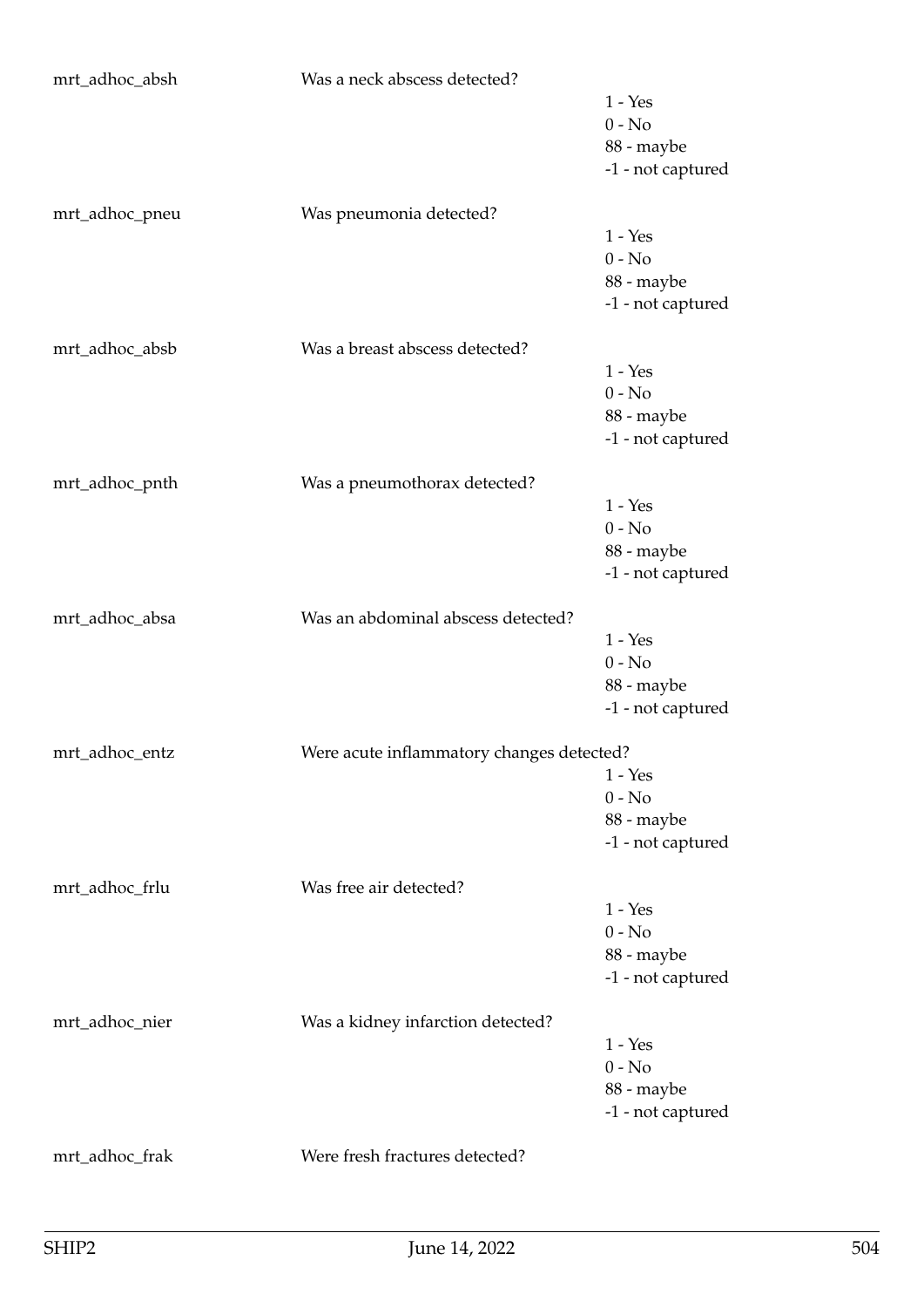mrt_adhoc_absh Was a neck abscess detected?

1 - Yes
0 - No
88 - maybe
-1 - not captured

mrt_adhoc_pneu Was pneumonia detected?

1 - Yes
0 - No
88 - maybe
-1 - not captured

mrt_adhoc_absb Was a breast abscess detected?

1 - Yes
0 - No
88 - maybe
-1 - not captured

mrt_adhoc_pnth Was a pneumothorax detected?

1 - Yes
0 - No
88 - maybe
-1 - not captured

mrt_adhoc_absa Was an abdominal abscess detected?

1 - Yes
0 - No
88 - maybe
-1 - not captured

mrt_adhoc_entz Were acute inflammatory changes detected?

1 - Yes
0 - No
88 - maybe
-1 - not captured

mrt_adhoc_frlu Was free air detected?

1 - Yes
0 - No
88 - maybe
-1 - not captured

mrt_adhoc_nier Was a kidney infarction detected?

1 - Yes
0 - No
88 - maybe
-1 - not captured

mrt_adhoc_frak Were fresh fractures detected?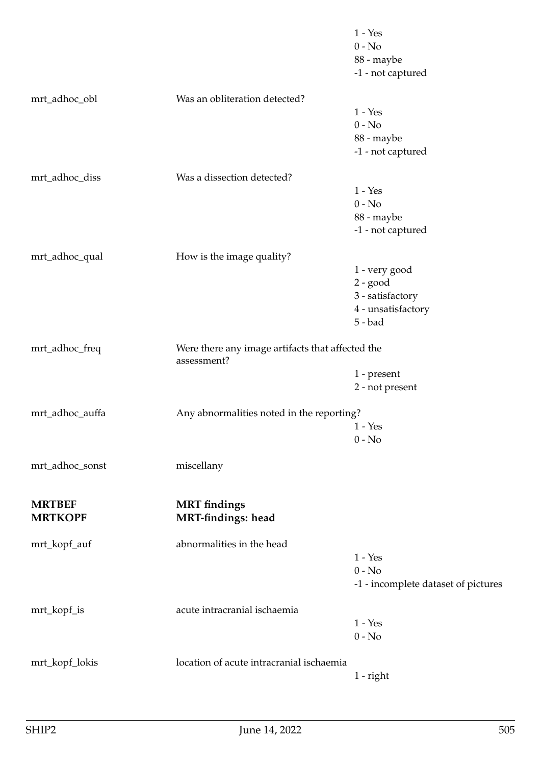1 - Yes
0 - No
88 - maybe
-1 - not captured

mrt_adhoc_obl — Was an obliteration detected?

1 - Yes
0 - No
88 - maybe
-1 - not captured

mrt_adhoc_diss — Was a dissection detected?

1 - Yes
0 - No
88 - maybe
-1 - not captured

mrt_adhoc_qual — How is the image quality?

1 - very good
2 - good
3 - satisfactory
4 - unsatisfactory
5 - bad

mrt_adhoc_freq — Were there any image artifacts that affected the assessment?

1 - present
2 - not present

mrt_adhoc_auffa — Any abnormalities noted in the reporting?

1 - Yes
0 - No

mrt_adhoc_sonst — miscellany

**MRTBEF** — **MRT findings**

**MRTKOPF** — **MRT-findings: head**

mrt_kopf_auf — abnormalities in the head

1 - Yes
0 - No
-1 - incomplete dataset of pictures

mrt_kopf_is — acute intracranial ischaemia

1 - Yes
0 - No

mrt_kopf_lokis — location of acute intracranial ischaemia

1 - right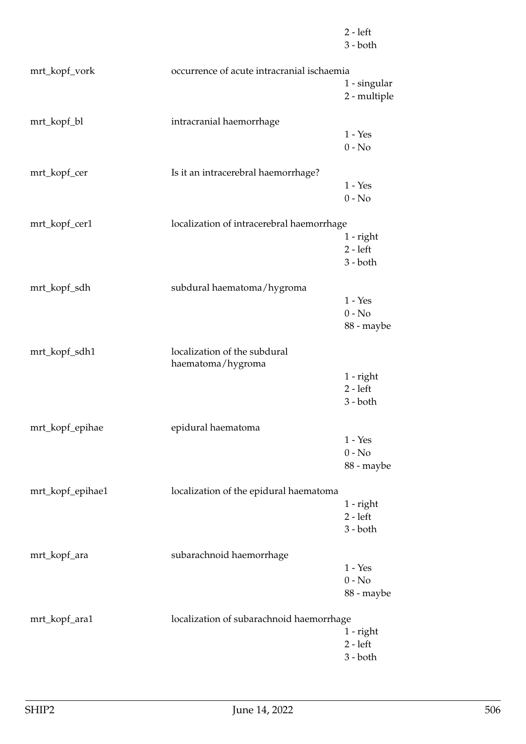2 - left
3 - both

| | | |
|---|---|---|
| mrt_kopf_vork | occurrence of acute intracranial ischaemia | |
| | | 1 - singular |
| | | 2 - multiple |
| mrt_kopf_bl | intracranial haemorrhage | |
| | | 1 - Yes |
| | | 0 - No |
| mrt_kopf_cer | Is it an intracerebral haemorrhage? | |
| | | 1 - Yes |
| | | 0 - No |
| mrt_kopf_cer1 | localization of intracerebral haemorrhage | |
| | | 1 - right |
| | | 2 - left |
| | | 3 - both |
| mrt_kopf_sdh | subdural haematoma/hygroma | |
| | | 1 - Yes |
| | | 0 - No |
| | | 88 - maybe |
| mrt_kopf_sdh1 | localization of the subdural haematoma/hygroma | |
| | | 1 - right |
| | | 2 - left |
| | | 3 - both |
| mrt_kopf_epihae | epidural haematoma | |
| | | 1 - Yes |
| | | 0 - No |
| | | 88 - maybe |
| mrt_kopf_epihae1 | localization of the epidural haematoma | |
| | | 1 - right |
| | | 2 - left |
| | | 3 - both |
| mrt_kopf_ara | subarachnoid haemorrhage | |
| | | 1 - Yes |
| | | 0 - No |
| | | 88 - maybe |
| mrt_kopf_ara1 | localization of subarachnoid haemorrhage | |
| | | 1 - right |
| | | 2 - left |
| | | 3 - both |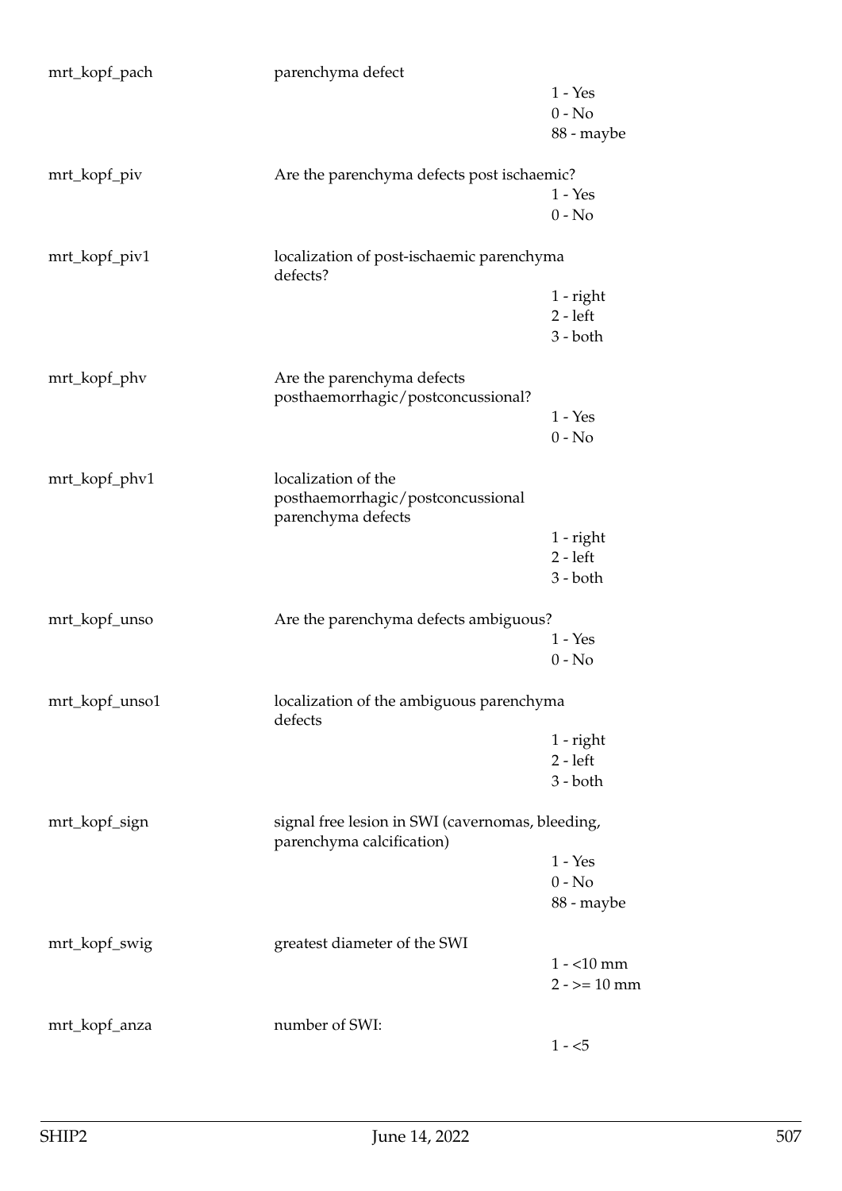mrt_kopf_pach parenchyma defect

- 1 - Yes
- 0 - No
- 88 - maybe

mrt_kopf_piv Are the parenchyma defects post ischaemic?

- 1 - Yes
- 0 - No

mrt_kopf_piv1 localization of post-ischaemic parenchyma defects?

- 1 - right
- 2 - left
- 3 - both

mrt_kopf_phv Are the parenchyma defects posthaemorrhagic/postconcussional?

- 1 - Yes
- 0 - No

mrt_kopf_phv1 localization of the posthaemorrhagic/postconcussional parenchyma defects

- 1 - right
- 2 - left
- 3 - both

mrt_kopf_unso Are the parenchyma defects ambiguous?

- 1 - Yes
- 0 - No

mrt_kopf_unso1 localization of the ambiguous parenchyma defects

- 1 - right
- 2 - left
- 3 - both

mrt_kopf_sign signal free lesion in SWI (cavernomas, bleeding, parenchyma calcification)

- 1 - Yes
- 0 - No
- 88 - maybe

mrt_kopf_swig greatest diameter of the SWI

- 1 - <10 mm
- 2 - >= 10 mm

mrt_kopf_anza number of SWI:

- 1 - <5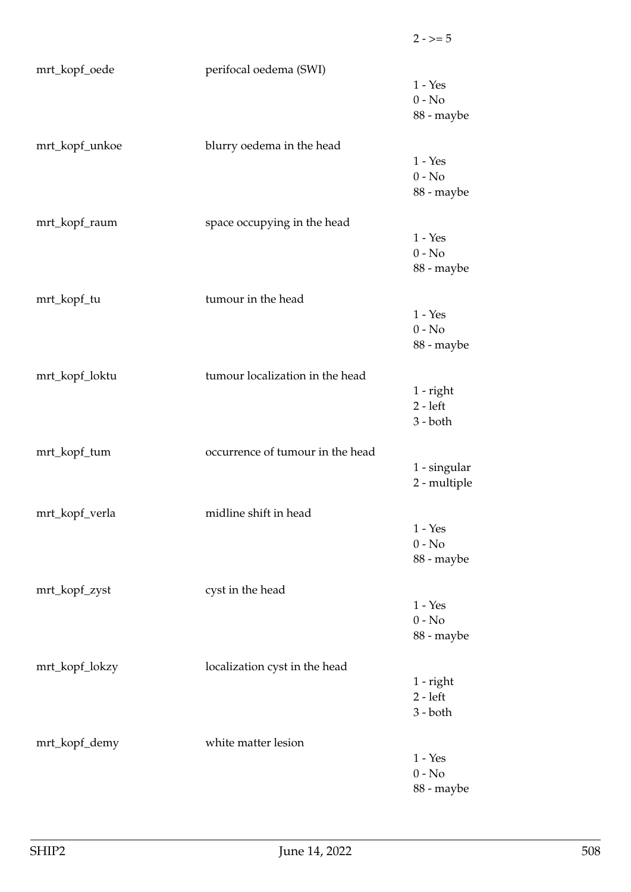| | | 2 - >= 5 |
|---|---|---|
| mrt_kopf_oede | perifocal oedema (SWI) | 1 - Yes<br>0 - No<br>88 - maybe |
| mrt_kopf_unkoe | blurry oedema in the head | 1 - Yes<br>0 - No<br>88 - maybe |
| mrt_kopf_raum | space occupying in the head | 1 - Yes<br>0 - No<br>88 - maybe |
| mrt_kopf_tu | tumour in the head | 1 - Yes<br>0 - No<br>88 - maybe |
| mrt_kopf_loktu | tumour localization in the head | 1 - right<br>2 - left<br>3 - both |
| mrt_kopf_tum | occurrence of tumour in the head | 1 - singular<br>2 - multiple |
| mrt_kopf_verla | midline shift in head | 1 - Yes<br>0 - No<br>88 - maybe |
| mrt_kopf_zyst | cyst in the head | 1 - Yes<br>0 - No<br>88 - maybe |
| mrt_kopf_lokzy | localization cyst in the head | 1 - right<br>2 - left<br>3 - both |
| mrt_kopf_demy | white matter lesion | 1 - Yes<br>0 - No<br>88 - maybe |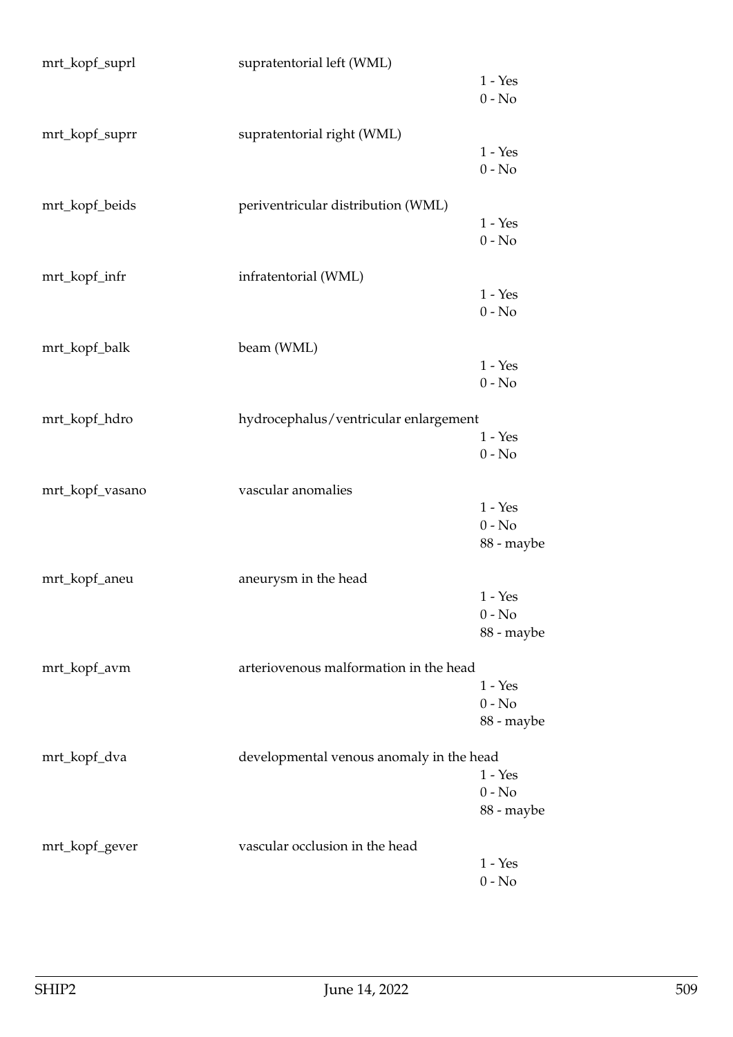mrt_kopf_suprl supratentorial left (WML)
1 - Yes
0 - No

mrt_kopf_suprr supratentorial right (WML)
1 - Yes
0 - No

mrt_kopf_beids periventricular distribution (WML)
1 - Yes
0 - No

mrt_kopf_infr infratentorial (WML)
1 - Yes
0 - No

mrt_kopf_balk beam (WML)
1 - Yes
0 - No

mrt_kopf_hdro hydrocephalus/ventricular enlargement
1 - Yes
0 - No

mrt_kopf_vasano vascular anomalies
1 - Yes
0 - No
88 - maybe

mrt_kopf_aneu aneurysm in the head
1 - Yes
0 - No
88 - maybe

mrt_kopf_avm arteriovenous malformation in the head
1 - Yes
0 - No
88 - maybe

mrt_kopf_dva developmental venous anomaly in the head
1 - Yes
0 - No
88 - maybe

mrt_kopf_gever vascular occlusion in the head
1 - Yes
0 - No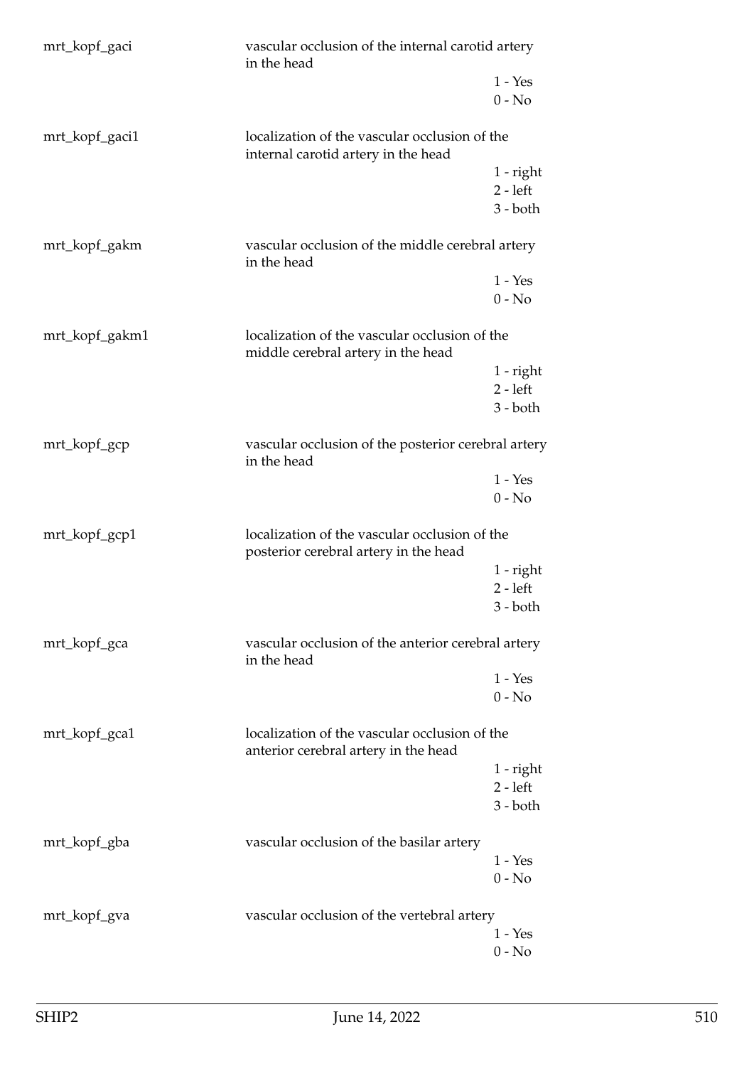| | | |
|---|---|---|
| mrt_kopf_gaci | vascular occlusion of the internal carotid artery in the head | |
| | | 1 - Yes |
| | | 0 - No |
| mrt_kopf_gaci1 | localization of the vascular occlusion of the internal carotid artery in the head | |
| | | 1 - right |
| | | 2 - left |
| | | 3 - both |
| mrt_kopf_gakm | vascular occlusion of the middle cerebral artery in the head | |
| | | 1 - Yes |
| | | 0 - No |
| mrt_kopf_gakm1 | localization of the vascular occlusion of the middle cerebral artery in the head | |
| | | 1 - right |
| | | 2 - left |
| | | 3 - both |
| mrt_kopf_gcp | vascular occlusion of the posterior cerebral artery in the head | |
| | | 1 - Yes |
| | | 0 - No |
| mrt_kopf_gcp1 | localization of the vascular occlusion of the posterior cerebral artery in the head | |
| | | 1 - right |
| | | 2 - left |
| | | 3 - both |
| mrt_kopf_gca | vascular occlusion of the anterior cerebral artery in the head | |
| | | 1 - Yes |
| | | 0 - No |
| mrt_kopf_gca1 | localization of the vascular occlusion of the anterior cerebral artery in the head | |
| | | 1 - right |
| | | 2 - left |
| | | 3 - both |
| mrt_kopf_gba | vascular occlusion of the basilar artery | |
| | | 1 - Yes |
| | | 0 - No |
| mrt_kopf_gva | vascular occlusion of the vertebral artery | |
| | | 1 - Yes |
| | | 0 - No |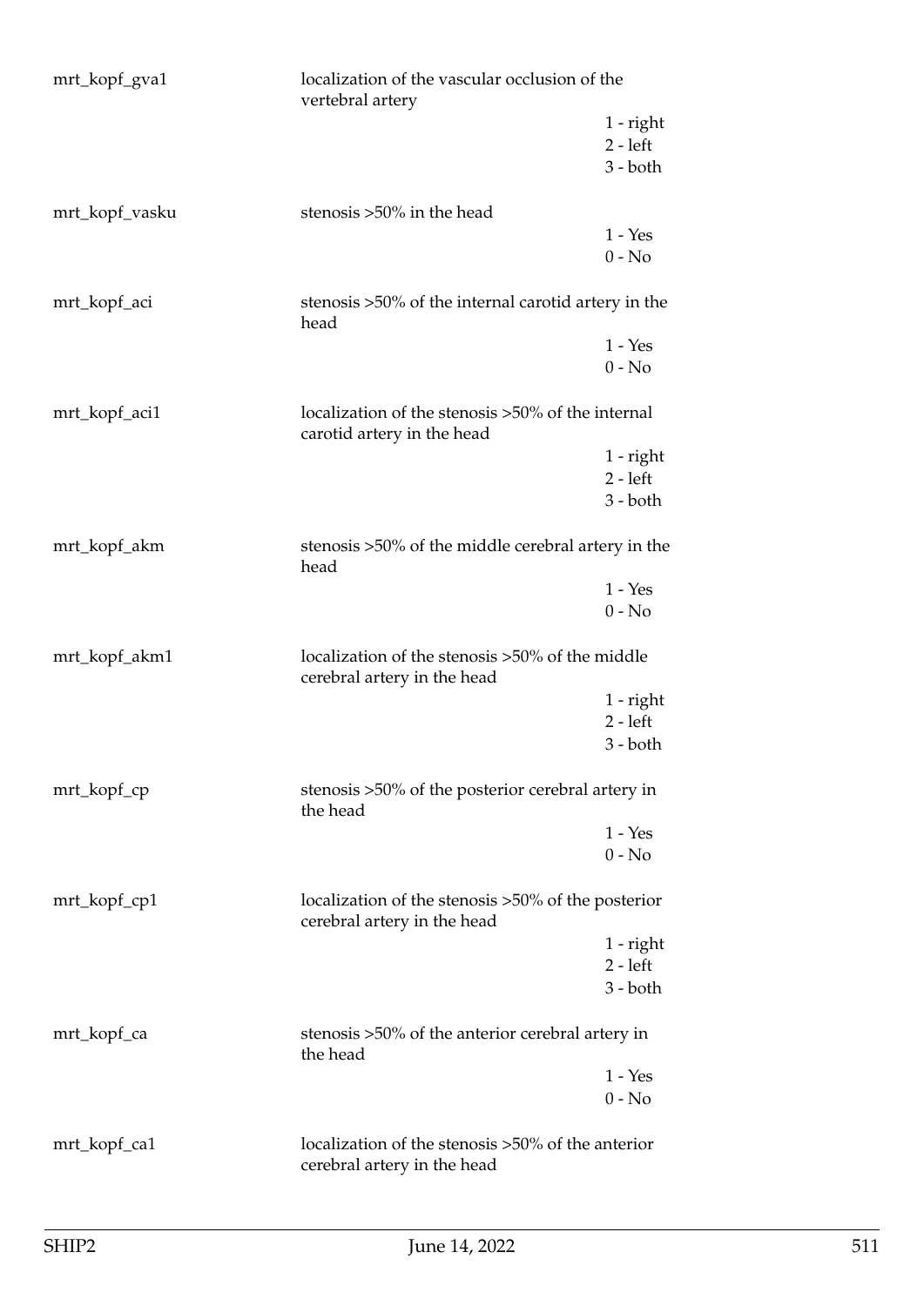| | | |
|---|---|---|
| mrt_kopf_gva1 | localization of the vascular occlusion of the vertebral artery | |
| | | 1 - right |
| | | 2 - left |
| | | 3 - both |
| mrt_kopf_vasku | stenosis >50% in the head | |
| | | 1 - Yes |
| | | 0 - No |
| mrt_kopf_aci | stenosis >50% of the internal carotid artery in the head | |
| | | 1 - Yes |
| | | 0 - No |
| mrt_kopf_aci1 | localization of the stenosis >50% of the internal carotid artery in the head | |
| | | 1 - right |
| | | 2 - left |
| | | 3 - both |
| mrt_kopf_akm | stenosis >50% of the middle cerebral artery in the head | |
| | | 1 - Yes |
| | | 0 - No |
| mrt_kopf_akm1 | localization of the stenosis >50% of the middle cerebral artery in the head | |
| | | 1 - right |
| | | 2 - left |
| | | 3 - both |
| mrt_kopf_cp | stenosis >50% of the posterior cerebral artery in the head | |
| | | 1 - Yes |
| | | 0 - No |
| mrt_kopf_cp1 | localization of the stenosis >50% of the posterior cerebral artery in the head | |
| | | 1 - right |
| | | 2 - left |
| | | 3 - both |
| mrt_kopf_ca | stenosis >50% of the anterior cerebral artery in the head | |
| | | 1 - Yes |
| | | 0 - No |
| mrt_kopf_ca1 | localization of the stenosis >50% of the anterior cerebral artery in the head | |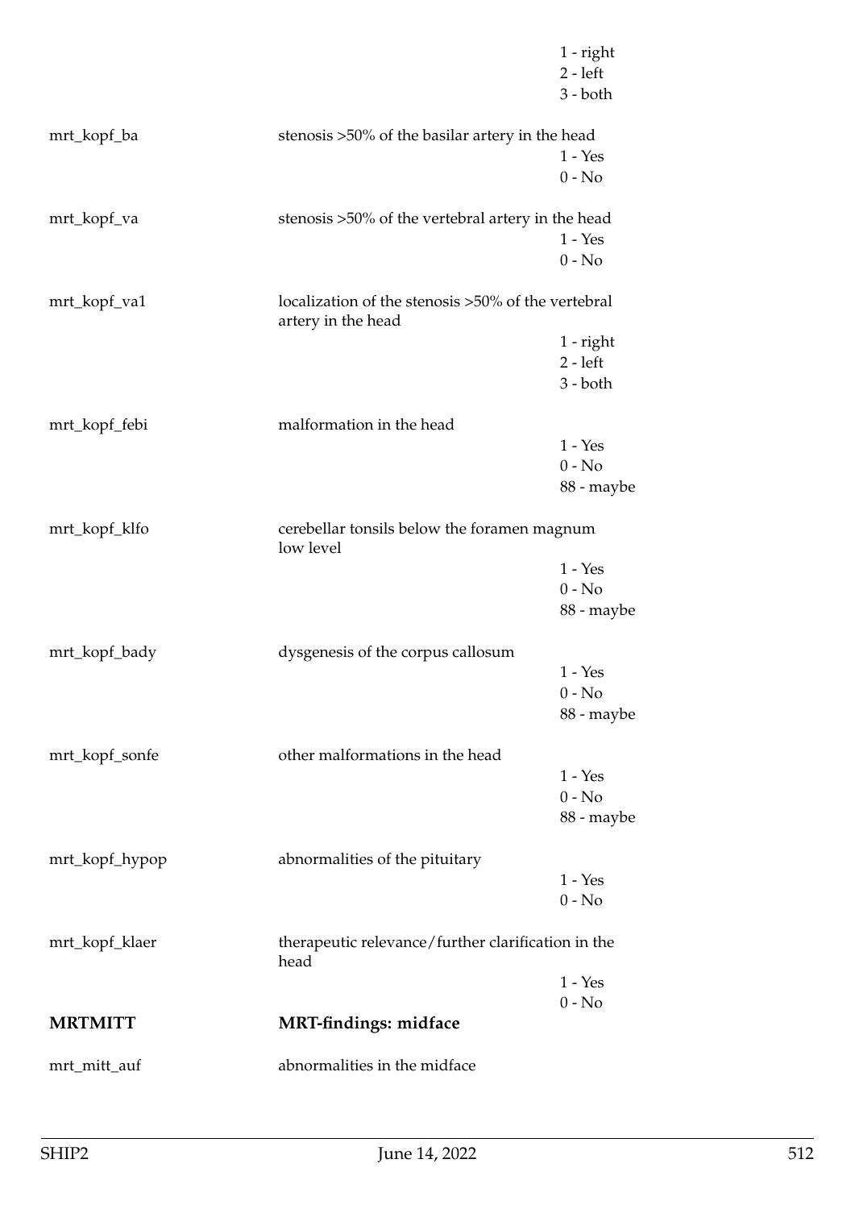| | | |
|---|---|---|
| | | 1 - right |
| | | 2 - left |
| | | 3 - both |
| mrt_kopf_ba | stenosis >50% of the basilar artery in the head | |
| | | 1 - Yes |
| | | 0 - No |
| mrt_kopf_va | stenosis >50% of the vertebral artery in the head | |
| | | 1 - Yes |
| | | 0 - No |
| mrt_kopf_va1 | localization of the stenosis >50% of the vertebral artery in the head | |
| | | 1 - right |
| | | 2 - left |
| | | 3 - both |
| mrt_kopf_febi | malformation in the head | |
| | | 1 - Yes |
| | | 0 - No |
| | | 88 - maybe |
| mrt_kopf_klfo | cerebellar tonsils below the foramen magnum low level | |
| | | 1 - Yes |
| | | 0 - No |
| | | 88 - maybe |
| mrt_kopf_bady | dysgenesis of the corpus callosum | |
| | | 1 - Yes |
| | | 0 - No |
| | | 88 - maybe |
| mrt_kopf_sonfe | other malformations in the head | |
| | | 1 - Yes |
| | | 0 - No |
| | | 88 - maybe |
| mrt_kopf_hypop | abnormalities of the pituitary | |
| | | 1 - Yes |
| | | 0 - No |
| mrt_kopf_klaer | therapeutic relevance/further clarification in the head | |
| | | 1 - Yes |
| | | 0 - No |

| | |
|---|---|
| **MRTMITT** | **MRT-findings: midface** |
| mrt_mitt_auf | abnormalities in the midface |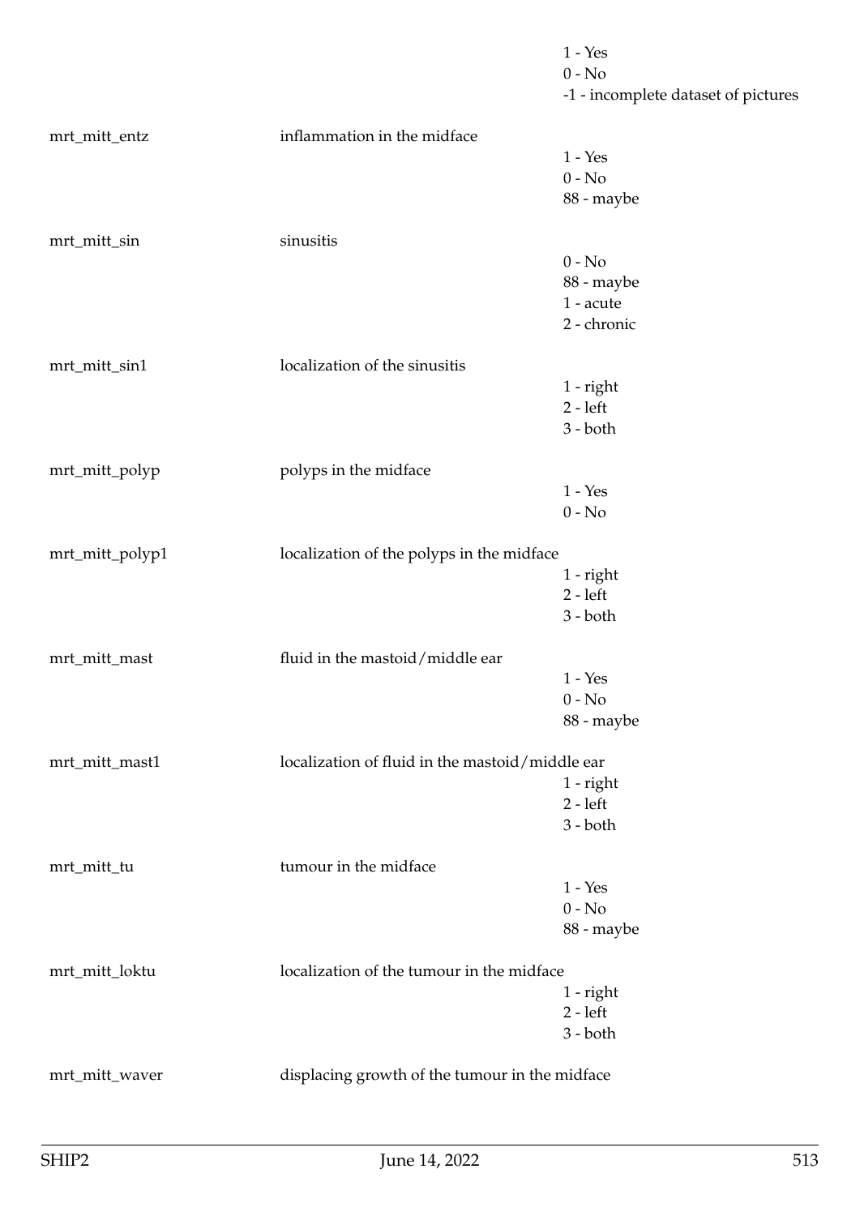| | | |
|---|---|---|
| | | 1 - Yes |
| | | 0 - No |
| | | -1 - incomplete dataset of pictures |
| mrt_mitt_entz | inflammation in the midface | |
| | | 1 - Yes |
| | | 0 - No |
| | | 88 - maybe |
| mrt_mitt_sin | sinusitis | |
| | | 0 - No |
| | | 88 - maybe |
| | | 1 - acute |
| | | 2 - chronic |
| mrt_mitt_sin1 | localization of the sinusitis | |
| | | 1 - right |
| | | 2 - left |
| | | 3 - both |
| mrt_mitt_polyp | polyps in the midface | |
| | | 1 - Yes |
| | | 0 - No |
| mrt_mitt_polyp1 | localization of the polyps in the midface | |
| | | 1 - right |
| | | 2 - left |
| | | 3 - both |
| mrt_mitt_mast | fluid in the mastoid/middle ear | |
| | | 1 - Yes |
| | | 0 - No |
| | | 88 - maybe |
| mrt_mitt_mast1 | localization of fluid in the mastoid/middle ear | |
| | | 1 - right |
| | | 2 - left |
| | | 3 - both |
| mrt_mitt_tu | tumour in the midface | |
| | | 1 - Yes |
| | | 0 - No |
| | | 88 - maybe |
| mrt_mitt_loktu | localization of the tumour in the midface | |
| | | 1 - right |
| | | 2 - left |
| | | 3 - both |
| mrt_mitt_waver | displacing growth of the tumour in the midface | |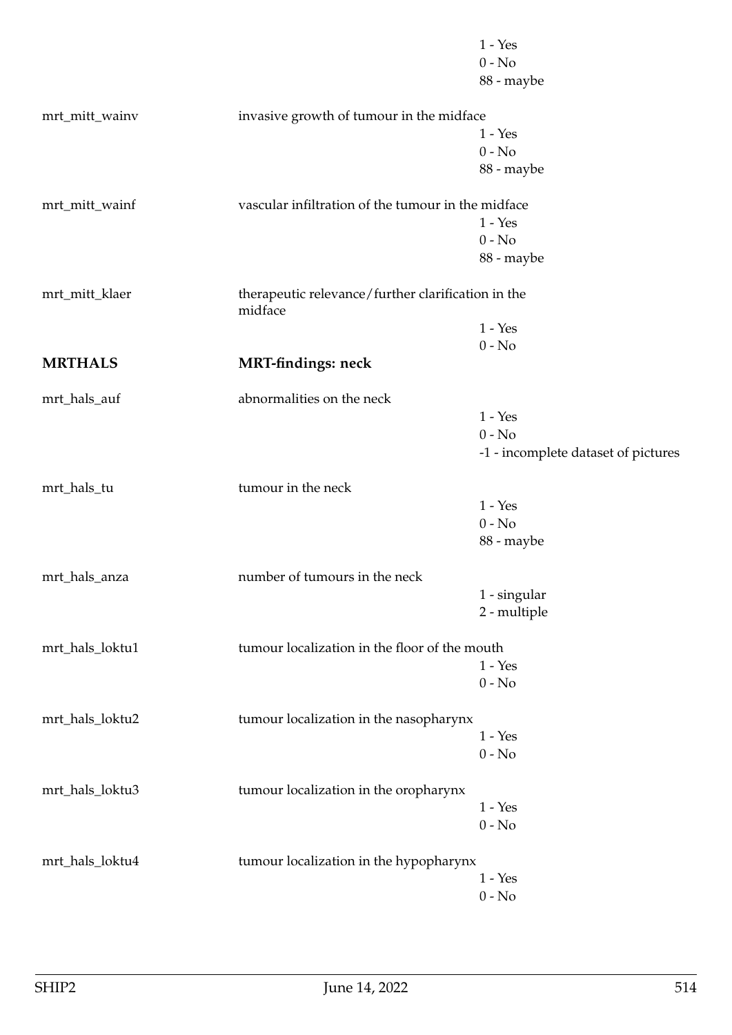1 - Yes
0 - No
88 - maybe

mrt_mitt_wainv invasive growth of tumour in the midface
1 - Yes
0 - No
88 - maybe

mrt_mitt_wainf vascular infiltration of the tumour in the midface
1 - Yes
0 - No
88 - maybe

mrt_mitt_klaer therapeutic relevance/further clarification in the midface
1 - Yes
0 - No

**MRTHALS** **MRT-findings: neck**

mrt_hals_auf abnormalities on the neck
1 - Yes
0 - No
-1 - incomplete dataset of pictures

mrt_hals_tu tumour in the neck
1 - Yes
0 - No
88 - maybe

mrt_hals_anza number of tumours in the neck
1 - singular
2 - multiple

mrt_hals_loktu1 tumour localization in the floor of the mouth
1 - Yes
0 - No

mrt_hals_loktu2 tumour localization in the nasopharynx
1 - Yes
0 - No

mrt_hals_loktu3 tumour localization in the oropharynx
1 - Yes
0 - No

mrt_hals_loktu4 tumour localization in the hypopharynx
1 - Yes
0 - No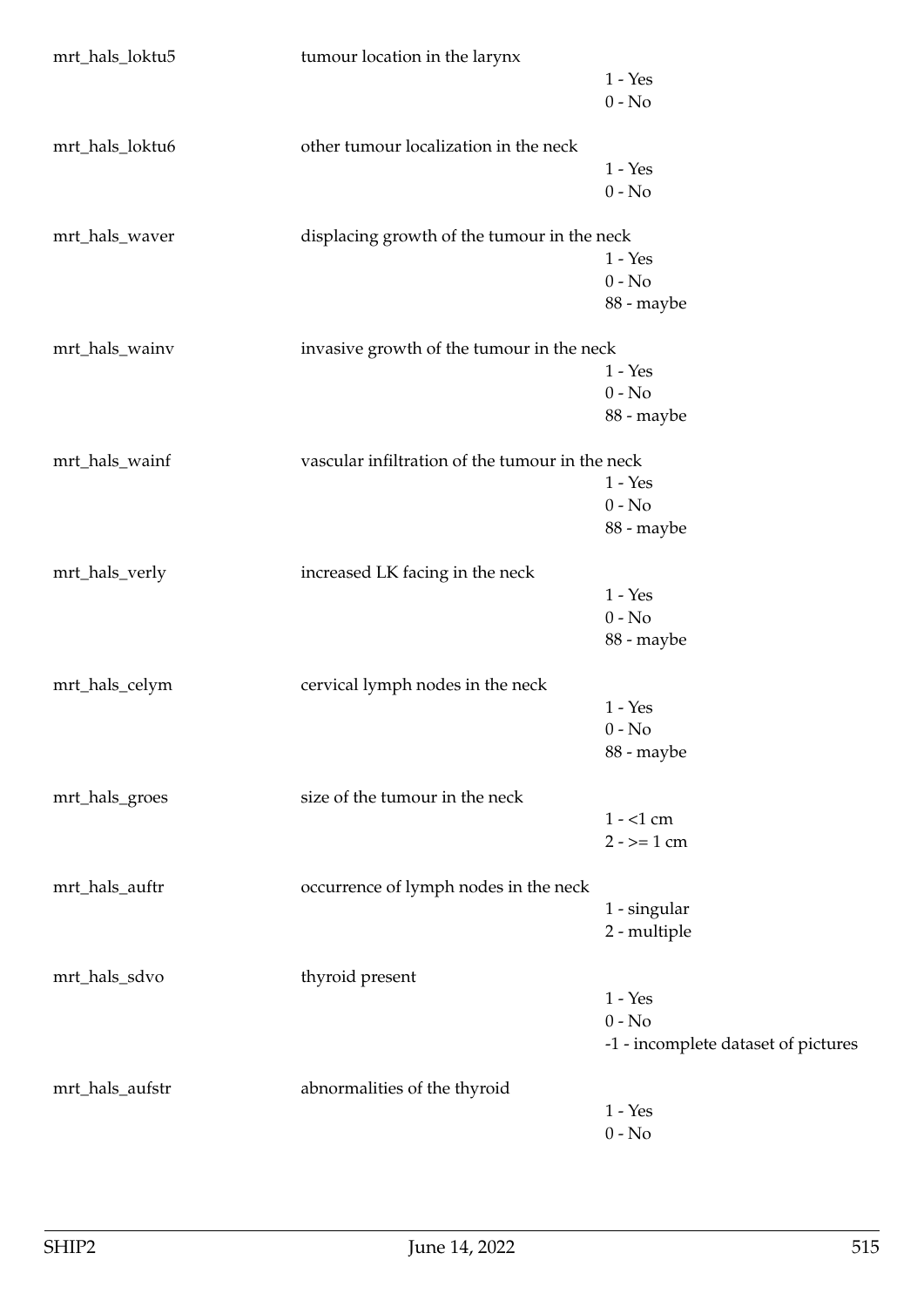| | | |
|---|---|---|
| mrt_hals_loktu5 | tumour location in the larynx | |
| | | 1 - Yes |
| | | 0 - No |
| mrt_hals_loktu6 | other tumour localization in the neck | |
| | | 1 - Yes |
| | | 0 - No |
| mrt_hals_waver | displacing growth of the tumour in the neck | |
| | | 1 - Yes |
| | | 0 - No |
| | | 88 - maybe |
| mrt_hals_wainv | invasive growth of the tumour in the neck | |
| | | 1 - Yes |
| | | 0 - No |
| | | 88 - maybe |
| mrt_hals_wainf | vascular infiltration of the tumour in the neck | |
| | | 1 - Yes |
| | | 0 - No |
| | | 88 - maybe |
| mrt_hals_verly | increased LK facing in the neck | |
| | | 1 - Yes |
| | | 0 - No |
| | | 88 - maybe |
| mrt_hals_celym | cervical lymph nodes in the neck | |
| | | 1 - Yes |
| | | 0 - No |
| | | 88 - maybe |
| mrt_hals_groes | size of the tumour in the neck | |
| | | 1 - <1 cm |
| | | 2 - >= 1 cm |
| mrt_hals_auftr | occurrence of lymph nodes in the neck | |
| | | 1 - singular |
| | | 2 - multiple |
| mrt_hals_sdvo | thyroid present | |
| | | 1 - Yes |
| | | 0 - No |
| | | -1 - incomplete dataset of pictures |
| mrt_hals_aufstr | abnormalities of the thyroid | |
| | | 1 - Yes |
| | | 0 - No |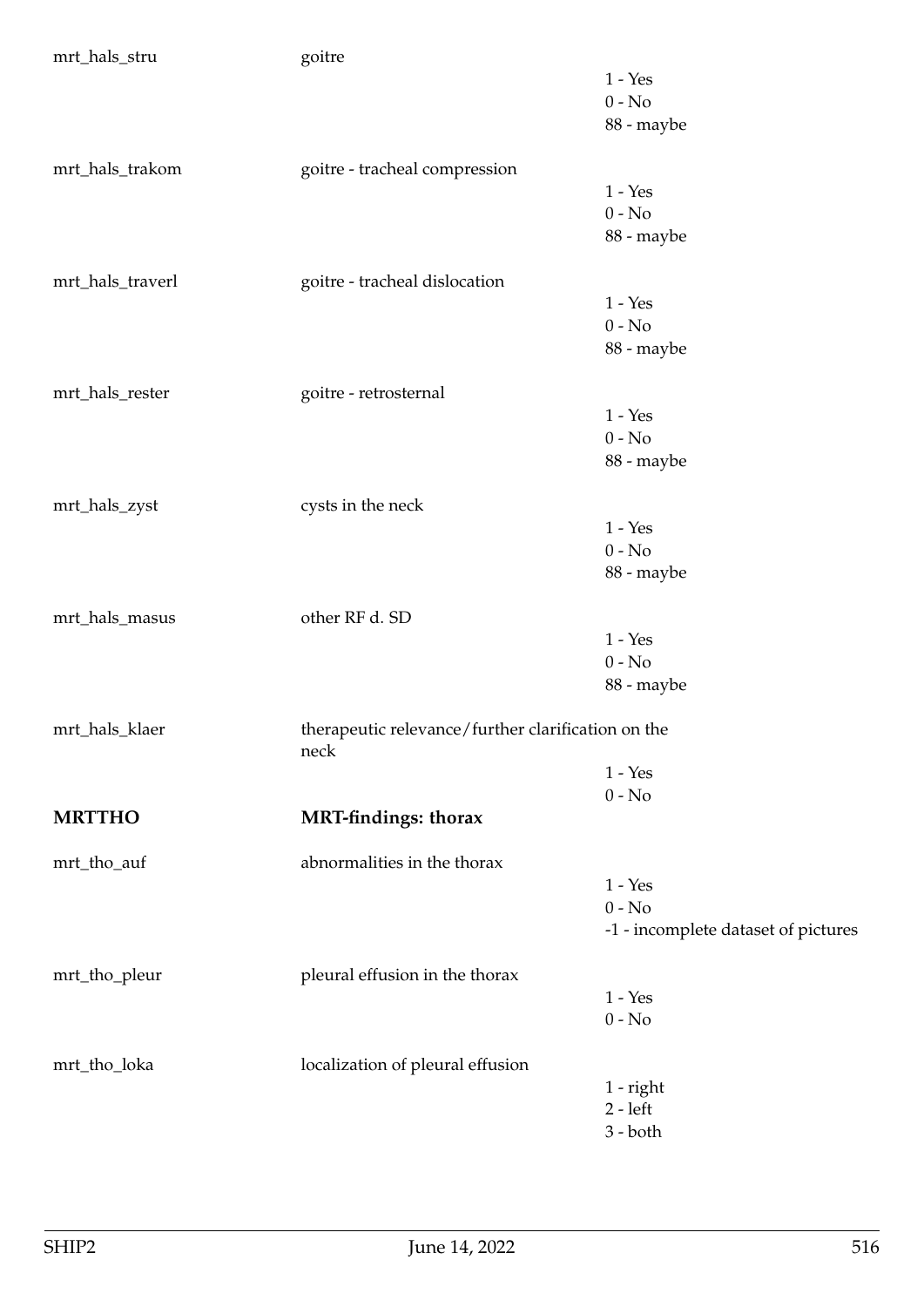| | | |
|---|---|---|
| mrt_hals_stru | goitre | |
| | | 1 - Yes |
| | | 0 - No |
| | | 88 - maybe |
| mrt_hals_trakom | goitre - tracheal compression | |
| | | 1 - Yes |
| | | 0 - No |
| | | 88 - maybe |
| mrt_hals_traverl | goitre - tracheal dislocation | |
| | | 1 - Yes |
| | | 0 - No |
| | | 88 - maybe |
| mrt_hals_rester | goitre - retrosternal | |
| | | 1 - Yes |
| | | 0 - No |
| | | 88 - maybe |
| mrt_hals_zyst | cysts in the neck | |
| | | 1 - Yes |
| | | 0 - No |
| | | 88 - maybe |
| mrt_hals_masus | other RF d. SD | |
| | | 1 - Yes |
| | | 0 - No |
| | | 88 - maybe |
| mrt_hals_klaer | therapeutic relevance/further clarification on the neck | |
| | | 1 - Yes |
| | | 0 - No |

## MRTTHO — MRT-findings: thorax

| | | |
|---|---|---|
| mrt_tho_auf | abnormalities in the thorax | |
| | | 1 - Yes |
| | | 0 - No |
| | | -1 - incomplete dataset of pictures |
| mrt_tho_pleur | pleural effusion in the thorax | |
| | | 1 - Yes |
| | | 0 - No |
| mrt_tho_loka | localization of pleural effusion | |
| | | 1 - right |
| | | 2 - left |
| | | 3 - both |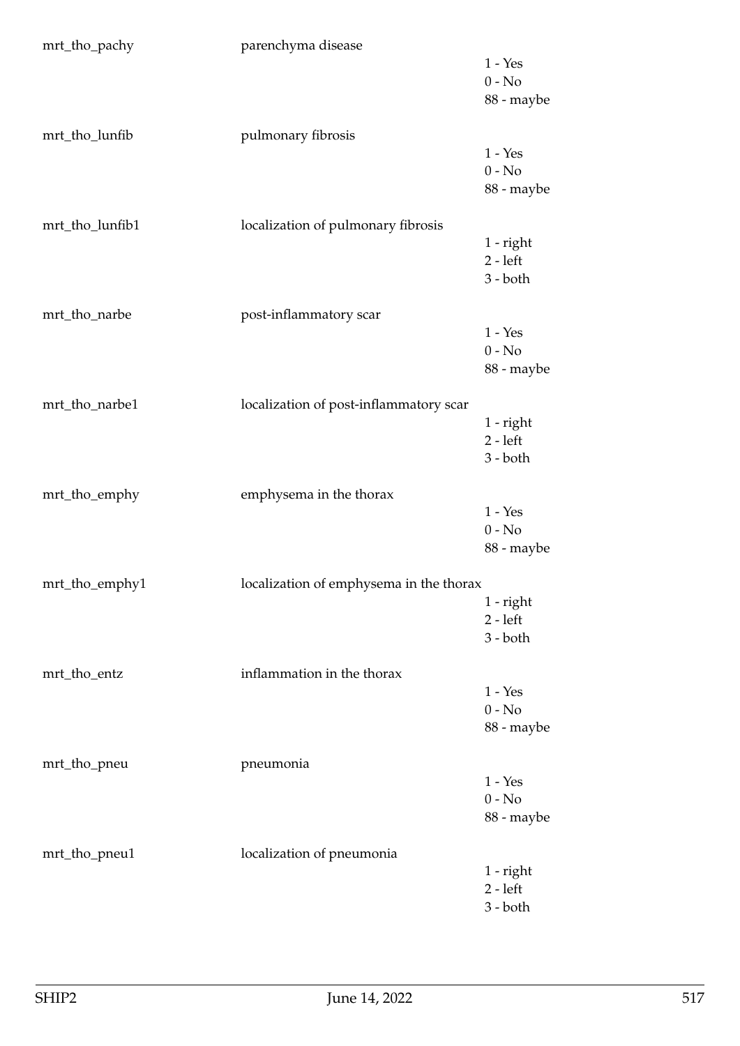| | | |
|---|---|---|
| mrt_tho_pachy | parenchyma disease | 1 - Yes<br>0 - No<br>88 - maybe |
| mrt_tho_lunfib | pulmonary fibrosis | 1 - Yes<br>0 - No<br>88 - maybe |
| mrt_tho_lunfib1 | localization of pulmonary fibrosis | 1 - right<br>2 - left<br>3 - both |
| mrt_tho_narbe | post-inflammatory scar | 1 - Yes<br>0 - No<br>88 - maybe |
| mrt_tho_narbe1 | localization of post-inflammatory scar | 1 - right<br>2 - left<br>3 - both |
| mrt_tho_emphy | emphysema in the thorax | 1 - Yes<br>0 - No<br>88 - maybe |
| mrt_tho_emphy1 | localization of emphysema in the thorax | 1 - right<br>2 - left<br>3 - both |
| mrt_tho_entz | inflammation in the thorax | 1 - Yes<br>0 - No<br>88 - maybe |
| mrt_tho_pneu | pneumonia | 1 - Yes<br>0 - No<br>88 - maybe |
| mrt_tho_pneu1 | localization of pneumonia | 1 - right<br>2 - left<br>3 - both |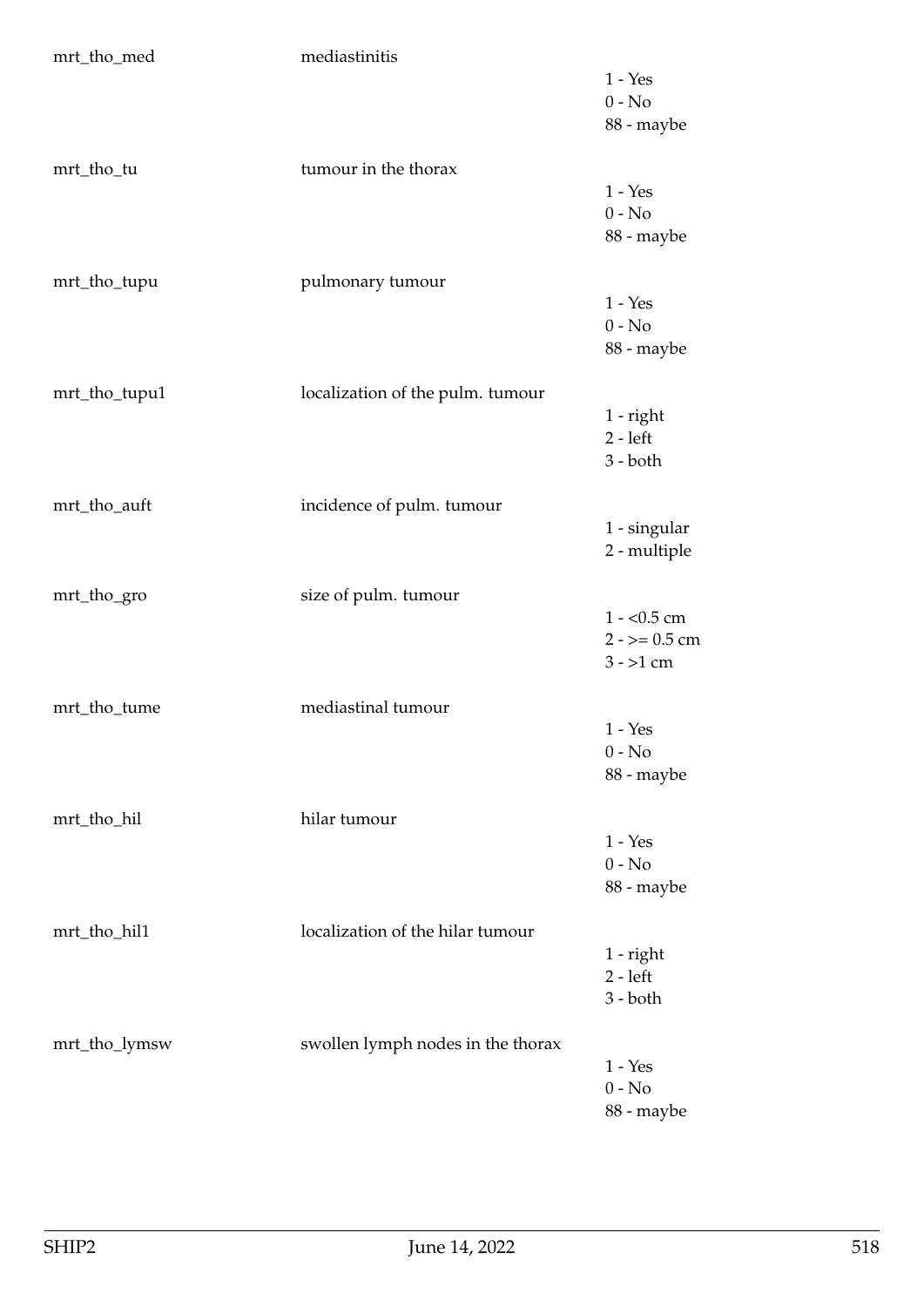| | | |
|---|---|---|
| mrt_tho_med | mediastinitis | 1 - Yes<br>0 - No<br>88 - maybe |
| mrt_tho_tu | tumour in the thorax | 1 - Yes<br>0 - No<br>88 - maybe |
| mrt_tho_tupu | pulmonary tumour | 1 - Yes<br>0 - No<br>88 - maybe |
| mrt_tho_tupu1 | localization of the pulm. tumour | 1 - right<br>2 - left<br>3 - both |
| mrt_tho_auft | incidence of pulm. tumour | 1 - singular<br>2 - multiple |
| mrt_tho_gro | size of pulm. tumour | 1 - <0.5 cm<br>2 - >= 0.5 cm<br>3 - >1 cm |
| mrt_tho_tume | mediastinal tumour | 1 - Yes<br>0 - No<br>88 - maybe |
| mrt_tho_hil | hilar tumour | 1 - Yes<br>0 - No<br>88 - maybe |
| mrt_tho_hil1 | localization of the hilar tumour | 1 - right<br>2 - left<br>3 - both |
| mrt_tho_lymsw | swollen lymph nodes in the thorax | 1 - Yes<br>0 - No<br>88 - maybe |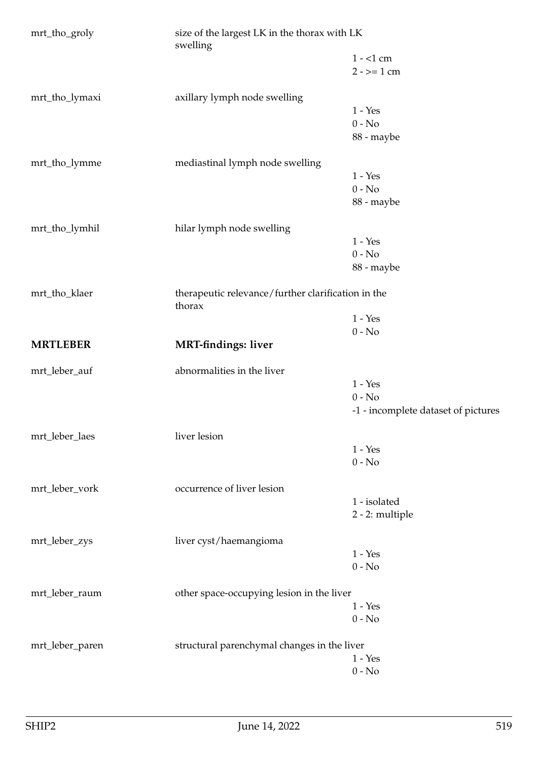mrt_tho_groly — size of the largest LK in the thorax with LK swelling

- 1 - <1 cm
- 2 - >= 1 cm

mrt_tho_lymaxi — axillary lymph node swelling

- 1 - Yes
- 0 - No
- 88 - maybe

mrt_tho_lymme — mediastinal lymph node swelling

- 1 - Yes
- 0 - No
- 88 - maybe

mrt_tho_lymhil — hilar lymph node swelling

- 1 - Yes
- 0 - No
- 88 - maybe

mrt_tho_klaer — therapeutic relevance/further clarification in the thorax

- 1 - Yes
- 0 - No

## MRTLEBER — MRT-findings: liver

mrt_leber_auf — abnormalities in the liver

- 1 - Yes
- 0 - No
- -1 - incomplete dataset of pictures

mrt_leber_laes — liver lesion

- 1 - Yes
- 0 - No

mrt_leber_vork — occurrence of liver lesion

- 1 - isolated
- 2 - 2: multiple

mrt_leber_zys — liver cyst/haemangioma

- 1 - Yes
- 0 - No

mrt_leber_raum — other space-occupying lesion in the liver

- 1 - Yes
- 0 - No

mrt_leber_paren — structural parenchymal changes in the liver

- 1 - Yes
- 0 - No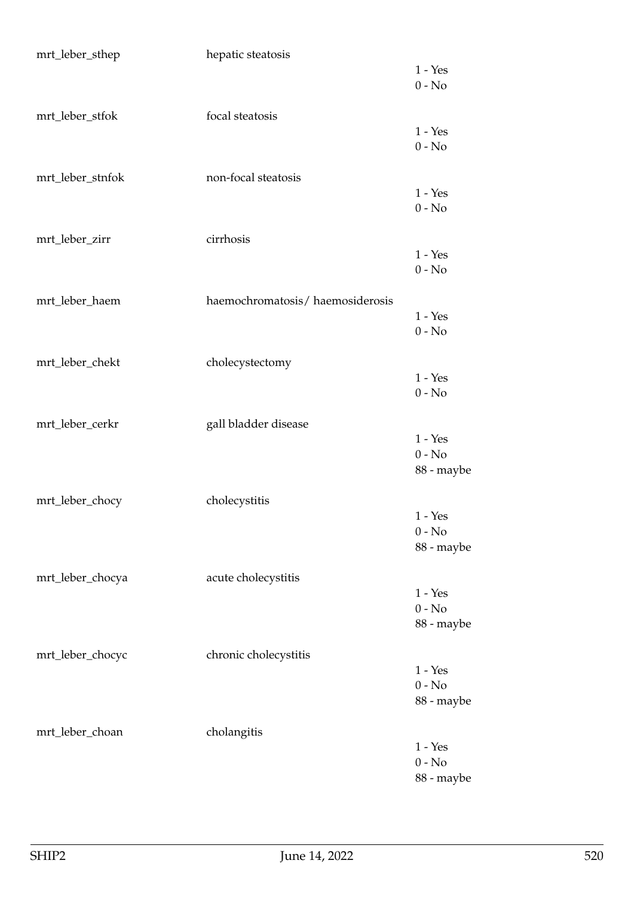| Variable | Description | Values |
|---|---|---|
| mrt_leber_sthep | hepatic steatosis | 1 - Yes<br>0 - No |
| mrt_leber_stfok | focal steatosis | 1 - Yes<br>0 - No |
| mrt_leber_stnfok | non-focal steatosis | 1 - Yes<br>0 - No |
| mrt_leber_zirr | cirrhosis | 1 - Yes<br>0 - No |
| mrt_leber_haem | haemochromatosis/ haemosiderosis | 1 - Yes<br>0 - No |
| mrt_leber_chekt | cholecystectomy | 1 - Yes<br>0 - No |
| mrt_leber_cerkr | gall bladder disease | 1 - Yes<br>0 - No<br>88 - maybe |
| mrt_leber_chocy | cholecystitis | 1 - Yes<br>0 - No<br>88 - maybe |
| mrt_leber_chocya | acute cholecystitis | 1 - Yes<br>0 - No<br>88 - maybe |
| mrt_leber_chocyc | chronic cholecystitis | 1 - Yes<br>0 - No<br>88 - maybe |
| mrt_leber_choan | cholangitis | 1 - Yes<br>0 - No<br>88 - maybe |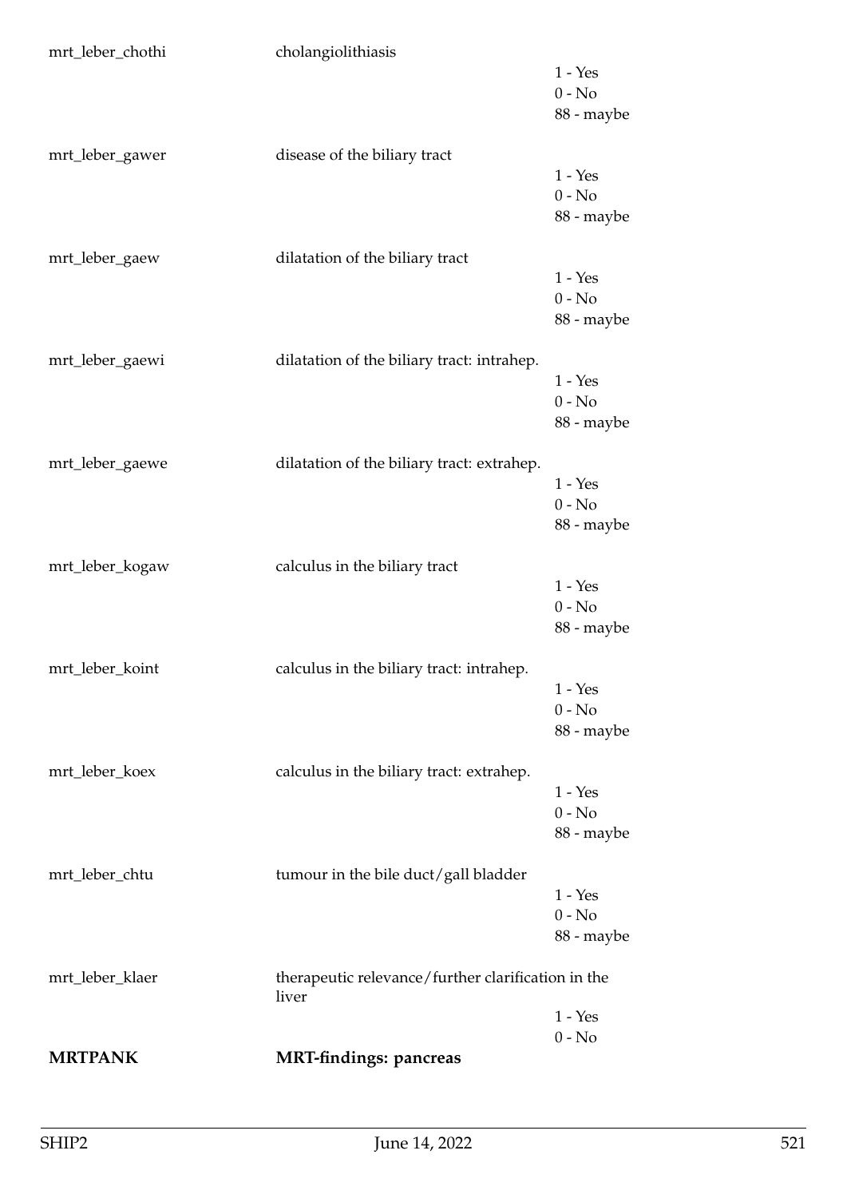mrt_leber_chothi — cholangiolithiasis

1 - Yes
0 - No
88 - maybe

mrt_leber_gawer — disease of the biliary tract

1 - Yes
0 - No
88 - maybe

mrt_leber_gaew — dilatation of the biliary tract

1 - Yes
0 - No
88 - maybe

mrt_leber_gaewi — dilatation of the biliary tract: intrahep.

1 - Yes
0 - No
88 - maybe

mrt_leber_gaewe — dilatation of the biliary tract: extrahep.

1 - Yes
0 - No
88 - maybe

mrt_leber_kogaw — calculus in the biliary tract

1 - Yes
0 - No
88 - maybe

mrt_leber_koint — calculus in the biliary tract: intrahep.

1 - Yes
0 - No
88 - maybe

mrt_leber_koex — calculus in the biliary tract: extrahep.

1 - Yes
0 - No
88 - maybe

mrt_leber_chtu — tumour in the bile duct/gall bladder

1 - Yes
0 - No
88 - maybe

mrt_leber_klaer — therapeutic relevance/further clarification in the liver

1 - Yes
0 - No

**MRTPANK** — **MRT-findings: pancreas**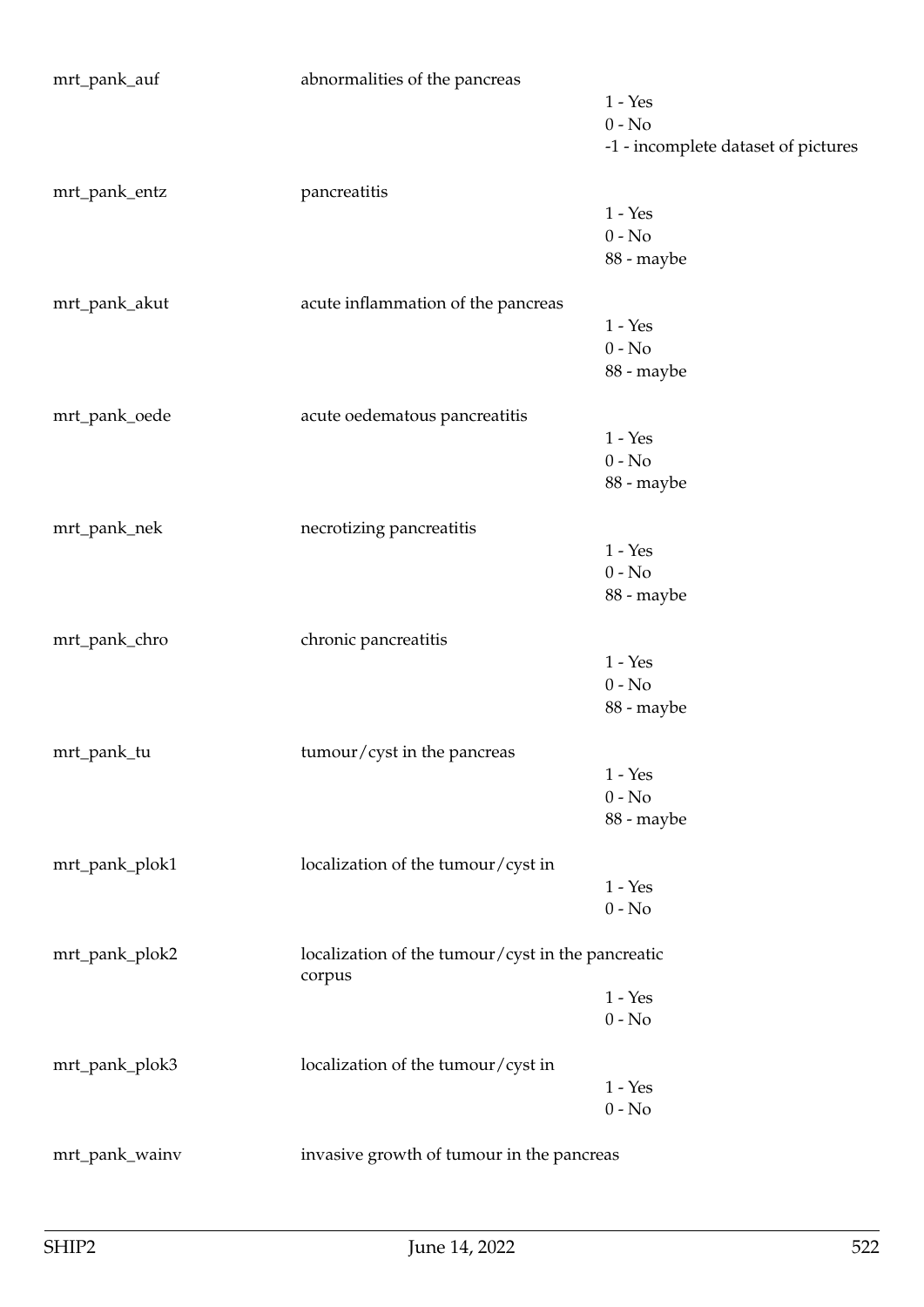mrt_pank_auf — abnormalities of the pancreas

1 - Yes
0 - No
-1 - incomplete dataset of pictures

mrt_pank_entz — pancreatitis

1 - Yes
0 - No
88 - maybe

mrt_pank_akut — acute inflammation of the pancreas

1 - Yes
0 - No
88 - maybe

mrt_pank_oede — acute oedematous pancreatitis

1 - Yes
0 - No
88 - maybe

mrt_pank_nek — necrotizing pancreatitis

1 - Yes
0 - No
88 - maybe

mrt_pank_chro — chronic pancreatitis

1 - Yes
0 - No
88 - maybe

mrt_pank_tu — tumour/cyst in the pancreas

1 - Yes
0 - No
88 - maybe

mrt_pank_plok1 — localization of the tumour/cyst in

1 - Yes
0 - No

mrt_pank_plok2 — localization of the tumour/cyst in the pancreatic corpus

1 - Yes
0 - No

mrt_pank_plok3 — localization of the tumour/cyst in

1 - Yes
0 - No

mrt_pank_wainv — invasive growth of tumour in the pancreas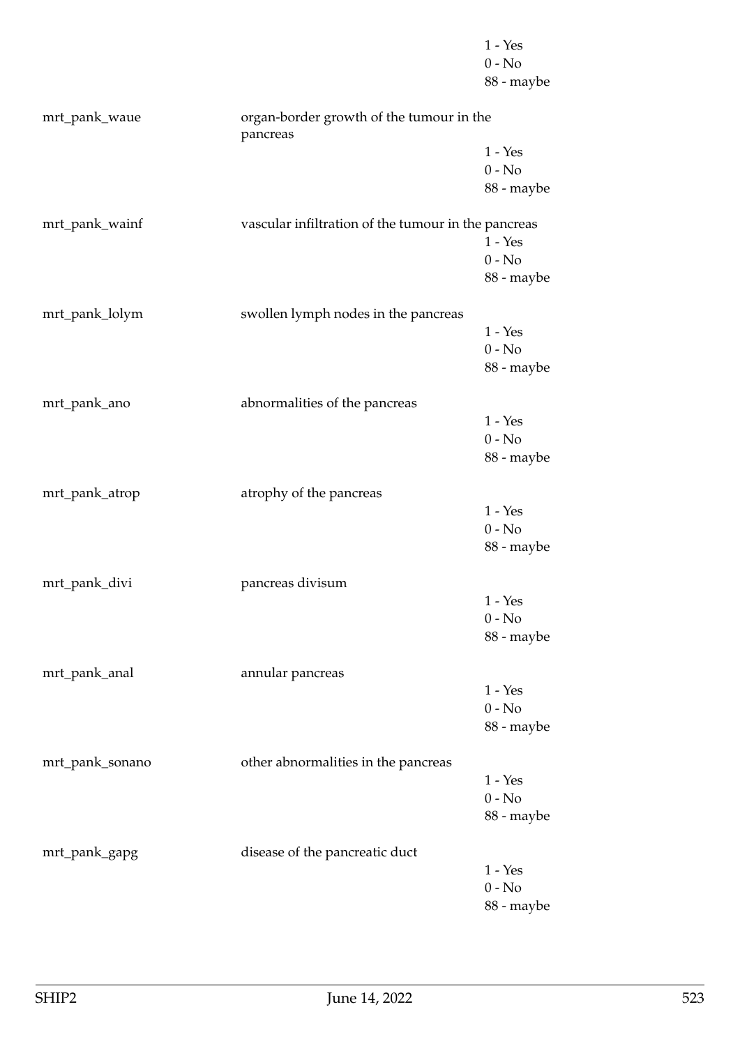1 - Yes
0 - No
88 - maybe

mrt_pank_waue — organ-border growth of the tumour in the pancreas
1 - Yes
0 - No
88 - maybe

mrt_pank_wainf — vascular infiltration of the tumour in the pancreas
1 - Yes
0 - No
88 - maybe

mrt_pank_lolym — swollen lymph nodes in the pancreas
1 - Yes
0 - No
88 - maybe

mrt_pank_ano — abnormalities of the pancreas
1 - Yes
0 - No
88 - maybe

mrt_pank_atrop — atrophy of the pancreas
1 - Yes
0 - No
88 - maybe

mrt_pank_divi — pancreas divisum
1 - Yes
0 - No
88 - maybe

mrt_pank_anal — annular pancreas
1 - Yes
0 - No
88 - maybe

mrt_pank_sonano — other abnormalities in the pancreas
1 - Yes
0 - No
88 - maybe

mrt_pank_gapg — disease of the pancreatic duct
1 - Yes
0 - No
88 - maybe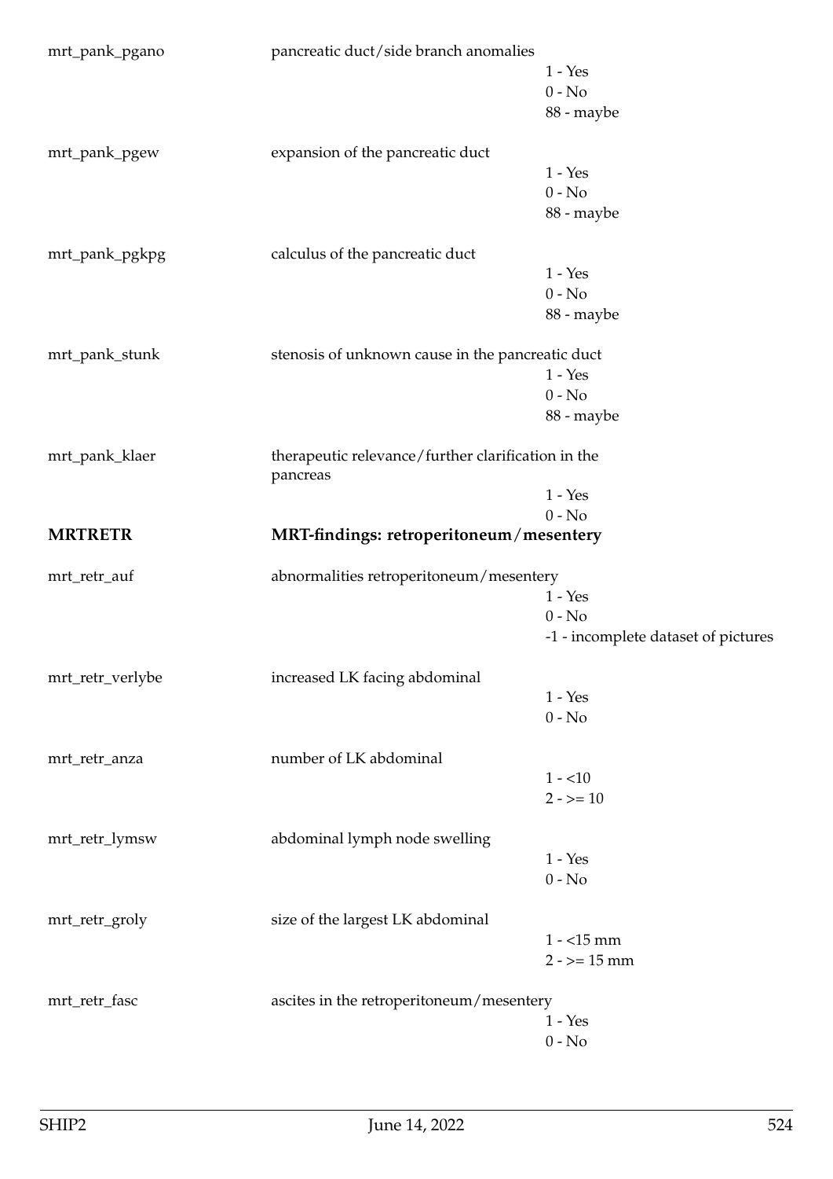| | | |
|---|---|---|
| mrt_pank_pgano | pancreatic duct/side branch anomalies | |
| | | 1 - Yes |
| | | 0 - No |
| | | 88 - maybe |
| mrt_pank_pgew | expansion of the pancreatic duct | |
| | | 1 - Yes |
| | | 0 - No |
| | | 88 - maybe |
| mrt_pank_pgkpg | calculus of the pancreatic duct | |
| | | 1 - Yes |
| | | 0 - No |
| | | 88 - maybe |
| mrt_pank_stunk | stenosis of unknown cause in the pancreatic duct | |
| | | 1 - Yes |
| | | 0 - No |
| | | 88 - maybe |
| mrt_pank_klaer | therapeutic relevance/further clarification in the pancreas | |
| | | 1 - Yes |
| | | 0 - No |

**MRTRETR** **MRT-findings: retroperitoneum/mesentery**

| | | |
|---|---|---|
| mrt_retr_auf | abnormalities retroperitoneum/mesentery | |
| | | 1 - Yes |
| | | 0 - No |
| | | -1 - incomplete dataset of pictures |
| mrt_retr_verlybe | increased LK facing abdominal | |
| | | 1 - Yes |
| | | 0 - No |
| mrt_retr_anza | number of LK abdominal | |
| | | 1 - <10 |
| | | 2 - >= 10 |
| mrt_retr_lymsw | abdominal lymph node swelling | |
| | | 1 - Yes |
| | | 0 - No |
| mrt_retr_groly | size of the largest LK abdominal | |
| | | 1 - <15 mm |
| | | 2 - >= 15 mm |
| mrt_retr_fasc | ascites in the retroperitoneum/mesentery | |
| | | 1 - Yes |
| | | 0 - No |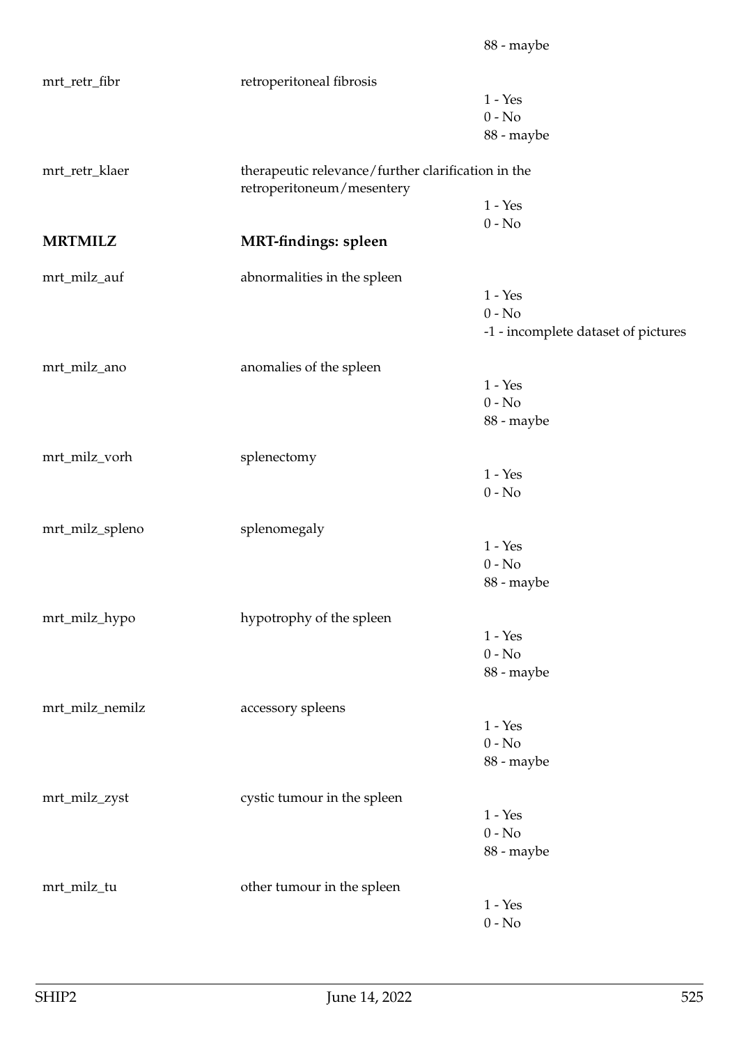88 - maybe

mrt_retr_fibr — retroperitoneal fibrosis
- 1 - Yes
- 0 - No
- 88 - maybe

mrt_retr_klaer — therapeutic relevance/further clarification in the retroperitoneum/mesentery
- 1 - Yes
- 0 - No

## MRTMILZ — MRT-findings: spleen

mrt_milz_auf — abnormalities in the spleen
- 1 - Yes
- 0 - No
- -1 - incomplete dataset of pictures

mrt_milz_ano — anomalies of the spleen
- 1 - Yes
- 0 - No
- 88 - maybe

mrt_milz_vorh — splenectomy
- 1 - Yes
- 0 - No

mrt_milz_spleno — splenomegaly
- 1 - Yes
- 0 - No
- 88 - maybe

mrt_milz_hypo — hypotrophy of the spleen
- 1 - Yes
- 0 - No
- 88 - maybe

mrt_milz_nemilz — accessory spleens
- 1 - Yes
- 0 - No
- 88 - maybe

mrt_milz_zyst — cystic tumour in the spleen
- 1 - Yes
- 0 - No
- 88 - maybe

mrt_milz_tu — other tumour in the spleen
- 1 - Yes
- 0 - No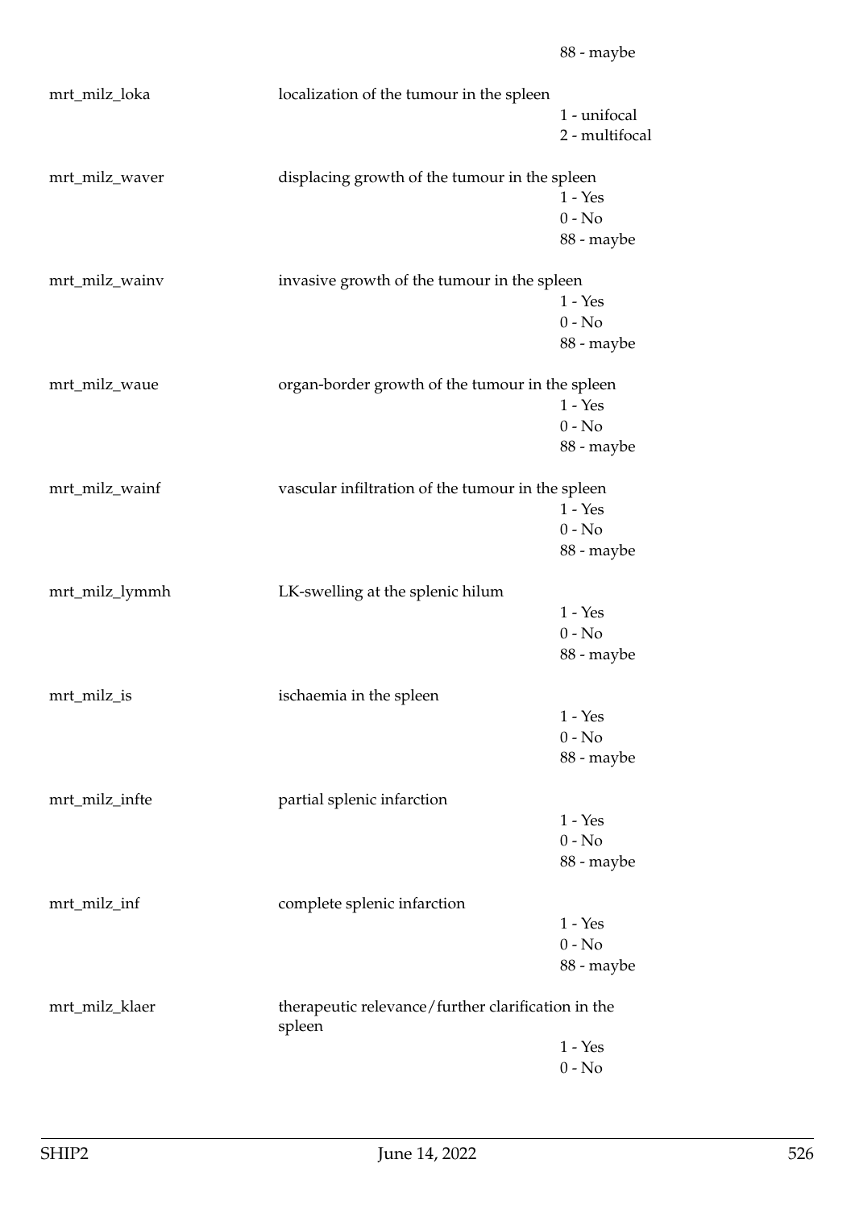88 - maybe

| | | |
|---|---|---|
| mrt_milz_loka | localization of the tumour in the spleen | 1 - unifocal<br>2 - multifocal |
| mrt_milz_waver | displacing growth of the tumour in the spleen | 1 - Yes<br>0 - No<br>88 - maybe |
| mrt_milz_wainv | invasive growth of the tumour in the spleen | 1 - Yes<br>0 - No<br>88 - maybe |
| mrt_milz_waue | organ-border growth of the tumour in the spleen | 1 - Yes<br>0 - No<br>88 - maybe |
| mrt_milz_wainf | vascular infiltration of the tumour in the spleen | 1 - Yes<br>0 - No<br>88 - maybe |
| mrt_milz_lymmh | LK-swelling at the splenic hilum | 1 - Yes<br>0 - No<br>88 - maybe |
| mrt_milz_is | ischaemia in the spleen | 1 - Yes<br>0 - No<br>88 - maybe |
| mrt_milz_infte | partial splenic infarction | 1 - Yes<br>0 - No<br>88 - maybe |
| mrt_milz_inf | complete splenic infarction | 1 - Yes<br>0 - No<br>88 - maybe |
| mrt_milz_klaer | therapeutic relevance/further clarification in the spleen | 1 - Yes<br>0 - No |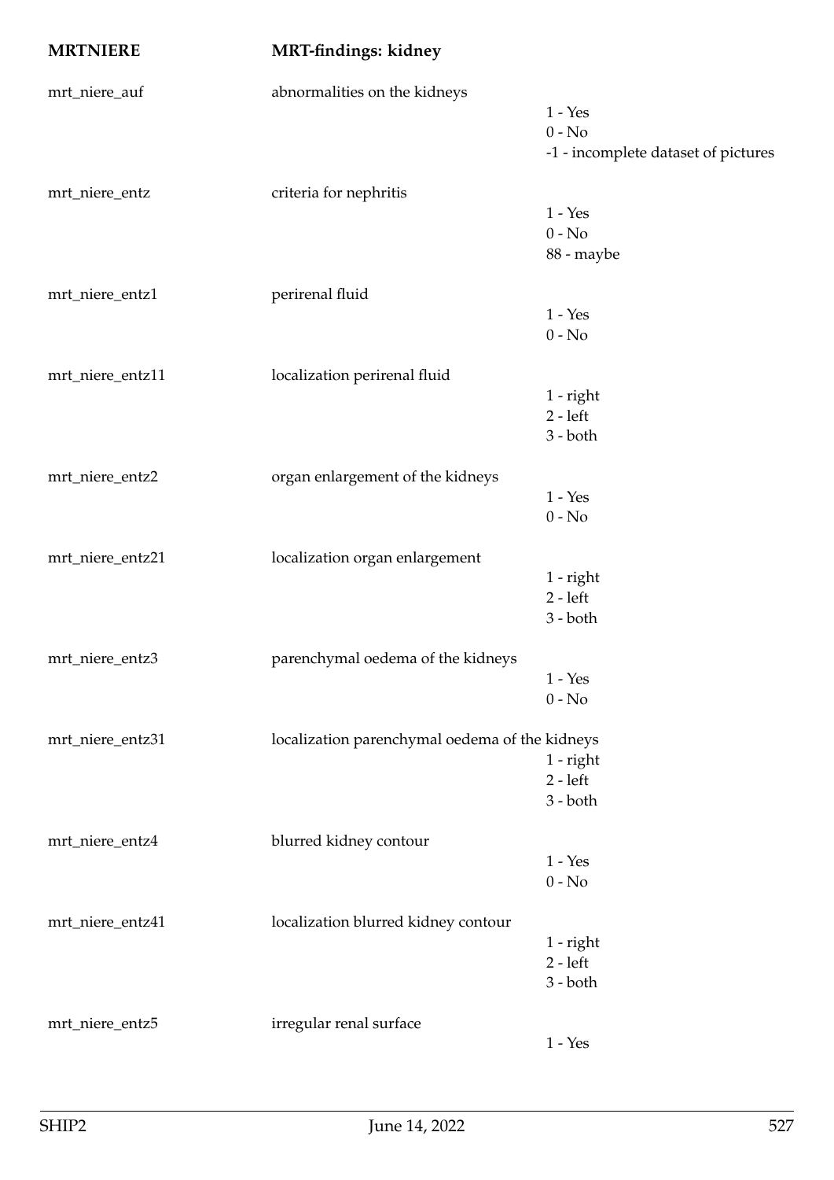## MRTNIERE — MRT-findings: kidney

| Variable | Description | Values |
|---|---|---|
| mrt_niere_auf | abnormalities on the kidneys | 1 - Yes<br>0 - No<br>-1 - incomplete dataset of pictures |
| mrt_niere_entz | criteria for nephritis | 1 - Yes<br>0 - No<br>88 - maybe |
| mrt_niere_entz1 | perirenal fluid | 1 - Yes<br>0 - No |
| mrt_niere_entz11 | localization perirenal fluid | 1 - right<br>2 - left<br>3 - both |
| mrt_niere_entz2 | organ enlargement of the kidneys | 1 - Yes<br>0 - No |
| mrt_niere_entz21 | localization organ enlargement | 1 - right<br>2 - left<br>3 - both |
| mrt_niere_entz3 | parenchymal oedema of the kidneys | 1 - Yes<br>0 - No |
| mrt_niere_entz31 | localization parenchymal oedema of the kidneys | 1 - right<br>2 - left<br>3 - both |
| mrt_niere_entz4 | blurred kidney contour | 1 - Yes<br>0 - No |
| mrt_niere_entz41 | localization blurred kidney contour | 1 - right<br>2 - left<br>3 - both |
| mrt_niere_entz5 | irregular renal surface | 1 - Yes |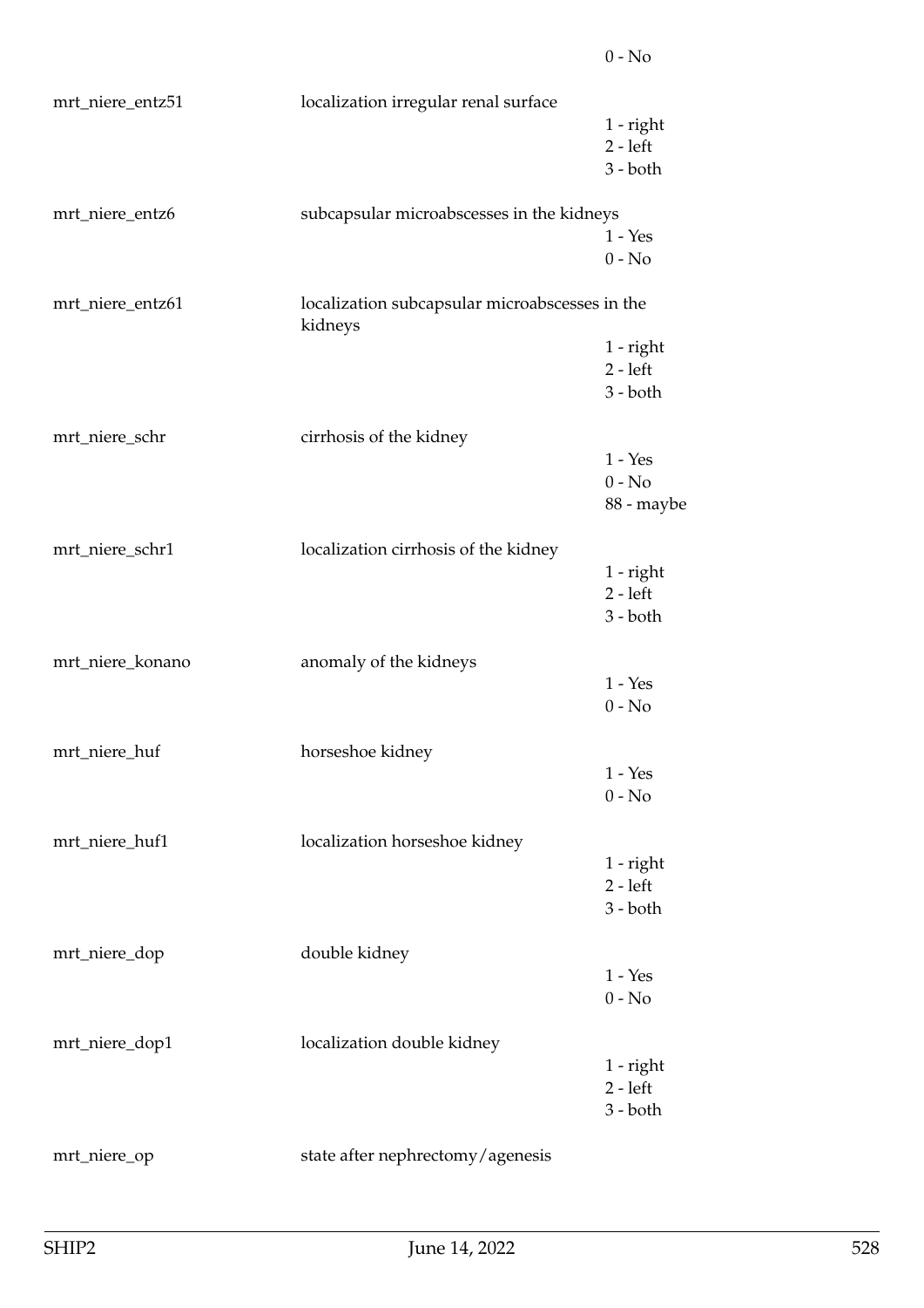0 - No

mrt_niere_entz51 localization irregular renal surface
1 - right
2 - left
3 - both

mrt_niere_entz6 subcapsular microabscesses in the kidneys
1 - Yes
0 - No

mrt_niere_entz61 localization subcapsular microabscesses in the kidneys
1 - right
2 - left
3 - both

mrt_niere_schr cirrhosis of the kidney
1 - Yes
0 - No
88 - maybe

mrt_niere_schr1 localization cirrhosis of the kidney
1 - right
2 - left
3 - both

mrt_niere_konano anomaly of the kidneys
1 - Yes
0 - No

mrt_niere_huf horseshoe kidney
1 - Yes
0 - No

mrt_niere_huf1 localization horseshoe kidney
1 - right
2 - left
3 - both

mrt_niere_dop double kidney
1 - Yes
0 - No

mrt_niere_dop1 localization double kidney
1 - right
2 - left
3 - both

mrt_niere_op state after nephrectomy/agenesis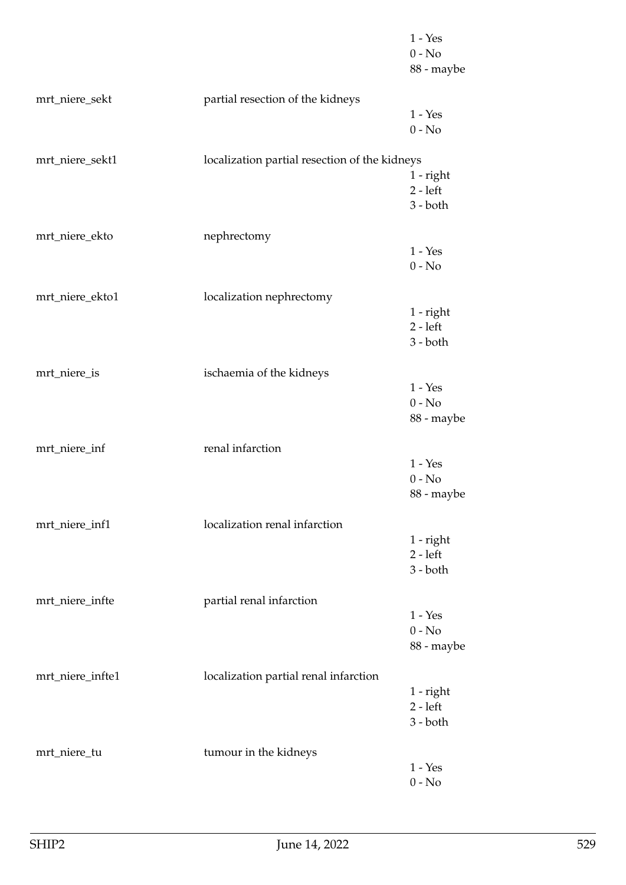| | | |
|---|---|---|
| | | 1 - Yes |
| | | 0 - No |
| | | 88 - maybe |
| mrt_niere_sekt | partial resection of the kidneys | |
| | | 1 - Yes |
| | | 0 - No |
| mrt_niere_sekt1 | localization partial resection of the kidneys | |
| | | 1 - right |
| | | 2 - left |
| | | 3 - both |
| mrt_niere_ekto | nephrectomy | |
| | | 1 - Yes |
| | | 0 - No |
| mrt_niere_ekto1 | localization nephrectomy | |
| | | 1 - right |
| | | 2 - left |
| | | 3 - both |
| mrt_niere_is | ischaemia of the kidneys | |
| | | 1 - Yes |
| | | 0 - No |
| | | 88 - maybe |
| mrt_niere_inf | renal infarction | |
| | | 1 - Yes |
| | | 0 - No |
| | | 88 - maybe |
| mrt_niere_inf1 | localization renal infarction | |
| | | 1 - right |
| | | 2 - left |
| | | 3 - both |
| mrt_niere_infte | partial renal infarction | |
| | | 1 - Yes |
| | | 0 - No |
| | | 88 - maybe |
| mrt_niere_infte1 | localization partial renal infarction | |
| | | 1 - right |
| | | 2 - left |
| | | 3 - both |
| mrt_niere_tu | tumour in the kidneys | |
| | | 1 - Yes |
| | | 0 - No |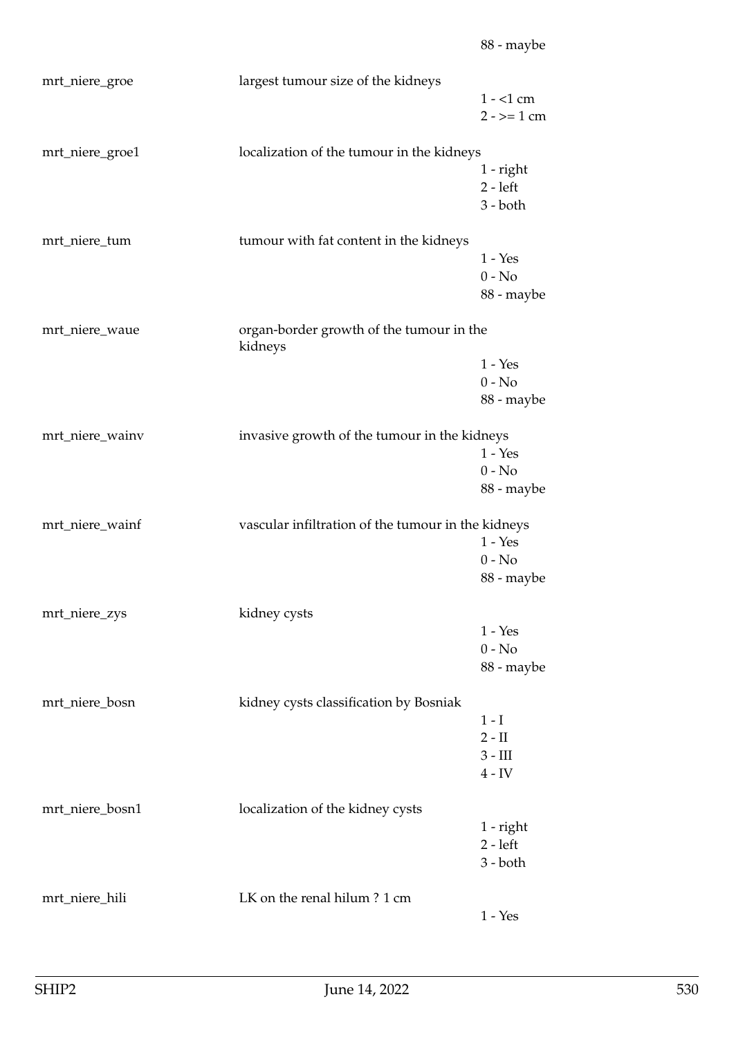88 - maybe

| | | |
|---|---|---|
| mrt_niere_groe | largest tumour size of the kidneys | |
| | | 1 - <1 cm |
| | | 2 - >= 1 cm |
| mrt_niere_groe1 | localization of the tumour in the kidneys | |
| | | 1 - right |
| | | 2 - left |
| | | 3 - both |
| mrt_niere_tum | tumour with fat content in the kidneys | |
| | | 1 - Yes |
| | | 0 - No |
| | | 88 - maybe |
| mrt_niere_waue | organ-border growth of the tumour in the kidneys | |
| | | 1 - Yes |
| | | 0 - No |
| | | 88 - maybe |
| mrt_niere_wainv | invasive growth of the tumour in the kidneys | |
| | | 1 - Yes |
| | | 0 - No |
| | | 88 - maybe |
| mrt_niere_wainf | vascular infiltration of the tumour in the kidneys | |
| | | 1 - Yes |
| | | 0 - No |
| | | 88 - maybe |
| mrt_niere_zys | kidney cysts | |
| | | 1 - Yes |
| | | 0 - No |
| | | 88 - maybe |
| mrt_niere_bosn | kidney cysts classification by Bosniak | |
| | | 1 - I |
| | | 2 - II |
| | | 3 - III |
| | | 4 - IV |
| mrt_niere_bosn1 | localization of the kidney cysts | |
| | | 1 - right |
| | | 2 - left |
| | | 3 - both |
| mrt_niere_hili | LK on the renal hilum ? 1 cm | |
| | | 1 - Yes |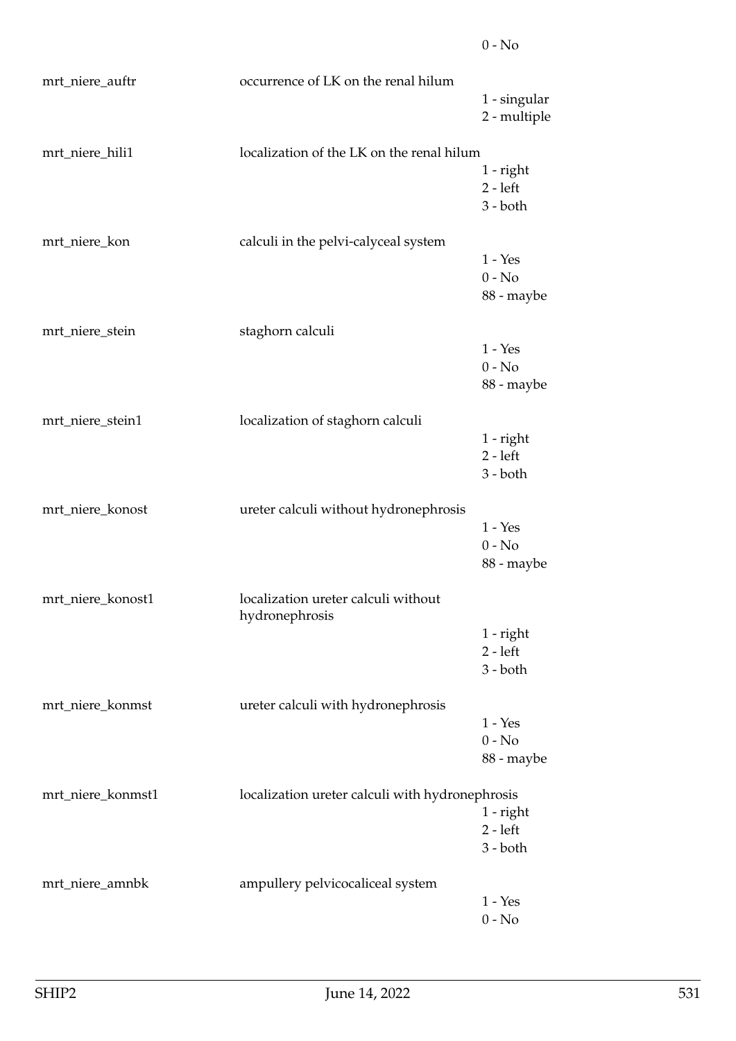0 - No

| | | |
|---|---|---|
| mrt_niere_auftr | occurrence of LK on the renal hilum | 1 - singular<br>2 - multiple |
| mrt_niere_hili1 | localization of the LK on the renal hilum | 1 - right<br>2 - left<br>3 - both |
| mrt_niere_kon | calculi in the pelvi-calyceal system | 1 - Yes<br>0 - No<br>88 - maybe |
| mrt_niere_stein | staghorn calculi | 1 - Yes<br>0 - No<br>88 - maybe |
| mrt_niere_stein1 | localization of staghorn calculi | 1 - right<br>2 - left<br>3 - both |
| mrt_niere_konost | ureter calculi without hydronephrosis | 1 - Yes<br>0 - No<br>88 - maybe |
| mrt_niere_konost1 | localization ureter calculi without hydronephrosis | 1 - right<br>2 - left<br>3 - both |
| mrt_niere_konmst | ureter calculi with hydronephrosis | 1 - Yes<br>0 - No<br>88 - maybe |
| mrt_niere_konmst1 | localization ureter calculi with hydronephrosis | 1 - right<br>2 - left<br>3 - both |
| mrt_niere_amnbk | ampullery pelvicocaliceal system | 1 - Yes<br>0 - No |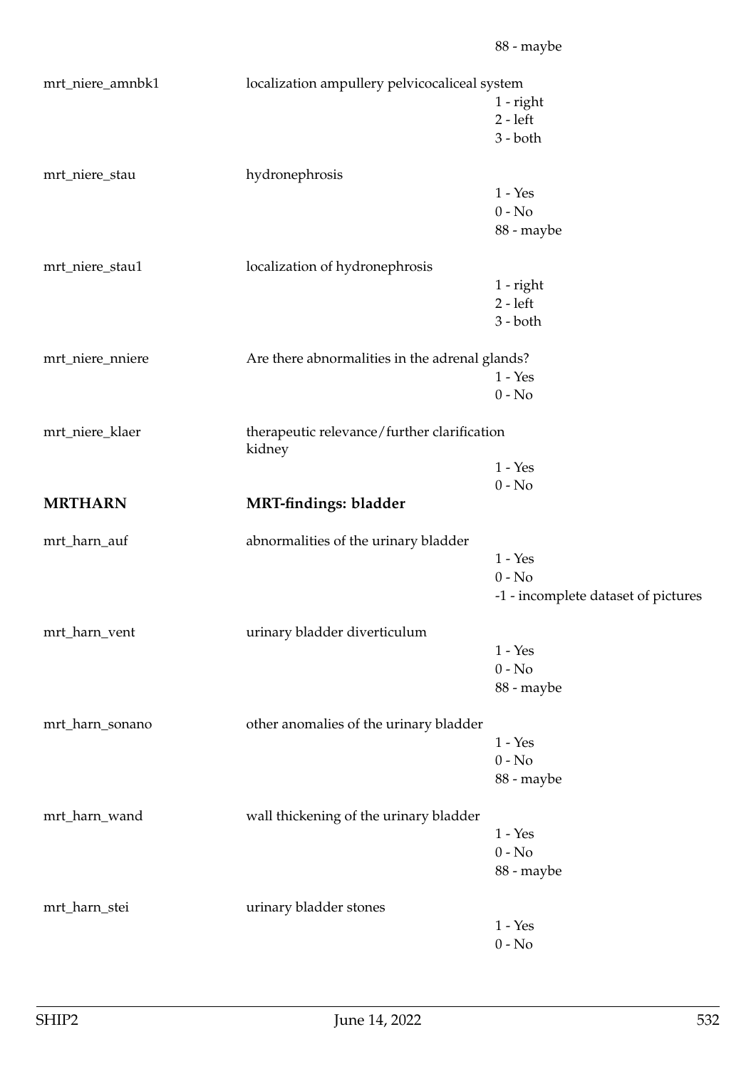88 - maybe

| | | |
|---|---|---|
| mrt_niere_amnbk1 | localization ampullery pelvicocaliceal system | 1 - right<br>2 - left<br>3 - both |
| mrt_niere_stau | hydronephrosis | 1 - Yes<br>0 - No<br>88 - maybe |
| mrt_niere_stau1 | localization of hydronephrosis | 1 - right<br>2 - left<br>3 - both |
| mrt_niere_nniere | Are there abnormalities in the adrenal glands? | 1 - Yes<br>0 - No |
| mrt_niere_klaer | therapeutic relevance/further clarification kidney | 1 - Yes<br>0 - No |

## MRTHARN — MRT-findings: bladder

| | | |
|---|---|---|
| mrt_harn_auf | abnormalities of the urinary bladder | 1 - Yes<br>0 - No<br>-1 - incomplete dataset of pictures |
| mrt_harn_vent | urinary bladder diverticulum | 1 - Yes<br>0 - No<br>88 - maybe |
| mrt_harn_sonano | other anomalies of the urinary bladder | 1 - Yes<br>0 - No<br>88 - maybe |
| mrt_harn_wand | wall thickening of the urinary bladder | 1 - Yes<br>0 - No<br>88 - maybe |
| mrt_harn_stei | urinary bladder stones | 1 - Yes<br>0 - No |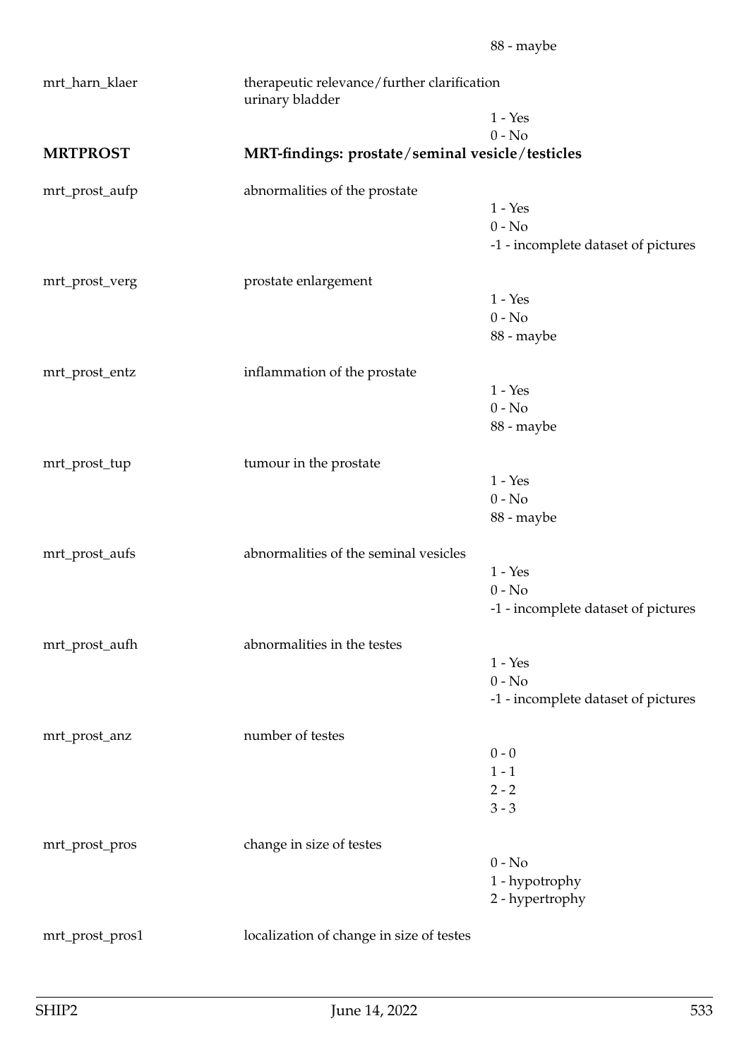88 - maybe

| | | |
|---|---|---|
| mrt_harn_klaer | therapeutic relevance/further clarification urinary bladder | |
| | | 1 - Yes |
| | | 0 - No |

## MRTPROST — MRT-findings: prostate/seminal vesicle/testicles

| | | |
|---|---|---|
| mrt_prost_aufp | abnormalities of the prostate | |
| | | 1 - Yes |
| | | 0 - No |
| | | -1 - incomplete dataset of pictures |
| mrt_prost_verg | prostate enlargement | |
| | | 1 - Yes |
| | | 0 - No |
| | | 88 - maybe |
| mrt_prost_entz | inflammation of the prostate | |
| | | 1 - Yes |
| | | 0 - No |
| | | 88 - maybe |
| mrt_prost_tup | tumour in the prostate | |
| | | 1 - Yes |
| | | 0 - No |
| | | 88 - maybe |
| mrt_prost_aufs | abnormalities of the seminal vesicles | |
| | | 1 - Yes |
| | | 0 - No |
| | | -1 - incomplete dataset of pictures |
| mrt_prost_aufh | abnormalities in the testes | |
| | | 1 - Yes |
| | | 0 - No |
| | | -1 - incomplete dataset of pictures |
| mrt_prost_anz | number of testes | |
| | | 0 - 0 |
| | | 1 - 1 |
| | | 2 - 2 |
| | | 3 - 3 |
| mrt_prost_pros | change in size of testes | |
| | | 0 - No |
| | | 1 - hypotrophy |
| | | 2 - hypertrophy |
| mrt_prost_pros1 | localization of change in size of testes | |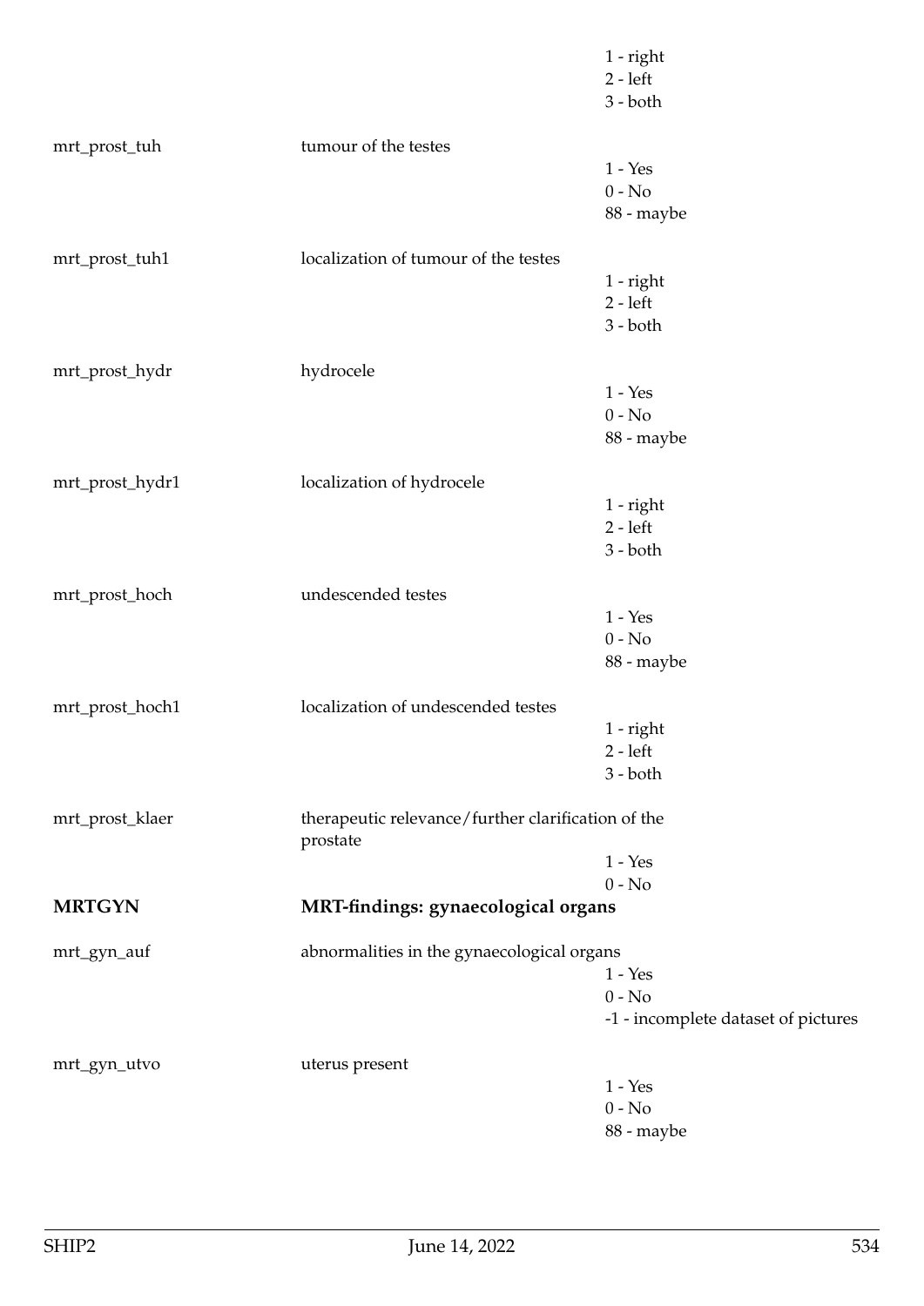| | | |
|---|---|---|
| | | 1 - right |
| | | 2 - left |
| | | 3 - both |
| mrt_prost_tuh | tumour of the testes | |
| | | 1 - Yes |
| | | 0 - No |
| | | 88 - maybe |
| mrt_prost_tuh1 | localization of tumour of the testes | |
| | | 1 - right |
| | | 2 - left |
| | | 3 - both |
| mrt_prost_hydr | hydrocele | |
| | | 1 - Yes |
| | | 0 - No |
| | | 88 - maybe |
| mrt_prost_hydr1 | localization of hydrocele | |
| | | 1 - right |
| | | 2 - left |
| | | 3 - both |
| mrt_prost_hoch | undescended testes | |
| | | 1 - Yes |
| | | 0 - No |
| | | 88 - maybe |
| mrt_prost_hoch1 | localization of undescended testes | |
| | | 1 - right |
| | | 2 - left |
| | | 3 - both |
| mrt_prost_klaer | therapeutic relevance/further clarification of the prostate | |
| | | 1 - Yes |
| | | 0 - No |
| **MRTGYN** | **MRT-findings: gynaecological organs** | |
| mrt_gyn_auf | abnormalities in the gynaecological organs | |
| | | 1 - Yes |
| | | 0 - No |
| | | -1 - incomplete dataset of pictures |
| mrt_gyn_utvo | uterus present | |
| | | 1 - Yes |
| | | 0 - No |
| | | 88 - maybe |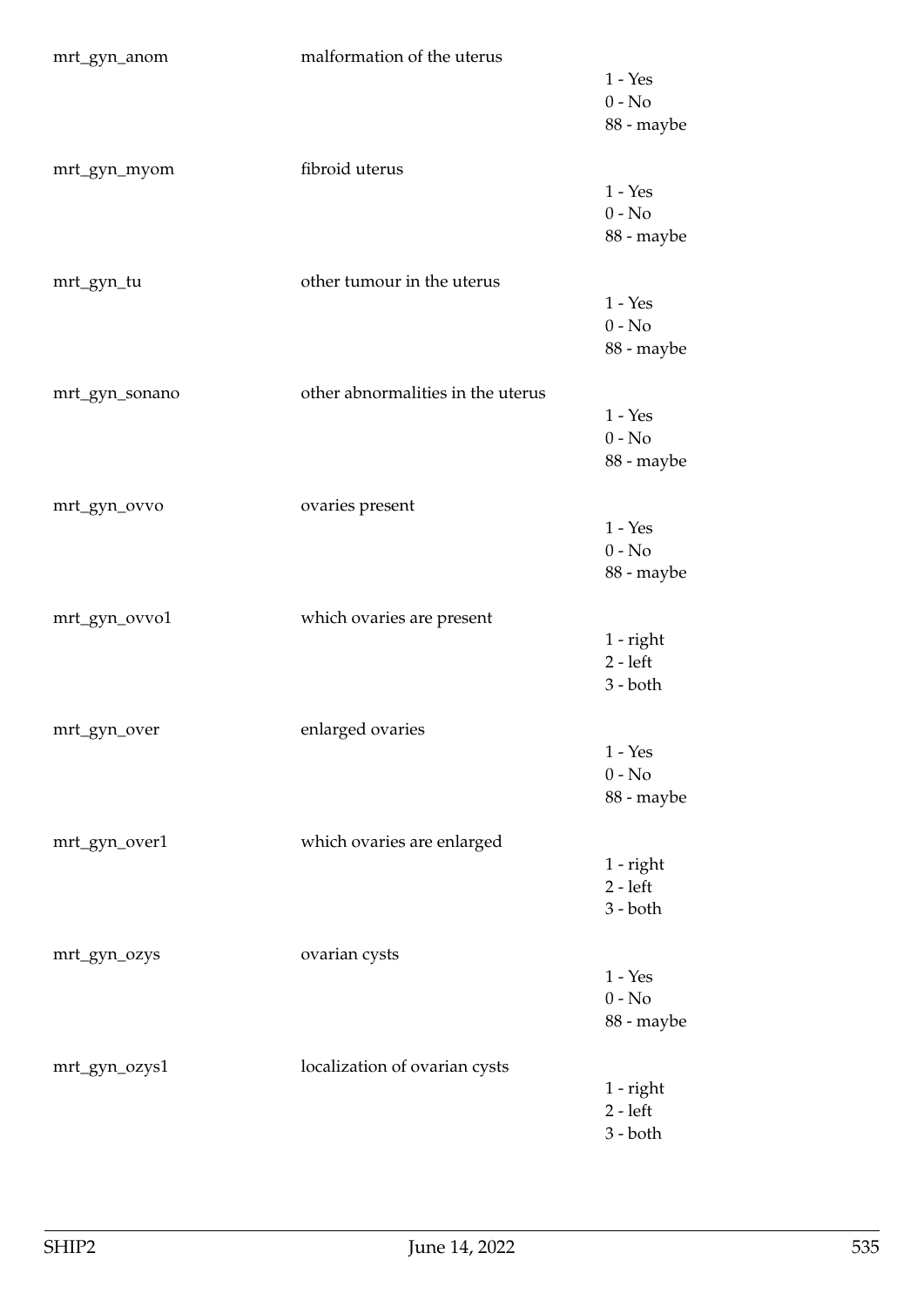mrt_gyn_anom malformation of the uterus

1 - Yes
0 - No
88 - maybe

mrt_gyn_myom fibroid uterus

1 - Yes
0 - No
88 - maybe

mrt_gyn_tu other tumour in the uterus

1 - Yes
0 - No
88 - maybe

mrt_gyn_sonano other abnormalities in the uterus

1 - Yes
0 - No
88 - maybe

mrt_gyn_ovvo ovaries present

1 - Yes
0 - No
88 - maybe

mrt_gyn_ovvo1 which ovaries are present

1 - right
2 - left
3 - both

mrt_gyn_over enlarged ovaries

1 - Yes
0 - No
88 - maybe

mrt_gyn_over1 which ovaries are enlarged

1 - right
2 - left
3 - both

mrt_gyn_ozys ovarian cysts

1 - Yes
0 - No
88 - maybe

mrt_gyn_ozys1 localization of ovarian cysts

1 - right
2 - left
3 - both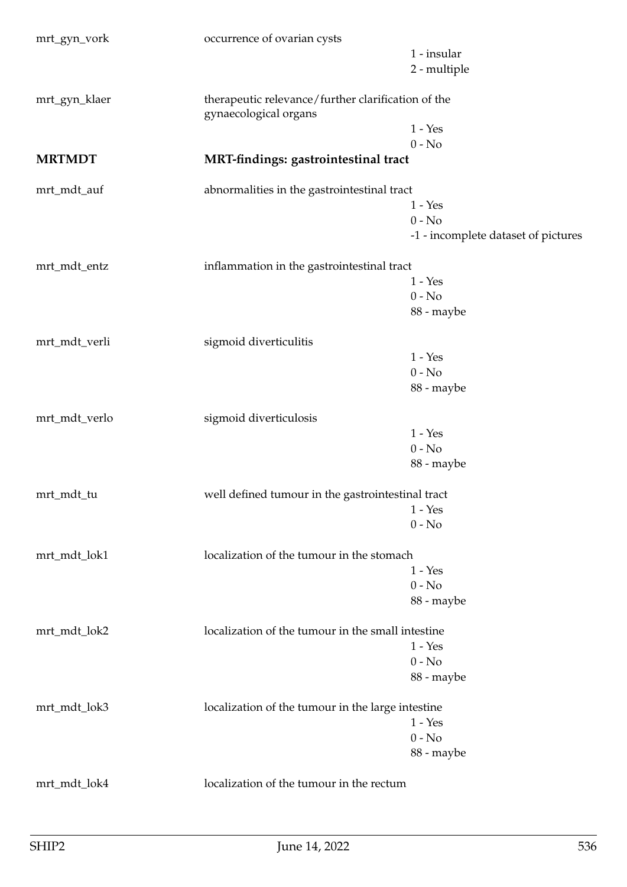mrt_gyn_vork — occurrence of ovarian cysts

- 1 - insular
- 2 - multiple

mrt_gyn_klaer — therapeutic relevance/further clarification of the gynaecological organs

- 1 - Yes
- 0 - No

## MRTMDT — MRT-findings: gastrointestinal tract

mrt_mdt_auf — abnormalities in the gastrointestinal tract

- 1 - Yes
- 0 - No
- -1 - incomplete dataset of pictures

mrt_mdt_entz — inflammation in the gastrointestinal tract

- 1 - Yes
- 0 - No
- 88 - maybe

mrt_mdt_verli — sigmoid diverticulitis

- 1 - Yes
- 0 - No
- 88 - maybe

mrt_mdt_verlo — sigmoid diverticulosis

- 1 - Yes
- 0 - No
- 88 - maybe

mrt_mdt_tu — well defined tumour in the gastrointestinal tract

- 1 - Yes
- 0 - No

mrt_mdt_lok1 — localization of the tumour in the stomach

- 1 - Yes
- 0 - No
- 88 - maybe

mrt_mdt_lok2 — localization of the tumour in the small intestine

- 1 - Yes
- 0 - No
- 88 - maybe

mrt_mdt_lok3 — localization of the tumour in the large intestine

- 1 - Yes
- 0 - No
- 88 - maybe

mrt_mdt_lok4 — localization of the tumour in the rectum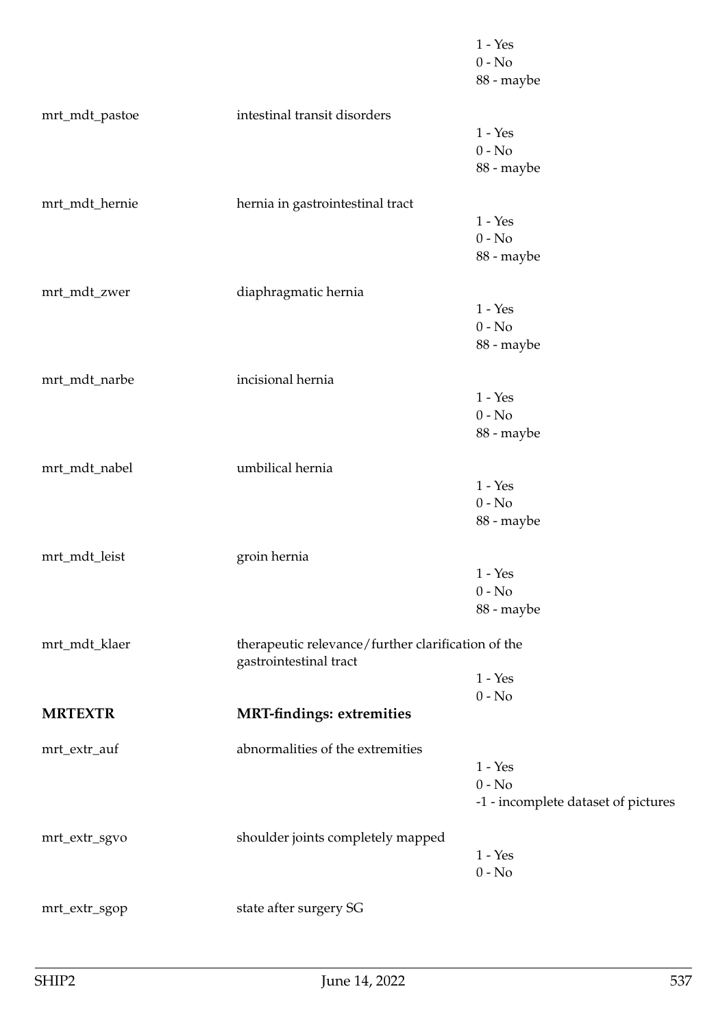| | | |
|---|---|---|
| | | 1 - Yes<br>0 - No<br>88 - maybe |
| mrt_mdt_pastoe | intestinal transit disorders | 1 - Yes<br>0 - No<br>88 - maybe |
| mrt_mdt_hernie | hernia in gastrointestinal tract | 1 - Yes<br>0 - No<br>88 - maybe |
| mrt_mdt_zwer | diaphragmatic hernia | 1 - Yes<br>0 - No<br>88 - maybe |
| mrt_mdt_narbe | incisional hernia | 1 - Yes<br>0 - No<br>88 - maybe |
| mrt_mdt_nabel | umbilical hernia | 1 - Yes<br>0 - No<br>88 - maybe |
| mrt_mdt_leist | groin hernia | 1 - Yes<br>0 - No<br>88 - maybe |
| mrt_mdt_klaer | therapeutic relevance/further clarification of the gastrointestinal tract | 1 - Yes<br>0 - No |

## MRTEXTR — MRT-findings: extremities

| | | |
|---|---|---|
| mrt_extr_auf | abnormalities of the extremities | 1 - Yes<br>0 - No<br>-1 - incomplete dataset of pictures |
| mrt_extr_sgvo | shoulder joints completely mapped | 1 - Yes<br>0 - No |
| mrt_extr_sgop | state after surgery SG | |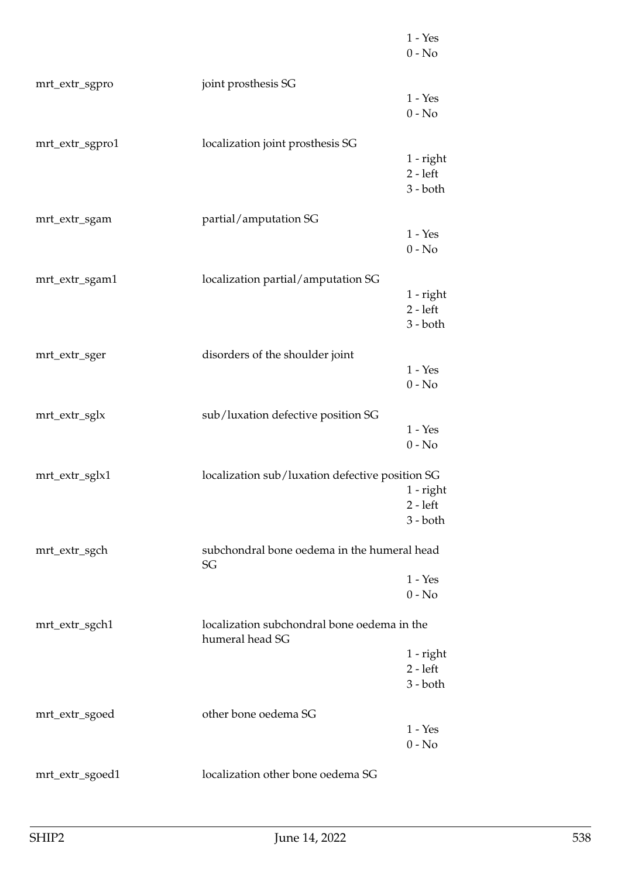| | | |
|---|---|---|
| | | 1 - Yes<br>0 - No |
| mrt_extr_sgpro | joint prosthesis SG | 1 - Yes<br>0 - No |
| mrt_extr_sgpro1 | localization joint prosthesis SG | 1 - right<br>2 - left<br>3 - both |
| mrt_extr_sgam | partial/amputation SG | 1 - Yes<br>0 - No |
| mrt_extr_sgam1 | localization partial/amputation SG | 1 - right<br>2 - left<br>3 - both |
| mrt_extr_sger | disorders of the shoulder joint | 1 - Yes<br>0 - No |
| mrt_extr_sglx | sub/luxation defective position SG | 1 - Yes<br>0 - No |
| mrt_extr_sglx1 | localization sub/luxation defective position SG | 1 - right<br>2 - left<br>3 - both |
| mrt_extr_sgch | subchondral bone oedema in the humeral head SG | 1 - Yes<br>0 - No |
| mrt_extr_sgch1 | localization subchondral bone oedema in the humeral head SG | 1 - right<br>2 - left<br>3 - both |
| mrt_extr_sgoed | other bone oedema SG | 1 - Yes<br>0 - No |
| mrt_extr_sgoed1 | localization other bone oedema SG | |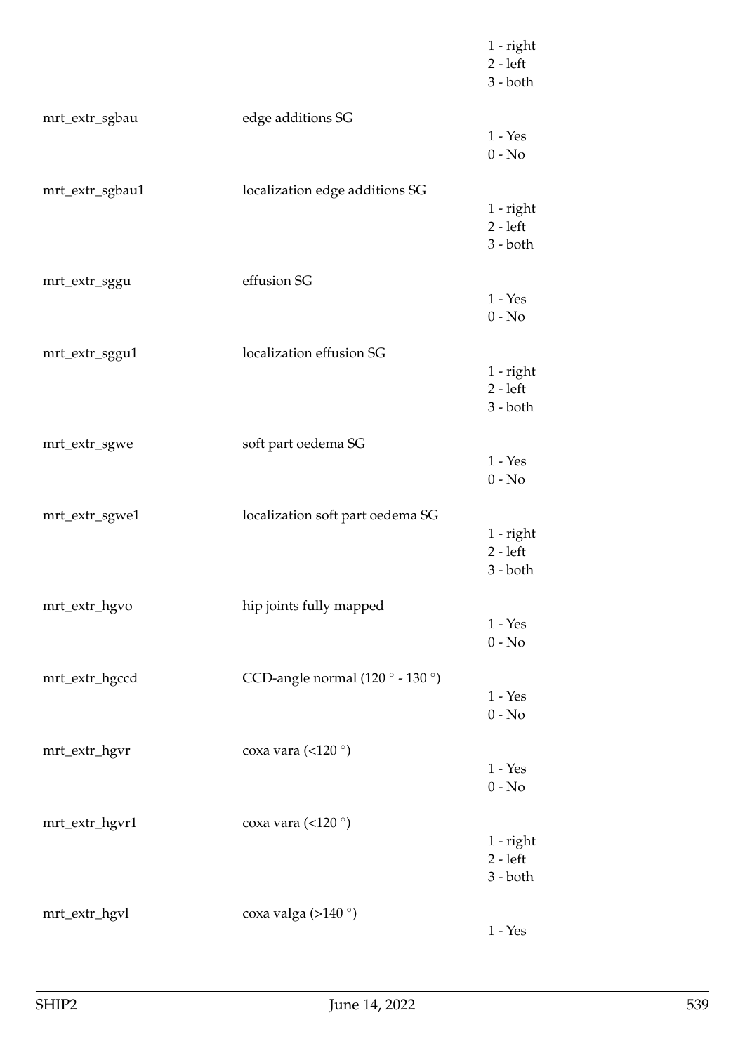| | | |
|---|---|---|
| | | 1 - right<br>2 - left<br>3 - both |
| mrt_extr_sgbau | edge additions SG | 1 - Yes<br>0 - No |
| mrt_extr_sgbau1 | localization edge additions SG | 1 - right<br>2 - left<br>3 - both |
| mrt_extr_sggu | effusion SG | 1 - Yes<br>0 - No |
| mrt_extr_sggu1 | localization effusion SG | 1 - right<br>2 - left<br>3 - both |
| mrt_extr_sgwe | soft part oedema SG | 1 - Yes<br>0 - No |
| mrt_extr_sgwe1 | localization soft part oedema SG | 1 - right<br>2 - left<br>3 - both |
| mrt_extr_hgvo | hip joints fully mapped | 1 - Yes<br>0 - No |
| mrt_extr_hgccd | CCD-angle normal (120 ° - 130 °) | 1 - Yes<br>0 - No |
| mrt_extr_hgvr | coxa vara (<120 °) | 1 - Yes<br>0 - No |
| mrt_extr_hgvr1 | coxa vara (<120 °) | 1 - right<br>2 - left<br>3 - both |
| mrt_extr_hgvl | coxa valga (>140 °) | 1 - Yes |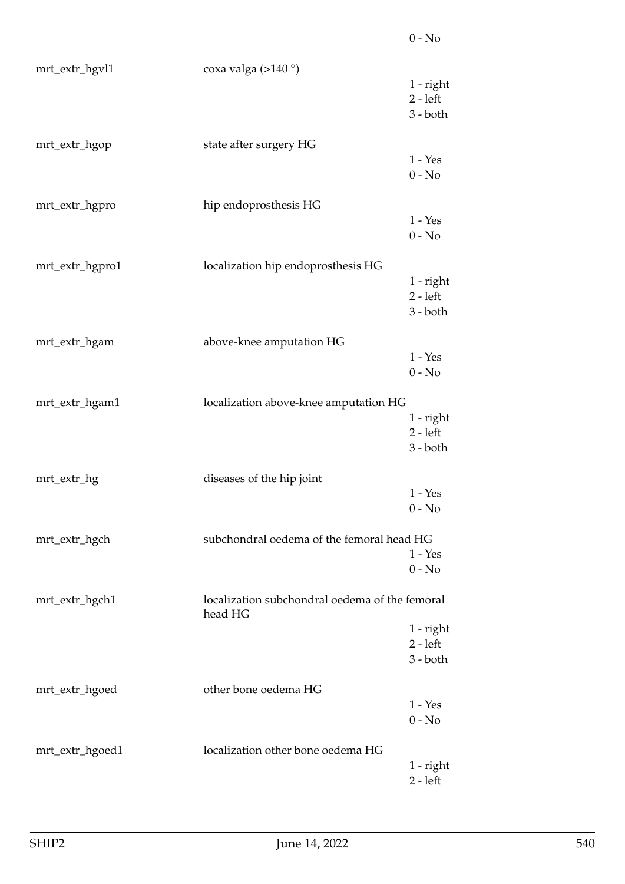0 - No

| | | |
|---|---|---|
| mrt_extr_hgvl1 | coxa valga (>140 °) | 1 - right<br>2 - left<br>3 - both |
| mrt_extr_hgop | state after surgery HG | 1 - Yes<br>0 - No |
| mrt_extr_hgpro | hip endoprosthesis HG | 1 - Yes<br>0 - No |
| mrt_extr_hgpro1 | localization hip endoprosthesis HG | 1 - right<br>2 - left<br>3 - both |
| mrt_extr_hgam | above-knee amputation HG | 1 - Yes<br>0 - No |
| mrt_extr_hgam1 | localization above-knee amputation HG | 1 - right<br>2 - left<br>3 - both |
| mrt_extr_hg | diseases of the hip joint | 1 - Yes<br>0 - No |
| mrt_extr_hgch | subchondral oedema of the femoral head HG | 1 - Yes<br>0 - No |
| mrt_extr_hgch1 | localization subchondral oedema of the femoral head HG | 1 - right<br>2 - left<br>3 - both |
| mrt_extr_hgoed | other bone oedema HG | 1 - Yes<br>0 - No |
| mrt_extr_hgoed1 | localization other bone oedema HG | 1 - right<br>2 - left |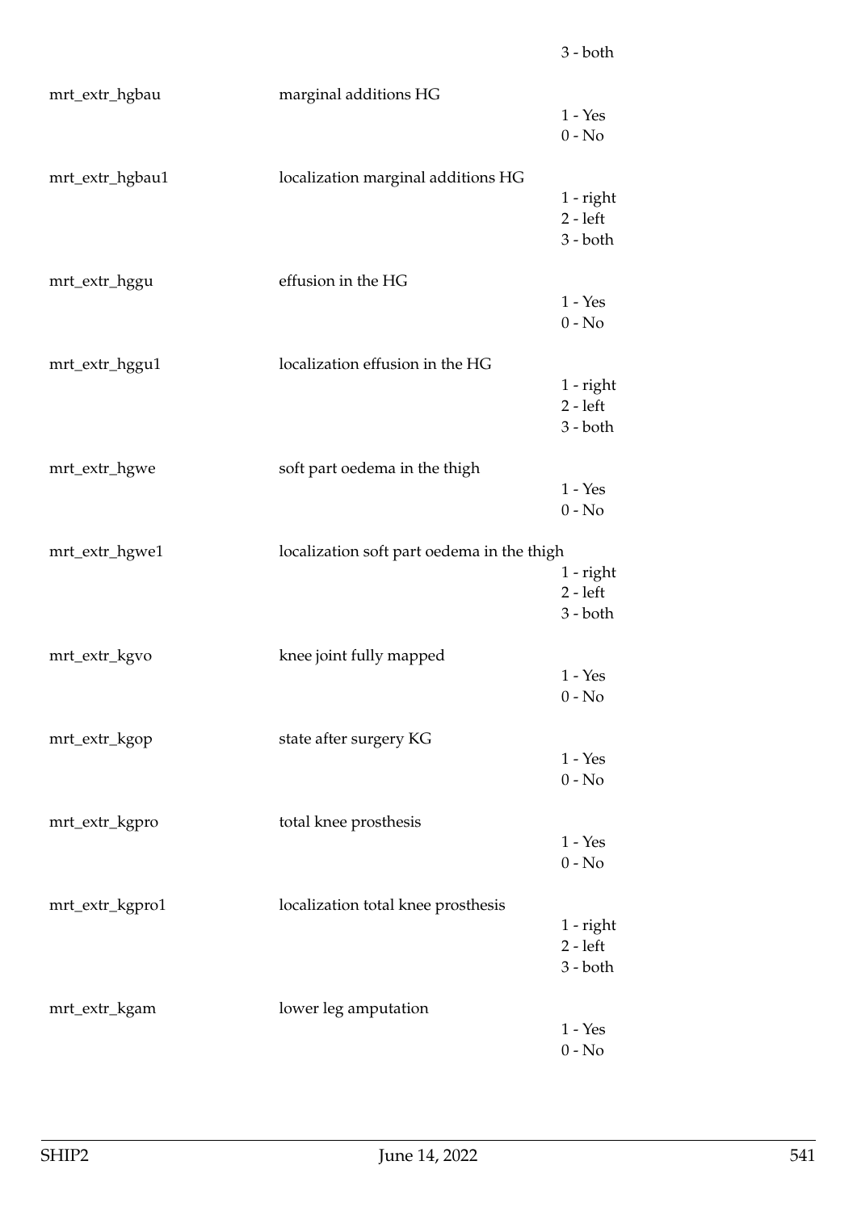3 - both

mrt_extr_hgbau marginal additions HG

1 - Yes
0 - No

mrt_extr_hgbau1 localization marginal additions HG

1 - right
2 - left
3 - both

mrt_extr_hggu effusion in the HG

1 - Yes
0 - No

mrt_extr_hggu1 localization effusion in the HG

1 - right
2 - left
3 - both

mrt_extr_hgwe soft part oedema in the thigh

1 - Yes
0 - No

mrt_extr_hgwe1 localization soft part oedema in the thigh

1 - right
2 - left
3 - both

mrt_extr_kgvo knee joint fully mapped

1 - Yes
0 - No

mrt_extr_kgop state after surgery KG

1 - Yes
0 - No

mrt_extr_kgpro total knee prosthesis

1 - Yes
0 - No

mrt_extr_kgpro1 localization total knee prosthesis

1 - right
2 - left
3 - both

mrt_extr_kgam lower leg amputation

1 - Yes
0 - No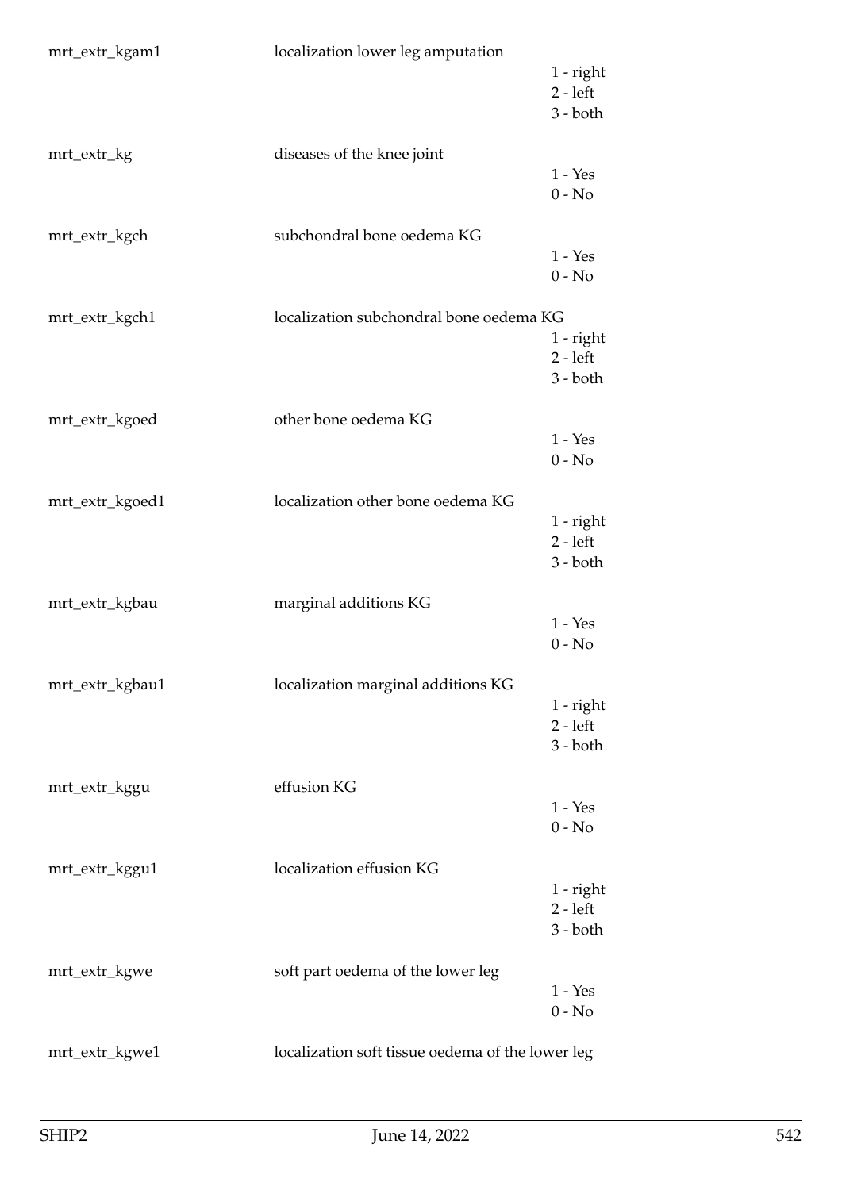mrt_extr_kgam1 localization lower leg amputation

1 - right
2 - left
3 - both

mrt_extr_kg diseases of the knee joint

1 - Yes
0 - No

mrt_extr_kgch subchondral bone oedema KG

1 - Yes
0 - No

mrt_extr_kgch1 localization subchondral bone oedema KG

1 - right
2 - left
3 - both

mrt_extr_kgoed other bone oedema KG

1 - Yes
0 - No

mrt_extr_kgoed1 localization other bone oedema KG

1 - right
2 - left
3 - both

mrt_extr_kgbau marginal additions KG

1 - Yes
0 - No

mrt_extr_kgbau1 localization marginal additions KG

1 - right
2 - left
3 - both

mrt_extr_kggu effusion KG

1 - Yes
0 - No

mrt_extr_kggu1 localization effusion KG

1 - right
2 - left
3 - both

mrt_extr_kgwe soft part oedema of the lower leg

1 - Yes
0 - No

mrt_extr_kgwe1 localization soft tissue oedema of the lower leg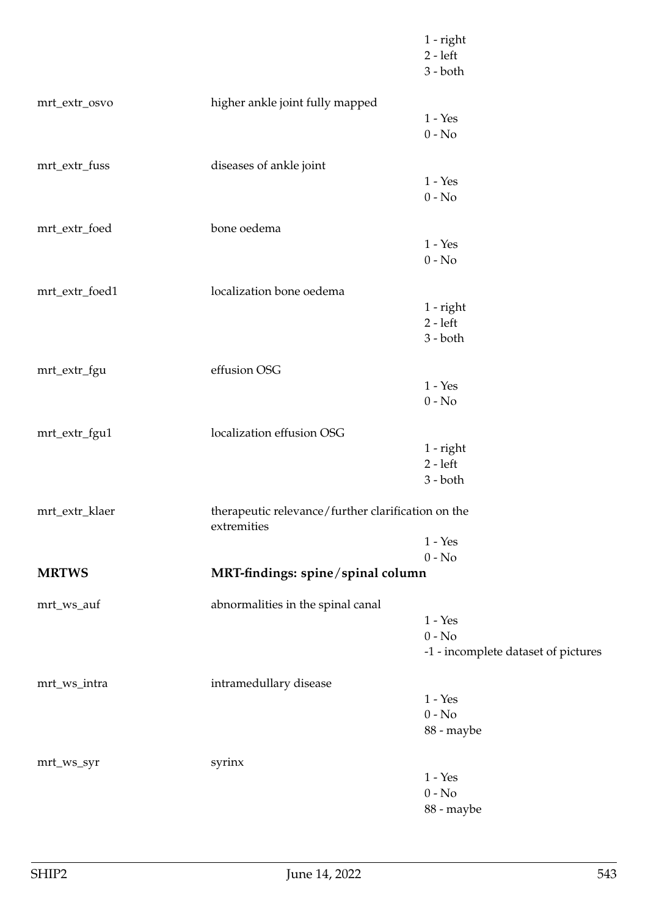| | | |
|---|---|---|
| | | 1 - right<br>2 - left<br>3 - both |
| mrt_extr_osvo | higher ankle joint fully mapped | 1 - Yes<br>0 - No |
| mrt_extr_fuss | diseases of ankle joint | 1 - Yes<br>0 - No |
| mrt_extr_foed | bone oedema | 1 - Yes<br>0 - No |
| mrt_extr_foed1 | localization bone oedema | 1 - right<br>2 - left<br>3 - both |
| mrt_extr_fgu | effusion OSG | 1 - Yes<br>0 - No |
| mrt_extr_fgu1 | localization effusion OSG | 1 - right<br>2 - left<br>3 - both |
| mrt_extr_klaer | therapeutic relevance/further clarification on the extremities | 1 - Yes<br>0 - No |

| **MRTWS** | **MRT-findings: spine/spinal column** | |
|---|---|---|
| mrt_ws_auf | abnormalities in the spinal canal | 1 - Yes<br>0 - No<br>-1 - incomplete dataset of pictures |
| mrt_ws_intra | intramedullary disease | 1 - Yes<br>0 - No<br>88 - maybe |
| mrt_ws_syr | syrinx | 1 - Yes<br>0 - No<br>88 - maybe |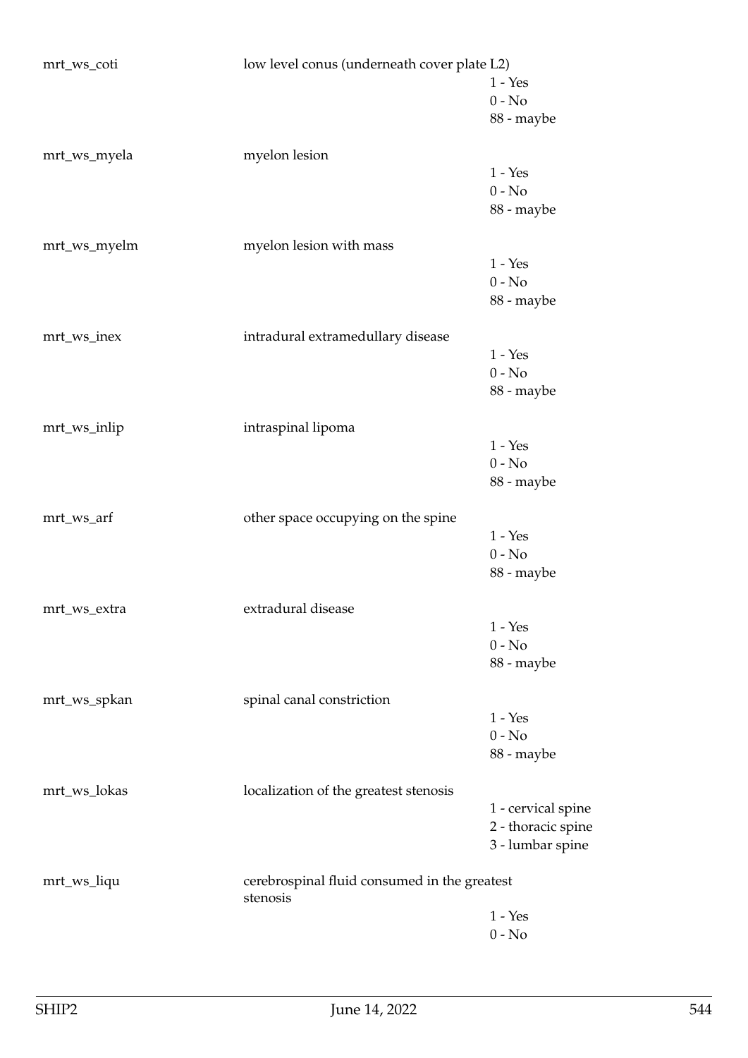| | | |
|---|---|---|
| mrt_ws_coti | low level conus (underneath cover plate L2) | |
| | | 1 - Yes |
| | | 0 - No |
| | | 88 - maybe |
| mrt_ws_myela | myelon lesion | |
| | | 1 - Yes |
| | | 0 - No |
| | | 88 - maybe |
| mrt_ws_myelm | myelon lesion with mass | |
| | | 1 - Yes |
| | | 0 - No |
| | | 88 - maybe |
| mrt_ws_inex | intradural extramedullary disease | |
| | | 1 - Yes |
| | | 0 - No |
| | | 88 - maybe |
| mrt_ws_inlip | intraspinal lipoma | |
| | | 1 - Yes |
| | | 0 - No |
| | | 88 - maybe |
| mrt_ws_arf | other space occupying on the spine | |
| | | 1 - Yes |
| | | 0 - No |
| | | 88 - maybe |
| mrt_ws_extra | extradural disease | |
| | | 1 - Yes |
| | | 0 - No |
| | | 88 - maybe |
| mrt_ws_spkan | spinal canal constriction | |
| | | 1 - Yes |
| | | 0 - No |
| | | 88 - maybe |
| mrt_ws_lokas | localization of the greatest stenosis | |
| | | 1 - cervical spine |
| | | 2 - thoracic spine |
| | | 3 - lumbar spine |
| mrt_ws_liqu | cerebrospinal fluid consumed in the greatest stenosis | |
| | | 1 - Yes |
| | | 0 - No |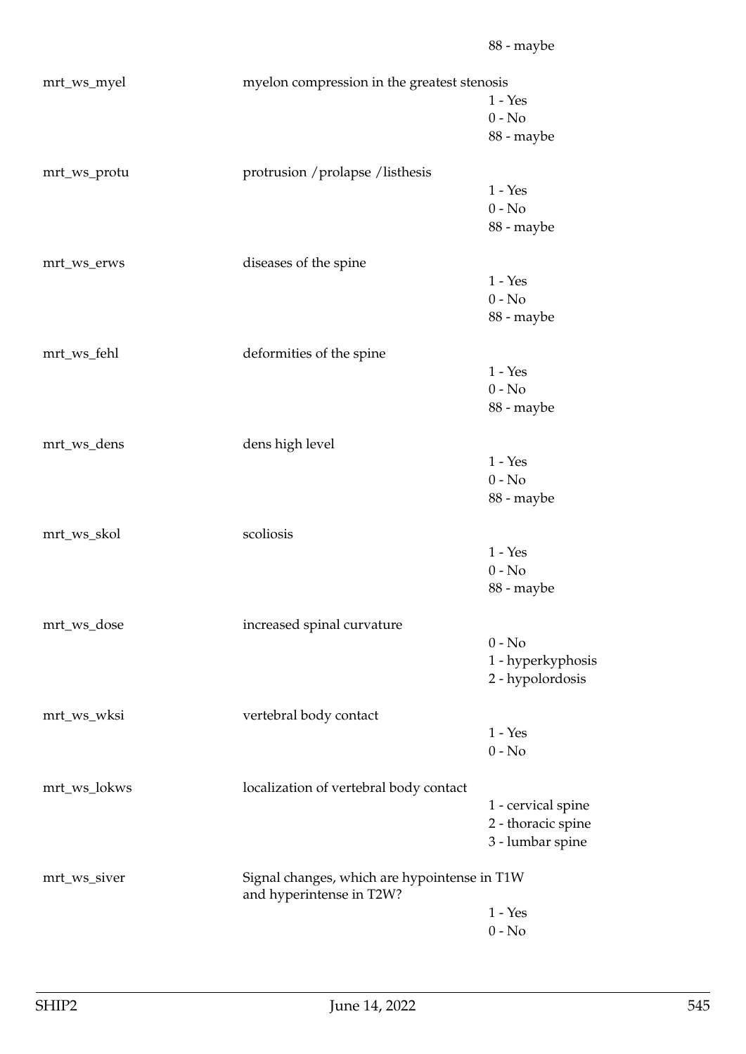88 - maybe

| | | |
|---|---|---|
| mrt_ws_myel | myelon compression in the greatest stenosis | 1 - Yes<br>0 - No<br>88 - maybe |
| mrt_ws_protu | protrusion /prolapse /listhesis | 1 - Yes<br>0 - No<br>88 - maybe |
| mrt_ws_erws | diseases of the spine | 1 - Yes<br>0 - No<br>88 - maybe |
| mrt_ws_fehl | deformities of the spine | 1 - Yes<br>0 - No<br>88 - maybe |
| mrt_ws_dens | dens high level | 1 - Yes<br>0 - No<br>88 - maybe |
| mrt_ws_skol | scoliosis | 1 - Yes<br>0 - No<br>88 - maybe |
| mrt_ws_dose | increased spinal curvature | 0 - No<br>1 - hyperkyphosis<br>2 - hypolordosis |
| mrt_ws_wksi | vertebral body contact | 1 - Yes<br>0 - No |
| mrt_ws_lokws | localization of vertebral body contact | 1 - cervical spine<br>2 - thoracic spine<br>3 - lumbar spine |
| mrt_ws_siver | Signal changes, which are hypointense in T1W and hyperintense in T2W? | 1 - Yes<br>0 - No |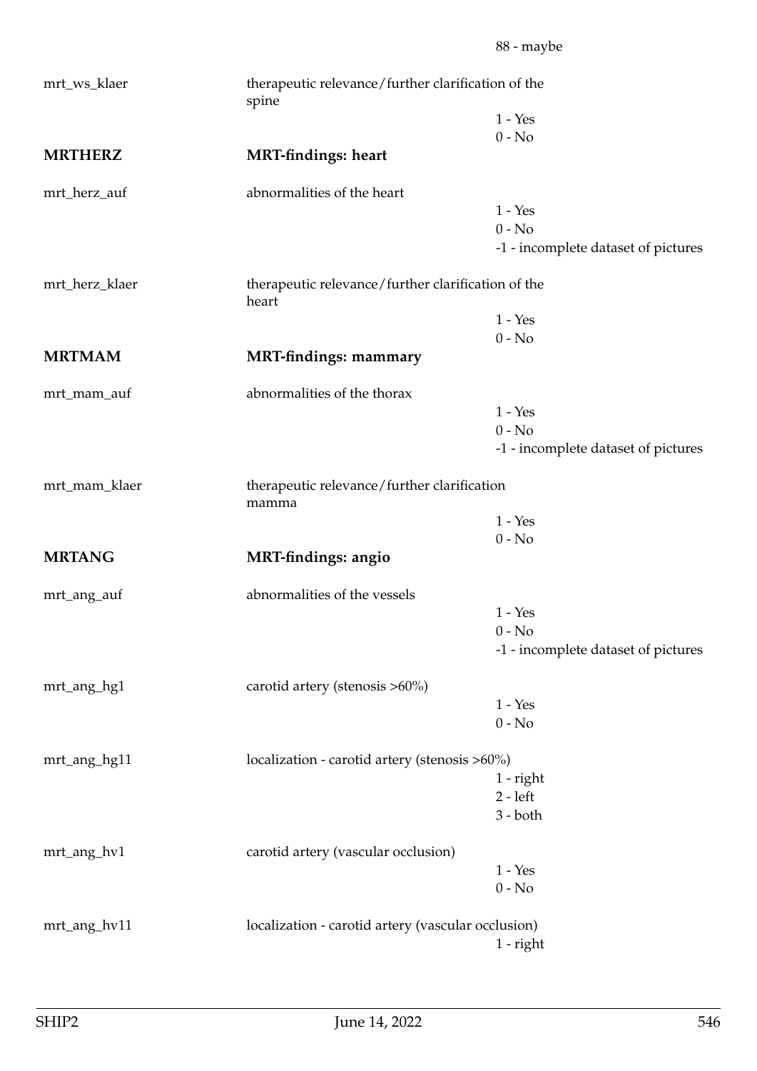88 - maybe

| | | |
|---|---|---|
| mrt_ws_klaer | therapeutic relevance/further clarification of the spine | |
| | | 1 - Yes |
| | | 0 - No |
| **MRTHERZ** | **MRT-findings: heart** | |
| mrt_herz_auf | abnormalities of the heart | |
| | | 1 - Yes |
| | | 0 - No |
| | | -1 - incomplete dataset of pictures |
| mrt_herz_klaer | therapeutic relevance/further clarification of the heart | |
| | | 1 - Yes |
| | | 0 - No |
| **MRTMAM** | **MRT-findings: mammary** | |
| mrt_mam_auf | abnormalities of the thorax | |
| | | 1 - Yes |
| | | 0 - No |
| | | -1 - incomplete dataset of pictures |
| mrt_mam_klaer | therapeutic relevance/further clarification mamma | |
| | | 1 - Yes |
| | | 0 - No |
| **MRTANG** | **MRT-findings: angio** | |
| mrt_ang_auf | abnormalities of the vessels | |
| | | 1 - Yes |
| | | 0 - No |
| | | -1 - incomplete dataset of pictures |
| mrt_ang_hg1 | carotid artery (stenosis >60%) | |
| | | 1 - Yes |
| | | 0 - No |
| mrt_ang_hg11 | localization - carotid artery (stenosis >60%) | |
| | | 1 - right |
| | | 2 - left |
| | | 3 - both |
| mrt_ang_hv1 | carotid artery (vascular occlusion) | |
| | | 1 - Yes |
| | | 0 - No |
| mrt_ang_hv11 | localization - carotid artery (vascular occlusion) | |
| | | 1 - right |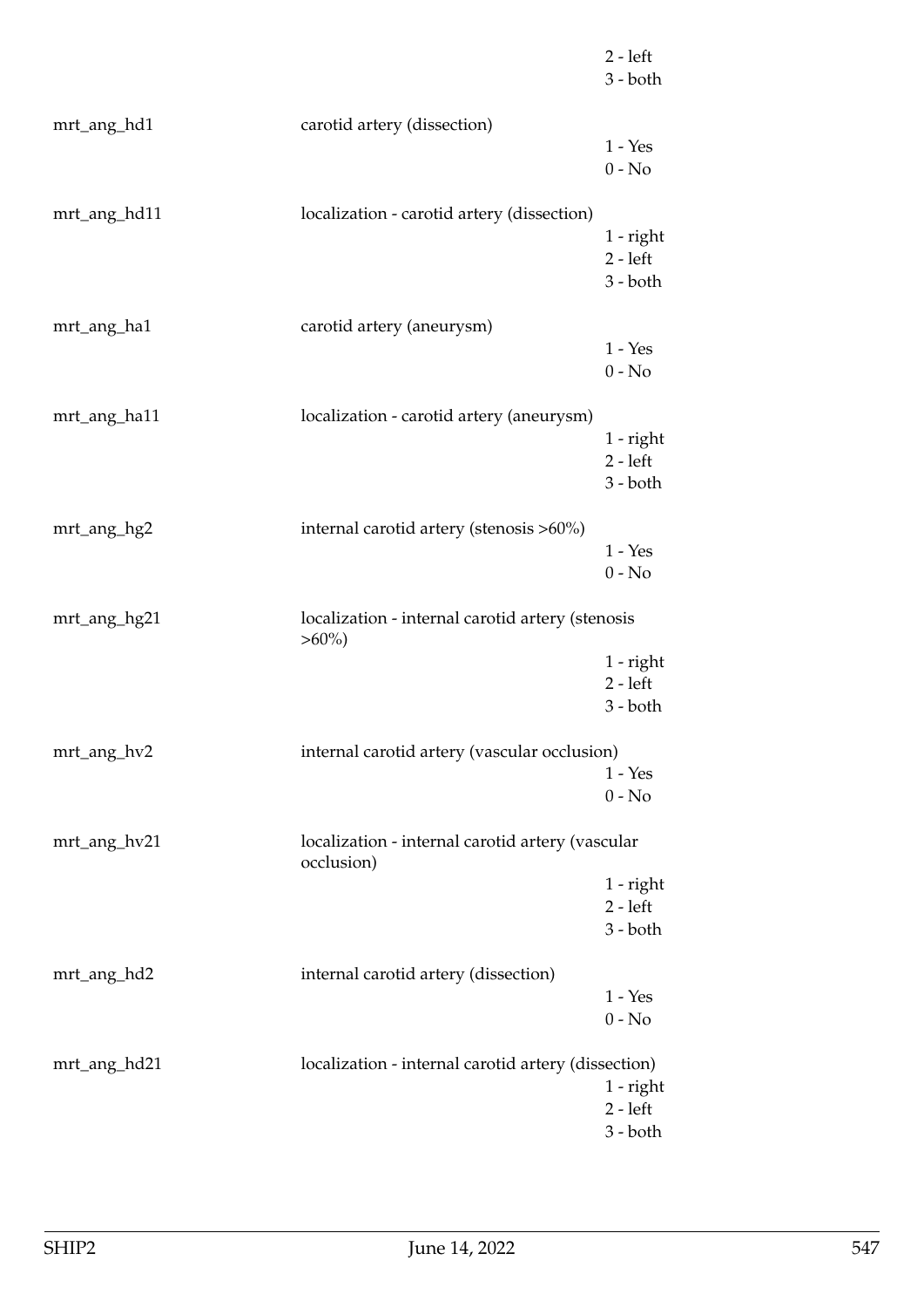2 - left
3 - both

mrt_ang_hd1 carotid artery (dissection)
1 - Yes
0 - No

mrt_ang_hd11 localization - carotid artery (dissection)
1 - right
2 - left
3 - both

mrt_ang_ha1 carotid artery (aneurysm)
1 - Yes
0 - No

mrt_ang_ha11 localization - carotid artery (aneurysm)
1 - right
2 - left
3 - both

mrt_ang_hg2 internal carotid artery (stenosis >60%)
1 - Yes
0 - No

mrt_ang_hg21 localization - internal carotid artery (stenosis >60%)
1 - right
2 - left
3 - both

mrt_ang_hv2 internal carotid artery (vascular occlusion)
1 - Yes
0 - No

mrt_ang_hv21 localization - internal carotid artery (vascular occlusion)
1 - right
2 - left
3 - both

mrt_ang_hd2 internal carotid artery (dissection)
1 - Yes
0 - No

mrt_ang_hd21 localization - internal carotid artery (dissection)
1 - right
2 - left
3 - both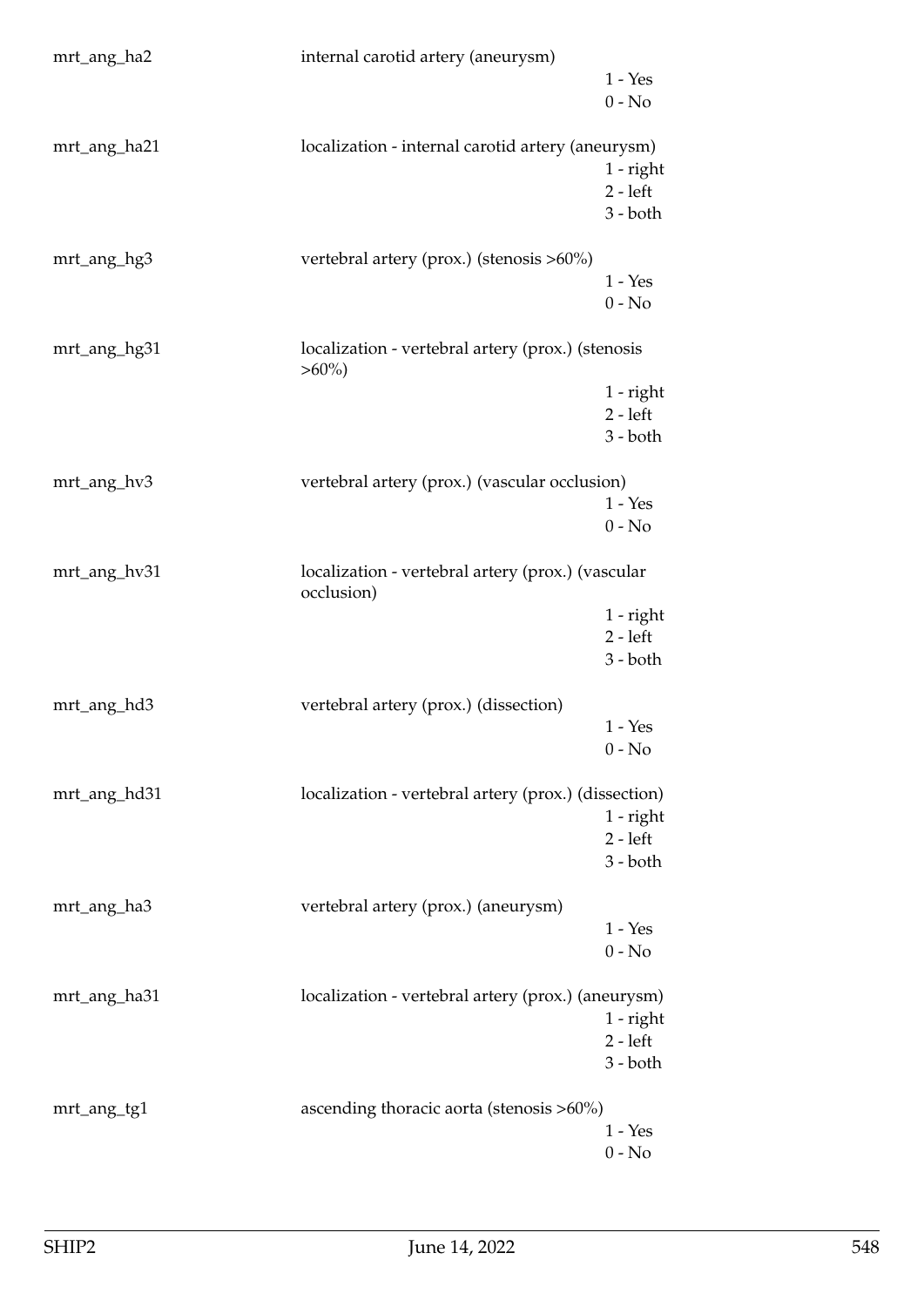| | | |
|---|---|---|
| mrt_ang_ha2 | internal carotid artery (aneurysm) | |
| | | 1 - Yes |
| | | 0 - No |
| mrt_ang_ha21 | localization - internal carotid artery (aneurysm) | |
| | | 1 - right |
| | | 2 - left |
| | | 3 - both |
| mrt_ang_hg3 | vertebral artery (prox.) (stenosis >60%) | |
| | | 1 - Yes |
| | | 0 - No |
| mrt_ang_hg31 | localization - vertebral artery (prox.) (stenosis >60%) | |
| | | 1 - right |
| | | 2 - left |
| | | 3 - both |
| mrt_ang_hv3 | vertebral artery (prox.) (vascular occlusion) | |
| | | 1 - Yes |
| | | 0 - No |
| mrt_ang_hv31 | localization - vertebral artery (prox.) (vascular occlusion) | |
| | | 1 - right |
| | | 2 - left |
| | | 3 - both |
| mrt_ang_hd3 | vertebral artery (prox.) (dissection) | |
| | | 1 - Yes |
| | | 0 - No |
| mrt_ang_hd31 | localization - vertebral artery (prox.) (dissection) | |
| | | 1 - right |
| | | 2 - left |
| | | 3 - both |
| mrt_ang_ha3 | vertebral artery (prox.) (aneurysm) | |
| | | 1 - Yes |
| | | 0 - No |
| mrt_ang_ha31 | localization - vertebral artery (prox.) (aneurysm) | |
| | | 1 - right |
| | | 2 - left |
| | | 3 - both |
| mrt_ang_tg1 | ascending thoracic aorta (stenosis >60%) | |
| | | 1 - Yes |
| | | 0 - No |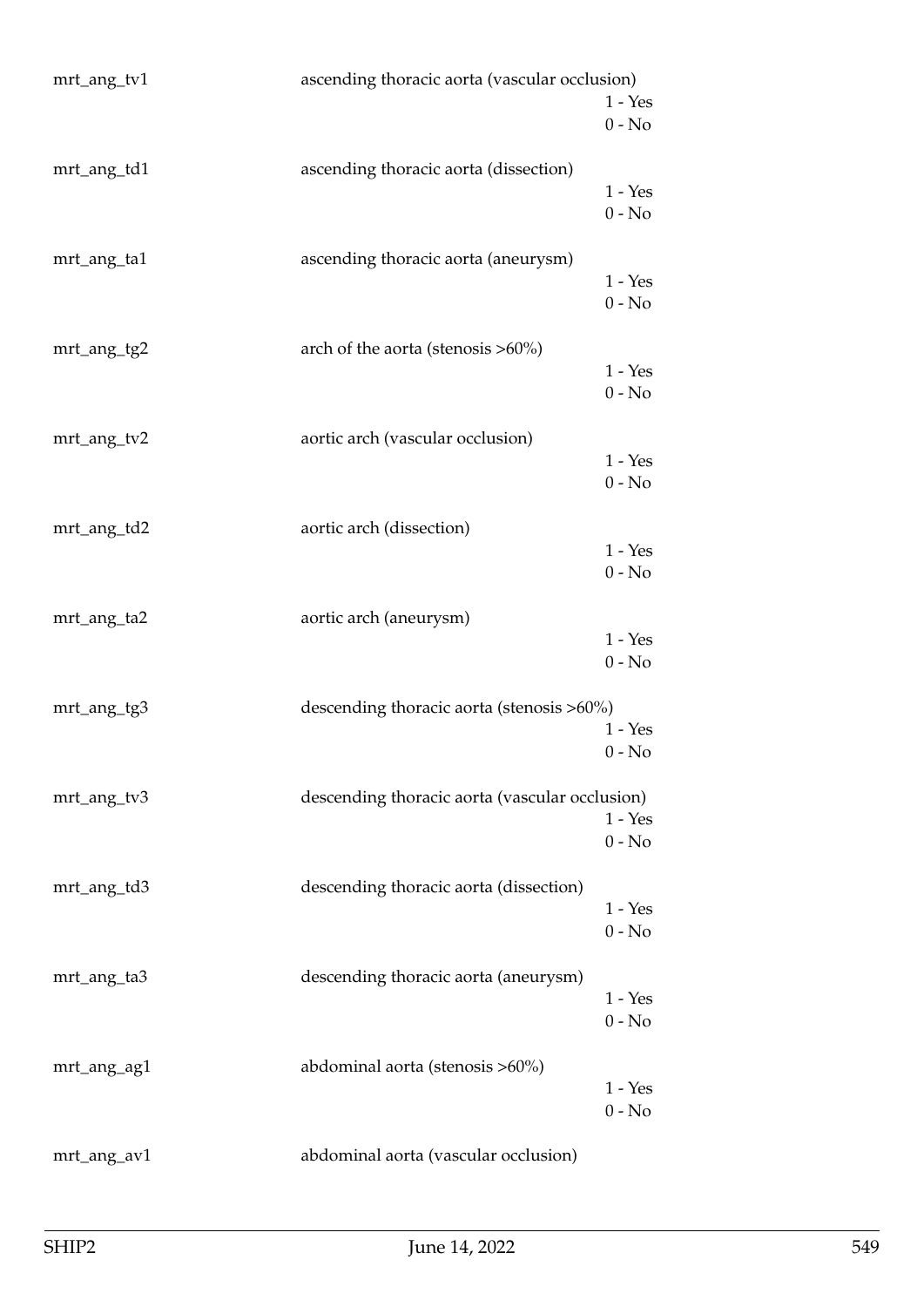mrt_ang_tv1 ascending thoracic aorta (vascular occlusion)

1 - Yes
0 - No

mrt_ang_td1 ascending thoracic aorta (dissection)

1 - Yes
0 - No

mrt_ang_ta1 ascending thoracic aorta (aneurysm)

1 - Yes
0 - No

mrt_ang_tg2 arch of the aorta (stenosis >60%)

1 - Yes
0 - No

mrt_ang_tv2 aortic arch (vascular occlusion)

1 - Yes
0 - No

mrt_ang_td2 aortic arch (dissection)

1 - Yes
0 - No

mrt_ang_ta2 aortic arch (aneurysm)

1 - Yes
0 - No

mrt_ang_tg3 descending thoracic aorta (stenosis >60%)

1 - Yes
0 - No

mrt_ang_tv3 descending thoracic aorta (vascular occlusion)

1 - Yes
0 - No

mrt_ang_td3 descending thoracic aorta (dissection)

1 - Yes
0 - No

mrt_ang_ta3 descending thoracic aorta (aneurysm)

1 - Yes
0 - No

mrt_ang_ag1 abdominal aorta (stenosis >60%)

1 - Yes
0 - No

mrt_ang_av1 abdominal aorta (vascular occlusion)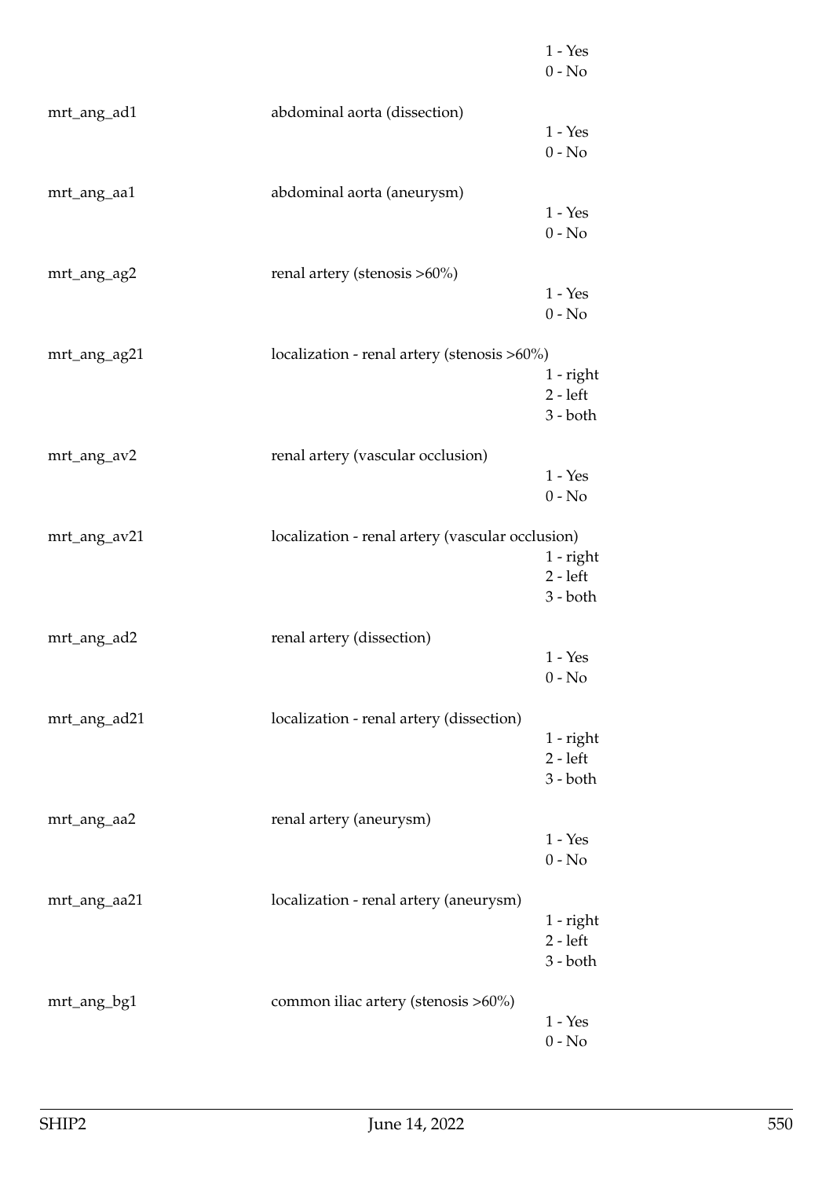1 - Yes
0 - No

mrt_ang_ad1 abdominal aorta (dissection)
1 - Yes
0 - No

mrt_ang_aa1 abdominal aorta (aneurysm)
1 - Yes
0 - No

mrt_ang_ag2 renal artery (stenosis >60%)
1 - Yes
0 - No

mrt_ang_ag21 localization - renal artery (stenosis >60%)
1 - right
2 - left
3 - both

mrt_ang_av2 renal artery (vascular occlusion)
1 - Yes
0 - No

mrt_ang_av21 localization - renal artery (vascular occlusion)
1 - right
2 - left
3 - both

mrt_ang_ad2 renal artery (dissection)
1 - Yes
0 - No

mrt_ang_ad21 localization - renal artery (dissection)
1 - right
2 - left
3 - both

mrt_ang_aa2 renal artery (aneurysm)
1 - Yes
0 - No

mrt_ang_aa21 localization - renal artery (aneurysm)
1 - right
2 - left
3 - both

mrt_ang_bg1 common iliac artery (stenosis >60%)
1 - Yes
0 - No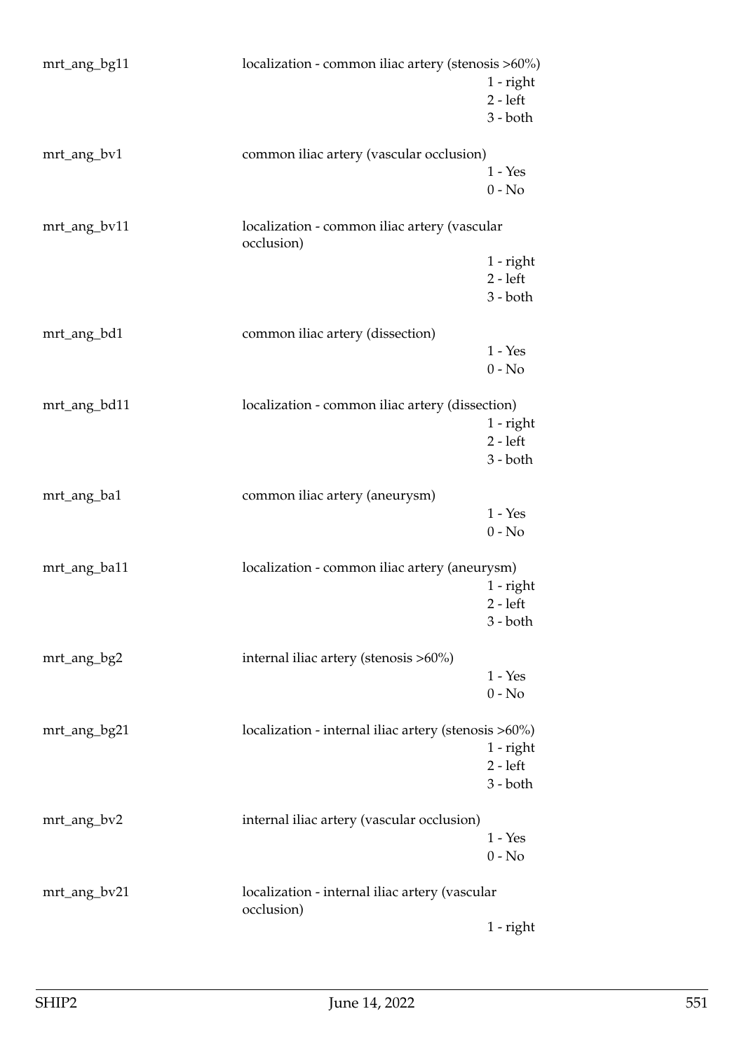| | | |
|---|---|---|
| mrt_ang_bg11 | localization - common iliac artery (stenosis >60%) | |
| | | 1 - right |
| | | 2 - left |
| | | 3 - both |
| mrt_ang_bv1 | common iliac artery (vascular occlusion) | |
| | | 1 - Yes |
| | | 0 - No |
| mrt_ang_bv11 | localization - common iliac artery (vascular occlusion) | |
| | | 1 - right |
| | | 2 - left |
| | | 3 - both |
| mrt_ang_bd1 | common iliac artery (dissection) | |
| | | 1 - Yes |
| | | 0 - No |
| mrt_ang_bd11 | localization - common iliac artery (dissection) | |
| | | 1 - right |
| | | 2 - left |
| | | 3 - both |
| mrt_ang_ba1 | common iliac artery (aneurysm) | |
| | | 1 - Yes |
| | | 0 - No |
| mrt_ang_ba11 | localization - common iliac artery (aneurysm) | |
| | | 1 - right |
| | | 2 - left |
| | | 3 - both |
| mrt_ang_bg2 | internal iliac artery (stenosis >60%) | |
| | | 1 - Yes |
| | | 0 - No |
| mrt_ang_bg21 | localization - internal iliac artery (stenosis >60%) | |
| | | 1 - right |
| | | 2 - left |
| | | 3 - both |
| mrt_ang_bv2 | internal iliac artery (vascular occlusion) | |
| | | 1 - Yes |
| | | 0 - No |
| mrt_ang_bv21 | localization - internal iliac artery (vascular occlusion) | |
| | | 1 - right |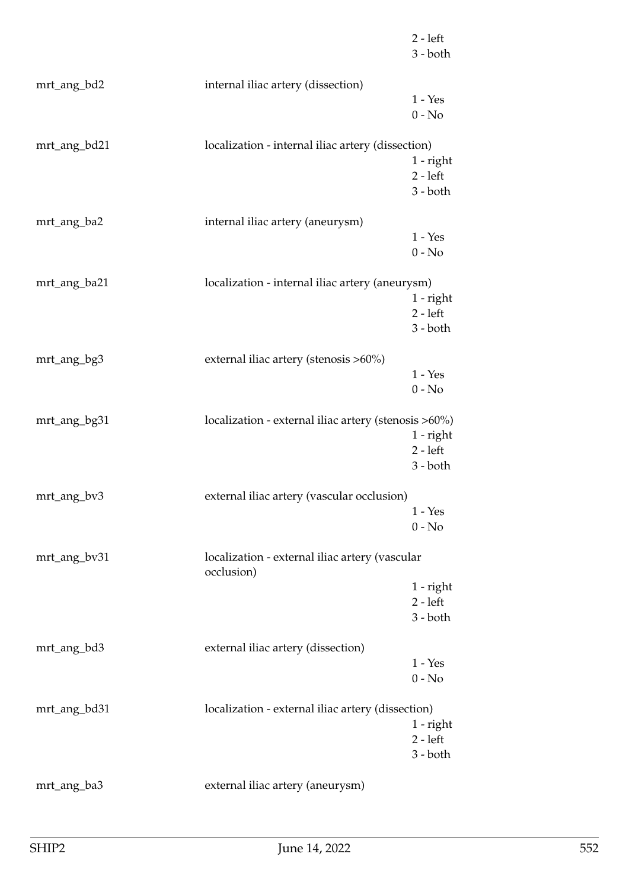2 - left
3 - both

mrt_ang_bd2 internal iliac artery (dissection)
1 - Yes
0 - No

mrt_ang_bd21 localization - internal iliac artery (dissection)
1 - right
2 - left
3 - both

mrt_ang_ba2 internal iliac artery (aneurysm)
1 - Yes
0 - No

mrt_ang_ba21 localization - internal iliac artery (aneurysm)
1 - right
2 - left
3 - both

mrt_ang_bg3 external iliac artery (stenosis >60%)
1 - Yes
0 - No

mrt_ang_bg31 localization - external iliac artery (stenosis >60%)
1 - right
2 - left
3 - both

mrt_ang_bv3 external iliac artery (vascular occlusion)
1 - Yes
0 - No

mrt_ang_bv31 localization - external iliac artery (vascular occlusion)
1 - right
2 - left
3 - both

mrt_ang_bd3 external iliac artery (dissection)
1 - Yes
0 - No

mrt_ang_bd31 localization - external iliac artery (dissection)
1 - right
2 - left
3 - both

mrt_ang_ba3 external iliac artery (aneurysm)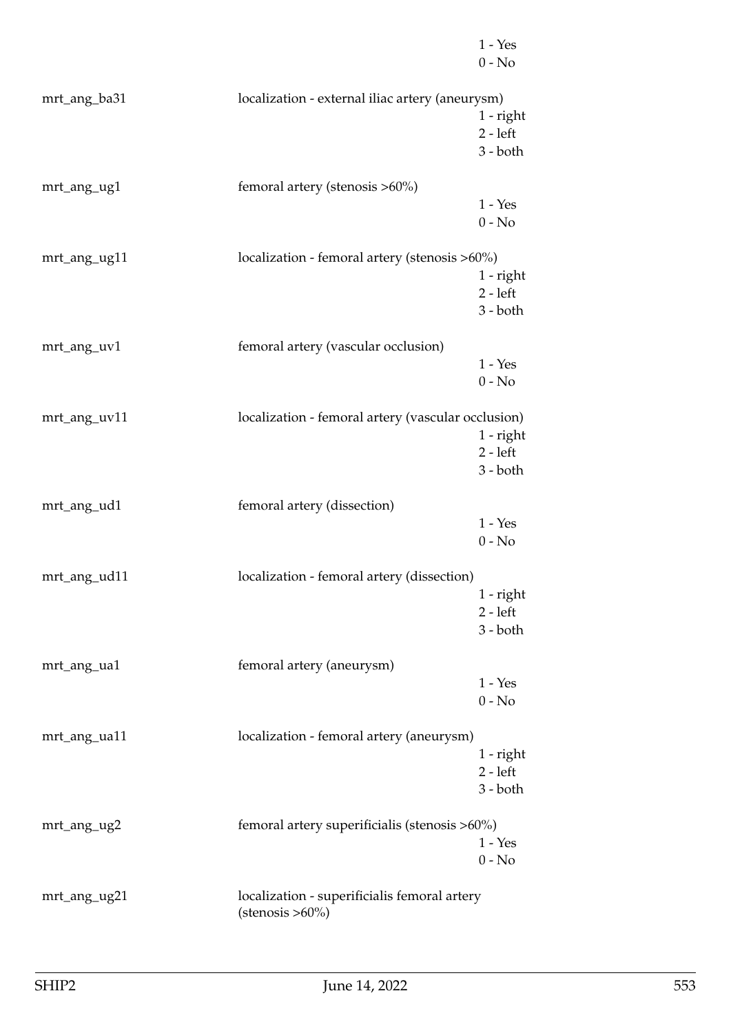| | | |
|---|---|---|
| | | 1 - Yes |
| | | 0 - No |
| mrt_ang_ba31 | localization - external iliac artery (aneurysm) | |
| | | 1 - right |
| | | 2 - left |
| | | 3 - both |
| mrt_ang_ug1 | femoral artery (stenosis >60%) | |
| | | 1 - Yes |
| | | 0 - No |
| mrt_ang_ug11 | localization - femoral artery (stenosis >60%) | |
| | | 1 - right |
| | | 2 - left |
| | | 3 - both |
| mrt_ang_uv1 | femoral artery (vascular occlusion) | |
| | | 1 - Yes |
| | | 0 - No |
| mrt_ang_uv11 | localization - femoral artery (vascular occlusion) | |
| | | 1 - right |
| | | 2 - left |
| | | 3 - both |
| mrt_ang_ud1 | femoral artery (dissection) | |
| | | 1 - Yes |
| | | 0 - No |
| mrt_ang_ud11 | localization - femoral artery (dissection) | |
| | | 1 - right |
| | | 2 - left |
| | | 3 - both |
| mrt_ang_ua1 | femoral artery (aneurysm) | |
| | | 1 - Yes |
| | | 0 - No |
| mrt_ang_ua11 | localization - femoral artery (aneurysm) | |
| | | 1 - right |
| | | 2 - left |
| | | 3 - both |
| mrt_ang_ug2 | femoral artery superificialis (stenosis >60%) | |
| | | 1 - Yes |
| | | 0 - No |
| mrt_ang_ug21 | localization - superificialis femoral artery (stenosis >60%) | |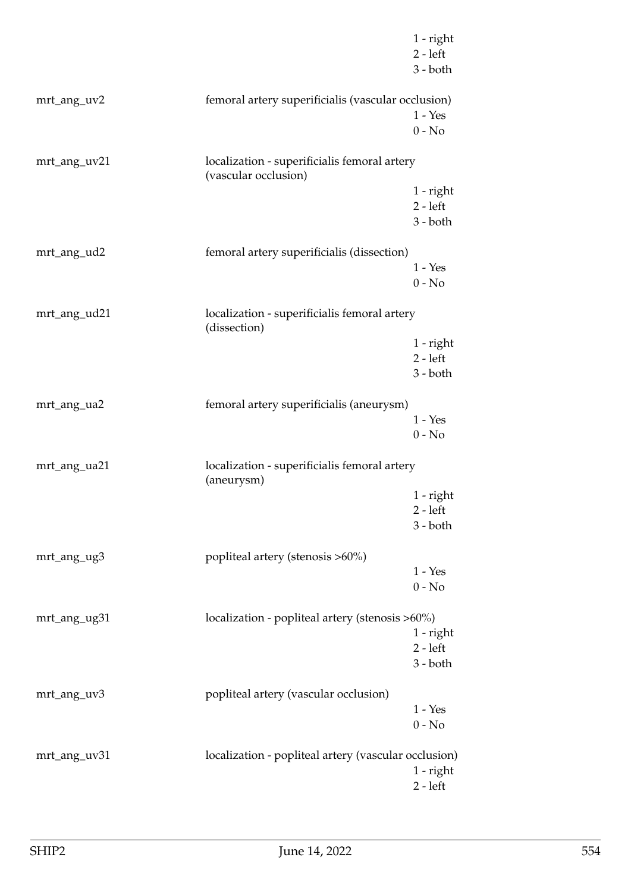1 - right
2 - left
3 - both

mrt_ang_uv2 femoral artery superificialis (vascular occlusion)
1 - Yes
0 - No

mrt_ang_uv21 localization - superificialis femoral artery (vascular occlusion)
1 - right
2 - left
3 - both

mrt_ang_ud2 femoral artery superificialis (dissection)
1 - Yes
0 - No

mrt_ang_ud21 localization - superificialis femoral artery (dissection)
1 - right
2 - left
3 - both

mrt_ang_ua2 femoral artery superificialis (aneurysm)
1 - Yes
0 - No

mrt_ang_ua21 localization - superificialis femoral artery (aneurysm)
1 - right
2 - left
3 - both

mrt_ang_ug3 popliteal artery (stenosis >60%)
1 - Yes
0 - No

mrt_ang_ug31 localization - popliteal artery (stenosis >60%)
1 - right
2 - left
3 - both

mrt_ang_uv3 popliteal artery (vascular occlusion)
1 - Yes
0 - No

mrt_ang_uv31 localization - popliteal artery (vascular occlusion)
1 - right
2 - left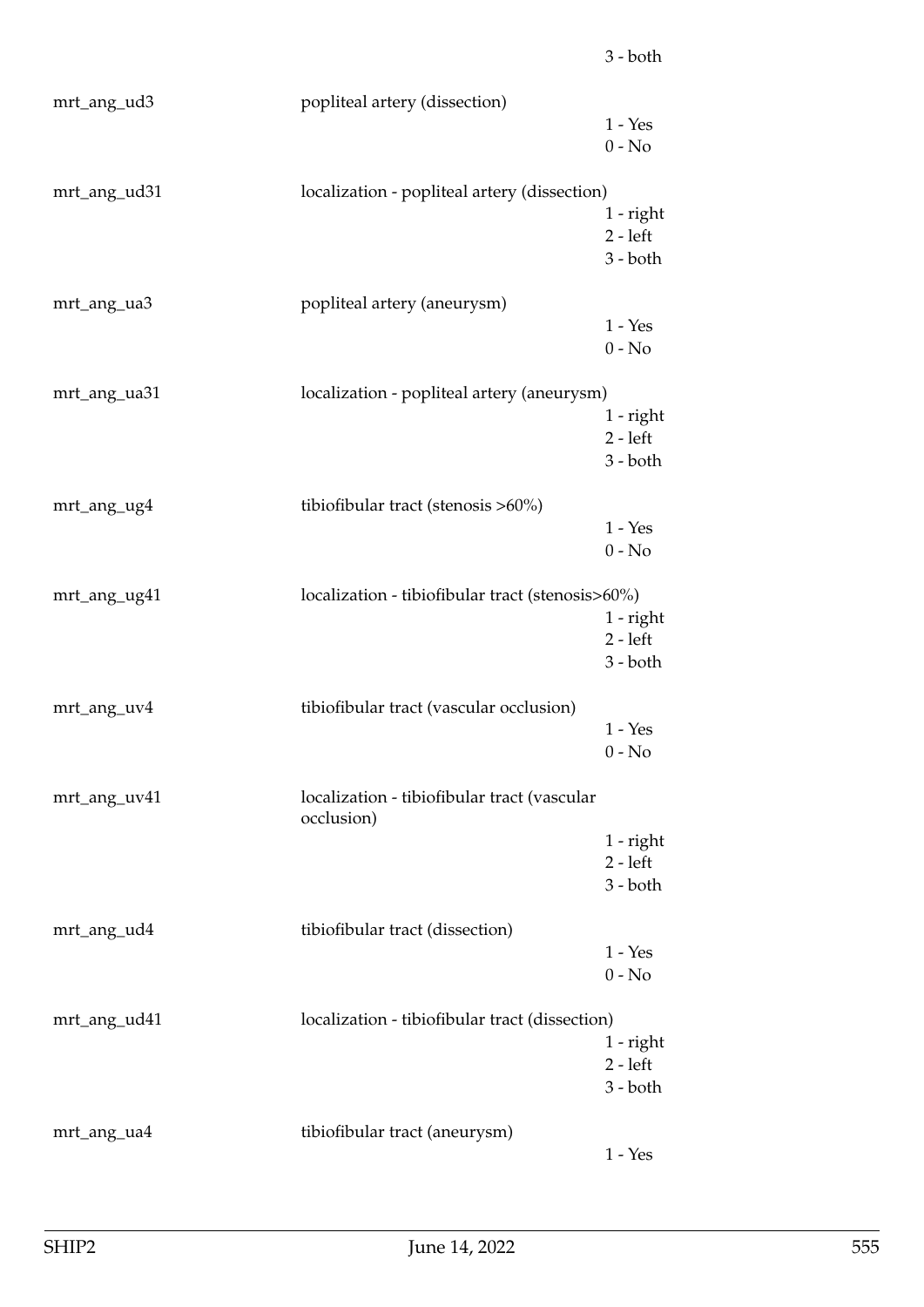3 - both

| | | |
|---|---|---|
| mrt_ang_ud3 | popliteal artery (dissection) | |
| | | 1 - Yes |
| | | 0 - No |
| mrt_ang_ud31 | localization - popliteal artery (dissection) | |
| | | 1 - right |
| | | 2 - left |
| | | 3 - both |
| mrt_ang_ua3 | popliteal artery (aneurysm) | |
| | | 1 - Yes |
| | | 0 - No |
| mrt_ang_ua31 | localization - popliteal artery (aneurysm) | |
| | | 1 - right |
| | | 2 - left |
| | | 3 - both |
| mrt_ang_ug4 | tibiofibular tract (stenosis >60%) | |
| | | 1 - Yes |
| | | 0 - No |
| mrt_ang_ug41 | localization - tibiofibular tract (stenosis>60%) | |
| | | 1 - right |
| | | 2 - left |
| | | 3 - both |
| mrt_ang_uv4 | tibiofibular tract (vascular occlusion) | |
| | | 1 - Yes |
| | | 0 - No |
| mrt_ang_uv41 | localization - tibiofibular tract (vascular occlusion) | |
| | | 1 - right |
| | | 2 - left |
| | | 3 - both |
| mrt_ang_ud4 | tibiofibular tract (dissection) | |
| | | 1 - Yes |
| | | 0 - No |
| mrt_ang_ud41 | localization - tibiofibular tract (dissection) | |
| | | 1 - right |
| | | 2 - left |
| | | 3 - both |
| mrt_ang_ua4 | tibiofibular tract (aneurysm) | |
| | | 1 - Yes |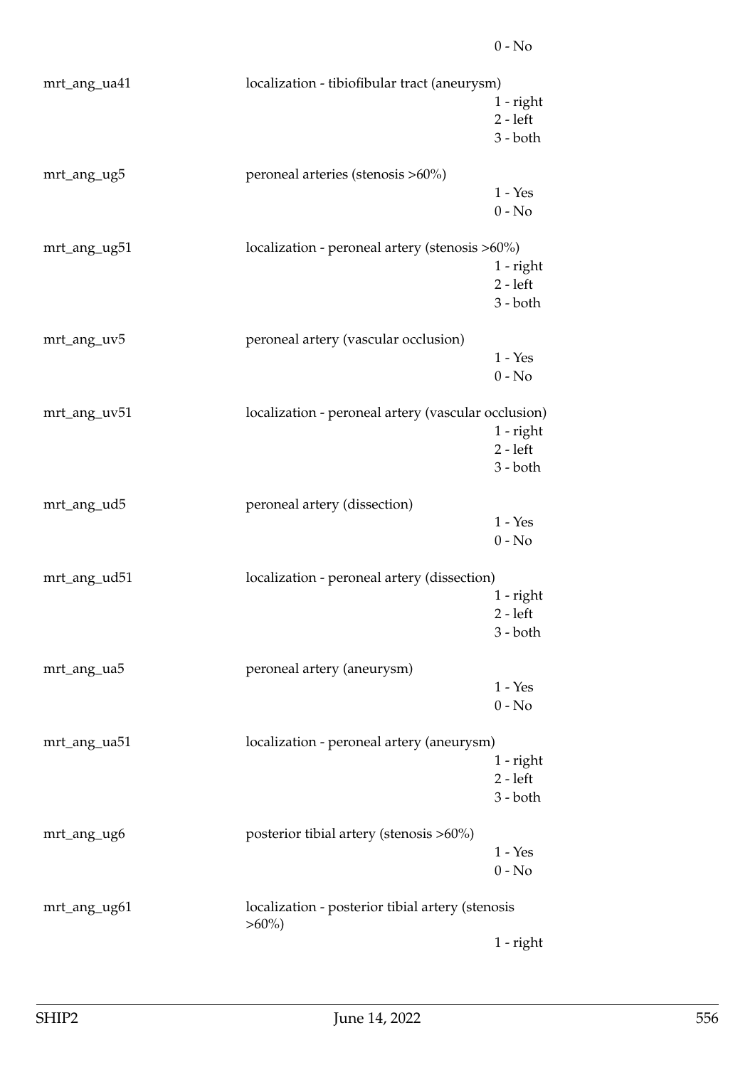0 - No

mrt_ang_ua41 localization - tibiofibular tract (aneurysm)
1 - right
2 - left
3 - both

mrt_ang_ug5 peroneal arteries (stenosis >60%)
1 - Yes
0 - No

mrt_ang_ug51 localization - peroneal artery (stenosis >60%)
1 - right
2 - left
3 - both

mrt_ang_uv5 peroneal artery (vascular occlusion)
1 - Yes
0 - No

mrt_ang_uv51 localization - peroneal artery (vascular occlusion)
1 - right
2 - left
3 - both

mrt_ang_ud5 peroneal artery (dissection)
1 - Yes
0 - No

mrt_ang_ud51 localization - peroneal artery (dissection)
1 - right
2 - left
3 - both

mrt_ang_ua5 peroneal artery (aneurysm)
1 - Yes
0 - No

mrt_ang_ua51 localization - peroneal artery (aneurysm)
1 - right
2 - left
3 - both

mrt_ang_ug6 posterior tibial artery (stenosis >60%)
1 - Yes
0 - No

mrt_ang_ug61 localization - posterior tibial artery (stenosis >60%)
1 - right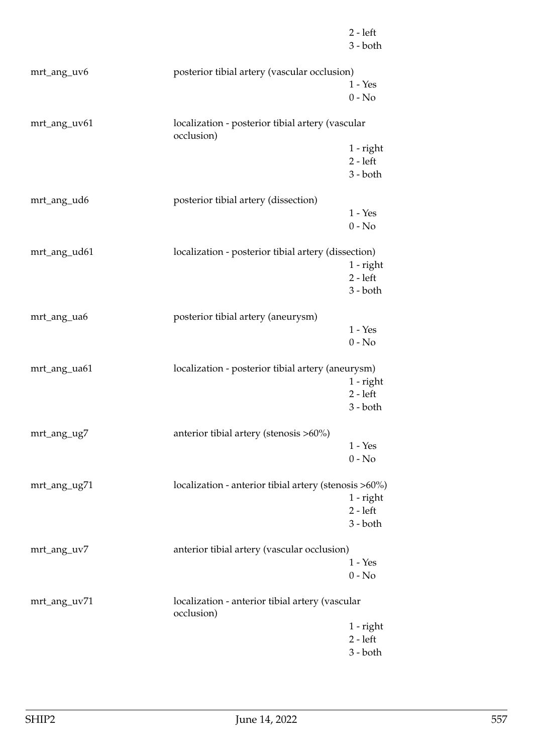2 - left
3 - both

| | |
|---|---|
| mrt_ang_uv6 | posterior tibial artery (vascular occlusion) |
| | 1 - Yes |
| | 0 - No |
| mrt_ang_uv61 | localization - posterior tibial artery (vascular occlusion) |
| | 1 - right |
| | 2 - left |
| | 3 - both |
| mrt_ang_ud6 | posterior tibial artery (dissection) |
| | 1 - Yes |
| | 0 - No |
| mrt_ang_ud61 | localization - posterior tibial artery (dissection) |
| | 1 - right |
| | 2 - left |
| | 3 - both |
| mrt_ang_ua6 | posterior tibial artery (aneurysm) |
| | 1 - Yes |
| | 0 - No |
| mrt_ang_ua61 | localization - posterior tibial artery (aneurysm) |
| | 1 - right |
| | 2 - left |
| | 3 - both |
| mrt_ang_ug7 | anterior tibial artery (stenosis >60%) |
| | 1 - Yes |
| | 0 - No |
| mrt_ang_ug71 | localization - anterior tibial artery (stenosis >60%) |
| | 1 - right |
| | 2 - left |
| | 3 - both |
| mrt_ang_uv7 | anterior tibial artery (vascular occlusion) |
| | 1 - Yes |
| | 0 - No |
| mrt_ang_uv71 | localization - anterior tibial artery (vascular occlusion) |
| | 1 - right |
| | 2 - left |
| | 3 - both |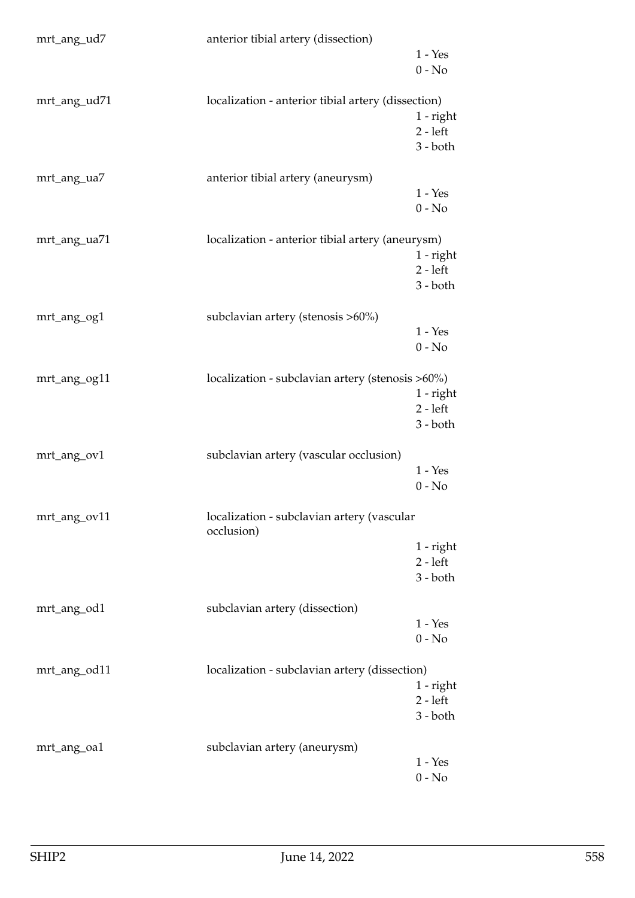| | | |
|---|---|---|
| mrt_ang_ud7 | anterior tibial artery (dissection) | |
| | | 1 - Yes |
| | | 0 - No |
| mrt_ang_ud71 | localization - anterior tibial artery (dissection) | |
| | | 1 - right |
| | | 2 - left |
| | | 3 - both |
| mrt_ang_ua7 | anterior tibial artery (aneurysm) | |
| | | 1 - Yes |
| | | 0 - No |
| mrt_ang_ua71 | localization - anterior tibial artery (aneurysm) | |
| | | 1 - right |
| | | 2 - left |
| | | 3 - both |
| mrt_ang_og1 | subclavian artery (stenosis >60%) | |
| | | 1 - Yes |
| | | 0 - No |
| mrt_ang_og11 | localization - subclavian artery (stenosis >60%) | |
| | | 1 - right |
| | | 2 - left |
| | | 3 - both |
| mrt_ang_ov1 | subclavian artery (vascular occlusion) | |
| | | 1 - Yes |
| | | 0 - No |
| mrt_ang_ov11 | localization - subclavian artery (vascular occlusion) | |
| | | 1 - right |
| | | 2 - left |
| | | 3 - both |
| mrt_ang_od1 | subclavian artery (dissection) | |
| | | 1 - Yes |
| | | 0 - No |
| mrt_ang_od11 | localization - subclavian artery (dissection) | |
| | | 1 - right |
| | | 2 - left |
| | | 3 - both |
| mrt_ang_oa1 | subclavian artery (aneurysm) | |
| | | 1 - Yes |
| | | 0 - No |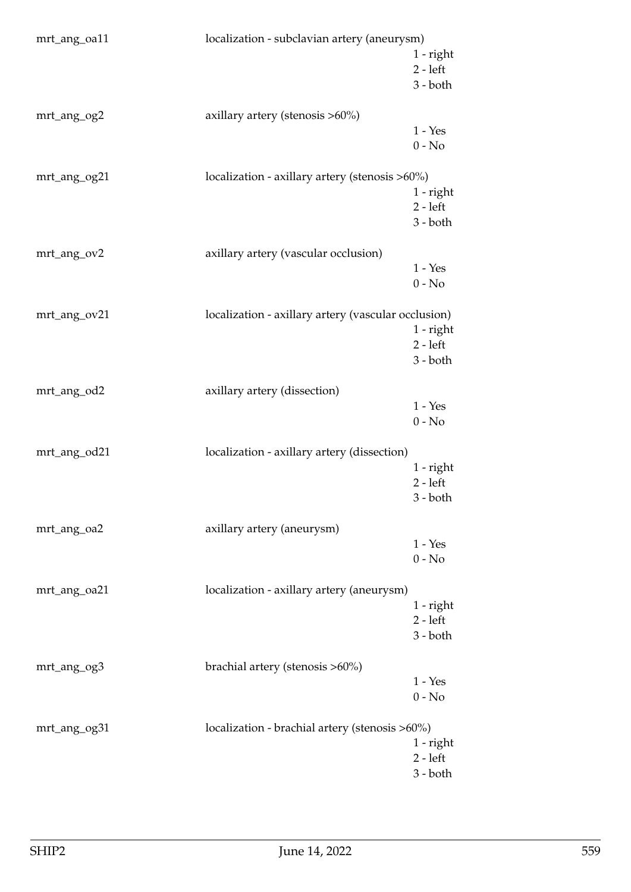mrt_ang_oa11 localization - subclavian artery (aneurysm)

1 - right
2 - left
3 - both

mrt_ang_og2 axillary artery (stenosis >60%)

1 - Yes
0 - No

mrt_ang_og21 localization - axillary artery (stenosis >60%)

1 - right
2 - left
3 - both

mrt_ang_ov2 axillary artery (vascular occlusion)

1 - Yes
0 - No

mrt_ang_ov21 localization - axillary artery (vascular occlusion)

1 - right
2 - left
3 - both

mrt_ang_od2 axillary artery (dissection)

1 - Yes
0 - No

mrt_ang_od21 localization - axillary artery (dissection)

1 - right
2 - left
3 - both

mrt_ang_oa2 axillary artery (aneurysm)

1 - Yes
0 - No

mrt_ang_oa21 localization - axillary artery (aneurysm)

1 - right
2 - left
3 - both

mrt_ang_og3 brachial artery (stenosis >60%)

1 - Yes
0 - No

mrt_ang_og31 localization - brachial artery (stenosis >60%)

1 - right
2 - left
3 - both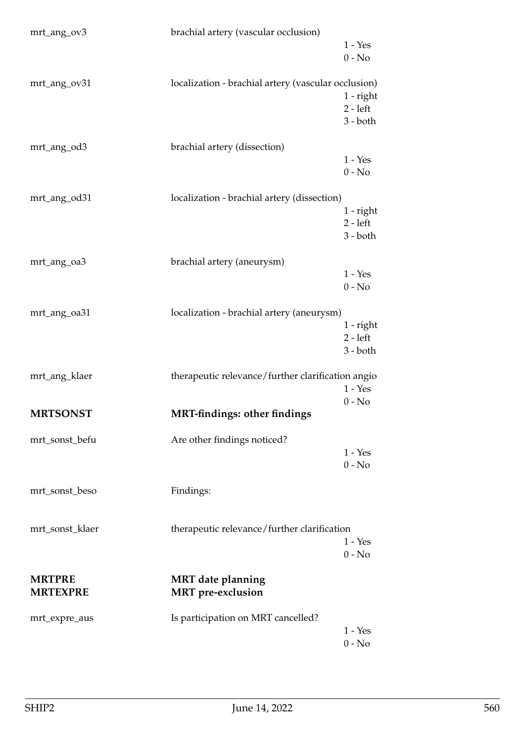mrt_ang_ov3 | brachial artery (vascular occlusion)
- 1 - Yes
- 0 - No

mrt_ang_ov31 | localization - brachial artery (vascular occlusion)
- 1 - right
- 2 - left
- 3 - both

mrt_ang_od3 | brachial artery (dissection)
- 1 - Yes
- 0 - No

mrt_ang_od31 | localization - brachial artery (dissection)
- 1 - right
- 2 - left
- 3 - both

mrt_ang_oa3 | brachial artery (aneurysm)
- 1 - Yes
- 0 - No

mrt_ang_oa31 | localization - brachial artery (aneurysm)
- 1 - right
- 2 - left
- 3 - both

mrt_ang_klaer | therapeutic relevance/further clarification angio
- 1 - Yes
- 0 - No

## MRTSONST — MRT-findings: other findings

mrt_sonst_befu | Are other findings noticed?
- 1 - Yes
- 0 - No

mrt_sonst_beso | Findings:

mrt_sonst_klaer | therapeutic relevance/further clarification
- 1 - Yes
- 0 - No

## MRTPRE — MRT date planning

## MRTEXPRE — MRT pre-exclusion

mrt_expre_aus | Is participation on MRT cancelled?
- 1 - Yes
- 0 - No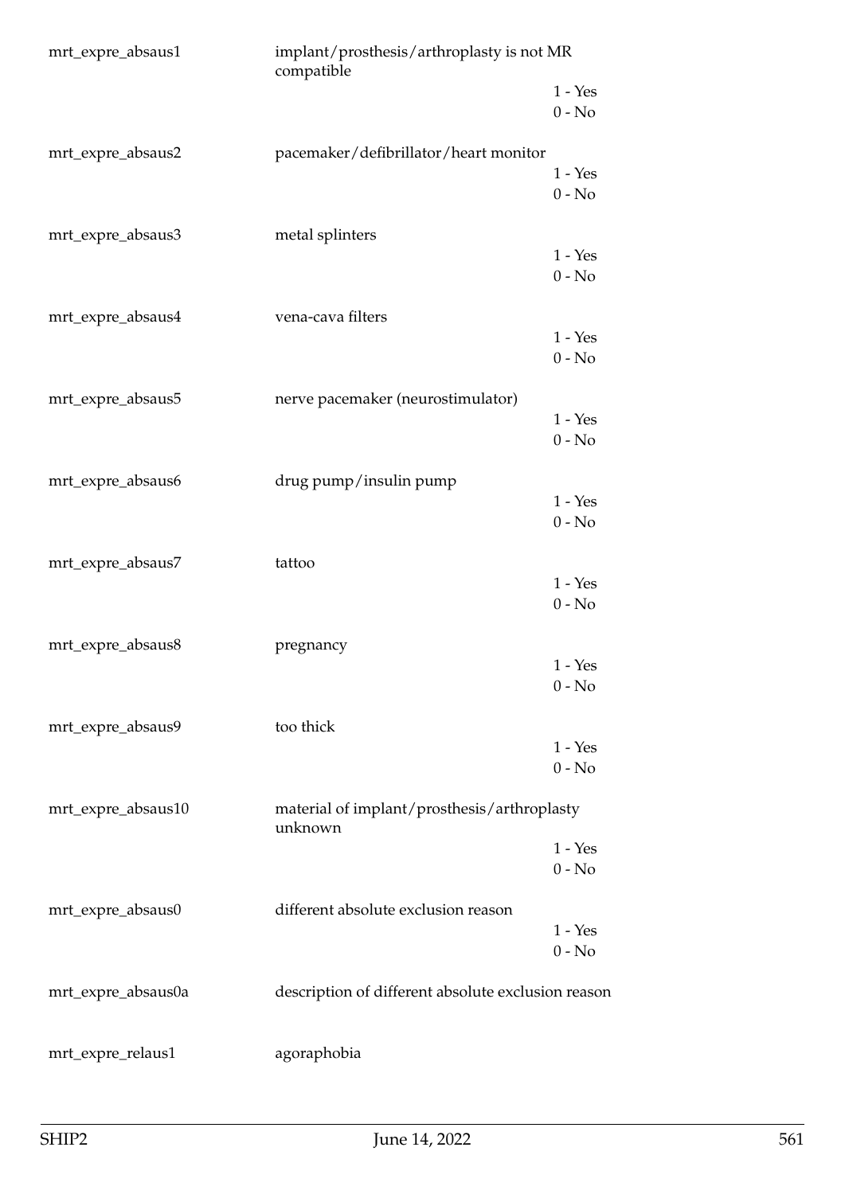| | | |
|---|---|---|
| mrt_expre_absaus1 | implant/prosthesis/arthroplasty is not MR compatible | |
| | | 1 - Yes |
| | | 0 - No |
| mrt_expre_absaus2 | pacemaker/defibrillator/heart monitor | |
| | | 1 - Yes |
| | | 0 - No |
| mrt_expre_absaus3 | metal splinters | |
| | | 1 - Yes |
| | | 0 - No |
| mrt_expre_absaus4 | vena-cava filters | |
| | | 1 - Yes |
| | | 0 - No |
| mrt_expre_absaus5 | nerve pacemaker (neurostimulator) | |
| | | 1 - Yes |
| | | 0 - No |
| mrt_expre_absaus6 | drug pump/insulin pump | |
| | | 1 - Yes |
| | | 0 - No |
| mrt_expre_absaus7 | tattoo | |
| | | 1 - Yes |
| | | 0 - No |
| mrt_expre_absaus8 | pregnancy | |
| | | 1 - Yes |
| | | 0 - No |
| mrt_expre_absaus9 | too thick | |
| | | 1 - Yes |
| | | 0 - No |
| mrt_expre_absaus10 | material of implant/prosthesis/arthroplasty unknown | |
| | | 1 - Yes |
| | | 0 - No |
| mrt_expre_absaus0 | different absolute exclusion reason | |
| | | 1 - Yes |
| | | 0 - No |
| mrt_expre_absaus0a | description of different absolute exclusion reason | |
| mrt_expre_relaus1 | agoraphobia | |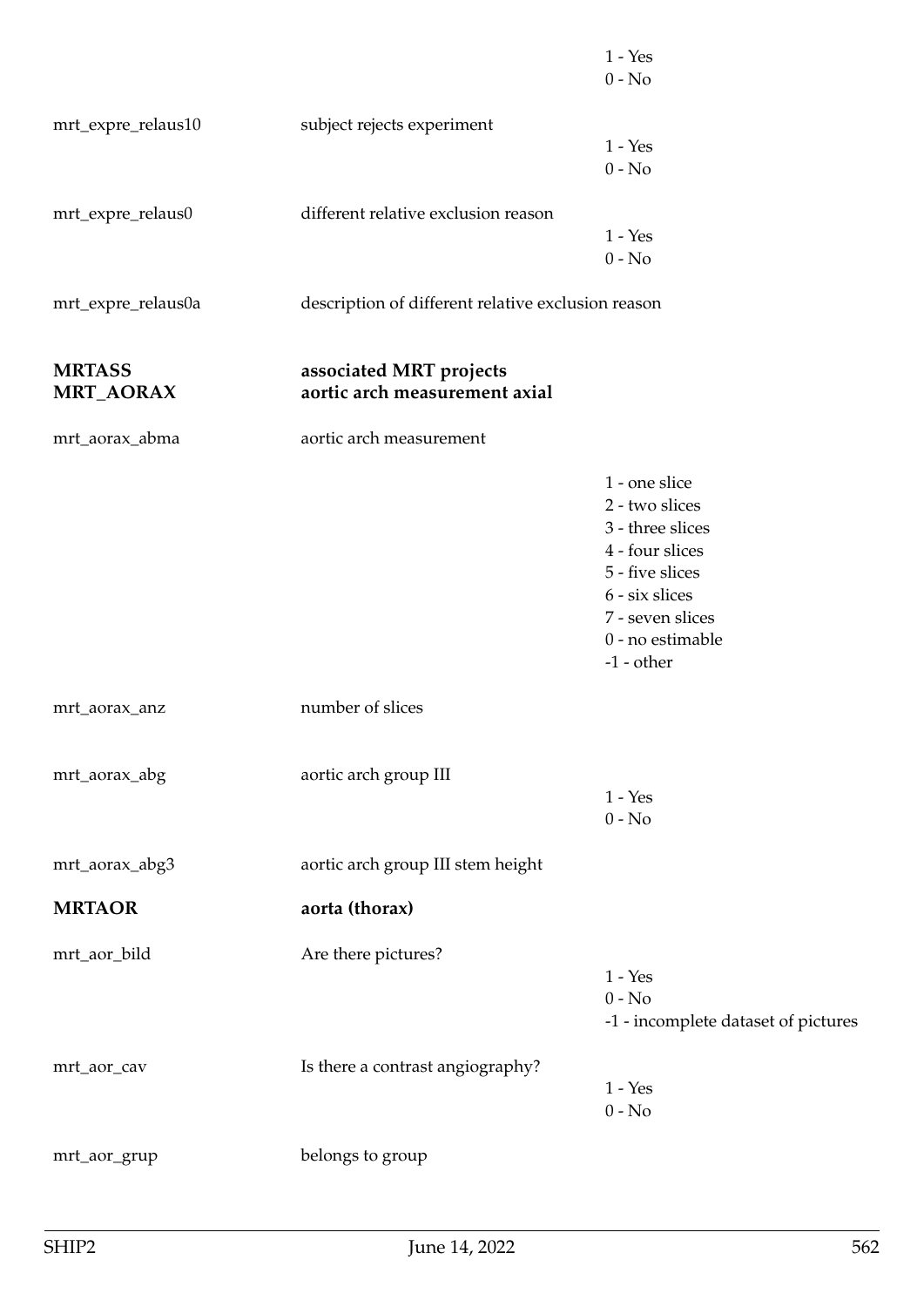1 - Yes
0 - No

| | | |
|---|---|---|
| mrt_expre_relaus10 | subject rejects experiment | 1 - Yes<br>0 - No |
| mrt_expre_relaus0 | different relative exclusion reason | 1 - Yes<br>0 - No |
| mrt_expre_relaus0a | description of different relative exclusion reason | |

**MRTASS** **associated MRT projects**

**MRT_AORAX** **aortic arch measurement axial**

| | | |
|---|---|---|
| mrt_aorax_abma | aortic arch measurement | 1 - one slice<br>2 - two slices<br>3 - three slices<br>4 - four slices<br>5 - five slices<br>6 - six slices<br>7 - seven slices<br>0 - no estimable<br>-1 - other |
| mrt_aorax_anz | number of slices | |
| mrt_aorax_abg | aortic arch group III | 1 - Yes<br>0 - No |
| mrt_aorax_abg3 | aortic arch group III stem height | |

**MRTAOR** **aorta (thorax)**

| | | |
|---|---|---|
| mrt_aor_bild | Are there pictures? | 1 - Yes<br>0 - No<br>-1 - incomplete dataset of pictures |
| mrt_aor_cav | Is there a contrast angiography? | 1 - Yes<br>0 - No |
| mrt_aor_grup | belongs to group | |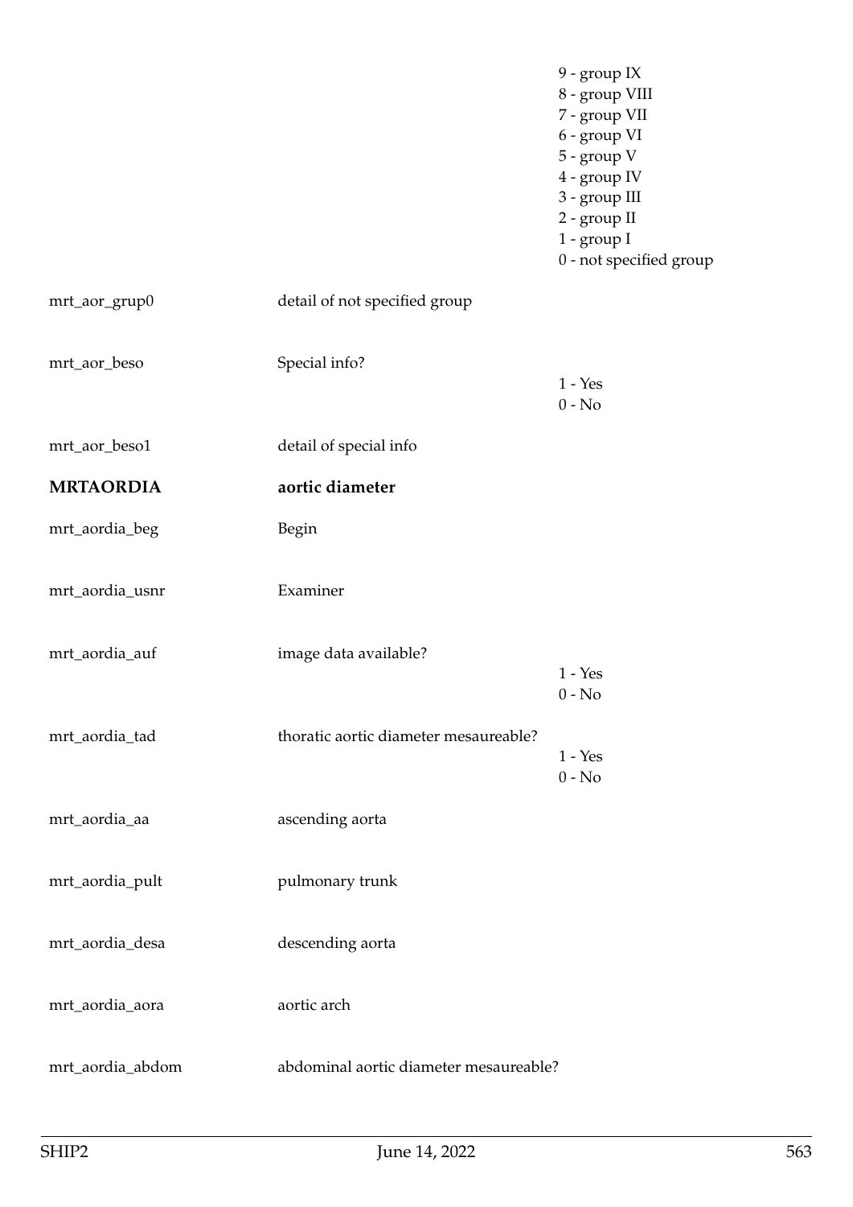| | | |
|---|---|---|
| | | 9 - group IX<br>8 - group VIII<br>7 - group VII<br>6 - group VI<br>5 - group V<br>4 - group IV<br>3 - group III<br>2 - group II<br>1 - group I<br>0 - not specified group |
| mrt_aor_grup0 | detail of not specified group | |
| mrt_aor_beso | Special info? | 1 - Yes<br>0 - No |
| mrt_aor_beso1 | detail of special info | |
| **MRTAORDIA** | **aortic diameter** | |
| mrt_aordia_beg | Begin | |
| mrt_aordia_usnr | Examiner | |
| mrt_aordia_auf | image data available? | 1 - Yes<br>0 - No |
| mrt_aordia_tad | thoratic aortic diameter mesaureable? | 1 - Yes<br>0 - No |
| mrt_aordia_aa | ascending aorta | |
| mrt_aordia_pult | pulmonary trunk | |
| mrt_aordia_desa | descending aorta | |
| mrt_aordia_aora | aortic arch | |
| mrt_aordia_abdom | abdominal aortic diameter mesaureable? | |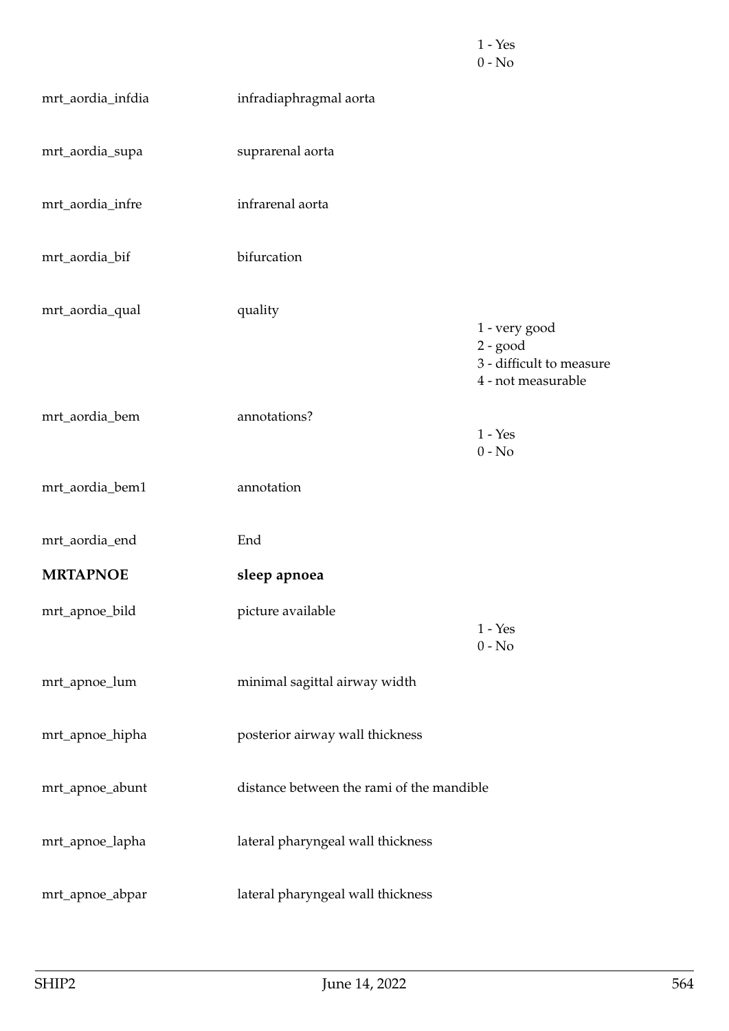| | | |
|---|---|---|
| | | 1 - Yes<br>0 - No |
| mrt_aordia_infdia | infradiaphragmal aorta | |
| mrt_aordia_supa | suprarenal aorta | |
| mrt_aordia_infre | infrarenal aorta | |
| mrt_aordia_bif | bifurcation | |
| mrt_aordia_qual | quality | 1 - very good<br>2 - good<br>3 - difficult to measure<br>4 - not measurable |
| mrt_aordia_bem | annotations? | 1 - Yes<br>0 - No |
| mrt_aordia_bem1 | annotation | |
| mrt_aordia_end | End | |
| **MRTAPNOE** | **sleep apnoea** | |
| mrt_apnoe_bild | picture available | 1 - Yes<br>0 - No |
| mrt_apnoe_lum | minimal sagittal airway width | |
| mrt_apnoe_hipha | posterior airway wall thickness | |
| mrt_apnoe_abunt | distance between the rami of the mandible | |
| mrt_apnoe_lapha | lateral pharyngeal wall thickness | |
| mrt_apnoe_abpar | lateral pharyngeal wall thickness | |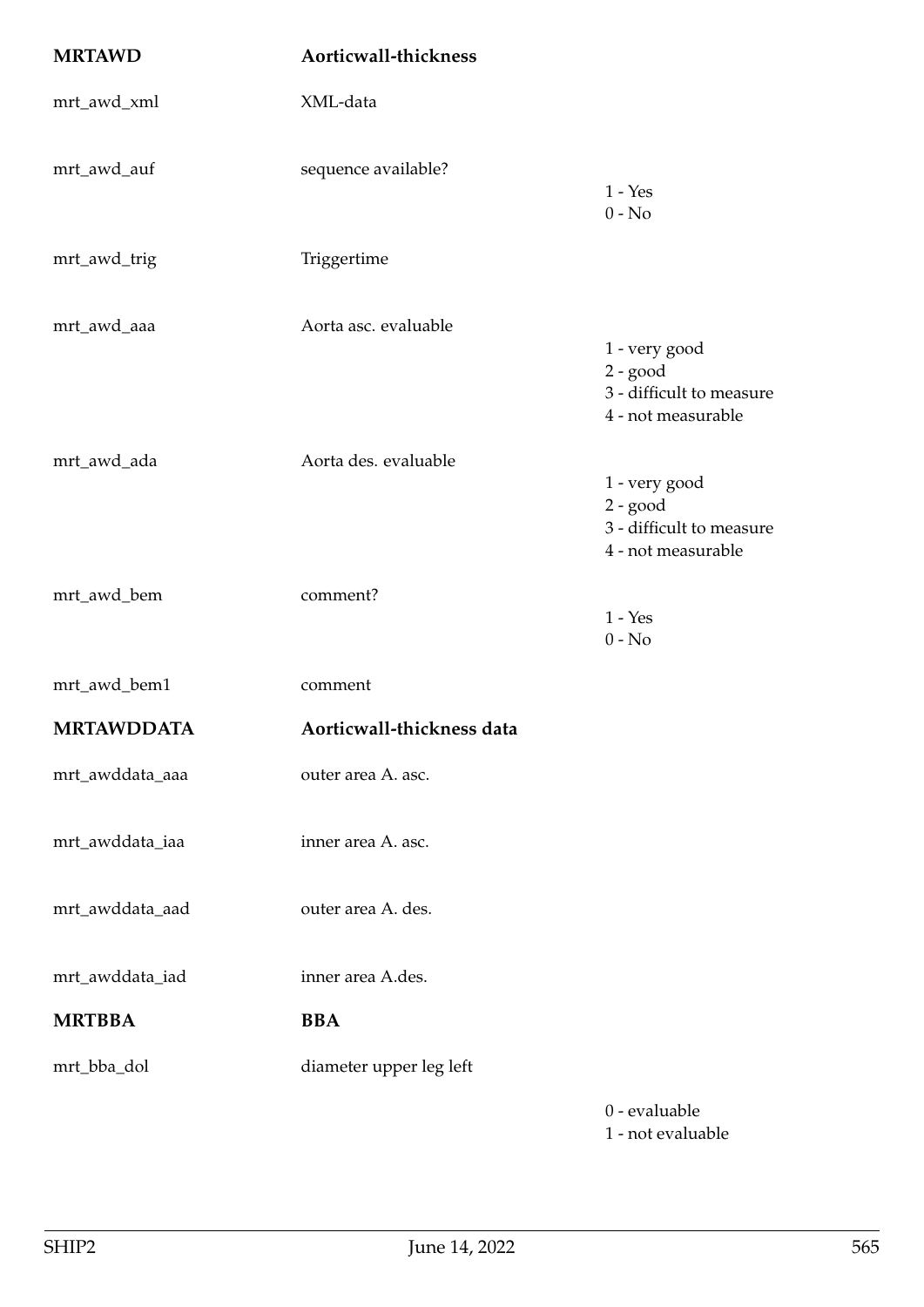| | | |
|---|---|---|
| **MRTAWD** | **Aorticwall-thickness** | |
| mrt_awd_xml | XML-data | |
| mrt_awd_auf | sequence available? | 1 - Yes<br>0 - No |
| mrt_awd_trig | Triggertime | |
| mrt_awd_aaa | Aorta asc. evaluable | 1 - very good<br>2 - good<br>3 - difficult to measure<br>4 - not measurable |
| mrt_awd_ada | Aorta des. evaluable | 1 - very good<br>2 - good<br>3 - difficult to measure<br>4 - not measurable |
| mrt_awd_bem | comment? | 1 - Yes<br>0 - No |
| mrt_awd_bem1 | comment | |
| **MRTAWDDATA** | **Aorticwall-thickness data** | |
| mrt_awddata_aaa | outer area A. asc. | |
| mrt_awddata_iaa | inner area A. asc. | |
| mrt_awddata_aad | outer area A. des. | |
| mrt_awddata_iad | inner area A.des. | |
| **MRTBBA** | **BBA** | |
| mrt_bba_dol | diameter upper leg left | 0 - evaluable<br>1 - not evaluable |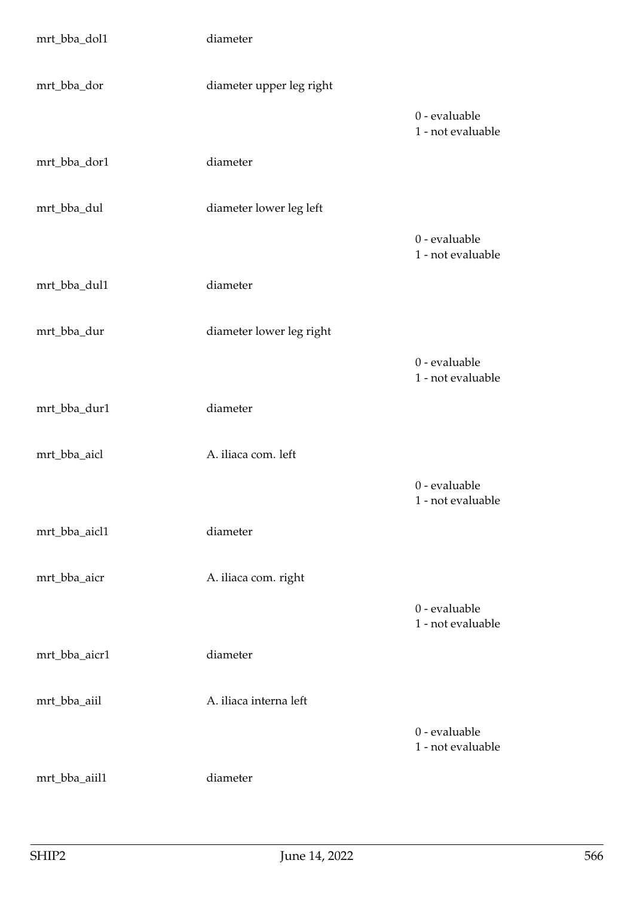| | | |
|---|---|---|
| mrt_bba_dol1 | diameter | |
| mrt_bba_dor | diameter upper leg right | |
| | | 0 - evaluable<br>1 - not evaluable |
| mrt_bba_dor1 | diameter | |
| mrt_bba_dul | diameter lower leg left | |
| | | 0 - evaluable<br>1 - not evaluable |
| mrt_bba_dul1 | diameter | |
| mrt_bba_dur | diameter lower leg right | |
| | | 0 - evaluable<br>1 - not evaluable |
| mrt_bba_dur1 | diameter | |
| mrt_bba_aicl | A. iliaca com. left | |
| | | 0 - evaluable<br>1 - not evaluable |
| mrt_bba_aicl1 | diameter | |
| mrt_bba_aicr | A. iliaca com. right | |
| | | 0 - evaluable<br>1 - not evaluable |
| mrt_bba_aicr1 | diameter | |
| mrt_bba_aiil | A. iliaca interna left | |
| | | 0 - evaluable<br>1 - not evaluable |
| mrt_bba_aiil1 | diameter | |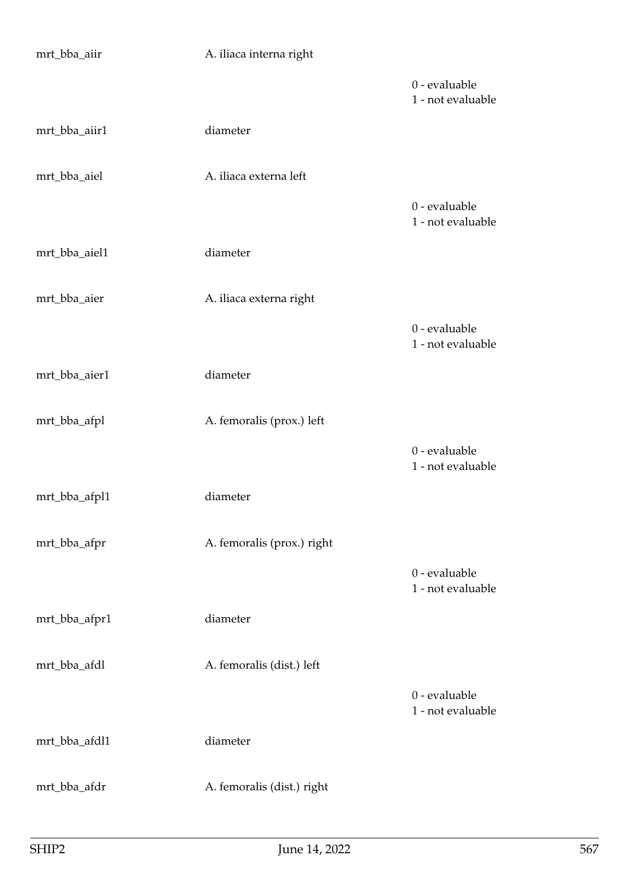| | | |
|---|---|---|
| mrt_bba_aiir | A. iliaca interna right | |
| | | 0 - evaluable<br>1 - not evaluable |
| mrt_bba_aiir1 | diameter | |
| mrt_bba_aiel | A. iliaca externa left | |
| | | 0 - evaluable<br>1 - not evaluable |
| mrt_bba_aiel1 | diameter | |
| mrt_bba_aier | A. iliaca externa right | |
| | | 0 - evaluable<br>1 - not evaluable |
| mrt_bba_aier1 | diameter | |
| mrt_bba_afpl | A. femoralis (prox.) left | |
| | | 0 - evaluable<br>1 - not evaluable |
| mrt_bba_afpl1 | diameter | |
| mrt_bba_afpr | A. femoralis (prox.) right | |
| | | 0 - evaluable<br>1 - not evaluable |
| mrt_bba_afpr1 | diameter | |
| mrt_bba_afdl | A. femoralis (dist.) left | |
| | | 0 - evaluable<br>1 - not evaluable |
| mrt_bba_afdl1 | diameter | |
| mrt_bba_afdr | A. femoralis (dist.) right | |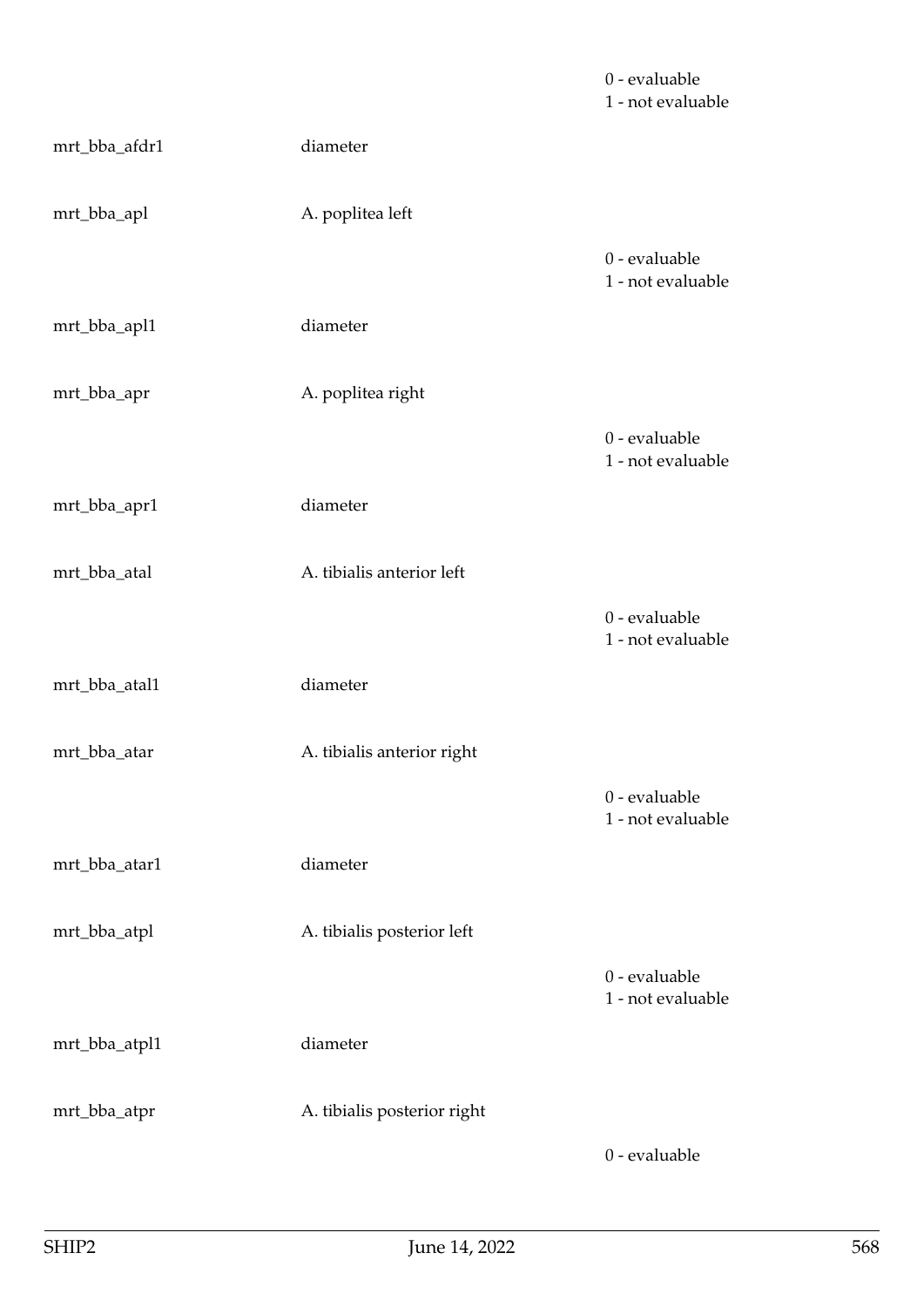| | | |
|---|---|---|
| | | 0 - evaluable<br>1 - not evaluable |
| mrt_bba_afdr1 | diameter | |
| mrt_bba_apl | A. poplitea left | |
| | | 0 - evaluable<br>1 - not evaluable |
| mrt_bba_apl1 | diameter | |
| mrt_bba_apr | A. poplitea right | |
| | | 0 - evaluable<br>1 - not evaluable |
| mrt_bba_apr1 | diameter | |
| mrt_bba_atal | A. tibialis anterior left | |
| | | 0 - evaluable<br>1 - not evaluable |
| mrt_bba_atal1 | diameter | |
| mrt_bba_atar | A. tibialis anterior right | |
| | | 0 - evaluable<br>1 - not evaluable |
| mrt_bba_atar1 | diameter | |
| mrt_bba_atpl | A. tibialis posterior left | |
| | | 0 - evaluable<br>1 - not evaluable |
| mrt_bba_atpl1 | diameter | |
| mrt_bba_atpr | A. tibialis posterior right | |
| | | 0 - evaluable |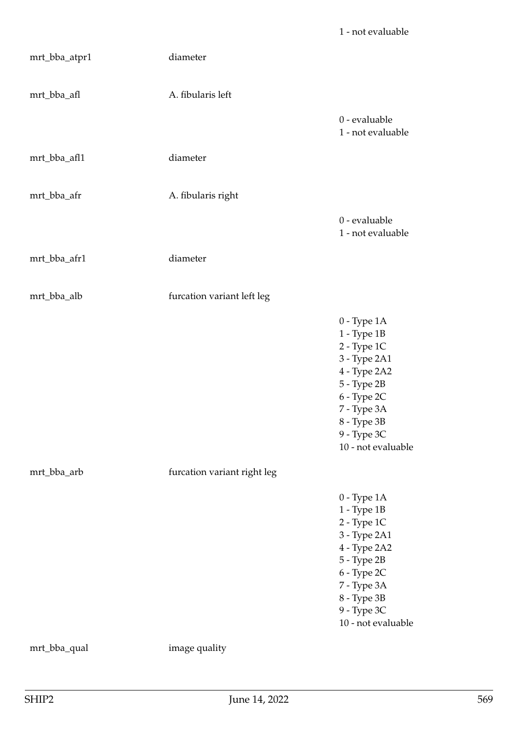| | | |
|---|---|---|
| | | 1 - not evaluable |
| mrt_bba_atpr1 | diameter | |
| mrt_bba_afl | A. fibularis left | |
| | | 0 - evaluable<br>1 - not evaluable |
| mrt_bba_afl1 | diameter | |
| mrt_bba_afr | A. fibularis right | |
| | | 0 - evaluable<br>1 - not evaluable |
| mrt_bba_afr1 | diameter | |
| mrt_bba_alb | furcation variant left leg | |
| | | 0 - Type 1A<br>1 - Type 1B<br>2 - Type 1C<br>3 - Type 2A1<br>4 - Type 2A2<br>5 - Type 2B<br>6 - Type 2C<br>7 - Type 3A<br>8 - Type 3B<br>9 - Type 3C<br>10 - not evaluable |
| mrt_bba_arb | furcation variant right leg | |
| | | 0 - Type 1A<br>1 - Type 1B<br>2 - Type 1C<br>3 - Type 2A1<br>4 - Type 2A2<br>5 - Type 2B<br>6 - Type 2C<br>7 - Type 3A<br>8 - Type 3B<br>9 - Type 3C<br>10 - not evaluable |
| mrt_bba_qual | image quality | |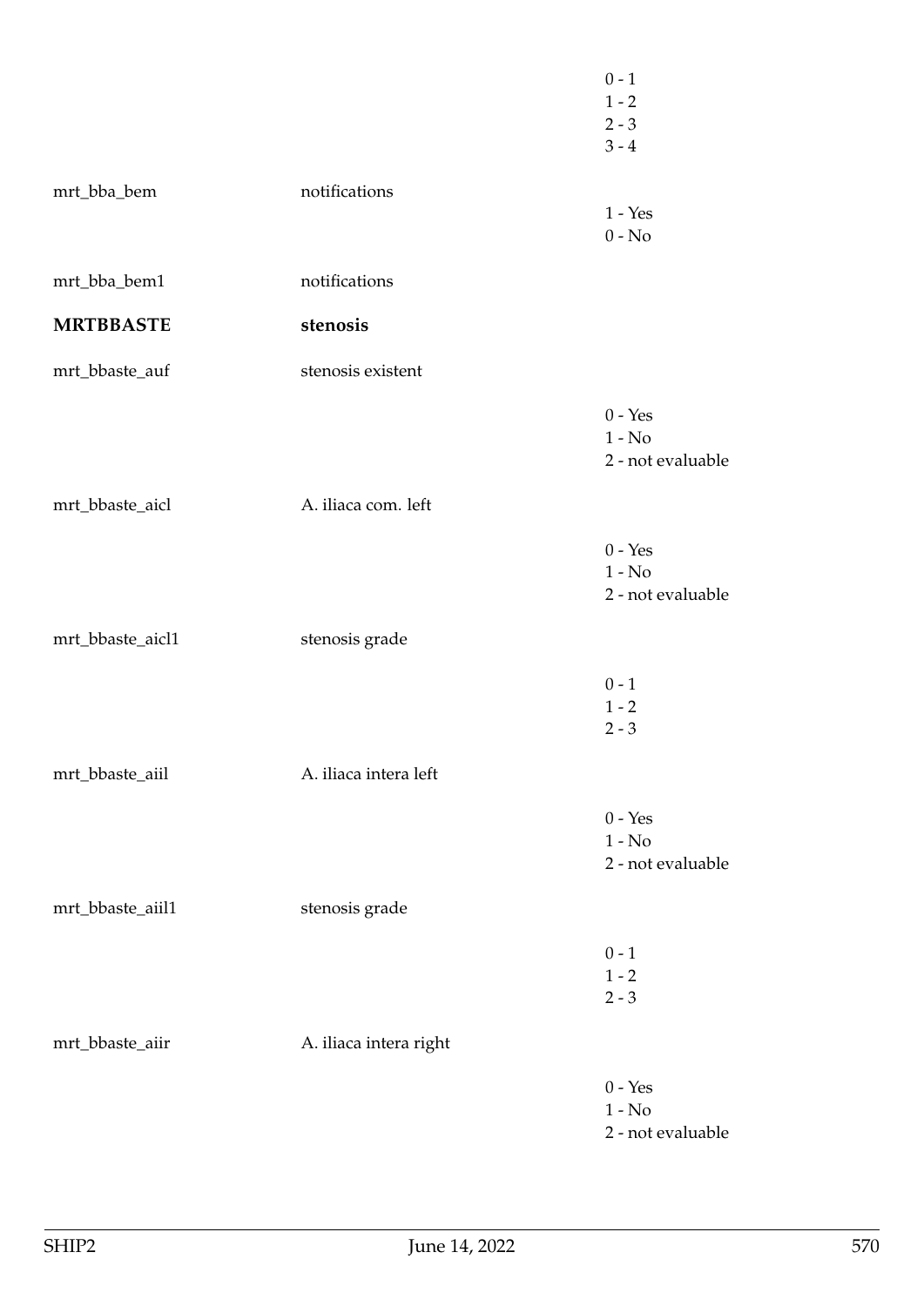| | | |
|---|---|---|
| | | 0 - 1<br>1 - 2<br>2 - 3<br>3 - 4 |
| mrt_bba_bem | notifications | 1 - Yes<br>0 - No |
| mrt_bba_bem1 | notifications | |
| **MRTBBASTE** | **stenosis** | |
| mrt_bbaste_auf | stenosis existent | 0 - Yes<br>1 - No<br>2 - not evaluable |
| mrt_bbaste_aicl | A. iliaca com. left | 0 - Yes<br>1 - No<br>2 - not evaluable |
| mrt_bbaste_aicl1 | stenosis grade | 0 - 1<br>1 - 2<br>2 - 3 |
| mrt_bbaste_aiil | A. iliaca intera left | 0 - Yes<br>1 - No<br>2 - not evaluable |
| mrt_bbaste_aiil1 | stenosis grade | 0 - 1<br>1 - 2<br>2 - 3 |
| mrt_bbaste_aiir | A. iliaca intera right | 0 - Yes<br>1 - No<br>2 - not evaluable |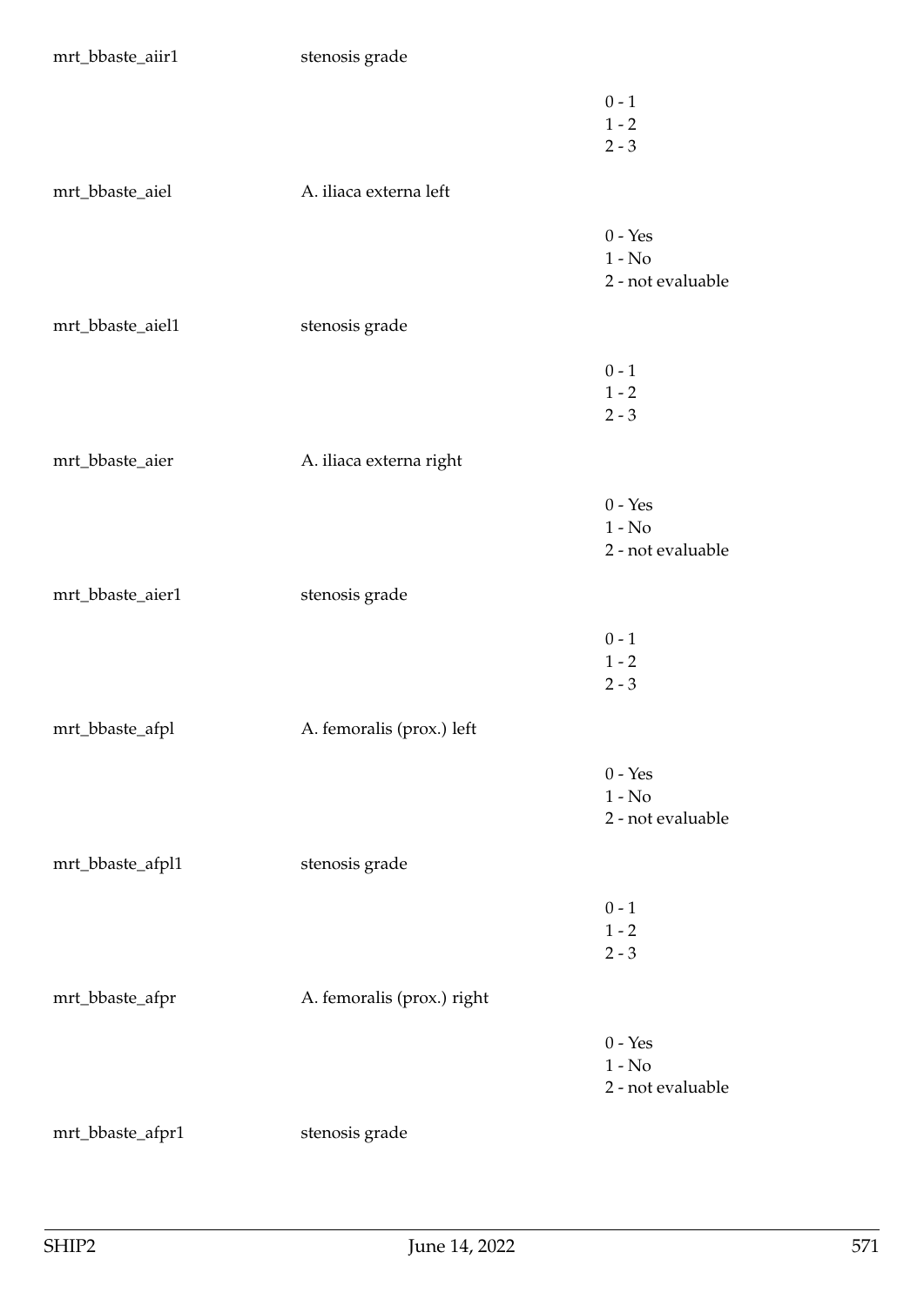| | | |
|---|---|---|
| mrt_bbaste_aiir1 | stenosis grade | |
| | | 0 - 1<br>1 - 2<br>2 - 3 |
| mrt_bbaste_aiel | A. iliaca externa left | |
| | | 0 - Yes<br>1 - No<br>2 - not evaluable |
| mrt_bbaste_aiel1 | stenosis grade | |
| | | 0 - 1<br>1 - 2<br>2 - 3 |
| mrt_bbaste_aier | A. iliaca externa right | |
| | | 0 - Yes<br>1 - No<br>2 - not evaluable |
| mrt_bbaste_aier1 | stenosis grade | |
| | | 0 - 1<br>1 - 2<br>2 - 3 |
| mrt_bbaste_afpl | A. femoralis (prox.) left | |
| | | 0 - Yes<br>1 - No<br>2 - not evaluable |
| mrt_bbaste_afpl1 | stenosis grade | |
| | | 0 - 1<br>1 - 2<br>2 - 3 |
| mrt_bbaste_afpr | A. femoralis (prox.) right | |
| | | 0 - Yes<br>1 - No<br>2 - not evaluable |
| mrt_bbaste_afpr1 | stenosis grade | |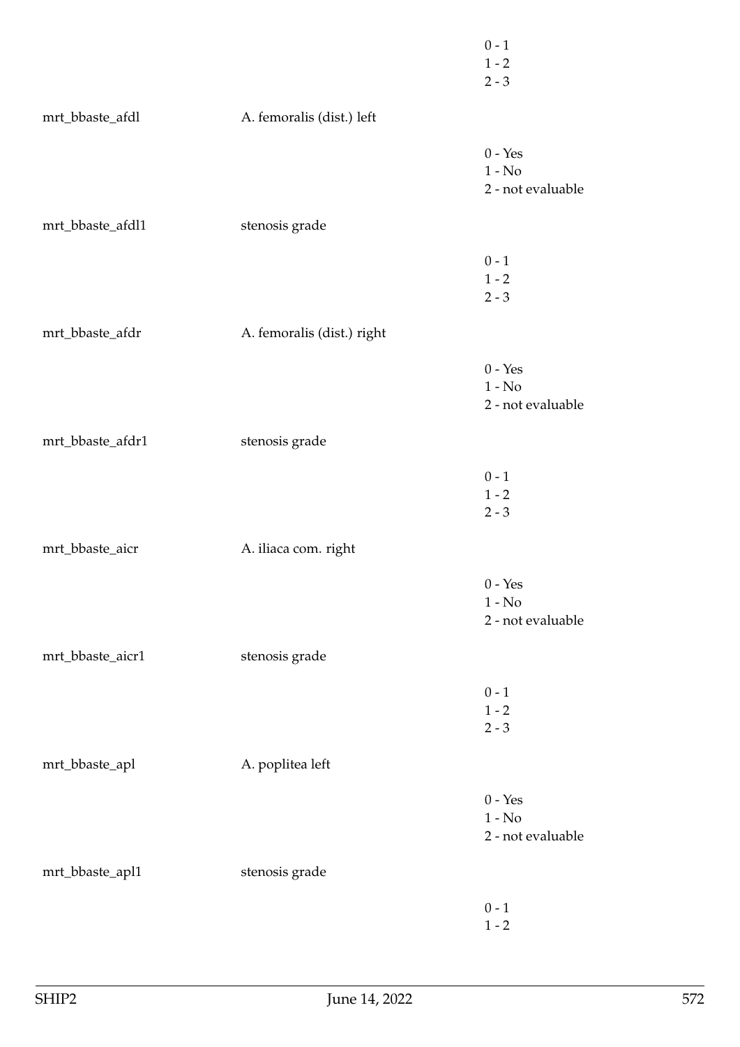| | | |
|---|---|---|
| | | 0 - 1<br>1 - 2<br>2 - 3 |
| mrt_bbaste_afdl | A. femoralis (dist.) left | |
| | | 0 - Yes<br>1 - No<br>2 - not evaluable |
| mrt_bbaste_afdl1 | stenosis grade | |
| | | 0 - 1<br>1 - 2<br>2 - 3 |
| mrt_bbaste_afdr | A. femoralis (dist.) right | |
| | | 0 - Yes<br>1 - No<br>2 - not evaluable |
| mrt_bbaste_afdr1 | stenosis grade | |
| | | 0 - 1<br>1 - 2<br>2 - 3 |
| mrt_bbaste_aicr | A. iliaca com. right | |
| | | 0 - Yes<br>1 - No<br>2 - not evaluable |
| mrt_bbaste_aicr1 | stenosis grade | |
| | | 0 - 1<br>1 - 2<br>2 - 3 |
| mrt_bbaste_apl | A. poplitea left | |
| | | 0 - Yes<br>1 - No<br>2 - not evaluable |
| mrt_bbaste_apl1 | stenosis grade | |
| | | 0 - 1<br>1 - 2 |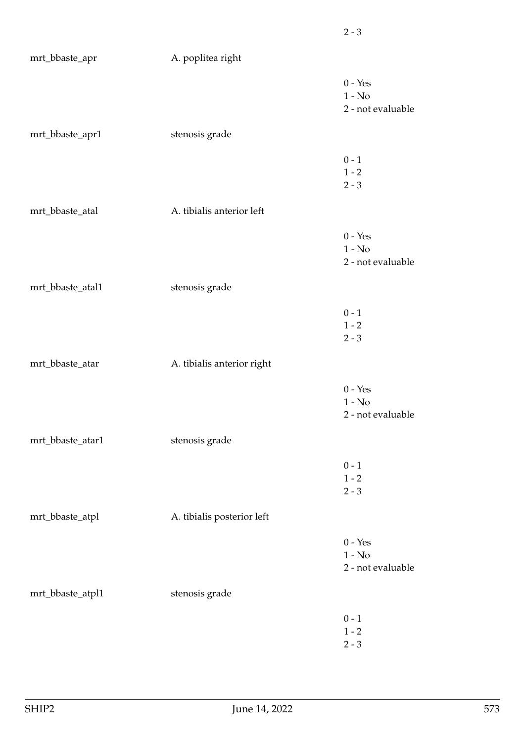2 - 3

| | | |
|---|---|---|
| mrt_bbaste_apr | A. poplitea right | |
| | | 0 - Yes<br>1 - No<br>2 - not evaluable |
| mrt_bbaste_apr1 | stenosis grade | |
| | | 0 - 1<br>1 - 2<br>2 - 3 |
| mrt_bbaste_atal | A. tibialis anterior left | |
| | | 0 - Yes<br>1 - No<br>2 - not evaluable |
| mrt_bbaste_atal1 | stenosis grade | |
| | | 0 - 1<br>1 - 2<br>2 - 3 |
| mrt_bbaste_atar | A. tibialis anterior right | |
| | | 0 - Yes<br>1 - No<br>2 - not evaluable |
| mrt_bbaste_atar1 | stenosis grade | |
| | | 0 - 1<br>1 - 2<br>2 - 3 |
| mrt_bbaste_atpl | A. tibialis posterior left | |
| | | 0 - Yes<br>1 - No<br>2 - not evaluable |
| mrt_bbaste_atpl1 | stenosis grade | |
| | | 0 - 1<br>1 - 2<br>2 - 3 |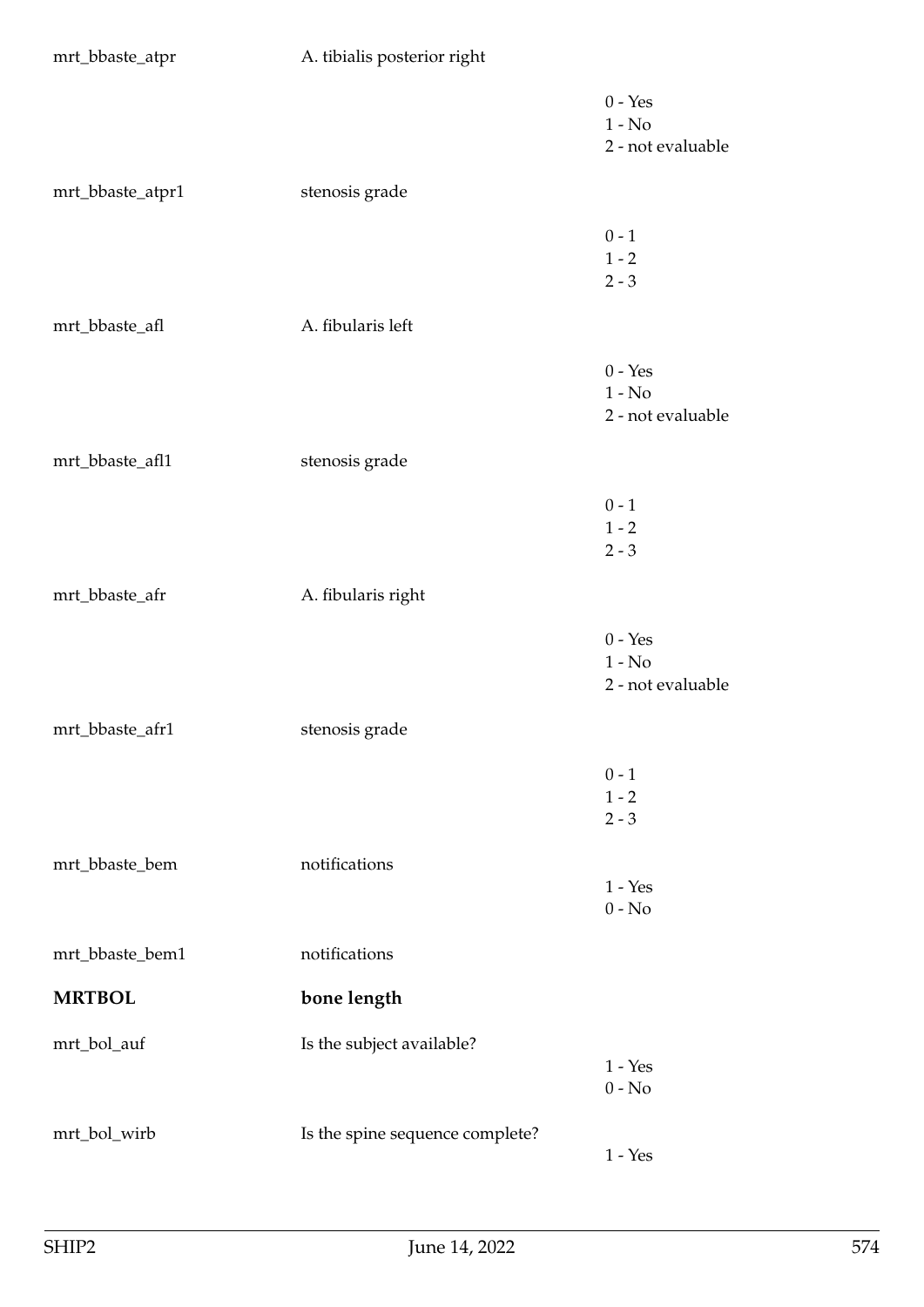| | | |
|---|---|---|
| mrt_bbaste_atpr | A. tibialis posterior right | |
| | | 0 - Yes<br>1 - No<br>2 - not evaluable |
| mrt_bbaste_atpr1 | stenosis grade | |
| | | 0 - 1<br>1 - 2<br>2 - 3 |
| mrt_bbaste_afl | A. fibularis left | |
| | | 0 - Yes<br>1 - No<br>2 - not evaluable |
| mrt_bbaste_afl1 | stenosis grade | |
| | | 0 - 1<br>1 - 2<br>2 - 3 |
| mrt_bbaste_afr | A. fibularis right | |
| | | 0 - Yes<br>1 - No<br>2 - not evaluable |
| mrt_bbaste_afr1 | stenosis grade | |
| | | 0 - 1<br>1 - 2<br>2 - 3 |
| mrt_bbaste_bem | notifications | 1 - Yes<br>0 - No |
| mrt_bbaste_bem1 | notifications | |
| **MRTBOL** | **bone length** | |
| mrt_bol_auf | Is the subject available? | 1 - Yes<br>0 - No |
| mrt_bol_wirb | Is the spine sequence complete? | 1 - Yes |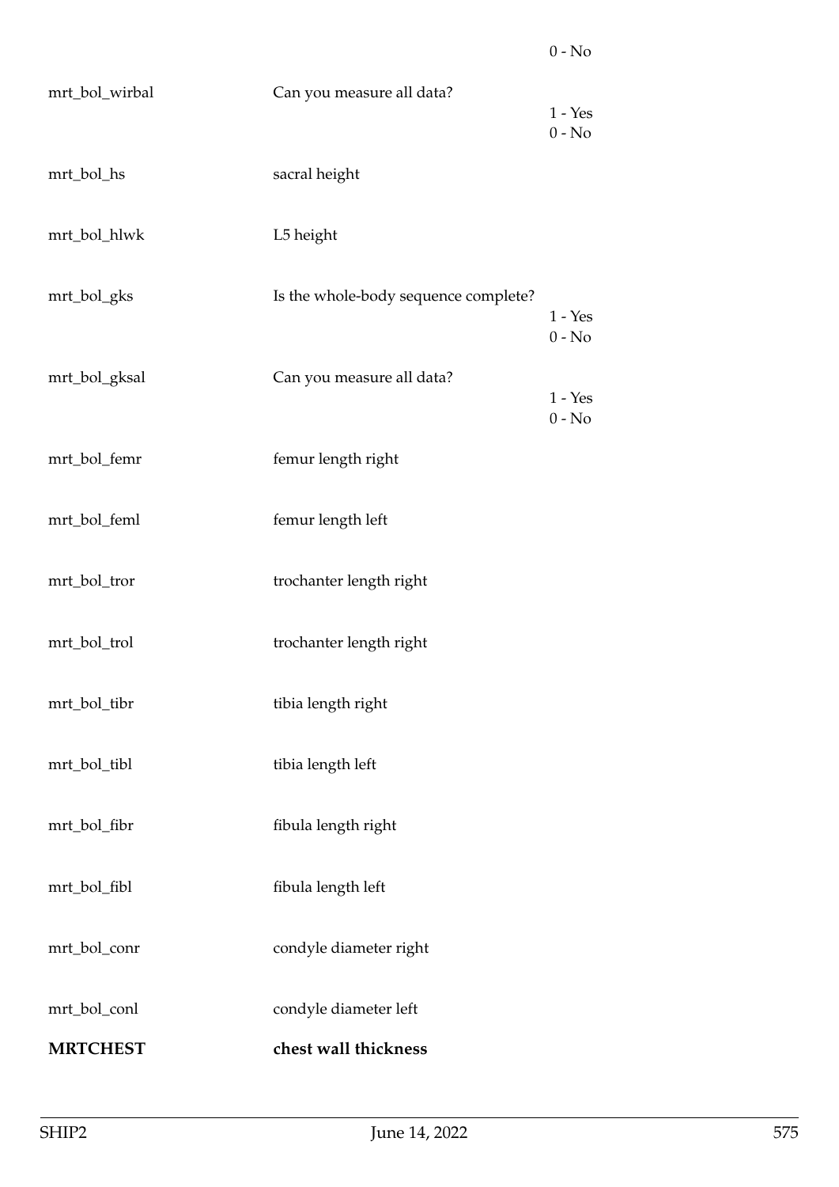| | | |
|---|---|---|
| | | 0 - No |
| mrt_bol_wirbal | Can you measure all data? | 1 - Yes<br>0 - No |
| mrt_bol_hs | sacral height | |
| mrt_bol_hlwk | L5 height | |
| mrt_bol_gks | Is the whole-body sequence complete? | 1 - Yes<br>0 - No |
| mrt_bol_gksal | Can you measure all data? | 1 - Yes<br>0 - No |
| mrt_bol_femr | femur length right | |
| mrt_bol_feml | femur length left | |
| mrt_bol_tror | trochanter length right | |
| mrt_bol_trol | trochanter length right | |
| mrt_bol_tibr | tibia length right | |
| mrt_bol_tibl | tibia length left | |
| mrt_bol_fibr | fibula length right | |
| mrt_bol_fibl | fibula length left | |
| mrt_bol_conr | condyle diameter right | |
| mrt_bol_conl | condyle diameter left | |
| **MRTCHEST** | **chest wall thickness** | |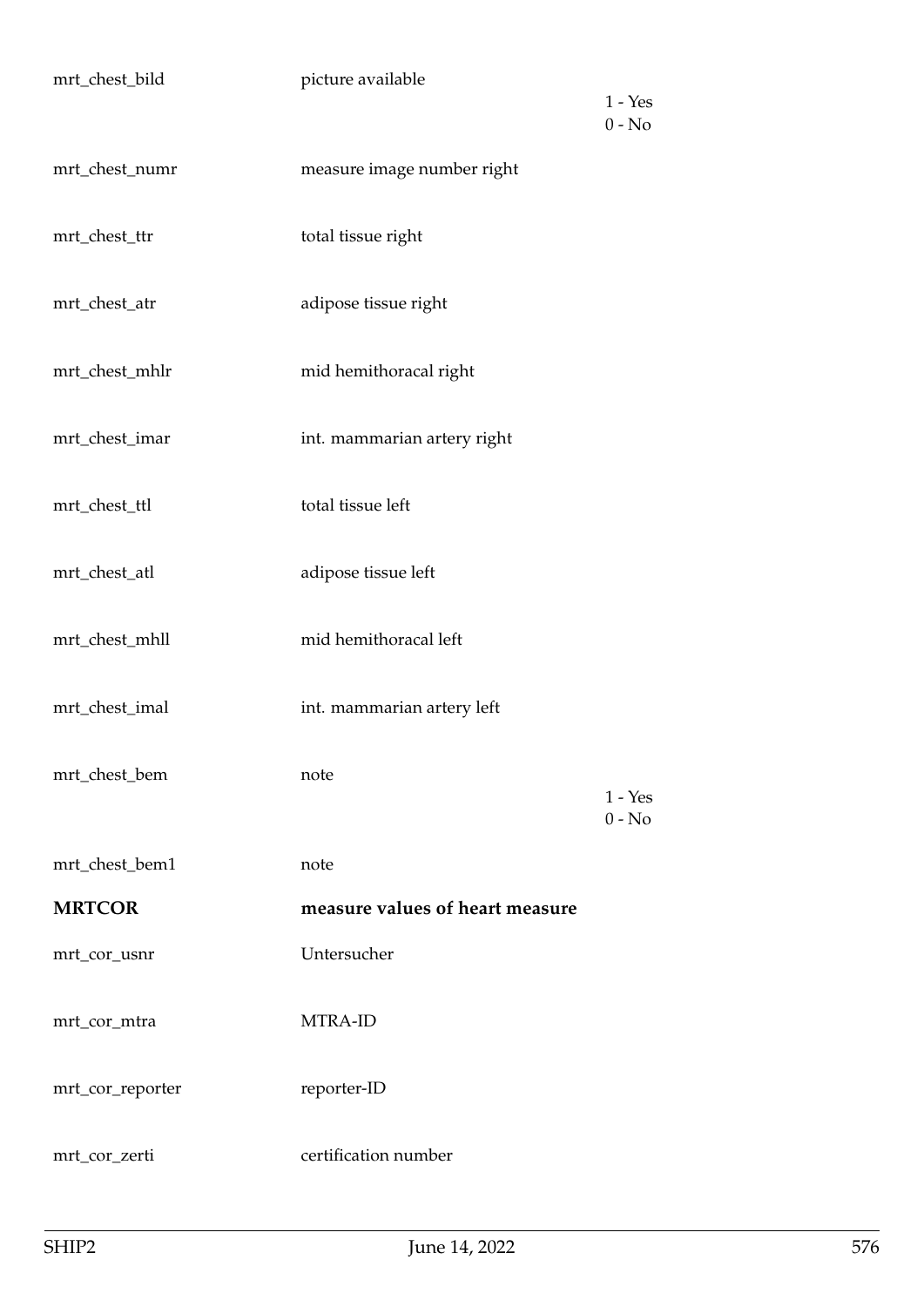| | | |
|---|---|---|
| mrt_chest_bild | picture available | 1 - Yes<br>0 - No |
| mrt_chest_numr | measure image number right | |
| mrt_chest_ttr | total tissue right | |
| mrt_chest_atr | adipose tissue right | |
| mrt_chest_mhlr | mid hemithoracal right | |
| mrt_chest_imar | int. mammarian artery right | |
| mrt_chest_ttl | total tissue left | |
| mrt_chest_atl | adipose tissue left | |
| mrt_chest_mhll | mid hemithoracal left | |
| mrt_chest_imal | int. mammarian artery left | |
| mrt_chest_bem | note | 1 - Yes<br>0 - No |
| mrt_chest_bem1 | note | |
| **MRTCOR** | **measure values of heart measure** | |
| mrt_cor_usnr | Untersucher | |
| mrt_cor_mtra | MTRA-ID | |
| mrt_cor_reporter | reporter-ID | |
| mrt_cor_zerti | certification number | |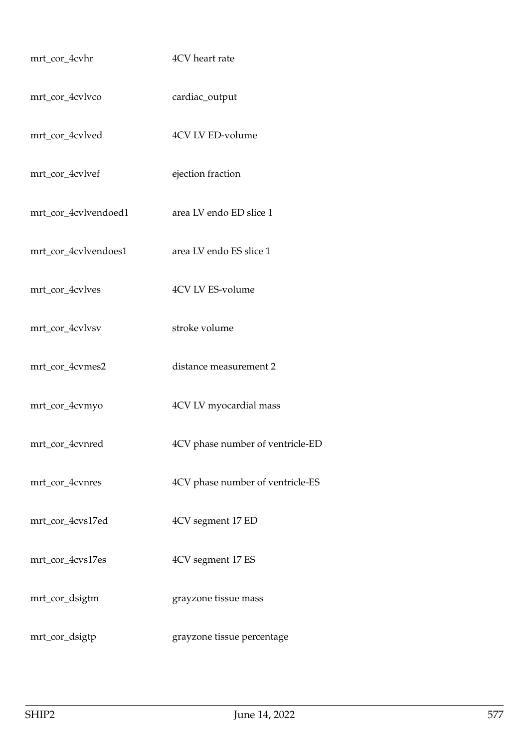| | |
|---|---|
| mrt_cor_4cvhr | 4CV heart rate |
| mrt_cor_4cvlvco | cardiac_output |
| mrt_cor_4cvlved | 4CV LV ED-volume |
| mrt_cor_4cvlvef | ejection fraction |
| mrt_cor_4cvlvendoed1 | area LV endo ED slice 1 |
| mrt_cor_4cvlvendoes1 | area LV endo ES slice 1 |
| mrt_cor_4cvlves | 4CV LV ES-volume |
| mrt_cor_4cvlvsv | stroke volume |
| mrt_cor_4cvmes2 | distance measurement 2 |
| mrt_cor_4cvmyo | 4CV LV myocardial mass |
| mrt_cor_4cvnred | 4CV phase number of ventricle-ED |
| mrt_cor_4cvnres | 4CV phase number of ventricle-ES |
| mrt_cor_4cvs17ed | 4CV segment 17 ED |
| mrt_cor_4cvs17es | 4CV segment 17 ES |
| mrt_cor_dsigtm | grayzone tissue mass |
| mrt_cor_dsigtp | grayzone tissue percentage |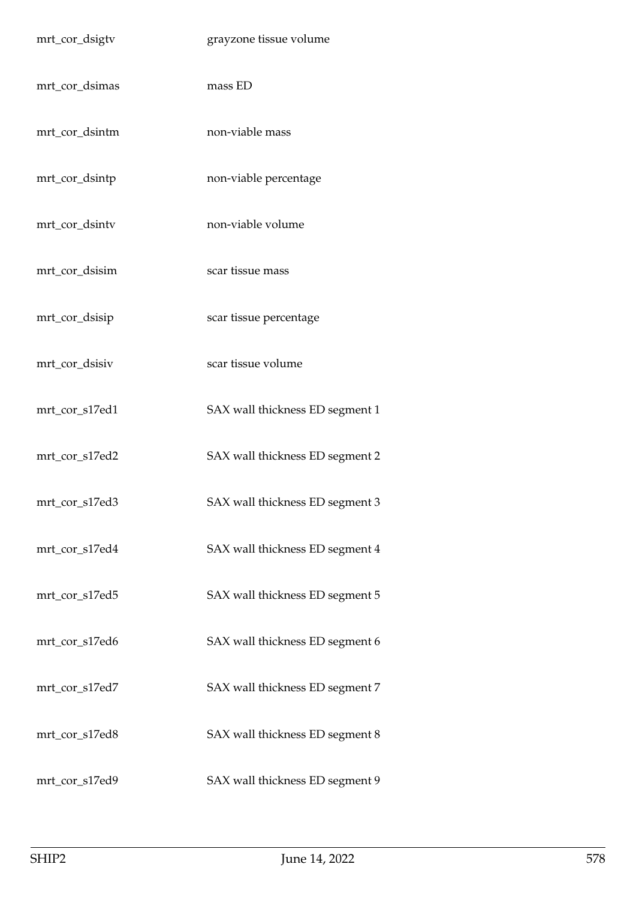| | |
|---|---|
| mrt_cor_dsigtv | grayzone tissue volume |
| mrt_cor_dsimas | mass ED |
| mrt_cor_dsintm | non-viable mass |
| mrt_cor_dsintp | non-viable percentage |
| mrt_cor_dsintv | non-viable volume |
| mrt_cor_dsisim | scar tissue mass |
| mrt_cor_dsisip | scar tissue percentage |
| mrt_cor_dsisiv | scar tissue volume |
| mrt_cor_s17ed1 | SAX wall thickness ED segment 1 |
| mrt_cor_s17ed2 | SAX wall thickness ED segment 2 |
| mrt_cor_s17ed3 | SAX wall thickness ED segment 3 |
| mrt_cor_s17ed4 | SAX wall thickness ED segment 4 |
| mrt_cor_s17ed5 | SAX wall thickness ED segment 5 |
| mrt_cor_s17ed6 | SAX wall thickness ED segment 6 |
| mrt_cor_s17ed7 | SAX wall thickness ED segment 7 |
| mrt_cor_s17ed8 | SAX wall thickness ED segment 8 |
| mrt_cor_s17ed9 | SAX wall thickness ED segment 9 |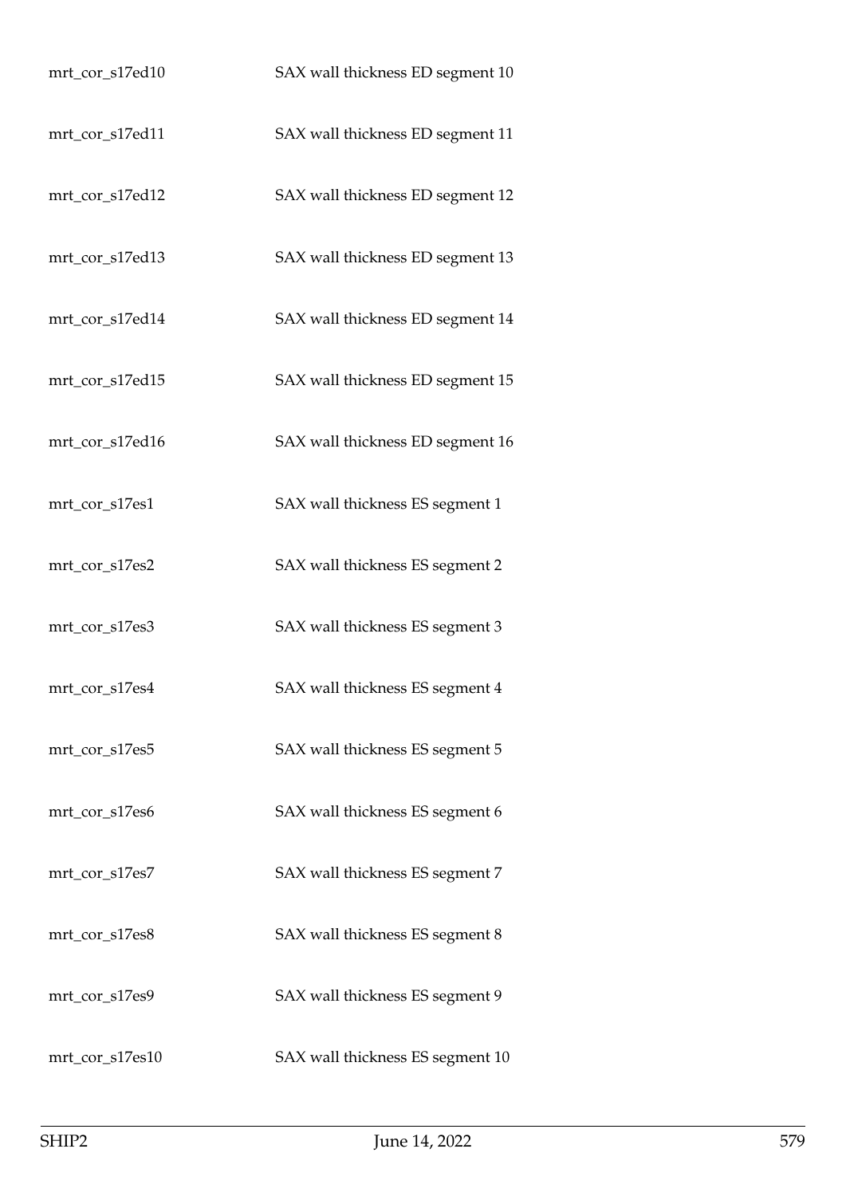| | |
|---|---|
| mrt_cor_s17ed10 | SAX wall thickness ED segment 10 |
| mrt_cor_s17ed11 | SAX wall thickness ED segment 11 |
| mrt_cor_s17ed12 | SAX wall thickness ED segment 12 |
| mrt_cor_s17ed13 | SAX wall thickness ED segment 13 |
| mrt_cor_s17ed14 | SAX wall thickness ED segment 14 |
| mrt_cor_s17ed15 | SAX wall thickness ED segment 15 |
| mrt_cor_s17ed16 | SAX wall thickness ED segment 16 |
| mrt_cor_s17es1 | SAX wall thickness ES segment 1 |
| mrt_cor_s17es2 | SAX wall thickness ES segment 2 |
| mrt_cor_s17es3 | SAX wall thickness ES segment 3 |
| mrt_cor_s17es4 | SAX wall thickness ES segment 4 |
| mrt_cor_s17es5 | SAX wall thickness ES segment 5 |
| mrt_cor_s17es6 | SAX wall thickness ES segment 6 |
| mrt_cor_s17es7 | SAX wall thickness ES segment 7 |
| mrt_cor_s17es8 | SAX wall thickness ES segment 8 |
| mrt_cor_s17es9 | SAX wall thickness ES segment 9 |
| mrt_cor_s17es10 | SAX wall thickness ES segment 10 |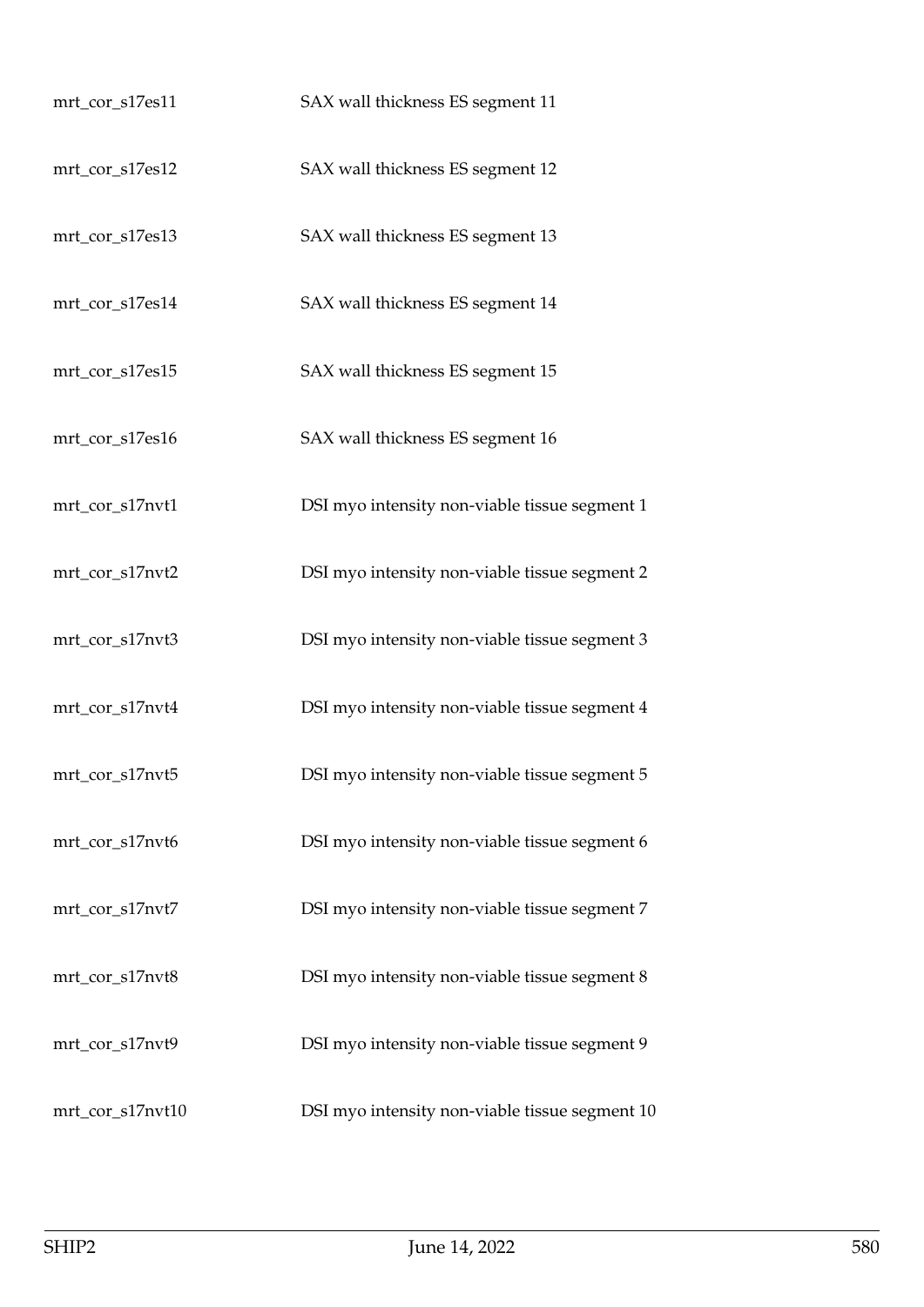| | |
|---|---|
| mrt_cor_s17es11 | SAX wall thickness ES segment 11 |
| mrt_cor_s17es12 | SAX wall thickness ES segment 12 |
| mrt_cor_s17es13 | SAX wall thickness ES segment 13 |
| mrt_cor_s17es14 | SAX wall thickness ES segment 14 |
| mrt_cor_s17es15 | SAX wall thickness ES segment 15 |
| mrt_cor_s17es16 | SAX wall thickness ES segment 16 |
| mrt_cor_s17nvt1 | DSI myo intensity non-viable tissue segment 1 |
| mrt_cor_s17nvt2 | DSI myo intensity non-viable tissue segment 2 |
| mrt_cor_s17nvt3 | DSI myo intensity non-viable tissue segment 3 |
| mrt_cor_s17nvt4 | DSI myo intensity non-viable tissue segment 4 |
| mrt_cor_s17nvt5 | DSI myo intensity non-viable tissue segment 5 |
| mrt_cor_s17nvt6 | DSI myo intensity non-viable tissue segment 6 |
| mrt_cor_s17nvt7 | DSI myo intensity non-viable tissue segment 7 |
| mrt_cor_s17nvt8 | DSI myo intensity non-viable tissue segment 8 |
| mrt_cor_s17nvt9 | DSI myo intensity non-viable tissue segment 9 |
| mrt_cor_s17nvt10 | DSI myo intensity non-viable tissue segment 10 |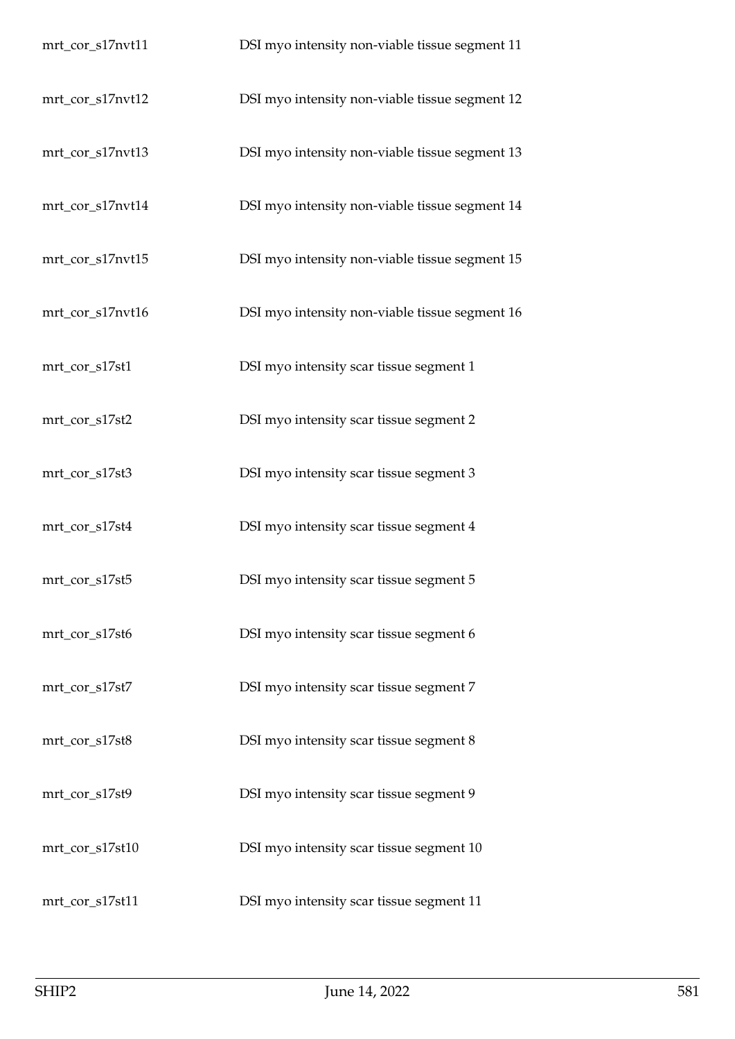| | |
|---|---|
| mrt_cor_s17nvt11 | DSI myo intensity non-viable tissue segment 11 |
| mrt_cor_s17nvt12 | DSI myo intensity non-viable tissue segment 12 |
| mrt_cor_s17nvt13 | DSI myo intensity non-viable tissue segment 13 |
| mrt_cor_s17nvt14 | DSI myo intensity non-viable tissue segment 14 |
| mrt_cor_s17nvt15 | DSI myo intensity non-viable tissue segment 15 |
| mrt_cor_s17nvt16 | DSI myo intensity non-viable tissue segment 16 |
| mrt_cor_s17st1 | DSI myo intensity scar tissue segment 1 |
| mrt_cor_s17st2 | DSI myo intensity scar tissue segment 2 |
| mrt_cor_s17st3 | DSI myo intensity scar tissue segment 3 |
| mrt_cor_s17st4 | DSI myo intensity scar tissue segment 4 |
| mrt_cor_s17st5 | DSI myo intensity scar tissue segment 5 |
| mrt_cor_s17st6 | DSI myo intensity scar tissue segment 6 |
| mrt_cor_s17st7 | DSI myo intensity scar tissue segment 7 |
| mrt_cor_s17st8 | DSI myo intensity scar tissue segment 8 |
| mrt_cor_s17st9 | DSI myo intensity scar tissue segment 9 |
| mrt_cor_s17st10 | DSI myo intensity scar tissue segment 10 |
| mrt_cor_s17st11 | DSI myo intensity scar tissue segment 11 |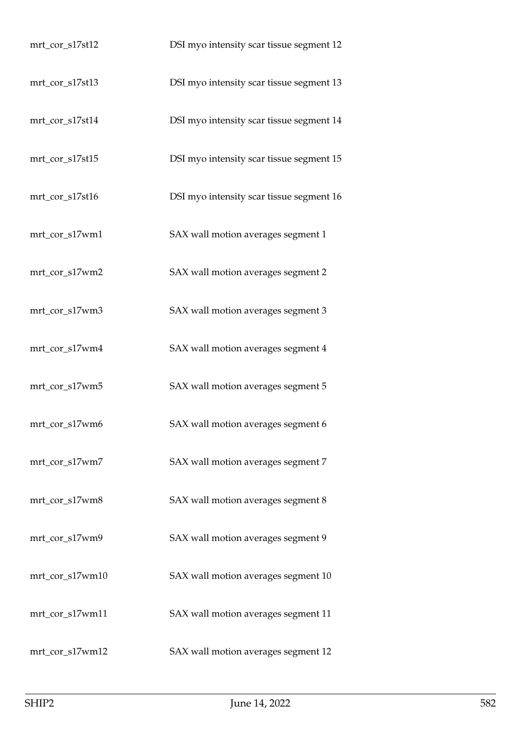| | |
|---|---|
| mrt_cor_s17st12 | DSI myo intensity scar tissue segment 12 |
| mrt_cor_s17st13 | DSI myo intensity scar tissue segment 13 |
| mrt_cor_s17st14 | DSI myo intensity scar tissue segment 14 |
| mrt_cor_s17st15 | DSI myo intensity scar tissue segment 15 |
| mrt_cor_s17st16 | DSI myo intensity scar tissue segment 16 |
| mrt_cor_s17wm1 | SAX wall motion averages segment 1 |
| mrt_cor_s17wm2 | SAX wall motion averages segment 2 |
| mrt_cor_s17wm3 | SAX wall motion averages segment 3 |
| mrt_cor_s17wm4 | SAX wall motion averages segment 4 |
| mrt_cor_s17wm5 | SAX wall motion averages segment 5 |
| mrt_cor_s17wm6 | SAX wall motion averages segment 6 |
| mrt_cor_s17wm7 | SAX wall motion averages segment 7 |
| mrt_cor_s17wm8 | SAX wall motion averages segment 8 |
| mrt_cor_s17wm9 | SAX wall motion averages segment 9 |
| mrt_cor_s17wm10 | SAX wall motion averages segment 10 |
| mrt_cor_s17wm11 | SAX wall motion averages segment 11 |
| mrt_cor_s17wm12 | SAX wall motion averages segment 12 |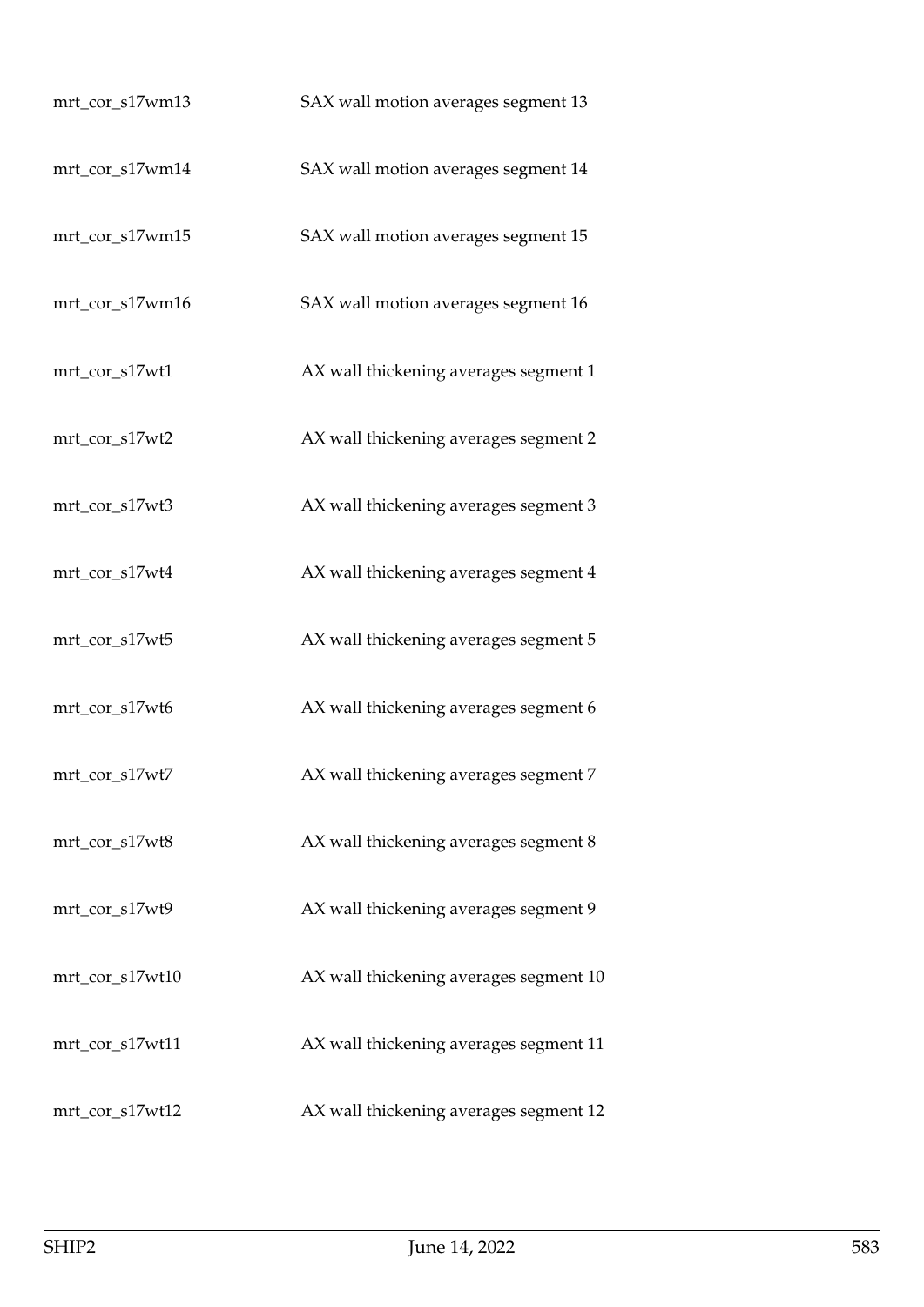| | |
|---|---|
| mrt_cor_s17wm13 | SAX wall motion averages segment 13 |
| mrt_cor_s17wm14 | SAX wall motion averages segment 14 |
| mrt_cor_s17wm15 | SAX wall motion averages segment 15 |
| mrt_cor_s17wm16 | SAX wall motion averages segment 16 |
| mrt_cor_s17wt1 | AX wall thickening averages segment 1 |
| mrt_cor_s17wt2 | AX wall thickening averages segment 2 |
| mrt_cor_s17wt3 | AX wall thickening averages segment 3 |
| mrt_cor_s17wt4 | AX wall thickening averages segment 4 |
| mrt_cor_s17wt5 | AX wall thickening averages segment 5 |
| mrt_cor_s17wt6 | AX wall thickening averages segment 6 |
| mrt_cor_s17wt7 | AX wall thickening averages segment 7 |
| mrt_cor_s17wt8 | AX wall thickening averages segment 8 |
| mrt_cor_s17wt9 | AX wall thickening averages segment 9 |
| mrt_cor_s17wt10 | AX wall thickening averages segment 10 |
| mrt_cor_s17wt11 | AX wall thickening averages segment 11 |
| mrt_cor_s17wt12 | AX wall thickening averages segment 12 |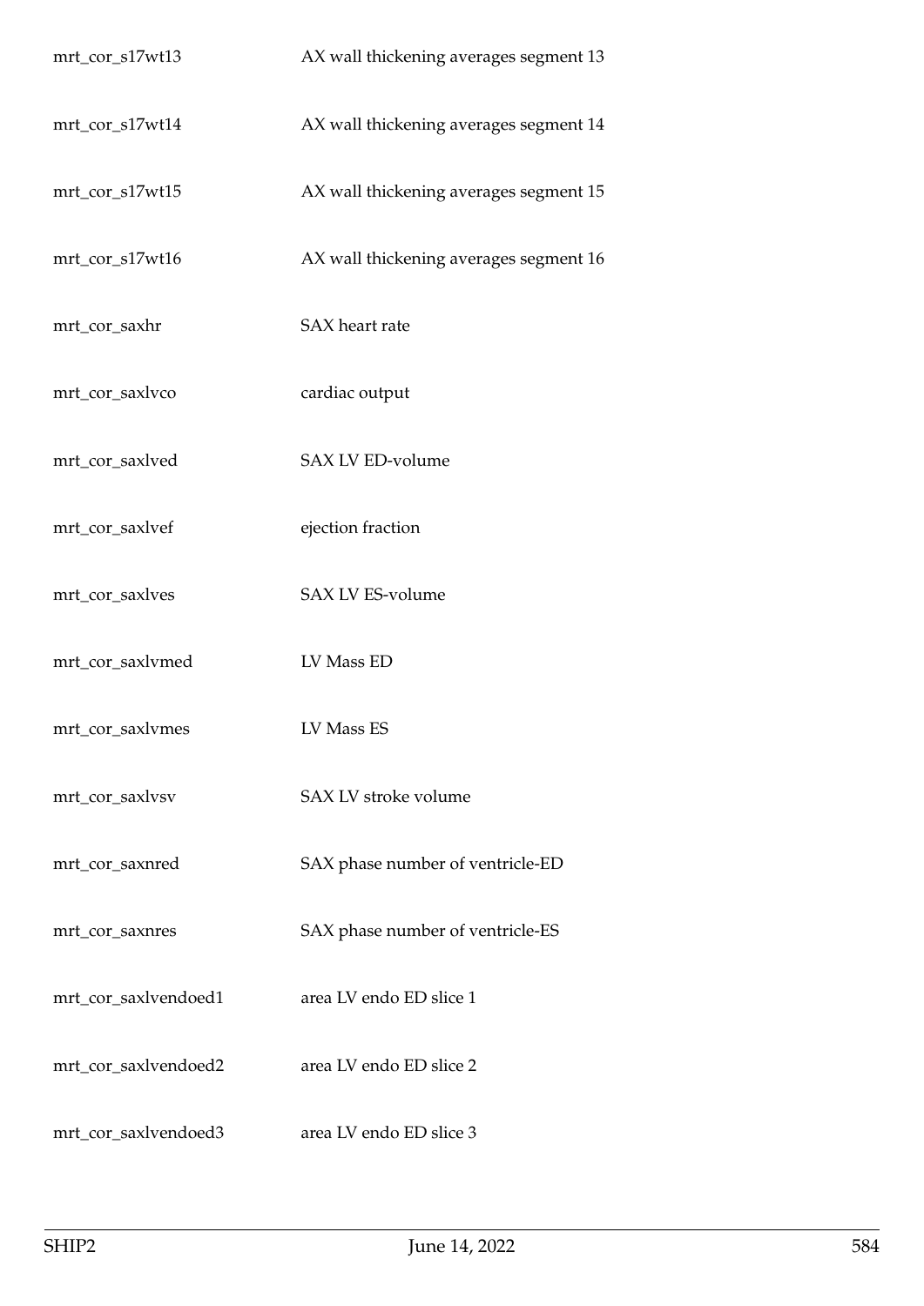| | |
|---|---|
| mrt_cor_s17wt13 | AX wall thickening averages segment 13 |
| mrt_cor_s17wt14 | AX wall thickening averages segment 14 |
| mrt_cor_s17wt15 | AX wall thickening averages segment 15 |
| mrt_cor_s17wt16 | AX wall thickening averages segment 16 |
| mrt_cor_saxhr | SAX heart rate |
| mrt_cor_saxlvco | cardiac output |
| mrt_cor_saxlved | SAX LV ED-volume |
| mrt_cor_saxlvef | ejection fraction |
| mrt_cor_saxlves | SAX LV ES-volume |
| mrt_cor_saxlvmed | LV Mass ED |
| mrt_cor_saxlvmes | LV Mass ES |
| mrt_cor_saxlvsv | SAX LV stroke volume |
| mrt_cor_saxnred | SAX phase number of ventricle-ED |
| mrt_cor_saxnres | SAX phase number of ventricle-ES |
| mrt_cor_saxlvendoed1 | area LV endo ED slice 1 |
| mrt_cor_saxlvendoed2 | area LV endo ED slice 2 |
| mrt_cor_saxlvendoed3 | area LV endo ED slice 3 |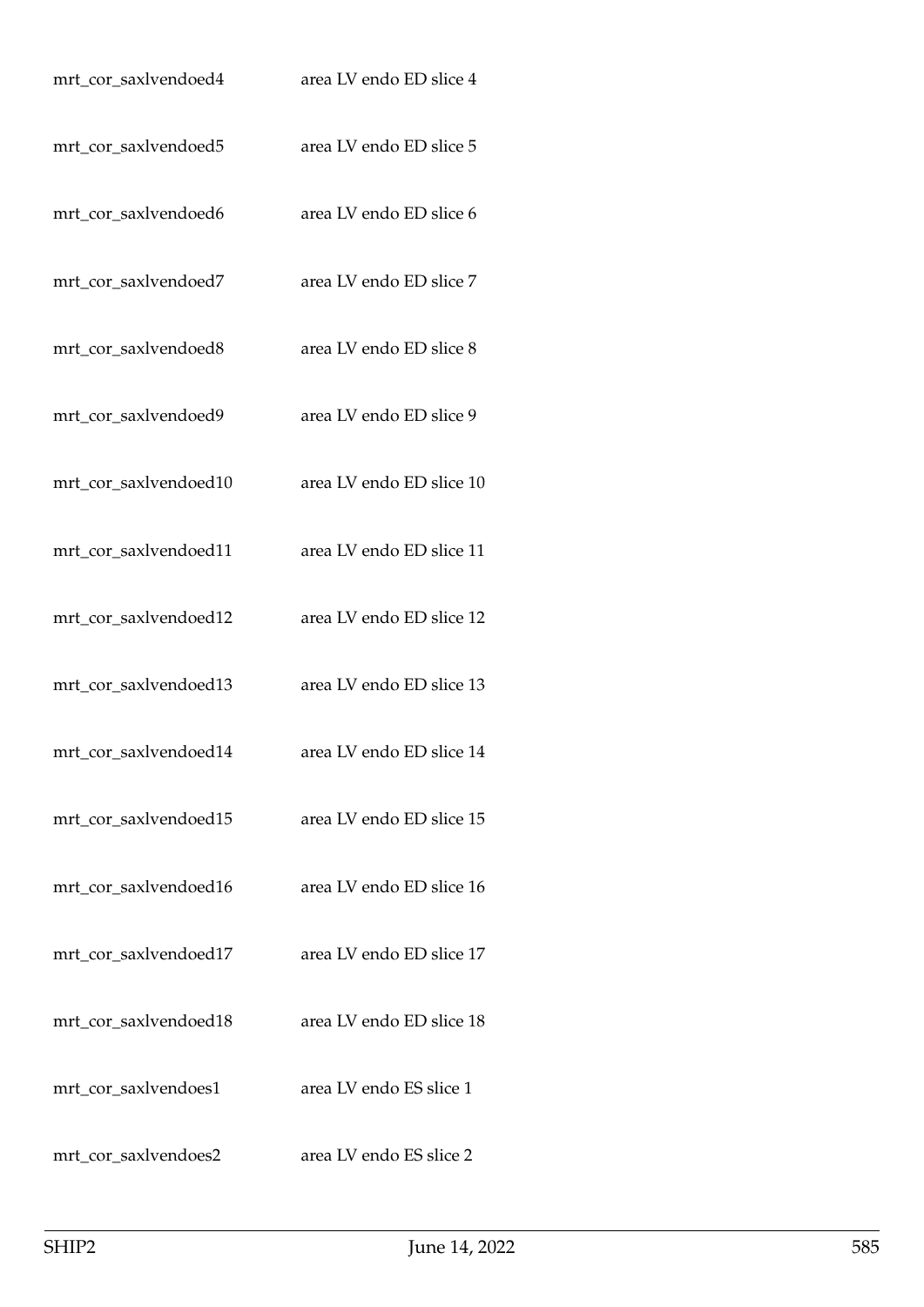| | |
|---|---|
| mrt_cor_saxlvendoed4 | area LV endo ED slice 4 |
| mrt_cor_saxlvendoed5 | area LV endo ED slice 5 |
| mrt_cor_saxlvendoed6 | area LV endo ED slice 6 |
| mrt_cor_saxlvendoed7 | area LV endo ED slice 7 |
| mrt_cor_saxlvendoed8 | area LV endo ED slice 8 |
| mrt_cor_saxlvendoed9 | area LV endo ED slice 9 |
| mrt_cor_saxlvendoed10 | area LV endo ED slice 10 |
| mrt_cor_saxlvendoed11 | area LV endo ED slice 11 |
| mrt_cor_saxlvendoed12 | area LV endo ED slice 12 |
| mrt_cor_saxlvendoed13 | area LV endo ED slice 13 |
| mrt_cor_saxlvendoed14 | area LV endo ED slice 14 |
| mrt_cor_saxlvendoed15 | area LV endo ED slice 15 |
| mrt_cor_saxlvendoed16 | area LV endo ED slice 16 |
| mrt_cor_saxlvendoed17 | area LV endo ED slice 17 |
| mrt_cor_saxlvendoed18 | area LV endo ED slice 18 |
| mrt_cor_saxlvendoes1 | area LV endo ES slice 1 |
| mrt_cor_saxlvendoes2 | area LV endo ES slice 2 |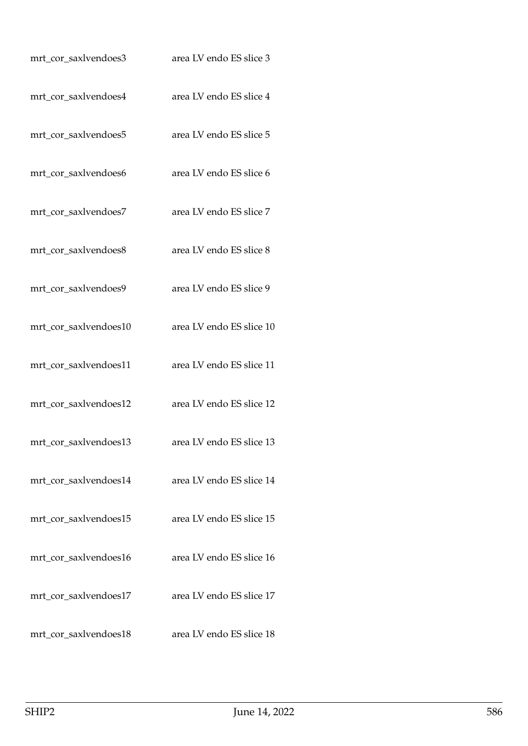| | |
|---|---|
| mrt_cor_saxlvendoes3 | area LV endo ES slice 3 |
| mrt_cor_saxlvendoes4 | area LV endo ES slice 4 |
| mrt_cor_saxlvendoes5 | area LV endo ES slice 5 |
| mrt_cor_saxlvendoes6 | area LV endo ES slice 6 |
| mrt_cor_saxlvendoes7 | area LV endo ES slice 7 |
| mrt_cor_saxlvendoes8 | area LV endo ES slice 8 |
| mrt_cor_saxlvendoes9 | area LV endo ES slice 9 |
| mrt_cor_saxlvendoes10 | area LV endo ES slice 10 |
| mrt_cor_saxlvendoes11 | area LV endo ES slice 11 |
| mrt_cor_saxlvendoes12 | area LV endo ES slice 12 |
| mrt_cor_saxlvendoes13 | area LV endo ES slice 13 |
| mrt_cor_saxlvendoes14 | area LV endo ES slice 14 |
| mrt_cor_saxlvendoes15 | area LV endo ES slice 15 |
| mrt_cor_saxlvendoes16 | area LV endo ES slice 16 |
| mrt_cor_saxlvendoes17 | area LV endo ES slice 17 |
| mrt_cor_saxlvendoes18 | area LV endo ES slice 18 |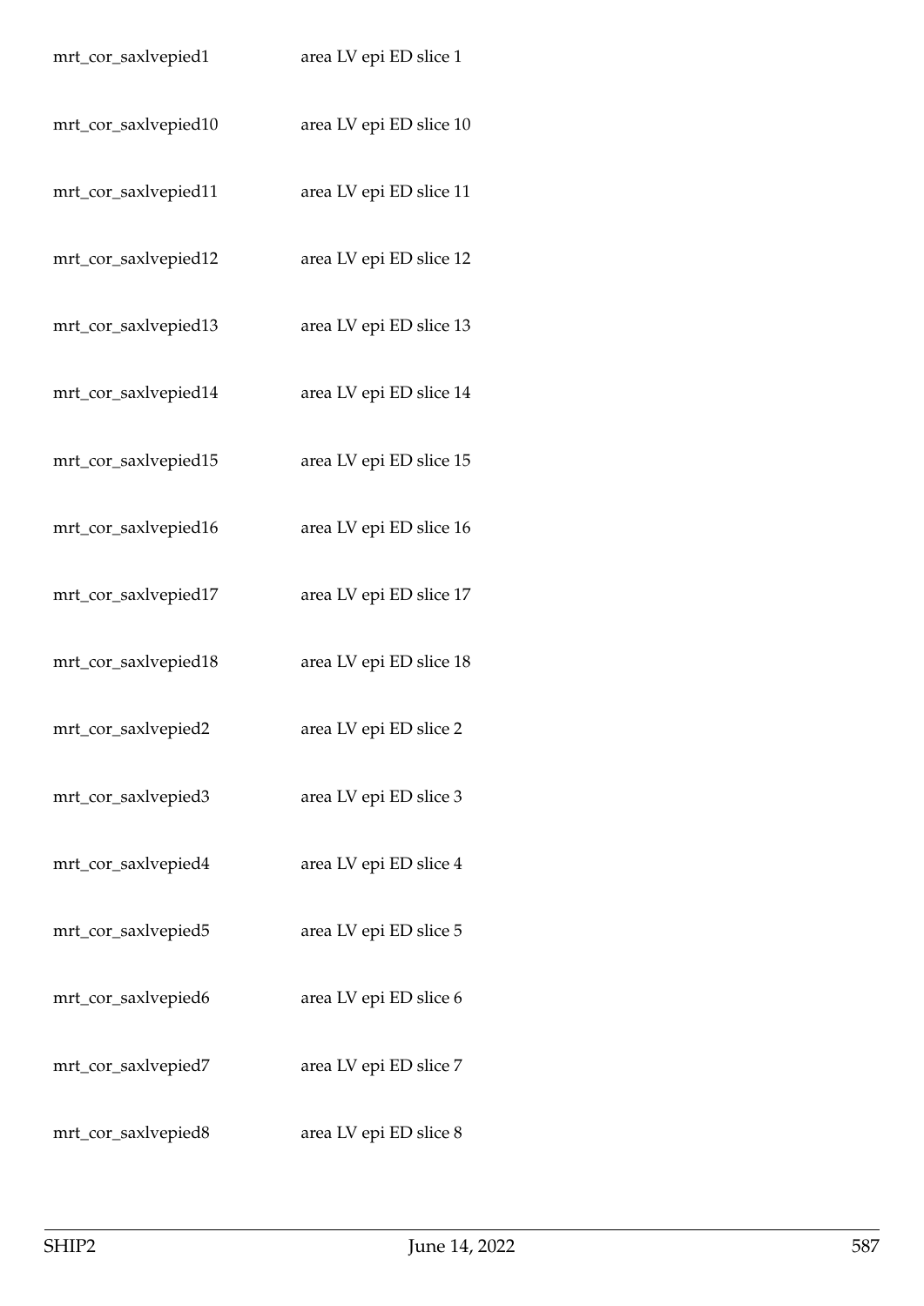| | |
|---|---|
| mrt_cor_saxlvepied1 | area LV epi ED slice 1 |
| mrt_cor_saxlvepied10 | area LV epi ED slice 10 |
| mrt_cor_saxlvepied11 | area LV epi ED slice 11 |
| mrt_cor_saxlvepied12 | area LV epi ED slice 12 |
| mrt_cor_saxlvepied13 | area LV epi ED slice 13 |
| mrt_cor_saxlvepied14 | area LV epi ED slice 14 |
| mrt_cor_saxlvepied15 | area LV epi ED slice 15 |
| mrt_cor_saxlvepied16 | area LV epi ED slice 16 |
| mrt_cor_saxlvepied17 | area LV epi ED slice 17 |
| mrt_cor_saxlvepied18 | area LV epi ED slice 18 |
| mrt_cor_saxlvepied2 | area LV epi ED slice 2 |
| mrt_cor_saxlvepied3 | area LV epi ED slice 3 |
| mrt_cor_saxlvepied4 | area LV epi ED slice 4 |
| mrt_cor_saxlvepied5 | area LV epi ED slice 5 |
| mrt_cor_saxlvepied6 | area LV epi ED slice 6 |
| mrt_cor_saxlvepied7 | area LV epi ED slice 7 |
| mrt_cor_saxlvepied8 | area LV epi ED slice 8 |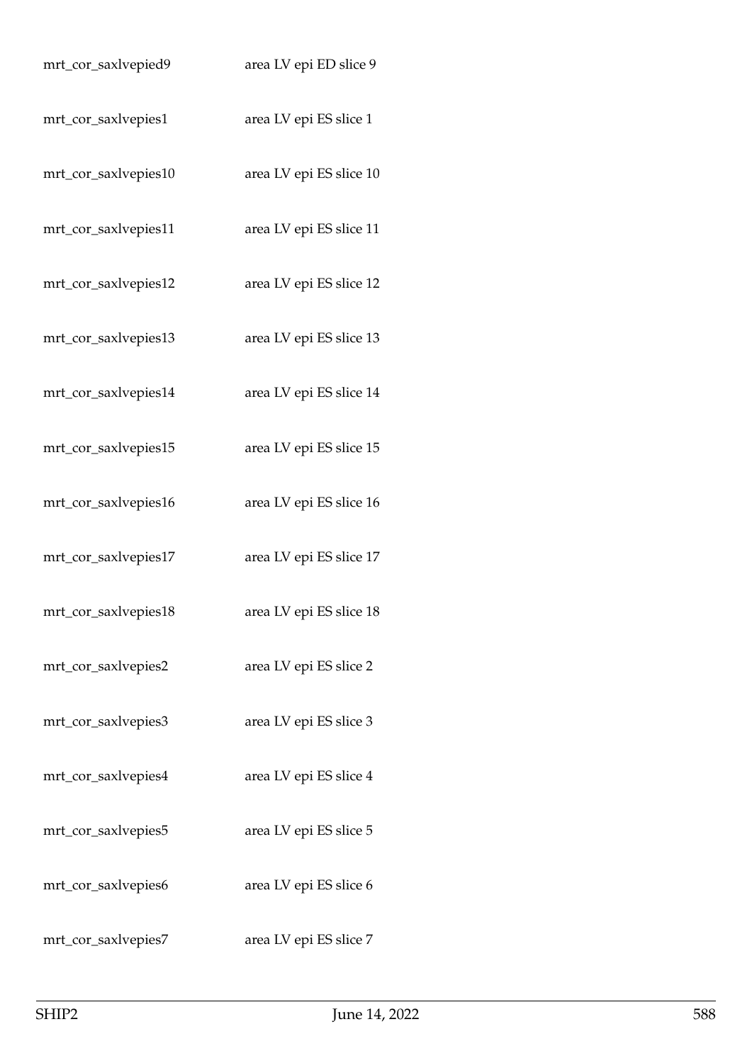| | |
|---|---|
| mrt_cor_saxlvepied9 | area LV epi ED slice 9 |
| mrt_cor_saxlvepies1 | area LV epi ES slice 1 |
| mrt_cor_saxlvepies10 | area LV epi ES slice 10 |
| mrt_cor_saxlvepies11 | area LV epi ES slice 11 |
| mrt_cor_saxlvepies12 | area LV epi ES slice 12 |
| mrt_cor_saxlvepies13 | area LV epi ES slice 13 |
| mrt_cor_saxlvepies14 | area LV epi ES slice 14 |
| mrt_cor_saxlvepies15 | area LV epi ES slice 15 |
| mrt_cor_saxlvepies16 | area LV epi ES slice 16 |
| mrt_cor_saxlvepies17 | area LV epi ES slice 17 |
| mrt_cor_saxlvepies18 | area LV epi ES slice 18 |
| mrt_cor_saxlvepies2 | area LV epi ES slice 2 |
| mrt_cor_saxlvepies3 | area LV epi ES slice 3 |
| mrt_cor_saxlvepies4 | area LV epi ES slice 4 |
| mrt_cor_saxlvepies5 | area LV epi ES slice 5 |
| mrt_cor_saxlvepies6 | area LV epi ES slice 6 |
| mrt_cor_saxlvepies7 | area LV epi ES slice 7 |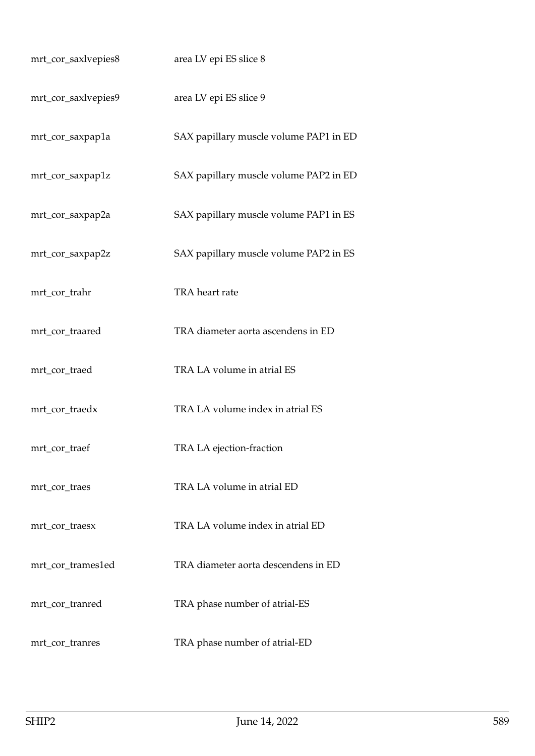| | |
|---|---|
| mrt_cor_saxlvepies8 | area LV epi ES slice 8 |
| mrt_cor_saxlvepies9 | area LV epi ES slice 9 |
| mrt_cor_saxpap1a | SAX papillary muscle volume PAP1 in ED |
| mrt_cor_saxpap1z | SAX papillary muscle volume PAP2 in ED |
| mrt_cor_saxpap2a | SAX papillary muscle volume PAP1 in ES |
| mrt_cor_saxpap2z | SAX papillary muscle volume PAP2 in ES |
| mrt_cor_trahr | TRA heart rate |
| mrt_cor_traared | TRA diameter aorta ascendens in ED |
| mrt_cor_traed | TRA LA volume in atrial ES |
| mrt_cor_traedx | TRA LA volume index in atrial ES |
| mrt_cor_traef | TRA LA ejection-fraction |
| mrt_cor_traes | TRA LA volume in atrial ED |
| mrt_cor_traesx | TRA LA volume index in atrial ED |
| mrt_cor_trames1ed | TRA diameter aorta descendens in ED |
| mrt_cor_tranred | TRA phase number of atrial-ES |
| mrt_cor_tranres | TRA phase number of atrial-ED |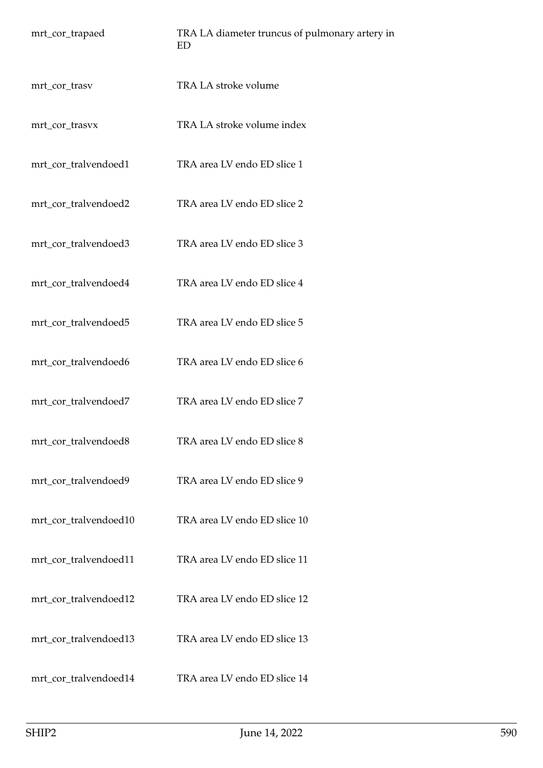| | |
|---|---|
| mrt_cor_trapaed | TRA LA diameter truncus of pulmonary artery in ED |
| mrt_cor_trasv | TRA LA stroke volume |
| mrt_cor_trasvx | TRA LA stroke volume index |
| mrt_cor_tralvendoed1 | TRA area LV endo ED slice 1 |
| mrt_cor_tralvendoed2 | TRA area LV endo ED slice 2 |
| mrt_cor_tralvendoed3 | TRA area LV endo ED slice 3 |
| mrt_cor_tralvendoed4 | TRA area LV endo ED slice 4 |
| mrt_cor_tralvendoed5 | TRA area LV endo ED slice 5 |
| mrt_cor_tralvendoed6 | TRA area LV endo ED slice 6 |
| mrt_cor_tralvendoed7 | TRA area LV endo ED slice 7 |
| mrt_cor_tralvendoed8 | TRA area LV endo ED slice 8 |
| mrt_cor_tralvendoed9 | TRA area LV endo ED slice 9 |
| mrt_cor_tralvendoed10 | TRA area LV endo ED slice 10 |
| mrt_cor_tralvendoed11 | TRA area LV endo ED slice 11 |
| mrt_cor_tralvendoed12 | TRA area LV endo ED slice 12 |
| mrt_cor_tralvendoed13 | TRA area LV endo ED slice 13 |
| mrt_cor_tralvendoed14 | TRA area LV endo ED slice 14 |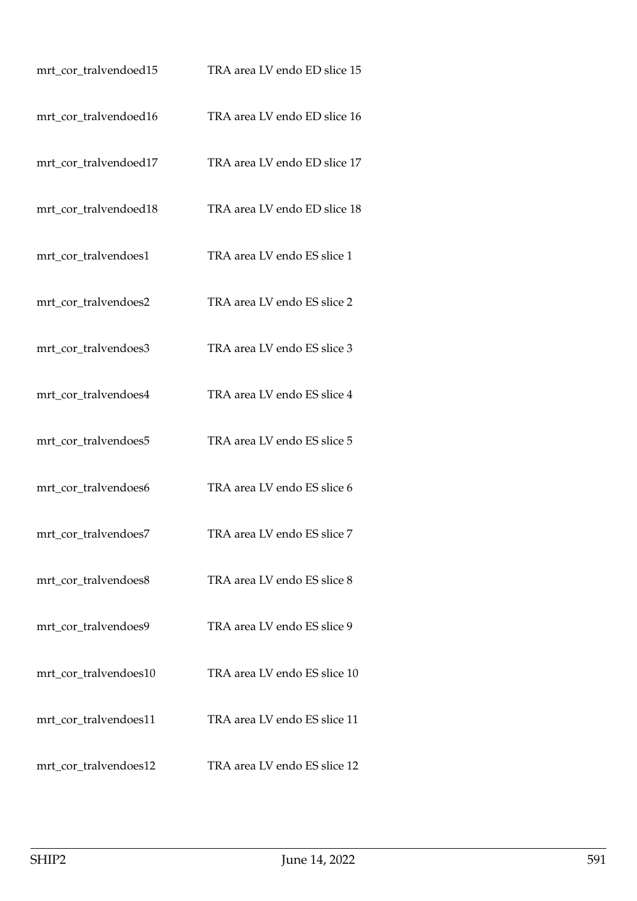| | |
|---|---|
| mrt_cor_tralvendoed15 | TRA area LV endo ED slice 15 |
| mrt_cor_tralvendoed16 | TRA area LV endo ED slice 16 |
| mrt_cor_tralvendoed17 | TRA area LV endo ED slice 17 |
| mrt_cor_tralvendoed18 | TRA area LV endo ED slice 18 |
| mrt_cor_tralvendoes1 | TRA area LV endo ES slice 1 |
| mrt_cor_tralvendoes2 | TRA area LV endo ES slice 2 |
| mrt_cor_tralvendoes3 | TRA area LV endo ES slice 3 |
| mrt_cor_tralvendoes4 | TRA area LV endo ES slice 4 |
| mrt_cor_tralvendoes5 | TRA area LV endo ES slice 5 |
| mrt_cor_tralvendoes6 | TRA area LV endo ES slice 6 |
| mrt_cor_tralvendoes7 | TRA area LV endo ES slice 7 |
| mrt_cor_tralvendoes8 | TRA area LV endo ES slice 8 |
| mrt_cor_tralvendoes9 | TRA area LV endo ES slice 9 |
| mrt_cor_tralvendoes10 | TRA area LV endo ES slice 10 |
| mrt_cor_tralvendoes11 | TRA area LV endo ES slice 11 |
| mrt_cor_tralvendoes12 | TRA area LV endo ES slice 12 |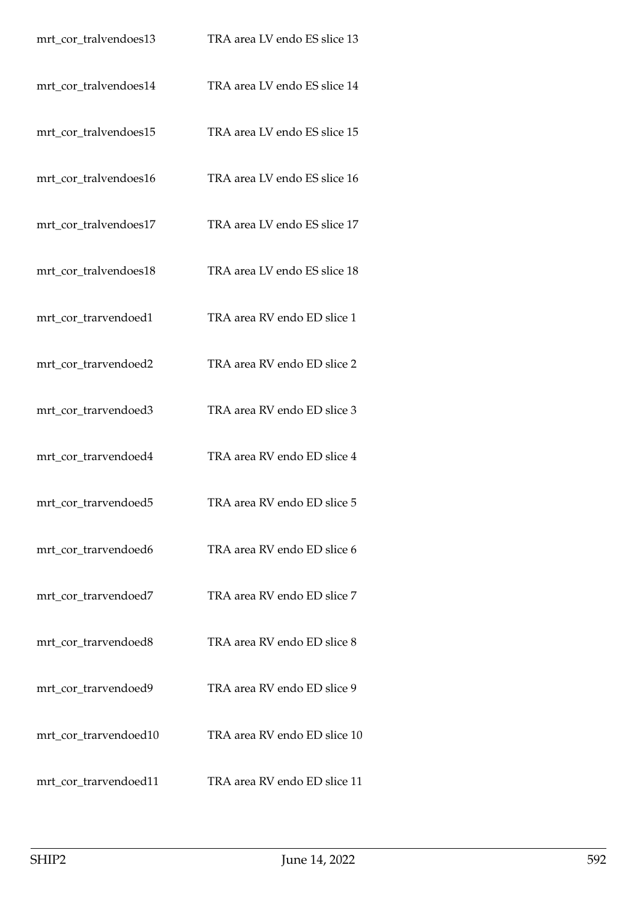| | |
|---|---|
| mrt_cor_tralvendoes13 | TRA area LV endo ES slice 13 |
| mrt_cor_tralvendoes14 | TRA area LV endo ES slice 14 |
| mrt_cor_tralvendoes15 | TRA area LV endo ES slice 15 |
| mrt_cor_tralvendoes16 | TRA area LV endo ES slice 16 |
| mrt_cor_tralvendoes17 | TRA area LV endo ES slice 17 |
| mrt_cor_tralvendoes18 | TRA area LV endo ES slice 18 |
| mrt_cor_trarvendoed1 | TRA area RV endo ED slice 1 |
| mrt_cor_trarvendoed2 | TRA area RV endo ED slice 2 |
| mrt_cor_trarvendoed3 | TRA area RV endo ED slice 3 |
| mrt_cor_trarvendoed4 | TRA area RV endo ED slice 4 |
| mrt_cor_trarvendoed5 | TRA area RV endo ED slice 5 |
| mrt_cor_trarvendoed6 | TRA area RV endo ED slice 6 |
| mrt_cor_trarvendoed7 | TRA area RV endo ED slice 7 |
| mrt_cor_trarvendoed8 | TRA area RV endo ED slice 8 |
| mrt_cor_trarvendoed9 | TRA area RV endo ED slice 9 |
| mrt_cor_trarvendoed10 | TRA area RV endo ED slice 10 |
| mrt_cor_trarvendoed11 | TRA area RV endo ED slice 11 |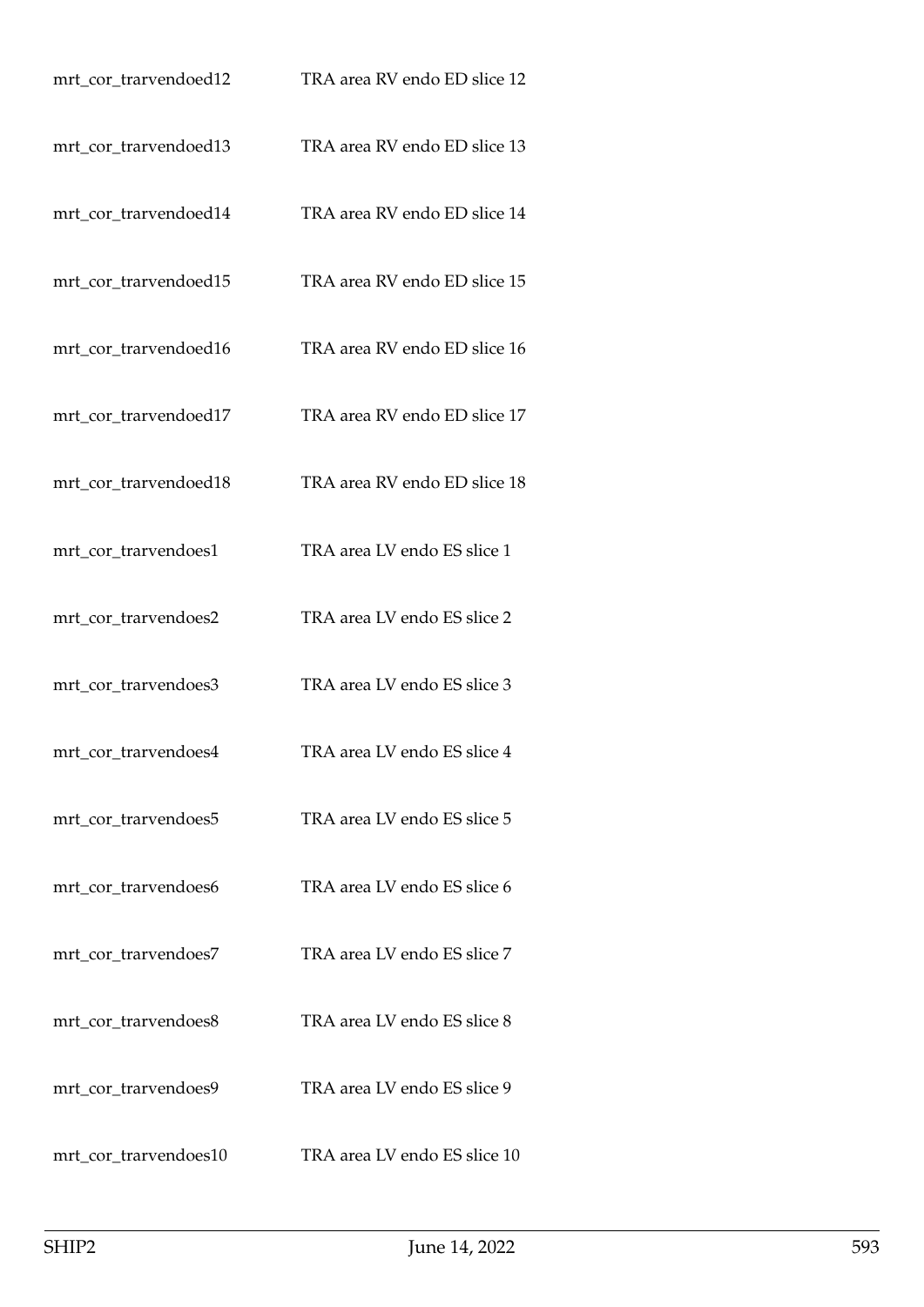| | |
|---|---|
| mrt_cor_trarvendoed12 | TRA area RV endo ED slice 12 |
| mrt_cor_trarvendoed13 | TRA area RV endo ED slice 13 |
| mrt_cor_trarvendoed14 | TRA area RV endo ED slice 14 |
| mrt_cor_trarvendoed15 | TRA area RV endo ED slice 15 |
| mrt_cor_trarvendoed16 | TRA area RV endo ED slice 16 |
| mrt_cor_trarvendoed17 | TRA area RV endo ED slice 17 |
| mrt_cor_trarvendoed18 | TRA area RV endo ED slice 18 |
| mrt_cor_trarvendoes1 | TRA area LV endo ES slice 1 |
| mrt_cor_trarvendoes2 | TRA area LV endo ES slice 2 |
| mrt_cor_trarvendoes3 | TRA area LV endo ES slice 3 |
| mrt_cor_trarvendoes4 | TRA area LV endo ES slice 4 |
| mrt_cor_trarvendoes5 | TRA area LV endo ES slice 5 |
| mrt_cor_trarvendoes6 | TRA area LV endo ES slice 6 |
| mrt_cor_trarvendoes7 | TRA area LV endo ES slice 7 |
| mrt_cor_trarvendoes8 | TRA area LV endo ES slice 8 |
| mrt_cor_trarvendoes9 | TRA area LV endo ES slice 9 |
| mrt_cor_trarvendoes10 | TRA area LV endo ES slice 10 |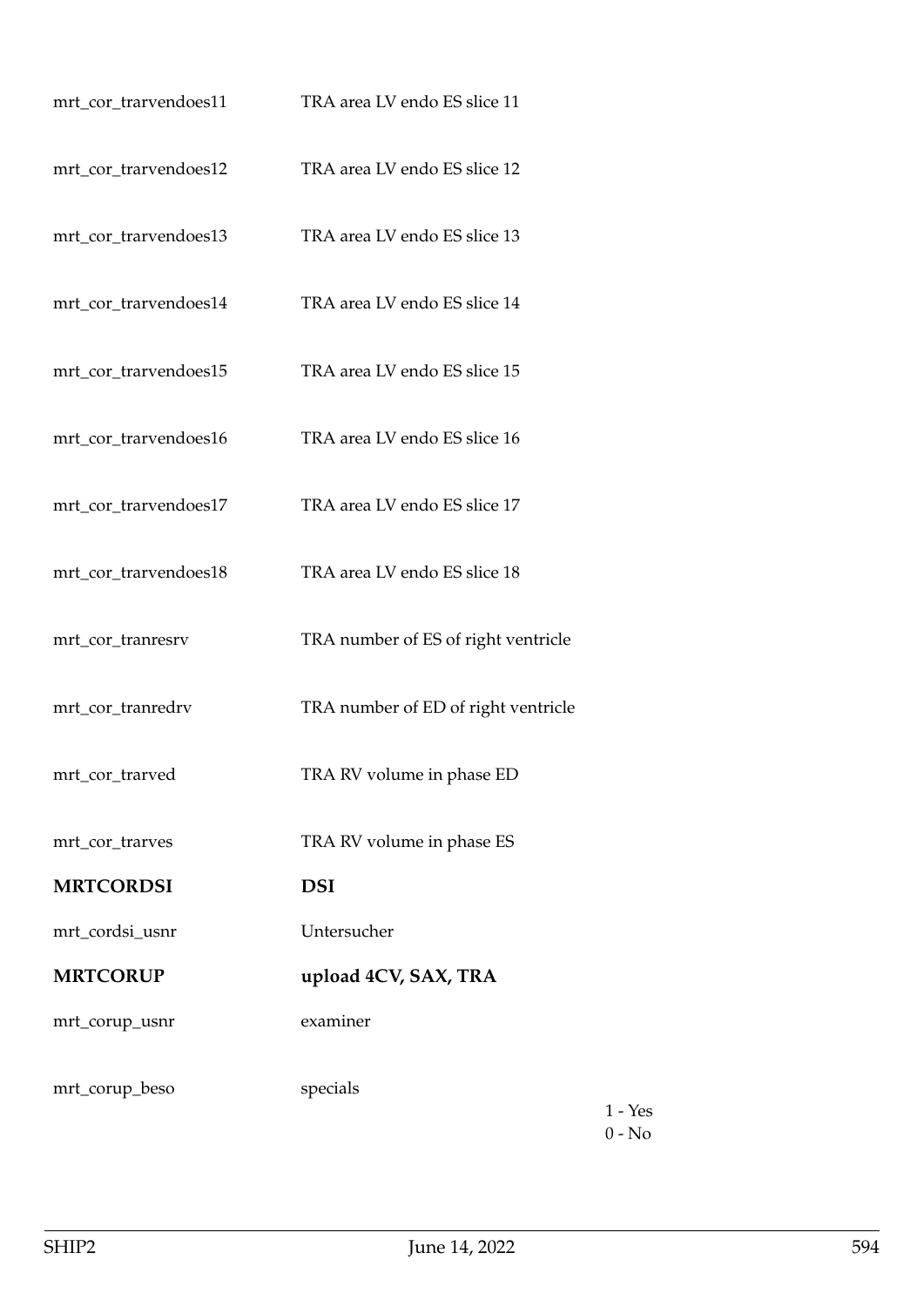| | | |
|---|---|---|
| mrt_cor_trarvendoes11 | TRA area LV endo ES slice 11 | |
| mrt_cor_trarvendoes12 | TRA area LV endo ES slice 12 | |
| mrt_cor_trarvendoes13 | TRA area LV endo ES slice 13 | |
| mrt_cor_trarvendoes14 | TRA area LV endo ES slice 14 | |
| mrt_cor_trarvendoes15 | TRA area LV endo ES slice 15 | |
| mrt_cor_trarvendoes16 | TRA area LV endo ES slice 16 | |
| mrt_cor_trarvendoes17 | TRA area LV endo ES slice 17 | |
| mrt_cor_trarvendoes18 | TRA area LV endo ES slice 18 | |
| mrt_cor_tranresrv | TRA number of ES of right ventricle | |
| mrt_cor_tranredrv | TRA number of ED of right ventricle | |
| mrt_cor_trarved | TRA RV volume in phase ED | |
| mrt_cor_trarves | TRA RV volume in phase ES | |
| **MRTCORDSI** | **DSI** | |
| mrt_cordsi_usnr | Untersucher | |
| **MRTCORUP** | **upload 4CV, SAX, TRA** | |
| mrt_corup_usnr | examiner | |
| mrt_corup_beso | specials | 1 - Yes<br>0 - No |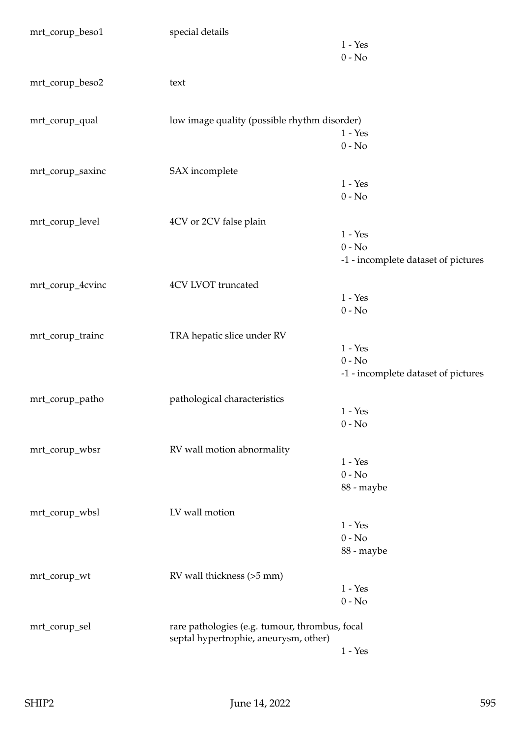| | | |
|---|---|---|
| mrt_corup_beso1 | special details | 1 - Yes<br>0 - No |
| mrt_corup_beso2 | text | |
| mrt_corup_qual | low image quality (possible rhythm disorder) | 1 - Yes<br>0 - No |
| mrt_corup_saxinc | SAX incomplete | 1 - Yes<br>0 - No |
| mrt_corup_level | 4CV or 2CV false plain | 1 - Yes<br>0 - No<br>-1 - incomplete dataset of pictures |
| mrt_corup_4cvinc | 4CV LVOT truncated | 1 - Yes<br>0 - No |
| mrt_corup_trainc | TRA hepatic slice under RV | 1 - Yes<br>0 - No<br>-1 - incomplete dataset of pictures |
| mrt_corup_patho | pathological characteristics | 1 - Yes<br>0 - No |
| mrt_corup_wbsr | RV wall motion abnormality | 1 - Yes<br>0 - No<br>88 - maybe |
| mrt_corup_wbsl | LV wall motion | 1 - Yes<br>0 - No<br>88 - maybe |
| mrt_corup_wt | RV wall thickness (>5 mm) | 1 - Yes<br>0 - No |
| mrt_corup_sel | rare pathologies (e.g. tumour, thrombus, focal septal hypertrophie, aneurysm, other) | 1 - Yes |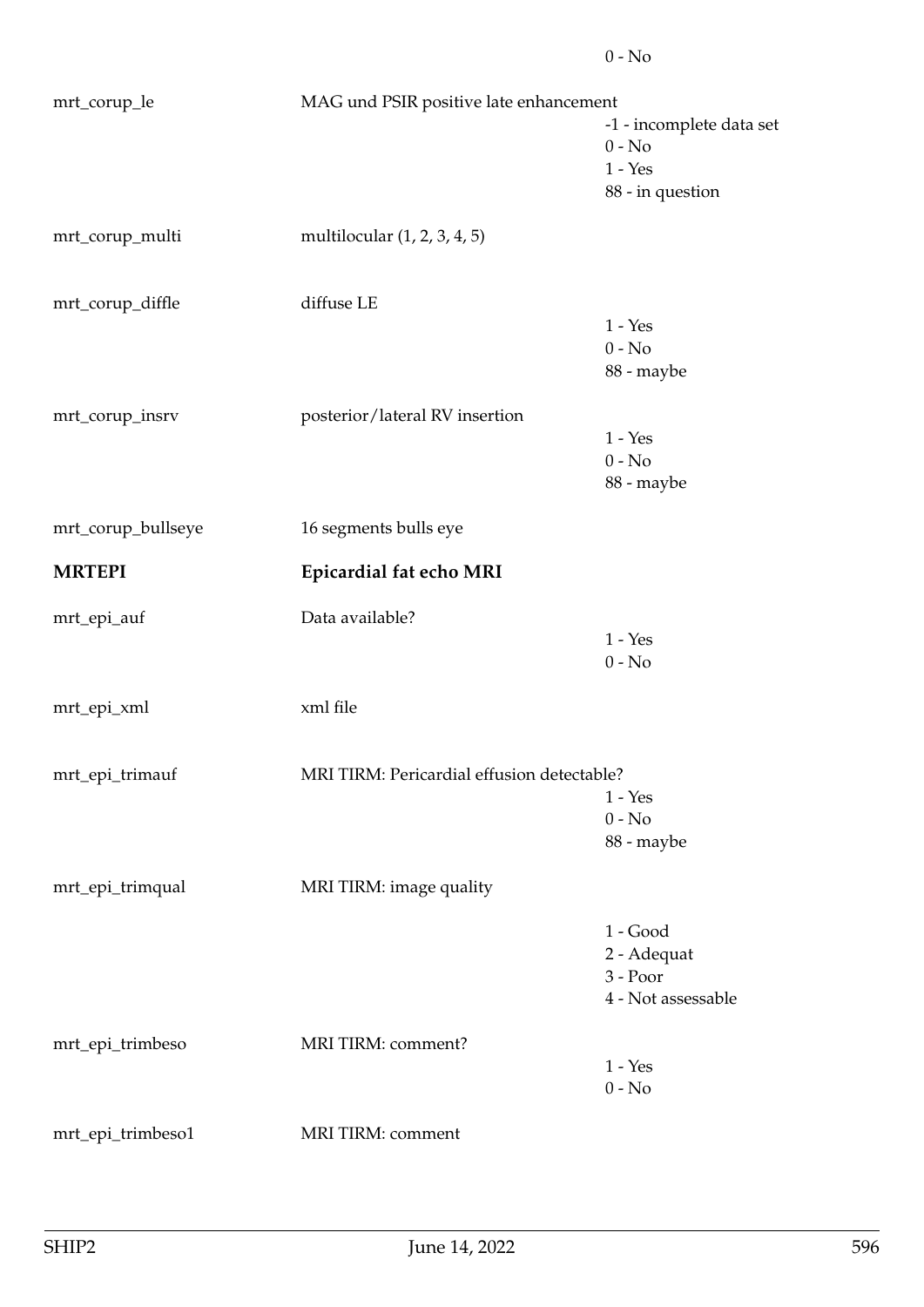0 - No

mrt_corup_le — MAG und PSIR positive late enhancement
- -1 - incomplete data set
- 0 - No
- 1 - Yes
- 88 - in question

mrt_corup_multi — multilocular (1, 2, 3, 4, 5)

mrt_corup_diffle — diffuse LE
- 1 - Yes
- 0 - No
- 88 - maybe

mrt_corup_insrv — posterior/lateral RV insertion
- 1 - Yes
- 0 - No
- 88 - maybe

mrt_corup_bullseye — 16 segments bulls eye

## MRTEPI — Epicardial fat echo MRI

mrt_epi_auf — Data available?
- 1 - Yes
- 0 - No

mrt_epi_xml — xml file

mrt_epi_trimauf — MRI TIRM: Pericardial effusion detectable?
- 1 - Yes
- 0 - No
- 88 - maybe

mrt_epi_trimqual — MRI TIRM: image quality
- 1 - Good
- 2 - Adequat
- 3 - Poor
- 4 - Not assessable

mrt_epi_trimbeso — MRI TIRM: comment?
- 1 - Yes
- 0 - No

mrt_epi_trimbeso1 — MRI TIRM: comment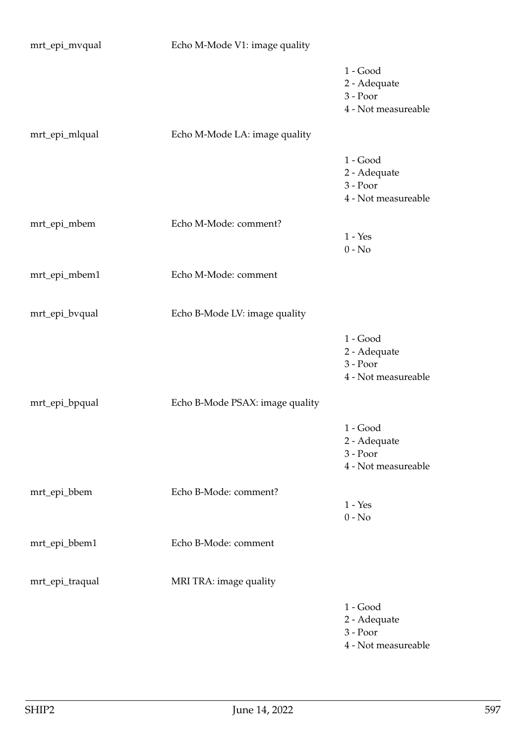| | | |
|---|---|---|
| mrt_epi_mvqual | Echo M-Mode V1: image quality | |
| | | 1 - Good<br>2 - Adequate<br>3 - Poor<br>4 - Not measureable |
| mrt_epi_mlqual | Echo M-Mode LA: image quality | |
| | | 1 - Good<br>2 - Adequate<br>3 - Poor<br>4 - Not measureable |
| mrt_epi_mbem | Echo M-Mode: comment? | 1 - Yes<br>0 - No |
| mrt_epi_mbem1 | Echo M-Mode: comment | |
| mrt_epi_bvqual | Echo B-Mode LV: image quality | |
| | | 1 - Good<br>2 - Adequate<br>3 - Poor<br>4 - Not measureable |
| mrt_epi_bpqual | Echo B-Mode PSAX: image quality | |
| | | 1 - Good<br>2 - Adequate<br>3 - Poor<br>4 - Not measureable |
| mrt_epi_bbem | Echo B-Mode: comment? | 1 - Yes<br>0 - No |
| mrt_epi_bbem1 | Echo B-Mode: comment | |
| mrt_epi_traqual | MRI TRA: image quality | |
| | | 1 - Good<br>2 - Adequate<br>3 - Poor<br>4 - Not measureable |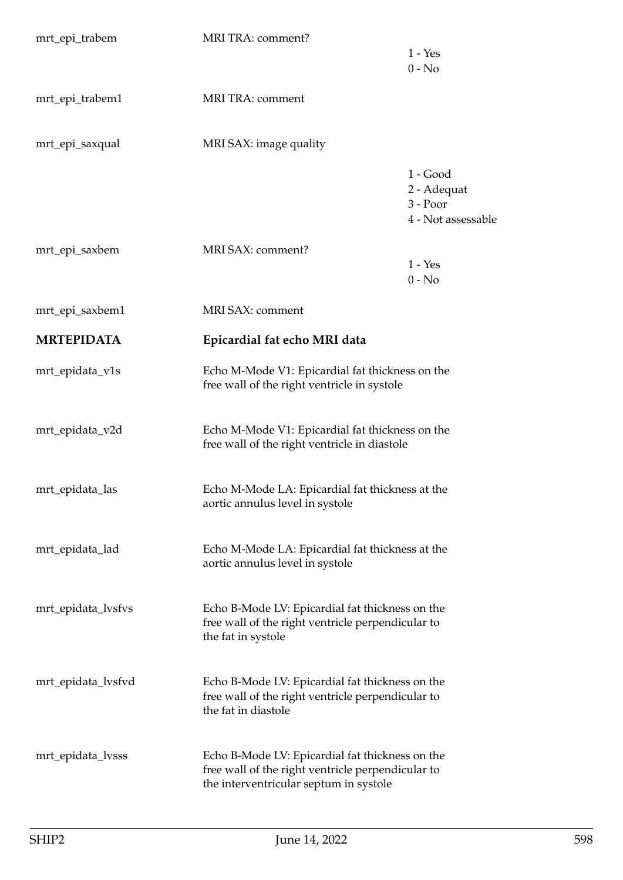| | | |
|---|---|---|
| mrt_epi_trabem | MRI TRA: comment? | 1 - Yes<br>0 - No |
| mrt_epi_trabem1 | MRI TRA: comment | |
| mrt_epi_saxqual | MRI SAX: image quality | 1 - Good<br>2 - Adequat<br>3 - Poor<br>4 - Not assessable |
| mrt_epi_saxbem | MRI SAX: comment? | 1 - Yes<br>0 - No |
| mrt_epi_saxbem1 | MRI SAX: comment | |

## MRTEPIDATA — Epicardial fat echo MRI data

| | |
|---|---|
| mrt_epidata_v1s | Echo M-Mode V1: Epicardial fat thickness on the free wall of the right ventricle in systole |
| mrt_epidata_v2d | Echo M-Mode V1: Epicardial fat thickness on the free wall of the right ventricle in diastole |
| mrt_epidata_las | Echo M-Mode LA: Epicardial fat thickness at the aortic annulus level in systole |
| mrt_epidata_lad | Echo M-Mode LA: Epicardial fat thickness at the aortic annulus level in systole |
| mrt_epidata_lvsfvs | Echo B-Mode LV: Epicardial fat thickness on the free wall of the right ventricle perpendicular to the fat in systole |
| mrt_epidata_lvsfvd | Echo B-Mode LV: Epicardial fat thickness on the free wall of the right ventricle perpendicular to the fat in diastole |
| mrt_epidata_lvsss | Echo B-Mode LV: Epicardial fat thickness on the free wall of the right ventricle perpendicular to the interventricular septum in systole |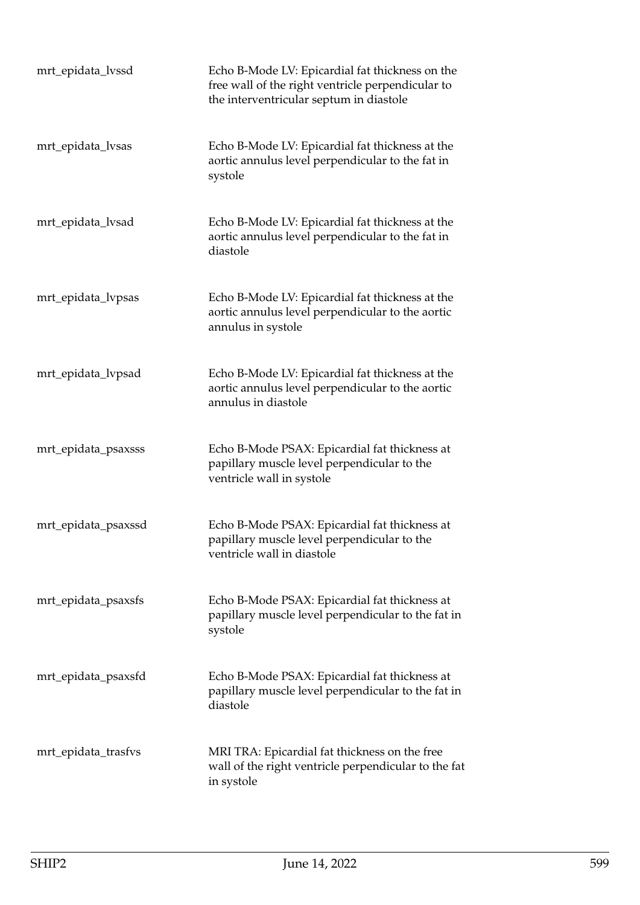| | |
|---|---|
| mrt_epidata_lvssd | Echo B-Mode LV: Epicardial fat thickness on the free wall of the right ventricle perpendicular to the interventricular septum in diastole |
| mrt_epidata_lvsas | Echo B-Mode LV: Epicardial fat thickness at the aortic annulus level perpendicular to the fat in systole |
| mrt_epidata_lvsad | Echo B-Mode LV: Epicardial fat thickness at the aortic annulus level perpendicular to the fat in diastole |
| mrt_epidata_lvpsas | Echo B-Mode LV: Epicardial fat thickness at the aortic annulus level perpendicular to the aortic annulus in systole |
| mrt_epidata_lvpsad | Echo B-Mode LV: Epicardial fat thickness at the aortic annulus level perpendicular to the aortic annulus in diastole |
| mrt_epidata_psaxsss | Echo B-Mode PSAX: Epicardial fat thickness at papillary muscle level perpendicular to the ventricle wall in systole |
| mrt_epidata_psaxssd | Echo B-Mode PSAX: Epicardial fat thickness at papillary muscle level perpendicular to the ventricle wall in diastole |
| mrt_epidata_psaxsfs | Echo B-Mode PSAX: Epicardial fat thickness at papillary muscle level perpendicular to the fat in systole |
| mrt_epidata_psaxsfd | Echo B-Mode PSAX: Epicardial fat thickness at papillary muscle level perpendicular to the fat in diastole |
| mrt_epidata_trasfvs | MRI TRA: Epicardial fat thickness on the free wall of the right ventricle perpendicular to the fat in systole |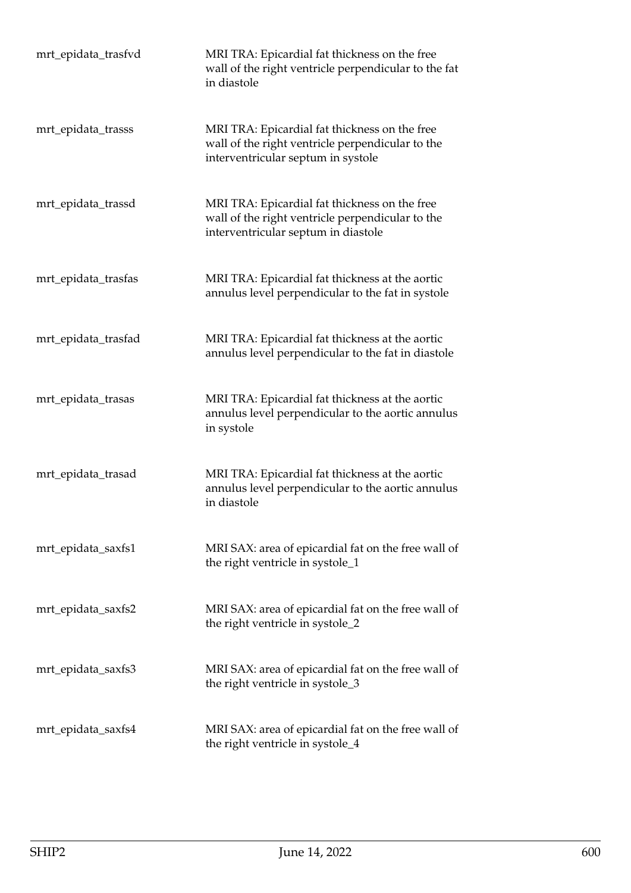| | |
|---|---|
| mrt_epidata_trasfvd | MRI TRA: Epicardial fat thickness on the free wall of the right ventricle perpendicular to the fat in diastole |
| mrt_epidata_trasss | MRI TRA: Epicardial fat thickness on the free wall of the right ventricle perpendicular to the interventricular septum in systole |
| mrt_epidata_trassd | MRI TRA: Epicardial fat thickness on the free wall of the right ventricle perpendicular to the interventricular septum in diastole |
| mrt_epidata_trasfas | MRI TRA: Epicardial fat thickness at the aortic annulus level perpendicular to the fat in systole |
| mrt_epidata_trasfad | MRI TRA: Epicardial fat thickness at the aortic annulus level perpendicular to the fat in diastole |
| mrt_epidata_trasas | MRI TRA: Epicardial fat thickness at the aortic annulus level perpendicular to the aortic annulus in systole |
| mrt_epidata_trasad | MRI TRA: Epicardial fat thickness at the aortic annulus level perpendicular to the aortic annulus in diastole |
| mrt_epidata_saxfs1 | MRI SAX: area of epicardial fat on the free wall of the right ventricle in systole_1 |
| mrt_epidata_saxfs2 | MRI SAX: area of epicardial fat on the free wall of the right ventricle in systole_2 |
| mrt_epidata_saxfs3 | MRI SAX: area of epicardial fat on the free wall of the right ventricle in systole_3 |
| mrt_epidata_saxfs4 | MRI SAX: area of epicardial fat on the free wall of the right ventricle in systole_4 |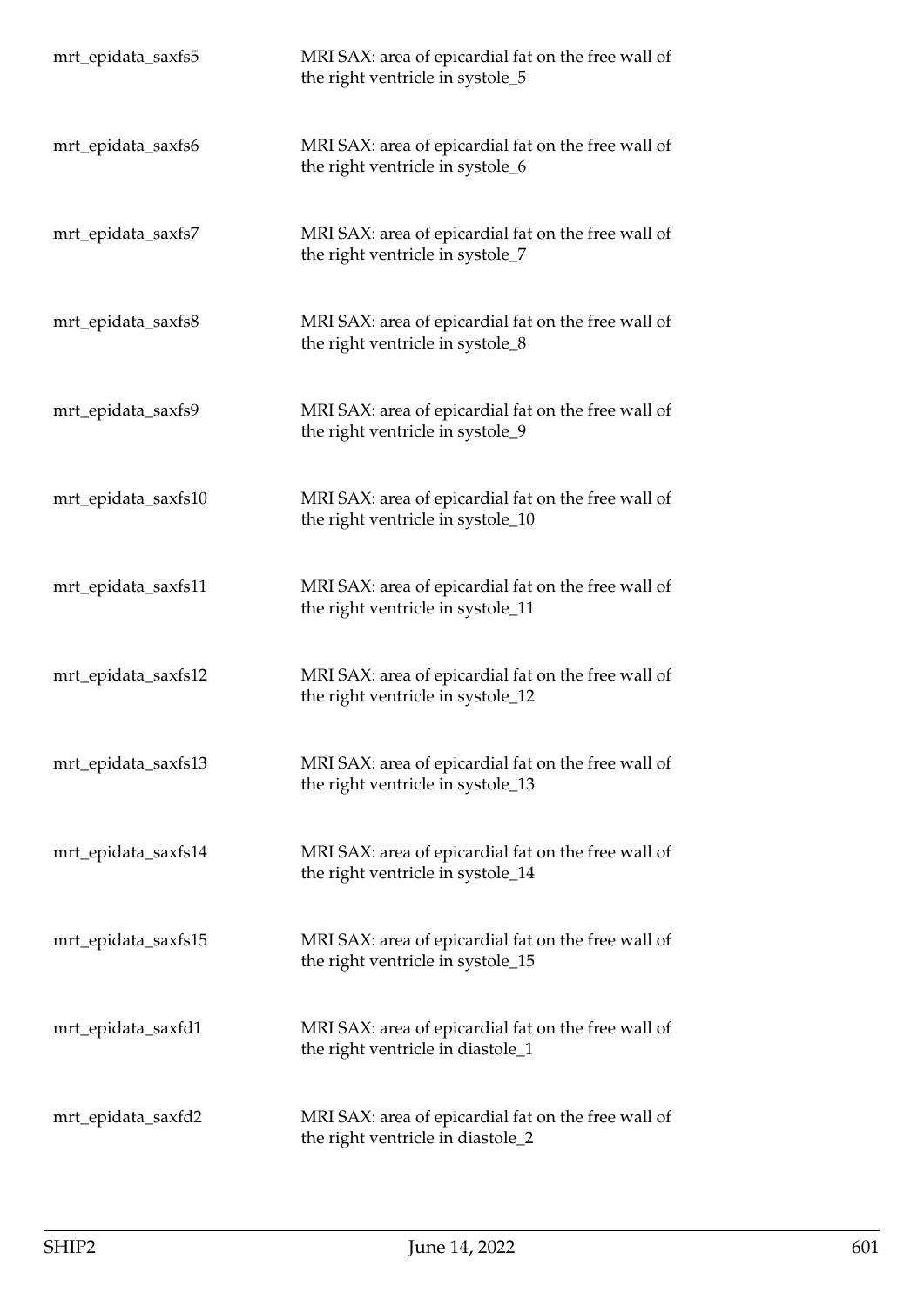| | |
|---|---|
| mrt_epidata_saxfs5 | MRI SAX: area of epicardial fat on the free wall of the right ventricle in systole_5 |
| mrt_epidata_saxfs6 | MRI SAX: area of epicardial fat on the free wall of the right ventricle in systole_6 |
| mrt_epidata_saxfs7 | MRI SAX: area of epicardial fat on the free wall of the right ventricle in systole_7 |
| mrt_epidata_saxfs8 | MRI SAX: area of epicardial fat on the free wall of the right ventricle in systole_8 |
| mrt_epidata_saxfs9 | MRI SAX: area of epicardial fat on the free wall of the right ventricle in systole_9 |
| mrt_epidata_saxfs10 | MRI SAX: area of epicardial fat on the free wall of the right ventricle in systole_10 |
| mrt_epidata_saxfs11 | MRI SAX: area of epicardial fat on the free wall of the right ventricle in systole_11 |
| mrt_epidata_saxfs12 | MRI SAX: area of epicardial fat on the free wall of the right ventricle in systole_12 |
| mrt_epidata_saxfs13 | MRI SAX: area of epicardial fat on the free wall of the right ventricle in systole_13 |
| mrt_epidata_saxfs14 | MRI SAX: area of epicardial fat on the free wall of the right ventricle in systole_14 |
| mrt_epidata_saxfs15 | MRI SAX: area of epicardial fat on the free wall of the right ventricle in systole_15 |
| mrt_epidata_saxfd1 | MRI SAX: area of epicardial fat on the free wall of the right ventricle in diastole_1 |
| mrt_epidata_saxfd2 | MRI SAX: area of epicardial fat on the free wall of the right ventricle in diastole_2 |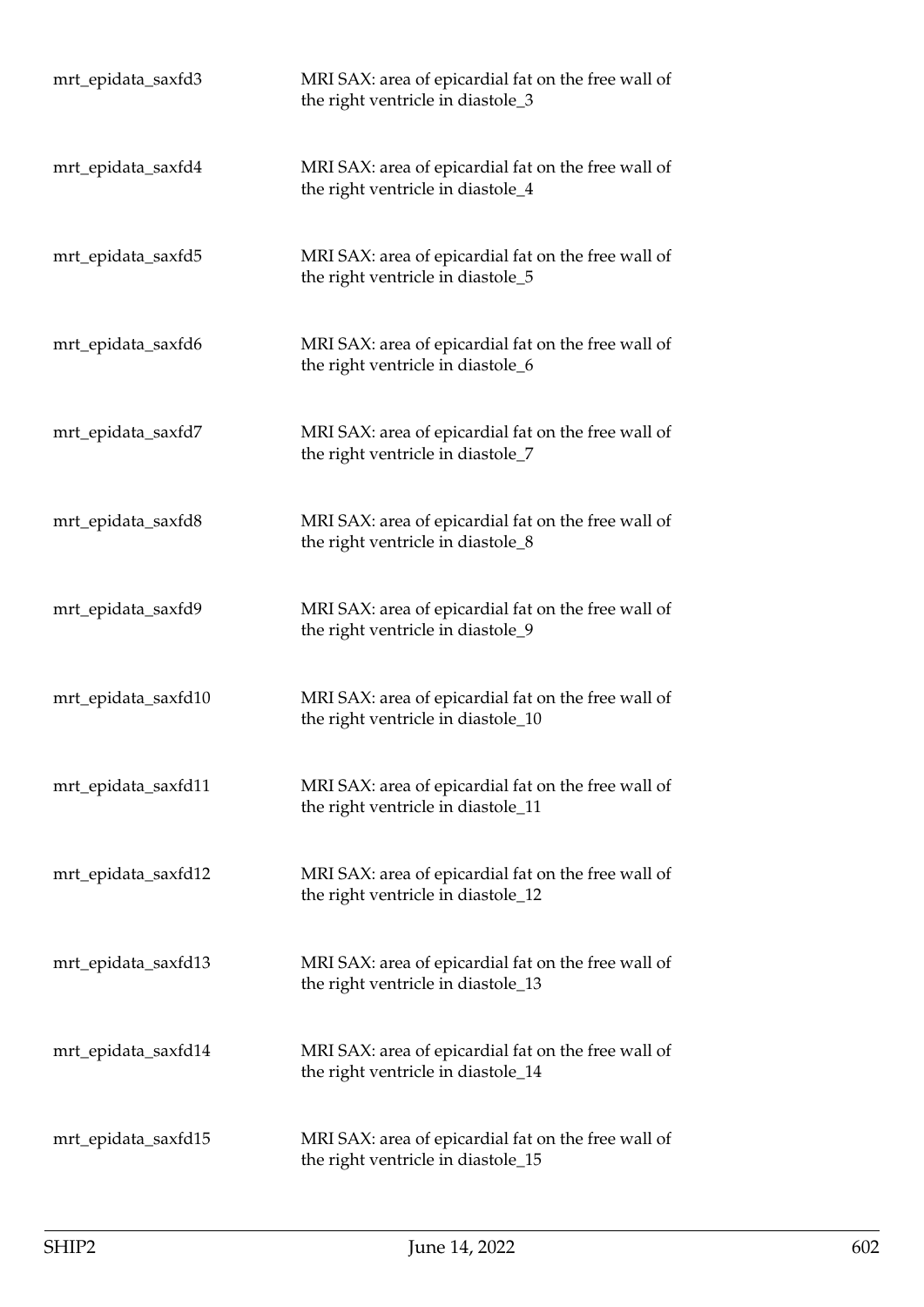| | |
|---|---|
| mrt_epidata_saxfd3 | MRI SAX: area of epicardial fat on the free wall of the right ventricle in diastole_3 |
| mrt_epidata_saxfd4 | MRI SAX: area of epicardial fat on the free wall of the right ventricle in diastole_4 |
| mrt_epidata_saxfd5 | MRI SAX: area of epicardial fat on the free wall of the right ventricle in diastole_5 |
| mrt_epidata_saxfd6 | MRI SAX: area of epicardial fat on the free wall of the right ventricle in diastole_6 |
| mrt_epidata_saxfd7 | MRI SAX: area of epicardial fat on the free wall of the right ventricle in diastole_7 |
| mrt_epidata_saxfd8 | MRI SAX: area of epicardial fat on the free wall of the right ventricle in diastole_8 |
| mrt_epidata_saxfd9 | MRI SAX: area of epicardial fat on the free wall of the right ventricle in diastole_9 |
| mrt_epidata_saxfd10 | MRI SAX: area of epicardial fat on the free wall of the right ventricle in diastole_10 |
| mrt_epidata_saxfd11 | MRI SAX: area of epicardial fat on the free wall of the right ventricle in diastole_11 |
| mrt_epidata_saxfd12 | MRI SAX: area of epicardial fat on the free wall of the right ventricle in diastole_12 |
| mrt_epidata_saxfd13 | MRI SAX: area of epicardial fat on the free wall of the right ventricle in diastole_13 |
| mrt_epidata_saxfd14 | MRI SAX: area of epicardial fat on the free wall of the right ventricle in diastole_14 |
| mrt_epidata_saxfd15 | MRI SAX: area of epicardial fat on the free wall of the right ventricle in diastole_15 |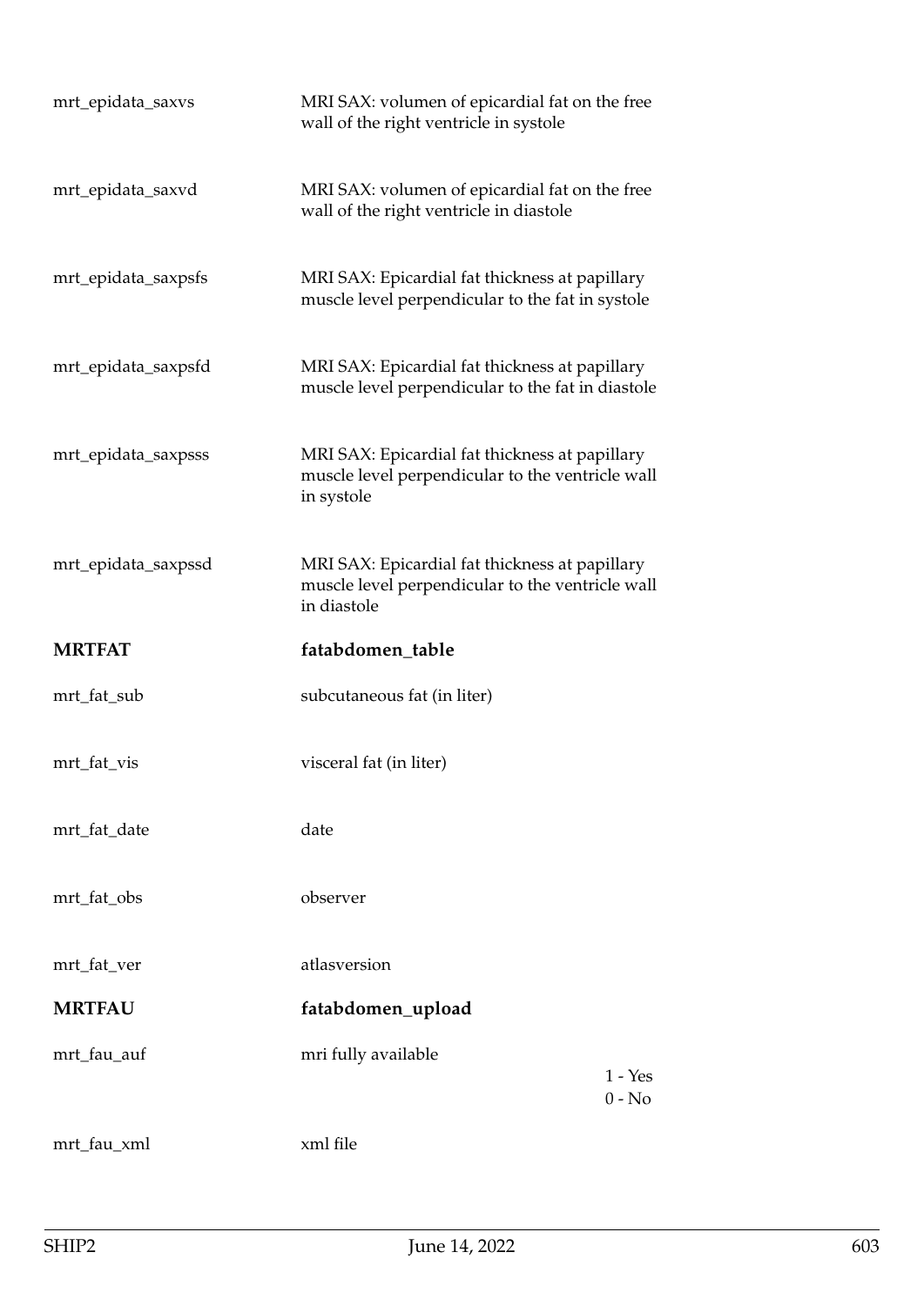| | | |
|---|---|---|
| mrt_epidata_saxvs | MRI SAX: volumen of epicardial fat on the free wall of the right ventricle in systole | |
| mrt_epidata_saxvd | MRI SAX: volumen of epicardial fat on the free wall of the right ventricle in diastole | |
| mrt_epidata_saxpsfs | MRI SAX: Epicardial fat thickness at papillary muscle level perpendicular to the fat in systole | |
| mrt_epidata_saxpsfd | MRI SAX: Epicardial fat thickness at papillary muscle level perpendicular to the fat in diastole | |
| mrt_epidata_saxpsss | MRI SAX: Epicardial fat thickness at papillary muscle level perpendicular to the ventricle wall in systole | |
| mrt_epidata_saxpssd | MRI SAX: Epicardial fat thickness at papillary muscle level perpendicular to the ventricle wall in diastole | |

## MRTFAT fatabdomen_table

| | | |
|---|---|---|
| mrt_fat_sub | subcutaneous fat (in liter) | |
| mrt_fat_vis | visceral fat (in liter) | |
| mrt_fat_date | date | |
| mrt_fat_obs | observer | |
| mrt_fat_ver | atlasversion | |

## MRTFAU fatabdomen_upload

| | | |
|---|---|---|
| mrt_fau_auf | mri fully available | 1 - Yes<br>0 - No |
| mrt_fau_xml | xml file | |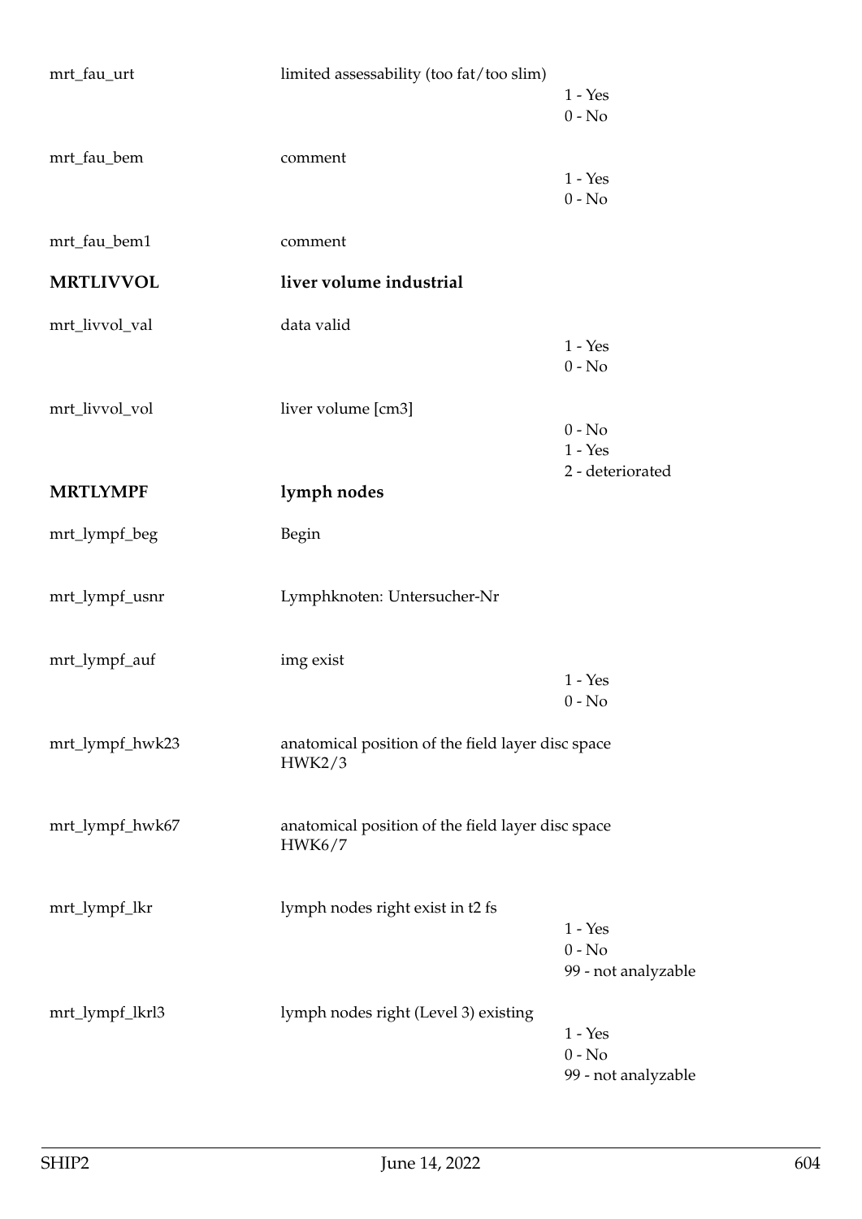| | | |
|---|---|---|
| mrt_fau_urt | limited assessability (too fat/too slim) | 1 - Yes<br>0 - No |
| mrt_fau_bem | comment | 1 - Yes<br>0 - No |
| mrt_fau_bem1 | comment | |
| **MRTLIVVOL** | **liver volume industrial** | |
| mrt_livvol_val | data valid | 1 - Yes<br>0 - No |
| mrt_livvol_vol | liver volume [cm3] | 0 - No<br>1 - Yes<br>2 - deteriorated |
| **MRTLYMPF** | **lymph nodes** | |
| mrt_lympf_beg | Begin | |
| mrt_lympf_usnr | Lymphknoten: Untersucher-Nr | |
| mrt_lympf_auf | img exist | 1 - Yes<br>0 - No |
| mrt_lympf_hwk23 | anatomical position of the field layer disc space HWK2/3 | |
| mrt_lympf_hwk67 | anatomical position of the field layer disc space HWK6/7 | |
| mrt_lympf_lkr | lymph nodes right exist in t2 fs | 1 - Yes<br>0 - No<br>99 - not analyzable |
| mrt_lympf_lkrl3 | lymph nodes right (Level 3) existing | 1 - Yes<br>0 - No<br>99 - not analyzable |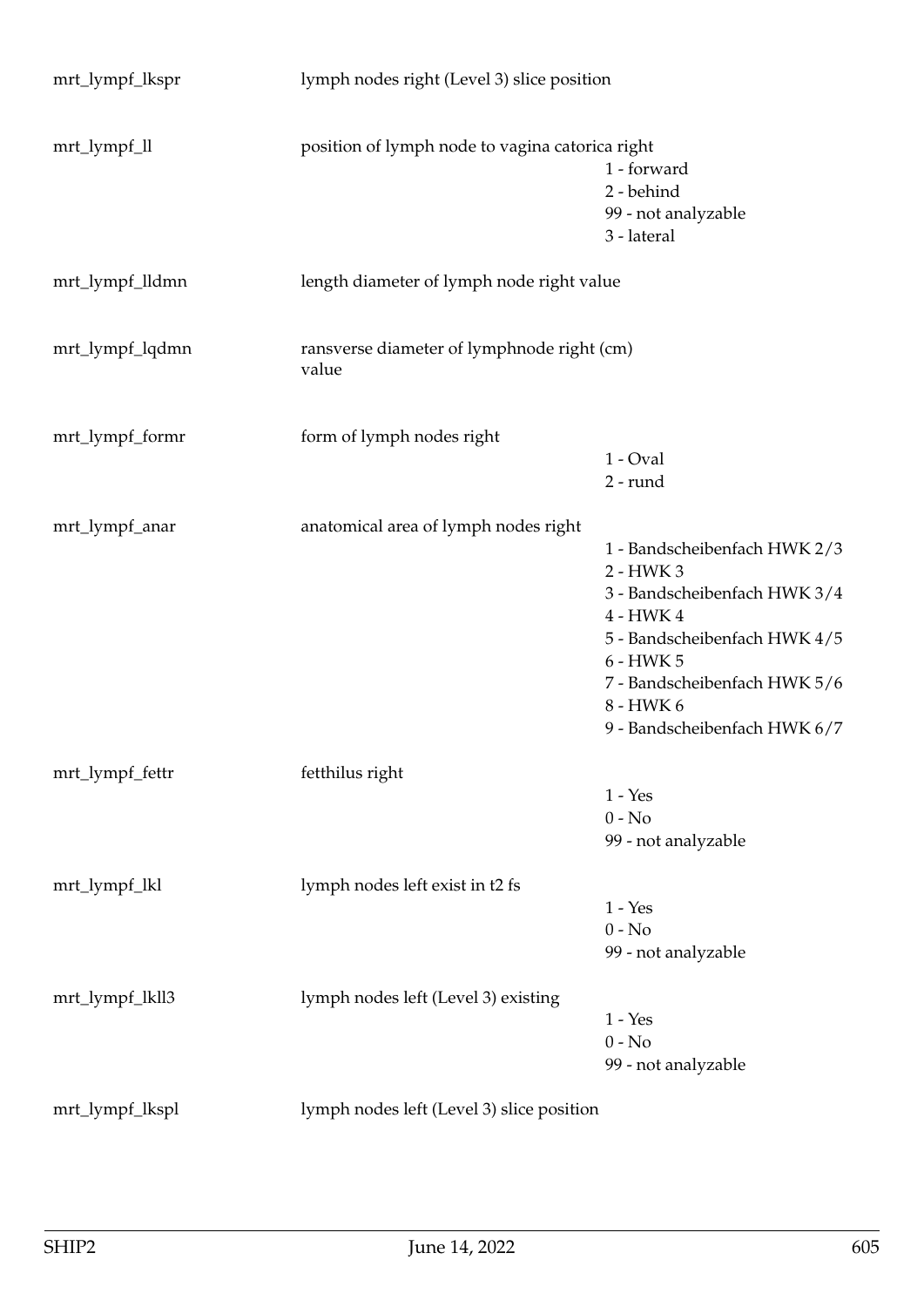| | | |
|---|---|---|
| mrt_lympf_lkspr | lymph nodes right (Level 3) slice position | |
| mrt_lympf_ll | position of lymph node to vagina catorica right | 1 - forward<br>2 - behind<br>99 - not analyzable<br>3 - lateral |
| mrt_lympf_lldmn | length diameter of lymph node right value | |
| mrt_lympf_lqdmn | ransverse diameter of lymphnode right (cm) value | |
| mrt_lympf_formr | form of lymph nodes right | 1 - Oval<br>2 - rund |
| mrt_lympf_anar | anatomical area of lymph nodes right | 1 - Bandscheibenfach HWK 2/3<br>2 - HWK 3<br>3 - Bandscheibenfach HWK 3/4<br>4 - HWK 4<br>5 - Bandscheibenfach HWK 4/5<br>6 - HWK 5<br>7 - Bandscheibenfach HWK 5/6<br>8 - HWK 6<br>9 - Bandscheibenfach HWK 6/7 |
| mrt_lympf_fettr | fetthilus right | 1 - Yes<br>0 - No<br>99 - not analyzable |
| mrt_lympf_lkl | lymph nodes left exist in t2 fs | 1 - Yes<br>0 - No<br>99 - not analyzable |
| mrt_lympf_lkll3 | lymph nodes left (Level 3) existing | 1 - Yes<br>0 - No<br>99 - not analyzable |
| mrt_lympf_lkspl | lymph nodes left (Level 3) slice position | |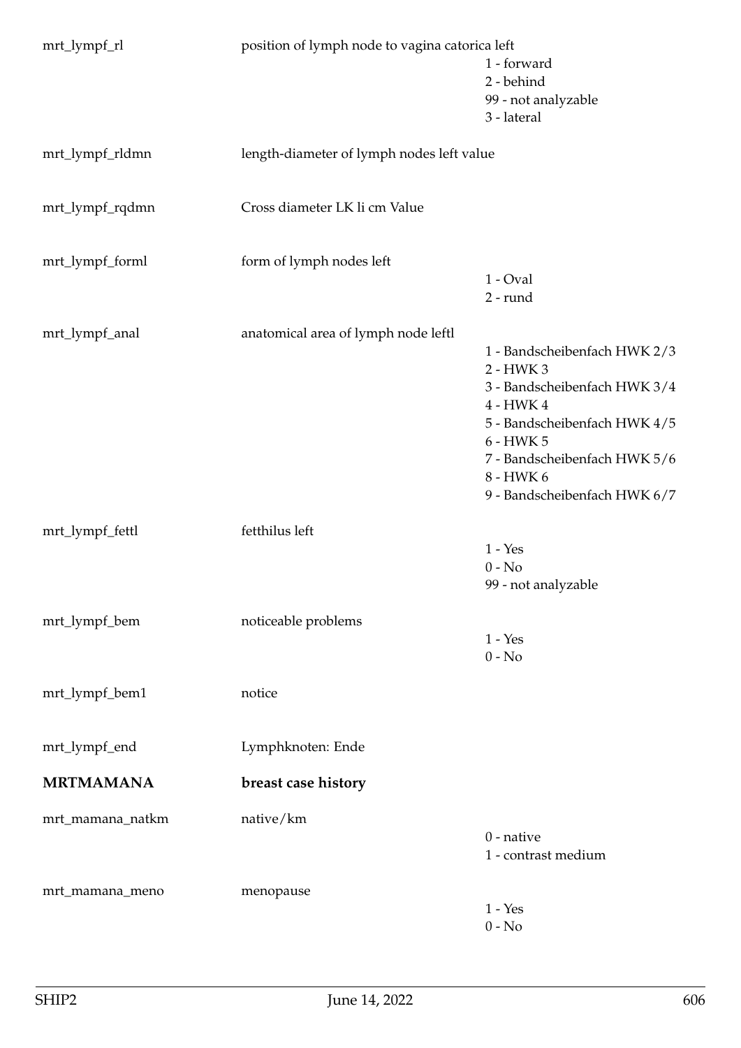| | | |
|---|---|---|
| mrt_lympf_rl | position of lymph node to vagina catorica left | 1 - forward<br>2 - behind<br>99 - not analyzable<br>3 - lateral |
| mrt_lympf_rldmn | length-diameter of lymph nodes left value | |
| mrt_lympf_rqdmn | Cross diameter LK li cm Value | |
| mrt_lympf_forml | form of lymph nodes left | 1 - Oval<br>2 - rund |
| mrt_lympf_anal | anatomical area of lymph node leftl | 1 - Bandscheibenfach HWK 2/3<br>2 - HWK 3<br>3 - Bandscheibenfach HWK 3/4<br>4 - HWK 4<br>5 - Bandscheibenfach HWK 4/5<br>6 - HWK 5<br>7 - Bandscheibenfach HWK 5/6<br>8 - HWK 6<br>9 - Bandscheibenfach HWK 6/7 |
| mrt_lympf_fettl | fetthilus left | 1 - Yes<br>0 - No<br>99 - not analyzable |
| mrt_lympf_bem | noticeable problems | 1 - Yes<br>0 - No |
| mrt_lympf_bem1 | notice | |
| mrt_lympf_end | Lymphknoten: Ende | |
| **MRTMAMANA** | **breast case history** | |
| mrt_mamana_natkm | native/km | 0 - native<br>1 - contrast medium |
| mrt_mamana_meno | menopause | 1 - Yes<br>0 - No |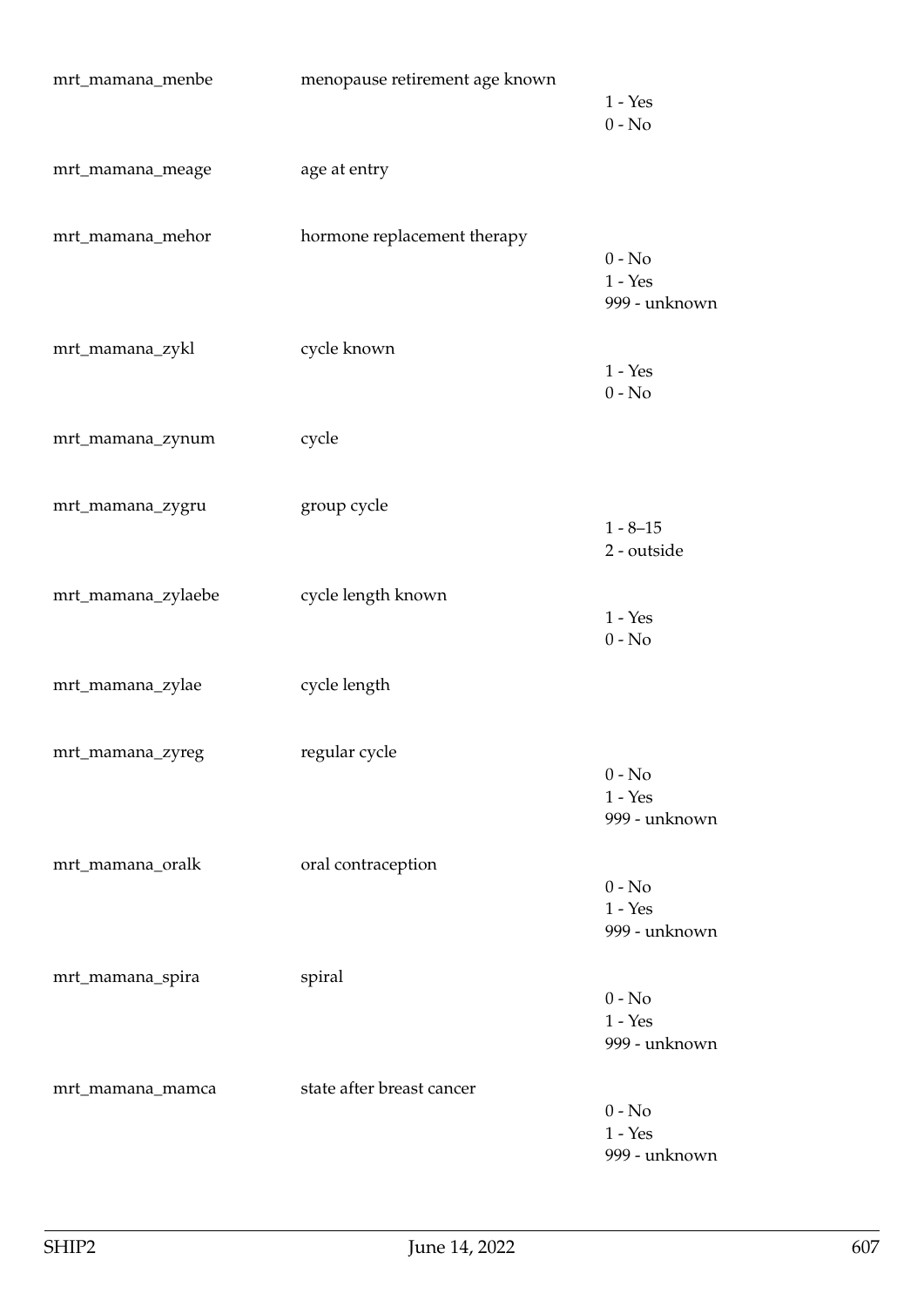| Variable | Description | Values |
|---|---|---|
| mrt_mamana_menbe | menopause retirement age known | 1 - Yes<br>0 - No |
| mrt_mamana_meage | age at entry | |
| mrt_mamana_mehor | hormone replacement therapy | 0 - No<br>1 - Yes<br>999 - unknown |
| mrt_mamana_zykl | cycle known | 1 - Yes<br>0 - No |
| mrt_mamana_zynum | cycle | |
| mrt_mamana_zygru | group cycle | 1 - 8–15<br>2 - outside |
| mrt_mamana_zylaebe | cycle length known | 1 - Yes<br>0 - No |
| mrt_mamana_zylae | cycle length | |
| mrt_mamana_zyreg | regular cycle | 0 - No<br>1 - Yes<br>999 - unknown |
| mrt_mamana_oralk | oral contraception | 0 - No<br>1 - Yes<br>999 - unknown |
| mrt_mamana_spira | spiral | 0 - No<br>1 - Yes<br>999 - unknown |
| mrt_mamana_mamca | state after breast cancer | 0 - No<br>1 - Yes<br>999 - unknown |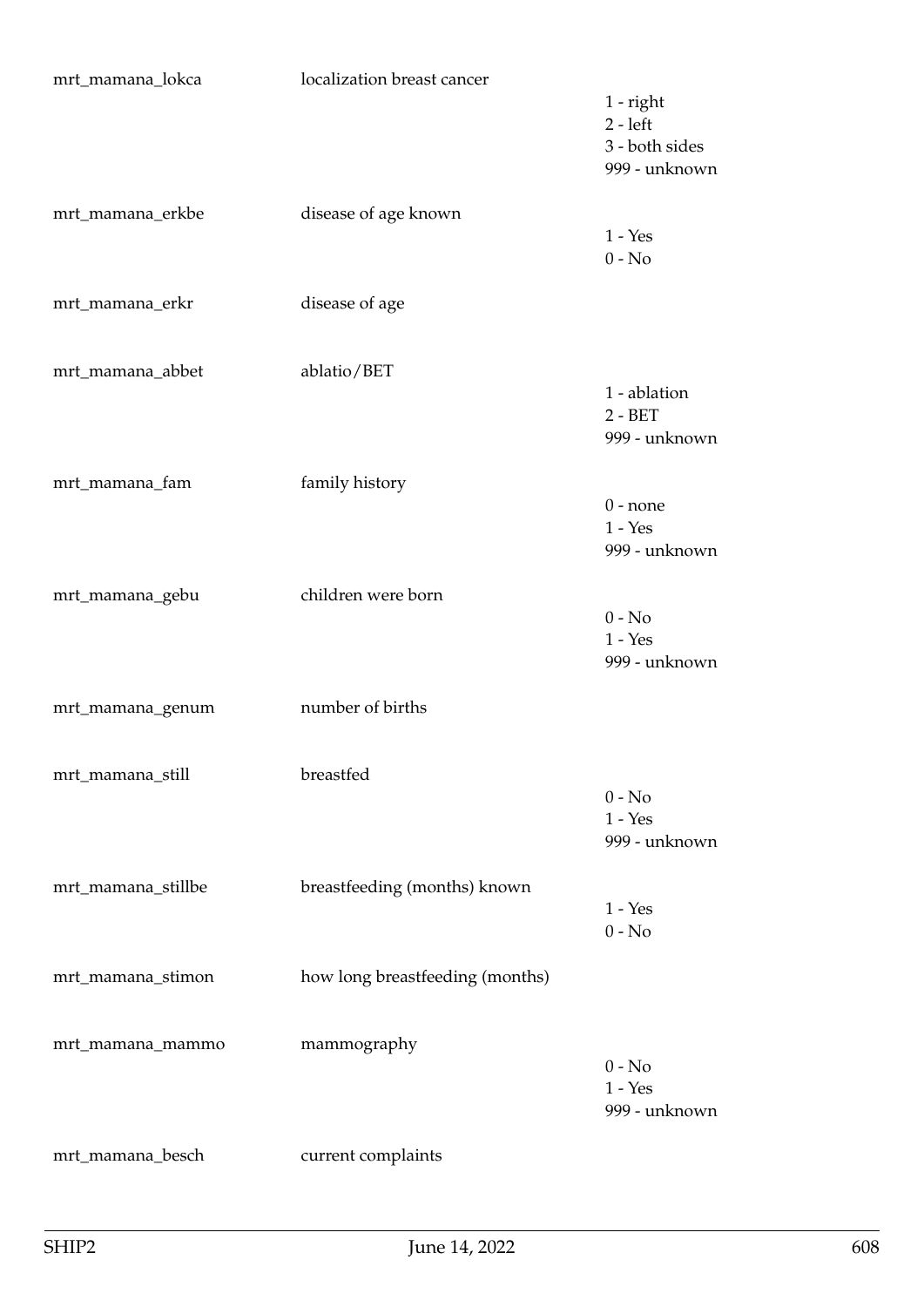| | | |
|---|---|---|
| mrt_mamana_lokca | localization breast cancer | 1 - right<br>2 - left<br>3 - both sides<br>999 - unknown |
| mrt_mamana_erkbe | disease of age known | 1 - Yes<br>0 - No |
| mrt_mamana_erkr | disease of age | |
| mrt_mamana_abbet | ablatio/BET | 1 - ablation<br>2 - BET<br>999 - unknown |
| mrt_mamana_fam | family history | 0 - none<br>1 - Yes<br>999 - unknown |
| mrt_mamana_gebu | children were born | 0 - No<br>1 - Yes<br>999 - unknown |
| mrt_mamana_genum | number of births | |
| mrt_mamana_still | breastfed | 0 - No<br>1 - Yes<br>999 - unknown |
| mrt_mamana_stillbe | breastfeeding (months) known | 1 - Yes<br>0 - No |
| mrt_mamana_stimon | how long breastfeeding (months) | |
| mrt_mamana_mammo | mammography | 0 - No<br>1 - Yes<br>999 - unknown |
| mrt_mamana_besch | current complaints | |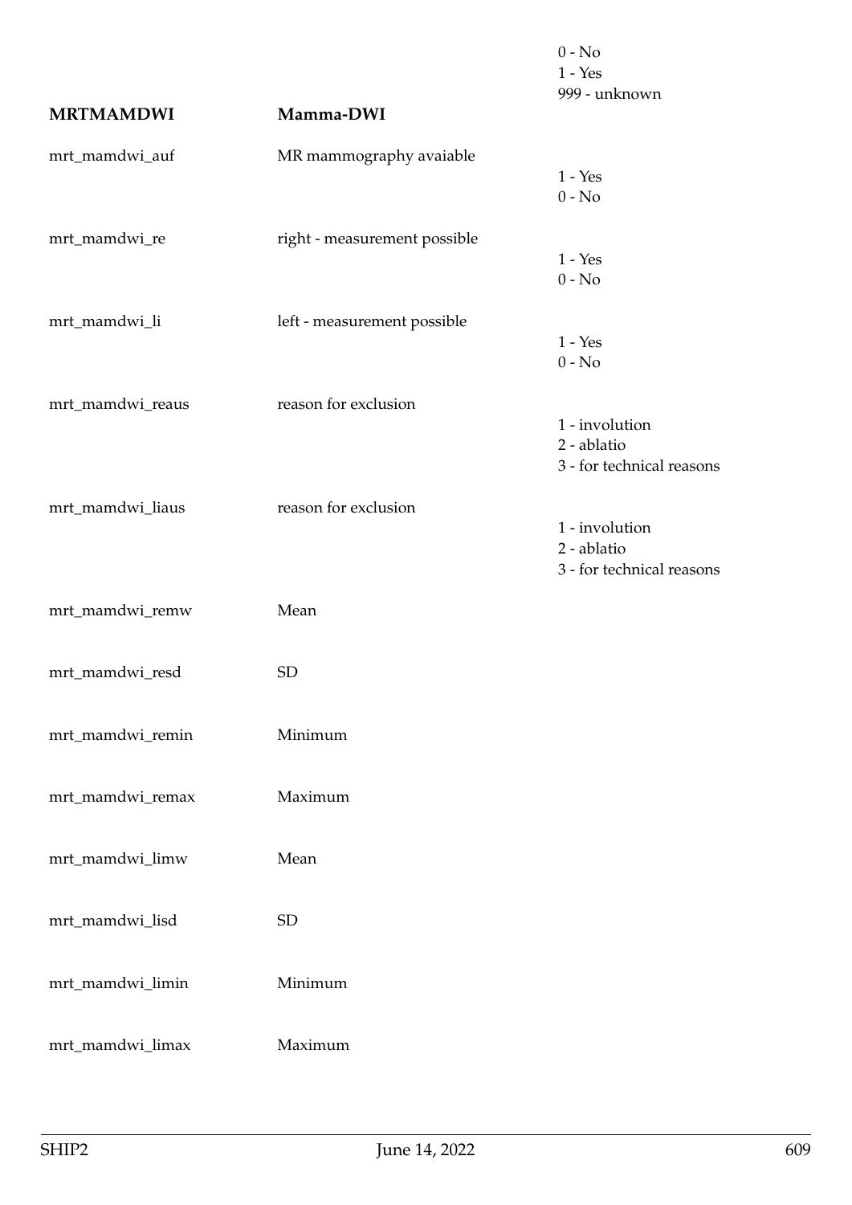0 - No
1 - Yes
999 - unknown

| MRTMAMDWI | Mamma-DWI | |
|---|---|---|
| mrt_mamdwi_auf | MR mammography avaiable | 1 - Yes<br>0 - No |
| mrt_mamdwi_re | right - measurement possible | 1 - Yes<br>0 - No |
| mrt_mamdwi_li | left - measurement possible | 1 - Yes<br>0 - No |
| mrt_mamdwi_reaus | reason for exclusion | 1 - involution<br>2 - ablatio<br>3 - for technical reasons |
| mrt_mamdwi_liaus | reason for exclusion | 1 - involution<br>2 - ablatio<br>3 - for technical reasons |
| mrt_mamdwi_remw | Mean | |
| mrt_mamdwi_resd | SD | |
| mrt_mamdwi_remin | Minimum | |
| mrt_mamdwi_remax | Maximum | |
| mrt_mamdwi_limw | Mean | |
| mrt_mamdwi_lisd | SD | |
| mrt_mamdwi_limin | Minimum | |
| mrt_mamdwi_limax | Maximum | |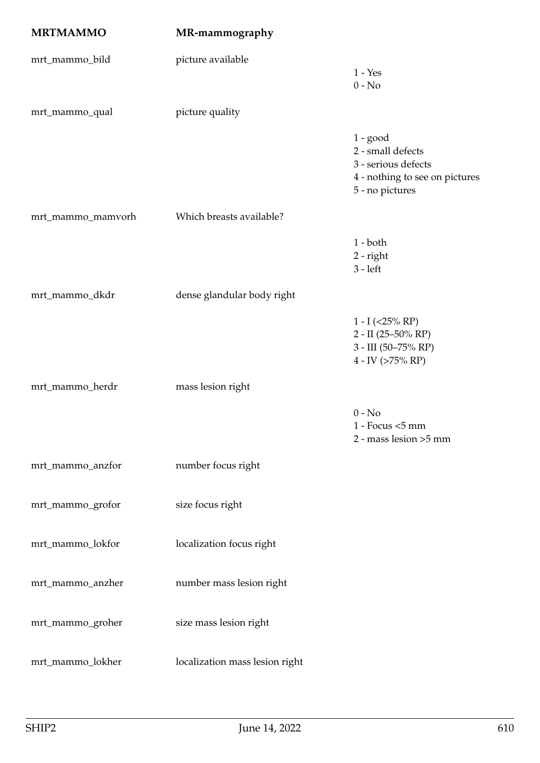## MRTMAMMO — MR-mammography

| Variable | Description | Values |
|---|---|---|
| mrt_mammo_bild | picture available | 1 - Yes<br>0 - No |
| mrt_mammo_qual | picture quality | 1 - good<br>2 - small defects<br>3 - serious defects<br>4 - nothing to see on pictures<br>5 - no pictures |
| mrt_mammo_mamvorh | Which breasts available? | 1 - both<br>2 - right<br>3 - left |
| mrt_mammo_dkdr | dense glandular body right | 1 - I (<25% RP)<br>2 - II (25–50% RP)<br>3 - III (50–75% RP)<br>4 - IV (>75% RP) |
| mrt_mammo_herdr | mass lesion right | 0 - No<br>1 - Focus <5 mm<br>2 - mass lesion >5 mm |
| mrt_mammo_anzfor | number focus right | |
| mrt_mammo_grofor | size focus right | |
| mrt_mammo_lokfor | localization focus right | |
| mrt_mammo_anzher | number mass lesion right | |
| mrt_mammo_groher | size mass lesion right | |
| mrt_mammo_lokher | localization mass lesion right | |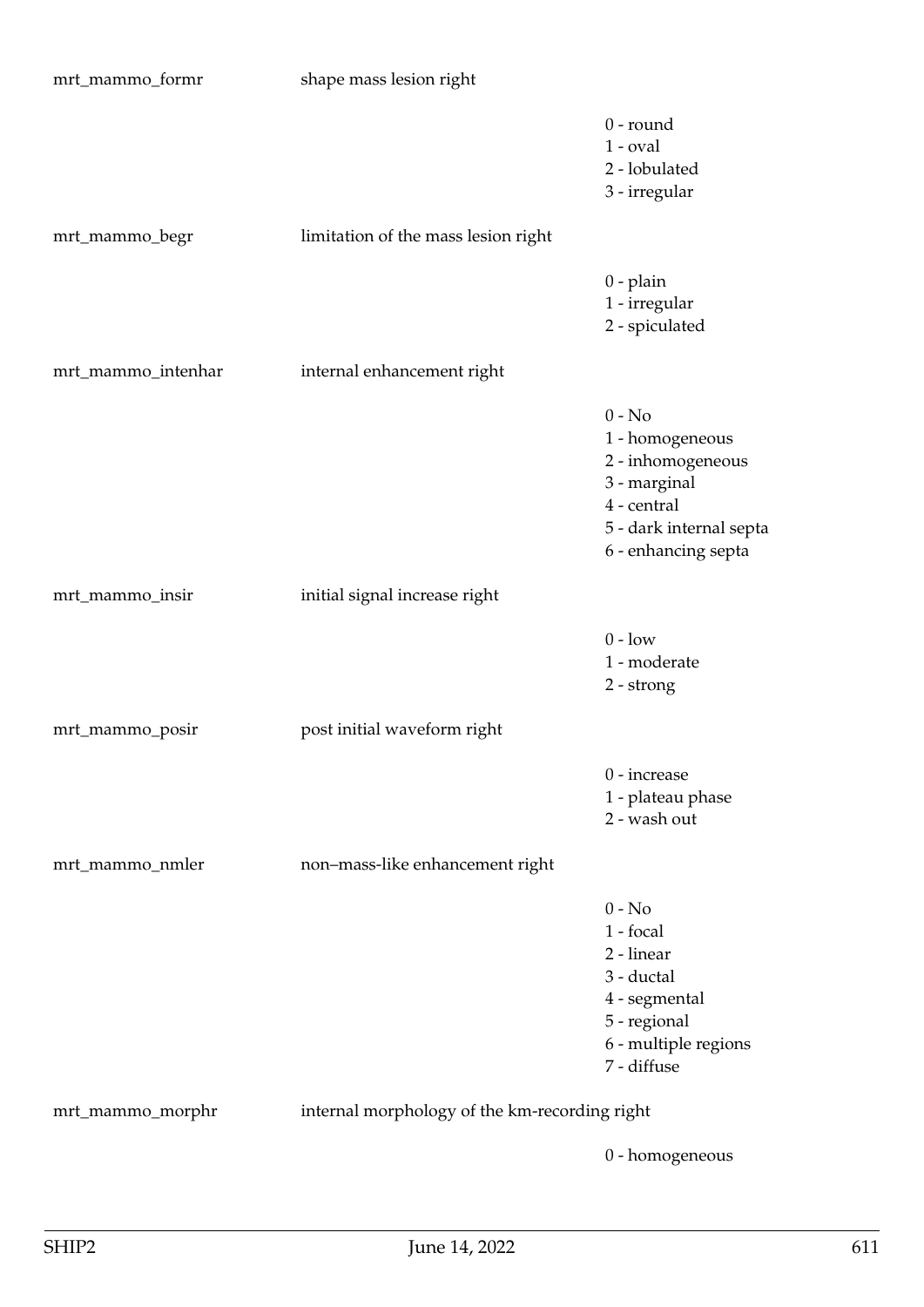| | | |
|---|---|---|
| mrt_mammo_formr | shape mass lesion right | |
| | | 0 - round<br>1 - oval<br>2 - lobulated<br>3 - irregular |
| mrt_mammo_begr | limitation of the mass lesion right | |
| | | 0 - plain<br>1 - irregular<br>2 - spiculated |
| mrt_mammo_intenhar | internal enhancement right | |
| | | 0 - No<br>1 - homogeneous<br>2 - inhomogeneous<br>3 - marginal<br>4 - central<br>5 - dark internal septa<br>6 - enhancing septa |
| mrt_mammo_insir | initial signal increase right | |
| | | 0 - low<br>1 - moderate<br>2 - strong |
| mrt_mammo_posir | post initial waveform right | |
| | | 0 - increase<br>1 - plateau phase<br>2 - wash out |
| mrt_mammo_nmler | non–mass-like enhancement right | |
| | | 0 - No<br>1 - focal<br>2 - linear<br>3 - ductal<br>4 - segmental<br>5 - regional<br>6 - multiple regions<br>7 - diffuse |
| mrt_mammo_morphr | internal morphology of the km-recording right | |
| | | 0 - homogeneous |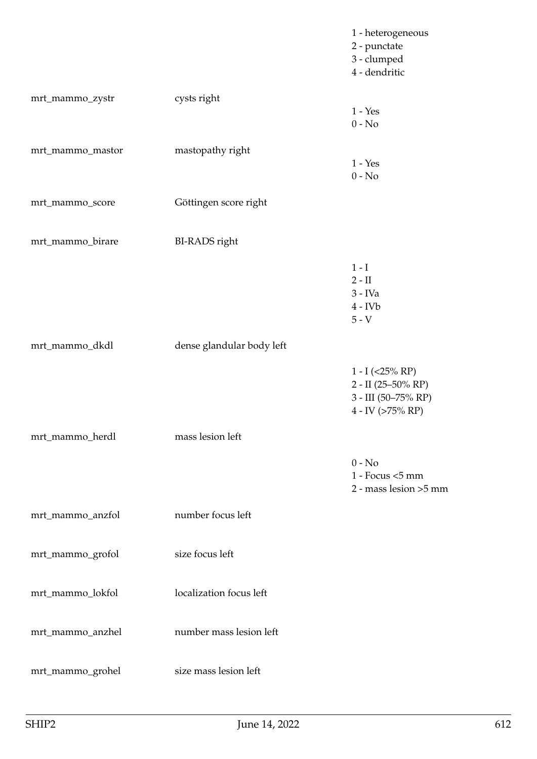| | | |
|---|---|---|
| | | 1 - heterogeneous<br>2 - punctate<br>3 - clumped<br>4 - dendritic |
| mrt_mammo_zystr | cysts right | 1 - Yes<br>0 - No |
| mrt_mammo_mastor | mastopathy right | 1 - Yes<br>0 - No |
| mrt_mammo_score | Göttingen score right | |
| mrt_mammo_birare | BI-RADS right | 1 - I<br>2 - II<br>3 - IVa<br>4 - IVb<br>5 - V |
| mrt_mammo_dkdl | dense glandular body left | 1 - I (<25% RP)<br>2 - II (25–50% RP)<br>3 - III (50–75% RP)<br>4 - IV (>75% RP) |
| mrt_mammo_herdl | mass lesion left | 0 - No<br>1 - Focus <5 mm<br>2 - mass lesion >5 mm |
| mrt_mammo_anzfol | number focus left | |
| mrt_mammo_grofol | size focus left | |
| mrt_mammo_lokfol | localization focus left | |
| mrt_mammo_anzhel | number mass lesion left | |
| mrt_mammo_grohel | size mass lesion left | |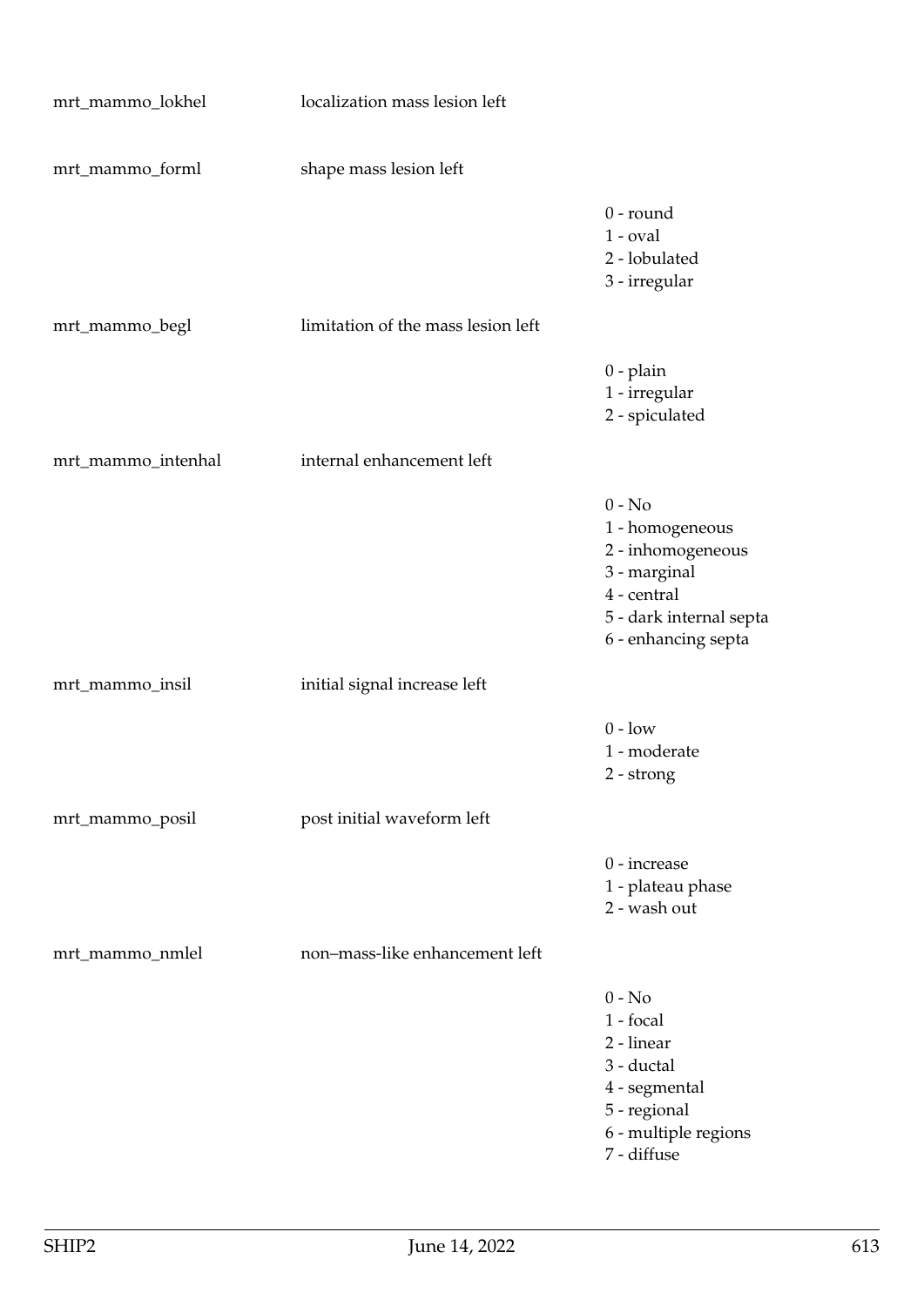| Variable | Label | Values |
|---|---|---|
| mrt_mammo_lokhel | localization mass lesion left | |
| mrt_mammo_forml | shape mass lesion left | 0 - round<br>1 - oval<br>2 - lobulated<br>3 - irregular |
| mrt_mammo_begl | limitation of the mass lesion left | 0 - plain<br>1 - irregular<br>2 - spiculated |
| mrt_mammo_intenhal | internal enhancement left | 0 - No<br>1 - homogeneous<br>2 - inhomogeneous<br>3 - marginal<br>4 - central<br>5 - dark internal septa<br>6 - enhancing septa |
| mrt_mammo_insil | initial signal increase left | 0 - low<br>1 - moderate<br>2 - strong |
| mrt_mammo_posil | post initial waveform left | 0 - increase<br>1 - plateau phase<br>2 - wash out |
| mrt_mammo_nmlel | non–mass-like enhancement left | 0 - No<br>1 - focal<br>2 - linear<br>3 - ductal<br>4 - segmental<br>5 - regional<br>6 - multiple regions<br>7 - diffuse |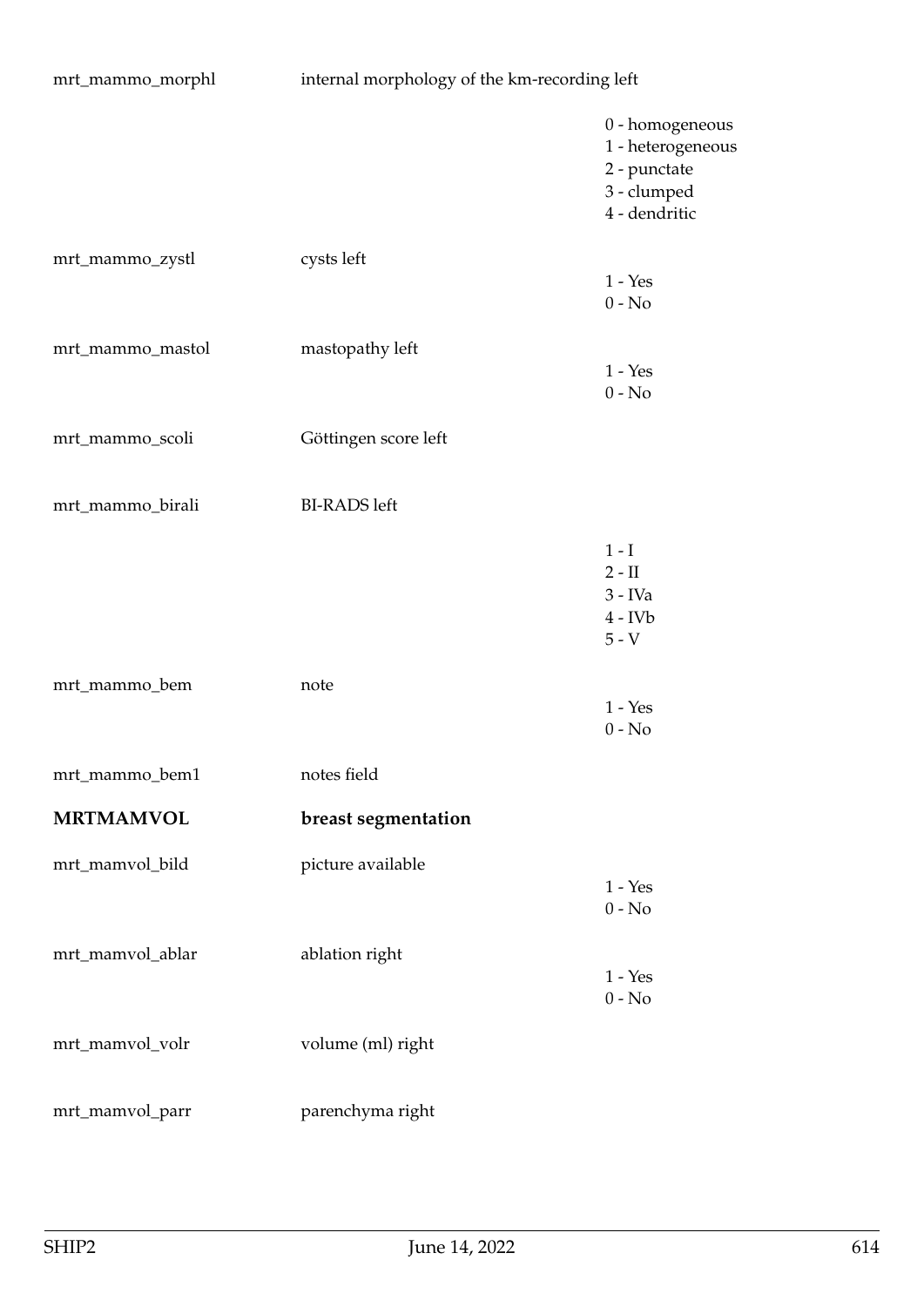| | | |
|---|---|---|
| mrt_mammo_morphl | internal morphology of the km-recording left | |
| | | 0 - homogeneous<br>1 - heterogeneous<br>2 - punctate<br>3 - clumped<br>4 - dendritic |
| mrt_mammo_zystl | cysts left | 1 - Yes<br>0 - No |
| mrt_mammo_mastol | mastopathy left | 1 - Yes<br>0 - No |
| mrt_mammo_scoli | Göttingen score left | |
| mrt_mammo_birali | BI-RADS left | |
| | | 1 - I<br>2 - II<br>3 - IVa<br>4 - IVb<br>5 - V |
| mrt_mammo_bem | note | 1 - Yes<br>0 - No |
| mrt_mammo_bem1 | notes field | |
| **MRTMAMVOL** | **breast segmentation** | |
| mrt_mamvol_bild | picture available | 1 - Yes<br>0 - No |
| mrt_mamvol_ablar | ablation right | 1 - Yes<br>0 - No |
| mrt_mamvol_volr | volume (ml) right | |
| mrt_mamvol_parr | parenchyma right | |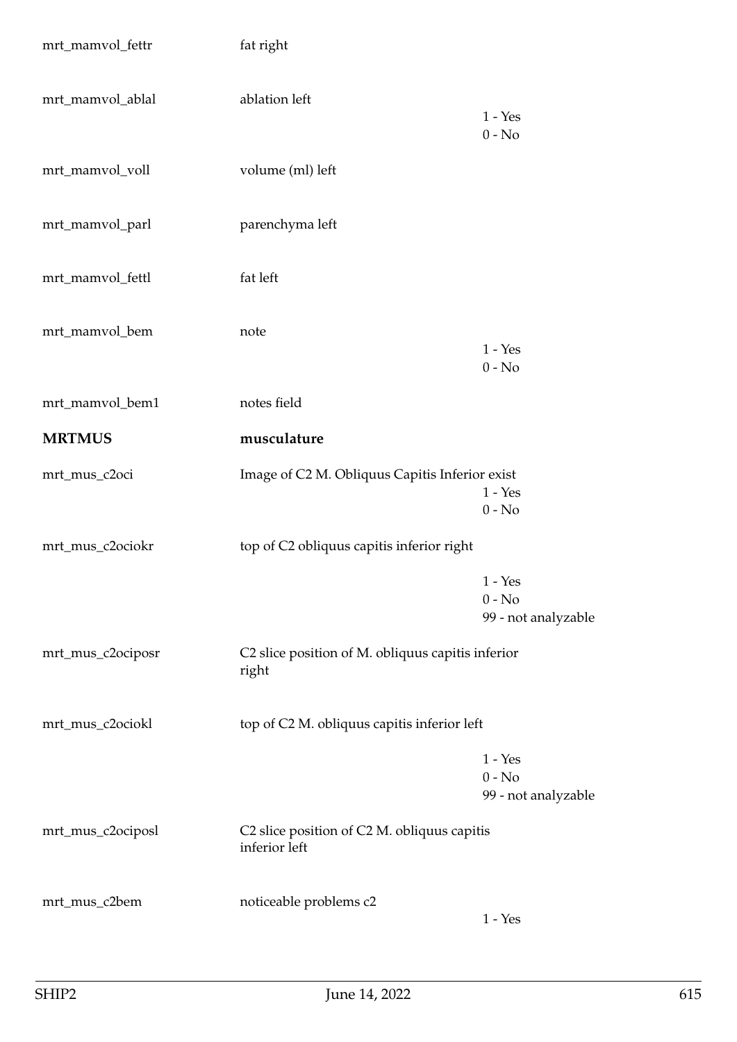| | | |
|---|---|---|
| mrt_mamvol_fettr | fat right | |
| mrt_mamvol_ablal | ablation left | 1 - Yes<br>0 - No |
| mrt_mamvol_voll | volume (ml) left | |
| mrt_mamvol_parl | parenchyma left | |
| mrt_mamvol_fettl | fat left | |
| mrt_mamvol_bem | note | 1 - Yes<br>0 - No |
| mrt_mamvol_bem1 | notes field | |
| **MRTMUS** | **musculature** | |
| mrt_mus_c2oci | Image of C2 M. Obliquus Capitis Inferior exist | 1 - Yes<br>0 - No |
| mrt_mus_c2ociokr | top of C2 obliquus capitis inferior right | 1 - Yes<br>0 - No<br>99 - not analyzable |
| mrt_mus_c2ociposr | C2 slice position of M. obliquus capitis inferior right | |
| mrt_mus_c2ociokl | top of C2 M. obliquus capitis inferior left | 1 - Yes<br>0 - No<br>99 - not analyzable |
| mrt_mus_c2ociposl | C2 slice position of C2 M. obliquus capitis inferior left | |
| mrt_mus_c2bem | noticeable problems c2 | 1 - Yes |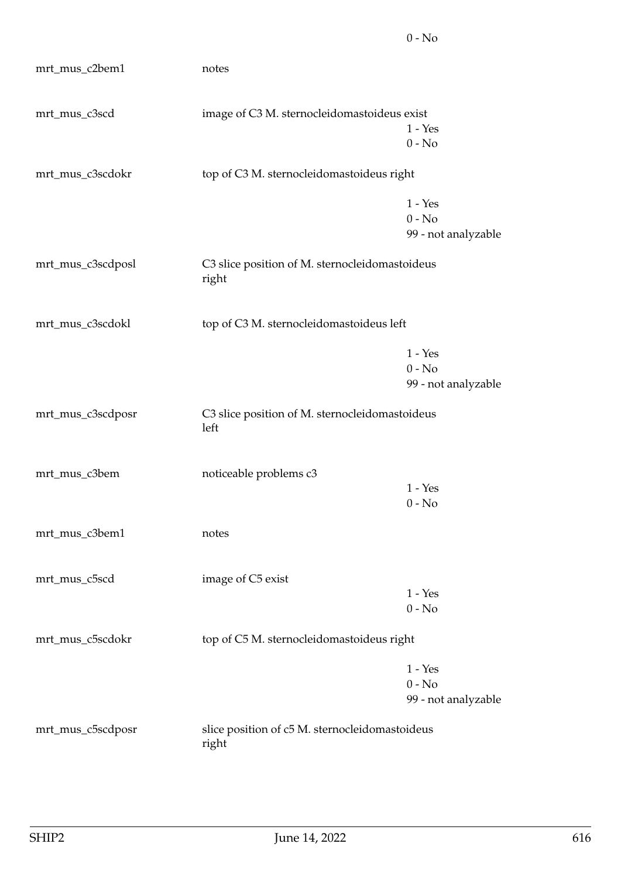|  |  |  |
|---|---|---|
|  |  | 0 - No |
| mrt_mus_c2bem1 | notes |  |
| mrt_mus_c3scd | image of C3 M. sternocleidomastoideus exist | 1 - Yes<br>0 - No |
| mrt_mus_c3scdokr | top of C3 M. sternocleidomastoideus right | 1 - Yes<br>0 - No<br>99 - not analyzable |
| mrt_mus_c3scdposl | C3 slice position of M. sternocleidomastoideus right |  |
| mrt_mus_c3scdokl | top of C3 M. sternocleidomastoideus left | 1 - Yes<br>0 - No<br>99 - not analyzable |
| mrt_mus_c3scdposr | C3 slice position of M. sternocleidomastoideus left |  |
| mrt_mus_c3bem | noticeable problems c3 | 1 - Yes<br>0 - No |
| mrt_mus_c3bem1 | notes |  |
| mrt_mus_c5scd | image of C5 exist | 1 - Yes<br>0 - No |
| mrt_mus_c5scdokr | top of C5 M. sternocleidomastoideus right | 1 - Yes<br>0 - No<br>99 - not analyzable |
| mrt_mus_c5scdposr | slice position of c5 M. sternocleidomastoideus right |  |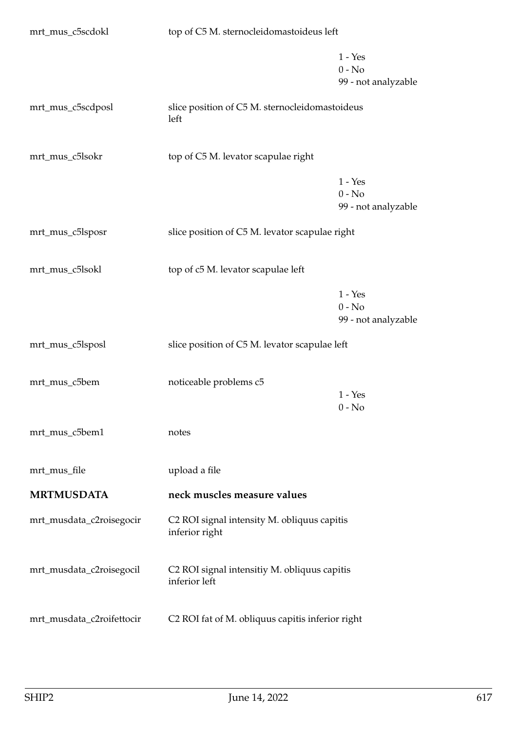| | | |
|---|---|---|
| mrt_mus_c5scdokl | top of C5 M. sternocleidomastoideus left | |
| | | 1 - Yes<br>0 - No<br>99 - not analyzable |
| mrt_mus_c5scdposl | slice position of C5 M. sternocleidomastoideus left | |
| mrt_mus_c5lsokr | top of C5 M. levator scapulae right | |
| | | 1 - Yes<br>0 - No<br>99 - not analyzable |
| mrt_mus_c5lsposr | slice position of C5 M. levator scapulae right | |
| mrt_mus_c5lsokl | top of c5 M. levator scapulae left | |
| | | 1 - Yes<br>0 - No<br>99 - not analyzable |
| mrt_mus_c5lsposl | slice position of C5 M. levator scapulae left | |
| mrt_mus_c5bem | noticeable problems c5 | 1 - Yes<br>0 - No |
| mrt_mus_c5bem1 | notes | |
| mrt_mus_file | upload a file | |
| **MRTMUSDATA** | **neck muscles measure values** | |
| mrt_musdata_c2roisegocir | C2 ROI signal intensity M. obliquus capitis inferior right | |
| mrt_musdata_c2roisegocil | C2 ROI signal intensitiy M. obliquus capitis inferior left | |
| mrt_musdata_c2roifettocir | C2 ROI fat of M. obliquus capitis inferior right | |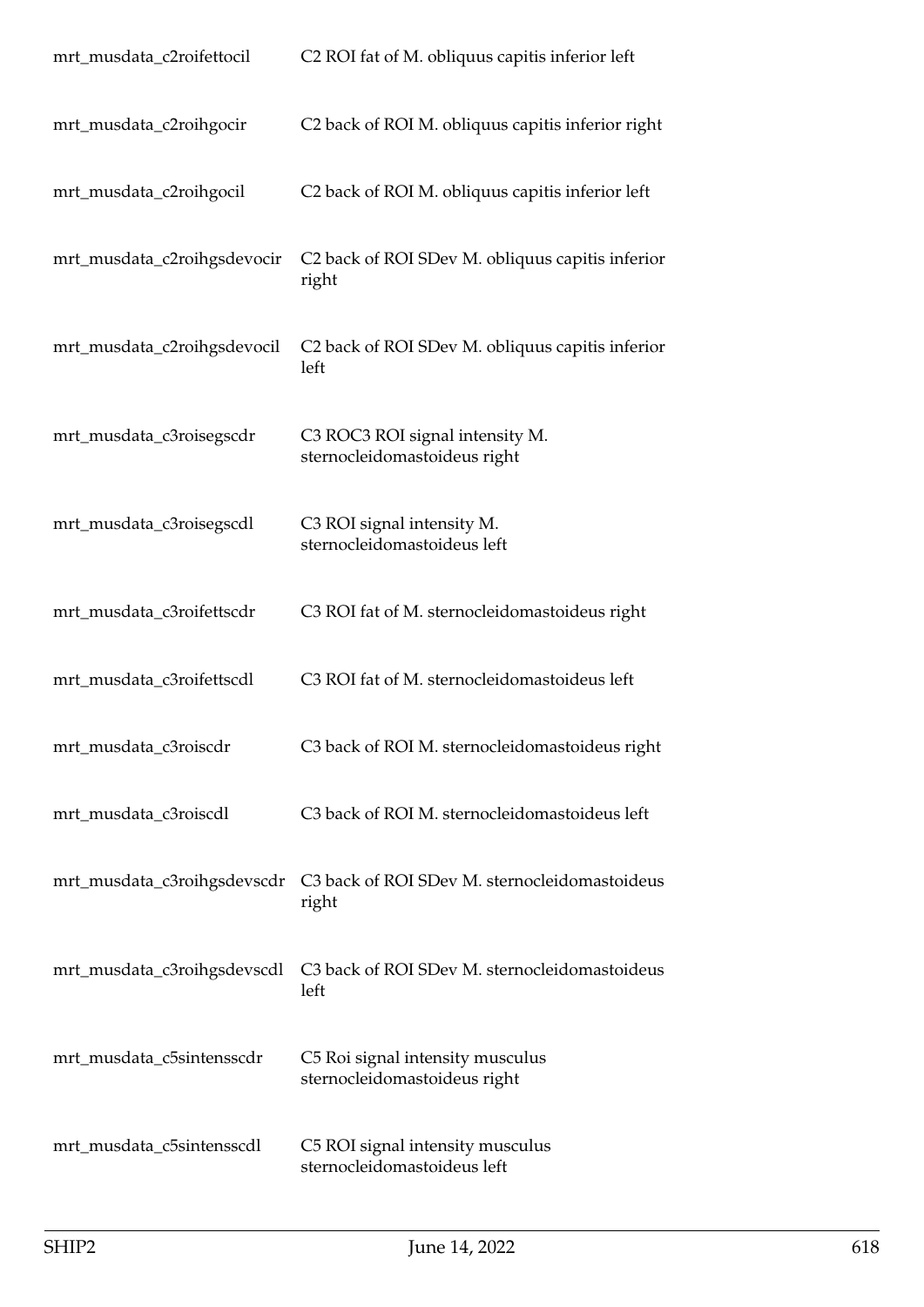| | |
|---|---|
| mrt_musdata_c2roifettocil | C2 ROI fat of M. obliquus capitis inferior left |
| mrt_musdata_c2roihgocir | C2 back of ROI M. obliquus capitis inferior right |
| mrt_musdata_c2roihgocil | C2 back of ROI M. obliquus capitis inferior left |
| mrt_musdata_c2roihgsdevocir | C2 back of ROI SDev M. obliquus capitis inferior right |
| mrt_musdata_c2roihgsdevocil | C2 back of ROI SDev M. obliquus capitis inferior left |
| mrt_musdata_c3roisegscdr | C3 ROC3 ROI signal intensity M. sternocleidomastoideus right |
| mrt_musdata_c3roisegscdl | C3 ROI signal intensity M. sternocleidomastoideus left |
| mrt_musdata_c3roifettscdr | C3 ROI fat of M. sternocleidomastoideus right |
| mrt_musdata_c3roifettscdl | C3 ROI fat of M. sternocleidomastoideus left |
| mrt_musdata_c3roiscdr | C3 back of ROI M. sternocleidomastoideus right |
| mrt_musdata_c3roiscdl | C3 back of ROI M. sternocleidomastoideus left |
| mrt_musdata_c3roihgsdevscdr | C3 back of ROI SDev M. sternocleidomastoideus right |
| mrt_musdata_c3roihgsdevscdl | C3 back of ROI SDev M. sternocleidomastoideus left |
| mrt_musdata_c5sintensscdr | C5 Roi signal intensity musculus sternocleidomastoideus right |
| mrt_musdata_c5sintensscdl | C5 ROI signal intensity musculus sternocleidomastoideus left |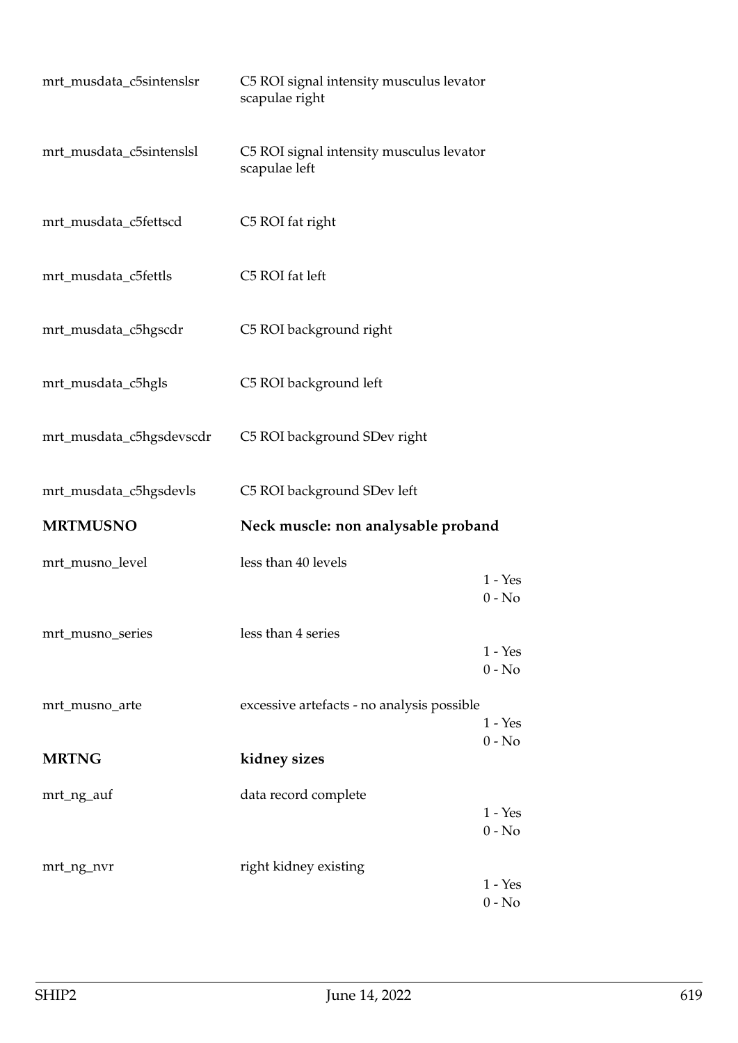| | | |
|---|---|---|
| mrt_musdata_c5sintenslsr | C5 ROI signal intensity musculus levator scapulae right | |
| mrt_musdata_c5sintenslsl | C5 ROI signal intensity musculus levator scapulae left | |
| mrt_musdata_c5fettscd | C5 ROI fat right | |
| mrt_musdata_c5fettls | C5 ROI fat left | |
| mrt_musdata_c5hgscdr | C5 ROI background right | |
| mrt_musdata_c5hgls | C5 ROI background left | |
| mrt_musdata_c5hgsdevscdr | C5 ROI background SDev right | |
| mrt_musdata_c5hgsdevls | C5 ROI background SDev left | |

## MRTMUSNO — Neck muscle: non analysable proband

| | | |
|---|---|---|
| mrt_musno_level | less than 40 levels | 1 - Yes<br>0 - No |
| mrt_musno_series | less than 4 series | 1 - Yes<br>0 - No |
| mrt_musno_arte | excessive artefacts - no analysis possible | 1 - Yes<br>0 - No |

## MRTNG — kidney sizes

| | | |
|---|---|---|
| mrt_ng_auf | data record complete | 1 - Yes<br>0 - No |
| mrt_ng_nvr | right kidney existing | 1 - Yes<br>0 - No |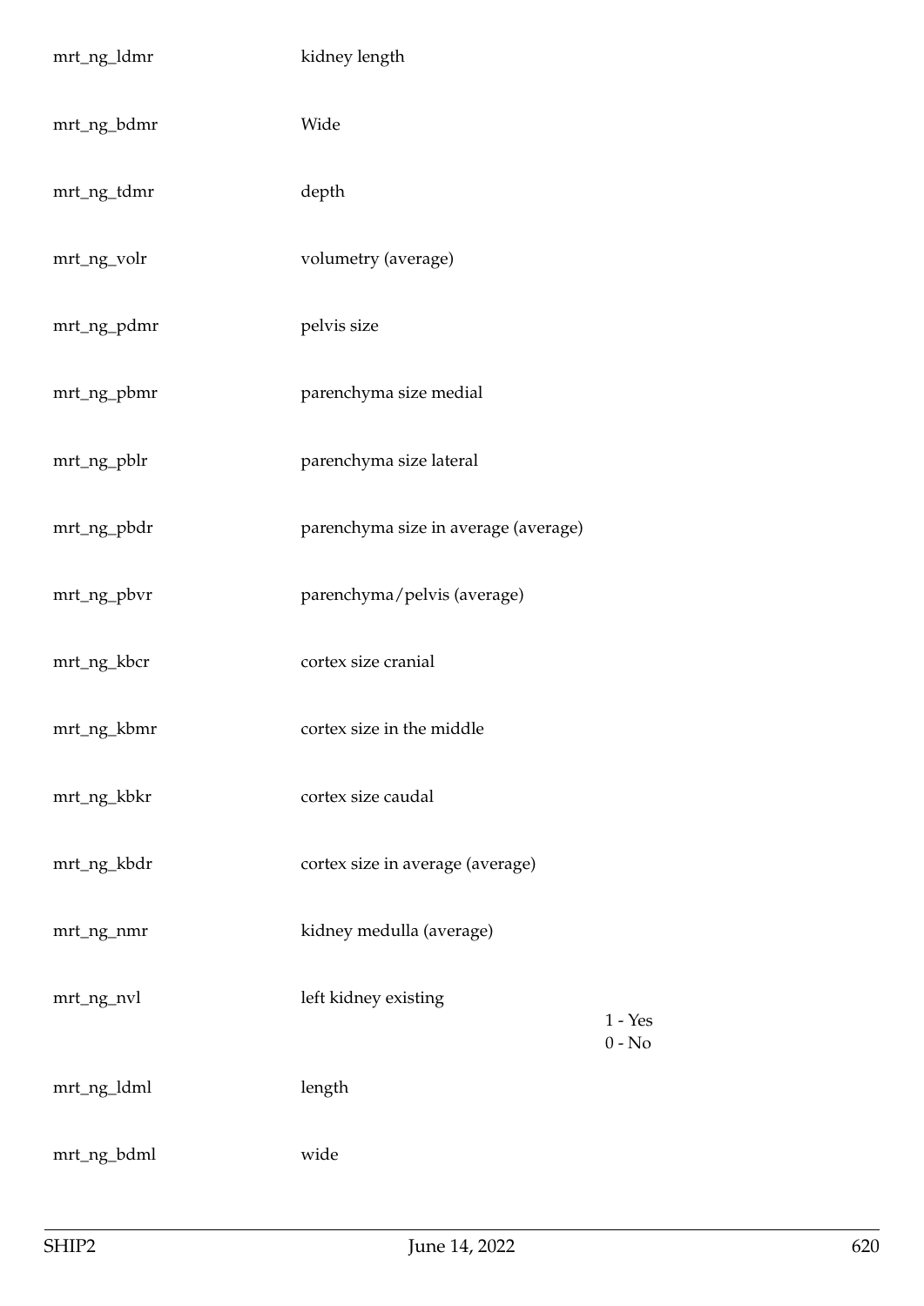| | | |
|---|---|---|
| mrt_ng_ldmr | kidney length | |
| mrt_ng_bdmr | Wide | |
| mrt_ng_tdmr | depth | |
| mrt_ng_volr | volumetry (average) | |
| mrt_ng_pdmr | pelvis size | |
| mrt_ng_pbmr | parenchyma size medial | |
| mrt_ng_pblr | parenchyma size lateral | |
| mrt_ng_pbdr | parenchyma size in average (average) | |
| mrt_ng_pbvr | parenchyma/pelvis (average) | |
| mrt_ng_kbcr | cortex size cranial | |
| mrt_ng_kbmr | cortex size in the middle | |
| mrt_ng_kbkr | cortex size caudal | |
| mrt_ng_kbdr | cortex size in average (average) | |
| mrt_ng_nmr | kidney medulla (average) | |
| mrt_ng_nvl | left kidney existing | 1 - Yes<br>0 - No |
| mrt_ng_ldml | length | |
| mrt_ng_bdml | wide | |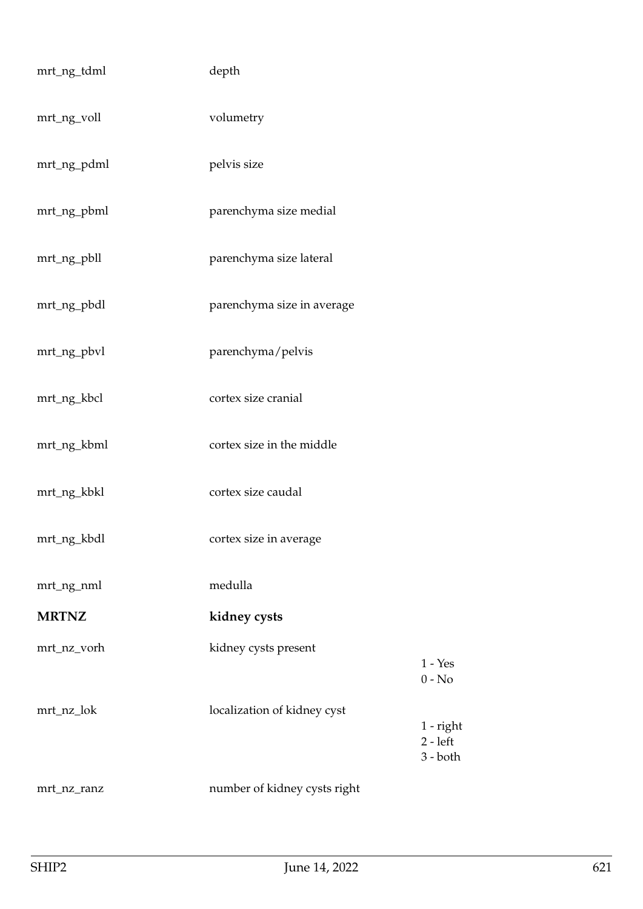| Variable | Description | Values |
|---|---|---|
| mrt_ng_tdml | depth | |
| mrt_ng_voll | volumetry | |
| mrt_ng_pdml | pelvis size | |
| mrt_ng_pbml | parenchyma size medial | |
| mrt_ng_pbll | parenchyma size lateral | |
| mrt_ng_pbdl | parenchyma size in average | |
| mrt_ng_pbvl | parenchyma/pelvis | |
| mrt_ng_kbcl | cortex size cranial | |
| mrt_ng_kbml | cortex size in the middle | |
| mrt_ng_kbkl | cortex size caudal | |
| mrt_ng_kbdl | cortex size in average | |
| mrt_ng_nml | medulla | |
| **MRTNZ** | **kidney cysts** | |
| mrt_nz_vorh | kidney cysts present | 1 - Yes<br>0 - No |
| mrt_nz_lok | localization of kidney cyst | 1 - right<br>2 - left<br>3 - both |
| mrt_nz_ranz | number of kidney cysts right | |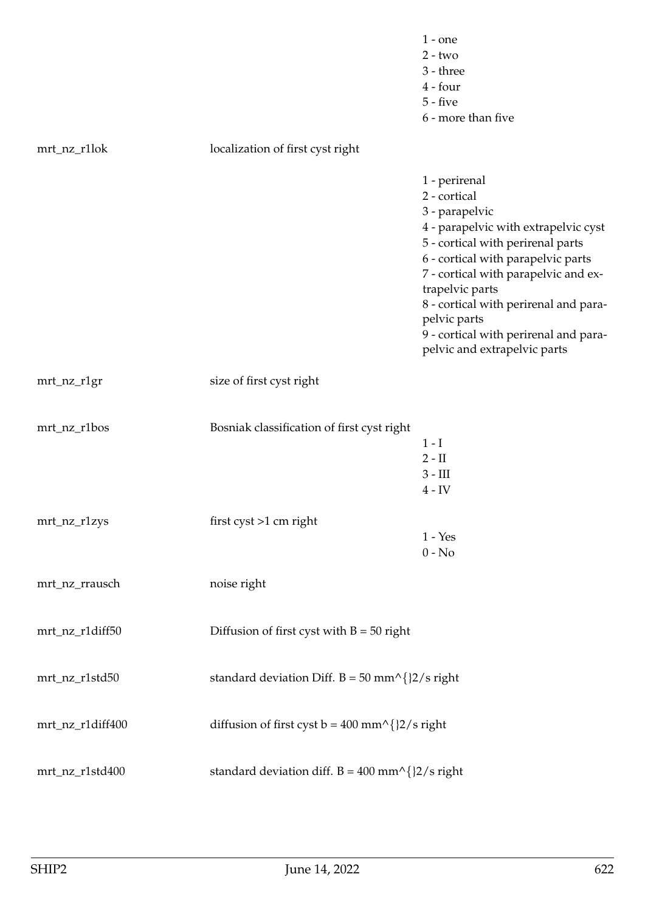| | | |
|---|---|---|
| | | 1 - one<br>2 - two<br>3 - three<br>4 - four<br>5 - five<br>6 - more than five |
| mrt_nz_r1lok | localization of first cyst right | |
| | | 1 - perirenal<br>2 - cortical<br>3 - parapelvic<br>4 - parapelvic with extrapelvic cyst<br>5 - cortical with perirenal parts<br>6 - cortical with parapelvic parts<br>7 - cortical with parapelvic and extrapelvic parts<br>8 - cortical with perirenal and parapelvic parts<br>9 - cortical with perirenal and parapelvic and extrapelvic parts |
| mrt_nz_r1gr | size of first cyst right | |
| mrt_nz_r1bos | Bosniak classification of first cyst right | 1 - I<br>2 - II<br>3 - III<br>4 - IV |
| mrt_nz_r1zys | first cyst >1 cm right | 1 - Yes<br>0 - No |
| mrt_nz_rrausch | noise right | |
| mrt_nz_r1diff50 | Diffusion of first cyst with B = 50 right | |
| mrt_nz_r1std50 | standard deviation Diff. B = 50 mm^{}2/s right | |
| mrt_nz_r1diff400 | diffusion of first cyst b = 400 mm^{}2/s right | |
| mrt_nz_r1std400 | standard deviation diff. B = 400 mm^{}2/s right | |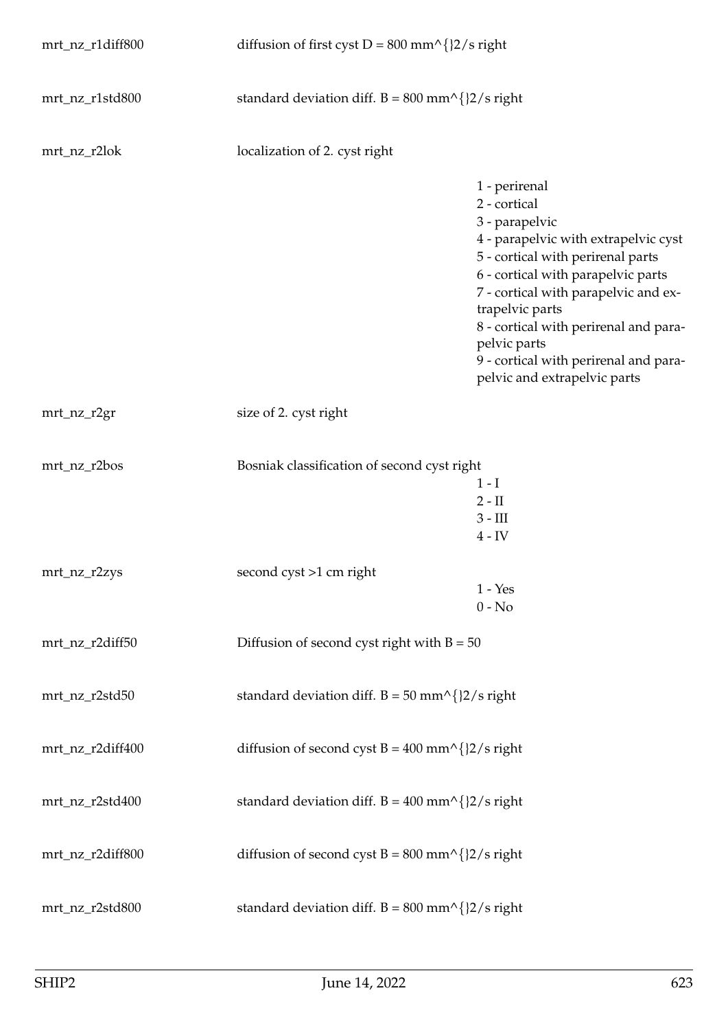| Variable | Description | Values |
| --- | --- | --- |
| mrt_nz_r1diff800 | diffusion of first cyst D = 800 mm^{}2/s right | |
| mrt_nz_r1std800 | standard deviation diff. B = 800 mm^{}2/s right | |
| mrt_nz_r2lok | localization of 2. cyst right | 1 - perirenal<br>2 - cortical<br>3 - parapelvic<br>4 - parapelvic with extrapelvic cyst<br>5 - cortical with perirenal parts<br>6 - cortical with parapelvic parts<br>7 - cortical with parapelvic and extrapelvic parts<br>8 - cortical with perirenal and parapelvic parts<br>9 - cortical with perirenal and parapelvic and extrapelvic parts |
| mrt_nz_r2gr | size of 2. cyst right | |
| mrt_nz_r2bos | Bosniak classification of second cyst right | 1 - I<br>2 - II<br>3 - III<br>4 - IV |
| mrt_nz_r2zys | second cyst >1 cm right | 1 - Yes<br>0 - No |
| mrt_nz_r2diff50 | Diffusion of second cyst right with B = 50 | |
| mrt_nz_r2std50 | standard deviation diff. B = 50 mm^{}2/s right | |
| mrt_nz_r2diff400 | diffusion of second cyst B = 400 mm^{}2/s right | |
| mrt_nz_r2std400 | standard deviation diff. B = 400 mm^{}2/s right | |
| mrt_nz_r2diff800 | diffusion of second cyst B = 800 mm^{}2/s right | |
| mrt_nz_r2std800 | standard deviation diff. B = 800 mm^{}2/s right | |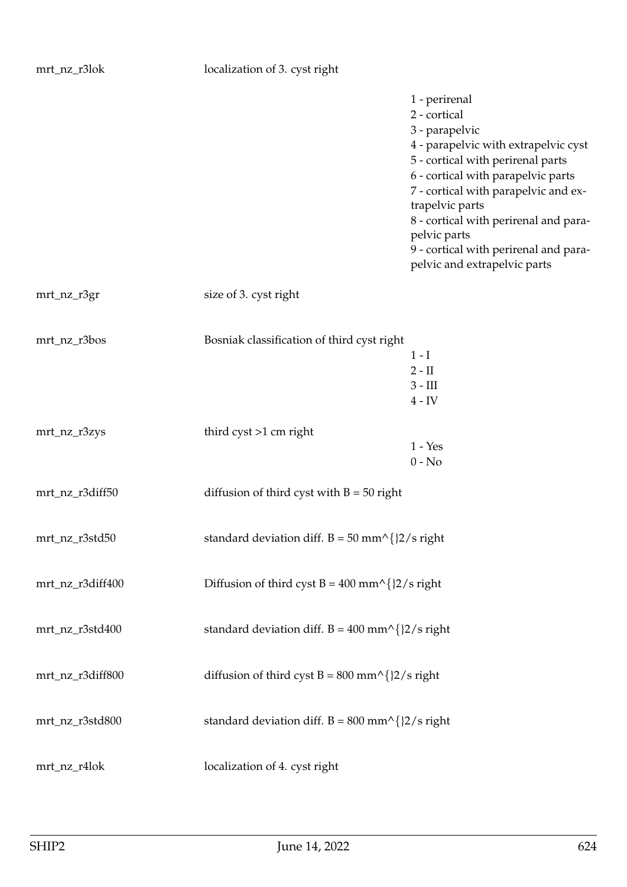| Variable | Description | Values |
|---|---|---|
| mrt_nz_r3lok | localization of 3. cyst right | 1 - perirenal<br>2 - cortical<br>3 - parapelvic<br>4 - parapelvic with extrapelvic cyst<br>5 - cortical with perirenal parts<br>6 - cortical with parapelvic parts<br>7 - cortical with parapelvic and extrapelvic parts<br>8 - cortical with perirenal and parapelvic parts<br>9 - cortical with perirenal and parapelvic and extrapelvic parts |
| mrt_nz_r3gr | size of 3. cyst right | |
| mrt_nz_r3bos | Bosniak classification of third cyst right | 1 - I<br>2 - II<br>3 - III<br>4 - IV |
| mrt_nz_r3zys | third cyst >1 cm right | 1 - Yes<br>0 - No |
| mrt_nz_r3diff50 | diffusion of third cyst with B = 50 right | |
| mrt_nz_r3std50 | standard deviation diff. B = 50 mm^{}2/s right | |
| mrt_nz_r3diff400 | Diffusion of third cyst B = 400 mm^{}2/s right | |
| mrt_nz_r3std400 | standard deviation diff. B = 400 mm^{}2/s right | |
| mrt_nz_r3diff800 | diffusion of third cyst B = 800 mm^{}2/s right | |
| mrt_nz_r3std800 | standard deviation diff. B = 800 mm^{}2/s right | |
| mrt_nz_r4lok | localization of 4. cyst right | |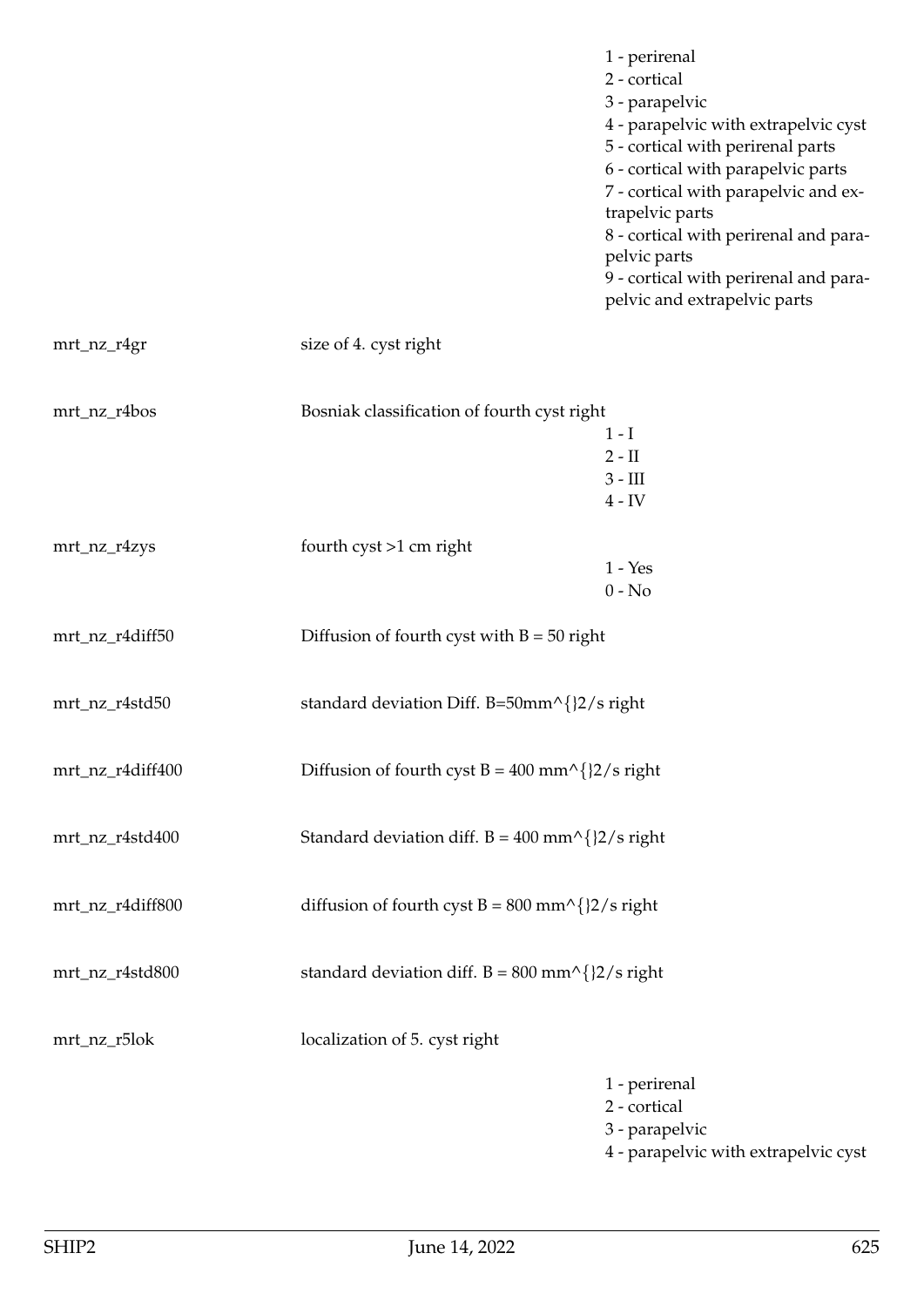1 - perirenal
2 - cortical
3 - parapelvic
4 - parapelvic with extrapelvic cyst
5 - cortical with perirenal parts
6 - cortical with parapelvic parts
7 - cortical with parapelvic and extrapelvic parts
8 - cortical with perirenal and parapelvic parts
9 - cortical with perirenal and parapelvic and extrapelvic parts

| | | |
|---|---|---|
| mrt_nz_r4gr | size of 4. cyst right | |
| mrt_nz_r4bos | Bosniak classification of fourth cyst right | 1 - I<br>2 - II<br>3 - III<br>4 - IV |
| mrt_nz_r4zys | fourth cyst >1 cm right | 1 - Yes<br>0 - No |
| mrt_nz_r4diff50 | Diffusion of fourth cyst with B = 50 right | |
| mrt_nz_r4std50 | standard deviation Diff. B=50mm^{}2/s right | |
| mrt_nz_r4diff400 | Diffusion of fourth cyst B = 400 mm^{}2/s right | |
| mrt_nz_r4std400 | Standard deviation diff. B = 400 mm^{}2/s right | |
| mrt_nz_r4diff800 | diffusion of fourth cyst B = 800 mm^{}2/s right | |
| mrt_nz_r4std800 | standard deviation diff. B = 800 mm^{}2/s right | |
| mrt_nz_r5lok | localization of 5. cyst right | 1 - perirenal<br>2 - cortical<br>3 - parapelvic<br>4 - parapelvic with extrapelvic cyst |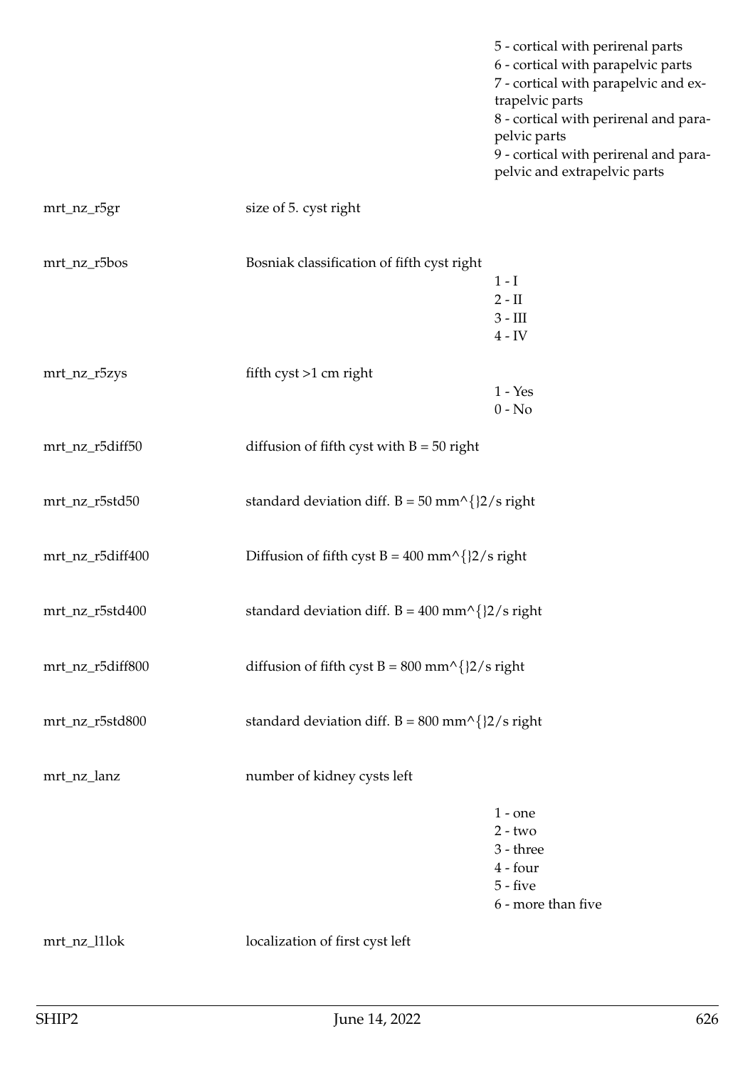| | | |
|---|---|---|
| | | 5 - cortical with perirenal parts<br>6 - cortical with parapelvic parts<br>7 - cortical with parapelvic and extrapelvic parts<br>8 - cortical with perirenal and parapelvic parts<br>9 - cortical with perirenal and parapelvic and extrapelvic parts |
| mrt_nz_r5gr | size of 5. cyst right | |
| mrt_nz_r5bos | Bosniak classification of fifth cyst right | 1 - I<br>2 - II<br>3 - III<br>4 - IV |
| mrt_nz_r5zys | fifth cyst >1 cm right | 1 - Yes<br>0 - No |
| mrt_nz_r5diff50 | diffusion of fifth cyst with B = 50 right | |
| mrt_nz_r5std50 | standard deviation diff. B = 50 mm^{}2/s right | |
| mrt_nz_r5diff400 | Diffusion of fifth cyst B = 400 mm^{}2/s right | |
| mrt_nz_r5std400 | standard deviation diff. B = 400 mm^{}2/s right | |
| mrt_nz_r5diff800 | diffusion of fifth cyst B = 800 mm^{}2/s right | |
| mrt_nz_r5std800 | standard deviation diff. B = 800 mm^{}2/s right | |
| mrt_nz_lanz | number of kidney cysts left | 1 - one<br>2 - two<br>3 - three<br>4 - four<br>5 - five<br>6 - more than five |
| mrt_nz_l1lok | localization of first cyst left | |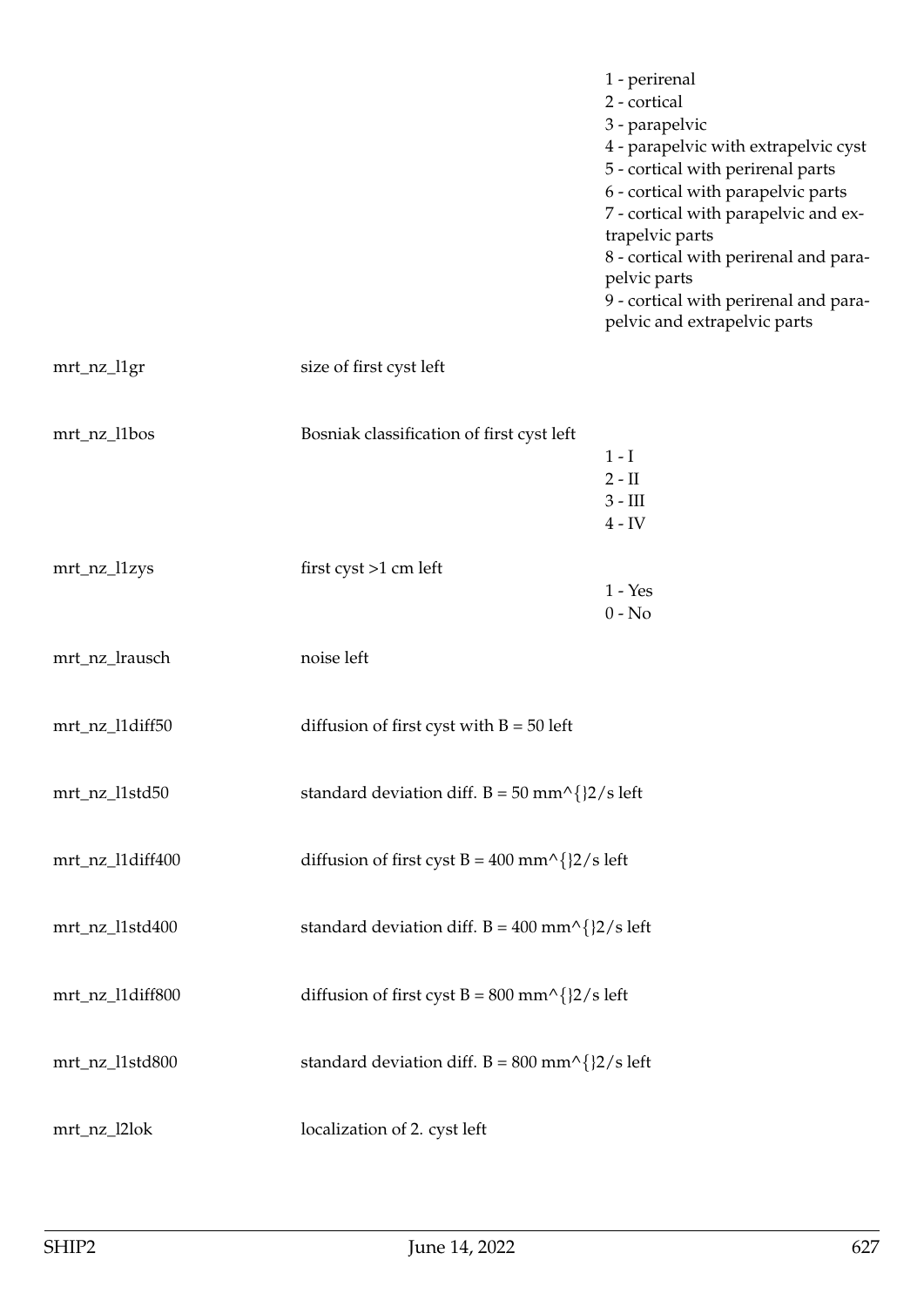| | | |
|---|---|---|
| | | 1 - perirenal<br>2 - cortical<br>3 - parapelvic<br>4 - parapelvic with extrapelvic cyst<br>5 - cortical with perirenal parts<br>6 - cortical with parapelvic parts<br>7 - cortical with parapelvic and extrapelvic parts<br>8 - cortical with perirenal and parapelvic parts<br>9 - cortical with perirenal and parapelvic and extrapelvic parts |
| mrt_nz_l1gr | size of first cyst left | |
| mrt_nz_l1bos | Bosniak classification of first cyst left | 1 - I<br>2 - II<br>3 - III<br>4 - IV |
| mrt_nz_l1zys | first cyst >1 cm left | 1 - Yes<br>0 - No |
| mrt_nz_lrausch | noise left | |
| mrt_nz_l1diff50 | diffusion of first cyst with B = 50 left | |
| mrt_nz_l1std50 | standard deviation diff. B = 50 mm^{}2/s left | |
| mrt_nz_l1diff400 | diffusion of first cyst B = 400 mm^{}2/s left | |
| mrt_nz_l1std400 | standard deviation diff. B = 400 mm^{}2/s left | |
| mrt_nz_l1diff800 | diffusion of first cyst B = 800 mm^{}2/s left | |
| mrt_nz_l1std800 | standard deviation diff. B = 800 mm^{}2/s left | |
| mrt_nz_l2lok | localization of 2. cyst left | |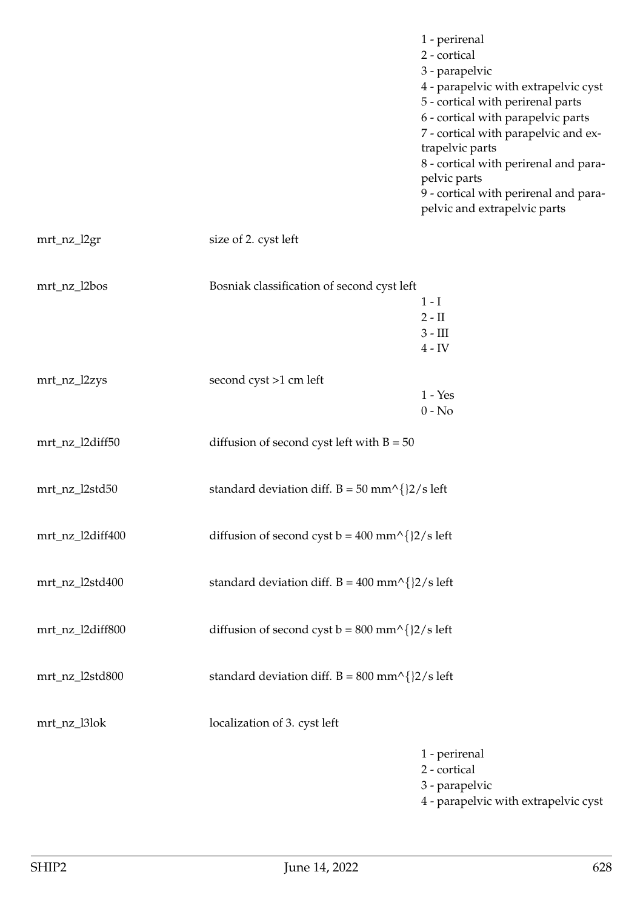| | | |
|---|---|---|
| | | 1 - perirenal<br>2 - cortical<br>3 - parapelvic<br>4 - parapelvic with extrapelvic cyst<br>5 - cortical with perirenal parts<br>6 - cortical with parapelvic parts<br>7 - cortical with parapelvic and extrapelvic parts<br>8 - cortical with perirenal and parapelvic parts<br>9 - cortical with perirenal and parapelvic and extrapelvic parts |
| mrt_nz_l2gr | size of 2. cyst left | |
| mrt_nz_l2bos | Bosniak classification of second cyst left | 1 - I<br>2 - II<br>3 - III<br>4 - IV |
| mrt_nz_l2zys | second cyst >1 cm left | 1 - Yes<br>0 - No |
| mrt_nz_l2diff50 | diffusion of second cyst left with B = 50 | |
| mrt_nz_l2std50 | standard deviation diff. B = 50 mm^{}2/s left | |
| mrt_nz_l2diff400 | diffusion of second cyst b = 400 mm^{}2/s left | |
| mrt_nz_l2std400 | standard deviation diff. B = 400 mm^{}2/s left | |
| mrt_nz_l2diff800 | diffusion of second cyst b = 800 mm^{}2/s left | |
| mrt_nz_l2std800 | standard deviation diff. B = 800 mm^{}2/s left | |
| mrt_nz_l3lok | localization of 3. cyst left | 1 - perirenal<br>2 - cortical<br>3 - parapelvic<br>4 - parapelvic with extrapelvic cyst |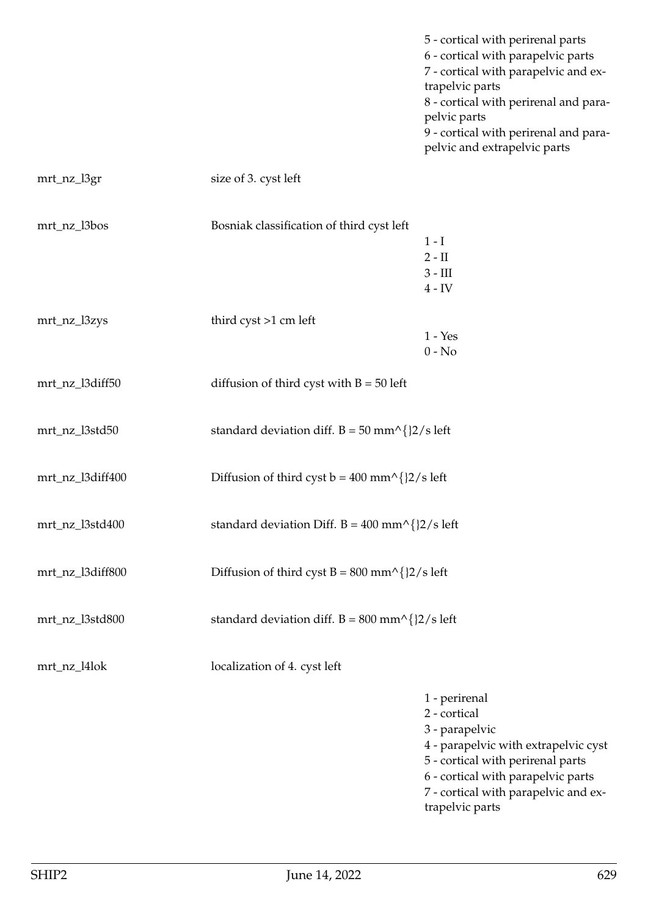| | | |
|---|---|---|
| | | 5 - cortical with perirenal parts<br>6 - cortical with parapelvic parts<br>7 - cortical with parapelvic and extrapelvic parts<br>8 - cortical with perirenal and parapelvic parts<br>9 - cortical with perirenal and parapelvic and extrapelvic parts |
| mrt_nz_l3gr | size of 3. cyst left | |
| mrt_nz_l3bos | Bosniak classification of third cyst left | 1 - I<br>2 - II<br>3 - III<br>4 - IV |
| mrt_nz_l3zys | third cyst >1 cm left | 1 - Yes<br>0 - No |
| mrt_nz_l3diff50 | diffusion of third cyst with B = 50 left | |
| mrt_nz_l3std50 | standard deviation diff. B = 50 mm^{}2/s left | |
| mrt_nz_l3diff400 | Diffusion of third cyst b = 400 mm^{}2/s left | |
| mrt_nz_l3std400 | standard deviation Diff. B = 400 mm^{}2/s left | |
| mrt_nz_l3diff800 | Diffusion of third cyst B = 800 mm^{}2/s left | |
| mrt_nz_l3std800 | standard deviation diff. B = 800 mm^{}2/s left | |
| mrt_nz_l4lok | localization of 4. cyst left | 1 - perirenal<br>2 - cortical<br>3 - parapelvic<br>4 - parapelvic with extrapelvic cyst<br>5 - cortical with perirenal parts<br>6 - cortical with parapelvic parts<br>7 - cortical with parapelvic and extrapelvic parts |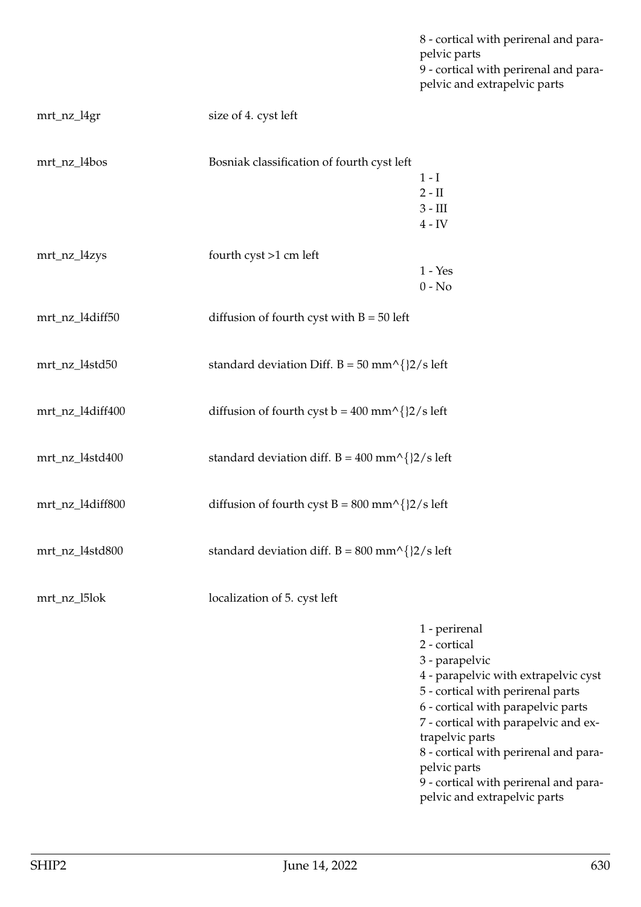| | | |
|---|---|---|
| | | 8 - cortical with perirenal and parapelvic parts<br>9 - cortical with perirenal and parapelvic and extrapelvic parts |
| mrt_nz_l4gr | size of 4. cyst left | |
| mrt_nz_l4bos | Bosniak classification of fourth cyst left | 1 - I<br>2 - II<br>3 - III<br>4 - IV |
| mrt_nz_l4zys | fourth cyst >1 cm left | 1 - Yes<br>0 - No |
| mrt_nz_l4diff50 | diffusion of fourth cyst with B = 50 left | |
| mrt_nz_l4std50 | standard deviation Diff. B = 50 mm^{}2/s left | |
| mrt_nz_l4diff400 | diffusion of fourth cyst b = 400 mm^{}2/s left | |
| mrt_nz_l4std400 | standard deviation diff. B = 400 mm^{}2/s left | |
| mrt_nz_l4diff800 | diffusion of fourth cyst B = 800 mm^{}2/s left | |
| mrt_nz_l4std800 | standard deviation diff. B = 800 mm^{}2/s left | |
| mrt_nz_l5lok | localization of 5. cyst left | 1 - perirenal<br>2 - cortical<br>3 - parapelvic<br>4 - parapelvic with extrapelvic cyst<br>5 - cortical with perirenal parts<br>6 - cortical with parapelvic parts<br>7 - cortical with parapelvic and extrapelvic parts<br>8 - cortical with perirenal and parapelvic parts<br>9 - cortical with perirenal and parapelvic and extrapelvic parts |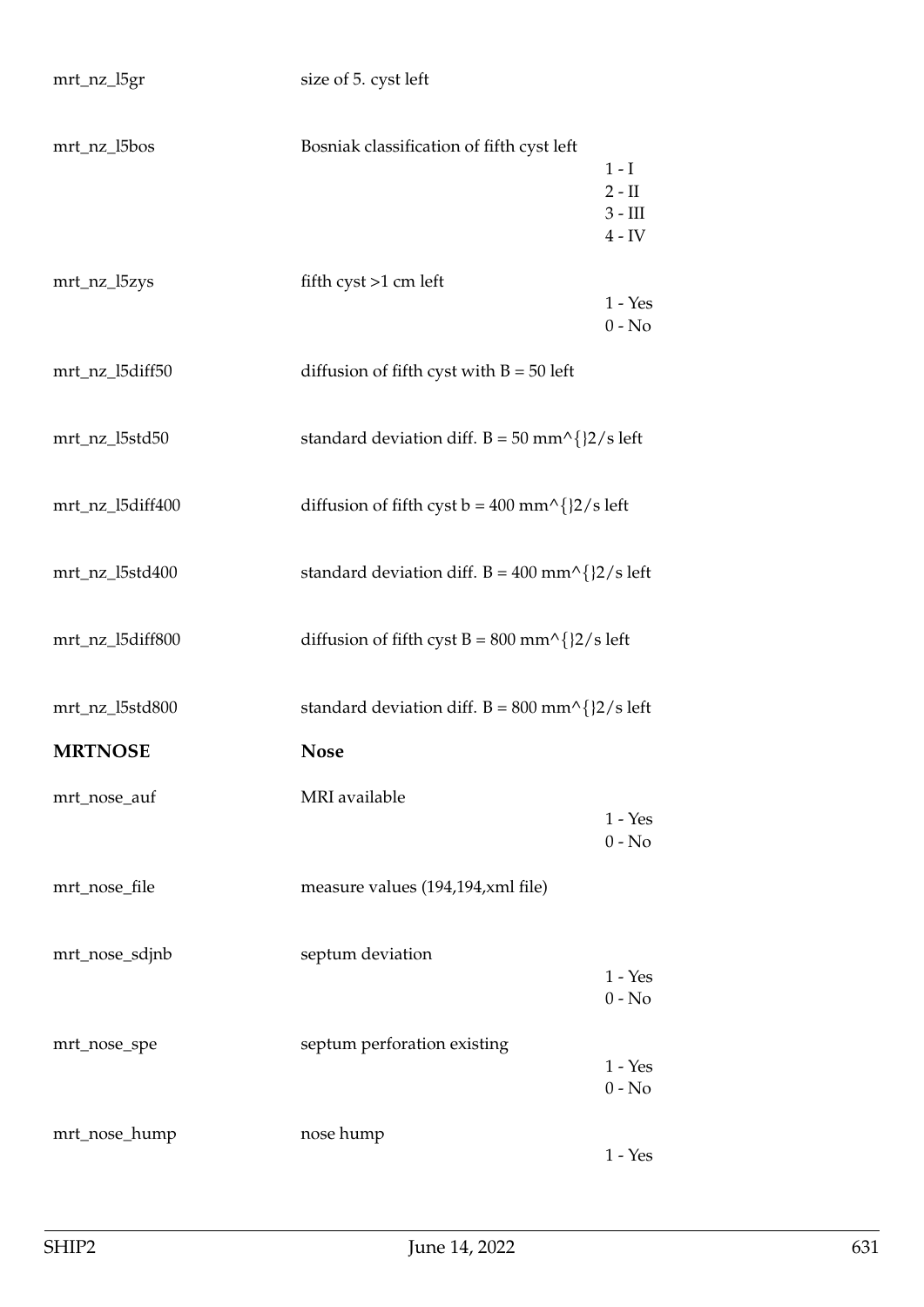| | | |
|---|---|---|
| mrt_nz_l5gr | size of 5. cyst left | |
| mrt_nz_l5bos | Bosniak classification of fifth cyst left | 1 - I<br>2 - II<br>3 - III<br>4 - IV |
| mrt_nz_l5zys | fifth cyst >1 cm left | 1 - Yes<br>0 - No |
| mrt_nz_l5diff50 | diffusion of fifth cyst with B = 50 left | |
| mrt_nz_l5std50 | standard deviation diff. B = 50 mm^{}2/s left | |
| mrt_nz_l5diff400 | diffusion of fifth cyst b = 400 mm^{}2/s left | |
| mrt_nz_l5std400 | standard deviation diff. B = 400 mm^{}2/s left | |
| mrt_nz_l5diff800 | diffusion of fifth cyst B = 800 mm^{}2/s left | |
| mrt_nz_l5std800 | standard deviation diff. B = 800 mm^{}2/s left | |
| **MRTNOSE** | **Nose** | |
| mrt_nose_auf | MRI available | 1 - Yes<br>0 - No |
| mrt_nose_file | measure values (194,194,xml file) | |
| mrt_nose_sdjnb | septum deviation | 1 - Yes<br>0 - No |
| mrt_nose_spe | septum perforation existing | 1 - Yes<br>0 - No |
| mrt_nose_hump | nose hump | 1 - Yes |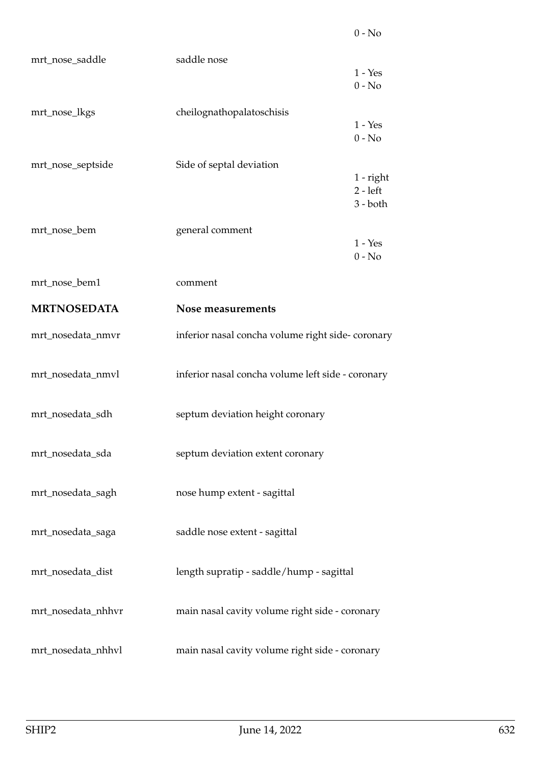| | | 0 - No |
|---|---|---|
| mrt_nose_saddle | saddle nose | 1 - Yes<br>0 - No |
| mrt_nose_lkgs | cheilognathopalatoschisis | 1 - Yes<br>0 - No |
| mrt_nose_septside | Side of septal deviation | 1 - right<br>2 - left<br>3 - both |
| mrt_nose_bem | general comment | 1 - Yes<br>0 - No |
| mrt_nose_bem1 | comment | |
| **MRTNOSEDATA** | **Nose measurements** | |
| mrt_nosedata_nmvr | inferior nasal concha volume right side- coronary | |
| mrt_nosedata_nmvl | inferior nasal concha volume left side - coronary | |
| mrt_nosedata_sdh | septum deviation height coronary | |
| mrt_nosedata_sda | septum deviation extent coronary | |
| mrt_nosedata_sagh | nose hump extent - sagittal | |
| mrt_nosedata_saga | saddle nose extent - sagittal | |
| mrt_nosedata_dist | length supratip - saddle/hump - sagittal | |
| mrt_nosedata_nhhvr | main nasal cavity volume right side - coronary | |
| mrt_nosedata_nhhvl | main nasal cavity volume right side - coronary | |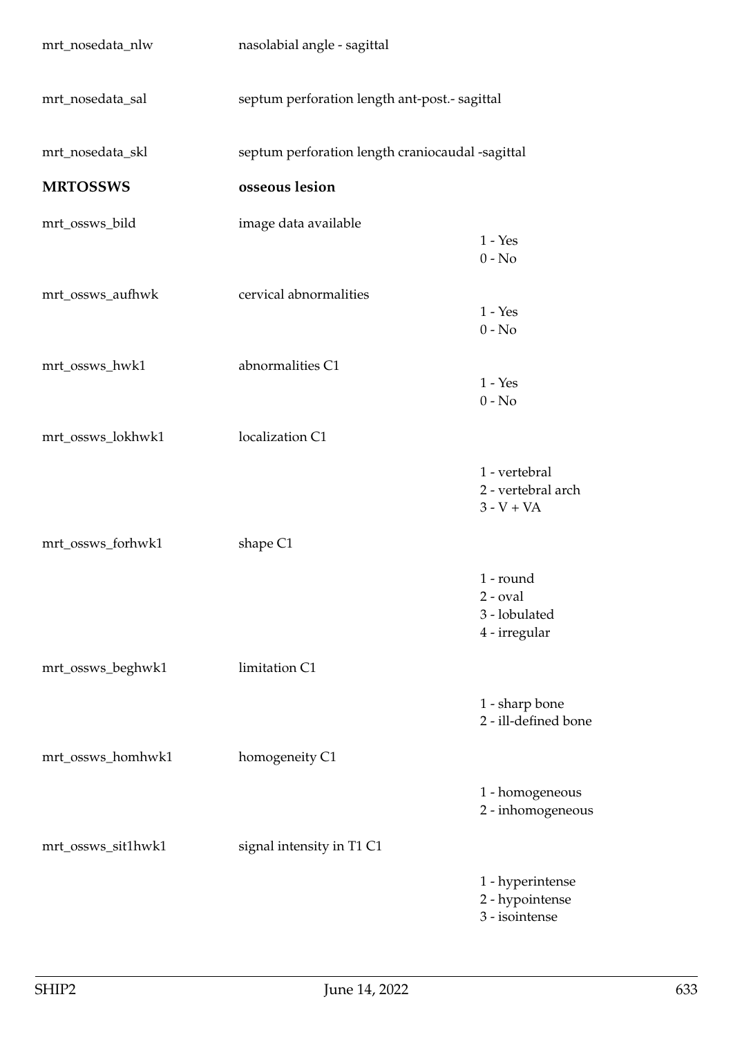| | | |
|---|---|---|
| mrt_nosedata_nlw | nasolabial angle - sagittal | |
| mrt_nosedata_sal | septum perforation length ant-post.- sagittal | |
| mrt_nosedata_skl | septum perforation length craniocaudal -sagittal | |
| **MRTOSSWS** | **osseous lesion** | |
| mrt_ossws_bild | image data available | 1 - Yes<br>0 - No |
| mrt_ossws_aufhwk | cervical abnormalities | 1 - Yes<br>0 - No |
| mrt_ossws_hwk1 | abnormalities C1 | 1 - Yes<br>0 - No |
| mrt_ossws_lokhwk1 | localization C1 | 1 - vertebral<br>2 - vertebral arch<br>3 - V + VA |
| mrt_ossws_forhwk1 | shape C1 | 1 - round<br>2 - oval<br>3 - lobulated<br>4 - irregular |
| mrt_ossws_beghwk1 | limitation C1 | 1 - sharp bone<br>2 - ill-defined bone |
| mrt_ossws_homhwk1 | homogeneity C1 | 1 - homogeneous<br>2 - inhomogeneous |
| mrt_ossws_sit1hwk1 | signal intensity in T1 C1 | 1 - hyperintense<br>2 - hypointense<br>3 - isointense |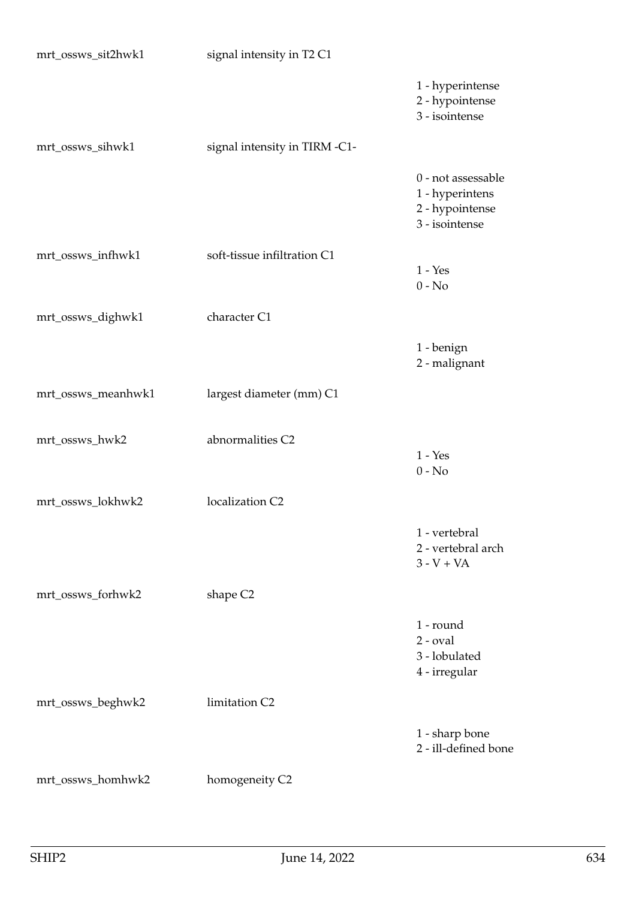| | | |
|---|---|---|
| mrt_ossws_sit2hwk1 | signal intensity in T2 C1 | 1 - hyperintense<br>2 - hypointense<br>3 - isointense |
| mrt_ossws_sihwk1 | signal intensity in TIRM -C1- | 0 - not assessable<br>1 - hyperintens<br>2 - hypointense<br>3 - isointense |
| mrt_ossws_infhwk1 | soft-tissue infiltration C1 | 1 - Yes<br>0 - No |
| mrt_ossws_dighwk1 | character C1 | 1 - benign<br>2 - malignant |
| mrt_ossws_meanhwk1 | largest diameter (mm) C1 | |
| mrt_ossws_hwk2 | abnormalities C2 | 1 - Yes<br>0 - No |
| mrt_ossws_lokhwk2 | localization C2 | 1 - vertebral<br>2 - vertebral arch<br>3 - V + VA |
| mrt_ossws_forhwk2 | shape C2 | 1 - round<br>2 - oval<br>3 - lobulated<br>4 - irregular |
| mrt_ossws_beghwk2 | limitation C2 | 1 - sharp bone<br>2 - ill-defined bone |
| mrt_ossws_homhwk2 | homogeneity C2 | |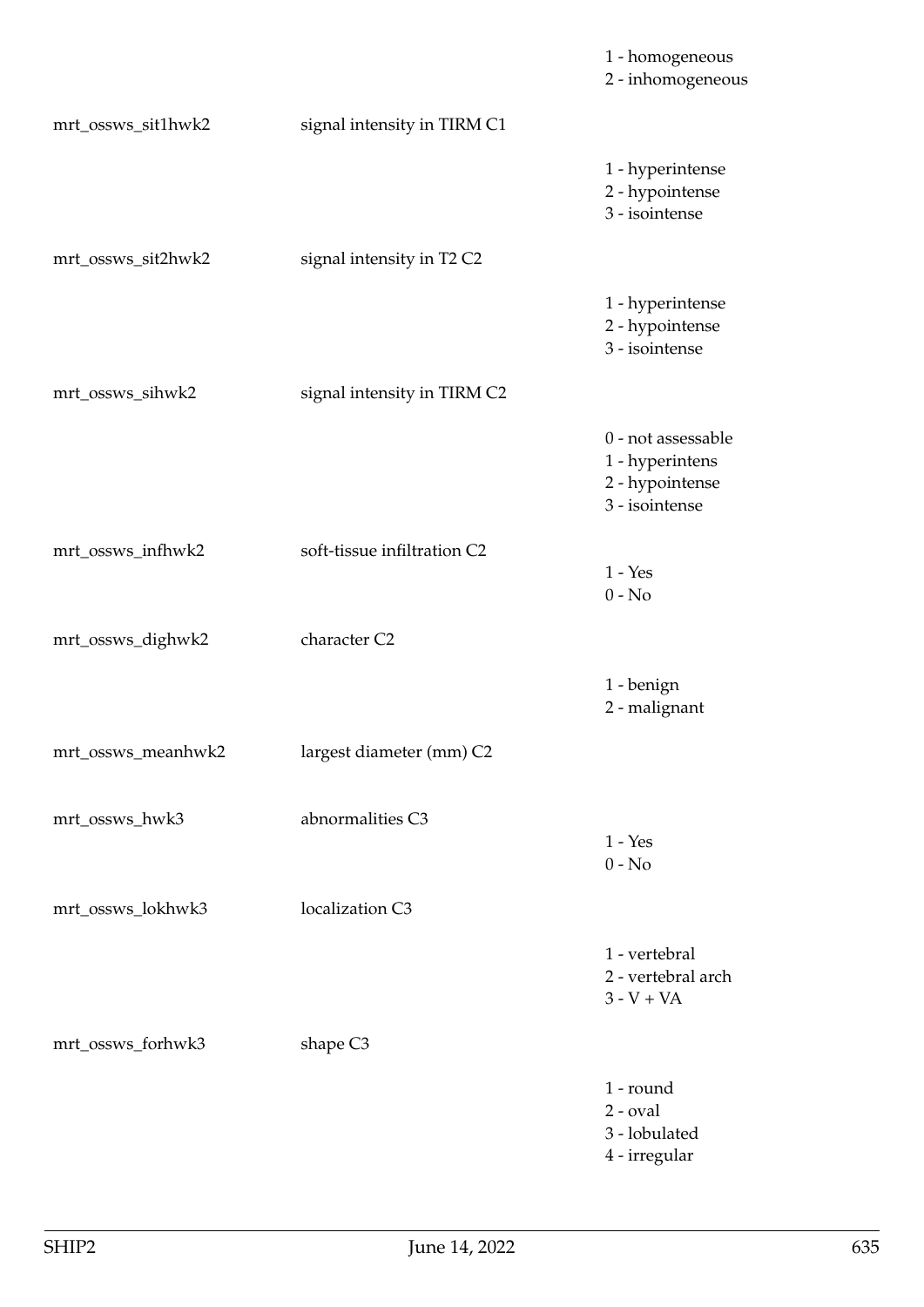| | | |
|---|---|---|
| | | 1 - homogeneous<br>2 - inhomogeneous |
| mrt_ossws_sit1hwk2 | signal intensity in TIRM C1 | |
| | | 1 - hyperintense<br>2 - hypointense<br>3 - isointense |
| mrt_ossws_sit2hwk2 | signal intensity in T2 C2 | |
| | | 1 - hyperintense<br>2 - hypointense<br>3 - isointense |
| mrt_ossws_sihwk2 | signal intensity in TIRM C2 | |
| | | 0 - not assessable<br>1 - hyperintens<br>2 - hypointense<br>3 - isointense |
| mrt_ossws_infhwk2 | soft-tissue infiltration C2 | 1 - Yes<br>0 - No |
| mrt_ossws_dighwk2 | character C2 | |
| | | 1 - benign<br>2 - malignant |
| mrt_ossws_meanhwk2 | largest diameter (mm) C2 | |
| mrt_ossws_hwk3 | abnormalities C3 | 1 - Yes<br>0 - No |
| mrt_ossws_lokhwk3 | localization C3 | |
| | | 1 - vertebral<br>2 - vertebral arch<br>3 - V + VA |
| mrt_ossws_forhwk3 | shape C3 | |
| | | 1 - round<br>2 - oval<br>3 - lobulated<br>4 - irregular |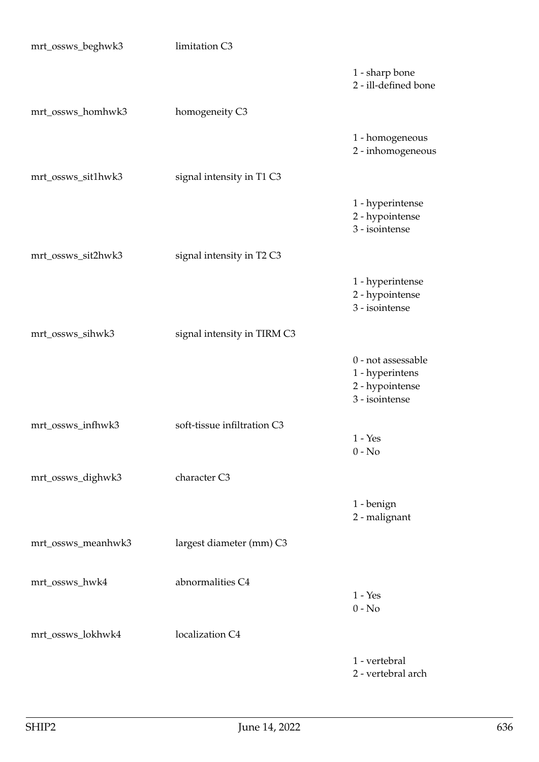| | | |
|---|---|---|
| mrt_ossws_beghwk3 | limitation C3 | |
| | | 1 - sharp bone<br>2 - ill-defined bone |
| mrt_ossws_homhwk3 | homogeneity C3 | |
| | | 1 - homogeneous<br>2 - inhomogeneous |
| mrt_ossws_sit1hwk3 | signal intensity in T1 C3 | |
| | | 1 - hyperintense<br>2 - hypointense<br>3 - isointense |
| mrt_ossws_sit2hwk3 | signal intensity in T2 C3 | |
| | | 1 - hyperintense<br>2 - hypointense<br>3 - isointense |
| mrt_ossws_sihwk3 | signal intensity in TIRM C3 | |
| | | 0 - not assessable<br>1 - hyperintens<br>2 - hypointense<br>3 - isointense |
| mrt_ossws_infhwk3 | soft-tissue infiltration C3 | 1 - Yes<br>0 - No |
| mrt_ossws_dighwk3 | character C3 | |
| | | 1 - benign<br>2 - malignant |
| mrt_ossws_meanhwk3 | largest diameter (mm) C3 | |
| mrt_ossws_hwk4 | abnormalities C4 | 1 - Yes<br>0 - No |
| mrt_ossws_lokhwk4 | localization C4 | |
| | | 1 - vertebral<br>2 - vertebral arch |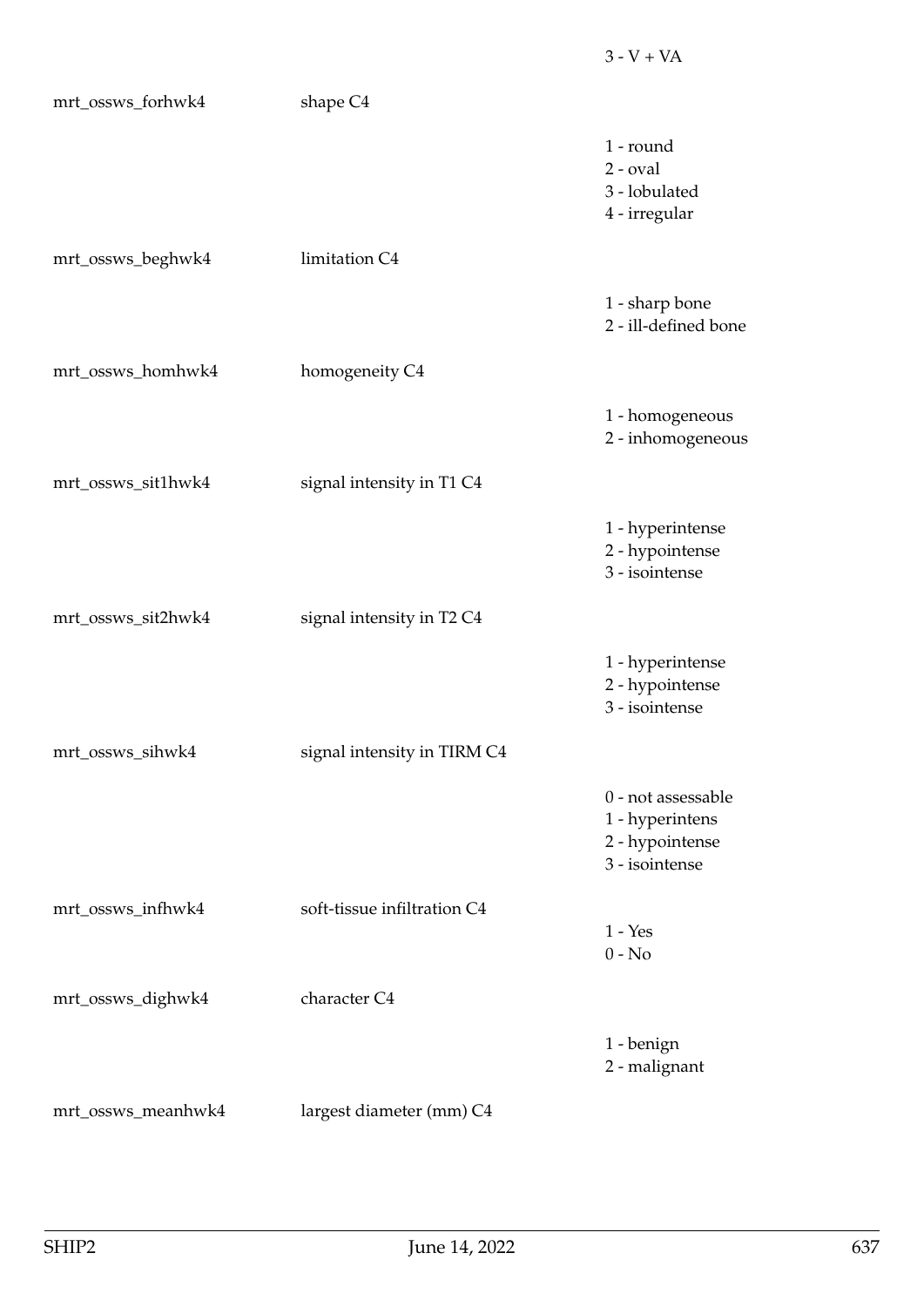| | | |
|---|---|---|
| | | 3 - V + VA |
| mrt_ossws_forhwk4 | shape C4 | |
| | | 1 - round<br>2 - oval<br>3 - lobulated<br>4 - irregular |
| mrt_ossws_beghwk4 | limitation C4 | |
| | | 1 - sharp bone<br>2 - ill-defined bone |
| mrt_ossws_homhwk4 | homogeneity C4 | |
| | | 1 - homogeneous<br>2 - inhomogeneous |
| mrt_ossws_sit1hwk4 | signal intensity in T1 C4 | |
| | | 1 - hyperintense<br>2 - hypointense<br>3 - isointense |
| mrt_ossws_sit2hwk4 | signal intensity in T2 C4 | |
| | | 1 - hyperintense<br>2 - hypointense<br>3 - isointense |
| mrt_ossws_sihwk4 | signal intensity in TIRM C4 | |
| | | 0 - not assessable<br>1 - hyperintens<br>2 - hypointense<br>3 - isointense |
| mrt_ossws_infhwk4 | soft-tissue infiltration C4 | 1 - Yes<br>0 - No |
| mrt_ossws_dighwk4 | character C4 | |
| | | 1 - benign<br>2 - malignant |
| mrt_ossws_meanhwk4 | largest diameter (mm) C4 | |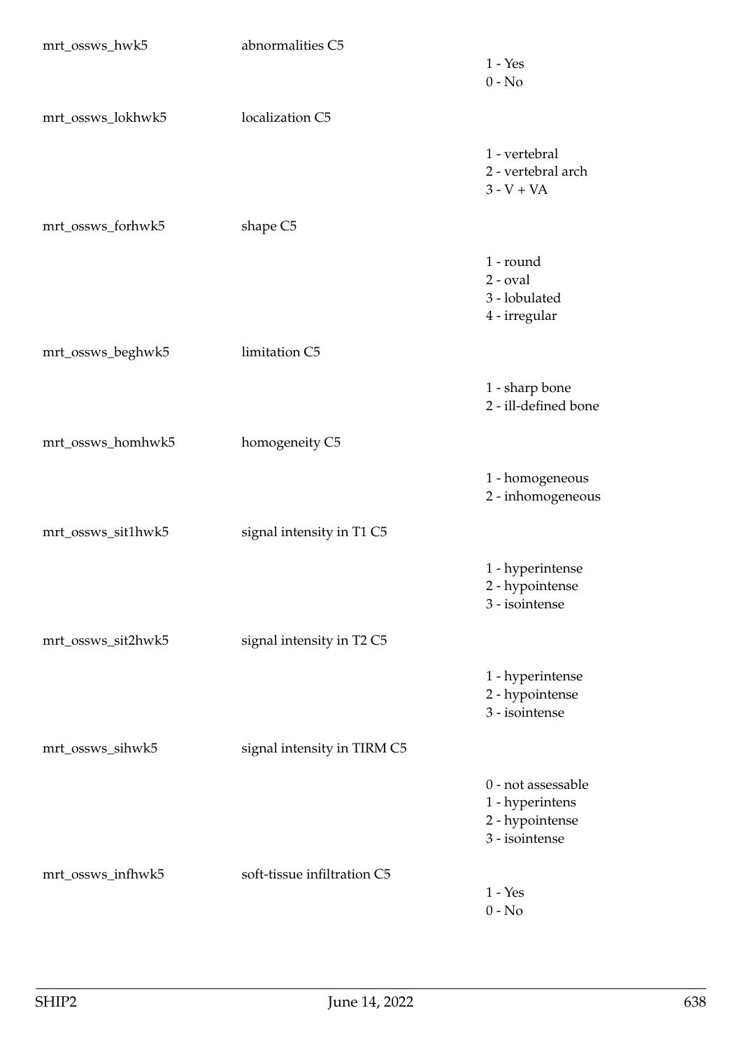| | | |
|---|---|---|
| mrt_ossws_hwk5 | abnormalities C5 | 1 - Yes<br>0 - No |
| mrt_ossws_lokhwk5 | localization C5 | 1 - vertebral<br>2 - vertebral arch<br>3 - V + VA |
| mrt_ossws_forhwk5 | shape C5 | 1 - round<br>2 - oval<br>3 - lobulated<br>4 - irregular |
| mrt_ossws_beghwk5 | limitation C5 | 1 - sharp bone<br>2 - ill-defined bone |
| mrt_ossws_homhwk5 | homogeneity C5 | 1 - homogeneous<br>2 - inhomogeneous |
| mrt_ossws_sit1hwk5 | signal intensity in T1 C5 | 1 - hyperintense<br>2 - hypointense<br>3 - isointense |
| mrt_ossws_sit2hwk5 | signal intensity in T2 C5 | 1 - hyperintense<br>2 - hypointense<br>3 - isointense |
| mrt_ossws_sihwk5 | signal intensity in TIRM C5 | 0 - not assessable<br>1 - hyperintens<br>2 - hypointense<br>3 - isointense |
| mrt_ossws_infhwk5 | soft-tissue infiltration C5 | 1 - Yes<br>0 - No |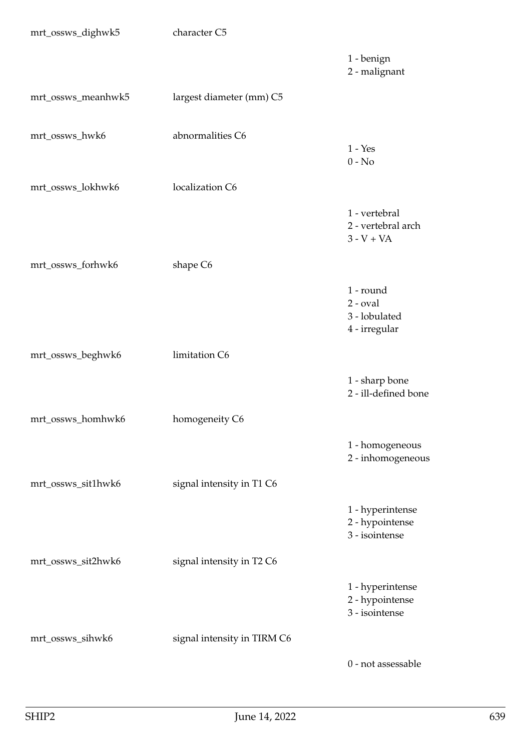| | | |
|---|---|---|
| mrt_ossws_dighwk5 | character C5 | |
| | | 1 - benign<br>2 - malignant |
| mrt_ossws_meanhwk5 | largest diameter (mm) C5 | |
| mrt_ossws_hwk6 | abnormalities C6 | 1 - Yes<br>0 - No |
| mrt_ossws_lokhwk6 | localization C6 | |
| | | 1 - vertebral<br>2 - vertebral arch<br>3 - V + VA |
| mrt_ossws_forhwk6 | shape C6 | |
| | | 1 - round<br>2 - oval<br>3 - lobulated<br>4 - irregular |
| mrt_ossws_beghwk6 | limitation C6 | |
| | | 1 - sharp bone<br>2 - ill-defined bone |
| mrt_ossws_homhwk6 | homogeneity C6 | |
| | | 1 - homogeneous<br>2 - inhomogeneous |
| mrt_ossws_sit1hwk6 | signal intensity in T1 C6 | |
| | | 1 - hyperintense<br>2 - hypointense<br>3 - isointense |
| mrt_ossws_sit2hwk6 | signal intensity in T2 C6 | |
| | | 1 - hyperintense<br>2 - hypointense<br>3 - isointense |
| mrt_ossws_sihwk6 | signal intensity in TIRM C6 | |
| | | 0 - not assessable |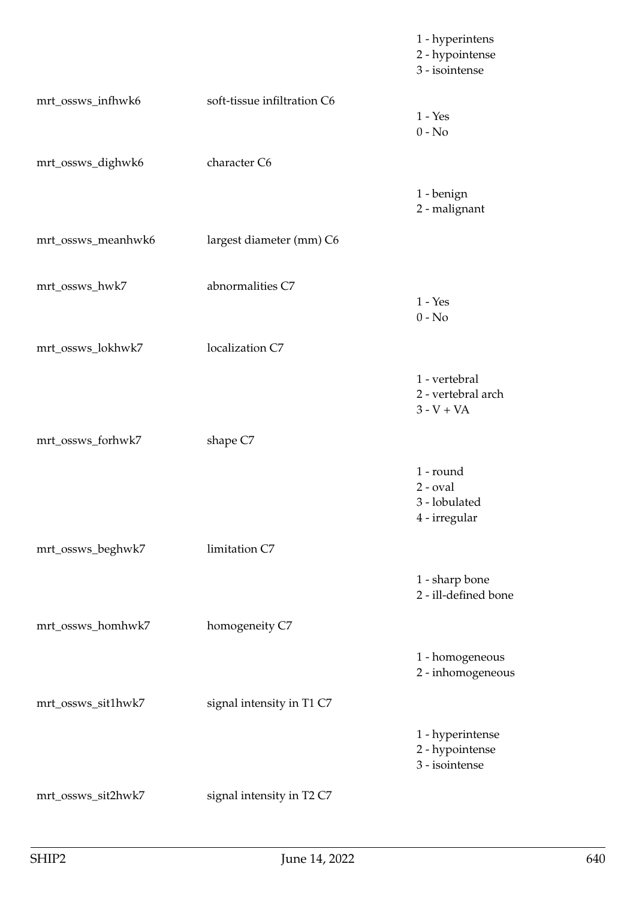| | | |
|---|---|---|
| | | 1 - hyperintens<br>2 - hypointense<br>3 - isointense |
| mrt_ossws_infhwk6 | soft-tissue infiltration C6 | 1 - Yes<br>0 - No |
| mrt_ossws_dighwk6 | character C6 | 1 - benign<br>2 - malignant |
| mrt_ossws_meanhwk6 | largest diameter (mm) C6 | |
| mrt_ossws_hwk7 | abnormalities C7 | 1 - Yes<br>0 - No |
| mrt_ossws_lokhwk7 | localization C7 | 1 - vertebral<br>2 - vertebral arch<br>3 - V + VA |
| mrt_ossws_forhwk7 | shape C7 | 1 - round<br>2 - oval<br>3 - lobulated<br>4 - irregular |
| mrt_ossws_beghwk7 | limitation C7 | 1 - sharp bone<br>2 - ill-defined bone |
| mrt_ossws_homhwk7 | homogeneity C7 | 1 - homogeneous<br>2 - inhomogeneous |
| mrt_ossws_sit1hwk7 | signal intensity in T1 C7 | 1 - hyperintense<br>2 - hypointense<br>3 - isointense |
| mrt_ossws_sit2hwk7 | signal intensity in T2 C7 | |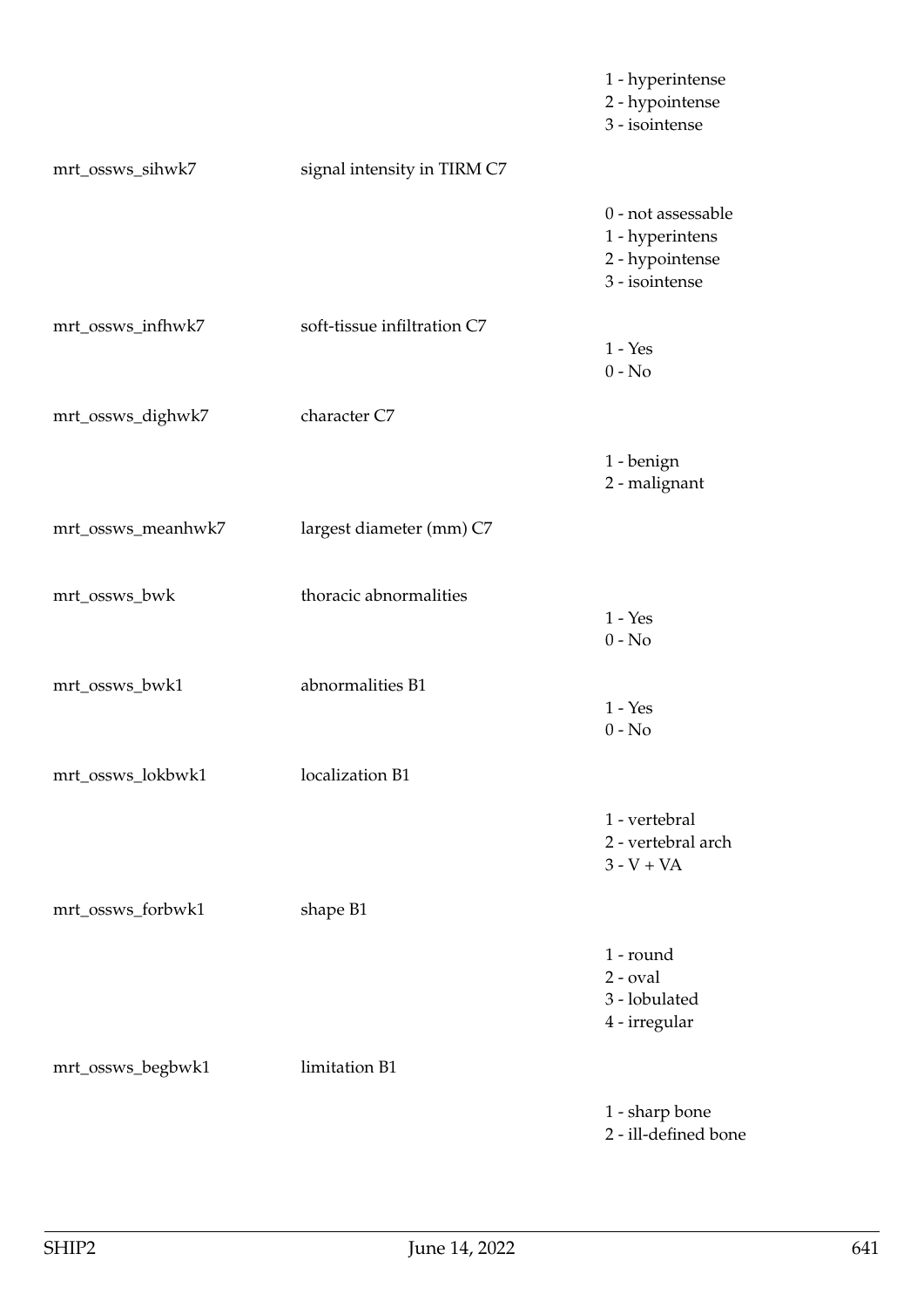| | | |
|---|---|---|
| | | 1 - hyperintense<br>2 - hypointense<br>3 - isointense |
| mrt_ossws_sihwk7 | signal intensity in TIRM C7 | |
| | | 0 - not assessable<br>1 - hyperintens<br>2 - hypointense<br>3 - isointense |
| mrt_ossws_infhwk7 | soft-tissue infiltration C7 | 1 - Yes<br>0 - No |
| mrt_ossws_dighwk7 | character C7 | |
| | | 1 - benign<br>2 - malignant |
| mrt_ossws_meanhwk7 | largest diameter (mm) C7 | |
| mrt_ossws_bwk | thoracic abnormalities | 1 - Yes<br>0 - No |
| mrt_ossws_bwk1 | abnormalities B1 | 1 - Yes<br>0 - No |
| mrt_ossws_lokbwk1 | localization B1 | |
| | | 1 - vertebral<br>2 - vertebral arch<br>3 - V + VA |
| mrt_ossws_forbwk1 | shape B1 | |
| | | 1 - round<br>2 - oval<br>3 - lobulated<br>4 - irregular |
| mrt_ossws_begbwk1 | limitation B1 | |
| | | 1 - sharp bone<br>2 - ill-defined bone |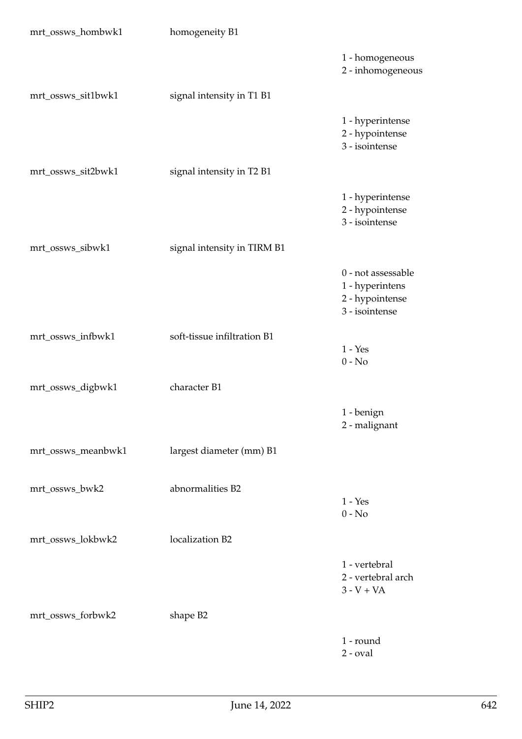| | | |
|---|---|---|
| mrt_ossws_hombwk1 | homogeneity B1 | |
| | | 1 - homogeneous<br>2 - inhomogeneous |
| mrt_ossws_sit1bwk1 | signal intensity in T1 B1 | |
| | | 1 - hyperintense<br>2 - hypointense<br>3 - isointense |
| mrt_ossws_sit2bwk1 | signal intensity in T2 B1 | |
| | | 1 - hyperintense<br>2 - hypointense<br>3 - isointense |
| mrt_ossws_sibwk1 | signal intensity in TIRM B1 | |
| | | 0 - not assessable<br>1 - hyperintens<br>2 - hypointense<br>3 - isointense |
| mrt_ossws_infbwk1 | soft-tissue infiltration B1 | 1 - Yes<br>0 - No |
| mrt_ossws_digbwk1 | character B1 | |
| | | 1 - benign<br>2 - malignant |
| mrt_ossws_meanbwk1 | largest diameter (mm) B1 | |
| mrt_ossws_bwk2 | abnormalities B2 | 1 - Yes<br>0 - No |
| mrt_ossws_lokbwk2 | localization B2 | |
| | | 1 - vertebral<br>2 - vertebral arch<br>3 - V + VA |
| mrt_ossws_forbwk2 | shape B2 | |
| | | 1 - round<br>2 - oval |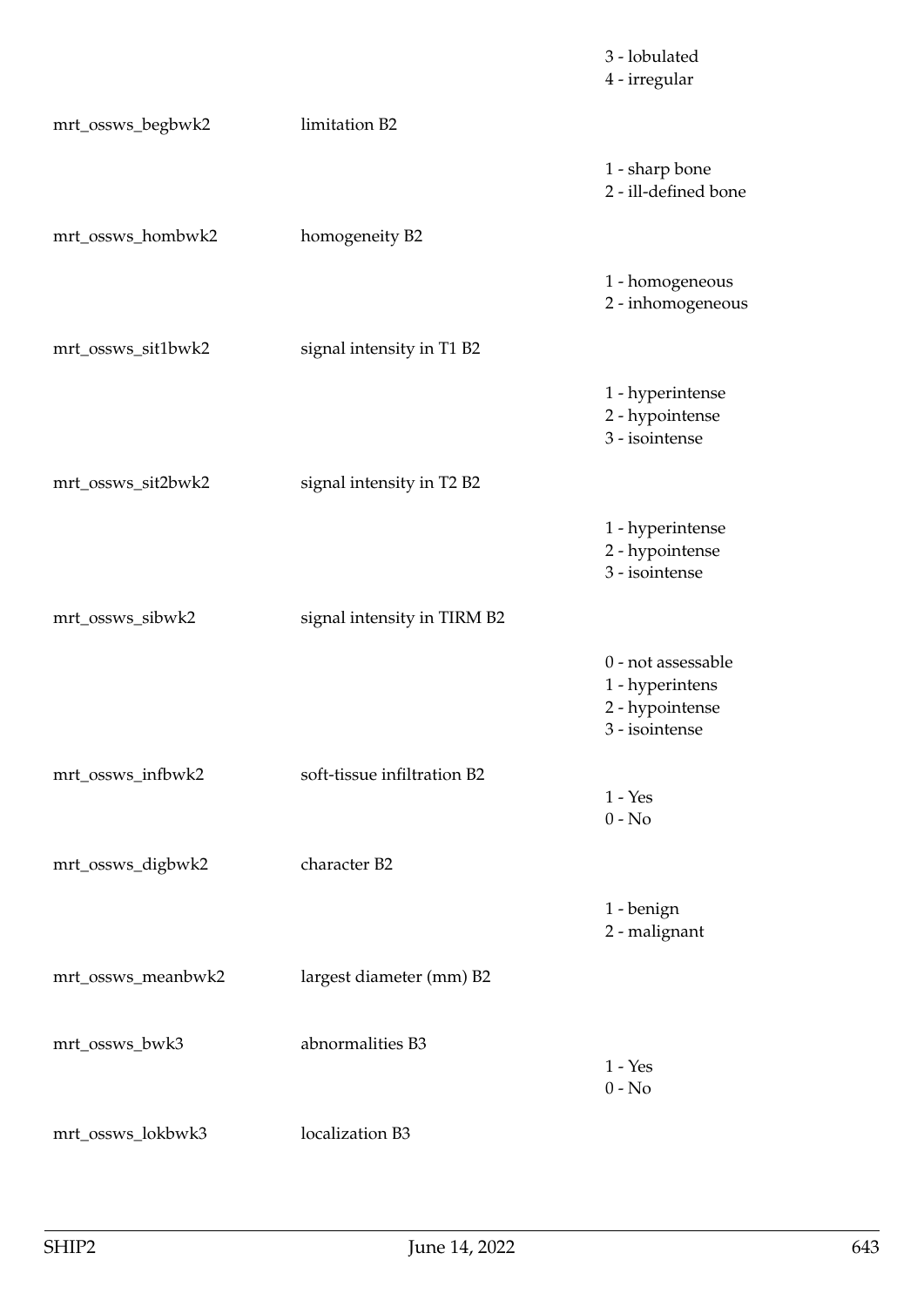| | | |
|---|---|---|
| | | 3 - lobulated<br>4 - irregular |
| mrt_ossws_begbwk2 | limitation B2 | |
| | | 1 - sharp bone<br>2 - ill-defined bone |
| mrt_ossws_hombwk2 | homogeneity B2 | |
| | | 1 - homogeneous<br>2 - inhomogeneous |
| mrt_ossws_sit1bwk2 | signal intensity in T1 B2 | |
| | | 1 - hyperintense<br>2 - hypointense<br>3 - isointense |
| mrt_ossws_sit2bwk2 | signal intensity in T2 B2 | |
| | | 1 - hyperintense<br>2 - hypointense<br>3 - isointense |
| mrt_ossws_sibwk2 | signal intensity in TIRM B2 | |
| | | 0 - not assessable<br>1 - hyperintens<br>2 - hypointense<br>3 - isointense |
| mrt_ossws_infbwk2 | soft-tissue infiltration B2 | 1 - Yes<br>0 - No |
| mrt_ossws_digbwk2 | character B2 | |
| | | 1 - benign<br>2 - malignant |
| mrt_ossws_meanbwk2 | largest diameter (mm) B2 | |
| mrt_ossws_bwk3 | abnormalities B3 | 1 - Yes<br>0 - No |
| mrt_ossws_lokbwk3 | localization B3 | |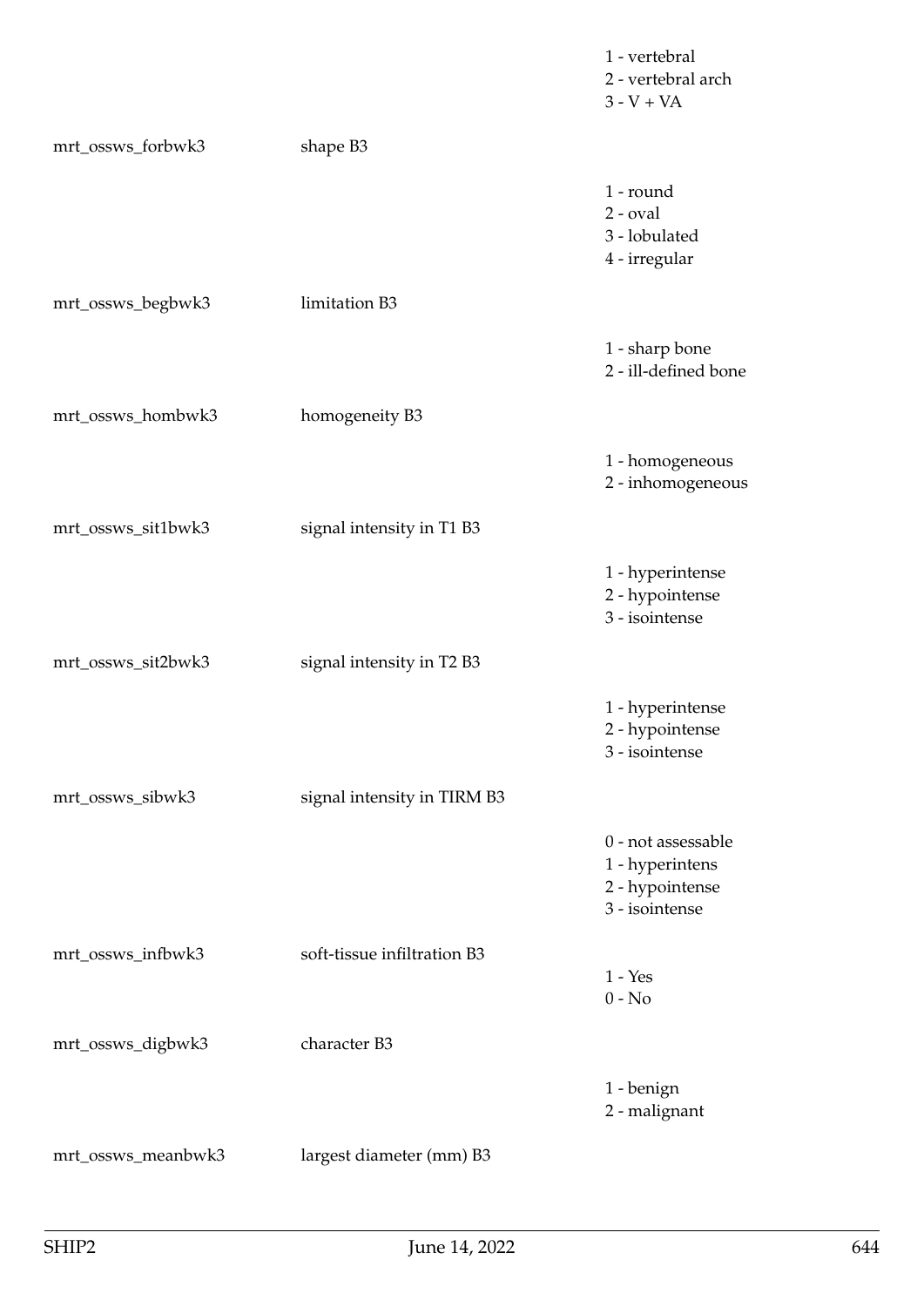| | | |
|---|---|---|
| | | 1 - vertebral<br>2 - vertebral arch<br>3 - V + VA |
| mrt_ossws_forbwk3 | shape B3 | |
| | | 1 - round<br>2 - oval<br>3 - lobulated<br>4 - irregular |
| mrt_ossws_begbwk3 | limitation B3 | |
| | | 1 - sharp bone<br>2 - ill-defined bone |
| mrt_ossws_hombwk3 | homogeneity B3 | |
| | | 1 - homogeneous<br>2 - inhomogeneous |
| mrt_ossws_sit1bwk3 | signal intensity in T1 B3 | |
| | | 1 - hyperintense<br>2 - hypointense<br>3 - isointense |
| mrt_ossws_sit2bwk3 | signal intensity in T2 B3 | |
| | | 1 - hyperintense<br>2 - hypointense<br>3 - isointense |
| mrt_ossws_sibwk3 | signal intensity in TIRM B3 | |
| | | 0 - not assessable<br>1 - hyperintens<br>2 - hypointense<br>3 - isointense |
| mrt_ossws_infbwk3 | soft-tissue infiltration B3 | 1 - Yes<br>0 - No |
| mrt_ossws_digbwk3 | character B3 | |
| | | 1 - benign<br>2 - malignant |
| mrt_ossws_meanbwk3 | largest diameter (mm) B3 | |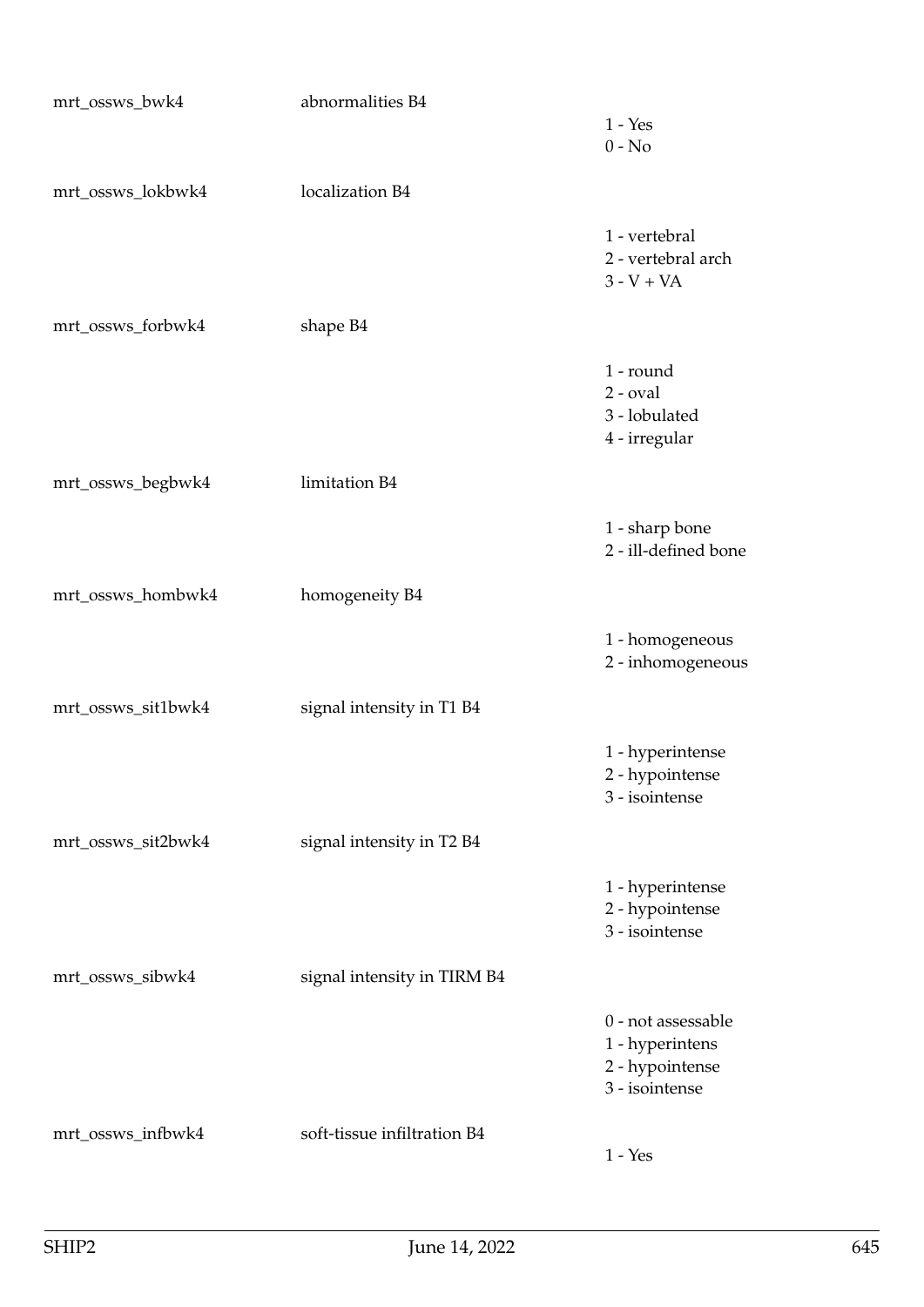| | | |
|---|---|---|
| mrt_ossws_bwk4 | abnormalities B4 | 1 - Yes<br>0 - No |
| mrt_ossws_lokbwk4 | localization B4 | 1 - vertebral<br>2 - vertebral arch<br>3 - V + VA |
| mrt_ossws_forbwk4 | shape B4 | 1 - round<br>2 - oval<br>3 - lobulated<br>4 - irregular |
| mrt_ossws_begbwk4 | limitation B4 | 1 - sharp bone<br>2 - ill-defined bone |
| mrt_ossws_hombwk4 | homogeneity B4 | 1 - homogeneous<br>2 - inhomogeneous |
| mrt_ossws_sit1bwk4 | signal intensity in T1 B4 | 1 - hyperintense<br>2 - hypointense<br>3 - isointense |
| mrt_ossws_sit2bwk4 | signal intensity in T2 B4 | 1 - hyperintense<br>2 - hypointense<br>3 - isointense |
| mrt_ossws_sibwk4 | signal intensity in TIRM B4 | 0 - not assessable<br>1 - hyperintens<br>2 - hypointense<br>3 - isointense |
| mrt_ossws_infbwk4 | soft-tissue infiltration B4 | 1 - Yes |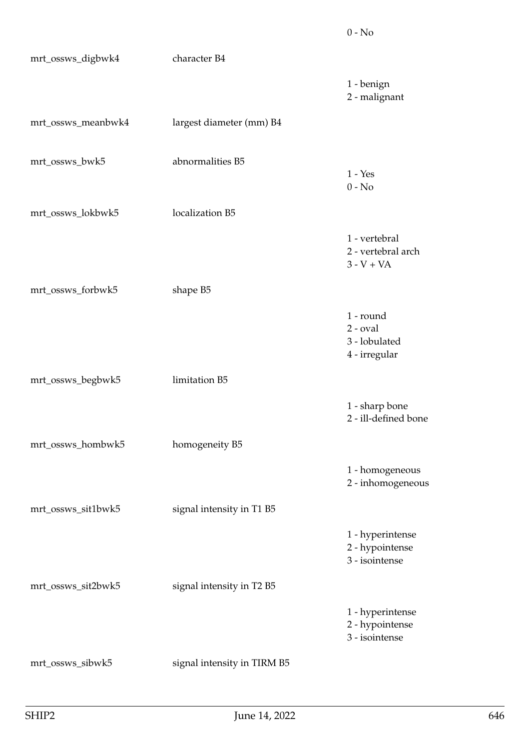| | | |
|---|---|---|
| | | 0 - No |
| mrt_ossws_digbwk4 | character B4 | |
| | | 1 - benign<br>2 - malignant |
| mrt_ossws_meanbwk4 | largest diameter (mm) B4 | |
| mrt_ossws_bwk5 | abnormalities B5 | 1 - Yes<br>0 - No |
| mrt_ossws_lokbwk5 | localization B5 | |
| | | 1 - vertebral<br>2 - vertebral arch<br>3 - V + VA |
| mrt_ossws_forbwk5 | shape B5 | |
| | | 1 - round<br>2 - oval<br>3 - lobulated<br>4 - irregular |
| mrt_ossws_begbwk5 | limitation B5 | |
| | | 1 - sharp bone<br>2 - ill-defined bone |
| mrt_ossws_hombwk5 | homogeneity B5 | |
| | | 1 - homogeneous<br>2 - inhomogeneous |
| mrt_ossws_sit1bwk5 | signal intensity in T1 B5 | |
| | | 1 - hyperintense<br>2 - hypointense<br>3 - isointense |
| mrt_ossws_sit2bwk5 | signal intensity in T2 B5 | |
| | | 1 - hyperintense<br>2 - hypointense<br>3 - isointense |
| mrt_ossws_sibwk5 | signal intensity in TIRM B5 | |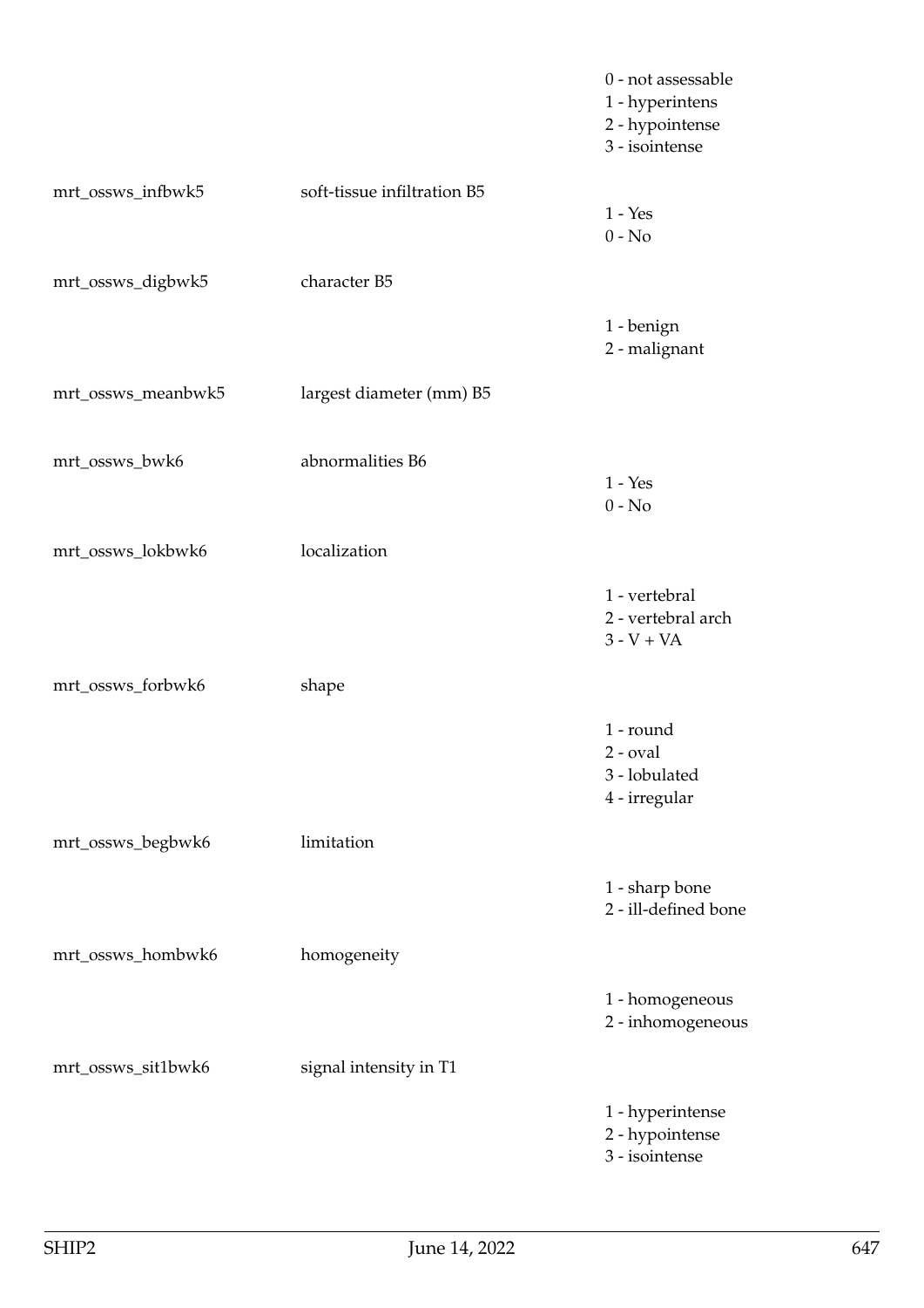|  |  | 0 - not assessable<br>1 - hyperintens<br>2 - hypointense<br>3 - isointense |
|---|---|---|
| mrt_ossws_infbwk5 | soft-tissue infiltration B5 | 1 - Yes<br>0 - No |
| mrt_ossws_digbwk5 | character B5 | 1 - benign<br>2 - malignant |
| mrt_ossws_meanbwk5 | largest diameter (mm) B5 |  |
| mrt_ossws_bwk6 | abnormalities B6 | 1 - Yes<br>0 - No |
| mrt_ossws_lokbwk6 | localization | 1 - vertebral<br>2 - vertebral arch<br>3 - V + VA |
| mrt_ossws_forbwk6 | shape | 1 - round<br>2 - oval<br>3 - lobulated<br>4 - irregular |
| mrt_ossws_begbwk6 | limitation | 1 - sharp bone<br>2 - ill-defined bone |
| mrt_ossws_hombwk6 | homogeneity | 1 - homogeneous<br>2 - inhomogeneous |
| mrt_ossws_sit1bwk6 | signal intensity in T1 | 1 - hyperintense<br>2 - hypointense<br>3 - isointense |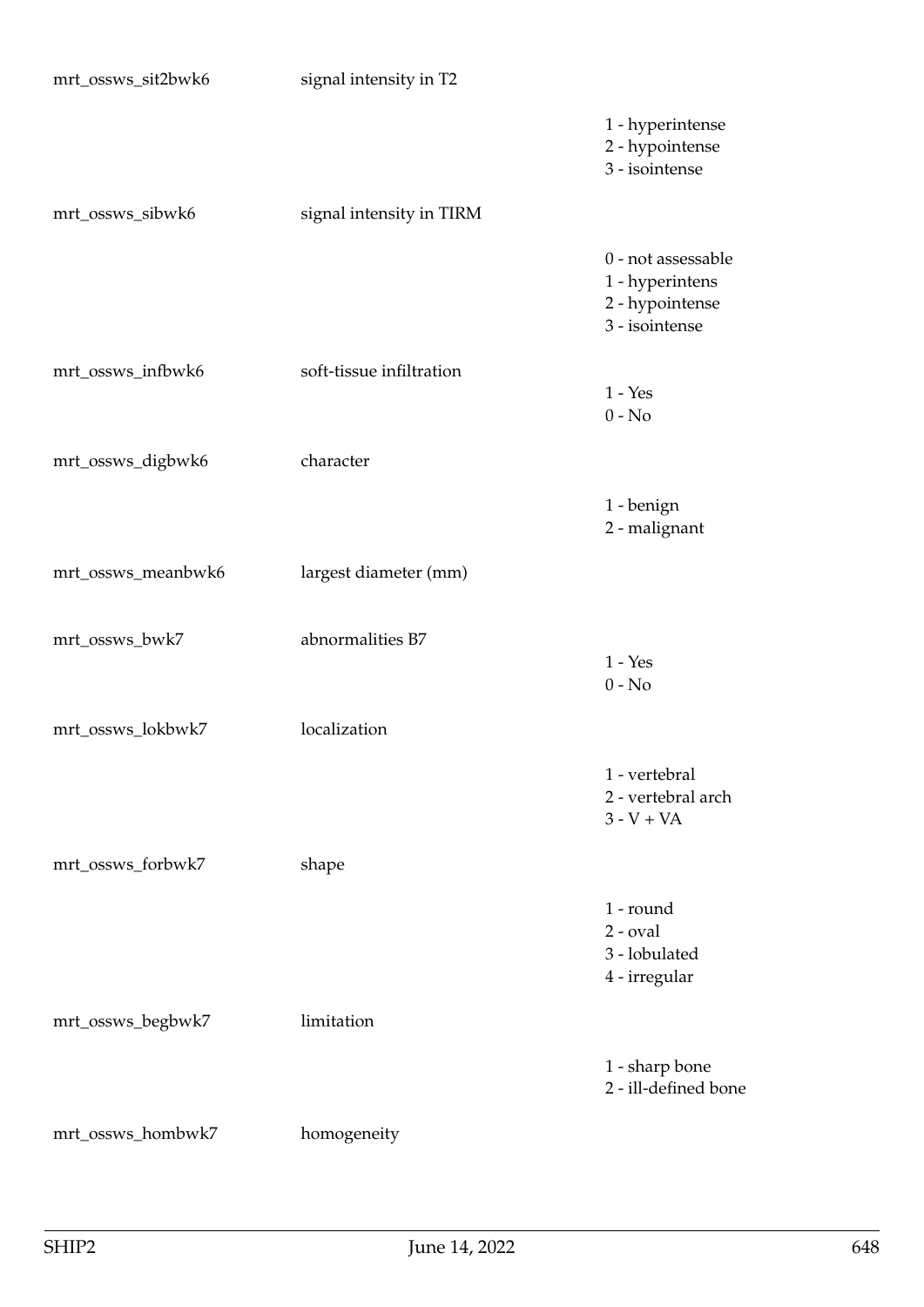| Variable | Label | Values |
|---|---|---|
| mrt_ossws_sit2bwk6 | signal intensity in T2 | 1 - hyperintense<br>2 - hypointense<br>3 - isointense |
| mrt_ossws_sibwk6 | signal intensity in TIRM | 0 - not assessable<br>1 - hyperintens<br>2 - hypointense<br>3 - isointense |
| mrt_ossws_infbwk6 | soft-tissue infiltration | 1 - Yes<br>0 - No |
| mrt_ossws_digbwk6 | character | 1 - benign<br>2 - malignant |
| mrt_ossws_meanbwk6 | largest diameter (mm) | |
| mrt_ossws_bwk7 | abnormalities B7 | 1 - Yes<br>0 - No |
| mrt_ossws_lokbwk7 | localization | 1 - vertebral<br>2 - vertebral arch<br>3 - V + VA |
| mrt_ossws_forbwk7 | shape | 1 - round<br>2 - oval<br>3 - lobulated<br>4 - irregular |
| mrt_ossws_begbwk7 | limitation | 1 - sharp bone<br>2 - ill-defined bone |
| mrt_ossws_hombwk7 | homogeneity | |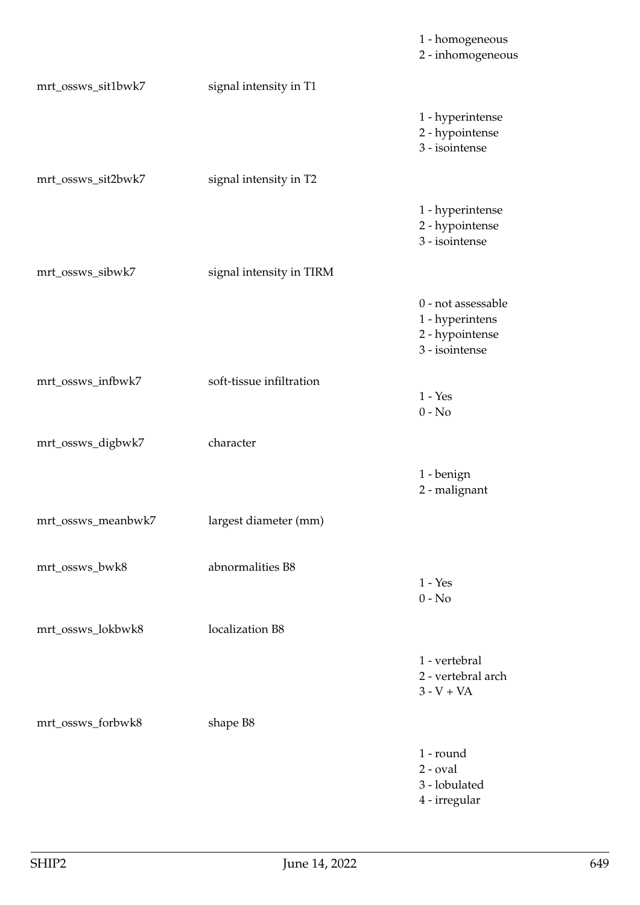| | | |
|---|---|---|
| | | 1 - homogeneous<br>2 - inhomogeneous |
| mrt_ossws_sit1bwk7 | signal intensity in T1 | |
| | | 1 - hyperintense<br>2 - hypointense<br>3 - isointense |
| mrt_ossws_sit2bwk7 | signal intensity in T2 | |
| | | 1 - hyperintense<br>2 - hypointense<br>3 - isointense |
| mrt_ossws_sibwk7 | signal intensity in TIRM | |
| | | 0 - not assessable<br>1 - hyperintens<br>2 - hypointense<br>3 - isointense |
| mrt_ossws_infbwk7 | soft-tissue infiltration | 1 - Yes<br>0 - No |
| mrt_ossws_digbwk7 | character | |
| | | 1 - benign<br>2 - malignant |
| mrt_ossws_meanbwk7 | largest diameter (mm) | |
| mrt_ossws_bwk8 | abnormalities B8 | 1 - Yes<br>0 - No |
| mrt_ossws_lokbwk8 | localization B8 | |
| | | 1 - vertebral<br>2 - vertebral arch<br>3 - V + VA |
| mrt_ossws_forbwk8 | shape B8 | |
| | | 1 - round<br>2 - oval<br>3 - lobulated<br>4 - irregular |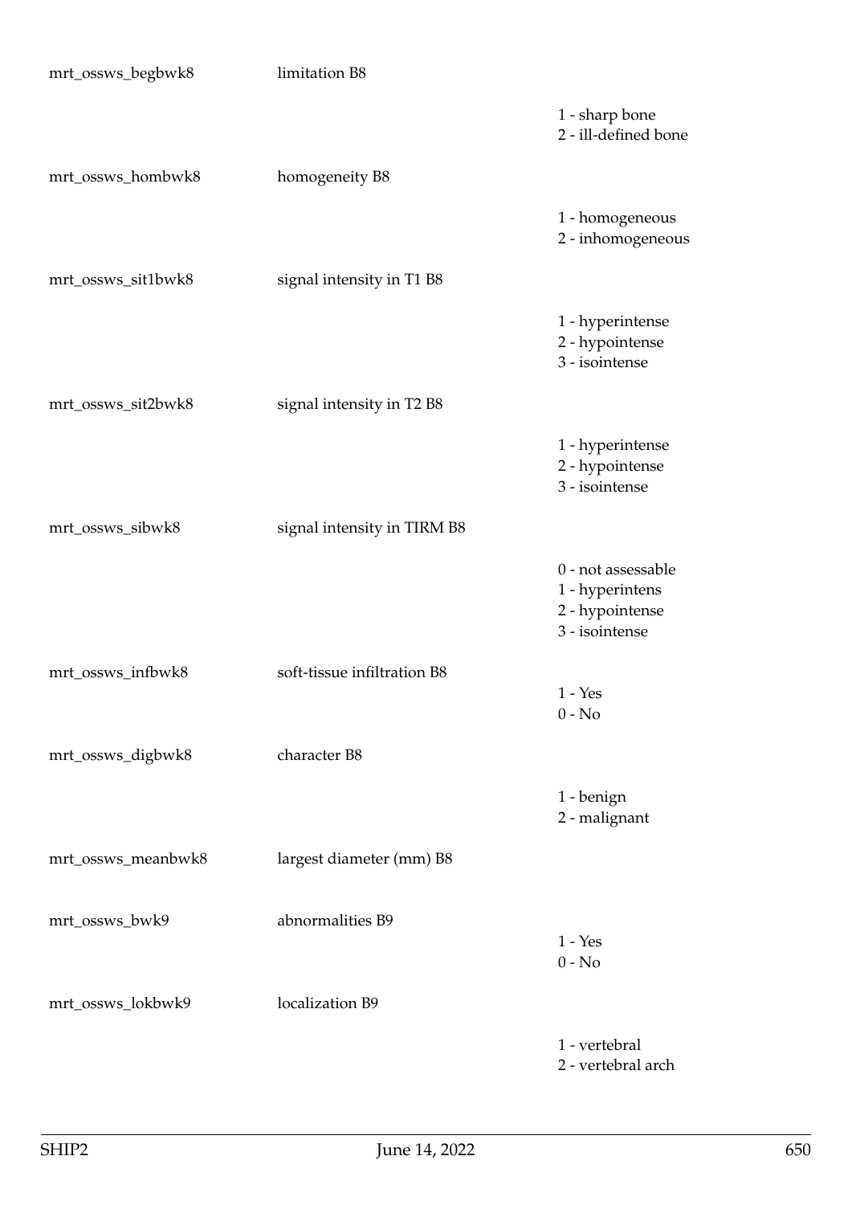| | | |
|---|---|---|
| mrt_ossws_begbwk8 | limitation B8 | |
| | | 1 - sharp bone<br>2 - ill-defined bone |
| mrt_ossws_hombwk8 | homogeneity B8 | |
| | | 1 - homogeneous<br>2 - inhomogeneous |
| mrt_ossws_sit1bwk8 | signal intensity in T1 B8 | |
| | | 1 - hyperintense<br>2 - hypointense<br>3 - isointense |
| mrt_ossws_sit2bwk8 | signal intensity in T2 B8 | |
| | | 1 - hyperintense<br>2 - hypointense<br>3 - isointense |
| mrt_ossws_sibwk8 | signal intensity in TIRM B8 | |
| | | 0 - not assessable<br>1 - hyperintens<br>2 - hypointense<br>3 - isointense |
| mrt_ossws_infbwk8 | soft-tissue infiltration B8 | 1 - Yes<br>0 - No |
| mrt_ossws_digbwk8 | character B8 | |
| | | 1 - benign<br>2 - malignant |
| mrt_ossws_meanbwk8 | largest diameter (mm) B8 | |
| mrt_ossws_bwk9 | abnormalities B9 | 1 - Yes<br>0 - No |
| mrt_ossws_lokbwk9 | localization B9 | |
| | | 1 - vertebral<br>2 - vertebral arch |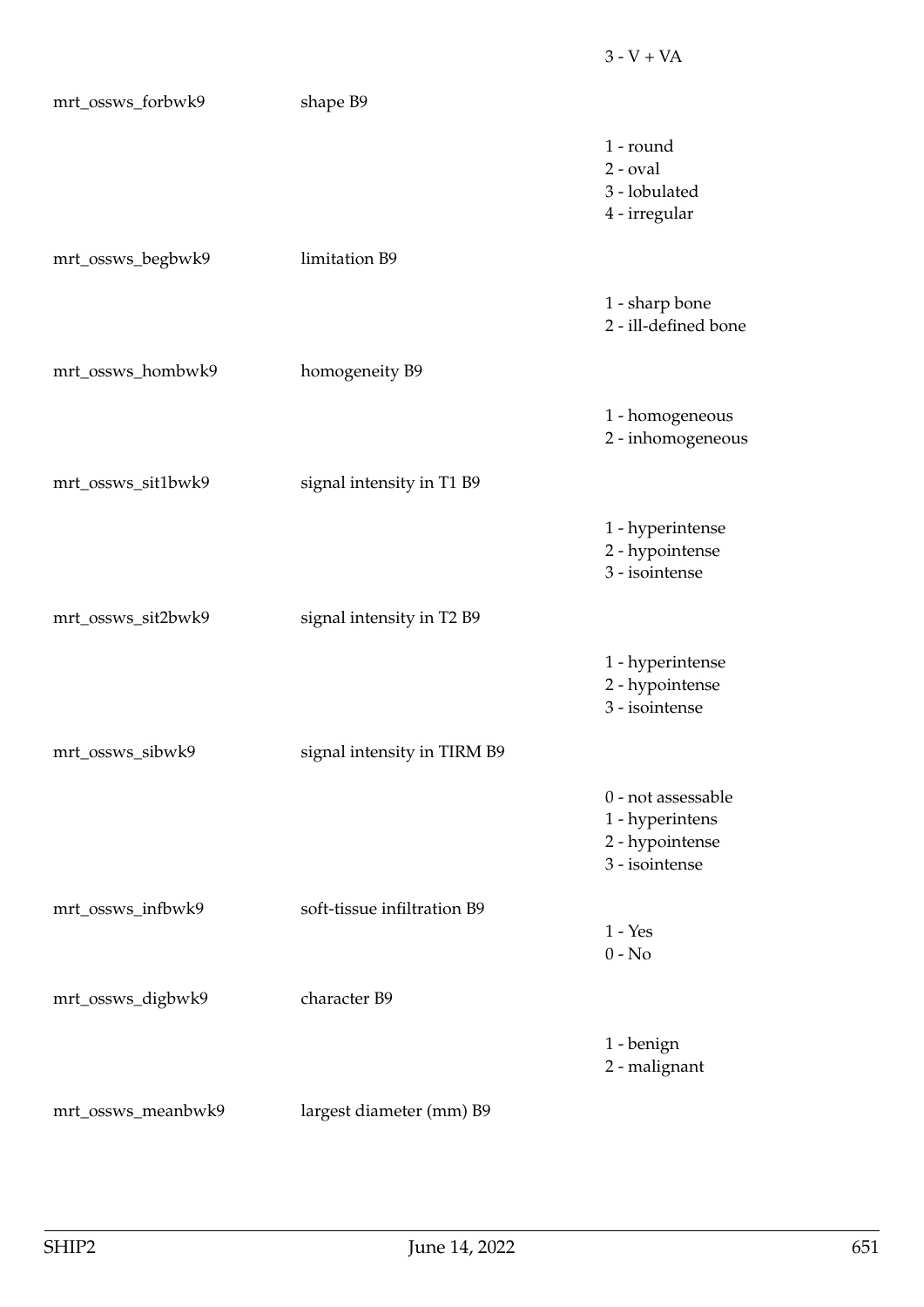3 - V + VA

| | | |
|---|---|---|
| mrt_ossws_forbwk9 | shape B9 | |
| | | 1 - round<br>2 - oval<br>3 - lobulated<br>4 - irregular |
| mrt_ossws_begbwk9 | limitation B9 | |
| | | 1 - sharp bone<br>2 - ill-defined bone |
| mrt_ossws_hombwk9 | homogeneity B9 | |
| | | 1 - homogeneous<br>2 - inhomogeneous |
| mrt_ossws_sit1bwk9 | signal intensity in T1 B9 | |
| | | 1 - hyperintense<br>2 - hypointense<br>3 - isointense |
| mrt_ossws_sit2bwk9 | signal intensity in T2 B9 | |
| | | 1 - hyperintense<br>2 - hypointense<br>3 - isointense |
| mrt_ossws_sibwk9 | signal intensity in TIRM B9 | |
| | | 0 - not assessable<br>1 - hyperintens<br>2 - hypointense<br>3 - isointense |
| mrt_ossws_infbwk9 | soft-tissue infiltration B9 | 1 - Yes<br>0 - No |
| mrt_ossws_digbwk9 | character B9 | |
| | | 1 - benign<br>2 - malignant |
| mrt_ossws_meanbwk9 | largest diameter (mm) B9 | |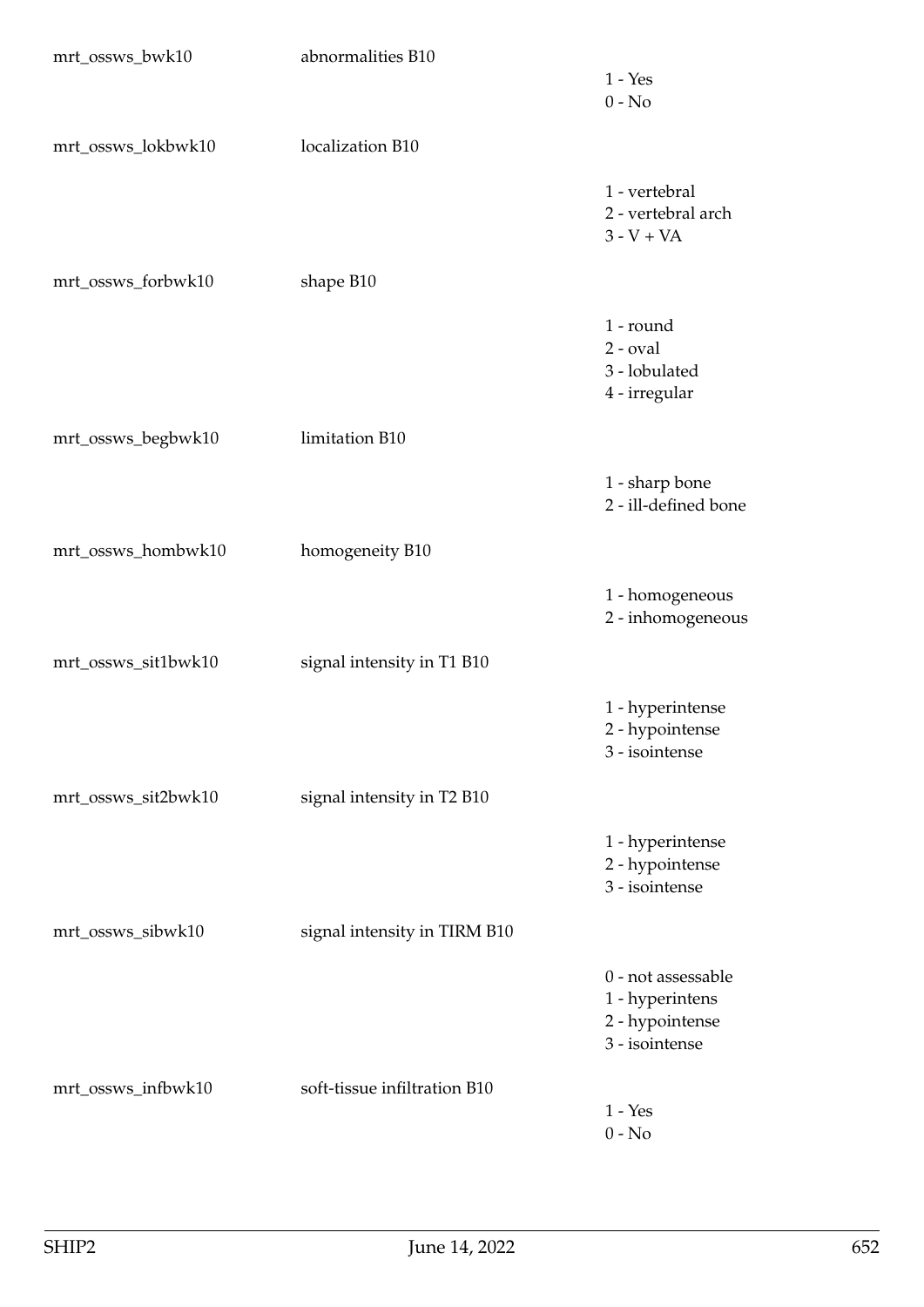| | | |
|---|---|---|
| mrt_ossws_bwk10 | abnormalities B10 | 1 - Yes<br>0 - No |
| mrt_ossws_lokbwk10 | localization B10 | 1 - vertebral<br>2 - vertebral arch<br>3 - V + VA |
| mrt_ossws_forbwk10 | shape B10 | 1 - round<br>2 - oval<br>3 - lobulated<br>4 - irregular |
| mrt_ossws_begbwk10 | limitation B10 | 1 - sharp bone<br>2 - ill-defined bone |
| mrt_ossws_hombwk10 | homogeneity B10 | 1 - homogeneous<br>2 - inhomogeneous |
| mrt_ossws_sit1bwk10 | signal intensity in T1 B10 | 1 - hyperintense<br>2 - hypointense<br>3 - isointense |
| mrt_ossws_sit2bwk10 | signal intensity in T2 B10 | 1 - hyperintense<br>2 - hypointense<br>3 - isointense |
| mrt_ossws_sibwk10 | signal intensity in TIRM B10 | 0 - not assessable<br>1 - hyperintens<br>2 - hypointense<br>3 - isointense |
| mrt_ossws_infbwk10 | soft-tissue infiltration B10 | 1 - Yes<br>0 - No |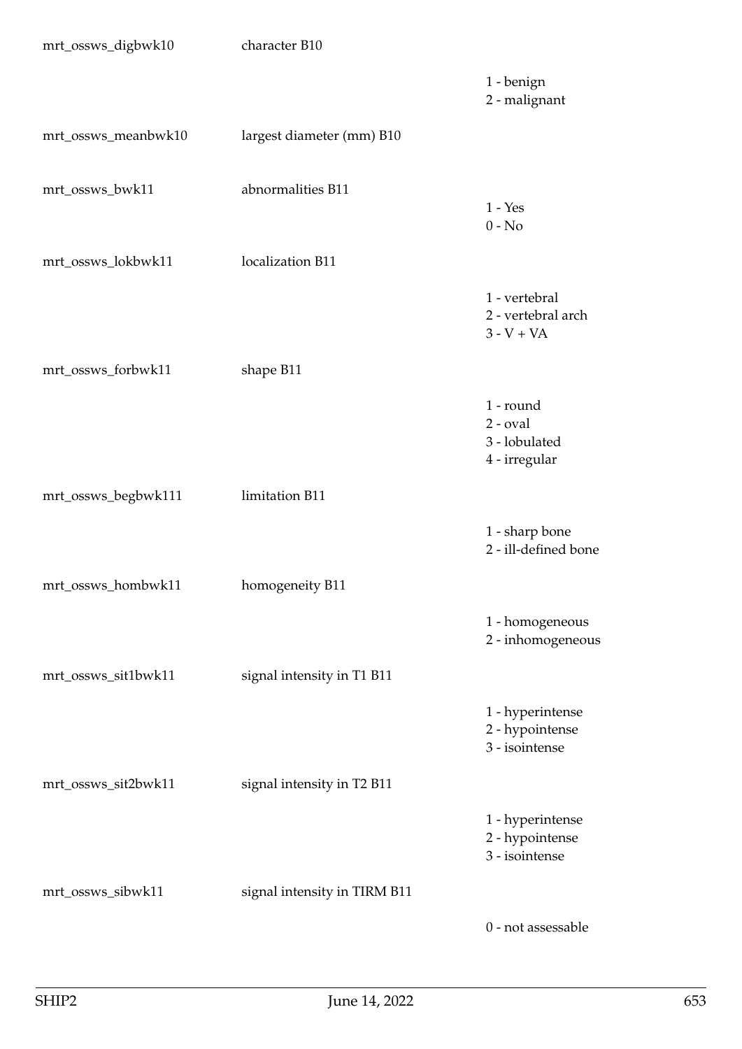| | | |
|---|---|---|
| mrt_ossws_digbwk10 | character B10 | |
| | | 1 - benign<br>2 - malignant |
| mrt_ossws_meanbwk10 | largest diameter (mm) B10 | |
| mrt_ossws_bwk11 | abnormalities B11 | 1 - Yes<br>0 - No |
| mrt_ossws_lokbwk11 | localization B11 | |
| | | 1 - vertebral<br>2 - vertebral arch<br>3 - V + VA |
| mrt_ossws_forbwk11 | shape B11 | |
| | | 1 - round<br>2 - oval<br>3 - lobulated<br>4 - irregular |
| mrt_ossws_begbwk111 | limitation B11 | |
| | | 1 - sharp bone<br>2 - ill-defined bone |
| mrt_ossws_hombwk11 | homogeneity B11 | |
| | | 1 - homogeneous<br>2 - inhomogeneous |
| mrt_ossws_sit1bwk11 | signal intensity in T1 B11 | |
| | | 1 - hyperintense<br>2 - hypointense<br>3 - isointense |
| mrt_ossws_sit2bwk11 | signal intensity in T2 B11 | |
| | | 1 - hyperintense<br>2 - hypointense<br>3 - isointense |
| mrt_ossws_sibwk11 | signal intensity in TIRM B11 | |
| | | 0 - not assessable |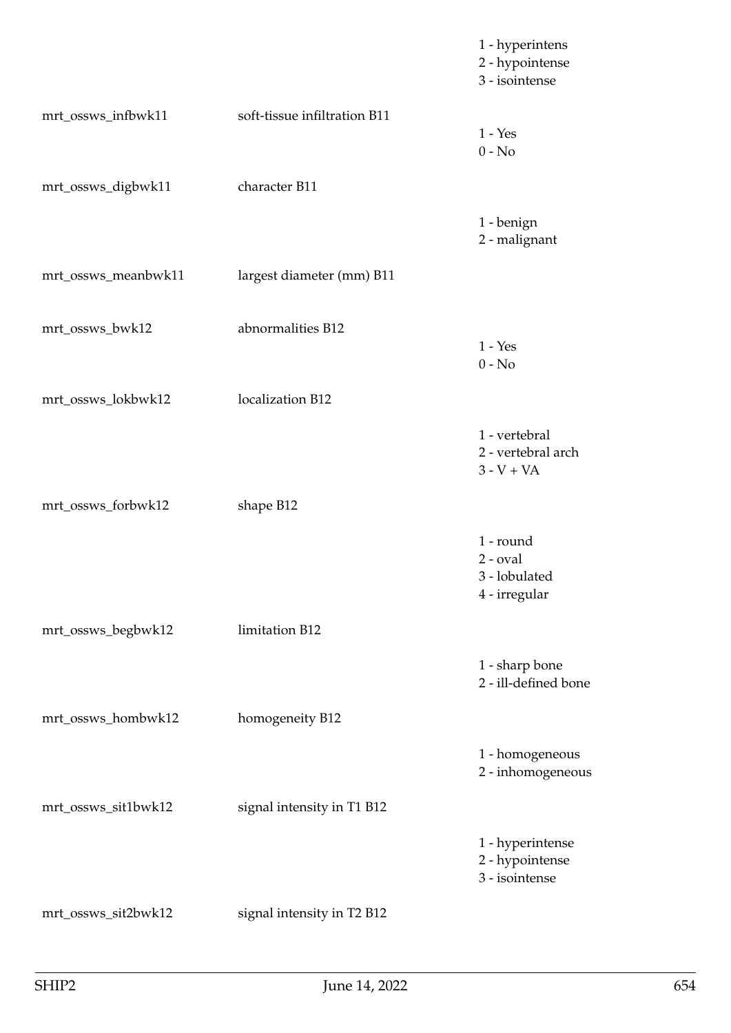| | | |
|---|---|---|
| | | 1 - hyperintens<br>2 - hypointense<br>3 - isointense |
| mrt_ossws_infbwk11 | soft-tissue infiltration B11 | 1 - Yes<br>0 - No |
| mrt_ossws_digbwk11 | character B11 | 1 - benign<br>2 - malignant |
| mrt_ossws_meanbwk11 | largest diameter (mm) B11 | |
| mrt_ossws_bwk12 | abnormalities B12 | 1 - Yes<br>0 - No |
| mrt_ossws_lokbwk12 | localization B12 | 1 - vertebral<br>2 - vertebral arch<br>3 - V + VA |
| mrt_ossws_forbwk12 | shape B12 | 1 - round<br>2 - oval<br>3 - lobulated<br>4 - irregular |
| mrt_ossws_begbwk12 | limitation B12 | 1 - sharp bone<br>2 - ill-defined bone |
| mrt_ossws_hombwk12 | homogeneity B12 | 1 - homogeneous<br>2 - inhomogeneous |
| mrt_ossws_sit1bwk12 | signal intensity in T1 B12 | 1 - hyperintense<br>2 - hypointense<br>3 - isointense |
| mrt_ossws_sit2bwk12 | signal intensity in T2 B12 | |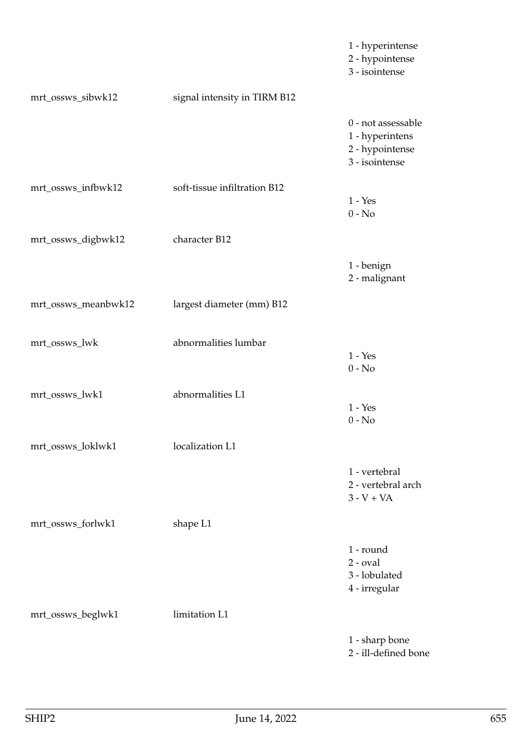| | | |
|---|---|---|
| | | 1 - hyperintense<br>2 - hypointense<br>3 - isointense |
| mrt_ossws_sibwk12 | signal intensity in TIRM B12 | |
| | | 0 - not assessable<br>1 - hyperintens<br>2 - hypointense<br>3 - isointense |
| mrt_ossws_infbwk12 | soft-tissue infiltration B12 | 1 - Yes<br>0 - No |
| mrt_ossws_digbwk12 | character B12 | |
| | | 1 - benign<br>2 - malignant |
| mrt_ossws_meanbwk12 | largest diameter (mm) B12 | |
| mrt_ossws_lwk | abnormalities lumbar | 1 - Yes<br>0 - No |
| mrt_ossws_lwk1 | abnormalities L1 | 1 - Yes<br>0 - No |
| mrt_ossws_loklwk1 | localization L1 | |
| | | 1 - vertebral<br>2 - vertebral arch<br>3 - V + VA |
| mrt_ossws_forlwk1 | shape L1 | |
| | | 1 - round<br>2 - oval<br>3 - lobulated<br>4 - irregular |
| mrt_ossws_beglwk1 | limitation L1 | |
| | | 1 - sharp bone<br>2 - ill-defined bone |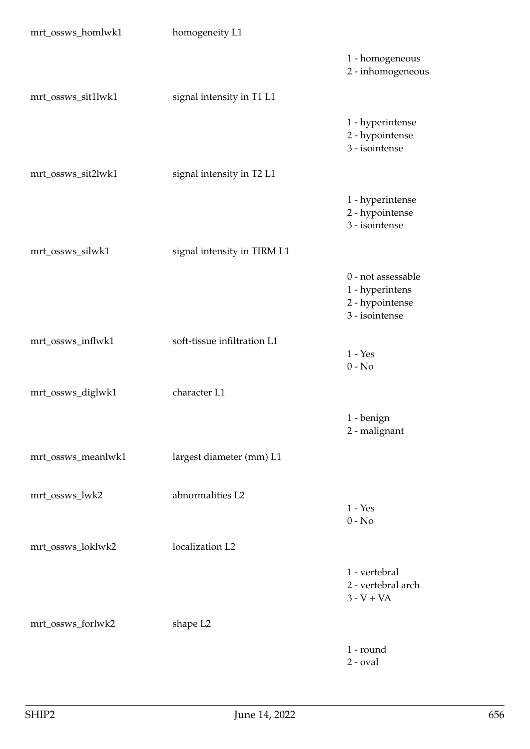| Variable | Label | Values |
|---|---|---|
| mrt_ossws_homlwk1 | homogeneity L1 | 1 - homogeneous<br>2 - inhomogeneous |
| mrt_ossws_sit1lwk1 | signal intensity in T1 L1 | 1 - hyperintense<br>2 - hypointense<br>3 - isointense |
| mrt_ossws_sit2lwk1 | signal intensity in T2 L1 | 1 - hyperintense<br>2 - hypointense<br>3 - isointense |
| mrt_ossws_silwk1 | signal intensity in TIRM L1 | 0 - not assessable<br>1 - hyperintens<br>2 - hypointense<br>3 - isointense |
| mrt_ossws_inflwk1 | soft-tissue infiltration L1 | 1 - Yes<br>0 - No |
| mrt_ossws_diglwk1 | character L1 | 1 - benign<br>2 - malignant |
| mrt_ossws_meanlwk1 | largest diameter (mm) L1 | |
| mrt_ossws_lwk2 | abnormalities L2 | 1 - Yes<br>0 - No |
| mrt_ossws_loklwk2 | localization L2 | 1 - vertebral<br>2 - vertebral arch<br>3 - V + VA |
| mrt_ossws_forlwk2 | shape L2 | 1 - round<br>2 - oval |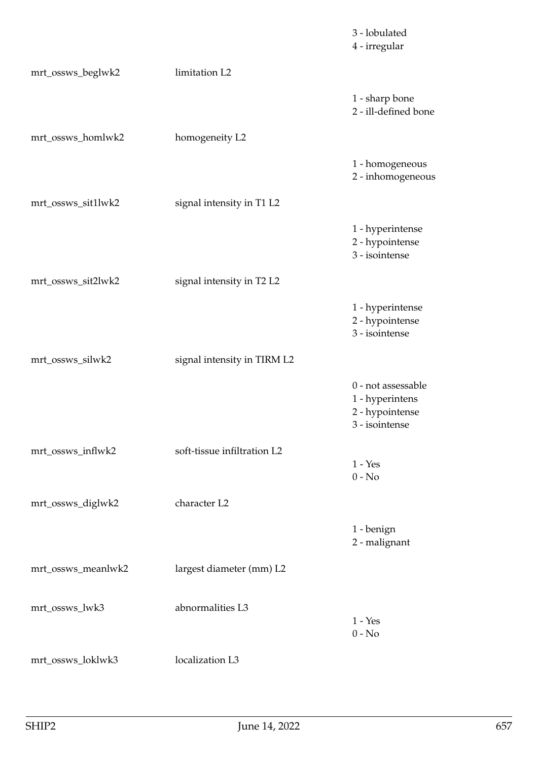|  |  |  |
| --- | --- | --- |
|  |  | 3 - lobulated<br>4 - irregular |
| mrt_ossws_beglwk2 | limitation L2 | 1 - sharp bone<br>2 - ill-defined bone |
| mrt_ossws_homlwk2 | homogeneity L2 | 1 - homogeneous<br>2 - inhomogeneous |
| mrt_ossws_sit1lwk2 | signal intensity in T1 L2 | 1 - hyperintense<br>2 - hypointense<br>3 - isointense |
| mrt_ossws_sit2lwk2 | signal intensity in T2 L2 | 1 - hyperintense<br>2 - hypointense<br>3 - isointense |
| mrt_ossws_silwk2 | signal intensity in TIRM L2 | 0 - not assessable<br>1 - hyperintens<br>2 - hypointense<br>3 - isointense |
| mrt_ossws_inflwk2 | soft-tissue infiltration L2 | 1 - Yes<br>0 - No |
| mrt_ossws_diglwk2 | character L2 | 1 - benign<br>2 - malignant |
| mrt_ossws_meanlwk2 | largest diameter (mm) L2 |  |
| mrt_ossws_lwk3 | abnormalities L3 | 1 - Yes<br>0 - No |
| mrt_ossws_loklwk3 | localization L3 |  |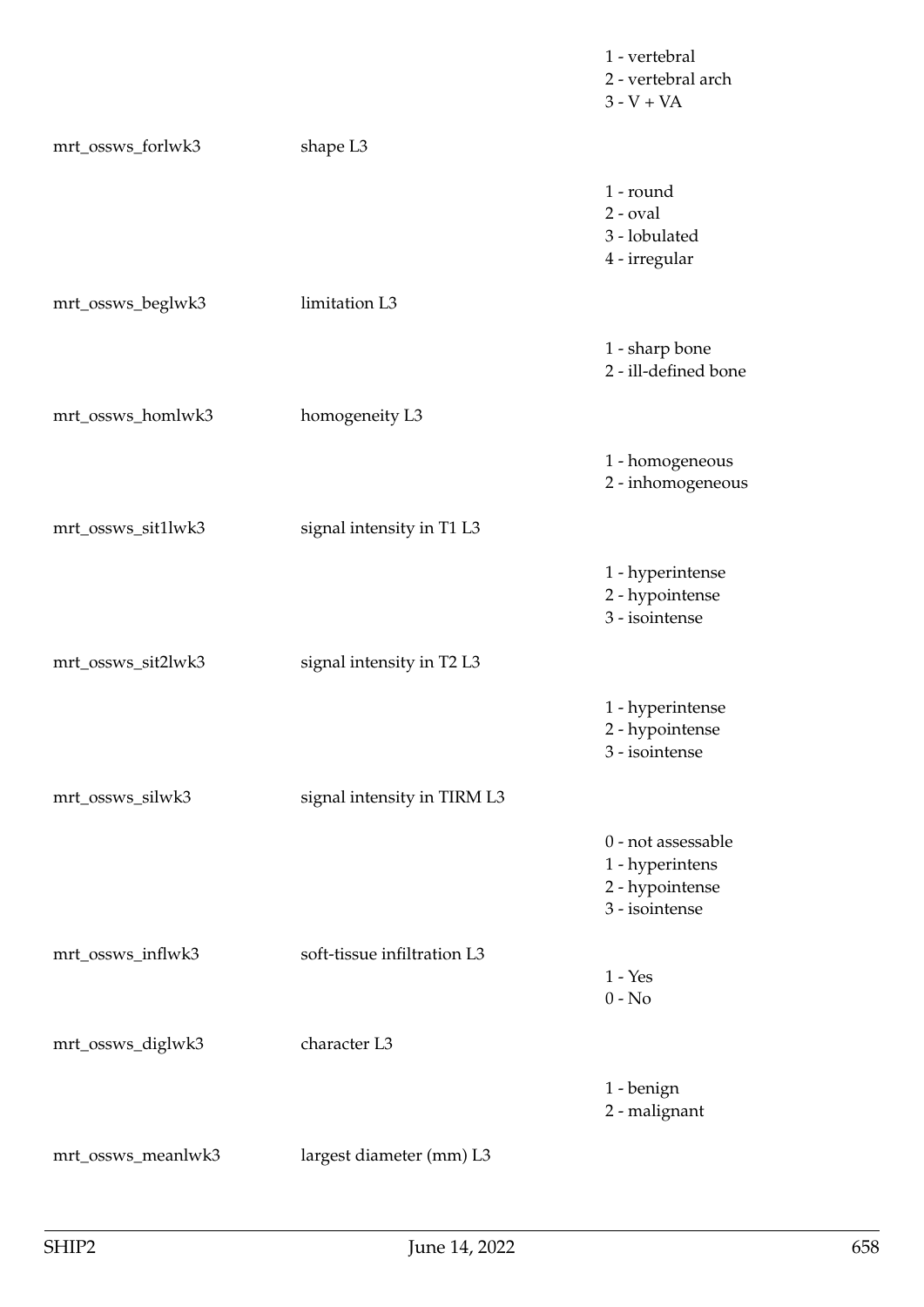| | | |
|---|---|---|
| | | 1 - vertebral<br>2 - vertebral arch<br>3 - V + VA |
| mrt_ossws_forlwk3 | shape L3 | |
| | | 1 - round<br>2 - oval<br>3 - lobulated<br>4 - irregular |
| mrt_ossws_beglwk3 | limitation L3 | |
| | | 1 - sharp bone<br>2 - ill-defined bone |
| mrt_ossws_homlwk3 | homogeneity L3 | |
| | | 1 - homogeneous<br>2 - inhomogeneous |
| mrt_ossws_sit1lwk3 | signal intensity in T1 L3 | |
| | | 1 - hyperintense<br>2 - hypointense<br>3 - isointense |
| mrt_ossws_sit2lwk3 | signal intensity in T2 L3 | |
| | | 1 - hyperintense<br>2 - hypointense<br>3 - isointense |
| mrt_ossws_silwk3 | signal intensity in TIRM L3 | |
| | | 0 - not assessable<br>1 - hyperintens<br>2 - hypointense<br>3 - isointense |
| mrt_ossws_inflwk3 | soft-tissue infiltration L3 | 1 - Yes<br>0 - No |
| mrt_ossws_diglwk3 | character L3 | |
| | | 1 - benign<br>2 - malignant |
| mrt_ossws_meanlwk3 | largest diameter (mm) L3 | |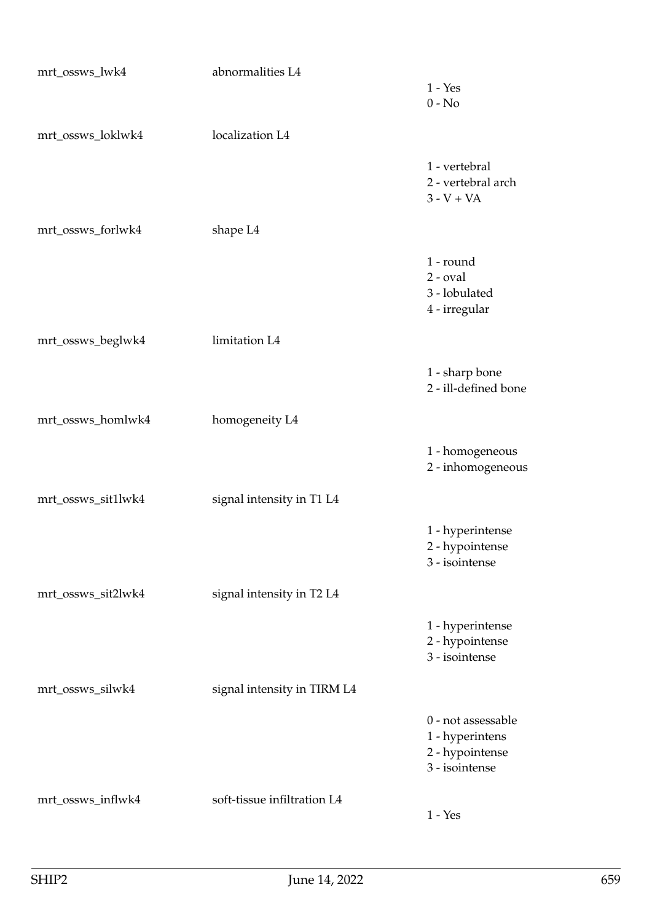| | | |
|---|---|---|
| mrt_ossws_lwk4 | abnormalities L4 | 1 - Yes<br>0 - No |
| mrt_ossws_loklwk4 | localization L4 | 1 - vertebral<br>2 - vertebral arch<br>3 - V + VA |
| mrt_ossws_forlwk4 | shape L4 | 1 - round<br>2 - oval<br>3 - lobulated<br>4 - irregular |
| mrt_ossws_beglwk4 | limitation L4 | 1 - sharp bone<br>2 - ill-defined bone |
| mrt_ossws_homlwk4 | homogeneity L4 | 1 - homogeneous<br>2 - inhomogeneous |
| mrt_ossws_sit1lwk4 | signal intensity in T1 L4 | 1 - hyperintense<br>2 - hypointense<br>3 - isointense |
| mrt_ossws_sit2lwk4 | signal intensity in T2 L4 | 1 - hyperintense<br>2 - hypointense<br>3 - isointense |
| mrt_ossws_silwk4 | signal intensity in TIRM L4 | 0 - not assessable<br>1 - hyperintens<br>2 - hypointense<br>3 - isointense |
| mrt_ossws_inflwk4 | soft-tissue infiltration L4 | 1 - Yes |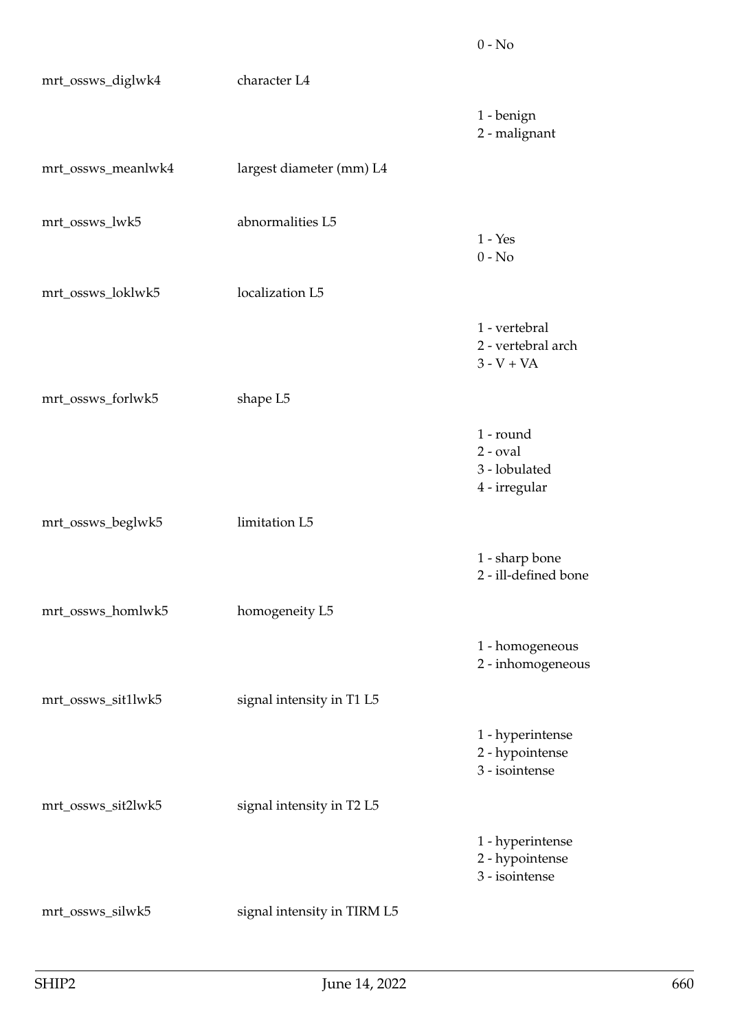0 - No

| | | |
|---|---|---|
| mrt_ossws_diglwk4 | character L4 | |
| | | 1 - benign<br>2 - malignant |
| mrt_ossws_meanlwk4 | largest diameter (mm) L4 | |
| mrt_ossws_lwk5 | abnormalities L5 | 1 - Yes<br>0 - No |
| mrt_ossws_loklwk5 | localization L5 | |
| | | 1 - vertebral<br>2 - vertebral arch<br>3 - V + VA |
| mrt_ossws_forlwk5 | shape L5 | |
| | | 1 - round<br>2 - oval<br>3 - lobulated<br>4 - irregular |
| mrt_ossws_beglwk5 | limitation L5 | |
| | | 1 - sharp bone<br>2 - ill-defined bone |
| mrt_ossws_homlwk5 | homogeneity L5 | |
| | | 1 - homogeneous<br>2 - inhomogeneous |
| mrt_ossws_sit1lwk5 | signal intensity in T1 L5 | |
| | | 1 - hyperintense<br>2 - hypointense<br>3 - isointense |
| mrt_ossws_sit2lwk5 | signal intensity in T2 L5 | |
| | | 1 - hyperintense<br>2 - hypointense<br>3 - isointense |
| mrt_ossws_silwk5 | signal intensity in TIRM L5 | |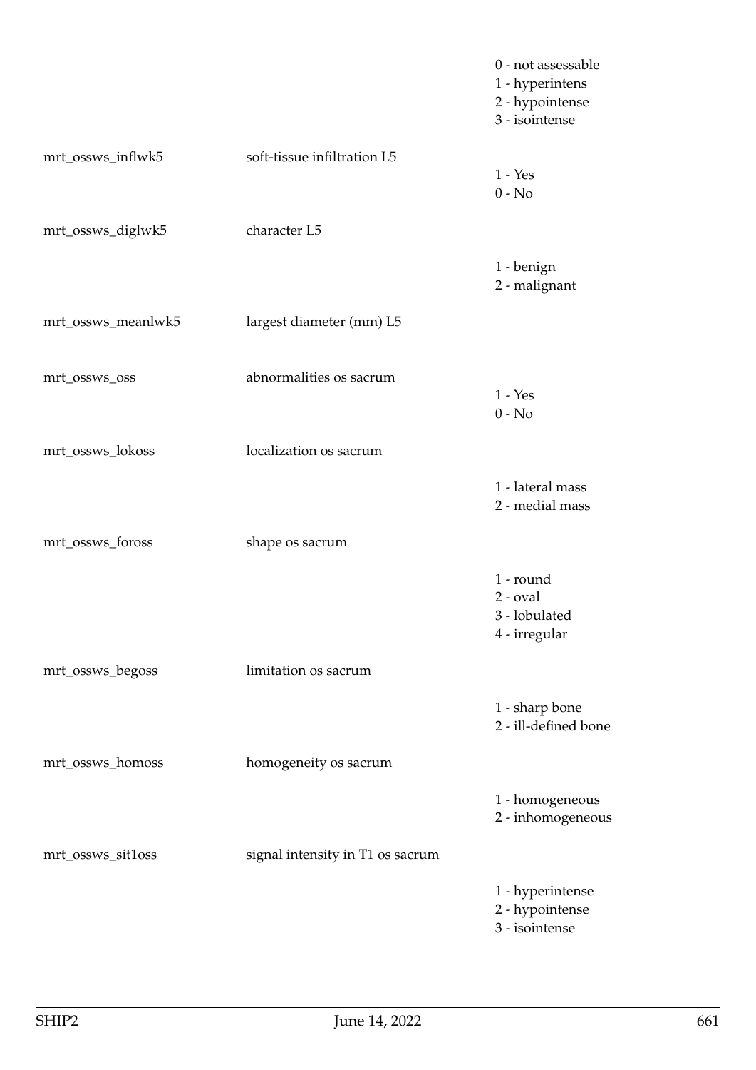| | | |
|---|---|---|
| | | 0 - not assessable<br>1 - hyperintens<br>2 - hypointense<br>3 - isointense |
| mrt_ossws_inflwk5 | soft-tissue infiltration L5 | 1 - Yes<br>0 - No |
| mrt_ossws_diglwk5 | character L5 | 1 - benign<br>2 - malignant |
| mrt_ossws_meanlwk5 | largest diameter (mm) L5 | |
| mrt_ossws_oss | abnormalities os sacrum | 1 - Yes<br>0 - No |
| mrt_ossws_lokoss | localization os sacrum | 1 - lateral mass<br>2 - medial mass |
| mrt_ossws_foross | shape os sacrum | 1 - round<br>2 - oval<br>3 - lobulated<br>4 - irregular |
| mrt_ossws_begoss | limitation os sacrum | 1 - sharp bone<br>2 - ill-defined bone |
| mrt_ossws_homoss | homogeneity os sacrum | 1 - homogeneous<br>2 - inhomogeneous |
| mrt_ossws_sit1oss | signal intensity in T1 os sacrum | 1 - hyperintense<br>2 - hypointense<br>3 - isointense |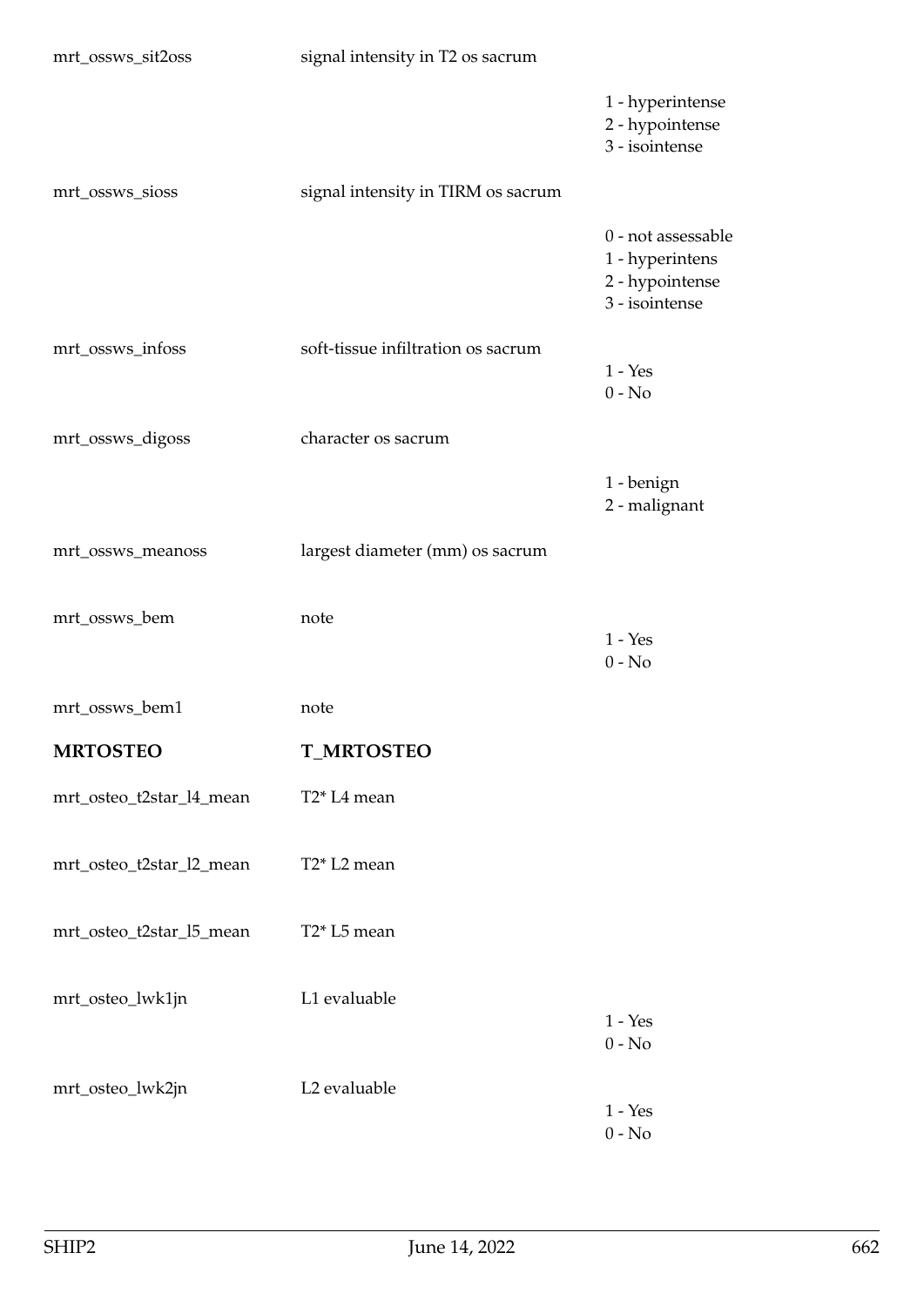| | | |
|---|---|---|
| mrt_ossws_sit2oss | signal intensity in T2 os sacrum | |
| | | 1 - hyperintense<br>2 - hypointense<br>3 - isointense |
| mrt_ossws_sioss | signal intensity in TIRM os sacrum | |
| | | 0 - not assessable<br>1 - hyperintens<br>2 - hypointense<br>3 - isointense |
| mrt_ossws_infoss | soft-tissue infiltration os sacrum | 1 - Yes<br>0 - No |
| mrt_ossws_digoss | character os sacrum | |
| | | 1 - benign<br>2 - malignant |
| mrt_ossws_meanoss | largest diameter (mm) os sacrum | |
| mrt_ossws_bem | note | 1 - Yes<br>0 - No |
| mrt_ossws_bem1 | note | |

## MRTOSTEO **T_MRTOSTEO**

| | | |
|---|---|---|
| mrt_osteo_t2star_l4_mean | T2* L4 mean | |
| mrt_osteo_t2star_l2_mean | T2* L2 mean | |
| mrt_osteo_t2star_l5_mean | T2* L5 mean | |
| mrt_osteo_lwk1jn | L1 evaluable | 1 - Yes<br>0 - No |
| mrt_osteo_lwk2jn | L2 evaluable | 1 - Yes<br>0 - No |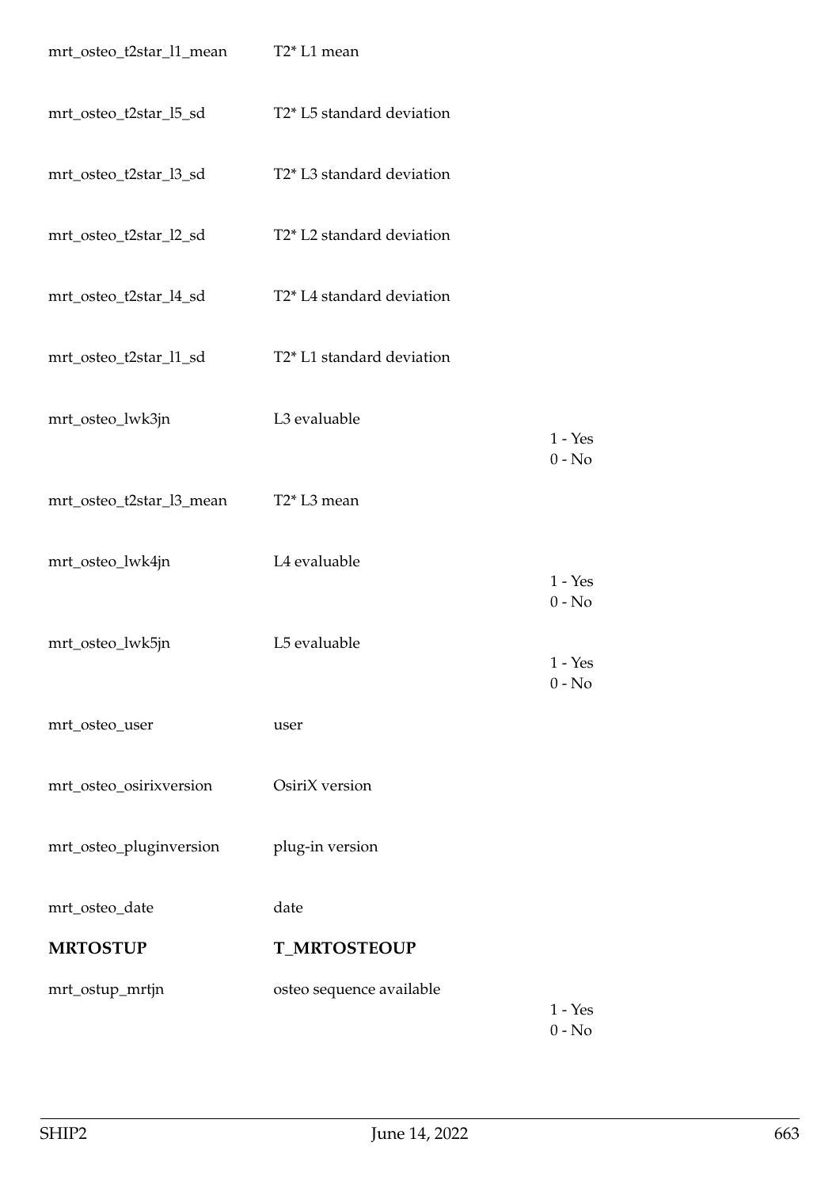| | | |
|---|---|---|
| mrt_osteo_t2star_l1_mean | T2* L1 mean | |
| mrt_osteo_t2star_l5_sd | T2* L5 standard deviation | |
| mrt_osteo_t2star_l3_sd | T2* L3 standard deviation | |
| mrt_osteo_t2star_l2_sd | T2* L2 standard deviation | |
| mrt_osteo_t2star_l4_sd | T2* L4 standard deviation | |
| mrt_osteo_t2star_l1_sd | T2* L1 standard deviation | |
| mrt_osteo_lwk3jn | L3 evaluable | 1 - Yes<br>0 - No |
| mrt_osteo_t2star_l3_mean | T2* L3 mean | |
| mrt_osteo_lwk4jn | L4 evaluable | 1 - Yes<br>0 - No |
| mrt_osteo_lwk5jn | L5 evaluable | 1 - Yes<br>0 - No |
| mrt_osteo_user | user | |
| mrt_osteo_osirixversion | OsiriX version | |
| mrt_osteo_pluginversion | plug-in version | |
| mrt_osteo_date | date | |

| | | |
|---|---|---|
| **MRTOSTUP** | **T_MRTOSTEOUP** | |
| mrt_ostup_mrtjn | osteo sequence available | 1 - Yes<br>0 - No |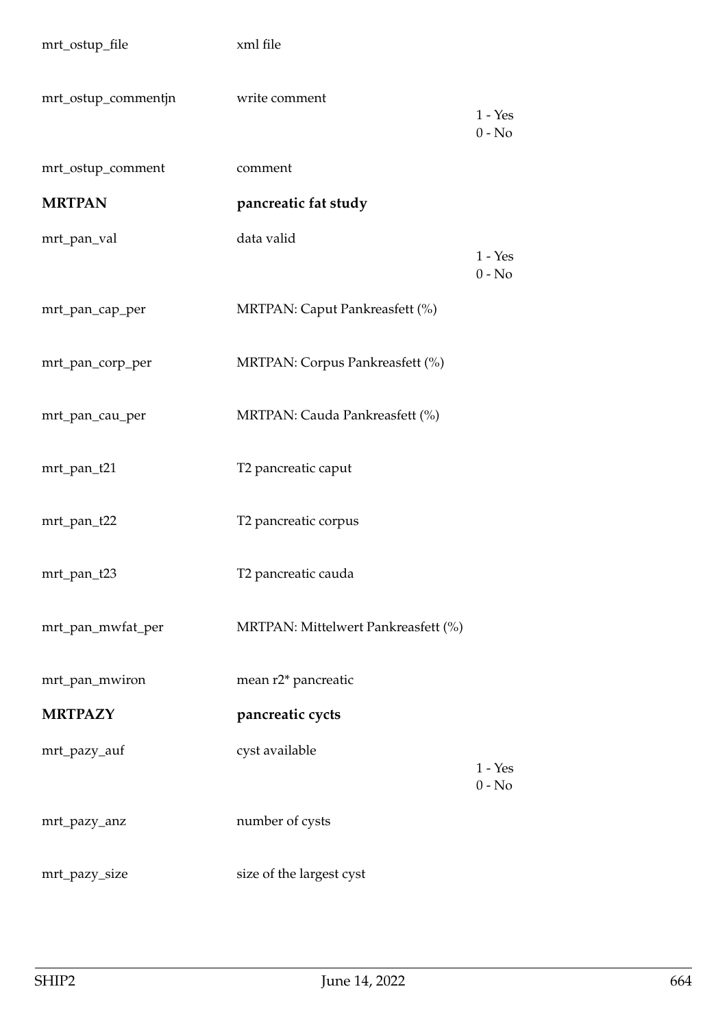| | | |
|---|---|---|
| mrt_ostup_file | xml file | |
| mrt_ostup_commentjn | write comment | 1 - Yes<br>0 - No |
| mrt_ostup_comment | comment | |
| **MRTPAN** | **pancreatic fat study** | |
| mrt_pan_val | data valid | 1 - Yes<br>0 - No |
| mrt_pan_cap_per | MRTPAN: Caput Pankreasfett (%) | |
| mrt_pan_corp_per | MRTPAN: Corpus Pankreasfett (%) | |
| mrt_pan_cau_per | MRTPAN: Cauda Pankreasfett (%) | |
| mrt_pan_t21 | T2 pancreatic caput | |
| mrt_pan_t22 | T2 pancreatic corpus | |
| mrt_pan_t23 | T2 pancreatic cauda | |
| mrt_pan_mwfat_per | MRTPAN: Mittelwert Pankreasfett (%) | |
| mrt_pan_mwiron | mean r2* pancreatic | |
| **MRTPAZY** | **pancreatic cycts** | |
| mrt_pazy_auf | cyst available | 1 - Yes<br>0 - No |
| mrt_pazy_anz | number of cysts | |
| mrt_pazy_size | size of the largest cyst | |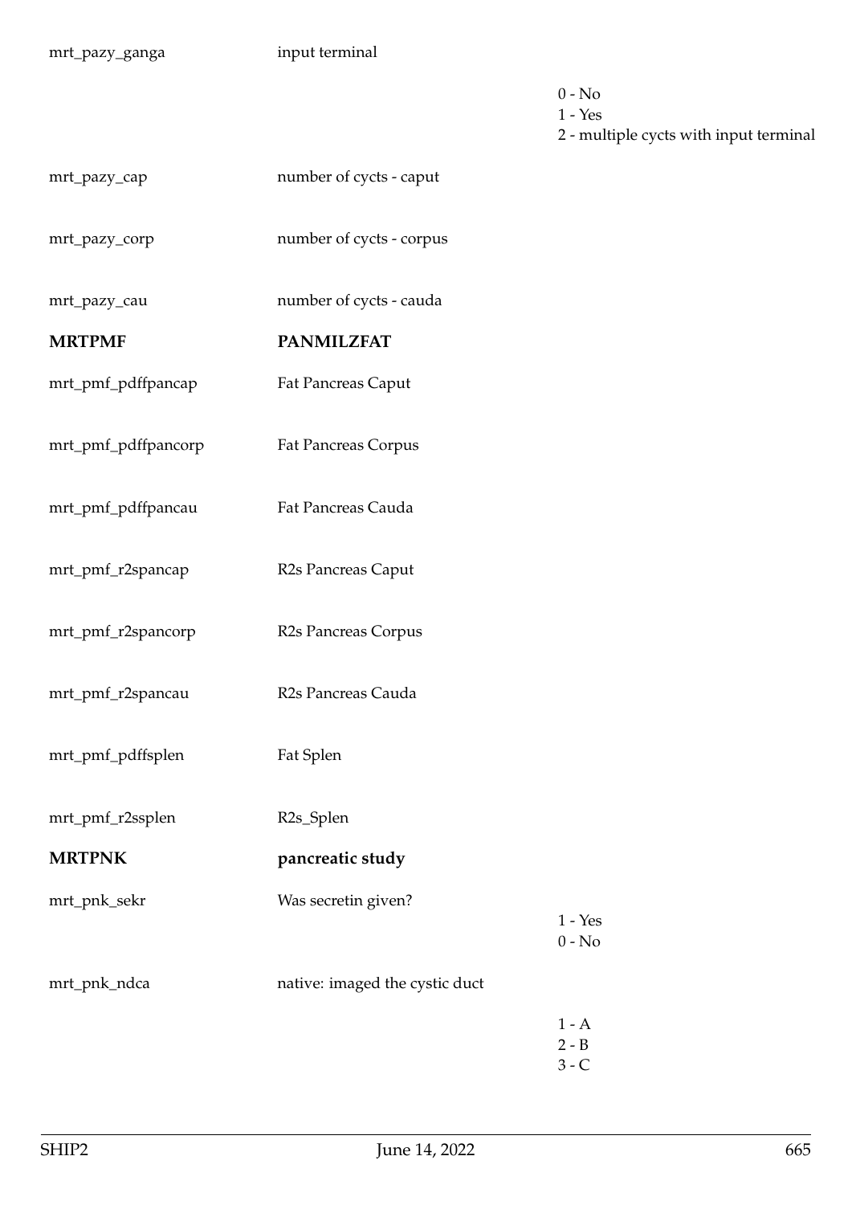| | | |
|---|---|---|
| mrt_pazy_ganga | input terminal | |
| | | 0 - No<br>1 - Yes<br>2 - multiple cycts with input terminal |
| mrt_pazy_cap | number of cycts - caput | |
| mrt_pazy_corp | number of cycts - corpus | |
| mrt_pazy_cau | number of cycts - cauda | |
| **MRTPMF** | **PANMILZFAT** | |
| mrt_pmf_pdffpancap | Fat Pancreas Caput | |
| mrt_pmf_pdffpancorp | Fat Pancreas Corpus | |
| mrt_pmf_pdffpancau | Fat Pancreas Cauda | |
| mrt_pmf_r2spancap | R2s Pancreas Caput | |
| mrt_pmf_r2spancorp | R2s Pancreas Corpus | |
| mrt_pmf_r2spancau | R2s Pancreas Cauda | |
| mrt_pmf_pdffsplen | Fat Splen | |
| mrt_pmf_r2ssplen | R2s_Splen | |
| **MRTPNK** | **pancreatic study** | |
| mrt_pnk_sekr | Was secretin given? | 1 - Yes<br>0 - No |
| mrt_pnk_ndca | native: imaged the cystic duct | |
| | | 1 - A<br>2 - B<br>3 - C |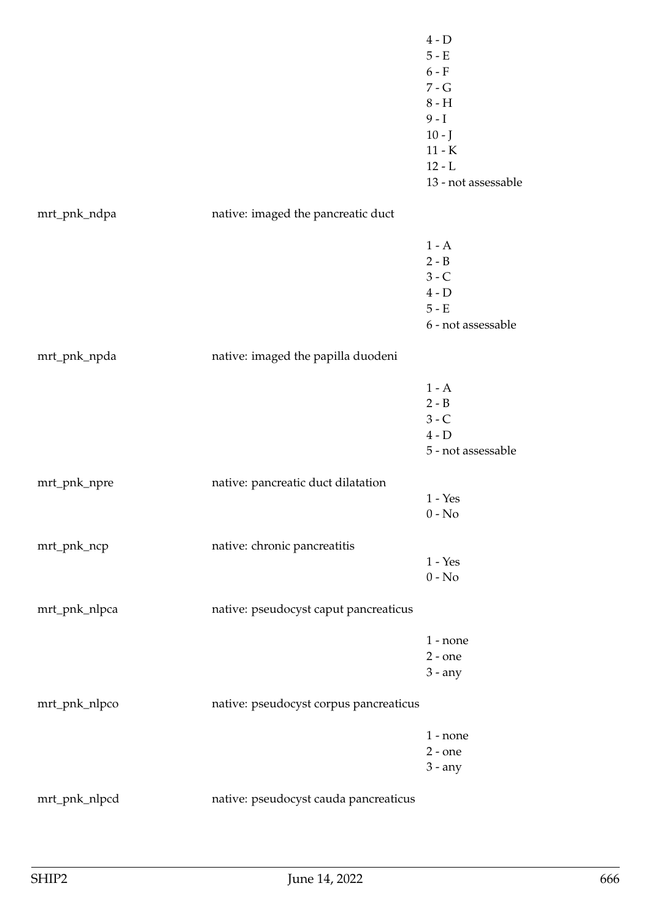| | | |
|---|---|---|
| | | 4 - D<br>5 - E<br>6 - F<br>7 - G<br>8 - H<br>9 - I<br>10 - J<br>11 - K<br>12 - L<br>13 - not assessable |
| mrt_pnk_ndpa | native: imaged the pancreatic duct | 1 - A<br>2 - B<br>3 - C<br>4 - D<br>5 - E<br>6 - not assessable |
| mrt_pnk_npda | native: imaged the papilla duodeni | 1 - A<br>2 - B<br>3 - C<br>4 - D<br>5 - not assessable |
| mrt_pnk_npre | native: pancreatic duct dilatation | 1 - Yes<br>0 - No |
| mrt_pnk_ncp | native: chronic pancreatitis | 1 - Yes<br>0 - No |
| mrt_pnk_nlpca | native: pseudocyst caput pancreaticus | 1 - none<br>2 - one<br>3 - any |
| mrt_pnk_nlpco | native: pseudocyst corpus pancreaticus | 1 - none<br>2 - one<br>3 - any |
| mrt_pnk_nlpcd | native: pseudocyst cauda pancreaticus | |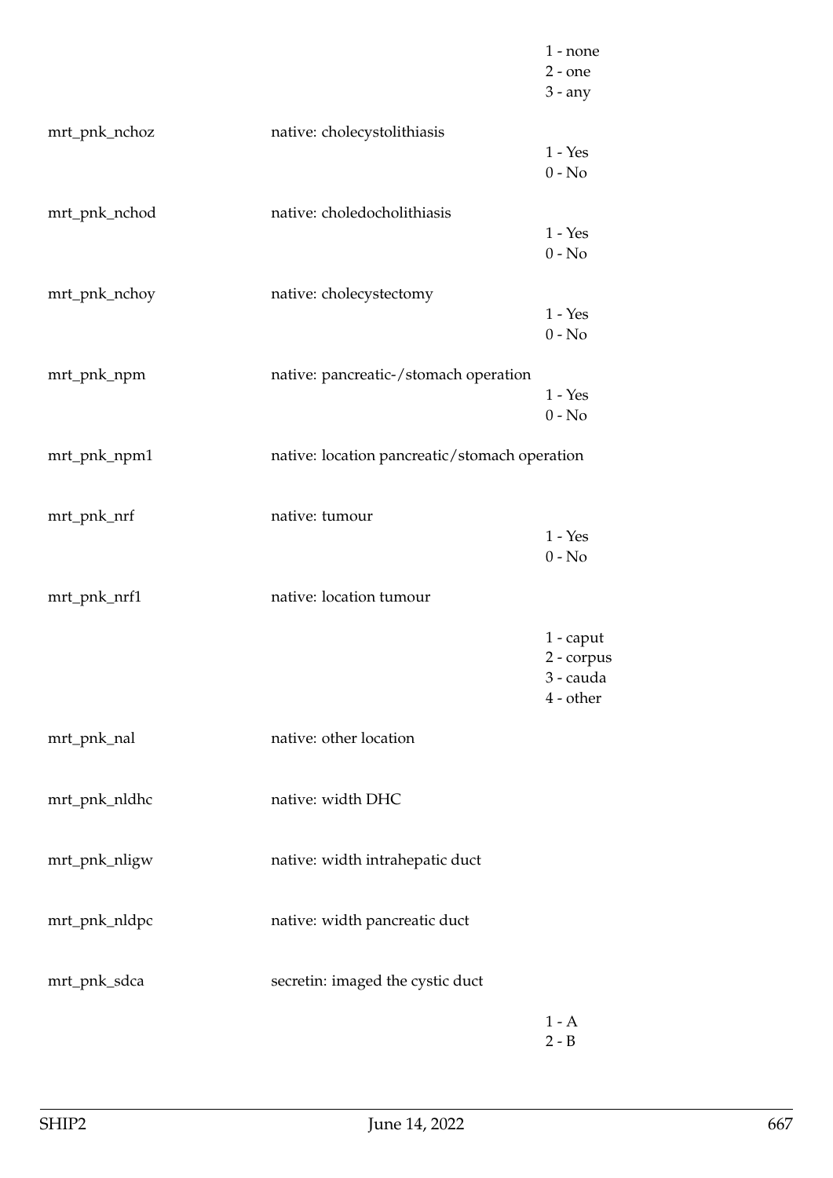|  |  | 1 - none |
| --- | --- | --- |
|  |  | 2 - one |
|  |  | 3 - any |
| mrt_pnk_nchoz | native: cholecystolithiasis |  |
|  |  | 1 - Yes |
|  |  | 0 - No |
| mrt_pnk_nchod | native: choledocholithiasis |  |
|  |  | 1 - Yes |
|  |  | 0 - No |
| mrt_pnk_nchoy | native: cholecystectomy |  |
|  |  | 1 - Yes |
|  |  | 0 - No |
| mrt_pnk_npm | native: pancreatic-/stomach operation |  |
|  |  | 1 - Yes |
|  |  | 0 - No |
| mrt_pnk_npm1 | native: location pancreatic/stomach operation |  |
| mrt_pnk_nrf | native: tumour |  |
|  |  | 1 - Yes |
|  |  | 0 - No |
| mrt_pnk_nrf1 | native: location tumour |  |
|  |  | 1 - caput |
|  |  | 2 - corpus |
|  |  | 3 - cauda |
|  |  | 4 - other |
| mrt_pnk_nal | native: other location |  |
| mrt_pnk_nldhc | native: width DHC |  |
| mrt_pnk_nligw | native: width intrahepatic duct |  |
| mrt_pnk_nldpc | native: width pancreatic duct |  |
| mrt_pnk_sdca | secretin: imaged the cystic duct |  |
|  |  | 1 - A |
|  |  | 2 - B |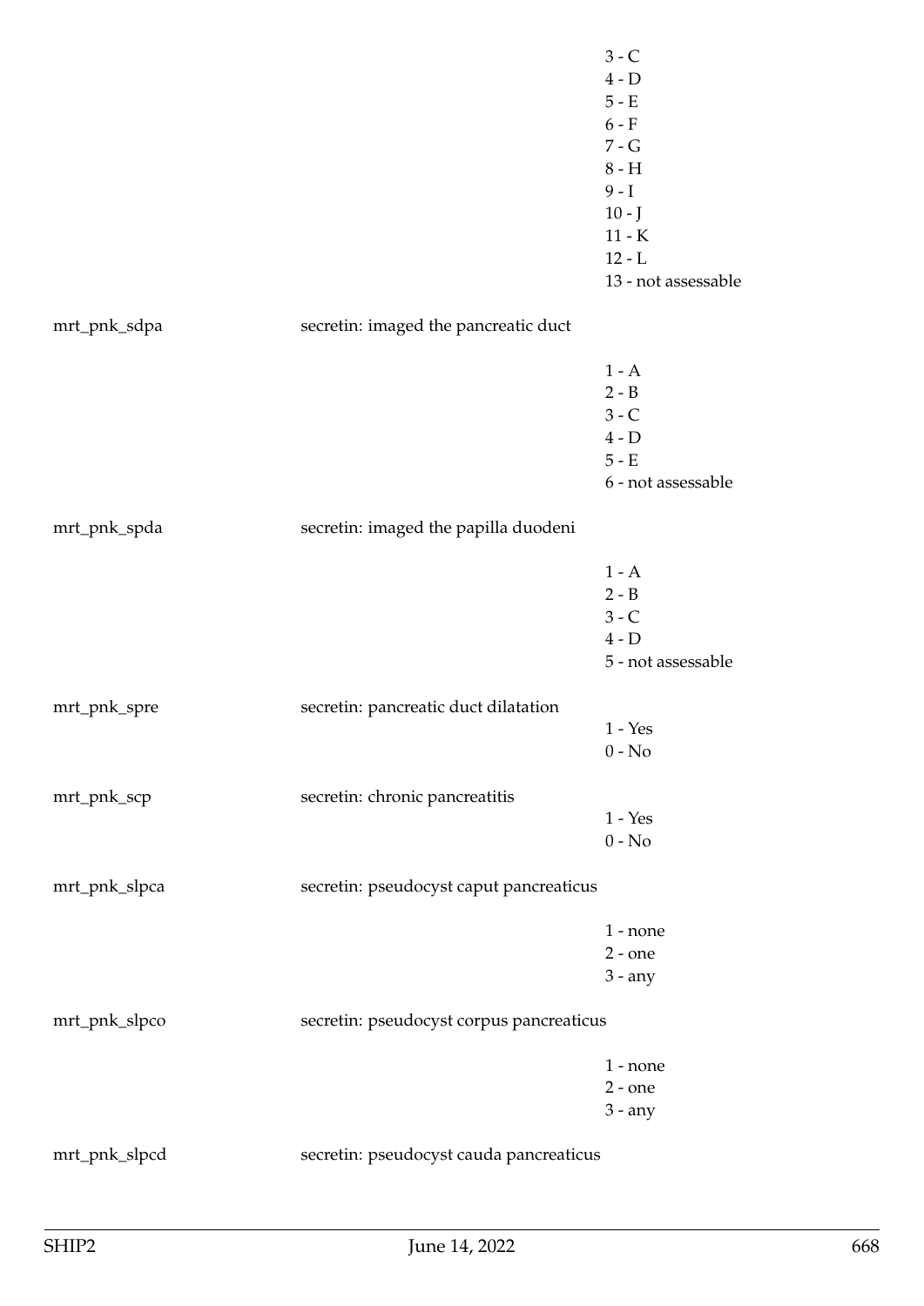| | | |
|---|---|---|
| | | 3 - C |
| | | 4 - D |
| | | 5 - E |
| | | 6 - F |
| | | 7 - G |
| | | 8 - H |
| | | 9 - I |
| | | 10 - J |
| | | 11 - K |
| | | 12 - L |
| | | 13 - not assessable |
| mrt_pnk_sdpa | secretin: imaged the pancreatic duct | |
| | | 1 - A |
| | | 2 - B |
| | | 3 - C |
| | | 4 - D |
| | | 5 - E |
| | | 6 - not assessable |
| mrt_pnk_spda | secretin: imaged the papilla duodeni | |
| | | 1 - A |
| | | 2 - B |
| | | 3 - C |
| | | 4 - D |
| | | 5 - not assessable |
| mrt_pnk_spre | secretin: pancreatic duct dilatation | |
| | | 1 - Yes |
| | | 0 - No |
| mrt_pnk_scp | secretin: chronic pancreatitis | |
| | | 1 - Yes |
| | | 0 - No |
| mrt_pnk_slpca | secretin: pseudocyst caput pancreaticus | |
| | | 1 - none |
| | | 2 - one |
| | | 3 - any |
| mrt_pnk_slpco | secretin: pseudocyst corpus pancreaticus | |
| | | 1 - none |
| | | 2 - one |
| | | 3 - any |
| mrt_pnk_slpcd | secretin: pseudocyst cauda pancreaticus | |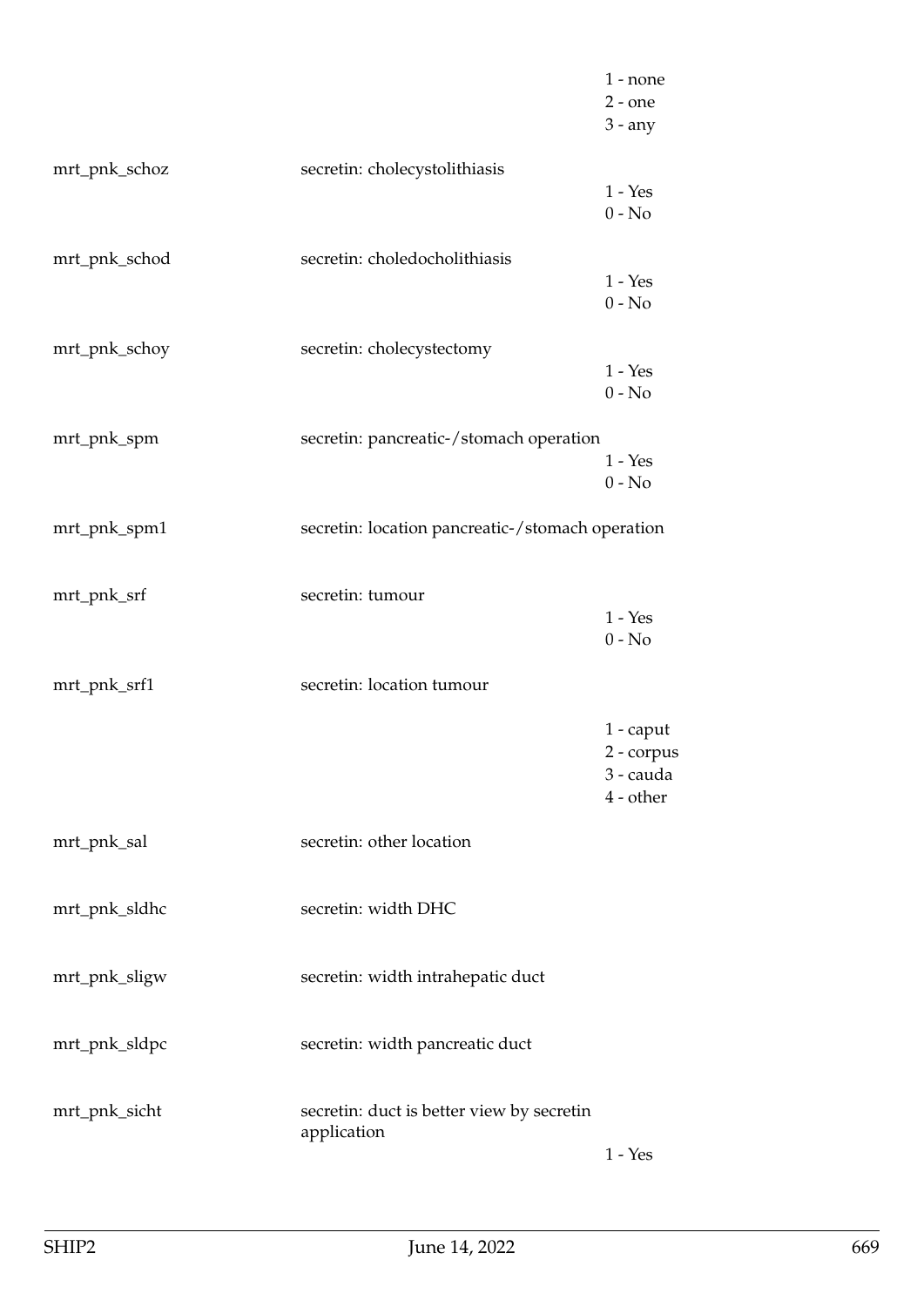| | | |
|---|---|---|
| | | 1 - none<br>2 - one<br>3 - any |
| mrt_pnk_schoz | secretin: cholecystolithiasis | 1 - Yes<br>0 - No |
| mrt_pnk_schod | secretin: choledocholithiasis | 1 - Yes<br>0 - No |
| mrt_pnk_schoy | secretin: cholecystectomy | 1 - Yes<br>0 - No |
| mrt_pnk_spm | secretin: pancreatic-/stomach operation | 1 - Yes<br>0 - No |
| mrt_pnk_spm1 | secretin: location pancreatic-/stomach operation | |
| mrt_pnk_srf | secretin: tumour | 1 - Yes<br>0 - No |
| mrt_pnk_srf1 | secretin: location tumour | 1 - caput<br>2 - corpus<br>3 - cauda<br>4 - other |
| mrt_pnk_sal | secretin: other location | |
| mrt_pnk_sldhc | secretin: width DHC | |
| mrt_pnk_sligw | secretin: width intrahepatic duct | |
| mrt_pnk_sldpc | secretin: width pancreatic duct | |
| mrt_pnk_sicht | secretin: duct is better view by secretin application | 1 - Yes |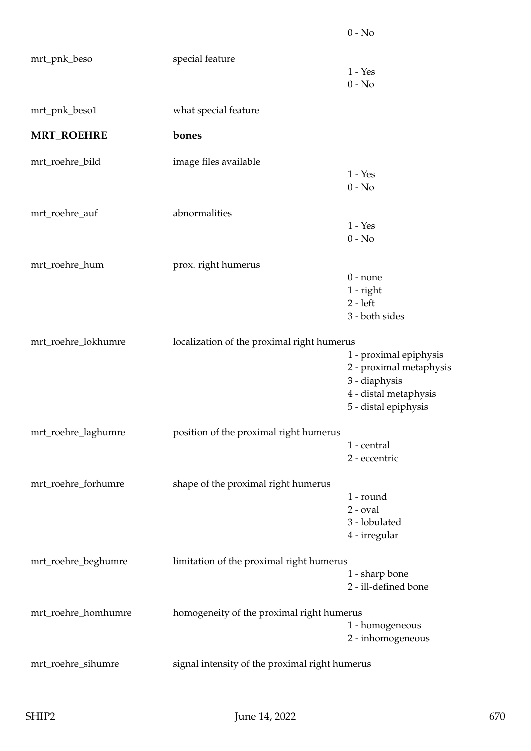| | | 0 - No |
|---|---|---|
| mrt_pnk_beso | special feature | 1 - Yes<br>0 - No |
| mrt_pnk_beso1 | what special feature | |
| **MRT_ROEHRE** | **bones** | |
| mrt_roehre_bild | image files available | 1 - Yes<br>0 - No |
| mrt_roehre_auf | abnormalities | 1 - Yes<br>0 - No |
| mrt_roehre_hum | prox. right humerus | 0 - none<br>1 - right<br>2 - left<br>3 - both sides |
| mrt_roehre_lokhumre | localization of the proximal right humerus | 1 - proximal epiphysis<br>2 - proximal metaphysis<br>3 - diaphysis<br>4 - distal metaphysis<br>5 - distal epiphysis |
| mrt_roehre_laghumre | position of the proximal right humerus | 1 - central<br>2 - eccentric |
| mrt_roehre_forhumre | shape of the proximal right humerus | 1 - round<br>2 - oval<br>3 - lobulated<br>4 - irregular |
| mrt_roehre_beghumre | limitation of the proximal right humerus | 1 - sharp bone<br>2 - ill-defined bone |
| mrt_roehre_homhumre | homogeneity of the proximal right humerus | 1 - homogeneous<br>2 - inhomogeneous |
| mrt_roehre_sihumre | signal intensity of the proximal right humerus | |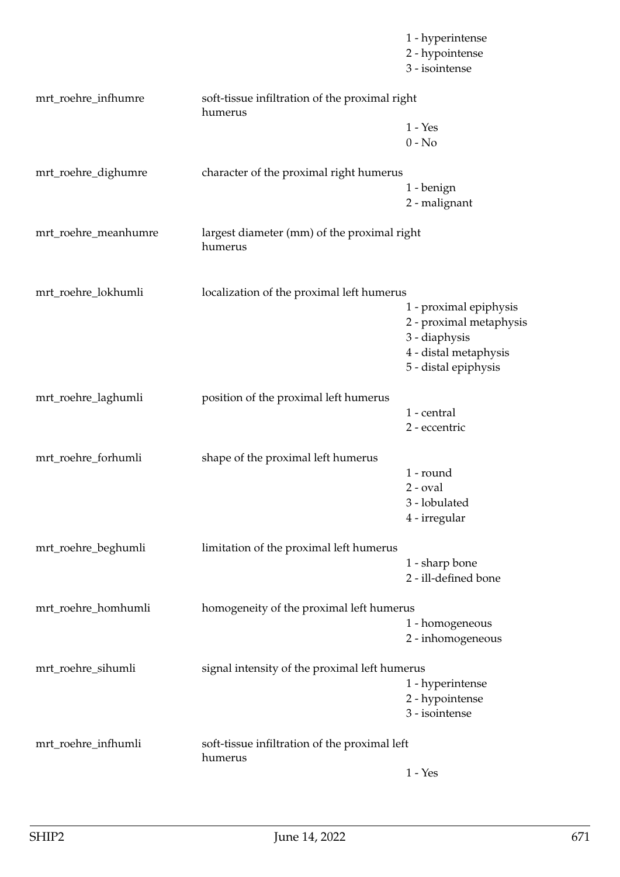| | | |
|---|---|---|
| | | 1 - hyperintense<br>2 - hypointense<br>3 - isointense |
| mrt_roehre_infhumre | soft-tissue infiltration of the proximal right humerus | |
| | | 1 - Yes<br>0 - No |
| mrt_roehre_dighumre | character of the proximal right humerus | |
| | | 1 - benign<br>2 - malignant |
| mrt_roehre_meanhumre | largest diameter (mm) of the proximal right humerus | |
| mrt_roehre_lokhumli | localization of the proximal left humerus | |
| | | 1 - proximal epiphysis<br>2 - proximal metaphysis<br>3 - diaphysis<br>4 - distal metaphysis<br>5 - distal epiphysis |
| mrt_roehre_laghumli | position of the proximal left humerus | |
| | | 1 - central<br>2 - eccentric |
| mrt_roehre_forhumli | shape of the proximal left humerus | |
| | | 1 - round<br>2 - oval<br>3 - lobulated<br>4 - irregular |
| mrt_roehre_beghumli | limitation of the proximal left humerus | |
| | | 1 - sharp bone<br>2 - ill-defined bone |
| mrt_roehre_homhumli | homogeneity of the proximal left humerus | |
| | | 1 - homogeneous<br>2 - inhomogeneous |
| mrt_roehre_sihumli | signal intensity of the proximal left humerus | |
| | | 1 - hyperintense<br>2 - hypointense<br>3 - isointense |
| mrt_roehre_infhumli | soft-tissue infiltration of the proximal left humerus | |
| | | 1 - Yes |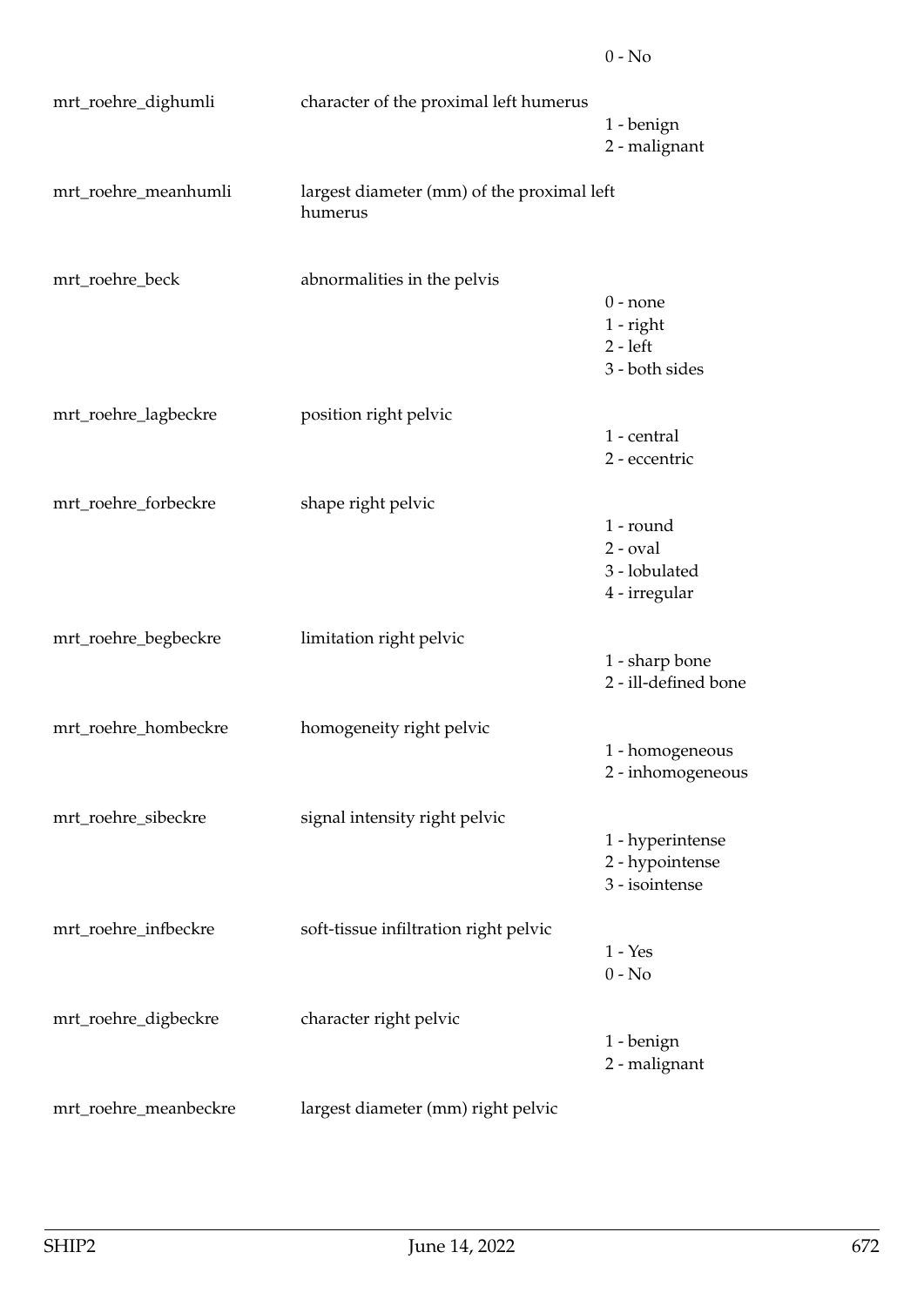| | | |
|---|---|---|
| | | 0 - No |
| mrt_roehre_dighumli | character of the proximal left humerus | 1 - benign<br>2 - malignant |
| mrt_roehre_meanhumli | largest diameter (mm) of the proximal left humerus | |
| mrt_roehre_beck | abnormalities in the pelvis | 0 - none<br>1 - right<br>2 - left<br>3 - both sides |
| mrt_roehre_lagbeckre | position right pelvic | 1 - central<br>2 - eccentric |
| mrt_roehre_forbeckre | shape right pelvic | 1 - round<br>2 - oval<br>3 - lobulated<br>4 - irregular |
| mrt_roehre_begbeckre | limitation right pelvic | 1 - sharp bone<br>2 - ill-defined bone |
| mrt_roehre_hombeckre | homogeneity right pelvic | 1 - homogeneous<br>2 - inhomogeneous |
| mrt_roehre_sibeckre | signal intensity right pelvic | 1 - hyperintense<br>2 - hypointense<br>3 - isointense |
| mrt_roehre_infbeckre | soft-tissue infiltration right pelvic | 1 - Yes<br>0 - No |
| mrt_roehre_digbeckre | character right pelvic | 1 - benign<br>2 - malignant |
| mrt_roehre_meanbeckre | largest diameter (mm) right pelvic | |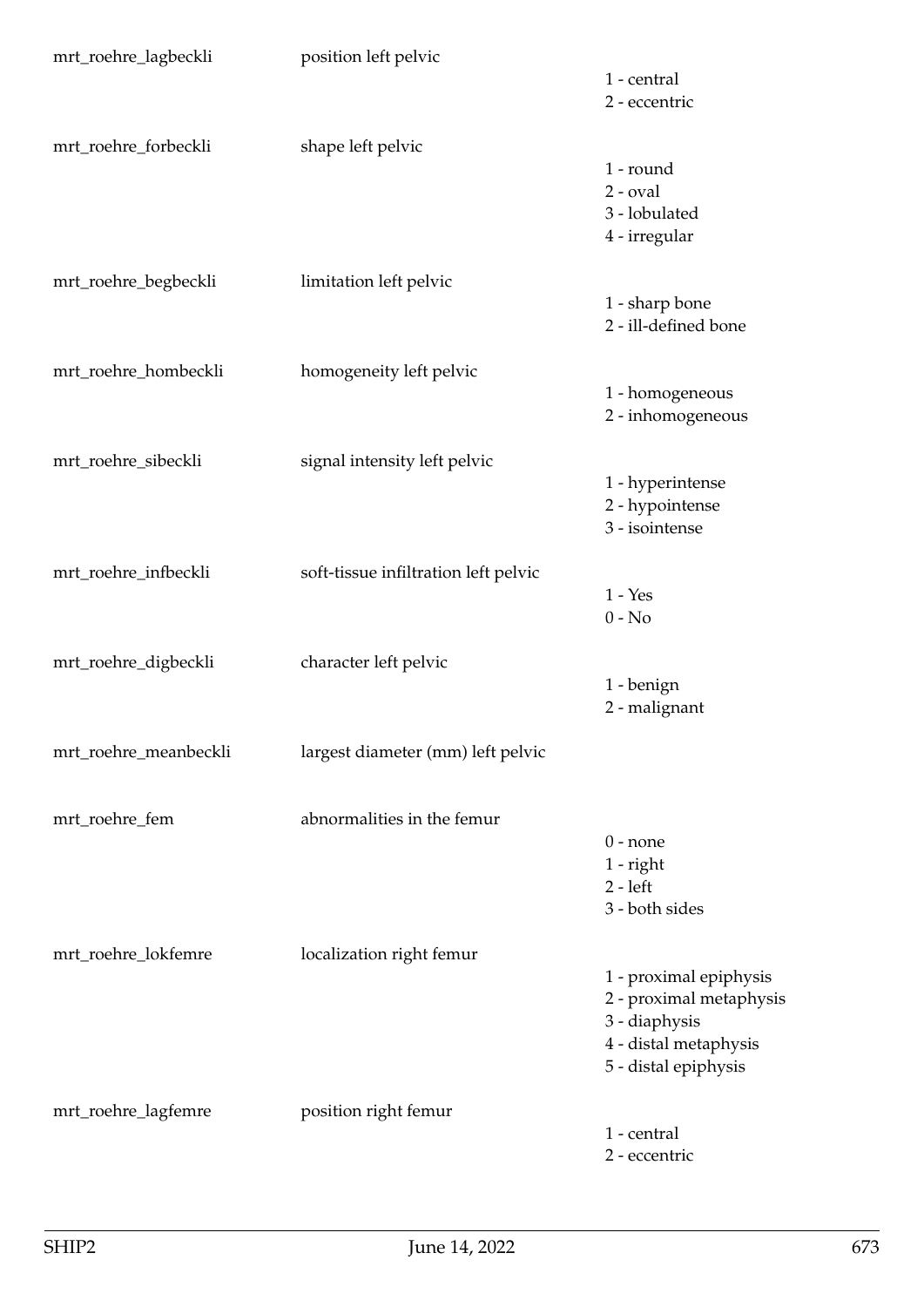| | | |
|---|---|---|
| mrt_roehre_lagbeckli | position left pelvic | 1 - central<br>2 - eccentric |
| mrt_roehre_forbeckli | shape left pelvic | 1 - round<br>2 - oval<br>3 - lobulated<br>4 - irregular |
| mrt_roehre_begbeckli | limitation left pelvic | 1 - sharp bone<br>2 - ill-defined bone |
| mrt_roehre_hombeckli | homogeneity left pelvic | 1 - homogeneous<br>2 - inhomogeneous |
| mrt_roehre_sibeckli | signal intensity left pelvic | 1 - hyperintense<br>2 - hypointense<br>3 - isointense |
| mrt_roehre_infbeckli | soft-tissue infiltration left pelvic | 1 - Yes<br>0 - No |
| mrt_roehre_digbeckli | character left pelvic | 1 - benign<br>2 - malignant |
| mrt_roehre_meanbeckli | largest diameter (mm) left pelvic | |
| mrt_roehre_fem | abnormalities in the femur | 0 - none<br>1 - right<br>2 - left<br>3 - both sides |
| mrt_roehre_lokfemre | localization right femur | 1 - proximal epiphysis<br>2 - proximal metaphysis<br>3 - diaphysis<br>4 - distal metaphysis<br>5 - distal epiphysis |
| mrt_roehre_lagfemre | position right femur | 1 - central<br>2 - eccentric |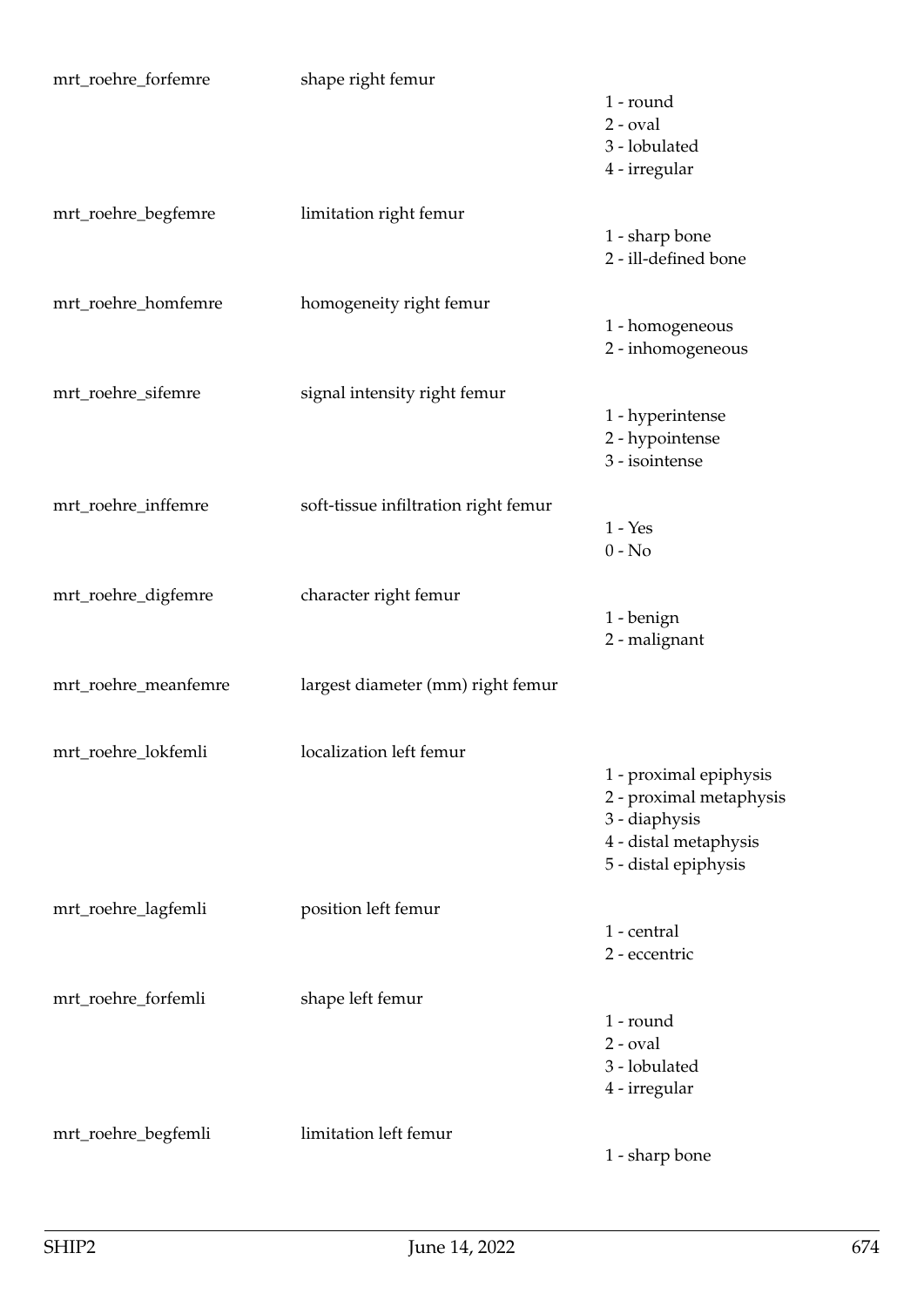| | | |
|---|---|---|
| mrt_roehre_forfemre | shape right femur | 1 - round<br>2 - oval<br>3 - lobulated<br>4 - irregular |
| mrt_roehre_begfemre | limitation right femur | 1 - sharp bone<br>2 - ill-defined bone |
| mrt_roehre_homfemre | homogeneity right femur | 1 - homogeneous<br>2 - inhomogeneous |
| mrt_roehre_sifemre | signal intensity right femur | 1 - hyperintense<br>2 - hypointense<br>3 - isointense |
| mrt_roehre_inffemre | soft-tissue infiltration right femur | 1 - Yes<br>0 - No |
| mrt_roehre_digfemre | character right femur | 1 - benign<br>2 - malignant |
| mrt_roehre_meanfemre | largest diameter (mm) right femur | |
| mrt_roehre_lokfemli | localization left femur | 1 - proximal epiphysis<br>2 - proximal metaphysis<br>3 - diaphysis<br>4 - distal metaphysis<br>5 - distal epiphysis |
| mrt_roehre_lagfemli | position left femur | 1 - central<br>2 - eccentric |
| mrt_roehre_forfemli | shape left femur | 1 - round<br>2 - oval<br>3 - lobulated<br>4 - irregular |
| mrt_roehre_begfemli | limitation left femur | 1 - sharp bone |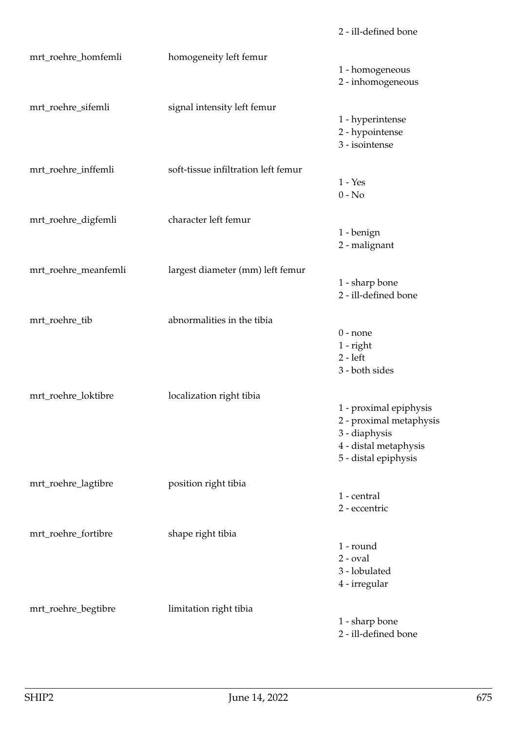| | | 2 - ill-defined bone |
|---|---|---|
| mrt_roehre_homfemli | homogeneity left femur | 1 - homogeneous<br>2 - inhomogeneous |
| mrt_roehre_sifemli | signal intensity left femur | 1 - hyperintense<br>2 - hypointense<br>3 - isointense |
| mrt_roehre_inffemli | soft-tissue infiltration left femur | 1 - Yes<br>0 - No |
| mrt_roehre_digfemli | character left femur | 1 - benign<br>2 - malignant |
| mrt_roehre_meanfemli | largest diameter (mm) left femur | 1 - sharp bone<br>2 - ill-defined bone |
| mrt_roehre_tib | abnormalities in the tibia | 0 - none<br>1 - right<br>2 - left<br>3 - both sides |
| mrt_roehre_loktibre | localization right tibia | 1 - proximal epiphysis<br>2 - proximal metaphysis<br>3 - diaphysis<br>4 - distal metaphysis<br>5 - distal epiphysis |
| mrt_roehre_lagtibre | position right tibia | 1 - central<br>2 - eccentric |
| mrt_roehre_fortibre | shape right tibia | 1 - round<br>2 - oval<br>3 - lobulated<br>4 - irregular |
| mrt_roehre_begtibre | limitation right tibia | 1 - sharp bone<br>2 - ill-defined bone |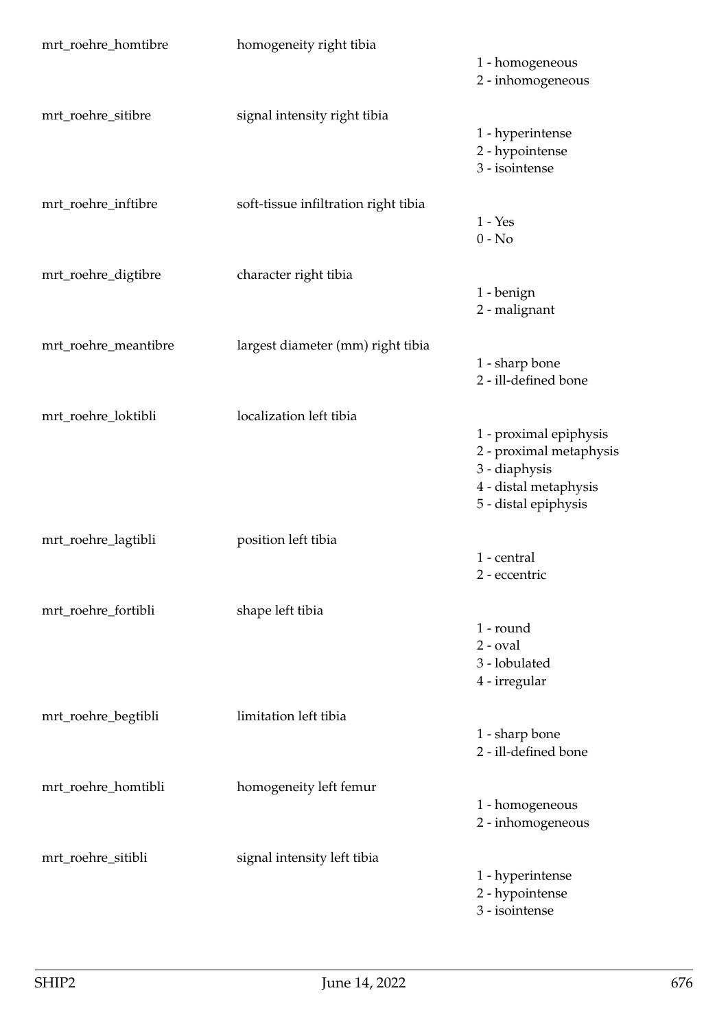| | | |
|---|---|---|
| mrt_roehre_homtibre | homogeneity right tibia | 1 - homogeneous<br>2 - inhomogeneous |
| mrt_roehre_sitibre | signal intensity right tibia | 1 - hyperintense<br>2 - hypointense<br>3 - isointense |
| mrt_roehre_inftibre | soft-tissue infiltration right tibia | 1 - Yes<br>0 - No |
| mrt_roehre_digtibre | character right tibia | 1 - benign<br>2 - malignant |
| mrt_roehre_meantibre | largest diameter (mm) right tibia | 1 - sharp bone<br>2 - ill-defined bone |
| mrt_roehre_loktibli | localization left tibia | 1 - proximal epiphysis<br>2 - proximal metaphysis<br>3 - diaphysis<br>4 - distal metaphysis<br>5 - distal epiphysis |
| mrt_roehre_lagtibli | position left tibia | 1 - central<br>2 - eccentric |
| mrt_roehre_fortibli | shape left tibia | 1 - round<br>2 - oval<br>3 - lobulated<br>4 - irregular |
| mrt_roehre_begtibli | limitation left tibia | 1 - sharp bone<br>2 - ill-defined bone |
| mrt_roehre_homtibli | homogeneity left femur | 1 - homogeneous<br>2 - inhomogeneous |
| mrt_roehre_sitibli | signal intensity left tibia | 1 - hyperintense<br>2 - hypointense<br>3 - isointense |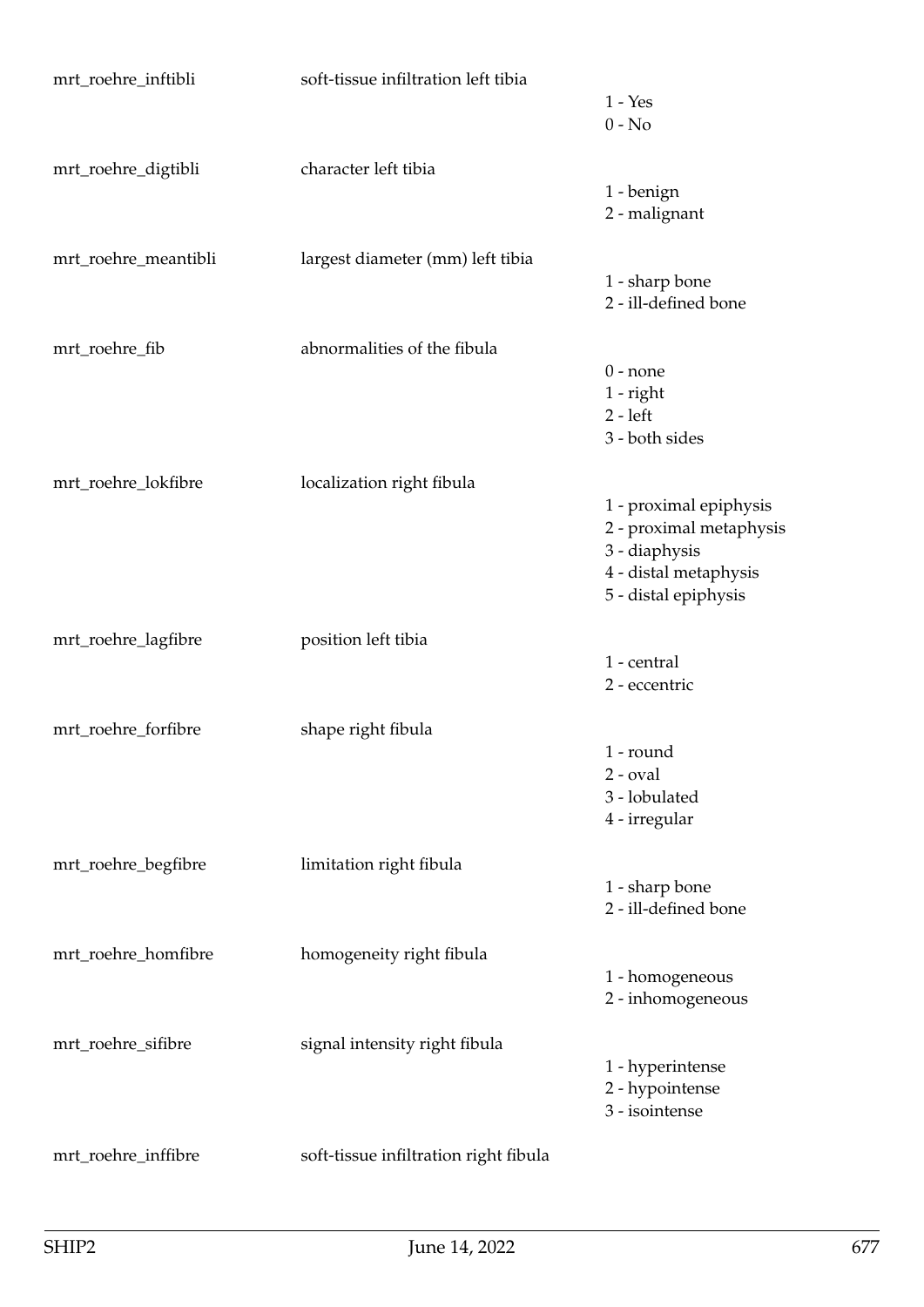| | | |
|---|---|---|
| mrt_roehre_inftibli | soft-tissue infiltration left tibia | 1 - Yes<br>0 - No |
| mrt_roehre_digtibli | character left tibia | 1 - benign<br>2 - malignant |
| mrt_roehre_meantibli | largest diameter (mm) left tibia | 1 - sharp bone<br>2 - ill-defined bone |
| mrt_roehre_fib | abnormalities of the fibula | 0 - none<br>1 - right<br>2 - left<br>3 - both sides |
| mrt_roehre_lokfibre | localization right fibula | 1 - proximal epiphysis<br>2 - proximal metaphysis<br>3 - diaphysis<br>4 - distal metaphysis<br>5 - distal epiphysis |
| mrt_roehre_lagfibre | position left tibia | 1 - central<br>2 - eccentric |
| mrt_roehre_forfibre | shape right fibula | 1 - round<br>2 - oval<br>3 - lobulated<br>4 - irregular |
| mrt_roehre_begfibre | limitation right fibula | 1 - sharp bone<br>2 - ill-defined bone |
| mrt_roehre_homfibre | homogeneity right fibula | 1 - homogeneous<br>2 - inhomogeneous |
| mrt_roehre_sifibre | signal intensity right fibula | 1 - hyperintense<br>2 - hypointense<br>3 - isointense |
| mrt_roehre_inffibre | soft-tissue infiltration right fibula | |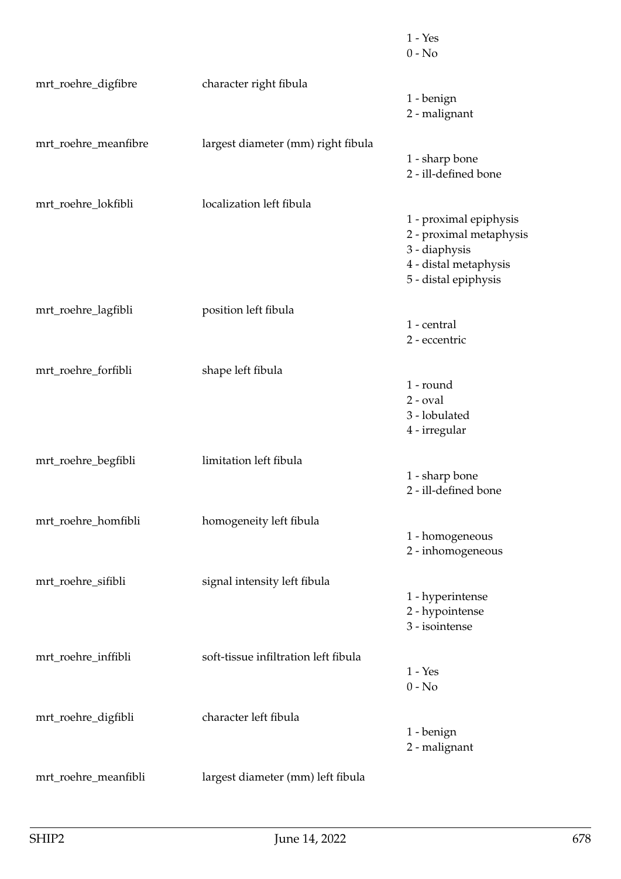| | | |
|---|---|---|
| | | 1 - Yes<br>0 - No |
| mrt_roehre_digfibre | character right fibula | 1 - benign<br>2 - malignant |
| mrt_roehre_meanfibre | largest diameter (mm) right fibula | 1 - sharp bone<br>2 - ill-defined bone |
| mrt_roehre_lokfibli | localization left fibula | 1 - proximal epiphysis<br>2 - proximal metaphysis<br>3 - diaphysis<br>4 - distal metaphysis<br>5 - distal epiphysis |
| mrt_roehre_lagfibli | position left fibula | 1 - central<br>2 - eccentric |
| mrt_roehre_forfibli | shape left fibula | 1 - round<br>2 - oval<br>3 - lobulated<br>4 - irregular |
| mrt_roehre_begfibli | limitation left fibula | 1 - sharp bone<br>2 - ill-defined bone |
| mrt_roehre_homfibli | homogeneity left fibula | 1 - homogeneous<br>2 - inhomogeneous |
| mrt_roehre_sifibli | signal intensity left fibula | 1 - hyperintense<br>2 - hypointense<br>3 - isointense |
| mrt_roehre_inffibli | soft-tissue infiltration left fibula | 1 - Yes<br>0 - No |
| mrt_roehre_digfibli | character left fibula | 1 - benign<br>2 - malignant |
| mrt_roehre_meanfibli | largest diameter (mm) left fibula | |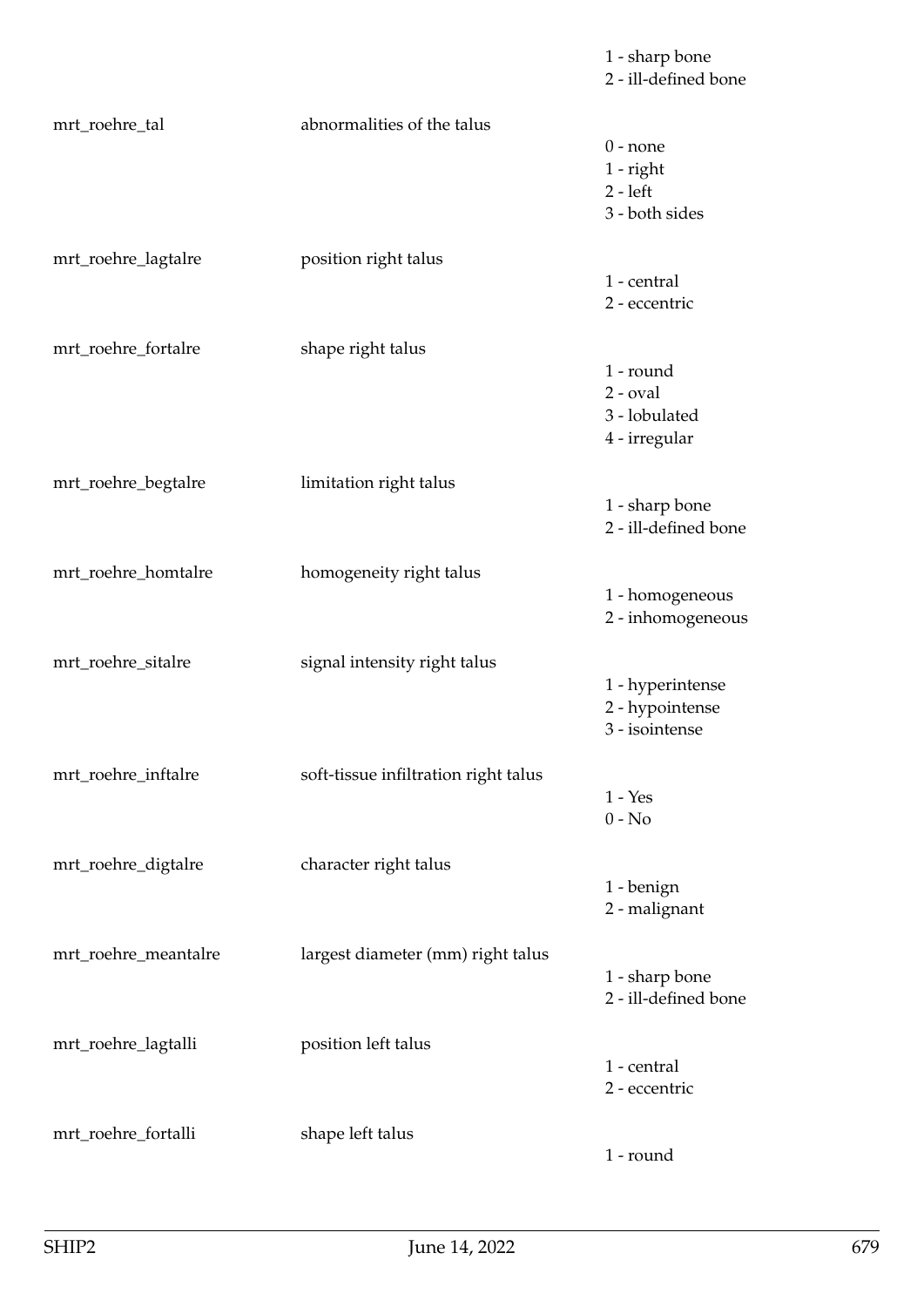| | | |
|---|---|---|
| | | 1 - sharp bone<br>2 - ill-defined bone |
| mrt_roehre_tal | abnormalities of the talus | 0 - none<br>1 - right<br>2 - left<br>3 - both sides |
| mrt_roehre_lagtalre | position right talus | 1 - central<br>2 - eccentric |
| mrt_roehre_fortalre | shape right talus | 1 - round<br>2 - oval<br>3 - lobulated<br>4 - irregular |
| mrt_roehre_begtalre | limitation right talus | 1 - sharp bone<br>2 - ill-defined bone |
| mrt_roehre_homtalre | homogeneity right talus | 1 - homogeneous<br>2 - inhomogeneous |
| mrt_roehre_sitalre | signal intensity right talus | 1 - hyperintense<br>2 - hypointense<br>3 - isointense |
| mrt_roehre_inftalre | soft-tissue infiltration right talus | 1 - Yes<br>0 - No |
| mrt_roehre_digtalre | character right talus | 1 - benign<br>2 - malignant |
| mrt_roehre_meantalre | largest diameter (mm) right talus | 1 - sharp bone<br>2 - ill-defined bone |
| mrt_roehre_lagtalli | position left talus | 1 - central<br>2 - eccentric |
| mrt_roehre_fortalli | shape left talus | 1 - round |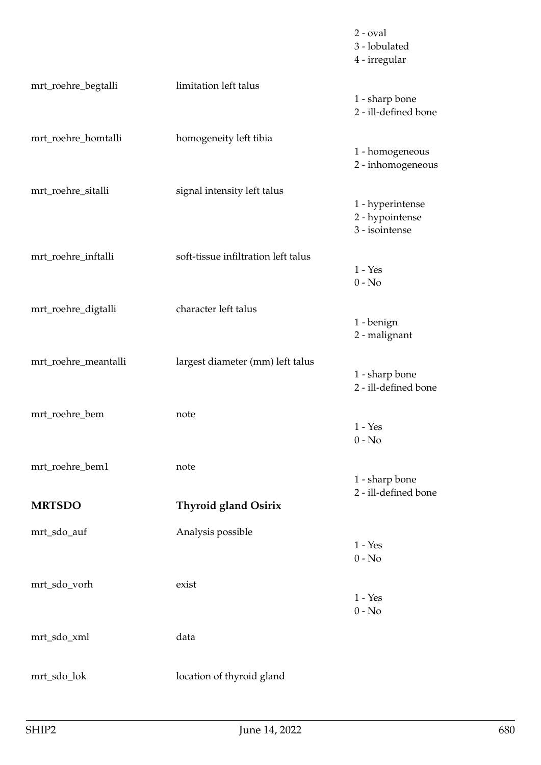| | | |
|---|---|---|
| | | 2 - oval<br>3 - lobulated<br>4 - irregular |
| mrt_roehre_begtalli | limitation left talus | 1 - sharp bone<br>2 - ill-defined bone |
| mrt_roehre_homtalli | homogeneity left tibia | 1 - homogeneous<br>2 - inhomogeneous |
| mrt_roehre_sitalli | signal intensity left talus | 1 - hyperintense<br>2 - hypointense<br>3 - isointense |
| mrt_roehre_inftalli | soft-tissue infiltration left talus | 1 - Yes<br>0 - No |
| mrt_roehre_digtalli | character left talus | 1 - benign<br>2 - malignant |
| mrt_roehre_meantalli | largest diameter (mm) left talus | 1 - sharp bone<br>2 - ill-defined bone |
| mrt_roehre_bem | note | 1 - Yes<br>0 - No |
| mrt_roehre_bem1 | note | 1 - sharp bone<br>2 - ill-defined bone |

| | | |
|---|---|---|
| **MRTSDO** | **Thyroid gland Osirix** | |
| mrt_sdo_auf | Analysis possible | 1 - Yes<br>0 - No |
| mrt_sdo_vorh | exist | 1 - Yes<br>0 - No |
| mrt_sdo_xml | data | |
| mrt_sdo_lok | location of thyroid gland | |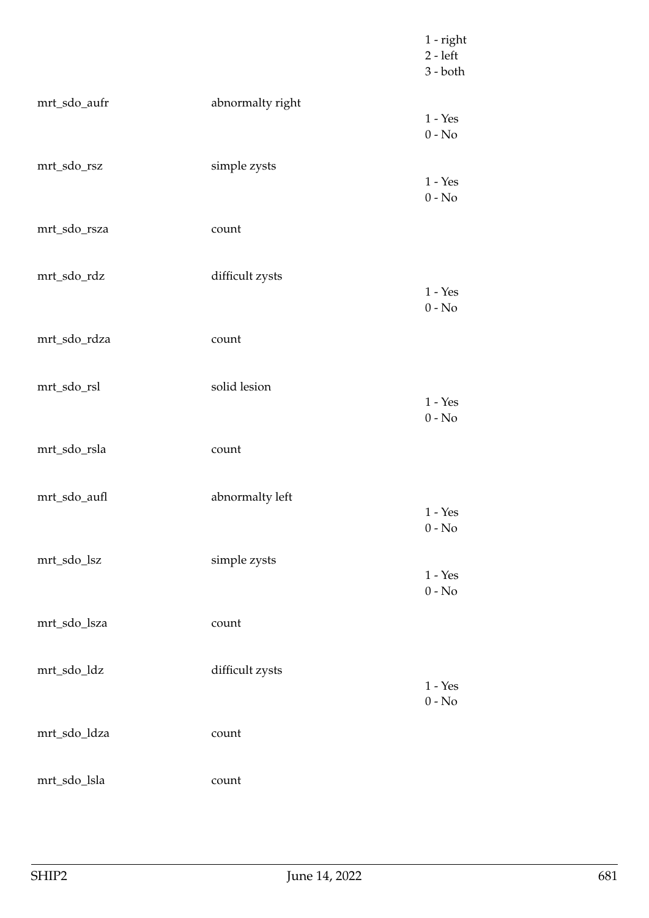| | | |
|---|---|---|
| | | 1 - right<br>2 - left<br>3 - both |
| mrt_sdo_aufr | abnormalty right | 1 - Yes<br>0 - No |
| mrt_sdo_rsz | simple zysts | 1 - Yes<br>0 - No |
| mrt_sdo_rsza | count | |
| mrt_sdo_rdz | difficult zysts | 1 - Yes<br>0 - No |
| mrt_sdo_rdza | count | |
| mrt_sdo_rsl | solid lesion | 1 - Yes<br>0 - No |
| mrt_sdo_rsla | count | |
| mrt_sdo_aufl | abnormalty left | 1 - Yes<br>0 - No |
| mrt_sdo_lsz | simple zysts | 1 - Yes<br>0 - No |
| mrt_sdo_lsza | count | |
| mrt_sdo_ldz | difficult zysts | 1 - Yes<br>0 - No |
| mrt_sdo_ldza | count | |
| mrt_sdo_lsla | count | |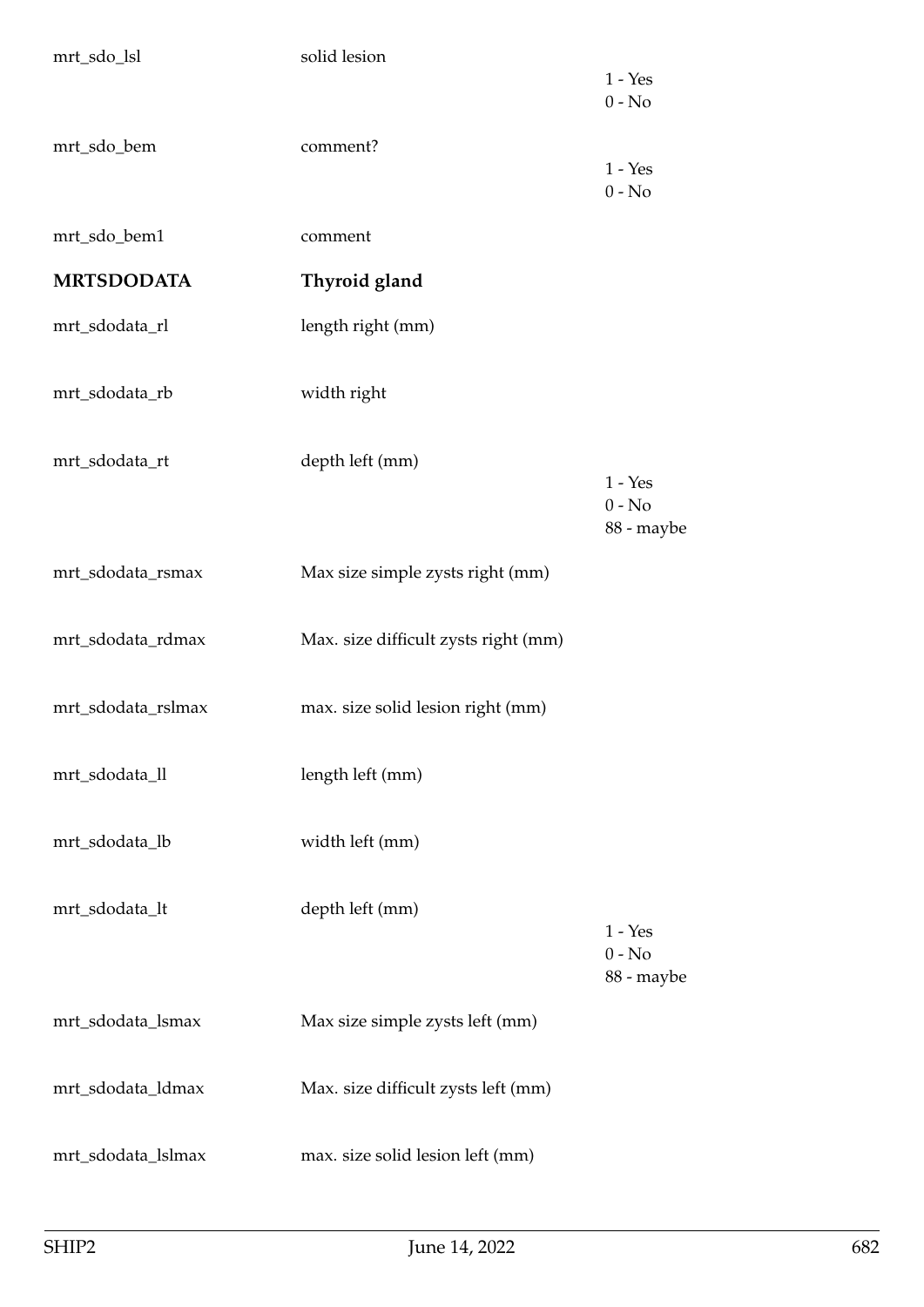| | | |
|---|---|---|
| mrt_sdo_lsl | solid lesion | 1 - Yes<br>0 - No |
| mrt_sdo_bem | comment? | 1 - Yes<br>0 - No |
| mrt_sdo_bem1 | comment | |
| **MRTSDODATA** | **Thyroid gland** | |
| mrt_sdodata_rl | length right (mm) | |
| mrt_sdodata_rb | width right | |
| mrt_sdodata_rt | depth left (mm) | 1 - Yes<br>0 - No<br>88 - maybe |
| mrt_sdodata_rsmax | Max size simple zysts right (mm) | |
| mrt_sdodata_rdmax | Max. size difficult zysts right (mm) | |
| mrt_sdodata_rslmax | max. size solid lesion right (mm) | |
| mrt_sdodata_ll | length left (mm) | |
| mrt_sdodata_lb | width left (mm) | |
| mrt_sdodata_lt | depth left (mm) | 1 - Yes<br>0 - No<br>88 - maybe |
| mrt_sdodata_lsmax | Max size simple zysts left (mm) | |
| mrt_sdodata_ldmax | Max. size difficult zysts left (mm) | |
| mrt_sdodata_lslmax | max. size solid lesion left (mm) | |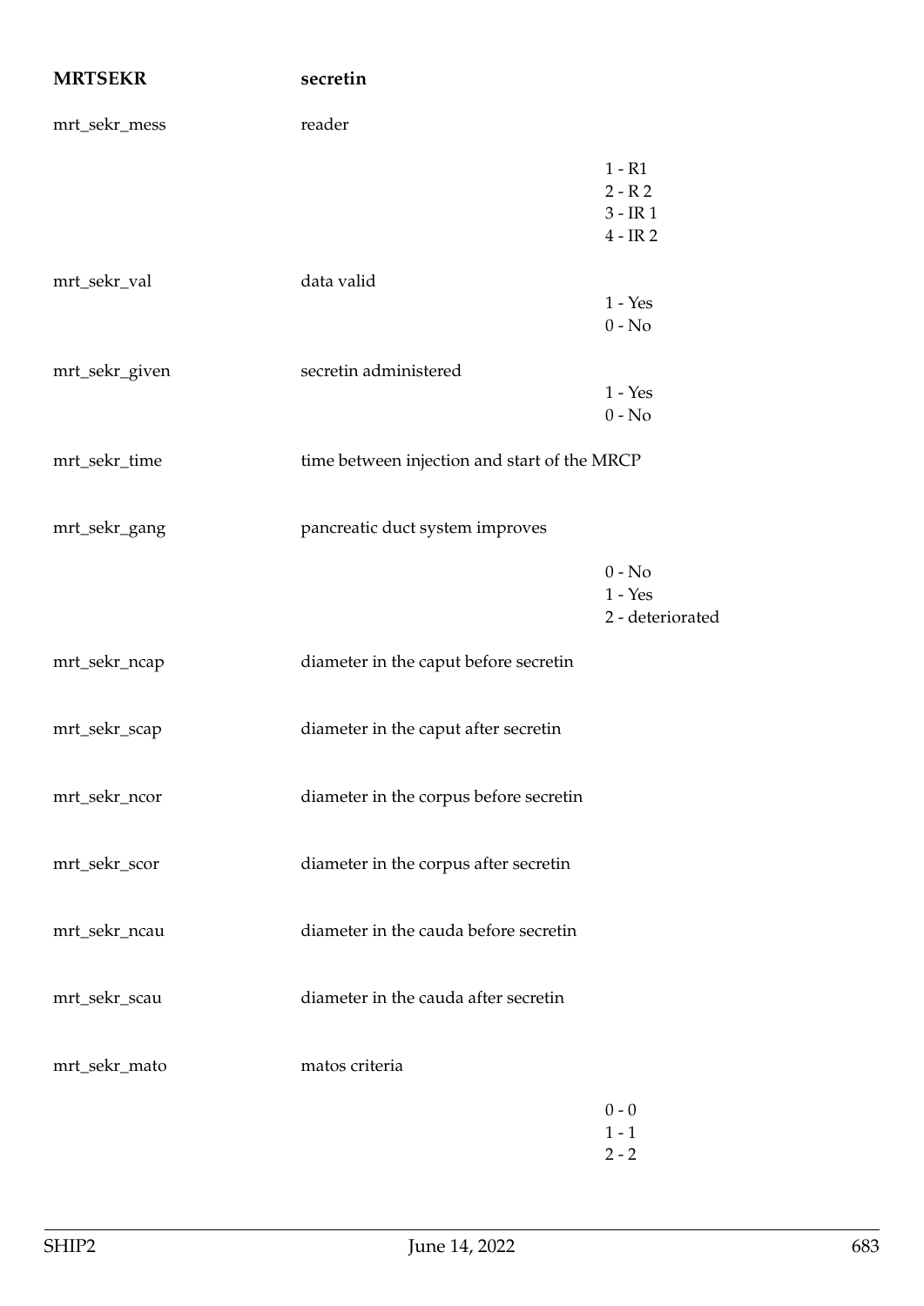**MRTSEKR** **secretin**

mrt_sekr_mess reader

1 - R1
2 - R 2
3 - IR 1
4 - IR 2

mrt_sekr_val data valid

1 - Yes
0 - No

mrt_sekr_given secretin administered

1 - Yes
0 - No

mrt_sekr_time time between injection and start of the MRCP

mrt_sekr_gang pancreatic duct system improves

0 - No
1 - Yes
2 - deteriorated

mrt_sekr_ncap diameter in the caput before secretin

mrt_sekr_scap diameter in the caput after secretin

mrt_sekr_ncor diameter in the corpus before secretin

mrt_sekr_scor diameter in the corpus after secretin

mrt_sekr_ncau diameter in the cauda before secretin

mrt_sekr_scau diameter in the cauda after secretin

mrt_sekr_mato matos criteria

0 - 0
1 - 1
2 - 2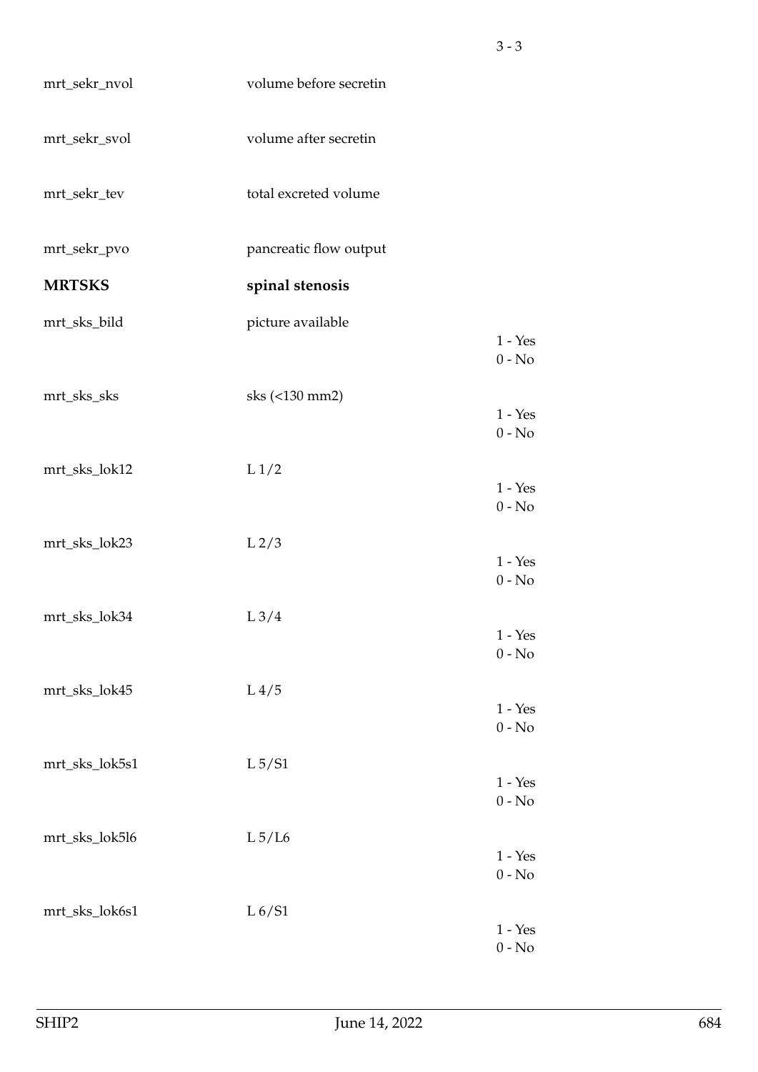3 - 3

| | | |
|---|---|---|
| mrt_sekr_nvol | volume before secretin | |
| mrt_sekr_svol | volume after secretin | |
| mrt_sekr_tev | total excreted volume | |
| mrt_sekr_pvo | pancreatic flow output | |
| **MRTSKS** | **spinal stenosis** | |
| mrt_sks_bild | picture available | 1 - Yes<br>0 - No |
| mrt_sks_sks | sks (<130 mm2) | 1 - Yes<br>0 - No |
| mrt_sks_lok12 | L 1/2 | 1 - Yes<br>0 - No |
| mrt_sks_lok23 | L 2/3 | 1 - Yes<br>0 - No |
| mrt_sks_lok34 | L 3/4 | 1 - Yes<br>0 - No |
| mrt_sks_lok45 | L 4/5 | 1 - Yes<br>0 - No |
| mrt_sks_lok5s1 | L 5/S1 | 1 - Yes<br>0 - No |
| mrt_sks_lok5l6 | L 5/L6 | 1 - Yes<br>0 - No |
| mrt_sks_lok6s1 | L 6/S1 | 1 - Yes<br>0 - No |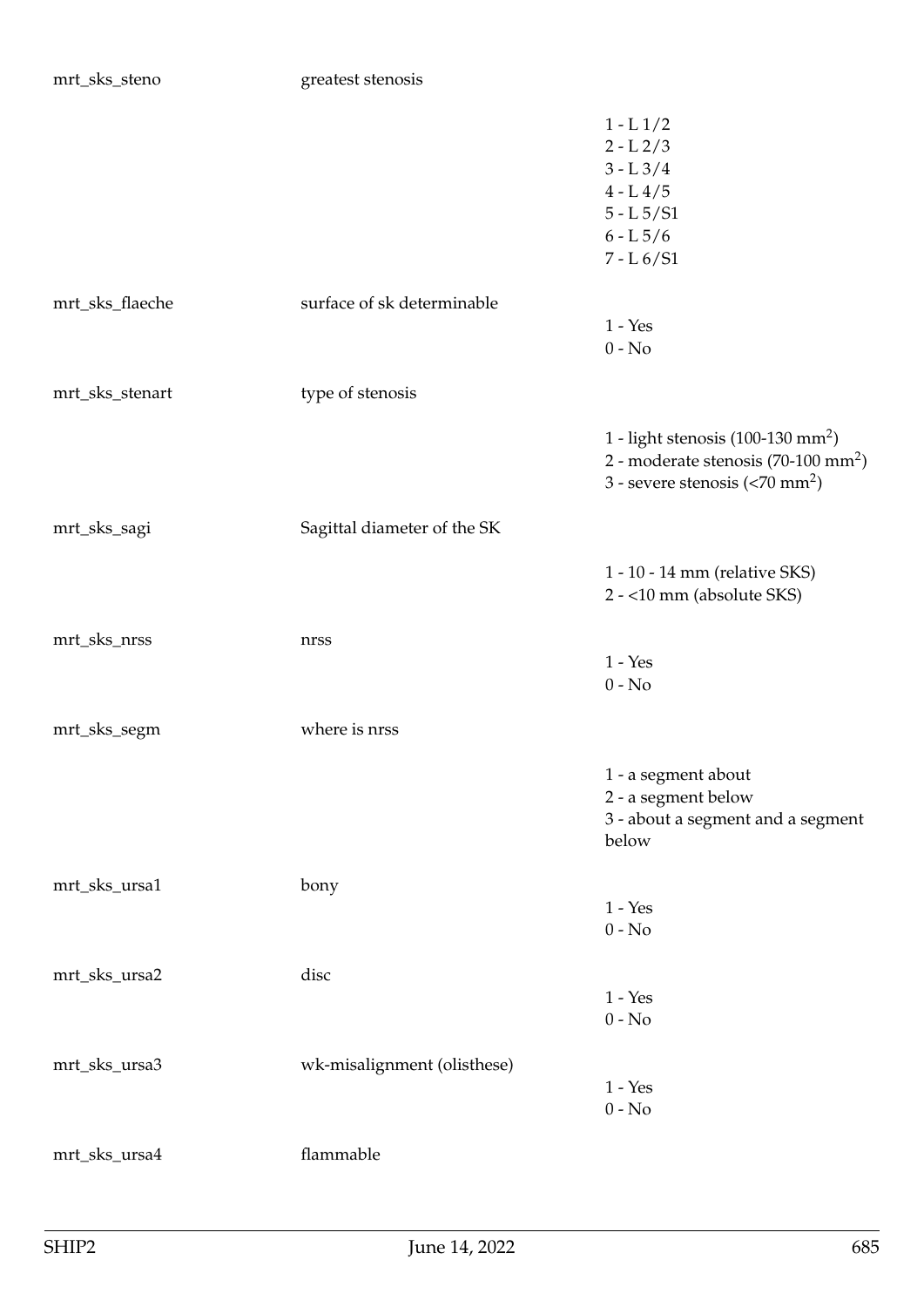| | | |
|---|---|---|
| mrt_sks_steno | greatest stenosis | |
| | | 1 - L 1/2<br>2 - L 2/3<br>3 - L 3/4<br>4 - L 4/5<br>5 - L 5/S1<br>6 - L 5/6<br>7 - L 6/S1 |
| mrt_sks_flaeche | surface of sk determinable | |
| | | 1 - Yes<br>0 - No |
| mrt_sks_stenart | type of stenosis | |
| | | 1 - light stenosis (100-130 $mm^2$)<br>2 - moderate stenosis (70-100 $mm^2$)<br>3 - severe stenosis (<70 $mm^2$) |
| mrt_sks_sagi | Sagittal diameter of the SK | |
| | | 1 - 10 - 14 mm (relative SKS)<br>2 - <10 mm (absolute SKS) |
| mrt_sks_nrss | nrss | |
| | | 1 - Yes<br>0 - No |
| mrt_sks_segm | where is nrss | |
| | | 1 - a segment about<br>2 - a segment below<br>3 - about a segment and a segment below |
| mrt_sks_ursa1 | bony | |
| | | 1 - Yes<br>0 - No |
| mrt_sks_ursa2 | disc | |
| | | 1 - Yes<br>0 - No |
| mrt_sks_ursa3 | wk-misalignment (olisthese) | |
| | | 1 - Yes<br>0 - No |
| mrt_sks_ursa4 | flammable | |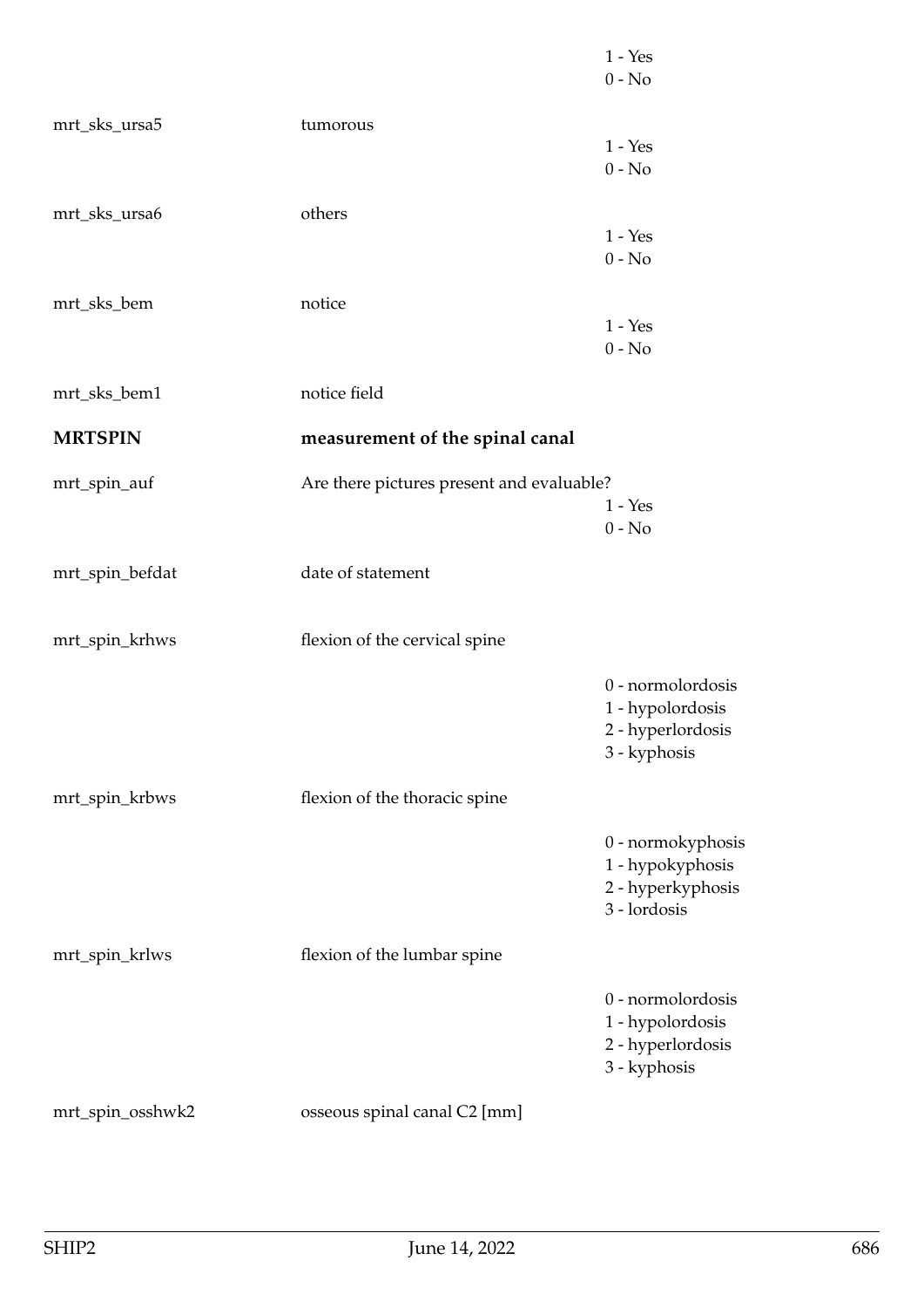| | | |
|---|---|---|
| | | 1 - Yes<br>0 - No |
| mrt_sks_ursa5 | tumorous | 1 - Yes<br>0 - No |
| mrt_sks_ursa6 | others | 1 - Yes<br>0 - No |
| mrt_sks_bem | notice | 1 - Yes<br>0 - No |
| mrt_sks_bem1 | notice field | |
| **MRTSPIN** | **measurement of the spinal canal** | |
| mrt_spin_auf | Are there pictures present and evaluable? | 1 - Yes<br>0 - No |
| mrt_spin_befdat | date of statement | |
| mrt_spin_krhws | flexion of the cervical spine | 0 - normolordosis<br>1 - hypolordosis<br>2 - hyperlordosis<br>3 - kyphosis |
| mrt_spin_krbws | flexion of the thoracic spine | 0 - normokyphosis<br>1 - hypokyphosis<br>2 - hyperkyphosis<br>3 - lordosis |
| mrt_spin_krlws | flexion of the lumbar spine | 0 - normolordosis<br>1 - hypolordosis<br>2 - hyperlordosis<br>3 - kyphosis |
| mrt_spin_osshwk2 | osseous spinal canal C2 [mm] | |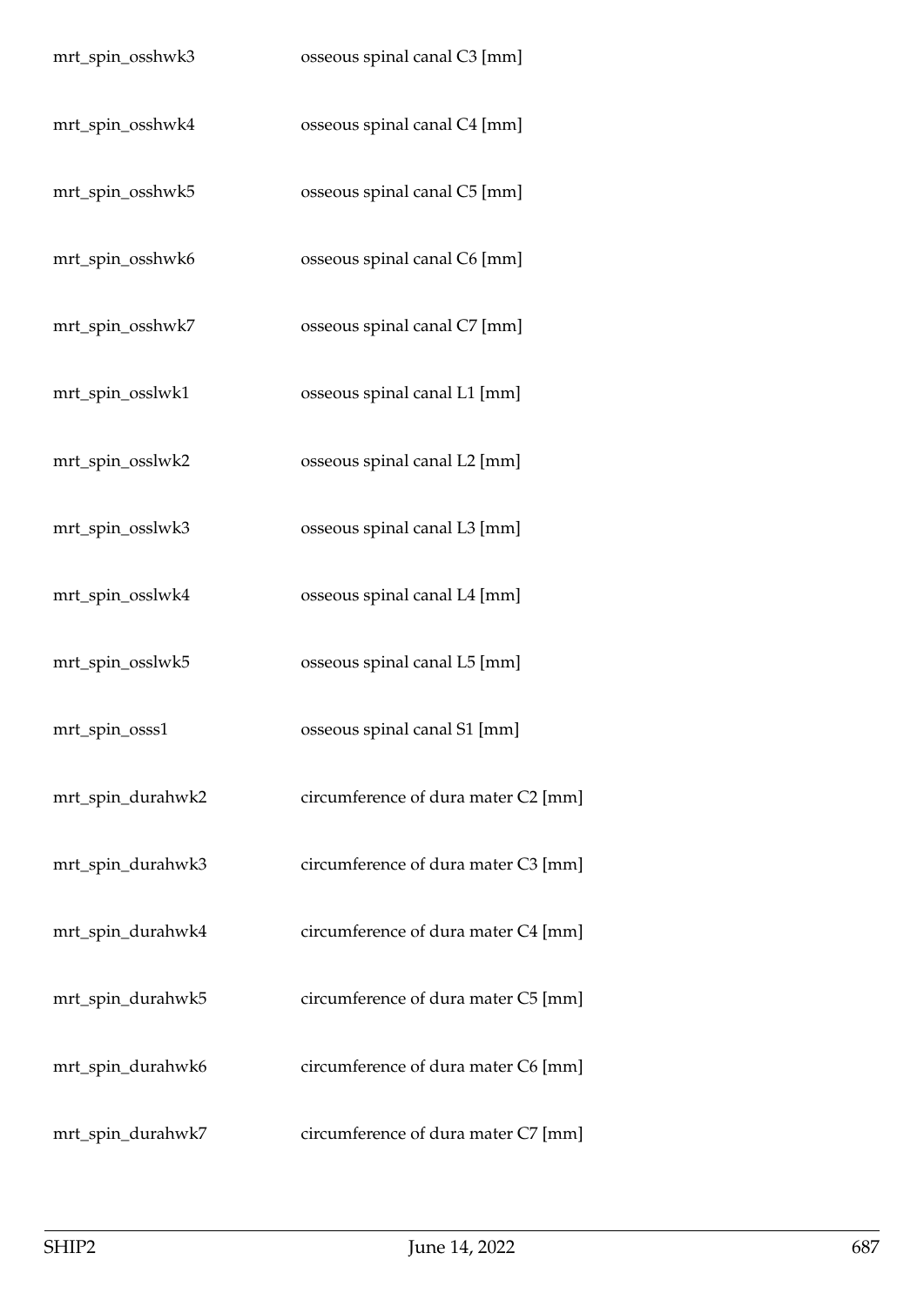| | |
|---|---|
| mrt_spin_osshwk3 | osseous spinal canal C3 [mm] |
| mrt_spin_osshwk4 | osseous spinal canal C4 [mm] |
| mrt_spin_osshwk5 | osseous spinal canal C5 [mm] |
| mrt_spin_osshwk6 | osseous spinal canal C6 [mm] |
| mrt_spin_osshwk7 | osseous spinal canal C7 [mm] |
| mrt_spin_osslwk1 | osseous spinal canal L1 [mm] |
| mrt_spin_osslwk2 | osseous spinal canal L2 [mm] |
| mrt_spin_osslwk3 | osseous spinal canal L3 [mm] |
| mrt_spin_osslwk4 | osseous spinal canal L4 [mm] |
| mrt_spin_osslwk5 | osseous spinal canal L5 [mm] |
| mrt_spin_osss1 | osseous spinal canal S1 [mm] |
| mrt_spin_durahwk2 | circumference of dura mater C2 [mm] |
| mrt_spin_durahwk3 | circumference of dura mater C3 [mm] |
| mrt_spin_durahwk4 | circumference of dura mater C4 [mm] |
| mrt_spin_durahwk5 | circumference of dura mater C5 [mm] |
| mrt_spin_durahwk6 | circumference of dura mater C6 [mm] |
| mrt_spin_durahwk7 | circumference of dura mater C7 [mm] |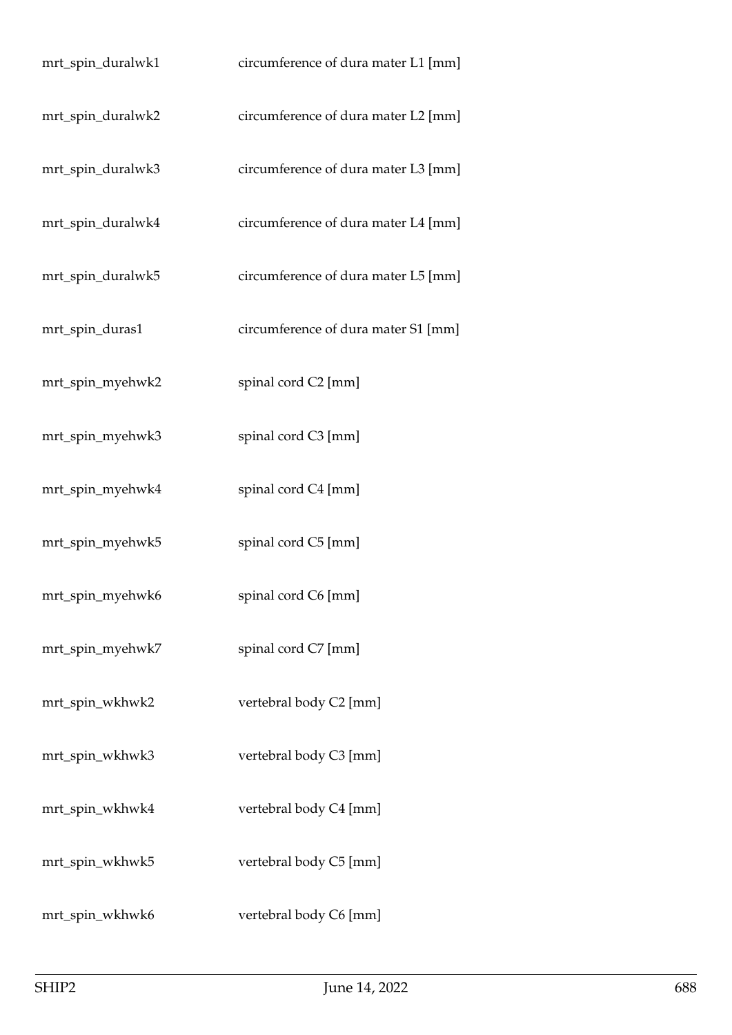| | |
|---|---|
| mrt_spin_duralwk1 | circumference of dura mater L1 [mm] |
| mrt_spin_duralwk2 | circumference of dura mater L2 [mm] |
| mrt_spin_duralwk3 | circumference of dura mater L3 [mm] |
| mrt_spin_duralwk4 | circumference of dura mater L4 [mm] |
| mrt_spin_duralwk5 | circumference of dura mater L5 [mm] |
| mrt_spin_duras1 | circumference of dura mater S1 [mm] |
| mrt_spin_myehwk2 | spinal cord C2 [mm] |
| mrt_spin_myehwk3 | spinal cord C3 [mm] |
| mrt_spin_myehwk4 | spinal cord C4 [mm] |
| mrt_spin_myehwk5 | spinal cord C5 [mm] |
| mrt_spin_myehwk6 | spinal cord C6 [mm] |
| mrt_spin_myehwk7 | spinal cord C7 [mm] |
| mrt_spin_wkhwk2 | vertebral body C2 [mm] |
| mrt_spin_wkhwk3 | vertebral body C3 [mm] |
| mrt_spin_wkhwk4 | vertebral body C4 [mm] |
| mrt_spin_wkhwk5 | vertebral body C5 [mm] |
| mrt_spin_wkhwk6 | vertebral body C6 [mm] |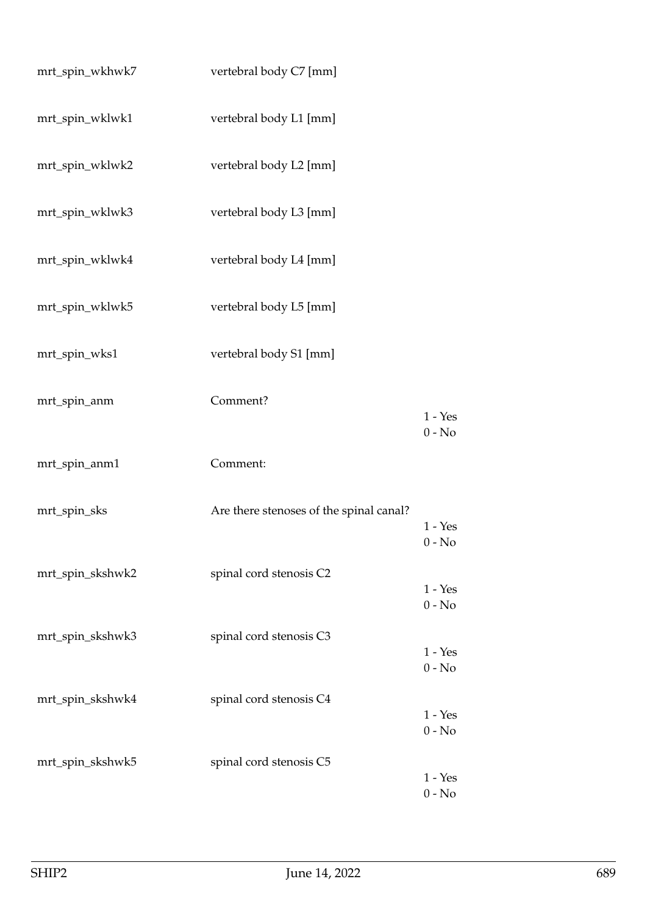| | | |
|---|---|---|
| mrt_spin_wkhwk7 | vertebral body C7 [mm] | |
| mrt_spin_wklwk1 | vertebral body L1 [mm] | |
| mrt_spin_wklwk2 | vertebral body L2 [mm] | |
| mrt_spin_wklwk3 | vertebral body L3 [mm] | |
| mrt_spin_wklwk4 | vertebral body L4 [mm] | |
| mrt_spin_wklwk5 | vertebral body L5 [mm] | |
| mrt_spin_wks1 | vertebral body S1 [mm] | |
| mrt_spin_anm | Comment? | 1 - Yes<br>0 - No |
| mrt_spin_anm1 | Comment: | |
| mrt_spin_sks | Are there stenoses of the spinal canal? | 1 - Yes<br>0 - No |
| mrt_spin_skshwk2 | spinal cord stenosis C2 | 1 - Yes<br>0 - No |
| mrt_spin_skshwk3 | spinal cord stenosis C3 | 1 - Yes<br>0 - No |
| mrt_spin_skshwk4 | spinal cord stenosis C4 | 1 - Yes<br>0 - No |
| mrt_spin_skshwk5 | spinal cord stenosis C5 | 1 - Yes<br>0 - No |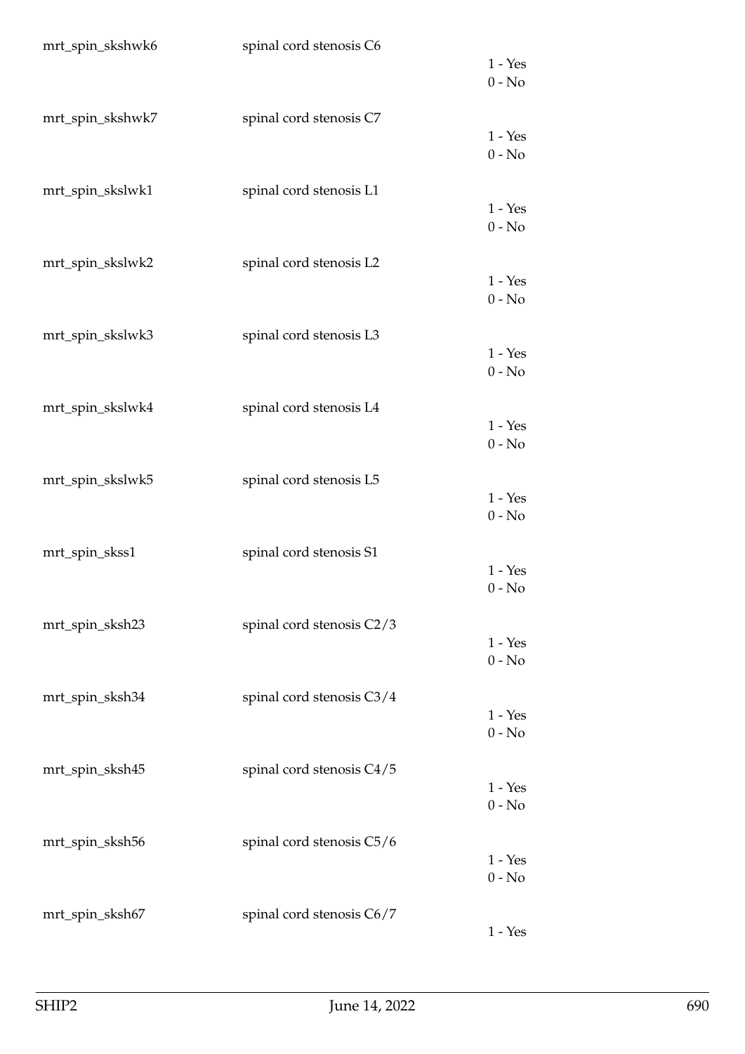| | | |
|---|---|---|
| mrt_spin_skshwk6 | spinal cord stenosis C6 | 1 - Yes<br>0 - No |
| mrt_spin_skshwk7 | spinal cord stenosis C7 | 1 - Yes<br>0 - No |
| mrt_spin_skslwk1 | spinal cord stenosis L1 | 1 - Yes<br>0 - No |
| mrt_spin_skslwk2 | spinal cord stenosis L2 | 1 - Yes<br>0 - No |
| mrt_spin_skslwk3 | spinal cord stenosis L3 | 1 - Yes<br>0 - No |
| mrt_spin_skslwk4 | spinal cord stenosis L4 | 1 - Yes<br>0 - No |
| mrt_spin_skslwk5 | spinal cord stenosis L5 | 1 - Yes<br>0 - No |
| mrt_spin_skss1 | spinal cord stenosis S1 | 1 - Yes<br>0 - No |
| mrt_spin_sksh23 | spinal cord stenosis C2/3 | 1 - Yes<br>0 - No |
| mrt_spin_sksh34 | spinal cord stenosis C3/4 | 1 - Yes<br>0 - No |
| mrt_spin_sksh45 | spinal cord stenosis C4/5 | 1 - Yes<br>0 - No |
| mrt_spin_sksh56 | spinal cord stenosis C5/6 | 1 - Yes<br>0 - No |
| mrt_spin_sksh67 | spinal cord stenosis C6/7 | 1 - Yes |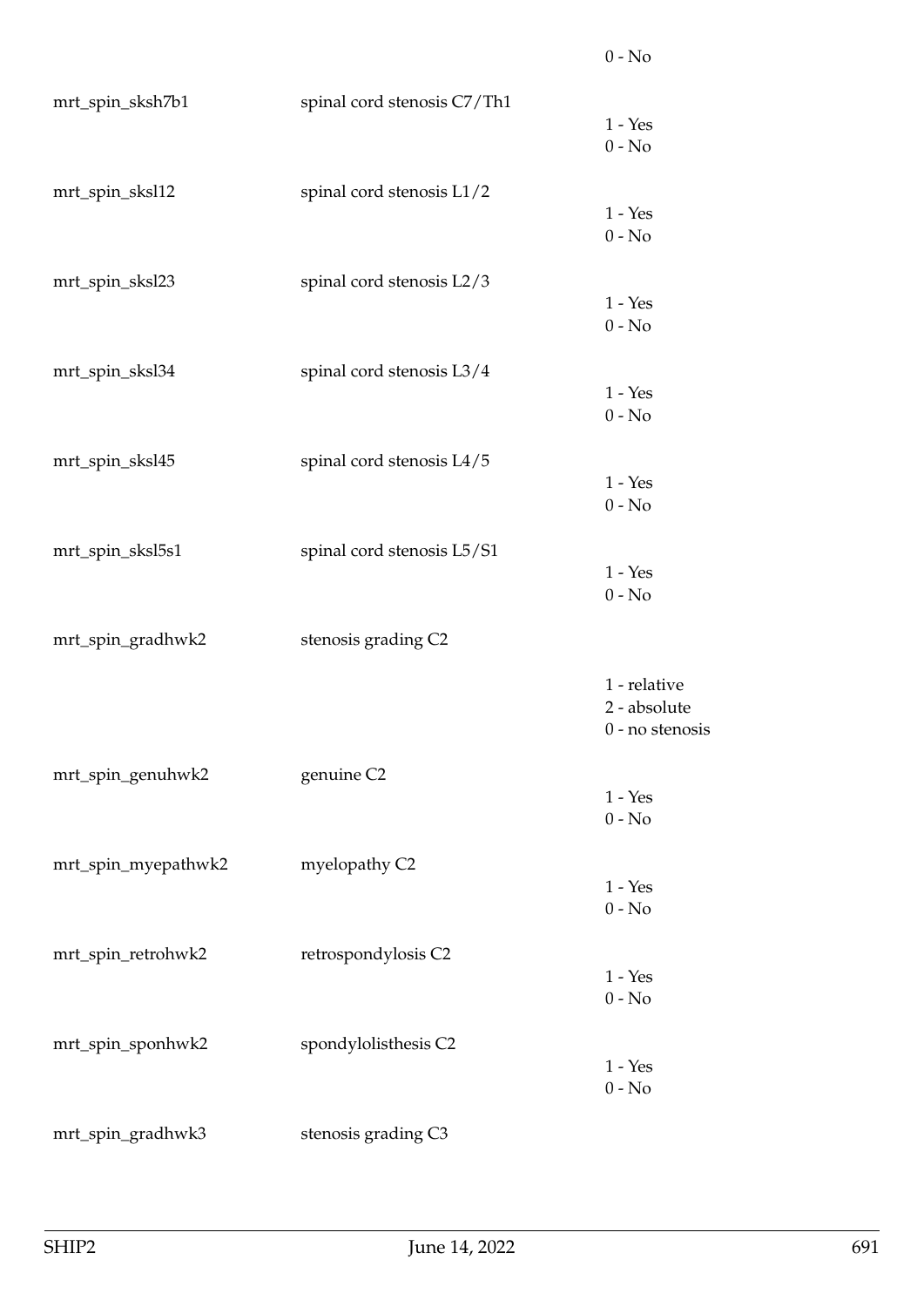0 - No

| | | |
|---|---|---|
| mrt_spin_sksh7b1 | spinal cord stenosis C7/Th1 | 1 - Yes<br>0 - No |
| mrt_spin_sksl12 | spinal cord stenosis L1/2 | 1 - Yes<br>0 - No |
| mrt_spin_sksl23 | spinal cord stenosis L2/3 | 1 - Yes<br>0 - No |
| mrt_spin_sksl34 | spinal cord stenosis L3/4 | 1 - Yes<br>0 - No |
| mrt_spin_sksl45 | spinal cord stenosis L4/5 | 1 - Yes<br>0 - No |
| mrt_spin_sksl5s1 | spinal cord stenosis L5/S1 | 1 - Yes<br>0 - No |
| mrt_spin_gradhwk2 | stenosis grading C2 | 1 - relative<br>2 - absolute<br>0 - no stenosis |
| mrt_spin_genuhwk2 | genuine C2 | 1 - Yes<br>0 - No |
| mrt_spin_myepathwk2 | myelopathy C2 | 1 - Yes<br>0 - No |
| mrt_spin_retrohwk2 | retrospondylosis C2 | 1 - Yes<br>0 - No |
| mrt_spin_sponhwk2 | spondylolisthesis C2 | 1 - Yes<br>0 - No |
| mrt_spin_gradhwk3 | stenosis grading C3 | |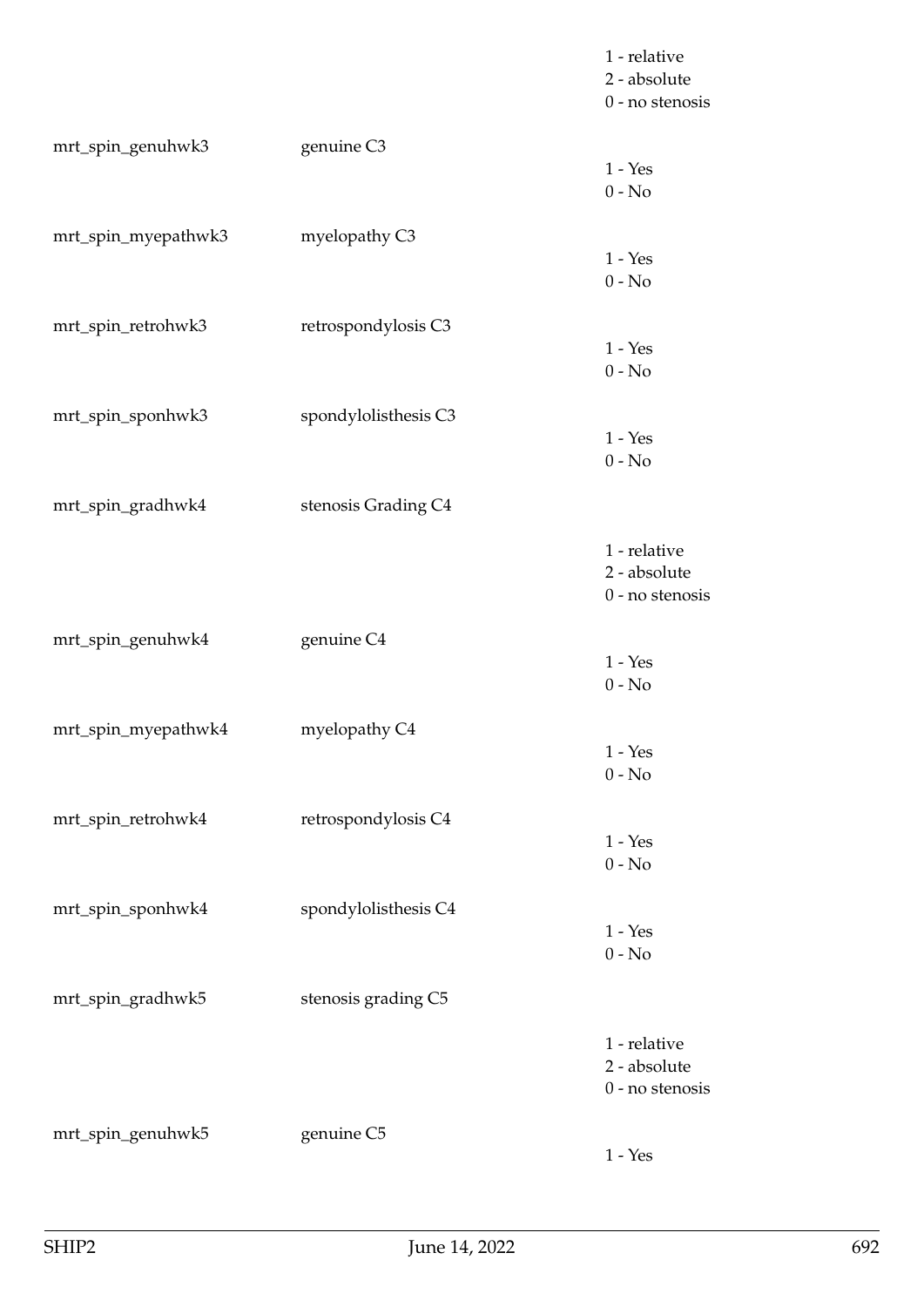| | | |
|---|---|---|
| | | 1 - relative<br>2 - absolute<br>0 - no stenosis |
| mrt_spin_genuhwk3 | genuine C3 | 1 - Yes<br>0 - No |
| mrt_spin_myepathwk3 | myelopathy C3 | 1 - Yes<br>0 - No |
| mrt_spin_retrohwk3 | retrospondylosis C3 | 1 - Yes<br>0 - No |
| mrt_spin_sponhwk3 | spondylolisthesis C3 | 1 - Yes<br>0 - No |
| mrt_spin_gradhwk4 | stenosis Grading C4 | 1 - relative<br>2 - absolute<br>0 - no stenosis |
| mrt_spin_genuhwk4 | genuine C4 | 1 - Yes<br>0 - No |
| mrt_spin_myepathwk4 | myelopathy C4 | 1 - Yes<br>0 - No |
| mrt_spin_retrohwk4 | retrospondylosis C4 | 1 - Yes<br>0 - No |
| mrt_spin_sponhwk4 | spondylolisthesis C4 | 1 - Yes<br>0 - No |
| mrt_spin_gradhwk5 | stenosis grading C5 | 1 - relative<br>2 - absolute<br>0 - no stenosis |
| mrt_spin_genuhwk5 | genuine C5 | 1 - Yes |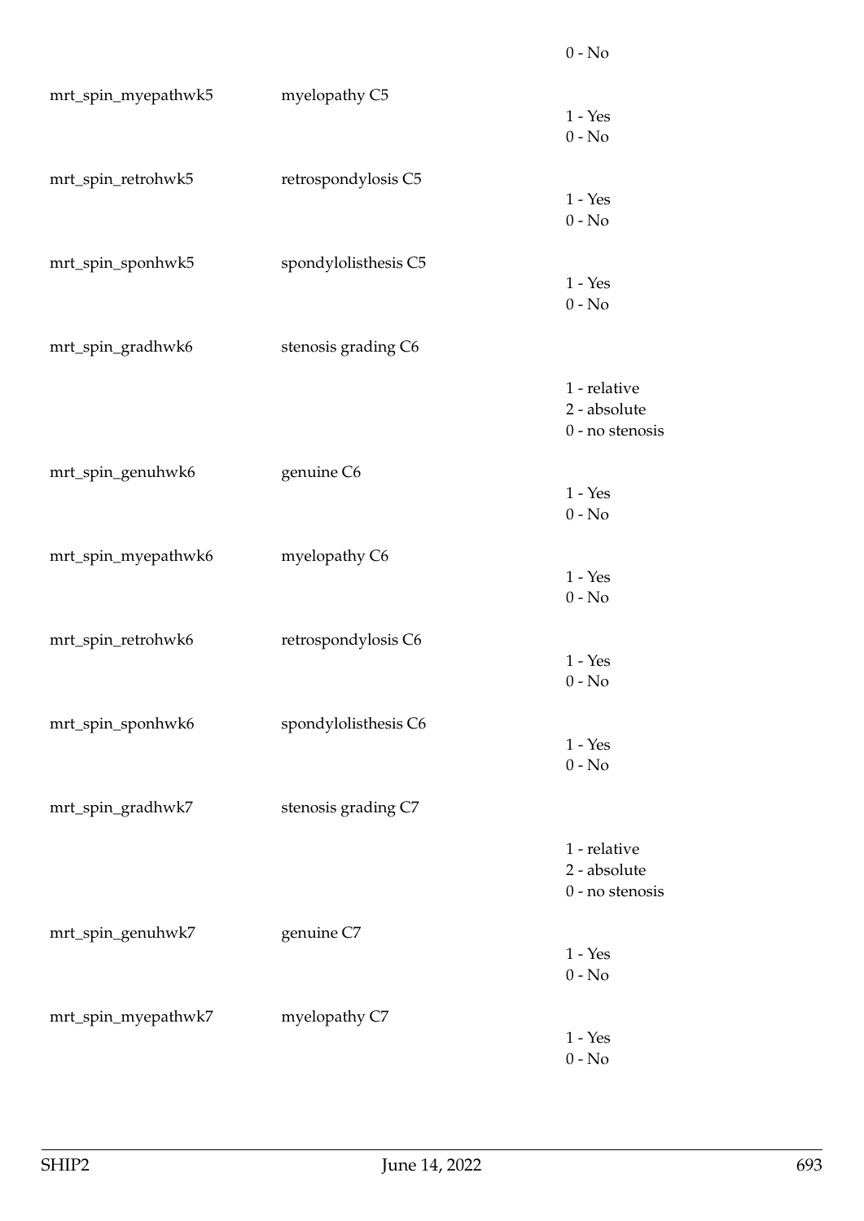|  |  | 0 - No |
|---|---|---|
| mrt_spin_myepathwk5 | myelopathy C5 | 1 - Yes<br>0 - No |
| mrt_spin_retrohwk5 | retrospondylosis C5 | 1 - Yes<br>0 - No |
| mrt_spin_sponhwk5 | spondylolisthesis C5 | 1 - Yes<br>0 - No |
| mrt_spin_gradhwk6 | stenosis grading C6 | 1 - relative<br>2 - absolute<br>0 - no stenosis |
| mrt_spin_genuhwk6 | genuine C6 | 1 - Yes<br>0 - No |
| mrt_spin_myepathwk6 | myelopathy C6 | 1 - Yes<br>0 - No |
| mrt_spin_retrohwk6 | retrospondylosis C6 | 1 - Yes<br>0 - No |
| mrt_spin_sponhwk6 | spondylolisthesis C6 | 1 - Yes<br>0 - No |
| mrt_spin_gradhwk7 | stenosis grading C7 | 1 - relative<br>2 - absolute<br>0 - no stenosis |
| mrt_spin_genuhwk7 | genuine C7 | 1 - Yes<br>0 - No |
| mrt_spin_myepathwk7 | myelopathy C7 | 1 - Yes<br>0 - No |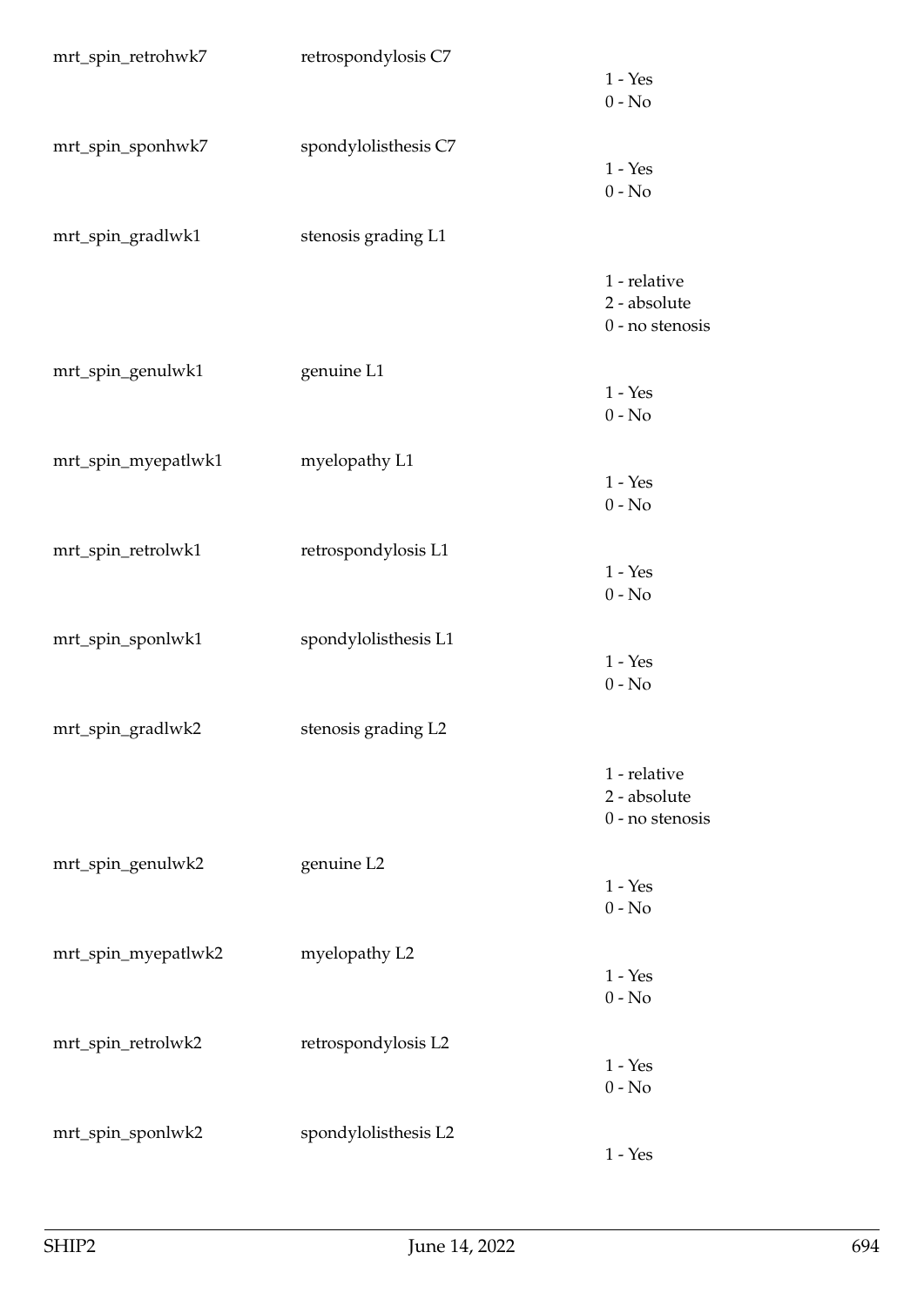| | | |
|---|---|---|
| mrt_spin_retrohwk7 | retrospondylosis C7 | 1 - Yes<br>0 - No |
| mrt_spin_sponhwk7 | spondylolisthesis C7 | 1 - Yes<br>0 - No |
| mrt_spin_gradlwk1 | stenosis grading L1 | 1 - relative<br>2 - absolute<br>0 - no stenosis |
| mrt_spin_genulwk1 | genuine L1 | 1 - Yes<br>0 - No |
| mrt_spin_myepatlwk1 | myelopathy L1 | 1 - Yes<br>0 - No |
| mrt_spin_retrolwk1 | retrospondylosis L1 | 1 - Yes<br>0 - No |
| mrt_spin_sponlwk1 | spondylolisthesis L1 | 1 - Yes<br>0 - No |
| mrt_spin_gradlwk2 | stenosis grading L2 | 1 - relative<br>2 - absolute<br>0 - no stenosis |
| mrt_spin_genulwk2 | genuine L2 | 1 - Yes<br>0 - No |
| mrt_spin_myepatlwk2 | myelopathy L2 | 1 - Yes<br>0 - No |
| mrt_spin_retrolwk2 | retrospondylosis L2 | 1 - Yes<br>0 - No |
| mrt_spin_sponlwk2 | spondylolisthesis L2 | 1 - Yes |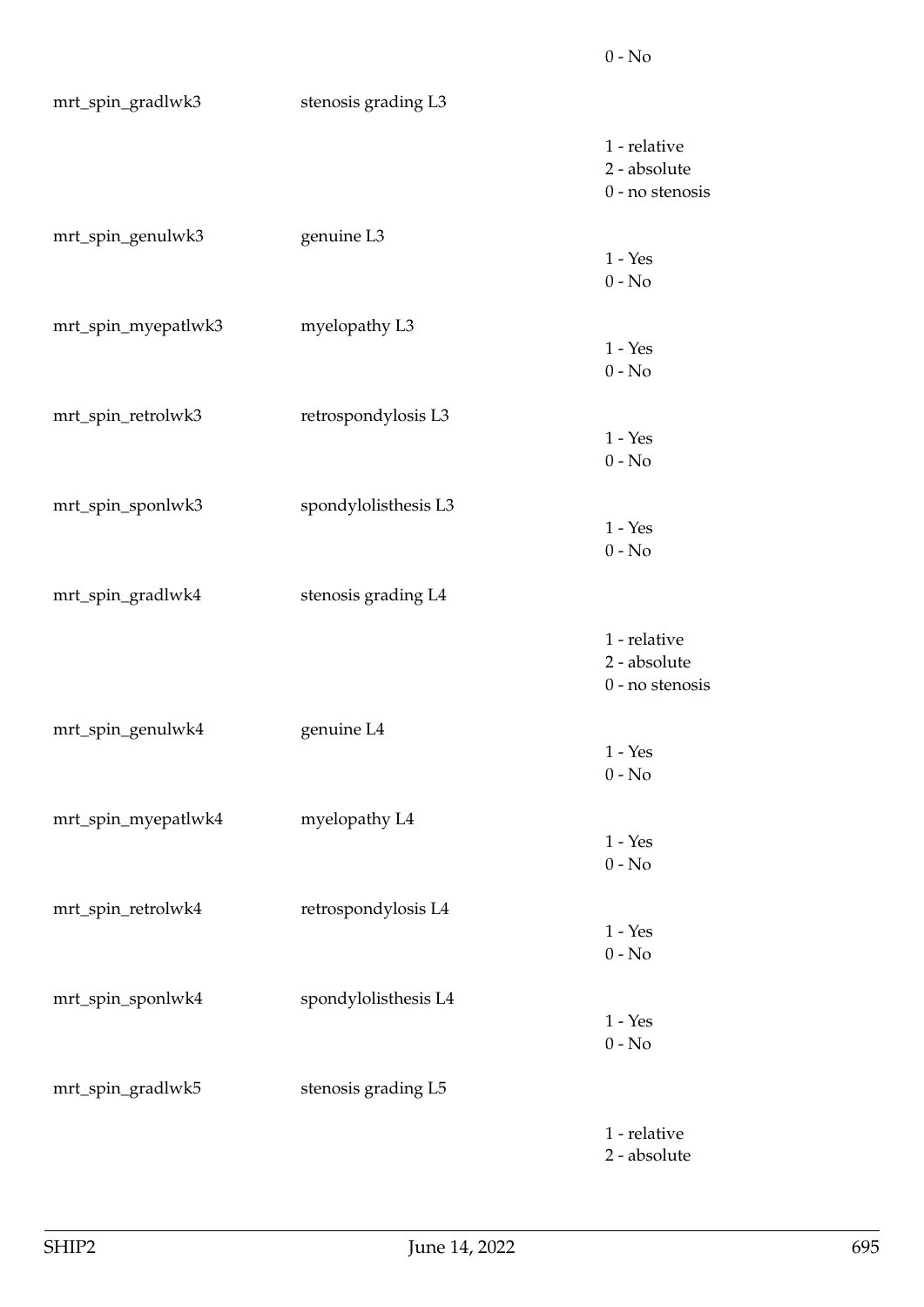| | | |
|---|---|---|
| | | 0 - No |
| mrt_spin_gradlwk3 | stenosis grading L3 | |
| | | 1 - relative<br>2 - absolute<br>0 - no stenosis |
| mrt_spin_genulwk3 | genuine L3 | 1 - Yes<br>0 - No |
| mrt_spin_myepatlwk3 | myelopathy L3 | 1 - Yes<br>0 - No |
| mrt_spin_retrolwk3 | retrospondylosis L3 | 1 - Yes<br>0 - No |
| mrt_spin_sponlwk3 | spondylolisthesis L3 | 1 - Yes<br>0 - No |
| mrt_spin_gradlwk4 | stenosis grading L4 | |
| | | 1 - relative<br>2 - absolute<br>0 - no stenosis |
| mrt_spin_genulwk4 | genuine L4 | 1 - Yes<br>0 - No |
| mrt_spin_myepatlwk4 | myelopathy L4 | 1 - Yes<br>0 - No |
| mrt_spin_retrolwk4 | retrospondylosis L4 | 1 - Yes<br>0 - No |
| mrt_spin_sponlwk4 | spondylolisthesis L4 | 1 - Yes<br>0 - No |
| mrt_spin_gradlwk5 | stenosis grading L5 | |
| | | 1 - relative<br>2 - absolute |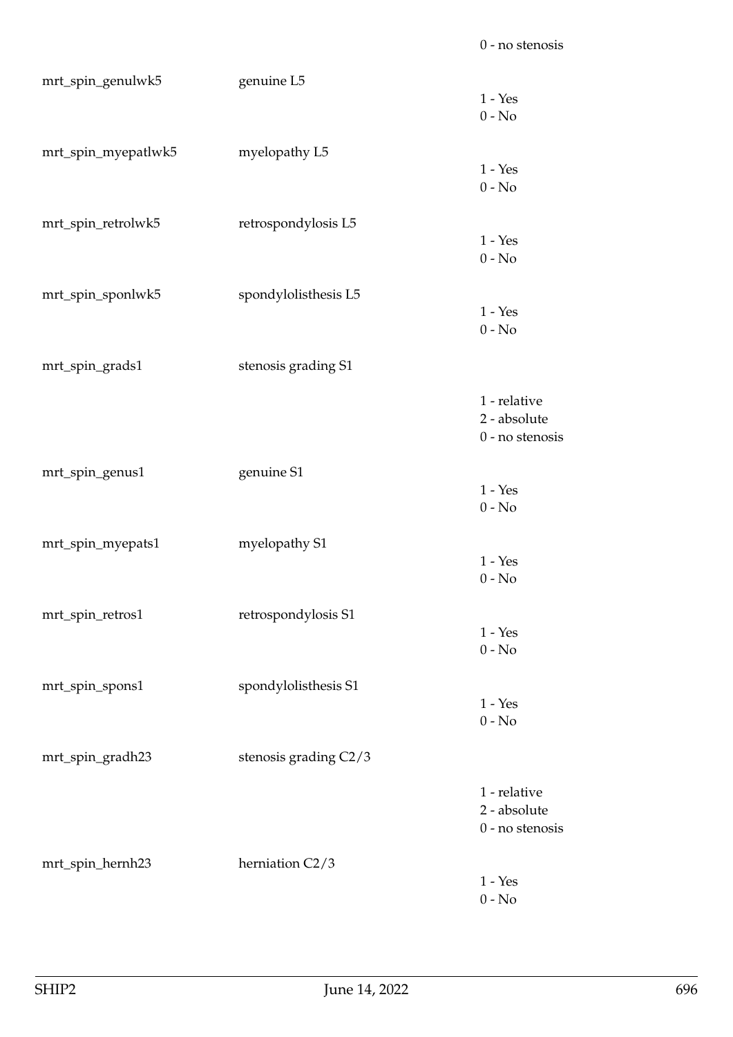| | | |
|---|---|---|
| | | 0 - no stenosis |
| mrt_spin_genulwk5 | genuine L5 | 1 - Yes<br>0 - No |
| mrt_spin_myepatlwk5 | myelopathy L5 | 1 - Yes<br>0 - No |
| mrt_spin_retrolwk5 | retrospondylosis L5 | 1 - Yes<br>0 - No |
| mrt_spin_sponlwk5 | spondylolisthesis L5 | 1 - Yes<br>0 - No |
| mrt_spin_grads1 | stenosis grading S1 | 1 - relative<br>2 - absolute<br>0 - no stenosis |
| mrt_spin_genus1 | genuine S1 | 1 - Yes<br>0 - No |
| mrt_spin_myepats1 | myelopathy S1 | 1 - Yes<br>0 - No |
| mrt_spin_retros1 | retrospondylosis S1 | 1 - Yes<br>0 - No |
| mrt_spin_spons1 | spondylolisthesis S1 | 1 - Yes<br>0 - No |
| mrt_spin_gradh23 | stenosis grading C2/3 | 1 - relative<br>2 - absolute<br>0 - no stenosis |
| mrt_spin_hernh23 | herniation C2/3 | 1 - Yes<br>0 - No |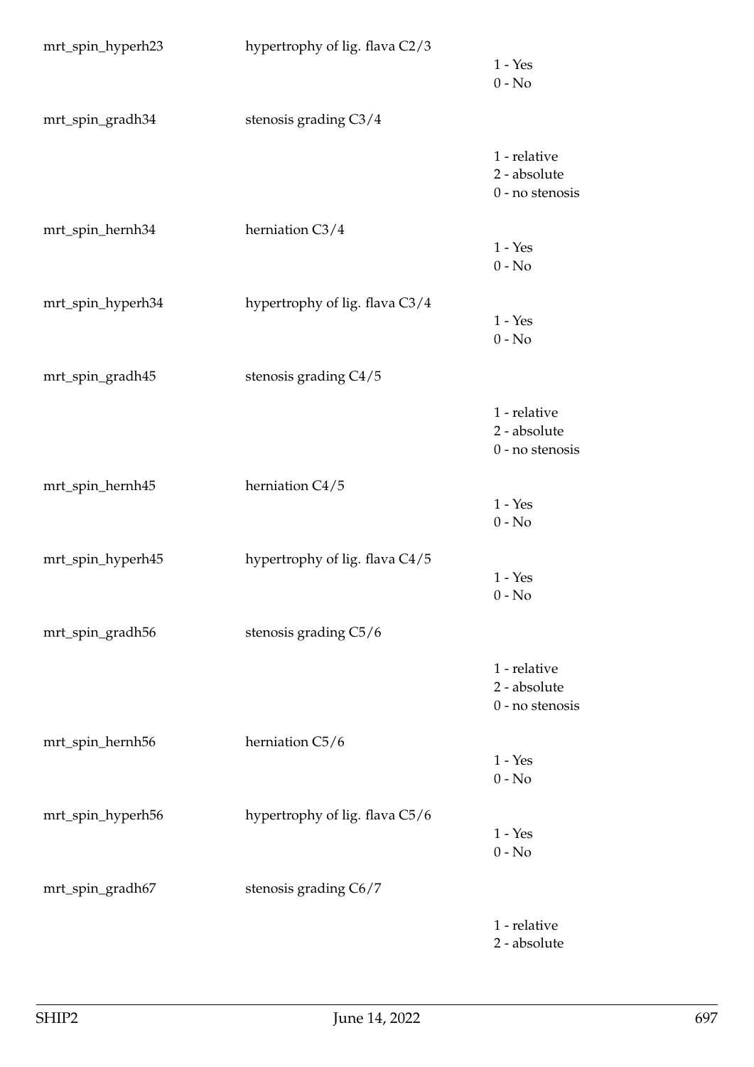| | | |
|---|---|---|
| mrt_spin_hyperh23 | hypertrophy of lig. flava C2/3 | 1 - Yes<br>0 - No |
| mrt_spin_gradh34 | stenosis grading C3/4 | 1 - relative<br>2 - absolute<br>0 - no stenosis |
| mrt_spin_hernh34 | herniation C3/4 | 1 - Yes<br>0 - No |
| mrt_spin_hyperh34 | hypertrophy of lig. flava C3/4 | 1 - Yes<br>0 - No |
| mrt_spin_gradh45 | stenosis grading C4/5 | 1 - relative<br>2 - absolute<br>0 - no stenosis |
| mrt_spin_hernh45 | herniation C4/5 | 1 - Yes<br>0 - No |
| mrt_spin_hyperh45 | hypertrophy of lig. flava C4/5 | 1 - Yes<br>0 - No |
| mrt_spin_gradh56 | stenosis grading C5/6 | 1 - relative<br>2 - absolute<br>0 - no stenosis |
| mrt_spin_hernh56 | herniation C5/6 | 1 - Yes<br>0 - No |
| mrt_spin_hyperh56 | hypertrophy of lig. flava C5/6 | 1 - Yes<br>0 - No |
| mrt_spin_gradh67 | stenosis grading C6/7 | 1 - relative<br>2 - absolute |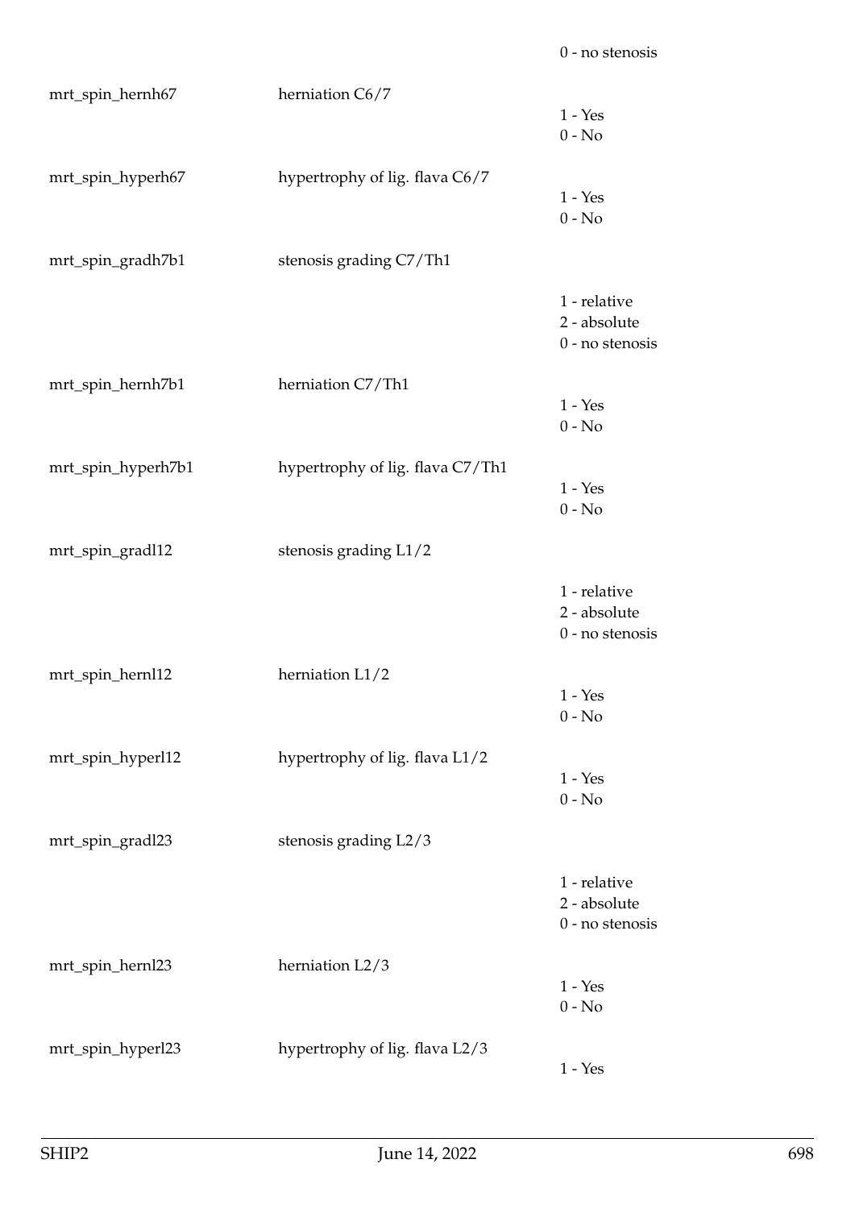| | | |
|---|---|---|
| | | 0 - no stenosis |
| mrt_spin_hernh67 | herniation C6/7 | 1 - Yes<br>0 - No |
| mrt_spin_hyperh67 | hypertrophy of lig. flava C6/7 | 1 - Yes<br>0 - No |
| mrt_spin_gradh7b1 | stenosis grading C7/Th1 | 1 - relative<br>2 - absolute<br>0 - no stenosis |
| mrt_spin_hernh7b1 | herniation C7/Th1 | 1 - Yes<br>0 - No |
| mrt_spin_hyperh7b1 | hypertrophy of lig. flava C7/Th1 | 1 - Yes<br>0 - No |
| mrt_spin_gradl12 | stenosis grading L1/2 | 1 - relative<br>2 - absolute<br>0 - no stenosis |
| mrt_spin_hernl12 | herniation L1/2 | 1 - Yes<br>0 - No |
| mrt_spin_hyperl12 | hypertrophy of lig. flava L1/2 | 1 - Yes<br>0 - No |
| mrt_spin_gradl23 | stenosis grading L2/3 | 1 - relative<br>2 - absolute<br>0 - no stenosis |
| mrt_spin_hernl23 | herniation L2/3 | 1 - Yes<br>0 - No |
| mrt_spin_hyperl23 | hypertrophy of lig. flava L2/3 | 1 - Yes |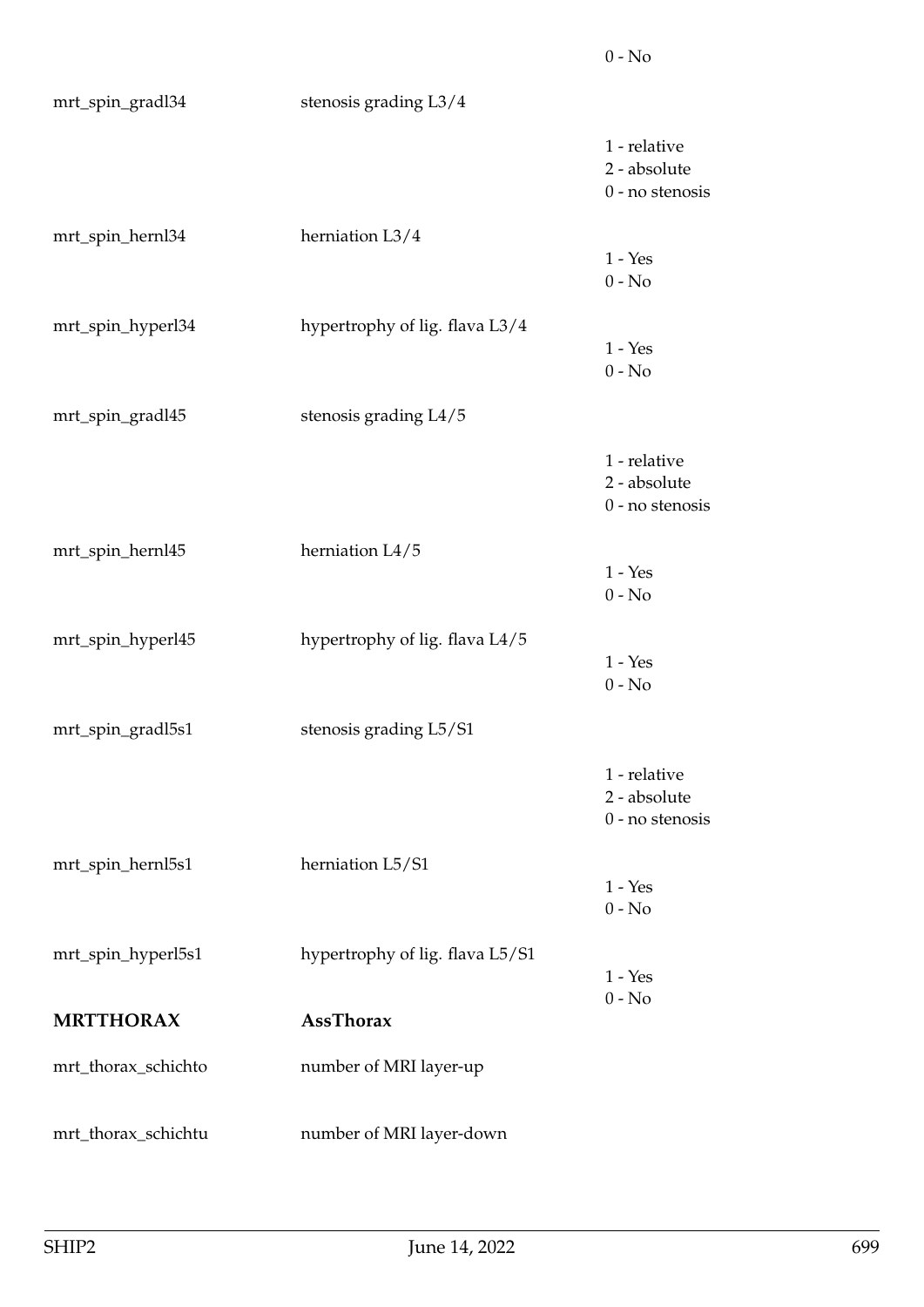| | | |
|---|---|---|
| | | 0 - No |
| mrt_spin_gradl34 | stenosis grading L3/4 | |
| | | 1 - relative<br>2 - absolute<br>0 - no stenosis |
| mrt_spin_hernl34 | herniation L3/4 | 1 - Yes<br>0 - No |
| mrt_spin_hyperl34 | hypertrophy of lig. flava L3/4 | 1 - Yes<br>0 - No |
| mrt_spin_gradl45 | stenosis grading L4/5 | |
| | | 1 - relative<br>2 - absolute<br>0 - no stenosis |
| mrt_spin_hernl45 | herniation L4/5 | 1 - Yes<br>0 - No |
| mrt_spin_hyperl45 | hypertrophy of lig. flava L4/5 | 1 - Yes<br>0 - No |
| mrt_spin_gradl5s1 | stenosis grading L5/S1 | |
| | | 1 - relative<br>2 - absolute<br>0 - no stenosis |
| mrt_spin_hernl5s1 | herniation L5/S1 | 1 - Yes<br>0 - No |
| mrt_spin_hyperl5s1 | hypertrophy of lig. flava L5/S1 | 1 - Yes<br>0 - No |

| | |
|---|---|
| **MRTTHORAX** | **AssThorax** |
| mrt_thorax_schichto | number of MRI layer-up |
| mrt_thorax_schichtu | number of MRI layer-down |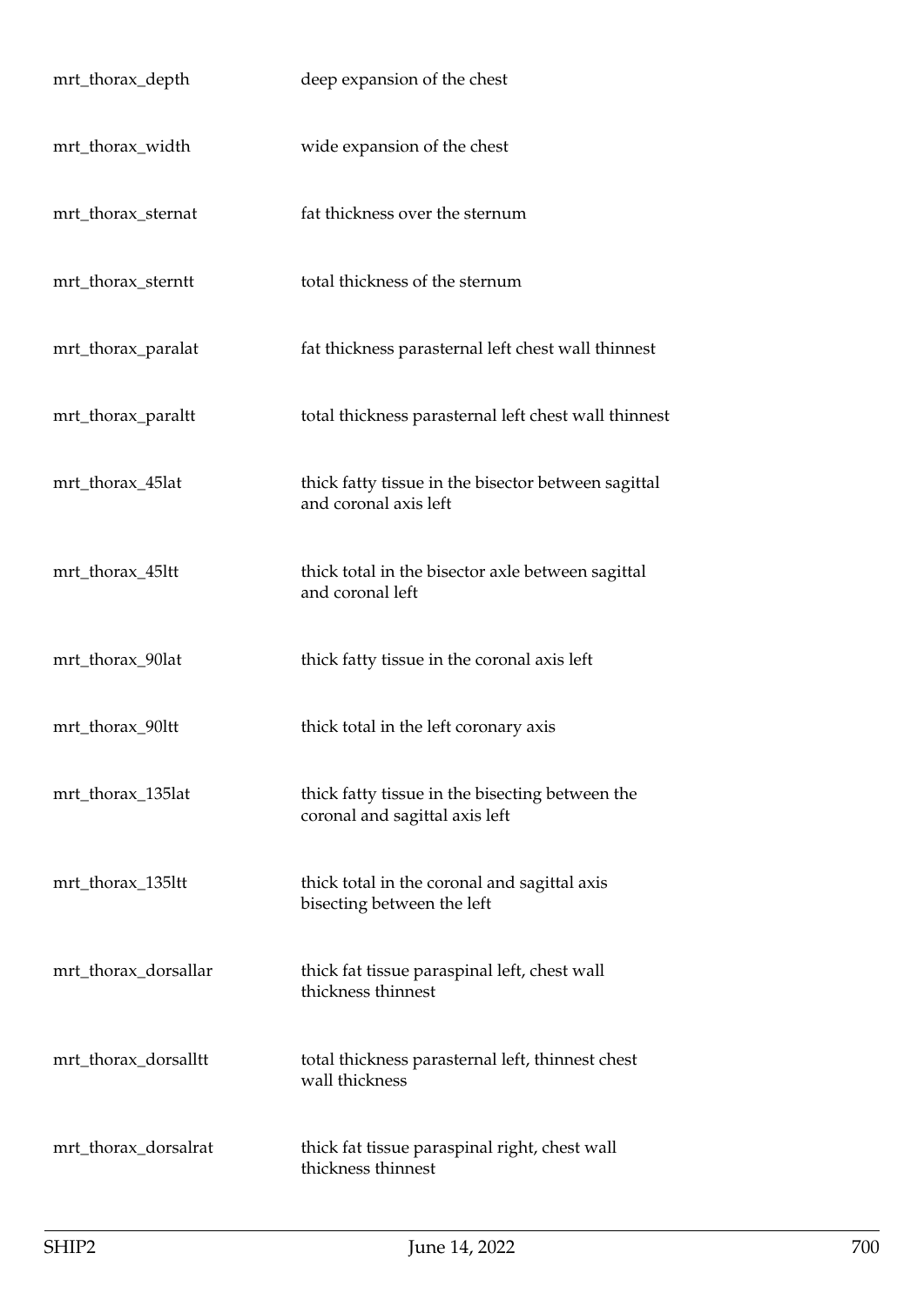| | |
|---|---|
| mrt_thorax_depth | deep expansion of the chest |
| mrt_thorax_width | wide expansion of the chest |
| mrt_thorax_sternat | fat thickness over the sternum |
| mrt_thorax_sterntt | total thickness of the sternum |
| mrt_thorax_paralat | fat thickness parasternal left chest wall thinnest |
| mrt_thorax_paraltt | total thickness parasternal left chest wall thinnest |
| mrt_thorax_45lat | thick fatty tissue in the bisector between sagittal and coronal axis left |
| mrt_thorax_45ltt | thick total in the bisector axle between sagittal and coronal left |
| mrt_thorax_90lat | thick fatty tissue in the coronal axis left |
| mrt_thorax_90ltt | thick total in the left coronary axis |
| mrt_thorax_135lat | thick fatty tissue in the bisecting between the coronal and sagittal axis left |
| mrt_thorax_135ltt | thick total in the coronal and sagittal axis bisecting between the left |
| mrt_thorax_dorsallar | thick fat tissue paraspinal left, chest wall thickness thinnest |
| mrt_thorax_dorsalltt | total thickness parasternal left, thinnest chest wall thickness |
| mrt_thorax_dorsalrat | thick fat tissue paraspinal right, chest wall thickness thinnest |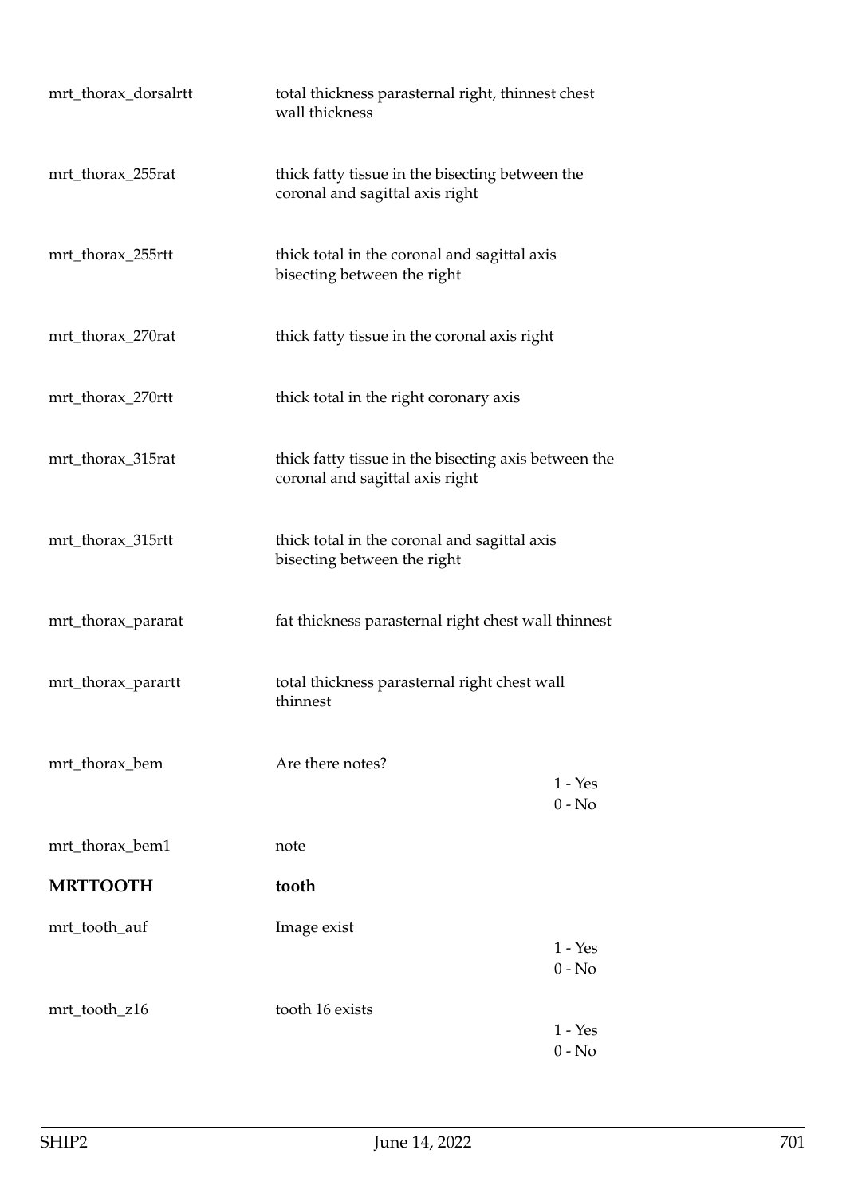| | | |
|---|---|---|
| mrt_thorax_dorsalrtt | total thickness parasternal right, thinnest chest wall thickness | |
| mrt_thorax_255rat | thick fatty tissue in the bisecting between the coronal and sagittal axis right | |
| mrt_thorax_255rtt | thick total in the coronal and sagittal axis bisecting between the right | |
| mrt_thorax_270rat | thick fatty tissue in the coronal axis right | |
| mrt_thorax_270rtt | thick total in the right coronary axis | |
| mrt_thorax_315rat | thick fatty tissue in the bisecting axis between the coronal and sagittal axis right | |
| mrt_thorax_315rtt | thick total in the coronal and sagittal axis bisecting between the right | |
| mrt_thorax_pararat | fat thickness parasternal right chest wall thinnest | |
| mrt_thorax_parartt | total thickness parasternal right chest wall thinnest | |
| mrt_thorax_bem | Are there notes? | 1 - Yes<br>0 - No |
| mrt_thorax_bem1 | note | |
| **MRTTOOTH** | **tooth** | |
| mrt_tooth_auf | Image exist | 1 - Yes<br>0 - No |
| mrt_tooth_z16 | tooth 16 exists | 1 - Yes<br>0 - No |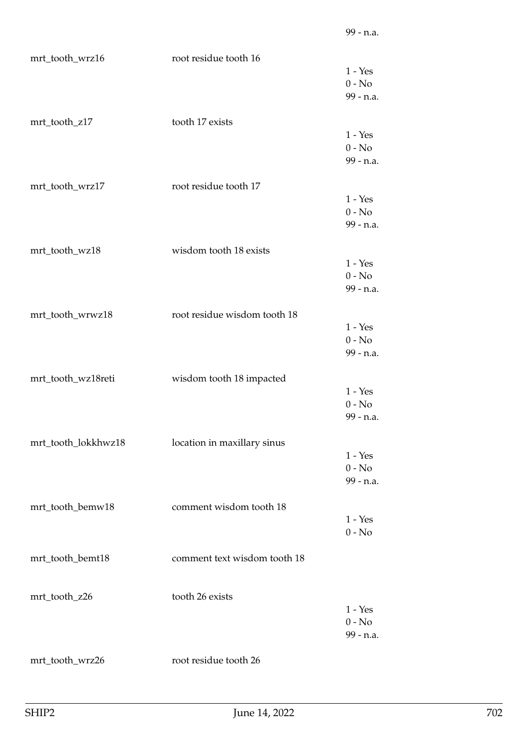| | | |
|---|---|---|
| | | 99 - n.a. |
| mrt_tooth_wrz16 | root residue tooth 16 | 1 - Yes<br>0 - No<br>99 - n.a. |
| mrt_tooth_z17 | tooth 17 exists | 1 - Yes<br>0 - No<br>99 - n.a. |
| mrt_tooth_wrz17 | root residue tooth 17 | 1 - Yes<br>0 - No<br>99 - n.a. |
| mrt_tooth_wz18 | wisdom tooth 18 exists | 1 - Yes<br>0 - No<br>99 - n.a. |
| mrt_tooth_wrwz18 | root residue wisdom tooth 18 | 1 - Yes<br>0 - No<br>99 - n.a. |
| mrt_tooth_wz18reti | wisdom tooth 18 impacted | 1 - Yes<br>0 - No<br>99 - n.a. |
| mrt_tooth_lokkhwz18 | location in maxillary sinus | 1 - Yes<br>0 - No<br>99 - n.a. |
| mrt_tooth_bemw18 | comment wisdom tooth 18 | 1 - Yes<br>0 - No |
| mrt_tooth_bemt18 | comment text wisdom tooth 18 | |
| mrt_tooth_z26 | tooth 26 exists | 1 - Yes<br>0 - No<br>99 - n.a. |
| mrt_tooth_wrz26 | root residue tooth 26 | |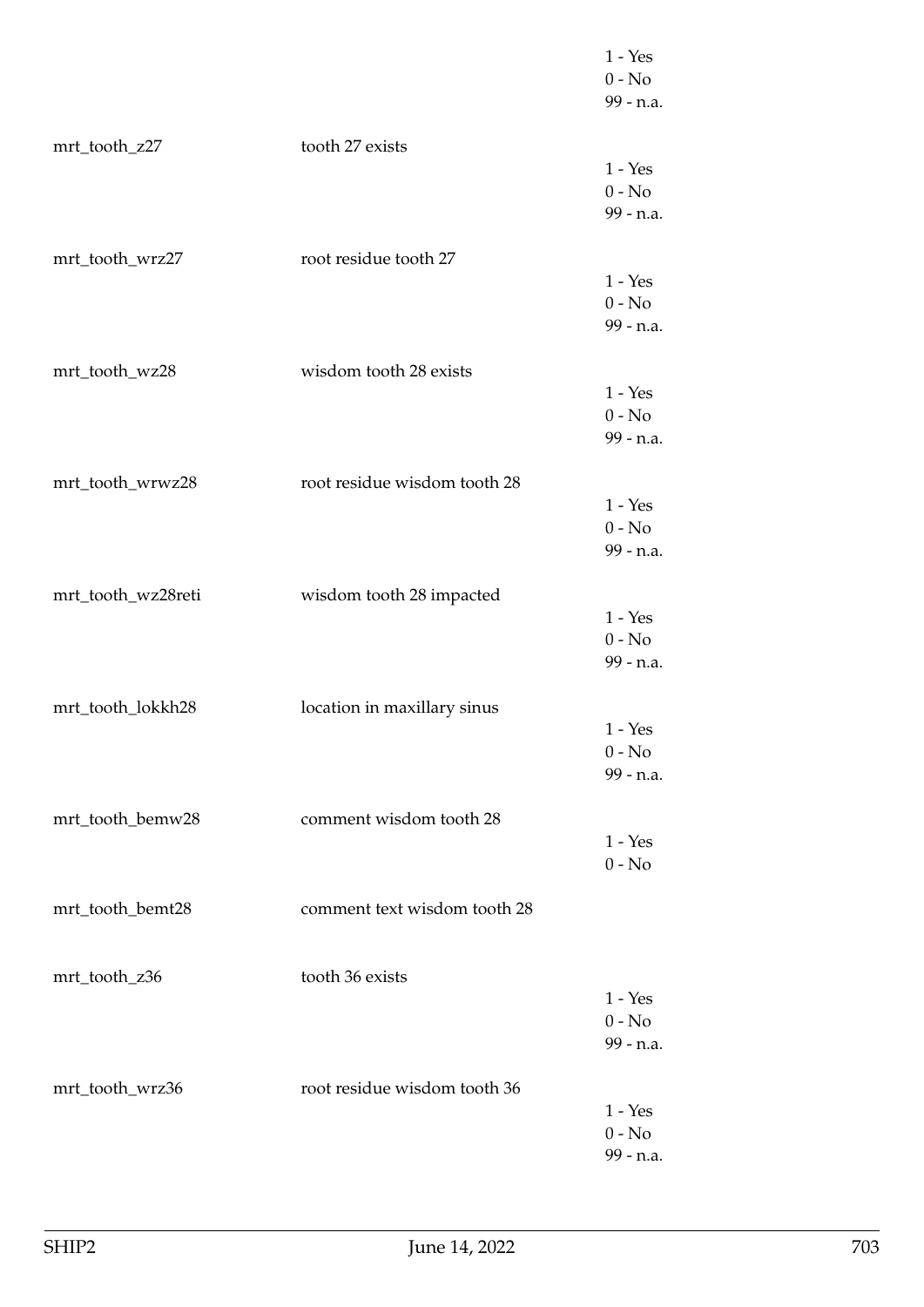| | | |
|---|---|---|
| | | 1 - Yes<br>0 - No<br>99 - n.a. |
| mrt_tooth_z27 | tooth 27 exists | 1 - Yes<br>0 - No<br>99 - n.a. |
| mrt_tooth_wrz27 | root residue tooth 27 | 1 - Yes<br>0 - No<br>99 - n.a. |
| mrt_tooth_wz28 | wisdom tooth 28 exists | 1 - Yes<br>0 - No<br>99 - n.a. |
| mrt_tooth_wrwz28 | root residue wisdom tooth 28 | 1 - Yes<br>0 - No<br>99 - n.a. |
| mrt_tooth_wz28reti | wisdom tooth 28 impacted | 1 - Yes<br>0 - No<br>99 - n.a. |
| mrt_tooth_lokkh28 | location in maxillary sinus | 1 - Yes<br>0 - No<br>99 - n.a. |
| mrt_tooth_bemw28 | comment wisdom tooth 28 | 1 - Yes<br>0 - No |
| mrt_tooth_bemt28 | comment text wisdom tooth 28 | |
| mrt_tooth_z36 | tooth 36 exists | 1 - Yes<br>0 - No<br>99 - n.a. |
| mrt_tooth_wrz36 | root residue wisdom tooth 36 | 1 - Yes<br>0 - No<br>99 - n.a. |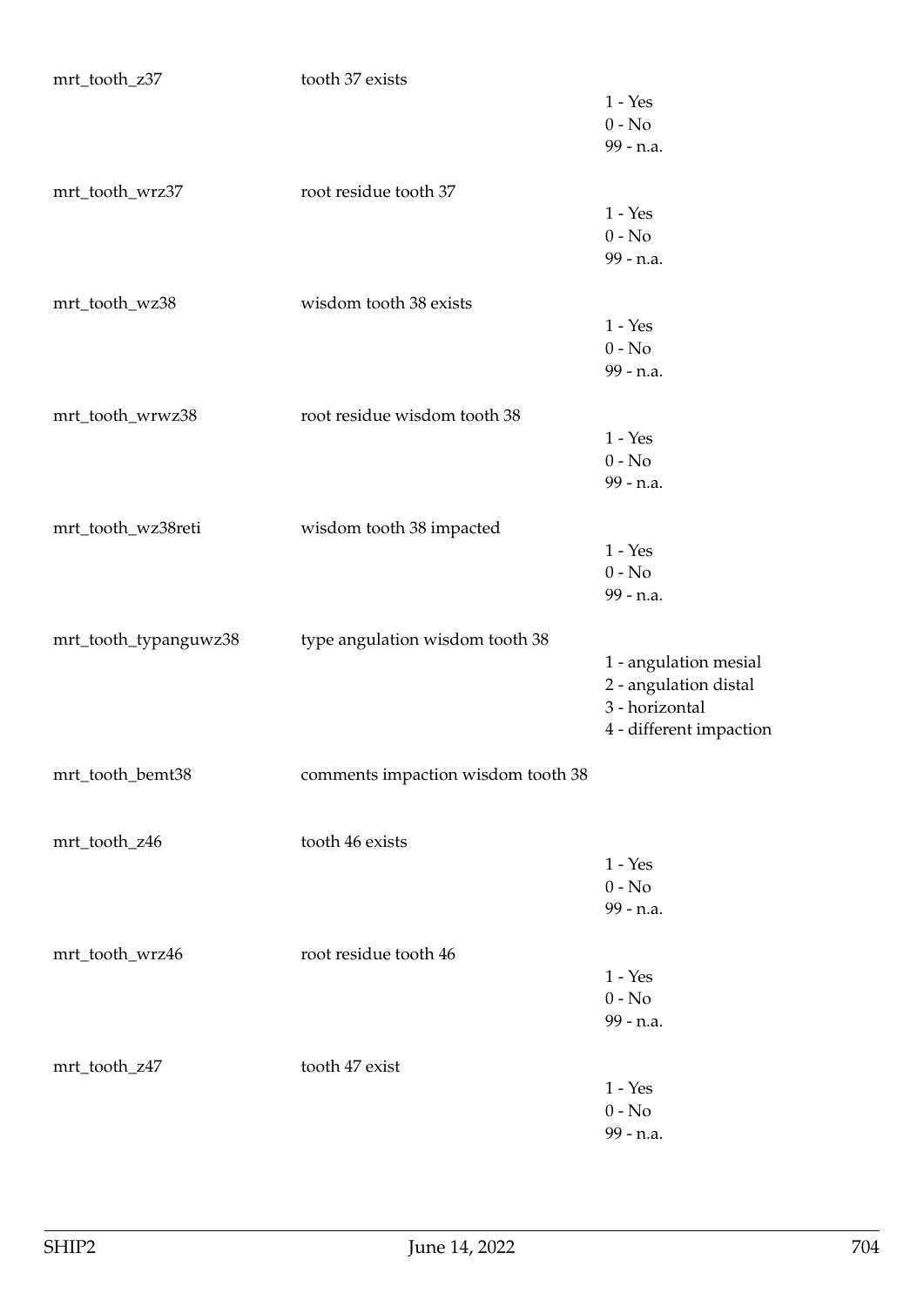| | | |
|---|---|---|
| mrt_tooth_z37 | tooth 37 exists | 1 - Yes<br>0 - No<br>99 - n.a. |
| mrt_tooth_wrz37 | root residue tooth 37 | 1 - Yes<br>0 - No<br>99 - n.a. |
| mrt_tooth_wz38 | wisdom tooth 38 exists | 1 - Yes<br>0 - No<br>99 - n.a. |
| mrt_tooth_wrwz38 | root residue wisdom tooth 38 | 1 - Yes<br>0 - No<br>99 - n.a. |
| mrt_tooth_wz38reti | wisdom tooth 38 impacted | 1 - Yes<br>0 - No<br>99 - n.a. |
| mrt_tooth_typanguwz38 | type angulation wisdom tooth 38 | 1 - angulation mesial<br>2 - angulation distal<br>3 - horizontal<br>4 - different impaction |
| mrt_tooth_bemt38 | comments impaction wisdom tooth 38 | |
| mrt_tooth_z46 | tooth 46 exists | 1 - Yes<br>0 - No<br>99 - n.a. |
| mrt_tooth_wrz46 | root residue tooth 46 | 1 - Yes<br>0 - No<br>99 - n.a. |
| mrt_tooth_z47 | tooth 47 exist | 1 - Yes<br>0 - No<br>99 - n.a. |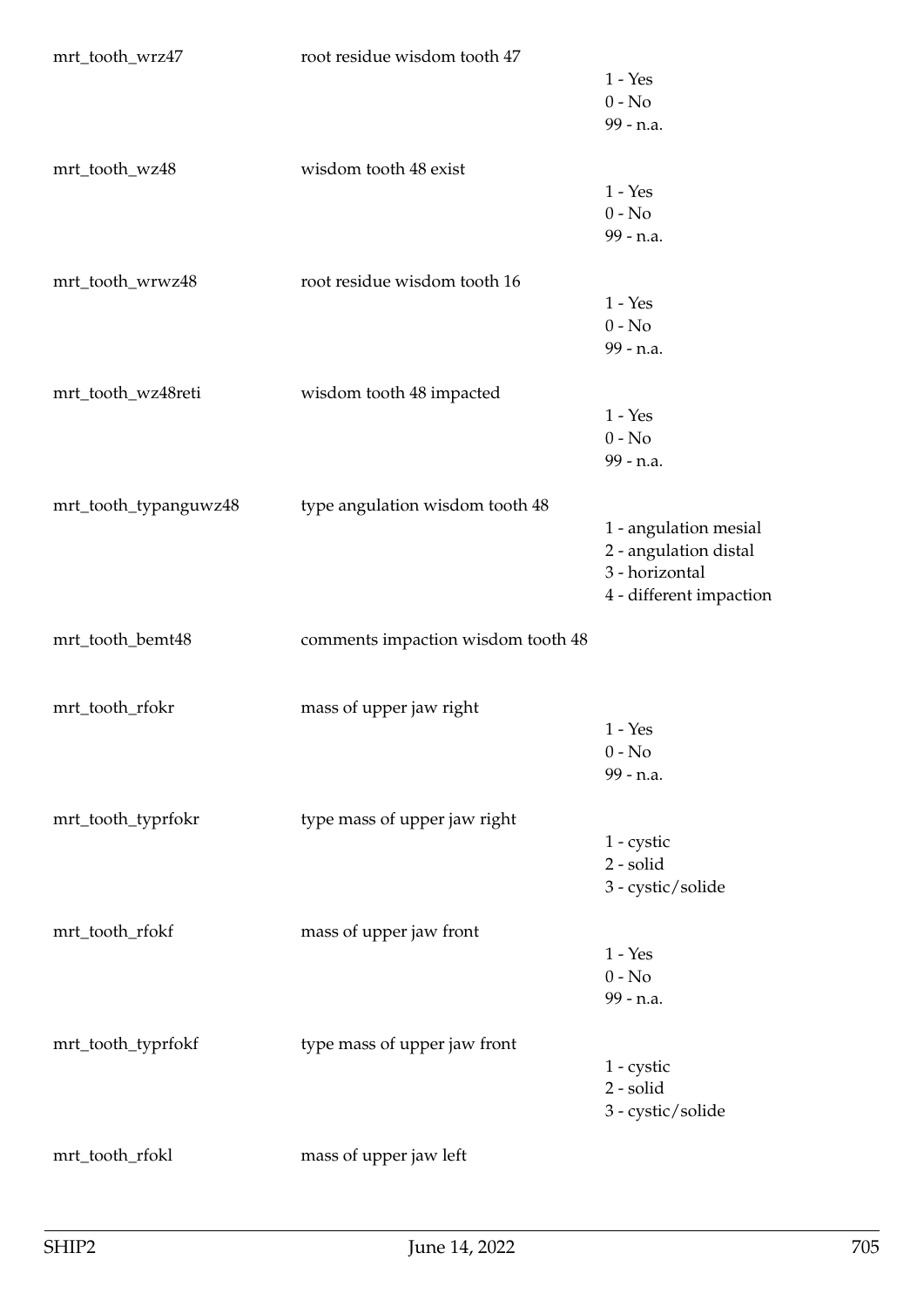| | | |
|---|---|---|
| mrt_tooth_wrz47 | root residue wisdom tooth 47 | 1 - Yes<br>0 - No<br>99 - n.a. |
| mrt_tooth_wz48 | wisdom tooth 48 exist | 1 - Yes<br>0 - No<br>99 - n.a. |
| mrt_tooth_wrwz48 | root residue wisdom tooth 16 | 1 - Yes<br>0 - No<br>99 - n.a. |
| mrt_tooth_wz48reti | wisdom tooth 48 impacted | 1 - Yes<br>0 - No<br>99 - n.a. |
| mrt_tooth_typanguwz48 | type angulation wisdom tooth 48 | 1 - angulation mesial<br>2 - angulation distal<br>3 - horizontal<br>4 - different impaction |
| mrt_tooth_bemt48 | comments impaction wisdom tooth 48 | |
| mrt_tooth_rfokr | mass of upper jaw right | 1 - Yes<br>0 - No<br>99 - n.a. |
| mrt_tooth_typrfokr | type mass of upper jaw right | 1 - cystic<br>2 - solid<br>3 - cystic/solide |
| mrt_tooth_rfokf | mass of upper jaw front | 1 - Yes<br>0 - No<br>99 - n.a. |
| mrt_tooth_typrfokf | type mass of upper jaw front | 1 - cystic<br>2 - solid<br>3 - cystic/solide |
| mrt_tooth_rfokl | mass of upper jaw left | |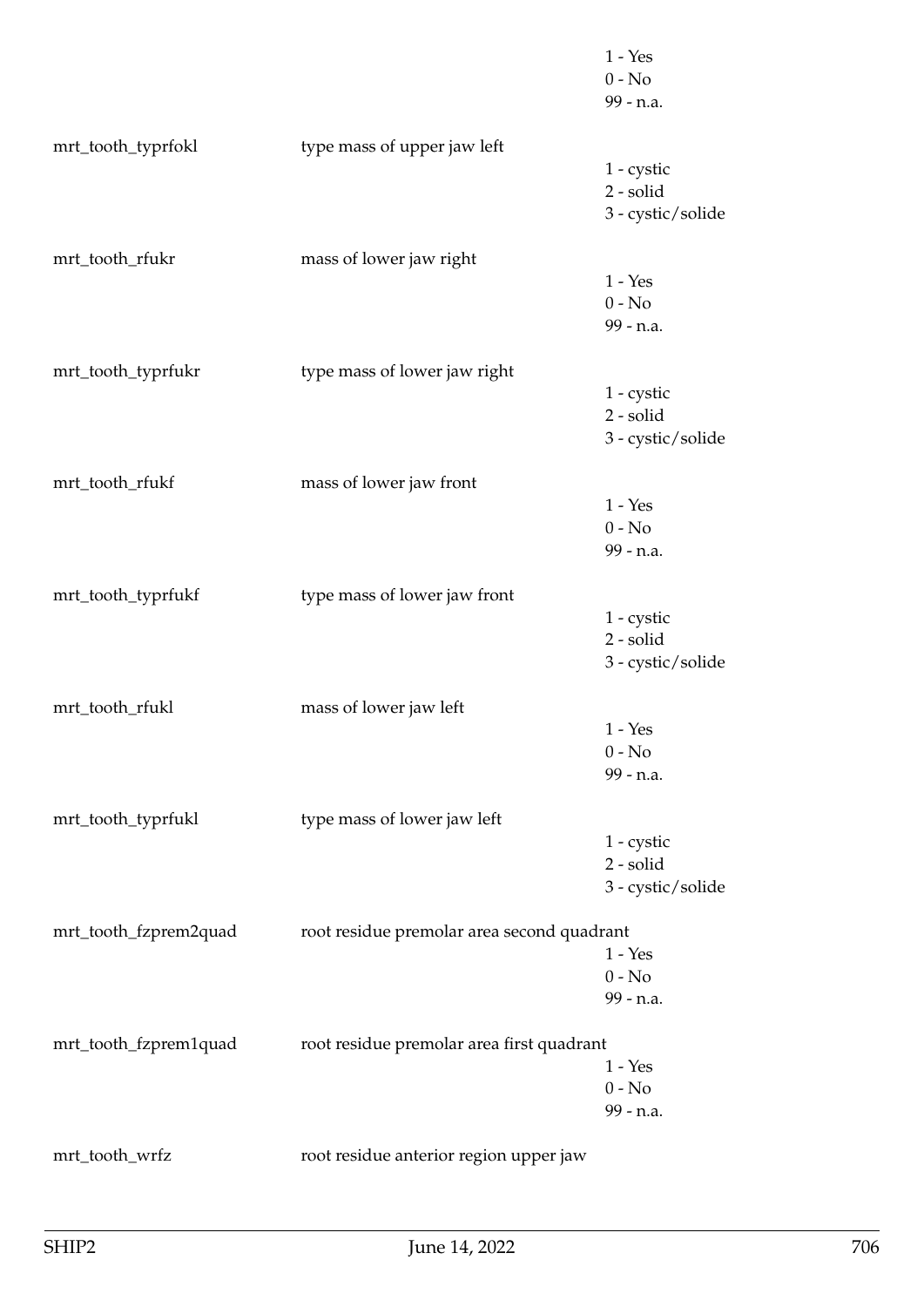| | | |
|---|---|---|
| | | 1 - Yes<br>0 - No<br>99 - n.a. |
| mrt_tooth_typrfokl | type mass of upper jaw left | |
| | | 1 - cystic<br>2 - solid<br>3 - cystic/solide |
| mrt_tooth_rfukr | mass of lower jaw right | |
| | | 1 - Yes<br>0 - No<br>99 - n.a. |
| mrt_tooth_typrfukr | type mass of lower jaw right | |
| | | 1 - cystic<br>2 - solid<br>3 - cystic/solide |
| mrt_tooth_rfukf | mass of lower jaw front | |
| | | 1 - Yes<br>0 - No<br>99 - n.a. |
| mrt_tooth_typrfukf | type mass of lower jaw front | |
| | | 1 - cystic<br>2 - solid<br>3 - cystic/solide |
| mrt_tooth_rfukl | mass of lower jaw left | |
| | | 1 - Yes<br>0 - No<br>99 - n.a. |
| mrt_tooth_typrfukl | type mass of lower jaw left | |
| | | 1 - cystic<br>2 - solid<br>3 - cystic/solide |
| mrt_tooth_fzprem2quad | root residue premolar area second quadrant | |
| | | 1 - Yes<br>0 - No<br>99 - n.a. |
| mrt_tooth_fzprem1quad | root residue premolar area first quadrant | |
| | | 1 - Yes<br>0 - No<br>99 - n.a. |
| mrt_tooth_wrfz | root residue anterior region upper jaw | |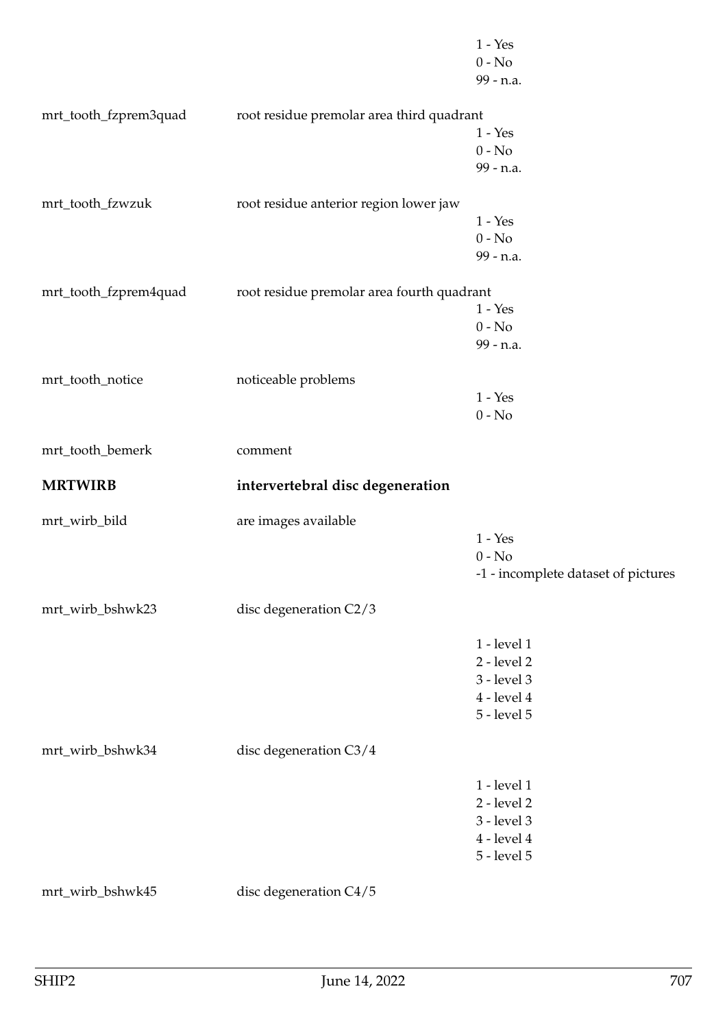| | | |
|---|---|---|
| | | 1 - Yes<br>0 - No<br>99 - n.a. |
| mrt_tooth_fzprem3quad | root residue premolar area third quadrant | 1 - Yes<br>0 - No<br>99 - n.a. |
| mrt_tooth_fzwzuk | root residue anterior region lower jaw | 1 - Yes<br>0 - No<br>99 - n.a. |
| mrt_tooth_fzprem4quad | root residue premolar area fourth quadrant | 1 - Yes<br>0 - No<br>99 - n.a. |
| mrt_tooth_notice | noticeable problems | 1 - Yes<br>0 - No |
| mrt_tooth_bemerk | comment | |
| **MRTWIRB** | **intervertebral disc degeneration** | |
| mrt_wirb_bild | are images available | 1 - Yes<br>0 - No<br>-1 - incomplete dataset of pictures |
| mrt_wirb_bshwk23 | disc degeneration C2/3 | 1 - level 1<br>2 - level 2<br>3 - level 3<br>4 - level 4<br>5 - level 5 |
| mrt_wirb_bshwk34 | disc degeneration C3/4 | 1 - level 1<br>2 - level 2<br>3 - level 3<br>4 - level 4<br>5 - level 5 |
| mrt_wirb_bshwk45 | disc degeneration C4/5 | |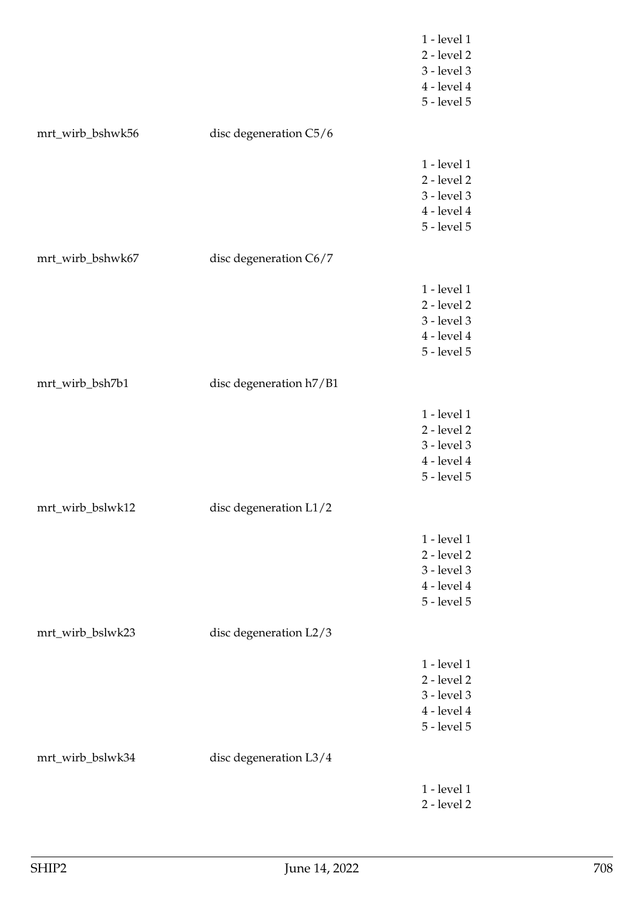1 - level 1
2 - level 2
3 - level 3
4 - level 4
5 - level 5

| | | |
|---|---|---|
| mrt_wirb_bshwk56 | disc degeneration C5/6 | |
| | | 1 - level 1<br>2 - level 2<br>3 - level 3<br>4 - level 4<br>5 - level 5 |
| mrt_wirb_bshwk67 | disc degeneration C6/7 | |
| | | 1 - level 1<br>2 - level 2<br>3 - level 3<br>4 - level 4<br>5 - level 5 |
| mrt_wirb_bsh7b1 | disc degeneration h7/B1 | |
| | | 1 - level 1<br>2 - level 2<br>3 - level 3<br>4 - level 4<br>5 - level 5 |
| mrt_wirb_bslwk12 | disc degeneration L1/2 | |
| | | 1 - level 1<br>2 - level 2<br>3 - level 3<br>4 - level 4<br>5 - level 5 |
| mrt_wirb_bslwk23 | disc degeneration L2/3 | |
| | | 1 - level 1<br>2 - level 2<br>3 - level 3<br>4 - level 4<br>5 - level 5 |
| mrt_wirb_bslwk34 | disc degeneration L3/4 | |
| | | 1 - level 1<br>2 - level 2 |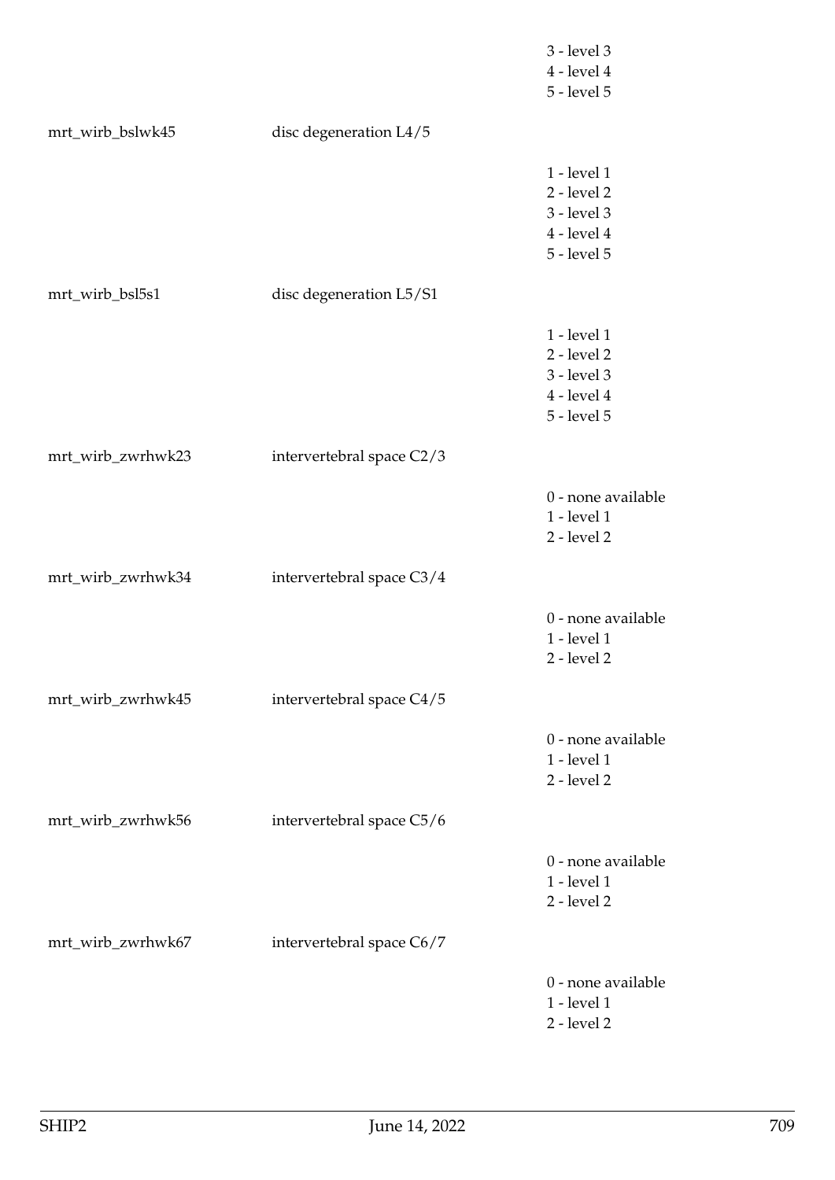3 - level 3
4 - level 4
5 - level 5

mrt_wirb_bslwk45 disc degeneration L4/5

1 - level 1
2 - level 2
3 - level 3
4 - level 4
5 - level 5

mrt_wirb_bsl5s1 disc degeneration L5/S1

1 - level 1
2 - level 2
3 - level 3
4 - level 4
5 - level 5

mrt_wirb_zwrhwk23 intervertebral space C2/3

0 - none available
1 - level 1
2 - level 2

mrt_wirb_zwrhwk34 intervertebral space C3/4

0 - none available
1 - level 1
2 - level 2

mrt_wirb_zwrhwk45 intervertebral space C4/5

0 - none available
1 - level 1
2 - level 2

mrt_wirb_zwrhwk56 intervertebral space C5/6

0 - none available
1 - level 1
2 - level 2

mrt_wirb_zwrhwk67 intervertebral space C6/7

0 - none available
1 - level 1
2 - level 2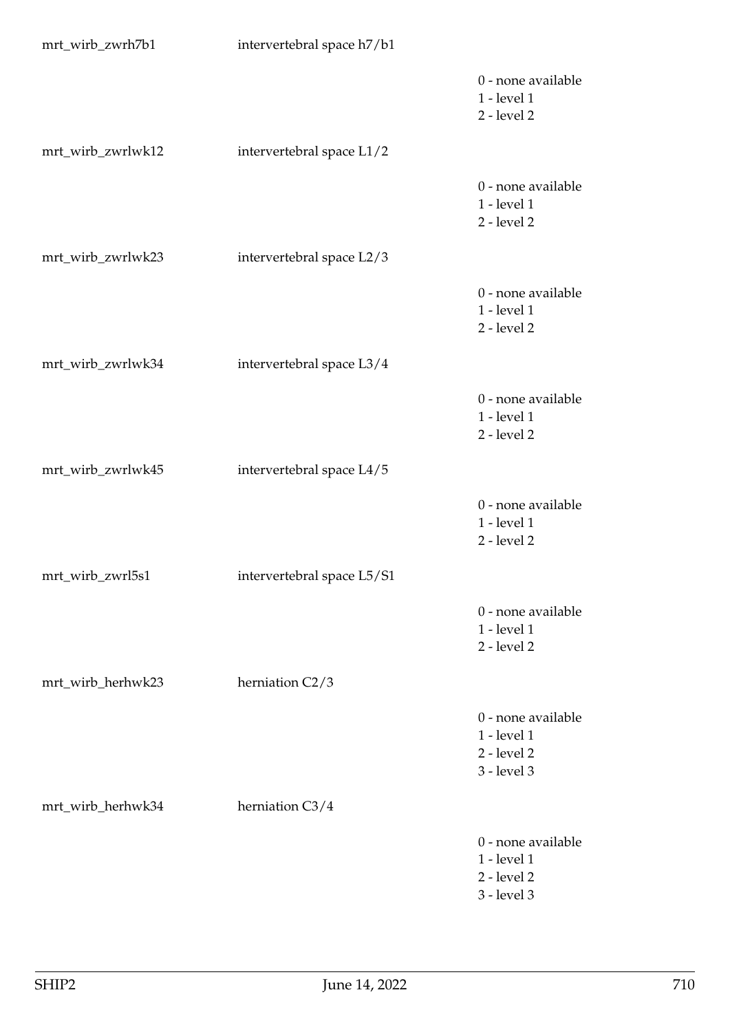mrt_wirb_zwrh7b1 intervertebral space h7/b1

0 - none available
1 - level 1
2 - level 2

mrt_wirb_zwrlwk12 intervertebral space L1/2

0 - none available
1 - level 1
2 - level 2

mrt_wirb_zwrlwk23 intervertebral space L2/3

0 - none available
1 - level 1
2 - level 2

mrt_wirb_zwrlwk34 intervertebral space L3/4

0 - none available
1 - level 1
2 - level 2

mrt_wirb_zwrlwk45 intervertebral space L4/5

0 - none available
1 - level 1
2 - level 2

mrt_wirb_zwrl5s1 intervertebral space L5/S1

0 - none available
1 - level 1
2 - level 2

mrt_wirb_herhwk23 herniation C2/3

0 - none available
1 - level 1
2 - level 2
3 - level 3

mrt_wirb_herhwk34 herniation C3/4

0 - none available
1 - level 1
2 - level 2
3 - level 3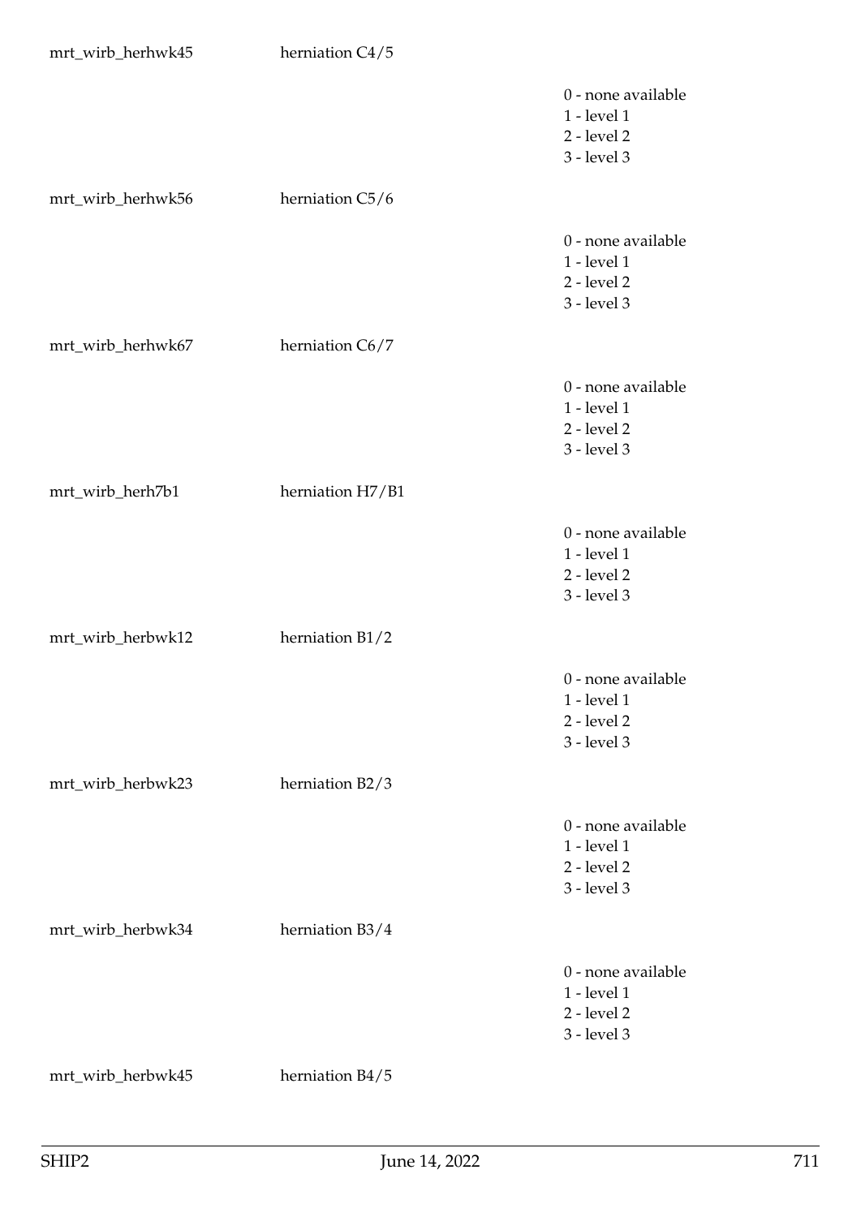mrt_wirb_herhwk45 herniation C4/5

0 - none available
1 - level 1
2 - level 2
3 - level 3

mrt_wirb_herhwk56 herniation C5/6

0 - none available
1 - level 1
2 - level 2
3 - level 3

mrt_wirb_herhwk67 herniation C6/7

0 - none available
1 - level 1
2 - level 2
3 - level 3

mrt_wirb_herh7b1 herniation H7/B1

0 - none available
1 - level 1
2 - level 2
3 - level 3

mrt_wirb_herbwk12 herniation B1/2

0 - none available
1 - level 1
2 - level 2
3 - level 3

mrt_wirb_herbwk23 herniation B2/3

0 - none available
1 - level 1
2 - level 2
3 - level 3

mrt_wirb_herbwk34 herniation B3/4

0 - none available
1 - level 1
2 - level 2
3 - level 3

mrt_wirb_herbwk45 herniation B4/5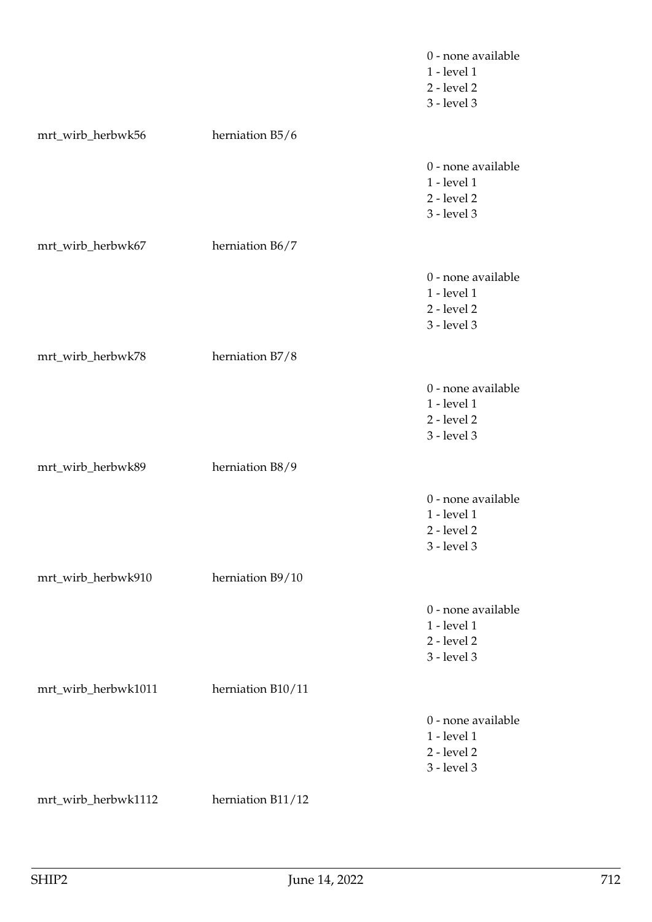| | | |
|---|---|---|
| | | 0 - none available<br>1 - level 1<br>2 - level 2<br>3 - level 3 |
| mrt_wirb_herbwk56 | herniation B5/6 | |
| | | 0 - none available<br>1 - level 1<br>2 - level 2<br>3 - level 3 |
| mrt_wirb_herbwk67 | herniation B6/7 | |
| | | 0 - none available<br>1 - level 1<br>2 - level 2<br>3 - level 3 |
| mrt_wirb_herbwk78 | herniation B7/8 | |
| | | 0 - none available<br>1 - level 1<br>2 - level 2<br>3 - level 3 |
| mrt_wirb_herbwk89 | herniation B8/9 | |
| | | 0 - none available<br>1 - level 1<br>2 - level 2<br>3 - level 3 |
| mrt_wirb_herbwk910 | herniation B9/10 | |
| | | 0 - none available<br>1 - level 1<br>2 - level 2<br>3 - level 3 |
| mrt_wirb_herbwk1011 | herniation B10/11 | |
| | | 0 - none available<br>1 - level 1<br>2 - level 2<br>3 - level 3 |
| mrt_wirb_herbwk1112 | herniation B11/12 | |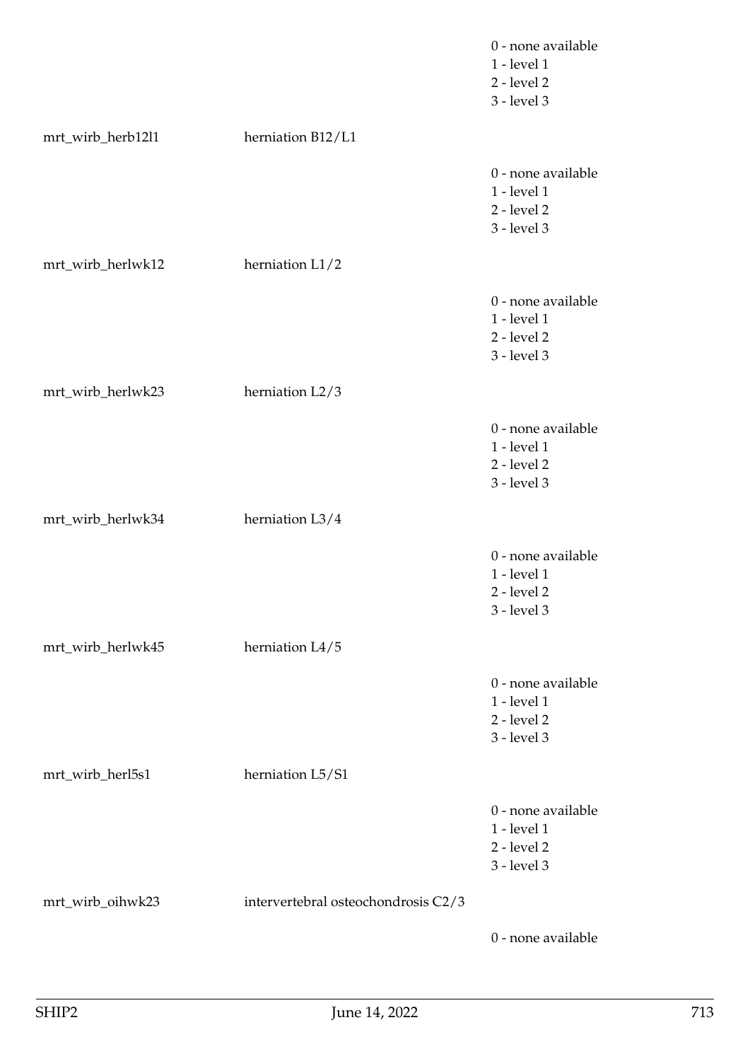| | | |
|---|---|---|
| | | 0 - none available<br>1 - level 1<br>2 - level 2<br>3 - level 3 |
| mrt_wirb_herb12l1 | herniation B12/L1 | |
| | | 0 - none available<br>1 - level 1<br>2 - level 2<br>3 - level 3 |
| mrt_wirb_herlwk12 | herniation L1/2 | |
| | | 0 - none available<br>1 - level 1<br>2 - level 2<br>3 - level 3 |
| mrt_wirb_herlwk23 | herniation L2/3 | |
| | | 0 - none available<br>1 - level 1<br>2 - level 2<br>3 - level 3 |
| mrt_wirb_herlwk34 | herniation L3/4 | |
| | | 0 - none available<br>1 - level 1<br>2 - level 2<br>3 - level 3 |
| mrt_wirb_herlwk45 | herniation L4/5 | |
| | | 0 - none available<br>1 - level 1<br>2 - level 2<br>3 - level 3 |
| mrt_wirb_herl5s1 | herniation L5/S1 | |
| | | 0 - none available<br>1 - level 1<br>2 - level 2<br>3 - level 3 |
| mrt_wirb_oihwk23 | intervertebral osteochondrosis C2/3 | |
| | | 0 - none available |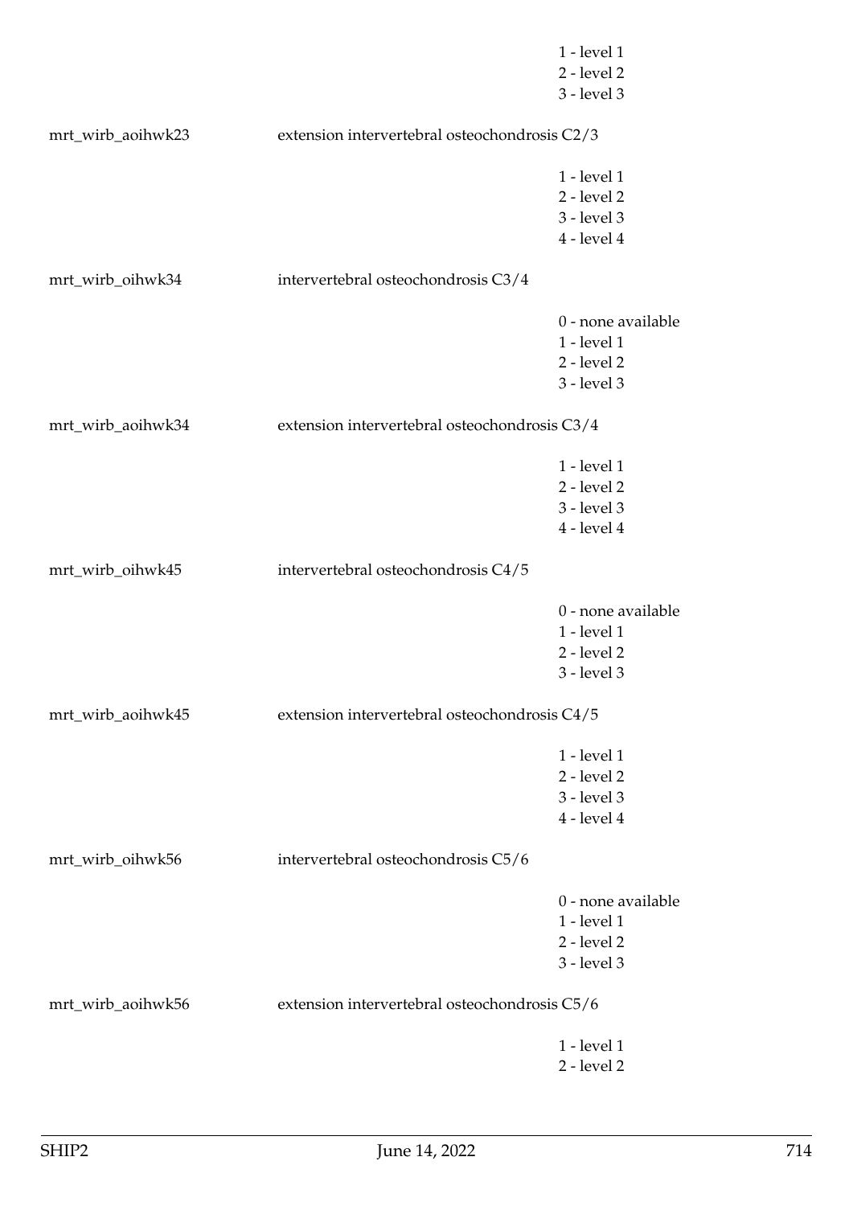1 - level 1
2 - level 2
3 - level 3

mrt_wirb_aoihwk23 extension intervertebral osteochondrosis C2/3

1 - level 1
2 - level 2
3 - level 3
4 - level 4

mrt_wirb_oihwk34 intervertebral osteochondrosis C3/4

0 - none available
1 - level 1
2 - level 2
3 - level 3

mrt_wirb_aoihwk34 extension intervertebral osteochondrosis C3/4

1 - level 1
2 - level 2
3 - level 3
4 - level 4

mrt_wirb_oihwk45 intervertebral osteochondrosis C4/5

0 - none available
1 - level 1
2 - level 2
3 - level 3

mrt_wirb_aoihwk45 extension intervertebral osteochondrosis C4/5

1 - level 1
2 - level 2
3 - level 3
4 - level 4

mrt_wirb_oihwk56 intervertebral osteochondrosis C5/6

0 - none available
1 - level 1
2 - level 2
3 - level 3

mrt_wirb_aoihwk56 extension intervertebral osteochondrosis C5/6

1 - level 1
2 - level 2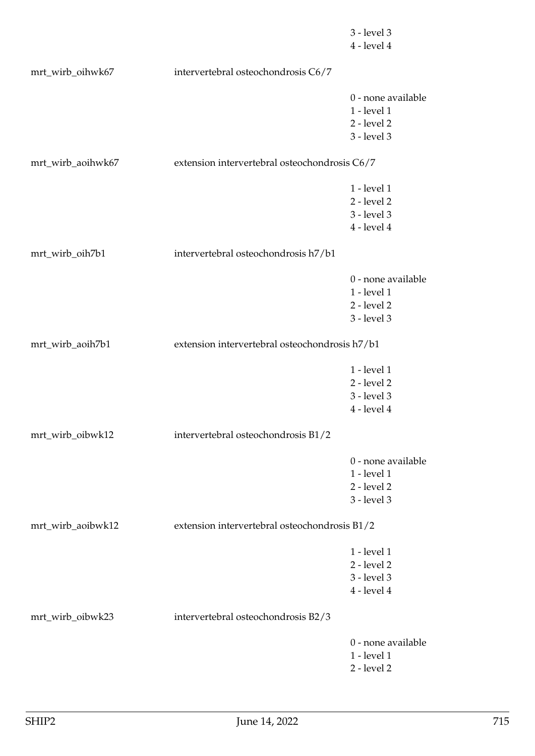3 - level 3
4 - level 4

mrt_wirb_oihwk67 intervertebral osteochondrosis C6/7

0 - none available
1 - level 1
2 - level 2
3 - level 3

mrt_wirb_aoihwk67 extension intervertebral osteochondrosis C6/7

1 - level 1
2 - level 2
3 - level 3
4 - level 4

mrt_wirb_oih7b1 intervertebral osteochondrosis h7/b1

0 - none available
1 - level 1
2 - level 2
3 - level 3

mrt_wirb_aoih7b1 extension intervertebral osteochondrosis h7/b1

1 - level 1
2 - level 2
3 - level 3
4 - level 4

mrt_wirb_oibwk12 intervertebral osteochondrosis B1/2

0 - none available
1 - level 1
2 - level 2
3 - level 3

mrt_wirb_aoibwk12 extension intervertebral osteochondrosis B1/2

1 - level 1
2 - level 2
3 - level 3
4 - level 4

mrt_wirb_oibwk23 intervertebral osteochondrosis B2/3

0 - none available
1 - level 1
2 - level 2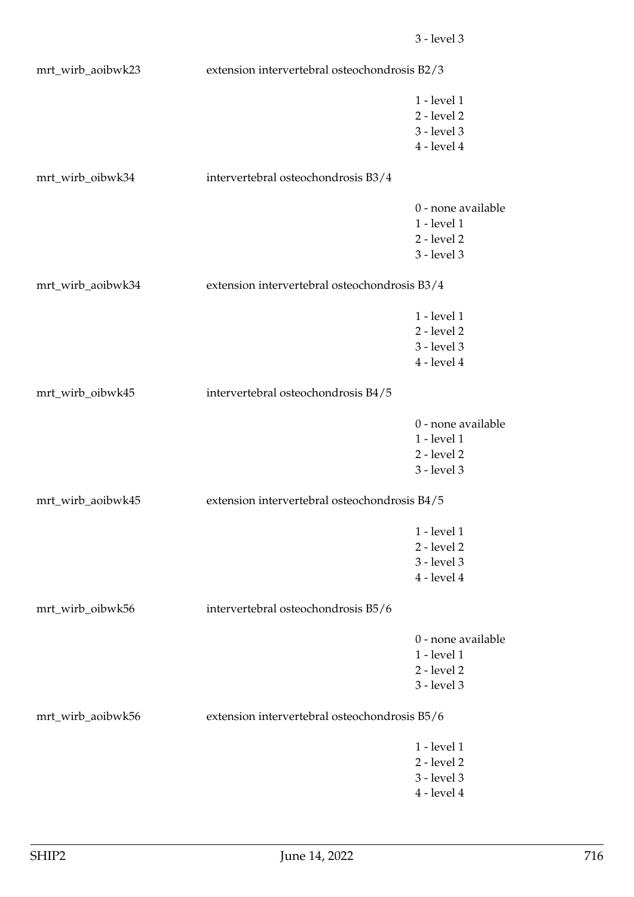3 - level 3

mrt_wirb_aoibwk23 extension intervertebral osteochondrosis B2/3

1 - level 1
2 - level 2
3 - level 3
4 - level 4

mrt_wirb_oibwk34 intervertebral osteochondrosis B3/4

0 - none available
1 - level 1
2 - level 2
3 - level 3

mrt_wirb_aoibwk34 extension intervertebral osteochondrosis B3/4

1 - level 1
2 - level 2
3 - level 3
4 - level 4

mrt_wirb_oibwk45 intervertebral osteochondrosis B4/5

0 - none available
1 - level 1
2 - level 2
3 - level 3

mrt_wirb_aoibwk45 extension intervertebral osteochondrosis B4/5

1 - level 1
2 - level 2
3 - level 3
4 - level 4

mrt_wirb_oibwk56 intervertebral osteochondrosis B5/6

0 - none available
1 - level 1
2 - level 2
3 - level 3

mrt_wirb_aoibwk56 extension intervertebral osteochondrosis B5/6

1 - level 1
2 - level 2
3 - level 3
4 - level 4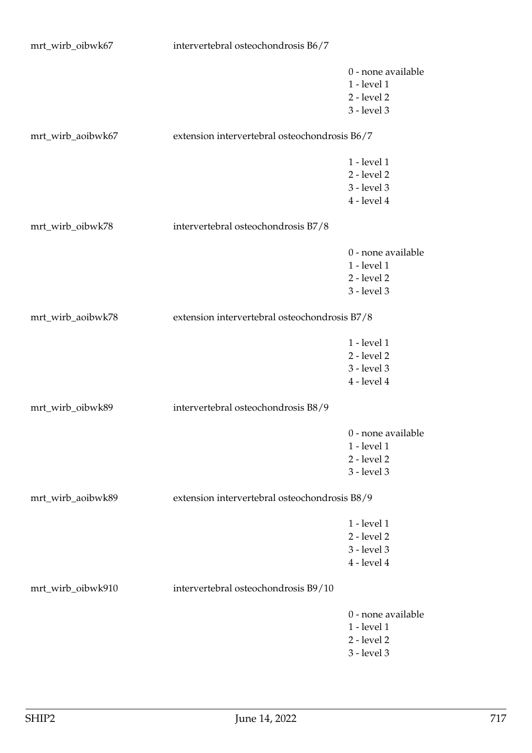mrt_wirb_oibwk67 intervertebral osteochondrosis B6/7

0 - none available
1 - level 1
2 - level 2
3 - level 3

mrt_wirb_aoibwk67 extension intervertebral osteochondrosis B6/7

1 - level 1
2 - level 2
3 - level 3
4 - level 4

mrt_wirb_oibwk78 intervertebral osteochondrosis B7/8

0 - none available
1 - level 1
2 - level 2
3 - level 3

mrt_wirb_aoibwk78 extension intervertebral osteochondrosis B7/8

1 - level 1
2 - level 2
3 - level 3
4 - level 4

mrt_wirb_oibwk89 intervertebral osteochondrosis B8/9

0 - none available
1 - level 1
2 - level 2
3 - level 3

mrt_wirb_aoibwk89 extension intervertebral osteochondrosis B8/9

1 - level 1
2 - level 2
3 - level 3
4 - level 4

mrt_wirb_oibwk910 intervertebral osteochondrosis B9/10

0 - none available
1 - level 1
2 - level 2
3 - level 3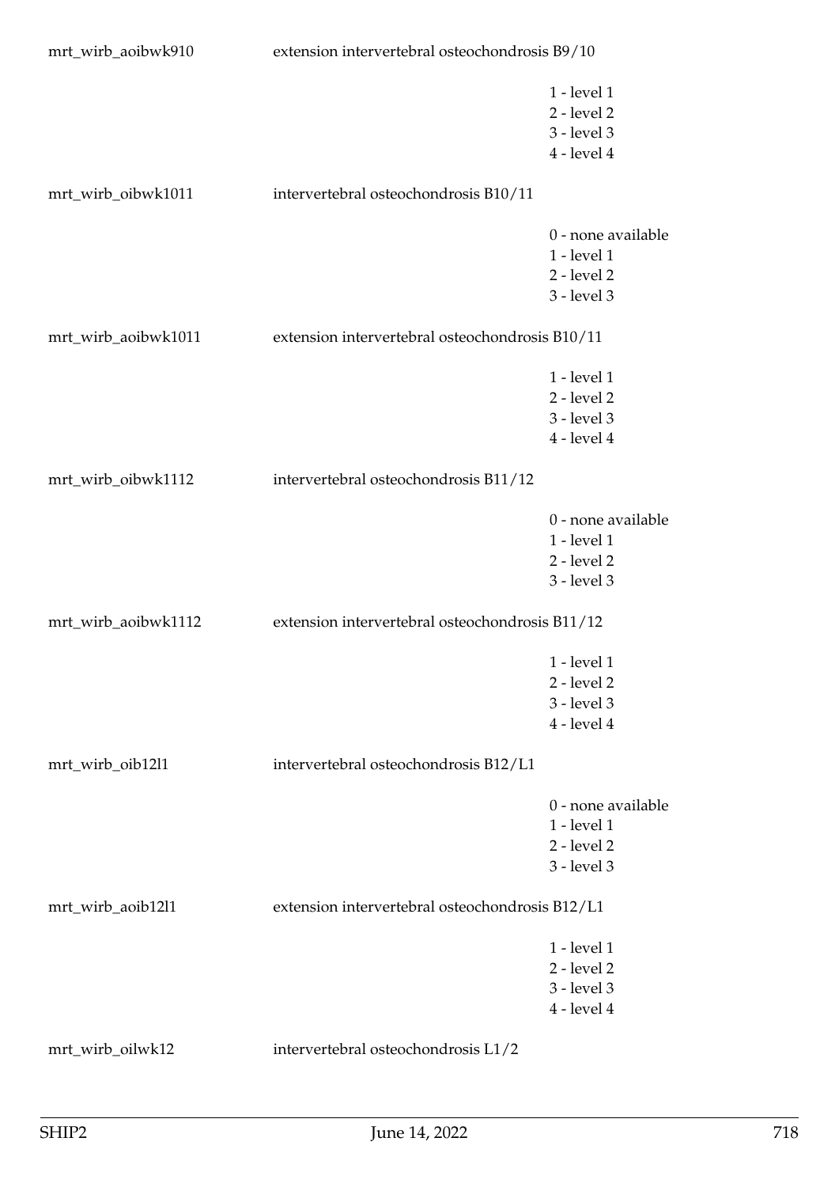mrt_wirb_aoibwk910 extension intervertebral osteochondrosis B9/10

- 1 - level 1
- 2 - level 2
- 3 - level 3
- 4 - level 4

mrt_wirb_oibwk1011 intervertebral osteochondrosis B10/11

- 0 - none available
- 1 - level 1
- 2 - level 2
- 3 - level 3

mrt_wirb_aoibwk1011 extension intervertebral osteochondrosis B10/11

- 1 - level 1
- 2 - level 2
- 3 - level 3
- 4 - level 4

mrt_wirb_oibwk1112 intervertebral osteochondrosis B11/12

- 0 - none available
- 1 - level 1
- 2 - level 2
- 3 - level 3

mrt_wirb_aoibwk1112 extension intervertebral osteochondrosis B11/12

- 1 - level 1
- 2 - level 2
- 3 - level 3
- 4 - level 4

mrt_wirb_oib12l1 intervertebral osteochondrosis B12/L1

- 0 - none available
- 1 - level 1
- 2 - level 2
- 3 - level 3

mrt_wirb_aoib12l1 extension intervertebral osteochondrosis B12/L1

- 1 - level 1
- 2 - level 2
- 3 - level 3
- 4 - level 4

mrt_wirb_oilwk12 intervertebral osteochondrosis L1/2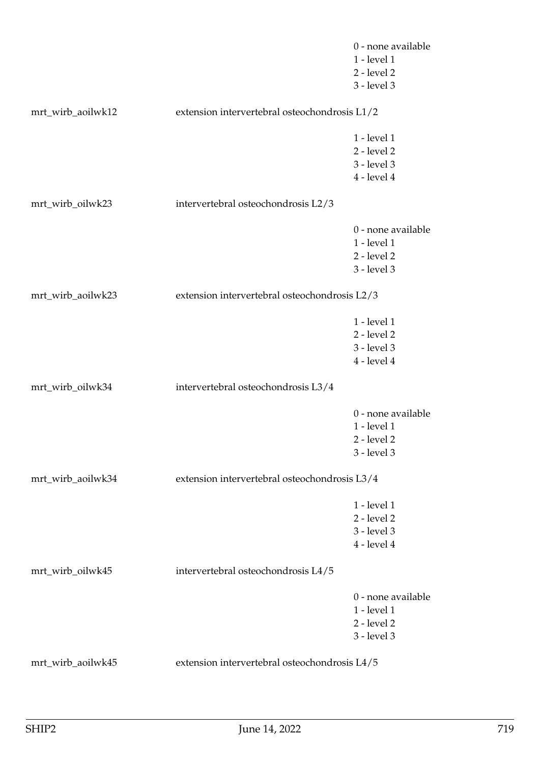0 - none available
1 - level 1
2 - level 2
3 - level 3

mrt_wirb_aoilwk12 extension intervertebral osteochondrosis L1/2

1 - level 1
2 - level 2
3 - level 3
4 - level 4

mrt_wirb_oilwk23 intervertebral osteochondrosis L2/3

0 - none available
1 - level 1
2 - level 2
3 - level 3

mrt_wirb_aoilwk23 extension intervertebral osteochondrosis L2/3

1 - level 1
2 - level 2
3 - level 3
4 - level 4

mrt_wirb_oilwk34 intervertebral osteochondrosis L3/4

0 - none available
1 - level 1
2 - level 2
3 - level 3

mrt_wirb_aoilwk34 extension intervertebral osteochondrosis L3/4

1 - level 1
2 - level 2
3 - level 3
4 - level 4

mrt_wirb_oilwk45 intervertebral osteochondrosis L4/5

0 - none available
1 - level 1
2 - level 2
3 - level 3

mrt_wirb_aoilwk45 extension intervertebral osteochondrosis L4/5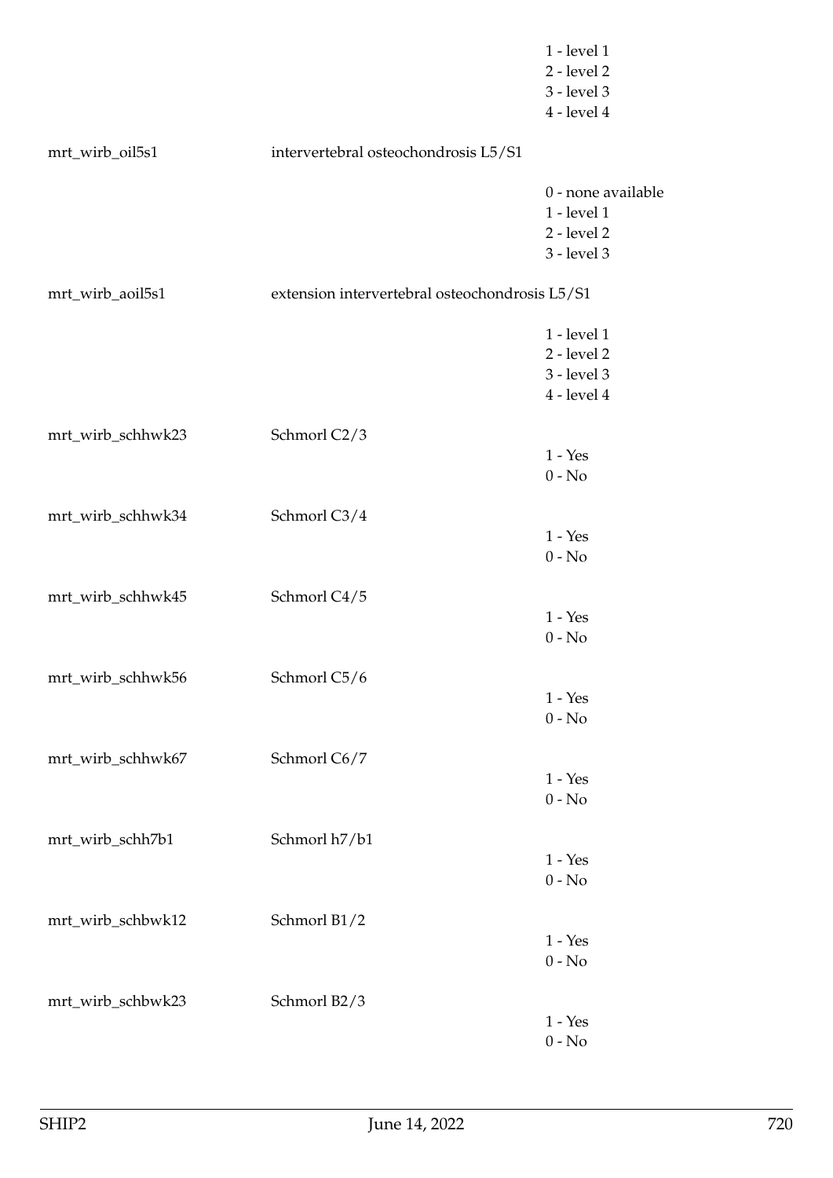|  |  |  |
|---|---|---|
|  |  | 1 - level 1<br>2 - level 2<br>3 - level 3<br>4 - level 4 |
| mrt_wirb_oil5s1 | intervertebral osteochondrosis L5/S1 |  |
|  |  | 0 - none available<br>1 - level 1<br>2 - level 2<br>3 - level 3 |
| mrt_wirb_aoil5s1 | extension intervertebral osteochondrosis L5/S1 |  |
|  |  | 1 - level 1<br>2 - level 2<br>3 - level 3<br>4 - level 4 |
| mrt_wirb_schhwk23 | Schmorl C2/3 | 1 - Yes<br>0 - No |
| mrt_wirb_schhwk34 | Schmorl C3/4 | 1 - Yes<br>0 - No |
| mrt_wirb_schhwk45 | Schmorl C4/5 | 1 - Yes<br>0 - No |
| mrt_wirb_schhwk56 | Schmorl C5/6 | 1 - Yes<br>0 - No |
| mrt_wirb_schhwk67 | Schmorl C6/7 | 1 - Yes<br>0 - No |
| mrt_wirb_schh7b1 | Schmorl h7/b1 | 1 - Yes<br>0 - No |
| mrt_wirb_schbwk12 | Schmorl B1/2 | 1 - Yes<br>0 - No |
| mrt_wirb_schbwk23 | Schmorl B2/3 | 1 - Yes<br>0 - No |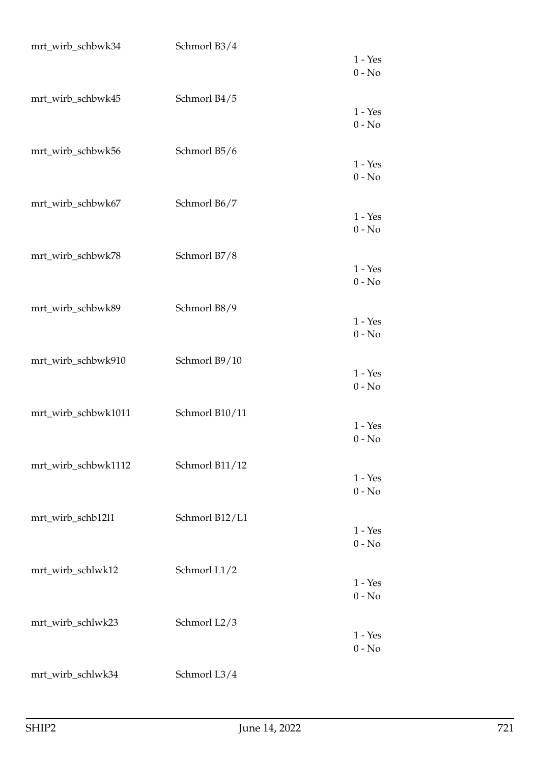| | | |
|---|---|---|
| mrt_wirb_schbwk34 | Schmorl B3/4 | 1 - Yes<br>0 - No |
| mrt_wirb_schbwk45 | Schmorl B4/5 | 1 - Yes<br>0 - No |
| mrt_wirb_schbwk56 | Schmorl B5/6 | 1 - Yes<br>0 - No |
| mrt_wirb_schbwk67 | Schmorl B6/7 | 1 - Yes<br>0 - No |
| mrt_wirb_schbwk78 | Schmorl B7/8 | 1 - Yes<br>0 - No |
| mrt_wirb_schbwk89 | Schmorl B8/9 | 1 - Yes<br>0 - No |
| mrt_wirb_schbwk910 | Schmorl B9/10 | 1 - Yes<br>0 - No |
| mrt_wirb_schbwk1011 | Schmorl B10/11 | 1 - Yes<br>0 - No |
| mrt_wirb_schbwk1112 | Schmorl B11/12 | 1 - Yes<br>0 - No |
| mrt_wirb_schb12l1 | Schmorl B12/L1 | 1 - Yes<br>0 - No |
| mrt_wirb_schlwk12 | Schmorl L1/2 | 1 - Yes<br>0 - No |
| mrt_wirb_schlwk23 | Schmorl L2/3 | 1 - Yes<br>0 - No |
| mrt_wirb_schlwk34 | Schmorl L3/4 | |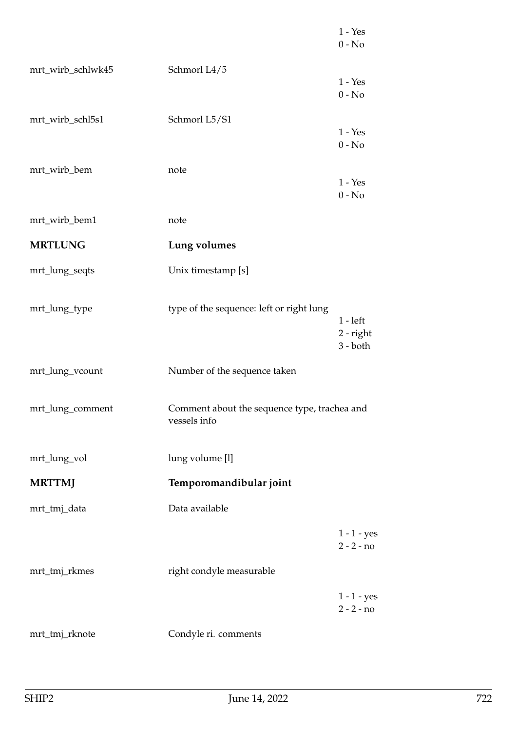| | | |
|---|---|---|
| | | 1 - Yes<br>0 - No |
| mrt_wirb_schlwk45 | Schmorl L4/5 | 1 - Yes<br>0 - No |
| mrt_wirb_schl5s1 | Schmorl L5/S1 | 1 - Yes<br>0 - No |
| mrt_wirb_bem | note | 1 - Yes<br>0 - No |
| mrt_wirb_bem1 | note | |
| **MRTLUNG** | **Lung volumes** | |
| mrt_lung_seqts | Unix timestamp [s] | |
| mrt_lung_type | type of the sequence: left or right lung | 1 - left<br>2 - right<br>3 - both |
| mrt_lung_vcount | Number of the sequence taken | |
| mrt_lung_comment | Comment about the sequence type, trachea and vessels info | |
| mrt_lung_vol | lung volume [l] | |
| **MRTTMJ** | **Temporomandibular joint** | |
| mrt_tmj_data | Data available | 1 - 1 - yes<br>2 - 2 - no |
| mrt_tmj_rkmes | right condyle measurable | 1 - 1 - yes<br>2 - 2 - no |
| mrt_tmj_rknote | Condyle ri. comments | |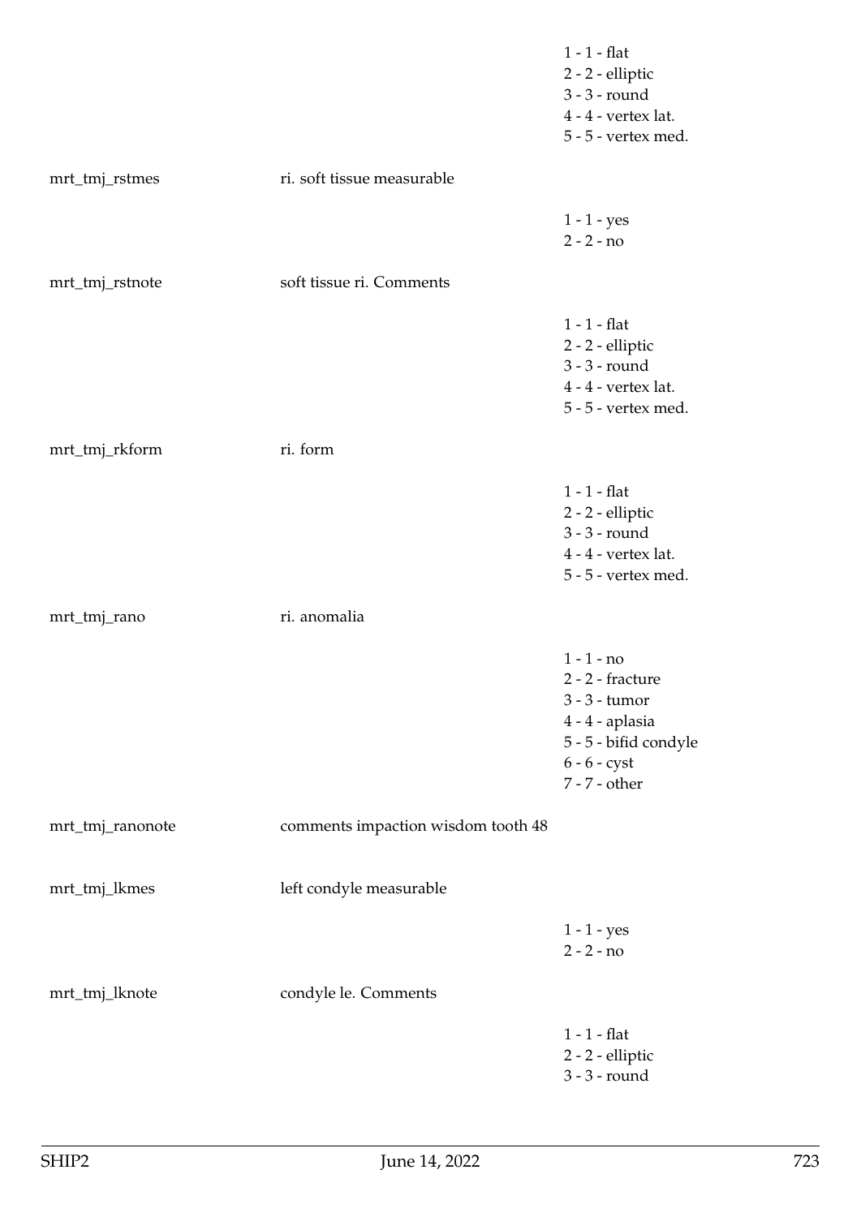| | | |
|---|---|---|
| | | 1 - 1 - flat<br>2 - 2 - elliptic<br>3 - 3 - round<br>4 - 4 - vertex lat.<br>5 - 5 - vertex med. |
| mrt_tmj_rstmes | ri. soft tissue measurable | |
| | | 1 - 1 - yes<br>2 - 2 - no |
| mrt_tmj_rstnote | soft tissue ri. Comments | |
| | | 1 - 1 - flat<br>2 - 2 - elliptic<br>3 - 3 - round<br>4 - 4 - vertex lat.<br>5 - 5 - vertex med. |
| mrt_tmj_rkform | ri. form | |
| | | 1 - 1 - flat<br>2 - 2 - elliptic<br>3 - 3 - round<br>4 - 4 - vertex lat.<br>5 - 5 - vertex med. |
| mrt_tmj_rano | ri. anomalia | |
| | | 1 - 1 - no<br>2 - 2 - fracture<br>3 - 3 - tumor<br>4 - 4 - aplasia<br>5 - 5 - bifid condyle<br>6 - 6 - cyst<br>7 - 7 - other |
| mrt_tmj_ranonote | comments impaction wisdom tooth 48 | |
| mrt_tmj_lkmes | left condyle measurable | |
| | | 1 - 1 - yes<br>2 - 2 - no |
| mrt_tmj_lknote | condyle le. Comments | |
| | | 1 - 1 - flat<br>2 - 2 - elliptic<br>3 - 3 - round |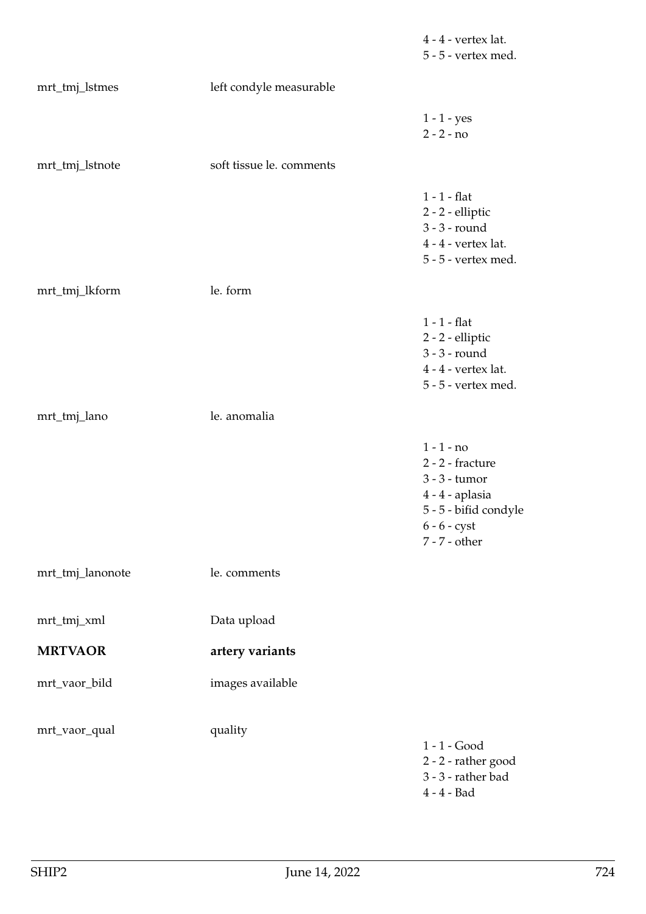| | | |
|---|---|---|
| | | 4 - 4 - vertex lat.<br>5 - 5 - vertex med. |
| mrt_tmj_lstmes | left condyle measurable | |
| | | 1 - 1 - yes<br>2 - 2 - no |
| mrt_tmj_lstnote | soft tissue le. comments | |
| | | 1 - 1 - flat<br>2 - 2 - elliptic<br>3 - 3 - round<br>4 - 4 - vertex lat.<br>5 - 5 - vertex med. |
| mrt_tmj_lkform | le. form | |
| | | 1 - 1 - flat<br>2 - 2 - elliptic<br>3 - 3 - round<br>4 - 4 - vertex lat.<br>5 - 5 - vertex med. |
| mrt_tmj_lano | le. anomalia | |
| | | 1 - 1 - no<br>2 - 2 - fracture<br>3 - 3 - tumor<br>4 - 4 - aplasia<br>5 - 5 - bifid condyle<br>6 - 6 - cyst<br>7 - 7 - other |
| mrt_tmj_lanonote | le. comments | |
| mrt_tmj_xml | Data upload | |
| **MRTVAOR** | **artery variants** | |
| mrt_vaor_bild | images available | |
| mrt_vaor_qual | quality | 1 - 1 - Good<br>2 - 2 - rather good<br>3 - 3 - rather bad<br>4 - 4 - Bad |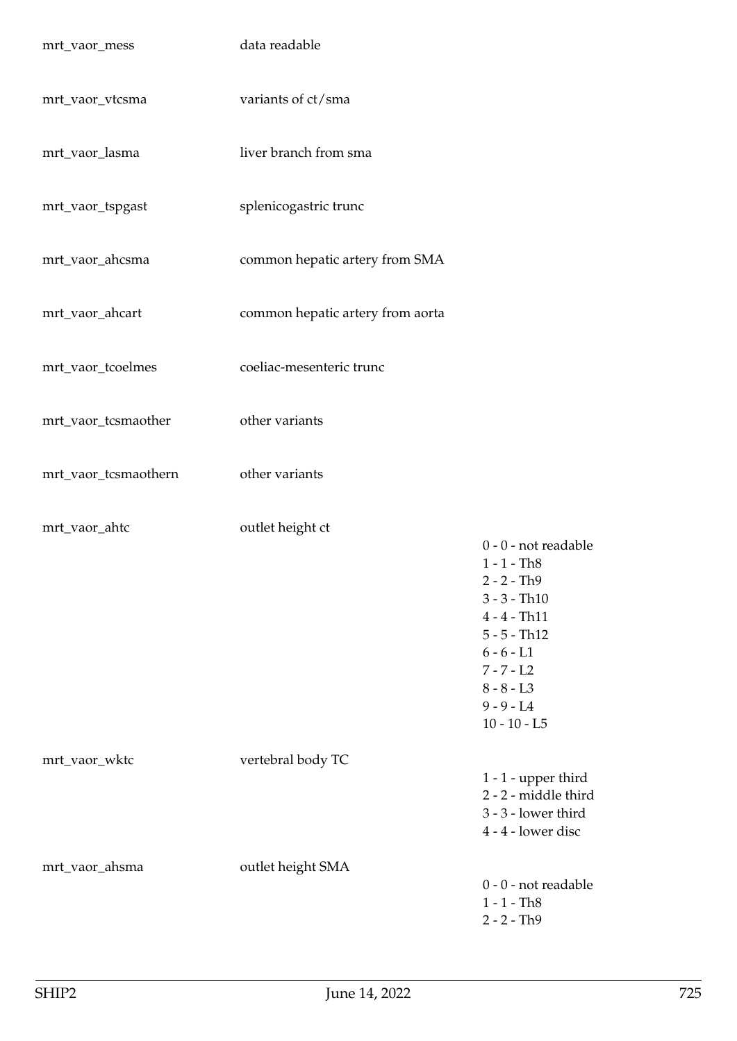| | | |
|---|---|---|
| mrt_vaor_mess | data readable | |
| mrt_vaor_vtcsma | variants of ct/sma | |
| mrt_vaor_lasma | liver branch from sma | |
| mrt_vaor_tspgast | splenicogastric trunc | |
| mrt_vaor_ahcsma | common hepatic artery from SMA | |
| mrt_vaor_ahcart | common hepatic artery from aorta | |
| mrt_vaor_tcoelmes | coeliac-mesenteric trunc | |
| mrt_vaor_tcsmaother | other variants | |
| mrt_vaor_tcsmaothern | other variants | |
| mrt_vaor_ahtc | outlet height ct | 0 - 0 - not readable<br>1 - 1 - Th8<br>2 - 2 - Th9<br>3 - 3 - Th10<br>4 - 4 - Th11<br>5 - 5 - Th12<br>6 - 6 - L1<br>7 - 7 - L2<br>8 - 8 - L3<br>9 - 9 - L4<br>10 - 10 - L5 |
| mrt_vaor_wktc | vertebral body TC | 1 - 1 - upper third<br>2 - 2 - middle third<br>3 - 3 - lower third<br>4 - 4 - lower disc |
| mrt_vaor_ahsma | outlet height SMA | 0 - 0 - not readable<br>1 - 1 - Th8<br>2 - 2 - Th9 |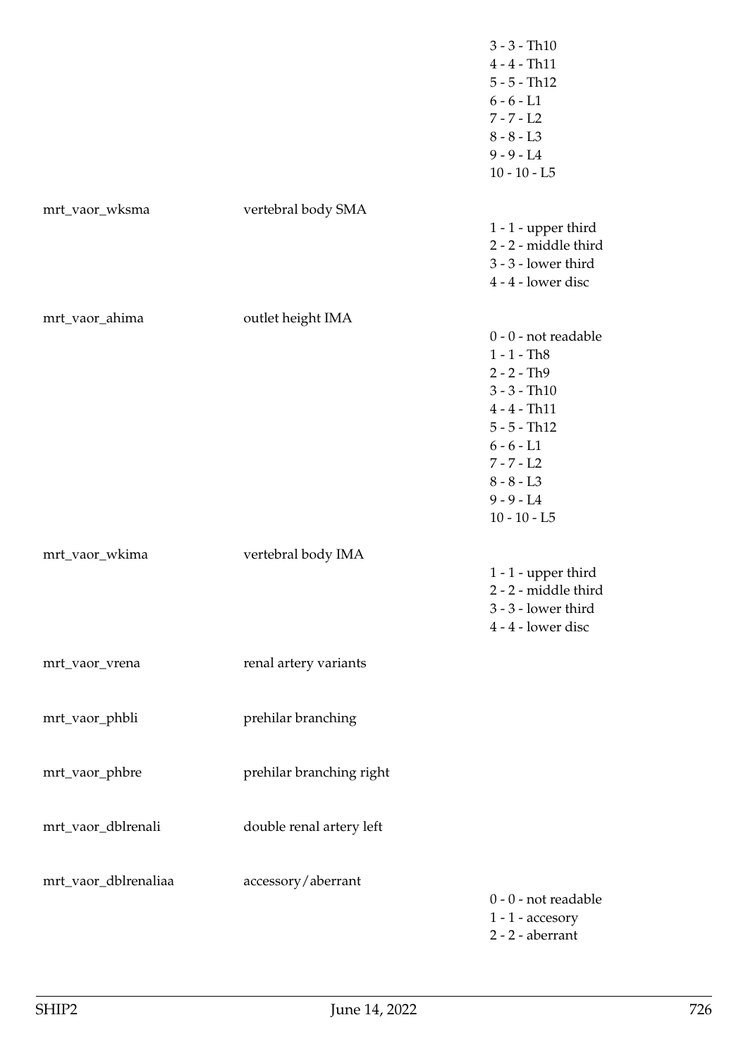| | | |
|---|---|---|
| | | 3 - 3 - Th10 |
| | | 4 - 4 - Th11 |
| | | 5 - 5 - Th12 |
| | | 6 - 6 - L1 |
| | | 7 - 7 - L2 |
| | | 8 - 8 - L3 |
| | | 9 - 9 - L4 |
| | | 10 - 10 - L5 |
| mrt_vaor_wksma | vertebral body SMA | |
| | | 1 - 1 - upper third |
| | | 2 - 2 - middle third |
| | | 3 - 3 - lower third |
| | | 4 - 4 - lower disc |
| mrt_vaor_ahima | outlet height IMA | |
| | | 0 - 0 - not readable |
| | | 1 - 1 - Th8 |
| | | 2 - 2 - Th9 |
| | | 3 - 3 - Th10 |
| | | 4 - 4 - Th11 |
| | | 5 - 5 - Th12 |
| | | 6 - 6 - L1 |
| | | 7 - 7 - L2 |
| | | 8 - 8 - L3 |
| | | 9 - 9 - L4 |
| | | 10 - 10 - L5 |
| mrt_vaor_wkima | vertebral body IMA | |
| | | 1 - 1 - upper third |
| | | 2 - 2 - middle third |
| | | 3 - 3 - lower third |
| | | 4 - 4 - lower disc |
| mrt_vaor_vrena | renal artery variants | |
| mrt_vaor_phbli | prehilar branching | |
| mrt_vaor_phbre | prehilar branching right | |
| mrt_vaor_dblrenali | double renal artery left | |
| mrt_vaor_dblrenaliaa | accessory/aberrant | |
| | | 0 - 0 - not readable |
| | | 1 - 1 - accesory |
| | | 2 - 2 - aberrant |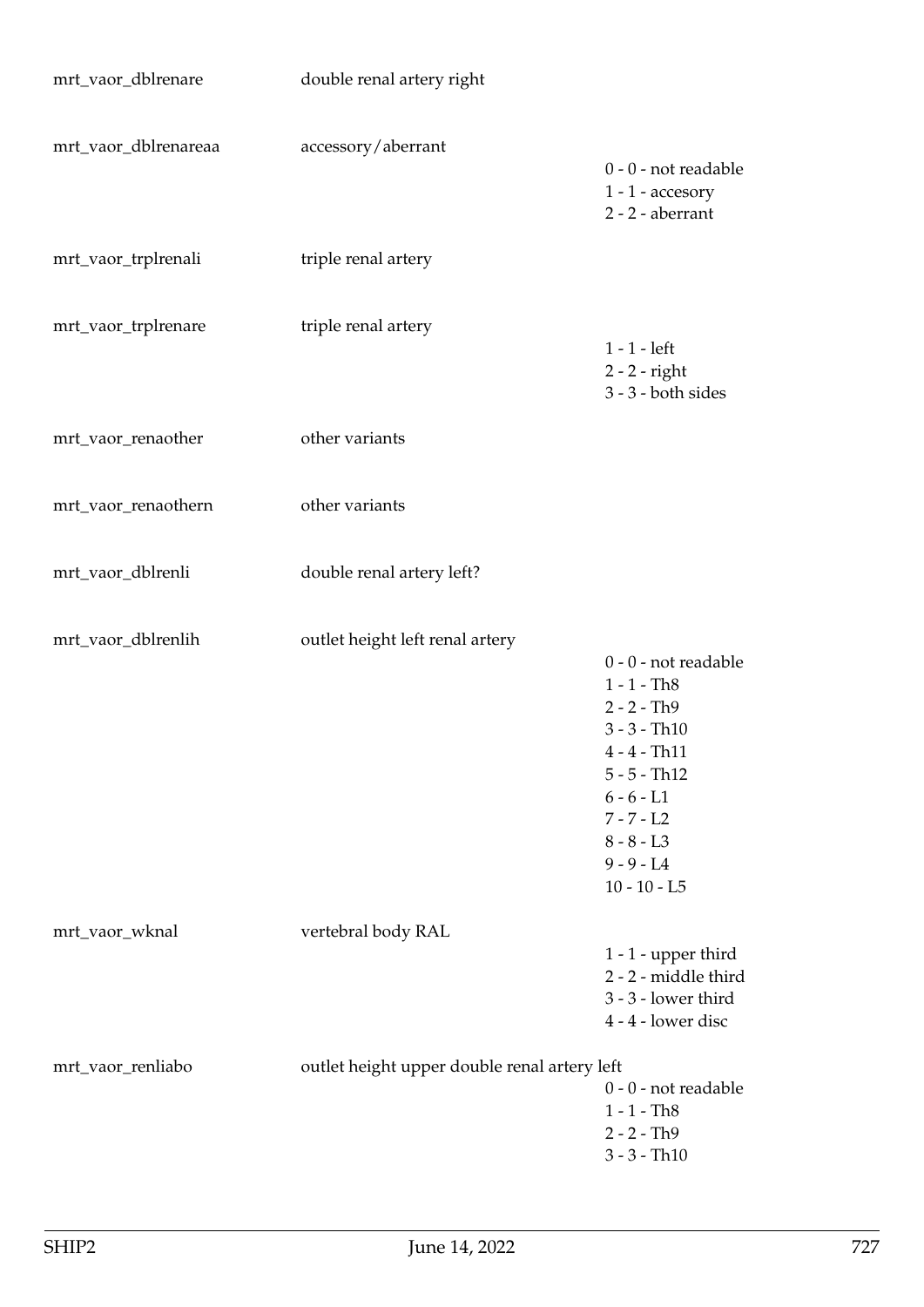| | | |
|---|---|---|
| mrt_vaor_dblrenare | double renal artery right | |
| mrt_vaor_dblrenareaa | accessory/aberrant | 0 - 0 - not readable<br>1 - 1 - accesory<br>2 - 2 - aberrant |
| mrt_vaor_trplrenali | triple renal artery | |
| mrt_vaor_trplrenare | triple renal artery | 1 - 1 - left<br>2 - 2 - right<br>3 - 3 - both sides |
| mrt_vaor_renaother | other variants | |
| mrt_vaor_renaothern | other variants | |
| mrt_vaor_dblrenli | double renal artery left? | |
| mrt_vaor_dblrenlih | outlet height left renal artery | 0 - 0 - not readable<br>1 - 1 - Th8<br>2 - 2 - Th9<br>3 - 3 - Th10<br>4 - 4 - Th11<br>5 - 5 - Th12<br>6 - 6 - L1<br>7 - 7 - L2<br>8 - 8 - L3<br>9 - 9 - L4<br>10 - 10 - L5 |
| mrt_vaor_wknal | vertebral body RAL | 1 - 1 - upper third<br>2 - 2 - middle third<br>3 - 3 - lower third<br>4 - 4 - lower disc |
| mrt_vaor_renliabo | outlet height upper double renal artery left | 0 - 0 - not readable<br>1 - 1 - Th8<br>2 - 2 - Th9<br>3 - 3 - Th10 |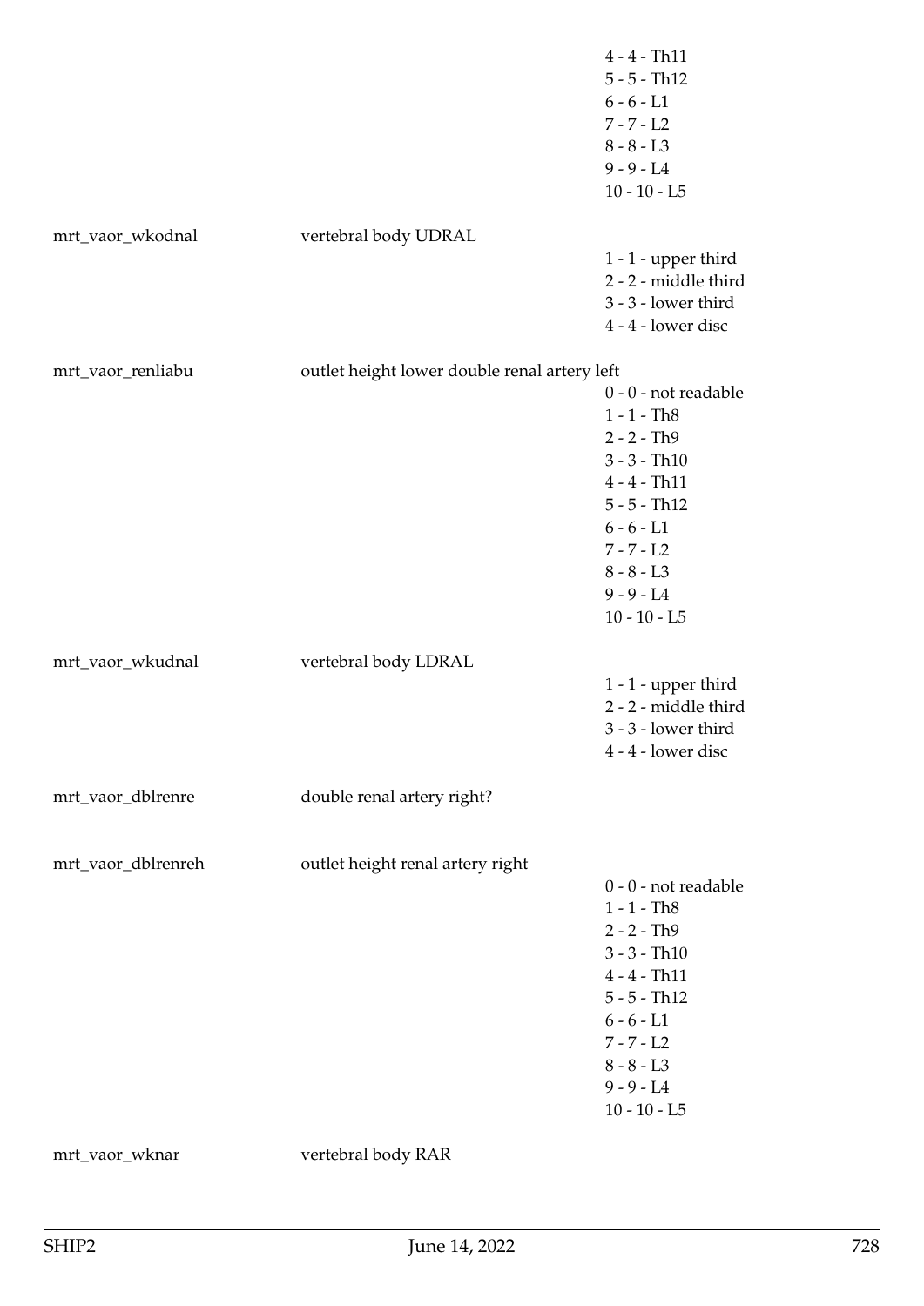| | | |
|---|---|---|
| | | 4 - 4 - Th11 |
| | | 5 - 5 - Th12 |
| | | 6 - 6 - L1 |
| | | 7 - 7 - L2 |
| | | 8 - 8 - L3 |
| | | 9 - 9 - L4 |
| | | 10 - 10 - L5 |
| mrt_vaor_wkodnal | vertebral body UDRAL | |
| | | 1 - 1 - upper third |
| | | 2 - 2 - middle third |
| | | 3 - 3 - lower third |
| | | 4 - 4 - lower disc |
| mrt_vaor_renliabu | outlet height lower double renal artery left | |
| | | 0 - 0 - not readable |
| | | 1 - 1 - Th8 |
| | | 2 - 2 - Th9 |
| | | 3 - 3 - Th10 |
| | | 4 - 4 - Th11 |
| | | 5 - 5 - Th12 |
| | | 6 - 6 - L1 |
| | | 7 - 7 - L2 |
| | | 8 - 8 - L3 |
| | | 9 - 9 - L4 |
| | | 10 - 10 - L5 |
| mrt_vaor_wkudnal | vertebral body LDRAL | |
| | | 1 - 1 - upper third |
| | | 2 - 2 - middle third |
| | | 3 - 3 - lower third |
| | | 4 - 4 - lower disc |
| mrt_vaor_dblrenre | double renal artery right? | |
| mrt_vaor_dblrenreh | outlet height renal artery right | |
| | | 0 - 0 - not readable |
| | | 1 - 1 - Th8 |
| | | 2 - 2 - Th9 |
| | | 3 - 3 - Th10 |
| | | 4 - 4 - Th11 |
| | | 5 - 5 - Th12 |
| | | 6 - 6 - L1 |
| | | 7 - 7 - L2 |
| | | 8 - 8 - L3 |
| | | 9 - 9 - L4 |
| | | 10 - 10 - L5 |
| mrt_vaor_wknar | vertebral body RAR | |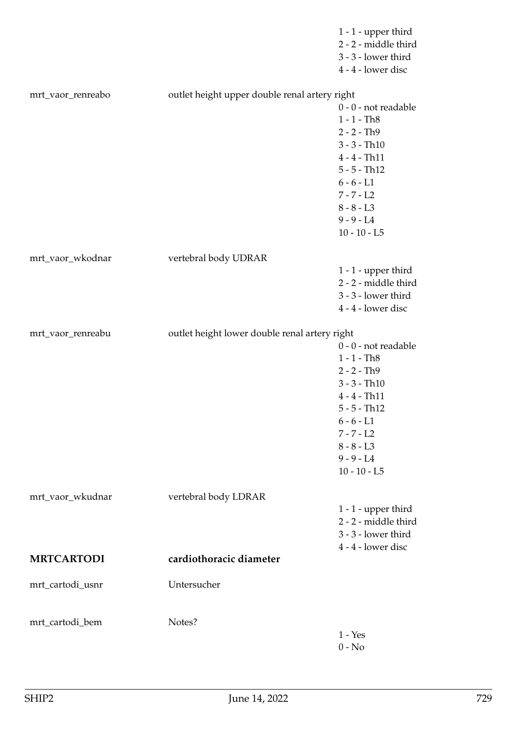1 - 1 - upper third
2 - 2 - middle third
3 - 3 - lower third
4 - 4 - lower disc

| | | |
|---|---|---|
| mrt_vaor_renreabo | outlet height upper double renal artery right | |
| | | 0 - 0 - not readable |
| | | 1 - 1 - Th8 |
| | | 2 - 2 - Th9 |
| | | 3 - 3 - Th10 |
| | | 4 - 4 - Th11 |
| | | 5 - 5 - Th12 |
| | | 6 - 6 - L1 |
| | | 7 - 7 - L2 |
| | | 8 - 8 - L3 |
| | | 9 - 9 - L4 |
| | | 10 - 10 - L5 |
| mrt_vaor_wkodnar | vertebral body UDRAR | |
| | | 1 - 1 - upper third |
| | | 2 - 2 - middle third |
| | | 3 - 3 - lower third |
| | | 4 - 4 - lower disc |
| mrt_vaor_renreabu | outlet height lower double renal artery right | |
| | | 0 - 0 - not readable |
| | | 1 - 1 - Th8 |
| | | 2 - 2 - Th9 |
| | | 3 - 3 - Th10 |
| | | 4 - 4 - Th11 |
| | | 5 - 5 - Th12 |
| | | 6 - 6 - L1 |
| | | 7 - 7 - L2 |
| | | 8 - 8 - L3 |
| | | 9 - 9 - L4 |
| | | 10 - 10 - L5 |
| mrt_vaor_wkudnar | vertebral body LDRAR | |
| | | 1 - 1 - upper third |
| | | 2 - 2 - middle third |
| | | 3 - 3 - lower third |
| | | 4 - 4 - lower disc |

## MRTCARTODI cardiothoracic diameter

| | | |
|---|---|---|
| mrt_cartodi_usnr | Untersucher | |
| mrt_cartodi_bem | Notes? | |
| | | 1 - Yes |
| | | 0 - No |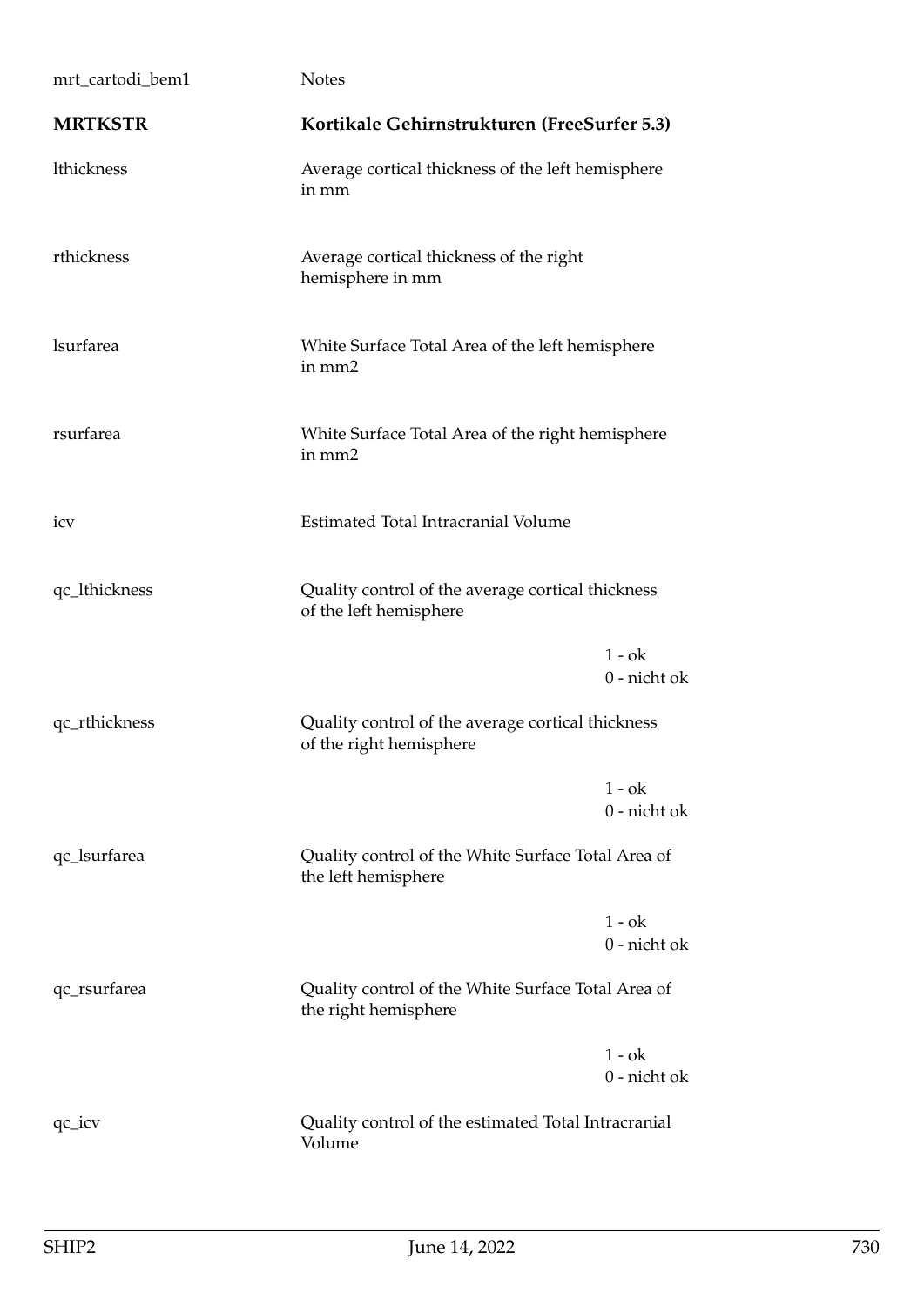| | |
|---|---|
| mrt_cartodi_bem1 | Notes |

## MRTKSTR — Kortikale Gehirnstrukturen (FreeSurfer 5.3)

| Variable | Description | Values |
|---|---|---|
| lthickness | Average cortical thickness of the left hemisphere in mm | |
| rthickness | Average cortical thickness of the right hemisphere in mm | |
| lsurfarea | White Surface Total Area of the left hemisphere in mm2 | |
| rsurfarea | White Surface Total Area of the right hemisphere in mm2 | |
| icv | Estimated Total Intracranial Volume | |
| qc_lthickness | Quality control of the average cortical thickness of the left hemisphere | 1 - ok<br>0 - nicht ok |
| qc_rthickness | Quality control of the average cortical thickness of the right hemisphere | 1 - ok<br>0 - nicht ok |
| qc_lsurfarea | Quality control of the White Surface Total Area of the left hemisphere | 1 - ok<br>0 - nicht ok |
| qc_rsurfarea | Quality control of the White Surface Total Area of the right hemisphere | 1 - ok<br>0 - nicht ok |
| qc_icv | Quality control of the estimated Total Intracranial Volume | |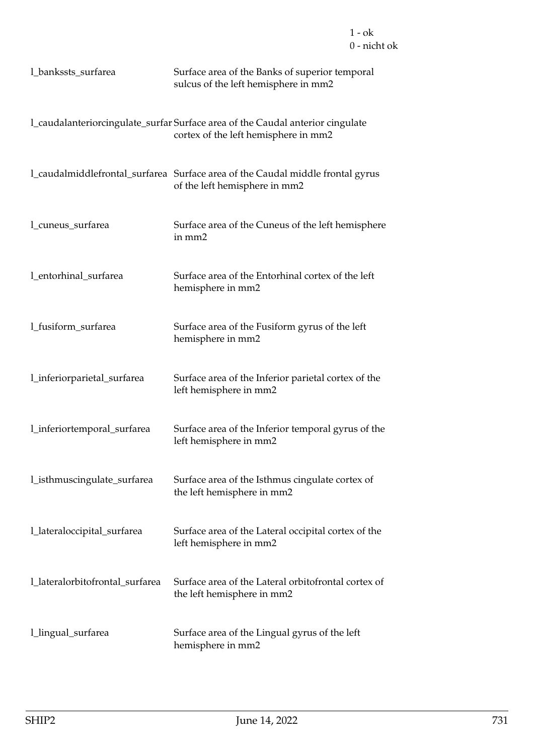1 - ok
0 - nicht ok

| | |
|---|---|
| l_bankssts_surfarea | Surface area of the Banks of superior temporal sulcus of the left hemisphere in mm2 |
| l_caudalanteriorcingulate_surfar | Surface area of the Caudal anterior cingulate cortex of the left hemisphere in mm2 |
| l_caudalmiddlefrontal_surfarea | Surface area of the Caudal middle frontal gyrus of the left hemisphere in mm2 |
| l_cuneus_surfarea | Surface area of the Cuneus of the left hemisphere in mm2 |
| l_entorhinal_surfarea | Surface area of the Entorhinal cortex of the left hemisphere in mm2 |
| l_fusiform_surfarea | Surface area of the Fusiform gyrus of the left hemisphere in mm2 |
| l_inferiorparietal_surfarea | Surface area of the Inferior parietal cortex of the left hemisphere in mm2 |
| l_inferiortemporal_surfarea | Surface area of the Inferior temporal gyrus of the left hemisphere in mm2 |
| l_isthmuscingulate_surfarea | Surface area of the Isthmus cingulate cortex of the left hemisphere in mm2 |
| l_lateraloccipital_surfarea | Surface area of the Lateral occipital cortex of the left hemisphere in mm2 |
| l_lateralorbitofrontal_surfarea | Surface area of the Lateral orbitofrontal cortex of the left hemisphere in mm2 |
| l_lingual_surfarea | Surface area of the Lingual gyrus of the left hemisphere in mm2 |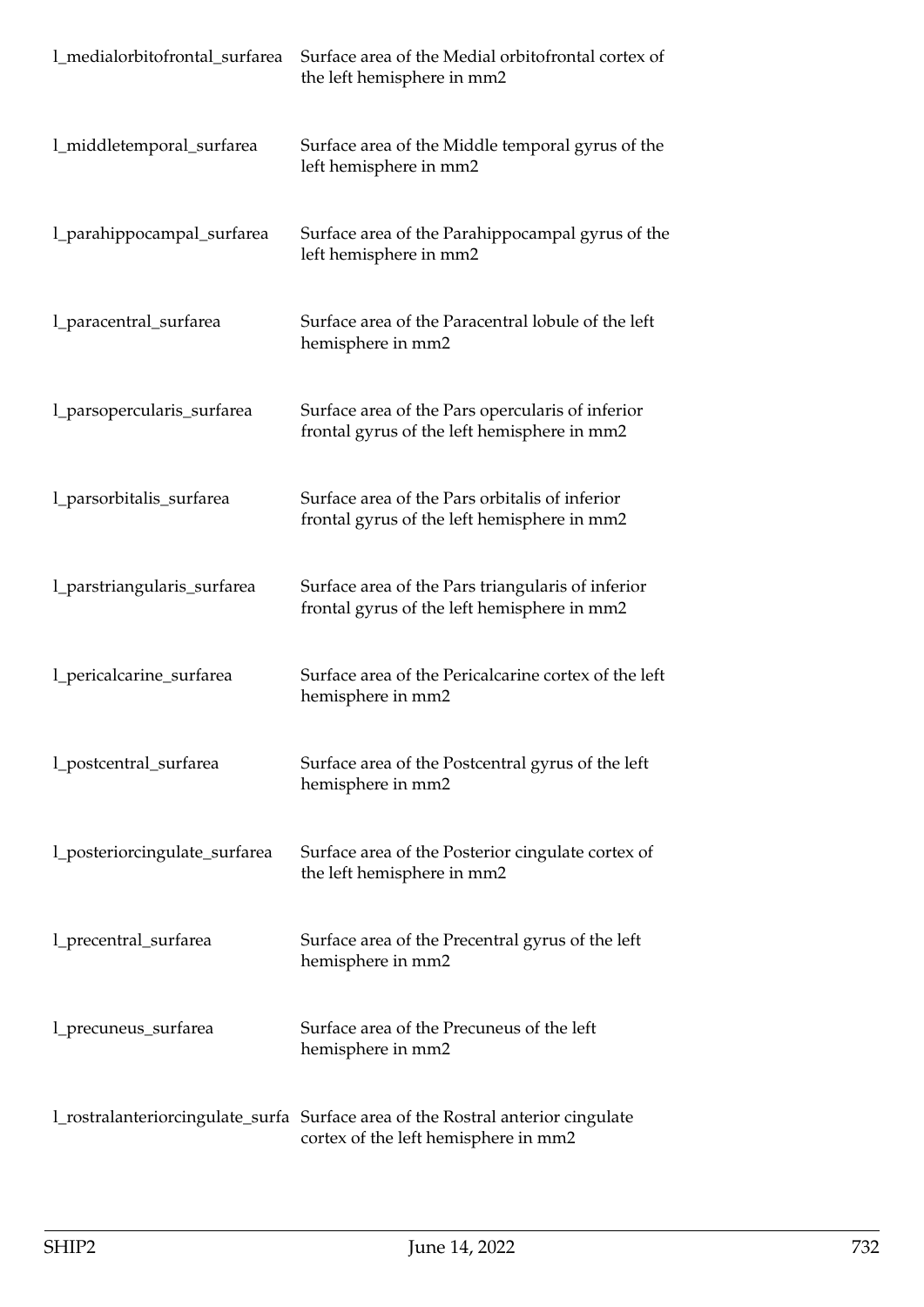| | |
|---|---|
| l_medialorbitofrontal_surfarea | Surface area of the Medial orbitofrontal cortex of the left hemisphere in mm2 |
| l_middletemporal_surfarea | Surface area of the Middle temporal gyrus of the left hemisphere in mm2 |
| l_parahippocampal_surfarea | Surface area of the Parahippocampal gyrus of the left hemisphere in mm2 |
| l_paracentral_surfarea | Surface area of the Paracentral lobule of the left hemisphere in mm2 |
| l_parsopercularis_surfarea | Surface area of the Pars opercularis of inferior frontal gyrus of the left hemisphere in mm2 |
| l_parsorbitalis_surfarea | Surface area of the Pars orbitalis of inferior frontal gyrus of the left hemisphere in mm2 |
| l_parstriangularis_surfarea | Surface area of the Pars triangularis of inferior frontal gyrus of the left hemisphere in mm2 |
| l_pericalcarine_surfarea | Surface area of the Pericalcarine cortex of the left hemisphere in mm2 |
| l_postcentral_surfarea | Surface area of the Postcentral gyrus of the left hemisphere in mm2 |
| l_posteriorcingulate_surfarea | Surface area of the Posterior cingulate cortex of the left hemisphere in mm2 |
| l_precentral_surfarea | Surface area of the Precentral gyrus of the left hemisphere in mm2 |
| l_precuneus_surfarea | Surface area of the Precuneus of the left hemisphere in mm2 |
| l_rostralanteriorcingulate_surfa | Surface area of the Rostral anterior cingulate cortex of the left hemisphere in mm2 |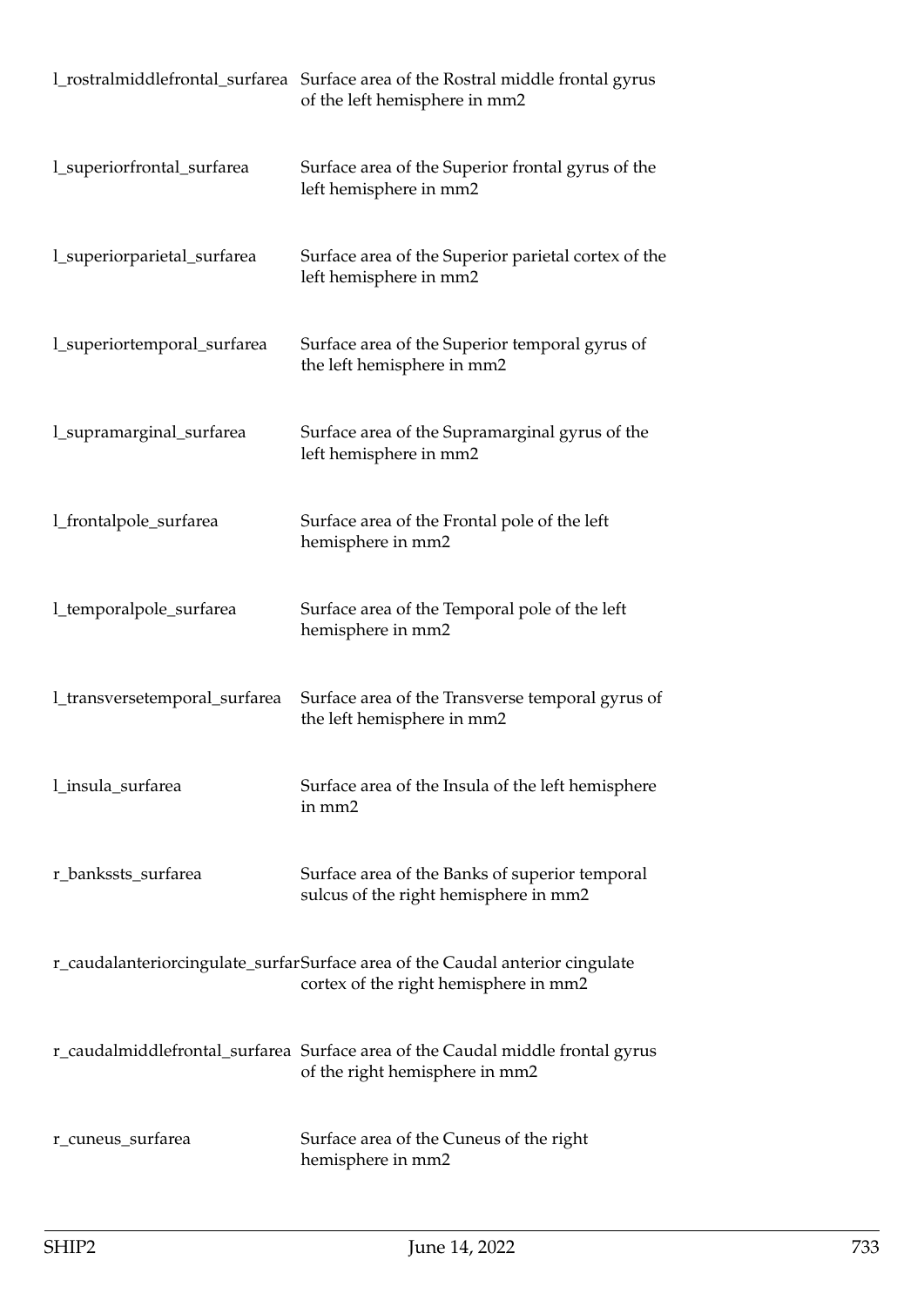| | |
|---|---|
| l_rostralmiddlefrontal_surfarea | Surface area of the Rostral middle frontal gyrus of the left hemisphere in mm2 |
| l_superiorfrontal_surfarea | Surface area of the Superior frontal gyrus of the left hemisphere in mm2 |
| l_superiorparietal_surfarea | Surface area of the Superior parietal cortex of the left hemisphere in mm2 |
| l_superiortemporal_surfarea | Surface area of the Superior temporal gyrus of the left hemisphere in mm2 |
| l_supramarginal_surfarea | Surface area of the Supramarginal gyrus of the left hemisphere in mm2 |
| l_frontalpole_surfarea | Surface area of the Frontal pole of the left hemisphere in mm2 |
| l_temporalpole_surfarea | Surface area of the Temporal pole of the left hemisphere in mm2 |
| l_transversetemporal_surfarea | Surface area of the Transverse temporal gyrus of the left hemisphere in mm2 |
| l_insula_surfarea | Surface area of the Insula of the left hemisphere in mm2 |
| r_bankssts_surfarea | Surface area of the Banks of superior temporal sulcus of the right hemisphere in mm2 |
| r_caudalanteriorcingulate_surfar | Surface area of the Caudal anterior cingulate cortex of the right hemisphere in mm2 |
| r_caudalmiddlefrontal_surfarea | Surface area of the Caudal middle frontal gyrus of the right hemisphere in mm2 |
| r_cuneus_surfarea | Surface area of the Cuneus of the right hemisphere in mm2 |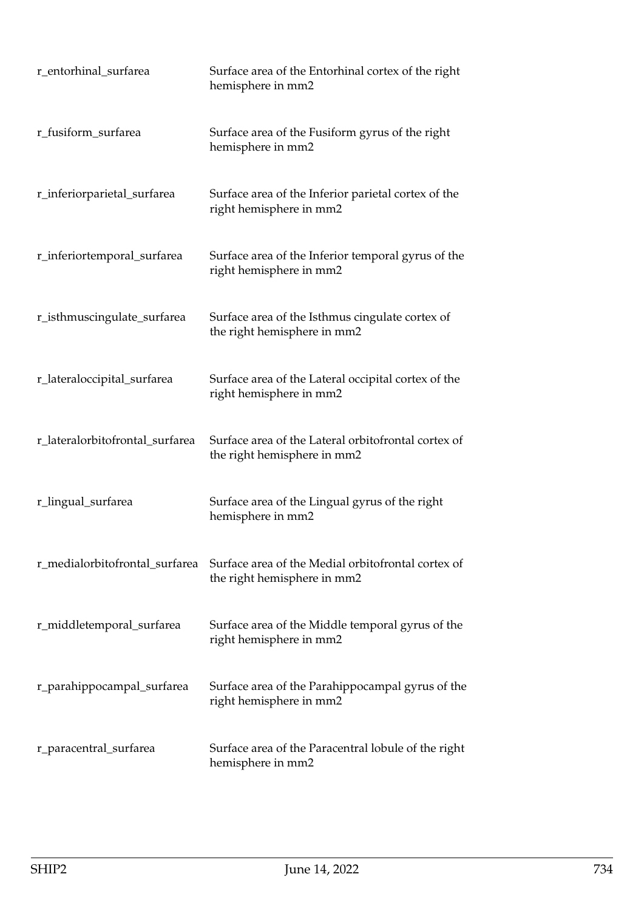| | |
|---|---|
| r_entorhinal_surfarea | Surface area of the Entorhinal cortex of the right hemisphere in mm2 |
| r_fusiform_surfarea | Surface area of the Fusiform gyrus of the right hemisphere in mm2 |
| r_inferiorparietal_surfarea | Surface area of the Inferior parietal cortex of the right hemisphere in mm2 |
| r_inferiortemporal_surfarea | Surface area of the Inferior temporal gyrus of the right hemisphere in mm2 |
| r_isthmuscingulate_surfarea | Surface area of the Isthmus cingulate cortex of the right hemisphere in mm2 |
| r_lateraloccipital_surfarea | Surface area of the Lateral occipital cortex of the right hemisphere in mm2 |
| r_lateralorbitofrontal_surfarea | Surface area of the Lateral orbitofrontal cortex of the right hemisphere in mm2 |
| r_lingual_surfarea | Surface area of the Lingual gyrus of the right hemisphere in mm2 |
| r_medialorbitofrontal_surfarea | Surface area of the Medial orbitofrontal cortex of the right hemisphere in mm2 |
| r_middletemporal_surfarea | Surface area of the Middle temporal gyrus of the right hemisphere in mm2 |
| r_parahippocampal_surfarea | Surface area of the Parahippocampal gyrus of the right hemisphere in mm2 |
| r_paracentral_surfarea | Surface area of the Paracentral lobule of the right hemisphere in mm2 |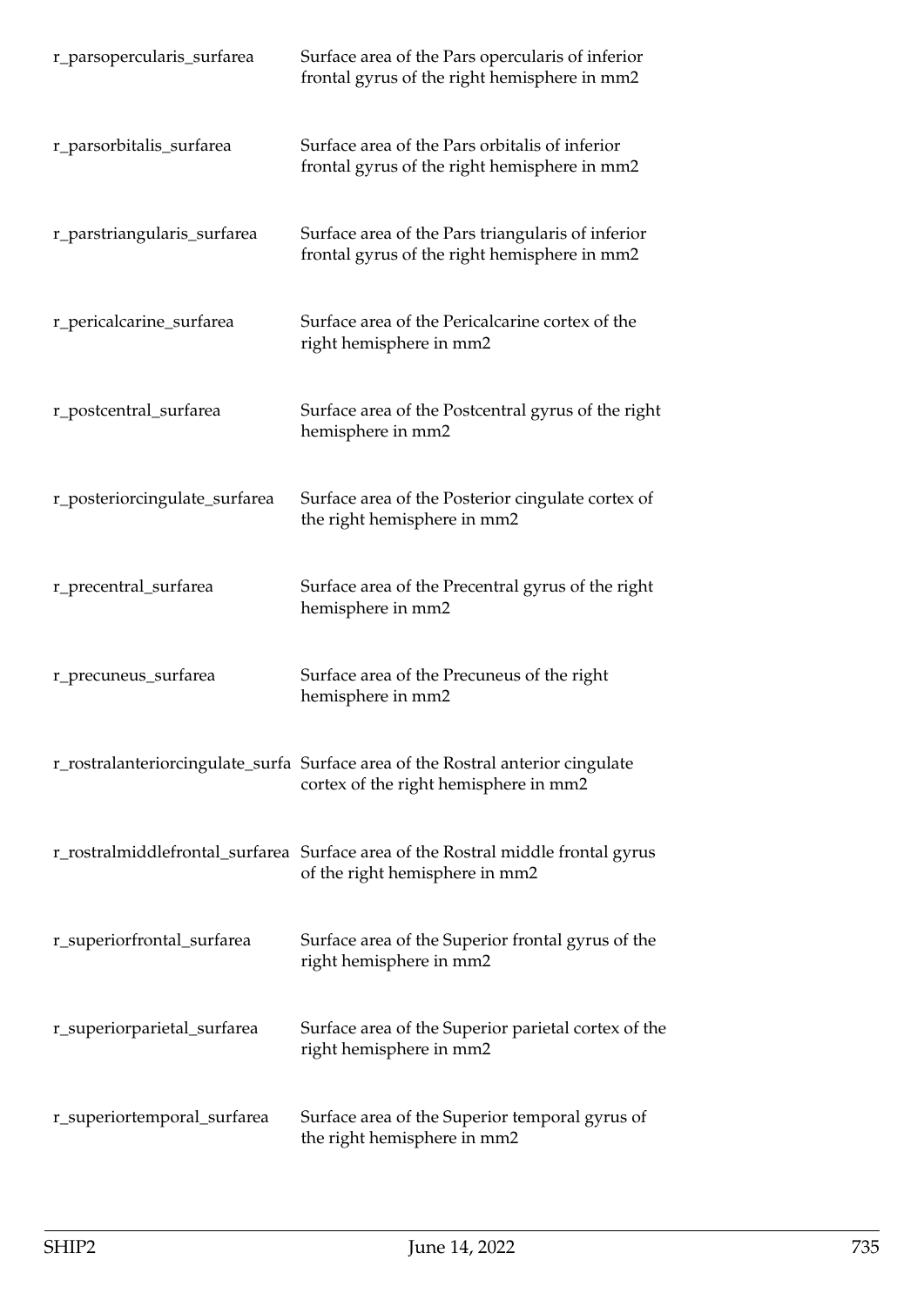| | |
|---|---|
| r_parsopercularis_surfarea | Surface area of the Pars opercularis of inferior frontal gyrus of the right hemisphere in mm2 |
| r_parsorbitalis_surfarea | Surface area of the Pars orbitalis of inferior frontal gyrus of the right hemisphere in mm2 |
| r_parstriangularis_surfarea | Surface area of the Pars triangularis of inferior frontal gyrus of the right hemisphere in mm2 |
| r_pericalcarine_surfarea | Surface area of the Pericalcarine cortex of the right hemisphere in mm2 |
| r_postcentral_surfarea | Surface area of the Postcentral gyrus of the right hemisphere in mm2 |
| r_posteriorcingulate_surfarea | Surface area of the Posterior cingulate cortex of the right hemisphere in mm2 |
| r_precentral_surfarea | Surface area of the Precentral gyrus of the right hemisphere in mm2 |
| r_precuneus_surfarea | Surface area of the Precuneus of the right hemisphere in mm2 |
| r_rostralanteriorcingulate_surfa | Surface area of the Rostral anterior cingulate cortex of the right hemisphere in mm2 |
| r_rostralmiddlefrontal_surfarea | Surface area of the Rostral middle frontal gyrus of the right hemisphere in mm2 |
| r_superiorfrontal_surfarea | Surface area of the Superior frontal gyrus of the right hemisphere in mm2 |
| r_superiorparietal_surfarea | Surface area of the Superior parietal cortex of the right hemisphere in mm2 |
| r_superiortemporal_surfarea | Surface area of the Superior temporal gyrus of the right hemisphere in mm2 |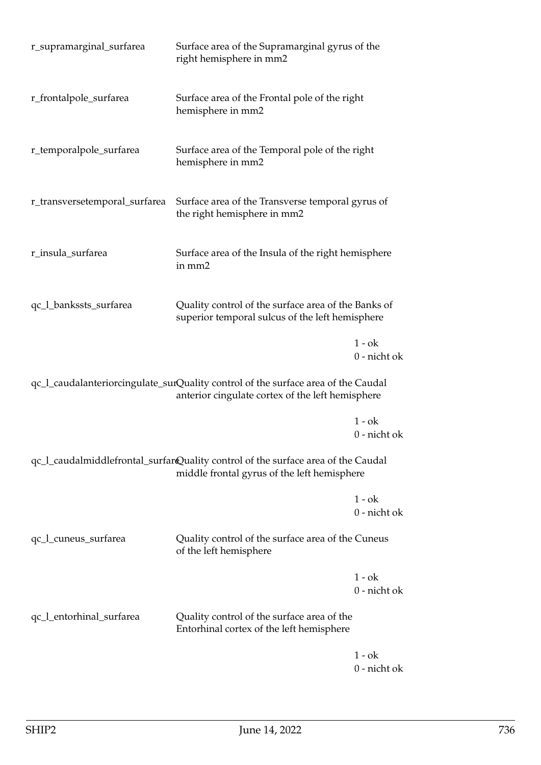| | | |
|---|---|---|
| r_supramarginal_surfarea | Surface area of the Supramarginal gyrus of the right hemisphere in mm2 | |
| r_frontalpole_surfarea | Surface area of the Frontal pole of the right hemisphere in mm2 | |
| r_temporalpole_surfarea | Surface area of the Temporal pole of the right hemisphere in mm2 | |
| r_transversetemporal_surfarea | Surface area of the Transverse temporal gyrus of the right hemisphere in mm2 | |
| r_insula_surfarea | Surface area of the Insula of the right hemisphere in mm2 | |
| qc_l_bankssts_surfarea | Quality control of the surface area of the Banks of superior temporal sulcus of the left hemisphere | 1 - ok<br>0 - nicht ok |
| qc_l_caudalanteriorcingulate_sur | Quality control of the surface area of the Caudal anterior cingulate cortex of the left hemisphere | 1 - ok<br>0 - nicht ok |
| qc_l_caudalmiddlefrontal_surfare | Quality control of the surface area of the Caudal middle frontal gyrus of the left hemisphere | 1 - ok<br>0 - nicht ok |
| qc_l_cuneus_surfarea | Quality control of the surface area of the Cuneus of the left hemisphere | 1 - ok<br>0 - nicht ok |
| qc_l_entorhinal_surfarea | Quality control of the surface area of the Entorhinal cortex of the left hemisphere | 1 - ok<br>0 - nicht ok |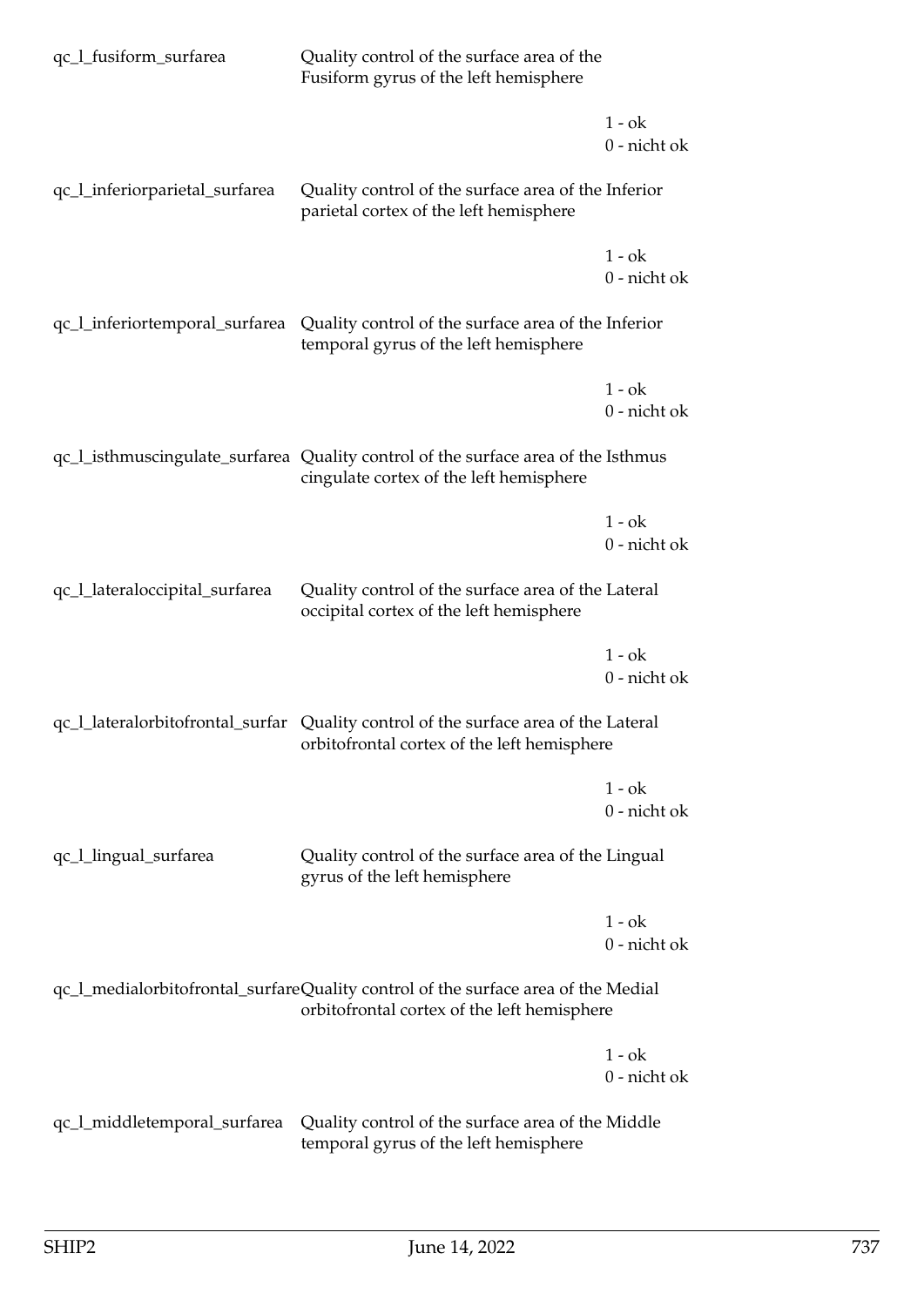| | | |
|---|---|---|
| qc_l_fusiform_surfarea | Quality control of the surface area of the Fusiform gyrus of the left hemisphere | |
| | | 1 - ok<br>0 - nicht ok |
| qc_l_inferiorparietal_surfarea | Quality control of the surface area of the Inferior parietal cortex of the left hemisphere | |
| | | 1 - ok<br>0 - nicht ok |
| qc_l_inferiortemporal_surfarea | Quality control of the surface area of the Inferior temporal gyrus of the left hemisphere | |
| | | 1 - ok<br>0 - nicht ok |
| qc_l_isthmuscingulate_surfarea | Quality control of the surface area of the Isthmus cingulate cortex of the left hemisphere | |
| | | 1 - ok<br>0 - nicht ok |
| qc_l_lateraloccipital_surfarea | Quality control of the surface area of the Lateral occipital cortex of the left hemisphere | |
| | | 1 - ok<br>0 - nicht ok |
| qc_l_lateralorbitofrontal_surfar | Quality control of the surface area of the Lateral orbitofrontal cortex of the left hemisphere | |
| | | 1 - ok<br>0 - nicht ok |
| qc_l_lingual_surfarea | Quality control of the surface area of the Lingual gyrus of the left hemisphere | |
| | | 1 - ok<br>0 - nicht ok |
| qc_l_medialorbitofrontal_surfare | Quality control of the surface area of the Medial orbitofrontal cortex of the left hemisphere | |
| | | 1 - ok<br>0 - nicht ok |
| qc_l_middletemporal_surfarea | Quality control of the surface area of the Middle temporal gyrus of the left hemisphere | |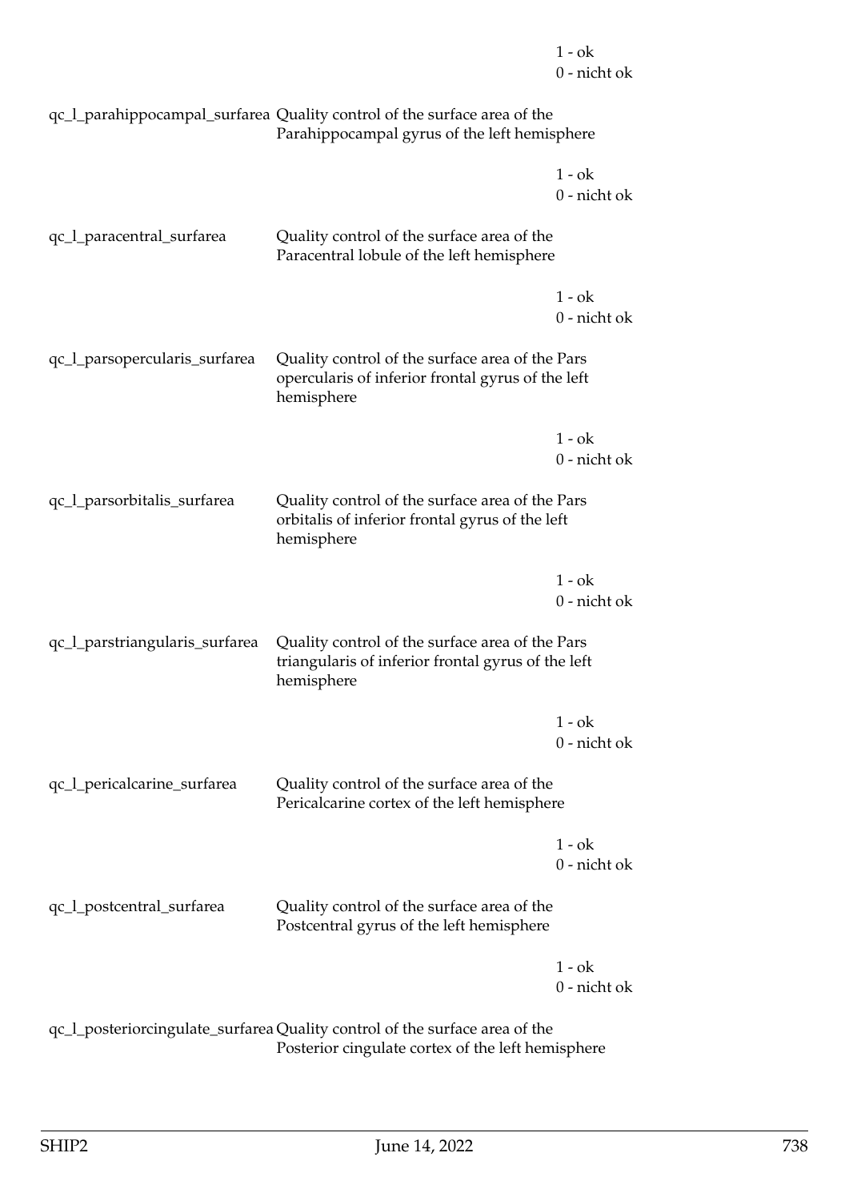| | | |
|---|---|---|
| | | 1 - ok<br>0 - nicht ok |
| qc_l_parahippocampal_surfarea | Quality control of the surface area of the Parahippocampal gyrus of the left hemisphere | |
| | | 1 - ok<br>0 - nicht ok |
| qc_l_paracentral_surfarea | Quality control of the surface area of the Paracentral lobule of the left hemisphere | |
| | | 1 - ok<br>0 - nicht ok |
| qc_l_parsopercularis_surfarea | Quality control of the surface area of the Pars opercularis of inferior frontal gyrus of the left hemisphere | |
| | | 1 - ok<br>0 - nicht ok |
| qc_l_parsorbitalis_surfarea | Quality control of the surface area of the Pars orbitalis of inferior frontal gyrus of the left hemisphere | |
| | | 1 - ok<br>0 - nicht ok |
| qc_l_parstriangularis_surfarea | Quality control of the surface area of the Pars triangularis of inferior frontal gyrus of the left hemisphere | |
| | | 1 - ok<br>0 - nicht ok |
| qc_l_pericalcarine_surfarea | Quality control of the surface area of the Pericalcarine cortex of the left hemisphere | |
| | | 1 - ok<br>0 - nicht ok |
| qc_l_postcentral_surfarea | Quality control of the surface area of the Postcentral gyrus of the left hemisphere | |
| | | 1 - ok<br>0 - nicht ok |
| qc_l_posteriorcingulate_surfarea | Quality control of the surface area of the Posterior cingulate cortex of the left hemisphere | |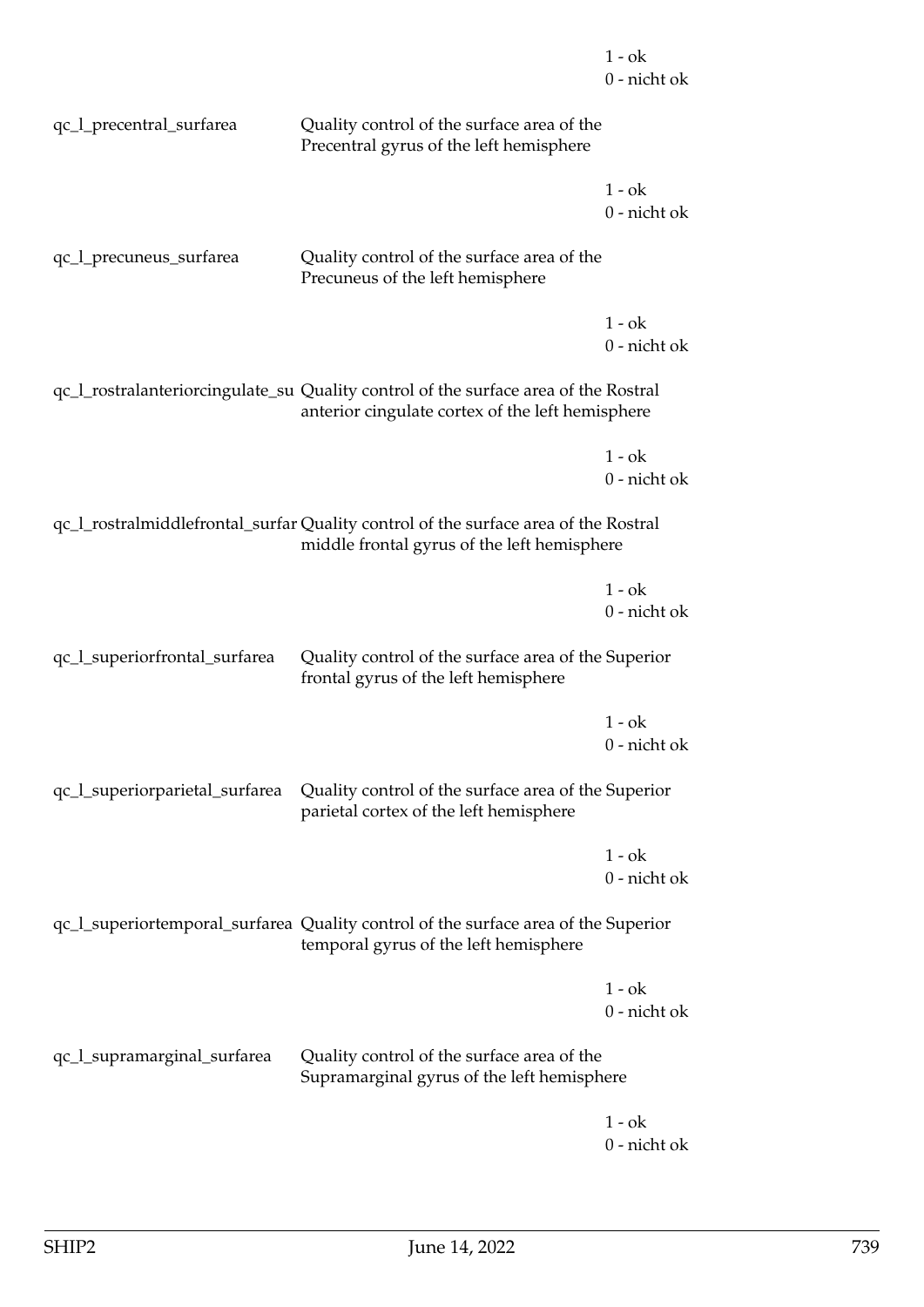| | | |
|---|---|---|
| | | 1 - ok<br>0 - nicht ok |
| qc_l_precentral_surfarea | Quality control of the surface area of the Precentral gyrus of the left hemisphere | |
| | | 1 - ok<br>0 - nicht ok |
| qc_l_precuneus_surfarea | Quality control of the surface area of the Precuneus of the left hemisphere | |
| | | 1 - ok<br>0 - nicht ok |
| qc_l_rostralanteriorcingulate_su | Quality control of the surface area of the Rostral anterior cingulate cortex of the left hemisphere | |
| | | 1 - ok<br>0 - nicht ok |
| qc_l_rostralmiddlefrontal_surfar | Quality control of the surface area of the Rostral middle frontal gyrus of the left hemisphere | |
| | | 1 - ok<br>0 - nicht ok |
| qc_l_superiorfrontal_surfarea | Quality control of the surface area of the Superior frontal gyrus of the left hemisphere | |
| | | 1 - ok<br>0 - nicht ok |
| qc_l_superiorparietal_surfarea | Quality control of the surface area of the Superior parietal cortex of the left hemisphere | |
| | | 1 - ok<br>0 - nicht ok |
| qc_l_superiortemporal_surfarea | Quality control of the surface area of the Superior temporal gyrus of the left hemisphere | |
| | | 1 - ok<br>0 - nicht ok |
| qc_l_supramarginal_surfarea | Quality control of the surface area of the Supramarginal gyrus of the left hemisphere | |
| | | 1 - ok<br>0 - nicht ok |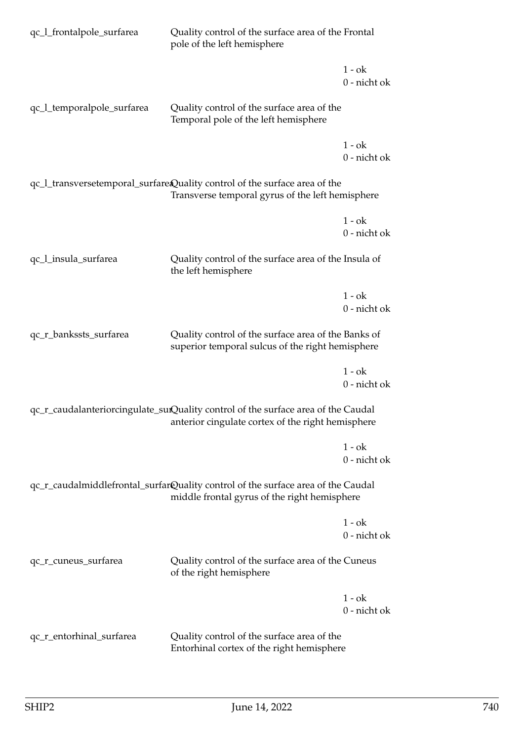qc_l_frontalpole_surfarea Quality control of the surface area of the Frontal pole of the left hemisphere

1 - ok
0 - nicht ok

qc_l_temporalpole_surfarea Quality control of the surface area of the Temporal pole of the left hemisphere

1 - ok
0 - nicht ok

qc_l_transversetemporal_surfarea Quality control of the surface area of the Transverse temporal gyrus of the left hemisphere

1 - ok
0 - nicht ok

qc_l_insula_surfarea Quality control of the surface area of the Insula of the left hemisphere

1 - ok
0 - nicht ok

qc_r_bankssts_surfarea Quality control of the surface area of the Banks of superior temporal sulcus of the right hemisphere

1 - ok
0 - nicht ok

qc_r_caudalanteriorcingulate_surfarea Quality control of the surface area of the Caudal anterior cingulate cortex of the right hemisphere

1 - ok
0 - nicht ok

qc_r_caudalmiddlefrontal_surfarea Quality control of the surface area of the Caudal middle frontal gyrus of the right hemisphere

1 - ok
0 - nicht ok

qc_r_cuneus_surfarea Quality control of the surface area of the Cuneus of the right hemisphere

1 - ok
0 - nicht ok

qc_r_entorhinal_surfarea Quality control of the surface area of the Entorhinal cortex of the right hemisphere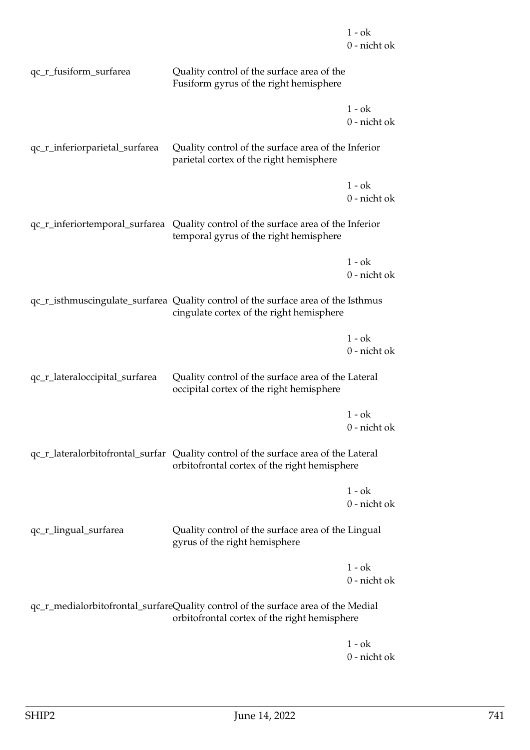| | | |
|---|---|---|
| | | 1 - ok<br>0 - nicht ok |
| qc_r_fusiform_surfarea | Quality control of the surface area of the Fusiform gyrus of the right hemisphere | |
| | | 1 - ok<br>0 - nicht ok |
| qc_r_inferiorparietal_surfarea | Quality control of the surface area of the Inferior parietal cortex of the right hemisphere | |
| | | 1 - ok<br>0 - nicht ok |
| qc_r_inferiortemporal_surfarea | Quality control of the surface area of the Inferior temporal gyrus of the right hemisphere | |
| | | 1 - ok<br>0 - nicht ok |
| qc_r_isthmuscingulate_surfarea | Quality control of the surface area of the Isthmus cingulate cortex of the right hemisphere | |
| | | 1 - ok<br>0 - nicht ok |
| qc_r_lateraloccipital_surfarea | Quality control of the surface area of the Lateral occipital cortex of the right hemisphere | |
| | | 1 - ok<br>0 - nicht ok |
| qc_r_lateralorbitofrontal_surfar | Quality control of the surface area of the Lateral orbitofrontal cortex of the right hemisphere | |
| | | 1 - ok<br>0 - nicht ok |
| qc_r_lingual_surfarea | Quality control of the surface area of the Lingual gyrus of the right hemisphere | |
| | | 1 - ok<br>0 - nicht ok |
| qc_r_medialorbitofrontal_surfare | Quality control of the surface area of the Medial orbitofrontal cortex of the right hemisphere | |
| | | 1 - ok<br>0 - nicht ok |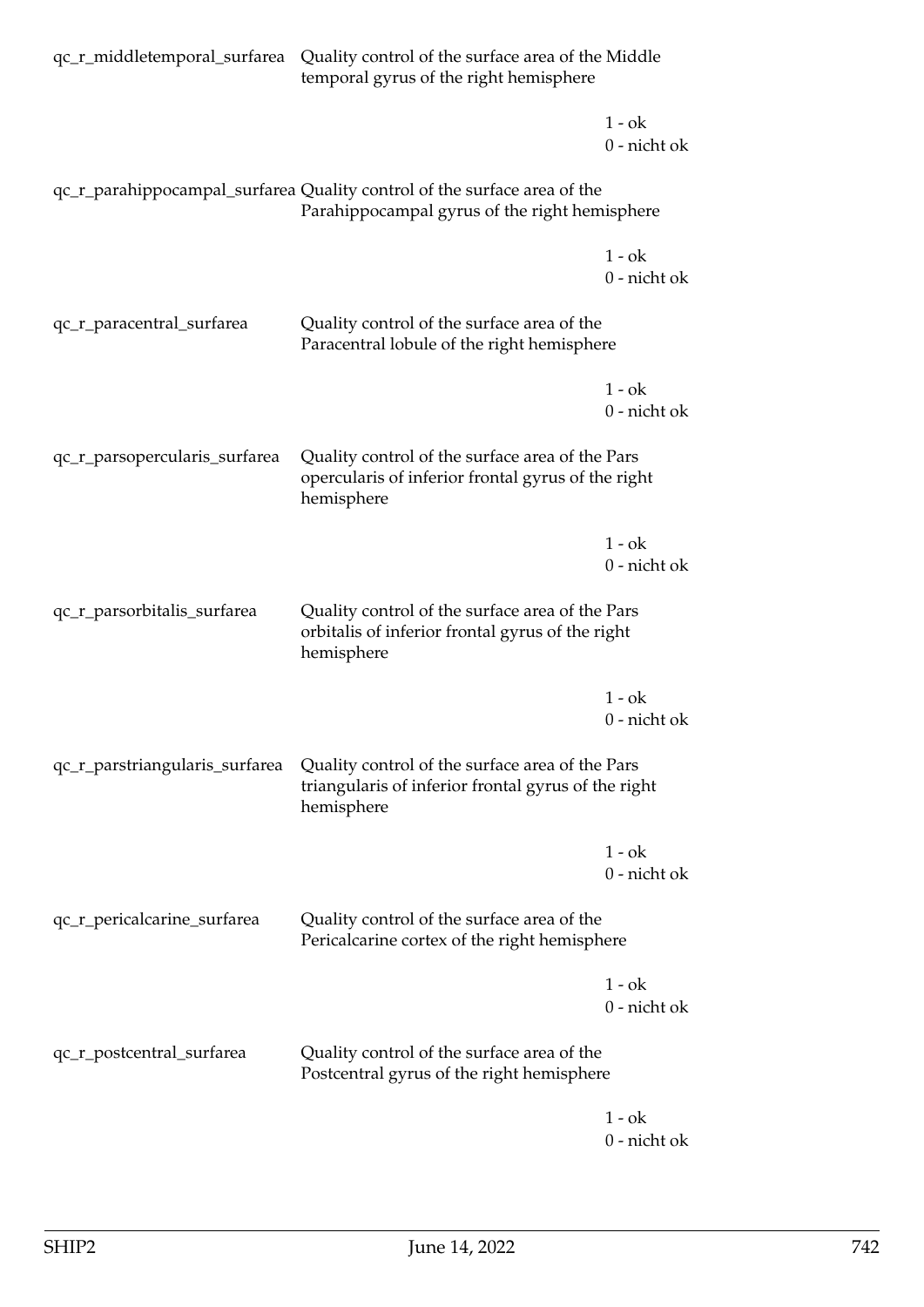| | | |
|---|---|---|
| qc_r_middletemporal_surfarea | Quality control of the surface area of the Middle temporal gyrus of the right hemisphere | |
| | | 1 - ok<br>0 - nicht ok |
| qc_r_parahippocampal_surfarea | Quality control of the surface area of the Parahippocampal gyrus of the right hemisphere | |
| | | 1 - ok<br>0 - nicht ok |
| qc_r_paracentral_surfarea | Quality control of the surface area of the Paracentral lobule of the right hemisphere | |
| | | 1 - ok<br>0 - nicht ok |
| qc_r_parsopercularis_surfarea | Quality control of the surface area of the Pars opercularis of inferior frontal gyrus of the right hemisphere | |
| | | 1 - ok<br>0 - nicht ok |
| qc_r_parsorbitalis_surfarea | Quality control of the surface area of the Pars orbitalis of inferior frontal gyrus of the right hemisphere | |
| | | 1 - ok<br>0 - nicht ok |
| qc_r_parstriangularis_surfarea | Quality control of the surface area of the Pars triangularis of inferior frontal gyrus of the right hemisphere | |
| | | 1 - ok<br>0 - nicht ok |
| qc_r_pericalcarine_surfarea | Quality control of the surface area of the Pericalcarine cortex of the right hemisphere | |
| | | 1 - ok<br>0 - nicht ok |
| qc_r_postcentral_surfarea | Quality control of the surface area of the Postcentral gyrus of the right hemisphere | |
| | | 1 - ok<br>0 - nicht ok |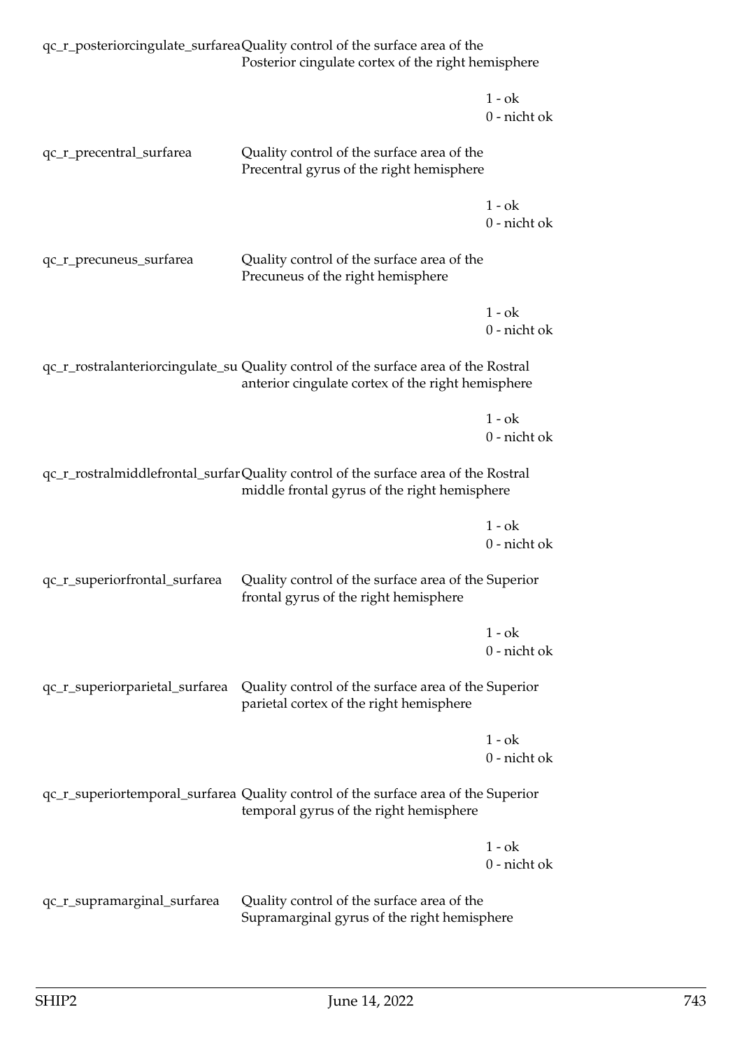| | | |
|---|---|---|
| qc_r_posteriorcingulate_surfarea | Quality control of the surface area of the Posterior cingulate cortex of the right hemisphere | |
| | | 1 - ok<br>0 - nicht ok |
| qc_r_precentral_surfarea | Quality control of the surface area of the Precentral gyrus of the right hemisphere | |
| | | 1 - ok<br>0 - nicht ok |
| qc_r_precuneus_surfarea | Quality control of the surface area of the Precuneus of the right hemisphere | |
| | | 1 - ok<br>0 - nicht ok |
| qc_r_rostralanteriorcingulate_su | Quality control of the surface area of the Rostral anterior cingulate cortex of the right hemisphere | |
| | | 1 - ok<br>0 - nicht ok |
| qc_r_rostralmiddlefrontal_surfar | Quality control of the surface area of the Rostral middle frontal gyrus of the right hemisphere | |
| | | 1 - ok<br>0 - nicht ok |
| qc_r_superiorfrontal_surfarea | Quality control of the surface area of the Superior frontal gyrus of the right hemisphere | |
| | | 1 - ok<br>0 - nicht ok |
| qc_r_superiorparietal_surfarea | Quality control of the surface area of the Superior parietal cortex of the right hemisphere | |
| | | 1 - ok<br>0 - nicht ok |
| qc_r_superiortemporal_surfarea | Quality control of the surface area of the Superior temporal gyrus of the right hemisphere | |
| | | 1 - ok<br>0 - nicht ok |
| qc_r_supramarginal_surfarea | Quality control of the surface area of the Supramarginal gyrus of the right hemisphere | |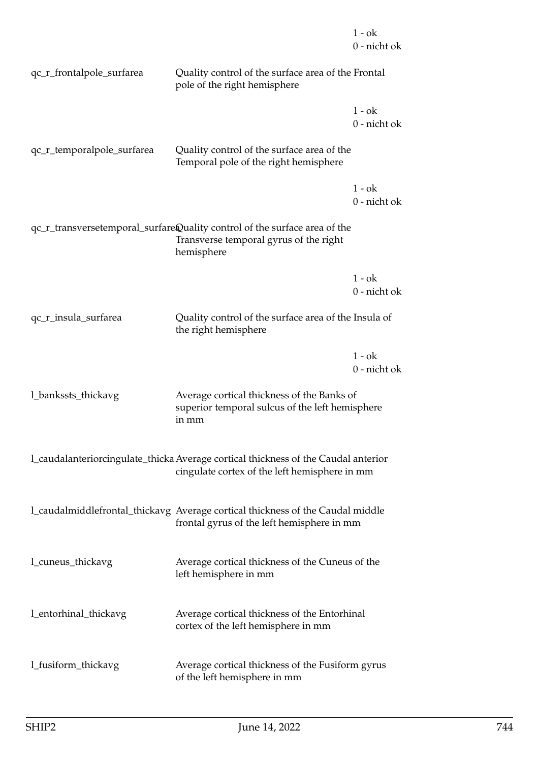| | | |
|---|---|---|
| | | 1 - ok<br>0 - nicht ok |
| qc_r_frontalpole_surfarea | Quality control of the surface area of the Frontal pole of the right hemisphere | |
| | | 1 - ok<br>0 - nicht ok |
| qc_r_temporalpole_surfarea | Quality control of the surface area of the Temporal pole of the right hemisphere | |
| | | 1 - ok<br>0 - nicht ok |
| qc_r_transversetemporal_surfarea | Quality control of the surface area of the Transverse temporal gyrus of the right hemisphere | |
| | | 1 - ok<br>0 - nicht ok |
| qc_r_insula_surfarea | Quality control of the surface area of the Insula of the right hemisphere | |
| | | 1 - ok<br>0 - nicht ok |
| l_bankssts_thickavg | Average cortical thickness of the Banks of superior temporal sulcus of the left hemisphere in mm | |
| l_caudalanteriorcingulate_thicka | Average cortical thickness of the Caudal anterior cingulate cortex of the left hemisphere in mm | |
| l_caudalmiddlefrontal_thickavg | Average cortical thickness of the Caudal middle frontal gyrus of the left hemisphere in mm | |
| l_cuneus_thickavg | Average cortical thickness of the Cuneus of the left hemisphere in mm | |
| l_entorhinal_thickavg | Average cortical thickness of the Entorhinal cortex of the left hemisphere in mm | |
| l_fusiform_thickavg | Average cortical thickness of the Fusiform gyrus of the left hemisphere in mm | |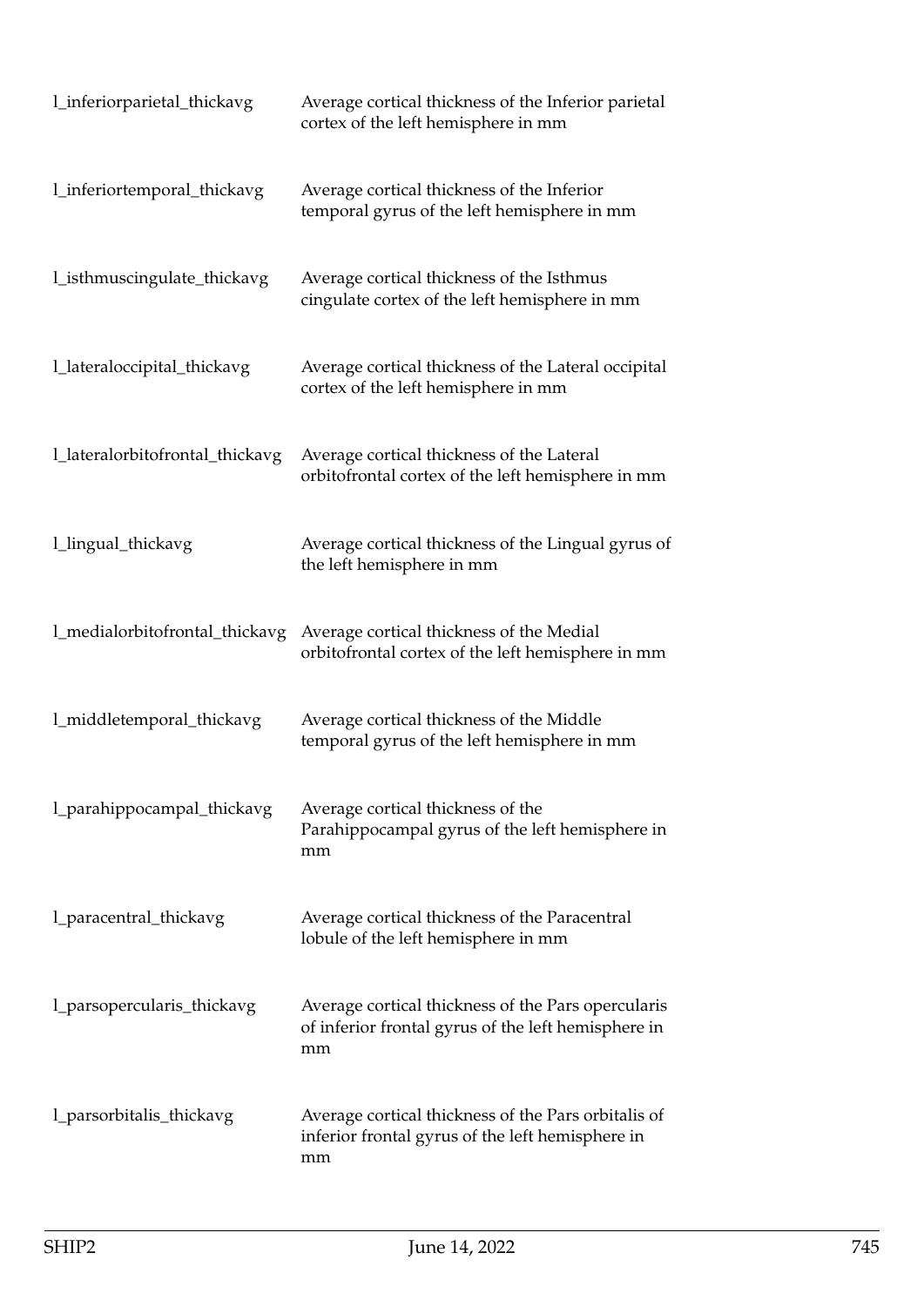| | |
|---|---|
| l_inferiorparietal_thickavg | Average cortical thickness of the Inferior parietal cortex of the left hemisphere in mm |
| l_inferiortemporal_thickavg | Average cortical thickness of the Inferior temporal gyrus of the left hemisphere in mm |
| l_isthmuscingulate_thickavg | Average cortical thickness of the Isthmus cingulate cortex of the left hemisphere in mm |
| l_lateraloccipital_thickavg | Average cortical thickness of the Lateral occipital cortex of the left hemisphere in mm |
| l_lateralorbitofrontal_thickavg | Average cortical thickness of the Lateral orbitofrontal cortex of the left hemisphere in mm |
| l_lingual_thickavg | Average cortical thickness of the Lingual gyrus of the left hemisphere in mm |
| l_medialorbitofrontal_thickavg | Average cortical thickness of the Medial orbitofrontal cortex of the left hemisphere in mm |
| l_middletemporal_thickavg | Average cortical thickness of the Middle temporal gyrus of the left hemisphere in mm |
| l_parahippocampal_thickavg | Average cortical thickness of the Parahippocampal gyrus of the left hemisphere in mm |
| l_paracentral_thickavg | Average cortical thickness of the Paracentral lobule of the left hemisphere in mm |
| l_parsopercularis_thickavg | Average cortical thickness of the Pars opercularis of inferior frontal gyrus of the left hemisphere in mm |
| l_parsorbitalis_thickavg | Average cortical thickness of the Pars orbitalis of inferior frontal gyrus of the left hemisphere in mm |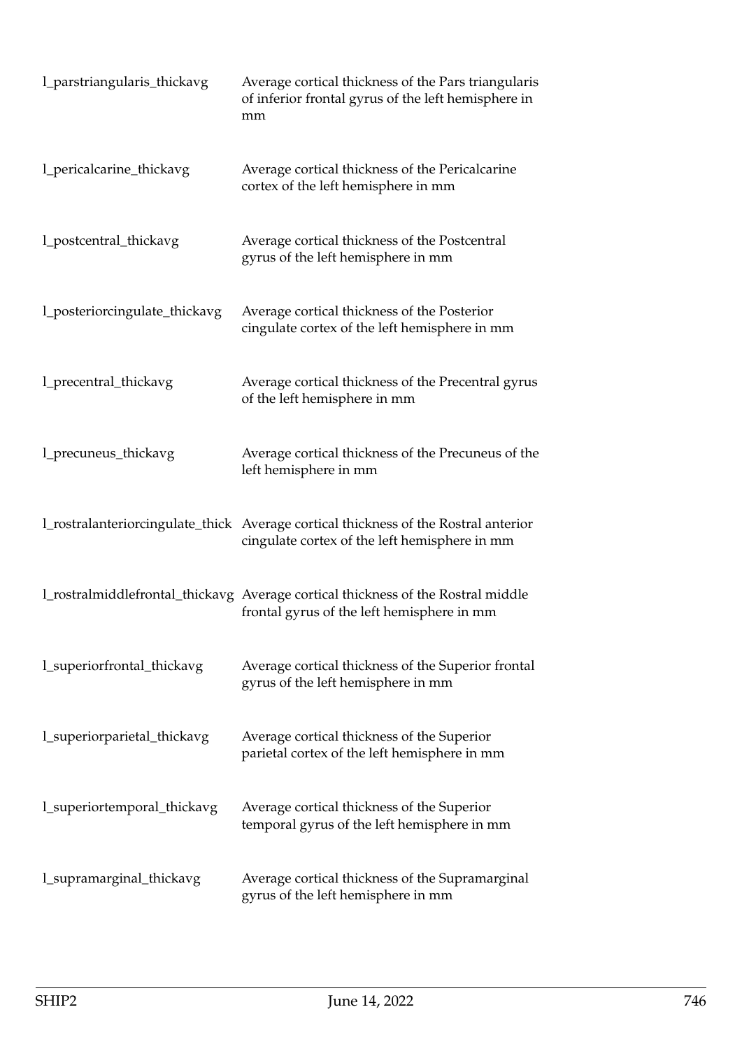| | |
|---|---|
| l_parstriangularis_thickavg | Average cortical thickness of the Pars triangularis of inferior frontal gyrus of the left hemisphere in mm |
| l_pericalcarine_thickavg | Average cortical thickness of the Pericalcarine cortex of the left hemisphere in mm |
| l_postcentral_thickavg | Average cortical thickness of the Postcentral gyrus of the left hemisphere in mm |
| l_posteriorcingulate_thickavg | Average cortical thickness of the Posterior cingulate cortex of the left hemisphere in mm |
| l_precentral_thickavg | Average cortical thickness of the Precentral gyrus of the left hemisphere in mm |
| l_precuneus_thickavg | Average cortical thickness of the Precuneus of the left hemisphere in mm |
| l_rostralanteriorcingulate_thick | Average cortical thickness of the Rostral anterior cingulate cortex of the left hemisphere in mm |
| l_rostralmiddlefrontal_thickavg | Average cortical thickness of the Rostral middle frontal gyrus of the left hemisphere in mm |
| l_superiorfrontal_thickavg | Average cortical thickness of the Superior frontal gyrus of the left hemisphere in mm |
| l_superiorparietal_thickavg | Average cortical thickness of the Superior parietal cortex of the left hemisphere in mm |
| l_superiortemporal_thickavg | Average cortical thickness of the Superior temporal gyrus of the left hemisphere in mm |
| l_supramarginal_thickavg | Average cortical thickness of the Supramarginal gyrus of the left hemisphere in mm |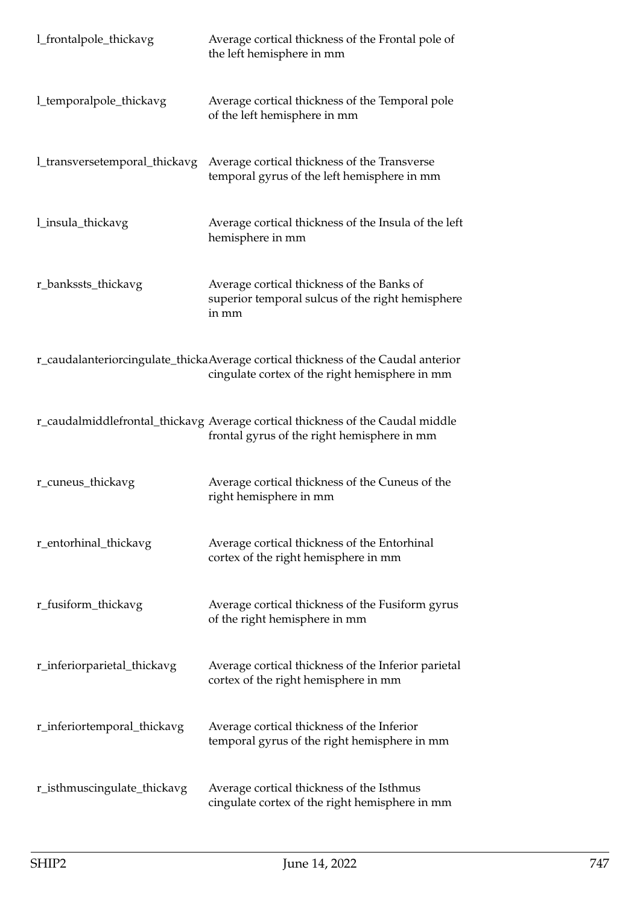| | |
|---|---|
| l_frontalpole_thickavg | Average cortical thickness of the Frontal pole of the left hemisphere in mm |
| l_temporalpole_thickavg | Average cortical thickness of the Temporal pole of the left hemisphere in mm |
| l_transversetemporal_thickavg | Average cortical thickness of the Transverse temporal gyrus of the left hemisphere in mm |
| l_insula_thickavg | Average cortical thickness of the Insula of the left hemisphere in mm |
| r_bankssts_thickavg | Average cortical thickness of the Banks of superior temporal sulcus of the right hemisphere in mm |
| r_caudalanteriorcingulate_thicka | Average cortical thickness of the Caudal anterior cingulate cortex of the right hemisphere in mm |
| r_caudalmiddlefrontal_thickavg | Average cortical thickness of the Caudal middle frontal gyrus of the right hemisphere in mm |
| r_cuneus_thickavg | Average cortical thickness of the Cuneus of the right hemisphere in mm |
| r_entorhinal_thickavg | Average cortical thickness of the Entorhinal cortex of the right hemisphere in mm |
| r_fusiform_thickavg | Average cortical thickness of the Fusiform gyrus of the right hemisphere in mm |
| r_inferiorparietal_thickavg | Average cortical thickness of the Inferior parietal cortex of the right hemisphere in mm |
| r_inferiortemporal_thickavg | Average cortical thickness of the Inferior temporal gyrus of the right hemisphere in mm |
| r_isthmuscingulate_thickavg | Average cortical thickness of the Isthmus cingulate cortex of the right hemisphere in mm |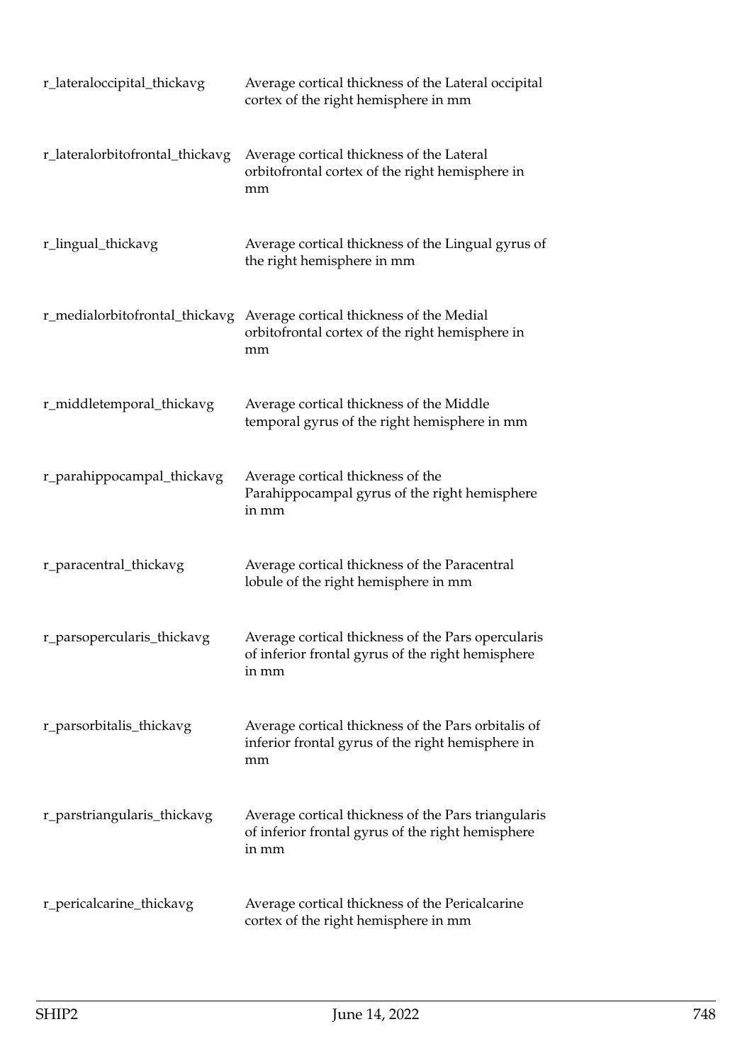| | |
|---|---|
| r_lateraloccipital_thickavg | Average cortical thickness of the Lateral occipital cortex of the right hemisphere in mm |
| r_lateralorbitofrontal_thickavg | Average cortical thickness of the Lateral orbitofrontal cortex of the right hemisphere in mm |
| r_lingual_thickavg | Average cortical thickness of the Lingual gyrus of the right hemisphere in mm |
| r_medialorbitofrontal_thickavg | Average cortical thickness of the Medial orbitofrontal cortex of the right hemisphere in mm |
| r_middletemporal_thickavg | Average cortical thickness of the Middle temporal gyrus of the right hemisphere in mm |
| r_parahippocampal_thickavg | Average cortical thickness of the Parahippocampal gyrus of the right hemisphere in mm |
| r_paracentral_thickavg | Average cortical thickness of the Paracentral lobule of the right hemisphere in mm |
| r_parsopercularis_thickavg | Average cortical thickness of the Pars opercularis of inferior frontal gyrus of the right hemisphere in mm |
| r_parsorbitalis_thickavg | Average cortical thickness of the Pars orbitalis of inferior frontal gyrus of the right hemisphere in mm |
| r_parstriangularis_thickavg | Average cortical thickness of the Pars triangularis of inferior frontal gyrus of the right hemisphere in mm |
| r_pericalcarine_thickavg | Average cortical thickness of the Pericalcarine cortex of the right hemisphere in mm |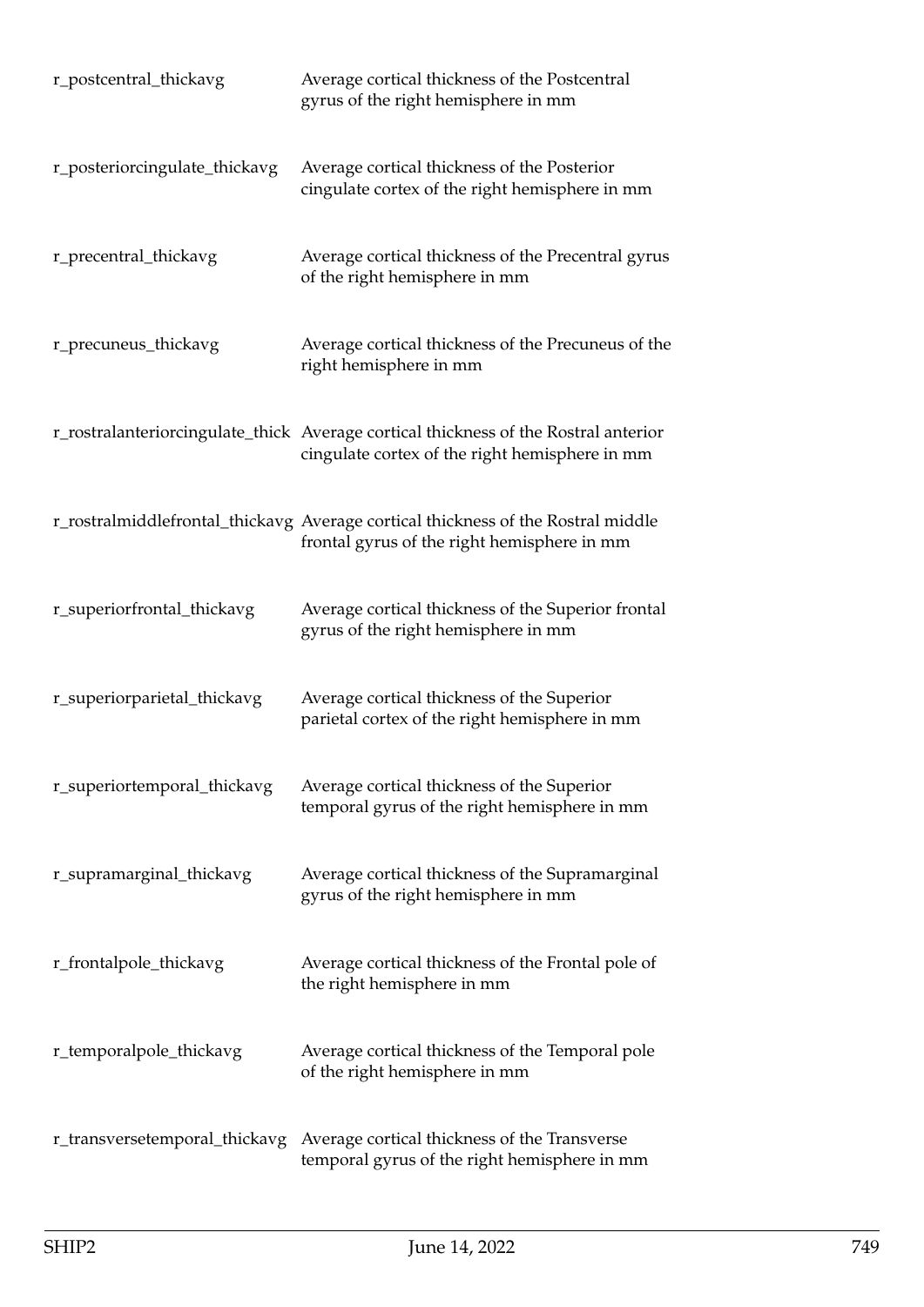| | |
|---|---|
| r_postcentral_thickavg | Average cortical thickness of the Postcentral gyrus of the right hemisphere in mm |
| r_posteriorcingulate_thickavg | Average cortical thickness of the Posterior cingulate cortex of the right hemisphere in mm |
| r_precentral_thickavg | Average cortical thickness of the Precentral gyrus of the right hemisphere in mm |
| r_precuneus_thickavg | Average cortical thickness of the Precuneus of the right hemisphere in mm |
| r_rostralanteriorcingulate_thick | Average cortical thickness of the Rostral anterior cingulate cortex of the right hemisphere in mm |
| r_rostralmiddlefrontal_thickavg | Average cortical thickness of the Rostral middle frontal gyrus of the right hemisphere in mm |
| r_superiorfrontal_thickavg | Average cortical thickness of the Superior frontal gyrus of the right hemisphere in mm |
| r_superiorparietal_thickavg | Average cortical thickness of the Superior parietal cortex of the right hemisphere in mm |
| r_superiortemporal_thickavg | Average cortical thickness of the Superior temporal gyrus of the right hemisphere in mm |
| r_supramarginal_thickavg | Average cortical thickness of the Supramarginal gyrus of the right hemisphere in mm |
| r_frontalpole_thickavg | Average cortical thickness of the Frontal pole of the right hemisphere in mm |
| r_temporalpole_thickavg | Average cortical thickness of the Temporal pole of the right hemisphere in mm |
| r_transversetemporal_thickavg | Average cortical thickness of the Transverse temporal gyrus of the right hemisphere in mm |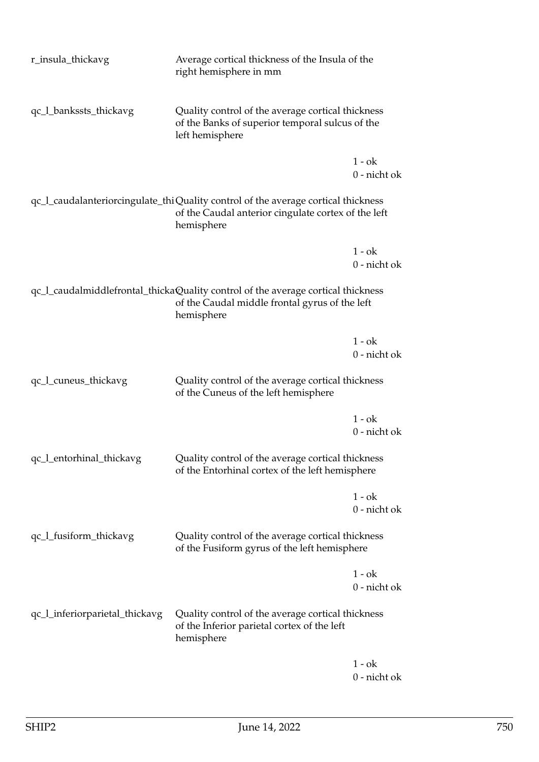| | | |
|---|---|---|
| r_insula_thickavg | Average cortical thickness of the Insula of the right hemisphere in mm | |
| qc_l_bankssts_thickavg | Quality control of the average cortical thickness of the Banks of superior temporal sulcus of the left hemisphere | |
| | | 1 - ok<br>0 - nicht ok |
| qc_l_caudalanteriorcingulate_thi | Quality control of the average cortical thickness of the Caudal anterior cingulate cortex of the left hemisphere | |
| | | 1 - ok<br>0 - nicht ok |
| qc_l_caudalmiddlefrontal_thicka | Quality control of the average cortical thickness of the Caudal middle frontal gyrus of the left hemisphere | |
| | | 1 - ok<br>0 - nicht ok |
| qc_l_cuneus_thickavg | Quality control of the average cortical thickness of the Cuneus of the left hemisphere | |
| | | 1 - ok<br>0 - nicht ok |
| qc_l_entorhinal_thickavg | Quality control of the average cortical thickness of the Entorhinal cortex of the left hemisphere | |
| | | 1 - ok<br>0 - nicht ok |
| qc_l_fusiform_thickavg | Quality control of the average cortical thickness of the Fusiform gyrus of the left hemisphere | |
| | | 1 - ok<br>0 - nicht ok |
| qc_l_inferiorparietal_thickavg | Quality control of the average cortical thickness of the Inferior parietal cortex of the left hemisphere | |
| | | 1 - ok<br>0 - nicht ok |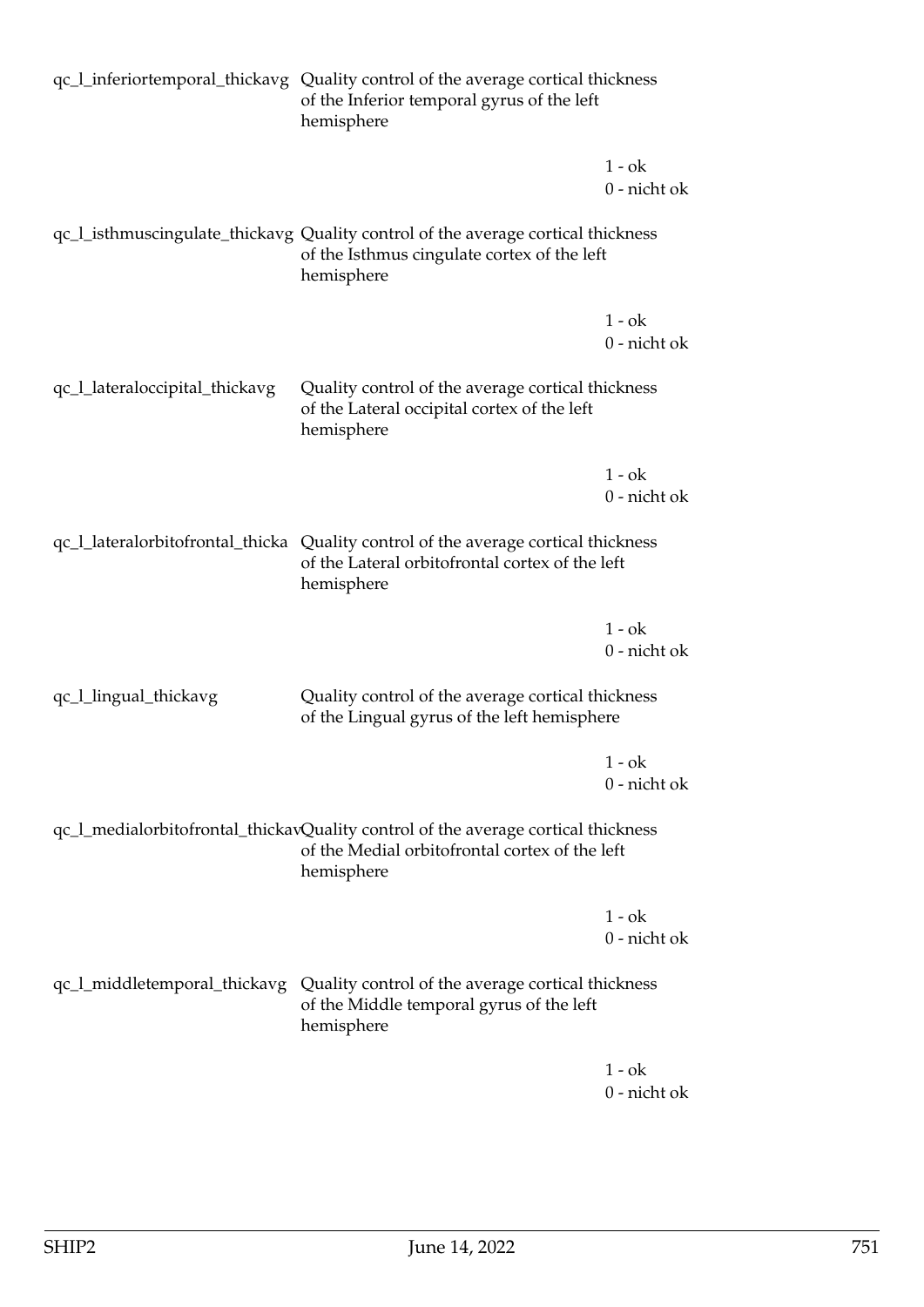| | | |
|---|---|---|
| qc_l_inferiortemporal_thickavg | Quality control of the average cortical thickness of the Inferior temporal gyrus of the left hemisphere | |
| | | 1 - ok<br>0 - nicht ok |
| qc_l_isthmuscingulate_thickavg | Quality control of the average cortical thickness of the Isthmus cingulate cortex of the left hemisphere | |
| | | 1 - ok<br>0 - nicht ok |
| qc_l_lateraloccipital_thickavg | Quality control of the average cortical thickness of the Lateral occipital cortex of the left hemisphere | |
| | | 1 - ok<br>0 - nicht ok |
| qc_l_lateralorbitofrontal_thicka | Quality control of the average cortical thickness of the Lateral orbitofrontal cortex of the left hemisphere | |
| | | 1 - ok<br>0 - nicht ok |
| qc_l_lingual_thickavg | Quality control of the average cortical thickness of the Lingual gyrus of the left hemisphere | |
| | | 1 - ok<br>0 - nicht ok |
| qc_l_medialorbitofrontal_thickav | Quality control of the average cortical thickness of the Medial orbitofrontal cortex of the left hemisphere | |
| | | 1 - ok<br>0 - nicht ok |
| qc_l_middletemporal_thickavg | Quality control of the average cortical thickness of the Middle temporal gyrus of the left hemisphere | |
| | | 1 - ok<br>0 - nicht ok |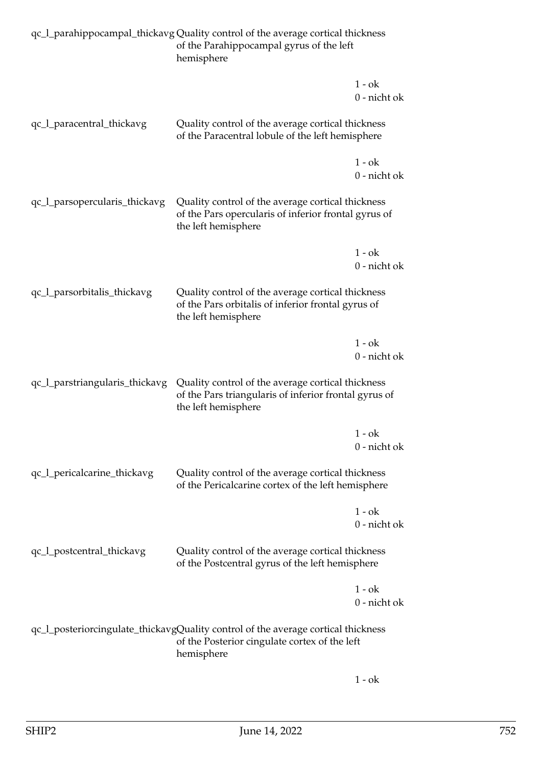| | | |
|---|---|---|
| qc_l_parahippocampal_thickavg | Quality control of the average cortical thickness of the Parahippocampal gyrus of the left hemisphere | |
| | | 1 - ok<br>0 - nicht ok |
| qc_l_paracentral_thickavg | Quality control of the average cortical thickness of the Paracentral lobule of the left hemisphere | |
| | | 1 - ok<br>0 - nicht ok |
| qc_l_parsopercularis_thickavg | Quality control of the average cortical thickness of the Pars opercularis of inferior frontal gyrus of the left hemisphere | |
| | | 1 - ok<br>0 - nicht ok |
| qc_l_parsorbitalis_thickavg | Quality control of the average cortical thickness of the Pars orbitalis of inferior frontal gyrus of the left hemisphere | |
| | | 1 - ok<br>0 - nicht ok |
| qc_l_parstriangularis_thickavg | Quality control of the average cortical thickness of the Pars triangularis of inferior frontal gyrus of the left hemisphere | |
| | | 1 - ok<br>0 - nicht ok |
| qc_l_pericalcarine_thickavg | Quality control of the average cortical thickness of the Pericalcarine cortex of the left hemisphere | |
| | | 1 - ok<br>0 - nicht ok |
| qc_l_postcentral_thickavg | Quality control of the average cortical thickness of the Postcentral gyrus of the left hemisphere | |
| | | 1 - ok<br>0 - nicht ok |
| qc_l_posteriorcingulate_thickavg | Quality control of the average cortical thickness of the Posterior cingulate cortex of the left hemisphere | |
| | | 1 - ok |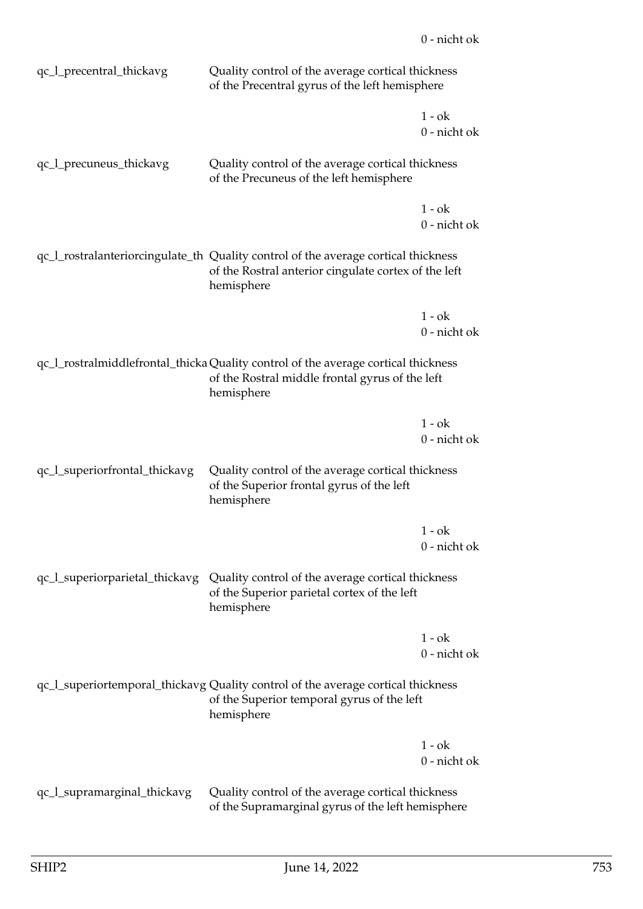0 - nicht ok

| | | |
|---|---|---|
| qc_l_precentral_thickavg | Quality control of the average cortical thickness of the Precentral gyrus of the left hemisphere | |
| | | 1 - ok<br>0 - nicht ok |
| qc_l_precuneus_thickavg | Quality control of the average cortical thickness of the Precuneus of the left hemisphere | |
| | | 1 - ok<br>0 - nicht ok |
| qc_l_rostralanteriorcingulate_th | Quality control of the average cortical thickness of the Rostral anterior cingulate cortex of the left hemisphere | |
| | | 1 - ok<br>0 - nicht ok |
| qc_l_rostralmiddlefrontal_thicka | Quality control of the average cortical thickness of the Rostral middle frontal gyrus of the left hemisphere | |
| | | 1 - ok<br>0 - nicht ok |
| qc_l_superiorfrontal_thickavg | Quality control of the average cortical thickness of the Superior frontal gyrus of the left hemisphere | |
| | | 1 - ok<br>0 - nicht ok |
| qc_l_superiorparietal_thickavg | Quality control of the average cortical thickness of the Superior parietal cortex of the left hemisphere | |
| | | 1 - ok<br>0 - nicht ok |
| qc_l_superiortemporal_thickavg | Quality control of the average cortical thickness of the Superior temporal gyrus of the left hemisphere | |
| | | 1 - ok<br>0 - nicht ok |
| qc_l_supramarginal_thickavg | Quality control of the average cortical thickness of the Supramarginal gyrus of the left hemisphere | |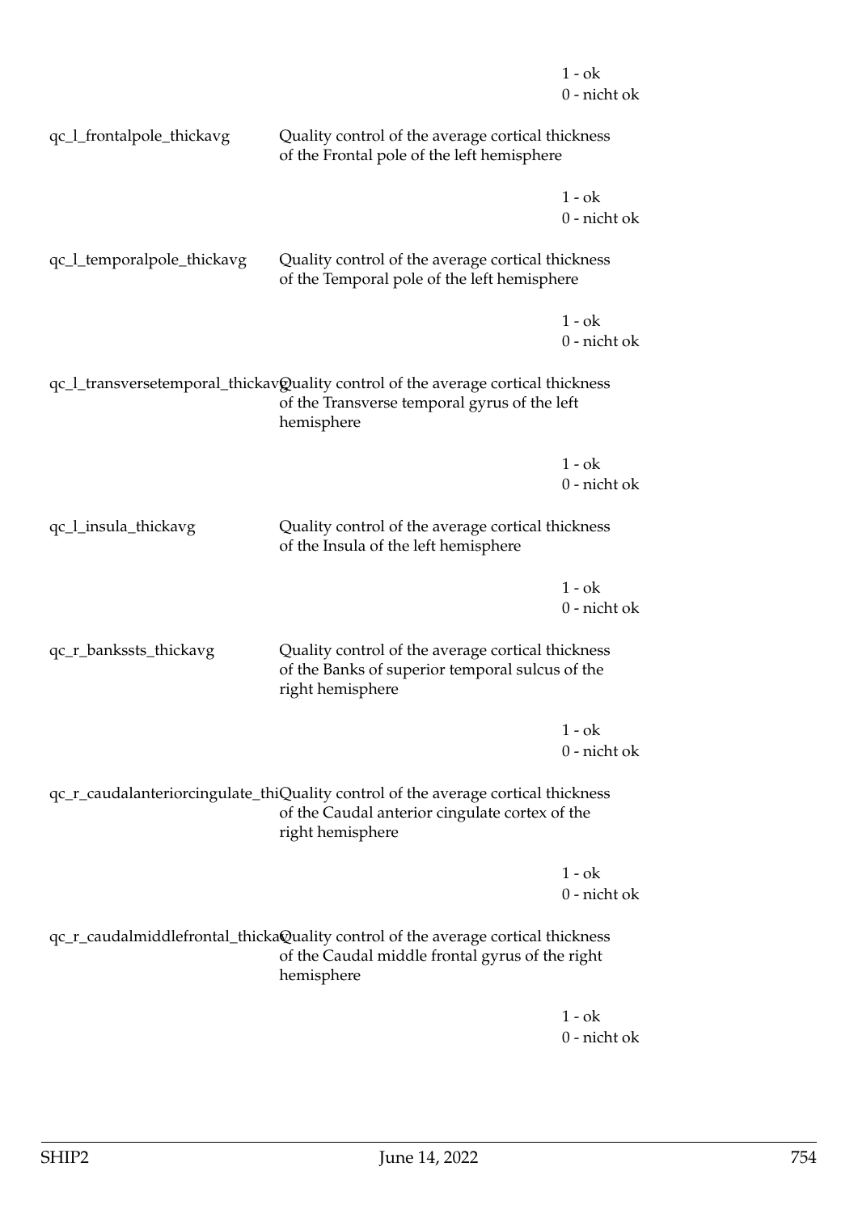1 - ok
0 - nicht ok

qc_l_frontalpole_thickavg Quality control of the average cortical thickness of the Frontal pole of the left hemisphere

1 - ok
0 - nicht ok

qc_l_temporalpole_thickavg Quality control of the average cortical thickness of the Temporal pole of the left hemisphere

1 - ok
0 - nicht ok

qc_l_transversetemporal_thickavg Quality control of the average cortical thickness of the Transverse temporal gyrus of the left hemisphere

1 - ok
0 - nicht ok

qc_l_insula_thickavg Quality control of the average cortical thickness of the Insula of the left hemisphere

1 - ok
0 - nicht ok

qc_r_bankssts_thickavg Quality control of the average cortical thickness of the Banks of superior temporal sulcus of the right hemisphere

1 - ok
0 - nicht ok

qc_r_caudalanteriorcingulate_thickavg Quality control of the average cortical thickness of the Caudal anterior cingulate cortex of the right hemisphere

1 - ok
0 - nicht ok

qc_r_caudalmiddlefrontal_thickavg Quality control of the average cortical thickness of the Caudal middle frontal gyrus of the right hemisphere

1 - ok
0 - nicht ok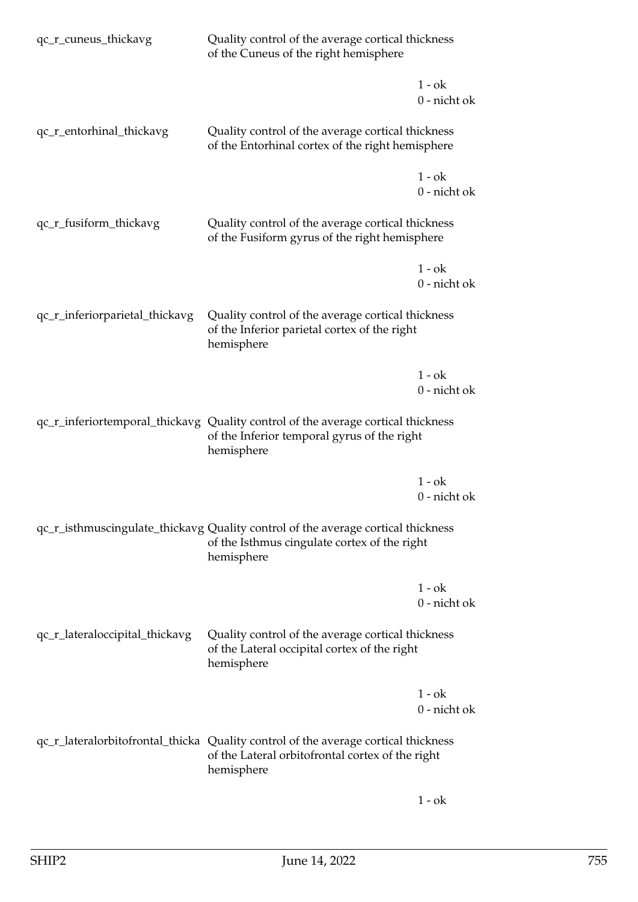| | | |
|---|---|---|
| qc_r_cuneus_thickavg | Quality control of the average cortical thickness of the Cuneus of the right hemisphere | |
| | | 1 - ok<br>0 - nicht ok |
| qc_r_entorhinal_thickavg | Quality control of the average cortical thickness of the Entorhinal cortex of the right hemisphere | |
| | | 1 - ok<br>0 - nicht ok |
| qc_r_fusiform_thickavg | Quality control of the average cortical thickness of the Fusiform gyrus of the right hemisphere | |
| | | 1 - ok<br>0 - nicht ok |
| qc_r_inferiorparietal_thickavg | Quality control of the average cortical thickness of the Inferior parietal cortex of the right hemisphere | |
| | | 1 - ok<br>0 - nicht ok |
| qc_r_inferiortemporal_thickavg | Quality control of the average cortical thickness of the Inferior temporal gyrus of the right hemisphere | |
| | | 1 - ok<br>0 - nicht ok |
| qc_r_isthmuscingulate_thickavg | Quality control of the average cortical thickness of the Isthmus cingulate cortex of the right hemisphere | |
| | | 1 - ok<br>0 - nicht ok |
| qc_r_lateraloccipital_thickavg | Quality control of the average cortical thickness of the Lateral occipital cortex of the right hemisphere | |
| | | 1 - ok<br>0 - nicht ok |
| qc_r_lateralorbitofrontal_thicka | Quality control of the average cortical thickness of the Lateral orbitofrontal cortex of the right hemisphere | |
| | | 1 - ok |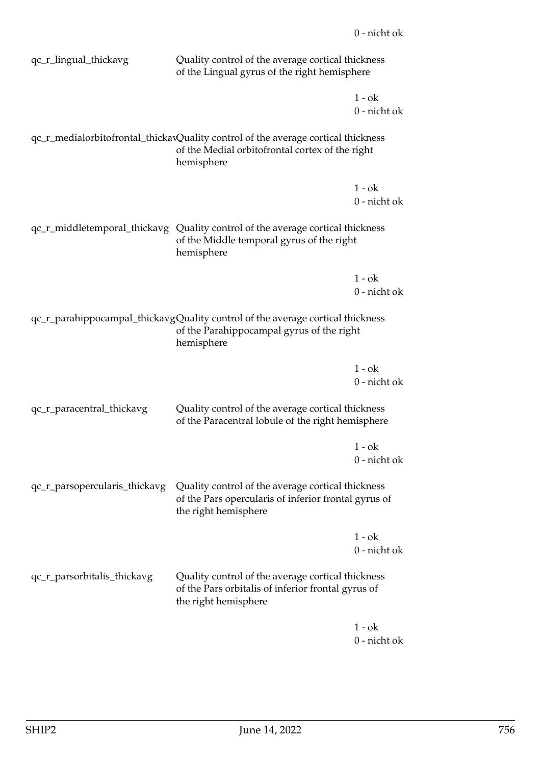0 - nicht ok

| | | |
|---|---|---|
| qc_r_lingual_thickavg | Quality control of the average cortical thickness of the Lingual gyrus of the right hemisphere | |
| | | 1 - ok<br>0 - nicht ok |
| qc_r_medialorbitofrontal_thickav | Quality control of the average cortical thickness of the Medial orbitofrontal cortex of the right hemisphere | |
| | | 1 - ok<br>0 - nicht ok |
| qc_r_middletemporal_thickavg | Quality control of the average cortical thickness of the Middle temporal gyrus of the right hemisphere | |
| | | 1 - ok<br>0 - nicht ok |
| qc_r_parahippocampal_thickavg | Quality control of the average cortical thickness of the Parahippocampal gyrus of the right hemisphere | |
| | | 1 - ok<br>0 - nicht ok |
| qc_r_paracentral_thickavg | Quality control of the average cortical thickness of the Paracentral lobule of the right hemisphere | |
| | | 1 - ok<br>0 - nicht ok |
| qc_r_parsopercularis_thickavg | Quality control of the average cortical thickness of the Pars opercularis of inferior frontal gyrus of the right hemisphere | |
| | | 1 - ok<br>0 - nicht ok |
| qc_r_parsorbitalis_thickavg | Quality control of the average cortical thickness of the Pars orbitalis of inferior frontal gyrus of the right hemisphere | |
| | | 1 - ok<br>0 - nicht ok |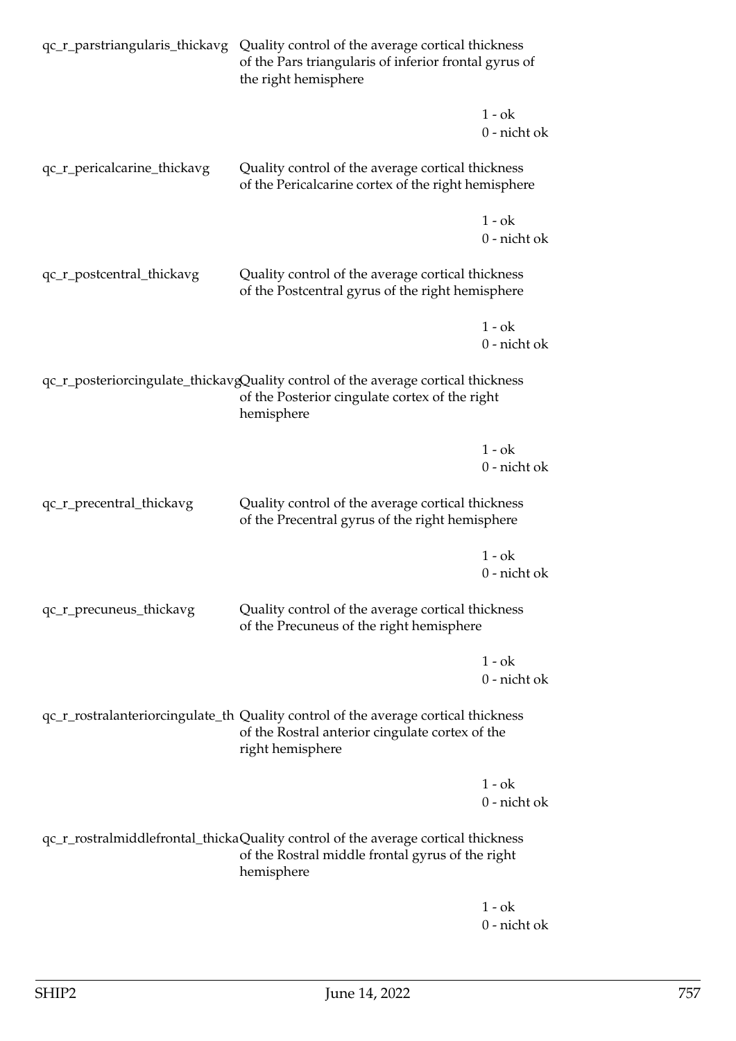| Variable | Description | Values |
|---|---|---|
| qc_r_parstriangularis_thickavg | Quality control of the average cortical thickness of the Pars triangularis of inferior frontal gyrus of the right hemisphere | 1 - ok<br>0 - nicht ok |
| qc_r_pericalcarine_thickavg | Quality control of the average cortical thickness of the Pericalcarine cortex of the right hemisphere | 1 - ok<br>0 - nicht ok |
| qc_r_postcentral_thickavg | Quality control of the average cortical thickness of the Postcentral gyrus of the right hemisphere | 1 - ok<br>0 - nicht ok |
| qc_r_posteriorcingulate_thickavg | Quality control of the average cortical thickness of the Posterior cingulate cortex of the right hemisphere | 1 - ok<br>0 - nicht ok |
| qc_r_precentral_thickavg | Quality control of the average cortical thickness of the Precentral gyrus of the right hemisphere | 1 - ok<br>0 - nicht ok |
| qc_r_precuneus_thickavg | Quality control of the average cortical thickness of the Precuneus of the right hemisphere | 1 - ok<br>0 - nicht ok |
| qc_r_rostralanteriorcingulate_th | Quality control of the average cortical thickness of the Rostral anterior cingulate cortex of the right hemisphere | 1 - ok<br>0 - nicht ok |
| qc_r_rostralmiddlefrontal_thicka | Quality control of the average cortical thickness of the Rostral middle frontal gyrus of the right hemisphere | 1 - ok<br>0 - nicht ok |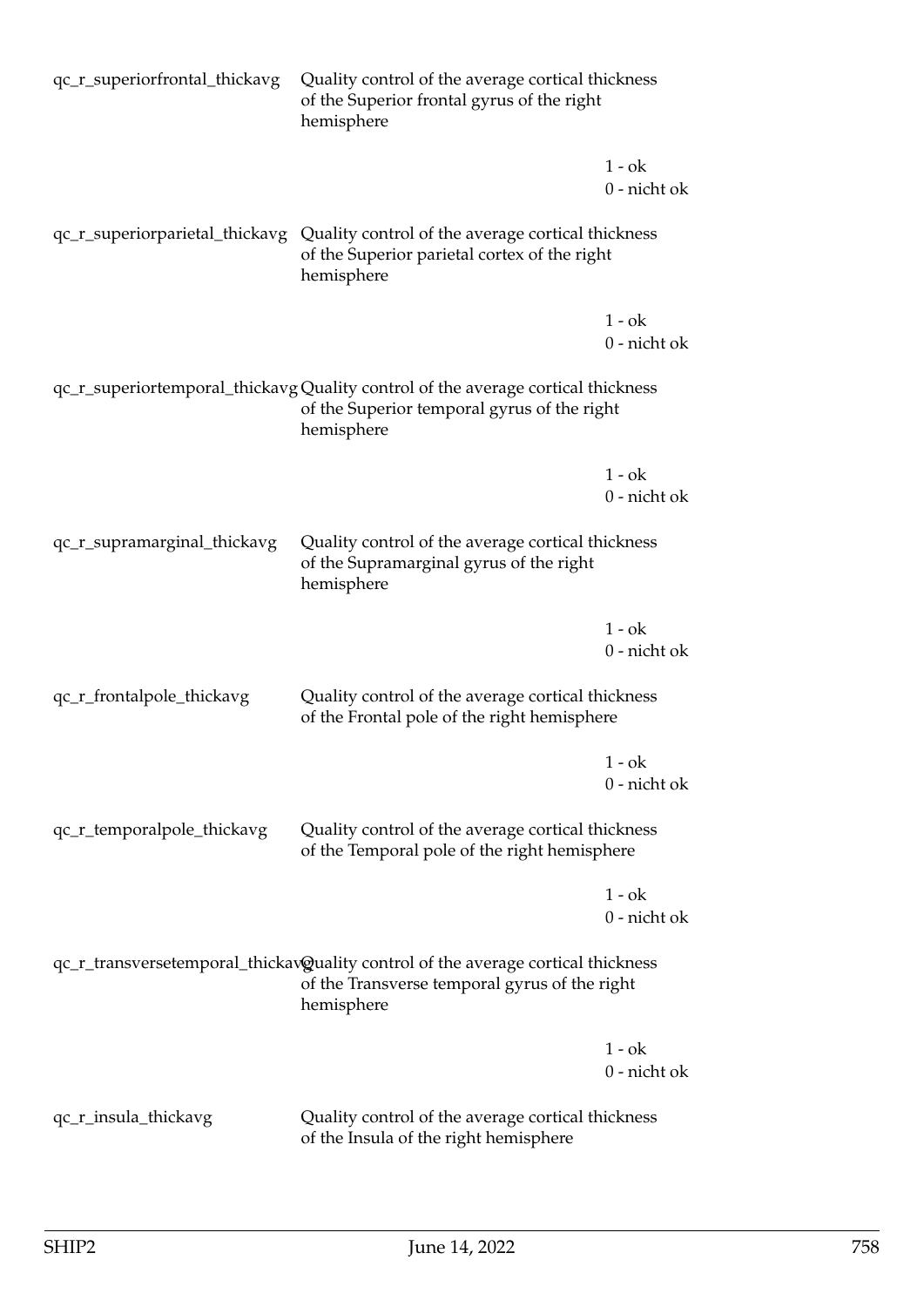| | | |
|---|---|---|
| qc_r_superiorfrontal_thickavg | Quality control of the average cortical thickness of the Superior frontal gyrus of the right hemisphere | |
| | | 1 - ok<br>0 - nicht ok |
| qc_r_superiorparietal_thickavg | Quality control of the average cortical thickness of the Superior parietal cortex of the right hemisphere | |
| | | 1 - ok<br>0 - nicht ok |
| qc_r_superiortemporal_thickavg | Quality control of the average cortical thickness of the Superior temporal gyrus of the right hemisphere | |
| | | 1 - ok<br>0 - nicht ok |
| qc_r_supramarginal_thickavg | Quality control of the average cortical thickness of the Supramarginal gyrus of the right hemisphere | |
| | | 1 - ok<br>0 - nicht ok |
| qc_r_frontalpole_thickavg | Quality control of the average cortical thickness of the Frontal pole of the right hemisphere | |
| | | 1 - ok<br>0 - nicht ok |
| qc_r_temporalpole_thickavg | Quality control of the average cortical thickness of the Temporal pole of the right hemisphere | |
| | | 1 - ok<br>0 - nicht ok |
| qc_r_transversetemporal_thickavg | Quality control of the average cortical thickness of the Transverse temporal gyrus of the right hemisphere | |
| | | 1 - ok<br>0 - nicht ok |
| qc_r_insula_thickavg | Quality control of the average cortical thickness of the Insula of the right hemisphere | |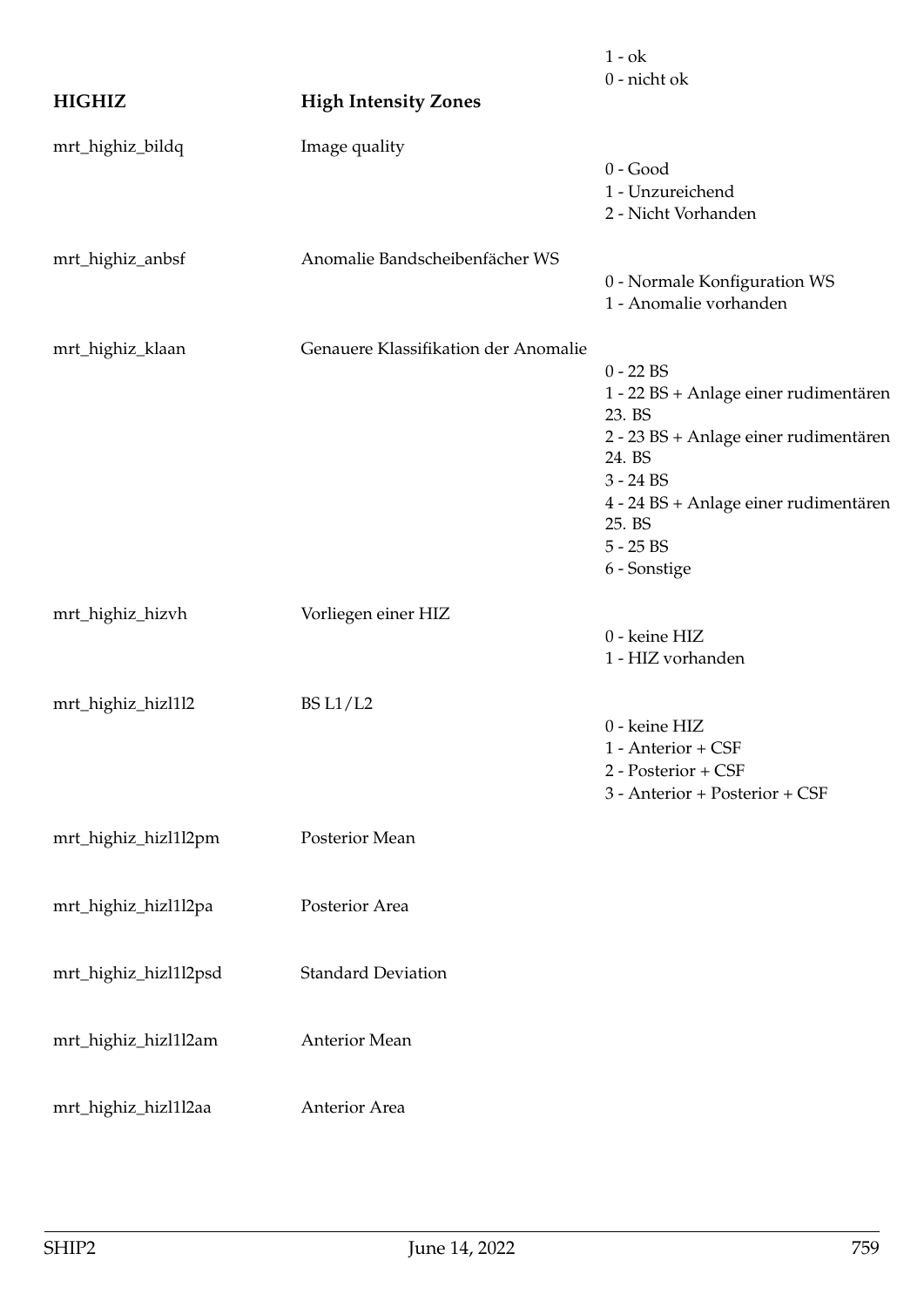1 - ok
0 - nicht ok

| | | |
|---|---|---|
| **HIGHIZ** | **High Intensity Zones** | |
| mrt_highiz_bildq | Image quality | 0 - Good<br>1 - Unzureichend<br>2 - Nicht Vorhanden |
| mrt_highiz_anbsf | Anomalie Bandscheibenfächer WS | 0 - Normale Konfiguration WS<br>1 - Anomalie vorhanden |
| mrt_highiz_klaan | Genauere Klassifikation der Anomalie | 0 - 22 BS<br>1 - 22 BS + Anlage einer rudimentären 23. BS<br>2 - 23 BS + Anlage einer rudimentären 24. BS<br>3 - 24 BS<br>4 - 24 BS + Anlage einer rudimentären 25. BS<br>5 - 25 BS<br>6 - Sonstige |
| mrt_highiz_hizvh | Vorliegen einer HIZ | 0 - keine HIZ<br>1 - HIZ vorhanden |
| mrt_highiz_hizl1l2 | BS L1/L2 | 0 - keine HIZ<br>1 - Anterior + CSF<br>2 - Posterior + CSF<br>3 - Anterior + Posterior + CSF |
| mrt_highiz_hizl1l2pm | Posterior Mean | |
| mrt_highiz_hizl1l2pa | Posterior Area | |
| mrt_highiz_hizl1l2psd | Standard Deviation | |
| mrt_highiz_hizl1l2am | Anterior Mean | |
| mrt_highiz_hizl1l2aa | Anterior Area | |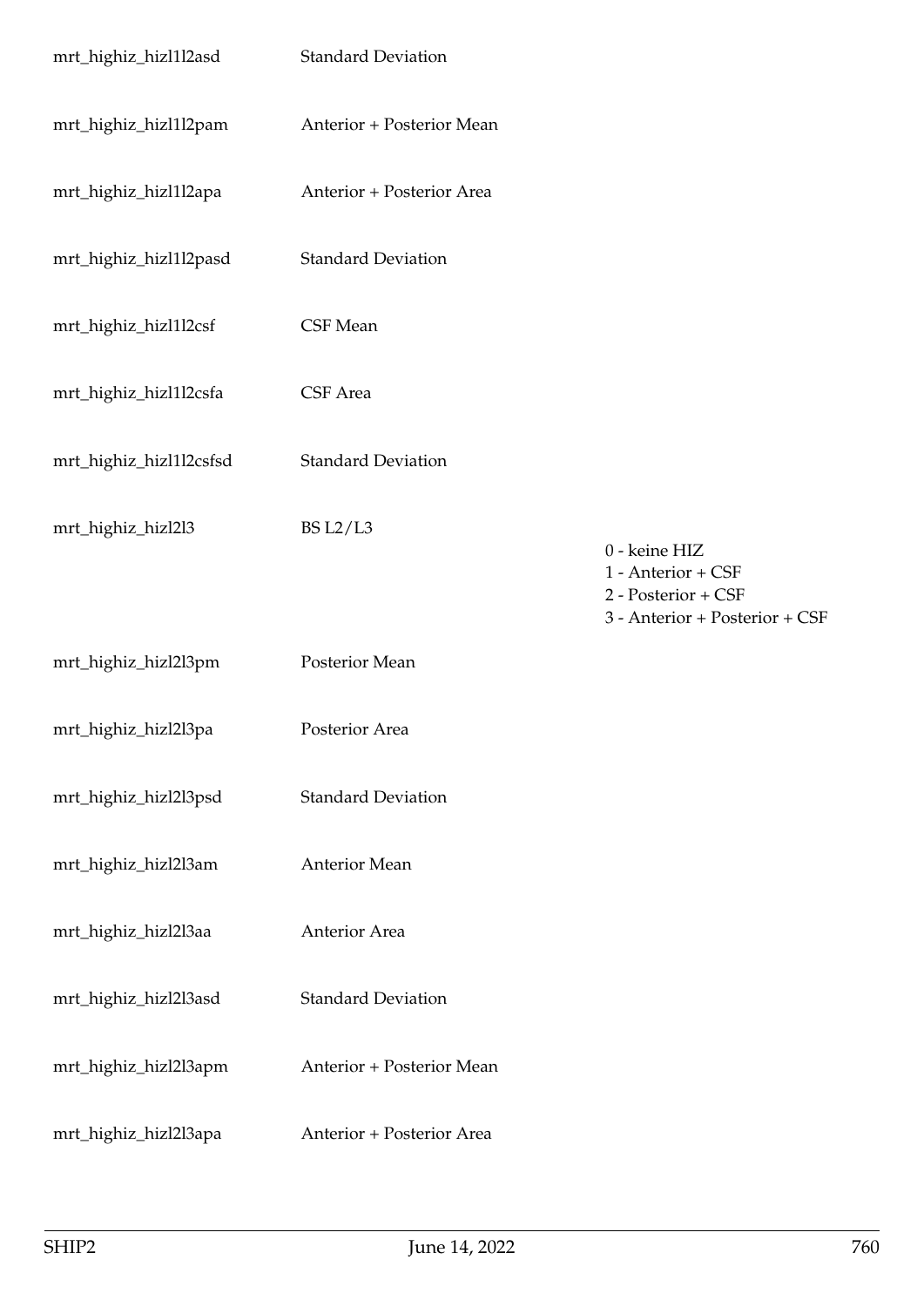| | | |
|---|---|---|
| mrt_highiz_hizl1l2asd | Standard Deviation | |
| mrt_highiz_hizl1l2pam | Anterior + Posterior Mean | |
| mrt_highiz_hizl1l2apa | Anterior + Posterior Area | |
| mrt_highiz_hizl1l2pasd | Standard Deviation | |
| mrt_highiz_hizl1l2csf | CSF Mean | |
| mrt_highiz_hizl1l2csfa | CSF Area | |
| mrt_highiz_hizl1l2csfsd | Standard Deviation | |
| mrt_highiz_hizl2l3 | BS L2/L3 | 0 - keine HIZ<br>1 - Anterior + CSF<br>2 - Posterior + CSF<br>3 - Anterior + Posterior + CSF |
| mrt_highiz_hizl2l3pm | Posterior Mean | |
| mrt_highiz_hizl2l3pa | Posterior Area | |
| mrt_highiz_hizl2l3psd | Standard Deviation | |
| mrt_highiz_hizl2l3am | Anterior Mean | |
| mrt_highiz_hizl2l3aa | Anterior Area | |
| mrt_highiz_hizl2l3asd | Standard Deviation | |
| mrt_highiz_hizl2l3apm | Anterior + Posterior Mean | |
| mrt_highiz_hizl2l3apa | Anterior + Posterior Area | |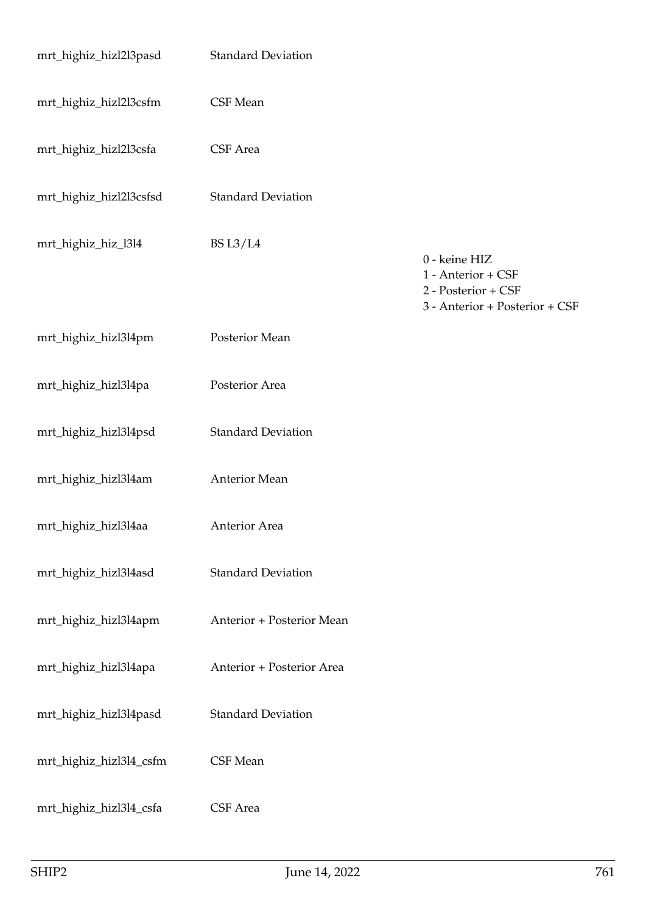| | | |
|---|---|---|
| mrt_highiz_hizl2l3pasd | Standard Deviation | |
| mrt_highiz_hizl2l3csfm | CSF Mean | |
| mrt_highiz_hizl2l3csfa | CSF Area | |
| mrt_highiz_hizl2l3csfsd | Standard Deviation | |
| mrt_highiz_hiz_l3l4 | BS L3/L4 | 0 - keine HIZ<br>1 - Anterior + CSF<br>2 - Posterior + CSF<br>3 - Anterior + Posterior + CSF |
| mrt_highiz_hizl3l4pm | Posterior Mean | |
| mrt_highiz_hizl3l4pa | Posterior Area | |
| mrt_highiz_hizl3l4psd | Standard Deviation | |
| mrt_highiz_hizl3l4am | Anterior Mean | |
| mrt_highiz_hizl3l4aa | Anterior Area | |
| mrt_highiz_hizl3l4asd | Standard Deviation | |
| mrt_highiz_hizl3l4apm | Anterior + Posterior Mean | |
| mrt_highiz_hizl3l4apa | Anterior + Posterior Area | |
| mrt_highiz_hizl3l4pasd | Standard Deviation | |
| mrt_highiz_hizl3l4_csfm | CSF Mean | |
| mrt_highiz_hizl3l4_csfa | CSF Area | |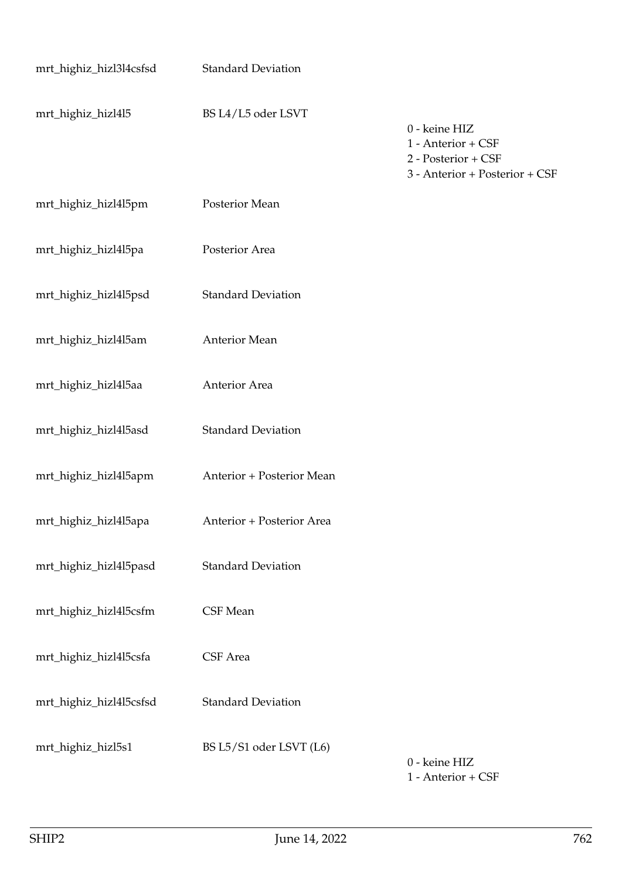| | | |
|---|---|---|
| mrt_highiz_hizl3l4csfsd | Standard Deviation | |
| mrt_highiz_hizl4l5 | BS L4/L5 oder LSVT | 0 - keine HIZ<br>1 - Anterior + CSF<br>2 - Posterior + CSF<br>3 - Anterior + Posterior + CSF |
| mrt_highiz_hizl4l5pm | Posterior Mean | |
| mrt_highiz_hizl4l5pa | Posterior Area | |
| mrt_highiz_hizl4l5psd | Standard Deviation | |
| mrt_highiz_hizl4l5am | Anterior Mean | |
| mrt_highiz_hizl4l5aa | Anterior Area | |
| mrt_highiz_hizl4l5asd | Standard Deviation | |
| mrt_highiz_hizl4l5apm | Anterior + Posterior Mean | |
| mrt_highiz_hizl4l5apa | Anterior + Posterior Area | |
| mrt_highiz_hizl4l5pasd | Standard Deviation | |
| mrt_highiz_hizl4l5csfm | CSF Mean | |
| mrt_highiz_hizl4l5csfa | CSF Area | |
| mrt_highiz_hizl4l5csfsd | Standard Deviation | |
| mrt_highiz_hizl5s1 | BS L5/S1 oder LSVT (L6) | 0 - keine HIZ<br>1 - Anterior + CSF |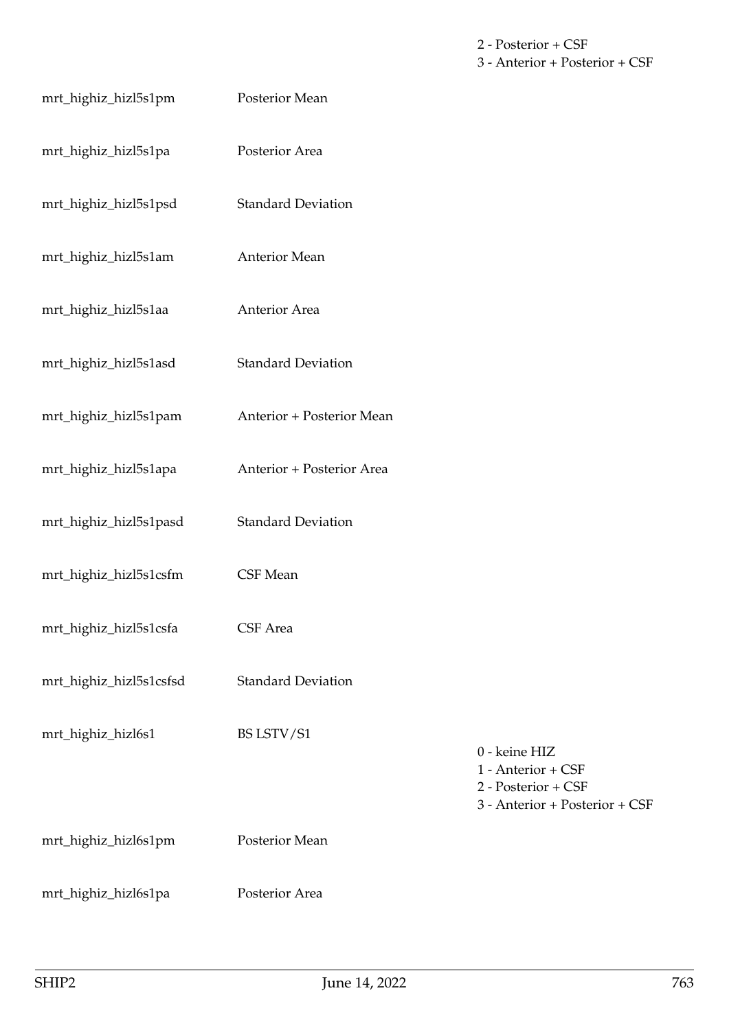| | | |
|---|---|---|
| | | 2 - Posterior + CSF<br>3 - Anterior + Posterior + CSF |
| mrt_highiz_hizl5s1pm | Posterior Mean | |
| mrt_highiz_hizl5s1pa | Posterior Area | |
| mrt_highiz_hizl5s1psd | Standard Deviation | |
| mrt_highiz_hizl5s1am | Anterior Mean | |
| mrt_highiz_hizl5s1aa | Anterior Area | |
| mrt_highiz_hizl5s1asd | Standard Deviation | |
| mrt_highiz_hizl5s1pam | Anterior + Posterior Mean | |
| mrt_highiz_hizl5s1apa | Anterior + Posterior Area | |
| mrt_highiz_hizl5s1pasd | Standard Deviation | |
| mrt_highiz_hizl5s1csfm | CSF Mean | |
| mrt_highiz_hizl5s1csfa | CSF Area | |
| mrt_highiz_hizl5s1csfsd | Standard Deviation | |
| mrt_highiz_hizl6s1 | BS LSTV/S1 | 0 - keine HIZ<br>1 - Anterior + CSF<br>2 - Posterior + CSF<br>3 - Anterior + Posterior + CSF |
| mrt_highiz_hizl6s1pm | Posterior Mean | |
| mrt_highiz_hizl6s1pa | Posterior Area | |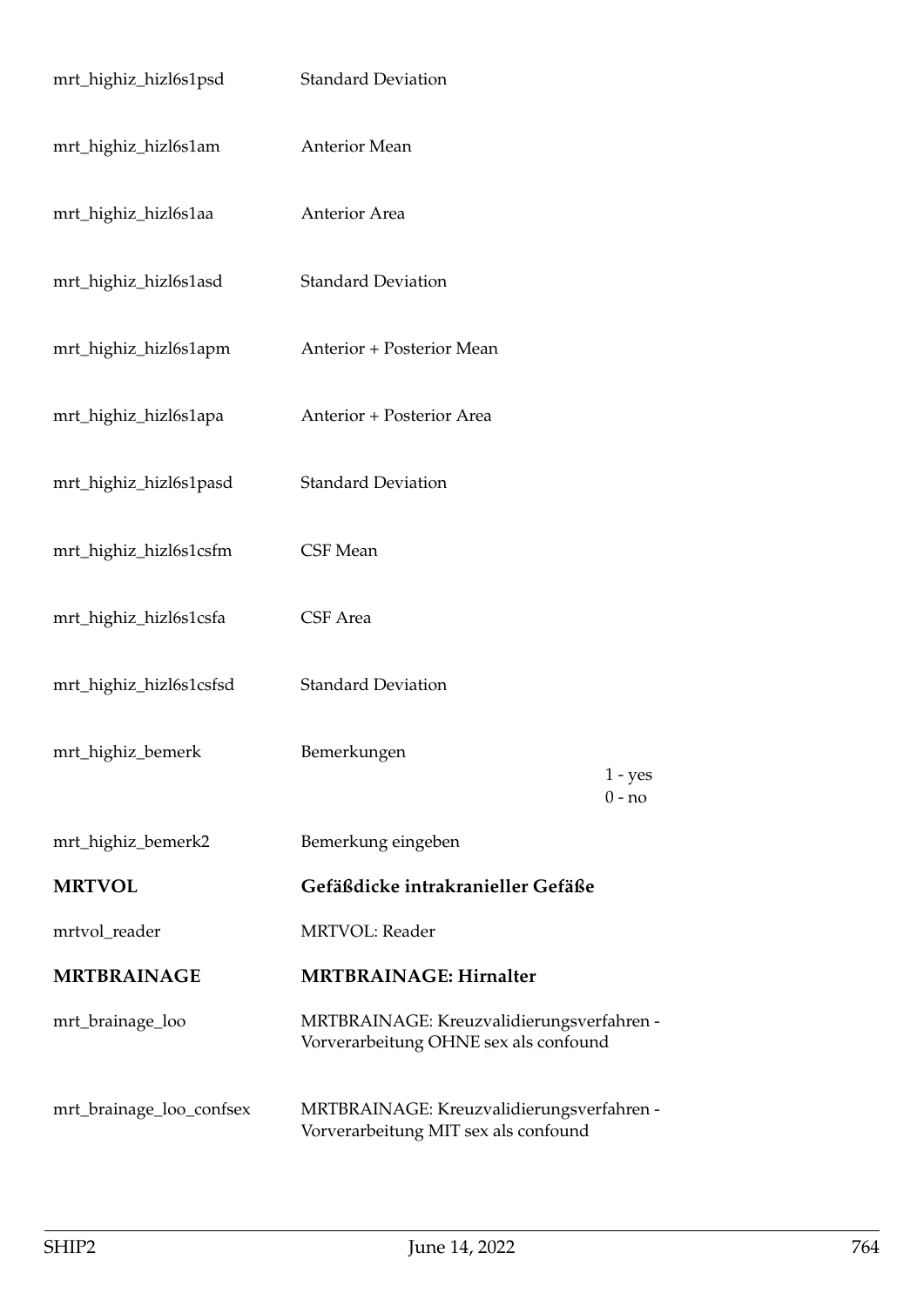| | | |
|---|---|---|
| mrt_highiz_hizl6s1psd | Standard Deviation | |
| mrt_highiz_hizl6s1am | Anterior Mean | |
| mrt_highiz_hizl6s1aa | Anterior Area | |
| mrt_highiz_hizl6s1asd | Standard Deviation | |
| mrt_highiz_hizl6s1apm | Anterior + Posterior Mean | |
| mrt_highiz_hizl6s1apa | Anterior + Posterior Area | |
| mrt_highiz_hizl6s1pasd | Standard Deviation | |
| mrt_highiz_hizl6s1csfm | CSF Mean | |
| mrt_highiz_hizl6s1csfa | CSF Area | |
| mrt_highiz_hizl6s1csfsd | Standard Deviation | |
| mrt_highiz_bemerk | Bemerkungen | 1 - yes<br>0 - no |
| mrt_highiz_bemerk2 | Bemerkung eingeben | |
| **MRTVOL** | **Gefäßdicke intrakranieller Gefäße** | |
| mrtvol_reader | MRTVOL: Reader | |
| **MRTBRAINAGE** | **MRTBRAINAGE: Hirnalter** | |
| mrt_brainage_loo | MRTBRAINAGE: Kreuzvalidierungsverfahren - Vorverarbeitung OHNE sex als confound | |
| mrt_brainage_loo_confsex | MRTBRAINAGE: Kreuzvalidierungsverfahren - Vorverarbeitung MIT sex als confound | |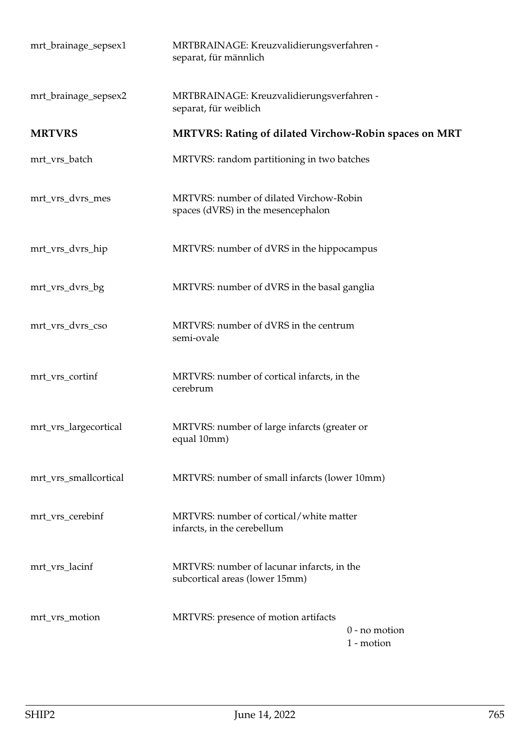| | | |
|---|---|---|
| mrt_brainage_sepsex1 | MRTBRAINAGE: Kreuzvalidierungsverfahren - separat, für männlich | |
| mrt_brainage_sepsex2 | MRTBRAINAGE: Kreuzvalidierungsverfahren - separat, für weiblich | |
| **MRTVRS** | **MRTVRS: Rating of dilated Virchow-Robin spaces on MRT** | |
| mrt_vrs_batch | MRTVRS: random partitioning in two batches | |
| mrt_vrs_dvrs_mes | MRTVRS: number of dilated Virchow-Robin spaces (dVRS) in the mesencephalon | |
| mrt_vrs_dvrs_hip | MRTVRS: number of dVRS in the hippocampus | |
| mrt_vrs_dvrs_bg | MRTVRS: number of dVRS in the basal ganglia | |
| mrt_vrs_dvrs_cso | MRTVRS: number of dVRS in the centrum semi-ovale | |
| mrt_vrs_cortinf | MRTVRS: number of cortical infarcts, in the cerebrum | |
| mrt_vrs_largecortical | MRTVRS: number of large infarcts (greater or equal 10mm) | |
| mrt_vrs_smallcortical | MRTVRS: number of small infarcts (lower 10mm) | |
| mrt_vrs_cerebinf | MRTVRS: number of cortical/white matter infarcts, in the cerebellum | |
| mrt_vrs_lacinf | MRTVRS: number of lacunar infarcts, in the subcortical areas (lower 15mm) | |
| mrt_vrs_motion | MRTVRS: presence of motion artifacts | 0 - no motion<br>1 - motion |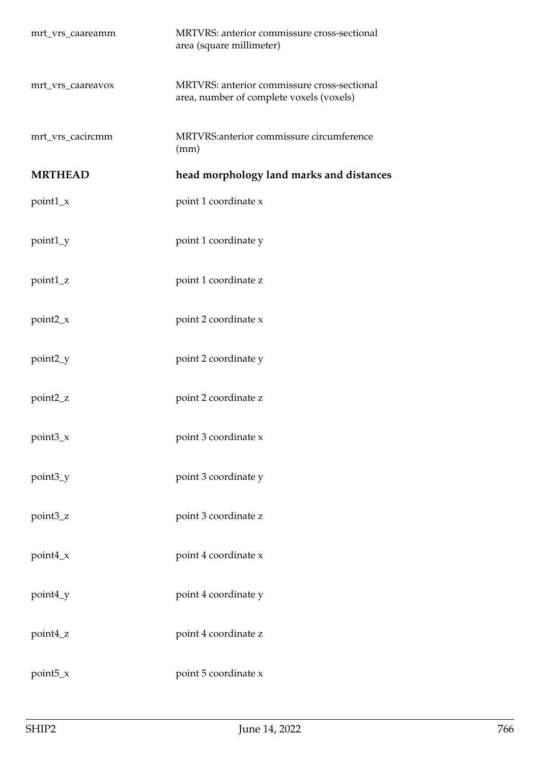| | |
|---|---|
| mrt_vrs_caareamm | MRTVRS: anterior commissure cross-sectional area (square millimeter) |
| mrt_vrs_caareavox | MRTVRS: anterior commissure cross-sectional area, number of complete voxels (voxels) |
| mrt_vrs_cacircmm | MRTVRS:anterior commissure circumference (mm) |
| **MRTHEAD** | **head morphology land marks and distances** |
| point1_x | point 1 coordinate x |
| point1_y | point 1 coordinate y |
| point1_z | point 1 coordinate z |
| point2_x | point 2 coordinate x |
| point2_y | point 2 coordinate y |
| point2_z | point 2 coordinate z |
| point3_x | point 3 coordinate x |
| point3_y | point 3 coordinate y |
| point3_z | point 3 coordinate z |
| point4_x | point 4 coordinate x |
| point4_y | point 4 coordinate y |
| point4_z | point 4 coordinate z |
| point5_x | point 5 coordinate x |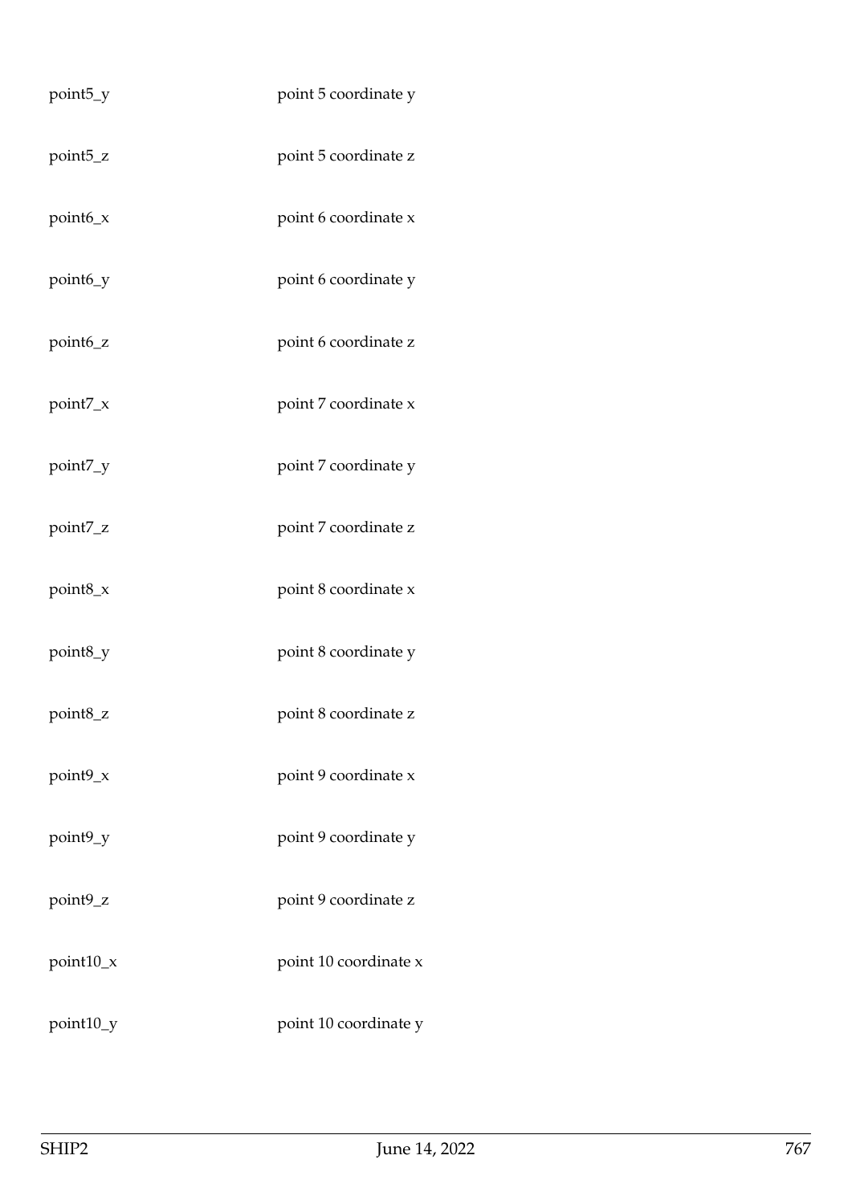| | |
|---|---|
| point5_y | point 5 coordinate y |
| point5_z | point 5 coordinate z |
| point6_x | point 6 coordinate x |
| point6_y | point 6 coordinate y |
| point6_z | point 6 coordinate z |
| point7_x | point 7 coordinate x |
| point7_y | point 7 coordinate y |
| point7_z | point 7 coordinate z |
| point8_x | point 8 coordinate x |
| point8_y | point 8 coordinate y |
| point8_z | point 8 coordinate z |
| point9_x | point 9 coordinate x |
| point9_y | point 9 coordinate y |
| point9_z | point 9 coordinate z |
| point10_x | point 10 coordinate x |
| point10_y | point 10 coordinate y |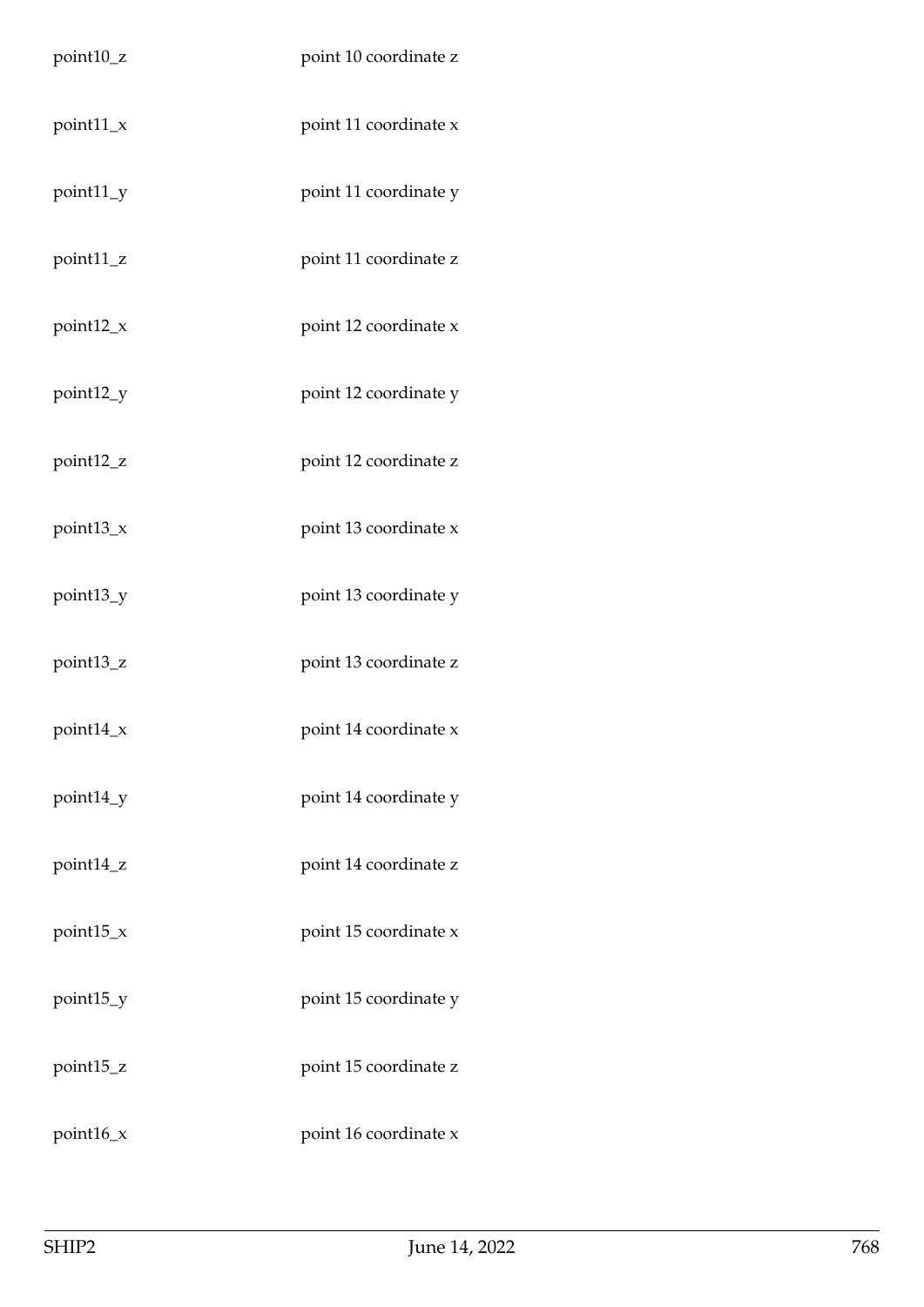| | |
|---|---|
| point10_z | point 10 coordinate z |
| point11_x | point 11 coordinate x |
| point11_y | point 11 coordinate y |
| point11_z | point 11 coordinate z |
| point12_x | point 12 coordinate x |
| point12_y | point 12 coordinate y |
| point12_z | point 12 coordinate z |
| point13_x | point 13 coordinate x |
| point13_y | point 13 coordinate y |
| point13_z | point 13 coordinate z |
| point14_x | point 14 coordinate x |
| point14_y | point 14 coordinate y |
| point14_z | point 14 coordinate z |
| point15_x | point 15 coordinate x |
| point15_y | point 15 coordinate y |
| point15_z | point 15 coordinate z |
| point16_x | point 16 coordinate x |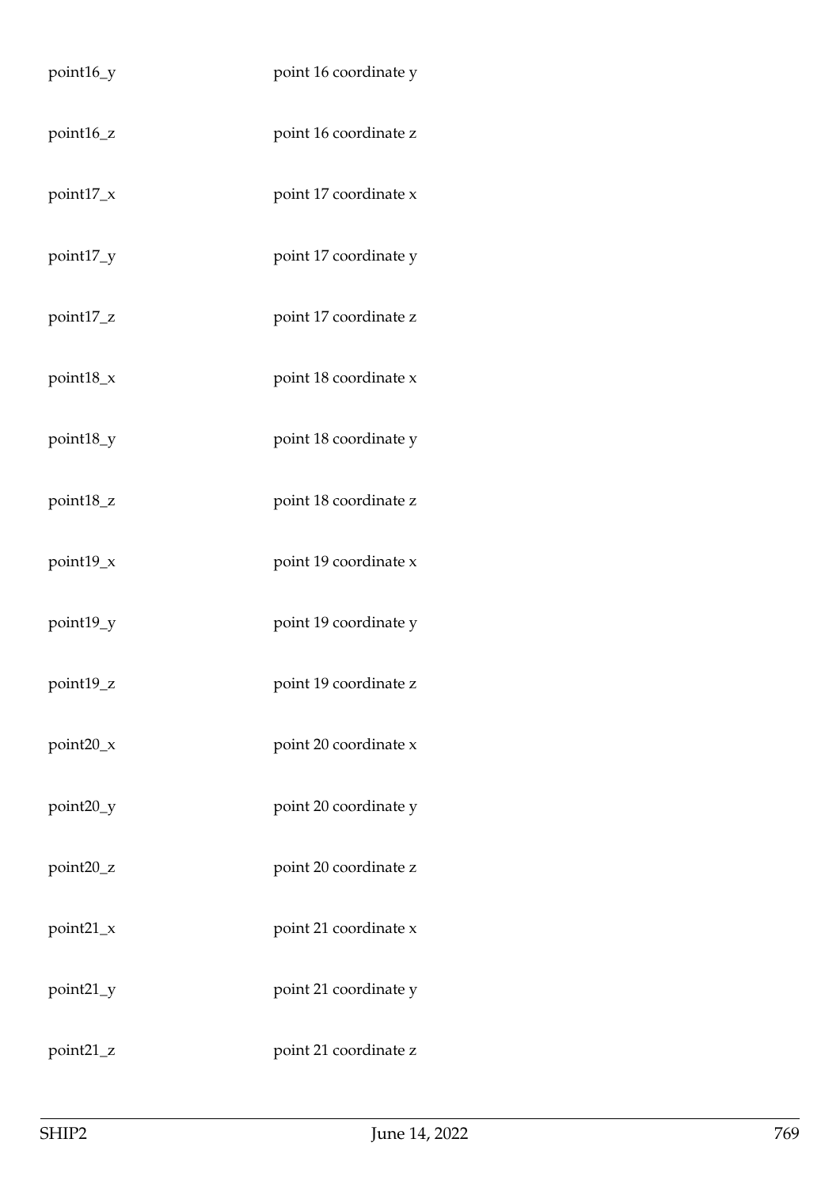| | |
|---|---|
| point16_y | point 16 coordinate y |
| point16_z | point 16 coordinate z |
| point17_x | point 17 coordinate x |
| point17_y | point 17 coordinate y |
| point17_z | point 17 coordinate z |
| point18_x | point 18 coordinate x |
| point18_y | point 18 coordinate y |
| point18_z | point 18 coordinate z |
| point19_x | point 19 coordinate x |
| point19_y | point 19 coordinate y |
| point19_z | point 19 coordinate z |
| point20_x | point 20 coordinate x |
| point20_y | point 20 coordinate y |
| point20_z | point 20 coordinate z |
| point21_x | point 21 coordinate x |
| point21_y | point 21 coordinate y |
| point21_z | point 21 coordinate z |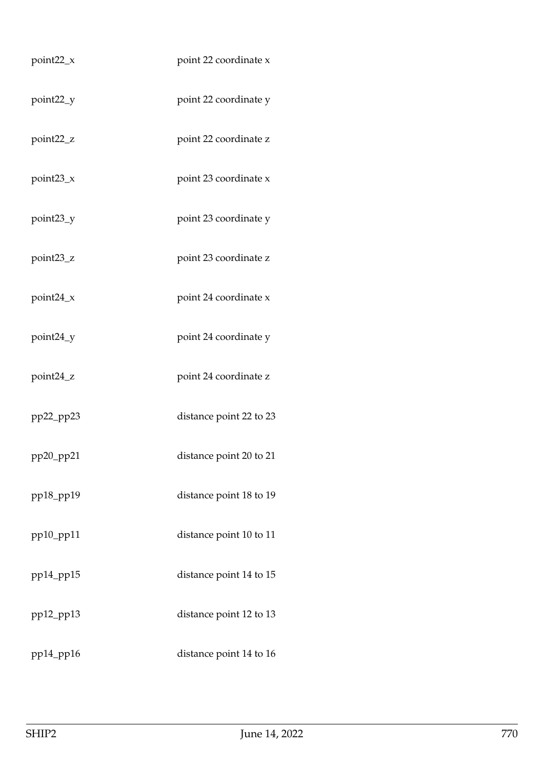| | |
|---|---|
| point22_x | point 22 coordinate x |
| point22_y | point 22 coordinate y |
| point22_z | point 22 coordinate z |
| point23_x | point 23 coordinate x |
| point23_y | point 23 coordinate y |
| point23_z | point 23 coordinate z |
| point24_x | point 24 coordinate x |
| point24_y | point 24 coordinate y |
| point24_z | point 24 coordinate z |
| pp22_pp23 | distance point 22 to 23 |
| pp20_pp21 | distance point 20 to 21 |
| pp18_pp19 | distance point 18 to 19 |
| pp10_pp11 | distance point 10 to 11 |
| pp14_pp15 | distance point 14 to 15 |
| pp12_pp13 | distance point 12 to 13 |
| pp14_pp16 | distance point 14 to 16 |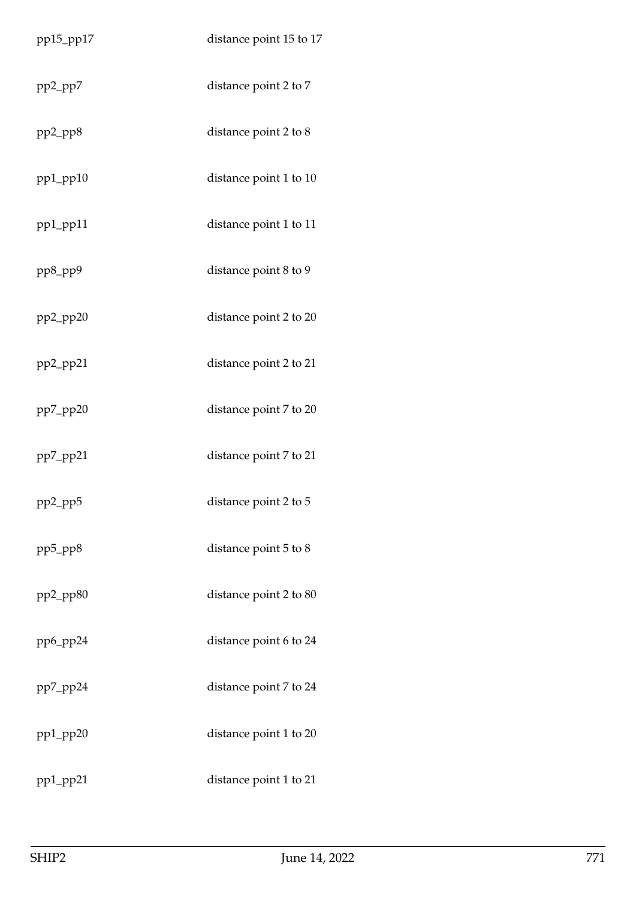| | |
|---|---|
| pp15_pp17 | distance point 15 to 17 |
| pp2_pp7 | distance point 2 to 7 |
| pp2_pp8 | distance point 2 to 8 |
| pp1_pp10 | distance point 1 to 10 |
| pp1_pp11 | distance point 1 to 11 |
| pp8_pp9 | distance point 8 to 9 |
| pp2_pp20 | distance point 2 to 20 |
| pp2_pp21 | distance point 2 to 21 |
| pp7_pp20 | distance point 7 to 20 |
| pp7_pp21 | distance point 7 to 21 |
| pp2_pp5 | distance point 2 to 5 |
| pp5_pp8 | distance point 5 to 8 |
| pp2_pp80 | distance point 2 to 80 |
| pp6_pp24 | distance point 6 to 24 |
| pp7_pp24 | distance point 7 to 24 |
| pp1_pp20 | distance point 1 to 20 |
| pp1_pp21 | distance point 1 to 21 |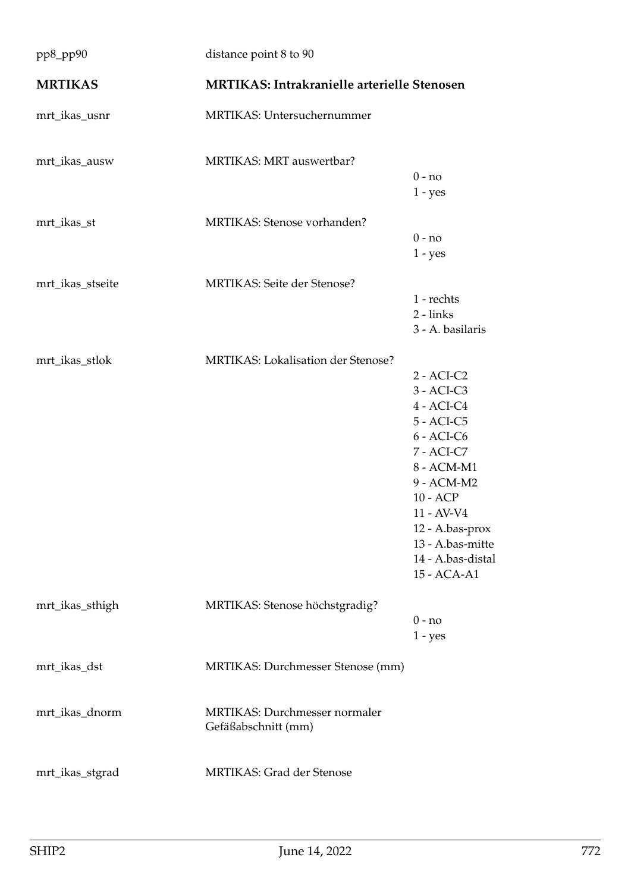| | | |
|---|---|---|
| pp8_pp90 | distance point 8 to 90 | |
| **MRTIKAS** | **MRTIKAS: Intrakranielle arterielle Stenosen** | |
| mrt_ikas_usnr | MRTIKAS: Untersuchernummer | |
| mrt_ikas_ausw | MRTIKAS: MRT auswertbar? | 0 - no<br>1 - yes |
| mrt_ikas_st | MRTIKAS: Stenose vorhanden? | 0 - no<br>1 - yes |
| mrt_ikas_stseite | MRTIKAS: Seite der Stenose? | 1 - rechts<br>2 - links<br>3 - A. basilaris |
| mrt_ikas_stlok | MRTIKAS: Lokalisation der Stenose? | 2 - ACI-C2<br>3 - ACI-C3<br>4 - ACI-C4<br>5 - ACI-C5<br>6 - ACI-C6<br>7 - ACI-C7<br>8 - ACM-M1<br>9 - ACM-M2<br>10 - ACP<br>11 - AV-V4<br>12 - A.bas-prox<br>13 - A.bas-mitte<br>14 - A.bas-distal<br>15 - ACA-A1 |
| mrt_ikas_sthigh | MRTIKAS: Stenose höchstgradig? | 0 - no<br>1 - yes |
| mrt_ikas_dst | MRTIKAS: Durchmesser Stenose (mm) | |
| mrt_ikas_dnorm | MRTIKAS: Durchmesser normaler Gefäßabschnitt (mm) | |
| mrt_ikas_stgrad | MRTIKAS: Grad der Stenose | |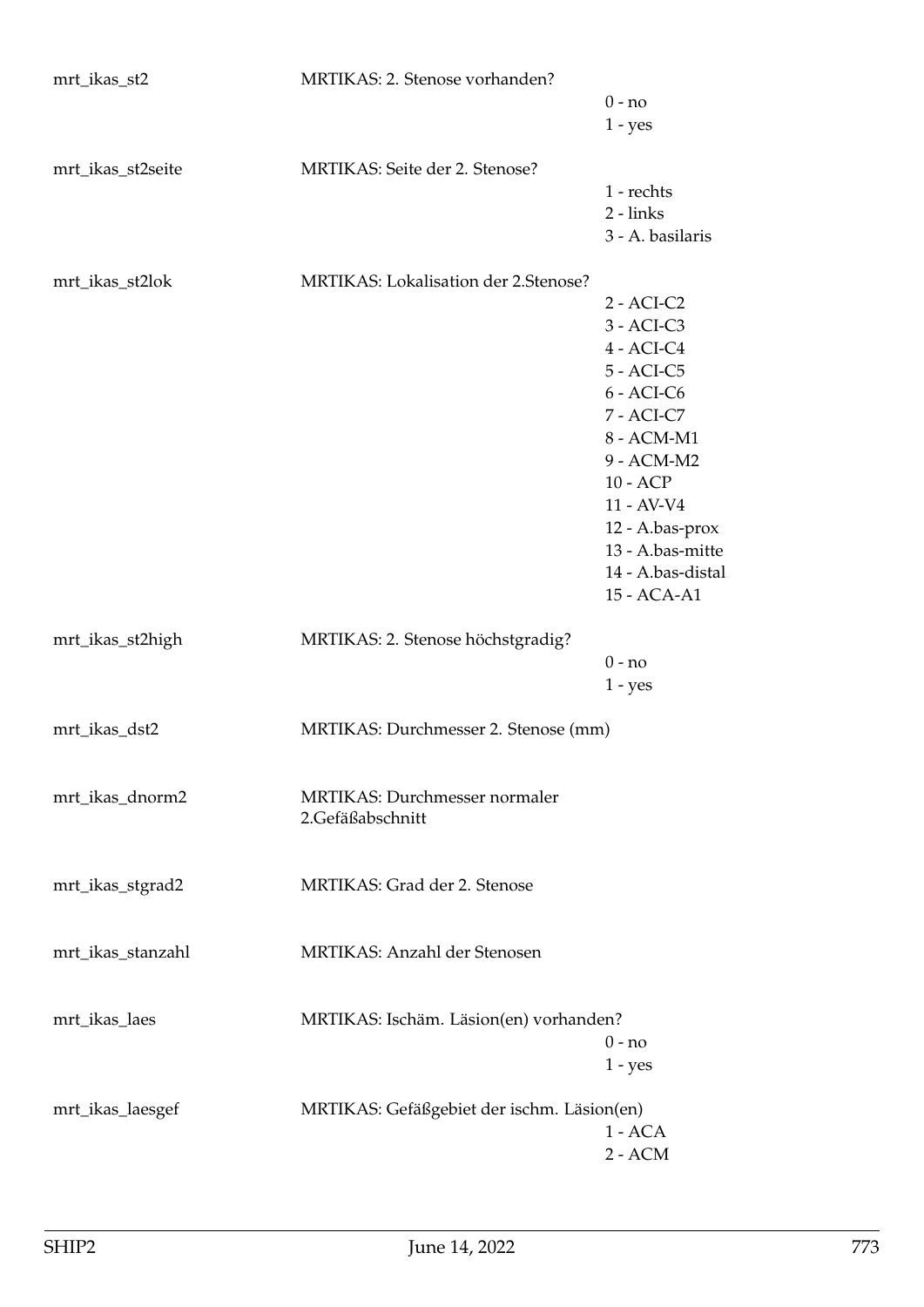| | | |
|---|---|---|
| mrt_ikas_st2 | MRTIKAS: 2. Stenose vorhanden? | 0 - no<br>1 - yes |
| mrt_ikas_st2seite | MRTIKAS: Seite der 2. Stenose? | 1 - rechts<br>2 - links<br>3 - A. basilaris |
| mrt_ikas_st2lok | MRTIKAS: Lokalisation der 2.Stenose? | 2 - ACI-C2<br>3 - ACI-C3<br>4 - ACI-C4<br>5 - ACI-C5<br>6 - ACI-C6<br>7 - ACI-C7<br>8 - ACM-M1<br>9 - ACM-M2<br>10 - ACP<br>11 - AV-V4<br>12 - A.bas-prox<br>13 - A.bas-mitte<br>14 - A.bas-distal<br>15 - ACA-A1 |
| mrt_ikas_st2high | MRTIKAS: 2. Stenose höchstgradig? | 0 - no<br>1 - yes |
| mrt_ikas_dst2 | MRTIKAS: Durchmesser 2. Stenose (mm) | |
| mrt_ikas_dnorm2 | MRTIKAS: Durchmesser normaler 2.Gefäßabschnitt | |
| mrt_ikas_stgrad2 | MRTIKAS: Grad der 2. Stenose | |
| mrt_ikas_stanzahl | MRTIKAS: Anzahl der Stenosen | |
| mrt_ikas_laes | MRTIKAS: Ischäm. Läsion(en) vorhanden? | 0 - no<br>1 - yes |
| mrt_ikas_laesgef | MRTIKAS: Gefäßgebiet der ischm. Läsion(en) | 1 - ACA<br>2 - ACM |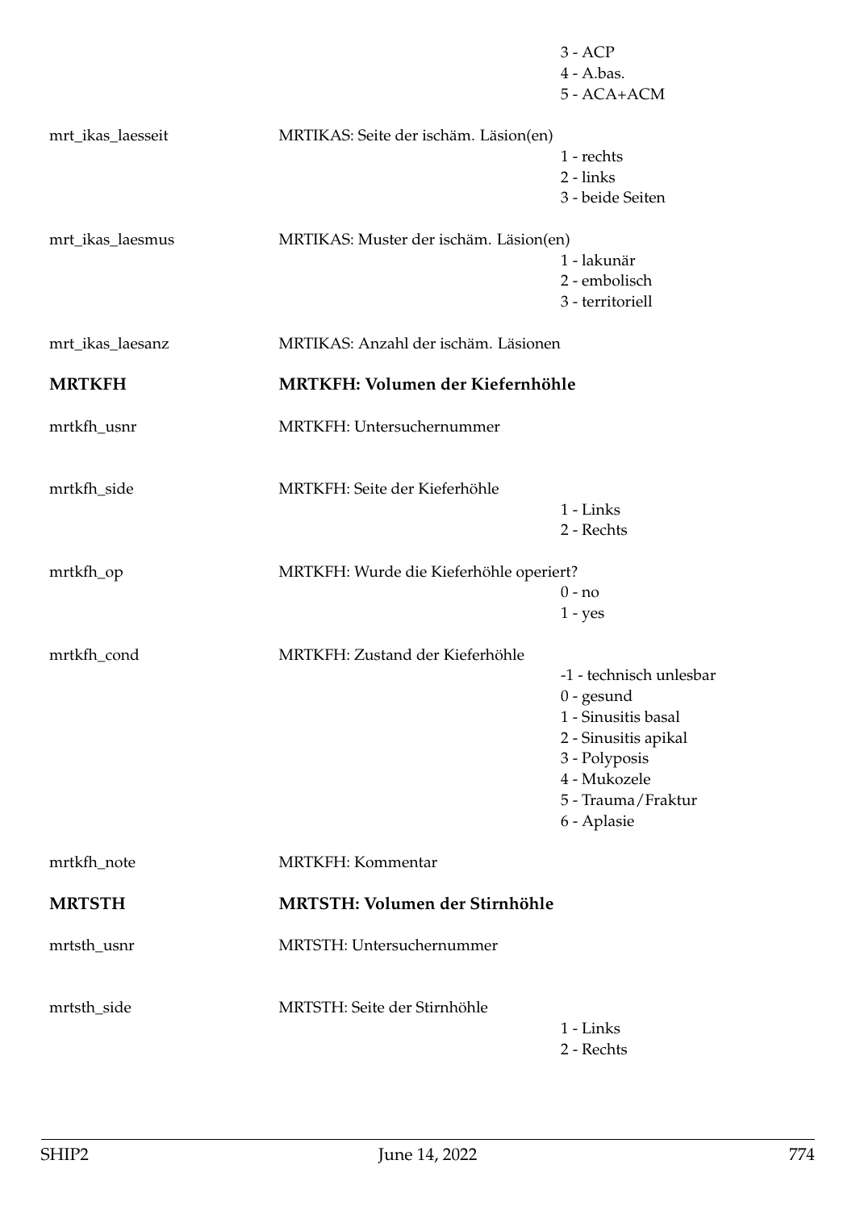| | | |
|---|---|---|
| | | 3 - ACP<br>4 - A.bas.<br>5 - ACA+ACM |
| mrt_ikas_laesseit | MRTIKAS: Seite der ischäm. Läsion(en) | 1 - rechts<br>2 - links<br>3 - beide Seiten |
| mrt_ikas_laesmus | MRTIKAS: Muster der ischäm. Läsion(en) | 1 - lakunär<br>2 - embolisch<br>3 - territoriell |
| mrt_ikas_laesanz | MRTIKAS: Anzahl der ischäm. Läsionen | |
| **MRTKFH** | **MRTKFH: Volumen der Kiefernhöhle** | |
| mrtkfh_usnr | MRTKFH: Untersuchernummer | |
| mrtkfh_side | MRTKFH: Seite der Kieferhöhle | 1 - Links<br>2 - Rechts |
| mrtkfh_op | MRTKFH: Wurde die Kieferhöhle operiert? | 0 - no<br>1 - yes |
| mrtkfh_cond | MRTKFH: Zustand der Kieferhöhle | -1 - technisch unlesbar<br>0 - gesund<br>1 - Sinusitis basal<br>2 - Sinusitis apikal<br>3 - Polyposis<br>4 - Mukozele<br>5 - Trauma/Fraktur<br>6 - Aplasie |
| mrtkfh_note | MRTKFH: Kommentar | |
| **MRTSTH** | **MRTSTH: Volumen der Stirnhöhle** | |
| mrtsth_usnr | MRTSTH: Untersuchernummer | |
| mrtsth_side | MRTSTH: Seite der Stirnhöhle | 1 - Links<br>2 - Rechts |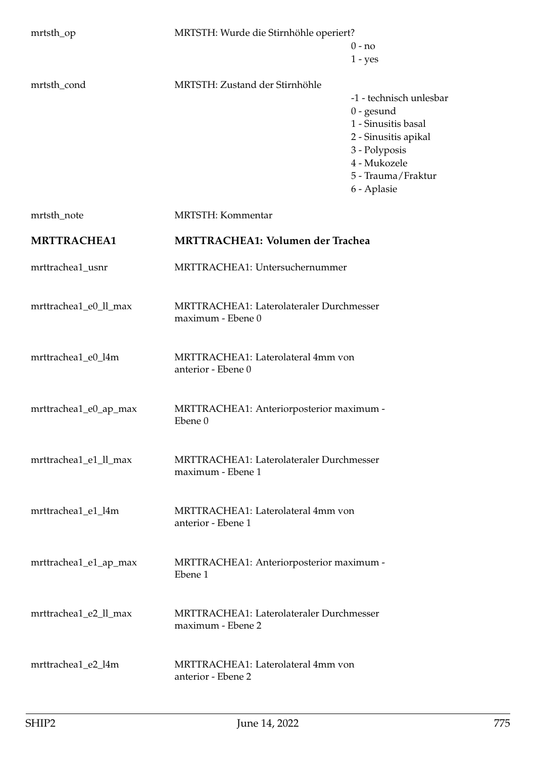mrtsth_op MRTSTH: Wurde die Stirnhöhle operiert?

0 - no
1 - yes

mrtsth_cond MRTSTH: Zustand der Stirnhöhle

-1 - technisch unlesbar
0 - gesund
1 - Sinusitis basal
2 - Sinusitis apikal
3 - Polyposis
4 - Mukozele
5 - Trauma/Fraktur
6 - Aplasie

mrtsth_note MRTSTH: Kommentar

**MRTTRACHEA1** **MRTTRACHEA1: Volumen der Trachea**

mrttrachea1_usnr MRTTRACHEA1: Untersuchernummer

mrttrachea1_e0_ll_max MRTTRACHEA1: Laterolateraler Durchmesser maximum - Ebene 0

mrttrachea1_e0_l4m MRTTRACHEA1: Laterolateral 4mm von anterior - Ebene 0

mrttrachea1_e0_ap_max MRTTRACHEA1: Anteriorposterior maximum - Ebene 0

mrttrachea1_e1_ll_max MRTTRACHEA1: Laterolateraler Durchmesser maximum - Ebene 1

mrttrachea1_e1_l4m MRTTRACHEA1: Laterolateral 4mm von anterior - Ebene 1

mrttrachea1_e1_ap_max MRTTRACHEA1: Anteriorposterior maximum - Ebene 1

mrttrachea1_e2_ll_max MRTTRACHEA1: Laterolateraler Durchmesser maximum - Ebene 2

mrttrachea1_e2_l4m MRTTRACHEA1: Laterolateral 4mm von anterior - Ebene 2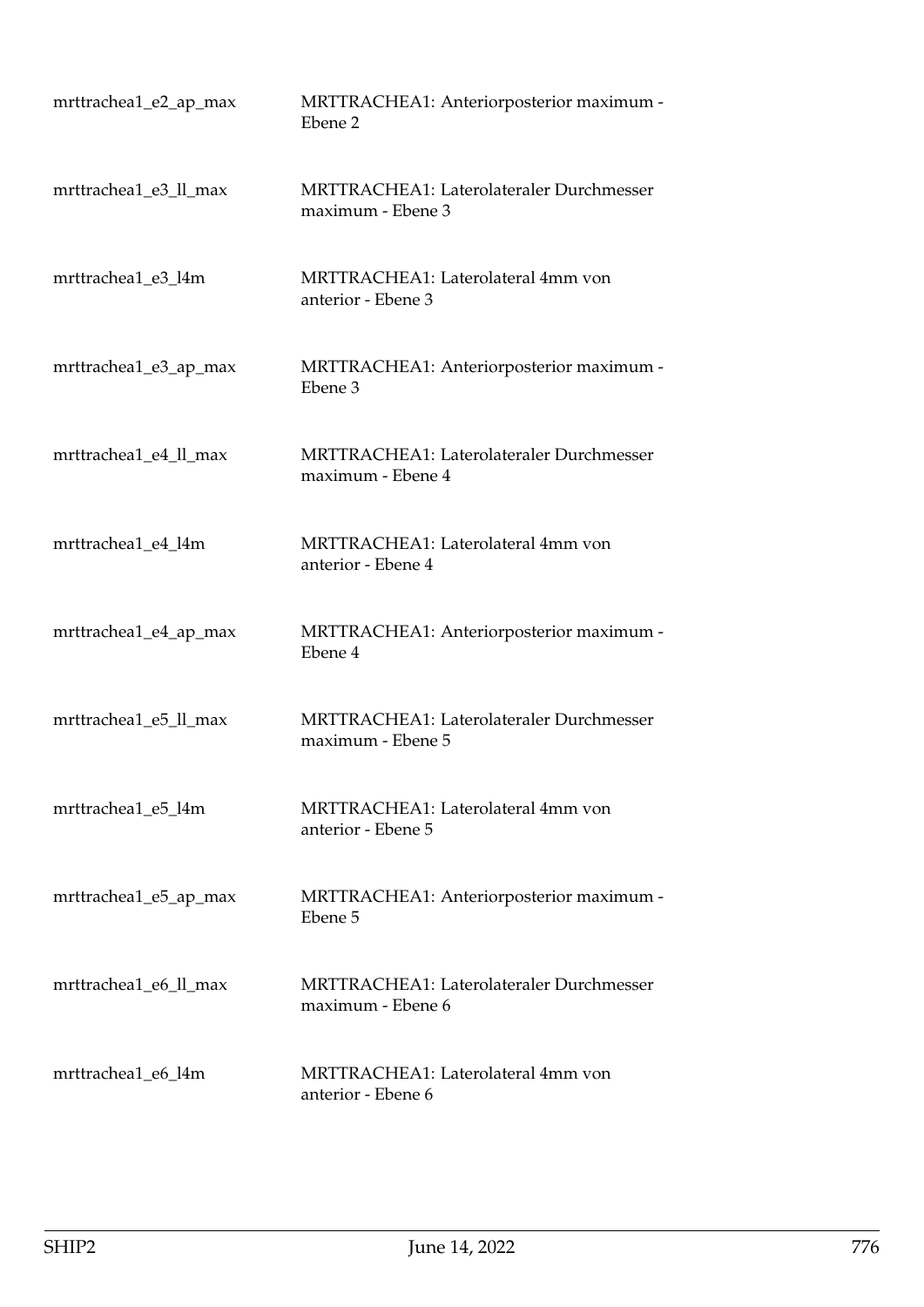| | |
|---|---|
| mrttrachea1_e2_ap_max | MRTTRACHEA1: Anteriorposterior maximum - Ebene 2 |
| mrttrachea1_e3_ll_max | MRTTRACHEA1: Laterolateraler Durchmesser maximum - Ebene 3 |
| mrttrachea1_e3_l4m | MRTTRACHEA1: Laterolateral 4mm von anterior - Ebene 3 |
| mrttrachea1_e3_ap_max | MRTTRACHEA1: Anteriorposterior maximum - Ebene 3 |
| mrttrachea1_e4_ll_max | MRTTRACHEA1: Laterolateraler Durchmesser maximum - Ebene 4 |
| mrttrachea1_e4_l4m | MRTTRACHEA1: Laterolateral 4mm von anterior - Ebene 4 |
| mrttrachea1_e4_ap_max | MRTTRACHEA1: Anteriorposterior maximum - Ebene 4 |
| mrttrachea1_e5_ll_max | MRTTRACHEA1: Laterolateraler Durchmesser maximum - Ebene 5 |
| mrttrachea1_e5_l4m | MRTTRACHEA1: Laterolateral 4mm von anterior - Ebene 5 |
| mrttrachea1_e5_ap_max | MRTTRACHEA1: Anteriorposterior maximum - Ebene 5 |
| mrttrachea1_e6_ll_max | MRTTRACHEA1: Laterolateraler Durchmesser maximum - Ebene 6 |
| mrttrachea1_e6_l4m | MRTTRACHEA1: Laterolateral 4mm von anterior - Ebene 6 |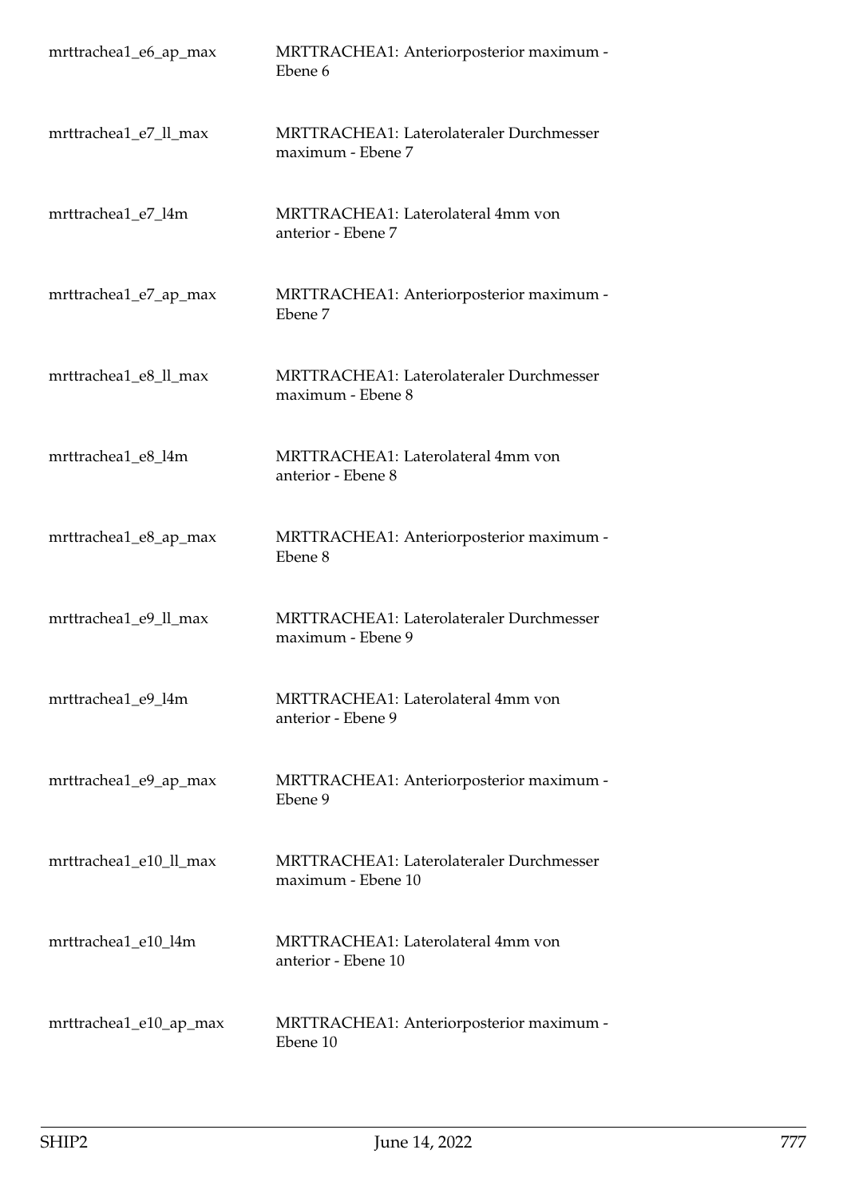| | |
|---|---|
| mrttrachea1_e6_ap_max | MRTTRACHEA1: Anteriorposterior maximum - Ebene 6 |
| mrttrachea1_e7_ll_max | MRTTRACHEA1: Laterolateraler Durchmesser maximum - Ebene 7 |
| mrttrachea1_e7_l4m | MRTTRACHEA1: Laterolateral 4mm von anterior - Ebene 7 |
| mrttrachea1_e7_ap_max | MRTTRACHEA1: Anteriorposterior maximum - Ebene 7 |
| mrttrachea1_e8_ll_max | MRTTRACHEA1: Laterolateraler Durchmesser maximum - Ebene 8 |
| mrttrachea1_e8_l4m | MRTTRACHEA1: Laterolateral 4mm von anterior - Ebene 8 |
| mrttrachea1_e8_ap_max | MRTTRACHEA1: Anteriorposterior maximum - Ebene 8 |
| mrttrachea1_e9_ll_max | MRTTRACHEA1: Laterolateraler Durchmesser maximum - Ebene 9 |
| mrttrachea1_e9_l4m | MRTTRACHEA1: Laterolateral 4mm von anterior - Ebene 9 |
| mrttrachea1_e9_ap_max | MRTTRACHEA1: Anteriorposterior maximum - Ebene 9 |
| mrttrachea1_e10_ll_max | MRTTRACHEA1: Laterolateraler Durchmesser maximum - Ebene 10 |
| mrttrachea1_e10_l4m | MRTTRACHEA1: Laterolateral 4mm von anterior - Ebene 10 |
| mrttrachea1_e10_ap_max | MRTTRACHEA1: Anteriorposterior maximum - Ebene 10 |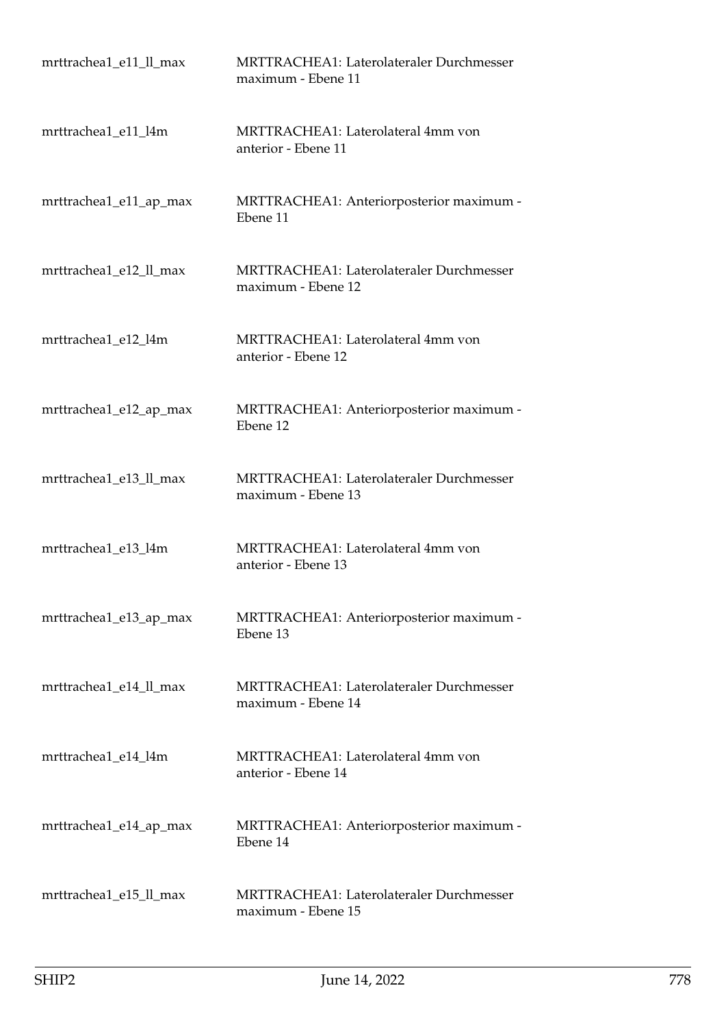| | |
|---|---|
| mrttrachea1_e11_ll_max | MRTTRACHEA1: Laterolateraler Durchmesser maximum - Ebene 11 |
| mrttrachea1_e11_l4m | MRTTRACHEA1: Laterolateral 4mm von anterior - Ebene 11 |
| mrttrachea1_e11_ap_max | MRTTRACHEA1: Anteriorposterior maximum - Ebene 11 |
| mrttrachea1_e12_ll_max | MRTTRACHEA1: Laterolateraler Durchmesser maximum - Ebene 12 |
| mrttrachea1_e12_l4m | MRTTRACHEA1: Laterolateral 4mm von anterior - Ebene 12 |
| mrttrachea1_e12_ap_max | MRTTRACHEA1: Anteriorposterior maximum - Ebene 12 |
| mrttrachea1_e13_ll_max | MRTTRACHEA1: Laterolateraler Durchmesser maximum - Ebene 13 |
| mrttrachea1_e13_l4m | MRTTRACHEA1: Laterolateral 4mm von anterior - Ebene 13 |
| mrttrachea1_e13_ap_max | MRTTRACHEA1: Anteriorposterior maximum - Ebene 13 |
| mrttrachea1_e14_ll_max | MRTTRACHEA1: Laterolateraler Durchmesser maximum - Ebene 14 |
| mrttrachea1_e14_l4m | MRTTRACHEA1: Laterolateral 4mm von anterior - Ebene 14 |
| mrttrachea1_e14_ap_max | MRTTRACHEA1: Anteriorposterior maximum - Ebene 14 |
| mrttrachea1_e15_ll_max | MRTTRACHEA1: Laterolateraler Durchmesser maximum - Ebene 15 |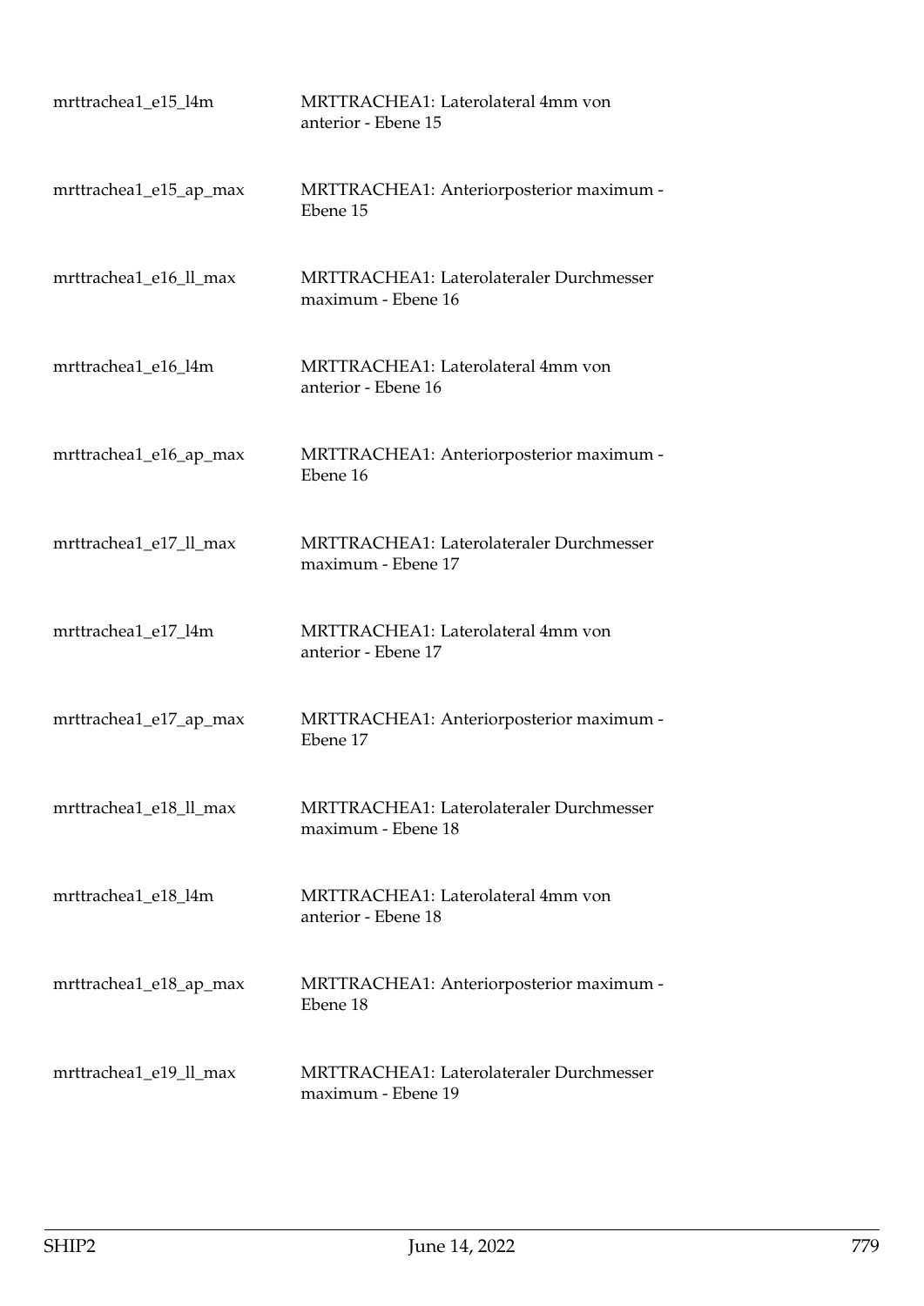| | |
|---|---|
| mrttrachea1_e15_l4m | MRTTRACHEA1: Laterolateral 4mm von anterior - Ebene 15 |
| mrttrachea1_e15_ap_max | MRTTRACHEA1: Anteriorposterior maximum - Ebene 15 |
| mrttrachea1_e16_ll_max | MRTTRACHEA1: Laterolateraler Durchmesser maximum - Ebene 16 |
| mrttrachea1_e16_l4m | MRTTRACHEA1: Laterolateral 4mm von anterior - Ebene 16 |
| mrttrachea1_e16_ap_max | MRTTRACHEA1: Anteriorposterior maximum - Ebene 16 |
| mrttrachea1_e17_ll_max | MRTTRACHEA1: Laterolateraler Durchmesser maximum - Ebene 17 |
| mrttrachea1_e17_l4m | MRTTRACHEA1: Laterolateral 4mm von anterior - Ebene 17 |
| mrttrachea1_e17_ap_max | MRTTRACHEA1: Anteriorposterior maximum - Ebene 17 |
| mrttrachea1_e18_ll_max | MRTTRACHEA1: Laterolateraler Durchmesser maximum - Ebene 18 |
| mrttrachea1_e18_l4m | MRTTRACHEA1: Laterolateral 4mm von anterior - Ebene 18 |
| mrttrachea1_e18_ap_max | MRTTRACHEA1: Anteriorposterior maximum - Ebene 18 |
| mrttrachea1_e19_ll_max | MRTTRACHEA1: Laterolateraler Durchmesser maximum - Ebene 19 |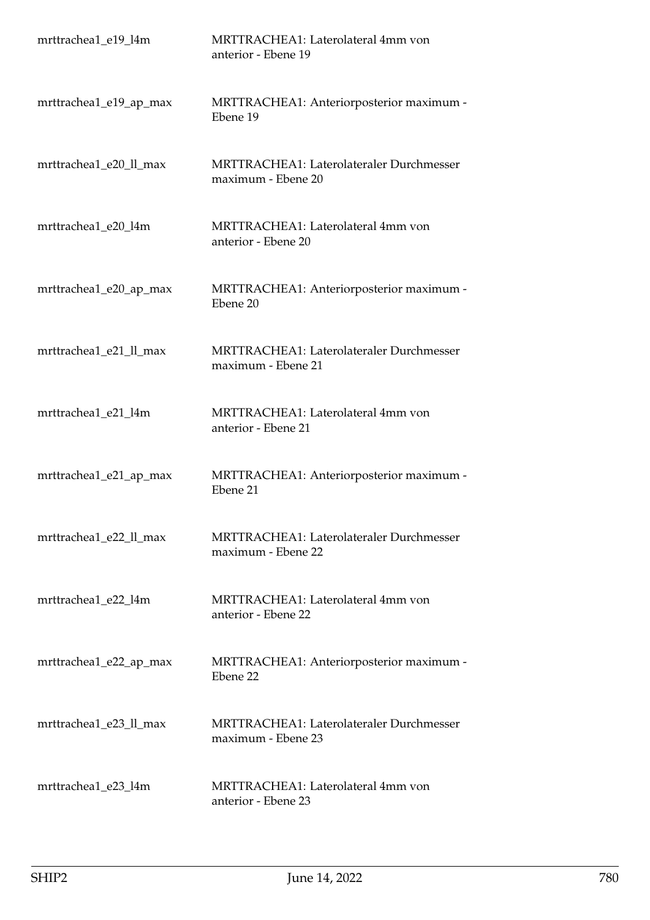| | |
|---|---|
| mrttrachea1_e19_l4m | MRTTRACHEA1: Laterolateral 4mm von anterior - Ebene 19 |
| mrttrachea1_e19_ap_max | MRTTRACHEA1: Anteriorposterior maximum - Ebene 19 |
| mrttrachea1_e20_ll_max | MRTTRACHEA1: Laterolateraler Durchmesser maximum - Ebene 20 |
| mrttrachea1_e20_l4m | MRTTRACHEA1: Laterolateral 4mm von anterior - Ebene 20 |
| mrttrachea1_e20_ap_max | MRTTRACHEA1: Anteriorposterior maximum - Ebene 20 |
| mrttrachea1_e21_ll_max | MRTTRACHEA1: Laterolateraler Durchmesser maximum - Ebene 21 |
| mrttrachea1_e21_l4m | MRTTRACHEA1: Laterolateral 4mm von anterior - Ebene 21 |
| mrttrachea1_e21_ap_max | MRTTRACHEA1: Anteriorposterior maximum - Ebene 21 |
| mrttrachea1_e22_ll_max | MRTTRACHEA1: Laterolateraler Durchmesser maximum - Ebene 22 |
| mrttrachea1_e22_l4m | MRTTRACHEA1: Laterolateral 4mm von anterior - Ebene 22 |
| mrttrachea1_e22_ap_max | MRTTRACHEA1: Anteriorposterior maximum - Ebene 22 |
| mrttrachea1_e23_ll_max | MRTTRACHEA1: Laterolateraler Durchmesser maximum - Ebene 23 |
| mrttrachea1_e23_l4m | MRTTRACHEA1: Laterolateral 4mm von anterior - Ebene 23 |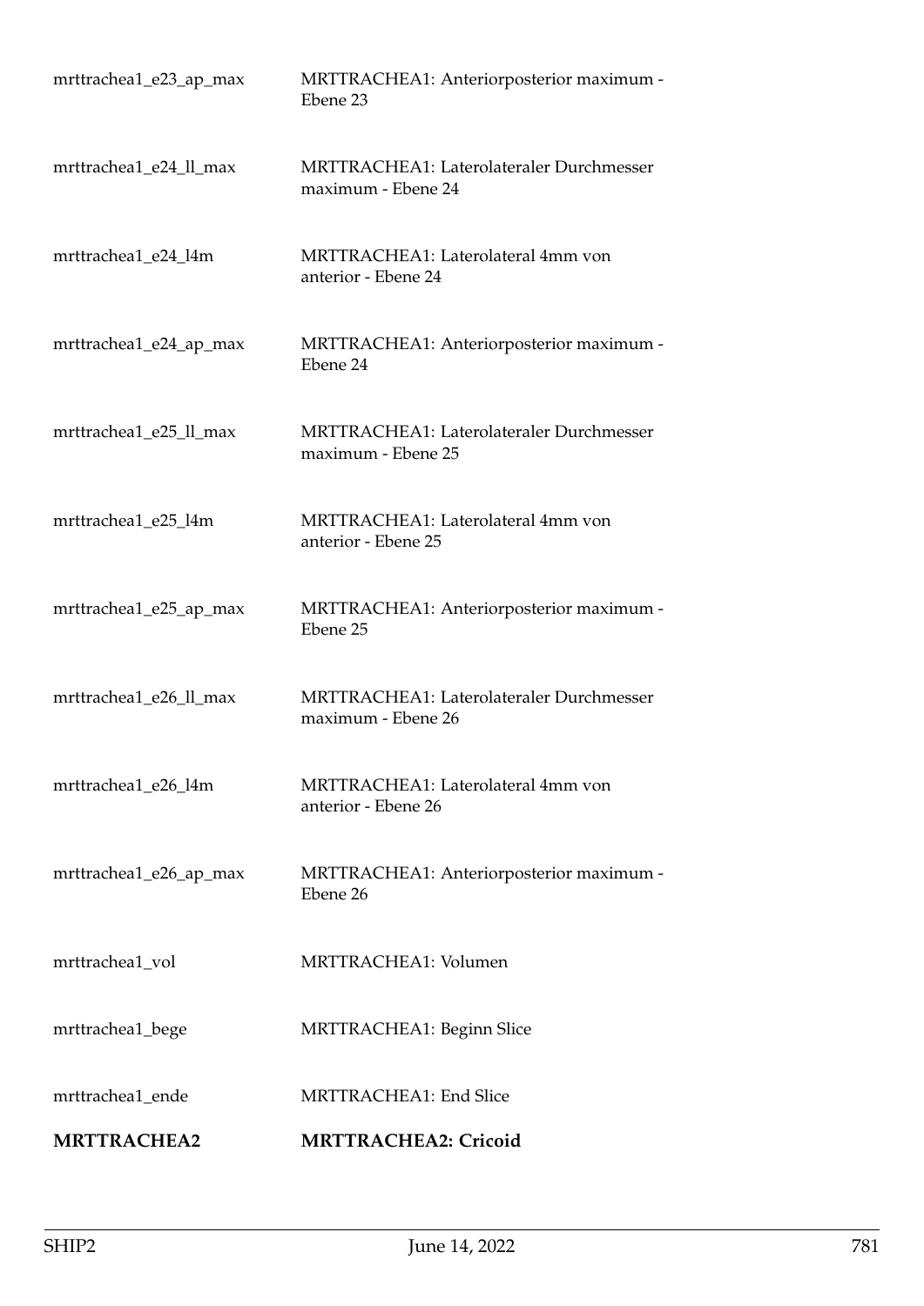| | |
|---|---|
| mrttrachea1_e23_ap_max | MRTTRACHEA1: Anteriorposterior maximum - Ebene 23 |
| mrttrachea1_e24_ll_max | MRTTRACHEA1: Laterolateraler Durchmesser maximum - Ebene 24 |
| mrttrachea1_e24_l4m | MRTTRACHEA1: Laterolateral 4mm von anterior - Ebene 24 |
| mrttrachea1_e24_ap_max | MRTTRACHEA1: Anteriorposterior maximum - Ebene 24 |
| mrttrachea1_e25_ll_max | MRTTRACHEA1: Laterolateraler Durchmesser maximum - Ebene 25 |
| mrttrachea1_e25_l4m | MRTTRACHEA1: Laterolateral 4mm von anterior - Ebene 25 |
| mrttrachea1_e25_ap_max | MRTTRACHEA1: Anteriorposterior maximum - Ebene 25 |
| mrttrachea1_e26_ll_max | MRTTRACHEA1: Laterolateraler Durchmesser maximum - Ebene 26 |
| mrttrachea1_e26_l4m | MRTTRACHEA1: Laterolateral 4mm von anterior - Ebene 26 |
| mrttrachea1_e26_ap_max | MRTTRACHEA1: Anteriorposterior maximum - Ebene 26 |
| mrttrachea1_vol | MRTTRACHEA1: Volumen |
| mrttrachea1_bege | MRTTRACHEA1: Beginn Slice |
| mrttrachea1_ende | MRTTRACHEA1: End Slice |
| **MRTTRACHEA2** | **MRTTRACHEA2: Cricoid** |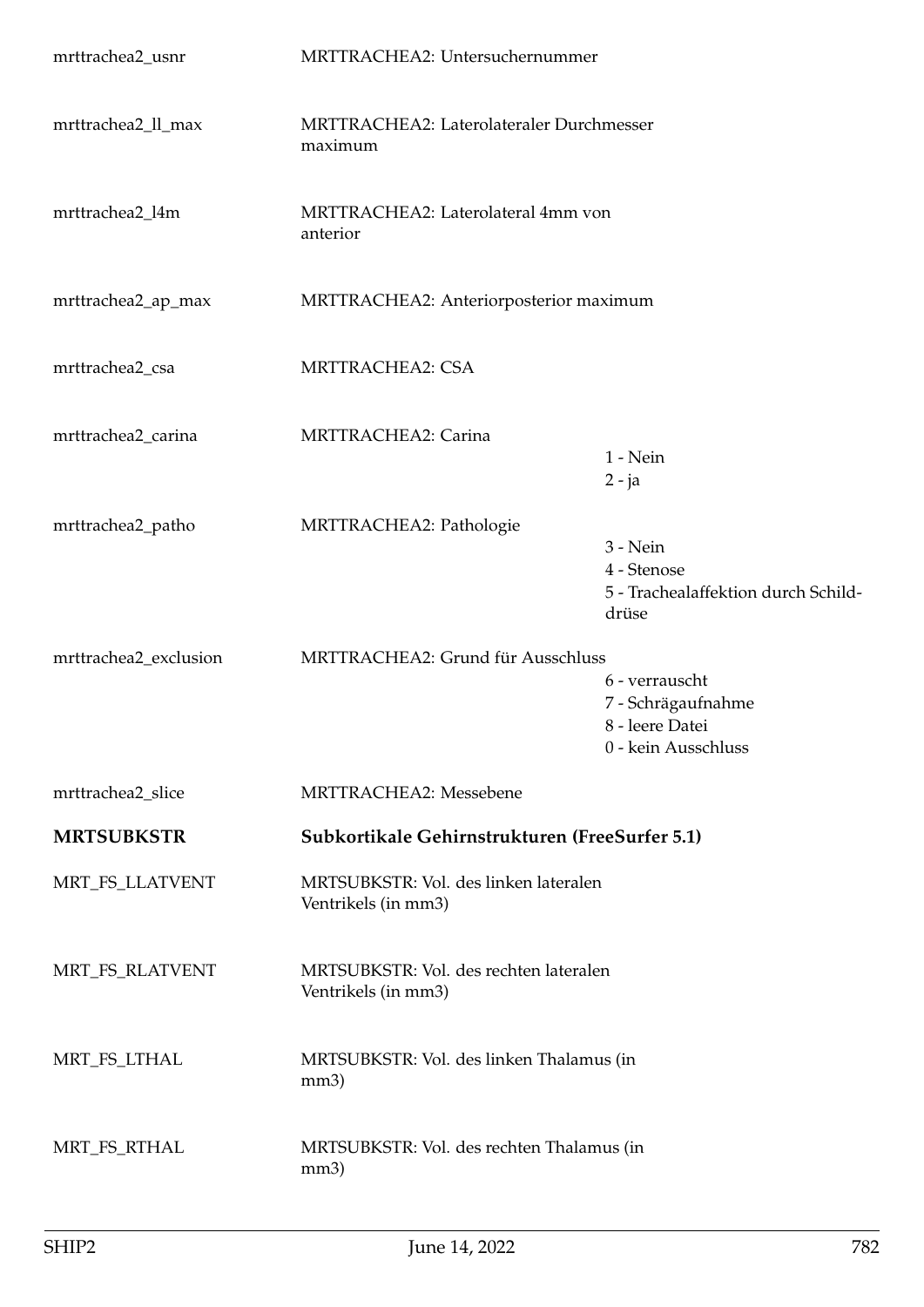| | | |
|---|---|---|
| mrttrachea2_usnr | MRTTRACHEA2: Untersuchernummer | |
| mrttrachea2_ll_max | MRTTRACHEA2: Laterolateraler Durchmesser maximum | |
| mrttrachea2_l4m | MRTTRACHEA2: Laterolateral 4mm von anterior | |
| mrttrachea2_ap_max | MRTTRACHEA2: Anteriorposterior maximum | |
| mrttrachea2_csa | MRTTRACHEA2: CSA | |
| mrttrachea2_carina | MRTTRACHEA2: Carina | 1 - Nein<br>2 - ja |
| mrttrachea2_patho | MRTTRACHEA2: Pathologie | 3 - Nein<br>4 - Stenose<br>5 - Trachealaffektion durch Schilddrüse |
| mrttrachea2_exclusion | MRTTRACHEA2: Grund für Ausschluss | 6 - verrauscht<br>7 - Schrägaufnahme<br>8 - leere Datei<br>0 - kein Ausschluss |
| mrttrachea2_slice | MRTTRACHEA2: Messebene | |
| **MRTSUBKSTR** | **Subkortikale Gehirnstrukturen (FreeSurfer 5.1)** | |
| MRT_FS_LLATVENT | MRTSUBKSTR: Vol. des linken lateralen Ventrikels (in mm3) | |
| MRT_FS_RLATVENT | MRTSUBKSTR: Vol. des rechten lateralen Ventrikels (in mm3) | |
| MRT_FS_LTHAL | MRTSUBKSTR: Vol. des linken Thalamus (in mm3) | |
| MRT_FS_RTHAL | MRTSUBKSTR: Vol. des rechten Thalamus (in mm3) | |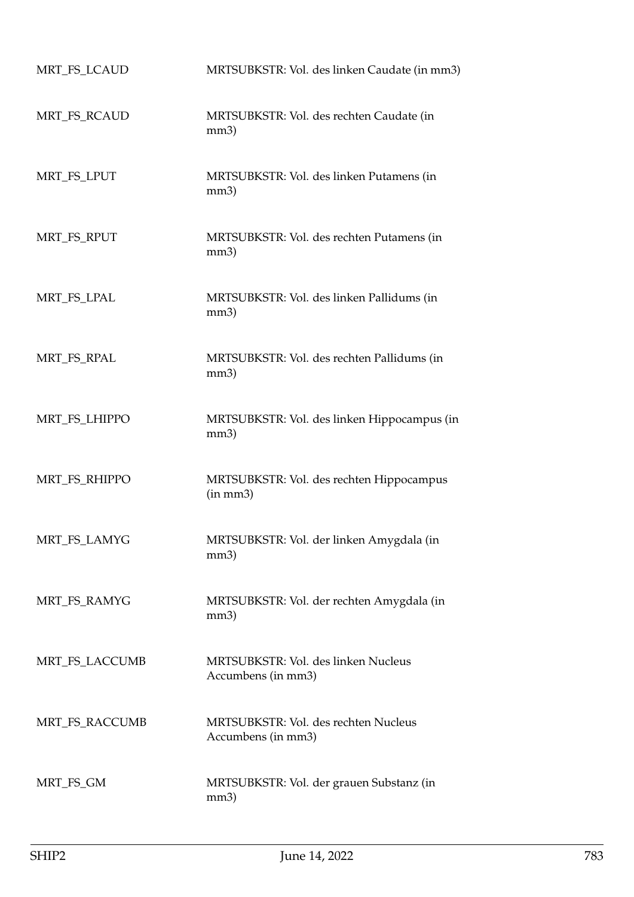| | |
|---|---|
| MRT_FS_LCAUD | MRTSUBKSTR: Vol. des linken Caudate (in mm3) |
| MRT_FS_RCAUD | MRTSUBKSTR: Vol. des rechten Caudate (in mm3) |
| MRT_FS_LPUT | MRTSUBKSTR: Vol. des linken Putamens (in mm3) |
| MRT_FS_RPUT | MRTSUBKSTR: Vol. des rechten Putamens (in mm3) |
| MRT_FS_LPAL | MRTSUBKSTR: Vol. des linken Pallidums (in mm3) |
| MRT_FS_RPAL | MRTSUBKSTR: Vol. des rechten Pallidums (in mm3) |
| MRT_FS_LHIPPO | MRTSUBKSTR: Vol. des linken Hippocampus (in mm3) |
| MRT_FS_RHIPPO | MRTSUBKSTR: Vol. des rechten Hippocampus (in mm3) |
| MRT_FS_LAMYG | MRTSUBKSTR: Vol. der linken Amygdala (in mm3) |
| MRT_FS_RAMYG | MRTSUBKSTR: Vol. der rechten Amygdala (in mm3) |
| MRT_FS_LACCUMB | MRTSUBKSTR: Vol. des linken Nucleus Accumbens (in mm3) |
| MRT_FS_RACCUMB | MRTSUBKSTR: Vol. des rechten Nucleus Accumbens (in mm3) |
| MRT_FS_GM | MRTSUBKSTR: Vol. der grauen Substanz (in mm3) |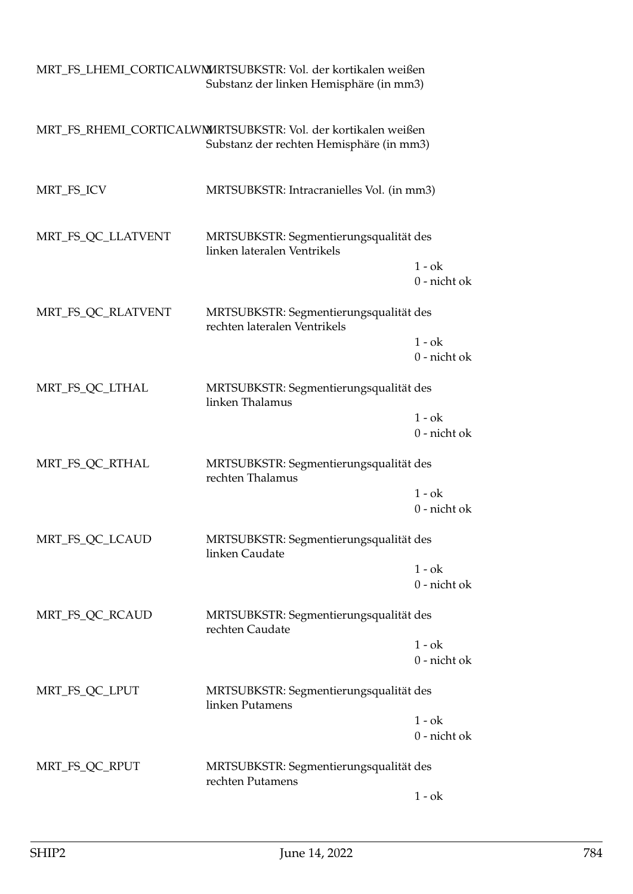MRT_FS_LHEMI_CORTICALWM MRTSUBKSTR: Vol. der kortikalen weißen Substanz der linken Hemisphäre (in mm3)

MRT_FS_RHEMI_CORTICALWM MRTSUBKSTR: Vol. der kortikalen weißen Substanz der rechten Hemisphäre (in mm3)

MRT_FS_ICV MRTSUBKSTR: Intracranielles Vol. (in mm3)

MRT_FS_QC_LLATVENT MRTSUBKSTR: Segmentierungsqualität des linken lateralen Ventrikels

1 - ok
0 - nicht ok

MRT_FS_QC_RLATVENT MRTSUBKSTR: Segmentierungsqualität des rechten lateralen Ventrikels

1 - ok
0 - nicht ok

MRT_FS_QC_LTHAL MRTSUBKSTR: Segmentierungsqualität des linken Thalamus

1 - ok
0 - nicht ok

MRT_FS_QC_RTHAL MRTSUBKSTR: Segmentierungsqualität des rechten Thalamus

1 - ok
0 - nicht ok

MRT_FS_QC_LCAUD MRTSUBKSTR: Segmentierungsqualität des linken Caudate

1 - ok
0 - nicht ok

MRT_FS_QC_RCAUD MRTSUBKSTR: Segmentierungsqualität des rechten Caudate

1 - ok
0 - nicht ok

MRT_FS_QC_LPUT MRTSUBKSTR: Segmentierungsqualität des linken Putamens

1 - ok
0 - nicht ok

MRT_FS_QC_RPUT MRTSUBKSTR: Segmentierungsqualität des rechten Putamens

1 - ok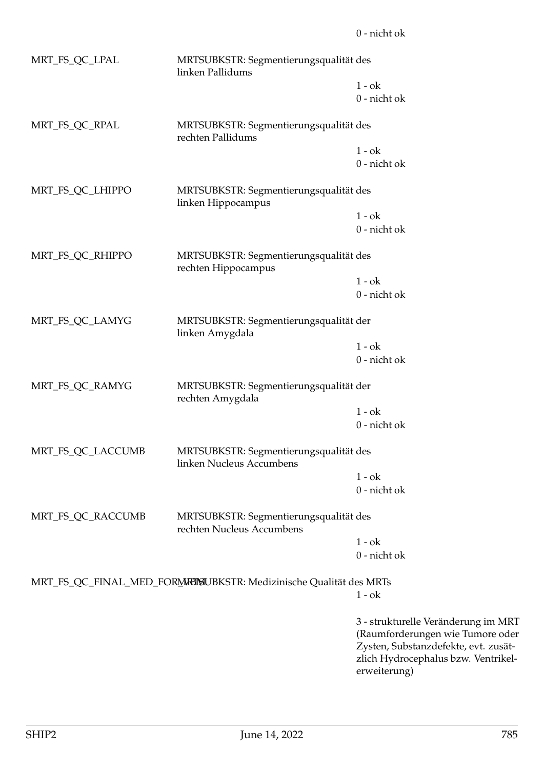0 - nicht ok

| | | |
|---|---|---|
| MRT_FS_QC_LPAL | MRTSUBKSTR: Segmentierungsqualität des linken Pallidums | |
| | | 1 - ok |
| | | 0 - nicht ok |
| MRT_FS_QC_RPAL | MRTSUBKSTR: Segmentierungsqualität des rechten Pallidums | |
| | | 1 - ok |
| | | 0 - nicht ok |
| MRT_FS_QC_LHIPPO | MRTSUBKSTR: Segmentierungsqualität des linken Hippocampus | |
| | | 1 - ok |
| | | 0 - nicht ok |
| MRT_FS_QC_RHIPPO | MRTSUBKSTR: Segmentierungsqualität des rechten Hippocampus | |
| | | 1 - ok |
| | | 0 - nicht ok |
| MRT_FS_QC_LAMYG | MRTSUBKSTR: Segmentierungsqualität der linken Amygdala | |
| | | 1 - ok |
| | | 0 - nicht ok |
| MRT_FS_QC_RAMYG | MRTSUBKSTR: Segmentierungsqualität der rechten Amygdala | |
| | | 1 - ok |
| | | 0 - nicht ok |
| MRT_FS_QC_LACCUMB | MRTSUBKSTR: Segmentierungsqualität des linken Nucleus Accumbens | |
| | | 1 - ok |
| | | 0 - nicht ok |
| MRT_FS_QC_RACCUMB | MRTSUBKSTR: Segmentierungsqualität des rechten Nucleus Accumbens | |
| | | 1 - ok |
| | | 0 - nicht ok |
| MRT_FS_QC_FINAL_MED_FORMRTSUBKSTR | MRTSUBKSTR: Medizinische Qualität des MRTs | |
| | | 1 - ok |
| | | 3 - strukturelle Veränderung im MRT (Raumforderungen wie Tumore oder Zysten, Substanzdefekte, evt. zusätzlich Hydrocephalus bzw. Ventrikelerweiterung) |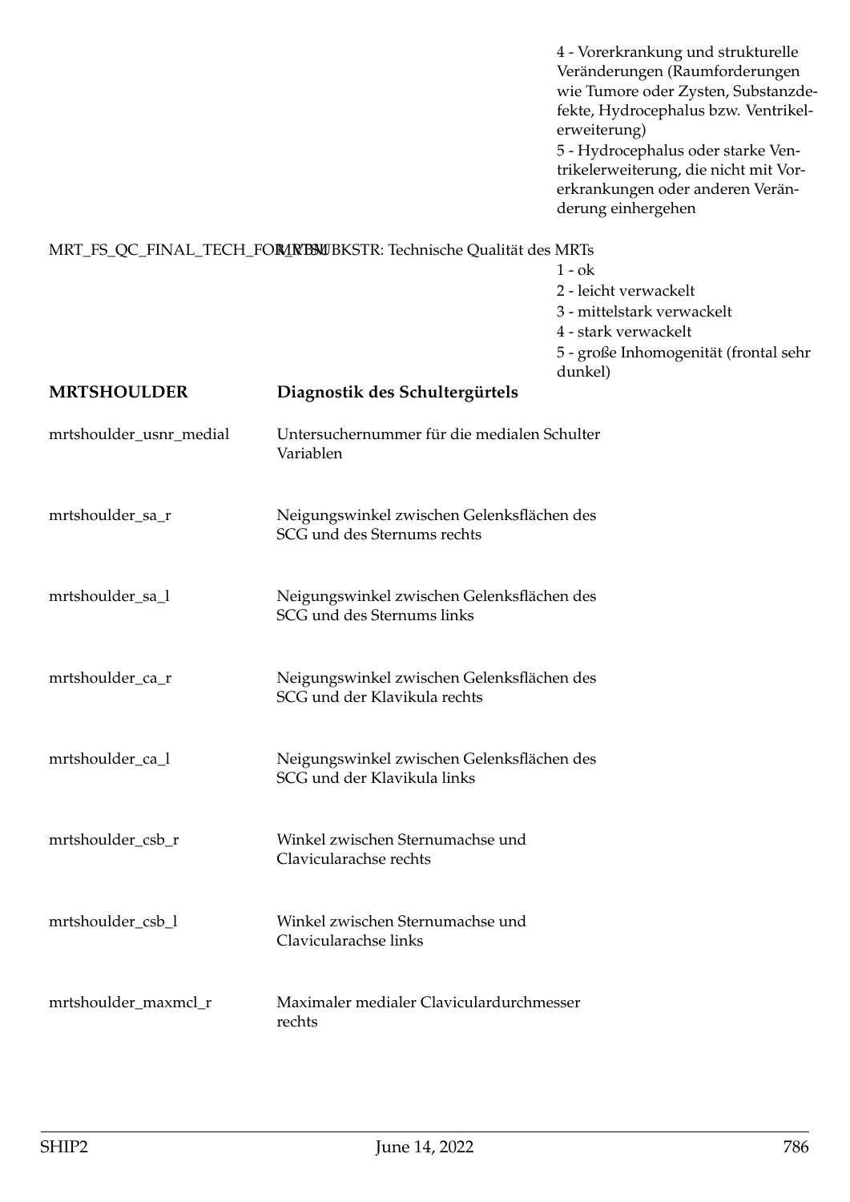4 - Vorerkrankung und strukturelle Veränderungen (Raumforderungen wie Tumore oder Zysten, Substanzdefekte, Hydrocephalus bzw. Ventrikelerweiterung)
5 - Hydrocephalus oder starke Ventrikelerweiterung, die nicht mit Vorerkrankungen oder anderen Veränderung einhergehen

MRT_FS_QC_FINAL_TECH_FORMAT: MRSUBKSTR: Technische Qualität des MRTs
1 - ok
2 - leicht verwackelt
3 - mittelstark verwackelt
4 - stark verwackelt
5 - große Inhomogenität (frontal sehr dunkel)

| **MRTSHOULDER** | **Diagnostik des Schultergürtels** |
|---|---|
| mrtshoulder_usnr_medial | Untersuchernummer für die medialen Schulter Variablen |
| mrtshoulder_sa_r | Neigungswinkel zwischen Gelenksflächen des SCG und des Sternums rechts |
| mrtshoulder_sa_l | Neigungswinkel zwischen Gelenksflächen des SCG und des Sternums links |
| mrtshoulder_ca_r | Neigungswinkel zwischen Gelenksflächen des SCG und der Klavikula rechts |
| mrtshoulder_ca_l | Neigungswinkel zwischen Gelenksflächen des SCG und der Klavikula links |
| mrtshoulder_csb_r | Winkel zwischen Sternumachse und Clavicularachse rechts |
| mrtshoulder_csb_l | Winkel zwischen Sternumachse und Clavicularachse links |
| mrtshoulder_maxmcl_r | Maximaler medialer Claviculardurchmesser rechts |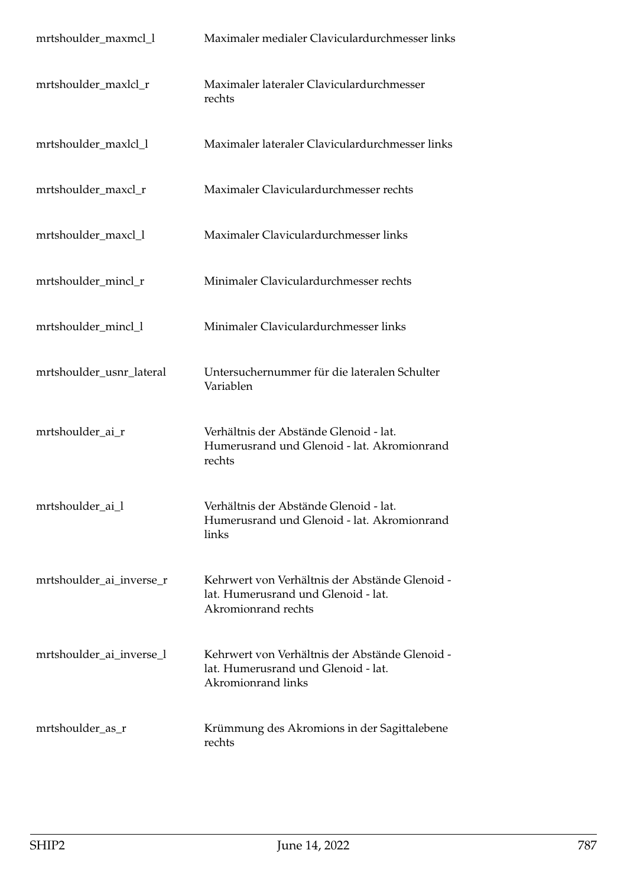| | |
|---|---|
| mrtshoulder_maxmcl_l | Maximaler medialer Claviculardurchmesser links |
| mrtshoulder_maxlcl_r | Maximaler lateraler Claviculardurchmesser rechts |
| mrtshoulder_maxlcl_l | Maximaler lateraler Claviculardurchmesser links |
| mrtshoulder_maxcl_r | Maximaler Claviculardurchmesser rechts |
| mrtshoulder_maxcl_l | Maximaler Claviculardurchmesser links |
| mrtshoulder_mincl_r | Minimaler Claviculardurchmesser rechts |
| mrtshoulder_mincl_l | Minimaler Claviculardurchmesser links |
| mrtshoulder_usnr_lateral | Untersuchernummer für die lateralen Schulter Variablen |
| mrtshoulder_ai_r | Verhältnis der Abstände Glenoid - lat. Humerusrand und Glenoid - lat. Akromionrand rechts |
| mrtshoulder_ai_l | Verhältnis der Abstände Glenoid - lat. Humerusrand und Glenoid - lat. Akromionrand links |
| mrtshoulder_ai_inverse_r | Kehrwert von Verhältnis der Abstände Glenoid - lat. Humerusrand und Glenoid - lat. Akromionrand rechts |
| mrtshoulder_ai_inverse_l | Kehrwert von Verhältnis der Abstände Glenoid - lat. Humerusrand und Glenoid - lat. Akromionrand links |
| mrtshoulder_as_r | Krümmung des Akromions in der Sagittalebene rechts |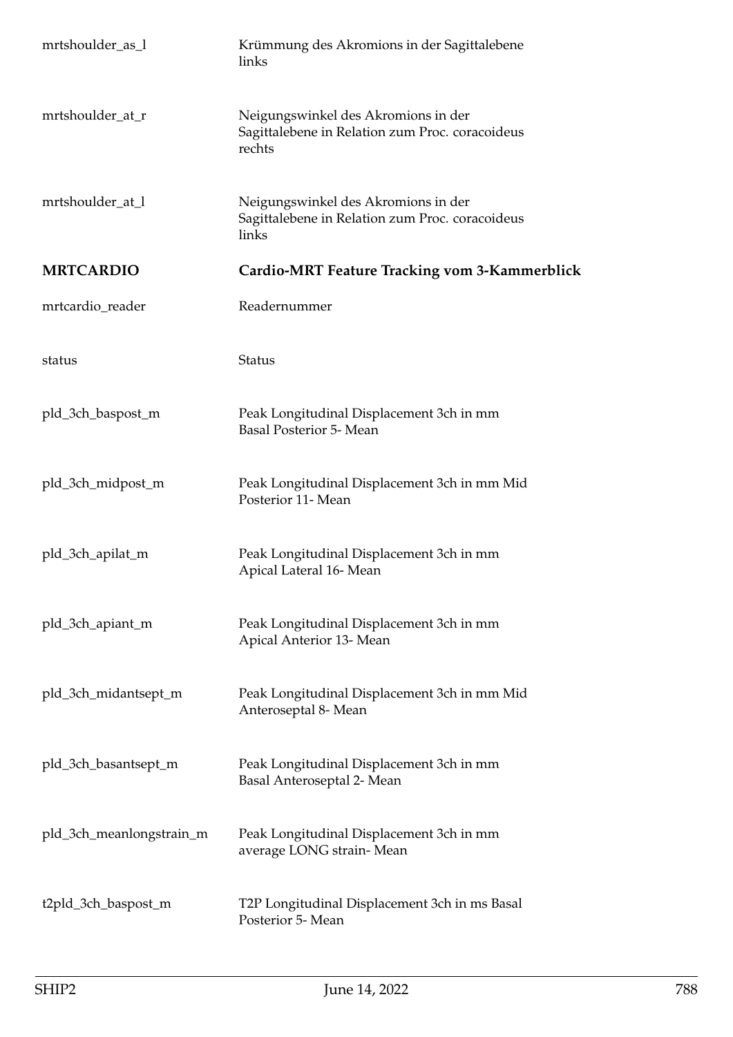| | |
|---|---|
| mrtshoulder_as_l | Krümmung des Akromions in der Sagittalebene links |
| mrtshoulder_at_r | Neigungswinkel des Akromions in der Sagittalebene in Relation zum Proc. coracoideus rechts |
| mrtshoulder_at_l | Neigungswinkel des Akromions in der Sagittalebene in Relation zum Proc. coracoideus links |
| **MRTCARDIO** | **Cardio-MRT Feature Tracking vom 3-Kammerblick** |
| mrtcardio_reader | Readernummer |
| status | Status |
| pld_3ch_baspost_m | Peak Longitudinal Displacement 3ch in mm Basal Posterior 5- Mean |
| pld_3ch_midpost_m | Peak Longitudinal Displacement 3ch in mm Mid Posterior 11- Mean |
| pld_3ch_apilat_m | Peak Longitudinal Displacement 3ch in mm Apical Lateral 16- Mean |
| pld_3ch_apiant_m | Peak Longitudinal Displacement 3ch in mm Apical Anterior 13- Mean |
| pld_3ch_midantsept_m | Peak Longitudinal Displacement 3ch in mm Mid Anteroseptal 8- Mean |
| pld_3ch_basantsept_m | Peak Longitudinal Displacement 3ch in mm Basal Anteroseptal 2- Mean |
| pld_3ch_meanlongstrain_m | Peak Longitudinal Displacement 3ch in mm average LONG strain- Mean |
| t2pld_3ch_baspost_m | T2P Longitudinal Displacement 3ch in ms Basal Posterior 5- Mean |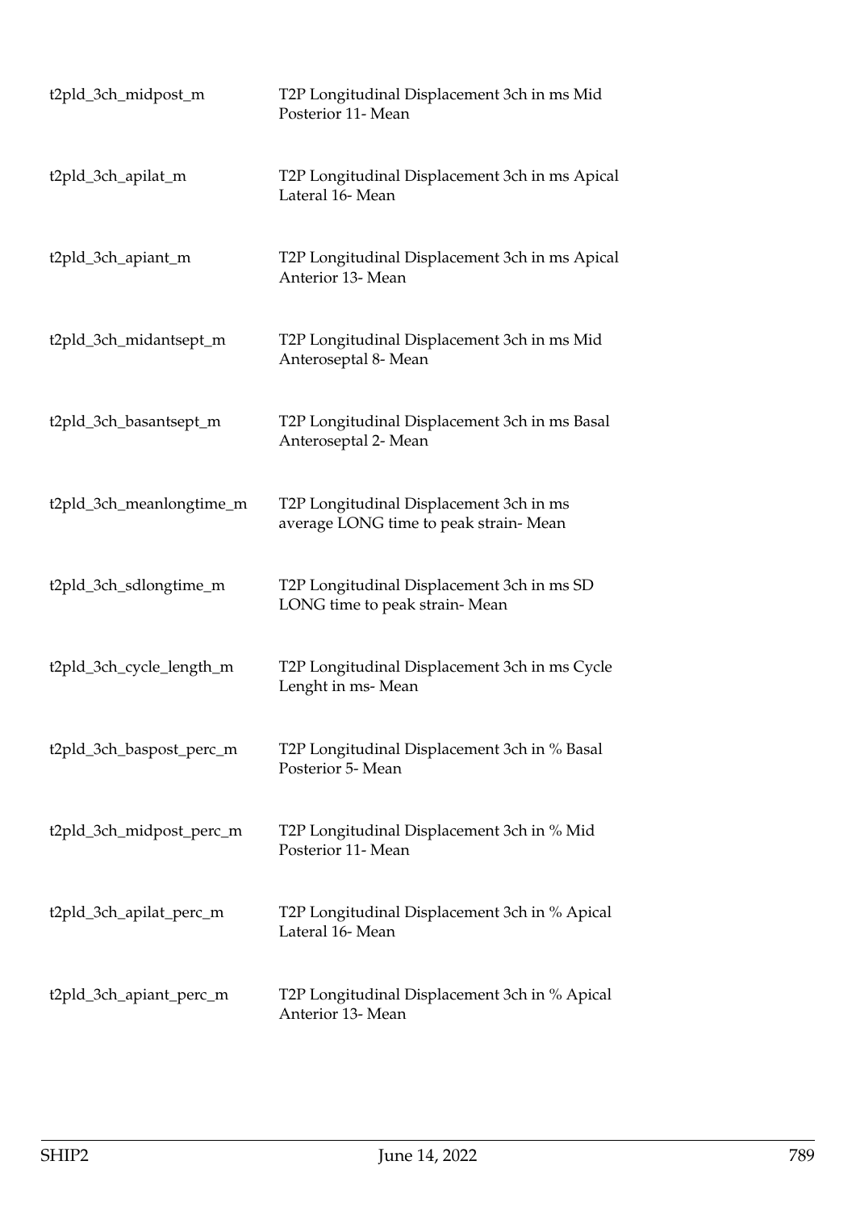| | |
|---|---|
| t2pld_3ch_midpost_m | T2P Longitudinal Displacement 3ch in ms Mid Posterior 11- Mean |
| t2pld_3ch_apilat_m | T2P Longitudinal Displacement 3ch in ms Apical Lateral 16- Mean |
| t2pld_3ch_apiant_m | T2P Longitudinal Displacement 3ch in ms Apical Anterior 13- Mean |
| t2pld_3ch_midantsept_m | T2P Longitudinal Displacement 3ch in ms Mid Anteroseptal 8- Mean |
| t2pld_3ch_basantsept_m | T2P Longitudinal Displacement 3ch in ms Basal Anteroseptal 2- Mean |
| t2pld_3ch_meanlongtime_m | T2P Longitudinal Displacement 3ch in ms average LONG time to peak strain- Mean |
| t2pld_3ch_sdlongtime_m | T2P Longitudinal Displacement 3ch in ms SD LONG time to peak strain- Mean |
| t2pld_3ch_cycle_length_m | T2P Longitudinal Displacement 3ch in ms Cycle Lenght in ms- Mean |
| t2pld_3ch_baspost_perc_m | T2P Longitudinal Displacement 3ch in % Basal Posterior 5- Mean |
| t2pld_3ch_midpost_perc_m | T2P Longitudinal Displacement 3ch in % Mid Posterior 11- Mean |
| t2pld_3ch_apilat_perc_m | T2P Longitudinal Displacement 3ch in % Apical Lateral 16- Mean |
| t2pld_3ch_apiant_perc_m | T2P Longitudinal Displacement 3ch in % Apical Anterior 13- Mean |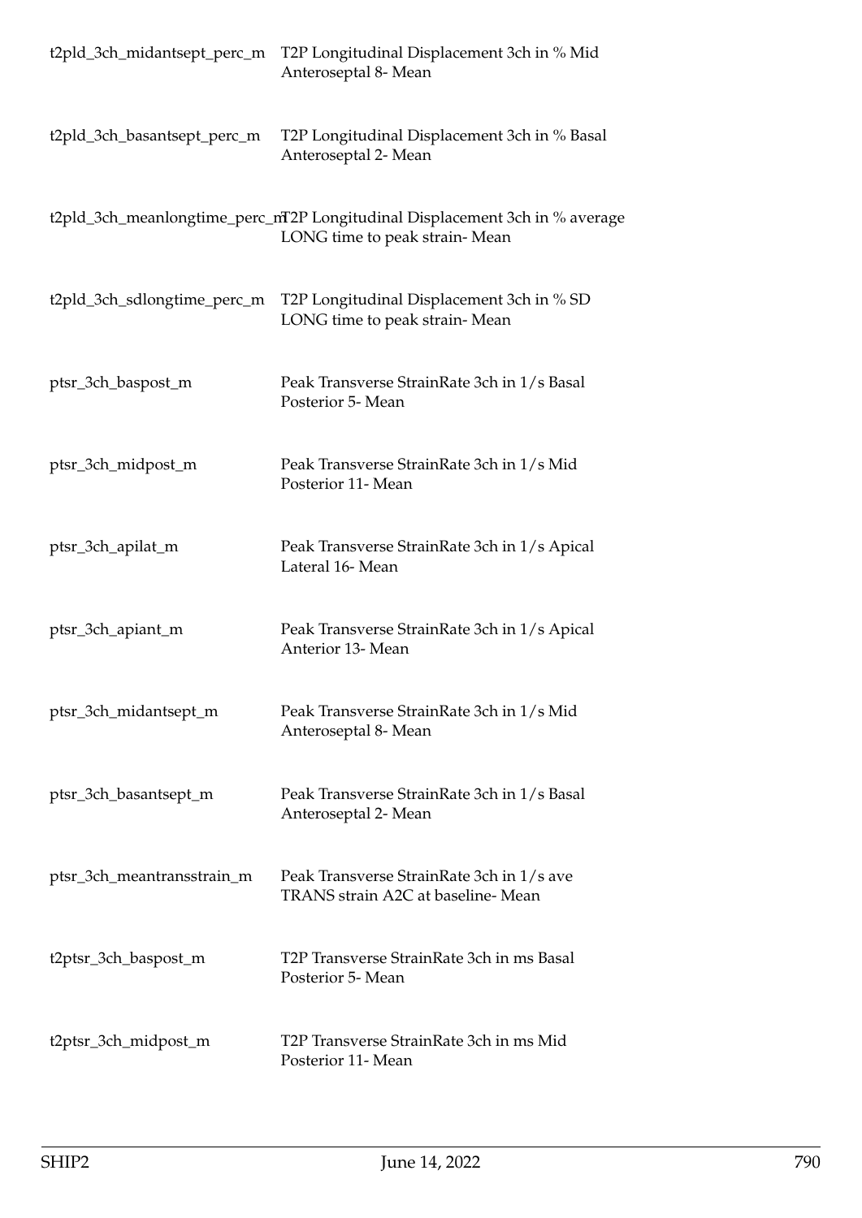| | |
|---|---|
| t2pld_3ch_midantsept_perc_m | T2P Longitudinal Displacement 3ch in % Mid Anteroseptal 8- Mean |
| t2pld_3ch_basantsept_perc_m | T2P Longitudinal Displacement 3ch in % Basal Anteroseptal 2- Mean |
| t2pld_3ch_meanlongtime_perc_m | T2P Longitudinal Displacement 3ch in % average LONG time to peak strain- Mean |
| t2pld_3ch_sdlongtime_perc_m | T2P Longitudinal Displacement 3ch in % SD LONG time to peak strain- Mean |
| ptsr_3ch_baspost_m | Peak Transverse StrainRate 3ch in 1/s Basal Posterior 5- Mean |
| ptsr_3ch_midpost_m | Peak Transverse StrainRate 3ch in 1/s Mid Posterior 11- Mean |
| ptsr_3ch_apilat_m | Peak Transverse StrainRate 3ch in 1/s Apical Lateral 16- Mean |
| ptsr_3ch_apiant_m | Peak Transverse StrainRate 3ch in 1/s Apical Anterior 13- Mean |
| ptsr_3ch_midantsept_m | Peak Transverse StrainRate 3ch in 1/s Mid Anteroseptal 8- Mean |
| ptsr_3ch_basantsept_m | Peak Transverse StrainRate 3ch in 1/s Basal Anteroseptal 2- Mean |
| ptsr_3ch_meantransstrain_m | Peak Transverse StrainRate 3ch in 1/s ave TRANS strain A2C at baseline- Mean |
| t2ptsr_3ch_baspost_m | T2P Transverse StrainRate 3ch in ms Basal Posterior 5- Mean |
| t2ptsr_3ch_midpost_m | T2P Transverse StrainRate 3ch in ms Mid Posterior 11- Mean |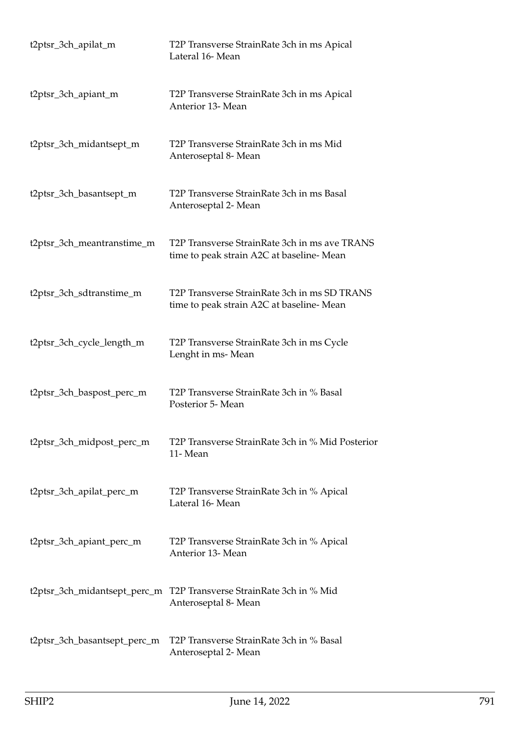| | |
|---|---|
| t2ptsr_3ch_apilat_m | T2P Transverse StrainRate 3ch in ms Apical Lateral 16- Mean |
| t2ptsr_3ch_apiant_m | T2P Transverse StrainRate 3ch in ms Apical Anterior 13- Mean |
| t2ptsr_3ch_midantsept_m | T2P Transverse StrainRate 3ch in ms Mid Anteroseptal 8- Mean |
| t2ptsr_3ch_basantsept_m | T2P Transverse StrainRate 3ch in ms Basal Anteroseptal 2- Mean |
| t2ptsr_3ch_meantranstime_m | T2P Transverse StrainRate 3ch in ms ave TRANS time to peak strain A2C at baseline- Mean |
| t2ptsr_3ch_sdtranstime_m | T2P Transverse StrainRate 3ch in ms SD TRANS time to peak strain A2C at baseline- Mean |
| t2ptsr_3ch_cycle_length_m | T2P Transverse StrainRate 3ch in ms Cycle Lenght in ms- Mean |
| t2ptsr_3ch_baspost_perc_m | T2P Transverse StrainRate 3ch in % Basal Posterior 5- Mean |
| t2ptsr_3ch_midpost_perc_m | T2P Transverse StrainRate 3ch in % Mid Posterior 11- Mean |
| t2ptsr_3ch_apilat_perc_m | T2P Transverse StrainRate 3ch in % Apical Lateral 16- Mean |
| t2ptsr_3ch_apiant_perc_m | T2P Transverse StrainRate 3ch in % Apical Anterior 13- Mean |
| t2ptsr_3ch_midantsept_perc_m | T2P Transverse StrainRate 3ch in % Mid Anteroseptal 8- Mean |
| t2ptsr_3ch_basantsept_perc_m | T2P Transverse StrainRate 3ch in % Basal Anteroseptal 2- Mean |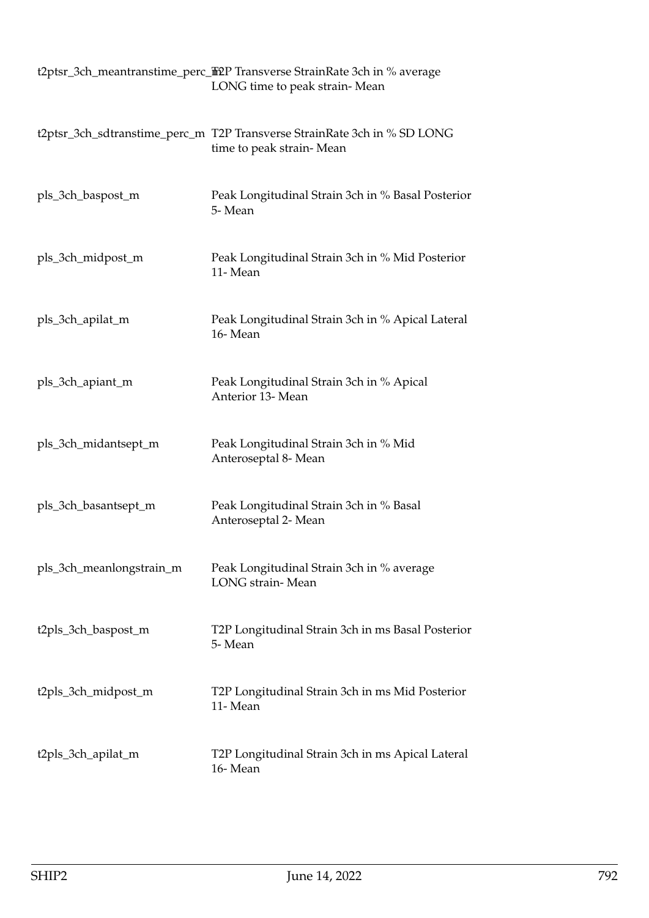| | |
|---|---|
| t2ptsr_3ch_meantranstime_perc_m | T2P Transverse StrainRate 3ch in % average LONG time to peak strain- Mean |
| t2ptsr_3ch_sdtranstime_perc_m | T2P Transverse StrainRate 3ch in % SD LONG time to peak strain- Mean |
| pls_3ch_baspost_m | Peak Longitudinal Strain 3ch in % Basal Posterior 5- Mean |
| pls_3ch_midpost_m | Peak Longitudinal Strain 3ch in % Mid Posterior 11- Mean |
| pls_3ch_apilat_m | Peak Longitudinal Strain 3ch in % Apical Lateral 16- Mean |
| pls_3ch_apiant_m | Peak Longitudinal Strain 3ch in % Apical Anterior 13- Mean |
| pls_3ch_midantsept_m | Peak Longitudinal Strain 3ch in % Mid Anteroseptal 8- Mean |
| pls_3ch_basantsept_m | Peak Longitudinal Strain 3ch in % Basal Anteroseptal 2- Mean |
| pls_3ch_meanlongstrain_m | Peak Longitudinal Strain 3ch in % average LONG strain- Mean |
| t2pls_3ch_baspost_m | T2P Longitudinal Strain 3ch in ms Basal Posterior 5- Mean |
| t2pls_3ch_midpost_m | T2P Longitudinal Strain 3ch in ms Mid Posterior 11- Mean |
| t2pls_3ch_apilat_m | T2P Longitudinal Strain 3ch in ms Apical Lateral 16- Mean |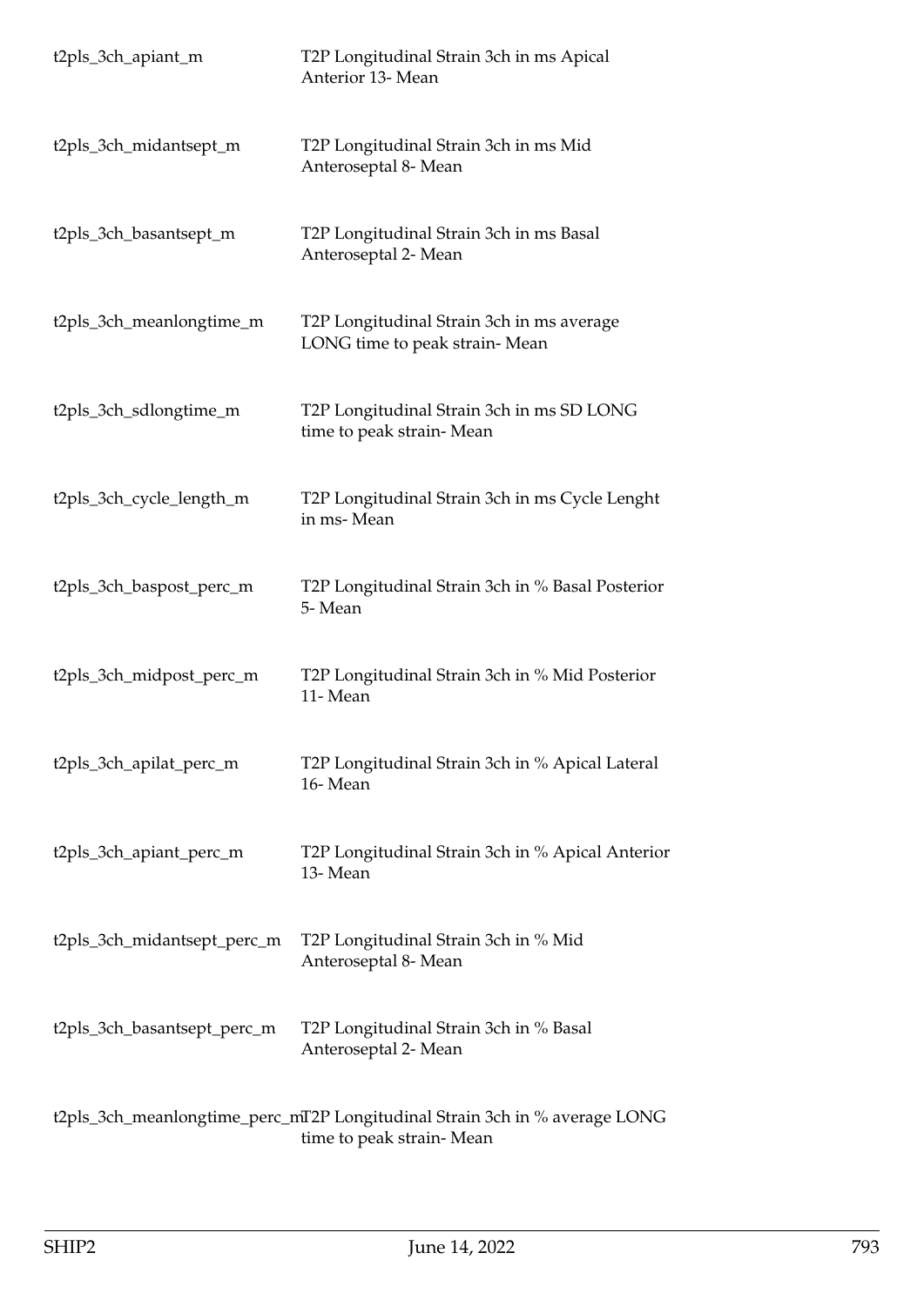| | |
|---|---|
| t2pls_3ch_apiant_m | T2P Longitudinal Strain 3ch in ms Apical Anterior 13- Mean |
| t2pls_3ch_midantsept_m | T2P Longitudinal Strain 3ch in ms Mid Anteroseptal 8- Mean |
| t2pls_3ch_basantsept_m | T2P Longitudinal Strain 3ch in ms Basal Anteroseptal 2- Mean |
| t2pls_3ch_meanlongtime_m | T2P Longitudinal Strain 3ch in ms average LONG time to peak strain- Mean |
| t2pls_3ch_sdlongtime_m | T2P Longitudinal Strain 3ch in ms SD LONG time to peak strain- Mean |
| t2pls_3ch_cycle_length_m | T2P Longitudinal Strain 3ch in ms Cycle Lenght in ms- Mean |
| t2pls_3ch_baspost_perc_m | T2P Longitudinal Strain 3ch in % Basal Posterior 5- Mean |
| t2pls_3ch_midpost_perc_m | T2P Longitudinal Strain 3ch in % Mid Posterior 11- Mean |
| t2pls_3ch_apilat_perc_m | T2P Longitudinal Strain 3ch in % Apical Lateral 16- Mean |
| t2pls_3ch_apiant_perc_m | T2P Longitudinal Strain 3ch in % Apical Anterior 13- Mean |
| t2pls_3ch_midantsept_perc_m | T2P Longitudinal Strain 3ch in % Mid Anteroseptal 8- Mean |
| t2pls_3ch_basantsept_perc_m | T2P Longitudinal Strain 3ch in % Basal Anteroseptal 2- Mean |
| t2pls_3ch_meanlongtime_perc_m | T2P Longitudinal Strain 3ch in % average LONG time to peak strain- Mean |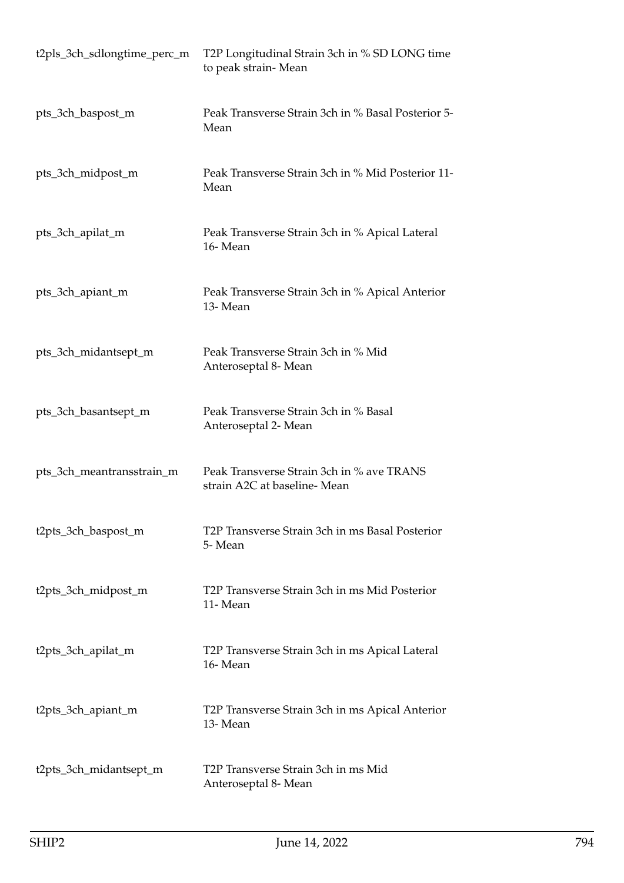| | |
|---|---|
| t2pls_3ch_sdlongtime_perc_m | T2P Longitudinal Strain 3ch in % SD LONG time to peak strain- Mean |
| pts_3ch_baspost_m | Peak Transverse Strain 3ch in % Basal Posterior 5- Mean |
| pts_3ch_midpost_m | Peak Transverse Strain 3ch in % Mid Posterior 11- Mean |
| pts_3ch_apilat_m | Peak Transverse Strain 3ch in % Apical Lateral 16- Mean |
| pts_3ch_apiant_m | Peak Transverse Strain 3ch in % Apical Anterior 13- Mean |
| pts_3ch_midantsept_m | Peak Transverse Strain 3ch in % Mid Anteroseptal 8- Mean |
| pts_3ch_basantsept_m | Peak Transverse Strain 3ch in % Basal Anteroseptal 2- Mean |
| pts_3ch_meantransstrain_m | Peak Transverse Strain 3ch in % ave TRANS strain A2C at baseline- Mean |
| t2pts_3ch_baspost_m | T2P Transverse Strain 3ch in ms Basal Posterior 5- Mean |
| t2pts_3ch_midpost_m | T2P Transverse Strain 3ch in ms Mid Posterior 11- Mean |
| t2pts_3ch_apilat_m | T2P Transverse Strain 3ch in ms Apical Lateral 16- Mean |
| t2pts_3ch_apiant_m | T2P Transverse Strain 3ch in ms Apical Anterior 13- Mean |
| t2pts_3ch_midantsept_m | T2P Transverse Strain 3ch in ms Mid Anteroseptal 8- Mean |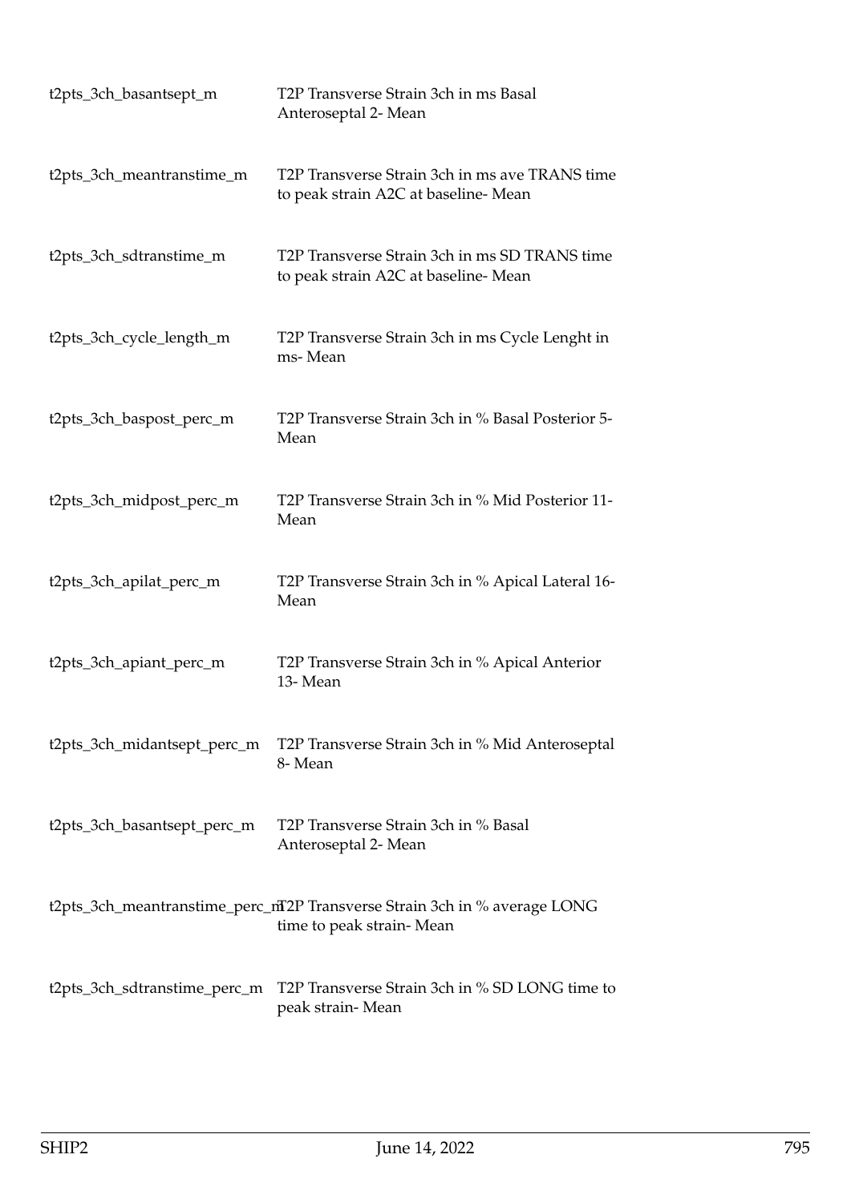| | |
|---|---|
| t2pts_3ch_basantsept_m | T2P Transverse Strain 3ch in ms Basal Anteroseptal 2- Mean |
| t2pts_3ch_meantranstime_m | T2P Transverse Strain 3ch in ms ave TRANS time to peak strain A2C at baseline- Mean |
| t2pts_3ch_sdtranstime_m | T2P Transverse Strain 3ch in ms SD TRANS time to peak strain A2C at baseline- Mean |
| t2pts_3ch_cycle_length_m | T2P Transverse Strain 3ch in ms Cycle Lenght in ms- Mean |
| t2pts_3ch_baspost_perc_m | T2P Transverse Strain 3ch in % Basal Posterior 5- Mean |
| t2pts_3ch_midpost_perc_m | T2P Transverse Strain 3ch in % Mid Posterior 11- Mean |
| t2pts_3ch_apilat_perc_m | T2P Transverse Strain 3ch in % Apical Lateral 16- Mean |
| t2pts_3ch_apiant_perc_m | T2P Transverse Strain 3ch in % Apical Anterior 13- Mean |
| t2pts_3ch_midantsept_perc_m | T2P Transverse Strain 3ch in % Mid Anteroseptal 8- Mean |
| t2pts_3ch_basantsept_perc_m | T2P Transverse Strain 3ch in % Basal Anteroseptal 2- Mean |
| t2pts_3ch_meantranstime_perc_m | T2P Transverse Strain 3ch in % average LONG time to peak strain- Mean |
| t2pts_3ch_sdtranstime_perc_m | T2P Transverse Strain 3ch in % SD LONG time to peak strain- Mean |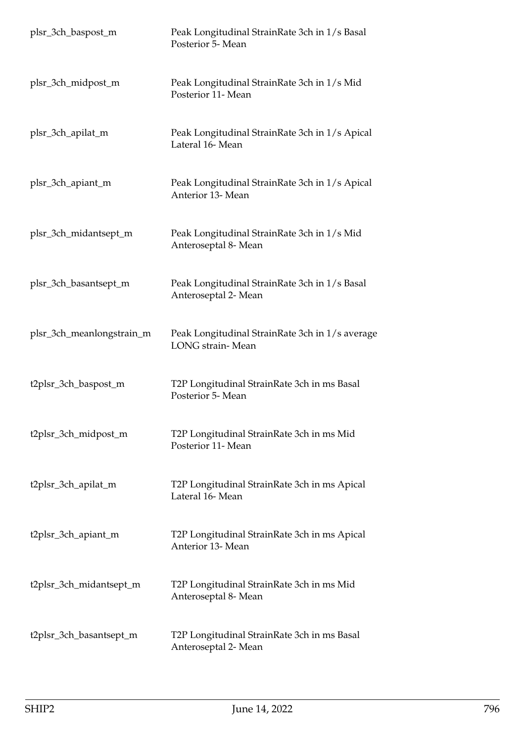| | |
|---|---|
| plsr_3ch_baspost_m | Peak Longitudinal StrainRate 3ch in 1/s Basal Posterior 5- Mean |
| plsr_3ch_midpost_m | Peak Longitudinal StrainRate 3ch in 1/s Mid Posterior 11- Mean |
| plsr_3ch_apilat_m | Peak Longitudinal StrainRate 3ch in 1/s Apical Lateral 16- Mean |
| plsr_3ch_apiant_m | Peak Longitudinal StrainRate 3ch in 1/s Apical Anterior 13- Mean |
| plsr_3ch_midantsept_m | Peak Longitudinal StrainRate 3ch in 1/s Mid Anteroseptal 8- Mean |
| plsr_3ch_basantsept_m | Peak Longitudinal StrainRate 3ch in 1/s Basal Anteroseptal 2- Mean |
| plsr_3ch_meanlongstrain_m | Peak Longitudinal StrainRate 3ch in 1/s average LONG strain- Mean |
| t2plsr_3ch_baspost_m | T2P Longitudinal StrainRate 3ch in ms Basal Posterior 5- Mean |
| t2plsr_3ch_midpost_m | T2P Longitudinal StrainRate 3ch in ms Mid Posterior 11- Mean |
| t2plsr_3ch_apilat_m | T2P Longitudinal StrainRate 3ch in ms Apical Lateral 16- Mean |
| t2plsr_3ch_apiant_m | T2P Longitudinal StrainRate 3ch in ms Apical Anterior 13- Mean |
| t2plsr_3ch_midantsept_m | T2P Longitudinal StrainRate 3ch in ms Mid Anteroseptal 8- Mean |
| t2plsr_3ch_basantsept_m | T2P Longitudinal StrainRate 3ch in ms Basal Anteroseptal 2- Mean |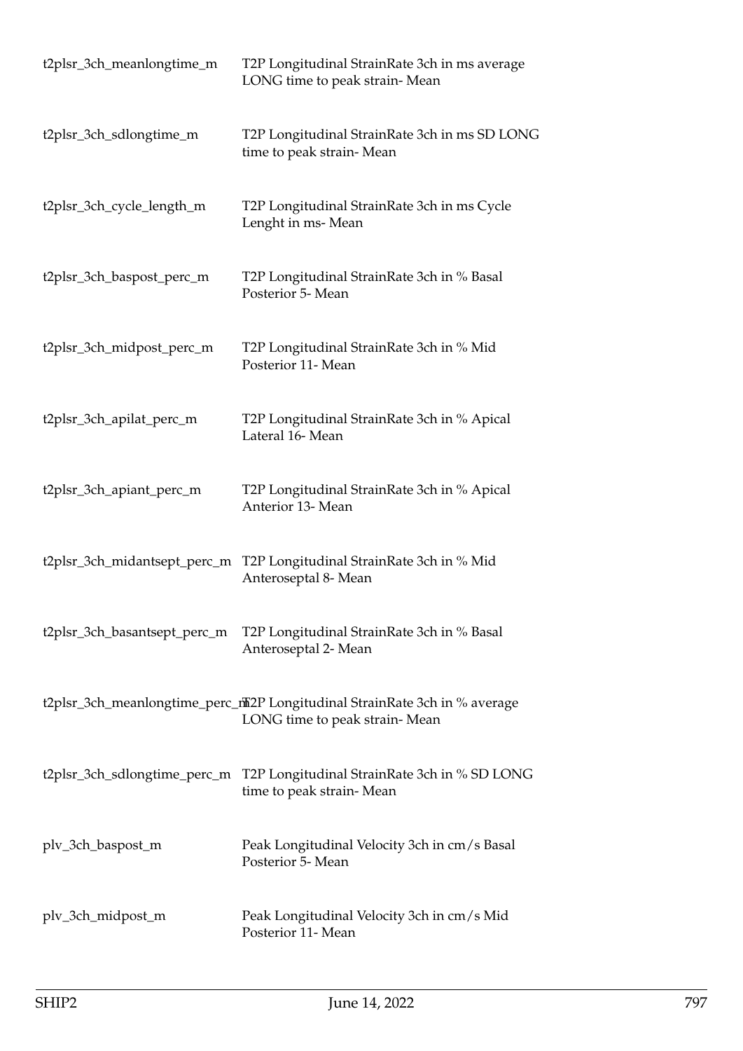| | |
|---|---|
| t2plsr_3ch_meanlongtime_m | T2P Longitudinal StrainRate 3ch in ms average LONG time to peak strain- Mean |
| t2plsr_3ch_sdlongtime_m | T2P Longitudinal StrainRate 3ch in ms SD LONG time to peak strain- Mean |
| t2plsr_3ch_cycle_length_m | T2P Longitudinal StrainRate 3ch in ms Cycle Lenght in ms- Mean |
| t2plsr_3ch_baspost_perc_m | T2P Longitudinal StrainRate 3ch in % Basal Posterior 5- Mean |
| t2plsr_3ch_midpost_perc_m | T2P Longitudinal StrainRate 3ch in % Mid Posterior 11- Mean |
| t2plsr_3ch_apilat_perc_m | T2P Longitudinal StrainRate 3ch in % Apical Lateral 16- Mean |
| t2plsr_3ch_apiant_perc_m | T2P Longitudinal StrainRate 3ch in % Apical Anterior 13- Mean |
| t2plsr_3ch_midantsept_perc_m | T2P Longitudinal StrainRate 3ch in % Mid Anteroseptal 8- Mean |
| t2plsr_3ch_basantsept_perc_m | T2P Longitudinal StrainRate 3ch in % Basal Anteroseptal 2- Mean |
| t2plsr_3ch_meanlongtime_perc_m | T2P Longitudinal StrainRate 3ch in % average LONG time to peak strain- Mean |
| t2plsr_3ch_sdlongtime_perc_m | T2P Longitudinal StrainRate 3ch in % SD LONG time to peak strain- Mean |
| plv_3ch_baspost_m | Peak Longitudinal Velocity 3ch in cm/s Basal Posterior 5- Mean |
| plv_3ch_midpost_m | Peak Longitudinal Velocity 3ch in cm/s Mid Posterior 11- Mean |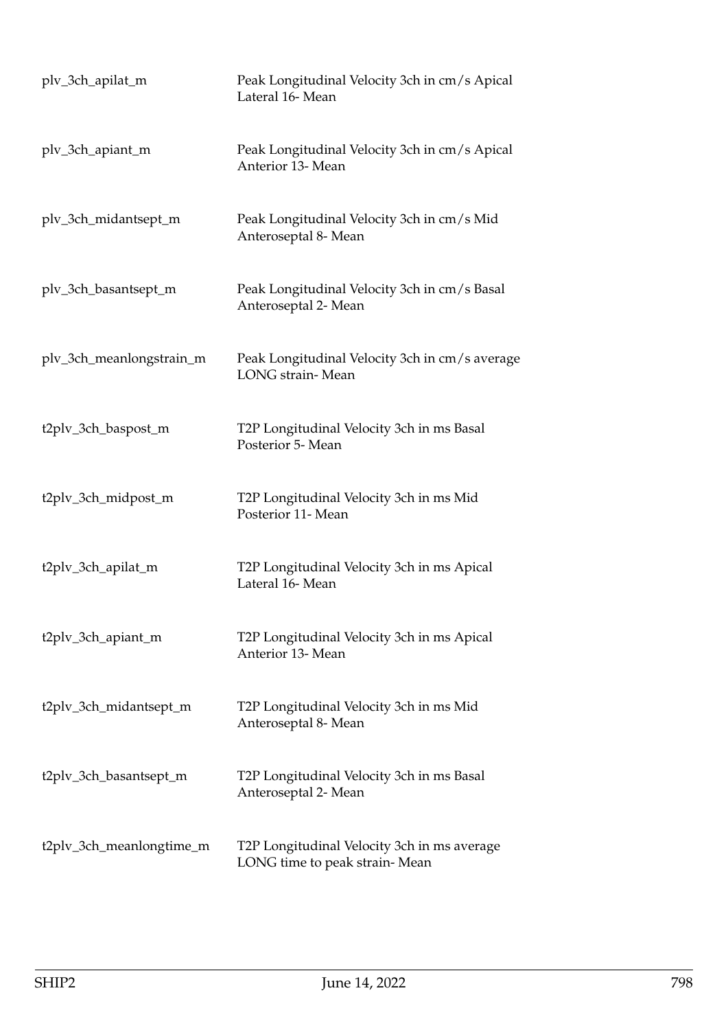| | |
|---|---|
| plv_3ch_apilat_m | Peak Longitudinal Velocity 3ch in cm/s Apical Lateral 16- Mean |
| plv_3ch_apiant_m | Peak Longitudinal Velocity 3ch in cm/s Apical Anterior 13- Mean |
| plv_3ch_midantsept_m | Peak Longitudinal Velocity 3ch in cm/s Mid Anteroseptal 8- Mean |
| plv_3ch_basantsept_m | Peak Longitudinal Velocity 3ch in cm/s Basal Anteroseptal 2- Mean |
| plv_3ch_meanlongstrain_m | Peak Longitudinal Velocity 3ch in cm/s average LONG strain- Mean |
| t2plv_3ch_baspost_m | T2P Longitudinal Velocity 3ch in ms Basal Posterior 5- Mean |
| t2plv_3ch_midpost_m | T2P Longitudinal Velocity 3ch in ms Mid Posterior 11- Mean |
| t2plv_3ch_apilat_m | T2P Longitudinal Velocity 3ch in ms Apical Lateral 16- Mean |
| t2plv_3ch_apiant_m | T2P Longitudinal Velocity 3ch in ms Apical Anterior 13- Mean |
| t2plv_3ch_midantsept_m | T2P Longitudinal Velocity 3ch in ms Mid Anteroseptal 8- Mean |
| t2plv_3ch_basantsept_m | T2P Longitudinal Velocity 3ch in ms Basal Anteroseptal 2- Mean |
| t2plv_3ch_meanlongtime_m | T2P Longitudinal Velocity 3ch in ms average LONG time to peak strain- Mean |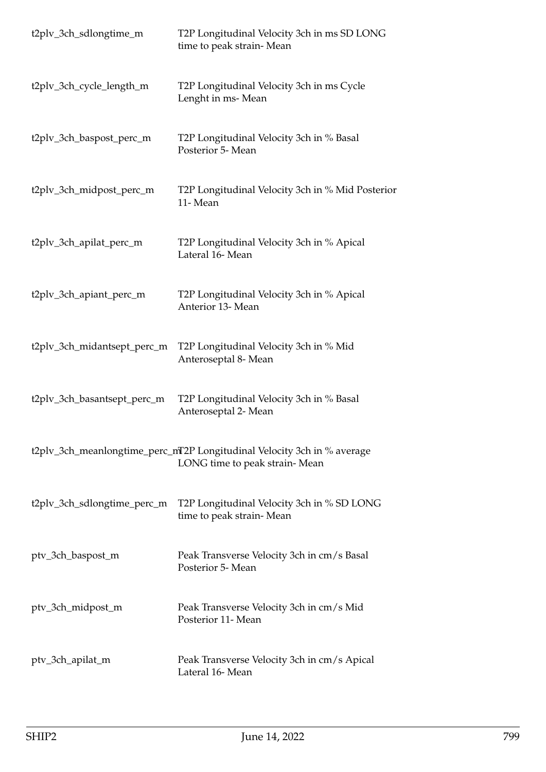| | |
|---|---|
| t2plv_3ch_sdlongtime_m | T2P Longitudinal Velocity 3ch in ms SD LONG time to peak strain- Mean |
| t2plv_3ch_cycle_length_m | T2P Longitudinal Velocity 3ch in ms Cycle Lenght in ms- Mean |
| t2plv_3ch_baspost_perc_m | T2P Longitudinal Velocity 3ch in % Basal Posterior 5- Mean |
| t2plv_3ch_midpost_perc_m | T2P Longitudinal Velocity 3ch in % Mid Posterior 11- Mean |
| t2plv_3ch_apilat_perc_m | T2P Longitudinal Velocity 3ch in % Apical Lateral 16- Mean |
| t2plv_3ch_apiant_perc_m | T2P Longitudinal Velocity 3ch in % Apical Anterior 13- Mean |
| t2plv_3ch_midantsept_perc_m | T2P Longitudinal Velocity 3ch in % Mid Anteroseptal 8- Mean |
| t2plv_3ch_basantsept_perc_m | T2P Longitudinal Velocity 3ch in % Basal Anteroseptal 2- Mean |
| t2plv_3ch_meanlongtime_perc_m | T2P Longitudinal Velocity 3ch in % average LONG time to peak strain- Mean |
| t2plv_3ch_sdlongtime_perc_m | T2P Longitudinal Velocity 3ch in % SD LONG time to peak strain- Mean |
| ptv_3ch_baspost_m | Peak Transverse Velocity 3ch in cm/s Basal Posterior 5- Mean |
| ptv_3ch_midpost_m | Peak Transverse Velocity 3ch in cm/s Mid Posterior 11- Mean |
| ptv_3ch_apilat_m | Peak Transverse Velocity 3ch in cm/s Apical Lateral 16- Mean |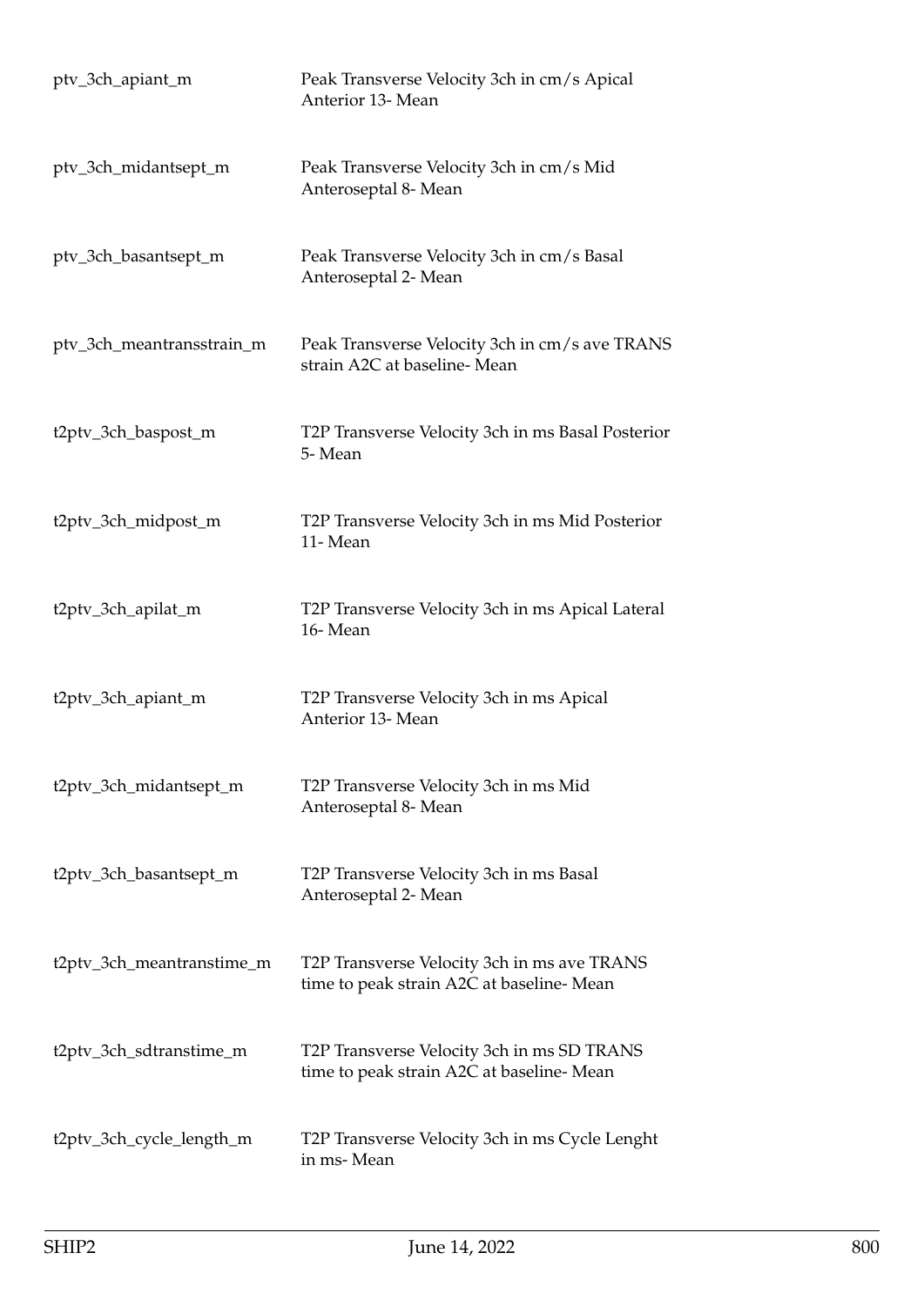| | |
|---|---|
| ptv_3ch_apiant_m | Peak Transverse Velocity 3ch in cm/s Apical Anterior 13- Mean |
| ptv_3ch_midantsept_m | Peak Transverse Velocity 3ch in cm/s Mid Anteroseptal 8- Mean |
| ptv_3ch_basantsept_m | Peak Transverse Velocity 3ch in cm/s Basal Anteroseptal 2- Mean |
| ptv_3ch_meantransstrain_m | Peak Transverse Velocity 3ch in cm/s ave TRANS strain A2C at baseline- Mean |
| t2ptv_3ch_baspost_m | T2P Transverse Velocity 3ch in ms Basal Posterior 5- Mean |
| t2ptv_3ch_midpost_m | T2P Transverse Velocity 3ch in ms Mid Posterior 11- Mean |
| t2ptv_3ch_apilat_m | T2P Transverse Velocity 3ch in ms Apical Lateral 16- Mean |
| t2ptv_3ch_apiant_m | T2P Transverse Velocity 3ch in ms Apical Anterior 13- Mean |
| t2ptv_3ch_midantsept_m | T2P Transverse Velocity 3ch in ms Mid Anteroseptal 8- Mean |
| t2ptv_3ch_basantsept_m | T2P Transverse Velocity 3ch in ms Basal Anteroseptal 2- Mean |
| t2ptv_3ch_meantranstime_m | T2P Transverse Velocity 3ch in ms ave TRANS time to peak strain A2C at baseline- Mean |
| t2ptv_3ch_sdtranstime_m | T2P Transverse Velocity 3ch in ms SD TRANS time to peak strain A2C at baseline- Mean |
| t2ptv_3ch_cycle_length_m | T2P Transverse Velocity 3ch in ms Cycle Lenght in ms- Mean |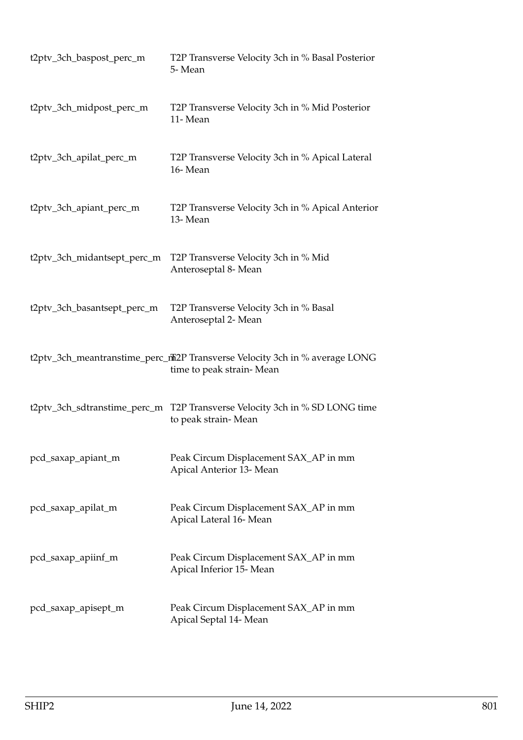| | |
|---|---|
| t2ptv_3ch_baspost_perc_m | T2P Transverse Velocity 3ch in % Basal Posterior 5- Mean |
| t2ptv_3ch_midpost_perc_m | T2P Transverse Velocity 3ch in % Mid Posterior 11- Mean |
| t2ptv_3ch_apilat_perc_m | T2P Transverse Velocity 3ch in % Apical Lateral 16- Mean |
| t2ptv_3ch_apiant_perc_m | T2P Transverse Velocity 3ch in % Apical Anterior 13- Mean |
| t2ptv_3ch_midantsept_perc_m | T2P Transverse Velocity 3ch in % Mid Anteroseptal 8- Mean |
| t2ptv_3ch_basantsept_perc_m | T2P Transverse Velocity 3ch in % Basal Anteroseptal 2- Mean |
| t2ptv_3ch_meantranstime_perc_m | T2P Transverse Velocity 3ch in % average LONG time to peak strain- Mean |
| t2ptv_3ch_sdtranstime_perc_m | T2P Transverse Velocity 3ch in % SD LONG time to peak strain- Mean |
| pcd_saxap_apiant_m | Peak Circum Displacement SAX_AP in mm Apical Anterior 13- Mean |
| pcd_saxap_apilat_m | Peak Circum Displacement SAX_AP in mm Apical Lateral 16- Mean |
| pcd_saxap_apiinf_m | Peak Circum Displacement SAX_AP in mm Apical Inferior 15- Mean |
| pcd_saxap_apisept_m | Peak Circum Displacement SAX_AP in mm Apical Septal 14- Mean |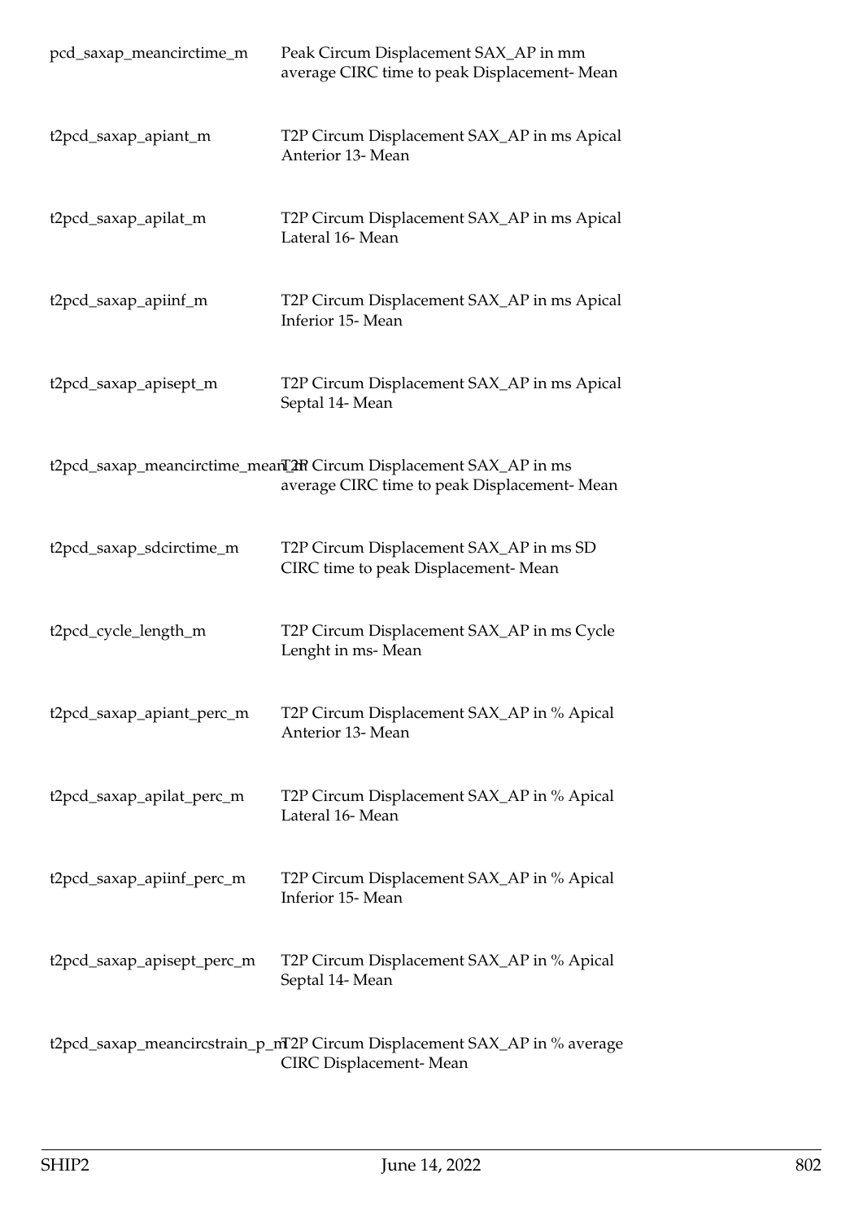| | |
|---|---|
| pcd_saxap_meancirctime_m | Peak Circum Displacement SAX_AP in mm average CIRC time to peak Displacement- Mean |
| t2pcd_saxap_apiant_m | T2P Circum Displacement SAX_AP in ms Apical Anterior 13- Mean |
| t2pcd_saxap_apilat_m | T2P Circum Displacement SAX_AP in ms Apical Lateral 16- Mean |
| t2pcd_saxap_apiinf_m | T2P Circum Displacement SAX_AP in ms Apical Inferior 15- Mean |
| t2pcd_saxap_apisept_m | T2P Circum Displacement SAX_AP in ms Apical Septal 14- Mean |
| t2pcd_saxap_meancirctime_mean_m | T2P Circum Displacement SAX_AP in ms average CIRC time to peak Displacement- Mean |
| t2pcd_saxap_sdcirctime_m | T2P Circum Displacement SAX_AP in ms SD CIRC time to peak Displacement- Mean |
| t2pcd_cycle_length_m | T2P Circum Displacement SAX_AP in ms Cycle Lenght in ms- Mean |
| t2pcd_saxap_apiant_perc_m | T2P Circum Displacement SAX_AP in % Apical Anterior 13- Mean |
| t2pcd_saxap_apilat_perc_m | T2P Circum Displacement SAX_AP in % Apical Lateral 16- Mean |
| t2pcd_saxap_apiinf_perc_m | T2P Circum Displacement SAX_AP in % Apical Inferior 15- Mean |
| t2pcd_saxap_apisept_perc_m | T2P Circum Displacement SAX_AP in % Apical Septal 14- Mean |
| t2pcd_saxap_meancircstrain_p_m | T2P Circum Displacement SAX_AP in % average CIRC Displacement- Mean |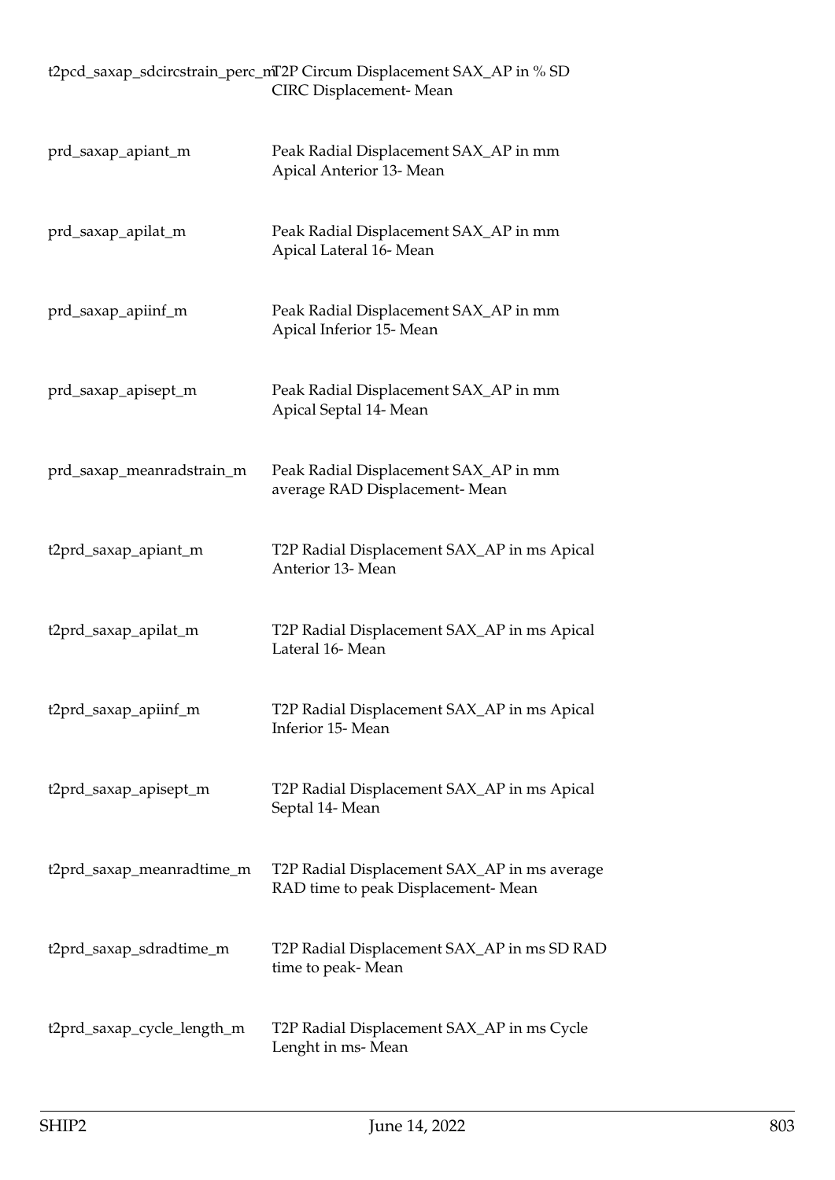| | |
|---|---|
| t2pcd_saxap_sdcircstrain_perc_m | T2P Circum Displacement SAX_AP in % SD CIRC Displacement- Mean |
| prd_saxap_apiant_m | Peak Radial Displacement SAX_AP in mm Apical Anterior 13- Mean |
| prd_saxap_apilat_m | Peak Radial Displacement SAX_AP in mm Apical Lateral 16- Mean |
| prd_saxap_apiinf_m | Peak Radial Displacement SAX_AP in mm Apical Inferior 15- Mean |
| prd_saxap_apisept_m | Peak Radial Displacement SAX_AP in mm Apical Septal 14- Mean |
| prd_saxap_meanradstrain_m | Peak Radial Displacement SAX_AP in mm average RAD Displacement- Mean |
| t2prd_saxap_apiant_m | T2P Radial Displacement SAX_AP in ms Apical Anterior 13- Mean |
| t2prd_saxap_apilat_m | T2P Radial Displacement SAX_AP in ms Apical Lateral 16- Mean |
| t2prd_saxap_apiinf_m | T2P Radial Displacement SAX_AP in ms Apical Inferior 15- Mean |
| t2prd_saxap_apisept_m | T2P Radial Displacement SAX_AP in ms Apical Septal 14- Mean |
| t2prd_saxap_meanradtime_m | T2P Radial Displacement SAX_AP in ms average RAD time to peak Displacement- Mean |
| t2prd_saxap_sdradtime_m | T2P Radial Displacement SAX_AP in ms SD RAD time to peak- Mean |
| t2prd_saxap_cycle_length_m | T2P Radial Displacement SAX_AP in ms Cycle Lenght in ms- Mean |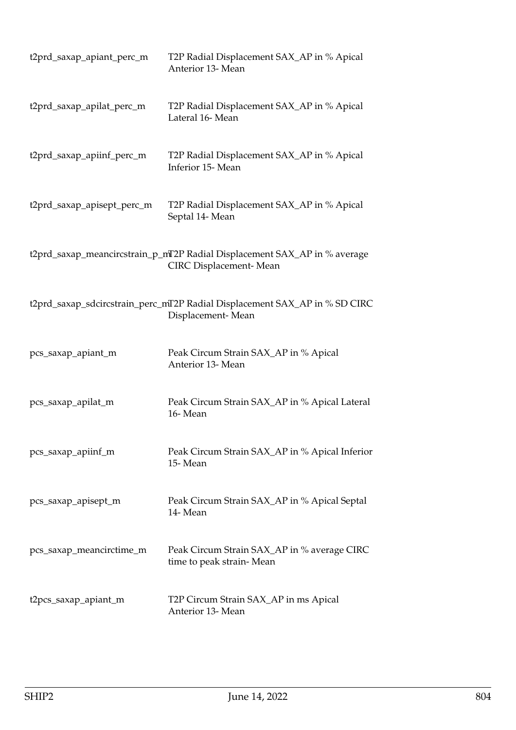| | |
|---|---|
| t2prd_saxap_apiant_perc_m | T2P Radial Displacement SAX_AP in % Apical Anterior 13- Mean |
| t2prd_saxap_apilat_perc_m | T2P Radial Displacement SAX_AP in % Apical Lateral 16- Mean |
| t2prd_saxap_apiinf_perc_m | T2P Radial Displacement SAX_AP in % Apical Inferior 15- Mean |
| t2prd_saxap_apisept_perc_m | T2P Radial Displacement SAX_AP in % Apical Septal 14- Mean |
| t2prd_saxap_meancircstrain_p_m | T2P Radial Displacement SAX_AP in % average CIRC Displacement- Mean |
| t2prd_saxap_sdcircstrain_perc_m | T2P Radial Displacement SAX_AP in % SD CIRC Displacement- Mean |
| pcs_saxap_apiant_m | Peak Circum Strain SAX_AP in % Apical Anterior 13- Mean |
| pcs_saxap_apilat_m | Peak Circum Strain SAX_AP in % Apical Lateral 16- Mean |
| pcs_saxap_apiinf_m | Peak Circum Strain SAX_AP in % Apical Inferior 15- Mean |
| pcs_saxap_apisept_m | Peak Circum Strain SAX_AP in % Apical Septal 14- Mean |
| pcs_saxap_meancirctime_m | Peak Circum Strain SAX_AP in % average CIRC time to peak strain- Mean |
| t2pcs_saxap_apiant_m | T2P Circum Strain SAX_AP in ms Apical Anterior 13- Mean |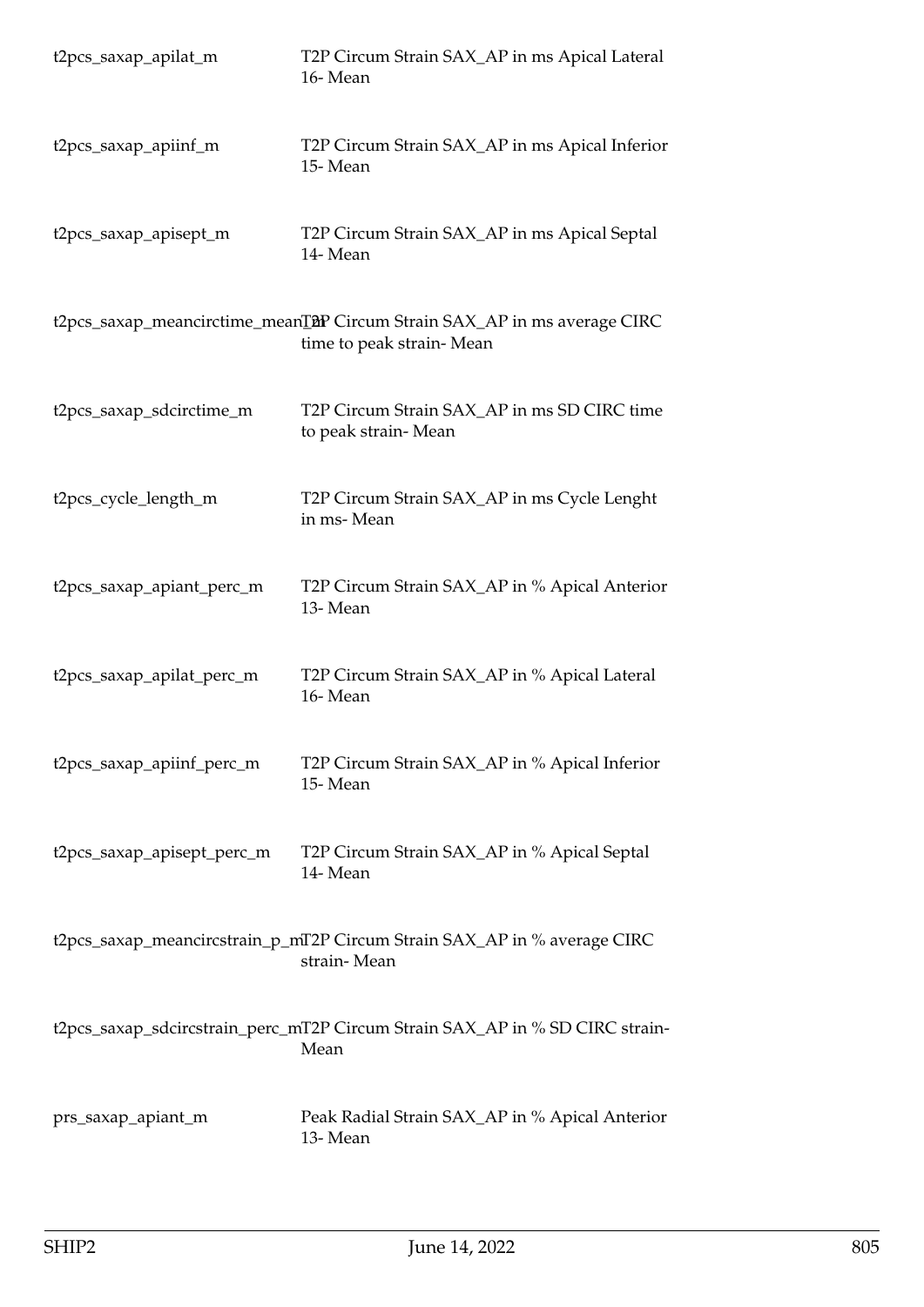| | |
|---|---|
| t2pcs_saxap_apilat_m | T2P Circum Strain SAX_AP in ms Apical Lateral 16- Mean |
| t2pcs_saxap_apiinf_m | T2P Circum Strain SAX_AP in ms Apical Inferior 15- Mean |
| t2pcs_saxap_apisept_m | T2P Circum Strain SAX_AP in ms Apical Septal 14- Mean |
| t2pcs_saxap_meancirctime_mean_m | T2P Circum Strain SAX_AP in ms average CIRC time to peak strain- Mean |
| t2pcs_saxap_sdcirctime_m | T2P Circum Strain SAX_AP in ms SD CIRC time to peak strain- Mean |
| t2pcs_cycle_length_m | T2P Circum Strain SAX_AP in ms Cycle Lenght in ms- Mean |
| t2pcs_saxap_apiant_perc_m | T2P Circum Strain SAX_AP in % Apical Anterior 13- Mean |
| t2pcs_saxap_apilat_perc_m | T2P Circum Strain SAX_AP in % Apical Lateral 16- Mean |
| t2pcs_saxap_apiinf_perc_m | T2P Circum Strain SAX_AP in % Apical Inferior 15- Mean |
| t2pcs_saxap_apisept_perc_m | T2P Circum Strain SAX_AP in % Apical Septal 14- Mean |
| t2pcs_saxap_meancircstrain_p_m | T2P Circum Strain SAX_AP in % average CIRC strain- Mean |
| t2pcs_saxap_sdcircstrain_perc_m | T2P Circum Strain SAX_AP in % SD CIRC strain- Mean |
| prs_saxap_apiant_m | Peak Radial Strain SAX_AP in % Apical Anterior 13- Mean |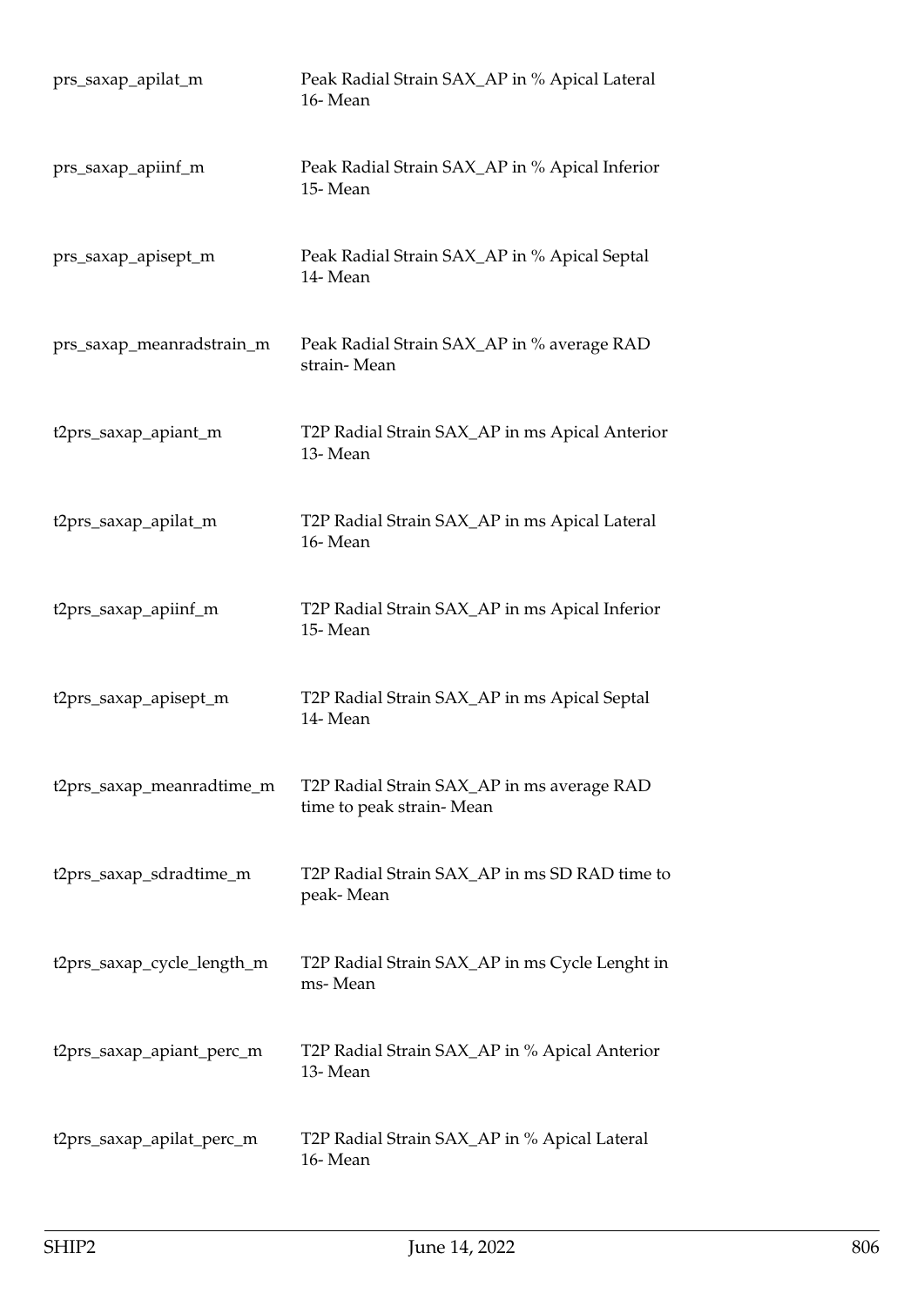| | |
|---|---|
| prs_saxap_apilat_m | Peak Radial Strain SAX_AP in % Apical Lateral 16- Mean |
| prs_saxap_apiinf_m | Peak Radial Strain SAX_AP in % Apical Inferior 15- Mean |
| prs_saxap_apisept_m | Peak Radial Strain SAX_AP in % Apical Septal 14- Mean |
| prs_saxap_meanradstrain_m | Peak Radial Strain SAX_AP in % average RAD strain- Mean |
| t2prs_saxap_apiant_m | T2P Radial Strain SAX_AP in ms Apical Anterior 13- Mean |
| t2prs_saxap_apilat_m | T2P Radial Strain SAX_AP in ms Apical Lateral 16- Mean |
| t2prs_saxap_apiinf_m | T2P Radial Strain SAX_AP in ms Apical Inferior 15- Mean |
| t2prs_saxap_apisept_m | T2P Radial Strain SAX_AP in ms Apical Septal 14- Mean |
| t2prs_saxap_meanradtime_m | T2P Radial Strain SAX_AP in ms average RAD time to peak strain- Mean |
| t2prs_saxap_sdradtime_m | T2P Radial Strain SAX_AP in ms SD RAD time to peak- Mean |
| t2prs_saxap_cycle_length_m | T2P Radial Strain SAX_AP in ms Cycle Lenght in ms- Mean |
| t2prs_saxap_apiant_perc_m | T2P Radial Strain SAX_AP in % Apical Anterior 13- Mean |
| t2prs_saxap_apilat_perc_m | T2P Radial Strain SAX_AP in % Apical Lateral 16- Mean |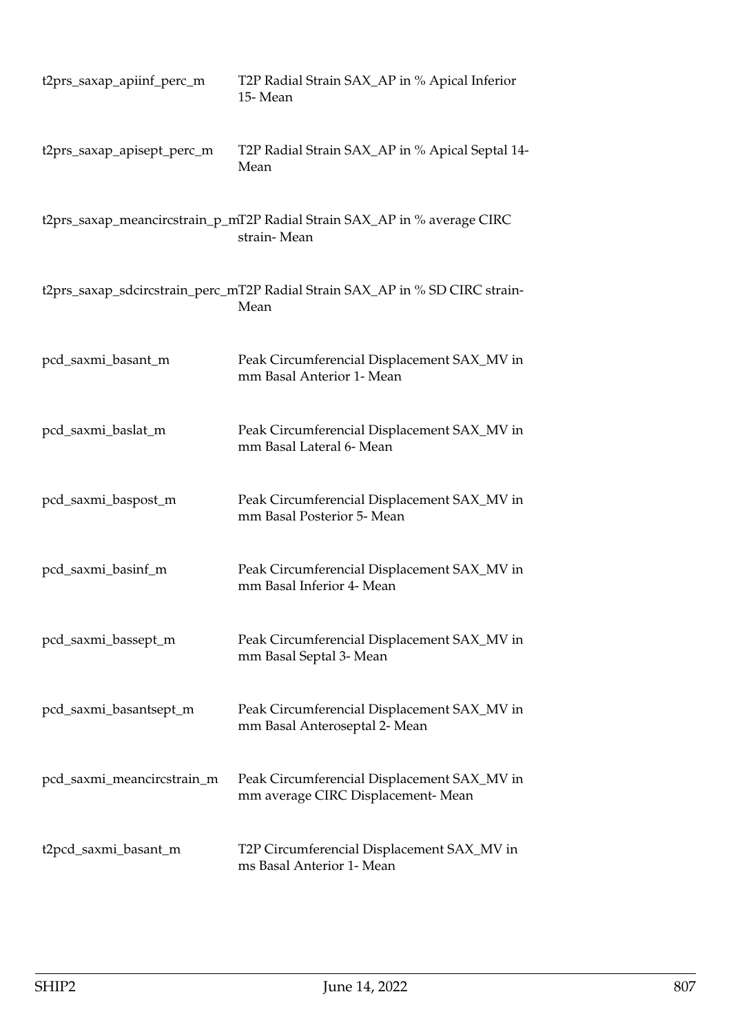| | |
|---|---|
| t2prs_saxap_apiinf_perc_m | T2P Radial Strain SAX_AP in % Apical Inferior 15- Mean |
| t2prs_saxap_apisept_perc_m | T2P Radial Strain SAX_AP in % Apical Septal 14- Mean |
| t2prs_saxap_meancircstrain_p_m | T2P Radial Strain SAX_AP in % average CIRC strain- Mean |
| t2prs_saxap_sdcircstrain_perc_m | T2P Radial Strain SAX_AP in % SD CIRC strain- Mean |
| pcd_saxmi_basant_m | Peak Circumferencial Displacement SAX_MV in mm Basal Anterior 1- Mean |
| pcd_saxmi_baslat_m | Peak Circumferencial Displacement SAX_MV in mm Basal Lateral 6- Mean |
| pcd_saxmi_baspost_m | Peak Circumferencial Displacement SAX_MV in mm Basal Posterior 5- Mean |
| pcd_saxmi_basinf_m | Peak Circumferencial Displacement SAX_MV in mm Basal Inferior 4- Mean |
| pcd_saxmi_bassept_m | Peak Circumferencial Displacement SAX_MV in mm Basal Septal 3- Mean |
| pcd_saxmi_basantsept_m | Peak Circumferencial Displacement SAX_MV in mm Basal Anteroseptal 2- Mean |
| pcd_saxmi_meancircstrain_m | Peak Circumferencial Displacement SAX_MV in mm average CIRC Displacement- Mean |
| t2pcd_saxmi_basant_m | T2P Circumferencial Displacement SAX_MV in ms Basal Anterior 1- Mean |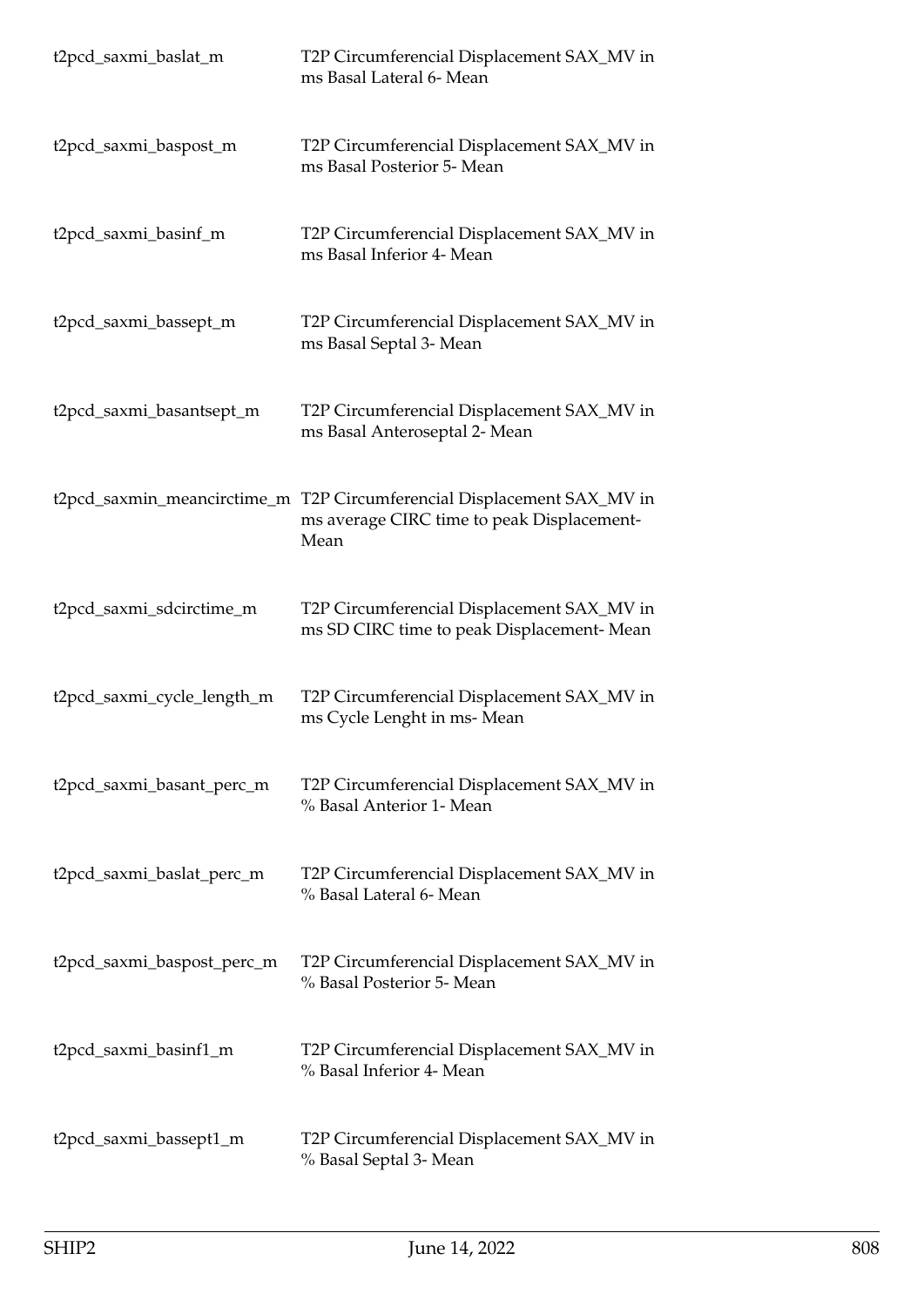| | |
|---|---|
| t2pcd_saxmi_baslat_m | T2P Circumferencial Displacement SAX_MV in ms Basal Lateral 6- Mean |
| t2pcd_saxmi_baspost_m | T2P Circumferencial Displacement SAX_MV in ms Basal Posterior 5- Mean |
| t2pcd_saxmi_basinf_m | T2P Circumferencial Displacement SAX_MV in ms Basal Inferior 4- Mean |
| t2pcd_saxmi_bassept_m | T2P Circumferencial Displacement SAX_MV in ms Basal Septal 3- Mean |
| t2pcd_saxmi_basantsept_m | T2P Circumferencial Displacement SAX_MV in ms Basal Anteroseptal 2- Mean |
| t2pcd_saxmin_meancirctime_m | T2P Circumferencial Displacement SAX_MV in ms average CIRC time to peak Displacement- Mean |
| t2pcd_saxmi_sdcirctime_m | T2P Circumferencial Displacement SAX_MV in ms SD CIRC time to peak Displacement- Mean |
| t2pcd_saxmi_cycle_length_m | T2P Circumferencial Displacement SAX_MV in ms Cycle Lenght in ms- Mean |
| t2pcd_saxmi_basant_perc_m | T2P Circumferencial Displacement SAX_MV in % Basal Anterior 1- Mean |
| t2pcd_saxmi_baslat_perc_m | T2P Circumferencial Displacement SAX_MV in % Basal Lateral 6- Mean |
| t2pcd_saxmi_baspost_perc_m | T2P Circumferencial Displacement SAX_MV in % Basal Posterior 5- Mean |
| t2pcd_saxmi_basinf1_m | T2P Circumferencial Displacement SAX_MV in % Basal Inferior 4- Mean |
| t2pcd_saxmi_bassept1_m | T2P Circumferencial Displacement SAX_MV in % Basal Septal 3- Mean |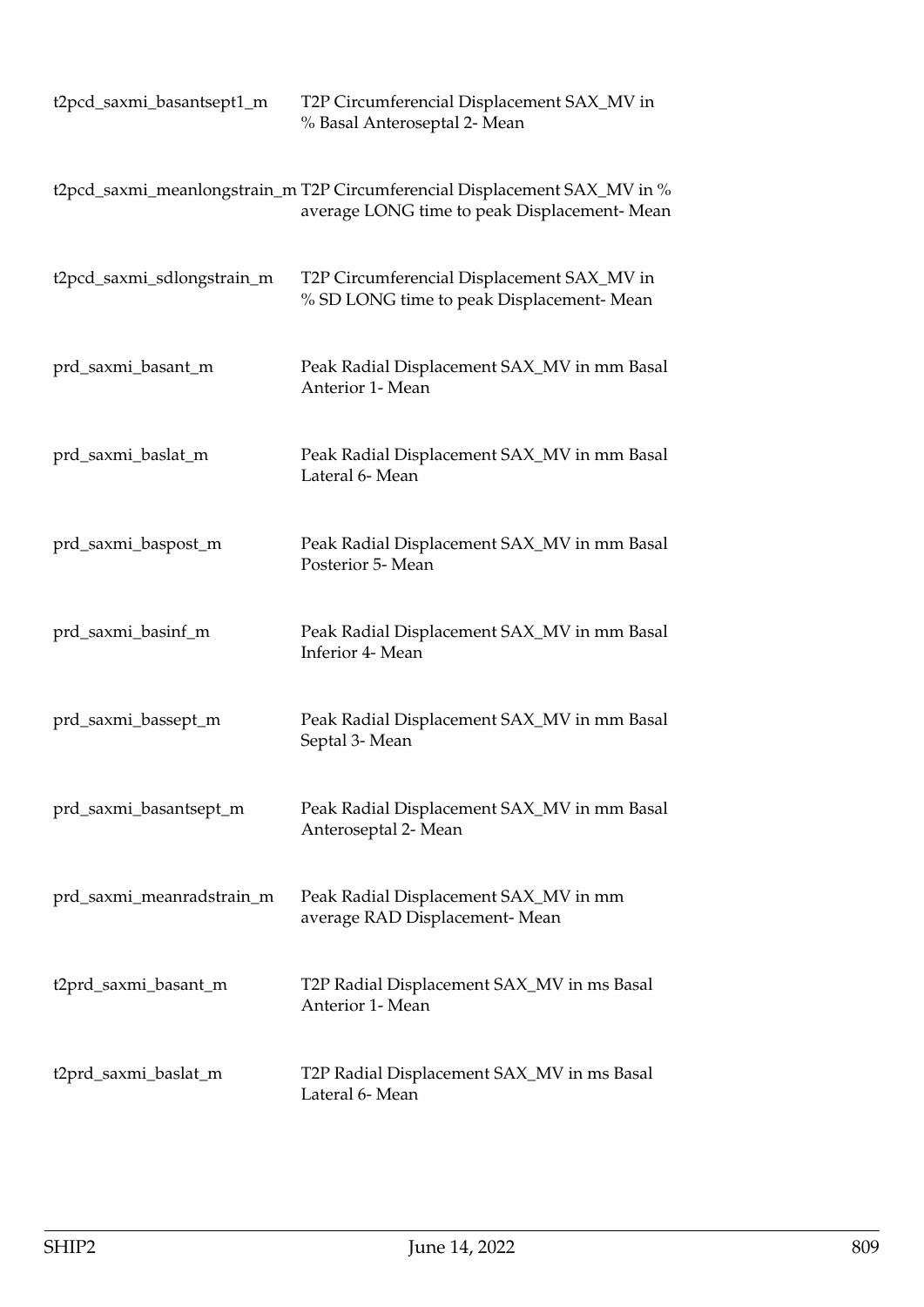| | |
|---|---|
| t2pcd_saxmi_basantsept1_m | T2P Circumferencial Displacement SAX_MV in % Basal Anteroseptal 2- Mean |
| t2pcd_saxmi_meanlongstrain_m | T2P Circumferencial Displacement SAX_MV in % average LONG time to peak Displacement- Mean |
| t2pcd_saxmi_sdlongstrain_m | T2P Circumferencial Displacement SAX_MV in % SD LONG time to peak Displacement- Mean |
| prd_saxmi_basant_m | Peak Radial Displacement SAX_MV in mm Basal Anterior 1- Mean |
| prd_saxmi_baslat_m | Peak Radial Displacement SAX_MV in mm Basal Lateral 6- Mean |
| prd_saxmi_baspost_m | Peak Radial Displacement SAX_MV in mm Basal Posterior 5- Mean |
| prd_saxmi_basinf_m | Peak Radial Displacement SAX_MV in mm Basal Inferior 4- Mean |
| prd_saxmi_bassept_m | Peak Radial Displacement SAX_MV in mm Basal Septal 3- Mean |
| prd_saxmi_basantsept_m | Peak Radial Displacement SAX_MV in mm Basal Anteroseptal 2- Mean |
| prd_saxmi_meanradstrain_m | Peak Radial Displacement SAX_MV in mm average RAD Displacement- Mean |
| t2prd_saxmi_basant_m | T2P Radial Displacement SAX_MV in ms Basal Anterior 1- Mean |
| t2prd_saxmi_baslat_m | T2P Radial Displacement SAX_MV in ms Basal Lateral 6- Mean |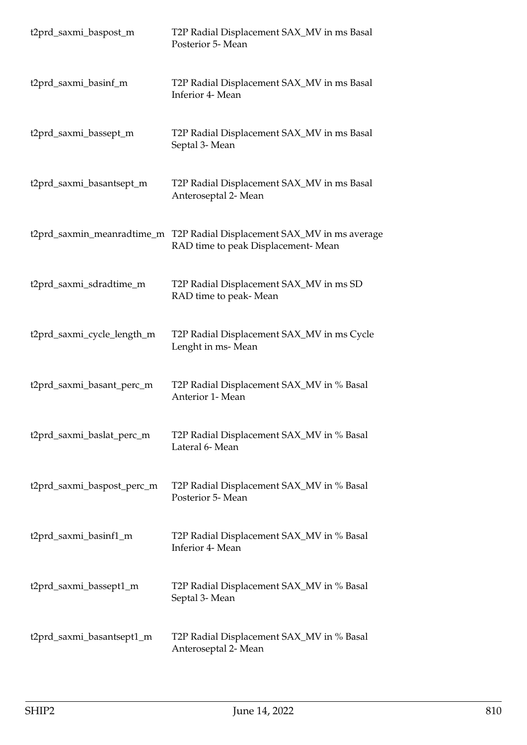| | |
|---|---|
| t2prd_saxmi_baspost_m | T2P Radial Displacement SAX_MV in ms Basal Posterior 5- Mean |
| t2prd_saxmi_basinf_m | T2P Radial Displacement SAX_MV in ms Basal Inferior 4- Mean |
| t2prd_saxmi_bassept_m | T2P Radial Displacement SAX_MV in ms Basal Septal 3- Mean |
| t2prd_saxmi_basantsept_m | T2P Radial Displacement SAX_MV in ms Basal Anteroseptal 2- Mean |
| t2prd_saxmin_meanradtime_m | T2P Radial Displacement SAX_MV in ms average RAD time to peak Displacement- Mean |
| t2prd_saxmi_sdradtime_m | T2P Radial Displacement SAX_MV in ms SD RAD time to peak- Mean |
| t2prd_saxmi_cycle_length_m | T2P Radial Displacement SAX_MV in ms Cycle Lenght in ms- Mean |
| t2prd_saxmi_basant_perc_m | T2P Radial Displacement SAX_MV in % Basal Anterior 1- Mean |
| t2prd_saxmi_baslat_perc_m | T2P Radial Displacement SAX_MV in % Basal Lateral 6- Mean |
| t2prd_saxmi_baspost_perc_m | T2P Radial Displacement SAX_MV in % Basal Posterior 5- Mean |
| t2prd_saxmi_basinf1_m | T2P Radial Displacement SAX_MV in % Basal Inferior 4- Mean |
| t2prd_saxmi_bassept1_m | T2P Radial Displacement SAX_MV in % Basal Septal 3- Mean |
| t2prd_saxmi_basantsept1_m | T2P Radial Displacement SAX_MV in % Basal Anteroseptal 2- Mean |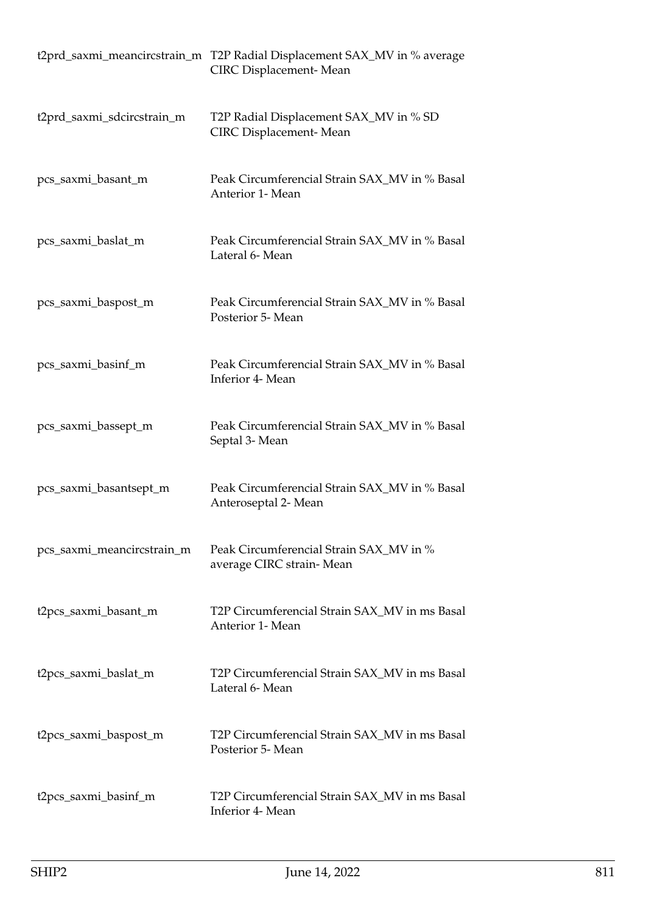| | |
|---|---|
| t2prd_saxmi_meancircstrain_m | T2P Radial Displacement SAX_MV in % average CIRC Displacement- Mean |
| t2prd_saxmi_sdcircstrain_m | T2P Radial Displacement SAX_MV in % SD CIRC Displacement- Mean |
| pcs_saxmi_basant_m | Peak Circumferencial Strain SAX_MV in % Basal Anterior 1- Mean |
| pcs_saxmi_baslat_m | Peak Circumferencial Strain SAX_MV in % Basal Lateral 6- Mean |
| pcs_saxmi_baspost_m | Peak Circumferencial Strain SAX_MV in % Basal Posterior 5- Mean |
| pcs_saxmi_basinf_m | Peak Circumferencial Strain SAX_MV in % Basal Inferior 4- Mean |
| pcs_saxmi_bassept_m | Peak Circumferencial Strain SAX_MV in % Basal Septal 3- Mean |
| pcs_saxmi_basantsept_m | Peak Circumferencial Strain SAX_MV in % Basal Anteroseptal 2- Mean |
| pcs_saxmi_meancircstrain_m | Peak Circumferencial Strain SAX_MV in % average CIRC strain- Mean |
| t2pcs_saxmi_basant_m | T2P Circumferencial Strain SAX_MV in ms Basal Anterior 1- Mean |
| t2pcs_saxmi_baslat_m | T2P Circumferencial Strain SAX_MV in ms Basal Lateral 6- Mean |
| t2pcs_saxmi_baspost_m | T2P Circumferencial Strain SAX_MV in ms Basal Posterior 5- Mean |
| t2pcs_saxmi_basinf_m | T2P Circumferencial Strain SAX_MV in ms Basal Inferior 4- Mean |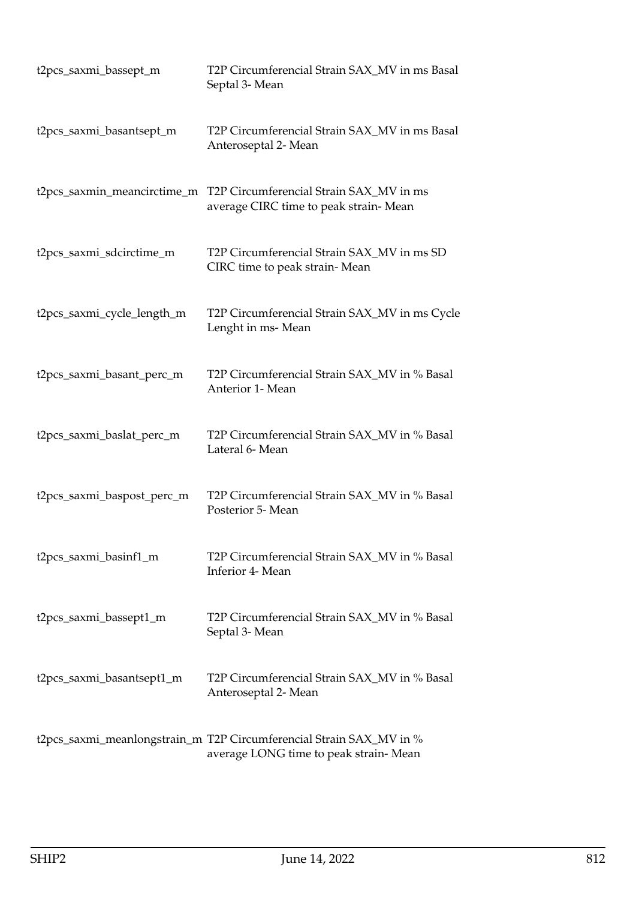| | |
|---|---|
| t2pcs_saxmi_bassept_m | T2P Circumferencial Strain SAX_MV in ms Basal Septal 3- Mean |
| t2pcs_saxmi_basantsept_m | T2P Circumferencial Strain SAX_MV in ms Basal Anteroseptal 2- Mean |
| t2pcs_saxmin_meancirctime_m | T2P Circumferencial Strain SAX_MV in ms average CIRC time to peak strain- Mean |
| t2pcs_saxmi_sdcirctime_m | T2P Circumferencial Strain SAX_MV in ms SD CIRC time to peak strain- Mean |
| t2pcs_saxmi_cycle_length_m | T2P Circumferencial Strain SAX_MV in ms Cycle Lenght in ms- Mean |
| t2pcs_saxmi_basant_perc_m | T2P Circumferencial Strain SAX_MV in % Basal Anterior 1- Mean |
| t2pcs_saxmi_baslat_perc_m | T2P Circumferencial Strain SAX_MV in % Basal Lateral 6- Mean |
| t2pcs_saxmi_baspost_perc_m | T2P Circumferencial Strain SAX_MV in % Basal Posterior 5- Mean |
| t2pcs_saxmi_basinf1_m | T2P Circumferencial Strain SAX_MV in % Basal Inferior 4- Mean |
| t2pcs_saxmi_bassept1_m | T2P Circumferencial Strain SAX_MV in % Basal Septal 3- Mean |
| t2pcs_saxmi_basantsept1_m | T2P Circumferencial Strain SAX_MV in % Basal Anteroseptal 2- Mean |
| t2pcs_saxmi_meanlongstrain_m | T2P Circumferencial Strain SAX_MV in % average LONG time to peak strain- Mean |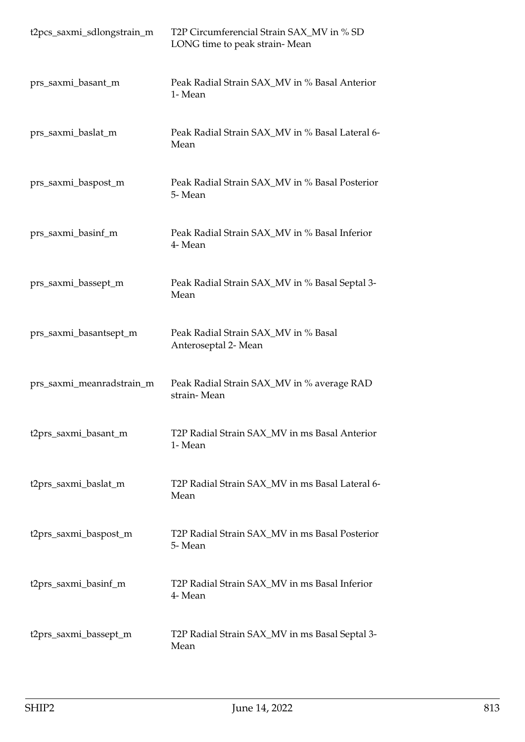| | |
|---|---|
| t2pcs_saxmi_sdlongstrain_m | T2P Circumferencial Strain SAX_MV in % SD LONG time to peak strain- Mean |
| prs_saxmi_basant_m | Peak Radial Strain SAX_MV in % Basal Anterior 1- Mean |
| prs_saxmi_baslat_m | Peak Radial Strain SAX_MV in % Basal Lateral 6- Mean |
| prs_saxmi_baspost_m | Peak Radial Strain SAX_MV in % Basal Posterior 5- Mean |
| prs_saxmi_basinf_m | Peak Radial Strain SAX_MV in % Basal Inferior 4- Mean |
| prs_saxmi_bassept_m | Peak Radial Strain SAX_MV in % Basal Septal 3- Mean |
| prs_saxmi_basantsept_m | Peak Radial Strain SAX_MV in % Basal Anteroseptal 2- Mean |
| prs_saxmi_meanradstrain_m | Peak Radial Strain SAX_MV in % average RAD strain- Mean |
| t2prs_saxmi_basant_m | T2P Radial Strain SAX_MV in ms Basal Anterior 1- Mean |
| t2prs_saxmi_baslat_m | T2P Radial Strain SAX_MV in ms Basal Lateral 6- Mean |
| t2prs_saxmi_baspost_m | T2P Radial Strain SAX_MV in ms Basal Posterior 5- Mean |
| t2prs_saxmi_basinf_m | T2P Radial Strain SAX_MV in ms Basal Inferior 4- Mean |
| t2prs_saxmi_bassept_m | T2P Radial Strain SAX_MV in ms Basal Septal 3- Mean |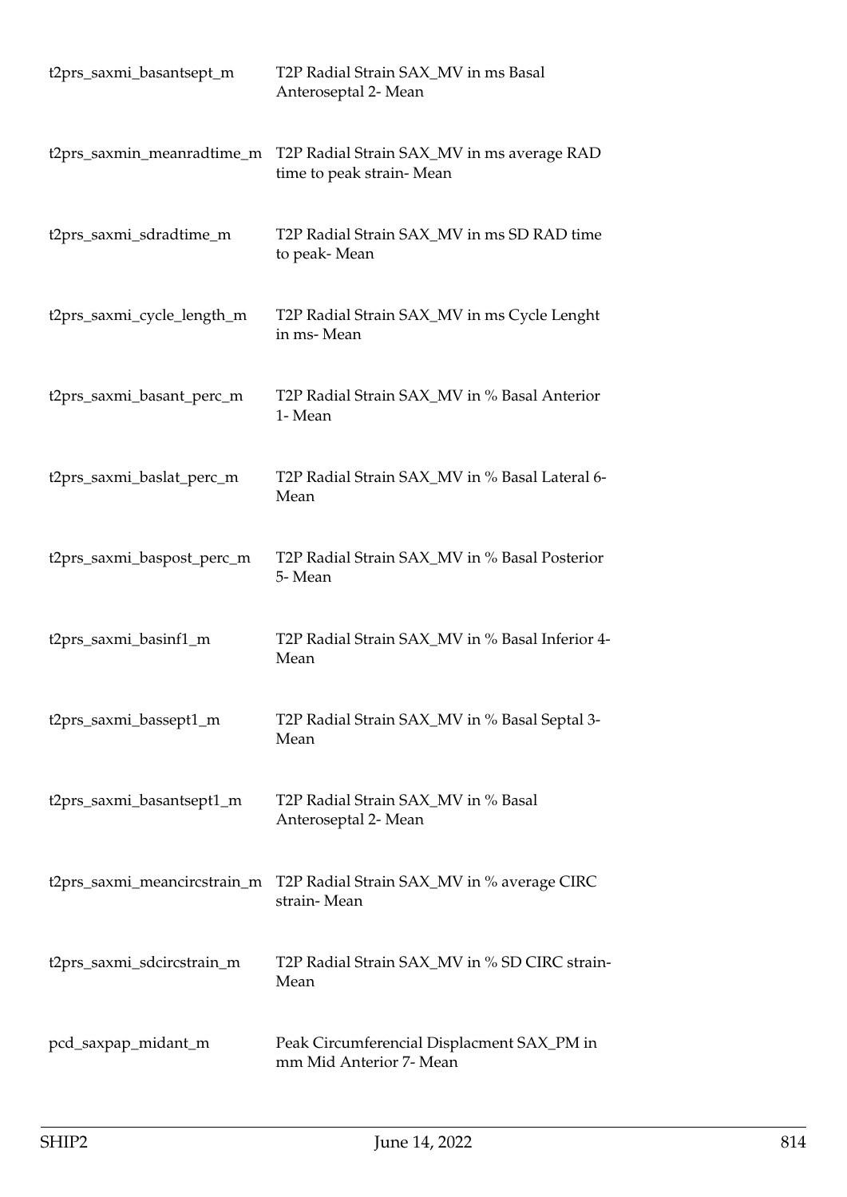| | |
|---|---|
| t2prs_saxmi_basantsept_m | T2P Radial Strain SAX_MV in ms Basal Anteroseptal 2- Mean |
| t2prs_saxmin_meanradtime_m | T2P Radial Strain SAX_MV in ms average RAD time to peak strain- Mean |
| t2prs_saxmi_sdradtime_m | T2P Radial Strain SAX_MV in ms SD RAD time to peak- Mean |
| t2prs_saxmi_cycle_length_m | T2P Radial Strain SAX_MV in ms Cycle Lenght in ms- Mean |
| t2prs_saxmi_basant_perc_m | T2P Radial Strain SAX_MV in % Basal Anterior 1- Mean |
| t2prs_saxmi_baslat_perc_m | T2P Radial Strain SAX_MV in % Basal Lateral 6- Mean |
| t2prs_saxmi_baspost_perc_m | T2P Radial Strain SAX_MV in % Basal Posterior 5- Mean |
| t2prs_saxmi_basinf1_m | T2P Radial Strain SAX_MV in % Basal Inferior 4- Mean |
| t2prs_saxmi_bassept1_m | T2P Radial Strain SAX_MV in % Basal Septal 3- Mean |
| t2prs_saxmi_basantsept1_m | T2P Radial Strain SAX_MV in % Basal Anteroseptal 2- Mean |
| t2prs_saxmi_meancircstrain_m | T2P Radial Strain SAX_MV in % average CIRC strain- Mean |
| t2prs_saxmi_sdcircstrain_m | T2P Radial Strain SAX_MV in % SD CIRC strain- Mean |
| pcd_saxpap_midant_m | Peak Circumferencial Displacment SAX_PM in mm Mid Anterior 7- Mean |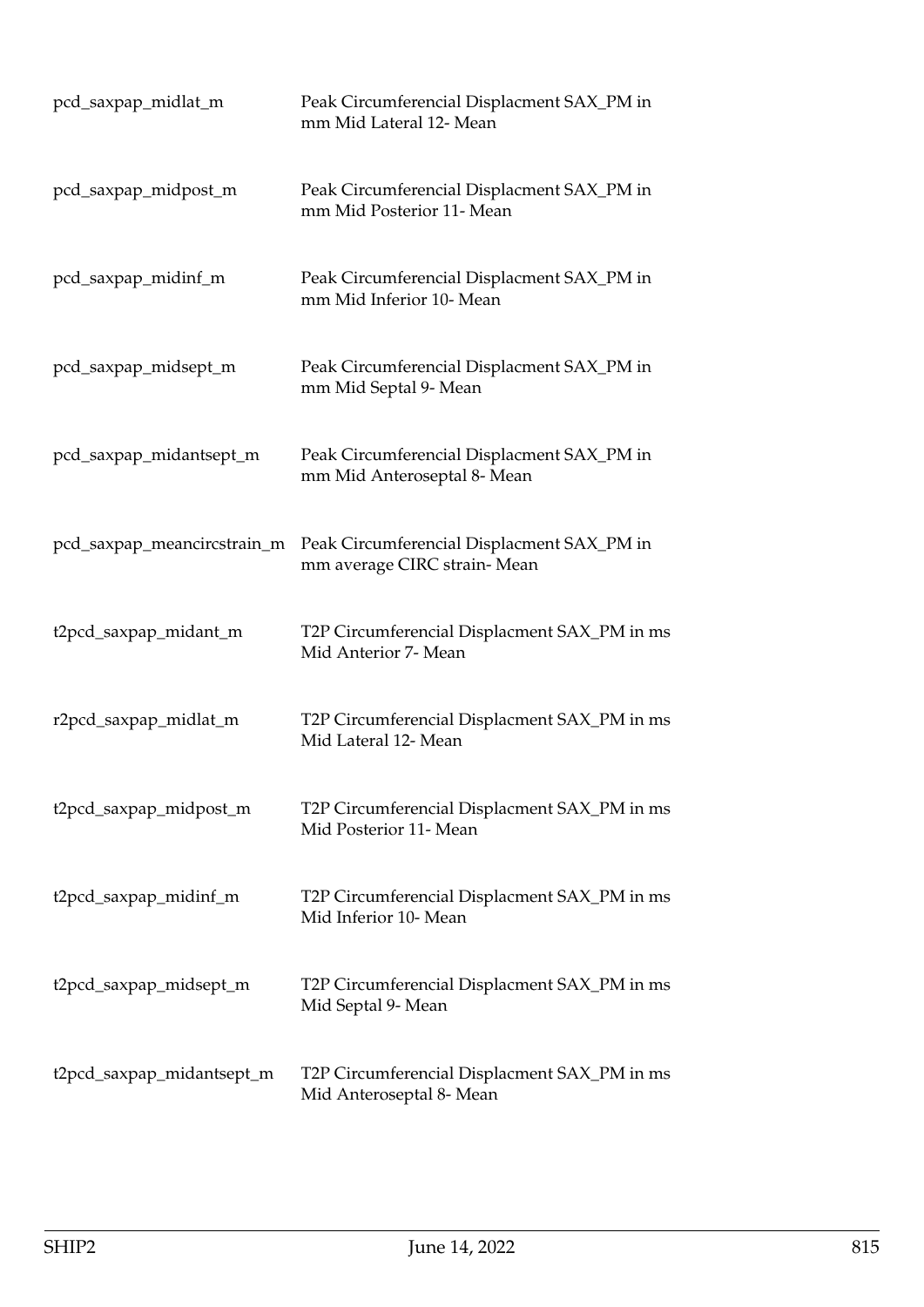| | |
|---|---|
| pcd_saxpap_midlat_m | Peak Circumferencial Displacment SAX_PM in mm Mid Lateral 12- Mean |
| pcd_saxpap_midpost_m | Peak Circumferencial Displacment SAX_PM in mm Mid Posterior 11- Mean |
| pcd_saxpap_midinf_m | Peak Circumferencial Displacment SAX_PM in mm Mid Inferior 10- Mean |
| pcd_saxpap_midsept_m | Peak Circumferencial Displacment SAX_PM in mm Mid Septal 9- Mean |
| pcd_saxpap_midantsept_m | Peak Circumferencial Displacment SAX_PM in mm Mid Anteroseptal 8- Mean |
| pcd_saxpap_meancircstrain_m | Peak Circumferencial Displacment SAX_PM in mm average CIRC strain- Mean |
| t2pcd_saxpap_midant_m | T2P Circumferencial Displacment SAX_PM in ms Mid Anterior 7- Mean |
| r2pcd_saxpap_midlat_m | T2P Circumferencial Displacment SAX_PM in ms Mid Lateral 12- Mean |
| t2pcd_saxpap_midpost_m | T2P Circumferencial Displacment SAX_PM in ms Mid Posterior 11- Mean |
| t2pcd_saxpap_midinf_m | T2P Circumferencial Displacment SAX_PM in ms Mid Inferior 10- Mean |
| t2pcd_saxpap_midsept_m | T2P Circumferencial Displacment SAX_PM in ms Mid Septal 9- Mean |
| t2pcd_saxpap_midantsept_m | T2P Circumferencial Displacment SAX_PM in ms Mid Anteroseptal 8- Mean |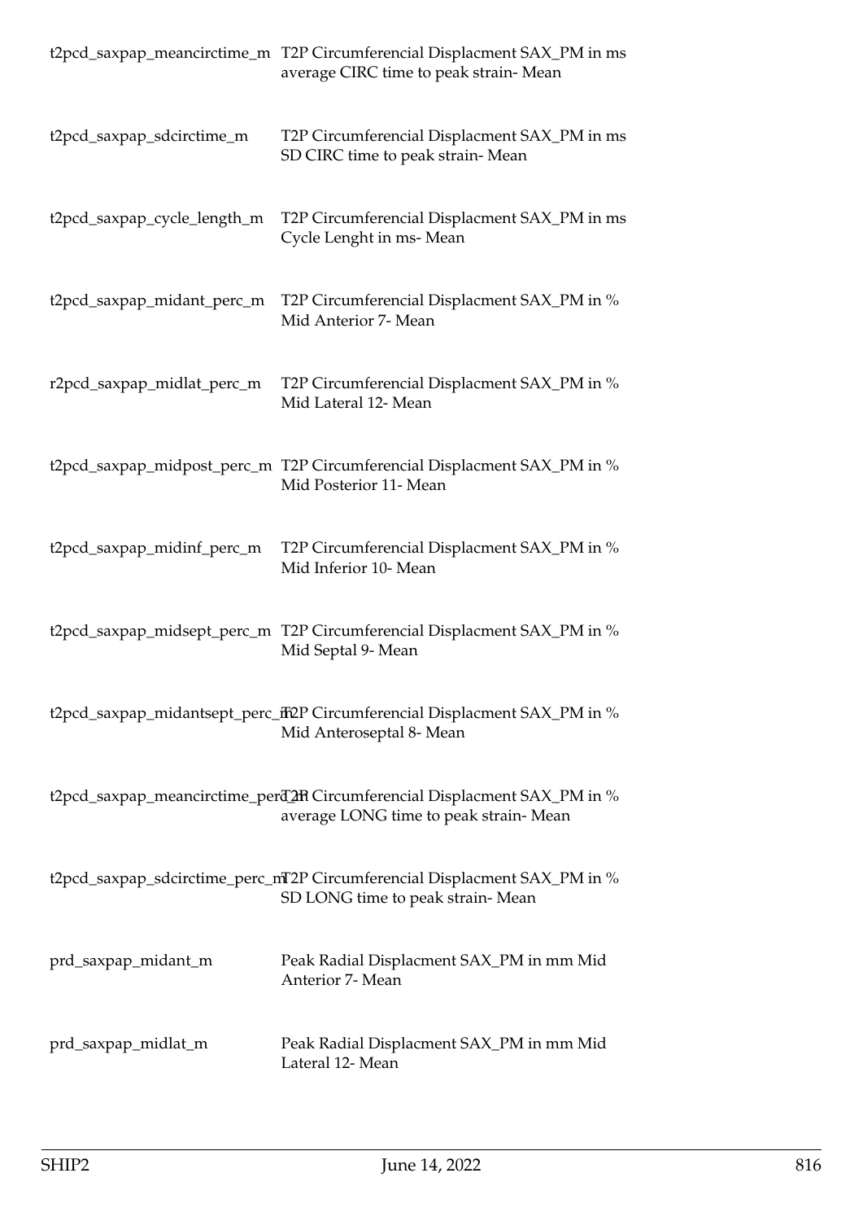| | |
|---|---|
| t2pcd_saxpap_meancirctime_m | T2P Circumferencial Displacment SAX_PM in ms average CIRC time to peak strain- Mean |
| t2pcd_saxpap_sdcirctime_m | T2P Circumferencial Displacment SAX_PM in ms SD CIRC time to peak strain- Mean |
| t2pcd_saxpap_cycle_length_m | T2P Circumferencial Displacment SAX_PM in ms Cycle Lenght in ms- Mean |
| t2pcd_saxpap_midant_perc_m | T2P Circumferencial Displacment SAX_PM in % Mid Anterior 7- Mean |
| r2pcd_saxpap_midlat_perc_m | T2P Circumferencial Displacment SAX_PM in % Mid Lateral 12- Mean |
| t2pcd_saxpap_midpost_perc_m | T2P Circumferencial Displacment SAX_PM in % Mid Posterior 11- Mean |
| t2pcd_saxpap_midinf_perc_m | T2P Circumferencial Displacment SAX_PM in % Mid Inferior 10- Mean |
| t2pcd_saxpap_midsept_perc_m | T2P Circumferencial Displacment SAX_PM in % Mid Septal 9- Mean |
| t2pcd_saxpap_midantsept_perc_m | T2P Circumferencial Displacment SAX_PM in % Mid Anteroseptal 8- Mean |
| t2pcd_saxpap_meancirctime_perc_m | T2P Circumferencial Displacment SAX_PM in % average LONG time to peak strain- Mean |
| t2pcd_saxpap_sdcirctime_perc_m | T2P Circumferencial Displacment SAX_PM in % SD LONG time to peak strain- Mean |
| prd_saxpap_midant_m | Peak Radial Displacment SAX_PM in mm Mid Anterior 7- Mean |
| prd_saxpap_midlat_m | Peak Radial Displacment SAX_PM in mm Mid Lateral 12- Mean |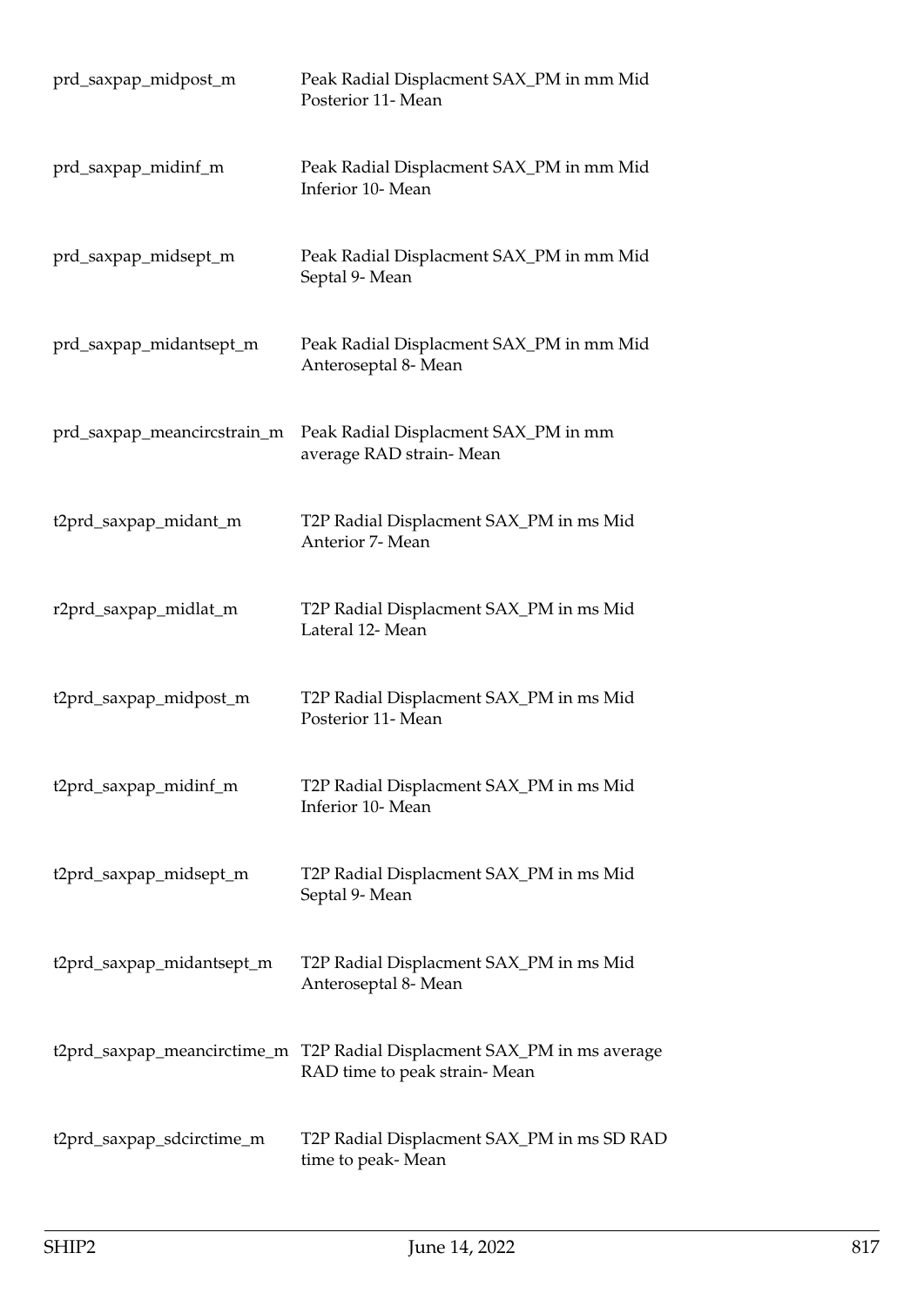| | |
|---|---|
| prd_saxpap_midpost_m | Peak Radial Displacment SAX_PM in mm Mid Posterior 11- Mean |
| prd_saxpap_midinf_m | Peak Radial Displacment SAX_PM in mm Mid Inferior 10- Mean |
| prd_saxpap_midsept_m | Peak Radial Displacment SAX_PM in mm Mid Septal 9- Mean |
| prd_saxpap_midantsept_m | Peak Radial Displacment SAX_PM in mm Mid Anteroseptal 8- Mean |
| prd_saxpap_meancircstrain_m | Peak Radial Displacment SAX_PM in mm average RAD strain- Mean |
| t2prd_saxpap_midant_m | T2P Radial Displacment SAX_PM in ms Mid Anterior 7- Mean |
| r2prd_saxpap_midlat_m | T2P Radial Displacment SAX_PM in ms Mid Lateral 12- Mean |
| t2prd_saxpap_midpost_m | T2P Radial Displacment SAX_PM in ms Mid Posterior 11- Mean |
| t2prd_saxpap_midinf_m | T2P Radial Displacment SAX_PM in ms Mid Inferior 10- Mean |
| t2prd_saxpap_midsept_m | T2P Radial Displacment SAX_PM in ms Mid Septal 9- Mean |
| t2prd_saxpap_midantsept_m | T2P Radial Displacment SAX_PM in ms Mid Anteroseptal 8- Mean |
| t2prd_saxpap_meancirctime_m | T2P Radial Displacment SAX_PM in ms average RAD time to peak strain- Mean |
| t2prd_saxpap_sdcirctime_m | T2P Radial Displacment SAX_PM in ms SD RAD time to peak- Mean |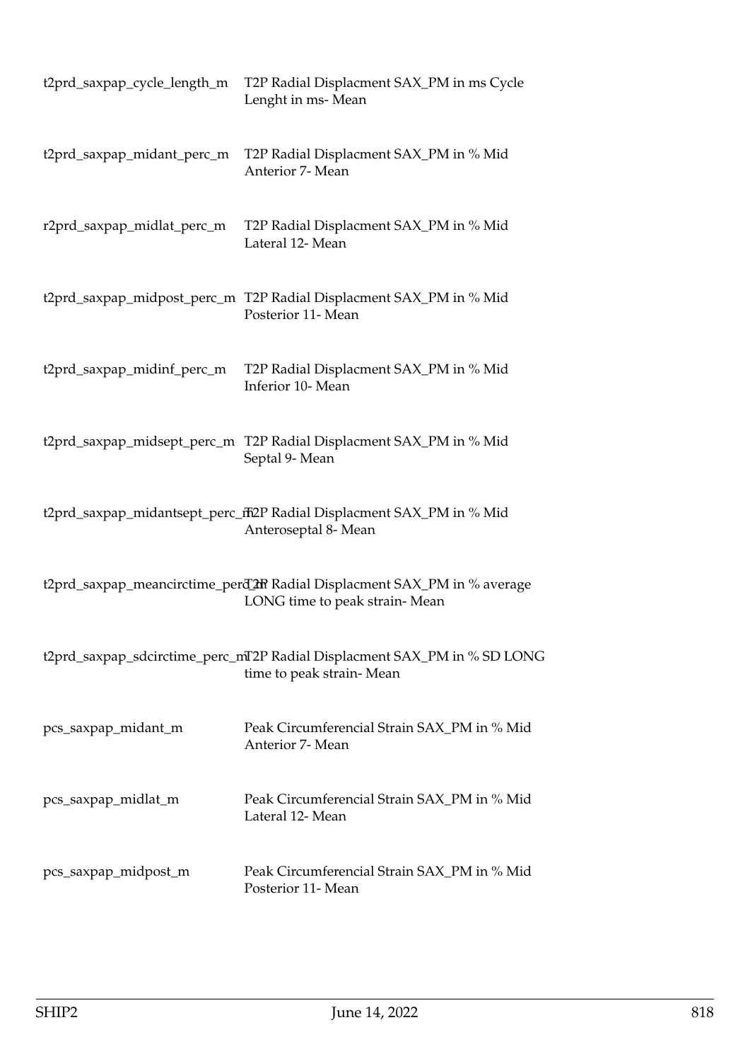| | |
|---|---|
| t2prd_saxpap_cycle_length_m | T2P Radial Displacment SAX_PM in ms Cycle Lenght in ms- Mean |
| t2prd_saxpap_midant_perc_m | T2P Radial Displacment SAX_PM in % Mid Anterior 7- Mean |
| r2prd_saxpap_midlat_perc_m | T2P Radial Displacment SAX_PM in % Mid Lateral 12- Mean |
| t2prd_saxpap_midpost_perc_m | T2P Radial Displacment SAX_PM in % Mid Posterior 11- Mean |
| t2prd_saxpap_midinf_perc_m | T2P Radial Displacment SAX_PM in % Mid Inferior 10- Mean |
| t2prd_saxpap_midsept_perc_m | T2P Radial Displacment SAX_PM in % Mid Septal 9- Mean |
| t2prd_saxpap_midantsept_perc_m | T2P Radial Displacment SAX_PM in % Mid Anteroseptal 8- Mean |
| t2prd_saxpap_meancirctime_perc_m | T2P Radial Displacment SAX_PM in % average LONG time to peak strain- Mean |
| t2prd_saxpap_sdcirctime_perc_m | T2P Radial Displacment SAX_PM in % SD LONG time to peak strain- Mean |
| pcs_saxpap_midant_m | Peak Circumferencial Strain SAX_PM in % Mid Anterior 7- Mean |
| pcs_saxpap_midlat_m | Peak Circumferencial Strain SAX_PM in % Mid Lateral 12- Mean |
| pcs_saxpap_midpost_m | Peak Circumferencial Strain SAX_PM in % Mid Posterior 11- Mean |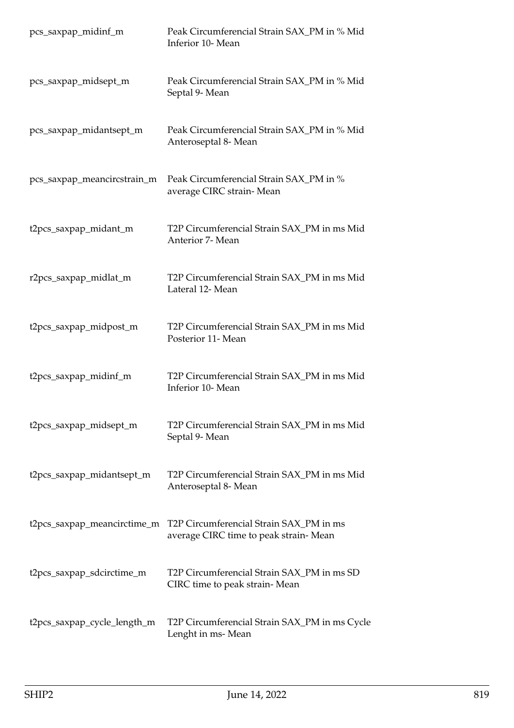| | |
|---|---|
| pcs_saxpap_midinf_m | Peak Circumferencial Strain SAX_PM in % Mid Inferior 10- Mean |
| pcs_saxpap_midsept_m | Peak Circumferencial Strain SAX_PM in % Mid Septal 9- Mean |
| pcs_saxpap_midantsept_m | Peak Circumferencial Strain SAX_PM in % Mid Anteroseptal 8- Mean |
| pcs_saxpap_meancircstrain_m | Peak Circumferencial Strain SAX_PM in % average CIRC strain- Mean |
| t2pcs_saxpap_midant_m | T2P Circumferencial Strain SAX_PM in ms Mid Anterior 7- Mean |
| r2pcs_saxpap_midlat_m | T2P Circumferencial Strain SAX_PM in ms Mid Lateral 12- Mean |
| t2pcs_saxpap_midpost_m | T2P Circumferencial Strain SAX_PM in ms Mid Posterior 11- Mean |
| t2pcs_saxpap_midinf_m | T2P Circumferencial Strain SAX_PM in ms Mid Inferior 10- Mean |
| t2pcs_saxpap_midsept_m | T2P Circumferencial Strain SAX_PM in ms Mid Septal 9- Mean |
| t2pcs_saxpap_midantsept_m | T2P Circumferencial Strain SAX_PM in ms Mid Anteroseptal 8- Mean |
| t2pcs_saxpap_meancirctime_m | T2P Circumferencial Strain SAX_PM in ms average CIRC time to peak strain- Mean |
| t2pcs_saxpap_sdcirctime_m | T2P Circumferencial Strain SAX_PM in ms SD CIRC time to peak strain- Mean |
| t2pcs_saxpap_cycle_length_m | T2P Circumferencial Strain SAX_PM in ms Cycle Lenght in ms- Mean |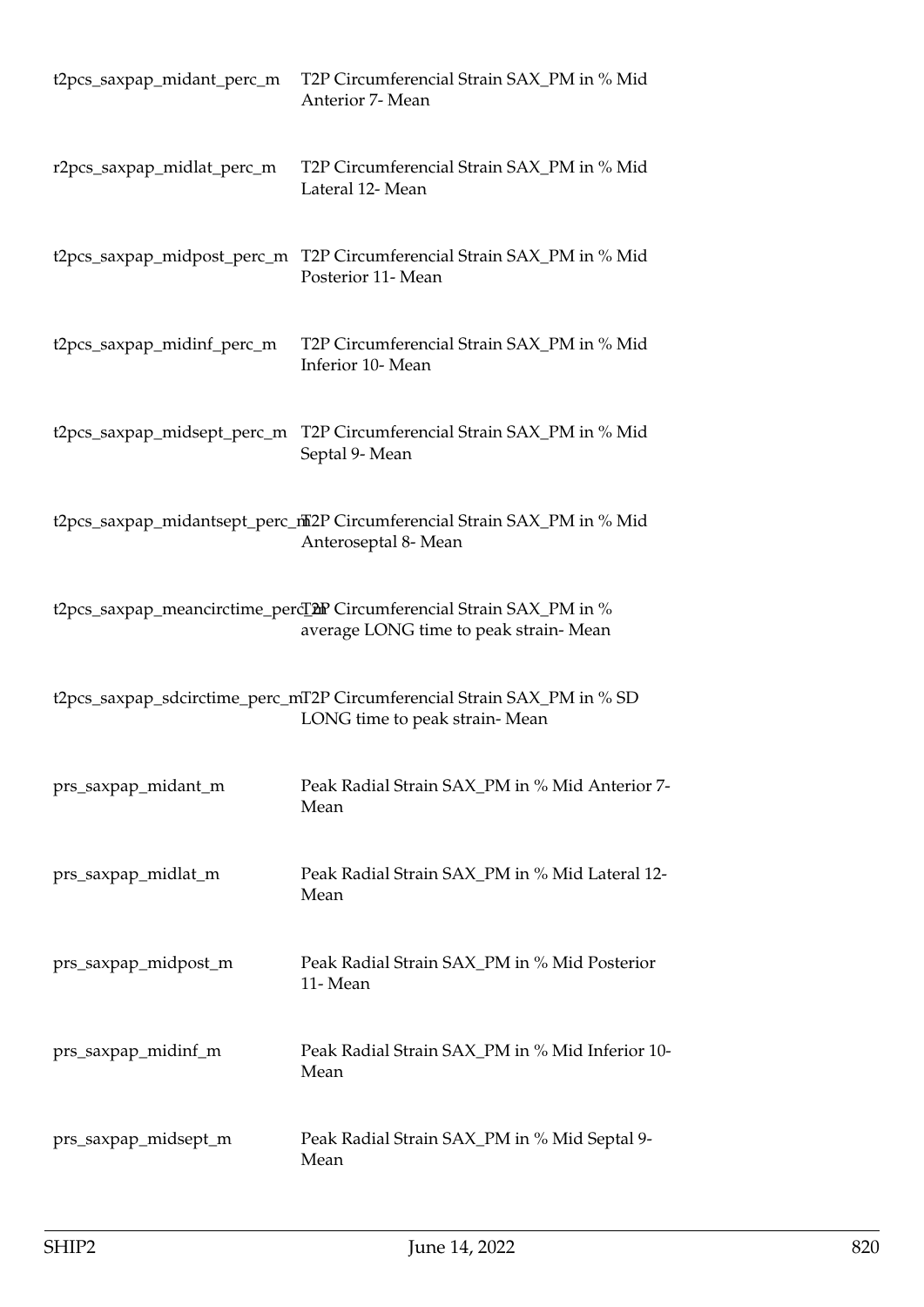| | |
|---|---|
| t2pcs_saxpap_midant_perc_m | T2P Circumferencial Strain SAX_PM in % Mid Anterior 7- Mean |
| r2pcs_saxpap_midlat_perc_m | T2P Circumferencial Strain SAX_PM in % Mid Lateral 12- Mean |
| t2pcs_saxpap_midpost_perc_m | T2P Circumferencial Strain SAX_PM in % Mid Posterior 11- Mean |
| t2pcs_saxpap_midinf_perc_m | T2P Circumferencial Strain SAX_PM in % Mid Inferior 10- Mean |
| t2pcs_saxpap_midsept_perc_m | T2P Circumferencial Strain SAX_PM in % Mid Septal 9- Mean |
| t2pcs_saxpap_midantsept_perc_m | T2P Circumferencial Strain SAX_PM in % Mid Anteroseptal 8- Mean |
| t2pcs_saxpap_meancirctime_perc_m | T2P Circumferencial Strain SAX_PM in % average LONG time to peak strain- Mean |
| t2pcs_saxpap_sdcirctime_perc_m | T2P Circumferencial Strain SAX_PM in % SD LONG time to peak strain- Mean |
| prs_saxpap_midant_m | Peak Radial Strain SAX_PM in % Mid Anterior 7- Mean |
| prs_saxpap_midlat_m | Peak Radial Strain SAX_PM in % Mid Lateral 12- Mean |
| prs_saxpap_midpost_m | Peak Radial Strain SAX_PM in % Mid Posterior 11- Mean |
| prs_saxpap_midinf_m | Peak Radial Strain SAX_PM in % Mid Inferior 10- Mean |
| prs_saxpap_midsept_m | Peak Radial Strain SAX_PM in % Mid Septal 9- Mean |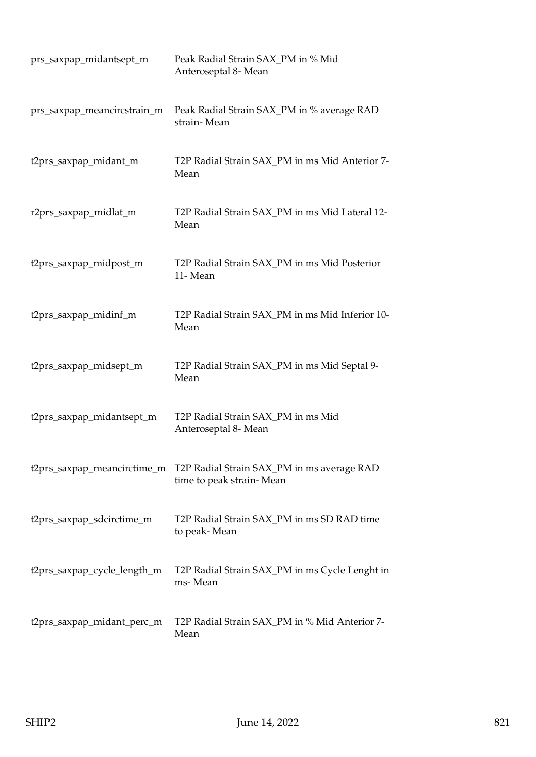| | |
|---|---|
| prs_saxpap_midantsept_m | Peak Radial Strain SAX_PM in % Mid Anteroseptal 8- Mean |
| prs_saxpap_meancircstrain_m | Peak Radial Strain SAX_PM in % average RAD strain- Mean |
| t2prs_saxpap_midant_m | T2P Radial Strain SAX_PM in ms Mid Anterior 7- Mean |
| r2prs_saxpap_midlat_m | T2P Radial Strain SAX_PM in ms Mid Lateral 12- Mean |
| t2prs_saxpap_midpost_m | T2P Radial Strain SAX_PM in ms Mid Posterior 11- Mean |
| t2prs_saxpap_midinf_m | T2P Radial Strain SAX_PM in ms Mid Inferior 10- Mean |
| t2prs_saxpap_midsept_m | T2P Radial Strain SAX_PM in ms Mid Septal 9- Mean |
| t2prs_saxpap_midantsept_m | T2P Radial Strain SAX_PM in ms Mid Anteroseptal 8- Mean |
| t2prs_saxpap_meancirctime_m | T2P Radial Strain SAX_PM in ms average RAD time to peak strain- Mean |
| t2prs_saxpap_sdcirctime_m | T2P Radial Strain SAX_PM in ms SD RAD time to peak- Mean |
| t2prs_saxpap_cycle_length_m | T2P Radial Strain SAX_PM in ms Cycle Lenght in ms- Mean |
| t2prs_saxpap_midant_perc_m | T2P Radial Strain SAX_PM in % Mid Anterior 7- Mean |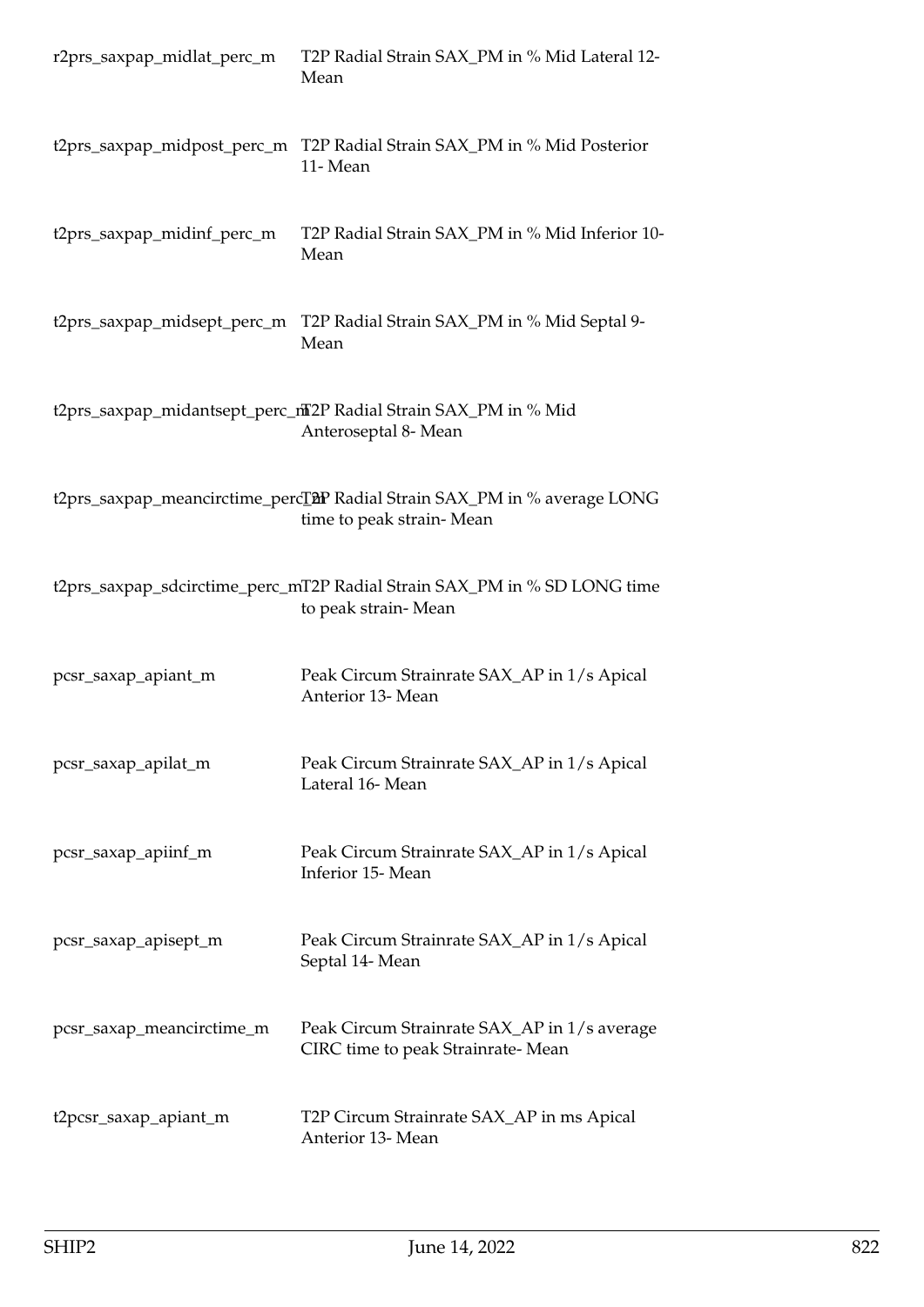| | |
|---|---|
| r2prs_saxpap_midlat_perc_m | T2P Radial Strain SAX_PM in % Mid Lateral 12- Mean |
| t2prs_saxpap_midpost_perc_m | T2P Radial Strain SAX_PM in % Mid Posterior 11- Mean |
| t2prs_saxpap_midinf_perc_m | T2P Radial Strain SAX_PM in % Mid Inferior 10- Mean |
| t2prs_saxpap_midsept_perc_m | T2P Radial Strain SAX_PM in % Mid Septal 9- Mean |
| t2prs_saxpap_midantsept_perc_m | T2P Radial Strain SAX_PM in % Mid Anteroseptal 8- Mean |
| t2prs_saxpap_meancirctime_perc_m | T2P Radial Strain SAX_PM in % average LONG time to peak strain- Mean |
| t2prs_saxpap_sdcirctime_perc_m | T2P Radial Strain SAX_PM in % SD LONG time to peak strain- Mean |
| pcsr_saxap_apiant_m | Peak Circum Strainrate SAX_AP in 1/s Apical Anterior 13- Mean |
| pcsr_saxap_apilat_m | Peak Circum Strainrate SAX_AP in 1/s Apical Lateral 16- Mean |
| pcsr_saxap_apiinf_m | Peak Circum Strainrate SAX_AP in 1/s Apical Inferior 15- Mean |
| pcsr_saxap_apisept_m | Peak Circum Strainrate SAX_AP in 1/s Apical Septal 14- Mean |
| pcsr_saxap_meancirctime_m | Peak Circum Strainrate SAX_AP in 1/s average CIRC time to peak Strainrate- Mean |
| t2pcsr_saxap_apiant_m | T2P Circum Strainrate SAX_AP in ms Apical Anterior 13- Mean |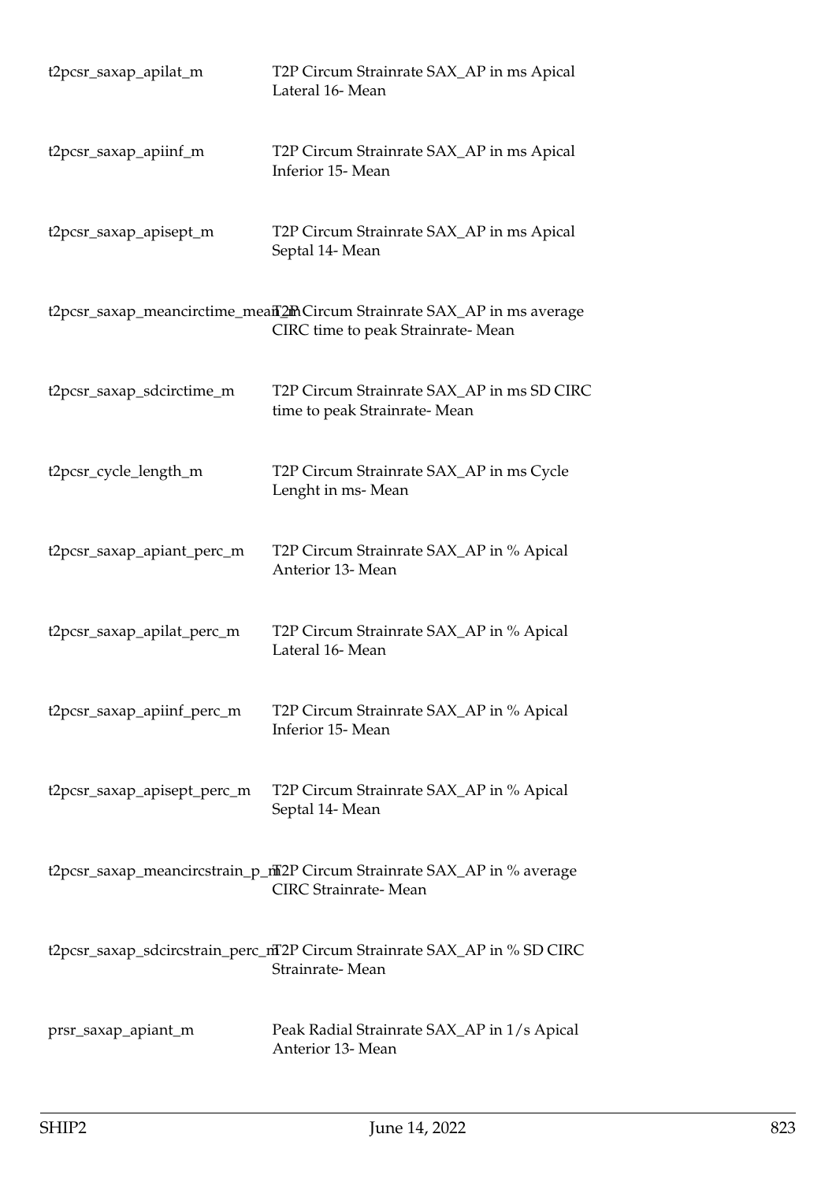| | |
|---|---|
| t2pcsr_saxap_apilat_m | T2P Circum Strainrate SAX_AP in ms Apical Lateral 16- Mean |
| t2pcsr_saxap_apiinf_m | T2P Circum Strainrate SAX_AP in ms Apical Inferior 15- Mean |
| t2pcsr_saxap_apisept_m | T2P Circum Strainrate SAX_AP in ms Apical Septal 14- Mean |
| t2pcsr_saxap_meancirctime_mean_m | T2P Circum Strainrate SAX_AP in ms average CIRC time to peak Strainrate- Mean |
| t2pcsr_saxap_sdcirctime_m | T2P Circum Strainrate SAX_AP in ms SD CIRC time to peak Strainrate- Mean |
| t2pcsr_cycle_length_m | T2P Circum Strainrate SAX_AP in ms Cycle Lenght in ms- Mean |
| t2pcsr_saxap_apiant_perc_m | T2P Circum Strainrate SAX_AP in % Apical Anterior 13- Mean |
| t2pcsr_saxap_apilat_perc_m | T2P Circum Strainrate SAX_AP in % Apical Lateral 16- Mean |
| t2pcsr_saxap_apiinf_perc_m | T2P Circum Strainrate SAX_AP in % Apical Inferior 15- Mean |
| t2pcsr_saxap_apisept_perc_m | T2P Circum Strainrate SAX_AP in % Apical Septal 14- Mean |
| t2pcsr_saxap_meancircstrain_p_m | T2P Circum Strainrate SAX_AP in % average CIRC Strainrate- Mean |
| t2pcsr_saxap_sdcircstrain_perc_m | T2P Circum Strainrate SAX_AP in % SD CIRC Strainrate- Mean |
| prsr_saxap_apiant_m | Peak Radial Strainrate SAX_AP in 1/s Apical Anterior 13- Mean |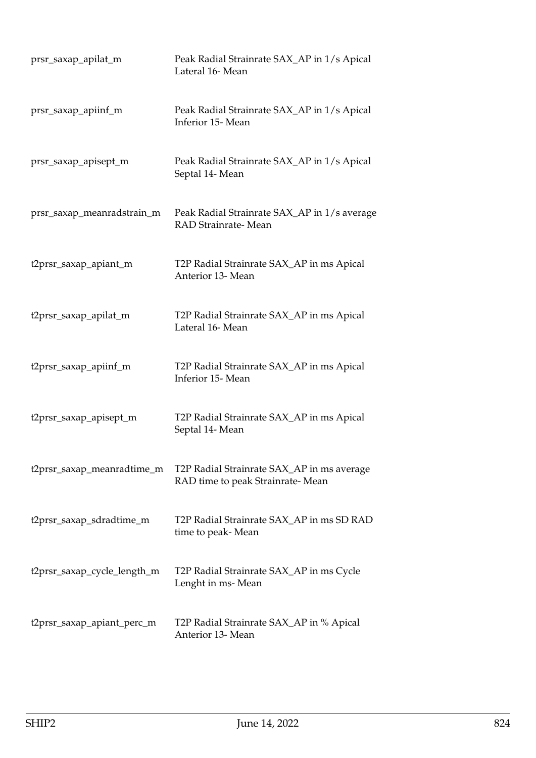| | |
|---|---|
| prsr_saxap_apilat_m | Peak Radial Strainrate SAX_AP in 1/s Apical Lateral 16- Mean |
| prsr_saxap_apiinf_m | Peak Radial Strainrate SAX_AP in 1/s Apical Inferior 15- Mean |
| prsr_saxap_apisept_m | Peak Radial Strainrate SAX_AP in 1/s Apical Septal 14- Mean |
| prsr_saxap_meanradstrain_m | Peak Radial Strainrate SAX_AP in 1/s average RAD Strainrate- Mean |
| t2prsr_saxap_apiant_m | T2P Radial Strainrate SAX_AP in ms Apical Anterior 13- Mean |
| t2prsr_saxap_apilat_m | T2P Radial Strainrate SAX_AP in ms Apical Lateral 16- Mean |
| t2prsr_saxap_apiinf_m | T2P Radial Strainrate SAX_AP in ms Apical Inferior 15- Mean |
| t2prsr_saxap_apisept_m | T2P Radial Strainrate SAX_AP in ms Apical Septal 14- Mean |
| t2prsr_saxap_meanradtime_m | T2P Radial Strainrate SAX_AP in ms average RAD time to peak Strainrate- Mean |
| t2prsr_saxap_sdradtime_m | T2P Radial Strainrate SAX_AP in ms SD RAD time to peak- Mean |
| t2prsr_saxap_cycle_length_m | T2P Radial Strainrate SAX_AP in ms Cycle Lenght in ms- Mean |
| t2prsr_saxap_apiant_perc_m | T2P Radial Strainrate SAX_AP in % Apical Anterior 13- Mean |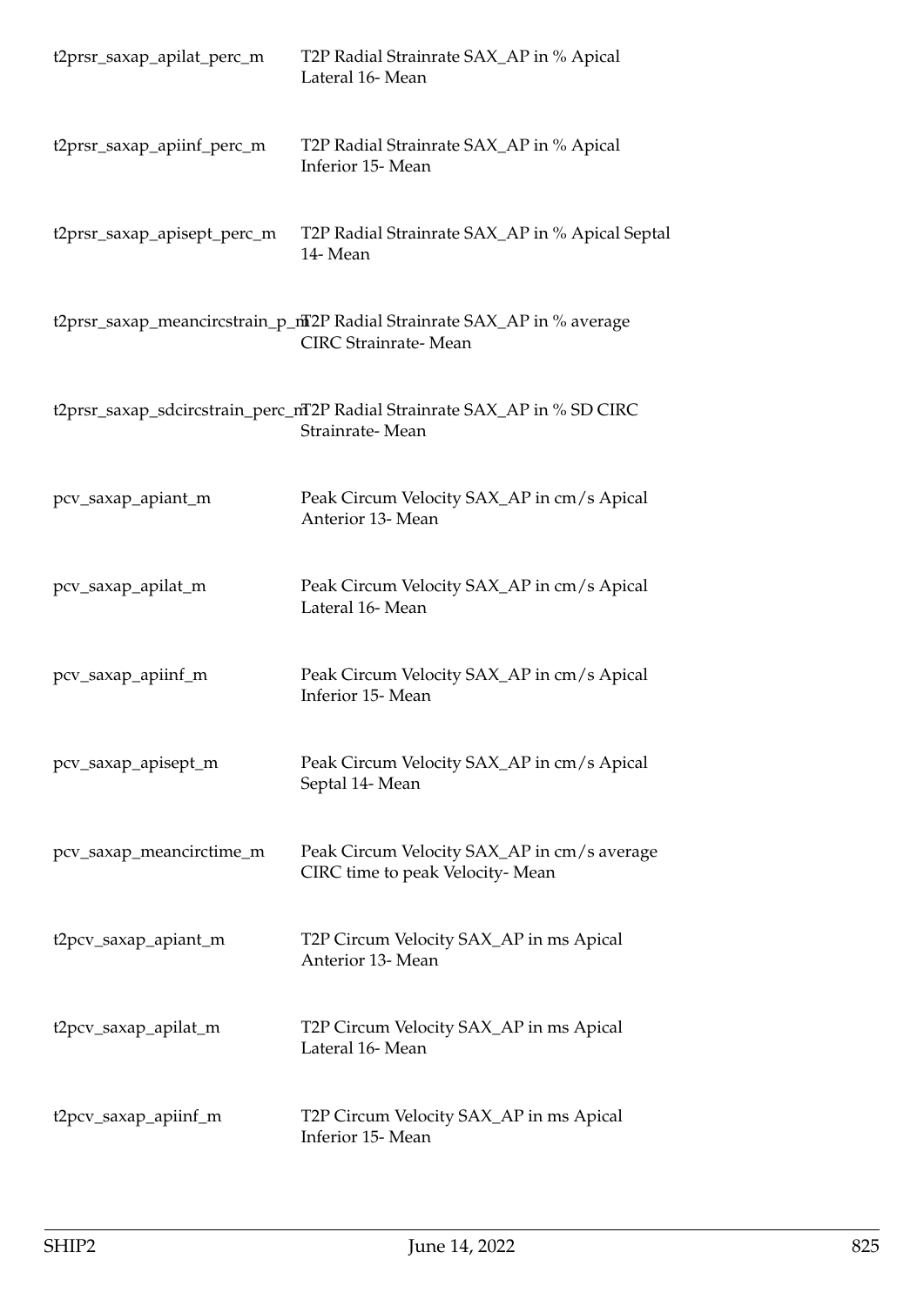| | |
|---|---|
| t2prsr_saxap_apilat_perc_m | T2P Radial Strainrate SAX_AP in % Apical Lateral 16- Mean |
| t2prsr_saxap_apiinf_perc_m | T2P Radial Strainrate SAX_AP in % Apical Inferior 15- Mean |
| t2prsr_saxap_apisept_perc_m | T2P Radial Strainrate SAX_AP in % Apical Septal 14- Mean |
| t2prsr_saxap_meancircstrain_p_m | T2P Radial Strainrate SAX_AP in % average CIRC Strainrate- Mean |
| t2prsr_saxap_sdcircstrain_perc_m | T2P Radial Strainrate SAX_AP in % SD CIRC Strainrate- Mean |
| pcv_saxap_apiant_m | Peak Circum Velocity SAX_AP in cm/s Apical Anterior 13- Mean |
| pcv_saxap_apilat_m | Peak Circum Velocity SAX_AP in cm/s Apical Lateral 16- Mean |
| pcv_saxap_apiinf_m | Peak Circum Velocity SAX_AP in cm/s Apical Inferior 15- Mean |
| pcv_saxap_apisept_m | Peak Circum Velocity SAX_AP in cm/s Apical Septal 14- Mean |
| pcv_saxap_meancirctime_m | Peak Circum Velocity SAX_AP in cm/s average CIRC time to peak Velocity- Mean |
| t2pcv_saxap_apiant_m | T2P Circum Velocity SAX_AP in ms Apical Anterior 13- Mean |
| t2pcv_saxap_apilat_m | T2P Circum Velocity SAX_AP in ms Apical Lateral 16- Mean |
| t2pcv_saxap_apiinf_m | T2P Circum Velocity SAX_AP in ms Apical Inferior 15- Mean |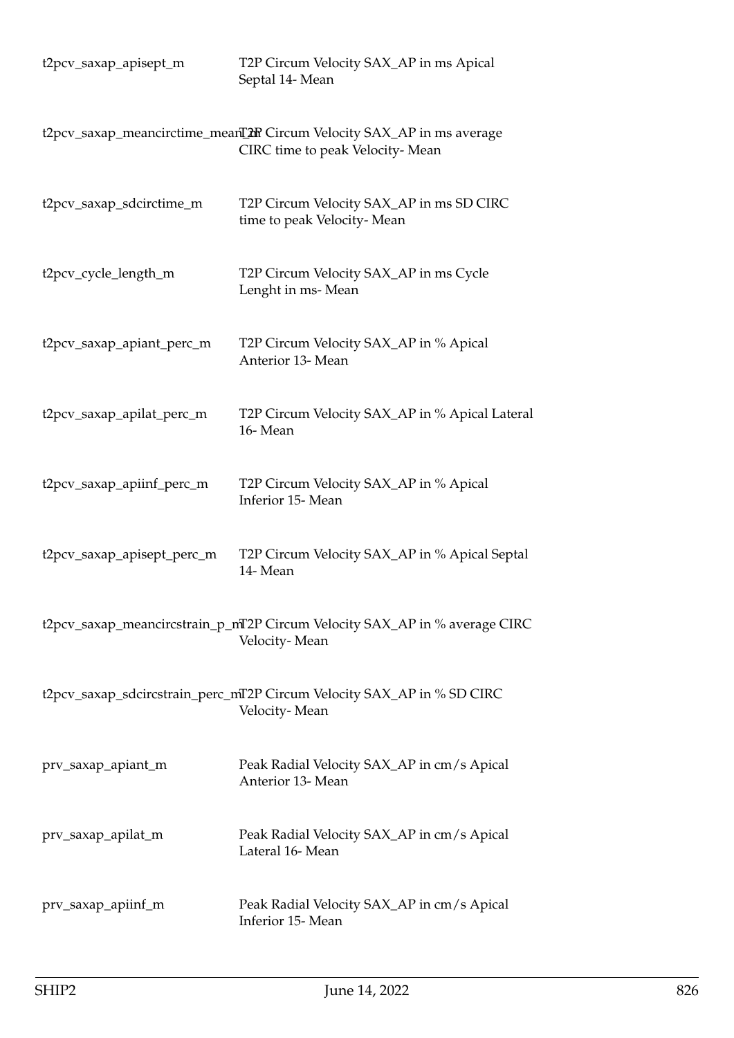| | |
|---|---|
| t2pcv_saxap_apisept_m | T2P Circum Velocity SAX_AP in ms Apical Septal 14- Mean |
| t2pcv_saxap_meancirctime_mean_m | T2P Circum Velocity SAX_AP in ms average CIRC time to peak Velocity- Mean |
| t2pcv_saxap_sdcirctime_m | T2P Circum Velocity SAX_AP in ms SD CIRC time to peak Velocity- Mean |
| t2pcv_cycle_length_m | T2P Circum Velocity SAX_AP in ms Cycle Lenght in ms- Mean |
| t2pcv_saxap_apiant_perc_m | T2P Circum Velocity SAX_AP in % Apical Anterior 13- Mean |
| t2pcv_saxap_apilat_perc_m | T2P Circum Velocity SAX_AP in % Apical Lateral 16- Mean |
| t2pcv_saxap_apiinf_perc_m | T2P Circum Velocity SAX_AP in % Apical Inferior 15- Mean |
| t2pcv_saxap_apisept_perc_m | T2P Circum Velocity SAX_AP in % Apical Septal 14- Mean |
| t2pcv_saxap_meancircstrain_p_m | T2P Circum Velocity SAX_AP in % average CIRC Velocity- Mean |
| t2pcv_saxap_sdcircstrain_perc_m | T2P Circum Velocity SAX_AP in % SD CIRC Velocity- Mean |
| prv_saxap_apiant_m | Peak Radial Velocity SAX_AP in cm/s Apical Anterior 13- Mean |
| prv_saxap_apilat_m | Peak Radial Velocity SAX_AP in cm/s Apical Lateral 16- Mean |
| prv_saxap_apiinf_m | Peak Radial Velocity SAX_AP in cm/s Apical Inferior 15- Mean |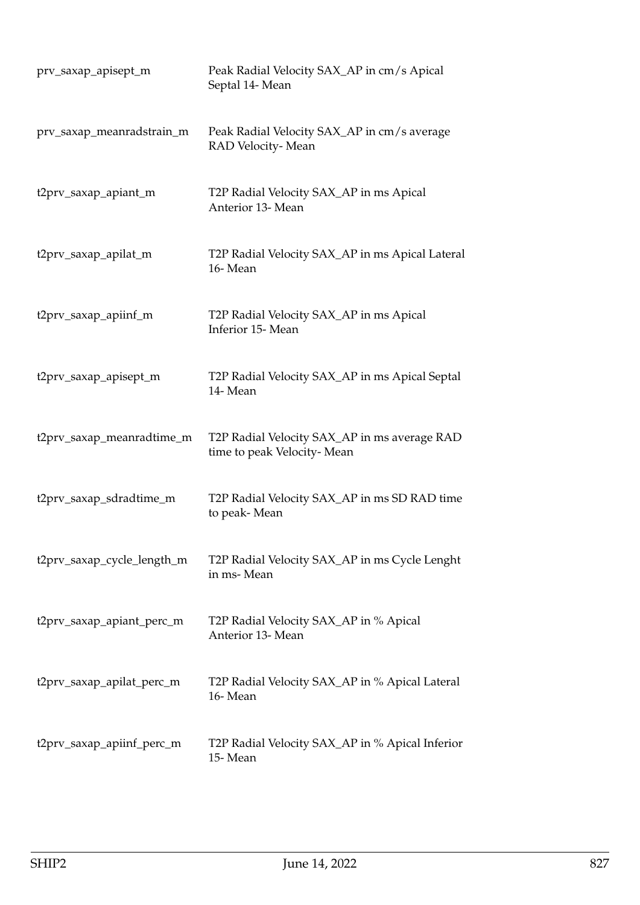| | |
|---|---|
| prv_saxap_apisept_m | Peak Radial Velocity SAX_AP in cm/s Apical Septal 14- Mean |
| prv_saxap_meanradstrain_m | Peak Radial Velocity SAX_AP in cm/s average RAD Velocity- Mean |
| t2prv_saxap_apiant_m | T2P Radial Velocity SAX_AP in ms Apical Anterior 13- Mean |
| t2prv_saxap_apilat_m | T2P Radial Velocity SAX_AP in ms Apical Lateral 16- Mean |
| t2prv_saxap_apiinf_m | T2P Radial Velocity SAX_AP in ms Apical Inferior 15- Mean |
| t2prv_saxap_apisept_m | T2P Radial Velocity SAX_AP in ms Apical Septal 14- Mean |
| t2prv_saxap_meanradtime_m | T2P Radial Velocity SAX_AP in ms average RAD time to peak Velocity- Mean |
| t2prv_saxap_sdradtime_m | T2P Radial Velocity SAX_AP in ms SD RAD time to peak- Mean |
| t2prv_saxap_cycle_length_m | T2P Radial Velocity SAX_AP in ms Cycle Lenght in ms- Mean |
| t2prv_saxap_apiant_perc_m | T2P Radial Velocity SAX_AP in % Apical Anterior 13- Mean |
| t2prv_saxap_apilat_perc_m | T2P Radial Velocity SAX_AP in % Apical Lateral 16- Mean |
| t2prv_saxap_apiinf_perc_m | T2P Radial Velocity SAX_AP in % Apical Inferior 15- Mean |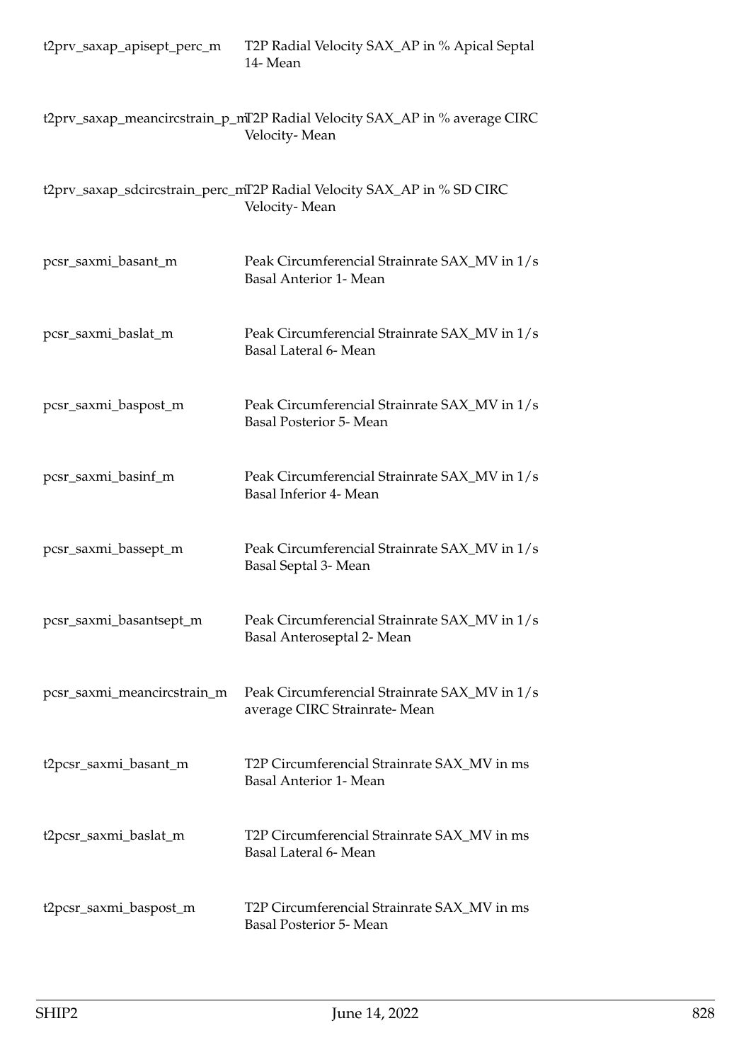| | |
|---|---|
| t2prv_saxap_apisept_perc_m | T2P Radial Velocity SAX_AP in % Apical Septal 14- Mean |
| t2prv_saxap_meancircstrain_p_m | T2P Radial Velocity SAX_AP in % average CIRC Velocity- Mean |
| t2prv_saxap_sdcircstrain_perc_m | T2P Radial Velocity SAX_AP in % SD CIRC Velocity- Mean |
| pcsr_saxmi_basant_m | Peak Circumferencial Strainrate SAX_MV in 1/s Basal Anterior 1- Mean |
| pcsr_saxmi_baslat_m | Peak Circumferencial Strainrate SAX_MV in 1/s Basal Lateral 6- Mean |
| pcsr_saxmi_baspost_m | Peak Circumferencial Strainrate SAX_MV in 1/s Basal Posterior 5- Mean |
| pcsr_saxmi_basinf_m | Peak Circumferencial Strainrate SAX_MV in 1/s Basal Inferior 4- Mean |
| pcsr_saxmi_bassept_m | Peak Circumferencial Strainrate SAX_MV in 1/s Basal Septal 3- Mean |
| pcsr_saxmi_basantsept_m | Peak Circumferencial Strainrate SAX_MV in 1/s Basal Anteroseptal 2- Mean |
| pcsr_saxmi_meancircstrain_m | Peak Circumferencial Strainrate SAX_MV in 1/s average CIRC Strainrate- Mean |
| t2pcsr_saxmi_basant_m | T2P Circumferencial Strainrate SAX_MV in ms Basal Anterior 1- Mean |
| t2pcsr_saxmi_baslat_m | T2P Circumferencial Strainrate SAX_MV in ms Basal Lateral 6- Mean |
| t2pcsr_saxmi_baspost_m | T2P Circumferencial Strainrate SAX_MV in ms Basal Posterior 5- Mean |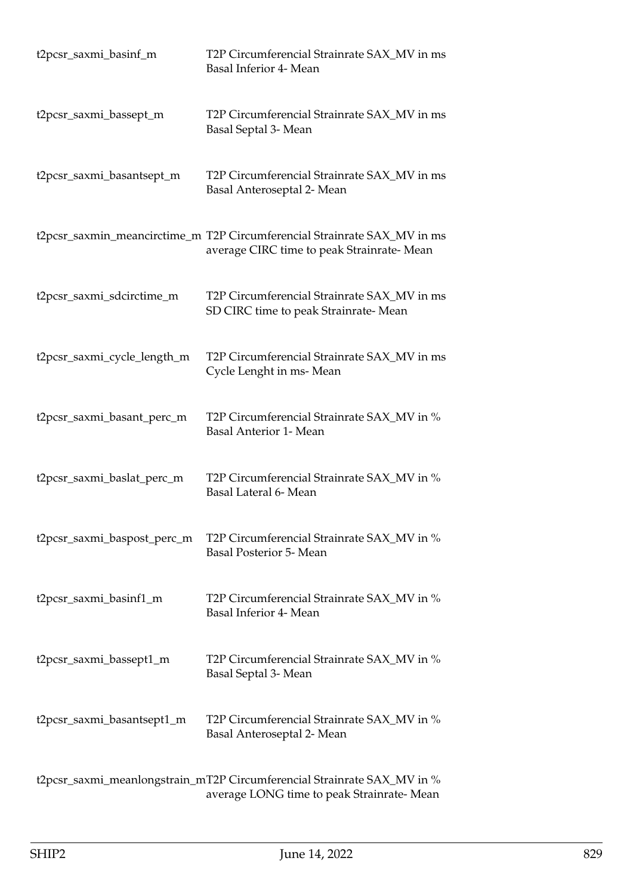| | |
|---|---|
| t2pcsr_saxmi_basinf_m | T2P Circumferencial Strainrate SAX_MV in ms Basal Inferior 4- Mean |
| t2pcsr_saxmi_bassept_m | T2P Circumferencial Strainrate SAX_MV in ms Basal Septal 3- Mean |
| t2pcsr_saxmi_basantsept_m | T2P Circumferencial Strainrate SAX_MV in ms Basal Anteroseptal 2- Mean |
| t2pcsr_saxmin_meancirctime_m | T2P Circumferencial Strainrate SAX_MV in ms average CIRC time to peak Strainrate- Mean |
| t2pcsr_saxmi_sdcirctime_m | T2P Circumferencial Strainrate SAX_MV in ms SD CIRC time to peak Strainrate- Mean |
| t2pcsr_saxmi_cycle_length_m | T2P Circumferencial Strainrate SAX_MV in ms Cycle Lenght in ms- Mean |
| t2pcsr_saxmi_basant_perc_m | T2P Circumferencial Strainrate SAX_MV in % Basal Anterior 1- Mean |
| t2pcsr_saxmi_baslat_perc_m | T2P Circumferencial Strainrate SAX_MV in % Basal Lateral 6- Mean |
| t2pcsr_saxmi_baspost_perc_m | T2P Circumferencial Strainrate SAX_MV in % Basal Posterior 5- Mean |
| t2pcsr_saxmi_basinf1_m | T2P Circumferencial Strainrate SAX_MV in % Basal Inferior 4- Mean |
| t2pcsr_saxmi_bassept1_m | T2P Circumferencial Strainrate SAX_MV in % Basal Septal 3- Mean |
| t2pcsr_saxmi_basantsept1_m | T2P Circumferencial Strainrate SAX_MV in % Basal Anteroseptal 2- Mean |
| t2pcsr_saxmi_meanlongstrain_m | T2P Circumferencial Strainrate SAX_MV in % average LONG time to peak Strainrate- Mean |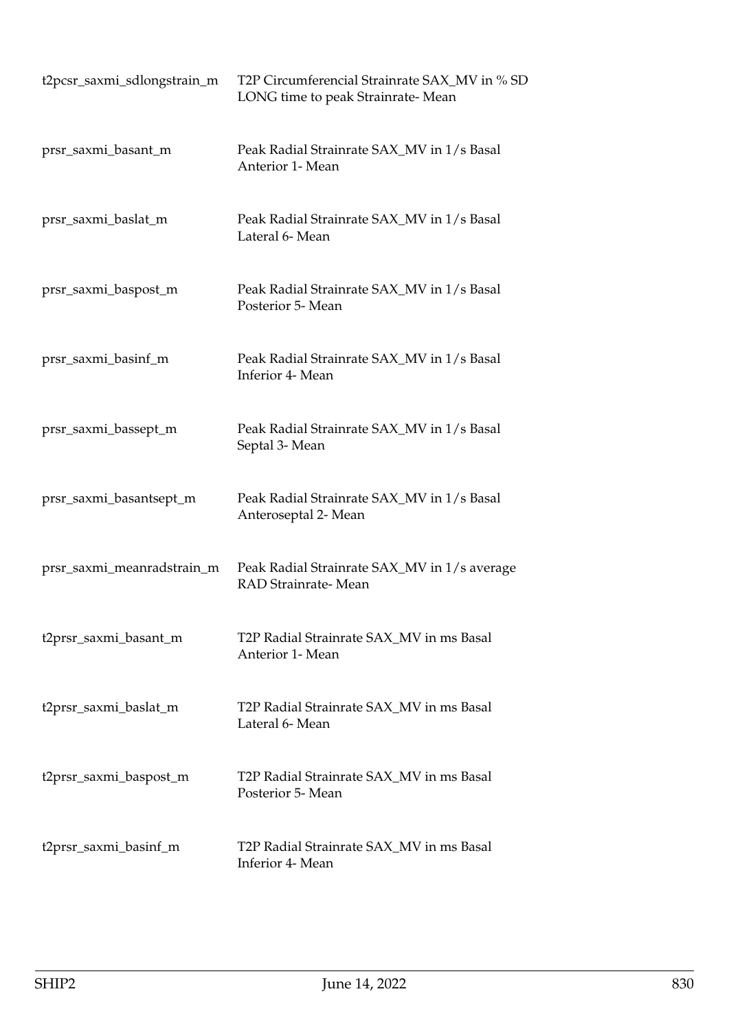| | |
|---|---|
| t2pcsr_saxmi_sdlongstrain_m | T2P Circumferencial Strainrate SAX_MV in % SD LONG time to peak Strainrate- Mean |
| prsr_saxmi_basant_m | Peak Radial Strainrate SAX_MV in 1/s Basal Anterior 1- Mean |
| prsr_saxmi_baslat_m | Peak Radial Strainrate SAX_MV in 1/s Basal Lateral 6- Mean |
| prsr_saxmi_baspost_m | Peak Radial Strainrate SAX_MV in 1/s Basal Posterior 5- Mean |
| prsr_saxmi_basinf_m | Peak Radial Strainrate SAX_MV in 1/s Basal Inferior 4- Mean |
| prsr_saxmi_bassept_m | Peak Radial Strainrate SAX_MV in 1/s Basal Septal 3- Mean |
| prsr_saxmi_basantsept_m | Peak Radial Strainrate SAX_MV in 1/s Basal Anteroseptal 2- Mean |
| prsr_saxmi_meanradstrain_m | Peak Radial Strainrate SAX_MV in 1/s average RAD Strainrate- Mean |
| t2prsr_saxmi_basant_m | T2P Radial Strainrate SAX_MV in ms Basal Anterior 1- Mean |
| t2prsr_saxmi_baslat_m | T2P Radial Strainrate SAX_MV in ms Basal Lateral 6- Mean |
| t2prsr_saxmi_baspost_m | T2P Radial Strainrate SAX_MV in ms Basal Posterior 5- Mean |
| t2prsr_saxmi_basinf_m | T2P Radial Strainrate SAX_MV in ms Basal Inferior 4- Mean |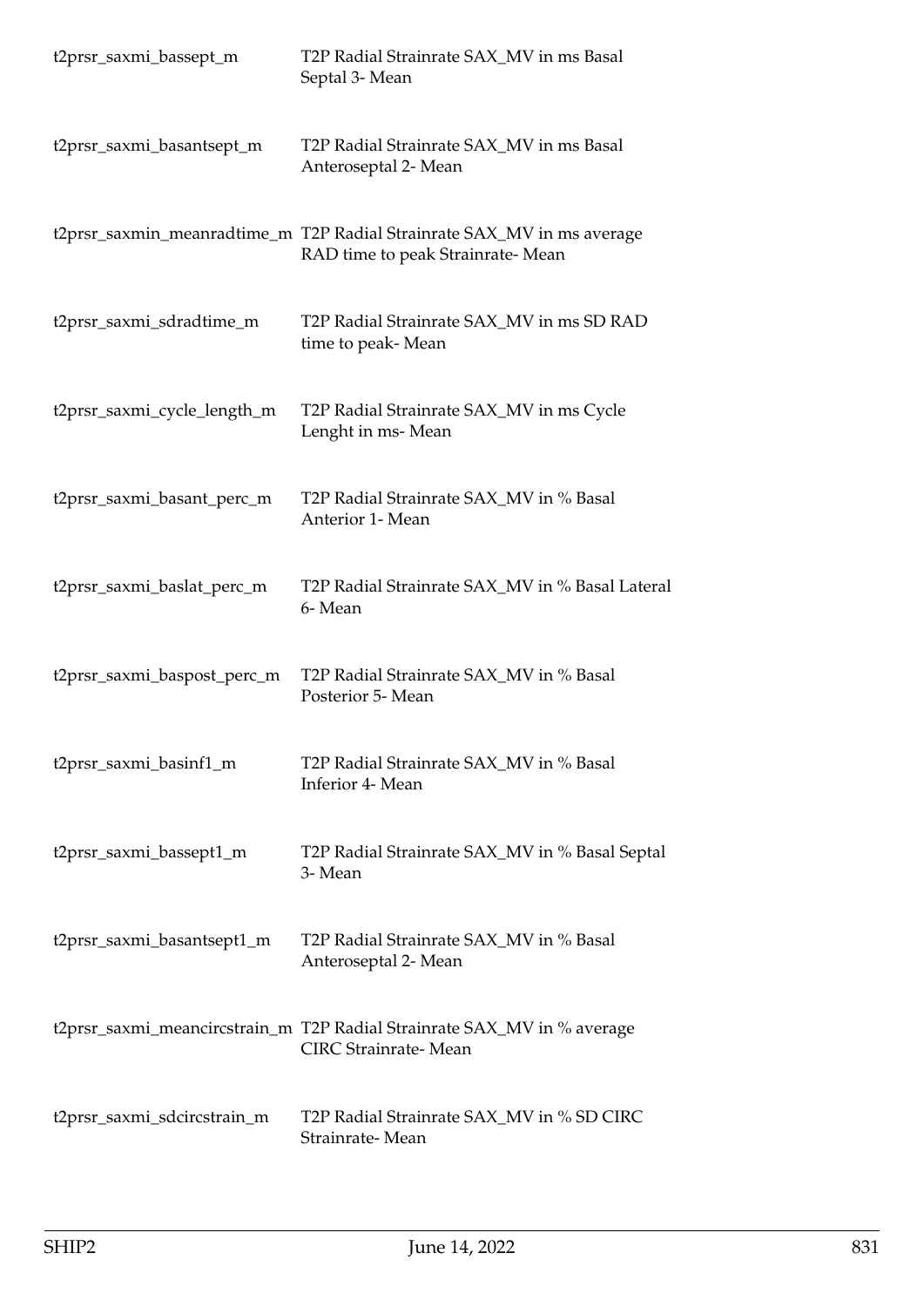| | |
|---|---|
| t2prsr_saxmi_bassept_m | T2P Radial Strainrate SAX_MV in ms Basal Septal 3- Mean |
| t2prsr_saxmi_basantsept_m | T2P Radial Strainrate SAX_MV in ms Basal Anteroseptal 2- Mean |
| t2prsr_saxmin_meanradtime_m | T2P Radial Strainrate SAX_MV in ms average RAD time to peak Strainrate- Mean |
| t2prsr_saxmi_sdradtime_m | T2P Radial Strainrate SAX_MV in ms SD RAD time to peak- Mean |
| t2prsr_saxmi_cycle_length_m | T2P Radial Strainrate SAX_MV in ms Cycle Lenght in ms- Mean |
| t2prsr_saxmi_basant_perc_m | T2P Radial Strainrate SAX_MV in % Basal Anterior 1- Mean |
| t2prsr_saxmi_baslat_perc_m | T2P Radial Strainrate SAX_MV in % Basal Lateral 6- Mean |
| t2prsr_saxmi_baspost_perc_m | T2P Radial Strainrate SAX_MV in % Basal Posterior 5- Mean |
| t2prsr_saxmi_basinf1_m | T2P Radial Strainrate SAX_MV in % Basal Inferior 4- Mean |
| t2prsr_saxmi_bassept1_m | T2P Radial Strainrate SAX_MV in % Basal Septal 3- Mean |
| t2prsr_saxmi_basantsept1_m | T2P Radial Strainrate SAX_MV in % Basal Anteroseptal 2- Mean |
| t2prsr_saxmi_meancircstrain_m | T2P Radial Strainrate SAX_MV in % average CIRC Strainrate- Mean |
| t2prsr_saxmi_sdcircstrain_m | T2P Radial Strainrate SAX_MV in % SD CIRC Strainrate- Mean |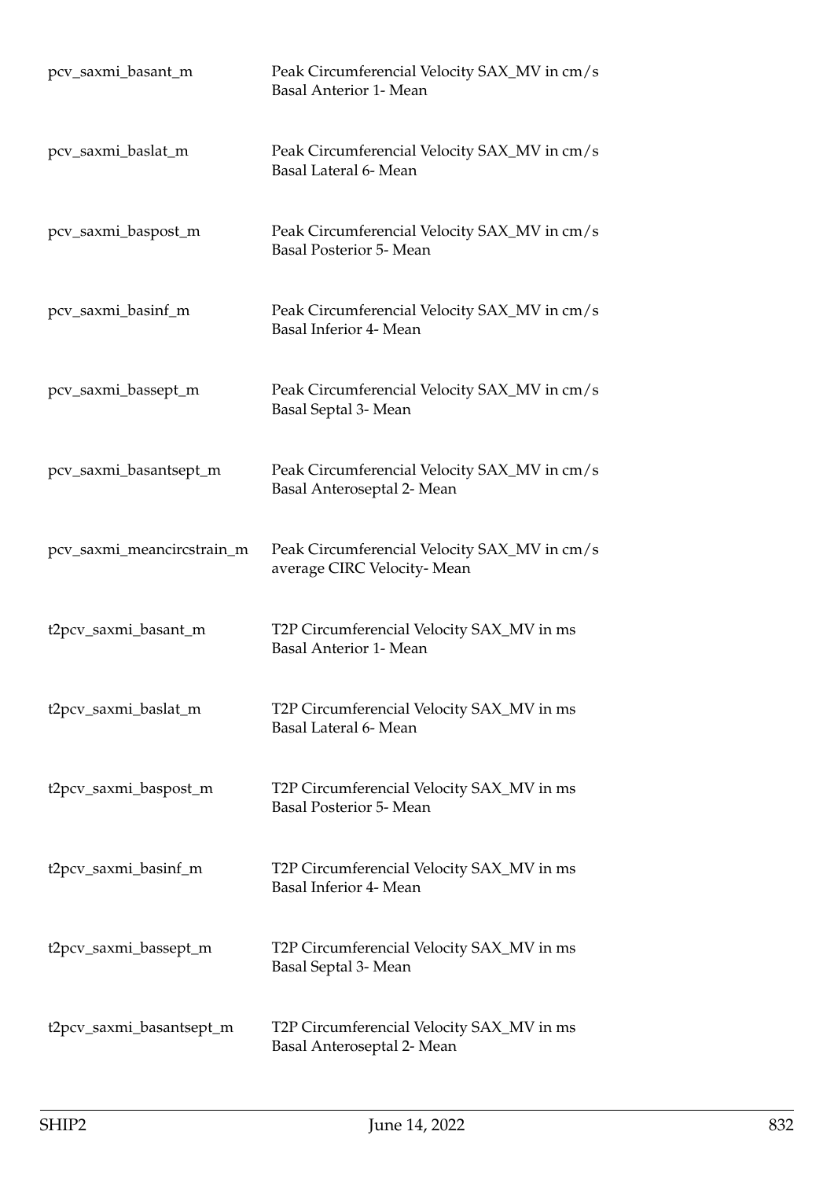| | |
|---|---|
| pcv_saxmi_basant_m | Peak Circumferencial Velocity SAX_MV in cm/s Basal Anterior 1- Mean |
| pcv_saxmi_baslat_m | Peak Circumferencial Velocity SAX_MV in cm/s Basal Lateral 6- Mean |
| pcv_saxmi_baspost_m | Peak Circumferencial Velocity SAX_MV in cm/s Basal Posterior 5- Mean |
| pcv_saxmi_basinf_m | Peak Circumferencial Velocity SAX_MV in cm/s Basal Inferior 4- Mean |
| pcv_saxmi_bassept_m | Peak Circumferencial Velocity SAX_MV in cm/s Basal Septal 3- Mean |
| pcv_saxmi_basantsept_m | Peak Circumferencial Velocity SAX_MV in cm/s Basal Anteroseptal 2- Mean |
| pcv_saxmi_meancircstrain_m | Peak Circumferencial Velocity SAX_MV in cm/s average CIRC Velocity- Mean |
| t2pcv_saxmi_basant_m | T2P Circumferencial Velocity SAX_MV in ms Basal Anterior 1- Mean |
| t2pcv_saxmi_baslat_m | T2P Circumferencial Velocity SAX_MV in ms Basal Lateral 6- Mean |
| t2pcv_saxmi_baspost_m | T2P Circumferencial Velocity SAX_MV in ms Basal Posterior 5- Mean |
| t2pcv_saxmi_basinf_m | T2P Circumferencial Velocity SAX_MV in ms Basal Inferior 4- Mean |
| t2pcv_saxmi_bassept_m | T2P Circumferencial Velocity SAX_MV in ms Basal Septal 3- Mean |
| t2pcv_saxmi_basantsept_m | T2P Circumferencial Velocity SAX_MV in ms Basal Anteroseptal 2- Mean |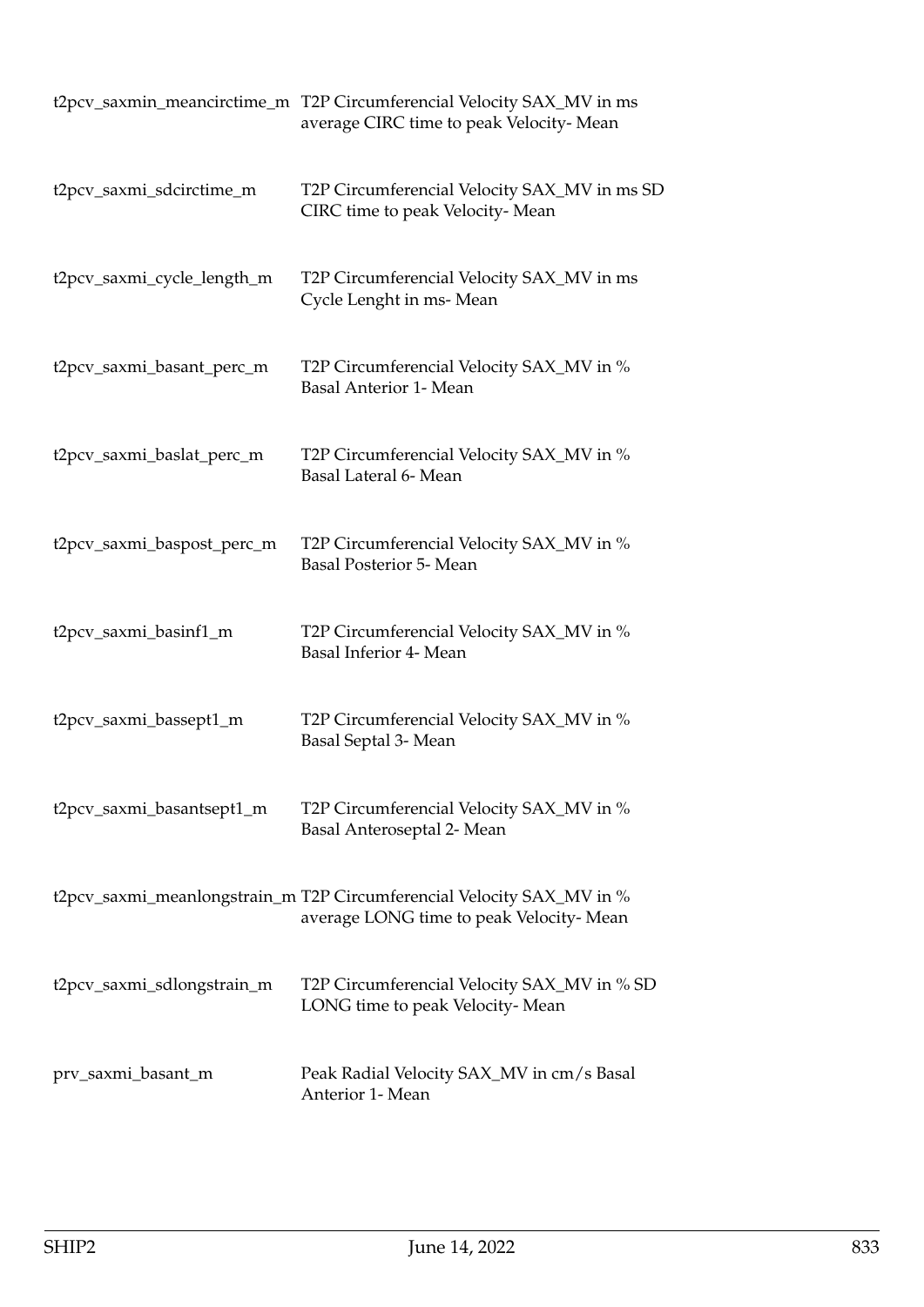| | |
|---|---|
| t2pcv_saxmin_meancirctime_m | T2P Circumferencial Velocity SAX_MV in ms average CIRC time to peak Velocity- Mean |
| t2pcv_saxmi_sdcirctime_m | T2P Circumferencial Velocity SAX_MV in ms SD CIRC time to peak Velocity- Mean |
| t2pcv_saxmi_cycle_length_m | T2P Circumferencial Velocity SAX_MV in ms Cycle Lenght in ms- Mean |
| t2pcv_saxmi_basant_perc_m | T2P Circumferencial Velocity SAX_MV in % Basal Anterior 1- Mean |
| t2pcv_saxmi_baslat_perc_m | T2P Circumferencial Velocity SAX_MV in % Basal Lateral 6- Mean |
| t2pcv_saxmi_baspost_perc_m | T2P Circumferencial Velocity SAX_MV in % Basal Posterior 5- Mean |
| t2pcv_saxmi_basinf1_m | T2P Circumferencial Velocity SAX_MV in % Basal Inferior 4- Mean |
| t2pcv_saxmi_bassept1_m | T2P Circumferencial Velocity SAX_MV in % Basal Septal 3- Mean |
| t2pcv_saxmi_basantsept1_m | T2P Circumferencial Velocity SAX_MV in % Basal Anteroseptal 2- Mean |
| t2pcv_saxmi_meanlongstrain_m | T2P Circumferencial Velocity SAX_MV in % average LONG time to peak Velocity- Mean |
| t2pcv_saxmi_sdlongstrain_m | T2P Circumferencial Velocity SAX_MV in % SD LONG time to peak Velocity- Mean |
| prv_saxmi_basant_m | Peak Radial Velocity SAX_MV in cm/s Basal Anterior 1- Mean |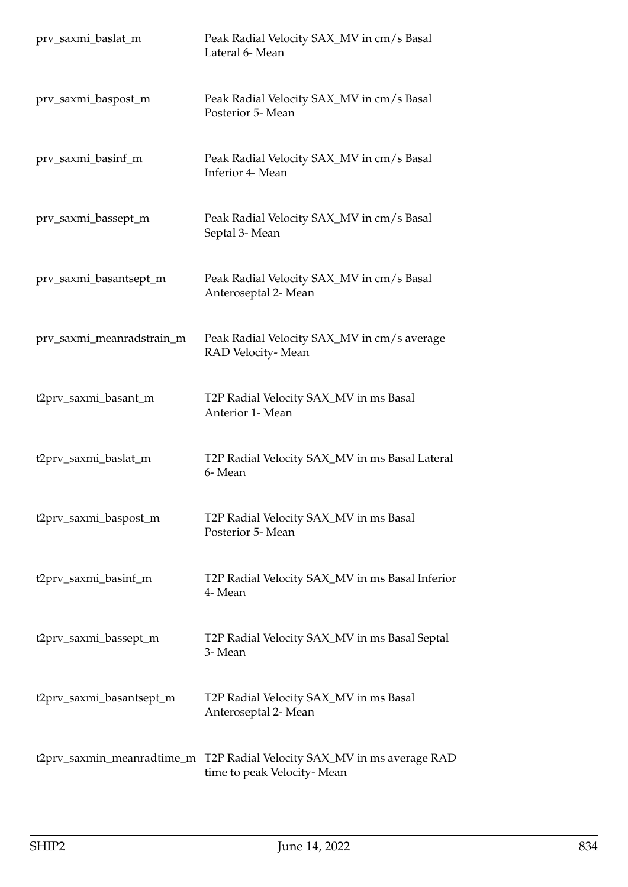| | |
|---|---|
| prv_saxmi_baslat_m | Peak Radial Velocity SAX_MV in cm/s Basal Lateral 6- Mean |
| prv_saxmi_baspost_m | Peak Radial Velocity SAX_MV in cm/s Basal Posterior 5- Mean |
| prv_saxmi_basinf_m | Peak Radial Velocity SAX_MV in cm/s Basal Inferior 4- Mean |
| prv_saxmi_bassept_m | Peak Radial Velocity SAX_MV in cm/s Basal Septal 3- Mean |
| prv_saxmi_basantsept_m | Peak Radial Velocity SAX_MV in cm/s Basal Anteroseptal 2- Mean |
| prv_saxmi_meanradstrain_m | Peak Radial Velocity SAX_MV in cm/s average RAD Velocity- Mean |
| t2prv_saxmi_basant_m | T2P Radial Velocity SAX_MV in ms Basal Anterior 1- Mean |
| t2prv_saxmi_baslat_m | T2P Radial Velocity SAX_MV in ms Basal Lateral 6- Mean |
| t2prv_saxmi_baspost_m | T2P Radial Velocity SAX_MV in ms Basal Posterior 5- Mean |
| t2prv_saxmi_basinf_m | T2P Radial Velocity SAX_MV in ms Basal Inferior 4- Mean |
| t2prv_saxmi_bassept_m | T2P Radial Velocity SAX_MV in ms Basal Septal 3- Mean |
| t2prv_saxmi_basantsept_m | T2P Radial Velocity SAX_MV in ms Basal Anteroseptal 2- Mean |
| t2prv_saxmin_meanradtime_m | T2P Radial Velocity SAX_MV in ms average RAD time to peak Velocity- Mean |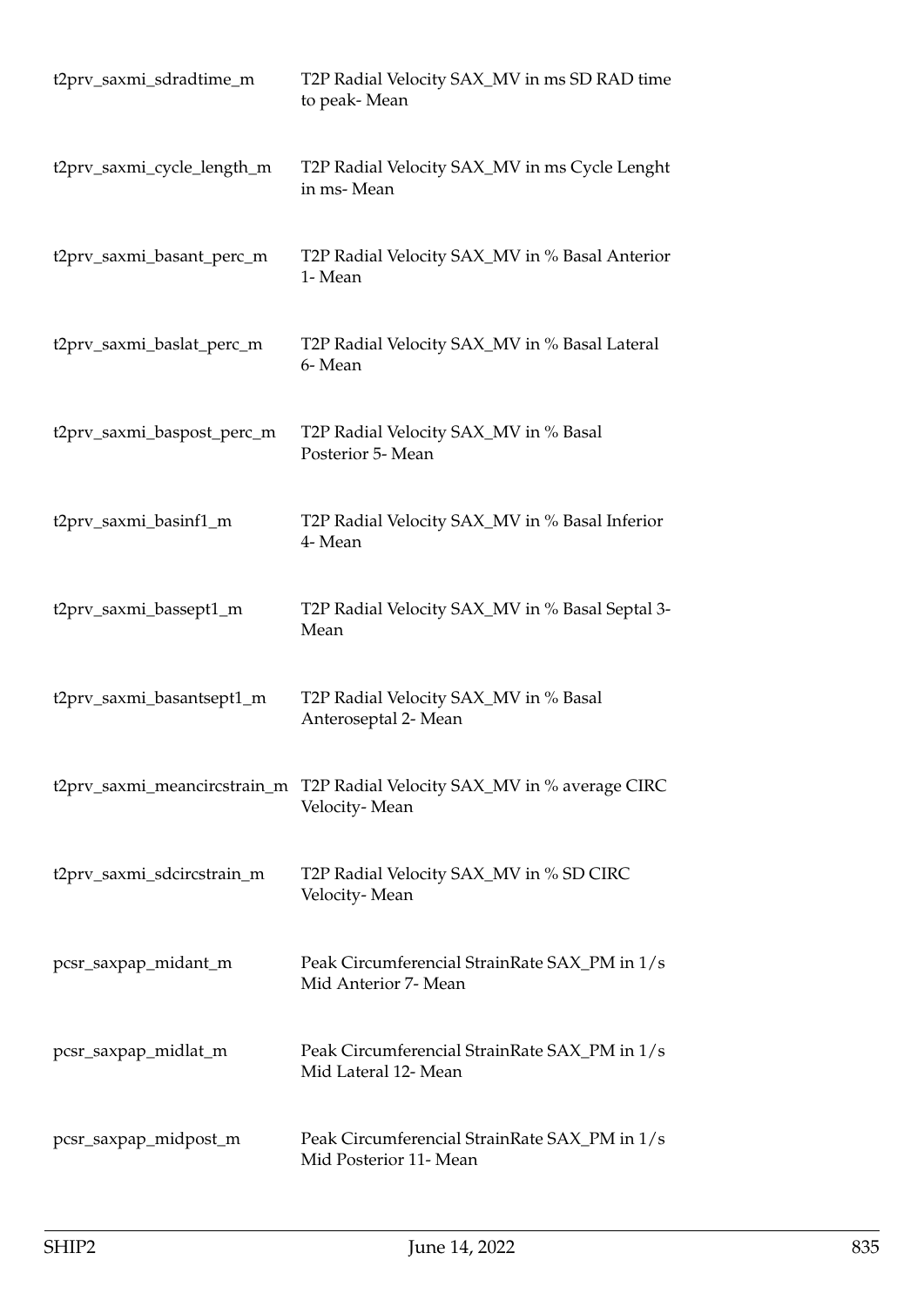| | |
|---|---|
| t2prv_saxmi_sdradtime_m | T2P Radial Velocity SAX_MV in ms SD RAD time to peak- Mean |
| t2prv_saxmi_cycle_length_m | T2P Radial Velocity SAX_MV in ms Cycle Lenght in ms- Mean |
| t2prv_saxmi_basant_perc_m | T2P Radial Velocity SAX_MV in % Basal Anterior 1- Mean |
| t2prv_saxmi_baslat_perc_m | T2P Radial Velocity SAX_MV in % Basal Lateral 6- Mean |
| t2prv_saxmi_baspost_perc_m | T2P Radial Velocity SAX_MV in % Basal Posterior 5- Mean |
| t2prv_saxmi_basinf1_m | T2P Radial Velocity SAX_MV in % Basal Inferior 4- Mean |
| t2prv_saxmi_bassept1_m | T2P Radial Velocity SAX_MV in % Basal Septal 3- Mean |
| t2prv_saxmi_basantsept1_m | T2P Radial Velocity SAX_MV in % Basal Anteroseptal 2- Mean |
| t2prv_saxmi_meancircstrain_m | T2P Radial Velocity SAX_MV in % average CIRC Velocity- Mean |
| t2prv_saxmi_sdcircstrain_m | T2P Radial Velocity SAX_MV in % SD CIRC Velocity- Mean |
| pcsr_saxpap_midant_m | Peak Circumferencial StrainRate SAX_PM in 1/s Mid Anterior 7- Mean |
| pcsr_saxpap_midlat_m | Peak Circumferencial StrainRate SAX_PM in 1/s Mid Lateral 12- Mean |
| pcsr_saxpap_midpost_m | Peak Circumferencial StrainRate SAX_PM in 1/s Mid Posterior 11- Mean |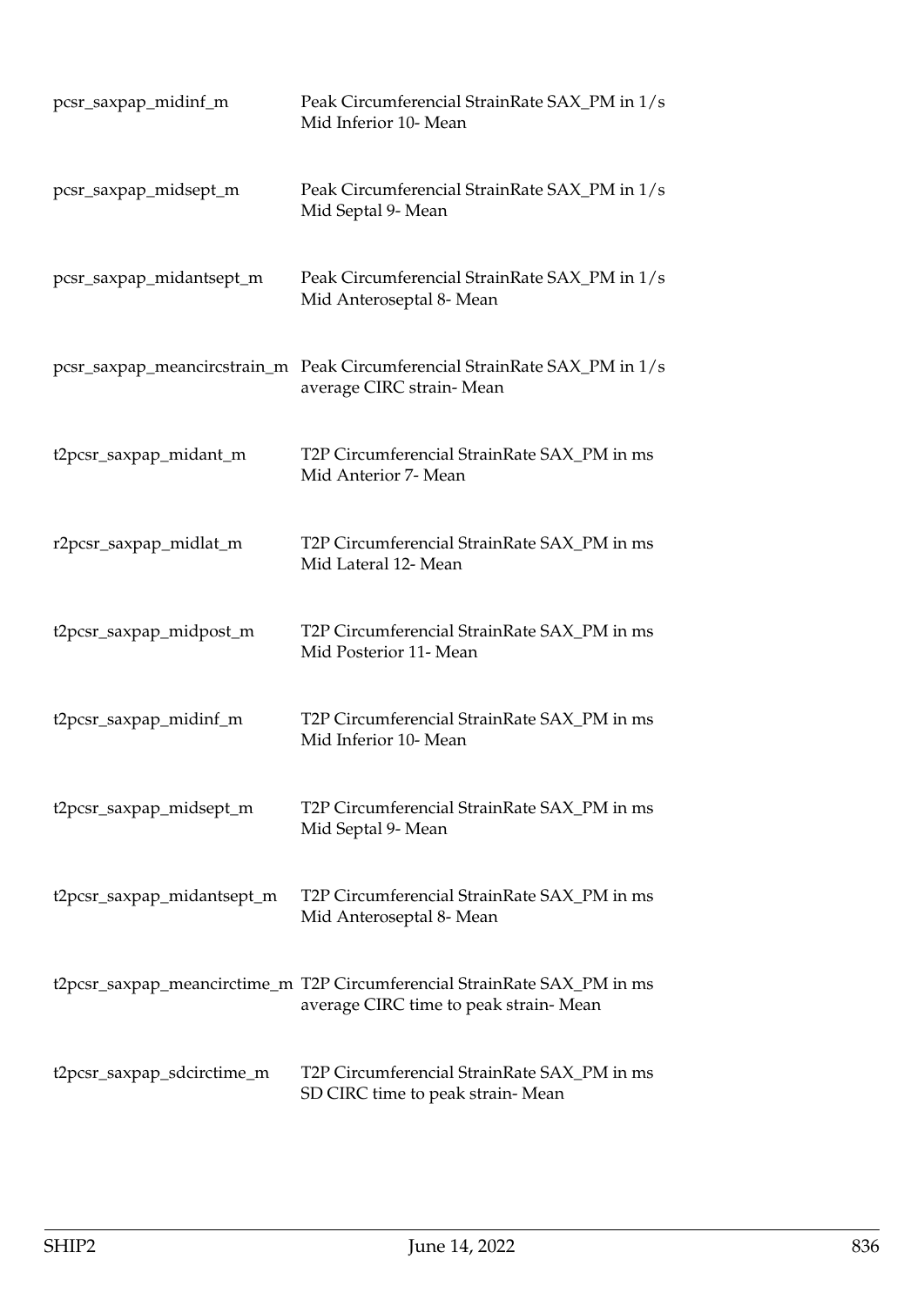| | |
|---|---|
| pcsr_saxpap_midinf_m | Peak Circumferencial StrainRate SAX_PM in 1/s Mid Inferior 10- Mean |
| pcsr_saxpap_midsept_m | Peak Circumferencial StrainRate SAX_PM in 1/s Mid Septal 9- Mean |
| pcsr_saxpap_midantsept_m | Peak Circumferencial StrainRate SAX_PM in 1/s Mid Anteroseptal 8- Mean |
| pcsr_saxpap_meancircstrain_m | Peak Circumferencial StrainRate SAX_PM in 1/s average CIRC strain- Mean |
| t2pcsr_saxpap_midant_m | T2P Circumferencial StrainRate SAX_PM in ms Mid Anterior 7- Mean |
| r2pcsr_saxpap_midlat_m | T2P Circumferencial StrainRate SAX_PM in ms Mid Lateral 12- Mean |
| t2pcsr_saxpap_midpost_m | T2P Circumferencial StrainRate SAX_PM in ms Mid Posterior 11- Mean |
| t2pcsr_saxpap_midinf_m | T2P Circumferencial StrainRate SAX_PM in ms Mid Inferior 10- Mean |
| t2pcsr_saxpap_midsept_m | T2P Circumferencial StrainRate SAX_PM in ms Mid Septal 9- Mean |
| t2pcsr_saxpap_midantsept_m | T2P Circumferencial StrainRate SAX_PM in ms Mid Anteroseptal 8- Mean |
| t2pcsr_saxpap_meancirctime_m | T2P Circumferencial StrainRate SAX_PM in ms average CIRC time to peak strain- Mean |
| t2pcsr_saxpap_sdcirctime_m | T2P Circumferencial StrainRate SAX_PM in ms SD CIRC time to peak strain- Mean |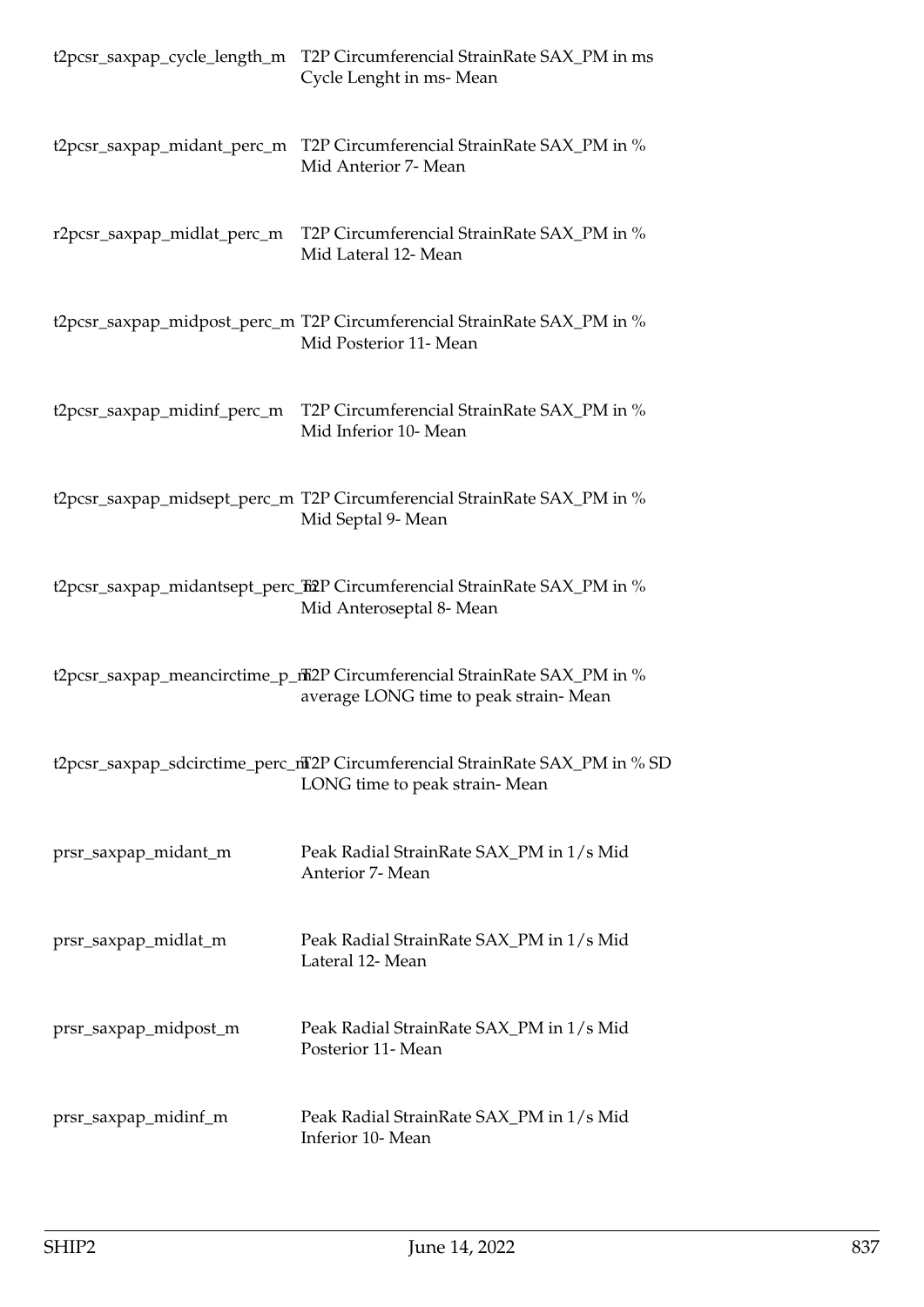| | |
|---|---|
| t2pcsr_saxpap_cycle_length_m | T2P Circumferencial StrainRate SAX_PM in ms Cycle Lenght in ms- Mean |
| t2pcsr_saxpap_midant_perc_m | T2P Circumferencial StrainRate SAX_PM in % Mid Anterior 7- Mean |
| r2pcsr_saxpap_midlat_perc_m | T2P Circumferencial StrainRate SAX_PM in % Mid Lateral 12- Mean |
| t2pcsr_saxpap_midpost_perc_m | T2P Circumferencial StrainRate SAX_PM in % Mid Posterior 11- Mean |
| t2pcsr_saxpap_midinf_perc_m | T2P Circumferencial StrainRate SAX_PM in % Mid Inferior 10- Mean |
| t2pcsr_saxpap_midsept_perc_m | T2P Circumferencial StrainRate SAX_PM in % Mid Septal 9- Mean |
| t2pcsr_saxpap_midantsept_perc_m | T2P Circumferencial StrainRate SAX_PM in % Mid Anteroseptal 8- Mean |
| t2pcsr_saxpap_meancirctime_p_m | T2P Circumferencial StrainRate SAX_PM in % average LONG time to peak strain- Mean |
| t2pcsr_saxpap_sdcirctime_perc_m | T2P Circumferencial StrainRate SAX_PM in % SD LONG time to peak strain- Mean |
| prsr_saxpap_midant_m | Peak Radial StrainRate SAX_PM in 1/s Mid Anterior 7- Mean |
| prsr_saxpap_midlat_m | Peak Radial StrainRate SAX_PM in 1/s Mid Lateral 12- Mean |
| prsr_saxpap_midpost_m | Peak Radial StrainRate SAX_PM in 1/s Mid Posterior 11- Mean |
| prsr_saxpap_midinf_m | Peak Radial StrainRate SAX_PM in 1/s Mid Inferior 10- Mean |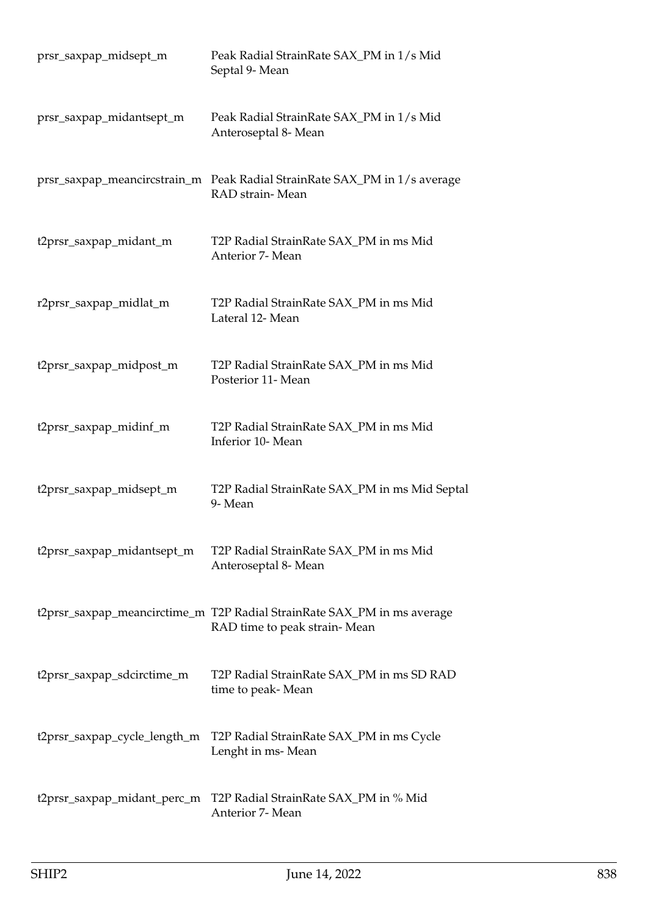| | |
|---|---|
| prsr_saxpap_midsept_m | Peak Radial StrainRate SAX_PM in 1/s Mid Septal 9- Mean |
| prsr_saxpap_midantsept_m | Peak Radial StrainRate SAX_PM in 1/s Mid Anteroseptal 8- Mean |
| prsr_saxpap_meancircstrain_m | Peak Radial StrainRate SAX_PM in 1/s average RAD strain- Mean |
| t2prsr_saxpap_midant_m | T2P Radial StrainRate SAX_PM in ms Mid Anterior 7- Mean |
| r2prsr_saxpap_midlat_m | T2P Radial StrainRate SAX_PM in ms Mid Lateral 12- Mean |
| t2prsr_saxpap_midpost_m | T2P Radial StrainRate SAX_PM in ms Mid Posterior 11- Mean |
| t2prsr_saxpap_midinf_m | T2P Radial StrainRate SAX_PM in ms Mid Inferior 10- Mean |
| t2prsr_saxpap_midsept_m | T2P Radial StrainRate SAX_PM in ms Mid Septal 9- Mean |
| t2prsr_saxpap_midantsept_m | T2P Radial StrainRate SAX_PM in ms Mid Anteroseptal 8- Mean |
| t2prsr_saxpap_meancirctime_m | T2P Radial StrainRate SAX_PM in ms average RAD time to peak strain- Mean |
| t2prsr_saxpap_sdcirctime_m | T2P Radial StrainRate SAX_PM in ms SD RAD time to peak- Mean |
| t2prsr_saxpap_cycle_length_m | T2P Radial StrainRate SAX_PM in ms Cycle Lenght in ms- Mean |
| t2prsr_saxpap_midant_perc_m | T2P Radial StrainRate SAX_PM in % Mid Anterior 7- Mean |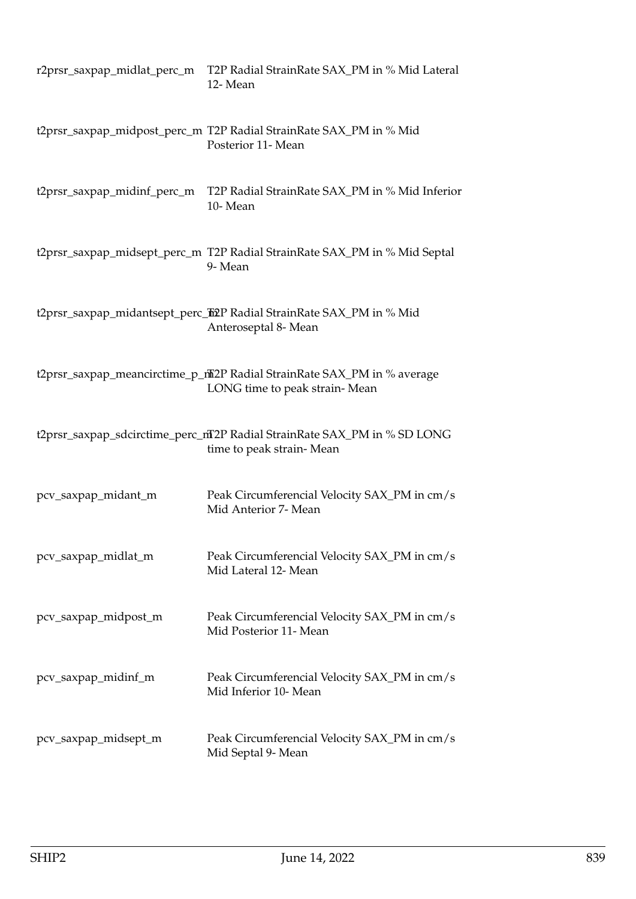| | |
|---|---|
| r2prsr_saxpap_midlat_perc_m | T2P Radial StrainRate SAX_PM in % Mid Lateral 12- Mean |
| t2prsr_saxpap_midpost_perc_m | T2P Radial StrainRate SAX_PM in % Mid Posterior 11- Mean |
| t2prsr_saxpap_midinf_perc_m | T2P Radial StrainRate SAX_PM in % Mid Inferior 10- Mean |
| t2prsr_saxpap_midsept_perc_m | T2P Radial StrainRate SAX_PM in % Mid Septal 9- Mean |
| t2prsr_saxpap_midantsept_perc_m | T2P Radial StrainRate SAX_PM in % Mid Anteroseptal 8- Mean |
| t2prsr_saxpap_meancirctime_p_m | T2P Radial StrainRate SAX_PM in % average LONG time to peak strain- Mean |
| t2prsr_saxpap_sdcirctime_perc_m | T2P Radial StrainRate SAX_PM in % SD LONG time to peak strain- Mean |
| pcv_saxpap_midant_m | Peak Circumferencial Velocity SAX_PM in cm/s Mid Anterior 7- Mean |
| pcv_saxpap_midlat_m | Peak Circumferencial Velocity SAX_PM in cm/s Mid Lateral 12- Mean |
| pcv_saxpap_midpost_m | Peak Circumferencial Velocity SAX_PM in cm/s Mid Posterior 11- Mean |
| pcv_saxpap_midinf_m | Peak Circumferencial Velocity SAX_PM in cm/s Mid Inferior 10- Mean |
| pcv_saxpap_midsept_m | Peak Circumferencial Velocity SAX_PM in cm/s Mid Septal 9- Mean |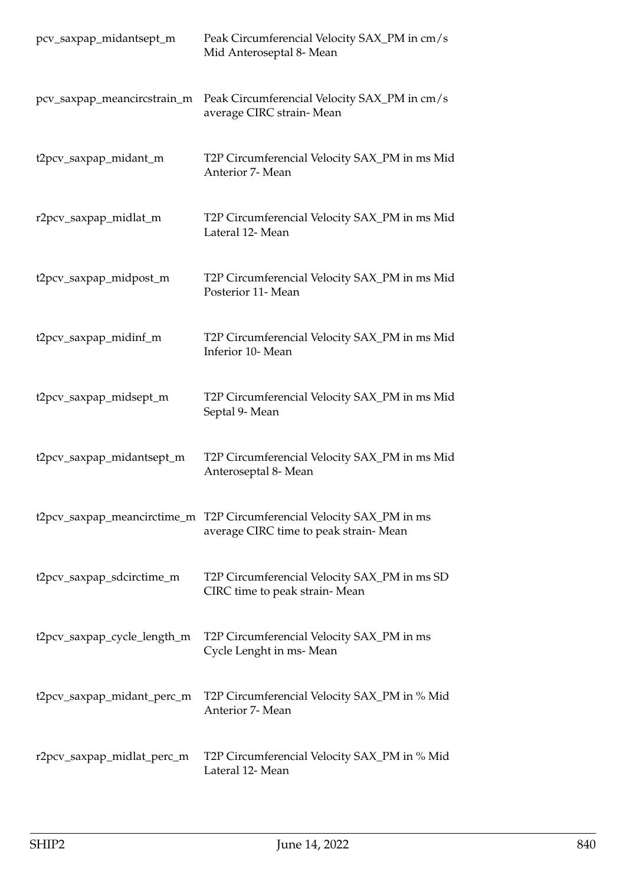| | |
|---|---|
| pcv_saxpap_midantsept_m | Peak Circumferencial Velocity SAX_PM in cm/s Mid Anteroseptal 8- Mean |
| pcv_saxpap_meancircstrain_m | Peak Circumferencial Velocity SAX_PM in cm/s average CIRC strain- Mean |
| t2pcv_saxpap_midant_m | T2P Circumferencial Velocity SAX_PM in ms Mid Anterior 7- Mean |
| r2pcv_saxpap_midlat_m | T2P Circumferencial Velocity SAX_PM in ms Mid Lateral 12- Mean |
| t2pcv_saxpap_midpost_m | T2P Circumferencial Velocity SAX_PM in ms Mid Posterior 11- Mean |
| t2pcv_saxpap_midinf_m | T2P Circumferencial Velocity SAX_PM in ms Mid Inferior 10- Mean |
| t2pcv_saxpap_midsept_m | T2P Circumferencial Velocity SAX_PM in ms Mid Septal 9- Mean |
| t2pcv_saxpap_midantsept_m | T2P Circumferencial Velocity SAX_PM in ms Mid Anteroseptal 8- Mean |
| t2pcv_saxpap_meancirctime_m | T2P Circumferencial Velocity SAX_PM in ms average CIRC time to peak strain- Mean |
| t2pcv_saxpap_sdcirctime_m | T2P Circumferencial Velocity SAX_PM in ms SD CIRC time to peak strain- Mean |
| t2pcv_saxpap_cycle_length_m | T2P Circumferencial Velocity SAX_PM in ms Cycle Lenght in ms- Mean |
| t2pcv_saxpap_midant_perc_m | T2P Circumferencial Velocity SAX_PM in % Mid Anterior 7- Mean |
| r2pcv_saxpap_midlat_perc_m | T2P Circumferencial Velocity SAX_PM in % Mid Lateral 12- Mean |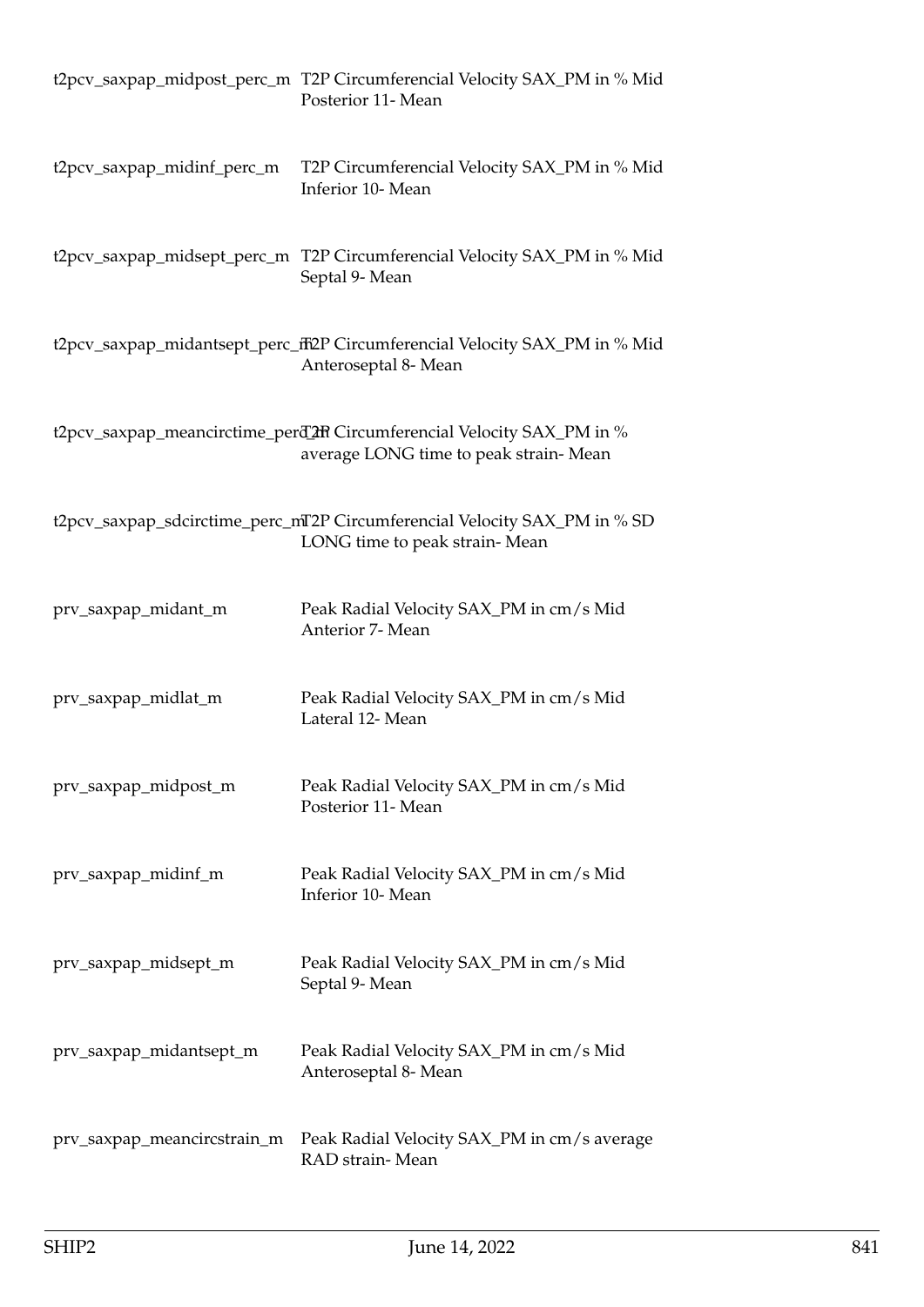| | |
|---|---|
| t2pcv_saxpap_midpost_perc_m | T2P Circumferencial Velocity SAX_PM in % Mid Posterior 11- Mean |
| t2pcv_saxpap_midinf_perc_m | T2P Circumferencial Velocity SAX_PM in % Mid Inferior 10- Mean |
| t2pcv_saxpap_midsept_perc_m | T2P Circumferencial Velocity SAX_PM in % Mid Septal 9- Mean |
| t2pcv_saxpap_midantsept_perc_m | T2P Circumferencial Velocity SAX_PM in % Mid Anteroseptal 8- Mean |
| t2pcv_saxpap_meancirctime_perc_m | T2P Circumferencial Velocity SAX_PM in % average LONG time to peak strain- Mean |
| t2pcv_saxpap_sdcirctime_perc_m | T2P Circumferencial Velocity SAX_PM in % SD LONG time to peak strain- Mean |
| prv_saxpap_midant_m | Peak Radial Velocity SAX_PM in cm/s Mid Anterior 7- Mean |
| prv_saxpap_midlat_m | Peak Radial Velocity SAX_PM in cm/s Mid Lateral 12- Mean |
| prv_saxpap_midpost_m | Peak Radial Velocity SAX_PM in cm/s Mid Posterior 11- Mean |
| prv_saxpap_midinf_m | Peak Radial Velocity SAX_PM in cm/s Mid Inferior 10- Mean |
| prv_saxpap_midsept_m | Peak Radial Velocity SAX_PM in cm/s Mid Septal 9- Mean |
| prv_saxpap_midantsept_m | Peak Radial Velocity SAX_PM in cm/s Mid Anteroseptal 8- Mean |
| prv_saxpap_meancircstrain_m | Peak Radial Velocity SAX_PM in cm/s average RAD strain- Mean |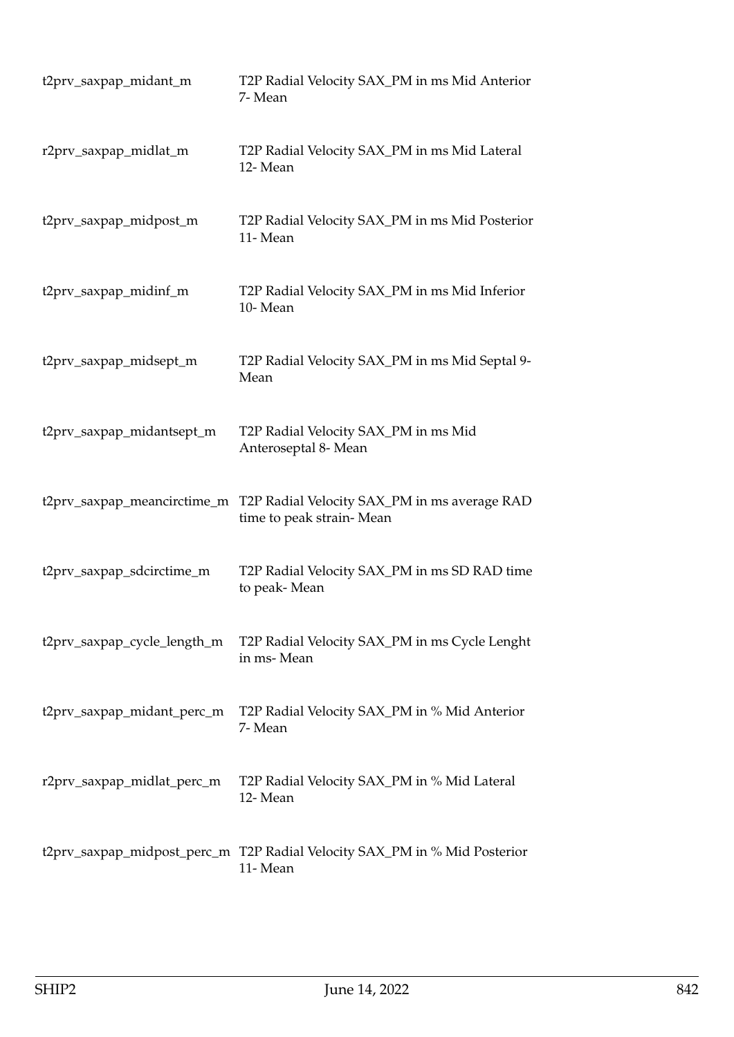| | |
|---|---|
| t2prv_saxpap_midant_m | T2P Radial Velocity SAX_PM in ms Mid Anterior 7- Mean |
| r2prv_saxpap_midlat_m | T2P Radial Velocity SAX_PM in ms Mid Lateral 12- Mean |
| t2prv_saxpap_midpost_m | T2P Radial Velocity SAX_PM in ms Mid Posterior 11- Mean |
| t2prv_saxpap_midinf_m | T2P Radial Velocity SAX_PM in ms Mid Inferior 10- Mean |
| t2prv_saxpap_midsept_m | T2P Radial Velocity SAX_PM in ms Mid Septal 9- Mean |
| t2prv_saxpap_midantsept_m | T2P Radial Velocity SAX_PM in ms Mid Anteroseptal 8- Mean |
| t2prv_saxpap_meancirctime_m | T2P Radial Velocity SAX_PM in ms average RAD time to peak strain- Mean |
| t2prv_saxpap_sdcirctime_m | T2P Radial Velocity SAX_PM in ms SD RAD time to peak- Mean |
| t2prv_saxpap_cycle_length_m | T2P Radial Velocity SAX_PM in ms Cycle Lenght in ms- Mean |
| t2prv_saxpap_midant_perc_m | T2P Radial Velocity SAX_PM in % Mid Anterior 7- Mean |
| r2prv_saxpap_midlat_perc_m | T2P Radial Velocity SAX_PM in % Mid Lateral 12- Mean |
| t2prv_saxpap_midpost_perc_m | T2P Radial Velocity SAX_PM in % Mid Posterior 11- Mean |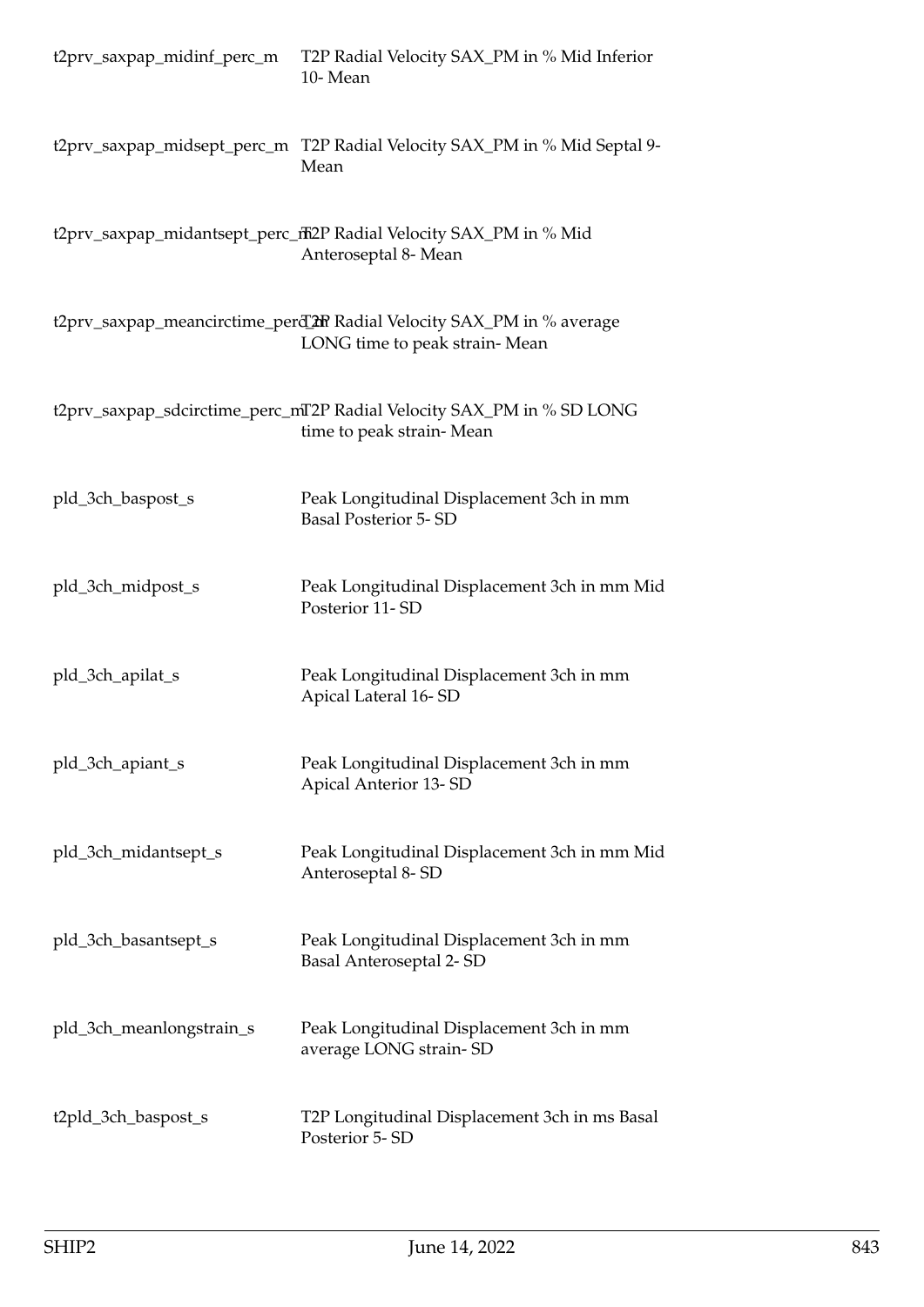| | |
|---|---|
| t2prv_saxpap_midinf_perc_m | T2P Radial Velocity SAX_PM in % Mid Inferior 10- Mean |
| t2prv_saxpap_midsept_perc_m | T2P Radial Velocity SAX_PM in % Mid Septal 9- Mean |
| t2prv_saxpap_midantsept_perc_m | T2P Radial Velocity SAX_PM in % Mid Anteroseptal 8- Mean |
| t2prv_saxpap_meancirctime_perc_m | T2P Radial Velocity SAX_PM in % average LONG time to peak strain- Mean |
| t2prv_saxpap_sdcirctime_perc_m | T2P Radial Velocity SAX_PM in % SD LONG time to peak strain- Mean |
| pld_3ch_baspost_s | Peak Longitudinal Displacement 3ch in mm Basal Posterior 5- SD |
| pld_3ch_midpost_s | Peak Longitudinal Displacement 3ch in mm Mid Posterior 11- SD |
| pld_3ch_apilat_s | Peak Longitudinal Displacement 3ch in mm Apical Lateral 16- SD |
| pld_3ch_apiant_s | Peak Longitudinal Displacement 3ch in mm Apical Anterior 13- SD |
| pld_3ch_midantsept_s | Peak Longitudinal Displacement 3ch in mm Mid Anteroseptal 8- SD |
| pld_3ch_basantsept_s | Peak Longitudinal Displacement 3ch in mm Basal Anteroseptal 2- SD |
| pld_3ch_meanlongstrain_s | Peak Longitudinal Displacement 3ch in mm average LONG strain- SD |
| t2pld_3ch_baspost_s | T2P Longitudinal Displacement 3ch in ms Basal Posterior 5- SD |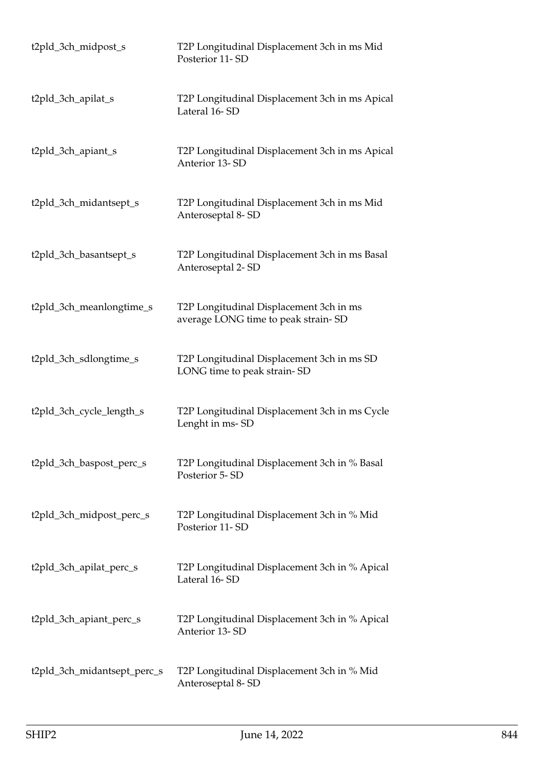| | |
|---|---|
| t2pld_3ch_midpost_s | T2P Longitudinal Displacement 3ch in ms Mid Posterior 11- SD |
| t2pld_3ch_apilat_s | T2P Longitudinal Displacement 3ch in ms Apical Lateral 16- SD |
| t2pld_3ch_apiant_s | T2P Longitudinal Displacement 3ch in ms Apical Anterior 13- SD |
| t2pld_3ch_midantsept_s | T2P Longitudinal Displacement 3ch in ms Mid Anteroseptal 8- SD |
| t2pld_3ch_basantsept_s | T2P Longitudinal Displacement 3ch in ms Basal Anteroseptal 2- SD |
| t2pld_3ch_meanlongtime_s | T2P Longitudinal Displacement 3ch in ms average LONG time to peak strain- SD |
| t2pld_3ch_sdlongtime_s | T2P Longitudinal Displacement 3ch in ms SD LONG time to peak strain- SD |
| t2pld_3ch_cycle_length_s | T2P Longitudinal Displacement 3ch in ms Cycle Lenght in ms- SD |
| t2pld_3ch_baspost_perc_s | T2P Longitudinal Displacement 3ch in % Basal Posterior 5- SD |
| t2pld_3ch_midpost_perc_s | T2P Longitudinal Displacement 3ch in % Mid Posterior 11- SD |
| t2pld_3ch_apilat_perc_s | T2P Longitudinal Displacement 3ch in % Apical Lateral 16- SD |
| t2pld_3ch_apiant_perc_s | T2P Longitudinal Displacement 3ch in % Apical Anterior 13- SD |
| t2pld_3ch_midantsept_perc_s | T2P Longitudinal Displacement 3ch in % Mid Anteroseptal 8- SD |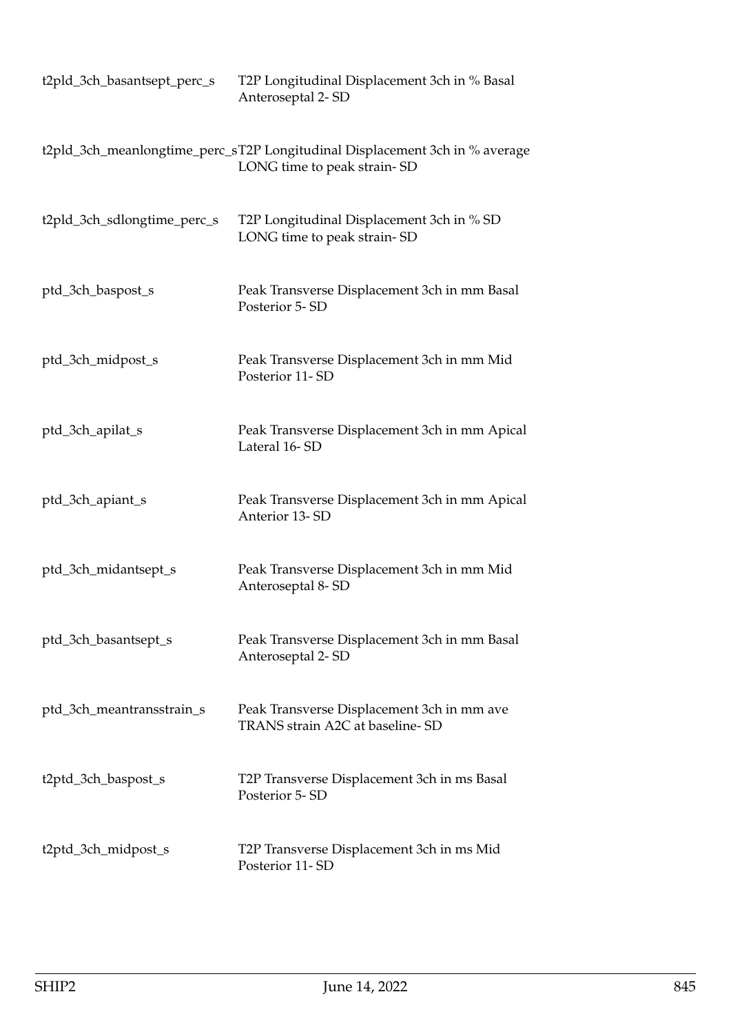| | |
|---|---|
| t2pld_3ch_basantsept_perc_s | T2P Longitudinal Displacement 3ch in % Basal Anteroseptal 2- SD |
| t2pld_3ch_meanlongtime_perc_s | T2P Longitudinal Displacement 3ch in % average LONG time to peak strain- SD |
| t2pld_3ch_sdlongtime_perc_s | T2P Longitudinal Displacement 3ch in % SD LONG time to peak strain- SD |
| ptd_3ch_baspost_s | Peak Transverse Displacement 3ch in mm Basal Posterior 5- SD |
| ptd_3ch_midpost_s | Peak Transverse Displacement 3ch in mm Mid Posterior 11- SD |
| ptd_3ch_apilat_s | Peak Transverse Displacement 3ch in mm Apical Lateral 16- SD |
| ptd_3ch_apiant_s | Peak Transverse Displacement 3ch in mm Apical Anterior 13- SD |
| ptd_3ch_midantsept_s | Peak Transverse Displacement 3ch in mm Mid Anteroseptal 8- SD |
| ptd_3ch_basantsept_s | Peak Transverse Displacement 3ch in mm Basal Anteroseptal 2- SD |
| ptd_3ch_meantransstrain_s | Peak Transverse Displacement 3ch in mm ave TRANS strain A2C at baseline- SD |
| t2ptd_3ch_baspost_s | T2P Transverse Displacement 3ch in ms Basal Posterior 5- SD |
| t2ptd_3ch_midpost_s | T2P Transverse Displacement 3ch in ms Mid Posterior 11- SD |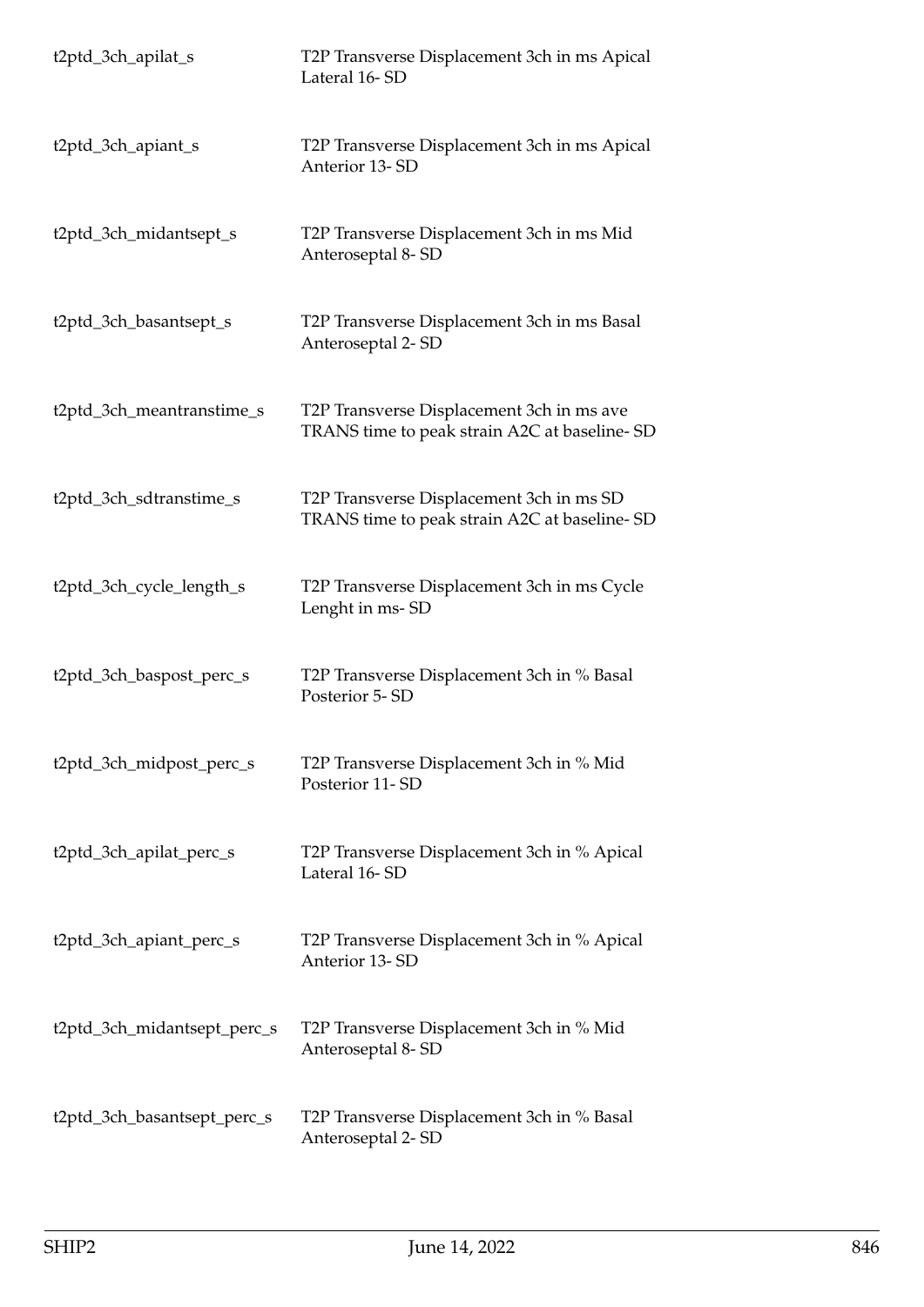| | |
|---|---|
| t2ptd_3ch_apilat_s | T2P Transverse Displacement 3ch in ms Apical Lateral 16- SD |
| t2ptd_3ch_apiant_s | T2P Transverse Displacement 3ch in ms Apical Anterior 13- SD |
| t2ptd_3ch_midantsept_s | T2P Transverse Displacement 3ch in ms Mid Anteroseptal 8- SD |
| t2ptd_3ch_basantsept_s | T2P Transverse Displacement 3ch in ms Basal Anteroseptal 2- SD |
| t2ptd_3ch_meantranstime_s | T2P Transverse Displacement 3ch in ms ave TRANS time to peak strain A2C at baseline- SD |
| t2ptd_3ch_sdtranstime_s | T2P Transverse Displacement 3ch in ms SD TRANS time to peak strain A2C at baseline- SD |
| t2ptd_3ch_cycle_length_s | T2P Transverse Displacement 3ch in ms Cycle Lenght in ms- SD |
| t2ptd_3ch_baspost_perc_s | T2P Transverse Displacement 3ch in % Basal Posterior 5- SD |
| t2ptd_3ch_midpost_perc_s | T2P Transverse Displacement 3ch in % Mid Posterior 11- SD |
| t2ptd_3ch_apilat_perc_s | T2P Transverse Displacement 3ch in % Apical Lateral 16- SD |
| t2ptd_3ch_apiant_perc_s | T2P Transverse Displacement 3ch in % Apical Anterior 13- SD |
| t2ptd_3ch_midantsept_perc_s | T2P Transverse Displacement 3ch in % Mid Anteroseptal 8- SD |
| t2ptd_3ch_basantsept_perc_s | T2P Transverse Displacement 3ch in % Basal Anteroseptal 2- SD |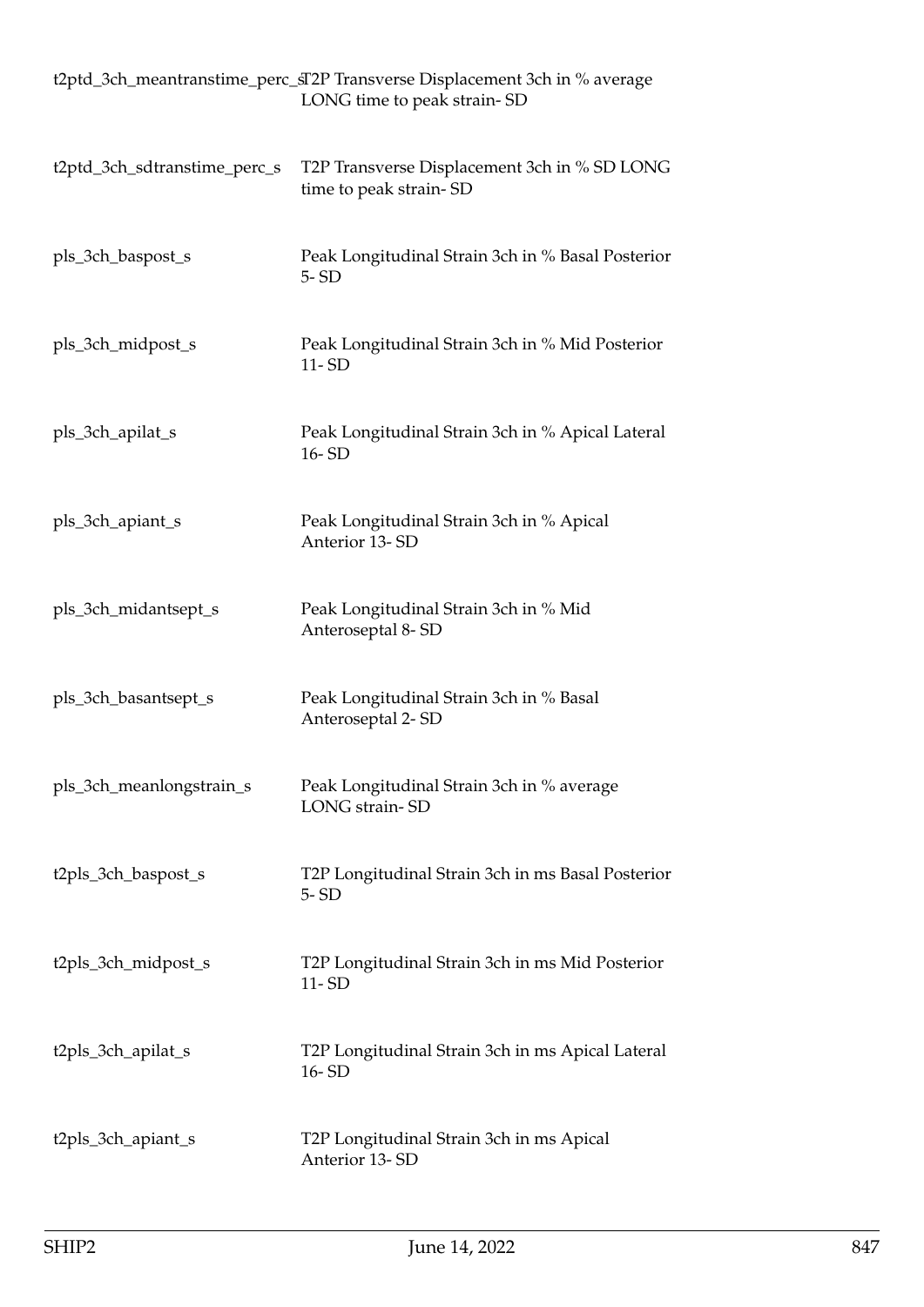| | |
|---|---|
| t2ptd_3ch_meantranstime_perc_s | T2P Transverse Displacement 3ch in % average LONG time to peak strain- SD |
| t2ptd_3ch_sdtranstime_perc_s | T2P Transverse Displacement 3ch in % SD LONG time to peak strain- SD |
| pls_3ch_baspost_s | Peak Longitudinal Strain 3ch in % Basal Posterior 5- SD |
| pls_3ch_midpost_s | Peak Longitudinal Strain 3ch in % Mid Posterior 11- SD |
| pls_3ch_apilat_s | Peak Longitudinal Strain 3ch in % Apical Lateral 16- SD |
| pls_3ch_apiant_s | Peak Longitudinal Strain 3ch in % Apical Anterior 13- SD |
| pls_3ch_midantsept_s | Peak Longitudinal Strain 3ch in % Mid Anteroseptal 8- SD |
| pls_3ch_basantsept_s | Peak Longitudinal Strain 3ch in % Basal Anteroseptal 2- SD |
| pls_3ch_meanlongstrain_s | Peak Longitudinal Strain 3ch in % average LONG strain- SD |
| t2pls_3ch_baspost_s | T2P Longitudinal Strain 3ch in ms Basal Posterior 5- SD |
| t2pls_3ch_midpost_s | T2P Longitudinal Strain 3ch in ms Mid Posterior 11- SD |
| t2pls_3ch_apilat_s | T2P Longitudinal Strain 3ch in ms Apical Lateral 16- SD |
| t2pls_3ch_apiant_s | T2P Longitudinal Strain 3ch in ms Apical Anterior 13- SD |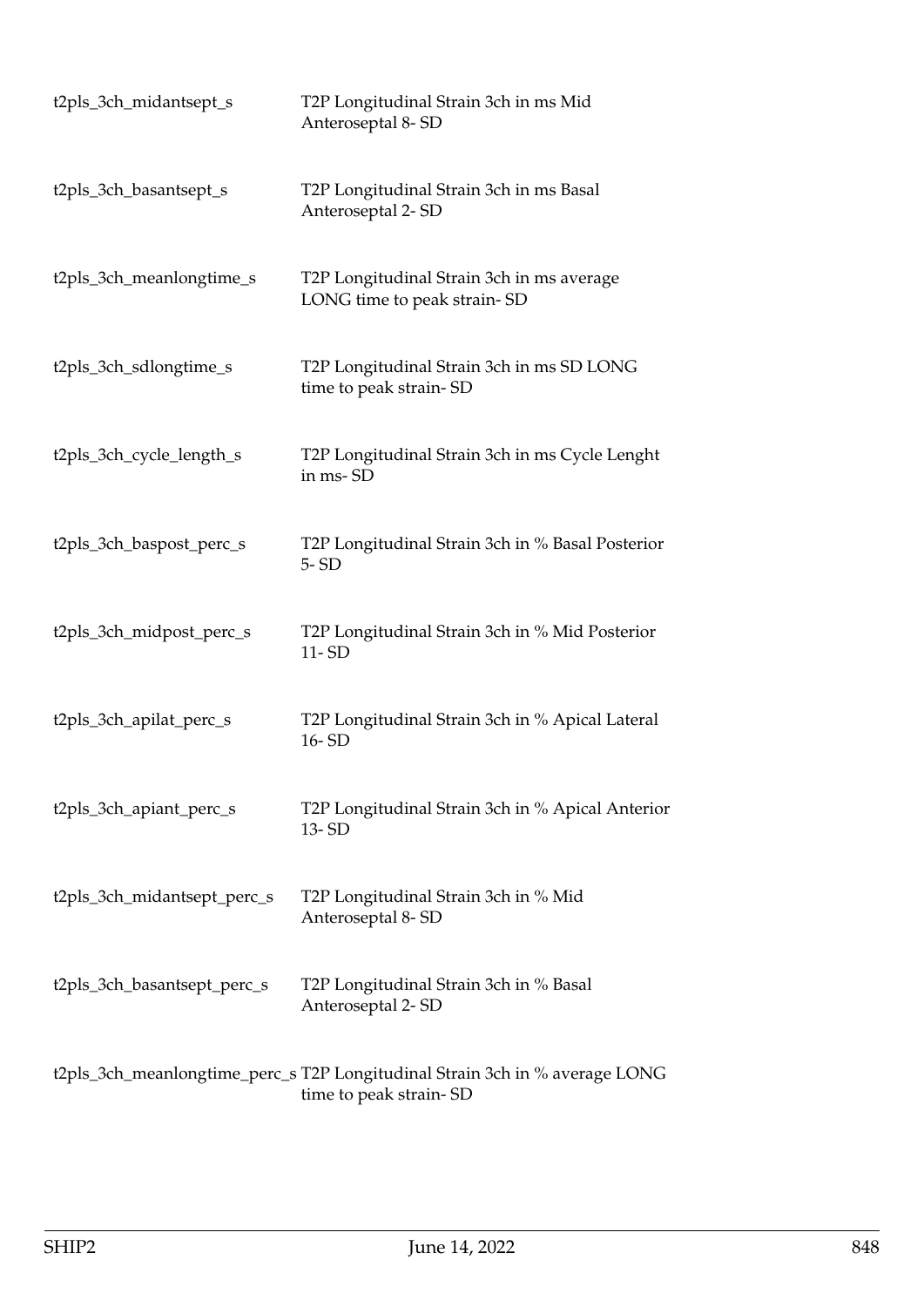| | |
|---|---|
| t2pls_3ch_midantsept_s | T2P Longitudinal Strain 3ch in ms Mid Anteroseptal 8- SD |
| t2pls_3ch_basantsept_s | T2P Longitudinal Strain 3ch in ms Basal Anteroseptal 2- SD |
| t2pls_3ch_meanlongtime_s | T2P Longitudinal Strain 3ch in ms average LONG time to peak strain- SD |
| t2pls_3ch_sdlongtime_s | T2P Longitudinal Strain 3ch in ms SD LONG time to peak strain- SD |
| t2pls_3ch_cycle_length_s | T2P Longitudinal Strain 3ch in ms Cycle Lenght in ms- SD |
| t2pls_3ch_baspost_perc_s | T2P Longitudinal Strain 3ch in % Basal Posterior 5- SD |
| t2pls_3ch_midpost_perc_s | T2P Longitudinal Strain 3ch in % Mid Posterior 11- SD |
| t2pls_3ch_apilat_perc_s | T2P Longitudinal Strain 3ch in % Apical Lateral 16- SD |
| t2pls_3ch_apiant_perc_s | T2P Longitudinal Strain 3ch in % Apical Anterior 13- SD |
| t2pls_3ch_midantsept_perc_s | T2P Longitudinal Strain 3ch in % Mid Anteroseptal 8- SD |
| t2pls_3ch_basantsept_perc_s | T2P Longitudinal Strain 3ch in % Basal Anteroseptal 2- SD |
| t2pls_3ch_meanlongtime_perc_s | T2P Longitudinal Strain 3ch in % average LONG time to peak strain- SD |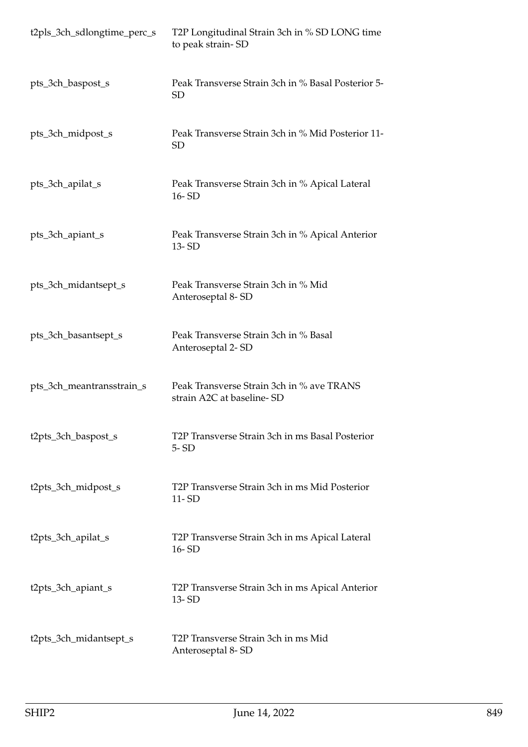| | |
|---|---|
| t2pls_3ch_sdlongtime_perc_s | T2P Longitudinal Strain 3ch in % SD LONG time to peak strain- SD |
| pts_3ch_baspost_s | Peak Transverse Strain 3ch in % Basal Posterior 5- SD |
| pts_3ch_midpost_s | Peak Transverse Strain 3ch in % Mid Posterior 11- SD |
| pts_3ch_apilat_s | Peak Transverse Strain 3ch in % Apical Lateral 16- SD |
| pts_3ch_apiant_s | Peak Transverse Strain 3ch in % Apical Anterior 13- SD |
| pts_3ch_midantsept_s | Peak Transverse Strain 3ch in % Mid Anteroseptal 8- SD |
| pts_3ch_basantsept_s | Peak Transverse Strain 3ch in % Basal Anteroseptal 2- SD |
| pts_3ch_meantransstrain_s | Peak Transverse Strain 3ch in % ave TRANS strain A2C at baseline- SD |
| t2pts_3ch_baspost_s | T2P Transverse Strain 3ch in ms Basal Posterior 5- SD |
| t2pts_3ch_midpost_s | T2P Transverse Strain 3ch in ms Mid Posterior 11- SD |
| t2pts_3ch_apilat_s | T2P Transverse Strain 3ch in ms Apical Lateral 16- SD |
| t2pts_3ch_apiant_s | T2P Transverse Strain 3ch in ms Apical Anterior 13- SD |
| t2pts_3ch_midantsept_s | T2P Transverse Strain 3ch in ms Mid Anteroseptal 8- SD |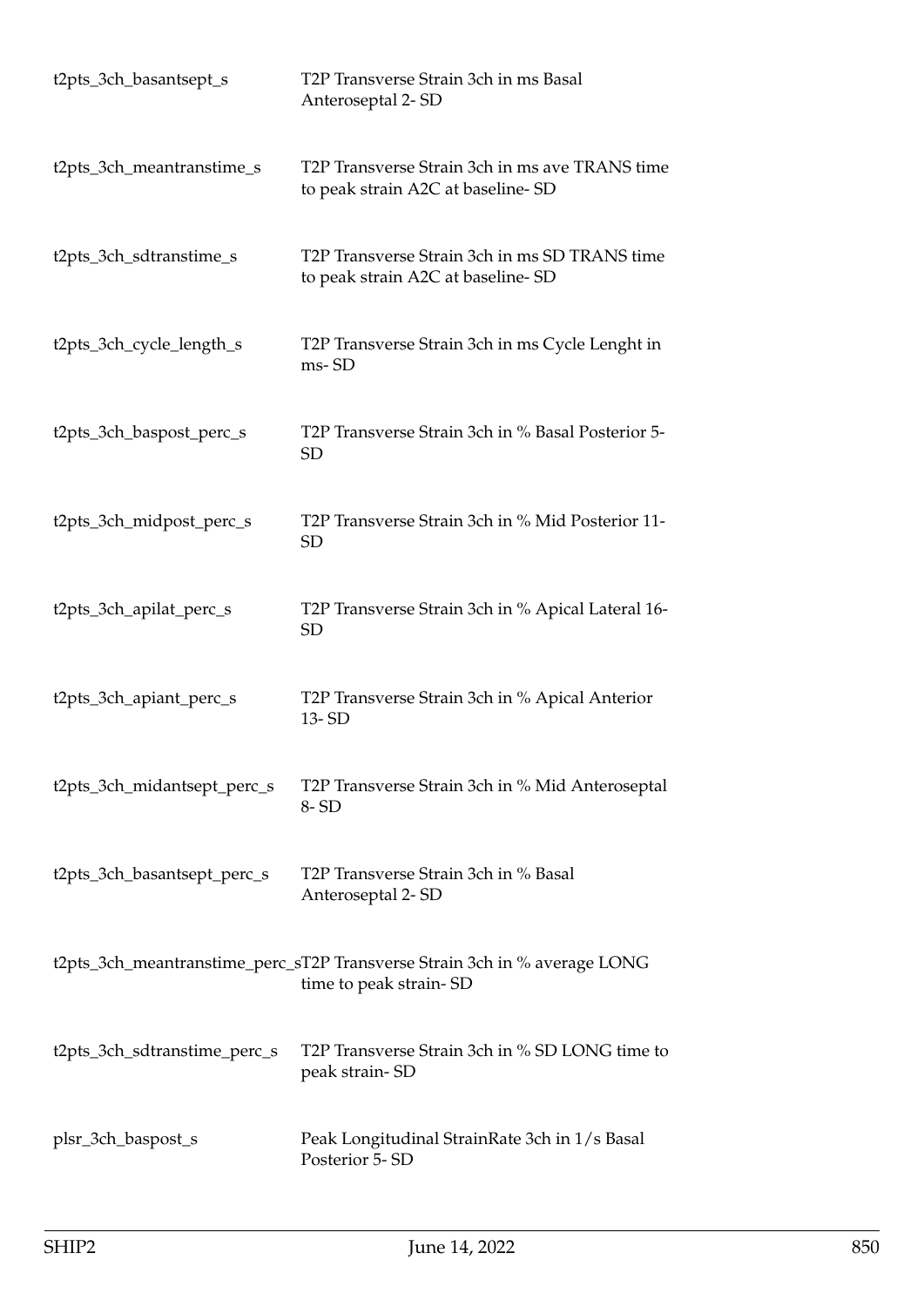| | |
|---|---|
| t2pts_3ch_basantsept_s | T2P Transverse Strain 3ch in ms Basal Anteroseptal 2- SD |
| t2pts_3ch_meantranstime_s | T2P Transverse Strain 3ch in ms ave TRANS time to peak strain A2C at baseline- SD |
| t2pts_3ch_sdtranstime_s | T2P Transverse Strain 3ch in ms SD TRANS time to peak strain A2C at baseline- SD |
| t2pts_3ch_cycle_length_s | T2P Transverse Strain 3ch in ms Cycle Lenght in ms- SD |
| t2pts_3ch_baspost_perc_s | T2P Transverse Strain 3ch in % Basal Posterior 5- SD |
| t2pts_3ch_midpost_perc_s | T2P Transverse Strain 3ch in % Mid Posterior 11- SD |
| t2pts_3ch_apilat_perc_s | T2P Transverse Strain 3ch in % Apical Lateral 16- SD |
| t2pts_3ch_apiant_perc_s | T2P Transverse Strain 3ch in % Apical Anterior 13- SD |
| t2pts_3ch_midantsept_perc_s | T2P Transverse Strain 3ch in % Mid Anteroseptal 8- SD |
| t2pts_3ch_basantsept_perc_s | T2P Transverse Strain 3ch in % Basal Anteroseptal 2- SD |
| t2pts_3ch_meantranstime_perc_s | T2P Transverse Strain 3ch in % average LONG time to peak strain- SD |
| t2pts_3ch_sdtranstime_perc_s | T2P Transverse Strain 3ch in % SD LONG time to peak strain- SD |
| plsr_3ch_baspost_s | Peak Longitudinal StrainRate 3ch in 1/s Basal Posterior 5- SD |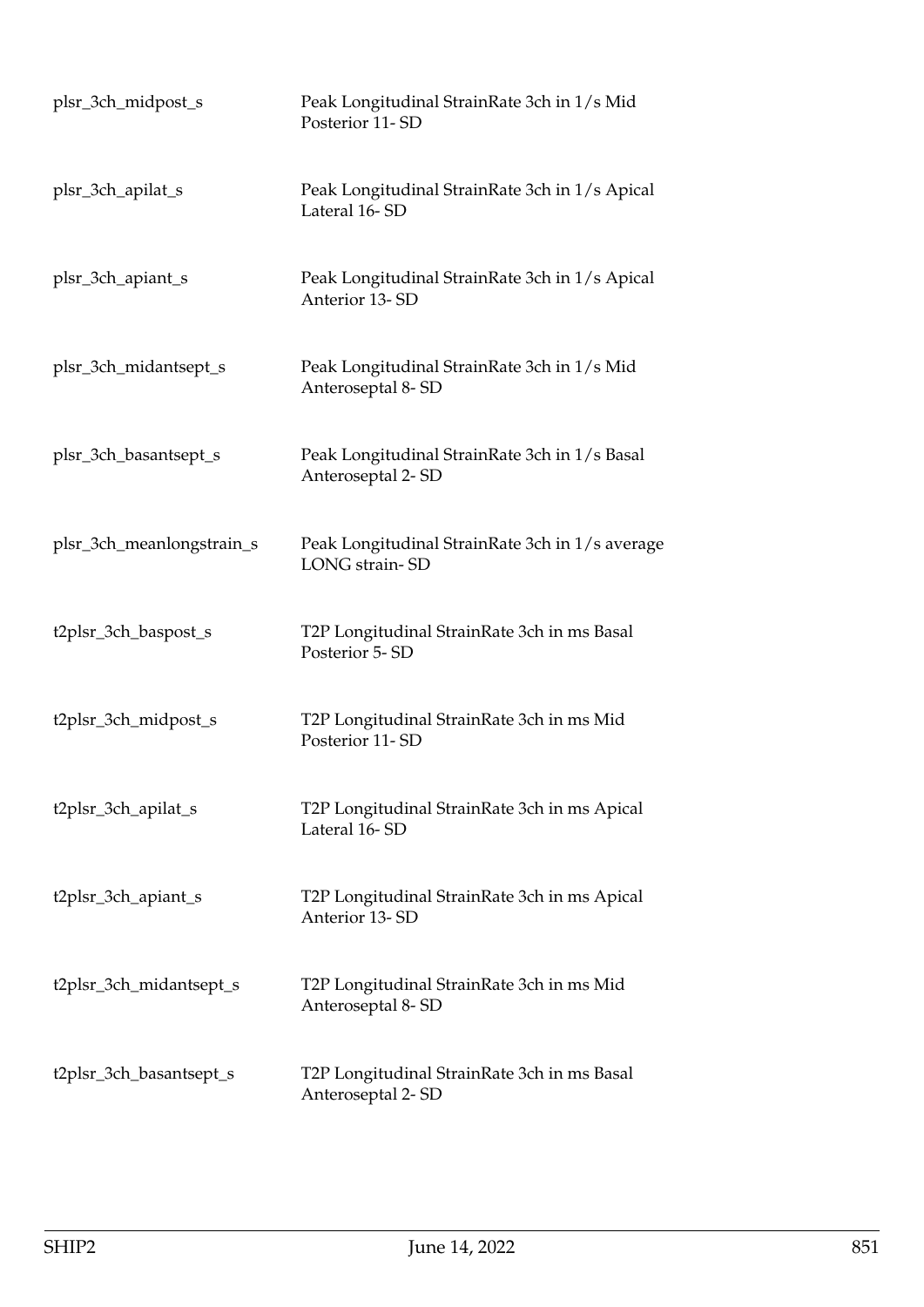| | |
|---|---|
| plsr_3ch_midpost_s | Peak Longitudinal StrainRate 3ch in 1/s Mid Posterior 11- SD |
| plsr_3ch_apilat_s | Peak Longitudinal StrainRate 3ch in 1/s Apical Lateral 16- SD |
| plsr_3ch_apiant_s | Peak Longitudinal StrainRate 3ch in 1/s Apical Anterior 13- SD |
| plsr_3ch_midantsept_s | Peak Longitudinal StrainRate 3ch in 1/s Mid Anteroseptal 8- SD |
| plsr_3ch_basantsept_s | Peak Longitudinal StrainRate 3ch in 1/s Basal Anteroseptal 2- SD |
| plsr_3ch_meanlongstrain_s | Peak Longitudinal StrainRate 3ch in 1/s average LONG strain- SD |
| t2plsr_3ch_baspost_s | T2P Longitudinal StrainRate 3ch in ms Basal Posterior 5- SD |
| t2plsr_3ch_midpost_s | T2P Longitudinal StrainRate 3ch in ms Mid Posterior 11- SD |
| t2plsr_3ch_apilat_s | T2P Longitudinal StrainRate 3ch in ms Apical Lateral 16- SD |
| t2plsr_3ch_apiant_s | T2P Longitudinal StrainRate 3ch in ms Apical Anterior 13- SD |
| t2plsr_3ch_midantsept_s | T2P Longitudinal StrainRate 3ch in ms Mid Anteroseptal 8- SD |
| t2plsr_3ch_basantsept_s | T2P Longitudinal StrainRate 3ch in ms Basal Anteroseptal 2- SD |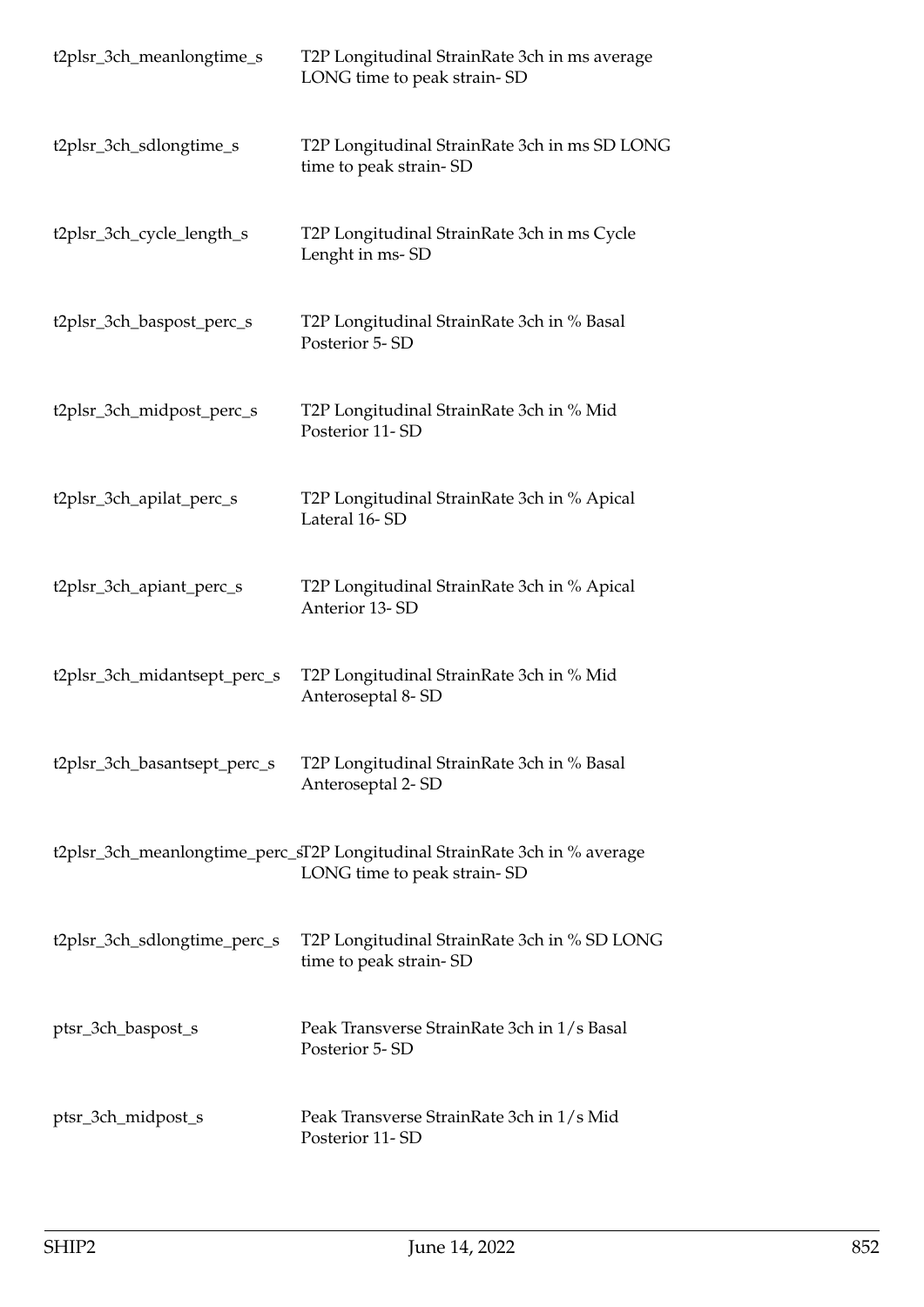| | |
|---|---|
| t2plsr_3ch_meanlongtime_s | T2P Longitudinal StrainRate 3ch in ms average LONG time to peak strain- SD |
| t2plsr_3ch_sdlongtime_s | T2P Longitudinal StrainRate 3ch in ms SD LONG time to peak strain- SD |
| t2plsr_3ch_cycle_length_s | T2P Longitudinal StrainRate 3ch in ms Cycle Lenght in ms- SD |
| t2plsr_3ch_baspost_perc_s | T2P Longitudinal StrainRate 3ch in % Basal Posterior 5- SD |
| t2plsr_3ch_midpost_perc_s | T2P Longitudinal StrainRate 3ch in % Mid Posterior 11- SD |
| t2plsr_3ch_apilat_perc_s | T2P Longitudinal StrainRate 3ch in % Apical Lateral 16- SD |
| t2plsr_3ch_apiant_perc_s | T2P Longitudinal StrainRate 3ch in % Apical Anterior 13- SD |
| t2plsr_3ch_midantsept_perc_s | T2P Longitudinal StrainRate 3ch in % Mid Anteroseptal 8- SD |
| t2plsr_3ch_basantsept_perc_s | T2P Longitudinal StrainRate 3ch in % Basal Anteroseptal 2- SD |
| t2plsr_3ch_meanlongtime_perc_s | T2P Longitudinal StrainRate 3ch in % average LONG time to peak strain- SD |
| t2plsr_3ch_sdlongtime_perc_s | T2P Longitudinal StrainRate 3ch in % SD LONG time to peak strain- SD |
| ptsr_3ch_baspost_s | Peak Transverse StrainRate 3ch in 1/s Basal Posterior 5- SD |
| ptsr_3ch_midpost_s | Peak Transverse StrainRate 3ch in 1/s Mid Posterior 11- SD |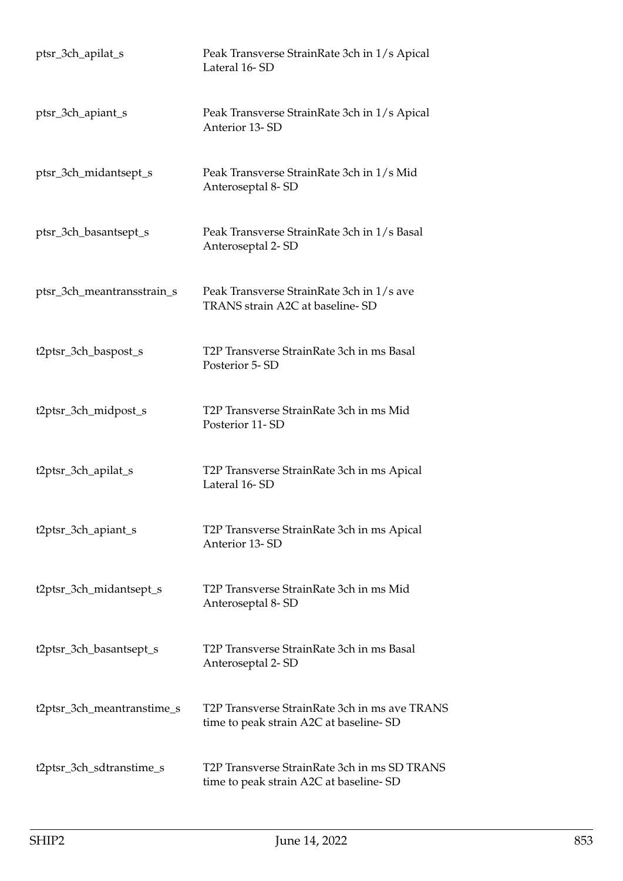| | |
|---|---|
| ptsr_3ch_apilat_s | Peak Transverse StrainRate 3ch in 1/s Apical Lateral 16- SD |
| ptsr_3ch_apiant_s | Peak Transverse StrainRate 3ch in 1/s Apical Anterior 13- SD |
| ptsr_3ch_midantsept_s | Peak Transverse StrainRate 3ch in 1/s Mid Anteroseptal 8- SD |
| ptsr_3ch_basantsept_s | Peak Transverse StrainRate 3ch in 1/s Basal Anteroseptal 2- SD |
| ptsr_3ch_meantransstrain_s | Peak Transverse StrainRate 3ch in 1/s ave TRANS strain A2C at baseline- SD |
| t2ptsr_3ch_baspost_s | T2P Transverse StrainRate 3ch in ms Basal Posterior 5- SD |
| t2ptsr_3ch_midpost_s | T2P Transverse StrainRate 3ch in ms Mid Posterior 11- SD |
| t2ptsr_3ch_apilat_s | T2P Transverse StrainRate 3ch in ms Apical Lateral 16- SD |
| t2ptsr_3ch_apiant_s | T2P Transverse StrainRate 3ch in ms Apical Anterior 13- SD |
| t2ptsr_3ch_midantsept_s | T2P Transverse StrainRate 3ch in ms Mid Anteroseptal 8- SD |
| t2ptsr_3ch_basantsept_s | T2P Transverse StrainRate 3ch in ms Basal Anteroseptal 2- SD |
| t2ptsr_3ch_meantranstime_s | T2P Transverse StrainRate 3ch in ms ave TRANS time to peak strain A2C at baseline- SD |
| t2ptsr_3ch_sdtranstime_s | T2P Transverse StrainRate 3ch in ms SD TRANS time to peak strain A2C at baseline- SD |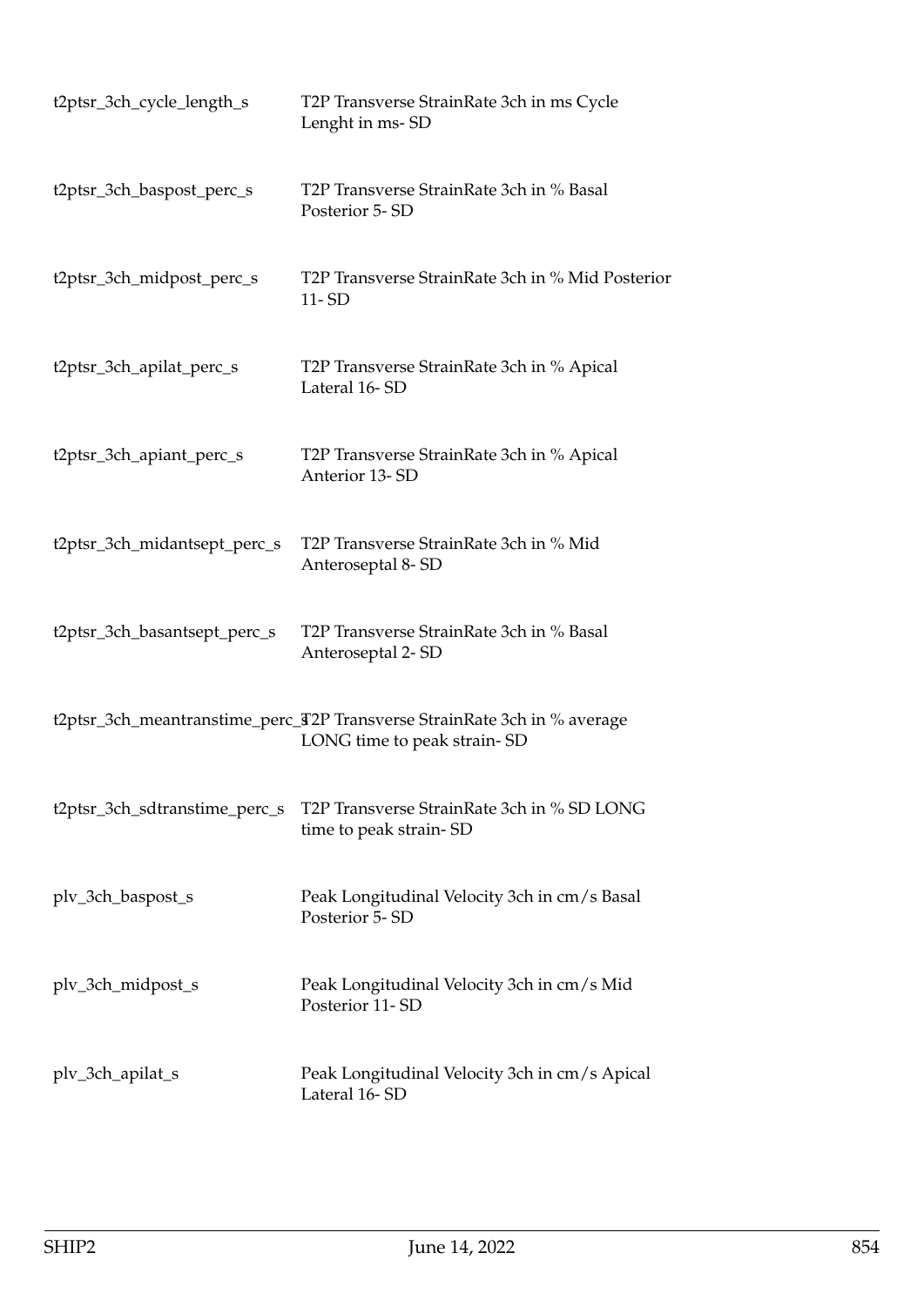| | |
|---|---|
| t2ptsr_3ch_cycle_length_s | T2P Transverse StrainRate 3ch in ms Cycle Lenght in ms- SD |
| t2ptsr_3ch_baspost_perc_s | T2P Transverse StrainRate 3ch in % Basal Posterior 5- SD |
| t2ptsr_3ch_midpost_perc_s | T2P Transverse StrainRate 3ch in % Mid Posterior 11- SD |
| t2ptsr_3ch_apilat_perc_s | T2P Transverse StrainRate 3ch in % Apical Lateral 16- SD |
| t2ptsr_3ch_apiant_perc_s | T2P Transverse StrainRate 3ch in % Apical Anterior 13- SD |
| t2ptsr_3ch_midantsept_perc_s | T2P Transverse StrainRate 3ch in % Mid Anteroseptal 8- SD |
| t2ptsr_3ch_basantsept_perc_s | T2P Transverse StrainRate 3ch in % Basal Anteroseptal 2- SD |
| t2ptsr_3ch_meantranstime_perc_s | T2P Transverse StrainRate 3ch in % average LONG time to peak strain- SD |
| t2ptsr_3ch_sdtranstime_perc_s | T2P Transverse StrainRate 3ch in % SD LONG time to peak strain- SD |
| plv_3ch_baspost_s | Peak Longitudinal Velocity 3ch in cm/s Basal Posterior 5- SD |
| plv_3ch_midpost_s | Peak Longitudinal Velocity 3ch in cm/s Mid Posterior 11- SD |
| plv_3ch_apilat_s | Peak Longitudinal Velocity 3ch in cm/s Apical Lateral 16- SD |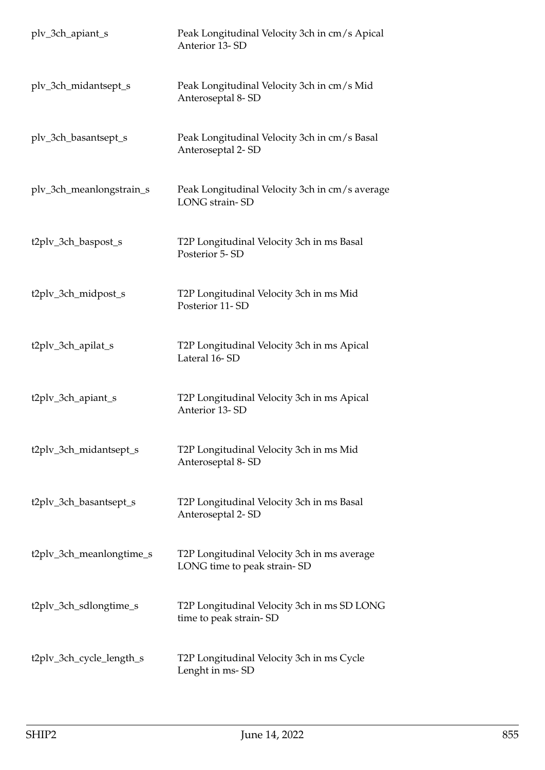| | |
|---|---|
| plv_3ch_apiant_s | Peak Longitudinal Velocity 3ch in cm/s Apical Anterior 13- SD |
| plv_3ch_midantsept_s | Peak Longitudinal Velocity 3ch in cm/s Mid Anteroseptal 8- SD |
| plv_3ch_basantsept_s | Peak Longitudinal Velocity 3ch in cm/s Basal Anteroseptal 2- SD |
| plv_3ch_meanlongstrain_s | Peak Longitudinal Velocity 3ch in cm/s average LONG strain- SD |
| t2plv_3ch_baspost_s | T2P Longitudinal Velocity 3ch in ms Basal Posterior 5- SD |
| t2plv_3ch_midpost_s | T2P Longitudinal Velocity 3ch in ms Mid Posterior 11- SD |
| t2plv_3ch_apilat_s | T2P Longitudinal Velocity 3ch in ms Apical Lateral 16- SD |
| t2plv_3ch_apiant_s | T2P Longitudinal Velocity 3ch in ms Apical Anterior 13- SD |
| t2plv_3ch_midantsept_s | T2P Longitudinal Velocity 3ch in ms Mid Anteroseptal 8- SD |
| t2plv_3ch_basantsept_s | T2P Longitudinal Velocity 3ch in ms Basal Anteroseptal 2- SD |
| t2plv_3ch_meanlongtime_s | T2P Longitudinal Velocity 3ch in ms average LONG time to peak strain- SD |
| t2plv_3ch_sdlongtime_s | T2P Longitudinal Velocity 3ch in ms SD LONG time to peak strain- SD |
| t2plv_3ch_cycle_length_s | T2P Longitudinal Velocity 3ch in ms Cycle Lenght in ms- SD |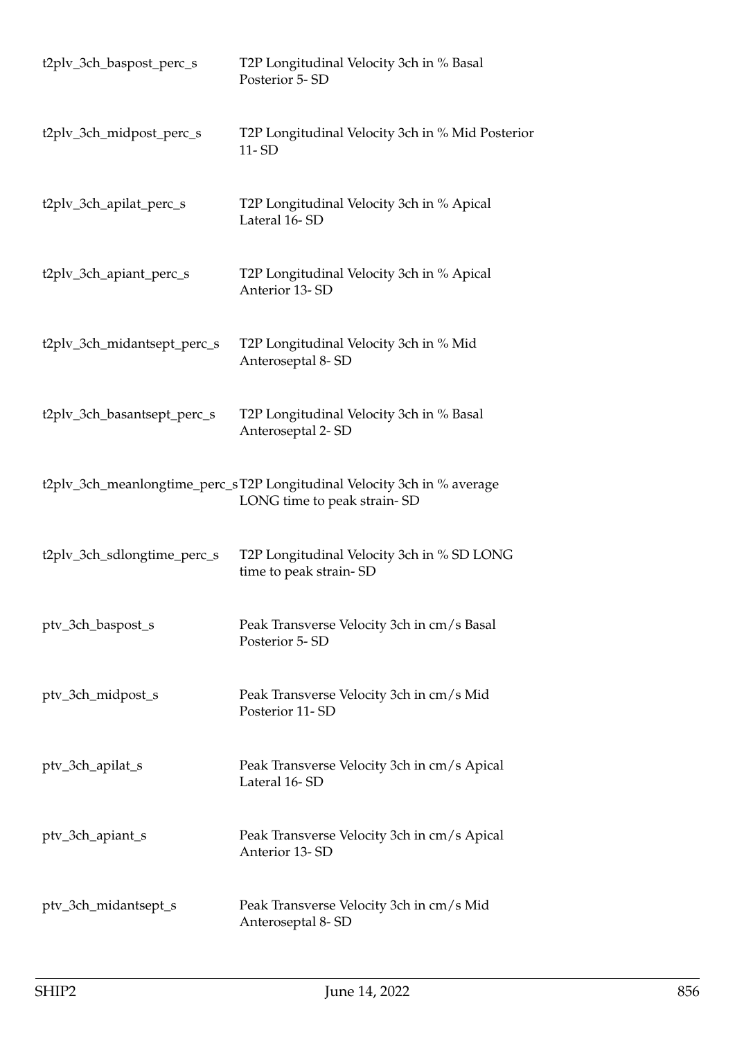| | |
|---|---|
| t2plv_3ch_baspost_perc_s | T2P Longitudinal Velocity 3ch in % Basal Posterior 5- SD |
| t2plv_3ch_midpost_perc_s | T2P Longitudinal Velocity 3ch in % Mid Posterior 11- SD |
| t2plv_3ch_apilat_perc_s | T2P Longitudinal Velocity 3ch in % Apical Lateral 16- SD |
| t2plv_3ch_apiant_perc_s | T2P Longitudinal Velocity 3ch in % Apical Anterior 13- SD |
| t2plv_3ch_midantsept_perc_s | T2P Longitudinal Velocity 3ch in % Mid Anteroseptal 8- SD |
| t2plv_3ch_basantsept_perc_s | T2P Longitudinal Velocity 3ch in % Basal Anteroseptal 2- SD |
| t2plv_3ch_meanlongtime_perc_s | T2P Longitudinal Velocity 3ch in % average LONG time to peak strain- SD |
| t2plv_3ch_sdlongtime_perc_s | T2P Longitudinal Velocity 3ch in % SD LONG time to peak strain- SD |
| ptv_3ch_baspost_s | Peak Transverse Velocity 3ch in cm/s Basal Posterior 5- SD |
| ptv_3ch_midpost_s | Peak Transverse Velocity 3ch in cm/s Mid Posterior 11- SD |
| ptv_3ch_apilat_s | Peak Transverse Velocity 3ch in cm/s Apical Lateral 16- SD |
| ptv_3ch_apiant_s | Peak Transverse Velocity 3ch in cm/s Apical Anterior 13- SD |
| ptv_3ch_midantsept_s | Peak Transverse Velocity 3ch in cm/s Mid Anteroseptal 8- SD |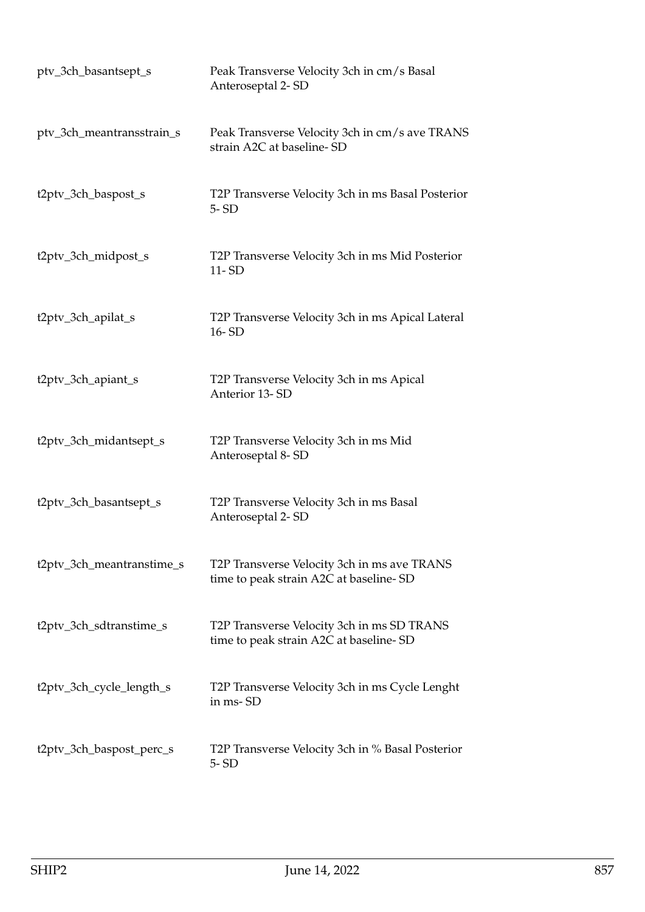| | |
|---|---|
| ptv_3ch_basantsept_s | Peak Transverse Velocity 3ch in cm/s Basal Anteroseptal 2- SD |
| ptv_3ch_meantransstrain_s | Peak Transverse Velocity 3ch in cm/s ave TRANS strain A2C at baseline- SD |
| t2ptv_3ch_baspost_s | T2P Transverse Velocity 3ch in ms Basal Posterior 5- SD |
| t2ptv_3ch_midpost_s | T2P Transverse Velocity 3ch in ms Mid Posterior 11- SD |
| t2ptv_3ch_apilat_s | T2P Transverse Velocity 3ch in ms Apical Lateral 16- SD |
| t2ptv_3ch_apiant_s | T2P Transverse Velocity 3ch in ms Apical Anterior 13- SD |
| t2ptv_3ch_midantsept_s | T2P Transverse Velocity 3ch in ms Mid Anteroseptal 8- SD |
| t2ptv_3ch_basantsept_s | T2P Transverse Velocity 3ch in ms Basal Anteroseptal 2- SD |
| t2ptv_3ch_meantranstime_s | T2P Transverse Velocity 3ch in ms ave TRANS time to peak strain A2C at baseline- SD |
| t2ptv_3ch_sdtranstime_s | T2P Transverse Velocity 3ch in ms SD TRANS time to peak strain A2C at baseline- SD |
| t2ptv_3ch_cycle_length_s | T2P Transverse Velocity 3ch in ms Cycle Lenght in ms- SD |
| t2ptv_3ch_baspost_perc_s | T2P Transverse Velocity 3ch in % Basal Posterior 5- SD |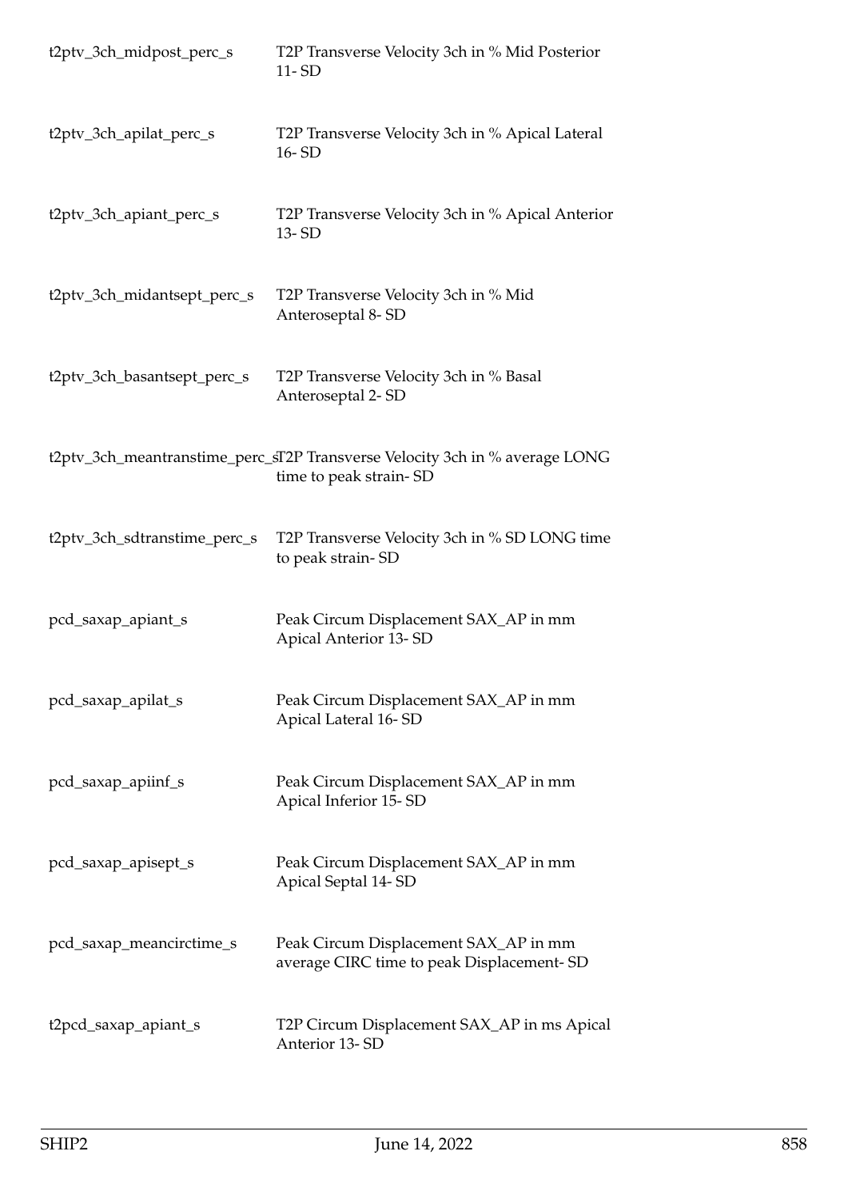| | |
|---|---|
| t2ptv_3ch_midpost_perc_s | T2P Transverse Velocity 3ch in % Mid Posterior 11- SD |
| t2ptv_3ch_apilat_perc_s | T2P Transverse Velocity 3ch in % Apical Lateral 16- SD |
| t2ptv_3ch_apiant_perc_s | T2P Transverse Velocity 3ch in % Apical Anterior 13- SD |
| t2ptv_3ch_midantsept_perc_s | T2P Transverse Velocity 3ch in % Mid Anteroseptal 8- SD |
| t2ptv_3ch_basantsept_perc_s | T2P Transverse Velocity 3ch in % Basal Anteroseptal 2- SD |
| t2ptv_3ch_meantranstime_perc_s | T2P Transverse Velocity 3ch in % average LONG time to peak strain- SD |
| t2ptv_3ch_sdtranstime_perc_s | T2P Transverse Velocity 3ch in % SD LONG time to peak strain- SD |
| pcd_saxap_apiant_s | Peak Circum Displacement SAX_AP in mm Apical Anterior 13- SD |
| pcd_saxap_apilat_s | Peak Circum Displacement SAX_AP in mm Apical Lateral 16- SD |
| pcd_saxap_apiinf_s | Peak Circum Displacement SAX_AP in mm Apical Inferior 15- SD |
| pcd_saxap_apisept_s | Peak Circum Displacement SAX_AP in mm Apical Septal 14- SD |
| pcd_saxap_meancirctime_s | Peak Circum Displacement SAX_AP in mm average CIRC time to peak Displacement- SD |
| t2pcd_saxap_apiant_s | T2P Circum Displacement SAX_AP in ms Apical Anterior 13- SD |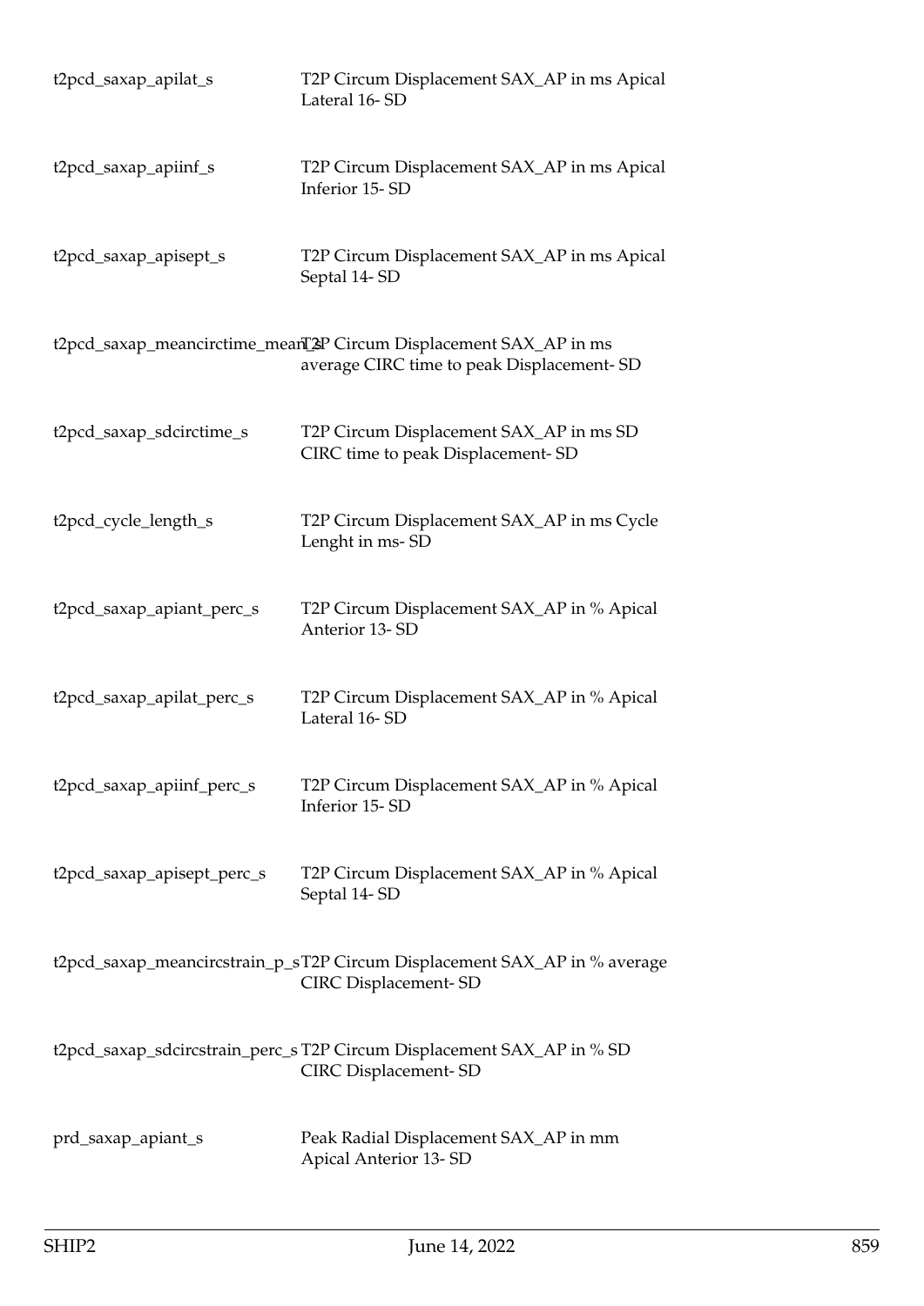| | |
|---|---|
| t2pcd_saxap_apilat_s | T2P Circum Displacement SAX_AP in ms Apical Lateral 16- SD |
| t2pcd_saxap_apiinf_s | T2P Circum Displacement SAX_AP in ms Apical Inferior 15- SD |
| t2pcd_saxap_apisept_s | T2P Circum Displacement SAX_AP in ms Apical Septal 14- SD |
| t2pcd_saxap_meancirctime_mean_s | T2P Circum Displacement SAX_AP in ms average CIRC time to peak Displacement- SD |
| t2pcd_saxap_sdcirctime_s | T2P Circum Displacement SAX_AP in ms SD CIRC time to peak Displacement- SD |
| t2pcd_cycle_length_s | T2P Circum Displacement SAX_AP in ms Cycle Lenght in ms- SD |
| t2pcd_saxap_apiant_perc_s | T2P Circum Displacement SAX_AP in % Apical Anterior 13- SD |
| t2pcd_saxap_apilat_perc_s | T2P Circum Displacement SAX_AP in % Apical Lateral 16- SD |
| t2pcd_saxap_apiinf_perc_s | T2P Circum Displacement SAX_AP in % Apical Inferior 15- SD |
| t2pcd_saxap_apisept_perc_s | T2P Circum Displacement SAX_AP in % Apical Septal 14- SD |
| t2pcd_saxap_meancircstrain_p_s | T2P Circum Displacement SAX_AP in % average CIRC Displacement- SD |
| t2pcd_saxap_sdcircstrain_perc_s | T2P Circum Displacement SAX_AP in % SD CIRC Displacement- SD |
| prd_saxap_apiant_s | Peak Radial Displacement SAX_AP in mm Apical Anterior 13- SD |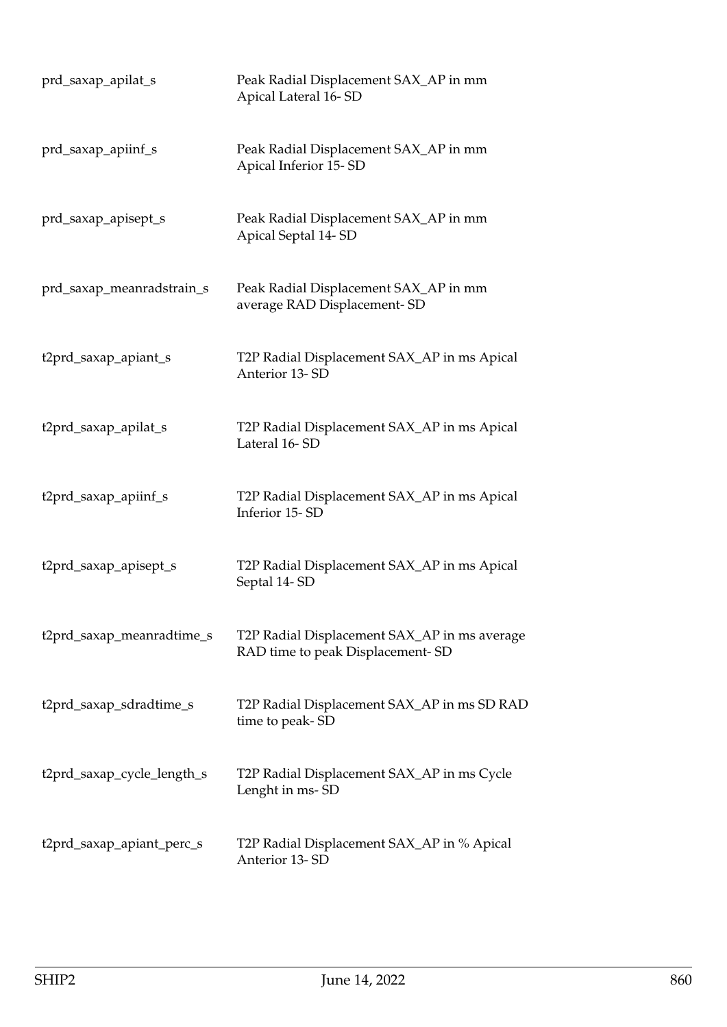| | |
|---|---|
| prd_saxap_apilat_s | Peak Radial Displacement SAX_AP in mm Apical Lateral 16- SD |
| prd_saxap_apiinf_s | Peak Radial Displacement SAX_AP in mm Apical Inferior 15- SD |
| prd_saxap_apisept_s | Peak Radial Displacement SAX_AP in mm Apical Septal 14- SD |
| prd_saxap_meanradstrain_s | Peak Radial Displacement SAX_AP in mm average RAD Displacement- SD |
| t2prd_saxap_apiant_s | T2P Radial Displacement SAX_AP in ms Apical Anterior 13- SD |
| t2prd_saxap_apilat_s | T2P Radial Displacement SAX_AP in ms Apical Lateral 16- SD |
| t2prd_saxap_apiinf_s | T2P Radial Displacement SAX_AP in ms Apical Inferior 15- SD |
| t2prd_saxap_apisept_s | T2P Radial Displacement SAX_AP in ms Apical Septal 14- SD |
| t2prd_saxap_meanradtime_s | T2P Radial Displacement SAX_AP in ms average RAD time to peak Displacement- SD |
| t2prd_saxap_sdradtime_s | T2P Radial Displacement SAX_AP in ms SD RAD time to peak- SD |
| t2prd_saxap_cycle_length_s | T2P Radial Displacement SAX_AP in ms Cycle Lenght in ms- SD |
| t2prd_saxap_apiant_perc_s | T2P Radial Displacement SAX_AP in % Apical Anterior 13- SD |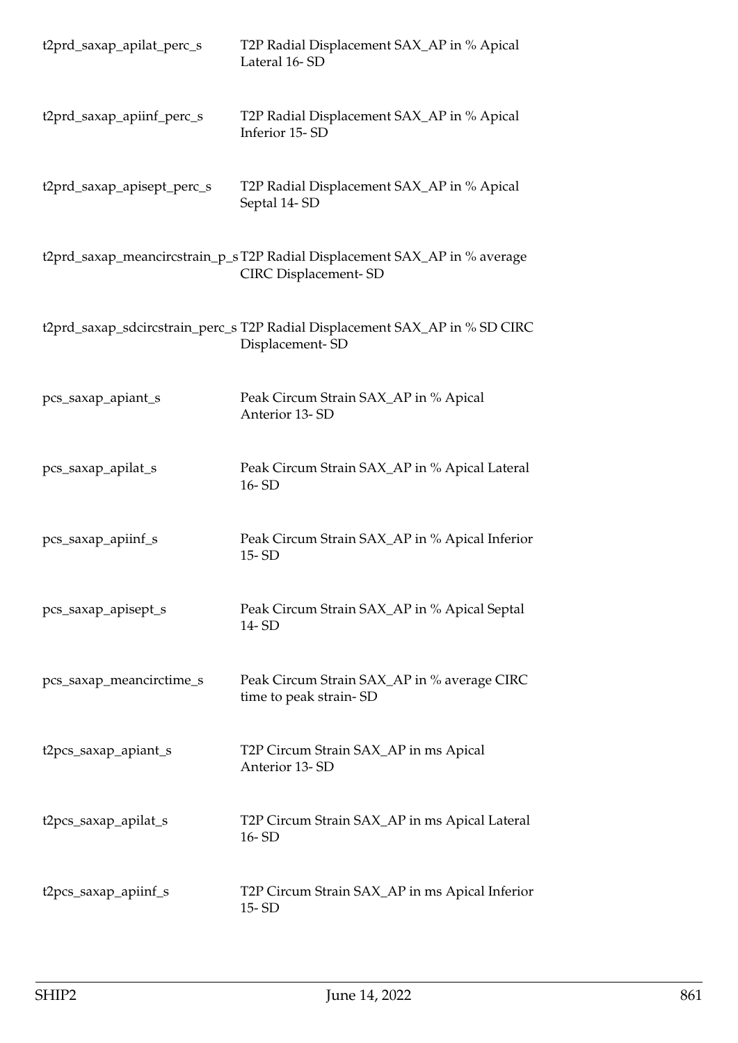| | |
|---|---|
| t2prd_saxap_apilat_perc_s | T2P Radial Displacement SAX_AP in % Apical Lateral 16- SD |
| t2prd_saxap_apiinf_perc_s | T2P Radial Displacement SAX_AP in % Apical Inferior 15- SD |
| t2prd_saxap_apisept_perc_s | T2P Radial Displacement SAX_AP in % Apical Septal 14- SD |
| t2prd_saxap_meancircstrain_p_s | T2P Radial Displacement SAX_AP in % average CIRC Displacement- SD |
| t2prd_saxap_sdcircstrain_perc_s | T2P Radial Displacement SAX_AP in % SD CIRC Displacement- SD |
| pcs_saxap_apiant_s | Peak Circum Strain SAX_AP in % Apical Anterior 13- SD |
| pcs_saxap_apilat_s | Peak Circum Strain SAX_AP in % Apical Lateral 16- SD |
| pcs_saxap_apiinf_s | Peak Circum Strain SAX_AP in % Apical Inferior 15- SD |
| pcs_saxap_apisept_s | Peak Circum Strain SAX_AP in % Apical Septal 14- SD |
| pcs_saxap_meancirctime_s | Peak Circum Strain SAX_AP in % average CIRC time to peak strain- SD |
| t2pcs_saxap_apiant_s | T2P Circum Strain SAX_AP in ms Apical Anterior 13- SD |
| t2pcs_saxap_apilat_s | T2P Circum Strain SAX_AP in ms Apical Lateral 16- SD |
| t2pcs_saxap_apiinf_s | T2P Circum Strain SAX_AP in ms Apical Inferior 15- SD |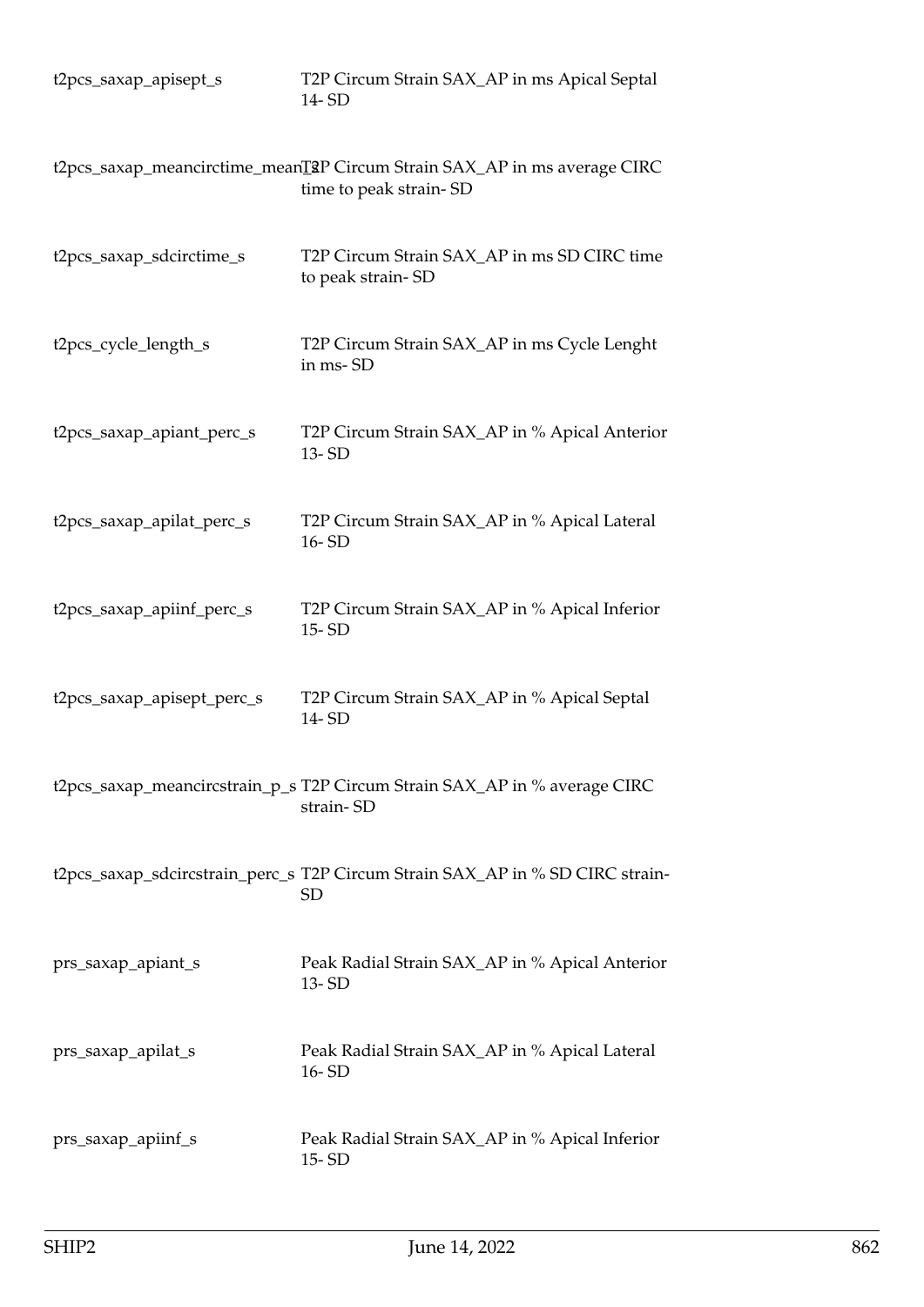| | |
|---|---|
| t2pcs_saxap_apisept_s | T2P Circum Strain SAX_AP in ms Apical Septal 14- SD |
| t2pcs_saxap_meancirctime_mean_s | T2P Circum Strain SAX_AP in ms average CIRC time to peak strain- SD |
| t2pcs_saxap_sdcirctime_s | T2P Circum Strain SAX_AP in ms SD CIRC time to peak strain- SD |
| t2pcs_cycle_length_s | T2P Circum Strain SAX_AP in ms Cycle Lenght in ms- SD |
| t2pcs_saxap_apiant_perc_s | T2P Circum Strain SAX_AP in % Apical Anterior 13- SD |
| t2pcs_saxap_apilat_perc_s | T2P Circum Strain SAX_AP in % Apical Lateral 16- SD |
| t2pcs_saxap_apiinf_perc_s | T2P Circum Strain SAX_AP in % Apical Inferior 15- SD |
| t2pcs_saxap_apisept_perc_s | T2P Circum Strain SAX_AP in % Apical Septal 14- SD |
| t2pcs_saxap_meancircstrain_p_s | T2P Circum Strain SAX_AP in % average CIRC strain- SD |
| t2pcs_saxap_sdcircstrain_perc_s | T2P Circum Strain SAX_AP in % SD CIRC strain- SD |
| prs_saxap_apiant_s | Peak Radial Strain SAX_AP in % Apical Anterior 13- SD |
| prs_saxap_apilat_s | Peak Radial Strain SAX_AP in % Apical Lateral 16- SD |
| prs_saxap_apiinf_s | Peak Radial Strain SAX_AP in % Apical Inferior 15- SD |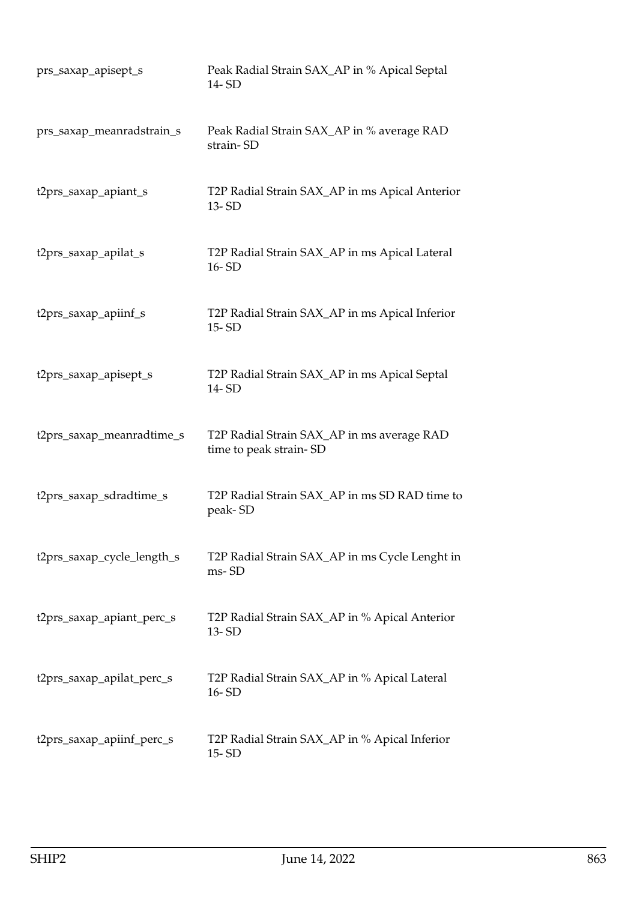| | |
|---|---|
| prs_saxap_apisept_s | Peak Radial Strain SAX_AP in % Apical Septal 14- SD |
| prs_saxap_meanradstrain_s | Peak Radial Strain SAX_AP in % average RAD strain- SD |
| t2prs_saxap_apiant_s | T2P Radial Strain SAX_AP in ms Apical Anterior 13- SD |
| t2prs_saxap_apilat_s | T2P Radial Strain SAX_AP in ms Apical Lateral 16- SD |
| t2prs_saxap_apiinf_s | T2P Radial Strain SAX_AP in ms Apical Inferior 15- SD |
| t2prs_saxap_apisept_s | T2P Radial Strain SAX_AP in ms Apical Septal 14- SD |
| t2prs_saxap_meanradtime_s | T2P Radial Strain SAX_AP in ms average RAD time to peak strain- SD |
| t2prs_saxap_sdradtime_s | T2P Radial Strain SAX_AP in ms SD RAD time to peak- SD |
| t2prs_saxap_cycle_length_s | T2P Radial Strain SAX_AP in ms Cycle Lenght in ms- SD |
| t2prs_saxap_apiant_perc_s | T2P Radial Strain SAX_AP in % Apical Anterior 13- SD |
| t2prs_saxap_apilat_perc_s | T2P Radial Strain SAX_AP in % Apical Lateral 16- SD |
| t2prs_saxap_apiinf_perc_s | T2P Radial Strain SAX_AP in % Apical Inferior 15- SD |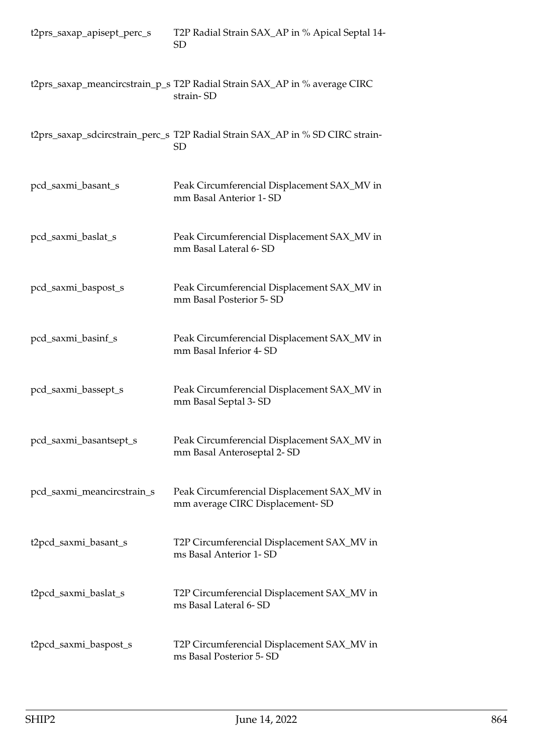| | |
|---|---|
| t2prs_saxap_apisept_perc_s | T2P Radial Strain SAX_AP in % Apical Septal 14- SD |
| t2prs_saxap_meancircstrain_p_s | T2P Radial Strain SAX_AP in % average CIRC strain- SD |
| t2prs_saxap_sdcircstrain_perc_s | T2P Radial Strain SAX_AP in % SD CIRC strain- SD |
| pcd_saxmi_basant_s | Peak Circumferencial Displacement SAX_MV in mm Basal Anterior 1- SD |
| pcd_saxmi_baslat_s | Peak Circumferencial Displacement SAX_MV in mm Basal Lateral 6- SD |
| pcd_saxmi_baspost_s | Peak Circumferencial Displacement SAX_MV in mm Basal Posterior 5- SD |
| pcd_saxmi_basinf_s | Peak Circumferencial Displacement SAX_MV in mm Basal Inferior 4- SD |
| pcd_saxmi_bassept_s | Peak Circumferencial Displacement SAX_MV in mm Basal Septal 3- SD |
| pcd_saxmi_basantsept_s | Peak Circumferencial Displacement SAX_MV in mm Basal Anteroseptal 2- SD |
| pcd_saxmi_meancircstrain_s | Peak Circumferencial Displacement SAX_MV in mm average CIRC Displacement- SD |
| t2pcd_saxmi_basant_s | T2P Circumferencial Displacement SAX_MV in ms Basal Anterior 1- SD |
| t2pcd_saxmi_baslat_s | T2P Circumferencial Displacement SAX_MV in ms Basal Lateral 6- SD |
| t2pcd_saxmi_baspost_s | T2P Circumferencial Displacement SAX_MV in ms Basal Posterior 5- SD |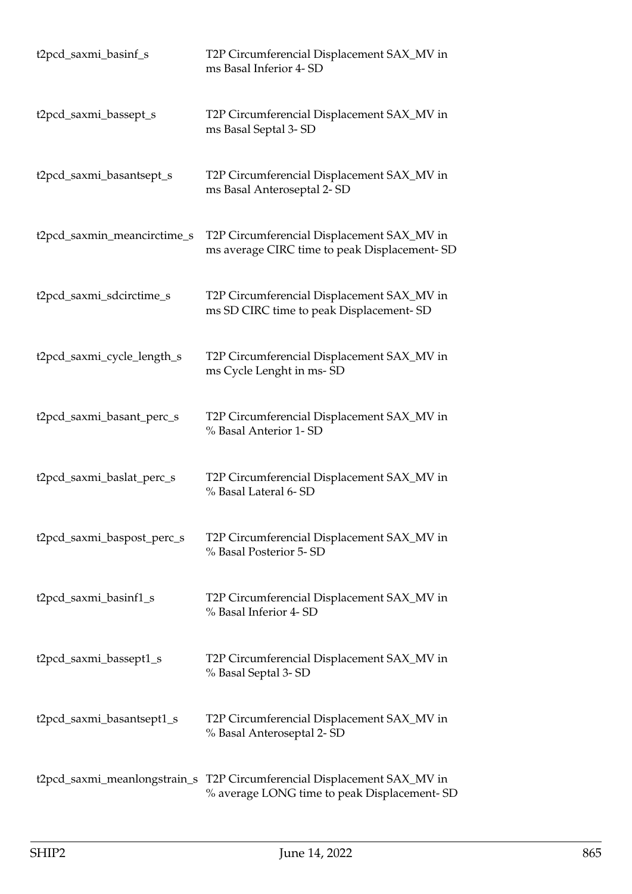| | |
|---|---|
| t2pcd_saxmi_basinf_s | T2P Circumferencial Displacement SAX_MV in ms Basal Inferior 4- SD |
| t2pcd_saxmi_bassept_s | T2P Circumferencial Displacement SAX_MV in ms Basal Septal 3- SD |
| t2pcd_saxmi_basantsept_s | T2P Circumferencial Displacement SAX_MV in ms Basal Anteroseptal 2- SD |
| t2pcd_saxmin_meancirctime_s | T2P Circumferencial Displacement SAX_MV in ms average CIRC time to peak Displacement- SD |
| t2pcd_saxmi_sdcirctime_s | T2P Circumferencial Displacement SAX_MV in ms SD CIRC time to peak Displacement- SD |
| t2pcd_saxmi_cycle_length_s | T2P Circumferencial Displacement SAX_MV in ms Cycle Lenght in ms- SD |
| t2pcd_saxmi_basant_perc_s | T2P Circumferencial Displacement SAX_MV in % Basal Anterior 1- SD |
| t2pcd_saxmi_baslat_perc_s | T2P Circumferencial Displacement SAX_MV in % Basal Lateral 6- SD |
| t2pcd_saxmi_baspost_perc_s | T2P Circumferencial Displacement SAX_MV in % Basal Posterior 5- SD |
| t2pcd_saxmi_basinf1_s | T2P Circumferencial Displacement SAX_MV in % Basal Inferior 4- SD |
| t2pcd_saxmi_bassept1_s | T2P Circumferencial Displacement SAX_MV in % Basal Septal 3- SD |
| t2pcd_saxmi_basantsept1_s | T2P Circumferencial Displacement SAX_MV in % Basal Anteroseptal 2- SD |
| t2pcd_saxmi_meanlongstrain_s | T2P Circumferencial Displacement SAX_MV in % average LONG time to peak Displacement- SD |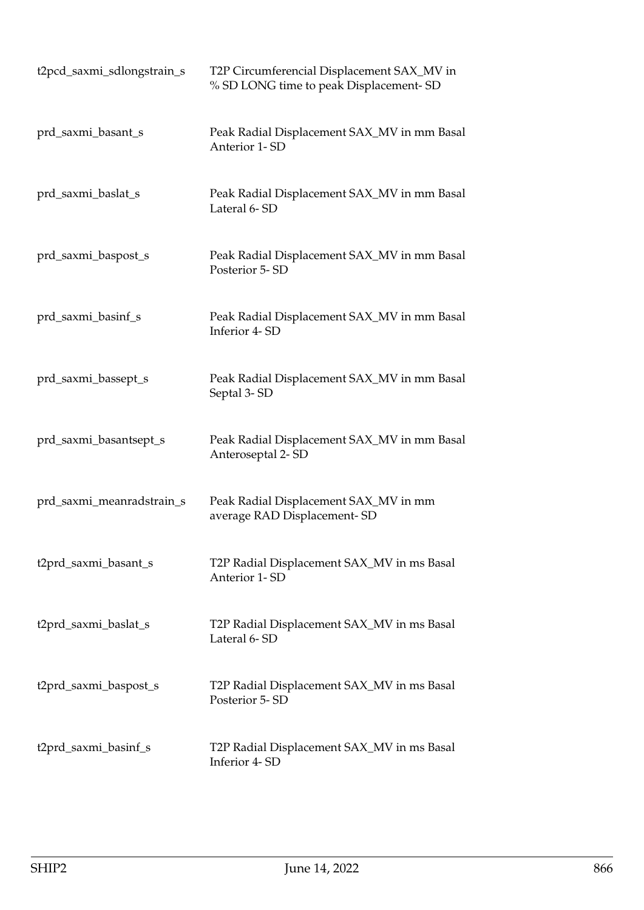| | |
|---|---|
| t2pcd_saxmi_sdlongstrain_s | T2P Circumferencial Displacement SAX_MV in % SD LONG time to peak Displacement- SD |
| prd_saxmi_basant_s | Peak Radial Displacement SAX_MV in mm Basal Anterior 1- SD |
| prd_saxmi_baslat_s | Peak Radial Displacement SAX_MV in mm Basal Lateral 6- SD |
| prd_saxmi_baspost_s | Peak Radial Displacement SAX_MV in mm Basal Posterior 5- SD |
| prd_saxmi_basinf_s | Peak Radial Displacement SAX_MV in mm Basal Inferior 4- SD |
| prd_saxmi_bassept_s | Peak Radial Displacement SAX_MV in mm Basal Septal 3- SD |
| prd_saxmi_basantsept_s | Peak Radial Displacement SAX_MV in mm Basal Anteroseptal 2- SD |
| prd_saxmi_meanradstrain_s | Peak Radial Displacement SAX_MV in mm average RAD Displacement- SD |
| t2prd_saxmi_basant_s | T2P Radial Displacement SAX_MV in ms Basal Anterior 1- SD |
| t2prd_saxmi_baslat_s | T2P Radial Displacement SAX_MV in ms Basal Lateral 6- SD |
| t2prd_saxmi_baspost_s | T2P Radial Displacement SAX_MV in ms Basal Posterior 5- SD |
| t2prd_saxmi_basinf_s | T2P Radial Displacement SAX_MV in ms Basal Inferior 4- SD |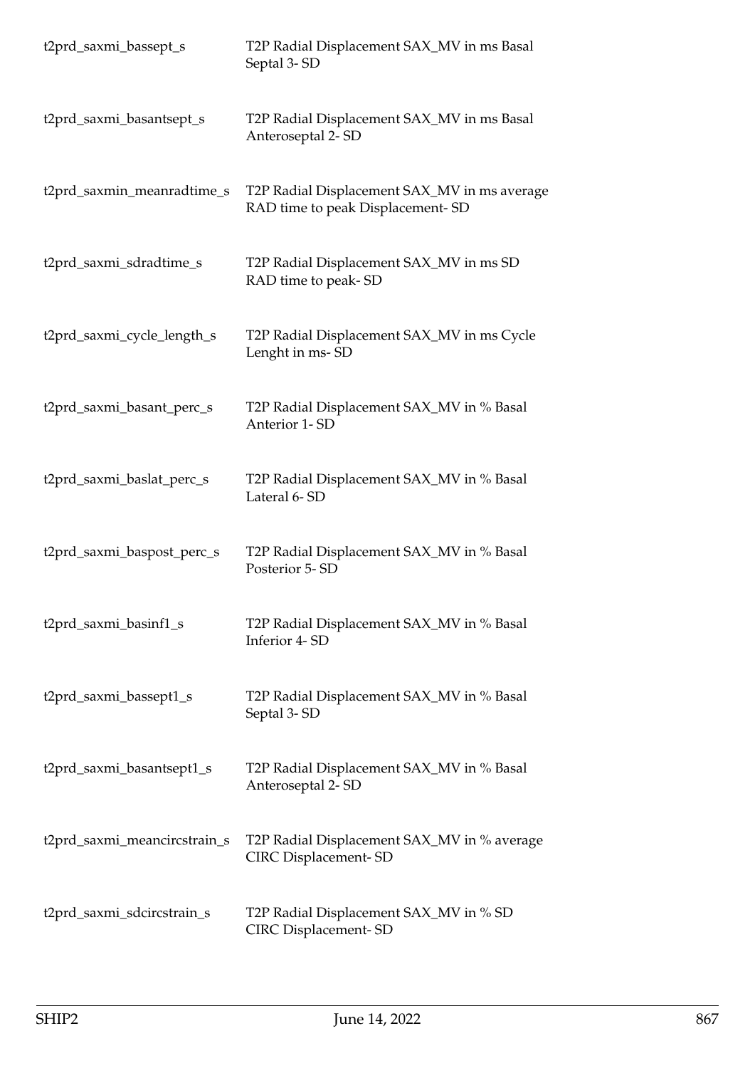| | |
|---|---|
| t2prd_saxmi_bassept_s | T2P Radial Displacement SAX_MV in ms Basal Septal 3- SD |
| t2prd_saxmi_basantsept_s | T2P Radial Displacement SAX_MV in ms Basal Anteroseptal 2- SD |
| t2prd_saxmin_meanradtime_s | T2P Radial Displacement SAX_MV in ms average RAD time to peak Displacement- SD |
| t2prd_saxmi_sdradtime_s | T2P Radial Displacement SAX_MV in ms SD RAD time to peak- SD |
| t2prd_saxmi_cycle_length_s | T2P Radial Displacement SAX_MV in ms Cycle Lenght in ms- SD |
| t2prd_saxmi_basant_perc_s | T2P Radial Displacement SAX_MV in % Basal Anterior 1- SD |
| t2prd_saxmi_baslat_perc_s | T2P Radial Displacement SAX_MV in % Basal Lateral 6- SD |
| t2prd_saxmi_baspost_perc_s | T2P Radial Displacement SAX_MV in % Basal Posterior 5- SD |
| t2prd_saxmi_basinf1_s | T2P Radial Displacement SAX_MV in % Basal Inferior 4- SD |
| t2prd_saxmi_bassept1_s | T2P Radial Displacement SAX_MV in % Basal Septal 3- SD |
| t2prd_saxmi_basantsept1_s | T2P Radial Displacement SAX_MV in % Basal Anteroseptal 2- SD |
| t2prd_saxmi_meancircstrain_s | T2P Radial Displacement SAX_MV in % average CIRC Displacement- SD |
| t2prd_saxmi_sdcircstrain_s | T2P Radial Displacement SAX_MV in % SD CIRC Displacement- SD |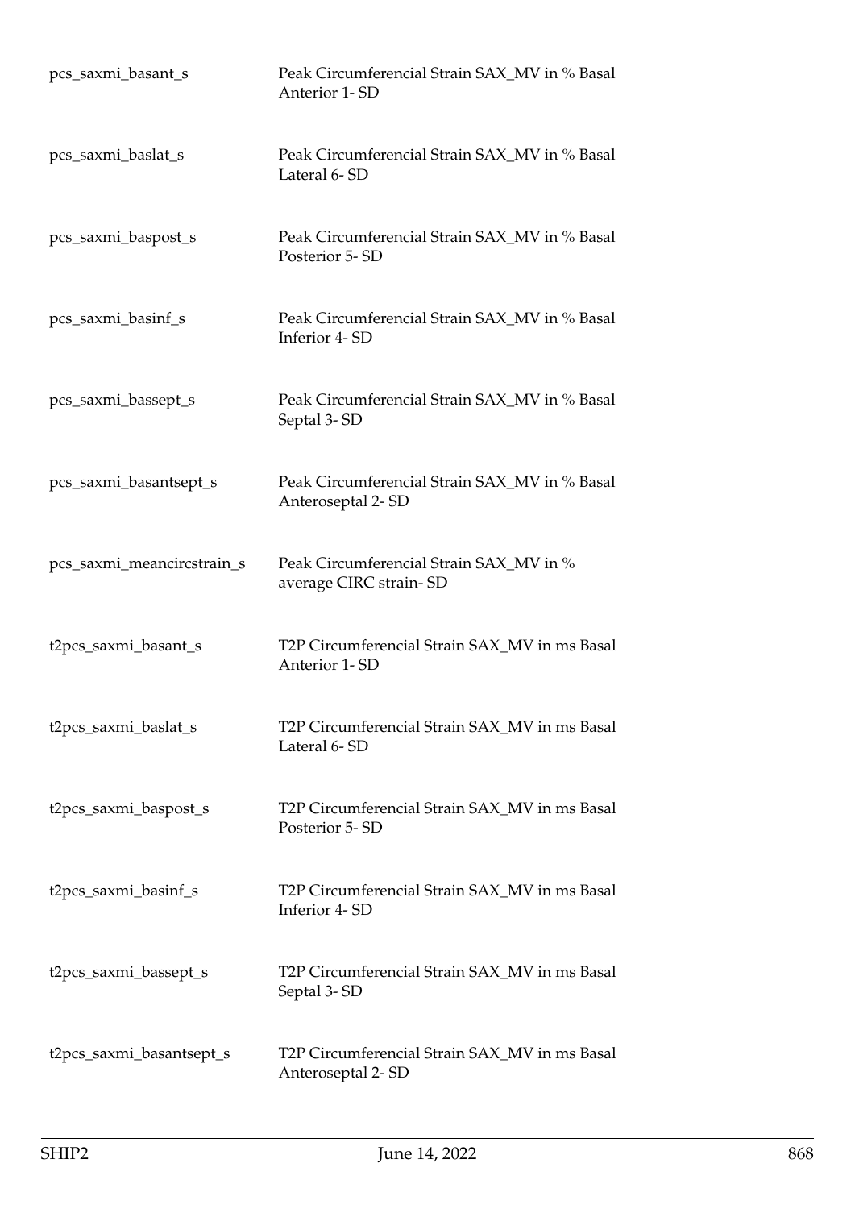| | |
|---|---|
| pcs_saxmi_basant_s | Peak Circumferencial Strain SAX_MV in % Basal Anterior 1- SD |
| pcs_saxmi_baslat_s | Peak Circumferencial Strain SAX_MV in % Basal Lateral 6- SD |
| pcs_saxmi_baspost_s | Peak Circumferencial Strain SAX_MV in % Basal Posterior 5- SD |
| pcs_saxmi_basinf_s | Peak Circumferencial Strain SAX_MV in % Basal Inferior 4- SD |
| pcs_saxmi_bassept_s | Peak Circumferencial Strain SAX_MV in % Basal Septal 3- SD |
| pcs_saxmi_basantsept_s | Peak Circumferencial Strain SAX_MV in % Basal Anteroseptal 2- SD |
| pcs_saxmi_meancircstrain_s | Peak Circumferencial Strain SAX_MV in % average CIRC strain- SD |
| t2pcs_saxmi_basant_s | T2P Circumferencial Strain SAX_MV in ms Basal Anterior 1- SD |
| t2pcs_saxmi_baslat_s | T2P Circumferencial Strain SAX_MV in ms Basal Lateral 6- SD |
| t2pcs_saxmi_baspost_s | T2P Circumferencial Strain SAX_MV in ms Basal Posterior 5- SD |
| t2pcs_saxmi_basinf_s | T2P Circumferencial Strain SAX_MV in ms Basal Inferior 4- SD |
| t2pcs_saxmi_bassept_s | T2P Circumferencial Strain SAX_MV in ms Basal Septal 3- SD |
| t2pcs_saxmi_basantsept_s | T2P Circumferencial Strain SAX_MV in ms Basal Anteroseptal 2- SD |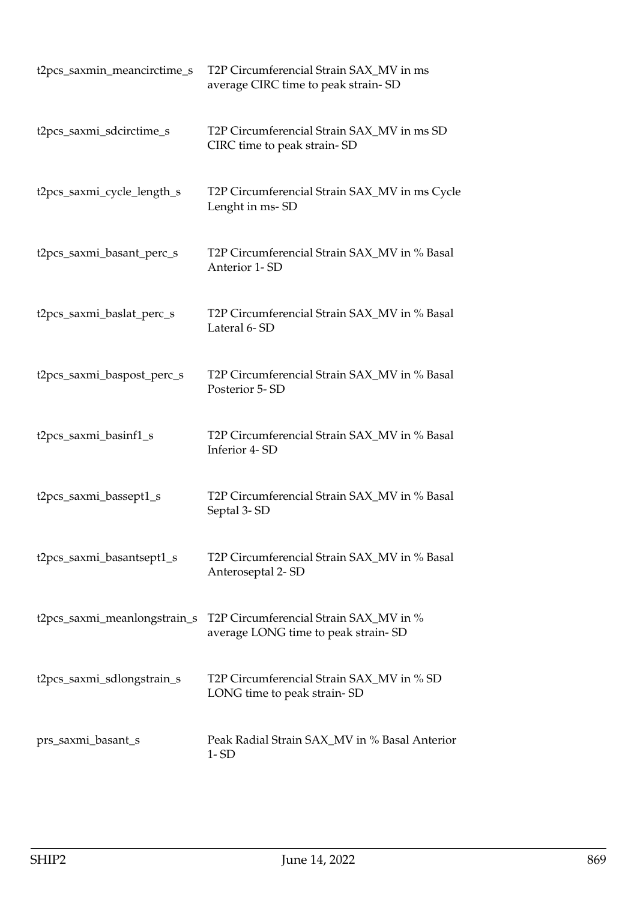| | |
|---|---|
| t2pcs_saxmin_meancirctime_s | T2P Circumferencial Strain SAX_MV in ms average CIRC time to peak strain- SD |
| t2pcs_saxmi_sdcirctime_s | T2P Circumferencial Strain SAX_MV in ms SD CIRC time to peak strain- SD |
| t2pcs_saxmi_cycle_length_s | T2P Circumferencial Strain SAX_MV in ms Cycle Lenght in ms- SD |
| t2pcs_saxmi_basant_perc_s | T2P Circumferencial Strain SAX_MV in % Basal Anterior 1- SD |
| t2pcs_saxmi_baslat_perc_s | T2P Circumferencial Strain SAX_MV in % Basal Lateral 6- SD |
| t2pcs_saxmi_baspost_perc_s | T2P Circumferencial Strain SAX_MV in % Basal Posterior 5- SD |
| t2pcs_saxmi_basinf1_s | T2P Circumferencial Strain SAX_MV in % Basal Inferior 4- SD |
| t2pcs_saxmi_bassept1_s | T2P Circumferencial Strain SAX_MV in % Basal Septal 3- SD |
| t2pcs_saxmi_basantsept1_s | T2P Circumferencial Strain SAX_MV in % Basal Anteroseptal 2- SD |
| t2pcs_saxmi_meanlongstrain_s | T2P Circumferencial Strain SAX_MV in % average LONG time to peak strain- SD |
| t2pcs_saxmi_sdlongstrain_s | T2P Circumferencial Strain SAX_MV in % SD LONG time to peak strain- SD |
| prs_saxmi_basant_s | Peak Radial Strain SAX_MV in % Basal Anterior 1- SD |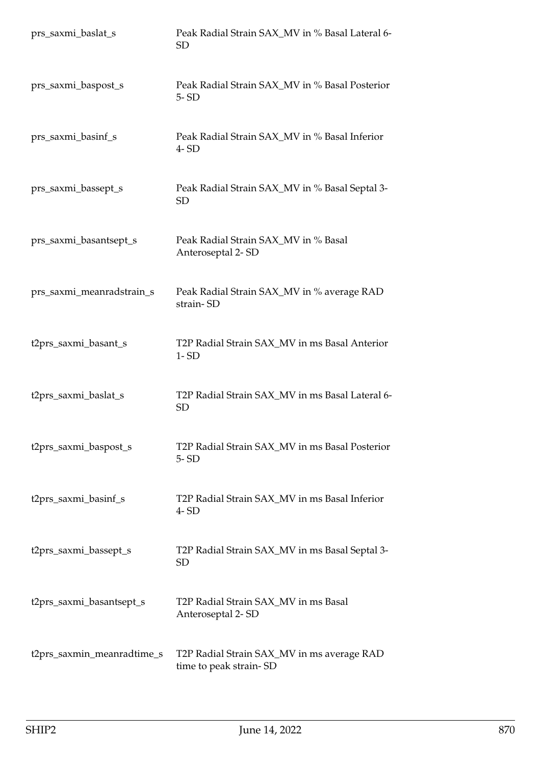| | |
|---|---|
| prs_saxmi_baslat_s | Peak Radial Strain SAX_MV in % Basal Lateral 6- SD |
| prs_saxmi_baspost_s | Peak Radial Strain SAX_MV in % Basal Posterior 5- SD |
| prs_saxmi_basinf_s | Peak Radial Strain SAX_MV in % Basal Inferior 4- SD |
| prs_saxmi_bassept_s | Peak Radial Strain SAX_MV in % Basal Septal 3- SD |
| prs_saxmi_basantsept_s | Peak Radial Strain SAX_MV in % Basal Anteroseptal 2- SD |
| prs_saxmi_meanradstrain_s | Peak Radial Strain SAX_MV in % average RAD strain- SD |
| t2prs_saxmi_basant_s | T2P Radial Strain SAX_MV in ms Basal Anterior 1- SD |
| t2prs_saxmi_baslat_s | T2P Radial Strain SAX_MV in ms Basal Lateral 6- SD |
| t2prs_saxmi_baspost_s | T2P Radial Strain SAX_MV in ms Basal Posterior 5- SD |
| t2prs_saxmi_basinf_s | T2P Radial Strain SAX_MV in ms Basal Inferior 4- SD |
| t2prs_saxmi_bassept_s | T2P Radial Strain SAX_MV in ms Basal Septal 3- SD |
| t2prs_saxmi_basantsept_s | T2P Radial Strain SAX_MV in ms Basal Anteroseptal 2- SD |
| t2prs_saxmin_meanradtime_s | T2P Radial Strain SAX_MV in ms average RAD time to peak strain- SD |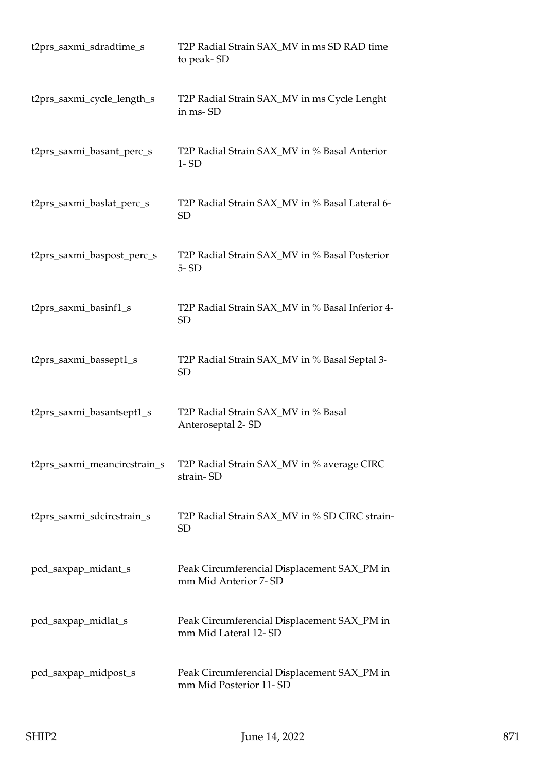| | |
|---|---|
| t2prs_saxmi_sdradtime_s | T2P Radial Strain SAX_MV in ms SD RAD time to peak- SD |
| t2prs_saxmi_cycle_length_s | T2P Radial Strain SAX_MV in ms Cycle Lenght in ms- SD |
| t2prs_saxmi_basant_perc_s | T2P Radial Strain SAX_MV in % Basal Anterior 1- SD |
| t2prs_saxmi_baslat_perc_s | T2P Radial Strain SAX_MV in % Basal Lateral 6- SD |
| t2prs_saxmi_baspost_perc_s | T2P Radial Strain SAX_MV in % Basal Posterior 5- SD |
| t2prs_saxmi_basinf1_s | T2P Radial Strain SAX_MV in % Basal Inferior 4- SD |
| t2prs_saxmi_bassept1_s | T2P Radial Strain SAX_MV in % Basal Septal 3- SD |
| t2prs_saxmi_basantsept1_s | T2P Radial Strain SAX_MV in % Basal Anteroseptal 2- SD |
| t2prs_saxmi_meancircstrain_s | T2P Radial Strain SAX_MV in % average CIRC strain- SD |
| t2prs_saxmi_sdcircstrain_s | T2P Radial Strain SAX_MV in % SD CIRC strain- SD |
| pcd_saxpap_midant_s | Peak Circumferencial Displacement SAX_PM in mm Mid Anterior 7- SD |
| pcd_saxpap_midlat_s | Peak Circumferencial Displacement SAX_PM in mm Mid Lateral 12- SD |
| pcd_saxpap_midpost_s | Peak Circumferencial Displacement SAX_PM in mm Mid Posterior 11- SD |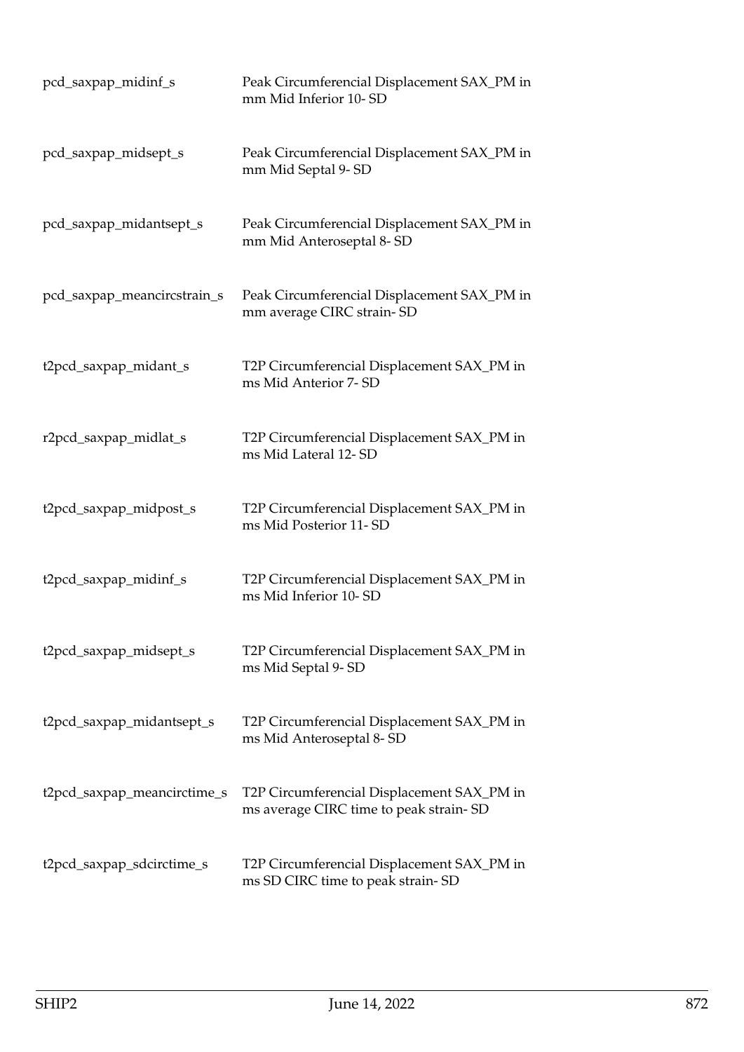| | |
|---|---|
| pcd_saxpap_midinf_s | Peak Circumferencial Displacement SAX_PM in mm Mid Inferior 10- SD |
| pcd_saxpap_midsept_s | Peak Circumferencial Displacement SAX_PM in mm Mid Septal 9- SD |
| pcd_saxpap_midantsept_s | Peak Circumferencial Displacement SAX_PM in mm Mid Anteroseptal 8- SD |
| pcd_saxpap_meancircstrain_s | Peak Circumferencial Displacement SAX_PM in mm average CIRC strain- SD |
| t2pcd_saxpap_midant_s | T2P Circumferencial Displacement SAX_PM in ms Mid Anterior 7- SD |
| r2pcd_saxpap_midlat_s | T2P Circumferencial Displacement SAX_PM in ms Mid Lateral 12- SD |
| t2pcd_saxpap_midpost_s | T2P Circumferencial Displacement SAX_PM in ms Mid Posterior 11- SD |
| t2pcd_saxpap_midinf_s | T2P Circumferencial Displacement SAX_PM in ms Mid Inferior 10- SD |
| t2pcd_saxpap_midsept_s | T2P Circumferencial Displacement SAX_PM in ms Mid Septal 9- SD |
| t2pcd_saxpap_midantsept_s | T2P Circumferencial Displacement SAX_PM in ms Mid Anteroseptal 8- SD |
| t2pcd_saxpap_meancirctime_s | T2P Circumferencial Displacement SAX_PM in ms average CIRC time to peak strain- SD |
| t2pcd_saxpap_sdcirctime_s | T2P Circumferencial Displacement SAX_PM in ms SD CIRC time to peak strain- SD |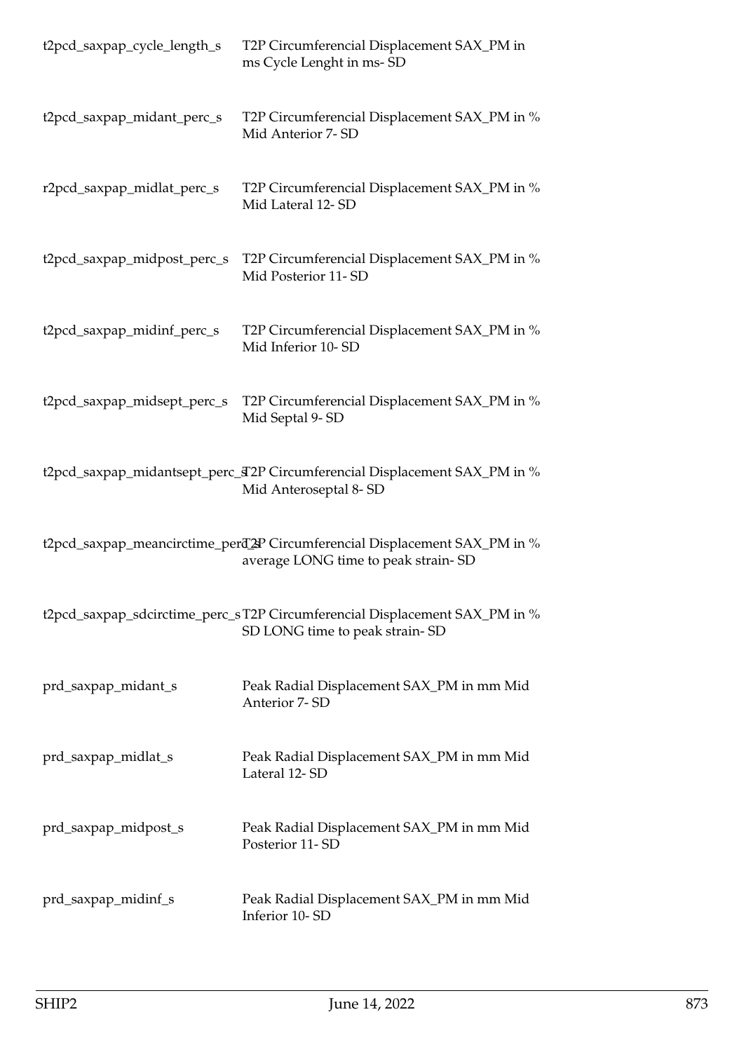| | |
|---|---|
| t2pcd_saxpap_cycle_length_s | T2P Circumferencial Displacement SAX_PM in ms Cycle Lenght in ms- SD |
| t2pcd_saxpap_midant_perc_s | T2P Circumferencial Displacement SAX_PM in % Mid Anterior 7- SD |
| r2pcd_saxpap_midlat_perc_s | T2P Circumferencial Displacement SAX_PM in % Mid Lateral 12- SD |
| t2pcd_saxpap_midpost_perc_s | T2P Circumferencial Displacement SAX_PM in % Mid Posterior 11- SD |
| t2pcd_saxpap_midinf_perc_s | T2P Circumferencial Displacement SAX_PM in % Mid Inferior 10- SD |
| t2pcd_saxpap_midsept_perc_s | T2P Circumferencial Displacement SAX_PM in % Mid Septal 9- SD |
| t2pcd_saxpap_midantsept_perc_s | T2P Circumferencial Displacement SAX_PM in % Mid Anteroseptal 8- SD |
| t2pcd_saxpap_meancirctime_perc_s | T2P Circumferencial Displacement SAX_PM in % average LONG time to peak strain- SD |
| t2pcd_saxpap_sdcirctime_perc_s | T2P Circumferencial Displacement SAX_PM in % SD LONG time to peak strain- SD |
| prd_saxpap_midant_s | Peak Radial Displacement SAX_PM in mm Mid Anterior 7- SD |
| prd_saxpap_midlat_s | Peak Radial Displacement SAX_PM in mm Mid Lateral 12- SD |
| prd_saxpap_midpost_s | Peak Radial Displacement SAX_PM in mm Mid Posterior 11- SD |
| prd_saxpap_midinf_s | Peak Radial Displacement SAX_PM in mm Mid Inferior 10- SD |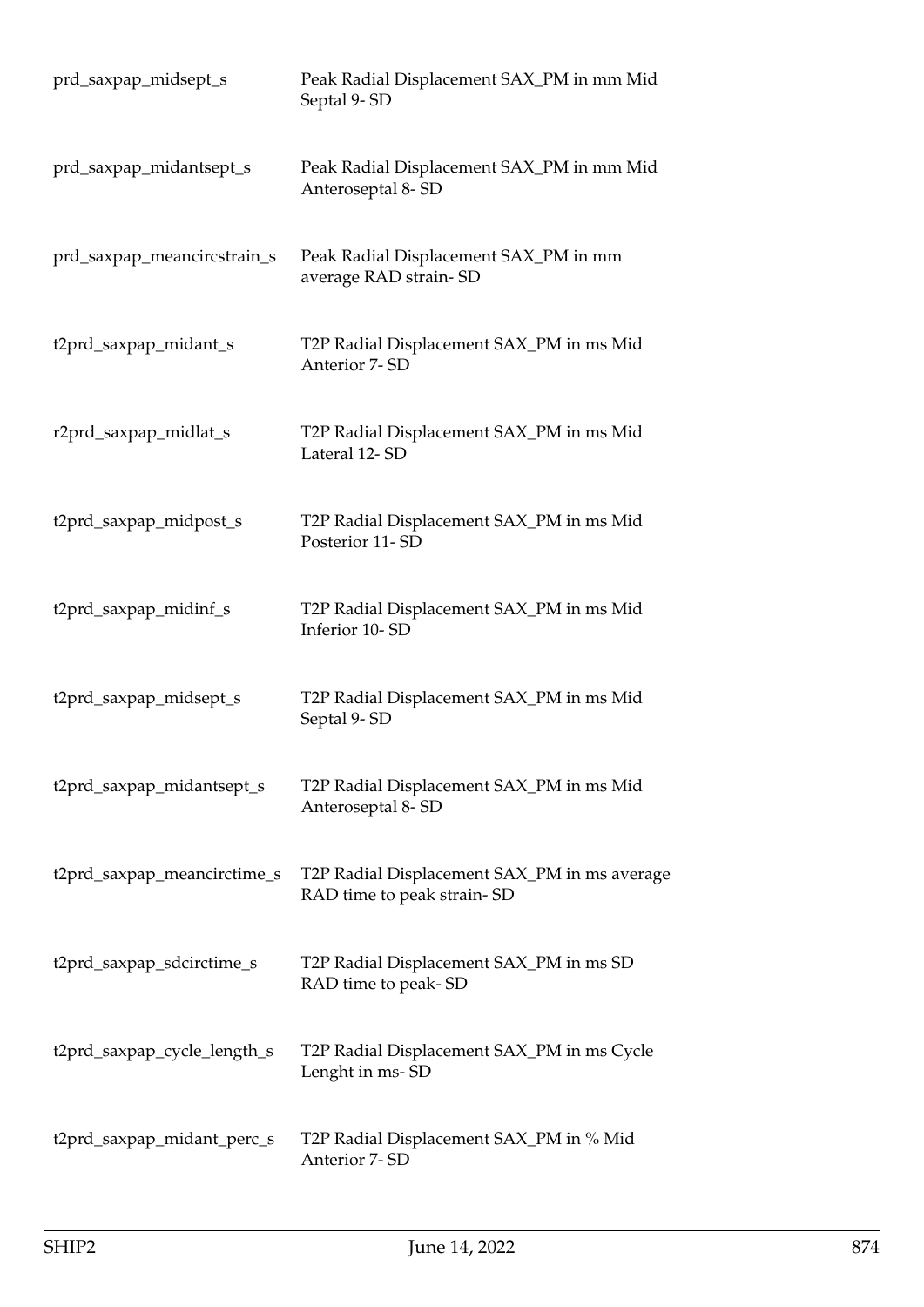| | |
|---|---|
| prd_saxpap_midsept_s | Peak Radial Displacement SAX_PM in mm Mid Septal 9- SD |
| prd_saxpap_midantsept_s | Peak Radial Displacement SAX_PM in mm Mid Anteroseptal 8- SD |
| prd_saxpap_meancircstrain_s | Peak Radial Displacement SAX_PM in mm average RAD strain- SD |
| t2prd_saxpap_midant_s | T2P Radial Displacement SAX_PM in ms Mid Anterior 7- SD |
| r2prd_saxpap_midlat_s | T2P Radial Displacement SAX_PM in ms Mid Lateral 12- SD |
| t2prd_saxpap_midpost_s | T2P Radial Displacement SAX_PM in ms Mid Posterior 11- SD |
| t2prd_saxpap_midinf_s | T2P Radial Displacement SAX_PM in ms Mid Inferior 10- SD |
| t2prd_saxpap_midsept_s | T2P Radial Displacement SAX_PM in ms Mid Septal 9- SD |
| t2prd_saxpap_midantsept_s | T2P Radial Displacement SAX_PM in ms Mid Anteroseptal 8- SD |
| t2prd_saxpap_meancirctime_s | T2P Radial Displacement SAX_PM in ms average RAD time to peak strain- SD |
| t2prd_saxpap_sdcirctime_s | T2P Radial Displacement SAX_PM in ms SD RAD time to peak- SD |
| t2prd_saxpap_cycle_length_s | T2P Radial Displacement SAX_PM in ms Cycle Lenght in ms- SD |
| t2prd_saxpap_midant_perc_s | T2P Radial Displacement SAX_PM in % Mid Anterior 7- SD |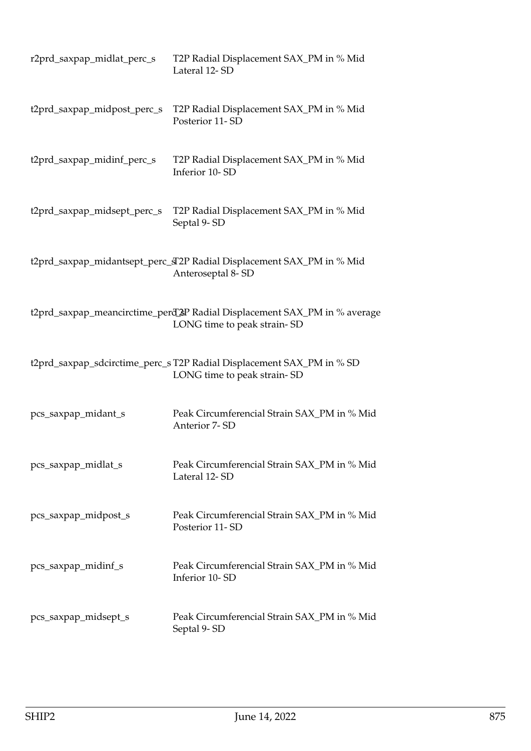| | |
|---|---|
| r2prd_saxpap_midlat_perc_s | T2P Radial Displacement SAX_PM in % Mid Lateral 12- SD |
| t2prd_saxpap_midpost_perc_s | T2P Radial Displacement SAX_PM in % Mid Posterior 11- SD |
| t2prd_saxpap_midinf_perc_s | T2P Radial Displacement SAX_PM in % Mid Inferior 10- SD |
| t2prd_saxpap_midsept_perc_s | T2P Radial Displacement SAX_PM in % Mid Septal 9- SD |
| t2prd_saxpap_midantsept_perc_s | T2P Radial Displacement SAX_PM in % Mid Anteroseptal 8- SD |
| t2prd_saxpap_meancirctime_perc_s | T2P Radial Displacement SAX_PM in % average LONG time to peak strain- SD |
| t2prd_saxpap_sdcirctime_perc_s | T2P Radial Displacement SAX_PM in % SD LONG time to peak strain- SD |
| pcs_saxpap_midant_s | Peak Circumferencial Strain SAX_PM in % Mid Anterior 7- SD |
| pcs_saxpap_midlat_s | Peak Circumferencial Strain SAX_PM in % Mid Lateral 12- SD |
| pcs_saxpap_midpost_s | Peak Circumferencial Strain SAX_PM in % Mid Posterior 11- SD |
| pcs_saxpap_midinf_s | Peak Circumferencial Strain SAX_PM in % Mid Inferior 10- SD |
| pcs_saxpap_midsept_s | Peak Circumferencial Strain SAX_PM in % Mid Septal 9- SD |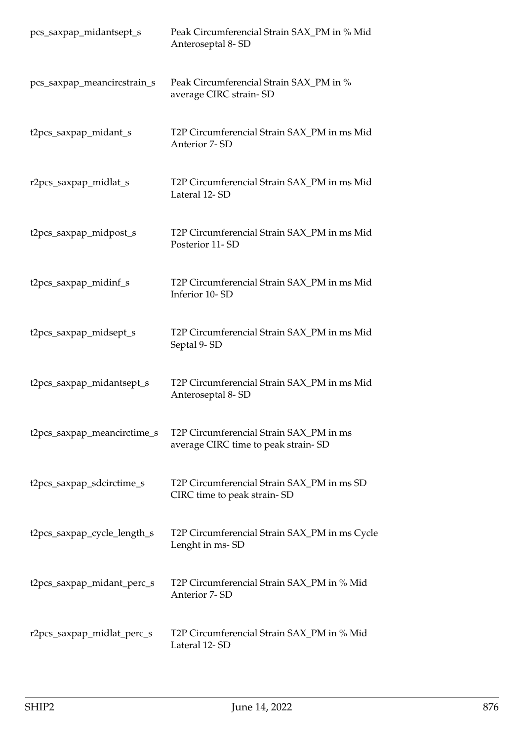| | |
|---|---|
| pcs_saxpap_midantsept_s | Peak Circumferencial Strain SAX_PM in % Mid Anteroseptal 8- SD |
| pcs_saxpap_meancircstrain_s | Peak Circumferencial Strain SAX_PM in % average CIRC strain- SD |
| t2pcs_saxpap_midant_s | T2P Circumferencial Strain SAX_PM in ms Mid Anterior 7- SD |
| r2pcs_saxpap_midlat_s | T2P Circumferencial Strain SAX_PM in ms Mid Lateral 12- SD |
| t2pcs_saxpap_midpost_s | T2P Circumferencial Strain SAX_PM in ms Mid Posterior 11- SD |
| t2pcs_saxpap_midinf_s | T2P Circumferencial Strain SAX_PM in ms Mid Inferior 10- SD |
| t2pcs_saxpap_midsept_s | T2P Circumferencial Strain SAX_PM in ms Mid Septal 9- SD |
| t2pcs_saxpap_midantsept_s | T2P Circumferencial Strain SAX_PM in ms Mid Anteroseptal 8- SD |
| t2pcs_saxpap_meancirctime_s | T2P Circumferencial Strain SAX_PM in ms average CIRC time to peak strain- SD |
| t2pcs_saxpap_sdcirctime_s | T2P Circumferencial Strain SAX_PM in ms SD CIRC time to peak strain- SD |
| t2pcs_saxpap_cycle_length_s | T2P Circumferencial Strain SAX_PM in ms Cycle Lenght in ms- SD |
| t2pcs_saxpap_midant_perc_s | T2P Circumferencial Strain SAX_PM in % Mid Anterior 7- SD |
| r2pcs_saxpap_midlat_perc_s | T2P Circumferencial Strain SAX_PM in % Mid Lateral 12- SD |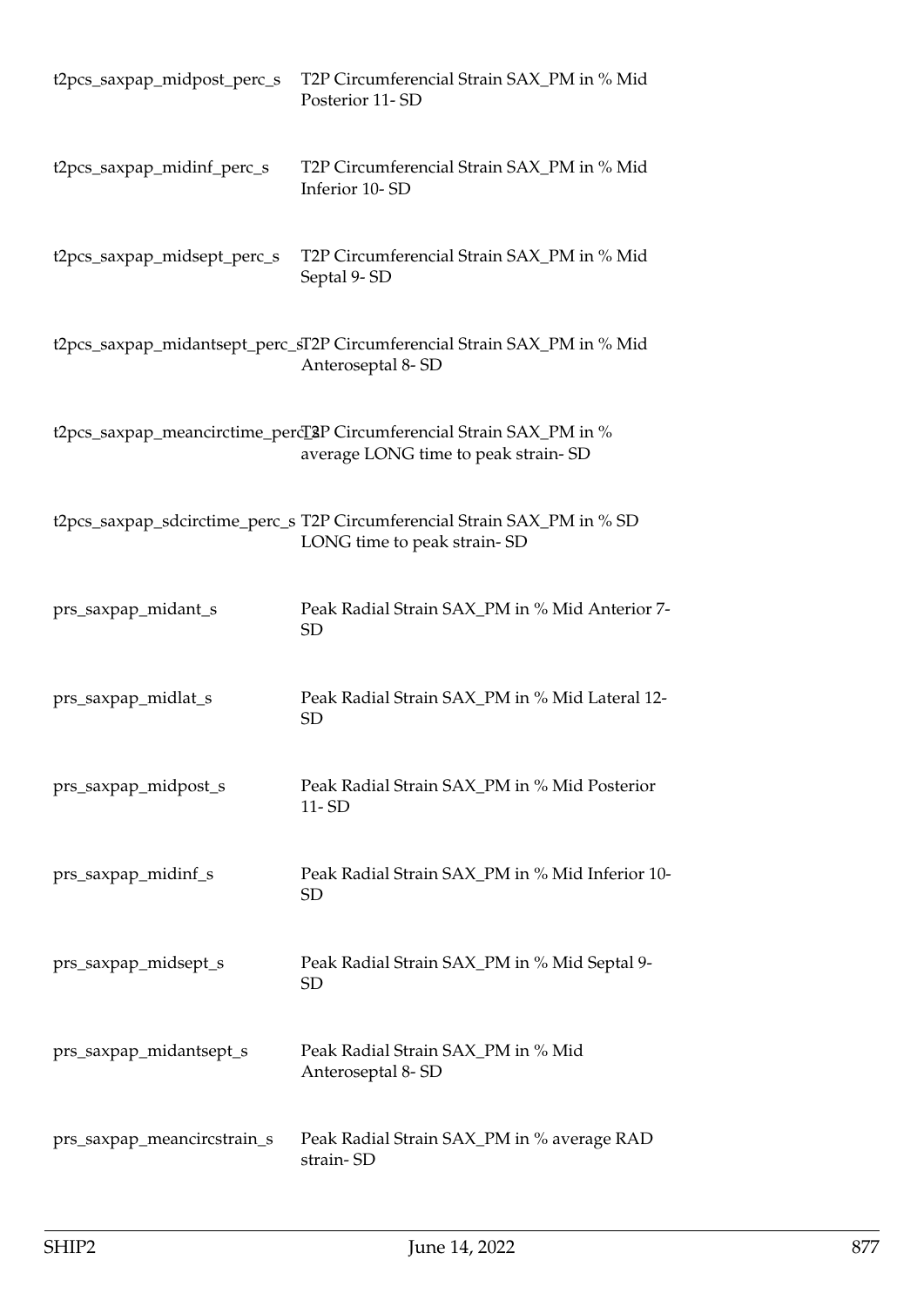| | |
|---|---|
| t2pcs_saxpap_midpost_perc_s | T2P Circumferencial Strain SAX_PM in % Mid Posterior 11- SD |
| t2pcs_saxpap_midinf_perc_s | T2P Circumferencial Strain SAX_PM in % Mid Inferior 10- SD |
| t2pcs_saxpap_midsept_perc_s | T2P Circumferencial Strain SAX_PM in % Mid Septal 9- SD |
| t2pcs_saxpap_midantsept_perc_s | T2P Circumferencial Strain SAX_PM in % Mid Anteroseptal 8- SD |
| t2pcs_saxpap_meancirctime_perc_s | T2P Circumferencial Strain SAX_PM in % average LONG time to peak strain- SD |
| t2pcs_saxpap_sdcirctime_perc_s | T2P Circumferencial Strain SAX_PM in % SD LONG time to peak strain- SD |
| prs_saxpap_midant_s | Peak Radial Strain SAX_PM in % Mid Anterior 7- SD |
| prs_saxpap_midlat_s | Peak Radial Strain SAX_PM in % Mid Lateral 12- SD |
| prs_saxpap_midpost_s | Peak Radial Strain SAX_PM in % Mid Posterior 11- SD |
| prs_saxpap_midinf_s | Peak Radial Strain SAX_PM in % Mid Inferior 10- SD |
| prs_saxpap_midsept_s | Peak Radial Strain SAX_PM in % Mid Septal 9- SD |
| prs_saxpap_midantsept_s | Peak Radial Strain SAX_PM in % Mid Anteroseptal 8- SD |
| prs_saxpap_meancircstrain_s | Peak Radial Strain SAX_PM in % average RAD strain- SD |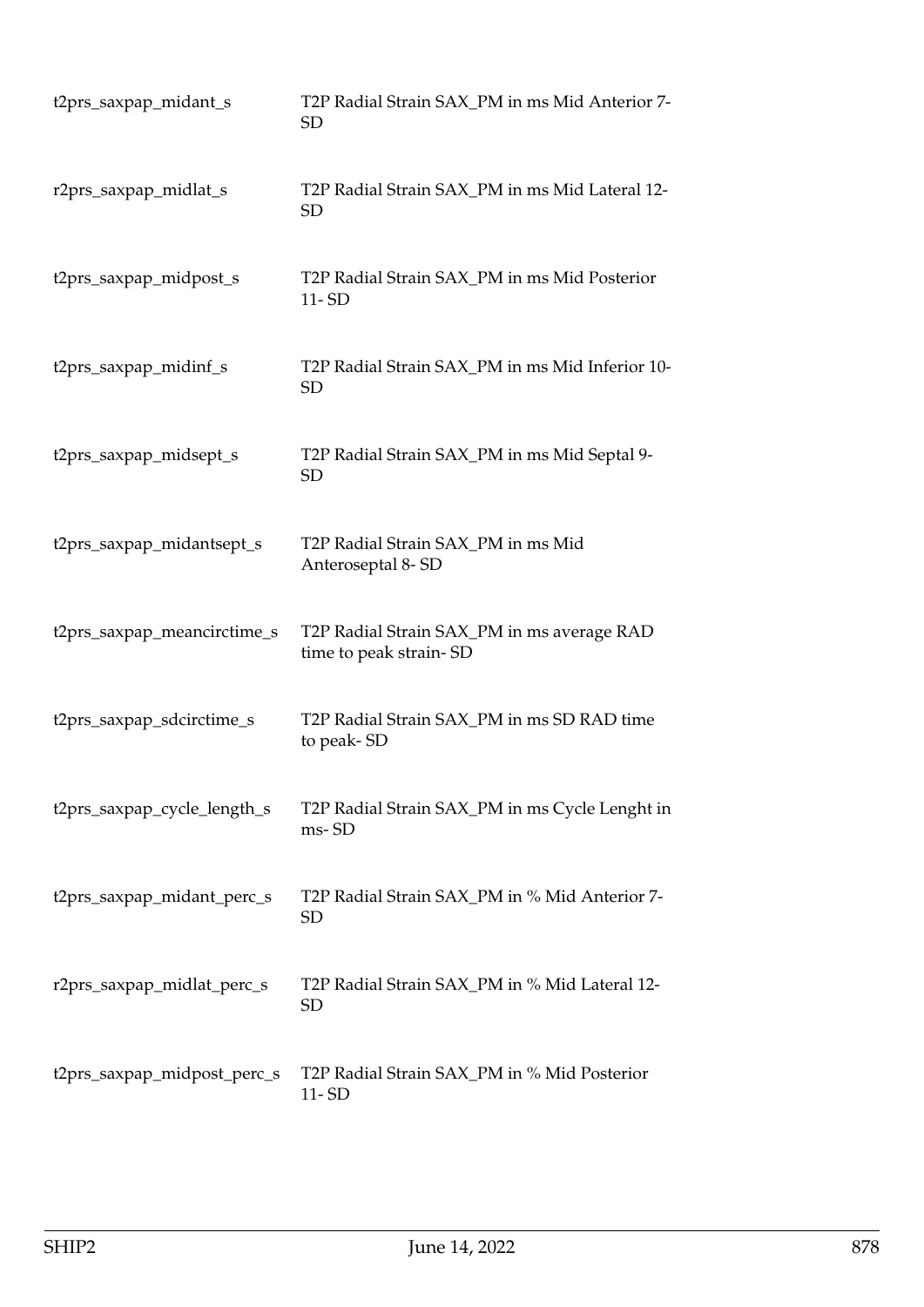| | |
|---|---|
| t2prs_saxpap_midant_s | T2P Radial Strain SAX_PM in ms Mid Anterior 7- SD |
| r2prs_saxpap_midlat_s | T2P Radial Strain SAX_PM in ms Mid Lateral 12- SD |
| t2prs_saxpap_midpost_s | T2P Radial Strain SAX_PM in ms Mid Posterior 11- SD |
| t2prs_saxpap_midinf_s | T2P Radial Strain SAX_PM in ms Mid Inferior 10- SD |
| t2prs_saxpap_midsept_s | T2P Radial Strain SAX_PM in ms Mid Septal 9- SD |
| t2prs_saxpap_midantsept_s | T2P Radial Strain SAX_PM in ms Mid Anteroseptal 8- SD |
| t2prs_saxpap_meancirctime_s | T2P Radial Strain SAX_PM in ms average RAD time to peak strain- SD |
| t2prs_saxpap_sdcirctime_s | T2P Radial Strain SAX_PM in ms SD RAD time to peak- SD |
| t2prs_saxpap_cycle_length_s | T2P Radial Strain SAX_PM in ms Cycle Lenght in ms- SD |
| t2prs_saxpap_midant_perc_s | T2P Radial Strain SAX_PM in % Mid Anterior 7- SD |
| r2prs_saxpap_midlat_perc_s | T2P Radial Strain SAX_PM in % Mid Lateral 12- SD |
| t2prs_saxpap_midpost_perc_s | T2P Radial Strain SAX_PM in % Mid Posterior 11- SD |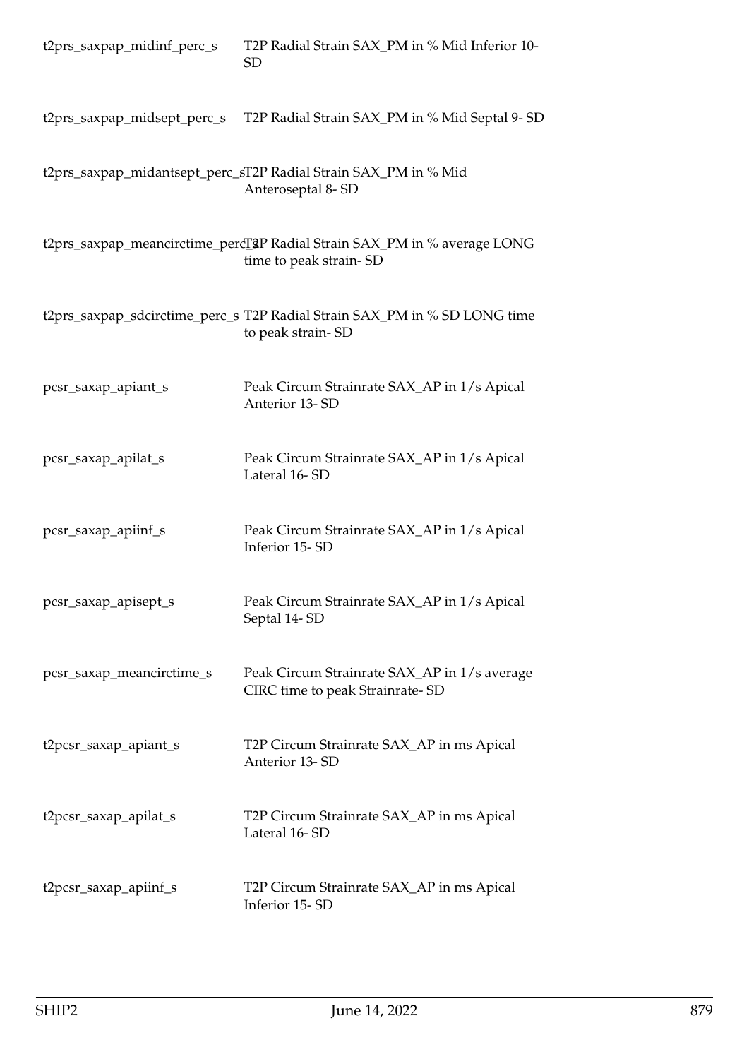| | |
|---|---|
| t2prs_saxpap_midinf_perc_s | T2P Radial Strain SAX_PM in % Mid Inferior 10- SD |
| t2prs_saxpap_midsept_perc_s | T2P Radial Strain SAX_PM in % Mid Septal 9- SD |
| t2prs_saxpap_midantsept_perc_s | T2P Radial Strain SAX_PM in % Mid Anteroseptal 8- SD |
| t2prs_saxpap_meancirctime_perc_s | T2P Radial Strain SAX_PM in % average LONG time to peak strain- SD |
| t2prs_saxpap_sdcirctime_perc_s | T2P Radial Strain SAX_PM in % SD LONG time to peak strain- SD |
| pcsr_saxap_apiant_s | Peak Circum Strainrate SAX_AP in 1/s Apical Anterior 13- SD |
| pcsr_saxap_apilat_s | Peak Circum Strainrate SAX_AP in 1/s Apical Lateral 16- SD |
| pcsr_saxap_apiinf_s | Peak Circum Strainrate SAX_AP in 1/s Apical Inferior 15- SD |
| pcsr_saxap_apisept_s | Peak Circum Strainrate SAX_AP in 1/s Apical Septal 14- SD |
| pcsr_saxap_meancirctime_s | Peak Circum Strainrate SAX_AP in 1/s average CIRC time to peak Strainrate- SD |
| t2pcsr_saxap_apiant_s | T2P Circum Strainrate SAX_AP in ms Apical Anterior 13- SD |
| t2pcsr_saxap_apilat_s | T2P Circum Strainrate SAX_AP in ms Apical Lateral 16- SD |
| t2pcsr_saxap_apiinf_s | T2P Circum Strainrate SAX_AP in ms Apical Inferior 15- SD |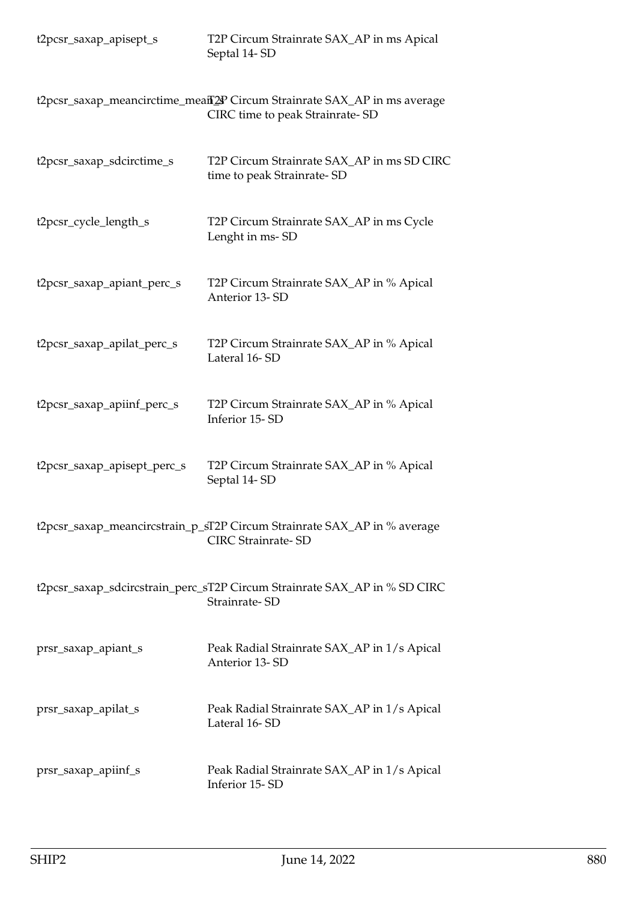| | |
|---|---|
| t2pcsr_saxap_apisept_s | T2P Circum Strainrate SAX_AP in ms Apical Septal 14- SD |
| t2pcsr_saxap_meancirctime_mean_s | T2P Circum Strainrate SAX_AP in ms average CIRC time to peak Strainrate- SD |
| t2pcsr_saxap_sdcirctime_s | T2P Circum Strainrate SAX_AP in ms SD CIRC time to peak Strainrate- SD |
| t2pcsr_cycle_length_s | T2P Circum Strainrate SAX_AP in ms Cycle Lenght in ms- SD |
| t2pcsr_saxap_apiant_perc_s | T2P Circum Strainrate SAX_AP in % Apical Anterior 13- SD |
| t2pcsr_saxap_apilat_perc_s | T2P Circum Strainrate SAX_AP in % Apical Lateral 16- SD |
| t2pcsr_saxap_apiinf_perc_s | T2P Circum Strainrate SAX_AP in % Apical Inferior 15- SD |
| t2pcsr_saxap_apisept_perc_s | T2P Circum Strainrate SAX_AP in % Apical Septal 14- SD |
| t2pcsr_saxap_meancircstrain_p_s | T2P Circum Strainrate SAX_AP in % average CIRC Strainrate- SD |
| t2pcsr_saxap_sdcircstrain_perc_s | T2P Circum Strainrate SAX_AP in % SD CIRC Strainrate- SD |
| prsr_saxap_apiant_s | Peak Radial Strainrate SAX_AP in 1/s Apical Anterior 13- SD |
| prsr_saxap_apilat_s | Peak Radial Strainrate SAX_AP in 1/s Apical Lateral 16- SD |
| prsr_saxap_apiinf_s | Peak Radial Strainrate SAX_AP in 1/s Apical Inferior 15- SD |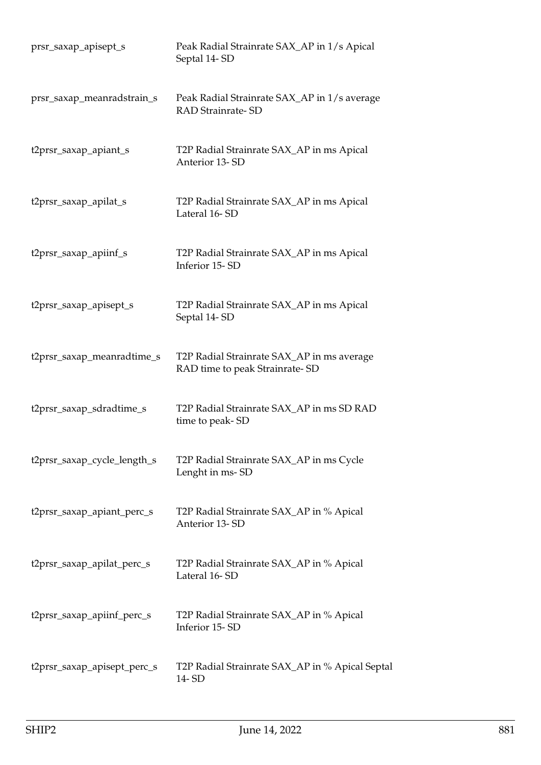| | |
|---|---|
| prsr_saxap_apisept_s | Peak Radial Strainrate SAX_AP in 1/s Apical Septal 14- SD |
| prsr_saxap_meanradstrain_s | Peak Radial Strainrate SAX_AP in 1/s average RAD Strainrate- SD |
| t2prsr_saxap_apiant_s | T2P Radial Strainrate SAX_AP in ms Apical Anterior 13- SD |
| t2prsr_saxap_apilat_s | T2P Radial Strainrate SAX_AP in ms Apical Lateral 16- SD |
| t2prsr_saxap_apiinf_s | T2P Radial Strainrate SAX_AP in ms Apical Inferior 15- SD |
| t2prsr_saxap_apisept_s | T2P Radial Strainrate SAX_AP in ms Apical Septal 14- SD |
| t2prsr_saxap_meanradtime_s | T2P Radial Strainrate SAX_AP in ms average RAD time to peak Strainrate- SD |
| t2prsr_saxap_sdradtime_s | T2P Radial Strainrate SAX_AP in ms SD RAD time to peak- SD |
| t2prsr_saxap_cycle_length_s | T2P Radial Strainrate SAX_AP in ms Cycle Lenght in ms- SD |
| t2prsr_saxap_apiant_perc_s | T2P Radial Strainrate SAX_AP in % Apical Anterior 13- SD |
| t2prsr_saxap_apilat_perc_s | T2P Radial Strainrate SAX_AP in % Apical Lateral 16- SD |
| t2prsr_saxap_apiinf_perc_s | T2P Radial Strainrate SAX_AP in % Apical Inferior 15- SD |
| t2prsr_saxap_apisept_perc_s | T2P Radial Strainrate SAX_AP in % Apical Septal 14- SD |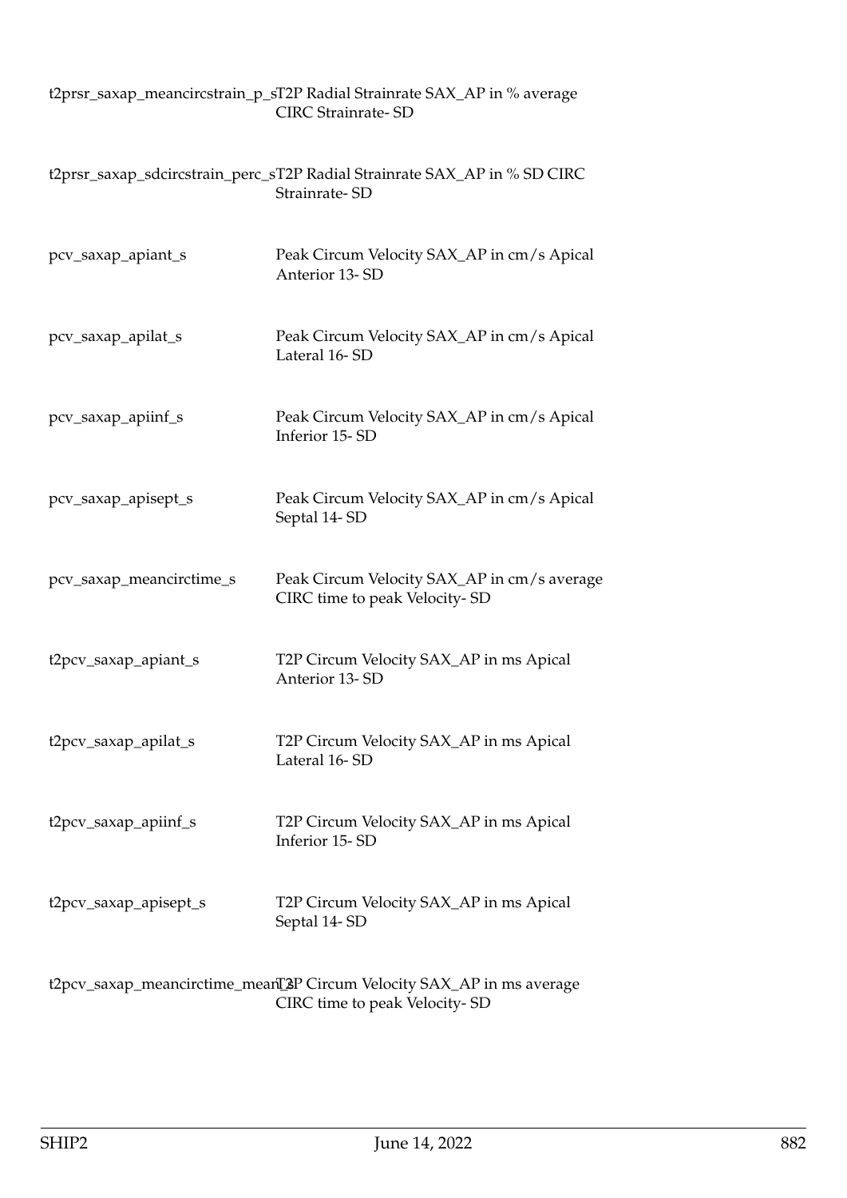| | |
|---|---|
| t2prsr_saxap_meancircstrain_p_s | T2P Radial Strainrate SAX_AP in % average CIRC Strainrate- SD |
| t2prsr_saxap_sdcircstrain_perc_s | T2P Radial Strainrate SAX_AP in % SD CIRC Strainrate- SD |
| pcv_saxap_apiant_s | Peak Circum Velocity SAX_AP in cm/s Apical Anterior 13- SD |
| pcv_saxap_apilat_s | Peak Circum Velocity SAX_AP in cm/s Apical Lateral 16- SD |
| pcv_saxap_apiinf_s | Peak Circum Velocity SAX_AP in cm/s Apical Inferior 15- SD |
| pcv_saxap_apisept_s | Peak Circum Velocity SAX_AP in cm/s Apical Septal 14- SD |
| pcv_saxap_meancirctime_s | Peak Circum Velocity SAX_AP in cm/s average CIRC time to peak Velocity- SD |
| t2pcv_saxap_apiant_s | T2P Circum Velocity SAX_AP in ms Apical Anterior 13- SD |
| t2pcv_saxap_apilat_s | T2P Circum Velocity SAX_AP in ms Apical Lateral 16- SD |
| t2pcv_saxap_apiinf_s | T2P Circum Velocity SAX_AP in ms Apical Inferior 15- SD |
| t2pcv_saxap_apisept_s | T2P Circum Velocity SAX_AP in ms Apical Septal 14- SD |
| t2pcv_saxap_meancirctime_mean_s | T2P Circum Velocity SAX_AP in ms average CIRC time to peak Velocity- SD |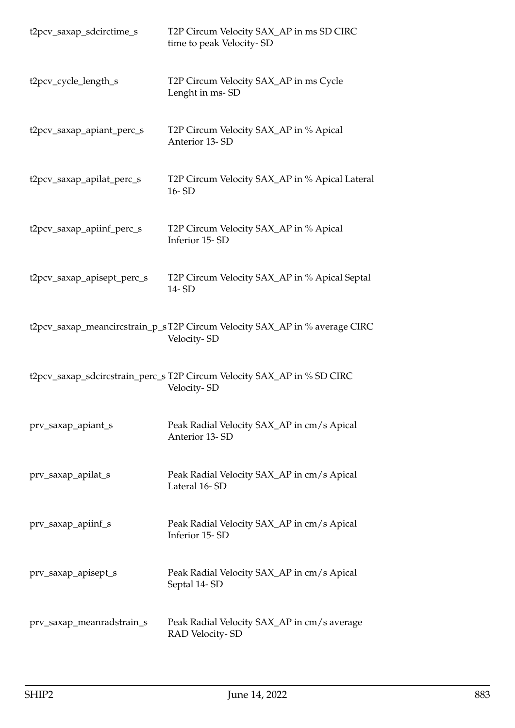| | |
|---|---|
| t2pcv_saxap_sdcirctime_s | T2P Circum Velocity SAX_AP in ms SD CIRC time to peak Velocity- SD |
| t2pcv_cycle_length_s | T2P Circum Velocity SAX_AP in ms Cycle Lenght in ms- SD |
| t2pcv_saxap_apiant_perc_s | T2P Circum Velocity SAX_AP in % Apical Anterior 13- SD |
| t2pcv_saxap_apilat_perc_s | T2P Circum Velocity SAX_AP in % Apical Lateral 16- SD |
| t2pcv_saxap_apiinf_perc_s | T2P Circum Velocity SAX_AP in % Apical Inferior 15- SD |
| t2pcv_saxap_apisept_perc_s | T2P Circum Velocity SAX_AP in % Apical Septal 14- SD |
| t2pcv_saxap_meancircstrain_p_s | T2P Circum Velocity SAX_AP in % average CIRC Velocity- SD |
| t2pcv_saxap_sdcircstrain_perc_s | T2P Circum Velocity SAX_AP in % SD CIRC Velocity- SD |
| prv_saxap_apiant_s | Peak Radial Velocity SAX_AP in cm/s Apical Anterior 13- SD |
| prv_saxap_apilat_s | Peak Radial Velocity SAX_AP in cm/s Apical Lateral 16- SD |
| prv_saxap_apiinf_s | Peak Radial Velocity SAX_AP in cm/s Apical Inferior 15- SD |
| prv_saxap_apisept_s | Peak Radial Velocity SAX_AP in cm/s Apical Septal 14- SD |
| prv_saxap_meanradstrain_s | Peak Radial Velocity SAX_AP in cm/s average RAD Velocity- SD |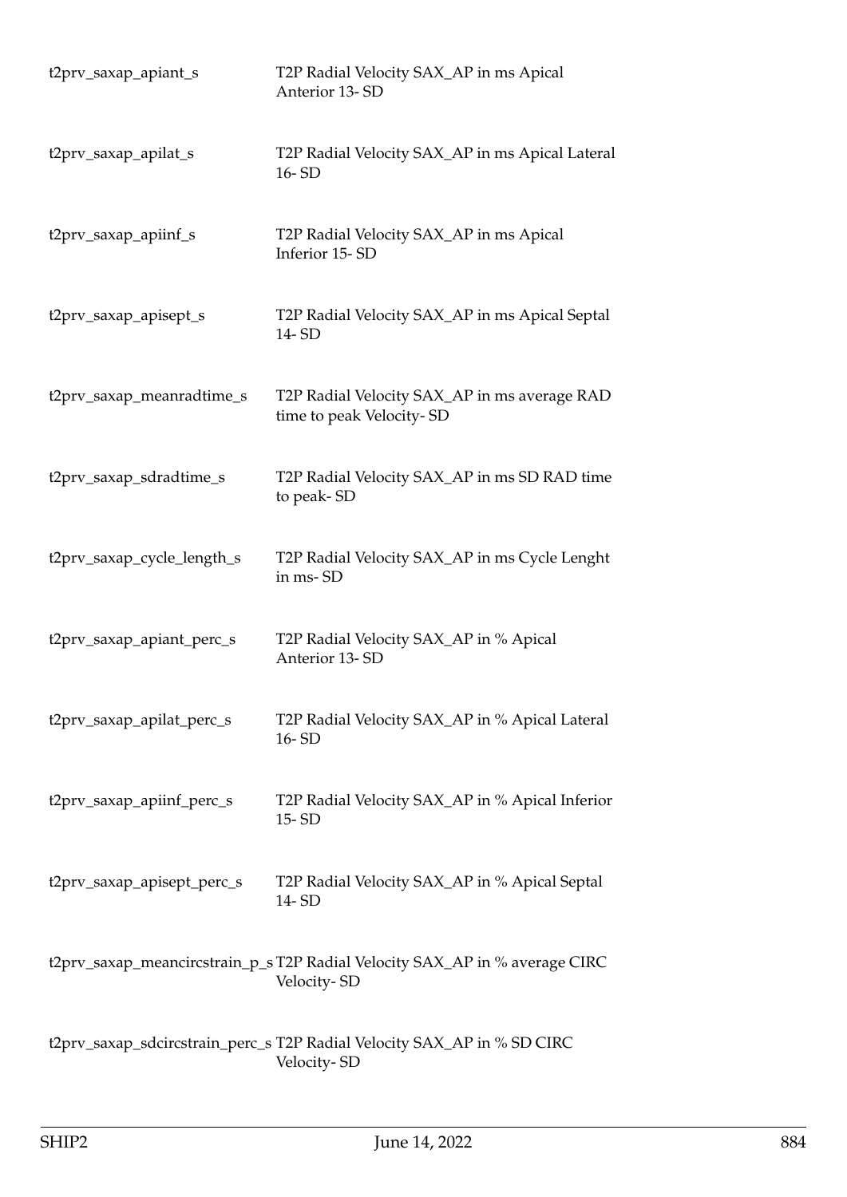| | |
|---|---|
| t2prv_saxap_apiant_s | T2P Radial Velocity SAX_AP in ms Apical Anterior 13- SD |
| t2prv_saxap_apilat_s | T2P Radial Velocity SAX_AP in ms Apical Lateral 16- SD |
| t2prv_saxap_apiinf_s | T2P Radial Velocity SAX_AP in ms Apical Inferior 15- SD |
| t2prv_saxap_apisept_s | T2P Radial Velocity SAX_AP in ms Apical Septal 14- SD |
| t2prv_saxap_meanradtime_s | T2P Radial Velocity SAX_AP in ms average RAD time to peak Velocity- SD |
| t2prv_saxap_sdradtime_s | T2P Radial Velocity SAX_AP in ms SD RAD time to peak- SD |
| t2prv_saxap_cycle_length_s | T2P Radial Velocity SAX_AP in ms Cycle Lenght in ms- SD |
| t2prv_saxap_apiant_perc_s | T2P Radial Velocity SAX_AP in % Apical Anterior 13- SD |
| t2prv_saxap_apilat_perc_s | T2P Radial Velocity SAX_AP in % Apical Lateral 16- SD |
| t2prv_saxap_apiinf_perc_s | T2P Radial Velocity SAX_AP in % Apical Inferior 15- SD |
| t2prv_saxap_apisept_perc_s | T2P Radial Velocity SAX_AP in % Apical Septal 14- SD |
| t2prv_saxap_meancircstrain_p_s | T2P Radial Velocity SAX_AP in % average CIRC Velocity- SD |
| t2prv_saxap_sdcircstrain_perc_s | T2P Radial Velocity SAX_AP in % SD CIRC Velocity- SD |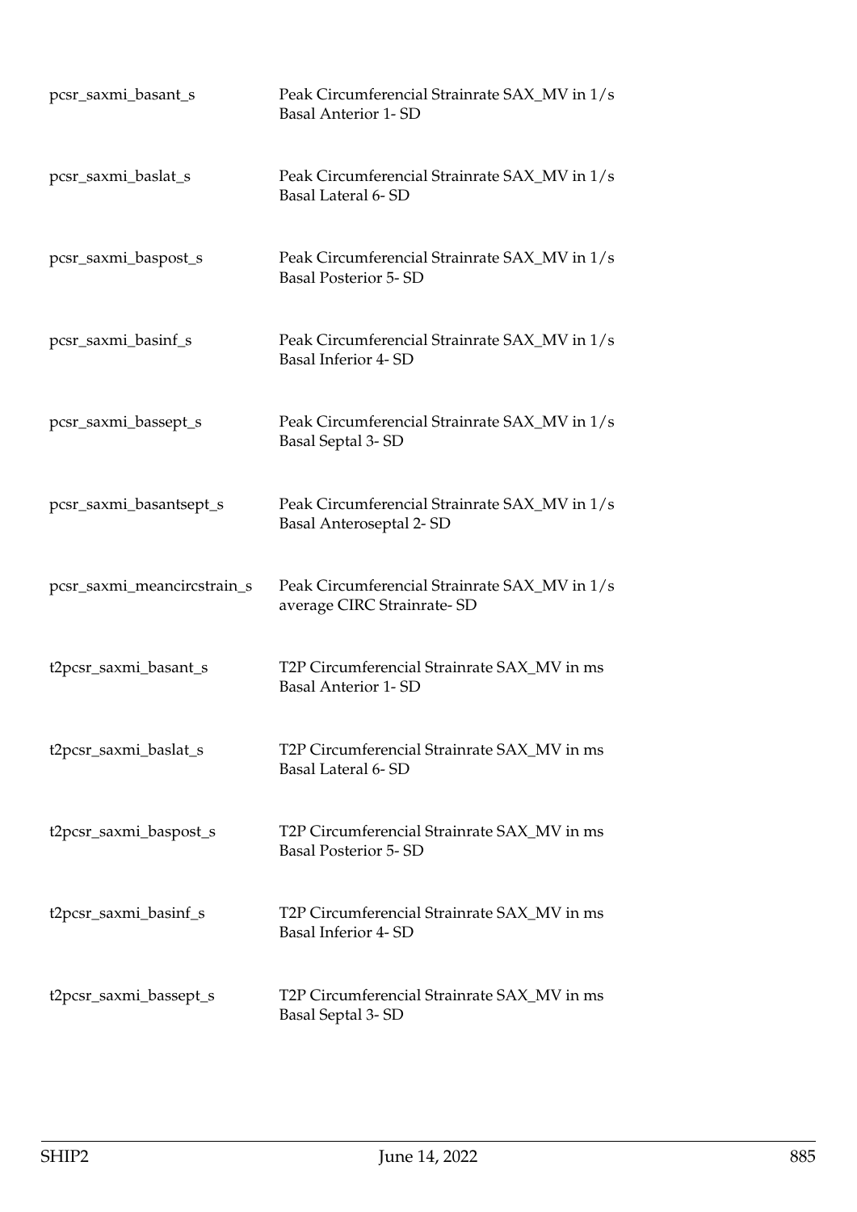| | |
|---|---|
| pcsr_saxmi_basant_s | Peak Circumferencial Strainrate SAX_MV in 1/s Basal Anterior 1- SD |
| pcsr_saxmi_baslat_s | Peak Circumferencial Strainrate SAX_MV in 1/s Basal Lateral 6- SD |
| pcsr_saxmi_baspost_s | Peak Circumferencial Strainrate SAX_MV in 1/s Basal Posterior 5- SD |
| pcsr_saxmi_basinf_s | Peak Circumferencial Strainrate SAX_MV in 1/s Basal Inferior 4- SD |
| pcsr_saxmi_bassept_s | Peak Circumferencial Strainrate SAX_MV in 1/s Basal Septal 3- SD |
| pcsr_saxmi_basantsept_s | Peak Circumferencial Strainrate SAX_MV in 1/s Basal Anteroseptal 2- SD |
| pcsr_saxmi_meancircstrain_s | Peak Circumferencial Strainrate SAX_MV in 1/s average CIRC Strainrate- SD |
| t2pcsr_saxmi_basant_s | T2P Circumferencial Strainrate SAX_MV in ms Basal Anterior 1- SD |
| t2pcsr_saxmi_baslat_s | T2P Circumferencial Strainrate SAX_MV in ms Basal Lateral 6- SD |
| t2pcsr_saxmi_baspost_s | T2P Circumferencial Strainrate SAX_MV in ms Basal Posterior 5- SD |
| t2pcsr_saxmi_basinf_s | T2P Circumferencial Strainrate SAX_MV in ms Basal Inferior 4- SD |
| t2pcsr_saxmi_bassept_s | T2P Circumferencial Strainrate SAX_MV in ms Basal Septal 3- SD |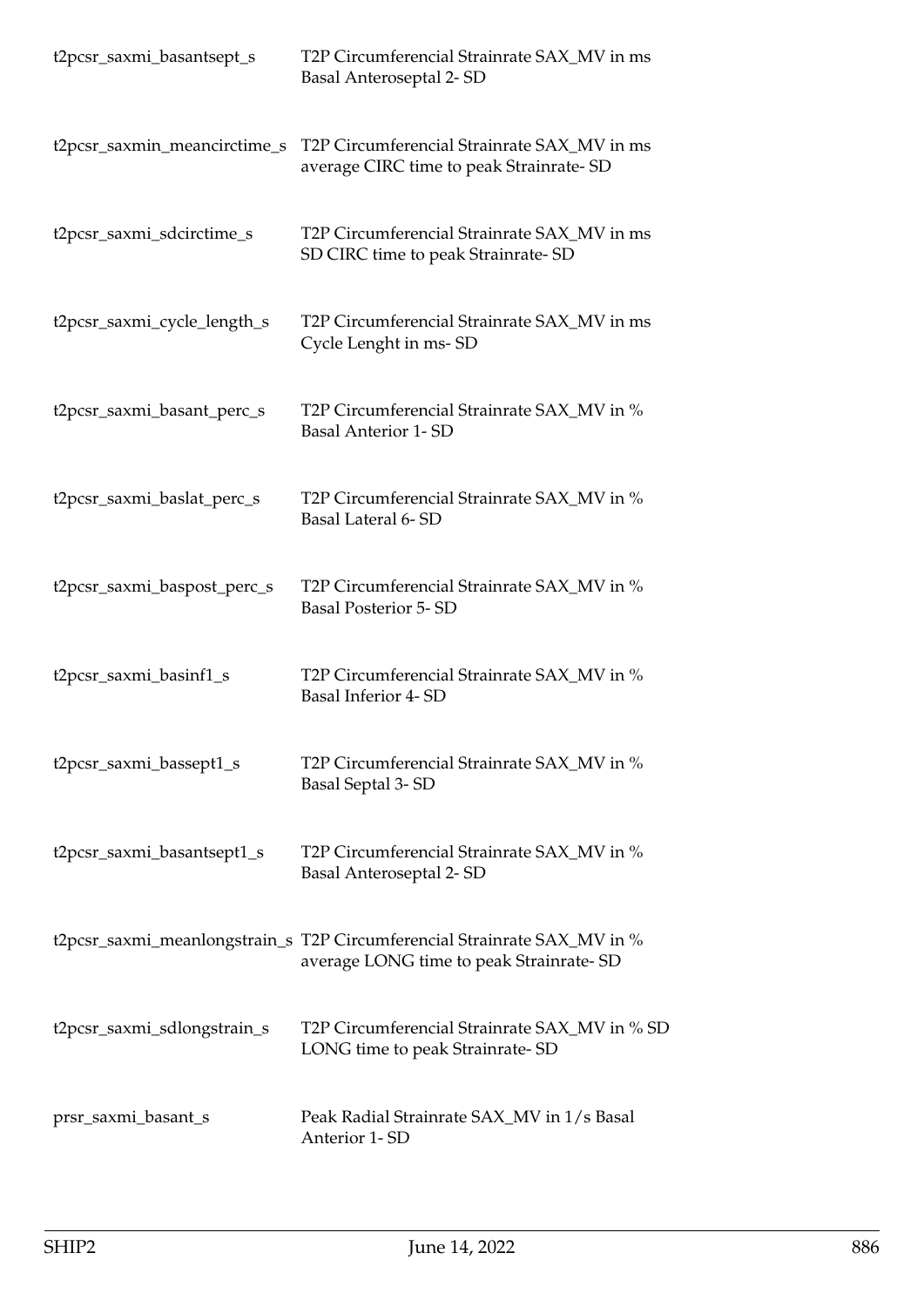| | |
|---|---|
| t2pcsr_saxmi_basantsept_s | T2P Circumferencial Strainrate SAX_MV in ms Basal Anteroseptal 2- SD |
| t2pcsr_saxmin_meancirctime_s | T2P Circumferencial Strainrate SAX_MV in ms average CIRC time to peak Strainrate- SD |
| t2pcsr_saxmi_sdcirctime_s | T2P Circumferencial Strainrate SAX_MV in ms SD CIRC time to peak Strainrate- SD |
| t2pcsr_saxmi_cycle_length_s | T2P Circumferencial Strainrate SAX_MV in ms Cycle Lenght in ms- SD |
| t2pcsr_saxmi_basant_perc_s | T2P Circumferencial Strainrate SAX_MV in % Basal Anterior 1- SD |
| t2pcsr_saxmi_baslat_perc_s | T2P Circumferencial Strainrate SAX_MV in % Basal Lateral 6- SD |
| t2pcsr_saxmi_baspost_perc_s | T2P Circumferencial Strainrate SAX_MV in % Basal Posterior 5- SD |
| t2pcsr_saxmi_basinf1_s | T2P Circumferencial Strainrate SAX_MV in % Basal Inferior 4- SD |
| t2pcsr_saxmi_bassept1_s | T2P Circumferencial Strainrate SAX_MV in % Basal Septal 3- SD |
| t2pcsr_saxmi_basantsept1_s | T2P Circumferencial Strainrate SAX_MV in % Basal Anteroseptal 2- SD |
| t2pcsr_saxmi_meanlongstrain_s | T2P Circumferencial Strainrate SAX_MV in % average LONG time to peak Strainrate- SD |
| t2pcsr_saxmi_sdlongstrain_s | T2P Circumferencial Strainrate SAX_MV in % SD LONG time to peak Strainrate- SD |
| prsr_saxmi_basant_s | Peak Radial Strainrate SAX_MV in 1/s Basal Anterior 1- SD |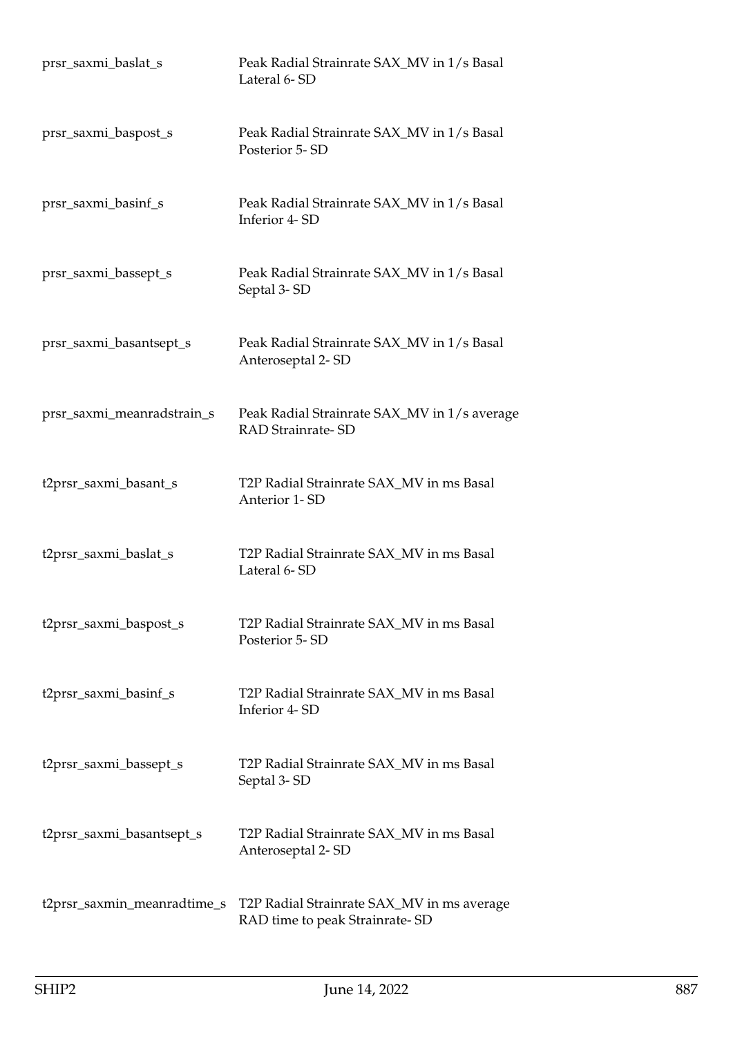| | |
|---|---|
| prsr_saxmi_baslat_s | Peak Radial Strainrate SAX_MV in 1/s Basal Lateral 6- SD |
| prsr_saxmi_baspost_s | Peak Radial Strainrate SAX_MV in 1/s Basal Posterior 5- SD |
| prsr_saxmi_basinf_s | Peak Radial Strainrate SAX_MV in 1/s Basal Inferior 4- SD |
| prsr_saxmi_bassept_s | Peak Radial Strainrate SAX_MV in 1/s Basal Septal 3- SD |
| prsr_saxmi_basantsept_s | Peak Radial Strainrate SAX_MV in 1/s Basal Anteroseptal 2- SD |
| prsr_saxmi_meanradstrain_s | Peak Radial Strainrate SAX_MV in 1/s average RAD Strainrate- SD |
| t2prsr_saxmi_basant_s | T2P Radial Strainrate SAX_MV in ms Basal Anterior 1- SD |
| t2prsr_saxmi_baslat_s | T2P Radial Strainrate SAX_MV in ms Basal Lateral 6- SD |
| t2prsr_saxmi_baspost_s | T2P Radial Strainrate SAX_MV in ms Basal Posterior 5- SD |
| t2prsr_saxmi_basinf_s | T2P Radial Strainrate SAX_MV in ms Basal Inferior 4- SD |
| t2prsr_saxmi_bassept_s | T2P Radial Strainrate SAX_MV in ms Basal Septal 3- SD |
| t2prsr_saxmi_basantsept_s | T2P Radial Strainrate SAX_MV in ms Basal Anteroseptal 2- SD |
| t2prsr_saxmin_meanradtime_s | T2P Radial Strainrate SAX_MV in ms average RAD time to peak Strainrate- SD |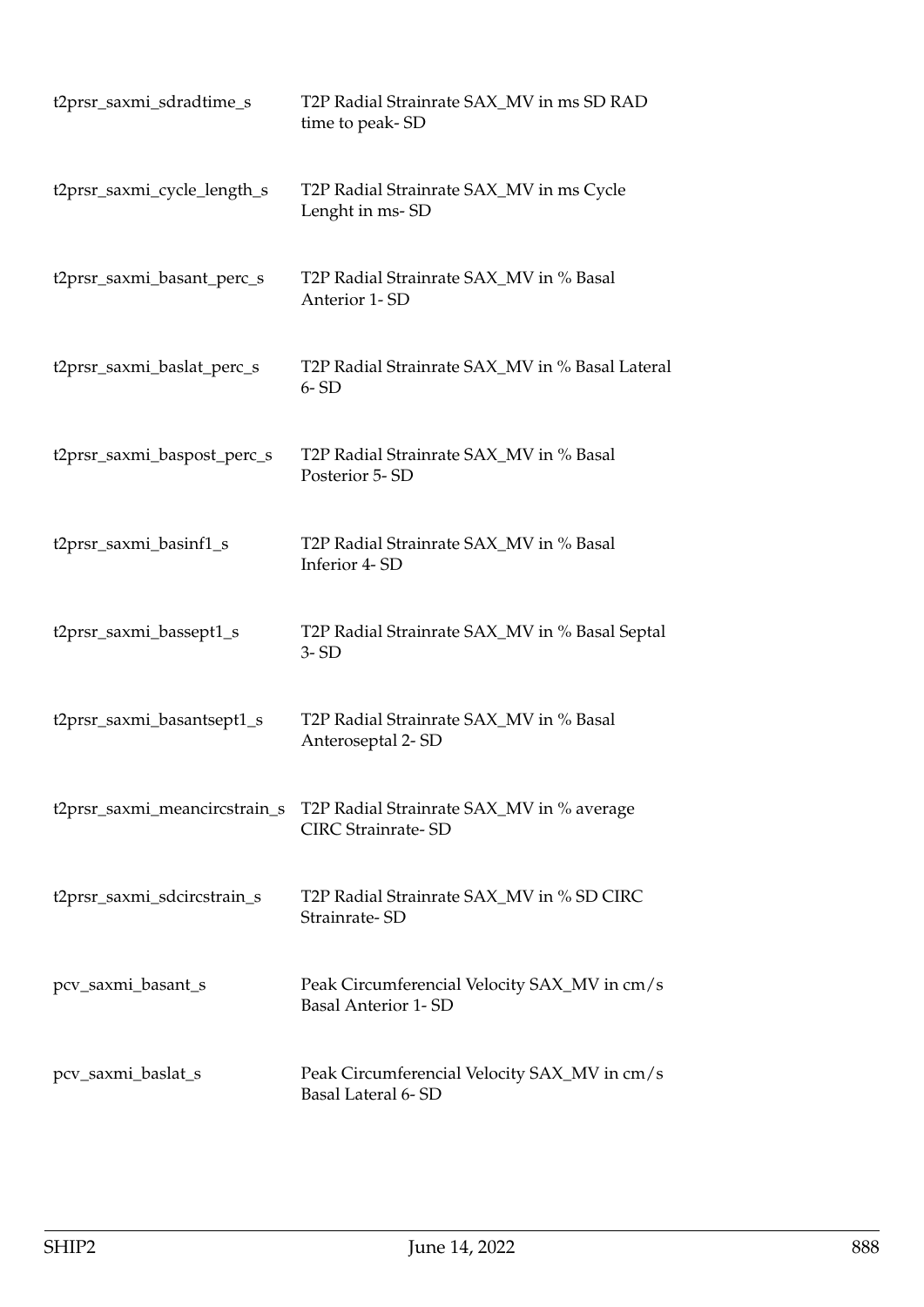| | |
|---|---|
| t2prsr_saxmi_sdradtime_s | T2P Radial Strainrate SAX_MV in ms SD RAD time to peak- SD |
| t2prsr_saxmi_cycle_length_s | T2P Radial Strainrate SAX_MV in ms Cycle Lenght in ms- SD |
| t2prsr_saxmi_basant_perc_s | T2P Radial Strainrate SAX_MV in % Basal Anterior 1- SD |
| t2prsr_saxmi_baslat_perc_s | T2P Radial Strainrate SAX_MV in % Basal Lateral 6- SD |
| t2prsr_saxmi_baspost_perc_s | T2P Radial Strainrate SAX_MV in % Basal Posterior 5- SD |
| t2prsr_saxmi_basinf1_s | T2P Radial Strainrate SAX_MV in % Basal Inferior 4- SD |
| t2prsr_saxmi_bassept1_s | T2P Radial Strainrate SAX_MV in % Basal Septal 3- SD |
| t2prsr_saxmi_basantsept1_s | T2P Radial Strainrate SAX_MV in % Basal Anteroseptal 2- SD |
| t2prsr_saxmi_meancircstrain_s | T2P Radial Strainrate SAX_MV in % average CIRC Strainrate- SD |
| t2prsr_saxmi_sdcircstrain_s | T2P Radial Strainrate SAX_MV in % SD CIRC Strainrate- SD |
| pcv_saxmi_basant_s | Peak Circumferencial Velocity SAX_MV in cm/s Basal Anterior 1- SD |
| pcv_saxmi_baslat_s | Peak Circumferencial Velocity SAX_MV in cm/s Basal Lateral 6- SD |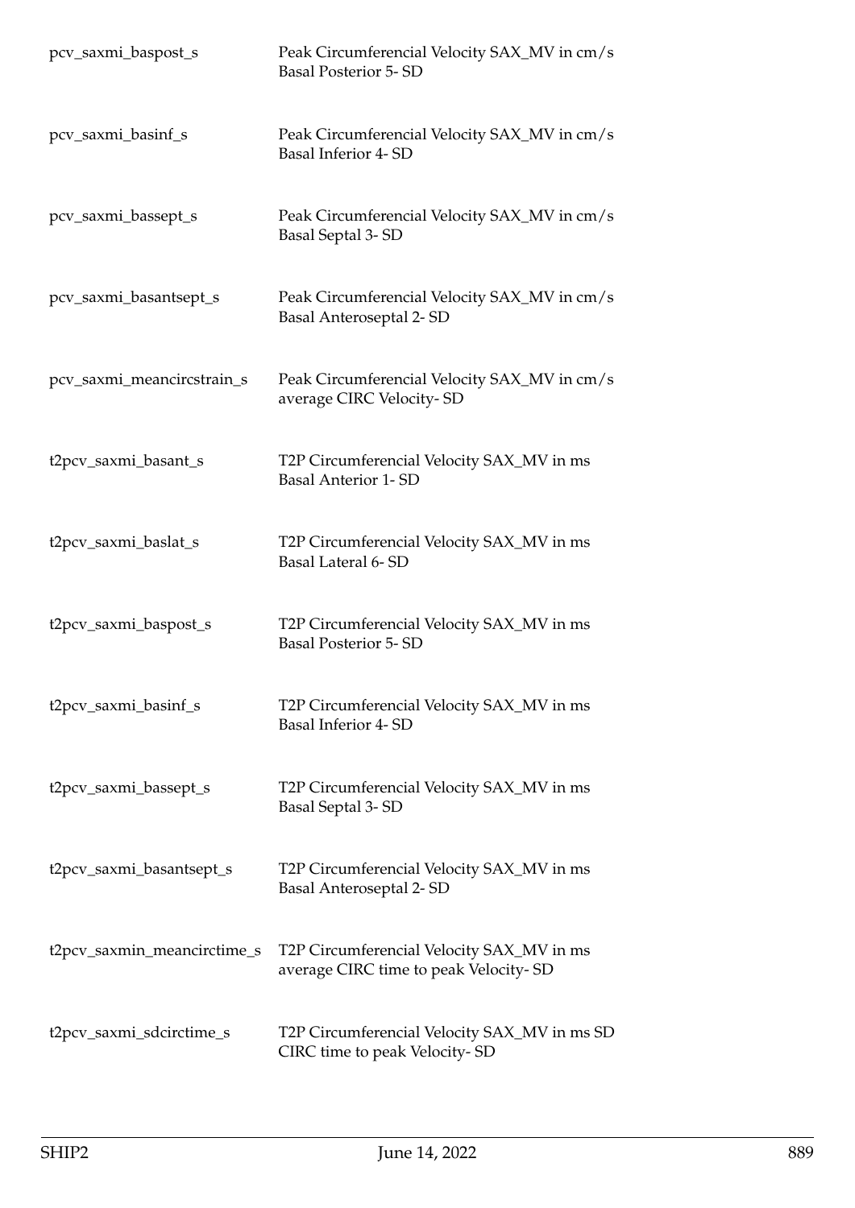| | |
|---|---|
| pcv_saxmi_baspost_s | Peak Circumferencial Velocity SAX_MV in cm/s Basal Posterior 5- SD |
| pcv_saxmi_basinf_s | Peak Circumferencial Velocity SAX_MV in cm/s Basal Inferior 4- SD |
| pcv_saxmi_bassept_s | Peak Circumferencial Velocity SAX_MV in cm/s Basal Septal 3- SD |
| pcv_saxmi_basantsept_s | Peak Circumferencial Velocity SAX_MV in cm/s Basal Anteroseptal 2- SD |
| pcv_saxmi_meancircstrain_s | Peak Circumferencial Velocity SAX_MV in cm/s average CIRC Velocity- SD |
| t2pcv_saxmi_basant_s | T2P Circumferencial Velocity SAX_MV in ms Basal Anterior 1- SD |
| t2pcv_saxmi_baslat_s | T2P Circumferencial Velocity SAX_MV in ms Basal Lateral 6- SD |
| t2pcv_saxmi_baspost_s | T2P Circumferencial Velocity SAX_MV in ms Basal Posterior 5- SD |
| t2pcv_saxmi_basinf_s | T2P Circumferencial Velocity SAX_MV in ms Basal Inferior 4- SD |
| t2pcv_saxmi_bassept_s | T2P Circumferencial Velocity SAX_MV in ms Basal Septal 3- SD |
| t2pcv_saxmi_basantsept_s | T2P Circumferencial Velocity SAX_MV in ms Basal Anteroseptal 2- SD |
| t2pcv_saxmin_meancirctime_s | T2P Circumferencial Velocity SAX_MV in ms average CIRC time to peak Velocity- SD |
| t2pcv_saxmi_sdcirctime_s | T2P Circumferencial Velocity SAX_MV in ms SD CIRC time to peak Velocity- SD |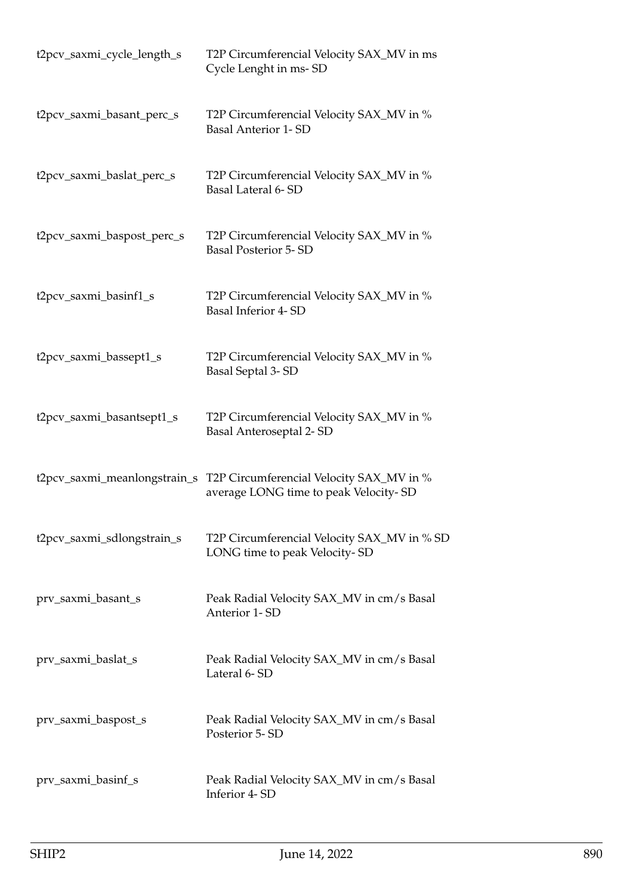| | |
|---|---|
| t2pcv_saxmi_cycle_length_s | T2P Circumferencial Velocity SAX_MV in ms Cycle Lenght in ms- SD |
| t2pcv_saxmi_basant_perc_s | T2P Circumferencial Velocity SAX_MV in % Basal Anterior 1- SD |
| t2pcv_saxmi_baslat_perc_s | T2P Circumferencial Velocity SAX_MV in % Basal Lateral 6- SD |
| t2pcv_saxmi_baspost_perc_s | T2P Circumferencial Velocity SAX_MV in % Basal Posterior 5- SD |
| t2pcv_saxmi_basinf1_s | T2P Circumferencial Velocity SAX_MV in % Basal Inferior 4- SD |
| t2pcv_saxmi_bassept1_s | T2P Circumferencial Velocity SAX_MV in % Basal Septal 3- SD |
| t2pcv_saxmi_basantsept1_s | T2P Circumferencial Velocity SAX_MV in % Basal Anteroseptal 2- SD |
| t2pcv_saxmi_meanlongstrain_s | T2P Circumferencial Velocity SAX_MV in % average LONG time to peak Velocity- SD |
| t2pcv_saxmi_sdlongstrain_s | T2P Circumferencial Velocity SAX_MV in % SD LONG time to peak Velocity- SD |
| prv_saxmi_basant_s | Peak Radial Velocity SAX_MV in cm/s Basal Anterior 1- SD |
| prv_saxmi_baslat_s | Peak Radial Velocity SAX_MV in cm/s Basal Lateral 6- SD |
| prv_saxmi_baspost_s | Peak Radial Velocity SAX_MV in cm/s Basal Posterior 5- SD |
| prv_saxmi_basinf_s | Peak Radial Velocity SAX_MV in cm/s Basal Inferior 4- SD |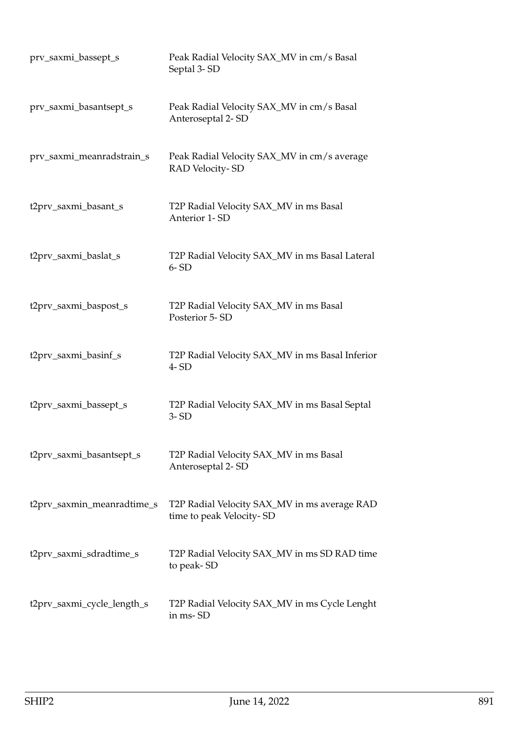| | |
|---|---|
| prv_saxmi_bassept_s | Peak Radial Velocity SAX_MV in cm/s Basal Septal 3- SD |
| prv_saxmi_basantsept_s | Peak Radial Velocity SAX_MV in cm/s Basal Anteroseptal 2- SD |
| prv_saxmi_meanradstrain_s | Peak Radial Velocity SAX_MV in cm/s average RAD Velocity- SD |
| t2prv_saxmi_basant_s | T2P Radial Velocity SAX_MV in ms Basal Anterior 1- SD |
| t2prv_saxmi_baslat_s | T2P Radial Velocity SAX_MV in ms Basal Lateral 6- SD |
| t2prv_saxmi_baspost_s | T2P Radial Velocity SAX_MV in ms Basal Posterior 5- SD |
| t2prv_saxmi_basinf_s | T2P Radial Velocity SAX_MV in ms Basal Inferior 4- SD |
| t2prv_saxmi_bassept_s | T2P Radial Velocity SAX_MV in ms Basal Septal 3- SD |
| t2prv_saxmi_basantsept_s | T2P Radial Velocity SAX_MV in ms Basal Anteroseptal 2- SD |
| t2prv_saxmin_meanradtime_s | T2P Radial Velocity SAX_MV in ms average RAD time to peak Velocity- SD |
| t2prv_saxmi_sdradtime_s | T2P Radial Velocity SAX_MV in ms SD RAD time to peak- SD |
| t2prv_saxmi_cycle_length_s | T2P Radial Velocity SAX_MV in ms Cycle Lenght in ms- SD |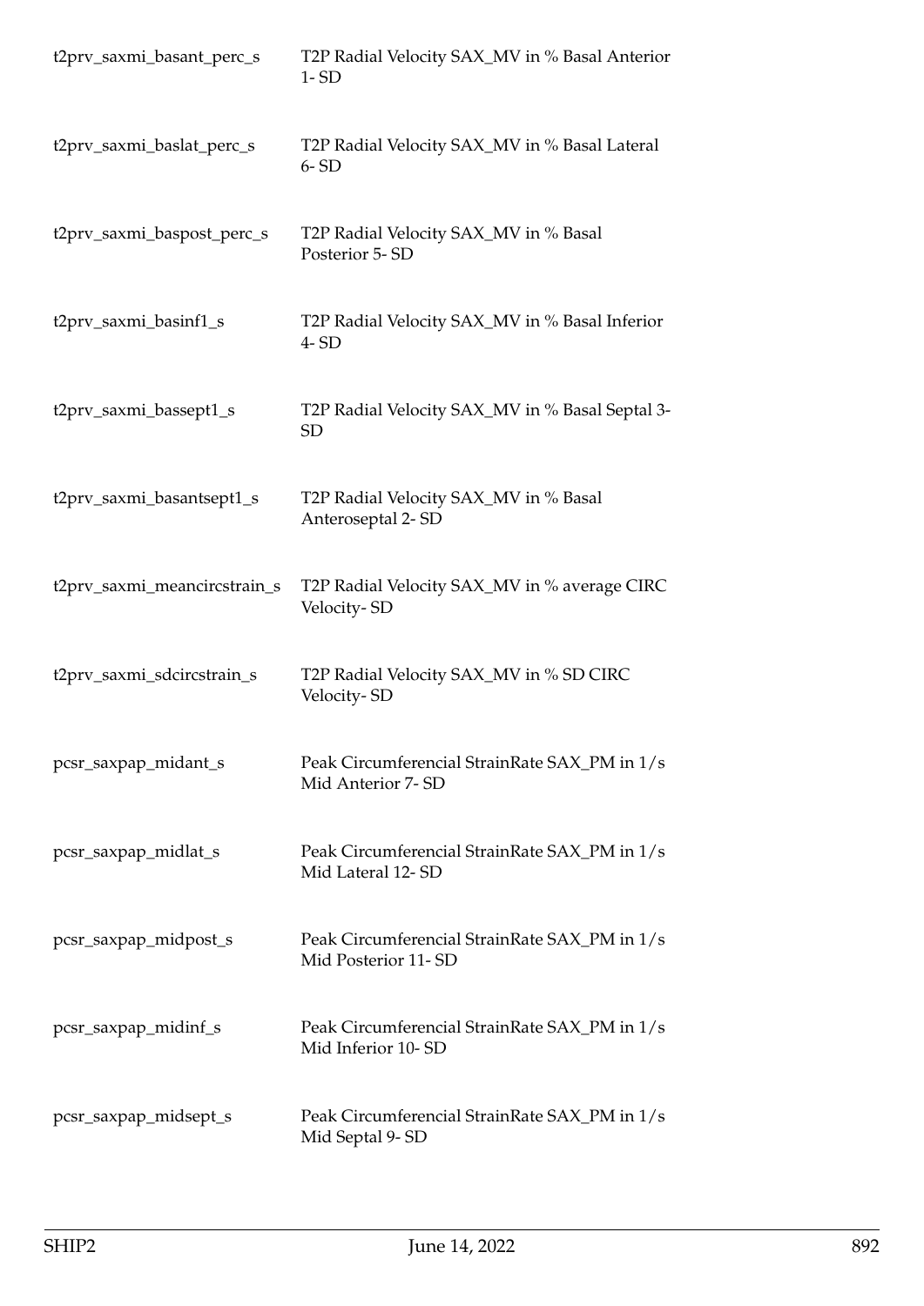| | |
|---|---|
| t2prv_saxmi_basant_perc_s | T2P Radial Velocity SAX_MV in % Basal Anterior 1- SD |
| t2prv_saxmi_baslat_perc_s | T2P Radial Velocity SAX_MV in % Basal Lateral 6- SD |
| t2prv_saxmi_baspost_perc_s | T2P Radial Velocity SAX_MV in % Basal Posterior 5- SD |
| t2prv_saxmi_basinf1_s | T2P Radial Velocity SAX_MV in % Basal Inferior 4- SD |
| t2prv_saxmi_bassept1_s | T2P Radial Velocity SAX_MV in % Basal Septal 3- SD |
| t2prv_saxmi_basantsept1_s | T2P Radial Velocity SAX_MV in % Basal Anteroseptal 2- SD |
| t2prv_saxmi_meancircstrain_s | T2P Radial Velocity SAX_MV in % average CIRC Velocity- SD |
| t2prv_saxmi_sdcircstrain_s | T2P Radial Velocity SAX_MV in % SD CIRC Velocity- SD |
| pcsr_saxpap_midant_s | Peak Circumferencial StrainRate SAX_PM in 1/s Mid Anterior 7- SD |
| pcsr_saxpap_midlat_s | Peak Circumferencial StrainRate SAX_PM in 1/s Mid Lateral 12- SD |
| pcsr_saxpap_midpost_s | Peak Circumferencial StrainRate SAX_PM in 1/s Mid Posterior 11- SD |
| pcsr_saxpap_midinf_s | Peak Circumferencial StrainRate SAX_PM in 1/s Mid Inferior 10- SD |
| pcsr_saxpap_midsept_s | Peak Circumferencial StrainRate SAX_PM in 1/s Mid Septal 9- SD |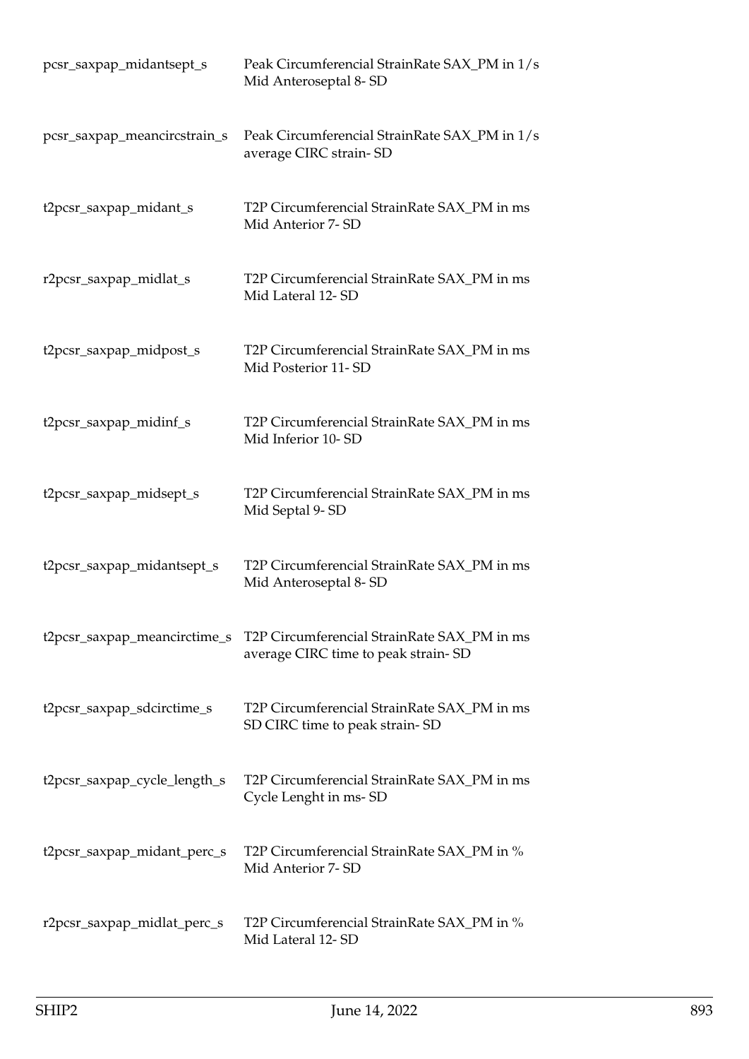| | |
|---|---|
| pcsr_saxpap_midantsept_s | Peak Circumferencial StrainRate SAX_PM in 1/s Mid Anteroseptal 8- SD |
| pcsr_saxpap_meancircstrain_s | Peak Circumferencial StrainRate SAX_PM in 1/s average CIRC strain- SD |
| t2pcsr_saxpap_midant_s | T2P Circumferencial StrainRate SAX_PM in ms Mid Anterior 7- SD |
| r2pcsr_saxpap_midlat_s | T2P Circumferencial StrainRate SAX_PM in ms Mid Lateral 12- SD |
| t2pcsr_saxpap_midpost_s | T2P Circumferencial StrainRate SAX_PM in ms Mid Posterior 11- SD |
| t2pcsr_saxpap_midinf_s | T2P Circumferencial StrainRate SAX_PM in ms Mid Inferior 10- SD |
| t2pcsr_saxpap_midsept_s | T2P Circumferencial StrainRate SAX_PM in ms Mid Septal 9- SD |
| t2pcsr_saxpap_midantsept_s | T2P Circumferencial StrainRate SAX_PM in ms Mid Anteroseptal 8- SD |
| t2pcsr_saxpap_meancirctime_s | T2P Circumferencial StrainRate SAX_PM in ms average CIRC time to peak strain- SD |
| t2pcsr_saxpap_sdcirctime_s | T2P Circumferencial StrainRate SAX_PM in ms SD CIRC time to peak strain- SD |
| t2pcsr_saxpap_cycle_length_s | T2P Circumferencial StrainRate SAX_PM in ms Cycle Lenght in ms- SD |
| t2pcsr_saxpap_midant_perc_s | T2P Circumferencial StrainRate SAX_PM in % Mid Anterior 7- SD |
| r2pcsr_saxpap_midlat_perc_s | T2P Circumferencial StrainRate SAX_PM in % Mid Lateral 12- SD |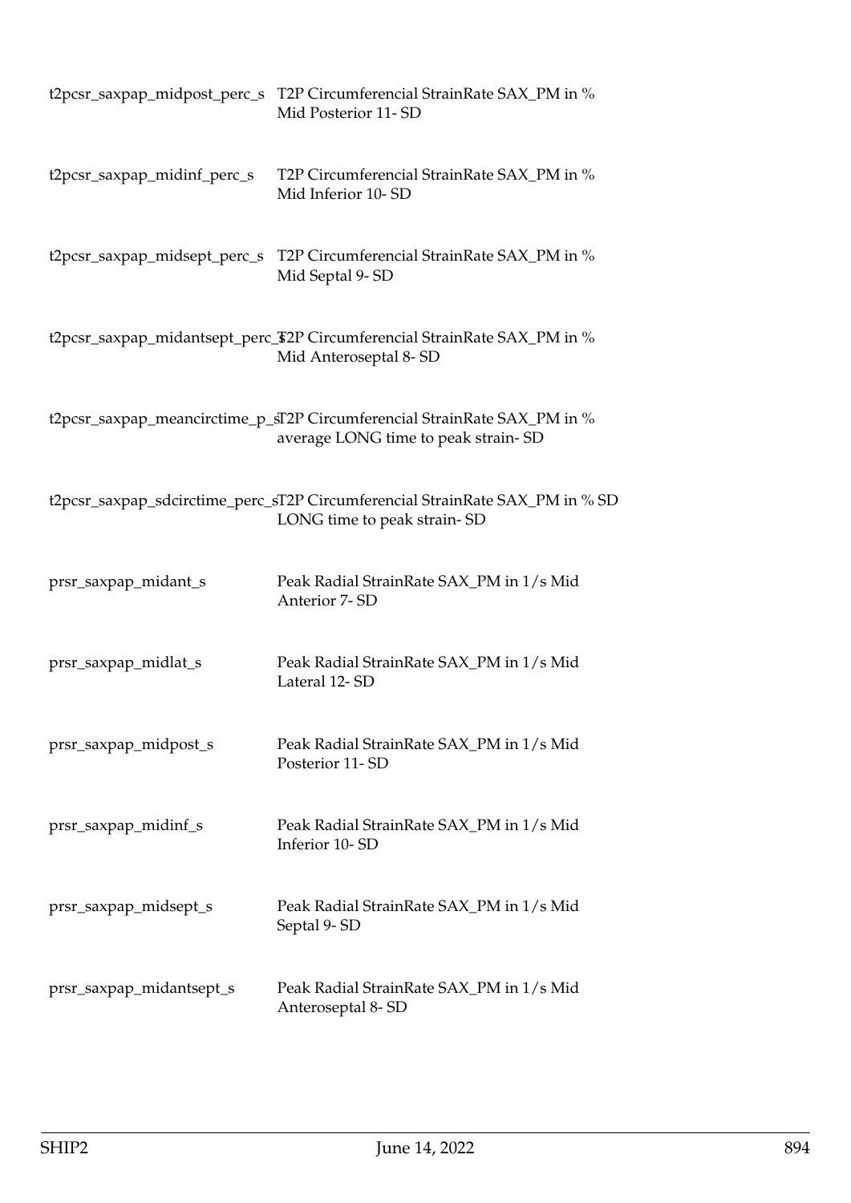| | |
|---|---|
| t2pcsr_saxpap_midpost_perc_s | T2P Circumferencial StrainRate SAX_PM in % Mid Posterior 11- SD |
| t2pcsr_saxpap_midinf_perc_s | T2P Circumferencial StrainRate SAX_PM in % Mid Inferior 10- SD |
| t2pcsr_saxpap_midsept_perc_s | T2P Circumferencial StrainRate SAX_PM in % Mid Septal 9- SD |
| t2pcsr_saxpap_midantsept_perc_s | T2P Circumferencial StrainRate SAX_PM in % Mid Anteroseptal 8- SD |
| t2pcsr_saxpap_meancirctime_p_s | T2P Circumferencial StrainRate SAX_PM in % average LONG time to peak strain- SD |
| t2pcsr_saxpap_sdcirctime_perc_s | T2P Circumferencial StrainRate SAX_PM in % SD LONG time to peak strain- SD |
| prsr_saxpap_midant_s | Peak Radial StrainRate SAX_PM in 1/s Mid Anterior 7- SD |
| prsr_saxpap_midlat_s | Peak Radial StrainRate SAX_PM in 1/s Mid Lateral 12- SD |
| prsr_saxpap_midpost_s | Peak Radial StrainRate SAX_PM in 1/s Mid Posterior 11- SD |
| prsr_saxpap_midinf_s | Peak Radial StrainRate SAX_PM in 1/s Mid Inferior 10- SD |
| prsr_saxpap_midsept_s | Peak Radial StrainRate SAX_PM in 1/s Mid Septal 9- SD |
| prsr_saxpap_midantsept_s | Peak Radial StrainRate SAX_PM in 1/s Mid Anteroseptal 8- SD |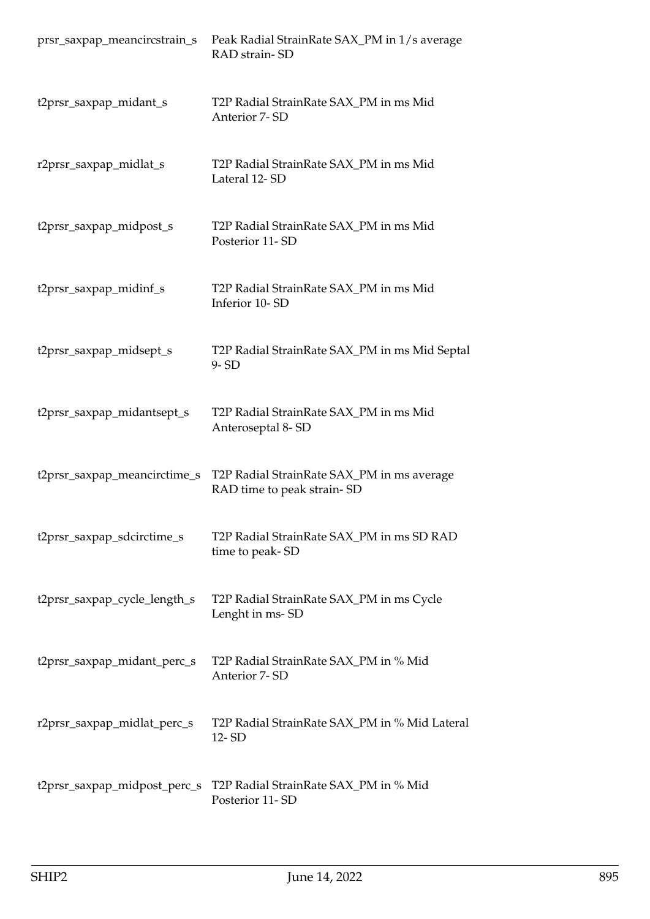| | |
|---|---|
| prsr_saxpap_meancircstrain_s | Peak Radial StrainRate SAX_PM in 1/s average RAD strain- SD |
| t2prsr_saxpap_midant_s | T2P Radial StrainRate SAX_PM in ms Mid Anterior 7- SD |
| r2prsr_saxpap_midlat_s | T2P Radial StrainRate SAX_PM in ms Mid Lateral 12- SD |
| t2prsr_saxpap_midpost_s | T2P Radial StrainRate SAX_PM in ms Mid Posterior 11- SD |
| t2prsr_saxpap_midinf_s | T2P Radial StrainRate SAX_PM in ms Mid Inferior 10- SD |
| t2prsr_saxpap_midsept_s | T2P Radial StrainRate SAX_PM in ms Mid Septal 9- SD |
| t2prsr_saxpap_midantsept_s | T2P Radial StrainRate SAX_PM in ms Mid Anteroseptal 8- SD |
| t2prsr_saxpap_meancirctime_s | T2P Radial StrainRate SAX_PM in ms average RAD time to peak strain- SD |
| t2prsr_saxpap_sdcirctime_s | T2P Radial StrainRate SAX_PM in ms SD RAD time to peak- SD |
| t2prsr_saxpap_cycle_length_s | T2P Radial StrainRate SAX_PM in ms Cycle Lenght in ms- SD |
| t2prsr_saxpap_midant_perc_s | T2P Radial StrainRate SAX_PM in % Mid Anterior 7- SD |
| r2prsr_saxpap_midlat_perc_s | T2P Radial StrainRate SAX_PM in % Mid Lateral 12- SD |
| t2prsr_saxpap_midpost_perc_s | T2P Radial StrainRate SAX_PM in % Mid Posterior 11- SD |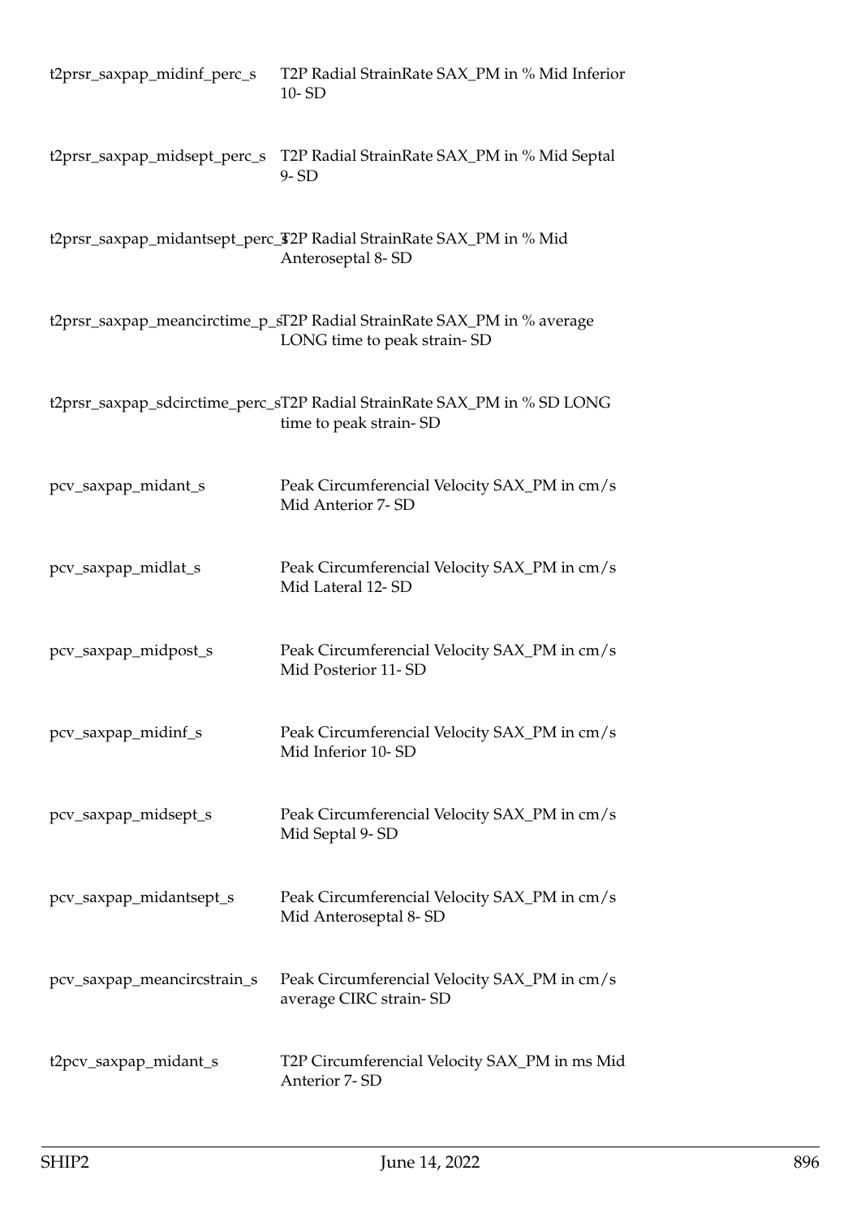| | |
|---|---|
| t2prsr_saxpap_midinf_perc_s | T2P Radial StrainRate SAX_PM in % Mid Inferior 10- SD |
| t2prsr_saxpap_midsept_perc_s | T2P Radial StrainRate SAX_PM in % Mid Septal 9- SD |
| t2prsr_saxpap_midantsept_perc_s | T2P Radial StrainRate SAX_PM in % Mid Anteroseptal 8- SD |
| t2prsr_saxpap_meancirctime_p_s | T2P Radial StrainRate SAX_PM in % average LONG time to peak strain- SD |
| t2prsr_saxpap_sdcirctime_perc_s | T2P Radial StrainRate SAX_PM in % SD LONG time to peak strain- SD |
| pcv_saxpap_midant_s | Peak Circumferencial Velocity SAX_PM in cm/s Mid Anterior 7- SD |
| pcv_saxpap_midlat_s | Peak Circumferencial Velocity SAX_PM in cm/s Mid Lateral 12- SD |
| pcv_saxpap_midpost_s | Peak Circumferencial Velocity SAX_PM in cm/s Mid Posterior 11- SD |
| pcv_saxpap_midinf_s | Peak Circumferencial Velocity SAX_PM in cm/s Mid Inferior 10- SD |
| pcv_saxpap_midsept_s | Peak Circumferencial Velocity SAX_PM in cm/s Mid Septal 9- SD |
| pcv_saxpap_midantsept_s | Peak Circumferencial Velocity SAX_PM in cm/s Mid Anteroseptal 8- SD |
| pcv_saxpap_meancircstrain_s | Peak Circumferencial Velocity SAX_PM in cm/s average CIRC strain- SD |
| t2pcv_saxpap_midant_s | T2P Circumferencial Velocity SAX_PM in ms Mid Anterior 7- SD |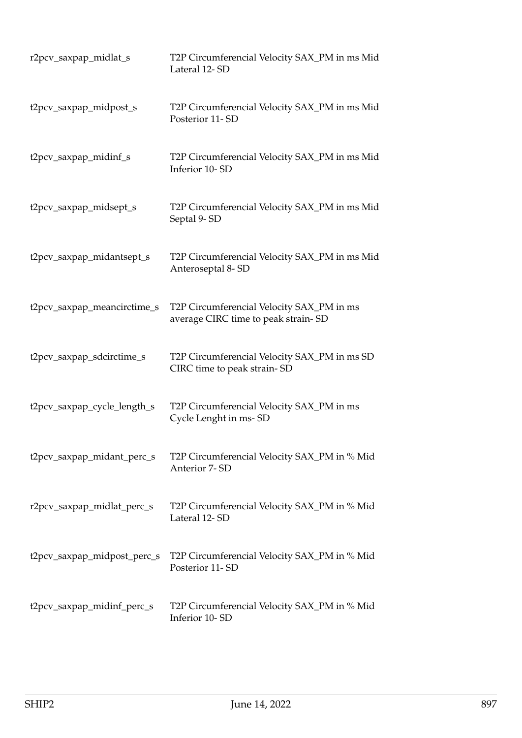| | |
|---|---|
| r2pcv_saxpap_midlat_s | T2P Circumferencial Velocity SAX_PM in ms Mid Lateral 12- SD |
| t2pcv_saxpap_midpost_s | T2P Circumferencial Velocity SAX_PM in ms Mid Posterior 11- SD |
| t2pcv_saxpap_midinf_s | T2P Circumferencial Velocity SAX_PM in ms Mid Inferior 10- SD |
| t2pcv_saxpap_midsept_s | T2P Circumferencial Velocity SAX_PM in ms Mid Septal 9- SD |
| t2pcv_saxpap_midantsept_s | T2P Circumferencial Velocity SAX_PM in ms Mid Anteroseptal 8- SD |
| t2pcv_saxpap_meancirctime_s | T2P Circumferencial Velocity SAX_PM in ms average CIRC time to peak strain- SD |
| t2pcv_saxpap_sdcirctime_s | T2P Circumferencial Velocity SAX_PM in ms SD CIRC time to peak strain- SD |
| t2pcv_saxpap_cycle_length_s | T2P Circumferencial Velocity SAX_PM in ms Cycle Lenght in ms- SD |
| t2pcv_saxpap_midant_perc_s | T2P Circumferencial Velocity SAX_PM in % Mid Anterior 7- SD |
| r2pcv_saxpap_midlat_perc_s | T2P Circumferencial Velocity SAX_PM in % Mid Lateral 12- SD |
| t2pcv_saxpap_midpost_perc_s | T2P Circumferencial Velocity SAX_PM in % Mid Posterior 11- SD |
| t2pcv_saxpap_midinf_perc_s | T2P Circumferencial Velocity SAX_PM in % Mid Inferior 10- SD |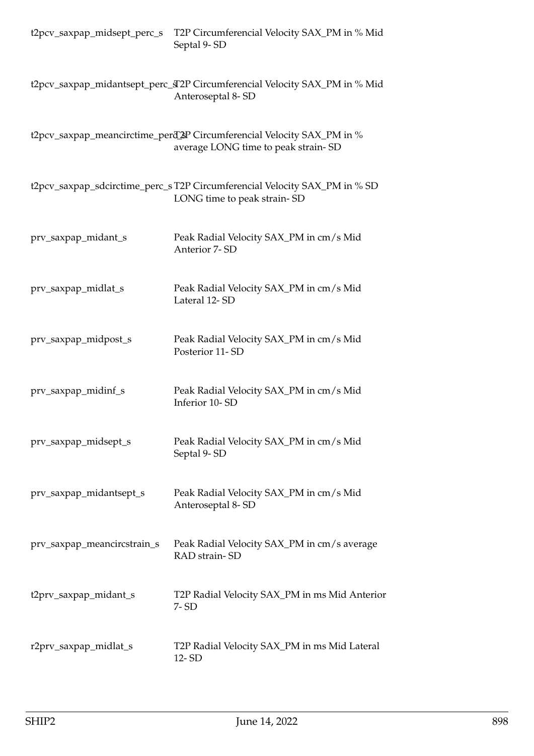| | |
|---|---|
| t2pcv_saxpap_midsept_perc_s | T2P Circumferencial Velocity SAX_PM in % Mid Septal 9- SD |
| t2pcv_saxpap_midantsept_perc_s | T2P Circumferencial Velocity SAX_PM in % Mid Anteroseptal 8- SD |
| t2pcv_saxpap_meancirctime_perc_s | T2P Circumferencial Velocity SAX_PM in % average LONG time to peak strain- SD |
| t2pcv_saxpap_sdcirctime_perc_s | T2P Circumferencial Velocity SAX_PM in % SD LONG time to peak strain- SD |
| prv_saxpap_midant_s | Peak Radial Velocity SAX_PM in cm/s Mid Anterior 7- SD |
| prv_saxpap_midlat_s | Peak Radial Velocity SAX_PM in cm/s Mid Lateral 12- SD |
| prv_saxpap_midpost_s | Peak Radial Velocity SAX_PM in cm/s Mid Posterior 11- SD |
| prv_saxpap_midinf_s | Peak Radial Velocity SAX_PM in cm/s Mid Inferior 10- SD |
| prv_saxpap_midsept_s | Peak Radial Velocity SAX_PM in cm/s Mid Septal 9- SD |
| prv_saxpap_midantsept_s | Peak Radial Velocity SAX_PM in cm/s Mid Anteroseptal 8- SD |
| prv_saxpap_meancircstrain_s | Peak Radial Velocity SAX_PM in cm/s average RAD strain- SD |
| t2prv_saxpap_midant_s | T2P Radial Velocity SAX_PM in ms Mid Anterior 7- SD |
| r2prv_saxpap_midlat_s | T2P Radial Velocity SAX_PM in ms Mid Lateral 12- SD |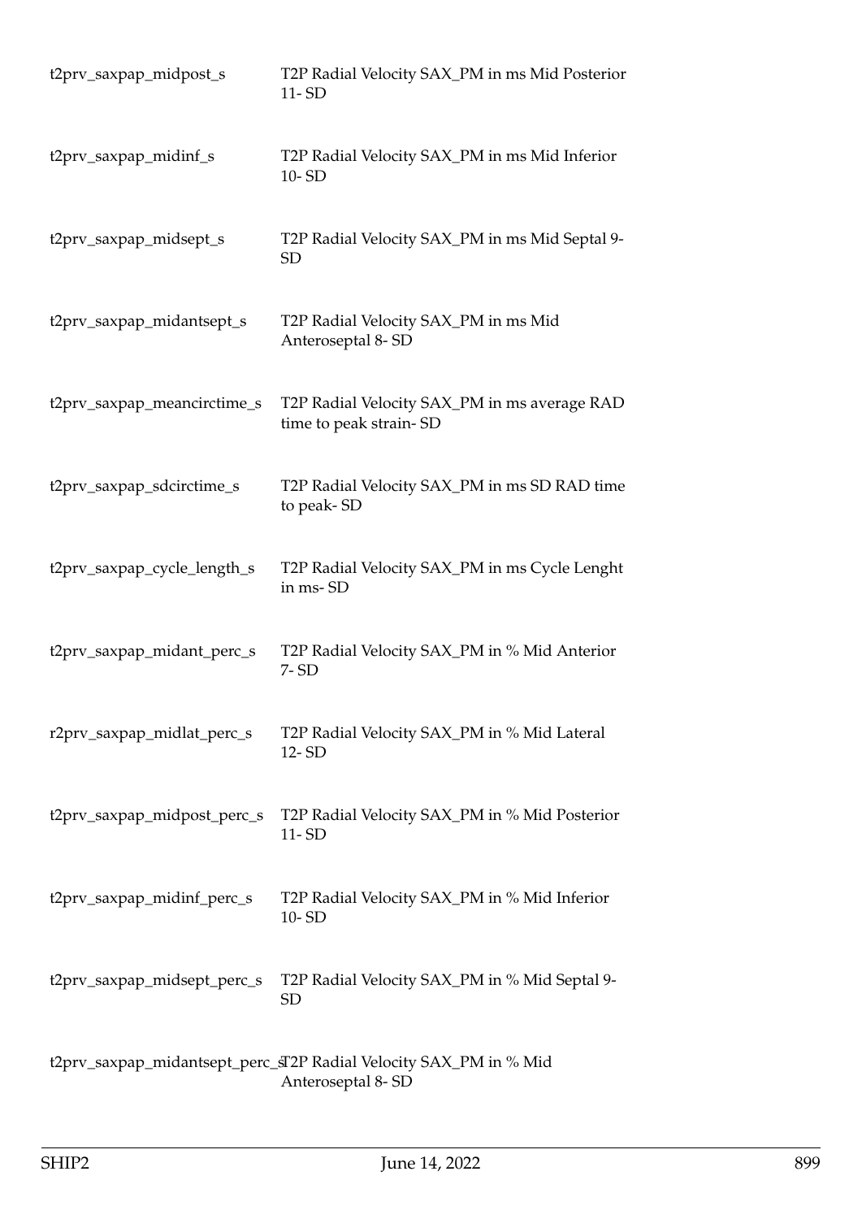| | |
|---|---|
| t2prv_saxpap_midpost_s | T2P Radial Velocity SAX_PM in ms Mid Posterior 11- SD |
| t2prv_saxpap_midinf_s | T2P Radial Velocity SAX_PM in ms Mid Inferior 10- SD |
| t2prv_saxpap_midsept_s | T2P Radial Velocity SAX_PM in ms Mid Septal 9- SD |
| t2prv_saxpap_midantsept_s | T2P Radial Velocity SAX_PM in ms Mid Anteroseptal 8- SD |
| t2prv_saxpap_meancirctime_s | T2P Radial Velocity SAX_PM in ms average RAD time to peak strain- SD |
| t2prv_saxpap_sdcirctime_s | T2P Radial Velocity SAX_PM in ms SD RAD time to peak- SD |
| t2prv_saxpap_cycle_length_s | T2P Radial Velocity SAX_PM in ms Cycle Lenght in ms- SD |
| t2prv_saxpap_midant_perc_s | T2P Radial Velocity SAX_PM in % Mid Anterior 7- SD |
| r2prv_saxpap_midlat_perc_s | T2P Radial Velocity SAX_PM in % Mid Lateral 12- SD |
| t2prv_saxpap_midpost_perc_s | T2P Radial Velocity SAX_PM in % Mid Posterior 11- SD |
| t2prv_saxpap_midinf_perc_s | T2P Radial Velocity SAX_PM in % Mid Inferior 10- SD |
| t2prv_saxpap_midsept_perc_s | T2P Radial Velocity SAX_PM in % Mid Septal 9- SD |
| t2prv_saxpap_midantsept_perc_s | T2P Radial Velocity SAX_PM in % Mid Anteroseptal 8- SD |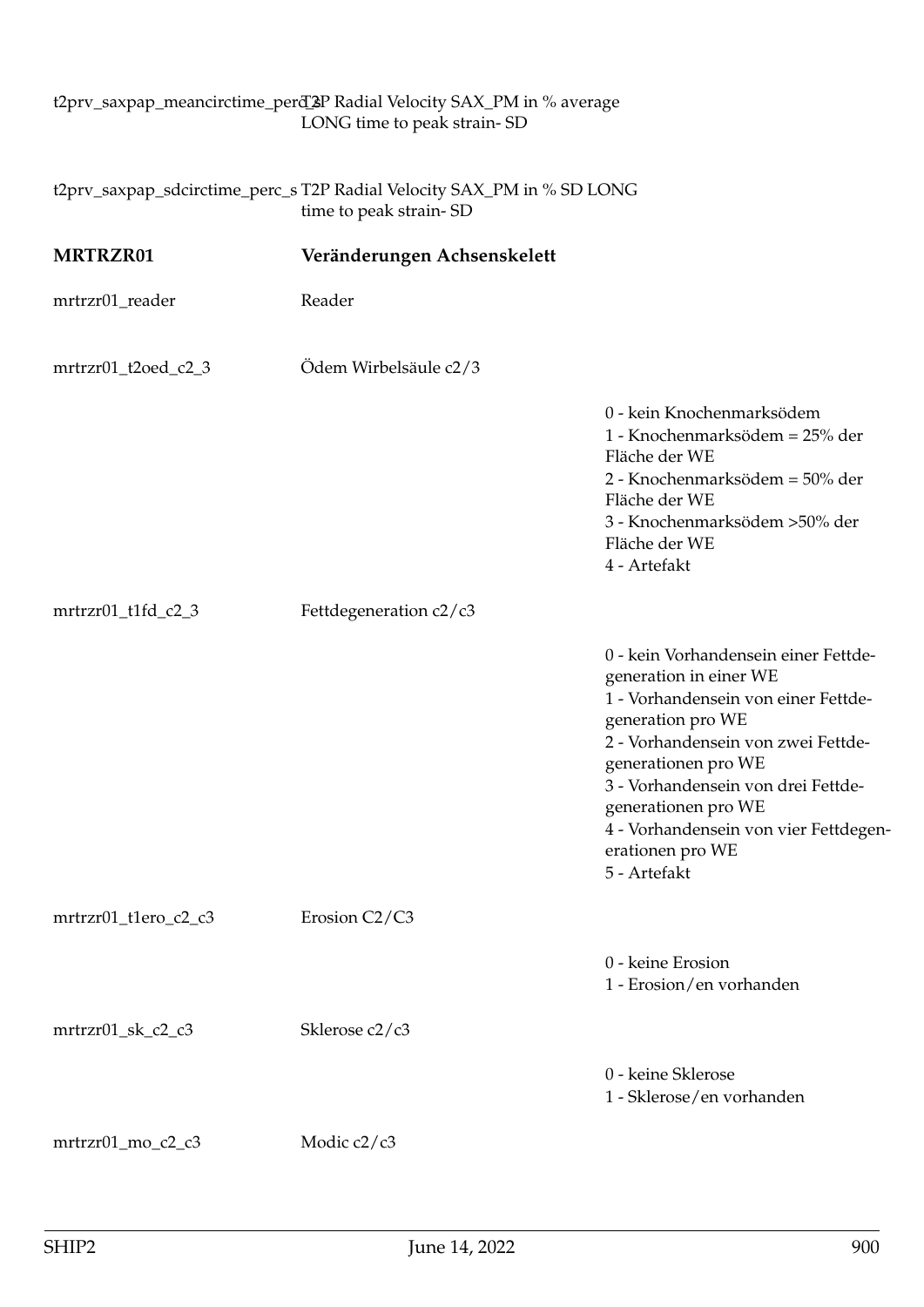t2prv_saxpap_meancirctime_perc_s T2P Radial Velocity SAX_PM in % average LONG time to peak strain- SD

t2prv_saxpap_sdcirctime_perc_s T2P Radial Velocity SAX_PM in % SD LONG time to peak strain- SD

**MRTRZR01** **Veränderungen Achsenskelett**

mrtrzr01_reader Reader

mrtrzr01_t2oed_c2_3 Ödem Wirbelsäule c2/3

- 0 - kein Knochenmarksödem
- 1 - Knochenmarksödem = 25% der Fläche der WE
- 2 - Knochenmarksödem = 50% der Fläche der WE
- 3 - Knochenmarksödem >50% der Fläche der WE
- 4 - Artefakt

mrtrzr01_t1fd_c2_3 Fettdegeneration c2/c3

- 0 - kein Vorhandensein einer Fettdegeneration in einer WE
- 1 - Vorhandensein von einer Fettdegeneration pro WE
- 2 - Vorhandensein von zwei Fettdegenerationen pro WE
- 3 - Vorhandensein von drei Fettdegenerationen pro WE
- 4 - Vorhandensein von vier Fettdegenerationen pro WE
- 5 - Artefakt

mrtrzr01_t1ero_c2_c3 Erosion C2/C3

- 0 - keine Erosion
- 1 - Erosion/en vorhanden

mrtrzr01_sk_c2_c3 Sklerose c2/c3

- 0 - keine Sklerose
- 1 - Sklerose/en vorhanden

mrtrzr01_mo_c2_c3 Modic c2/c3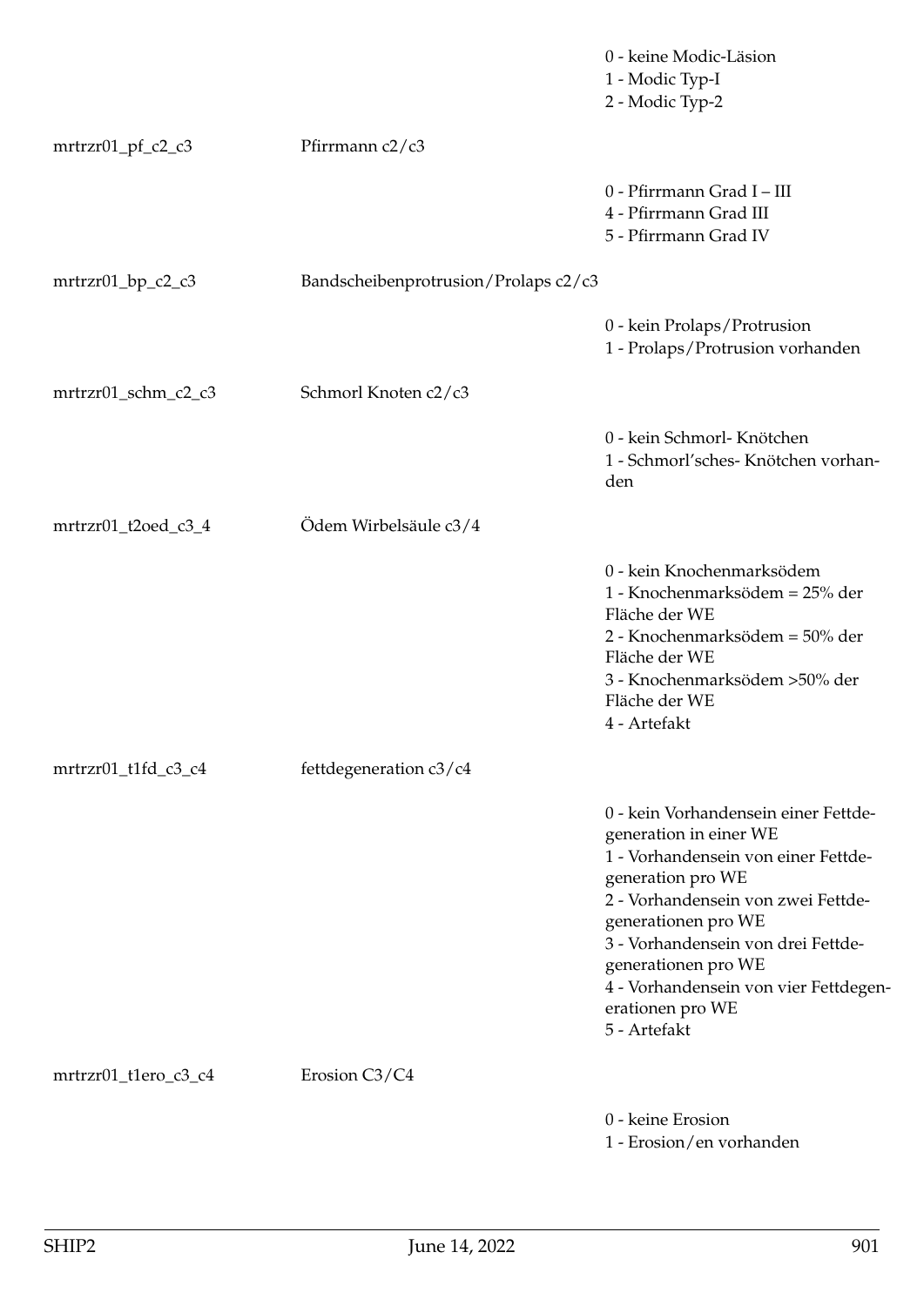| | | |
|---|---|---|
| | | 0 - keine Modic-Läsion<br>1 - Modic Typ-I<br>2 - Modic Typ-2 |
| mrtrzr01_pf_c2_c3 | Pfirrmann c2/c3 | |
| | | 0 - Pfirrmann Grad I – III<br>4 - Pfirrmann Grad III<br>5 - Pfirrmann Grad IV |
| mrtrzr01_bp_c2_c3 | Bandscheibenprotrusion/Prolaps c2/c3 | |
| | | 0 - kein Prolaps/Protrusion<br>1 - Prolaps/Protrusion vorhanden |
| mrtrzr01_schm_c2_c3 | Schmorl Knoten c2/c3 | |
| | | 0 - kein Schmorl- Knötchen<br>1 - Schmorl'sches- Knötchen vorhanden |
| mrtrzr01_t2oed_c3_4 | Ödem Wirbelsäule c3/4 | |
| | | 0 - kein Knochenmarksödem<br>1 - Knochenmarksödem = 25% der Fläche der WE<br>2 - Knochenmarksödem = 50% der Fläche der WE<br>3 - Knochenmarksödem >50% der Fläche der WE<br>4 - Artefakt |
| mrtrzr01_t1fd_c3_c4 | fettdegeneration c3/c4 | |
| | | 0 - kein Vorhandensein einer Fettdegeneration in einer WE<br>1 - Vorhandensein von einer Fettdegeneration pro WE<br>2 - Vorhandensein von zwei Fettdegenerationen pro WE<br>3 - Vorhandensein von drei Fettdegenerationen pro WE<br>4 - Vorhandensein von vier Fettdegenerationen pro WE<br>5 - Artefakt |
| mrtrzr01_t1ero_c3_c4 | Erosion C3/C4 | |
| | | 0 - keine Erosion<br>1 - Erosion/en vorhanden |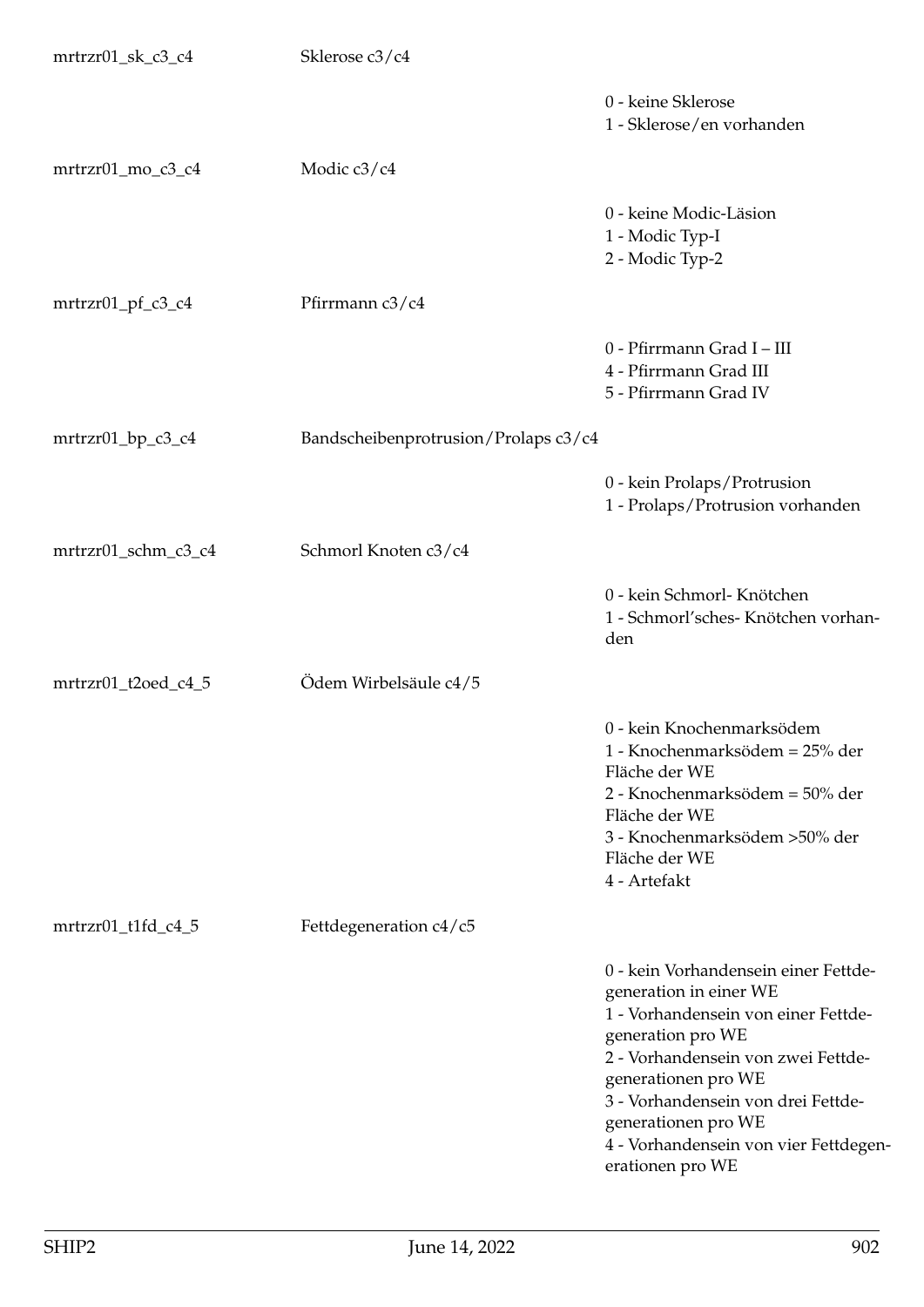| | | |
|---|---|---|
| mrtrzr01_sk_c3_c4 | Sklerose c3/c4 | |
| | | 0 - keine Sklerose<br>1 - Sklerose/en vorhanden |
| mrtrzr01_mo_c3_c4 | Modic c3/c4 | |
| | | 0 - keine Modic-Läsion<br>1 - Modic Typ-I<br>2 - Modic Typ-2 |
| mrtrzr01_pf_c3_c4 | Pfirrmann c3/c4 | |
| | | 0 - Pfirrmann Grad I – III<br>4 - Pfirrmann Grad III<br>5 - Pfirrmann Grad IV |
| mrtrzr01_bp_c3_c4 | Bandscheibenprotrusion/Prolaps c3/c4 | |
| | | 0 - kein Prolaps/Protrusion<br>1 - Prolaps/Protrusion vorhanden |
| mrtrzr01_schm_c3_c4 | Schmorl Knoten c3/c4 | |
| | | 0 - kein Schmorl- Knötchen<br>1 - Schmorl'sches- Knötchen vorhanden |
| mrtrzr01_t2oed_c4_5 | Ödem Wirbelsäule c4/5 | |
| | | 0 - kein Knochenmarksödem<br>1 - Knochenmarksödem = 25% der Fläche der WE<br>2 - Knochenmarksödem = 50% der Fläche der WE<br>3 - Knochenmarksödem >50% der Fläche der WE<br>4 - Artefakt |
| mrtrzr01_t1fd_c4_5 | Fettdegeneration c4/c5 | |
| | | 0 - kein Vorhandensein einer Fettdegeneration in einer WE<br>1 - Vorhandensein von einer Fettdegeneration pro WE<br>2 - Vorhandensein von zwei Fettdegenerationen pro WE<br>3 - Vorhandensein von drei Fettdegenerationen pro WE<br>4 - Vorhandensein von vier Fettdegenerationen pro WE |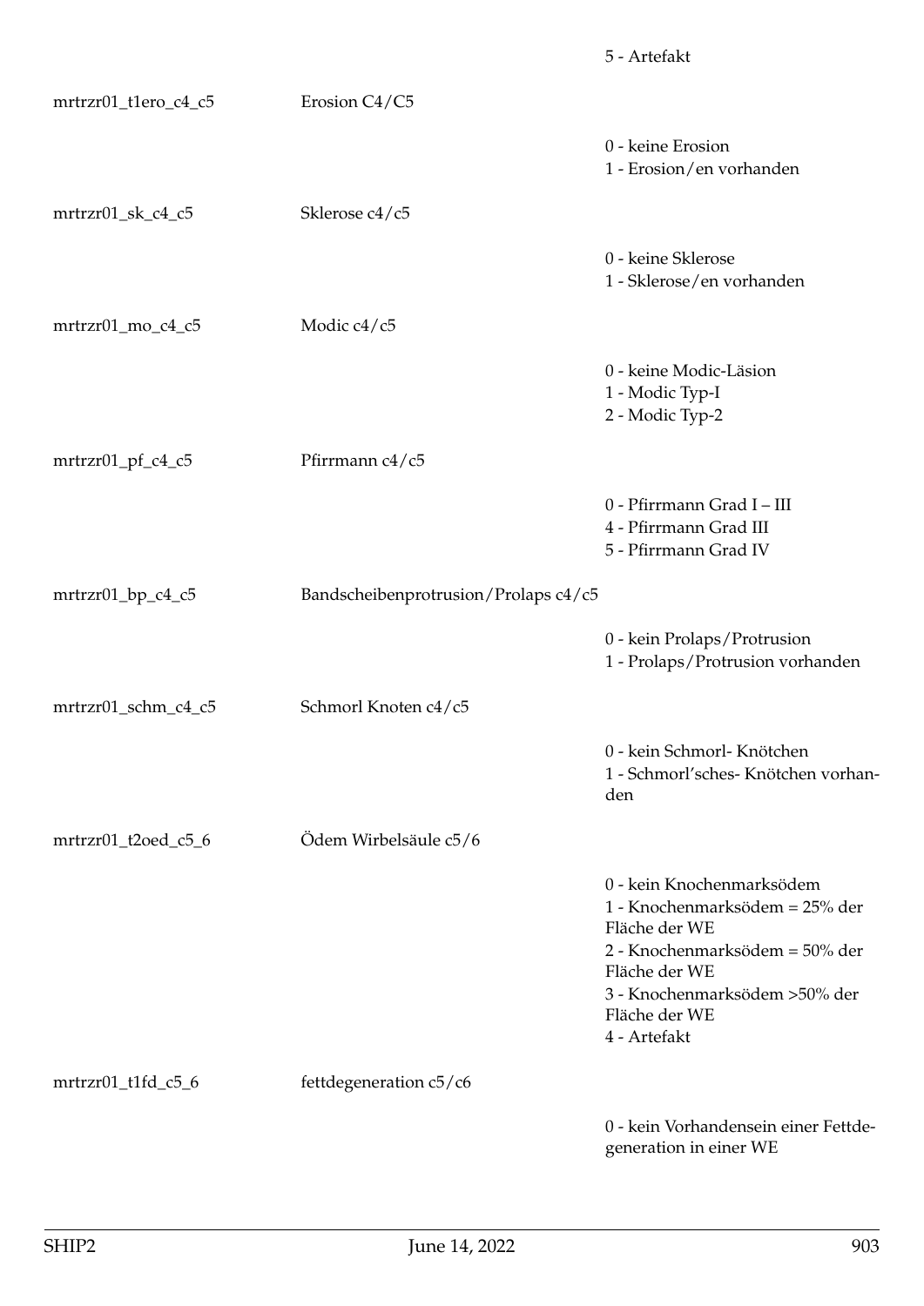| | | 5 - Artefakt |
|---|---|---|
| mrtrzr01_t1ero_c4_c5 | Erosion C4/C5 | |
| | | 0 - keine Erosion<br>1 - Erosion/en vorhanden |
| mrtrzr01_sk_c4_c5 | Sklerose c4/c5 | |
| | | 0 - keine Sklerose<br>1 - Sklerose/en vorhanden |
| mrtrzr01_mo_c4_c5 | Modic c4/c5 | |
| | | 0 - keine Modic-Läsion<br>1 - Modic Typ-I<br>2 - Modic Typ-2 |
| mrtrzr01_pf_c4_c5 | Pfirrmann c4/c5 | |
| | | 0 - Pfirrmann Grad I – III<br>4 - Pfirrmann Grad III<br>5 - Pfirrmann Grad IV |
| mrtrzr01_bp_c4_c5 | Bandscheibenprotrusion/Prolaps c4/c5 | |
| | | 0 - kein Prolaps/Protrusion<br>1 - Prolaps/Protrusion vorhanden |
| mrtrzr01_schm_c4_c5 | Schmorl Knoten c4/c5 | |
| | | 0 - kein Schmorl- Knötchen<br>1 - Schmorl'sches- Knötchen vorhanden |
| mrtrzr01_t2oed_c5_6 | Ödem Wirbelsäule c5/6 | |
| | | 0 - kein Knochenmarksödem<br>1 - Knochenmarksödem = 25% der Fläche der WE<br>2 - Knochenmarksödem = 50% der Fläche der WE<br>3 - Knochenmarksödem >50% der Fläche der WE<br>4 - Artefakt |
| mrtrzr01_t1fd_c5_6 | fettdegeneration c5/c6 | |
| | | 0 - kein Vorhandensein einer Fettdegeneration in einer WE |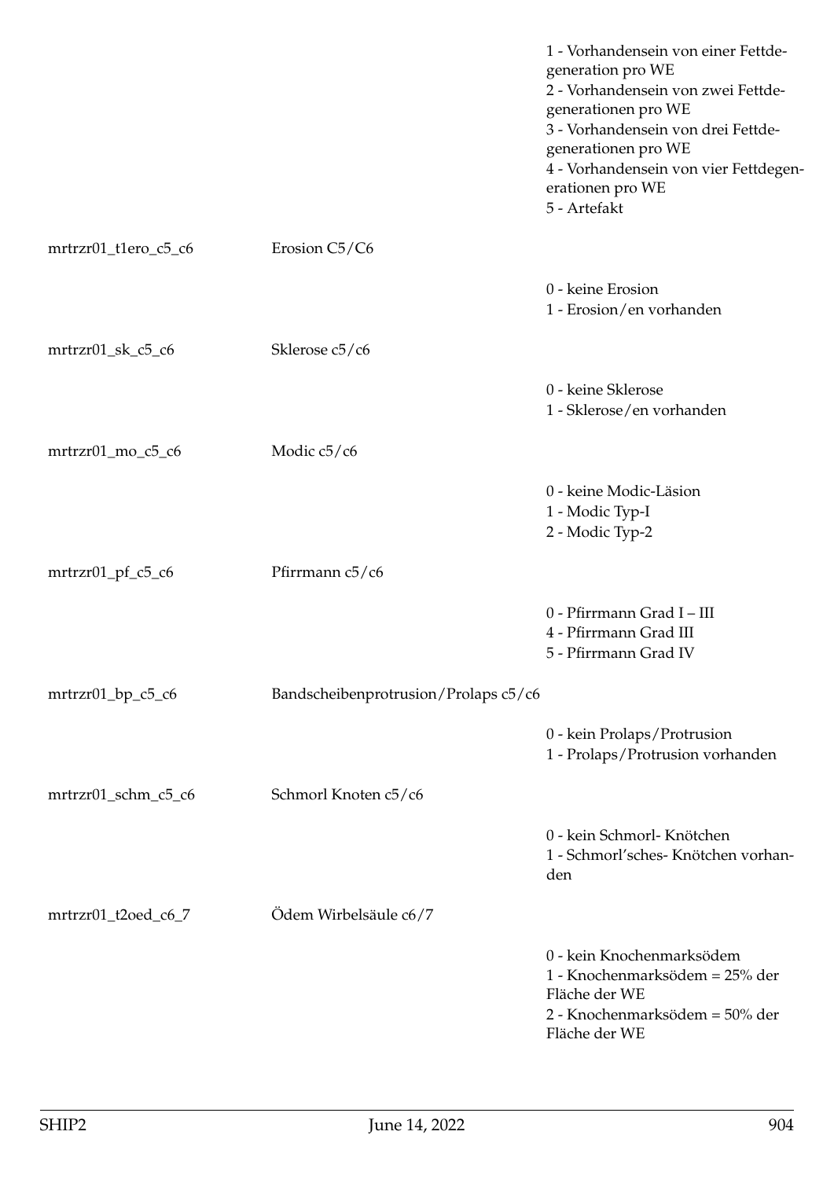| | | |
|---|---|---|
| | | 1 - Vorhandensein von einer Fettdegeneration pro WE<br>2 - Vorhandensein von zwei Fettdegenerationen pro WE<br>3 - Vorhandensein von drei Fettdegenerationen pro WE<br>4 - Vorhandensein von vier Fettdegenerationen pro WE<br>5 - Artefakt |
| mrtrzr01_t1ero_c5_c6 | Erosion C5/C6 | |
| | | 0 - keine Erosion<br>1 - Erosion/en vorhanden |
| mrtrzr01_sk_c5_c6 | Sklerose c5/c6 | |
| | | 0 - keine Sklerose<br>1 - Sklerose/en vorhanden |
| mrtrzr01_mo_c5_c6 | Modic c5/c6 | |
| | | 0 - keine Modic-Läsion<br>1 - Modic Typ-I<br>2 - Modic Typ-2 |
| mrtrzr01_pf_c5_c6 | Pfirrmann c5/c6 | |
| | | 0 - Pfirrmann Grad I – III<br>4 - Pfirrmann Grad III<br>5 - Pfirrmann Grad IV |
| mrtrzr01_bp_c5_c6 | Bandscheibenprotrusion/Prolaps c5/c6 | |
| | | 0 - kein Prolaps/Protrusion<br>1 - Prolaps/Protrusion vorhanden |
| mrtrzr01_schm_c5_c6 | Schmorl Knoten c5/c6 | |
| | | 0 - kein Schmorl- Knötchen<br>1 - Schmorl'sches- Knötchen vorhanden |
| mrtrzr01_t2oed_c6_7 | Ödem Wirbelsäule c6/7 | |
| | | 0 - kein Knochenmarksödem<br>1 - Knochenmarksödem = 25% der Fläche der WE<br>2 - Knochenmarksödem = 50% der Fläche der WE |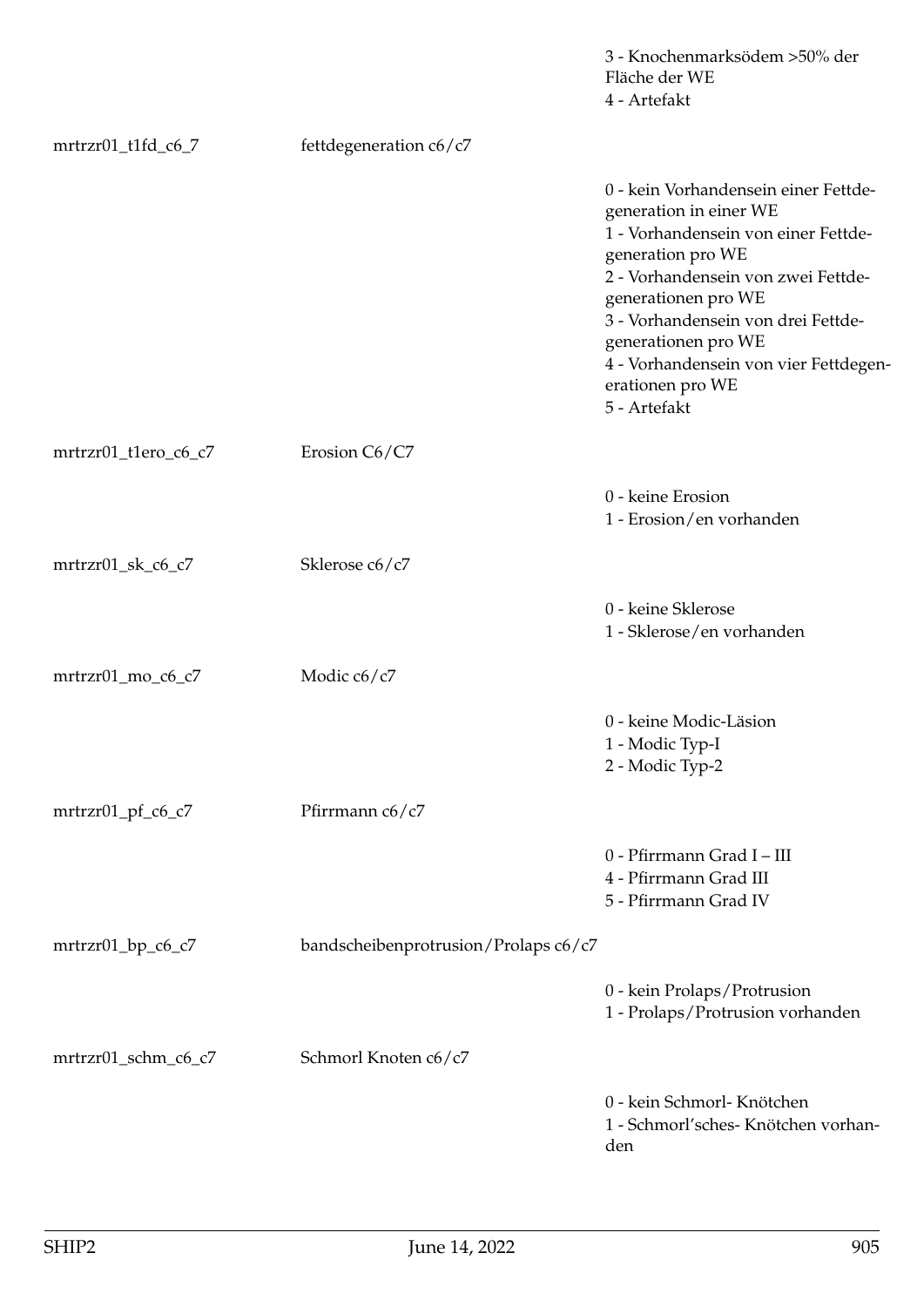| | | |
|---|---|---|
| | | 3 - Knochenmarksödem >50% der Fläche der WE<br>4 - Artefakt |
| mrtrzr01_t1fd_c6_7 | fettdegeneration c6/c7 | |
| | | 0 - kein Vorhandensein einer Fettdegeneration in einer WE<br>1 - Vorhandensein von einer Fettdegeneration pro WE<br>2 - Vorhandensein von zwei Fettdegenerationen pro WE<br>3 - Vorhandensein von drei Fettdegenerationen pro WE<br>4 - Vorhandensein von vier Fettdegenerationen pro WE<br>5 - Artefakt |
| mrtrzr01_t1ero_c6_c7 | Erosion C6/C7 | |
| | | 0 - keine Erosion<br>1 - Erosion/en vorhanden |
| mrtrzr01_sk_c6_c7 | Sklerose c6/c7 | |
| | | 0 - keine Sklerose<br>1 - Sklerose/en vorhanden |
| mrtrzr01_mo_c6_c7 | Modic c6/c7 | |
| | | 0 - keine Modic-Läsion<br>1 - Modic Typ-I<br>2 - Modic Typ-2 |
| mrtrzr01_pf_c6_c7 | Pfirrmann c6/c7 | |
| | | 0 - Pfirrmann Grad I – III<br>4 - Pfirrmann Grad III<br>5 - Pfirrmann Grad IV |
| mrtrzr01_bp_c6_c7 | bandscheibenprotrusion/Prolaps c6/c7 | |
| | | 0 - kein Prolaps/Protrusion<br>1 - Prolaps/Protrusion vorhanden |
| mrtrzr01_schm_c6_c7 | Schmorl Knoten c6/c7 | |
| | | 0 - kein Schmorl- Knötchen<br>1 - Schmorl'sches- Knötchen vorhanden |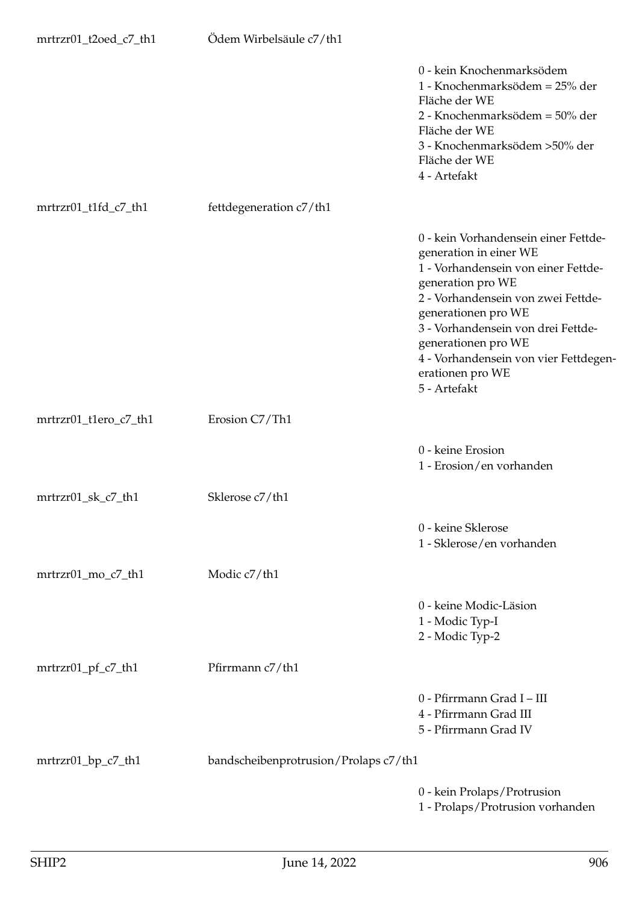| | | |
|---|---|---|
| mrtrzr01_t2oed_c7_th1 | Ödem Wirbelsäule c7/th1 | |
| | | 0 - kein Knochenmarksödem<br>1 - Knochenmarksödem = 25% der Fläche der WE<br>2 - Knochenmarksödem = 50% der Fläche der WE<br>3 - Knochenmarksödem >50% der Fläche der WE<br>4 - Artefakt |
| mrtrzr01_t1fd_c7_th1 | fettdegeneration c7/th1 | |
| | | 0 - kein Vorhandensein einer Fettdegeneration in einer WE<br>1 - Vorhandensein von einer Fettdegeneration pro WE<br>2 - Vorhandensein von zwei Fettdegenerationen pro WE<br>3 - Vorhandensein von drei Fettdegenerationen pro WE<br>4 - Vorhandensein von vier Fettdegenerationen pro WE<br>5 - Artefakt |
| mrtrzr01_t1ero_c7_th1 | Erosion C7/Th1 | |
| | | 0 - keine Erosion<br>1 - Erosion/en vorhanden |
| mrtrzr01_sk_c7_th1 | Sklerose c7/th1 | |
| | | 0 - keine Sklerose<br>1 - Sklerose/en vorhanden |
| mrtrzr01_mo_c7_th1 | Modic c7/th1 | |
| | | 0 - keine Modic-Läsion<br>1 - Modic Typ-I<br>2 - Modic Typ-2 |
| mrtrzr01_pf_c7_th1 | Pfirrmann c7/th1 | |
| | | 0 - Pfirrmann Grad I – III<br>4 - Pfirrmann Grad III<br>5 - Pfirrmann Grad IV |
| mrtrzr01_bp_c7_th1 | bandscheibenprotrusion/Prolaps c7/th1 | |
| | | 0 - kein Prolaps/Protrusion<br>1 - Prolaps/Protrusion vorhanden |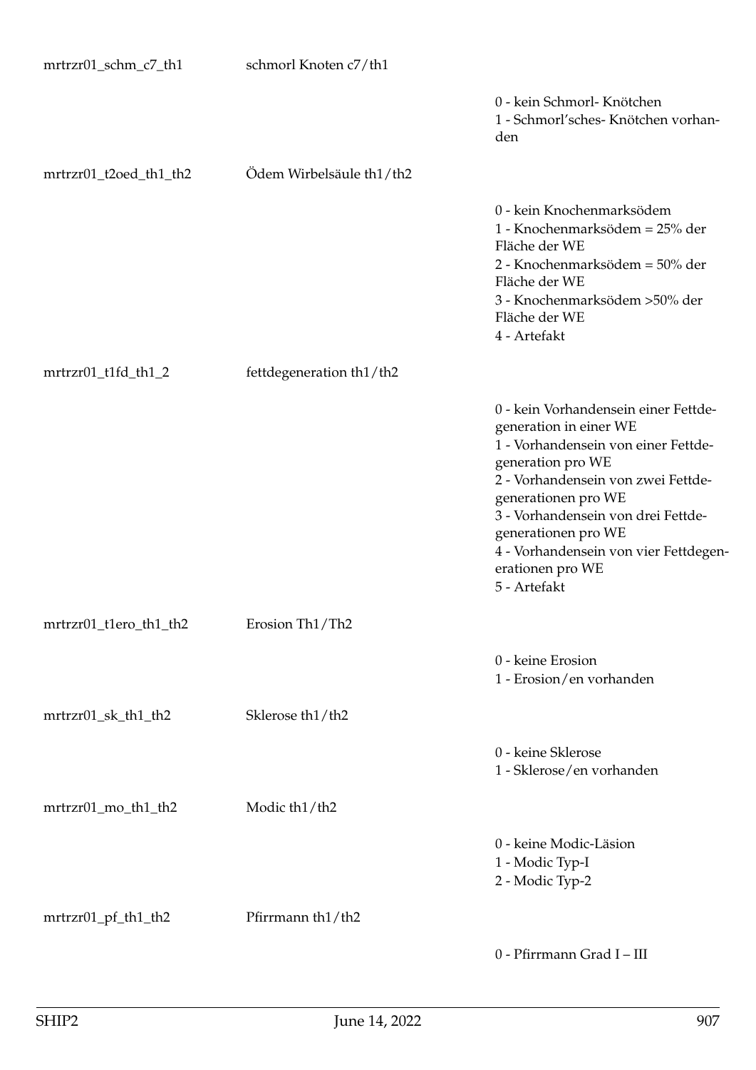| | | |
|---|---|---|
| mrtrzr01_schm_c7_th1 | schmorl Knoten c7/th1 | |
| | | 0 - kein Schmorl- Knötchen<br>1 - Schmorl'sches- Knötchen vorhanden |
| mrtrzr01_t2oed_th1_th2 | Ödem Wirbelsäule th1/th2 | |
| | | 0 - kein Knochenmarksödem<br>1 - Knochenmarksödem = 25% der Fläche der WE<br>2 - Knochenmarksödem = 50% der Fläche der WE<br>3 - Knochenmarksödem >50% der Fläche der WE<br>4 - Artefakt |
| mrtrzr01_t1fd_th1_2 | fettdegeneration th1/th2 | |
| | | 0 - kein Vorhandensein einer Fettdegeneration in einer WE<br>1 - Vorhandensein von einer Fettdegeneration pro WE<br>2 - Vorhandensein von zwei Fettdegenerationen pro WE<br>3 - Vorhandensein von drei Fettdegenerationen pro WE<br>4 - Vorhandensein von vier Fettdegenerationen pro WE<br>5 - Artefakt |
| mrtrzr01_t1ero_th1_th2 | Erosion Th1/Th2 | |
| | | 0 - keine Erosion<br>1 - Erosion/en vorhanden |
| mrtrzr01_sk_th1_th2 | Sklerose th1/th2 | |
| | | 0 - keine Sklerose<br>1 - Sklerose/en vorhanden |
| mrtrzr01_mo_th1_th2 | Modic th1/th2 | |
| | | 0 - keine Modic-Läsion<br>1 - Modic Typ-I<br>2 - Modic Typ-2 |
| mrtrzr01_pf_th1_th2 | Pfirrmann th1/th2 | |
| | | 0 - Pfirrmann Grad I – III |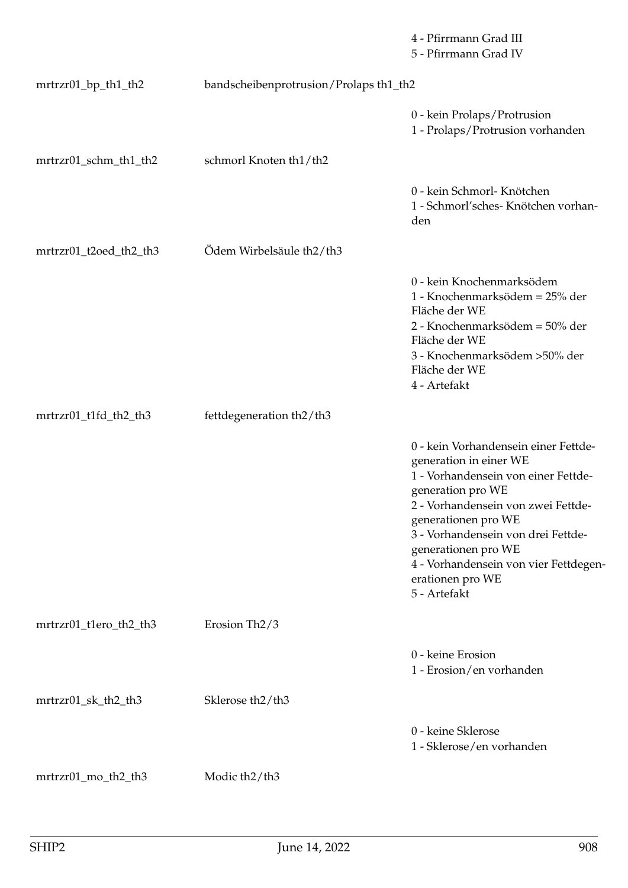| | | |
|---|---|---|
| | | 4 - Pfirrmann Grad III<br>5 - Pfirrmann Grad IV |
| mrtrzr01_bp_th1_th2 | bandscheibenprotrusion/Prolaps th1_th2 | |
| | | 0 - kein Prolaps/Protrusion<br>1 - Prolaps/Protrusion vorhanden |
| mrtrzr01_schm_th1_th2 | schmorl Knoten th1/th2 | |
| | | 0 - kein Schmorl- Knötchen<br>1 - Schmorl'sches- Knötchen vorhanden |
| mrtrzr01_t2oed_th2_th3 | Ödem Wirbelsäule th2/th3 | |
| | | 0 - kein Knochenmarksödem<br>1 - Knochenmarksödem = 25% der Fläche der WE<br>2 - Knochenmarksödem = 50% der Fläche der WE<br>3 - Knochenmarksödem >50% der Fläche der WE<br>4 - Artefakt |
| mrtrzr01_t1fd_th2_th3 | fettdegeneration th2/th3 | |
| | | 0 - kein Vorhandensein einer Fettdegeneration in einer WE<br>1 - Vorhandensein von einer Fettdegeneration pro WE<br>2 - Vorhandensein von zwei Fettdegenerationen pro WE<br>3 - Vorhandensein von drei Fettdegenerationen pro WE<br>4 - Vorhandensein von vier Fettdegenerationen pro WE<br>5 - Artefakt |
| mrtrzr01_t1ero_th2_th3 | Erosion Th2/3 | |
| | | 0 - keine Erosion<br>1 - Erosion/en vorhanden |
| mrtrzr01_sk_th2_th3 | Sklerose th2/th3 | |
| | | 0 - keine Sklerose<br>1 - Sklerose/en vorhanden |
| mrtrzr01_mo_th2_th3 | Modic th2/th3 | |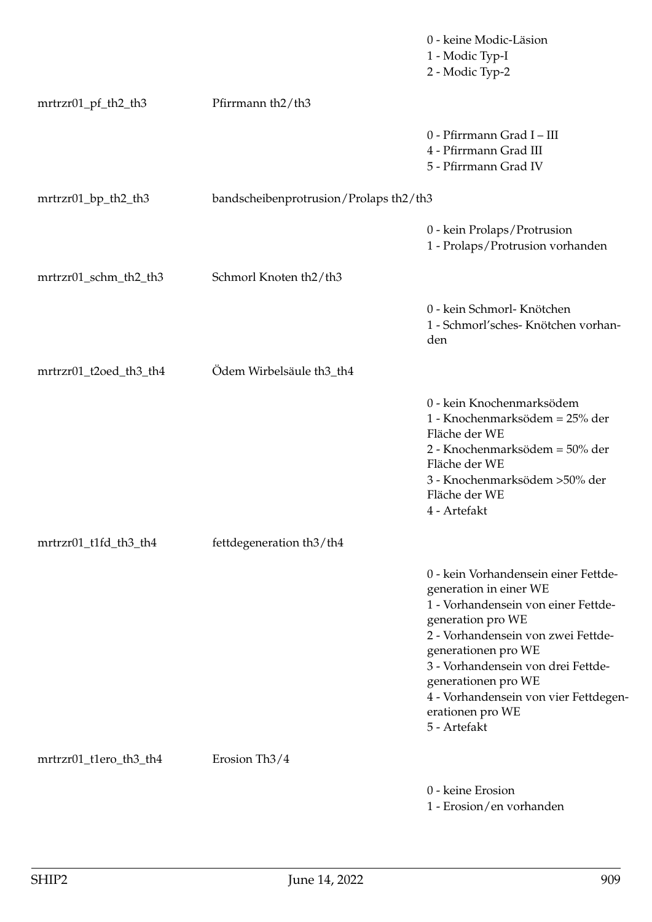| | | |
|---|---|---|
| | | 0 - keine Modic-Läsion<br>1 - Modic Typ-I<br>2 - Modic Typ-2 |
| mrtrzr01_pf_th2_th3 | Pfirrmann th2/th3 | |
| | | 0 - Pfirrmann Grad I – III<br>4 - Pfirrmann Grad III<br>5 - Pfirrmann Grad IV |
| mrtrzr01_bp_th2_th3 | bandscheibenprotrusion/Prolaps th2/th3 | |
| | | 0 - kein Prolaps/Protrusion<br>1 - Prolaps/Protrusion vorhanden |
| mrtrzr01_schm_th2_th3 | Schmorl Knoten th2/th3 | |
| | | 0 - kein Schmorl- Knötchen<br>1 - Schmorl'sches- Knötchen vorhanden |
| mrtrzr01_t2oed_th3_th4 | Ödem Wirbelsäule th3_th4 | |
| | | 0 - kein Knochenmarksödem<br>1 - Knochenmarksödem = 25% der Fläche der WE<br>2 - Knochenmarksödem = 50% der Fläche der WE<br>3 - Knochenmarksödem >50% der Fläche der WE<br>4 - Artefakt |
| mrtrzr01_t1fd_th3_th4 | fettdegeneration th3/th4 | |
| | | 0 - kein Vorhandensein einer Fettdegeneration in einer WE<br>1 - Vorhandensein von einer Fettdegeneration pro WE<br>2 - Vorhandensein von zwei Fettdegenerationen pro WE<br>3 - Vorhandensein von drei Fettdegenerationen pro WE<br>4 - Vorhandensein von vier Fettdegenerationen pro WE<br>5 - Artefakt |
| mrtrzr01_t1ero_th3_th4 | Erosion Th3/4 | |
| | | 0 - keine Erosion<br>1 - Erosion/en vorhanden |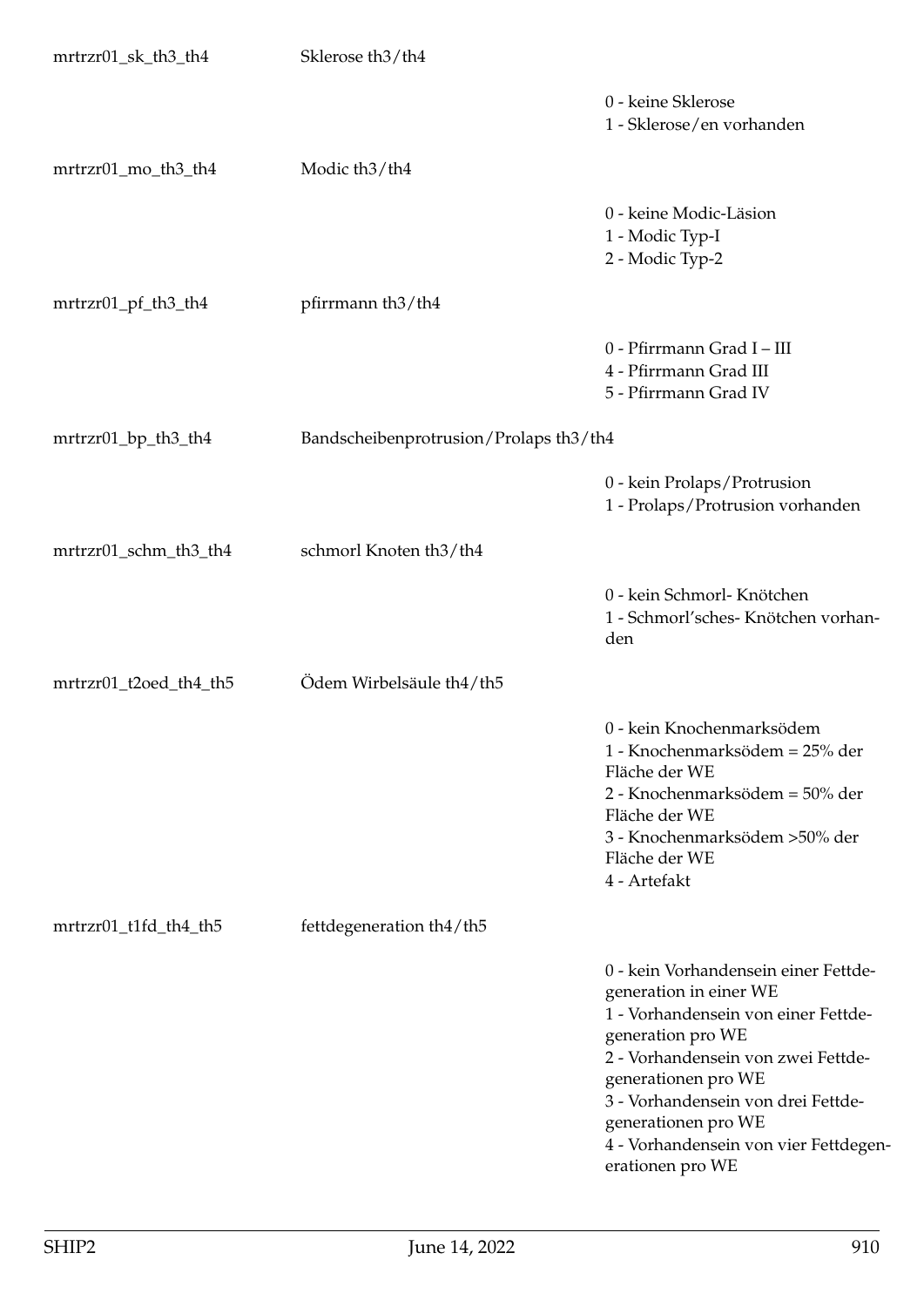mrtrzr01_sk_th3_th4 — Sklerose th3/th4

- 0 - keine Sklerose
- 1 - Sklerose/en vorhanden

mrtrzr01_mo_th3_th4 — Modic th3/th4

- 0 - keine Modic-Läsion
- 1 - Modic Typ-I
- 2 - Modic Typ-2

mrtrzr01_pf_th3_th4 — pfirrmann th3/th4

- 0 - Pfirrmann Grad I – III
- 4 - Pfirrmann Grad III
- 5 - Pfirrmann Grad IV

mrtrzr01_bp_th3_th4 — Bandscheibenprotrusion/Prolaps th3/th4

- 0 - kein Prolaps/Protrusion
- 1 - Prolaps/Protrusion vorhanden

mrtrzr01_schm_th3_th4 — schmorl Knoten th3/th4

- 0 - kein Schmorl- Knötchen
- 1 - Schmorl'sches- Knötchen vorhanden

mrtrzr01_t2oed_th4_th5 — Ödem Wirbelsäule th4/th5

- 0 - kein Knochenmarksödem
- 1 - Knochenmarksödem = 25% der Fläche der WE
- 2 - Knochenmarksödem = 50% der Fläche der WE
- 3 - Knochenmarksödem >50% der Fläche der WE
- 4 - Artefakt

mrtrzr01_t1fd_th4_th5 — fettdegeneration th4/th5

- 0 - kein Vorhandensein einer Fettdegeneration in einer WE
- 1 - Vorhandensein von einer Fettdegeneration pro WE
- 2 - Vorhandensein von zwei Fettdegenerationen pro WE
- 3 - Vorhandensein von drei Fettdegenerationen pro WE
- 4 - Vorhandensein von vier Fettdegenerationen pro WE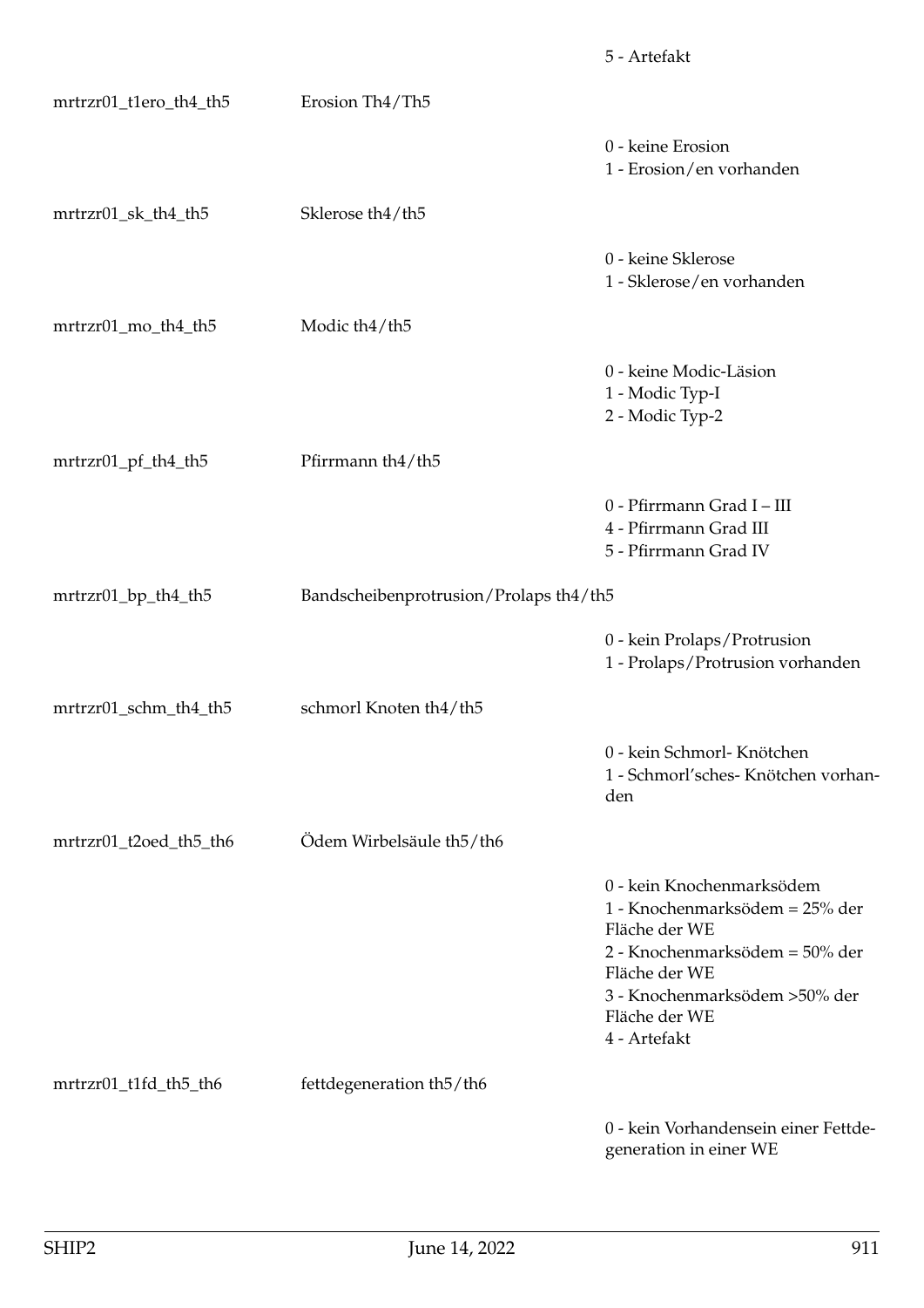| | | |
|---|---|---|
| | | 5 - Artefakt |
| mrtrzr01_t1ero_th4_th5 | Erosion Th4/Th5 | |
| | | 0 - keine Erosion<br>1 - Erosion/en vorhanden |
| mrtrzr01_sk_th4_th5 | Sklerose th4/th5 | |
| | | 0 - keine Sklerose<br>1 - Sklerose/en vorhanden |
| mrtrzr01_mo_th4_th5 | Modic th4/th5 | |
| | | 0 - keine Modic-Läsion<br>1 - Modic Typ-I<br>2 - Modic Typ-2 |
| mrtrzr01_pf_th4_th5 | Pfirrmann th4/th5 | |
| | | 0 - Pfirrmann Grad I – III<br>4 - Pfirrmann Grad III<br>5 - Pfirrmann Grad IV |
| mrtrzr01_bp_th4_th5 | Bandscheibenprotrusion/Prolaps th4/th5 | |
| | | 0 - kein Prolaps/Protrusion<br>1 - Prolaps/Protrusion vorhanden |
| mrtrzr01_schm_th4_th5 | schmorl Knoten th4/th5 | |
| | | 0 - kein Schmorl- Knötchen<br>1 - Schmorl'sches- Knötchen vorhanden |
| mrtrzr01_t2oed_th5_th6 | Ödem Wirbelsäule th5/th6 | |
| | | 0 - kein Knochenmarksödem<br>1 - Knochenmarksödem = 25% der Fläche der WE<br>2 - Knochenmarksödem = 50% der Fläche der WE<br>3 - Knochenmarksödem >50% der Fläche der WE<br>4 - Artefakt |
| mrtrzr01_t1fd_th5_th6 | fettdegeneration th5/th6 | |
| | | 0 - kein Vorhandensein einer Fettdegeneration in einer WE |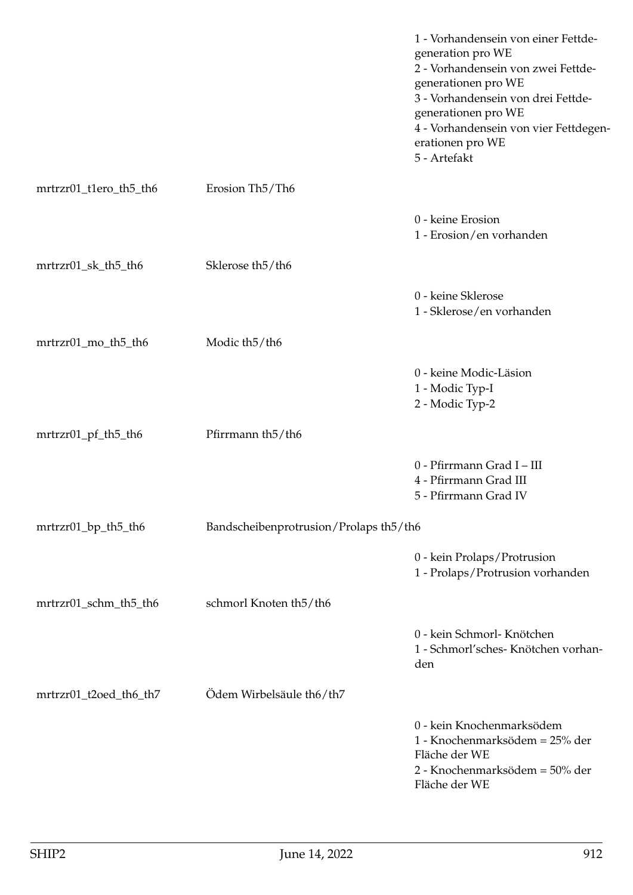| | | |
|---|---|---|
| | | 1 - Vorhandensein von einer Fettdegeneration pro WE<br>2 - Vorhandensein von zwei Fettdegenerationen pro WE<br>3 - Vorhandensein von drei Fettdegenerationen pro WE<br>4 - Vorhandensein von vier Fettdegenerationen pro WE<br>5 - Artefakt |
| mrtrzr01_t1ero_th5_th6 | Erosion Th5/Th6 | |
| | | 0 - keine Erosion<br>1 - Erosion/en vorhanden |
| mrtrzr01_sk_th5_th6 | Sklerose th5/th6 | |
| | | 0 - keine Sklerose<br>1 - Sklerose/en vorhanden |
| mrtrzr01_mo_th5_th6 | Modic th5/th6 | |
| | | 0 - keine Modic-Läsion<br>1 - Modic Typ-I<br>2 - Modic Typ-2 |
| mrtrzr01_pf_th5_th6 | Pfirrmann th5/th6 | |
| | | 0 - Pfirrmann Grad I – III<br>4 - Pfirrmann Grad III<br>5 - Pfirrmann Grad IV |
| mrtrzr01_bp_th5_th6 | Bandscheibenprotrusion/Prolaps th5/th6 | |
| | | 0 - kein Prolaps/Protrusion<br>1 - Prolaps/Protrusion vorhanden |
| mrtrzr01_schm_th5_th6 | schmorl Knoten th5/th6 | |
| | | 0 - kein Schmorl- Knötchen<br>1 - Schmorl'sches- Knötchen vorhanden |
| mrtrzr01_t2oed_th6_th7 | Ödem Wirbelsäule th6/th7 | |
| | | 0 - kein Knochenmarksödem<br>1 - Knochenmarksödem = 25% der Fläche der WE<br>2 - Knochenmarksödem = 50% der Fläche der WE |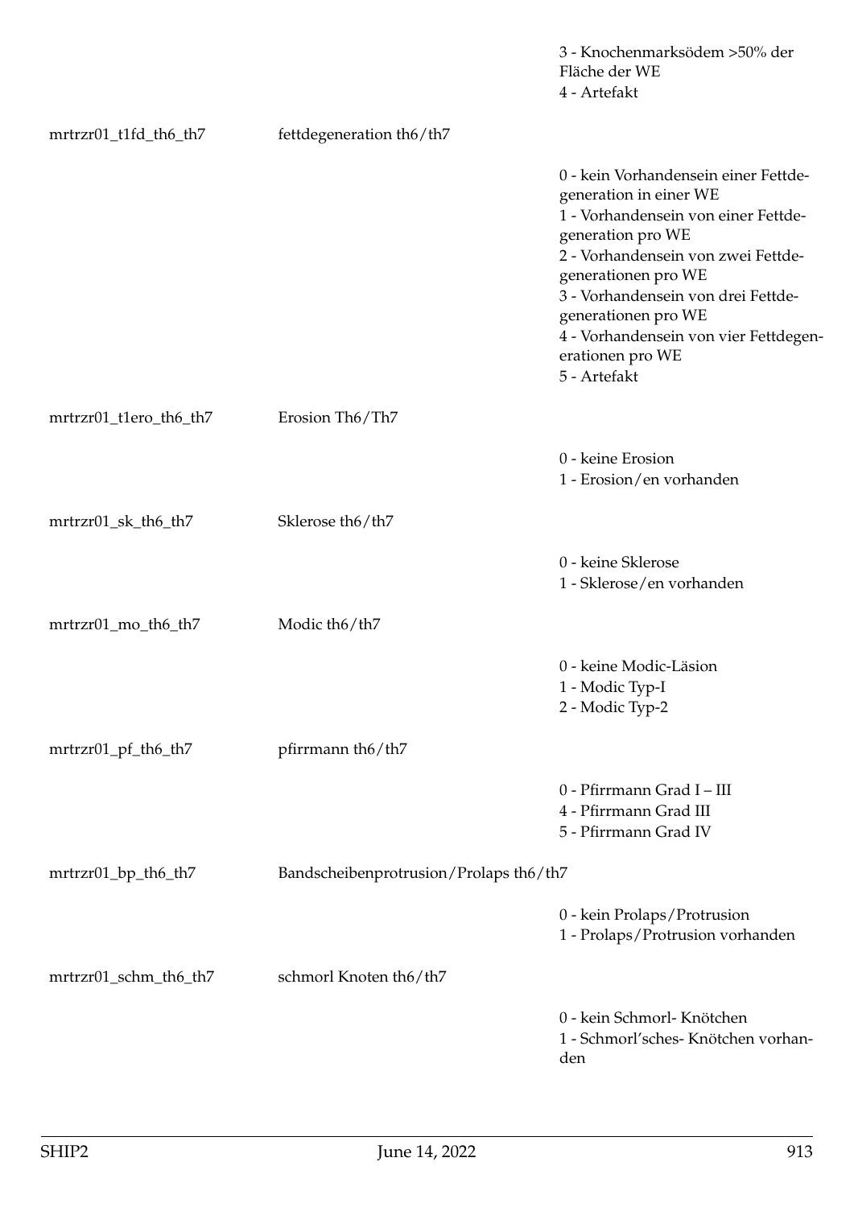| | | |
|---|---|---|
| | | 3 - Knochenmarksödem >50% der Fläche der WE<br>4 - Artefakt |
| mrtrzr01_t1fd_th6_th7 | fettdegeneration th6/th7 | |
| | | 0 - kein Vorhandensein einer Fettdegeneration in einer WE<br>1 - Vorhandensein von einer Fettdegeneration pro WE<br>2 - Vorhandensein von zwei Fettdegenerationen pro WE<br>3 - Vorhandensein von drei Fettdegenerationen pro WE<br>4 - Vorhandensein von vier Fettdegenerationen pro WE<br>5 - Artefakt |
| mrtrzr01_t1ero_th6_th7 | Erosion Th6/Th7 | |
| | | 0 - keine Erosion<br>1 - Erosion/en vorhanden |
| mrtrzr01_sk_th6_th7 | Sklerose th6/th7 | |
| | | 0 - keine Sklerose<br>1 - Sklerose/en vorhanden |
| mrtrzr01_mo_th6_th7 | Modic th6/th7 | |
| | | 0 - keine Modic-Läsion<br>1 - Modic Typ-I<br>2 - Modic Typ-2 |
| mrtrzr01_pf_th6_th7 | pfirrmann th6/th7 | |
| | | 0 - Pfirrmann Grad I – III<br>4 - Pfirrmann Grad III<br>5 - Pfirrmann Grad IV |
| mrtrzr01_bp_th6_th7 | Bandscheibenprotrusion/Prolaps th6/th7 | |
| | | 0 - kein Prolaps/Protrusion<br>1 - Prolaps/Protrusion vorhanden |
| mrtrzr01_schm_th6_th7 | schmorl Knoten th6/th7 | |
| | | 0 - kein Schmorl- Knötchen<br>1 - Schmorl'sches- Knötchen vorhanden |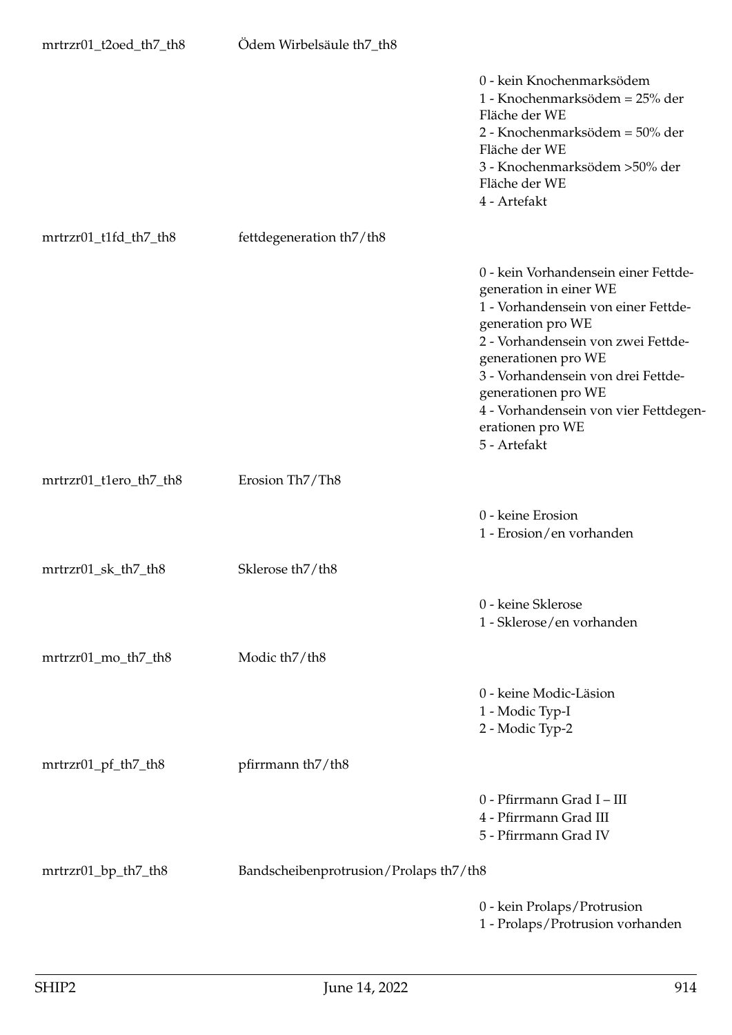| | | |
|---|---|---|
| mrtrzr01_t2oed_th7_th8 | Ödem Wirbelsäule th7_th8 | |
| | | 0 - kein Knochenmarksödem<br>1 - Knochenmarksödem = 25% der Fläche der WE<br>2 - Knochenmarksödem = 50% der Fläche der WE<br>3 - Knochenmarksödem >50% der Fläche der WE<br>4 - Artefakt |
| mrtrzr01_t1fd_th7_th8 | fettdegeneration th7/th8 | |
| | | 0 - kein Vorhandensein einer Fettdegeneration in einer WE<br>1 - Vorhandensein von einer Fettdegeneration pro WE<br>2 - Vorhandensein von zwei Fettdegenerationen pro WE<br>3 - Vorhandensein von drei Fettdegenerationen pro WE<br>4 - Vorhandensein von vier Fettdegenerationen pro WE<br>5 - Artefakt |
| mrtrzr01_t1ero_th7_th8 | Erosion Th7/Th8 | |
| | | 0 - keine Erosion<br>1 - Erosion/en vorhanden |
| mrtrzr01_sk_th7_th8 | Sklerose th7/th8 | |
| | | 0 - keine Sklerose<br>1 - Sklerose/en vorhanden |
| mrtrzr01_mo_th7_th8 | Modic th7/th8 | |
| | | 0 - keine Modic-Läsion<br>1 - Modic Typ-I<br>2 - Modic Typ-2 |
| mrtrzr01_pf_th7_th8 | pfirrmann th7/th8 | |
| | | 0 - Pfirrmann Grad I – III<br>4 - Pfirrmann Grad III<br>5 - Pfirrmann Grad IV |
| mrtrzr01_bp_th7_th8 | Bandscheibenprotrusion/Prolaps th7/th8 | |
| | | 0 - kein Prolaps/Protrusion<br>1 - Prolaps/Protrusion vorhanden |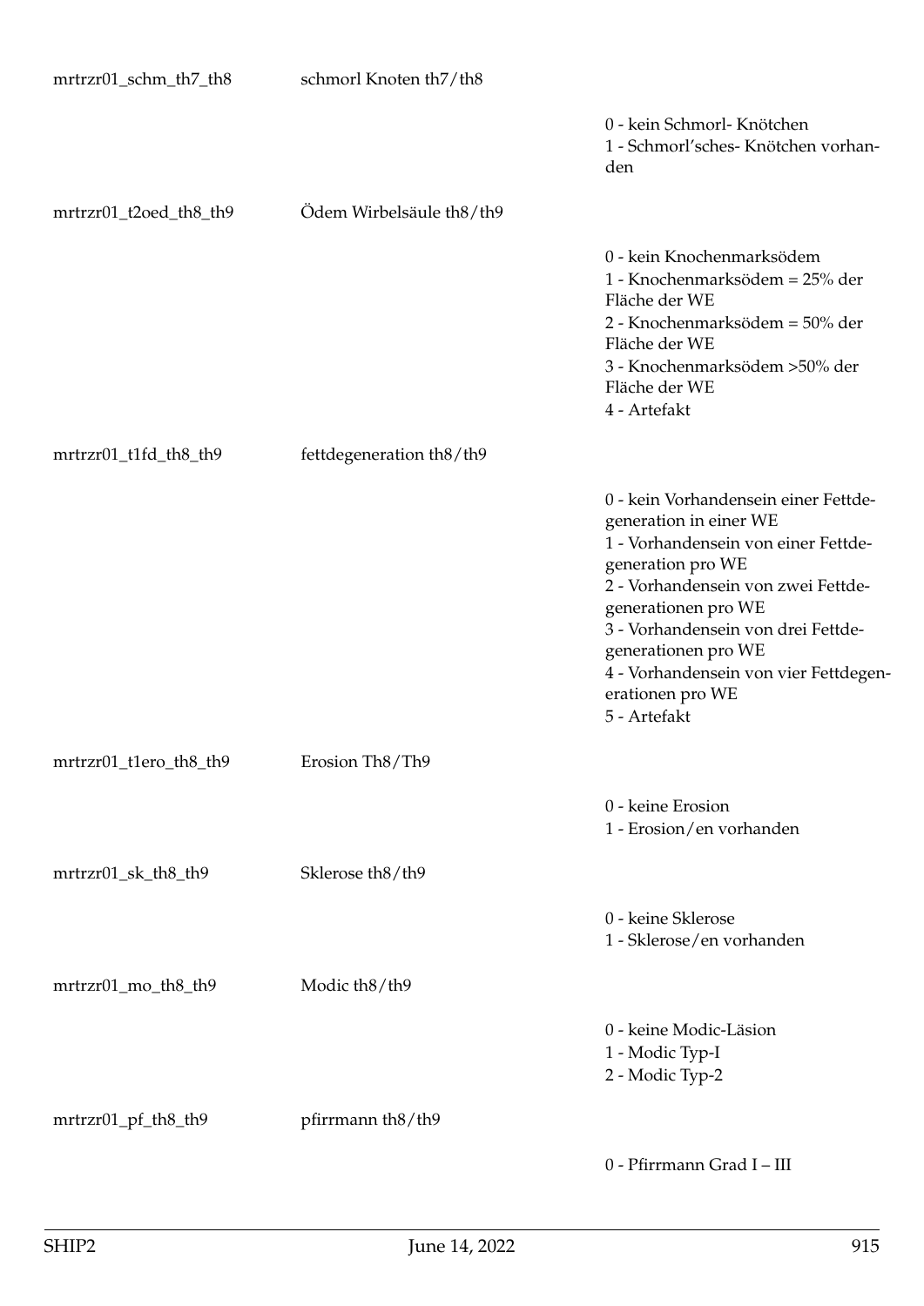| | | |
|---|---|---|
| mrtrzr01_schm_th7_th8 | schmorl Knoten th7/th8 | |
| | | 0 - kein Schmorl- Knötchen<br>1 - Schmorl'sches- Knötchen vorhanden |
| mrtrzr01_t2oed_th8_th9 | Ödem Wirbelsäule th8/th9 | |
| | | 0 - kein Knochenmarksödem<br>1 - Knochenmarksödem = 25% der Fläche der WE<br>2 - Knochenmarksödem = 50% der Fläche der WE<br>3 - Knochenmarksödem >50% der Fläche der WE<br>4 - Artefakt |
| mrtrzr01_t1fd_th8_th9 | fettdegeneration th8/th9 | |
| | | 0 - kein Vorhandensein einer Fettdegeneration in einer WE<br>1 - Vorhandensein von einer Fettdegeneration pro WE<br>2 - Vorhandensein von zwei Fettdegenerationen pro WE<br>3 - Vorhandensein von drei Fettdegenerationen pro WE<br>4 - Vorhandensein von vier Fettdegenerationen pro WE<br>5 - Artefakt |
| mrtrzr01_t1ero_th8_th9 | Erosion Th8/Th9 | |
| | | 0 - keine Erosion<br>1 - Erosion/en vorhanden |
| mrtrzr01_sk_th8_th9 | Sklerose th8/th9 | |
| | | 0 - keine Sklerose<br>1 - Sklerose/en vorhanden |
| mrtrzr01_mo_th8_th9 | Modic th8/th9 | |
| | | 0 - keine Modic-Läsion<br>1 - Modic Typ-I<br>2 - Modic Typ-2 |
| mrtrzr01_pf_th8_th9 | pfirrmann th8/th9 | |
| | | 0 - Pfirrmann Grad I – III |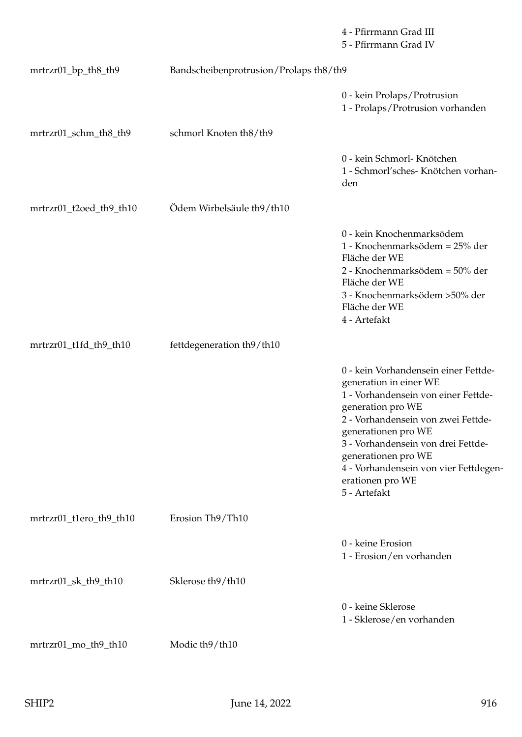| | | |
|---|---|---|
| | | 4 - Pfirrmann Grad III<br>5 - Pfirrmann Grad IV |
| mrtrzr01_bp_th8_th9 | Bandscheibenprotrusion/Prolaps th8/th9 | |
| | | 0 - kein Prolaps/Protrusion<br>1 - Prolaps/Protrusion vorhanden |
| mrtrzr01_schm_th8_th9 | schmorl Knoten th8/th9 | |
| | | 0 - kein Schmorl- Knötchen<br>1 - Schmorl'sches- Knötchen vorhanden |
| mrtrzr01_t2oed_th9_th10 | Ödem Wirbelsäule th9/th10 | |
| | | 0 - kein Knochenmarksödem<br>1 - Knochenmarksödem = 25% der Fläche der WE<br>2 - Knochenmarksödem = 50% der Fläche der WE<br>3 - Knochenmarksödem >50% der Fläche der WE<br>4 - Artefakt |
| mrtrzr01_t1fd_th9_th10 | fettdegeneration th9/th10 | |
| | | 0 - kein Vorhandensein einer Fettdegeneration in einer WE<br>1 - Vorhandensein von einer Fettdegeneration pro WE<br>2 - Vorhandensein von zwei Fettdegenerationen pro WE<br>3 - Vorhandensein von drei Fettdegenerationen pro WE<br>4 - Vorhandensein von vier Fettdegenerationen pro WE<br>5 - Artefakt |
| mrtrzr01_t1ero_th9_th10 | Erosion Th9/Th10 | |
| | | 0 - keine Erosion<br>1 - Erosion/en vorhanden |
| mrtrzr01_sk_th9_th10 | Sklerose th9/th10 | |
| | | 0 - keine Sklerose<br>1 - Sklerose/en vorhanden |
| mrtrzr01_mo_th9_th10 | Modic th9/th10 | |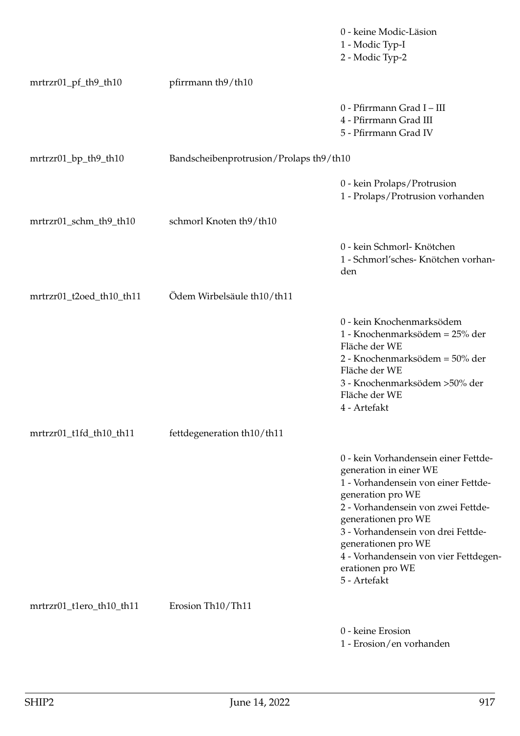0 - keine Modic-Läsion
1 - Modic Typ-I
2 - Modic Typ-2

mrtrzr01_pf_th9_th10 pfirrmann th9/th10

0 - Pfirrmann Grad I – III
4 - Pfirrmann Grad III
5 - Pfirrmann Grad IV

mrtrzr01_bp_th9_th10 Bandscheibenprotrusion/Prolaps th9/th10

0 - kein Prolaps/Protrusion
1 - Prolaps/Protrusion vorhanden

mrtrzr01_schm_th9_th10 schmorl Knoten th9/th10

0 - kein Schmorl- Knötchen
1 - Schmorl'sches- Knötchen vorhanden

mrtrzr01_t2oed_th10_th11 Ödem Wirbelsäule th10/th11

0 - kein Knochenmarksödem
1 - Knochenmarksödem = 25% der Fläche der WE
2 - Knochenmarksödem = 50% der Fläche der WE
3 - Knochenmarksödem >50% der Fläche der WE
4 - Artefakt

mrtrzr01_t1fd_th10_th11 fettdegeneration th10/th11

0 - kein Vorhandensein einer Fettdegeneration in einer WE
1 - Vorhandensein von einer Fettdegeneration pro WE
2 - Vorhandensein von zwei Fettdegenerationen pro WE
3 - Vorhandensein von drei Fettdegenerationen pro WE
4 - Vorhandensein von vier Fettdegenerationen pro WE
5 - Artefakt

mrtrzr01_t1ero_th10_th11 Erosion Th10/Th11

0 - keine Erosion
1 - Erosion/en vorhanden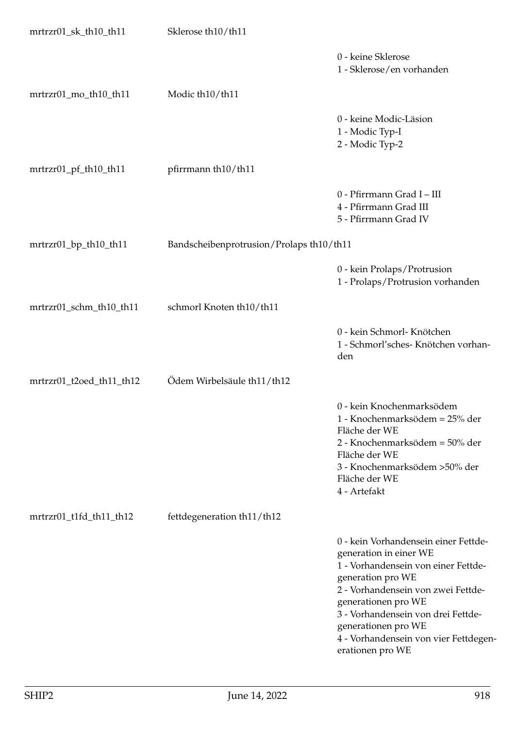| | | |
|---|---|---|
| mrtrzr01_sk_th10_th11 | Sklerose th10/th11 | |
| | | 0 - keine Sklerose<br>1 - Sklerose/en vorhanden |
| mrtrzr01_mo_th10_th11 | Modic th10/th11 | |
| | | 0 - keine Modic-Läsion<br>1 - Modic Typ-I<br>2 - Modic Typ-2 |
| mrtrzr01_pf_th10_th11 | pfirrmann th10/th11 | |
| | | 0 - Pfirrmann Grad I – III<br>4 - Pfirrmann Grad III<br>5 - Pfirrmann Grad IV |
| mrtrzr01_bp_th10_th11 | Bandscheibenprotrusion/Prolaps th10/th11 | |
| | | 0 - kein Prolaps/Protrusion<br>1 - Prolaps/Protrusion vorhanden |
| mrtrzr01_schm_th10_th11 | schmorl Knoten th10/th11 | |
| | | 0 - kein Schmorl- Knötchen<br>1 - Schmorl'sches- Knötchen vorhanden |
| mrtrzr01_t2oed_th11_th12 | Ödem Wirbelsäule th11/th12 | |
| | | 0 - kein Knochenmarksödem<br>1 - Knochenmarksödem = 25% der Fläche der WE<br>2 - Knochenmarksödem = 50% der Fläche der WE<br>3 - Knochenmarksödem >50% der Fläche der WE<br>4 - Artefakt |
| mrtrzr01_t1fd_th11_th12 | fettdegeneration th11/th12 | |
| | | 0 - kein Vorhandensein einer Fettdegeneration in einer WE<br>1 - Vorhandensein von einer Fettdegeneration pro WE<br>2 - Vorhandensein von zwei Fettdegenerationen pro WE<br>3 - Vorhandensein von drei Fettdegenerationen pro WE<br>4 - Vorhandensein von vier Fettdegenerationen pro WE |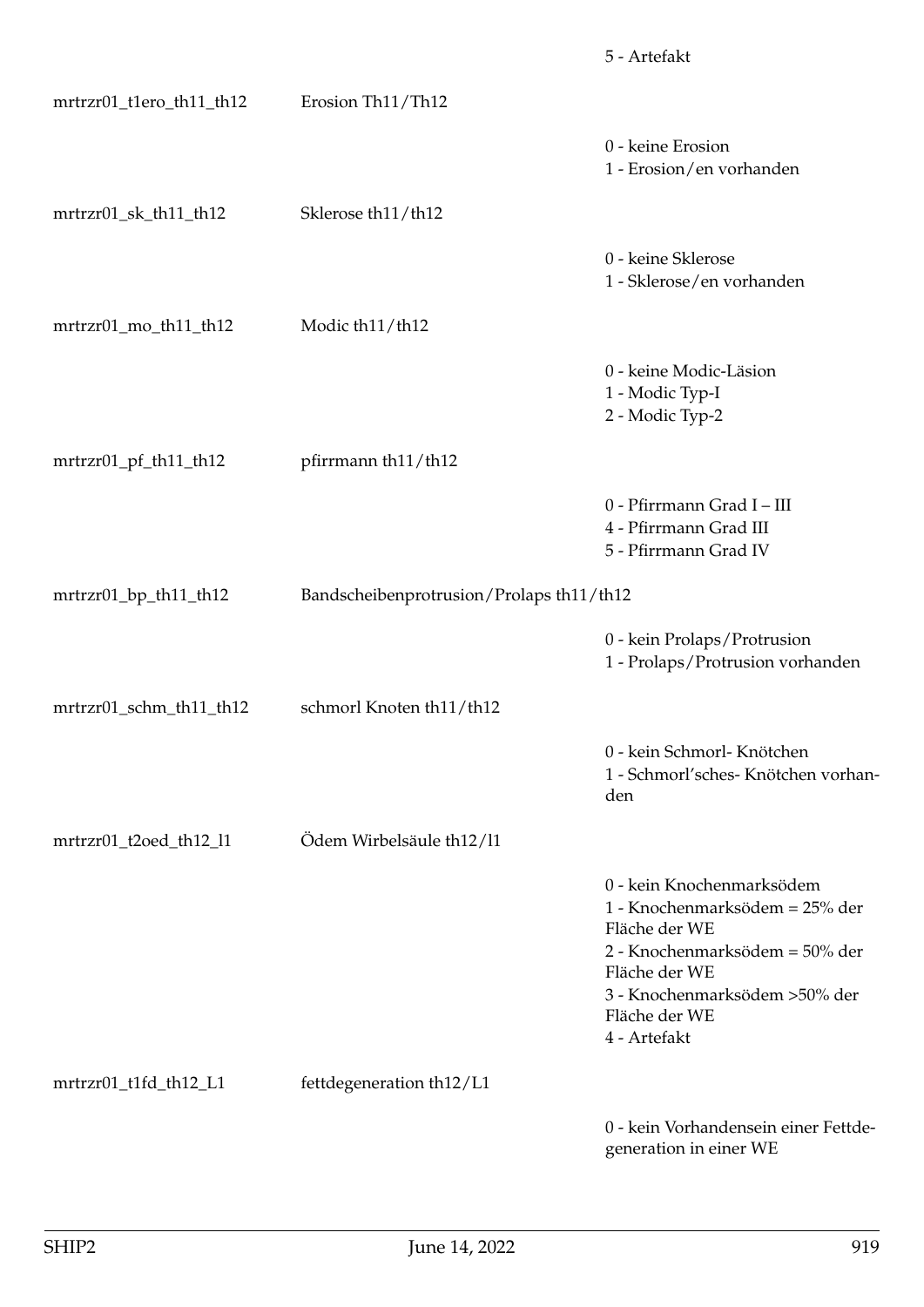5 - Artefakt

| | | |
|---|---|---|
| mrtrzr01_t1ero_th11_th12 | Erosion Th11/Th12 | |
| | | 0 - keine Erosion<br>1 - Erosion/en vorhanden |
| mrtrzr01_sk_th11_th12 | Sklerose th11/th12 | |
| | | 0 - keine Sklerose<br>1 - Sklerose/en vorhanden |
| mrtrzr01_mo_th11_th12 | Modic th11/th12 | |
| | | 0 - keine Modic-Läsion<br>1 - Modic Typ-I<br>2 - Modic Typ-2 |
| mrtrzr01_pf_th11_th12 | pfirrmann th11/th12 | |
| | | 0 - Pfirrmann Grad I – III<br>4 - Pfirrmann Grad III<br>5 - Pfirrmann Grad IV |
| mrtrzr01_bp_th11_th12 | Bandscheibenprotrusion/Prolaps th11/th12 | |
| | | 0 - kein Prolaps/Protrusion<br>1 - Prolaps/Protrusion vorhanden |
| mrtrzr01_schm_th11_th12 | schmorl Knoten th11/th12 | |
| | | 0 - kein Schmorl- Knötchen<br>1 - Schmorl'sches- Knötchen vorhanden |
| mrtrzr01_t2oed_th12_l1 | Ödem Wirbelsäule th12/l1 | |
| | | 0 - kein Knochenmarksödem<br>1 - Knochenmarksödem = 25% der Fläche der WE<br>2 - Knochenmarksödem = 50% der Fläche der WE<br>3 - Knochenmarksödem >50% der Fläche der WE<br>4 - Artefakt |
| mrtrzr01_t1fd_th12_L1 | fettdegeneration th12/L1 | |
| | | 0 - kein Vorhandensein einer Fettdegeneration in einer WE |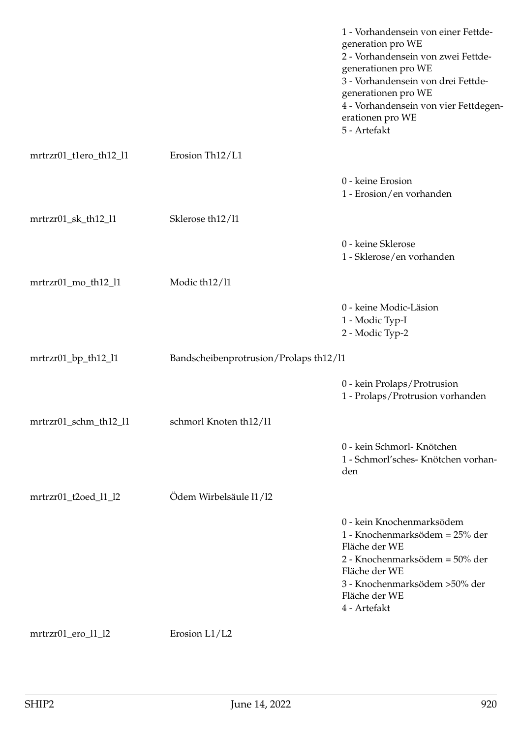| | | |
|---|---|---|
| | | 1 - Vorhandensein von einer Fettdegeneration pro WE<br>2 - Vorhandensein von zwei Fettdegenerationen pro WE<br>3 - Vorhandensein von drei Fettdegenerationen pro WE<br>4 - Vorhandensein von vier Fettdegenerationen pro WE<br>5 - Artefakt |
| mrtrzr01_t1ero_th12_l1 | Erosion Th12/L1 | |
| | | 0 - keine Erosion<br>1 - Erosion/en vorhanden |
| mrtrzr01_sk_th12_l1 | Sklerose th12/l1 | |
| | | 0 - keine Sklerose<br>1 - Sklerose/en vorhanden |
| mrtrzr01_mo_th12_l1 | Modic th12/l1 | |
| | | 0 - keine Modic-Läsion<br>1 - Modic Typ-I<br>2 - Modic Typ-2 |
| mrtrzr01_bp_th12_l1 | Bandscheibenprotrusion/Prolaps th12/l1 | |
| | | 0 - kein Prolaps/Protrusion<br>1 - Prolaps/Protrusion vorhanden |
| mrtrzr01_schm_th12_l1 | schmorl Knoten th12/l1 | |
| | | 0 - kein Schmorl- Knötchen<br>1 - Schmorl'sches- Knötchen vorhanden |
| mrtrzr01_t2oed_l1_l2 | Ödem Wirbelsäule l1/l2 | |
| | | 0 - kein Knochenmarksödem<br>1 - Knochenmarksödem = 25% der Fläche der WE<br>2 - Knochenmarksödem = 50% der Fläche der WE<br>3 - Knochenmarksödem >50% der Fläche der WE<br>4 - Artefakt |
| mrtrzr01_ero_l1_l2 | Erosion L1/L2 | |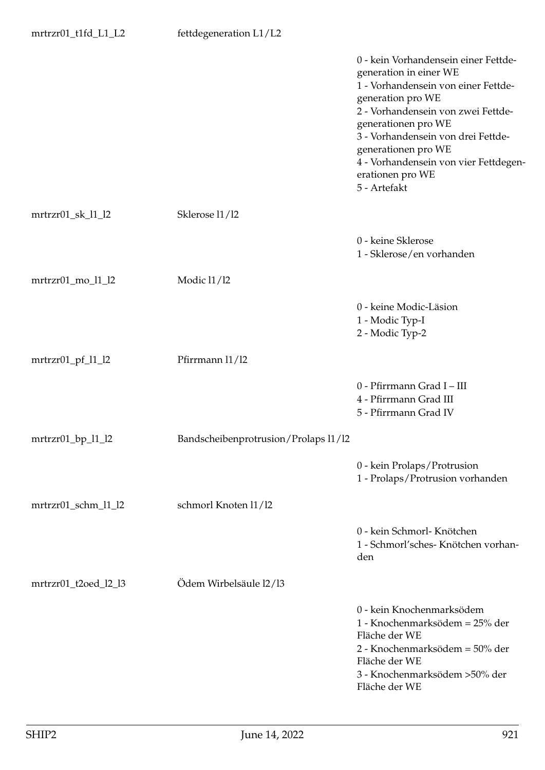| | | |
|---|---|---|
| mrtrzr01_t1fd_L1_L2 | fettdegeneration L1/L2 | |
| | | 0 - kein Vorhandensein einer Fettdegeneration in einer WE<br>1 - Vorhandensein von einer Fettdegeneration pro WE<br>2 - Vorhandensein von zwei Fettdegenerationen pro WE<br>3 - Vorhandensein von drei Fettdegenerationen pro WE<br>4 - Vorhandensein von vier Fettdegenerationen pro WE<br>5 - Artefakt |
| mrtrzr01_sk_l1_l2 | Sklerose l1/l2 | |
| | | 0 - keine Sklerose<br>1 - Sklerose/en vorhanden |
| mrtrzr01_mo_l1_l2 | Modic l1/l2 | |
| | | 0 - keine Modic-Läsion<br>1 - Modic Typ-I<br>2 - Modic Typ-2 |
| mrtrzr01_pf_l1_l2 | Pfirrmann l1/l2 | |
| | | 0 - Pfirrmann Grad I – III<br>4 - Pfirrmann Grad III<br>5 - Pfirrmann Grad IV |
| mrtrzr01_bp_l1_l2 | Bandscheibenprotrusion/Prolaps l1/l2 | |
| | | 0 - kein Prolaps/Protrusion<br>1 - Prolaps/Protrusion vorhanden |
| mrtrzr01_schm_l1_l2 | schmorl Knoten l1/l2 | |
| | | 0 - kein Schmorl- Knötchen<br>1 - Schmorl'sches- Knötchen vorhanden |
| mrtrzr01_t2oed_l2_l3 | Ödem Wirbelsäule l2/l3 | |
| | | 0 - kein Knochenmarksödem<br>1 - Knochenmarksödem = 25% der Fläche der WE<br>2 - Knochenmarksödem = 50% der Fläche der WE<br>3 - Knochenmarksödem >50% der Fläche der WE |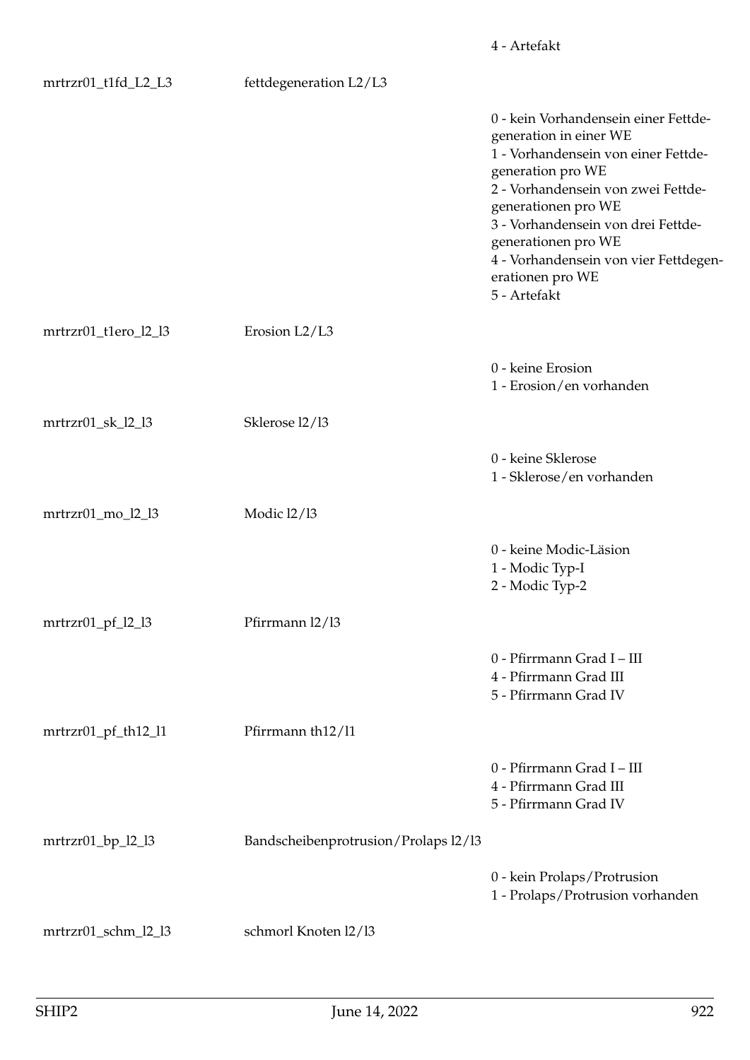| | | |
|---|---|---|
| | | 4 - Artefakt |
| mrtrzr01_t1fd_L2_L3 | fettdegeneration L2/L3 | |
| | | 0 - kein Vorhandensein einer Fettdegeneration in einer WE<br>1 - Vorhandensein von einer Fettdegeneration pro WE<br>2 - Vorhandensein von zwei Fettdegenerationen pro WE<br>3 - Vorhandensein von drei Fettdegenerationen pro WE<br>4 - Vorhandensein von vier Fettdegenerationen pro WE<br>5 - Artefakt |
| mrtrzr01_t1ero_l2_l3 | Erosion L2/L3 | |
| | | 0 - keine Erosion<br>1 - Erosion/en vorhanden |
| mrtrzr01_sk_l2_l3 | Sklerose l2/l3 | |
| | | 0 - keine Sklerose<br>1 - Sklerose/en vorhanden |
| mrtrzr01_mo_l2_l3 | Modic l2/l3 | |
| | | 0 - keine Modic-Läsion<br>1 - Modic Typ-I<br>2 - Modic Typ-2 |
| mrtrzr01_pf_l2_l3 | Pfirrmann l2/l3 | |
| | | 0 - Pfirrmann Grad I – III<br>4 - Pfirrmann Grad III<br>5 - Pfirrmann Grad IV |
| mrtrzr01_pf_th12_l1 | Pfirrmann th12/l1 | |
| | | 0 - Pfirrmann Grad I – III<br>4 - Pfirrmann Grad III<br>5 - Pfirrmann Grad IV |
| mrtrzr01_bp_l2_l3 | Bandscheibenprotrusion/Prolaps l2/l3 | |
| | | 0 - kein Prolaps/Protrusion<br>1 - Prolaps/Protrusion vorhanden |
| mrtrzr01_schm_l2_l3 | schmorl Knoten l2/l3 | |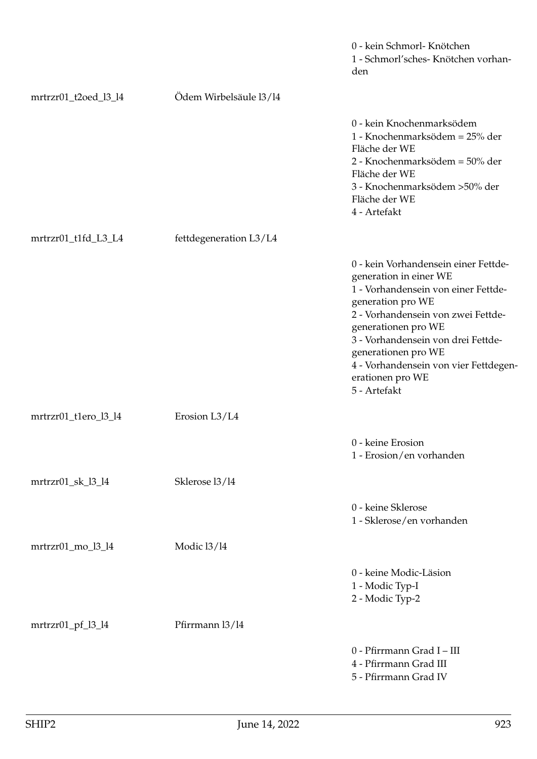| | | 0 - kein Schmorl- Knötchen<br>1 - Schmorl'sches- Knötchen vorhanden |
|---|---|---|
| mrtrzr01_t2oed_l3_l4 | Ödem Wirbelsäule l3/l4 | |
| | | 0 - kein Knochenmarksödem<br>1 - Knochenmarksödem = 25% der Fläche der WE<br>2 - Knochenmarksödem = 50% der Fläche der WE<br>3 - Knochenmarksödem >50% der Fläche der WE<br>4 - Artefakt |
| mrtrzr01_t1fd_L3_L4 | fettdegeneration L3/L4 | |
| | | 0 - kein Vorhandensein einer Fettdegeneration in einer WE<br>1 - Vorhandensein von einer Fettdegeneration pro WE<br>2 - Vorhandensein von zwei Fettdegenerationen pro WE<br>3 - Vorhandensein von drei Fettdegenerationen pro WE<br>4 - Vorhandensein von vier Fettdegenerationen pro WE<br>5 - Artefakt |
| mrtrzr01_t1ero_l3_l4 | Erosion L3/L4 | |
| | | 0 - keine Erosion<br>1 - Erosion/en vorhanden |
| mrtrzr01_sk_l3_l4 | Sklerose l3/l4 | |
| | | 0 - keine Sklerose<br>1 - Sklerose/en vorhanden |
| mrtrzr01_mo_l3_l4 | Modic l3/l4 | |
| | | 0 - keine Modic-Läsion<br>1 - Modic Typ-I<br>2 - Modic Typ-2 |
| mrtrzr01_pf_l3_l4 | Pfirrmann l3/l4 | |
| | | 0 - Pfirrmann Grad I – III<br>4 - Pfirrmann Grad III<br>5 - Pfirrmann Grad IV |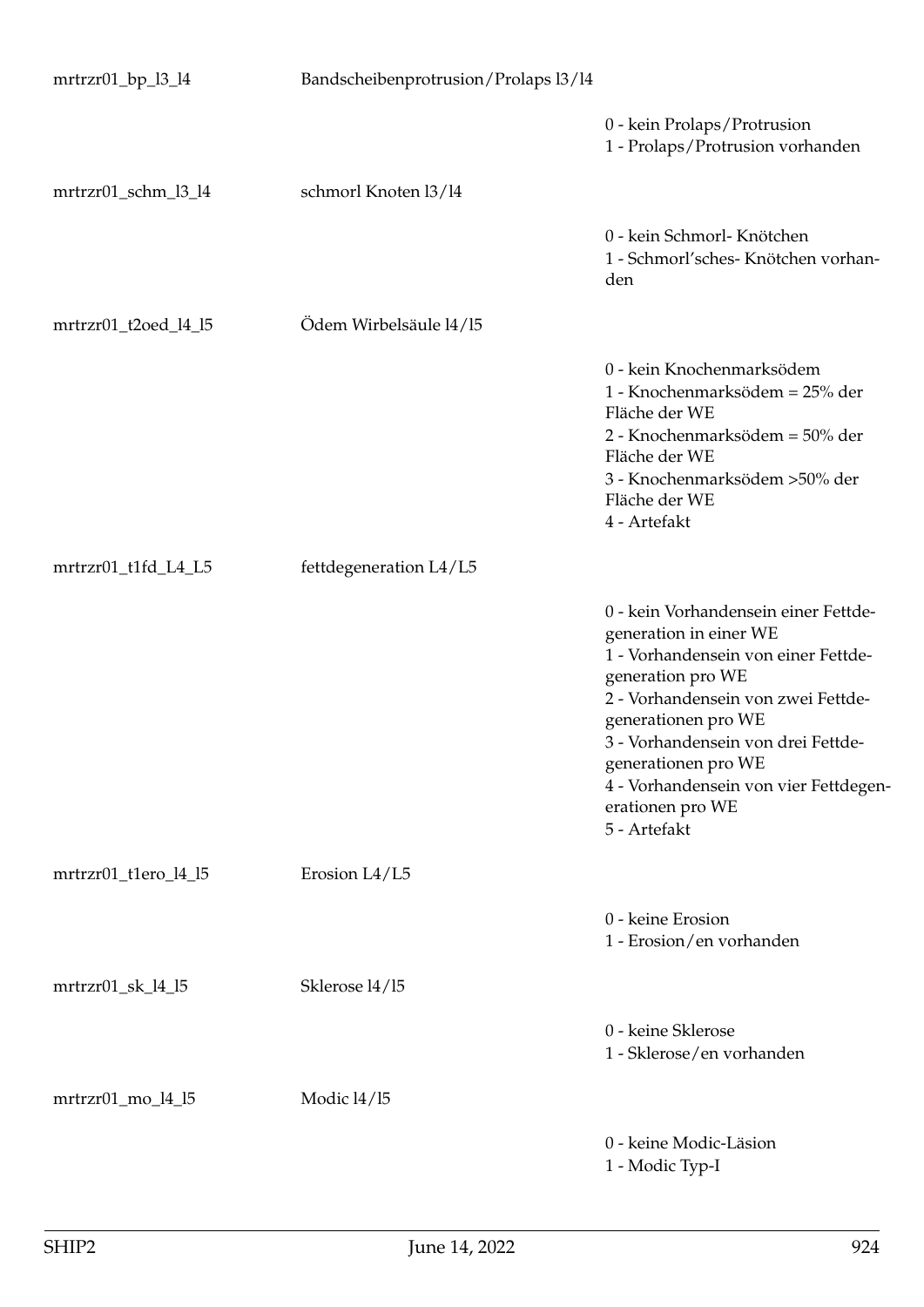| | | |
|---|---|---|
| mrtrzr01_bp_l3_l4 | Bandscheibenprotrusion/Prolaps l3/l4 | |
| | | 0 - kein Prolaps/Protrusion<br>1 - Prolaps/Protrusion vorhanden |
| mrtrzr01_schm_l3_l4 | schmorl Knoten l3/l4 | |
| | | 0 - kein Schmorl- Knötchen<br>1 - Schmorl'sches- Knötchen vorhanden |
| mrtrzr01_t2oed_l4_l5 | Ödem Wirbelsäule l4/l5 | |
| | | 0 - kein Knochenmarksödem<br>1 - Knochenmarksödem = 25% der Fläche der WE<br>2 - Knochenmarksödem = 50% der Fläche der WE<br>3 - Knochenmarksödem >50% der Fläche der WE<br>4 - Artefakt |
| mrtrzr01_t1fd_L4_L5 | fettdegeneration L4/L5 | |
| | | 0 - kein Vorhandensein einer Fettdegeneration in einer WE<br>1 - Vorhandensein von einer Fettdegeneration pro WE<br>2 - Vorhandensein von zwei Fettdegenerationen pro WE<br>3 - Vorhandensein von drei Fettdegenerationen pro WE<br>4 - Vorhandensein von vier Fettdegenerationen pro WE<br>5 - Artefakt |
| mrtrzr01_t1ero_l4_l5 | Erosion L4/L5 | |
| | | 0 - keine Erosion<br>1 - Erosion/en vorhanden |
| mrtrzr01_sk_l4_l5 | Sklerose l4/l5 | |
| | | 0 - keine Sklerose<br>1 - Sklerose/en vorhanden |
| mrtrzr01_mo_l4_l5 | Modic l4/l5 | |
| | | 0 - keine Modic-Läsion<br>1 - Modic Typ-I |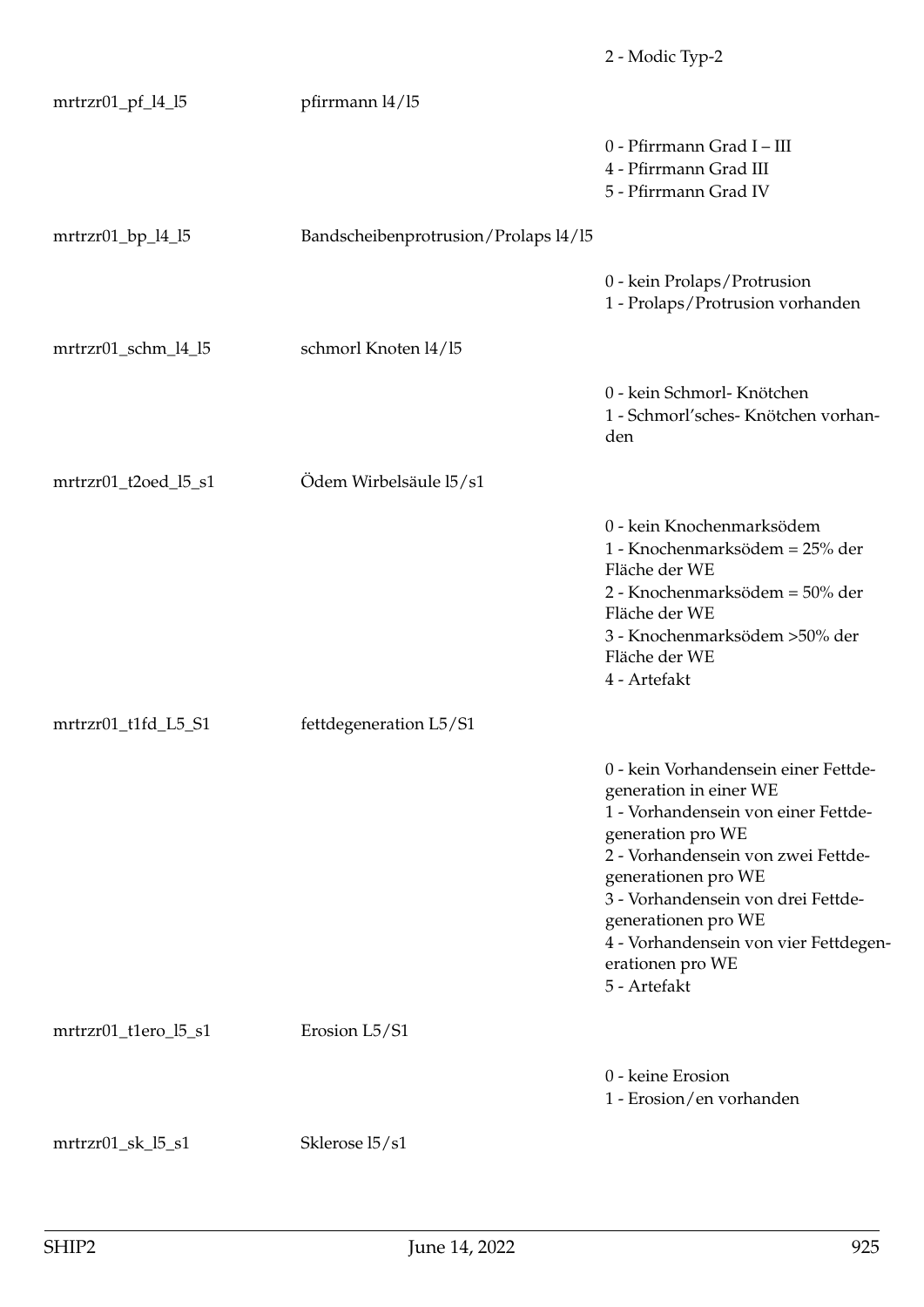| | | |
|---|---|---|
| | | 2 - Modic Typ-2 |
| mrtrzr01_pf_l4_l5 | pfirrmann l4/l5 | |
| | | 0 - Pfirrmann Grad I – III<br>4 - Pfirrmann Grad III<br>5 - Pfirrmann Grad IV |
| mrtrzr01_bp_l4_l5 | Bandscheibenprotrusion/Prolaps l4/l5 | |
| | | 0 - kein Prolaps/Protrusion<br>1 - Prolaps/Protrusion vorhanden |
| mrtrzr01_schm_l4_l5 | schmorl Knoten l4/l5 | |
| | | 0 - kein Schmorl- Knötchen<br>1 - Schmorl'sches- Knötchen vorhanden |
| mrtrzr01_t2oed_l5_s1 | Ödem Wirbelsäule l5/s1 | |
| | | 0 - kein Knochenmarksödem<br>1 - Knochenmarksödem = 25% der Fläche der WE<br>2 - Knochenmarksödem = 50% der Fläche der WE<br>3 - Knochenmarksödem >50% der Fläche der WE<br>4 - Artefakt |
| mrtrzr01_t1fd_L5_S1 | fettdegeneration L5/S1 | |
| | | 0 - kein Vorhandensein einer Fettdegeneration in einer WE<br>1 - Vorhandensein von einer Fettdegeneration pro WE<br>2 - Vorhandensein von zwei Fettdegenerationen pro WE<br>3 - Vorhandensein von drei Fettdegenerationen pro WE<br>4 - Vorhandensein von vier Fettdegenerationen pro WE<br>5 - Artefakt |
| mrtrzr01_t1ero_l5_s1 | Erosion L5/S1 | |
| | | 0 - keine Erosion<br>1 - Erosion/en vorhanden |
| mrtrzr01_sk_l5_s1 | Sklerose l5/s1 | |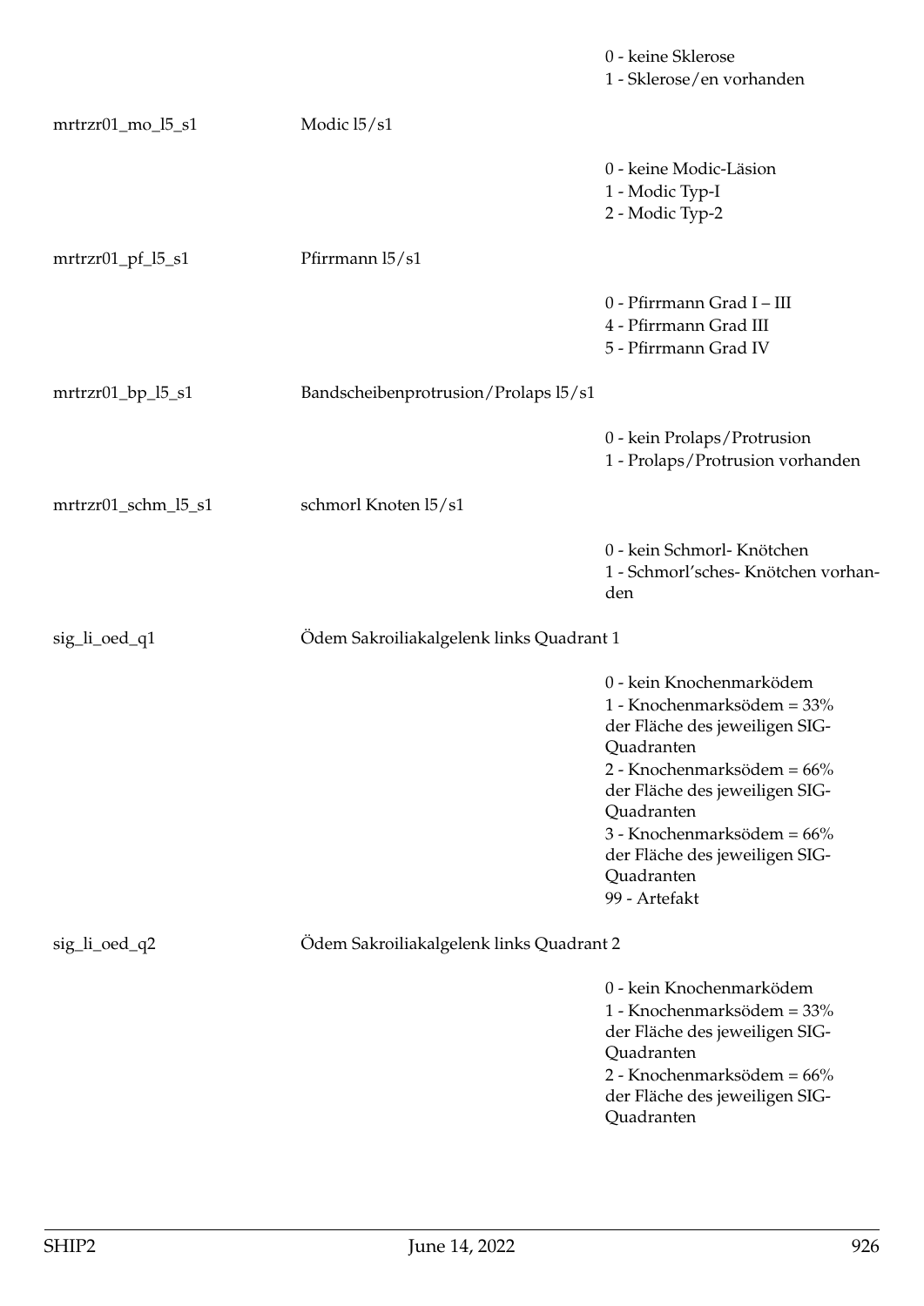0 - keine Sklerose
1 - Sklerose/en vorhanden

| | | |
|---|---|---|
| mrtrzr01_mo_l5_s1 | Modic l5/s1 | |
| | | 0 - keine Modic-Läsion<br>1 - Modic Typ-I<br>2 - Modic Typ-2 |
| mrtrzr01_pf_l5_s1 | Pfirrmann l5/s1 | |
| | | 0 - Pfirrmann Grad I – III<br>4 - Pfirrmann Grad III<br>5 - Pfirrmann Grad IV |
| mrtrzr01_bp_l5_s1 | Bandscheibenprotrusion/Prolaps l5/s1 | |
| | | 0 - kein Prolaps/Protrusion<br>1 - Prolaps/Protrusion vorhanden |
| mrtrzr01_schm_l5_s1 | schmorl Knoten l5/s1 | |
| | | 0 - kein Schmorl- Knötchen<br>1 - Schmorl'sches- Knötchen vorhanden |
| sig_li_oed_q1 | Ödem Sakroiliakalgelenk links Quadrant 1 | |
| | | 0 - kein Knochenmarködem<br>1 - Knochenmarksödem = 33% der Fläche des jeweiligen SIG-Quadranten<br>2 - Knochenmarksödem = 66% der Fläche des jeweiligen SIG-Quadranten<br>3 - Knochenmarksödem = 66% der Fläche des jeweiligen SIG-Quadranten<br>99 - Artefakt |
| sig_li_oed_q2 | Ödem Sakroiliakalgelenk links Quadrant 2 | |
| | | 0 - kein Knochenmarködem<br>1 - Knochenmarksödem = 33% der Fläche des jeweiligen SIG-Quadranten<br>2 - Knochenmarksödem = 66% der Fläche des jeweiligen SIG-Quadranten |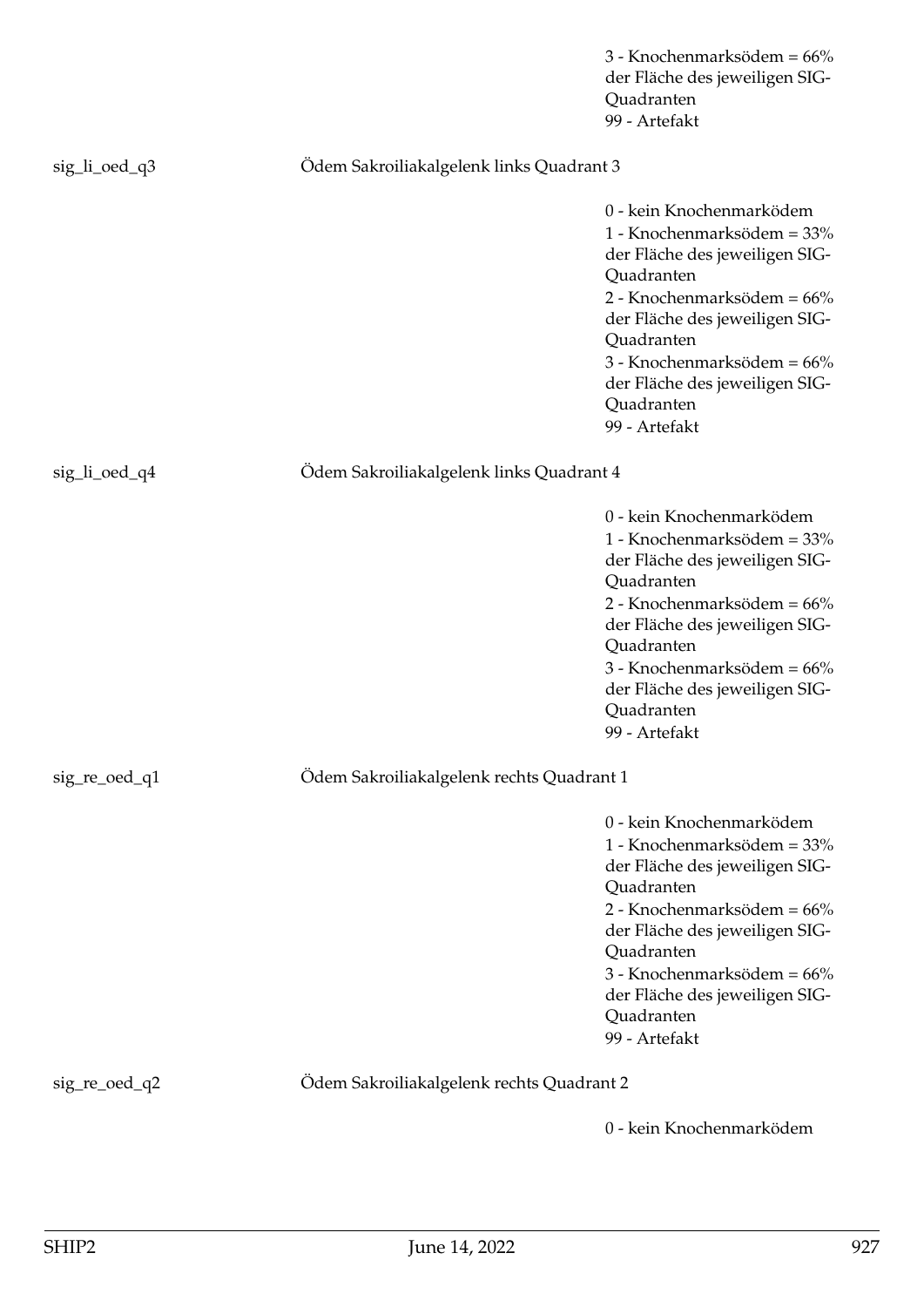3 - Knochenmarksödem = 66% der Fläche des jeweiligen SIG-Quadranten
99 - Artefakt

sig_li_oed_q3 — Ödem Sakroiliakalgelenk links Quadrant 3

0 - kein Knochenmarködem
1 - Knochenmarksödem = 33% der Fläche des jeweiligen SIG-Quadranten
2 - Knochenmarksödem = 66% der Fläche des jeweiligen SIG-Quadranten
3 - Knochenmarksödem = 66% der Fläche des jeweiligen SIG-Quadranten
99 - Artefakt

sig_li_oed_q4 — Ödem Sakroiliakalgelenk links Quadrant 4

0 - kein Knochenmarködem
1 - Knochenmarksödem = 33% der Fläche des jeweiligen SIG-Quadranten
2 - Knochenmarksödem = 66% der Fläche des jeweiligen SIG-Quadranten
3 - Knochenmarksödem = 66% der Fläche des jeweiligen SIG-Quadranten
99 - Artefakt

sig_re_oed_q1 — Ödem Sakroiliakalgelenk rechts Quadrant 1

0 - kein Knochenmarködem
1 - Knochenmarksödem = 33% der Fläche des jeweiligen SIG-Quadranten
2 - Knochenmarksödem = 66% der Fläche des jeweiligen SIG-Quadranten
3 - Knochenmarksödem = 66% der Fläche des jeweiligen SIG-Quadranten
99 - Artefakt

sig_re_oed_q2 — Ödem Sakroiliakalgelenk rechts Quadrant 2

0 - kein Knochenmarködem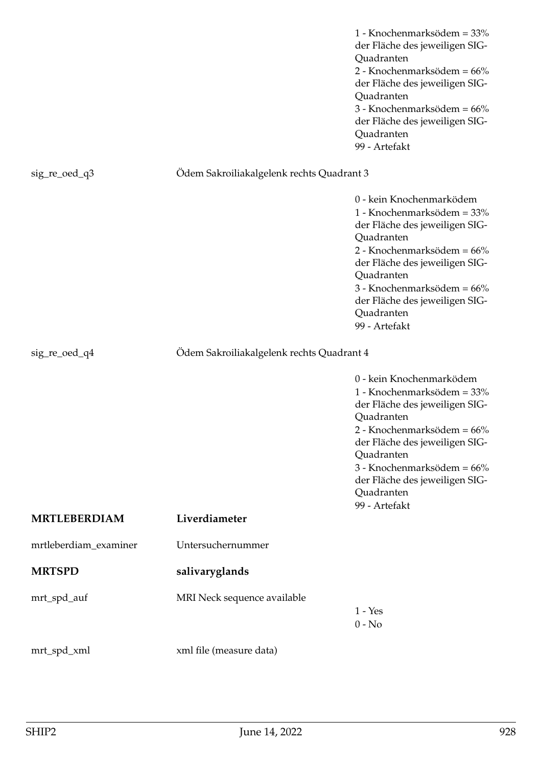| | | |
|---|---|---|
| | | 1 - Knochenmarksödem = 33% der Fläche des jeweiligen SIG-Quadranten<br>2 - Knochenmarksödem = 66% der Fläche des jeweiligen SIG-Quadranten<br>3 - Knochenmarksödem = 66% der Fläche des jeweiligen SIG-Quadranten<br>99 - Artefakt |
| sig_re_oed_q3 | Ödem Sakroiliakalgelenk rechts Quadrant 3 | |
| | | 0 - kein Knochenmarködem<br>1 - Knochenmarksödem = 33% der Fläche des jeweiligen SIG-Quadranten<br>2 - Knochenmarksödem = 66% der Fläche des jeweiligen SIG-Quadranten<br>3 - Knochenmarksödem = 66% der Fläche des jeweiligen SIG-Quadranten<br>99 - Artefakt |
| sig_re_oed_q4 | Ödem Sakroiliakalgelenk rechts Quadrant 4 | |
| | | 0 - kein Knochenmarködem<br>1 - Knochenmarksödem = 33% der Fläche des jeweiligen SIG-Quadranten<br>2 - Knochenmarksödem = 66% der Fläche des jeweiligen SIG-Quadranten<br>3 - Knochenmarksödem = 66% der Fläche des jeweiligen SIG-Quadranten<br>99 - Artefakt |
| **MRTLEBERDIAM** | **Liverdiameter** | |
| mrtleberdiam_examiner | Untersuchernummer | |
| **MRTSPD** | **salivaryglands** | |
| mrt_spd_auf | MRI Neck sequence available | 1 - Yes<br>0 - No |
| mrt_spd_xml | xml file (measure data) | |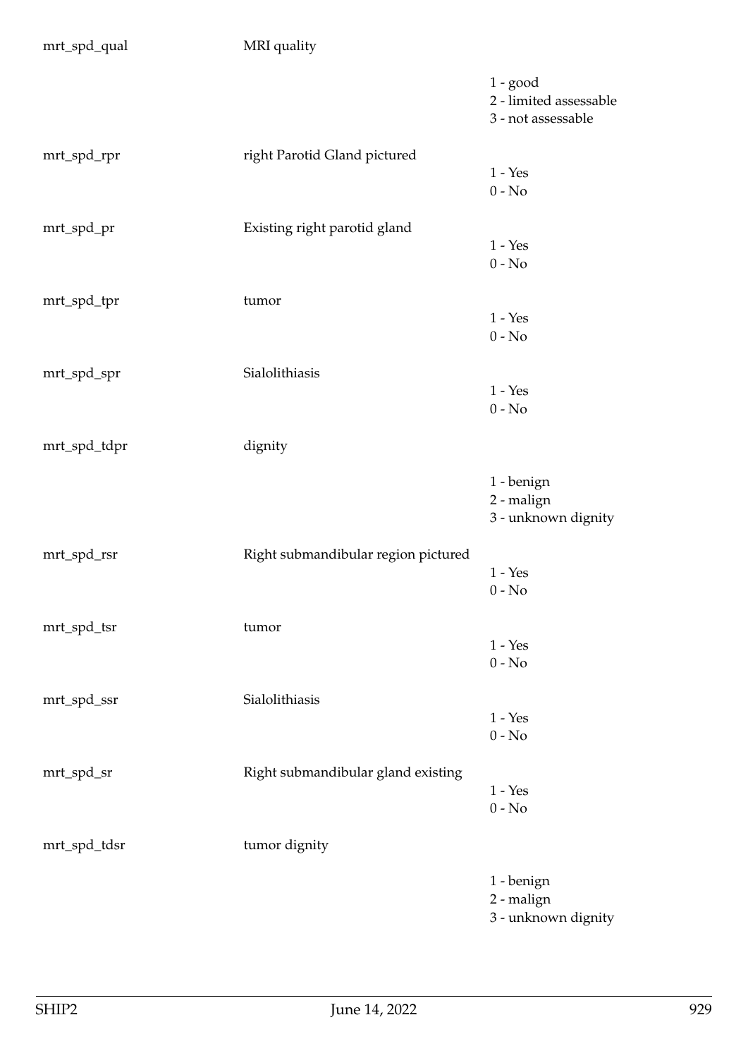| | | |
|---|---|---|
| mrt_spd_qual | MRI quality | |
| | | 1 - good<br>2 - limited assessable<br>3 - not assessable |
| mrt_spd_rpr | right Parotid Gland pictured | 1 - Yes<br>0 - No |
| mrt_spd_pr | Existing right parotid gland | 1 - Yes<br>0 - No |
| mrt_spd_tpr | tumor | 1 - Yes<br>0 - No |
| mrt_spd_spr | Sialolithiasis | 1 - Yes<br>0 - No |
| mrt_spd_tdpr | dignity | |
| | | 1 - benign<br>2 - malign<br>3 - unknown dignity |
| mrt_spd_rsr | Right submandibular region pictured | 1 - Yes<br>0 - No |
| mrt_spd_tsr | tumor | 1 - Yes<br>0 - No |
| mrt_spd_ssr | Sialolithiasis | 1 - Yes<br>0 - No |
| mrt_spd_sr | Right submandibular gland existing | 1 - Yes<br>0 - No |
| mrt_spd_tdsr | tumor dignity | |
| | | 1 - benign<br>2 - malign<br>3 - unknown dignity |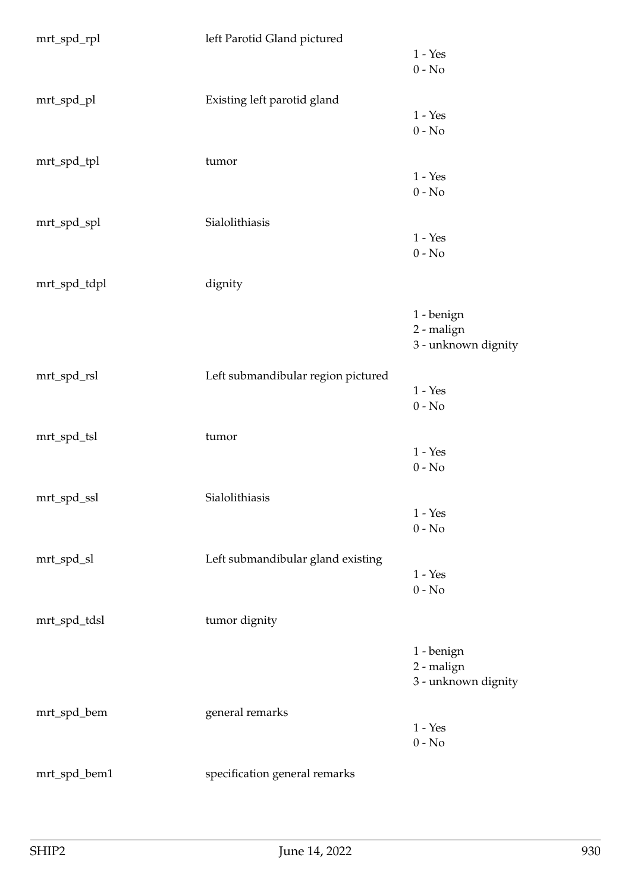| | | |
|---|---|---|
| mrt_spd_rpl | left Parotid Gland pictured | 1 - Yes<br>0 - No |
| mrt_spd_pl | Existing left parotid gland | 1 - Yes<br>0 - No |
| mrt_spd_tpl | tumor | 1 - Yes<br>0 - No |
| mrt_spd_spl | Sialolithiasis | 1 - Yes<br>0 - No |
| mrt_spd_tdpl | dignity | 1 - benign<br>2 - malign<br>3 - unknown dignity |
| mrt_spd_rsl | Left submandibular region pictured | 1 - Yes<br>0 - No |
| mrt_spd_tsl | tumor | 1 - Yes<br>0 - No |
| mrt_spd_ssl | Sialolithiasis | 1 - Yes<br>0 - No |
| mrt_spd_sl | Left submandibular gland existing | 1 - Yes<br>0 - No |
| mrt_spd_tdsl | tumor dignity | 1 - benign<br>2 - malign<br>3 - unknown dignity |
| mrt_spd_bem | general remarks | 1 - Yes<br>0 - No |
| mrt_spd_bem1 | specification general remarks | |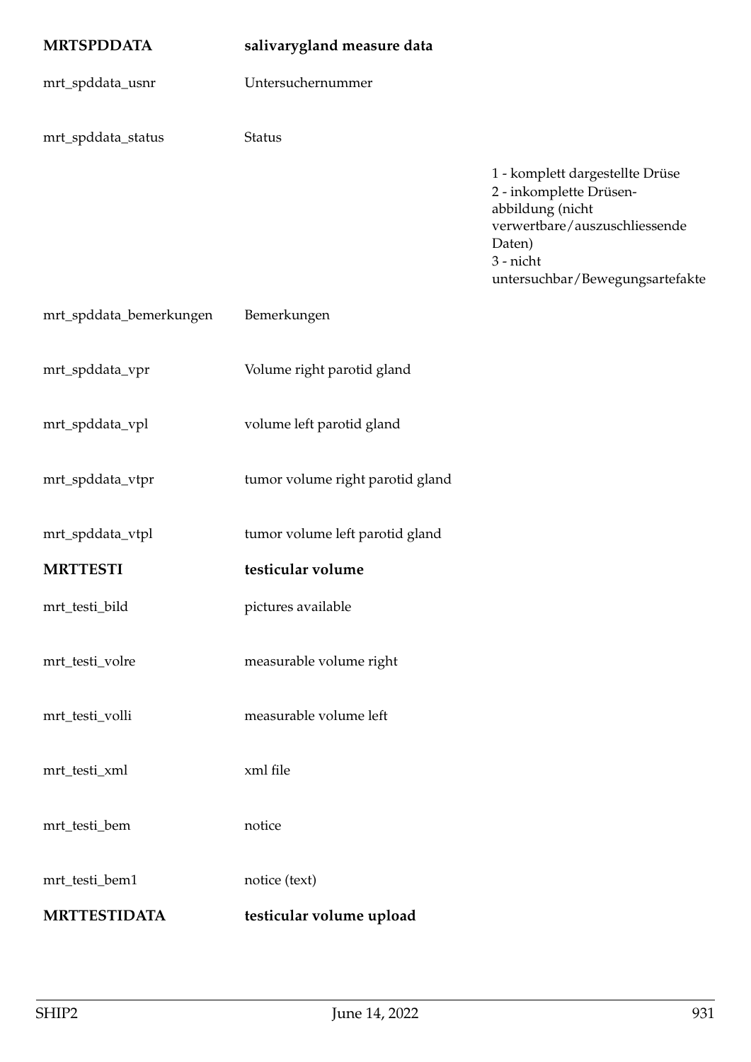| | | |
|---|---|---|
| **MRTSPDDATA** | **salivarygland measure data** | |
| mrt_spddata_usnr | Untersuchernummer | |
| mrt_spddata_status | Status | |
| | | 1 - komplett dargestellte Drüse<br>2 - inkomplette Drüsen-abbildung (nicht verwertbare/auszuschliessende Daten)<br>3 - nicht untersuchbar/Bewegungsartefakte |
| mrt_spddata_bemerkungen | Bemerkungen | |
| mrt_spddata_vpr | Volume right parotid gland | |
| mrt_spddata_vpl | volume left parotid gland | |
| mrt_spddata_vtpr | tumor volume right parotid gland | |
| mrt_spddata_vtpl | tumor volume left parotid gland | |
| **MRTTESTI** | **testicular volume** | |
| mrt_testi_bild | pictures available | |
| mrt_testi_volre | measurable volume right | |
| mrt_testi_volli | measurable volume left | |
| mrt_testi_xml | xml file | |
| mrt_testi_bem | notice | |
| mrt_testi_bem1 | notice (text) | |
| **MRTTESTIDATA** | **testicular volume upload** | |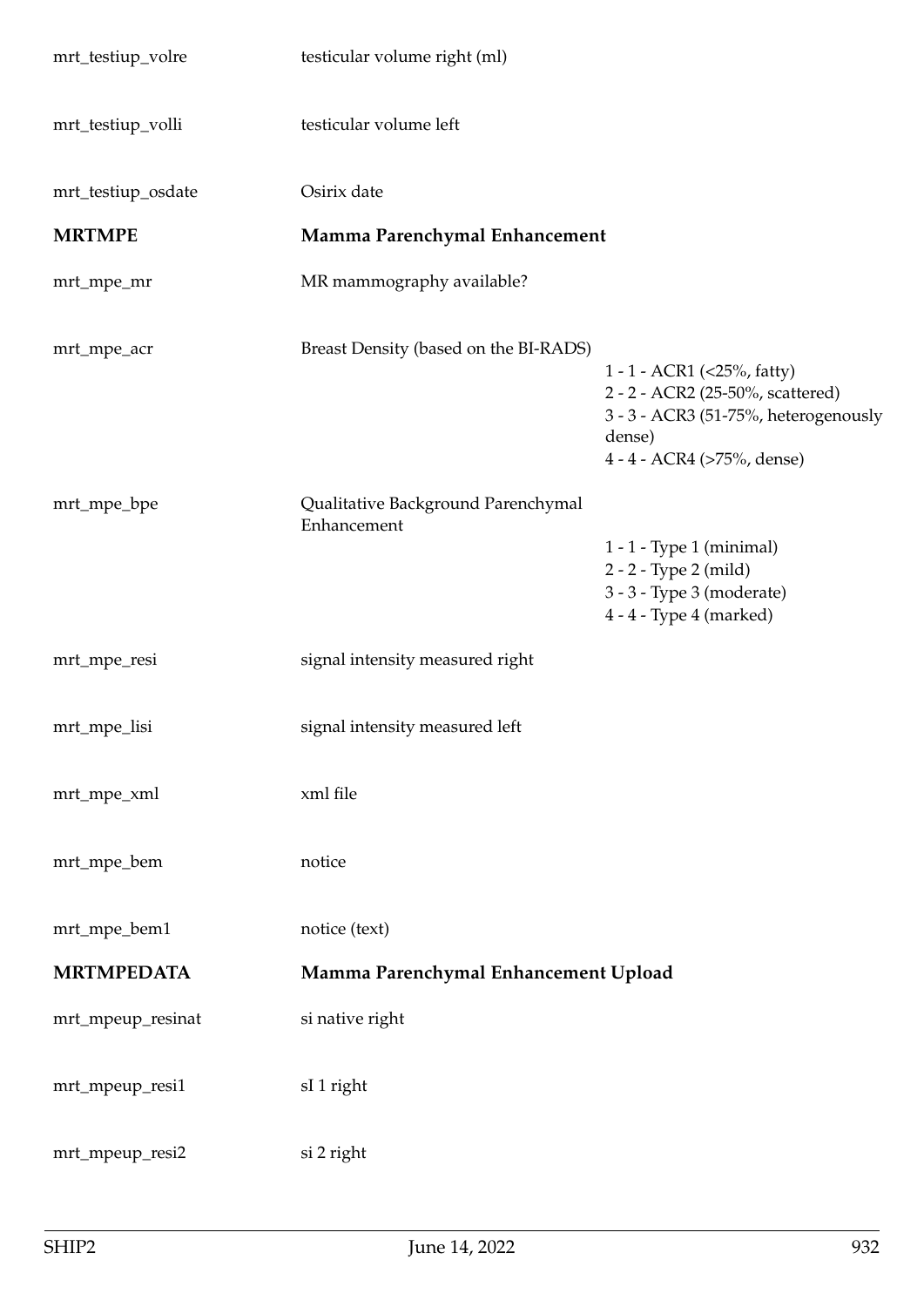| | | |
|---|---|---|
| mrt_testiup_volre | testicular volume right (ml) | |
| mrt_testiup_volli | testicular volume left | |
| mrt_testiup_osdate | Osirix date | |
| **MRTMPE** | **Mamma Parenchymal Enhancement** | |
| mrt_mpe_mr | MR mammography available? | |
| mrt_mpe_acr | Breast Density (based on the BI-RADS) | 1 - 1 - ACR1 (<25%, fatty)<br>2 - 2 - ACR2 (25-50%, scattered)<br>3 - 3 - ACR3 (51-75%, heterogenously dense)<br>4 - 4 - ACR4 (>75%, dense) |
| mrt_mpe_bpe | Qualitative Background Parenchymal Enhancement | 1 - 1 - Type 1 (minimal)<br>2 - 2 - Type 2 (mild)<br>3 - 3 - Type 3 (moderate)<br>4 - 4 - Type 4 (marked) |
| mrt_mpe_resi | signal intensity measured right | |
| mrt_mpe_lisi | signal intensity measured left | |
| mrt_mpe_xml | xml file | |
| mrt_mpe_bem | notice | |
| mrt_mpe_bem1 | notice (text) | |
| **MRTMPEDATA** | **Mamma Parenchymal Enhancement Upload** | |
| mrt_mpeup_resinat | si native right | |
| mrt_mpeup_resi1 | sI 1 right | |
| mrt_mpeup_resi2 | si 2 right | |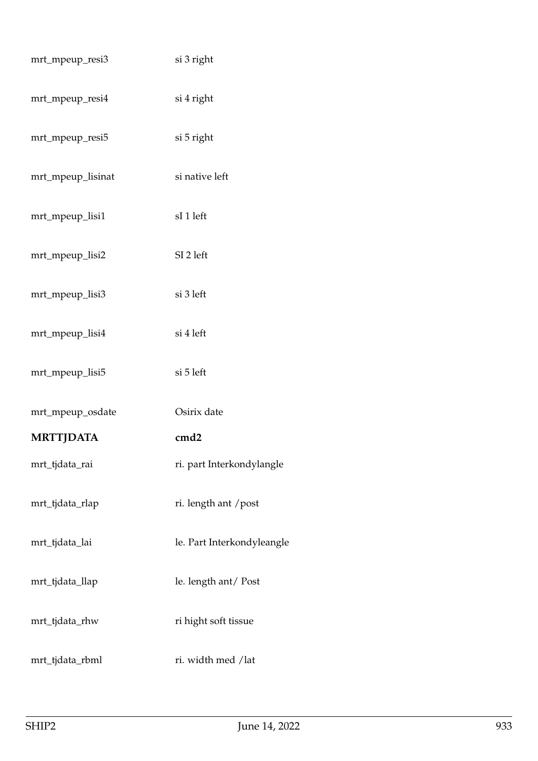| | |
|---|---|
| mrt_mpeup_resi3 | si 3 right |
| mrt_mpeup_resi4 | si 4 right |
| mrt_mpeup_resi5 | si 5 right |
| mrt_mpeup_lisinat | si native left |
| mrt_mpeup_lisi1 | sI 1 left |
| mrt_mpeup_lisi2 | SI 2 left |
| mrt_mpeup_lisi3 | si 3 left |
| mrt_mpeup_lisi4 | si 4 left |
| mrt_mpeup_lisi5 | si 5 left |
| mrt_mpeup_osdate | Osirix date |

| **MRTTJDATA** | **cmd2** |
|---|---|
| mrt_tjdata_rai | ri. part Interkondylangle |
| mrt_tjdata_rlap | ri. length ant /post |
| mrt_tjdata_lai | le. Part Interkondyleangle |
| mrt_tjdata_llap | le. length ant/ Post |
| mrt_tjdata_rhw | ri hight soft tissue |
| mrt_tjdata_rbml | ri. width med /lat |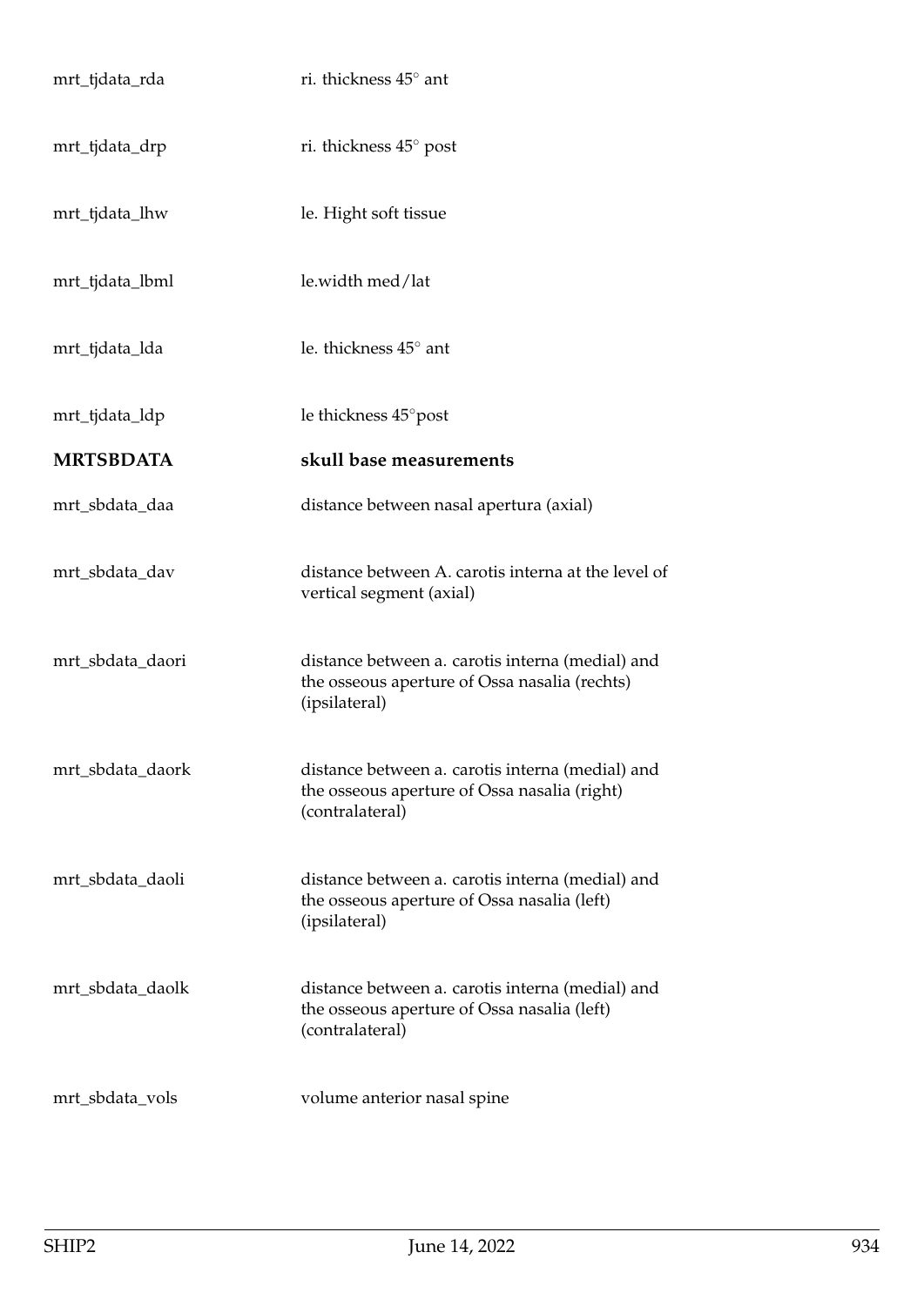| | |
|---|---|
| mrt_tjdata_rda | ri. thickness 45° ant |
| mrt_tjdata_drp | ri. thickness 45° post |
| mrt_tjdata_lhw | le. Hight soft tissue |
| mrt_tjdata_lbml | le.width med/lat |
| mrt_tjdata_lda | le. thickness 45° ant |
| mrt_tjdata_ldp | le thickness 45°post |
| **MRTSBDATA** | **skull base measurements** |
| mrt_sbdata_daa | distance between nasal apertura (axial) |
| mrt_sbdata_dav | distance between A. carotis interna at the level of vertical segment (axial) |
| mrt_sbdata_daori | distance between a. carotis interna (medial) and the osseous aperture of Ossa nasalia (rechts) (ipsilateral) |
| mrt_sbdata_daork | distance between a. carotis interna (medial) and the osseous aperture of Ossa nasalia (right) (contralateral) |
| mrt_sbdata_daoli | distance between a. carotis interna (medial) and the osseous aperture of Ossa nasalia (left) (ipsilateral) |
| mrt_sbdata_daolk | distance between a. carotis interna (medial) and the osseous aperture of Ossa nasalia (left) (contralateral) |
| mrt_sbdata_vols | volume anterior nasal spine |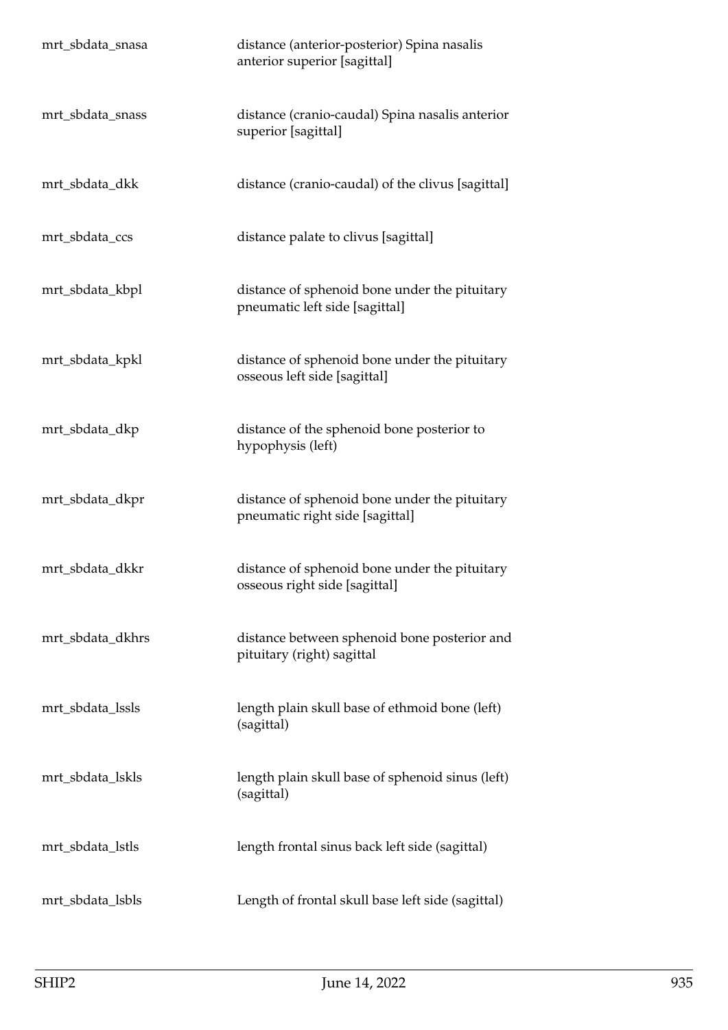| | |
|---|---|
| mrt_sbdata_snasa | distance (anterior-posterior) Spina nasalis anterior superior [sagittal] |
| mrt_sbdata_snass | distance (cranio-caudal) Spina nasalis anterior superior [sagittal] |
| mrt_sbdata_dkk | distance (cranio-caudal) of the clivus [sagittal] |
| mrt_sbdata_ccs | distance palate to clivus [sagittal] |
| mrt_sbdata_kbpl | distance of sphenoid bone under the pituitary pneumatic left side [sagittal] |
| mrt_sbdata_kpkl | distance of sphenoid bone under the pituitary osseous left side [sagittal] |
| mrt_sbdata_dkp | distance of the sphenoid bone posterior to hypophysis (left) |
| mrt_sbdata_dkpr | distance of sphenoid bone under the pituitary pneumatic right side [sagittal] |
| mrt_sbdata_dkkr | distance of sphenoid bone under the pituitary osseous right side [sagittal] |
| mrt_sbdata_dkhrs | distance between sphenoid bone posterior and pituitary (right) sagittal |
| mrt_sbdata_lssls | length plain skull base of ethmoid bone (left) (sagittal) |
| mrt_sbdata_lskls | length plain skull base of sphenoid sinus (left) (sagittal) |
| mrt_sbdata_lstls | length frontal sinus back left side (sagittal) |
| mrt_sbdata_lsbls | Length of frontal skull base left side (sagittal) |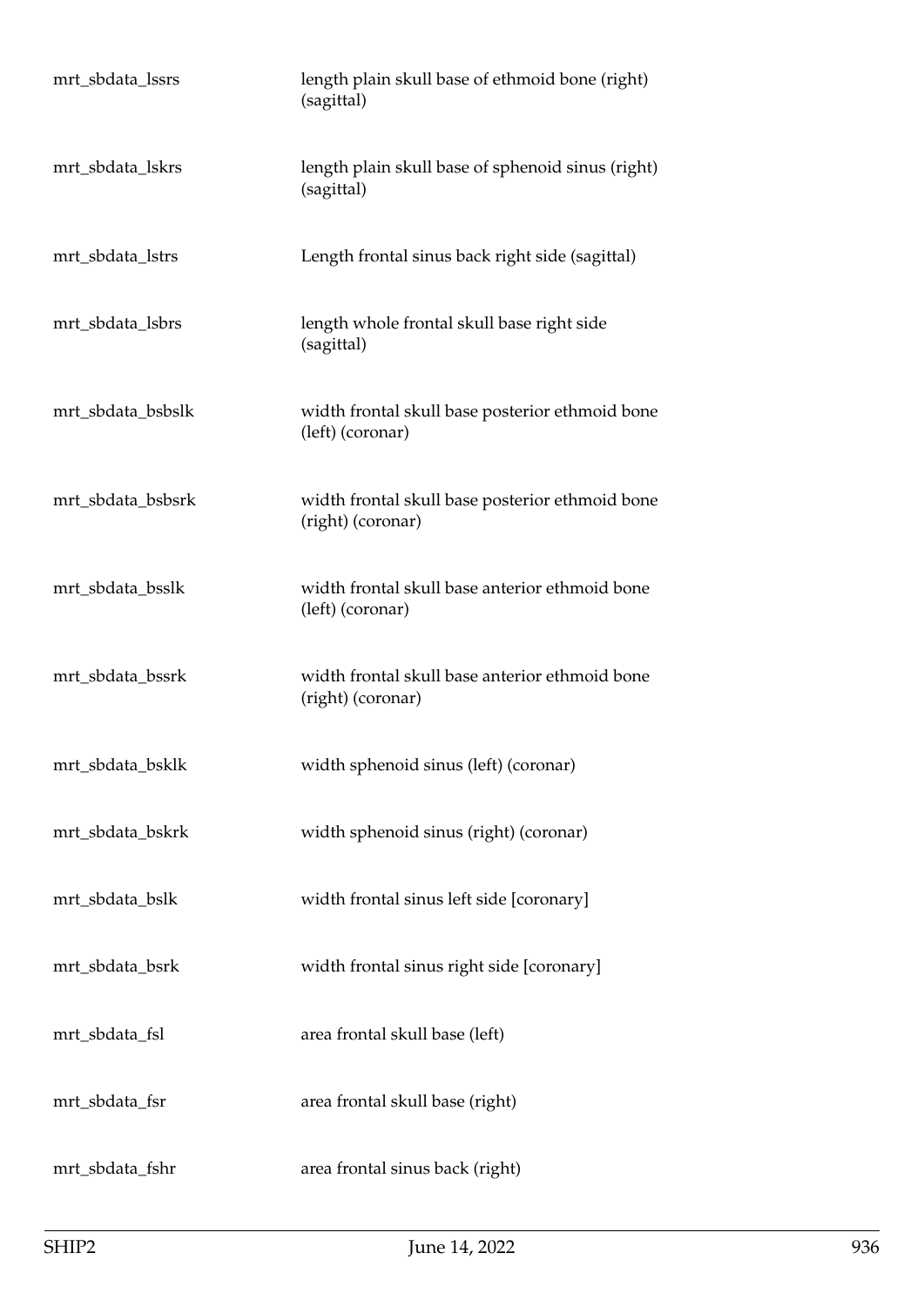| | |
|---|---|
| mrt_sbdata_lssrs | length plain skull base of ethmoid bone (right) (sagittal) |
| mrt_sbdata_lskrs | length plain skull base of sphenoid sinus (right) (sagittal) |
| mrt_sbdata_lstrs | Length frontal sinus back right side (sagittal) |
| mrt_sbdata_lsbrs | length whole frontal skull base right side (sagittal) |
| mrt_sbdata_bsbslk | width frontal skull base posterior ethmoid bone (left) (coronar) |
| mrt_sbdata_bsbsrk | width frontal skull base posterior ethmoid bone (right) (coronar) |
| mrt_sbdata_bsslk | width frontal skull base anterior ethmoid bone (left) (coronar) |
| mrt_sbdata_bssrk | width frontal skull base anterior ethmoid bone (right) (coronar) |
| mrt_sbdata_bsklk | width sphenoid sinus (left) (coronar) |
| mrt_sbdata_bskrk | width sphenoid sinus (right) (coronar) |
| mrt_sbdata_bslk | width frontal sinus left side [coronary] |
| mrt_sbdata_bsrk | width frontal sinus right side [coronary] |
| mrt_sbdata_fsl | area frontal skull base (left) |
| mrt_sbdata_fsr | area frontal skull base (right) |
| mrt_sbdata_fshr | area frontal sinus back (right) |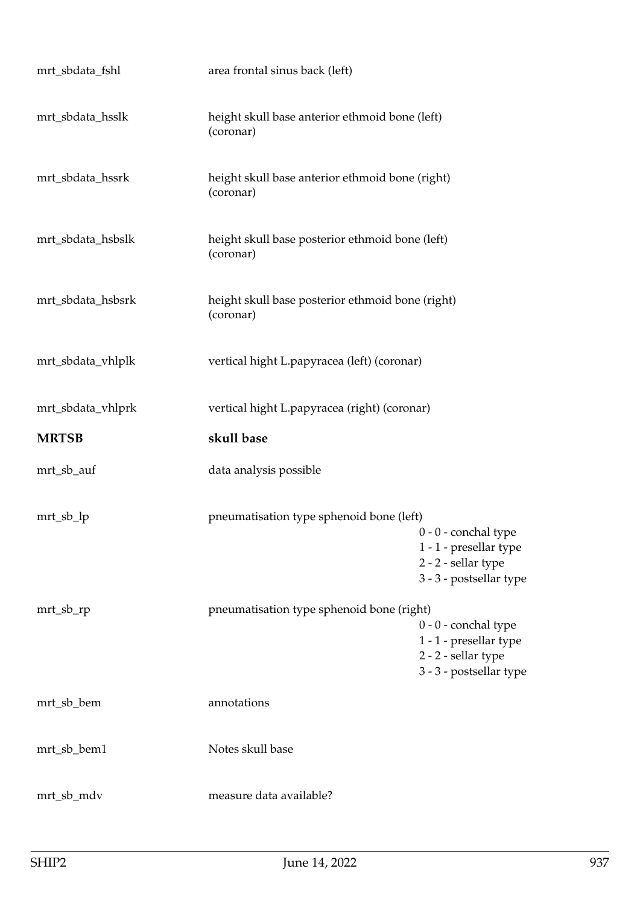| | |
|---|---|
| mrt_sbdata_fshl | area frontal sinus back (left) |
| mrt_sbdata_hsslk | height skull base anterior ethmoid bone (left) (coronar) |
| mrt_sbdata_hssrk | height skull base anterior ethmoid bone (right) (coronar) |
| mrt_sbdata_hsbslk | height skull base posterior ethmoid bone (left) (coronar) |
| mrt_sbdata_hsbsrk | height skull base posterior ethmoid bone (right) (coronar) |
| mrt_sbdata_vhlplk | vertical hight L.papyracea (left) (coronar) |
| mrt_sbdata_vhlprk | vertical hight L.papyracea (right) (coronar) |

## MRTSB skull base

| | | |
|---|---|---|
| mrt_sb_auf | data analysis possible | |
| mrt_sb_lp | pneumatisation type sphenoid bone (left) | 0 - 0 - conchal type<br>1 - 1 - presellar type<br>2 - 2 - sellar type<br>3 - 3 - postsellar type |
| mrt_sb_rp | pneumatisation type sphenoid bone (right) | 0 - 0 - conchal type<br>1 - 1 - presellar type<br>2 - 2 - sellar type<br>3 - 3 - postsellar type |
| mrt_sb_bem | annotations | |
| mrt_sb_bem1 | Notes skull base | |
| mrt_sb_mdv | measure data available? | |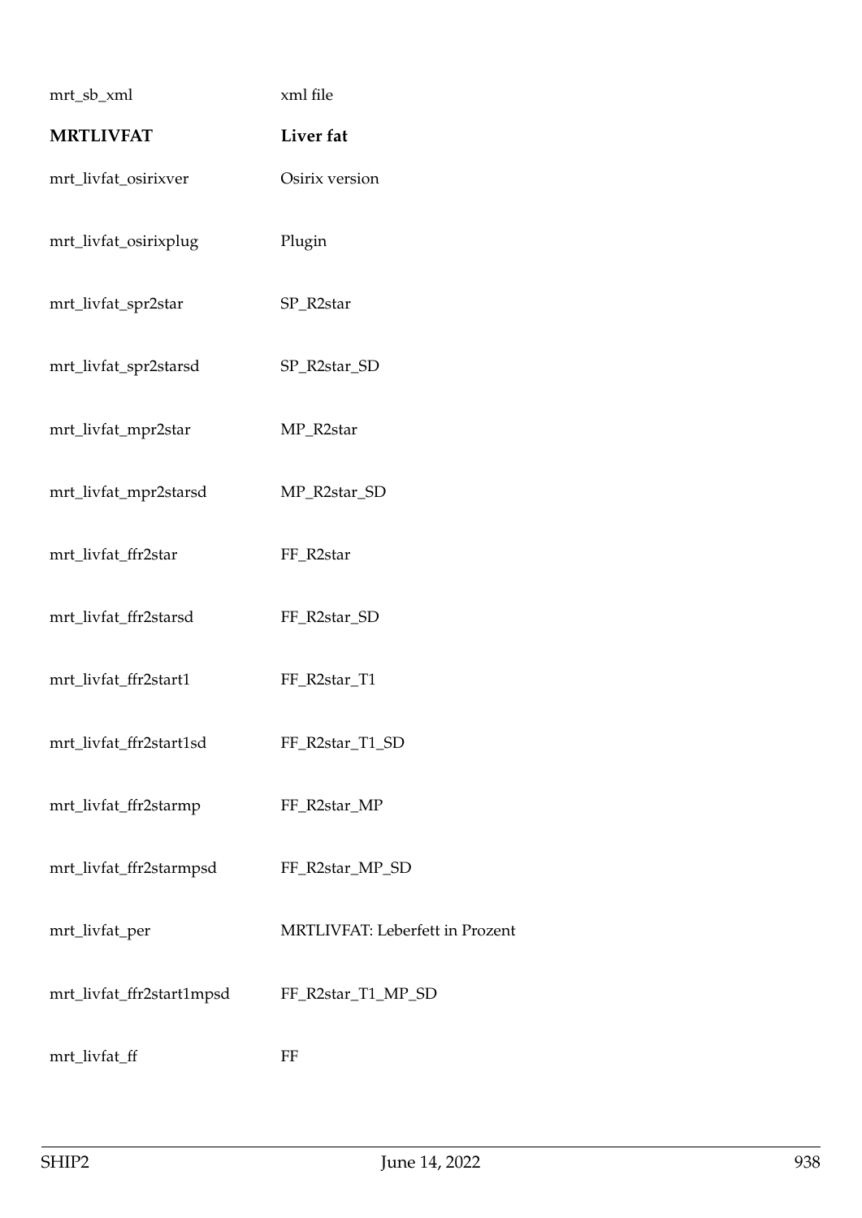| | |
|---|---|
| mrt_sb_xml | xml file |
| **MRTLIVFAT** | **Liver fat** |
| mrt_livfat_osirixver | Osirix version |
| mrt_livfat_osirixplug | Plugin |
| mrt_livfat_spr2star | SP_R2star |
| mrt_livfat_spr2starsd | SP_R2star_SD |
| mrt_livfat_mpr2star | MP_R2star |
| mrt_livfat_mpr2starsd | MP_R2star_SD |
| mrt_livfat_ffr2star | FF_R2star |
| mrt_livfat_ffr2starsd | FF_R2star_SD |
| mrt_livfat_ffr2start1 | FF_R2star_T1 |
| mrt_livfat_ffr2start1sd | FF_R2star_T1_SD |
| mrt_livfat_ffr2starmp | FF_R2star_MP |
| mrt_livfat_ffr2starmpsd | FF_R2star_MP_SD |
| mrt_livfat_per | MRTLIVFAT: Leberfett in Prozent |
| mrt_livfat_ffr2start1mpsd | FF_R2star_T1_MP_SD |
| mrt_livfat_ff | FF |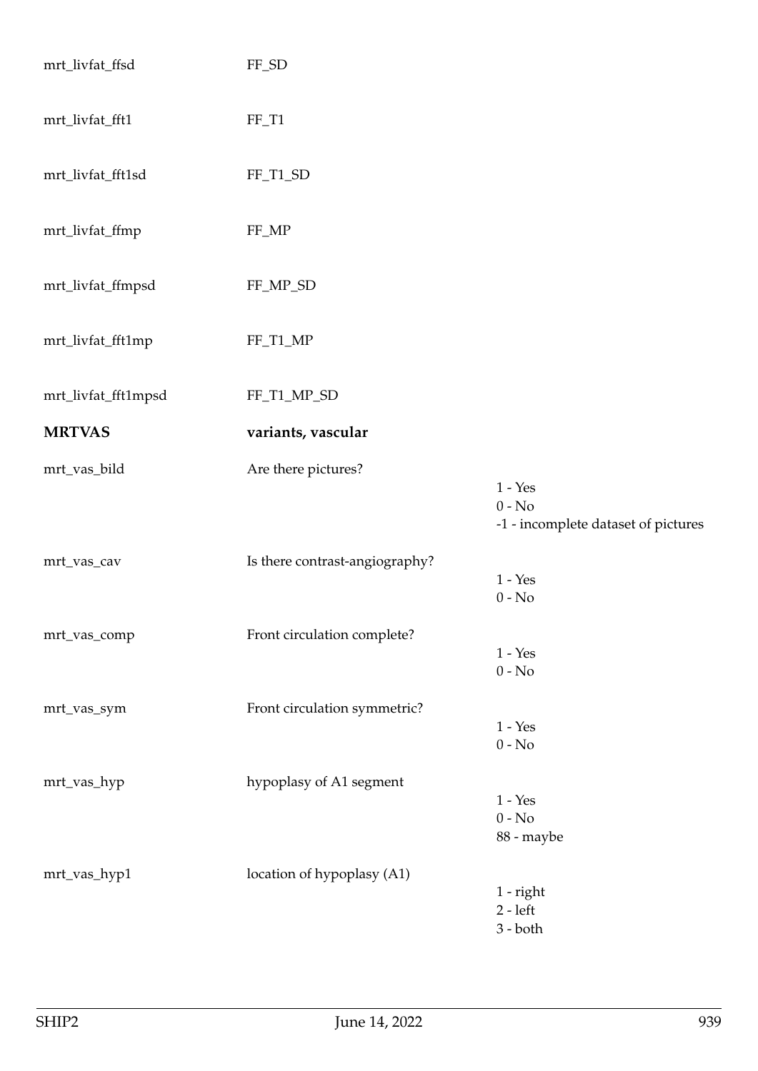| | | |
|---|---|---|
| mrt_livfat_ffsd | FF_SD | |
| mrt_livfat_fft1 | FF_T1 | |
| mrt_livfat_fft1sd | FF_T1_SD | |
| mrt_livfat_ffmp | FF_MP | |
| mrt_livfat_ffmpsd | FF_MP_SD | |
| mrt_livfat_fft1mp | FF_T1_MP | |
| mrt_livfat_fft1mpsd | FF_T1_MP_SD | |
| **MRTVAS** | **variants, vascular** | |
| mrt_vas_bild | Are there pictures? | 1 - Yes<br>0 - No<br>-1 - incomplete dataset of pictures |
| mrt_vas_cav | Is there contrast-angiography? | 1 - Yes<br>0 - No |
| mrt_vas_comp | Front circulation complete? | 1 - Yes<br>0 - No |
| mrt_vas_sym | Front circulation symmetric? | 1 - Yes<br>0 - No |
| mrt_vas_hyp | hypoplasy of A1 segment | 1 - Yes<br>0 - No<br>88 - maybe |
| mrt_vas_hyp1 | location of hypoplasy (A1) | 1 - right<br>2 - left<br>3 - both |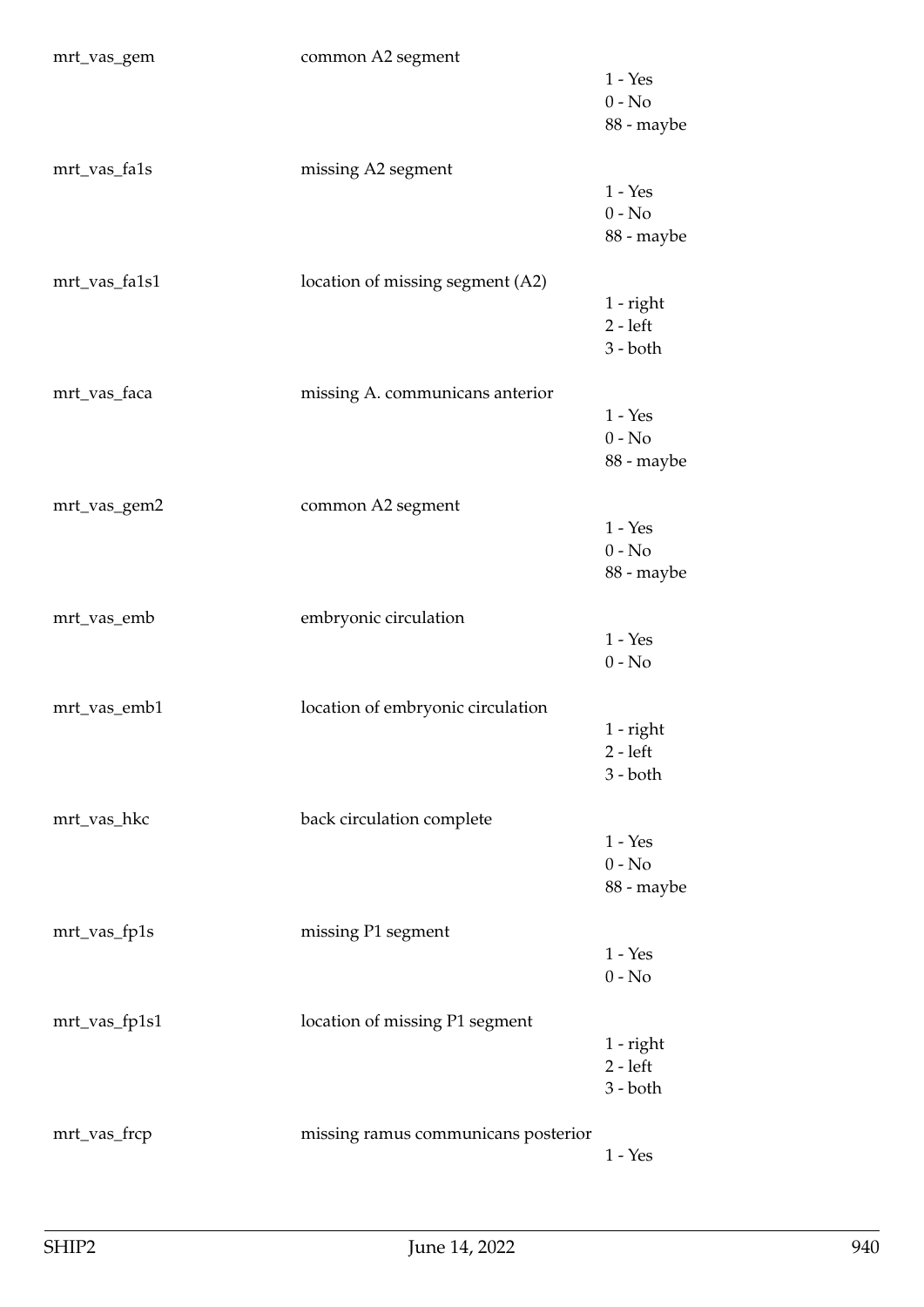| | | |
|---|---|---|
| mrt_vas_gem | common A2 segment | 1 - Yes<br>0 - No<br>88 - maybe |
| mrt_vas_fa1s | missing A2 segment | 1 - Yes<br>0 - No<br>88 - maybe |
| mrt_vas_fa1s1 | location of missing segment (A2) | 1 - right<br>2 - left<br>3 - both |
| mrt_vas_faca | missing A. communicans anterior | 1 - Yes<br>0 - No<br>88 - maybe |
| mrt_vas_gem2 | common A2 segment | 1 - Yes<br>0 - No<br>88 - maybe |
| mrt_vas_emb | embryonic circulation | 1 - Yes<br>0 - No |
| mrt_vas_emb1 | location of embryonic circulation | 1 - right<br>2 - left<br>3 - both |
| mrt_vas_hkc | back circulation complete | 1 - Yes<br>0 - No<br>88 - maybe |
| mrt_vas_fp1s | missing P1 segment | 1 - Yes<br>0 - No |
| mrt_vas_fp1s1 | location of missing P1 segment | 1 - right<br>2 - left<br>3 - both |
| mrt_vas_frcp | missing ramus communicans posterior | 1 - Yes |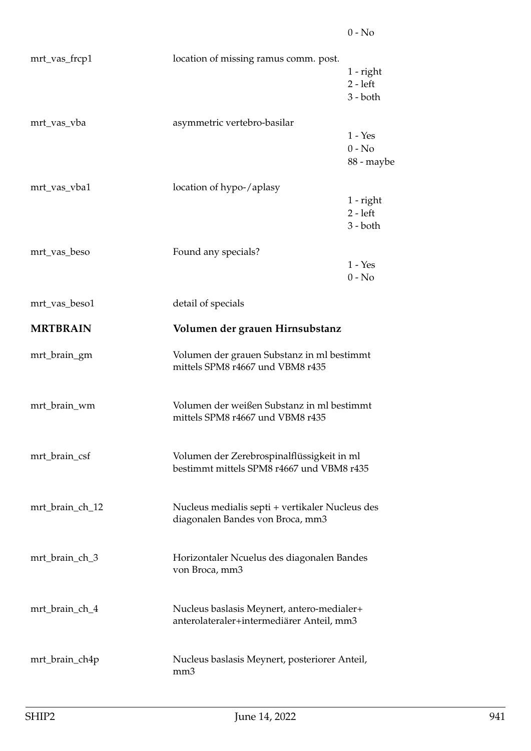0 - No

| | | |
|---|---|---|
| mrt_vas_frcp1 | location of missing ramus comm. post. | 1 - right<br>2 - left<br>3 - both |
| mrt_vas_vba | asymmetric vertebro-basilar | 1 - Yes<br>0 - No<br>88 - maybe |
| mrt_vas_vba1 | location of hypo-/aplasy | 1 - right<br>2 - left<br>3 - both |
| mrt_vas_beso | Found any specials? | 1 - Yes<br>0 - No |
| mrt_vas_beso1 | detail of specials | |

## MRTBRAIN — Volumen der grauen Hirnsubstanz

| | | |
|---|---|---|
| mrt_brain_gm | Volumen der grauen Substanz in ml bestimmt mittels SPM8 r4667 und VBM8 r435 | |
| mrt_brain_wm | Volumen der weißen Substanz in ml bestimmt mittels SPM8 r4667 und VBM8 r435 | |
| mrt_brain_csf | Volumen der Zerebrospinalflüssigkeit in ml bestimmt mittels SPM8 r4667 und VBM8 r435 | |
| mrt_brain_ch_12 | Nucleus medialis septi + vertikaler Nucleus des diagonalen Bandes von Broca, mm3 | |
| mrt_brain_ch_3 | Horizontaler Ncuelus des diagonalen Bandes von Broca, mm3 | |
| mrt_brain_ch_4 | Nucleus baslasis Meynert, antero-medialer+ anterolateraler+intermediärer Anteil, mm3 | |
| mrt_brain_ch4p | Nucleus baslasis Meynert, posteriorer Anteil, mm3 | |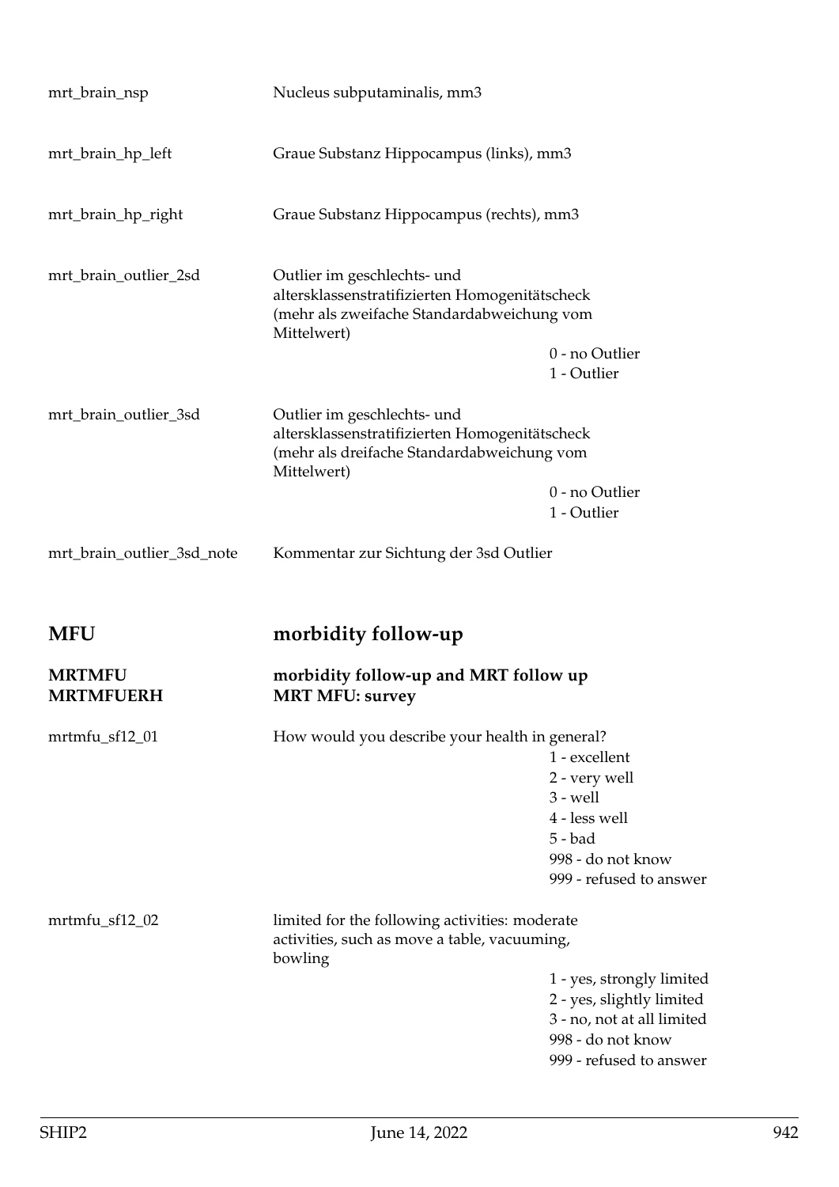| | |
|---|---|
| mrt_brain_nsp | Nucleus subputaminalis, mm3 |
| mrt_brain_hp_left | Graue Substanz Hippocampus (links), mm3 |
| mrt_brain_hp_right | Graue Substanz Hippocampus (rechts), mm3 |
| mrt_brain_outlier_2sd | Outlier im geschlechts- und altersklassenstratifizierten Homogenitätscheck (mehr als zweifache Standardabweichung vom Mittelwert)<br>0 - no Outlier<br>1 - Outlier |
| mrt_brain_outlier_3sd | Outlier im geschlechts- und altersklassenstratifizierten Homogenitätscheck (mehr als dreifache Standardabweichung vom Mittelwert)<br>0 - no Outlier<br>1 - Outlier |
| mrt_brain_outlier_3sd_note | Kommentar zur Sichtung der 3sd Outlier |

# MFU — morbidity follow-up

## MRTMFU — morbidity follow-up and MRT follow up

### MRTMFUERH — MRT MFU: survey

| | |
|---|---|
| mrtmfu_sf12_01 | How would you describe your health in general?<br>1 - excellent<br>2 - very well<br>3 - well<br>4 - less well<br>5 - bad<br>998 - do not know<br>999 - refused to answer |
| mrtmfu_sf12_02 | limited for the following activities: moderate activities, such as move a table, vacuuming, bowling<br>1 - yes, strongly limited<br>2 - yes, slightly limited<br>3 - no, not at all limited<br>998 - do not know<br>999 - refused to answer |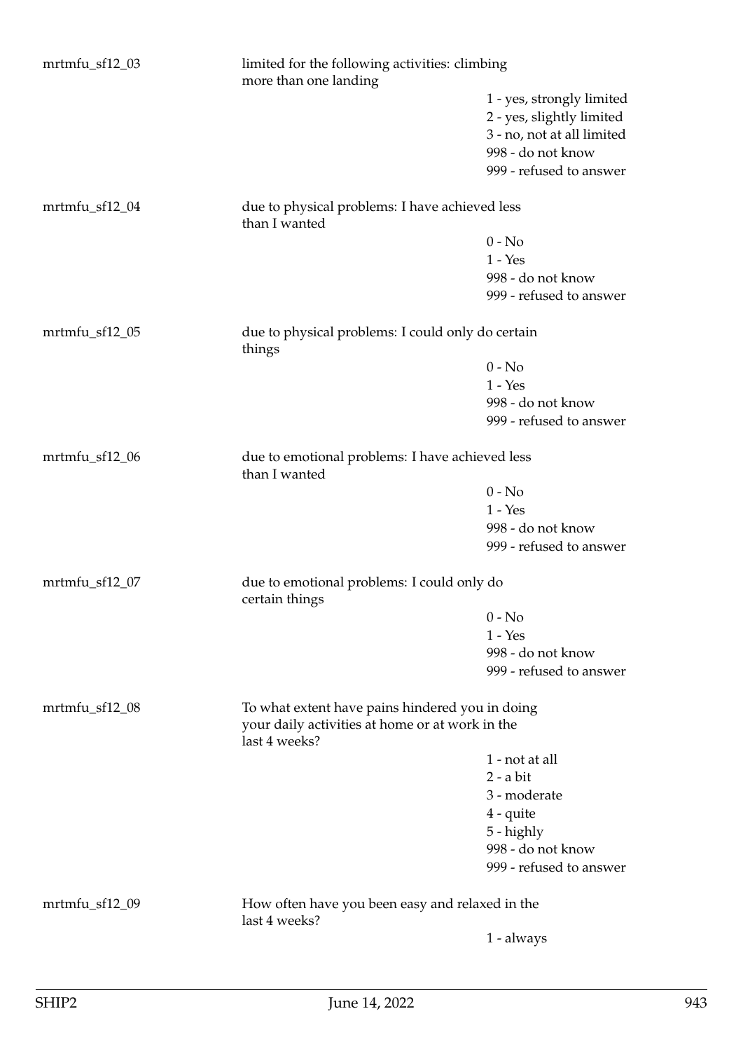mrtmfu_sf12_03 — limited for the following activities: climbing more than one landing

- 1 - yes, strongly limited
- 2 - yes, slightly limited
- 3 - no, not at all limited
- 998 - do not know
- 999 - refused to answer

mrtmfu_sf12_04 — due to physical problems: I have achieved less than I wanted

- 0 - No
- 1 - Yes
- 998 - do not know
- 999 - refused to answer

mrtmfu_sf12_05 — due to physical problems: I could only do certain things

- 0 - No
- 1 - Yes
- 998 - do not know
- 999 - refused to answer

mrtmfu_sf12_06 — due to emotional problems: I have achieved less than I wanted

- 0 - No
- 1 - Yes
- 998 - do not know
- 999 - refused to answer

mrtmfu_sf12_07 — due to emotional problems: I could only do certain things

- 0 - No
- 1 - Yes
- 998 - do not know
- 999 - refused to answer

mrtmfu_sf12_08 — To what extent have pains hindered you in doing your daily activities at home or at work in the last 4 weeks?

- 1 - not at all
- 2 - a bit
- 3 - moderate
- 4 - quite
- 5 - highly
- 998 - do not know
- 999 - refused to answer

mrtmfu_sf12_09 — How often have you been easy and relaxed in the last 4 weeks?

- 1 - always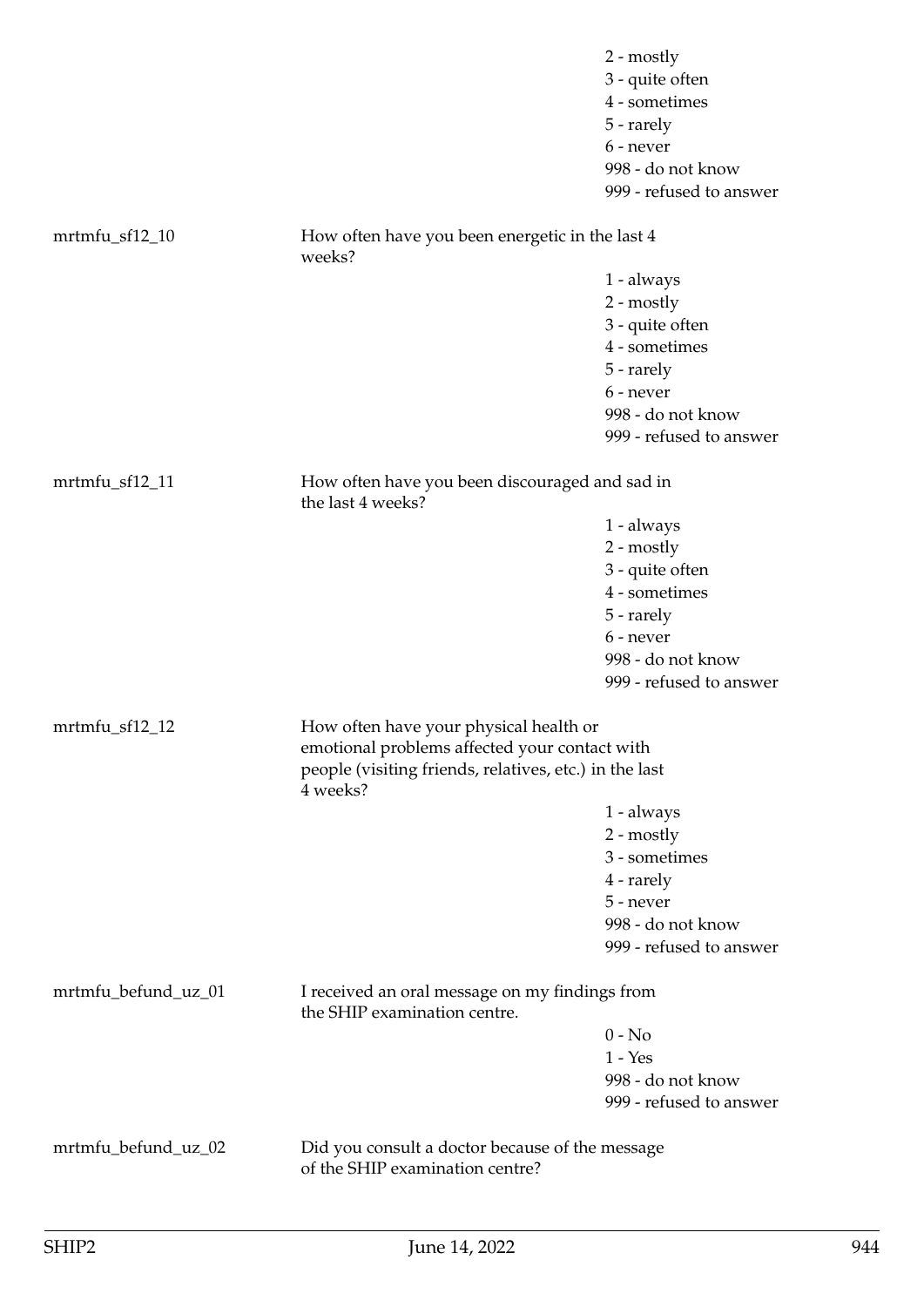2 - mostly
3 - quite often
4 - sometimes
5 - rarely
6 - never
998 - do not know
999 - refused to answer

mrtmfu_sf12_10 How often have you been energetic in the last 4 weeks?

1 - always
2 - mostly
3 - quite often
4 - sometimes
5 - rarely
6 - never
998 - do not know
999 - refused to answer

mrtmfu_sf12_11 How often have you been discouraged and sad in the last 4 weeks?

1 - always
2 - mostly
3 - quite often
4 - sometimes
5 - rarely
6 - never
998 - do not know
999 - refused to answer

mrtmfu_sf12_12 How often have your physical health or emotional problems affected your contact with people (visiting friends, relatives, etc.) in the last 4 weeks?

1 - always
2 - mostly
3 - sometimes
4 - rarely
5 - never
998 - do not know
999 - refused to answer

mrtmfu_befund_uz_01 I received an oral message on my findings from the SHIP examination centre.

0 - No
1 - Yes
998 - do not know
999 - refused to answer

mrtmfu_befund_uz_02 Did you consult a doctor because of the message of the SHIP examination centre?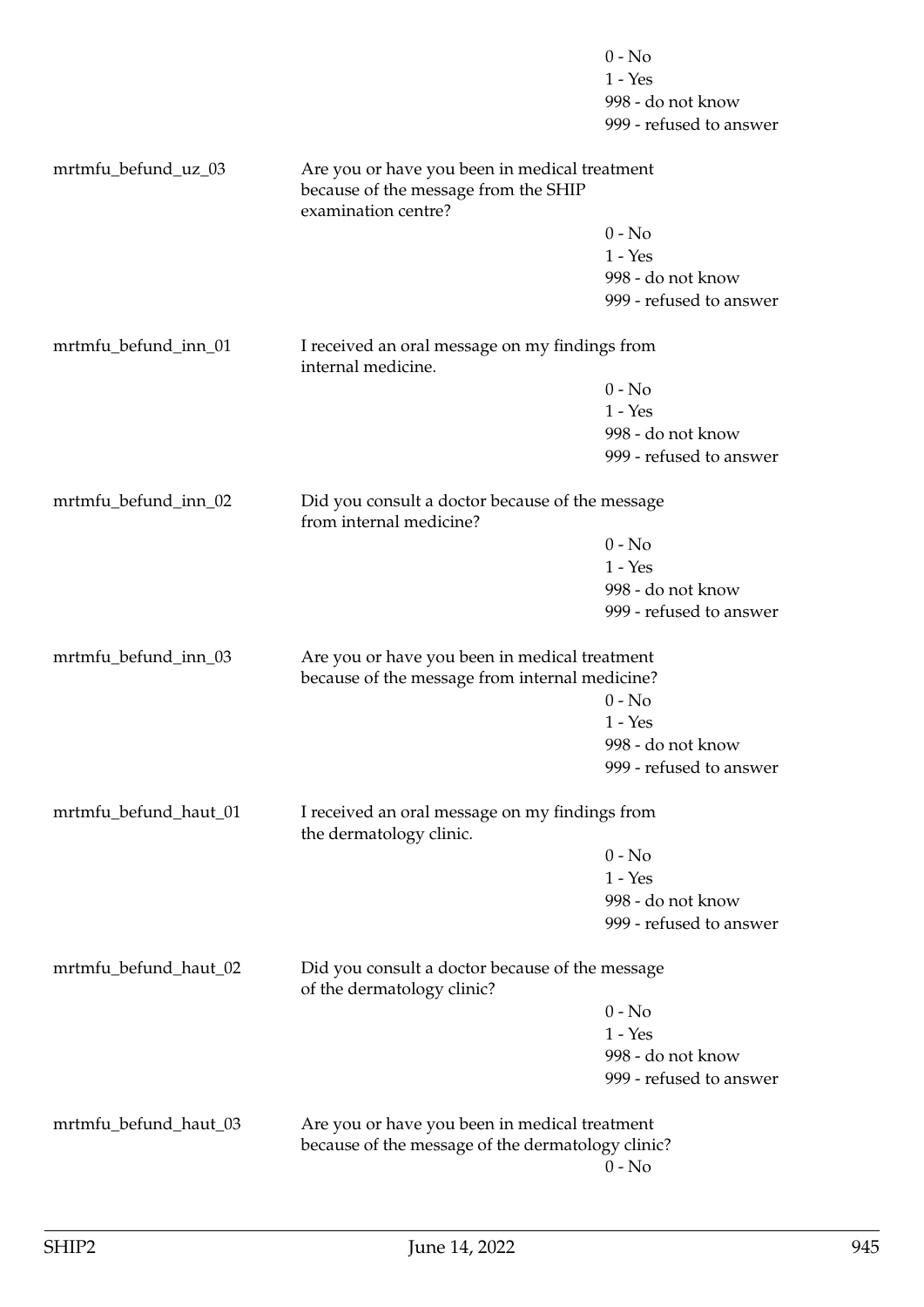0 - No
1 - Yes
998 - do not know
999 - refused to answer

mrtmfu_befund_uz_03 Are you or have you been in medical treatment because of the message from the SHIP examination centre?

0 - No
1 - Yes
998 - do not know
999 - refused to answer

mrtmfu_befund_inn_01 I received an oral message on my findings from internal medicine.

0 - No
1 - Yes
998 - do not know
999 - refused to answer

mrtmfu_befund_inn_02 Did you consult a doctor because of the message from internal medicine?

0 - No
1 - Yes
998 - do not know
999 - refused to answer

mrtmfu_befund_inn_03 Are you or have you been in medical treatment because of the message from internal medicine?

0 - No
1 - Yes
998 - do not know
999 - refused to answer

mrtmfu_befund_haut_01 I received an oral message on my findings from the dermatology clinic.

0 - No
1 - Yes
998 - do not know
999 - refused to answer

mrtmfu_befund_haut_02 Did you consult a doctor because of the message of the dermatology clinic?

0 - No
1 - Yes
998 - do not know
999 - refused to answer

mrtmfu_befund_haut_03 Are you or have you been in medical treatment because of the message of the dermatology clinic?

0 - No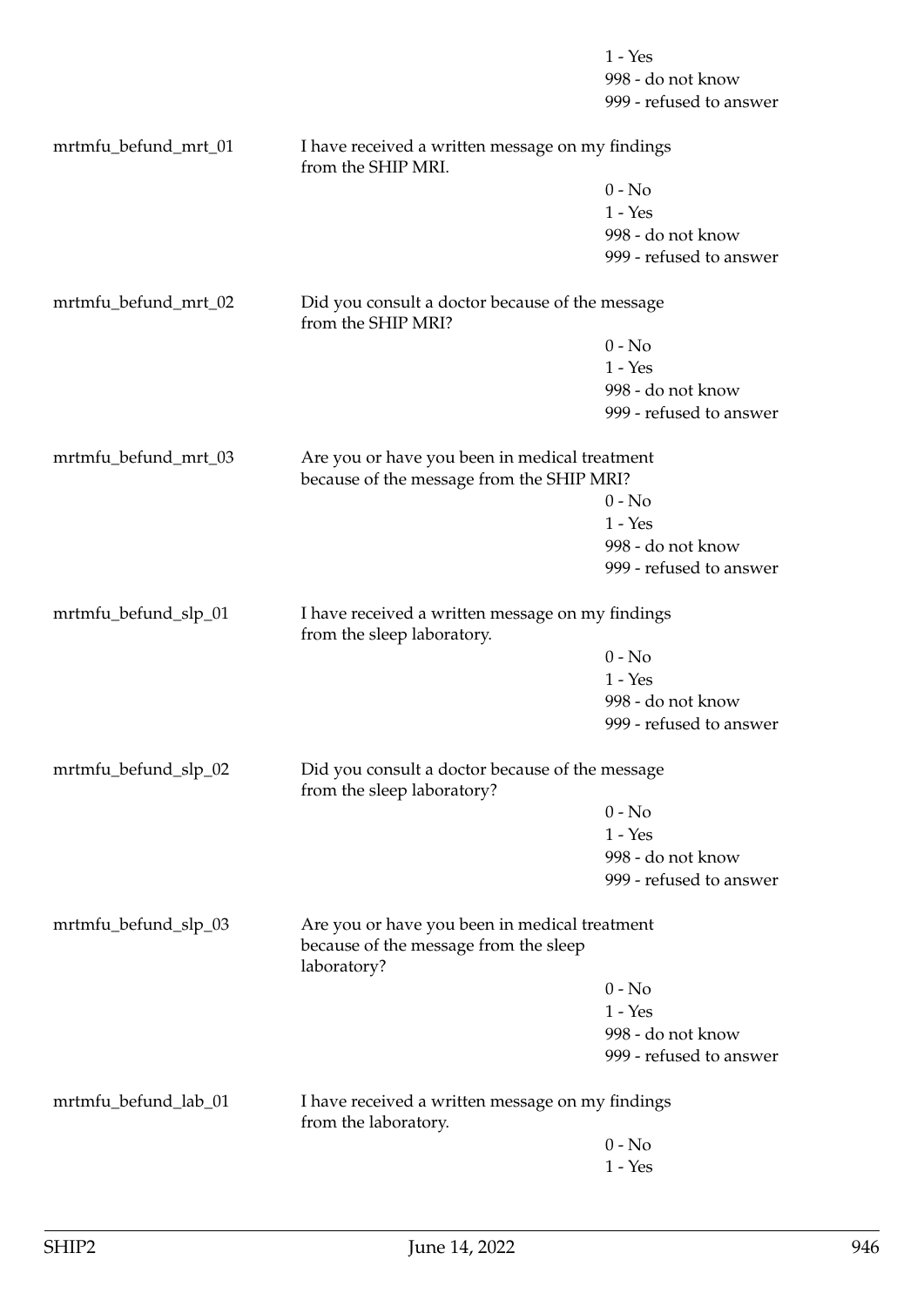1 - Yes
998 - do not know
999 - refused to answer

| | | |
|---|---|---|
| mrtmfu_befund_mrt_01 | I have received a written message on my findings from the SHIP MRI. | |
| | | 0 - No |
| | | 1 - Yes |
| | | 998 - do not know |
| | | 999 - refused to answer |
| mrtmfu_befund_mrt_02 | Did you consult a doctor because of the message from the SHIP MRI? | |
| | | 0 - No |
| | | 1 - Yes |
| | | 998 - do not know |
| | | 999 - refused to answer |
| mrtmfu_befund_mrt_03 | Are you or have you been in medical treatment because of the message from the SHIP MRI? | |
| | | 0 - No |
| | | 1 - Yes |
| | | 998 - do not know |
| | | 999 - refused to answer |
| mrtmfu_befund_slp_01 | I have received a written message on my findings from the sleep laboratory. | |
| | | 0 - No |
| | | 1 - Yes |
| | | 998 - do not know |
| | | 999 - refused to answer |
| mrtmfu_befund_slp_02 | Did you consult a doctor because of the message from the sleep laboratory? | |
| | | 0 - No |
| | | 1 - Yes |
| | | 998 - do not know |
| | | 999 - refused to answer |
| mrtmfu_befund_slp_03 | Are you or have you been in medical treatment because of the message from the sleep laboratory? | |
| | | 0 - No |
| | | 1 - Yes |
| | | 998 - do not know |
| | | 999 - refused to answer |
| mrtmfu_befund_lab_01 | I have received a written message on my findings from the laboratory. | |
| | | 0 - No |
| | | 1 - Yes |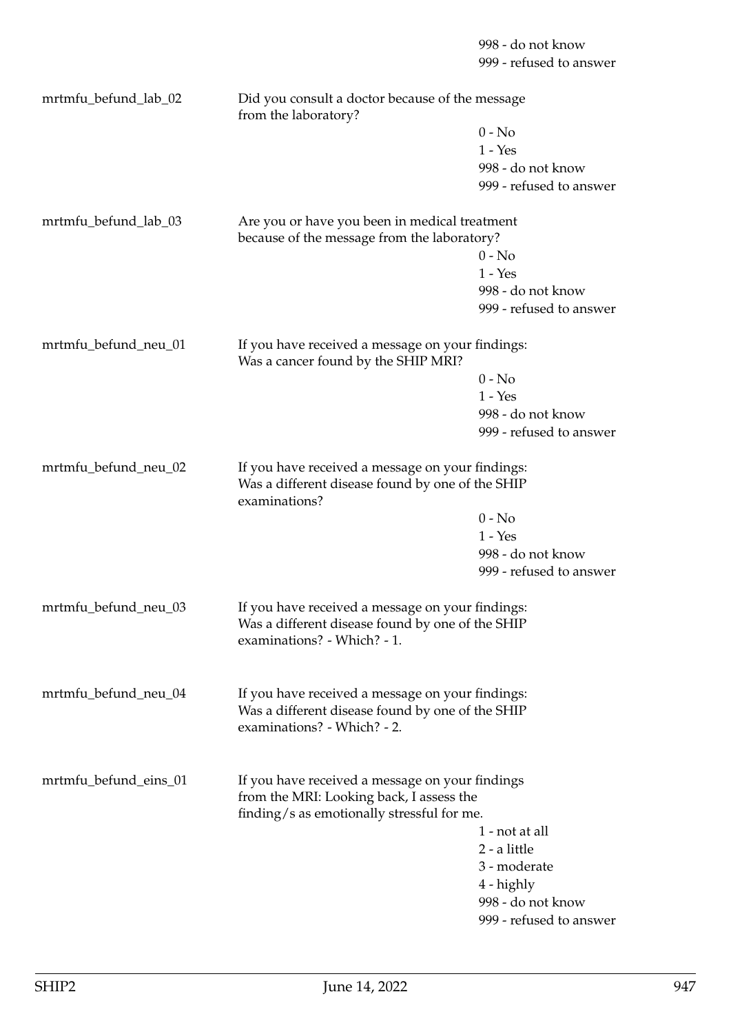998 - do not know
999 - refused to answer

mrtmfu_befund_lab_02 | Did you consult a doctor because of the message from the laboratory?
0 - No
1 - Yes
998 - do not know
999 - refused to answer

mrtmfu_befund_lab_03 | Are you or have you been in medical treatment because of the message from the laboratory?
0 - No
1 - Yes
998 - do not know
999 - refused to answer

mrtmfu_befund_neu_01 | If you have received a message on your findings: Was a cancer found by the SHIP MRI?
0 - No
1 - Yes
998 - do not know
999 - refused to answer

mrtmfu_befund_neu_02 | If you have received a message on your findings: Was a different disease found by one of the SHIP examinations?
0 - No
1 - Yes
998 - do not know
999 - refused to answer

mrtmfu_befund_neu_03 | If you have received a message on your findings: Was a different disease found by one of the SHIP examinations? - Which? - 1.

mrtmfu_befund_neu_04 | If you have received a message on your findings: Was a different disease found by one of the SHIP examinations? - Which? - 2.

mrtmfu_befund_eins_01 | If you have received a message on your findings from the MRI: Looking back, I assess the finding/s as emotionally stressful for me.
1 - not at all
2 - a little
3 - moderate
4 - highly
998 - do not know
999 - refused to answer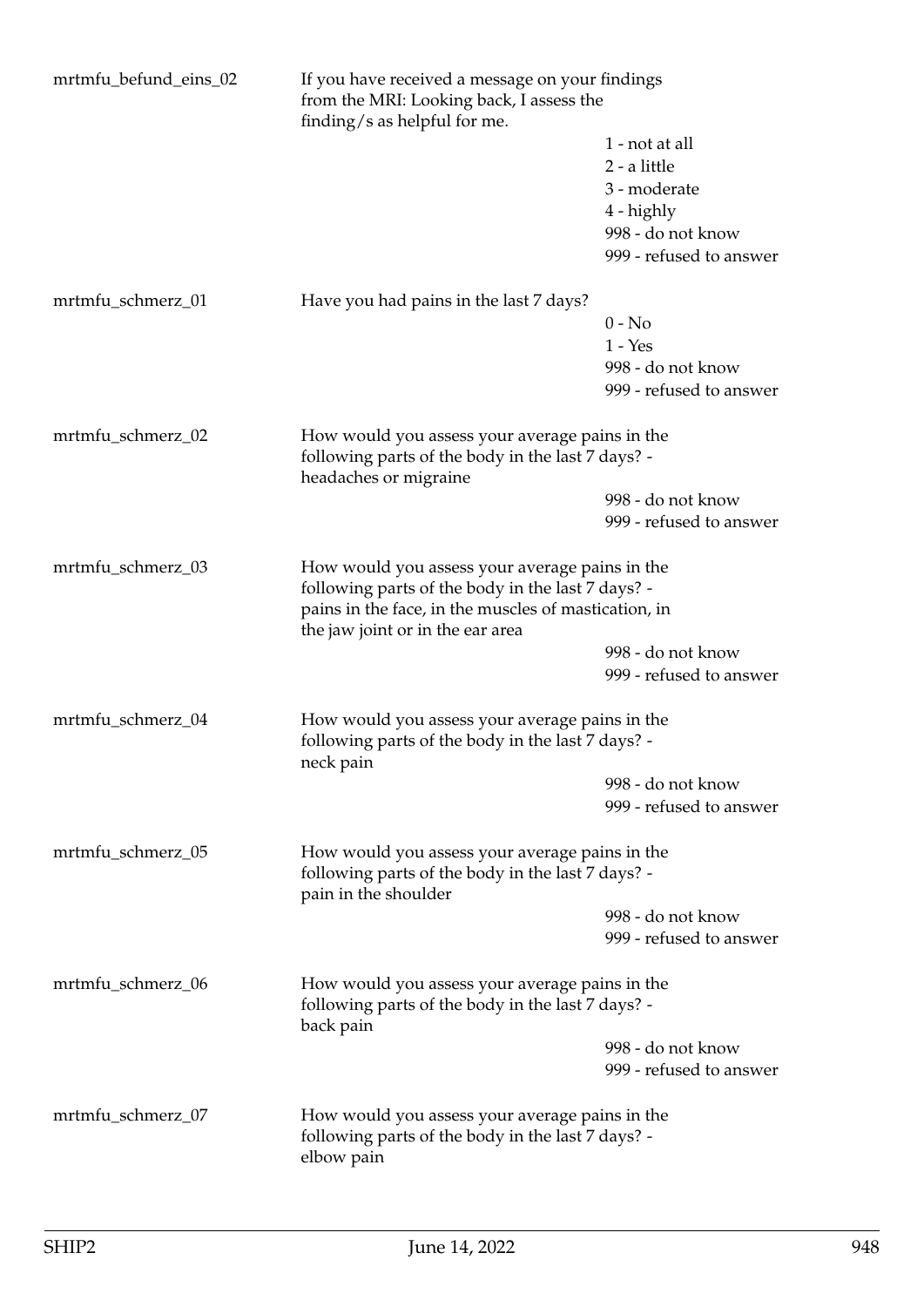mrtmfu_befund_eins_02

If you have received a message on your findings from the MRI: Looking back, I assess the finding/s as helpful for me.

1 - not at all
2 - a little
3 - moderate
4 - highly
998 - do not know
999 - refused to answer

mrtmfu_schmerz_01

Have you had pains in the last 7 days?

0 - No
1 - Yes
998 - do not know
999 - refused to answer

mrtmfu_schmerz_02

How would you assess your average pains in the following parts of the body in the last 7 days? - headaches or migraine

998 - do not know
999 - refused to answer

mrtmfu_schmerz_03

How would you assess your average pains in the following parts of the body in the last 7 days? - pains in the face, in the muscles of mastication, in the jaw joint or in the ear area

998 - do not know
999 - refused to answer

mrtmfu_schmerz_04

How would you assess your average pains in the following parts of the body in the last 7 days? - neck pain

998 - do not know
999 - refused to answer

mrtmfu_schmerz_05

How would you assess your average pains in the following parts of the body in the last 7 days? - pain in the shoulder

998 - do not know
999 - refused to answer

mrtmfu_schmerz_06

How would you assess your average pains in the following parts of the body in the last 7 days? - back pain

998 - do not know
999 - refused to answer

mrtmfu_schmerz_07

How would you assess your average pains in the following parts of the body in the last 7 days? - elbow pain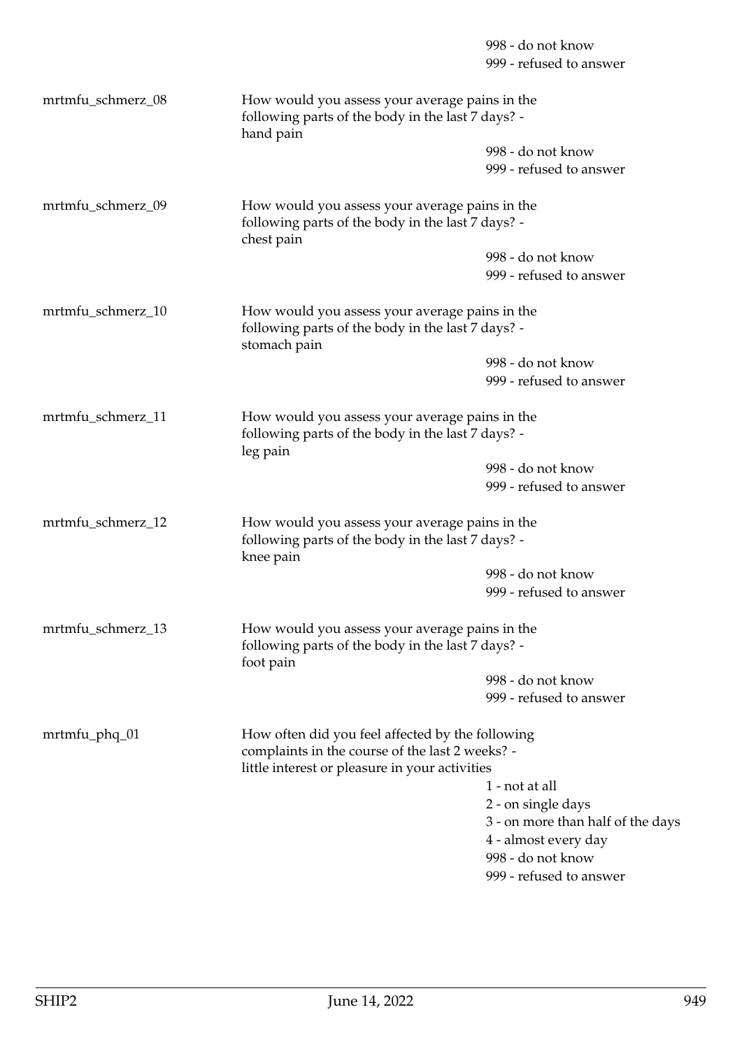998 - do not know
999 - refused to answer

| Variable | Question | Values |
|---|---|---|
| mrtmfu_schmerz_08 | How would you assess your average pains in the following parts of the body in the last 7 days? - hand pain | 998 - do not know<br>999 - refused to answer |
| mrtmfu_schmerz_09 | How would you assess your average pains in the following parts of the body in the last 7 days? - chest pain | 998 - do not know<br>999 - refused to answer |
| mrtmfu_schmerz_10 | How would you assess your average pains in the following parts of the body in the last 7 days? - stomach pain | 998 - do not know<br>999 - refused to answer |
| mrtmfu_schmerz_11 | How would you assess your average pains in the following parts of the body in the last 7 days? - leg pain | 998 - do not know<br>999 - refused to answer |
| mrtmfu_schmerz_12 | How would you assess your average pains in the following parts of the body in the last 7 days? - knee pain | 998 - do not know<br>999 - refused to answer |
| mrtmfu_schmerz_13 | How would you assess your average pains in the following parts of the body in the last 7 days? - foot pain | 998 - do not know<br>999 - refused to answer |
| mrtmfu_phq_01 | How often did you feel affected by the following complaints in the course of the last 2 weeks? - little interest or pleasure in your activities | 1 - not at all<br>2 - on single days<br>3 - on more than half of the days<br>4 - almost every day<br>998 - do not know<br>999 - refused to answer |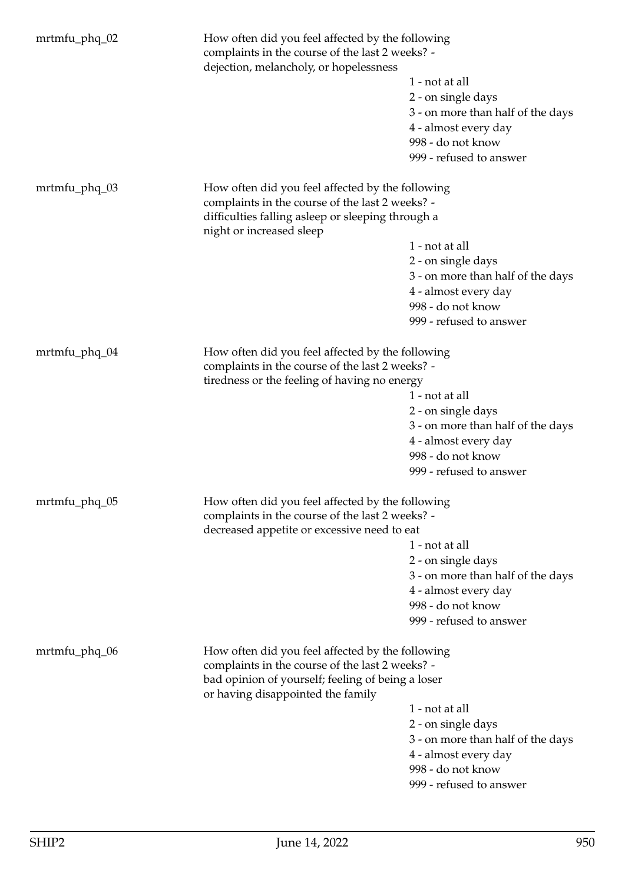mrtmfu_phq_02

How often did you feel affected by the following complaints in the course of the last 2 weeks? - dejection, melancholy, or hopelessness

1 - not at all
2 - on single days
3 - on more than half of the days
4 - almost every day
998 - do not know
999 - refused to answer

mrtmfu_phq_03

How often did you feel affected by the following complaints in the course of the last 2 weeks? - difficulties falling asleep or sleeping through a night or increased sleep

1 - not at all
2 - on single days
3 - on more than half of the days
4 - almost every day
998 - do not know
999 - refused to answer

mrtmfu_phq_04

How often did you feel affected by the following complaints in the course of the last 2 weeks? - tiredness or the feeling of having no energy

1 - not at all
2 - on single days
3 - on more than half of the days
4 - almost every day
998 - do not know
999 - refused to answer

mrtmfu_phq_05

How often did you feel affected by the following complaints in the course of the last 2 weeks? - decreased appetite or excessive need to eat

1 - not at all
2 - on single days
3 - on more than half of the days
4 - almost every day
998 - do not know
999 - refused to answer

mrtmfu_phq_06

How often did you feel affected by the following complaints in the course of the last 2 weeks? - bad opinion of yourself; feeling of being a loser or having disappointed the family

1 - not at all
2 - on single days
3 - on more than half of the days
4 - almost every day
998 - do not know
999 - refused to answer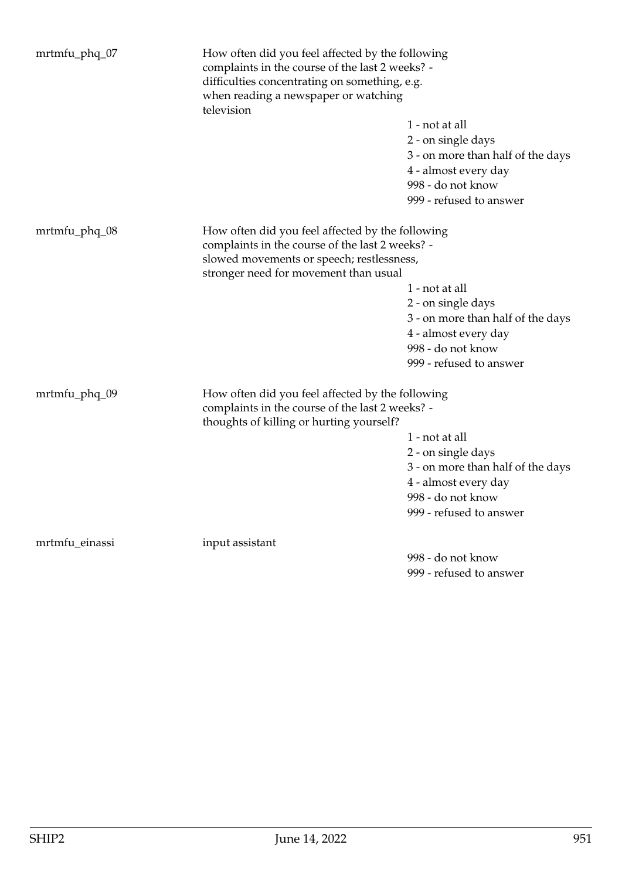mrtmfu_phq_07

How often did you feel affected by the following complaints in the course of the last 2 weeks? - difficulties concentrating on something, e.g. when reading a newspaper or watching television

- 1 - not at all
- 2 - on single days
- 3 - on more than half of the days
- 4 - almost every day
- 998 - do not know
- 999 - refused to answer

mrtmfu_phq_08

How often did you feel affected by the following complaints in the course of the last 2 weeks? - slowed movements or speech; restlessness, stronger need for movement than usual

- 1 - not at all
- 2 - on single days
- 3 - on more than half of the days
- 4 - almost every day
- 998 - do not know
- 999 - refused to answer

mrtmfu_phq_09

How often did you feel affected by the following complaints in the course of the last 2 weeks? - thoughts of killing or hurting yourself?

- 1 - not at all
- 2 - on single days
- 3 - on more than half of the days
- 4 - almost every day
- 998 - do not know
- 999 - refused to answer

mrtmfu_einassi

input assistant

- 998 - do not know
- 999 - refused to answer